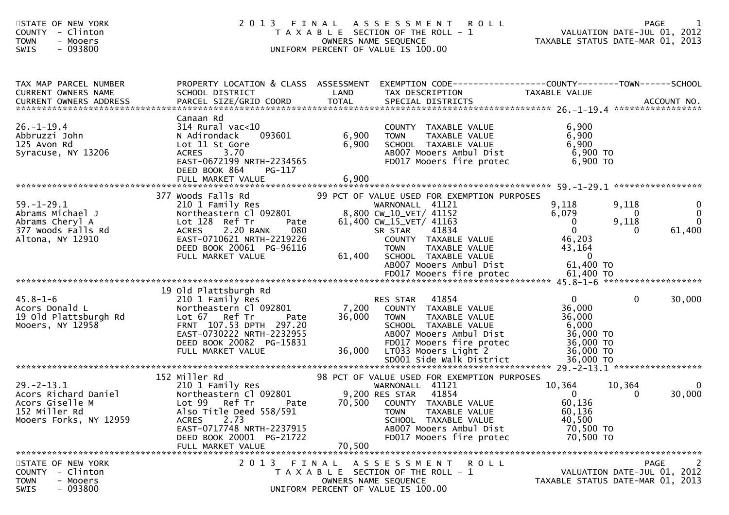STATE OF NEW YORK
COUNTY - Clinton
TOWN - Mooers
SWIS - 093800

# 2013 FINAL ASSESSMENT ROLL

TAXABLE SECTION OF THE ROLL - 1
OWNERS NAME SEQUENCE
UNIFORM PERCENT OF VALUE IS 100.00

VALUATION DATE-JUL 01, 2012
TAXABLE STATUS DATE-MAR 01, 2013

| TAX MAP PARCEL NUMBER / CURRENT OWNERS NAME / CURRENT OWNERS ADDRESS | PROPERTY LOCATION & CLASS / SCHOOL DISTRICT / PARCEL SIZE/GRID COORD | ASSESSMENT LAND / TOTAL | EXEMPTION CODE / TAX DESCRIPTION / SPECIAL DISTRICTS | COUNTY | TOWN | SCHOOL |
|---|---|---|---|---|---|---|
| **26.-1-19.4** | Canaan Rd | | | | | |
| 26.-1-19.4 | 314 Rural vac<10 | | COUNTY TAXABLE VALUE | 6,900 | | |
| Abbruzzi John | N Adirondack 093601 | 6,900 | TOWN TAXABLE VALUE | 6,900 | | |
| 125 Avon Rd | Lot 11 St Gore | 6,900 | SCHOOL TAXABLE VALUE | 6,900 | | |
| Syracuse, NY 13206 | ACRES 3.70 | | AB007 Mooers Ambul Dist | 6,900 TO | | |
| | EAST-0672199 NRTH-2234565 | | FD017 Mooers fire protec | 6,900 TO | | |
| | DEED BOOK 864 PG-117 | | | | | |
| | FULL MARKET VALUE | 6,900 | | | | |
| **59.-1-29.1** | 377 Woods Falls Rd | | 99 PCT OF VALUE USED FOR EXEMPTION PURPOSES | | | |
| 59.-1-29.1 | 210 1 Family Res | | WARNONALL 41121 | 9,118 | 9,118 | 0 |
| Abrams Michael J | Northeastern Cl 092801 | 8,800 | CW_10_VET/ 41152 | 6,079 | 0 | 0 |
| Abrams Cheryl A | Lot 128 Ref Tr Pate | 61,400 | CW_15_VET/ 41163 | 0 | 9,118 | 0 |
| 377 Woods Falls Rd | ACRES 2.20 BANK 080 | | SR STAR 41834 | 0 | 0 | 61,400 |
| Altona, NY 12910 | EAST-0710621 NRTH-2219226 | | COUNTY TAXABLE VALUE | 46,203 | | |
| | DEED BOOK 20061 PG-96116 | | TOWN TAXABLE VALUE | 43,164 | | |
| | FULL MARKET VALUE | 61,400 | SCHOOL TAXABLE VALUE | 0 | | |
| | | | AB007 Mooers Ambul Dist | 61,400 TO | | |
| | | | FD017 Mooers fire protec | 61,400 TO | | |
| **45.8-1-6** | 19 Old Plattsburgh Rd | | | | | |
| 45.8-1-6 | 210 1 Family Res | | RES STAR 41854 | 0 | 0 | 30,000 |
| Acors Donald L | Northeastern Cl 092801 | 7,200 | COUNTY TAXABLE VALUE | 36,000 | | |
| 19 Old Plattsburgh Rd | Lot 67 Ref Tr Pate | 36,000 | TOWN TAXABLE VALUE | 36,000 | | |
| Mooers, NY 12958 | FRNT 107.53 DPTH 297.20 | | SCHOOL TAXABLE VALUE | 6,000 | | |
| | EAST-0730222 NRTH-2232955 | | AB007 Mooers Ambul Dist | 36,000 TO | | |
| | DEED BOOK 20082 PG-15831 | | FD017 Mooers fire protec | 36,000 TO | | |
| | FULL MARKET VALUE | 36,000 | LT033 Mooers Light 2 | 36,000 TO | | |
| | | | SD001 Side Walk District | 36,000 TO | | |
| **29.-2-13.1** | 152 Miller Rd | | 98 PCT OF VALUE USED FOR EXEMPTION PURPOSES | | | |
| 29.-2-13.1 | 210 1 Family Res | | WARNONALL 41121 | 10,364 | 10,364 | 0 |
| Acors Richard Daniel | Northeastern Cl 092801 | 9,200 | RES STAR 41854 | 0 | 0 | 30,000 |
| Acors Giselle M | Lot 99 Ref Tr Pate | 70,500 | COUNTY TAXABLE VALUE | 60,136 | | |
| 152 Miller Rd | Also Title Deed 558/591 | | TOWN TAXABLE VALUE | 60,136 | | |
| Mooers Forks, NY 12959 | ACRES 2.73 | | SCHOOL TAXABLE VALUE | 40,500 | | |
| | EAST-0717748 NRTH-2237915 | | AB007 Mooers Ambul Dist | 70,500 TO | | |
| | DEED BOOK 20001 PG-21722 | | FD017 Mooers fire protec | 70,500 TO | | |
| | FULL MARKET VALUE | 70,500 | | | | |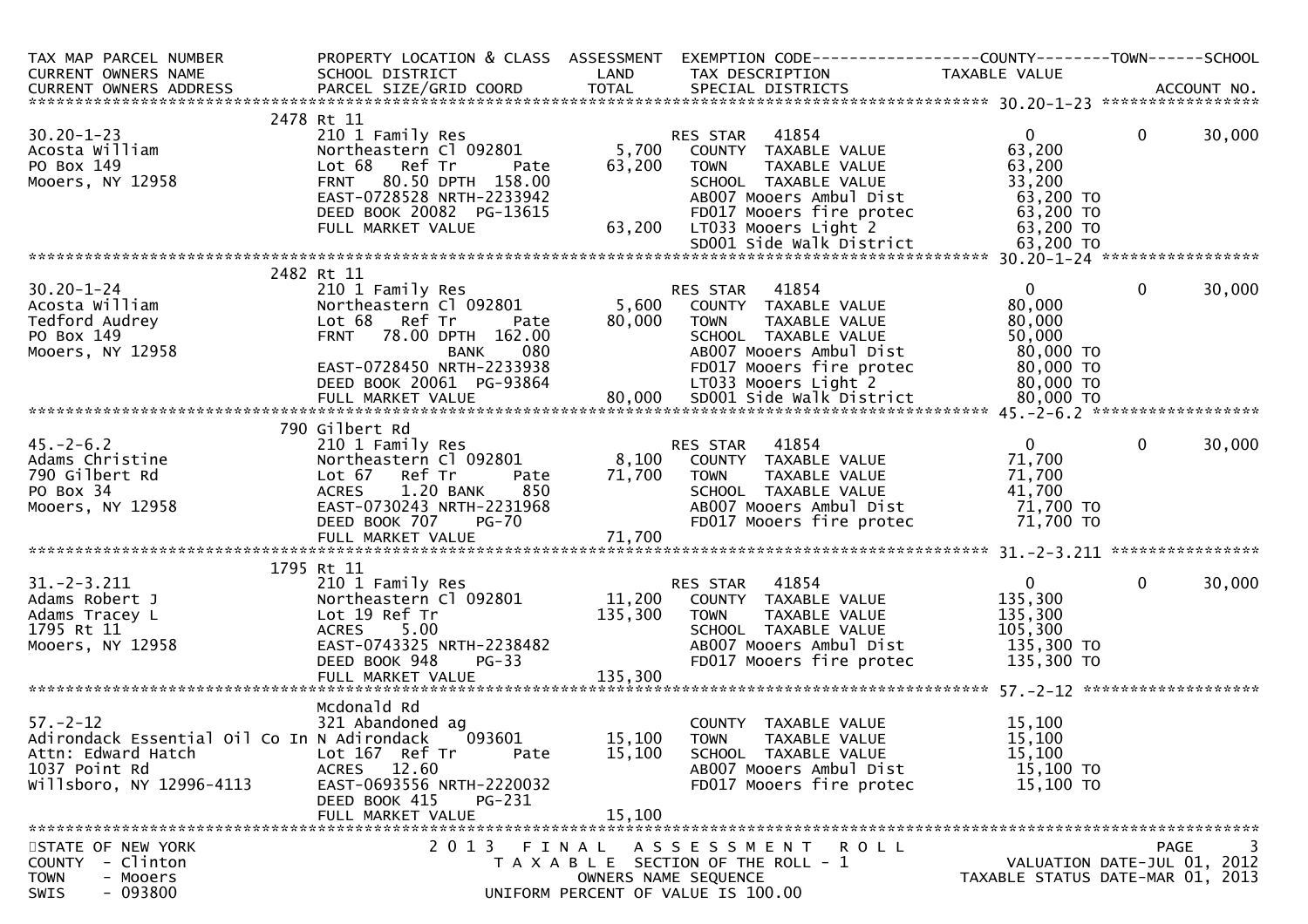| TAX MAP PARCEL NUMBER<br>CURRENT OWNERS NAME<br>CURRENT OWNERS ADDRESS | PROPERTY LOCATION & CLASS<br>SCHOOL DISTRICT<br>PARCEL SIZE/GRID COORD | ASSESSMENT<br>LAND<br>TOTAL | EXEMPTION CODE<br>TAX DESCRIPTION<br>SPECIAL DISTRICTS | COUNTY<br>TAXABLE VALUE | TOWN | SCHOOL<br>ACCOUNT NO. |
|---|---|---|---|---|---|---|
| **30.20-1-23** | 2478 Rt 11 | | | | | |
| 30.20-1-23 | 210 1 Family Res | | RES STAR 41854 | 0 | 0 | 30,000 |
| Acosta William | Northeastern Cl 092801 | 5,700 | COUNTY TAXABLE VALUE | 63,200 | | |
| PO Box 149 | Lot 68 Ref Tr Pate | 63,200 | TOWN TAXABLE VALUE | 63,200 | | |
| Mooers, NY 12958 | FRNT 80.50 DPTH 158.00 | | SCHOOL TAXABLE VALUE | 33,200 | | |
| | EAST-0728528 NRTH-2233942 | | AB007 Mooers Ambul Dist | 63,200 TO | | |
| | DEED BOOK 20082 PG-13615 | | FD017 Mooers fire protec | 63,200 TO | | |
| | FULL MARKET VALUE | 63,200 | LT033 Mooers Light 2 | 63,200 TO | | |
| | | | SD001 Side Walk District | 63,200 TO | | |
| **30.20-1-24** | 2482 Rt 11 | | | | | |
| 30.20-1-24 | 210 1 Family Res | | RES STAR 41854 | 0 | 0 | 30,000 |
| Acosta William | Northeastern Cl 092801 | 5,600 | COUNTY TAXABLE VALUE | 80,000 | | |
| Tedford Audrey | Lot 68 Ref Tr Pate | 80,000 | TOWN TAXABLE VALUE | 80,000 | | |
| PO Box 149 | FRNT 78.00 DPTH 162.00 | | SCHOOL TAXABLE VALUE | 50,000 | | |
| Mooers, NY 12958 | BANK 080 | | AB007 Mooers Ambul Dist | 80,000 TO | | |
| | EAST-0728450 NRTH-2233938 | | FD017 Mooers fire protec | 80,000 TO | | |
| | DEED BOOK 20061 PG-93864 | | LT033 Mooers Light 2 | 80,000 TO | | |
| | FULL MARKET VALUE | 80,000 | SD001 Side Walk District | 80,000 TO | | |
| **45.-2-6.2** | 790 Gilbert Rd | | | | | |
| 45.-2-6.2 | 210 1 Family Res | | RES STAR 41854 | 0 | 0 | 30,000 |
| Adams Christine | Northeastern Cl 092801 | 8,100 | COUNTY TAXABLE VALUE | 71,700 | | |
| 790 Gilbert Rd | Lot 67 Ref Tr Pate | 71,700 | TOWN TAXABLE VALUE | 71,700 | | |
| PO Box 34 | ACRES 1.20 BANK 850 | | SCHOOL TAXABLE VALUE | 41,700 | | |
| Mooers, NY 12958 | EAST-0730243 NRTH-2231968 | | AB007 Mooers Ambul Dist | 71,700 TO | | |
| | DEED BOOK 707 PG-70 | | FD017 Mooers fire protec | 71,700 TO | | |
| | FULL MARKET VALUE | 71,700 | | | | |
| **31.-2-3.211** | 1795 Rt 11 | | | | | |
| 31.-2-3.211 | 210 1 Family Res | | RES STAR 41854 | 0 | 0 | 30,000 |
| Adams Robert J | Northeastern Cl 092801 | 11,200 | COUNTY TAXABLE VALUE | 135,300 | | |
| Adams Tracey L | Lot 19 Ref Tr | 135,300 | TOWN TAXABLE VALUE | 135,300 | | |
| 1795 Rt 11 | ACRES 5.00 | | SCHOOL TAXABLE VALUE | 105,300 | | |
| Mooers, NY 12958 | EAST-0743325 NRTH-2238482 | | AB007 Mooers Ambul Dist | 135,300 TO | | |
| | DEED BOOK 948 PG-33 | | FD017 Mooers fire protec | 135,300 TO | | |
| | FULL MARKET VALUE | 135,300 | | | | |
| **57.-2-12** | Mcdonald Rd | | | | | |
| 57.-2-12 | 321 Abandoned ag | | COUNTY TAXABLE VALUE | 15,100 | | |
| Adirondack Essential Oil Co In | N Adirondack 093601 | 15,100 | TOWN TAXABLE VALUE | 15,100 | | |
| Attn: Edward Hatch | Lot 167 Ref Tr Pate | 15,100 | SCHOOL TAXABLE VALUE | 15,100 | | |
| 1037 Point Rd | ACRES 12.60 | | AB007 Mooers Ambul Dist | 15,100 TO | | |
| Willsboro, NY 12996-4113 | EAST-0693556 NRTH-2220032 | | FD017 Mooers fire protec | 15,100 TO | | |
| | DEED BOOK 415 PG-231 | | | | | |
| | FULL MARKET VALUE | 15,100 | | | | |

STATE OF NEW YORK
COUNTY - Clinton
TOWN - Mooers
SWIS - 093800

2013 FINAL ASSESSMENT ROLL
TAXABLE SECTION OF THE ROLL - 1
OWNERS NAME SEQUENCE
UNIFORM PERCENT OF VALUE IS 100.00

VALUATION DATE-JUL 01, 2012
TAXABLE STATUS DATE-MAR 01, 2013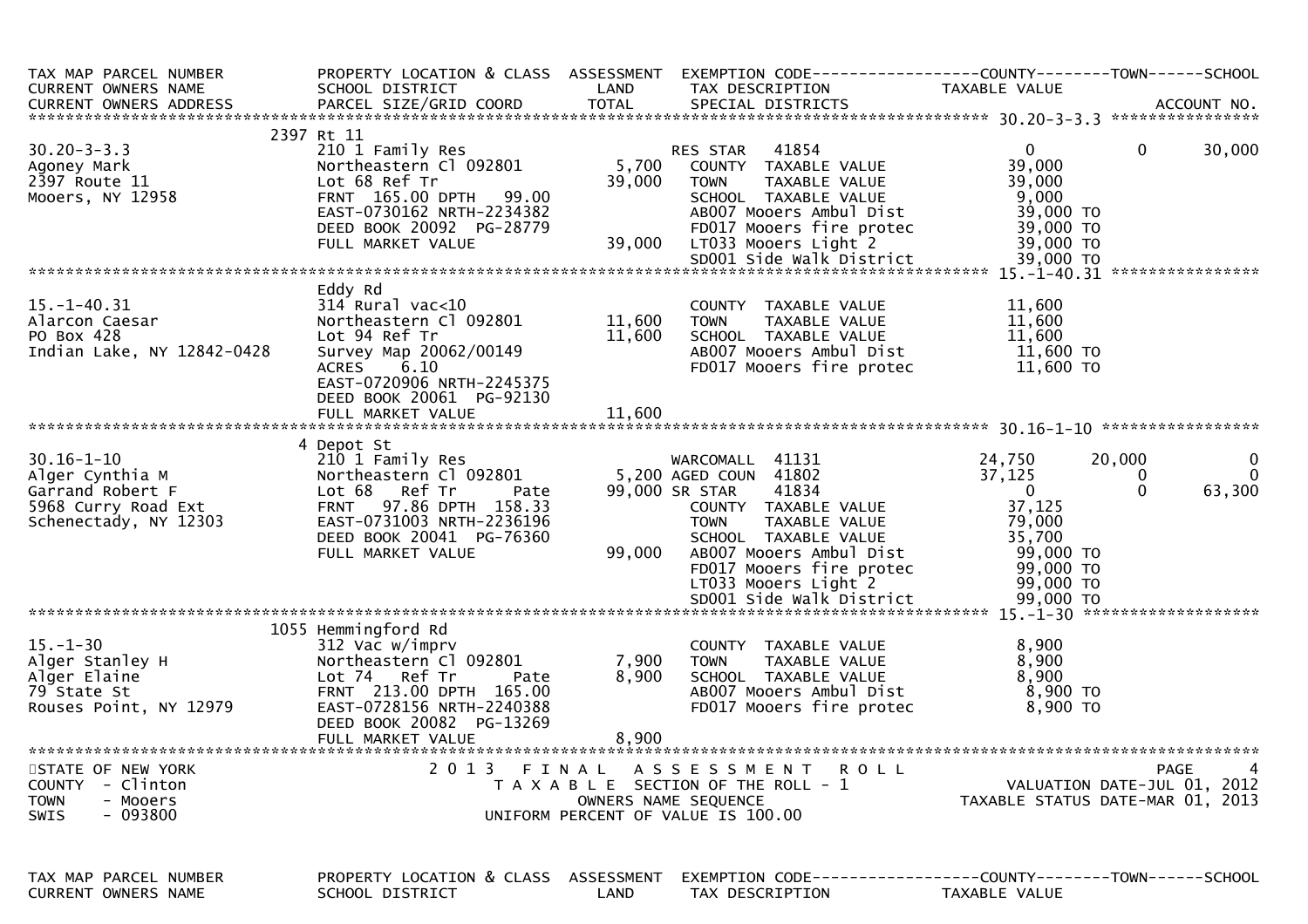| TAX MAP PARCEL NUMBER<br>CURRENT OWNERS NAME<br>CURRENT OWNERS ADDRESS | PROPERTY LOCATION & CLASS<br>SCHOOL DISTRICT<br>PARCEL SIZE/GRID COORD | ASSESSMENT<br>LAND<br>TOTAL | EXEMPTION CODE<br>TAX DESCRIPTION<br>SPECIAL DISTRICTS | COUNTY<br>TAXABLE VALUE | TOWN | SCHOOL<br><br>ACCOUNT NO. |
|---|---|---|---|---|---|---|
| **30.20-3-3.3** | 2397 Rt 11 | | | | | |
| 30.20-3-3.3 | 210 1 Family Res | | RES STAR 41854 | 0 | 0 | 30,000 |
| Agoney Mark | Northeastern Cl 092801 | 5,700 | COUNTY TAXABLE VALUE | 39,000 | | |
| 2397 Route 11 | Lot 68 Ref Tr | 39,000 | TOWN TAXABLE VALUE | 39,000 | | |
| Mooers, NY 12958 | FRNT 165.00 DPTH 99.00 | | SCHOOL TAXABLE VALUE | 9,000 | | |
| | EAST-0730162 NRTH-2234382 | | AB007 Mooers Ambul Dist | 39,000 TO | | |
| | DEED BOOK 20092 PG-28779 | | FD017 Mooers fire protec | 39,000 TO | | |
| | FULL MARKET VALUE | 39,000 | LT033 Mooers Light 2 | 39,000 TO | | |
| | | | SD001 Side Walk District | 39,000 TO | | |
| **15.-1-40.31** | Eddy Rd | | | | | |
| 15.-1-40.31 | 314 Rural vac<10 | | COUNTY TAXABLE VALUE | 11,600 | | |
| Alarcon Caesar | Northeastern Cl 092801 | 11,600 | TOWN TAXABLE VALUE | 11,600 | | |
| PO Box 428 | Lot 94 Ref Tr | 11,600 | SCHOOL TAXABLE VALUE | 11,600 | | |
| Indian Lake, NY 12842-0428 | Survey Map 20062/00149 | | AB007 Mooers Ambul Dist | 11,600 TO | | |
| | ACRES 6.10 | | FD017 Mooers fire protec | 11,600 TO | | |
| | EAST-0720906 NRTH-2245375 | | | | | |
| | DEED BOOK 20061 PG-92130 | | | | | |
| | FULL MARKET VALUE | 11,600 | | | | |
| **30.16-1-10** | 4 Depot St | | | | | |
| 30.16-1-10 | 210 1 Family Res | | WARCOMALL 41131 | 24,750 | 20,000 | 0 |
| Alger Cynthia M | Northeastern Cl 092801 | 5,200 | AGED COUN 41802 | 37,125 | 0 | 0 |
| Garrand Robert F | Lot 68 Ref Tr Pate | 99,000 | SR STAR 41834 | 0 | 0 | 63,300 |
| 5968 Curry Road Ext | FRNT 97.86 DPTH 158.33 | | COUNTY TAXABLE VALUE | 37,125 | | |
| Schenectady, NY 12303 | EAST-0731003 NRTH-2236196 | | TOWN TAXABLE VALUE | 79,000 | | |
| | DEED BOOK 20041 PG-76360 | | SCHOOL TAXABLE VALUE | 35,700 | | |
| | FULL MARKET VALUE | 99,000 | AB007 Mooers Ambul Dist | 99,000 TO | | |
| | | | FD017 Mooers fire protec | 99,000 TO | | |
| | | | LT033 Mooers Light 2 | 99,000 TO | | |
| | | | SD001 Side Walk District | 99,000 TO | | |
| **15.-1-30** | 1055 Hemmingford Rd | | | | | |
| 15.-1-30 | 312 Vac w/imprv | | COUNTY TAXABLE VALUE | 8,900 | | |
| Alger Stanley H | Northeastern Cl 092801 | 7,900 | TOWN TAXABLE VALUE | 8,900 | | |
| Alger Elaine | Lot 74 Ref Tr Pate | 8,900 | SCHOOL TAXABLE VALUE | 8,900 | | |
| 79 State St | FRNT 213.00 DPTH 165.00 | | AB007 Mooers Ambul Dist | 8,900 TO | | |
| Rouses Point, NY 12979 | EAST-0728156 NRTH-2240388 | | FD017 Mooers fire protec | 8,900 TO | | |
| | DEED BOOK 20082 PG-13269 | | | | | |
| | FULL MARKET VALUE | 8,900 | | | | |

STATE OF NEW YORK
COUNTY - Clinton
TOWN - Mooers
SWIS - 093800

2013 FINAL ASSESSMENT ROLL
TAXABLE SECTION OF THE ROLL - 1
OWNERS NAME SEQUENCE
UNIFORM PERCENT OF VALUE IS 100.00

VALUATION DATE-JUL 01, 2012
TAXABLE STATUS DATE-MAR 01, 2013

| TAX MAP PARCEL NUMBER<br>CURRENT OWNERS NAME | PROPERTY LOCATION & CLASS<br>SCHOOL DISTRICT | ASSESSMENT<br>LAND | EXEMPTION CODE<br>TAX DESCRIPTION | COUNTY<br>TAXABLE VALUE | TOWN | SCHOOL |
|---|---|---|---|---|---|---|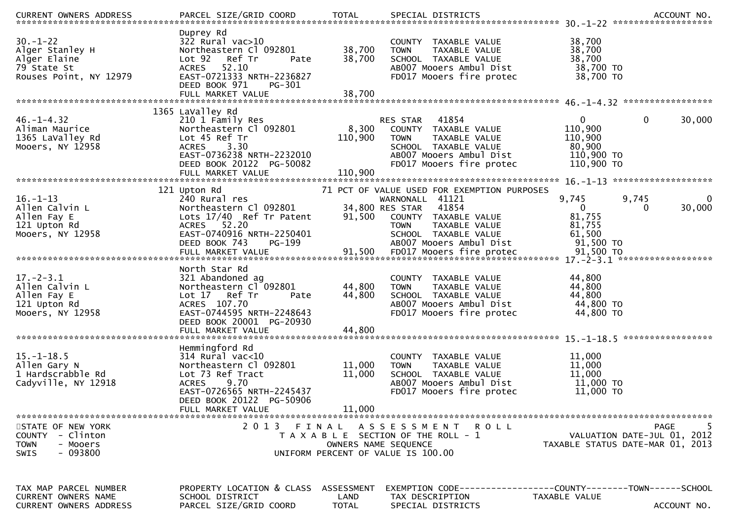| CURRENT OWNERS ADDRESS | PARCEL SIZE/GRID COORD | TOTAL | SPECIAL DISTRICTS | | | ACCOUNT NO. |
|---|---|---|---|---|---|---|
| ************ 30.-1-22 ************ | | | | | | |
| | Duprey Rd | | | | | |
| 30.-1-22 | 322 Rural vac>10 | | COUNTY TAXABLE VALUE | 38,700 | | |
| Alger Stanley H | Northeastern Cl 092801 | 38,700 | TOWN TAXABLE VALUE | 38,700 | | |
| Alger Elaine | Lot 92 Ref Tr Pate | 38,700 | SCHOOL TAXABLE VALUE | 38,700 | | |
| 79 State St | ACRES 52.10 | | AB007 Mooers Ambul Dist | 38,700 TO | | |
| Rouses Point, NY 12979 | EAST-0721333 NRTH-2236827 | | FD017 Mooers fire protec | 38,700 TO | | |
| | DEED BOOK 971 PG-301 | | | | | |
| | FULL MARKET VALUE | 38,700 | | | | |
| ************ 46.-1-4.32 ************ | | | | | | |
| | 1365 LaValley Rd | | | | | |
| 46.-1-4.32 | 210 1 Family Res | | RES STAR 41854 | 0 | 0 | 30,000 |
| Aliman Maurice | Northeastern Cl 092801 | 8,300 | COUNTY TAXABLE VALUE | 110,900 | | |
| 1365 LaValley Rd | Lot 45 Ref Tr | 110,900 | TOWN TAXABLE VALUE | 110,900 | | |
| Mooers, NY 12958 | ACRES 3.30 | | SCHOOL TAXABLE VALUE | 80,900 | | |
| | EAST-0736238 NRTH-2232010 | | AB007 Mooers Ambul Dist | 110,900 TO | | |
| | DEED BOOK 20122 PG-50082 | | FD017 Mooers fire protec | 110,900 TO | | |
| | FULL MARKET VALUE | 110,900 | | | | |
| ************ 16.-1-13 ************ | | | | | | |
| | 121 Upton Rd | | 71 PCT OF VALUE USED FOR EXEMPTION PURPOSES | | | |
| 16.-1-13 | 240 Rural res | | WARNONALL 41121 | 9,745 | 9,745 | 0 |
| Allen Calvin L | Northeastern Cl 092801 | 34,800 | RES STAR 41854 | 0 | 0 | 30,000 |
| Allen Fay E | Lots 17/40 Ref Tr Patent | 91,500 | COUNTY TAXABLE VALUE | 81,755 | | |
| 121 Upton Rd | ACRES 52.20 | | TOWN TAXABLE VALUE | 81,755 | | |
| Mooers, NY 12958 | EAST-0740916 NRTH-2250401 | | SCHOOL TAXABLE VALUE | 61,500 | | |
| | DEED BOOK 743 PG-199 | | AB007 Mooers Ambul Dist | 91,500 TO | | |
| | FULL MARKET VALUE | 91,500 | FD017 Mooers fire protec | 91,500 TO | | |
| ************ 17.-2-3.1 ************ | | | | | | |
| | North Star Rd | | | | | |
| 17.-2-3.1 | 321 Abandoned ag | | COUNTY TAXABLE VALUE | 44,800 | | |
| Allen Calvin L | Northeastern Cl 092801 | 44,800 | TOWN TAXABLE VALUE | 44,800 | | |
| Allen Fay E | Lot 17 Ref Tr Pate | 44,800 | SCHOOL TAXABLE VALUE | 44,800 | | |
| 121 Upton Rd | ACRES 107.70 | | AB007 Mooers Ambul Dist | 44,800 TO | | |
| Mooers, NY 12958 | EAST-0744595 NRTH-2248643 | | FD017 Mooers fire protec | 44,800 TO | | |
| | DEED BOOK 20001 PG-20930 | | | | | |
| | FULL MARKET VALUE | 44,800 | | | | |
| ************ 15.-1-18.5 ************ | | | | | | |
| | Hemmingford Rd | | | | | |
| 15.-1-18.5 | 314 Rural vac<10 | | COUNTY TAXABLE VALUE | 11,000 | | |
| Allen Gary N | Northeastern Cl 092801 | 11,000 | TOWN TAXABLE VALUE | 11,000 | | |
| 1 Hardscrabble Rd | Lot 73 Ref Tract | 11,000 | SCHOOL TAXABLE VALUE | 11,000 | | |
| Cadyville, NY 12918 | ACRES 9.70 | | AB007 Mooers Ambul Dist | 11,000 TO | | |
| | EAST-0726565 NRTH-2245437 | | FD017 Mooers fire protec | 11,000 TO | | |
| | DEED BOOK 20122 PG-50906 | | | | | |
| | FULL MARKET VALUE | 11,000 | | | | |

STATE OF NEW YORK
COUNTY - Clinton
TOWN - Mooers
SWIS - 093800

2013 FINAL ASSESSMENT ROLL
TAXABLE SECTION OF THE ROLL - 1
OWNERS NAME SEQUENCE
UNIFORM PERCENT OF VALUE IS 100.00

VALUATION DATE-JUL 01, 2012
TAXABLE STATUS DATE-MAR 01, 2013

| TAX MAP PARCEL NUMBER | PROPERTY LOCATION & CLASS | ASSESSMENT | EXEMPTION CODE | COUNTY | TOWN | SCHOOL |
|---|---|---|---|---|---|---|
| CURRENT OWNERS NAME | SCHOOL DISTRICT | LAND | TAX DESCRIPTION | TAXABLE VALUE | | |
| CURRENT OWNERS ADDRESS | PARCEL SIZE/GRID COORD | TOTAL | SPECIAL DISTRICTS | | | ACCOUNT NO. |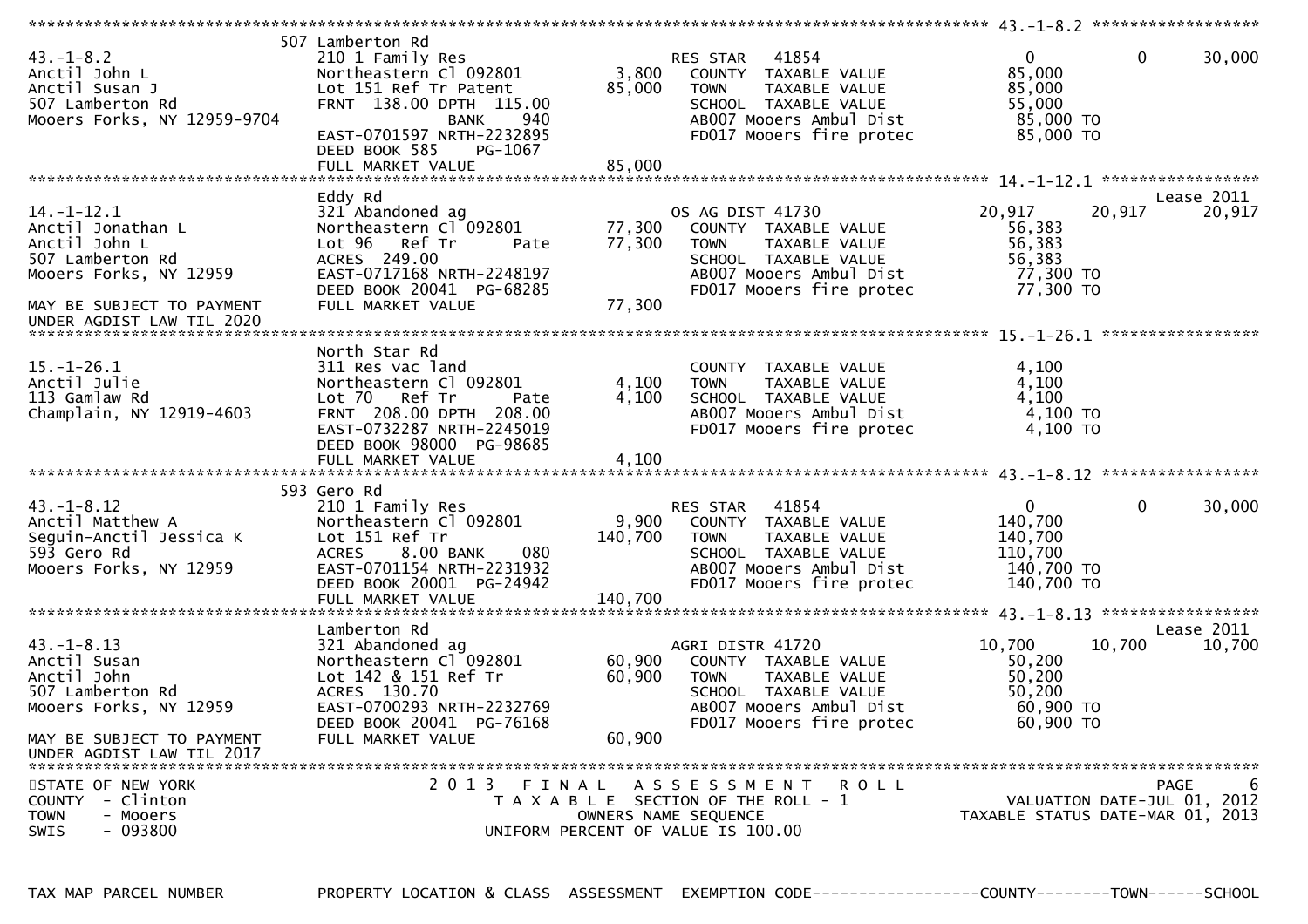```
******************************************************************************************************* 43.-1-8.2 ******************
                     507 Lamberton Rd
43.-1-8.2            210 1 Family Res                      RES STAR   41854          0          0      30,000
Anctil John L        Northeastern Cl 092801      3,800     COUNTY  TAXABLE VALUE     85,000
Anctil Susan J       Lot 151 Ref Tr Patent      85,000     TOWN    TAXABLE VALUE     85,000
507 Lamberton Rd     FRNT 138.00 DPTH 115.00               SCHOOL  TAXABLE VALUE     55,000
Mooers Forks, NY 12959-9704      BANK     940              AB007 Mooers Ambul Dist   85,000 TO
                     EAST-0701597 NRTH-2232895             FD017 Mooers fire protec  85,000 TO
                     DEED BOOK 585    PG-1067
                     FULL MARKET VALUE          85,000
******************************************************************************************************* 14.-1-12.1 *****************
                     Eddy Rd                                                                          Lease 2011
14.-1-12.1           321 Abandoned ag                      OS AG DIST 41730      20,917     20,917     20,917
Anctil Jonathan L    Northeastern Cl 092801     77,300     COUNTY  TAXABLE VALUE     56,383
Anctil John L        Lot 96   Ref Tr     Pate   77,300     TOWN    TAXABLE VALUE     56,383
507 Lamberton Rd     ACRES 249.00                          SCHOOL  TAXABLE VALUE     56,383
Mooers Forks, NY 12959  EAST-0717168 NRTH-2248197          AB007 Mooers Ambul Dist   77,300 TO
                     DEED BOOK 20041  PG-68285             FD017 Mooers fire protec  77,300 TO
MAY BE SUBJECT TO PAYMENT  FULL MARKET VALUE    77,300
UNDER AGDIST LAW TIL 2020
******************************************************************************************************* 15.-1-26.1 *****************
                     North Star Rd
15.-1-26.1           311 Res vac land                      COUNTY  TAXABLE VALUE      4,100
Anctil Julie         Northeastern Cl 092801      4,100     TOWN    TAXABLE VALUE      4,100
113 Gamlaw Rd        Lot 70   Ref Tr     Pate    4,100     SCHOOL  TAXABLE VALUE      4,100
Champlain, NY 12919-4603  FRNT 208.00 DPTH 208.00          AB007 Mooers Ambul Dist    4,100 TO
                     EAST-0732287 NRTH-2245019             FD017 Mooers fire protec   4,100 TO
                     DEED BOOK 98000  PG-98685
                     FULL MARKET VALUE           4,100
******************************************************************************************************* 43.-1-8.12 *****************
                     593 Gero Rd
43.-1-8.12           210 1 Family Res                      RES STAR   41854          0          0      30,000
Anctil Matthew A     Northeastern Cl 092801      9,900     COUNTY  TAXABLE VALUE    140,700
Seguin-Anctil Jessica K  Lot 151 Ref Tr        140,700     TOWN    TAXABLE VALUE    140,700
593 Gero Rd          ACRES    8.00 BANK     080            SCHOOL  TAXABLE VALUE    110,700
Mooers Forks, NY 12959  EAST-0701154 NRTH-2231932          AB007 Mooers Ambul Dist  140,700 TO
                     DEED BOOK 20001  PG-24942             FD017 Mooers fire protec 140,700 TO
                     FULL MARKET VALUE         140,700
******************************************************************************************************* 43.-1-8.13 *****************
                     Lamberton Rd                                                                     Lease 2011
43.-1-8.13           321 Abandoned ag                      AGRI DISTR 41720      10,700     10,700     10,700
Anctil Susan         Northeastern Cl 092801     60,900     COUNTY  TAXABLE VALUE     50,200
Anctil John          Lot 142 & 151 Ref Tr       60,900     TOWN    TAXABLE VALUE     50,200
507 Lamberton Rd     ACRES 130.70                          SCHOOL  TAXABLE VALUE     50,200
Mooers Forks, NY 12959  EAST-0700293 NRTH-2232769          AB007 Mooers Ambul Dist   60,900 TO
                     DEED BOOK 20041  PG-76168             FD017 Mooers fire protec  60,900 TO
MAY BE SUBJECT TO PAYMENT  FULL MARKET VALUE    60,900
UNDER AGDIST LAW TIL 2017
************************************************************************************************************************************
STATE OF NEW YORK            2 0 1 3   F I N A L   A S S E S S M E N T   R O L L                             PAGE      6
COUNTY  - Clinton                  T A X A B L E  SECTION OF THE ROLL - 1                     VALUATION DATE-JUL 01, 2012
TOWN    - Mooers                          OWNERS NAME SEQUENCE                           TAXABLE STATUS DATE-MAR 01, 2013
SWIS    - 093800                     UNIFORM PERCENT OF VALUE IS 100.00


TAX MAP PARCEL NUMBER     PROPERTY LOCATION & CLASS  ASSESSMENT  EXEMPTION CODE------------------COUNTY--------TOWN------SCHOOL
```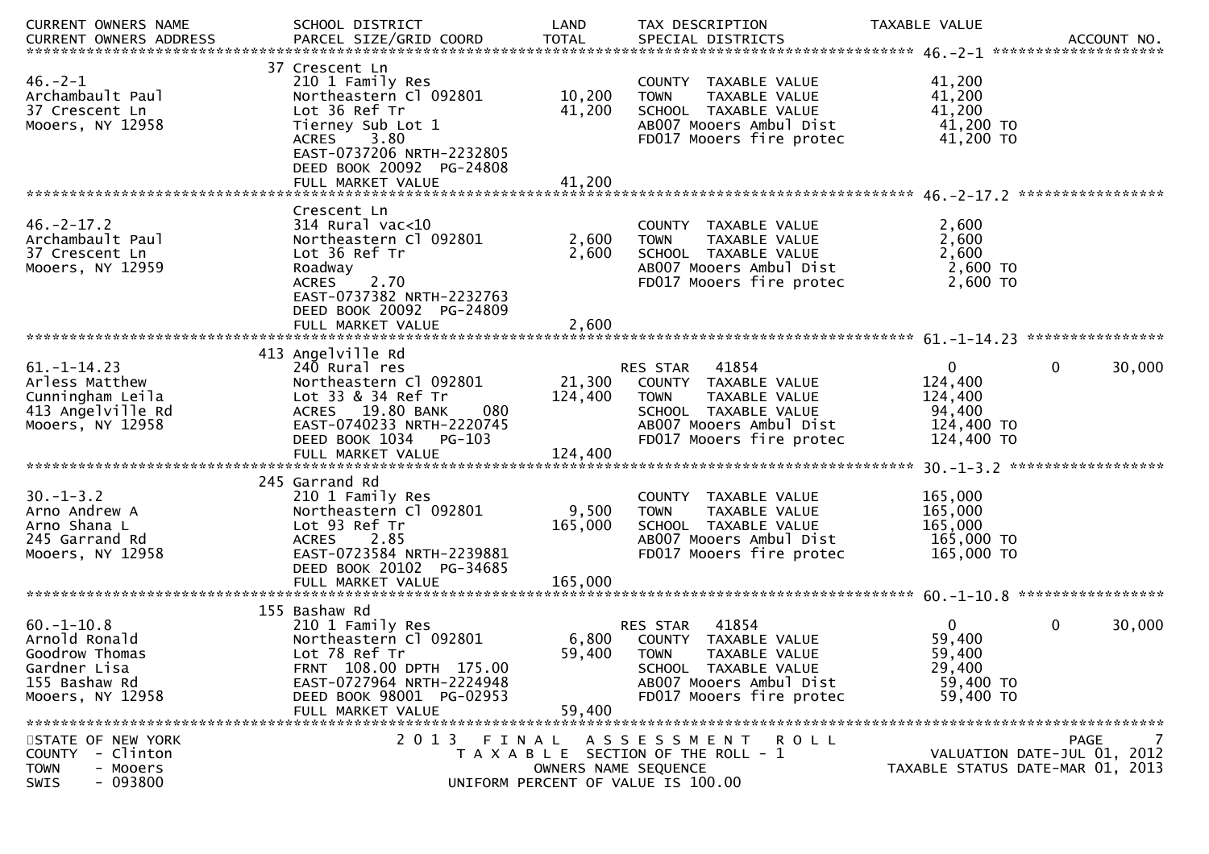| CURRENT OWNERS NAME<br>CURRENT OWNERS ADDRESS | SCHOOL DISTRICT<br>PARCEL SIZE/GRID COORD | LAND<br>TOTAL | TAX DESCRIPTION<br>SPECIAL DISTRICTS | TAXABLE VALUE | | ACCOUNT NO. |
|---|---|---|---|---|---|---|
| **46.-2-1** | 37 Crescent Ln | | | | | |
| 46.-2-1 | 210 1 Family Res | | COUNTY TAXABLE VALUE | 41,200 | | |
| Archambault Paul | Northeastern Cl 092801 | 10,200 | TOWN TAXABLE VALUE | 41,200 | | |
| 37 Crescent Ln | Lot 36 Ref Tr | 41,200 | SCHOOL TAXABLE VALUE | 41,200 | | |
| Mooers, NY 12958 | Tierney Sub Lot 1 | | AB007 Mooers Ambul Dist | 41,200 TO | | |
| | ACRES 3.80 | | FD017 Mooers fire protec | 41,200 TO | | |
| | EAST-0737206 NRTH-2232805 | | | | | |
| | DEED BOOK 20092 PG-24808 | | | | | |
| | FULL MARKET VALUE | 41,200 | | | | |
| **46.-2-17.2** | Crescent Ln | | | | | |
| 46.-2-17.2 | 314 Rural vac<10 | | COUNTY TAXABLE VALUE | 2,600 | | |
| Archambault Paul | Northeastern Cl 092801 | 2,600 | TOWN TAXABLE VALUE | 2,600 | | |
| 37 Crescent Ln | Lot 36 Ref Tr | 2,600 | SCHOOL TAXABLE VALUE | 2,600 | | |
| Mooers, NY 12959 | Roadway | | AB007 Mooers Ambul Dist | 2,600 TO | | |
| | ACRES 2.70 | | FD017 Mooers fire protec | 2,600 TO | | |
| | EAST-0737382 NRTH-2232763 | | | | | |
| | DEED BOOK 20092 PG-24809 | | | | | |
| | FULL MARKET VALUE | 2,600 | | | | |
| **61.-1-14.23** | 413 Angelville Rd | | | | | |
| 61.-1-14.23 | 240 Rural res | | RES STAR 41854 | 0 | 0 | 30,000 |
| Arless Matthew | Northeastern Cl 092801 | 21,300 | COUNTY TAXABLE VALUE | 124,400 | | |
| Cunningham Leila | Lot 33 & 34 Ref Tr | 124,400 | TOWN TAXABLE VALUE | 124,400 | | |
| 413 Angelville Rd | ACRES 19.80 BANK 080 | | SCHOOL TAXABLE VALUE | 94,400 | | |
| Mooers, NY 12958 | EAST-0740233 NRTH-2220745 | | AB007 Mooers Ambul Dist | 124,400 TO | | |
| | DEED BOOK 1034 PG-103 | | FD017 Mooers fire protec | 124,400 TO | | |
| | FULL MARKET VALUE | 124,400 | | | | |
| **30.-1-3.2** | 245 Garrand Rd | | | | | |
| 30.-1-3.2 | 210 1 Family Res | | COUNTY TAXABLE VALUE | 165,000 | | |
| Arno Andrew A | Northeastern Cl 092801 | 9,500 | TOWN TAXABLE VALUE | 165,000 | | |
| Arno Shana L | Lot 93 Ref Tr | 165,000 | SCHOOL TAXABLE VALUE | 165,000 | | |
| 245 Garrand Rd | ACRES 2.85 | | AB007 Mooers Ambul Dist | 165,000 TO | | |
| Mooers, NY 12958 | EAST-0723584 NRTH-2239881 | | FD017 Mooers fire protec | 165,000 TO | | |
| | DEED BOOK 20102 PG-34685 | | | | | |
| | FULL MARKET VALUE | 165,000 | | | | |
| **60.-1-10.8** | 155 Bashaw Rd | | | | | |
| 60.-1-10.8 | 210 1 Family Res | | RES STAR 41854 | 0 | 0 | 30,000 |
| Arnold Ronald | Northeastern Cl 092801 | 6,800 | COUNTY TAXABLE VALUE | 59,400 | | |
| Goodrow Thomas | Lot 78 Ref Tr | 59,400 | TOWN TAXABLE VALUE | 59,400 | | |
| Gardner Lisa | FRNT 108.00 DPTH 175.00 | | SCHOOL TAXABLE VALUE | 29,400 | | |
| 155 Bashaw Rd | EAST-0727964 NRTH-2224948 | | AB007 Mooers Ambul Dist | 59,400 TO | | |
| Mooers, NY 12958 | DEED BOOK 98001 PG-02953 | | FD017 Mooers fire protec | 59,400 TO | | |
| | FULL MARKET VALUE | 59,400 | | | | |

STATE OF NEW YORK
COUNTY - Clinton
TOWN - Mooers
SWIS - 093800

2013 FINAL ASSESSMENT ROLL
TAXABLE SECTION OF THE ROLL - 1
OWNERS NAME SEQUENCE
UNIFORM PERCENT OF VALUE IS 100.00

VALUATION DATE-JUL 01, 2012
TAXABLE STATUS DATE-MAR 01, 2013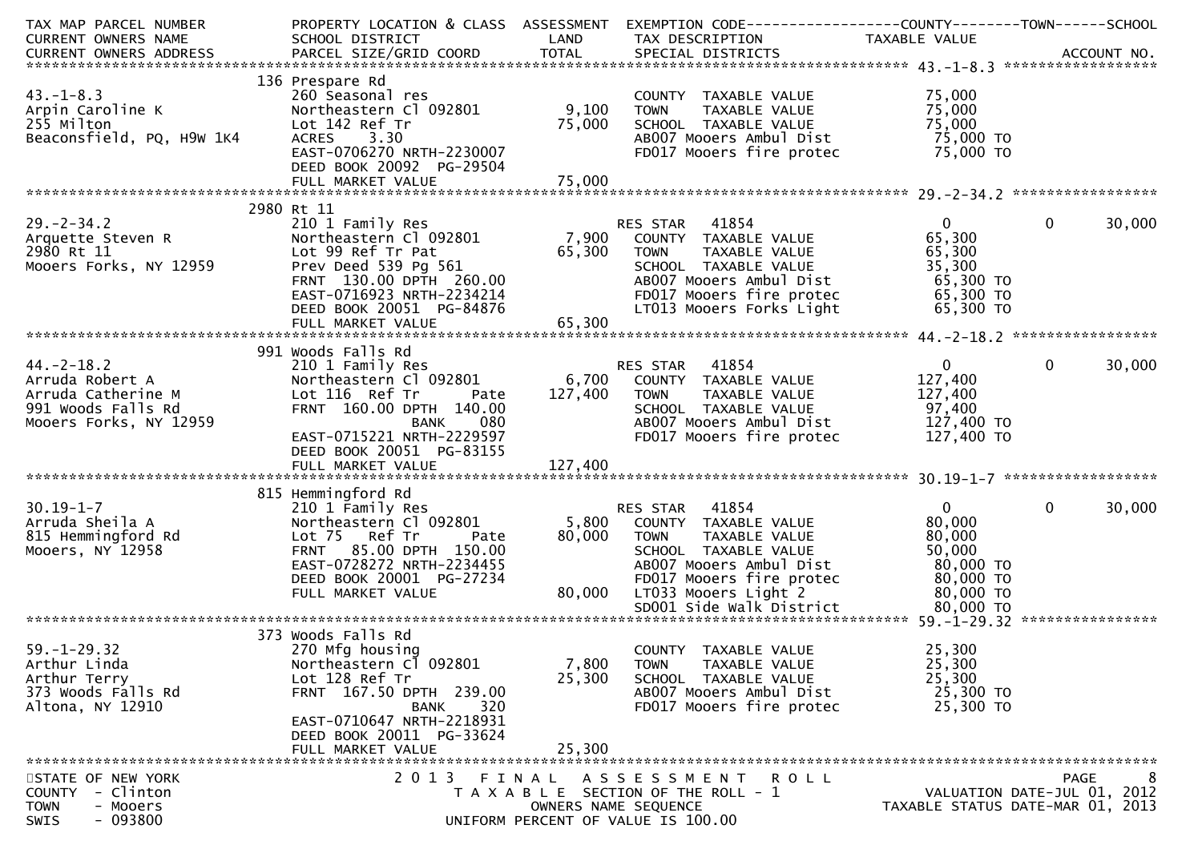```
TAX MAP PARCEL NUMBER          PROPERTY LOCATION & CLASS  ASSESSMENT  EXEMPTION CODE------------------COUNTY--------TOWN------SCHOOL
CURRENT OWNERS NAME            SCHOOL DISTRICT               LAND      TAX DESCRIPTION            TAXABLE VALUE
CURRENT OWNERS ADDRESS         PARCEL SIZE/GRID COORD        TOTAL     SPECIAL DISTRICTS                                       ACCOUNT NO.
******************************************************************************************************* 43.-1-8.3 ******************
                               136 Prespare Rd
43.-1-8.3                      260 Seasonal res                        COUNTY  TAXABLE VALUE          75,000
Arpin Caroline K               Northeastern Cl 092801        9,100     TOWN    TAXABLE VALUE          75,000
255 Milton                     Lot 142 Ref Tr               75,000     SCHOOL  TAXABLE VALUE          75,000
Beaconsfield, PQ, H9W 1K4      ACRES    3.30                           AB007 Mooers Ambul Dist         75,000 TO
                               EAST-0706270 NRTH-2230007               FD017 Mooers fire protec        75,000 TO
                               DEED BOOK 20092  PG-29504
                               FULL MARKET VALUE            75,000
******************************************************************************************************* 29.-2-34.2 *****************
                               2980 Rt 11
29.-2-34.2                     210 1 Family Res                        RES STAR   41854                    0         0      30,000
Arquette Steven R              Northeastern Cl 092801        7,900     COUNTY  TAXABLE VALUE          65,300
2980 Rt 11                     Lot 99 Ref Tr Pat            65,300     TOWN    TAXABLE VALUE          65,300
Mooers Forks, NY 12959         Prev Deed 539 Pg 561                    SCHOOL  TAXABLE VALUE          35,300
                               FRNT 130.00 DPTH 260.00                 AB007 Mooers Ambul Dist         65,300 TO
                               EAST-0716923 NRTH-2234214               FD017 Mooers fire protec        65,300 TO
                               DEED BOOK 20051  PG-84876               LT013 Mooers Forks Light        65,300 TO
                               FULL MARKET VALUE            65,300
******************************************************************************************************* 44.-2-18.2 *****************
                               991 Woods Falls Rd
44.-2-18.2                     210 1 Family Res                        RES STAR   41854                    0         0      30,000
Arruda Robert A                Northeastern Cl 092801        6,700     COUNTY  TAXABLE VALUE         127,400
Arruda Catherine M             Lot 116  Ref Tr        Pate 127,400     TOWN    TAXABLE VALUE         127,400
991 Woods Falls Rd             FRNT 160.00 DPTH 140.00                 SCHOOL  TAXABLE VALUE          97,400
Mooers Forks, NY 12959                        BANK     080             AB007 Mooers Ambul Dist        127,400 TO
                               EAST-0715221 NRTH-2229597               FD017 Mooers fire protec       127,400 TO
                               DEED BOOK 20051  PG-83155
                               FULL MARKET VALUE           127,400
******************************************************************************************************* 30.19-1-7 ******************
                               815 Hemmingford Rd
30.19-1-7                      210 1 Family Res                        RES STAR   41854                    0         0      30,000
Arruda Sheila A                Northeastern Cl 092801        5,800     COUNTY  TAXABLE VALUE          80,000
815 Hemmingford Rd             Lot 75   Ref Tr        Pate  80,000     TOWN    TAXABLE VALUE          80,000
Mooers, NY 12958               FRNT  85.00 DPTH 150.00                 SCHOOL  TAXABLE VALUE          50,000
                               EAST-0728272 NRTH-2234455               AB007 Mooers Ambul Dist         80,000 TO
                               DEED BOOK 20001  PG-27234               FD017 Mooers fire protec        80,000 TO
                               FULL MARKET VALUE            80,000     LT033 Mooers Light 2            80,000 TO
                                                                       SD001 Side walk District        80,000 TO
******************************************************************************************************* 59.-1-29.32 ****************
                               373 Woods Falls Rd
59.-1-29.32                    270 Mfg housing                         COUNTY  TAXABLE VALUE          25,300
Arthur Linda                   Northeastern Cl 092801        7,800     TOWN    TAXABLE VALUE          25,300
Arthur Terry                   Lot 128 Ref Tr               25,300     SCHOOL  TAXABLE VALUE          25,300
373 Woods Falls Rd             FRNT 167.50 DPTH 239.00                 AB007 Mooers Ambul Dist         25,300 TO
Altona, NY 12910                              BANK     320             FD017 Mooers fire protec        25,300 TO
                               EAST-0710647 NRTH-2218931
                               DEED BOOK 20011  PG-33624
                               FULL MARKET VALUE            25,300
************************************************************************************************************************************
STATE OF NEW YORK                      2 0 1 3   F I N A L   A S S E S S M E N T   R O L L
COUNTY  - Clinton                          T A X A B L E  SECTION OF THE ROLL - 1                      VALUATION DATE-JUL 01, 2012
TOWN    - Mooers                                 OWNERS NAME SEQUENCE                           TAXABLE STATUS DATE-MAR 01, 2013
SWIS    - 093800                          UNIFORM PERCENT OF VALUE IS 100.00
```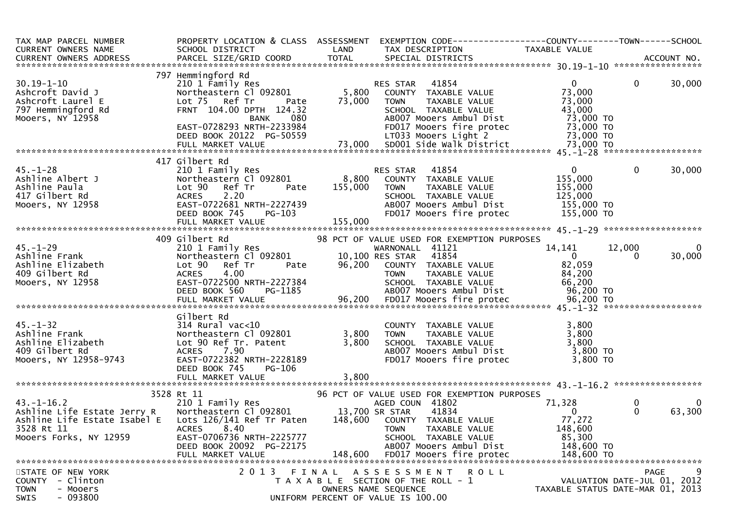```
TAX MAP PARCEL NUMBER          PROPERTY LOCATION & CLASS  ASSESSMENT  EXEMPTION CODE------------------COUNTY--------TOWN------SCHOOL
CURRENT OWNERS NAME            SCHOOL DISTRICT               LAND      TAX DESCRIPTION            TAXABLE VALUE
CURRENT OWNERS ADDRESS         PARCEL SIZE/GRID COORD        TOTAL     SPECIAL DISTRICTS                                    ACCOUNT NO.
******************************************************************************************************* 30.19-1-10 *****************
                          797 Hemmingford Rd
30.19-1-10                     210 1 Family Res                       RES STAR   41854                0            0       30,000
Ashcroft David J               Northeastern Cl 092801        5,800    COUNTY  TAXABLE VALUE          73,000
Ashcroft Laurel E              Lot 75   Ref Tr     Pate     73,000    TOWN    TAXABLE VALUE          73,000
797 Hemmingford Rd             FRNT  104.00 DPTH  124.32              SCHOOL  TAXABLE VALUE          43,000
Mooers, NY 12958                             BANK     080             AB007 Mooers Ambul Dist         73,000 TO
                               EAST-0728293 NRTH-2233984              FD017 Mooers fire protec        73,000 TO
                               DEED BOOK 20122  PG-50559              LT033 Mooers Light 2            73,000 TO
                               FULL MARKET VALUE            73,000    SD001 Side Walk District        73,000 TO
************************************************************************************************ 45.-1-28 *******************
                          417 Gilbert Rd
45.-1-28                       210 1 Family Res                       RES STAR   41854                0            0       30,000
Ashline Albert J               Northeastern Cl 092801        8,800    COUNTY  TAXABLE VALUE         155,000
Ashline Paula                  Lot 90   Ref Tr     Pate    155,000    TOWN    TAXABLE VALUE         155,000
417 Gilbert Rd                 ACRES     2.20                         SCHOOL  TAXABLE VALUE         125,000
Mooers, NY 12958               EAST-0722681 NRTH-2227439              AB007 Mooers Ambul Dist        155,000 TO
                               DEED BOOK 745    PG-103                FD017 Mooers fire protec       155,000 TO
                               FULL MARKET VALUE           155,000
************************************************************************************************ 45.-1-29 *******************
                          409 Gilbert Rd                  98 PCT OF VALUE USED FOR EXEMPTION PURPOSES
45.-1-29                       210 1 Family Res                       WARNONALL  41121             14,141       12,000            0
Ashline Frank                  Northeastern Cl 092801       10,100 RES STAR   41854                    0            0       30,000
Ashline Elizabeth              Lot 90   Ref Tr     Pate     96,200    COUNTY  TAXABLE VALUE          82,059
409 Gilbert Rd                 ACRES     4.00                         TOWN    TAXABLE VALUE          84,200
Mooers, NY 12958               EAST-0722500 NRTH-2227384              SCHOOL  TAXABLE VALUE          66,200
                               DEED BOOK 560    PG-1185               AB007 Mooers Ambul Dist         96,200 TO
                               FULL MARKET VALUE            96,200    FD017 Mooers fire protec        96,200 TO
************************************************************************************************ 45.-1-32 *******************
                               Gilbert Rd
45.-1-32                       314 Rural vac<10                       COUNTY  TAXABLE VALUE           3,800
Ashline Frank                  Northeastern Cl 092801        3,800    TOWN    TAXABLE VALUE           3,800
Ashline Elizabeth              Lot 90 Ref Tr. Patent         3,800    SCHOOL  TAXABLE VALUE           3,800
409 Gilbert Rd                 ACRES     7.90                         AB007 Mooers Ambul Dist          3,800 TO
Mooers, NY 12958-9743          EAST-0722382 NRTH-2228189              FD017 Mooers fire protec         3,800 TO
                               DEED BOOK 745    PG-106
                               FULL MARKET VALUE             3,800
************************************************************************************************ 43.-1-16.2 *****************
                         3528 Rt 11                       96 PCT OF VALUE USED FOR EXEMPTION PURPOSES
43.-1-16.2                     210 1 Family Res                       AGED COUN  41802             71,328            0            0
Ashline Life Estate Jerry R    Northeastern Cl 092801       13,700 SR STAR    41834                    0            0       63,300
Ashline Life Estate Isabel E   Lots 126/141 Ref Tr Paten   148,600    COUNTY  TAXABLE VALUE          77,272
3528 Rt 11                     ACRES     8.40                         TOWN    TAXABLE VALUE         148,600
Mooers Forks, NY 12959         EAST-0706736 NRTH-2225777              SCHOOL  TAXABLE VALUE          85,300
                               DEED BOOK 20092  PG-22175              AB007 Mooers Ambul Dist        148,600 TO
                               FULL MARKET VALUE           148,600    FD017 Mooers fire protec       148,600 TO
*******************************************************************************************************************************
STATE OF NEW YORK                  2 0 1 3   F I N A L   A S S E S S M E N T   R O L L                                  PAGE    9
COUNTY  - Clinton                      T A X A B L E  SECTION OF THE ROLL - 1                        VALUATION DATE-JUL 01, 2012
TOWN    - Mooers                              OWNERS NAME SEQUENCE                               TAXABLE STATUS DATE-MAR 01, 2013
SWIS    - 093800                        UNIFORM PERCENT OF VALUE IS 100.00
```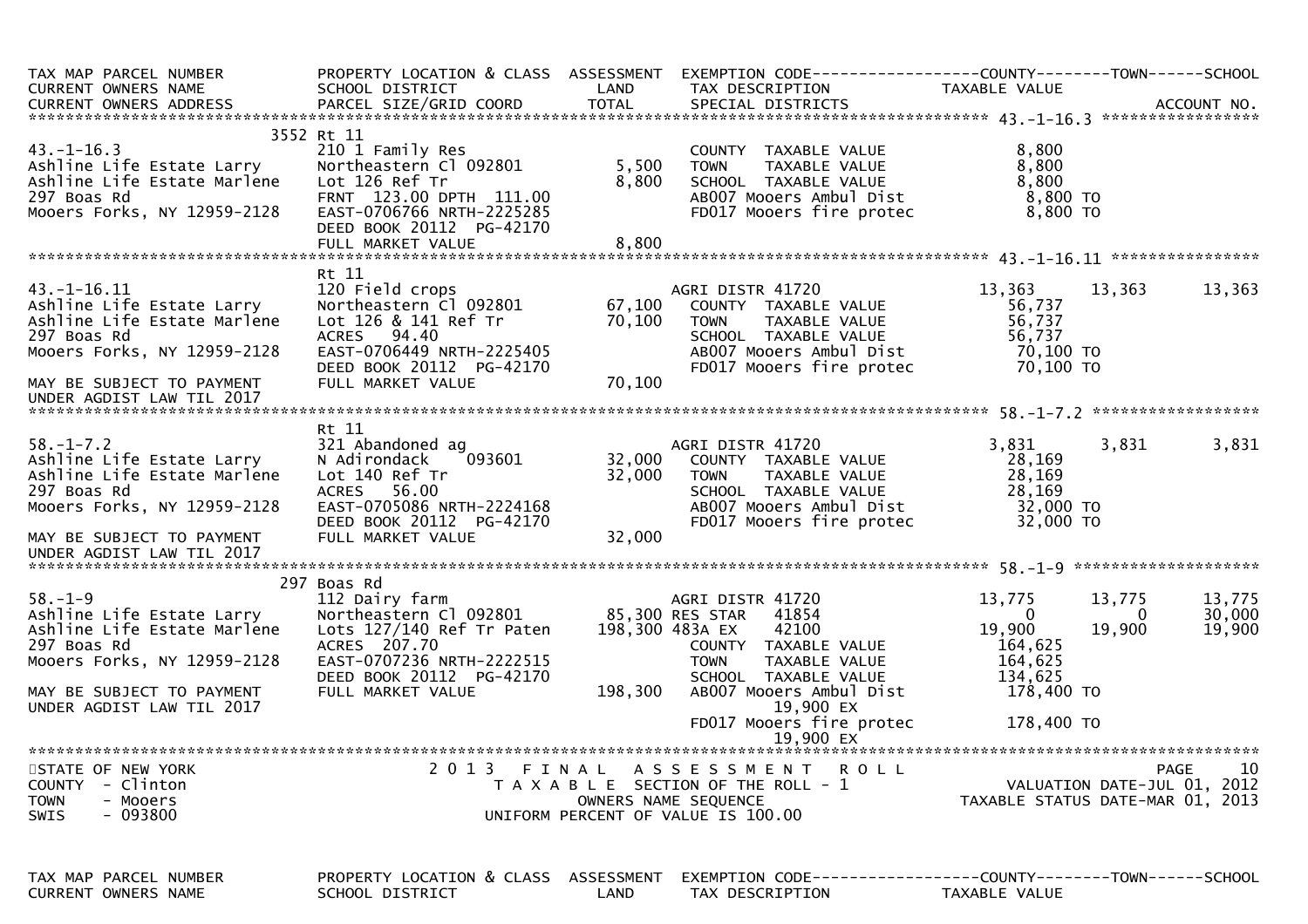```
TAX MAP PARCEL NUMBER          PROPERTY LOCATION & CLASS  ASSESSMENT  EXEMPTION CODE------------------COUNTY--------TOWN------SCHOOL
CURRENT OWNERS NAME            SCHOOL DISTRICT               LAND      TAX DESCRIPTION                  TAXABLE VALUE
CURRENT OWNERS ADDRESS         PARCEL SIZE/GRID COORD       TOTAL      SPECIAL DISTRICTS                                     ACCOUNT NO.
******************************************************************************************************* 43.-1-16.3 *****************
                     3552 Rt 11
43.-1-16.3                     210 1 Family Res                        COUNTY  TAXABLE VALUE              8,800
Ashline Life Estate Larry      Northeastern Cl 092801       5,500      TOWN    TAXABLE VALUE              8,800
Ashline Life Estate Marlene    Lot 126 Ref Tr               8,800      SCHOOL  TAXABLE VALUE              8,800
297 Boas Rd                    FRNT  123.00 DPTH  111.00               AB007 Mooers Ambul Dist             8,800 TO
Mooers Forks, NY 12959-2128    EAST-0706766 NRTH-2225285               FD017 Mooers fire protec            8,800 TO
                               DEED BOOK 20112  PG-42170
                               FULL MARKET VALUE            8,800
******************************************************************************************************* 43.-1-16.11 ****************
                     Rt 11
43.-1-16.11                    120 Field crops                         AGRI DISTR 41720              13,363      13,363      13,363
Ashline Life Estate Larry      Northeastern Cl 092801      67,100      COUNTY  TAXABLE VALUE             56,737
Ashline Life Estate Marlene    Lot 126 & 141 Ref Tr        70,100      TOWN    TAXABLE VALUE             56,737
297 Boas Rd                    ACRES   94.40                           SCHOOL  TAXABLE VALUE             56,737
Mooers Forks, NY 12959-2128    EAST-0706449 NRTH-2225405               AB007 Mooers Ambul Dist            70,100 TO
                               DEED BOOK 20112  PG-42170               FD017 Mooers fire protec           70,100 TO
MAY BE SUBJECT TO PAYMENT      FULL MARKET VALUE           70,100
UNDER AGDIST LAW TIL 2017
******************************************************************************************************* 58.-1-7.2 ******************
                     Rt 11
58.-1-7.2                      321 Abandoned ag                        AGRI DISTR 41720               3,831       3,831       3,831
Ashline Life Estate Larry      N Adirondack   093601       32,000      COUNTY  TAXABLE VALUE             28,169
Ashline Life Estate Marlene    Lot 140 Ref Tr              32,000      TOWN    TAXABLE VALUE             28,169
297 Boas Rd                    ACRES   56.00                           SCHOOL  TAXABLE VALUE             28,169
Mooers Forks, NY 12959-2128    EAST-0705086 NRTH-2224168               AB007 Mooers Ambul Dist            32,000 TO
                               DEED BOOK 20112  PG-42170               FD017 Mooers fire protec           32,000 TO
MAY BE SUBJECT TO PAYMENT      FULL MARKET VALUE           32,000
UNDER AGDIST LAW TIL 2017
******************************************************************************************************* 58.-1-9 ********************
                     297 Boas Rd
58.-1-9                        112 Dairy farm                          AGRI DISTR 41720              13,775      13,775      13,775
Ashline Life Estate Larry      Northeastern Cl 092801      85,300 RES STAR   41854                       0           0      30,000
Ashline Life Estate Marlene    Lots 127/140 Ref Tr Paten  198,300 483A EX    42100                  19,900      19,900      19,900
297 Boas Rd                    ACRES  207.70                           COUNTY  TAXABLE VALUE            164,625
Mooers Forks, NY 12959-2128    EAST-0707236 NRTH-2222515               TOWN    TAXABLE VALUE            164,625
                               DEED BOOK 20112  PG-42170               SCHOOL  TAXABLE VALUE            134,625
MAY BE SUBJECT TO PAYMENT      FULL MARKET VALUE          198,300      AB007 Mooers Ambul Dist           178,400 TO
UNDER AGDIST LAW TIL 2017                                                    19,900 EX
                                                                       FD017 Mooers fire protec          178,400 TO
                                                                             19,900 EX
************************************************************************************************************************************
STATE OF NEW YORK                  2 0 1 3   F I N A L   A S S E S S M E N T   R O L L                                  PAGE    10
COUNTY  - Clinton                        T A X A B L E  SECTION OF THE ROLL - 1                      VALUATION DATE-JUL 01, 2012
TOWN    - Mooers                              OWNERS NAME SEQUENCE                                TAXABLE STATUS DATE-MAR 01, 2013
SWIS    - 093800                        UNIFORM PERCENT OF VALUE IS 100.00


TAX MAP PARCEL NUMBER          PROPERTY LOCATION & CLASS  ASSESSMENT  EXEMPTION CODE------------------COUNTY--------TOWN------SCHOOL
CURRENT OWNERS NAME            SCHOOL DISTRICT               LAND      TAX DESCRIPTION                  TAXABLE VALUE
```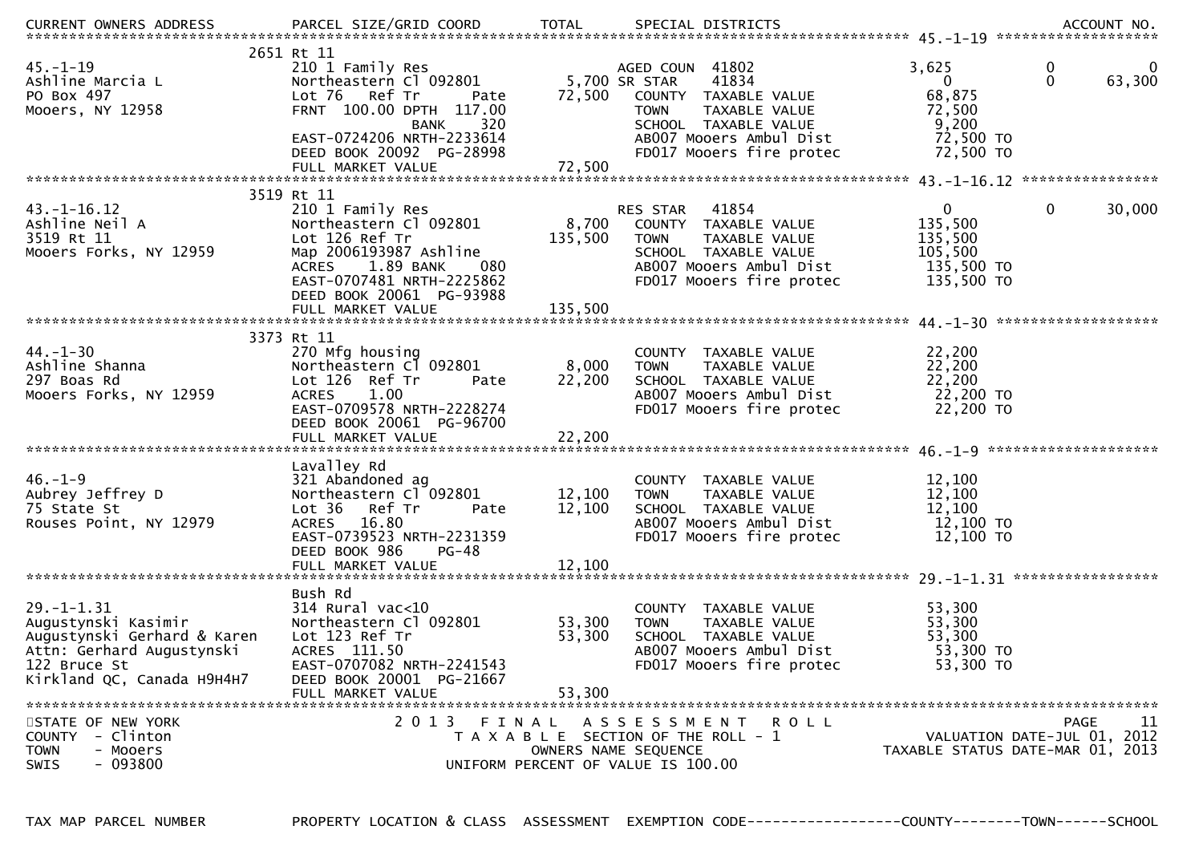| CURRENT OWNERS ADDRESS | PARCEL SIZE/GRID COORD | TOTAL | SPECIAL DISTRICTS | | | ACCOUNT NO. |
|---|---|---|---|---|---|---|
| **45.-1-19** | 2651 Rt 11 | | | | | |
| 45.-1-19 | 210 1 Family Res | | AGED COUN 41802 | 3,625 | 0 | 0 |
| Ashline Marcia L | Northeastern Cl 092801 | 5,700 | SR STAR 41834 | 0 | 0 | 63,300 |
| PO Box 497 | Lot 76 Ref Tr Pate | 72,500 | COUNTY TAXABLE VALUE | 68,875 | | |
| Mooers, NY 12958 | FRNT 100.00 DPTH 117.00 | | TOWN TAXABLE VALUE | 72,500 | | |
| | BANK 320 | | SCHOOL TAXABLE VALUE | 9,200 | | |
| | EAST-0724206 NRTH-2233614 | | AB007 Mooers Ambul Dist | 72,500 TO | | |
| | DEED BOOK 20092 PG-28998 | | FD017 Mooers fire protec | 72,500 TO | | |
| | FULL MARKET VALUE | 72,500 | | | | |
| **43.-1-16.12** | 3519 Rt 11 | | | | | |
| 43.-1-16.12 | 210 1 Family Res | | RES STAR 41854 | 0 | 0 | 30,000 |
| Ashline Neil A | Northeastern Cl 092801 | 8,700 | COUNTY TAXABLE VALUE | 135,500 | | |
| 3519 Rt 11 | Lot 126 Ref Tr | 135,500 | TOWN TAXABLE VALUE | 135,500 | | |
| Mooers Forks, NY 12959 | Map 2006193987 Ashline | | SCHOOL TAXABLE VALUE | 105,500 | | |
| | ACRES 1.89 BANK 080 | | AB007 Mooers Ambul Dist | 135,500 TO | | |
| | EAST-0707481 NRTH-2225862 | | FD017 Mooers fire protec | 135,500 TO | | |
| | DEED BOOK 20061 PG-93988 | | | | | |
| | FULL MARKET VALUE | 135,500 | | | | |
| **44.-1-30** | 3373 Rt 11 | | | | | |
| 44.-1-30 | 270 Mfg housing | | COUNTY TAXABLE VALUE | 22,200 | | |
| Ashline Shanna | Northeastern Cl 092801 | 8,000 | TOWN TAXABLE VALUE | 22,200 | | |
| 297 Boas Rd | Lot 126 Ref Tr Pate | 22,200 | SCHOOL TAXABLE VALUE | 22,200 | | |
| Mooers Forks, NY 12959 | ACRES 1.00 | | AB007 Mooers Ambul Dist | 22,200 TO | | |
| | EAST-0709578 NRTH-2228274 | | FD017 Mooers fire protec | 22,200 TO | | |
| | DEED BOOK 20061 PG-96700 | | | | | |
| | FULL MARKET VALUE | 22,200 | | | | |
| **46.-1-9** | Lavalley Rd | | | | | |
| 46.-1-9 | 321 Abandoned ag | | COUNTY TAXABLE VALUE | 12,100 | | |
| Aubrey Jeffrey D | Northeastern Cl 092801 | 12,100 | TOWN TAXABLE VALUE | 12,100 | | |
| 75 State St | Lot 36 Ref Tr Pate | 12,100 | SCHOOL TAXABLE VALUE | 12,100 | | |
| Rouses Point, NY 12979 | ACRES 16.80 | | AB007 Mooers Ambul Dist | 12,100 TO | | |
| | EAST-0739523 NRTH-2231359 | | FD017 Mooers fire protec | 12,100 TO | | |
| | DEED BOOK 986 PG-48 | | | | | |
| | FULL MARKET VALUE | 12,100 | | | | |
| **29.-1-1.31** | Bush Rd | | | | | |
| 29.-1-1.31 | 314 Rural vac<10 | | COUNTY TAXABLE VALUE | 53,300 | | |
| Augustynski Kasimir | Northeastern Cl 092801 | 53,300 | TOWN TAXABLE VALUE | 53,300 | | |
| Augustynski Gerhard & Karen | Lot 123 Ref Tr | 53,300 | SCHOOL TAXABLE VALUE | 53,300 | | |
| Attn: Gerhard Augustynski | ACRES 111.50 | | AB007 Mooers Ambul Dist | 53,300 TO | | |
| 122 Bruce St | EAST-0707082 NRTH-2241543 | | FD017 Mooers fire protec | 53,300 TO | | |
| Kirkland QC, Canada H9H4H7 | DEED BOOK 20001 PG-21667 | | | | | |
| | FULL MARKET VALUE | 53,300 | | | | |

STATE OF NEW YORK
COUNTY - Clinton
TOWN - Mooers
SWIS - 093800

2013 FINAL ASSESSMENT ROLL
TAXABLE SECTION OF THE ROLL - 1
OWNERS NAME SEQUENCE
UNIFORM PERCENT OF VALUE IS 100.00

VALUATION DATE-JUL 01, 2012
TAXABLE STATUS DATE-MAR 01, 2013

TAX MAP PARCEL NUMBER | PROPERTY LOCATION & CLASS | ASSESSMENT | EXEMPTION CODE------------------COUNTY--------TOWN------SCHOOL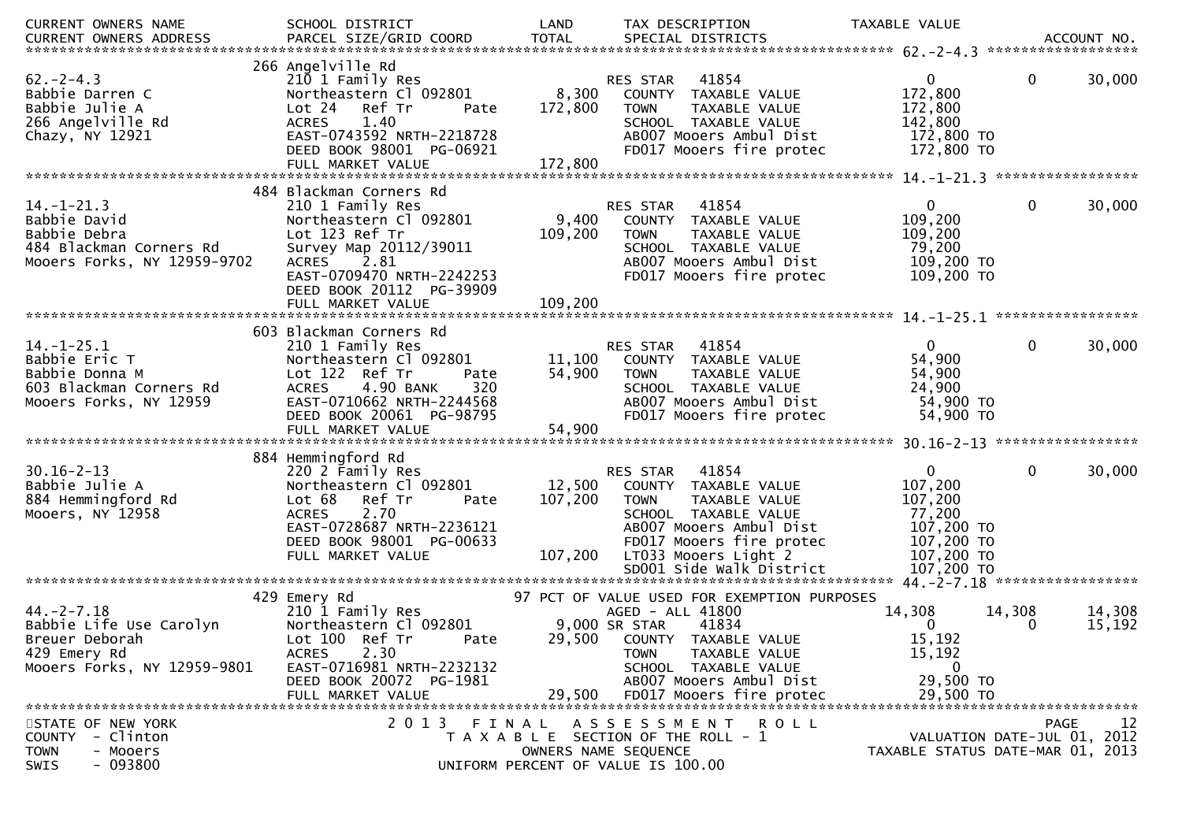| CURRENT OWNERS NAME<br>CURRENT OWNERS ADDRESS | SCHOOL DISTRICT<br>PARCEL SIZE/GRID COORD | LAND<br>TOTAL | TAX DESCRIPTION<br>SPECIAL DISTRICTS | TAXABLE VALUE | | ACCOUNT NO. |
|---|---|---|---|---|---|---|
| **62.-2-4.3** | 266 Angelville Rd | | | | | |
| 62.-2-4.3 | 210 1 Family Res | | RES STAR 41854 | 0 | 0 | 30,000 |
| Babbie Darren C | Northeastern Cl 092801 | 8,300 | COUNTY TAXABLE VALUE | 172,800 | | |
| Babbie Julie A | Lot 24 Ref Tr Pate | 172,800 | TOWN TAXABLE VALUE | 172,800 | | |
| 266 Angelville Rd | ACRES 1.40 | | SCHOOL TAXABLE VALUE | 142,800 | | |
| Chazy, NY 12921 | EAST-0743592 NRTH-2218728 | | AB007 Mooers Ambul Dist | 172,800 TO | | |
| | DEED BOOK 98001 PG-06921 | | FD017 Mooers fire protec | 172,800 TO | | |
| | FULL MARKET VALUE | 172,800 | | | | |
| **14.-1-21.3** | 484 Blackman Corners Rd | | | | | |
| 14.-1-21.3 | 210 1 Family Res | | RES STAR 41854 | 0 | 0 | 30,000 |
| Babbie David | Northeastern Cl 092801 | 9,400 | COUNTY TAXABLE VALUE | 109,200 | | |
| Babbie Debra | Lot 123 Ref Tr | 109,200 | TOWN TAXABLE VALUE | 109,200 | | |
| 484 Blackman Corners Rd | Survey Map 20112/39011 | | SCHOOL TAXABLE VALUE | 79,200 | | |
| Mooers Forks, NY 12959-9702 | ACRES 2.81 | | AB007 Mooers Ambul Dist | 109,200 TO | | |
| | EAST-0709470 NRTH-2242253 | | FD017 Mooers fire protec | 109,200 TO | | |
| | DEED BOOK 20112 PG-39909 | | | | | |
| | FULL MARKET VALUE | 109,200 | | | | |
| **14.-1-25.1** | 603 Blackman Corners Rd | | | | | |
| 14.-1-25.1 | 210 1 Family Res | | RES STAR 41854 | 0 | 0 | 30,000 |
| Babbie Eric T | Northeastern Cl 092801 | 11,100 | COUNTY TAXABLE VALUE | 54,900 | | |
| Babbie Donna M | Lot 122 Ref Tr Pate | 54,900 | TOWN TAXABLE VALUE | 54,900 | | |
| 603 Blackman Corners Rd | ACRES 4.90 BANK 320 | | SCHOOL TAXABLE VALUE | 24,900 | | |
| Mooers Forks, NY 12959 | EAST-0710662 NRTH-2244568 | | AB007 Mooers Ambul Dist | 54,900 TO | | |
| | DEED BOOK 20061 PG-98795 | | FD017 Mooers fire protec | 54,900 TO | | |
| | FULL MARKET VALUE | 54,900 | | | | |
| **30.16-2-13** | 884 Hemmingford Rd | | | | | |
| 30.16-2-13 | 220 2 Family Res | | RES STAR 41854 | 0 | 0 | 30,000 |
| Babbie Julie A | Northeastern Cl 092801 | 12,500 | COUNTY TAXABLE VALUE | 107,200 | | |
| 884 Hemmingford Rd | Lot 68 Ref Tr Pate | 107,200 | TOWN TAXABLE VALUE | 107,200 | | |
| Mooers, NY 12958 | ACRES 2.70 | | SCHOOL TAXABLE VALUE | 77,200 | | |
| | EAST-0728687 NRTH-2236121 | | AB007 Mooers Ambul Dist | 107,200 TO | | |
| | DEED BOOK 98001 PG-00633 | | FD017 Mooers fire protec | 107,200 TO | | |
| | FULL MARKET VALUE | 107,200 | LT033 Mooers Light 2 | 107,200 TO | | |
| | | | SD001 Side Walk District | 107,200 TO | | |
| **44.-2-7.18** | 429 Emery Rd | | 97 PCT OF VALUE USED FOR EXEMPTION PURPOSES | | | |
| 44.-2-7.18 | 210 1 Family Res | | AGED - ALL 41800 | 14,308 | 14,308 | 14,308 |
| Babbie Life Use Carolyn | Northeastern Cl 092801 | 9,000 | SR STAR 41834 | 0 | 0 | 15,192 |
| Breuer Deborah | Lot 100 Ref Tr Pate | 29,500 | COUNTY TAXABLE VALUE | 15,192 | | |
| 429 Emery Rd | ACRES 2.30 | | TOWN TAXABLE VALUE | 15,192 | | |
| Mooers Forks, NY 12959-9801 | EAST-0716981 NRTH-2232132 | | SCHOOL TAXABLE VALUE | 0 | | |
| | DEED BOOK 20072 PG-1981 | | AB007 Mooers Ambul Dist | 29,500 TO | | |
| | FULL MARKET VALUE | 29,500 | FD017 Mooers fire protec | 29,500 TO | | |

STATE OF NEW YORK
COUNTY - Clinton
TOWN - Mooers
SWIS - 093800

2 0 1 3 F I N A L A S S E S S M E N T R O L L
T A X A B L E SECTION OF THE ROLL - 1
OWNERS NAME SEQUENCE
UNIFORM PERCENT OF VALUE IS 100.00

VALUATION DATE-JUL 01, 2012
TAXABLE STATUS DATE-MAR 01, 2013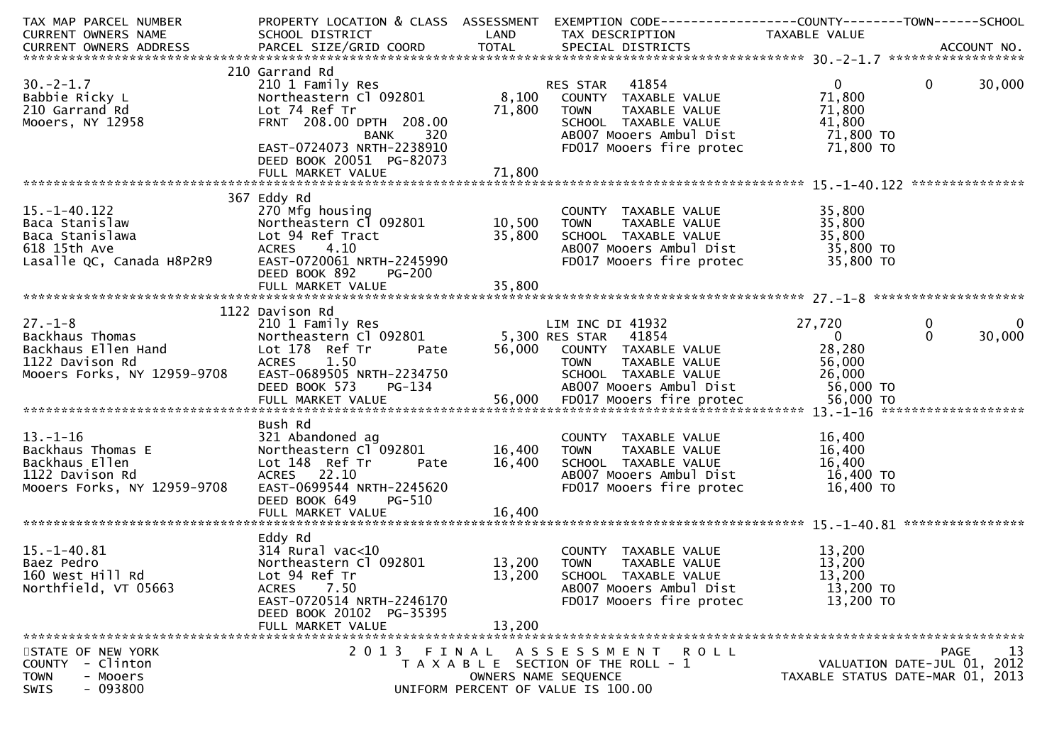| TAX MAP PARCEL NUMBER<br>CURRENT OWNERS NAME<br>CURRENT OWNERS ADDRESS | PROPERTY LOCATION & CLASS<br>SCHOOL DISTRICT<br>PARCEL SIZE/GRID COORD | ASSESSMENT<br>LAND<br>TOTAL | EXEMPTION CODE<br>TAX DESCRIPTION<br>SPECIAL DISTRICTS | COUNTY<br>TAXABLE VALUE | TOWN | SCHOOL<br>ACCOUNT NO. |
|---|---|---|---|---|---|---|
| **30.-2-1.7** | 210 Garrand Rd | | | | | |
| 30.-2-1.7 | 210 1 Family Res | | RES STAR 41854 | 0 | 0 | 30,000 |
| Babbie Ricky L | Northeastern Cl 092801 | 8,100 | COUNTY TAXABLE VALUE | 71,800 | | |
| 210 Garrand Rd | Lot 74 Ref Tr | 71,800 | TOWN TAXABLE VALUE | 71,800 | | |
| Mooers, NY 12958 | FRNT 208.00 DPTH 208.00 | | SCHOOL TAXABLE VALUE | 41,800 | | |
| | BANK 320 | | AB007 Mooers Ambul Dist | 71,800 TO | | |
| | EAST-0724073 NRTH-2238910 | | FD017 Mooers fire protec | 71,800 TO | | |
| | DEED BOOK 20051 PG-82073 | | | | | |
| | FULL MARKET VALUE | 71,800 | | | | |
| **15.-1-40.122** | 367 Eddy Rd | | | | | |
| 15.-1-40.122 | 270 Mfg housing | | COUNTY TAXABLE VALUE | 35,800 | | |
| Baca Stanislaw | Northeastern Cl 092801 | 10,500 | TOWN TAXABLE VALUE | 35,800 | | |
| Baca Stanislawa | Lot 94 Ref Tract | 35,800 | SCHOOL TAXABLE VALUE | 35,800 | | |
| 618 15th Ave | ACRES 4.10 | | AB007 Mooers Ambul Dist | 35,800 TO | | |
| Lasalle QC, Canada H8P2R9 | EAST-0720061 NRTH-2245990 | | FD017 Mooers fire protec | 35,800 TO | | |
| | DEED BOOK 892 PG-200 | | | | | |
| | FULL MARKET VALUE | 35,800 | | | | |
| **27.-1-8** | 1122 Davison Rd | | | | | |
| 27.-1-8 | 210 1 Family Res | | LIM INC DI 41932 | 27,720 | 0 | 0 |
| Backhaus Thomas | Northeastern Cl 092801 | 5,300 | RES STAR 41854 | 0 | 0 | 30,000 |
| Backhaus Ellen Hand | Lot 178 Ref Tr Pate | 56,000 | COUNTY TAXABLE VALUE | 28,280 | | |
| 1122 Davison Rd | ACRES 1.50 | | TOWN TAXABLE VALUE | 56,000 | | |
| Mooers Forks, NY 12959-9708 | EAST-0689505 NRTH-2234750 | | SCHOOL TAXABLE VALUE | 26,000 | | |
| | DEED BOOK 573 PG-134 | | AB007 Mooers Ambul Dist | 56,000 TO | | |
| | FULL MARKET VALUE | 56,000 | FD017 Mooers fire protec | 56,000 TO | | |
| **13.-1-16** | Bush Rd | | | | | |
| 13.-1-16 | 321 Abandoned ag | | COUNTY TAXABLE VALUE | 16,400 | | |
| Backhaus Thomas E | Northeastern Cl 092801 | 16,400 | TOWN TAXABLE VALUE | 16,400 | | |
| Backhaus Ellen | Lot 148 Ref Tr Pate | 16,400 | SCHOOL TAXABLE VALUE | 16,400 | | |
| 1122 Davison Rd | ACRES 22.10 | | AB007 Mooers Ambul Dist | 16,400 TO | | |
| Mooers Forks, NY 12959-9708 | EAST-0699544 NRTH-2245620 | | FD017 Mooers fire protec | 16,400 TO | | |
| | DEED BOOK 649 PG-510 | | | | | |
| | FULL MARKET VALUE | 16,400 | | | | |
| **15.-1-40.81** | Eddy Rd | | | | | |
| 15.-1-40.81 | 314 Rural vac<10 | | COUNTY TAXABLE VALUE | 13,200 | | |
| Baez Pedro | Northeastern Cl 092801 | 13,200 | TOWN TAXABLE VALUE | 13,200 | | |
| 160 West Hill Rd | Lot 94 Ref Tr | 13,200 | SCHOOL TAXABLE VALUE | 13,200 | | |
| Northfield, VT 05663 | ACRES 7.50 | | AB007 Mooers Ambul Dist | 13,200 TO | | |
| | EAST-0720514 NRTH-2246170 | | FD017 Mooers fire protec | 13,200 TO | | |
| | DEED BOOK 20102 PG-35395 | | | | | |
| | FULL MARKET VALUE | 13,200 | | | | |

STATE OF NEW YORK
COUNTY - Clinton
TOWN - Mooers
SWIS - 093800

2013 FINAL ASSESSMENT ROLL
TAXABLE SECTION OF THE ROLL - 1
OWNERS NAME SEQUENCE
UNIFORM PERCENT OF VALUE IS 100.00

VALUATION DATE-JUL 01, 2012
TAXABLE STATUS DATE-MAR 01, 2013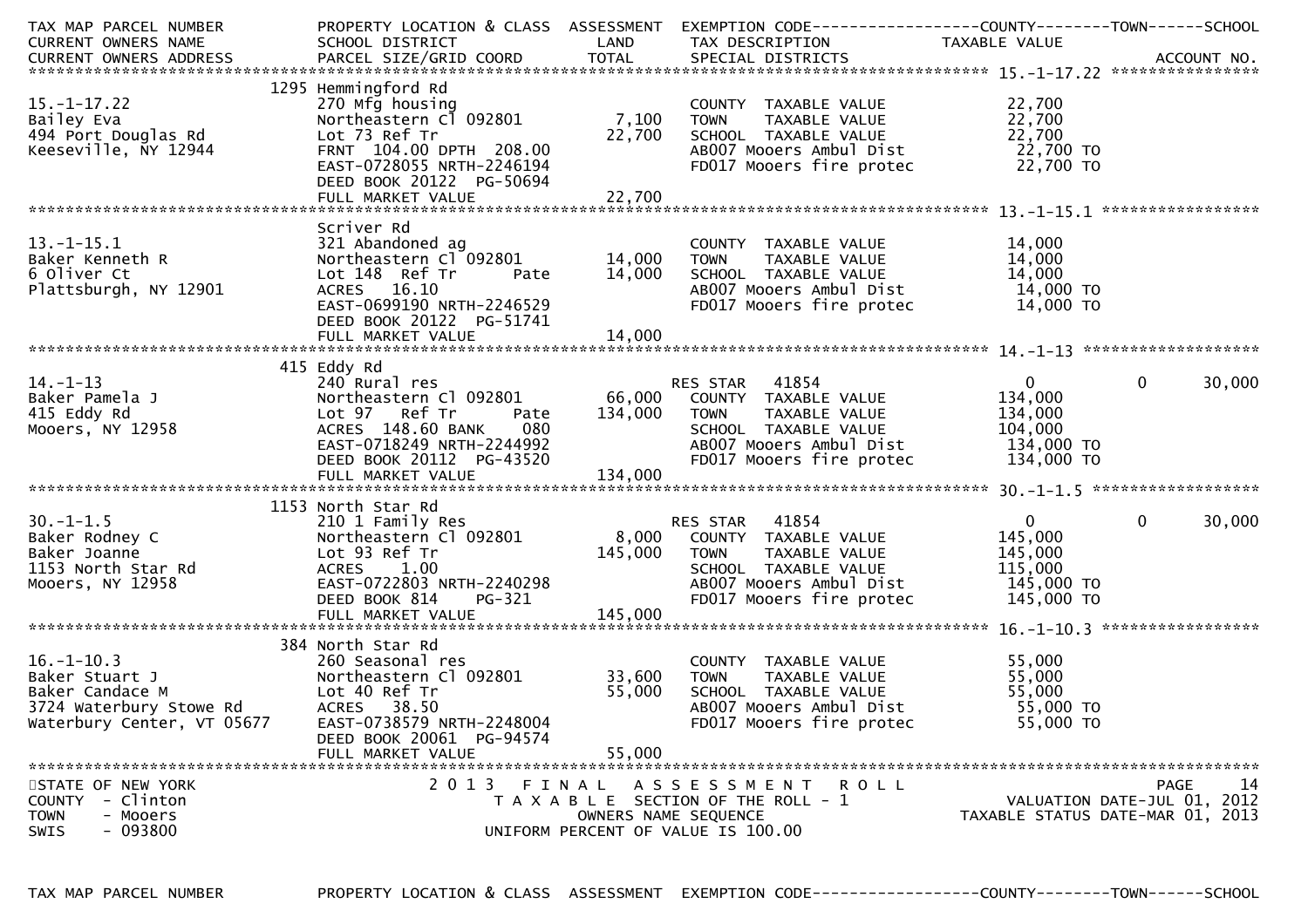| TAX MAP PARCEL NUMBER<br>CURRENT OWNERS NAME<br>CURRENT OWNERS ADDRESS | PROPERTY LOCATION & CLASS<br>SCHOOL DISTRICT<br>PARCEL SIZE/GRID COORD | ASSESSMENT<br>LAND<br>TOTAL | EXEMPTION CODE<br>TAX DESCRIPTION<br>SPECIAL DISTRICTS | COUNTY<br>TAXABLE VALUE | TOWN | SCHOOL<br>ACCOUNT NO. |
|---|---|---|---|---|---|---|
| **15.-1-17.22** | 1295 Hemmingford Rd | | | | | |
| 15.-1-17.22 | 270 Mfg housing | | COUNTY TAXABLE VALUE | 22,700 | | |
| Bailey Eva | Northeastern Cl 092801 | 7,100 | TOWN TAXABLE VALUE | 22,700 | | |
| 494 Port Douglas Rd | Lot 73 Ref Tr | 22,700 | SCHOOL TAXABLE VALUE | 22,700 | | |
| Keeseville, NY 12944 | FRNT 104.00 DPTH 208.00 | | AB007 Mooers Ambul Dist | 22,700 TO | | |
| | EAST-0728055 NRTH-2246194 | | FD017 Mooers fire protec | 22,700 TO | | |
| | DEED BOOK 20122 PG-50694 | | | | | |
| | FULL MARKET VALUE | 22,700 | | | | |
| **13.-1-15.1** | Scriver Rd | | | | | |
| 13.-1-15.1 | 321 Abandoned ag | | COUNTY TAXABLE VALUE | 14,000 | | |
| Baker Kenneth R | Northeastern Cl 092801 | 14,000 | TOWN TAXABLE VALUE | 14,000 | | |
| 6 Oliver Ct | Lot 148 Ref Tr Pate | 14,000 | SCHOOL TAXABLE VALUE | 14,000 | | |
| Plattsburgh, NY 12901 | ACRES 16.10 | | AB007 Mooers Ambul Dist | 14,000 TO | | |
| | EAST-0699190 NRTH-2246529 | | FD017 Mooers fire protec | 14,000 TO | | |
| | DEED BOOK 20122 PG-51741 | | | | | |
| | FULL MARKET VALUE | 14,000 | | | | |
| **14.-1-13** | 415 Eddy Rd | | | | | |
| 14.-1-13 | 240 Rural res | | RES STAR 41854 | 0 | 0 | 30,000 |
| Baker Pamela J | Northeastern Cl 092801 | 66,000 | COUNTY TAXABLE VALUE | 134,000 | | |
| 415 Eddy Rd | Lot 97 Ref Tr Pate | 134,000 | TOWN TAXABLE VALUE | 134,000 | | |
| Mooers, NY 12958 | ACRES 148.60 BANK 080 | | SCHOOL TAXABLE VALUE | 104,000 | | |
| | EAST-0718249 NRTH-2244992 | | AB007 Mooers Ambul Dist | 134,000 TO | | |
| | DEED BOOK 20112 PG-43520 | | FD017 Mooers fire protec | 134,000 TO | | |
| | FULL MARKET VALUE | 134,000 | | | | |
| **30.-1-1.5** | 1153 North Star Rd | | | | | |
| 30.-1-1.5 | 210 1 Family Res | | RES STAR 41854 | 0 | 0 | 30,000 |
| Baker Rodney C | Northeastern Cl 092801 | 8,000 | COUNTY TAXABLE VALUE | 145,000 | | |
| Baker Joanne | Lot 93 Ref Tr | 145,000 | TOWN TAXABLE VALUE | 145,000 | | |
| 1153 North Star Rd | ACRES 1.00 | | SCHOOL TAXABLE VALUE | 115,000 | | |
| Mooers, NY 12958 | EAST-0722803 NRTH-2240298 | | AB007 Mooers Ambul Dist | 145,000 TO | | |
| | DEED BOOK 814 PG-321 | | FD017 Mooers fire protec | 145,000 TO | | |
| | FULL MARKET VALUE | 145,000 | | | | |
| **16.-1-10.3** | 384 North Star Rd | | | | | |
| 16.-1-10.3 | 260 Seasonal res | | COUNTY TAXABLE VALUE | 55,000 | | |
| Baker Stuart J | Northeastern Cl 092801 | 33,600 | TOWN TAXABLE VALUE | 55,000 | | |
| Baker Candace M | Lot 40 Ref Tr | 55,000 | SCHOOL TAXABLE VALUE | 55,000 | | |
| 3724 Waterbury Stowe Rd | ACRES 38.50 | | AB007 Mooers Ambul Dist | 55,000 TO | | |
| Waterbury Center, VT 05677 | EAST-0738579 NRTH-2248004 | | FD017 Mooers fire protec | 55,000 TO | | |
| | DEED BOOK 20061 PG-94574 | | | | | |
| | FULL MARKET VALUE | 55,000 | | | | |

STATE OF NEW YORK
COUNTY - Clinton
TOWN - Mooers
SWIS - 093800

2 0 1 3 F I N A L A S S E S S M E N T R O L L
T A X A B L E SECTION OF THE ROLL - 1
OWNERS NAME SEQUENCE
UNIFORM PERCENT OF VALUE IS 100.00

VALUATION DATE-JUL 01, 2012
TAXABLE STATUS DATE-MAR 01, 2013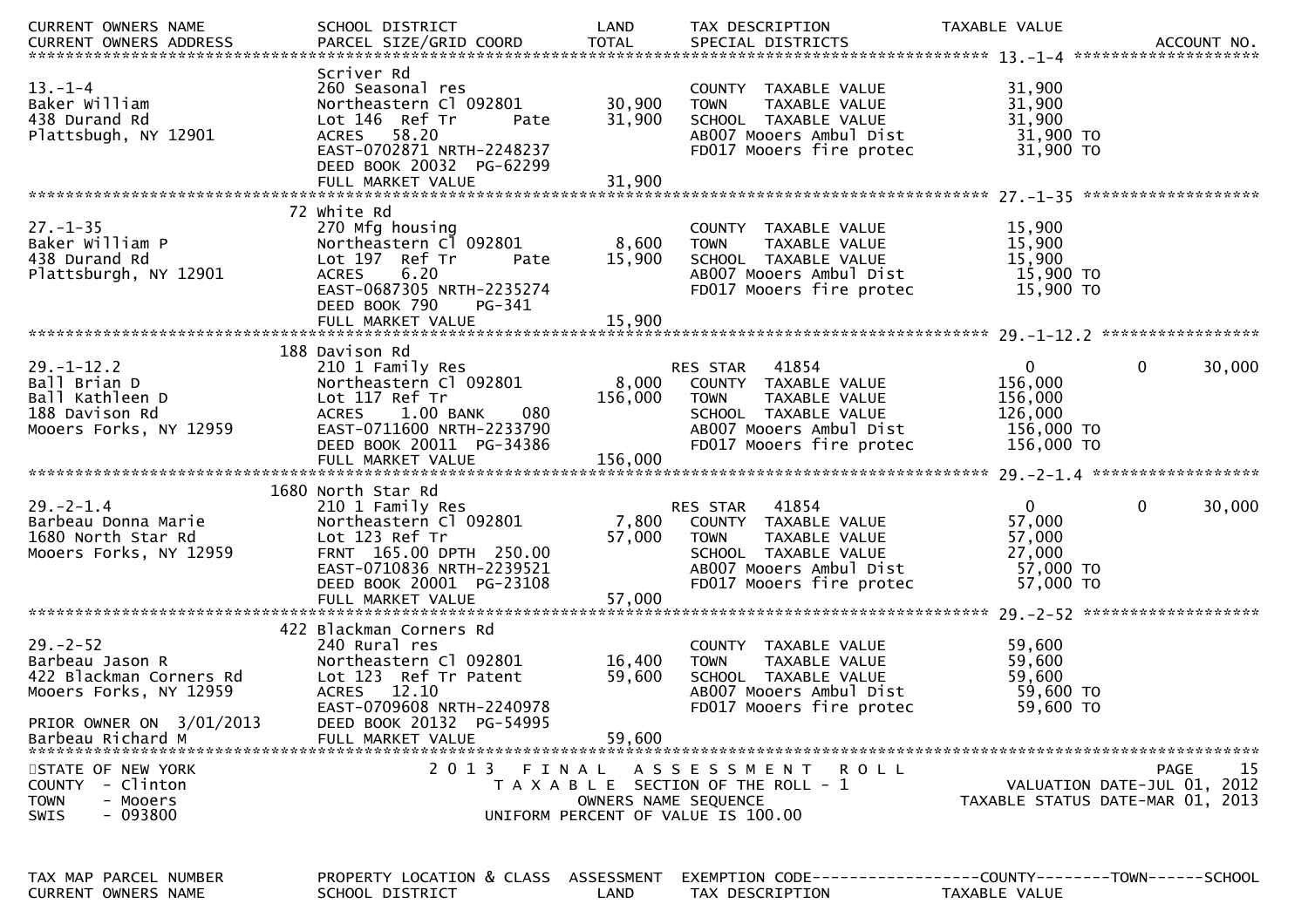| CURRENT OWNERS NAME / CURRENT OWNERS ADDRESS | SCHOOL DISTRICT / PARCEL SIZE/GRID COORD | LAND / TOTAL | TAX DESCRIPTION / SPECIAL DISTRICTS | TAXABLE VALUE | | ACCOUNT NO. |
|---|---|---|---|---|---|---|
| **13.-1-4** | Scriver Rd | | | | | |
| 13.-1-4 | 260 Seasonal res | | COUNTY TAXABLE VALUE | 31,900 | | |
| Baker William | Northeastern Cl 092801 | 30,900 | TOWN TAXABLE VALUE | 31,900 | | |
| 438 Durand Rd | Lot 146 Ref Tr Pate | 31,900 | SCHOOL TAXABLE VALUE | 31,900 | | |
| Plattsbugh, NY 12901 | ACRES 58.20 | | AB007 Mooers Ambul Dist | 31,900 TO | | |
| | EAST-0702871 NRTH-2248237 | | FD017 Mooers fire protec | 31,900 TO | | |
| | DEED BOOK 20032 PG-62299 | | | | | |
| | FULL MARKET VALUE | 31,900 | | | | |
| **27.-1-35** | 72 White Rd | | | | | |
| 27.-1-35 | 270 Mfg housing | | COUNTY TAXABLE VALUE | 15,900 | | |
| Baker William P | Northeastern Cl 092801 | 8,600 | TOWN TAXABLE VALUE | 15,900 | | |
| 438 Durand Rd | Lot 197 Ref Tr Pate | 15,900 | SCHOOL TAXABLE VALUE | 15,900 | | |
| Plattsburgh, NY 12901 | ACRES 6.20 | | AB007 Mooers Ambul Dist | 15,900 TO | | |
| | EAST-0687305 NRTH-2235274 | | FD017 Mooers fire protec | 15,900 TO | | |
| | DEED BOOK 790 PG-341 | | | | | |
| | FULL MARKET VALUE | 15,900 | | | | |
| **29.-1-12.2** | 188 Davison Rd | | | | | |
| 29.-1-12.2 | 210 1 Family Res | | RES STAR 41854 | 0 | 0 | 30,000 |
| Ball Brian D | Northeastern Cl 092801 | 8,000 | COUNTY TAXABLE VALUE | 156,000 | | |
| Ball Kathleen D | Lot 117 Ref Tr | 156,000 | TOWN TAXABLE VALUE | 156,000 | | |
| 188 Davison Rd | ACRES 1.00 BANK 080 | | SCHOOL TAXABLE VALUE | 126,000 | | |
| Mooers Forks, NY 12959 | EAST-0711600 NRTH-2233790 | | AB007 Mooers Ambul Dist | 156,000 TO | | |
| | DEED BOOK 20011 PG-34386 | | FD017 Mooers fire protec | 156,000 TO | | |
| | FULL MARKET VALUE | 156,000 | | | | |
| **29.-2-1.4** | 1680 North Star Rd | | | | | |
| 29.-2-1.4 | 210 1 Family Res | | RES STAR 41854 | 0 | 0 | 30,000 |
| Barbeau Donna Marie | Northeastern Cl 092801 | 7,800 | COUNTY TAXABLE VALUE | 57,000 | | |
| 1680 North Star Rd | Lot 123 Ref Tr | 57,000 | TOWN TAXABLE VALUE | 57,000 | | |
| Mooers Forks, NY 12959 | FRNT 165.00 DPTH 250.00 | | SCHOOL TAXABLE VALUE | 27,000 | | |
| | EAST-0710836 NRTH-2239521 | | AB007 Mooers Ambul Dist | 57,000 TO | | |
| | DEED BOOK 20001 PG-23108 | | FD017 Mooers fire protec | 57,000 TO | | |
| | FULL MARKET VALUE | 57,000 | | | | |
| **29.-2-52** | 422 Blackman Corners Rd | | | | | |
| 29.-2-52 | 240 Rural res | | COUNTY TAXABLE VALUE | 59,600 | | |
| Barbeau Jason R | Northeastern Cl 092801 | 16,400 | TOWN TAXABLE VALUE | 59,600 | | |
| 422 Blackman Corners Rd | Lot 123 Ref Tr Patent | 59,600 | SCHOOL TAXABLE VALUE | 59,600 | | |
| Mooers Forks, NY 12959 | ACRES 12.10 | | AB007 Mooers Ambul Dist | 59,600 TO | | |
| | EAST-0709608 NRTH-2240978 | | FD017 Mooers fire protec | 59,600 TO | | |
| PRIOR OWNER ON 3/01/2013 | DEED BOOK 20132 PG-54995 | | | | | |
| Barbeau Richard M | FULL MARKET VALUE | 59,600 | | | | |

STATE OF NEW YORK — 2013 FINAL ASSESSMENT ROLL
COUNTY - Clinton — TAXABLE SECTION OF THE ROLL - 1 — VALUATION DATE-JUL 01, 2012
TOWN - Mooers — OWNERS NAME SEQUENCE — TAXABLE STATUS DATE-MAR 01, 2013
SWIS - 093800 — UNIFORM PERCENT OF VALUE IS 100.00

| TAX MAP PARCEL NUMBER | PROPERTY LOCATION & CLASS | ASSESSMENT | EXEMPTION CODE-----------------COUNTY--------TOWN------SCHOOL |
|---|---|---|---|
| CURRENT OWNERS NAME | SCHOOL DISTRICT | LAND | TAX DESCRIPTION TAXABLE VALUE |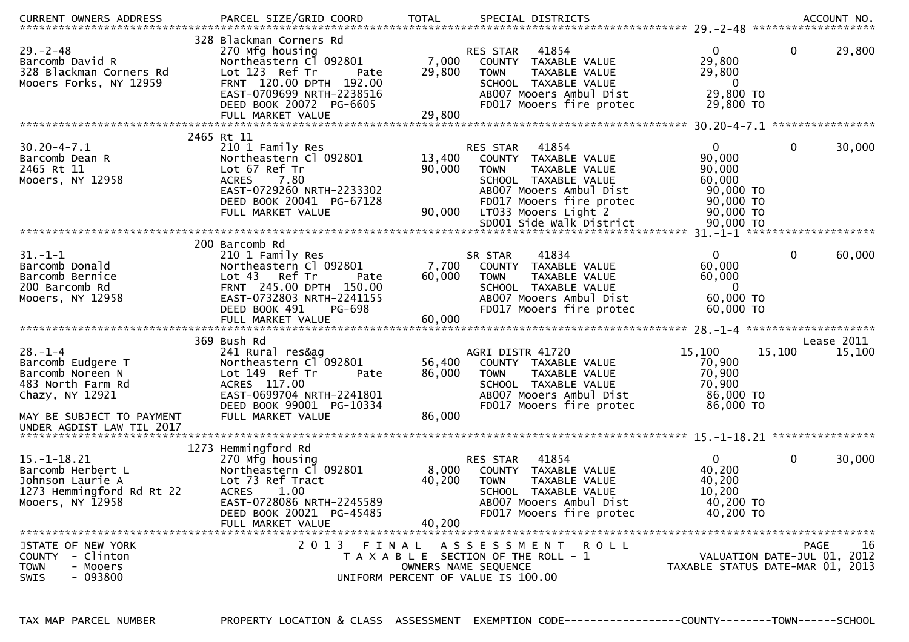| CURRENT OWNERS ADDRESS | PARCEL SIZE/GRID COORD | TOTAL | SPECIAL DISTRICTS | | | ACCOUNT NO. |
|---|---|---|---|---|---|---|
| ****************************** | ****************************** | ****** | ****************************** 29.-2-48 | | | ****************** |
| | 328 Blackman Corners Rd | | | | | |
| 29.-2-48 | 270 Mfg housing | | RES STAR 41854 | 0 | 0 | 29,800 |
| Barcomb David R | Northeastern Cl 092801 | 7,000 | COUNTY TAXABLE VALUE | 29,800 | | |
| 328 Blackman Corners Rd | Lot 123 Ref Tr Pate | 29,800 | TOWN TAXABLE VALUE | 29,800 | | |
| Mooers Forks, NY 12959 | FRNT 120.00 DPTH 192.00 | | SCHOOL TAXABLE VALUE | 0 | | |
| | EAST-0709699 NRTH-2238516 | | AB007 Mooers Ambul Dist | 29,800 TO | | |
| | DEED BOOK 20072 PG-6605 | | FD017 Mooers fire protec | 29,800 TO | | |
| | FULL MARKET VALUE | 29,800 | | | | |
| ****************************** | ****************************** | ****** | ****************************** 30.20-4-7.1 | | | ****************** |
| | 2465 Rt 11 | | | | | |
| 30.20-4-7.1 | 210 1 Family Res | | RES STAR 41854 | 0 | 0 | 30,000 |
| Barcomb Dean R | Northeastern Cl 092801 | 13,400 | COUNTY TAXABLE VALUE | 90,000 | | |
| 2465 Rt 11 | Lot 67 Ref Tr | 90,000 | TOWN TAXABLE VALUE | 90,000 | | |
| Mooers, NY 12958 | ACRES 7.80 | | SCHOOL TAXABLE VALUE | 60,000 | | |
| | EAST-0729260 NRTH-2233302 | | AB007 Mooers Ambul Dist | 90,000 TO | | |
| | DEED BOOK 20041 PG-67128 | | FD017 Mooers fire protec | 90,000 TO | | |
| | FULL MARKET VALUE | 90,000 | LT033 Mooers Light 2 | 90,000 TO | | |
| | | | SD001 Side walk District | 90,000 TO | | |
| ****************************** | ****************************** | ****** | ****************************** 31.-1-1 | | | ****************** |
| | 200 Barcomb Rd | | | | | |
| 31.-1-1 | 210 1 Family Res | | SR STAR 41834 | 0 | 0 | 60,000 |
| Barcomb Donald | Northeastern Cl 092801 | 7,700 | COUNTY TAXABLE VALUE | 60,000 | | |
| Barcomb Bernice | Lot 43 Ref Tr Pate | 60,000 | TOWN TAXABLE VALUE | 60,000 | | |
| 200 Barcomb Rd | FRNT 245.00 DPTH 150.00 | | SCHOOL TAXABLE VALUE | 0 | | |
| Mooers, NY 12958 | EAST-0732803 NRTH-2241155 | | AB007 Mooers Ambul Dist | 60,000 TO | | |
| | DEED BOOK 491 PG-698 | | FD017 Mooers fire protec | 60,000 TO | | |
| | FULL MARKET VALUE | 60,000 | | | | |
| ****************************** | ****************************** | ****** | ****************************** 28.-1-4 | | | ****************** |
| | 369 Bush Rd | | | | | Lease 2011 |
| 28.-1-4 | 241 Rural res&ag | | AGRI DISTR 41720 | 15,100 | 15,100 | 15,100 |
| Barcomb Eudgere T | Northeastern Cl 092801 | 56,400 | COUNTY TAXABLE VALUE | 70,900 | | |
| Barcomb Noreen N | Lot 149 Ref Tr Pate | 86,000 | TOWN TAXABLE VALUE | 70,900 | | |
| 483 North Farm Rd | ACRES 117.00 | | SCHOOL TAXABLE VALUE | 70,900 | | |
| Chazy, NY 12921 | EAST-0699704 NRTH-2241801 | | AB007 Mooers Ambul Dist | 86,000 TO | | |
| | DEED BOOK 99001 PG-10334 | | FD017 Mooers fire protec | 86,000 TO | | |
| MAY BE SUBJECT TO PAYMENT | FULL MARKET VALUE | 86,000 | | | | |
| UNDER AGDIST LAW TIL 2017 | | | | | | |
| ****************************** | ****************************** | ****** | ****************************** 15.-1-18.21 | | | ****************** |
| | 1273 Hemmingford Rd | | | | | |
| 15.-1-18.21 | 270 Mfg housing | | RES STAR 41854 | 0 | 0 | 30,000 |
| Barcomb Herbert L | Northeastern Cl 092801 | 8,000 | COUNTY TAXABLE VALUE | 40,200 | | |
| Johnson Laurie A | Lot 73 Ref Tract | 40,200 | TOWN TAXABLE VALUE | 40,200 | | |
| 1273 Hemmingford Rd Rt 22 | ACRES 1.00 | | SCHOOL TAXABLE VALUE | 10,200 | | |
| Mooers, NY 12958 | EAST-0728086 NRTH-2245589 | | AB007 Mooers Ambul Dist | 40,200 TO | | |
| | DEED BOOK 20021 PG-45485 | | FD017 Mooers fire protec | 40,200 TO | | |
| | FULL MARKET VALUE | 40,200 | | | | |

STATE OF NEW YORK
COUNTY - Clinton
TOWN - Mooers
SWIS - 093800

2013 FINAL ASSESSMENT ROLL
TAXABLE SECTION OF THE ROLL - 1
OWNERS NAME SEQUENCE
UNIFORM PERCENT OF VALUE IS 100.00

VALUATION DATE-JUL 01, 2012
TAXABLE STATUS DATE-MAR 01, 2013

TAX MAP PARCEL NUMBER PROPERTY LOCATION & CLASS ASSESSMENT EXEMPTION CODE------------------COUNTY--------TOWN------SCHOOL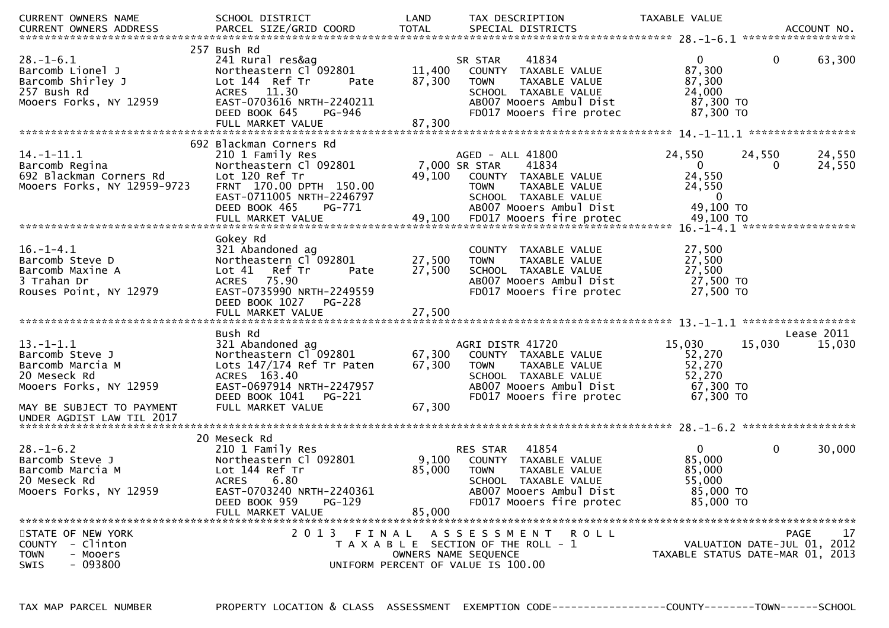| CURRENT OWNERS NAME<br>CURRENT OWNERS ADDRESS | SCHOOL DISTRICT<br>PARCEL SIZE/GRID COORD | LAND<br>TOTAL | TAX DESCRIPTION<br>SPECIAL DISTRICTS | TAXABLE VALUE | | ACCOUNT NO. |
|---|---|---|---|---|---|---|
| ************************* 28.-1-6.1 ************ | | | | | | |
| | 257 Bush Rd | | | | | |
| 28.-1-6.1 | 241 Rural res&ag | | SR STAR 41834 | 0 | 0 | 63,300 |
| Barcomb Lionel J | Northeastern Cl 092801 | 11,400 | COUNTY TAXABLE VALUE | 87,300 | | |
| Barcomb Shirley J | Lot 144 Ref Tr Pate | 87,300 | TOWN TAXABLE VALUE | 87,300 | | |
| 257 Bush Rd | ACRES 11.30 | | SCHOOL TAXABLE VALUE | 24,000 | | |
| Mooers Forks, NY 12959 | EAST-0703616 NRTH-2240211 | | AB007 Mooers Ambul Dist | 87,300 TO | | |
| | DEED BOOK 645 PG-946 | | FD017 Mooers fire protec | 87,300 TO | | |
| | FULL MARKET VALUE | 87,300 | | | | |
| ************************* 14.-1-11.1 ************ | | | | | | |
| | 692 Blackman Corners Rd | | | | | |
| 14.-1-11.1 | 210 1 Family Res | | AGED - ALL 41800 | 24,550 | 24,550 | 24,550 |
| Barcomb Regina | Northeastern Cl 092801 | 7,000 | SR STAR 41834 | 0 | 0 | 24,550 |
| 692 Blackman Corners Rd | Lot 120 Ref Tr | 49,100 | COUNTY TAXABLE VALUE | 24,550 | | |
| Mooers Forks, NY 12959-9723 | FRNT 170.00 DPTH 150.00 | | TOWN TAXABLE VALUE | 24,550 | | |
| | EAST-0711005 NRTH-2246797 | | SCHOOL TAXABLE VALUE | 0 | | |
| | DEED BOOK 465 PG-771 | | AB007 Mooers Ambul Dist | 49,100 TO | | |
| | FULL MARKET VALUE | 49,100 | FD017 Mooers fire protec | 49,100 TO | | |
| ************************* 16.-1-4.1 ************ | | | | | | |
| | Gokey Rd | | | | | |
| 16.-1-4.1 | 321 Abandoned ag | | COUNTY TAXABLE VALUE | 27,500 | | |
| Barcomb Steve D | Northeastern Cl 092801 | 27,500 | TOWN TAXABLE VALUE | 27,500 | | |
| Barcomb Maxine A | Lot 41 Ref Tr Pate | 27,500 | SCHOOL TAXABLE VALUE | 27,500 | | |
| 3 Trahan Dr | ACRES 75.90 | | AB007 Mooers Ambul Dist | 27,500 TO | | |
| Rouses Point, NY 12979 | EAST-0735990 NRTH-2249559 | | FD017 Mooers fire protec | 27,500 TO | | |
| | DEED BOOK 1027 PG-228 | | | | | |
| | FULL MARKET VALUE | 27,500 | | | | |
| ************************* 13.-1-1.1 ************ | | | | | | |
| | Bush Rd | | | | | Lease 2011 |
| 13.-1-1.1 | 321 Abandoned ag | | AGRI DISTR 41720 | 15,030 | 15,030 | 15,030 |
| Barcomb Steve J | Northeastern Cl 092801 | 67,300 | COUNTY TAXABLE VALUE | 52,270 | | |
| Barcomb Marcia M | Lots 147/174 Ref Tr Paten | 67,300 | TOWN TAXABLE VALUE | 52,270 | | |
| 20 Meseck Rd | ACRES 163.40 | | SCHOOL TAXABLE VALUE | 52,270 | | |
| Mooers Forks, NY 12959 | EAST-0697914 NRTH-2247957 | | AB007 Mooers Ambul Dist | 67,300 TO | | |
| | DEED BOOK 1041 PG-221 | | FD017 Mooers fire protec | 67,300 TO | | |
| MAY BE SUBJECT TO PAYMENT UNDER AGDIST LAW TIL 2017 | FULL MARKET VALUE | 67,300 | | | | |
| ************************* 28.-1-6.2 ************ | | | | | | |
| | 20 Meseck Rd | | | | | |
| 28.-1-6.2 | 210 1 Family Res | | RES STAR 41854 | 0 | 0 | 30,000 |
| Barcomb Steve J | Northeastern Cl 092801 | 9,100 | COUNTY TAXABLE VALUE | 85,000 | | |
| Barcomb Marcia M | Lot 144 Ref Tr | 85,000 | TOWN TAXABLE VALUE | 85,000 | | |
| 20 Meseck Rd | ACRES 6.80 | | SCHOOL TAXABLE VALUE | 55,000 | | |
| Mooers Forks, NY 12959 | EAST-0703240 NRTH-2240361 | | AB007 Mooers Ambul Dist | 85,000 TO | | |
| | DEED BOOK 959 PG-129 | | FD017 Mooers fire protec | 85,000 TO | | |
| | FULL MARKET VALUE | 85,000 | | | | |

STATE OF NEW YORK
COUNTY - Clinton
TOWN - Mooers
SWIS - 093800

2 0 1 3 F I N A L A S S E S S M E N T R O L L
T A X A B L E SECTION OF THE ROLL - 1
OWNERS NAME SEQUENCE
UNIFORM PERCENT OF VALUE IS 100.00

VALUATION DATE-JUL 01, 2012
TAXABLE STATUS DATE-MAR 01, 2013

TAX MAP PARCEL NUMBER PROPERTY LOCATION & CLASS ASSESSMENT EXEMPTION CODE------------------COUNTY--------TOWN------SCHOOL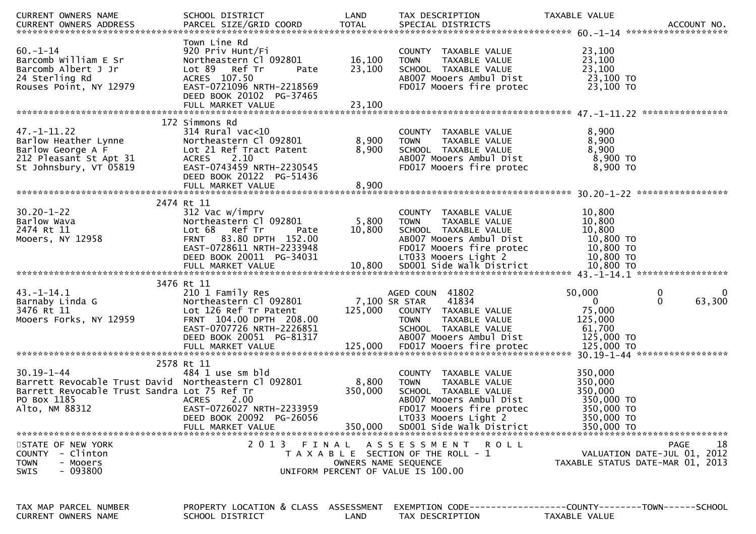| CURRENT OWNERS NAME<br>CURRENT OWNERS ADDRESS | SCHOOL DISTRICT<br>PARCEL SIZE/GRID COORD | LAND<br>TOTAL | TAX DESCRIPTION<br>SPECIAL DISTRICTS | TAXABLE VALUE | ACCOUNT NO. |
|---|---|---|---|---|---|
| **60.-1-14** | | | | | |
| | Town Line Rd | | | | |
| 60.-1-14 | 920 Priv Hunt/Fi | | COUNTY TAXABLE VALUE | 23,100 | |
| Barcomb William E Sr | Northeastern Cl 092801 | 16,100 | TOWN TAXABLE VALUE | 23,100 | |
| Barcomb Albert J Jr | Lot 89 Ref Tr Pate | 23,100 | SCHOOL TAXABLE VALUE | 23,100 | |
| 24 Sterling Rd | ACRES 107.50 | | AB007 Mooers Ambul Dist | 23,100 TO | |
| Rouses Point, NY 12979 | EAST-0721096 NRTH-2218569 | | FD017 Mooers fire protec | 23,100 TO | |
| | DEED BOOK 20102 PG-37465 | | | | |
| | FULL MARKET VALUE | 23,100 | | | |
| **47.-1-11.22** | | | | | |
| | 172 Simmons Rd | | | | |
| 47.-1-11.22 | 314 Rural vac<10 | | COUNTY TAXABLE VALUE | 8,900 | |
| Barlow Heather Lynne | Northeastern Cl 092801 | 8,900 | TOWN TAXABLE VALUE | 8,900 | |
| Barlow George A F | Lot 21 Ref Tract Patent | 8,900 | SCHOOL TAXABLE VALUE | 8,900 | |
| 212 Pleasant St Apt 31 | ACRES 2.10 | | AB007 Mooers Ambul Dist | 8,900 TO | |
| St Johnsbury, VT 05819 | EAST-0743459 NRTH-2230545 | | FD017 Mooers fire protec | 8,900 TO | |
| | DEED BOOK 20122 PG-51436 | | | | |
| | FULL MARKET VALUE | 8,900 | | | |
| **30.20-1-22** | | | | | |
| | 2474 Rt 11 | | | | |
| 30.20-1-22 | 312 Vac w/imprv | | COUNTY TAXABLE VALUE | 10,800 | |
| Barlow Wava | Northeastern Cl 092801 | 5,800 | TOWN TAXABLE VALUE | 10,800 | |
| 2474 Rt 11 | Lot 68 Ref Tr Pate | 10,800 | SCHOOL TAXABLE VALUE | 10,800 | |
| Mooers, NY 12958 | FRNT 83.80 DPTH 152.00 | | AB007 Mooers Ambul Dist | 10,800 TO | |
| | EAST-0728611 NRTH-2233948 | | FD017 Mooers fire protec | 10,800 TO | |
| | DEED BOOK 20011 PG-34031 | | LT033 Mooers Light 2 | 10,800 TO | |
| | FULL MARKET VALUE | 10,800 | SD001 Side walk District | 10,800 TO | |
| **43.-1-14.1** | | | | | |
| | 3476 Rt 11 | | | | |
| 43.-1-14.1 | 210 1 Family Res | | AGED COUN 41802 | 50,000 0 | 0 |
| Barnaby Linda G | Northeastern Cl 092801 | 7,100 | SR STAR 41834 | 0 0 | 63,300 |
| 3476 Rt 11 | Lot 126 Ref Tr Patent | 125,000 | COUNTY TAXABLE VALUE | 75,000 | |
| Mooers Forks, NY 12959 | FRNT 104.00 DPTH 208.00 | | TOWN TAXABLE VALUE | 125,000 | |
| | EAST-0707726 NRTH-2226851 | | SCHOOL TAXABLE VALUE | 61,700 | |
| | DEED BOOK 20051 PG-81317 | | AB007 Mooers Ambul Dist | 125,000 TO | |
| | FULL MARKET VALUE | 125,000 | FD017 Mooers fire protec | 125,000 TO | |
| **30.19-1-44** | | | | | |
| | 2578 Rt 11 | | | | |
| 30.19-1-44 | 484 1 use sm bld | | COUNTY TAXABLE VALUE | 350,000 | |
| Barrett Revocable Trust David | Northeastern Cl 092801 | 8,800 | TOWN TAXABLE VALUE | 350,000 | |
| Barrett Revocable Trust Sandra | Lot 75 Ref Tr | 350,000 | SCHOOL TAXABLE VALUE | 350,000 | |
| PO Box 1185 | ACRES 2.00 | | AB007 Mooers Ambul Dist | 350,000 TO | |
| Alto, NM 88312 | EAST-0726027 NRTH-2233959 | | FD017 Mooers fire protec | 350,000 TO | |
| | DEED BOOK 20092 PG-26056 | | LT033 Mooers Light 2 | 350,000 TO | |
| | FULL MARKET VALUE | 350,000 | SD001 Side walk District | 350,000 TO | |

STATE OF NEW YORK
COUNTY - Clinton
TOWN - Mooers
SWIS - 093800

2013 FINAL ASSESSMENT ROLL
TAXABLE SECTION OF THE ROLL - 1
OWNERS NAME SEQUENCE
UNIFORM PERCENT OF VALUE IS 100.00

PAGE 18
VALUATION DATE-JUL 01, 2012
TAXABLE STATUS DATE-MAR 01, 2013

| TAX MAP PARCEL NUMBER<br>CURRENT OWNERS NAME | PROPERTY LOCATION & CLASS<br>SCHOOL DISTRICT | ASSESSMENT<br>LAND | EXEMPTION CODE------------------COUNTY--------TOWN------SCHOOL<br>TAX DESCRIPTION | TAXABLE VALUE |
|---|---|---|---|---|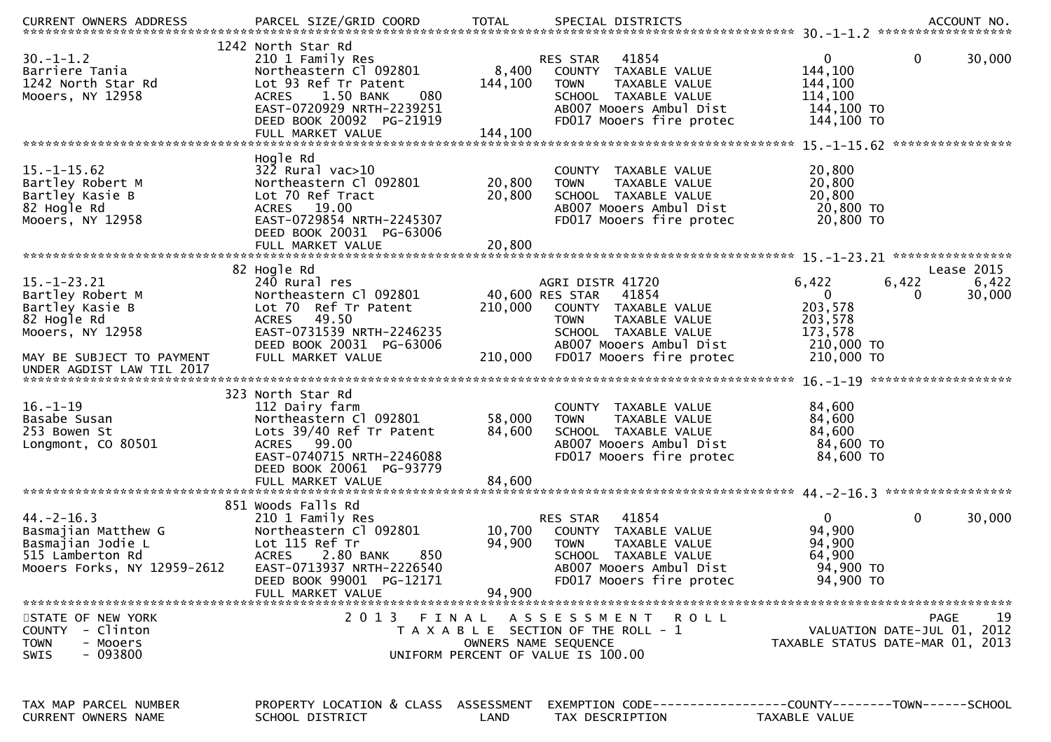```
CURRENT OWNERS ADDRESS          PARCEL SIZE/GRID COORD          TOTAL        SPECIAL DISTRICTS                                      ACCOUNT NO.
******************************************************************************************************* 30.-1-1.2 *******************
                              1242 North Star Rd
30.-1-1.2                      210 1 Family Res                       RES STAR    41854                  0           0      30,000
Barriere Tania                 Northeastern Cl 092801        8,400    COUNTY  TAXABLE VALUE            144,100
1242 North Star Rd             Lot 93 Ref Tr Patent        144,100    TOWN    TAXABLE VALUE            144,100
Mooers, NY 12958               ACRES    1.50 BANK     080             SCHOOL  TAXABLE VALUE            114,100
                               EAST-0720929 NRTH-2239251              AB007 Mooers Ambul Dist           144,100 TO
                               DEED BOOK 20092  PG-21919              FD017 Mooers fire protec          144,100 TO
                               FULL MARKET VALUE           144,100
******************************************************************************************************* 15.-1-15.62 ****************
                               Hogle Rd
15.-1-15.62                    322 Rural vac>10                       COUNTY  TAXABLE VALUE             20,800
Bartley Robert M               Northeastern Cl 092801       20,800    TOWN    TAXABLE VALUE             20,800
Bartley Kasie B                Lot 70 Ref Tract             20,800    SCHOOL  TAXABLE VALUE             20,800
82 Hogle Rd                    ACRES   19.00                          AB007 Mooers Ambul Dist            20,800 TO
Mooers, NY 12958               EAST-0729854 NRTH-2245307              FD017 Mooers fire protec           20,800 TO
                               DEED BOOK 20031  PG-63006
                               FULL MARKET VALUE            20,800
******************************************************************************************************* 15.-1-23.21 ****************
                               82 Hogle Rd                                                                               Lease 2015
15.-1-23.21                    240 Rural res                          AGRI DISTR 41720               6,422       6,422       6,422
Bartley Robert M               Northeastern Cl 092801       40,600 RES STAR    41854                  0           0      30,000
Bartley Kasie B                Lot 70  Ref Tr Patent       210,000    COUNTY  TAXABLE VALUE            203,578
82 Hogle Rd                    ACRES   49.50                          TOWN    TAXABLE VALUE            203,578
Mooers, NY 12958               EAST-0731539 NRTH-2246235              SCHOOL  TAXABLE VALUE            173,578
                               DEED BOOK 20031  PG-63006              AB007 Mooers Ambul Dist           210,000 TO
MAY BE SUBJECT TO PAYMENT      FULL MARKET VALUE           210,000    FD017 Mooers fire protec          210,000 TO
UNDER AGDIST LAW TIL 2017
******************************************************************************************************* 16.-1-19 *******************
                               323 North Star Rd
16.-1-19                       112 Dairy farm                         COUNTY  TAXABLE VALUE             84,600
Basabe Susan                   Northeastern Cl 092801       58,000    TOWN    TAXABLE VALUE             84,600
253 Bowen St                   Lots 39/40 Ref Tr Patent     84,600    SCHOOL  TAXABLE VALUE             84,600
Longmont, CO 80501             ACRES   99.00                          AB007 Mooers Ambul Dist            84,600 TO
                               EAST-0740715 NRTH-2246088              FD017 Mooers fire protec           84,600 TO
                               DEED BOOK 20061  PG-93779
                               FULL MARKET VALUE            84,600
******************************************************************************************************* 44.-2-16.3 *****************
                               851 Woods Falls Rd
44.-2-16.3                     210 1 Family Res                       RES STAR    41854                  0           0      30,000
Basmajian Matthew G            Northeastern Cl 092801       10,700    COUNTY  TAXABLE VALUE             94,900
Basmajian Jodie L              Lot 115 Ref Tr               94,900    TOWN    TAXABLE VALUE             94,900
515 Lamberton Rd               ACRES    2.80 BANK     850             SCHOOL  TAXABLE VALUE             64,900
Mooers Forks, NY 12959-2612    EAST-0713937 NRTH-2226540              AB007 Mooers Ambul Dist            94,900 TO
                               DEED BOOK 99001  PG-12171              FD017 Mooers fire protec           94,900 TO
                               FULL MARKET VALUE            94,900
*************************************************************************************************************************************
STATE OF NEW YORK                    2 0 1 3   F I N A L   A S S E S S M E N T   R O L L                                  PAGE    19
COUNTY  - Clinton                       T A X A B L E  SECTION OF THE ROLL - 1                      VALUATION DATE-JUL 01, 2012
TOWN    - Mooers                               OWNERS NAME SEQUENCE                               TAXABLE STATUS DATE-MAR 01, 2013
SWIS    - 093800                         UNIFORM PERCENT OF VALUE IS 100.00


TAX MAP PARCEL NUMBER          PROPERTY LOCATION & CLASS  ASSESSMENT  EXEMPTION CODE------------------COUNTY--------TOWN------SCHOOL
CURRENT OWNERS NAME            SCHOOL DISTRICT               LAND      TAX DESCRIPTION            TAXABLE VALUE
```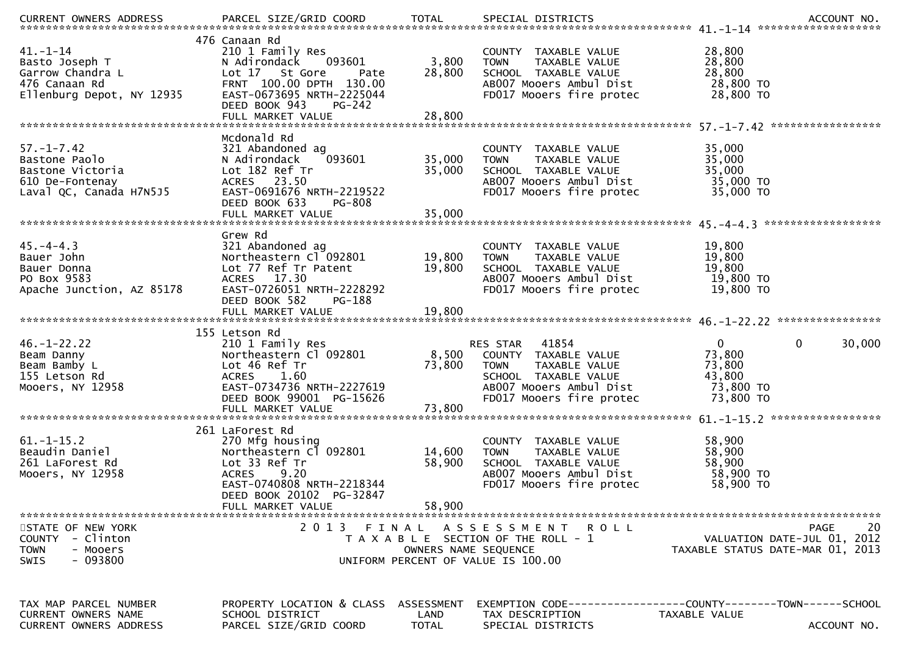| CURRENT OWNERS ADDRESS | PARCEL SIZE/GRID COORD | TOTAL | SPECIAL DISTRICTS | | | ACCOUNT NO. |
|---|---|---|---|---|---|---|
| **41.-1-14** | | | | | | |
| | 476 Canaan Rd | | | | | |
| 41.-1-14 | 210 1 Family Res | | COUNTY TAXABLE VALUE | 28,800 | | |
| Basto Joseph T | N Adirondack 093601 | 3,800 | TOWN TAXABLE VALUE | 28,800 | | |
| Garrow Chandra L | Lot 17 St Gore Pate | 28,800 | SCHOOL TAXABLE VALUE | 28,800 | | |
| 476 Canaan Rd | FRNT 100.00 DPTH 130.00 | | AB007 Mooers Ambul Dist | 28,800 TO | | |
| Ellenburg Depot, NY 12935 | EAST-0673695 NRTH-2225044 | | FD017 Mooers fire protec | 28,800 TO | | |
| | DEED BOOK 943 PG-242 | | | | | |
| | FULL MARKET VALUE | 28,800 | | | | |
| **57.-1-7.42** | | | | | | |
| | Mcdonald Rd | | | | | |
| 57.-1-7.42 | 321 Abandoned ag | | COUNTY TAXABLE VALUE | 35,000 | | |
| Bastone Paolo | N Adirondack 093601 | 35,000 | TOWN TAXABLE VALUE | 35,000 | | |
| Bastone Victoria | Lot 182 Ref Tr | 35,000 | SCHOOL TAXABLE VALUE | 35,000 | | |
| 610 De-Fontenay | ACRES 23.50 | | AB007 Mooers Ambul Dist | 35,000 TO | | |
| Laval QC, Canada H7N5J5 | EAST-0691676 NRTH-2219522 | | FD017 Mooers fire protec | 35,000 TO | | |
| | DEED BOOK 633 PG-808 | | | | | |
| | FULL MARKET VALUE | 35,000 | | | | |
| **45.-4-4.3** | | | | | | |
| | Grew Rd | | | | | |
| 45.-4-4.3 | 321 Abandoned ag | | COUNTY TAXABLE VALUE | 19,800 | | |
| Bauer John | Northeastern Cl 092801 | 19,800 | TOWN TAXABLE VALUE | 19,800 | | |
| Bauer Donna | Lot 77 Ref Tr Patent | 19,800 | SCHOOL TAXABLE VALUE | 19,800 | | |
| PO Box 9583 | ACRES 17.30 | | AB007 Mooers Ambul Dist | 19,800 TO | | |
| Apache Junction, AZ 85178 | EAST-0726051 NRTH-2228292 | | FD017 Mooers fire protec | 19,800 TO | | |
| | DEED BOOK 582 PG-188 | | | | | |
| | FULL MARKET VALUE | 19,800 | | | | |
| **46.-1-22.22** | | | | | | |
| | 155 Letson Rd | | | | | |
| 46.-1-22.22 | 210 1 Family Res | | RES STAR 41854 | 0 | 0 | 30,000 |
| Beam Danny | Northeastern Cl 092801 | 8,500 | COUNTY TAXABLE VALUE | 73,800 | | |
| Beam Bamby L | Lot 46 Ref Tr | 73,800 | TOWN TAXABLE VALUE | 73,800 | | |
| 155 Letson Rd | ACRES 1.60 | | SCHOOL TAXABLE VALUE | 43,800 | | |
| Mooers, NY 12958 | EAST-0734736 NRTH-2227619 | | AB007 Mooers Ambul Dist | 73,800 TO | | |
| | DEED BOOK 99001 PG-15626 | | FD017 Mooers fire protec | 73,800 TO | | |
| | FULL MARKET VALUE | 73,800 | | | | |
| **61.-1-15.2** | | | | | | |
| | 261 LaForest Rd | | | | | |
| 61.-1-15.2 | 270 Mfg housing | | COUNTY TAXABLE VALUE | 58,900 | | |
| Beaudin Daniel | Northeastern Cl 092801 | 14,600 | TOWN TAXABLE VALUE | 58,900 | | |
| 261 LaForest Rd | Lot 33 Ref Tr | 58,900 | SCHOOL TAXABLE VALUE | 58,900 | | |
| Mooers, NY 12958 | ACRES 9.20 | | AB007 Mooers Ambul Dist | 58,900 TO | | |
| | EAST-0740808 NRTH-2218344 | | FD017 Mooers fire protec | 58,900 TO | | |
| | DEED BOOK 20102 PG-32847 | | | | | |
| | FULL MARKET VALUE | 58,900 | | | | |

STATE OF NEW YORK
COUNTY - Clinton
TOWN - Mooers
SWIS - 093800

2 0 1 3 F I N A L A S S E S S M E N T R O L L
T A X A B L E SECTION OF THE ROLL - 1
OWNERS NAME SEQUENCE
UNIFORM PERCENT OF VALUE IS 100.00

VALUATION DATE-JUL 01, 2012
TAXABLE STATUS DATE-MAR 01, 2013

| TAX MAP PARCEL NUMBER | PROPERTY LOCATION & CLASS | ASSESSMENT | EXEMPTION CODE | COUNTY | TOWN | SCHOOL |
|---|---|---|---|---|---|---|
| CURRENT OWNERS NAME | SCHOOL DISTRICT | LAND | TAX DESCRIPTION | TAXABLE VALUE | | |
| CURRENT OWNERS ADDRESS | PARCEL SIZE/GRID COORD | TOTAL | SPECIAL DISTRICTS | | | ACCOUNT NO. |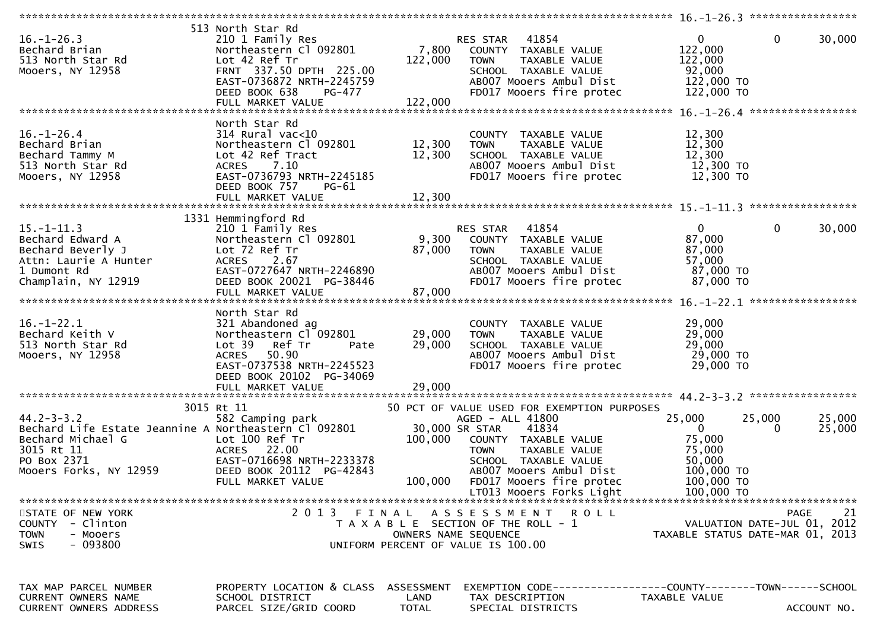**STATE OF NEW YORK** — 2013 FINAL ASSESSMENT ROLL — PAGE 21
COUNTY - Clinton — TAXABLE SECTION OF THE ROLL - 1 — VALUATION DATE-JUL 01, 2012
TOWN - Mooers — OWNERS NAME SEQUENCE — TAXABLE STATUS DATE-MAR 01, 2013
SWIS - 093800 — UNIFORM PERCENT OF VALUE IS 100.00

| TAX MAP PARCEL NUMBER / CURRENT OWNERS NAME / CURRENT OWNERS ADDRESS | PROPERTY LOCATION & CLASS / SCHOOL DISTRICT / PARCEL SIZE/GRID COORD | ASSESSMENT LAND / TOTAL | EXEMPTION CODE / TAX DESCRIPTION / SPECIAL DISTRICTS | COUNTY TAXABLE VALUE | TOWN | SCHOOL / ACCOUNT NO. |
|---|---|---|---|---|---|---|
| **16.-1-26.3** | 513 North Star Rd | | | | | |
| 16.-1-26.3 | 210 1 Family Res | | RES STAR 41854 | 0 | 0 | 30,000 |
| Bechard Brian | Northeastern Cl 092801 | 7,800 | COUNTY TAXABLE VALUE | 122,000 | | |
| 513 North Star Rd | Lot 42 Ref Tr | 122,000 | TOWN TAXABLE VALUE | 122,000 | | |
| Mooers, NY 12958 | FRNT 337.50 DPTH 225.00 | | SCHOOL TAXABLE VALUE | 92,000 | | |
| | EAST-0736872 NRTH-2245759 | | AB007 Mooers Ambul Dist | 122,000 TO | | |
| | DEED BOOK 638 PG-477 | | FD017 Mooers fire protec | 122,000 TO | | |
| | FULL MARKET VALUE | 122,000 | | | | |
| **16.-1-26.4** | North Star Rd | | | | | |
| 16.-1-26.4 | 314 Rural vac<10 | | COUNTY TAXABLE VALUE | 12,300 | | |
| Bechard Brian | Northeastern Cl 092801 | 12,300 | TOWN TAXABLE VALUE | 12,300 | | |
| Bechard Tammy M | Lot 42 Ref Tract | 12,300 | SCHOOL TAXABLE VALUE | 12,300 | | |
| 513 North Star Rd | ACRES 7.10 | | AB007 Mooers Ambul Dist | 12,300 TO | | |
| Mooers, NY 12958 | EAST-0736793 NRTH-2245185 | | FD017 Mooers fire protec | 12,300 TO | | |
| | DEED BOOK 757 PG-61 | | | | | |
| | FULL MARKET VALUE | 12,300 | | | | |
| **15.-1-11.3** | 1331 Hemmingford Rd | | | | | |
| 15.-1-11.3 | 210 1 Family Res | | RES STAR 41854 | 0 | 0 | 30,000 |
| Bechard Edward A | Northeastern Cl 092801 | 9,300 | COUNTY TAXABLE VALUE | 87,000 | | |
| Bechard Beverly J | Lot 72 Ref Tr | 87,000 | TOWN TAXABLE VALUE | 87,000 | | |
| Attn: Laurie A Hunter | ACRES 2.67 | | SCHOOL TAXABLE VALUE | 57,000 | | |
| 1 Dumont Rd | EAST-0727647 NRTH-2246890 | | AB007 Mooers Ambul Dist | 87,000 TO | | |
| Champlain, NY 12919 | DEED BOOK 20021 PG-38446 | | FD017 Mooers fire protec | 87,000 TO | | |
| | FULL MARKET VALUE | 87,000 | | | | |
| **16.-1-22.1** | North Star Rd | | | | | |
| 16.-1-22.1 | 321 Abandoned ag | | COUNTY TAXABLE VALUE | 29,000 | | |
| Bechard Keith V | Northeastern Cl 092801 | 29,000 | TOWN TAXABLE VALUE | 29,000 | | |
| 513 North Star Rd | Lot 39 Ref Tr Pate | 29,000 | SCHOOL TAXABLE VALUE | 29,000 | | |
| Mooers, NY 12958 | ACRES 50.90 | | AB007 Mooers Ambul Dist | 29,000 TO | | |
| | EAST-0737538 NRTH-2245523 | | FD017 Mooers fire protec | 29,000 TO | | |
| | DEED BOOK 20102 PG-34069 | | | | | |
| | FULL MARKET VALUE | 29,000 | | | | |
| **44.2-3-3.2** | 3015 Rt 11 | | 50 PCT OF VALUE USED FOR EXEMPTION PURPOSES | | | |
| 44.2-3-3.2 | 582 Camping park | | AGED - ALL 41800 | 25,000 | 25,000 | 25,000 |
| Bechard Life Estate Jeannine A | Northeastern Cl 092801 | 30,000 | SR STAR 41834 | 0 | 0 | 25,000 |
| Bechard Michael G | Lot 100 Ref Tr | 100,000 | COUNTY TAXABLE VALUE | 75,000 | | |
| 3015 Rt 11 | ACRES 22.00 | | TOWN TAXABLE VALUE | 75,000 | | |
| PO Box 2371 | EAST-0716698 NRTH-2233378 | | SCHOOL TAXABLE VALUE | 50,000 | | |
| Mooers Forks, NY 12959 | DEED BOOK 20112 PG-42843 | | AB007 Mooers Ambul Dist | 100,000 TO | | |
| | FULL MARKET VALUE | 100,000 | FD017 Mooers fire protec | 100,000 TO | | |
| | | | LT013 Mooers Forks Light | 100,000 TO | | |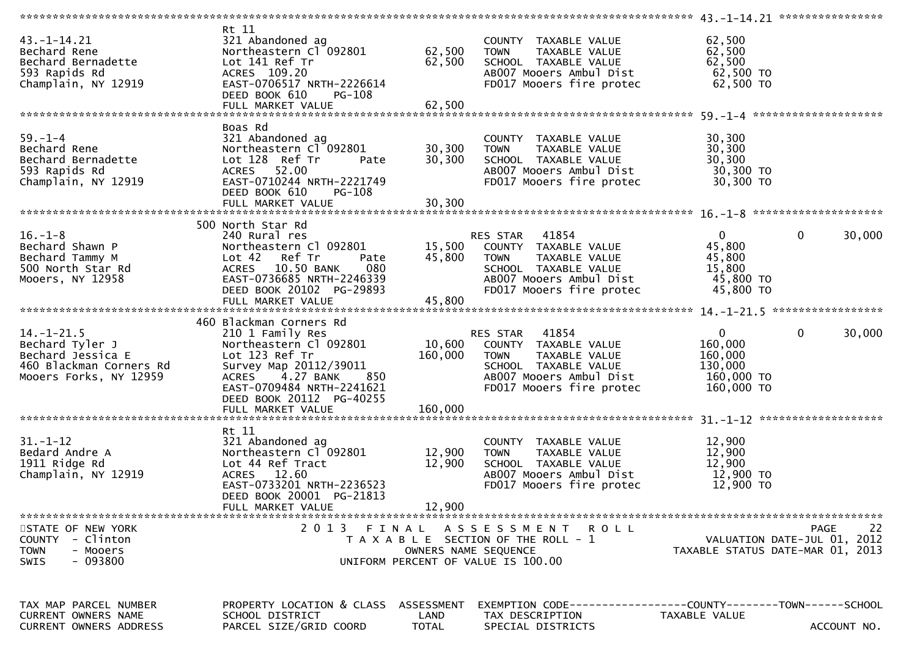```
******************************************************************************************************* 43.-1-14.21 ****************
                               Rt 11
43.-1-14.21                    321 Abandoned ag                         COUNTY  TAXABLE VALUE            62,500
Bechard Rene                   Northeastern Cl 092801      62,500      TOWN    TAXABLE VALUE            62,500
Bechard Bernadette             Lot 141 Ref Tr              62,500      SCHOOL  TAXABLE VALUE            62,500
593 Rapids Rd                  ACRES  109.20                            AB007 Mooers Ambul Dist           62,500 TO
Champlain, NY 12919            EAST-0706517 NRTH-2226614                FD017 Mooers fire protec          62,500 TO
                               DEED BOOK 610    PG-108
                               FULL MARKET VALUE           62,500
******************************************************************************************************* 59.-1-4 ********************
                               Boas Rd
59.-1-4                        321 Abandoned ag                         COUNTY  TAXABLE VALUE            30,300
Bechard Rene                   Northeastern Cl 092801      30,300      TOWN    TAXABLE VALUE            30,300
Bechard Bernadette             Lot 128  Ref Tr      Pate   30,300      SCHOOL  TAXABLE VALUE            30,300
593 Rapids Rd                  ACRES   52.00                            AB007 Mooers Ambul Dist           30,300 TO
Champlain, NY 12919            EAST-0710244 NRTH-2221749                FD017 Mooers fire protec          30,300 TO
                               DEED BOOK 610    PG-108
                               FULL MARKET VALUE           30,300
******************************************************************************************************* 16.-1-8 ********************
                               500 North Star Rd
16.-1-8                        240 Rural res                            RES STAR   41854                   0          0      30,000
Bechard Shawn P                Northeastern Cl 092801      15,500      COUNTY  TAXABLE VALUE            45,800
Bechard Tammy M                Lot 42   Ref Tr      Pate   45,800      TOWN    TAXABLE VALUE            45,800
500 North Star Rd              ACRES   10.50 BANK    080                SCHOOL  TAXABLE VALUE            15,800
Mooers, NY 12958               EAST-0736685 NRTH-2246339                AB007 Mooers Ambul Dist           45,800 TO
                               DEED BOOK 20102 PG-29893                 FD017 Mooers fire protec          45,800 TO
                               FULL MARKET VALUE           45,800
******************************************************************************************************* 14.-1-21.5 *****************
                               460 Blackman Corners Rd
14.-1-21.5                     210 1 Family Res                         RES STAR   41854                   0          0      30,000
Bechard Tyler J                Northeastern Cl 092801      10,600      COUNTY  TAXABLE VALUE           160,000
Bechard Jessica E              Lot 123 Ref Tr             160,000      TOWN    TAXABLE VALUE           160,000
460 Blackman Corners Rd        Survey Map 20112/39011                   SCHOOL  TAXABLE VALUE           130,000
Mooers Forks, NY 12959         ACRES    4.27 BANK    850                AB007 Mooers Ambul Dist          160,000 TO
                               EAST-0709484 NRTH-2241621                FD017 Mooers fire protec         160,000 TO
                               DEED BOOK 20112 PG-40255
                               FULL MARKET VALUE          160,000
******************************************************************************************************* 31.-1-12 *******************
                               Rt 11
31.-1-12                       321 Abandoned ag                         COUNTY  TAXABLE VALUE            12,900
Bedard Andre A                 Northeastern Cl 092801      12,900      TOWN    TAXABLE VALUE            12,900
1911 Ridge Rd                  Lot 44 Ref Tract            12,900      SCHOOL  TAXABLE VALUE            12,900
Champlain, NY 12919            ACRES   12.60                            AB007 Mooers Ambul Dist           12,900 TO
                               EAST-0733201 NRTH-2236523                FD017 Mooers fire protec          12,900 TO
                               DEED BOOK 20001 PG-21813
                               FULL MARKET VALUE           12,900
************************************************************************************************************************************
STATE OF NEW YORK                2 0 1 3   F I N A L   A S S E S S M E N T   R O L L                                  PAGE     22
COUNTY  - Clinton                      T A X A B L E  SECTION OF THE ROLL - 1                       VALUATION DATE-JUL 01, 2012
TOWN    - Mooers                                OWNERS NAME SEQUENCE                            TAXABLE STATUS DATE-MAR 01, 2013
SWIS    - 093800                        UNIFORM PERCENT OF VALUE IS 100.00


TAX MAP PARCEL NUMBER          PROPERTY LOCATION & CLASS  ASSESSMENT  EXEMPTION CODE------------------COUNTY--------TOWN------SCHOOL
CURRENT OWNERS NAME            SCHOOL DISTRICT               LAND      TAX DESCRIPTION            TAXABLE VALUE
CURRENT OWNERS ADDRESS         PARCEL SIZE/GRID COORD        TOTAL     SPECIAL DISTRICTS                                  ACCOUNT NO.
```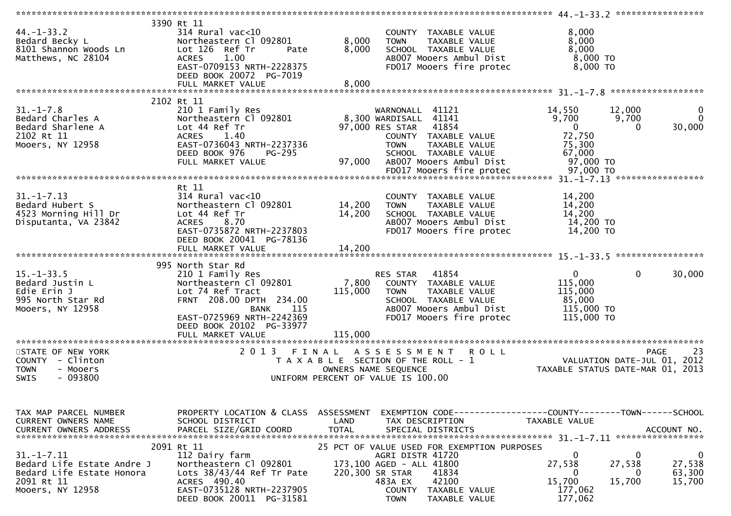```
******************************************************************************************************* 44.-1-33.2 ******************
                           3390 Rt 11
44.-1-33.2                 314 Rural vac<10                         COUNTY  TAXABLE VALUE             8,000
Bedard Becky L             Northeastern Cl 092801        8,000      TOWN    TAXABLE VALUE             8,000
8101 Shannon Woods Ln      Lot 126  Ref Tr       Pate    8,000      SCHOOL  TAXABLE VALUE             8,000
Matthews, NC 28104         ACRES    1.00                            AB007 Mooers Ambul Dist            8,000 TO
                           EAST-0709153 NRTH-2228375                FD017 Mooers fire protec           8,000 TO
                           DEED BOOK 20072  PG-7019
                           FULL MARKET VALUE             8,000
******************************************************************************************************* 31.-1-7.8 *******************
                           2102 Rt 11
31.-1-7.8                  210 1 Family Res                         WARNONALL  41121            14,550       12,000            0
Bedard Charles A           Northeastern Cl 092801        8,300 WARDISALL  41141             9,700        9,700            0
Bedard Sharlene A          Lot 44 Ref Tr                97,000 RES STAR   41854                 0            0       30,000
2102 Rt 11                 ACRES    1.40                            COUNTY  TAXABLE VALUE            72,750
Mooers, NY 12958           EAST-0736043 NRTH-2237336                TOWN    TAXABLE VALUE            75,300
                           DEED BOOK 976    PG-295                  SCHOOL  TAXABLE VALUE            67,000
                           FULL MARKET VALUE            97,000      AB007 Mooers Ambul Dist           97,000 TO
                                                                    FD017 Mooers fire protec          97,000 TO
******************************************************************************************************* 31.-1-7.13 ******************
                           Rt 11
31.-1-7.13                 314 Rural vac<10                         COUNTY  TAXABLE VALUE            14,200
Bedard Hubert S            Northeastern Cl 092801       14,200      TOWN    TAXABLE VALUE            14,200
4523 Morning Hill Dr       Lot 44 Ref Tr                14,200      SCHOOL  TAXABLE VALUE            14,200
Disputanta, VA 23842       ACRES    8.70                            AB007 Mooers Ambul Dist           14,200 TO
                           EAST-0735872 NRTH-2237803                FD017 Mooers fire protec          14,200 TO
                           DEED BOOK 20041  PG-78136
                           FULL MARKET VALUE            14,200
******************************************************************************************************* 15.-1-33.5 ******************
                           995 North Star Rd
15.-1-33.5                 210 1 Family Res                         RES STAR   41854                 0            0       30,000
Bedard Justin L            Northeastern Cl 092801        7,800      COUNTY  TAXABLE VALUE           115,000
Edie Erin J                Lot 74 Ref Tract            115,000      TOWN    TAXABLE VALUE           115,000
995 North Star Rd          FRNT  208.00 DPTH  234.00                SCHOOL  TAXABLE VALUE            85,000
Mooers, NY 12958                        BANK     115                AB007 Mooers Ambul Dist          115,000 TO
                           EAST-0725969 NRTH-2242369                FD017 Mooers fire protec         115,000 TO
                           DEED BOOK 20102  PG-33977
                           FULL MARKET VALUE           115,000
*************************************************************************************************************************************
STATE OF NEW YORK                      2 0 1 3   F I N A L   A S S E S S M E N T   R O L L                             PAGE    23
COUNTY  - Clinton                          T A X A B L E  SECTION OF THE ROLL - 1                       VALUATION DATE-JUL 01, 2012
TOWN    - Mooers                                 OWNERS NAME SEQUENCE                              TAXABLE STATUS DATE-MAR 01, 2013
SWIS    - 093800                           UNIFORM PERCENT OF VALUE IS 100.00


TAX MAP PARCEL NUMBER      PROPERTY LOCATION & CLASS  ASSESSMENT  EXEMPTION CODE------------------COUNTY--------TOWN------SCHOOL
CURRENT OWNERS NAME        SCHOOL DISTRICT               LAND     TAX DESCRIPTION              TAXABLE VALUE
CURRENT OWNERS ADDRESS     PARCEL SIZE/GRID COORD        TOTAL    SPECIAL DISTRICTS                                  ACCOUNT NO.
******************************************************************************************************* 31.-1-7.11 ******************
                           2091 Rt 11                      25 PCT OF VALUE USED FOR EXEMPTION PURPOSES
31.-1-7.11                 112 Dairy farm                           AGRI DISTR 41720                 0            0            0
Bedard Life Estate Andre J Northeastern Cl 092801      173,100 AGED - ALL 41800             27,538       27,538       27,538
Bedard Life Estate Honora  Lots 38/43/44 Ref Tr Pate   220,300 SR STAR    41834                 0            0       63,300
2091 Rt 11                 ACRES  490.40                            483A EX    42100            15,700       15,700       15,700
Mooers, NY 12958           EAST-0735128 NRTH-2237905                COUNTY  TAXABLE VALUE           177,062
                           DEED BOOK 20011  PG-31581                TOWN    TAXABLE VALUE           177,062
```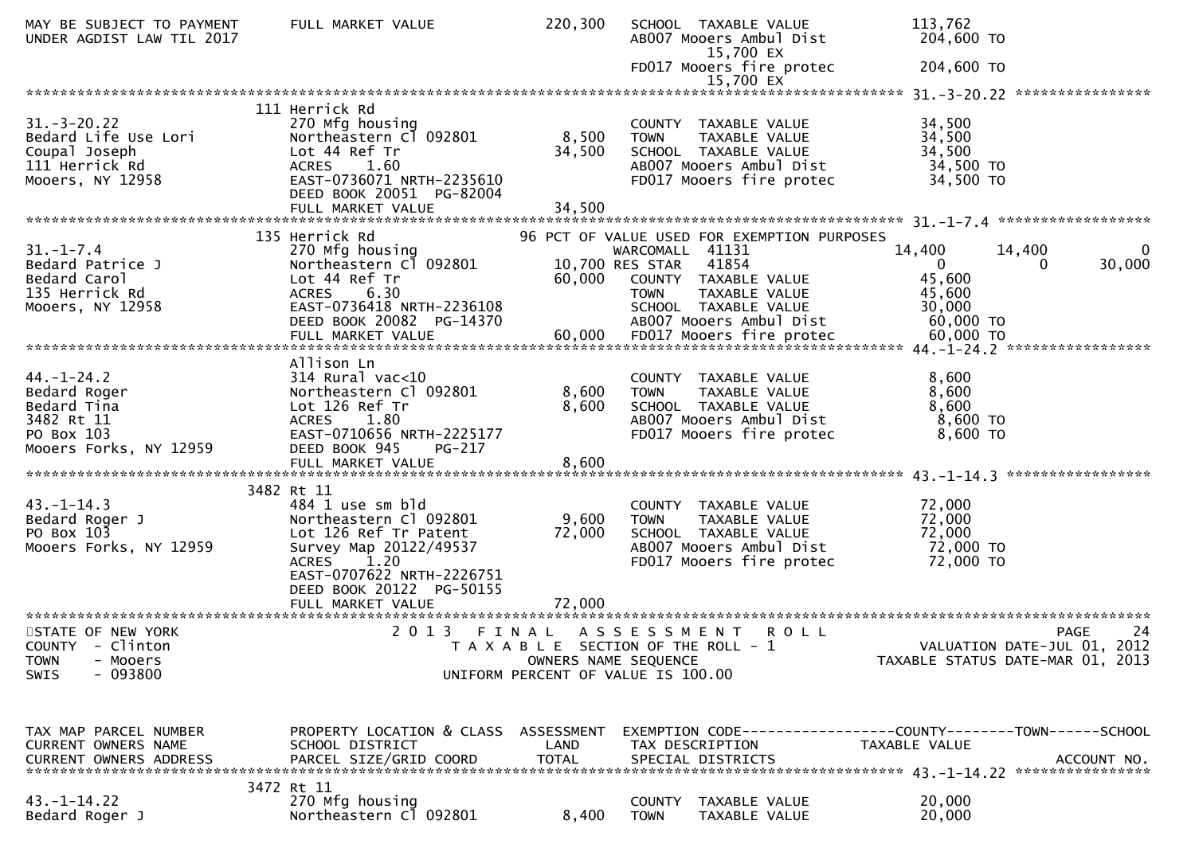```
MAY BE SUBJECT TO PAYMENT     FULL MARKET VALUE             220,300   SCHOOL  TAXABLE VALUE           113,762
UNDER AGDIST LAW TIL 2017                                             AB007 Mooers Ambul Dist         204,600 TO
                                                                            15,700 EX
                                                                      FD017 Mooers fire protec        204,600 TO
                                                                            15,700 EX
******************************************************************************************************* 31.-3-20.22 ****************
                              111 Herrick Rd
31.-3-20.22                   270 Mfg housing                          COUNTY  TAXABLE VALUE           34,500
Bedard Life Use Lori          Northeastern Cl 092801        8,500     TOWN    TAXABLE VALUE           34,500
Coupal Joseph                 Lot 44 Ref Tr                 34,500    SCHOOL  TAXABLE VALUE           34,500
111 Herrick Rd                ACRES    1.60                           AB007 Mooers Ambul Dist          34,500 TO
Mooers, NY 12958              EAST-0736071 NRTH-2235610               FD017 Mooers fire protec         34,500 TO
                              DEED BOOK 20051  PG-82004
                              FULL MARKET VALUE             34,500
******************************************************************************************************* 31.-1-7.4 ******************
                              135 Herrick Rd                 96 PCT OF VALUE USED FOR EXEMPTION PURPOSES
31.-1-7.4                     270 Mfg housing                          WARCOMALL  41131               14,400        14,400          0
Bedard Patrice J              Northeastern Cl 092801          10,700 RES STAR   41854                    0             0       30,000
Bedard Carol                  Lot 44 Ref Tr                 60,000    COUNTY  TAXABLE VALUE           45,600
135 Herrick Rd                ACRES    6.30                           TOWN    TAXABLE VALUE           45,600
Mooers, NY 12958              EAST-0736418 NRTH-2236108               SCHOOL  TAXABLE VALUE           30,000
                              DEED BOOK 20082  PG-14370               AB007 Mooers Ambul Dist          60,000 TO
                              FULL MARKET VALUE             60,000    FD017 Mooers fire protec         60,000 TO
******************************************************************************************************* 44.-1-24.2 *****************
                              Allison Ln
44.-1-24.2                    314 Rural vac<10                         COUNTY  TAXABLE VALUE            8,600
Bedard Roger                  Northeastern Cl 092801        8,600     TOWN    TAXABLE VALUE            8,600
Bedard Tina                   Lot 126 Ref Tr                 8,600    SCHOOL  TAXABLE VALUE            8,600
3482 Rt 11                    ACRES    1.80                           AB007 Mooers Ambul Dist           8,600 TO
PO Box 103                    EAST-0710656 NRTH-2225177               FD017 Mooers fire protec          8,600 TO
Mooers Forks, NY 12959        DEED BOOK 945    PG-217
                              FULL MARKET VALUE              8,600
******************************************************************************************************* 43.-1-14.3 *****************
                              3482 Rt 11
43.-1-14.3                    484 1 use sm bld                         COUNTY  TAXABLE VALUE           72,000
Bedard Roger J                Northeastern Cl 092801        9,600     TOWN    TAXABLE VALUE           72,000
PO Box 103                    Lot 126 Ref Tr Patent         72,000    SCHOOL  TAXABLE VALUE           72,000
Mooers Forks, NY 12959        Survey Map 20122/49537                  AB007 Mooers Ambul Dist          72,000 TO
                              ACRES    1.20                           FD017 Mooers fire protec         72,000 TO
                              EAST-0707622 NRTH-2226751
                              DEED BOOK 20122  PG-50155
                              FULL MARKET VALUE             72,000
************************************************************************************************************************************
STATE OF NEW YORK                   2 0 1 3   F I N A L   A S S E S S M E N T   R O L L                              PAGE     24
COUNTY  - Clinton                        T A X A B L E  SECTION OF THE ROLL - 1                        VALUATION DATE-JUL 01, 2012
TOWN    - Mooers                              OWNERS NAME SEQUENCE                               TAXABLE STATUS DATE-MAR 01, 2013
SWIS    - 093800                         UNIFORM PERCENT OF VALUE IS 100.00


TAX MAP PARCEL NUMBER         PROPERTY LOCATION & CLASS  ASSESSMENT  EXEMPTION CODE------------------COUNTY--------TOWN------SCHOOL
CURRENT OWNERS NAME           SCHOOL DISTRICT               LAND      TAX DESCRIPTION             TAXABLE VALUE
CURRENT OWNERS ADDRESS        PARCEL SIZE/GRID COORD        TOTAL     SPECIAL DISTRICTS                                  ACCOUNT NO.
******************************************************************************************************* 43.-1-14.22 ****************
                              3472 Rt 11
43.-1-14.22                   270 Mfg housing                          COUNTY  TAXABLE VALUE           20,000
Bedard Roger J                Northeastern Cl 092801        8,400     TOWN    TAXABLE VALUE           20,000
```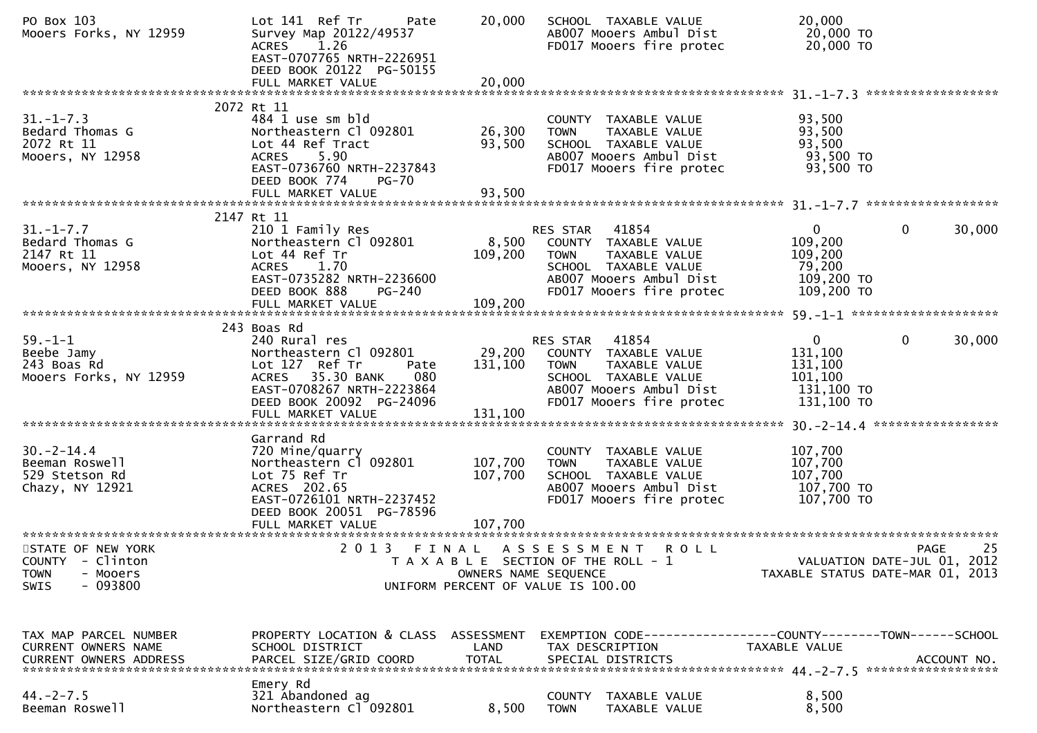```
PO Box 103                      Lot 141  Ref Tr      Pate       20,000   SCHOOL  TAXABLE VALUE             20,000
Mooers Forks, NY 12959          Survey Map 20122/49537                   AB007 Mooers Ambul Dist            20,000 TO
                                ACRES    1.26                            FD017 Mooers fire protec           20,000 TO
                                EAST-0707765 NRTH-2226951
                                DEED BOOK 20122  PG-50155
                                FULL MARKET VALUE               20,000
******************************************************************************************************* 31.-1-7.3 ******************
                            2072 Rt 11
31.-1-7.3                       484 1 use sm bld                         COUNTY  TAXABLE VALUE             93,500
Bedard Thomas G                 Northeastern Cl 092801          26,300   TOWN    TAXABLE VALUE             93,500
2072 Rt 11                      Lot 44 Ref Tract                93,500   SCHOOL  TAXABLE VALUE             93,500
Mooers, NY 12958                ACRES    5.90                            AB007 Mooers Ambul Dist            93,500 TO
                                EAST-0736760 NRTH-2237843                FD017 Mooers fire protec           93,500 TO
                                DEED BOOK 774    PG-70
                                FULL MARKET VALUE               93,500
******************************************************************************************************* 31.-1-7.7 ******************
                            2147 Rt 11
31.-1-7.7                       210 1 Family Res                         RES STAR   41854                   0            0       30,000
Bedard Thomas G                 Northeastern Cl 092801           8,500   COUNTY  TAXABLE VALUE            109,200
2147 Rt 11                      Lot 44 Ref Tr                  109,200   TOWN    TAXABLE VALUE            109,200
Mooers, NY 12958                ACRES    1.70                            SCHOOL  TAXABLE VALUE             79,200
                                EAST-0735282 NRTH-2236600                AB007 Mooers Ambul Dist           109,200 TO
                                DEED BOOK 888    PG-240                  FD017 Mooers fire protec          109,200 TO
                                FULL MARKET VALUE              109,200
******************************************************************************************************* 59.-1-1 ********************
                            243 Boas Rd
59.-1-1                         240 Rural res                            RES STAR   41854                   0            0       30,000
Beebe Jamy                      Northeastern Cl 092801          29,200   COUNTY  TAXABLE VALUE            131,100
243 Boas Rd                     Lot 127  Ref Tr      Pate      131,100   TOWN    TAXABLE VALUE            131,100
Mooers Forks, NY 12959          ACRES   35.30 BANK     080               SCHOOL  TAXABLE VALUE            101,100
                                EAST-0708267 NRTH-2223864                AB007 Mooers Ambul Dist           131,100 TO
                                DEED BOOK 20092  PG-24096                FD017 Mooers fire protec          131,100 TO
                                FULL MARKET VALUE              131,100
******************************************************************************************************* 30.-2-14.4 *****************
                                Garrand Rd
30.-2-14.4                      720 Mine/quarry                          COUNTY  TAXABLE VALUE            107,700
Beeman Roswell                  Northeastern Cl 092801         107,700   TOWN    TAXABLE VALUE            107,700
529 Stetson Rd                  Lot 75 Ref Tr                  107,700   SCHOOL  TAXABLE VALUE            107,700
Chazy, NY 12921                 ACRES  202.65                            AB007 Mooers Ambul Dist           107,700 TO
                                EAST-0726101 NRTH-2237452                FD017 Mooers fire protec          107,700 TO
                                DEED BOOK 20051  PG-78596
                                FULL MARKET VALUE              107,700
************************************************************************************************************************************
STATE OF NEW YORK                        2 0 1 3   F I N A L   A S S E S S M E N T   R O L L                               PAGE    25
COUNTY  - Clinton                           T A X A B L E  SECTION OF THE ROLL - 1                          VALUATION DATE-JUL 01, 2012
TOWN    - Mooers                                   OWNERS NAME SEQUENCE                                TAXABLE STATUS DATE-MAR 01, 2013
SWIS    - 093800                              UNIFORM PERCENT OF VALUE IS 100.00


TAX MAP PARCEL NUMBER           PROPERTY LOCATION & CLASS  ASSESSMENT  EXEMPTION CODE------------------COUNTY--------TOWN------SCHOOL
CURRENT OWNERS NAME             SCHOOL DISTRICT               LAND      TAX DESCRIPTION              TAXABLE VALUE
CURRENT OWNERS ADDRESS          PARCEL SIZE/GRID COORD        TOTAL     SPECIAL DISTRICTS                                   ACCOUNT NO.
******************************************************************************************************* 44.-2-7.5 ******************
                                Emery Rd
44.-2-7.5                       321 Abandoned ag                         COUNTY  TAXABLE VALUE              8,500
Beeman Roswell                  Northeastern Cl 092801           8,500   TOWN    TAXABLE VALUE              8,500
```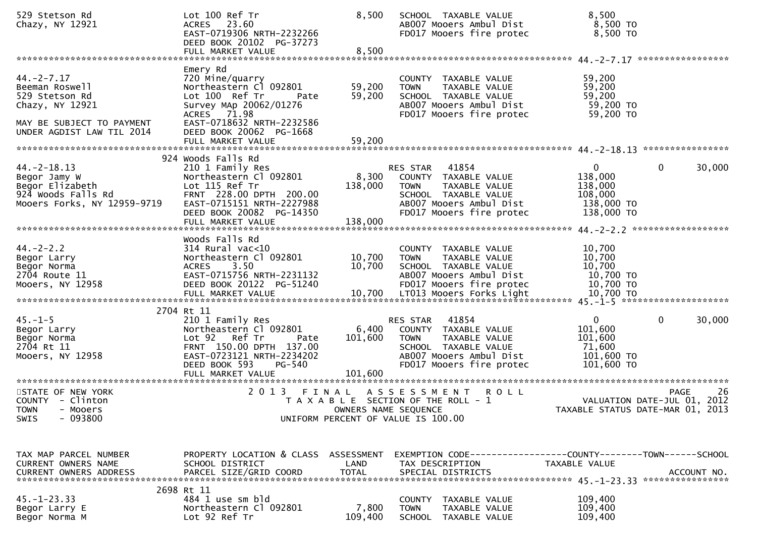```
529 Stetson Rd                   Lot 100 Ref Tr                    8,500    SCHOOL  TAXABLE VALUE               8,500
Chazy, NY 12921                  ACRES   23.60                              AB007 Mooers Ambul Dist              8,500 TO
                                 EAST-0719306 NRTH-2232266                  FD017 Mooers fire protec             8,500 TO
                                 DEED BOOK 20102  PG-37273
                                 FULL MARKET VALUE                 8,500
******************************************************************************************************* 44.-2-7.17 *****************
                                 Emery Rd
44.-2-7.17                       720 Mine/quarry                            COUNTY  TAXABLE VALUE              59,200
Beeman Roswell                   Northeastern Cl 092801          59,200     TOWN    TAXABLE VALUE              59,200
529 Stetson Rd                   Lot 100  Ref Tr       Pate      59,200     SCHOOL  TAXABLE VALUE              59,200
Chazy, NY 12921                  Survey MAp 20062/01276                     AB007 Mooers Ambul Dist             59,200 TO
                                 ACRES   71.98                              FD017 Mooers fire protec            59,200 TO
MAY BE SUBJECT TO PAYMENT        EAST-0718632 NRTH-2232586
UNDER AGDIST LAW TIL 2014        DEED BOOK 20062  PG-1668
                                 FULL MARKET VALUE                59,200
******************************************************************************************************* 44.-2-18.13 ****************
                             924 Woods Falls Rd
44.-2-18.13                      210 1 Family Res                           RES STAR   41854                     0           0      30,000
Begor Jamy W                     Northeastern Cl 092801           8,300     COUNTY  TAXABLE VALUE             138,000
Begor Elizabeth                  Lot 115 Ref Tr                 138,000     TOWN    TAXABLE VALUE             138,000
924 Woods Falls Rd               FRNT  228.00 DPTH  200.00                  SCHOOL  TAXABLE VALUE             108,000
Mooers Forks, NY 12959-9719      EAST-0715151 NRTH-2227988                  AB007 Mooers Ambul Dist            138,000 TO
                                 DEED BOOK 20082  PG-14350                  FD017 Mooers fire protec           138,000 TO
                                 FULL MARKET VALUE               138,000
******************************************************************************************************* 44.-2-2.2 ******************
                                 Woods Falls Rd
44.-2-2.2                        314 Rural vac<10                           COUNTY  TAXABLE VALUE              10,700
Begor Larry                      Northeastern Cl 092801          10,700     TOWN    TAXABLE VALUE              10,700
Begor Norma                      ACRES    3.50                   10,700     SCHOOL  TAXABLE VALUE              10,700
2704 Route 11                    EAST-0715756 NRTH-2231132                  AB007 Mooers Ambul Dist             10,700 TO
Mooers, NY 12958                 DEED BOOK 20122  PG-51240                  FD017 Mooers fire protec            10,700 TO
                                 FULL MARKET VALUE                10,700    LT013 Mooers Forks Light            10,700 TO
******************************************************************************************************* 45.-1-5 ********************
                             2704 Rt 11
45.-1-5                          210 1 Family Res                           RES STAR   41854                     0           0      30,000
Begor Larry                      Northeastern Cl 092801           6,400     COUNTY  TAXABLE VALUE             101,600
Begor Norma                      Lot 92   Ref Tr       Pate     101,600     TOWN    TAXABLE VALUE             101,600
2704 Rt 11                       FRNT  150.00 DPTH  137.00                  SCHOOL  TAXABLE VALUE              71,600
Mooers, NY 12958                 EAST-0723121 NRTH-2234202                  AB007 Mooers Ambul Dist            101,600 TO
                                 DEED BOOK 593     PG-540                   FD017 Mooers fire protec           101,600 TO
                                 FULL MARKET VALUE               101,600
************************************************************************************************************************************
STATE OF NEW YORK                     2 0 1 3   F I N A L   A S S E S S M E N T   R O L L                                   PAGE    26
COUNTY  - Clinton                        T A X A B L E  SECTION OF THE ROLL - 1                         VALUATION DATE-JUL 01, 2012
TOWN    - Mooers                                 OWNERS NAME SEQUENCE                               TAXABLE STATUS DATE-MAR 01, 2013
SWIS    - 093800                         UNIFORM PERCENT OF VALUE IS 100.00


TAX MAP PARCEL NUMBER            PROPERTY LOCATION & CLASS  ASSESSMENT  EXEMPTION CODE------------------COUNTY--------TOWN------SCHOOL
CURRENT OWNERS NAME              SCHOOL DISTRICT               LAND     TAX DESCRIPTION              TAXABLE VALUE
CURRENT OWNERS ADDRESS           PARCEL SIZE/GRID COORD        TOTAL    SPECIAL DISTRICTS                                  ACCOUNT NO.
******************************************************************************************************* 45.-1-23.33 ****************
                             2698 Rt 11
45.-1-23.33                      484 1 use sm bld                           COUNTY  TAXABLE VALUE             109,400
Begor Larry E                    Northeastern Cl 092801           7,800     TOWN    TAXABLE VALUE             109,400
Begor Norma M                    Lot 92 Ref Tr                  109,400     SCHOOL  TAXABLE VALUE             109,400
```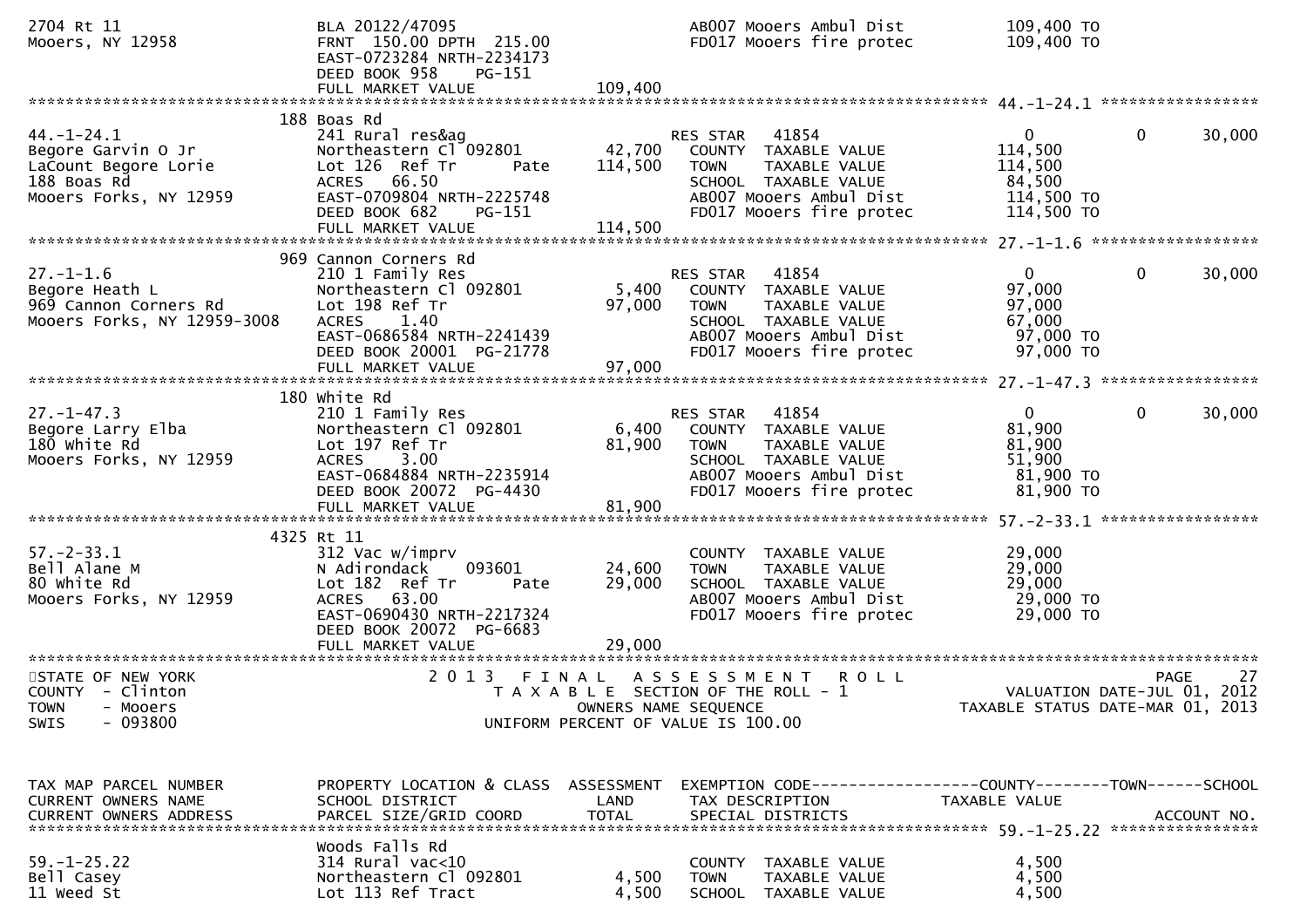```
2704 Rt 11                      BLA 20122/47095                         AB007 Mooers Ambul Dist             109,400 TO
Mooers, NY 12958                FRNT 150.00 DPTH 215.00                 FD017 Mooers fire protec            109,400 TO
                                EAST-0723284 NRTH-2234173
                                DEED BOOK 958     PG-151
                                FULL MARKET VALUE              109,400
******************************************************************************************************* 44.-1-24.1 *****************
                         188 Boas Rd
44.-1-24.1                      241 Rural res&ag                        RES STAR   41854                   0           0      30,000
Begore Garvin O Jr              Northeastern Cl 092801          42,700   COUNTY  TAXABLE VALUE          114,500
LaCount Begore Lorie            Lot 126  Ref Tr       Pate     114,500   TOWN    TAXABLE VALUE          114,500
188 Boas Rd                     ACRES   66.50                            SCHOOL  TAXABLE VALUE           84,500
Mooers Forks, NY 12959          EAST-0709804 NRTH-2225748                AB007 Mooers Ambul Dist            114,500 TO
                                DEED BOOK 682     PG-151                 FD017 Mooers fire protec           114,500 TO
                                FULL MARKET VALUE              114,500
******************************************************************************************************* 27.-1-1.6 ******************
                         969 Cannon Corners Rd
27.-1-1.6                       210 1 Family Res                        RES STAR   41854                   0           0      30,000
Begore Heath L                  Northeastern Cl 092801           5,400   COUNTY  TAXABLE VALUE           97,000
969 Cannon Corners Rd           Lot 198 Ref Tr                  97,000   TOWN    TAXABLE VALUE           97,000
Mooers Forks, NY 12959-3008     ACRES    1.40                            SCHOOL  TAXABLE VALUE           67,000
                                EAST-0686584 NRTH-2241439                AB007 Mooers Ambul Dist             97,000 TO
                                DEED BOOK 20001  PG-21778                FD017 Mooers fire protec            97,000 TO
                                FULL MARKET VALUE               97,000
******************************************************************************************************* 27.-1-47.3 *****************
                         180 White Rd
27.-1-47.3                      210 1 Family Res                        RES STAR   41854                   0           0      30,000
Begore Larry Elba               Northeastern Cl 092801           6,400   COUNTY  TAXABLE VALUE           81,900
180 White Rd                    Lot 197 Ref Tr                  81,900   TOWN    TAXABLE VALUE           81,900
Mooers Forks, NY 12959          ACRES    3.00                            SCHOOL  TAXABLE VALUE           51,900
                                EAST-0684884 NRTH-2235914                AB007 Mooers Ambul Dist             81,900 TO
                                DEED BOOK 20072  PG-4430                 FD017 Mooers fire protec            81,900 TO
                                FULL MARKET VALUE               81,900
******************************************************************************************************* 57.-2-33.1 *****************
                         4325 Rt 11
57.-2-33.1                      312 Vac w/imprv                          COUNTY  TAXABLE VALUE           29,000
Bell Alane M                    N Adirondack    093601          24,600   TOWN    TAXABLE VALUE           29,000
80 White Rd                     Lot 182  Ref Tr       Pate      29,000   SCHOOL  TAXABLE VALUE           29,000
Mooers Forks, NY 12959          ACRES   63.00                            AB007 Mooers Ambul Dist             29,000 TO
                                EAST-0690430 NRTH-2217324                FD017 Mooers fire protec            29,000 TO
                                DEED BOOK 20072  PG-6683
                                FULL MARKET VALUE               29,000
************************************************************************************************************************************
STATE OF NEW YORK                     2 0 1 3   F I N A L   A S S E S S M E N T   R O L L                                PAGE    27
COUNTY  - Clinton                        T A X A B L E  SECTION OF THE ROLL - 1                      VALUATION DATE-JUL 01, 2012
TOWN    - Mooers                                  OWNERS NAME SEQUENCE                          TAXABLE STATUS DATE-MAR 01, 2013
SWIS    - 093800                         UNIFORM PERCENT OF VALUE IS 100.00


TAX MAP PARCEL NUMBER           PROPERTY LOCATION & CLASS  ASSESSMENT  EXEMPTION CODE------------------COUNTY--------TOWN------SCHOOL
CURRENT OWNERS NAME             SCHOOL DISTRICT               LAND      TAX DESCRIPTION             TAXABLE VALUE
CURRENT OWNERS ADDRESS          PARCEL SIZE/GRID COORD        TOTAL     SPECIAL DISTRICTS                                 ACCOUNT NO.
******************************************************************************************************* 59.-1-25.22 ****************
                                Woods Falls Rd
59.-1-25.22                     314 Rural vac<10                         COUNTY  TAXABLE VALUE            4,500
Bell Casey                      Northeastern Cl 092801           4,500   TOWN    TAXABLE VALUE            4,500
11 Weed St                      Lot 113 Ref Tract                4,500   SCHOOL  TAXABLE VALUE            4,500
```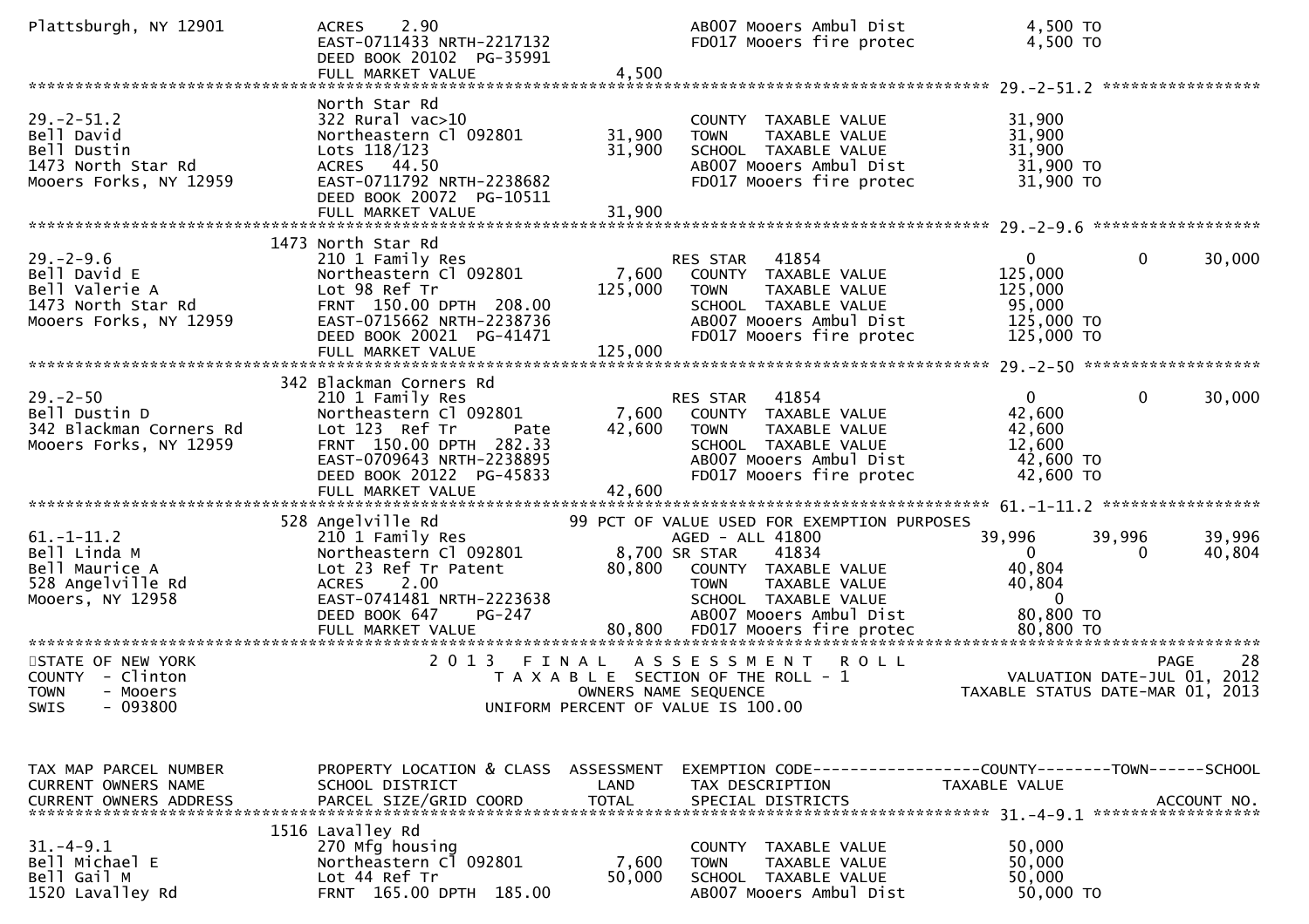```
Plattsburgh, NY 12901          ACRES    2.90                                  AB007 Mooers Ambul Dist             4,500 TO
                               EAST-0711433 NRTH-2217132                      FD017 Mooers fire protec            4,500 TO
                               DEED BOOK 20102  PG-35991
                               FULL MARKET VALUE                  4,500
******************************************************************************************************* 29.-2-51.2 *****************
                               North Star Rd
29.-2-51.2                     322 Rural vac>10                               COUNTY  TAXABLE VALUE              31,900
Bell David                     Northeastern Cl 092801       31,900            TOWN    TAXABLE VALUE              31,900
Bell Dustin                    Lots 118/123                 31,900            SCHOOL  TAXABLE VALUE              31,900
1473 North Star Rd             ACRES   44.50                                  AB007 Mooers Ambul Dist            31,900 TO
Mooers Forks, NY 12959         EAST-0711792 NRTH-2238682                      FD017 Mooers fire protec           31,900 TO
                               DEED BOOK 20072  PG-10511
                               FULL MARKET VALUE                 31,900
******************************************************************************************************* 29.-2-9.6 ******************
                          1473 North Star Rd
29.-2-9.6                      210 1 Family Res                               RES STAR   41854                   0          0       30,000
Bell David E                   Northeastern Cl 092801        7,600            COUNTY  TAXABLE VALUE             125,000
Bell Valerie A                 Lot 98 Ref Tr                125,000           TOWN    TAXABLE VALUE             125,000
1473 North Star Rd             FRNT  150.00 DPTH  208.00                      SCHOOL  TAXABLE VALUE              95,000
Mooers Forks, NY 12959         EAST-0715662 NRTH-2238736                      AB007 Mooers Ambul Dist           125,000 TO
                               DEED BOOK 20021  PG-41471                      FD017 Mooers fire protec          125,000 TO
                               FULL MARKET VALUE                125,000
******************************************************************************************************* 29.-2-50 *******************
                          342 Blackman Corners Rd
29.-2-50                       210 1 Family Res                               RES STAR   41854                   0          0       30,000
Bell Dustin D                  Northeastern Cl 092801        7,600            COUNTY  TAXABLE VALUE              42,600
342 Blackman Corners Rd        Lot 123  Ref Tr      Pate    42,600            TOWN    TAXABLE VALUE              42,600
Mooers Forks, NY 12959         FRNT  150.00 DPTH  282.33                      SCHOOL  TAXABLE VALUE              12,600
                               EAST-0709643 NRTH-2238895                      AB007 Mooers Ambul Dist            42,600 TO
                               DEED BOOK 20122  PG-45833                      FD017 Mooers fire protec           42,600 TO
                               FULL MARKET VALUE                 42,600
******************************************************************************************************* 61.-1-11.2 *****************
                          528 Angelville Rd                          99 PCT OF VALUE USED FOR EXEMPTION PURPOSES
61.-1-11.2                     210 1 Family Res                               AGED - ALL 41800              39,996     39,996       39,996
Bell Linda M                   Northeastern Cl 092801        8,700 SR STAR     41834                         0          0       40,804
Bell Maurice A                 Lot 23 Ref Tr Patent         80,800            COUNTY  TAXABLE VALUE              40,804
528 Angelville Rd              ACRES    2.00                                  TOWN    TAXABLE VALUE              40,804
Mooers, NY 12958               EAST-0741481 NRTH-2223638                      SCHOOL  TAXABLE VALUE                   0
                               DEED BOOK 647    PG-247                        AB007 Mooers Ambul Dist            80,800 TO
                               FULL MARKET VALUE                 80,800       FD017 Mooers fire protec           80,800 TO
************************************************************************************************************************************
STATE OF NEW YORK                    2 0 1 3   F I N A L   A S S E S S M E N T   R O L L                               PAGE     28
COUNTY  - Clinton                         T A X A B L E  SECTION OF THE ROLL - 1                           VALUATION DATE-JUL 01, 2012
TOWN    - Mooers                                  OWNERS NAME SEQUENCE                                TAXABLE STATUS DATE-MAR 01, 2013
SWIS    - 093800                              UNIFORM PERCENT OF VALUE IS 100.00


TAX MAP PARCEL NUMBER          PROPERTY LOCATION & CLASS  ASSESSMENT  EXEMPTION CODE------------------COUNTY--------TOWN------SCHOOL
CURRENT OWNERS NAME            SCHOOL DISTRICT               LAND      TAX DESCRIPTION            TAXABLE VALUE
CURRENT OWNERS ADDRESS         PARCEL SIZE/GRID COORD       TOTAL      SPECIAL DISTRICTS                                   ACCOUNT NO.
******************************************************************************************************* 31.-4-9.1 ******************
                          1516 Lavalley Rd
31.-4-9.1                      270 Mfg housing                                COUNTY  TAXABLE VALUE              50,000
Bell Michael E                 Northeastern Cl 092801        7,600            TOWN    TAXABLE VALUE              50,000
Bell Gail M                    Lot 44 Ref Tr                50,000            SCHOOL  TAXABLE VALUE              50,000
1520 Lavalley Rd               FRNT  165.00 DPTH  185.00                      AB007 Mooers Ambul Dist            50,000 TO
```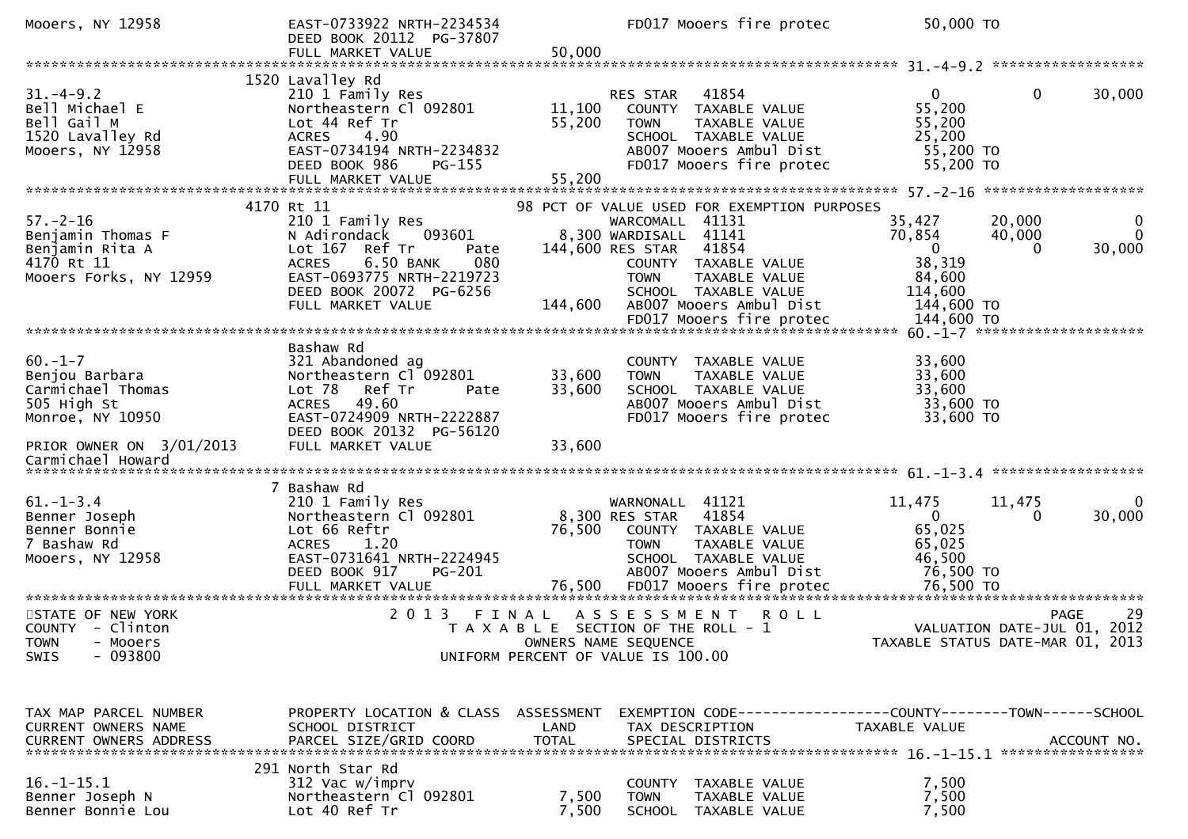```
Mooers, NY 12958              EAST-0733922 NRTH-2234534                    FD017 Mooers fire protec             50,000 TO
                              DEED BOOK 20112  PG-37807
                              FULL MARKET VALUE               50,000
******************************************************************************************************* 31.-4-9.2 ******************
                          1520 Lavalley Rd
31.-4-9.2                     210 1 Family Res                       RES STAR   41854                    0            0        30,000
Bell Michael E                Northeastern Cl 092801        11,100    COUNTY  TAXABLE VALUE              55,200
Bell Gail M                   Lot 44 Ref Tr                 55,200    TOWN    TAXABLE VALUE              55,200
1520 Lavalley Rd              ACRES    4.90                           SCHOOL  TAXABLE VALUE              25,200
Mooers, NY 12958              EAST-0734194 NRTH-2234832               AB007 Mooers Ambul Dist             55,200 TO
                              DEED BOOK 986    PG-155                 FD017 Mooers fire protec            55,200 TO
                              FULL MARKET VALUE             55,200
******************************************************************************************************* 57.-2-16 *******************
                          4170 Rt 11                           98 PCT OF VALUE USED FOR EXEMPTION PURPOSES
57.-2-16                      210 1 Family Res                       WARCOMALL  41131               35,427       20,000            0
Benjamin Thomas F             N Adirondack     093601        8,300 WARDISALL  41141               70,854       40,000            0
Benjamin Rita A               Lot 167  Ref Tr       Pate   144,600 RES STAR   41854                    0            0        30,000
4170 Rt 11                    ACRES    6.50 BANK     080              COUNTY  TAXABLE VALUE              38,319
Mooers Forks, NY 12959        EAST-0693775 NRTH-2219723               TOWN    TAXABLE VALUE              84,600
                              DEED BOOK 20072  PG-6256                SCHOOL  TAXABLE VALUE             114,600
                              FULL MARKET VALUE            144,600    AB007 Mooers Ambul Dist            144,600 TO
                                                                      FD017 Mooers fire protec           144,600 TO
******************************************************************************************************* 60.-1-7 ********************
                              Bashaw Rd
60.-1-7                       321 Abandoned ag                        COUNTY  TAXABLE VALUE              33,600
Benjou Barbara                Northeastern Cl 092801        33,600    TOWN    TAXABLE VALUE              33,600
Carmichael Thomas             Lot 78   Ref Tr       Pate    33,600    SCHOOL  TAXABLE VALUE              33,600
505 High St                   ACRES   49.60                           AB007 Mooers Ambul Dist             33,600 TO
Monroe, NY 10950              EAST-0724909 NRTH-2222887               FD017 Mooers fire protec            33,600 TO
                              DEED BOOK 20132  PG-56120
PRIOR OWNER ON  3/01/2013     FULL MARKET VALUE             33,600
Carmichael Howard
******************************************************************************************************* 61.-1-3.4 ******************
                          7 Bashaw Rd
61.-1-3.4                     210 1 Family Res                       WARNONALL  41121               11,475       11,475            0
Benner Joseph                 Northeastern Cl 092801         8,300 RES STAR   41854                    0            0        30,000
Benner Bonnie                 Lot 66 Reftr                  76,500    COUNTY  TAXABLE VALUE              65,025
7 Bashaw Rd                   ACRES    1.20                           TOWN    TAXABLE VALUE              65,025
Mooers, NY 12958              EAST-0731641 NRTH-2224945               SCHOOL  TAXABLE VALUE              46,500
                              DEED BOOK 917    PG-201                 AB007 Mooers Ambul Dist             76,500 TO
                              FULL MARKET VALUE             76,500    FD017 Mooers fire protec            76,500 TO
************************************************************************************************************************************
STATE OF NEW YORK                      2 0 1 3   F I N A L   A S S E S S M E N T   R O L L                                PAGE    29
COUNTY  - Clinton                        T A X A B L E  SECTION OF THE ROLL - 1                       VALUATION DATE-JUL 01, 2012
TOWN    - Mooers                                  OWNERS NAME SEQUENCE                          TAXABLE STATUS DATE-MAR 01, 2013
SWIS    - 093800                         UNIFORM PERCENT OF VALUE IS 100.00


TAX MAP PARCEL NUMBER         PROPERTY LOCATION & CLASS  ASSESSMENT  EXEMPTION CODE------------------COUNTY--------TOWN------SCHOOL
CURRENT OWNERS NAME           SCHOOL DISTRICT               LAND      TAX DESCRIPTION             TAXABLE VALUE
CURRENT OWNERS ADDRESS        PARCEL SIZE/GRID COORD        TOTAL     SPECIAL DISTRICTS                                  ACCOUNT NO.
******************************************************************************************************* 16.-1-15.1 *****************
                          291 North Star Rd
16.-1-15.1                    312 Vac w/imprv                         COUNTY  TAXABLE VALUE               7,500
Benner Joseph N               Northeastern Cl 092801         7,500    TOWN    TAXABLE VALUE               7,500
Benner Bonnie Lou             Lot 40 Ref Tr                  7,500    SCHOOL  TAXABLE VALUE               7,500
```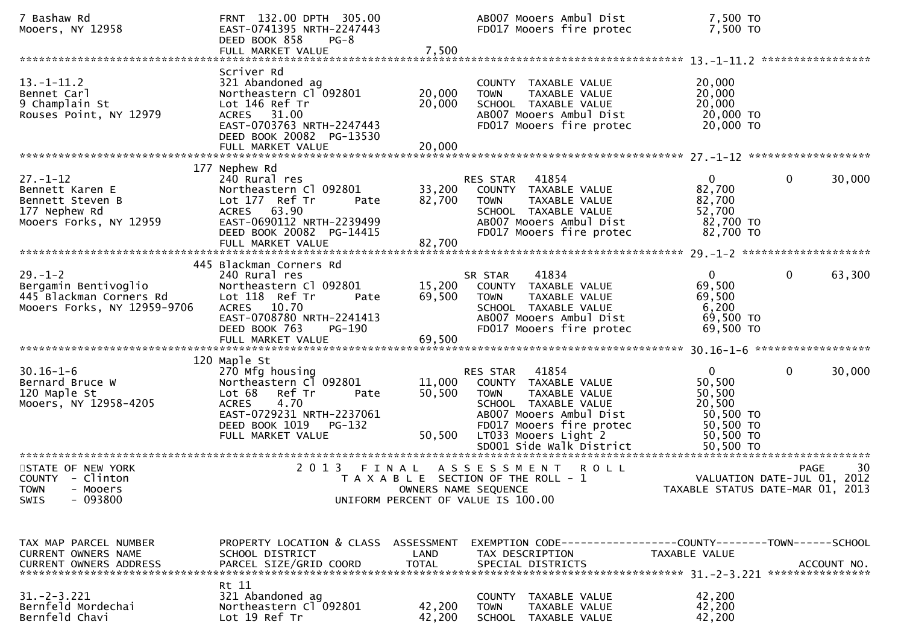```
7 Bashaw Rd                    FRNT 132.00 DPTH 305.00              AB007 Mooers Ambul Dist          7,500 TO
Mooers, NY 12958               EAST-0741395 NRTH-2247443            FD017 Mooers fire protec         7,500 TO
                               DEED BOOK 858    PG-8
                               FULL MARKET VALUE              7,500
******************************************************************************************************* 13.-1-11.2 ****************
                               Scriver Rd
13.-1-11.2                     321 Abandoned ag                     COUNTY  TAXABLE VALUE            20,000
Bennet Carl                    Northeastern Cl 092801     20,000    TOWN    TAXABLE VALUE            20,000
9 Champlain St                 Lot 146 Ref Tr             20,000    SCHOOL  TAXABLE VALUE            20,000
Rouses Point, NY 12979         ACRES  31.00                         AB007 Mooers Ambul Dist          20,000 TO
                               EAST-0703763 NRTH-2247443            FD017 Mooers fire protec         20,000 TO
                               DEED BOOK 20082  PG-13530
                               FULL MARKET VALUE             20,000
******************************************************************************************************* 27.-1-12 ******************
                           177 Nephew Rd
27.-1-12                       240 Rural res                        RES STAR   41854                 0          0       30,000
Bennett Karen E                Northeastern Cl 092801     33,200    COUNTY  TAXABLE VALUE            82,700
Bennett Steven B               Lot 177  Ref Tr       Pate 82,700    TOWN    TAXABLE VALUE            82,700
177 Nephew Rd                  ACRES  63.90                         SCHOOL  TAXABLE VALUE            52,700
Mooers Forks, NY 12959         EAST-0690112 NRTH-2239499            AB007 Mooers Ambul Dist          82,700 TO
                               DEED BOOK 20082  PG-14415            FD017 Mooers fire protec         82,700 TO
                               FULL MARKET VALUE             82,700
******************************************************************************************************* 29.-1-2 *******************
                           445 Blackman Corners Rd
29.-1-2                        240 Rural res                        SR STAR    41834                 0          0       63,300
Bergamin Bentivoglio           Northeastern Cl 092801     15,200    COUNTY  TAXABLE VALUE            69,500
445 Blackman Corners Rd        Lot 118  Ref Tr       Pate 69,500    TOWN    TAXABLE VALUE            69,500
Mooers Forks, NY 12959-9706    ACRES  10.70                         SCHOOL  TAXABLE VALUE             6,200
                               EAST-0708780 NRTH-2241413            AB007 Mooers Ambul Dist          69,500 TO
                               DEED BOOK 763    PG-190              FD017 Mooers fire protec         69,500 TO
                               FULL MARKET VALUE             69,500
******************************************************************************************************* 30.16-1-6 *****************
                           120 Maple St
30.16-1-6                      270 Mfg housing                      RES STAR   41854                 0          0       30,000
Bernard Bruce W                Northeastern Cl 092801     11,000    COUNTY  TAXABLE VALUE            50,500
120 Maple St                   Lot 68   Ref Tr       Pate 50,500    TOWN    TAXABLE VALUE            50,500
Mooers, NY 12958-4205          ACRES   4.70                         SCHOOL  TAXABLE VALUE            20,500
                               EAST-0729231 NRTH-2237061            AB007 Mooers Ambul Dist          50,500 TO
                               DEED BOOK 1019   PG-132              FD017 Mooers fire protec         50,500 TO
                               FULL MARKET VALUE             50,500 LT033 Mooers Light 2             50,500 TO
                                                                    SD001 Side walk District         50,500 TO
***********************************************************************************************************************************
STATE OF NEW YORK                2 0 1 3   F I N A L   A S S E S S M E N T   R O L L                                  
COUNTY  - Clinton                   T A X A B L E  SECTION OF THE ROLL - 1                  VALUATION DATE-JUL 01, 2012
TOWN    - Mooers                          OWNERS NAME SEQUENCE                       TAXABLE STATUS DATE-MAR 01, 2013
SWIS    - 093800                    UNIFORM PERCENT OF VALUE IS 100.00


TAX MAP PARCEL NUMBER          PROPERTY LOCATION & CLASS  ASSESSMENT  EXEMPTION CODE------------------COUNTY--------TOWN------SCHOOL
CURRENT OWNERS NAME            SCHOOL DISTRICT               LAND     TAX DESCRIPTION              TAXABLE VALUE
CURRENT OWNERS ADDRESS         PARCEL SIZE/GRID COORD        TOTAL    SPECIAL DISTRICTS                                  ACCOUNT NO.
******************************************************************************************************* 31.-2-3.221 ***************
                               Rt 11
31.-2-3.221                    321 Abandoned ag                     COUNTY  TAXABLE VALUE            42,200
Bernfeld Mordechai             Northeastern Cl 092801     42,200    TOWN    TAXABLE VALUE            42,200
Bernfeld Chavi                 Lot 19 Ref Tr              42,200    SCHOOL  TAXABLE VALUE            42,200
```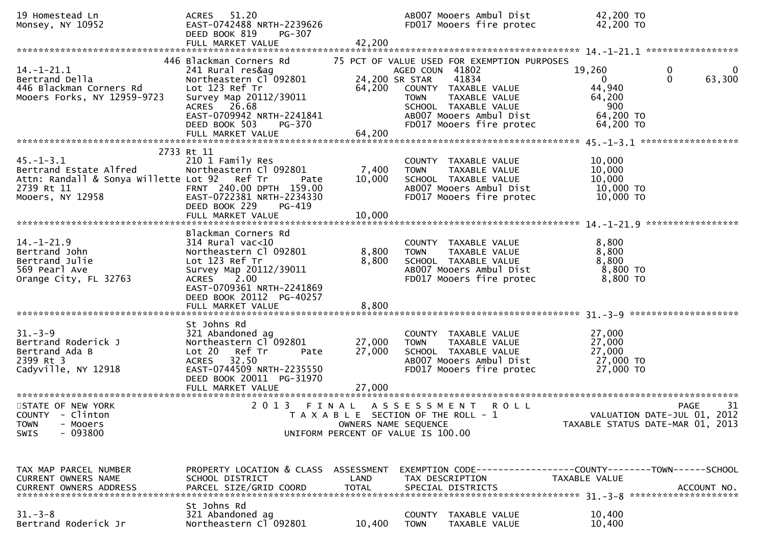```
19 Homestead Ln                 ACRES   51.20                                AB007 Mooers Ambul Dist          42,200 TO
Monsey, NY 10952                EAST-0742488 NRTH-2239626                    FD017 Mooers fire protec         42,200 TO
                                DEED BOOK 819     PG-307
                                FULL MARKET VALUE                 42,200
******************************************************************************************************* 14.-1-21.1 *****************
                          446 Blackman Corners Rd           75 PCT OF VALUE USED FOR EXEMPTION PURPOSES
14.-1-21.1                      241 Rural res&ag                      AGED COUN  41802                 19,260            0            0
Bertrand Della                  Northeastern Cl 092801         24,200 SR STAR    41834                      0            0       63,300
446 Blackman Corners Rd         Lot 123 Ref Tr                 64,200   COUNTY  TAXABLE VALUE            44,940
Mooers Forks, NY 12959-9723     Survey Map 20112/39011                  TOWN    TAXABLE VALUE            64,200
                                ACRES   26.68                           SCHOOL  TAXABLE VALUE               900
                                EAST-0709942 NRTH-2241841               AB007 Mooers Ambul Dist          64,200 TO
                                DEED BOOK 503     PG-370                FD017 Mooers fire protec         64,200 TO
                                FULL MARKET VALUE                 64,200
******************************************************************************************************* 45.-1-3.1 ******************
                          2733 Rt 11
45.-1-3.1                       210 1 Family Res                        COUNTY  TAXABLE VALUE            10,000
Bertrand Estate Alfred          Northeastern Cl 092801          7,400   TOWN    TAXABLE VALUE            10,000
Attn: Randall & Sonya Willette Lot 92   Ref Tr      Pate       10,000   SCHOOL  TAXABLE VALUE            10,000
2739 Rt 11                      FRNT  240.00 DPTH  159.00               AB007 Mooers Ambul Dist          10,000 TO
Mooers, NY 12958                EAST-0722381 NRTH-2234330               FD017 Mooers fire protec         10,000 TO
                                DEED BOOK 229     PG-419
                                FULL MARKET VALUE                 10,000
******************************************************************************************************* 14.-1-21.9 *****************
                                Blackman Corners Rd
14.-1-21.9                      314 Rural vac<10                        COUNTY  TAXABLE VALUE             8,800
Bertrand John                   Northeastern Cl 092801          8,800   TOWN    TAXABLE VALUE             8,800
Bertrand Julie                  Lot 123 Ref Tr                  8,800   SCHOOL  TAXABLE VALUE             8,800
569 Pearl Ave                   Survey Map 20112/39011                  AB007 Mooers Ambul Dist           8,800 TO
Orange City, FL 32763           ACRES    2.00                           FD017 Mooers fire protec          8,800 TO
                                EAST-0709361 NRTH-2241869
                                DEED BOOK 20112  PG-40257
                                FULL MARKET VALUE                  8,800
******************************************************************************************************* 31.-3-9 ********************
                                St Johns Rd
31.-3-9                         321 Abandoned ag                        COUNTY  TAXABLE VALUE            27,000
Bertrand Roderick J             Northeastern Cl 092801         27,000   TOWN    TAXABLE VALUE            27,000
Bertrand Ada B                  Lot 20   Ref Tr      Pate      27,000   SCHOOL  TAXABLE VALUE            27,000
2399 Rt 3                       ACRES   32.50                           AB007 Mooers Ambul Dist          27,000 TO
Cadyville, NY 12918             EAST-0744509 NRTH-2235550               FD017 Mooers fire protec         27,000 TO
                                DEED BOOK 20011  PG-31970
                                FULL MARKET VALUE                 27,000
************************************************************************************************************************************
STATE OF NEW YORK                   2 0 1 3   F I N A L   A S S E S S M E N T   R O L L                                 PAGE    31
COUNTY  - Clinton                      T A X A B L E  SECTION OF THE ROLL - 1                        VALUATION DATE-JUL 01, 2012
TOWN    - Mooers                                OWNERS NAME SEQUENCE                               TAXABLE STATUS DATE-MAR 01, 2013
SWIS    - 093800                        UNIFORM PERCENT OF VALUE IS 100.00


TAX MAP PARCEL NUMBER           PROPERTY LOCATION & CLASS  ASSESSMENT  EXEMPTION CODE------------------COUNTY--------TOWN------SCHOOL
CURRENT OWNERS NAME             SCHOOL DISTRICT               LAND      TAX DESCRIPTION              TAXABLE VALUE
CURRENT OWNERS ADDRESS          PARCEL SIZE/GRID COORD        TOTAL     SPECIAL DISTRICTS                                ACCOUNT NO.
******************************************************************************************************* 31.-3-8 ********************
                                St Johns Rd
31.-3-8                         321 Abandoned ag                        COUNTY  TAXABLE VALUE            10,400
Bertrand Roderick Jr            Northeastern Cl 092801         10,400   TOWN    TAXABLE VALUE            10,400
```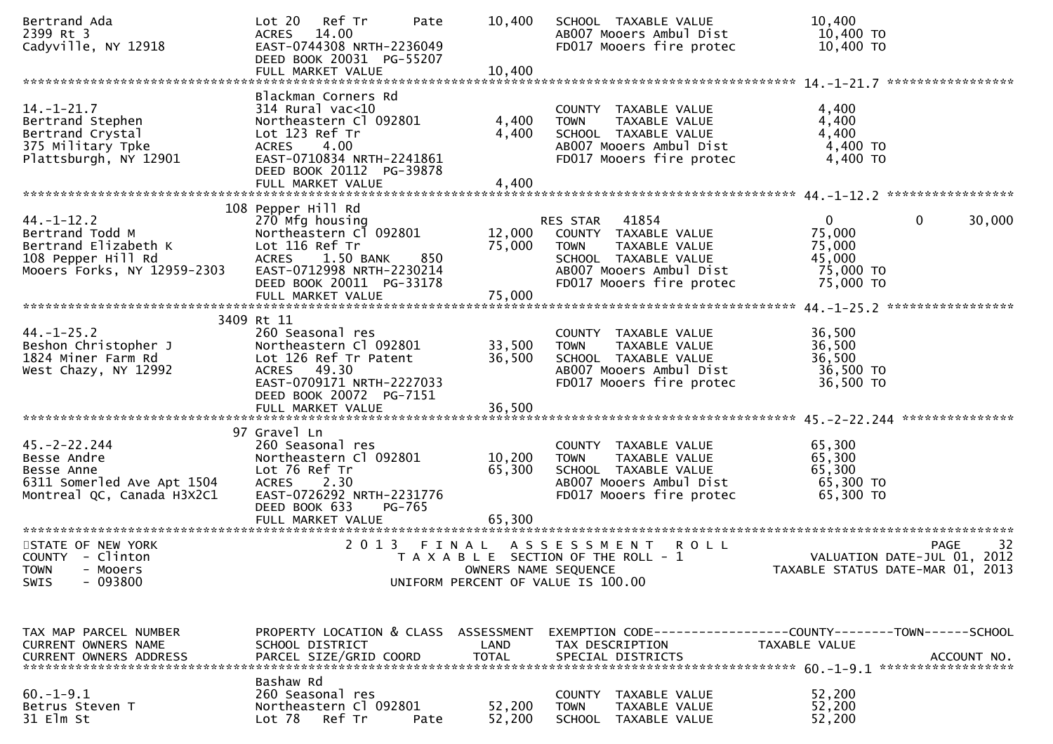```
Bertrand Ada                  Lot 20   Ref Tr       Pate      10,400   SCHOOL  TAXABLE VALUE            10,400
2399 Rt 3                     ACRES   14.00                            AB007 Mooers Ambul Dist           10,400 TO
Cadyville, NY 12918           EAST-0744308 NRTH-2236049                FD017 Mooers fire protec          10,400 TO
                              DEED BOOK 20031  PG-55207
                              FULL MARKET VALUE              10,400
******************************************************************************************************* 14.-1-21.7 *****************
                              Blackman Corners Rd
14.-1-21.7                    314 Rural vac<10                         COUNTY  TAXABLE VALUE             4,400
Bertrand Stephen              Northeastern Cl 092801          4,400    TOWN    TAXABLE VALUE             4,400
Bertrand Crystal              Lot 123 Ref Tr                  4,400    SCHOOL  TAXABLE VALUE             4,400
375 Military Tpke             ACRES    4.00                            AB007 Mooers Ambul Dist            4,400 TO
Plattsburgh, NY 12901         EAST-0710834 NRTH-2241861                FD017 Mooers fire protec           4,400 TO
                              DEED BOOK 20112  PG-39878
                              FULL MARKET VALUE               4,400
******************************************************************************************************* 44.-1-12.2 *****************
                          108 Pepper Hill Rd
44.-1-12.2                    270 Mfg housing                          RES STAR   41854                   0            0        30,000
Bertrand Todd M               Northeastern Cl 092801         12,000    COUNTY  TAXABLE VALUE            75,000
Bertrand Elizabeth K          Lot 116 Ref Tr                 75,000    TOWN    TAXABLE VALUE            75,000
108 Pepper Hill Rd            ACRES    1.50 BANK     850               SCHOOL  TAXABLE VALUE            45,000
Mooers Forks, NY 12959-2303   EAST-0712998 NRTH-2230214                AB007 Mooers Ambul Dist           75,000 TO
                              DEED BOOK 20011  PG-33178                FD017 Mooers fire protec          75,000 TO
                              FULL MARKET VALUE              75,000
******************************************************************************************************* 44.-1-25.2 *****************
                         3409 Rt 11
44.-1-25.2                    260 Seasonal res                         COUNTY  TAXABLE VALUE            36,500
Beshon Christopher J          Northeastern Cl 092801         33,500    TOWN    TAXABLE VALUE            36,500
1824 Miner Farm Rd            Lot 126 Ref Tr Patent          36,500    SCHOOL  TAXABLE VALUE            36,500
West Chazy, NY 12992          ACRES   49.30                            AB007 Mooers Ambul Dist           36,500 TO
                              EAST-0709171 NRTH-2227033                FD017 Mooers fire protec          36,500 TO
                              DEED BOOK 20072  PG-7151
                              FULL MARKET VALUE              36,500
******************************************************************************************************* 45.-2-22.244 ***************
                           97 Gravel Ln
45.-2-22.244                  260 Seasonal res                         COUNTY  TAXABLE VALUE            65,300
Besse Andre                   Northeastern Cl 092801         10,200    TOWN    TAXABLE VALUE            65,300
Besse Anne                    Lot 76 Ref Tr                  65,300    SCHOOL  TAXABLE VALUE            65,300
6311 Somerled Ave Apt 1504    ACRES    2.30                            AB007 Mooers Ambul Dist           65,300 TO
Montreal QC, Canada H3X2C1    EAST-0726292 NRTH-2231776                FD017 Mooers fire protec          65,300 TO
                              DEED BOOK 633     PG-765
                              FULL MARKET VALUE              65,300
************************************************************************************************************************************
STATE OF NEW YORK                    2 0 1 3   F I N A L   A S S E S S M E N T   R O L L                                PAGE     32
COUNTY  - Clinton                      T A X A B L E  SECTION OF THE ROLL - 1                          VALUATION DATE-JUL 01, 2012
TOWN    - Mooers                                OWNERS NAME SEQUENCE                              TAXABLE STATUS DATE-MAR 01, 2013
SWIS    - 093800                      UNIFORM PERCENT OF VALUE IS 100.00


TAX MAP PARCEL NUMBER         PROPERTY LOCATION & CLASS  ASSESSMENT  EXEMPTION CODE------------------COUNTY--------TOWN------SCHOOL
CURRENT OWNERS NAME           SCHOOL DISTRICT               LAND      TAX DESCRIPTION            TAXABLE VALUE
CURRENT OWNERS ADDRESS        PARCEL SIZE/GRID COORD        TOTAL     SPECIAL DISTRICTS                                  ACCOUNT NO.
******************************************************************************************************* 60.-1-9.1 ******************
                              Bashaw Rd
60.-1-9.1                     260 Seasonal res                         COUNTY  TAXABLE VALUE            52,200
Betrus Steven T               Northeastern Cl 092801         52,200    TOWN    TAXABLE VALUE            52,200
31 Elm St                     Lot 78   Ref Tr       Pate     52,200    SCHOOL  TAXABLE VALUE            52,200
```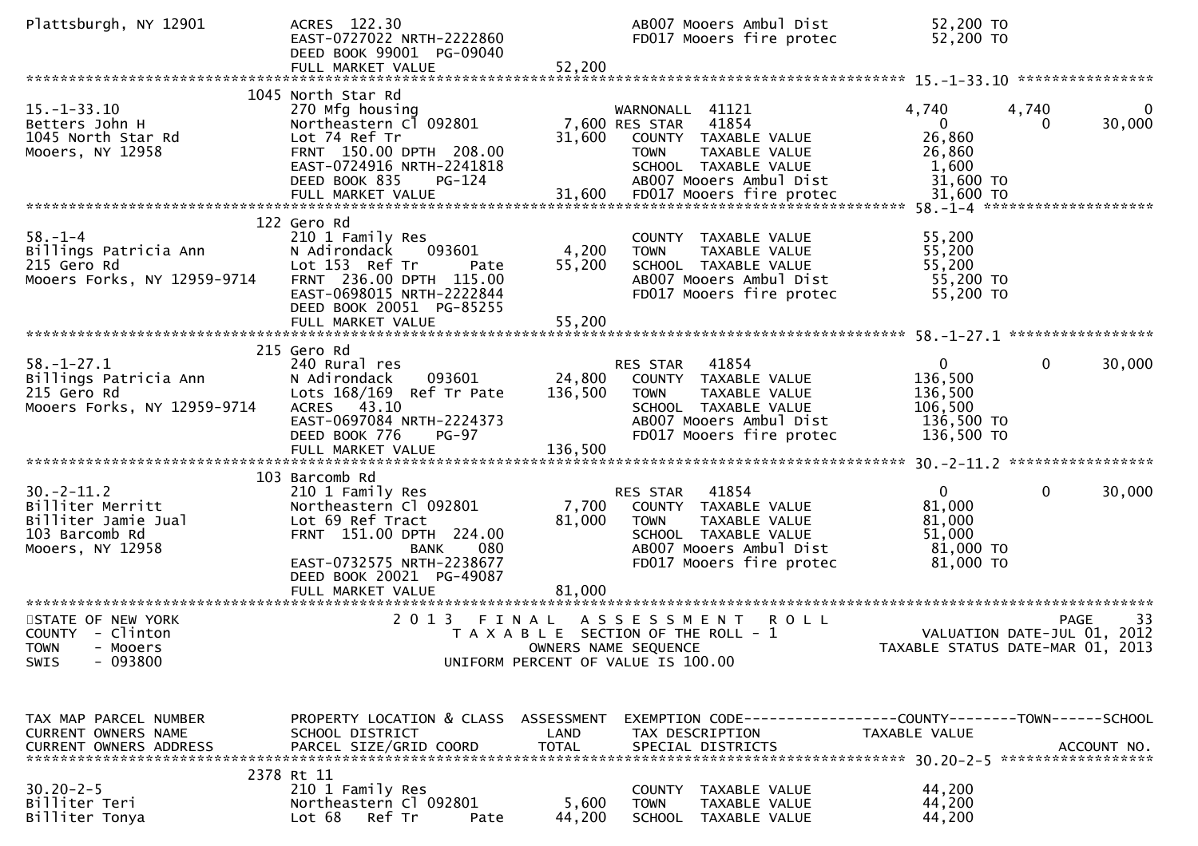```
Plattsburgh, NY 12901          ACRES  122.30                                     AB007 Mooers Ambul Dist          52,200 TO
                               EAST-0727022 NRTH-2222860                         FD017 Mooers fire protec         52,200 TO
                               DEED BOOK 99001  PG-09040
                               FULL MARKET VALUE               52,200
******************************************************************************************************* 15.-1-33.10 ****************
                          1045 North Star Rd
15.-1-33.10                    270 Mfg housing                         WARNONALL  41121                 4,740        4,740            0
Betters John H                 Northeastern Cl 092801           7,600 RES STAR   41854                      0            0       30,000
1045 North Star Rd             Lot 74 Ref Tr                   31,600    COUNTY  TAXABLE VALUE          26,860
Mooers, NY 12958               FRNT  150.00 DPTH  208.00                  TOWN    TAXABLE VALUE          26,860
                               EAST-0724916 NRTH-2241818                  SCHOOL  TAXABLE VALUE           1,600
                               DEED BOOK 835     PG-124                   AB007 Mooers Ambul Dist         31,600 TO
                               FULL MARKET VALUE               31,600    FD017 Mooers fire protec         31,600 TO
******************************************************************************************************* 58.-1-4 ********************
                           122 Gero Rd
58.-1-4                        210 1 Family Res                           COUNTY  TAXABLE VALUE          55,200
Billings Patricia Ann          N Adirondack      093601          4,200    TOWN    TAXABLE VALUE          55,200
215 Gero Rd                    Lot 153  Ref Tr       Pate      55,200    SCHOOL  TAXABLE VALUE          55,200
Mooers Forks, NY 12959-9714    FRNT  236.00 DPTH  115.00                  AB007 Mooers Ambul Dist         55,200 TO
                               EAST-0698015 NRTH-2222844                  FD017 Mooers fire protec        55,200 TO
                               DEED BOOK 20051  PG-85255
                               FULL MARKET VALUE               55,200
******************************************************************************************************* 58.-1-27.1 *****************
                           215 Gero Rd
58.-1-27.1                     240 Rural res                              RES STAR   41854                   0            0       30,000
Billings Patricia Ann          N Adirondack      093601         24,800    COUNTY  TAXABLE VALUE         136,500
215 Gero Rd                    Lots 168/169  Ref Tr Pate      136,500    TOWN    TAXABLE VALUE         136,500
Mooers Forks, NY 12959-9714    ACRES   43.10                              SCHOOL  TAXABLE VALUE         106,500
                               EAST-0697084 NRTH-2224373                  AB007 Mooers Ambul Dist        136,500 TO
                               DEED BOOK 776     PG-97                    FD017 Mooers fire protec       136,500 TO
                               FULL MARKET VALUE              136,500
******************************************************************************************************* 30.-2-11.2 *****************
                           103 Barcomb Rd
30.-2-11.2                     210 1 Family Res                           RES STAR   41854                   0            0       30,000
Billiter Merritt               Northeastern Cl 092801           7,700    COUNTY  TAXABLE VALUE          81,000
Billiter Jamie Jual            Lot 69 Ref Tract                81,000    TOWN    TAXABLE VALUE          81,000
103 Barcomb Rd                 FRNT  151.00 DPTH  224.00                  SCHOOL  TAXABLE VALUE          51,000
Mooers, NY 12958                              BANK     080                AB007 Mooers Ambul Dist         81,000 TO
                               EAST-0732575 NRTH-2238677                  FD017 Mooers fire protec        81,000 TO
                               DEED BOOK 20021  PG-49087
                               FULL MARKET VALUE               81,000
************************************************************************************************************************************
STATE OF NEW YORK                     2 0 1 3   F I N A L   A S S E S S M E N T   R O L L                                PAGE    33
COUNTY  - Clinton                        T A X A B L E  SECTION OF THE ROLL - 1                     VALUATION DATE-JUL 01, 2012
TOWN    - Mooers                                 OWNERS NAME SEQUENCE                         TAXABLE STATUS DATE-MAR 01, 2013
SWIS    - 093800                          UNIFORM PERCENT OF VALUE IS 100.00


TAX MAP PARCEL NUMBER          PROPERTY LOCATION & CLASS  ASSESSMENT  EXEMPTION CODE------------------COUNTY--------TOWN------SCHOOL
CURRENT OWNERS NAME            SCHOOL DISTRICT               LAND      TAX DESCRIPTION              TAXABLE VALUE
CURRENT OWNERS ADDRESS         PARCEL SIZE/GRID COORD        TOTAL     SPECIAL DISTRICTS                                    ACCOUNT NO.
******************************************************************************************************* 30.20-2-5 ******************
                          2378 Rt 11
30.20-2-5                      210 1 Family Res                           COUNTY  TAXABLE VALUE          44,200
Billiter Teri                  Northeastern Cl 092801           5,600    TOWN    TAXABLE VALUE          44,200
Billiter Tonya                 Lot 68    Ref Tr      Pate      44,200    SCHOOL  TAXABLE VALUE          44,200
```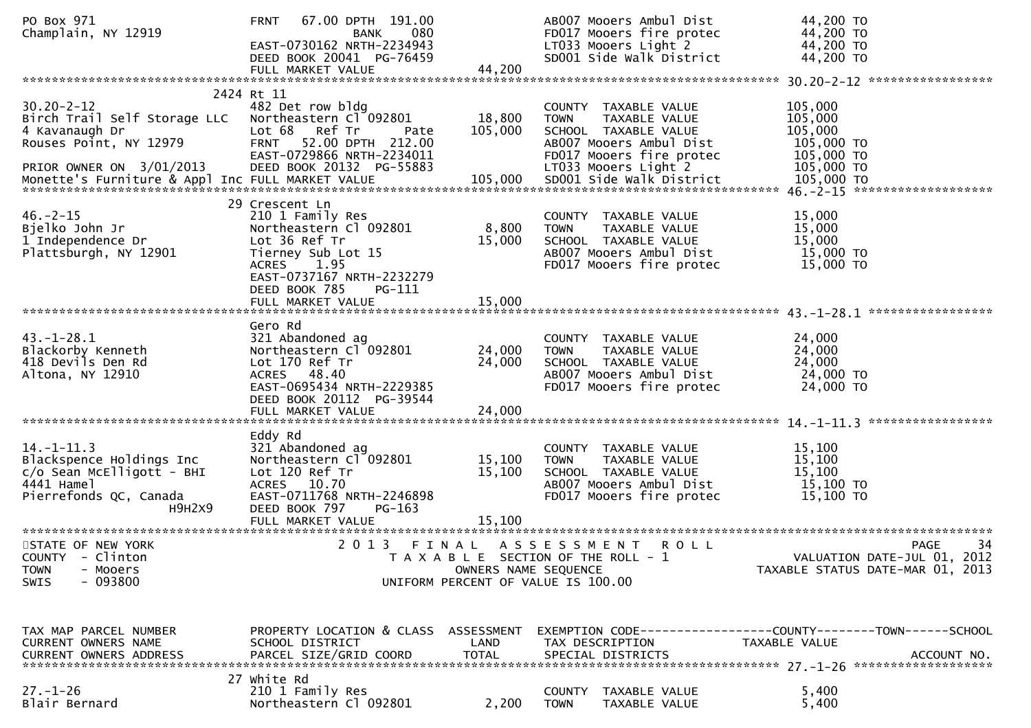```
PO Box 971                     FRNT   67.00 DPTH  191.00                  AB007 Mooers Ambul Dist          44,200 TO
Champlain, NY 12919                          BANK     080                 FD017 Mooers fire protec         44,200 TO
                               EAST-0730162 NRTH-2234943                  LT033 Mooers Light 2             44,200 TO
                               DEED BOOK 20041  PG-76459                  SD001 Side Walk District         44,200 TO
                               FULL MARKET VALUE              44,200
******************************************************************************************************* 30.20-2-12 *****************
                         2424 Rt 11
30.20-2-12                     482 Det row bldg                           COUNTY  TAXABLE VALUE           105,000
Birch Trail Self Storage LLC   Northeastern Cl 092801        18,800       TOWN    TAXABLE VALUE           105,000
4 Kavanaugh Dr                 Lot 68   Ref Tr      Pate    105,000       SCHOOL  TAXABLE VALUE           105,000
Rouses Point, NY 12979         FRNT   52.00 DPTH  212.00                  AB007 Mooers Ambul Dist          105,000 TO
                               EAST-0729866 NRTH-2234011                  FD017 Mooers fire protec         105,000 TO
PRIOR OWNER ON  3/01/2013      DEED BOOK 20132  PG-55883                  LT033 Mooers Light 2             105,000 TO
Monette's Furniture & Appl Inc FULL MARKET VALUE             105,000      SD001 Side Walk District         105,000 TO
******************************************************************************************************* 46.-2-15 *******************
                           29 Crescent Ln
46.-2-15                       210 1 Family Res                           COUNTY  TAXABLE VALUE            15,000
Bjelko John Jr                 Northeastern Cl 092801         8,800       TOWN    TAXABLE VALUE            15,000
1 Independence Dr              Lot 36 Ref Tr                 15,000       SCHOOL  TAXABLE VALUE            15,000
Plattsburgh, NY 12901          Tierney Sub Lot 15                         AB007 Mooers Ambul Dist           15,000 TO
                               ACRES    1.95                              FD017 Mooers fire protec          15,000 TO
                               EAST-0737167 NRTH-2232279
                               DEED BOOK 785    PG-111
                               FULL MARKET VALUE              15,000
******************************************************************************************************* 43.-1-28.1 *****************
                               Gero Rd
43.-1-28.1                     321 Abandoned ag                           COUNTY  TAXABLE VALUE            24,000
Blackorby Kenneth              Northeastern Cl 092801        24,000       TOWN    TAXABLE VALUE            24,000
418 Devils Den Rd              Lot 170 Ref Tr                24,000       SCHOOL  TAXABLE VALUE            24,000
Altona, NY 12910               ACRES   48.40                              AB007 Mooers Ambul Dist           24,000 TO
                               EAST-0695434 NRTH-2229385                  FD017 Mooers fire protec          24,000 TO
                               DEED BOOK 20112  PG-39544
                               FULL MARKET VALUE              24,000
******************************************************************************************************* 14.-1-11.3 *****************
                               Eddy Rd
14.-1-11.3                     321 Abandoned ag                           COUNTY  TAXABLE VALUE            15,100
Blackspence Holdings Inc       Northeastern Cl 092801        15,100       TOWN    TAXABLE VALUE            15,100
c/o Sean McElligott - BHI      Lot 120 Ref Tr                15,100       SCHOOL  TAXABLE VALUE            15,100
4441 Hamel                     ACRES   10.70                              AB007 Mooers Ambul Dist           15,100 TO
Pierrefonds QC, Canada         EAST-0711768 NRTH-2246898                  FD017 Mooers fire protec          15,100 TO
                   H9H2X9      DEED BOOK 797    PG-163
                               FULL MARKET VALUE              15,100
************************************************************************************************************************************
STATE OF NEW YORK                  2 0 1 3   F I N A L   A S S E S S M E N T   R O L L                              PAGE    34
COUNTY  - Clinton                     T A X A B L E  SECTION OF THE ROLL - 1                    VALUATION DATE-JUL 01, 2012
TOWN    - Mooers                              OWNERS NAME SEQUENCE                          TAXABLE STATUS DATE-MAR 01, 2013
SWIS    - 093800                       UNIFORM PERCENT OF VALUE IS 100.00



TAX MAP PARCEL NUMBER          PROPERTY LOCATION & CLASS  ASSESSMENT  EXEMPTION CODE------------------COUNTY--------TOWN------SCHOOL
CURRENT OWNERS NAME            SCHOOL DISTRICT               LAND      TAX DESCRIPTION              TAXABLE VALUE
CURRENT OWNERS ADDRESS         PARCEL SIZE/GRID COORD        TOTAL     SPECIAL DISTRICTS                                ACCOUNT NO.
******************************************************************************************************* 27.-1-26 *******************
                           27 White Rd
27.-1-26                       210 1 Family Res                           COUNTY  TAXABLE VALUE             5,400
Blair Bernard                  Northeastern Cl 092801         2,200       TOWN    TAXABLE VALUE             5,400
```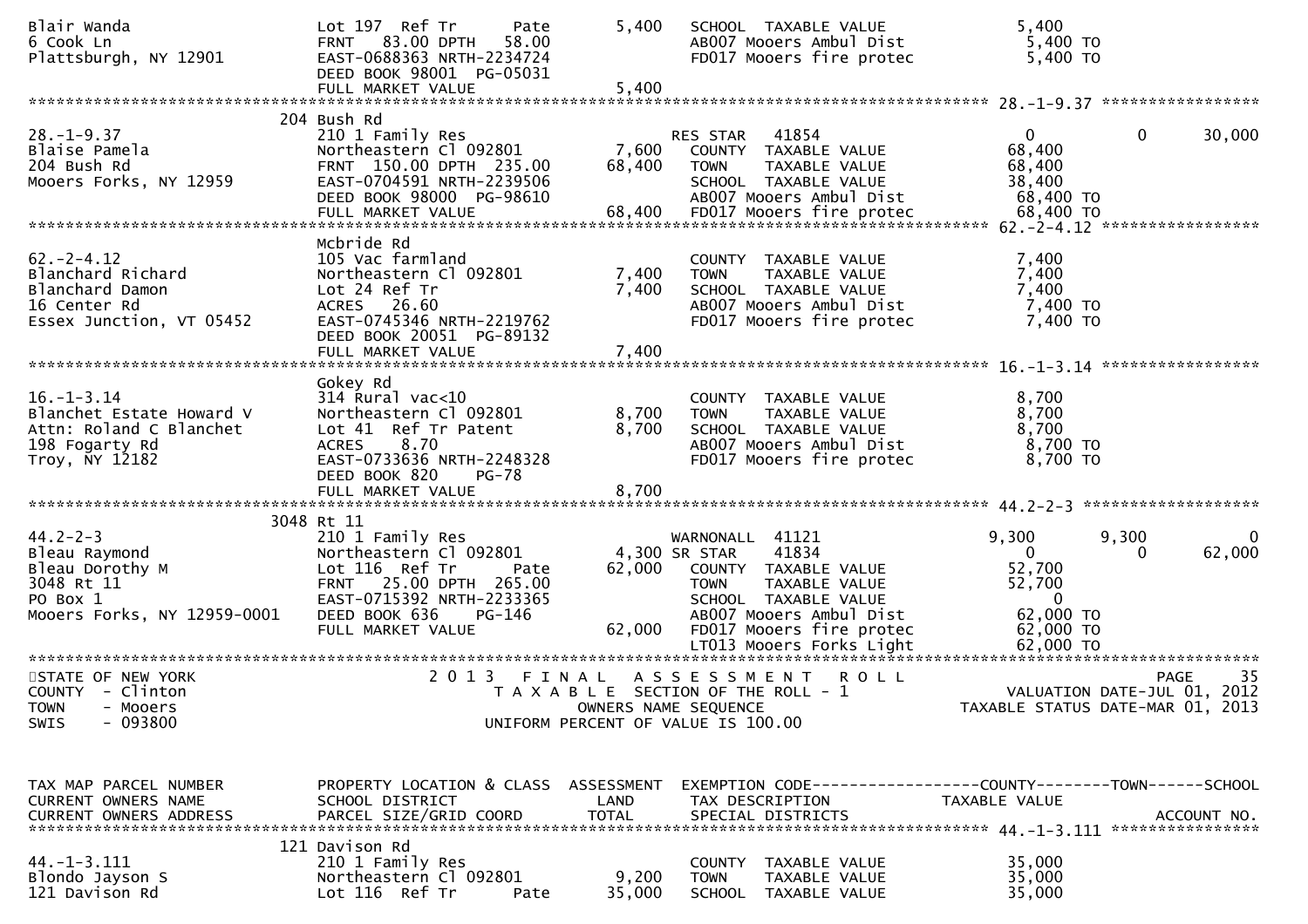```
Blair Wanda                    Lot 197  Ref Tr       Pate        5,400   SCHOOL  TAXABLE VALUE                5,400
6 Cook Ln                      FRNT   83.00 DPTH   58.00                 AB007 Mooers Ambul Dist               5,400 TO
Plattsburgh, NY 12901          EAST-0688363 NRTH-2234724                 FD017 Mooers fire protec              5,400 TO
                               DEED BOOK 98001  PG-05031
                               FULL MARKET VALUE                 5,400
******************************************************************************************************* 28.-1-9.37 ******************
                          204 Bush Rd
28.-1-9.37                     210 1 Family Res                          RES STAR   41854                   0              0       30,000
Blaise Pamela                  Northeastern Cl 092801            7,600    COUNTY  TAXABLE VALUE             68,400
204 Bush Rd                    FRNT  150.00 DPTH  235.00        68,400    TOWN    TAXABLE VALUE             68,400
Mooers Forks, NY 12959         EAST-0704591 NRTH-2239506                  SCHOOL  TAXABLE VALUE             38,400
                               DEED BOOK 98000  PG-98610                  AB007 Mooers Ambul Dist            68,400 TO
                               FULL MARKET VALUE                68,400    FD017 Mooers fire protec           68,400 TO
******************************************************************************************************* 62.-2-4.12 ******************
                               Mcbride Rd
62.-2-4.12                     105 Vac farmland                           COUNTY  TAXABLE VALUE              7,400
Blanchard Richard              Northeastern Cl 092801            7,400    TOWN    TAXABLE VALUE              7,400
Blanchard Damon                Lot 24 Ref Tr                     7,400    SCHOOL  TAXABLE VALUE              7,400
16 Center Rd                   ACRES   26.60                              AB007 Mooers Ambul Dist             7,400 TO
Essex Junction, VT 05452       EAST-0745346 NRTH-2219762                  FD017 Mooers fire protec            7,400 TO
                               DEED BOOK 20051  PG-89132
                               FULL MARKET VALUE                 7,400
******************************************************************************************************* 16.-1-3.14 ******************
                               Gokey Rd
16.-1-3.14                     314 Rural vac<10                           COUNTY  TAXABLE VALUE              8,700
Blanchet Estate Howard V       Northeastern Cl 092801            8,700    TOWN    TAXABLE VALUE              8,700
Attn: Roland C Blanchet        Lot 41  Ref Tr Patent             8,700    SCHOOL  TAXABLE VALUE              8,700
198 Fogarty Rd                 ACRES    8.70                              AB007 Mooers Ambul Dist             8,700 TO
Troy, NY 12182                 EAST-0733636 NRTH-2248328                  FD017 Mooers fire protec            8,700 TO
                               DEED BOOK 820    PG-78
                               FULL MARKET VALUE                 8,700
******************************************************************************************************* 44.2-2-3 ********************
                          3048 Rt 11
44.2-2-3                       210 1 Family Res                          WARNONALL  41121                9,300          9,300           0
Bleau Raymond                  Northeastern Cl 092801            4,300 SR STAR     41834                    0              0       62,000
Bleau Dorothy M                Lot 116  Ref Tr       Pate       62,000    COUNTY  TAXABLE VALUE             52,700
3048 Rt 11                     FRNT   25.00 DPTH  265.00                  TOWN    TAXABLE VALUE             52,700
PO Box 1                       EAST-0715392 NRTH-2233365                  SCHOOL  TAXABLE VALUE                  0
Mooers Forks, NY 12959-0001    DEED BOOK 636    PG-146                    AB007 Mooers Ambul Dist            62,000 TO
                               FULL MARKET VALUE                62,000    FD017 Mooers fire protec           62,000 TO
                                                                          LT013 Mooers Forks Light           62,000 TO
*****************************************************************************************************************************************
STATE OF NEW YORK                        2 0 1 3   F I N A L   A S S E S S M E N T   R O L L                         PAGE     35
COUNTY  - Clinton                           T A X A B L E  SECTION OF THE ROLL - 1                       VALUATION DATE-JUL 01, 2012
TOWN    - Mooers                                  OWNERS NAME SEQUENCE                             TAXABLE STATUS DATE-MAR 01, 2013
SWIS    - 093800                          UNIFORM PERCENT OF VALUE IS 100.00


TAX MAP PARCEL NUMBER          PROPERTY LOCATION & CLASS  ASSESSMENT  EXEMPTION CODE------------------COUNTY--------TOWN------SCHOOL
CURRENT OWNERS NAME            SCHOOL DISTRICT               LAND      TAX DESCRIPTION            TAXABLE VALUE
CURRENT OWNERS ADDRESS         PARCEL SIZE/GRID COORD        TOTAL     SPECIAL DISTRICTS                                   ACCOUNT NO.
******************************************************************************************************* 44.-1-3.111 *****************
                          121 Davison Rd
44.-1-3.111                    210 1 Family Res                           COUNTY  TAXABLE VALUE             35,000
Blondo Jayson S                Northeastern Cl 092801            9,200    TOWN    TAXABLE VALUE             35,000
121 Davison Rd                 Lot 116  Ref Tr       Pate       35,000    SCHOOL  TAXABLE VALUE             35,000
```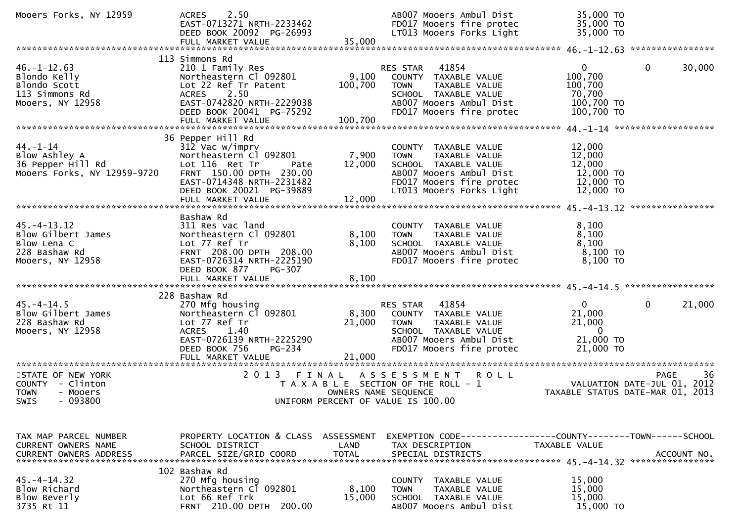```
Mooers Forks, NY 12959         ACRES    2.50                                   AB007 Mooers Ambul Dist          35,000 TO
                               EAST-0713271 NRTH-2233462                       FD017 Mooers fire protec         35,000 TO
                               DEED BOOK 20092  PG-26993                       LT013 Mooers Forks Light         35,000 TO
                               FULL MARKET VALUE                 35,000
******************************************************************************************************* 46.-1-12.63 ****************
                             113 Simmons Rd
46.-1-12.63                    210 1 Family Res                        RES STAR   41854                   0             0       30,000
Blondo Kelly                   Northeastern Cl 092801        9,100    COUNTY  TAXABLE VALUE            100,700
Blondo Scott                   Lot 22 Ref Tr Patent        100,700    TOWN    TAXABLE VALUE            100,700
113 Simmons Rd                 ACRES    2.50                           SCHOOL  TAXABLE VALUE             70,700
Mooers, NY 12958               EAST-0742820 NRTH-2229038               AB007 Mooers Ambul Dist          100,700 TO
                               DEED BOOK 20041  PG-75292               FD017 Mooers fire protec         100,700 TO
                               FULL MARKET VALUE                100,700
******************************************************************************************************* 44.-1-14 *******************
                             36 Pepper Hill Rd
44.-1-14                       312 Vac w/imprv                         COUNTY  TAXABLE VALUE             12,000
Blow Ashley A                  Northeastern Cl 092801        7,900    TOWN    TAXABLE VALUE             12,000
36 Pepper Hill Rd              Lot 116  Ret Tr      Pate    12,000    SCHOOL  TAXABLE VALUE             12,000
Mooers Forks, NY 12959-9720    FRNT  150.00 DPTH  230.00               AB007 Mooers Ambul Dist           12,000 TO
                               EAST-0714348 NRTH-2231482               FD017 Mooers fire protec          12,000 TO
                               DEED BOOK 20021  PG-39889               LT013 Mooers Forks Light          12,000 TO
                               FULL MARKET VALUE                 12,000
******************************************************************************************************* 45.-4-13.12 ****************
                               Bashaw Rd
45.-4-13.12                    311 Res vac land                        COUNTY  TAXABLE VALUE              8,100
Blow Gilbert James             Northeastern Cl 092801        8,100    TOWN    TAXABLE VALUE              8,100
Blow Lena C                    Lot 77 Ref Tr                 8,100    SCHOOL  TAXABLE VALUE              8,100
228 Bashaw Rd                  FRNT  208.00 DPTH  208.00               AB007 Mooers Ambul Dist            8,100 TO
Mooers, NY 12958               EAST-0726314 NRTH-2225190               FD017 Mooers fire protec           8,100 TO
                               DEED BOOK 877    PG-307
                               FULL MARKET VALUE                  8,100
******************************************************************************************************* 45.-4-14.5 *****************
                             228 Bashaw Rd
45.-4-14.5                     270 Mfg housing                         RES STAR   41854                   0             0       21,000
Blow Gilbert James             Northeastern Cl 092801        8,300    COUNTY  TAXABLE VALUE             21,000
228 Bashaw Rd                  Lot 77 Ref Tr                21,000    TOWN    TAXABLE VALUE             21,000
Mooers, NY 12958               ACRES    1.40                           SCHOOL  TAXABLE VALUE                  0
                               EAST-0726139 NRTH-2225290               AB007 Mooers Ambul Dist           21,000 TO
                               DEED BOOK 756    PG-234                 FD017 Mooers fire protec          21,000 TO
                               FULL MARKET VALUE                 21,000
************************************************************************************************************************************
STATE OF NEW YORK                    2 0 1 3   F I N A L   A S S E S S M E N T   R O L L                                  PAGE    36
COUNTY  - Clinton                        T A X A B L E  SECTION OF THE ROLL - 1                        VALUATION DATE-JUL 01, 2012
TOWN    - Mooers                                  OWNERS NAME SEQUENCE                            TAXABLE STATUS DATE-MAR 01, 2013
SWIS    - 093800                          UNIFORM PERCENT OF VALUE IS 100.00


TAX MAP PARCEL NUMBER          PROPERTY LOCATION & CLASS  ASSESSMENT  EXEMPTION CODE------------------COUNTY--------TOWN------SCHOOL
CURRENT OWNERS NAME            SCHOOL DISTRICT               LAND      TAX DESCRIPTION            TAXABLE VALUE
CURRENT OWNERS ADDRESS         PARCEL SIZE/GRID COORD        TOTAL     SPECIAL DISTRICTS                                 ACCOUNT NO.
******************************************************************************************************* 45.-4-14.32 ****************
                             102 Bashaw Rd
45.-4-14.32                    270 Mfg housing                         COUNTY  TAXABLE VALUE             15,000
Blow Richard                   Northeastern Cl 092801        8,100    TOWN    TAXABLE VALUE             15,000
Blow Beverly                   Lot 66 Ref Trk               15,000    SCHOOL  TAXABLE VALUE             15,000
3735 Rt 11                     FRNT  210.00 DPTH  200.00               AB007 Mooers Ambul Dist           15,000 TO
```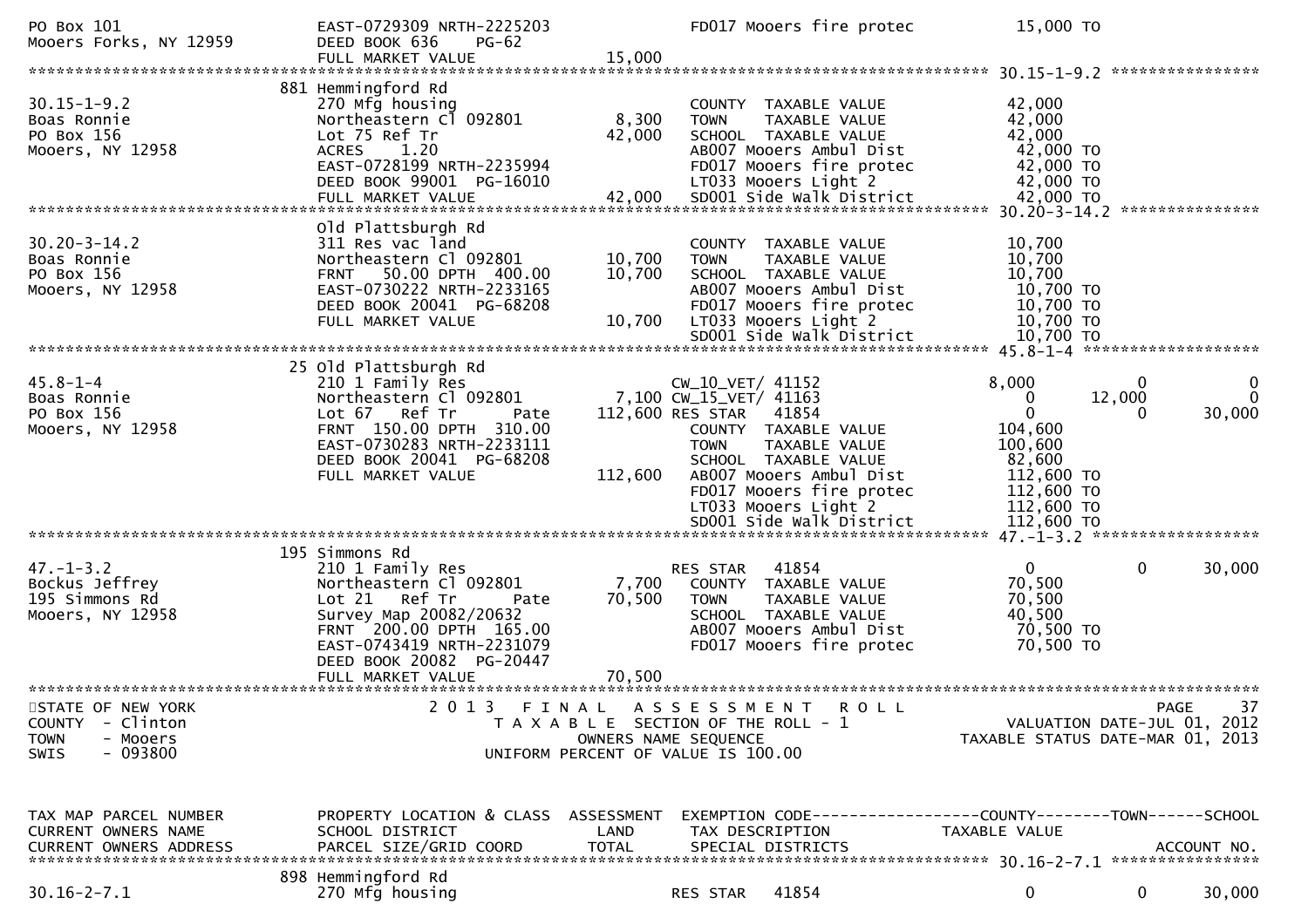```
PO Box 101                     EAST-0729309 NRTH-2225203              FD017 Mooers fire protec           15,000 TO
Mooers Forks, NY 12959         DEED BOOK 636     PG-62
                               FULL MARKET VALUE              15,000
******************************************************************************************************* 30.15-1-9.2 ****************
                               881 Hemmingford Rd
30.15-1-9.2                    270 Mfg housing                        COUNTY  TAXABLE VALUE              42,000
Boas Ronnie                    Northeastern Cl 092801          8,300  TOWN    TAXABLE VALUE              42,000
PO Box 156                     Lot 75 Ref Tr                  42,000  SCHOOL  TAXABLE VALUE              42,000
Mooers, NY 12958               ACRES     1.20                         AB007 Mooers Ambul Dist             42,000 TO
                               EAST-0728199 NRTH-2235994              FD017 Mooers fire protec            42,000 TO
                               DEED BOOK 99001  PG-16010              LT033 Mooers Light 2                42,000 TO
                               FULL MARKET VALUE              42,000  SD001 Side walk District            42,000 TO
******************************************************************************************************* 30.20-3-14.2 ***************
                               Old Plattsburgh Rd
30.20-3-14.2                   311 Res vac land                       COUNTY  TAXABLE VALUE              10,700
Boas Ronnie                    Northeastern Cl 092801         10,700  TOWN    TAXABLE VALUE              10,700
PO Box 156                     FRNT   50.00 DPTH  400.00      10,700  SCHOOL  TAXABLE VALUE              10,700
Mooers, NY 12958               EAST-0730222 NRTH-2233165              AB007 Mooers Ambul Dist             10,700 TO
                               DEED BOOK 20041  PG-68208              FD017 Mooers fire protec            10,700 TO
                               FULL MARKET VALUE              10,700  LT033 Mooers Light 2                10,700 TO
                                                                      SD001 Side walk District            10,700 TO
******************************************************************************************************* 45.8-1-4 *******************
                               25 Old Plattsburgh Rd
45.8-1-4                       210 1 Family Res                       CW_10_VET/ 41152                8,000          0          0
Boas Ronnie                    Northeastern Cl 092801          7,100 CW_15_VET/ 41163                    0     12,000          0
PO Box 156                     Lot 67   Ref Tr        Pate   112,600 RES STAR   41854                    0          0     30,000
Mooers, NY 12958               FRNT  150.00 DPTH  310.00              COUNTY  TAXABLE VALUE             104,600
                               EAST-0730283 NRTH-2233111              TOWN    TAXABLE VALUE             100,600
                               DEED BOOK 20041  PG-68208              SCHOOL  TAXABLE VALUE              82,600
                               FULL MARKET VALUE             112,600  AB007 Mooers Ambul Dist            112,600 TO
                                                                      FD017 Mooers fire protec           112,600 TO
                                                                      LT033 Mooers Light 2               112,600 TO
                                                                      SD001 Side walk District           112,600 TO
******************************************************************************************************* 47.-1-3.2 ******************
                               195 Simmons Rd
47.-1-3.2                      210 1 Family Res                       RES STAR   41854                    0          0     30,000
Bockus Jeffrey                 Northeastern Cl 092801          7,700  COUNTY  TAXABLE VALUE              70,500
195 Simmons Rd                 Lot 21   Ref Tr        Pate    70,500  TOWN    TAXABLE VALUE              70,500
Mooers, NY 12958               Survey Map 20082/20632                 SCHOOL  TAXABLE VALUE              40,500
                               FRNT  200.00 DPTH  165.00              AB007 Mooers Ambul Dist             70,500 TO
                               EAST-0743419 NRTH-2231079              FD017 Mooers fire protec            70,500 TO
                               DEED BOOK 20082  PG-20447
                               FULL MARKET VALUE              70,500
************************************************************************************************************************************
STATE OF NEW YORK                  2 0 1 3   F I N A L   A S S E S S M E N T   R O L L                                 PAGE    37
COUNTY  - Clinton                     T A X A B L E  SECTION OF THE ROLL - 1                        VALUATION DATE-JUL 01, 2012
TOWN    - Mooers                            OWNERS NAME SEQUENCE                              TAXABLE STATUS DATE-MAR 01, 2013
SWIS    - 093800                     UNIFORM PERCENT OF VALUE IS 100.00


TAX MAP PARCEL NUMBER          PROPERTY LOCATION & CLASS  ASSESSMENT  EXEMPTION CODE------------------COUNTY--------TOWN------SCHOOL
CURRENT OWNERS NAME            SCHOOL DISTRICT               LAND     TAX DESCRIPTION              TAXABLE VALUE
CURRENT OWNERS ADDRESS         PARCEL SIZE/GRID COORD        TOTAL    SPECIAL DISTRICTS                                  ACCOUNT NO.
******************************************************************************************************* 30.16-2-7.1 ****************
                               898 Hemmingford Rd
30.16-2-7.1                    270 Mfg housing                        RES STAR   41854                    0          0     30,000
```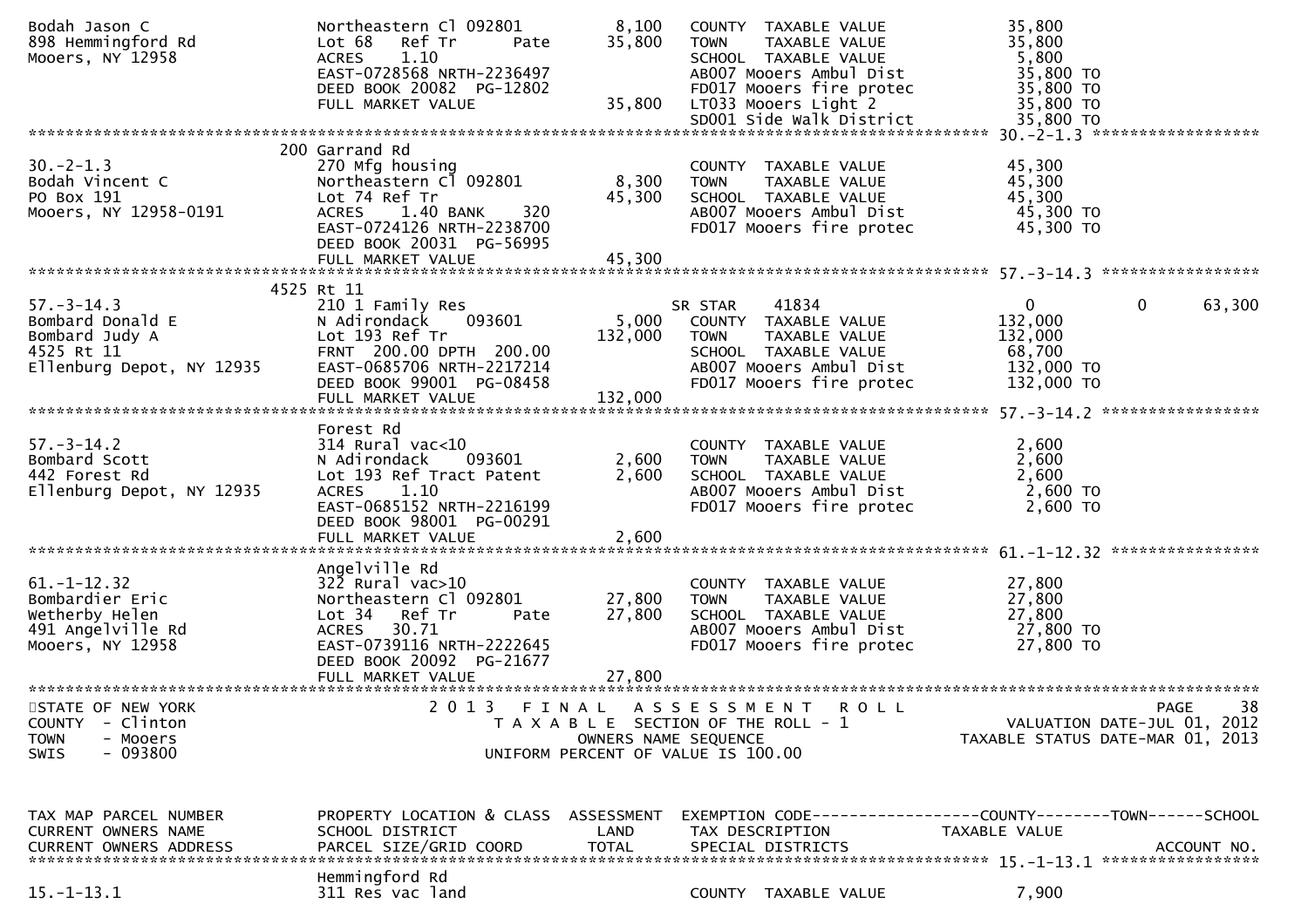```
Bodah Jason C                  Northeastern Cl 092801         8,100   COUNTY  TAXABLE VALUE            35,800
898 Hemmingford Rd             Lot 68   Ref Tr      Pate     35,800   TOWN    TAXABLE VALUE            35,800
Mooers, NY 12958               ACRES    1.10                          SCHOOL  TAXABLE VALUE             5,800
                               EAST-0728568 NRTH-2236497              AB007 Mooers Ambul Dist          35,800 TO
                               DEED BOOK 20082  PG-12802              FD017 Mooers fire protec         35,800 TO
                               FULL MARKET VALUE             35,800   LT033 Mooers Light 2             35,800 TO
                                                                      SD001 Side Walk District         35,800 TO
******************************************************************************************************* 30.-2-1.3 *****************
                           200 Garrand Rd
30.-2-1.3                      270 Mfg housing                        COUNTY  TAXABLE VALUE            45,300
Bodah Vincent C                Northeastern Cl 092801         8,300   TOWN    TAXABLE VALUE            45,300
PO Box 191                     Lot 74 Ref Tr                 45,300   SCHOOL  TAXABLE VALUE            45,300
Mooers, NY 12958-0191          ACRES    1.40 BANK     320             AB007 Mooers Ambul Dist          45,300 TO
                               EAST-0724126 NRTH-2238700              FD017 Mooers fire protec         45,300 TO
                               DEED BOOK 20031  PG-56995
                               FULL MARKET VALUE             45,300
******************************************************************************************************* 57.-3-14.3 ****************
                          4525 Rt 11
57.-3-14.3                     210 1 Family Res                        SR STAR     41834                    0            0      63,300
Bombard Donald E               N Adirondack     093601        5,000   COUNTY  TAXABLE VALUE           132,000
Bombard Judy A                 Lot 193 Ref Tr               132,000   TOWN    TAXABLE VALUE           132,000
4525 Rt 11                     FRNT  200.00 DPTH  200.00              SCHOOL  TAXABLE VALUE            68,700
Ellenburg Depot, NY 12935      EAST-0685706 NRTH-2217214              AB007 Mooers Ambul Dist         132,000 TO
                               DEED BOOK 99001  PG-08458              FD017 Mooers fire protec        132,000 TO
                               FULL MARKET VALUE            132,000
******************************************************************************************************* 57.-3-14.2 ****************
                               Forest Rd
57.-3-14.2                     314 Rural vac<10                       COUNTY  TAXABLE VALUE             2,600
Bombard Scott                  N Adirondack     093601        2,600   TOWN    TAXABLE VALUE             2,600
442 Forest Rd                  Lot 193 Ref Tract Patent       2,600   SCHOOL  TAXABLE VALUE             2,600
Ellenburg Depot, NY 12935      ACRES    1.10                          AB007 Mooers Ambul Dist           2,600 TO
                               EAST-0685152 NRTH-2216199              FD017 Mooers fire protec          2,600 TO
                               DEED BOOK 98001  PG-00291
                               FULL MARKET VALUE              2,600
******************************************************************************************************* 61.-1-12.32 ***************
                               Angelville Rd
61.-1-12.32                    322 Rural vac>10                       COUNTY  TAXABLE VALUE            27,800
Bombardier Eric                Northeastern Cl 092801        27,800   TOWN    TAXABLE VALUE            27,800
Wetherby Helen                 Lot 34   Ref Tr      Pate     27,800   SCHOOL  TAXABLE VALUE            27,800
491 Angelville Rd              ACRES   30.71                          AB007 Mooers Ambul Dist          27,800 TO
Mooers, NY 12958               EAST-0739116 NRTH-2222645              FD017 Mooers fire protec         27,800 TO
                               DEED BOOK 20092  PG-21677
                               FULL MARKET VALUE             27,800
************************************************************************************************************************************
STATE OF NEW YORK                    2 0 1 3   F I N A L   A S S E S S M E N T   R O L L                                  PAGE    38
COUNTY  - Clinton                       T A X A B L E  SECTION OF THE ROLL - 1                        VALUATION DATE-JUL 01, 2012
TOWN    - Mooers                                  OWNERS NAME SEQUENCE                            TAXABLE STATUS DATE-MAR 01, 2013
SWIS    - 093800                          UNIFORM PERCENT OF VALUE IS 100.00


TAX MAP PARCEL NUMBER          PROPERTY LOCATION & CLASS  ASSESSMENT  EXEMPTION CODE------------------COUNTY--------TOWN------SCHOOL
CURRENT OWNERS NAME            SCHOOL DISTRICT               LAND     TAX DESCRIPTION             TAXABLE VALUE
CURRENT OWNERS ADDRESS         PARCEL SIZE/GRID COORD       TOTAL     SPECIAL DISTRICTS                                  ACCOUNT NO.
******************************************************************************************************* 15.-1-13.1 ****************
                               Hemmingford Rd
15.-1-13.1                     311 Res vac land                       COUNTY  TAXABLE VALUE             7,900
```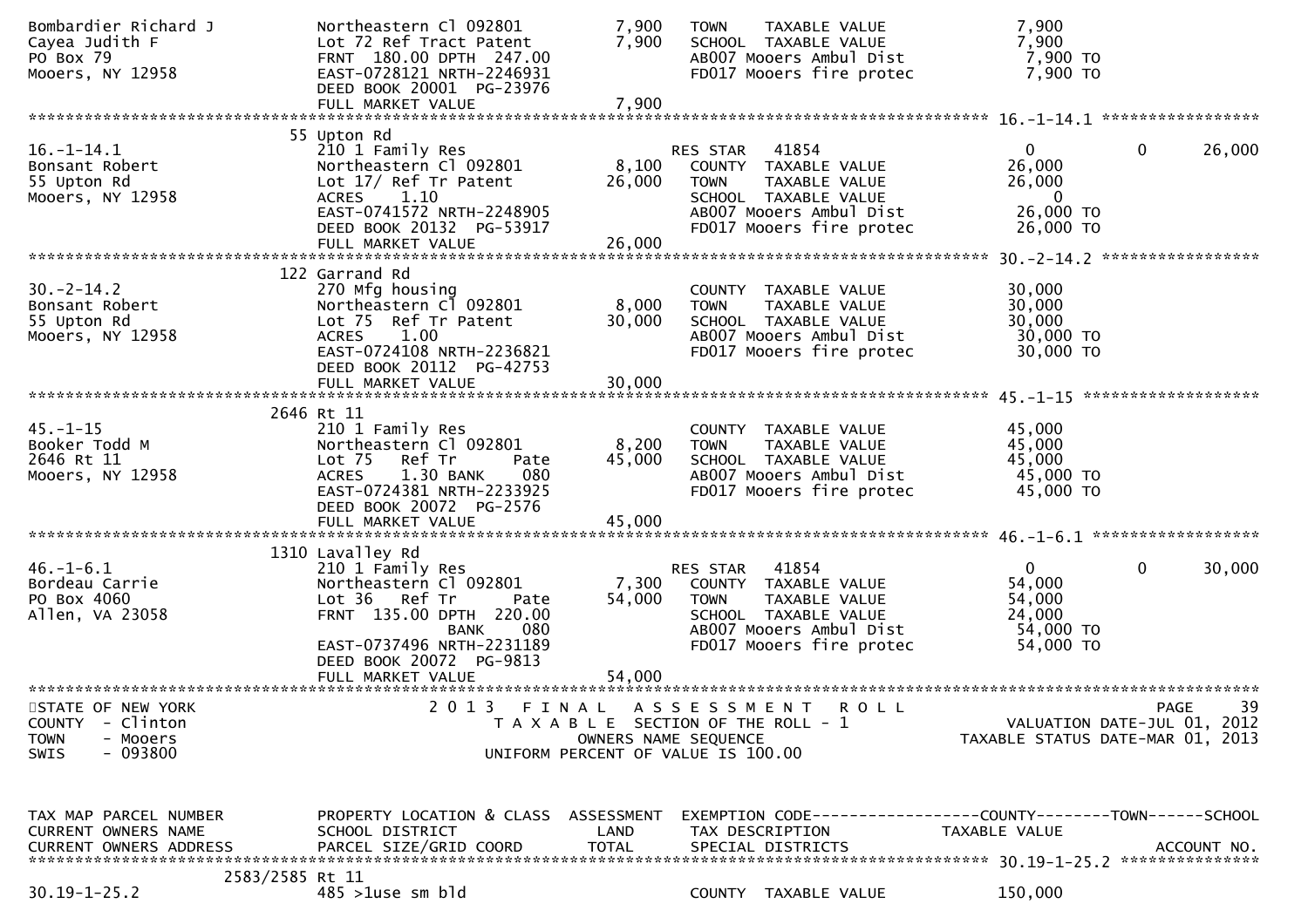```
Bombardier Richard J          Northeastern Cl 092801        7,900   TOWN    TAXABLE VALUE             7,900
Cayea Judith F                Lot 72 Ref Tract Patent       7,900   SCHOOL  TAXABLE VALUE             7,900
PO Box 79                     FRNT  180.00 DPTH  247.00             AB007 Mooers Ambul Dist            7,900 TO
Mooers, NY 12958              EAST-0728121 NRTH-2246931             FD017 Mooers fire protec           7,900 TO
                              DEED BOOK 20001  PG-23976
                              FULL MARKET VALUE             7,900
******************************************************************************************************* 16.-1-14.1 *****************
                              55 Upton Rd
16.-1-14.1                    210 1 Family Res                      RES STAR   41854                  0            0       26,000
Bonsant Robert                Northeastern Cl 092801        8,100   COUNTY  TAXABLE VALUE            26,000
55 Upton Rd                   Lot 17/ Ref Tr Patent        26,000   TOWN    TAXABLE VALUE            26,000
Mooers, NY 12958              ACRES     1.10                        SCHOOL  TAXABLE VALUE                 0
                              EAST-0741572 NRTH-2248905             AB007 Mooers Ambul Dist           26,000 TO
                              DEED BOOK 20132  PG-53917             FD017 Mooers fire protec          26,000 TO
                              FULL MARKET VALUE            26,000
******************************************************************************************************* 30.-2-14.2 *****************
                              122 Garrand Rd
30.-2-14.2                    270 Mfg housing                       COUNTY  TAXABLE VALUE            30,000
Bonsant Robert                Northeastern Cl 092801        8,000   TOWN    TAXABLE VALUE            30,000
55 Upton Rd                   Lot 75  Ref Tr Patent        30,000   SCHOOL  TAXABLE VALUE            30,000
Mooers, NY 12958              ACRES     1.00                        AB007 Mooers Ambul Dist           30,000 TO
                              EAST-0724108 NRTH-2236821             FD017 Mooers fire protec          30,000 TO
                              DEED BOOK 20112  PG-42753
                              FULL MARKET VALUE            30,000
******************************************************************************************************* 45.-1-15 *******************
                              2646 Rt 11
45.-1-15                      210 1 Family Res                      COUNTY  TAXABLE VALUE            45,000
Booker Todd M                 Northeastern Cl 092801        8,200   TOWN    TAXABLE VALUE            45,000
2646 Rt 11                    Lot 75   Ref Tr       Pate   45,000   SCHOOL  TAXABLE VALUE            45,000
Mooers, NY 12958              ACRES     1.30 BANK     080           AB007 Mooers Ambul Dist           45,000 TO
                              EAST-0724381 NRTH-2233925             FD017 Mooers fire protec          45,000 TO
                              DEED BOOK 20072  PG-2576
                              FULL MARKET VALUE            45,000
******************************************************************************************************* 46.-1-6.1 ******************
                              1310 Lavalley Rd
46.-1-6.1                     210 1 Family Res                      RES STAR   41854                  0            0       30,000
Bordeau Carrie                Northeastern Cl 092801        7,300   COUNTY  TAXABLE VALUE            54,000
PO Box 4060                   Lot 36   Ref Tr       Pate   54,000   TOWN    TAXABLE VALUE            54,000
Allen, VA 23058               FRNT  135.00 DPTH  220.00             SCHOOL  TAXABLE VALUE            24,000
                                           BANK     080             AB007 Mooers Ambul Dist           54,000 TO
                              EAST-0737496 NRTH-2231189             FD017 Mooers fire protec          54,000 TO
                              DEED BOOK 20072  PG-9813
                              FULL MARKET VALUE            54,000
************************************************************************************************************************************
STATE OF NEW YORK                      2 0 1 3   F I N A L   A S S E S S M E N T   R O L L                              PAGE     39
COUNTY  - Clinton                          T A X A B L E  SECTION OF THE ROLL - 1                      VALUATION DATE-JUL 01, 2012
TOWN    - Mooers                                   OWNERS NAME SEQUENCE                          TAXABLE STATUS DATE-MAR 01, 2013
SWIS    - 093800                          UNIFORM PERCENT OF VALUE IS 100.00


TAX MAP PARCEL NUMBER         PROPERTY LOCATION & CLASS  ASSESSMENT  EXEMPTION CODE------------------COUNTY--------TOWN------SCHOOL
CURRENT OWNERS NAME           SCHOOL DISTRICT               LAND     TAX DESCRIPTION            TAXABLE VALUE
CURRENT OWNERS ADDRESS        PARCEL SIZE/GRID COORD        TOTAL    SPECIAL DISTRICTS                                  ACCOUNT NO.
******************************************************************************************************* 30.19-1-25.2 ***************
                   2583/2585 Rt 11
30.19-1-25.2                  485 >1use sm bld                      COUNTY  TAXABLE VALUE           150,000
```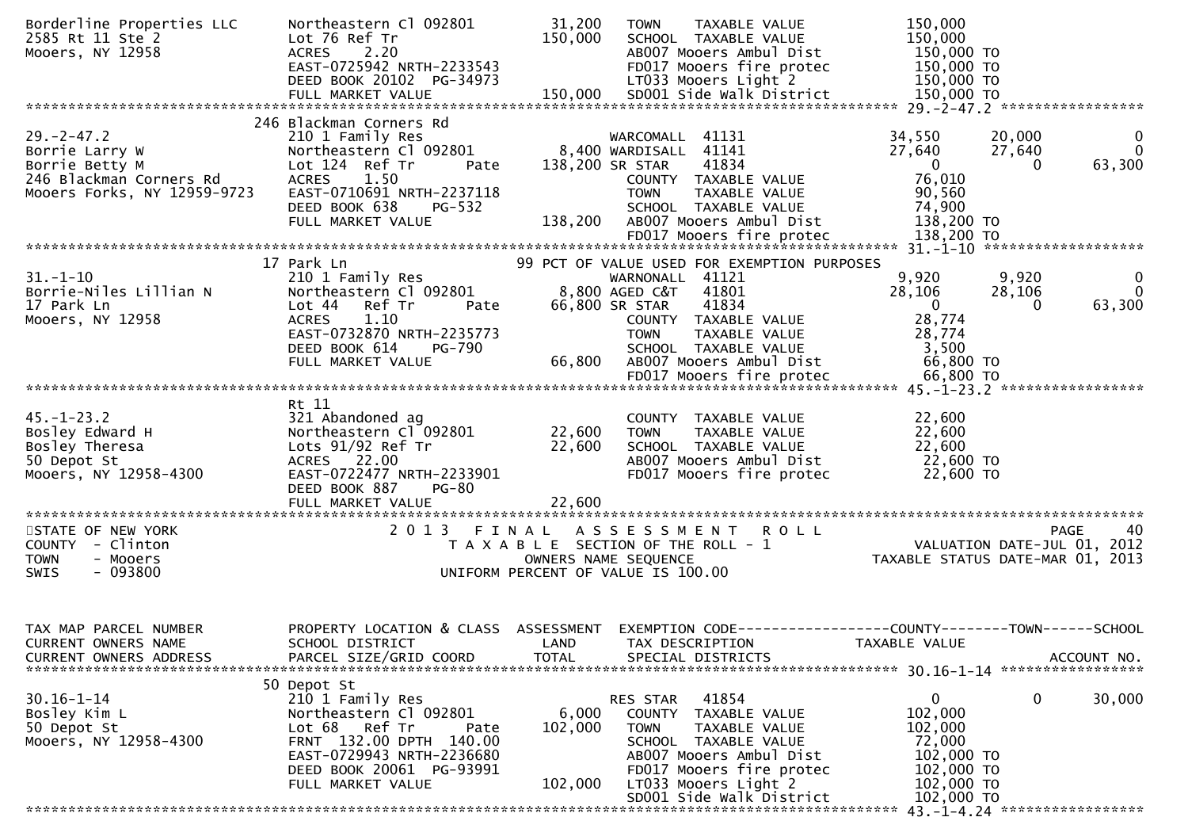```
Borderline Properties LLC     Northeastern Cl 092801        31,200   TOWN     TAXABLE VALUE              150,000
2585 Rt 11 Ste 2              Lot 76 Ref Tr                150,000   SCHOOL  TAXABLE VALUE               150,000
Mooers, NY 12958              ACRES    2.20                          AB007 Mooers Ambul Dist             150,000 TO
                              EAST-0725942 NRTH-2233543              FD017 Mooers fire protec            150,000 TO
                              DEED BOOK 20102  PG-34973              LT033 Mooers Light 2                150,000 TO
                              FULL MARKET VALUE            150,000   SD001 Side Walk District            150,000 TO
******************************************************************************************************* 29.-2-47.2 *****************
                           246 Blackman Corners Rd
29.-2-47.2                    210 1 Family Res                       WARCOMALL  41131                  34,550      20,000          0
Borrie Larry W                Northeastern Cl 092801        8,400 WARDISALL  41141                     27,640      27,640          0
Borrie Betty M                Lot 124  Ref Tr       Pate  138,200 SR STAR    41834                         0           0      63,300
246 Blackman Corners Rd       ACRES    1.50                          COUNTY  TAXABLE VALUE               76,010
Mooers Forks, NY 12959-9723   EAST-0710691 NRTH-2237118              TOWN     TAXABLE VALUE              90,560
                              DEED BOOK 638    PG-532                SCHOOL  TAXABLE VALUE               74,900
                              FULL MARKET VALUE            138,200   AB007 Mooers Ambul Dist             138,200 TO
                                                                     FD017 Mooers fire protec            138,200 TO
******************************************************************************************************* 31.-1-10 *******************
                           17 Park Ln                             99 PCT OF VALUE USED FOR EXEMPTION PURPOSES
31.-1-10                      210 1 Family Res                       WARNONALL  41121                   9,920       9,920          0
Borrie-Niles Lillian N        Northeastern Cl 092801        8,800 AGED C&T   41801                     28,106      28,106          0
17 Park Ln                    Lot 44   Ref Tr       Pate   66,800 SR STAR    41834                         0           0      63,300
Mooers, NY 12958              ACRES    1.10                          COUNTY  TAXABLE VALUE               28,774
                              EAST-0732870 NRTH-2235773              TOWN     TAXABLE VALUE              28,774
                              DEED BOOK 614    PG-790                SCHOOL  TAXABLE VALUE                3,500
                              FULL MARKET VALUE             66,800   AB007 Mooers Ambul Dist              66,800 TO
                                                                     FD017 Mooers fire protec             66,800 TO
******************************************************************************************************* 45.-1-23.2 *****************
                              Rt 11
45.-1-23.2                    321 Abandoned ag                       COUNTY  TAXABLE VALUE               22,600
Bosley Edward H               Northeastern Cl 092801       22,600   TOWN     TAXABLE VALUE               22,600
Bosley Theresa                Lots 91/92 Ref Tr            22,600   SCHOOL  TAXABLE VALUE                22,600
50 Depot St                   ACRES   22.00                          AB007 Mooers Ambul Dist              22,600 TO
Mooers, NY 12958-4300         EAST-0722477 NRTH-2233901              FD017 Mooers fire protec             22,600 TO
                              DEED BOOK 887    PG-80
                              FULL MARKET VALUE             22,600
************************************************************************************************************************************
STATE OF NEW YORK                  2 0 1 3   F I N A L   A S S E S S M E N T   R O L L                                  PAGE     40
COUNTY  - Clinton                      T A X A B L E  SECTION OF THE ROLL - 1                       VALUATION DATE-JUL 01, 2012
TOWN    - Mooers                             OWNERS NAME SEQUENCE                               TAXABLE STATUS DATE-MAR 01, 2013
SWIS    - 093800                     UNIFORM PERCENT OF VALUE IS 100.00


TAX MAP PARCEL NUMBER         PROPERTY LOCATION & CLASS  ASSESSMENT  EXEMPTION CODE------------------COUNTY--------TOWN------SCHOOL
CURRENT OWNERS NAME           SCHOOL DISTRICT               LAND      TAX DESCRIPTION            TAXABLE VALUE
CURRENT OWNERS ADDRESS        PARCEL SIZE/GRID COORD        TOTAL     SPECIAL DISTRICTS                                  ACCOUNT NO.
******************************************************************************************************* 30.16-1-14 *****************
                           50 Depot St
30.16-1-14                    210 1 Family Res                       RES STAR   41854                       0           0      30,000
Bosley Kim L                  Northeastern Cl 092801        6,000   COUNTY  TAXABLE VALUE               102,000
50 Depot St                   Lot 68   Ref Tr       Pate  102,000   TOWN     TAXABLE VALUE              102,000
Mooers, NY 12958-4300         FRNT 132.00 DPTH 140.00                SCHOOL  TAXABLE VALUE               72,000
                              EAST-0729943 NRTH-2236680              AB007 Mooers Ambul Dist             102,000 TO
                              DEED BOOK 20061  PG-93991              FD017 Mooers fire protec            102,000 TO
                              FULL MARKET VALUE            102,000   LT033 Mooers Light 2                102,000 TO
                                                                     SD001 Side Walk District            102,000 TO
******************************************************************************************************* 43.-1-4.24 *****************
```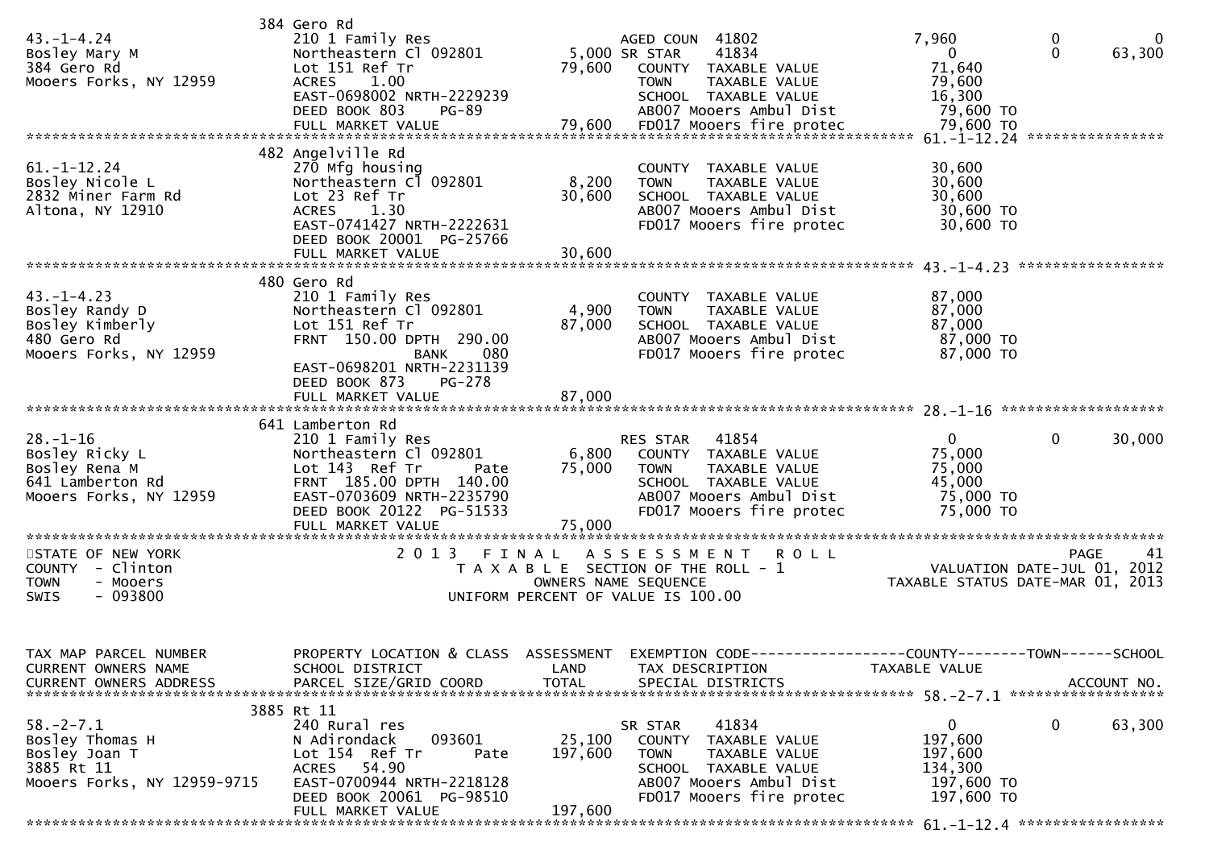```
                              384 Gero Rd
43.-1-4.24                    210 1 Family Res                       AGED COUN  41802                7,960           0            0
Bosley Mary M                 Northeastern Cl 092801          5,000 SR STAR    41834                    0            0       63,300
384 Gero Rd                   Lot 151 Ref Tr                 79,600   COUNTY  TAXABLE VALUE            71,640
Mooers Forks, NY 12959        ACRES    1.00                            TOWN    TAXABLE VALUE            79,600
                              EAST-0698002 NRTH-2229239                SCHOOL  TAXABLE VALUE            16,300
                              DEED BOOK 803    PG-89                   AB007 Mooers Ambul Dist          79,600 TO
                              FULL MARKET VALUE               79,600   FD017 Mooers fire protec         79,600 TO
******************************************************************************************************* 61.-1-12.24 *****************
                              482 Angelville Rd
61.-1-12.24                   270 Mfg housing                          COUNTY  TAXABLE VALUE            30,600
Bosley Nicole L               Northeastern Cl 092801          8,200    TOWN    TAXABLE VALUE            30,600
2832 Miner Farm Rd            Lot 23 Ref Tr                  30,600    SCHOOL  TAXABLE VALUE            30,600
Altona, NY 12910              ACRES    1.30                            AB007 Mooers Ambul Dist          30,600 TO
                              EAST-0741427 NRTH-2222631                FD017 Mooers fire protec         30,600 TO
                              DEED BOOK 20001  PG-25766
                              FULL MARKET VALUE               30,600
******************************************************************************************************* 43.-1-4.23 ******************
                              480 Gero Rd
43.-1-4.23                    210 1 Family Res                         COUNTY  TAXABLE VALUE            87,000
Bosley Randy D                Northeastern Cl 092801          4,900    TOWN    TAXABLE VALUE            87,000
Bosley Kimberly               Lot 151 Ref Tr                 87,000    SCHOOL  TAXABLE VALUE            87,000
480 Gero Rd                   FRNT  150.00 DPTH  290.00                AB007 Mooers Ambul Dist          87,000 TO
Mooers Forks, NY 12959                   BANK     080                  FD017 Mooers fire protec         87,000 TO
                              EAST-0698201 NRTH-2231139
                              DEED BOOK 873    PG-278
                              FULL MARKET VALUE               87,000
******************************************************************************************************* 28.-1-16 ********************
                              641 Lamberton Rd
28.-1-16                      210 1 Family Res                       RES STAR   41854                    0            0       30,000
Bosley Ricky L                Northeastern Cl 092801          6,800    COUNTY  TAXABLE VALUE            75,000
Bosley Rena M                 Lot 143  Ref Tr        Pate    75,000    TOWN    TAXABLE VALUE            75,000
641 Lamberton Rd              FRNT  185.00 DPTH  140.00                SCHOOL  TAXABLE VALUE            45,000
Mooers Forks, NY 12959        EAST-0703609 NRTH-2235790                AB007 Mooers Ambul Dist          75,000 TO
                              DEED BOOK 20122  PG-51533                FD017 Mooers fire protec         75,000 TO
                              FULL MARKET VALUE               75,000
*************************************************************************************************************************************
STATE OF NEW YORK                   2 0 1 3   F I N A L   A S S E S S M E N T   R O L L                                  PAGE    41
COUNTY  - Clinton                      T A X A B L E  SECTION OF THE ROLL - 1                   VALUATION DATE-JUL 01, 2012
TOWN    - Mooers                              OWNERS NAME SEQUENCE                         TAXABLE STATUS DATE-MAR 01, 2013
SWIS    - 093800                         UNIFORM PERCENT OF VALUE IS 100.00


TAX MAP PARCEL NUMBER         PROPERTY LOCATION & CLASS  ASSESSMENT  EXEMPTION CODE------------------COUNTY--------TOWN------SCHOOL
CURRENT OWNERS NAME           SCHOOL DISTRICT                LAND    TAX DESCRIPTION              TAXABLE VALUE
CURRENT OWNERS ADDRESS        PARCEL SIZE/GRID COORD        TOTAL    SPECIAL DISTRICTS                                  ACCOUNT NO.
******************************************************************************************************* 58.-2-7.1 *******************
                              3885 Rt 11
58.-2-7.1                     240 Rural res                          SR STAR    41834                    0            0       63,300
Bosley Thomas H               N Adirondack     093601        25,100    COUNTY  TAXABLE VALUE           197,600
Bosley Joan T                 Lot 154  Ref Tr        Pate   197,600    TOWN    TAXABLE VALUE           197,600
3885 Rt 11                    ACRES   54.90                            SCHOOL  TAXABLE VALUE           134,300
Mooers Forks, NY 12959-9715   EAST-0700944 NRTH-2218128                AB007 Mooers Ambul Dist         197,600 TO
                              DEED BOOK 20061  PG-98510                FD017 Mooers fire protec        197,600 TO
                              FULL MARKET VALUE              197,600
******************************************************************************************************* 61.-1-12.4 ******************
```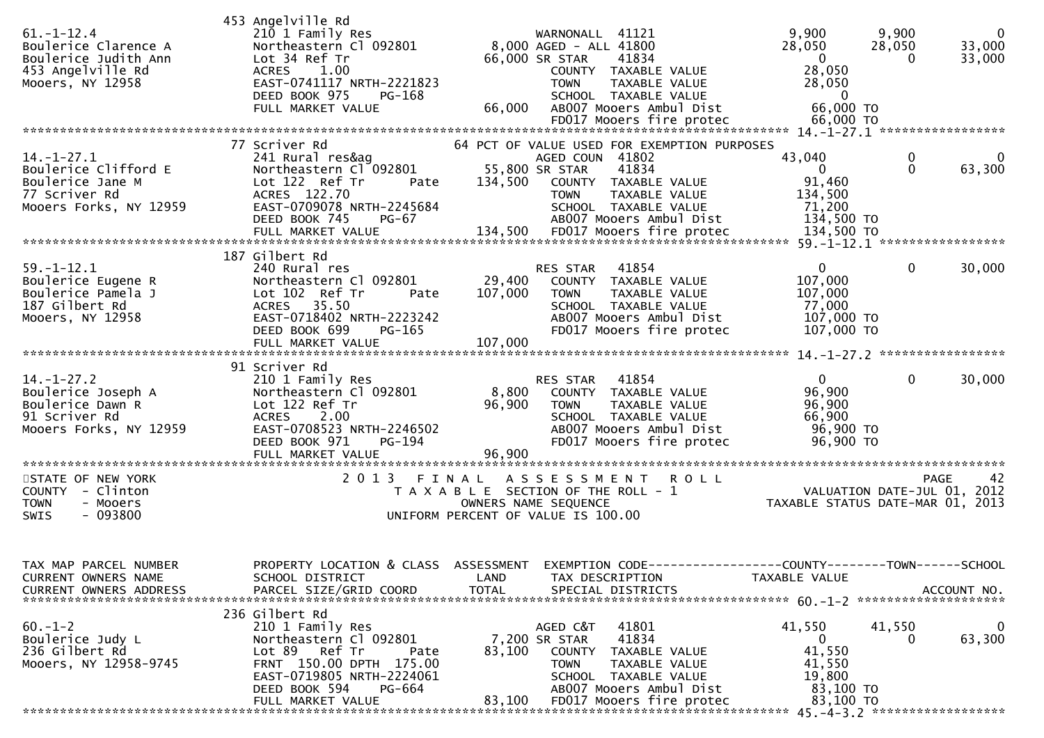```
                              453 Angelville Rd
61.-1-12.4                    210 1 Family Res                  WARNONALL  41121              9,900      9,900          0
Boulerice Clarence A          Northeastern Cl 092801      8,000 AGED - ALL 41800             28,050     28,050     33,000
Boulerice Judith Ann          Lot 34 Ref Tr              66,000 SR STAR    41834                  0          0     33,000
453 Angelville Rd             ACRES    1.00                       COUNTY  TAXABLE VALUE      28,050
Mooers, NY 12958              EAST-0741117 NRTH-2221823           TOWN    TAXABLE VALUE      28,050
                              DEED BOOK 975    PG-168             SCHOOL  TAXABLE VALUE           0
                              FULL MARKET VALUE          66,000  AB007 Mooers Ambul Dist      66,000 TO
                                                                  FD017 Mooers fire protec     66,000 TO
******************************************************************************************** 14.-1-27.1 *****************
                              77 Scriver Rd                64 PCT OF VALUE USED FOR EXEMPTION PURPOSES
14.-1-27.1                    241 Rural res&ag                  AGED COUN  41802             43,040          0          0
Boulerice Clifford E          Northeastern Cl 092801     55,800 SR STAR    41834                  0          0     63,300
Boulerice Jane M              Lot 122  Ref Tr      Pate 134,500   COUNTY  TAXABLE VALUE      91,460
77 Scriver Rd                 ACRES  122.70                       TOWN    TAXABLE VALUE     134,500
Mooers Forks, NY 12959        EAST-0709078 NRTH-2245684           SCHOOL  TAXABLE VALUE      71,200
                              DEED BOOK 745    PG-67              AB007 Mooers Ambul Dist     134,500 TO
                              FULL MARKET VALUE         134,500  FD017 Mooers fire protec    134,500 TO
******************************************************************************************** 59.-1-12.1 *****************
                              187 Gilbert Rd
59.-1-12.1                    240 Rural res                     RES STAR   41854                  0          0     30,000
Boulerice Eugene R            Northeastern Cl 092801     29,400   COUNTY  TAXABLE VALUE     107,000
Boulerice Pamela J            Lot 102  Ref Tr      Pate 107,000   TOWN    TAXABLE VALUE     107,000
187 Gilbert Rd                ACRES   35.50                       SCHOOL  TAXABLE VALUE      77,000
Mooers, NY 12958              EAST-0718402 NRTH-2223242           AB007 Mooers Ambul Dist     107,000 TO
                              DEED BOOK 699    PG-165             FD017 Mooers fire protec    107,000 TO
                              FULL MARKET VALUE         107,000
******************************************************************************************** 14.-1-27.2 *****************
                              91 Scriver Rd
14.-1-27.2                    210 1 Family Res                  RES STAR   41854                  0          0     30,000
Boulerice Joseph A            Northeastern Cl 092801      8,800   COUNTY  TAXABLE VALUE      96,900
Boulerice Dawn R              Lot 122 Ref Tr             96,900   TOWN    TAXABLE VALUE      96,900
91 Scriver Rd                 ACRES    2.00                       SCHOOL  TAXABLE VALUE      66,900
Mooers Forks, NY 12959        EAST-0708523 NRTH-2246502           AB007 Mooers Ambul Dist      96,900 TO
                              DEED BOOK 971    PG-194             FD017 Mooers fire protec     96,900 TO
                              FULL MARKET VALUE          96,900
*****************************************************************************************************************************
STATE OF NEW YORK                  2 0 1 3   F I N A L   A S S E S S M E N T   R O L L                          PAGE     42
COUNTY  - Clinton                     T A X A B L E  SECTION OF THE ROLL - 1                   VALUATION DATE-JUL 01, 2012
TOWN    - Mooers                           OWNERS NAME SEQUENCE                            TAXABLE STATUS DATE-MAR 01, 2013
SWIS    - 093800                     UNIFORM PERCENT OF VALUE IS 100.00


TAX MAP PARCEL NUMBER         PROPERTY LOCATION & CLASS  ASSESSMENT  EXEMPTION CODE------------------COUNTY--------TOWN------SCHOOL
CURRENT OWNERS NAME           SCHOOL DISTRICT              LAND      TAX DESCRIPTION            TAXABLE VALUE
CURRENT OWNERS ADDRESS        PARCEL SIZE/GRID COORD       TOTAL     SPECIAL DISTRICTS                                 ACCOUNT NO.
******************************************************************************************** 60.-1-2 ********************
                              236 Gilbert Rd
60.-1-2                       210 1 Family Res                  AGED C&T   41801             41,550     41,550          0
Boulerice Judy L              Northeastern Cl 092801      7,200 SR STAR    41834                  0          0     63,300
236 Gilbert Rd                Lot 89   Ref Tr      Pate  83,100   COUNTY  TAXABLE VALUE      41,550
Mooers, NY 12958-9745         FRNT 150.00 DPTH 175.00             TOWN    TAXABLE VALUE      41,550
                              EAST-0719805 NRTH-2224061           SCHOOL  TAXABLE VALUE      19,800
                              DEED BOOK 594    PG-664             AB007 Mooers Ambul Dist      83,100 TO
                              FULL MARKET VALUE          83,100  FD017 Mooers fire protec     83,100 TO
******************************************************************************************** 45.-4-3.2 ******************
```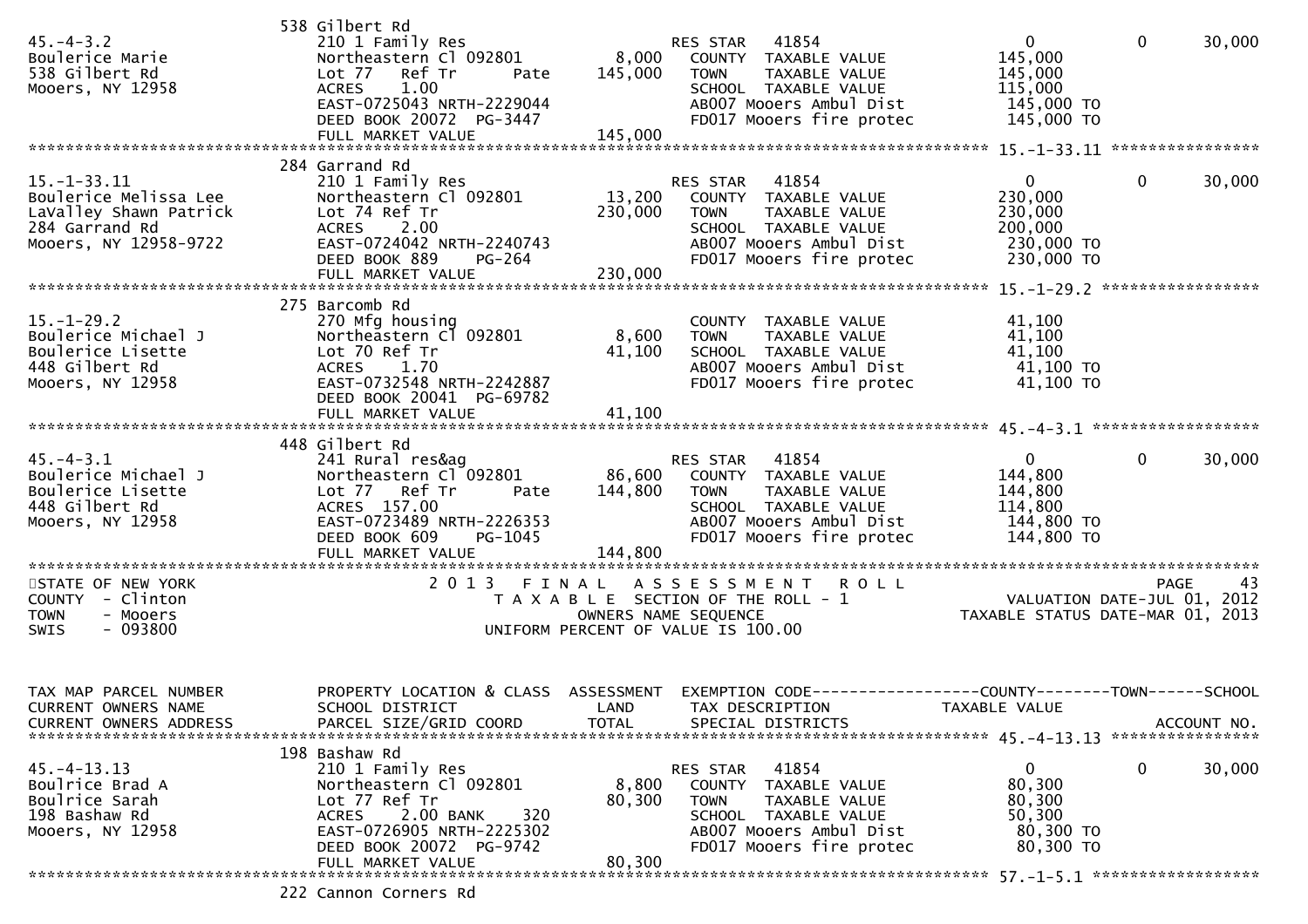```
                              538 Gilbert Rd
45.-4-3.2                     210 1 Family Res                      RES STAR   41854                  0             0      30,000
Boulerice Marie               Northeastern Cl 092801        8,000   COUNTY  TAXABLE VALUE         145,000
538 Gilbert Rd                Lot 77   Ref Tr      Pate   145,000   TOWN    TAXABLE VALUE         145,000
Mooers, NY 12958              ACRES    1.00                         SCHOOL  TAXABLE VALUE         115,000
                              EAST-0725043 NRTH-2229044             AB007 Mooers Ambul Dist        145,000 TO
                              DEED BOOK 20072  PG-3447              FD017 Mooers fire protec       145,000 TO
                              FULL MARKET VALUE           145,000
******************************************************************************************************* 15.-1-33.11 ****************
                              284 Garrand Rd
15.-1-33.11                   210 1 Family Res                      RES STAR   41854                  0             0      30,000
Boulerice Melissa Lee         Northeastern Cl 092801       13,200   COUNTY  TAXABLE VALUE         230,000
LaValley Shawn Patrick        Lot 74 Ref Tr               230,000   TOWN    TAXABLE VALUE         230,000
284 Garrand Rd                ACRES    2.00                         SCHOOL  TAXABLE VALUE         200,000
Mooers, NY 12958-9722         EAST-0724042 NRTH-2240743             AB007 Mooers Ambul Dist        230,000 TO
                              DEED BOOK 889    PG-264               FD017 Mooers fire protec       230,000 TO
                              FULL MARKET VALUE           230,000
******************************************************************************************************* 15.-1-29.2 *****************
                              275 Barcomb Rd
15.-1-29.2                    270 Mfg housing                       COUNTY  TAXABLE VALUE          41,100
Boulerice Michael J           Northeastern Cl 092801        8,600   TOWN    TAXABLE VALUE          41,100
Boulerice Lisette             Lot 70 Ref Tr                41,100   SCHOOL  TAXABLE VALUE          41,100
448 Gilbert Rd                ACRES    1.70                         AB007 Mooers Ambul Dist         41,100 TO
Mooers, NY 12958              EAST-0732548 NRTH-2242887             FD017 Mooers fire protec        41,100 TO
                              DEED BOOK 20041  PG-69782
                              FULL MARKET VALUE            41,100
******************************************************************************************************* 45.-4-3.1 ******************
                              448 Gilbert Rd
45.-4-3.1                     241 Rural res&ag                      RES STAR   41854                  0             0      30,000
Boulerice Michael J           Northeastern Cl 092801       86,600   COUNTY  TAXABLE VALUE         144,800
Boulerice Lisette             Lot 77   Ref Tr      Pate   144,800   TOWN    TAXABLE VALUE         144,800
448 Gilbert Rd                ACRES  157.00                         SCHOOL  TAXABLE VALUE         114,800
Mooers, NY 12958              EAST-0723489 NRTH-2226353             AB007 Mooers Ambul Dist        144,800 TO
                              DEED BOOK 609    PG-1045              FD017 Mooers fire protec       144,800 TO
                              FULL MARKET VALUE           144,800
************************************************************************************************************************************
STATE OF NEW YORK                    2 0 1 3   F I N A L   A S S E S S M E N T   R O L L                                PAGE    43
COUNTY  - Clinton                       T A X A B L E  SECTION OF THE ROLL - 1                      VALUATION DATE-JUL 01, 2012
TOWN    - Mooers                                 OWNERS NAME SEQUENCE                         TAXABLE STATUS DATE-MAR 01, 2013
SWIS    - 093800                            UNIFORM PERCENT OF VALUE IS 100.00


TAX MAP PARCEL NUMBER          PROPERTY LOCATION & CLASS  ASSESSMENT  EXEMPTION CODE------------------COUNTY--------TOWN------SCHOOL
CURRENT OWNERS NAME            SCHOOL DISTRICT               LAND      TAX DESCRIPTION              TAXABLE VALUE
CURRENT OWNERS ADDRESS         PARCEL SIZE/GRID COORD        TOTAL     SPECIAL DISTRICTS                                   ACCOUNT NO.
******************************************************************************************************* 45.-4-13.13 ****************
                              198 Bashaw Rd
45.-4-13.13                   210 1 Family Res                      RES STAR   41854                  0             0      30,000
Boulrice Brad A               Northeastern Cl 092801        8,800   COUNTY  TAXABLE VALUE          80,300
Boulrice Sarah                Lot 77 Ref Tr                80,300   TOWN    TAXABLE VALUE          80,300
198 Bashaw Rd                 ACRES    2.00 BANK     320            SCHOOL  TAXABLE VALUE          50,300
Mooers, NY 12958              EAST-0726905 NRTH-2225302             AB007 Mooers Ambul Dist         80,300 TO
                              DEED BOOK 20072  PG-9742              FD017 Mooers fire protec        80,300 TO
                              FULL MARKET VALUE            80,300
******************************************************************************************************* 57.-1-5.1 ******************
                              222 Cannon Corners Rd
```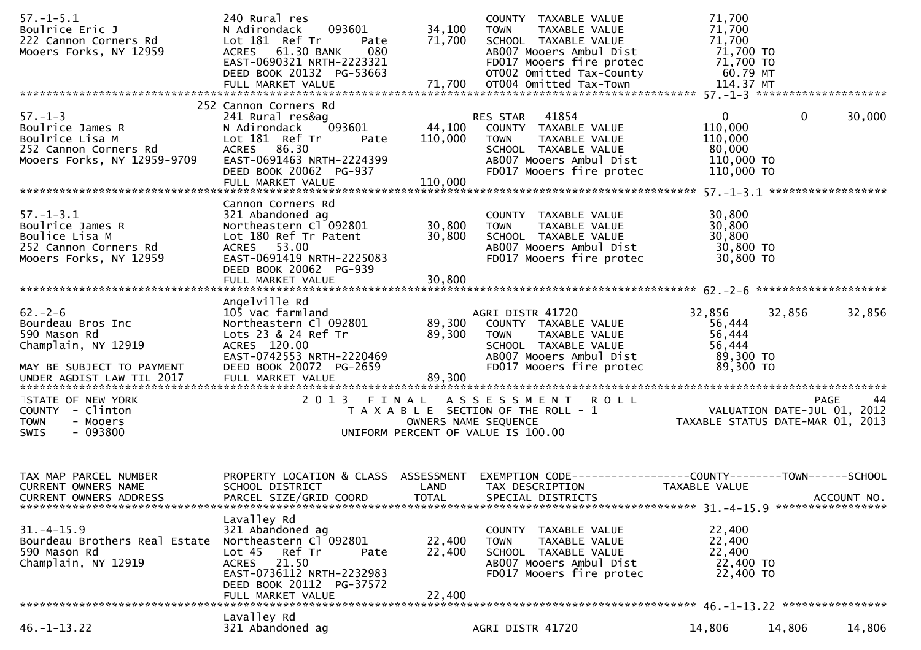```
57.-1-5.1                      240 Rural res                           COUNTY  TAXABLE VALUE             71,700
Boulrice Eric J                N Adirondack     093601       34,100    TOWN    TAXABLE VALUE             71,700
222 Cannon Corners Rd          Lot 181  Ref Tr       Pate    71,700    SCHOOL  TAXABLE VALUE             71,700
Mooers Forks, NY 12959         ACRES   61.30 BANK     080              AB007 Mooers Ambul Dist            71,700 TO
                               EAST-0690321 NRTH-2223321               FD017 Mooers fire protec           71,700 TO
                               DEED BOOK 20132  PG-53663               OT002 Omitted Tax-County            60.79 MT
                               FULL MARKET VALUE             71,700    OT004 Omitted Tax-Town             114.37 MT
******************************************************************************************************* 57.-1-3 ********************
                          252 Cannon Corners Rd
57.-1-3                        241 Rural res&ag                        RES STAR   41854                   0          0      30,000
Boulrice James R               N Adirondack     093601       44,100    COUNTY  TAXABLE VALUE            110,000
Boulrice Lisa M                Lot 181  Ref Tr       Pate   110,000    TOWN    TAXABLE VALUE            110,000
252 Cannon Corners Rd          ACRES   86.30                           SCHOOL  TAXABLE VALUE             80,000
Mooers Forks, NY 12959-9709    EAST-0691463 NRTH-2224399               AB007 Mooers Ambul Dist           110,000 TO
                               DEED BOOK 20062  PG-937                 FD017 Mooers fire protec          110,000 TO
                               FULL MARKET VALUE            110,000
******************************************************************************************************* 57.-1-3.1 ******************
                               Cannon Corners Rd
57.-1-3.1                      321 Abandoned ag                        COUNTY  TAXABLE VALUE             30,800
Boulrice James R               Northeastern Cl 092801        30,800    TOWN    TAXABLE VALUE             30,800
Boulice Lisa M                 Lot 180 Ref Tr Patent         30,800    SCHOOL  TAXABLE VALUE             30,800
252 Cannon Corners Rd          ACRES   53.00                           AB007 Mooers Ambul Dist            30,800 TO
Mooers Forks, NY 12959         EAST-0691419 NRTH-2225083               FD017 Mooers fire protec           30,800 TO
                               DEED BOOK 20062  PG-939
                               FULL MARKET VALUE             30,800
******************************************************************************************************* 62.-2-6 ********************
                               Angelville Rd
62.-2-6                        105 Vac farmland                        AGRI DISTR 41720              32,856     32,856      32,856
Bourdeau Bros Inc              Northeastern Cl 092801        89,300    COUNTY  TAXABLE VALUE             56,444
590 Mason Rd                   Lots 23 & 24 Ref Tr           89,300    TOWN    TAXABLE VALUE             56,444
Champlain, NY 12919            ACRES  120.00                           SCHOOL  TAXABLE VALUE             56,444
                               EAST-0742553 NRTH-2220469               AB007 Mooers Ambul Dist            89,300 TO
MAY BE SUBJECT TO PAYMENT      DEED BOOK 20072  PG-2659                FD017 Mooers fire protec           89,300 TO
UNDER AGDIST LAW TIL 2017      FULL MARKET VALUE             89,300
************************************************************************************************************************************
STATE OF NEW YORK                      2 0 1 3   F I N A L   A S S E S S M E N T   R O L L                                PAGE    44
COUNTY  - Clinton                           T A X A B L E  SECTION OF THE ROLL - 1                      VALUATION DATE-JUL 01, 2012
TOWN    - Mooers                                  OWNERS NAME SEQUENCE                           TAXABLE STATUS DATE-MAR 01, 2013
SWIS    - 093800                           UNIFORM PERCENT OF VALUE IS 100.00


TAX MAP PARCEL NUMBER          PROPERTY LOCATION & CLASS  ASSESSMENT  EXEMPTION CODE------------------COUNTY--------TOWN------SCHOOL
CURRENT OWNERS NAME            SCHOOL DISTRICT               LAND      TAX DESCRIPTION              TAXABLE VALUE
CURRENT OWNERS ADDRESS         PARCEL SIZE/GRID COORD        TOTAL     SPECIAL DISTRICTS                                  ACCOUNT NO.
******************************************************************************************************* 31.-4-15.9 *****************
                               Lavalley Rd
31.-4-15.9                     321 Abandoned ag                        COUNTY  TAXABLE VALUE             22,400
Bourdeau Brothers Real Estate  Northeastern Cl 092801        22,400    TOWN    TAXABLE VALUE             22,400
590 Mason Rd                   Lot 45   Ref Tr       Pate    22,400    SCHOOL  TAXABLE VALUE             22,400
Champlain, NY 12919            ACRES   21.50                           AB007 Mooers Ambul Dist            22,400 TO
                               EAST-0736112 NRTH-2232983               FD017 Mooers fire protec           22,400 TO
                               DEED BOOK 20112  PG-37572
                               FULL MARKET VALUE             22,400
******************************************************************************************************* 46.-1-13.22 ****************
                               Lavalley Rd
46.-1-13.22                    321 Abandoned ag                        AGRI DISTR 41720              14,806     14,806      14,806
```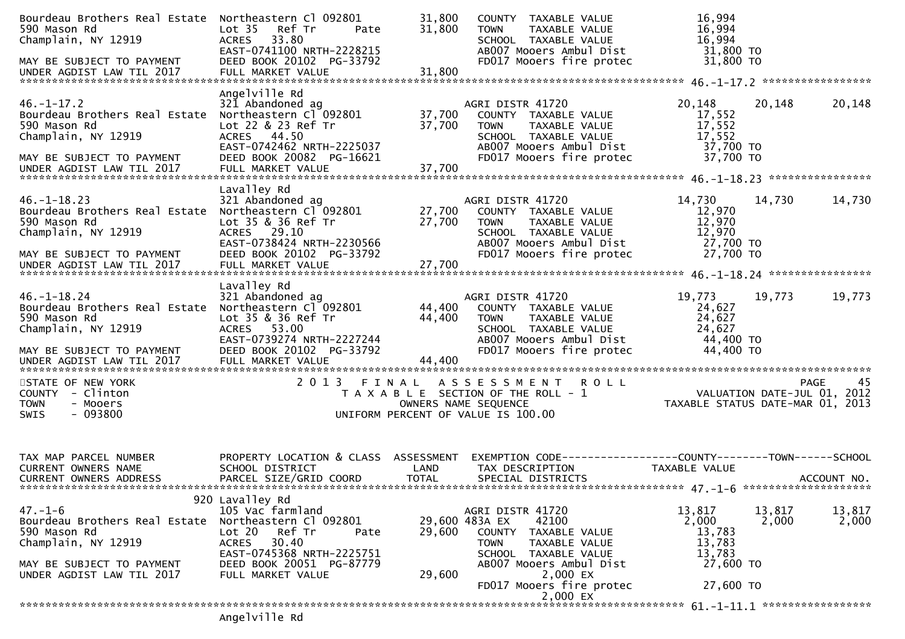```
Bourdeau Brothers Real Estate  Northeastern Cl 092801          31,800    COUNTY  TAXABLE VALUE             16,994
590 Mason Rd                   Lot 35   Ref Tr        Pate     31,800    TOWN    TAXABLE VALUE             16,994
Champlain, NY 12919            ACRES   33.80                             SCHOOL  TAXABLE VALUE             16,994
                               EAST-0741100 NRTH-2228215                 AB007 Mooers Ambul Dist            31,800 TO
MAY BE SUBJECT TO PAYMENT      DEED BOOK 20102  PG-33792                 FD017 Mooers fire protec           31,800 TO
UNDER AGDIST LAW TIL 2017      FULL MARKET VALUE               31,800
******************************************************************************************************* 46.-1-17.2 *****************
                               Angelville Rd
46.-1-17.2                     321 Abandoned ag                          AGRI DISTR 41720                  20,148      20,148      20,148
Bourdeau Brothers Real Estate  Northeastern Cl 092801          37,700    COUNTY  TAXABLE VALUE             17,552
590 Mason Rd                   Lot 22 & 23 Ref Tr              37,700    TOWN    TAXABLE VALUE             17,552
Champlain, NY 12919            ACRES   44.50                             SCHOOL  TAXABLE VALUE             17,552
                               EAST-0742462 NRTH-2225037                 AB007 Mooers Ambul Dist            37,700 TO
MAY BE SUBJECT TO PAYMENT      DEED BOOK 20082  PG-16621                 FD017 Mooers fire protec           37,700 TO
UNDER AGDIST LAW TIL 2017      FULL MARKET VALUE               37,700
******************************************************************************************************* 46.-1-18.23 ****************
                               Lavalley Rd
46.-1-18.23                    321 Abandoned ag                          AGRI DISTR 41720                  14,730      14,730      14,730
Bourdeau Brothers Real Estate  Northeastern Cl 092801          27,700    COUNTY  TAXABLE VALUE             12,970
590 Mason Rd                   Lot 35 & 36 Ref Tr              27,700    TOWN    TAXABLE VALUE             12,970
Champlain, NY 12919            ACRES   29.10                             SCHOOL  TAXABLE VALUE             12,970
                               EAST-0738424 NRTH-2230566                 AB007 Mooers Ambul Dist            27,700 TO
MAY BE SUBJECT TO PAYMENT      DEED BOOK 20102  PG-33792                 FD017 Mooers fire protec           27,700 TO
UNDER AGDIST LAW TIL 2017      FULL MARKET VALUE               27,700
******************************************************************************************************* 46.-1-18.24 ****************
                               Lavalley Rd
46.-1-18.24                    321 Abandoned ag                          AGRI DISTR 41720                  19,773      19,773      19,773
Bourdeau Brothers Real Estate  Northeastern Cl 092801          44,400    COUNTY  TAXABLE VALUE             24,627
590 Mason Rd                   Lot 35 & 36 Ref Tr              44,400    TOWN    TAXABLE VALUE             24,627
Champlain, NY 12919            ACRES   53.00                             SCHOOL  TAXABLE VALUE             24,627
                               EAST-0739274 NRTH-2227244                 AB007 Mooers Ambul Dist            44,400 TO
MAY BE SUBJECT TO PAYMENT      DEED BOOK 20102  PG-33792                 FD017 Mooers fire protec           44,400 TO
UNDER AGDIST LAW TIL 2017      FULL MARKET VALUE               44,400
************************************************************************************************************************************
STATE OF NEW YORK                 2 0 1 3   F I N A L   A S S E S S M E N T   R O L L                                 PAGE     45
COUNTY  - Clinton                     T A X A B L E SECTION OF THE ROLL - 1                      VALUATION DATE-JUL 01, 2012
TOWN    - Mooers                             OWNERS NAME SEQUENCE                          TAXABLE STATUS DATE-MAR 01, 2013
SWIS    - 093800                      UNIFORM PERCENT OF VALUE IS 100.00



TAX MAP PARCEL NUMBER          PROPERTY LOCATION & CLASS  ASSESSMENT  EXEMPTION CODE------------------COUNTY--------TOWN------SCHOOL
CURRENT OWNERS NAME            SCHOOL DISTRICT               LAND      TAX DESCRIPTION              TAXABLE VALUE
CURRENT OWNERS ADDRESS         PARCEL SIZE/GRID COORD        TOTAL     SPECIAL DISTRICTS                                  ACCOUNT NO.
******************************************************************************************************* 47.-1-6 ********************
                           920 Lavalley Rd
47.-1-6                        105 Vac farmland                          AGRI DISTR 41720                  13,817      13,817      13,817
Bourdeau Brothers Real Estate  Northeastern Cl 092801          29,600 483A EX      42100                    2,000       2,000       2,000
590 Mason Rd                   Lot 20   Ref Tr        Pate     29,600    COUNTY  TAXABLE VALUE             13,783
Champlain, NY 12919            ACRES   30.40                             TOWN    TAXABLE VALUE             13,783
                               EAST-0745368 NRTH-2225751                 SCHOOL  TAXABLE VALUE             13,783
MAY BE SUBJECT TO PAYMENT      DEED BOOK 20051  PG-87779                 AB007 Mooers Ambul Dist            27,600 TO
UNDER AGDIST LAW TIL 2017      FULL MARKET VALUE               29,600             2,000 EX
                                                                         FD017 Mooers fire protec           27,600 TO
                                                                                  2,000 EX
******************************************************************************************************* 61.-1-11.1 *****************
                               Angelville Rd
```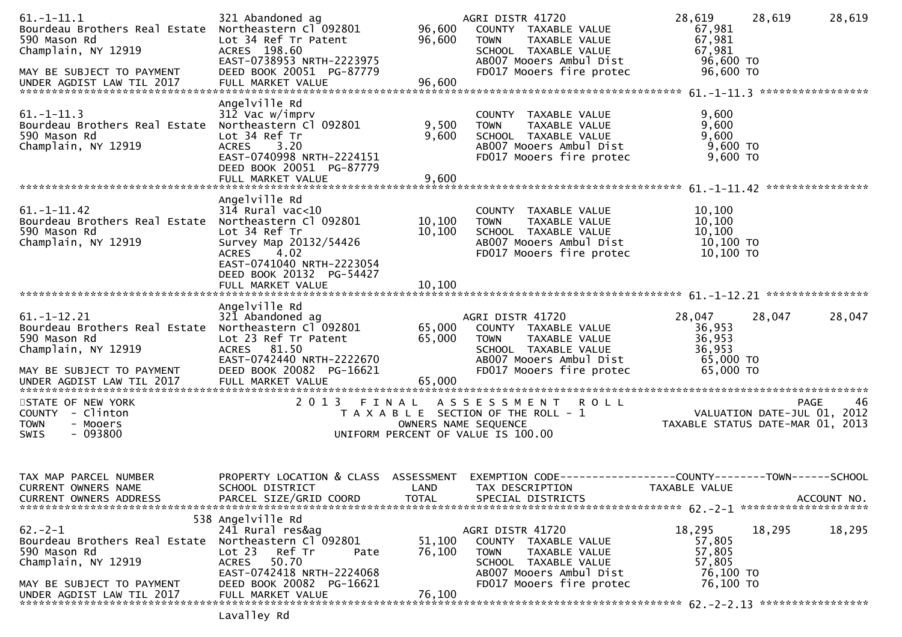```
61.-1-11.1                     321 Abandoned ag                        AGRI DISTR 41720              28,619     28,619     28,619
Bourdeau Brothers Real Estate  Northeastern Cl 092801        96,600      COUNTY  TAXABLE VALUE           67,981
590 Mason Rd                   Lot 34 Ref Tr Patent          96,600      TOWN    TAXABLE VALUE           67,981
Champlain, NY 12919            ACRES  198.60                             SCHOOL  TAXABLE VALUE           67,981
                               EAST-0738953 NRTH-2223975                 AB007 Mooers Ambul Dist          96,600 TO
MAY BE SUBJECT TO PAYMENT      DEED BOOK 20051  PG-87779                 FD017 Mooers fire protec         96,600 TO
UNDER AGDIST LAW TIL 2017      FULL MARKET VALUE             96,600
******************************************************************************************************* 61.-1-11.3 *****************
                               Angelville Rd
61.-1-11.3                     312 Vac w/imprv                           COUNTY  TAXABLE VALUE            9,600
Bourdeau Brothers Real Estate  Northeastern Cl 092801         9,500      TOWN    TAXABLE VALUE            9,600
590 Mason Rd                   Lot 34 Ref Tr                  9,600      SCHOOL  TAXABLE VALUE            9,600
Champlain, NY 12919            ACRES    3.20                             AB007 Mooers Ambul Dist           9,600 TO
                               EAST-0740998 NRTH-2224151                 FD017 Mooers fire protec          9,600 TO
                               DEED BOOK 20051  PG-87779
                               FULL MARKET VALUE              9,600
******************************************************************************************************* 61.-1-11.42 ****************
                               Angelville Rd
61.-1-11.42                    314 Rural vac<10                          COUNTY  TAXABLE VALUE           10,100
Bourdeau Brothers Real Estate  Northeastern Cl 092801        10,100      TOWN    TAXABLE VALUE           10,100
590 Mason Rd                   Lot 34 Ref Tr                 10,100      SCHOOL  TAXABLE VALUE           10,100
Champlain, NY 12919            Survey Map 20132/54426                    AB007 Mooers Ambul Dist          10,100 TO
                               ACRES    4.02                             FD017 Mooers fire protec         10,100 TO
                               EAST-0741040 NRTH-2223054
                               DEED BOOK 20132  PG-54427
                               FULL MARKET VALUE             10,100
******************************************************************************************************* 61.-1-12.21 ****************
                               Angelville Rd
61.-1-12.21                    321 Abandoned ag                          AGRI DISTR 41720             28,047     28,047     28,047
Bourdeau Brothers Real Estate  Northeastern Cl 092801        65,000      COUNTY  TAXABLE VALUE           36,953
590 Mason Rd                   Lot 23 Ref Tr Patent          65,000      TOWN    TAXABLE VALUE           36,953
Champlain, NY 12919            ACRES   81.50                             SCHOOL  TAXABLE VALUE           36,953
                               EAST-0742440 NRTH-2222670                 AB007 Mooers Ambul Dist          65,000 TO
MAY BE SUBJECT TO PAYMENT      DEED BOOK 20082  PG-16621                 FD017 Mooers fire protec         65,000 TO
UNDER AGDIST LAW TIL 2017      FULL MARKET VALUE             65,000
*************************************************************************************************************************************
STATE OF NEW YORK                     2 0 1 3   F I N A L   A S S E S S M E N T   R O L L                                PAGE    46
COUNTY  - Clinton                          T A X A B L E  SECTION OF THE ROLL - 1                       VALUATION DATE-JUL 01, 2012
TOWN    - Mooers                                   OWNERS NAME SEQUENCE                            TAXABLE STATUS DATE-MAR 01, 2013
SWIS    - 093800                          UNIFORM PERCENT OF VALUE IS 100.00


TAX MAP PARCEL NUMBER          PROPERTY LOCATION & CLASS  ASSESSMENT  EXEMPTION CODE------------------COUNTY--------TOWN------SCHOOL
CURRENT OWNERS NAME            SCHOOL DISTRICT               LAND      TAX DESCRIPTION               TAXABLE VALUE
CURRENT OWNERS ADDRESS         PARCEL SIZE/GRID COORD       TOTAL      SPECIAL DISTRICTS                                 ACCOUNT NO.
******************************************************************************************************* 62.-2-1 ********************
                           538 Angelville Rd
62.-2-1                        241 Rural res&ag                          AGRI DISTR 41720             18,295     18,295     18,295
Bourdeau Brothers Real Estate  Northeastern Cl 092801        51,100      COUNTY  TAXABLE VALUE           57,805
590 Mason Rd                   Lot 23   Ref Tr       Pate    76,100      TOWN    TAXABLE VALUE           57,805
Champlain, NY 12919            ACRES   50.70                             SCHOOL  TAXABLE VALUE           57,805
                               EAST-0742418 NRTH-2224068                 AB007 Mooers Ambul Dist          76,100 TO
MAY BE SUBJECT TO PAYMENT      DEED BOOK 20082  PG-16621                 FD017 Mooers fire protec         76,100 TO
UNDER AGDIST LAW TIL 2017      FULL MARKET VALUE             76,100
******************************************************************************************************* 62.-2-2.13 *****************
                               Lavalley Rd
```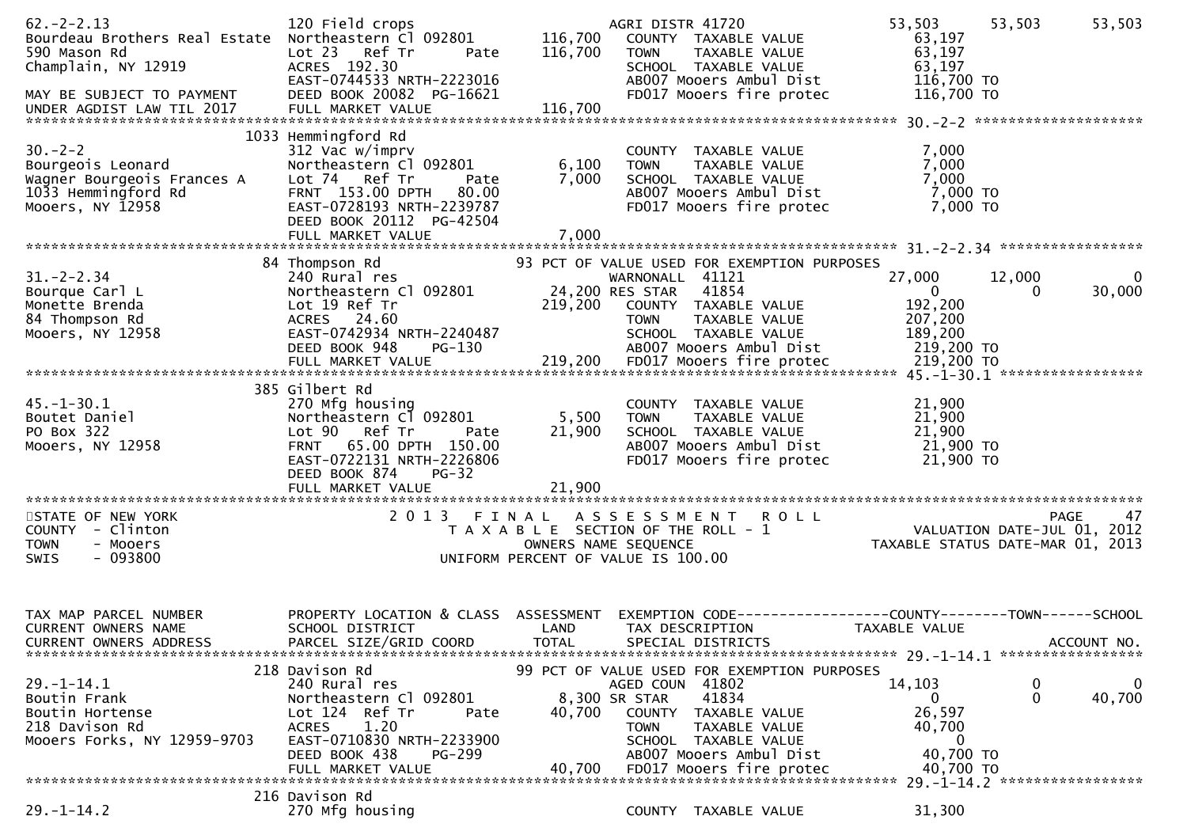```
62.-2-2.13                   120 Field crops                          AGRI DISTR 41720           53,503     53,503     53,503
Bourdeau Brothers Real Estate  Northeastern Cl 092801     116,700    COUNTY  TAXABLE VALUE        63,197
590 Mason Rd                 Lot 23   Ref Tr      Pate     116,700    TOWN    TAXABLE VALUE        63,197
Champlain, NY 12919          ACRES  192.30                             SCHOOL  TAXABLE VALUE        63,197
                             EAST-0744533 NRTH-2223016                 AB007 Mooers Ambul Dist     116,700 TO
MAY BE SUBJECT TO PAYMENT    DEED BOOK 20082  PG-16621                 FD017 Mooers fire protec    116,700 TO
UNDER AGDIST LAW TIL 2017    FULL MARKET VALUE            116,700
******************************************************************************************************* 30.-2-2 ********************
                        1033 Hemmingford Rd
30.-2-2                      312 Vac w/imprv                           COUNTY  TAXABLE VALUE         7,000
Bourgeois Leonard            Northeastern Cl 092801         6,100      TOWN    TAXABLE VALUE         7,000
Wagner Bourgeois Frances A   Lot 74   Ref Tr      Pate      7,000      SCHOOL  TAXABLE VALUE         7,000
1033 Hemmingford Rd          FRNT  153.00 DPTH   80.00                 AB007 Mooers Ambul Dist       7,000 TO
Mooers, NY 12958             EAST-0728193 NRTH-2239787                 FD017 Mooers fire protec      7,000 TO
                             DEED BOOK 20112  PG-42504
                             FULL MARKET VALUE              7,000
******************************************************************************************************* 31.-2-2.34 *****************
                          84 Thompson Rd                      93 PCT OF VALUE USED FOR EXEMPTION PURPOSES
31.-2-2.34                   240 Rural res                            WARNONALL  41121           27,000     12,000          0
Bourque Carl L               Northeastern Cl 092801      24,200 RES STAR    41854                 0          0      30,000
Monette Brenda               Lot 19 Ref Tr                219,200    COUNTY  TAXABLE VALUE       192,200
84 Thompson Rd               ACRES   24.60                             TOWN    TAXABLE VALUE       207,200
Mooers, NY 12958             EAST-0742934 NRTH-2240487                 SCHOOL  TAXABLE VALUE       189,200
                             DEED BOOK 948    PG-130                   AB007 Mooers Ambul Dist     219,200 TO
                             FULL MARKET VALUE            219,200      FD017 Mooers fire protec    219,200 TO
******************************************************************************************************* 45.-1-30.1 *****************
                         385 Gilbert Rd
45.-1-30.1                   270 Mfg housing                           COUNTY  TAXABLE VALUE        21,900
Boutet Daniel                Northeastern Cl 092801         5,500      TOWN    TAXABLE VALUE        21,900
PO Box 322                   Lot 90   Ref Tr      Pate     21,900      SCHOOL  TAXABLE VALUE        21,900
Mooers, NY 12958             FRNT   65.00 DPTH  150.00                 AB007 Mooers Ambul Dist      21,900 TO
                             EAST-0722131 NRTH-2226806                 FD017 Mooers fire protec     21,900 TO
                             DEED BOOK 874    PG-32
                             FULL MARKET VALUE             21,900
*******************************************************************************************************************************
STATE OF NEW YORK                    2 0 1 3   F I N A L   A S S E S S M E N T   R O L L                            PAGE    47
COUNTY  - Clinton                       T A X A B L E  SECTION OF THE ROLL - 1                       VALUATION DATE-JUL 01, 2012
TOWN    - Mooers                              OWNERS NAME SEQUENCE                               TAXABLE STATUS DATE-MAR 01, 2013
SWIS    - 093800                        UNIFORM PERCENT OF VALUE IS 100.00


TAX MAP PARCEL NUMBER        PROPERTY LOCATION & CLASS  ASSESSMENT  EXEMPTION CODE------------------COUNTY--------TOWN------SCHOOL
CURRENT OWNERS NAME          SCHOOL DISTRICT               LAND      TAX DESCRIPTION              TAXABLE VALUE
CURRENT OWNERS ADDRESS       PARCEL SIZE/GRID COORD        TOTAL     SPECIAL DISTRICTS                                   ACCOUNT NO.
******************************************************************************************************* 29.-1-14.1 *****************
                         218 Davison Rd                       99 PCT OF VALUE USED FOR EXEMPTION PURPOSES
29.-1-14.1                   240 Rural res                            AGED COUN  41802           14,103          0          0
Boutin Frank                 Northeastern Cl 092801       8,300 SR STAR     41834                 0          0      40,700
Boutin Hortense              Lot 124  Ref Tr      Pate     40,700    COUNTY  TAXABLE VALUE        26,597
218 Davison Rd               ACRES    1.20                             TOWN    TAXABLE VALUE        40,700
Mooers Forks, NY 12959-9703  EAST-0710830 NRTH-2233900                 SCHOOL  TAXABLE VALUE             0
                             DEED BOOK 438    PG-299                   AB007 Mooers Ambul Dist      40,700 TO
                             FULL MARKET VALUE             40,700      FD017 Mooers fire protec     40,700 TO
******************************************************************************************************* 29.-1-14.2 *****************
                         216 Davison Rd
29.-1-14.2                   270 Mfg housing                           COUNTY  TAXABLE VALUE        31,300
```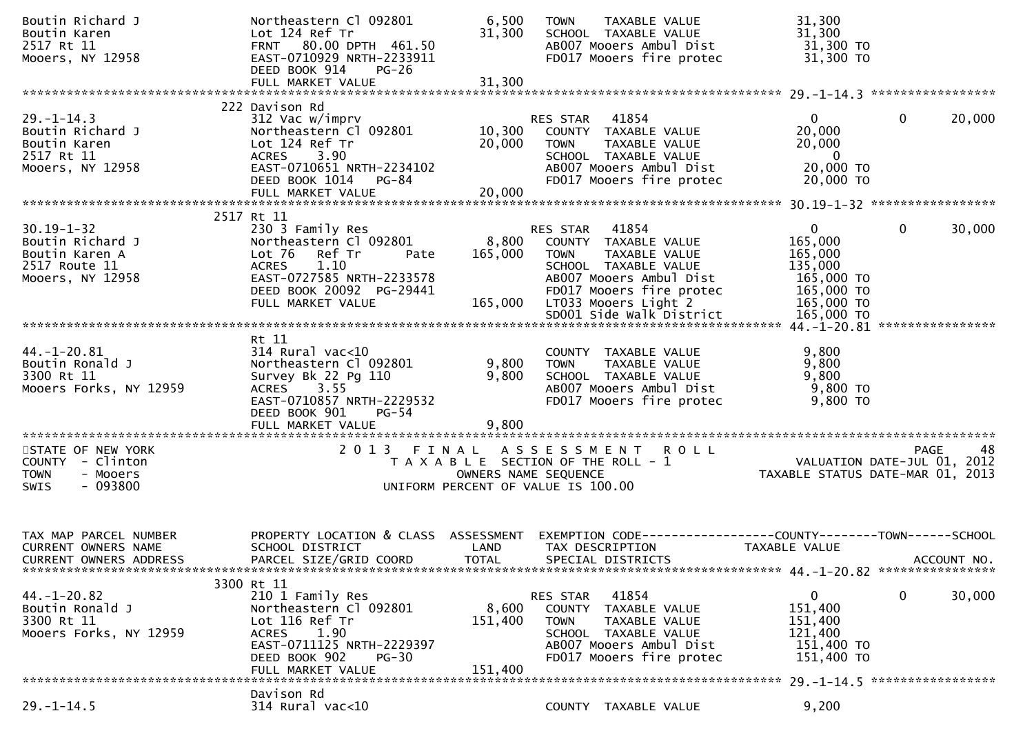```
Boutin Richard J               Northeastern Cl 092801          6,500    TOWN    TAXABLE VALUE              31,300
Boutin Karen                   Lot 124 Ref Tr                 31,300    SCHOOL  TAXABLE VALUE              31,300
2517 Rt 11                     FRNT   80.00 DPTH  461.50                AB007 Mooers Ambul Dist             31,300 TO
Mooers, NY 12958               EAST-0710929 NRTH-2233911                FD017 Mooers fire protec            31,300 TO
                               DEED BOOK 914    PG-26
                               FULL MARKET VALUE              31,300
******************************************************************************************************* 29.-1-14.3 *****************
                          222 Davison Rd
29.-1-14.3                     312 Vac w/imprv                          RES STAR   41854                      0            0     20,000
Boutin Richard J               Northeastern Cl 092801         10,300    COUNTY  TAXABLE VALUE              20,000
Boutin Karen                   Lot 124 Ref Tr                 20,000    TOWN    TAXABLE VALUE              20,000
2517 Rt 11                     ACRES    3.90                            SCHOOL  TAXABLE VALUE                   0
Mooers, NY 12958               EAST-0710651 NRTH-2234102                AB007 Mooers Ambul Dist             20,000 TO
                               DEED BOOK 1014   PG-84                   FD017 Mooers fire protec            20,000 TO
                               FULL MARKET VALUE              20,000
******************************************************************************************************* 30.19-1-32 *****************
                          2517 Rt 11
30.19-1-32                     230 3 Family Res                         RES STAR   41854                      0            0     30,000
Boutin Richard J               Northeastern Cl 092801          8,800    COUNTY  TAXABLE VALUE             165,000
Boutin Karen A                 Lot 76   Ref Tr       Pate    165,000    TOWN    TAXABLE VALUE             165,000
2517 Route 11                  ACRES    1.10                            SCHOOL  TAXABLE VALUE             135,000
Mooers, NY 12958               EAST-0727585 NRTH-2233578                AB007 Mooers Ambul Dist            165,000 TO
                               DEED BOOK 20092  PG-29441                FD017 Mooers fire protec           165,000 TO
                               FULL MARKET VALUE             165,000    LT033 Mooers Light 2               165,000 TO
                                                                        SD001 Side walk District           165,000 TO
******************************************************************************************************* 44.-1-20.81 ****************
                               Rt 11
44.-1-20.81                    314 Rural vac<10                         COUNTY  TAXABLE VALUE               9,800
Boutin Ronald J                Northeastern Cl 092801          9,800    TOWN    TAXABLE VALUE               9,800
3300 Rt 11                     Survey Bk 22 Pg 110             9,800    SCHOOL  TAXABLE VALUE               9,800
Mooers Forks, NY 12959         ACRES    3.55                            AB007 Mooers Ambul Dist              9,800 TO
                               EAST-0710857 NRTH-2229532                FD017 Mooers fire protec             9,800 TO
                               DEED BOOK 901    PG-54
                               FULL MARKET VALUE               9,800
************************************************************************************************************************************
STATE OF NEW YORK                 2 0 1 3   F I N A L   A S S E S S M E N T   R O L L                                  PAGE    48
COUNTY  - Clinton                     T A X A B L E  SECTION OF THE ROLL - 1                          VALUATION DATE-JUL 01, 2012
TOWN    - Mooers                              OWNERS NAME SEQUENCE                                 TAXABLE STATUS DATE-MAR 01, 2013
SWIS    - 093800                        UNIFORM PERCENT OF VALUE IS 100.00


TAX MAP PARCEL NUMBER          PROPERTY LOCATION & CLASS  ASSESSMENT  EXEMPTION CODE------------------COUNTY--------TOWN------SCHOOL
CURRENT OWNERS NAME            SCHOOL DISTRICT               LAND     TAX DESCRIPTION            TAXABLE VALUE
CURRENT OWNERS ADDRESS         PARCEL SIZE/GRID COORD        TOTAL    SPECIAL DISTRICTS                                  ACCOUNT NO.
******************************************************************************************************* 44.-1-20.82 ****************
                          3300 Rt 11
44.-1-20.82                    210 1 Family Res                         RES STAR   41854                      0            0     30,000
Boutin Ronald J                Northeastern Cl 092801          8,600    COUNTY  TAXABLE VALUE             151,400
3300 Rt 11                     Lot 116 Ref Tr                151,400    TOWN    TAXABLE VALUE             151,400
Mooers Forks, NY 12959         ACRES    1.90                            SCHOOL  TAXABLE VALUE             121,400
                               EAST-0711125 NRTH-2229397                AB007 Mooers Ambul Dist            151,400 TO
                               DEED BOOK 902    PG-30                   FD017 Mooers fire protec           151,400 TO
                               FULL MARKET VALUE             151,400
******************************************************************************************************* 29.-1-14.5 *****************
                               Davison Rd
29.-1-14.5                     314 Rural vac<10                         COUNTY  TAXABLE VALUE               9,200
```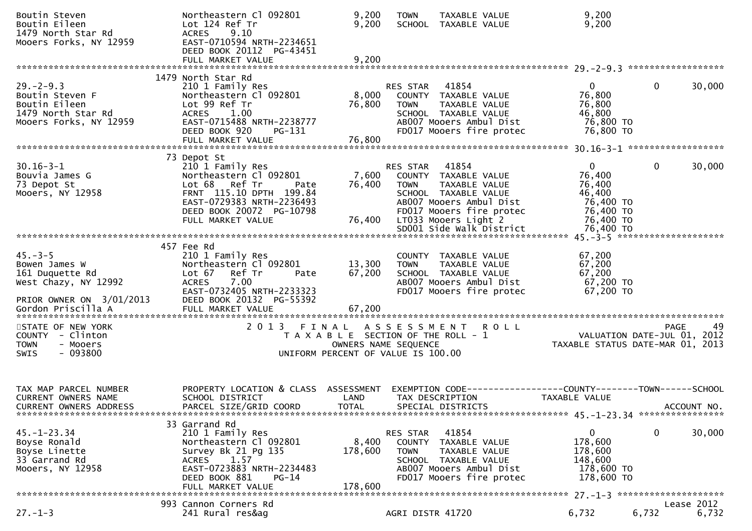```
Boutin Steven                  Northeastern Cl 092801          9,200   TOWN    TAXABLE VALUE              9,200
Boutin Eileen                  Lot 124 Ref Tr                  9,200   SCHOOL  TAXABLE VALUE              9,200
1479 North Star Rd             ACRES    9.10
Mooers Forks, NY 12959         EAST-0710594 NRTH-2234651
                               DEED BOOK 20112  PG-43451
                               FULL MARKET VALUE               9,200
******************************************************************************************************* 29.-2-9.3 *****************
                             1479 North Star Rd
29.-2-9.3                      210 1 Family Res                        RES STAR   41854                 0             0        30,000
Boutin Steven F                Northeastern Cl 092801          8,000   COUNTY  TAXABLE VALUE             76,800
Boutin Eileen                  Lot 99 Ref Tr                  76,800   TOWN    TAXABLE VALUE             76,800
1479 North Star Rd             ACRES    1.00                           SCHOOL  TAXABLE VALUE             46,800
Mooers Forks, NY 12959         EAST-0715488 NRTH-2238777               AB007 Mooers Ambul Dist           76,800 TO
                               DEED BOOK 920    PG-131                 FD017 Mooers fire protec          76,800 TO
                               FULL MARKET VALUE              76,800
******************************************************************************************************* 30.16-3-1 *****************
                             73 Depot St
30.16-3-1                      210 1 Family Res                        RES STAR   41854                 0             0        30,000
Bouvia James G                 Northeastern Cl 092801          7,600   COUNTY  TAXABLE VALUE             76,400
73 Depot St                    Lot 68   Ref Tr      Pate      76,400   TOWN    TAXABLE VALUE             76,400
Mooers, NY 12958               FRNT 115.10 DPTH 199.84                 SCHOOL  TAXABLE VALUE             46,400
                               EAST-0729383 NRTH-2236493               AB007 Mooers Ambul Dist           76,400 TO
                               DEED BOOK 20072  PG-10798               FD017 Mooers fire protec          76,400 TO
                               FULL MARKET VALUE              76,400   LT033 Mooers Light 2              76,400 TO
                                                                       SD001 Side Walk District          76,400 TO
******************************************************************************************************* 45.-3-5 *******************
                             457 Fee Rd
45.-3-5                        210 1 Family Res                        COUNTY  TAXABLE VALUE             67,200
Bowen James W                  Northeastern Cl 092801         13,300   TOWN    TAXABLE VALUE             67,200
161 Duquette Rd                Lot 67   Ref Tr      Pate      67,200   SCHOOL  TAXABLE VALUE             67,200
West Chazy, NY 12992           ACRES    7.00                           AB007 Mooers Ambul Dist           67,200 TO
                               EAST-0732405 NRTH-2233323               FD017 Mooers fire protec          67,200 TO
PRIOR OWNER ON  3/01/2013      DEED BOOK 20132  PG-55392
Gordon Priscilla A             FULL MARKET VALUE              67,200
************************************************************************************************************************************
STATE OF NEW YORK                      2 0 1 3   F I N A L   A S S E S S M E N T   R O L L                                 PAGE    49
COUNTY  - Clinton                         T A X A B L E  SECTION OF THE ROLL - 1                      VALUATION DATE-JUL 01, 2012
TOWN    - Mooers                                 OWNERS NAME SEQUENCE                            TAXABLE STATUS DATE-MAR 01, 2013
SWIS    - 093800                           UNIFORM PERCENT OF VALUE IS 100.00


TAX MAP PARCEL NUMBER          PROPERTY LOCATION & CLASS  ASSESSMENT  EXEMPTION CODE------------------COUNTY--------TOWN------SCHOOL
CURRENT OWNERS NAME            SCHOOL DISTRICT               LAND      TAX DESCRIPTION            TAXABLE VALUE
CURRENT OWNERS ADDRESS         PARCEL SIZE/GRID COORD        TOTAL     SPECIAL DISTRICTS                                 ACCOUNT NO.
******************************************************************************************************* 45.-1-23.34 ***************
                             33 Garrand Rd
45.-1-23.34                    210 1 Family Res                        RES STAR   41854                 0             0        30,000
Boyse Ronald                   Northeastern Cl 092801          8,400   COUNTY  TAXABLE VALUE            178,600
Boyse Linette                  Survey Bk 21 Pg 135           178,600   TOWN    TAXABLE VALUE            178,600
33 Garrand Rd                  ACRES    1.57                           SCHOOL  TAXABLE VALUE            148,600
Mooers, NY 12958               EAST-0723883 NRTH-2234483               AB007 Mooers Ambul Dist          178,600 TO
                               DEED BOOK 881    PG-14                  FD017 Mooers fire protec         178,600 TO
                               FULL MARKET VALUE             178,600
******************************************************************************************************* 27.-1-3 *******************
                             993 Cannon Corners Rd                                                                       Lease 2012
27.-1-3                        241 Rural res&ag                        AGRI DISTR 41720              6,732         6,732        6,732
```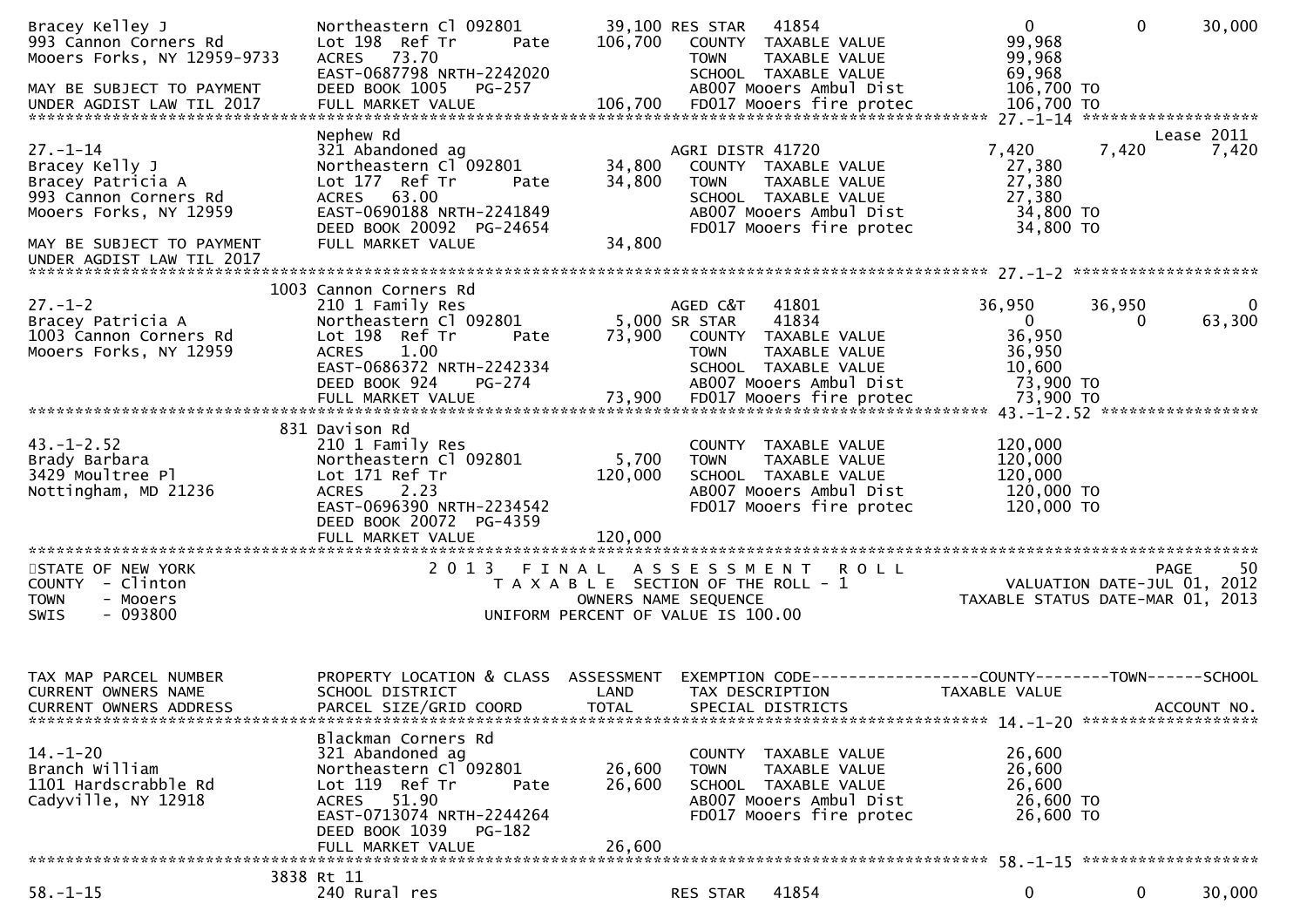```
Bracey Kelley J                Northeastern Cl 092801        39,100 RES STAR   41854                     0            0       30,000
993 Cannon Corners Rd          Lot 198  Ref Tr      Pate    106,700   COUNTY  TAXABLE VALUE          99,968
Mooers Forks, NY 12959-9733    ACRES   73.70                          TOWN    TAXABLE VALUE          99,968
                               EAST-0687798 NRTH-2242020              SCHOOL  TAXABLE VALUE          69,968
MAY BE SUBJECT TO PAYMENT      DEED BOOK 1005    PG-257               AB007 Mooers Ambul Dist       106,700 TO
UNDER AGDIST LAW TIL 2017      FULL MARKET VALUE            106,700   FD017 Mooers fire protec      106,700 TO
******************************************************************************************************* 27.-1-14 ******************
                               Nephew Rd                                                                              Lease 2011
27.-1-14                       321 Abandoned ag                      AGRI DISTR 41720               7,420        7,420        7,420
Bracey Kelly J                 Northeastern Cl 092801        34,800   COUNTY  TAXABLE VALUE          27,380
Bracey Patricia A              Lot 177  Ref Tr      Pate     34,800   TOWN    TAXABLE VALUE          27,380
993 Cannon Corners Rd          ACRES   63.00                          SCHOOL  TAXABLE VALUE          27,380
Mooers Forks, NY 12959         EAST-0690188 NRTH-2241849              AB007 Mooers Ambul Dist        34,800 TO
                               DEED BOOK 20092  PG-24654              FD017 Mooers fire protec       34,800 TO
MAY BE SUBJECT TO PAYMENT      FULL MARKET VALUE             34,800
UNDER AGDIST LAW TIL 2017
******************************************************************************************************* 27.-1-2 *******************
                          1003 Cannon Corners Rd
27.-1-2                        210 1 Family Res                      AGED C&T   41801              36,950       36,950            0
Bracey Patricia A              Northeastern Cl 092801         5,000 SR STAR    41834                   0            0       63,300
1003 Cannon Corners Rd         Lot 198  Ref Tr      Pate     73,900   COUNTY  TAXABLE VALUE          36,950
Mooers Forks, NY 12959         ACRES    1.00                          TOWN    TAXABLE VALUE          36,950
                               EAST-0686372 NRTH-2242334              SCHOOL  TAXABLE VALUE          10,600
                               DEED BOOK 924     PG-274               AB007 Mooers Ambul Dist        73,900 TO
                               FULL MARKET VALUE             73,900   FD017 Mooers fire protec       73,900 TO
******************************************************************************************************* 43.-1-2.52 ****************
                           831 Davison Rd
43.-1-2.52                     210 1 Family Res                       COUNTY  TAXABLE VALUE         120,000
Brady Barbara                  Northeastern Cl 092801         5,700   TOWN    TAXABLE VALUE         120,000
3429 Moultree Pl               Lot 171 Ref Tr               120,000   SCHOOL  TAXABLE VALUE         120,000
Nottingham, MD 21236           ACRES    2.23                          AB007 Mooers Ambul Dist       120,000 TO
                               EAST-0696390 NRTH-2234542              FD017 Mooers fire protec      120,000 TO
                               DEED BOOK 20072  PG-4359
                               FULL MARKET VALUE            120,000
************************************************************************************************************************************
STATE OF NEW YORK                  2 0 1 3   F I N A L   A S S E S S M E N T   R O L L                                  PAGE    50
COUNTY  - Clinton                     T A X A B L E  SECTION OF THE ROLL - 1                        VALUATION DATE-JUL 01, 2012
TOWN    - Mooers                              OWNERS NAME SEQUENCE                            TAXABLE STATUS DATE-MAR 01, 2013
SWIS    - 093800                         UNIFORM PERCENT OF VALUE IS 100.00


TAX MAP PARCEL NUMBER          PROPERTY LOCATION & CLASS  ASSESSMENT  EXEMPTION CODE------------------COUNTY--------TOWN------SCHOOL
CURRENT OWNERS NAME            SCHOOL DISTRICT               LAND      TAX DESCRIPTION              TAXABLE VALUE
CURRENT OWNERS ADDRESS         PARCEL SIZE/GRID COORD        TOTAL     SPECIAL DISTRICTS                                  ACCOUNT NO.
******************************************************************************************************* 14.-1-20 ******************
                               Blackman Corners Rd
14.-1-20                       321 Abandoned ag                       COUNTY  TAXABLE VALUE          26,600
Branch William                 Northeastern Cl 092801        26,600   TOWN    TAXABLE VALUE          26,600
1101 Hardscrabble Rd           Lot 119  Ref Tr      Pate     26,600   SCHOOL  TAXABLE VALUE          26,600
Cadyville, NY 12918            ACRES   51.90                          AB007 Mooers Ambul Dist        26,600 TO
                               EAST-0713074 NRTH-2244264              FD017 Mooers fire protec       26,600 TO
                               DEED BOOK 1039    PG-182
                               FULL MARKET VALUE             26,600
******************************************************************************************************* 58.-1-15 ******************
                          3838 Rt 11
58.-1-15                       240 Rural res                         RES STAR   41854                   0            0       30,000
```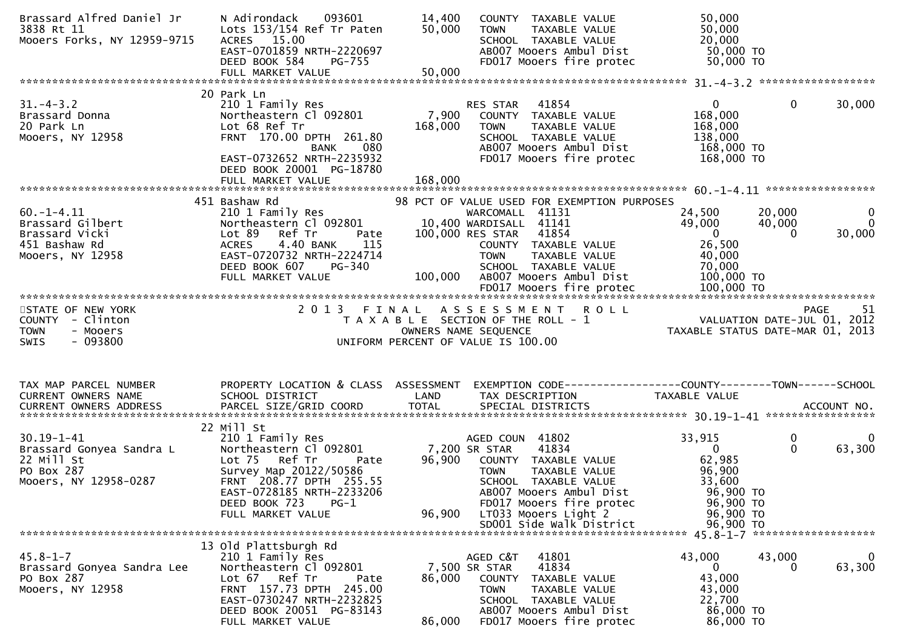```
Brassard Alfred Daniel Jr      N Adirondack     093601         14,400    COUNTY  TAXABLE VALUE              50,000
3838 Rt 11                     Lots 153/154 Ref Tr Paten      50,000    TOWN    TAXABLE VALUE              50,000
Mooers Forks, NY 12959-9715    ACRES   15.00                            SCHOOL  TAXABLE VALUE              20,000
                               EAST-0701859 NRTH-2220697                AB007 Mooers Ambul Dist            50,000 TO
                               DEED BOOK 584     PG-755                 FD017 Mooers fire protec           50,000 TO
                               FULL MARKET VALUE              50,000
******************************************************************************************************* 31.-4-3.2 ******************
                               20 Park Ln
31.-4-3.2                      210 1 Family Res                         RES STAR    41854                  0           0        30,000
Brassard Donna                 Northeastern Cl 092801          7,900    COUNTY  TAXABLE VALUE             168,000
20 Park Ln                     Lot 68 Ref Tr                 168,000    TOWN    TAXABLE VALUE             168,000
Mooers, NY 12958               FRNT  170.00 DPTH  261.80                SCHOOL  TAXABLE VALUE             138,000
                                              BANK     080              AB007 Mooers Ambul Dist           168,000 TO
                               EAST-0732652 NRTH-2235932                FD017 Mooers fire protec          168,000 TO
                               DEED BOOK 20001  PG-18780
                               FULL MARKET VALUE             168,000
******************************************************************************************************* 60.-1-4.11 *****************
                               451 Bashaw Rd                       98 PCT OF VALUE USED FOR EXEMPTION PURPOSES
60.-1-4.11                     210 1 Family Res                         WARCOMALL   41131              24,500      20,000            0
Brassard Gilbert               Northeastern Cl 092801         10,400 WARDISALL   41141                 49,000      40,000            0
Brassard Vicki                 Lot 89   Ref Tr      Pate     100,000 RES STAR    41854                      0           0        30,000
451 Bashaw Rd                  ACRES     4.40 BANK     115              COUNTY  TAXABLE VALUE              26,500
Mooers, NY 12958               EAST-0720732 NRTH-2224714                TOWN    TAXABLE VALUE              40,000
                               DEED BOOK 607     PG-340                 SCHOOL  TAXABLE VALUE              70,000
                               FULL MARKET VALUE             100,000    AB007 Mooers Ambul Dist           100,000 TO
                                                                        FD017 Mooers fire protec          100,000 TO
************************************************************************************************************************************
STATE OF NEW YORK                          2 0 1 3   F I N A L   A S S E S S M E N T   R O L L                          PAGE    51
COUNTY  - Clinton                               T A X A B L E  SECTION OF THE ROLL - 1                  VALUATION DATE-JUL 01, 2012
TOWN    - Mooers                                      OWNERS NAME SEQUENCE                          TAXABLE STATUS DATE-MAR 01, 2013
SWIS    - 093800                               UNIFORM PERCENT OF VALUE IS 100.00


TAX MAP PARCEL NUMBER          PROPERTY LOCATION & CLASS  ASSESSMENT  EXEMPTION CODE------------------COUNTY--------TOWN------SCHOOL
CURRENT OWNERS NAME            SCHOOL DISTRICT               LAND      TAX DESCRIPTION              TAXABLE VALUE
CURRENT OWNERS ADDRESS         PARCEL SIZE/GRID COORD        TOTAL     SPECIAL DISTRICTS                                 ACCOUNT NO.
******************************************************************************************************* 30.19-1-41 *****************
                               22 Mill St
30.19-1-41                     210 1 Family Res                         AGED COUN   41802              33,915           0            0
Brassard Gonyea Sandra L       Northeastern Cl 092801          7,200 SR STAR     41834                      0           0        63,300
22 Mill St                     Lot 75   Ref Tr      Pate      96,900    COUNTY  TAXABLE VALUE              62,985
PO Box 287                     Survey Map 20122/50586                   TOWN    TAXABLE VALUE              96,900
Mooers, NY 12958-0287          FRNT  208.77 DPTH  255.55                SCHOOL  TAXABLE VALUE              33,600
                               EAST-0728185 NRTH-2233206                AB007 Mooers Ambul Dist            96,900 TO
                               DEED BOOK 723     PG-1                   FD017 Mooers fire protec           96,900 TO
                               FULL MARKET VALUE              96,900    LT033 Mooers Light 2               96,900 TO
                                                                        SD001 Side Walk District           96,900 TO
******************************************************************************************************* 45.8-1-7 *******************
                               13 Old Plattsburgh Rd
45.8-1-7                       210 1 Family Res                         AGED C&T    41801              43,000      43,000            0
Brassard Gonyea Sandra Lee     Northeastern Cl 092801          7,500 SR STAR     41834                      0           0        63,300
PO Box 287                     Lot 67   Ref Tr      Pate      86,000    COUNTY  TAXABLE VALUE              43,000
Mooers, NY 12958               FRNT  157.73 DPTH  245.00                TOWN    TAXABLE VALUE              43,000
                               EAST-0730247 NRTH-2232825                SCHOOL  TAXABLE VALUE              22,700
                               DEED BOOK 20051  PG-83143                AB007 Mooers Ambul Dist            86,000 TO
                               FULL MARKET VALUE              86,000    FD017 Mooers fire protec           86,000 TO
```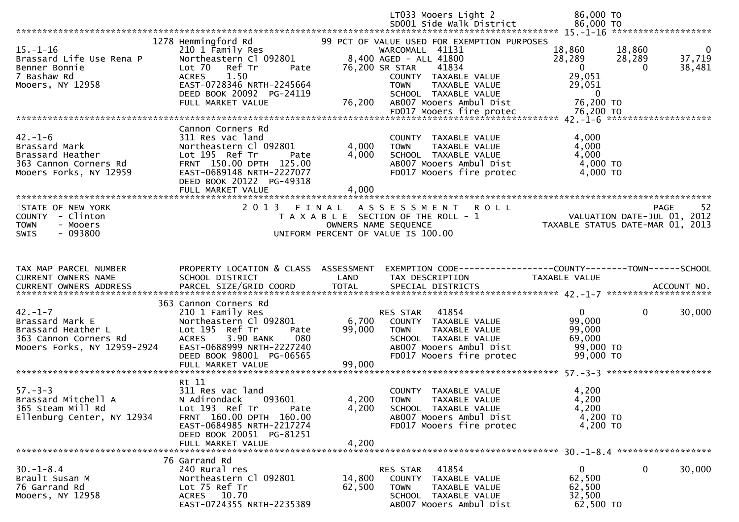```
                                                                   LT033 Mooers Light 2                86,000 TO
                                                                   SD001 Side walk District            86,000 TO
******************************************************************************************************* 15.-1-16 ********************
                              1278 Hemmingford Rd              99 PCT OF VALUE USED FOR EXEMPTION PURPOSES
15.-1-16                      210 1 Family Res                         WARCOMALL  41131              18,860       18,860            0
Brassard Life Use Rena P      Northeastern Cl 092801           8,400 AGED - ALL 41800              28,289       28,289       37,719
Benner Bonnie                 Lot 70   Ref Tr        Pate     76,200 SR STAR     41834                   0            0       38,481
7 Bashaw Rd                   ACRES     1.50                          COUNTY  TAXABLE VALUE          29,051
Mooers, NY 12958              EAST-0728346 NRTH-2245664               TOWN    TAXABLE VALUE          29,051
                              DEED BOOK 20092  PG-24119               SCHOOL  TAXABLE VALUE               0
                              FULL MARKET VALUE               76,200  AB007 Mooers Ambul Dist         76,200 TO
                                                                      FD017 Mooers fire protec        76,200 TO
******************************************************************************************************* 42.-1-6 *********************
                              Cannon Corners Rd
42.-1-6                       311 Res vac land                        COUNTY  TAXABLE VALUE           4,000
Brassard Mark                 Northeastern Cl 092801           4,000  TOWN    TAXABLE VALUE           4,000
Brassard Heather              Lot 195  Ref Tr        Pate      4,000  SCHOOL  TAXABLE VALUE           4,000
363 Cannon Corners Rd         FRNT 150.00 DPTH 125.00                 AB007 Mooers Ambul Dist          4,000 TO
Mooers Forks, NY 12959        EAST-0689148 NRTH-2227077               FD017 Mooers fire protec         4,000 TO
                              DEED BOOK 20122  PG-49318
                              FULL MARKET VALUE                4,000
**************************************************************************************************************************************
STATE OF NEW YORK                    2 0 1 3   F I N A L   A S S E S S M E N T   R O L L                                  PAGE    52
COUNTY  - Clinton                       T A X A B L E  SECTION OF THE ROLL - 1                      VALUATION DATE-JUL 01, 2012
TOWN    - Mooers                                 OWNERS NAME SEQUENCE                             TAXABLE STATUS DATE-MAR 01, 2013
SWIS    - 093800                           UNIFORM PERCENT OF VALUE IS 100.00



TAX MAP PARCEL NUMBER         PROPERTY LOCATION & CLASS  ASSESSMENT  EXEMPTION CODE------------------COUNTY--------TOWN------SCHOOL
CURRENT OWNERS NAME           SCHOOL DISTRICT               LAND      TAX DESCRIPTION              TAXABLE VALUE
CURRENT OWNERS ADDRESS        PARCEL SIZE/GRID COORD        TOTAL     SPECIAL DISTRICTS                                  ACCOUNT NO.
******************************************************************************************************* 42.-1-7 *********************
                              363 Cannon Corners Rd
42.-1-7                       210 1 Family Res                        RES STAR    41854                   0            0       30,000
Brassard Mark E               Northeastern Cl 092801           6,700  COUNTY  TAXABLE VALUE          99,000
Brassard Heather L            Lot 195  Ref Tr        Pate     99,000  TOWN    TAXABLE VALUE          99,000
363 Cannon Corners Rd         ACRES     3.90 BANK     080             SCHOOL  TAXABLE VALUE          69,000
Mooers Forks, NY 12959-2924   EAST-0688999 NRTH-2227240               AB007 Mooers Ambul Dist         99,000 TO
                              DEED BOOK 98001  PG-06565               FD017 Mooers fire protec        99,000 TO
                              FULL MARKET VALUE               99,000
******************************************************************************************************* 57.-3-3 *********************
                              Rt 11
57.-3-3                       311 Res vac land                        COUNTY  TAXABLE VALUE           4,200
Brassard Mitchell A           N Adirondack     093601          4,200  TOWN    TAXABLE VALUE           4,200
365 Steam Mill Rd             Lot 193  Ref Tr        Pate      4,200  SCHOOL  TAXABLE VALUE           4,200
Ellenburg Center, NY 12934    FRNT 160.00 DPTH 160.00                 AB007 Mooers Ambul Dist          4,200 TO
                              EAST-0684985 NRTH-2217274               FD017 Mooers fire protec         4,200 TO
                              DEED BOOK 20051  PG-81251
                              FULL MARKET VALUE                4,200
******************************************************************************************************* 30.-1-8.4 *******************
                              76 Garrand Rd
30.-1-8.4                     240 Rural res                           RES STAR    41854                   0            0       30,000
Brault Susan M                Northeastern Cl 092801          14,800  COUNTY  TAXABLE VALUE          62,500
76 Garrand Rd                 Lot 75 Ref Tr                   62,500  TOWN    TAXABLE VALUE          62,500
Mooers, NY 12958              ACRES    10.70                          SCHOOL  TAXABLE VALUE          32,500
                              EAST-0724355 NRTH-2235389               AB007 Mooers Ambul Dist         62,500 TO
```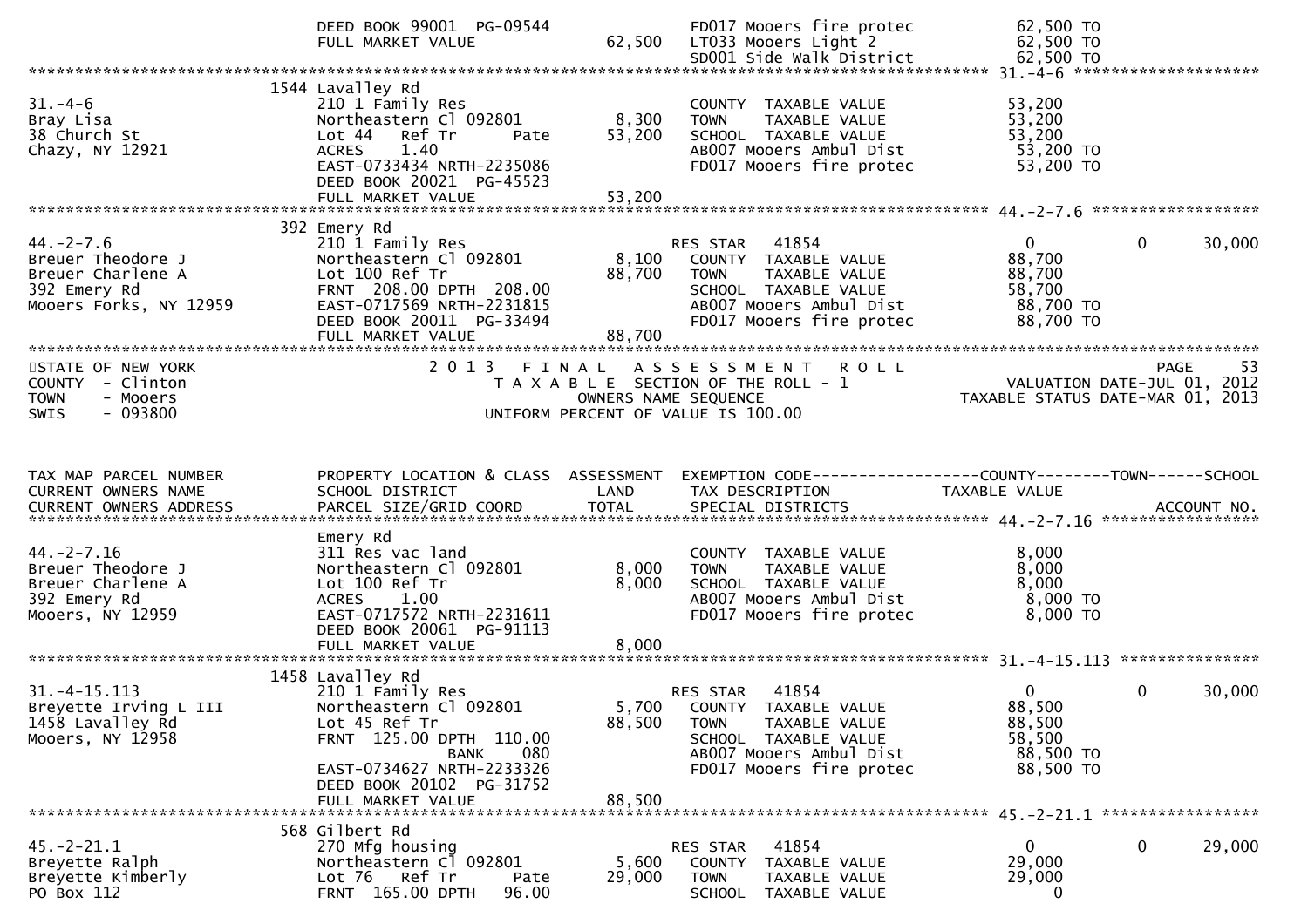```
                              DEED BOOK 99001  PG-09544                   FD017 Mooers fire protec         62,500 TO
                              FULL MARKET VALUE              62,500   LT033 Mooers Light 2             62,500 TO
                                                                      SD001 Side walk District         62,500 TO
******************************************************************************************************* 31.-4-6 ********************
                      1544 Lavalley Rd
31.-4-6                       210 1 Family Res                        COUNTY  TAXABLE VALUE           53,200
Bray Lisa                     Northeastern Cl 092801       8,300   TOWN    TAXABLE VALUE           53,200
38 Church St                  Lot 44   Ref Tr      Pate   53,200   SCHOOL  TAXABLE VALUE           53,200
Chazy, NY 12921               ACRES    1.40                        AB007 Mooers Ambul Dist          53,200 TO
                              EAST-0733434 NRTH-2235086            FD017 Mooers fire protec         53,200 TO
                              DEED BOOK 20021  PG-45523
                              FULL MARKET VALUE              53,200
******************************************************************************************************* 44.-2-7.6 ******************
                      392 Emery Rd
44.-2-7.6                     210 1 Family Res                     RES STAR   41854                    0            0       30,000
Breuer Theodore J             Northeastern Cl 092801       8,100   COUNTY  TAXABLE VALUE           88,700
Breuer Charlene A             Lot 100 Ref Tr              88,700   TOWN    TAXABLE VALUE           88,700
392 Emery Rd                  FRNT  208.00 DPTH  208.00            SCHOOL  TAXABLE VALUE           58,700
Mooers Forks, NY 12959        EAST-0717569 NRTH-2231815            AB007 Mooers Ambul Dist          88,700 TO
                              DEED BOOK 20011  PG-33494            FD017 Mooers fire protec         88,700 TO
                              FULL MARKET VALUE              88,700
*******************************************************************************************************************************
STATE OF NEW YORK                   2 0 1 3   F I N A L   A S S E S S M E N T   R O L L                              PAGE    53
COUNTY  - Clinton                      T A X A B L E  SECTION OF THE ROLL - 1                       VALUATION DATE-JUL 01, 2012
TOWN    - Mooers                                OWNERS NAME SEQUENCE                            TAXABLE STATUS DATE-MAR 01, 2013
SWIS    - 093800                          UNIFORM PERCENT OF VALUE IS 100.00


TAX MAP PARCEL NUMBER         PROPERTY LOCATION & CLASS  ASSESSMENT  EXEMPTION CODE------------------COUNTY--------TOWN------SCHOOL
CURRENT OWNERS NAME           SCHOOL DISTRICT               LAND      TAX DESCRIPTION              TAXABLE VALUE
CURRENT OWNERS ADDRESS        PARCEL SIZE/GRID COORD        TOTAL     SPECIAL DISTRICTS                                ACCOUNT NO.
******************************************************************************************************* 44.-2-7.16 *****************
                              Emery Rd
44.-2-7.16                    311 Res vac land                        COUNTY  TAXABLE VALUE            8,000
Breuer Theodore J             Northeastern Cl 092801       8,000   TOWN    TAXABLE VALUE            8,000
Breuer Charlene A             Lot 100 Ref Tr               8,000   SCHOOL  TAXABLE VALUE            8,000
392 Emery Rd                  ACRES    1.00                        AB007 Mooers Ambul Dist           8,000 TO
Mooers, NY 12959              EAST-0717572 NRTH-2231611            FD017 Mooers fire protec          8,000 TO
                              DEED BOOK 20061  PG-91113
                              FULL MARKET VALUE               8,000
******************************************************************************************************* 31.-4-15.113 ***************
                      1458 Lavalley Rd
31.-4-15.113                  210 1 Family Res                     RES STAR   41854                    0            0       30,000
Breyette Irving L III         Northeastern Cl 092801       5,700   COUNTY  TAXABLE VALUE           88,500
1458 Lavalley Rd              Lot 45 Ref Tr               88,500   TOWN    TAXABLE VALUE           88,500
Mooers, NY 12958              FRNT  125.00 DPTH  110.00            SCHOOL  TAXABLE VALUE           58,500
                                            BANK     080           AB007 Mooers Ambul Dist          88,500 TO
                              EAST-0734627 NRTH-2233326            FD017 Mooers fire protec         88,500 TO
                              DEED BOOK 20102  PG-31752
                              FULL MARKET VALUE              88,500
******************************************************************************************************* 45.-2-21.1 *****************
                      568 Gilbert Rd
45.-2-21.1                    270 Mfg housing                      RES STAR   41854                    0            0       29,000
Breyette Ralph                Northeastern Cl 092801       5,600   COUNTY  TAXABLE VALUE           29,000
Breyette Kimberly             Lot 76   Ref Tr      Pate   29,000   TOWN    TAXABLE VALUE           29,000
PO Box 112                    FRNT  165.00 DPTH   96.00            SCHOOL  TAXABLE VALUE                0
```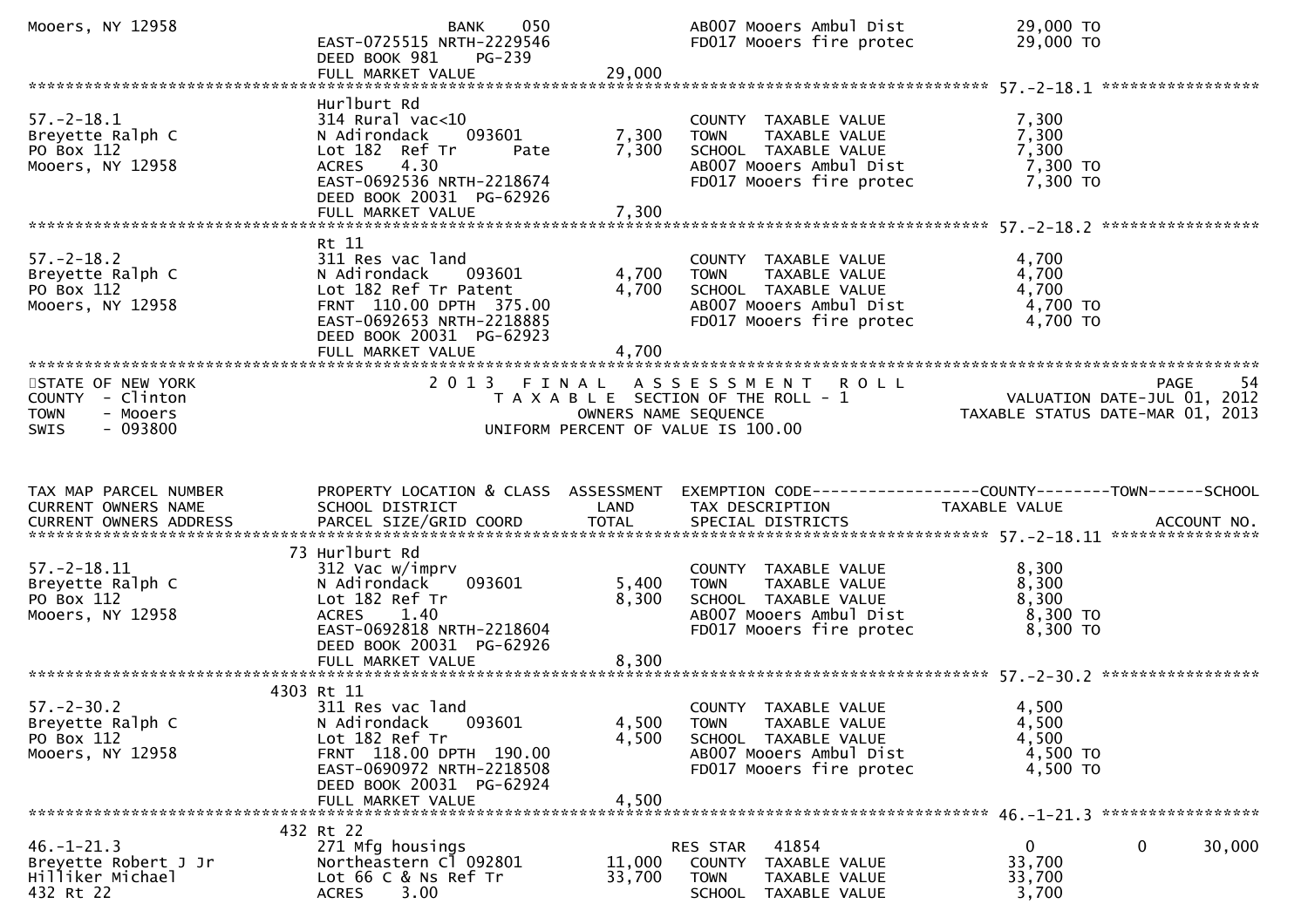```
Mooers, NY 12958                   BANK     050                   AB007 Mooers Ambul Dist          29,000 TO
                                EAST-0725515 NRTH-2229546         FD017 Mooers fire protec         29,000 TO
                                DEED BOOK 981    PG-239
                                FULL MARKET VALUE              29,000
******************************************************************************************************* 57.-2-18.1 *****************
                                Hurlburt Rd
57.-2-18.1                      314 Rural vac<10                   COUNTY  TAXABLE VALUE            7,300
Breyette Ralph C                N Adirondack     093601      7,300   TOWN    TAXABLE VALUE            7,300
PO Box 112                      Lot 182  Ref Tr      Pate     7,300   SCHOOL  TAXABLE VALUE            7,300
Mooers, NY 12958                ACRES     4.30                     AB007 Mooers Ambul Dist           7,300 TO
                                EAST-0692536 NRTH-2218674          FD017 Mooers fire protec          7,300 TO
                                DEED BOOK 20031  PG-62926
                                FULL MARKET VALUE               7,300
******************************************************************************************************* 57.-2-18.2 *****************
                                Rt 11
57.-2-18.2                      311 Res vac land                   COUNTY  TAXABLE VALUE            4,700
Breyette Ralph C                N Adirondack     093601      4,700   TOWN    TAXABLE VALUE            4,700
PO Box 112                      Lot 182 Ref Tr Patent        4,700   SCHOOL  TAXABLE VALUE            4,700
Mooers, NY 12958                FRNT  110.00 DPTH  375.00          AB007 Mooers Ambul Dist           4,700 TO
                                EAST-0692653 NRTH-2218885          FD017 Mooers fire protec          4,700 TO
                                DEED BOOK 20031  PG-62923
                                FULL MARKET VALUE               4,700
************************************************************************************************************************************
STATE OF NEW YORK                 2 0 1 3   F I N A L   A S S E S S M E N T   R O L L                              PAGE     54
COUNTY  - Clinton                    T A X A B L E  SECTION OF THE ROLL - 1                        VALUATION DATE-JUL 01, 2012
TOWN    - Mooers                             OWNERS NAME SEQUENCE                            TAXABLE STATUS DATE-MAR 01, 2013
SWIS    - 093800                      UNIFORM PERCENT OF VALUE IS 100.00


TAX MAP PARCEL NUMBER           PROPERTY LOCATION & CLASS  ASSESSMENT  EXEMPTION CODE------------------COUNTY--------TOWN------SCHOOL
CURRENT OWNERS NAME             SCHOOL DISTRICT               LAND      TAX DESCRIPTION              TAXABLE VALUE
CURRENT OWNERS ADDRESS          PARCEL SIZE/GRID COORD       TOTAL      SPECIAL DISTRICTS                                   ACCOUNT NO.
******************************************************************************************************* 57.-2-18.11 ****************
                             73 Hurlburt Rd
57.-2-18.11                     312 Vac w/imprv                    COUNTY  TAXABLE VALUE            8,300
Breyette Ralph C                N Adirondack     093601      5,400   TOWN    TAXABLE VALUE            8,300
PO Box 112                      Lot 182 Ref Tr               8,300   SCHOOL  TAXABLE VALUE            8,300
Mooers, NY 12958                ACRES     1.40                     AB007 Mooers Ambul Dist           8,300 TO
                                EAST-0692818 NRTH-2218604          FD017 Mooers fire protec          8,300 TO
                                DEED BOOK 20031  PG-62926
                                FULL MARKET VALUE               8,300
******************************************************************************************************* 57.-2-30.2 *****************
                           4303 Rt 11
57.-2-30.2                      311 Res vac land                   COUNTY  TAXABLE VALUE            4,500
Breyette Ralph C                N Adirondack     093601      4,500   TOWN    TAXABLE VALUE            4,500
PO Box 112                      Lot 182 Ref Tr               4,500   SCHOOL  TAXABLE VALUE            4,500
Mooers, NY 12958                FRNT  118.00 DPTH  190.00          AB007 Mooers Ambul Dist           4,500 TO
                                EAST-0690972 NRTH-2218508          FD017 Mooers fire protec          4,500 TO
                                DEED BOOK 20031  PG-62924
                                FULL MARKET VALUE               4,500
******************************************************************************************************* 46.-1-21.3 *****************
                            432 Rt 22
46.-1-21.3                      271 Mfg housings                 RES STAR   41854                    0             0        30,000
Breyette Robert J Jr            Northeastern Cl 092801      11,000   COUNTY  TAXABLE VALUE           33,700
Hilliker Michael                Lot 66 C & Ns Ref Tr        33,700   TOWN    TAXABLE VALUE           33,700
432 Rt 22                       ACRES     3.00                     SCHOOL  TAXABLE VALUE            3,700
```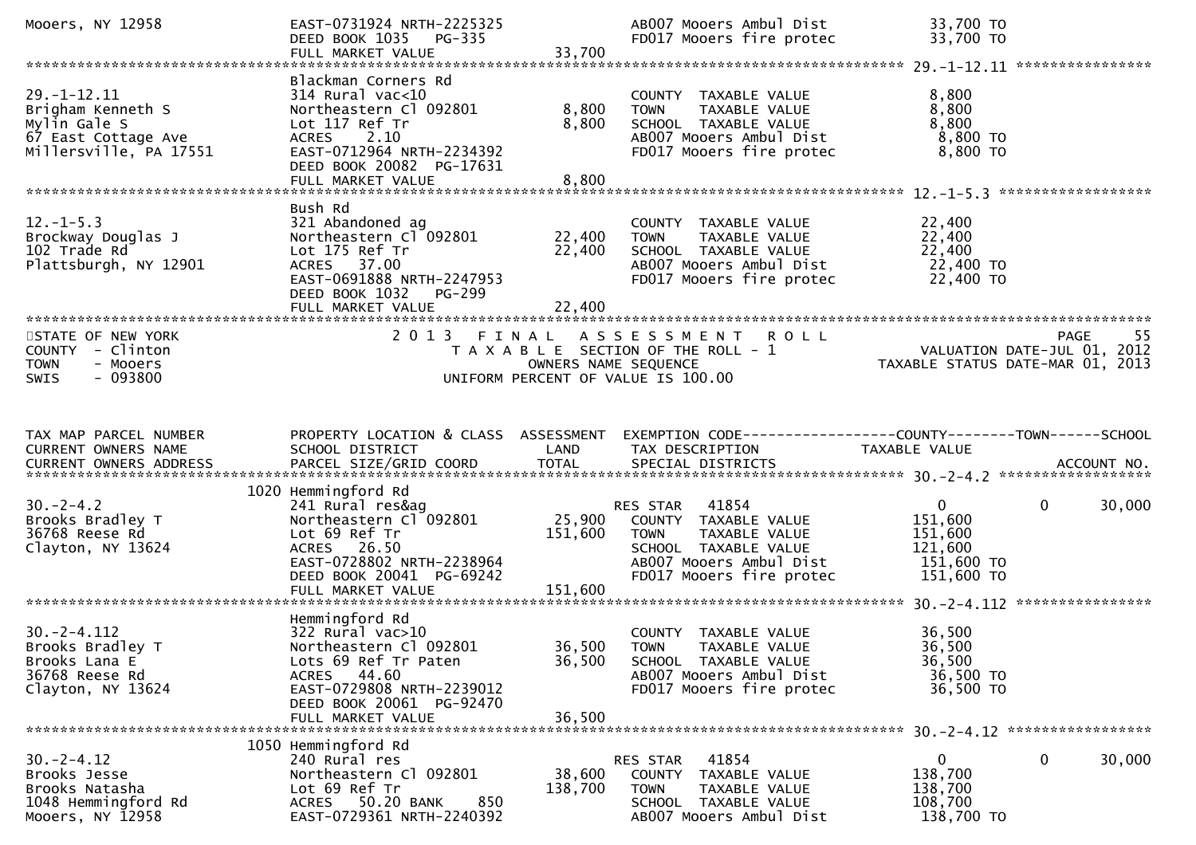```
Mooers, NY 12958              EAST-0731924 NRTH-2225325              AB007 Mooers Ambul Dist          33,700 TO
                              DEED BOOK 1035   PG-335                FD017 Mooers fire protec         33,700 TO
                              FULL MARKET VALUE              33,700
******************************************************************************************************* 29.-1-12.11 ****************
                              Blackman Corners Rd
29.-1-12.11                   314 Rural vac<10                       COUNTY  TAXABLE VALUE             8,800
Brigham Kenneth S             Northeastern Cl 092801          8,800  TOWN    TAXABLE VALUE             8,800
Mylin Gale S                  Lot 117 Ref Tr                  8,800  SCHOOL  TAXABLE VALUE             8,800
67 East Cottage Ave           ACRES    2.10                          AB007 Mooers Ambul Dist           8,800 TO
Millersville, PA 17551        EAST-0712964 NRTH-2234392              FD017 Mooers fire protec          8,800 TO
                              DEED BOOK 20082  PG-17631
                              FULL MARKET VALUE               8,800
******************************************************************************************************* 12.-1-5.3 ******************
                              Bush Rd
12.-1-5.3                     321 Abandoned ag                       COUNTY  TAXABLE VALUE            22,400
Brockway Douglas J            Northeastern Cl 092801         22,400  TOWN    TAXABLE VALUE            22,400
102 Trade Rd                  Lot 175 Ref Tr                 22,400  SCHOOL  TAXABLE VALUE            22,400
Plattsburgh, NY 12901         ACRES   37.00                          AB007 Mooers Ambul Dist          22,400 TO
                              EAST-0691888 NRTH-2247953              FD017 Mooers fire protec         22,400 TO
                              DEED BOOK 1032   PG-299
                              FULL MARKET VALUE              22,400
************************************************************************************************************************************
STATE OF NEW YORK                 2 0 1 3   F I N A L   A S S E S S M E N T   R O L L                                  PAGE    55
COUNTY  - Clinton                    T A X A B L E  SECTION OF THE ROLL - 1                       VALUATION DATE-JUL 01, 2012
TOWN    - Mooers                              OWNERS NAME SEQUENCE                            TAXABLE STATUS DATE-MAR 01, 2013
SWIS    - 093800                     UNIFORM PERCENT OF VALUE IS 100.00


TAX MAP PARCEL NUMBER         PROPERTY LOCATION & CLASS  ASSESSMENT  EXEMPTION CODE------------------COUNTY--------TOWN------SCHOOL
CURRENT OWNERS NAME           SCHOOL DISTRICT               LAND     TAX DESCRIPTION              TAXABLE VALUE
CURRENT OWNERS ADDRESS        PARCEL SIZE/GRID COORD        TOTAL    SPECIAL DISTRICTS                                  ACCOUNT NO.
******************************************************************************************************* 30.-2-4.2 ******************
                         1020 Hemmingford Rd
30.-2-4.2                     241 Rural res&ag                       RES STAR   41854                   0           0      30,000
Brooks Bradley T              Northeastern Cl 092801         25,900  COUNTY  TAXABLE VALUE           151,600
36768 Reese Rd                Lot 69 Ref Tr                 151,600  TOWN    TAXABLE VALUE           151,600
Clayton, NY 13624             ACRES   26.50                          SCHOOL  TAXABLE VALUE           121,600
                              EAST-0728802 NRTH-2238964              AB007 Mooers Ambul Dist         151,600 TO
                              DEED BOOK 20041  PG-69242              FD017 Mooers fire protec        151,600 TO
                              FULL MARKET VALUE             151,600
******************************************************************************************************* 30.-2-4.112 ****************
                              Hemmingford Rd
30.-2-4.112                   322 Rural vac>10                       COUNTY  TAXABLE VALUE            36,500
Brooks Bradley T              Northeastern Cl 092801         36,500  TOWN    TAXABLE VALUE            36,500
Brooks Lana E                 Lots 69 Ref Tr Paten           36,500  SCHOOL  TAXABLE VALUE            36,500
36768 Reese Rd                ACRES   44.60                          AB007 Mooers Ambul Dist          36,500 TO
Clayton, NY 13624             EAST-0729808 NRTH-2239012              FD017 Mooers fire protec         36,500 TO
                              DEED BOOK 20061  PG-92470
                              FULL MARKET VALUE              36,500
******************************************************************************************************* 30.-2-4.12 *****************
                         1050 Hemmingford Rd
30.-2-4.12                    240 Rural res                          RES STAR   41854                   0           0      30,000
Brooks Jesse                  Northeastern Cl 092801         38,600  COUNTY  TAXABLE VALUE           138,700
Brooks Natasha                Lot 69 Ref Tr                 138,700  TOWN    TAXABLE VALUE           138,700
1048 Hemmingford Rd           ACRES   50.20 BANK     850             SCHOOL  TAXABLE VALUE           108,700
Mooers, NY 12958              EAST-0729361 NRTH-2240392              AB007 Mooers Ambul Dist         138,700 TO
```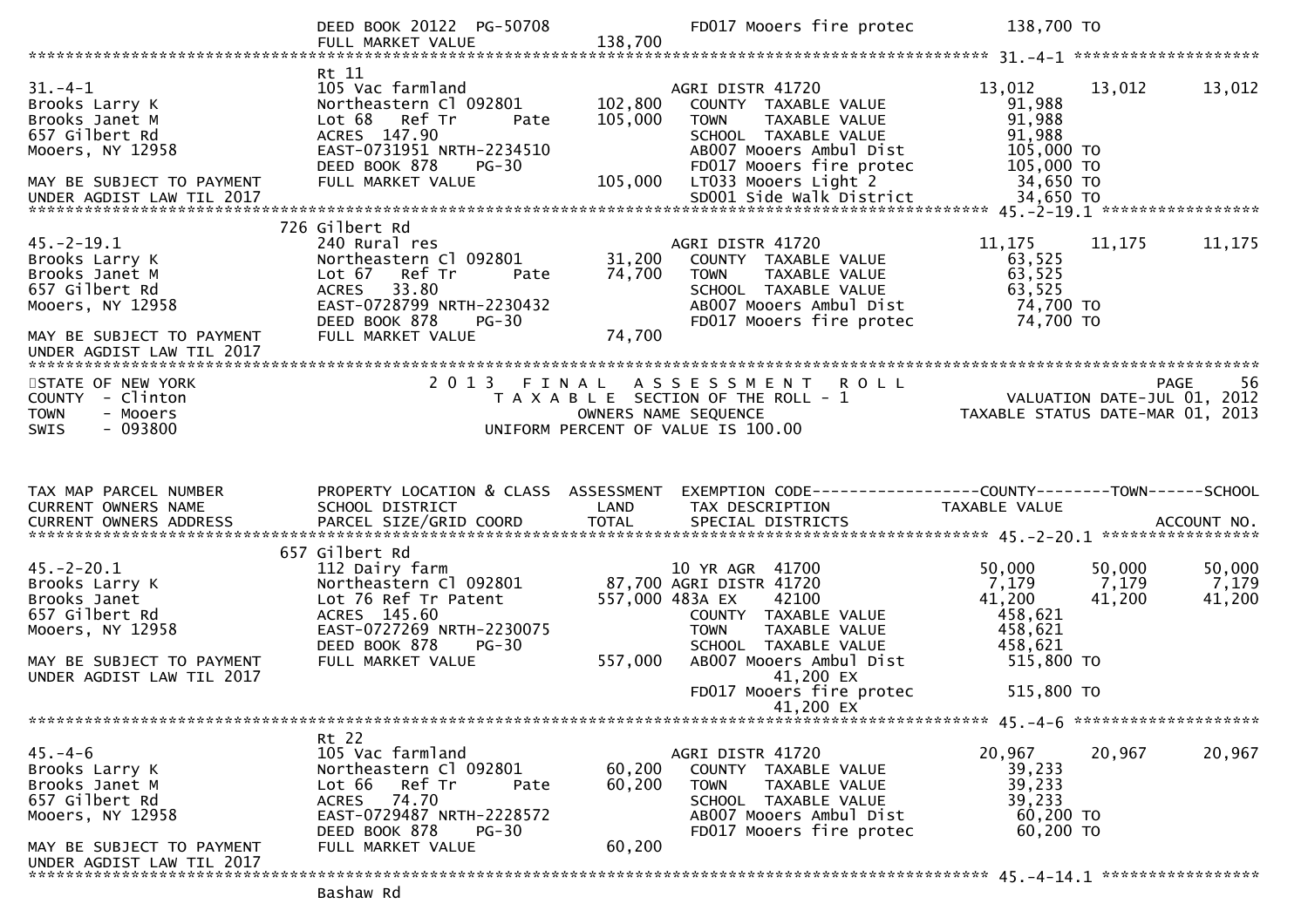| | DEED BOOK 20122 PG-50708 | | FD017 Mooers fire protec | 138,700 TO | | |
|---|---|---|---|---|---|---|
| | FULL MARKET VALUE | 138,700 | | | | |

************************************************************************************************ 31.-4-1 ********************

| | Rt 11 | | | | | |
|---|---|---|---|---|---|---|
| 31.-4-1 | 105 Vac farmland | | AGRI DISTR 41720 | 13,012 | 13,012 | 13,012 |
| Brooks Larry K | Northeastern Cl 092801 | 102,800 | COUNTY TAXABLE VALUE | 91,988 | | |
| Brooks Janet M | Lot 68 Ref Tr Pate | 105,000 | TOWN TAXABLE VALUE | 91,988 | | |
| 657 Gilbert Rd | ACRES 147.90 | | SCHOOL TAXABLE VALUE | 91,988 | | |
| Mooers, NY 12958 | EAST-0731951 NRTH-2234510 | | AB007 Mooers Ambul Dist | 105,000 TO | | |
| | DEED BOOK 878 PG-30 | | FD017 Mooers fire protec | 105,000 TO | | |
| MAY BE SUBJECT TO PAYMENT | FULL MARKET VALUE | 105,000 | LT033 Mooers Light 2 | 34,650 TO | | |
| UNDER AGDIST LAW TIL 2017 | | | SD001 Side walk District | 34,650 TO | | |

************************************************************************************************ 45.-2-19.1 *****************

| | 726 Gilbert Rd | | | | | |
|---|---|---|---|---|---|---|
| 45.-2-19.1 | 240 Rural res | | AGRI DISTR 41720 | 11,175 | 11,175 | 11,175 |
| Brooks Larry K | Northeastern Cl 092801 | 31,200 | COUNTY TAXABLE VALUE | 63,525 | | |
| Brooks Janet M | Lot 67 Ref Tr Pate | 74,700 | TOWN TAXABLE VALUE | 63,525 | | |
| 657 Gilbert Rd | ACRES 33.80 | | SCHOOL TAXABLE VALUE | 63,525 | | |
| Mooers, NY 12958 | EAST-0728799 NRTH-2230432 | | AB007 Mooers Ambul Dist | 74,700 TO | | |
| | DEED BOOK 878 PG-30 | | FD017 Mooers fire protec | 74,700 TO | | |
| MAY BE SUBJECT TO PAYMENT | FULL MARKET VALUE | 74,700 | | | | |
| UNDER AGDIST LAW TIL 2017 | | | | | | |

************************************************************************************************************************************

STATE OF NEW YORK
COUNTY - Clinton
TOWN - Mooers
SWIS - 093800

2 0 1 3 F I N A L A S S E S S M E N T R O L L
T A X A B L E SECTION OF THE ROLL - 1
OWNERS NAME SEQUENCE
UNIFORM PERCENT OF VALUE IS 100.00

PAGE 56
VALUATION DATE-JUL 01, 2012
TAXABLE STATUS DATE-MAR 01, 2013

| TAX MAP PARCEL NUMBER / CURRENT OWNERS NAME / CURRENT OWNERS ADDRESS | PROPERTY LOCATION & CLASS / SCHOOL DISTRICT / PARCEL SIZE/GRID COORD | ASSESSMENT LAND / TOTAL | EXEMPTION CODE / TAX DESCRIPTION / SPECIAL DISTRICTS | COUNTY / TAXABLE VALUE | TOWN | SCHOOL / ACCOUNT NO. |
|---|---|---|---|---|---|---|

************************************************************************************************ 45.-2-20.1 *****************

| | 657 Gilbert Rd | | | | | |
|---|---|---|---|---|---|---|
| 45.-2-20.1 | 112 Dairy farm | | 10 YR AGR 41700 | 50,000 | 50,000 | 50,000 |
| Brooks Larry K | Northeastern Cl 092801 | 87,700 | AGRI DISTR 41720 | 7,179 | 7,179 | 7,179 |
| Brooks Janet | Lot 76 Ref Tr Patent | 557,000 | 483A EX 42100 | 41,200 | 41,200 | 41,200 |
| 657 Gilbert Rd | ACRES 145.60 | | COUNTY TAXABLE VALUE | 458,621 | | |
| Mooers, NY 12958 | EAST-0727269 NRTH-2230075 | | TOWN TAXABLE VALUE | 458,621 | | |
| | DEED BOOK 878 PG-30 | | SCHOOL TAXABLE VALUE | 458,621 | | |
| MAY BE SUBJECT TO PAYMENT | FULL MARKET VALUE | 557,000 | AB007 Mooers Ambul Dist | 515,800 TO | | |
| UNDER AGDIST LAW TIL 2017 | | | 41,200 EX | | | |
| | | | FD017 Mooers fire protec | 515,800 TO | | |
| | | | 41,200 EX | | | |

************************************************************************************************ 45.-4-6 ********************

| | Rt 22 | | | | | |
|---|---|---|---|---|---|---|
| 45.-4-6 | 105 Vac farmland | | AGRI DISTR 41720 | 20,967 | 20,967 | 20,967 |
| Brooks Larry K | Northeastern Cl 092801 | 60,200 | COUNTY TAXABLE VALUE | 39,233 | | |
| Brooks Janet M | Lot 66 Ref Tr Pate | 60,200 | TOWN TAXABLE VALUE | 39,233 | | |
| 657 Gilbert Rd | ACRES 74.70 | | SCHOOL TAXABLE VALUE | 39,233 | | |
| Mooers, NY 12958 | EAST-0729487 NRTH-2228572 | | AB007 Mooers Ambul Dist | 60,200 TO | | |
| | DEED BOOK 878 PG-30 | | FD017 Mooers fire protec | 60,200 TO | | |
| MAY BE SUBJECT TO PAYMENT | FULL MARKET VALUE | 60,200 | | | | |
| UNDER AGDIST LAW TIL 2017 | | | | | | |

************************************************************************************************ 45.-4-14.1 *****************

Bashaw Rd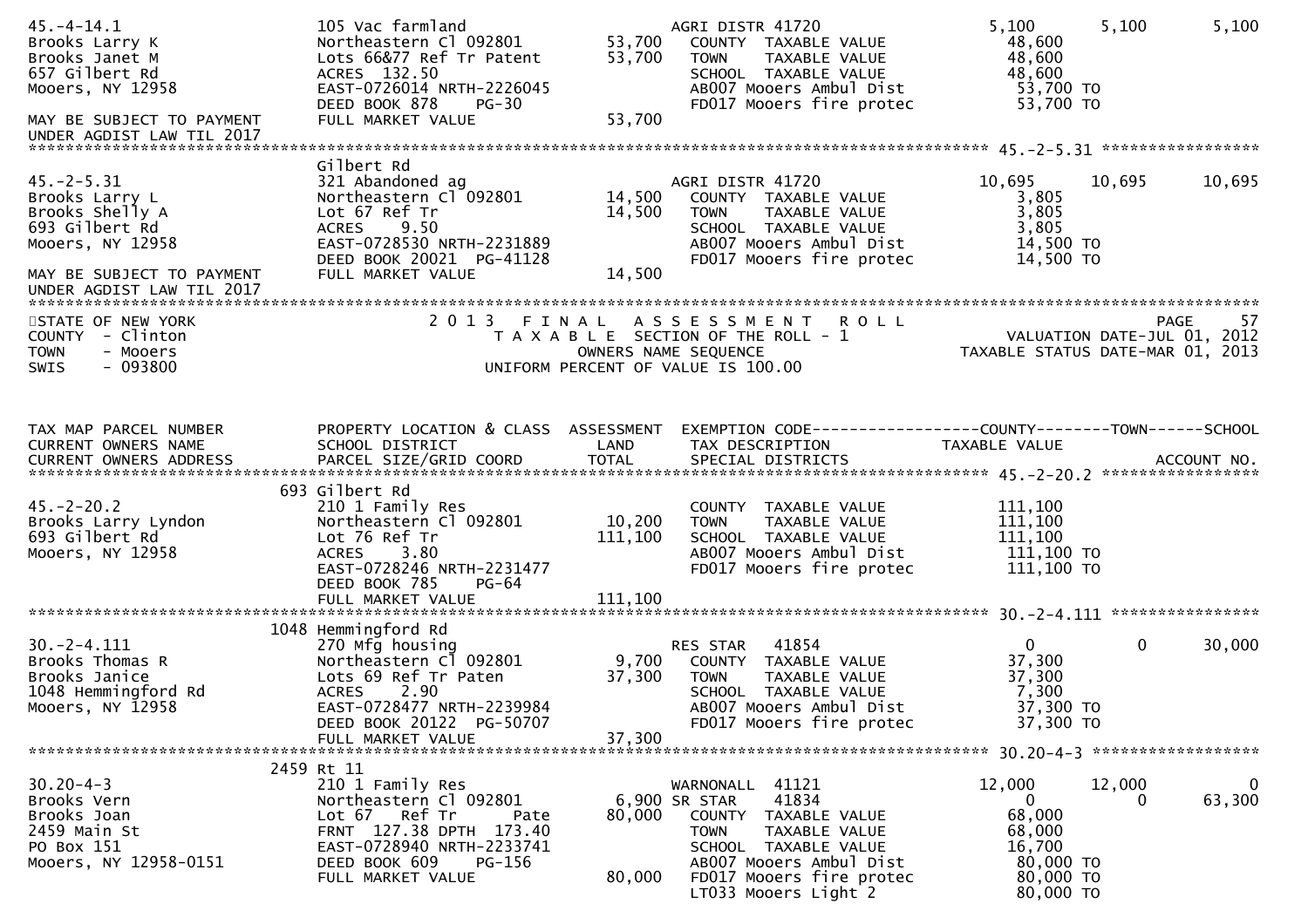```
45.-4-14.1                      105 Vac farmland                  AGRI DISTR 41720                   5,100       5,100       5,100
Brooks Larry K                  Northeastern Cl 092801     53,700   COUNTY  TAXABLE VALUE             48,600
Brooks Janet M                  Lots 66&77 Ref Tr Patent   53,700   TOWN    TAXABLE VALUE             48,600
657 Gilbert Rd                  ACRES 132.50                        SCHOOL  TAXABLE VALUE             48,600
Mooers, NY 12958                EAST-0726014 NRTH-2226045           AB007 Mooers Ambul Dist            53,700 TO
                                DEED BOOK 878     PG-30             FD017 Mooers fire protec           53,700 TO
MAY BE SUBJECT TO PAYMENT       FULL MARKET VALUE          53,700
UNDER AGDIST LAW TIL 2017
******************************************************************************************************* 45.-2-5.31 *****************
                                Gilbert Rd
45.-2-5.31                      321 Abandoned ag                  AGRI DISTR 41720                  10,695      10,695      10,695
Brooks Larry L                  Northeastern Cl 092801     14,500   COUNTY  TAXABLE VALUE              3,805
Brooks Shelly A                 Lot 67 Ref Tr              14,500   TOWN    TAXABLE VALUE              3,805
693 Gilbert Rd                  ACRES     9.50                      SCHOOL  TAXABLE VALUE              3,805
Mooers, NY 12958                EAST-0728530 NRTH-2231889           AB007 Mooers Ambul Dist            14,500 TO
                                DEED BOOK 20021  PG-41128           FD017 Mooers fire protec           14,500 TO
MAY BE SUBJECT TO PAYMENT       FULL MARKET VALUE          14,500
UNDER AGDIST LAW TIL 2017
************************************************************************************************************************************
STATE OF NEW YORK                    2 0 1 3   F I N A L   A S S E S S M E N T   R O L L                               PAGE    57
COUNTY  - Clinton                      T A X A B L E  SECTION OF THE ROLL - 1                      VALUATION DATE-JUL 01, 2012
TOWN    - Mooers                               OWNERS NAME SEQUENCE                            TAXABLE STATUS DATE-MAR 01, 2013
SWIS    - 093800                         UNIFORM PERCENT OF VALUE IS 100.00


TAX MAP PARCEL NUMBER           PROPERTY LOCATION & CLASS  ASSESSMENT  EXEMPTION CODE------------------COUNTY--------TOWN------SCHOOL
CURRENT OWNERS NAME             SCHOOL DISTRICT              LAND      TAX DESCRIPTION              TAXABLE VALUE
CURRENT OWNERS ADDRESS          PARCEL SIZE/GRID COORD       TOTAL     SPECIAL DISTRICTS                                 ACCOUNT NO.
******************************************************************************************************* 45.-2-20.2 *****************
                                693 Gilbert Rd
45.-2-20.2                      210 1 Family Res                    COUNTY  TAXABLE VALUE            111,100
Brooks Larry Lyndon             Northeastern Cl 092801     10,200   TOWN    TAXABLE VALUE            111,100
693 Gilbert Rd                  Lot 76 Ref Tr             111,100   SCHOOL  TAXABLE VALUE            111,100
Mooers, NY 12958                ACRES     3.80                      AB007 Mooers Ambul Dist           111,100 TO
                                EAST-0728246 NRTH-2231477           FD017 Mooers fire protec          111,100 TO
                                DEED BOOK 785     PG-64
                                FULL MARKET VALUE         111,100
******************************************************************************************************* 30.-2-4.111 ****************
                                1048 Hemmingford Rd
30.-2-4.111                     270 Mfg housing                     RES STAR   41854                   0           0      30,000
Brooks Thomas R                 Northeastern Cl 092801      9,700   COUNTY  TAXABLE VALUE             37,300
Brooks Janice                   Lots 69 Ref Tr Paten       37,300   TOWN    TAXABLE VALUE             37,300
1048 Hemmingford Rd             ACRES     2.90                      SCHOOL  TAXABLE VALUE              7,300
Mooers, NY 12958                EAST-0728477 NRTH-2239984           AB007 Mooers Ambul Dist            37,300 TO
                                DEED BOOK 20122  PG-50707           FD017 Mooers fire protec           37,300 TO
                                FULL MARKET VALUE          37,300
******************************************************************************************************* 30.20-4-3 ******************
                                2459 Rt 11
30.20-4-3                       210 1 Family Res                    WARNONALL  41121               12,000      12,000           0
Brooks Vern                     Northeastern Cl 092801      6,900 SR STAR    41834                     0           0      63,300
Brooks Joan                     Lot 67   Ref Tr      Pate  80,000   COUNTY  TAXABLE VALUE             68,000
2459 Main St                    FRNT 127.38 DPTH 173.40             TOWN    TAXABLE VALUE             68,000
PO Box 151                      EAST-0728940 NRTH-2233741           SCHOOL  TAXABLE VALUE             16,700
Mooers, NY 12958-0151           DEED BOOK 609     PG-156            AB007 Mooers Ambul Dist            80,000 TO
                                FULL MARKET VALUE          80,000   FD017 Mooers fire protec           80,000 TO
                                                                    LT033 Mooers Light 2               80,000 TO
```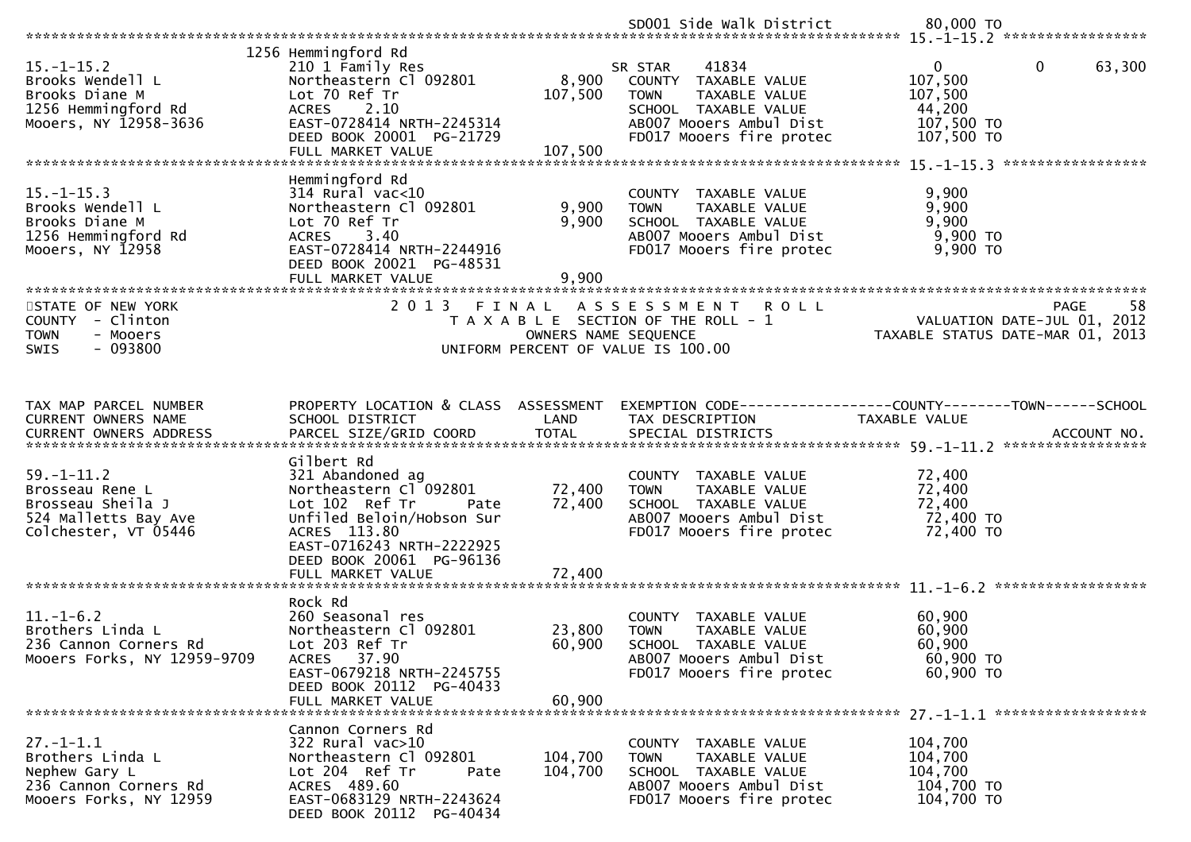SD001 Side walk District 80,000 TO

******************************************************************************************************* 15.-1-15.2 *****************

```
                    1256 Hemmingford Rd
15.-1-15.2          210 1 Family Res                     SR STAR     41834                  0          0     63,300
Brooks Wendell L    Northeastern Cl 092801      8,900    COUNTY  TAXABLE VALUE      107,500
Brooks Diane M      Lot 70 Ref Tr             107,500    TOWN    TAXABLE VALUE      107,500
1256 Hemmingford Rd ACRES    2.10                        SCHOOL  TAXABLE VALUE       44,200
Mooers, NY 12958-3636 EAST-0728414 NRTH-2245314          AB007 Mooers Ambul Dist    107,500 TO
                    DEED BOOK 20001  PG-21729            FD017 Mooers fire protec   107,500 TO
                    FULL MARKET VALUE         107,500
******************************************************************************************************* 15.-1-15.3 *****************
                    Hemmingford Rd
15.-1-15.3          314 Rural vac<10                     COUNTY  TAXABLE VALUE        9,900
Brooks Wendell L    Northeastern Cl 092801      9,900    TOWN    TAXABLE VALUE        9,900
Brooks Diane M      Lot 70 Ref Tr               9,900    SCHOOL  TAXABLE VALUE        9,900
1256 Hemmingford Rd ACRES    3.40                        AB007 Mooers Ambul Dist      9,900 TO
Mooers, NY 12958    EAST-0728414 NRTH-2244916            FD017 Mooers fire protec     9,900 TO
                    DEED BOOK 20021  PG-48531
                    FULL MARKET VALUE           9,900
*******************************************************************************************************************************
```

STATE OF NEW YORK — COUNTY - Clinton — TOWN - Mooers — SWIS - 093800

2013 FINAL ASSESSMENT ROLL
TAXABLE SECTION OF THE ROLL - 1
OWNERS NAME SEQUENCE
UNIFORM PERCENT OF VALUE IS 100.00

PAGE 58
VALUATION DATE-JUL 01, 2012
TAXABLE STATUS DATE-MAR 01, 2013

```
TAX MAP PARCEL NUMBER    PROPERTY LOCATION & CLASS  ASSESSMENT  EXEMPTION CODE------------------COUNTY--------TOWN------SCHOOL
CURRENT OWNERS NAME      SCHOOL DISTRICT              LAND      TAX DESCRIPTION            TAXABLE VALUE
CURRENT OWNERS ADDRESS   PARCEL SIZE/GRID COORD       TOTAL     SPECIAL DISTRICTS                                    ACCOUNT NO.
******************************************************************************************************* 59.-1-11.2 *****************
                    Gilbert Rd
59.-1-11.2          321 Abandoned ag                     COUNTY  TAXABLE VALUE       72,400
Brosseau Rene L     Northeastern Cl 092801     72,400    TOWN    TAXABLE VALUE       72,400
Brosseau Sheila J   Lot 102  Ref Tr     Pate   72,400    SCHOOL  TAXABLE VALUE       72,400
524 Malletts Bay Ave Unfiled Beloin/Hobson Sur           AB007 Mooers Ambul Dist     72,400 TO
Colchester, VT 05446 ACRES  113.80                       FD017 Mooers fire protec    72,400 TO
                    EAST-0716243 NRTH-2222925
                    DEED BOOK 20061  PG-96136
                    FULL MARKET VALUE          72,400
******************************************************************************************************* 11.-1-6.2 ******************
                    Rock Rd
11.-1-6.2           260 Seasonal res                     COUNTY  TAXABLE VALUE       60,900
Brothers Linda L    Northeastern Cl 092801     23,800    TOWN    TAXABLE VALUE       60,900
236 Cannon Corners Rd Lot 203 Ref Tr           60,900    SCHOOL  TAXABLE VALUE       60,900
Mooers Forks, NY 12959-9709 ACRES   37.90                AB007 Mooers Ambul Dist     60,900 TO
                    EAST-0679218 NRTH-2245755            FD017 Mooers fire protec    60,900 TO
                    DEED BOOK 20112  PG-40433
                    FULL MARKET VALUE          60,900
******************************************************************************************************* 27.-1-1.1 ******************
                    Cannon Corners Rd
27.-1-1.1           322 Rural vac>10                     COUNTY  TAXABLE VALUE      104,700
Brothers Linda L    Northeastern Cl 092801    104,700    TOWN    TAXABLE VALUE      104,700
Nephew Gary L       Lot 204  Ref Tr     Pate  104,700    SCHOOL  TAXABLE VALUE      104,700
236 Cannon Corners Rd ACRES  489.60                      AB007 Mooers Ambul Dist    104,700 TO
Mooers Forks, NY 12959 EAST-0683129 NRTH-2243624         FD017 Mooers fire protec   104,700 TO
                    DEED BOOK 20112  PG-40434
```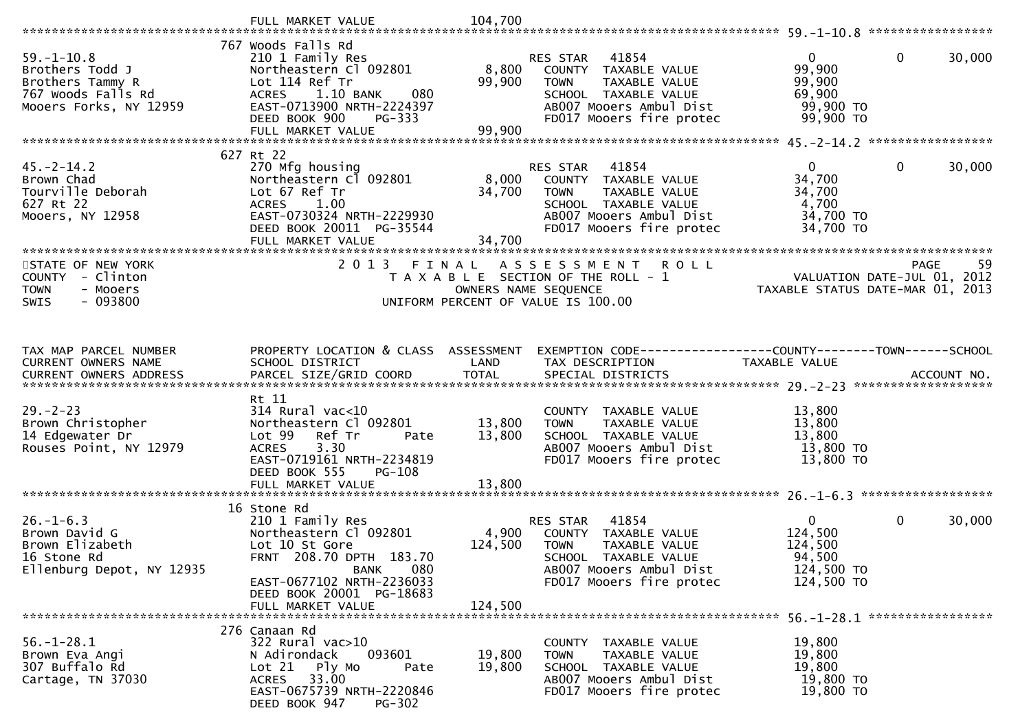```
                              FULL MARKET VALUE            104,700
******************************************************************************************************* 59.-1-10.8 *****************
                           767 Woods Falls Rd
59.-1-10.8                 210 1 Family Res                       RES STAR   41854                  0             0        30,000
Brothers Todd J            Northeastern Cl 092801         8,800   COUNTY  TAXABLE VALUE          99,900
Brothers Tammy R           Lot 114 Ref Tr                99,900   TOWN    TAXABLE VALUE          99,900
767 Woods Falls Rd         ACRES    1.10 BANK    080              SCHOOL  TAXABLE VALUE          69,900
Mooers Forks, NY 12959     EAST-0713900 NRTH-2224397              AB007 Mooers Ambul Dist         99,900 TO
                           DEED BOOK 900     PG-333               FD017 Mooers fire protec        99,900 TO
                           FULL MARKET VALUE             99,900
******************************************************************************************************* 45.-2-14.2 *****************
                           627 Rt 22
45.-2-14.2                 270 Mfg housing                        RES STAR   41854                  0             0        30,000
Brown Chad                 Northeastern Cl 092801         8,000   COUNTY  TAXABLE VALUE          34,700
Tourville Deborah          Lot 67 Ref Tr                 34,700   TOWN    TAXABLE VALUE          34,700
627 Rt 22                  ACRES    1.00                          SCHOOL  TAXABLE VALUE           4,700
Mooers, NY 12958           EAST-0730324 NRTH-2229930              AB007 Mooers Ambul Dist         34,700 TO
                           DEED BOOK 20011 PG-35544               FD017 Mooers fire protec        34,700 TO
                           FULL MARKET VALUE             34,700
************************************************************************************************************************************
STATE OF NEW YORK                       2 0 1 3   F I N A L   A S S E S S M E N T   R O L L                          PAGE     59
COUNTY  - Clinton                        T A X A B L E  SECTION OF THE ROLL - 1                       VALUATION DATE-JUL 01, 2012
TOWN    - Mooers                                 OWNERS NAME SEQUENCE                           TAXABLE STATUS DATE-MAR 01, 2013
SWIS    - 093800                         UNIFORM PERCENT OF VALUE IS 100.00


TAX MAP PARCEL NUMBER      PROPERTY LOCATION & CLASS  ASSESSMENT  EXEMPTION CODE------------------COUNTY--------TOWN------SCHOOL
CURRENT OWNERS NAME        SCHOOL DISTRICT               LAND     TAX DESCRIPTION              TAXABLE VALUE
CURRENT OWNERS ADDRESS     PARCEL SIZE/GRID COORD       TOTAL     SPECIAL DISTRICTS                                  ACCOUNT NO.
******************************************************************************************************* 29.-2-23 *******************
                           Rt 11
29.-2-23                   314 Rural vac<10                       COUNTY  TAXABLE VALUE          13,800
Brown Christopher          Northeastern Cl 092801        13,800   TOWN    TAXABLE VALUE          13,800
14 Edgewater Dr            Lot 99   Ref Tr      Pate     13,800   SCHOOL  TAXABLE VALUE          13,800
Rouses Point, NY 12979     ACRES    3.30                          AB007 Mooers Ambul Dist         13,800 TO
                           EAST-0719161 NRTH-2234819              FD017 Mooers fire protec        13,800 TO
                           DEED BOOK 555     PG-108
                           FULL MARKET VALUE             13,800
******************************************************************************************************* 26.-1-6.3 ******************
                           16 Stone Rd
26.-1-6.3                  210 1 Family Res                       RES STAR   41854                  0             0        30,000
Brown David G              Northeastern Cl 092801         4,900   COUNTY  TAXABLE VALUE         124,500
Brown Elizabeth            Lot 10 St Gore               124,500   TOWN    TAXABLE VALUE         124,500
16 Stone Rd                FRNT 208.70 DPTH 183.70                SCHOOL  TAXABLE VALUE          94,500
Ellenburg Depot, NY 12935              BANK    080                AB007 Mooers Ambul Dist        124,500 TO
                           EAST-0677102 NRTH-2236033              FD017 Mooers fire protec       124,500 TO
                           DEED BOOK 20001 PG-18683
                           FULL MARKET VALUE            124,500
******************************************************************************************************* 56.-1-28.1 *****************
                           276 Canaan Rd
56.-1-28.1                 322 Rural vac>10                       COUNTY  TAXABLE VALUE          19,800
Brown Eva Angi             N Adirondack    093601        19,800   TOWN    TAXABLE VALUE          19,800
307 Buffalo Rd             Lot 21   Ply Mo      Pate     19,800   SCHOOL  TAXABLE VALUE          19,800
Cartage, TN 37030          ACRES   33.00                          AB007 Mooers Ambul Dist         19,800 TO
                           EAST-0675739 NRTH-2220846              FD017 Mooers fire protec        19,800 TO
                           DEED BOOK 947     PG-302
```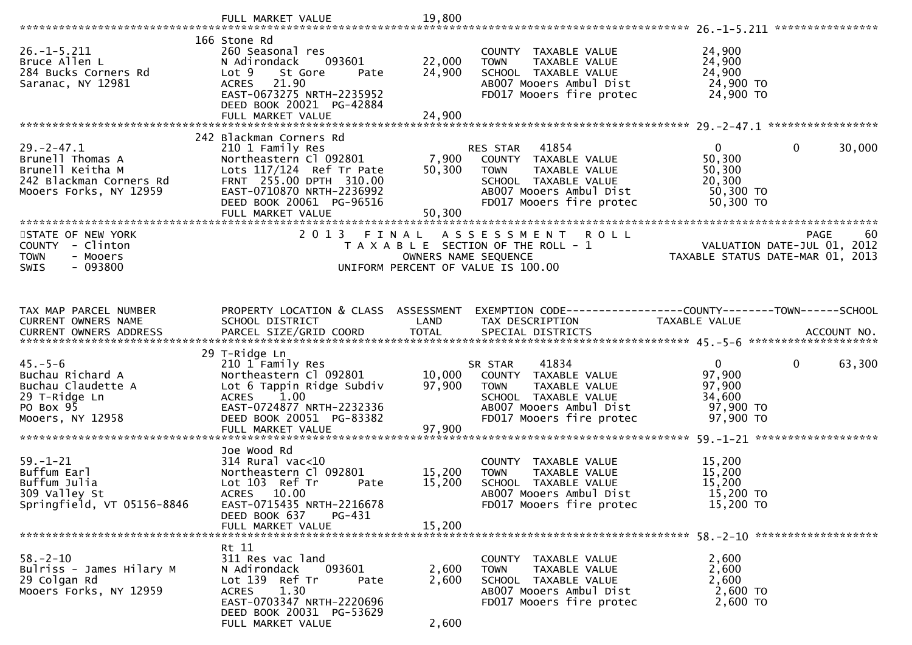```
                              FULL MARKET VALUE            19,800
******************************************************************************************************* 26.-1-5.211 ****************
                            166 Stone Rd
26.-1-5.211                 260 Seasonal res                          COUNTY  TAXABLE VALUE           24,900
Bruce Allen L               N Adirondack     093601       22,000      TOWN    TAXABLE VALUE           24,900
284 Bucks Corners Rd        Lot 9    St Gore      Pate    24,900      SCHOOL  TAXABLE VALUE           24,900
Saranac, NY 12981           ACRES   21.90                             AB007 Mooers Ambul Dist          24,900 TO
                            EAST-0673275 NRTH-2235952                 FD017 Mooers fire protec         24,900 TO
                            DEED BOOK 20021  PG-42884
                            FULL MARKET VALUE            24,900
******************************************************************************************************* 29.-2-47.1 *****************
                            242 Blackman Corners Rd
29.-2-47.1                  210 1 Family Res                          RES STAR    41854                0            0       30,000
Brunell Thomas A            Northeastern Cl 092801         7,900      COUNTY  TAXABLE VALUE           50,300
Brunell Keitha M            Lots 117/124  Ref Tr Pate     50,300      TOWN    TAXABLE VALUE           50,300
242 Blackman Corners Rd     FRNT  255.00 DPTH  310.00                 SCHOOL  TAXABLE VALUE           20,300
Mooers Forks, NY 12959      EAST-0710870 NRTH-2236992                 AB007 Mooers Ambul Dist          50,300 TO
                            DEED BOOK 20061  PG-96516                 FD017 Mooers fire protec         50,300 TO
                            FULL MARKET VALUE            50,300
************************************************************************************************************************************
STATE OF NEW YORK                 2 0 1 3   F I N A L   A S S E S S M E N T   R O L L                                PAGE     60
COUNTY  - Clinton                    T A X A B L E  SECTION OF THE ROLL - 1                         VALUATION DATE-JUL 01, 2012
TOWN    - Mooers                            OWNERS NAME SEQUENCE                                  TAXABLE STATUS DATE-MAR 01, 2013
SWIS    - 093800                     UNIFORM PERCENT OF VALUE IS 100.00



TAX MAP PARCEL NUMBER       PROPERTY LOCATION & CLASS  ASSESSMENT  EXEMPTION CODE------------------COUNTY--------TOWN------SCHOOL
CURRENT OWNERS NAME         SCHOOL DISTRICT               LAND      TAX DESCRIPTION              TAXABLE VALUE
CURRENT OWNERS ADDRESS      PARCEL SIZE/GRID COORD        TOTAL     SPECIAL DISTRICTS                                   ACCOUNT NO.
******************************************************************************************************* 45.-5-6 ********************
                            29 T-Ridge Ln
45.-5-6                     210 1 Family Res                          SR STAR     41834                0            0       63,300
Buchau Richard A            Northeastern Cl 092801        10,000      COUNTY  TAXABLE VALUE           97,900
Buchau Claudette A          Lot 6 Tappin Ridge Subdiv     97,900      TOWN    TAXABLE VALUE           97,900
29 T-Ridge Ln               ACRES    1.00                             SCHOOL  TAXABLE VALUE           34,600
PO Box 95                   EAST-0724877 NRTH-2232336                 AB007 Mooers Ambul Dist          97,900 TO
Mooers, NY 12958            DEED BOOK 20051  PG-83382                 FD017 Mooers fire protec         97,900 TO
                            FULL MARKET VALUE            97,900
******************************************************************************************************* 59.-1-21 *******************
                            Joe Wood Rd
59.-1-21                    314 Rural vac<10                          COUNTY  TAXABLE VALUE           15,200
Buffum Earl                 Northeastern Cl 092801        15,200      TOWN    TAXABLE VALUE           15,200
Buffum Julia                Lot 103  Ref Tr       Pate    15,200      SCHOOL  TAXABLE VALUE           15,200
309 Valley St               ACRES   10.00                             AB007 Mooers Ambul Dist          15,200 TO
Springfield, VT 05156-8846  EAST-0715435 NRTH-2216678                 FD017 Mooers fire protec         15,200 TO
                            DEED BOOK 637     PG-431
                            FULL MARKET VALUE            15,200
******************************************************************************************************* 58.-2-10 *******************
                            Rt 11
58.-2-10                    311 Res vac land                          COUNTY  TAXABLE VALUE            2,600
Bulriss - James Hilary M    N Adirondack     093601        2,600      TOWN    TAXABLE VALUE            2,600
29 Colgan Rd                Lot 139  Ref Tr       Pate     2,600      SCHOOL  TAXABLE VALUE            2,600
Mooers Forks, NY 12959      ACRES    1.30                             AB007 Mooers Ambul Dist           2,600 TO
                            EAST-0703347 NRTH-2220696                 FD017 Mooers fire protec          2,600 TO
                            DEED BOOK 20031  PG-53629
                            FULL MARKET VALUE             2,600
```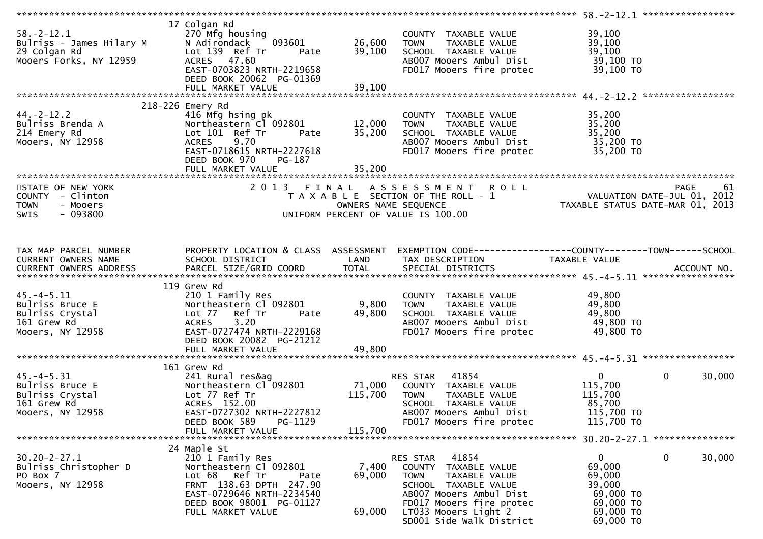```
******************************************************************************************************* 58.-2-12.1 *****************
                        17 Colgan Rd
58.-2-12.1                   270 Mfg housing                        COUNTY  TAXABLE VALUE            39,100
Bulriss - James Hilary M     N Adirondack    093601       26,600    TOWN    TAXABLE VALUE            39,100
29 Colgan Rd                 Lot 139  Ref Tr      Pate    39,100    SCHOOL  TAXABLE VALUE            39,100
Mooers Forks, NY 12959       ACRES   47.60                          AB007 Mooers Ambul Dist           39,100 TO
                             EAST-0703823 NRTH-2219658              FD017 Mooers fire protec          39,100 TO
                             DEED BOOK 20062  PG-01369
                             FULL MARKET VALUE             39,100
******************************************************************************************************* 44.-2-12.2 *****************
                    218-226 Emery Rd
44.-2-12.2                   416 Mfg hsing pk                       COUNTY  TAXABLE VALUE            35,200
Bulriss Brenda A             Northeastern Cl 092801       12,000    TOWN    TAXABLE VALUE            35,200
214 Emery Rd                 Lot 101  Ref Tr      Pate    35,200    SCHOOL  TAXABLE VALUE            35,200
Mooers, NY 12958             ACRES    9.70                          AB007 Mooers Ambul Dist           35,200 TO
                             EAST-0718615 NRTH-2227618              FD017 Mooers fire protec          35,200 TO
                             DEED BOOK 970    PG-187
                             FULL MARKET VALUE             35,200
************************************************************************************************************************************
STATE OF NEW YORK                          2 0 1 3   F I N A L   A S S E S S M E N T   R O L L                              PAGE    61
COUNTY  - Clinton                             T A X A B L E  SECTION OF THE ROLL - 1                       VALUATION DATE-JUL 01, 2012
TOWN    - Mooers                                      OWNERS NAME SEQUENCE                            TAXABLE STATUS DATE-MAR 01, 2013
SWIS    - 093800                                UNIFORM PERCENT OF VALUE IS 100.00


TAX MAP PARCEL NUMBER          PROPERTY LOCATION & CLASS  ASSESSMENT  EXEMPTION CODE------------------COUNTY--------TOWN------SCHOOL
CURRENT OWNERS NAME            SCHOOL DISTRICT               LAND      TAX DESCRIPTION            TAXABLE VALUE
CURRENT OWNERS ADDRESS         PARCEL SIZE/GRID COORD        TOTAL     SPECIAL DISTRICTS                                  ACCOUNT NO.
******************************************************************************************************* 45.-4-5.11 *****************
                        119 Grew Rd
45.-4-5.11                   210 1 Family Res                       COUNTY  TAXABLE VALUE            49,800
Bulriss Bruce E              Northeastern Cl 092801        9,800    TOWN    TAXABLE VALUE            49,800
Bulriss Crystal              Lot 77   Ref Tr      Pate    49,800    SCHOOL  TAXABLE VALUE            49,800
161 Grew Rd                  ACRES    3.20                          AB007 Mooers Ambul Dist           49,800 TO
Mooers, NY 12958             EAST-0727474 NRTH-2229168              FD017 Mooers fire protec          49,800 TO
                             DEED BOOK 20082  PG-21212
                             FULL MARKET VALUE             49,800
******************************************************************************************************* 45.-4-5.31 *****************
                        161 Grew Rd
45.-4-5.31                   241 Rural res&ag                       RES STAR   41854                    0             0       30,000
Bulriss Bruce E              Northeastern Cl 092801       71,000    COUNTY  TAXABLE VALUE           115,700
Bulriss Crystal              Lot 77 Ref Tr               115,700    TOWN    TAXABLE VALUE           115,700
161 Grew Rd                  ACRES  152.00                          SCHOOL  TAXABLE VALUE            85,700
Mooers, NY 12958             EAST-0727302 NRTH-2227812              AB007 Mooers Ambul Dist          115,700 TO
                             DEED BOOK 589     PG-1129              FD017 Mooers fire protec         115,700 TO
                             FULL MARKET VALUE            115,700
******************************************************************************************************* 30.20-2-27.1 ***************
                        24 Maple St
30.20-2-27.1                 210 1 Family Res                       RES STAR   41854                    0             0       30,000
Bulriss Christopher D        Northeastern Cl 092801        7,400    COUNTY  TAXABLE VALUE            69,000
PO Box 7                     Lot 68   Ref Tr      Pate    69,000    TOWN    TAXABLE VALUE            69,000
Mooers, NY 12958             FRNT 138.63 DPTH 247.90                SCHOOL  TAXABLE VALUE            39,000
                             EAST-0729646 NRTH-2234540              AB007 Mooers Ambul Dist           69,000 TO
                             DEED BOOK 98001  PG-01127              FD017 Mooers fire protec          69,000 TO
                             FULL MARKET VALUE             69,000   LT033 Mooers Light 2              69,000 TO
                                                                    SD001 Side Walk District          69,000 TO
```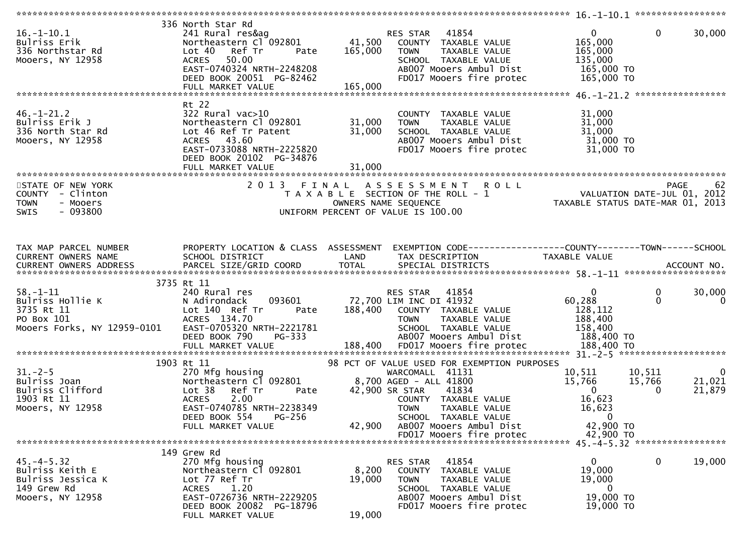```
******************************************************************************************************* 16.-1-10.1 *****************
                     336 North Star Rd
16.-1-10.1           241 Rural res&ag                      RES STAR  41854              0           0     30,000
Bulriss Erik         Northeastern Cl 092801    41,500      COUNTY  TAXABLE VALUE      165,000
336 Northstar Rd     Lot 40   Ref Tr     Pate  165,000     TOWN    TAXABLE VALUE      165,000
Mooers, NY 12958     ACRES   50.00                         SCHOOL  TAXABLE VALUE      135,000
                     EAST-0740324 NRTH-2248208             AB007 Mooers Ambul Dist     165,000 TO
                     DEED BOOK 20051  PG-82462             FD017 Mooers fire protec    165,000 TO
                     FULL MARKET VALUE         165,000
******************************************************************************************************* 46.-1-21.2 *****************
                     Rt 22
46.-1-21.2           322 Rural vac>10                      COUNTY  TAXABLE VALUE       31,000
Bulriss Erik J       Northeastern Cl 092801    31,000      TOWN    TAXABLE VALUE       31,000
336 North Star Rd    Lot 46 Ref Tr Patent      31,000      SCHOOL  TAXABLE VALUE       31,000
Mooers, NY 12958     ACRES   43.60                         AB007 Mooers Ambul Dist      31,000 TO
                     EAST-0733088 NRTH-2225820             FD017 Mooers fire protec     31,000 TO
                     DEED BOOK 20102  PG-34876
                     FULL MARKET VALUE          31,000
************************************************************************************************************************************
STATE OF NEW YORK                 2 0 1 3   F I N A L   A S S E S S M E N T   R O L L                            PAGE    62
COUNTY  - Clinton                    T A X A B L E  SECTION OF THE ROLL - 1                      VALUATION DATE-JUL 01, 2012
TOWN    - Mooers                           OWNERS NAME SEQUENCE                            TAXABLE STATUS DATE-MAR 01, 2013
SWIS    - 093800                      UNIFORM PERCENT OF VALUE IS 100.00


TAX MAP PARCEL NUMBER        PROPERTY LOCATION & CLASS  ASSESSMENT  EXEMPTION CODE------------------COUNTY--------TOWN------SCHOOL
CURRENT OWNERS NAME          SCHOOL DISTRICT               LAND      TAX DESCRIPTION            TAXABLE VALUE
CURRENT OWNERS ADDRESS       PARCEL SIZE/GRID COORD        TOTAL     SPECIAL DISTRICTS                                   ACCOUNT NO.
******************************************************************************************************* 58.-1-11 *******************
                     3735 Rt 11
58.-1-11                     240 Rural res                        RES STAR  41854              0           0     30,000
Bulriss Hollie K             N Adirondack    093601      72,700   LIM INC DI 41932        60,288           0          0
3735 Rt 11                   Lot 140  Ref Tr     Pate   188,400    COUNTY  TAXABLE VALUE      128,112
PO Box 101                   ACRES  134.70                         TOWN    TAXABLE VALUE      188,400
Mooers Forks, NY 12959-0101  EAST-0705320 NRTH-2221781             SCHOOL  TAXABLE VALUE      158,400
                             DEED BOOK 790     PG-333              AB007 Mooers Ambul Dist     188,400 TO
                             FULL MARKET VALUE         188,400     FD017 Mooers fire protec    188,400 TO
******************************************************************************************************* 31.-2-5 ********************
                     1903 Rt 11                           98 PCT OF VALUE USED FOR EXEMPTION PURPOSES
31.-2-5                      270 Mfg housing                      WARCOMALL  41131         10,511      10,511          0
Bulriss Joan                 Northeastern Cl 092801     8,700    AGED - ALL 41800         15,766      15,766     21,021
Bulriss Clifford             Lot 38   Ref Tr     Pate   42,900   SR STAR   41834              0           0     21,879
1903 Rt 11                   ACRES    2.00                         COUNTY  TAXABLE VALUE       16,623
Mooers, NY 12958             EAST-0740785 NRTH-2238349             TOWN    TAXABLE VALUE       16,623
                             DEED BOOK 554     PG-256              SCHOOL  TAXABLE VALUE            0
                             FULL MARKET VALUE          42,900     AB007 Mooers Ambul Dist      42,900 TO
                                                                   FD017 Mooers fire protec     42,900 TO
******************************************************************************************************* 45.-4-5.32 *****************
                     149 Grew Rd
45.-4-5.32                   270 Mfg housing                      RES STAR  41854              0           0     19,000
Bulriss Keith E              Northeastern Cl 092801     8,200      COUNTY  TAXABLE VALUE       19,000
Bulriss Jessica K            Lot 77 Ref Tr              19,000     TOWN    TAXABLE VALUE       19,000
149 Grew Rd                  ACRES    1.20                         SCHOOL  TAXABLE VALUE            0
Mooers, NY 12958             EAST-0726736 NRTH-2229205             AB007 Mooers Ambul Dist      19,000 TO
                             DEED BOOK 20082  PG-18796             FD017 Mooers fire protec     19,000 TO
                             FULL MARKET VALUE          19,000
```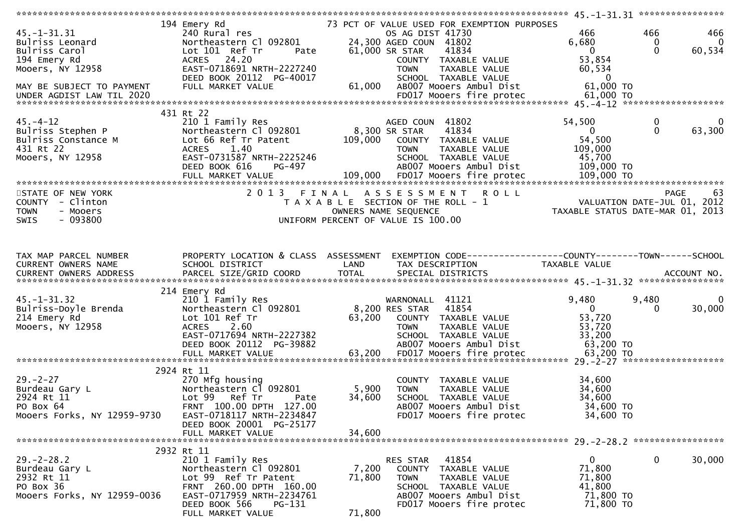```
******************************************************************************************************* 45.-1-31.31 ****************
                    194 Emery Rd                              73 PCT OF VALUE USED FOR EXEMPTION PURPOSES
45.-1-31.31                  240 Rural res                          OS AG DIST 41730                   466          466          466
Bulriss Leonard              Northeastern Cl 092801        24,300 AGED COUN  41802                 6,680            0            0
Bulriss Carol                Lot 101  Ref Tr       Pate    61,000 SR STAR    41834                     0            0       60,534
194 Emery Rd                 ACRES    24.20                          COUNTY  TAXABLE VALUE            53,854
Mooers, NY 12958             EAST-0718691 NRTH-2227240               TOWN    TAXABLE VALUE            60,534
                             DEED BOOK 20112  PG-40017               SCHOOL  TAXABLE VALUE                 0
MAY BE SUBJECT TO PAYMENT    FULL MARKET VALUE             61,000    AB007 Mooers Ambul Dist          61,000 TO
UNDER AGDIST LAW TIL 2020                                            FD017 Mooers fire protec         61,000 TO
******************************************************************************************************* 45.-4-12 *******************
                    431 Rt 22
45.-4-12                     210 1 Family Res                       AGED COUN  41802                54,500            0            0
Bulriss Stephen P            Northeastern Cl 092801         8,300 SR STAR    41834                     0            0       63,300
Bulriss Constance M          Lot 66 Ref Tr Patent         109,000    COUNTY  TAXABLE VALUE            54,500
431 Rt 22                    ACRES     1.40                          TOWN    TAXABLE VALUE           109,000
Mooers, NY 12958             EAST-0731587 NRTH-2225246               SCHOOL  TAXABLE VALUE            45,700
                             DEED BOOK 616    PG-497                 AB007 Mooers Ambul Dist         109,000 TO
                             FULL MARKET VALUE            109,000    FD017 Mooers fire protec        109,000 TO
************************************************************************************************************************************
STATE OF NEW YORK                          2 0 1 3   F I N A L   A S S E S S M E N T   R O L L                              PAGE    63
COUNTY  - Clinton                              T A X A B L E  SECTION OF THE ROLL - 1                       VALUATION DATE-JUL 01, 2012
TOWN    - Mooers                                      OWNERS NAME SEQUENCE                            TAXABLE STATUS DATE-MAR 01, 2013
SWIS    - 093800                                UNIFORM PERCENT OF VALUE IS 100.00


TAX MAP PARCEL NUMBER        PROPERTY LOCATION & CLASS  ASSESSMENT  EXEMPTION CODE------------------COUNTY--------TOWN------SCHOOL
CURRENT OWNERS NAME          SCHOOL DISTRICT               LAND      TAX DESCRIPTION                  TAXABLE VALUE
CURRENT OWNERS ADDRESS       PARCEL SIZE/GRID COORD        TOTAL     SPECIAL DISTRICTS                                     ACCOUNT NO.
******************************************************************************************************* 45.-1-31.32 ****************
                    214 Emery Rd
45.-1-31.32                  210 1 Family Res                       WARNONALL  41121                 9,480        9,480            0
Bulriss-Doyle Brenda         Northeastern Cl 092801         8,200 RES STAR   41854                     0            0       30,000
214 Emery Rd                 Lot 101 Ref Tr                63,200    COUNTY  TAXABLE VALUE            53,720
Mooers, NY 12958             ACRES     2.60                          TOWN    TAXABLE VALUE            53,720
                             EAST-0717694 NRTH-2227382               SCHOOL  TAXABLE VALUE            33,200
                             DEED BOOK 20112  PG-39882               AB007 Mooers Ambul Dist          63,200 TO
                             FULL MARKET VALUE             63,200    FD017 Mooers fire protec         63,200 TO
******************************************************************************************************* 29.-2-27 *******************
                    2924 Rt 11
29.-2-27                     270 Mfg housing                         COUNTY  TAXABLE VALUE            34,600
Burdeau Gary L               Northeastern Cl 092801         5,900    TOWN    TAXABLE VALUE            34,600
2924 Rt 11                   Lot 99   Ref Tr       Pate    34,600    SCHOOL  TAXABLE VALUE            34,600
PO Box 64                    FRNT 100.00 DPTH 127.00                 AB007 Mooers Ambul Dist          34,600 TO
Mooers Forks, NY 12959-9730  EAST-0718117 NRTH-2234847               FD017 Mooers fire protec         34,600 TO
                             DEED BOOK 20001  PG-25177
                             FULL MARKET VALUE             34,600
******************************************************************************************************* 29.-2-28.2 *****************
                    2932 Rt 11
29.-2-28.2                   210 1 Family Res                       RES STAR   41854                     0            0       30,000
Burdeau Gary L               Northeastern Cl 092801         7,200    COUNTY  TAXABLE VALUE            71,800
2932 Rt 11                   Lot 99  Ref Tr Patent         71,800    TOWN    TAXABLE VALUE            71,800
PO Box 36                    FRNT 260.00 DPTH 160.00                 SCHOOL  TAXABLE VALUE            41,800
Mooers Forks, NY 12959-0036  EAST-0717959 NRTH-2234761               AB007 Mooers Ambul Dist          71,800 TO
                             DEED BOOK 566    PG-131                 FD017 Mooers fire protec         71,800 TO
                             FULL MARKET VALUE             71,800
```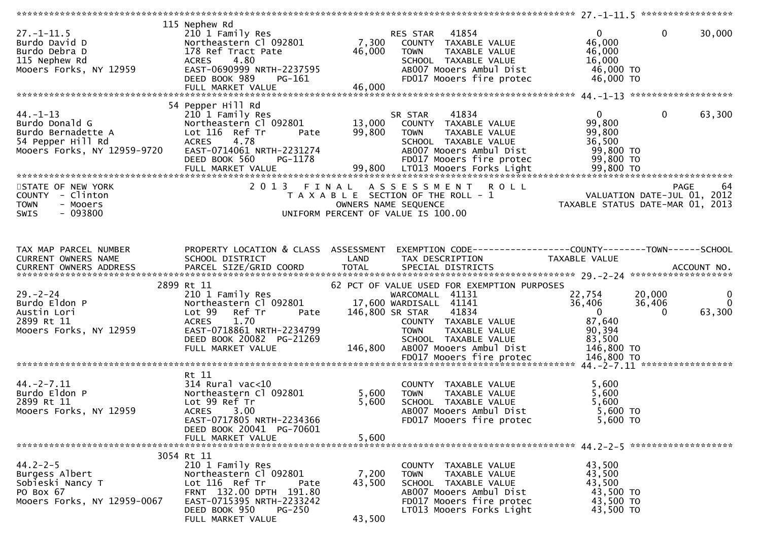```
******************************************************************************************************* 27.-1-11.5 *****************
                    115 Nephew Rd
27.-1-11.5          210 1 Family Res                         RES STAR   41854                  0             0     30,000
Burdo David D       Northeastern Cl 092801       7,300      COUNTY  TAXABLE VALUE          46,000
Burdo Debra D       178 Ref Tract Pate          46,000      TOWN    TAXABLE VALUE          46,000
115 Nephew Rd       ACRES    4.80                           SCHOOL  TAXABLE VALUE          16,000
Mooers Forks, NY 12959  EAST-0690999 NRTH-2237595           AB007 Mooers Ambul Dist         46,000 TO
                    DEED BOOK 989    PG-161                 FD017 Mooers fire protec        46,000 TO
                    FULL MARKET VALUE           46,000
******************************************************************************************************* 44.-1-13 *******************
                    54 Pepper Hill Rd
44.-1-13            210 1 Family Res                         SR STAR    41834                  0             0     63,300
Burdo Donald G      Northeastern Cl 092801      13,000      COUNTY  TAXABLE VALUE          99,800
Burdo Bernadette A  Lot 116  Ref Tr       Pate  99,800      TOWN    TAXABLE VALUE          99,800
54 Pepper Hill Rd   ACRES    4.78                           SCHOOL  TAXABLE VALUE          36,500
Mooers Forks, NY 12959-9720  EAST-0714061 NRTH-2231274      AB007 Mooers Ambul Dist         99,800 TO
                    DEED BOOK 560    PG-1178                FD017 Mooers fire protec        99,800 TO
                    FULL MARKET VALUE           99,800      LT013 Mooers Forks Light        99,800 TO
************************************************************************************************************************************
STATE OF NEW YORK                    2 0 1 3   F I N A L   A S S E S S M E N T   R O L L                          PAGE    64
COUNTY  - Clinton                        T A X A B L E  SECTION OF THE ROLL - 1                  VALUATION DATE-JUL 01, 2012
TOWN    - Mooers                               OWNERS NAME SEQUENCE                        TAXABLE STATUS DATE-MAR 01, 2013
SWIS    - 093800                         UNIFORM PERCENT OF VALUE IS 100.00


TAX MAP PARCEL NUMBER       PROPERTY LOCATION & CLASS  ASSESSMENT  EXEMPTION CODE------------------COUNTY--------TOWN------SCHOOL
CURRENT OWNERS NAME         SCHOOL DISTRICT               LAND      TAX DESCRIPTION             TAXABLE VALUE
CURRENT OWNERS ADDRESS      PARCEL SIZE/GRID COORD       TOTAL      SPECIAL DISTRICTS                                 ACCOUNT NO.
******************************************************************************************************* 29.-2-24 *******************
                    2899 Rt 11                         62 PCT OF VALUE USED FOR EXEMPTION PURPOSES
29.-2-24            210 1 Family Res                         WARCOMALL  41131             22,754        20,000          0
Burdo Eldon P       Northeastern Cl 092801      17,600 WARDISALL  41141             36,406        36,406          0
Austin Lori         Lot 99   Ref Tr       Pate 146,800 SR STAR    41834                  0             0     63,300
2899 Rt 11          ACRES    1.70                           COUNTY  TAXABLE VALUE          87,640
Mooers Forks, NY 12959  EAST-0718861 NRTH-2234799           TOWN    TAXABLE VALUE          90,394
                    DEED BOOK 20082  PG-21269               SCHOOL  TAXABLE VALUE          83,500
                    FULL MARKET VALUE          146,800      AB007 Mooers Ambul Dist        146,800 TO
                                                            FD017 Mooers fire protec       146,800 TO
******************************************************************************************************* 44.-2-7.11 *****************
                    Rt 11
44.-2-7.11          314 Rural vac<10                        COUNTY  TAXABLE VALUE           5,600
Burdo Eldon P       Northeastern Cl 092801       5,600      TOWN    TAXABLE VALUE           5,600
2899 Rt 11          Lot 99 Ref Tr                5,600      SCHOOL  TAXABLE VALUE           5,600
Mooers Forks, NY 12959  ACRES    3.00                       AB007 Mooers Ambul Dist          5,600 TO
                    EAST-0717805 NRTH-2234366               FD017 Mooers fire protec         5,600 TO
                    DEED BOOK 20041  PG-70601
                    FULL MARKET VALUE            5,600
******************************************************************************************************* 44.2-2-5 *******************
                    3054 Rt 11
44.2-2-5            210 1 Family Res                        COUNTY  TAXABLE VALUE          43,500
Burgess Albert      Northeastern Cl 092801       7,200      TOWN    TAXABLE VALUE          43,500
Sobieski Nancy T    Lot 116  Ref Tr       Pate  43,500      SCHOOL  TAXABLE VALUE          43,500
PO Box 67           FRNT 132.00 DPTH 191.80                 AB007 Mooers Ambul Dist         43,500 TO
Mooers Forks, NY 12959-0067  EAST-0715395 NRTH-2233242      FD017 Mooers fire protec        43,500 TO
                    DEED BOOK 950    PG-250                 LT013 Mooers Forks Light        43,500 TO
                    FULL MARKET VALUE           43,500
```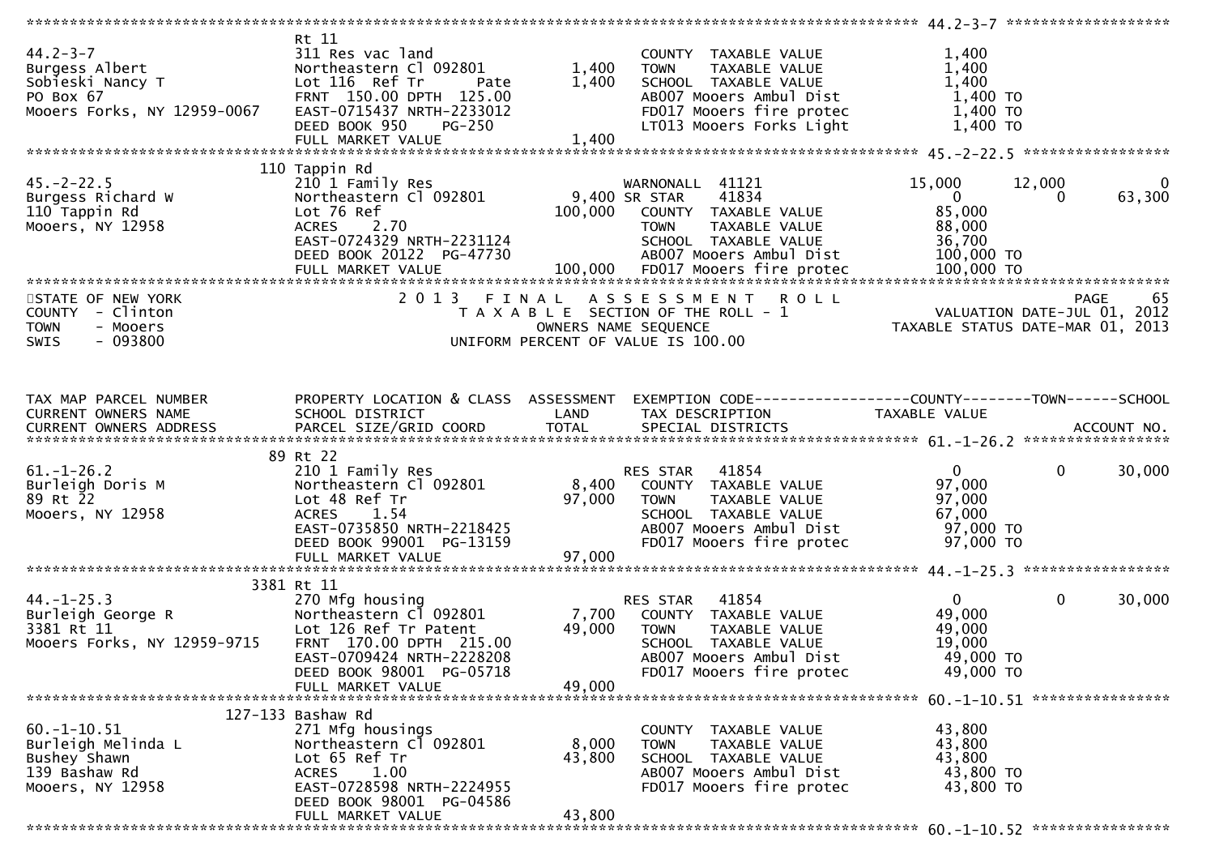```
******************************************************************************************************* 44.2-3-7 *******************
                              Rt 11
44.2-3-7                      311 Res vac land                      COUNTY  TAXABLE VALUE              1,400
Burgess Albert                Northeastern Cl 092801       1,400    TOWN    TAXABLE VALUE              1,400
Sobieski Nancy T              Lot 116  Ref Tr       Pate   1,400    SCHOOL  TAXABLE VALUE              1,400
PO Box 67                     FRNT  150.00 DPTH  125.00             AB007 Mooers Ambul Dist             1,400 TO
Mooers Forks, NY 12959-0067   EAST-0715437 NRTH-2233012             FD017 Mooers fire protec            1,400 TO
                              DEED BOOK 950     PG-250              LT013 Mooers Forks Light            1,400 TO
                              FULL MARKET VALUE            1,400
******************************************************************************************************* 45.-2-22.5 *****************
                          110 Tappin Rd
45.-2-22.5                    210 1 Family Res                      WARNONALL  41121             15,000       12,000            0
Burgess Richard W             Northeastern Cl 092801       9,400 SR STAR     41834                   0            0       63,300
110 Tappin Rd                 Lot 76 Ref                 100,000    COUNTY  TAXABLE VALUE             85,000
Mooers, NY 12958              ACRES     2.70                        TOWN    TAXABLE VALUE             88,000
                              EAST-0724329 NRTH-2231124             SCHOOL  TAXABLE VALUE             36,700
                              DEED BOOK 20122  PG-47730             AB007 Mooers Ambul Dist           100,000 TO
                              FULL MARKET VALUE          100,000    FD017 Mooers fire protec          100,000 TO
************************************************************************************************************************************
STATE OF NEW YORK                   2 0 1 3   F I N A L   A S S E S S M E N T   R O L L                                  PAGE    65
COUNTY  - Clinton                      T A X A B L E  SECTION OF THE ROLL - 1                       VALUATION DATE-JUL 01, 2012
TOWN    - Mooers                                OWNERS NAME SEQUENCE                             TAXABLE STATUS DATE-MAR 01, 2013
SWIS    - 093800                         UNIFORM PERCENT OF VALUE IS 100.00


TAX MAP PARCEL NUMBER         PROPERTY LOCATION & CLASS  ASSESSMENT  EXEMPTION CODE------------------COUNTY--------TOWN------SCHOOL
CURRENT OWNERS NAME           SCHOOL DISTRICT               LAND      TAX DESCRIPTION             TAXABLE VALUE
CURRENT OWNERS ADDRESS        PARCEL SIZE/GRID COORD       TOTAL      SPECIAL DISTRICTS                                  ACCOUNT NO.
******************************************************************************************************* 61.-1-26.2 *****************
                           89 Rt 22
61.-1-26.2                    210 1 Family Res                      RES STAR   41854                   0            0       30,000
Burleigh Doris M              Northeastern Cl 092801       8,400    COUNTY  TAXABLE VALUE             97,000
89 Rt 22                      Lot 48 Ref Tr               97,000    TOWN    TAXABLE VALUE             97,000
Mooers, NY 12958              ACRES     1.54                        SCHOOL  TAXABLE VALUE             67,000
                              EAST-0735850 NRTH-2218425             AB007 Mooers Ambul Dist            97,000 TO
                              DEED BOOK 99001  PG-13159             FD017 Mooers fire protec           97,000 TO
                              FULL MARKET VALUE           97,000
******************************************************************************************************* 44.-1-25.3 *****************
                         3381 Rt 11
44.-1-25.3                    270 Mfg housing                       RES STAR   41854                   0            0       30,000
Burleigh George R             Northeastern Cl 092801       7,700    COUNTY  TAXABLE VALUE             49,000
3381 Rt 11                    Lot 126 Ref Tr Patent       49,000    TOWN    TAXABLE VALUE             49,000
Mooers Forks, NY 12959-9715   FRNT  170.00 DPTH  215.00             SCHOOL  TAXABLE VALUE             19,000
                              EAST-0709424 NRTH-2228208             AB007 Mooers Ambul Dist            49,000 TO
                              DEED BOOK 98001  PG-05718             FD017 Mooers fire protec           49,000 TO
                              FULL MARKET VALUE           49,000
******************************************************************************************************* 60.-1-10.51 ****************
                      127-133 Bashaw Rd
60.-1-10.51                   271 Mfg housings                      COUNTY  TAXABLE VALUE             43,800
Burleigh Melinda L            Northeastern Cl 092801       8,000    TOWN    TAXABLE VALUE             43,800
Bushey Shawn                  Lot 65 Ref Tr               43,800    SCHOOL  TAXABLE VALUE             43,800
139 Bashaw Rd                 ACRES     1.00                        AB007 Mooers Ambul Dist            43,800 TO
Mooers, NY 12958              EAST-0728598 NRTH-2224955             FD017 Mooers fire protec           43,800 TO
                              DEED BOOK 98001  PG-04586
                              FULL MARKET VALUE           43,800
******************************************************************************************************* 60.-1-10.52 ****************
```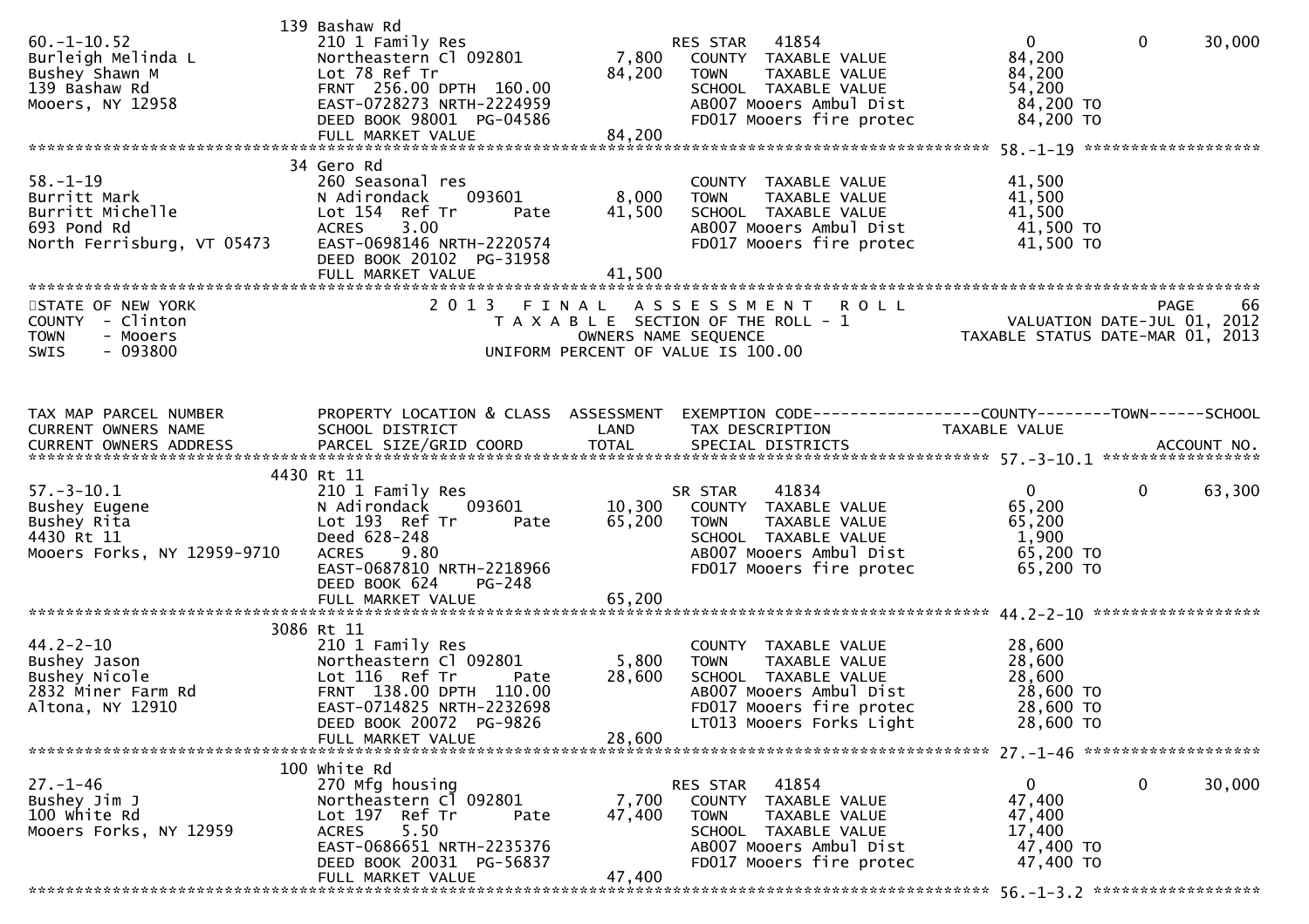```
                              139 Bashaw Rd
60.-1-10.52                   210 1 Family Res                      RES STAR   41854                    0            0       30,000
Burleigh Melinda L            Northeastern Cl 092801        7,800     COUNTY  TAXABLE VALUE           84,200
Bushey Shawn M                Lot 78 Ref Tr                84,200     TOWN    TAXABLE VALUE           84,200
139 Bashaw Rd                 FRNT 256.00 DPTH 160.00                 SCHOOL  TAXABLE VALUE           54,200
Mooers, NY 12958              EAST-0728273 NRTH-2224959               AB007 Mooers Ambul Dist          84,200 TO
                              DEED BOOK 98001  PG-04586               FD017 Mooers fire protec         84,200 TO
                              FULL MARKET VALUE            84,200
******************************************************************************************************* 58.-1-19 *******************
                              34 Gero Rd
58.-1-19                      260 Seasonal res                        COUNTY  TAXABLE VALUE           41,500
Burritt Mark                  N Adirondack    093601        8,000     TOWN    TAXABLE VALUE           41,500
Burritt Michelle              Lot 154  Ref Tr       Pate   41,500     SCHOOL  TAXABLE VALUE           41,500
693 Pond Rd                   ACRES     3.00                          AB007 Mooers Ambul Dist          41,500 TO
North Ferrisburg, VT 05473    EAST-0698146 NRTH-2220574               FD017 Mooers fire protec         41,500 TO
                              DEED BOOK 20102  PG-31958
                              FULL MARKET VALUE            41,500
************************************************************************************************************************************
STATE OF NEW YORK                    2 0 1 3   F I N A L   A S S E S S M E N T   R O L L                               PAGE     66
COUNTY  - Clinton                        T A X A B L E  SECTION OF THE ROLL - 1                     VALUATION DATE-JUL 01, 2012
TOWN    - Mooers                               OWNERS NAME SEQUENCE                           TAXABLE STATUS DATE-MAR 01, 2013
SWIS    - 093800                         UNIFORM PERCENT OF VALUE IS 100.00


TAX MAP PARCEL NUMBER          PROPERTY LOCATION & CLASS  ASSESSMENT  EXEMPTION CODE------------------COUNTY--------TOWN------SCHOOL
CURRENT OWNERS NAME            SCHOOL DISTRICT               LAND      TAX DESCRIPTION              TAXABLE VALUE
CURRENT OWNERS ADDRESS         PARCEL SIZE/GRID COORD        TOTAL     SPECIAL DISTRICTS                                   ACCOUNT NO.
******************************************************************************************************* 57.-3-10.1 *****************
                              4430 Rt 11
57.-3-10.1                    210 1 Family Res                      SR STAR    41834                    0            0       63,300
Bushey Eugene                 N Adirondack    093601       10,300     COUNTY  TAXABLE VALUE           65,200
Bushey Rita                   Lot 193  Ref Tr       Pate   65,200     TOWN    TAXABLE VALUE           65,200
4430 Rt 11                    Deed 628-248                            SCHOOL  TAXABLE VALUE            1,900
Mooers Forks, NY 12959-9710   ACRES     9.80                          AB007 Mooers Ambul Dist          65,200 TO
                              EAST-0687810 NRTH-2218966               FD017 Mooers fire protec         65,200 TO
                              DEED BOOK 624    PG-248
                              FULL MARKET VALUE            65,200
******************************************************************************************************* 44.2-2-10 ******************
                              3086 Rt 11
44.2-2-10                     210 1 Family Res                        COUNTY  TAXABLE VALUE           28,600
Bushey Jason                  Northeastern Cl 092801        5,800     TOWN    TAXABLE VALUE           28,600
Bushey Nicole                 Lot 116  Ref Tr       Pate   28,600     SCHOOL  TAXABLE VALUE           28,600
2832 Miner Farm Rd            FRNT 138.00 DPTH 110.00                 AB007 Mooers Ambul Dist          28,600 TO
Altona, NY 12910              EAST-0714825 NRTH-2232698               FD017 Mooers fire protec         28,600 TO
                              DEED BOOK 20072  PG-9826                LT013 Mooers Forks Light         28,600 TO
                              FULL MARKET VALUE            28,600
******************************************************************************************************* 27.-1-46 *******************
                              100 White Rd
27.-1-46                      270 Mfg housing                       RES STAR   41854                    0            0       30,000
Bushey Jim J                  Northeastern Cl 092801        7,700     COUNTY  TAXABLE VALUE           47,400
100 White Rd                  Lot 197  Ref Tr       Pate   47,400     TOWN    TAXABLE VALUE           47,400
Mooers Forks, NY 12959        ACRES     5.50                          SCHOOL  TAXABLE VALUE           17,400
                              EAST-0686651 NRTH-2235376               AB007 Mooers Ambul Dist          47,400 TO
                              DEED BOOK 20031  PG-56837               FD017 Mooers fire protec         47,400 TO
                              FULL MARKET VALUE            47,400
******************************************************************************************************* 56.-1-3.2 ******************
```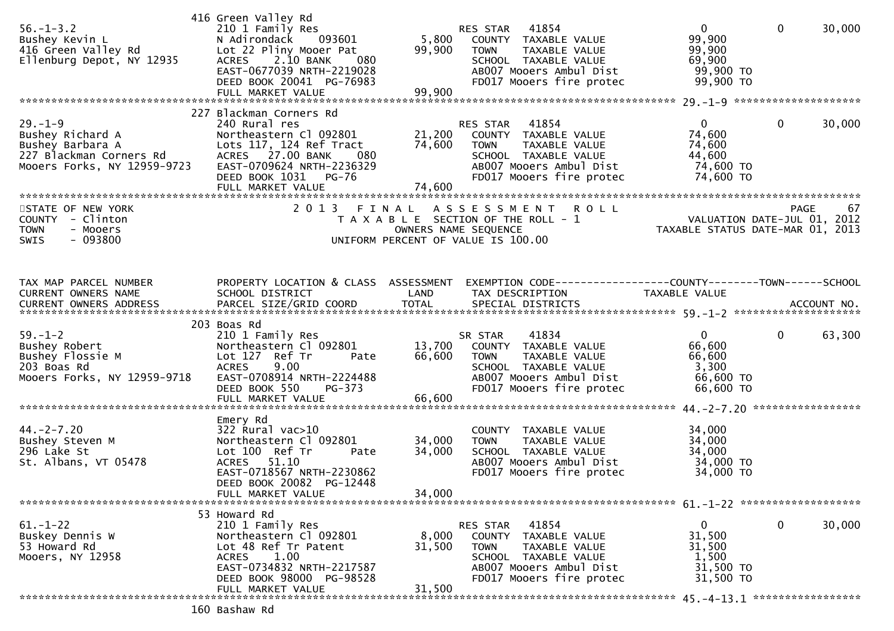```
                                416 Green Valley Rd
56.-1-3.2                       210 1 Family Res                       RES STAR   41854                  0           0     30,000
Bushey Kevin L                  N Adirondack     093601        5,800     COUNTY  TAXABLE VALUE         99,900
416 Green Valley Rd             Lot 22 Pliny Mooer Pat        99,900     TOWN    TAXABLE VALUE         99,900
Ellenburg Depot, NY 12935       ACRES    2.10 BANK     080              SCHOOL  TAXABLE VALUE         69,900
                                EAST-0677039 NRTH-2219028                AB007 Mooers Ambul Dist        99,900 TO
                                DEED BOOK 20041  PG-76983                FD017 Mooers fire protec       99,900 TO
                                FULL MARKET VALUE             99,900
******************************************************************************************************* 29.-1-9 ********************
                                227 Blackman Corners Rd
29.-1-9                         240 Rural res                          RES STAR   41854                  0           0     30,000
Bushey Richard A                Northeastern Cl 092801        21,200     COUNTY  TAXABLE VALUE         74,600
Bushey Barbara A                Lots 117, 124 Ref Tract       74,600     TOWN    TAXABLE VALUE         74,600
227 Blackman Corners Rd         ACRES   27.00 BANK     080              SCHOOL  TAXABLE VALUE         44,600
Mooers Forks, NY 12959-9723     EAST-0709624 NRTH-2236329                AB007 Mooers Ambul Dist        74,600 TO
                                DEED BOOK 1031   PG-76                   FD017 Mooers fire protec       74,600 TO
                                FULL MARKET VALUE             74,600
************************************************************************************************************************************
STATE OF NEW YORK                          2 0 1 3   F I N A L   A S S E S S M E N T   R O L L                          PAGE    67
COUNTY  - Clinton                             T A X A B L E  SECTION OF THE ROLL - 1                VALUATION DATE-JUL 01, 2012
TOWN    - Mooers                                      OWNERS NAME SEQUENCE                       TAXABLE STATUS DATE-MAR 01, 2013
SWIS    - 093800                                 UNIFORM PERCENT OF VALUE IS 100.00


TAX MAP PARCEL NUMBER           PROPERTY LOCATION & CLASS  ASSESSMENT  EXEMPTION CODE------------------COUNTY--------TOWN------SCHOOL
CURRENT OWNERS NAME             SCHOOL DISTRICT               LAND      TAX DESCRIPTION            TAXABLE VALUE
CURRENT OWNERS ADDRESS          PARCEL SIZE/GRID COORD        TOTAL     SPECIAL DISTRICTS                                 ACCOUNT NO.
******************************************************************************************************* 59.-1-2 ********************
                                203 Boas Rd
59.-1-2                         210 1 Family Res                       SR STAR    41834                  0           0     63,300
Bushey Robert                   Northeastern Cl 092801        13,700     COUNTY  TAXABLE VALUE         66,600
Bushey Flossie M                Lot 127  Ref Tr        Pate   66,600     TOWN    TAXABLE VALUE         66,600
203 Boas Rd                     ACRES    9.00                            SCHOOL  TAXABLE VALUE          3,300
Mooers Forks, NY 12959-9718     EAST-0708914 NRTH-2224488                AB007 Mooers Ambul Dist        66,600 TO
                                DEED BOOK 550    PG-373                  FD017 Mooers fire protec       66,600 TO
                                FULL MARKET VALUE             66,600
******************************************************************************************************* 44.-2-7.20 *****************
                                Emery Rd
44.-2-7.20                      322 Rural vac>10                         COUNTY  TAXABLE VALUE         34,000
Bushey Steven M                 Northeastern Cl 092801        34,000     TOWN    TAXABLE VALUE         34,000
296 Lake St                     Lot 100  Ref Tr        Pate   34,000     SCHOOL  TAXABLE VALUE         34,000
St. Albans, VT 05478            ACRES   51.10                            AB007 Mooers Ambul Dist        34,000 TO
                                EAST-0718567 NRTH-2230862                FD017 Mooers fire protec       34,000 TO
                                DEED BOOK 20082  PG-12448
                                FULL MARKET VALUE             34,000
******************************************************************************************************* 61.-1-22 *******************
                                53 Howard Rd
61.-1-22                        210 1 Family Res                       RES STAR   41854                  0           0     30,000
Buskey Dennis W                 Northeastern Cl 092801         8,000     COUNTY  TAXABLE VALUE         31,500
53 Howard Rd                    Lot 48 Ref Tr Patent          31,500     TOWN    TAXABLE VALUE         31,500
Mooers, NY 12958                ACRES    1.00                            SCHOOL  TAXABLE VALUE          1,500
                                EAST-0734832 NRTH-2217587                AB007 Mooers Ambul Dist        31,500 TO
                                DEED BOOK 98000  PG-98528                FD017 Mooers fire protec       31,500 TO
                                FULL MARKET VALUE             31,500
******************************************************************************************************* 45.-4-13.1 *****************
                                160 Bashaw Rd
```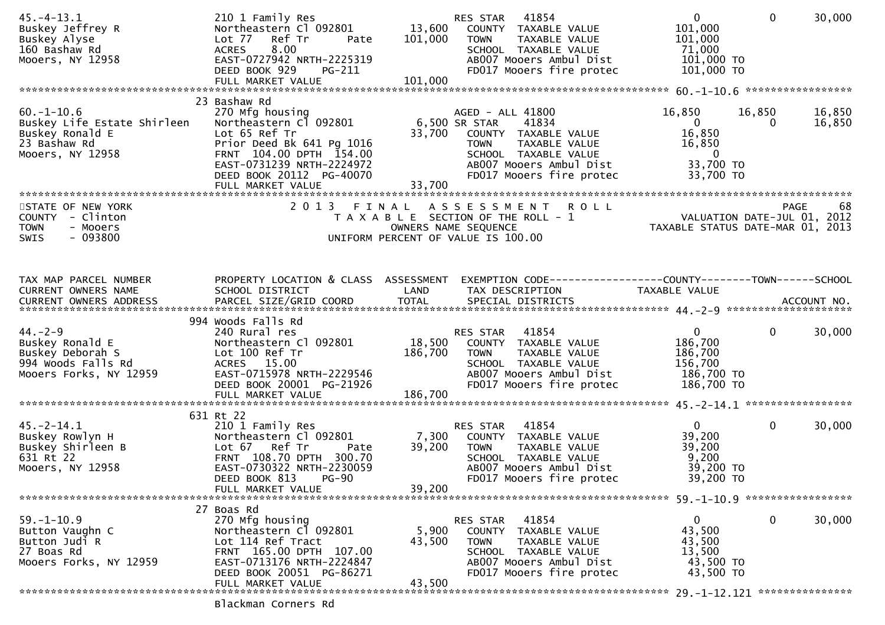```
45.-4-13.1                      210 1 Family Res                      RES STAR   41854                  0          0      30,000
Buskey Jeffrey R                Northeastern Cl 092801      13,600    COUNTY  TAXABLE VALUE           101,000
Buskey Alyse                    Lot 77   Ref Tr      Pate  101,000    TOWN    TAXABLE VALUE           101,000
160 Bashaw Rd                   ACRES    8.00                         SCHOOL  TAXABLE VALUE            71,000
Mooers, NY 12958                EAST-0727942 NRTH-2225319             AB007 Mooers Ambul Dist         101,000 TO
                                DEED BOOK 929     PG-211              FD017 Mooers fire protec        101,000 TO
                                FULL MARKET VALUE          101,000
******************************************************************************************************* 60.-1-10.6 *****************
                              23 Bashaw Rd
60.-1-10.6                      270 Mfg housing                       AGED - ALL 41800             16,850     16,850      16,850
Buskey Life Estate Shirleen     Northeastern Cl 092801       6,500 SR STAR    41834                     0          0      16,850
Buskey Ronald E                 Lot 65 Ref Tr               33,700    COUNTY  TAXABLE VALUE            16,850
23 Bashaw Rd                    Prior Deed Bk 641 Pg 1016             TOWN    TAXABLE VALUE            16,850
Mooers, NY 12958                FRNT 104.00 DPTH 154.00               SCHOOL  TAXABLE VALUE                 0
                                EAST-0731239 NRTH-2224972             AB007 Mooers Ambul Dist          33,700 TO
                                DEED BOOK 20112  PG-40070             FD017 Mooers fire protec         33,700 TO
                                FULL MARKET VALUE           33,700
************************************************************************************************************************************
STATE OF NEW YORK                    2 0 1 3   F I N A L   A S S E S S M E N T   R O L L                                  PAGE    68
COUNTY  - Clinton                       T A X A B L E  SECTION OF THE ROLL - 1                      VALUATION DATE-JUL 01, 2012
TOWN    - Mooers                             OWNERS NAME SEQUENCE                                 TAXABLE STATUS DATE-MAR 01, 2013
SWIS    - 093800                      UNIFORM PERCENT OF VALUE IS 100.00


TAX MAP PARCEL NUMBER           PROPERTY LOCATION & CLASS  ASSESSMENT  EXEMPTION CODE------------------COUNTY--------TOWN------SCHOOL
CURRENT OWNERS NAME             SCHOOL DISTRICT               LAND      TAX DESCRIPTION             TAXABLE VALUE
CURRENT OWNERS ADDRESS          PARCEL SIZE/GRID COORD        TOTAL     SPECIAL DISTRICTS                                 ACCOUNT NO.
******************************************************************************************************* 44.-2-9 ********************
                             994 Woods Falls Rd
44.-2-9                         240 Rural res                         RES STAR   41854                  0          0      30,000
Buskey Ronald E                 Northeastern Cl 092801      18,500    COUNTY  TAXABLE VALUE           186,700
Buskey Deborah S                Lot 100 Ref Tr             186,700    TOWN    TAXABLE VALUE           186,700
994 Woods Falls Rd              ACRES   15.00                         SCHOOL  TAXABLE VALUE           156,700
Mooers Forks, NY 12959          EAST-0715978 NRTH-2229546             AB007 Mooers Ambul Dist         186,700 TO
                                DEED BOOK 20001  PG-21926             FD017 Mooers fire protec        186,700 TO
                                FULL MARKET VALUE          186,700
******************************************************************************************************* 45.-2-14.1 *****************
                             631 Rt 22
45.-2-14.1                      210 1 Family Res                      RES STAR   41854                  0          0      30,000
Buskey Rowlyn H                 Northeastern Cl 092801       7,300    COUNTY  TAXABLE VALUE            39,200
Buskey Shirleen B               Lot 67   Ref Tr      Pate   39,200    TOWN    TAXABLE VALUE            39,200
631 Rt 22                       FRNT 108.70 DPTH 300.70               SCHOOL  TAXABLE VALUE             9,200
Mooers, NY 12958                EAST-0730322 NRTH-2230059             AB007 Mooers Ambul Dist          39,200 TO
                                DEED BOOK 813     PG-90               FD017 Mooers fire protec         39,200 TO
                                FULL MARKET VALUE           39,200
******************************************************************************************************* 59.-1-10.9 *****************
                              27 Boas Rd
59.-1-10.9                      270 Mfg housing                       RES STAR   41854                  0          0      30,000
Button Vaughn C                 Northeastern Cl 092801       5,900    COUNTY  TAXABLE VALUE            43,500
Button Judi R                   Lot 114 Ref Tract           43,500    TOWN    TAXABLE VALUE            43,500
27 Boas Rd                      FRNT 165.00 DPTH 107.00               SCHOOL  TAXABLE VALUE            13,500
Mooers Forks, NY 12959          EAST-0713176 NRTH-2224847             AB007 Mooers Ambul Dist          43,500 TO
                                DEED BOOK 20051  PG-86271             FD017 Mooers fire protec         43,500 TO
                                FULL MARKET VALUE           43,500
******************************************************************************************************* 29.-1-12.121 ***************
                                Blackman Corners Rd
```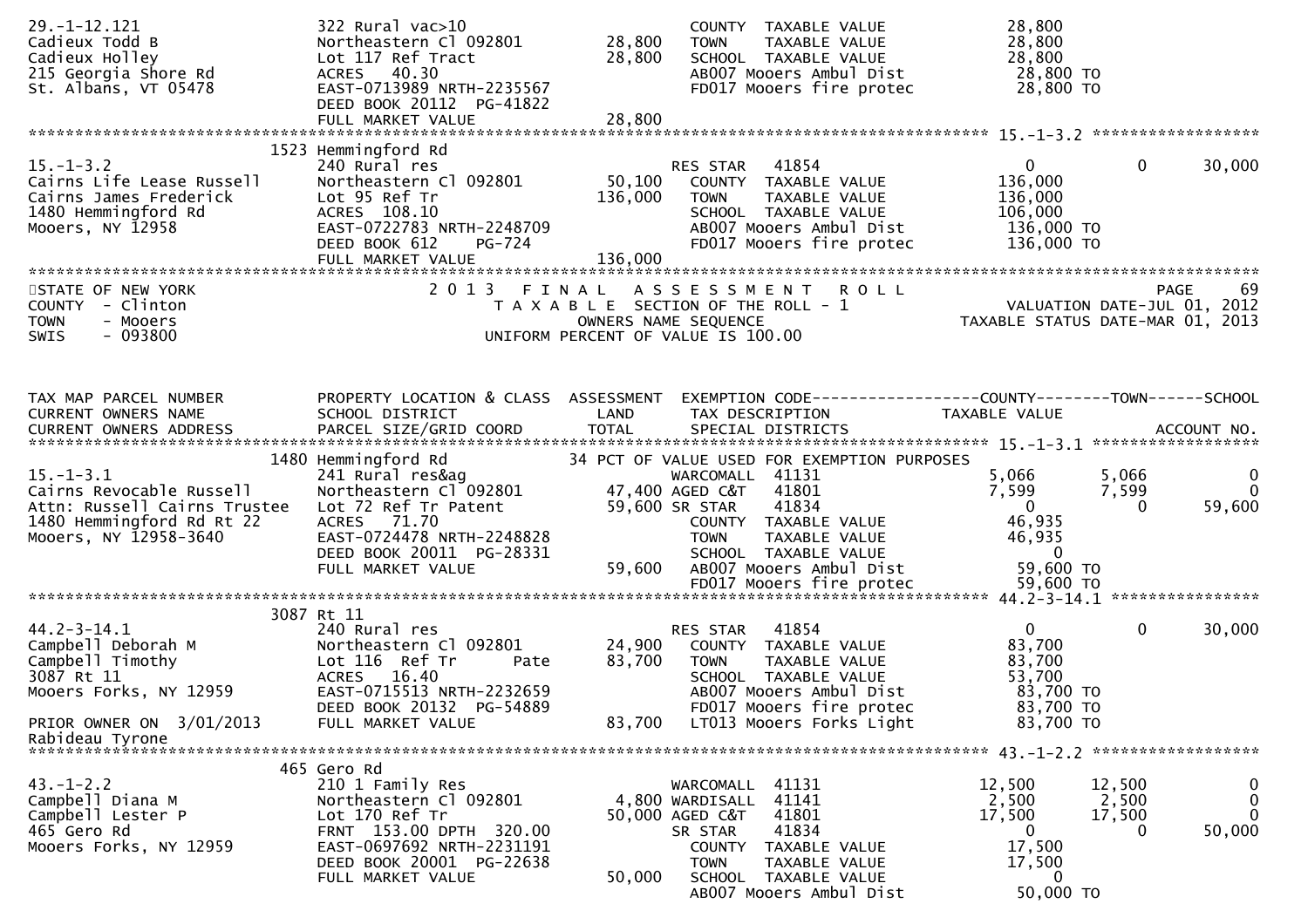```
29.-1-12.121                   322 Rural vac>10                         COUNTY  TAXABLE VALUE             28,800
Cadieux Todd B                 Northeastern Cl 092801      28,800       TOWN    TAXABLE VALUE             28,800
Cadieux Holley                 Lot 117 Ref Tract           28,800       SCHOOL  TAXABLE VALUE             28,800
215 Georgia Shore Rd           ACRES   40.30                            AB007 Mooers Ambul Dist            28,800 TO
St. Albans, VT 05478           EAST-0713989 NRTH-2235567                FD017 Mooers fire protec           28,800 TO
                               DEED BOOK 20112  PG-41822
                               FULL MARKET VALUE           28,800
******************************************************************************************************* 15.-1-3.2 ******************
                           1523 Hemmingford Rd
15.-1-3.2                      240 Rural res                            RES STAR    41854                  0             0        30,000
Cairns Life Lease Russell      Northeastern Cl 092801      50,100       COUNTY  TAXABLE VALUE            136,000
Cairns James Frederick         Lot 95 Ref Tr              136,000       TOWN    TAXABLE VALUE            136,000
1480 Hemmingford Rd            ACRES  108.10                            SCHOOL  TAXABLE VALUE            106,000
Mooers, NY 12958               EAST-0722783 NRTH-2248709                AB007 Mooers Ambul Dist           136,000 TO
                               DEED BOOK 612     PG-724                 FD017 Mooers fire protec          136,000 TO
                               FULL MARKET VALUE          136,000
************************************************************************************************************************************
```

STATE OF NEW YORK  
COUNTY - Clinton  
TOWN - Mooers  
SWIS - 093800

2013 FINAL ASSESSMENT ROLL  
TAXABLE SECTION OF THE ROLL - 1  
OWNERS NAME SEQUENCE  
UNIFORM PERCENT OF VALUE IS 100.00

VALUATION DATE-JUL 01, 2012  
TAXABLE STATUS DATE-MAR 01, 2013

```
TAX MAP PARCEL NUMBER          PROPERTY LOCATION & CLASS  ASSESSMENT  EXEMPTION CODE------------------COUNTY--------TOWN------SCHOOL
CURRENT OWNERS NAME            SCHOOL DISTRICT               LAND      TAX DESCRIPTION                 TAXABLE VALUE
CURRENT OWNERS ADDRESS         PARCEL SIZE/GRID COORD        TOTAL     SPECIAL DISTRICTS                                      ACCOUNT NO.
******************************************************************************************************* 15.-1-3.1 ******************
                           1480 Hemmingford Rd              34 PCT OF VALUE USED FOR EXEMPTION PURPOSES
15.-1-3.1                      241 Rural res&ag                         WARCOMALL  41131               5,066         5,066             0
Cairns Revocable Russell       Northeastern Cl 092801      47,400 AGED C&T    41801                    7,599         7,599             0
Attn: Russell Cairns Trustee   Lot 72 Ref Tr Patent        59,600 SR STAR     41834                        0             0        59,600
1480 Hemmingford Rd Rt 22      ACRES   71.70                            COUNTY  TAXABLE VALUE             46,935
Mooers, NY 12958-3640          EAST-0724478 NRTH-2248828                TOWN    TAXABLE VALUE             46,935
                               DEED BOOK 20011  PG-28331                SCHOOL  TAXABLE VALUE                  0
                               FULL MARKET VALUE           59,600       AB007 Mooers Ambul Dist            59,600 TO
                                                                        FD017 Mooers fire protec           59,600 TO
******************************************************************************************************* 44.2-3-14.1 ****************
                           3087 Rt 11
44.2-3-14.1                    240 Rural res                            RES STAR    41854                  0             0        30,000
Campbell Deborah M             Northeastern Cl 092801      24,900       COUNTY  TAXABLE VALUE             83,700
Campbell Timothy               Lot 116  Ref Tr        Pate 83,700       TOWN    TAXABLE VALUE             83,700
3087 Rt 11                     ACRES   16.40                            SCHOOL  TAXABLE VALUE             53,700
Mooers Forks, NY 12959         EAST-0715513 NRTH-2232659                AB007 Mooers Ambul Dist            83,700 TO
                               DEED BOOK 20132  PG-54889                FD017 Mooers fire protec           83,700 TO
PRIOR OWNER ON  3/01/2013      FULL MARKET VALUE           83,700       LT013 Mooers Forks Light           83,700 TO
Rabideau Tyrone
******************************************************************************************************* 43.-1-2.2 ******************
                           465 Gero Rd
43.-1-2.2                      210 1 Family Res                         WARCOMALL  41131              12,500        12,500             0
Campbell Diana M               Northeastern Cl 092801       4,800 WARDISALL  41141                    2,500         2,500             0
Campbell Lester P              Lot 170 Ref Tr              50,000 AGED C&T    41801                   17,500        17,500             0
465 Gero Rd                    FRNT 153.00 DPTH 320.00                  SR STAR     41834                  0             0        50,000
Mooers Forks, NY 12959         EAST-0697692 NRTH-2231191                COUNTY  TAXABLE VALUE             17,500
                               DEED BOOK 20001  PG-22638                TOWN    TAXABLE VALUE             17,500
                               FULL MARKET VALUE           50,000       SCHOOL  TAXABLE VALUE                  0
                                                                        AB007 Mooers Ambul Dist            50,000 TO
```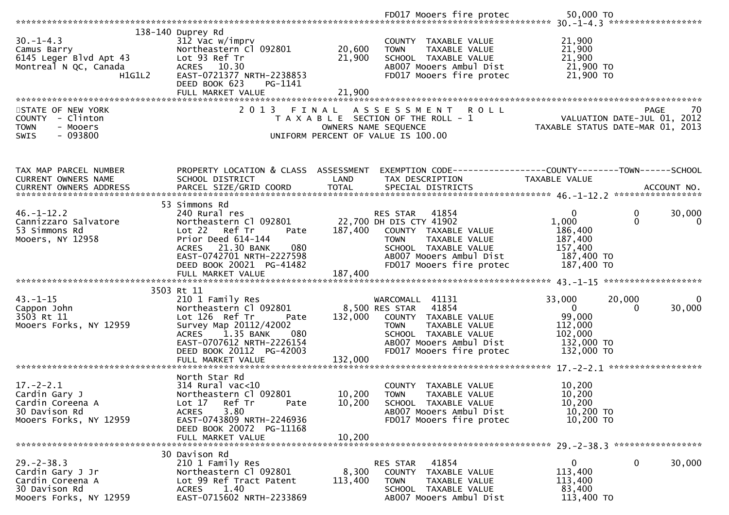```
                                                                                  FD017 Mooers fire protec          50,000 TO
******************************************************************************************************* 30.-1-4.3 ******************
                        138-140 Duprey Rd
30.-1-4.3                    312 Vac w/imprv                        COUNTY  TAXABLE VALUE             21,900
Camus Barry                  Northeastern Cl 092801      20,600     TOWN    TAXABLE VALUE             21,900
6145 Leger Blvd Apt 43       Lot 93 Ref Tr               21,900     SCHOOL  TAXABLE VALUE             21,900
Montreal N QC, Canada        ACRES   10.30                          AB007 Mooers Ambul Dist            21,900 TO
                  H1G1L2     EAST-0721377 NRTH-2238853              FD017 Mooers fire protec           21,900 TO
                             DEED BOOK 623    PG-1141
                             FULL MARKET VALUE           21,900
************************************************************************************************************************************
STATE OF NEW YORK                  2 0 1 3   F I N A L   A S S E S S M E N T   R O L L                                PAGE     70
COUNTY  - Clinton                      T A X A B L E  SECTION OF THE ROLL - 1                        VALUATION DATE-JUL 01, 2012
TOWN    - Mooers                                OWNERS NAME SEQUENCE                            TAXABLE STATUS DATE-MAR 01, 2013
SWIS    - 093800                         UNIFORM PERCENT OF VALUE IS 100.00


TAX MAP PARCEL NUMBER          PROPERTY LOCATION & CLASS  ASSESSMENT  EXEMPTION CODE------------------COUNTY--------TOWN------SCHOOL
CURRENT OWNERS NAME            SCHOOL DISTRICT               LAND      TAX DESCRIPTION            TAXABLE VALUE
CURRENT OWNERS ADDRESS         PARCEL SIZE/GRID COORD        TOTAL     SPECIAL DISTRICTS                                 ACCOUNT NO.
******************************************************************************************************* 46.-1-12.2 *****************
                        53 Simmons Rd
46.-1-12.2                   240 Rural res                          RES STAR   41854                  0            0        30,000
Cannizzaro Salvatore         Northeastern Cl 092801      22,700 DH DIS CTY 41902              1,000            0             0
53 Simmons Rd                Lot 22   Ref Tr      Pate  187,400     COUNTY  TAXABLE VALUE            186,400
Mooers, NY 12958             Prior Deed 614-144                     TOWN    TAXABLE VALUE            187,400
                             ACRES   21.30 BANK     080             SCHOOL  TAXABLE VALUE            157,400
                             EAST-0742701 NRTH-2227598              AB007 Mooers Ambul Dist           187,400 TO
                             DEED BOOK 20021  PG-41482              FD017 Mooers fire protec          187,400 TO
                             FULL MARKET VALUE          187,400
******************************************************************************************************* 43.-1-15 *******************
                        3503 Rt 11
43.-1-15                     210 1 Family Res                       WARCOMALL  41131             33,000       20,000             0
Cappon John                  Northeastern Cl 092801       8,500 RES STAR   41854                  0            0        30,000
3503 Rt 11                   Lot 126  Ref Tr      Pate  132,000     COUNTY  TAXABLE VALUE             99,000
Mooers Forks, NY 12959       Survey Map 20112/42002                 TOWN    TAXABLE VALUE            112,000
                             ACRES    1.35 BANK     080             SCHOOL  TAXABLE VALUE            102,000
                             EAST-0707612 NRTH-2226154              AB007 Mooers Ambul Dist           132,000 TO
                             DEED BOOK 20112  PG-42003              FD017 Mooers fire protec          132,000 TO
                             FULL MARKET VALUE          132,000
******************************************************************************************************* 17.-2-2.1 ******************
                             North Star Rd
17.-2-2.1                    314 Rural vac<10                       COUNTY  TAXABLE VALUE             10,200
Cardin Gary J                Northeastern Cl 092801      10,200     TOWN    TAXABLE VALUE             10,200
Cardin Coreena A             Lot 17   Ref Tr      Pate   10,200     SCHOOL  TAXABLE VALUE             10,200
30 Davison Rd                ACRES    3.80                          AB007 Mooers Ambul Dist            10,200 TO
Mooers Forks, NY 12959       EAST-0743809 NRTH-2246936              FD017 Mooers fire protec           10,200 TO
                             DEED BOOK 20072  PG-11168
                             FULL MARKET VALUE           10,200
******************************************************************************************************* 29.-2-38.3 *****************
                             30 Davison Rd
29.-2-38.3                   210 1 Family Res                       RES STAR   41854                  0            0        30,000
Cardin Gary J Jr             Northeastern Cl 092801       8,300     COUNTY  TAXABLE VALUE            113,400
Cardin Coreena A             Lot 99 Ref Tract Patent    113,400     TOWN    TAXABLE VALUE            113,400
30 Davison Rd                ACRES    1.40                          SCHOOL  TAXABLE VALUE             83,400
Mooers Forks, NY 12959       EAST-0715602 NRTH-2233869              AB007 Mooers Ambul Dist           113,400 TO
```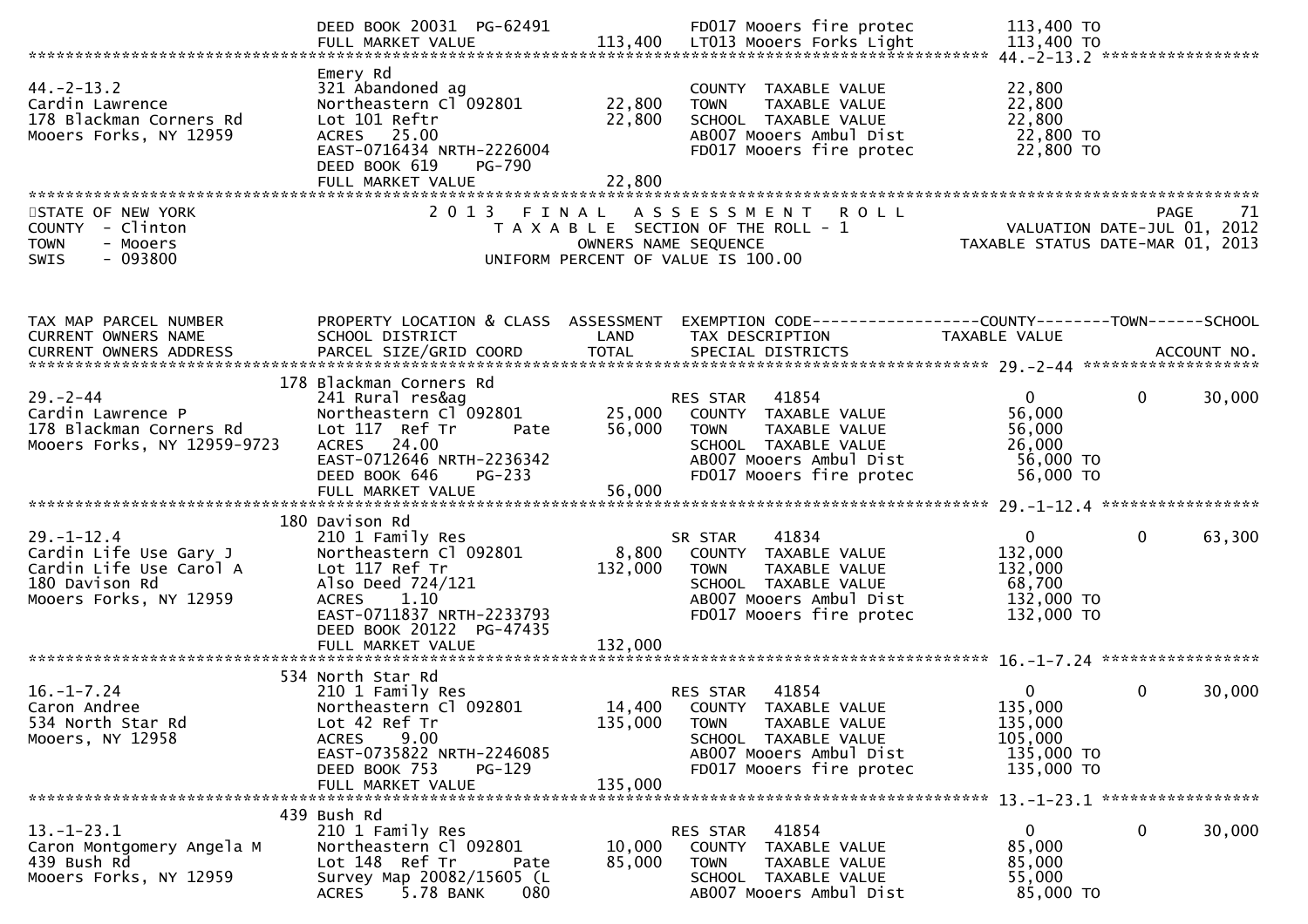```
                              DEED BOOK 20031  PG-62491               FD017 Mooers fire protec          113,400 TO
                              FULL MARKET VALUE             113,400   LT013 Mooers Forks Light          113,400 TO
******************************************************************************************************* 44.-2-13.2 ******************
                              Emery Rd
44.-2-13.2                    321 Abandoned ag                        COUNTY  TAXABLE VALUE             22,800
Cardin Lawrence               Northeastern Cl 092801         22,800   TOWN    TAXABLE VALUE             22,800
178 Blackman Corners Rd       Lot 101 Reftr                  22,800   SCHOOL  TAXABLE VALUE             22,800
Mooers Forks, NY 12959        ACRES   25.00                           AB007 Mooers Ambul Dist            22,800 TO
                              EAST-0716434 NRTH-2226004               FD017 Mooers fire protec           22,800 TO
                              DEED BOOK 619    PG-790
                              FULL MARKET VALUE              22,800
************************************************************************************************************************************
STATE OF NEW YORK                2 0 1 3   F I N A L   A S S E S S M E N T   R O L L                                  PAGE    71
COUNTY  - Clinton                   T A X A B L E  SECTION OF THE ROLL - 1                          VALUATION DATE-JUL 01, 2012
TOWN    - Mooers                              OWNERS NAME SEQUENCE                              TAXABLE STATUS DATE-MAR 01, 2013
SWIS    - 093800                     UNIFORM PERCENT OF VALUE IS 100.00


TAX MAP PARCEL NUMBER         PROPERTY LOCATION & CLASS  ASSESSMENT  EXEMPTION CODE------------------COUNTY--------TOWN------SCHOOL
CURRENT OWNERS NAME           SCHOOL DISTRICT               LAND      TAX DESCRIPTION              TAXABLE VALUE
CURRENT OWNERS ADDRESS        PARCEL SIZE/GRID COORD        TOTAL     SPECIAL DISTRICTS                                  ACCOUNT NO.
******************************************************************************************************* 29.-2-44 ********************
                          178 Blackman Corners Rd
29.-2-44                      241 Rural res&ag                         RES STAR   41854                  0            0        30,000
Cardin Lawrence P             Northeastern Cl 092801         25,000    COUNTY  TAXABLE VALUE             56,000
178 Blackman Corners Rd       Lot 117  Ref Tr        Pate    56,000    TOWN    TAXABLE VALUE             56,000
Mooers Forks, NY 12959-9723   ACRES   24.00                            SCHOOL  TAXABLE VALUE             26,000
                              EAST-0712646 NRTH-2236342                AB007 Mooers Ambul Dist            56,000 TO
                              DEED BOOK 646    PG-233                  FD017 Mooers fire protec           56,000 TO
                              FULL MARKET VALUE              56,000
******************************************************************************************************* 29.-1-12.4 ******************
                          180 Davison Rd
29.-1-12.4                    210 1 Family Res                         SR STAR    41834                  0            0        63,300
Cardin Life Use Gary J        Northeastern Cl 092801          8,800    COUNTY  TAXABLE VALUE            132,000
Cardin Life Use Carol A       Lot 117 Ref Tr                132,000    TOWN    TAXABLE VALUE            132,000
180 Davison Rd                Also Deed 724/121                        SCHOOL  TAXABLE VALUE             68,700
Mooers Forks, NY 12959        ACRES    1.10                            AB007 Mooers Ambul Dist           132,000 TO
                              EAST-0711837 NRTH-2233793                FD017 Mooers fire protec          132,000 TO
                              DEED BOOK 20122  PG-47435
                              FULL MARKET VALUE             132,000
******************************************************************************************************* 16.-1-7.24 ******************
                          534 North Star Rd
16.-1-7.24                    210 1 Family Res                         RES STAR   41854                  0            0        30,000
Caron Andree                  Northeastern Cl 092801         14,400    COUNTY  TAXABLE VALUE            135,000
534 North Star Rd             Lot 42 Ref Tr                 135,000    TOWN    TAXABLE VALUE            135,000
Mooers, NY 12958              ACRES    9.00                            SCHOOL  TAXABLE VALUE            105,000
                              EAST-0735822 NRTH-2246085                AB007 Mooers Ambul Dist           135,000 TO
                              DEED BOOK 753    PG-129                  FD017 Mooers fire protec          135,000 TO
                              FULL MARKET VALUE             135,000
******************************************************************************************************* 13.-1-23.1 ******************
                          439 Bush Rd
13.-1-23.1                    210 1 Family Res                         RES STAR   41854                  0            0        30,000
Caron Montgomery Angela M     Northeastern Cl 092801         10,000    COUNTY  TAXABLE VALUE             85,000
439 Bush Rd                   Lot 148  Ref Tr        Pate    85,000    TOWN    TAXABLE VALUE             85,000
Mooers Forks, NY 12959        Survey Map 20082/15605 (L                SCHOOL  TAXABLE VALUE             55,000
                              ACRES    5.78 BANK     080               AB007 Mooers Ambul Dist            85,000 TO
```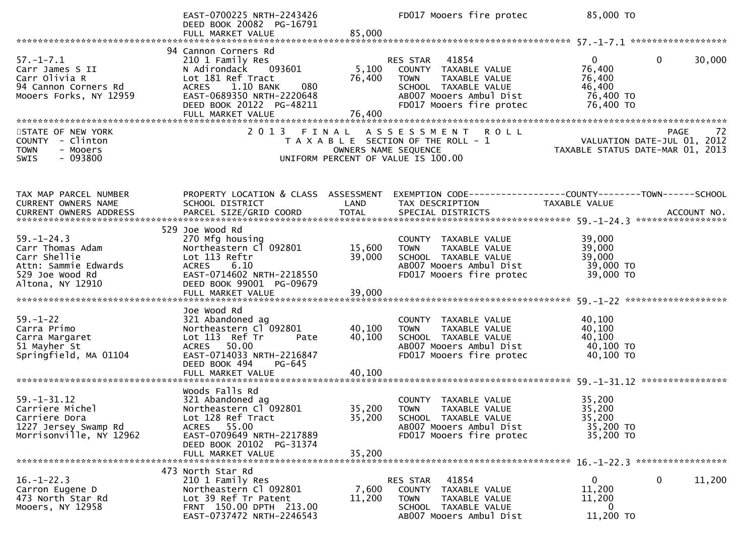```
                          EAST-0700225 NRTH-2243426                FD017 Mooers fire protec            85,000 TO
                          DEED BOOK 20082  PG-16791
                          FULL MARKET VALUE             85,000
******************************************************************************************************* 57.-1-7.1 ******************
                        94 Cannon Corners Rd
57.-1-7.1               210 1 Family Res                      RES STAR   41854                0            0       30,000
Carr James S II         N Adirondack    093601         5,100   COUNTY  TAXABLE VALUE        76,400
Carr Olivia R           Lot 181 Ref Tract             76,400   TOWN    TAXABLE VALUE        76,400
94 Cannon Corners Rd    ACRES    1.10 BANK    080              SCHOOL  TAXABLE VALUE        46,400
Mooers Forks, NY 12959  EAST-0689350 NRTH-2220648              AB007 Mooers Ambul Dist       76,400 TO
                        DEED BOOK 20122  PG-48211              FD017 Mooers fire protec      76,400 TO
                        FULL MARKET VALUE             76,400
************************************************************************************************************************************
STATE OF NEW YORK                 2 0 1 3   F I N A L   A S S E S S M E N T   R O L L                          PAGE    72
COUNTY  - Clinton                    T A X A B L E  SECTION OF THE ROLL - 1                      VALUATION DATE-JUL 01, 2012
TOWN    - Mooers                           OWNERS NAME SEQUENCE                               TAXABLE STATUS DATE-MAR 01, 2013
SWIS    - 093800                    UNIFORM PERCENT OF VALUE IS 100.00


TAX MAP PARCEL NUMBER    PROPERTY LOCATION & CLASS  ASSESSMENT  EXEMPTION CODE------------------COUNTY--------TOWN------SCHOOL
CURRENT OWNERS NAME      SCHOOL DISTRICT               LAND      TAX DESCRIPTION             TAXABLE VALUE
CURRENT OWNERS ADDRESS   PARCEL SIZE/GRID COORD        TOTAL     SPECIAL DISTRICTS                                    ACCOUNT NO.
******************************************************************************************************* 59.-1-24.3 *****************
                        529 Joe Wood Rd
59.-1-24.3              270 Mfg housing                         COUNTY  TAXABLE VALUE        39,000
Carr Thomas Adam        Northeastern Cl 092801        15,600   TOWN    TAXABLE VALUE        39,000
Carr Shellie            Lot 113 Reftr                 39,000   SCHOOL  TAXABLE VALUE        39,000
Attn: Sammie Edwards    ACRES    6.10                          AB007 Mooers Ambul Dist       39,000 TO
529 Joe Wood Rd         EAST-0714602 NRTH-2218550              FD017 Mooers fire protec      39,000 TO
Altona, NY 12910        DEED BOOK 99001  PG-09679
                        FULL MARKET VALUE             39,000
******************************************************************************************************* 59.-1-22 *******************
                        Joe Wood Rd
59.-1-22                321 Abandoned ag                        COUNTY  TAXABLE VALUE        40,100
Carra Primo             Northeastern Cl 092801        40,100   TOWN    TAXABLE VALUE        40,100
Carra Margaret          Lot 113  Ref Tr      Pate     40,100   SCHOOL  TAXABLE VALUE        40,100
51 Mayher St            ACRES   50.00                          AB007 Mooers Ambul Dist       40,100 TO
Springfield, MA 01104   EAST-0714033 NRTH-2216847              FD017 Mooers fire protec      40,100 TO
                        DEED BOOK 494     PG-645
                        FULL MARKET VALUE             40,100
******************************************************************************************************* 59.-1-31.12 ****************
                        Woods Falls Rd
59.-1-31.12             321 Abandoned ag                        COUNTY  TAXABLE VALUE        35,200
Carriere Michel         Northeastern Cl 092801        35,200   TOWN    TAXABLE VALUE        35,200
Carriere Dora           Lot 128 Ref Tract             35,200   SCHOOL  TAXABLE VALUE        35,200
1227 Jersey Swamp Rd    ACRES   55.00                          AB007 Mooers Ambul Dist       35,200 TO
Morrisonville, NY 12962 EAST-0709649 NRTH-2217889              FD017 Mooers fire protec      35,200 TO
                        DEED BOOK 20102  PG-31374
                        FULL MARKET VALUE             35,200
******************************************************************************************************* 16.-1-22.3 *****************
                        473 North Star Rd
16.-1-22.3              210 1 Family Res                      RES STAR   41854                0            0       11,200
Carron Eugene D         Northeastern Cl 092801         7,600   COUNTY  TAXABLE VALUE        11,200
473 North Star Rd       Lot 39 Ref Tr Patent          11,200   TOWN    TAXABLE VALUE        11,200
Mooers, NY 12958        FRNT  150.00 DPTH  213.00              SCHOOL  TAXABLE VALUE             0
                        EAST-0737472 NRTH-2246543              AB007 Mooers Ambul Dist       11,200 TO
```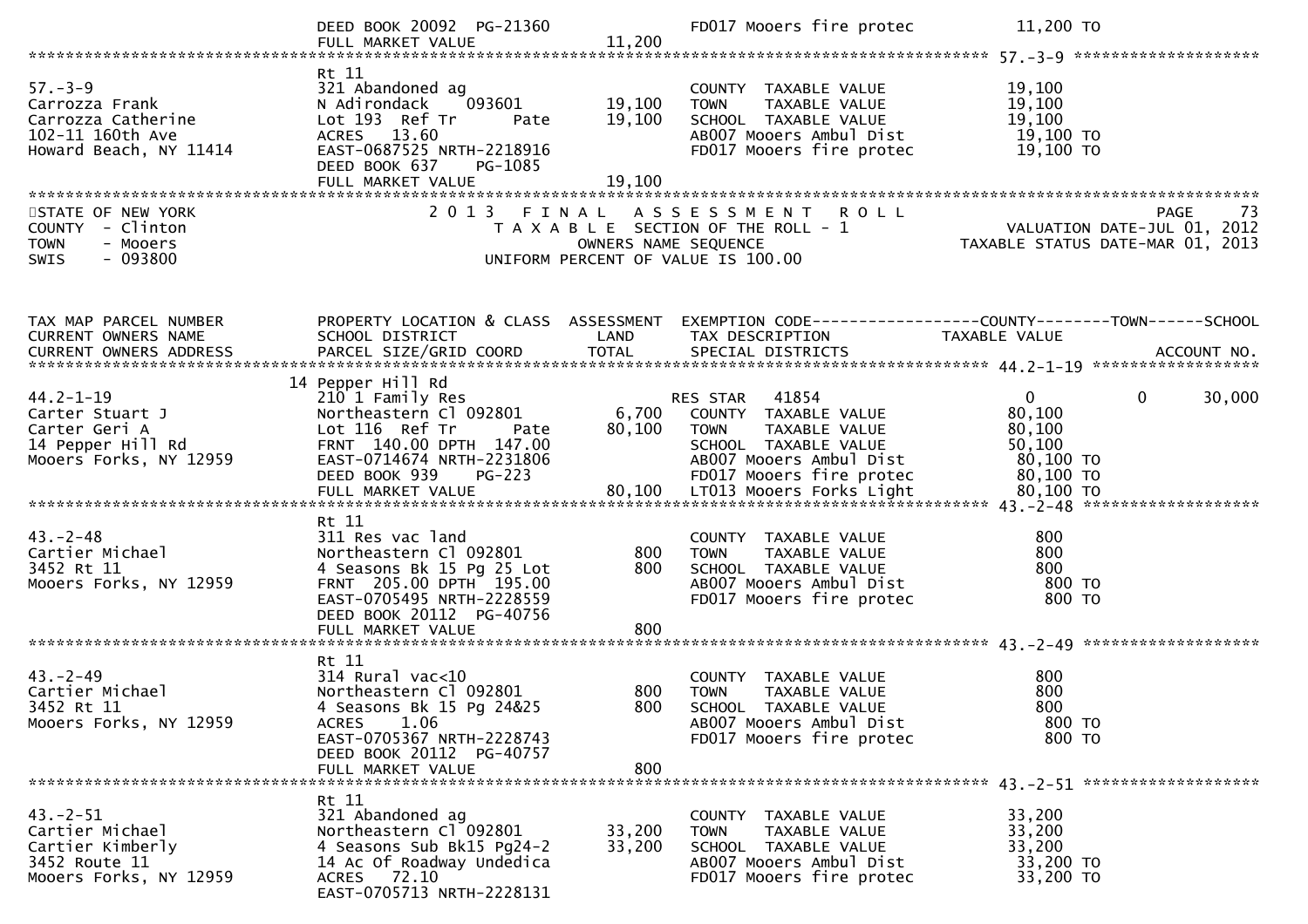DEED BOOK 20092 PG-21360 | FD017 Mooers fire protec 11,200 TO
FULL MARKET VALUE 11,200

******************************************************************************************************* 57.-3-9 ********************

| TAX MAP PARCEL NUMBER / CURRENT OWNERS NAME / CURRENT OWNERS ADDRESS | PROPERTY LOCATION & CLASS / SCHOOL DISTRICT / PARCEL SIZE/GRID COORD | ASSESSMENT LAND | ASSESSMENT TOTAL | EXEMPTION CODE / TAX DESCRIPTION / SPECIAL DISTRICTS | COUNTY TAXABLE VALUE | TOWN | SCHOOL | ACCOUNT NO. |
|---|---|---|---|---|---|---|---|---|
| 57.-3-9 | Rt 11 | | | | | | | |
| Carrozza Frank | 321 Abandoned ag | | | COUNTY TAXABLE VALUE | 19,100 | | | |
| Carrozza Catherine | N Adirondack 093601 | 19,100 | | TOWN TAXABLE VALUE | 19,100 | | | |
| 102-11 160th Ave | Lot 193 Ref Tr Pate | | 19,100 | SCHOOL TAXABLE VALUE | 19,100 | | | |
| Howard Beach, NY 11414 | ACRES 13.60 | | | AB007 Mooers Ambul Dist | 19,100 TO | | | |
| | EAST-0687525 NRTH-2218916 | | | FD017 Mooers fire protec | 19,100 TO | | | |
| | DEED BOOK 637 PG-1085 | | | | | | | |
| | FULL MARKET VALUE | | 19,100 | | | | | |

STATE OF NEW YORK
COUNTY - Clinton
TOWN - Mooers
SWIS - 093800

2 0 1 3 F I N A L A S S E S S M E N T R O L L
T A X A B L E SECTION OF THE ROLL - 1
OWNERS NAME SEQUENCE
UNIFORM PERCENT OF VALUE IS 100.00

PAGE 73
VALUATION DATE-JUL 01, 2012
TAXABLE STATUS DATE-MAR 01, 2013

| TAX MAP PARCEL NUMBER / CURRENT OWNERS NAME / CURRENT OWNERS ADDRESS | PROPERTY LOCATION & CLASS / SCHOOL DISTRICT / PARCEL SIZE/GRID COORD | ASSESSMENT LAND | ASSESSMENT TOTAL | EXEMPTION CODE / TAX DESCRIPTION / SPECIAL DISTRICTS | COUNTY TAXABLE VALUE | TOWN | SCHOOL | ACCOUNT NO. |
|---|---|---|---|---|---|---|---|---|
| **44.2-1-19** | 14 Pepper Hill Rd | | | | | | | |
| 44.2-1-19 | 210 1 Family Res | | | RES STAR 41854 | 0 | 0 | 30,000 | |
| Carter Stuart J | Northeastern Cl 092801 | 6,700 | | COUNTY TAXABLE VALUE | 80,100 | | | |
| Carter Geri A | Lot 116 Ref Tr Pate | | 80,100 | TOWN TAXABLE VALUE | 80,100 | | | |
| 14 Pepper Hill Rd | FRNT 140.00 DPTH 147.00 | | | SCHOOL TAXABLE VALUE | 50,100 | | | |
| Mooers Forks, NY 12959 | EAST-0714674 NRTH-2231806 | | | AB007 Mooers Ambul Dist | 80,100 TO | | | |
| | DEED BOOK 939 PG-223 | | | FD017 Mooers fire protec | 80,100 TO | | | |
| | FULL MARKET VALUE | | 80,100 | LT013 Mooers Forks Light | 80,100 TO | | | |
| **43.-2-48** | Rt 11 | | | | | | | |
| 43.-2-48 | 311 Res vac land | | | COUNTY TAXABLE VALUE | 800 | | | |
| Cartier Michael | Northeastern Cl 092801 | 800 | | TOWN TAXABLE VALUE | 800 | | | |
| 3452 Rt 11 | 4 Seasons Bk 15 Pg 25 Lot | | 800 | SCHOOL TAXABLE VALUE | 800 | | | |
| Mooers Forks, NY 12959 | FRNT 205.00 DPTH 195.00 | | | AB007 Mooers Ambul Dist | 800 TO | | | |
| | EAST-0705495 NRTH-2228559 | | | FD017 Mooers fire protec | 800 TO | | | |
| | DEED BOOK 20112 PG-40756 | | | | | | | |
| | FULL MARKET VALUE | | 800 | | | | | |
| **43.-2-49** | Rt 11 | | | | | | | |
| 43.-2-49 | 314 Rural vac<10 | | | COUNTY TAXABLE VALUE | 800 | | | |
| Cartier Michael | Northeastern Cl 092801 | 800 | | TOWN TAXABLE VALUE | 800 | | | |
| 3452 Rt 11 | 4 Seasons Bk 15 Pg 24&25 | | 800 | SCHOOL TAXABLE VALUE | 800 | | | |
| Mooers Forks, NY 12959 | ACRES 1.06 | | | AB007 Mooers Ambul Dist | 800 TO | | | |
| | EAST-0705367 NRTH-2228743 | | | FD017 Mooers fire protec | 800 TO | | | |
| | DEED BOOK 20112 PG-40757 | | | | | | | |
| | FULL MARKET VALUE | | 800 | | | | | |
| **43.-2-51** | Rt 11 | | | | | | | |
| 43.-2-51 | 321 Abandoned ag | | | COUNTY TAXABLE VALUE | 33,200 | | | |
| Cartier Michael | Northeastern Cl 092801 | 33,200 | | TOWN TAXABLE VALUE | 33,200 | | | |
| Cartier Kimberly | 4 Seasons Sub Bk15 Pg24-2 | | 33,200 | SCHOOL TAXABLE VALUE | 33,200 | | | |
| 3452 Route 11 | 14 Ac Of Roadway Undedica | | | AB007 Mooers Ambul Dist | 33,200 TO | | | |
| Mooers Forks, NY 12959 | ACRES 72.10 | | | FD017 Mooers fire protec | 33,200 TO | | | |
| | EAST-0705713 NRTH-2228131 | | | | | | | |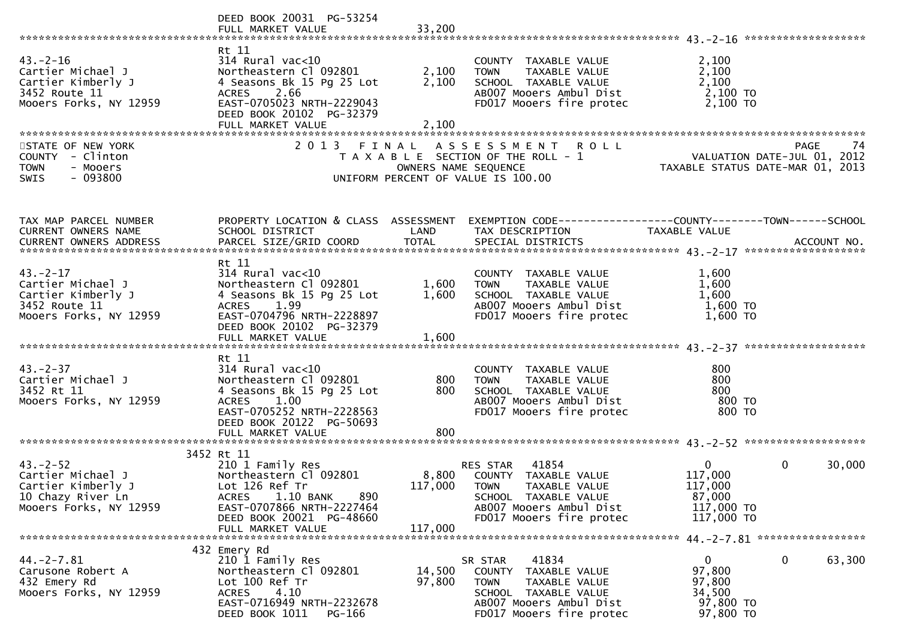DEED BOOK 20031 PG-53254
FULL MARKET VALUE 33,200

**43.-2-16**

| TAX MAP PARCEL NUMBER / CURRENT OWNERS NAME / CURRENT OWNERS ADDRESS | PROPERTY LOCATION & CLASS / SCHOOL DISTRICT / PARCEL SIZE/GRID COORD | ASSESSMENT LAND | ASSESSMENT TOTAL | EXEMPTION CODE / TAX DESCRIPTION / SPECIAL DISTRICTS | COUNTY TAXABLE VALUE | TOWN | SCHOOL |
|---|---|---|---|---|---|---|---|
| 43.-2-16 | Rt 11 | | | | | | |
| Cartier Michael J | 314 Rural vac<10 | | | COUNTY TAXABLE VALUE | 2,100 | | |
| Cartier Kimberly J | Northeastern Cl 092801 | 2,100 | | TOWN TAXABLE VALUE | 2,100 | | |
| 3452 Route 11 | 4 Seasons Bk 15 Pg 25 Lot | | 2,100 | SCHOOL TAXABLE VALUE | 2,100 | | |
| Mooers Forks, NY 12959 | ACRES 2.66 | | | AB007 Mooers Ambul Dist | 2,100 TO | | |
| | EAST-0705023 NRTH-2229043 | | | FD017 Mooers fire protec | 2,100 TO | | |
| | DEED BOOK 20102 PG-32379 | | | | | | |
| | FULL MARKET VALUE | | 2,100 | | | | |

STATE OF NEW YORK
COUNTY - Clinton
TOWN - Mooers
SWIS - 093800

2013 FINAL ASSESSMENT ROLL
TAXABLE SECTION OF THE ROLL - 1
OWNERS NAME SEQUENCE
UNIFORM PERCENT OF VALUE IS 100.00

PAGE 74
VALUATION DATE-JUL 01, 2012
TAXABLE STATUS DATE-MAR 01, 2013

| TAX MAP PARCEL NUMBER / CURRENT OWNERS NAME / CURRENT OWNERS ADDRESS | PROPERTY LOCATION & CLASS / SCHOOL DISTRICT / PARCEL SIZE/GRID COORD | ASSESSMENT LAND | ASSESSMENT TOTAL | EXEMPTION CODE / TAX DESCRIPTION / SPECIAL DISTRICTS | COUNTY TAXABLE VALUE | TOWN | SCHOOL / ACCOUNT NO. |
|---|---|---|---|---|---|---|---|
| **43.-2-17** | | | | | | | |
| 43.-2-17 | Rt 11 | | | | | | |
| Cartier Michael J | 314 Rural vac<10 | | | COUNTY TAXABLE VALUE | 1,600 | | |
| Cartier Kimberly J | Northeastern Cl 092801 | 1,600 | | TOWN TAXABLE VALUE | 1,600 | | |
| 3452 Route 11 | 4 Seasons Bk 15 Pg 25 Lot | | 1,600 | SCHOOL TAXABLE VALUE | 1,600 | | |
| Mooers Forks, NY 12959 | ACRES 1.99 | | | AB007 Mooers Ambul Dist | 1,600 TO | | |
| | EAST-0704796 NRTH-2228897 | | | FD017 Mooers fire protec | 1,600 TO | | |
| | DEED BOOK 20102 PG-32379 | | | | | | |
| | FULL MARKET VALUE | | 1,600 | | | | |
| **43.-2-37** | | | | | | | |
| 43.-2-37 | Rt 11 | | | | | | |
| Cartier Michael J | 314 Rural vac<10 | | | COUNTY TAXABLE VALUE | 800 | | |
| 3452 Rt 11 | Northeastern Cl 092801 | 800 | | TOWN TAXABLE VALUE | 800 | | |
| Mooers Forks, NY 12959 | 4 Seasons Bk 15 Pg 25 Lot | | 800 | SCHOOL TAXABLE VALUE | 800 | | |
| | ACRES 1.00 | | | AB007 Mooers Ambul Dist | 800 TO | | |
| | EAST-0705252 NRTH-2228563 | | | FD017 Mooers fire protec | 800 TO | | |
| | DEED BOOK 20122 PG-50693 | | | | | | |
| | FULL MARKET VALUE | | 800 | | | | |
| **43.-2-52** | | | | | | | |
| 43.-2-52 | 3452 Rt 11 | | | | | | |
| Cartier Michael J | 210 1 Family Res | | | RES STAR 41854 | 0 | 0 | 30,000 |
| Cartier Kimberly J | Northeastern Cl 092801 | 8,800 | | COUNTY TAXABLE VALUE | 117,000 | | |
| 10 Chazy River Ln | Lot 126 Ref Tr | | 117,000 | TOWN TAXABLE VALUE | 117,000 | | |
| Mooers Forks, NY 12959 | ACRES 1.10 BANK 890 | | | SCHOOL TAXABLE VALUE | 87,000 | | |
| | EAST-0707866 NRTH-2227464 | | | AB007 Mooers Ambul Dist | 117,000 TO | | |
| | DEED BOOK 20021 PG-48660 | | | FD017 Mooers fire protec | 117,000 TO | | |
| | FULL MARKET VALUE | | 117,000 | | | | |
| **44.-2-7.81** | | | | | | | |
| 44.-2-7.81 | 432 Emery Rd | | | | | | |
| Carusone Robert A | 210 1 Family Res | | | SR STAR 41834 | 0 | 0 | 63,300 |
| 432 Emery Rd | Northeastern Cl 092801 | 14,500 | | COUNTY TAXABLE VALUE | 97,800 | | |
| Mooers Forks, NY 12959 | Lot 100 Ref Tr | | 97,800 | TOWN TAXABLE VALUE | 97,800 | | |
| | ACRES 4.10 | | | SCHOOL TAXABLE VALUE | 34,500 | | |
| | EAST-0716949 NRTH-2232678 | | | AB007 Mooers Ambul Dist | 97,800 TO | | |
| | DEED BOOK 1011 PG-166 | | | FD017 Mooers fire protec | 97,800 TO | | |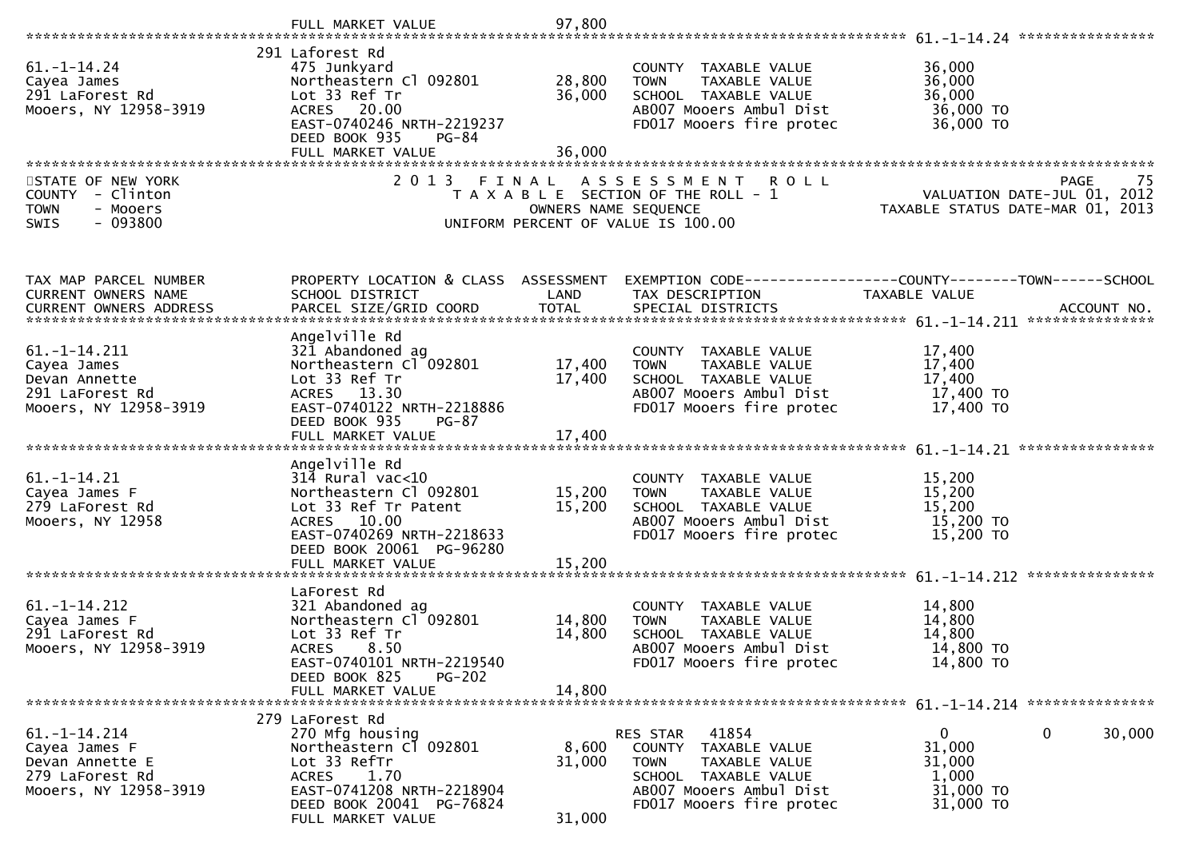FULL MARKET VALUE 97,800

---

**61.-1-14.24**

| | | | | |
|---|---|---|---|---|
| 61.-1-14.24 | 291 Laforest Rd | | | |
| Cayea James | 475 Junkyard | | COUNTY TAXABLE VALUE | 36,000 |
| 291 LaForest Rd | Northeastern Cl 092801 | 28,800 | TOWN TAXABLE VALUE | 36,000 |
| Mooers, NY 12958-3919 | Lot 33 Ref Tr | 36,000 | SCHOOL TAXABLE VALUE | 36,000 |
| | ACRES 20.00 | | AB007 Mooers Ambul Dist | 36,000 TO |
| | EAST-0740246 NRTH-2219237 | | FD017 Mooers fire protec | 36,000 TO |
| | DEED BOOK 935 PG-84 | | | |
| | FULL MARKET VALUE | 36,000 | | |

---

STATE OF NEW YORK
COUNTY - Clinton
TOWN - Mooers
SWIS - 093800

2 0 1 3 F I N A L A S S E S S M E N T R O L L
T A X A B L E SECTION OF THE ROLL - 1
OWNERS NAME SEQUENCE
UNIFORM PERCENT OF VALUE IS 100.00

PAGE 75
VALUATION DATE-JUL 01, 2012
TAXABLE STATUS DATE-MAR 01, 2013

| TAX MAP PARCEL NUMBER / CURRENT OWNERS NAME / CURRENT OWNERS ADDRESS | PROPERTY LOCATION & CLASS / SCHOOL DISTRICT / PARCEL SIZE/GRID COORD | ASSESSMENT LAND / TOTAL | EXEMPTION CODE / TAX DESCRIPTION / SPECIAL DISTRICTS | COUNTY / TAXABLE VALUE | TOWN | SCHOOL / ACCOUNT NO. |
|---|---|---|---|---|---|---|
| **61.-1-14.211** | Angelville Rd | | | | | |
| 61.-1-14.211 | 321 Abandoned ag | | COUNTY TAXABLE VALUE | 17,400 | | |
| Cayea James | Northeastern Cl 092801 | 17,400 | TOWN TAXABLE VALUE | 17,400 | | |
| Devan Annette | Lot 33 Ref Tr | 17,400 | SCHOOL TAXABLE VALUE | 17,400 | | |
| 291 LaForest Rd | ACRES 13.30 | | AB007 Mooers Ambul Dist | 17,400 TO | | |
| Mooers, NY 12958-3919 | EAST-0740122 NRTH-2218886 | | FD017 Mooers fire protec | 17,400 TO | | |
| | DEED BOOK 935 PG-87 | | | | | |
| | FULL MARKET VALUE | 17,400 | | | | |
| **61.-1-14.21** | Angelville Rd | | | | | |
| 61.-1-14.21 | 314 Rural vac<10 | | COUNTY TAXABLE VALUE | 15,200 | | |
| Cayea James F | Northeastern Cl 092801 | 15,200 | TOWN TAXABLE VALUE | 15,200 | | |
| 279 LaForest Rd | Lot 33 Ref Tr Patent | 15,200 | SCHOOL TAXABLE VALUE | 15,200 | | |
| Mooers, NY 12958 | ACRES 10.00 | | AB007 Mooers Ambul Dist | 15,200 TO | | |
| | EAST-0740269 NRTH-2218633 | | FD017 Mooers fire protec | 15,200 TO | | |
| | DEED BOOK 20061 PG-96280 | | | | | |
| | FULL MARKET VALUE | 15,200 | | | | |
| **61.-1-14.212** | LaForest Rd | | | | | |
| 61.-1-14.212 | 321 Abandoned ag | | COUNTY TAXABLE VALUE | 14,800 | | |
| Cayea James F | Northeastern Cl 092801 | 14,800 | TOWN TAXABLE VALUE | 14,800 | | |
| 291 LaForest Rd | Lot 33 Ref Tr | 14,800 | SCHOOL TAXABLE VALUE | 14,800 | | |
| Mooers, NY 12958-3919 | ACRES 8.50 | | AB007 Mooers Ambul Dist | 14,800 TO | | |
| | EAST-0740101 NRTH-2219540 | | FD017 Mooers fire protec | 14,800 TO | | |
| | DEED BOOK 825 PG-202 | | | | | |
| | FULL MARKET VALUE | 14,800 | | | | |
| **61.-1-14.214** | 279 LaForest Rd | | | | | |
| 61.-1-14.214 | 270 Mfg housing | | RES STAR 41854 | 0 | 0 | 30,000 |
| Cayea James F | Northeastern Cl 092801 | 8,600 | COUNTY TAXABLE VALUE | 31,000 | | |
| Devan Annette E | Lot 33 RefTr | 31,000 | TOWN TAXABLE VALUE | 31,000 | | |
| 279 LaForest Rd | ACRES 1.70 | | SCHOOL TAXABLE VALUE | 1,000 | | |
| Mooers, NY 12958-3919 | EAST-0741208 NRTH-2218904 | | AB007 Mooers Ambul Dist | 31,000 TO | | |
| | DEED BOOK 20041 PG-76824 | | FD017 Mooers fire protec | 31,000 TO | | |
| | FULL MARKET VALUE | 31,000 | | | | |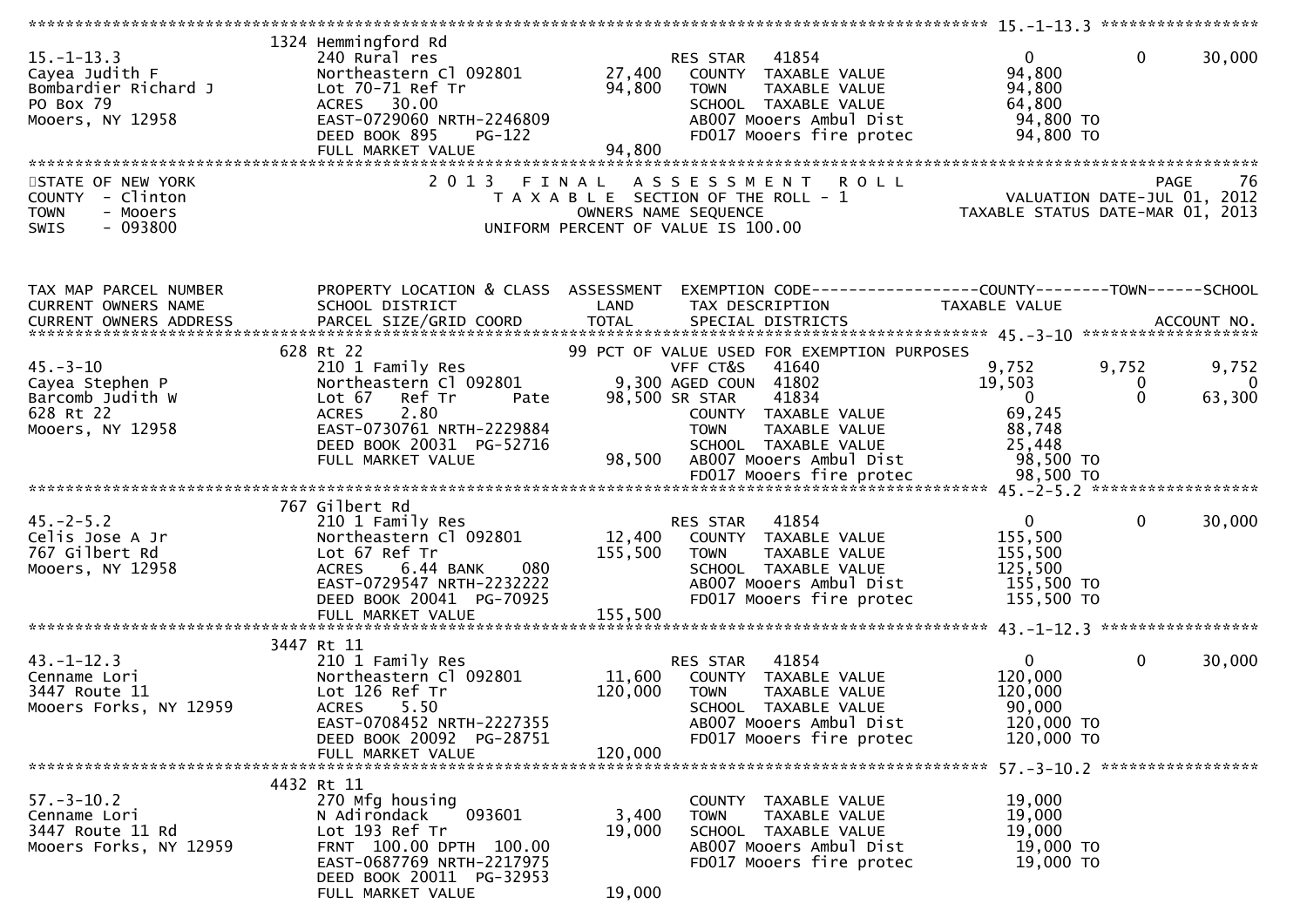```
******************************************************************************************************* 15.-1-13.3 *****************
                      1324 Hemmingford Rd
15.-1-13.3                 240 Rural res                          RES STAR   41854                    0           0        30,000
Cayea Judith F             Northeastern Cl 092801      27,400     COUNTY  TAXABLE VALUE            94,800
Bombardier Richard J       Lot 70-71 Ref Tr            94,800     TOWN    TAXABLE VALUE            94,800
PO Box 79                  ACRES   30.00                          SCHOOL  TAXABLE VALUE            64,800
Mooers, NY 12958           EAST-0729060 NRTH-2246809              AB007 Mooers Ambul Dist           94,800 TO
                           DEED BOOK 895    PG-122                FD017 Mooers fire protec          94,800 TO
                           FULL MARKET VALUE           94,800
************************************************************************************************************************************
```

STATE OF NEW YORK — 2013 FINAL ASSESSMENT ROLL — PAGE 76
COUNTY - Clinton — TAXABLE SECTION OF THE ROLL - 1 — VALUATION DATE-JUL 01, 2012
TOWN - Mooers — OWNERS NAME SEQUENCE — TAXABLE STATUS DATE-MAR 01, 2013
SWIS - 093800 — UNIFORM PERCENT OF VALUE IS 100.00

```
TAX MAP PARCEL NUMBER       PROPERTY LOCATION & CLASS  ASSESSMENT  EXEMPTION CODE------------------COUNTY--------TOWN------SCHOOL
CURRENT OWNERS NAME         SCHOOL DISTRICT               LAND      TAX DESCRIPTION             TAXABLE VALUE
CURRENT OWNERS ADDRESS      PARCEL SIZE/GRID COORD        TOTAL     SPECIAL DISTRICTS                                      ACCOUNT NO.
******************************************************************************************************* 45.-3-10 *******************
                      628 Rt 22                              99 PCT OF VALUE USED FOR EXEMPTION PURPOSES
45.-3-10                   210 1 Family Res                       VFF CT&S   41640                9,752       9,752         9,752
Cayea Stephen P            Northeastern Cl 092801       9,300 AGED COUN  41802               19,503           0             0
Barcomb Judith W           Lot 67   Ref Tr      Pate   98,500 SR STAR    41834                    0           0        63,300
628 Rt 22                  ACRES    2.80                          COUNTY  TAXABLE VALUE            69,245
Mooers, NY 12958           EAST-0730761 NRTH-2229884              TOWN    TAXABLE VALUE            88,748
                           DEED BOOK 20031  PG-52716              SCHOOL  TAXABLE VALUE            25,448
                           FULL MARKET VALUE           98,500     AB007 Mooers Ambul Dist           98,500 TO
                                                                  FD017 Mooers fire protec          98,500 TO
******************************************************************************************************* 45.-2-5.2 ******************
                      767 Gilbert Rd
45.-2-5.2                  210 1 Family Res                       RES STAR   41854                    0           0        30,000
Celis Jose A Jr            Northeastern Cl 092801      12,400     COUNTY  TAXABLE VALUE           155,500
767 Gilbert Rd             Lot 67 Ref Tr              155,500     TOWN    TAXABLE VALUE           155,500
Mooers, NY 12958           ACRES    6.44 BANK     080             SCHOOL  TAXABLE VALUE           125,500
                           EAST-0729547 NRTH-2232222              AB007 Mooers Ambul Dist          155,500 TO
                           DEED BOOK 20041  PG-70925              FD017 Mooers fire protec         155,500 TO
                           FULL MARKET VALUE          155,500
******************************************************************************************************* 43.-1-12.3 *****************
                      3447 Rt 11
43.-1-12.3                 210 1 Family Res                       RES STAR   41854                    0           0        30,000
Cenname Lori               Northeastern Cl 092801      11,600     COUNTY  TAXABLE VALUE           120,000
3447 Route 11              Lot 126 Ref Tr             120,000     TOWN    TAXABLE VALUE           120,000
Mooers Forks, NY 12959     ACRES    5.50                          SCHOOL  TAXABLE VALUE            90,000
                           EAST-0708452 NRTH-2227355              AB007 Mooers Ambul Dist          120,000 TO
                           DEED BOOK 20092  PG-28751              FD017 Mooers fire protec         120,000 TO
                           FULL MARKET VALUE          120,000
******************************************************************************************************* 57.-3-10.2 *****************
                      4432 Rt 11
57.-3-10.2                 270 Mfg housing                        COUNTY  TAXABLE VALUE            19,000
Cenname Lori               N Adirondack     093601      3,400     TOWN    TAXABLE VALUE            19,000
3447 Route 11 Rd           Lot 193 Ref Tr              19,000     SCHOOL  TAXABLE VALUE            19,000
Mooers Forks, NY 12959     FRNT 100.00 DPTH 100.00                AB007 Mooers Ambul Dist           19,000 TO
                           EAST-0687769 NRTH-2217975              FD017 Mooers fire protec          19,000 TO
                           DEED BOOK 20011  PG-32953
                           FULL MARKET VALUE           19,000
```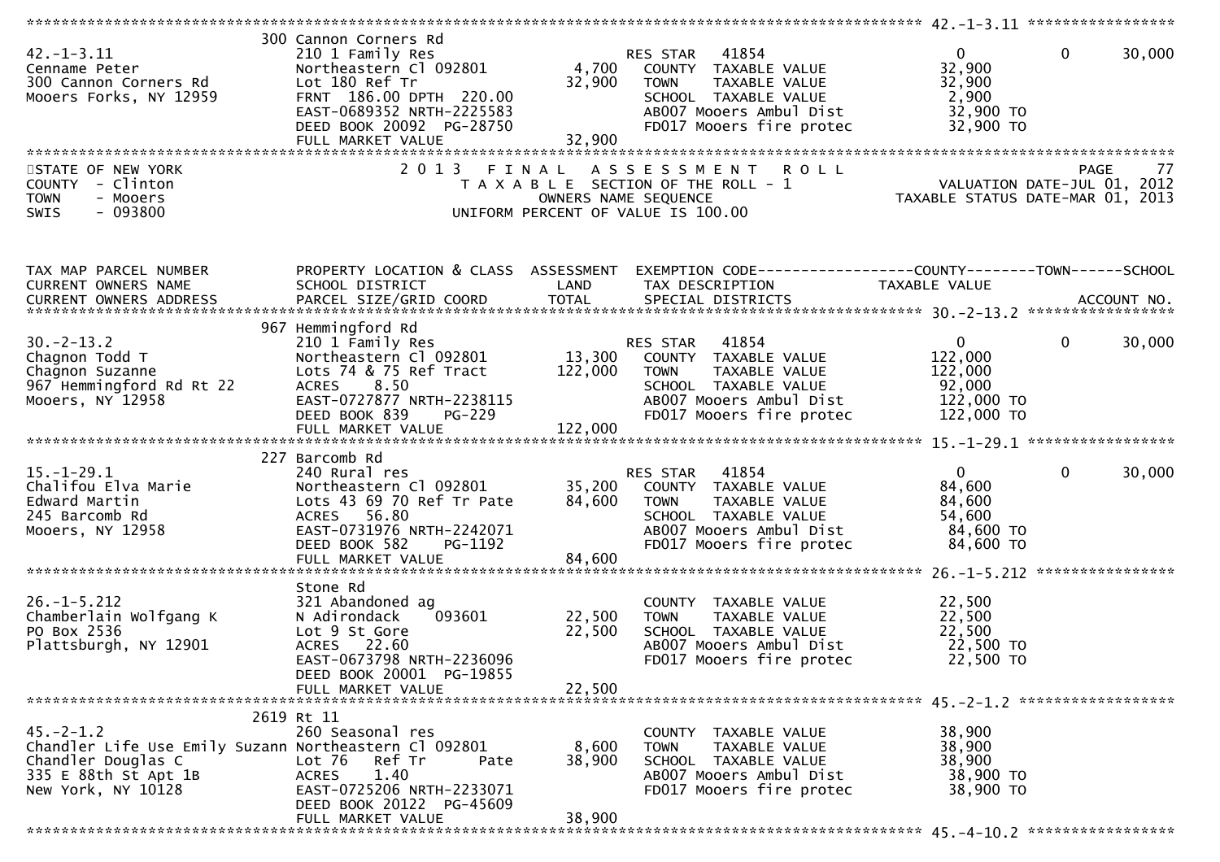42.-1-3.11

| 42.-1-3.11 | 300 Cannon Corners Rd | | | | | |
|---|---|---|---|---|---|---|
| 42.-1-3.11 | 210 1 Family Res | | RES STAR 41854 | 0 | 0 | 30,000 |
| Cenname Peter | Northeastern Cl 092801 | 4,700 | COUNTY TAXABLE VALUE | 32,900 | | |
| 300 Cannon Corners Rd | Lot 180 Ref Tr | 32,900 | TOWN TAXABLE VALUE | 32,900 | | |
| Mooers Forks, NY 12959 | FRNT 186.00 DPTH 220.00 | | SCHOOL TAXABLE VALUE | 2,900 | | |
| | EAST-0689352 NRTH-2225583 | | AB007 Mooers Ambul Dist | 32,900 TO | | |
| | DEED BOOK 20092 PG-28750 | | FD017 Mooers fire protec | 32,900 TO | | |
| | FULL MARKET VALUE | 32,900 | | | | |

STATE OF NEW YORK
COUNTY - Clinton
TOWN - Mooers
SWIS - 093800

2013 FINAL ASSESSMENT ROLL
TAXABLE SECTION OF THE ROLL - 1
OWNERS NAME SEQUENCE
UNIFORM PERCENT OF VALUE IS 100.00

VALUATION DATE-JUL 01, 2012
TAXABLE STATUS DATE-MAR 01, 2013

| TAX MAP PARCEL NUMBER / CURRENT OWNERS NAME / CURRENT OWNERS ADDRESS | PROPERTY LOCATION & CLASS / SCHOOL DISTRICT / PARCEL SIZE/GRID COORD | ASSESSMENT LAND / TOTAL | EXEMPTION CODE / TAX DESCRIPTION / SPECIAL DISTRICTS | COUNTY TAXABLE VALUE | TOWN | SCHOOL / ACCOUNT NO. |
|---|---|---|---|---|---|---|
| 30.-2-13.2 | 967 Hemmingford Rd | | | | | |
| 30.-2-13.2 | 210 1 Family Res | | RES STAR 41854 | 0 | 0 | 30,000 |
| Chagnon Todd T | Northeastern Cl 092801 | 13,300 | COUNTY TAXABLE VALUE | 122,000 | | |
| Chagnon Suzanne | Lots 74 & 75 Ref Tract | 122,000 | TOWN TAXABLE VALUE | 122,000 | | |
| 967 Hemmingford Rd Rt 22 | ACRES 8.50 | | SCHOOL TAXABLE VALUE | 92,000 | | |
| Mooers, NY 12958 | EAST-0727877 NRTH-2238115 | | AB007 Mooers Ambul Dist | 122,000 TO | | |
| | DEED BOOK 839 PG-229 | | FD017 Mooers fire protec | 122,000 TO | | |
| | FULL MARKET VALUE | 122,000 | | | | |
| 15.-1-29.1 | 227 Barcomb Rd | | | | | |
| 15.-1-29.1 | 240 Rural res | | RES STAR 41854 | 0 | 0 | 30,000 |
| Chalifou Elva Marie | Northeastern Cl 092801 | 35,200 | COUNTY TAXABLE VALUE | 84,600 | | |
| Edward Martin | Lots 43 69 70 Ref Tr Pate | 84,600 | TOWN TAXABLE VALUE | 84,600 | | |
| 245 Barcomb Rd | ACRES 56.80 | | SCHOOL TAXABLE VALUE | 54,600 | | |
| Mooers, NY 12958 | EAST-0731976 NRTH-2242071 | | AB007 Mooers Ambul Dist | 84,600 TO | | |
| | DEED BOOK 582 PG-1192 | | FD017 Mooers fire protec | 84,600 TO | | |
| | FULL MARKET VALUE | 84,600 | | | | |
| 26.-1-5.212 | Stone Rd | | | | | |
| 26.-1-5.212 | 321 Abandoned ag | | COUNTY TAXABLE VALUE | 22,500 | | |
| Chamberlain Wolfgang K | N Adirondack 093601 | 22,500 | TOWN TAXABLE VALUE | 22,500 | | |
| PO Box 2536 | Lot 9 St Gore | 22,500 | SCHOOL TAXABLE VALUE | 22,500 | | |
| Plattsburgh, NY 12901 | ACRES 22.60 | | AB007 Mooers Ambul Dist | 22,500 TO | | |
| | EAST-0673798 NRTH-2236096 | | FD017 Mooers fire protec | 22,500 TO | | |
| | DEED BOOK 20001 PG-19855 | | | | | |
| | FULL MARKET VALUE | 22,500 | | | | |
| 45.-2-1.2 | 2619 Rt 11 | | | | | |
| 45.-2-1.2 | 260 Seasonal res | | COUNTY TAXABLE VALUE | 38,900 | | |
| Chandler Life Use Emily Suzann | Northeastern Cl 092801 | 8,600 | TOWN TAXABLE VALUE | 38,900 | | |
| Chandler Douglas C | Lot 76 Ref Tr Pate | 38,900 | SCHOOL TAXABLE VALUE | 38,900 | | |
| 335 E 88th St Apt 1B | ACRES 1.40 | | AB007 Mooers Ambul Dist | 38,900 TO | | |
| New York, NY 10128 | EAST-0725206 NRTH-2233071 | | FD017 Mooers fire protec | 38,900 TO | | |
| | DEED BOOK 20122 PG-45609 | | | | | |
| | FULL MARKET VALUE | 38,900 | | | | |

45.-4-10.2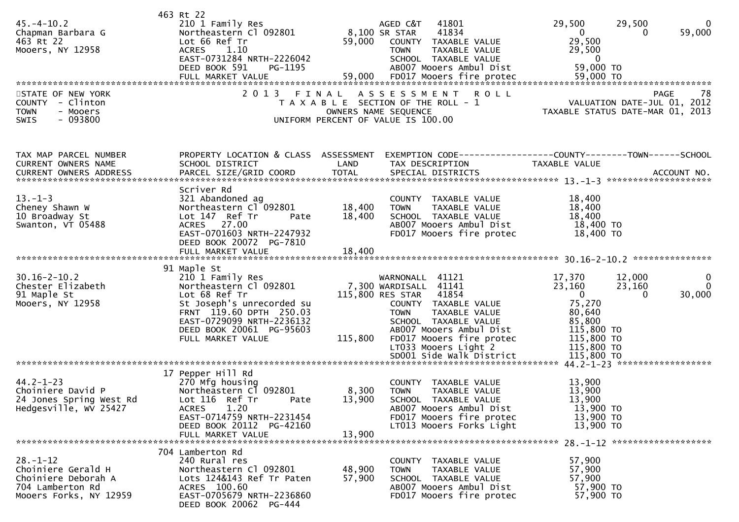```
                           463 Rt 22
45.-4-10.2                 210 1 Family Res                   AGED C&T    41801             29,500      29,500          0
Chapman Barbara G          Northeastern Cl 092801       8,100 SR STAR     41834                  0           0     59,000
463 Rt 22                  Lot 66 Ref Tr               59,000    COUNTY  TAXABLE VALUE          29,500
Mooers, NY 12958           ACRES    1.10                         TOWN    TAXABLE VALUE          29,500
                           EAST-0731284 NRTH-2226042             SCHOOL  TAXABLE VALUE               0
                           DEED BOOK 591     PG-1195             AB007 Mooers Ambul Dist        59,000 TO
                           FULL MARKET VALUE           59,000    FD017 Mooers fire protec       59,000 TO
******************************************************************************************************************************
```

STATE OF NEW YORK
COUNTY - Clinton
TOWN - Mooers
SWIS - 093800

2 0 1 3 F I N A L A S S E S S M E N T R O L L
T A X A B L E SECTION OF THE ROLL - 1
OWNERS NAME SEQUENCE
UNIFORM PERCENT OF VALUE IS 100.00

PAGE 78
VALUATION DATE-JUL 01, 2012
TAXABLE STATUS DATE-MAR 01, 2013

```
TAX MAP PARCEL NUMBER      PROPERTY LOCATION & CLASS  ASSESSMENT  EXEMPTION CODE------------------COUNTY--------TOWN------SCHOOL
CURRENT OWNERS NAME        SCHOOL DISTRICT               LAND      TAX DESCRIPTION              TAXABLE VALUE
CURRENT OWNERS ADDRESS     PARCEL SIZE/GRID COORD       TOTAL      SPECIAL DISTRICTS                                  ACCOUNT NO.
****************************************************************************************************** 13.-1-3 ********************
                           Scriver Rd
13.-1-3                    321 Abandoned ag                      COUNTY  TAXABLE VALUE          18,400
Cheney Shawn W             Northeastern Cl 092801      18,400    TOWN    TAXABLE VALUE          18,400
10 Broadway St             Lot 147  Ref Tr      Pate   18,400    SCHOOL  TAXABLE VALUE          18,400
Swanton, VT 05488          ACRES   27.00                         AB007 Mooers Ambul Dist         18,400 TO
                           EAST-0701603 NRTH-2247932             FD017 Mooers fire protec        18,400 TO
                           DEED BOOK 20072  PG-7810
                           FULL MARKET VALUE           18,400
****************************************************************************************************** 30.16-2-10.2 ***************
                           91 Maple St
30.16-2-10.2               210 1 Family Res                   WARNONALL  41121              17,370      12,000          0
Chester Elizabeth          Northeastern Cl 092801       7,300 WARDISALL  41141              23,160      23,160          0
91 Maple St                Lot 68 Ref Tr              115,800 RES STAR   41854                   0           0     30,000
Mooers, NY 12958           St Joseph's unrecorded su             COUNTY  TAXABLE VALUE          75,270
                           FRNT 119.60 DPTH 250.03               TOWN    TAXABLE VALUE          80,640
                           EAST-0729099 NRTH-2236132             SCHOOL  TAXABLE VALUE          85,800
                           DEED BOOK 20061  PG-95603             AB007 Mooers Ambul Dist       115,800 TO
                           FULL MARKET VALUE          115,800    FD017 Mooers fire protec      115,800 TO
                                                                 LT033 Mooers Light 2          115,800 TO
                                                                 SD001 Side Walk District      115,800 TO
****************************************************************************************************** 44.2-1-23 ******************
                           17 Pepper Hill Rd
44.2-1-23                  270 Mfg housing                       COUNTY  TAXABLE VALUE          13,900
Choiniere David P          Northeastern Cl 092801       8,300    TOWN    TAXABLE VALUE          13,900
24 Jones Spring West Rd    Lot 116  Ref Tr      Pate   13,900    SCHOOL  TAXABLE VALUE          13,900
Hedgesville, WV 25427      ACRES    1.20                         AB007 Mooers Ambul Dist         13,900 TO
                           EAST-0714759 NRTH-2231454             FD017 Mooers fire protec        13,900 TO
                           DEED BOOK 20112  PG-42160             LT013 Mooers Forks Light        13,900 TO
                           FULL MARKET VALUE           13,900
****************************************************************************************************** 28.-1-12 *******************
                           704 Lamberton Rd
28.-1-12                   240 Rural res                         COUNTY  TAXABLE VALUE          57,900
Choiniere Gerald H         Northeastern Cl 092801      48,900    TOWN    TAXABLE VALUE          57,900
Choiniere Deborah A        Lots 124&143 Ref Tr Paten   57,900    SCHOOL  TAXABLE VALUE          57,900
704 Lamberton Rd           ACRES  100.60                         AB007 Mooers Ambul Dist         57,900 TO
Mooers Forks, NY 12959     EAST-0705679 NRTH-2236860             FD017 Mooers fire protec        57,900 TO
                           DEED BOOK 20062  PG-444
```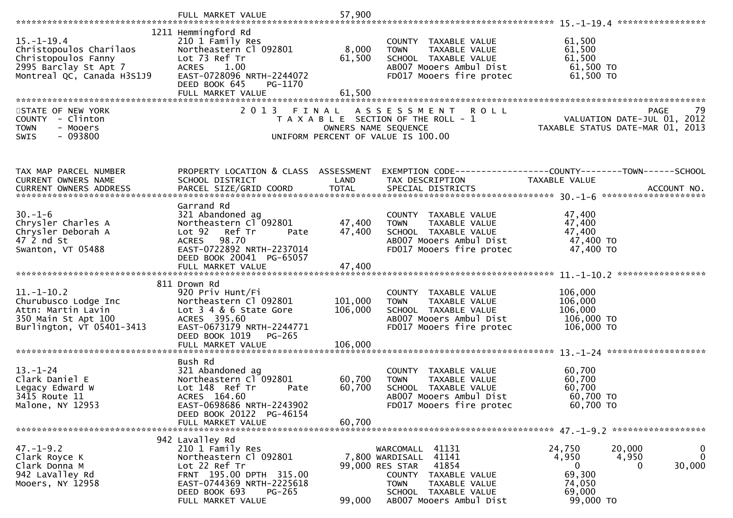FULL MARKET VALUE 57,900

## 15.-1-19.4

| | | | | |
|---|---|---|---|---|
| 15.-1-19.4 | 1211 Hemmingford Rd | | | |
| Christopoulos Charilaos | 210 1 Family Res | | COUNTY TAXABLE VALUE | 61,500 |
| Christopoulos Fanny | Northeastern Cl 092801 | 8,000 | TOWN TAXABLE VALUE | 61,500 |
| 2995 Barclay St Apt 7 | Lot 73 Ref Tr | 61,500 | SCHOOL TAXABLE VALUE | 61,500 |
| Montreal QC, Canada H3S1J9 | ACRES 1.00 | | AB007 Mooers Ambul Dist | 61,500 TO |
| | EAST-0728096 NRTH-2244072 | | FD017 Mooers fire protec | 61,500 TO |
| | DEED BOOK 645 PG-1170 | | | |
| | FULL MARKET VALUE | 61,500 | | |

STATE OF NEW YORK
COUNTY - Clinton
TOWN - Mooers
SWIS - 093800

2 0 1 3 F I N A L A S S E S S M E N T R O L L
T A X A B L E SECTION OF THE ROLL - 1
OWNERS NAME SEQUENCE
UNIFORM PERCENT OF VALUE IS 100.00

PAGE 79
VALUATION DATE-JUL 01, 2012
TAXABLE STATUS DATE-MAR 01, 2013

| TAX MAP PARCEL NUMBER / CURRENT OWNERS NAME / CURRENT OWNERS ADDRESS | PROPERTY LOCATION & CLASS / SCHOOL DISTRICT / PARCEL SIZE/GRID COORD | ASSESSMENT LAND / TOTAL | EXEMPTION CODE / TAX DESCRIPTION / SPECIAL DISTRICTS | COUNTY | TOWN | SCHOOL / ACCOUNT NO. |
|---|---|---|---|---|---|---|
| **30.-1-6** | Garrand Rd | | | | | |
| 30.-1-6 | 321 Abandoned ag | | COUNTY TAXABLE VALUE | 47,400 | | |
| Chrysler Charles A | Northeastern Cl 092801 | 47,400 | TOWN TAXABLE VALUE | 47,400 | | |
| Chrysler Deborah A | Lot 92 Ref Tr Pate | 47,400 | SCHOOL TAXABLE VALUE | 47,400 | | |
| 47 2 nd St | ACRES 98.70 | | AB007 Mooers Ambul Dist | 47,400 TO | | |
| Swanton, VT 05488 | EAST-0722892 NRTH-2237014 | | FD017 Mooers fire protec | 47,400 TO | | |
| | DEED BOOK 20041 PG-65057 | | | | | |
| | FULL MARKET VALUE | 47,400 | | | | |
| **11.-1-10.2** | 811 Drown Rd | | | | | |
| 11.-1-10.2 | 920 Priv Hunt/Fi | | COUNTY TAXABLE VALUE | 106,000 | | |
| Churubusco Lodge Inc | Northeastern Cl 092801 | 101,000 | TOWN TAXABLE VALUE | 106,000 | | |
| Attn: Martin Lavin | Lot 3 4 & 6 State Gore | 106,000 | SCHOOL TAXABLE VALUE | 106,000 | | |
| 350 Main St Apt 100 | ACRES 395.60 | | AB007 Mooers Ambul Dist | 106,000 TO | | |
| Burlington, VT 05401-3413 | EAST-0673179 NRTH-2244771 | | FD017 Mooers fire protec | 106,000 TO | | |
| | DEED BOOK 1019 PG-265 | | | | | |
| | FULL MARKET VALUE | 106,000 | | | | |
| **13.-1-24** | Bush Rd | | | | | |
| 13.-1-24 | 321 Abandoned ag | | COUNTY TAXABLE VALUE | 60,700 | | |
| Clark Daniel E | Northeastern Cl 092801 | 60,700 | TOWN TAXABLE VALUE | 60,700 | | |
| Legacy Edward W | Lot 148 Ref Tr Pate | 60,700 | SCHOOL TAXABLE VALUE | 60,700 | | |
| 3415 Route 11 | ACRES 164.60 | | AB007 Mooers Ambul Dist | 60,700 TO | | |
| Malone, NY 12953 | EAST-0698686 NRTH-2243902 | | FD017 Mooers fire protec | 60,700 TO | | |
| | DEED BOOK 20122 PG-46154 | | | | | |
| | FULL MARKET VALUE | 60,700 | | | | |
| **47.-1-9.2** | 942 Lavalley Rd | | | | | |
| 47.-1-9.2 | 210 1 Family Res | | WARCOMALL 41131 | 24,750 | 20,000 | 0 |
| Clark Royce K | Northeastern Cl 092801 | 7,800 | WARDISALL 41141 | 4,950 | 4,950 | 0 |
| Clark Donna M | Lot 22 Ref Tr | 99,000 | RES STAR 41854 | 0 | 0 | 30,000 |
| 942 LaValley Rd | FRNT 195.00 DPTH 315.00 | | COUNTY TAXABLE VALUE | 69,300 | | |
| Mooers, NY 12958 | EAST-0744369 NRTH-2225618 | | TOWN TAXABLE VALUE | 74,050 | | |
| | DEED BOOK 693 PG-265 | | SCHOOL TAXABLE VALUE | 69,000 | | |
| | FULL MARKET VALUE | 99,000 | AB007 Mooers Ambul Dist | 99,000 TO | | |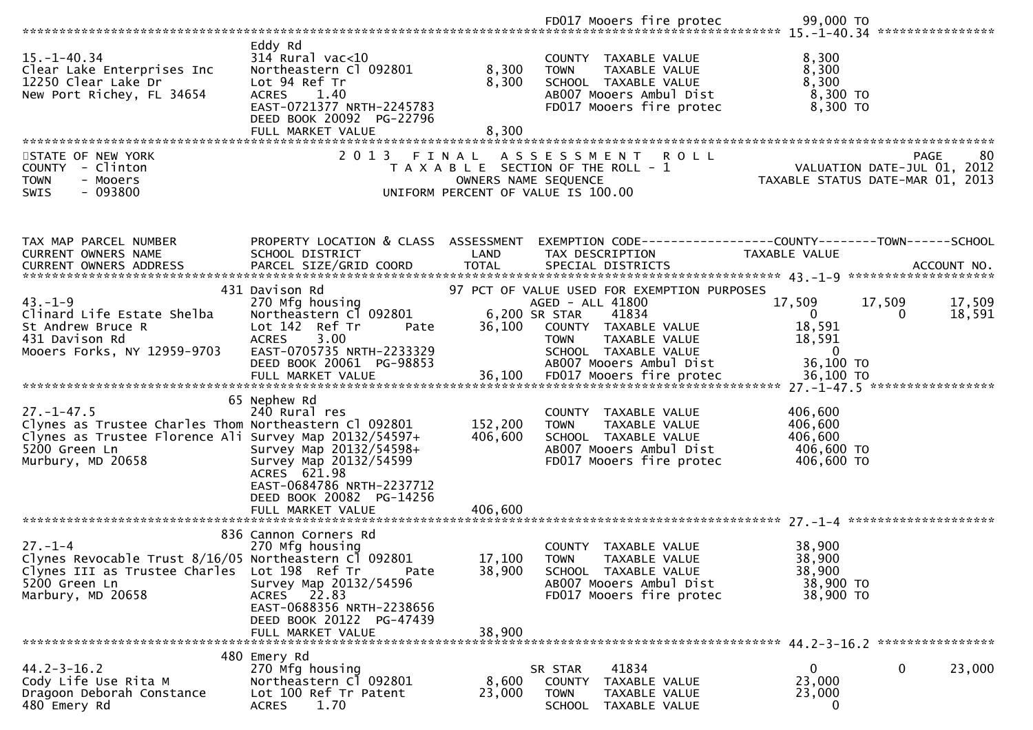```
                                                                   FD017 Mooers fire protec          99,000 TO
******************************************************************************************************* 15.-1-40.34 ****************
                              Eddy Rd
15.-1-40.34                   314 Rural vac<10                      COUNTY  TAXABLE VALUE             8,300
Clear Lake Enterprises Inc    Northeastern Cl 092801        8,300   TOWN    TAXABLE VALUE             8,300
12250 Clear Lake Dr           Lot 94 Ref Tr                 8,300   SCHOOL  TAXABLE VALUE             8,300
New Port Richey, FL 34654     ACRES    1.40                         AB007 Mooers Ambul Dist            8,300 TO
                              EAST-0721377 NRTH-2245783             FD017 Mooers fire protec           8,300 TO
                              DEED BOOK 20092  PG-22796
                              FULL MARKET VALUE             8,300
************************************************************************************************************************************
STATE OF NEW YORK                  2 0 1 3   F I N A L   A S S E S S M E N T   R O L L                                 PAGE     80
COUNTY  - Clinton                     T A X A B L E  SECTION OF THE ROLL - 1                      VALUATION DATE-JUL 01, 2012
TOWN    - Mooers                                OWNERS NAME SEQUENCE                             TAXABLE STATUS DATE-MAR 01, 2013
SWIS    - 093800                       UNIFORM PERCENT OF VALUE IS 100.00


TAX MAP PARCEL NUMBER         PROPERTY LOCATION & CLASS  ASSESSMENT  EXEMPTION CODE------------------COUNTY--------TOWN------SCHOOL
CURRENT OWNERS NAME           SCHOOL DISTRICT               LAND      TAX DESCRIPTION            TAXABLE VALUE
CURRENT OWNERS ADDRESS        PARCEL SIZE/GRID COORD        TOTAL     SPECIAL DISTRICTS                                  ACCOUNT NO.
******************************************************************************************************* 43.-1-9 ********************
                          431 Davison Rd                      97 PCT OF VALUE USED FOR EXEMPTION PURPOSES
43.-1-9                       270 Mfg housing                       AGED - ALL 41800            17,509       17,509        17,509
Clinard Life Estate Shelba    Northeastern Cl 092801        6,200 SR STAR     41834                  0            0        18,591
St Andrew Bruce R             Lot 142  Ref Tr       Pate   36,100   COUNTY  TAXABLE VALUE            18,591
431 Davison Rd                ACRES    3.00                         TOWN    TAXABLE VALUE            18,591
Mooers Forks, NY 12959-9703   EAST-0705735 NRTH-2233329             SCHOOL  TAXABLE VALUE                 0
                              DEED BOOK 20061  PG-98853             AB007 Mooers Ambul Dist           36,100 TO
                              FULL MARKET VALUE            36,100   FD017 Mooers fire protec          36,100 TO
******************************************************************************************************* 27.-1-47.5 *****************
                           65 Nephew Rd
27.-1-47.5                    240 Rural res                         COUNTY  TAXABLE VALUE           406,600
Clynes as Trustee Charles Thom Northeastern Cl 092801     152,200   TOWN    TAXABLE VALUE           406,600
Clynes as Trustee Florence Ali Survey Map 20132/54597+    406,600   SCHOOL  TAXABLE VALUE           406,600
5200 Green Ln                 Survey Map 20132/54598+               AB007 Mooers Ambul Dist          406,600 TO
Murbury, MD 20658             Survey Map 20132/54599                FD017 Mooers fire protec         406,600 TO
                              ACRES  621.98
                              EAST-0684786 NRTH-2237712
                              DEED BOOK 20082  PG-14256
                              FULL MARKET VALUE           406,600
******************************************************************************************************* 27.-1-4 ********************
                          836 Cannon Corners Rd
27.-1-4                       270 Mfg housing                       COUNTY  TAXABLE VALUE            38,900
Clynes Revocable Trust 8/16/05 Northeastern Cl 092801      17,100   TOWN    TAXABLE VALUE            38,900
Clynes III as Trustee Charles  Lot 198  Ref Tr      Pate   38,900   SCHOOL  TAXABLE VALUE            38,900
5200 Green Ln                 Survey Map 20132/54596                AB007 Mooers Ambul Dist           38,900 TO
Marbury, MD 20658             ACRES   22.83                         FD017 Mooers fire protec          38,900 TO
                              EAST-0688356 NRTH-2238656
                              DEED BOOK 20122  PG-47439
                              FULL MARKET VALUE            38,900
******************************************************************************************************* 44.2-3-16.2 ****************
                          480 Emery Rd
44.2-3-16.2                   270 Mfg housing                       SR STAR     41834                  0            0        23,000
Cody Life Use Rita M          Northeastern Cl 092801        8,600   COUNTY  TAXABLE VALUE            23,000
Dragoon Deborah Constance     Lot 100 Ref Tr Patent        23,000   TOWN    TAXABLE VALUE            23,000
480 Emery Rd                  ACRES    1.70                         SCHOOL  TAXABLE VALUE                 0
```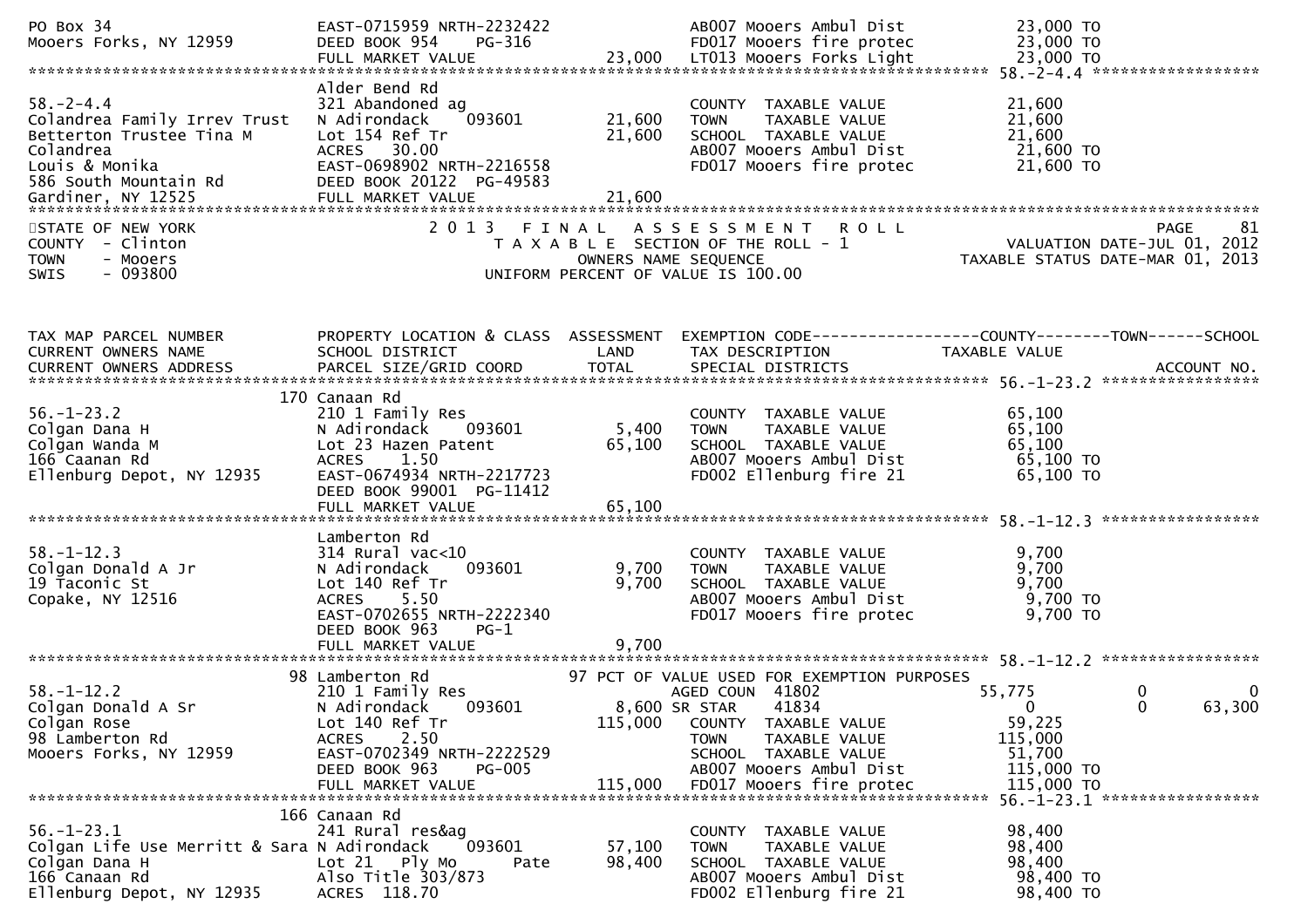```
PO Box 34                          EAST-0715959 NRTH-2232422             AB007 Mooers Ambul Dist              23,000 TO
Mooers Forks, NY 12959             DEED BOOK 954    PG-316               FD017 Mooers fire protec             23,000 TO
                                   FULL MARKET VALUE              23,000  LT013 Mooers Forks Light             23,000 TO
******************************************************************************************************* 58.-2-4.4 *****************
                                   Alder Bend Rd
58.-2-4.4                          321 Abandoned ag                       COUNTY  TAXABLE VALUE               21,600
Colandrea Family Irrev Trust       N Adirondack     093601        21,600  TOWN    TAXABLE VALUE               21,600
Betterton Trustee Tina M           Lot 154 Ref Tr                 21,600  SCHOOL  TAXABLE VALUE               21,600
Colandrea                          ACRES   30.00                          AB007 Mooers Ambul Dist              21,600 TO
Louis & Monika                     EAST-0698902 NRTH-2216558              FD017 Mooers fire protec             21,600 TO
586 South Mountain Rd              DEED BOOK 20122  PG-49583
Gardiner, NY 12525                 FULL MARKET VALUE              21,600
************************************************************************************************************************************
STATE OF NEW YORK                  2 0 1 3   F I N A L   A S S E S S M E N T   R O L L                                    PAGE    81
COUNTY  - Clinton                     T A X A B L E  SECTION OF THE ROLL - 1                        VALUATION DATE-JUL 01, 2012
TOWN    - Mooers                              OWNERS NAME SEQUENCE                           TAXABLE STATUS DATE-MAR 01, 2013
SWIS    - 093800                       UNIFORM PERCENT OF VALUE IS 100.00


TAX MAP PARCEL NUMBER              PROPERTY LOCATION & CLASS  ASSESSMENT  EXEMPTION CODE------------------COUNTY--------TOWN------SCHOOL
CURRENT OWNERS NAME                SCHOOL DISTRICT               LAND     TAX DESCRIPTION              TAXABLE VALUE
CURRENT OWNERS ADDRESS             PARCEL SIZE/GRID COORD        TOTAL    SPECIAL DISTRICTS                                 ACCOUNT NO.
******************************************************************************************************* 56.-1-23.2 ****************
                               170 Canaan Rd
56.-1-23.2                         210 1 Family Res                       COUNTY  TAXABLE VALUE               65,100
Colgan Dana H                      N Adirondack     093601         5,400  TOWN    TAXABLE VALUE               65,100
Colgan Wanda M                     Lot 23 Hazen Patent            65,100  SCHOOL  TAXABLE VALUE               65,100
166 Caanan Rd                      ACRES    1.50                          AB007 Mooers Ambul Dist              65,100 TO
Ellenburg Depot, NY 12935          EAST-0674934 NRTH-2217723              FD002 Ellenburg fire 21              65,100 TO
                                   DEED BOOK 99001  PG-11412
                                   FULL MARKET VALUE              65,100
******************************************************************************************************* 58.-1-12.3 ****************
                                   Lamberton Rd
58.-1-12.3                         314 Rural vac<10                       COUNTY  TAXABLE VALUE                9,700
Colgan Donald A Jr                 N Adirondack     093601         9,700  TOWN    TAXABLE VALUE                9,700
19 Taconic St                      Lot 140 Ref Tr                  9,700  SCHOOL  TAXABLE VALUE                9,700
Copake, NY 12516                   ACRES    5.50                          AB007 Mooers Ambul Dist               9,700 TO
                                   EAST-0702655 NRTH-2222340              FD017 Mooers fire protec              9,700 TO
                                   DEED BOOK 963    PG-1
                                   FULL MARKET VALUE               9,700
******************************************************************************************************* 58.-1-12.2 ****************
                                98 Lamberton Rd                    97 PCT OF VALUE USED FOR EXEMPTION PURPOSES
58.-1-12.2                         210 1 Family Res                       AGED COUN  41802                  55,775          0            0
Colgan Donald A Sr                 N Adirondack     093601         8,600 SR STAR     41834                       0          0       63,300
Colgan Rose                        Lot 140 Ref Tr                115,000  COUNTY  TAXABLE VALUE               59,225
98 Lamberton Rd                    ACRES    2.50                          TOWN    TAXABLE VALUE              115,000
Mooers Forks, NY 12959             EAST-0702349 NRTH-2222529              SCHOOL  TAXABLE VALUE               51,700
                                   DEED BOOK 963    PG-005                AB007 Mooers Ambul Dist             115,000 TO
                                   FULL MARKET VALUE             115,000  FD017 Mooers fire protec            115,000 TO
******************************************************************************************************* 56.-1-23.1 ****************
                               166 Canaan Rd
56.-1-23.1                         241 Rural res&ag                       COUNTY  TAXABLE VALUE               98,400
Colgan Life Use Merritt & Sara N Adirondack     093601        57,100  TOWN    TAXABLE VALUE               98,400
Colgan Dana H                      Lot 21  Ply Mo       Pate      98,400  SCHOOL  TAXABLE VALUE               98,400
166 Canaan Rd                      Also Title 303/873                     AB007 Mooers Ambul Dist              98,400 TO
Ellenburg Depot, NY 12935          ACRES  118.70                          FD002 Ellenburg fire 21              98,400 TO
```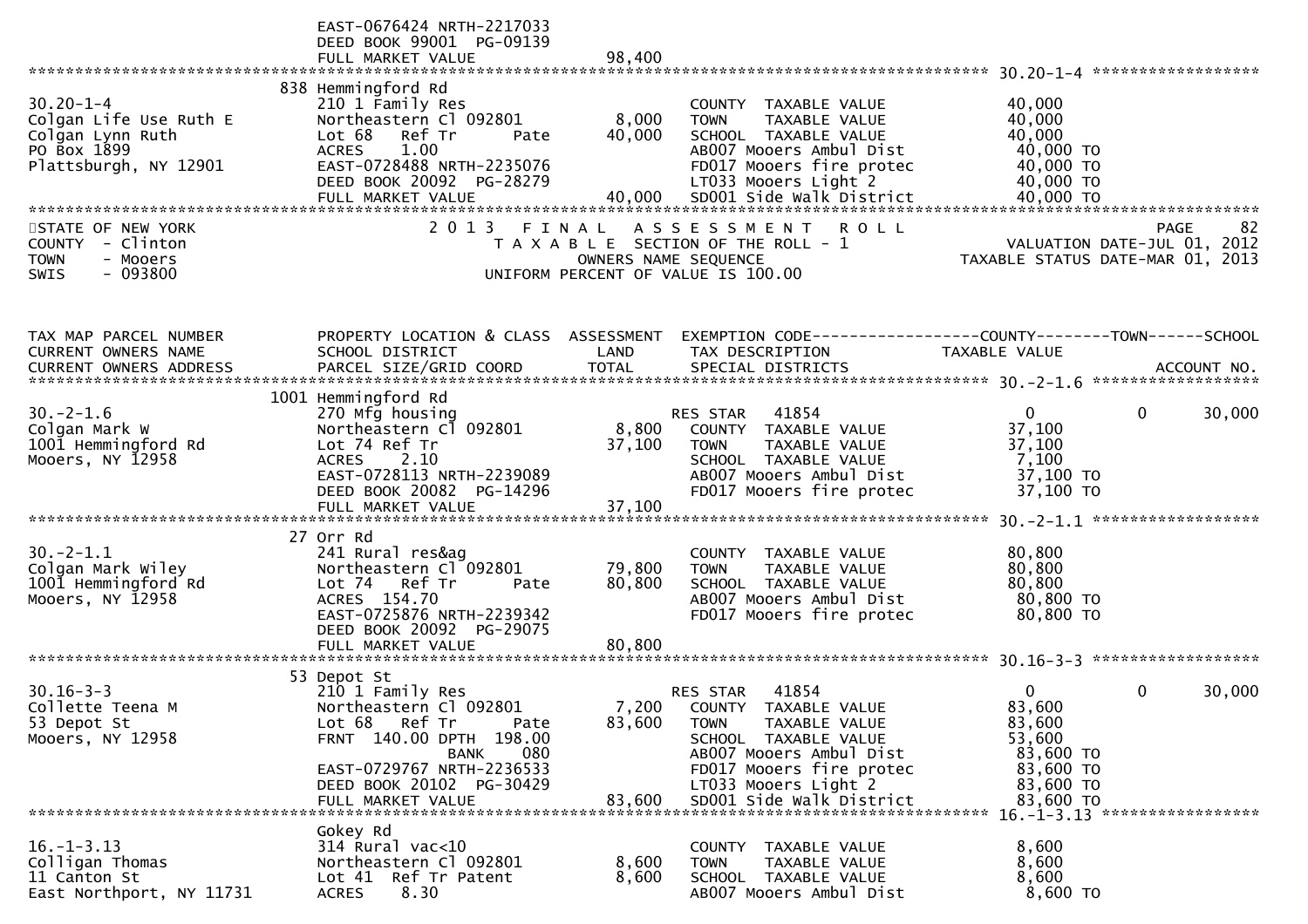EAST-0676424 NRTH-2217033
DEED BOOK 99001 PG-09139
FULL MARKET VALUE 98,400

******************************************************************************************************* 30.20-1-4 ******************

| | | | | |
|---|---|---|---|---|
| 30.20-1-4 | 838 Hemmingford Rd | | | |
| Colgan Life Use Ruth E | 210 1 Family Res | | COUNTY TAXABLE VALUE | 40,000 |
| Colgan Lynn Ruth | Northeastern Cl 092801 | 8,000 | TOWN TAXABLE VALUE | 40,000 |
| PO Box 1899 | Lot 68 Ref Tr Pate | 40,000 | SCHOOL TAXABLE VALUE | 40,000 |
| Plattsburgh, NY 12901 | ACRES 1.00 | | AB007 Mooers Ambul Dist | 40,000 TO |
| | EAST-0728488 NRTH-2235076 | | FD017 Mooers fire protec | 40,000 TO |
| | DEED BOOK 20092 PG-28279 | | LT033 Mooers Light 2 | 40,000 TO |
| | FULL MARKET VALUE | 40,000 | SD001 Side Walk District | 40,000 TO |

STATE OF NEW YORK
COUNTY - Clinton
TOWN - Mooers
SWIS - 093800

2 0 1 3 F I N A L A S S E S S M E N T R O L L
T A X A B L E SECTION OF THE ROLL - 1
OWNERS NAME SEQUENCE
UNIFORM PERCENT OF VALUE IS 100.00

PAGE 82
VALUATION DATE-JUL 01, 2012
TAXABLE STATUS DATE-MAR 01, 2013

| TAX MAP PARCEL NUMBER<br>CURRENT OWNERS NAME<br>CURRENT OWNERS ADDRESS | PROPERTY LOCATION & CLASS<br>SCHOOL DISTRICT<br>PARCEL SIZE/GRID COORD | ASSESSMENT<br>LAND<br>TOTAL | EXEMPTION CODE<br>TAX DESCRIPTION<br>SPECIAL DISTRICTS | COUNTY<br>TAXABLE VALUE | TOWN | SCHOOL<br><br>ACCOUNT NO. |
|---|---|---|---|---|---|---|
| **30.-2-1.6** | 1001 Hemmingford Rd | | | | | |
| 30.-2-1.6 | 270 Mfg housing | | RES STAR 41854 | 0 | 0 | 30,000 |
| Colgan Mark W | Northeastern Cl 092801 | 8,800 | COUNTY TAXABLE VALUE | 37,100 | | |
| 1001 Hemmingford Rd | Lot 74 Ref Tr | 37,100 | TOWN TAXABLE VALUE | 37,100 | | |
| Mooers, NY 12958 | ACRES 2.10 | | SCHOOL TAXABLE VALUE | 7,100 | | |
| | EAST-0728113 NRTH-2239089 | | AB007 Mooers Ambul Dist | 37,100 TO | | |
| | DEED BOOK 20082 PG-14296 | | FD017 Mooers fire protec | 37,100 TO | | |
| | FULL MARKET VALUE | 37,100 | | | | |
| **30.-2-1.1** | 27 Orr Rd | | | | | |
| 30.-2-1.1 | 241 Rural res&ag | | COUNTY TAXABLE VALUE | 80,800 | | |
| Colgan Mark Wiley | Northeastern Cl 092801 | 79,800 | TOWN TAXABLE VALUE | 80,800 | | |
| 1001 Hemmingford Rd | Lot 74 Ref Tr Pate | 80,800 | SCHOOL TAXABLE VALUE | 80,800 | | |
| Mooers, NY 12958 | ACRES 154.70 | | AB007 Mooers Ambul Dist | 80,800 TO | | |
| | EAST-0725876 NRTH-2239342 | | FD017 Mooers fire protec | 80,800 TO | | |
| | DEED BOOK 20092 PG-29075 | | | | | |
| | FULL MARKET VALUE | 80,800 | | | | |
| **30.16-3-3** | 53 Depot St | | | | | |
| 30.16-3-3 | 210 1 Family Res | | RES STAR 41854 | 0 | 0 | 30,000 |
| Collette Teena M | Northeastern Cl 092801 | 7,200 | COUNTY TAXABLE VALUE | 83,600 | | |
| 53 Depot St | Lot 68 Ref Tr Pate | 83,600 | TOWN TAXABLE VALUE | 83,600 | | |
| Mooers, NY 12958 | FRNT 140.00 DPTH 198.00 | | SCHOOL TAXABLE VALUE | 53,600 | | |
| | BANK 080 | | AB007 Mooers Ambul Dist | 83,600 TO | | |
| | EAST-0729767 NRTH-2236533 | | FD017 Mooers fire protec | 83,600 TO | | |
| | DEED BOOK 20102 PG-30429 | | LT033 Mooers Light 2 | 83,600 TO | | |
| | FULL MARKET VALUE | 83,600 | SD001 Side Walk District | 83,600 TO | | |
| **16.-1-3.13** | Gokey Rd | | | | | |
| 16.-1-3.13 | 314 Rural vac<10 | | COUNTY TAXABLE VALUE | 8,600 | | |
| Colligan Thomas | Northeastern Cl 092801 | 8,600 | TOWN TAXABLE VALUE | 8,600 | | |
| 11 Canton St | Lot 41 Ref Tr Patent | 8,600 | SCHOOL TAXABLE VALUE | 8,600 | | |
| East Northport, NY 11731 | ACRES 8.30 | | AB007 Mooers Ambul Dist | 8,600 TO | | |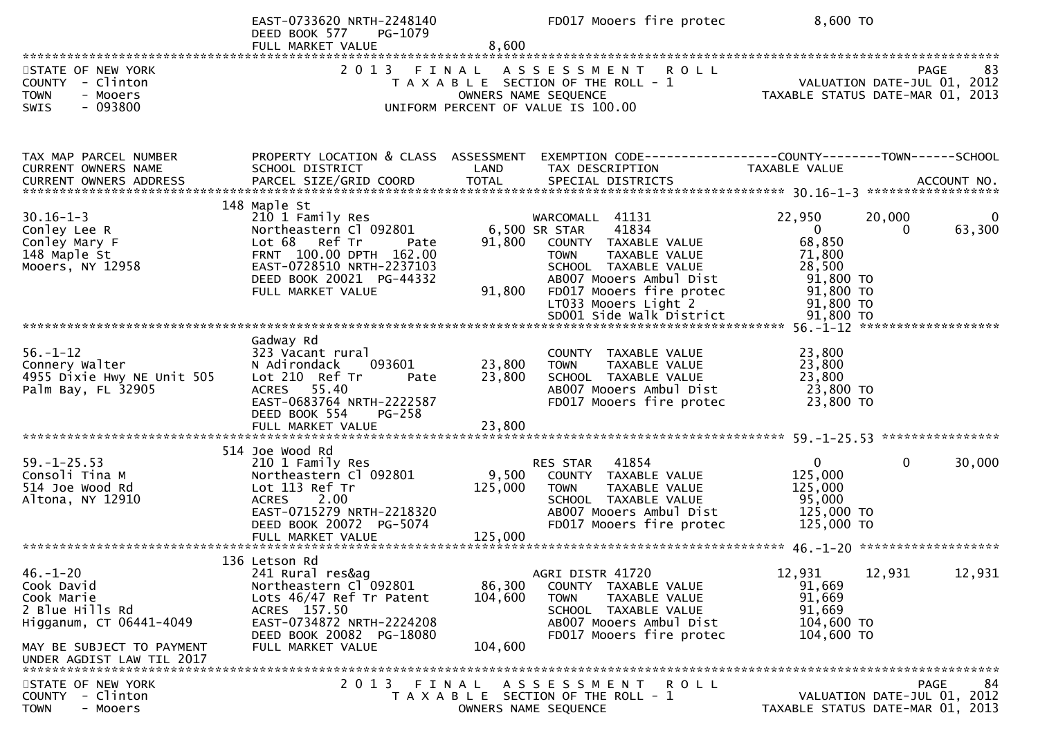```
                               EAST-0733620 NRTH-2248140                FD017 Mooers fire protec          8,600 TO
                               DEED BOOK 577     PG-1079
                               FULL MARKET VALUE                  8,600
*****************************************************************************************************************************************
STATE OF NEW YORK                  2 0 1 3   F I N A L   A S S E S S M E N T   R O L L                                    PAGE     83
COUNTY  - Clinton                     T A X A B L E  SECTION OF THE ROLL - 1                          VALUATION DATE-JUL 01, 2012
TOWN    - Mooers                                OWNERS NAME SEQUENCE                            TAXABLE STATUS DATE-MAR 01, 2013
SWIS    - 093800                        UNIFORM PERCENT OF VALUE IS 100.00


TAX MAP PARCEL NUMBER          PROPERTY LOCATION & CLASS  ASSESSMENT  EXEMPTION CODE------------------COUNTY--------TOWN------SCHOOL
CURRENT OWNERS NAME            SCHOOL DISTRICT               LAND      TAX DESCRIPTION              TAXABLE VALUE
CURRENT OWNERS ADDRESS         PARCEL SIZE/GRID COORD        TOTAL     SPECIAL DISTRICTS                                    ACCOUNT NO.
*************************************************************************************************** 30.16-1-3 *******************
                           148 Maple St
30.16-1-3                      210 1 Family Res                       WARCOMALL  41131              22,950      20,000           0
Conley Lee R                   Northeastern Cl 092801       6,500 SR STAR    41834                   0           0      63,300
Conley Mary F                  Lot 68   Ref Tr       Pate    91,800   COUNTY  TAXABLE VALUE          68,850
148 Maple St                   FRNT 100.00 DPTH 162.00                TOWN    TAXABLE VALUE          71,800
Mooers, NY 12958               EAST-0728510 NRTH-2237103              SCHOOL  TAXABLE VALUE          28,500
                               DEED BOOK 20021  PG-44332              AB007 Mooers Ambul Dist          91,800 TO
                               FULL MARKET VALUE             91,800   FD017 Mooers fire protec         91,800 TO
                                                                      LT033 Mooers Light 2             91,800 TO
                                                                      SD001 Side Walk District         91,800 TO
*************************************************************************************************** 56.-1-12 ********************
                               Gadway Rd
56.-1-12                       323 Vacant rural                       COUNTY  TAXABLE VALUE          23,800
Connery Walter                 N Adirondack     093601      23,800    TOWN    TAXABLE VALUE          23,800
4955 Dixie Hwy NE Unit 505     Lot 210  Ref Tr       Pate    23,800   SCHOOL  TAXABLE VALUE          23,800
Palm Bay, FL 32905             ACRES   55.40                          AB007 Mooers Ambul Dist          23,800 TO
                               EAST-0683764 NRTH-2222587              FD017 Mooers fire protec         23,800 TO
                               DEED BOOK 554     PG-258
                               FULL MARKET VALUE             23,800
*************************************************************************************************** 59.-1-25.53 *****************
                           514 Joe Wood Rd
59.-1-25.53                    210 1 Family Res                       RES STAR   41854                   0           0      30,000
Consoli Tina M                 Northeastern Cl 092801       9,500     COUNTY  TAXABLE VALUE         125,000
514 Joe Wood Rd                Lot 113 Ref Tr               125,000   TOWN    TAXABLE VALUE         125,000
Altona, NY 12910               ACRES    2.00                          SCHOOL  TAXABLE VALUE          95,000
                               EAST-0715279 NRTH-2218320              AB007 Mooers Ambul Dist         125,000 TO
                               DEED BOOK 20072  PG-5074               FD017 Mooers fire protec        125,000 TO
                               FULL MARKET VALUE            125,000
*************************************************************************************************** 46.-1-20 ********************
                           136 Letson Rd
46.-1-20                       241 Rural res&ag                       AGRI DISTR 41720              12,931      12,931      12,931
Cook David                     Northeastern Cl 092801      86,300     COUNTY  TAXABLE VALUE          91,669
Cook Marie                     Lots 46/47 Ref Tr Patent    104,600    TOWN    TAXABLE VALUE          91,669
2 Blue Hills Rd                ACRES  157.50                          SCHOOL  TAXABLE VALUE          91,669
Higganum, CT 06441-4049        EAST-0734872 NRTH-2224208              AB007 Mooers Ambul Dist         104,600 TO
                               DEED BOOK 20082  PG-18080              FD017 Mooers fire protec        104,600 TO
MAY BE SUBJECT TO PAYMENT      FULL MARKET VALUE            104,600
UNDER AGDIST LAW TIL 2017
*****************************************************************************************************************************************
STATE OF NEW YORK                  2 0 1 3   F I N A L   A S S E S S M E N T   R O L L                                    PAGE     84
COUNTY  - Clinton                     T A X A B L E  SECTION OF THE ROLL - 1                          VALUATION DATE-JUL 01, 2012
TOWN    - Mooers                                OWNERS NAME SEQUENCE                            TAXABLE STATUS DATE-MAR 01, 2013
```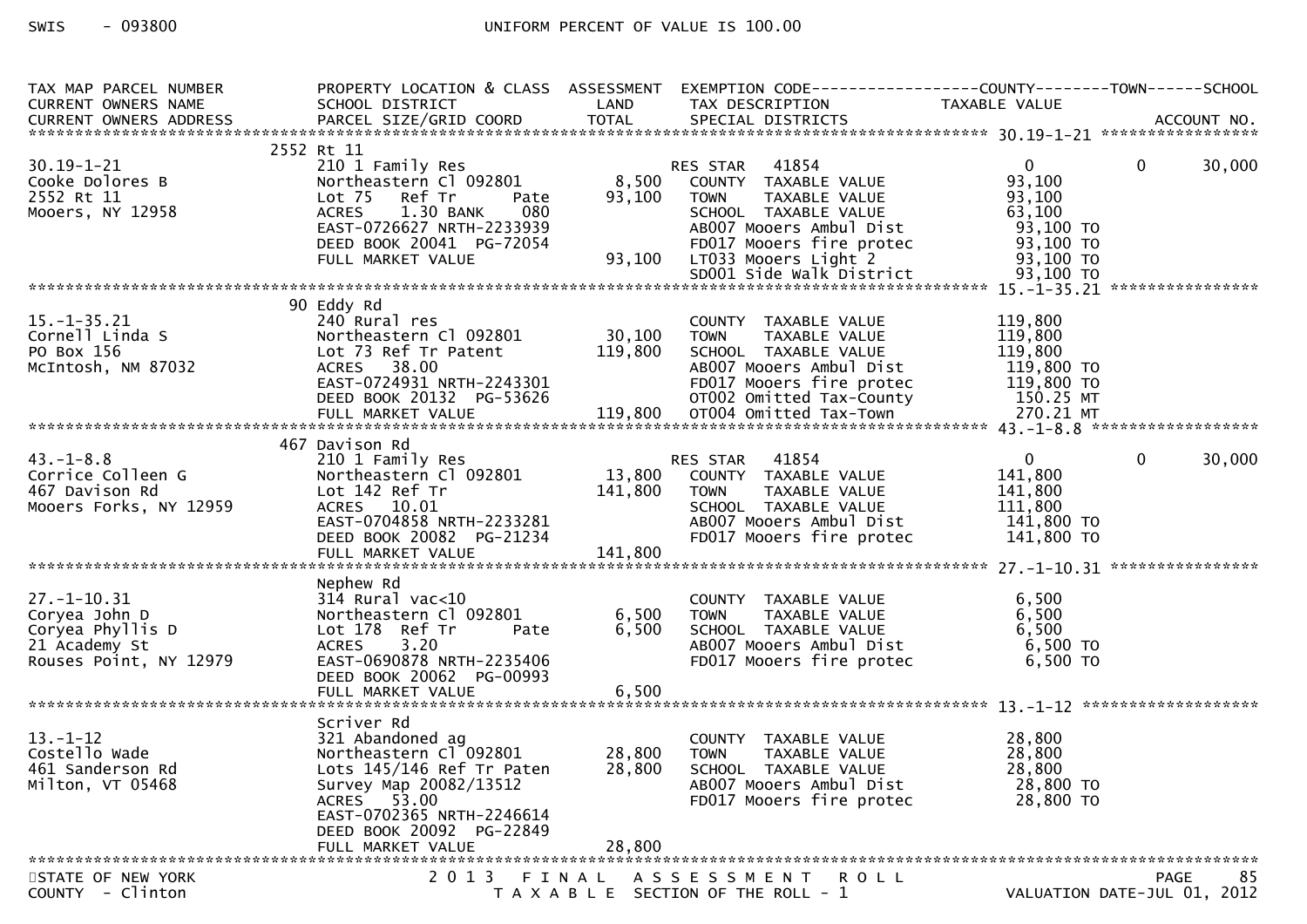SWIS - 093800 UNIFORM PERCENT OF VALUE IS 100.00

| TAX MAP PARCEL NUMBER / CURRENT OWNERS NAME / CURRENT OWNERS ADDRESS | PROPERTY LOCATION & CLASS / SCHOOL DISTRICT / PARCEL SIZE/GRID COORD | ASSESSMENT LAND | TOTAL | EXEMPTION CODE / TAX DESCRIPTION / SPECIAL DISTRICTS | COUNTY TAXABLE VALUE | TOWN | SCHOOL / ACCOUNT NO. |
|---|---|---|---|---|---|---|---|
| **30.19-1-21** | 2552 Rt 11 | | | | | | |
| 30.19-1-21 | 210 1 Family Res | | | RES STAR 41854 | 0 | 0 | 30,000 |
| Cooke Dolores B | Northeastern Cl 092801 | 8,500 | | COUNTY TAXABLE VALUE | 93,100 | | |
| 2552 Rt 11 | Lot 75 Ref Tr Pate | | 93,100 | TOWN TAXABLE VALUE | 93,100 | | |
| Mooers, NY 12958 | ACRES 1.30 BANK 080 | | | SCHOOL TAXABLE VALUE | 63,100 | | |
| | EAST-0726627 NRTH-2233939 | | | AB007 Mooers Ambul Dist | 93,100 TO | | |
| | DEED BOOK 20041 PG-72054 | | | FD017 Mooers fire protec | 93,100 TO | | |
| | FULL MARKET VALUE | | 93,100 | LT033 Mooers Light 2 | 93,100 TO | | |
| | | | | SD001 Side Walk District | 93,100 TO | | |
| **15.-1-35.21** | 90 Eddy Rd | | | | | | |
| 15.-1-35.21 | 240 Rural res | | | COUNTY TAXABLE VALUE | 119,800 | | |
| Cornell Linda S | Northeastern Cl 092801 | 30,100 | | TOWN TAXABLE VALUE | 119,800 | | |
| PO Box 156 | Lot 73 Ref Tr Patent | | 119,800 | SCHOOL TAXABLE VALUE | 119,800 | | |
| McIntosh, NM 87032 | ACRES 38.00 | | | AB007 Mooers Ambul Dist | 119,800 TO | | |
| | EAST-0724931 NRTH-2243301 | | | FD017 Mooers fire protec | 119,800 TO | | |
| | DEED BOOK 20132 PG-53626 | | | OT002 Omitted Tax-County | 150.25 MT | | |
| | FULL MARKET VALUE | | 119,800 | OT004 Omitted Tax-Town | 270.21 MT | | |
| **43.-1-8.8** | 467 Davison Rd | | | | | | |
| 43.-1-8.8 | 210 1 Family Res | | | RES STAR 41854 | 0 | 0 | 30,000 |
| Corrice Colleen G | Northeastern Cl 092801 | 13,800 | | COUNTY TAXABLE VALUE | 141,800 | | |
| 467 Davison Rd | Lot 142 Ref Tr | | 141,800 | TOWN TAXABLE VALUE | 141,800 | | |
| Mooers Forks, NY 12959 | ACRES 10.01 | | | SCHOOL TAXABLE VALUE | 111,800 | | |
| | EAST-0704858 NRTH-2233281 | | | AB007 Mooers Ambul Dist | 141,800 TO | | |
| | DEED BOOK 20082 PG-21234 | | | FD017 Mooers fire protec | 141,800 TO | | |
| | FULL MARKET VALUE | | 141,800 | | | | |
| **27.-1-10.31** | Nephew Rd | | | | | | |
| 27.-1-10.31 | 314 Rural vac<10 | | | COUNTY TAXABLE VALUE | 6,500 | | |
| Coryea John D | Northeastern Cl 092801 | 6,500 | | TOWN TAXABLE VALUE | 6,500 | | |
| Coryea Phyllis D | Lot 178 Ref Tr Pate | | 6,500 | SCHOOL TAXABLE VALUE | 6,500 | | |
| 21 Academy St | ACRES 3.20 | | | AB007 Mooers Ambul Dist | 6,500 TO | | |
| Rouses Point, NY 12979 | EAST-0690878 NRTH-2235406 | | | FD017 Mooers fire protec | 6,500 TO | | |
| | DEED BOOK 20062 PG-00993 | | | | | | |
| | FULL MARKET VALUE | | 6,500 | | | | |
| **13.-1-12** | Scriver Rd | | | | | | |
| 13.-1-12 | 321 Abandoned ag | | | COUNTY TAXABLE VALUE | 28,800 | | |
| Costello Wade | Northeastern Cl 092801 | 28,800 | | TOWN TAXABLE VALUE | 28,800 | | |
| 461 Sanderson Rd | Lots 145/146 Ref Tr Paten | | 28,800 | SCHOOL TAXABLE VALUE | 28,800 | | |
| Milton, VT 05468 | Survey Map 20082/13512 | | | AB007 Mooers Ambul Dist | 28,800 TO | | |
| | ACRES 53.00 | | | FD017 Mooers fire protec | 28,800 TO | | |
| | EAST-0702365 NRTH-2246614 | | | | | | |
| | DEED BOOK 20092 PG-22849 | | | | | | |
| | FULL MARKET VALUE | | 28,800 | | | | |

STATE OF NEW YORK — 2013 FINAL ASSESSMENT ROLL — PAGE 85
COUNTY - Clinton — TAXABLE SECTION OF THE ROLL - 1 — VALUATION DATE-JUL 01, 2012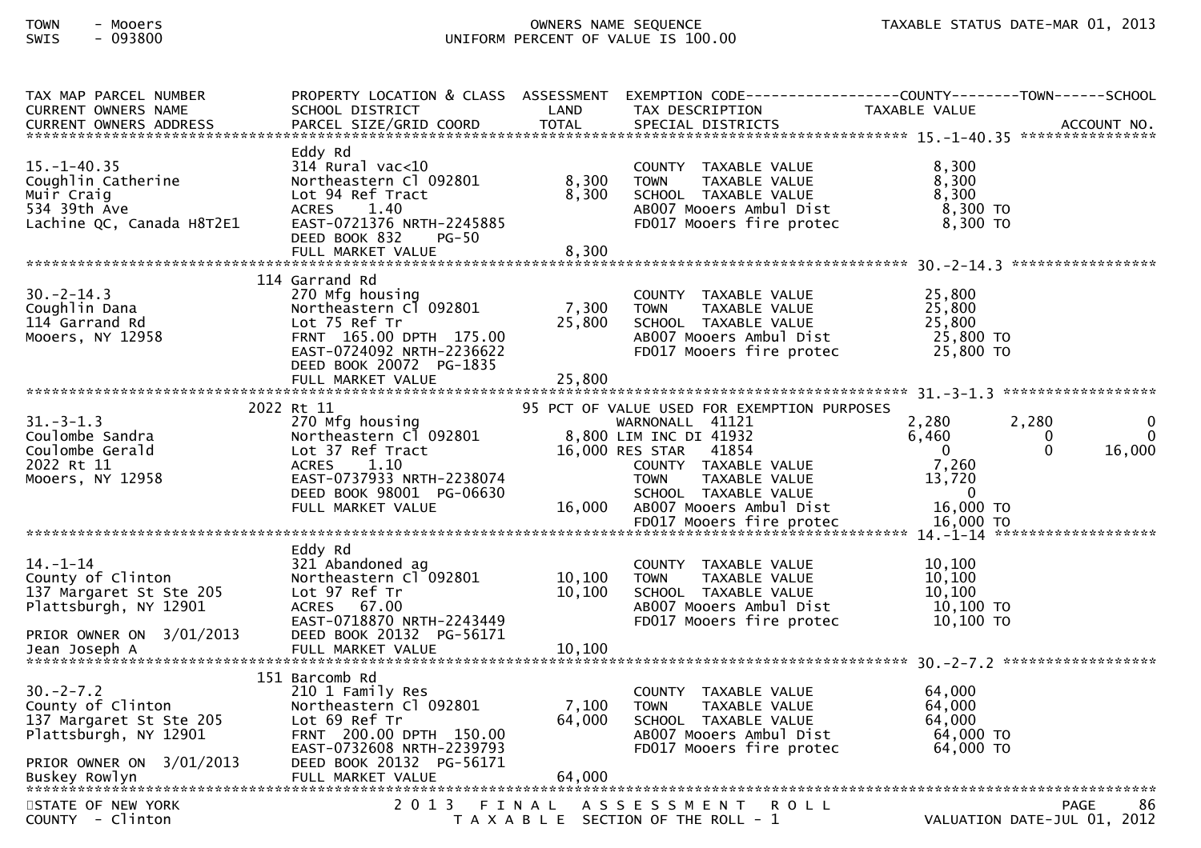TOWN - Mooers
SWIS - 093800

OWNERS NAME SEQUENCE
UNIFORM PERCENT OF VALUE IS 100.00

TAXABLE STATUS DATE-MAR 01, 2013

| TAX MAP PARCEL NUMBER / CURRENT OWNERS NAME / CURRENT OWNERS ADDRESS | PROPERTY LOCATION & CLASS / SCHOOL DISTRICT / PARCEL SIZE/GRID COORD | ASSESSMENT LAND / TOTAL | EXEMPTION CODE / TAX DESCRIPTION / SPECIAL DISTRICTS | COUNTY TAXABLE VALUE | TOWN | SCHOOL |
|---|---|---|---|---|---|---|
| **15.-1-40.35** | Eddy Rd | | | | | |
| 15.-1-40.35 | 314 Rural vac<10 | | COUNTY TAXABLE VALUE | 8,300 | | |
| Coughlin Catherine | Northeastern Cl 092801 | 8,300 | TOWN TAXABLE VALUE | 8,300 | | |
| Muir Craig | Lot 94 Ref Tract | 8,300 | SCHOOL TAXABLE VALUE | 8,300 | | |
| 534 39th Ave | ACRES 1.40 | | AB007 Mooers Ambul Dist | 8,300 TO | | |
| Lachine QC, Canada H8T2E1 | EAST-0721376 NRTH-2245885 | | FD017 Mooers fire protec | 8,300 TO | | |
| | DEED BOOK 832 PG-50 | | | | | |
| | FULL MARKET VALUE | 8,300 | | | | |
| **30.-2-14.3** | 114 Garrand Rd | | | | | |
| 30.-2-14.3 | 270 Mfg housing | | COUNTY TAXABLE VALUE | 25,800 | | |
| Coughlin Dana | Northeastern Cl 092801 | 7,300 | TOWN TAXABLE VALUE | 25,800 | | |
| 114 Garrand Rd | Lot 75 Ref Tr | 25,800 | SCHOOL TAXABLE VALUE | 25,800 | | |
| Mooers, NY 12958 | FRNT 165.00 DPTH 175.00 | | AB007 Mooers Ambul Dist | 25,800 TO | | |
| | EAST-0724092 NRTH-2236622 | | FD017 Mooers fire protec | 25,800 TO | | |
| | DEED BOOK 20072 PG-1835 | | | | | |
| | FULL MARKET VALUE | 25,800 | | | | |
| **31.-3-1.3** | 2022 Rt 11 | | 95 PCT OF VALUE USED FOR EXEMPTION PURPOSES | | | |
| 31.-3-1.3 | 270 Mfg housing | | WARNONALL 41121 | 2,280 | 2,280 | 0 |
| Coulombe Sandra | Northeastern Cl 092801 | 8,800 | LIM INC DI 41932 | 6,460 | 0 | 0 |
| Coulombe Gerald | Lot 37 Ref Tract | 16,000 | RES STAR 41854 | 0 | 0 | 16,000 |
| 2022 Rt 11 | ACRES 1.10 | | COUNTY TAXABLE VALUE | 7,260 | | |
| Mooers, NY 12958 | EAST-0737933 NRTH-2238074 | | TOWN TAXABLE VALUE | 13,720 | | |
| | DEED BOOK 98001 PG-06630 | | SCHOOL TAXABLE VALUE | 0 | | |
| | FULL MARKET VALUE | 16,000 | AB007 Mooers Ambul Dist | 16,000 TO | | |
| | | | FD017 Mooers fire protec | 16,000 TO | | |
| **14.-1-14** | Eddy Rd | | | | | |
| 14.-1-14 | 321 Abandoned ag | | COUNTY TAXABLE VALUE | 10,100 | | |
| County of Clinton | Northeastern Cl 092801 | 10,100 | TOWN TAXABLE VALUE | 10,100 | | |
| 137 Margaret St Ste 205 | Lot 97 Ref Tr | 10,100 | SCHOOL TAXABLE VALUE | 10,100 | | |
| Plattsburgh, NY 12901 | ACRES 67.00 | | AB007 Mooers Ambul Dist | 10,100 TO | | |
| | EAST-0718870 NRTH-2243449 | | FD017 Mooers fire protec | 10,100 TO | | |
| PRIOR OWNER ON 3/01/2013 | DEED BOOK 20132 PG-56171 | | | | | |
| Jean Joseph A | FULL MARKET VALUE | 10,100 | | | | |
| **30.-2-7.2** | 151 Barcomb Rd | | | | | |
| 30.-2-7.2 | 210 1 Family Res | | COUNTY TAXABLE VALUE | 64,000 | | |
| County of Clinton | Northeastern Cl 092801 | 7,100 | TOWN TAXABLE VALUE | 64,000 | | |
| 137 Margaret St Ste 205 | Lot 69 Ref Tr | 64,000 | SCHOOL TAXABLE VALUE | 64,000 | | |
| Plattsburgh, NY 12901 | FRNT 200.00 DPTH 150.00 | | AB007 Mooers Ambul Dist | 64,000 TO | | |
| | EAST-0732608 NRTH-2239793 | | FD017 Mooers fire protec | 64,000 TO | | |
| PRIOR OWNER ON 3/01/2013 | DEED BOOK 20132 PG-56171 | | | | | |
| Buskey Rowlyn | FULL MARKET VALUE | 64,000 | | | | |

STATE OF NEW YORK
COUNTY - Clinton

2013 FINAL ASSESSMENT ROLL
TAXABLE SECTION OF THE ROLL - 1

VALUATION DATE-JUL 01, 2012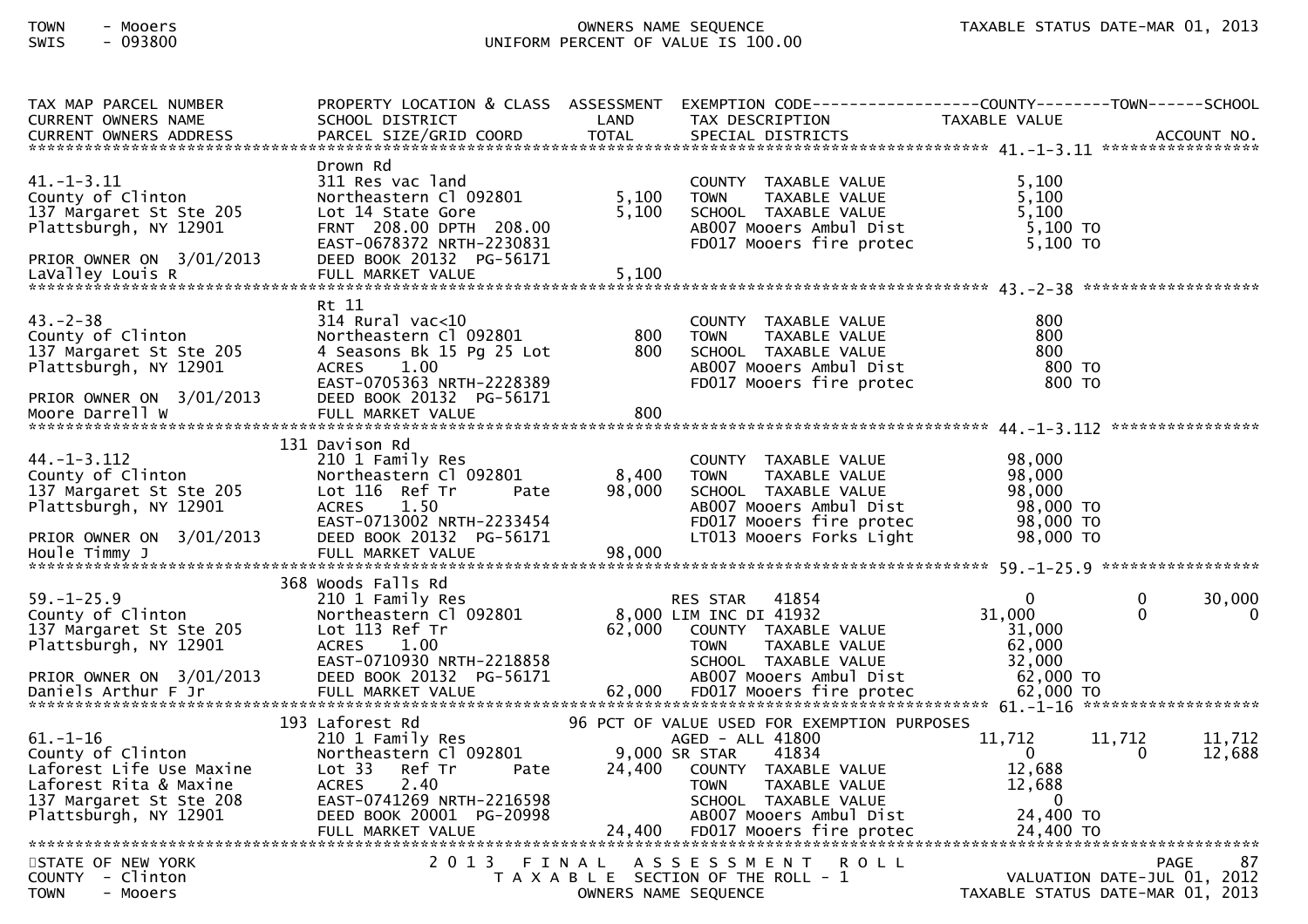| TAX MAP PARCEL NUMBER<br>CURRENT OWNERS NAME<br>CURRENT OWNERS ADDRESS | PROPERTY LOCATION & CLASS<br>SCHOOL DISTRICT<br>PARCEL SIZE/GRID COORD | ASSESSMENT<br>LAND<br>TOTAL | EXEMPTION CODE<br>TAX DESCRIPTION<br>SPECIAL DISTRICTS | COUNTY<br>TAXABLE VALUE | TOWN | SCHOOL<br>ACCOUNT NO. |
|---|---|---|---|---|---|---|
| **41.-1-3.11** | Drown Rd | | | | | |
| 41.-1-3.11 | 311 Res vac land | | COUNTY TAXABLE VALUE | 5,100 | | |
| County of Clinton | Northeastern Cl 092801 | 5,100 | TOWN TAXABLE VALUE | 5,100 | | |
| 137 Margaret St Ste 205 | Lot 14 State Gore | 5,100 | SCHOOL TAXABLE VALUE | 5,100 | | |
| Plattsburgh, NY 12901 | FRNT 208.00 DPTH 208.00 | | AB007 Mooers Ambul Dist | 5,100 TO | | |
| | EAST-0678372 NRTH-2230831 | | FD017 Mooers fire protec | 5,100 TO | | |
| PRIOR OWNER ON 3/01/2013 | DEED BOOK 20132 PG-56171 | | | | | |
| LaValley Louis R | FULL MARKET VALUE | 5,100 | | | | |
| **43.-2-38** | Rt 11 | | | | | |
| 43.-2-38 | 314 Rural vac<10 | | COUNTY TAXABLE VALUE | 800 | | |
| County of Clinton | Northeastern Cl 092801 | 800 | TOWN TAXABLE VALUE | 800 | | |
| 137 Margaret St Ste 205 | 4 Seasons Bk 15 Pg 25 Lot | 800 | SCHOOL TAXABLE VALUE | 800 | | |
| Plattsburgh, NY 12901 | ACRES 1.00 | | AB007 Mooers Ambul Dist | 800 TO | | |
| | EAST-0705363 NRTH-2228389 | | FD017 Mooers fire protec | 800 TO | | |
| PRIOR OWNER ON 3/01/2013 | DEED BOOK 20132 PG-56171 | | | | | |
| Moore Darrell W | FULL MARKET VALUE | 800 | | | | |
| **44.-1-3.112** | 131 Davison Rd | | | | | |
| 44.-1-3.112 | 210 1 Family Res | | COUNTY TAXABLE VALUE | 98,000 | | |
| County of Clinton | Northeastern Cl 092801 | 8,400 | TOWN TAXABLE VALUE | 98,000 | | |
| 137 Margaret St Ste 205 | Lot 116 Ref Tr Pate | 98,000 | SCHOOL TAXABLE VALUE | 98,000 | | |
| Plattsburgh, NY 12901 | ACRES 1.50 | | AB007 Mooers Ambul Dist | 98,000 TO | | |
| | EAST-0713002 NRTH-2233454 | | FD017 Mooers fire protec | 98,000 TO | | |
| PRIOR OWNER ON 3/01/2013 | DEED BOOK 20132 PG-56171 | | LT013 Mooers Forks Light | 98,000 TO | | |
| Houle Timmy J | FULL MARKET VALUE | 98,000 | | | | |
| **59.-1-25.9** | 368 Woods Falls Rd | | | | | |
| 59.-1-25.9 | 210 1 Family Res | | RES STAR 41854 | 0 | 0 | 30,000 |
| County of Clinton | Northeastern Cl 092801 | 8,000 | LIM INC DI 41932 | 31,000 | 0 | 0 |
| 137 Margaret St Ste 205 | Lot 113 Ref Tr | 62,000 | COUNTY TAXABLE VALUE | 31,000 | | |
| Plattsburgh, NY 12901 | ACRES 1.00 | | TOWN TAXABLE VALUE | 62,000 | | |
| | EAST-0710930 NRTH-2218858 | | SCHOOL TAXABLE VALUE | 32,000 | | |
| PRIOR OWNER ON 3/01/2013 | DEED BOOK 20132 PG-56171 | | AB007 Mooers Ambul Dist | 62,000 TO | | |
| Daniels Arthur F Jr | FULL MARKET VALUE | 62,000 | FD017 Mooers fire protec | 62,000 TO | | |
| **61.-1-16** | 193 Laforest Rd | | 96 PCT OF VALUE USED FOR EXEMPTION PURPOSES | | | |
| 61.-1-16 | 210 1 Family Res | | AGED - ALL 41800 | 11,712 | 11,712 | 11,712 |
| County of Clinton | Northeastern Cl 092801 | 9,000 | SR STAR 41834 | 0 | 0 | 12,688 |
| Laforest Life Use Maxine | Lot 33 Ref Tr Pate | 24,400 | COUNTY TAXABLE VALUE | 12,688 | | |
| Laforest Rita & Maxine | ACRES 2.40 | | TOWN TAXABLE VALUE | 12,688 | | |
| 137 Margaret St Ste 208 | EAST-0741269 NRTH-2216598 | | SCHOOL TAXABLE VALUE | 0 | | |
| Plattsburgh, NY 12901 | DEED BOOK 20001 PG-20998 | | AB007 Mooers Ambul Dist | 24,400 TO | | |
| | FULL MARKET VALUE | 24,400 | FD017 Mooers fire protec | 24,400 TO | | |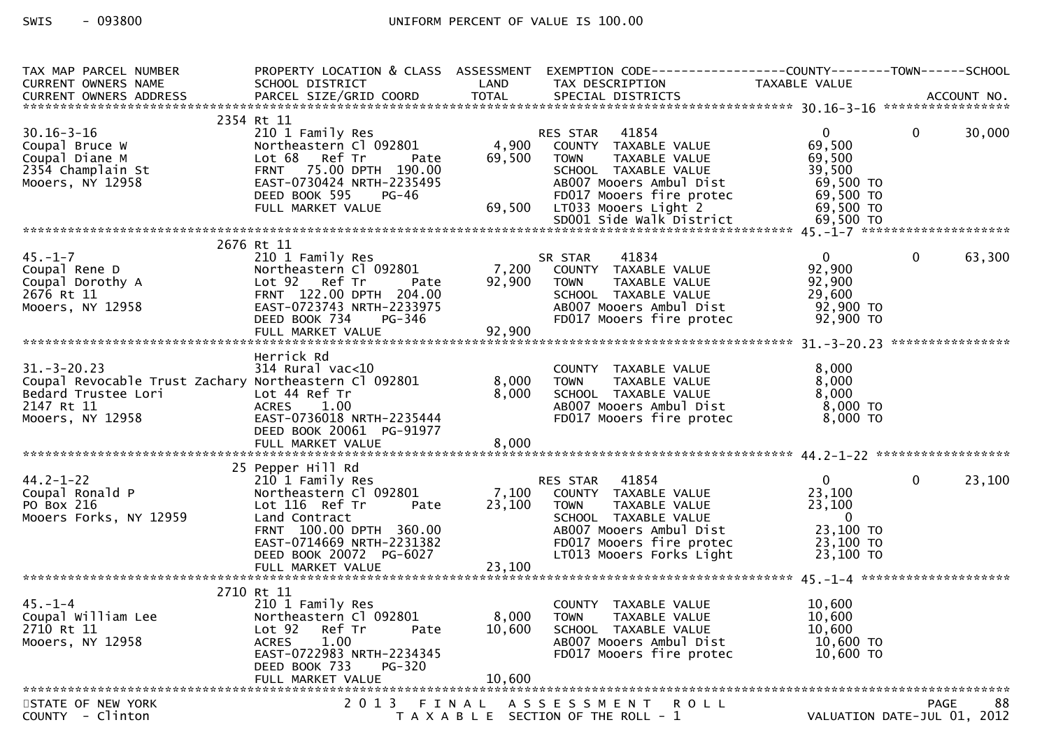SWIS - 093800 UNIFORM PERCENT OF VALUE IS 100.00

```
TAX MAP PARCEL NUMBER          PROPERTY LOCATION & CLASS  ASSESSMENT  EXEMPTION CODE------------------COUNTY--------TOWN------SCHOOL
CURRENT OWNERS NAME            SCHOOL DISTRICT               LAND      TAX DESCRIPTION            TAXABLE VALUE
CURRENT OWNERS ADDRESS         PARCEL SIZE/GRID COORD        TOTAL     SPECIAL DISTRICTS                                    ACCOUNT NO.
******************************************************************************************************* 30.16-3-16 *****************
                          2354 Rt 11
30.16-3-16                     210 1 Family Res                      RES STAR   41854              0            0       30,000
Coupal Bruce W                 Northeastern Cl 092801       4,900    COUNTY  TAXABLE VALUE         69,500
Coupal Diane M                 Lot 68   Ref Tr      Pate   69,500    TOWN    TAXABLE VALUE         69,500
2354 Champlain St              FRNT   75.00 DPTH  190.00             SCHOOL  TAXABLE VALUE         39,500
Mooers, NY 12958               EAST-0730424 NRTH-2235495             AB007 Mooers Ambul Dist        69,500 TO
                               DEED BOOK 595    PG-46                FD017 Mooers fire protec       69,500 TO
                               FULL MARKET VALUE           69,500    LT033 Mooers Light 2           69,500 TO
                                                                     SD001 Side Walk District       69,500 TO
******************************************************************************************************* 45.-1-7 ********************
                          2676 Rt 11
45.-1-7                        210 1 Family Res                      SR STAR    41834              0            0       63,300
Coupal Rene D                  Northeastern Cl 092801       7,200    COUNTY  TAXABLE VALUE         92,900
Coupal Dorothy A               Lot 92   Ref Tr      Pate   92,900    TOWN    TAXABLE VALUE         92,900
2676 Rt 11                     FRNT  122.00 DPTH  204.00             SCHOOL  TAXABLE VALUE         29,600
Mooers, NY 12958               EAST-0723743 NRTH-2233975             AB007 Mooers Ambul Dist        92,900 TO
                               DEED BOOK 734    PG-346               FD017 Mooers fire protec       92,900 TO
                               FULL MARKET VALUE           92,900
******************************************************************************************************* 31.-3-20.23 ****************
                          Herrick Rd
31.-3-20.23                    314 Rural vac<10                      COUNTY  TAXABLE VALUE          8,000
Coupal Revocable Trust Zachary Northeastern Cl 092801       8,000    TOWN    TAXABLE VALUE          8,000
Bedard Trustee Lori            Lot 44 Ref Tr                8,000    SCHOOL  TAXABLE VALUE          8,000
2147 Rt 11                     ACRES    1.00                         AB007 Mooers Ambul Dist         8,000 TO
Mooers, NY 12958               EAST-0736018 NRTH-2235444             FD017 Mooers fire protec        8,000 TO
                               DEED BOOK 20061 PG-91977
                               FULL MARKET VALUE            8,000
******************************************************************************************************* 44.2-1-22 ******************
                          25 Pepper Hill Rd
44.2-1-22                      210 1 Family Res                      RES STAR   41854              0            0       23,100
Coupal Ronald P                Northeastern Cl 092801       7,100    COUNTY  TAXABLE VALUE         23,100
PO Box 216                     Lot 116  Ref Tr      Pate   23,100    TOWN    TAXABLE VALUE         23,100
Mooers Forks, NY 12959         Land Contract                         SCHOOL  TAXABLE VALUE              0
                               FRNT  100.00 DPTH  360.00             AB007 Mooers Ambul Dist        23,100 TO
                               EAST-0714669 NRTH-2231382             FD017 Mooers fire protec       23,100 TO
                               DEED BOOK 20072 PG-6027               LT013 Mooers Forks Light       23,100 TO
                               FULL MARKET VALUE           23,100
******************************************************************************************************* 45.-1-4 ********************
                          2710 Rt 11
45.-1-4                        210 1 Family Res                      COUNTY  TAXABLE VALUE         10,600
Coupal William Lee             Northeastern Cl 092801       8,000    TOWN    TAXABLE VALUE         10,600
2710 Rt 11                     Lot 92   Ref Tr      Pate   10,600    SCHOOL  TAXABLE VALUE         10,600
Mooers, NY 12958               ACRES    1.00                         AB007 Mooers Ambul Dist        10,600 TO
                               EAST-0722983 NRTH-2234345             FD017 Mooers fire protec       10,600 TO
                               DEED BOOK 733    PG-320
                               FULL MARKET VALUE           10,600
************************************************************************************************************************************
```

STATE OF NEW YORK — 2013 FINAL ASSESSMENT ROLL — PAGE 88
COUNTY - Clinton — TAXABLE SECTION OF THE ROLL - 1 — VALUATION DATE-JUL 01, 2012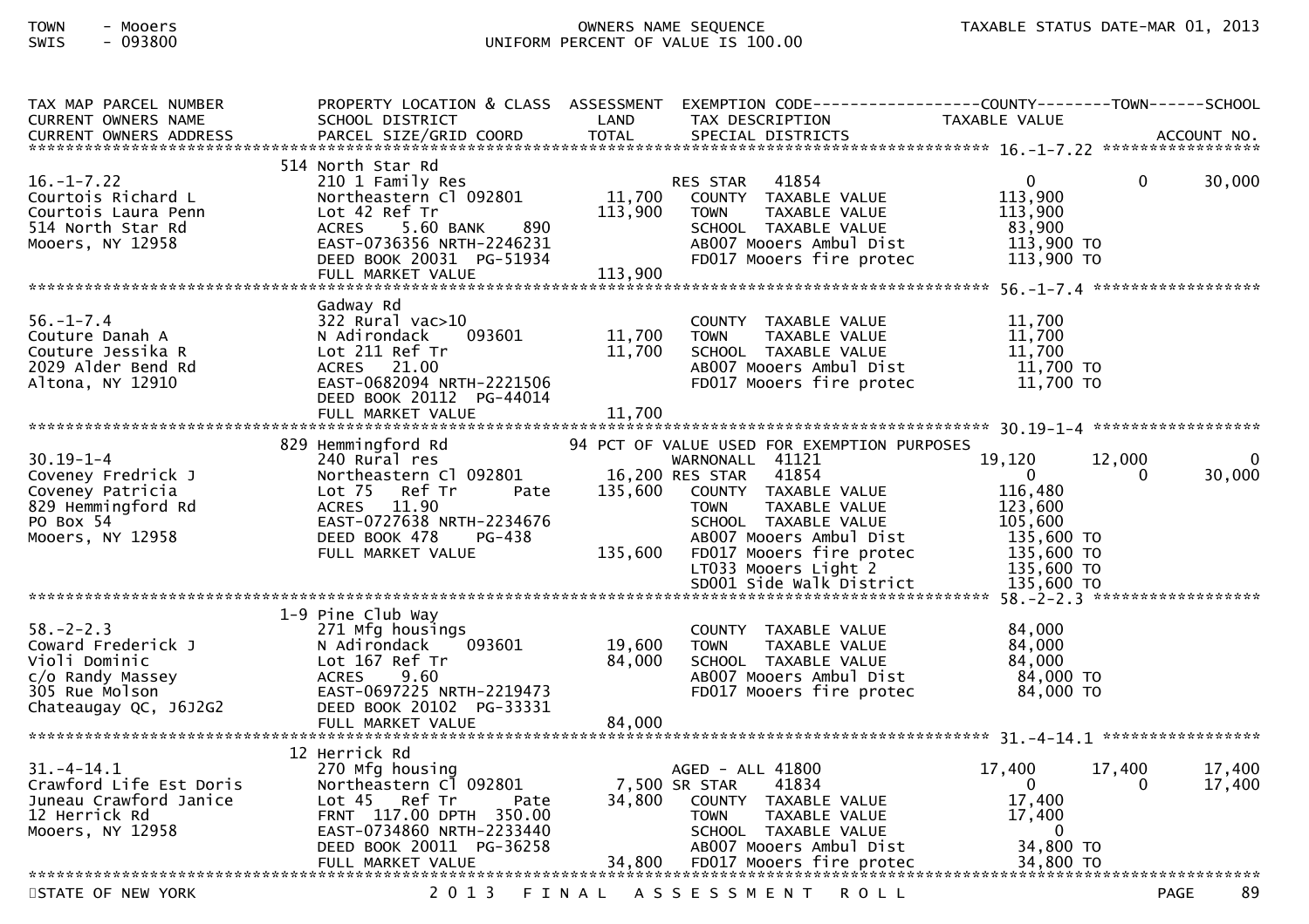TOWN - Mooers
SWIS - 093800

OWNERS NAME SEQUENCE
UNIFORM PERCENT OF VALUE IS 100.00

TAXABLE STATUS DATE-MAR 01, 2013

```
TAX MAP PARCEL NUMBER        PROPERTY LOCATION & CLASS  ASSESSMENT  EXEMPTION CODE------------------COUNTY--------TOWN------SCHOOL
CURRENT OWNERS NAME          SCHOOL DISTRICT               LAND      TAX DESCRIPTION              TAXABLE VALUE
CURRENT OWNERS ADDRESS       PARCEL SIZE/GRID COORD        TOTAL     SPECIAL DISTRICTS                                  ACCOUNT NO.
******************************************************************************************************* 16.-1-7.22 *****************
                             514 North Star Rd
16.-1-7.22                   210 1 Family Res                        RES STAR    41854                  0           0       30,000
Courtois Richard L           Northeastern Cl 092801       11,700     COUNTY  TAXABLE VALUE          113,900
Courtois Laura Penn          Lot 42 Ref Tr               113,900     TOWN    TAXABLE VALUE          113,900
514 North Star Rd            ACRES    5.60 BANK     890              SCHOOL  TAXABLE VALUE           83,900
Mooers, NY 12958             EAST-0736356 NRTH-2246231               AB007 Mooers Ambul Dist         113,900 TO
                             DEED BOOK 20031  PG-51934               FD017 Mooers fire protec        113,900 TO
                             FULL MARKET VALUE           113,900
******************************************************************************************************* 56.-1-7.4 ******************
                             Gadway Rd
56.-1-7.4                    322 Rural vac>10                        COUNTY  TAXABLE VALUE           11,700
Couture Danah A              N Adirondack    093601       11,700     TOWN    TAXABLE VALUE           11,700
Couture Jessika R            Lot 211 Ref Tr               11,700     SCHOOL  TAXABLE VALUE           11,700
2029 Alder Bend Rd           ACRES   21.00                           AB007 Mooers Ambul Dist          11,700 TO
Altona, NY 12910             EAST-0682094 NRTH-2221506               FD017 Mooers fire protec         11,700 TO
                             DEED BOOK 20112  PG-44014
                             FULL MARKET VALUE            11,700
******************************************************************************************************* 30.19-1-4 ******************
                             829 Hemmingford Rd              94 PCT OF VALUE USED FOR EXEMPTION PURPOSES
30.19-1-4                    240 Rural res                           WARNONALL  41121               19,120      12,000           0
Coveney Fredrick J           Northeastern Cl 092801       16,200 RES STAR    41854                  0           0       30,000
Coveney Patricia             Lot 75   Ref Tr      Pate   135,600     COUNTY  TAXABLE VALUE          116,480
829 Hemmingford Rd           ACRES   11.90                           TOWN    TAXABLE VALUE          123,600
PO Box 54                    EAST-0727638 NRTH-2234676               SCHOOL  TAXABLE VALUE          105,600
Mooers, NY 12958             DEED BOOK 478    PG-438                 AB007 Mooers Ambul Dist         135,600 TO
                             FULL MARKET VALUE           135,600     FD017 Mooers fire protec        135,600 TO
                                                                     LT033 Mooers Light 2            135,600 TO
                                                                     SD001 Side Walk District        135,600 TO
******************************************************************************************************* 58.-2-2.3 ******************
                             1-9 Pine Club Way
58.-2-2.3                    271 Mfg housings                        COUNTY  TAXABLE VALUE           84,000
Coward Frederick J           N Adirondack    093601       19,600     TOWN    TAXABLE VALUE           84,000
Violi Dominic                Lot 167 Ref Tr               84,000     SCHOOL  TAXABLE VALUE           84,000
c/o Randy Massey             ACRES    9.60                           AB007 Mooers Ambul Dist          84,000 TO
305 Rue Molson               EAST-0697225 NRTH-2219473               FD017 Mooers fire protec         84,000 TO
Chateaugay QC, J6J2G2        DEED BOOK 20102  PG-33331
                             FULL MARKET VALUE            84,000
******************************************************************************************************* 31.-4-14.1 *****************
                             12 Herrick Rd
31.-4-14.1                   270 Mfg housing                         AGED - ALL 41800               17,400      17,400      17,400
Crawford Life Est Doris      Northeastern Cl 092801        7,500 SR STAR     41834                  0           0       17,400
Juneau Crawford Janice       Lot 45   Ref Tr      Pate    34,800     COUNTY  TAXABLE VALUE           17,400
12 Herrick Rd                FRNT 117.00 DPTH 350.00                 TOWN    TAXABLE VALUE           17,400
Mooers, NY 12958             EAST-0734860 NRTH-2233440               SCHOOL  TAXABLE VALUE                0
                             DEED BOOK 20011  PG-36258               AB007 Mooers Ambul Dist          34,800 TO
                             FULL MARKET VALUE            34,800     FD017 Mooers fire protec         34,800 TO
************************************************************************************************************************************
```

STATE OF NEW YORK — 2013 FINAL ASSESSMENT ROLL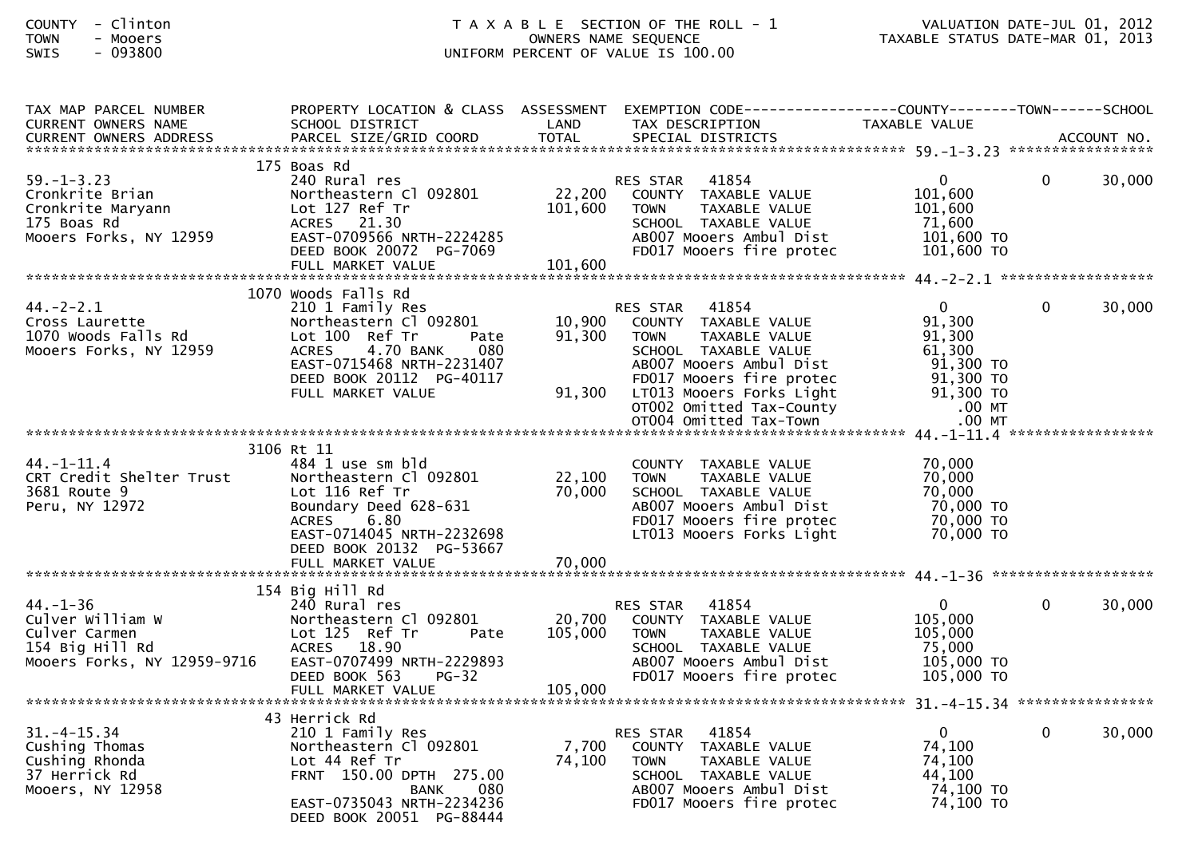COUNTY - Clinton
TOWN - Mooers
SWIS - 093800

T A X A B L E SECTION OF THE ROLL - 1
OWNERS NAME SEQUENCE
UNIFORM PERCENT OF VALUE IS 100.00

VALUATION DATE-JUL 01, 2012
TAXABLE STATUS DATE-MAR 01, 2013

| TAX MAP PARCEL NUMBER / CURRENT OWNERS NAME / CURRENT OWNERS ADDRESS | PROPERTY LOCATION & CLASS / SCHOOL DISTRICT / PARCEL SIZE/GRID COORD | ASSESSMENT LAND / TOTAL | EXEMPTION CODE / TAX DESCRIPTION / SPECIAL DISTRICTS | COUNTY TAXABLE VALUE | TOWN | SCHOOL / ACCOUNT NO. |
|---|---|---|---|---|---|---|
| **59.-1-3.23** | | | | | | |
| | 175 Boas Rd | | | | | |
| 59.-1-3.23 | 240 Rural res | | RES STAR 41854 | 0 | 0 | 30,000 |
| Cronkrite Brian | Northeastern Cl 092801 | 22,200 | COUNTY TAXABLE VALUE | 101,600 | | |
| Cronkrite Maryann | Lot 127 Ref Tr | 101,600 | TOWN TAXABLE VALUE | 101,600 | | |
| 175 Boas Rd | ACRES 21.30 | | SCHOOL TAXABLE VALUE | 71,600 | | |
| Mooers Forks, NY 12959 | EAST-0709566 NRTH-2224285 | | AB007 Mooers Ambul Dist | 101,600 TO | | |
| | DEED BOOK 20072 PG-7069 | | FD017 Mooers fire protec | 101,600 TO | | |
| | FULL MARKET VALUE | 101,600 | | | | |
| **44.-2-2.1** | | | | | | |
| | 1070 Woods Falls Rd | | | | | |
| 44.-2-2.1 | 210 1 Family Res | | RES STAR 41854 | 0 | 0 | 30,000 |
| Cross Laurette | Northeastern Cl 092801 | 10,900 | COUNTY TAXABLE VALUE | 91,300 | | |
| 1070 Woods Falls Rd | Lot 100 Ref Tr Pate | 91,300 | TOWN TAXABLE VALUE | 91,300 | | |
| Mooers Forks, NY 12959 | ACRES 4.70 BANK 080 | | SCHOOL TAXABLE VALUE | 61,300 | | |
| | EAST-0715468 NRTH-2231407 | | AB007 Mooers Ambul Dist | 91,300 TO | | |
| | DEED BOOK 20112 PG-40117 | | FD017 Mooers fire protec | 91,300 TO | | |
| | FULL MARKET VALUE | 91,300 | LT013 Mooers Forks Light | 91,300 TO | | |
| | | | OT002 Omitted Tax-County | .00 MT | | |
| | | | OT004 Omitted Tax-Town | .00 MT | | |
| **44.-1-11.4** | | | | | | |
| | 3106 Rt 11 | | | | | |
| 44.-1-11.4 | 484 1 use sm bld | | COUNTY TAXABLE VALUE | 70,000 | | |
| CRT Credit Shelter Trust | Northeastern Cl 092801 | 22,100 | TOWN TAXABLE VALUE | 70,000 | | |
| 3681 Route 9 | Lot 116 Ref Tr | 70,000 | SCHOOL TAXABLE VALUE | 70,000 | | |
| Peru, NY 12972 | Boundary Deed 628-631 | | AB007 Mooers Ambul Dist | 70,000 TO | | |
| | ACRES 6.80 | | FD017 Mooers fire protec | 70,000 TO | | |
| | EAST-0714045 NRTH-2232698 | | LT013 Mooers Forks Light | 70,000 TO | | |
| | DEED BOOK 20132 PG-53667 | | | | | |
| | FULL MARKET VALUE | 70,000 | | | | |
| **44.-1-36** | | | | | | |
| | 154 Big Hill Rd | | | | | |
| 44.-1-36 | 240 Rural res | | RES STAR 41854 | 0 | 0 | 30,000 |
| Culver William W | Northeastern Cl 092801 | 20,700 | COUNTY TAXABLE VALUE | 105,000 | | |
| Culver Carmen | Lot 125 Ref Tr Pate | 105,000 | TOWN TAXABLE VALUE | 105,000 | | |
| 154 Big Hill Rd | ACRES 18.90 | | SCHOOL TAXABLE VALUE | 75,000 | | |
| Mooers Forks, NY 12959-9716 | EAST-0707499 NRTH-2229893 | | AB007 Mooers Ambul Dist | 105,000 TO | | |
| | DEED BOOK 563 PG-32 | | FD017 Mooers fire protec | 105,000 TO | | |
| | FULL MARKET VALUE | 105,000 | | | | |
| **31.-4-15.34** | | | | | | |
| | 43 Herrick Rd | | | | | |
| 31.-4-15.34 | 210 1 Family Res | | RES STAR 41854 | 0 | 0 | 30,000 |
| Cushing Thomas | Northeastern Cl 092801 | 7,700 | COUNTY TAXABLE VALUE | 74,100 | | |
| Cushing Rhonda | Lot 44 Ref Tr | 74,100 | TOWN TAXABLE VALUE | 74,100 | | |
| 37 Herrick Rd | FRNT 150.00 DPTH 275.00 | | SCHOOL TAXABLE VALUE | 44,100 | | |
| Mooers, NY 12958 | BANK 080 | | AB007 Mooers Ambul Dist | 74,100 TO | | |
| | EAST-0735043 NRTH-2234236 | | FD017 Mooers fire protec | 74,100 TO | | |
| | DEED BOOK 20051 PG-88444 | | | | | |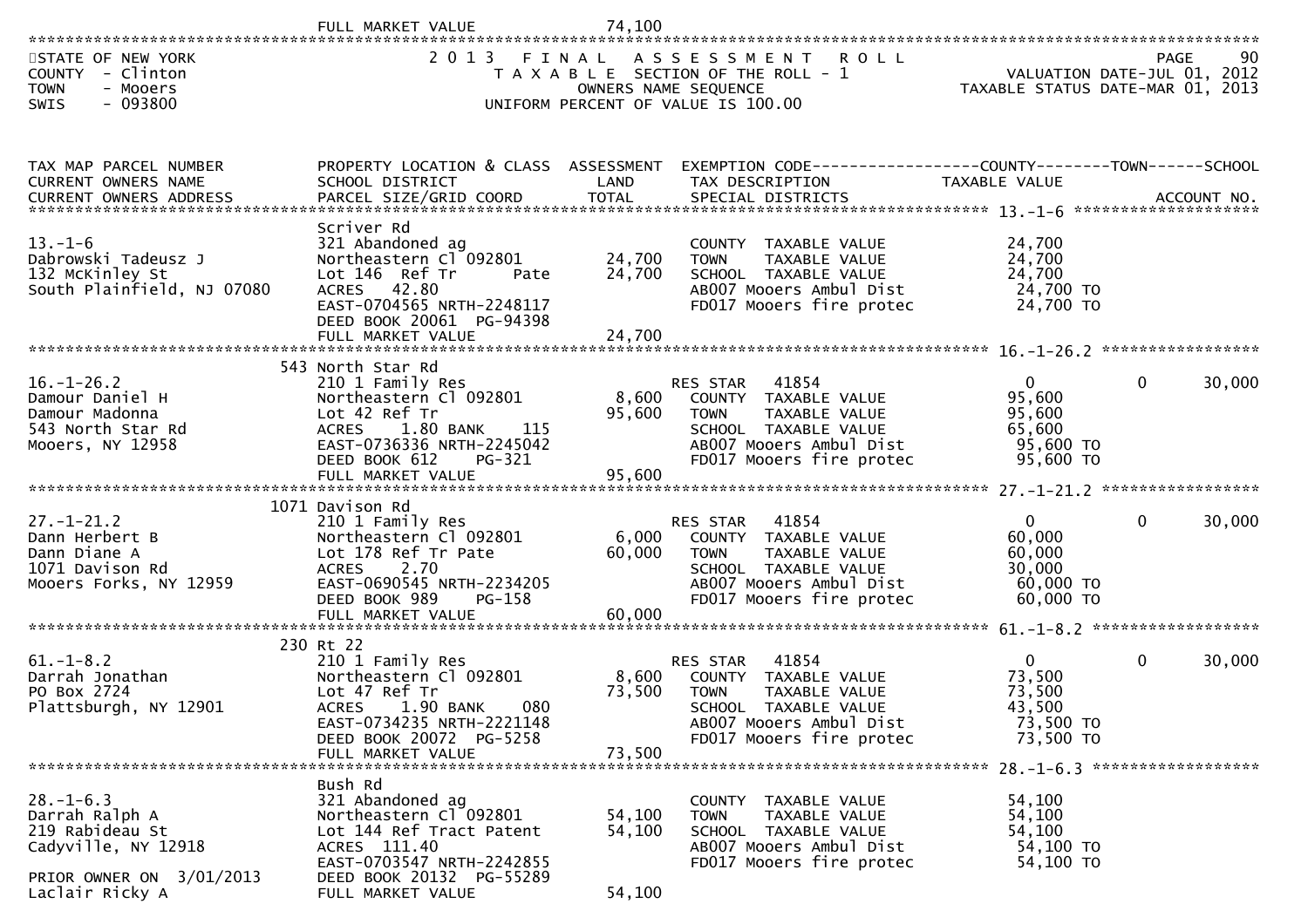FULL MARKET VALUE 74,100

STATE OF NEW YORK
COUNTY - Clinton
TOWN - Mooers
SWIS - 093800

2013 FINAL ASSESSMENT ROLL
TAXABLE SECTION OF THE ROLL - 1
OWNERS NAME SEQUENCE
UNIFORM PERCENT OF VALUE IS 100.00

VALUATION DATE-JUL 01, 2012
TAXABLE STATUS DATE-MAR 01, 2013

| TAX MAP PARCEL NUMBER / CURRENT OWNERS NAME / CURRENT OWNERS ADDRESS | PROPERTY LOCATION & CLASS / SCHOOL DISTRICT / PARCEL SIZE/GRID COORD | ASSESSMENT LAND | ASSESSMENT TOTAL | EXEMPTION CODE / TAX DESCRIPTION / SPECIAL DISTRICTS | COUNTY TAXABLE VALUE | TOWN | SCHOOL / ACCOUNT NO. |
|---|---|---|---|---|---|---|---|
| 13.-1-6 | Scriver Rd | | | | | | |
| Dabrowski Tadeusz J | 321 Abandoned ag | | | COUNTY TAXABLE VALUE | 24,700 | | |
| 132 McKinley St | Northeastern Cl 092801 | 24,700 | | TOWN TAXABLE VALUE | 24,700 | | |
| South Plainfield, NJ 07080 | Lot 146 Ref Tr Pate | | 24,700 | SCHOOL TAXABLE VALUE | 24,700 | | |
| | ACRES 42.80 | | | AB007 Mooers Ambul Dist | 24,700 TO | | |
| | EAST-0704565 NRTH-2248117 | | | FD017 Mooers fire protec | 24,700 TO | | |
| | DEED BOOK 20061 PG-94398 | | | | | | |
| | FULL MARKET VALUE | | 24,700 | | | | |
| 16.-1-26.2 | 543 North Star Rd | | | | | | |
| Damour Daniel H | 210 1 Family Res | | | RES STAR 41854 | 0 | 0 | 30,000 |
| Damour Madonna | Northeastern Cl 092801 | 8,600 | | COUNTY TAXABLE VALUE | 95,600 | | |
| 543 North Star Rd | Lot 42 Ref Tr | | 95,600 | TOWN TAXABLE VALUE | 95,600 | | |
| Mooers, NY 12958 | ACRES 1.80 BANK 115 | | | SCHOOL TAXABLE VALUE | 65,600 | | |
| | EAST-0736336 NRTH-2245042 | | | AB007 Mooers Ambul Dist | 95,600 TO | | |
| | DEED BOOK 612 PG-321 | | | FD017 Mooers fire protec | 95,600 TO | | |
| | FULL MARKET VALUE | | 95,600 | | | | |
| 27.-1-21.2 | 1071 Davison Rd | | | | | | |
| Dann Herbert B | 210 1 Family Res | | | RES STAR 41854 | 0 | 0 | 30,000 |
| Dann Diane A | Northeastern Cl 092801 | 6,000 | | COUNTY TAXABLE VALUE | 60,000 | | |
| 1071 Davison Rd | Lot 178 Ref Tr Pate | | 60,000 | TOWN TAXABLE VALUE | 60,000 | | |
| Mooers Forks, NY 12959 | ACRES 2.70 | | | SCHOOL TAXABLE VALUE | 30,000 | | |
| | EAST-0690545 NRTH-2234205 | | | AB007 Mooers Ambul Dist | 60,000 TO | | |
| | DEED BOOK 989 PG-158 | | | FD017 Mooers fire protec | 60,000 TO | | |
| | FULL MARKET VALUE | | 60,000 | | | | |
| 61.-1-8.2 | 230 Rt 22 | | | | | | |
| Darrah Jonathan | 210 1 Family Res | | | RES STAR 41854 | 0 | 0 | 30,000 |
| PO Box 2724 | Northeastern Cl 092801 | 8,600 | | COUNTY TAXABLE VALUE | 73,500 | | |
| Plattsburgh, NY 12901 | Lot 47 Ref Tr | | 73,500 | TOWN TAXABLE VALUE | 73,500 | | |
| | ACRES 1.90 BANK 080 | | | SCHOOL TAXABLE VALUE | 43,500 | | |
| | EAST-0734235 NRTH-2221148 | | | AB007 Mooers Ambul Dist | 73,500 TO | | |
| | DEED BOOK 20072 PG-5258 | | | FD017 Mooers fire protec | 73,500 TO | | |
| | FULL MARKET VALUE | | 73,500 | | | | |
| 28.-1-6.3 | Bush Rd | | | | | | |
| Darrah Ralph A | 321 Abandoned ag | | | COUNTY TAXABLE VALUE | 54,100 | | |
| 219 Rabideau St | Northeastern Cl 092801 | 54,100 | | TOWN TAXABLE VALUE | 54,100 | | |
| Cadyville, NY 12918 | Lot 144 Ref Tract Patent | | 54,100 | SCHOOL TAXABLE VALUE | 54,100 | | |
| | ACRES 111.40 | | | AB007 Mooers Ambul Dist | 54,100 TO | | |
| PRIOR OWNER ON 3/01/2013 | EAST-0703547 NRTH-2242855 | | | FD017 Mooers fire protec | 54,100 TO | | |
| Laclair Ricky A | DEED BOOK 20132 PG-55289 | | | | | | |
| | FULL MARKET VALUE | | 54,100 | | | | |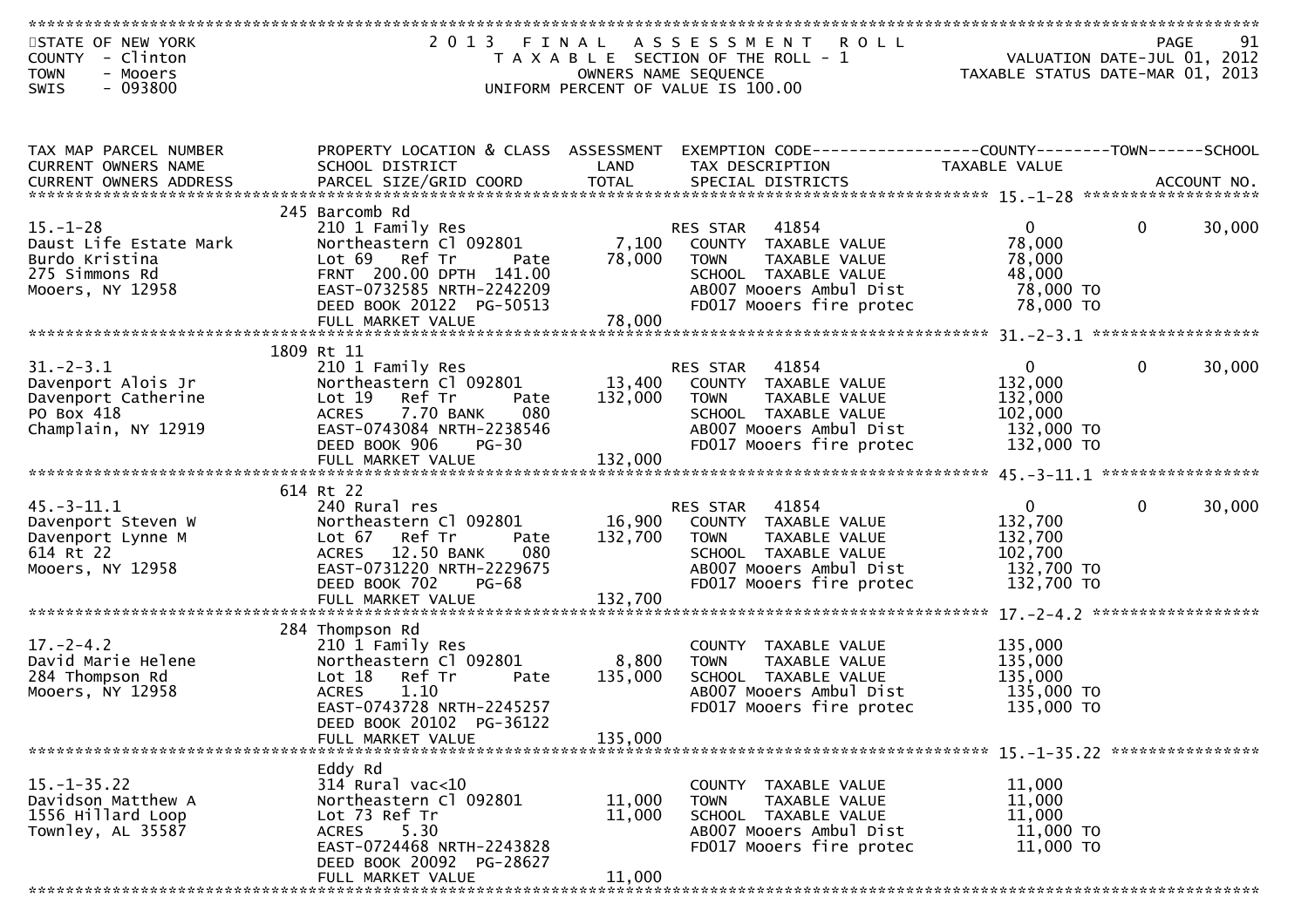STATE OF NEW YORK
COUNTY - Clinton
TOWN - Mooers
SWIS - 093800

2013 FINAL ASSESSMENT ROLL
TAXABLE SECTION OF THE ROLL - 1
OWNERS NAME SEQUENCE
UNIFORM PERCENT OF VALUE IS 100.00

VALUATION DATE-JUL 01, 2012
TAXABLE STATUS DATE-MAR 01, 2013

| TAX MAP PARCEL NUMBER / CURRENT OWNERS NAME / CURRENT OWNERS ADDRESS | PROPERTY LOCATION & CLASS / SCHOOL DISTRICT / PARCEL SIZE/GRID COORD | ASSESSMENT LAND / TOTAL | EXEMPTION CODE / TAX DESCRIPTION / SPECIAL DISTRICTS | COUNTY TAXABLE VALUE | TOWN | SCHOOL / ACCOUNT NO. |
|---|---|---|---|---|---|---|
| | 245 Barcomb Rd | | | | | |
| 15.-1-28 | 210 1 Family Res | | RES STAR 41854 | 0 | 0 | 30,000 |
| Daust Life Estate Mark | Northeastern Cl 092801 | 7,100 | COUNTY TAXABLE VALUE | 78,000 | | |
| Burdo Kristina | Lot 69 Ref Tr Pate | 78,000 | TOWN TAXABLE VALUE | 78,000 | | |
| 275 Simmons Rd | FRNT 200.00 DPTH 141.00 | | SCHOOL TAXABLE VALUE | 48,000 | | |
| Mooers, NY 12958 | EAST-0732585 NRTH-2242209 | | AB007 Mooers Ambul Dist | 78,000 TO | | |
| | DEED BOOK 20122 PG-50513 | | FD017 Mooers fire protec | 78,000 TO | | |
| | FULL MARKET VALUE | 78,000 | | | | |
| | 1809 Rt 11 | | | | | |
| 31.-2-3.1 | 210 1 Family Res | | RES STAR 41854 | 0 | 0 | 30,000 |
| Davenport Alois Jr | Northeastern Cl 092801 | 13,400 | COUNTY TAXABLE VALUE | 132,000 | | |
| Davenport Catherine | Lot 19 Ref Tr Pate | 132,000 | TOWN TAXABLE VALUE | 132,000 | | |
| PO Box 418 | ACRES 7.70 BANK 080 | | SCHOOL TAXABLE VALUE | 102,000 | | |
| Champlain, NY 12919 | EAST-0743084 NRTH-2238546 | | AB007 Mooers Ambul Dist | 132,000 TO | | |
| | DEED BOOK 906 PG-30 | | FD017 Mooers fire protec | 132,000 TO | | |
| | FULL MARKET VALUE | 132,000 | | | | |
| | 614 Rt 22 | | | | | |
| 45.-3-11.1 | 240 Rural res | | RES STAR 41854 | 0 | 0 | 30,000 |
| Davenport Steven W | Northeastern Cl 092801 | 16,900 | COUNTY TAXABLE VALUE | 132,700 | | |
| Davenport Lynne M | Lot 67 Ref Tr Pate | 132,700 | TOWN TAXABLE VALUE | 132,700 | | |
| 614 Rt 22 | ACRES 12.50 BANK 080 | | SCHOOL TAXABLE VALUE | 102,700 | | |
| Mooers, NY 12958 | EAST-0731220 NRTH-2229675 | | AB007 Mooers Ambul Dist | 132,700 TO | | |
| | DEED BOOK 702 PG-68 | | FD017 Mooers fire protec | 132,700 TO | | |
| | FULL MARKET VALUE | 132,700 | | | | |
| | 284 Thompson Rd | | | | | |
| 17.-2-4.2 | 210 1 Family Res | | COUNTY TAXABLE VALUE | 135,000 | | |
| David Marie Helene | Northeastern Cl 092801 | 8,800 | TOWN TAXABLE VALUE | 135,000 | | |
| 284 Thompson Rd | Lot 18 Ref Tr Pate | 135,000 | SCHOOL TAXABLE VALUE | 135,000 | | |
| Mooers, NY 12958 | ACRES 1.10 | | AB007 Mooers Ambul Dist | 135,000 TO | | |
| | EAST-0743728 NRTH-2245257 | | FD017 Mooers fire protec | 135,000 TO | | |
| | DEED BOOK 20102 PG-36122 | | | | | |
| | FULL MARKET VALUE | 135,000 | | | | |
| | Eddy Rd | | | | | |
| 15.-1-35.22 | 314 Rural vac<10 | | COUNTY TAXABLE VALUE | 11,000 | | |
| Davidson Matthew A | Northeastern Cl 092801 | 11,000 | TOWN TAXABLE VALUE | 11,000 | | |
| 1556 Hillard Loop | Lot 73 Ref Tr | 11,000 | SCHOOL TAXABLE VALUE | 11,000 | | |
| Townley, AL 35587 | ACRES 5.30 | | AB007 Mooers Ambul Dist | 11,000 TO | | |
| | EAST-0724468 NRTH-2243828 | | FD017 Mooers fire protec | 11,000 TO | | |
| | DEED BOOK 20092 PG-28627 | | | | | |
| | FULL MARKET VALUE | 11,000 | | | | |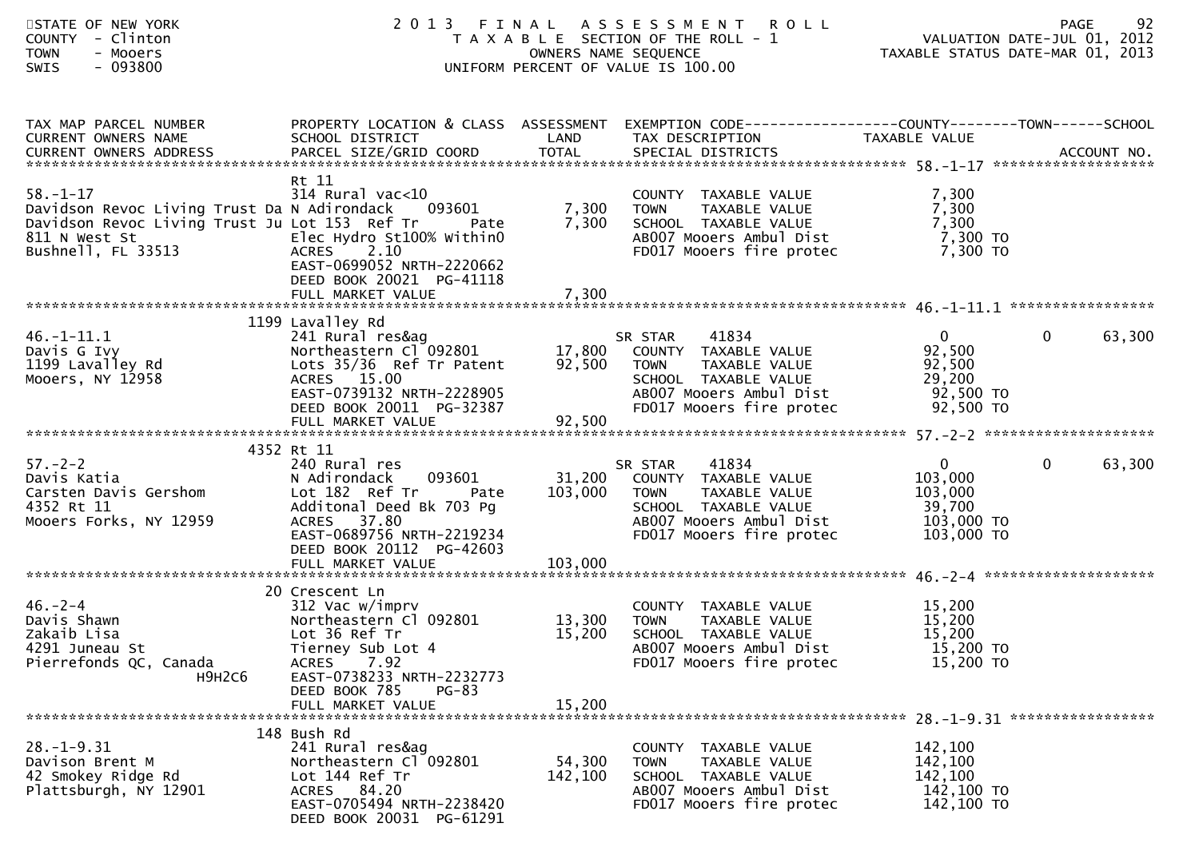STATE OF NEW YORK
COUNTY - Clinton
TOWN - Mooers
SWIS - 093800

# 2013 FINAL ASSESSMENT ROLL
TAXABLE SECTION OF THE ROLL - 1
OWNERS NAME SEQUENCE
UNIFORM PERCENT OF VALUE IS 100.00

VALUATION DATE-JUL 01, 2012
TAXABLE STATUS DATE-MAR 01, 2013

| TAX MAP PARCEL NUMBER / CURRENT OWNERS NAME / CURRENT OWNERS ADDRESS | PROPERTY LOCATION & CLASS / SCHOOL DISTRICT / PARCEL SIZE/GRID COORD | ASSESSMENT LAND | ASSESSMENT TOTAL | EXEMPTION CODE / TAX DESCRIPTION / SPECIAL DISTRICTS | COUNTY TAXABLE VALUE | TOWN | SCHOOL / ACCOUNT NO. |
|---|---|---|---|---|---|---|---|
| 58.-1-17 | Rt 11 | | | | | | |
| 58.-1-17 | 314 Rural vac<10 | | | COUNTY TAXABLE VALUE | 7,300 | | |
| Davidson Revoc Living Trust Da | N Adirondack 093601 | 7,300 | | TOWN TAXABLE VALUE | 7,300 | | |
| Davidson Revoc Living Trust Ju | Lot 153 Ref Tr Pate | | 7,300 | SCHOOL TAXABLE VALUE | 7,300 | | |
| 811 N West St | Elec Hydro St100% Within0 | | | AB007 Mooers Ambul Dist | 7,300 TO | | |
| Bushnell, FL 33513 | ACRES 2.10 | | | FD017 Mooers fire protec | 7,300 TO | | |
| | EAST-0699052 NRTH-2220662 | | | | | | |
| | DEED BOOK 20021 PG-41118 | | | | | | |
| | FULL MARKET VALUE | | 7,300 | | | | |
| 46.-1-11.1 | 1199 Lavalley Rd | | | | | | |
| 46.-1-11.1 | 241 Rural res&ag | | | SR STAR 41834 | 0 | 0 | 63,300 |
| Davis G Ivy | Northeastern Cl 092801 | 17,800 | | COUNTY TAXABLE VALUE | 92,500 | | |
| 1199 Lavalley Rd | Lots 35/36 Ref Tr Patent | | 92,500 | TOWN TAXABLE VALUE | 92,500 | | |
| Mooers, NY 12958 | ACRES 15.00 | | | SCHOOL TAXABLE VALUE | 29,200 | | |
| | EAST-0739132 NRTH-2228905 | | | AB007 Mooers Ambul Dist | 92,500 TO | | |
| | DEED BOOK 20011 PG-32387 | | | FD017 Mooers fire protec | 92,500 TO | | |
| | FULL MARKET VALUE | | 92,500 | | | | |
| 57.-2-2 | 4352 Rt 11 | | | | | | |
| 57.-2-2 | 240 Rural res | | | SR STAR 41834 | 0 | 0 | 63,300 |
| Davis Katia | N Adirondack 093601 | 31,200 | | COUNTY TAXABLE VALUE | 103,000 | | |
| Carsten Davis Gershom | Lot 182 Ref Tr Pate | | 103,000 | TOWN TAXABLE VALUE | 103,000 | | |
| 4352 Rt 11 | Additonal Deed Bk 703 Pg | | | SCHOOL TAXABLE VALUE | 39,700 | | |
| Mooers Forks, NY 12959 | ACRES 37.80 | | | AB007 Mooers Ambul Dist | 103,000 TO | | |
| | EAST-0689756 NRTH-2219234 | | | FD017 Mooers fire protec | 103,000 TO | | |
| | DEED BOOK 20112 PG-42603 | | | | | | |
| | FULL MARKET VALUE | | 103,000 | | | | |
| 46.-2-4 | 20 Crescent Ln | | | | | | |
| 46.-2-4 | 312 Vac w/imprv | | | COUNTY TAXABLE VALUE | 15,200 | | |
| Davis Shawn | Northeastern Cl 092801 | 13,300 | | TOWN TAXABLE VALUE | 15,200 | | |
| Zakaib Lisa | Lot 36 Ref Tr | | 15,200 | SCHOOL TAXABLE VALUE | 15,200 | | |
| 4291 Juneau St | Tierney Sub Lot 4 | | | AB007 Mooers Ambul Dist | 15,200 TO | | |
| Pierrefonds QC, Canada | ACRES 7.92 | | | FD017 Mooers fire protec | 15,200 TO | | |
| H9H2C6 | EAST-0738233 NRTH-2232773 | | | | | | |
| | DEED BOOK 785 PG-83 | | | | | | |
| | FULL MARKET VALUE | | 15,200 | | | | |
| 28.-1-9.31 | 148 Bush Rd | | | | | | |
| 28.-1-9.31 | 241 Rural res&ag | | | COUNTY TAXABLE VALUE | 142,100 | | |
| Davison Brent M | Northeastern Cl 092801 | 54,300 | | TOWN TAXABLE VALUE | 142,100 | | |
| 42 Smokey Ridge Rd | Lot 144 Ref Tr | | 142,100 | SCHOOL TAXABLE VALUE | 142,100 | | |
| Plattsburgh, NY 12901 | ACRES 84.20 | | | AB007 Mooers Ambul Dist | 142,100 TO | | |
| | EAST-0705494 NRTH-2238420 | | | FD017 Mooers fire protec | 142,100 TO | | |
| | DEED BOOK 20031 PG-61291 | | | | | | |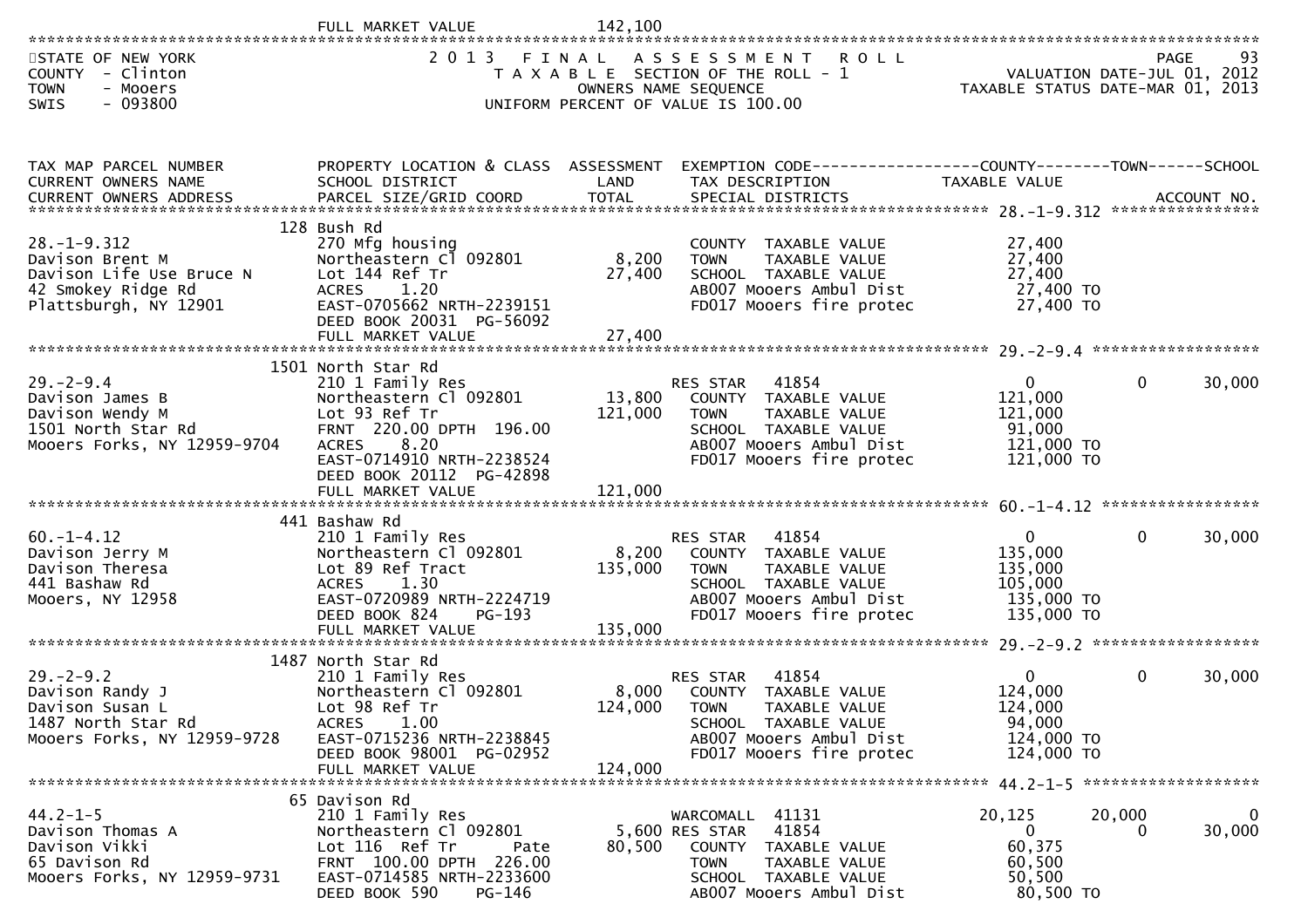FULL MARKET VALUE 142,100

STATE OF NEW YORK — 2013 FINAL ASSESSMENT ROLL — PAGE 93
COUNTY - Clinton — TAXABLE SECTION OF THE ROLL - 1 — VALUATION DATE-JUL 01, 2012
TOWN - Mooers — OWNERS NAME SEQUENCE — TAXABLE STATUS DATE-MAR 01, 2013
SWIS - 093800 — UNIFORM PERCENT OF VALUE IS 100.00

| TAX MAP PARCEL NUMBER / CURRENT OWNERS NAME / CURRENT OWNERS ADDRESS | PROPERTY LOCATION & CLASS / SCHOOL DISTRICT / PARCEL SIZE/GRID COORD | ASSESSMENT LAND / TOTAL | EXEMPTION CODE / TAX DESCRIPTION / SPECIAL DISTRICTS | COUNTY TAXABLE VALUE | TOWN | SCHOOL |
|---|---|---|---|---|---|---|
| **28.-1-9.312** | 128 Bush Rd | | | | | |
| 28.-1-9.312 | 270 Mfg housing | | COUNTY TAXABLE VALUE | 27,400 | | |
| Davison Brent M | Northeastern Cl 092801 | 8,200 | TOWN TAXABLE VALUE | 27,400 | | |
| Davison Life Use Bruce N | Lot 144 Ref Tr | 27,400 | SCHOOL TAXABLE VALUE | 27,400 | | |
| 42 Smokey Ridge Rd | ACRES 1.20 | | AB007 Mooers Ambul Dist | 27,400 TO | | |
| Plattsburgh, NY 12901 | EAST-0705662 NRTH-2239151 | | FD017 Mooers fire protec | 27,400 TO | | |
| | DEED BOOK 20031 PG-56092 | | | | | |
| | FULL MARKET VALUE | 27,400 | | | | |
| **29.-2-9.4** | 1501 North Star Rd | | | | | |
| 29.-2-9.4 | 210 1 Family Res | | RES STAR 41854 | 0 | 0 | 30,000 |
| Davison James B | Northeastern Cl 092801 | 13,800 | COUNTY TAXABLE VALUE | 121,000 | | |
| Davison Wendy M | Lot 93 Ref Tr | 121,000 | TOWN TAXABLE VALUE | 121,000 | | |
| 1501 North Star Rd | FRNT 220.00 DPTH 196.00 | | SCHOOL TAXABLE VALUE | 91,000 | | |
| Mooers Forks, NY 12959-9704 | ACRES 8.20 | | AB007 Mooers Ambul Dist | 121,000 TO | | |
| | EAST-0714910 NRTH-2238524 | | FD017 Mooers fire protec | 121,000 TO | | |
| | DEED BOOK 20112 PG-42898 | | | | | |
| | FULL MARKET VALUE | 121,000 | | | | |
| **60.-1-4.12** | 441 Bashaw Rd | | | | | |
| 60.-1-4.12 | 210 1 Family Res | | RES STAR 41854 | 0 | 0 | 30,000 |
| Davison Jerry M | Northeastern Cl 092801 | 8,200 | COUNTY TAXABLE VALUE | 135,000 | | |
| Davison Theresa | Lot 89 Ref Tract | 135,000 | TOWN TAXABLE VALUE | 135,000 | | |
| 441 Bashaw Rd | ACRES 1.30 | | SCHOOL TAXABLE VALUE | 105,000 | | |
| Mooers, NY 12958 | EAST-0720989 NRTH-2224719 | | AB007 Mooers Ambul Dist | 135,000 TO | | |
| | DEED BOOK 824 PG-193 | | FD017 Mooers fire protec | 135,000 TO | | |
| | FULL MARKET VALUE | 135,000 | | | | |
| **29.-2-9.2** | 1487 North Star Rd | | | | | |
| 29.-2-9.2 | 210 1 Family Res | | RES STAR 41854 | 0 | 0 | 30,000 |
| Davison Randy J | Northeastern Cl 092801 | 8,000 | COUNTY TAXABLE VALUE | 124,000 | | |
| Davison Susan L | Lot 98 Ref Tr | 124,000 | TOWN TAXABLE VALUE | 124,000 | | |
| 1487 North Star Rd | ACRES 1.00 | | SCHOOL TAXABLE VALUE | 94,000 | | |
| Mooers Forks, NY 12959-9728 | EAST-0715236 NRTH-2238845 | | AB007 Mooers Ambul Dist | 124,000 TO | | |
| | DEED BOOK 98001 PG-02952 | | FD017 Mooers fire protec | 124,000 TO | | |
| | FULL MARKET VALUE | 124,000 | | | | |
| **44.2-1-5** | 65 Davison Rd | | | | | |
| 44.2-1-5 | 210 1 Family Res | | WARCOMALL 41131 | 20,125 | 20,000 | 0 |
| Davison Thomas A | Northeastern Cl 092801 | 5,600 | RES STAR 41854 | 0 | 0 | 30,000 |
| Davison Vikki | Lot 116 Ref Tr Pate | 80,500 | COUNTY TAXABLE VALUE | 60,375 | | |
| 65 Davison Rd | FRNT 100.00 DPTH 226.00 | | TOWN TAXABLE VALUE | 60,500 | | |
| Mooers Forks, NY 12959-9731 | EAST-0714585 NRTH-2233600 | | SCHOOL TAXABLE VALUE | 50,500 | | |
| | DEED BOOK 590 PG-146 | | AB007 Mooers Ambul Dist | 80,500 TO | | |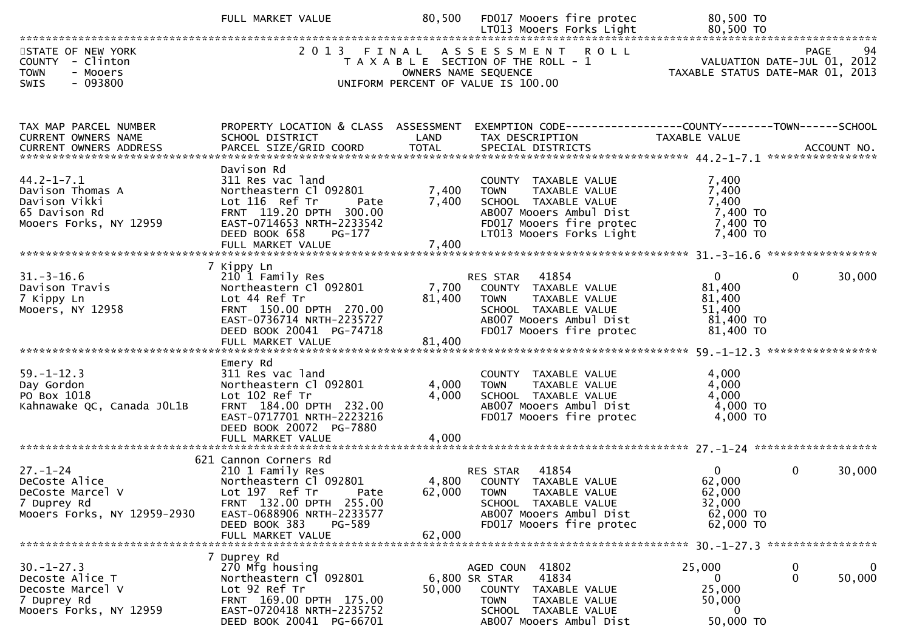| | FULL MARKET VALUE | 80,500 | FD017 Mooers fire protec | 80,500 TO | | |
|---|---|---|---|---|---|---|
| | | | LT013 Mooers Forks Light | 80,500 TO | | |

STATE OF NEW YORK — 2013 FINAL ASSESSMENT ROLL — PAGE 94
COUNTY - Clinton — TAXABLE SECTION OF THE ROLL - 1 — VALUATION DATE-JUL 01, 2012
TOWN - Mooers — OWNERS NAME SEQUENCE — TAXABLE STATUS DATE-MAR 01, 2013
SWIS - 093800 — UNIFORM PERCENT OF VALUE IS 100.00

| TAX MAP PARCEL NUMBER / CURRENT OWNERS NAME / CURRENT OWNERS ADDRESS | PROPERTY LOCATION & CLASS / SCHOOL DISTRICT / PARCEL SIZE/GRID COORD | ASSESSMENT LAND / TOTAL | EXEMPTION CODE / TAX DESCRIPTION / SPECIAL DISTRICTS | COUNTY TAXABLE VALUE | TOWN | SCHOOL / ACCOUNT NO. |
|---|---|---|---|---|---|---|
| **44.2-1-7.1** | Davison Rd | | | | | |
| 44.2-1-7.1 | 311 Res vac land | | COUNTY TAXABLE VALUE | 7,400 | | |
| Davison Thomas A | Northeastern Cl 092801 | 7,400 | TOWN TAXABLE VALUE | 7,400 | | |
| Davison Vikki | Lot 116 Ref Tr Pate | 7,400 | SCHOOL TAXABLE VALUE | 7,400 | | |
| 65 Davison Rd | FRNT 119.20 DPTH 300.00 | | AB007 Mooers Ambul Dist | 7,400 TO | | |
| Mooers Forks, NY 12959 | EAST-0714653 NRTH-2233542 | | FD017 Mooers fire protec | 7,400 TO | | |
| | DEED BOOK 658 PG-177 | | LT013 Mooers Forks Light | 7,400 TO | | |
| | FULL MARKET VALUE | 7,400 | | | | |
| **31.-3-16.6** | 7 Kippy Ln | | | | | |
| 31.-3-16.6 | 210 1 Family Res | | RES STAR 41854 | 0 | 0 | 30,000 |
| Davison Travis | Northeastern Cl 092801 | 7,700 | COUNTY TAXABLE VALUE | 81,400 | | |
| 7 Kippy Ln | Lot 44 Ref Tr | 81,400 | TOWN TAXABLE VALUE | 81,400 | | |
| Mooers, NY 12958 | FRNT 150.00 DPTH 270.00 | | SCHOOL TAXABLE VALUE | 51,400 | | |
| | EAST-0736714 NRTH-2235727 | | AB007 Mooers Ambul Dist | 81,400 TO | | |
| | DEED BOOK 20041 PG-74718 | | FD017 Mooers fire protec | 81,400 TO | | |
| | FULL MARKET VALUE | 81,400 | | | | |
| **59.-1-12.3** | Emery Rd | | | | | |
| 59.-1-12.3 | 311 Res vac land | | COUNTY TAXABLE VALUE | 4,000 | | |
| Day Gordon | Northeastern Cl 092801 | 4,000 | TOWN TAXABLE VALUE | 4,000 | | |
| PO Box 1018 | Lot 102 Ref Tr | 4,000 | SCHOOL TAXABLE VALUE | 4,000 | | |
| Kahnawake QC, Canada J0L1B | FRNT 184.00 DPTH 232.00 | | AB007 Mooers Ambul Dist | 4,000 TO | | |
| | EAST-0717701 NRTH-2223216 | | FD017 Mooers fire protec | 4,000 TO | | |
| | DEED BOOK 20072 PG-7880 | | | | | |
| | FULL MARKET VALUE | 4,000 | | | | |
| **27.-1-24** | 621 Cannon Corners Rd | | | | | |
| 27.-1-24 | 210 1 Family Res | | RES STAR 41854 | 0 | 0 | 30,000 |
| DeCoste Alice | Northeastern Cl 092801 | 4,800 | COUNTY TAXABLE VALUE | 62,000 | | |
| DeCoste Marcel V | Lot 197 Ref Tr Pate | 62,000 | TOWN TAXABLE VALUE | 62,000 | | |
| 7 Duprey Rd | FRNT 132.00 DPTH 255.00 | | SCHOOL TAXABLE VALUE | 32,000 | | |
| Mooers Forks, NY 12959-2930 | EAST-0688906 NRTH-2233577 | | AB007 Mooers Ambul Dist | 62,000 TO | | |
| | DEED BOOK 383 PG-589 | | FD017 Mooers fire protec | 62,000 TO | | |
| | FULL MARKET VALUE | 62,000 | | | | |
| **30.-1-27.3** | 7 Duprey Rd | | | | | |
| 30.-1-27.3 | 270 Mfg housing | | AGED COUN 41802 | 25,000 | 0 | 0 |
| Decoste Alice T | Northeastern Cl 092801 | 6,800 | SR STAR 41834 | 0 | 0 | 50,000 |
| Decoste Marcel V | Lot 92 Ref Tr | 50,000 | COUNTY TAXABLE VALUE | 25,000 | | |
| 7 Duprey Rd | FRNT 169.00 DPTH 175.00 | | TOWN TAXABLE VALUE | 50,000 | | |
| Mooers Forks, NY 12959 | EAST-0720418 NRTH-2235752 | | SCHOOL TAXABLE VALUE | 0 | | |
| | DEED BOOK 20041 PG-66701 | | AB007 Mooers Ambul Dist | 50,000 TO | | |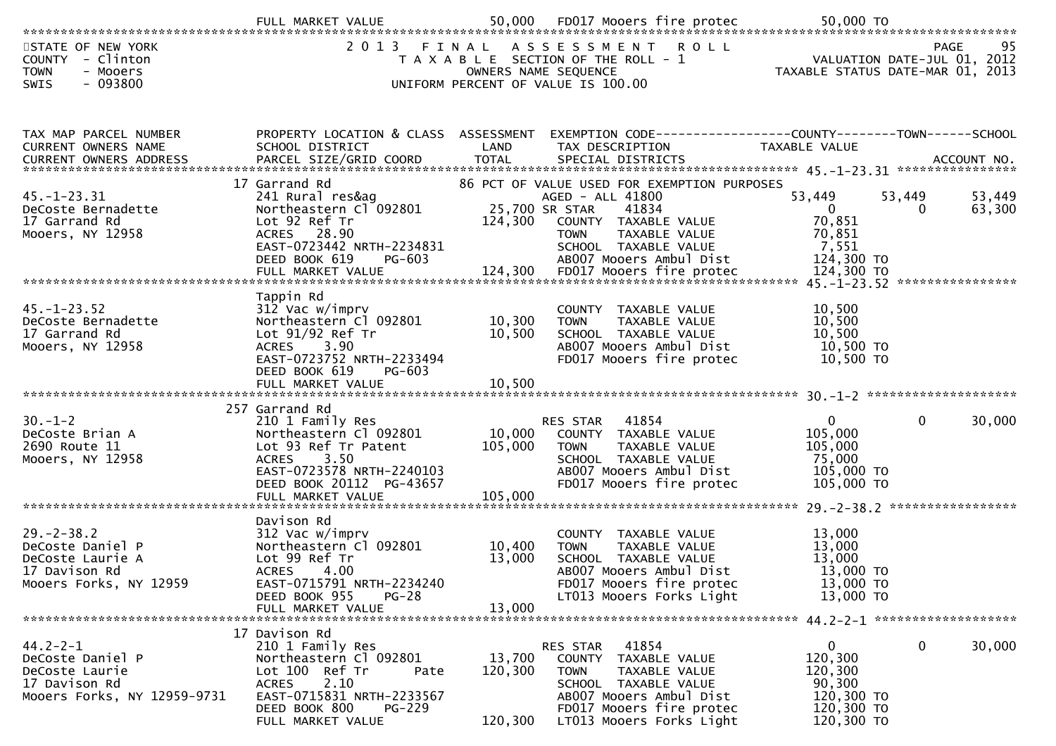| | FULL MARKET VALUE | 50,000 | FD017 Mooers fire protec | 50,000 TO | | |
|---|---|---|---|---|---|---|

STATE OF NEW YORK
COUNTY - Clinton
TOWN - Mooers
SWIS - 093800

2013 FINAL ASSESSMENT ROLL
TAXABLE SECTION OF THE ROLL - 1
OWNERS NAME SEQUENCE
UNIFORM PERCENT OF VALUE IS 100.00

VALUATION DATE-JUL 01, 2012
TAXABLE STATUS DATE-MAR 01, 2013

| TAX MAP PARCEL NUMBER / CURRENT OWNERS NAME / CURRENT OWNERS ADDRESS | PROPERTY LOCATION & CLASS / SCHOOL DISTRICT / PARCEL SIZE/GRID COORD | ASSESSMENT LAND / TOTAL | EXEMPTION CODE / TAX DESCRIPTION / SPECIAL DISTRICTS | COUNTY TAXABLE VALUE | TOWN | SCHOOL / ACCOUNT NO. |
|---|---|---|---|---|---|---|
| **45.-1-23.31** | 17 Garrand Rd | | 86 PCT OF VALUE USED FOR EXEMPTION PURPOSES | | | |
| 45.-1-23.31 | 241 Rural res&ag | | AGED - ALL 41800 | 53,449 | 53,449 | 53,449 |
| DeCoste Bernadette | Northeastern Cl 092801 | 25,700 | SR STAR 41834 | 0 | 0 | 63,300 |
| 17 Garrand Rd | Lot 92 Ref Tr | 124,300 | COUNTY TAXABLE VALUE | 70,851 | | |
| Mooers, NY 12958 | ACRES 28.90 | | TOWN TAXABLE VALUE | 70,851 | | |
| | EAST-0723442 NRTH-2234831 | | SCHOOL TAXABLE VALUE | 7,551 | | |
| | DEED BOOK 619 PG-603 | | AB007 Mooers Ambul Dist | 124,300 TO | | |
| | FULL MARKET VALUE | 124,300 | FD017 Mooers fire protec | 124,300 TO | | |
| **45.-1-23.52** | Tappin Rd | | | | | |
| 45.-1-23.52 | 312 Vac w/imprv | | COUNTY TAXABLE VALUE | 10,500 | | |
| DeCoste Bernadette | Northeastern Cl 092801 | 10,300 | TOWN TAXABLE VALUE | 10,500 | | |
| 17 Garrand Rd | Lot 91/92 Ref Tr | 10,500 | SCHOOL TAXABLE VALUE | 10,500 | | |
| Mooers, NY 12958 | ACRES 3.90 | | AB007 Mooers Ambul Dist | 10,500 TO | | |
| | EAST-0723752 NRTH-2233494 | | FD017 Mooers fire protec | 10,500 TO | | |
| | DEED BOOK 619 PG-603 | | | | | |
| | FULL MARKET VALUE | 10,500 | | | | |
| **30.-1-2** | 257 Garrand Rd | | | | | |
| 30.-1-2 | 210 1 Family Res | | RES STAR 41854 | 0 | 0 | 30,000 |
| DeCoste Brian A | Northeastern Cl 092801 | 10,000 | COUNTY TAXABLE VALUE | 105,000 | | |
| 2690 Route 11 | Lot 93 Ref Tr Patent | 105,000 | TOWN TAXABLE VALUE | 105,000 | | |
| Mooers, NY 12958 | ACRES 3.50 | | SCHOOL TAXABLE VALUE | 75,000 | | |
| | EAST-0723578 NRTH-2240103 | | AB007 Mooers Ambul Dist | 105,000 TO | | |
| | DEED BOOK 20112 PG-43657 | | FD017 Mooers fire protec | 105,000 TO | | |
| | FULL MARKET VALUE | 105,000 | | | | |
| **29.-2-38.2** | Davison Rd | | | | | |
| 29.-2-38.2 | 312 Vac w/imprv | | COUNTY TAXABLE VALUE | 13,000 | | |
| DeCoste Daniel P | Northeastern Cl 092801 | 10,400 | TOWN TAXABLE VALUE | 13,000 | | |
| DeCoste Laurie A | Lot 99 Ref Tr | 13,000 | SCHOOL TAXABLE VALUE | 13,000 | | |
| 17 Davison Rd | ACRES 4.00 | | AB007 Mooers Ambul Dist | 13,000 TO | | |
| Mooers Forks, NY 12959 | EAST-0715791 NRTH-2234240 | | FD017 Mooers fire protec | 13,000 TO | | |
| | DEED BOOK 955 PG-28 | | LT013 Mooers Forks Light | 13,000 TO | | |
| | FULL MARKET VALUE | 13,000 | | | | |
| **44.2-2-1** | 17 Davison Rd | | | | | |
| 44.2-2-1 | 210 1 Family Res | | RES STAR 41854 | 0 | 0 | 30,000 |
| DeCoste Daniel P | Northeastern Cl 092801 | 13,700 | COUNTY TAXABLE VALUE | 120,300 | | |
| DeCoste Laurie | Lot 100 Ref Tr Pate | 120,300 | TOWN TAXABLE VALUE | 120,300 | | |
| 17 Davison Rd | ACRES 2.10 | | SCHOOL TAXABLE VALUE | 90,300 | | |
| Mooers Forks, NY 12959-9731 | EAST-0715831 NRTH-2233567 | | AB007 Mooers Ambul Dist | 120,300 TO | | |
| | DEED BOOK 800 PG-229 | | FD017 Mooers fire protec | 120,300 TO | | |
| | FULL MARKET VALUE | 120,300 | LT013 Mooers Forks Light | 120,300 TO | | |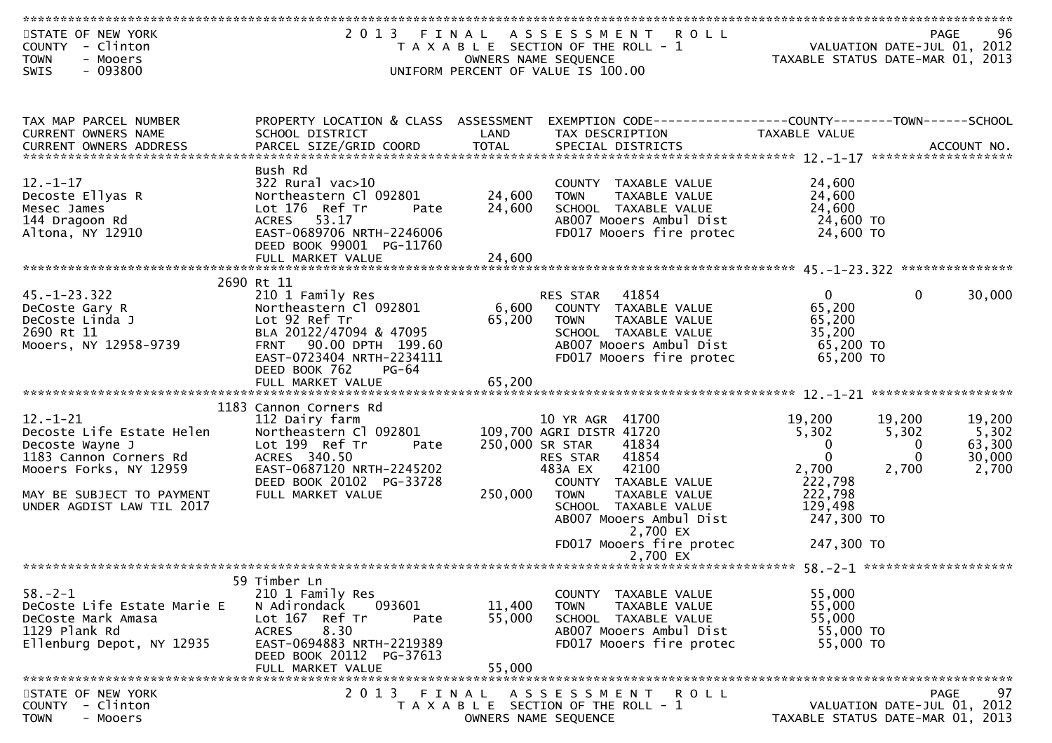STATE OF NEW YORK
COUNTY - Clinton
TOWN - Mooers
SWIS - 093800

2013 FINAL ASSESSMENT ROLL
TAXABLE SECTION OF THE ROLL - 1
OWNERS NAME SEQUENCE
UNIFORM PERCENT OF VALUE IS 100.00

VALUATION DATE-JUL 01, 2012
TAXABLE STATUS DATE-MAR 01, 2013

| TAX MAP PARCEL NUMBER / CURRENT OWNERS NAME / CURRENT OWNERS ADDRESS | PROPERTY LOCATION & CLASS / SCHOOL DISTRICT / PARCEL SIZE/GRID COORD | ASSESSMENT LAND | ASSESSMENT TOTAL | EXEMPTION CODE / TAX DESCRIPTION / SPECIAL DISTRICTS | COUNTY TAXABLE VALUE | TOWN | SCHOOL |
|---|---|---|---|---|---|---|---|
| **12.-1-17** | Bush Rd | | | | | | |
| 12.-1-17 | 322 Rural vac>10 | | | COUNTY TAXABLE VALUE | 24,600 | | |
| Decoste Ellyas R | Northeastern Cl 092801 | 24,600 | | TOWN TAXABLE VALUE | 24,600 | | |
| Mesec James | Lot 176 Ref Tr Pate | | 24,600 | SCHOOL TAXABLE VALUE | 24,600 | | |
| 144 Dragoon Rd | ACRES 53.17 | | | AB007 Mooers Ambul Dist | 24,600 TO | | |
| Altona, NY 12910 | EAST-0689706 NRTH-2246006 | | | FD017 Mooers fire protec | 24,600 TO | | |
| | DEED BOOK 99001 PG-11760 | | | | | | |
| | FULL MARKET VALUE | | 24,600 | | | | |
| **45.-1-23.322** | 2690 Rt 11 | | | | | | |
| 45.-1-23.322 | 210 1 Family Res | | | RES STAR 41854 | 0 | 0 | 30,000 |
| DeCoste Gary R | Northeastern Cl 092801 | 6,600 | | COUNTY TAXABLE VALUE | 65,200 | | |
| DeCoste Linda J | Lot 92 Ref Tr | | 65,200 | TOWN TAXABLE VALUE | 65,200 | | |
| 2690 Rt 11 | BLA 20122/47094 & 47095 | | | SCHOOL TAXABLE VALUE | 35,200 | | |
| Mooers, NY 12958-9739 | FRNT 90.00 DPTH 199.60 | | | AB007 Mooers Ambul Dist | 65,200 TO | | |
| | EAST-0723404 NRTH-2234111 | | | FD017 Mooers fire protec | 65,200 TO | | |
| | DEED BOOK 762 PG-64 | | | | | | |
| | FULL MARKET VALUE | | 65,200 | | | | |
| **12.-1-21** | 1183 Cannon Corners Rd | | | | | | |
| 12.-1-21 | 112 Dairy farm | | | 10 YR AGR 41700 | 19,200 | 19,200 | 19,200 |
| Decoste Life Estate Helen | Northeastern Cl 092801 | 109,700 | | AGRI DISTR 41720 | 5,302 | 5,302 | 5,302 |
| Decoste Wayne J | Lot 199 Ref Tr Pate | | 250,000 | SR STAR 41834 | 0 | 0 | 63,300 |
| 1183 Cannon Corners Rd | ACRES 340.50 | | | RES STAR 41854 | 0 | 0 | 30,000 |
| Mooers Forks, NY 12959 | EAST-0687120 NRTH-2245202 | | | 483A EX 42100 | 2,700 | 2,700 | 2,700 |
| | DEED BOOK 20102 PG-33728 | | | COUNTY TAXABLE VALUE | 222,798 | | |
| MAY BE SUBJECT TO PAYMENT | FULL MARKET VALUE | | 250,000 | TOWN TAXABLE VALUE | 222,798 | | |
| UNDER AGDIST LAW TIL 2017 | | | | SCHOOL TAXABLE VALUE | 129,498 | | |
| | | | | AB007 Mooers Ambul Dist 2,700 EX | 247,300 TO | | |
| | | | | FD017 Mooers fire protec 2,700 EX | 247,300 TO | | |
| **58.-2-1** | 59 Timber Ln | | | | | | |
| 58.-2-1 | 210 1 Family Res | | | COUNTY TAXABLE VALUE | 55,000 | | |
| DeCoste Life Estate Marie E | N Adirondack 093601 | 11,400 | | TOWN TAXABLE VALUE | 55,000 | | |
| DeCoste Mark Amasa | Lot 167 Ref Tr Pate | | 55,000 | SCHOOL TAXABLE VALUE | 55,000 | | |
| 1129 Plank Rd | ACRES 8.30 | | | AB007 Mooers Ambul Dist | 55,000 TO | | |
| Ellenburg Depot, NY 12935 | EAST-0694883 NRTH-2219389 | | | FD017 Mooers fire protec | 55,000 TO | | |
| | DEED BOOK 20112 PG-37613 | | | | | | |
| | FULL MARKET VALUE | | 55,000 | | | | |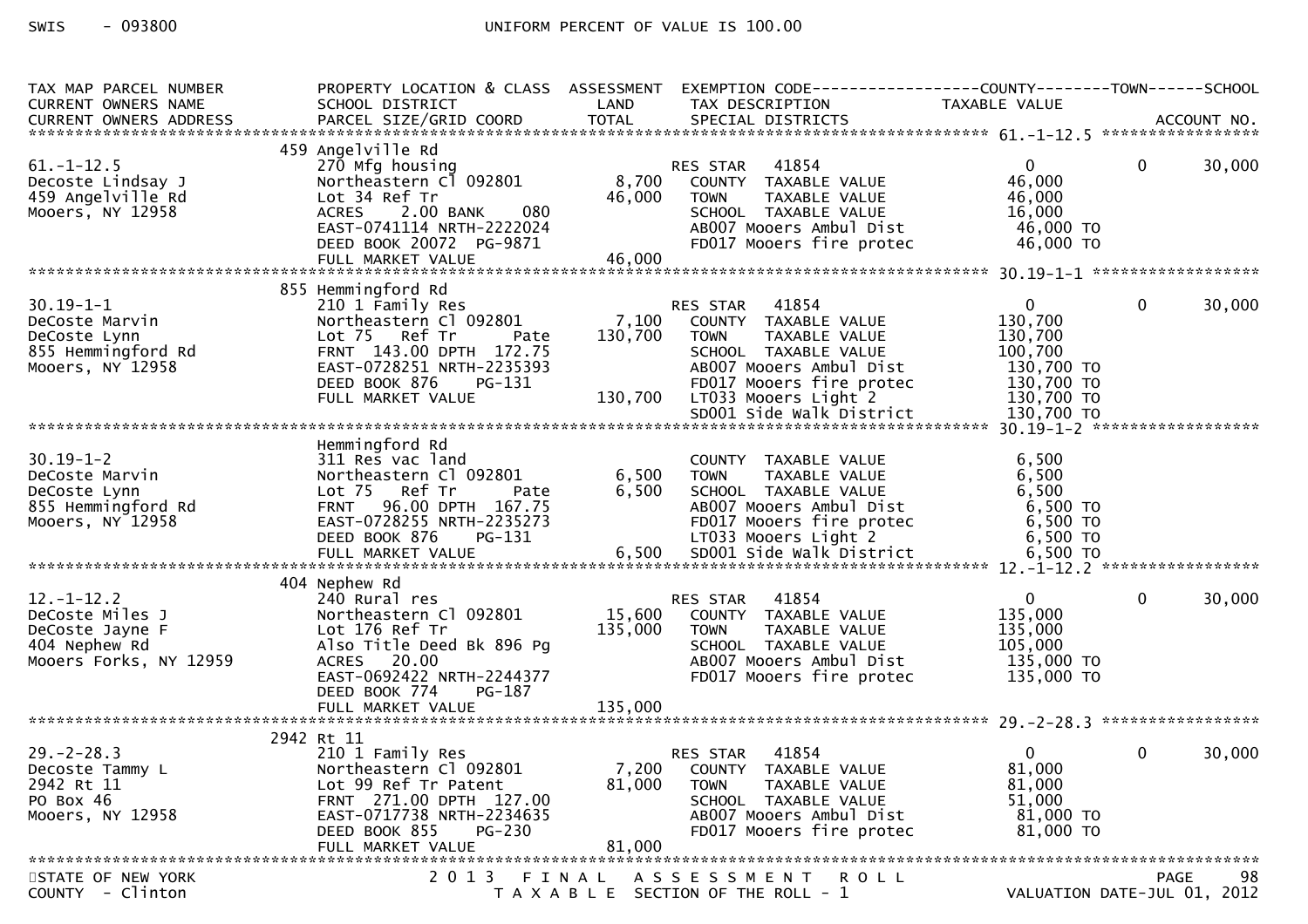SWIS - 093800 UNIFORM PERCENT OF VALUE IS 100.00

| TAX MAP PARCEL NUMBER / CURRENT OWNERS NAME / CURRENT OWNERS ADDRESS | PROPERTY LOCATION & CLASS / SCHOOL DISTRICT / PARCEL SIZE/GRID COORD | ASSESSMENT LAND | ASSESSMENT TOTAL | EXEMPTION CODE / TAX DESCRIPTION / SPECIAL DISTRICTS | COUNTY TAXABLE VALUE | TOWN | SCHOOL / ACCOUNT NO. |
|---|---|---|---|---|---|---|---|
| **61.-1-12.5** | 459 Angelville Rd | | | | | | |
| 61.-1-12.5 | 270 Mfg housing | | | RES STAR 41854 | 0 | 0 | 30,000 |
| Decoste Lindsay J | Northeastern Cl 092801 | 8,700 | | COUNTY TAXABLE VALUE | 46,000 | | |
| 459 Angelville Rd | Lot 34 Ref Tr | | 46,000 | TOWN TAXABLE VALUE | 46,000 | | |
| Mooers, NY 12958 | ACRES 2.00 BANK 080 | | | SCHOOL TAXABLE VALUE | 16,000 | | |
| | EAST-0741114 NRTH-2222024 | | | AB007 Mooers Ambul Dist | 46,000 TO | | |
| | DEED BOOK 20072 PG-9871 | | | FD017 Mooers fire protec | 46,000 TO | | |
| | FULL MARKET VALUE | | 46,000 | | | | |
| **30.19-1-1** | 855 Hemmingford Rd | | | | | | |
| 30.19-1-1 | 210 1 Family Res | | | RES STAR 41854 | 0 | 0 | 30,000 |
| DeCoste Marvin | Northeastern Cl 092801 | 7,100 | | COUNTY TAXABLE VALUE | 130,700 | | |
| DeCoste Lynn | Lot 75 Ref Tr Pate | | 130,700 | TOWN TAXABLE VALUE | 130,700 | | |
| 855 Hemmingford Rd | FRNT 143.00 DPTH 172.75 | | | SCHOOL TAXABLE VALUE | 100,700 | | |
| Mooers, NY 12958 | EAST-0728251 NRTH-2235393 | | | AB007 Mooers Ambul Dist | 130,700 TO | | |
| | DEED BOOK 876 PG-131 | | | FD017 Mooers fire protec | 130,700 TO | | |
| | FULL MARKET VALUE | | 130,700 | LT033 Mooers Light 2 | 130,700 TO | | |
| | | | | SD001 Side Walk District | 130,700 TO | | |
| **30.19-1-2** | Hemmingford Rd | | | | | | |
| 30.19-1-2 | 311 Res vac land | | | COUNTY TAXABLE VALUE | 6,500 | | |
| DeCoste Marvin | Northeastern Cl 092801 | 6,500 | | TOWN TAXABLE VALUE | 6,500 | | |
| DeCoste Lynn | Lot 75 Ref Tr Pate | | 6,500 | SCHOOL TAXABLE VALUE | 6,500 | | |
| 855 Hemmingford Rd | FRNT 96.00 DPTH 167.75 | | | AB007 Mooers Ambul Dist | 6,500 TO | | |
| Mooers, NY 12958 | EAST-0728255 NRTH-2235273 | | | FD017 Mooers fire protec | 6,500 TO | | |
| | DEED BOOK 876 PG-131 | | | LT033 Mooers Light 2 | 6,500 TO | | |
| | FULL MARKET VALUE | | 6,500 | SD001 Side Walk District | 6,500 TO | | |
| **12.-1-12.2** | 404 Nephew Rd | | | | | | |
| 12.-1-12.2 | 240 Rural res | | | RES STAR 41854 | 0 | 0 | 30,000 |
| DeCoste Miles J | Northeastern Cl 092801 | 15,600 | | COUNTY TAXABLE VALUE | 135,000 | | |
| DeCoste Jayne F | Lot 176 Ref Tr | | 135,000 | TOWN TAXABLE VALUE | 135,000 | | |
| 404 Nephew Rd | Also Title Deed Bk 896 Pg | | | SCHOOL TAXABLE VALUE | 105,000 | | |
| Mooers Forks, NY 12959 | ACRES 20.00 | | | AB007 Mooers Ambul Dist | 135,000 TO | | |
| | EAST-0692422 NRTH-2244377 | | | FD017 Mooers fire protec | 135,000 TO | | |
| | DEED BOOK 774 PG-187 | | | | | | |
| | FULL MARKET VALUE | | 135,000 | | | | |
| **29.-2-28.3** | 2942 Rt 11 | | | | | | |
| 29.-2-28.3 | 210 1 Family Res | | | RES STAR 41854 | 0 | 0 | 30,000 |
| Decoste Tammy L | Northeastern Cl 092801 | 7,200 | | COUNTY TAXABLE VALUE | 81,000 | | |
| 2942 Rt 11 | Lot 99 Ref Tr Patent | | 81,000 | TOWN TAXABLE VALUE | 81,000 | | |
| PO Box 46 | FRNT 271.00 DPTH 127.00 | | | SCHOOL TAXABLE VALUE | 51,000 | | |
| Mooers, NY 12958 | EAST-0717738 NRTH-2234635 | | | AB007 Mooers Ambul Dist | 81,000 TO | | |
| | DEED BOOK 855 PG-230 | | | FD017 Mooers fire protec | 81,000 TO | | |
| | FULL MARKET VALUE | | 81,000 | | | | |

STATE OF NEW YORK 2013 FINAL ASSESSMENT ROLL PAGE 98
COUNTY - Clinton TAXABLE SECTION OF THE ROLL - 1 VALUATION DATE-JUL 01, 2012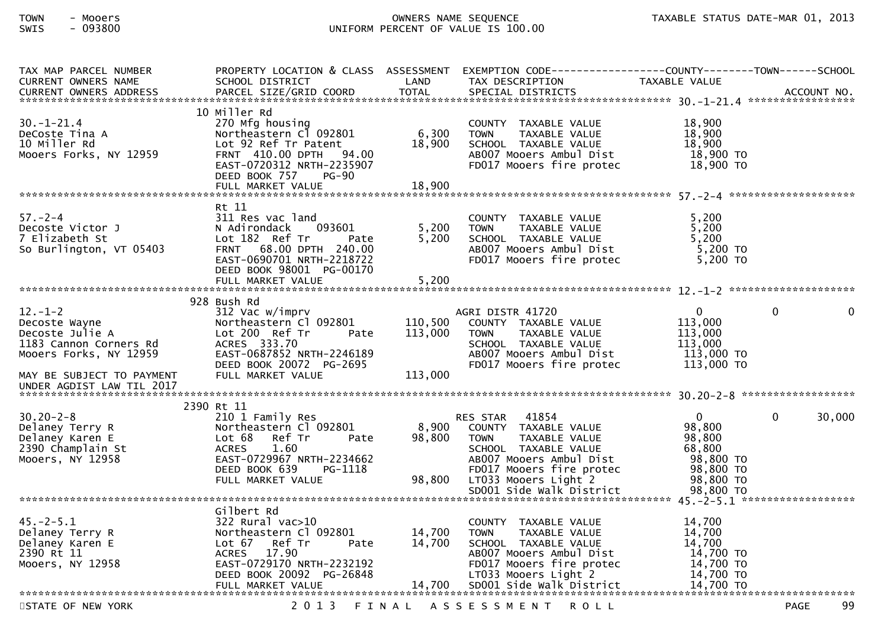TOWN - Mooers
SWIS - 093800

OWNERS NAME SEQUENCE
UNIFORM PERCENT OF VALUE IS 100.00

TAXABLE STATUS DATE-MAR 01, 2013

| TAX MAP PARCEL NUMBER / CURRENT OWNERS NAME / CURRENT OWNERS ADDRESS | PROPERTY LOCATION & CLASS / SCHOOL DISTRICT / PARCEL SIZE/GRID COORD | ASSESSMENT LAND / TOTAL | EXEMPTION CODE / TAX DESCRIPTION / SPECIAL DISTRICTS | COUNTY TAXABLE VALUE | TOWN | SCHOOL / ACCOUNT NO. |
|---|---|---|---|---|---|---|
| **30.-1-21.4** | 10 Miller Rd | | | | | |
| 30.-1-21.4 | 270 Mfg housing | | COUNTY TAXABLE VALUE | 18,900 | | |
| DeCoste Tina A | Northeastern Cl 092801 | 6,300 | TOWN TAXABLE VALUE | 18,900 | | |
| 10 Miller Rd | Lot 92 Ref Tr Patent | 18,900 | SCHOOL TAXABLE VALUE | 18,900 | | |
| Mooers Forks, NY 12959 | FRNT 410.00 DPTH 94.00 | | AB007 Mooers Ambul Dist | 18,900 TO | | |
| | EAST-0720312 NRTH-2235907 | | FD017 Mooers fire protec | 18,900 TO | | |
| | DEED BOOK 757 PG-90 | | | | | |
| | FULL MARKET VALUE | 18,900 | | | | |
| **57.-2-4** | Rt 11 | | | | | |
| 57.-2-4 | 311 Res vac land | | COUNTY TAXABLE VALUE | 5,200 | | |
| Decoste Victor J | N Adirondack 093601 | 5,200 | TOWN TAXABLE VALUE | 5,200 | | |
| 7 Elizabeth St | Lot 182 Ref Tr Pate | 5,200 | SCHOOL TAXABLE VALUE | 5,200 | | |
| So Burlington, VT 05403 | FRNT 68.00 DPTH 240.00 | | AB007 Mooers Ambul Dist | 5,200 TO | | |
| | EAST-0690701 NRTH-2218722 | | FD017 Mooers fire protec | 5,200 TO | | |
| | DEED BOOK 98001 PG-00170 | | | | | |
| | FULL MARKET VALUE | 5,200 | | | | |
| **12.-1-2** | 928 Bush Rd | | | | | |
| 12.-1-2 | 312 Vac w/imprv | | AGRI DISTR 41720 | 0 | 0 | 0 |
| Decoste Wayne | Northeastern Cl 092801 | 110,500 | COUNTY TAXABLE VALUE | 113,000 | | |
| Decoste Julie A | Lot 200 Ref Tr Pate | 113,000 | TOWN TAXABLE VALUE | 113,000 | | |
| 1183 Cannon Corners Rd | ACRES 333.70 | | SCHOOL TAXABLE VALUE | 113,000 | | |
| Mooers Forks, NY 12959 | EAST-0687852 NRTH-2246189 | | AB007 Mooers Ambul Dist | 113,000 TO | | |
| | DEED BOOK 20072 PG-2695 | | FD017 Mooers fire protec | 113,000 TO | | |
| MAY BE SUBJECT TO PAYMENT UNDER AGDIST LAW TIL 2017 | FULL MARKET VALUE | 113,000 | | | | |
| **30.20-2-8** | 2390 Rt 11 | | | | | |
| 30.20-2-8 | 210 1 Family Res | | RES STAR 41854 | 0 | 0 | 30,000 |
| Delaney Terry R | Northeastern Cl 092801 | 8,900 | COUNTY TAXABLE VALUE | 98,800 | | |
| Delaney Karen E | Lot 68 Ref Tr Pate | 98,800 | TOWN TAXABLE VALUE | 98,800 | | |
| 2390 Champlain St | ACRES 1.60 | | SCHOOL TAXABLE VALUE | 68,800 | | |
| Mooers, NY 12958 | EAST-0729967 NRTH-2234662 | | AB007 Mooers Ambul Dist | 98,800 TO | | |
| | DEED BOOK 639 PG-1118 | | FD017 Mooers fire protec | 98,800 TO | | |
| | FULL MARKET VALUE | 98,800 | LT033 Mooers Light 2 | 98,800 TO | | |
| | | | SD001 Side walk District | 98,800 TO | | |
| **45.-2-5.1** | Gilbert Rd | | | | | |
| 45.-2-5.1 | 322 Rural vac>10 | | COUNTY TAXABLE VALUE | 14,700 | | |
| Delaney Terry R | Northeastern Cl 092801 | 14,700 | TOWN TAXABLE VALUE | 14,700 | | |
| Delaney Karen E | Lot 67 Ref Tr Pate | 14,700 | SCHOOL TAXABLE VALUE | 14,700 | | |
| 2390 Rt 11 | ACRES 17.90 | | AB007 Mooers Ambul Dist | 14,700 TO | | |
| Mooers, NY 12958 | EAST-0729170 NRTH-2232192 | | FD017 Mooers fire protec | 14,700 TO | | |
| | DEED BOOK 20092 PG-26848 | | LT033 Mooers Light 2 | 14,700 TO | | |
| | FULL MARKET VALUE | 14,700 | SD001 Side walk District | 14,700 TO | | |

STATE OF NEW YORK — 2013 FINAL ASSESSMENT ROLL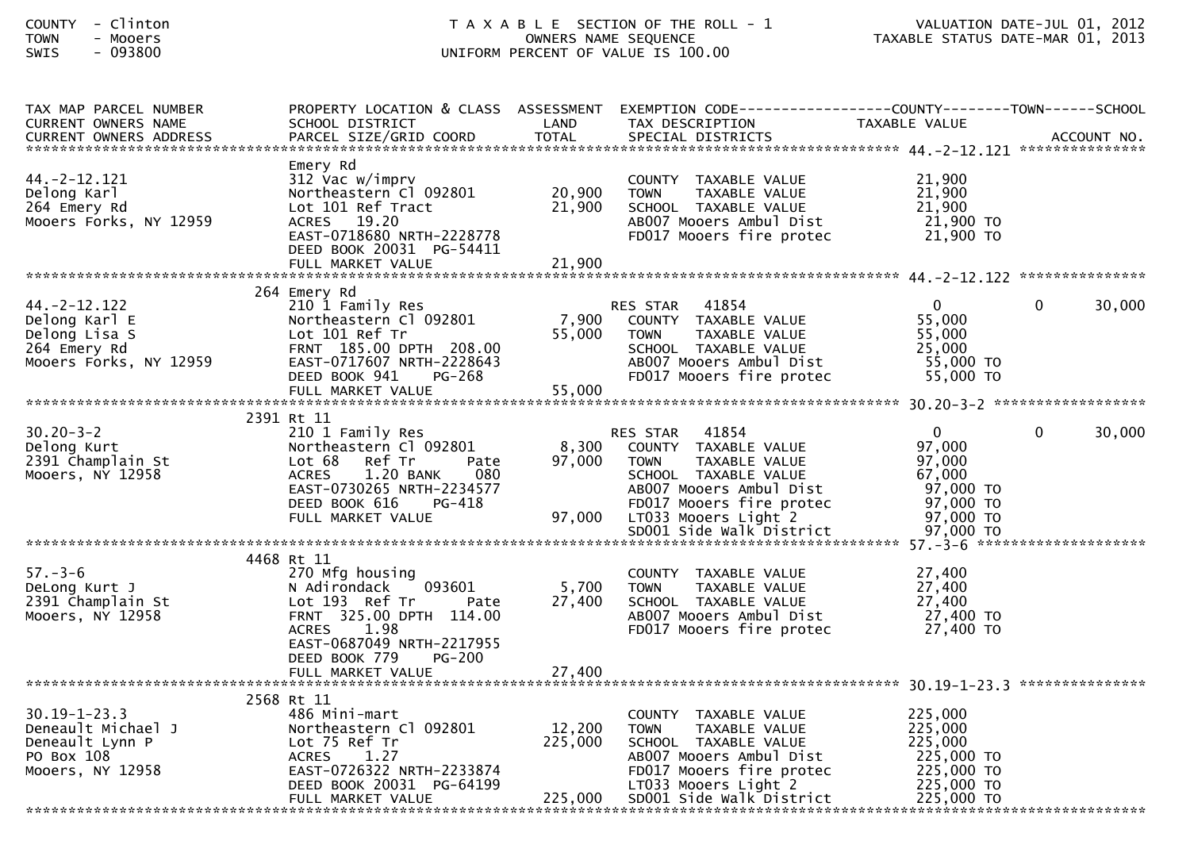COUNTY - Clinton
TOWN - Mooers
SWIS - 093800

T A X A B L E SECTION OF THE ROLL - 1
OWNERS NAME SEQUENCE
UNIFORM PERCENT OF VALUE IS 100.00

VALUATION DATE-JUL 01, 2012
TAXABLE STATUS DATE-MAR 01, 2013

| TAX MAP PARCEL NUMBER / CURRENT OWNERS NAME / CURRENT OWNERS ADDRESS | PROPERTY LOCATION & CLASS / SCHOOL DISTRICT / PARCEL SIZE/GRID COORD | ASSESSMENT LAND / TOTAL | EXEMPTION CODE / TAX DESCRIPTION / SPECIAL DISTRICTS | COUNTY TAXABLE VALUE | TOWN | SCHOOL / ACCOUNT NO. |
|---|---|---|---|---|---|---|
| **44.-2-12.121** | | | | | | |
| 44.-2-12.121 | Emery Rd | | | | | |
| Delong Karl | 312 Vac w/imprv | | COUNTY TAXABLE VALUE | 21,900 | | |
| 264 Emery Rd | Northeastern Cl 092801 | 20,900 | TOWN TAXABLE VALUE | 21,900 | | |
| Mooers Forks, NY 12959 | Lot 101 Ref Tract | 21,900 | SCHOOL TAXABLE VALUE | 21,900 | | |
| | ACRES 19.20 | | AB007 Mooers Ambul Dist | 21,900 TO | | |
| | EAST-0718680 NRTH-2228778 | | FD017 Mooers fire protec | 21,900 TO | | |
| | DEED BOOK 20031 PG-54411 | | | | | |
| | FULL MARKET VALUE | 21,900 | | | | |
| **44.-2-12.122** | | | | | | |
| 44.-2-12.122 | 264 Emery Rd | | | | | |
| Delong Karl E | 210 1 Family Res | | RES STAR 41854 | 0 | 0 | 30,000 |
| Delong Lisa S | Northeastern Cl 092801 | 7,900 | COUNTY TAXABLE VALUE | 55,000 | | |
| 264 Emery Rd | Lot 101 Ref Tr | 55,000 | TOWN TAXABLE VALUE | 55,000 | | |
| Mooers Forks, NY 12959 | FRNT 185.00 DPTH 208.00 | | SCHOOL TAXABLE VALUE | 25,000 | | |
| | EAST-0717607 NRTH-2228643 | | AB007 Mooers Ambul Dist | 55,000 TO | | |
| | DEED BOOK 941 PG-268 | | FD017 Mooers fire protec | 55,000 TO | | |
| | FULL MARKET VALUE | 55,000 | | | | |
| **30.20-3-2** | | | | | | |
| 30.20-3-2 | 2391 Rt 11 | | | | | |
| Delong Kurt | 210 1 Family Res | | RES STAR 41854 | 0 | 0 | 30,000 |
| 2391 Champlain St | Northeastern Cl 092801 | 8,300 | COUNTY TAXABLE VALUE | 97,000 | | |
| Mooers, NY 12958 | Lot 68 Ref Tr Pate | 97,000 | TOWN TAXABLE VALUE | 97,000 | | |
| | ACRES 1.20 BANK 080 | | SCHOOL TAXABLE VALUE | 67,000 | | |
| | EAST-0730265 NRTH-2234577 | | AB007 Mooers Ambul Dist | 97,000 TO | | |
| | DEED BOOK 616 PG-418 | | FD017 Mooers fire protec | 97,000 TO | | |
| | FULL MARKET VALUE | 97,000 | LT033 Mooers Light 2 | 97,000 TO | | |
| | | | SD001 Side Walk District | 97,000 TO | | |
| **57.-3-6** | | | | | | |
| 57.-3-6 | 4468 Rt 11 | | | | | |
| DeLong Kurt J | 270 Mfg housing | | COUNTY TAXABLE VALUE | 27,400 | | |
| 2391 Champlain St | N Adirondack 093601 | 5,700 | TOWN TAXABLE VALUE | 27,400 | | |
| Mooers, NY 12958 | Lot 193 Ref Tr Pate | 27,400 | SCHOOL TAXABLE VALUE | 27,400 | | |
| | FRNT 325.00 DPTH 114.00 | | AB007 Mooers Ambul Dist | 27,400 TO | | |
| | ACRES 1.98 | | FD017 Mooers fire protec | 27,400 TO | | |
| | EAST-0687049 NRTH-2217955 | | | | | |
| | DEED BOOK 779 PG-200 | | | | | |
| | FULL MARKET VALUE | 27,400 | | | | |
| **30.19-1-23.3** | | | | | | |
| 30.19-1-23.3 | 2568 Rt 11 | | | | | |
| Deneault Michael J | 486 Mini-mart | | COUNTY TAXABLE VALUE | 225,000 | | |
| Deneault Lynn P | Northeastern Cl 092801 | 12,200 | TOWN TAXABLE VALUE | 225,000 | | |
| PO Box 108 | Lot 75 Ref Tr | 225,000 | SCHOOL TAXABLE VALUE | 225,000 | | |
| Mooers, NY 12958 | ACRES 1.27 | | AB007 Mooers Ambul Dist | 225,000 TO | | |
| | EAST-0726322 NRTH-2233874 | | FD017 Mooers fire protec | 225,000 TO | | |
| | DEED BOOK 20031 PG-64199 | | LT033 Mooers Light 2 | 225,000 TO | | |
| | FULL MARKET VALUE | 225,000 | SD001 Side Walk District | 225,000 TO | | |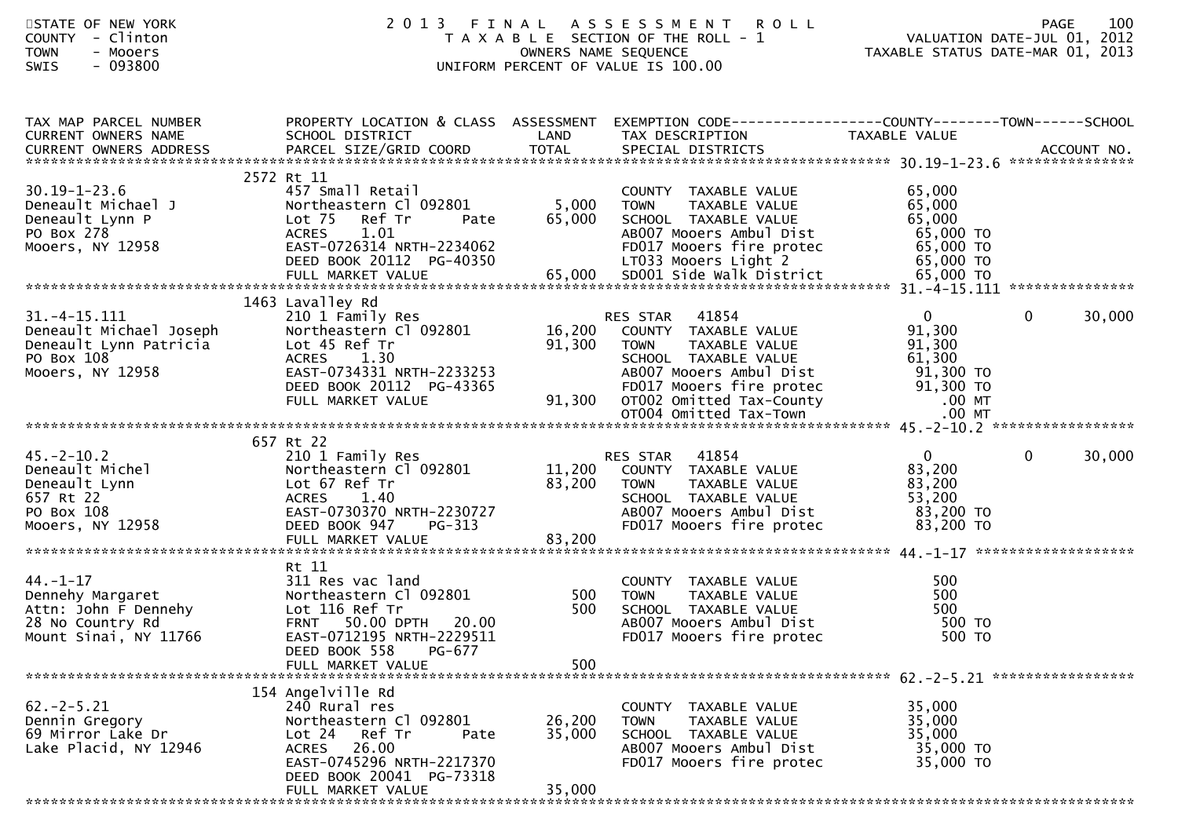STATE OF NEW YORK
COUNTY - Clinton
TOWN - Mooers
SWIS - 093800

# 2013 FINAL ASSESSMENT ROLL

TAXABLE SECTION OF THE ROLL - 1
OWNERS NAME SEQUENCE
UNIFORM PERCENT OF VALUE IS 100.00

VALUATION DATE-JUL 01, 2012
TAXABLE STATUS DATE-MAR 01, 2013

| TAX MAP PARCEL NUMBER / CURRENT OWNERS NAME / CURRENT OWNERS ADDRESS | PROPERTY LOCATION & CLASS / SCHOOL DISTRICT / PARCEL SIZE/GRID COORD | ASSESSMENT LAND | TOTAL | EXEMPTION CODE / TAX DESCRIPTION / SPECIAL DISTRICTS | COUNTY TAXABLE VALUE | TOWN | SCHOOL | ACCOUNT NO. |
|---|---|---|---|---|---|---|---|---|
| 30.19-1-23.6 | 2572 Rt 11 | | | | | | | |
| 30.19-1-23.6 | 457 Small Retail | | | COUNTY TAXABLE VALUE | 65,000 | | | |
| Deneault Michael J | Northeastern Cl 092801 | 5,000 | | TOWN TAXABLE VALUE | 65,000 | | | |
| Deneault Lynn P | Lot 75 Ref Tr Pate | | 65,000 | SCHOOL TAXABLE VALUE | 65,000 | | | |
| PO Box 278 | ACRES 1.01 | | | AB007 Mooers Ambul Dist | 65,000 TO | | | |
| Mooers, NY 12958 | EAST-0726314 NRTH-2234062 | | | FD017 Mooers fire protec | 65,000 TO | | | |
| | DEED BOOK 20112 PG-40350 | | | LT033 Mooers Light 2 | 65,000 TO | | | |
| | FULL MARKET VALUE | | 65,000 | SD001 Side walk District | 65,000 TO | | | |
| 31.-4-15.111 | 1463 Lavalley Rd | | | | | | | |
| 31.-4-15.111 | 210 1 Family Res | | | RES STAR 41854 | 0 | 0 | 30,000 | |
| Deneault Michael Joseph | Northeastern Cl 092801 | 16,200 | | COUNTY TAXABLE VALUE | 91,300 | | | |
| Deneault Lynn Patricia | Lot 45 Ref Tr | | 91,300 | TOWN TAXABLE VALUE | 91,300 | | | |
| PO Box 108 | ACRES 1.30 | | | SCHOOL TAXABLE VALUE | 61,300 | | | |
| Mooers, NY 12958 | EAST-0734331 NRTH-2233253 | | | AB007 Mooers Ambul Dist | 91,300 TO | | | |
| | DEED BOOK 20112 PG-43365 | | | FD017 Mooers fire protec | 91,300 TO | | | |
| | FULL MARKET VALUE | | 91,300 | OT002 Omitted Tax-County | .00 MT | | | |
| | | | | OT004 Omitted Tax-Town | .00 MT | | | |
| 45.-2-10.2 | 657 Rt 22 | | | | | | | |
| 45.-2-10.2 | 210 1 Family Res | | | RES STAR 41854 | 0 | 0 | 30,000 | |
| Deneault Michel | Northeastern Cl 092801 | 11,200 | | COUNTY TAXABLE VALUE | 83,200 | | | |
| Deneault Lynn | Lot 67 Ref Tr | | 83,200 | TOWN TAXABLE VALUE | 83,200 | | | |
| 657 Rt 22 | ACRES 1.40 | | | SCHOOL TAXABLE VALUE | 53,200 | | | |
| PO Box 108 | EAST-0730370 NRTH-2230727 | | | AB007 Mooers Ambul Dist | 83,200 TO | | | |
| Mooers, NY 12958 | DEED BOOK 947 PG-313 | | | FD017 Mooers fire protec | 83,200 TO | | | |
| | FULL MARKET VALUE | | 83,200 | | | | | |
| 44.-1-17 | Rt 11 | | | | | | | |
| 44.-1-17 | 311 Res vac land | | | COUNTY TAXABLE VALUE | 500 | | | |
| Dennehy Margaret | Northeastern Cl 092801 | 500 | | TOWN TAXABLE VALUE | 500 | | | |
| Attn: John F Dennehy | Lot 116 Ref Tr | | 500 | SCHOOL TAXABLE VALUE | 500 | | | |
| 28 No Country Rd | FRNT 50.00 DPTH 20.00 | | | AB007 Mooers Ambul Dist | 500 TO | | | |
| Mount Sinai, NY 11766 | EAST-0712195 NRTH-2229511 | | | FD017 Mooers fire protec | 500 TO | | | |
| | DEED BOOK 558 PG-677 | | | | | | | |
| | FULL MARKET VALUE | | 500 | | | | | |
| 62.-2-5.21 | 154 Angelville Rd | | | | | | | |
| 62.-2-5.21 | 240 Rural res | | | COUNTY TAXABLE VALUE | 35,000 | | | |
| Dennin Gregory | Northeastern Cl 092801 | 26,200 | | TOWN TAXABLE VALUE | 35,000 | | | |
| 69 Mirror Lake Dr | Lot 24 Ref Tr Pate | | 35,000 | SCHOOL TAXABLE VALUE | 35,000 | | | |
| Lake Placid, NY 12946 | ACRES 26.00 | | | AB007 Mooers Ambul Dist | 35,000 TO | | | |
| | EAST-0745296 NRTH-2217370 | | | FD017 Mooers fire protec | 35,000 TO | | | |
| | DEED BOOK 20041 PG-73318 | | | | | | | |
| | FULL MARKET VALUE | | 35,000 | | | | | |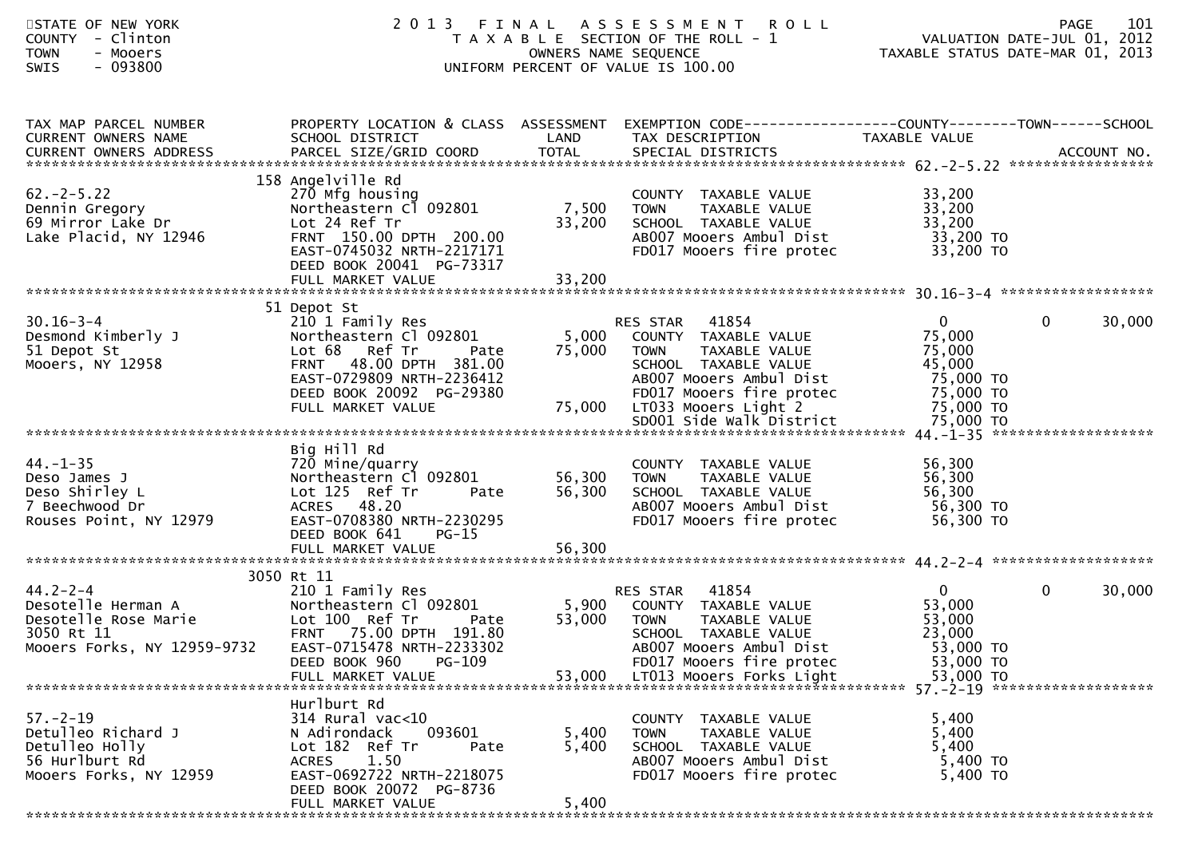STATE OF NEW YORK
COUNTY - Clinton
TOWN - Mooers
SWIS - 093800

# 2013 FINAL ASSESSMENT ROLL

TAXABLE SECTION OF THE ROLL - 1
OWNERS NAME SEQUENCE
UNIFORM PERCENT OF VALUE IS 100.00

VALUATION DATE-JUL 01, 2012
TAXABLE STATUS DATE-MAR 01, 2013

| TAX MAP PARCEL NUMBER / CURRENT OWNERS NAME / CURRENT OWNERS ADDRESS | PROPERTY LOCATION & CLASS / SCHOOL DISTRICT / PARCEL SIZE/GRID COORD | ASSESSMENT LAND | ASSESSMENT TOTAL | EXEMPTION CODE / TAX DESCRIPTION / SPECIAL DISTRICTS | COUNTY TAXABLE VALUE | TOWN | SCHOOL |
|---|---|---|---|---|---|---|---|
| **62.-2-5.22** | 158 Angelville Rd | | | | | | |
| Dennin Gregory | 270 Mfg housing | | | COUNTY TAXABLE VALUE | 33,200 | | |
| 69 Mirror Lake Dr | Northeastern Cl 092801 | 7,500 | | TOWN TAXABLE VALUE | 33,200 | | |
| Lake Placid, NY 12946 | Lot 24 Ref Tr | | 33,200 | SCHOOL TAXABLE VALUE | 33,200 | | |
| | FRNT 150.00 DPTH 200.00 | | | AB007 Mooers Ambul Dist | 33,200 TO | | |
| | EAST-0745032 NRTH-2217171 | | | FD017 Mooers fire protec | 33,200 TO | | |
| | DEED BOOK 20041 PG-73317 | | | | | | |
| | FULL MARKET VALUE | | 33,200 | | | | |
| **30.16-3-4** | 51 Depot St | | | | | | |
| Desmond Kimberly J | 210 1 Family Res | | | RES STAR 41854 | 0 | 0 | 30,000 |
| 51 Depot St | Northeastern Cl 092801 | 5,000 | | COUNTY TAXABLE VALUE | 75,000 | | |
| Mooers, NY 12958 | Lot 68 Ref Tr Pate | | 75,000 | TOWN TAXABLE VALUE | 75,000 | | |
| | FRNT 48.00 DPTH 381.00 | | | SCHOOL TAXABLE VALUE | 45,000 | | |
| | EAST-0729809 NRTH-2236412 | | | AB007 Mooers Ambul Dist | 75,000 TO | | |
| | DEED BOOK 20092 PG-29380 | | | FD017 Mooers fire protec | 75,000 TO | | |
| | FULL MARKET VALUE | | 75,000 | LT033 Mooers Light 2 | 75,000 TO | | |
| | | | | SD001 Side walk District | 75,000 TO | | |
| **44.-1-35** | Big Hill Rd | | | | | | |
| Deso James J | 720 Mine/quarry | | | COUNTY TAXABLE VALUE | 56,300 | | |
| Deso Shirley L | Northeastern Cl 092801 | 56,300 | | TOWN TAXABLE VALUE | 56,300 | | |
| 7 Beechwood Dr | Lot 125 Ref Tr Pate | | 56,300 | SCHOOL TAXABLE VALUE | 56,300 | | |
| Rouses Point, NY 12979 | ACRES 48.20 | | | AB007 Mooers Ambul Dist | 56,300 TO | | |
| | EAST-0708380 NRTH-2230295 | | | FD017 Mooers fire protec | 56,300 TO | | |
| | DEED BOOK 641 PG-15 | | | | | | |
| | FULL MARKET VALUE | | 56,300 | | | | |
| **44.2-2-4** | 3050 Rt 11 | | | | | | |
| Desotelle Herman A | 210 1 Family Res | | | RES STAR 41854 | 0 | 0 | 30,000 |
| Desotelle Rose Marie | Northeastern Cl 092801 | 5,900 | | COUNTY TAXABLE VALUE | 53,000 | | |
| 3050 Rt 11 | Lot 100 Ref Tr Pate | | 53,000 | TOWN TAXABLE VALUE | 53,000 | | |
| Mooers Forks, NY 12959-9732 | FRNT 75.00 DPTH 191.80 | | | SCHOOL TAXABLE VALUE | 23,000 | | |
| | EAST-0715478 NRTH-2233302 | | | AB007 Mooers Ambul Dist | 53,000 TO | | |
| | DEED BOOK 960 PG-109 | | | FD017 Mooers fire protec | 53,000 TO | | |
| | FULL MARKET VALUE | | 53,000 | LT013 Mooers Forks Light | 53,000 TO | | |
| **57.-2-19** | Hurlburt Rd | | | | | | |
| Detulleo Richard J | 314 Rural vac<10 | | | COUNTY TAXABLE VALUE | 5,400 | | |
| Detulleo Holly | N Adirondack 093601 | 5,400 | | TOWN TAXABLE VALUE | 5,400 | | |
| 56 Hurlburt Rd | Lot 182 Ref Tr Pate | | 5,400 | SCHOOL TAXABLE VALUE | 5,400 | | |
| Mooers Forks, NY 12959 | ACRES 1.50 | | | AB007 Mooers Ambul Dist | 5,400 TO | | |
| | EAST-0692722 NRTH-2218075 | | | FD017 Mooers fire protec | 5,400 TO | | |
| | DEED BOOK 20072 PG-8736 | | | | | | |
| | FULL MARKET VALUE | | 5,400 | | | | |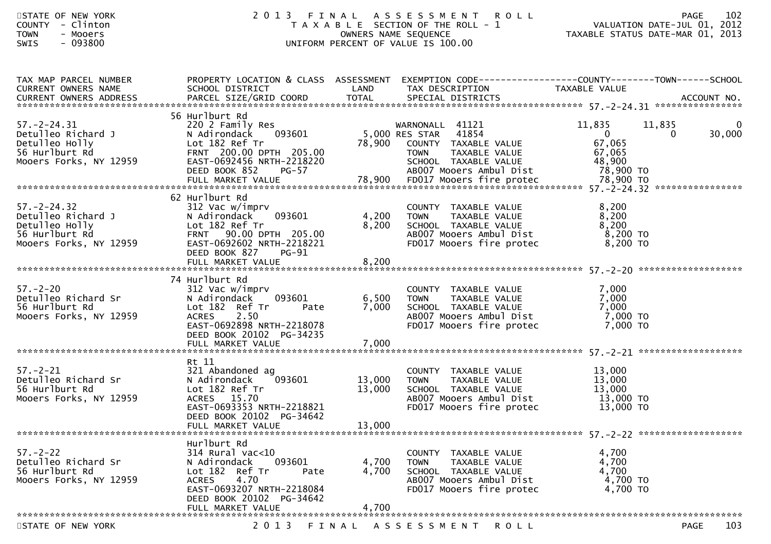STATE OF NEW YORK
COUNTY - Clinton
TOWN - Mooers
SWIS - 093800

2013 FINAL ASSESSMENT ROLL
TAXABLE SECTION OF THE ROLL - 1
OWNERS NAME SEQUENCE
UNIFORM PERCENT OF VALUE IS 100.00

VALUATION DATE-JUL 01, 2012
TAXABLE STATUS DATE-MAR 01, 2013

| TAX MAP PARCEL NUMBER / CURRENT OWNERS NAME / CURRENT OWNERS ADDRESS | PROPERTY LOCATION & CLASS / SCHOOL DISTRICT / PARCEL SIZE/GRID COORD | ASSESSMENT LAND | TOTAL | EXEMPTION CODE / TAX DESCRIPTION / SPECIAL DISTRICTS | COUNTY TAXABLE VALUE | TOWN | SCHOOL / ACCOUNT NO. |
|---|---|---|---|---|---|---|---|
| | 56 Hurlburt Rd | | | | | | |
| 57.-2-24.31 | 220 2 Family Res | | | WARNONALL 41121 | 11,835 | 11,835 | 0 |
| Detulleo Richard J | N Adirondack 093601 | 5,000 | | RES STAR 41854 | 0 | 0 | 30,000 |
| Detulleo Holly | Lot 182 Ref Tr | | 78,900 | COUNTY TAXABLE VALUE | 67,065 | | |
| 56 Hurlburt Rd | FRNT 200.00 DPTH 205.00 | | | TOWN TAXABLE VALUE | 67,065 | | |
| Mooers Forks, NY 12959 | EAST-0692456 NRTH-2218220 | | | SCHOOL TAXABLE VALUE | 48,900 | | |
| | DEED BOOK 852 PG-57 | | | AB007 Mooers Ambul Dist | 78,900 TO | | |
| | FULL MARKET VALUE | | 78,900 | FD017 Mooers fire protec | 78,900 TO | | |
| | 62 Hurlburt Rd | | | | | | |
| 57.-2-24.32 | 312 Vac w/imprv | | | COUNTY TAXABLE VALUE | 8,200 | | |
| Detulleo Richard J | N Adirondack 093601 | 4,200 | | TOWN TAXABLE VALUE | 8,200 | | |
| Detulleo Holly | Lot 182 Ref Tr | | 8,200 | SCHOOL TAXABLE VALUE | 8,200 | | |
| 56 Hurlburt Rd | FRNT 90.00 DPTH 205.00 | | | AB007 Mooers Ambul Dist | 8,200 TO | | |
| Mooers Forks, NY 12959 | EAST-0692602 NRTH-2218221 | | | FD017 Mooers fire protec | 8,200 TO | | |
| | DEED BOOK 827 PG-91 | | | | | | |
| | FULL MARKET VALUE | | 8,200 | | | | |
| | 74 Hurlburt Rd | | | | | | |
| 57.-2-20 | 312 Vac w/imprv | | | COUNTY TAXABLE VALUE | 7,000 | | |
| Detulleo Richard Sr | N Adirondack 093601 | 6,500 | | TOWN TAXABLE VALUE | 7,000 | | |
| 56 Hurlburt Rd | Lot 182 Ref Tr Pate | | 7,000 | SCHOOL TAXABLE VALUE | 7,000 | | |
| Mooers Forks, NY 12959 | ACRES 2.50 | | | AB007 Mooers Ambul Dist | 7,000 TO | | |
| | EAST-0692898 NRTH-2218078 | | | FD017 Mooers fire protec | 7,000 TO | | |
| | DEED BOOK 20102 PG-34235 | | | | | | |
| | FULL MARKET VALUE | | 7,000 | | | | |
| | Rt 11 | | | | | | |
| 57.-2-21 | 321 Abandoned ag | | | COUNTY TAXABLE VALUE | 13,000 | | |
| Detulleo Richard Sr | N Adirondack 093601 | 13,000 | | TOWN TAXABLE VALUE | 13,000 | | |
| 56 Hurlburt Rd | Lot 182 Ref Tr | | 13,000 | SCHOOL TAXABLE VALUE | 13,000 | | |
| Mooers Forks, NY 12959 | ACRES 15.70 | | | AB007 Mooers Ambul Dist | 13,000 TO | | |
| | EAST-0693353 NRTH-2218821 | | | FD017 Mooers fire protec | 13,000 TO | | |
| | DEED BOOK 20102 PG-34642 | | | | | | |
| | FULL MARKET VALUE | | 13,000 | | | | |
| | Hurlburt Rd | | | | | | |
| 57.-2-22 | 314 Rural vac<10 | | | COUNTY TAXABLE VALUE | 4,700 | | |
| Detulleo Richard Sr | N Adirondack 093601 | 4,700 | | TOWN TAXABLE VALUE | 4,700 | | |
| 56 Hurlburt Rd | Lot 182 Ref Tr Pate | | 4,700 | SCHOOL TAXABLE VALUE | 4,700 | | |
| Mooers Forks, NY 12959 | ACRES 4.70 | | | AB007 Mooers Ambul Dist | 4,700 TO | | |
| | EAST-0693207 NRTH-2218084 | | | FD017 Mooers fire protec | 4,700 TO | | |
| | DEED BOOK 20102 PG-34642 | | | | | | |
| | FULL MARKET VALUE | | 4,700 | | | | |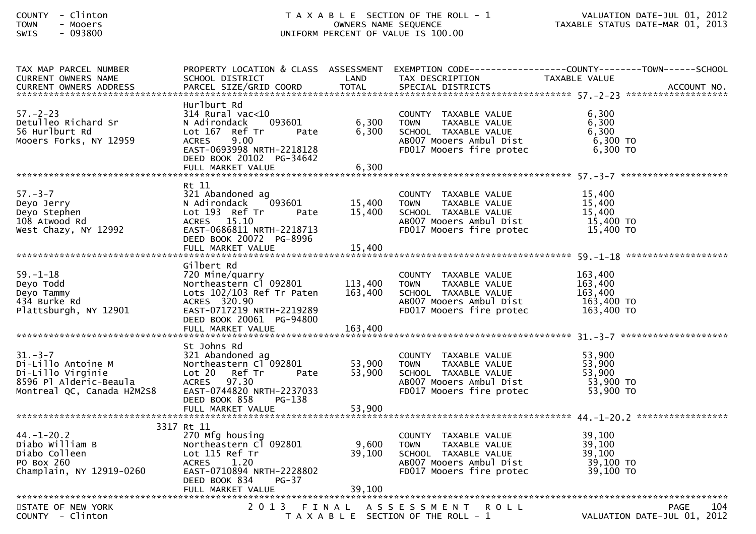COUNTY - Clinton
TOWN - Mooers
SWIS - 093800

T A X A B L E SECTION OF THE ROLL - 1
OWNERS NAME SEQUENCE
UNIFORM PERCENT OF VALUE IS 100.00

VALUATION DATE-JUL 01, 2012
TAXABLE STATUS DATE-MAR 01, 2013

| TAX MAP PARCEL NUMBER / CURRENT OWNERS NAME / CURRENT OWNERS ADDRESS | PROPERTY LOCATION & CLASS / SCHOOL DISTRICT / PARCEL SIZE/GRID COORD | ASSESSMENT LAND / TOTAL | EXEMPTION CODE / TAX DESCRIPTION / SPECIAL DISTRICTS | TAXABLE VALUE (COUNTY / TOWN / SCHOOL) | ACCOUNT NO. |
|---|---|---|---|---|---|
| **57.-2-23** | Hurlburt Rd | | | | |
| 57.-2-23 | 314 Rural vac<10 | | COUNTY TAXABLE VALUE | 6,300 | |
| Detulleo Richard Sr | N Adirondack 093601 | 6,300 | TOWN TAXABLE VALUE | 6,300 | |
| 56 Hurlburt Rd | Lot 167 Ref Tr Pate | 6,300 | SCHOOL TAXABLE VALUE | 6,300 | |
| Mooers Forks, NY 12959 | ACRES 9.00 | | AB007 Mooers Ambul Dist | 6,300 TO | |
| | EAST-0693998 NRTH-2218128 | | FD017 Mooers fire protec | 6,300 TO | |
| | DEED BOOK 20102 PG-34642 | | | | |
| | FULL MARKET VALUE | 6,300 | | | |
| **57.-3-7** | Rt 11 | | | | |
| 57.-3-7 | 321 Abandoned ag | | COUNTY TAXABLE VALUE | 15,400 | |
| Deyo Jerry | N Adirondack 093601 | 15,400 | TOWN TAXABLE VALUE | 15,400 | |
| Deyo Stephen | Lot 193 Ref Tr Pate | 15,400 | SCHOOL TAXABLE VALUE | 15,400 | |
| 108 Atwood Rd | ACRES 15.10 | | AB007 Mooers Ambul Dist | 15,400 TO | |
| West Chazy, NY 12992 | EAST-0686811 NRTH-2218713 | | FD017 Mooers fire protec | 15,400 TO | |
| | DEED BOOK 20072 PG-8996 | | | | |
| | FULL MARKET VALUE | 15,400 | | | |
| **59.-1-18** | Gilbert Rd | | | | |
| 59.-1-18 | 720 Mine/quarry | | COUNTY TAXABLE VALUE | 163,400 | |
| Deyo Todd | Northeastern Cl 092801 | 113,400 | TOWN TAXABLE VALUE | 163,400 | |
| Deyo Tammy | Lots 102/103 Ref Tr Paten | 163,400 | SCHOOL TAXABLE VALUE | 163,400 | |
| 434 Burke Rd | ACRES 320.90 | | AB007 Mooers Ambul Dist | 163,400 TO | |
| Plattsburgh, NY 12901 | EAST-0717219 NRTH-2219289 | | FD017 Mooers fire protec | 163,400 TO | |
| | DEED BOOK 20061 PG-94800 | | | | |
| | FULL MARKET VALUE | 163,400 | | | |
| **31.-3-7** | St Johns Rd | | | | |
| 31.-3-7 | 321 Abandoned ag | | COUNTY TAXABLE VALUE | 53,900 | |
| Di-Lillo Antoine M | Northeastern Cl 092801 | 53,900 | TOWN TAXABLE VALUE | 53,900 | |
| Di-Lillo Virginie | Lot 20 Ref Tr Pate | 53,900 | SCHOOL TAXABLE VALUE | 53,900 | |
| 8596 Pl Alderic-Beaula | ACRES 97.30 | | AB007 Mooers Ambul Dist | 53,900 TO | |
| Montreal QC, Canada H2M2S8 | EAST-0744820 NRTH-2237033 | | FD017 Mooers fire protec | 53,900 TO | |
| | DEED BOOK 858 PG-138 | | | | |
| | FULL MARKET VALUE | 53,900 | | | |
| **44.-1-20.2** | 3317 Rt 11 | | | | |
| 44.-1-20.2 | 270 Mfg housing | | COUNTY TAXABLE VALUE | 39,100 | |
| Diabo William B | Northeastern Cl 092801 | 9,600 | TOWN TAXABLE VALUE | 39,100 | |
| Diabo Colleen | Lot 115 Ref Tr | 39,100 | SCHOOL TAXABLE VALUE | 39,100 | |
| PO Box 260 | ACRES 1.20 | | AB007 Mooers Ambul Dist | 39,100 TO | |
| Champlain, NY 12919-0260 | EAST-0710894 NRTH-2228802 | | FD017 Mooers fire protec | 39,100 TO | |
| | DEED BOOK 834 PG-37 | | | | |
| | FULL MARKET VALUE | 39,100 | | | |

STATE OF NEW YORK
COUNTY - Clinton

2 0 1 3 F I N A L A S S E S S M E N T R O L L
T A X A B L E SECTION OF THE ROLL - 1

PAGE 104
VALUATION DATE-JUL 01, 2012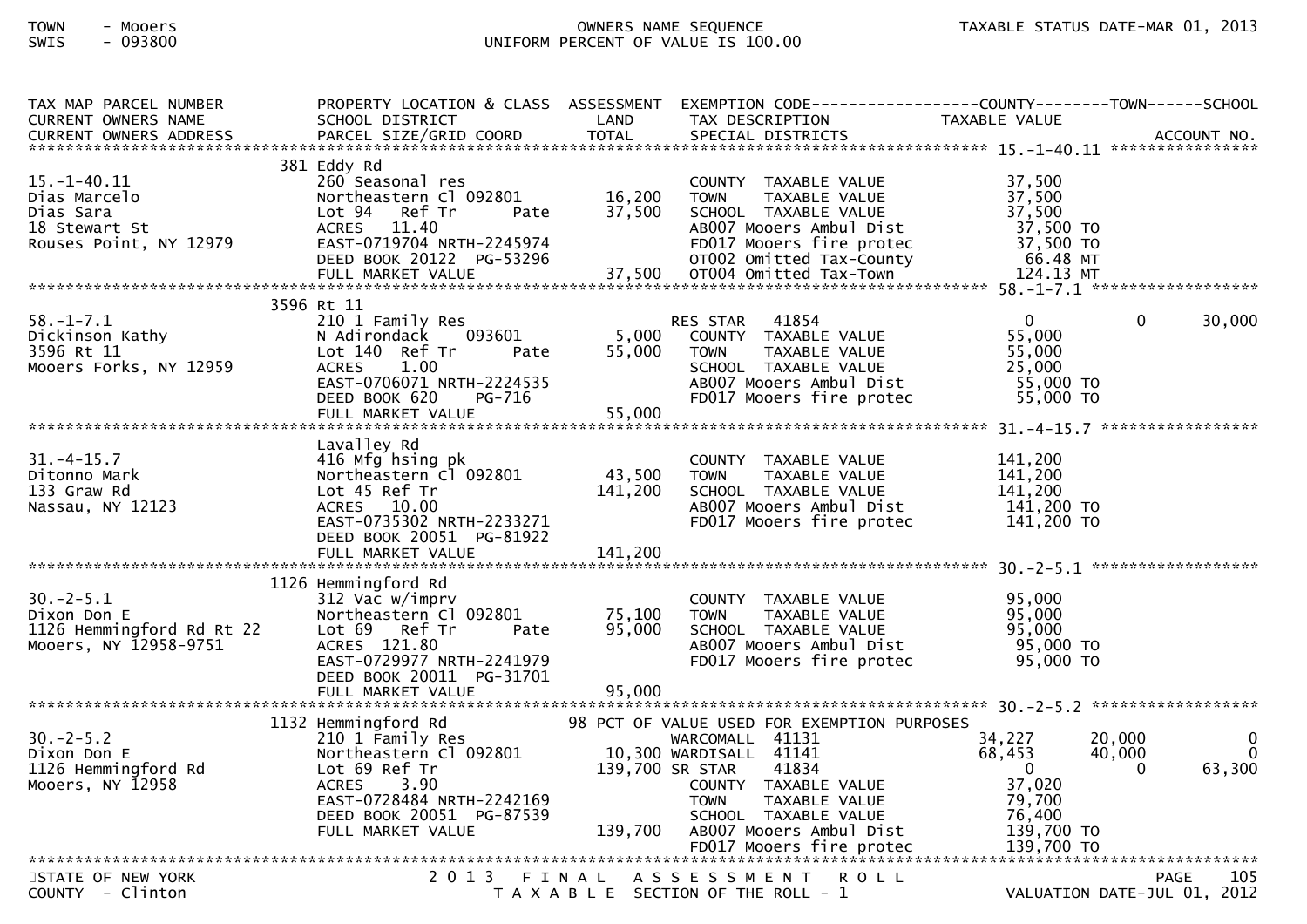TOWN - Mooers
SWIS - 093800

OWNERS NAME SEQUENCE
UNIFORM PERCENT OF VALUE IS 100.00

TAXABLE STATUS DATE-MAR 01, 2013

```
TAX MAP PARCEL NUMBER          PROPERTY LOCATION & CLASS  ASSESSMENT  EXEMPTION CODE------------------COUNTY--------TOWN------SCHOOL
CURRENT OWNERS NAME            SCHOOL DISTRICT               LAND     TAX DESCRIPTION              TAXABLE VALUE
CURRENT OWNERS ADDRESS         PARCEL SIZE/GRID COORD        TOTAL    SPECIAL DISTRICTS                                     ACCOUNT NO.
******************************************************************************************************* 15.-1-40.11 ****************
                               381 Eddy Rd
15.-1-40.11                    260 Seasonal res                        COUNTY  TAXABLE VALUE          37,500
Dias Marcelo                   Northeastern Cl 092801       16,200     TOWN    TAXABLE VALUE          37,500
Dias Sara                      Lot 94   Ref Tr       Pate   37,500     SCHOOL  TAXABLE VALUE          37,500
18 Stewart St                  ACRES   11.40                           AB007 Mooers Ambul Dist         37,500 TO
Rouses Point, NY 12979         EAST-0719704 NRTH-2245974               FD017 Mooers fire protec        37,500 TO
                               DEED BOOK 20122  PG-53296               OT002 Omitted Tax-County         66.48 MT
                               FULL MARKET VALUE            37,500     OT004 Omitted Tax-Town          124.13 MT
******************************************************************************************************* 58.-1-7.1 ******************
                               3596 Rt 11
58.-1-7.1                      210 1 Family Res                        RES STAR   41854                    0          0     30,000
Dickinson Kathy                N Adirondack    093601        5,000     COUNTY  TAXABLE VALUE          55,000
3596 Rt 11                     Lot 140  Ref Tr       Pate   55,000     TOWN    TAXABLE VALUE          55,000
Mooers Forks, NY 12959         ACRES    1.00                           SCHOOL  TAXABLE VALUE          25,000
                               EAST-0706071 NRTH-2224535               AB007 Mooers Ambul Dist         55,000 TO
                               DEED BOOK 620    PG-716                 FD017 Mooers fire protec        55,000 TO
                               FULL MARKET VALUE            55,000
******************************************************************************************************* 31.-4-15.7 *****************
                               Lavalley Rd
31.-4-15.7                     416 Mfg hsing pk                        COUNTY  TAXABLE VALUE         141,200
Ditonno Mark                   Northeastern Cl 092801       43,500     TOWN    TAXABLE VALUE         141,200
133 Graw Rd                    Lot 45 Ref Tr               141,200     SCHOOL  TAXABLE VALUE         141,200
Nassau, NY 12123               ACRES   10.00                           AB007 Mooers Ambul Dist        141,200 TO
                               EAST-0735302 NRTH-2233271               FD017 Mooers fire protec       141,200 TO
                               DEED BOOK 20051  PG-81922
                               FULL MARKET VALUE           141,200
******************************************************************************************************* 30.-2-5.1 ******************
                               1126 Hemmingford Rd
30.-2-5.1                      312 Vac w/imprv                         COUNTY  TAXABLE VALUE          95,000
Dixon Don E                    Northeastern Cl 092801       75,100     TOWN    TAXABLE VALUE          95,000
1126 Hemmingford Rd Rt 22      Lot 69   Ref Tr       Pate   95,000     SCHOOL  TAXABLE VALUE          95,000
Mooers, NY 12958-9751          ACRES  121.80                           AB007 Mooers Ambul Dist         95,000 TO
                               EAST-0729977 NRTH-2241979               FD017 Mooers fire protec        95,000 TO
                               DEED BOOK 20011  PG-31701
                               FULL MARKET VALUE            95,000
******************************************************************************************************* 30.-2-5.2 ******************
                               1132 Hemmingford Rd          98 PCT OF VALUE USED FOR EXEMPTION PURPOSES
30.-2-5.2                      210 1 Family Res                        WARCOMALL  41131               34,227     20,000          0
Dixon Don E                    Northeastern Cl 092801       10,300 WARDISALL  41141                   68,453     40,000          0
1126 Hemmingford Rd            Lot 69 Ref Tr               139,700 SR STAR    41834                        0          0     63,300
Mooers, NY 12958               ACRES    3.90                           COUNTY  TAXABLE VALUE          37,020
                               EAST-0728484 NRTH-2242169               TOWN    TAXABLE VALUE          79,700
                               DEED BOOK 20051  PG-87539               SCHOOL  TAXABLE VALUE          76,400
                               FULL MARKET VALUE           139,700     AB007 Mooers Ambul Dist        139,700 TO
                                                                       FD017 Mooers fire protec       139,700 TO
************************************************************************************************************************************
```

STATE OF NEW YORK
COUNTY - Clinton

2 0 1 3 F I N A L A S S E S S M E N T R O L L
T A X A B L E SECTION OF THE ROLL - 1

VALUATION DATE-JUL 01, 2012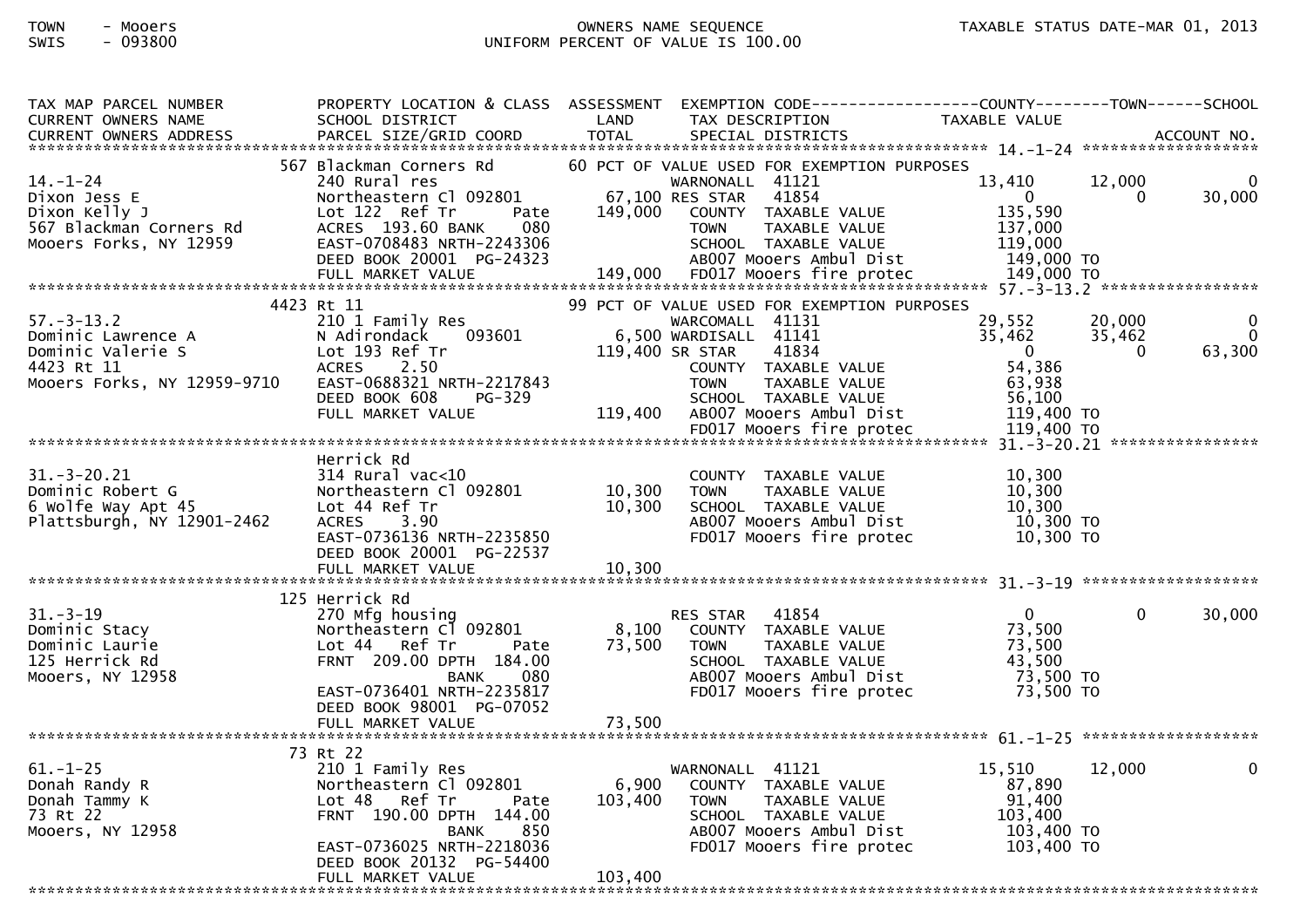TOWN - Mooers
SWIS - 093800

OWNERS NAME SEQUENCE
UNIFORM PERCENT OF VALUE IS 100.00

TAXABLE STATUS DATE-MAR 01, 2013

```
TAX MAP PARCEL NUMBER          PROPERTY LOCATION & CLASS  ASSESSMENT  EXEMPTION CODE------------------COUNTY--------TOWN------SCHOOL
CURRENT OWNERS NAME            SCHOOL DISTRICT               LAND      TAX DESCRIPTION             TAXABLE VALUE
CURRENT OWNERS ADDRESS         PARCEL SIZE/GRID COORD        TOTAL     SPECIAL DISTRICTS                                     ACCOUNT NO.
******************************************************************************************************* 14.-1-24 *******************
                          567 Blackman Corners Rd          60 PCT OF VALUE USED FOR EXEMPTION PURPOSES
14.-1-24                       240 Rural res                          WARNONALL  41121               13,410      12,000            0
Dixon Jess E                   Northeastern Cl 092801        67,100 RES STAR   41854                     0           0        30,000
Dixon Kelly J                  Lot 122  Ref Tr        Pate  149,000    COUNTY  TAXABLE VALUE          135,590
567 Blackman Corners Rd        ACRES 193.60 BANK     080              TOWN    TAXABLE VALUE          137,000
Mooers Forks, NY 12959         EAST-0708483 NRTH-2243306              SCHOOL  TAXABLE VALUE          119,000
                               DEED BOOK 20001  PG-24323              AB007 Mooers Ambul Dist         149,000 TO
                               FULL MARKET VALUE            149,000   FD017 Mooers fire protec        149,000 TO
******************************************************************************************************* 57.-3-13.2 *****************
                          4423 Rt 11                       99 PCT OF VALUE USED FOR EXEMPTION PURPOSES
57.-3-13.2                     210 1 Family Res                       WARCOMALL  41131               29,552      20,000            0
Dominic Lawrence A             N Adirondack    093601         6,500 WARDISALL  41141               35,462      35,462            0
Dominic Valerie S              Lot 193 Ref Tr               119,400 SR STAR    41834                     0           0        63,300
4423 Rt 11                     ACRES     2.50                          COUNTY  TAXABLE VALUE           54,386
Mooers Forks, NY 12959-9710    EAST-0688321 NRTH-2217843              TOWN    TAXABLE VALUE           63,938
                               DEED BOOK 608    PG-329                SCHOOL  TAXABLE VALUE           56,100
                               FULL MARKET VALUE            119,400   AB007 Mooers Ambul Dist         119,400 TO
                                                                      FD017 Mooers fire protec        119,400 TO
******************************************************************************************************* 31.-3-20.21 ****************
                               Herrick Rd
31.-3-20.21                    314 Rural vac<10                       COUNTY  TAXABLE VALUE           10,300
Dominic Robert G               Northeastern Cl 092801        10,300   TOWN    TAXABLE VALUE           10,300
6 Wolfe Way Apt 45             Lot 44 Ref Tr                 10,300   SCHOOL  TAXABLE VALUE           10,300
Plattsburgh, NY 12901-2462     ACRES     3.90                          AB007 Mooers Ambul Dist          10,300 TO
                               EAST-0736136 NRTH-2235850              FD017 Mooers fire protec         10,300 TO
                               DEED BOOK 20001  PG-22537
                               FULL MARKET VALUE             10,300
******************************************************************************************************* 31.-3-19 *******************
                          125 Herrick Rd
31.-3-19                       270 Mfg housing                        RES STAR   41854                     0           0        30,000
Dominic Stacy                  Northeastern Cl 092801         8,100   COUNTY  TAXABLE VALUE           73,500
Dominic Laurie                 Lot 44   Ref Tr        Pate   73,500   TOWN    TAXABLE VALUE           73,500
125 Herrick Rd                 FRNT 209.00 DPTH 184.00                SCHOOL  TAXABLE VALUE           43,500
Mooers, NY 12958                              BANK     080              AB007 Mooers Ambul Dist          73,500 TO
                               EAST-0736401 NRTH-2235817              FD017 Mooers fire protec         73,500 TO
                               DEED BOOK 98001  PG-07052
                               FULL MARKET VALUE             73,500
******************************************************************************************************* 61.-1-25 *******************
                          73 Rt 22
61.-1-25                       210 1 Family Res                       WARNONALL  41121               15,510      12,000            0
Donah Randy R                  Northeastern Cl 092801         6,900   COUNTY  TAXABLE VALUE           87,890
Donah Tammy K                  Lot 48   Ref Tr        Pate  103,400   TOWN    TAXABLE VALUE           91,400
73 Rt 22                       FRNT 190.00 DPTH 144.00                SCHOOL  TAXABLE VALUE          103,400
Mooers, NY 12958                              BANK     850              AB007 Mooers Ambul Dist         103,400 TO
                               EAST-0736025 NRTH-2218036              FD017 Mooers fire protec        103,400 TO
                               DEED BOOK 20132  PG-54400
                               FULL MARKET VALUE            103,400
************************************************************************************************************************************
```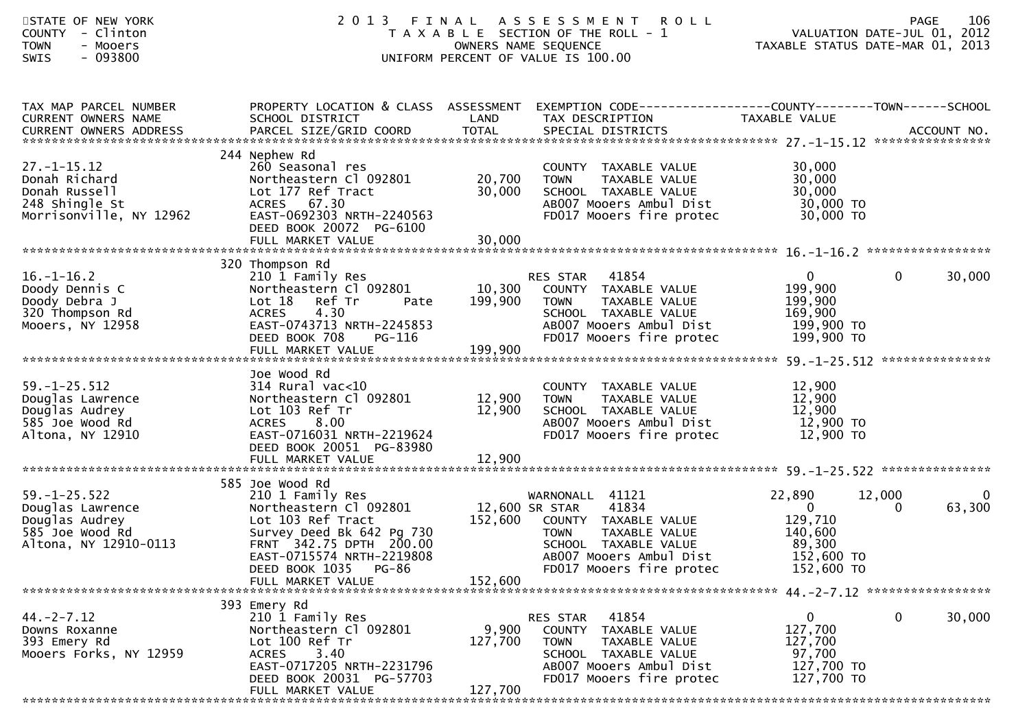STATE OF NEW YORK
COUNTY - Clinton
TOWN - Mooers
SWIS - 093800

# 2013 FINAL ASSESSMENT ROLL

TAXABLE SECTION OF THE ROLL - 1
OWNERS NAME SEQUENCE
UNIFORM PERCENT OF VALUE IS 100.00

VALUATION DATE-JUL 01, 2012
TAXABLE STATUS DATE-MAR 01, 2013

| TAX MAP PARCEL NUMBER / CURRENT OWNERS NAME / CURRENT OWNERS ADDRESS | PROPERTY LOCATION & CLASS / SCHOOL DISTRICT / PARCEL SIZE/GRID COORD | ASSESSMENT LAND / TOTAL | EXEMPTION CODE / TAX DESCRIPTION / SPECIAL DISTRICTS | COUNTY TAXABLE VALUE | TOWN | SCHOOL |
|---|---|---|---|---|---|---|
| **27.-1-15.12** | 244 Nephew Rd | | | | | |
| 27.-1-15.12 | 260 Seasonal res | | COUNTY TAXABLE VALUE | 30,000 | | |
| Donah Richard | Northeastern Cl 092801 | 20,700 | TOWN TAXABLE VALUE | 30,000 | | |
| Donah Russell | Lot 177 Ref Tract | 30,000 | SCHOOL TAXABLE VALUE | 30,000 | | |
| 248 Shingle St | ACRES 67.30 | | AB007 Mooers Ambul Dist | 30,000 TO | | |
| Morrisonville, NY 12962 | EAST-0692303 NRTH-2240563 | | FD017 Mooers fire protec | 30,000 TO | | |
| | DEED BOOK 20072 PG-6100 | | | | | |
| | FULL MARKET VALUE | 30,000 | | | | |
| **16.-1-16.2** | 320 Thompson Rd | | | | | |
| 16.-1-16.2 | 210 1 Family Res | | RES STAR 41854 | 0 | 0 | 30,000 |
| Doody Dennis C | Northeastern Cl 092801 | 10,300 | COUNTY TAXABLE VALUE | 199,900 | | |
| Doody Debra J | Lot 18 Ref Tr Pate | 199,900 | TOWN TAXABLE VALUE | 199,900 | | |
| 320 Thompson Rd | ACRES 4.30 | | SCHOOL TAXABLE VALUE | 169,900 | | |
| Mooers, NY 12958 | EAST-0743713 NRTH-2245853 | | AB007 Mooers Ambul Dist | 199,900 TO | | |
| | DEED BOOK 708 PG-116 | | FD017 Mooers fire protec | 199,900 TO | | |
| | FULL MARKET VALUE | 199,900 | | | | |
| **59.-1-25.512** | Joe Wood Rd | | | | | |
| 59.-1-25.512 | 314 Rural vac<10 | | COUNTY TAXABLE VALUE | 12,900 | | |
| Douglas Lawrence | Northeastern Cl 092801 | 12,900 | TOWN TAXABLE VALUE | 12,900 | | |
| Douglas Audrey | Lot 103 Ref Tr | 12,900 | SCHOOL TAXABLE VALUE | 12,900 | | |
| 585 Joe Wood Rd | ACRES 8.00 | | AB007 Mooers Ambul Dist | 12,900 TO | | |
| Altona, NY 12910 | EAST-0716031 NRTH-2219624 | | FD017 Mooers fire protec | 12,900 TO | | |
| | DEED BOOK 20051 PG-83980 | | | | | |
| | FULL MARKET VALUE | 12,900 | | | | |
| **59.-1-25.522** | 585 Joe Wood Rd | | | | | |
| 59.-1-25.522 | 210 1 Family Res | | WARNONALL 41121 | 22,890 | 12,000 | 0 |
| Douglas Lawrence | Northeastern Cl 092801 | 12,600 | SR STAR 41834 | 0 | 0 | 63,300 |
| Douglas Audrey | Lot 103 Ref Tract | 152,600 | COUNTY TAXABLE VALUE | 129,710 | | |
| 585 Joe Wood Rd | Survey Deed Bk 642 Pg 730 | | TOWN TAXABLE VALUE | 140,600 | | |
| Altona, NY 12910-0113 | FRNT 342.75 DPTH 200.00 | | SCHOOL TAXABLE VALUE | 89,300 | | |
| | EAST-0715574 NRTH-2219808 | | AB007 Mooers Ambul Dist | 152,600 TO | | |
| | DEED BOOK 1035 PG-86 | | FD017 Mooers fire protec | 152,600 TO | | |
| | FULL MARKET VALUE | 152,600 | | | | |
| **44.-2-7.12** | 393 Emery Rd | | | | | |
| 44.-2-7.12 | 210 1 Family Res | | RES STAR 41854 | 0 | 0 | 30,000 |
| Downs Roxanne | Northeastern Cl 092801 | 9,900 | COUNTY TAXABLE VALUE | 127,700 | | |
| 393 Emery Rd | Lot 100 Ref Tr | 127,700 | TOWN TAXABLE VALUE | 127,700 | | |
| Mooers Forks, NY 12959 | ACRES 3.40 | | SCHOOL TAXABLE VALUE | 97,700 | | |
| | EAST-0717205 NRTH-2231796 | | AB007 Mooers Ambul Dist | 127,700 TO | | |
| | DEED BOOK 20031 PG-57703 | | FD017 Mooers fire protec | 127,700 TO | | |
| | FULL MARKET VALUE | 127,700 | | | | |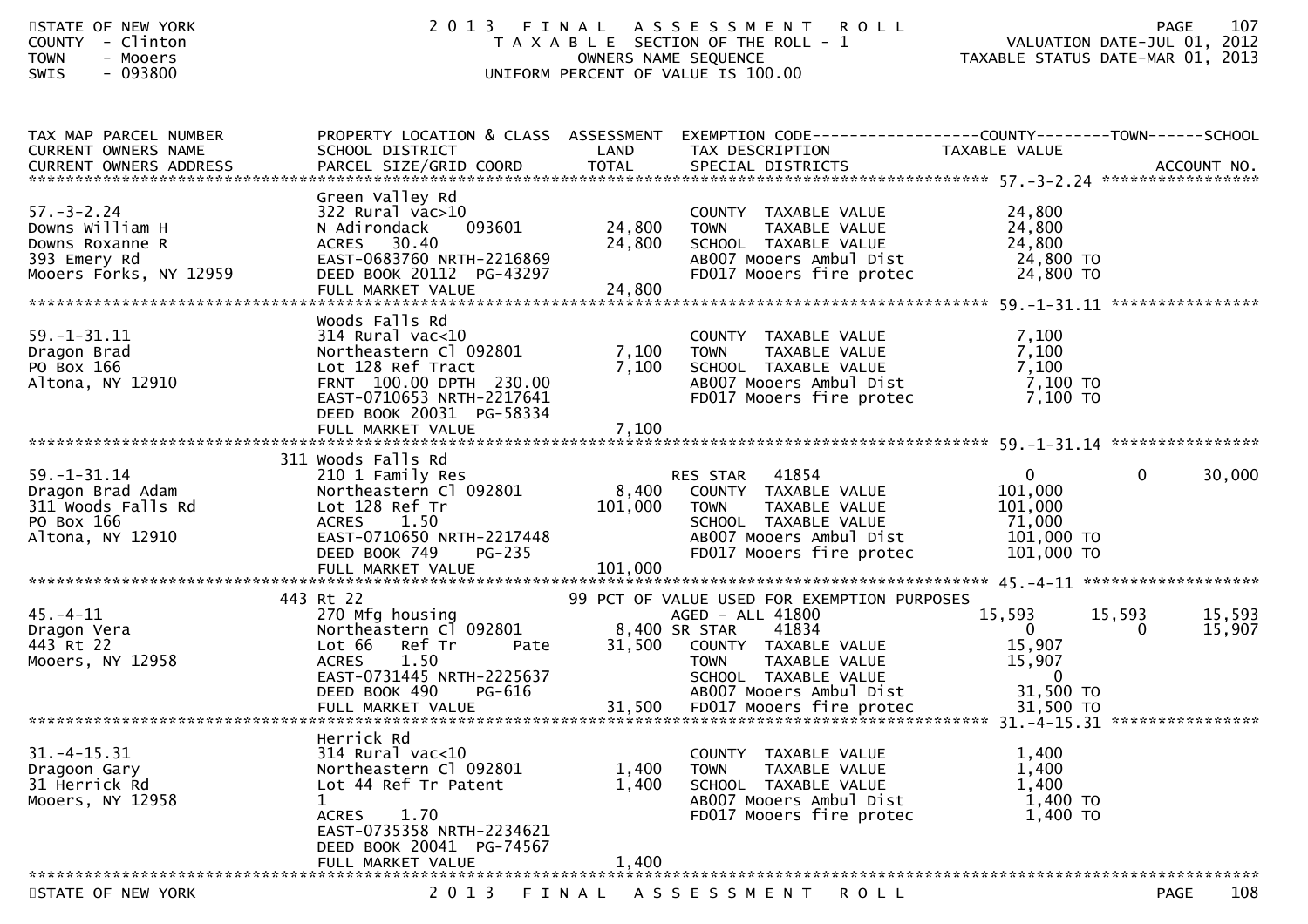STATE OF NEW YORK
COUNTY - Clinton
TOWN - Mooers
SWIS - 093800

2013 FINAL ASSESSMENT ROLL
TAXABLE SECTION OF THE ROLL - 1
OWNERS NAME SEQUENCE
UNIFORM PERCENT OF VALUE IS 100.00

VALUATION DATE-JUL 01, 2012
TAXABLE STATUS DATE-MAR 01, 2013

| TAX MAP PARCEL NUMBER / CURRENT OWNERS NAME / CURRENT OWNERS ADDRESS | PROPERTY LOCATION & CLASS / SCHOOL DISTRICT / PARCEL SIZE/GRID COORD | ASSESSMENT LAND | ASSESSMENT TOTAL | EXEMPTION CODE / TAX DESCRIPTION / SPECIAL DISTRICTS | COUNTY TAXABLE VALUE | TOWN | SCHOOL |
|---|---|---|---|---|---|---|---|
| **57.-3-2.24** | Green Valley Rd | | | | | | |
| 57.-3-2.24 | 322 Rural vac>10 | | | COUNTY TAXABLE VALUE | 24,800 | | |
| Downs William H | N Adirondack 093601 | 24,800 | | TOWN TAXABLE VALUE | 24,800 | | |
| Downs Roxanne R | ACRES 30.40 | | 24,800 | SCHOOL TAXABLE VALUE | 24,800 | | |
| 393 Emery Rd | EAST-0683760 NRTH-2216869 | | | AB007 Mooers Ambul Dist | 24,800 TO | | |
| Mooers Forks, NY 12959 | DEED BOOK 20112 PG-43297 | | | FD017 Mooers fire protec | 24,800 TO | | |
| | FULL MARKET VALUE | | 24,800 | | | | |
| **59.-1-31.11** | Woods Falls Rd | | | | | | |
| 59.-1-31.11 | 314 Rural vac<10 | | | COUNTY TAXABLE VALUE | 7,100 | | |
| Dragon Brad | Northeastern Cl 092801 | 7,100 | | TOWN TAXABLE VALUE | 7,100 | | |
| PO Box 166 | Lot 128 Ref Tract | | 7,100 | SCHOOL TAXABLE VALUE | 7,100 | | |
| Altona, NY 12910 | FRNT 100.00 DPTH 230.00 | | | AB007 Mooers Ambul Dist | 7,100 TO | | |
| | EAST-0710653 NRTH-2217641 | | | FD017 Mooers fire protec | 7,100 TO | | |
| | DEED BOOK 20031 PG-58334 | | | | | | |
| | FULL MARKET VALUE | | 7,100 | | | | |
| **59.-1-31.14** | 311 Woods Falls Rd | | | | | | |
| 59.-1-31.14 | 210 1 Family Res | | | RES STAR 41854 | 0 | 0 | 30,000 |
| Dragon Brad Adam | Northeastern Cl 092801 | 8,400 | | COUNTY TAXABLE VALUE | 101,000 | | |
| 311 Woods Falls Rd | Lot 128 Ref Tr | | 101,000 | TOWN TAXABLE VALUE | 101,000 | | |
| PO Box 166 | ACRES 1.50 | | | SCHOOL TAXABLE VALUE | 71,000 | | |
| Altona, NY 12910 | EAST-0710650 NRTH-2217448 | | | AB007 Mooers Ambul Dist | 101,000 TO | | |
| | DEED BOOK 749 PG-235 | | | FD017 Mooers fire protec | 101,000 TO | | |
| | FULL MARKET VALUE | | 101,000 | | | | |
| **45.-4-11** | 443 Rt 22 | | | 99 PCT OF VALUE USED FOR EXEMPTION PURPOSES | | | |
| 45.-4-11 | 270 Mfg housing | | | AGED - ALL 41800 | 15,593 | 15,593 | 15,593 |
| Dragon Vera | Northeastern Cl 092801 | 8,400 | | SR STAR 41834 | 0 | 0 | 15,907 |
| 443 Rt 22 | Lot 66 Ref Tr Pate | | 31,500 | COUNTY TAXABLE VALUE | 15,907 | | |
| Mooers, NY 12958 | ACRES 1.50 | | | TOWN TAXABLE VALUE | 15,907 | | |
| | EAST-0731445 NRTH-2225637 | | | SCHOOL TAXABLE VALUE | 0 | | |
| | DEED BOOK 490 PG-616 | | | AB007 Mooers Ambul Dist | 31,500 TO | | |
| | FULL MARKET VALUE | | 31,500 | FD017 Mooers fire protec | 31,500 TO | | |
| **31.-4-15.31** | Herrick Rd | | | | | | |
| 31.-4-15.31 | 314 Rural vac<10 | | | COUNTY TAXABLE VALUE | 1,400 | | |
| Dragoon Gary | Northeastern Cl 092801 | 1,400 | | TOWN TAXABLE VALUE | 1,400 | | |
| 31 Herrick Rd | Lot 44 Ref Tr Patent | | 1,400 | SCHOOL TAXABLE VALUE | 1,400 | | |
| Mooers, NY 12958 | 1 | | | AB007 Mooers Ambul Dist | 1,400 TO | | |
| | ACRES 1.70 | | | FD017 Mooers fire protec | 1,400 TO | | |
| | EAST-0735358 NRTH-2234621 | | | | | | |
| | DEED BOOK 20041 PG-74567 | | | | | | |
| | FULL MARKET VALUE | | 1,400 | | | | |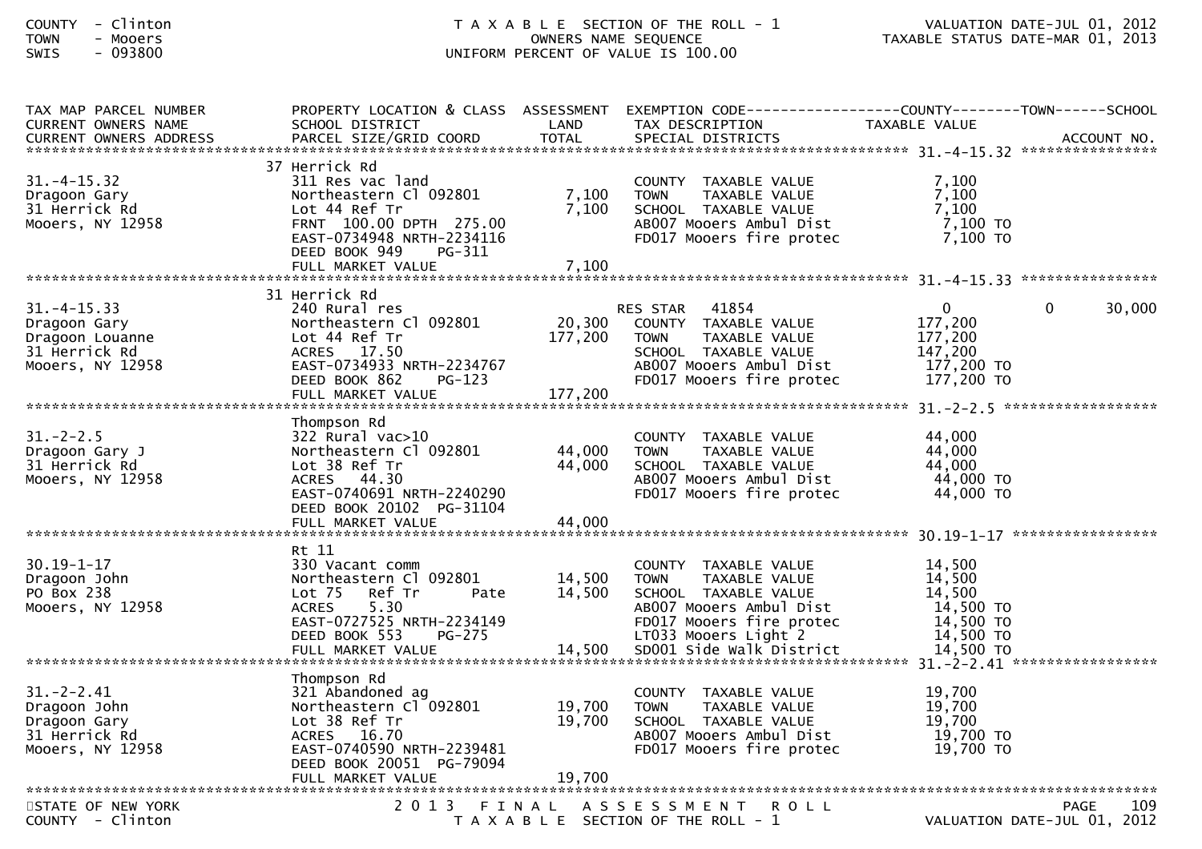COUNTY - Clinton
TOWN - Mooers
SWIS - 093800

T A X A B L E SECTION OF THE ROLL - 1
OWNERS NAME SEQUENCE
UNIFORM PERCENT OF VALUE IS 100.00

VALUATION DATE-JUL 01, 2012
TAXABLE STATUS DATE-MAR 01, 2013

| TAX MAP PARCEL NUMBER / CURRENT OWNERS NAME / CURRENT OWNERS ADDRESS | PROPERTY LOCATION & CLASS / SCHOOL DISTRICT / PARCEL SIZE/GRID COORD | ASSESSMENT LAND / TOTAL | EXEMPTION CODE / TAX DESCRIPTION / SPECIAL DISTRICTS | COUNTY TAXABLE VALUE | TOWN | SCHOOL / ACCOUNT NO. |
|---|---|---|---|---|---|---|
| **31.-4-15.32** | | | | | | |
| | 37 Herrick Rd | | | | | |
| 31.-4-15.32 | 311 Res vac land | | COUNTY TAXABLE VALUE | 7,100 | | |
| Dragoon Gary | Northeastern Cl 092801 | 7,100 | TOWN TAXABLE VALUE | 7,100 | | |
| 31 Herrick Rd | Lot 44 Ref Tr | 7,100 | SCHOOL TAXABLE VALUE | 7,100 | | |
| Mooers, NY 12958 | FRNT 100.00 DPTH 275.00 | | AB007 Mooers Ambul Dist | 7,100 TO | | |
| | EAST-0734948 NRTH-2234116 | | FD017 Mooers fire protec | 7,100 TO | | |
| | DEED BOOK 949 PG-311 | | | | | |
| | FULL MARKET VALUE | 7,100 | | | | |
| **31.-4-15.33** | | | | | | |
| | 31 Herrick Rd | | | | | |
| 31.-4-15.33 | 240 Rural res | | RES STAR 41854 | 0 | 0 | 30,000 |
| Dragoon Gary | Northeastern Cl 092801 | 20,300 | COUNTY TAXABLE VALUE | 177,200 | | |
| Dragoon Louanne | Lot 44 Ref Tr | 177,200 | TOWN TAXABLE VALUE | 177,200 | | |
| 31 Herrick Rd | ACRES 17.50 | | SCHOOL TAXABLE VALUE | 147,200 | | |
| Mooers, NY 12958 | EAST-0734933 NRTH-2234767 | | AB007 Mooers Ambul Dist | 177,200 TO | | |
| | DEED BOOK 862 PG-123 | | FD017 Mooers fire protec | 177,200 TO | | |
| | FULL MARKET VALUE | 177,200 | | | | |
| **31.-2-2.5** | | | | | | |
| | Thompson Rd | | | | | |
| 31.-2-2.5 | 322 Rural vac>10 | | COUNTY TAXABLE VALUE | 44,000 | | |
| Dragoon Gary J | Northeastern Cl 092801 | 44,000 | TOWN TAXABLE VALUE | 44,000 | | |
| 31 Herrick Rd | Lot 38 Ref Tr | 44,000 | SCHOOL TAXABLE VALUE | 44,000 | | |
| Mooers, NY 12958 | ACRES 44.30 | | AB007 Mooers Ambul Dist | 44,000 TO | | |
| | EAST-0740691 NRTH-2240290 | | FD017 Mooers fire protec | 44,000 TO | | |
| | DEED BOOK 20102 PG-31104 | | | | | |
| | FULL MARKET VALUE | 44,000 | | | | |
| **30.19-1-17** | | | | | | |
| | Rt 11 | | | | | |
| 30.19-1-17 | 330 Vacant comm | | COUNTY TAXABLE VALUE | 14,500 | | |
| Dragoon John | Northeastern Cl 092801 | 14,500 | TOWN TAXABLE VALUE | 14,500 | | |
| PO Box 238 | Lot 75 Ref Tr Pate | 14,500 | SCHOOL TAXABLE VALUE | 14,500 | | |
| Mooers, NY 12958 | ACRES 5.30 | | AB007 Mooers Ambul Dist | 14,500 TO | | |
| | EAST-0727525 NRTH-2234149 | | FD017 Mooers fire protec | 14,500 TO | | |
| | DEED BOOK 553 PG-275 | | LT033 Mooers Light 2 | 14,500 TO | | |
| | FULL MARKET VALUE | 14,500 | SD001 Side Walk District | 14,500 TO | | |
| **31.-2-2.41** | | | | | | |
| | Thompson Rd | | | | | |
| 31.-2-2.41 | 321 Abandoned ag | | COUNTY TAXABLE VALUE | 19,700 | | |
| Dragoon John | Northeastern Cl 092801 | 19,700 | TOWN TAXABLE VALUE | 19,700 | | |
| Dragoon Gary | Lot 38 Ref Tr | 19,700 | SCHOOL TAXABLE VALUE | 19,700 | | |
| 31 Herrick Rd | ACRES 16.70 | | AB007 Mooers Ambul Dist | 19,700 TO | | |
| Mooers, NY 12958 | EAST-0740590 NRTH-2239481 | | FD017 Mooers fire protec | 19,700 TO | | |
| | DEED BOOK 20051 PG-79094 | | | | | |
| | FULL MARKET VALUE | 19,700 | | | | |

STATE OF NEW YORK
COUNTY - Clinton

2 0 1 3 F I N A L A S S E S S M E N T R O L L
T A X A B L E SECTION OF THE ROLL - 1

VALUATION DATE-JUL 01, 2012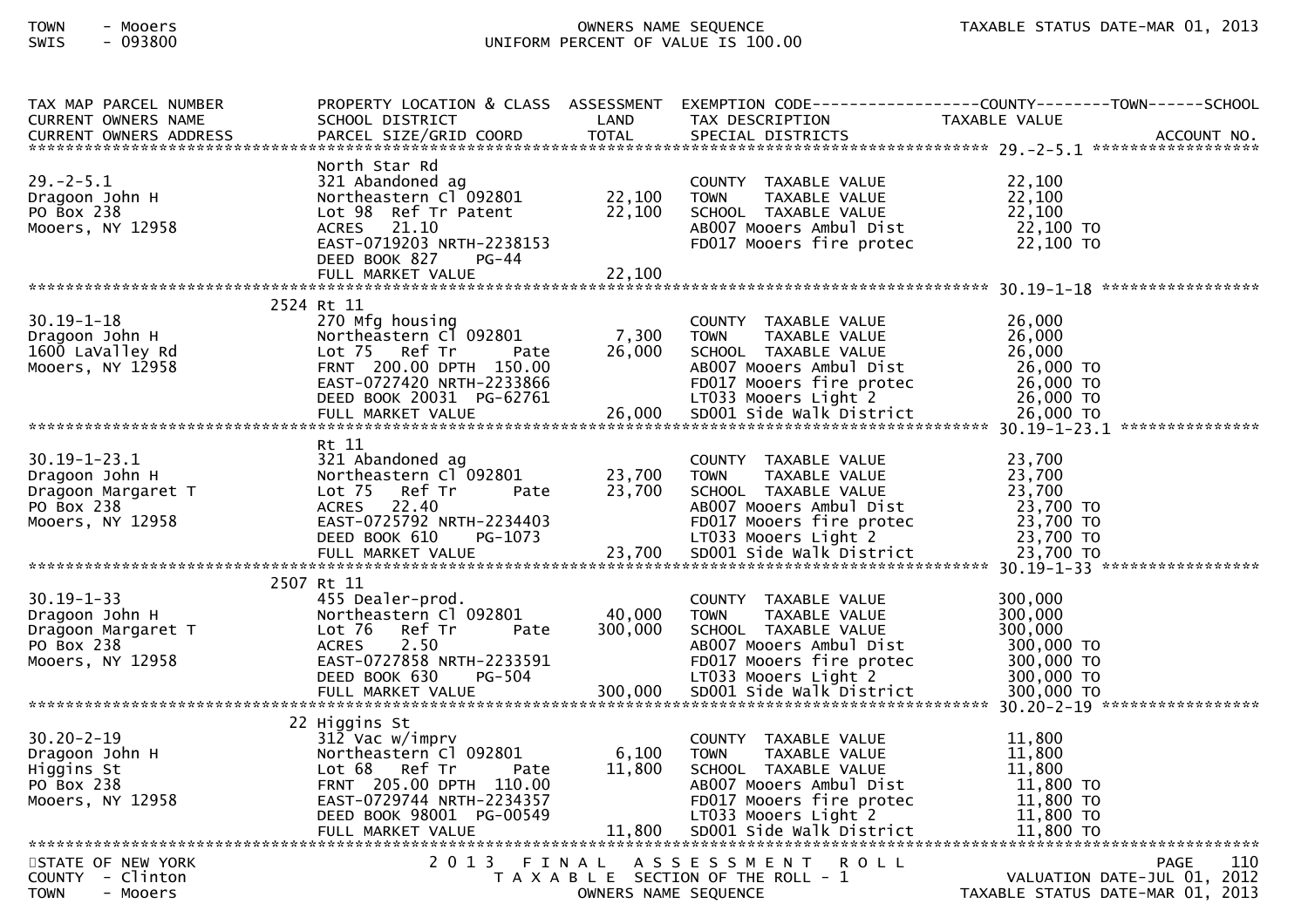| TAX MAP PARCEL NUMBER<br>CURRENT OWNERS NAME<br>CURRENT OWNERS ADDRESS | PROPERTY LOCATION & CLASS<br>SCHOOL DISTRICT<br>PARCEL SIZE/GRID COORD | ASSESSMENT<br>LAND<br>TOTAL | EXEMPTION CODE-----COUNTY-----TOWN-----SCHOOL<br>TAX DESCRIPTION<br>SPECIAL DISTRICTS | TAXABLE VALUE | ACCOUNT NO. |
|---|---|---|---|---|---|
| **29.-2-5.1** | North Star Rd | | | | |
| 29.-2-5.1 | 321 Abandoned ag | | COUNTY TAXABLE VALUE | 22,100 | |
| Dragoon John H | Northeastern Cl 092801 | 22,100 | TOWN TAXABLE VALUE | 22,100 | |
| PO Box 238 | Lot 98 Ref Tr Patent | 22,100 | SCHOOL TAXABLE VALUE | 22,100 | |
| Mooers, NY 12958 | ACRES 21.10 | | AB007 Mooers Ambul Dist | 22,100 TO | |
| | EAST-0719203 NRTH-2238153 | | FD017 Mooers fire protec | 22,100 TO | |
| | DEED BOOK 827 PG-44 | | | | |
| | FULL MARKET VALUE | 22,100 | | | |
| **30.19-1-18** | 2524 Rt 11 | | | | |
| 30.19-1-18 | 270 Mfg housing | | COUNTY TAXABLE VALUE | 26,000 | |
| Dragoon John H | Northeastern Cl 092801 | 7,300 | TOWN TAXABLE VALUE | 26,000 | |
| 1600 LaValley Rd | Lot 75 Ref Tr Pate | 26,000 | SCHOOL TAXABLE VALUE | 26,000 | |
| Mooers, NY 12958 | FRNT 200.00 DPTH 150.00 | | AB007 Mooers Ambul Dist | 26,000 TO | |
| | EAST-0727420 NRTH-2233866 | | FD017 Mooers fire protec | 26,000 TO | |
| | DEED BOOK 20031 PG-62761 | | LT033 Mooers Light 2 | 26,000 TO | |
| | FULL MARKET VALUE | 26,000 | SD001 Side Walk District | 26,000 TO | |
| **30.19-1-23.1** | Rt 11 | | | | |
| 30.19-1-23.1 | 321 Abandoned ag | | COUNTY TAXABLE VALUE | 23,700 | |
| Dragoon John H | Northeastern Cl 092801 | 23,700 | TOWN TAXABLE VALUE | 23,700 | |
| Dragoon Margaret T | Lot 75 Ref Tr Pate | 23,700 | SCHOOL TAXABLE VALUE | 23,700 | |
| PO Box 238 | ACRES 22.40 | | AB007 Mooers Ambul Dist | 23,700 TO | |
| Mooers, NY 12958 | EAST-0725792 NRTH-2234403 | | FD017 Mooers fire protec | 23,700 TO | |
| | DEED BOOK 610 PG-1073 | | LT033 Mooers Light 2 | 23,700 TO | |
| | FULL MARKET VALUE | 23,700 | SD001 Side Walk District | 23,700 TO | |
| **30.19-1-33** | 2507 Rt 11 | | | | |
| 30.19-1-33 | 455 Dealer-prod. | | COUNTY TAXABLE VALUE | 300,000 | |
| Dragoon John H | Northeastern Cl 092801 | 40,000 | TOWN TAXABLE VALUE | 300,000 | |
| Dragoon Margaret T | Lot 76 Ref Tr Pate | 300,000 | SCHOOL TAXABLE VALUE | 300,000 | |
| PO Box 238 | ACRES 2.50 | | AB007 Mooers Ambul Dist | 300,000 TO | |
| Mooers, NY 12958 | EAST-0727858 NRTH-2233591 | | FD017 Mooers fire protec | 300,000 TO | |
| | DEED BOOK 630 PG-504 | | LT033 Mooers Light 2 | 300,000 TO | |
| | FULL MARKET VALUE | 300,000 | SD001 Side Walk District | 300,000 TO | |
| **30.20-2-19** | 22 Higgins St | | | | |
| 30.20-2-19 | 312 Vac w/imprv | | COUNTY TAXABLE VALUE | 11,800 | |
| Dragoon John H | Northeastern Cl 092801 | 6,100 | TOWN TAXABLE VALUE | 11,800 | |
| Higgins St | Lot 68 Ref Tr Pate | 11,800 | SCHOOL TAXABLE VALUE | 11,800 | |
| PO Box 238 | FRNT 205.00 DPTH 110.00 | | AB007 Mooers Ambul Dist | 11,800 TO | |
| Mooers, NY 12958 | EAST-0729744 NRTH-2234357 | | FD017 Mooers fire protec | 11,800 TO | |
| | DEED BOOK 98001 PG-00549 | | LT033 Mooers Light 2 | 11,800 TO | |
| | FULL MARKET VALUE | 11,800 | SD001 Side Walk District | 11,800 TO | |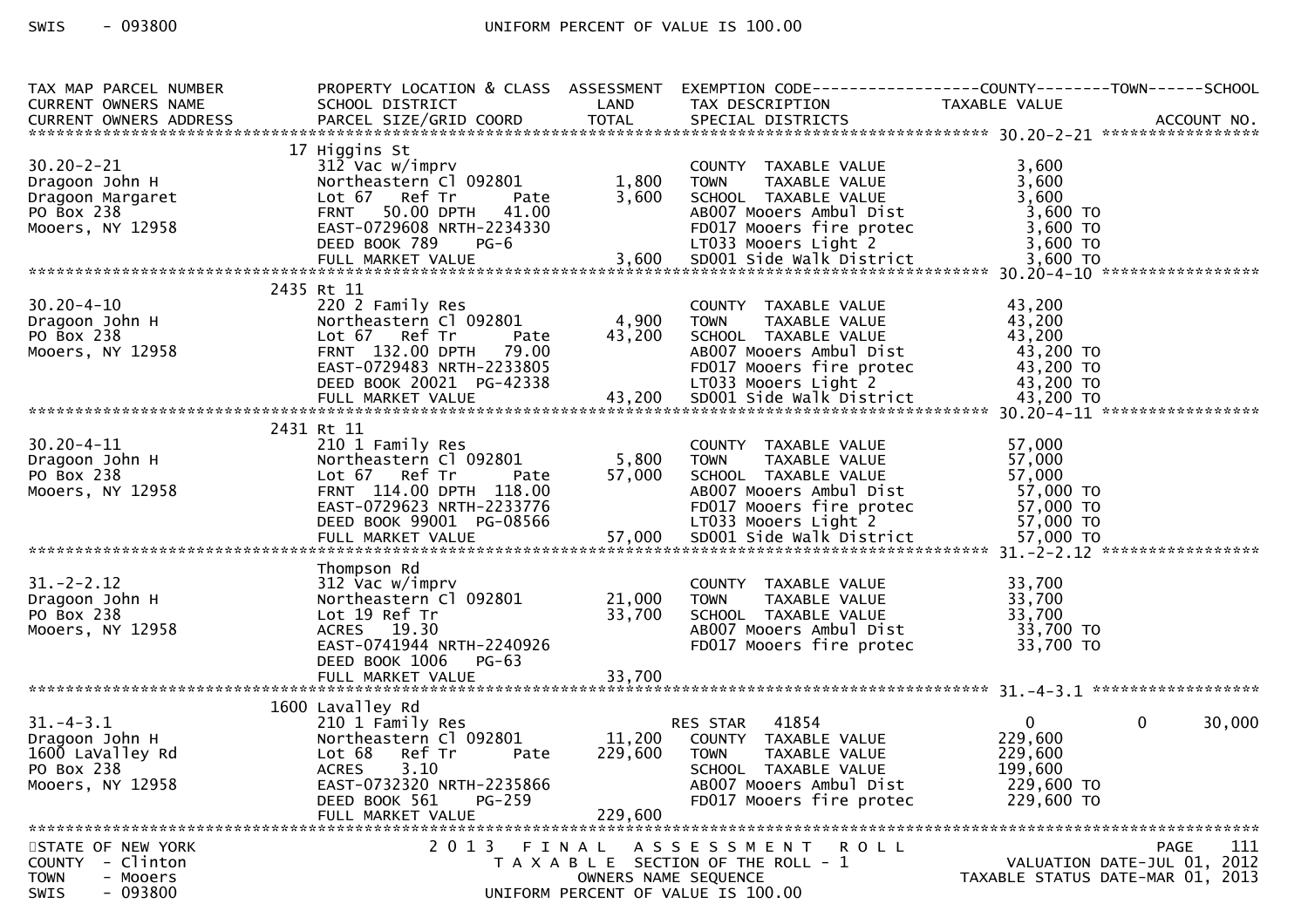| TAX MAP PARCEL NUMBER<br>CURRENT OWNERS NAME<br>CURRENT OWNERS ADDRESS | PROPERTY LOCATION & CLASS<br>SCHOOL DISTRICT<br>PARCEL SIZE/GRID COORD | ASSESSMENT<br>LAND<br>TOTAL | EXEMPTION CODE<br>TAX DESCRIPTION<br>SPECIAL DISTRICTS | COUNTY<br>TAXABLE VALUE | TOWN | SCHOOL<br>ACCOUNT NO. |
|---|---|---|---|---|---|---|
| 30.20-2-21 | 17 Higgins St | | | | | |
| 30.20-2-21 | 312 Vac w/imprv | | COUNTY TAXABLE VALUE | 3,600 | | |
| Dragoon John H | Northeastern Cl 092801 | 1,800 | TOWN TAXABLE VALUE | 3,600 | | |
| Dragoon Margaret | Lot 67 Ref Tr Pate | 3,600 | SCHOOL TAXABLE VALUE | 3,600 | | |
| PO Box 238 | FRNT 50.00 DPTH 41.00 | | AB007 Mooers Ambul Dist | 3,600 TO | | |
| Mooers, NY 12958 | EAST-0729608 NRTH-2234330 | | FD017 Mooers fire protec | 3,600 TO | | |
| | DEED BOOK 789 PG-6 | | LT033 Mooers Light 2 | 3,600 TO | | |
| | FULL MARKET VALUE | 3,600 | SD001 Side Walk District | 3,600 TO | | |
| 30.20-4-10 | 2435 Rt 11 | | | | | |
| 30.20-4-10 | 220 2 Family Res | | COUNTY TAXABLE VALUE | 43,200 | | |
| Dragoon John H | Northeastern Cl 092801 | 4,900 | TOWN TAXABLE VALUE | 43,200 | | |
| PO Box 238 | Lot 67 Ref Tr Pate | 43,200 | SCHOOL TAXABLE VALUE | 43,200 | | |
| Mooers, NY 12958 | FRNT 132.00 DPTH 79.00 | | AB007 Mooers Ambul Dist | 43,200 TO | | |
| | EAST-0729483 NRTH-2233805 | | FD017 Mooers fire protec | 43,200 TO | | |
| | DEED BOOK 20021 PG-42338 | | LT033 Mooers Light 2 | 43,200 TO | | |
| | FULL MARKET VALUE | 43,200 | SD001 Side Walk District | 43,200 TO | | |
| 30.20-4-11 | 2431 Rt 11 | | | | | |
| 30.20-4-11 | 210 1 Family Res | | COUNTY TAXABLE VALUE | 57,000 | | |
| Dragoon John H | Northeastern Cl 092801 | 5,800 | TOWN TAXABLE VALUE | 57,000 | | |
| PO Box 238 | Lot 67 Ref Tr Pate | 57,000 | SCHOOL TAXABLE VALUE | 57,000 | | |
| Mooers, NY 12958 | FRNT 114.00 DPTH 118.00 | | AB007 Mooers Ambul Dist | 57,000 TO | | |
| | EAST-0729623 NRTH-2233776 | | FD017 Mooers fire protec | 57,000 TO | | |
| | DEED BOOK 99001 PG-08566 | | LT033 Mooers Light 2 | 57,000 TO | | |
| | FULL MARKET VALUE | 57,000 | SD001 Side Walk District | 57,000 TO | | |
| 31.-2-2.12 | Thompson Rd | | | | | |
| 31.-2-2.12 | 312 Vac w/imprv | | COUNTY TAXABLE VALUE | 33,700 | | |
| Dragoon John H | Northeastern Cl 092801 | 21,000 | TOWN TAXABLE VALUE | 33,700 | | |
| PO Box 238 | Lot 19 Ref Tr | 33,700 | SCHOOL TAXABLE VALUE | 33,700 | | |
| Mooers, NY 12958 | ACRES 19.30 | | AB007 Mooers Ambul Dist | 33,700 TO | | |
| | EAST-0741944 NRTH-2240926 | | FD017 Mooers fire protec | 33,700 TO | | |
| | DEED BOOK 1006 PG-63 | | | | | |
| | FULL MARKET VALUE | 33,700 | | | | |
| 31.-4-3.1 | 1600 Lavalley Rd | | | | | |
| 31.-4-3.1 | 210 1 Family Res | | RES STAR 41854 | 0 | 0 | 30,000 |
| Dragoon John H | Northeastern Cl 092801 | 11,200 | COUNTY TAXABLE VALUE | 229,600 | | |
| 1600 LaValley Rd | Lot 68 Ref Tr Pate | 229,600 | TOWN TAXABLE VALUE | 229,600 | | |
| PO Box 238 | ACRES 3.10 | | SCHOOL TAXABLE VALUE | 199,600 | | |
| Mooers, NY 12958 | EAST-0732320 NRTH-2235866 | | AB007 Mooers Ambul Dist | 229,600 TO | | |
| | DEED BOOK 561 PG-259 | | FD017 Mooers fire protec | 229,600 TO | | |
| | FULL MARKET VALUE | 229,600 | | | | |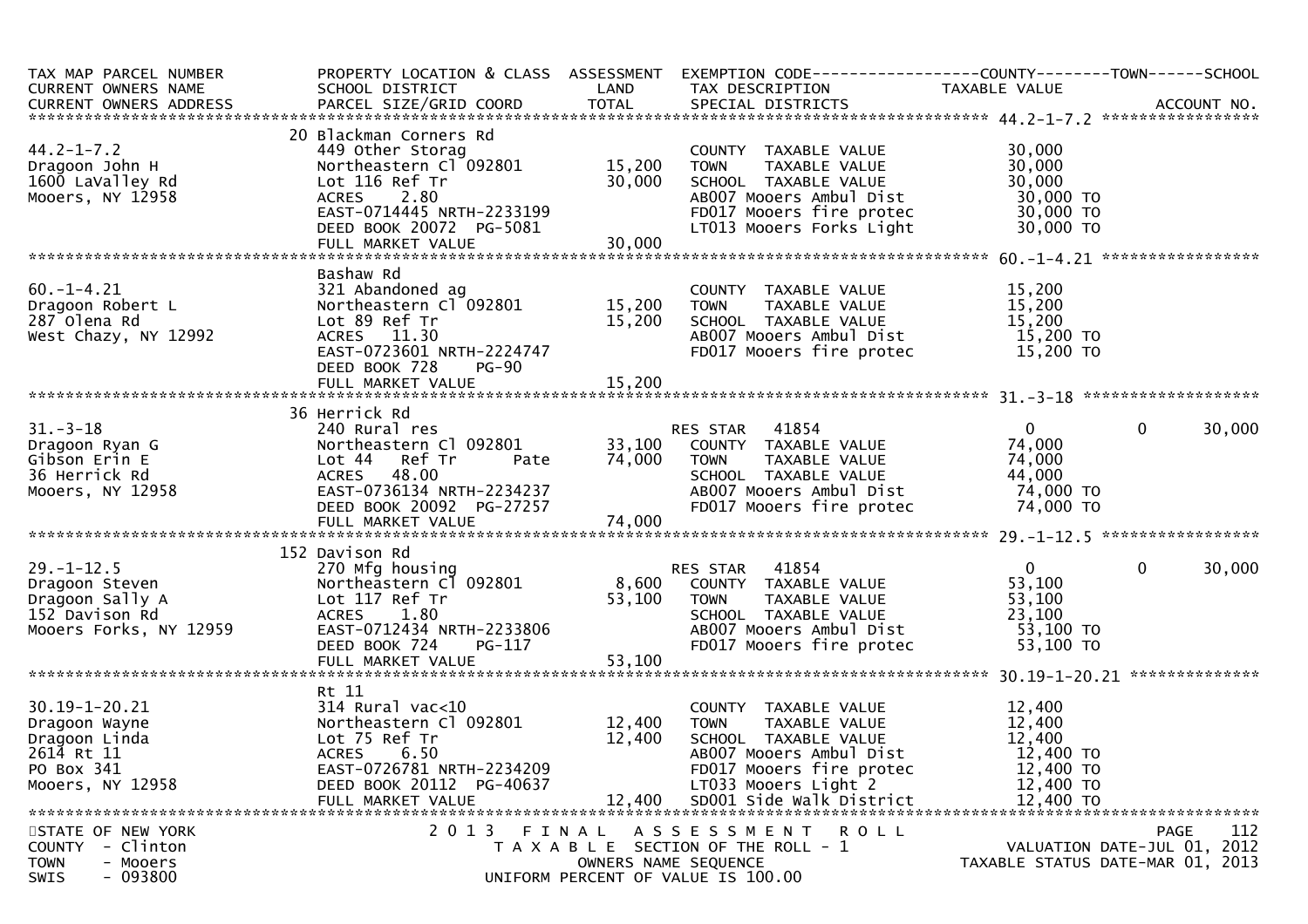| TAX MAP PARCEL NUMBER<br>CURRENT OWNERS NAME<br>CURRENT OWNERS ADDRESS | PROPERTY LOCATION & CLASS<br>SCHOOL DISTRICT<br>PARCEL SIZE/GRID COORD | ASSESSMENT<br>LAND<br>TOTAL | EXEMPTION CODE<br>TAX DESCRIPTION<br>SPECIAL DISTRICTS | COUNTY<br>TAXABLE VALUE | TOWN | SCHOOL<br>ACCOUNT NO. |
|---|---|---|---|---|---|---|
| 44.2-1-7.2 | 20 Blackman Corners Rd | | | | | |
| 44.2-1-7.2 | 449 Other Storag | | COUNTY TAXABLE VALUE | 30,000 | | |
| Dragoon John H | Northeastern Cl 092801 | 15,200 | TOWN TAXABLE VALUE | 30,000 | | |
| 1600 LaValley Rd | Lot 116 Ref Tr | 30,000 | SCHOOL TAXABLE VALUE | 30,000 | | |
| Mooers, NY 12958 | ACRES 2.80 | | AB007 Mooers Ambul Dist | 30,000 TO | | |
| | EAST-0714445 NRTH-2233199 | | FD017 Mooers fire protec | 30,000 TO | | |
| | DEED BOOK 20072 PG-5081 | | LT013 Mooers Forks Light | 30,000 TO | | |
| | FULL MARKET VALUE | 30,000 | | | | |
| 60.-1-4.21 | Bashaw Rd | | | | | |
| 60.-1-4.21 | 321 Abandoned ag | | COUNTY TAXABLE VALUE | 15,200 | | |
| Dragoon Robert L | Northeastern Cl 092801 | 15,200 | TOWN TAXABLE VALUE | 15,200 | | |
| 287 Olena Rd | Lot 89 Ref Tr | 15,200 | SCHOOL TAXABLE VALUE | 15,200 | | |
| West Chazy, NY 12992 | ACRES 11.30 | | AB007 Mooers Ambul Dist | 15,200 TO | | |
| | EAST-0723601 NRTH-2224747 | | FD017 Mooers fire protec | 15,200 TO | | |
| | DEED BOOK 728 PG-90 | | | | | |
| | FULL MARKET VALUE | 15,200 | | | | |
| 31.-3-18 | 36 Herrick Rd | | | | | |
| 31.-3-18 | 240 Rural res | | RES STAR 41854 | 0 | 0 | 30,000 |
| Dragoon Ryan G | Northeastern Cl 092801 | 33,100 | COUNTY TAXABLE VALUE | 74,000 | | |
| Gibson Erin E | Lot 44 Ref Tr Pate | 74,000 | TOWN TAXABLE VALUE | 74,000 | | |
| 36 Herrick Rd | ACRES 48.00 | | SCHOOL TAXABLE VALUE | 44,000 | | |
| Mooers, NY 12958 | EAST-0736134 NRTH-2234237 | | AB007 Mooers Ambul Dist | 74,000 TO | | |
| | DEED BOOK 20092 PG-27257 | | FD017 Mooers fire protec | 74,000 TO | | |
| | FULL MARKET VALUE | 74,000 | | | | |
| 29.-1-12.5 | 152 Davison Rd | | | | | |
| 29.-1-12.5 | 270 Mfg housing | | RES STAR 41854 | 0 | 0 | 30,000 |
| Dragoon Steven | Northeastern Cl 092801 | 8,600 | COUNTY TAXABLE VALUE | 53,100 | | |
| Dragoon Sally A | Lot 117 Ref Tr | 53,100 | TOWN TAXABLE VALUE | 53,100 | | |
| 152 Davison Rd | ACRES 1.80 | | SCHOOL TAXABLE VALUE | 23,100 | | |
| Mooers Forks, NY 12959 | EAST-0712434 NRTH-2233806 | | AB007 Mooers Ambul Dist | 53,100 TO | | |
| | DEED BOOK 724 PG-117 | | FD017 Mooers fire protec | 53,100 TO | | |
| | FULL MARKET VALUE | 53,100 | | | | |
| 30.19-1-20.21 | Rt 11 | | | | | |
| 30.19-1-20.21 | 314 Rural vac<10 | | COUNTY TAXABLE VALUE | 12,400 | | |
| Dragoon Wayne | Northeastern Cl 092801 | 12,400 | TOWN TAXABLE VALUE | 12,400 | | |
| Dragoon Linda | Lot 75 Ref Tr | 12,400 | SCHOOL TAXABLE VALUE | 12,400 | | |
| 2614 Rt 11 | ACRES 6.50 | | AB007 Mooers Ambul Dist | 12,400 TO | | |
| PO Box 341 | EAST-0726781 NRTH-2234209 | | FD017 Mooers fire protec | 12,400 TO | | |
| Mooers, NY 12958 | DEED BOOK 20112 PG-40637 | | LT033 Mooers Light 2 | 12,400 TO | | |
| | FULL MARKET VALUE | 12,400 | SD001 Side Walk District | 12,400 TO | | |

STATE OF NEW YORK
COUNTY - Clinton
TOWN - Mooers
SWIS - 093800

2013 FINAL ASSESSMENT ROLL
TAXABLE SECTION OF THE ROLL - 1
OWNERS NAME SEQUENCE
UNIFORM PERCENT OF VALUE IS 100.00

VALUATION DATE-JUL 01, 2012
TAXABLE STATUS DATE-MAR 01, 2013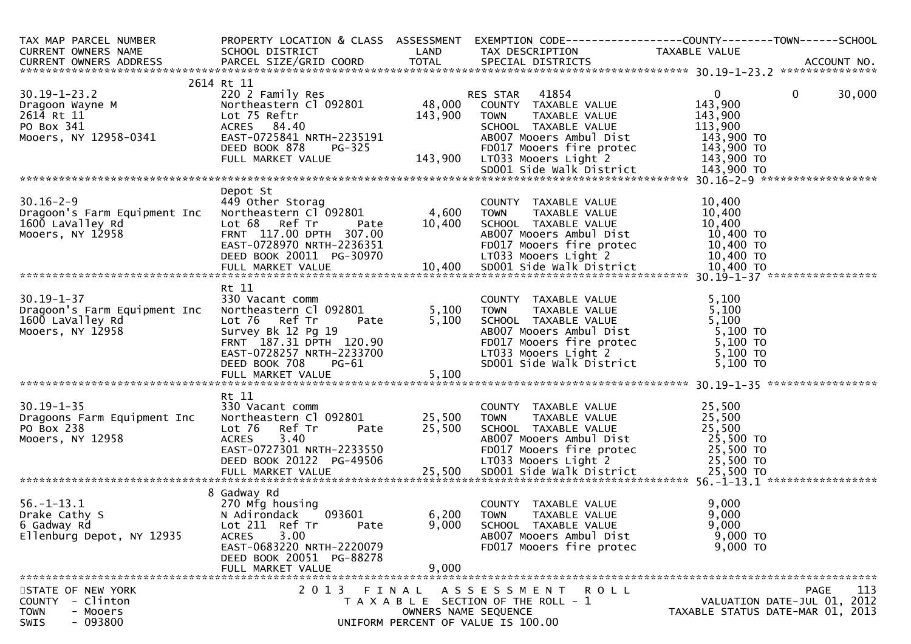| TAX MAP PARCEL NUMBER<br>CURRENT OWNERS NAME<br>CURRENT OWNERS ADDRESS | PROPERTY LOCATION & CLASS<br>SCHOOL DISTRICT<br>PARCEL SIZE/GRID COORD | ASSESSMENT<br>LAND<br>TOTAL | EXEMPTION CODE<br>TAX DESCRIPTION<br>SPECIAL DISTRICTS | COUNTY<br>TAXABLE VALUE | TOWN | SCHOOL<br>ACCOUNT NO. |
|---|---|---|---|---|---|---|
| **30.19-1-23.2** | 2614 Rt 11 | | | | | |
| 30.19-1-23.2 | 220 2 Family Res | | RES STAR 41854 | 0 | 0 | 30,000 |
| Dragoon Wayne M | Northeastern Cl 092801 | 48,000 | COUNTY TAXABLE VALUE | 143,900 | | |
| 2614 Rt 11 | Lot 75 Reftr | 143,900 | TOWN TAXABLE VALUE | 143,900 | | |
| PO Box 341 | ACRES 84.40 | | SCHOOL TAXABLE VALUE | 113,900 | | |
| Mooers, NY 12958-0341 | EAST-0725841 NRTH-2235191 | | AB007 Mooers Ambul Dist | 143,900 TO | | |
| | DEED BOOK 878 PG-325 | | FD017 Mooers fire protec | 143,900 TO | | |
| | FULL MARKET VALUE | 143,900 | LT033 Mooers Light 2 | 143,900 TO | | |
| | | | SD001 Side Walk District | 143,900 TO | | |
| **30.16-2-9** | Depot St | | | | | |
| 30.16-2-9 | 449 Other Storag | | COUNTY TAXABLE VALUE | 10,400 | | |
| Dragoon's Farm Equipment Inc | Northeastern Cl 092801 | 4,600 | TOWN TAXABLE VALUE | 10,400 | | |
| 1600 LaValley Rd | Lot 68 Ref Tr Pate | 10,400 | SCHOOL TAXABLE VALUE | 10,400 | | |
| Mooers, NY 12958 | FRNT 117.00 DPTH 307.00 | | AB007 Mooers Ambul Dist | 10,400 TO | | |
| | EAST-0728970 NRTH-2236351 | | FD017 Mooers fire protec | 10,400 TO | | |
| | DEED BOOK 20011 PG-30970 | | LT033 Mooers Light 2 | 10,400 TO | | |
| | FULL MARKET VALUE | 10,400 | SD001 Side Walk District | 10,400 TO | | |
| **30.19-1-37** | Rt 11 | | | | | |
| 30.19-1-37 | 330 Vacant comm | | COUNTY TAXABLE VALUE | 5,100 | | |
| Dragoon's Farm Equipment Inc | Northeastern Cl 092801 | 5,100 | TOWN TAXABLE VALUE | 5,100 | | |
| 1600 LaValley Rd | Lot 76 Ref Tr Pate | 5,100 | SCHOOL TAXABLE VALUE | 5,100 | | |
| Mooers, NY 12958 | Survey Bk 12 Pg 19 | | AB007 Mooers Ambul Dist | 5,100 TO | | |
| | FRNT 187.31 DPTH 120.90 | | FD017 Mooers fire protec | 5,100 TO | | |
| | EAST-0728257 NRTH-2233700 | | LT033 Mooers Light 2 | 5,100 TO | | |
| | DEED BOOK 708 PG-61 | | SD001 Side Walk District | 5,100 TO | | |
| | FULL MARKET VALUE | 5,100 | | | | |
| **30.19-1-35** | Rt 11 | | | | | |
| 30.19-1-35 | 330 Vacant comm | | COUNTY TAXABLE VALUE | 25,500 | | |
| Dragoons Farm Equipment Inc | Northeastern Cl 092801 | 25,500 | TOWN TAXABLE VALUE | 25,500 | | |
| PO Box 238 | Lot 76 Ref Tr Pate | 25,500 | SCHOOL TAXABLE VALUE | 25,500 | | |
| Mooers, NY 12958 | ACRES 3.40 | | AB007 Mooers Ambul Dist | 25,500 TO | | |
| | EAST-0727301 NRTH-2233550 | | FD017 Mooers fire protec | 25,500 TO | | |
| | DEED BOOK 20122 PG-49506 | | LT033 Mooers Light 2 | 25,500 TO | | |
| | FULL MARKET VALUE | 25,500 | SD001 Side Walk District | 25,500 TO | | |
| **56.-1-13.1** | 8 Gadway Rd | | | | | |
| 56.-1-13.1 | 270 Mfg housing | | COUNTY TAXABLE VALUE | 9,000 | | |
| Drake Cathy S | N Adirondack 093601 | 6,200 | TOWN TAXABLE VALUE | 9,000 | | |
| 6 Gadway Rd | Lot 211 Ref Tr Pate | 9,000 | SCHOOL TAXABLE VALUE | 9,000 | | |
| Ellenburg Depot, NY 12935 | ACRES 3.00 | | AB007 Mooers Ambul Dist | 9,000 TO | | |
| | EAST-0683220 NRTH-2220079 | | FD017 Mooers fire protec | 9,000 TO | | |
| | DEED BOOK 20051 PG-88278 | | | | | |
| | FULL MARKET VALUE | 9,000 | | | | |

STATE OF NEW YORK
COUNTY - Clinton
TOWN - Mooers
SWIS - 093800

2013 FINAL ASSESSMENT ROLL
TAXABLE SECTION OF THE ROLL - 1
OWNERS NAME SEQUENCE
UNIFORM PERCENT OF VALUE IS 100.00

PAGE 113
VALUATION DATE-JUL 01, 2012
TAXABLE STATUS DATE-MAR 01, 2013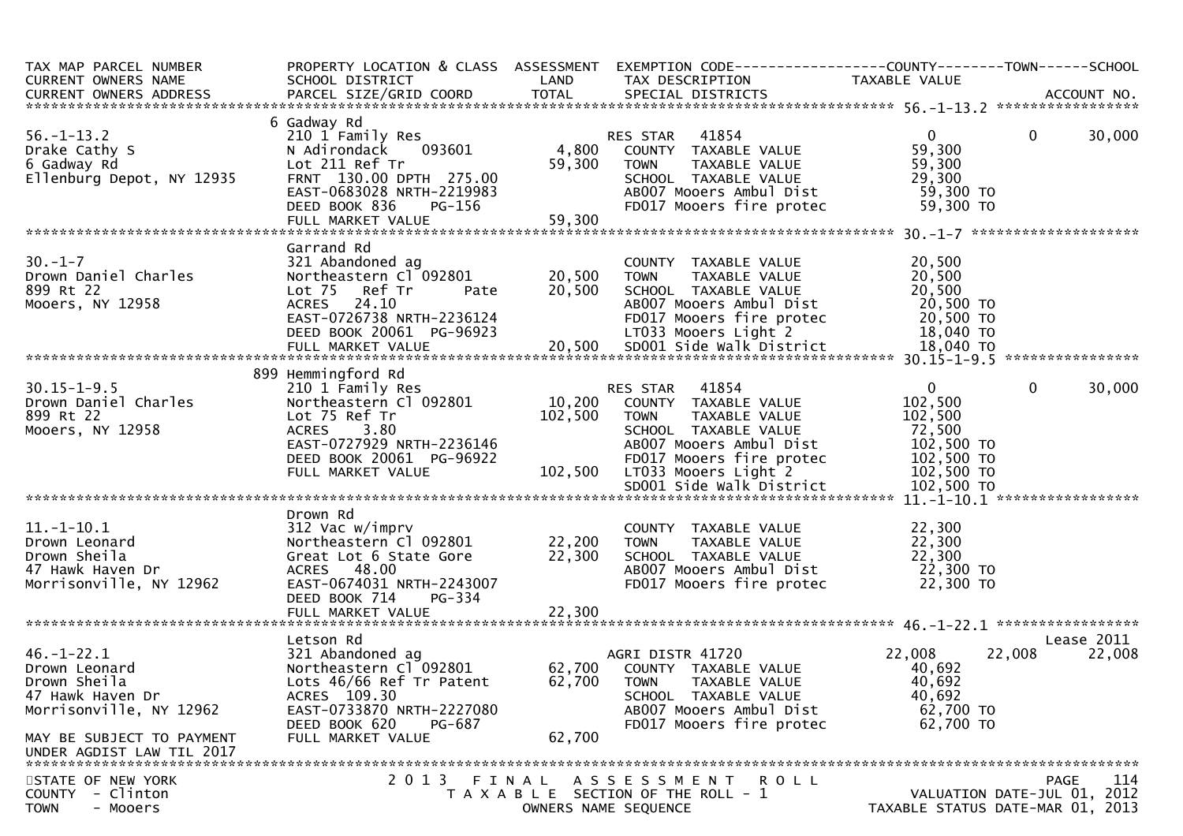```
TAX MAP PARCEL NUMBER          PROPERTY LOCATION & CLASS  ASSESSMENT  EXEMPTION CODE------------------COUNTY--------TOWN------SCHOOL
CURRENT OWNERS NAME            SCHOOL DISTRICT               LAND      TAX DESCRIPTION             TAXABLE VALUE
CURRENT OWNERS ADDRESS         PARCEL SIZE/GRID COORD        TOTAL     SPECIAL DISTRICTS                                    ACCOUNT NO.
******************************************************************************************************* 56.-1-13.2 *****************
                               6 Gadway Rd
56.-1-13.2                     210 1 Family Res                        RES STAR   41854                0          0        30,000
Drake Cathy S                  N Adirondack    093601        4,800     COUNTY  TAXABLE VALUE           59,300
6 Gadway Rd                    Lot 211 Ref Tr               59,300     TOWN    TAXABLE VALUE           59,300
Ellenburg Depot, NY 12935      FRNT 130.00 DPTH 275.00                 SCHOOL  TAXABLE VALUE           29,300
                               EAST-0683028 NRTH-2219983               AB007 Mooers Ambul Dist          59,300 TO
                               DEED BOOK 836    PG-156                 FD017 Mooers fire protec         59,300 TO
                               FULL MARKET VALUE            59,300
******************************************************************************************************* 30.-1-7 ********************
                               Garrand Rd
30.-1-7                        321 Abandoned ag                        COUNTY  TAXABLE VALUE           20,500
Drown Daniel Charles           Northeastern Cl 092801       20,500     TOWN    TAXABLE VALUE           20,500
899 Rt 22                      Lot 75   Ref Tr      Pate    20,500     SCHOOL  TAXABLE VALUE           20,500
Mooers, NY 12958               ACRES  24.10                            AB007 Mooers Ambul Dist          20,500 TO
                               EAST-0726738 NRTH-2236124               FD017 Mooers fire protec         20,500 TO
                               DEED BOOK 20061  PG-96923               LT033 Mooers Light 2             18,040 TO
                               FULL MARKET VALUE            20,500     SD001 Side Walk District         18,040 TO
******************************************************************************************************* 30.15-1-9.5 ****************
                               899 Hemmingford Rd
30.15-1-9.5                    210 1 Family Res                        RES STAR   41854                0          0        30,000
Drown Daniel Charles           Northeastern Cl 092801       10,200     COUNTY  TAXABLE VALUE          102,500
899 Rt 22                      Lot 75 Ref Tr               102,500     TOWN    TAXABLE VALUE          102,500
Mooers, NY 12958               ACRES   3.80                            SCHOOL  TAXABLE VALUE           72,500
                               EAST-0727929 NRTH-2236146               AB007 Mooers Ambul Dist         102,500 TO
                               DEED BOOK 20061  PG-96922               FD017 Mooers fire protec        102,500 TO
                               FULL MARKET VALUE           102,500     LT033 Mooers Light 2            102,500 TO
                                                                       SD001 Side Walk District        102,500 TO
******************************************************************************************************* 11.-1-10.1 *****************
                               Drown Rd
11.-1-10.1                     312 Vac w/imprv                         COUNTY  TAXABLE VALUE           22,300
Drown Leonard                  Northeastern Cl 092801       22,200     TOWN    TAXABLE VALUE           22,300
Drown Sheila                   Great Lot 6 State Gore       22,300     SCHOOL  TAXABLE VALUE           22,300
47 Hawk Haven Dr               ACRES  48.00                            AB007 Mooers Ambul Dist          22,300 TO
Morrisonville, NY 12962        EAST-0674031 NRTH-2243007               FD017 Mooers fire protec         22,300 TO
                               DEED BOOK 714    PG-334
                               FULL MARKET VALUE            22,300
******************************************************************************************************* 46.-1-22.1 *****************
                               Letson Rd                                                                               Lease 2011
46.-1-22.1                     321 Abandoned ag                        AGRI DISTR 41720             22,008     22,008      22,008
Drown Leonard                  Northeastern Cl 092801       62,700     COUNTY  TAXABLE VALUE           40,692
Drown Sheila                   Lots 46/66 Ref Tr Patent     62,700     TOWN    TAXABLE VALUE           40,692
47 Hawk Haven Dr               ACRES 109.30                            SCHOOL  TAXABLE VALUE           40,692
Morrisonville, NY 12962        EAST-0733870 NRTH-2227080               AB007 Mooers Ambul Dist          62,700 TO
                               DEED BOOK 620    PG-687                 FD017 Mooers fire protec         62,700 TO
MAY BE SUBJECT TO PAYMENT      FULL MARKET VALUE            62,700
UNDER AGDIST LAW TIL 2017
************************************************************************************************************************************
STATE OF NEW YORK                    2 0 1 3   F I N A L   A S S E S S M E N T   R O L L                                  PAGE   114
COUNTY  - Clinton                        T A X A B L E  SECTION OF THE ROLL - 1                        VALUATION DATE-JUL 01, 2012
TOWN    - Mooers                              OWNERS NAME SEQUENCE                                 TAXABLE STATUS DATE-MAR 01, 2013
```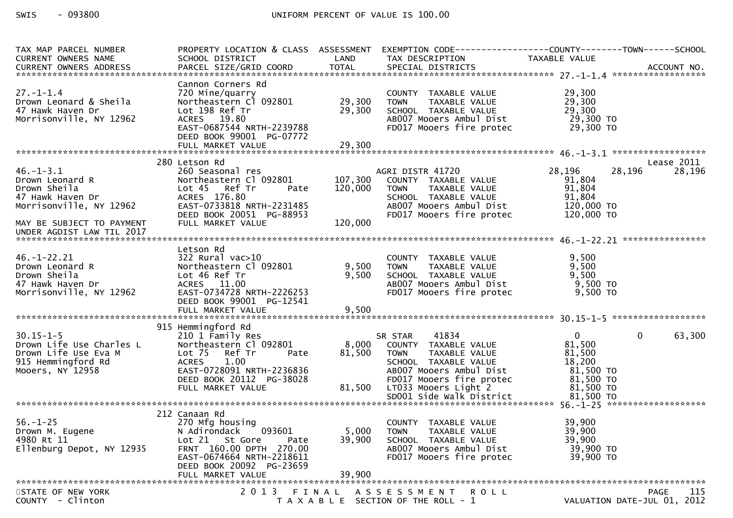SWIS - 093800 UNIFORM PERCENT OF VALUE IS 100.00

| TAX MAP PARCEL NUMBER / CURRENT OWNERS NAME / CURRENT OWNERS ADDRESS | PROPERTY LOCATION & CLASS / SCHOOL DISTRICT / PARCEL SIZE/GRID COORD | ASSESSMENT LAND | TOTAL | EXEMPTION CODE / TAX DESCRIPTION / SPECIAL DISTRICTS | COUNTY TAXABLE VALUE | TOWN | SCHOOL / ACCOUNT NO. |
|---|---|---|---|---|---|---|---|
| **27.-1-1.4** | Cannon Corners Rd | | | | | | |
| 27.-1-1.4 | 720 Mine/quarry | | | COUNTY TAXABLE VALUE | 29,300 | | |
| Drown Leonard & Sheila | Northeastern Cl 092801 | 29,300 | | TOWN TAXABLE VALUE | 29,300 | | |
| 47 Hawk Haven Dr | Lot 198 Ref Tr | | 29,300 | SCHOOL TAXABLE VALUE | 29,300 | | |
| Morrisonville, NY 12962 | ACRES 19.80 | | | AB007 Mooers Ambul Dist | 29,300 TO | | |
| | EAST-0687544 NRTH-2239788 | | | FD017 Mooers fire protec | 29,300 TO | | |
| | DEED BOOK 99001 PG-07772 | | | | | | |
| | FULL MARKET VALUE | | 29,300 | | | | |
| **46.-1-3.1** | 280 Letson Rd | | | | | | Lease 2011 |
| 46.-1-3.1 | 260 Seasonal res | | | AGRI DISTR 41720 | 28,196 | 28,196 | 28,196 |
| Drown Leonard R | Northeastern Cl 092801 | 107,300 | | COUNTY TAXABLE VALUE | 91,804 | | |
| Drown Sheila | Lot 45 Ref Tr Pate | | 120,000 | TOWN TAXABLE VALUE | 91,804 | | |
| 47 Hawk Haven Dr | ACRES 176.80 | | | SCHOOL TAXABLE VALUE | 91,804 | | |
| Morrisonville, NY 12962 | EAST-0733818 NRTH-2231485 | | | AB007 Mooers Ambul Dist | 120,000 TO | | |
| | DEED BOOK 20051 PG-88953 | | | FD017 Mooers fire protec | 120,000 TO | | |
| MAY BE SUBJECT TO PAYMENT | FULL MARKET VALUE | | 120,000 | | | | |
| UNDER AGDIST LAW TIL 2017 | | | | | | | |
| **46.-1-22.21** | Letson Rd | | | | | | |
| 46.-1-22.21 | 322 Rural vac>10 | | | COUNTY TAXABLE VALUE | 9,500 | | |
| Drown Leonard R | Northeastern Cl 092801 | 9,500 | | TOWN TAXABLE VALUE | 9,500 | | |
| Drown Sheila | Lot 46 Ref Tr | | 9,500 | SCHOOL TAXABLE VALUE | 9,500 | | |
| 47 Hawk Haven Dr | ACRES 11.00 | | | AB007 Mooers Ambul Dist | 9,500 TO | | |
| Morrisonville, NY 12962 | EAST-0734728 NRTH-2226253 | | | FD017 Mooers fire protec | 9,500 TO | | |
| | DEED BOOK 99001 PG-12541 | | | | | | |
| | FULL MARKET VALUE | | 9,500 | | | | |
| **30.15-1-5** | 915 Hemmingford Rd | | | | | | |
| 30.15-1-5 | 210 1 Family Res | | | SR STAR 41834 | 0 | 0 | 63,300 |
| Drown Life Use Charles L | Northeastern Cl 092801 | 8,000 | | COUNTY TAXABLE VALUE | 81,500 | | |
| Drown Life Use Eva M | Lot 75 Ref Tr Pate | | 81,500 | TOWN TAXABLE VALUE | 81,500 | | |
| 915 Hemmingford Rd | ACRES 1.00 | | | SCHOOL TAXABLE VALUE | 18,200 | | |
| Mooers, NY 12958 | EAST-0728091 NRTH-2236836 | | | AB007 Mooers Ambul Dist | 81,500 TO | | |
| | DEED BOOK 20112 PG-38028 | | | FD017 Mooers fire protec | 81,500 TO | | |
| | FULL MARKET VALUE | | 81,500 | LT033 Mooers Light 2 | 81,500 TO | | |
| | | | | SD001 Side Walk District | 81,500 TO | | |
| **56.-1-25** | 212 Canaan Rd | | | | | | |
| 56.-1-25 | 270 Mfg housing | | | COUNTY TAXABLE VALUE | 39,900 | | |
| Drown M. Eugene | N Adirondack 093601 | 5,000 | | TOWN TAXABLE VALUE | 39,900 | | |
| 4980 Rt 11 | Lot 21 St Gore Pate | | 39,900 | SCHOOL TAXABLE VALUE | 39,900 | | |
| Ellenburg Depot, NY 12935 | FRNT 160.00 DPTH 270.00 | | | AB007 Mooers Ambul Dist | 39,900 TO | | |
| | EAST-0674664 NRTH-2218611 | | | FD017 Mooers fire protec | 39,900 TO | | |
| | DEED BOOK 20092 PG-23659 | | | | | | |
| | FULL MARKET VALUE | | 39,900 | | | | |

STATE OF NEW YORK 2013 FINAL ASSESSMENT ROLL
COUNTY - Clinton TAXABLE SECTION OF THE ROLL - 1 VALUATION DATE-JUL 01, 2012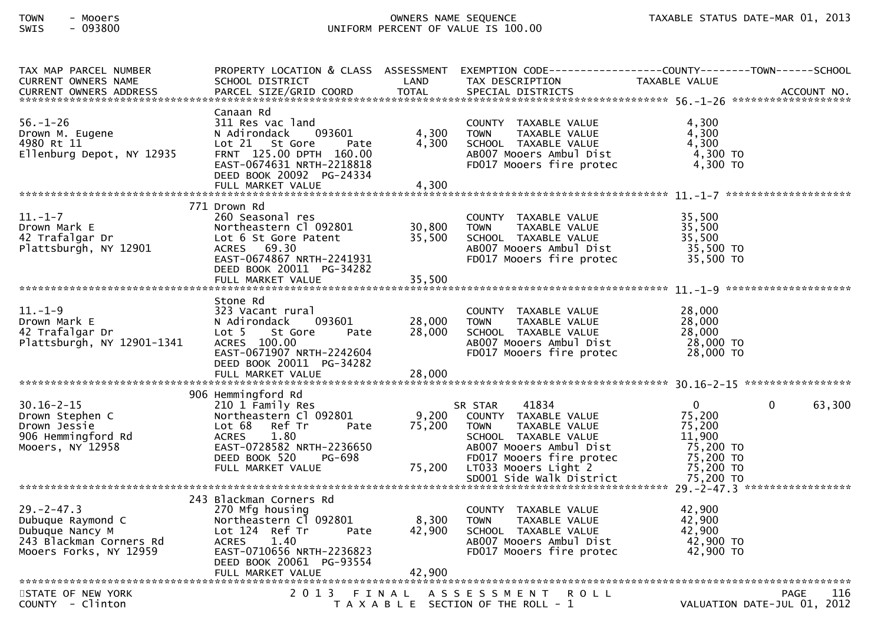TOWN - Mooers
SWIS - 093800

OWNERS NAME SEQUENCE
UNIFORM PERCENT OF VALUE IS 100.00

TAXABLE STATUS DATE-MAR 01, 2013

| TAX MAP PARCEL NUMBER / CURRENT OWNERS NAME / CURRENT OWNERS ADDRESS | PROPERTY LOCATION & CLASS / SCHOOL DISTRICT / PARCEL SIZE/GRID COORD | ASSESSMENT LAND / TOTAL | EXEMPTION CODE / TAX DESCRIPTION / SPECIAL DISTRICTS | COUNTY TAXABLE VALUE | TOWN | SCHOOL / ACCOUNT NO. |
|---|---|---|---|---|---|---|
| **56.-1-26** | Canaan Rd | | | | | |
| 56.-1-26 | 311 Res vac land | | COUNTY TAXABLE VALUE | 4,300 | | |
| Drown M. Eugene | N Adirondack 093601 | 4,300 | TOWN TAXABLE VALUE | 4,300 | | |
| 4980 Rt 11 | Lot 21 St Gore Pate | 4,300 | SCHOOL TAXABLE VALUE | 4,300 | | |
| Ellenburg Depot, NY 12935 | FRNT 125.00 DPTH 160.00 | | AB007 Mooers Ambul Dist | 4,300 TO | | |
| | EAST-0674631 NRTH-2218818 | | FD017 Mooers fire protec | 4,300 TO | | |
| | DEED BOOK 20092 PG-24334 | | | | | |
| | FULL MARKET VALUE | 4,300 | | | | |
| **11.-1-7** | 771 Drown Rd | | | | | |
| 11.-1-7 | 260 Seasonal res | | COUNTY TAXABLE VALUE | 35,500 | | |
| Drown Mark E | Northeastern Cl 092801 | 30,800 | TOWN TAXABLE VALUE | 35,500 | | |
| 42 Trafalgar Dr | Lot 6 St Gore Patent | 35,500 | SCHOOL TAXABLE VALUE | 35,500 | | |
| Plattsburgh, NY 12901 | ACRES 69.30 | | AB007 Mooers Ambul Dist | 35,500 TO | | |
| | EAST-0674867 NRTH-2241931 | | FD017 Mooers fire protec | 35,500 TO | | |
| | DEED BOOK 20011 PG-34282 | | | | | |
| | FULL MARKET VALUE | 35,500 | | | | |
| **11.-1-9** | Stone Rd | | | | | |
| 11.-1-9 | 323 Vacant rural | | COUNTY TAXABLE VALUE | 28,000 | | |
| Drown Mark E | N Adirondack 093601 | 28,000 | TOWN TAXABLE VALUE | 28,000 | | |
| 42 Trafalgar Dr | Lot 5 St Gore Pate | 28,000 | SCHOOL TAXABLE VALUE | 28,000 | | |
| Plattsburgh, NY 12901-1341 | ACRES 100.00 | | AB007 Mooers Ambul Dist | 28,000 TO | | |
| | EAST-0671907 NRTH-2242604 | | FD017 Mooers fire protec | 28,000 TO | | |
| | DEED BOOK 20011 PG-34282 | | | | | |
| | FULL MARKET VALUE | 28,000 | | | | |
| **30.16-2-15** | 906 Hemmingford Rd | | | | | |
| 30.16-2-15 | 210 1 Family Res | | SR STAR 41834 | 0 | 0 | 63,300 |
| Drown Stephen C | Northeastern Cl 092801 | 9,200 | COUNTY TAXABLE VALUE | 75,200 | | |
| Drown Jessie | Lot 68 Ref Tr Pate | 75,200 | TOWN TAXABLE VALUE | 75,200 | | |
| 906 Hemmingford Rd | ACRES 1.80 | | SCHOOL TAXABLE VALUE | 11,900 | | |
| Mooers, NY 12958 | EAST-0728582 NRTH-2236650 | | AB007 Mooers Ambul Dist | 75,200 TO | | |
| | DEED BOOK 520 PG-698 | | FD017 Mooers fire protec | 75,200 TO | | |
| | FULL MARKET VALUE | 75,200 | LT033 Mooers Light 2 | 75,200 TO | | |
| | | | SD001 Side Walk District | 75,200 TO | | |
| **29.-2-47.3** | 243 Blackman Corners Rd | | | | | |
| 29.-2-47.3 | 270 Mfg housing | | COUNTY TAXABLE VALUE | 42,900 | | |
| Dubuque Raymond C | Northeastern Cl 092801 | 8,300 | TOWN TAXABLE VALUE | 42,900 | | |
| Dubuque Nancy M | Lot 124 Ref Tr Pate | 42,900 | SCHOOL TAXABLE VALUE | 42,900 | | |
| 243 Blackman Corners Rd | ACRES 1.40 | | AB007 Mooers Ambul Dist | 42,900 TO | | |
| Mooers Forks, NY 12959 | EAST-0710656 NRTH-2236823 | | FD017 Mooers fire protec | 42,900 TO | | |
| | DEED BOOK 20061 PG-93554 | | | | | |
| | FULL MARKET VALUE | 42,900 | | | | |

STATE OF NEW YORK
COUNTY - Clinton

2013 FINAL ASSESSMENT ROLL
TAXABLE SECTION OF THE ROLL - 1

VALUATION DATE-JUL 01, 2012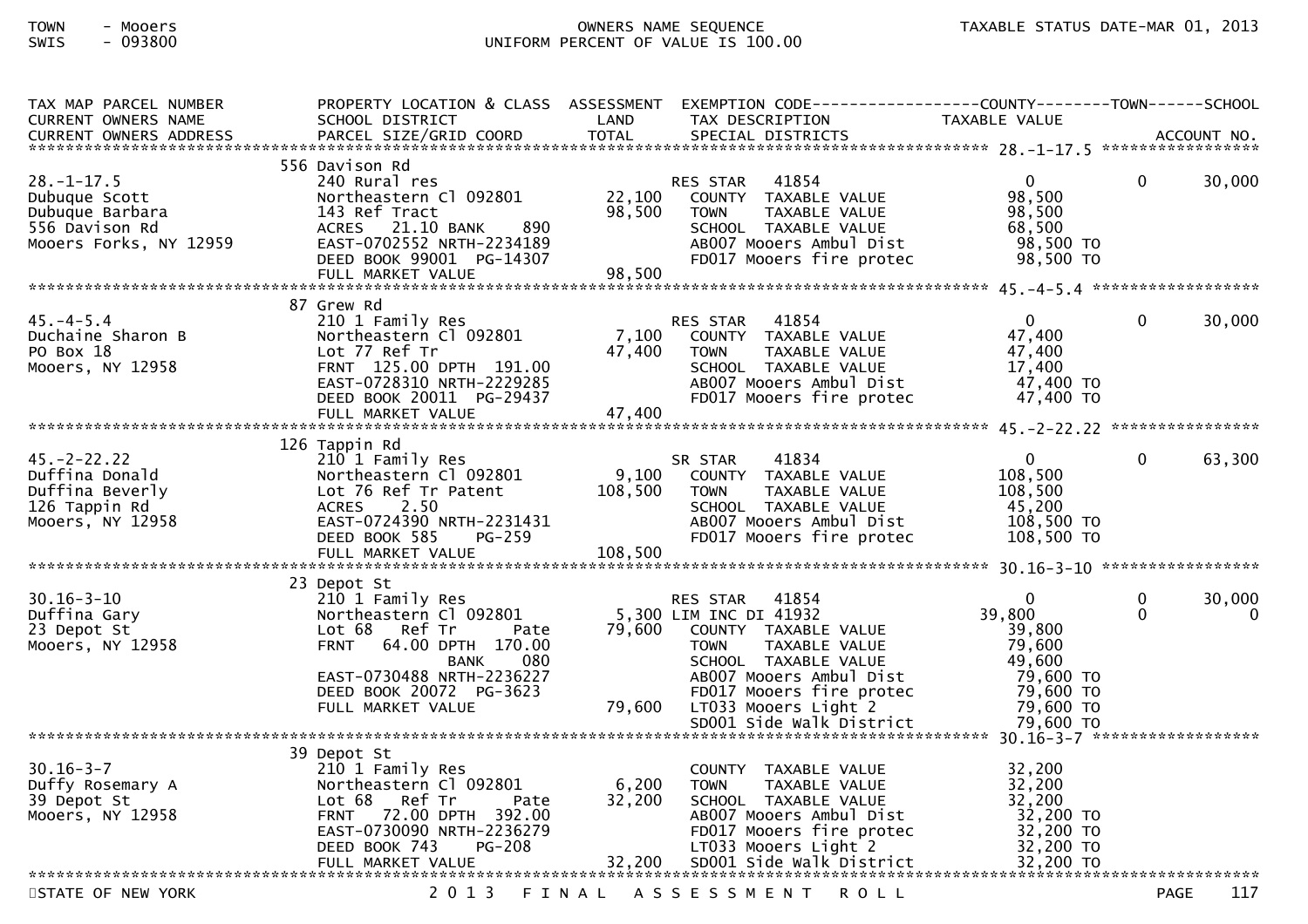TOWN - Mooers
SWIS - 093800

OWNERS NAME SEQUENCE
UNIFORM PERCENT OF VALUE IS 100.00

TAXABLE STATUS DATE-MAR 01, 2013

| TAX MAP PARCEL NUMBER / CURRENT OWNERS NAME / CURRENT OWNERS ADDRESS | PROPERTY LOCATION & CLASS / SCHOOL DISTRICT / PARCEL SIZE/GRID COORD | ASSESSMENT LAND / TOTAL | EXEMPTION CODE / TAX DESCRIPTION / SPECIAL DISTRICTS | COUNTY TAXABLE VALUE | TOWN | SCHOOL |
|---|---|---|---|---|---|---|
| **28.-1-17.5** | 556 Davison Rd | | | | | |
| 28.-1-17.5 | 240 Rural res | | RES STAR 41854 | 0 | 0 | 30,000 |
| Dubuque Scott | Northeastern Cl 092801 | 22,100 | COUNTY TAXABLE VALUE | 98,500 | | |
| Dubuque Barbara | 143 Ref Tract | 98,500 | TOWN TAXABLE VALUE | 98,500 | | |
| 556 Davison Rd | ACRES 21.10 BANK 890 | | SCHOOL TAXABLE VALUE | 68,500 | | |
| Mooers Forks, NY 12959 | EAST-0702552 NRTH-2234189 | | AB007 Mooers Ambul Dist | 98,500 TO | | |
| | DEED BOOK 99001 PG-14307 | | FD017 Mooers fire protec | 98,500 TO | | |
| | FULL MARKET VALUE | 98,500 | | | | |
| **45.-4-5.4** | 87 Grew Rd | | | | | |
| 45.-4-5.4 | 210 1 Family Res | | RES STAR 41854 | 0 | 0 | 30,000 |
| Duchaine Sharon B | Northeastern Cl 092801 | 7,100 | COUNTY TAXABLE VALUE | 47,400 | | |
| PO Box 18 | Lot 77 Ref Tr | 47,400 | TOWN TAXABLE VALUE | 47,400 | | |
| Mooers, NY 12958 | FRNT 125.00 DPTH 191.00 | | SCHOOL TAXABLE VALUE | 17,400 | | |
| | EAST-0728310 NRTH-2229285 | | AB007 Mooers Ambul Dist | 47,400 TO | | |
| | DEED BOOK 20011 PG-29437 | | FD017 Mooers fire protec | 47,400 TO | | |
| | FULL MARKET VALUE | 47,400 | | | | |
| **45.-2-22.22** | 126 Tappin Rd | | | | | |
| 45.-2-22.22 | 210 1 Family Res | | SR STAR 41834 | 0 | 0 | 63,300 |
| Duffina Donald | Northeastern Cl 092801 | 9,100 | COUNTY TAXABLE VALUE | 108,500 | | |
| Duffina Beverly | Lot 76 Ref Tr Patent | 108,500 | TOWN TAXABLE VALUE | 108,500 | | |
| 126 Tappin Rd | ACRES 2.50 | | SCHOOL TAXABLE VALUE | 45,200 | | |
| Mooers, NY 12958 | EAST-0724390 NRTH-2231431 | | AB007 Mooers Ambul Dist | 108,500 TO | | |
| | DEED BOOK 585 PG-259 | | FD017 Mooers fire protec | 108,500 TO | | |
| | FULL MARKET VALUE | 108,500 | | | | |
| **30.16-3-10** | 23 Depot St | | | | | |
| 30.16-3-10 | 210 1 Family Res | | RES STAR 41854 | 0 | 0 | 30,000 |
| Duffina Gary | Northeastern Cl 092801 | 5,300 | LIM INC DI 41932 | 39,800 | 0 | 0 |
| 23 Depot St | Lot 68 Ref Tr Pate | 79,600 | COUNTY TAXABLE VALUE | 39,800 | | |
| Mooers, NY 12958 | FRNT 64.00 DPTH 170.00 | | TOWN TAXABLE VALUE | 79,600 | | |
| | BANK 080 | | SCHOOL TAXABLE VALUE | 49,600 | | |
| | EAST-0730488 NRTH-2236227 | | AB007 Mooers Ambul Dist | 79,600 TO | | |
| | DEED BOOK 20072 PG-3623 | | FD017 Mooers fire protec | 79,600 TO | | |
| | FULL MARKET VALUE | 79,600 | LT033 Mooers Light 2 | 79,600 TO | | |
| | | | SD001 Side walk District | 79,600 TO | | |
| **30.16-3-7** | 39 Depot St | | | | | |
| 30.16-3-7 | 210 1 Family Res | | COUNTY TAXABLE VALUE | 32,200 | | |
| Duffy Rosemary A | Northeastern Cl 092801 | 6,200 | TOWN TAXABLE VALUE | 32,200 | | |
| 39 Depot St | Lot 68 Ref Tr Pate | 32,200 | SCHOOL TAXABLE VALUE | 32,200 | | |
| Mooers, NY 12958 | FRNT 72.00 DPTH 392.00 | | AB007 Mooers Ambul Dist | 32,200 TO | | |
| | EAST-0730090 NRTH-2236279 | | FD017 Mooers fire protec | 32,200 TO | | |
| | DEED BOOK 743 PG-208 | | LT033 Mooers Light 2 | 32,200 TO | | |
| | FULL MARKET VALUE | 32,200 | SD001 Side walk District | 32,200 TO | | |

STATE OF NEW YORK — 2013 FINAL ASSESSMENT ROLL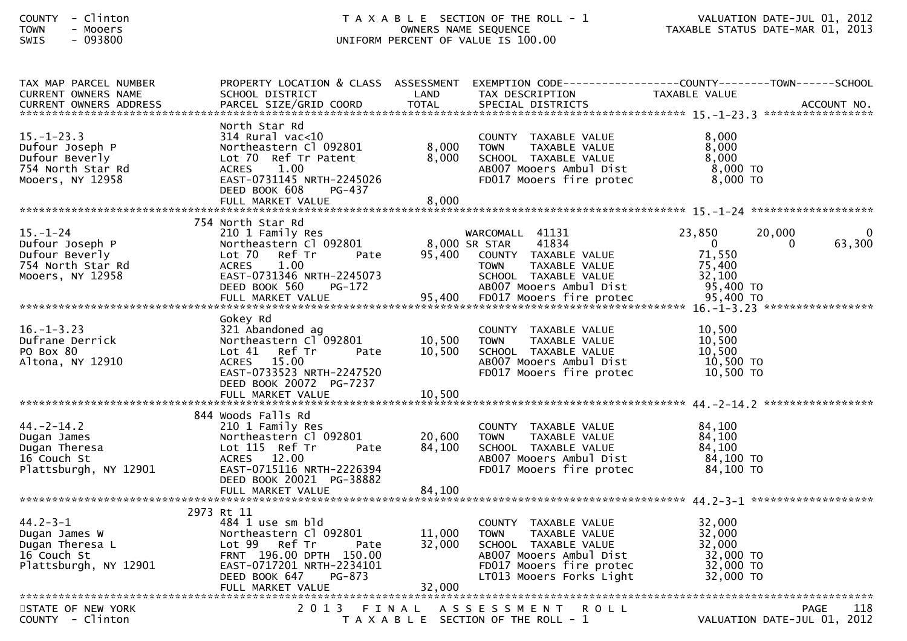COUNTY - Clinton
TOWN - Mooers
SWIS - 093800

T A X A B L E SECTION OF THE ROLL - 1
OWNERS NAME SEQUENCE
UNIFORM PERCENT OF VALUE IS 100.00

VALUATION DATE-JUL 01, 2012
TAXABLE STATUS DATE-MAR 01, 2013

| TAX MAP PARCEL NUMBER / CURRENT OWNERS NAME / CURRENT OWNERS ADDRESS | PROPERTY LOCATION & CLASS / SCHOOL DISTRICT / PARCEL SIZE/GRID COORD | ASSESSMENT LAND / TOTAL | EXEMPTION CODE / TAX DESCRIPTION / SPECIAL DISTRICTS | COUNTY TAXABLE VALUE | TOWN | SCHOOL / ACCOUNT NO. |
|---|---|---|---|---|---|---|
| **15.-1-23.3** | North Star Rd | | | | | |
| 15.-1-23.3 | 314 Rural vac<10 | | COUNTY TAXABLE VALUE | 8,000 | | |
| Dufour Joseph P | Northeastern Cl 092801 | 8,000 | TOWN TAXABLE VALUE | 8,000 | | |
| Dufour Beverly | Lot 70 Ref Tr Patent | 8,000 | SCHOOL TAXABLE VALUE | 8,000 | | |
| 754 North Star Rd | ACRES 1.00 | | AB007 Mooers Ambul Dist | 8,000 TO | | |
| Mooers, NY 12958 | EAST-0731145 NRTH-2245026 | | FD017 Mooers fire protec | 8,000 TO | | |
| | DEED BOOK 608 PG-437 | | | | | |
| | FULL MARKET VALUE | 8,000 | | | | |
| **15.-1-24** | 754 North Star Rd | | | | | |
| 15.-1-24 | 210 1 Family Res | | WARCOMALL 41131 | 23,850 | 20,000 | 0 |
| Dufour Joseph P | Northeastern Cl 092801 | 8,000 | SR STAR 41834 | 0 | 0 | 63,300 |
| Dufour Beverly | Lot 70 Ref Tr Pate | 95,400 | COUNTY TAXABLE VALUE | 71,550 | | |
| 754 North Star Rd | ACRES 1.00 | | TOWN TAXABLE VALUE | 75,400 | | |
| Mooers, NY 12958 | EAST-0731346 NRTH-2245073 | | SCHOOL TAXABLE VALUE | 32,100 | | |
| | DEED BOOK 560 PG-172 | | AB007 Mooers Ambul Dist | 95,400 TO | | |
| | FULL MARKET VALUE | 95,400 | FD017 Mooers fire protec | 95,400 TO | | |
| **16.-1-3.23** | Gokey Rd | | | | | |
| 16.-1-3.23 | 321 Abandoned ag | | COUNTY TAXABLE VALUE | 10,500 | | |
| Dufrane Derrick | Northeastern Cl 092801 | 10,500 | TOWN TAXABLE VALUE | 10,500 | | |
| PO Box 80 | Lot 41 Ref Tr Pate | 10,500 | SCHOOL TAXABLE VALUE | 10,500 | | |
| Altona, NY 12910 | ACRES 15.00 | | AB007 Mooers Ambul Dist | 10,500 TO | | |
| | EAST-0733523 NRTH-2247520 | | FD017 Mooers fire protec | 10,500 TO | | |
| | DEED BOOK 20072 PG-7237 | | | | | |
| | FULL MARKET VALUE | 10,500 | | | | |
| **44.-2-14.2** | 844 Woods Falls Rd | | | | | |
| 44.-2-14.2 | 210 1 Family Res | | COUNTY TAXABLE VALUE | 84,100 | | |
| Dugan James | Northeastern Cl 092801 | 20,600 | TOWN TAXABLE VALUE | 84,100 | | |
| Dugan Theresa | Lot 115 Ref Tr Pate | 84,100 | SCHOOL TAXABLE VALUE | 84,100 | | |
| 16 Couch St | ACRES 12.00 | | AB007 Mooers Ambul Dist | 84,100 TO | | |
| Plattsburgh, NY 12901 | EAST-0715116 NRTH-2226394 | | FD017 Mooers fire protec | 84,100 TO | | |
| | DEED BOOK 20021 PG-38882 | | | | | |
| | FULL MARKET VALUE | 84,100 | | | | |
| **44.2-3-1** | 2973 Rt 11 | | | | | |
| 44.2-3-1 | 484 1 use sm bld | | COUNTY TAXABLE VALUE | 32,000 | | |
| Dugan James W | Northeastern Cl 092801 | 11,000 | TOWN TAXABLE VALUE | 32,000 | | |
| Dugan Theresa L | Lot 99 Ref Tr Pate | 32,000 | SCHOOL TAXABLE VALUE | 32,000 | | |
| 16 Couch St | FRNT 196.00 DPTH 150.00 | | AB007 Mooers Ambul Dist | 32,000 TO | | |
| Plattsburgh, NY 12901 | EAST-0717201 NRTH-2234101 | | FD017 Mooers fire protec | 32,000 TO | | |
| | DEED BOOK 647 PG-873 | | LT013 Mooers Forks Light | 32,000 TO | | |
| | FULL MARKET VALUE | 32,000 | | | | |

STATE OF NEW YORK
COUNTY - Clinton

2 0 1 3 F I N A L A S S E S S M E N T R O L L
T A X A B L E SECTION OF THE ROLL - 1

PAGE 118
VALUATION DATE-JUL 01, 2012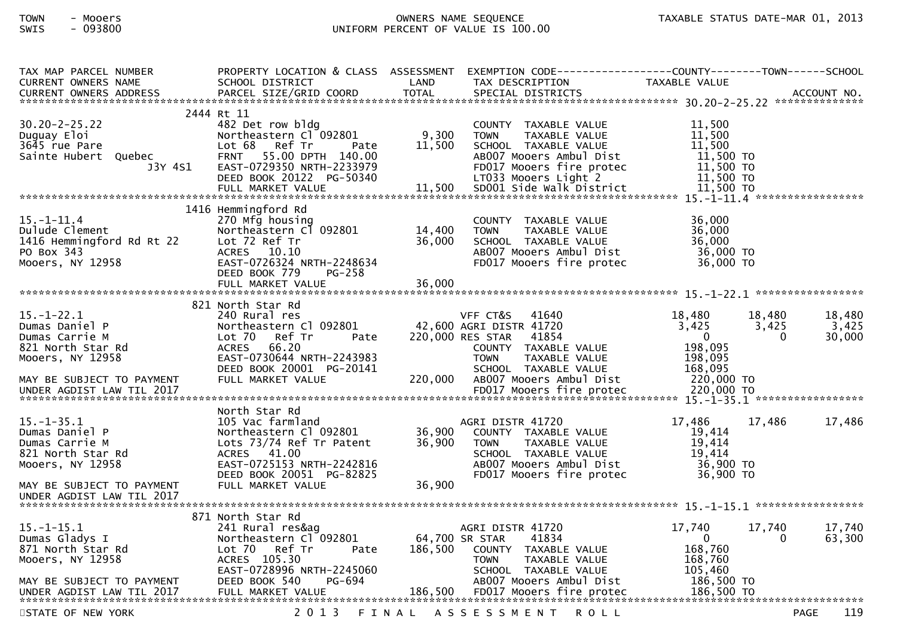TOWN - Mooers
SWIS - 093800

OWNERS NAME SEQUENCE
UNIFORM PERCENT OF VALUE IS 100.00

TAXABLE STATUS DATE-MAR 01, 2013

```
TAX MAP PARCEL NUMBER          PROPERTY LOCATION & CLASS  ASSESSMENT  EXEMPTION CODE------------------COUNTY--------TOWN------SCHOOL
CURRENT OWNERS NAME            SCHOOL DISTRICT               LAND     TAX DESCRIPTION            TAXABLE VALUE
CURRENT OWNERS ADDRESS         PARCEL SIZE/GRID COORD        TOTAL    SPECIAL DISTRICTS                                  ACCOUNT NO.
******************************************************************************************************* 30.20-2-25.22 **************
                         2444 Rt 11
30.20-2-25.22                  482 Det row bldg                       COUNTY  TAXABLE VALUE           11,500
Duguay Eloi                    Northeastern Cl 092801        9,300    TOWN    TAXABLE VALUE           11,500
3645 rue Pare                  Lot 68   Ref Tr       Pate   11,500    SCHOOL  TAXABLE VALUE           11,500
Sainte Hubert  Quebec          FRNT   55.00 DPTH 140.00               AB007 Mooers Ambul Dist          11,500 TO
                     J3Y 4S1   EAST-0729350 NRTH-2233979              FD017 Mooers fire protec         11,500 TO
                               DEED BOOK 20122  PG-50340              LT033 Mooers Light 2             11,500 TO
                               FULL MARKET VALUE            11,500    SD001 Side Walk District         11,500 TO
******************************************************************************************************* 15.-1-11.4 *****************
                         1416 Hemmingford Rd
15.-1-11.4                     270 Mfg housing                        COUNTY  TAXABLE VALUE           36,000
Dulude Clement                 Northeastern Cl 092801       14,400    TOWN    TAXABLE VALUE           36,000
1416 Hemmingford Rd Rt 22      Lot 72 Ref Tr                36,000    SCHOOL  TAXABLE VALUE           36,000
PO Box 343                     ACRES   10.10                          AB007 Mooers Ambul Dist          36,000 TO
Mooers, NY 12958               EAST-0726324 NRTH-2248634              FD017 Mooers fire protec         36,000 TO
                               DEED BOOK 779    PG-258
                               FULL MARKET VALUE            36,000
******************************************************************************************************* 15.-1-22.1 *****************
                         821 North Star Rd
15.-1-22.1                     240 Rural res                          VFF CT&S   41640            18,480      18,480      18,480
Dumas Daniel P                 Northeastern Cl 092801       42,600 AGRI DISTR 41720              3,425       3,425       3,425
Dumas Carrie M                 Lot 70   Ref Tr       Pate  220,000 RES STAR    41854                  0           0      30,000
821 North Star Rd              ACRES   66.20                          COUNTY  TAXABLE VALUE          198,095
Mooers, NY 12958               EAST-0730644 NRTH-2243983              TOWN    TAXABLE VALUE          198,095
                               DEED BOOK 20001  PG-20141              SCHOOL  TAXABLE VALUE          168,095
MAY BE SUBJECT TO PAYMENT      FULL MARKET VALUE           220,000    AB007 Mooers Ambul Dist         220,000 TO
UNDER AGDIST LAW TIL 2017                                             FD017 Mooers fire protec        220,000 TO
******************************************************************************************************* 15.-1-35.1 *****************
                               North Star Rd
15.-1-35.1                     105 Vac farmland                       AGRI DISTR 41720            17,486      17,486      17,486
Dumas Daniel P                 Northeastern Cl 092801       36,900    COUNTY  TAXABLE VALUE           19,414
Dumas Carrie M                 Lots 73/74 Ref Tr Patent     36,900    TOWN    TAXABLE VALUE           19,414
821 North Star Rd              ACRES   41.00                          SCHOOL  TAXABLE VALUE           19,414
Mooers, NY 12958               EAST-0725153 NRTH-2242816              AB007 Mooers Ambul Dist          36,900 TO
                               DEED BOOK 20051  PG-82825              FD017 Mooers fire protec         36,900 TO
MAY BE SUBJECT TO PAYMENT      FULL MARKET VALUE            36,900
UNDER AGDIST LAW TIL 2017
******************************************************************************************************* 15.-1-15.1 *****************
                         871 North Star Rd
15.-1-15.1                     241 Rural res&ag                       AGRI DISTR 41720            17,740      17,740      17,740
Dumas Gladys I                 Northeastern Cl 092801       64,700 SR STAR     41834                  0           0      63,300
871 North Star Rd              Lot 70   Ref Tr       Pate  186,500    COUNTY  TAXABLE VALUE          168,760
Mooers, NY 12958               ACRES  105.30                          TOWN    TAXABLE VALUE          168,760
                               EAST-0728996 NRTH-2245060              SCHOOL  TAXABLE VALUE          105,460
MAY BE SUBJECT TO PAYMENT      DEED BOOK 540    PG-694                AB007 Mooers Ambul Dist         186,500 TO
UNDER AGDIST LAW TIL 2017      FULL MARKET VALUE           186,500    FD017 Mooers fire protec        186,500 TO
************************************************************************************************************************************
```

STATE OF NEW YORK — 2013 FINAL ASSESSMENT ROLL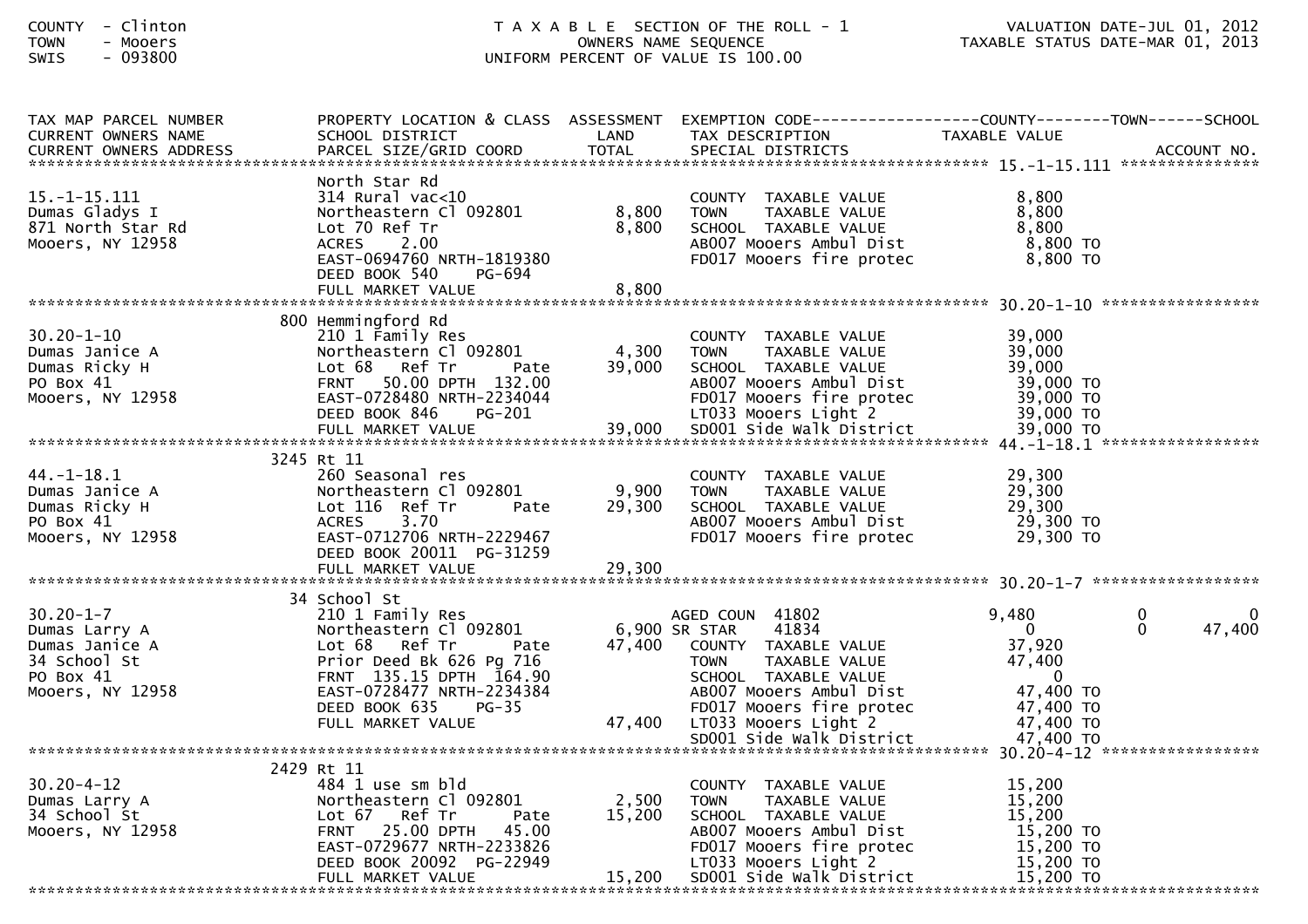COUNTY - Clinton
TOWN - Mooers
SWIS - 093800

TAXABLE SECTION OF THE ROLL - 1
OWNERS NAME SEQUENCE
UNIFORM PERCENT OF VALUE IS 100.00

VALUATION DATE-JUL 01, 2012
TAXABLE STATUS DATE-MAR 01, 2013

| TAX MAP PARCEL NUMBER / CURRENT OWNERS NAME / CURRENT OWNERS ADDRESS | PROPERTY LOCATION & CLASS / SCHOOL DISTRICT / PARCEL SIZE/GRID COORD | ASSESSMENT LAND / TOTAL | EXEMPTION CODE / TAX DESCRIPTION / SPECIAL DISTRICTS | COUNTY TAXABLE VALUE | TOWN | SCHOOL / ACCOUNT NO. |
|---|---|---|---|---|---|---|
| **15.-1-15.111** | North Star Rd | | | | | |
| 15.-1-15.111 | 314 Rural vac<10 | | COUNTY TAXABLE VALUE | 8,800 | | |
| Dumas Gladys I | Northeastern Cl 092801 | 8,800 | TOWN TAXABLE VALUE | 8,800 | | |
| 871 North Star Rd | Lot 70 Ref Tr | 8,800 | SCHOOL TAXABLE VALUE | 8,800 | | |
| Mooers, NY 12958 | ACRES 2.00 | | AB007 Mooers Ambul Dist | 8,800 TO | | |
| | EAST-0694760 NRTH-1819380 | | FD017 Mooers fire protec | 8,800 TO | | |
| | DEED BOOK 540 PG-694 | | | | | |
| | FULL MARKET VALUE | 8,800 | | | | |
| **30.20-1-10** | 800 Hemmingford Rd | | | | | |
| 30.20-1-10 | 210 1 Family Res | | COUNTY TAXABLE VALUE | 39,000 | | |
| Dumas Janice A | Northeastern Cl 092801 | 4,300 | TOWN TAXABLE VALUE | 39,000 | | |
| Dumas Ricky H | Lot 68 Ref Tr Pate | 39,000 | SCHOOL TAXABLE VALUE | 39,000 | | |
| PO Box 41 | FRNT 50.00 DPTH 132.00 | | AB007 Mooers Ambul Dist | 39,000 TO | | |
| Mooers, NY 12958 | EAST-0728480 NRTH-2234044 | | FD017 Mooers fire protec | 39,000 TO | | |
| | DEED BOOK 846 PG-201 | | LT033 Mooers Light 2 | 39,000 TO | | |
| | FULL MARKET VALUE | 39,000 | SD001 Side Walk District | 39,000 TO | | |
| **44.-1-18.1** | 3245 Rt 11 | | | | | |
| 44.-1-18.1 | 260 Seasonal res | | COUNTY TAXABLE VALUE | 29,300 | | |
| Dumas Janice A | Northeastern Cl 092801 | 9,900 | TOWN TAXABLE VALUE | 29,300 | | |
| Dumas Ricky H | Lot 116 Ref Tr Pate | 29,300 | SCHOOL TAXABLE VALUE | 29,300 | | |
| PO Box 41 | ACRES 3.70 | | AB007 Mooers Ambul Dist | 29,300 TO | | |
| Mooers, NY 12958 | EAST-0712706 NRTH-2229467 | | FD017 Mooers fire protec | 29,300 TO | | |
| | DEED BOOK 20011 PG-31259 | | | | | |
| | FULL MARKET VALUE | 29,300 | | | | |
| **30.20-1-7** | 34 School St | | | | | |
| 30.20-1-7 | 210 1 Family Res | | AGED COUN 41802 | 9,480 | 0 | 0 |
| Dumas Larry A | Northeastern Cl 092801 | 6,900 | SR STAR 41834 | 0 | 0 | 47,400 |
| Dumas Janice A | Lot 68 Ref Tr Pate | 47,400 | COUNTY TAXABLE VALUE | 37,920 | | |
| 34 School St | Prior Deed Bk 626 Pg 716 | | TOWN TAXABLE VALUE | 47,400 | | |
| PO Box 41 | FRNT 135.15 DPTH 164.90 | | SCHOOL TAXABLE VALUE | 0 | | |
| Mooers, NY 12958 | EAST-0728477 NRTH-2234384 | | AB007 Mooers Ambul Dist | 47,400 TO | | |
| | DEED BOOK 635 PG-35 | | FD017 Mooers fire protec | 47,400 TO | | |
| | FULL MARKET VALUE | 47,400 | LT033 Mooers Light 2 | 47,400 TO | | |
| | | | SD001 Side Walk District | 47,400 TO | | |
| **30.20-4-12** | 2429 Rt 11 | | | | | |
| 30.20-4-12 | 484 1 use sm bld | | COUNTY TAXABLE VALUE | 15,200 | | |
| Dumas Larry A | Northeastern Cl 092801 | 2,500 | TOWN TAXABLE VALUE | 15,200 | | |
| 34 School St | Lot 67 Ref Tr Pate | 15,200 | SCHOOL TAXABLE VALUE | 15,200 | | |
| Mooers, NY 12958 | FRNT 25.00 DPTH 45.00 | | AB007 Mooers Ambul Dist | 15,200 TO | | |
| | EAST-0729677 NRTH-2233826 | | FD017 Mooers fire protec | 15,200 TO | | |
| | DEED BOOK 20092 PG-22949 | | LT033 Mooers Light 2 | 15,200 TO | | |
| | FULL MARKET VALUE | 15,200 | SD001 Side Walk District | 15,200 TO | | |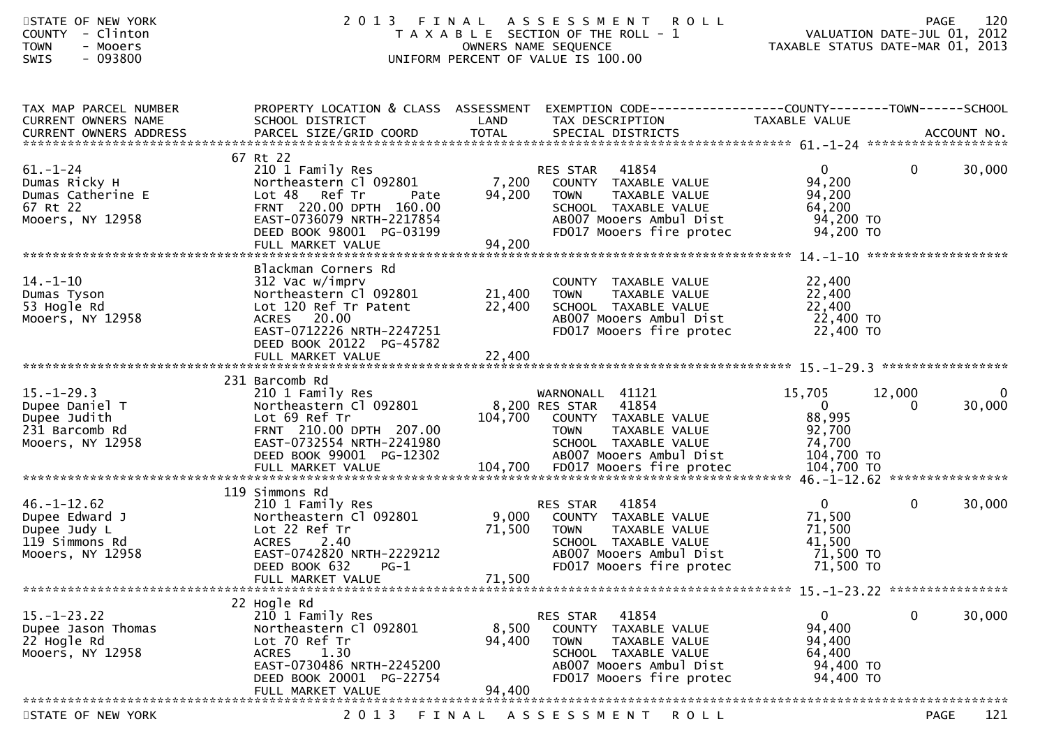STATE OF NEW YORK
COUNTY - Clinton
TOWN - Mooers
SWIS - 093800

# 2013 FINAL ASSESSMENT ROLL

TAXABLE SECTION OF THE ROLL - 1
OWNERS NAME SEQUENCE
UNIFORM PERCENT OF VALUE IS 100.00

VALUATION DATE-JUL 01, 2012
TAXABLE STATUS DATE-MAR 01, 2013

| TAX MAP PARCEL NUMBER / CURRENT OWNERS NAME / CURRENT OWNERS ADDRESS | PROPERTY LOCATION & CLASS / SCHOOL DISTRICT / PARCEL SIZE/GRID COORD | ASSESSMENT LAND / TOTAL | EXEMPTION CODE / TAX DESCRIPTION / SPECIAL DISTRICTS | COUNTY TAXABLE VALUE | TOWN | SCHOOL |
|---|---|---|---|---|---|---|
| **61.-1-24** | 67 Rt 22 | | | | | |
| 61.-1-24 | 210 1 Family Res | | RES STAR 41854 | 0 | 0 | 30,000 |
| Dumas Ricky H | Northeastern Cl 092801 | 7,200 | COUNTY TAXABLE VALUE | 94,200 | | |
| Dumas Catherine E | Lot 48 Ref Tr Pate | 94,200 | TOWN TAXABLE VALUE | 94,200 | | |
| 67 Rt 22 | FRNT 220.00 DPTH 160.00 | | SCHOOL TAXABLE VALUE | 64,200 | | |
| Mooers, NY 12958 | EAST-0736079 NRTH-2217854 | | AB007 Mooers Ambul Dist | 94,200 TO | | |
| | DEED BOOK 98001 PG-03199 | | FD017 Mooers fire protec | 94,200 TO | | |
| | FULL MARKET VALUE | 94,200 | | | | |
| **14.-1-10** | Blackman Corners Rd | | | | | |
| 14.-1-10 | 312 Vac w/imprv | | COUNTY TAXABLE VALUE | 22,400 | | |
| Dumas Tyson | Northeastern Cl 092801 | 21,400 | TOWN TAXABLE VALUE | 22,400 | | |
| 53 Hogle Rd | Lot 120 Ref Tr Patent | 22,400 | SCHOOL TAXABLE VALUE | 22,400 | | |
| Mooers, NY 12958 | ACRES 20.00 | | AB007 Mooers Ambul Dist | 22,400 TO | | |
| | EAST-0712226 NRTH-2247251 | | FD017 Mooers fire protec | 22,400 TO | | |
| | DEED BOOK 20122 PG-45782 | | | | | |
| | FULL MARKET VALUE | 22,400 | | | | |
| **15.-1-29.3** | 231 Barcomb Rd | | | | | |
| 15.-1-29.3 | 210 1 Family Res | | WARNONALL 41121 | 15,705 | 12,000 | 0 |
| Dupee Daniel T | Northeastern Cl 092801 | 8,200 | RES STAR 41854 | 0 | 0 | 30,000 |
| Dupee Judith | Lot 69 Ref Tr | 104,700 | COUNTY TAXABLE VALUE | 88,995 | | |
| 231 Barcomb Rd | FRNT 210.00 DPTH 207.00 | | TOWN TAXABLE VALUE | 92,700 | | |
| Mooers, NY 12958 | EAST-0732554 NRTH-2241980 | | SCHOOL TAXABLE VALUE | 74,700 | | |
| | DEED BOOK 99001 PG-12302 | | AB007 Mooers Ambul Dist | 104,700 TO | | |
| | FULL MARKET VALUE | 104,700 | FD017 Mooers fire protec | 104,700 TO | | |
| **46.-1-12.62** | 119 Simmons Rd | | | | | |
| 46.-1-12.62 | 210 1 Family Res | | RES STAR 41854 | 0 | 0 | 30,000 |
| Dupee Edward J | Northeastern Cl 092801 | 9,000 | COUNTY TAXABLE VALUE | 71,500 | | |
| Dupee Judy L | Lot 22 Ref Tr | 71,500 | TOWN TAXABLE VALUE | 71,500 | | |
| 119 Simmons Rd | ACRES 2.40 | | SCHOOL TAXABLE VALUE | 41,500 | | |
| Mooers, NY 12958 | EAST-0742820 NRTH-2229212 | | AB007 Mooers Ambul Dist | 71,500 TO | | |
| | DEED BOOK 632 PG-1 | | FD017 Mooers fire protec | 71,500 TO | | |
| | FULL MARKET VALUE | 71,500 | | | | |
| **15.-1-23.22** | 22 Hogle Rd | | | | | |
| 15.-1-23.22 | 210 1 Family Res | | RES STAR 41854 | 0 | 0 | 30,000 |
| Dupee Jason Thomas | Northeastern Cl 092801 | 8,500 | COUNTY TAXABLE VALUE | 94,400 | | |
| 22 Hogle Rd | Lot 70 Ref Tr | 94,400 | TOWN TAXABLE VALUE | 94,400 | | |
| Mooers, NY 12958 | ACRES 1.30 | | SCHOOL TAXABLE VALUE | 64,400 | | |
| | EAST-0730486 NRTH-2245200 | | AB007 Mooers Ambul Dist | 94,400 TO | | |
| | DEED BOOK 20001 PG-22754 | | FD017 Mooers fire protec | 94,400 TO | | |
| | FULL MARKET VALUE | 94,400 | | | | |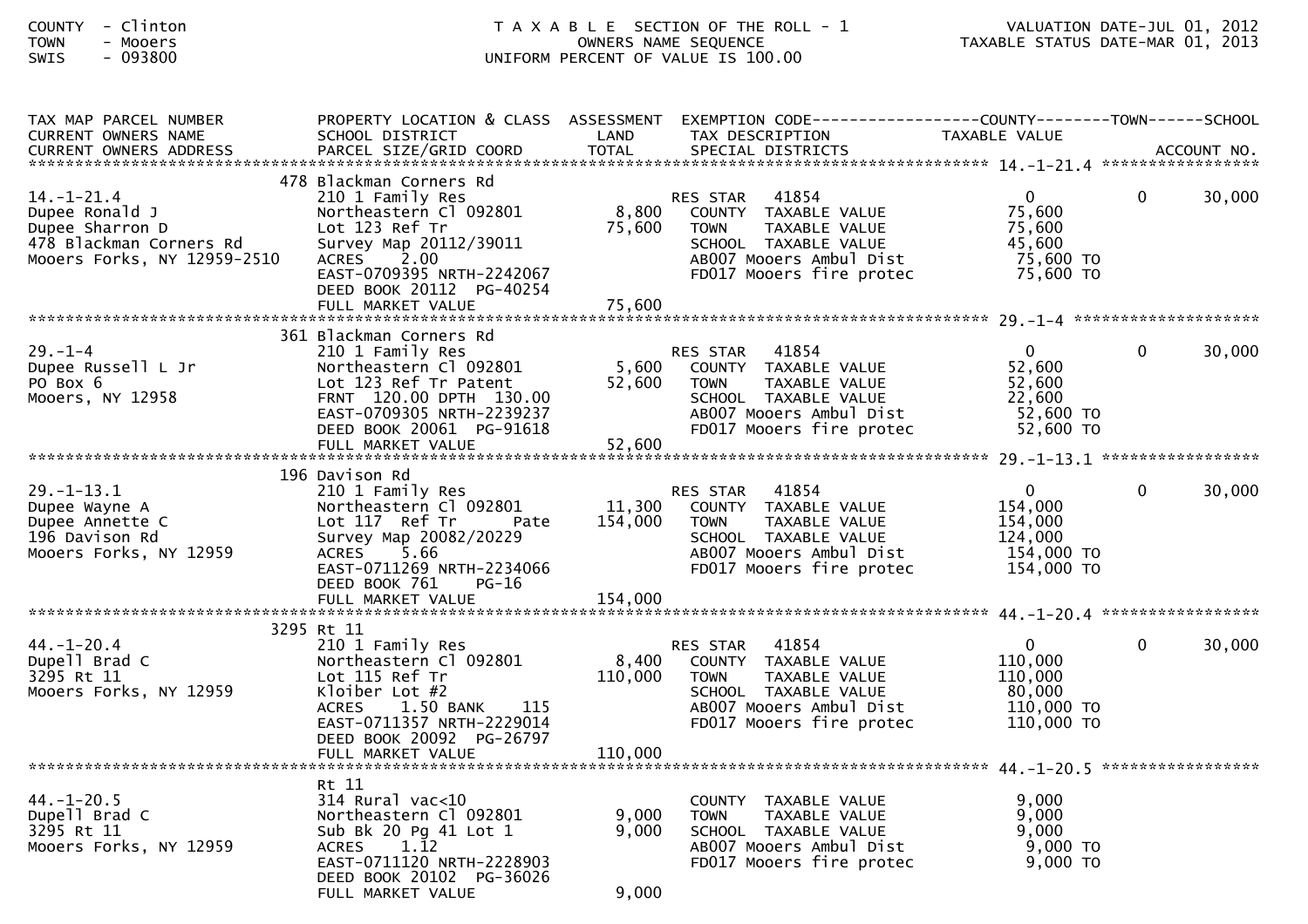COUNTY - Clinton
TOWN - Mooers
SWIS - 093800

T A X A B L E SECTION OF THE ROLL - 1
OWNERS NAME SEQUENCE
UNIFORM PERCENT OF VALUE IS 100.00

VALUATION DATE-JUL 01, 2012
TAXABLE STATUS DATE-MAR 01, 2013

| TAX MAP PARCEL NUMBER / CURRENT OWNERS NAME / CURRENT OWNERS ADDRESS | PROPERTY LOCATION & CLASS / SCHOOL DISTRICT / PARCEL SIZE/GRID COORD | ASSESSMENT LAND / TOTAL | EXEMPTION CODE / TAX DESCRIPTION / SPECIAL DISTRICTS | COUNTY TAXABLE VALUE | TOWN | SCHOOL / ACCOUNT NO. |
|---|---|---|---|---|---|---|
| **14.-1-21.4** | 478 Blackman Corners Rd | | | | | |
| 14.-1-21.4 | 210 1 Family Res | | RES STAR 41854 | 0 | 0 | 30,000 |
| Dupee Ronald J | Northeastern Cl 092801 | 8,800 | COUNTY TAXABLE VALUE | 75,600 | | |
| Dupee Sharron D | Lot 123 Ref Tr | 75,600 | TOWN TAXABLE VALUE | 75,600 | | |
| 478 Blackman Corners Rd | Survey Map 20112/39011 | | SCHOOL TAXABLE VALUE | 45,600 | | |
| Mooers Forks, NY 12959-2510 | ACRES 2.00 | | AB007 Mooers Ambul Dist | 75,600 TO | | |
| | EAST-0709395 NRTH-2242067 | | FD017 Mooers fire protec | 75,600 TO | | |
| | DEED BOOK 20112 PG-40254 | | | | | |
| | FULL MARKET VALUE | 75,600 | | | | |
| **29.-1-4** | 361 Blackman Corners Rd | | | | | |
| 29.-1-4 | 210 1 Family Res | | RES STAR 41854 | 0 | 0 | 30,000 |
| Dupee Russell L Jr | Northeastern Cl 092801 | 5,600 | COUNTY TAXABLE VALUE | 52,600 | | |
| PO Box 6 | Lot 123 Ref Tr Patent | 52,600 | TOWN TAXABLE VALUE | 52,600 | | |
| Mooers, NY 12958 | FRNT 120.00 DPTH 130.00 | | SCHOOL TAXABLE VALUE | 22,600 | | |
| | EAST-0709305 NRTH-2239237 | | AB007 Mooers Ambul Dist | 52,600 TO | | |
| | DEED BOOK 20061 PG-91618 | | FD017 Mooers fire protec | 52,600 TO | | |
| | FULL MARKET VALUE | 52,600 | | | | |
| **29.-1-13.1** | 196 Davison Rd | | | | | |
| 29.-1-13.1 | 210 1 Family Res | | RES STAR 41854 | 0 | 0 | 30,000 |
| Dupee Wayne A | Northeastern Cl 092801 | 11,300 | COUNTY TAXABLE VALUE | 154,000 | | |
| Dupee Annette C | Lot 117 Ref Tr Pate | 154,000 | TOWN TAXABLE VALUE | 154,000 | | |
| 196 Davison Rd | Survey Map 20082/20229 | | SCHOOL TAXABLE VALUE | 124,000 | | |
| Mooers Forks, NY 12959 | ACRES 5.66 | | AB007 Mooers Ambul Dist | 154,000 TO | | |
| | EAST-0711269 NRTH-2234066 | | FD017 Mooers fire protec | 154,000 TO | | |
| | DEED BOOK 761 PG-16 | | | | | |
| | FULL MARKET VALUE | 154,000 | | | | |
| **44.-1-20.4** | 3295 Rt 11 | | | | | |
| 44.-1-20.4 | 210 1 Family Res | | RES STAR 41854 | 0 | 0 | 30,000 |
| Dupell Brad C | Northeastern Cl 092801 | 8,400 | COUNTY TAXABLE VALUE | 110,000 | | |
| 3295 Rt 11 | Lot 115 Ref Tr | 110,000 | TOWN TAXABLE VALUE | 110,000 | | |
| Mooers Forks, NY 12959 | Kloiber Lot #2 | | SCHOOL TAXABLE VALUE | 80,000 | | |
| | ACRES 1.50 BANK 115 | | AB007 Mooers Ambul Dist | 110,000 TO | | |
| | EAST-0711357 NRTH-2229014 | | FD017 Mooers fire protec | 110,000 TO | | |
| | DEED BOOK 20092 PG-26797 | | | | | |
| | FULL MARKET VALUE | 110,000 | | | | |
| **44.-1-20.5** | Rt 11 | | | | | |
| 44.-1-20.5 | 314 Rural vac<10 | | COUNTY TAXABLE VALUE | 9,000 | | |
| Dupell Brad C | Northeastern Cl 092801 | 9,000 | TOWN TAXABLE VALUE | 9,000 | | |
| 3295 Rt 11 | Sub Bk 20 Pg 41 Lot 1 | 9,000 | SCHOOL TAXABLE VALUE | 9,000 | | |
| Mooers Forks, NY 12959 | ACRES 1.12 | | AB007 Mooers Ambul Dist | 9,000 TO | | |
| | EAST-0711120 NRTH-2228903 | | FD017 Mooers fire protec | 9,000 TO | | |
| | DEED BOOK 20102 PG-36026 | | | | | |
| | FULL MARKET VALUE | 9,000 | | | | |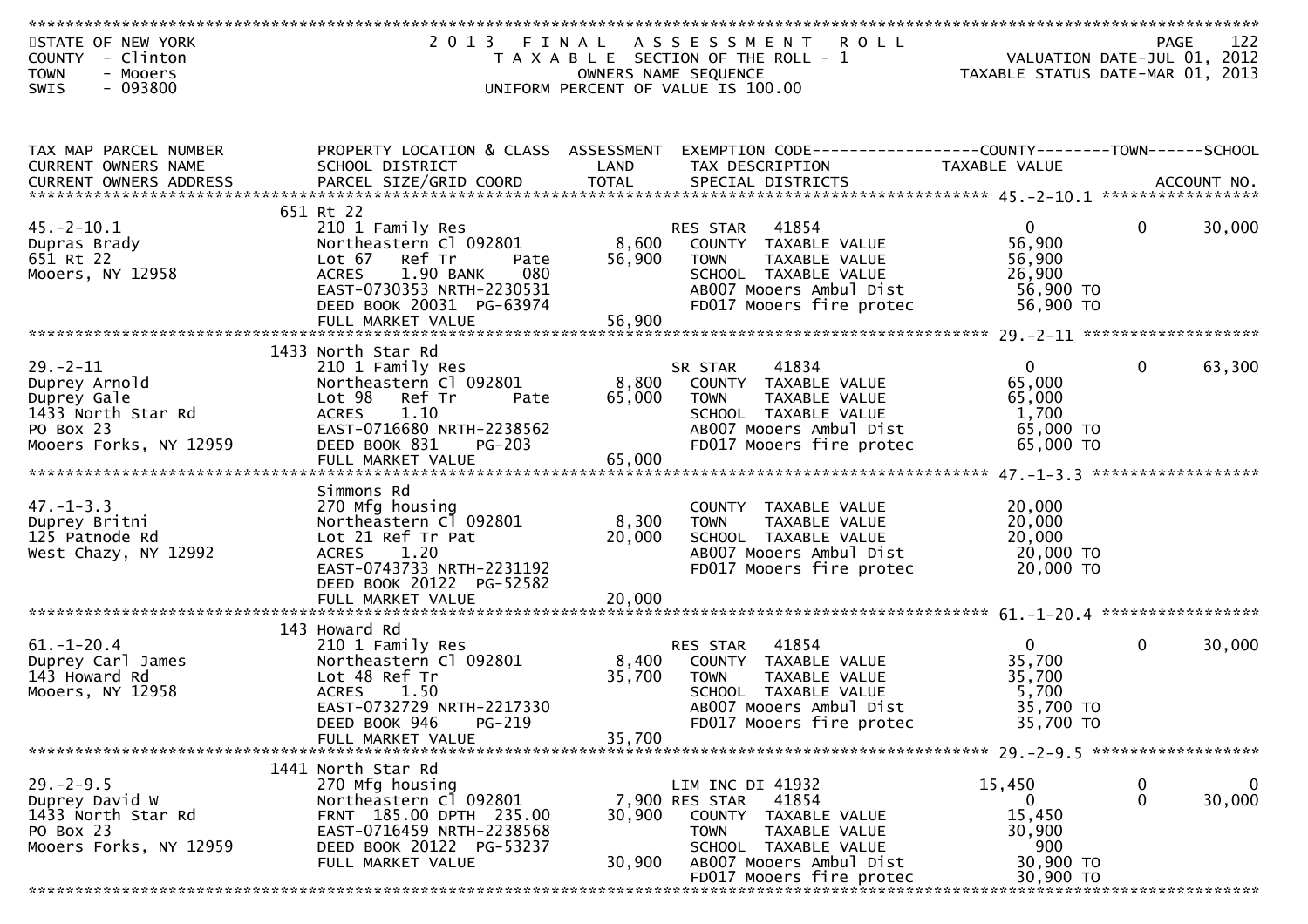STATE OF NEW YORK
COUNTY - Clinton
TOWN - Mooers
SWIS - 093800

# 2013 FINAL ASSESSMENT ROLL
TAXABLE SECTION OF THE ROLL - 1
OWNERS NAME SEQUENCE
UNIFORM PERCENT OF VALUE IS 100.00

VALUATION DATE-JUL 01, 2012
TAXABLE STATUS DATE-MAR 01, 2013

| TAX MAP PARCEL NUMBER / CURRENT OWNERS NAME / CURRENT OWNERS ADDRESS | PROPERTY LOCATION & CLASS / SCHOOL DISTRICT / PARCEL SIZE/GRID COORD | ASSESSMENT LAND / TOTAL | EXEMPTION CODE / TAX DESCRIPTION / SPECIAL DISTRICTS | COUNTY TAXABLE VALUE | TOWN | SCHOOL |
|---|---|---|---|---|---|---|
| 45.-2-10.1 | 651 Rt 22 | | | | | |
| 45.-2-10.1 | 210 1 Family Res | | RES STAR 41854 | 0 | 0 | 30,000 |
| Dupras Brady | Northeastern Cl 092801 | 8,600 | COUNTY TAXABLE VALUE | 56,900 | | |
| 651 Rt 22 | Lot 67 Ref Tr Pate | 56,900 | TOWN TAXABLE VALUE | 56,900 | | |
| Mooers, NY 12958 | ACRES 1.90 BANK 080 | | SCHOOL TAXABLE VALUE | 26,900 | | |
| | EAST-0730353 NRTH-2230531 | | AB007 Mooers Ambul Dist | 56,900 TO | | |
| | DEED BOOK 20031 PG-63974 | | FD017 Mooers fire protec | 56,900 TO | | |
| | FULL MARKET VALUE | 56,900 | | | | |
| 29.-2-11 | 1433 North Star Rd | | | | | |
| 29.-2-11 | 210 1 Family Res | | SR STAR 41834 | 0 | 0 | 63,300 |
| Duprey Arnold | Northeastern Cl 092801 | 8,800 | COUNTY TAXABLE VALUE | 65,000 | | |
| Duprey Gale | Lot 98 Ref Tr Pate | 65,000 | TOWN TAXABLE VALUE | 65,000 | | |
| 1433 North Star Rd | ACRES 1.10 | | SCHOOL TAXABLE VALUE | 1,700 | | |
| PO Box 23 | EAST-0716680 NRTH-2238562 | | AB007 Mooers Ambul Dist | 65,000 TO | | |
| Mooers Forks, NY 12959 | DEED BOOK 831 PG-203 | | FD017 Mooers fire protec | 65,000 TO | | |
| | FULL MARKET VALUE | 65,000 | | | | |
| 47.-1-3.3 | Simmons Rd | | | | | |
| 47.-1-3.3 | 270 Mfg housing | | COUNTY TAXABLE VALUE | 20,000 | | |
| Duprey Britni | Northeastern Cl 092801 | 8,300 | TOWN TAXABLE VALUE | 20,000 | | |
| 125 Patnode Rd | Lot 21 Ref Tr Pat | 20,000 | SCHOOL TAXABLE VALUE | 20,000 | | |
| West Chazy, NY 12992 | ACRES 1.20 | | AB007 Mooers Ambul Dist | 20,000 TO | | |
| | EAST-0743733 NRTH-2231192 | | FD017 Mooers fire protec | 20,000 TO | | |
| | DEED BOOK 20122 PG-52582 | | | | | |
| | FULL MARKET VALUE | 20,000 | | | | |
| 61.-1-20.4 | 143 Howard Rd | | | | | |
| 61.-1-20.4 | 210 1 Family Res | | RES STAR 41854 | 0 | 0 | 30,000 |
| Duprey Carl James | Northeastern Cl 092801 | 8,400 | COUNTY TAXABLE VALUE | 35,700 | | |
| 143 Howard Rd | Lot 48 Ref Tr | 35,700 | TOWN TAXABLE VALUE | 35,700 | | |
| Mooers, NY 12958 | ACRES 1.50 | | SCHOOL TAXABLE VALUE | 5,700 | | |
| | EAST-0732729 NRTH-2217330 | | AB007 Mooers Ambul Dist | 35,700 TO | | |
| | DEED BOOK 946 PG-219 | | FD017 Mooers fire protec | 35,700 TO | | |
| | FULL MARKET VALUE | 35,700 | | | | |
| 29.-2-9.5 | 1441 North Star Rd | | | | | |
| 29.-2-9.5 | 270 Mfg housing | | LIM INC DI 41932 | 15,450 | 0 | 0 |
| Duprey David W | Northeastern Cl 092801 | 7,900 | RES STAR 41854 | 0 | 0 | 30,000 |
| 1433 North Star Rd | FRNT 185.00 DPTH 235.00 | 30,900 | COUNTY TAXABLE VALUE | 15,450 | | |
| PO Box 23 | EAST-0716459 NRTH-2238568 | | TOWN TAXABLE VALUE | 30,900 | | |
| Mooers Forks, NY 12959 | DEED BOOK 20122 PG-53237 | | SCHOOL TAXABLE VALUE | 900 | | |
| | FULL MARKET VALUE | 30,900 | AB007 Mooers Ambul Dist | 30,900 TO | | |
| | | | FD017 Mooers fire protec | 30,900 TO | | |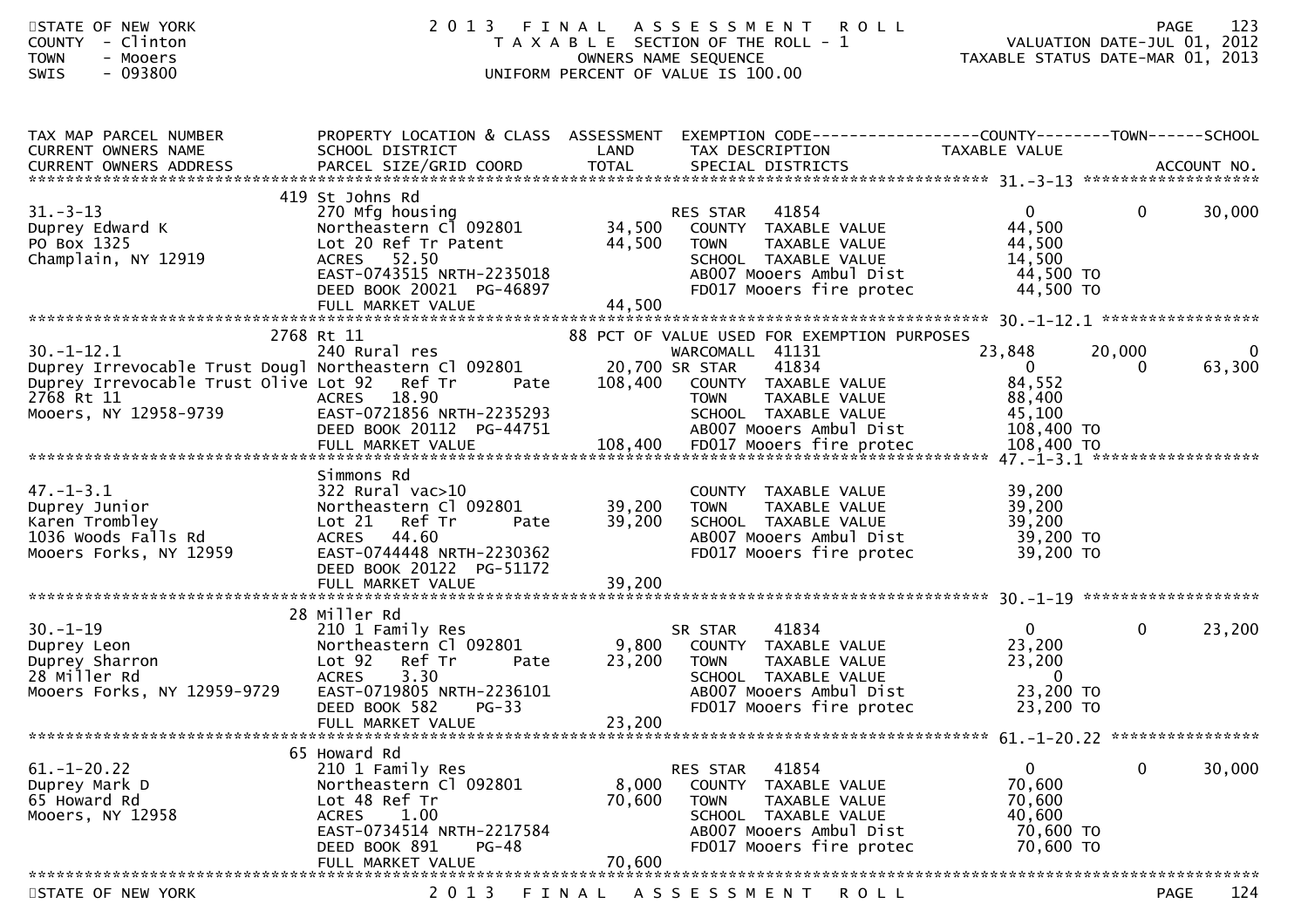STATE OF NEW YORK
COUNTY - Clinton
TOWN - Mooers
SWIS - 093800

# 2013 FINAL ASSESSMENT ROLL
TAXABLE SECTION OF THE ROLL - 1
OWNERS NAME SEQUENCE
UNIFORM PERCENT OF VALUE IS 100.00

VALUATION DATE-JUL 01, 2012
TAXABLE STATUS DATE-MAR 01, 2013

| TAX MAP PARCEL NUMBER / CURRENT OWNERS NAME / CURRENT OWNERS ADDRESS | PROPERTY LOCATION & CLASS / SCHOOL DISTRICT / PARCEL SIZE/GRID COORD | ASSESSMENT LAND / TOTAL | EXEMPTION CODE / TAX DESCRIPTION / SPECIAL DISTRICTS | COUNTY TAXABLE VALUE | TOWN | SCHOOL / ACCOUNT NO. |
|---|---|---|---|---|---|---|
| **31.-3-13** | 419 St Johns Rd | | | | | |
| 31.-3-13 | 270 Mfg housing | | RES STAR 41854 | 0 | 0 | 30,000 |
| Duprey Edward K | Northeastern Cl 092801 | 34,500 | COUNTY TAXABLE VALUE | 44,500 | | |
| PO Box 1325 | Lot 20 Ref Tr Patent | 44,500 | TOWN TAXABLE VALUE | 44,500 | | |
| Champlain, NY 12919 | ACRES 52.50 | | SCHOOL TAXABLE VALUE | 14,500 | | |
| | EAST-0743515 NRTH-2235018 | | AB007 Mooers Ambul Dist | 44,500 TO | | |
| | DEED BOOK 20021 PG-46897 | | FD017 Mooers fire protec | 44,500 TO | | |
| | FULL MARKET VALUE | 44,500 | | | | |
| **30.-1-12.1** | 2768 Rt 11 | | 88 PCT OF VALUE USED FOR EXEMPTION PURPOSES | | | |
| 30.-1-12.1 | 240 Rural res | | WARCOMALL 41131 | 23,848 | 20,000 | 0 |
| Duprey Irrevocable Trust Dougl | Northeastern Cl 092801 | 20,700 | SR STAR 41834 | 0 | 0 | 63,300 |
| Duprey Irrevocable Trust Olive | Lot 92 Ref Tr Pate | 108,400 | COUNTY TAXABLE VALUE | 84,552 | | |
| 2768 Rt 11 | ACRES 18.90 | | TOWN TAXABLE VALUE | 88,400 | | |
| Mooers, NY 12958-9739 | EAST-0721856 NRTH-2235293 | | SCHOOL TAXABLE VALUE | 45,100 | | |
| | DEED BOOK 20112 PG-44751 | | AB007 Mooers Ambul Dist | 108,400 TO | | |
| | FULL MARKET VALUE | 108,400 | FD017 Mooers fire protec | 108,400 TO | | |
| **47.-1-3.1** | Simmons Rd | | | | | |
| 47.-1-3.1 | 322 Rural vac>10 | | COUNTY TAXABLE VALUE | 39,200 | | |
| Duprey Junior | Northeastern Cl 092801 | 39,200 | TOWN TAXABLE VALUE | 39,200 | | |
| Karen Trombley | Lot 21 Ref Tr Pate | 39,200 | SCHOOL TAXABLE VALUE | 39,200 | | |
| 1036 Woods Falls Rd | ACRES 44.60 | | AB007 Mooers Ambul Dist | 39,200 TO | | |
| Mooers Forks, NY 12959 | EAST-0744448 NRTH-2230362 | | FD017 Mooers fire protec | 39,200 TO | | |
| | DEED BOOK 20122 PG-51172 | | | | | |
| | FULL MARKET VALUE | 39,200 | | | | |
| **30.-1-19** | 28 Miller Rd | | | | | |
| 30.-1-19 | 210 1 Family Res | | SR STAR 41834 | 0 | 0 | 23,200 |
| Duprey Leon | Northeastern Cl 092801 | 9,800 | COUNTY TAXABLE VALUE | 23,200 | | |
| Duprey Sharron | Lot 92 Ref Tr Pate | 23,200 | TOWN TAXABLE VALUE | 23,200 | | |
| 28 Miller Rd | ACRES 3.30 | | SCHOOL TAXABLE VALUE | 0 | | |
| Mooers Forks, NY 12959-9729 | EAST-0719805 NRTH-2236101 | | AB007 Mooers Ambul Dist | 23,200 TO | | |
| | DEED BOOK 582 PG-33 | | FD017 Mooers fire protec | 23,200 TO | | |
| | FULL MARKET VALUE | 23,200 | | | | |
| **61.-1-20.22** | 65 Howard Rd | | | | | |
| 61.-1-20.22 | 210 1 Family Res | | RES STAR 41854 | 0 | 0 | 30,000 |
| Duprey Mark D | Northeastern Cl 092801 | 8,000 | COUNTY TAXABLE VALUE | 70,600 | | |
| 65 Howard Rd | Lot 48 Ref Tr | 70,600 | TOWN TAXABLE VALUE | 70,600 | | |
| Mooers, NY 12958 | ACRES 1.00 | | SCHOOL TAXABLE VALUE | 40,600 | | |
| | EAST-0734514 NRTH-2217584 | | AB007 Mooers Ambul Dist | 70,600 TO | | |
| | DEED BOOK 891 PG-48 | | FD017 Mooers fire protec | 70,600 TO | | |
| | FULL MARKET VALUE | 70,600 | | | | |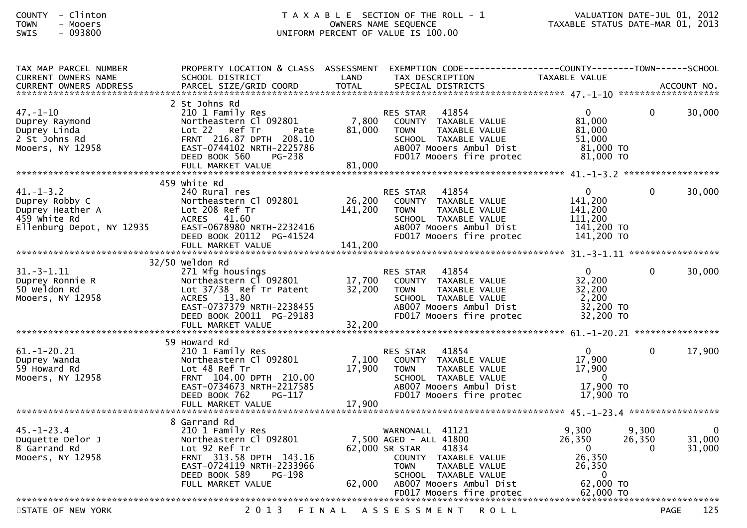COUNTY - Clinton
TOWN - Mooers
SWIS - 093800

T A X A B L E SECTION OF THE ROLL - 1
OWNERS NAME SEQUENCE
UNIFORM PERCENT OF VALUE IS 100.00

VALUATION DATE-JUL 01, 2012
TAXABLE STATUS DATE-MAR 01, 2013

| TAX MAP PARCEL NUMBER / CURRENT OWNERS NAME / CURRENT OWNERS ADDRESS | PROPERTY LOCATION & CLASS / SCHOOL DISTRICT / PARCEL SIZE/GRID COORD | ASSESSMENT LAND / TOTAL | EXEMPTION CODE / TAX DESCRIPTION / SPECIAL DISTRICTS | COUNTY TAXABLE VALUE | TOWN | SCHOOL / ACCOUNT NO. |
|---|---|---|---|---|---|---|
| 47.-1-10 | 2 St Johns Rd | | | | | |
| | 210 1 Family Res | | RES STAR 41854 | 0 | 0 | 30,000 |
| Duprey Raymond | Northeastern Cl 092801 | 7,800 | COUNTY TAXABLE VALUE | 81,000 | | |
| Duprey Linda | Lot 22 Ref Tr Pate | 81,000 | TOWN TAXABLE VALUE | 81,000 | | |
| 2 St Johns Rd | FRNT 216.87 DPTH 208.10 | | SCHOOL TAXABLE VALUE | 51,000 | | |
| Mooers, NY 12958 | EAST-0744102 NRTH-2225786 | | AB007 Mooers Ambul Dist | 81,000 TO | | |
| | DEED BOOK 560 PG-238 | | FD017 Mooers fire protec | 81,000 TO | | |
| | FULL MARKET VALUE | 81,000 | | | | |
| 41.-1-3.2 | 459 White Rd | | | | | |
| | 240 Rural res | | RES STAR 41854 | 0 | 0 | 30,000 |
| Duprey Robby C | Northeastern Cl 092801 | 26,200 | COUNTY TAXABLE VALUE | 141,200 | | |
| Duprey Heather A | Lot 208 Ref Tr | 141,200 | TOWN TAXABLE VALUE | 141,200 | | |
| 459 White Rd | ACRES 41.60 | | SCHOOL TAXABLE VALUE | 111,200 | | |
| Ellenburg Depot, NY 12935 | EAST-0678980 NRTH-2232416 | | AB007 Mooers Ambul Dist | 141,200 TO | | |
| | DEED BOOK 20112 PG-41524 | | FD017 Mooers fire protec | 141,200 TO | | |
| | FULL MARKET VALUE | 141,200 | | | | |
| 31.-3-1.11 | 32/50 Weldon Rd | | | | | |
| | 271 Mfg housings | | RES STAR 41854 | 0 | 0 | 30,000 |
| Duprey Ronnie R | Northeastern Cl 092801 | 17,700 | COUNTY TAXABLE VALUE | 32,200 | | |
| 50 Weldon Rd | Lot 37/38 Ref Tr Patent | 32,200 | TOWN TAXABLE VALUE | 32,200 | | |
| Mooers, NY 12958 | ACRES 13.80 | | SCHOOL TAXABLE VALUE | 2,200 | | |
| | EAST-0737379 NRTH-2238455 | | AB007 Mooers Ambul Dist | 32,200 TO | | |
| | DEED BOOK 20011 PG-29183 | | FD017 Mooers fire protec | 32,200 TO | | |
| | FULL MARKET VALUE | 32,200 | | | | |
| 61.-1-20.21 | 59 Howard Rd | | | | | |
| | 210 1 Family Res | | RES STAR 41854 | 0 | 0 | 17,900 |
| Duprey Wanda | Northeastern Cl 092801 | 7,100 | COUNTY TAXABLE VALUE | 17,900 | | |
| 59 Howard Rd | Lot 48 Ref Tr | 17,900 | TOWN TAXABLE VALUE | 17,900 | | |
| Mooers, NY 12958 | FRNT 104.00 DPTH 210.00 | | SCHOOL TAXABLE VALUE | 0 | | |
| | EAST-0734673 NRTH-2217585 | | AB007 Mooers Ambul Dist | 17,900 TO | | |
| | DEED BOOK 762 PG-117 | | FD017 Mooers fire protec | 17,900 TO | | |
| | FULL MARKET VALUE | 17,900 | | | | |
| 45.-1-23.4 | 8 Garrand Rd | | | | | |
| | 210 1 Family Res | | WARNONALL 41121 | 9,300 | 9,300 | 0 |
| Duquette Delor J | Northeastern Cl 092801 | 7,500 | AGED - ALL 41800 | 26,350 | 26,350 | 31,000 |
| 8 Garrand Rd | Lot 92 Ref Tr | 62,000 | SR STAR 41834 | 0 | 0 | 31,000 |
| Mooers, NY 12958 | FRNT 313.58 DPTH 143.16 | | COUNTY TAXABLE VALUE | 26,350 | | |
| | EAST-0724119 NRTH-2233966 | | TOWN TAXABLE VALUE | 26,350 | | |
| | DEED BOOK 589 PG-198 | | SCHOOL TAXABLE VALUE | 0 | | |
| | FULL MARKET VALUE | 62,000 | AB007 Mooers Ambul Dist | 62,000 TO | | |
| | | | FD017 Mooers fire protec | 62,000 TO | | |

STATE OF NEW YORK 2013 FINAL ASSESSMENT ROLL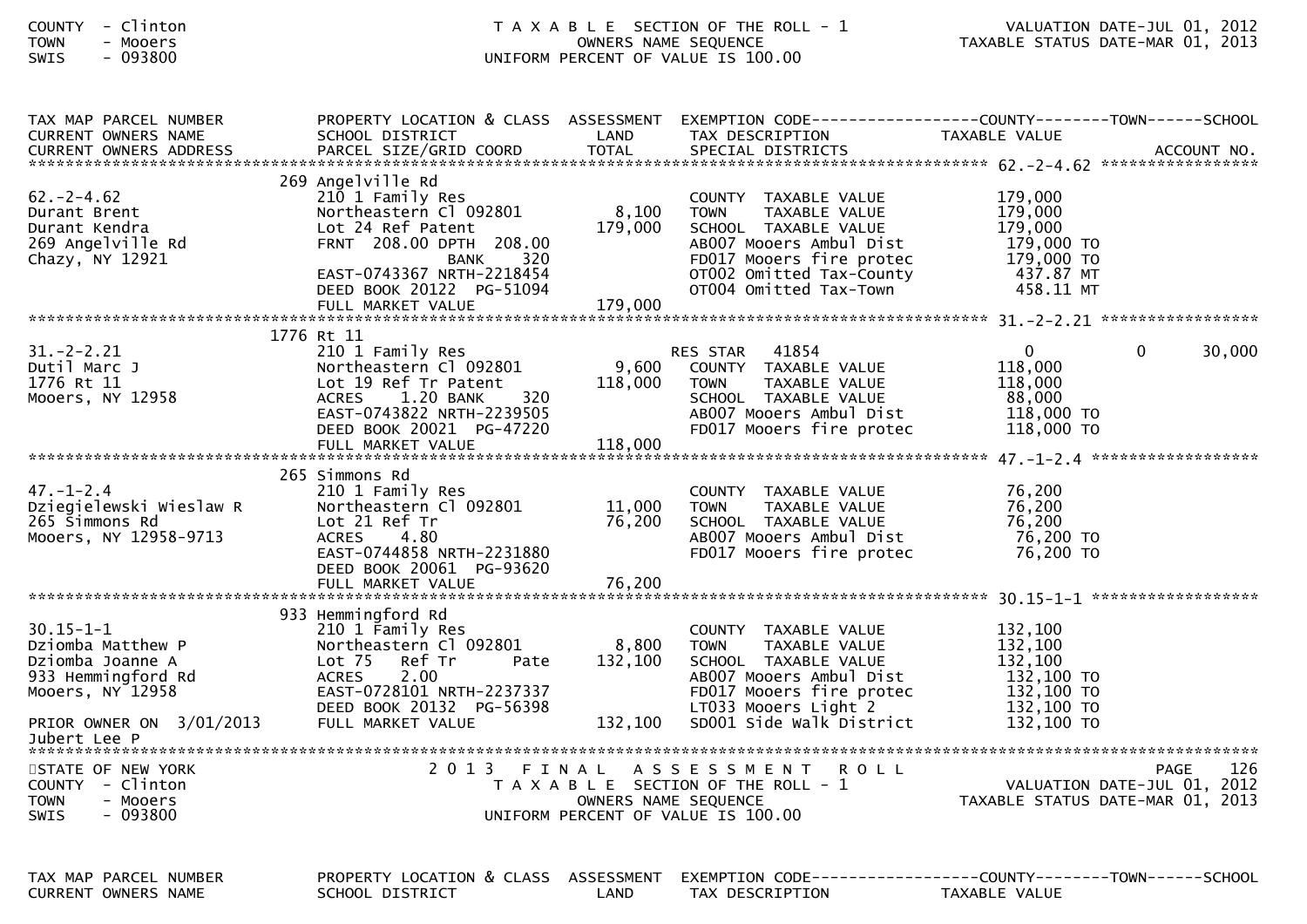| TAX MAP PARCEL NUMBER<br>CURRENT OWNERS NAME<br>CURRENT OWNERS ADDRESS | PROPERTY LOCATION & CLASS<br>SCHOOL DISTRICT<br>PARCEL SIZE/GRID COORD | ASSESSMENT<br>LAND<br>TOTAL | EXEMPTION CODE<br>TAX DESCRIPTION<br>SPECIAL DISTRICTS | COUNTY<br>TAXABLE VALUE | TOWN | SCHOOL<br>ACCOUNT NO. |
|---|---|---|---|---|---|---|
| 62.-2-4.62 | 269 Angelville Rd | | | | | |
| 62.-2-4.62 | 210 1 Family Res | | COUNTY TAXABLE VALUE | 179,000 | | |
| Durant Brent | Northeastern Cl 092801 | 8,100 | TOWN TAXABLE VALUE | 179,000 | | |
| Durant Kendra | Lot 24 Ref Patent | 179,000 | SCHOOL TAXABLE VALUE | 179,000 | | |
| 269 Angelville Rd | FRNT 208.00 DPTH 208.00 | | AB007 Mooers Ambul Dist | 179,000 TO | | |
| Chazy, NY 12921 | BANK 320 | | FD017 Mooers fire protec | 179,000 TO | | |
| | EAST-0743367 NRTH-2218454 | | OT002 Omitted Tax-County | 437.87 MT | | |
| | DEED BOOK 20122 PG-51094 | | OT004 Omitted Tax-Town | 458.11 MT | | |
| | FULL MARKET VALUE | 179,000 | | | | |
| 31.-2-2.21 | 1776 Rt 11 | | | | | |
| 31.-2-2.21 | 210 1 Family Res | | RES STAR 41854 | 0 | 0 | 30,000 |
| Dutil Marc J | Northeastern Cl 092801 | 9,600 | COUNTY TAXABLE VALUE | 118,000 | | |
| 1776 Rt 11 | Lot 19 Ref Tr Patent | 118,000 | TOWN TAXABLE VALUE | 118,000 | | |
| Mooers, NY 12958 | ACRES 1.20 BANK 320 | | SCHOOL TAXABLE VALUE | 88,000 | | |
| | EAST-0743822 NRTH-2239505 | | AB007 Mooers Ambul Dist | 118,000 TO | | |
| | DEED BOOK 20021 PG-47220 | | FD017 Mooers fire protec | 118,000 TO | | |
| | FULL MARKET VALUE | 118,000 | | | | |
| 47.-1-2.4 | 265 Simmons Rd | | | | | |
| 47.-1-2.4 | 210 1 Family Res | | COUNTY TAXABLE VALUE | 76,200 | | |
| Dziegielewski Wieslaw R | Northeastern Cl 092801 | 11,000 | TOWN TAXABLE VALUE | 76,200 | | |
| 265 Simmons Rd | Lot 21 Ref Tr | 76,200 | SCHOOL TAXABLE VALUE | 76,200 | | |
| Mooers, NY 12958-9713 | ACRES 4.80 | | AB007 Mooers Ambul Dist | 76,200 TO | | |
| | EAST-0744858 NRTH-2231880 | | FD017 Mooers fire protec | 76,200 TO | | |
| | DEED BOOK 20061 PG-93620 | | | | | |
| | FULL MARKET VALUE | 76,200 | | | | |
| 30.15-1-1 | 933 Hemmingford Rd | | | | | |
| 30.15-1-1 | 210 1 Family Res | | COUNTY TAXABLE VALUE | 132,100 | | |
| Dziomba Matthew P | Northeastern Cl 092801 | 8,800 | TOWN TAXABLE VALUE | 132,100 | | |
| Dziomba Joanne A | Lot 75 Ref Tr Pate | 132,100 | SCHOOL TAXABLE VALUE | 132,100 | | |
| 933 Hemmingford Rd | ACRES 2.00 | | AB007 Mooers Ambul Dist | 132,100 TO | | |
| Mooers, NY 12958 | EAST-0728101 NRTH-2237337 | | FD017 Mooers fire protec | 132,100 TO | | |
| | DEED BOOK 20132 PG-56398 | | LT033 Mooers Light 2 | 132,100 TO | | |
| PRIOR OWNER ON 3/01/2013 | FULL MARKET VALUE | 132,100 | SD001 Side Walk District | 132,100 TO | | |
| Jubert Lee P | | | | | | |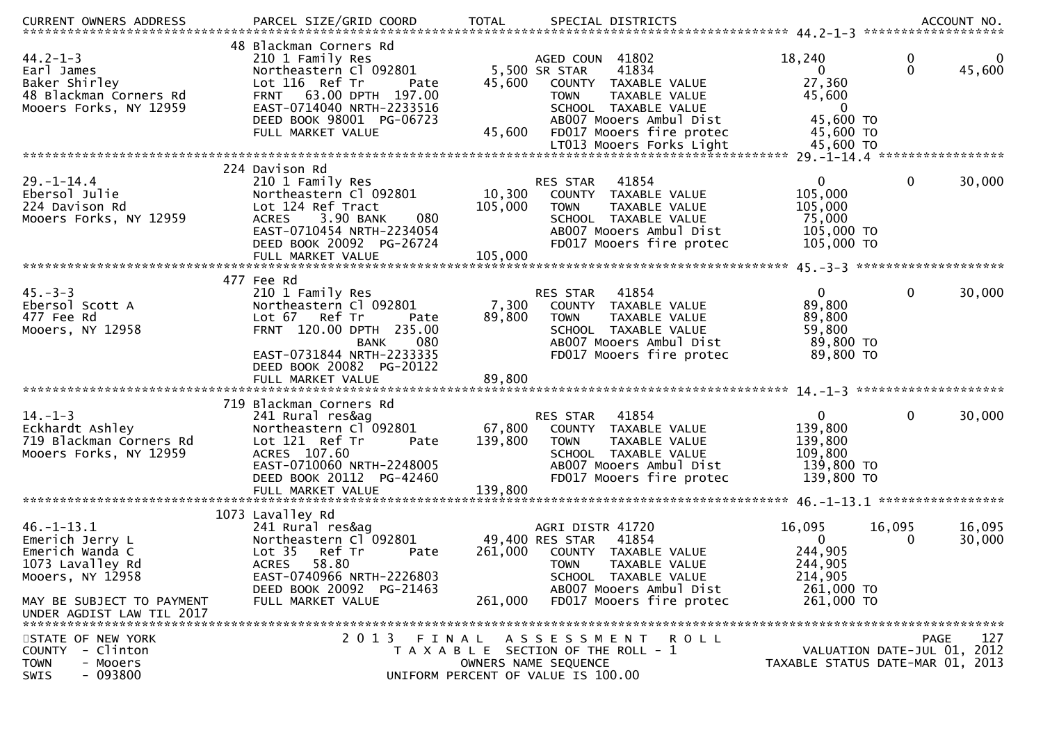| CURRENT OWNERS ADDRESS | PARCEL SIZE/GRID COORD | TOTAL | SPECIAL DISTRICTS | | | ACCOUNT NO. |
|---|---|---|---|---|---|---|
| | | | | | | 44.2-1-3 |
| | 48 Blackman Corners Rd | | | | | |
| 44.2-1-3 | 210 1 Family Res | | AGED COUN 41802 | 18,240 | 0 | 0 |
| Earl James | Northeastern Cl 092801 | 5,500 | SR STAR 41834 | 0 | 0 | 45,600 |
| Baker Shirley | Lot 116 Ref Tr Pate | 45,600 | COUNTY TAXABLE VALUE | 27,360 | | |
| 48 Blackman Corners Rd | FRNT 63.00 DPTH 197.00 | | TOWN TAXABLE VALUE | 45,600 | | |
| Mooers Forks, NY 12959 | EAST-0714040 NRTH-2233516 | | SCHOOL TAXABLE VALUE | 0 | | |
| | DEED BOOK 98001 PG-06723 | | AB007 Mooers Ambul Dist | 45,600 TO | | |
| | FULL MARKET VALUE | 45,600 | FD017 Mooers fire protec | 45,600 TO | | |
| | | | LT013 Mooers Forks Light | 45,600 TO | | |
| | | | | | | 29.-1-14.4 |
| | 224 Davison Rd | | | | | |
| 29.-1-14.4 | 210 1 Family Res | | RES STAR 41854 | 0 | 0 | 30,000 |
| Ebersol Julie | Northeastern Cl 092801 | 10,300 | COUNTY TAXABLE VALUE | 105,000 | | |
| 224 Davison Rd | Lot 124 Ref Tract | 105,000 | TOWN TAXABLE VALUE | 105,000 | | |
| Mooers Forks, NY 12959 | ACRES 3.90 BANK 080 | | SCHOOL TAXABLE VALUE | 75,000 | | |
| | EAST-0710454 NRTH-2234054 | | AB007 Mooers Ambul Dist | 105,000 TO | | |
| | DEED BOOK 20092 PG-26724 | | FD017 Mooers fire protec | 105,000 TO | | |
| | FULL MARKET VALUE | 105,000 | | | | |
| | | | | | | 45.-3-3 |
| | 477 Fee Rd | | | | | |
| 45.-3-3 | 210 1 Family Res | | RES STAR 41854 | 0 | 0 | 30,000 |
| Ebersol Scott A | Northeastern Cl 092801 | 7,300 | COUNTY TAXABLE VALUE | 89,800 | | |
| 477 Fee Rd | Lot 67 Ref Tr Pate | 89,800 | TOWN TAXABLE VALUE | 89,800 | | |
| Mooers, NY 12958 | FRNT 120.00 DPTH 235.00 | | SCHOOL TAXABLE VALUE | 59,800 | | |
| | BANK 080 | | AB007 Mooers Ambul Dist | 89,800 TO | | |
| | EAST-0731844 NRTH-2233335 | | FD017 Mooers fire protec | 89,800 TO | | |
| | DEED BOOK 20082 PG-20122 | | | | | |
| | FULL MARKET VALUE | 89,800 | | | | |
| | | | | | | 14.-1-3 |
| | 719 Blackman Corners Rd | | | | | |
| 14.-1-3 | 241 Rural res&ag | | RES STAR 41854 | 0 | 0 | 30,000 |
| Eckhardt Ashley | Northeastern Cl 092801 | 67,800 | COUNTY TAXABLE VALUE | 139,800 | | |
| 719 Blackman Corners Rd | Lot 121 Ref Tr Pate | 139,800 | TOWN TAXABLE VALUE | 139,800 | | |
| Mooers Forks, NY 12959 | ACRES 107.60 | | SCHOOL TAXABLE VALUE | 109,800 | | |
| | EAST-0710060 NRTH-2248005 | | AB007 Mooers Ambul Dist | 139,800 TO | | |
| | DEED BOOK 20112 PG-42460 | | FD017 Mooers fire protec | 139,800 TO | | |
| | FULL MARKET VALUE | 139,800 | | | | |
| | | | | | | 46.-1-13.1 |
| | 1073 Lavalley Rd | | | | | |
| 46.-1-13.1 | 241 Rural res&ag | | AGRI DISTR 41720 | 16,095 | 16,095 | 16,095 |
| Emerich Jerry L | Northeastern Cl 092801 | 49,400 | RES STAR 41854 | 0 | 0 | 30,000 |
| Emerich Wanda C | Lot 35 Ref Tr Pate | 261,000 | COUNTY TAXABLE VALUE | 244,905 | | |
| 1073 Lavalley Rd | ACRES 58.80 | | TOWN TAXABLE VALUE | 244,905 | | |
| Mooers, NY 12958 | EAST-0740966 NRTH-2226803 | | SCHOOL TAXABLE VALUE | 214,905 | | |
| | DEED BOOK 20092 PG-21463 | | AB007 Mooers Ambul Dist | 261,000 TO | | |
| MAY BE SUBJECT TO PAYMENT | FULL MARKET VALUE | 261,000 | FD017 Mooers fire protec | 261,000 TO | | |
| UNDER AGDIST LAW TIL 2017 | | | | | | |

STATE OF NEW YORK
COUNTY - Clinton
TOWN - Mooers
SWIS - 093800

2013 FINAL ASSESSMENT ROLL
TAXABLE SECTION OF THE ROLL - 1
OWNERS NAME SEQUENCE
UNIFORM PERCENT OF VALUE IS 100.00

VALUATION DATE-JUL 01, 2012
TAXABLE STATUS DATE-MAR 01, 2013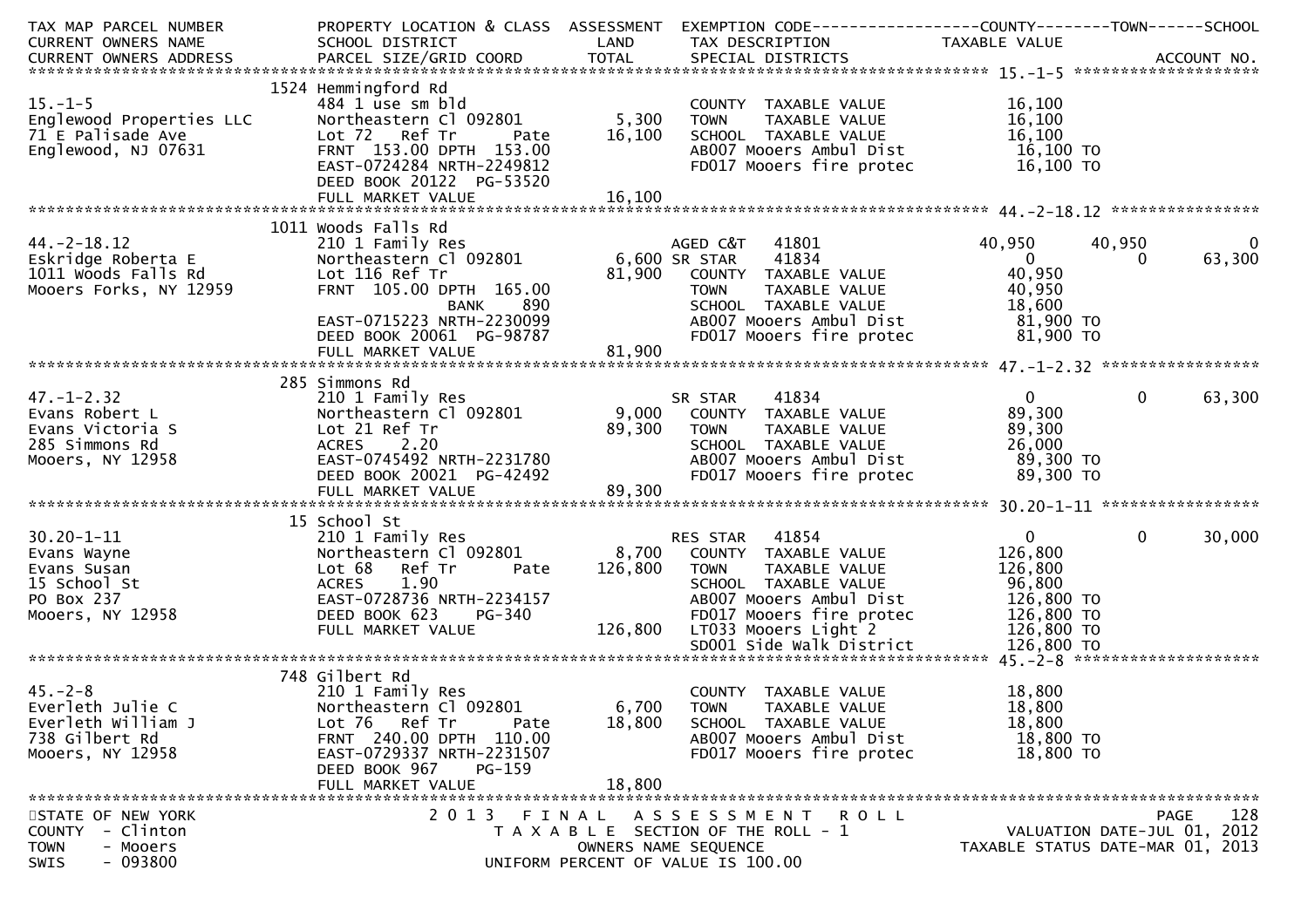```
TAX MAP PARCEL NUMBER          PROPERTY LOCATION & CLASS  ASSESSMENT  EXEMPTION CODE------------------COUNTY--------TOWN------SCHOOL
CURRENT OWNERS NAME            SCHOOL DISTRICT                LAND    TAX DESCRIPTION              TAXABLE VALUE
CURRENT OWNERS ADDRESS         PARCEL SIZE/GRID COORD         TOTAL   SPECIAL DISTRICTS                                     ACCOUNT NO.
******************************************************************************************************* 15.-1-5 ********************
                               1524 Hemmingford Rd
15.-1-5                        484 1 use sm bld                       COUNTY  TAXABLE VALUE          16,100
Englewood Properties LLC       Northeastern Cl 092801        5,300    TOWN    TAXABLE VALUE          16,100
71 E Palisade Ave              Lot 72   Ref Tr       Pate   16,100    SCHOOL  TAXABLE VALUE          16,100
Englewood, NJ 07631            FRNT  153.00 DPTH  153.00              AB007 Mooers Ambul Dist          16,100 TO
                               EAST-0724284 NRTH-2249812              FD017 Mooers fire protec         16,100 TO
                               DEED BOOK 20122  PG-53520
                               FULL MARKET VALUE            16,100
******************************************************************************************************* 44.-2-18.12 ****************
                               1011 Woods Falls Rd
44.-2-18.12                    210 1 Family Res                       AGED C&T   41801             40,950      40,950           0
Eskridge Roberta E             Northeastern Cl 092801        6,600 SR STAR    41834                  0           0          63,300
1011 Woods Falls Rd            Lot 116 Ref Tr               81,900    COUNTY  TAXABLE VALUE          40,950
Mooers Forks, NY 12959         FRNT  105.00 DPTH  165.00              TOWN    TAXABLE VALUE          40,950
                                           BANK     890               SCHOOL  TAXABLE VALUE          18,600
                               EAST-0715223 NRTH-2230099              AB007 Mooers Ambul Dist          81,900 TO
                               DEED BOOK 20061  PG-98787              FD017 Mooers fire protec         81,900 TO
                               FULL MARKET VALUE            81,900
******************************************************************************************************* 47.-1-2.32 *****************
                               285 Simmons Rd
47.-1-2.32                     210 1 Family Res                       SR STAR    41834                  0           0          63,300
Evans Robert L                 Northeastern Cl 092801        9,000    COUNTY  TAXABLE VALUE          89,300
Evans Victoria S               Lot 21 Ref Tr                89,300    TOWN    TAXABLE VALUE          89,300
285 Simmons Rd                 ACRES    2.20                          SCHOOL  TAXABLE VALUE          26,000
Mooers, NY 12958               EAST-0745492 NRTH-2231780              AB007 Mooers Ambul Dist          89,300 TO
                               DEED BOOK 20021  PG-42492              FD017 Mooers fire protec         89,300 TO
                               FULL MARKET VALUE            89,300
******************************************************************************************************* 30.20-1-11 *****************
                               15 School St
30.20-1-11                     210 1 Family Res                       RES STAR   41854                  0           0          30,000
Evans Wayne                    Northeastern Cl 092801        8,700    COUNTY  TAXABLE VALUE         126,800
Evans Susan                    Lot 68   Ref Tr       Pate  126,800    TOWN    TAXABLE VALUE         126,800
15 School St                   ACRES    1.90                          SCHOOL  TAXABLE VALUE          96,800
PO Box 237                     EAST-0728736 NRTH-2234157              AB007 Mooers Ambul Dist         126,800 TO
Mooers, NY 12958               DEED BOOK 623    PG-340                FD017 Mooers fire protec        126,800 TO
                               FULL MARKET VALUE           126,800    LT033 Mooers Light 2            126,800 TO
                                                                      SD001 Side Walk District        126,800 TO
******************************************************************************************************* 45.-2-8 ********************
                               748 Gilbert Rd
45.-2-8                        210 1 Family Res                       COUNTY  TAXABLE VALUE          18,800
Everleth Julie C               Northeastern Cl 092801        6,700    TOWN    TAXABLE VALUE          18,800
Everleth William J             Lot 76   Ref Tr       Pate   18,800    SCHOOL  TAXABLE VALUE          18,800
738 Gilbert Rd                 FRNT  240.00 DPTH  110.00              AB007 Mooers Ambul Dist          18,800 TO
Mooers, NY 12958               EAST-0729337 NRTH-2231507              FD017 Mooers fire protec         18,800 TO
                               DEED BOOK 967    PG-159
                               FULL MARKET VALUE            18,800
************************************************************************************************************************************
STATE OF NEW YORK                   2 0 1 3   F I N A L   A S S E S S M E N T   R O L L                                  PAGE   128
COUNTY  - Clinton                        T A X A B L E  SECTION OF THE ROLL - 1                          VALUATION DATE-JUL 01, 2012
TOWN    - Mooers                                 OWNERS NAME SEQUENCE                                TAXABLE STATUS DATE-MAR 01, 2013
SWIS    - 093800                          UNIFORM PERCENT OF VALUE IS 100.00
```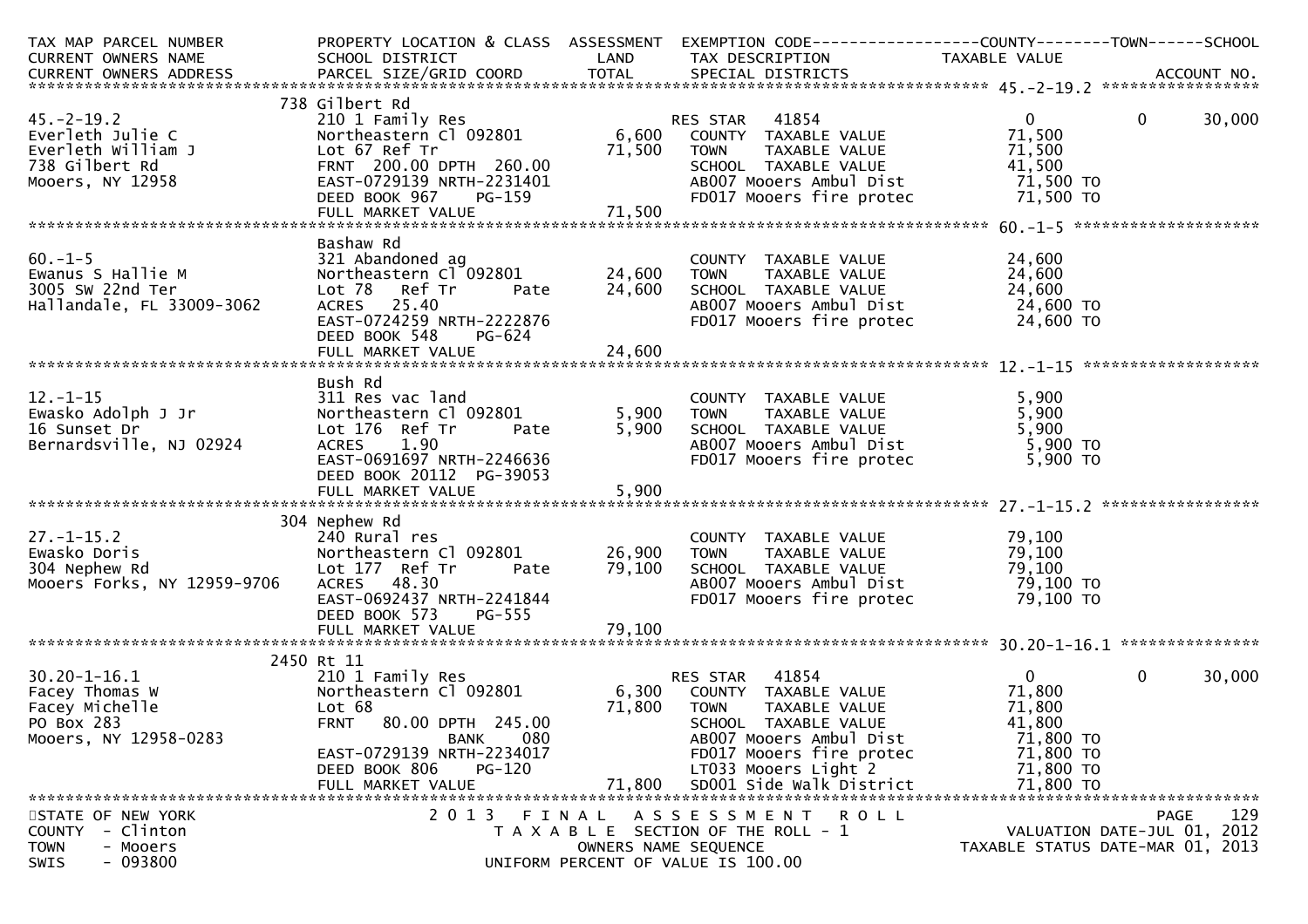| TAX MAP PARCEL NUMBER | PROPERTY LOCATION & CLASS | ASSESSMENT | EXEMPTION CODE-----------------COUNTY--------TOWN------SCHOOL | | |
|---|---|---|---|---|---|
| CURRENT OWNERS NAME | SCHOOL DISTRICT | LAND | TAX DESCRIPTION | TAXABLE VALUE | |
| CURRENT OWNERS ADDRESS | PARCEL SIZE/GRID COORD | TOTAL | SPECIAL DISTRICTS | | ACCOUNT NO. |

******************************************************************************************************* 45.-2-19.2 *****************

| | | | | | |
|---|---|---|---|---|---|
| | 738 Gilbert Rd | | | | |
| 45.-2-19.2 | 210 1 Family Res | | RES STAR 41854 | 0 | 0 30,000 |
| Everleth Julie C | Northeastern Cl 092801 | 6,600 | COUNTY TAXABLE VALUE | 71,500 | |
| Everleth William J | Lot 67 Ref Tr | 71,500 | TOWN TAXABLE VALUE | 71,500 | |
| 738 Gilbert Rd | FRNT 200.00 DPTH 260.00 | | SCHOOL TAXABLE VALUE | 41,500 | |
| Mooers, NY 12958 | EAST-0729139 NRTH-2231401 | | AB007 Mooers Ambul Dist | 71,500 TO | |
| | DEED BOOK 967 PG-159 | | FD017 Mooers fire protec | 71,500 TO | |
| | FULL MARKET VALUE | 71,500 | | | |

******************************************************************************************************* 60.-1-5 ********************

| | | | | | |
|---|---|---|---|---|---|
| | Bashaw Rd | | | | |
| 60.-1-5 | 321 Abandoned ag | | COUNTY TAXABLE VALUE | 24,600 | |
| Ewanus S Hallie M | Northeastern Cl 092801 | 24,600 | TOWN TAXABLE VALUE | 24,600 | |
| 3005 SW 22nd Ter | Lot 78 Ref Tr Pate | 24,600 | SCHOOL TAXABLE VALUE | 24,600 | |
| Hallandale, FL 33009-3062 | ACRES 25.40 | | AB007 Mooers Ambul Dist | 24,600 TO | |
| | EAST-0724259 NRTH-2222876 | | FD017 Mooers fire protec | 24,600 TO | |
| | DEED BOOK 548 PG-624 | | | | |
| | FULL MARKET VALUE | 24,600 | | | |

******************************************************************************************************* 12.-1-15 *******************

| | | | | | |
|---|---|---|---|---|---|
| | Bush Rd | | | | |
| 12.-1-15 | 311 Res vac land | | COUNTY TAXABLE VALUE | 5,900 | |
| Ewasko Adolph J Jr | Northeastern Cl 092801 | 5,900 | TOWN TAXABLE VALUE | 5,900 | |
| 16 Sunset Dr | Lot 176 Ref Tr Pate | 5,900 | SCHOOL TAXABLE VALUE | 5,900 | |
| Bernardsville, NJ 02924 | ACRES 1.90 | | AB007 Mooers Ambul Dist | 5,900 TO | |
| | EAST-0691697 NRTH-2246636 | | FD017 Mooers fire protec | 5,900 TO | |
| | DEED BOOK 20112 PG-39053 | | | | |
| | FULL MARKET VALUE | 5,900 | | | |

******************************************************************************************************* 27.-1-15.2 *****************

| | | | | | |
|---|---|---|---|---|---|
| | 304 Nephew Rd | | | | |
| 27.-1-15.2 | 240 Rural res | | COUNTY TAXABLE VALUE | 79,100 | |
| Ewasko Doris | Northeastern Cl 092801 | 26,900 | TOWN TAXABLE VALUE | 79,100 | |
| 304 Nephew Rd | Lot 177 Ref Tr Pate | 79,100 | SCHOOL TAXABLE VALUE | 79,100 | |
| Mooers Forks, NY 12959-9706 | ACRES 48.30 | | AB007 Mooers Ambul Dist | 79,100 TO | |
| | EAST-0692437 NRTH-2241844 | | FD017 Mooers fire protec | 79,100 TO | |
| | DEED BOOK 573 PG-555 | | | | |
| | FULL MARKET VALUE | 79,100 | | | |

******************************************************************************************************* 30.20-1-16.1 ***************

| | | | | | |
|---|---|---|---|---|---|
| | 2450 Rt 11 | | | | |
| 30.20-1-16.1 | 210 1 Family Res | | RES STAR 41854 | 0 | 0 30,000 |
| Facey Thomas W | Northeastern Cl 092801 | 6,300 | COUNTY TAXABLE VALUE | 71,800 | |
| Facey Michelle | Lot 68 | 71,800 | TOWN TAXABLE VALUE | 71,800 | |
| PO Box 283 | FRNT 80.00 DPTH 245.00 | | SCHOOL TAXABLE VALUE | 41,800 | |
| Mooers, NY 12958-0283 | BANK 080 | | AB007 Mooers Ambul Dist | 71,800 TO | |
| | EAST-0729139 NRTH-2234017 | | FD017 Mooers fire protec | 71,800 TO | |
| | DEED BOOK 806 PG-120 | | LT033 Mooers Light 2 | 71,800 TO | |
| | FULL MARKET VALUE | 71,800 | SD001 Side Walk District | 71,800 TO | |

*******************************************************************************************************************************

STATE OF NEW YORK
COUNTY - Clinton
TOWN - Mooers
SWIS - 093800

2013 FINAL ASSESSMENT ROLL
TAXABLE SECTION OF THE ROLL - 1
OWNERS NAME SEQUENCE
UNIFORM PERCENT OF VALUE IS 100.00

VALUATION DATE-JUL 01, 2012
TAXABLE STATUS DATE-MAR 01, 2013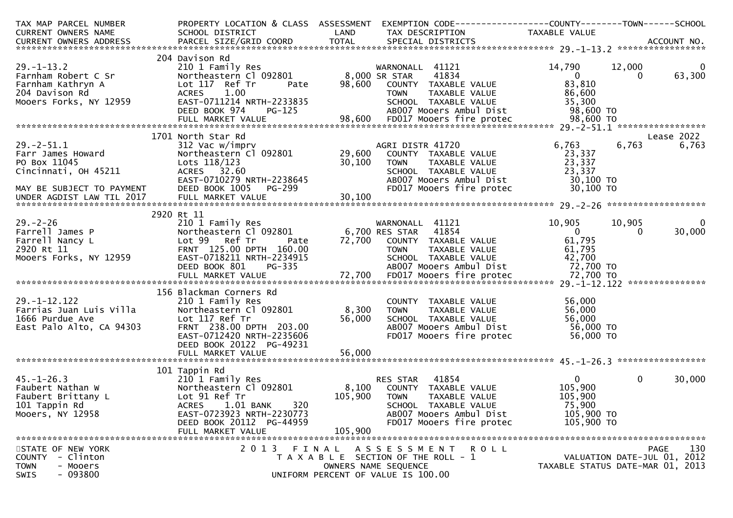| TAX MAP PARCEL NUMBER<br>CURRENT OWNERS NAME<br>CURRENT OWNERS ADDRESS | PROPERTY LOCATION & CLASS<br>SCHOOL DISTRICT<br>PARCEL SIZE/GRID COORD | ASSESSMENT<br>LAND<br>TOTAL | EXEMPTION CODE<br>TAX DESCRIPTION<br>SPECIAL DISTRICTS | COUNTY<br>TAXABLE VALUE | TOWN | SCHOOL<br>ACCOUNT NO. |
|---|---|---|---|---|---|---|
| **29.-1-13.2** | 204 Davison Rd | | | | | |
| 29.-1-13.2 | 210 1 Family Res | | WARNONALL 41121 | 14,790 | 12,000 | 0 |
| Farnham Robert C Sr | Northeastern Cl 092801 | 8,000 | SR STAR 41834 | 0 | 0 | 63,300 |
| Farnham Kathryn A | Lot 117 Ref Tr Pate | 98,600 | COUNTY TAXABLE VALUE | 83,810 | | |
| 204 Davison Rd | ACRES 1.00 | | TOWN TAXABLE VALUE | 86,600 | | |
| Mooers Forks, NY 12959 | EAST-0711214 NRTH-2233835 | | SCHOOL TAXABLE VALUE | 35,300 | | |
| | DEED BOOK 974 PG-125 | | AB007 Mooers Ambul Dist | 98,600 TO | | |
| | FULL MARKET VALUE | 98,600 | FD017 Mooers fire protec | 98,600 TO | | |
| **29.-2-51.1** | 1701 North Star Rd | | | | | Lease 2022 |
| 29.-2-51.1 | 312 Vac w/imprv | | AGRI DISTR 41720 | 6,763 | 6,763 | 6,763 |
| Farr James Howard | Northeastern Cl 092801 | 29,600 | COUNTY TAXABLE VALUE | 23,337 | | |
| PO Box 11045 | Lots 118/123 | 30,100 | TOWN TAXABLE VALUE | 23,337 | | |
| Cincinnati, OH 45211 | ACRES 32.60 | | SCHOOL TAXABLE VALUE | 23,337 | | |
| | EAST-0710279 NRTH-2238645 | | AB007 Mooers Ambul Dist | 30,100 TO | | |
| MAY BE SUBJECT TO PAYMENT | DEED BOOK 1005 PG-299 | | FD017 Mooers fire protec | 30,100 TO | | |
| UNDER AGDIST LAW TIL 2017 | FULL MARKET VALUE | 30,100 | | | | |
| **29.-2-26** | 2920 Rt 11 | | | | | |
| 29.-2-26 | 210 1 Family Res | | WARNONALL 41121 | 10,905 | 10,905 | 0 |
| Farrell James P | Northeastern Cl 092801 | 6,700 | RES STAR 41854 | 0 | 0 | 30,000 |
| Farrell Nancy L | Lot 99 Ref Tr Pate | 72,700 | COUNTY TAXABLE VALUE | 61,795 | | |
| 2920 Rt 11 | FRNT 125.00 DPTH 160.00 | | TOWN TAXABLE VALUE | 61,795 | | |
| Mooers Forks, NY 12959 | EAST-0718211 NRTH-2234915 | | SCHOOL TAXABLE VALUE | 42,700 | | |
| | DEED BOOK 801 PG-335 | | AB007 Mooers Ambul Dist | 72,700 TO | | |
| | FULL MARKET VALUE | 72,700 | FD017 Mooers fire protec | 72,700 TO | | |
| **29.-1-12.122** | 156 Blackman Corners Rd | | | | | |
| 29.-1-12.122 | 210 1 Family Res | | COUNTY TAXABLE VALUE | 56,000 | | |
| Farrias Juan Luis Villa | Northeastern Cl 092801 | 8,300 | TOWN TAXABLE VALUE | 56,000 | | |
| 1666 Purdue Ave | Lot 117 Ref Tr | 56,000 | SCHOOL TAXABLE VALUE | 56,000 | | |
| East Palo Alto, CA 94303 | FRNT 238.00 DPTH 203.00 | | AB007 Mooers Ambul Dist | 56,000 TO | | |
| | EAST-0712420 NRTH-2235606 | | FD017 Mooers fire protec | 56,000 TO | | |
| | DEED BOOK 20122 PG-49231 | | | | | |
| | FULL MARKET VALUE | 56,000 | | | | |
| **45.-1-26.3** | 101 Tappin Rd | | | | | |
| 45.-1-26.3 | 210 1 Family Res | | RES STAR 41854 | 0 | 0 | 30,000 |
| Faubert Nathan W | Northeastern Cl 092801 | 8,100 | COUNTY TAXABLE VALUE | 105,900 | | |
| Faubert Brittany L | Lot 91 Ref Tr | 105,900 | TOWN TAXABLE VALUE | 105,900 | | |
| 101 Tappin Rd | ACRES 1.01 BANK 320 | | SCHOOL TAXABLE VALUE | 75,900 | | |
| Mooers, NY 12958 | EAST-0723923 NRTH-2230773 | | AB007 Mooers Ambul Dist | 105,900 TO | | |
| | DEED BOOK 20112 PG-44959 | | FD017 Mooers fire protec | 105,900 TO | | |
| | FULL MARKET VALUE | 105,900 | | | | |

STATE OF NEW YORK
COUNTY - Clinton
TOWN - Mooers
SWIS - 093800

2013 FINAL ASSESSMENT ROLL
TAXABLE SECTION OF THE ROLL - 1
OWNERS NAME SEQUENCE
UNIFORM PERCENT OF VALUE IS 100.00

VALUATION DATE-JUL 01, 2012
TAXABLE STATUS DATE-MAR 01, 2013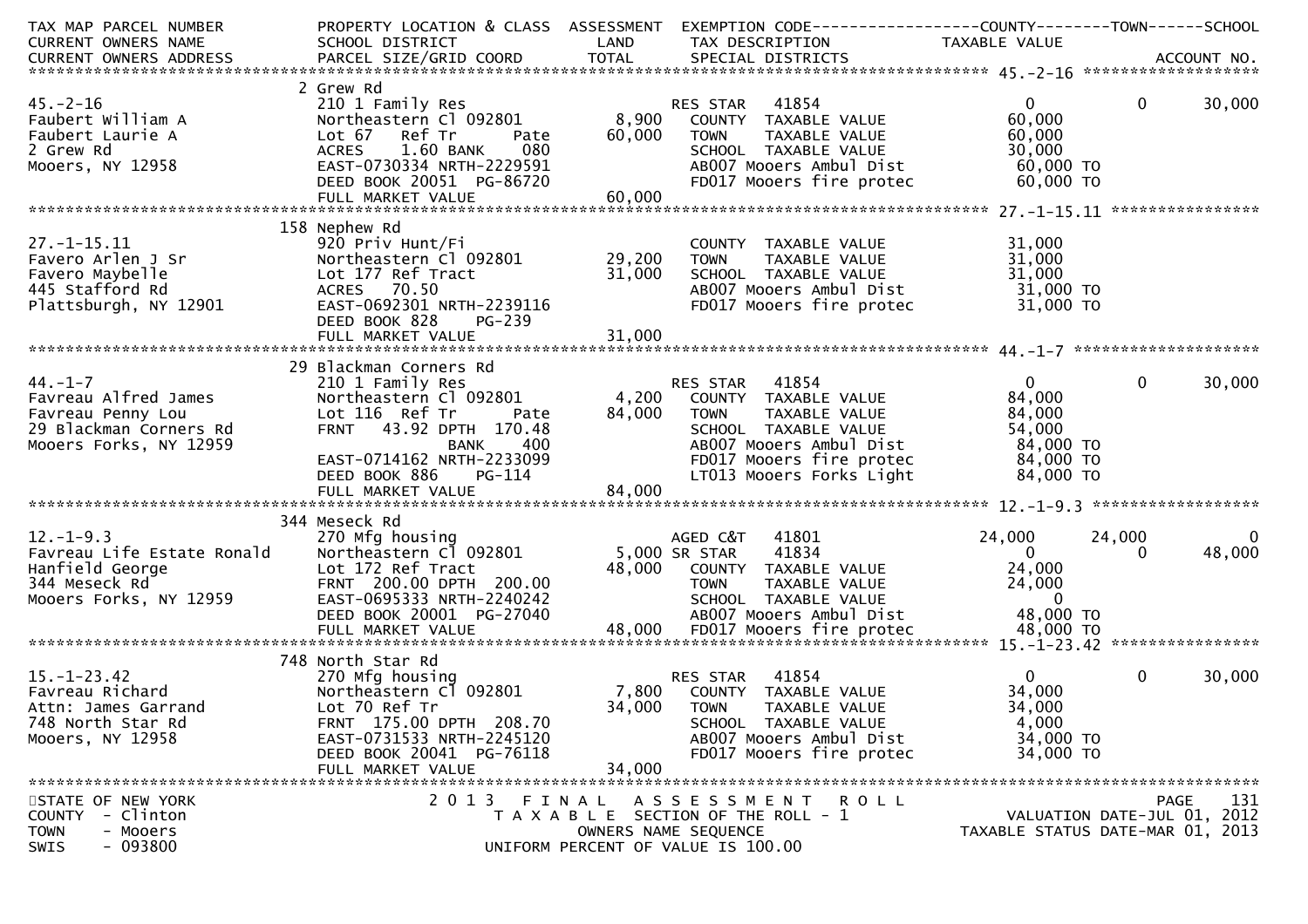```
TAX MAP PARCEL NUMBER          PROPERTY LOCATION & CLASS  ASSESSMENT  EXEMPTION CODE------------------COUNTY--------TOWN------SCHOOL
CURRENT OWNERS NAME            SCHOOL DISTRICT               LAND      TAX DESCRIPTION              TAXABLE VALUE
CURRENT OWNERS ADDRESS         PARCEL SIZE/GRID COORD        TOTAL     SPECIAL DISTRICTS                                    ACCOUNT NO.
******************************************************************************************************* 45.-2-16 *******************
                               2 Grew Rd
45.-2-16                       210 1 Family Res                        RES STAR    41854                 0             0      30,000
Faubert William A              Northeastern Cl 092801        8,900     COUNTY  TAXABLE VALUE           60,000
Faubert Laurie A               Lot 67   Ref Tr       Pate   60,000     TOWN    TAXABLE VALUE           60,000
2 Grew Rd                      ACRES    1.60 BANK     080              SCHOOL  TAXABLE VALUE           30,000
Mooers, NY 12958               EAST-0730334 NRTH-2229591               AB007 Mooers Ambul Dist          60,000 TO
                               DEED BOOK 20051  PG-86720               FD017 Mooers fire protec         60,000 TO
                               FULL MARKET VALUE            60,000
******************************************************************************************************* 27.-1-15.11 ****************
                               158 Nephew Rd
27.-1-15.11                    920 Priv Hunt/Fi                        COUNTY  TAXABLE VALUE           31,000
Favero Arlen J Sr              Northeastern Cl 092801       29,200     TOWN    TAXABLE VALUE           31,000
Favero Maybelle                Lot 177 Ref Tract            31,000     SCHOOL  TAXABLE VALUE           31,000
445 Stafford Rd                ACRES   70.50                           AB007 Mooers Ambul Dist          31,000 TO
Plattsburgh, NY 12901          EAST-0692301 NRTH-2239116               FD017 Mooers fire protec         31,000 TO
                               DEED BOOK 828    PG-239
                               FULL MARKET VALUE            31,000
******************************************************************************************************* 44.-1-7 ********************
                               29 Blackman Corners Rd
44.-1-7                        210 1 Family Res                        RES STAR    41854                 0             0      30,000
Favreau Alfred James           Northeastern Cl 092801        4,200     COUNTY  TAXABLE VALUE           84,000
Favreau Penny Lou              Lot 116  Ref Tr       Pate   84,000     TOWN    TAXABLE VALUE           84,000
29 Blackman Corners Rd         FRNT   43.92 DPTH  170.48               SCHOOL  TAXABLE VALUE           54,000
Mooers Forks, NY 12959                       BANK     400              AB007 Mooers Ambul Dist          84,000 TO
                               EAST-0714162 NRTH-2233099               FD017 Mooers fire protec         84,000 TO
                               DEED BOOK 886    PG-114                 LT013 Mooers Forks Light         84,000 TO
                               FULL MARKET VALUE            84,000
******************************************************************************************************* 12.-1-9.3 ******************
                               344 Meseck Rd
12.-1-9.3                      270 Mfg housing                         AGED C&T    41801            24,000        24,000           0
Favreau Life Estate Ronald     Northeastern Cl 092801        5,000 SR STAR     41834                 0             0      48,000
Hanfield George                Lot 172 Ref Tract            48,000     COUNTY  TAXABLE VALUE           24,000
344 Meseck Rd                  FRNT  200.00 DPTH  200.00               TOWN    TAXABLE VALUE           24,000
Mooers Forks, NY 12959         EAST-0695333 NRTH-2240242               SCHOOL  TAXABLE VALUE                0
                               DEED BOOK 20001  PG-27040               AB007 Mooers Ambul Dist          48,000 TO
                               FULL MARKET VALUE            48,000     FD017 Mooers fire protec         48,000 TO
******************************************************************************************************* 15.-1-23.42 ****************
                               748 North Star Rd
15.-1-23.42                    270 Mfg housing                         RES STAR    41854                 0             0      30,000
Favreau Richard                Northeastern Cl 092801        7,800     COUNTY  TAXABLE VALUE           34,000
Attn: James Garrand            Lot 70 Ref Tr                34,000     TOWN    TAXABLE VALUE           34,000
748 North Star Rd              FRNT  175.00 DPTH  208.70               SCHOOL  TAXABLE VALUE            4,000
Mooers, NY 12958               EAST-0731533 NRTH-2245120               AB007 Mooers Ambul Dist          34,000 TO
                               DEED BOOK 20041  PG-76118               FD017 Mooers fire protec         34,000 TO
                               FULL MARKET VALUE            34,000
************************************************************************************************************************************
STATE OF NEW YORK                    2 0 1 3   F I N A L   A S S E S S M E N T   R O L L                                PAGE    131
COUNTY  - Clinton                        T A X A B L E  SECTION OF THE ROLL - 1                          VALUATION DATE-JUL 01, 2012
TOWN    - Mooers                              OWNERS NAME SEQUENCE                                 TAXABLE STATUS DATE-MAR 01, 2013
SWIS    - 093800                        UNIFORM PERCENT OF VALUE IS 100.00
```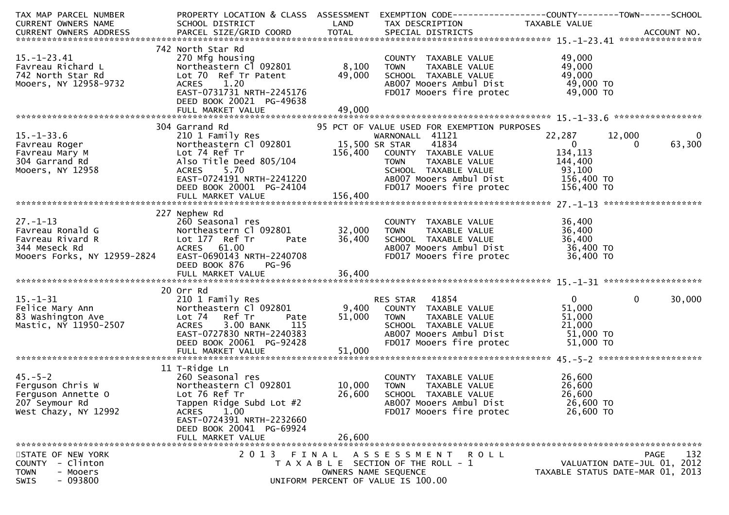```
TAX MAP PARCEL NUMBER          PROPERTY LOCATION & CLASS  ASSESSMENT  EXEMPTION CODE------------------COUNTY--------TOWN------SCHOOL
CURRENT OWNERS NAME            SCHOOL DISTRICT               LAND      TAX DESCRIPTION            TAXABLE VALUE
CURRENT OWNERS ADDRESS         PARCEL SIZE/GRID COORD        TOTAL     SPECIAL DISTRICTS                                   ACCOUNT NO.
******************************************************************************************************* 15.-1-23.41 ****************
                               742 North Star Rd
15.-1-23.41                    270 Mfg housing                          COUNTY  TAXABLE VALUE           49,000
Favreau Richard L              Northeastern Cl 092801        8,100      TOWN    TAXABLE VALUE           49,000
742 North Star Rd              Lot 70  Ref Tr Patent        49,000      SCHOOL  TAXABLE VALUE           49,000
Mooers, NY 12958-9732          ACRES     1.20                           AB007 Mooers Ambul Dist          49,000 TO
                               EAST-0731731 NRTH-2245176                FD017 Mooers fire protec         49,000 TO
                               DEED BOOK 20021  PG-49638
                               FULL MARKET VALUE            49,000
******************************************************************************************************* 15.-1-33.6 *****************
                               304 Garrand Rd                     95 PCT OF VALUE USED FOR EXEMPTION PURPOSES
15.-1-33.6                     210 1 Family Res                      WARNONALL  41121          22,287     12,000            0
Favreau Roger                  Northeastern Cl 092801       15,500 SR STAR    41834                 0          0       63,300
Favreau Mary M                 Lot 74 Ref Tr               156,400   COUNTY  TAXABLE VALUE          134,113
304 Garrand Rd                 Also Title Deed 805/104               TOWN    TAXABLE VALUE          144,400
Mooers, NY 12958               ACRES     5.70                        SCHOOL  TAXABLE VALUE           93,100
                               EAST-0724191 NRTH-2241220             AB007 Mooers Ambul Dist        156,400 TO
                               DEED BOOK 20001  PG-24104             FD017 Mooers fire protec       156,400 TO
                               FULL MARKET VALUE           156,400
******************************************************************************************************* 27.-1-13 *******************
                               227 Nephew Rd
27.-1-13                       260 Seasonal res                         COUNTY  TAXABLE VALUE           36,400
Favreau Ronald G               Northeastern Cl 092801       32,000      TOWN    TAXABLE VALUE           36,400
Favreau Rivard R               Lot 177  Ref Tr      Pate    36,400      SCHOOL  TAXABLE VALUE           36,400
344 Meseck Rd                  ACRES    61.00                           AB007 Mooers Ambul Dist          36,400 TO
Mooers Forks, NY 12959-2824    EAST-0690143 NRTH-2240708                FD017 Mooers fire protec         36,400 TO
                               DEED BOOK 876    PG-96
                               FULL MARKET VALUE            36,400
******************************************************************************************************* 15.-1-31 *******************
                               20 Orr Rd
15.-1-31                       210 1 Family Res                      RES STAR   41854                0          0       30,000
Felice Mary Ann                Northeastern Cl 092801        9,400   COUNTY  TAXABLE VALUE           51,000
83 Washington Ave              Lot 74   Ref Tr      Pate    51,000   TOWN    TAXABLE VALUE           51,000
Mastic, NY 11950-2507          ACRES     3.00 BANK    115            SCHOOL  TAXABLE VALUE           21,000
                               EAST-0727830 NRTH-2240383             AB007 Mooers Ambul Dist         51,000 TO
                               DEED BOOK 20061  PG-92428             FD017 Mooers fire protec        51,000 TO
                               FULL MARKET VALUE            51,000
******************************************************************************************************* 45.-5-2 ********************
                               11 T-Ridge Ln
45.-5-2                        260 Seasonal res                         COUNTY  TAXABLE VALUE           26,600
Ferguson Chris W               Northeastern Cl 092801       10,000      TOWN    TAXABLE VALUE           26,600
Ferguson Annette O             Lot 76 Ref Tr                26,600      SCHOOL  TAXABLE VALUE           26,600
207 Seymour Rd                 Tappen Ridge Subd Lot #2                 AB007 Mooers Ambul Dist          26,600 TO
West Chazy, NY 12992           ACRES     1.00                           FD017 Mooers fire protec         26,600 TO
                               EAST-0724391 NRTH-2232660
                               DEED BOOK 20041  PG-69924
                               FULL MARKET VALUE            26,600
************************************************************************************************************************************
STATE OF NEW YORK                     2 0 1 3   F I N A L   A S S E S S M E N T   R O L L                              PAGE    132
COUNTY  - Clinton                          T A X A B L E  SECTION OF THE ROLL - 1                       VALUATION DATE-JUL 01, 2012
TOWN    - Mooers                                  OWNERS NAME SEQUENCE                              TAXABLE STATUS DATE-MAR 01, 2013
SWIS    - 093800                           UNIFORM PERCENT OF VALUE IS 100.00
```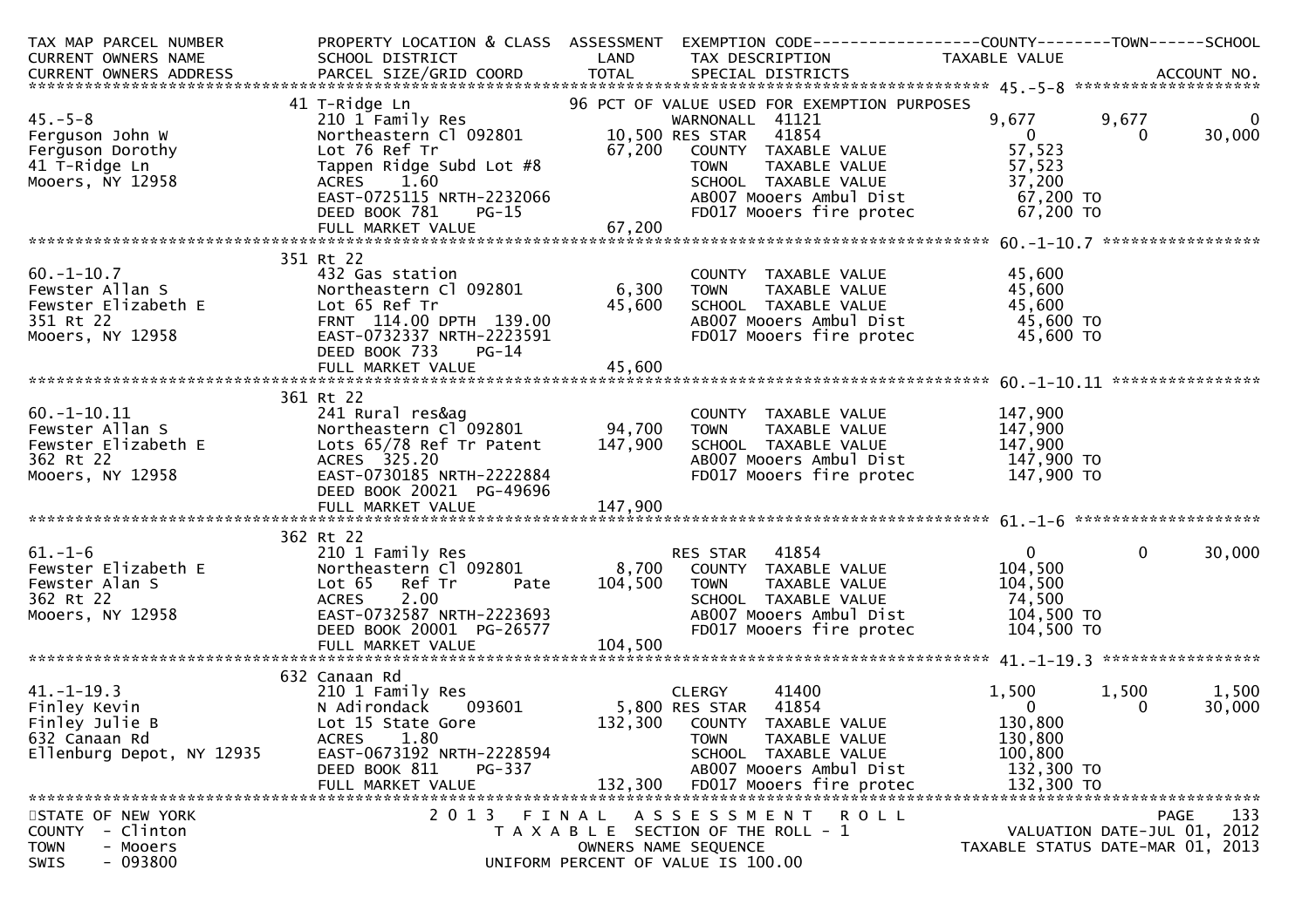| TAX MAP PARCEL NUMBER<br>CURRENT OWNERS NAME<br>CURRENT OWNERS ADDRESS | PROPERTY LOCATION & CLASS<br>SCHOOL DISTRICT<br>PARCEL SIZE/GRID COORD | ASSESSMENT<br>LAND<br>TOTAL | EXEMPTION CODE<br>TAX DESCRIPTION<br>SPECIAL DISTRICTS | COUNTY<br>TAXABLE VALUE | TOWN | SCHOOL<br>ACCOUNT NO. |
|---|---|---|---|---|---|---|
| **45.-5-8** | 41 T-Ridge Ln | | 96 PCT OF VALUE USED FOR EXEMPTION PURPOSES | | | |
| 45.-5-8 | 210 1 Family Res | | WARNONALL 41121 | 9,677 | 9,677 | 0 |
| Ferguson John W | Northeastern Cl 092801 | 10,500 | RES STAR 41854 | 0 | 0 | 30,000 |
| Ferguson Dorothy | Lot 76 Ref Tr | 67,200 | COUNTY TAXABLE VALUE | 57,523 | | |
| 41 T-Ridge Ln | Tappen Ridge Subd Lot #8 | | TOWN TAXABLE VALUE | 57,523 | | |
| Mooers, NY 12958 | ACRES 1.60 | | SCHOOL TAXABLE VALUE | 37,200 | | |
| | EAST-0725115 NRTH-2232066 | | AB007 Mooers Ambul Dist | 67,200 TO | | |
| | DEED BOOK 781 PG-15 | | FD017 Mooers fire protec | 67,200 TO | | |
| | FULL MARKET VALUE | 67,200 | | | | |
| **60.-1-10.7** | 351 Rt 22 | | | | | |
| 60.-1-10.7 | 432 Gas station | | COUNTY TAXABLE VALUE | 45,600 | | |
| Fewster Allan S | Northeastern Cl 092801 | 6,300 | TOWN TAXABLE VALUE | 45,600 | | |
| Fewster Elizabeth E | Lot 65 Ref Tr | 45,600 | SCHOOL TAXABLE VALUE | 45,600 | | |
| 351 Rt 22 | FRNT 114.00 DPTH 139.00 | | AB007 Mooers Ambul Dist | 45,600 TO | | |
| Mooers, NY 12958 | EAST-0732337 NRTH-2223591 | | FD017 Mooers fire protec | 45,600 TO | | |
| | DEED BOOK 733 PG-14 | | | | | |
| | FULL MARKET VALUE | 45,600 | | | | |
| **60.-1-10.11** | 361 Rt 22 | | | | | |
| 60.-1-10.11 | 241 Rural res&ag | | COUNTY TAXABLE VALUE | 147,900 | | |
| Fewster Allan S | Northeastern Cl 092801 | 94,700 | TOWN TAXABLE VALUE | 147,900 | | |
| Fewster Elizabeth E | Lots 65/78 Ref Tr Patent | 147,900 | SCHOOL TAXABLE VALUE | 147,900 | | |
| 362 Rt 22 | ACRES 325.20 | | AB007 Mooers Ambul Dist | 147,900 TO | | |
| Mooers, NY 12958 | EAST-0730185 NRTH-2222884 | | FD017 Mooers fire protec | 147,900 TO | | |
| | DEED BOOK 20021 PG-49696 | | | | | |
| | FULL MARKET VALUE | 147,900 | | | | |
| **61.-1-6** | 362 Rt 22 | | | | | |
| 61.-1-6 | 210 1 Family Res | | RES STAR 41854 | 0 | 0 | 30,000 |
| Fewster Elizabeth E | Northeastern Cl 092801 | 8,700 | COUNTY TAXABLE VALUE | 104,500 | | |
| Fewster Alan S | Lot 65 Ref Tr Pate | 104,500 | TOWN TAXABLE VALUE | 104,500 | | |
| 362 Rt 22 | ACRES 2.00 | | SCHOOL TAXABLE VALUE | 74,500 | | |
| Mooers, NY 12958 | EAST-0732587 NRTH-2223693 | | AB007 Mooers Ambul Dist | 104,500 TO | | |
| | DEED BOOK 20001 PG-26577 | | FD017 Mooers fire protec | 104,500 TO | | |
| | FULL MARKET VALUE | 104,500 | | | | |
| **41.-1-19.3** | 632 Canaan Rd | | | | | |
| 41.-1-19.3 | 210 1 Family Res | | CLERGY 41400 | 1,500 | 1,500 | 1,500 |
| Finley Kevin | N Adirondack 093601 | 5,800 | RES STAR 41854 | 0 | 0 | 30,000 |
| Finley Julie B | Lot 15 State Gore | 132,300 | COUNTY TAXABLE VALUE | 130,800 | | |
| 632 Canaan Rd | ACRES 1.80 | | TOWN TAXABLE VALUE | 130,800 | | |
| Ellenburg Depot, NY 12935 | EAST-0673192 NRTH-2228594 | | SCHOOL TAXABLE VALUE | 100,800 | | |
| | DEED BOOK 811 PG-337 | | AB007 Mooers Ambul Dist | 132,300 TO | | |
| | FULL MARKET VALUE | 132,300 | FD017 Mooers fire protec | 132,300 TO | | |

STATE OF NEW YORK
COUNTY - Clinton
TOWN - Mooers
SWIS - 093800

2013 FINAL ASSESSMENT ROLL
TAXABLE SECTION OF THE ROLL - 1
OWNERS NAME SEQUENCE
UNIFORM PERCENT OF VALUE IS 100.00

PAGE 133
VALUATION DATE-JUL 01, 2012
TAXABLE STATUS DATE-MAR 01, 2013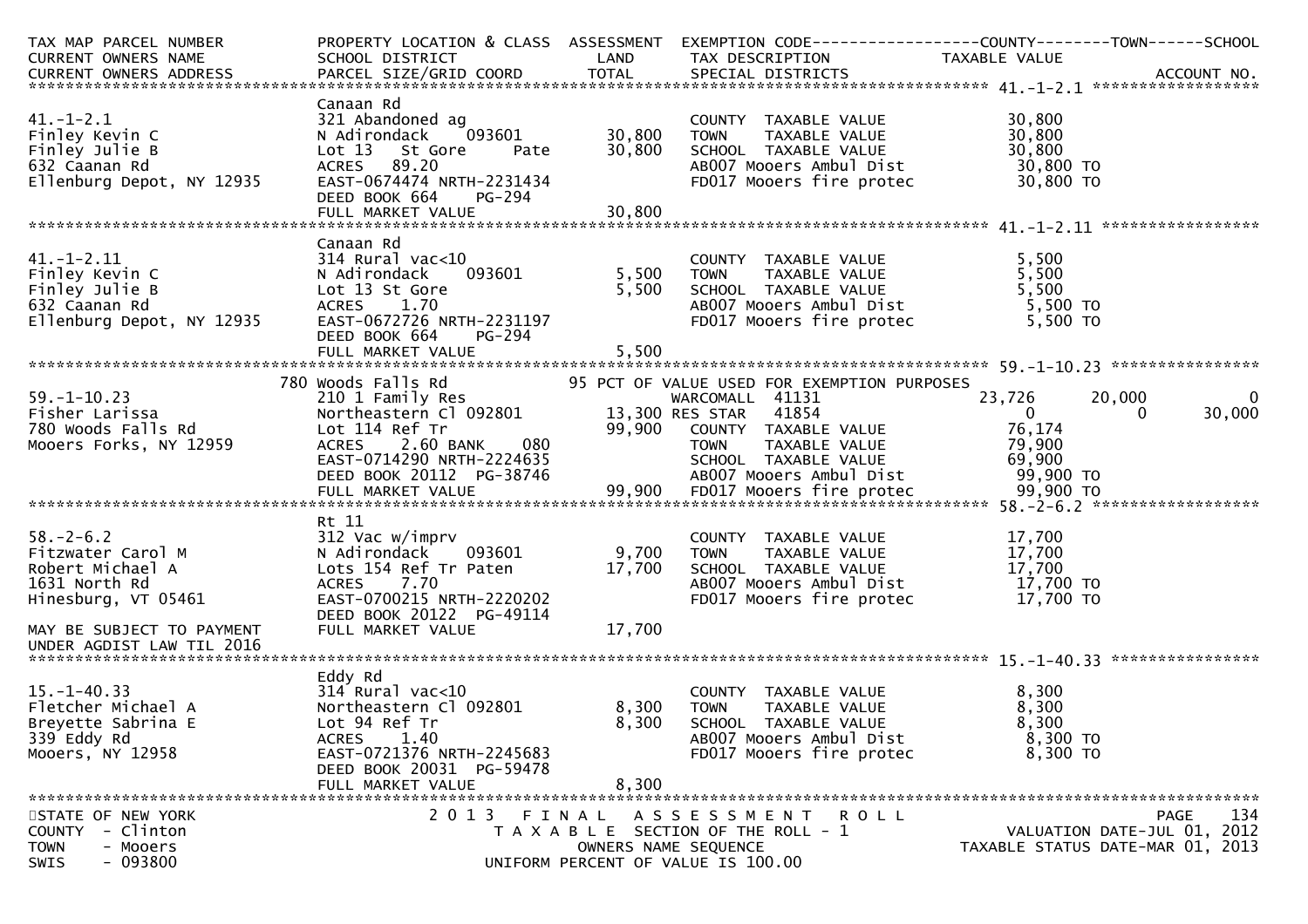| TAX MAP PARCEL NUMBER<br>CURRENT OWNERS NAME<br>CURRENT OWNERS ADDRESS | PROPERTY LOCATION & CLASS<br>SCHOOL DISTRICT<br>PARCEL SIZE/GRID COORD | ASSESSMENT<br>LAND<br>TOTAL | EXEMPTION CODE<br>TAX DESCRIPTION<br>SPECIAL DISTRICTS | COUNTY<br>TAXABLE VALUE | TOWN | SCHOOL<br><br>ACCOUNT NO. |
|---|---|---|---|---|---|---|
| **41.-1-2.1** | | | | | | |
| 41.-1-2.1 | Canaan Rd | | | | | |
| Finley Kevin C | 321 Abandoned ag | | COUNTY TAXABLE VALUE | 30,800 | | |
| Finley Julie B | N Adirondack 093601 | 30,800 | TOWN TAXABLE VALUE | 30,800 | | |
| 632 Caanan Rd | Lot 13 St Gore Pate | 30,800 | SCHOOL TAXABLE VALUE | 30,800 | | |
| Ellenburg Depot, NY 12935 | ACRES 89.20 | | AB007 Mooers Ambul Dist | 30,800 TO | | |
| | EAST-0674474 NRTH-2231434 | | FD017 Mooers fire protec | 30,800 TO | | |
| | DEED BOOK 664 PG-294 | | | | | |
| | FULL MARKET VALUE | 30,800 | | | | |
| **41.-1-2.11** | | | | | | |
| 41.-1-2.11 | Canaan Rd | | | | | |
| Finley Kevin C | 314 Rural vac<10 | | COUNTY TAXABLE VALUE | 5,500 | | |
| Finley Julie B | N Adirondack 093601 | 5,500 | TOWN TAXABLE VALUE | 5,500 | | |
| 632 Caanan Rd | Lot 13 St Gore | 5,500 | SCHOOL TAXABLE VALUE | 5,500 | | |
| Ellenburg Depot, NY 12935 | ACRES 1.70 | | AB007 Mooers Ambul Dist | 5,500 TO | | |
| | EAST-0672726 NRTH-2231197 | | FD017 Mooers fire protec | 5,500 TO | | |
| | DEED BOOK 664 PG-294 | | | | | |
| | FULL MARKET VALUE | 5,500 | | | | |
| **59.-1-10.23** | | | | | | |
| 59.-1-10.23 | 780 Woods Falls Rd | | 95 PCT OF VALUE USED FOR EXEMPTION PURPOSES | | | |
| Fisher Larissa | 210 1 Family Res | | WARCOMALL 41131 | 23,726 | 20,000 | 0 |
| 780 Woods Falls Rd | Northeastern Cl 092801 | 13,300 | RES STAR 41854 | 0 | 0 | 30,000 |
| Mooers Forks, NY 12959 | Lot 114 Ref Tr | 99,900 | COUNTY TAXABLE VALUE | 76,174 | | |
| | ACRES 2.60 BANK 080 | | TOWN TAXABLE VALUE | 79,900 | | |
| | EAST-0714290 NRTH-2224635 | | SCHOOL TAXABLE VALUE | 69,900 | | |
| | DEED BOOK 20112 PG-38746 | | AB007 Mooers Ambul Dist | 99,900 TO | | |
| | FULL MARKET VALUE | 99,900 | FD017 Mooers fire protec | 99,900 TO | | |
| **58.-2-6.2** | | | | | | |
| 58.-2-6.2 | Rt 11 | | | | | |
| Fitzwater Carol M | 312 Vac w/imprv | | COUNTY TAXABLE VALUE | 17,700 | | |
| Robert Michael A | N Adirondack 093601 | 9,700 | TOWN TAXABLE VALUE | 17,700 | | |
| 1631 North Rd | Lots 154 Ref Tr Paten | 17,700 | SCHOOL TAXABLE VALUE | 17,700 | | |
| Hinesburg, VT 05461 | ACRES 7.70 | | AB007 Mooers Ambul Dist | 17,700 TO | | |
| | EAST-0700215 NRTH-2220202 | | FD017 Mooers fire protec | 17,700 TO | | |
| | DEED BOOK 20122 PG-49114 | | | | | |
| MAY BE SUBJECT TO PAYMENT UNDER AGDIST LAW TIL 2016 | FULL MARKET VALUE | 17,700 | | | | |
| **15.-1-40.33** | | | | | | |
| 15.-1-40.33 | Eddy Rd | | | | | |
| Fletcher Michael A | 314 Rural vac<10 | | COUNTY TAXABLE VALUE | 8,300 | | |
| Breyette Sabrina E | Northeastern Cl 092801 | 8,300 | TOWN TAXABLE VALUE | 8,300 | | |
| 339 Eddy Rd | Lot 94 Ref Tr | 8,300 | SCHOOL TAXABLE VALUE | 8,300 | | |
| Mooers, NY 12958 | ACRES 1.40 | | AB007 Mooers Ambul Dist | 8,300 TO | | |
| | EAST-0721376 NRTH-2245683 | | FD017 Mooers fire protec | 8,300 TO | | |
| | DEED BOOK 20031 PG-59478 | | | | | |
| | FULL MARKET VALUE | 8,300 | | | | |

STATE OF NEW YORK
COUNTY - Clinton
TOWN - Mooers
SWIS - 093800

2013 FINAL ASSESSMENT ROLL
TAXABLE SECTION OF THE ROLL - 1
OWNERS NAME SEQUENCE
UNIFORM PERCENT OF VALUE IS 100.00

VALUATION DATE-JUL 01, 2012
TAXABLE STATUS DATE-MAR 01, 2013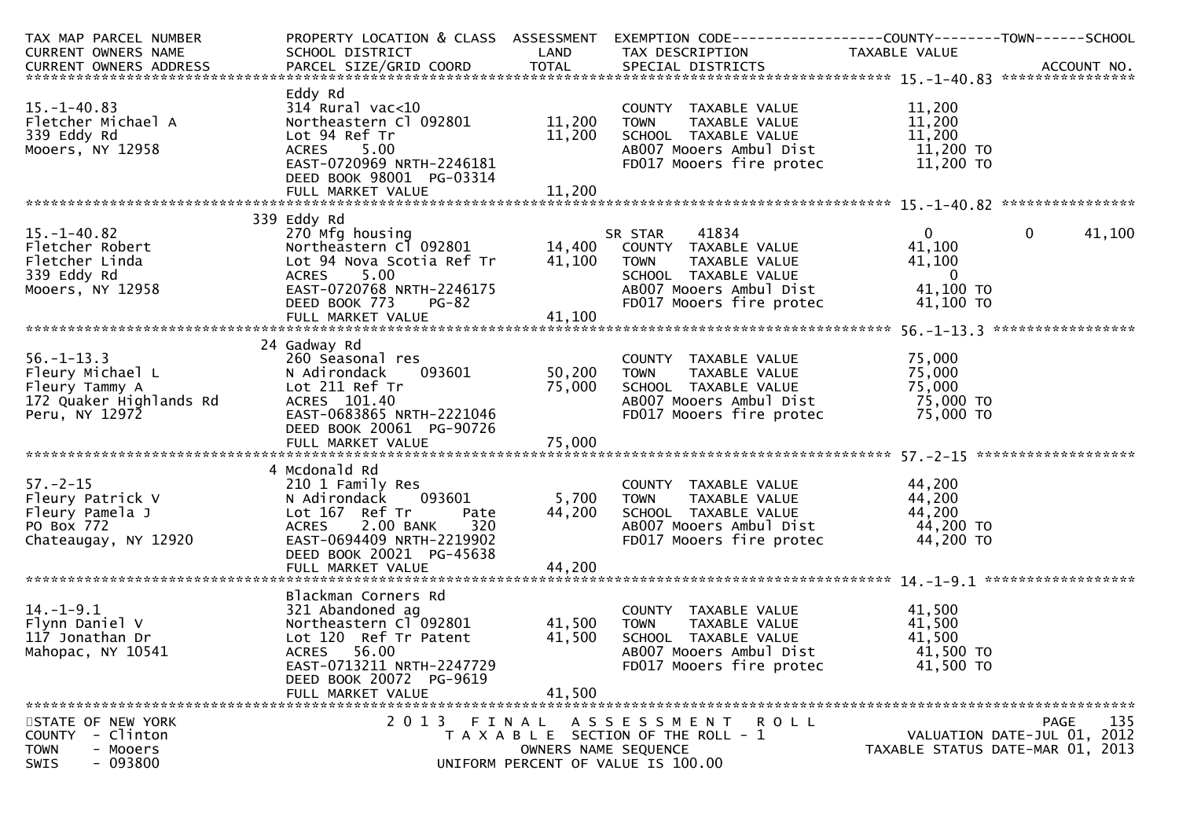| TAX MAP PARCEL NUMBER<br>CURRENT OWNERS NAME<br>CURRENT OWNERS ADDRESS | PROPERTY LOCATION & CLASS<br>SCHOOL DISTRICT<br>PARCEL SIZE/GRID COORD | ASSESSMENT<br>LAND<br>TOTAL | EXEMPTION CODE<br>TAX DESCRIPTION<br>SPECIAL DISTRICTS | COUNTY<br>TAXABLE VALUE | TOWN | SCHOOL<br>ACCOUNT NO. |
|---|---|---|---|---|---|---|
| **15.-1-40.83** | | | | | | |
| 15.-1-40.83 | Eddy Rd | | | | | |
| | 314 Rural vac<10 | | COUNTY TAXABLE VALUE | 11,200 | | |
| Fletcher Michael A | Northeastern Cl 092801 | 11,200 | TOWN TAXABLE VALUE | 11,200 | | |
| 339 Eddy Rd | Lot 94 Ref Tr | 11,200 | SCHOOL TAXABLE VALUE | 11,200 | | |
| Mooers, NY 12958 | ACRES 5.00 | | AB007 Mooers Ambul Dist | 11,200 TO | | |
| | EAST-0720969 NRTH-2246181 | | FD017 Mooers fire protec | 11,200 TO | | |
| | DEED BOOK 98001 PG-03314 | | | | | |
| | FULL MARKET VALUE | 11,200 | | | | |
| **15.-1-40.82** | | | | | | |
| 15.-1-40.82 | 339 Eddy Rd | | | | | |
| | 270 Mfg housing | | SR STAR 41834 | 0 | 0 | 41,100 |
| Fletcher Robert | Northeastern Cl 092801 | 14,400 | COUNTY TAXABLE VALUE | 41,100 | | |
| Fletcher Linda | Lot 94 Nova Scotia Ref Tr | 41,100 | TOWN TAXABLE VALUE | 41,100 | | |
| 339 Eddy Rd | ACRES 5.00 | | SCHOOL TAXABLE VALUE | 0 | | |
| Mooers, NY 12958 | EAST-0720768 NRTH-2246175 | | AB007 Mooers Ambul Dist | 41,100 TO | | |
| | DEED BOOK 773 PG-82 | | FD017 Mooers fire protec | 41,100 TO | | |
| | FULL MARKET VALUE | 41,100 | | | | |
| **56.-1-13.3** | | | | | | |
| 56.-1-13.3 | 24 Gadway Rd | | | | | |
| | 260 Seasonal res | | COUNTY TAXABLE VALUE | 75,000 | | |
| Fleury Michael L | N Adirondack 093601 | 50,200 | TOWN TAXABLE VALUE | 75,000 | | |
| Fleury Tammy A | Lot 211 Ref Tr | 75,000 | SCHOOL TAXABLE VALUE | 75,000 | | |
| 172 Quaker Highlands Rd | ACRES 101.40 | | AB007 Mooers Ambul Dist | 75,000 TO | | |
| Peru, NY 12972 | EAST-0683865 NRTH-2221046 | | FD017 Mooers fire protec | 75,000 TO | | |
| | DEED BOOK 20061 PG-90726 | | | | | |
| | FULL MARKET VALUE | 75,000 | | | | |
| **57.-2-15** | | | | | | |
| 57.-2-15 | 4 Mcdonald Rd | | | | | |
| | 210 1 Family Res | | COUNTY TAXABLE VALUE | 44,200 | | |
| Fleury Patrick V | N Adirondack 093601 | 5,700 | TOWN TAXABLE VALUE | 44,200 | | |
| Fleury Pamela J | Lot 167 Ref Tr Pate | 44,200 | SCHOOL TAXABLE VALUE | 44,200 | | |
| PO Box 772 | ACRES 2.00 BANK 320 | | AB007 Mooers Ambul Dist | 44,200 TO | | |
| Chateaugay, NY 12920 | EAST-0694409 NRTH-2219902 | | FD017 Mooers fire protec | 44,200 TO | | |
| | DEED BOOK 20021 PG-45638 | | | | | |
| | FULL MARKET VALUE | 44,200 | | | | |
| **14.-1-9.1** | | | | | | |
| 14.-1-9.1 | Blackman Corners Rd | | | | | |
| | 321 Abandoned ag | | COUNTY TAXABLE VALUE | 41,500 | | |
| Flynn Daniel V | Northeastern Cl 092801 | 41,500 | TOWN TAXABLE VALUE | 41,500 | | |
| 117 Jonathan Dr | Lot 120 Ref Tr Patent | 41,500 | SCHOOL TAXABLE VALUE | 41,500 | | |
| Mahopac, NY 10541 | ACRES 56.00 | | AB007 Mooers Ambul Dist | 41,500 TO | | |
| | EAST-0713211 NRTH-2247729 | | FD017 Mooers fire protec | 41,500 TO | | |
| | DEED BOOK 20072 PG-9619 | | | | | |
| | FULL MARKET VALUE | 41,500 | | | | |

STATE OF NEW YORK
COUNTY - Clinton
TOWN - Mooers
SWIS - 093800

2013 FINAL ASSESSMENT ROLL
TAXABLE SECTION OF THE ROLL - 1
OWNERS NAME SEQUENCE
UNIFORM PERCENT OF VALUE IS 100.00

VALUATION DATE-JUL 01, 2012
TAXABLE STATUS DATE-MAR 01, 2013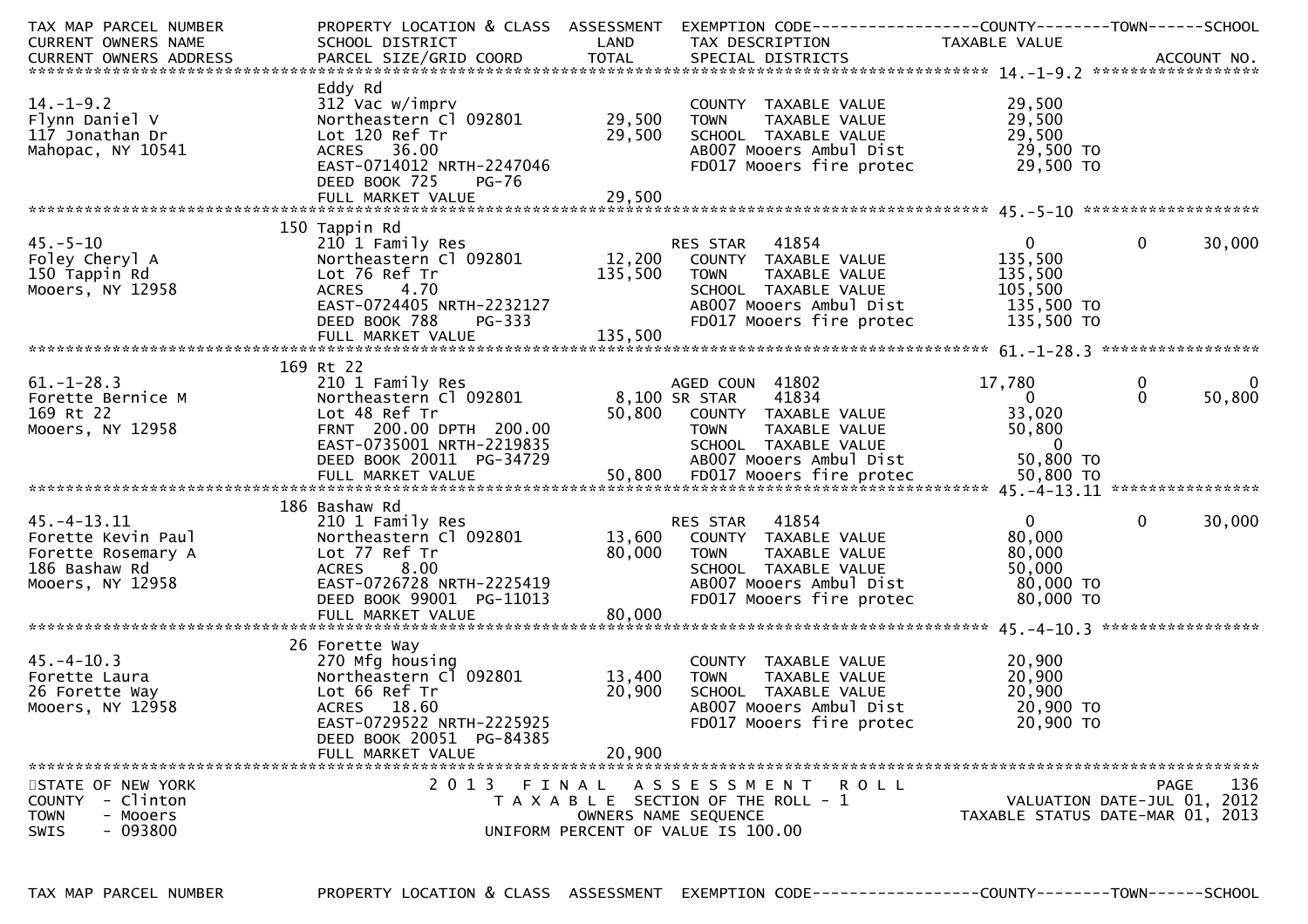| TAX MAP PARCEL NUMBER<br>CURRENT OWNERS NAME<br>CURRENT OWNERS ADDRESS | PROPERTY LOCATION & CLASS<br>SCHOOL DISTRICT<br>PARCEL SIZE/GRID COORD | ASSESSMENT<br>LAND<br>TOTAL | EXEMPTION CODE<br>TAX DESCRIPTION<br>SPECIAL DISTRICTS | COUNTY<br>TAXABLE VALUE | TOWN | SCHOOL<br><br>ACCOUNT NO. |
|---|---|---|---|---|---|---|
| **14.-1-9.2** | | | | | | |
| 14.-1-9.2 | Eddy Rd<br>312 Vac w/imprv | | COUNTY TAXABLE VALUE | 29,500 | | |
| Flynn Daniel V | Northeastern Cl 092801 | 29,500 | TOWN TAXABLE VALUE | 29,500 | | |
| 117 Jonathan Dr | Lot 120 Ref Tr | 29,500 | SCHOOL TAXABLE VALUE | 29,500 | | |
| Mahopac, NY 10541 | ACRES 36.00 | | AB007 Mooers Ambul Dist | 29,500 TO | | |
| | EAST-0714012 NRTH-2247046 | | FD017 Mooers fire protec | 29,500 TO | | |
| | DEED BOOK 725 PG-76 | | | | | |
| | FULL MARKET VALUE | 29,500 | | | | |
| **45.-5-10** | | | | | | |
| 45.-5-10 | 150 Tappin Rd<br>210 1 Family Res | | RES STAR 41854 | 0 | 0 | 30,000 |
| Foley Cheryl A | Northeastern Cl 092801 | 12,200 | COUNTY TAXABLE VALUE | 135,500 | | |
| 150 Tappin Rd | Lot 76 Ref Tr | 135,500 | TOWN TAXABLE VALUE | 135,500 | | |
| Mooers, NY 12958 | ACRES 4.70 | | SCHOOL TAXABLE VALUE | 105,500 | | |
| | EAST-0724405 NRTH-2232127 | | AB007 Mooers Ambul Dist | 135,500 TO | | |
| | DEED BOOK 788 PG-333 | | FD017 Mooers fire protec | 135,500 TO | | |
| | FULL MARKET VALUE | 135,500 | | | | |
| **61.-1-28.3** | | | | | | |
| 61.-1-28.3 | 169 Rt 22<br>210 1 Family Res | | AGED COUN 41802 | 17,780 | 0 | 0 |
| Forette Bernice M | Northeastern Cl 092801 | 8,100 | SR STAR 41834 | 0 | 0 | 50,800 |
| 169 Rt 22 | Lot 48 Ref Tr | 50,800 | COUNTY TAXABLE VALUE | 33,020 | | |
| Mooers, NY 12958 | FRNT 200.00 DPTH 200.00 | | TOWN TAXABLE VALUE | 50,800 | | |
| | EAST-0735001 NRTH-2219835 | | SCHOOL TAXABLE VALUE | 0 | | |
| | DEED BOOK 20011 PG-34729 | | AB007 Mooers Ambul Dist | 50,800 TO | | |
| | FULL MARKET VALUE | 50,800 | FD017 Mooers fire protec | 50,800 TO | | |
| **45.-4-13.11** | | | | | | |
| 45.-4-13.11 | 186 Bashaw Rd<br>210 1 Family Res | | RES STAR 41854 | 0 | 0 | 30,000 |
| Forette Kevin Paul | Northeastern Cl 092801 | 13,600 | COUNTY TAXABLE VALUE | 80,000 | | |
| Forette Rosemary A | Lot 77 Ref Tr | 80,000 | TOWN TAXABLE VALUE | 80,000 | | |
| 186 Bashaw Rd | ACRES 8.00 | | SCHOOL TAXABLE VALUE | 50,000 | | |
| Mooers, NY 12958 | EAST-0726728 NRTH-2225419 | | AB007 Mooers Ambul Dist | 80,000 TO | | |
| | DEED BOOK 99001 PG-11013 | | FD017 Mooers fire protec | 80,000 TO | | |
| | FULL MARKET VALUE | 80,000 | | | | |
| **45.-4-10.3** | | | | | | |
| 45.-4-10.3 | 26 Forette Way<br>270 Mfg housing | | COUNTY TAXABLE VALUE | 20,900 | | |
| Forette Laura | Northeastern Cl 092801 | 13,400 | TOWN TAXABLE VALUE | 20,900 | | |
| 26 Forette Way | Lot 66 Ref Tr | 20,900 | SCHOOL TAXABLE VALUE | 20,900 | | |
| Mooers, NY 12958 | ACRES 18.60 | | AB007 Mooers Ambul Dist | 20,900 TO | | |
| | EAST-0729522 NRTH-2225925 | | FD017 Mooers fire protec | 20,900 TO | | |
| | DEED BOOK 20051 PG-84385 | | | | | |
| | FULL MARKET VALUE | 20,900 | | | | |

STATE OF NEW YORK
COUNTY - Clinton
TOWN - Mooers
SWIS - 093800

2013 FINAL ASSESSMENT ROLL
TAXABLE SECTION OF THE ROLL - 1
OWNERS NAME SEQUENCE
UNIFORM PERCENT OF VALUE IS 100.00

VALUATION DATE-JUL 01, 2012
TAXABLE STATUS DATE-MAR 01, 2013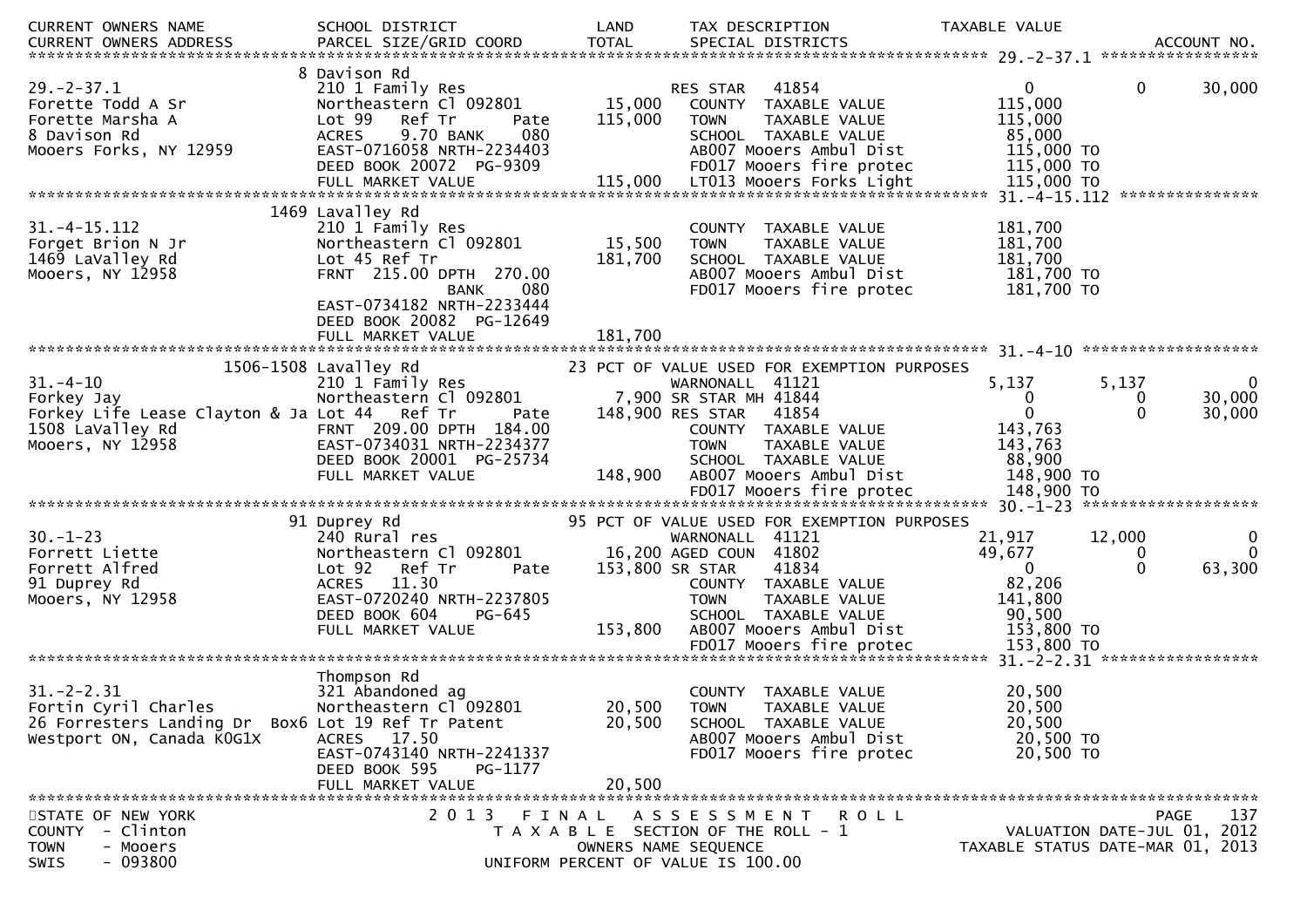| CURRENT OWNERS NAME<br>CURRENT OWNERS ADDRESS | SCHOOL DISTRICT<br>PARCEL SIZE/GRID COORD | LAND<br>TOTAL | TAX DESCRIPTION<br>SPECIAL DISTRICTS | TAXABLE VALUE | | ACCOUNT NO. |
|---|---|---|---|---|---|---|
| **29.-2-37.1** | 8 Davison Rd | | | | | |
| 29.-2-37.1 | 210 1 Family Res | | RES STAR 41854 | 0 | 0 | 30,000 |
| Forette Todd A Sr | Northeastern Cl 092801 | 15,000 | COUNTY TAXABLE VALUE | 115,000 | | |
| Forette Marsha A | Lot 99 Ref Tr Pate | 115,000 | TOWN TAXABLE VALUE | 115,000 | | |
| 8 Davison Rd | ACRES 9.70 BANK 080 | | SCHOOL TAXABLE VALUE | 85,000 | | |
| Mooers Forks, NY 12959 | EAST-0716058 NRTH-2234403 | | AB007 Mooers Ambul Dist | 115,000 TO | | |
| | DEED BOOK 20072 PG-9309 | | FD017 Mooers fire protec | 115,000 TO | | |
| | FULL MARKET VALUE | 115,000 | LT013 Mooers Forks Light | 115,000 TO | | |
| **31.-4-15.112** | 1469 Lavalley Rd | | | | | |
| 31.-4-15.112 | 210 1 Family Res | | COUNTY TAXABLE VALUE | 181,700 | | |
| Forget Brion N Jr | Northeastern Cl 092801 | 15,500 | TOWN TAXABLE VALUE | 181,700 | | |
| 1469 LaValley Rd | Lot 45 Ref Tr | 181,700 | SCHOOL TAXABLE VALUE | 181,700 | | |
| Mooers, NY 12958 | FRNT 215.00 DPTH 270.00 | | AB007 Mooers Ambul Dist | 181,700 TO | | |
| | BANK 080 | | FD017 Mooers fire protec | 181,700 TO | | |
| | EAST-0734182 NRTH-2233444 | | | | | |
| | DEED BOOK 20082 PG-12649 | | | | | |
| | FULL MARKET VALUE | 181,700 | | | | |
| **31.-4-10** | 1506-1508 Lavalley Rd | | 23 PCT OF VALUE USED FOR EXEMPTION PURPOSES | | | |
| 31.-4-10 | 210 1 Family Res | | WARNONALL 41121 | 5,137 | 5,137 | 0 |
| Forkey Jay | Northeastern Cl 092801 | 7,900 | SR STAR MH 41844 | 0 | 0 | 30,000 |
| Forkey Life Lease Clayton & Ja | Lot 44 Ref Tr Pate | 148,900 | RES STAR 41854 | 0 | 0 | 30,000 |
| 1508 LaValley Rd | FRNT 209.00 DPTH 184.00 | | COUNTY TAXABLE VALUE | 143,763 | | |
| Mooers, NY 12958 | EAST-0734031 NRTH-2234377 | | TOWN TAXABLE VALUE | 143,763 | | |
| | DEED BOOK 20001 PG-25734 | | SCHOOL TAXABLE VALUE | 88,900 | | |
| | FULL MARKET VALUE | 148,900 | AB007 Mooers Ambul Dist | 148,900 TO | | |
| | | | FD017 Mooers fire protec | 148,900 TO | | |
| **30.-1-23** | 91 Duprey Rd | | 95 PCT OF VALUE USED FOR EXEMPTION PURPOSES | | | |
| 30.-1-23 | 240 Rural res | | WARNONALL 41121 | 21,917 | 12,000 | 0 |
| Forrett Liette | Northeastern Cl 092801 | 16,200 | AGED COUN 41802 | 49,677 | 0 | 0 |
| Forrett Alfred | Lot 92 Ref Tr Pate | 153,800 | SR STAR 41834 | 0 | 0 | 63,300 |
| 91 Duprey Rd | ACRES 11.30 | | COUNTY TAXABLE VALUE | 82,206 | | |
| Mooers, NY 12958 | EAST-0720240 NRTH-2237805 | | TOWN TAXABLE VALUE | 141,800 | | |
| | DEED BOOK 604 PG-645 | | SCHOOL TAXABLE VALUE | 90,500 | | |
| | FULL MARKET VALUE | 153,800 | AB007 Mooers Ambul Dist | 153,800 TO | | |
| | | | FD017 Mooers fire protec | 153,800 TO | | |
| **31.-2-2.31** | Thompson Rd | | | | | |
| 31.-2-2.31 | 321 Abandoned ag | | COUNTY TAXABLE VALUE | 20,500 | | |
| Fortin Cyril Charles | Northeastern Cl 092801 | 20,500 | TOWN TAXABLE VALUE | 20,500 | | |
| 26 Forresters Landing Dr Box6 | Lot 19 Ref Tr Patent | 20,500 | SCHOOL TAXABLE VALUE | 20,500 | | |
| Westport ON, Canada K0G1X | ACRES 17.50 | | AB007 Mooers Ambul Dist | 20,500 TO | | |
| | EAST-0743140 NRTH-2241337 | | FD017 Mooers fire protec | 20,500 TO | | |
| | DEED BOOK 595 PG-1177 | | | | | |
| | FULL MARKET VALUE | 20,500 | | | | |

STATE OF NEW YORK
COUNTY - Clinton
TOWN - Mooers
SWIS - 093800

2013 FINAL ASSESSMENT ROLL
TAXABLE SECTION OF THE ROLL - 1
OWNERS NAME SEQUENCE
UNIFORM PERCENT OF VALUE IS 100.00

VALUATION DATE-JUL 01, 2012
TAXABLE STATUS DATE-MAR 01, 2013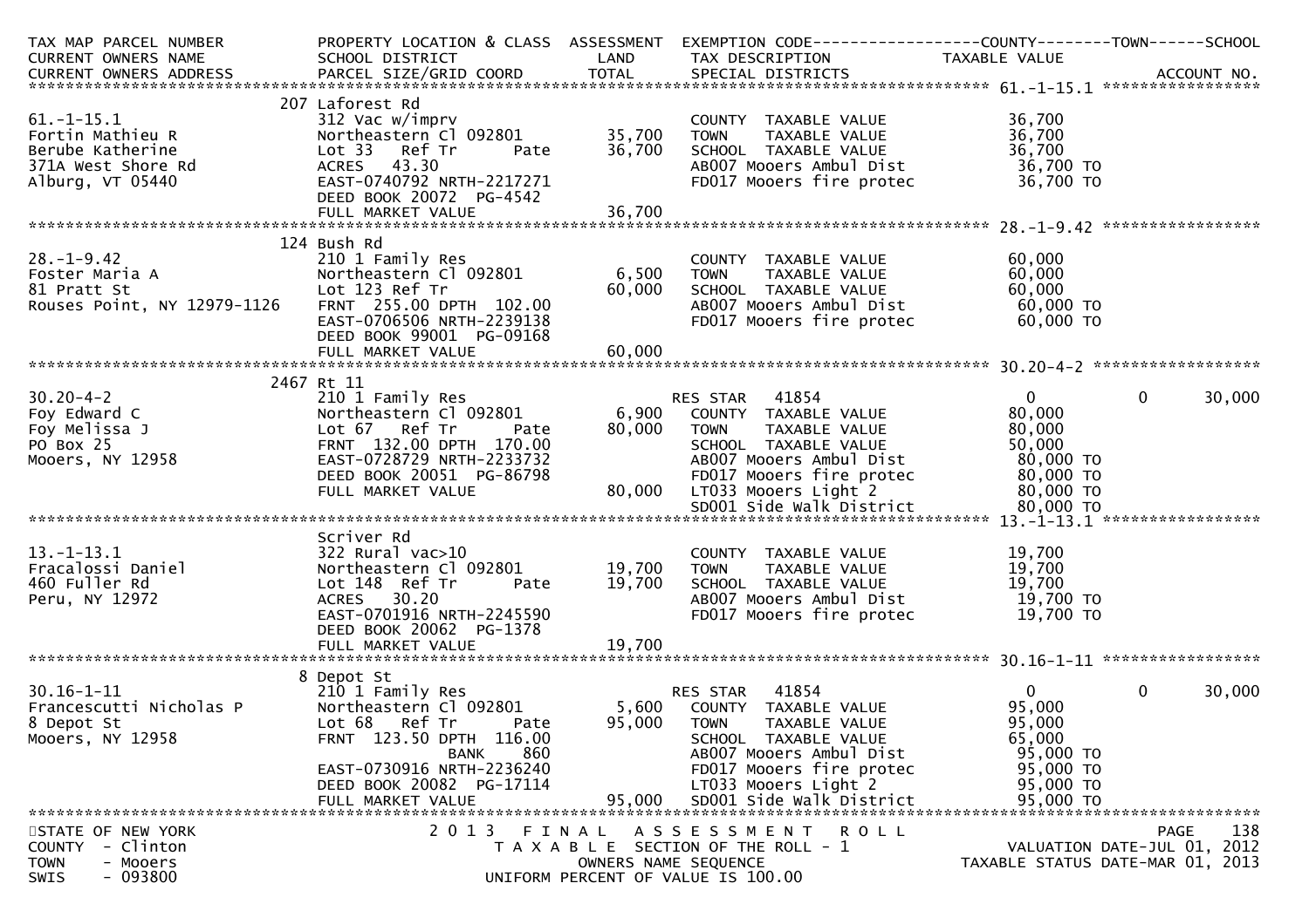| TAX MAP PARCEL NUMBER<br>CURRENT OWNERS NAME<br>CURRENT OWNERS ADDRESS | PROPERTY LOCATION & CLASS<br>SCHOOL DISTRICT<br>PARCEL SIZE/GRID COORD | ASSESSMENT<br>LAND<br>TOTAL | EXEMPTION CODE<br>TAX DESCRIPTION<br>SPECIAL DISTRICTS | COUNTY<br>TAXABLE VALUE | TOWN | SCHOOL<br>ACCOUNT NO. |
|---|---|---|---|---|---|---|
| **61.-1-15.1** | 207 Laforest Rd | | | | | |
| 61.-1-15.1 | 312 Vac w/imprv | | COUNTY TAXABLE VALUE | 36,700 | | |
| Fortin Mathieu R | Northeastern Cl 092801 | 35,700 | TOWN TAXABLE VALUE | 36,700 | | |
| Berube Katherine | Lot 33 Ref Tr Pate | 36,700 | SCHOOL TAXABLE VALUE | 36,700 | | |
| 371A West Shore Rd | ACRES 43.30 | | AB007 Mooers Ambul Dist | 36,700 TO | | |
| Alburg, VT 05440 | EAST-0740792 NRTH-2217271 | | FD017 Mooers fire protec | 36,700 TO | | |
| | DEED BOOK 20072 PG-4542 | | | | | |
| | FULL MARKET VALUE | 36,700 | | | | |
| **28.-1-9.42** | 124 Bush Rd | | | | | |
| 28.-1-9.42 | 210 1 Family Res | | COUNTY TAXABLE VALUE | 60,000 | | |
| Foster Maria A | Northeastern Cl 092801 | 6,500 | TOWN TAXABLE VALUE | 60,000 | | |
| 81 Pratt St | Lot 123 Ref Tr | 60,000 | SCHOOL TAXABLE VALUE | 60,000 | | |
| Rouses Point, NY 12979-1126 | FRNT 255.00 DPTH 102.00 | | AB007 Mooers Ambul Dist | 60,000 TO | | |
| | EAST-0706506 NRTH-2239138 | | FD017 Mooers fire protec | 60,000 TO | | |
| | DEED BOOK 99001 PG-09168 | | | | | |
| | FULL MARKET VALUE | 60,000 | | | | |
| **30.20-4-2** | 2467 Rt 11 | | | | | |
| 30.20-4-2 | 210 1 Family Res | | RES STAR 41854 | 0 | 0 | 30,000 |
| Foy Edward C | Northeastern Cl 092801 | 6,900 | COUNTY TAXABLE VALUE | 80,000 | | |
| Foy Melissa J | Lot 67 Ref Tr Pate | 80,000 | TOWN TAXABLE VALUE | 80,000 | | |
| PO Box 25 | FRNT 132.00 DPTH 170.00 | | SCHOOL TAXABLE VALUE | 50,000 | | |
| Mooers, NY 12958 | EAST-0728729 NRTH-2233732 | | AB007 Mooers Ambul Dist | 80,000 TO | | |
| | DEED BOOK 20051 PG-86798 | | FD017 Mooers fire protec | 80,000 TO | | |
| | FULL MARKET VALUE | 80,000 | LT033 Mooers Light 2 | 80,000 TO | | |
| | | | SD001 Side Walk District | 80,000 TO | | |
| **13.-1-13.1** | Scriver Rd | | | | | |
| 13.-1-13.1 | 322 Rural vac>10 | | COUNTY TAXABLE VALUE | 19,700 | | |
| Fracalossi Daniel | Northeastern Cl 092801 | 19,700 | TOWN TAXABLE VALUE | 19,700 | | |
| 460 Fuller Rd | Lot 148 Ref Tr Pate | 19,700 | SCHOOL TAXABLE VALUE | 19,700 | | |
| Peru, NY 12972 | ACRES 30.20 | | AB007 Mooers Ambul Dist | 19,700 TO | | |
| | EAST-0701916 NRTH-2245590 | | FD017 Mooers fire protec | 19,700 TO | | |
| | DEED BOOK 20062 PG-1378 | | | | | |
| | FULL MARKET VALUE | 19,700 | | | | |
| **30.16-1-11** | 8 Depot St | | | | | |
| 30.16-1-11 | 210 1 Family Res | | RES STAR 41854 | 0 | 0 | 30,000 |
| Francescutti Nicholas P | Northeastern Cl 092801 | 5,600 | COUNTY TAXABLE VALUE | 95,000 | | |
| 8 Depot St | Lot 68 Ref Tr Pate | 95,000 | TOWN TAXABLE VALUE | 95,000 | | |
| Mooers, NY 12958 | FRNT 123.50 DPTH 116.00 | | SCHOOL TAXABLE VALUE | 65,000 | | |
| | BANK 860 | | AB007 Mooers Ambul Dist | 95,000 TO | | |
| | EAST-0730916 NRTH-2236240 | | FD017 Mooers fire protec | 95,000 TO | | |
| | DEED BOOK 20082 PG-17114 | | LT033 Mooers Light 2 | 95,000 TO | | |
| | FULL MARKET VALUE | 95,000 | SD001 Side Walk District | 95,000 TO | | |

STATE OF NEW YORK — 2013 FINAL ASSESSMENT ROLL — PAGE 138
COUNTY - Clinton — TAXABLE SECTION OF THE ROLL - 1 — VALUATION DATE-JUL 01, 2012
TOWN - Mooers — OWNERS NAME SEQUENCE — TAXABLE STATUS DATE-MAR 01, 2013
SWIS - 093800 — UNIFORM PERCENT OF VALUE IS 100.00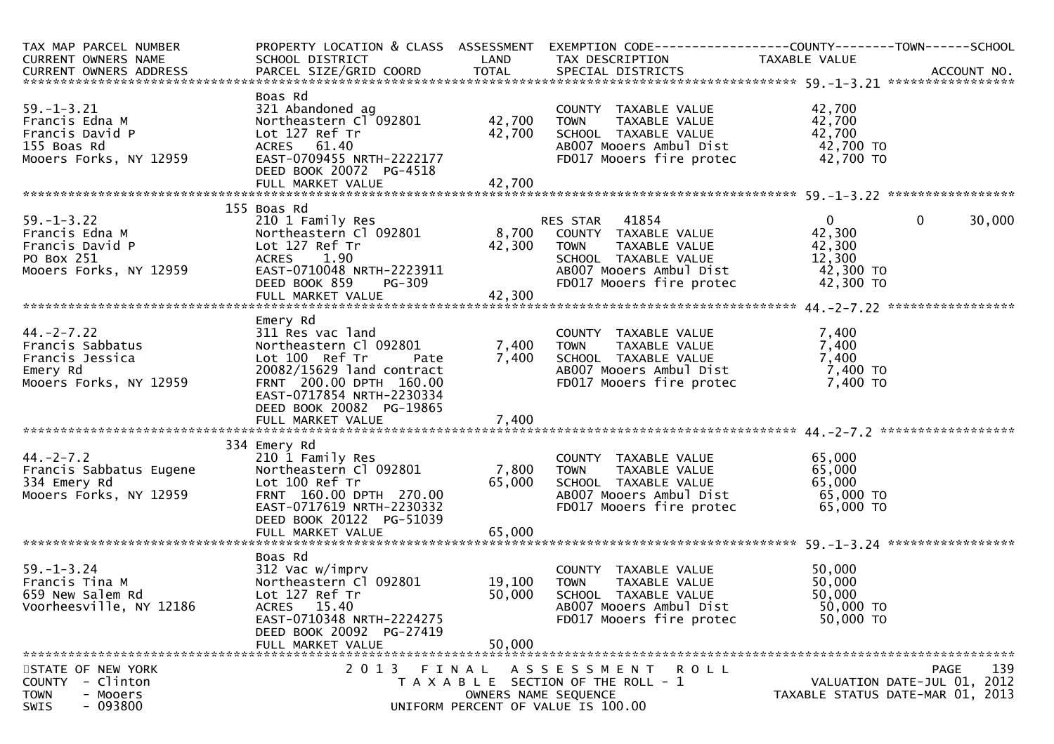| TAX MAP PARCEL NUMBER<br>CURRENT OWNERS NAME<br>CURRENT OWNERS ADDRESS | PROPERTY LOCATION & CLASS<br>SCHOOL DISTRICT<br>PARCEL SIZE/GRID COORD | ASSESSMENT<br>LAND<br>TOTAL | EXEMPTION CODE<br>TAX DESCRIPTION<br>SPECIAL DISTRICTS | COUNTY<br>TAXABLE VALUE | TOWN | SCHOOL<br>ACCOUNT NO. |
|---|---|---|---|---|---|---|
| **59.-1-3.21** | | | | | | |
| 59.-1-3.21<br>Francis Edna M<br>Francis David P<br>155 Boas Rd<br>Mooers Forks, NY 12959 | Boas Rd<br>321 Abandoned ag<br>Northeastern Cl 092801<br>Lot 127 Ref Tr<br>ACRES 61.40<br>EAST-0709455 NRTH-2222177<br>DEED BOOK 20072 PG-4518<br>FULL MARKET VALUE | <br><br>42,700<br>42,700<br><br><br><br>42,700 | <br><br>COUNTY TAXABLE VALUE<br>TOWN TAXABLE VALUE<br>SCHOOL TAXABLE VALUE<br>AB007 Mooers Ambul Dist<br>FD017 Mooers fire protec | <br><br>42,700<br>42,700<br>42,700<br>42,700 TO<br>42,700 TO | | |
| **59.-1-3.22** | | | | | | |
| 59.-1-3.22<br>Francis Edna M<br>Francis David P<br>PO Box 251<br>Mooers Forks, NY 12959 | 155 Boas Rd<br>210 1 Family Res<br>Northeastern Cl 092801<br>Lot 127 Ref Tr<br>ACRES 1.90<br>EAST-0710048 NRTH-2223911<br>DEED BOOK 859 PG-309<br>FULL MARKET VALUE | <br><br>8,700<br>42,300<br><br><br><br>42,300 | RES STAR 41854<br>COUNTY TAXABLE VALUE<br>TOWN TAXABLE VALUE<br>SCHOOL TAXABLE VALUE<br>AB007 Mooers Ambul Dist<br>FD017 Mooers fire protec | 0<br>42,300<br>42,300<br>12,300<br>42,300 TO<br>42,300 TO | 0 | 30,000 |
| **44.-2-7.22** | | | | | | |
| 44.-2-7.22<br>Francis Sabbatus<br>Francis Jessica<br>Emery Rd<br>Mooers Forks, NY 12959 | Emery Rd<br>311 Res vac land<br>Northeastern Cl 092801<br>Lot 100 Ref Tr Pate<br>20082/15629 land contract<br>FRNT 200.00 DPTH 160.00<br>EAST-0717854 NRTH-2230334<br>DEED BOOK 20082 PG-19865<br>FULL MARKET VALUE | <br><br>7,400<br>7,400<br><br><br><br><br>7,400 | <br><br>COUNTY TAXABLE VALUE<br>TOWN TAXABLE VALUE<br>SCHOOL TAXABLE VALUE<br>AB007 Mooers Ambul Dist<br>FD017 Mooers fire protec | <br><br>7,400<br>7,400<br>7,400<br>7,400 TO<br>7,400 TO | | |
| **44.-2-7.2** | | | | | | |
| 44.-2-7.2<br>Francis Sabbatus Eugene<br>334 Emery Rd<br>Mooers Forks, NY 12959 | 334 Emery Rd<br>210 1 Family Res<br>Northeastern Cl 092801<br>Lot 100 Ref Tr<br>FRNT 160.00 DPTH 270.00<br>EAST-0717619 NRTH-2230332<br>DEED BOOK 20122 PG-51039<br>FULL MARKET VALUE | <br><br>7,800<br>65,000<br><br><br><br>65,000 | <br>COUNTY TAXABLE VALUE<br>TOWN TAXABLE VALUE<br>SCHOOL TAXABLE VALUE<br>AB007 Mooers Ambul Dist<br>FD017 Mooers fire protec | <br>65,000<br>65,000<br>65,000<br>65,000 TO<br>65,000 TO | | |
| **59.-1-3.24** | | | | | | |
| 59.-1-3.24<br>Francis Tina M<br>659 New Salem Rd<br>Voorheesville, NY 12186 | Boas Rd<br>312 Vac w/imprv<br>Northeastern Cl 092801<br>Lot 127 Ref Tr<br>ACRES 15.40<br>EAST-0710348 NRTH-2224275<br>DEED BOOK 20092 PG-27419<br>FULL MARKET VALUE | <br><br>19,100<br>50,000<br><br><br><br>50,000 | <br>COUNTY TAXABLE VALUE<br>TOWN TAXABLE VALUE<br>SCHOOL TAXABLE VALUE<br>AB007 Mooers Ambul Dist<br>FD017 Mooers fire protec | <br>50,000<br>50,000<br>50,000<br>50,000 TO<br>50,000 TO | | |

STATE OF NEW YORK
COUNTY - Clinton
TOWN - Mooers
SWIS - 093800

2013 FINAL ASSESSMENT ROLL
TAXABLE SECTION OF THE ROLL - 1
OWNERS NAME SEQUENCE
UNIFORM PERCENT OF VALUE IS 100.00

VALUATION DATE-JUL 01, 2012
TAXABLE STATUS DATE-MAR 01, 2013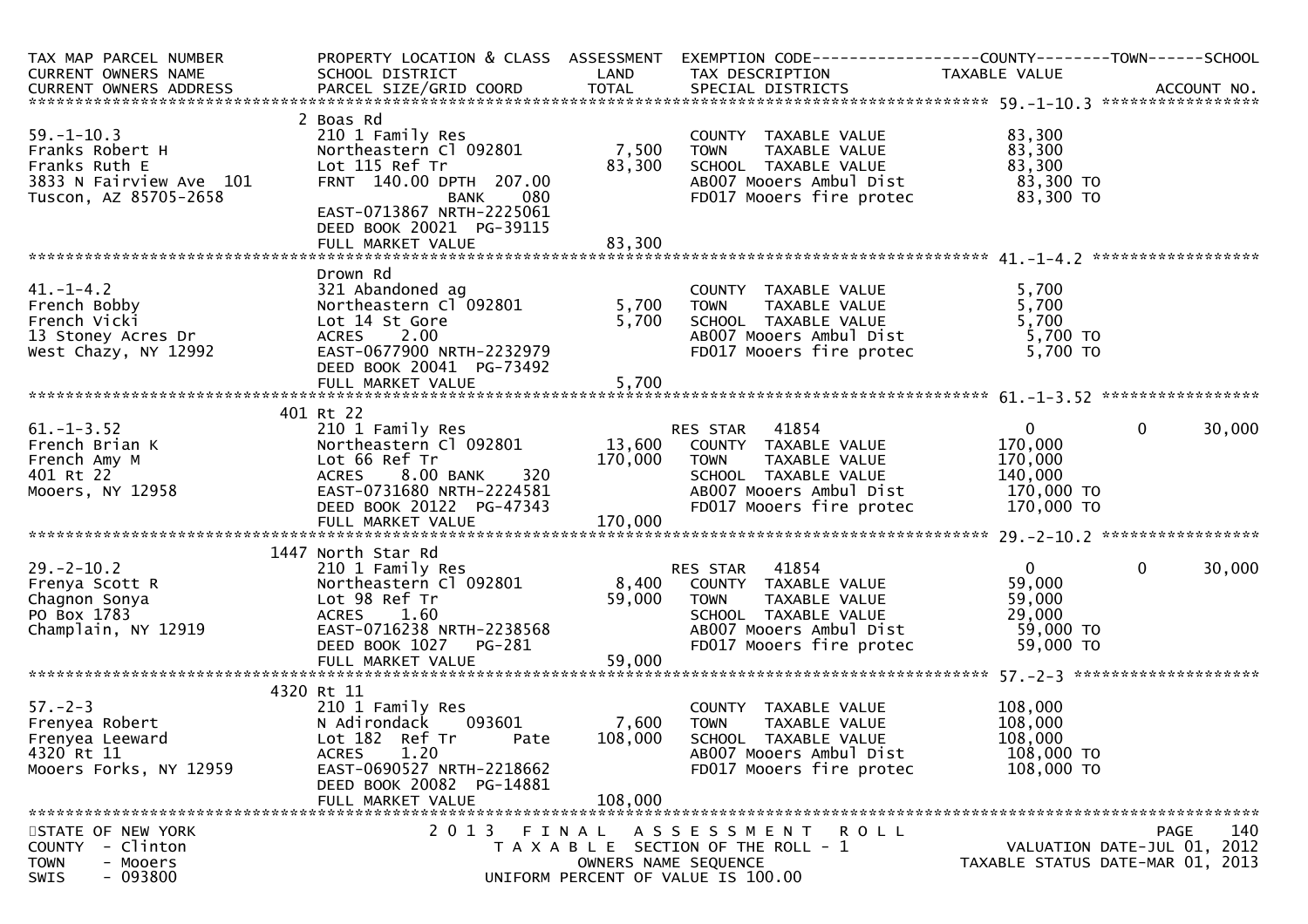| TAX MAP PARCEL NUMBER<br>CURRENT OWNERS NAME<br>CURRENT OWNERS ADDRESS | PROPERTY LOCATION & CLASS<br>SCHOOL DISTRICT<br>PARCEL SIZE/GRID COORD | ASSESSMENT<br>LAND<br>TOTAL | EXEMPTION CODE<br>TAX DESCRIPTION<br>SPECIAL DISTRICTS | COUNTY<br>TAXABLE VALUE | TOWN | SCHOOL<br>ACCOUNT NO. |
|---|---|---|---|---|---|---|
| **59.-1-10.3** | 2 Boas Rd | | | | | |
| 59.-1-10.3 | 210 1 Family Res | | COUNTY TAXABLE VALUE | 83,300 | | |
| Franks Robert H | Northeastern Cl 092801 | 7,500 | TOWN TAXABLE VALUE | 83,300 | | |
| Franks Ruth E | Lot 115 Ref Tr | 83,300 | SCHOOL TAXABLE VALUE | 83,300 | | |
| 3833 N Fairview Ave 101 | FRNT 140.00 DPTH 207.00 | | AB007 Mooers Ambul Dist | 83,300 TO | | |
| Tuscon, AZ 85705-2658 | BANK 080 | | FD017 Mooers fire protec | 83,300 TO | | |
| | EAST-0713867 NRTH-2225061 | | | | | |
| | DEED BOOK 20021 PG-39115 | | | | | |
| | FULL MARKET VALUE | 83,300 | | | | |
| **41.-1-4.2** | Drown Rd | | | | | |
| 41.-1-4.2 | 321 Abandoned ag | | COUNTY TAXABLE VALUE | 5,700 | | |
| French Bobby | Northeastern Cl 092801 | 5,700 | TOWN TAXABLE VALUE | 5,700 | | |
| French Vicki | Lot 14 St Gore | 5,700 | SCHOOL TAXABLE VALUE | 5,700 | | |
| 13 Stoney Acres Dr | ACRES 2.00 | | AB007 Mooers Ambul Dist | 5,700 TO | | |
| West Chazy, NY 12992 | EAST-0677900 NRTH-2232979 | | FD017 Mooers fire protec | 5,700 TO | | |
| | DEED BOOK 20041 PG-73492 | | | | | |
| | FULL MARKET VALUE | 5,700 | | | | |
| **61.-1-3.52** | 401 Rt 22 | | | | | |
| 61.-1-3.52 | 210 1 Family Res | | RES STAR 41854 | 0 | 0 | 30,000 |
| French Brian K | Northeastern Cl 092801 | 13,600 | COUNTY TAXABLE VALUE | 170,000 | | |
| French Amy M | Lot 66 Ref Tr | 170,000 | TOWN TAXABLE VALUE | 170,000 | | |
| 401 Rt 22 | ACRES 8.00 BANK 320 | | SCHOOL TAXABLE VALUE | 140,000 | | |
| Mooers, NY 12958 | EAST-0731680 NRTH-2224581 | | AB007 Mooers Ambul Dist | 170,000 TO | | |
| | DEED BOOK 20122 PG-47343 | | FD017 Mooers fire protec | 170,000 TO | | |
| | FULL MARKET VALUE | 170,000 | | | | |
| **29.-2-10.2** | 1447 North Star Rd | | | | | |
| 29.-2-10.2 | 210 1 Family Res | | RES STAR 41854 | 0 | 0 | 30,000 |
| Frenya Scott R | Northeastern Cl 092801 | 8,400 | COUNTY TAXABLE VALUE | 59,000 | | |
| Chagnon Sonya | Lot 98 Ref Tr | 59,000 | TOWN TAXABLE VALUE | 59,000 | | |
| PO Box 1783 | ACRES 1.60 | | SCHOOL TAXABLE VALUE | 29,000 | | |
| Champlain, NY 12919 | EAST-0716238 NRTH-2238568 | | AB007 Mooers Ambul Dist | 59,000 TO | | |
| | DEED BOOK 1027 PG-281 | | FD017 Mooers fire protec | 59,000 TO | | |
| | FULL MARKET VALUE | 59,000 | | | | |
| **57.-2-3** | 4320 Rt 11 | | | | | |
| 57.-2-3 | 210 1 Family Res | | COUNTY TAXABLE VALUE | 108,000 | | |
| Frenyea Robert | N Adirondack 093601 | 7,600 | TOWN TAXABLE VALUE | 108,000 | | |
| Frenyea Leeward | Lot 182 Ref Tr Pate | 108,000 | SCHOOL TAXABLE VALUE | 108,000 | | |
| 4320 Rt 11 | ACRES 1.20 | | AB007 Mooers Ambul Dist | 108,000 TO | | |
| Mooers Forks, NY 12959 | EAST-0690527 NRTH-2218662 | | FD017 Mooers fire protec | 108,000 TO | | |
| | DEED BOOK 20082 PG-14881 | | | | | |
| | FULL MARKET VALUE | 108,000 | | | | |

STATE OF NEW YORK
COUNTY - Clinton
TOWN - Mooers
SWIS - 093800

2 0 1 3 F I N A L A S S E S S M E N T R O L L
T A X A B L E SECTION OF THE ROLL - 1
OWNERS NAME SEQUENCE
UNIFORM PERCENT OF VALUE IS 100.00

VALUATION DATE-JUL 01, 2012
TAXABLE STATUS DATE-MAR 01, 2013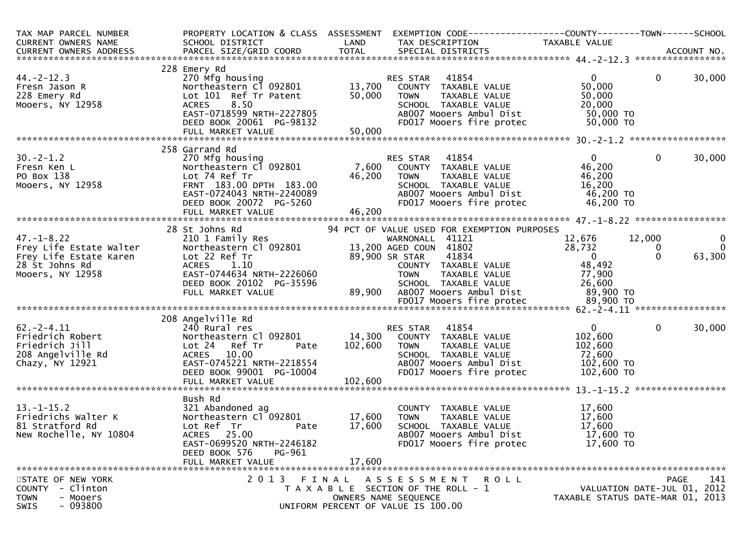| TAX MAP PARCEL NUMBER<br>CURRENT OWNERS NAME<br>CURRENT OWNERS ADDRESS | PROPERTY LOCATION & CLASS<br>SCHOOL DISTRICT<br>PARCEL SIZE/GRID COORD | ASSESSMENT<br>LAND<br>TOTAL | EXEMPTION CODE<br>TAX DESCRIPTION<br>SPECIAL DISTRICTS | COUNTY<br>TAXABLE VALUE | TOWN | SCHOOL<br>ACCOUNT NO. |
|---|---|---|---|---|---|---|
| **44.-2-12.3** | 228 Emery Rd | | | | | |
| 44.-2-12.3 | 270 Mfg housing | | RES STAR 41854 | 0 | 0 | 30,000 |
| Fresn Jason R | Northeastern Cl 092801 | 13,700 | COUNTY TAXABLE VALUE | 50,000 | | |
| 228 Emery Rd | Lot 101 Ref Tr Patent | 50,000 | TOWN TAXABLE VALUE | 50,000 | | |
| Mooers, NY 12958 | ACRES 8.50 | | SCHOOL TAXABLE VALUE | 20,000 | | |
| | EAST-0718599 NRTH-2227805 | | AB007 Mooers Ambul Dist | 50,000 TO | | |
| | DEED BOOK 20061 PG-98132 | | FD017 Mooers fire protec | 50,000 TO | | |
| | FULL MARKET VALUE | 50,000 | | | | |
| **30.-2-1.2** | 258 Garrand Rd | | | | | |
| 30.-2-1.2 | 270 Mfg housing | | RES STAR 41854 | 0 | 0 | 30,000 |
| Fresn Ken L | Northeastern Cl 092801 | 7,600 | COUNTY TAXABLE VALUE | 46,200 | | |
| PO Box 138 | Lot 74 Ref Tr | 46,200 | TOWN TAXABLE VALUE | 46,200 | | |
| Mooers, NY 12958 | FRNT 183.00 DPTH 183.00 | | SCHOOL TAXABLE VALUE | 16,200 | | |
| | EAST-0724043 NRTH-2240089 | | AB007 Mooers Ambul Dist | 46,200 TO | | |
| | DEED BOOK 20072 PG-5260 | | FD017 Mooers fire protec | 46,200 TO | | |
| | FULL MARKET VALUE | 46,200 | | | | |
| **47.-1-8.22** | 28 St Johns Rd | | 94 PCT OF VALUE USED FOR EXEMPTION PURPOSES | | | |
| 47.-1-8.22 | 210 1 Family Res | | WARNONALL 41121 | 12,676 | 12,000 | 0 |
| Frey Life Estate Walter | Northeastern Cl 092801 | 13,200 | AGED COUN 41802 | 28,732 | 0 | 0 |
| Frey Life Estate Karen | Lot 22 Ref Tr | 89,900 | SR STAR 41834 | 0 | 0 | 63,300 |
| 28 St Johns Rd | ACRES 1.10 | | COUNTY TAXABLE VALUE | 48,492 | | |
| Mooers, NY 12958 | EAST-0744634 NRTH-2226060 | | TOWN TAXABLE VALUE | 77,900 | | |
| | DEED BOOK 20102 PG-35596 | | SCHOOL TAXABLE VALUE | 26,600 | | |
| | FULL MARKET VALUE | 89,900 | AB007 Mooers Ambul Dist | 89,900 TO | | |
| | | | FD017 Mooers fire protec | 89,900 TO | | |
| **62.-2-4.11** | 208 Angelville Rd | | | | | |
| 62.-2-4.11 | 240 Rural res | | RES STAR 41854 | 0 | 0 | 30,000 |
| Friedrich Robert | Northeastern Cl 092801 | 14,300 | COUNTY TAXABLE VALUE | 102,600 | | |
| Friedrich Jill | Lot 24 Ref Tr Pate | 102,600 | TOWN TAXABLE VALUE | 102,600 | | |
| 208 Angelville Rd | ACRES 10.00 | | SCHOOL TAXABLE VALUE | 72,600 | | |
| Chazy, NY 12921 | EAST-0745221 NRTH-2218554 | | AB007 Mooers Ambul Dist | 102,600 TO | | |
| | DEED BOOK 99001 PG-10004 | | FD017 Mooers fire protec | 102,600 TO | | |
| | FULL MARKET VALUE | 102,600 | | | | |
| **13.-1-15.2** | Bush Rd | | | | | |
| 13.-1-15.2 | 321 Abandoned ag | | COUNTY TAXABLE VALUE | 17,600 | | |
| Friedrichs Walter K | Northeastern Cl 092801 | 17,600 | TOWN TAXABLE VALUE | 17,600 | | |
| 81 Stratford Rd | Lot Ref Tr Pate | 17,600 | SCHOOL TAXABLE VALUE | 17,600 | | |
| New Rochelle, NY 10804 | ACRES 25.00 | | AB007 Mooers Ambul Dist | 17,600 TO | | |
| | EAST-0699520 NRTH-2246182 | | FD017 Mooers fire protec | 17,600 TO | | |
| | DEED BOOK 576 PG-961 | | | | | |
| | FULL MARKET VALUE | 17,600 | | | | |

STATE OF NEW YORK
COUNTY - Clinton
TOWN - Mooers
SWIS - 093800

2013 FINAL ASSESSMENT ROLL
TAXABLE SECTION OF THE ROLL - 1
OWNERS NAME SEQUENCE
UNIFORM PERCENT OF VALUE IS 100.00

VALUATION DATE-JUL 01, 2012
TAXABLE STATUS DATE-MAR 01, 2013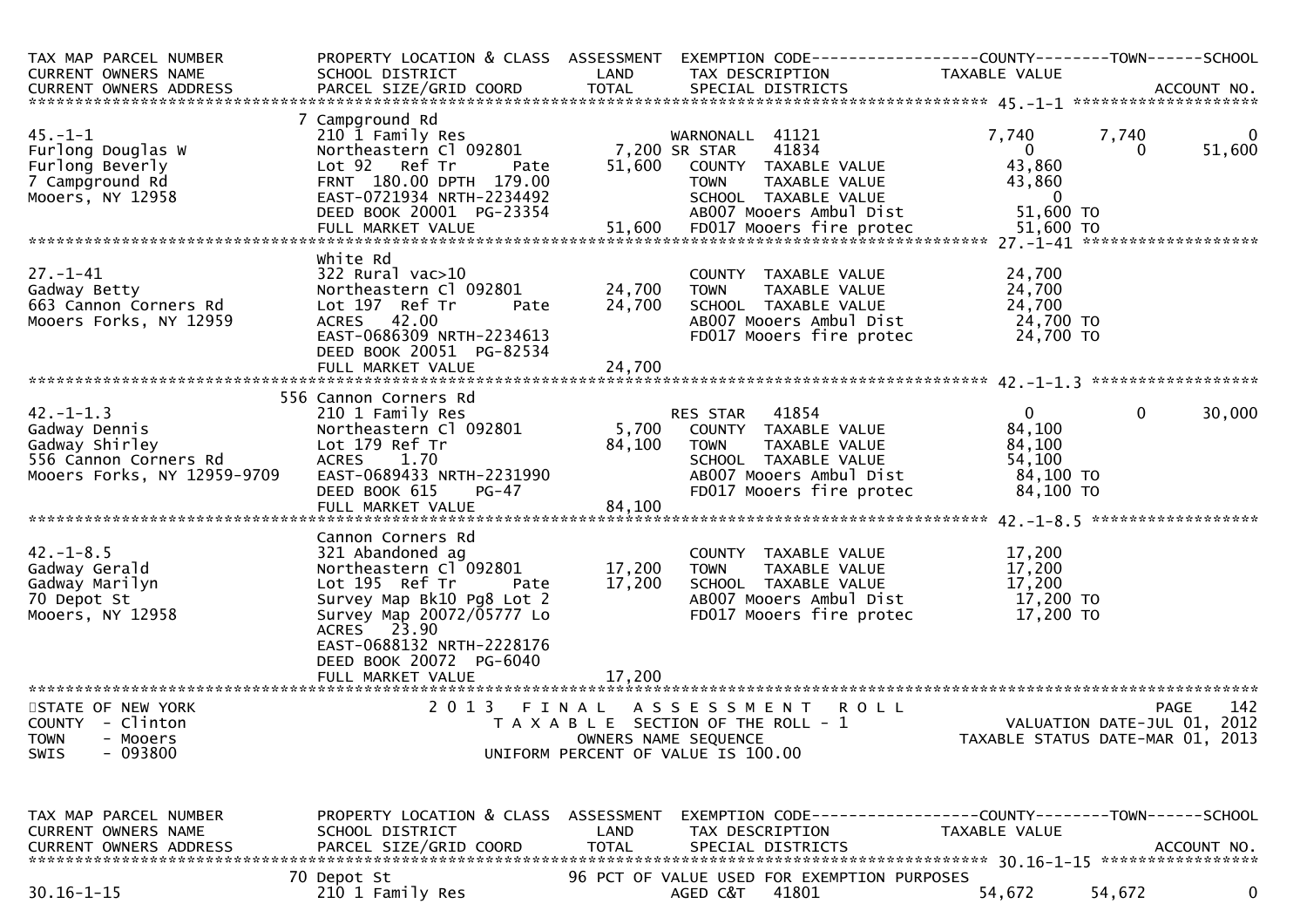| TAX MAP PARCEL NUMBER<br>CURRENT OWNERS NAME<br>CURRENT OWNERS ADDRESS | PROPERTY LOCATION & CLASS<br>SCHOOL DISTRICT<br>PARCEL SIZE/GRID COORD | ASSESSMENT<br>LAND<br>TOTAL | EXEMPTION CODE<br>TAX DESCRIPTION<br>SPECIAL DISTRICTS | COUNTY<br>TAXABLE VALUE | TOWN | SCHOOL<br>ACCOUNT NO. |
|---|---|---|---|---|---|---|
| **45.-1-1** | 7 Campground Rd | | | | | |
| 45.-1-1 | 210 1 Family Res | | WARNONALL 41121 | 7,740 | 7,740 | 0 |
| Furlong Douglas W | Northeastern Cl 092801 | 7,200 | SR STAR 41834 | 0 | 0 | 51,600 |
| Furlong Beverly | Lot 92 Ref Tr Pate | 51,600 | COUNTY TAXABLE VALUE | 43,860 | | |
| 7 Campground Rd | FRNT 180.00 DPTH 179.00 | | TOWN TAXABLE VALUE | 43,860 | | |
| Mooers, NY 12958 | EAST-0721934 NRTH-2234492 | | SCHOOL TAXABLE VALUE | 0 | | |
| | DEED BOOK 20001 PG-23354 | | AB007 Mooers Ambul Dist | 51,600 TO | | |
| | FULL MARKET VALUE | 51,600 | FD017 Mooers fire protec | 51,600 TO | | |
| **27.-1-41** | White Rd | | | | | |
| 27.-1-41 | 322 Rural vac>10 | | COUNTY TAXABLE VALUE | 24,700 | | |
| Gadway Betty | Northeastern Cl 092801 | 24,700 | TOWN TAXABLE VALUE | 24,700 | | |
| 663 Cannon Corners Rd | Lot 197 Ref Tr Pate | 24,700 | SCHOOL TAXABLE VALUE | 24,700 | | |
| Mooers Forks, NY 12959 | ACRES 42.00 | | AB007 Mooers Ambul Dist | 24,700 TO | | |
| | EAST-0686309 NRTH-2234613 | | FD017 Mooers fire protec | 24,700 TO | | |
| | DEED BOOK 20051 PG-82534 | | | | | |
| | FULL MARKET VALUE | 24,700 | | | | |
| **42.-1-1.3** | 556 Cannon Corners Rd | | | | | |
| 42.-1-1.3 | 210 1 Family Res | | RES STAR 41854 | 0 | 0 | 30,000 |
| Gadway Dennis | Northeastern Cl 092801 | 5,700 | COUNTY TAXABLE VALUE | 84,100 | | |
| Gadway Shirley | Lot 179 Ref Tr | 84,100 | TOWN TAXABLE VALUE | 84,100 | | |
| 556 Cannon Corners Rd | ACRES 1.70 | | SCHOOL TAXABLE VALUE | 54,100 | | |
| Mooers Forks, NY 12959-9709 | EAST-0689433 NRTH-2231990 | | AB007 Mooers Ambul Dist | 84,100 TO | | |
| | DEED BOOK 615 PG-47 | | FD017 Mooers fire protec | 84,100 TO | | |
| | FULL MARKET VALUE | 84,100 | | | | |
| **42.-1-8.5** | Cannon Corners Rd | | | | | |
| 42.-1-8.5 | 321 Abandoned ag | | COUNTY TAXABLE VALUE | 17,200 | | |
| Gadway Gerald | Northeastern Cl 092801 | 17,200 | TOWN TAXABLE VALUE | 17,200 | | |
| Gadway Marilyn | Lot 195 Ref Tr Pate | 17,200 | SCHOOL TAXABLE VALUE | 17,200 | | |
| 70 Depot St | Survey Map Bk10 Pg8 Lot 2 | | AB007 Mooers Ambul Dist | 17,200 TO | | |
| Mooers, NY 12958 | Survey Map 20072/05777 Lo | | FD017 Mooers fire protec | 17,200 TO | | |
| | ACRES 23.90 | | | | | |
| | EAST-0688132 NRTH-2228176 | | | | | |
| | DEED BOOK 20072 PG-6040 | | | | | |
| | FULL MARKET VALUE | 17,200 | | | | |

STATE OF NEW YORK
COUNTY - Clinton
TOWN - Mooers
SWIS - 093800

2013 FINAL ASSESSMENT ROLL
TAXABLE SECTION OF THE ROLL - 1
OWNERS NAME SEQUENCE
UNIFORM PERCENT OF VALUE IS 100.00

PAGE 142
VALUATION DATE-JUL 01, 2012
TAXABLE STATUS DATE-MAR 01, 2013

| TAX MAP PARCEL NUMBER<br>CURRENT OWNERS NAME<br>CURRENT OWNERS ADDRESS | PROPERTY LOCATION & CLASS<br>SCHOOL DISTRICT<br>PARCEL SIZE/GRID COORD | ASSESSMENT<br>LAND<br>TOTAL | EXEMPTION CODE<br>TAX DESCRIPTION<br>SPECIAL DISTRICTS | COUNTY<br>TAXABLE VALUE | TOWN | SCHOOL<br>ACCOUNT NO. |
|---|---|---|---|---|---|---|
| **30.16-1-15** | 70 Depot St | | 96 PCT OF VALUE USED FOR EXEMPTION PURPOSES | | | |
| 30.16-1-15 | 210 1 Family Res | | AGED C&T 41801 | 54,672 | 54,672 | 0 |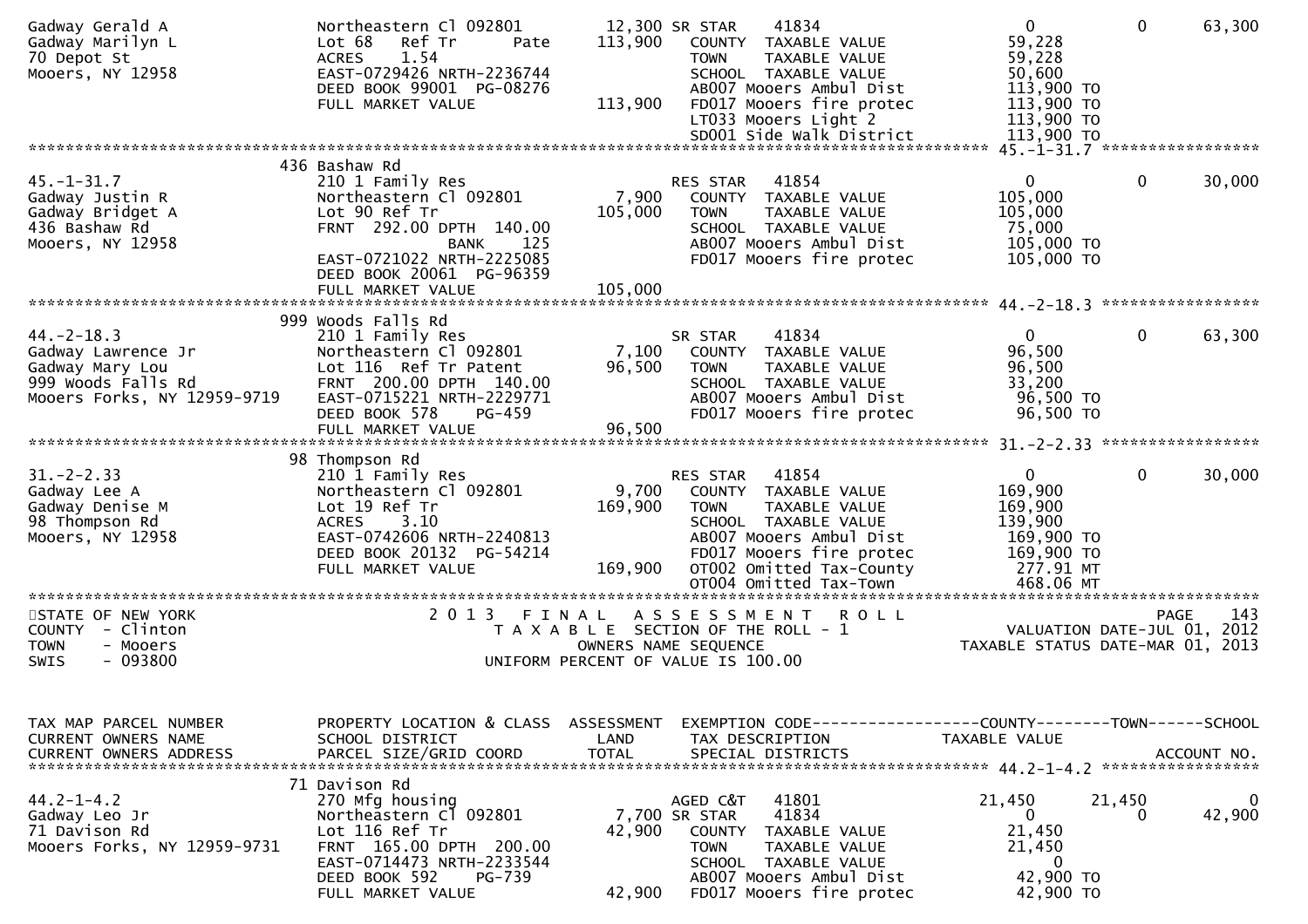```
Gadway Gerald A                  Northeastern Cl 092801         12,300 SR STAR    41834                     0             0        63,300
Gadway Marilyn L                 Lot 68   Ref Tr       Pate    113,900   COUNTY  TAXABLE VALUE           59,228
70 Depot St                      ACRES    1.54                           TOWN    TAXABLE VALUE           59,228
Mooers, NY 12958                 EAST-0729426 NRTH-2236744               SCHOOL  TAXABLE VALUE           50,600
                                 DEED BOOK 99001  PG-08276               AB007 Mooers Ambul Dist         113,900 TO
                                 FULL MARKET VALUE             113,900   FD017 Mooers fire protec        113,900 TO
                                                                          LT033 Mooers Light 2            113,900 TO
                                                                          SD001 Side walk District        113,900 TO
******************************************************************************************************* 45.-1-31.7 *****************
                                 436 Bashaw Rd
45.-1-31.7                       210 1 Family Res                        RES STAR   41854                  0             0        30,000
Gadway Justin R                  Northeastern Cl 092801          7,900   COUNTY  TAXABLE VALUE          105,000
Gadway Bridget A                 Lot 90 Ref Tr                 105,000   TOWN    TAXABLE VALUE          105,000
436 Bashaw Rd                    FRNT  292.00 DPTH  140.00               SCHOOL  TAXABLE VALUE           75,000
Mooers, NY 12958                                BANK     125             AB007 Mooers Ambul Dist         105,000 TO
                                 EAST-0721022 NRTH-2225085               FD017 Mooers fire protec        105,000 TO
                                 DEED BOOK 20061  PG-96359
                                 FULL MARKET VALUE             105,000
******************************************************************************************************* 44.-2-18.3 *****************
                                 999 Woods Falls Rd
44.-2-18.3                       210 1 Family Res                        SR STAR    41834                  0             0        63,300
Gadway Lawrence Jr               Northeastern Cl 092801          7,100   COUNTY  TAXABLE VALUE           96,500
Gadway Mary Lou                  Lot 116  Ref Tr Patent         96,500   TOWN    TAXABLE VALUE           96,500
999 Woods Falls Rd               FRNT  200.00 DPTH  140.00               SCHOOL  TAXABLE VALUE           33,200
Mooers Forks, NY 12959-9719      EAST-0715221 NRTH-2229771               AB007 Mooers Ambul Dist          96,500 TO
                                 DEED BOOK 578     PG-459                FD017 Mooers fire protec         96,500 TO
                                 FULL MARKET VALUE              96,500
******************************************************************************************************* 31.-2-2.33 *****************
                                 98 Thompson Rd
31.-2-2.33                       210 1 Family Res                        RES STAR   41854                  0             0        30,000
Gadway Lee A                     Northeastern Cl 092801          9,700   COUNTY  TAXABLE VALUE          169,900
Gadway Denise M                  Lot 19 Ref Tr                 169,900   TOWN    TAXABLE VALUE          169,900
98 Thompson Rd                   ACRES    3.10                           SCHOOL  TAXABLE VALUE          139,900
Mooers, NY 12958                 EAST-0742606 NRTH-2240813               AB007 Mooers Ambul Dist         169,900 TO
                                 DEED BOOK 20132  PG-54214               FD017 Mooers fire protec        169,900 TO
                                 FULL MARKET VALUE             169,900   OT002 Omitted Tax-County          277.91 MT
                                                                          OT004 Omitted Tax-Town            468.06 MT
************************************************************************************************************************************
STATE OF NEW YORK                     2 0 1 3   F I N A L   A S S E S S M E N T   R O L L                                PAGE    143
COUNTY  - Clinton                        T A X A B L E  SECTION OF THE ROLL - 1                        VALUATION DATE-JUL 01, 2012
TOWN    - Mooers                               OWNERS NAME SEQUENCE                              TAXABLE STATUS DATE-MAR 01, 2013
SWIS    - 093800                        UNIFORM PERCENT OF VALUE IS 100.00


TAX MAP PARCEL NUMBER            PROPERTY LOCATION & CLASS  ASSESSMENT  EXEMPTION CODE------------------COUNTY--------TOWN------SCHOOL
CURRENT OWNERS NAME              SCHOOL DISTRICT               LAND      TAX DESCRIPTION            TAXABLE VALUE
CURRENT OWNERS ADDRESS           PARCEL SIZE/GRID COORD        TOTAL     SPECIAL DISTRICTS                                 ACCOUNT NO.
******************************************************************************************************* 44.2-1-4.2 *****************
                                 71 Davison Rd
44.2-1-4.2                       270 Mfg housing                         AGED C&T   41801             21,450        21,450            0
Gadway Leo Jr                    Northeastern Cl 092801          7,700 SR STAR    41834                  0             0        42,900
71 Davison Rd                    Lot 116 Ref Tr                 42,900   COUNTY  TAXABLE VALUE           21,450
Mooers Forks, NY 12959-9731      FRNT  165.00 DPTH  200.00               TOWN    TAXABLE VALUE           21,450
                                 EAST-0714473 NRTH-2233544               SCHOOL  TAXABLE VALUE                0
                                 DEED BOOK 592     PG-739                AB007 Mooers Ambul Dist          42,900 TO
                                 FULL MARKET VALUE              42,900   FD017 Mooers fire protec         42,900 TO
```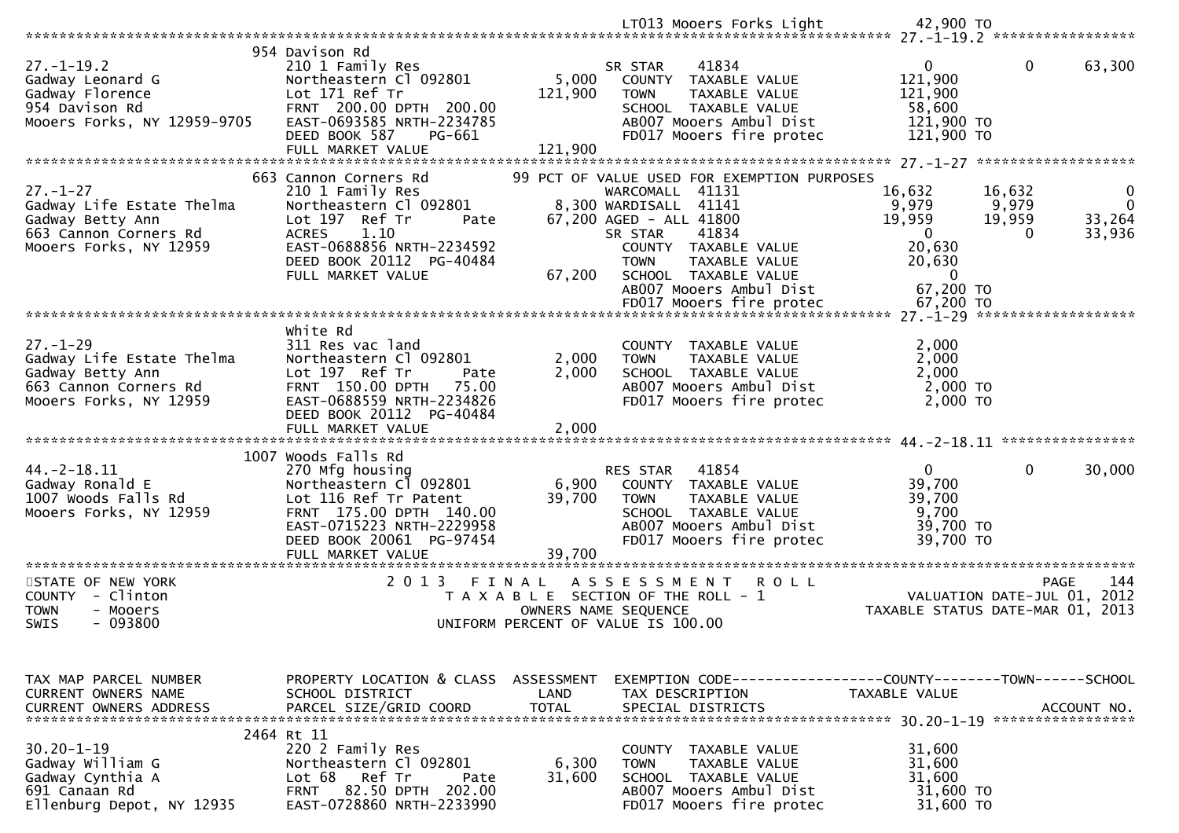```
                                                                     LT013 Mooers Forks Light            42,900 TO
******************************************************************************************************* 27.-1-19.2 *****************
                              954 Davison Rd
27.-1-19.2                    210 1 Family Res                        SR STAR      41834                    0             0      63,300
Gadway Leonard G              Northeastern Cl 092801         5,000    COUNTY  TAXABLE VALUE           121,900
Gadway Florence               Lot 171 Ref Tr               121,900    TOWN    TAXABLE VALUE           121,900
954 Davison Rd                FRNT 200.00 DPTH 200.00                 SCHOOL  TAXABLE VALUE            58,600
Mooers Forks, NY 12959-9705   EAST-0693585 NRTH-2234785               AB007 Mooers Ambul Dist         121,900 TO
                              DEED BOOK 587    PG-661                 FD017 Mooers fire protec        121,900 TO
                              FULL MARKET VALUE            121,900
******************************************************************************************************* 27.-1-27 *******************
                              663 Cannon Corners Rd          99 PCT OF VALUE USED FOR EXEMPTION PURPOSES
27.-1-27                      210 1 Family Res                        WARCOMALL  41131               16,632        16,632           0
Gadway Life Estate Thelma     Northeastern Cl 092801         8,300 WARDISALL  41141                 9,979         9,979           0
Gadway Betty Ann              Lot 197  Ref Tr        Pate   67,200 AGED - ALL 41800                19,959        19,959      33,264
663 Cannon Corners Rd         ACRES     1.10                          SR STAR      41834                    0             0      33,936
Mooers Forks, NY 12959        EAST-0688856 NRTH-2234592               COUNTY  TAXABLE VALUE            20,630
                              DEED BOOK 20112  PG-40484               TOWN    TAXABLE VALUE            20,630
                              FULL MARKET VALUE             67,200    SCHOOL  TAXABLE VALUE                 0
                                                                      AB007 Mooers Ambul Dist          67,200 TO
                                                                      FD017 Mooers fire protec         67,200 TO
******************************************************************************************************* 27.-1-29 *******************
                              White Rd
27.-1-29                      311 Res vac land                        COUNTY  TAXABLE VALUE             2,000
Gadway Life Estate Thelma     Northeastern Cl 092801         2,000    TOWN    TAXABLE VALUE             2,000
Gadway Betty Ann              Lot 197  Ref Tr        Pate    2,000    SCHOOL  TAXABLE VALUE             2,000
663 Cannon Corners Rd         FRNT 150.00 DPTH  75.00                 AB007 Mooers Ambul Dist           2,000 TO
Mooers Forks, NY 12959        EAST-0688559 NRTH-2234826               FD017 Mooers fire protec          2,000 TO
                              DEED BOOK 20112  PG-40484
                              FULL MARKET VALUE              2,000
******************************************************************************************************* 44.-2-18.11 ****************
                              1007 Woods Falls Rd
44.-2-18.11                   270 Mfg housing                         RES STAR     41854                    0             0      30,000
Gadway Ronald E               Northeastern Cl 092801         6,900    COUNTY  TAXABLE VALUE            39,700
1007 Woods Falls Rd           Lot 116 Ref Tr Patent         39,700    TOWN    TAXABLE VALUE            39,700
Mooers Forks, NY 12959        FRNT 175.00 DPTH 140.00                 SCHOOL  TAXABLE VALUE             9,700
                              EAST-0715223 NRTH-2229958               AB007 Mooers Ambul Dist          39,700 TO
                              DEED BOOK 20061  PG-97454               FD017 Mooers fire protec         39,700 TO
                              FULL MARKET VALUE             39,700
*************************************************************************************************************************************
STATE OF NEW YORK                 2 0 1 3   F I N A L   A S S E S S M E N T   R O L L                               PAGE    144
COUNTY  - Clinton                    T A X A B L E  SECTION OF THE ROLL - 1                       VALUATION DATE-JUL 01, 2012
TOWN    - Mooers                           OWNERS NAME SEQUENCE                                TAXABLE STATUS DATE-MAR 01, 2013
SWIS    - 093800                    UNIFORM PERCENT OF VALUE IS 100.00



TAX MAP PARCEL NUMBER         PROPERTY LOCATION & CLASS  ASSESSMENT  EXEMPTION CODE------------------COUNTY--------TOWN------SCHOOL
CURRENT OWNERS NAME           SCHOOL DISTRICT               LAND     TAX DESCRIPTION              TAXABLE VALUE
CURRENT OWNERS ADDRESS        PARCEL SIZE/GRID COORD        TOTAL    SPECIAL DISTRICTS                                   ACCOUNT NO.
******************************************************************************************************* 30.20-1-19 *****************
                              2464 Rt 11
30.20-1-19                    220 2 Family Res                        COUNTY  TAXABLE VALUE            31,600
Gadway William G              Northeastern Cl 092801         6,300    TOWN    TAXABLE VALUE            31,600
Gadway Cynthia A              Lot 68   Ref Tr        Pate   31,600    SCHOOL  TAXABLE VALUE            31,600
691 Canaan Rd                 FRNT  82.50 DPTH 202.00                 AB007 Mooers Ambul Dist          31,600 TO
Ellenburg Depot, NY 12935     EAST-0728860 NRTH-2233990               FD017 Mooers fire protec         31,600 TO
```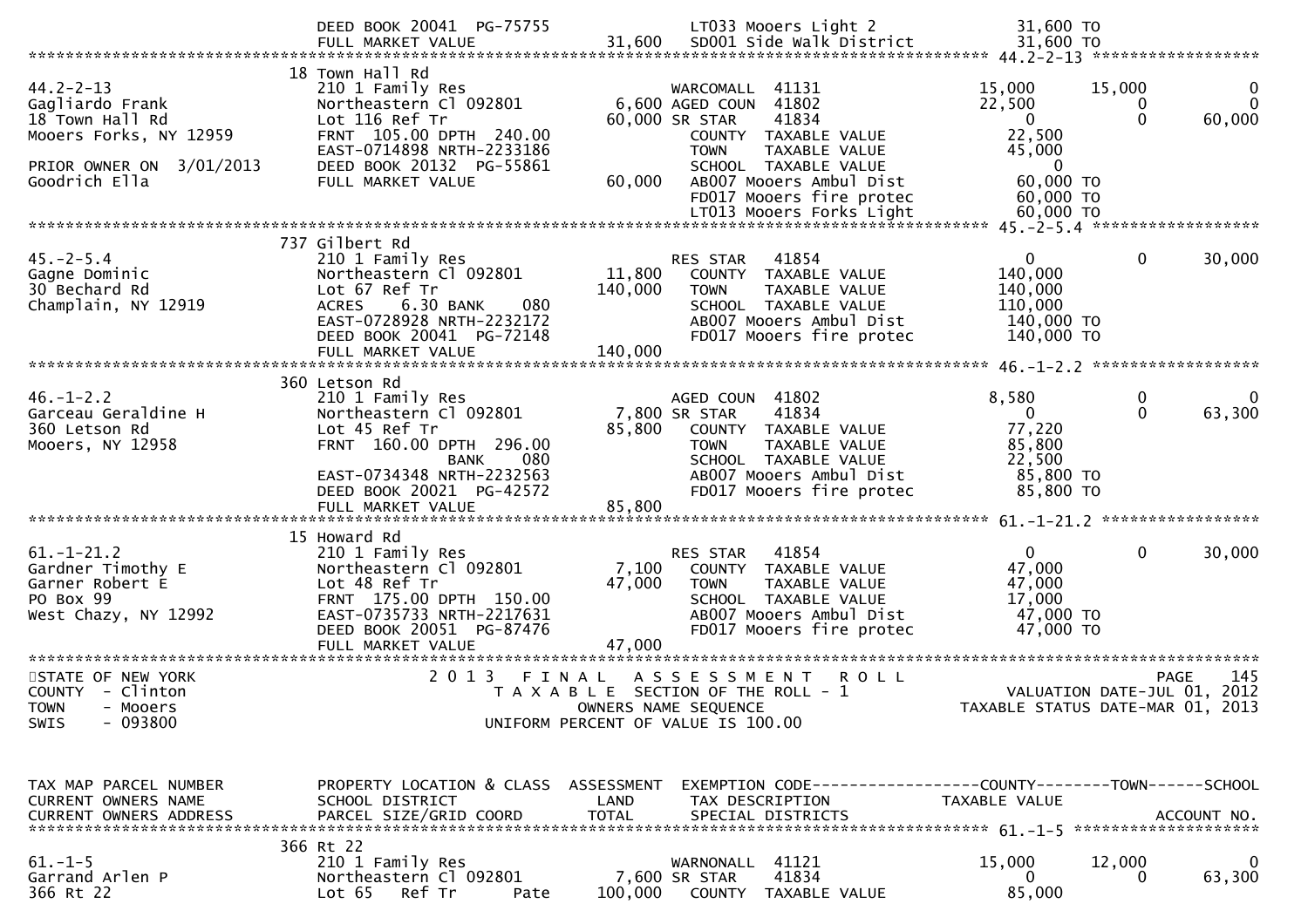```
                        DEED BOOK 20041  PG-75755              LT033 Mooers Light 2                 31,600 TO
                        FULL MARKET VALUE           31,600     SD001 Side Walk District             31,600 TO
******************************************************************************************************* 44.2-2-13 ******************
                        18 Town Hall Rd
44.2-2-13               210 1 Family Res                       WARCOMALL  41131                   15,000      15,000           0
Gagliardo Frank         Northeastern Cl 092801          6,600 AGED COUN  41802                   22,500           0           0
18 Town Hall Rd         Lot 116 Ref Tr                 60,000 SR STAR    41834                        0           0      60,000
Mooers Forks, NY 12959  FRNT 105.00 DPTH 240.00                COUNTY  TAXABLE VALUE              22,500
                        EAST-0714898 NRTH-2233186              TOWN    TAXABLE VALUE              45,000
PRIOR OWNER ON 3/01/2013 DEED BOOK 20132  PG-55861             SCHOOL  TAXABLE VALUE                   0
Goodrich Ella           FULL MARKET VALUE           60,000     AB007 Mooers Ambul Dist              60,000 TO
                                                               FD017 Mooers fire protec             60,000 TO
                                                               LT013 Mooers Forks Light             60,000 TO
******************************************************************************************************* 45.-2-5.4 ******************
                        737 Gilbert Rd
45.-2-5.4               210 1 Family Res                       RES STAR   41854                        0           0      30,000
Gagne Dominic           Northeastern Cl 092801         11,800     COUNTY  TAXABLE VALUE             140,000
30 Bechard Rd           Lot 67 Ref Tr                 140,000     TOWN    TAXABLE VALUE             140,000
Champlain, NY 12919     ACRES    6.30 BANK     080                SCHOOL  TAXABLE VALUE             110,000
                        EAST-0728928 NRTH-2232172                 AB007 Mooers Ambul Dist          140,000 TO
                        DEED BOOK 20041  PG-72148                 FD017 Mooers fire protec         140,000 TO
                        FULL MARKET VALUE          140,000
******************************************************************************************************* 46.-1-2.2 ******************
                        360 Letson Rd
46.-1-2.2               210 1 Family Res                       AGED COUN  41802                    8,580           0           0
Garceau Geraldine H     Northeastern Cl 092801          7,800 SR STAR    41834                        0           0      63,300
360 Letson Rd           Lot 45 Ref Tr                  85,800     COUNTY  TAXABLE VALUE              77,220
Mooers, NY 12958        FRNT 160.00 DPTH 296.00                   TOWN    TAXABLE VALUE              85,800
                                    BANK     080                  SCHOOL  TAXABLE VALUE              22,500
                        EAST-0734348 NRTH-2232563                 AB007 Mooers Ambul Dist           85,800 TO
                        DEED BOOK 20021  PG-42572                 FD017 Mooers fire protec          85,800 TO
                        FULL MARKET VALUE           85,800
******************************************************************************************************* 61.-1-21.2 *****************
                        15 Howard Rd
61.-1-21.2              210 1 Family Res                       RES STAR   41854                        0           0      30,000
Gardner Timothy E       Northeastern Cl 092801          7,100     COUNTY  TAXABLE VALUE              47,000
Garner Robert E         Lot 48 Ref Tr                  47,000     TOWN    TAXABLE VALUE              47,000
PO Box 99               FRNT 175.00 DPTH 150.00                   SCHOOL  TAXABLE VALUE              17,000
West Chazy, NY 12992    EAST-0735733 NRTH-2217631                 AB007 Mooers Ambul Dist           47,000 TO
                        DEED BOOK 20051  PG-87476                 FD017 Mooers fire protec          47,000 TO
                        FULL MARKET VALUE           47,000
************************************************************************************************************************************
STATE OF NEW YORK                 2 0 1 3   F I N A L   A S S E S S M E N T   R O L L                                 PAGE   145
COUNTY  - Clinton                     T A X A B L E  SECTION OF THE ROLL - 1                      VALUATION DATE-JUL 01, 2012
TOWN    - Mooers                           OWNERS NAME SEQUENCE                            TAXABLE STATUS DATE-MAR 01, 2013
SWIS    - 093800                     UNIFORM PERCENT OF VALUE IS 100.00


TAX MAP PARCEL NUMBER   PROPERTY LOCATION & CLASS  ASSESSMENT  EXEMPTION CODE------------------COUNTY--------TOWN------SCHOOL
CURRENT OWNERS NAME     SCHOOL DISTRICT               LAND     TAX DESCRIPTION             TAXABLE VALUE
CURRENT OWNERS ADDRESS  PARCEL SIZE/GRID COORD       TOTAL     SPECIAL DISTRICTS                                    ACCOUNT NO.
******************************************************************************************************* 61.-1-5 ********************
                        366 Rt 22
61.-1-5                 210 1 Family Res                       WARNONALL  41121                   15,000      12,000           0
Garrand Arlen P         Northeastern Cl 092801          7,600 SR STAR    41834                        0           0      63,300
366 Rt 22               Lot 65   Ref Tr        Pate   100,000     COUNTY  TAXABLE VALUE              85,000
```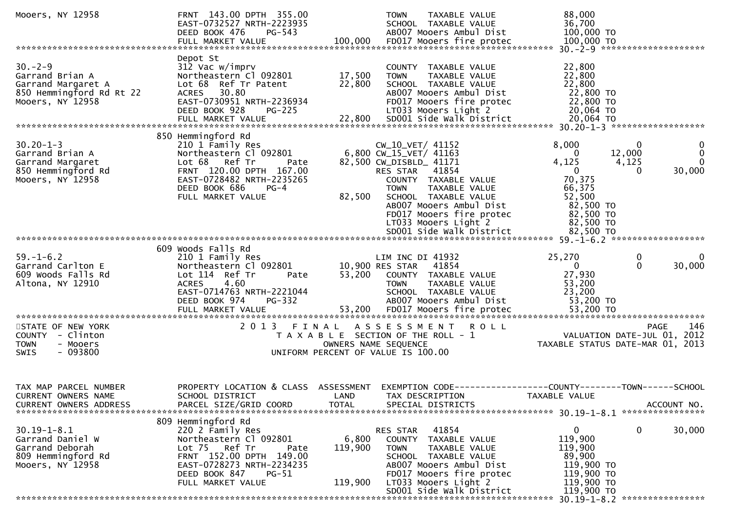```
Mooers, NY 12958             FRNT 143.00 DPTH 355.00            TOWN    TAXABLE VALUE            88,000
                             EAST-0732527 NRTH-2223935          SCHOOL  TAXABLE VALUE            36,700
                             DEED BOOK 476    PG-543            AB007 Mooers Ambul Dist         100,000 TO
                             FULL MARKET VALUE           100,000 FD017 Mooers fire protec       100,000 TO
******************************************************************************************************* 30.-2-9 ********************
                             Depot St
30.-2-9                      312 Vac w/imprv                    COUNTY  TAXABLE VALUE            22,800
Garrand Brian A              Northeastern Cl 092801     17,500  TOWN    TAXABLE VALUE            22,800
Garrand Margaret A           Lot 68  Ref Tr Patent      22,800  SCHOOL  TAXABLE VALUE            22,800
850 Hemmingford Rd Rt 22     ACRES   30.80                      AB007 Mooers Ambul Dist          22,800 TO
Mooers, NY 12958             EAST-0730951 NRTH-2236934          FD017 Mooers fire protec         22,800 TO
                             DEED BOOK 928    PG-225            LT033 Mooers Light 2             20,064 TO
                             FULL MARKET VALUE           22,800 SD001 Side Walk District         20,064 TO
******************************************************************************************************* 30.20-1-3 ******************
                             850 Hemmingford Rd
30.20-1-3                    210 1 Family Res                   CW_10_VET/ 41152            8,000          0              0
Garrand Brian A              Northeastern Cl 092801      6,800 CW_15_VET/ 41163                0     12,000              0
Garrand Margaret             Lot 68   Ref Tr      Pate  82,500 CW_DISBLD_ 41171            4,125      4,125              0
850 Hemmingford Rd           FRNT 120.00 DPTH 167.00            RES STAR   41854                0          0         30,000
Mooers, NY 12958             EAST-0728482 NRTH-2235265          COUNTY  TAXABLE VALUE            70,375
                             DEED BOOK 686    PG-4              TOWN    TAXABLE VALUE            66,375
                             FULL MARKET VALUE           82,500 SCHOOL  TAXABLE VALUE            52,500
                                                                AB007 Mooers Ambul Dist          82,500 TO
                                                                FD017 Mooers fire protec         82,500 TO
                                                                LT033 Mooers Light 2             82,500 TO
                                                                SD001 Side Walk District         82,500 TO
******************************************************************************************************* 59.-1-6.2 ******************
                             609 Woods Falls Rd
59.-1-6.2                    210 1 Family Res                   LIM INC DI 41932           25,270          0              0
Garrand Carlton E            Northeastern Cl 092801     10,900 RES STAR   41854                0          0         30,000
609 Woods Falls Rd           Lot 114  Ref Tr      Pate  53,200  COUNTY  TAXABLE VALUE            27,930
Altona, NY 12910             ACRES    4.60                      TOWN    TAXABLE VALUE            53,200
                             EAST-0714763 NRTH-2221044          SCHOOL  TAXABLE VALUE            23,200
                             DEED BOOK 974    PG-332            AB007 Mooers Ambul Dist          53,200 TO
                             FULL MARKET VALUE           53,200 FD017 Mooers fire protec         53,200 TO
************************************************************************************************************************************
STATE OF NEW YORK                   2 0 1 3   F I N A L   A S S E S S M E N T   R O L L                              PAGE    146
COUNTY  - Clinton                       T A X A B L E  SECTION OF THE ROLL - 1                       VALUATION DATE-JUL 01, 2012
TOWN    - Mooers                               OWNERS NAME SEQUENCE                                TAXABLE STATUS DATE-MAR 01, 2013
SWIS    - 093800                         UNIFORM PERCENT OF VALUE IS 100.00


TAX MAP PARCEL NUMBER        PROPERTY LOCATION & CLASS  ASSESSMENT  EXEMPTION CODE------------------COUNTY--------TOWN------SCHOOL
CURRENT OWNERS NAME          SCHOOL DISTRICT               LAND     TAX DESCRIPTION              TAXABLE VALUE
CURRENT OWNERS ADDRESS       PARCEL SIZE/GRID COORD        TOTAL    SPECIAL DISTRICTS                                 ACCOUNT NO.
******************************************************************************************************* 30.19-1-8.1 ****************
                             809 Hemmingford Rd
30.19-1-8.1                  220 2 Family Res                   RES STAR   41854                0          0         30,000
Garrand Daniel W             Northeastern Cl 092801      6,800  COUNTY  TAXABLE VALUE           119,900
Garrand Deborah              Lot 75   Ref Tr      Pate 119,900  TOWN    TAXABLE VALUE           119,900
809 Hemmingford Rd           FRNT 152.00 DPTH 149.00            SCHOOL  TAXABLE VALUE            89,900
Mooers, NY 12958             EAST-0728273 NRTH-2234235          AB007 Mooers Ambul Dist         119,900 TO
                             DEED BOOK 847    PG-51             FD017 Mooers fire protec        119,900 TO
                             FULL MARKET VALUE          119,900 LT033 Mooers Light 2            119,900 TO
                                                                SD001 Side Walk District        119,900 TO
******************************************************************************************************* 30.19-1-8.2 ****************
```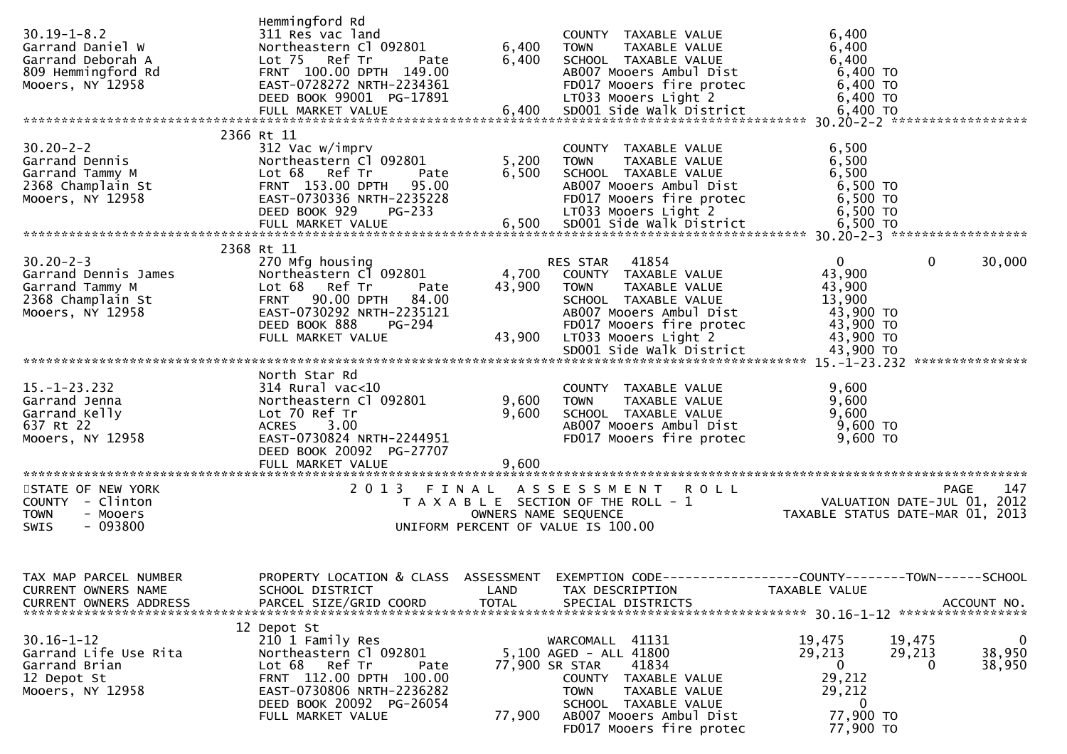```
                               Hemmingford Rd
30.19-1-8.2                    311 Res vac land                        COUNTY  TAXABLE VALUE            6,400
Garrand Daniel W               Northeastern Cl 092801        6,400     TOWN    TAXABLE VALUE            6,400
Garrand Deborah A              Lot 75   Ref Tr       Pate    6,400     SCHOOL  TAXABLE VALUE            6,400
809 Hemmingford Rd             FRNT 100.00 DPTH 149.00                 AB007 Mooers Ambul Dist           6,400 TO
Mooers, NY 12958               EAST-0728272 NRTH-2234361               FD017 Mooers fire protec          6,400 TO
                               DEED BOOK 99001  PG-17891               LT033 Mooers Light 2              6,400 TO
                               FULL MARKET VALUE             6,400     SD001 Side walk District          6,400 TO
******************************************************************************************************* 30.20-2-2 ******************
                             2366 Rt 11
30.20-2-2                      312 Vac w/imprv                         COUNTY  TAXABLE VALUE            6,500
Garrand Dennis                 Northeastern Cl 092801        5,200     TOWN    TAXABLE VALUE            6,500
Garrand Tammy M                Lot 68   Ref Tr       Pate    6,500     SCHOOL  TAXABLE VALUE            6,500
2368 Champlain St              FRNT 153.00 DPTH  95.00                 AB007 Mooers Ambul Dist           6,500 TO
Mooers, NY 12958               EAST-0730336 NRTH-2235228               FD017 Mooers fire protec          6,500 TO
                               DEED BOOK 929    PG-233                 LT033 Mooers Light 2              6,500 TO
                               FULL MARKET VALUE             6,500     SD001 Side walk District          6,500 TO
******************************************************************************************************* 30.20-2-3 ******************
                             2368 Rt 11
30.20-2-3                      270 Mfg housing                         RES STAR   41854                  0              0        30,000
Garrand Dennis James           Northeastern Cl 092801        4,700     COUNTY  TAXABLE VALUE           43,900
Garrand Tammy M                Lot 68   Ref Tr       Pate   43,900     TOWN    TAXABLE VALUE           43,900
2368 Champlain St              FRNT  90.00 DPTH  84.00                 SCHOOL  TAXABLE VALUE           13,900
Mooers, NY 12958               EAST-0730292 NRTH-2235121               AB007 Mooers Ambul Dist          43,900 TO
                               DEED BOOK 888    PG-294                 FD017 Mooers fire protec         43,900 TO
                               FULL MARKET VALUE            43,900     LT033 Mooers Light 2             43,900 TO
                                                                       SD001 Side walk District         43,900 TO
******************************************************************************************************* 15.-1-23.232 ***************
                               North Star Rd
15.-1-23.232                   314 Rural vac<10                        COUNTY  TAXABLE VALUE            9,600
Garrand Jenna                  Northeastern Cl 092801        9,600     TOWN    TAXABLE VALUE            9,600
Garrand Kelly                  Lot 70 Ref Tr                 9,600     SCHOOL  TAXABLE VALUE            9,600
637 Rt 22                      ACRES    3.00                           AB007 Mooers Ambul Dist           9,600 TO
Mooers, NY 12958               EAST-0730824 NRTH-2244951               FD017 Mooers fire protec          9,600 TO
                               DEED BOOK 20092  PG-27707
                               FULL MARKET VALUE             9,600
************************************************************************************************************************************
STATE OF NEW YORK                 2 0 1 3   F I N A L   A S S E S S M E N T   R O L L                                    PAGE   147
COUNTY  - Clinton                    T A X A B L E  SECTION OF THE ROLL - 1                     VALUATION DATE-JUL 01, 2012
TOWN    - Mooers                            OWNERS NAME SEQUENCE                           TAXABLE STATUS DATE-MAR 01, 2013
SWIS    - 093800                      UNIFORM PERCENT OF VALUE IS 100.00


TAX MAP PARCEL NUMBER          PROPERTY LOCATION & CLASS  ASSESSMENT  EXEMPTION CODE------------------COUNTY--------TOWN------SCHOOL
CURRENT OWNERS NAME            SCHOOL DISTRICT               LAND      TAX DESCRIPTION             TAXABLE VALUE
CURRENT OWNERS ADDRESS         PARCEL SIZE/GRID COORD        TOTAL     SPECIAL DISTRICTS                                  ACCOUNT NO.
******************************************************************************************************* 30.16-1-12 *****************
                             12 Depot St
30.16-1-12                     210 1 Family Res                        WARCOMALL  41131              19,475         19,475            0
Garrand Life Use Rita          Northeastern Cl 092801        5,100 AGED - ALL 41800                  29,213         29,213       38,950
Garrand Brian                  Lot 68   Ref Tr       Pate   77,900 SR STAR    41834                       0              0       38,950
12 Depot St                    FRNT 112.00 DPTH 100.00                 COUNTY  TAXABLE VALUE           29,212
Mooers, NY 12958               EAST-0730806 NRTH-2236282               TOWN    TAXABLE VALUE           29,212
                               DEED BOOK 20092  PG-26054               SCHOOL  TAXABLE VALUE                0
                               FULL MARKET VALUE            77,900     AB007 Mooers Ambul Dist          77,900 TO
                                                                       FD017 Mooers fire protec         77,900 TO
```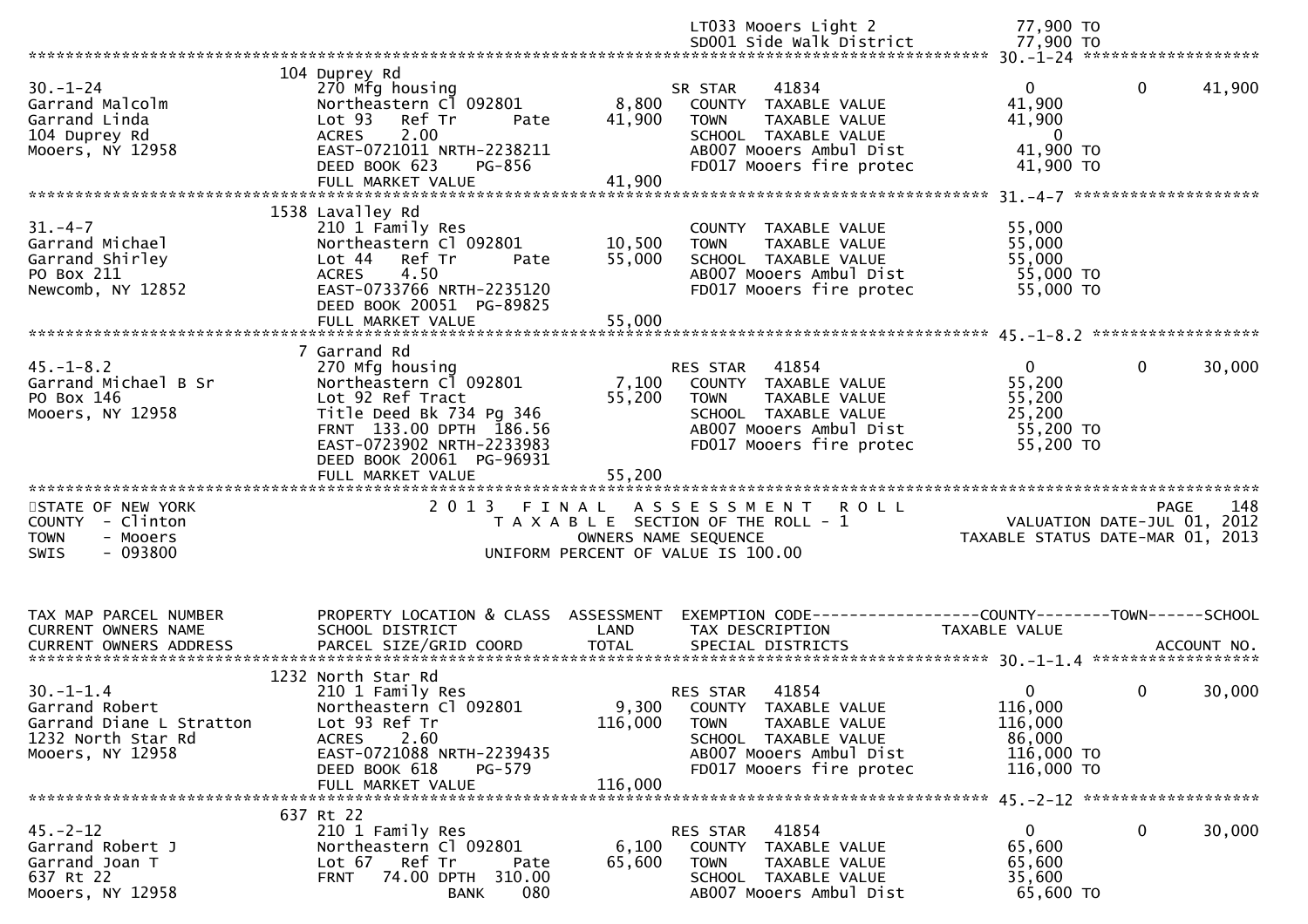```
                                                                       LT033 Mooers Light 2              77,900 TO
                                                                       SD001 Side Walk District          77,900 TO
******************************************************************************************************* 30.-1-24 ******************
                               104 Duprey Rd
30.-1-24                       270 Mfg housing                         SR STAR     41834                     0            0     41,900
Garrand Malcolm                Northeastern Cl 092801          8,800   COUNTY  TAXABLE VALUE             41,900
Garrand Linda                  Lot 93   Ref Tr        Pate    41,900   TOWN    TAXABLE VALUE             41,900
104 Duprey Rd                  ACRES     2.00                          SCHOOL  TAXABLE VALUE                  0
Mooers, NY 12958               EAST-0721011 NRTH-2238211               AB007 Mooers Ambul Dist           41,900 TO
                               DEED BOOK 623     PG-856                FD017 Mooers fire protec          41,900 TO
                               FULL MARKET VALUE              41,900
******************************************************************************************************* 31.-4-7 *******************
                               1538 Lavalley Rd
31.-4-7                        210 1 Family Res                        COUNTY  TAXABLE VALUE             55,000
Garrand Michael                Northeastern Cl 092801         10,500   TOWN    TAXABLE VALUE             55,000
Garrand Shirley                Lot 44   Ref Tr        Pate    55,000   SCHOOL  TAXABLE VALUE             55,000
PO Box 211                     ACRES     4.50                          AB007 Mooers Ambul Dist           55,000 TO
Newcomb, NY 12852              EAST-0733766 NRTH-2235120               FD017 Mooers fire protec          55,000 TO
                               DEED BOOK 20051 PG-89825
                               FULL MARKET VALUE              55,000
******************************************************************************************************* 45.-1-8.2 *****************
                               7 Garrand Rd
45.-1-8.2                      270 Mfg housing                         RES STAR    41854                     0            0     30,000
Garrand Michael B Sr           Northeastern Cl 092801          7,100   COUNTY  TAXABLE VALUE             55,200
PO Box 146                     Lot 92 Ref Tract               55,200   TOWN    TAXABLE VALUE             55,200
Mooers, NY 12958               Title Deed Bk 734 Pg 346                SCHOOL  TAXABLE VALUE             25,200
                               FRNT  133.00 DPTH  186.56               AB007 Mooers Ambul Dist           55,200 TO
                               EAST-0723902 NRTH-2233983               FD017 Mooers fire protec          55,200 TO
                               DEED BOOK 20061 PG-96931
                               FULL MARKET VALUE              55,200
************************************************************************************************************************************
STATE OF NEW YORK                      2 0 1 3   F I N A L   A S S E S S M E N T   R O L L                              PAGE    148
COUNTY  - Clinton                        T A X A B L E  SECTION OF THE ROLL - 1                       VALUATION DATE-JUL 01, 2012
TOWN    - Mooers                                 OWNERS NAME SEQUENCE                               TAXABLE STATUS DATE-MAR 01, 2013
SWIS    - 093800                          UNIFORM PERCENT OF VALUE IS 100.00


TAX MAP PARCEL NUMBER          PROPERTY LOCATION & CLASS  ASSESSMENT  EXEMPTION CODE------------------COUNTY--------TOWN------SCHOOL
CURRENT OWNERS NAME            SCHOOL DISTRICT               LAND      TAX DESCRIPTION              TAXABLE VALUE
CURRENT OWNERS ADDRESS         PARCEL SIZE/GRID COORD       TOTAL      SPECIAL DISTRICTS                                  ACCOUNT NO.
******************************************************************************************************* 30.-1-1.4 *****************
                               1232 North Star Rd
30.-1-1.4                      210 1 Family Res                        RES STAR    41854                     0            0     30,000
Garrand Robert                 Northeastern Cl 092801          9,300   COUNTY  TAXABLE VALUE            116,000
Garrand Diane L Stratton       Lot 93 Ref Tr                 116,000   TOWN    TAXABLE VALUE            116,000
1232 North Star Rd             ACRES     2.60                          SCHOOL  TAXABLE VALUE             86,000
Mooers, NY 12958               EAST-0721088 NRTH-2239435               AB007 Mooers Ambul Dist          116,000 TO
                               DEED BOOK 618     PG-579                FD017 Mooers fire protec         116,000 TO
                               FULL MARKET VALUE             116,000
******************************************************************************************************* 45.-2-12 ******************
                               637 Rt 22
45.-2-12                       210 1 Family Res                        RES STAR    41854                     0            0     30,000
Garrand Robert J               Northeastern Cl 092801          6,100   COUNTY  TAXABLE VALUE             65,600
Garrand Joan T                 Lot 67   Ref Tr        Pate    65,600   TOWN    TAXABLE VALUE             65,600
637 Rt 22                      FRNT   74.00 DPTH  310.00               SCHOOL  TAXABLE VALUE             35,600
Mooers, NY 12958                           BANK     080                AB007 Mooers Ambul Dist           65,600 TO
```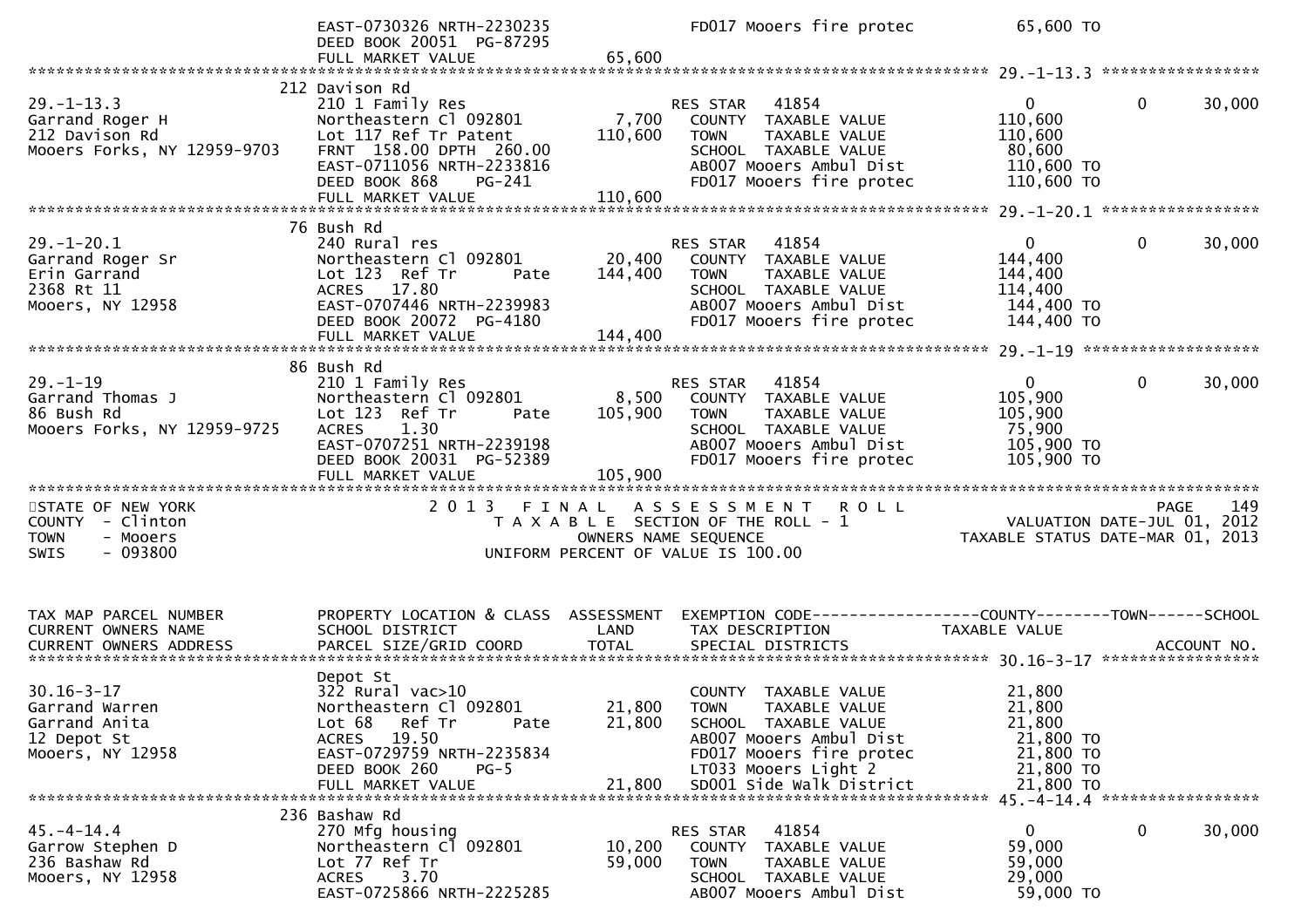```
                              EAST-0730326 NRTH-2230235                 FD017 Mooers fire protec              65,600 TO
                              DEED BOOK 20051  PG-87295
                              FULL MARKET VALUE              65,600
******************************************************************************************************* 29.-1-13.3 *****************
                          212 Davison Rd
29.-1-13.3                    210 1 Family Res                          RES STAR   41854               0          0       30,000
Garrand Roger H               Northeastern Cl 092801         7,700      COUNTY  TAXABLE VALUE        110,600
212 Davison Rd                Lot 117 Ref Tr Patent        110,600      TOWN    TAXABLE VALUE        110,600
Mooers Forks, NY 12959-9703   FRNT  158.00 DPTH  260.00                 SCHOOL  TAXABLE VALUE         80,600
                              EAST-0711056 NRTH-2233816                 AB007 Mooers Ambul Dist       110,600 TO
                              DEED BOOK 868     PG-241                  FD017 Mooers fire protec      110,600 TO
                              FULL MARKET VALUE             110,600
******************************************************************************************************* 29.-1-20.1 *****************
                          76 Bush Rd
29.-1-20.1                    240 Rural res                             RES STAR   41854               0          0       30,000
Garrand Roger Sr              Northeastern Cl 092801        20,400      COUNTY  TAXABLE VALUE        144,400
Erin Garrand                  Lot 123  Ref Tr       Pate   144,400      TOWN    TAXABLE VALUE        144,400
2368 Rt 11                    ACRES   17.80                             SCHOOL  TAXABLE VALUE        114,400
Mooers, NY 12958              EAST-0707446 NRTH-2239983                 AB007 Mooers Ambul Dist       144,400 TO
                              DEED BOOK 20072  PG-4180                  FD017 Mooers fire protec      144,400 TO
                              FULL MARKET VALUE             144,400
******************************************************************************************************* 29.-1-19 *******************
                          86 Bush Rd
29.-1-19                      210 1 Family Res                          RES STAR   41854               0          0       30,000
Garrand Thomas J              Northeastern Cl 092801         8,500      COUNTY  TAXABLE VALUE        105,900
86 Bush Rd                    Lot 123  Ref Tr       Pate   105,900      TOWN    TAXABLE VALUE        105,900
Mooers Forks, NY 12959-9725   ACRES    1.30                             SCHOOL  TAXABLE VALUE         75,900
                              EAST-0707251 NRTH-2239198                 AB007 Mooers Ambul Dist       105,900 TO
                              DEED BOOK 20031  PG-52389                 FD017 Mooers fire protec      105,900 TO
                              FULL MARKET VALUE             105,900
************************************************************************************************************************************
STATE OF NEW YORK                    2 0 1 3   F I N A L   A S S E S S M E N T   R O L L                                PAGE   149
COUNTY  - Clinton                       T A X A B L E  SECTION OF THE ROLL - 1                         VALUATION DATE-JUL 01, 2012
TOWN    - Mooers                                  OWNERS NAME SEQUENCE                              TAXABLE STATUS DATE-MAR 01, 2013
SWIS    - 093800                         UNIFORM PERCENT OF VALUE IS 100.00


TAX MAP PARCEL NUMBER         PROPERTY LOCATION & CLASS  ASSESSMENT  EXEMPTION CODE------------------COUNTY--------TOWN------SCHOOL
CURRENT OWNERS NAME           SCHOOL DISTRICT               LAND      TAX DESCRIPTION            TAXABLE VALUE
CURRENT OWNERS ADDRESS        PARCEL SIZE/GRID COORD        TOTAL     SPECIAL DISTRICTS                                ACCOUNT NO.
******************************************************************************************************* 30.16-3-17 *****************
                              Depot St
30.16-3-17                    322 Rural vac>10                          COUNTY  TAXABLE VALUE         21,800
Garrand Warren                Northeastern Cl 092801        21,800      TOWN    TAXABLE VALUE         21,800
Garrand Anita                 Lot 68   Ref Tr       Pate    21,800      SCHOOL  TAXABLE VALUE         21,800
12 Depot St                   ACRES   19.50                             AB007 Mooers Ambul Dist        21,800 TO
Mooers, NY 12958              EAST-0729759 NRTH-2235834                 FD017 Mooers fire protec       21,800 TO
                              DEED BOOK 260     PG-5                    LT033 Mooers Light 2           21,800 TO
                              FULL MARKET VALUE              21,800     SD001 Side Walk District       21,800 TO
******************************************************************************************************* 45.-4-14.4 *****************
                          236 Bashaw Rd
45.-4-14.4                    270 Mfg housing                           RES STAR   41854               0          0       30,000
Garrow Stephen D              Northeastern Cl 092801        10,200      COUNTY  TAXABLE VALUE         59,000
236 Bashaw Rd                 Lot 77 Ref Tr                 59,000      TOWN    TAXABLE VALUE         59,000
Mooers, NY 12958              ACRES    3.70                             SCHOOL  TAXABLE VALUE         29,000
                              EAST-0725866 NRTH-2225285                 AB007 Mooers Ambul Dist        59,000 TO
```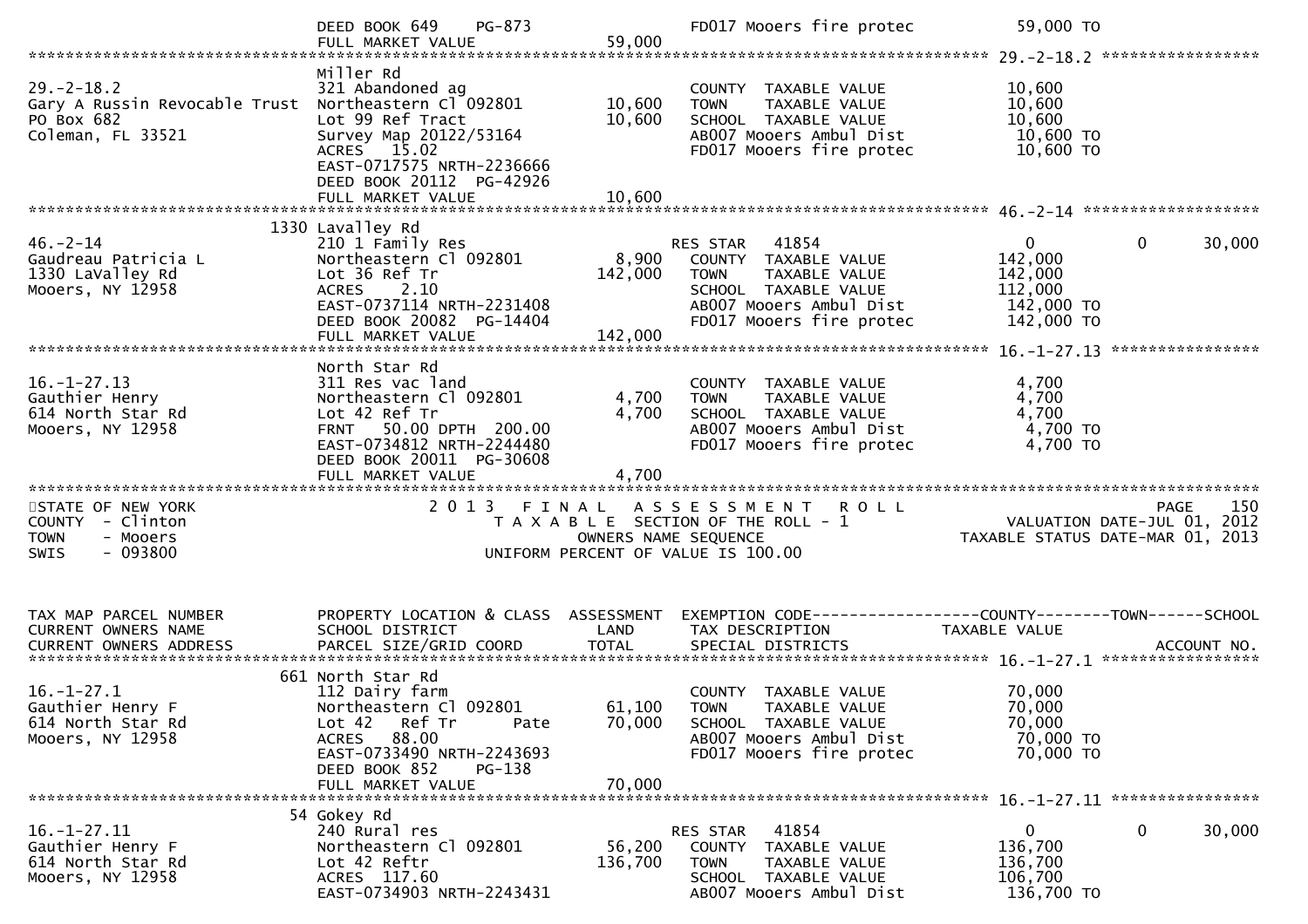```
                              DEED BOOK 649    PG-873                  FD017 Mooers fire protec          59,000 TO
                              FULL MARKET VALUE              59,000
******************************************************************************************************* 29.-2-18.2 *****************
                              Miller Rd
29.-2-18.2                    321 Abandoned ag                         COUNTY  TAXABLE VALUE             10,600
Gary A Russin Revocable Trust Northeastern Cl 092801         10,600    TOWN    TAXABLE VALUE             10,600
PO Box 682                    Lot 99 Ref Tract               10,600    SCHOOL  TAXABLE VALUE             10,600
Coleman, FL 33521             Survey Map 20122/53164                   AB007 Mooers Ambul Dist           10,600 TO
                              ACRES   15.02                            FD017 Mooers fire protec          10,600 TO
                              EAST-0717575 NRTH-2236666
                              DEED BOOK 20112  PG-42926
                              FULL MARKET VALUE              10,600
******************************************************************************************************* 46.-2-14 *******************
                         1330 Lavalley Rd
46.-2-14                      210 1 Family Res                         RES STAR   41854                      0            0        30,000
Gaudreau Patricia L           Northeastern Cl 092801          8,900    COUNTY  TAXABLE VALUE            142,000
1330 LaValley Rd              Lot 36 Ref Tr                 142,000    TOWN    TAXABLE VALUE            142,000
Mooers, NY 12958              ACRES    2.10                            SCHOOL  TAXABLE VALUE            112,000
                              EAST-0737114 NRTH-2231408                AB007 Mooers Ambul Dist          142,000 TO
                              DEED BOOK 20082  PG-14404                FD017 Mooers fire protec         142,000 TO
                              FULL MARKET VALUE             142,000
******************************************************************************************************* 16.-1-27.13 ****************
                              North Star Rd
16.-1-27.13                   311 Res vac land                         COUNTY  TAXABLE VALUE              4,700
Gauthier Henry                Northeastern Cl 092801          4,700    TOWN    TAXABLE VALUE              4,700
614 North Star Rd             Lot 42 Ref Tr                   4,700    SCHOOL  TAXABLE VALUE              4,700
Mooers, NY 12958              FRNT   50.00 DPTH  200.00                AB007 Mooers Ambul Dist            4,700 TO
                              EAST-0734812 NRTH-2244480                FD017 Mooers fire protec           4,700 TO
                              DEED BOOK 20011  PG-30608
                              FULL MARKET VALUE               4,700
*******************************************************************************************************************************************
STATE OF NEW YORK                   2 0 1 3   F I N A L   A S S E S S M E N T   R O L L                                      PAGE    150
COUNTY  - Clinton                      T A X A B L E  SECTION OF THE ROLL - 1                       VALUATION DATE-JUL 01, 2012
TOWN    - Mooers                                OWNERS NAME SEQUENCE                              TAXABLE STATUS DATE-MAR 01, 2013
SWIS    - 093800                        UNIFORM PERCENT OF VALUE IS 100.00


TAX MAP PARCEL NUMBER         PROPERTY LOCATION & CLASS  ASSESSMENT  EXEMPTION CODE------------------COUNTY--------TOWN------SCHOOL
CURRENT OWNERS NAME           SCHOOL DISTRICT               LAND      TAX DESCRIPTION            TAXABLE VALUE
CURRENT OWNERS ADDRESS        PARCEL SIZE/GRID COORD        TOTAL     SPECIAL DISTRICTS                                   ACCOUNT NO.
******************************************************************************************************* 16.-1-27.1 *****************
                          661 North Star Rd
16.-1-27.1                    112 Dairy farm                           COUNTY  TAXABLE VALUE             70,000
Gauthier Henry F              Northeastern Cl 092801         61,100    TOWN    TAXABLE VALUE             70,000
614 North Star Rd             Lot 42   Ref Tr        Pate    70,000    SCHOOL  TAXABLE VALUE             70,000
Mooers, NY 12958              ACRES   88.00                            AB007 Mooers Ambul Dist           70,000 TO
                              EAST-0733490 NRTH-2243693                FD017 Mooers fire protec          70,000 TO
                              DEED BOOK 852    PG-138
                              FULL MARKET VALUE              70,000
******************************************************************************************************* 16.-1-27.11 ****************
                           54 Gokey Rd
16.-1-27.11                   240 Rural res                            RES STAR   41854                      0            0        30,000
Gauthier Henry F              Northeastern Cl 092801         56,200    COUNTY  TAXABLE VALUE            136,700
614 North Star Rd             Lot 42 Reftr                  136,700    TOWN    TAXABLE VALUE            136,700
Mooers, NY 12958              ACRES  117.60                            SCHOOL  TAXABLE VALUE            106,700
                              EAST-0734903 NRTH-2243431                AB007 Mooers Ambul Dist          136,700 TO
```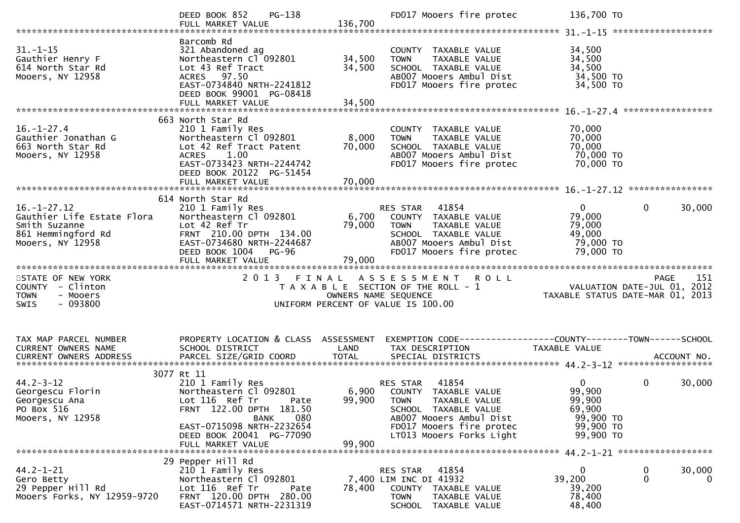```
                              DEED BOOK 852     PG-138                      FD017 Mooers fire protec           136,700 TO
                              FULL MARKET VALUE             136,700
******************************************************************************************************* 31.-1-15 ********************
                              Barcomb Rd
31.-1-15                      321 Abandoned ag                              COUNTY  TAXABLE VALUE              34,500
Gauthier Henry F              Northeastern Cl 092801         34,500         TOWN    TAXABLE VALUE              34,500
614 North Star Rd             Lot 43 Ref Tract               34,500         SCHOOL  TAXABLE VALUE              34,500
Mooers, NY 12958              ACRES   97.50                                 AB007 Mooers Ambul Dist             34,500 TO
                              EAST-0734840 NRTH-2241812                     FD017 Mooers fire protec            34,500 TO
                              DEED BOOK 99001  PG-08418
                              FULL MARKET VALUE              34,500
******************************************************************************************************* 16.-1-27.4 ******************
                          663 North Star Rd
16.-1-27.4                    210 1 Family Res                              COUNTY  TAXABLE VALUE              70,000
Gauthier Jonathan G           Northeastern Cl 092801          8,000         TOWN    TAXABLE VALUE              70,000
663 North Star Rd             Lot 42 Ref Tract Patent        70,000         SCHOOL  TAXABLE VALUE              70,000
Mooers, NY 12958              ACRES    1.00                                 AB007 Mooers Ambul Dist             70,000 TO
                              EAST-0733423 NRTH-2244742                     FD017 Mooers fire protec            70,000 TO
                              DEED BOOK 20122  PG-51454
                              FULL MARKET VALUE              70,000
******************************************************************************************************* 16.-1-27.12 *****************
                          614 North Star Rd
16.-1-27.12                   210 1 Family Res                              RES STAR   41854                       0          0       30,000
Gauthier Life Estate Flora    Northeastern Cl 092801          6,700         COUNTY  TAXABLE VALUE              79,000
Smith Suzanne                 Lot 42 Ref Tr                  79,000         TOWN    TAXABLE VALUE              79,000
861 Hemmingford Rd            FRNT 210.00 DPTH 134.00                       SCHOOL  TAXABLE VALUE              49,000
Mooers, NY 12958              EAST-0734680 NRTH-2244687                     AB007 Mooers Ambul Dist             79,000 TO
                              DEED BOOK 1004    PG-96                       FD017 Mooers fire protec            79,000 TO
                              FULL MARKET VALUE              79,000
**************************************************************************************************************************************
STATE OF NEW YORK                      2 0 1 3   F I N A L   A S S E S S M E N T   R O L L                               PAGE    151
COUNTY  - Clinton                          T A X A B L E  SECTION OF THE ROLL - 1                          VALUATION DATE-JUL 01, 2012
TOWN    - Mooers                                   OWNERS NAME SEQUENCE                                  TAXABLE STATUS DATE-MAR 01, 2013
SWIS    - 093800                                UNIFORM PERCENT OF VALUE IS 100.00


TAX MAP PARCEL NUMBER         PROPERTY LOCATION & CLASS  ASSESSMENT  EXEMPTION CODE------------------COUNTY--------TOWN------SCHOOL
CURRENT OWNERS NAME           SCHOOL DISTRICT               LAND      TAX DESCRIPTION             TAXABLE VALUE
CURRENT OWNERS ADDRESS        PARCEL SIZE/GRID COORD        TOTAL     SPECIAL DISTRICTS                                    ACCOUNT NO.
******************************************************************************************************* 44.2-3-12 *******************
                         3077 Rt 11
44.2-3-12                     210 1 Family Res                              RES STAR   41854                       0          0       30,000
Georgescu Florin              Northeastern Cl 092801          6,900         COUNTY  TAXABLE VALUE              99,900
Georgescu Ana                 Lot 116  Ref Tr       Pate     99,900         TOWN    TAXABLE VALUE              99,900
PO Box 516                    FRNT 122.00 DPTH 181.50                       SCHOOL  TAXABLE VALUE              69,900
Mooers, NY 12958                           BANK     080                     AB007 Mooers Ambul Dist             99,900 TO
                              EAST-0715098 NRTH-2232654                     FD017 Mooers fire protec            99,900 TO
                              DEED BOOK 20041  PG-77090                     LT013 Mooers Forks Light            99,900 TO
                              FULL MARKET VALUE              99,900
******************************************************************************************************* 44.2-1-21 *******************
                           29 Pepper Hill Rd
44.2-1-21                     210 1 Family Res                              RES STAR   41854                       0          0       30,000
Gero Betty                    Northeastern Cl 092801          7,400 LIM INC DI 41932                          39,200          0            0
29 Pepper Hill Rd             Lot 116  Ref Tr       Pate     78,400         COUNTY  TAXABLE VALUE              39,200
Mooers Forks, NY 12959-9720   FRNT 120.00 DPTH 280.00                       TOWN    TAXABLE VALUE              78,400
                              EAST-0714571 NRTH-2231319                     SCHOOL  TAXABLE VALUE              48,400
```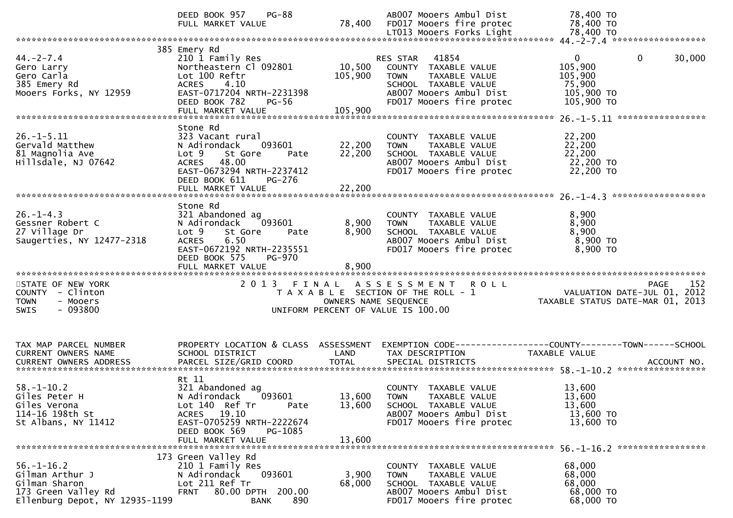```
                               DEED BOOK 957    PG-88                     AB007 Mooers Ambul Dist          78,400 TO
                               FULL MARKET VALUE             78,400      FD017 Mooers fire protec         78,400 TO
                                                                          LT013 Mooers Forks Light         78,400 TO
******************************************************************************************************* 44.-2-7.4 ******************
                            385 Emery Rd
44.-2-7.4                   210 1 Family Res                         RES STAR   41854                      0           0       30,000
Gero Larry                  Northeastern Cl 092801        10,500     COUNTY  TAXABLE VALUE            105,900
Gero Carla                  Lot 100 Reftr                105,900     TOWN    TAXABLE VALUE            105,900
385 Emery Rd                ACRES     4.10                           SCHOOL  TAXABLE VALUE             75,900
Mooers Forks, NY 12959      EAST-0717204 NRTH-2231398                AB007 Mooers Ambul Dist          105,900 TO
                            DEED BOOK 782    PG-56                   FD017 Mooers fire protec         105,900 TO
                            FULL MARKET VALUE            105,900
******************************************************************************************************* 26.-1-5.11 *****************
                            Stone Rd
26.-1-5.11                  323 Vacant rural                         COUNTY  TAXABLE VALUE             22,200
Gervald Matthew             N Adirondack    093601        22,200     TOWN    TAXABLE VALUE             22,200
81 Magnolia Ave             Lot 9    St Gore      Pate    22,200     SCHOOL  TAXABLE VALUE             22,200
Hillsdale, NJ 07642         ACRES    48.00                           AB007 Mooers Ambul Dist           22,200 TO
                            EAST-0673294 NRTH-2237412                FD017 Mooers fire protec          22,200 TO
                            DEED BOOK 611    PG-276
                            FULL MARKET VALUE             22,200
******************************************************************************************************* 26.-1-4.3 ******************
                            Stone Rd
26.-1-4.3                   321 Abandoned ag                         COUNTY  TAXABLE VALUE              8,900
Gessner Robert C            N Adirondack    093601         8,900     TOWN    TAXABLE VALUE              8,900
27 Village Dr               Lot 9    St Gore      Pate     8,900     SCHOOL  TAXABLE VALUE              8,900
Saugerties, NY 12477-2318   ACRES     6.50                           AB007 Mooers Ambul Dist            8,900 TO
                            EAST-0672192 NRTH-2235551                FD017 Mooers fire protec           8,900 TO
                            DEED BOOK 575    PG-970
                            FULL MARKET VALUE              8,900
************************************************************************************************************************************
STATE OF NEW YORK                     2 0 1 3   F I N A L   A S S E S S M E N T   R O L L                               PAGE   152
COUNTY  - Clinton                        T A X A B L E  SECTION OF THE ROLL - 1                     VALUATION DATE-JUL 01, 2012
TOWN    - Mooers                              OWNERS NAME SEQUENCE                              TAXABLE STATUS DATE-MAR 01, 2013
SWIS    - 093800                       UNIFORM PERCENT OF VALUE IS 100.00


TAX MAP PARCEL NUMBER       PROPERTY LOCATION & CLASS  ASSESSMENT  EXEMPTION CODE------------------COUNTY--------TOWN------SCHOOL
CURRENT OWNERS NAME         SCHOOL DISTRICT               LAND     TAX DESCRIPTION             TAXABLE VALUE
CURRENT OWNERS ADDRESS      PARCEL SIZE/GRID COORD        TOTAL    SPECIAL DISTRICTS                                   ACCOUNT NO.
******************************************************************************************************* 58.-1-10.2 *****************
                            Rt 11
58.-1-10.2                  321 Abandoned ag                         COUNTY  TAXABLE VALUE             13,600
Giles Peter H               N Adirondack    093601        13,600     TOWN    TAXABLE VALUE             13,600
Giles Verona                Lot 140  Ref Tr       Pate    13,600     SCHOOL  TAXABLE VALUE             13,600
114-16 198th St             ACRES    19.10                           AB007 Mooers Ambul Dist           13,600 TO
St Albans, NY 11412         EAST-0705259 NRTH-2222674                FD017 Mooers fire protec          13,600 TO
                            DEED BOOK 569    PG-1085
                            FULL MARKET VALUE             13,600
******************************************************************************************************* 56.-1-16.2 *****************
                        173 Green Valley Rd
56.-1-16.2                  210 1 Family Res                         COUNTY  TAXABLE VALUE             68,000
Gilman Arthur J             N Adirondack    093601         3,900     TOWN    TAXABLE VALUE             68,000
Gilman Sharon               Lot 211 Ref Tr                68,000     SCHOOL  TAXABLE VALUE             68,000
173 Green Valley Rd         FRNT    80.00 DPTH  200.00               AB007 Mooers Ambul Dist           68,000 TO
Ellenburg Depot, NY 12935-1199          BANK     890                 FD017 Mooers fire protec          68,000 TO
```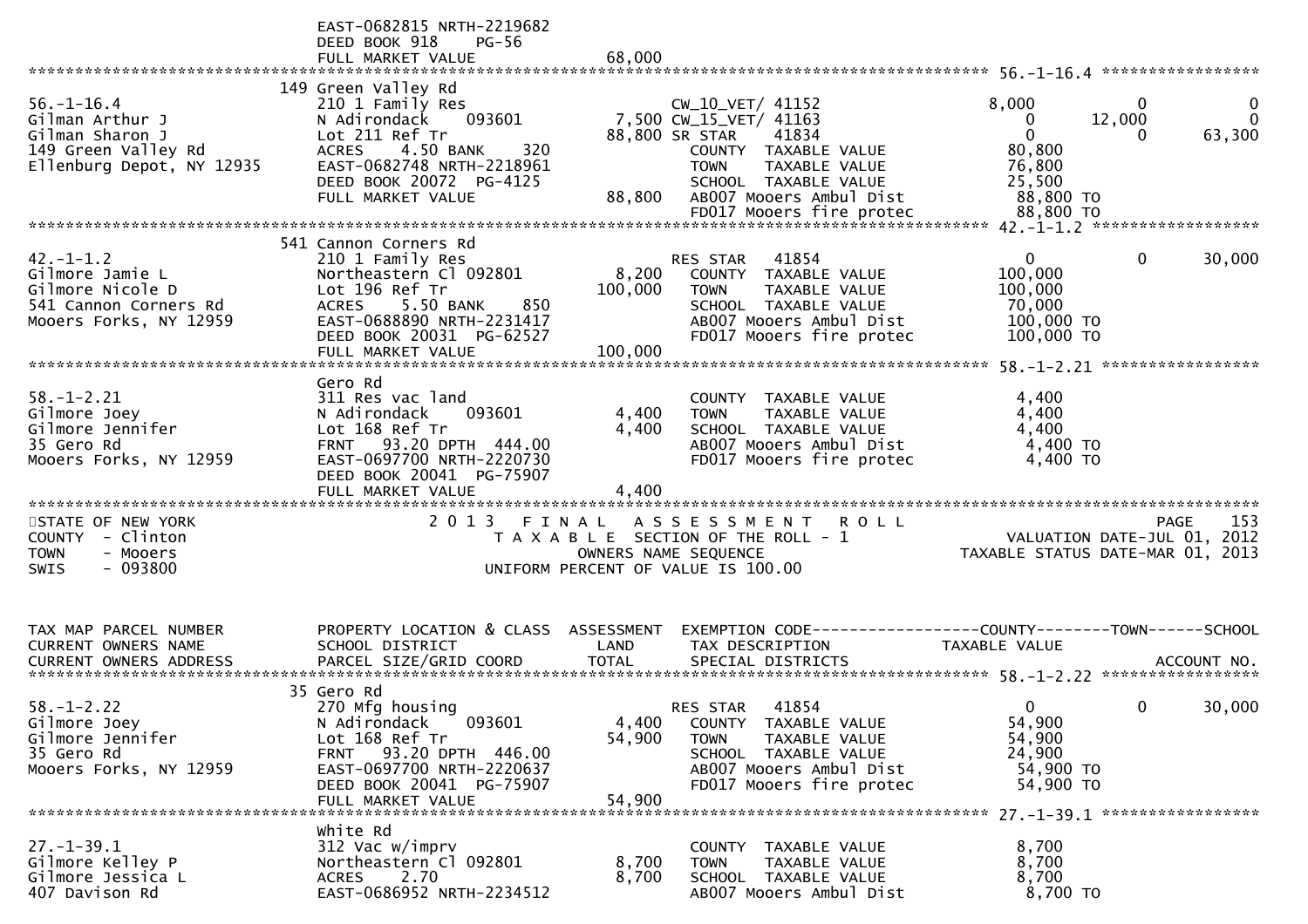```
                          EAST-0682815 NRTH-2219682
                          DEED BOOK 918     PG-56
                          FULL MARKET VALUE              68,000
******************************************************************************************************* 56.-1-16.4 *****************
                     149 Green Valley Rd
56.-1-16.4                210 1 Family Res                     CW_10_VET/ 41152              8,000           0             0
Gilman Arthur J           N Adirondack      093601        7,500 CW_15_VET/ 41163                 0      12,000             0
Gilman Sharon J           Lot 211 Ref Tr                 88,800 SR STAR     41834                 0           0        63,300
149 Green Valley Rd       ACRES     4.50 BANK     320            COUNTY  TAXABLE VALUE          80,800
Ellenburg Depot, NY 12935 EAST-0682748 NRTH-2218961              TOWN    TAXABLE VALUE          76,800
                          DEED BOOK 20072  PG-4125               SCHOOL  TAXABLE VALUE          25,500
                          FULL MARKET VALUE              88,800  AB007 Mooers Ambul Dist          88,800 TO
                                                                 FD017 Mooers fire protec         88,800 TO
******************************************************************************************************* 42.-1-1.2 ******************
                     541 Cannon Corners Rd
42.-1-1.2                 210 1 Family Res                     RES STAR    41854                 0           0        30,000
Gilmore Jamie L           Northeastern Cl 092801          8,200  COUNTY  TAXABLE VALUE         100,000
Gilmore Nicole D          Lot 196 Ref Tr                100,000  TOWN    TAXABLE VALUE         100,000
541 Cannon Corners Rd     ACRES     5.50 BANK     850            SCHOOL  TAXABLE VALUE          70,000
Mooers Forks, NY 12959    EAST-0688890 NRTH-2231417              AB007 Mooers Ambul Dist         100,000 TO
                          DEED BOOK 20031  PG-62527              FD017 Mooers fire protec        100,000 TO
                          FULL MARKET VALUE             100,000
******************************************************************************************************* 58.-1-2.21 *****************
                          Gero Rd
58.-1-2.21                311 Res vac land                       COUNTY  TAXABLE VALUE           4,400
Gilmore Joey              N Adirondack      093601        4,400  TOWN    TAXABLE VALUE           4,400
Gilmore Jennifer          Lot 168 Ref Tr                  4,400  SCHOOL  TAXABLE VALUE           4,400
35 Gero Rd                FRNT    93.20 DPTH  444.00             AB007 Mooers Ambul Dist           4,400 TO
Mooers Forks, NY 12959    EAST-0697700 NRTH-2220730              FD017 Mooers fire protec          4,400 TO
                          DEED BOOK 20041  PG-75907
                          FULL MARKET VALUE               4,400
************************************************************************************************************************************
STATE OF NEW YORK                  2 0 1 3   F I N A L   A S S E S S M E N T   R O L L                                 PAGE    153
COUNTY  - Clinton                     T A X A B L E  SECTION OF THE ROLL - 1                       VALUATION DATE-JUL 01, 2012
TOWN    - Mooers                           OWNERS NAME SEQUENCE                                  TAXABLE STATUS DATE-MAR 01, 2013
SWIS    - 093800                    UNIFORM PERCENT OF VALUE IS 100.00


TAX MAP PARCEL NUMBER     PROPERTY LOCATION & CLASS  ASSESSMENT  EXEMPTION CODE------------------COUNTY--------TOWN------SCHOOL
CURRENT OWNERS NAME       SCHOOL DISTRICT               LAND      TAX DESCRIPTION             TAXABLE VALUE
CURRENT OWNERS ADDRESS    PARCEL SIZE/GRID COORD        TOTAL     SPECIAL DISTRICTS                                      ACCOUNT NO.
******************************************************************************************************* 58.-1-2.22 *****************
                     35 Gero Rd
58.-1-2.22                270 Mfg housing                      RES STAR    41854                 0           0        30,000
Gilmore Joey              N Adirondack      093601        4,400  COUNTY  TAXABLE VALUE          54,900
Gilmore Jennifer          Lot 168 Ref Tr                 54,900  TOWN    TAXABLE VALUE          54,900
35 Gero Rd                FRNT    93.20 DPTH  446.00             SCHOOL  TAXABLE VALUE          24,900
Mooers Forks, NY 12959    EAST-0697700 NRTH-2220637              AB007 Mooers Ambul Dist          54,900 TO
                          DEED BOOK 20041  PG-75907              FD017 Mooers fire protec         54,900 TO
                          FULL MARKET VALUE              54,900
******************************************************************************************************* 27.-1-39.1 *****************
                          White Rd
27.-1-39.1                312 Vac w/imprv                        COUNTY  TAXABLE VALUE           8,700
Gilmore Kelley P          Northeastern Cl 092801          8,700  TOWN    TAXABLE VALUE           8,700
Gilmore Jessica L         ACRES     2.70                  8,700  SCHOOL  TAXABLE VALUE           8,700
407 Davison Rd            EAST-0686952 NRTH-2234512              AB007 Mooers Ambul Dist           8,700 TO
```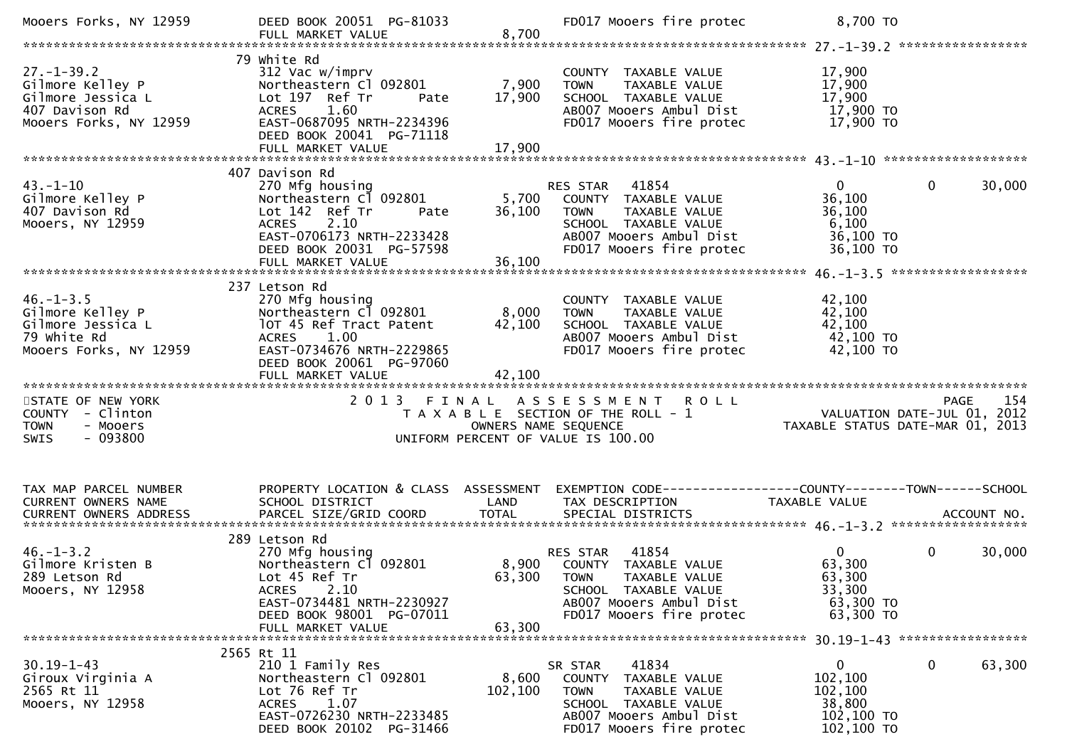```
Mooers Forks, NY 12959         DEED BOOK 20051  PG-81033                FD017 Mooers fire protec            8,700 TO
                               FULL MARKET VALUE               8,700
******************************************************************************************************* 27.-1-39.2 *****************
                            79 White Rd
27.-1-39.2                     312 Vac w/imprv                          COUNTY  TAXABLE VALUE              17,900
Gilmore Kelley P               Northeastern Cl 092801        7,900     TOWN    TAXABLE VALUE              17,900
Gilmore Jessica L              Lot 197  Ref Tr       Pate   17,900     SCHOOL  TAXABLE VALUE              17,900
407 Davison Rd                 ACRES    1.60                            AB007 Mooers Ambul Dist             17,900 TO
Mooers Forks, NY 12959         EAST-0687095 NRTH-2234396                FD017 Mooers fire protec            17,900 TO
                               DEED BOOK 20041  PG-71118
                               FULL MARKET VALUE              17,900
******************************************************************************************************* 43.-1-10 *******************
                            407 Davison Rd
43.-1-10                       270 Mfg housing                          RES STAR   41854                   0            0       30,000
Gilmore Kelley P               Northeastern Cl 092801        5,700     COUNTY  TAXABLE VALUE              36,100
407 Davison Rd                 Lot 142  Ref Tr       Pate   36,100     TOWN    TAXABLE VALUE              36,100
Mooers, NY 12959               ACRES    2.10                            SCHOOL  TAXABLE VALUE               6,100
                               EAST-0706173 NRTH-2233428                AB007 Mooers Ambul Dist             36,100 TO
                               DEED BOOK 20031  PG-57598                FD017 Mooers fire protec            36,100 TO
                               FULL MARKET VALUE              36,100
******************************************************************************************************* 46.-1-3.5 ******************
                            237 Letson Rd
46.-1-3.5                      270 Mfg housing                          COUNTY  TAXABLE VALUE              42,100
Gilmore Kelley P               Northeastern Cl 092801        8,000     TOWN    TAXABLE VALUE              42,100
Gilmore Jessica L              lOT 45 Ref Tract Patent      42,100     SCHOOL  TAXABLE VALUE              42,100
79 White Rd                    ACRES    1.00                            AB007 Mooers Ambul Dist             42,100 TO
Mooers Forks, NY 12959         EAST-0734676 NRTH-2229865                FD017 Mooers fire protec            42,100 TO
                               DEED BOOK 20061  PG-97060
                               FULL MARKET VALUE              42,100
************************************************************************************************************************************
STATE OF NEW YORK                  2 0 1 3   F I N A L   A S S E S S M E N T   R O L L                                PAGE    154
COUNTY  - Clinton                     T A X A B L E  SECTION OF THE ROLL - 1                          VALUATION DATE-JUL 01, 2012
TOWN    - Mooers                               OWNERS NAME SEQUENCE                             TAXABLE STATUS DATE-MAR 01, 2013
SWIS    - 093800                          UNIFORM PERCENT OF VALUE IS 100.00


TAX MAP PARCEL NUMBER          PROPERTY LOCATION & CLASS  ASSESSMENT  EXEMPTION CODE------------------COUNTY--------TOWN------SCHOOL
CURRENT OWNERS NAME            SCHOOL DISTRICT               LAND      TAX DESCRIPTION              TAXABLE VALUE
CURRENT OWNERS ADDRESS         PARCEL SIZE/GRID COORD       TOTAL      SPECIAL DISTRICTS                                 ACCOUNT NO.
******************************************************************************************************* 46.-1-3.2 ******************
                            289 Letson Rd
46.-1-3.2                      270 Mfg housing                          RES STAR   41854                   0            0       30,000
Gilmore Kristen B              Northeastern Cl 092801        8,900     COUNTY  TAXABLE VALUE              63,300
289 Letson Rd                  Lot 45 Ref Tr                63,300     TOWN    TAXABLE VALUE              63,300
Mooers, NY 12958               ACRES    2.10                            SCHOOL  TAXABLE VALUE              33,300
                               EAST-0734481 NRTH-2230927                AB007 Mooers Ambul Dist             63,300 TO
                               DEED BOOK 98001  PG-07011                FD017 Mooers fire protec            63,300 TO
                               FULL MARKET VALUE              63,300
******************************************************************************************************* 30.19-1-43 *****************
                            2565 Rt 11
30.19-1-43                     210 1 Family Res                         SR STAR    41834                   0            0       63,300
Giroux Virginia A              Northeastern Cl 092801        8,600     COUNTY  TAXABLE VALUE             102,100
2565 Rt 11                     Lot 76 Ref Tr               102,100     TOWN    TAXABLE VALUE             102,100
Mooers, NY 12958               ACRES    1.07                            SCHOOL  TAXABLE VALUE              38,800
                               EAST-0726230 NRTH-2233485                AB007 Mooers Ambul Dist            102,100 TO
                               DEED BOOK 20102  PG-31466                FD017 Mooers fire protec           102,100 TO
```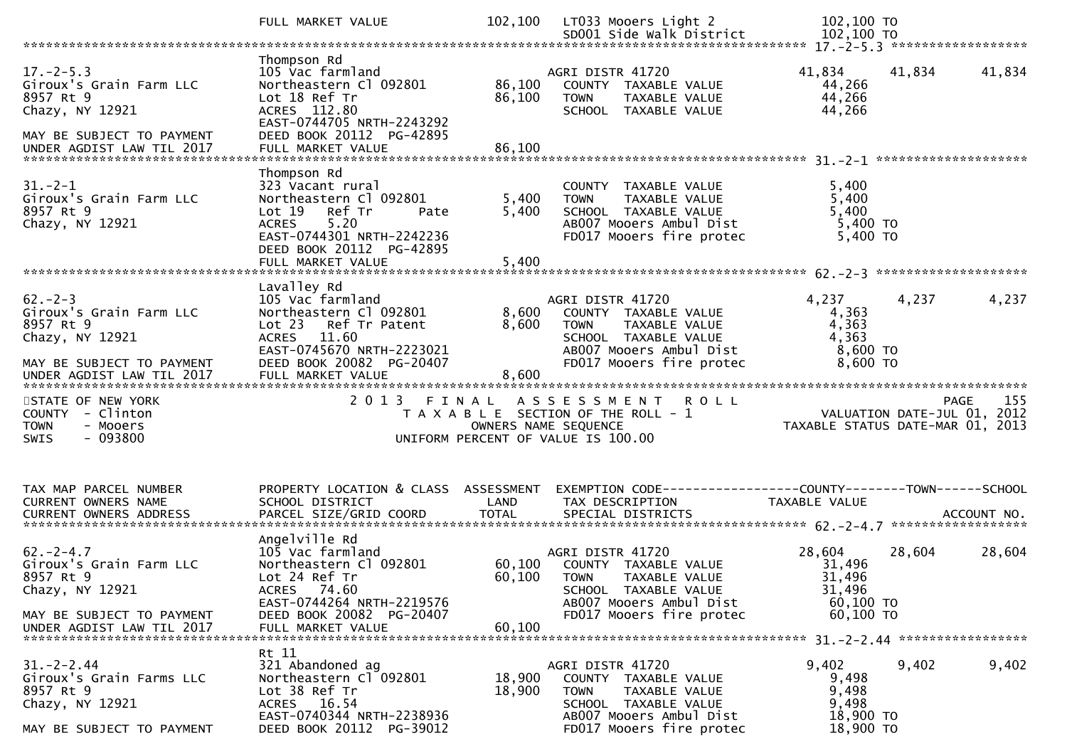| | | | | |
|---|---|---|---|---|
| | FULL MARKET VALUE | 102,100 | LT033 Mooers Light 2 | 102,100 TO |
| | | | SD001 Side Walk District | 102,100 TO |

**17.-2-5.3**

| | | | | | | |
|---|---|---|---|---|---|---|
| | Thompson Rd | | | | | |
| 17.-2-5.3 | 105 Vac farmland | | AGRI DISTR 41720 | 41,834 | 41,834 | 41,834 |
| Giroux's Grain Farm LLC | Northeastern Cl 092801 | 86,100 | COUNTY TAXABLE VALUE | 44,266 | | |
| 8957 Rt 9 | Lot 18 Ref Tr | 86,100 | TOWN TAXABLE VALUE | 44,266 | | |
| Chazy, NY 12921 | ACRES 112.80 | | SCHOOL TAXABLE VALUE | 44,266 | | |
| | EAST-0744705 NRTH-2243292 | | | | | |
| MAY BE SUBJECT TO PAYMENT | DEED BOOK 20112 PG-42895 | | | | | |
| UNDER AGDIST LAW TIL 2017 | FULL MARKET VALUE | 86,100 | | | | |

**31.-2-1**

| | | | | |
|---|---|---|---|---|
| | Thompson Rd | | | |
| 31.-2-1 | 323 Vacant rural | | COUNTY TAXABLE VALUE | 5,400 |
| Giroux's Grain Farm LLC | Northeastern Cl 092801 | 5,400 | TOWN TAXABLE VALUE | 5,400 |
| 8957 Rt 9 | Lot 19 Ref Tr Pate | 5,400 | SCHOOL TAXABLE VALUE | 5,400 |
| Chazy, NY 12921 | ACRES 5.20 | | AB007 Mooers Ambul Dist | 5,400 TO |
| | EAST-0744301 NRTH-2242236 | | FD017 Mooers fire protec | 5,400 TO |
| | DEED BOOK 20112 PG-42895 | | | |
| | FULL MARKET VALUE | 5,400 | | |

**62.-2-3**

| | | | | | | |
|---|---|---|---|---|---|---|
| | Lavalley Rd | | | | | |
| 62.-2-3 | 105 Vac farmland | | AGRI DISTR 41720 | 4,237 | 4,237 | 4,237 |
| Giroux's Grain Farm LLC | Northeastern Cl 092801 | 8,600 | COUNTY TAXABLE VALUE | 4,363 | | |
| 8957 Rt 9 | Lot 23 Ref Tr Patent | 8,600 | TOWN TAXABLE VALUE | 4,363 | | |
| Chazy, NY 12921 | ACRES 11.60 | | SCHOOL TAXABLE VALUE | 4,363 | | |
| | EAST-0745670 NRTH-2223021 | | AB007 Mooers Ambul Dist | 8,600 TO | | |
| MAY BE SUBJECT TO PAYMENT | DEED BOOK 20082 PG-20407 | | FD017 Mooers fire protec | 8,600 TO | | |
| UNDER AGDIST LAW TIL 2017 | FULL MARKET VALUE | 8,600 | | | | |

STATE OF NEW YORK — COUNTY - Clinton — TOWN - Mooers — SWIS - 093800

2 0 1 3 F I N A L A S S E S S M E N T R O L L
T A X A B L E SECTION OF THE ROLL - 1
OWNERS NAME SEQUENCE
UNIFORM PERCENT OF VALUE IS 100.00

PAGE 155 — VALUATION DATE-JUL 01, 2012 — TAXABLE STATUS DATE-MAR 01, 2013

| TAX MAP PARCEL NUMBER / CURRENT OWNERS NAME / CURRENT OWNERS ADDRESS | PROPERTY LOCATION & CLASS / SCHOOL DISTRICT / PARCEL SIZE/GRID COORD | ASSESSMENT LAND / TOTAL | EXEMPTION CODE / TAX DESCRIPTION / SPECIAL DISTRICTS | COUNTY / TAXABLE VALUE | TOWN | SCHOOL / ACCOUNT NO. |
|---|---|---|---|---|---|---|
| **62.-2-4.7** | | | | | | |
| | Angelville Rd | | | | | |
| 62.-2-4.7 | 105 Vac farmland | | AGRI DISTR 41720 | 28,604 | 28,604 | 28,604 |
| Giroux's Grain Farm LLC | Northeastern Cl 092801 | 60,100 | COUNTY TAXABLE VALUE | 31,496 | | |
| 8957 Rt 9 | Lot 24 Ref Tr | 60,100 | TOWN TAXABLE VALUE | 31,496 | | |
| Chazy, NY 12921 | ACRES 74.60 | | SCHOOL TAXABLE VALUE | 31,496 | | |
| | EAST-0744264 NRTH-2219576 | | AB007 Mooers Ambul Dist | 60,100 TO | | |
| MAY BE SUBJECT TO PAYMENT | DEED BOOK 20082 PG-20407 | | FD017 Mooers fire protec | 60,100 TO | | |
| UNDER AGDIST LAW TIL 2017 | FULL MARKET VALUE | 60,100 | | | | |
| **31.-2-2.44** | | | | | | |
| | Rt 11 | | | | | |
| 31.-2-2.44 | 321 Abandoned ag | | AGRI DISTR 41720 | 9,402 | 9,402 | 9,402 |
| Giroux's Grain Farms LLC | Northeastern Cl 092801 | 18,900 | COUNTY TAXABLE VALUE | 9,498 | | |
| 8957 Rt 9 | Lot 38 Ref Tr | 18,900 | TOWN TAXABLE VALUE | 9,498 | | |
| Chazy, NY 12921 | ACRES 16.54 | | SCHOOL TAXABLE VALUE | 9,498 | | |
| | EAST-0740344 NRTH-2238936 | | AB007 Mooers Ambul Dist | 18,900 TO | | |
| MAY BE SUBJECT TO PAYMENT | DEED BOOK 20112 PG-39012 | | FD017 Mooers fire protec | 18,900 TO | | |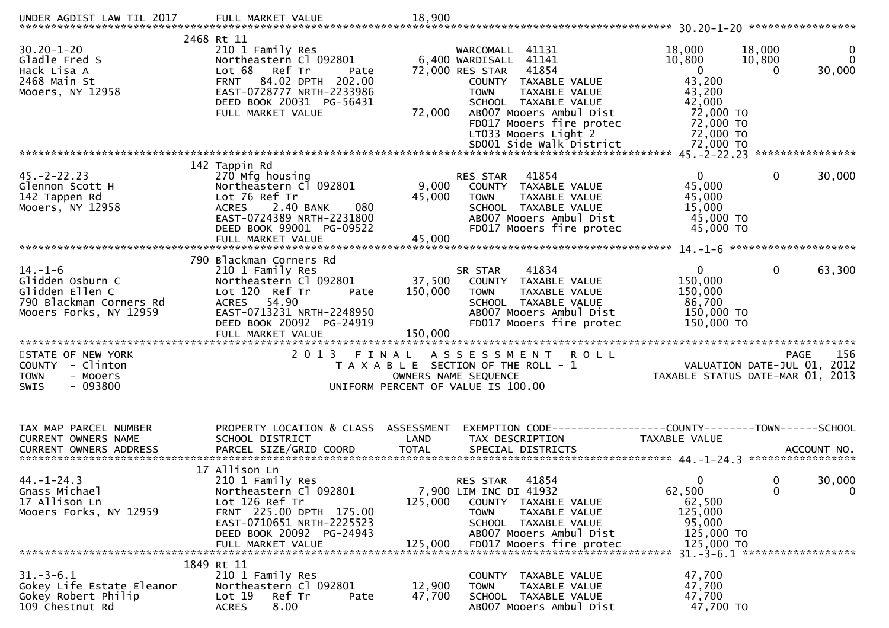```
UNDER AGDIST LAW TIL 2017      FULL MARKET VALUE              18,900
******************************************************************************************************* 30.20-1-20 *****************
                          2468 Rt 11
30.20-1-20                     210 1 Family Res                     WARCOMALL  41131              18,000      18,000            0
Gladle Fred S                  Northeastern Cl 092801       6,400 WARDISALL  41141              10,800      10,800            0
Hack Lisa A                    Lot 68   Ref Tr       Pate  72,000 RES STAR   41854                   0           0       30,000
2468 Main St                   FRNT   84.02 DPTH 202.00             COUNTY  TAXABLE VALUE             43,200
Mooers, NY 12958               EAST-0728777 NRTH-2233986            TOWN    TAXABLE VALUE             43,200
                               DEED BOOK 20031  PG-56431            SCHOOL  TAXABLE VALUE             42,000
                               FULL MARKET VALUE              72,000   AB007 Mooers Ambul Dist         72,000 TO
                                                                    FD017 Mooers fire protec          72,000 TO
                                                                    LT033 Mooers Light 2              72,000 TO
                                                                    SD001 Side Walk District          72,000 TO
******************************************************************************************************* 45.-2-22.23 ****************
                          142 Tappin Rd
45.-2-22.23                    270 Mfg housing                      RES STAR   41854                   0           0       30,000
Glennon Scott H                Northeastern Cl 092801       9,000   COUNTY  TAXABLE VALUE             45,000
142 Tappen Rd                  Lot 76 Ref Tr               45,000   TOWN    TAXABLE VALUE             45,000
Mooers, NY 12958               ACRES    2.40 BANK     080           SCHOOL  TAXABLE VALUE             15,000
                               EAST-0724389 NRTH-2231800            AB007 Mooers Ambul Dist           45,000 TO
                               DEED BOOK 99001  PG-09522            FD017 Mooers fire protec          45,000 TO
                               FULL MARKET VALUE              45,000
******************************************************************************************************* 14.-1-6 ********************
                          790 Blackman Corners Rd
14.-1-6                        210 1 Family Res                     SR STAR    41834                   0           0       63,300
Glidden Osburn C               Northeastern Cl 092801      37,500   COUNTY  TAXABLE VALUE            150,000
Glidden Ellen C                Lot 120  Ref Tr       Pate 150,000   TOWN    TAXABLE VALUE            150,000
790 Blackman Corners Rd        ACRES   54.90                        SCHOOL  TAXABLE VALUE             86,700
Mooers Forks, NY 12959         EAST-0713231 NRTH-2248950            AB007 Mooers Ambul Dist          150,000 TO
                               DEED BOOK 20092  PG-24919            FD017 Mooers fire protec         150,000 TO
                               FULL MARKET VALUE             150,000
*******************************************************************************************************************************************
STATE OF NEW YORK                  2 0 1 3   F I N A L   A S S E S S M E N T   R O L L                                  PAGE    156
COUNTY  - Clinton                     T A X A B L E  SECTION OF THE ROLL - 1                        VALUATION DATE-JUL 01, 2012
TOWN    - Mooers                              OWNERS NAME SEQUENCE                              TAXABLE STATUS DATE-MAR 01, 2013
SWIS    - 093800                         UNIFORM PERCENT OF VALUE IS 100.00


TAX MAP PARCEL NUMBER          PROPERTY LOCATION & CLASS  ASSESSMENT  EXEMPTION CODE------------------COUNTY--------TOWN------SCHOOL
CURRENT OWNERS NAME            SCHOOL DISTRICT               LAND      TAX DESCRIPTION             TAXABLE VALUE
CURRENT OWNERS ADDRESS         PARCEL SIZE/GRID COORD        TOTAL     SPECIAL DISTRICTS                                ACCOUNT NO.
******************************************************************************************************* 44.-1-24.3 *****************
                          17 Allison Ln
44.-1-24.3                     210 1 Family Res                     RES STAR   41854                   0           0       30,000
Gnass Michael                  Northeastern Cl 092801       7,900 LIM INC DI 41932              62,500           0            0
17 Allison Ln                  Lot 126 Ref Tr             125,000   COUNTY  TAXABLE VALUE             62,500
Mooers Forks, NY 12959         FRNT  225.00 DPTH 175.00             TOWN    TAXABLE VALUE            125,000
                               EAST-0710651 NRTH-2225523            SCHOOL  TAXABLE VALUE             95,000
                               DEED BOOK 20092  PG-24943            AB007 Mooers Ambul Dist          125,000 TO
                               FULL MARKET VALUE             125,000   FD017 Mooers fire protec         125,000 TO
******************************************************************************************************* 31.-3-6.1 ******************
                          1849 Rt 11
31.-3-6.1                      210 1 Family Res                     COUNTY  TAXABLE VALUE             47,700
Gokey Life Estate Eleanor      Northeastern Cl 092801      12,900   TOWN    TAXABLE VALUE             47,700
Gokey Robert Philip            Lot 19   Ref Tr       Pate  47,700   SCHOOL  TAXABLE VALUE             47,700
109 Chestnut Rd                ACRES    8.00                        AB007 Mooers Ambul Dist           47,700 TO
```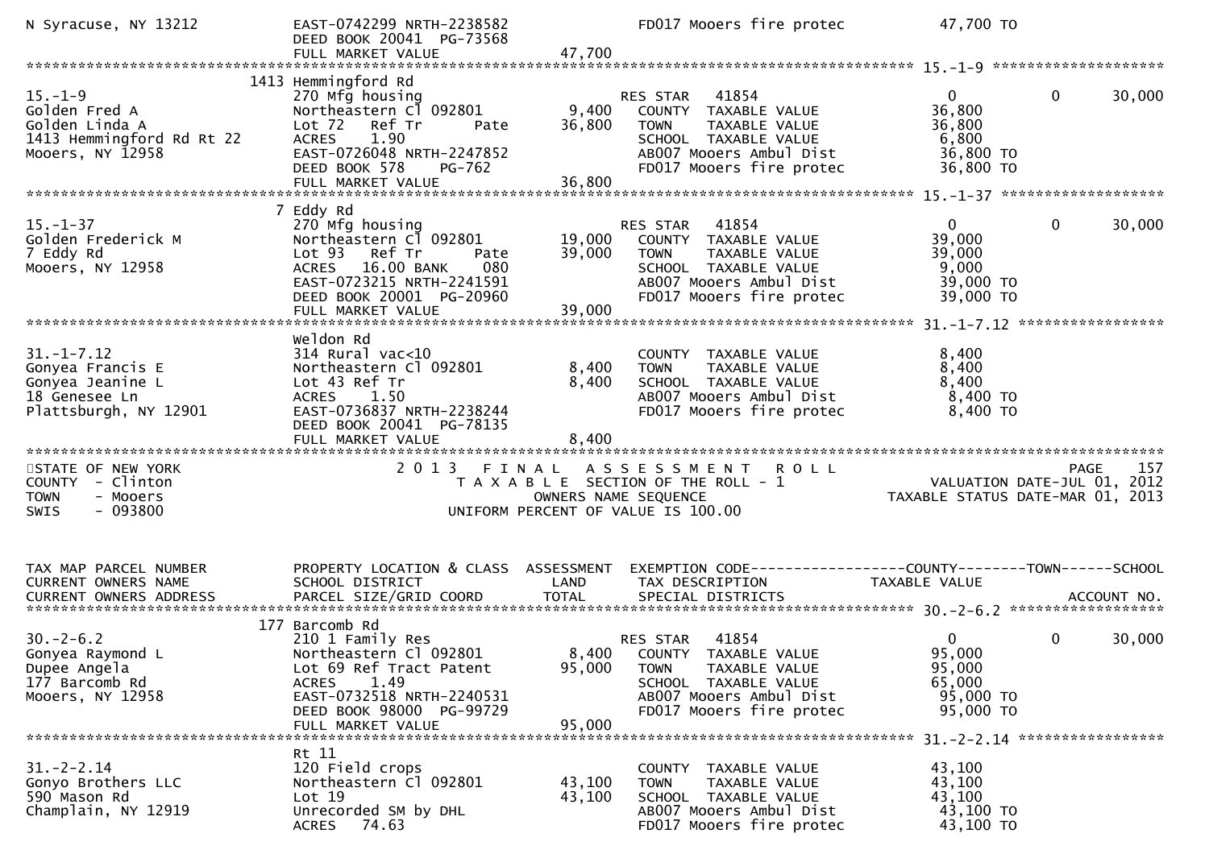```
N Syracuse, NY 13212          EAST-0742299 NRTH-2238582               FD017 Mooers fire protec          47,700 TO
                              DEED BOOK 20041  PG-73568
                              FULL MARKET VALUE                47,700
******************************************************************************************************* 15.-1-9 ********************
                          1413 Hemmingford Rd
15.-1-9                       270 Mfg housing                         RES STAR    41854                  0           0      30,000
Golden Fred A                 Northeastern Cl 092801           9,400   COUNTY  TAXABLE VALUE            36,800
Golden Linda A                Lot 72   Ref Tr        Pate     36,800   TOWN    TAXABLE VALUE            36,800
1413 Hemmingford Rd Rt 22     ACRES    1.90                            SCHOOL  TAXABLE VALUE             6,800
Mooers, NY 12958              EAST-0726048 NRTH-2247852               AB007 Mooers Ambul Dist           36,800 TO
                              DEED BOOK 578    PG-762                 FD017 Mooers fire protec          36,800 TO
                              FULL MARKET VALUE                36,800
******************************************************************************************************* 15.-1-37 *******************
                          7 Eddy Rd
15.-1-37                      270 Mfg housing                         RES STAR    41854                  0           0      30,000
Golden Frederick M            Northeastern Cl 092801          19,000   COUNTY  TAXABLE VALUE            39,000
7 Eddy Rd                     Lot 93   Ref Tr        Pate     39,000   TOWN    TAXABLE VALUE            39,000
Mooers, NY 12958              ACRES   16.00 BANK      080              SCHOOL  TAXABLE VALUE             9,000
                              EAST-0723215 NRTH-2241591               AB007 Mooers Ambul Dist           39,000 TO
                              DEED BOOK 20001  PG-20960               FD017 Mooers fire protec          39,000 TO
                              FULL MARKET VALUE                39,000
******************************************************************************************************* 31.-1-7.12 *****************
                              Weldon Rd
31.-1-7.12                    314 Rural vac<10                         COUNTY  TAXABLE VALUE             8,400
Gonyea Francis E              Northeastern Cl 092801           8,400   TOWN    TAXABLE VALUE             8,400
Gonyea Jeanine L              Lot 43 Ref Tr                    8,400   SCHOOL  TAXABLE VALUE             8,400
18 Genesee Ln                 ACRES    1.50                            AB007 Mooers Ambul Dist            8,400 TO
Plattsburgh, NY 12901         EAST-0736837 NRTH-2238244               FD017 Mooers fire protec           8,400 TO
                              DEED BOOK 20041  PG-78135
                              FULL MARKET VALUE                 8,400
************************************************************************************************************************************
STATE OF NEW YORK                    2 0 1 3   F I N A L   A S S E S S M E N T   R O L L                                PAGE    157
COUNTY  - Clinton                       T A X A B L E  SECTION OF THE ROLL - 1                      VALUATION DATE-JUL 01, 2012
TOWN    - Mooers                              OWNERS NAME SEQUENCE                              TAXABLE STATUS DATE-MAR 01, 2013
SWIS    - 093800                     UNIFORM PERCENT OF VALUE IS 100.00


TAX MAP PARCEL NUMBER         PROPERTY LOCATION & CLASS  ASSESSMENT  EXEMPTION CODE------------------COUNTY--------TOWN------SCHOOL
CURRENT OWNERS NAME           SCHOOL DISTRICT               LAND      TAX DESCRIPTION              TAXABLE VALUE
CURRENT OWNERS ADDRESS        PARCEL SIZE/GRID COORD       TOTAL      SPECIAL DISTRICTS                                   ACCOUNT NO.
******************************************************************************************************* 30.-2-6.2 ******************
                          177 Barcomb Rd
30.-2-6.2                     210 1 Family Res                        RES STAR    41854                  0           0      30,000
Gonyea Raymond L              Northeastern Cl 092801           8,400   COUNTY  TAXABLE VALUE            95,000
Dupee Angela                  Lot 69 Ref Tract Patent         95,000   TOWN    TAXABLE VALUE            95,000
177 Barcomb Rd                ACRES    1.49                            SCHOOL  TAXABLE VALUE            65,000
Mooers, NY 12958              EAST-0732518 NRTH-2240531               AB007 Mooers Ambul Dist           95,000 TO
                              DEED BOOK 98000  PG-99729               FD017 Mooers fire protec          95,000 TO
                              FULL MARKET VALUE                95,000
******************************************************************************************************* 31.-2-2.14 *****************
                              Rt 11
31.-2-2.14                    120 Field crops                          COUNTY  TAXABLE VALUE            43,100
Gonyo Brothers LLC            Northeastern Cl 092801          43,100   TOWN    TAXABLE VALUE            43,100
590 Mason Rd                  Lot 19                          43,100   SCHOOL  TAXABLE VALUE            43,100
Champlain, NY 12919           Unrecorded SM by DHL                     AB007 Mooers Ambul Dist           43,100 TO
                              ACRES   74.63                            FD017 Mooers fire protec          43,100 TO
```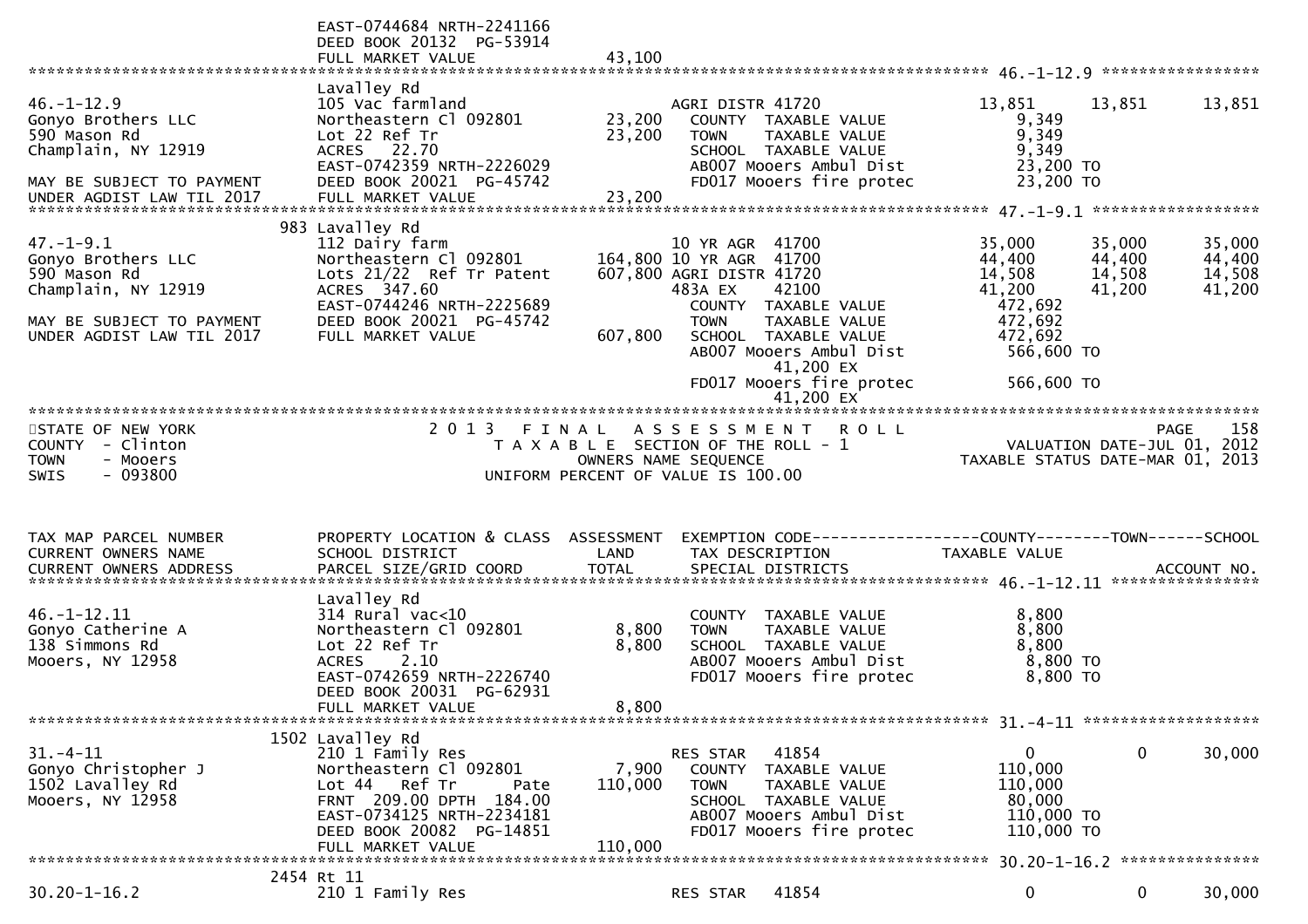```
                              EAST-0744684 NRTH-2241166
                              DEED BOOK 20132  PG-53914
                              FULL MARKET VALUE              43,100
******************************************************************************************************* 46.-1-12.9 *****************
                              Lavalley Rd
46.-1-12.9                    105 Vac farmland                    AGRI DISTR 41720              13,851      13,851       13,851
Gonyo Brothers LLC            Northeastern Cl 092801      23,200    COUNTY  TAXABLE VALUE           9,349
590 Mason Rd                  Lot 22 Ref Tr               23,200    TOWN    TAXABLE VALUE           9,349
Champlain, NY 12919           ACRES   22.70                         SCHOOL  TAXABLE VALUE           9,349
                              EAST-0742359 NRTH-2226029             AB007 Mooers Ambul Dist         23,200 TO
MAY BE SUBJECT TO PAYMENT     DEED BOOK 20021  PG-45742             FD017 Mooers fire protec        23,200 TO
UNDER AGDIST LAW TIL 2017     FULL MARKET VALUE              23,200
******************************************************************************************************* 47.-1-9.1 ******************
                          983 Lavalley Rd
47.-1-9.1                     112 Dairy farm                      10 YR AGR  41700              35,000      35,000       35,000
Gonyo Brothers LLC            Northeastern Cl 092801     164,800 10 YR AGR  41700               44,400      44,400       44,400
590 Mason Rd                  Lots 21/22  Ref Tr Patent  607,800 AGRI DISTR 41720               14,508      14,508       14,508
Champlain, NY 12919           ACRES  347.60                       483A EX     42100              41,200      41,200       41,200
                              EAST-0744246 NRTH-2225689             COUNTY  TAXABLE VALUE         472,692
MAY BE SUBJECT TO PAYMENT     DEED BOOK 20021  PG-45742             TOWN    TAXABLE VALUE         472,692
UNDER AGDIST LAW TIL 2017     FULL MARKET VALUE             607,800   SCHOOL  TAXABLE VALUE         472,692
                                                                    AB007 Mooers Ambul Dist        566,600 TO
                                                                          41,200 EX
                                                                    FD017 Mooers fire protec       566,600 TO
                                                                          41,200 EX
************************************************************************************************************************************
STATE OF NEW YORK                  2 0 1 3   F I N A L   A S S E S S M E N T   R O L L                                 PAGE    158
COUNTY  - Clinton                       T A X A B L E  SECTION OF THE ROLL - 1                   VALUATION DATE-JUL 01, 2012
TOWN    - Mooers                                 OWNERS NAME SEQUENCE                       TAXABLE STATUS DATE-MAR 01, 2013
SWIS    - 093800                         UNIFORM PERCENT OF VALUE IS 100.00


TAX MAP PARCEL NUMBER         PROPERTY LOCATION & CLASS  ASSESSMENT  EXEMPTION CODE------------------COUNTY--------TOWN------SCHOOL
CURRENT OWNERS NAME           SCHOOL DISTRICT               LAND      TAX DESCRIPTION              TAXABLE VALUE
CURRENT OWNERS ADDRESS        PARCEL SIZE/GRID COORD        TOTAL     SPECIAL DISTRICTS                                  ACCOUNT NO.
******************************************************************************************************* 46.-1-12.11 ****************
                              Lavalley Rd
46.-1-12.11                   314 Rural vac<10                      COUNTY  TAXABLE VALUE           8,800
Gonyo Catherine A             Northeastern Cl 092801       8,800    TOWN    TAXABLE VALUE           8,800
138 Simmons Rd                Lot 22 Ref Tr                8,800    SCHOOL  TAXABLE VALUE           8,800
Mooers, NY 12958              ACRES    2.10                         AB007 Mooers Ambul Dist          8,800 TO
                              EAST-0742659 NRTH-2226740             FD017 Mooers fire protec         8,800 TO
                              DEED BOOK 20031  PG-62931
                              FULL MARKET VALUE               8,800
******************************************************************************************************* 31.-4-11 *******************
                         1502 Lavalley Rd
31.-4-11                      210 1 Family Res                    RES STAR   41854                   0           0       30,000
Gonyo Christopher J           Northeastern Cl 092801       7,900    COUNTY  TAXABLE VALUE         110,000
1502 Lavalley Rd              Lot 44   Ref Tr       Pate  110,000    TOWN    TAXABLE VALUE         110,000
Mooers, NY 12958              FRNT 209.00 DPTH 184.00               SCHOOL  TAXABLE VALUE          80,000
                              EAST-0734125 NRTH-2234181             AB007 Mooers Ambul Dist        110,000 TO
                              DEED BOOK 20082  PG-14851             FD017 Mooers fire protec       110,000 TO
                              FULL MARKET VALUE             110,000
******************************************************************************************************* 30.20-1-16.2 ***************
                         2454 Rt 11
30.20-1-16.2                  210 1 Family Res                    RES STAR   41854                   0           0       30,000
```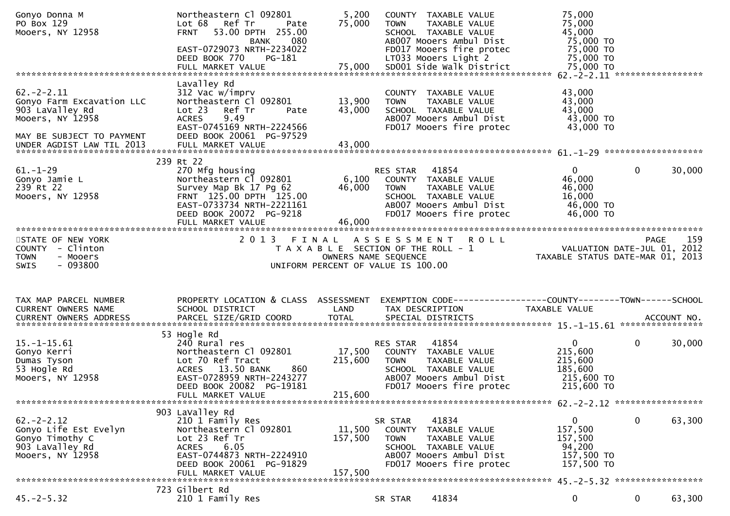```
Gonyo Donna M                  Northeastern Cl 092801         5,200    COUNTY  TAXABLE VALUE            75,000
PO Box 129                     Lot 68   Ref Tr      Pate     75,000    TOWN    TAXABLE VALUE            75,000
Mooers, NY 12958               FRNT    53.00 DPTH  255.00               SCHOOL  TAXABLE VALUE            45,000
                                            BANK     080                AB007 Mooers Ambul Dist           75,000 TO
                               EAST-0729073 NRTH-2234022                FD017 Mooers fire protec          75,000 TO
                               DEED BOOK 770    PG-181                  LT033 Mooers Light 2              75,000 TO
                               FULL MARKET VALUE             75,000    SD001 Side Walk District          75,000 TO
******************************************************************************************************* 62.-2-2.11 *****************
                               Lavalley Rd
62.-2-2.11                     312 Vac w/imprv                          COUNTY  TAXABLE VALUE            43,000
Gonyo Farm Excavation LLC      Northeastern Cl 092801        13,900    TOWN    TAXABLE VALUE            43,000
903 LaValley Rd                Lot 23   Ref Tr      Pate     43,000    SCHOOL  TAXABLE VALUE            43,000
Mooers, NY 12958               ACRES     9.49                           AB007 Mooers Ambul Dist           43,000 TO
                               EAST-0745169 NRTH-2224566                FD017 Mooers fire protec          43,000 TO
MAY BE SUBJECT TO PAYMENT      DEED BOOK 20061  PG-97529
UNDER AGDIST LAW TIL 2013      FULL MARKET VALUE             43,000
******************************************************************************************************* 61.-1-29 *******************
                           239 Rt 22
61.-1-29                       270 Mfg housing                          RES STAR    41854                 0             0      30,000
Gonyo Jamie L                  Northeastern Cl 092801         6,100    COUNTY  TAXABLE VALUE            46,000
239 Rt 22                      Survey Map Bk 17 Pg 62        46,000    TOWN    TAXABLE VALUE            46,000
Mooers, NY 12958               FRNT  125.00 DPTH  125.00                SCHOOL  TAXABLE VALUE            16,000
                               EAST-0733734 NRTH-2221161                AB007 Mooers Ambul Dist           46,000 TO
                               DEED BOOK 20072  PG-9218                 FD017 Mooers fire protec          46,000 TO
                               FULL MARKET VALUE             46,000
************************************************************************************************************************************
STATE OF NEW YORK                  2 0 1 3   F I N A L   A S S E S S M E N T   R O L L                                PAGE    159
COUNTY  - Clinton                       T A X A B L E  SECTION OF THE ROLL - 1                   VALUATION DATE-JUL 01, 2012
TOWN    - Mooers                              OWNERS NAME SEQUENCE                         TAXABLE STATUS DATE-MAR 01, 2013
SWIS    - 093800                       UNIFORM PERCENT OF VALUE IS 100.00


TAX MAP PARCEL NUMBER          PROPERTY LOCATION & CLASS  ASSESSMENT  EXEMPTION CODE------------------COUNTY--------TOWN------SCHOOL
CURRENT OWNERS NAME            SCHOOL DISTRICT               LAND      TAX DESCRIPTION            TAXABLE VALUE
CURRENT OWNERS ADDRESS         PARCEL SIZE/GRID COORD        TOTAL     SPECIAL DISTRICTS                                  ACCOUNT NO.
******************************************************************************************************* 15.-1-15.61 ****************
                           53 Hogle Rd
15.-1-15.61                    240 Rural res                            RES STAR    41854                 0             0      30,000
Gonyo Kerri                    Northeastern Cl 092801        17,500    COUNTY  TAXABLE VALUE           215,600
Dumas Tyson                    Lot 70 Ref Tract             215,600    TOWN    TAXABLE VALUE           215,600
53 Hogle Rd                    ACRES    13.50 BANK     860              SCHOOL  TAXABLE VALUE           185,600
Mooers, NY 12958               EAST-0728959 NRTH-2243277                AB007 Mooers Ambul Dist          215,600 TO
                               DEED BOOK 20082  PG-19181                FD017 Mooers fire protec         215,600 TO
                               FULL MARKET VALUE            215,600
******************************************************************************************************* 62.-2-2.12 *****************
                           903 LaValley Rd
62.-2-2.12                     210 1 Family Res                         SR STAR     41834                 0             0      63,300
Gonyo Life Est Evelyn          Northeastern Cl 092801        11,500    COUNTY  TAXABLE VALUE           157,500
Gonyo Timothy C                Lot 23 Ref Tr                157,500    TOWN    TAXABLE VALUE           157,500
903 LaValley Rd                ACRES     6.05                           SCHOOL  TAXABLE VALUE            94,200
Mooers, NY 12958               EAST-0744873 NRTH-2224910                AB007 Mooers Ambul Dist          157,500 TO
                               DEED BOOK 20061  PG-91829                FD017 Mooers fire protec         157,500 TO
                               FULL MARKET VALUE            157,500
******************************************************************************************************* 45.-2-5.32 *****************
                           723 Gilbert Rd
45.-2-5.32                     210 1 Family Res                         SR STAR     41834                 0             0      63,300
```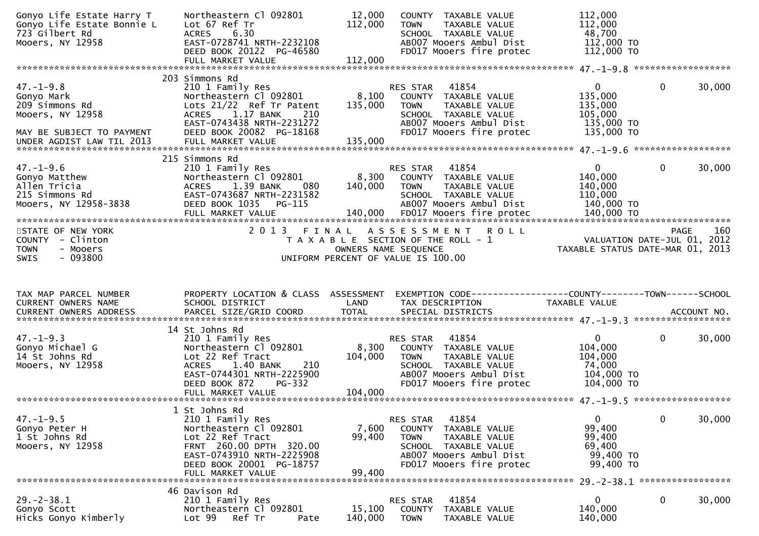```
Gonyo Life Estate Harry T     Northeastern Cl 092801       12,000   COUNTY  TAXABLE VALUE          112,000
Gonyo Life Estate Bonnie L    Lot 67 Ref Tr               112,000   TOWN    TAXABLE VALUE          112,000
723 Gilbert Rd                ACRES     6.30                        SCHOOL  TAXABLE VALUE           48,700
Mooers, NY 12958              EAST-0728741 NRTH-2232108             AB007 Mooers Ambul Dist        112,000 TO
                              DEED BOOK 20122  PG-46580             FD017 Mooers fire protec       112,000 TO
                              FULL MARKET VALUE           112,000
******************************************************************************************************* 47.-1-9.8 ******************
                           203 Simmons Rd
47.-1-9.8                     210 1 Family Res                      RES STAR   41854                 0            0       30,000
Gonyo Mark                    Northeastern Cl 092801        8,100   COUNTY  TAXABLE VALUE          135,000
209 Simmons Rd                Lots 21/22  Ref Tr Patent   135,000   TOWN    TAXABLE VALUE          135,000
Mooers, NY 12958              ACRES     1.17 BANK     210           SCHOOL  TAXABLE VALUE          105,000
                              EAST-0743438 NRTH-2231272             AB007 Mooers Ambul Dist        135,000 TO
MAY BE SUBJECT TO PAYMENT     DEED BOOK 20082  PG-18168             FD017 Mooers fire protec       135,000 TO
UNDER AGDIST LAW TIL 2013     FULL MARKET VALUE           135,000
******************************************************************************************************* 47.-1-9.6 ******************
                           215 Simmons Rd
47.-1-9.6                     210 1 Family Res                      RES STAR   41854                 0            0       30,000
Gonyo Matthew                 Northeastern Cl 092801        8,300   COUNTY  TAXABLE VALUE          140,000
Allen Tricia                  ACRES     1.39 BANK     080 140,000   TOWN    TAXABLE VALUE          140,000
215 Simmons Rd                EAST-0743687 NRTH-2231582             SCHOOL  TAXABLE VALUE          110,000
Mooers, NY 12958-3838         DEED BOOK 1035    PG-115              AB007 Mooers Ambul Dist        140,000 TO
                              FULL MARKET VALUE           140,000   FD017 Mooers fire protec       140,000 TO
*******************************************************************************************************************************************
STATE OF NEW YORK                        2 0 1 3   F I N A L   A S S E S S M E N T   R O L L                              PAGE    160
COUNTY  - Clinton                           T A X A B L E  SECTION OF THE ROLL - 1                          VALUATION DATE-JUL 01, 2012
TOWN    - Mooers                                   OWNERS NAME SEQUENCE                              TAXABLE STATUS DATE-MAR 01, 2013
SWIS    - 093800                            UNIFORM PERCENT OF VALUE IS 100.00


TAX MAP PARCEL NUMBER         PROPERTY LOCATION & CLASS  ASSESSMENT  EXEMPTION CODE------------------COUNTY--------TOWN------SCHOOL
CURRENT OWNERS NAME           SCHOOL DISTRICT               LAND      TAX DESCRIPTION             TAXABLE VALUE
CURRENT OWNERS ADDRESS        PARCEL SIZE/GRID COORD       TOTAL      SPECIAL DISTRICTS                                   ACCOUNT NO.
******************************************************************************************************* 47.-1-9.3 ******************
                           14 St Johns Rd
47.-1-9.3                     210 1 Family Res                      RES STAR   41854                 0            0       30,000
Gonyo Michael G               Northeastern Cl 092801        8,300   COUNTY  TAXABLE VALUE          104,000
14 St Johns Rd                Lot 22 Ref Tract            104,000   TOWN    TAXABLE VALUE          104,000
Mooers, NY 12958              ACRES     1.40 BANK     210           SCHOOL  TAXABLE VALUE           74,000
                              EAST-0744301 NRTH-2225900             AB007 Mooers Ambul Dist        104,000 TO
                              DEED BOOK 872     PG-332              FD017 Mooers fire protec       104,000 TO
                              FULL MARKET VALUE           104,000
******************************************************************************************************* 47.-1-9.5 ******************
                           1 St Johns Rd
47.-1-9.5                     210 1 Family Res                      RES STAR   41854                 0            0       30,000
Gonyo Peter H                 Northeastern Cl 092801        7,600   COUNTY  TAXABLE VALUE           99,400
1 St Johns Rd                 Lot 22 Ref Tract             99,400   TOWN    TAXABLE VALUE           99,400
Mooers, NY 12958              FRNT  260.00 DPTH  320.00             SCHOOL  TAXABLE VALUE           69,400
                              EAST-0743910 NRTH-2225908             AB007 Mooers Ambul Dist         99,400 TO
                              DEED BOOK 20001  PG-18757             FD017 Mooers fire protec        99,400 TO
                              FULL MARKET VALUE            99,400
******************************************************************************************************* 29.-2-38.1 *****************
                           46 Davison Rd
29.-2-38.1                    210 1 Family Res                      RES STAR   41854                 0            0       30,000
Gonyo Scott                   Northeastern Cl 092801       15,100   COUNTY  TAXABLE VALUE          140,000
Hicks Gonyo Kimberly          Lot 99   Ref Tr        Pate 140,000   TOWN    TAXABLE VALUE          140,000
```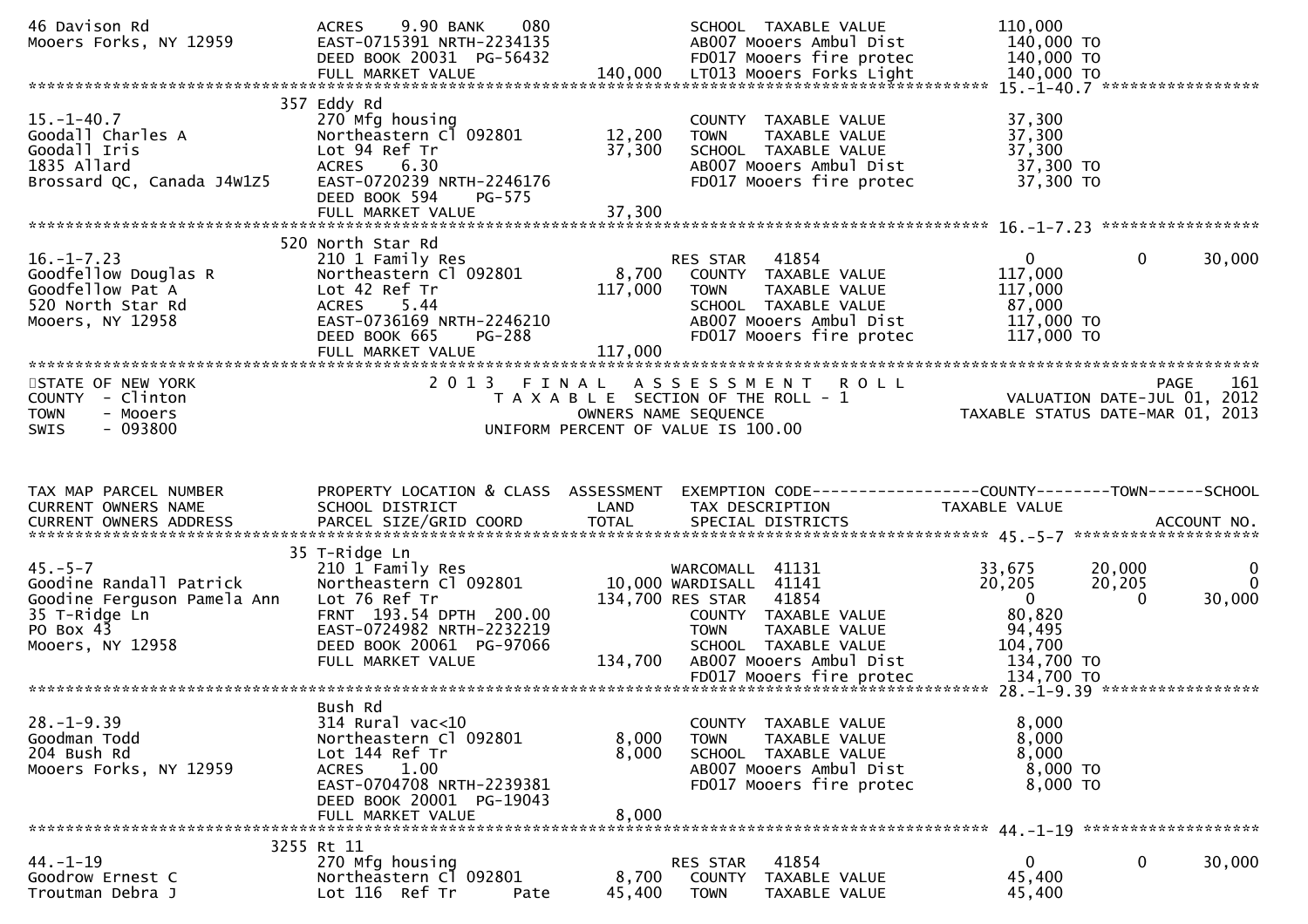```
46 Davison Rd               ACRES     9.90 BANK     080                SCHOOL  TAXABLE VALUE             110,000
Mooers Forks, NY 12959      EAST-0715391 NRTH-2234135                  AB007 Mooers Ambul Dist            140,000 TO
                            DEED BOOK 20031  PG-56432                  FD017 Mooers fire protec           140,000 TO
                            FULL MARKET VALUE              140,000     LT013 Mooers Forks Light           140,000 TO
******************************************************************************************************* 15.-1-40.7 *****************
                         357 Eddy Rd
15.-1-40.7                  270 Mfg housing                            COUNTY  TAXABLE VALUE              37,300
Goodall Charles A           Northeastern Cl 092801        12,200       TOWN    TAXABLE VALUE              37,300
Goodall Iris                Lot 94 Ref Tr                 37,300       SCHOOL  TAXABLE VALUE              37,300
1835 Allard                 ACRES     6.30                             AB007 Mooers Ambul Dist             37,300 TO
Brossard QC, Canada J4W1Z5  EAST-0720239 NRTH-2246176                  FD017 Mooers fire protec            37,300 TO
                            DEED BOOK 594    PG-575
                            FULL MARKET VALUE              37,300
******************************************************************************************************* 16.-1-7.23 *****************
                         520 North Star Rd
16.-1-7.23                  210 1 Family Res                          RES STAR    41854                     0            0       30,000
Goodfellow Douglas R        Northeastern Cl 092801         8,700       COUNTY  TAXABLE VALUE             117,000
Goodfellow Pat A            Lot 42 Ref Tr                117,000       TOWN    TAXABLE VALUE             117,000
520 North Star Rd           ACRES     5.44                             SCHOOL  TAXABLE VALUE              87,000
Mooers, NY 12958            EAST-0736169 NRTH-2246210                  AB007 Mooers Ambul Dist            117,000 TO
                            DEED BOOK 665    PG-288                    FD017 Mooers fire protec           117,000 TO
                            FULL MARKET VALUE             117,000
*******************************************************************************************************
STATE OF NEW YORK                    2 0 1 3   F I N A L   A S S E S S M E N T   R O L L                                 PAGE    161
COUNTY  - Clinton                       T A X A B L E  SECTION OF THE ROLL - 1                        VALUATION DATE-JUL 01, 2012
TOWN    - Mooers                                 OWNERS NAME SEQUENCE                              TAXABLE STATUS DATE-MAR 01, 2013
SWIS    - 093800                           UNIFORM PERCENT OF VALUE IS 100.00



TAX MAP PARCEL NUMBER       PROPERTY LOCATION & CLASS  ASSESSMENT  EXEMPTION CODE------------------COUNTY--------TOWN------SCHOOL
CURRENT OWNERS NAME         SCHOOL DISTRICT               LAND      TAX DESCRIPTION             TAXABLE VALUE
CURRENT OWNERS ADDRESS      PARCEL SIZE/GRID COORD        TOTAL     SPECIAL DISTRICTS                                   ACCOUNT NO.
******************************************************************************************************* 45.-5-7 ********************
                         35 T-Ridge Ln
45.-5-7                     210 1 Family Res                          WARCOMALL  41131                33,675       20,000            0
Goodine Randall Patrick     Northeastern Cl 092801        10,000 WARDISALL  41141                     20,205       20,205            0
Goodine Ferguson Pamela Ann Lot 76 Ref Tr                134,700 RES STAR    41854                         0            0       30,000
35 T-Ridge Ln               FRNT  193.54 DPTH  200.00                  COUNTY  TAXABLE VALUE              80,820
PO Box 43                   EAST-0724982 NRTH-2232219                  TOWN    TAXABLE VALUE              94,495
Mooers, NY 12958            DEED BOOK 20061  PG-97066                  SCHOOL  TAXABLE VALUE             104,700
                            FULL MARKET VALUE             134,700      AB007 Mooers Ambul Dist            134,700 TO
                                                                       FD017 Mooers fire protec           134,700 TO
******************************************************************************************************* 28.-1-9.39 *****************
                            Bush Rd
28.-1-9.39                  314 Rural vac<10                           COUNTY  TAXABLE VALUE               8,000
Goodman Todd                Northeastern Cl 092801         8,000       TOWN    TAXABLE VALUE               8,000
204 Bush Rd                 Lot 144 Ref Tr                 8,000       SCHOOL  TAXABLE VALUE               8,000
Mooers Forks, NY 12959      ACRES     1.00                             AB007 Mooers Ambul Dist              8,000 TO
                            EAST-0704708 NRTH-2239381                  FD017 Mooers fire protec             8,000 TO
                            DEED BOOK 20001  PG-19043
                            FULL MARKET VALUE               8,000
******************************************************************************************************* 44.-1-19 *******************
                        3255 Rt 11
44.-1-19                    270 Mfg housing                           RES STAR    41854                     0            0       30,000
Goodrow Ernest C            Northeastern Cl 092801         8,700       COUNTY  TAXABLE VALUE              45,400
Troutman Debra J            Lot 116  Ref Tr        Pate   45,400       TOWN    TAXABLE VALUE              45,400
```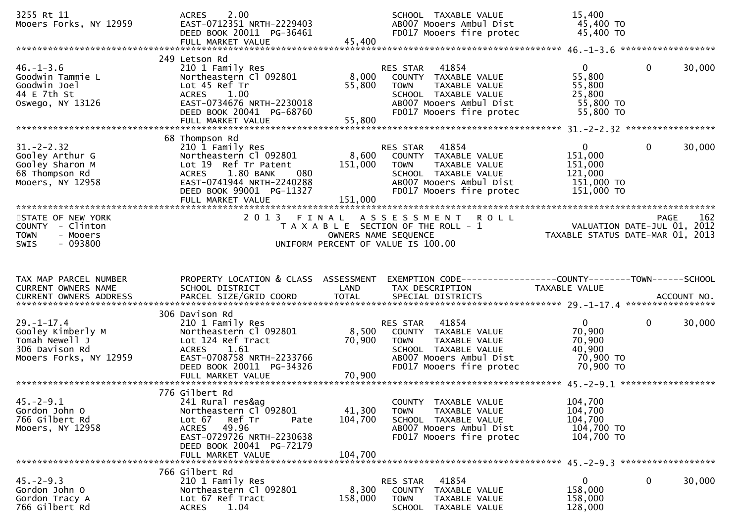```
3255 Rt 11                        ACRES     2.00                                   SCHOOL  TAXABLE VALUE              15,400
Mooers Forks, NY 12959            EAST-0712351 NRTH-2229403                        AB007 Mooers Ambul Dist             45,400 TO
                                  DEED BOOK 20011  PG-36461                        FD017 Mooers fire protec            45,400 TO
                                  FULL MARKET VALUE              45,400
******************************************************************************************************* 46.-1-3.6 ******************
                                  249 Letson Rd
46.-1-3.6                         210 1 Family Res                      RES STAR   41854                    0            0       30,000
Goodwin Tammie L                  Northeastern Cl 092801         8,000    COUNTY  TAXABLE VALUE              55,800
Goodwin Joel                      Lot 45 Ref Tr                 55,800    TOWN    TAXABLE VALUE              55,800
44 E 7th St                       ACRES     1.00                          SCHOOL  TAXABLE VALUE              25,800
Oswego, NY 13126                  EAST-0734676 NRTH-2230018               AB007 Mooers Ambul Dist             55,800 TO
                                  DEED BOOK 20041  PG-68760               FD017 Mooers fire protec            55,800 TO
                                  FULL MARKET VALUE              55,800
******************************************************************************************************* 31.-2-2.32 *****************
                                  68 Thompson Rd
31.-2-2.32                        210 1 Family Res                      RES STAR   41854                    0            0       30,000
Gooley Arthur G                   Northeastern Cl 092801         8,600    COUNTY  TAXABLE VALUE             151,000
Gooley Sharon M                   Lot 19  Ref Tr Patent        151,000    TOWN    TAXABLE VALUE             151,000
68 Thompson Rd                    ACRES     1.80 BANK    080              SCHOOL  TAXABLE VALUE             121,000
Mooers, NY 12958                  EAST-0741944 NRTH-2240288               AB007 Mooers Ambul Dist            151,000 TO
                                  DEED BOOK 99001  PG-11327               FD017 Mooers fire protec           151,000 TO
                                  FULL MARKET VALUE             151,000
************************************************************************************************************************************
STATE OF NEW YORK                 2 0 1 3   F I N A L   A S S E S S M E N T   R O L L                                  PAGE    162
COUNTY  - Clinton                        T A X A B L E  SECTION OF THE ROLL - 1                     VALUATION DATE-JUL 01, 2012
TOWN    - Mooers                                OWNERS NAME SEQUENCE                             TAXABLE STATUS DATE-MAR 01, 2013
SWIS    - 093800                        UNIFORM PERCENT OF VALUE IS 100.00


TAX MAP PARCEL NUMBER             PROPERTY LOCATION & CLASS  ASSESSMENT  EXEMPTION CODE------------------COUNTY--------TOWN------SCHOOL
CURRENT OWNERS NAME               SCHOOL DISTRICT               LAND      TAX DESCRIPTION               TAXABLE VALUE
CURRENT OWNERS ADDRESS            PARCEL SIZE/GRID COORD        TOTAL     SPECIAL DISTRICTS                                  ACCOUNT NO.
******************************************************************************************************* 29.-1-17.4 *****************
                                  306 Davison Rd
29.-1-17.4                        210 1 Family Res                      RES STAR   41854                    0            0       30,000
Gooley Kimberly M                 Northeastern Cl 092801         8,500    COUNTY  TAXABLE VALUE              70,900
Tomah Newell J                    Lot 124 Ref Tract             70,900    TOWN    TAXABLE VALUE              70,900
306 Davison Rd                    ACRES     1.61                          SCHOOL  TAXABLE VALUE              40,900
Mooers Forks, NY 12959            EAST-0708758 NRTH-2233766               AB007 Mooers Ambul Dist             70,900 TO
                                  DEED BOOK 20011  PG-34326               FD017 Mooers fire protec            70,900 TO
                                  FULL MARKET VALUE              70,900
******************************************************************************************************* 45.-2-9.1 ******************
                                  776 Gilbert Rd
45.-2-9.1                         241 Rural res&ag                        COUNTY  TAXABLE VALUE             104,700
Gordon John O                     Northeastern Cl 092801        41,300    TOWN    TAXABLE VALUE             104,700
766 Gilbert Rd                    Lot 67   Ref Tr       Pate   104,700    SCHOOL  TAXABLE VALUE             104,700
Mooers, NY 12958                  ACRES    49.96                          AB007 Mooers Ambul Dist            104,700 TO
                                  EAST-0729726 NRTH-2230638               FD017 Mooers fire protec           104,700 TO
                                  DEED BOOK 20041  PG-72179
                                  FULL MARKET VALUE             104,700
******************************************************************************************************* 45.-2-9.3 ******************
                                  766 Gilbert Rd
45.-2-9.3                         210 1 Family Res                      RES STAR   41854                    0            0       30,000
Gordon John O                     Northeastern Cl 092801         8,300    COUNTY  TAXABLE VALUE             158,000
Gordon Tracy A                    Lot 67 Ref Tract             158,000    TOWN    TAXABLE VALUE             158,000
766 Gilbert Rd                    ACRES     1.04                          SCHOOL  TAXABLE VALUE             128,000
```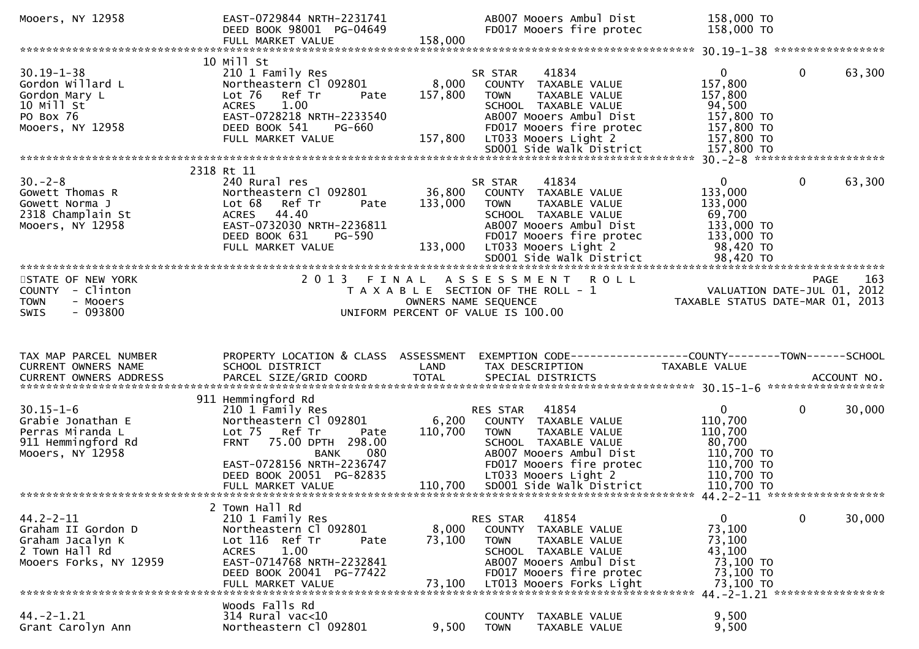```
Mooers, NY 12958              EAST-0729844 NRTH-2231741             AB007 Mooers Ambul Dist          158,000 TO
                              DEED BOOK 98001  PG-04649             FD017 Mooers fire protec         158,000 TO
                              FULL MARKET VALUE            158,000
******************************************************************************************************* 30.19-1-38 *****************
                            10 Mill St
30.19-1-38                    210 1 Family Res                      SR STAR     41834                    0          0     63,300
Gordon Willard L              Northeastern Cl 092801         8,000    COUNTY  TAXABLE VALUE          157,800
Gordon Mary L                 Lot 76   Ref Tr      Pate    157,800    TOWN    TAXABLE VALUE          157,800
10 Mill St                    ACRES    1.00                            SCHOOL  TAXABLE VALUE           94,500
PO Box 76                     EAST-0728218 NRTH-2233540               AB007 Mooers Ambul Dist        157,800 TO
Mooers, NY 12958              DEED BOOK 541    PG-660                 FD017 Mooers fire protec       157,800 TO
                              FULL MARKET VALUE            157,800    LT033 Mooers Light 2           157,800 TO
                                                                      SD001 Side Walk District       157,800 TO
******************************************************************************************************* 30.-2-8 ********************
                            2318 Rt 11
30.-2-8                       240 Rural res                         SR STAR     41834                    0          0     63,300
Gowett Thomas R               Northeastern Cl 092801        36,800    COUNTY  TAXABLE VALUE          133,000
Gowett Norma J                Lot 68   Ref Tr      Pate    133,000    TOWN    TAXABLE VALUE          133,000
2318 Champlain St             ACRES   44.40                            SCHOOL  TAXABLE VALUE           69,700
Mooers, NY 12958              EAST-0732030 NRTH-2236811               AB007 Mooers Ambul Dist        133,000 TO
                              DEED BOOK 631    PG-590                 FD017 Mooers fire protec       133,000 TO
                              FULL MARKET VALUE            133,000    LT033 Mooers Light 2            98,420 TO
                                                                      SD001 Side Walk District        98,420 TO
************************************************************************************************************************************
STATE OF NEW YORK                          2 0 1 3   F I N A L   A S S E S S M E N T   R O L L                            PAGE    163
COUNTY  - Clinton                               T A X A B L E  SECTION OF THE ROLL - 1                    VALUATION DATE-JUL 01, 2012
TOWN    - Mooers                                     OWNERS NAME SEQUENCE                            TAXABLE STATUS DATE-MAR 01, 2013
SWIS    - 093800                                UNIFORM PERCENT OF VALUE IS 100.00


TAX MAP PARCEL NUMBER         PROPERTY LOCATION & CLASS  ASSESSMENT  EXEMPTION CODE------------------COUNTY--------TOWN------SCHOOL
CURRENT OWNERS NAME           SCHOOL DISTRICT               LAND      TAX DESCRIPTION            TAXABLE VALUE
CURRENT OWNERS ADDRESS        PARCEL SIZE/GRID COORD        TOTAL     SPECIAL DISTRICTS                                 ACCOUNT NO.
******************************************************************************************************* 30.15-1-6 ******************
                            911 Hemmingford Rd
30.15-1-6                     210 1 Family Res                      RES STAR    41854                    0          0     30,000
Grabie Jonathan E             Northeastern Cl 092801         6,200    COUNTY  TAXABLE VALUE          110,700
Perras Miranda L              Lot 75   Ref Tr      Pate    110,700    TOWN    TAXABLE VALUE          110,700
911 Hemmingford Rd            FRNT    75.00 DPTH 298.00               SCHOOL  TAXABLE VALUE           80,700
Mooers, NY 12958                            BANK     080              AB007 Mooers Ambul Dist        110,700 TO
                              EAST-0728156 NRTH-2236747               FD017 Mooers fire protec       110,700 TO
                              DEED BOOK 20051  PG-82835               LT033 Mooers Light 2           110,700 TO
                              FULL MARKET VALUE            110,700    SD001 Side Walk District       110,700 TO
******************************************************************************************************* 44.2-2-11 ******************
                            2 Town Hall Rd
44.2-2-11                     210 1 Family Res                      RES STAR    41854                    0          0     30,000
Graham II Gordon D            Northeastern Cl 092801         8,000    COUNTY  TAXABLE VALUE           73,100
Graham Jacalyn K              Lot 116  Ref Tr      Pate     73,100    TOWN    TAXABLE VALUE           73,100
2 Town Hall Rd                ACRES    1.00                            SCHOOL  TAXABLE VALUE           43,100
Mooers Forks, NY 12959        EAST-0714768 NRTH-2232841               AB007 Mooers Ambul Dist         73,100 TO
                              DEED BOOK 20041  PG-77422               FD017 Mooers fire protec        73,100 TO
                              FULL MARKET VALUE             73,100    LT013 Mooers Forks Light        73,100 TO
******************************************************************************************************* 44.-2-1.21 *****************
                              Woods Falls Rd
44.-2-1.21                    314 Rural vac<10                         COUNTY  TAXABLE VALUE            9,500
Grant Carolyn Ann             Northeastern Cl 092801         9,500    TOWN    TAXABLE VALUE            9,500
```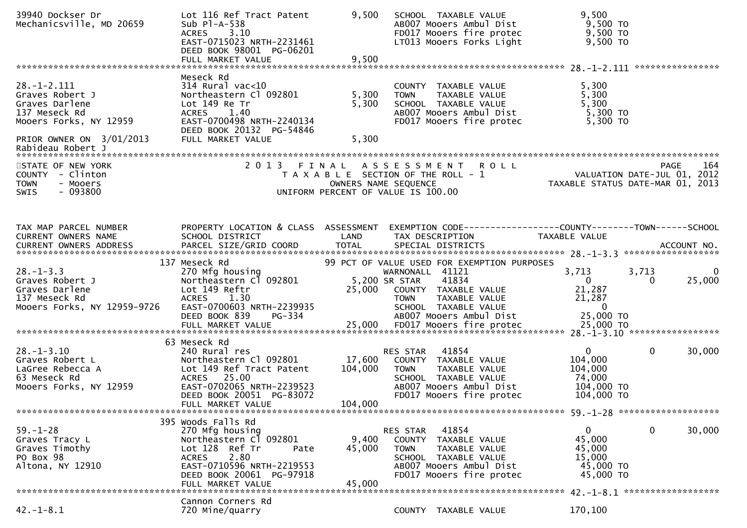```
39940 Dockser Dr                 Lot 116 Ref Tract Patent       9,500   SCHOOL  TAXABLE VALUE              9,500
Mechanicsville, MD 20659         Sub Pl-A-538                           AB007 Mooers Ambul Dist            9,500 TO
                                 ACRES    3.10                          FD017 Mooers fire protec           9,500 TO
                                 EAST-0715023 NRTH-2231461              LT013 Mooers Forks Light           9,500 TO
                                 DEED BOOK 98001  PG-06201
                                 FULL MARKET VALUE              9,500
******************************************************************************************************* 28.-1-2.111 ****************
                                 Meseck Rd
28.-1-2.111                      314 Rural vac<10                       COUNTY  TAXABLE VALUE              5,300
Graves Robert J                  Northeastern Cl 092801         5,300   TOWN    TAXABLE VALUE              5,300
Graves Darlene                   Lot 149 Re Tr                  5,300   SCHOOL  TAXABLE VALUE              5,300
137 Meseck Rd                    ACRES    1.40                          AB007 Mooers Ambul Dist            5,300 TO
Mooers Forks, NY 12959           EAST-0700498 NRTH-2240134              FD017 Mooers fire protec           5,300 TO
                                 DEED BOOK 20132  PG-54846
PRIOR OWNER ON  3/01/2013        FULL MARKET VALUE              5,300
Rabideau Robert J
************************************************************************************************************************************
STATE OF NEW YORK                 2 0 1 3   F I N A L   A S S E S S M E N T   R O L L                                  PAGE    164
COUNTY  - Clinton                    T A X A B L E  SECTION OF THE ROLL - 1                       VALUATION DATE-JUL 01, 2012
TOWN    - Mooers                            OWNERS NAME SEQUENCE                             TAXABLE STATUS DATE-MAR 01, 2013
SWIS    - 093800                     UNIFORM PERCENT OF VALUE IS 100.00


TAX MAP PARCEL NUMBER            PROPERTY LOCATION & CLASS  ASSESSMENT  EXEMPTION CODE------------------COUNTY--------TOWN------SCHOOL
CURRENT OWNERS NAME              SCHOOL DISTRICT               LAND     TAX DESCRIPTION               TAXABLE VALUE
CURRENT OWNERS ADDRESS           PARCEL SIZE/GRID COORD        TOTAL    SPECIAL DISTRICTS                                   ACCOUNT NO.
******************************************************************************************************* 28.-1-3.3 ******************
                             137 Meseck Rd                          99 PCT OF VALUE USED FOR EXEMPTION PURPOSES
28.-1-3.3                        270 Mfg housing                        WARNONALL  41121                3,713       3,713           0
Graves Robert J                  Northeastern Cl 092801         5,200 SR STAR    41834                    0           0        25,000
Graves Darlene                   Lot 149 Reftr                 25,000   COUNTY  TAXABLE VALUE             21,287
137 Meseck Rd                    ACRES    1.30                          TOWN    TAXABLE VALUE             21,287
Mooers Forks, NY 12959-9726      EAST-0700603 NRTH-2239935              SCHOOL  TAXABLE VALUE                  0
                                 DEED BOOK 839    PG-334                AB007 Mooers Ambul Dist           25,000 TO
                                 FULL MARKET VALUE             25,000   FD017 Mooers fire protec          25,000 TO
******************************************************************************************************* 28.-1-3.10 *****************
                              63 Meseck Rd
28.-1-3.10                       240 Rural res                          RES STAR   41854                    0           0        30,000
Graves Robert L                  Northeastern Cl 092801        17,600   COUNTY  TAXABLE VALUE            104,000
LaGree Rebecca A                 Lot 149 Ref Tract Patent     104,000   TOWN    TAXABLE VALUE            104,000
63 Meseck Rd                     ACRES   25.00                          SCHOOL  TAXABLE VALUE             74,000
Mooers Forks, NY 12959           EAST-0702065 NRTH-2239523              AB007 Mooers Ambul Dist          104,000 TO
                                 DEED BOOK 20051  PG-83072              FD017 Mooers fire protec         104,000 TO
                                 FULL MARKET VALUE            104,000
******************************************************************************************************* 59.-1-28 *******************
                             395 Woods Falls Rd
59.-1-28                         270 Mfg housing                        RES STAR   41854                    0           0        30,000
Graves Tracy L                   Northeastern Cl 092801         9,400   COUNTY  TAXABLE VALUE             45,000
Graves Timothy                   Lot 128  Ref Tr      Pate     45,000   TOWN    TAXABLE VALUE             45,000
PO Box 98                        ACRES    2.80                          SCHOOL  TAXABLE VALUE             15,000
Altona, NY 12910                 EAST-0710596 NRTH-2219553              AB007 Mooers Ambul Dist           45,000 TO
                                 DEED BOOK 20061  PG-97918              FD017 Mooers fire protec          45,000 TO
                                 FULL MARKET VALUE             45,000
******************************************************************************************************* 42.-1-8.1 ******************
                                 Cannon Corners Rd
42.-1-8.1                        720 Mine/quarry                        COUNTY  TAXABLE VALUE            170,100
```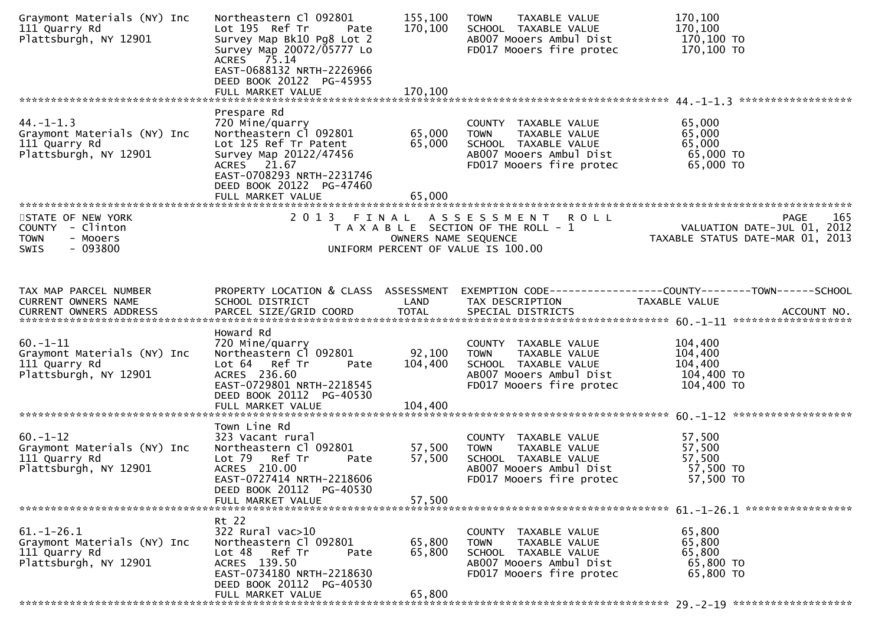```
Graymont Materials (NY) Inc    Northeastern Cl 092801        155,100   TOWN    TAXABLE VALUE             170,100
111 Quarry Rd                  Lot 195  Ref Tr      Pate     170,100   SCHOOL  TAXABLE VALUE             170,100
Plattsburgh, NY 12901          Survey Map Bk10 Pg8 Lot 2               AB007 Mooers Ambul Dist            170,100 TO
                               Survey Map 20072/05777 Lo               FD017 Mooers fire protec           170,100 TO
                               ACRES   75.14
                               EAST-0688132 NRTH-2226966
                               DEED BOOK 20122  PG-45955
                               FULL MARKET VALUE             170,100
******************************************************************************************************* 44.-1-1.3 ******************
                               Prespare Rd
44.-1-1.3                      720 Mine/quarry                         COUNTY  TAXABLE VALUE              65,000
Graymont Materials (NY) Inc    Northeastern Cl 092801         65,000   TOWN    TAXABLE VALUE              65,000
111 Quarry Rd                  Lot 125 Ref Tr Patent          65,000   SCHOOL  TAXABLE VALUE              65,000
Plattsburgh, NY 12901          Survey Map 20122/47456                  AB007 Mooers Ambul Dist             65,000 TO
                               ACRES   21.67                           FD017 Mooers fire protec            65,000 TO
                               EAST-0708293 NRTH-2231746
                               DEED BOOK 20122  PG-47460
                               FULL MARKET VALUE              65,000
************************************************************************************************************************************
STATE OF NEW YORK                  2 0 1 3   F I N A L   A S S E S S M E N T   R O L L                                   PAGE   165
COUNTY  - Clinton                      T A X A B L E  SECTION OF THE ROLL - 1                          VALUATION DATE-JUL 01, 2012
TOWN    - Mooers                               OWNERS NAME SEQUENCE                               TAXABLE STATUS DATE-MAR 01, 2013
SWIS    - 093800                         UNIFORM PERCENT OF VALUE IS 100.00


TAX MAP PARCEL NUMBER          PROPERTY LOCATION & CLASS  ASSESSMENT  EXEMPTION CODE-----------------COUNTY--------TOWN------SCHOOL
CURRENT OWNERS NAME            SCHOOL DISTRICT               LAND      TAX DESCRIPTION                TAXABLE VALUE
CURRENT OWNERS ADDRESS         PARCEL SIZE/GRID COORD        TOTAL     SPECIAL DISTRICTS                                 ACCOUNT NO.
******************************************************************************************************* 60.-1-11 *******************
                               Howard Rd
60.-1-11                       720 Mine/quarry                         COUNTY  TAXABLE VALUE             104,400
Graymont Materials (NY) Inc    Northeastern Cl 092801         92,100   TOWN    TAXABLE VALUE             104,400
111 Quarry Rd                  Lot 64   Ref Tr      Pate     104,400   SCHOOL  TAXABLE VALUE             104,400
Plattsburgh, NY 12901          ACRES  236.60                           AB007 Mooers Ambul Dist            104,400 TO
                               EAST-0729801 NRTH-2218545               FD017 Mooers fire protec           104,400 TO
                               DEED BOOK 20112  PG-40530
                               FULL MARKET VALUE             104,400
******************************************************************************************************* 60.-1-12 *******************
                               Town Line Rd
60.-1-12                       323 Vacant rural                        COUNTY  TAXABLE VALUE              57,500
Graymont Materials (NY) Inc    Northeastern Cl 092801         57,500   TOWN    TAXABLE VALUE              57,500
111 Quarry Rd                  Lot 79   Ref Tr      Pate      57,500   SCHOOL  TAXABLE VALUE              57,500
Plattsburgh, NY 12901          ACRES  210.00                           AB007 Mooers Ambul Dist             57,500 TO
                               EAST-0727414 NRTH-2218606               FD017 Mooers fire protec            57,500 TO
                               DEED BOOK 20112  PG-40530
                               FULL MARKET VALUE              57,500
******************************************************************************************************* 61.-1-26.1 *****************
                               Rt 22
61.-1-26.1                     322 Rural vac>10                        COUNTY  TAXABLE VALUE              65,800
Graymont Materials (NY) Inc    Northeastern Cl 092801         65,800   TOWN    TAXABLE VALUE              65,800
111 Quarry Rd                  Lot 48   Ref Tr      Pate      65,800   SCHOOL  TAXABLE VALUE              65,800
Plattsburgh, NY 12901          ACRES  139.50                           AB007 Mooers Ambul Dist             65,800 TO
                               EAST-0734180 NRTH-2218630               FD017 Mooers fire protec            65,800 TO
                               DEED BOOK 20112  PG-40530
                               FULL MARKET VALUE              65,800
******************************************************************************************************* 29.-2-19 *******************
```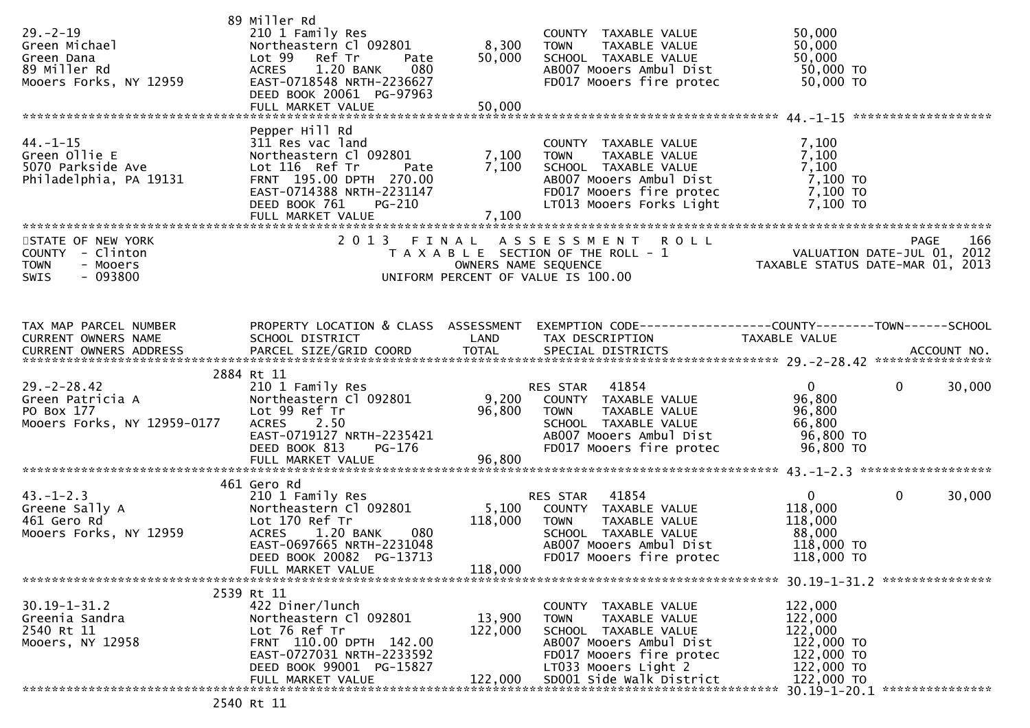```
                              89 Miller Rd
29.-2-19                       210 1 Family Res                        COUNTY  TAXABLE VALUE            50,000
Green Michael                  Northeastern Cl 092801        8,300     TOWN    TAXABLE VALUE            50,000
Green Dana                     Lot 99   Ref Tr       Pate   50,000     SCHOOL  TAXABLE VALUE            50,000
89 Miller Rd                   ACRES    1.20 BANK     080              AB007 Mooers Ambul Dist           50,000 TO
Mooers Forks, NY 12959         EAST-0718548 NRTH-2236627               FD017 Mooers fire protec          50,000 TO
                               DEED BOOK 20061  PG-97963
                               FULL MARKET VALUE             50,000
******************************************************************************************************* 44.-1-15 *******************
                               Pepper Hill Rd
44.-1-15                       311 Res vac land                        COUNTY  TAXABLE VALUE             7,100
Green Ollie E                  Northeastern Cl 092801        7,100     TOWN    TAXABLE VALUE             7,100
5070 Parkside Ave              Lot 116  Ref Tr       Pate    7,100     SCHOOL  TAXABLE VALUE             7,100
Philadelphia, PA 19131         FRNT  195.00 DPTH  270.00               AB007 Mooers Ambul Dist            7,100 TO
                               EAST-0714388 NRTH-2231147               FD017 Mooers fire protec           7,100 TO
                               DEED BOOK 761    PG-210                 LT013 Mooers Forks Light           7,100 TO
                               FULL MARKET VALUE              7,100
************************************************************************************************************************************
STATE OF NEW YORK                 2 0 1 3   F I N A L   A S S E S S M E N T   R O L L                              PAGE    166
COUNTY  - Clinton                    T A X A B L E  SECTION OF THE ROLL - 1                      VALUATION DATE-JUL 01, 2012
TOWN    - Mooers                               OWNERS NAME SEQUENCE                        TAXABLE STATUS DATE-MAR 01, 2013
SWIS    - 093800                         UNIFORM PERCENT OF VALUE IS 100.00


TAX MAP PARCEL NUMBER          PROPERTY LOCATION & CLASS  ASSESSMENT  EXEMPTION CODE------------------COUNTY--------TOWN------SCHOOL
CURRENT OWNERS NAME            SCHOOL DISTRICT               LAND      TAX DESCRIPTION            TAXABLE VALUE
CURRENT OWNERS ADDRESS         PARCEL SIZE/GRID COORD        TOTAL     SPECIAL DISTRICTS                                ACCOUNT NO.
******************************************************************************************************* 29.-2-28.42 ****************
                          2884 Rt 11
29.-2-28.42                    210 1 Family Res                        RES STAR   41854                  0           0      30,000
Green Patricia A               Northeastern Cl 092801        9,200     COUNTY  TAXABLE VALUE            96,800
PO Box 177                     Lot 99 Ref Tr                96,800     TOWN    TAXABLE VALUE            96,800
Mooers Forks, NY 12959-0177    ACRES    2.50                           SCHOOL  TAXABLE VALUE            66,800
                               EAST-0719127 NRTH-2235421               AB007 Mooers Ambul Dist           96,800 TO
                               DEED BOOK 813    PG-176                 FD017 Mooers fire protec          96,800 TO
                               FULL MARKET VALUE             96,800
******************************************************************************************************* 43.-1-2.3 ******************
                           461 Gero Rd
43.-1-2.3                      210 1 Family Res                        RES STAR   41854                  0           0      30,000
Greene Sally A                 Northeastern Cl 092801        5,100     COUNTY  TAXABLE VALUE           118,000
461 Gero Rd                    Lot 170 Ref Tr              118,000     TOWN    TAXABLE VALUE           118,000
Mooers Forks, NY 12959         ACRES    1.20 BANK     080              SCHOOL  TAXABLE VALUE            88,000
                               EAST-0697665 NRTH-2231048               AB007 Mooers Ambul Dist          118,000 TO
                               DEED BOOK 20082  PG-13713               FD017 Mooers fire protec         118,000 TO
                               FULL MARKET VALUE            118,000
******************************************************************************************************* 30.19-1-31.2 ***************
                          2539 Rt 11
30.19-1-31.2                   422 Diner/lunch                         COUNTY  TAXABLE VALUE           122,000
Greenia Sandra                 Northeastern Cl 092801       13,900     TOWN    TAXABLE VALUE           122,000
2540 Rt 11                     Lot 76 Ref Tr               122,000     SCHOOL  TAXABLE VALUE           122,000
Mooers, NY 12958               FRNT  110.00 DPTH  142.00               AB007 Mooers Ambul Dist          122,000 TO
                               EAST-0727031 NRTH-2233592               FD017 Mooers fire protec         122,000 TO
                               DEED BOOK 99001  PG-15827               LT033 Mooers Light 2             122,000 TO
                               FULL MARKET VALUE            122,000    SD001 Side Walk District         122,000 TO
******************************************************************************************************* 30.19-1-20.1 ***************
                          2540 Rt 11
```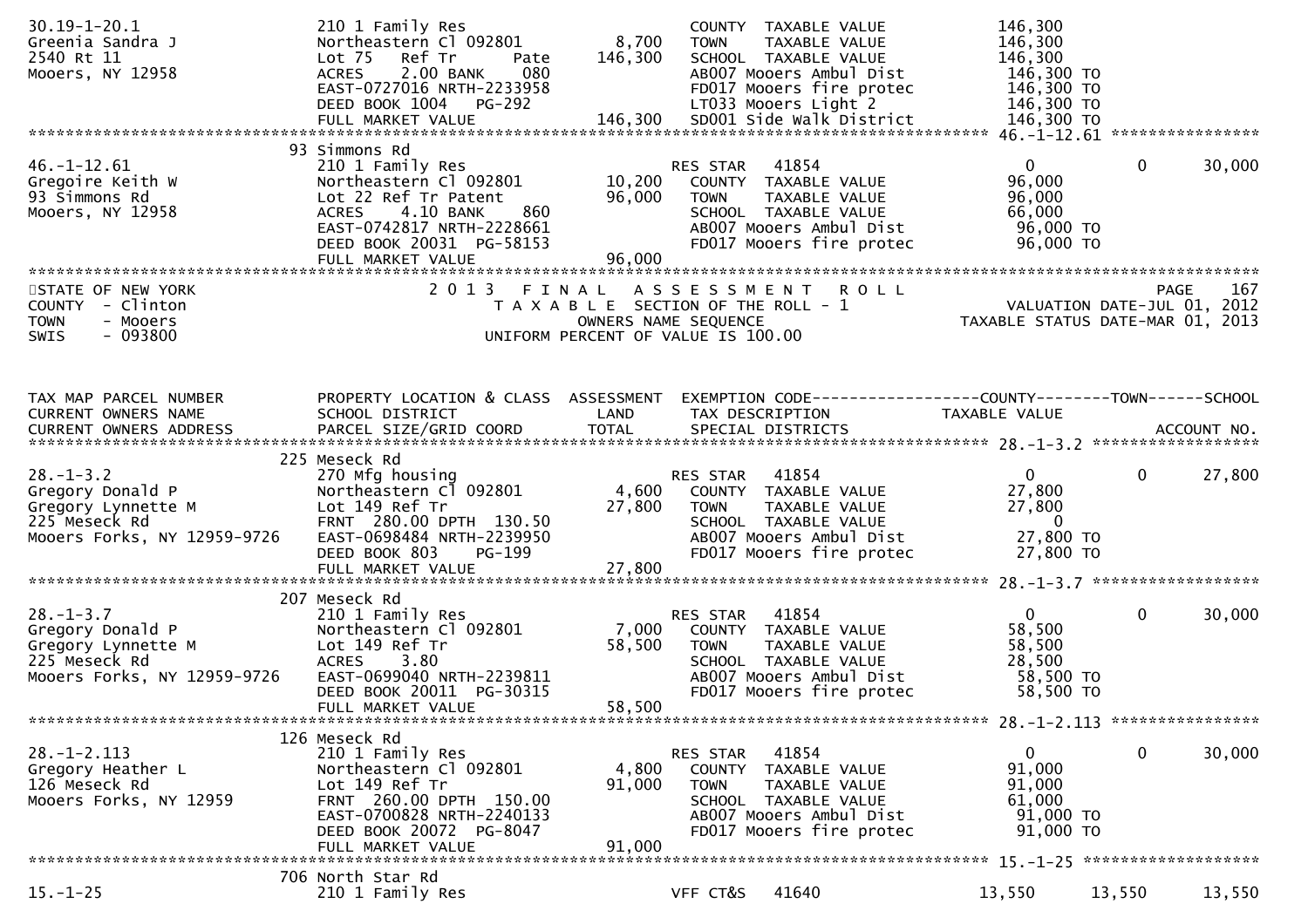```
30.19-1-20.1                 210 1 Family Res                      COUNTY  TAXABLE VALUE          146,300
Greenia Sandra J             Northeastern Cl 092801       8,700    TOWN    TAXABLE VALUE          146,300
2540 Rt 11                   Lot 75   Ref Tr      Pate  146,300    SCHOOL  TAXABLE VALUE          146,300
Mooers, NY 12958             ACRES    2.00 BANK    080             AB007 Mooers Ambul Dist         146,300 TO
                             EAST-0727016 NRTH-2233958             FD017 Mooers fire protec        146,300 TO
                             DEED BOOK 1004   PG-292               LT033 Mooers Light 2            146,300 TO
                             FULL MARKET VALUE          146,300    SD001 Side Walk District        146,300 TO
******************************************************************************************************* 46.-1-12.61 ****************
                          93 Simmons Rd
46.-1-12.61                  210 1 Family Res                      RES STAR   41854                    0          0      30,000
Gregoire Keith W             Northeastern Cl 092801      10,200    COUNTY  TAXABLE VALUE           96,000
93 Simmons Rd                Lot 22 Ref Tr Patent        96,000    TOWN    TAXABLE VALUE           96,000
Mooers, NY 12958             ACRES    4.10 BANK    860             SCHOOL  TAXABLE VALUE           66,000
                             EAST-0742817 NRTH-2228661             AB007 Mooers Ambul Dist          96,000 TO
                             DEED BOOK 20031 PG-58153              FD017 Mooers fire protec         96,000 TO
                             FULL MARKET VALUE           96,000
************************************************************************************************************************************
STATE OF NEW YORK                  2 0 1 3   F I N A L   A S S E S S M E N T   R O L L                                 PAGE   167
COUNTY  - Clinton                      T A X A B L E  SECTION OF THE ROLL - 1                        VALUATION DATE-JUL 01, 2012
TOWN    - Mooers                                 OWNERS NAME SEQUENCE                          TAXABLE STATUS DATE-MAR 01, 2013
SWIS    - 093800                        UNIFORM PERCENT OF VALUE IS 100.00



TAX MAP PARCEL NUMBER        PROPERTY LOCATION & CLASS  ASSESSMENT  EXEMPTION CODE------------------COUNTY--------TOWN------SCHOOL
CURRENT OWNERS NAME          SCHOOL DISTRICT               LAND      TAX DESCRIPTION              TAXABLE VALUE
CURRENT OWNERS ADDRESS       PARCEL SIZE/GRID COORD        TOTAL     SPECIAL DISTRICTS                                  ACCOUNT NO.
******************************************************************************************************* 28.-1-3.2 ******************
                          225 Meseck Rd
28.-1-3.2                    270 Mfg housing                       RES STAR   41854                    0          0      27,800
Gregory Donald P             Northeastern Cl 092801       4,600    COUNTY  TAXABLE VALUE           27,800
Gregory Lynnette M           Lot 149 Ref Tr              27,800    TOWN    TAXABLE VALUE           27,800
225 Meseck Rd                FRNT  280.00 DPTH  130.50             SCHOOL  TAXABLE VALUE                0
Mooers Forks, NY 12959-9726  EAST-0698484 NRTH-2239950             AB007 Mooers Ambul Dist          27,800 TO
                             DEED BOOK 803    PG-199               FD017 Mooers fire protec         27,800 TO
                             FULL MARKET VALUE           27,800
******************************************************************************************************* 28.-1-3.7 ******************
                          207 Meseck Rd
28.-1-3.7                    210 1 Family Res                      RES STAR   41854                    0          0      30,000
Gregory Donald P             Northeastern Cl 092801       7,000    COUNTY  TAXABLE VALUE           58,500
Gregory Lynnette M           Lot 149 Ref Tr              58,500    TOWN    TAXABLE VALUE           58,500
225 Meseck Rd                ACRES    3.80                         SCHOOL  TAXABLE VALUE           28,500
Mooers Forks, NY 12959-9726  EAST-0699040 NRTH-2239811             AB007 Mooers Ambul Dist          58,500 TO
                             DEED BOOK 20011  PG-30315             FD017 Mooers fire protec         58,500 TO
                             FULL MARKET VALUE           58,500
******************************************************************************************************* 28.-1-2.113 ****************
                          126 Meseck Rd
28.-1-2.113                  210 1 Family Res                      RES STAR   41854                    0          0      30,000
Gregory Heather L            Northeastern Cl 092801       4,800    COUNTY  TAXABLE VALUE           91,000
126 Meseck Rd                Lot 149 Ref Tr              91,000    TOWN    TAXABLE VALUE           91,000
Mooers Forks, NY 12959       FRNT  260.00 DPTH  150.00             SCHOOL  TAXABLE VALUE           61,000
                             EAST-0700828 NRTH-2240133             AB007 Mooers Ambul Dist          91,000 TO
                             DEED BOOK 20072  PG-8047              FD017 Mooers fire protec         91,000 TO
                             FULL MARKET VALUE           91,000
******************************************************************************************************* 15.-1-25 *******************
                          706 North Star Rd
15.-1-25                     210 1 Family Res                      VFF CT&S   41640               13,550     13,550      13,550
```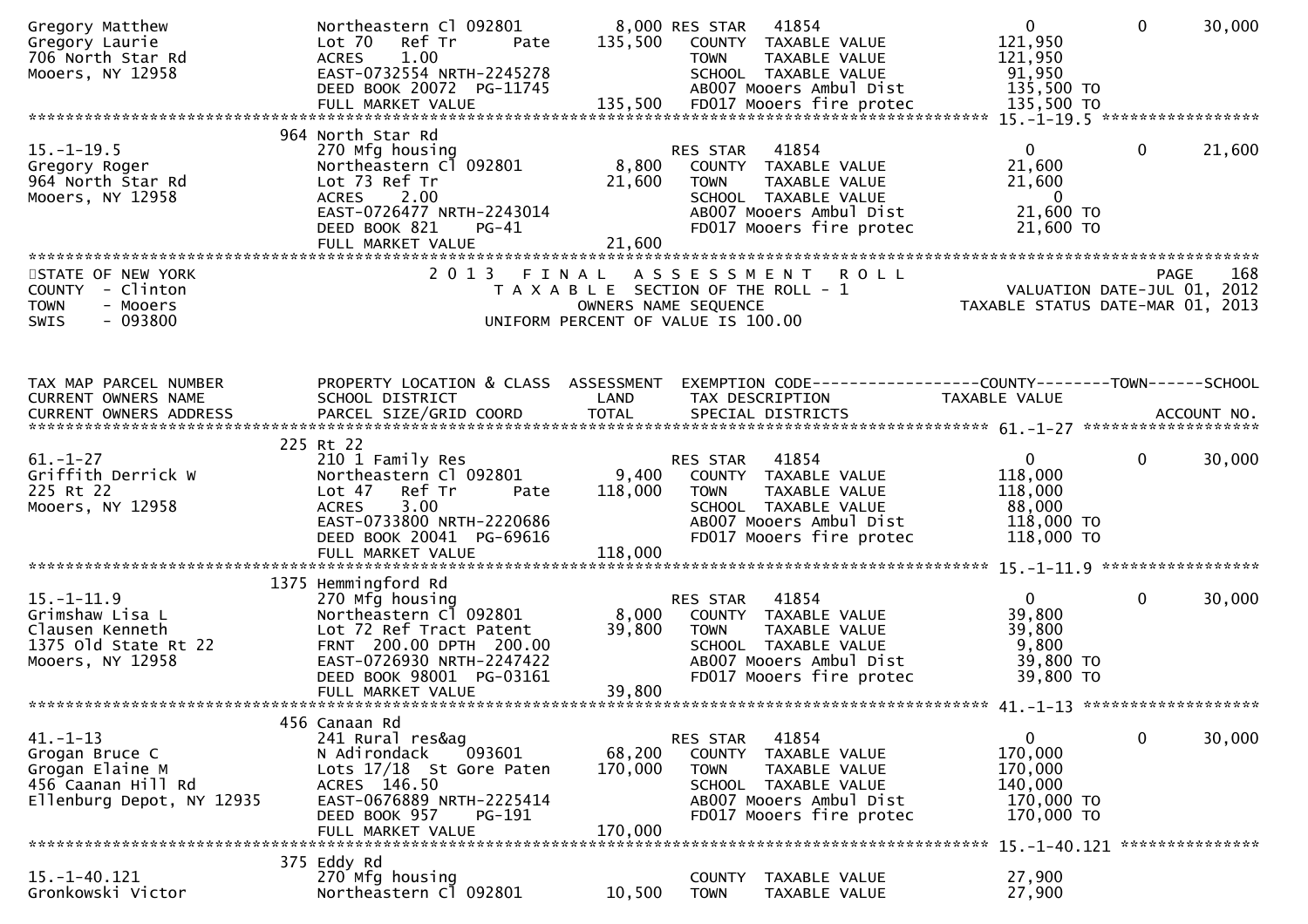```
Gregory Matthew              Northeastern Cl 092801          8,000 RES STAR   41854                   0            0       30,000
Gregory Laurie               Lot 70   Ref Tr        Pate   135,500   COUNTY  TAXABLE VALUE        121,950
706 North Star Rd            ACRES    1.00                           TOWN    TAXABLE VALUE        121,950
Mooers, NY 12958             EAST-0732554 NRTH-2245278               SCHOOL  TAXABLE VALUE         91,950
                             DEED BOOK 20072  PG-11745               AB007 Mooers Ambul Dist      135,500 TO
                             FULL MARKET VALUE             135,500   FD017 Mooers fire protec     135,500 TO
********************************************************************************************************* 15.-1-19.5 *****************
                         964 North Star Rd
15.-1-19.5                   270 Mfg housing                         RES STAR   41854                   0            0       21,600
Gregory Roger                Northeastern Cl 092801          8,800   COUNTY  TAXABLE VALUE         21,600
964 North Star Rd            Lot 73 Ref Tr                  21,600   TOWN    TAXABLE VALUE         21,600
Mooers, NY 12958             ACRES    2.00                           SCHOOL  TAXABLE VALUE              0
                             EAST-0726477 NRTH-2243014               AB007 Mooers Ambul Dist       21,600 TO
                             DEED BOOK 821    PG-41                  FD017 Mooers fire protec      21,600 TO
                             FULL MARKET VALUE              21,600
**************************************************************************************************************************************
STATE OF NEW YORK                      2 0 1 3   F I N A L   A S S E S S M E N T   R O L L                                  PAGE    168
COUNTY  - Clinton                         T A X A B L E  SECTION OF THE ROLL - 1                        VALUATION DATE-JUL 01, 2012
TOWN    - Mooers                                OWNERS NAME SEQUENCE                              TAXABLE STATUS DATE-MAR 01, 2013
SWIS    - 093800                         UNIFORM PERCENT OF VALUE IS 100.00


TAX MAP PARCEL NUMBER        PROPERTY LOCATION & CLASS  ASSESSMENT  EXEMPTION CODE------------------COUNTY--------TOWN------SCHOOL
CURRENT OWNERS NAME          SCHOOL DISTRICT               LAND      TAX DESCRIPTION             TAXABLE VALUE
CURRENT OWNERS ADDRESS       PARCEL SIZE/GRID COORD        TOTAL     SPECIAL DISTRICTS                                     ACCOUNT NO.
********************************************************************************************************* 61.-1-27 *******************
                         225 Rt 22
61.-1-27                     210 1 Family Res                        RES STAR   41854                   0            0       30,000
Griffith Derrick W           Northeastern Cl 092801          9,400   COUNTY  TAXABLE VALUE        118,000
225 Rt 22                    Lot 47   Ref Tr        Pate   118,000   TOWN    TAXABLE VALUE        118,000
Mooers, NY 12958             ACRES    3.00                           SCHOOL  TAXABLE VALUE         88,000
                             EAST-0733800 NRTH-2220686               AB007 Mooers Ambul Dist      118,000 TO
                             DEED BOOK 20041  PG-69616               FD017 Mooers fire protec     118,000 TO
                             FULL MARKET VALUE             118,000
********************************************************************************************************* 15.-1-11.9 *****************
                        1375 Hemmingford Rd
15.-1-11.9                   270 Mfg housing                         RES STAR   41854                   0            0       30,000
Grimshaw Lisa L              Northeastern Cl 092801          8,000   COUNTY  TAXABLE VALUE         39,800
Clausen Kenneth              Lot 72 Ref Tract Patent        39,800   TOWN    TAXABLE VALUE         39,800
1375 Old State Rt 22         FRNT 200.00 DPTH 200.00                 SCHOOL  TAXABLE VALUE          9,800
Mooers, NY 12958             EAST-0726930 NRTH-2247422               AB007 Mooers Ambul Dist       39,800 TO
                             DEED BOOK 98001  PG-03161               FD017 Mooers fire protec      39,800 TO
                             FULL MARKET VALUE              39,800
********************************************************************************************************* 41.-1-13 *******************
                         456 Canaan Rd
41.-1-13                     241 Rural res&ag                        RES STAR   41854                   0            0       30,000
Grogan Bruce C               N Adirondack    093601         68,200   COUNTY  TAXABLE VALUE        170,000
Grogan Elaine M              Lots 17/18  St Gore Paten     170,000   TOWN    TAXABLE VALUE        170,000
456 Caanan Hill Rd           ACRES  146.50                           SCHOOL  TAXABLE VALUE        140,000
Ellenburg Depot, NY 12935    EAST-0676889 NRTH-2225414               AB007 Mooers Ambul Dist      170,000 TO
                             DEED BOOK 957    PG-191                 FD017 Mooers fire protec     170,000 TO
                             FULL MARKET VALUE             170,000
********************************************************************************************************* 15.-1-40.121 ***************
                         375 Eddy Rd
15.-1-40.121                 270 Mfg housing                         COUNTY  TAXABLE VALUE         27,900
Gronkowski Victor            Northeastern Cl 092801         10,500   TOWN    TAXABLE VALUE         27,900
```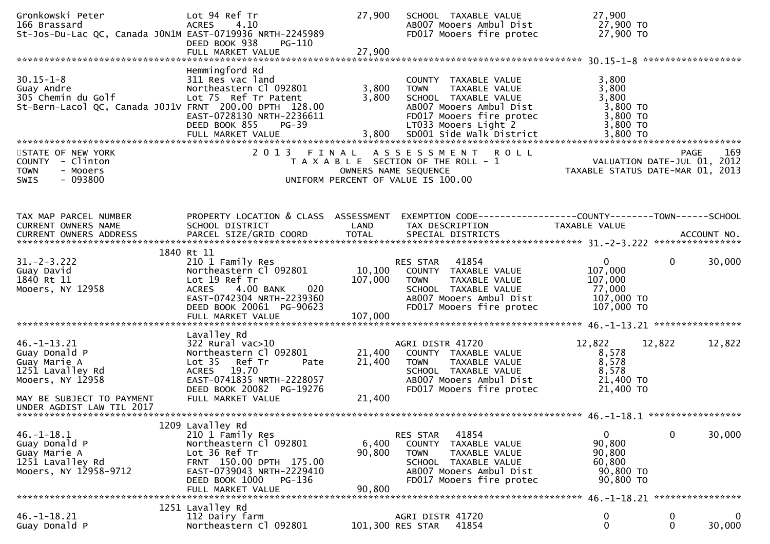```
Gronkowski Peter               Lot 94 Ref Tr                  27,900   SCHOOL  TAXABLE VALUE             27,900
166 Brassard                   ACRES    4.10                           AB007 Mooers Ambul Dist            27,900 TO
St-Jos-Du-Lac QC, Canada J0N1M EAST-0719936 NRTH-2245989               FD017 Mooers fire protec           27,900 TO
                               DEED BOOK 938    PG-110
                               FULL MARKET VALUE              27,900
******************************************************************************************************* 30.15-1-8 ******************
                               Hemmingford Rd
30.15-1-8                      311 Res vac land                        COUNTY  TAXABLE VALUE              3,800
Guay Andre                     Northeastern Cl 092801          3,800   TOWN    TAXABLE VALUE              3,800
305 Chemin du Golf             Lot 75  Ref Tr Patent           3,800   SCHOOL  TAXABLE VALUE              3,800
St-Bern-Lacol QC, Canada J0J1V FRNT  200.00 DPTH  128.00               AB007 Mooers Ambul Dist             3,800 TO
                               EAST-0728130 NRTH-2236611               FD017 Mooers fire protec            3,800 TO
                               DEED BOOK 855    PG-39                  LT033 Mooers Light 2                3,800 TO
                               FULL MARKET VALUE               3,800   SD001 Side walk District            3,800 TO
************************************************************************************************************************************
STATE OF NEW YORK                   2 0 1 3   F I N A L   A S S E S S M E N T   R O L L                              PAGE    169
COUNTY  - Clinton                       T A X A B L E  SECTION OF THE ROLL - 1                       VALUATION DATE-JUL 01, 2012
TOWN    - Mooers                             OWNERS NAME SEQUENCE                              TAXABLE STATUS DATE-MAR 01, 2013
SWIS    - 093800                      UNIFORM PERCENT OF VALUE IS 100.00


TAX MAP PARCEL NUMBER          PROPERTY LOCATION & CLASS  ASSESSMENT  EXEMPTION CODE------------------COUNTY--------TOWN------SCHOOL
CURRENT OWNERS NAME            SCHOOL DISTRICT               LAND      TAX DESCRIPTION            TAXABLE VALUE
CURRENT OWNERS ADDRESS         PARCEL SIZE/GRID COORD        TOTAL     SPECIAL DISTRICTS                                 ACCOUNT NO.
******************************************************************************************************* 31.-2-3.222 ****************
                          1840 Rt 11
31.-2-3.222                    210 1 Family Res                        RES STAR   41854                  0             0      30,000
Guay David                     Northeastern Cl 092801         10,100   COUNTY  TAXABLE VALUE            107,000
1840 Rt 11                     Lot 19 Ref Tr                 107,000   TOWN    TAXABLE VALUE            107,000
Mooers, NY 12958               ACRES    4.00 BANK     020              SCHOOL  TAXABLE VALUE             77,000
                               EAST-0742304 NRTH-2239360               AB007 Mooers Ambul Dist           107,000 TO
                               DEED BOOK 20061  PG-90623               FD017 Mooers fire protec          107,000 TO
                               FULL MARKET VALUE             107,000
******************************************************************************************************* 46.-1-13.21 ****************
                               Lavalley Rd
46.-1-13.21                    322 Rural vac>10                        AGRI DISTR 41720               12,822      12,822      12,822
Guay Donald P                  Northeastern Cl 092801         21,400   COUNTY  TAXABLE VALUE              8,578
Guay Marie A                   Lot 35   Ref Tr        Pate    21,400   TOWN    TAXABLE VALUE              8,578
1251 Lavalley Rd               ACRES   19.70                           SCHOOL  TAXABLE VALUE              8,578
Mooers, NY 12958               EAST-0741835 NRTH-2228057               AB007 Mooers Ambul Dist            21,400 TO
                               DEED BOOK 20082  PG-19276               FD017 Mooers fire protec           21,400 TO
MAY BE SUBJECT TO PAYMENT      FULL MARKET VALUE              21,400
UNDER AGDIST LAW TIL 2017
******************************************************************************************************* 46.-1-18.1 *****************
                          1209 Lavalley Rd
46.-1-18.1                     210 1 Family Res                        RES STAR   41854                  0             0      30,000
Guay Donald P                  Northeastern Cl 092801          6,400   COUNTY  TAXABLE VALUE             90,800
Guay Marie A                   Lot 36 Ref Tr                  90,800   TOWN    TAXABLE VALUE             90,800
1251 Lavalley Rd               FRNT  150.00 DPTH  175.00               SCHOOL  TAXABLE VALUE             60,800
Mooers, NY 12958-9712          EAST-0739043 NRTH-2229410               AB007 Mooers Ambul Dist            90,800 TO
                               DEED BOOK 1000   PG-136                 FD017 Mooers fire protec           90,800 TO
                               FULL MARKET VALUE              90,800
******************************************************************************************************* 46.-1-18.21 ****************
                          1251 Lavalley Rd
46.-1-18.21                    112 Dairy farm                          AGRI DISTR 41720                  0             0           0
Guay Donald P                  Northeastern Cl 092801        101,300 RES STAR   41854                  0             0      30,000
```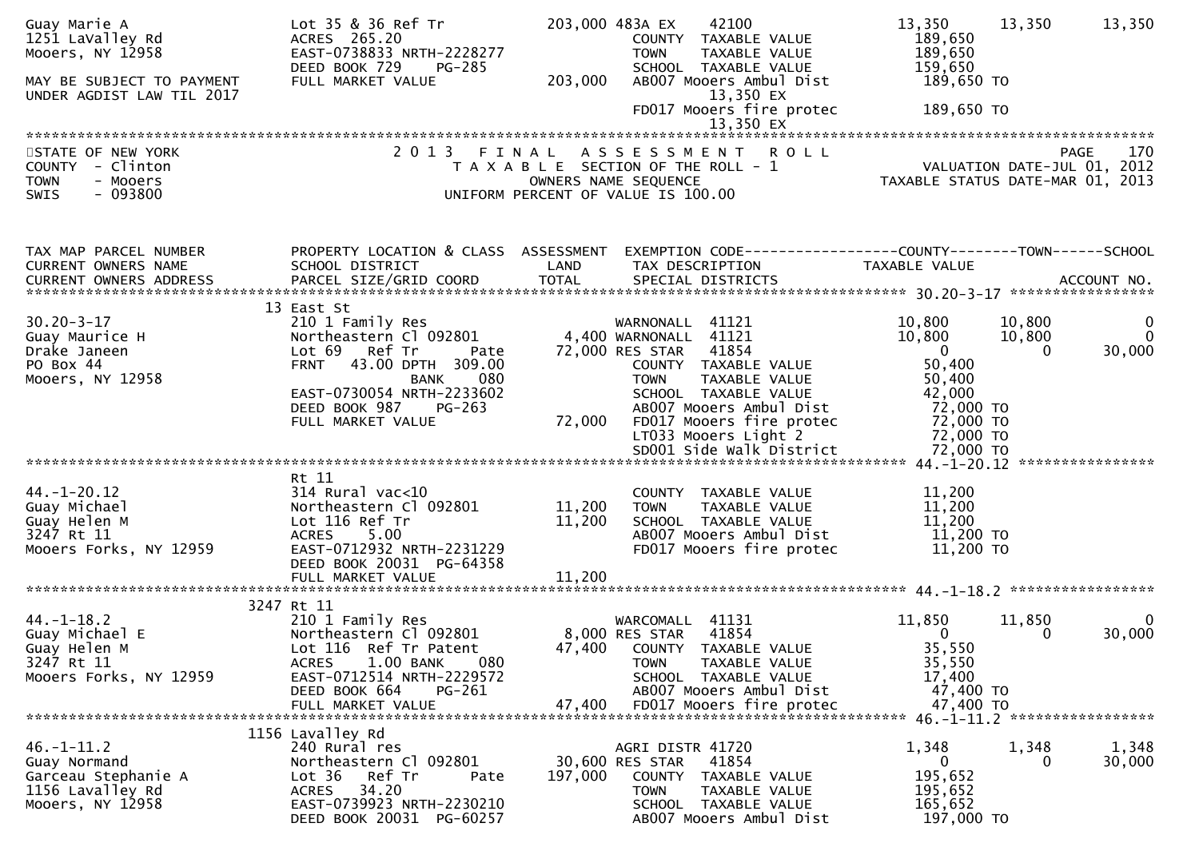```
Guay Marie A                   Lot 35 & 36 Ref Tr            203,000 483A EX     42100                13,350     13,350     13,350
1251 LaValley Rd               ACRES  265.20                         COUNTY  TAXABLE VALUE            189,650
Mooers, NY 12958               EAST-0738833 NRTH-2228277             TOWN    TAXABLE VALUE            189,650
                               DEED BOOK 729    PG-285               SCHOOL  TAXABLE VALUE            159,650
MAY BE SUBJECT TO PAYMENT      FULL MARKET VALUE             203,000 AB007 Mooers Ambul Dist          189,650 TO
UNDER AGDIST LAW TIL 2017                                                  13,350 EX
                                                                     FD017 Mooers fire protec          189,650 TO
                                                                           13,350 EX
******************************************************************************************************************************
STATE OF NEW YORK                2 0 1 3   F I N A L   A S S E S S M E N T   R O L L                                PAGE   170
COUNTY  - Clinton                  T A X A B L E  SECTION OF THE ROLL - 1                          VALUATION DATE-JUL 01, 2012
TOWN    - Mooers                          OWNERS NAME SEQUENCE                                   TAXABLE STATUS DATE-MAR 01, 2013
SWIS    - 093800                  UNIFORM PERCENT OF VALUE IS 100.00


TAX MAP PARCEL NUMBER          PROPERTY LOCATION & CLASS  ASSESSMENT  EXEMPTION CODE------------------COUNTY--------TOWN------SCHOOL
CURRENT OWNERS NAME            SCHOOL DISTRICT               LAND      TAX DESCRIPTION              TAXABLE VALUE
CURRENT OWNERS ADDRESS         PARCEL SIZE/GRID COORD        TOTAL     SPECIAL DISTRICTS                                 ACCOUNT NO.
******************************************************************************************************* 30.20-3-17 *****************
                               13 East St
30.20-3-17                     210 1 Family Res                    WARNONALL  41121                10,800     10,800          0
Guay Maurice H                 Northeastern Cl 092801       4,400 WARNONALL  41121                10,800     10,800          0
Drake Janeen                   Lot 69   Ref Tr      Pate   72,000 RES STAR   41854                     0          0     30,000
PO Box 44                      FRNT   43.00 DPTH 309.00            COUNTY  TAXABLE VALUE            50,400
Mooers, NY 12958                           BANK    080             TOWN    TAXABLE VALUE            50,400
                               EAST-0730054 NRTH-2233602           SCHOOL  TAXABLE VALUE            42,000
                               DEED BOOK 987    PG-263             AB007 Mooers Ambul Dist           72,000 TO
                               FULL MARKET VALUE           72,000  FD017 Mooers fire protec          72,000 TO
                                                                   LT033 Mooers Light 2              72,000 TO
                                                                   SD001 Side Walk District          72,000 TO
******************************************************************************************************* 44.-1-20.12 ****************
                               Rt 11
44.-1-20.12                    314 Rural vac<10                    COUNTY  TAXABLE VALUE            11,200
Guay Michael                   Northeastern Cl 092801      11,200  TOWN    TAXABLE VALUE            11,200
Guay Helen M                   Lot 116 Ref Tr              11,200  SCHOOL  TAXABLE VALUE            11,200
3247 Rt 11                     ACRES    5.00                       AB007 Mooers Ambul Dist           11,200 TO
Mooers Forks, NY 12959         EAST-0712932 NRTH-2231229           FD017 Mooers fire protec          11,200 TO
                               DEED BOOK 20031  PG-64358
                               FULL MARKET VALUE           11,200
******************************************************************************************************* 44.-1-18.2 *****************
                               3247 Rt 11
44.-1-18.2                     210 1 Family Res                    WARCOMALL  41131                11,850     11,850          0
Guay Michael E                 Northeastern Cl 092801       8,000 RES STAR   41854                     0          0     30,000
Guay Helen M                   Lot 116  Ref Tr Patent      47,400  COUNTY  TAXABLE VALUE            35,550
3247 Rt 11                     ACRES    1.00 BANK    080           TOWN    TAXABLE VALUE            35,550
Mooers Forks, NY 12959         EAST-0712514 NRTH-2229572           SCHOOL  TAXABLE VALUE            17,400
                               DEED BOOK 664    PG-261             AB007 Mooers Ambul Dist           47,400 TO
                               FULL MARKET VALUE           47,400  FD017 Mooers fire protec          47,400 TO
******************************************************************************************************* 46.-1-11.2 *****************
                               1156 Lavalley Rd
46.-1-11.2                     240 Rural res                       AGRI DISTR 41720                 1,348      1,348      1,348
Guay Normand                   Northeastern Cl 092801      30,600 RES STAR   41854                     0          0     30,000
Garceau Stephanie A            Lot 36   Ref Tr      Pate  197,000  COUNTY  TAXABLE VALUE           195,652
1156 Lavalley Rd               ACRES   34.20                       TOWN    TAXABLE VALUE           195,652
Mooers, NY 12958               EAST-0739923 NRTH-2230210           SCHOOL  TAXABLE VALUE           165,652
                               DEED BOOK 20031  PG-60257           AB007 Mooers Ambul Dist          197,000 TO
```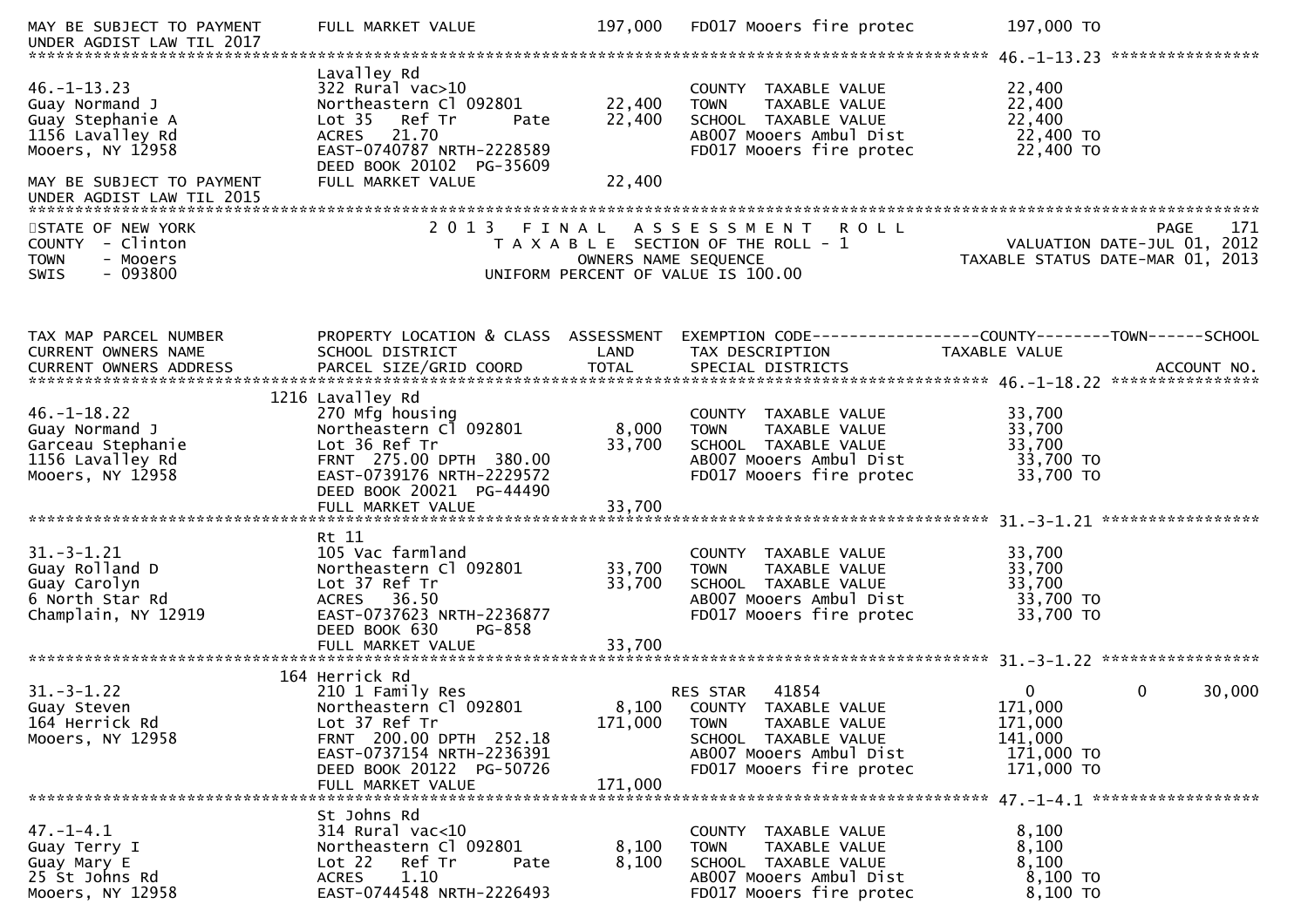```
MAY BE SUBJECT TO PAYMENT     FULL MARKET VALUE           197,000   FD017 Mooers fire protec         197,000 TO
UNDER AGDIST LAW TIL 2017
****************************************************************************************************** 46.-1-13.23 ****************
                              Lavalley Rd
46.-1-13.23                   322 Rural vac>10                      COUNTY  TAXABLE VALUE            22,400
Guay Normand J                Northeastern Cl 092801       22,400   TOWN    TAXABLE VALUE            22,400
Guay Stephanie A              Lot 35   Ref Tr      Pate    22,400   SCHOOL  TAXABLE VALUE            22,400
1156 Lavalley Rd              ACRES   21.70                         AB007 Mooers Ambul Dist           22,400 TO
Mooers, NY 12958              EAST-0740787 NRTH-2228589             FD017 Mooers fire protec          22,400 TO
                              DEED BOOK 20102  PG-35609
MAY BE SUBJECT TO PAYMENT     FULL MARKET VALUE            22,400
UNDER AGDIST LAW TIL 2015
************************************************************************************************************************************
STATE OF NEW YORK                   2 0 1 3   F I N A L   A S S E S S M E N T   R O L L                              PAGE    171
COUNTY  - Clinton                      T A X A B L E  SECTION OF THE ROLL - 1                      VALUATION DATE-JUL 01, 2012
TOWN    - Mooers                              OWNERS NAME SEQUENCE                            TAXABLE STATUS DATE-MAR 01, 2013
SWIS    - 093800                        UNIFORM PERCENT OF VALUE IS 100.00



TAX MAP PARCEL NUMBER         PROPERTY LOCATION & CLASS  ASSESSMENT  EXEMPTION CODE------------------COUNTY--------TOWN------SCHOOL
CURRENT OWNERS NAME           SCHOOL DISTRICT               LAND      TAX DESCRIPTION             TAXABLE VALUE
CURRENT OWNERS ADDRESS        PARCEL SIZE/GRID COORD        TOTAL     SPECIAL DISTRICTS                                 ACCOUNT NO.
****************************************************************************************************** 46.-1-18.22 *****************
                         1216 Lavalley Rd
46.-1-18.22                   270 Mfg housing                       COUNTY  TAXABLE VALUE            33,700
Guay Normand J                Northeastern Cl 092801        8,000   TOWN    TAXABLE VALUE            33,700
Garceau Stephanie             Lot 36 Ref Tr                33,700   SCHOOL  TAXABLE VALUE            33,700
1156 Lavalley Rd              FRNT 275.00 DPTH 380.00               AB007 Mooers Ambul Dist           33,700 TO
Mooers, NY 12958              EAST-0739176 NRTH-2229572             FD017 Mooers fire protec          33,700 TO
                              DEED BOOK 20021  PG-44490
                              FULL MARKET VALUE            33,700
****************************************************************************************************** 31.-3-1.21 ******************
                              Rt 11
31.-3-1.21                    105 Vac farmland                      COUNTY  TAXABLE VALUE            33,700
Guay Rolland D                Northeastern Cl 092801       33,700   TOWN    TAXABLE VALUE            33,700
Guay Carolyn                  Lot 37 Ref Tr                33,700   SCHOOL  TAXABLE VALUE            33,700
6 North Star Rd               ACRES   36.50                         AB007 Mooers Ambul Dist           33,700 TO
Champlain, NY 12919           EAST-0737623 NRTH-2236877             FD017 Mooers fire protec          33,700 TO
                              DEED BOOK 630    PG-858
                              FULL MARKET VALUE            33,700
****************************************************************************************************** 31.-3-1.22 ******************
                          164 Herrick Rd
31.-3-1.22                    210 1 Family Res                      RES STAR   41854                   0            0       30,000
Guay Steven                   Northeastern Cl 092801        8,100   COUNTY  TAXABLE VALUE           171,000
164 Herrick Rd                Lot 37 Ref Tr               171,000   TOWN    TAXABLE VALUE           171,000
Mooers, NY 12958              FRNT 200.00 DPTH 252.18               SCHOOL  TAXABLE VALUE           141,000
                              EAST-0737154 NRTH-2236391             AB007 Mooers Ambul Dist          171,000 TO
                              DEED BOOK 20122  PG-50726             FD017 Mooers fire protec         171,000 TO
                              FULL MARKET VALUE           171,000
****************************************************************************************************** 47.-1-4.1 *******************
                              St Johns Rd
47.-1-4.1                     314 Rural vac<10                      COUNTY  TAXABLE VALUE             8,100
Guay Terry I                  Northeastern Cl 092801        8,100   TOWN    TAXABLE VALUE             8,100
Guay Mary E                   Lot 22   Ref Tr      Pate     8,100   SCHOOL  TAXABLE VALUE             8,100
25 St Johns Rd                ACRES    1.10                         AB007 Mooers Ambul Dist            8,100 TO
Mooers, NY 12958              EAST-0744548 NRTH-2226493             FD017 Mooers fire protec           8,100 TO
```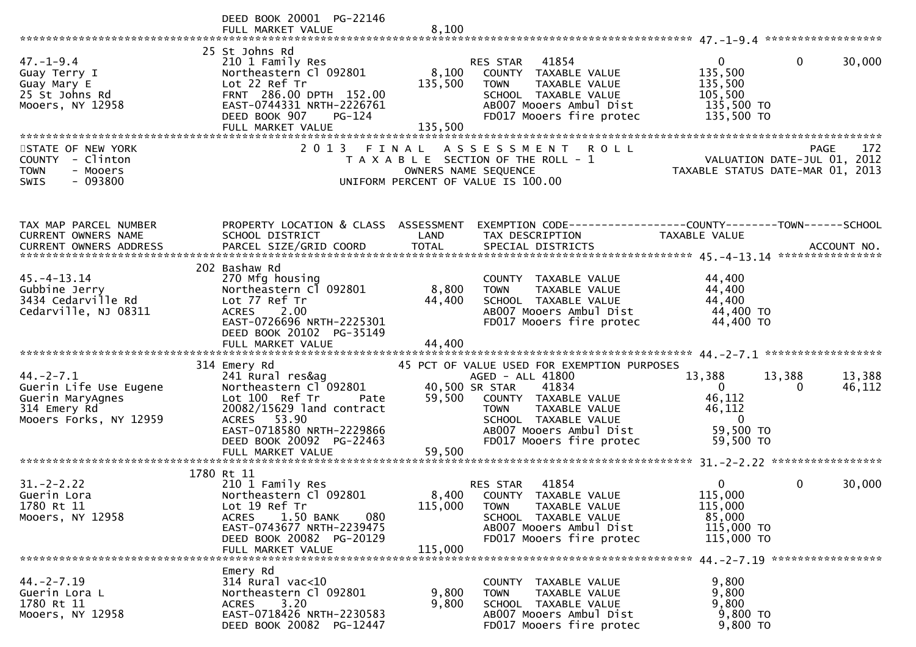```
                               DEED BOOK 20001  PG-22146
                               FULL MARKET VALUE                  8,100
******************************************************************************************************* 47.-1-9.4 ******************
                            25 St Johns Rd
47.-1-9.4                      210 1 Family Res                       RES STAR   41854                    0             0      30,000
Guay Terry I                   Northeastern Cl 092801       8,100     COUNTY  TAXABLE VALUE          135,500
Guay Mary E                    Lot 22 Ref Tr              135,500     TOWN    TAXABLE VALUE          135,500
25 St Johns Rd                 FRNT 286.00 DPTH 152.00                SCHOOL  TAXABLE VALUE          105,500
Mooers, NY 12958               EAST-0744331 NRTH-2226761              AB007 Mooers Ambul Dist         135,500 TO
                               DEED BOOK 907    PG-124                FD017 Mooers fire protec        135,500 TO
                               FULL MARKET VALUE                135,500
************************************************************************************************************************************
STATE OF NEW YORK                     2 0 1 3   F I N A L   A S S E S S M E N T   R O L L                               PAGE    172
COUNTY  - Clinton                        T A X A B L E  SECTION OF THE ROLL - 1                      VALUATION DATE-JUL 01, 2012
TOWN    - Mooers                               OWNERS NAME SEQUENCE                             TAXABLE STATUS DATE-MAR 01, 2013
SWIS    - 093800                       UNIFORM PERCENT OF VALUE IS 100.00


TAX MAP PARCEL NUMBER          PROPERTY LOCATION & CLASS  ASSESSMENT  EXEMPTION CODE------------------COUNTY--------TOWN------SCHOOL
CURRENT OWNERS NAME            SCHOOL DISTRICT               LAND      TAX DESCRIPTION             TAXABLE VALUE
CURRENT OWNERS ADDRESS         PARCEL SIZE/GRID COORD       TOTAL      SPECIAL DISTRICTS                                   ACCOUNT NO.
******************************************************************************************************* 45.-4-13.14 ****************
                            202 Bashaw Rd
45.-4-13.14                    270 Mfg housing                        COUNTY  TAXABLE VALUE           44,400
Gubbine Jerry                  Northeastern Cl 092801       8,800     TOWN    TAXABLE VALUE           44,400
3434 Cedarville Rd             Lot 77 Ref Tr               44,400     SCHOOL  TAXABLE VALUE           44,400
Cedarville, NJ 08311           ACRES    2.00                          AB007 Mooers Ambul Dist          44,400 TO
                               EAST-0726696 NRTH-2225301              FD017 Mooers fire protec         44,400 TO
                               DEED BOOK 20102  PG-35149
                               FULL MARKET VALUE                 44,400
******************************************************************************************************* 44.-2-7.1 ******************
                            314 Emery Rd                      45 PCT OF VALUE USED FOR EXEMPTION PURPOSES
44.-2-7.1                      241 Rural res&ag                       AGED - ALL 41800              13,388        13,388      13,388
Guerin Life Use Eugene         Northeastern Cl 092801      40,500 SR STAR    41834                    0             0      46,112
Guerin MaryAgnes               Lot 100  Ref Tr      Pate   59,500     COUNTY  TAXABLE VALUE           46,112
314 Emery Rd                   20082/15629 land contract              TOWN    TAXABLE VALUE           46,112
Mooers Forks, NY 12959         ACRES   53.90                          SCHOOL  TAXABLE VALUE                0
                               EAST-0718580 NRTH-2229866              AB007 Mooers Ambul Dist          59,500 TO
                               DEED BOOK 20092  PG-22463              FD017 Mooers fire protec         59,500 TO
                               FULL MARKET VALUE                 59,500
******************************************************************************************************* 31.-2-2.22 *****************
                           1780 Rt 11
31.-2-2.22                     210 1 Family Res                       RES STAR   41854                    0             0      30,000
Guerin Lora                    Northeastern Cl 092801       8,400     COUNTY  TAXABLE VALUE          115,000
1780 Rt 11                     Lot 19 Ref Tr              115,000     TOWN    TAXABLE VALUE          115,000
Mooers, NY 12958               ACRES    1.50 BANK     080             SCHOOL  TAXABLE VALUE           85,000
                               EAST-0743677 NRTH-2239475              AB007 Mooers Ambul Dist         115,000 TO
                               DEED BOOK 20082  PG-20129              FD017 Mooers fire protec        115,000 TO
                               FULL MARKET VALUE                115,000
******************************************************************************************************* 44.-2-7.19 *****************
                               Emery Rd
44.-2-7.19                     314 Rural vac<10                       COUNTY  TAXABLE VALUE            9,800
Guerin Lora L                  Northeastern Cl 092801       9,800     TOWN    TAXABLE VALUE            9,800
1780 Rt 11                     ACRES    3.20                9,800     SCHOOL  TAXABLE VALUE            9,800
Mooers, NY 12958               EAST-0718426 NRTH-2230583              AB007 Mooers Ambul Dist           9,800 TO
                               DEED BOOK 20082  PG-12447              FD017 Mooers fire protec          9,800 TO
```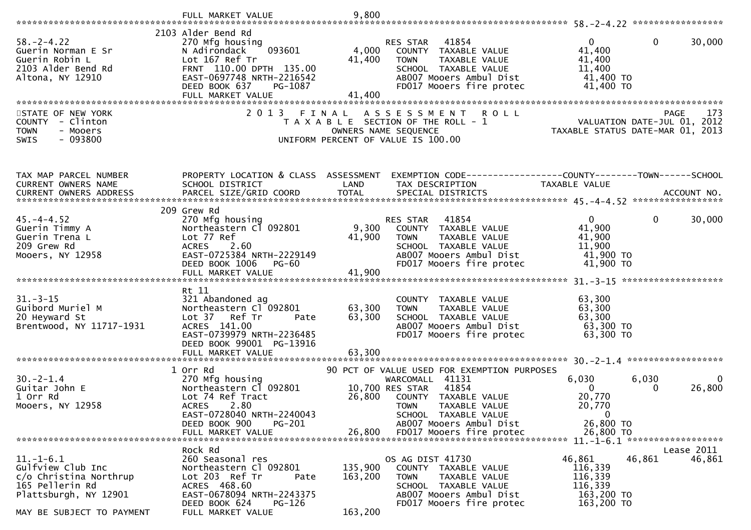```
                                FULL MARKET VALUE                 9,800
******************************************************************************************************* 58.-2-4.22 *****************
                           2103 Alder Bend Rd
58.-2-4.22                 270 Mfg housing                        RES STAR   41854                    0             0       30,000
Guerin Norman E Sr         N Adirondack     093601        4,000   COUNTY  TAXABLE VALUE           41,400
Guerin Robin L             Lot 167 Ref Tr                41,400   TOWN    TAXABLE VALUE           41,400
2103 Alder Bend Rd         FRNT  110.00 DPTH  135.00              SCHOOL  TAXABLE VALUE           11,400
Altona, NY 12910           EAST-0697748 NRTH-2216542              AB007 Mooers Ambul Dist          41,400 TO
                           DEED BOOK 637     PG-1087              FD017 Mooers fire protec         41,400 TO
                           FULL MARKET VALUE             41,400
************************************************************************************************************************************
STATE OF NEW YORK                    2 0 1 3   F I N A L   A S S E S S M E N T   R O L L                                  PAGE    173
COUNTY  - Clinton                       T A X A B L E  SECTION OF THE ROLL - 1                        VALUATION DATE-JUL 01, 2012
TOWN    - Mooers                                OWNERS NAME SEQUENCE                                 TAXABLE STATUS DATE-MAR 01, 2013
SWIS    - 093800                       UNIFORM PERCENT OF VALUE IS 100.00



TAX MAP PARCEL NUMBER          PROPERTY LOCATION & CLASS  ASSESSMENT  EXEMPTION CODE------------------COUNTY--------TOWN------SCHOOL
CURRENT OWNERS NAME            SCHOOL DISTRICT               LAND     TAX DESCRIPTION              TAXABLE VALUE
CURRENT OWNERS ADDRESS         PARCEL SIZE/GRID COORD        TOTAL    SPECIAL DISTRICTS                                   ACCOUNT NO.
******************************************************************************************************* 45.-4-4.52 *****************
                           209 Grew Rd
45.-4-4.52                 270 Mfg housing                        RES STAR   41854                    0             0       30,000
Guerin Timmy A             Northeastern Cl 092801         9,300   COUNTY  TAXABLE VALUE           41,900
Guerin Trena L             Lot 77 Ref                    41,900   TOWN    TAXABLE VALUE           41,900
209 Grew Rd                ACRES     2.60                         SCHOOL  TAXABLE VALUE           11,900
Mooers, NY 12958           EAST-0725384 NRTH-2229149              AB007 Mooers Ambul Dist          41,900 TO
                           DEED BOOK 1006   PG-60                 FD017 Mooers fire protec         41,900 TO
                           FULL MARKET VALUE             41,900
******************************************************************************************************* 31.-3-15 *******************
                           Rt 11
31.-3-15                   321 Abandoned ag                       COUNTY  TAXABLE VALUE           63,300
Guibord Muriel M           Northeastern Cl 092801        63,300   TOWN    TAXABLE VALUE           63,300
20 Heyward St              Lot 37   Ref Tr        Pate   63,300   SCHOOL  TAXABLE VALUE           63,300
Brentwood, NY 11717-1931   ACRES   141.00                         AB007 Mooers Ambul Dist          63,300 TO
                           EAST-0739979 NRTH-2236485              FD017 Mooers fire protec         63,300 TO
                           DEED BOOK 99001  PG-13916
                           FULL MARKET VALUE             63,300
******************************************************************************************************* 30.-2-1.4 ******************
                           1 Orr Rd                        90 PCT OF VALUE USED FOR EXEMPTION PURPOSES
30.-2-1.4                  270 Mfg housing                        WARCOMALL  41131                6,030         6,030            0
Guitar John E              Northeastern Cl 092801        10,700 RES STAR   41854                    0             0       26,800
1 Orr Rd                   Lot 74 Ref Tract              26,800   COUNTY  TAXABLE VALUE           20,770
Mooers, NY 12958           ACRES     2.80                         TOWN    TAXABLE VALUE           20,770
                           EAST-0728040 NRTH-2240043              SCHOOL  TAXABLE VALUE                0
                           DEED BOOK 900     PG-201               AB007 Mooers Ambul Dist          26,800 TO
                           FULL MARKET VALUE             26,800   FD017 Mooers fire protec         26,800 TO
******************************************************************************************************* 11.-1-6.1 ******************
                           Rock Rd                                                                                    Lease 2011
11.-1-6.1                  260 Seasonal res                       OS AG DIST 41730               46,861        46,861       46,861
Gulfview Club Inc          Northeastern Cl 092801       135,900   COUNTY  TAXABLE VALUE          116,339
c/o Christina Northrup     Lot 203  Ref Tr        Pate  163,200   TOWN    TAXABLE VALUE          116,339
165 Pellerin Rd            ACRES   468.60                         SCHOOL  TAXABLE VALUE          116,339
Plattsburgh, NY 12901      EAST-0678094 NRTH-2243375              AB007 Mooers Ambul Dist         163,200 TO
                           DEED BOOK 624     PG-126               FD017 Mooers fire protec        163,200 TO
MAY BE SUBJECT TO PAYMENT  FULL MARKET VALUE            163,200
```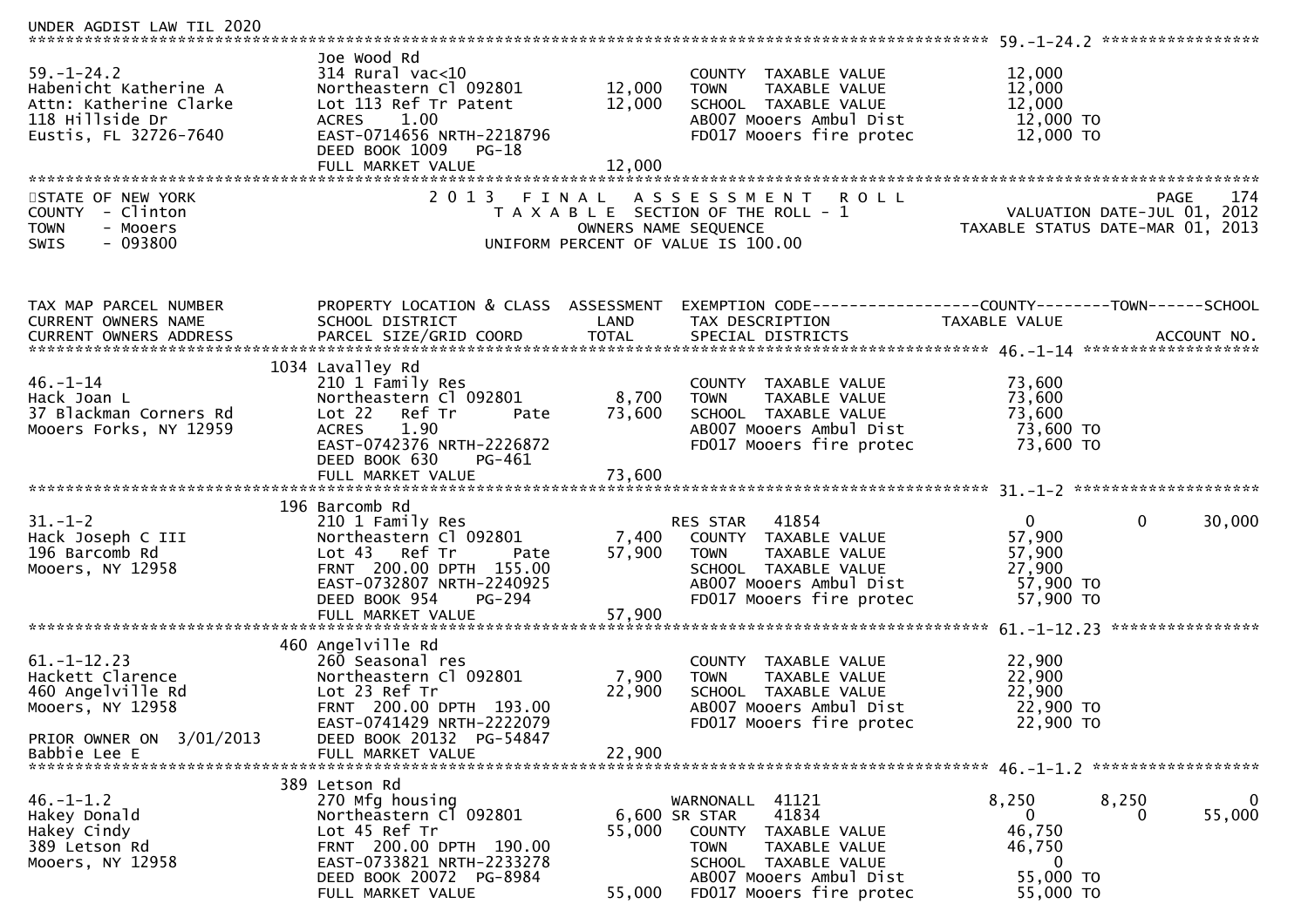UNDER AGDIST LAW TIL 2020

******************************************************************************************************* 59.-1-24.2 *****************

| TAX MAP PARCEL NUMBER / CURRENT OWNERS NAME / CURRENT OWNERS ADDRESS | PROPERTY LOCATION & CLASS / SCHOOL DISTRICT / PARCEL SIZE/GRID COORD | ASSESSMENT LAND | TOTAL | EXEMPTION CODE / TAX DESCRIPTION / SPECIAL DISTRICTS | COUNTY TAXABLE VALUE | TOWN | SCHOOL |
|---|---|---|---|---|---|---|---|
| | Joe Wood Rd | | | | | | |
| 59.-1-24.2 | 314 Rural vac<10 | | | COUNTY TAXABLE VALUE | 12,000 | | |
| Habenicht Katherine A | Northeastern Cl 092801 | 12,000 | | TOWN TAXABLE VALUE | 12,000 | | |
| Attn: Katherine Clarke | Lot 113 Ref Tr Patent | | 12,000 | SCHOOL TAXABLE VALUE | 12,000 | | |
| 118 Hillside Dr | ACRES 1.00 | | | AB007 Mooers Ambul Dist | 12,000 TO | | |
| Eustis, FL 32726-7640 | EAST-0714656 NRTH-2218796 | | | FD017 Mooers fire protec | 12,000 TO | | |
| | DEED BOOK 1009 PG-18 | | | | | | |
| | FULL MARKET VALUE | | 12,000 | | | | |

STATE OF NEW YORK — 2013 FINAL ASSESSMENT ROLL — PAGE 174
COUNTY - Clinton — TAXABLE SECTION OF THE ROLL - 1 — VALUATION DATE-JUL 01, 2012
TOWN - Mooers — OWNERS NAME SEQUENCE — TAXABLE STATUS DATE-MAR 01, 2013
SWIS - 093800 — UNIFORM PERCENT OF VALUE IS 100.00

| TAX MAP PARCEL NUMBER / CURRENT OWNERS NAME / CURRENT OWNERS ADDRESS | PROPERTY LOCATION & CLASS / SCHOOL DISTRICT / PARCEL SIZE/GRID COORD | ASSESSMENT LAND | TOTAL | EXEMPTION CODE / TAX DESCRIPTION / SPECIAL DISTRICTS | COUNTY TAXABLE VALUE | TOWN | SCHOOL / ACCOUNT NO. |
|---|---|---|---|---|---|---|---|
| **46.-1-14** | | | | | | | |
| | 1034 Lavalley Rd | | | | | | |
| 46.-1-14 | 210 1 Family Res | | | COUNTY TAXABLE VALUE | 73,600 | | |
| Hack Joan L | Northeastern Cl 092801 | 8,700 | | TOWN TAXABLE VALUE | 73,600 | | |
| 37 Blackman Corners Rd | Lot 22 Ref Tr Pate | | 73,600 | SCHOOL TAXABLE VALUE | 73,600 | | |
| Mooers Forks, NY 12959 | ACRES 1.90 | | | AB007 Mooers Ambul Dist | 73,600 TO | | |
| | EAST-0742376 NRTH-2226872 | | | FD017 Mooers fire protec | 73,600 TO | | |
| | DEED BOOK 630 PG-461 | | | | | | |
| | FULL MARKET VALUE | | 73,600 | | | | |
| **31.-1-2** | | | | | | | |
| | 196 Barcomb Rd | | | | | | |
| 31.-1-2 | 210 1 Family Res | | | RES STAR 41854 | 0 | 0 | 30,000 |
| Hack Joseph C III | Northeastern Cl 092801 | 7,400 | | COUNTY TAXABLE VALUE | 57,900 | | |
| 196 Barcomb Rd | Lot 43 Ref Tr Pate | | 57,900 | TOWN TAXABLE VALUE | 57,900 | | |
| Mooers, NY 12958 | FRNT 200.00 DPTH 155.00 | | | SCHOOL TAXABLE VALUE | 27,900 | | |
| | EAST-0732807 NRTH-2240925 | | | AB007 Mooers Ambul Dist | 57,900 TO | | |
| | DEED BOOK 954 PG-294 | | | FD017 Mooers fire protec | 57,900 TO | | |
| | FULL MARKET VALUE | | 57,900 | | | | |
| **61.-1-12.23** | | | | | | | |
| | 460 Angelville Rd | | | | | | |
| 61.-1-12.23 | 260 Seasonal res | | | COUNTY TAXABLE VALUE | 22,900 | | |
| Hackett Clarence | Northeastern Cl 092801 | 7,900 | | TOWN TAXABLE VALUE | 22,900 | | |
| 460 Angelville Rd | Lot 23 Ref Tr | | 22,900 | SCHOOL TAXABLE VALUE | 22,900 | | |
| Mooers, NY 12958 | FRNT 200.00 DPTH 193.00 | | | AB007 Mooers Ambul Dist | 22,900 TO | | |
| | EAST-0741429 NRTH-2222079 | | | FD017 Mooers fire protec | 22,900 TO | | |
| PRIOR OWNER ON 3/01/2013 | DEED BOOK 20132 PG-54847 | | | | | | |
| Babbie Lee E | FULL MARKET VALUE | | 22,900 | | | | |
| **46.-1-1.2** | | | | | | | |
| | 389 Letson Rd | | | | | | |
| 46.-1-1.2 | 270 Mfg housing | | | WARNONALL 41121 | 8,250 | 8,250 | 0 |
| Hakey Donald | Northeastern Cl 092801 | 6,600 | | SR STAR 41834 | 0 | 0 | 55,000 |
| Hakey Cindy | Lot 45 Ref Tr | | 55,000 | COUNTY TAXABLE VALUE | 46,750 | | |
| 389 Letson Rd | FRNT 200.00 DPTH 190.00 | | | TOWN TAXABLE VALUE | 46,750 | | |
| Mooers, NY 12958 | EAST-0733821 NRTH-2233278 | | | SCHOOL TAXABLE VALUE | 0 | | |
| | DEED BOOK 20072 PG-8984 | | | AB007 Mooers Ambul Dist | 55,000 TO | | |
| | FULL MARKET VALUE | | 55,000 | FD017 Mooers fire protec | 55,000 TO | | |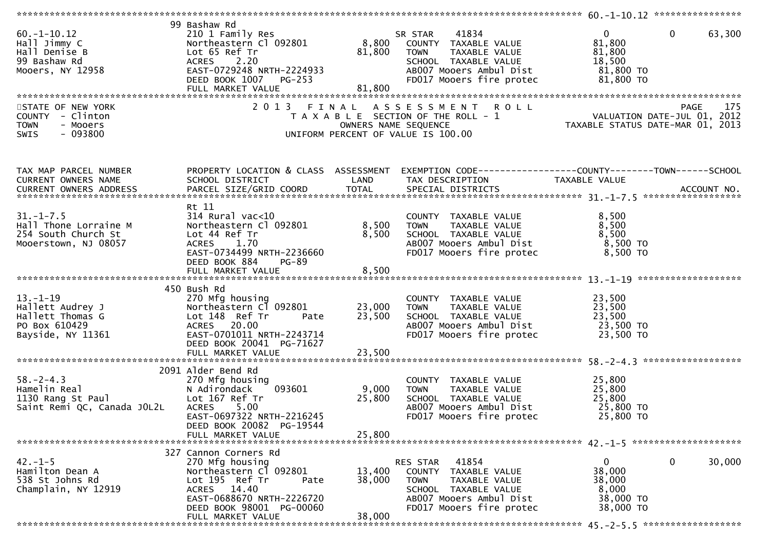**60.-1-10.12**

| | | | | |
|---|---|---|---|---|
| 60.-1-10.12 | 99 Bashaw Rd | | | |
| Hall Jimmy C | 210 1 Family Res | | SR STAR 41834 | 0 0 63,300 |
| Hall Denise B | Northeastern Cl 092801 | 8,800 | COUNTY TAXABLE VALUE | 81,800 |
| 99 Bashaw Rd | Lot 65 Ref Tr | 81,800 | TOWN TAXABLE VALUE | 81,800 |
| Mooers, NY 12958 | ACRES 2.20 | | SCHOOL TAXABLE VALUE | 18,500 |
| | EAST-0729248 NRTH-2224933 | | AB007 Mooers Ambul Dist | 81,800 TO |
| | DEED BOOK 1007 PG-253 | | FD017 Mooers fire protec | 81,800 TO |
| | FULL MARKET VALUE | 81,800 | | |

STATE OF NEW YORK — COUNTY - Clinton — TOWN - Mooers — SWIS - 093800

2013 FINAL ASSESSMENT ROLL
TAXABLE SECTION OF THE ROLL - 1
OWNERS NAME SEQUENCE
UNIFORM PERCENT OF VALUE IS 100.00

VALUATION DATE-JUL 01, 2012
TAXABLE STATUS DATE-MAR 01, 2013

| TAX MAP PARCEL NUMBER / CURRENT OWNERS NAME / CURRENT OWNERS ADDRESS | PROPERTY LOCATION & CLASS / SCHOOL DISTRICT / PARCEL SIZE/GRID COORD | ASSESSMENT LAND / TOTAL | EXEMPTION CODE / TAX DESCRIPTION / SPECIAL DISTRICTS | COUNTY--------TOWN------SCHOOL TAXABLE VALUE / ACCOUNT NO. |
|---|---|---|---|---|
| **31.-1-7.5** | Rt 11 | | | |
| 31.-1-7.5 | 314 Rural vac<10 | | COUNTY TAXABLE VALUE | 8,500 |
| Hall Thone Lorraine M | Northeastern Cl 092801 | 8,500 | TOWN TAXABLE VALUE | 8,500 |
| 254 South Church St | Lot 44 Ref Tr | 8,500 | SCHOOL TAXABLE VALUE | 8,500 |
| Mooerstown, NJ 08057 | ACRES 1.70 | | AB007 Mooers Ambul Dist | 8,500 TO |
| | EAST-0734499 NRTH-2236660 | | FD017 Mooers fire protec | 8,500 TO |
| | DEED BOOK 884 PG-89 | | | |
| | FULL MARKET VALUE | 8,500 | | |
| **13.-1-19** | 450 Bush Rd | | | |
| 13.-1-19 | 270 Mfg housing | | COUNTY TAXABLE VALUE | 23,500 |
| Hallett Audrey J | Northeastern Cl 092801 | 23,000 | TOWN TAXABLE VALUE | 23,500 |
| Hallett Thomas G | Lot 148 Ref Tr Pate | 23,500 | SCHOOL TAXABLE VALUE | 23,500 |
| PO Box 610429 | ACRES 20.00 | | AB007 Mooers Ambul Dist | 23,500 TO |
| Bayside, NY 11361 | EAST-0701011 NRTH-2243714 | | FD017 Mooers fire protec | 23,500 TO |
| | DEED BOOK 20041 PG-71627 | | | |
| | FULL MARKET VALUE | 23,500 | | |
| **58.-2-4.3** | 2091 Alder Bend Rd | | | |
| 58.-2-4.3 | 270 Mfg housing | | COUNTY TAXABLE VALUE | 25,800 |
| Hamelin Real | N Adirondack 093601 | 9,000 | TOWN TAXABLE VALUE | 25,800 |
| 1130 Rang St Paul | Lot 167 Ref Tr | 25,800 | SCHOOL TAXABLE VALUE | 25,800 |
| Saint Remi QC, Canada J0L2L | ACRES 5.00 | | AB007 Mooers Ambul Dist | 25,800 TO |
| | EAST-0697322 NRTH-2216245 | | FD017 Mooers fire protec | 25,800 TO |
| | DEED BOOK 20082 PG-19544 | | | |
| | FULL MARKET VALUE | 25,800 | | |
| **42.-1-5** | 327 Cannon Corners Rd | | | |
| 42.-1-5 | 270 Mfg housing | | RES STAR 41854 | 0 0 30,000 |
| Hamilton Dean A | Northeastern Cl 092801 | 13,400 | COUNTY TAXABLE VALUE | 38,000 |
| 538 St Johns Rd | Lot 195 Ref Tr Pate | 38,000 | TOWN TAXABLE VALUE | 38,000 |
| Champlain, NY 12919 | ACRES 14.40 | | SCHOOL TAXABLE VALUE | 8,000 |
| | EAST-0688670 NRTH-2226720 | | AB007 Mooers Ambul Dist | 38,000 TO |
| | DEED BOOK 98001 PG-00060 | | FD017 Mooers fire protec | 38,000 TO |
| | FULL MARKET VALUE | 38,000 | | |

**45.-2-5.5**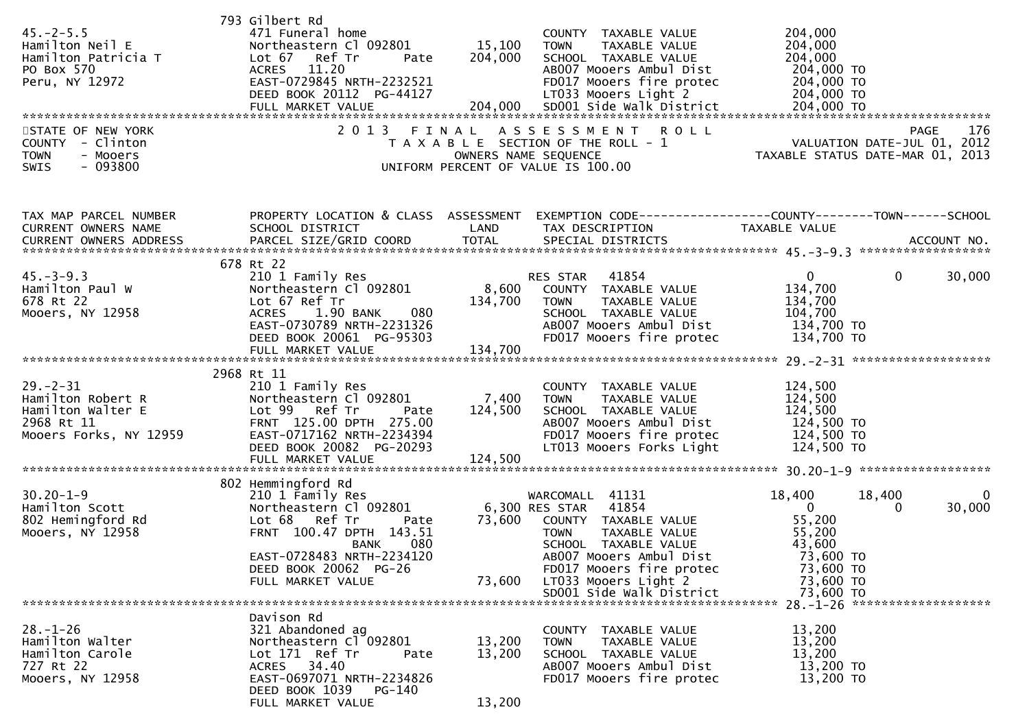793 Gilbert Rd

```
45.-2-5.5            793 Gilbert Rd
Hamilton Neil E      471 Funeral home                          COUNTY  TAXABLE VALUE          204,000
Hamilton Patricia T  Northeastern Cl 092801      15,100         TOWN    TAXABLE VALUE          204,000
PO Box 570           Lot 67   Ref Tr     Pate   204,000         SCHOOL  TAXABLE VALUE          204,000
Peru, NY 12972       ACRES   11.20                             AB007 Mooers Ambul Dist        204,000 TO
                     EAST-0729845 NRTH-2232521                 FD017 Mooers fire protec       204,000 TO
                     DEED BOOK 20112  PG-44127                 LT033 Mooers Light 2           204,000 TO
                     FULL MARKET VALUE          204,000         SD001 Side walk District       204,000 TO
```

STATE OF NEW YORK — 2013 FINAL ASSESSMENT ROLL — PAGE 176
COUNTY - Clinton — TAXABLE SECTION OF THE ROLL - 1 — VALUATION DATE-JUL 01, 2012
TOWN - Mooers — OWNERS NAME SEQUENCE — TAXABLE STATUS DATE-MAR 01, 2013
SWIS - 093800 — UNIFORM PERCENT OF VALUE IS 100.00

| TAX MAP PARCEL NUMBER / CURRENT OWNERS NAME / CURRENT OWNERS ADDRESS | PROPERTY LOCATION & CLASS / SCHOOL DISTRICT / PARCEL SIZE/GRID COORD | ASSESSMENT LAND / TOTAL | EXEMPTION CODE / TAX DESCRIPTION / SPECIAL DISTRICTS | COUNTY TAXABLE VALUE | TOWN | SCHOOL / ACCOUNT NO. |
|---|---|---|---|---|---|---|
| 45.-3-9.3 | 678 Rt 22 | | | | | |
| Hamilton Paul W | 210 1 Family Res | | RES STAR 41854 | 0 | 0 | 30,000 |
| 678 Rt 22 | Northeastern Cl 092801 | 8,600 | COUNTY TAXABLE VALUE | 134,700 | | |
| Mooers, NY 12958 | Lot 67 Ref Tr | 134,700 | TOWN TAXABLE VALUE | 134,700 | | |
| | ACRES 1.90 BANK 080 | | SCHOOL TAXABLE VALUE | 104,700 | | |
| | EAST-0730789 NRTH-2231326 | | AB007 Mooers Ambul Dist | 134,700 TO | | |
| | DEED BOOK 20061 PG-95303 | | FD017 Mooers fire protec | 134,700 TO | | |
| | FULL MARKET VALUE | 134,700 | | | | |
| 29.-2-31 | 2968 Rt 11 | | | | | |
| Hamilton Robert R | 210 1 Family Res | | COUNTY TAXABLE VALUE | 124,500 | | |
| Hamilton Walter E | Northeastern Cl 092801 | 7,400 | TOWN TAXABLE VALUE | 124,500 | | |
| 2968 Rt 11 | Lot 99 Ref Tr Pate | 124,500 | SCHOOL TAXABLE VALUE | 124,500 | | |
| Mooers Forks, NY 12959 | FRNT 125.00 DPTH 275.00 | | AB007 Mooers Ambul Dist | 124,500 TO | | |
| | EAST-0717162 NRTH-2234394 | | FD017 Mooers fire protec | 124,500 TO | | |
| | DEED BOOK 20082 PG-20293 | | LT013 Mooers Forks Light | 124,500 TO | | |
| | FULL MARKET VALUE | 124,500 | | | | |
| 30.20-1-9 | 802 Hemmingford Rd | | | | | |
| Hamilton Scott | 210 1 Family Res | | WARCOMALL 41131 | 18,400 | 18,400 | 0 |
| 802 Hemingford Rd | Northeastern Cl 092801 | 6,300 | RES STAR 41854 | 0 | 0 | 30,000 |
| Mooers, NY 12958 | Lot 68 Ref Tr Pate | 73,600 | COUNTY TAXABLE VALUE | 55,200 | | |
| | FRNT 100.47 DPTH 143.51 | | TOWN TAXABLE VALUE | 55,200 | | |
| | BANK 080 | | SCHOOL TAXABLE VALUE | 43,600 | | |
| | EAST-0728483 NRTH-2234120 | | AB007 Mooers Ambul Dist | 73,600 TO | | |
| | DEED BOOK 20062 PG-26 | | FD017 Mooers fire protec | 73,600 TO | | |
| | FULL MARKET VALUE | 73,600 | LT033 Mooers Light 2 | 73,600 TO | | |
| | | | SD001 Side walk District | 73,600 TO | | |
| 28.-1-26 | Davison Rd | | | | | |
| Hamilton Walter | 321 Abandoned ag | | COUNTY TAXABLE VALUE | 13,200 | | |
| Hamilton Carole | Northeastern Cl 092801 | 13,200 | TOWN TAXABLE VALUE | 13,200 | | |
| 727 Rt 22 | Lot 171 Ref Tr Pate | 13,200 | SCHOOL TAXABLE VALUE | 13,200 | | |
| Mooers, NY 12958 | ACRES 34.40 | | AB007 Mooers Ambul Dist | 13,200 TO | | |
| | EAST-0697071 NRTH-2234826 | | FD017 Mooers fire protec | 13,200 TO | | |
| | DEED BOOK 1039 PG-140 | | | | | |
| | FULL MARKET VALUE | 13,200 | | | | |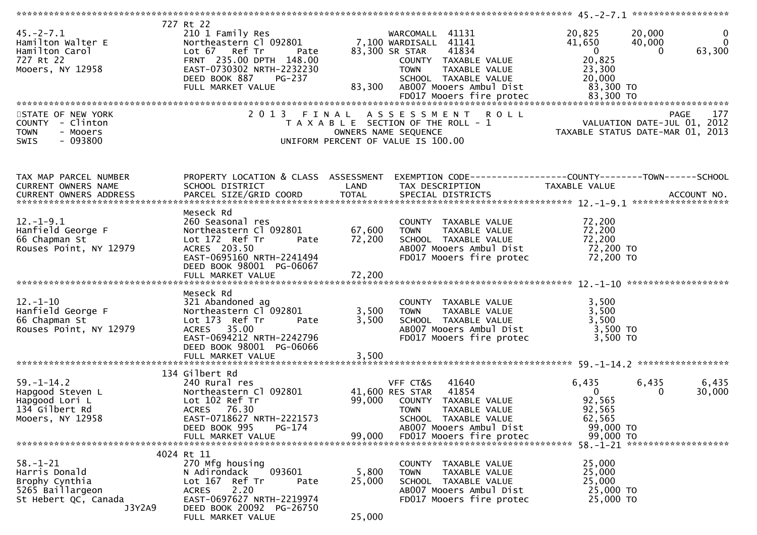```
******************************************************************************************************* 45.-2-7.1 ******************
                              727 Rt 22
45.-2-7.1                     210 1 Family Res                   WARCOMALL  41131             20,825       20,000            0
Hamilton Walter E             Northeastern Cl 092801       7,100 WARDISALL  41141             41,650       40,000            0
Hamilton Carol                Lot 67   Ref Tr       Pate  83,300 SR STAR    41834                  0            0       63,300
727 Rt 22                     FRNT 235.00 DPTH 148.00            COUNTY  TAXABLE VALUE        20,825
Mooers, NY 12958              EAST-0730302 NRTH-2232230          TOWN    TAXABLE VALUE        23,300
                              DEED BOOK 887    PG-237            SCHOOL  TAXABLE VALUE        20,000
                              FULL MARKET VALUE           83,300 AB007 Mooers Ambul Dist       83,300 TO
                                                                 FD017 Mooers fire protec      83,300 TO
******************************************************************************************************************************
STATE OF NEW YORK                   2 0 1 3   F I N A L   A S S E S S M E N T   R O L L                                PAGE   177
COUNTY  - Clinton                      T A X A B L E  SECTION OF THE ROLL - 1                   VALUATION DATE-JUL 01, 2012
TOWN    - Mooers                                 OWNERS NAME SEQUENCE                          TAXABLE STATUS DATE-MAR 01, 2013
SWIS    - 093800                          UNIFORM PERCENT OF VALUE IS 100.00



TAX MAP PARCEL NUMBER          PROPERTY LOCATION & CLASS  ASSESSMENT  EXEMPTION CODE------------------COUNTY--------TOWN------SCHOOL
CURRENT OWNERS NAME            SCHOOL DISTRICT               LAND      TAX DESCRIPTION            TAXABLE VALUE
CURRENT OWNERS ADDRESS         PARCEL SIZE/GRID COORD        TOTAL     SPECIAL DISTRICTS                                  ACCOUNT NO.
******************************************************************************************************* 12.-1-9.1 ******************
                              Meseck Rd
12.-1-9.1                     260 Seasonal res                   COUNTY  TAXABLE VALUE        72,200
Hanfield George F             Northeastern Cl 092801      67,600 TOWN    TAXABLE VALUE        72,200
66 Chapman St                 Lot 172  Ref Tr       Pate  72,200 SCHOOL  TAXABLE VALUE        72,200
Rouses Point, NY 12979        ACRES 203.50                       AB007 Mooers Ambul Dist       72,200 TO
                              EAST-0695160 NRTH-2241494          FD017 Mooers fire protec      72,200 TO
                              DEED BOOK 98001  PG-06067
                              FULL MARKET VALUE           72,200
******************************************************************************************************* 12.-1-10 *******************
                              Meseck Rd
12.-1-10                      321 Abandoned ag                   COUNTY  TAXABLE VALUE         3,500
Hanfield George F             Northeastern Cl 092801       3,500 TOWN    TAXABLE VALUE         3,500
66 Chapman St                 Lot 173  Ref Tr       Pate   3,500 SCHOOL  TAXABLE VALUE         3,500
Rouses Point, NY 12979        ACRES  35.00                       AB007 Mooers Ambul Dist        3,500 TO
                              EAST-0694212 NRTH-2242796          FD017 Mooers fire protec       3,500 TO
                              DEED BOOK 98001  PG-06066
                              FULL MARKET VALUE            3,500
******************************************************************************************************* 59.-1-14.2 *****************
                              134 Gilbert Rd
59.-1-14.2                    240 Rural res                      VFF CT&S   41640              6,435        6,435        6,435
Hapgood Steven L              Northeastern Cl 092801      41,600 RES STAR   41854                  0            0       30,000
Hapgood Lori L                Lot 102 Ref Tr              99,000 COUNTY  TAXABLE VALUE        92,565
134 Gilbert Rd                ACRES  76.30                       TOWN    TAXABLE VALUE        92,565
Mooers, NY 12958              EAST-0718627 NRTH-2221573          SCHOOL  TAXABLE VALUE        62,565
                              DEED BOOK 995    PG-174            AB007 Mooers Ambul Dist       99,000 TO
                              FULL MARKET VALUE           99,000 FD017 Mooers fire protec      99,000 TO
******************************************************************************************************* 58.-1-21 *******************
                              4024 Rt 11
58.-1-21                      270 Mfg housing                    COUNTY  TAXABLE VALUE        25,000
Harris Donald                 N Adirondack    093601       5,800 TOWN    TAXABLE VALUE        25,000
Brophy Cynthia                Lot 167  Ref Tr       Pate  25,000 SCHOOL  TAXABLE VALUE        25,000
5265 Baillargeon              ACRES   2.20                       AB007 Mooers Ambul Dist       25,000 TO
St Hebert QC, Canada          EAST-0697627 NRTH-2219974          FD017 Mooers fire protec      25,000 TO
                    J3Y2A9    DEED BOOK 20092  PG-26750
                              FULL MARKET VALUE           25,000
```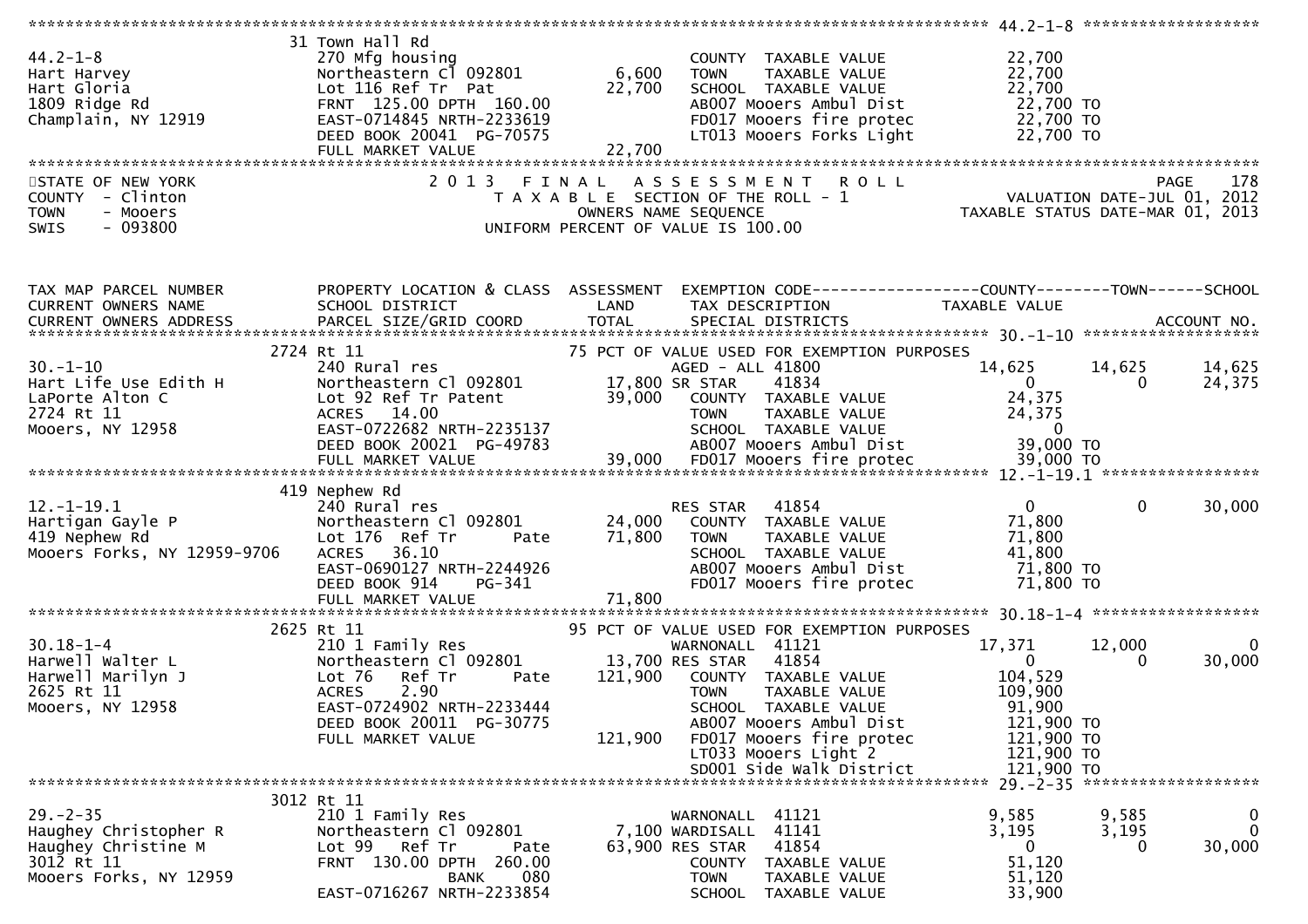```
******************************************************************************************************* 44.2-1-8 ******************
                              31 Town Hall Rd
44.2-1-8                      270 Mfg housing                         COUNTY  TAXABLE VALUE             22,700
Hart Harvey                   Northeastern Cl 092801        6,600     TOWN    TAXABLE VALUE             22,700
Hart Gloria                   Lot 116 Ref Tr  Pat          22,700     SCHOOL  TAXABLE VALUE             22,700
1809 Ridge Rd                 FRNT  125.00 DPTH  160.00               AB007 Mooers Ambul Dist            22,700 TO
Champlain, NY 12919           EAST-0714845 NRTH-2233619               FD017 Mooers fire protec           22,700 TO
                              DEED BOOK 20041  PG-70575               LT013 Mooers Forks Light           22,700 TO
                              FULL MARKET VALUE            22,700
*******************************************************************************************************************************************
STATE OF NEW YORK                    2 0 1 3   F I N A L   A S S E S S M E N T   R O L L                                    PAGE   178
COUNTY  - Clinton                       T A X A B L E  SECTION OF THE ROLL - 1                        VALUATION DATE-JUL 01, 2012
TOWN    - Mooers                                  OWNERS NAME SEQUENCE                              TAXABLE STATUS DATE-MAR 01, 2013
SWIS    - 093800                          UNIFORM PERCENT OF VALUE IS 100.00



TAX MAP PARCEL NUMBER          PROPERTY LOCATION & CLASS  ASSESSMENT  EXEMPTION CODE------------------COUNTY--------TOWN------SCHOOL
CURRENT OWNERS NAME            SCHOOL DISTRICT               LAND      TAX DESCRIPTION            TAXABLE VALUE
CURRENT OWNERS ADDRESS         PARCEL SIZE/GRID COORD        TOTAL     SPECIAL DISTRICTS                                  ACCOUNT NO.
******************************************************************************************************* 30.-1-10 ******************
                          2724 Rt 11                                75 PCT OF VALUE USED FOR EXEMPTION PURPOSES
30.-1-10                      240 Rural res                           AGED - ALL 41800           14,625      14,625      14,625
Hart Life Use Edith H         Northeastern Cl 092801       17,800 SR STAR     41834               0           0          24,375
LaPorte Alton C               Lot 92 Ref Tr Patent         39,000     COUNTY  TAXABLE VALUE             24,375
2724 Rt 11                    ACRES   14.00                           TOWN    TAXABLE VALUE             24,375
Mooers, NY 12958              EAST-0722682 NRTH-2235137               SCHOOL  TAXABLE VALUE                  0
                              DEED BOOK 20021  PG-49783               AB007 Mooers Ambul Dist            39,000 TO
                              FULL MARKET VALUE            39,000     FD017 Mooers fire protec           39,000 TO
******************************************************************************************************* 12.-1-19.1 *****************
                          419 Nephew Rd
12.-1-19.1                    240 Rural res                           RES STAR    41854               0           0          30,000
Hartigan Gayle P              Northeastern Cl 092801       24,000     COUNTY  TAXABLE VALUE             71,800
419 Nephew Rd                 Lot 176  Ref Tr      Pate    71,800     TOWN    TAXABLE VALUE             71,800
Mooers Forks, NY 12959-9706   ACRES   36.10                           SCHOOL  TAXABLE VALUE             41,800
                              EAST-0690127 NRTH-2244926               AB007 Mooers Ambul Dist            71,800 TO
                              DEED BOOK 914    PG-341                 FD017 Mooers fire protec           71,800 TO
                              FULL MARKET VALUE            71,800
******************************************************************************************************* 30.18-1-4 ******************
                          2625 Rt 11                                95 PCT OF VALUE USED FOR EXEMPTION PURPOSES
30.18-1-4                     210 1 Family Res                        WARNONALL  41121           17,371      12,000           0
Harwell Walter L              Northeastern Cl 092801       13,700 RES STAR    41854               0           0          30,000
Harwell Marilyn J             Lot 76   Ref Tr      Pate   121,900     COUNTY  TAXABLE VALUE            104,529
2625 Rt 11                    ACRES    2.90                           TOWN    TAXABLE VALUE            109,900
Mooers, NY 12958              EAST-0724902 NRTH-2233444               SCHOOL  TAXABLE VALUE             91,900
                              DEED BOOK 20011  PG-30775               AB007 Mooers Ambul Dist           121,900 TO
                              FULL MARKET VALUE           121,900     FD017 Mooers fire protec          121,900 TO
                                                                      LT033 Mooers Light 2              121,900 TO
                                                                      SD001 Side Walk District          121,900 TO
******************************************************************************************************* 29.-2-35 ******************
                          3012 Rt 11
29.-2-35                      210 1 Family Res                        WARNONALL  41121            9,585       9,585           0
Haughey Christopher R         Northeastern Cl 092801        7,100 WARDISALL  41141            3,195       3,195           0
Haughey Christine M           Lot 99   Ref Tr      Pate    63,900 RES STAR    41854               0           0          30,000
3012 Rt 11                    FRNT  130.00 DPTH  260.00               COUNTY  TAXABLE VALUE             51,120
Mooers Forks, NY 12959                         BANK     080           TOWN    TAXABLE VALUE             51,120
                              EAST-0716267 NRTH-2233854               SCHOOL  TAXABLE VALUE             33,900
```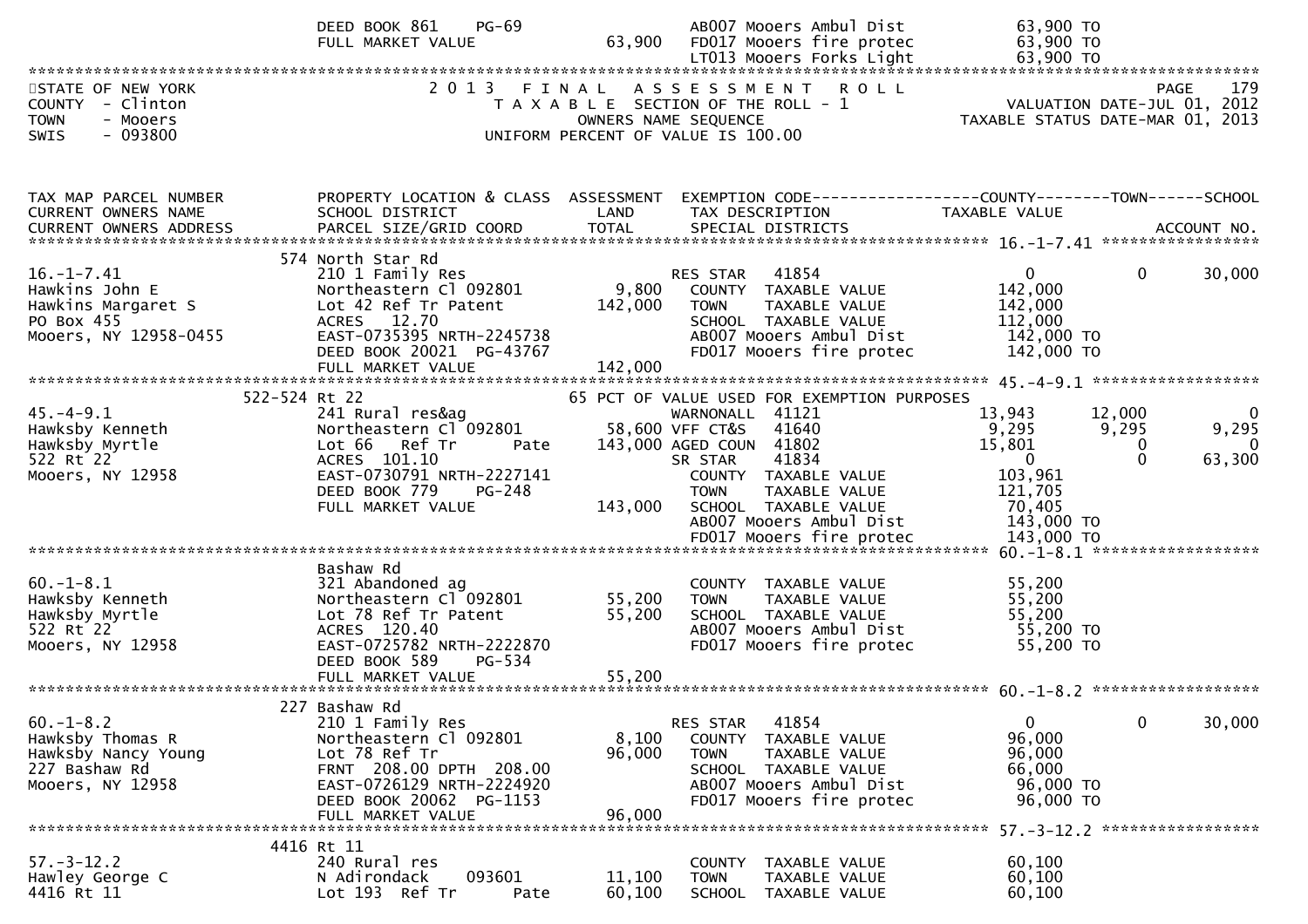```
                          DEED BOOK 861    PG-69                   AB007 Mooers Ambul Dist              63,900 TO
                          FULL MARKET VALUE              63,900    FD017 Mooers fire protec             63,900 TO
                                                                   LT013 Mooers Forks Light             63,900 TO
****************************************************************************************************************************************
STATE OF NEW YORK                  2 0 1 3   F I N A L   A S S E S S M E N T   R O L L                                   PAGE    179
COUNTY  - Clinton                     T A X A B L E  SECTION OF THE ROLL - 1                        VALUATION DATE-JUL 01, 2012
TOWN    - Mooers                            OWNERS NAME SEQUENCE                              TAXABLE STATUS DATE-MAR 01, 2013
SWIS    - 093800                     UNIFORM PERCENT OF VALUE IS 100.00


TAX MAP PARCEL NUMBER          PROPERTY LOCATION & CLASS  ASSESSMENT  EXEMPTION CODE------------------COUNTY--------TOWN------SCHOOL
CURRENT OWNERS NAME            SCHOOL DISTRICT               LAND      TAX DESCRIPTION              TAXABLE VALUE
CURRENT OWNERS ADDRESS         PARCEL SIZE/GRID COORD        TOTAL     SPECIAL DISTRICTS                                    ACCOUNT NO.
****************************************************************************************************** 16.-1-7.41 *****************
                          574 North Star Rd
16.-1-7.41                     210 1 Family Res                   RES STAR   41854                0           0       30,000
Hawkins John E                 Northeastern Cl 092801     9,800     COUNTY  TAXABLE VALUE          142,000
Hawkins Margaret S             Lot 42 Ref Tr Patent     142,000     TOWN    TAXABLE VALUE          142,000
PO Box 455                     ACRES   12.70                        SCHOOL  TAXABLE VALUE          112,000
Mooers, NY 12958-0455          EAST-0735395 NRTH-2245738            AB007 Mooers Ambul Dist         142,000 TO
                               DEED BOOK 20021  PG-43767            FD017 Mooers fire protec        142,000 TO
                               FULL MARKET VALUE            142,000
****************************************************************************************************** 45.-4-9.1 ******************
                     522-524 Rt 22                         65 PCT OF VALUE USED FOR EXEMPTION PURPOSES
45.-4-9.1                      241 Rural res&ag                   WARNONALL  41121           13,943      12,000            0
Hawksby Kenneth                Northeastern Cl 092801      58,600 VFF CT&S   41640            9,295       9,295        9,295
Hawksby Myrtle                 Lot 66   Ref Tr      Pate  143,000 AGED COUN  41802           15,801           0            0
522 Rt 22                      ACRES  101.10                      SR STAR    41834                0           0       63,300
Mooers, NY 12958               EAST-0730791 NRTH-2227141            COUNTY  TAXABLE VALUE          103,961
                               DEED BOOK 779    PG-248              TOWN    TAXABLE VALUE          121,705
                               FULL MARKET VALUE            143,000 SCHOOL  TAXABLE VALUE           70,405
                                                                    AB007 Mooers Ambul Dist         143,000 TO
                                                                    FD017 Mooers fire protec        143,000 TO
****************************************************************************************************** 60.-1-8.1 ******************
                               Bashaw Rd
60.-1-8.1                      321 Abandoned ag                     COUNTY  TAXABLE VALUE           55,200
Hawksby Kenneth                Northeastern Cl 092801      55,200   TOWN    TAXABLE VALUE           55,200
Hawksby Myrtle                 Lot 78 Ref Tr Patent        55,200   SCHOOL  TAXABLE VALUE           55,200
522 Rt 22                      ACRES  120.40                        AB007 Mooers Ambul Dist          55,200 TO
Mooers, NY 12958               EAST-0725782 NRTH-2222870            FD017 Mooers fire protec         55,200 TO
                               DEED BOOK 589    PG-534
                               FULL MARKET VALUE             55,200
****************************************************************************************************** 60.-1-8.2 ******************
                          227 Bashaw Rd
60.-1-8.2                      210 1 Family Res                   RES STAR   41854                0           0       30,000
Hawksby Thomas R               Northeastern Cl 092801      8,100    COUNTY  TAXABLE VALUE           96,000
Hawksby Nancy Young            Lot 78 Ref Tr               96,000   TOWN    TAXABLE VALUE           96,000
227 Bashaw Rd                  FRNT  208.00 DPTH  208.00            SCHOOL  TAXABLE VALUE           66,000
Mooers, NY 12958               EAST-0726129 NRTH-2224920            AB007 Mooers Ambul Dist          96,000 TO
                               DEED BOOK 20062  PG-1153             FD017 Mooers fire protec         96,000 TO
                               FULL MARKET VALUE             96,000
****************************************************************************************************** 57.-3-12.2 *****************
                          4416 Rt 11
57.-3-12.2                     240 Rural res                        COUNTY  TAXABLE VALUE           60,100
Hawley George C                N Adirondack     093601     11,100   TOWN    TAXABLE VALUE           60,100
4416 Rt 11                     Lot 193  Ref Tr      Pate   60,100   SCHOOL  TAXABLE VALUE           60,100
```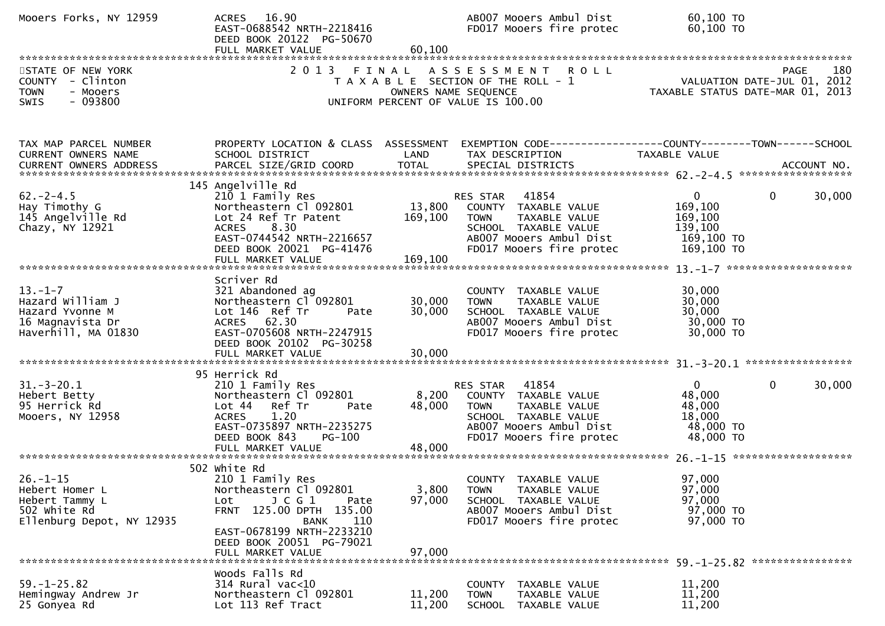Mooers Forks, NY 12959 | ACRES 16.90 | | AB007 Mooers Ambul Dist | 60,100 TO
EAST-0688542 NRTH-2218416 | | FD017 Mooers fire protec | 60,100 TO
DEED BOOK 20122 PG-50670
FULL MARKET VALUE 60,100

STATE OF NEW YORK
COUNTY - Clinton
TOWN - Mooers
SWIS - 093800

2013 FINAL ASSESSMENT ROLL
TAXABLE SECTION OF THE ROLL - 1
OWNERS NAME SEQUENCE
UNIFORM PERCENT OF VALUE IS 100.00

VALUATION DATE-JUL 01, 2012
TAXABLE STATUS DATE-MAR 01, 2013

| TAX MAP PARCEL NUMBER / CURRENT OWNERS NAME / CURRENT OWNERS ADDRESS | PROPERTY LOCATION & CLASS / SCHOOL DISTRICT / PARCEL SIZE/GRID COORD | ASSESSMENT LAND | TOTAL | EXEMPTION CODE / TAX DESCRIPTION / SPECIAL DISTRICTS | COUNTY TAXABLE VALUE | TOWN | SCHOOL / ACCOUNT NO. |
|---|---|---|---|---|---|---|---|
| **62.-2-4.5** | 145 Angelville Rd | | | | | | |
| 62.-2-4.5 | 210 1 Family Res | | | RES STAR 41854 | 0 | 0 | 30,000 |
| Hay Timothy G | Northeastern Cl 092801 | 13,800 | | COUNTY TAXABLE VALUE | 169,100 | | |
| 145 Angelville Rd | Lot 24 Ref Tr Patent | | 169,100 | TOWN TAXABLE VALUE | 169,100 | | |
| Chazy, NY 12921 | ACRES 8.30 | | | SCHOOL TAXABLE VALUE | 139,100 | | |
| | EAST-0744542 NRTH-2216657 | | | AB007 Mooers Ambul Dist | 169,100 TO | | |
| | DEED BOOK 20021 PG-41476 | | | FD017 Mooers fire protec | 169,100 TO | | |
| | FULL MARKET VALUE | | 169,100 | | | | |
| **13.-1-7** | Scriver Rd | | | | | | |
| 13.-1-7 | 321 Abandoned ag | | | COUNTY TAXABLE VALUE | 30,000 | | |
| Hazard William J | Northeastern Cl 092801 | 30,000 | | TOWN TAXABLE VALUE | 30,000 | | |
| Hazard Yvonne M | Lot 146 Ref Tr Pate | | 30,000 | SCHOOL TAXABLE VALUE | 30,000 | | |
| 16 Magnavista Dr | ACRES 62.30 | | | AB007 Mooers Ambul Dist | 30,000 TO | | |
| Haverhill, MA 01830 | EAST-0705608 NRTH-2247915 | | | FD017 Mooers fire protec | 30,000 TO | | |
| | DEED BOOK 20102 PG-30258 | | | | | | |
| | FULL MARKET VALUE | | 30,000 | | | | |
| **31.-3-20.1** | 95 Herrick Rd | | | | | | |
| 31.-3-20.1 | 210 1 Family Res | | | RES STAR 41854 | 0 | 0 | 30,000 |
| Hebert Betty | Northeastern Cl 092801 | 8,200 | | COUNTY TAXABLE VALUE | 48,000 | | |
| 95 Herrick Rd | Lot 44 Ref Tr Pate | | 48,000 | TOWN TAXABLE VALUE | 48,000 | | |
| Mooers, NY 12958 | ACRES 1.20 | | | SCHOOL TAXABLE VALUE | 18,000 | | |
| | EAST-0735897 NRTH-2235275 | | | AB007 Mooers Ambul Dist | 48,000 TO | | |
| | DEED BOOK 843 PG-100 | | | FD017 Mooers fire protec | 48,000 TO | | |
| | FULL MARKET VALUE | | 48,000 | | | | |
| **26.-1-15** | 502 White Rd | | | | | | |
| 26.-1-15 | 210 1 Family Res | | | COUNTY TAXABLE VALUE | 97,000 | | |
| Hebert Homer L | Northeastern Cl 092801 | 3,800 | | TOWN TAXABLE VALUE | 97,000 | | |
| Hebert Tammy L | Lot J C G 1 Pate | | 97,000 | SCHOOL TAXABLE VALUE | 97,000 | | |
| 502 White Rd | FRNT 125.00 DPTH 135.00 | | | AB007 Mooers Ambul Dist | 97,000 TO | | |
| Ellenburg Depot, NY 12935 | BANK 110 | | | FD017 Mooers fire protec | 97,000 TO | | |
| | EAST-0678199 NRTH-2233210 | | | | | | |
| | DEED BOOK 20051 PG-79021 | | | | | | |
| | FULL MARKET VALUE | | 97,000 | | | | |
| **59.-1-25.82** | Woods Falls Rd | | | | | | |
| 59.-1-25.82 | 314 Rural vac<10 | | | COUNTY TAXABLE VALUE | 11,200 | | |
| Hemingway Andrew Jr | Northeastern Cl 092801 | 11,200 | | TOWN TAXABLE VALUE | 11,200 | | |
| 25 Gonyea Rd | Lot 113 Ref Tract | | 11,200 | SCHOOL TAXABLE VALUE | 11,200 | | |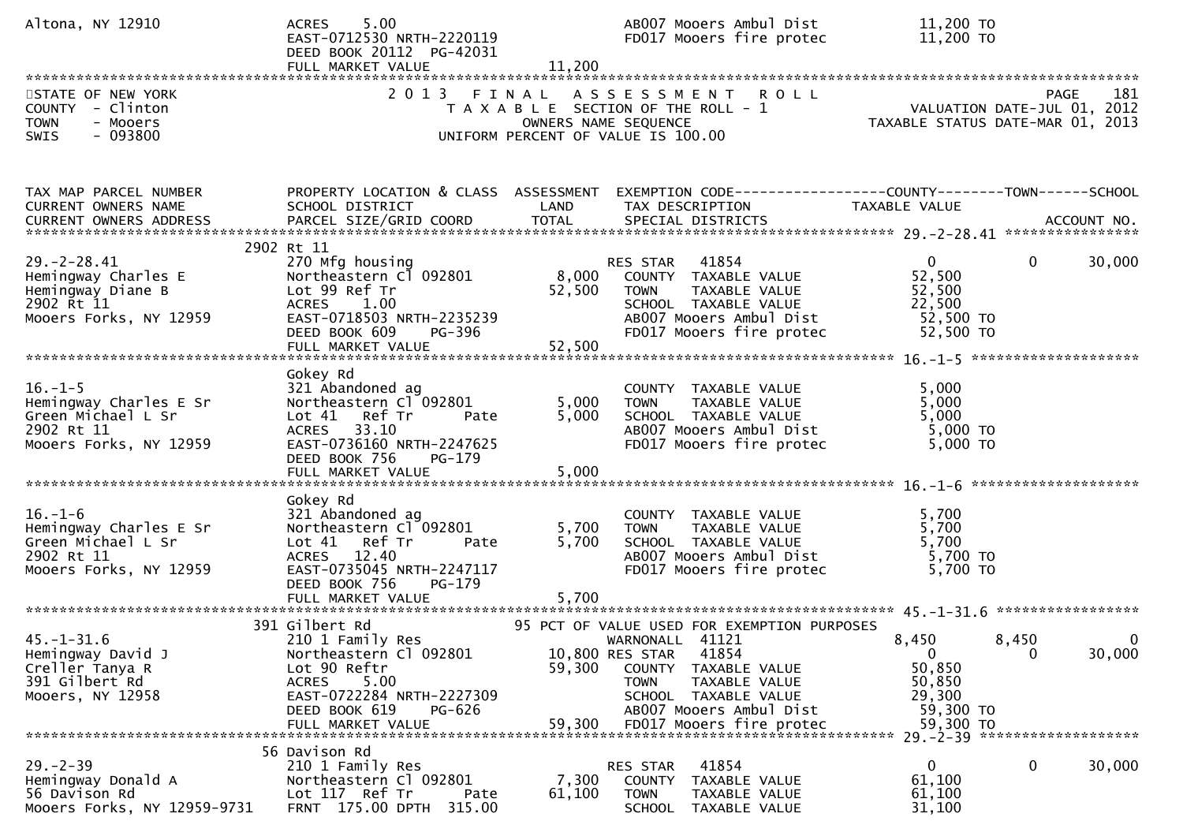```
Altona, NY 12910             ACRES     5.00                               AB007 Mooers Ambul Dist          11,200 TO
                             EAST-0712530 NRTH-2220119                    FD017 Mooers fire protec         11,200 TO
                             DEED BOOK 20112  PG-42031
                             FULL MARKET VALUE               11,200
******************************************************************************************************************************************
STATE OF NEW YORK                    2 0 1 3   F I N A L   A S S E S S M E N T   R O L L                                   PAGE    181
COUNTY  - Clinton                      T A X A B L E  SECTION OF THE ROLL - 1                          VALUATION DATE-JUL 01, 2012
TOWN    - Mooers                              OWNERS NAME SEQUENCE                               TAXABLE STATUS DATE-MAR 01, 2013
SWIS    - 093800                         UNIFORM PERCENT OF VALUE IS 100.00


TAX MAP PARCEL NUMBER          PROPERTY LOCATION & CLASS  ASSESSMENT  EXEMPTION CODE------------------COUNTY--------TOWN------SCHOOL
CURRENT OWNERS NAME            SCHOOL DISTRICT               LAND      TAX DESCRIPTION            TAXABLE VALUE
CURRENT OWNERS ADDRESS         PARCEL SIZE/GRID COORD       TOTAL      SPECIAL DISTRICTS                                  ACCOUNT NO.
****************************************************************************************************** 29.-2-28.41 ****************
                          2902 Rt 11
29.-2-28.41                    270 Mfg housing                         RES STAR   41854                    0           0      30,000
Hemingway Charles E            Northeastern Cl 092801         8,000    COUNTY  TAXABLE VALUE            52,500
Hemingway Diane B              Lot 99 Ref Tr                 52,500    TOWN    TAXABLE VALUE            52,500
2902 Rt 11                     ACRES     1.00                          SCHOOL  TAXABLE VALUE            22,500
Mooers Forks, NY 12959         EAST-0718503 NRTH-2235239               AB007 Mooers Ambul Dist           52,500 TO
                               DEED BOOK 609     PG-396                FD017 Mooers fire protec          52,500 TO
                               FULL MARKET VALUE             52,500
****************************************************************************************************** 16.-1-5 ********************
                               Gokey Rd
16.-1-5                        321 Abandoned ag                        COUNTY  TAXABLE VALUE             5,000
Hemingway Charles E Sr         Northeastern Cl 092801         5,000    TOWN    TAXABLE VALUE             5,000
Green Michael L Sr             Lot 41   Ref Tr        Pate    5,000    SCHOOL  TAXABLE VALUE             5,000
2902 Rt 11                     ACRES    33.10                          AB007 Mooers Ambul Dist            5,000 TO
Mooers Forks, NY 12959         EAST-0736160 NRTH-2247625               FD017 Mooers fire protec           5,000 TO
                               DEED BOOK 756     PG-179
                               FULL MARKET VALUE              5,000
****************************************************************************************************** 16.-1-6 ********************
                               Gokey Rd
16.-1-6                        321 Abandoned ag                        COUNTY  TAXABLE VALUE             5,700
Hemingway Charles E Sr         Northeastern Cl 092801         5,700    TOWN    TAXABLE VALUE             5,700
Green Michael L Sr             Lot 41   Ref Tr        Pate    5,700    SCHOOL  TAXABLE VALUE             5,700
2902 Rt 11                     ACRES    12.40                          AB007 Mooers Ambul Dist            5,700 TO
Mooers Forks, NY 12959         EAST-0735045 NRTH-2247117               FD017 Mooers fire protec           5,700 TO
                               DEED BOOK 756     PG-179
                               FULL MARKET VALUE              5,700
****************************************************************************************************** 45.-1-31.6 *****************
                           391 Gilbert Rd                      95 PCT OF VALUE USED FOR EXEMPTION PURPOSES
45.-1-31.6                     210 1 Family Res                        WARNONALL  41121                8,450       8,450           0
Hemingway David J              Northeastern Cl 092801        10,800 RES STAR   41854                    0           0      30,000
Creller Tanya R                Lot 90 Reftr                  59,300    COUNTY  TAXABLE VALUE            50,850
391 Gilbert Rd                 ACRES     5.00                          TOWN    TAXABLE VALUE            50,850
Mooers, NY 12958               EAST-0722284 NRTH-2227309               SCHOOL  TAXABLE VALUE            29,300
                               DEED BOOK 619     PG-626                AB007 Mooers Ambul Dist           59,300 TO
                               FULL MARKET VALUE             59,300    FD017 Mooers fire protec          59,300 TO
****************************************************************************************************** 29.-2-39 *******************
                            56 Davison Rd
29.-2-39                       210 1 Family Res                        RES STAR   41854                    0           0      30,000
Hemingway Donald A             Northeastern Cl 092801         7,300    COUNTY  TAXABLE VALUE            61,100
56 Davison Rd                  Lot 117  Ref Tr        Pate   61,100    TOWN    TAXABLE VALUE            61,100
Mooers Forks, NY 12959-9731    FRNT 175.00 DPTH 315.00                 SCHOOL  TAXABLE VALUE            31,100
```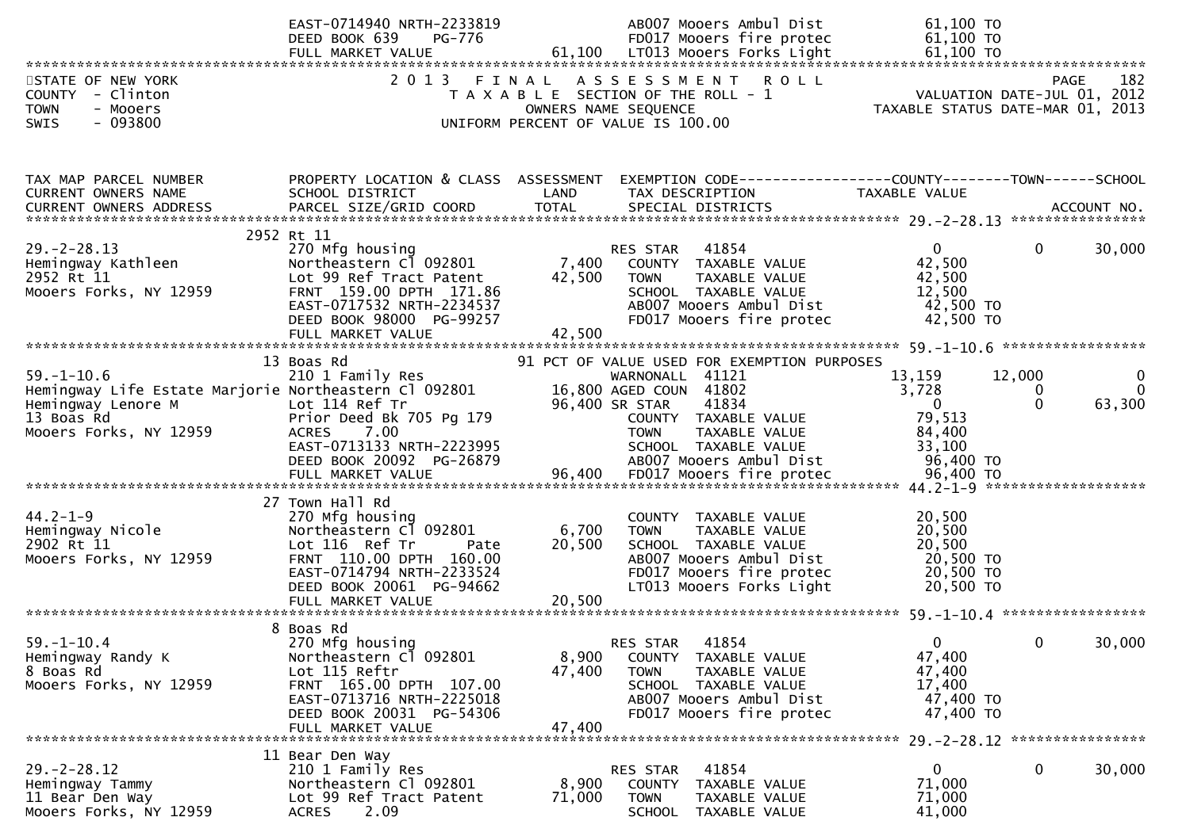| | | | | |
|---|---|---|---|---|
| | EAST-0714940 NRTH-2233819 | | AB007 Mooers Ambul Dist | 61,100 TO |
| | DEED BOOK 639 PG-776 | | FD017 Mooers fire protec | 61,100 TO |
| | FULL MARKET VALUE | 61,100 | LT013 Mooers Forks Light | 61,100 TO |

STATE OF NEW YORK
COUNTY - Clinton
TOWN - Mooers
SWIS - 093800

# 2013 FINAL ASSESSMENT ROLL

TAXABLE SECTION OF THE ROLL - 1
OWNERS NAME SEQUENCE
UNIFORM PERCENT OF VALUE IS 100.00

VALUATION DATE-JUL 01, 2012
TAXABLE STATUS DATE-MAR 01, 2013

| TAX MAP PARCEL NUMBER<br>CURRENT OWNERS NAME<br>CURRENT OWNERS ADDRESS | PROPERTY LOCATION & CLASS<br>SCHOOL DISTRICT<br>PARCEL SIZE/GRID COORD | ASSESSMENT<br>LAND<br>TOTAL | EXEMPTION CODE<br>TAX DESCRIPTION<br>SPECIAL DISTRICTS | COUNTY<br>TAXABLE VALUE | TOWN | SCHOOL<br>ACCOUNT NO. |
|---|---|---|---|---|---|---|
| **29.-2-28.13** | 2952 Rt 11 | | | | | |
| 29.-2-28.13 | 270 Mfg housing | | RES STAR 41854 | 0 | 0 | 30,000 |
| Hemingway Kathleen | Northeastern Cl 092801 | 7,400 | COUNTY TAXABLE VALUE | 42,500 | | |
| 2952 Rt 11 | Lot 99 Ref Tract Patent | 42,500 | TOWN TAXABLE VALUE | 42,500 | | |
| Mooers Forks, NY 12959 | FRNT 159.00 DPTH 171.86 | | SCHOOL TAXABLE VALUE | 12,500 | | |
| | EAST-0717532 NRTH-2234537 | | AB007 Mooers Ambul Dist | 42,500 TO | | |
| | DEED BOOK 98000 PG-99257 | | FD017 Mooers fire protec | 42,500 TO | | |
| | FULL MARKET VALUE | 42,500 | | | | |
| **59.-1-10.6** | 13 Boas Rd | | 91 PCT OF VALUE USED FOR EXEMPTION PURPOSES | | | |
| 59.-1-10.6 | 210 1 Family Res | | WARNONALL 41121 | 13,159 | 12,000 | 0 |
| Hemingway Life Estate Marjorie | Northeastern Cl 092801 | 16,800 | AGED COUN 41802 | 3,728 | 0 | 0 |
| Hemingway Lenore M | Lot 114 Ref Tr | 96,400 | SR STAR 41834 | 0 | 0 | 63,300 |
| 13 Boas Rd | Prior Deed Bk 705 Pg 179 | | COUNTY TAXABLE VALUE | 79,513 | | |
| Mooers Forks, NY 12959 | ACRES 7.00 | | TOWN TAXABLE VALUE | 84,400 | | |
| | EAST-0713133 NRTH-2223995 | | SCHOOL TAXABLE VALUE | 33,100 | | |
| | DEED BOOK 20092 PG-26879 | | AB007 Mooers Ambul Dist | 96,400 TO | | |
| | FULL MARKET VALUE | 96,400 | FD017 Mooers fire protec | 96,400 TO | | |
| **44.2-1-9** | 27 Town Hall Rd | | | | | |
| 44.2-1-9 | 270 Mfg housing | | COUNTY TAXABLE VALUE | 20,500 | | |
| Hemingway Nicole | Northeastern Cl 092801 | 6,700 | TOWN TAXABLE VALUE | 20,500 | | |
| 2902 Rt 11 | Lot 116 Ref Tr Pate | 20,500 | SCHOOL TAXABLE VALUE | 20,500 | | |
| Mooers Forks, NY 12959 | FRNT 110.00 DPTH 160.00 | | AB007 Mooers Ambul Dist | 20,500 TO | | |
| | EAST-0714794 NRTH-2233524 | | FD017 Mooers fire protec | 20,500 TO | | |
| | DEED BOOK 20061 PG-94662 | | LT013 Mooers Forks Light | 20,500 TO | | |
| | FULL MARKET VALUE | 20,500 | | | | |
| **59.-1-10.4** | 8 Boas Rd | | | | | |
| 59.-1-10.4 | 270 Mfg housing | | RES STAR 41854 | 0 | 0 | 30,000 |
| Hemingway Randy K | Northeastern Cl 092801 | 8,900 | COUNTY TAXABLE VALUE | 47,400 | | |
| 8 Boas Rd | Lot 115 Reftr | 47,400 | TOWN TAXABLE VALUE | 47,400 | | |
| Mooers Forks, NY 12959 | FRNT 165.00 DPTH 107.00 | | SCHOOL TAXABLE VALUE | 17,400 | | |
| | EAST-0713716 NRTH-2225018 | | AB007 Mooers Ambul Dist | 47,400 TO | | |
| | DEED BOOK 20031 PG-54306 | | FD017 Mooers fire protec | 47,400 TO | | |
| | FULL MARKET VALUE | 47,400 | | | | |
| **29.-2-28.12** | 11 Bear Den Way | | | | | |
| 29.-2-28.12 | 210 1 Family Res | | RES STAR 41854 | 0 | 0 | 30,000 |
| Hemingway Tammy | Northeastern Cl 092801 | 8,900 | COUNTY TAXABLE VALUE | 71,000 | | |
| 11 Bear Den Way | Lot 99 Ref Tract Patent | 71,000 | TOWN TAXABLE VALUE | 71,000 | | |
| Mooers Forks, NY 12959 | ACRES 2.09 | | SCHOOL TAXABLE VALUE | 41,000 | | |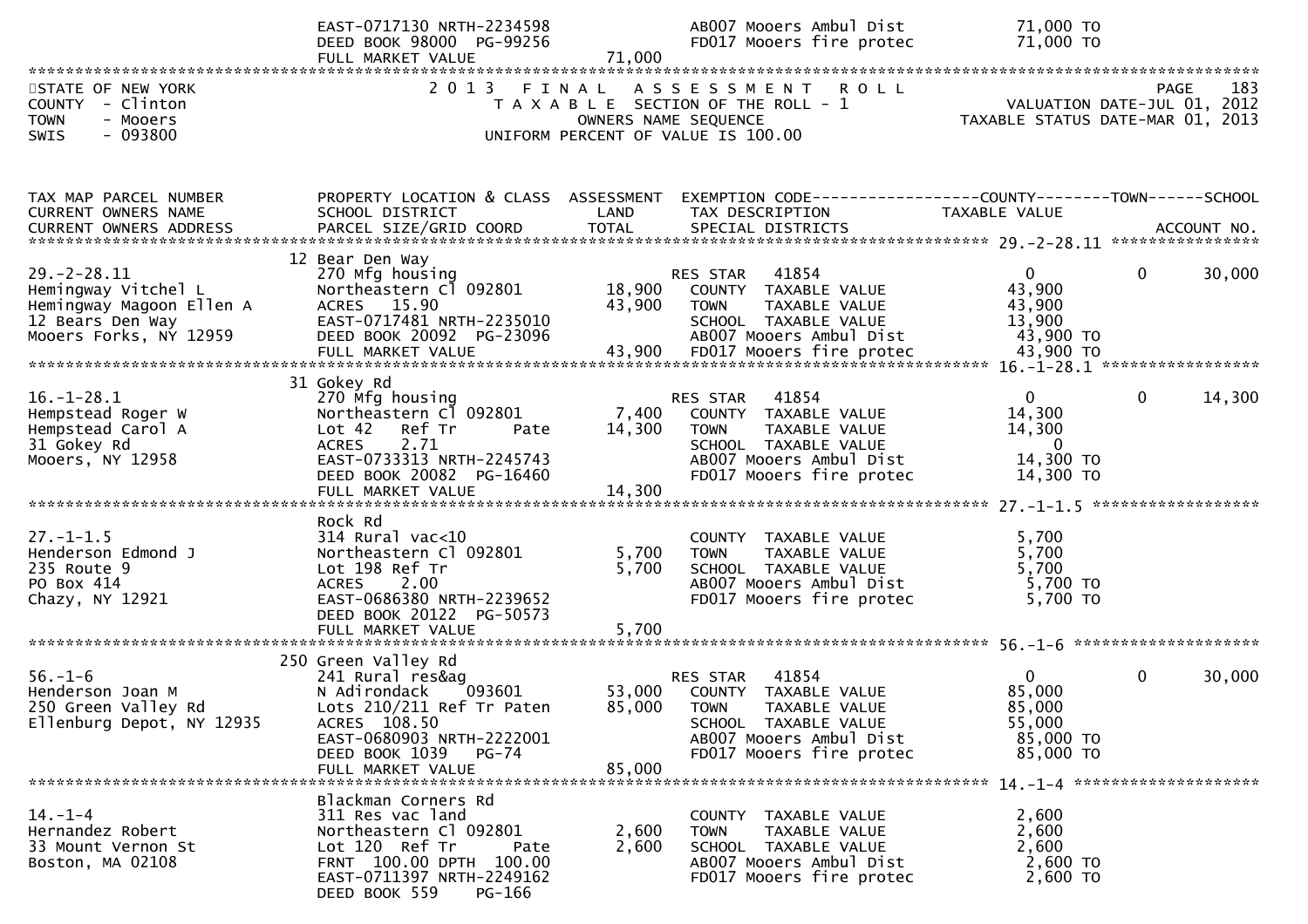| | | | | | | |
|---|---|---|---|---|---|---|
| | EAST-0717130 NRTH-2234598 | | AB007 Mooers Ambul Dist | 71,000 TO | | |
| | DEED BOOK 98000 PG-99256 | | FD017 Mooers fire protec | 71,000 TO | | |
| | FULL MARKET VALUE | 71,000 | | | | |

STATE OF NEW YORK
COUNTY - Clinton
TOWN - Mooers
SWIS - 093800

2 0 1 3 F I N A L A S S E S S M E N T R O L L
T A X A B L E SECTION OF THE ROLL - 1
OWNERS NAME SEQUENCE
UNIFORM PERCENT OF VALUE IS 100.00

VALUATION DATE-JUL 01, 2012
TAXABLE STATUS DATE-MAR 01, 2013

| TAX MAP PARCEL NUMBER / CURRENT OWNERS NAME / CURRENT OWNERS ADDRESS | PROPERTY LOCATION & CLASS / SCHOOL DISTRICT / PARCEL SIZE/GRID COORD | ASSESSMENT LAND / TOTAL | EXEMPTION CODE / TAX DESCRIPTION / SPECIAL DISTRICTS | COUNTY TAXABLE VALUE | TOWN | SCHOOL / ACCOUNT NO. |
|---|---|---|---|---|---|---|
| **29.-2-28.11** | 12 Bear Den Way | | | | | |
| 29.-2-28.11 | 270 Mfg housing | | RES STAR 41854 | 0 | 0 | 30,000 |
| Hemingway Vitchel L | Northeastern Cl 092801 | 18,900 | COUNTY TAXABLE VALUE | 43,900 | | |
| Hemingway Magoon Ellen A | ACRES 15.90 | 43,900 | TOWN TAXABLE VALUE | 43,900 | | |
| 12 Bears Den Way | EAST-0717481 NRTH-2235010 | | SCHOOL TAXABLE VALUE | 13,900 | | |
| Mooers Forks, NY 12959 | DEED BOOK 20092 PG-23096 | | AB007 Mooers Ambul Dist | 43,900 TO | | |
| | FULL MARKET VALUE | 43,900 | FD017 Mooers fire protec | 43,900 TO | | |
| **16.-1-28.1** | 31 Gokey Rd | | | | | |
| 16.-1-28.1 | 270 Mfg housing | | RES STAR 41854 | 0 | 0 | 14,300 |
| Hempstead Roger W | Northeastern Cl 092801 | 7,400 | COUNTY TAXABLE VALUE | 14,300 | | |
| Hempstead Carol A | Lot 42 Ref Tr Pate | 14,300 | TOWN TAXABLE VALUE | 14,300 | | |
| 31 Gokey Rd | ACRES 2.71 | | SCHOOL TAXABLE VALUE | 0 | | |
| Mooers, NY 12958 | EAST-0733313 NRTH-2245743 | | AB007 Mooers Ambul Dist | 14,300 TO | | |
| | DEED BOOK 20082 PG-16460 | | FD017 Mooers fire protec | 14,300 TO | | |
| | FULL MARKET VALUE | 14,300 | | | | |
| **27.-1-1.5** | Rock Rd | | | | | |
| 27.-1-1.5 | 314 Rural vac<10 | | COUNTY TAXABLE VALUE | 5,700 | | |
| Henderson Edmond J | Northeastern Cl 092801 | 5,700 | TOWN TAXABLE VALUE | 5,700 | | |
| 235 Route 9 | Lot 198 Ref Tr | 5,700 | SCHOOL TAXABLE VALUE | 5,700 | | |
| PO Box 414 | ACRES 2.00 | | AB007 Mooers Ambul Dist | 5,700 TO | | |
| Chazy, NY 12921 | EAST-0686380 NRTH-2239652 | | FD017 Mooers fire protec | 5,700 TO | | |
| | DEED BOOK 20122 PG-50573 | | | | | |
| | FULL MARKET VALUE | 5,700 | | | | |
| **56.-1-6** | 250 Green Valley Rd | | | | | |
| 56.-1-6 | 241 Rural res&ag | | RES STAR 41854 | 0 | 0 | 30,000 |
| Henderson Joan M | N Adirondack 093601 | 53,000 | COUNTY TAXABLE VALUE | 85,000 | | |
| 250 Green Valley Rd | Lots 210/211 Ref Tr Paten | 85,000 | TOWN TAXABLE VALUE | 85,000 | | |
| Ellenburg Depot, NY 12935 | ACRES 108.50 | | SCHOOL TAXABLE VALUE | 55,000 | | |
| | EAST-0680903 NRTH-2222001 | | AB007 Mooers Ambul Dist | 85,000 TO | | |
| | DEED BOOK 1039 PG-74 | | FD017 Mooers fire protec | 85,000 TO | | |
| | FULL MARKET VALUE | 85,000 | | | | |
| **14.-1-4** | Blackman Corners Rd | | | | | |
| 14.-1-4 | 311 Res vac land | | COUNTY TAXABLE VALUE | 2,600 | | |
| Hernandez Robert | Northeastern Cl 092801 | 2,600 | TOWN TAXABLE VALUE | 2,600 | | |
| 33 Mount Vernon St | Lot 120 Ref Tr Pate | 2,600 | SCHOOL TAXABLE VALUE | 2,600 | | |
| Boston, MA 02108 | FRNT 100.00 DPTH 100.00 | | AB007 Mooers Ambul Dist | 2,600 TO | | |
| | EAST-0711397 NRTH-2249162 | | FD017 Mooers fire protec | 2,600 TO | | |
| | DEED BOOK 559 PG-166 | | | | | |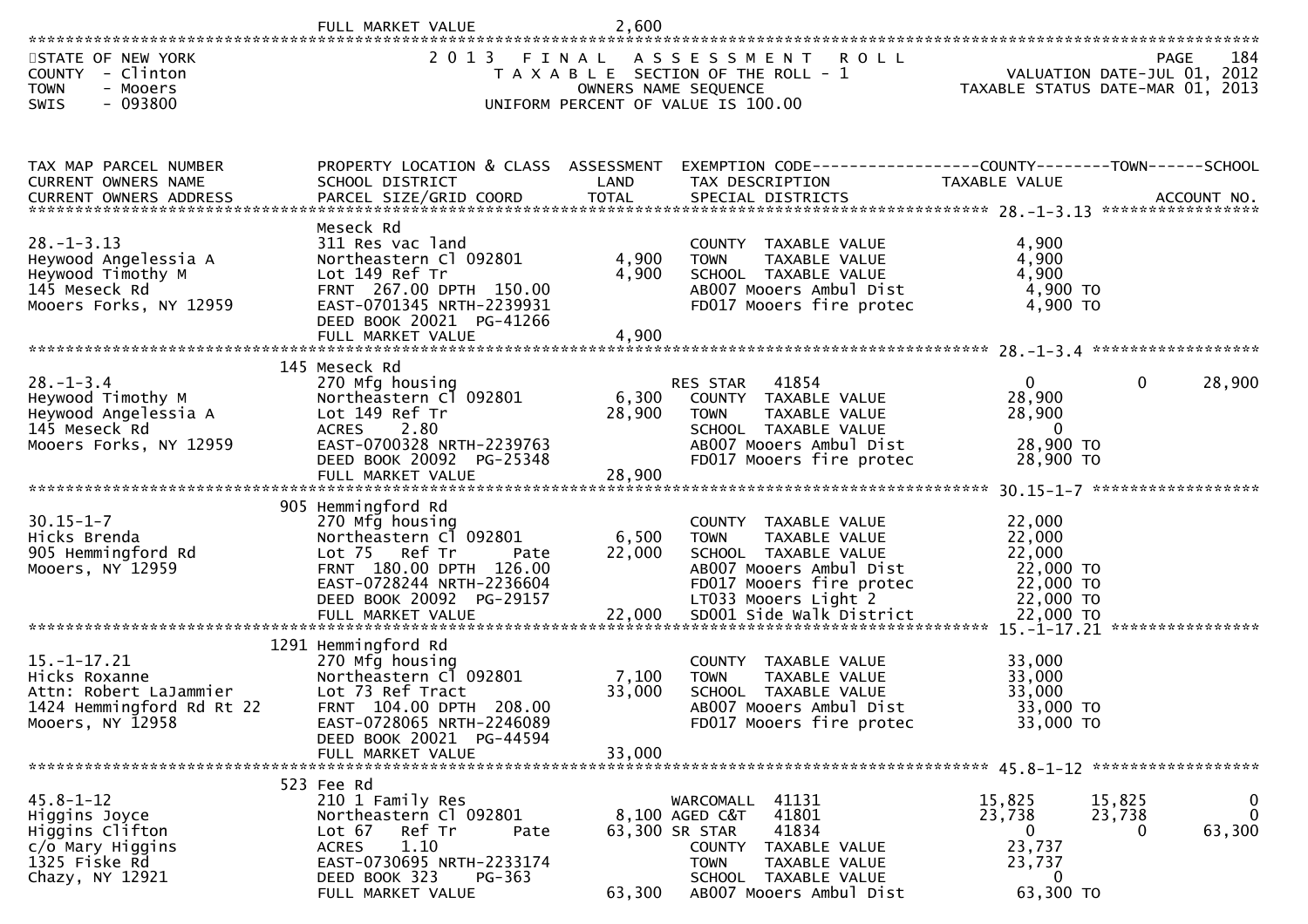FULL MARKET VALUE 2,600

STATE OF NEW YORK
COUNTY - Clinton
TOWN - Mooers
SWIS - 093800

2013 FINAL ASSESSMENT ROLL
TAXABLE SECTION OF THE ROLL - 1
OWNERS NAME SEQUENCE
UNIFORM PERCENT OF VALUE IS 100.00

VALUATION DATE-JUL 01, 2012
TAXABLE STATUS DATE-MAR 01, 2013

| TAX MAP PARCEL NUMBER / CURRENT OWNERS NAME / CURRENT OWNERS ADDRESS | PROPERTY LOCATION & CLASS / SCHOOL DISTRICT / PARCEL SIZE/GRID COORD | ASSESSMENT LAND / TOTAL | EXEMPTION CODE / TAX DESCRIPTION / SPECIAL DISTRICTS | COUNTY TAXABLE VALUE | TOWN | SCHOOL |
|---|---|---|---|---|---|---|
| **28.-1-3.13** | Meseck Rd | | | | | |
| 28.-1-3.13 | 311 Res vac land | | COUNTY TAXABLE VALUE | 4,900 | | |
| Heywood Angelessia A | Northeastern Cl 092801 | 4,900 | TOWN TAXABLE VALUE | 4,900 | | |
| Heywood Timothy M | Lot 149 Ref Tr | 4,900 | SCHOOL TAXABLE VALUE | 4,900 | | |
| 145 Meseck Rd | FRNT 267.00 DPTH 150.00 | | AB007 Mooers Ambul Dist | 4,900 TO | | |
| Mooers Forks, NY 12959 | EAST-0701345 NRTH-2239931 | | FD017 Mooers fire protec | 4,900 TO | | |
| | DEED BOOK 20021 PG-41266 | | | | | |
| | FULL MARKET VALUE | 4,900 | | | | |
| **28.-1-3.4** | 145 Meseck Rd | | | | | |
| 28.-1-3.4 | 270 Mfg housing | | RES STAR 41854 | 0 | 0 | 28,900 |
| Heywood Timothy M | Northeastern Cl 092801 | 6,300 | COUNTY TAXABLE VALUE | 28,900 | | |
| Heywood Angelessia A | Lot 149 Ref Tr | 28,900 | TOWN TAXABLE VALUE | 28,900 | | |
| 145 Meseck Rd | ACRES 2.80 | | SCHOOL TAXABLE VALUE | 0 | | |
| Mooers Forks, NY 12959 | EAST-0700328 NRTH-2239763 | | AB007 Mooers Ambul Dist | 28,900 TO | | |
| | DEED BOOK 20092 PG-25348 | | FD017 Mooers fire protec | 28,900 TO | | |
| | FULL MARKET VALUE | 28,900 | | | | |
| **30.15-1-7** | 905 Hemmingford Rd | | | | | |
| 30.15-1-7 | 270 Mfg housing | | COUNTY TAXABLE VALUE | 22,000 | | |
| Hicks Brenda | Northeastern Cl 092801 | 6,500 | TOWN TAXABLE VALUE | 22,000 | | |
| 905 Hemmingford Rd | Lot 75 Ref Tr Pate | 22,000 | SCHOOL TAXABLE VALUE | 22,000 | | |
| Mooers, NY 12959 | FRNT 180.00 DPTH 126.00 | | AB007 Mooers Ambul Dist | 22,000 TO | | |
| | EAST-0728244 NRTH-2236604 | | FD017 Mooers fire protec | 22,000 TO | | |
| | DEED BOOK 20092 PG-29157 | | LT033 Mooers Light 2 | 22,000 TO | | |
| | FULL MARKET VALUE | 22,000 | SD001 Side Walk District | 22,000 TO | | |
| **15.-1-17.21** | 1291 Hemmingford Rd | | | | | |
| 15.-1-17.21 | 270 Mfg housing | | COUNTY TAXABLE VALUE | 33,000 | | |
| Hicks Roxanne | Northeastern Cl 092801 | 7,100 | TOWN TAXABLE VALUE | 33,000 | | |
| Attn: Robert LaJammier | Lot 73 Ref Tract | 33,000 | SCHOOL TAXABLE VALUE | 33,000 | | |
| 1424 Hemmingford Rd Rt 22 | FRNT 104.00 DPTH 208.00 | | AB007 Mooers Ambul Dist | 33,000 TO | | |
| Mooers, NY 12958 | EAST-0728065 NRTH-2246089 | | FD017 Mooers fire protec | 33,000 TO | | |
| | DEED BOOK 20021 PG-44594 | | | | | |
| | FULL MARKET VALUE | 33,000 | | | | |
| **45.8-1-12** | 523 Fee Rd | | | | | |
| 45.8-1-12 | 210 1 Family Res | | WARCOMALL 41131 | 15,825 | 15,825 | 0 |
| Higgins Joyce | Northeastern Cl 092801 | 8,100 | AGED C&T 41801 | 23,738 | 23,738 | 0 |
| Higgins Clifton | Lot 67 Ref Tr Pate | 63,300 | SR STAR 41834 | 0 | 0 | 63,300 |
| c/o Mary Higgins | ACRES 1.10 | | COUNTY TAXABLE VALUE | 23,737 | | |
| 1325 Fiske Rd | EAST-0730695 NRTH-2233174 | | TOWN TAXABLE VALUE | 23,737 | | |
| Chazy, NY 12921 | DEED BOOK 323 PG-363 | | SCHOOL TAXABLE VALUE | 0 | | |
| | FULL MARKET VALUE | 63,300 | AB007 Mooers Ambul Dist | 63,300 TO | | |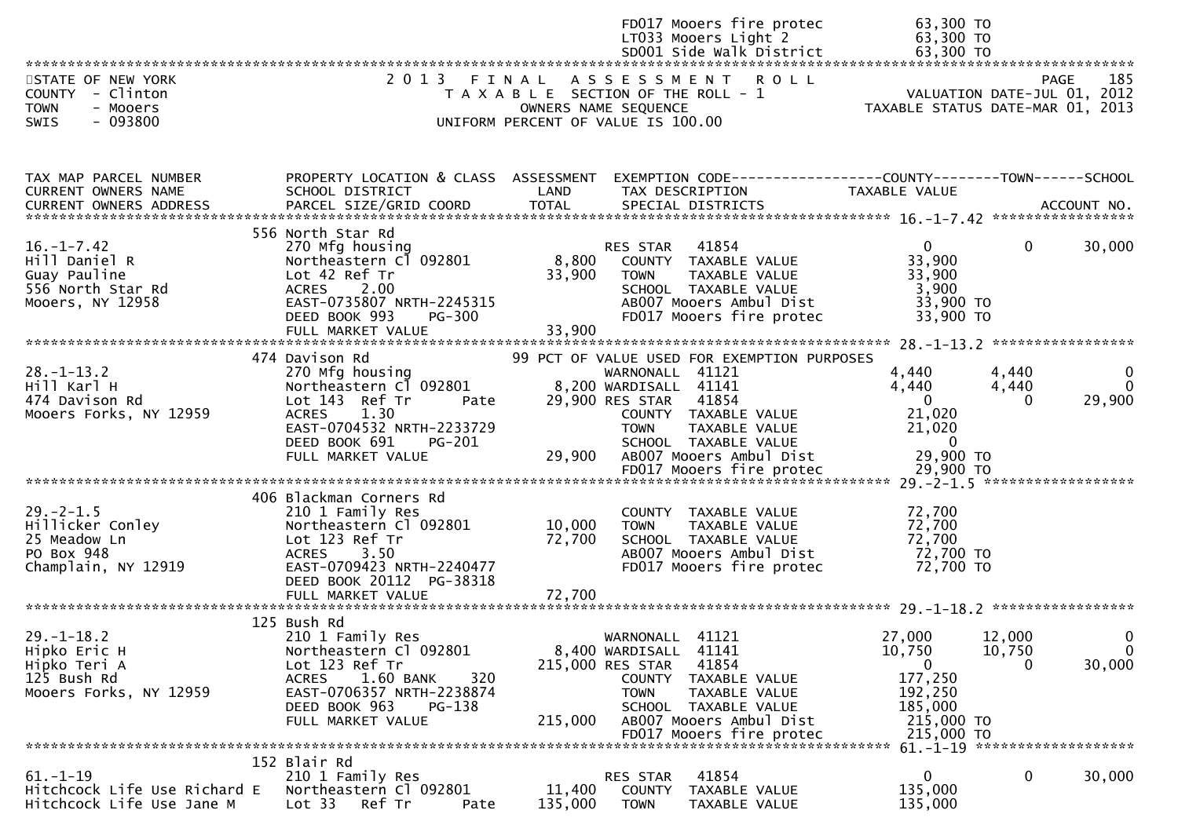| | | | | | |
|---|---|---|---|---|---|
| | | | FD017 Mooers fire protec | 63,300 TO | |
| | | | LT033 Mooers Light 2 | 63,300 TO | |
| | | | SD001 Side Walk District | 63,300 TO | |

STATE OF NEW YORK
COUNTY - Clinton
TOWN - Mooers
SWIS - 093800

2013 FINAL ASSESSMENT ROLL
TAXABLE SECTION OF THE ROLL - 1
OWNERS NAME SEQUENCE
UNIFORM PERCENT OF VALUE IS 100.00

VALUATION DATE-JUL 01, 2012
TAXABLE STATUS DATE-MAR 01, 2013

| TAX MAP PARCEL NUMBER / CURRENT OWNERS NAME / CURRENT OWNERS ADDRESS | PROPERTY LOCATION & CLASS / SCHOOL DISTRICT / PARCEL SIZE/GRID COORD | ASSESSMENT LAND / TOTAL | EXEMPTION CODE / TAX DESCRIPTION / SPECIAL DISTRICTS | COUNTY TAXABLE VALUE | TOWN | SCHOOL / ACCOUNT NO. |
|---|---|---|---|---|---|---|
| **16.-1-7.42** | 556 North Star Rd | | | | | |
| 16.-1-7.42 | 270 Mfg housing | | RES STAR 41854 | 0 | 0 | 30,000 |
| Hill Daniel R | Northeastern Cl 092801 | 8,800 | COUNTY TAXABLE VALUE | 33,900 | | |
| Guay Pauline | Lot 42 Ref Tr | 33,900 | TOWN TAXABLE VALUE | 33,900 | | |
| 556 North Star Rd | ACRES 2.00 | | SCHOOL TAXABLE VALUE | 3,900 | | |
| Mooers, NY 12958 | EAST-0735807 NRTH-2245315 | | AB007 Mooers Ambul Dist | 33,900 TO | | |
| | DEED BOOK 993 PG-300 | | FD017 Mooers fire protec | 33,900 TO | | |
| | FULL MARKET VALUE | 33,900 | | | | |
| **28.-1-13.2** | 474 Davison Rd | | 99 PCT OF VALUE USED FOR EXEMPTION PURPOSES | | | |
| 28.-1-13.2 | 270 Mfg housing | | WARNONALL 41121 | 4,440 | 4,440 | 0 |
| Hill Karl H | Northeastern Cl 092801 | 8,200 | WARDISALL 41141 | 4,440 | 4,440 | 0 |
| 474 Davison Rd | Lot 143 Ref Tr Pate | 29,900 | RES STAR 41854 | 0 | 0 | 29,900 |
| Mooers Forks, NY 12959 | ACRES 1.30 | | COUNTY TAXABLE VALUE | 21,020 | | |
| | EAST-0704532 NRTH-2233729 | | TOWN TAXABLE VALUE | 21,020 | | |
| | DEED BOOK 691 PG-201 | | SCHOOL TAXABLE VALUE | 0 | | |
| | FULL MARKET VALUE | 29,900 | AB007 Mooers Ambul Dist | 29,900 TO | | |
| | | | FD017 Mooers fire protec | 29,900 TO | | |
| **29.-2-1.5** | 406 Blackman Corners Rd | | | | | |
| 29.-2-1.5 | 210 1 Family Res | | COUNTY TAXABLE VALUE | 72,700 | | |
| Hillicker Conley | Northeastern Cl 092801 | 10,000 | TOWN TAXABLE VALUE | 72,700 | | |
| 25 Meadow Ln | Lot 123 Ref Tr | 72,700 | SCHOOL TAXABLE VALUE | 72,700 | | |
| PO Box 948 | ACRES 3.50 | | AB007 Mooers Ambul Dist | 72,700 TO | | |
| Champlain, NY 12919 | EAST-0709423 NRTH-2240477 | | FD017 Mooers fire protec | 72,700 TO | | |
| | DEED BOOK 20112 PG-38318 | | | | | |
| | FULL MARKET VALUE | 72,700 | | | | |
| **29.-1-18.2** | 125 Bush Rd | | | | | |
| 29.-1-18.2 | 210 1 Family Res | | WARNONALL 41121 | 27,000 | 12,000 | 0 |
| Hipko Eric H | Northeastern Cl 092801 | 8,400 | WARDISALL 41141 | 10,750 | 10,750 | 0 |
| Hipko Teri A | Lot 123 Ref Tr | 215,000 | RES STAR 41854 | 0 | 0 | 30,000 |
| 125 Bush Rd | ACRES 1.60 BANK 320 | | COUNTY TAXABLE VALUE | 177,250 | | |
| Mooers Forks, NY 12959 | EAST-0706357 NRTH-2238874 | | TOWN TAXABLE VALUE | 192,250 | | |
| | DEED BOOK 963 PG-138 | | SCHOOL TAXABLE VALUE | 185,000 | | |
| | FULL MARKET VALUE | 215,000 | AB007 Mooers Ambul Dist | 215,000 TO | | |
| | | | FD017 Mooers fire protec | 215,000 TO | | |
| **61.-1-19** | 152 Blair Rd | | | | | |
| 61.-1-19 | 210 1 Family Res | | RES STAR 41854 | 0 | 0 | 30,000 |
| Hitchcock Life Use Richard E | Northeastern Cl 092801 | 11,400 | COUNTY TAXABLE VALUE | 135,000 | | |
| Hitchcock Life Use Jane M | Lot 33 Ref Tr Pate | 135,000 | TOWN TAXABLE VALUE | 135,000 | | |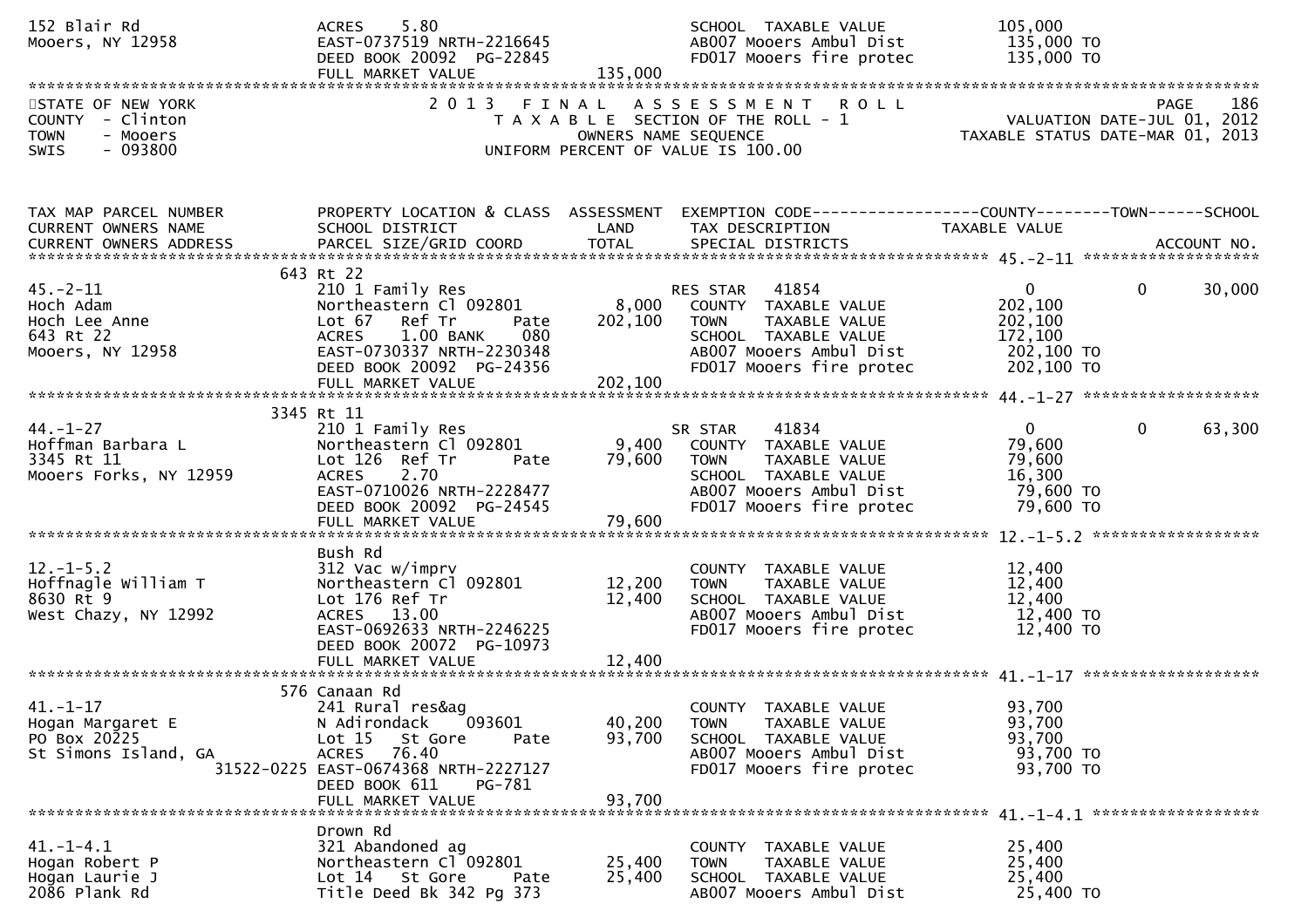```
152 Blair Rd                   ACRES     5.80                                SCHOOL  TAXABLE VALUE              105,000
Mooers, NY 12958               EAST-0737519 NRTH-2216645                     AB007 Mooers Ambul Dist             135,000 TO
                               DEED BOOK 20092  PG-22845                     FD017 Mooers fire protec            135,000 TO
                               FULL MARKET VALUE              135,000
******************************************************************************************************************************
STATE OF NEW YORK                   2 0 1 3   F I N A L   A S S E S S M E N T   R O L L                            PAGE    186
COUNTY  - Clinton                     T A X A B L E  SECTION OF THE ROLL - 1                        VALUATION DATE-JUL 01, 2012
TOWN    - Mooers                              OWNERS NAME SEQUENCE                             TAXABLE STATUS DATE-MAR 01, 2013
SWIS    - 093800                        UNIFORM PERCENT OF VALUE IS 100.00


TAX MAP PARCEL NUMBER          PROPERTY LOCATION & CLASS  ASSESSMENT  EXEMPTION CODE------------------COUNTY--------TOWN------SCHOOL
CURRENT OWNERS NAME            SCHOOL DISTRICT               LAND      TAX DESCRIPTION            TAXABLE VALUE
CURRENT OWNERS ADDRESS         PARCEL SIZE/GRID COORD        TOTAL     SPECIAL DISTRICTS                                  ACCOUNT NO.
******************************************************************************************************** 45.-2-11 ******************
                           643 Rt 22
45.-2-11                       210 1 Family Res                       RES STAR   41854               0            0      30,000
Hoch Adam                      Northeastern Cl 092801        8,000     COUNTY  TAXABLE VALUE           202,100
Hoch Lee Anne                  Lot 67   Ref Tr      Pate   202,100     TOWN    TAXABLE VALUE           202,100
643 Rt 22                      ACRES     1.00 BANK    080              SCHOOL  TAXABLE VALUE           172,100
Mooers, NY 12958               EAST-0730337 NRTH-2230348               AB007 Mooers Ambul Dist          202,100 TO
                               DEED BOOK 20092  PG-24356               FD017 Mooers fire protec         202,100 TO
                               FULL MARKET VALUE           202,100
******************************************************************************************************** 44.-1-27 ******************
                          3345 Rt 11
44.-1-27                       210 1 Family Res                       SR STAR    41834               0            0      63,300
Hoffman Barbara L              Northeastern Cl 092801        9,400     COUNTY  TAXABLE VALUE            79,600
3345 Rt 11                     Lot 126  Ref Tr      Pate    79,600     TOWN    TAXABLE VALUE            79,600
Mooers Forks, NY 12959         ACRES     2.70                          SCHOOL  TAXABLE VALUE            16,300
                               EAST-0710026 NRTH-2228477               AB007 Mooers Ambul Dist           79,600 TO
                               DEED BOOK 20092  PG-24545               FD017 Mooers fire protec          79,600 TO
                               FULL MARKET VALUE            79,600
******************************************************************************************************** 12.-1-5.2 *****************
                               Bush Rd
12.-1-5.2                      312 Vac w/imprv                         COUNTY  TAXABLE VALUE            12,400
Hoffnagle William T            Northeastern Cl 092801       12,200     TOWN    TAXABLE VALUE            12,400
8630 Rt 9                      Lot 176 Ref Tr               12,400     SCHOOL  TAXABLE VALUE            12,400
West Chazy, NY 12992           ACRES    13.00                          AB007 Mooers Ambul Dist           12,400 TO
                               EAST-0692633 NRTH-2246225               FD017 Mooers fire protec          12,400 TO
                               DEED BOOK 20072  PG-10973
                               FULL MARKET VALUE            12,400
******************************************************************************************************** 41.-1-17 ******************
                           576 Canaan Rd
41.-1-17                       241 Rural res&ag                        COUNTY  TAXABLE VALUE            93,700
Hogan Margaret E               N Adirondack     093601      40,200     TOWN    TAXABLE VALUE            93,700
PO Box 20225                   Lot 15   St Gore     Pate    93,700     SCHOOL  TAXABLE VALUE            93,700
St Simons Island, GA           ACRES    76.40                          AB007 Mooers Ambul Dist           93,700 TO
                    31522-0225 EAST-0674368 NRTH-2227127               FD017 Mooers fire protec          93,700 TO
                               DEED BOOK 611     PG-781
                               FULL MARKET VALUE            93,700
******************************************************************************************************** 41.-1-4.1 *****************
                               Drown Rd
41.-1-4.1                      321 Abandoned ag                        COUNTY  TAXABLE VALUE            25,400
Hogan Robert P                 Northeastern Cl 092801       25,400     TOWN    TAXABLE VALUE            25,400
Hogan Laurie J                 Lot 14   St Gore     Pate    25,400     SCHOOL  TAXABLE VALUE            25,400
2086 Plank Rd                  Title Deed Bk 342 Pg 373                AB007 Mooers Ambul Dist           25,400 TO
```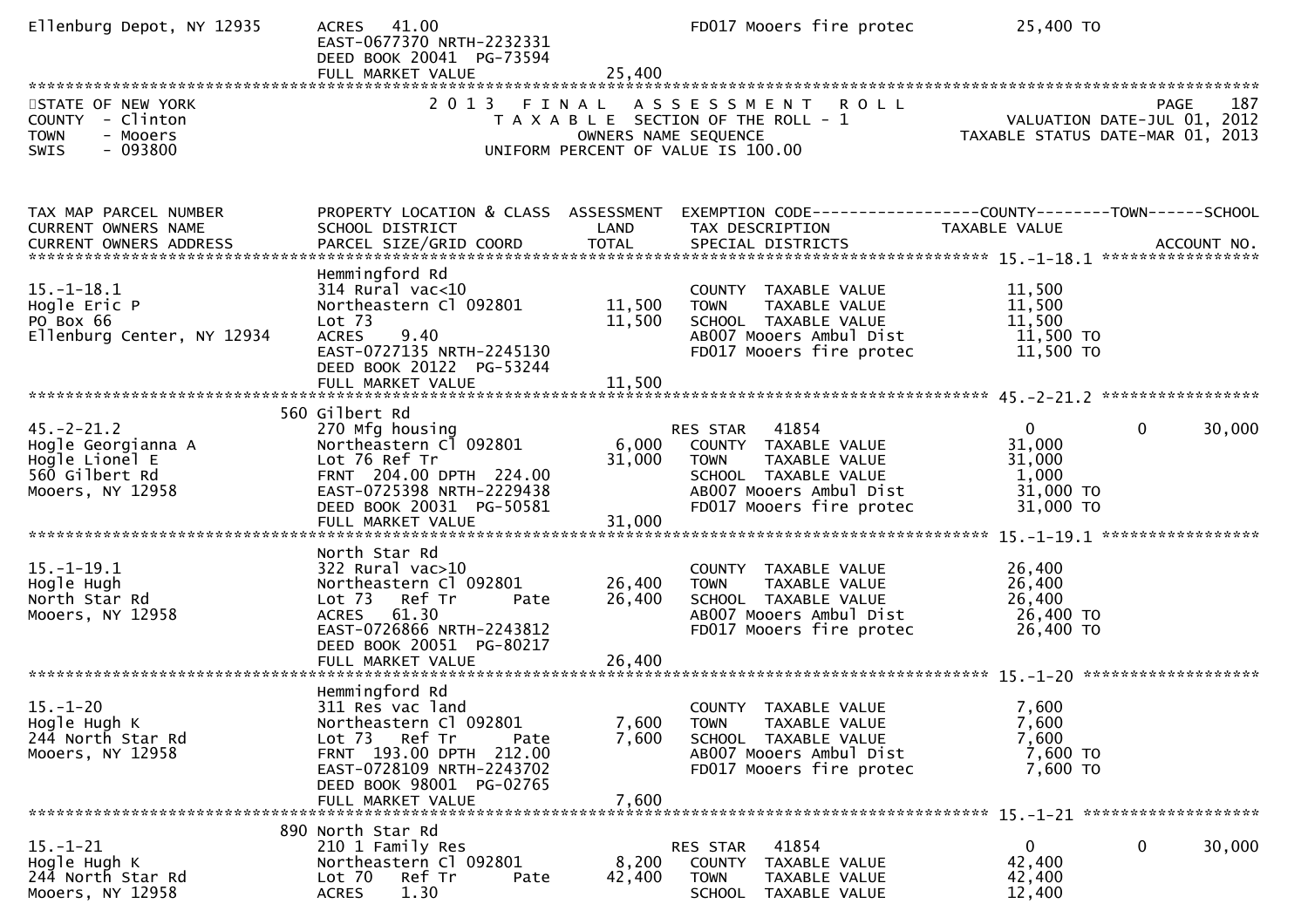```
Ellenburg Depot, NY 12935      ACRES   41.00                            FD017 Mooers fire protec            25,400 TO
                               EAST-0677370 NRTH-2232331
                               DEED BOOK 20041  PG-73594
                               FULL MARKET VALUE              25,400
******************************************************************************************************************************
STATE OF NEW YORK                 2 0 1 3   F I N A L   A S S E S S M E N T   R O L L                                PAGE    187
COUNTY  - Clinton                    T A X A B L E  SECTION OF THE ROLL - 1                        VALUATION DATE-JUL 01, 2012
TOWN    - Mooers                            OWNERS NAME SEQUENCE                              TAXABLE STATUS DATE-MAR 01, 2013
SWIS    - 093800                     UNIFORM PERCENT OF VALUE IS 100.00


TAX MAP PARCEL NUMBER          PROPERTY LOCATION & CLASS  ASSESSMENT  EXEMPTION CODE------------------COUNTY--------TOWN------SCHOOL
CURRENT OWNERS NAME            SCHOOL DISTRICT               LAND      TAX DESCRIPTION            TAXABLE VALUE
CURRENT OWNERS ADDRESS         PARCEL SIZE/GRID COORD        TOTAL     SPECIAL DISTRICTS                                ACCOUNT NO.
******************************************************************************************************* 15.-1-18.1 *****************
                               Hemmingford Rd
15.-1-18.1                     314 Rural vac<10                        COUNTY  TAXABLE VALUE            11,500
Hogle Eric P                   Northeastern Cl 092801        11,500    TOWN    TAXABLE VALUE            11,500
PO Box 66                      Lot 73                        11,500    SCHOOL  TAXABLE VALUE            11,500
Ellenburg Center, NY 12934     ACRES    9.40                           AB007 Mooers Ambul Dist           11,500 TO
                               EAST-0727135 NRTH-2245130               FD017 Mooers fire protec          11,500 TO
                               DEED BOOK 20122  PG-53244
                               FULL MARKET VALUE              11,500
******************************************************************************************************* 45.-2-21.2 *****************
                           560 Gilbert Rd
45.-2-21.2                     270 Mfg housing                         RES STAR   41854                    0            0      30,000
Hogle Georgianna A             Northeastern Cl 092801         6,000    COUNTY  TAXABLE VALUE            31,000
Hogle Lionel E                 Lot 76 Ref Tr                 31,000    TOWN    TAXABLE VALUE            31,000
560 Gilbert Rd                 FRNT  204.00 DPTH  224.00               SCHOOL  TAXABLE VALUE             1,000
Mooers, NY 12958               EAST-0725398 NRTH-2229438               AB007 Mooers Ambul Dist           31,000 TO
                               DEED BOOK 20031  PG-50581               FD017 Mooers fire protec          31,000 TO
                               FULL MARKET VALUE              31,000
******************************************************************************************************* 15.-1-19.1 *****************
                               North Star Rd
15.-1-19.1                     322 Rural vac>10                        COUNTY  TAXABLE VALUE            26,400
Hogle Hugh                     Northeastern Cl 092801        26,400    TOWN    TAXABLE VALUE            26,400
North Star Rd                  Lot 73   Ref Tr      Pate     26,400    SCHOOL  TAXABLE VALUE            26,400
Mooers, NY 12958               ACRES   61.30                           AB007 Mooers Ambul Dist           26,400 TO
                               EAST-0726866 NRTH-2243812               FD017 Mooers fire protec          26,400 TO
                               DEED BOOK 20051  PG-80217
                               FULL MARKET VALUE              26,400
******************************************************************************************************* 15.-1-20 *******************
                               Hemmingford Rd
15.-1-20                       311 Res vac land                        COUNTY  TAXABLE VALUE             7,600
Hogle Hugh K                   Northeastern Cl 092801         7,600    TOWN    TAXABLE VALUE             7,600
244 North Star Rd              Lot 73   Ref Tr      Pate      7,600    SCHOOL  TAXABLE VALUE             7,600
Mooers, NY 12958               FRNT  193.00 DPTH  212.00               AB007 Mooers Ambul Dist            7,600 TO
                               EAST-0728109 NRTH-2243702               FD017 Mooers fire protec           7,600 TO
                               DEED BOOK 98001  PG-02765
                               FULL MARKET VALUE               7,600
******************************************************************************************************* 15.-1-21 *******************
                           890 North Star Rd
15.-1-21                       210 1 Family Res                        RES STAR   41854                    0            0      30,000
Hogle Hugh K                   Northeastern Cl 092801         8,200    COUNTY  TAXABLE VALUE            42,400
244 North Star Rd              Lot 70   Ref Tr      Pate     42,400    TOWN    TAXABLE VALUE            42,400
Mooers, NY 12958               ACRES    1.30                           SCHOOL  TAXABLE VALUE            12,400
```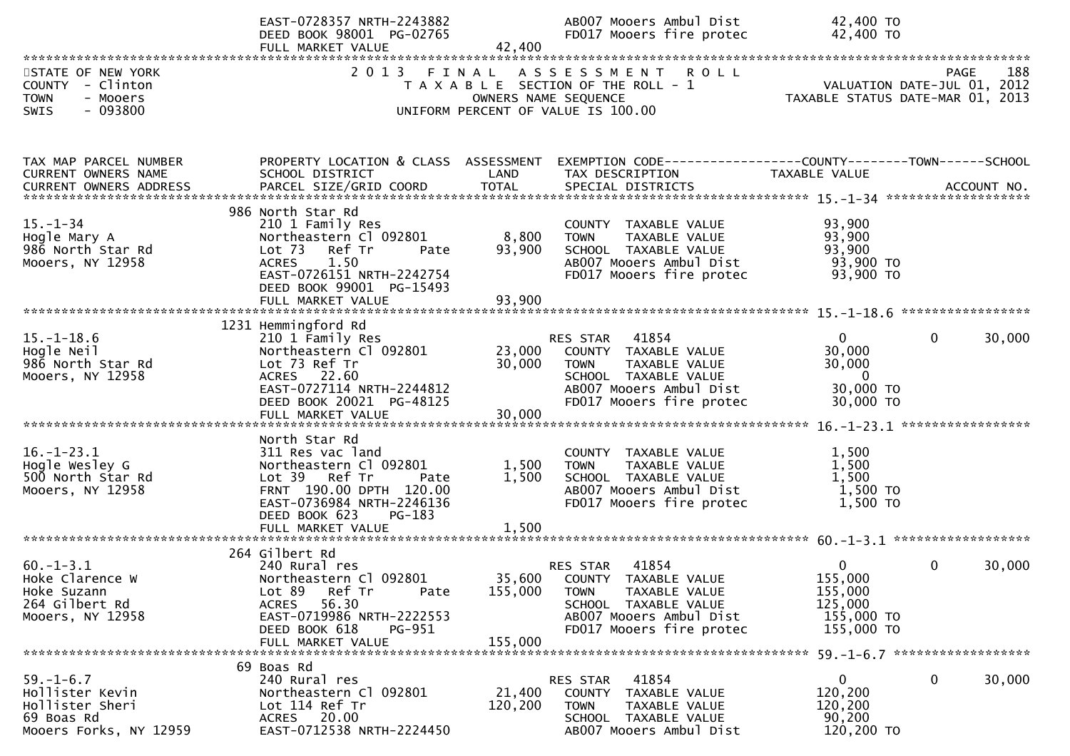```
                              EAST-0728357 NRTH-2243882                AB007 Mooers Ambul Dist            42,400 TO
                              DEED BOOK 98001  PG-02765                FD017 Mooers fire protec           42,400 TO
                              FULL MARKET VALUE              42,400
******************************************************************************************************************************************
STATE OF NEW YORK               2 0 1 3   F I N A L   A S S E S S M E N T   R O L L                                 PAGE    188
COUNTY  - Clinton                   T A X A B L E  SECTION OF THE ROLL - 1                         VALUATION DATE-JUL 01, 2012
TOWN    - Mooers                              OWNERS NAME SEQUENCE                              TAXABLE STATUS DATE-MAR 01, 2013
SWIS    - 093800                        UNIFORM PERCENT OF VALUE IS 100.00


TAX MAP PARCEL NUMBER          PROPERTY LOCATION & CLASS  ASSESSMENT  EXEMPTION CODE------------------COUNTY--------TOWN------SCHOOL
CURRENT OWNERS NAME            SCHOOL DISTRICT               LAND      TAX DESCRIPTION             TAXABLE VALUE
CURRENT OWNERS ADDRESS         PARCEL SIZE/GRID COORD       TOTAL      SPECIAL DISTRICTS                                  ACCOUNT NO.
*************************************************************************************************** 15.-1-34 *******************
                            986 North Star Rd
15.-1-34                       210 1 Family Res                        COUNTY  TAXABLE VALUE              93,900
Hogle Mary A                   Northeastern Cl 092801        8,800     TOWN    TAXABLE VALUE              93,900
986 North Star Rd              Lot 73   Ref Tr       Pate   93,900     SCHOOL  TAXABLE VALUE              93,900
Mooers, NY 12958               ACRES    1.50                           AB007 Mooers Ambul Dist            93,900 TO
                               EAST-0726151 NRTH-2242754               FD017 Mooers fire protec           93,900 TO
                               DEED BOOK 99001  PG-15493
                               FULL MARKET VALUE             93,900
*************************************************************************************************** 15.-1-18.6 *****************
                            1231 Hemmingford Rd
15.-1-18.6                     210 1 Family Res                        RES STAR   41854                   0           0      30,000
Hogle Neil                     Northeastern Cl 092801       23,000     COUNTY  TAXABLE VALUE              30,000
986 North Star Rd              Lot 73 Ref Tr                30,000     TOWN    TAXABLE VALUE              30,000
Mooers, NY 12958               ACRES   22.60                           SCHOOL  TAXABLE VALUE                   0
                               EAST-0727114 NRTH-2244812               AB007 Mooers Ambul Dist            30,000 TO
                               DEED BOOK 20021  PG-48125               FD017 Mooers fire protec           30,000 TO
                               FULL MARKET VALUE             30,000
*************************************************************************************************** 16.-1-23.1 *****************
                               North Star Rd
16.-1-23.1                     311 Res vac land                        COUNTY  TAXABLE VALUE               1,500
Hogle Wesley G                 Northeastern Cl 092801        1,500     TOWN    TAXABLE VALUE               1,500
500 North Star Rd              Lot 39   Ref Tr       Pate    1,500     SCHOOL  TAXABLE VALUE               1,500
Mooers, NY 12958               FRNT 190.00 DPTH 120.00                 AB007 Mooers Ambul Dist             1,500 TO
                               EAST-0736984 NRTH-2246136               FD017 Mooers fire protec            1,500 TO
                               DEED BOOK 623    PG-183
                               FULL MARKET VALUE              1,500
*************************************************************************************************** 60.-1-3.1 ******************
                            264 Gilbert Rd
60.-1-3.1                      240 Rural res                           RES STAR   41854                   0           0      30,000
Hoke Clarence W                Northeastern Cl 092801       35,600     COUNTY  TAXABLE VALUE             155,000
Hoke Suzann                    Lot 89   Ref Tr       Pate  155,000     TOWN    TAXABLE VALUE             155,000
264 Gilbert Rd                 ACRES   56.30                           SCHOOL  TAXABLE VALUE             125,000
Mooers, NY 12958               EAST-0719986 NRTH-2222553               AB007 Mooers Ambul Dist           155,000 TO
                               DEED BOOK 618    PG-951                 FD017 Mooers fire protec          155,000 TO
                               FULL MARKET VALUE            155,000
*************************************************************************************************** 59.-1-6.7 ******************
                            69 Boas Rd
59.-1-6.7                      240 Rural res                           RES STAR   41854                   0           0      30,000
Hollister Kevin                Northeastern Cl 092801       21,400     COUNTY  TAXABLE VALUE             120,200
Hollister Sheri                Lot 114 Ref Tr              120,200     TOWN    TAXABLE VALUE             120,200
69 Boas Rd                     ACRES   20.00                           SCHOOL  TAXABLE VALUE              90,200
Mooers Forks, NY 12959         EAST-0712538 NRTH-2224450               AB007 Mooers Ambul Dist           120,200 TO
```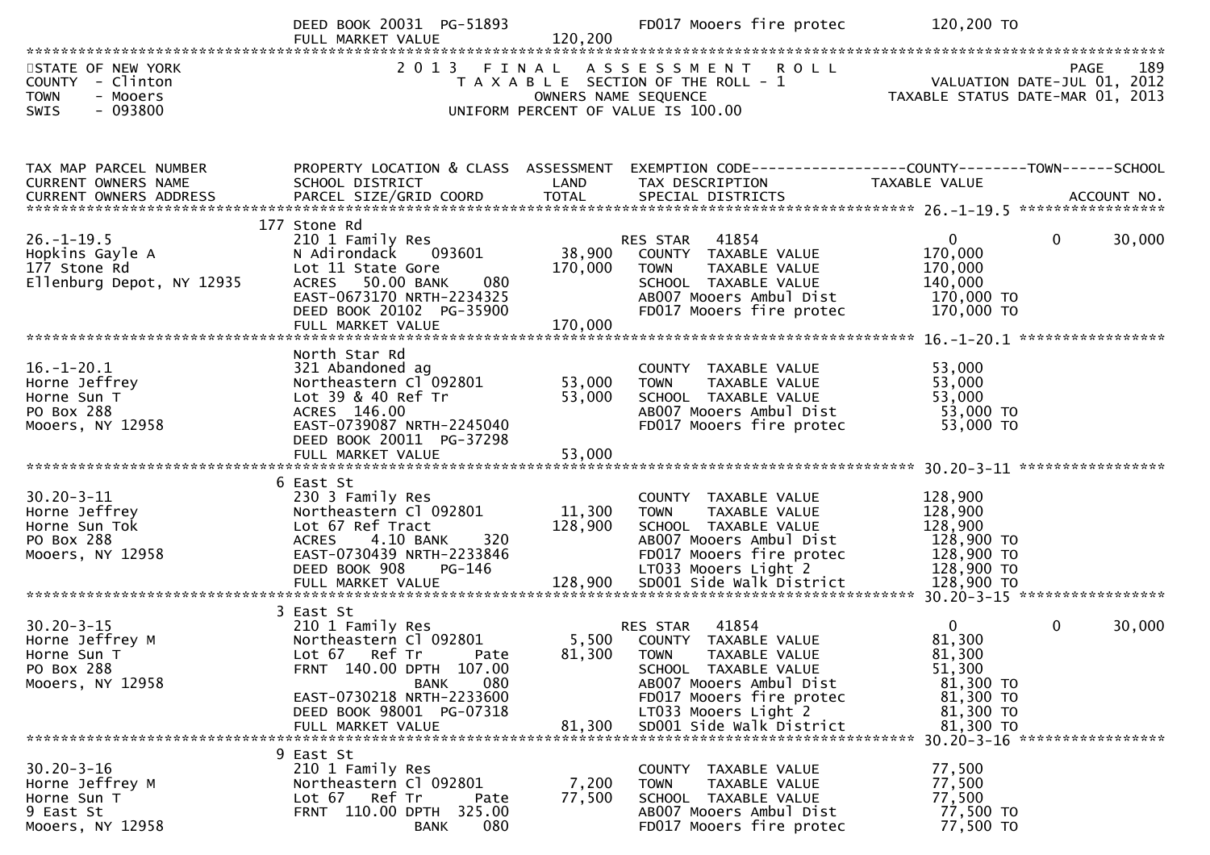| | DEED BOOK 20031 PG-51893 | | FD017 Mooers fire protec | 120,200 TO |
|---|---|---|---|---|
| | FULL MARKET VALUE | 120,200 | | |

STATE OF NEW YORK
COUNTY - Clinton
TOWN - Mooers
SWIS - 093800

2 0 1 3 F I N A L A S S E S S M E N T R O L L
T A X A B L E SECTION OF THE ROLL - 1
OWNERS NAME SEQUENCE
UNIFORM PERCENT OF VALUE IS 100.00

PAGE 189
VALUATION DATE-JUL 01, 2012
TAXABLE STATUS DATE-MAR 01, 2013

| TAX MAP PARCEL NUMBER / CURRENT OWNERS NAME / CURRENT OWNERS ADDRESS | PROPERTY LOCATION & CLASS / SCHOOL DISTRICT / PARCEL SIZE/GRID COORD | ASSESSMENT LAND / TOTAL | EXEMPTION CODE / TAX DESCRIPTION / SPECIAL DISTRICTS | COUNTY TAXABLE VALUE | TOWN | SCHOOL / ACCOUNT NO. |
|---|---|---|---|---|---|---|
| **26.-1-19.5** | 177 Stone Rd | | | | | |
| 26.-1-19.5 | 210 1 Family Res | | RES STAR 41854 | 0 | 0 | 30,000 |
| Hopkins Gayle A | N Adirondack 093601 | 38,900 | COUNTY TAXABLE VALUE | 170,000 | | |
| 177 Stone Rd | Lot 11 State Gore | 170,000 | TOWN TAXABLE VALUE | 170,000 | | |
| Ellenburg Depot, NY 12935 | ACRES 50.00 BANK 080 | | SCHOOL TAXABLE VALUE | 140,000 | | |
| | EAST-0673170 NRTH-2234325 | | AB007 Mooers Ambul Dist | 170,000 TO | | |
| | DEED BOOK 20102 PG-35900 | | FD017 Mooers fire protec | 170,000 TO | | |
| | FULL MARKET VALUE | 170,000 | | | | |
| **16.-1-20.1** | North Star Rd | | | | | |
| 16.-1-20.1 | 321 Abandoned ag | | COUNTY TAXABLE VALUE | 53,000 | | |
| Horne Jeffrey | Northeastern Cl 092801 | 53,000 | TOWN TAXABLE VALUE | 53,000 | | |
| Horne Sun T | Lot 39 & 40 Ref Tr | 53,000 | SCHOOL TAXABLE VALUE | 53,000 | | |
| PO Box 288 | ACRES 146.00 | | AB007 Mooers Ambul Dist | 53,000 TO | | |
| Mooers, NY 12958 | EAST-0739087 NRTH-2245040 | | FD017 Mooers fire protec | 53,000 TO | | |
| | DEED BOOK 20011 PG-37298 | | | | | |
| | FULL MARKET VALUE | 53,000 | | | | |
| **30.20-3-11** | 6 East St | | | | | |
| 30.20-3-11 | 230 3 Family Res | | COUNTY TAXABLE VALUE | 128,900 | | |
| Horne Jeffrey | Northeastern Cl 092801 | 11,300 | TOWN TAXABLE VALUE | 128,900 | | |
| Horne Sun Tok | Lot 67 Ref Tract | 128,900 | SCHOOL TAXABLE VALUE | 128,900 | | |
| PO Box 288 | ACRES 4.10 BANK 320 | | AB007 Mooers Ambul Dist | 128,900 TO | | |
| Mooers, NY 12958 | EAST-0730439 NRTH-2233846 | | FD017 Mooers fire protec | 128,900 TO | | |
| | DEED BOOK 908 PG-146 | | LT033 Mooers Light 2 | 128,900 TO | | |
| | FULL MARKET VALUE | 128,900 | SD001 Side Walk District | 128,900 TO | | |
| **30.20-3-15** | 3 East St | | | | | |
| 30.20-3-15 | 210 1 Family Res | | RES STAR 41854 | 0 | 0 | 30,000 |
| Horne Jeffrey M | Northeastern Cl 092801 | 5,500 | COUNTY TAXABLE VALUE | 81,300 | | |
| Horne Sun T | Lot 67 Ref Tr Pate | 81,300 | TOWN TAXABLE VALUE | 81,300 | | |
| PO Box 288 | FRNT 140.00 DPTH 107.00 | | SCHOOL TAXABLE VALUE | 51,300 | | |
| Mooers, NY 12958 | BANK 080 | | AB007 Mooers Ambul Dist | 81,300 TO | | |
| | EAST-0730218 NRTH-2233600 | | FD017 Mooers fire protec | 81,300 TO | | |
| | DEED BOOK 98001 PG-07318 | | LT033 Mooers Light 2 | 81,300 TO | | |
| | FULL MARKET VALUE | 81,300 | SD001 Side Walk District | 81,300 TO | | |
| **30.20-3-16** | 9 East St | | | | | |
| 30.20-3-16 | 210 1 Family Res | | COUNTY TAXABLE VALUE | 77,500 | | |
| Horne Jeffrey M | Northeastern Cl 092801 | 7,200 | TOWN TAXABLE VALUE | 77,500 | | |
| Horne Sun T | Lot 67 Ref Tr Pate | 77,500 | SCHOOL TAXABLE VALUE | 77,500 | | |
| 9 East St | FRNT 110.00 DPTH 325.00 | | AB007 Mooers Ambul Dist | 77,500 TO | | |
| Mooers, NY 12958 | BANK 080 | | FD017 Mooers fire protec | 77,500 TO | | |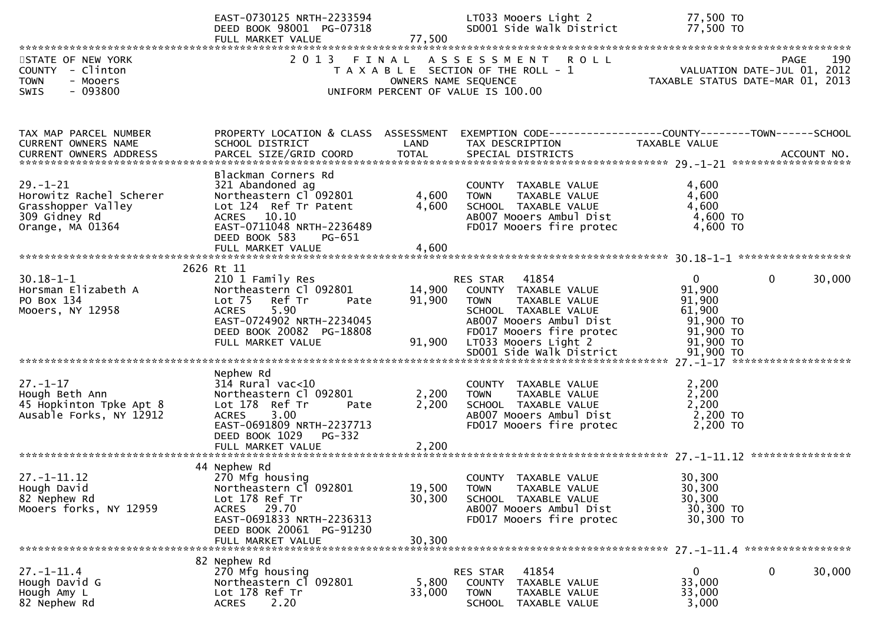```
                                EAST-0730125 NRTH-2233594                 LT033 Mooers Light 2                 77,500 TO
                                DEED BOOK 98001 PG-07318                  SD001 Side Walk District             77,500 TO
                                FULL MARKET VALUE                  77,500
*****************************************************************************************************************************
STATE OF NEW YORK               2 0 1 3   F I N A L   A S S E S S M E N T   R O L L                                   PAGE    190
COUNTY  - Clinton                  T A X A B L E  SECTION OF THE ROLL - 1                       VALUATION DATE-JUL 01, 2012
TOWN    - Mooers                           OWNERS NAME SEQUENCE                          TAXABLE STATUS DATE-MAR 01, 2013
SWIS    - 093800                    UNIFORM PERCENT OF VALUE IS 100.00


TAX MAP PARCEL NUMBER           PROPERTY LOCATION & CLASS  ASSESSMENT  EXEMPTION CODE------------------COUNTY--------TOWN------SCHOOL
CURRENT OWNERS NAME             SCHOOL DISTRICT               LAND      TAX DESCRIPTION              TAXABLE VALUE
CURRENT OWNERS ADDRESS          PARCEL SIZE/GRID COORD        TOTAL     SPECIAL DISTRICTS                                 ACCOUNT NO.
****************************************************************************************************** 29.-1-21 *******************
                                Blackman Corners Rd
29.-1-21                        321 Abandoned ag                        COUNTY  TAXABLE VALUE              4,600
Horowitz Rachel Scherer         Northeastern Cl 092801       4,600      TOWN    TAXABLE VALUE              4,600
Grasshopper Valley              Lot 124  Ref Tr Patent       4,600      SCHOOL  TAXABLE VALUE              4,600
309 Gidney Rd                   ACRES   10.10                           AB007 Mooers Ambul Dist             4,600 TO
Orange, MA 01364                EAST-0711048 NRTH-2236489               FD017 Mooers fire protec            4,600 TO
                                DEED BOOK 583     PG-651
                                FULL MARKET VALUE                   4,600
****************************************************************************************************** 30.18-1-1 ******************
                            2626 Rt 11
30.18-1-1                       210 1 Family Res                        RES STAR   41854                   0          0      30,000
Horsman Elizabeth A             Northeastern Cl 092801      14,900      COUNTY  TAXABLE VALUE             91,900
PO Box 134                      Lot 75   Ref Tr      Pate   91,900      TOWN    TAXABLE VALUE             91,900
Mooers, NY 12958                ACRES    5.90                           SCHOOL  TAXABLE VALUE             61,900
                                EAST-0724902 NRTH-2234045               AB007 Mooers Ambul Dist            91,900 TO
                                DEED BOOK 20082 PG-18808                FD017 Mooers fire protec           91,900 TO
                                FULL MARKET VALUE                  91,900  LT033 Mooers Light 2            91,900 TO
                                                                        SD001 Side Walk District           91,900 TO
****************************************************************************************************** 27.-1-17 *******************
                                Nephew Rd
27.-1-17                        314 Rural vac<10                        COUNTY  TAXABLE VALUE              2,200
Hough Beth Ann                  Northeastern Cl 092801       2,200      TOWN    TAXABLE VALUE              2,200
45 Hopkinton Tpke Apt 8         Lot 178  Ref Tr      Pate    2,200      SCHOOL  TAXABLE VALUE              2,200
Ausable Forks, NY 12912         ACRES    3.00                           AB007 Mooers Ambul Dist             2,200 TO
                                EAST-0691809 NRTH-2237713               FD017 Mooers fire protec            2,200 TO
                                DEED BOOK 1029    PG-332
                                FULL MARKET VALUE                   2,200
****************************************************************************************************** 27.-1-11.12 ****************
                              44 Nephew Rd
27.-1-11.12                     270 Mfg housing                         COUNTY  TAXABLE VALUE             30,300
Hough David                     Northeastern Cl 092801      19,500      TOWN    TAXABLE VALUE             30,300
82 Nephew Rd                    Lot 178 Ref Tr              30,300      SCHOOL  TAXABLE VALUE             30,300
Mooers forks, NY 12959          ACRES   29.70                           AB007 Mooers Ambul Dist            30,300 TO
                                EAST-0691833 NRTH-2236313               FD017 Mooers fire protec           30,300 TO
                                DEED BOOK 20061 PG-91230
                                FULL MARKET VALUE                  30,300
****************************************************************************************************** 27.-1-11.4 *****************
                              82 Nephew Rd
27.-1-11.4                      270 Mfg housing                         RES STAR   41854                   0          0      30,000
Hough David G                   Northeastern Cl 092801       5,800      COUNTY  TAXABLE VALUE             33,000
Hough Amy L                     Lot 178 Ref Tr              33,000      TOWN    TAXABLE VALUE             33,000
82 Nephew Rd                    ACRES    2.20                           SCHOOL  TAXABLE VALUE              3,000
```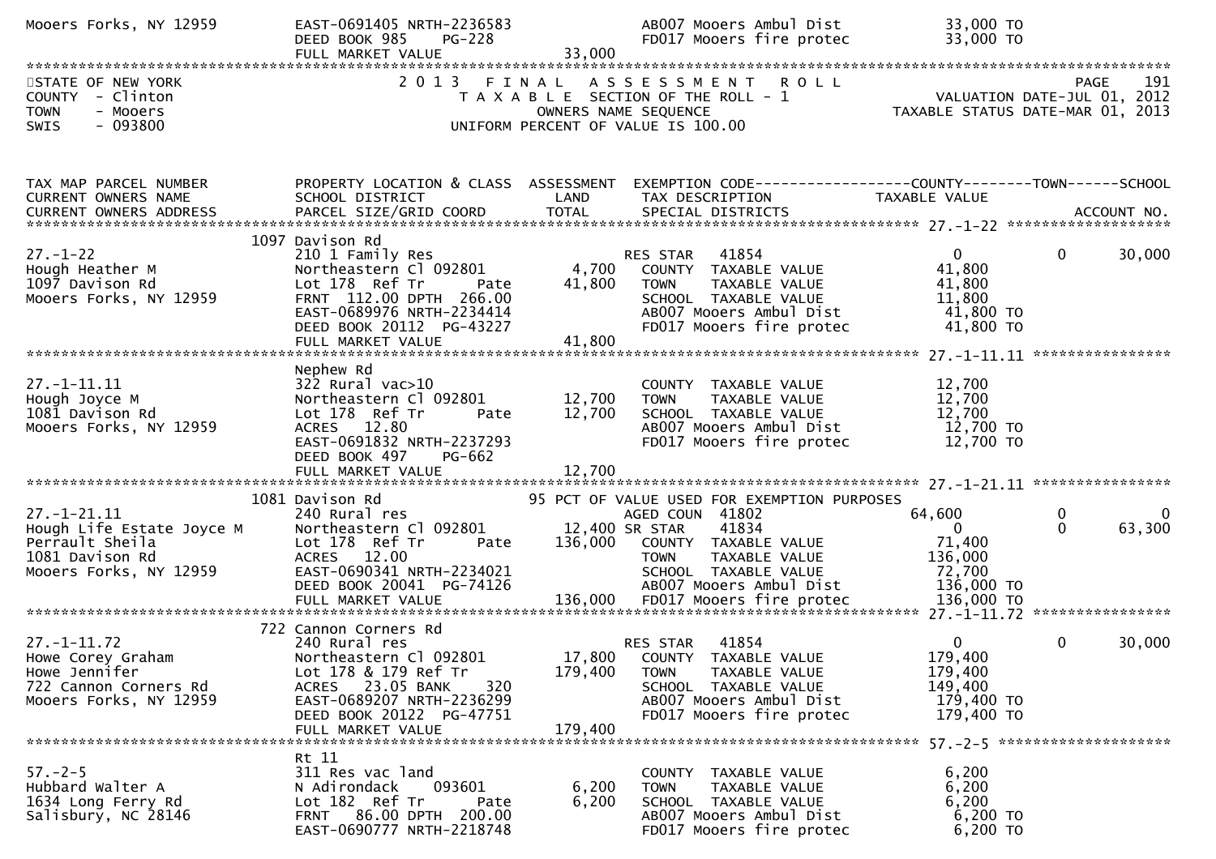```
Mooers Forks, NY 12959         EAST-0691405 NRTH-2236583              AB007 Mooers Ambul Dist             33,000 TO
                               DEED BOOK 985    PG-228                FD017 Mooers fire protec            33,000 TO
                               FULL MARKET VALUE              33,000
******************************************************************************************************************************
STATE OF NEW YORK                2 0 1 3   F I N A L   A S S E S S M E N T   R O L L                              PAGE    191
COUNTY  - Clinton                  T A X A B L E  SECTION OF THE ROLL - 1                      VALUATION DATE-JUL 01, 2012
TOWN    - Mooers                          OWNERS NAME SEQUENCE                          TAXABLE STATUS DATE-MAR 01, 2013
SWIS    - 093800                   UNIFORM PERCENT OF VALUE IS 100.00


TAX MAP PARCEL NUMBER          PROPERTY LOCATION & CLASS  ASSESSMENT  EXEMPTION CODE------------------COUNTY--------TOWN------SCHOOL
CURRENT OWNERS NAME            SCHOOL DISTRICT               LAND      TAX DESCRIPTION             TAXABLE VALUE
CURRENT OWNERS ADDRESS         PARCEL SIZE/GRID COORD        TOTAL     SPECIAL DISTRICTS                                 ACCOUNT NO.
******************************************************************************************************** 27.-1-22 ********************
                          1097 Davison Rd
27.-1-22                       210 1 Family Res                    RES STAR   41854                 0            0        30,000
Hough Heather M                Northeastern Cl 092801        4,700   COUNTY  TAXABLE VALUE          41,800
1097 Davison Rd                Lot 178  Ref Tr      Pate    41,800   TOWN    TAXABLE VALUE          41,800
Mooers Forks, NY 12959         FRNT  112.00 DPTH  266.00             SCHOOL  TAXABLE VALUE          11,800
                               EAST-0689976 NRTH-2234414              AB007 Mooers Ambul Dist          41,800 TO
                               DEED BOOK 20112  PG-43227              FD017 Mooers fire protec         41,800 TO
                               FULL MARKET VALUE              41,800
******************************************************************************************************** 27.-1-11.11 *****************
                               Nephew Rd
27.-1-11.11                    322 Rural vac>10                       COUNTY  TAXABLE VALUE          12,700
Hough Joyce M                  Northeastern Cl 092801       12,700    TOWN    TAXABLE VALUE          12,700
1081 Davison Rd                Lot 178  Ref Tr      Pate    12,700    SCHOOL  TAXABLE VALUE          12,700
Mooers Forks, NY 12959         ACRES   12.80                          AB007 Mooers Ambul Dist          12,700 TO
                               EAST-0691832 NRTH-2237293              FD017 Mooers fire protec         12,700 TO
                               DEED BOOK 497    PG-662
                               FULL MARKET VALUE              12,700
******************************************************************************************************** 27.-1-21.11 *****************
                          1081 Davison Rd                  95 PCT OF VALUE USED FOR EXEMPTION PURPOSES
27.-1-21.11                    240 Rural res                       AGED COUN  41802             64,600            0             0
Hough Life Estate Joyce M      Northeastern Cl 092801       12,400 SR STAR    41834                  0            0        63,300
Perrault Sheila                Lot 178  Ref Tr      Pate   136,000   COUNTY  TAXABLE VALUE          71,400
1081 Davison Rd                ACRES   12.00                          TOWN    TAXABLE VALUE         136,000
Mooers Forks, NY 12959         EAST-0690341 NRTH-2234021              SCHOOL  TAXABLE VALUE          72,700
                               DEED BOOK 20041  PG-74126              AB007 Mooers Ambul Dist         136,000 TO
                               FULL MARKET VALUE             136,000  FD017 Mooers fire protec        136,000 TO
******************************************************************************************************** 27.-1-11.72 *****************
                           722 Cannon Corners Rd
27.-1-11.72                    240 Rural res                       RES STAR   41854                 0            0        30,000
Howe Corey Graham              Northeastern Cl 092801       17,800   COUNTY  TAXABLE VALUE         179,400
Howe Jennifer                  Lot 178 & 179 Ref Tr        179,400   TOWN    TAXABLE VALUE         179,400
722 Cannon Corners Rd          ACRES   23.05 BANK     320             SCHOOL  TAXABLE VALUE         149,400
Mooers Forks, NY 12959         EAST-0689207 NRTH-2236299              AB007 Mooers Ambul Dist         179,400 TO
                               DEED BOOK 20122  PG-47751              FD017 Mooers fire protec        179,400 TO
                               FULL MARKET VALUE             179,400
******************************************************************************************************** 57.-2-5 *********************
                               Rt 11
57.-2-5                        311 Res vac land                       COUNTY  TAXABLE VALUE           6,200
Hubbard Walter A               N Adirondack     093601       6,200    TOWN    TAXABLE VALUE           6,200
1634 Long Ferry Rd             Lot 182  Ref Tr      Pate     6,200    SCHOOL  TAXABLE VALUE           6,200
Salisbury, NC 28146            FRNT   86.00 DPTH  200.00              AB007 Mooers Ambul Dist           6,200 TO
                               EAST-0690777 NRTH-2218748              FD017 Mooers fire protec          6,200 TO
```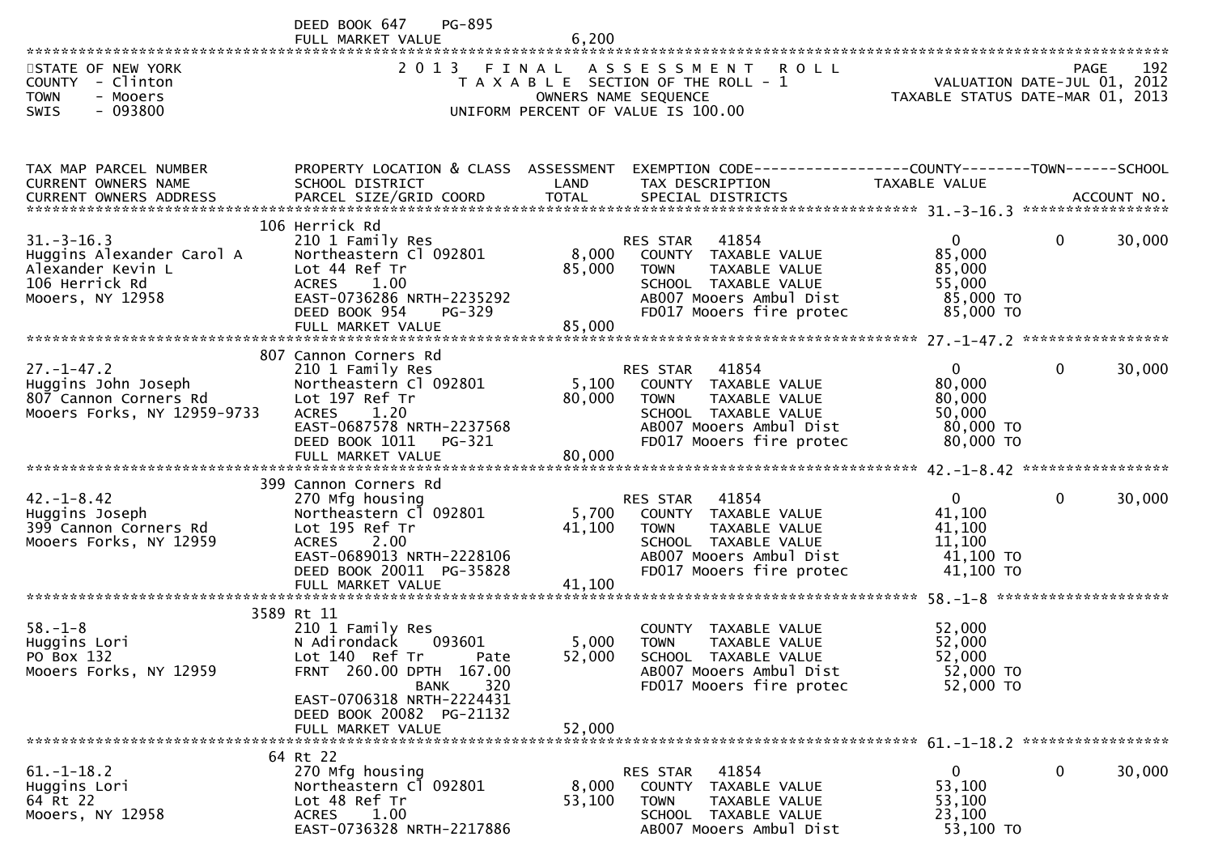DEED BOOK 647 PG-895
FULL MARKET VALUE 6,200

STATE OF NEW YORK
COUNTY - Clinton
TOWN - Mooers
SWIS - 093800

2013 FINAL ASSESSMENT ROLL
TAXABLE SECTION OF THE ROLL - 1
OWNERS NAME SEQUENCE
UNIFORM PERCENT OF VALUE IS 100.00

PAGE 192
VALUATION DATE-JUL 01, 2012
TAXABLE STATUS DATE-MAR 01, 2013

| TAX MAP PARCEL NUMBER / CURRENT OWNERS NAME / CURRENT OWNERS ADDRESS | PROPERTY LOCATION & CLASS / SCHOOL DISTRICT / PARCEL SIZE/GRID COORD | ASSESSMENT LAND | TOTAL | EXEMPTION CODE / TAX DESCRIPTION / SPECIAL DISTRICTS | COUNTY TAXABLE VALUE | TOWN | SCHOOL / ACCOUNT NO. |
|---|---|---|---|---|---|---|---|
| | 106 Herrick Rd | | | | | | 31.-3-16.3 |
| 31.-3-16.3 | 210 1 Family Res | | | RES STAR 41854 | 0 | 0 | 30,000 |
| Huggins Alexander Carol A | Northeastern Cl 092801 | 8,000 | | COUNTY TAXABLE VALUE | 85,000 | | |
| Alexander Kevin L | Lot 44 Ref Tr | | 85,000 | TOWN TAXABLE VALUE | 85,000 | | |
| 106 Herrick Rd | ACRES 1.00 | | | SCHOOL TAXABLE VALUE | 55,000 | | |
| Mooers, NY 12958 | EAST-0736286 NRTH-2235292 | | | AB007 Mooers Ambul Dist | 85,000 TO | | |
| | DEED BOOK 954 PG-329 | | | FD017 Mooers fire protec | 85,000 TO | | |
| | FULL MARKET VALUE | | 85,000 | | | | |
| | 807 Cannon Corners Rd | | | | | | 27.-1-47.2 |
| 27.-1-47.2 | 210 1 Family Res | | | RES STAR 41854 | 0 | 0 | 30,000 |
| Huggins John Joseph | Northeastern Cl 092801 | 5,100 | | COUNTY TAXABLE VALUE | 80,000 | | |
| 807 Cannon Corners Rd | Lot 197 Ref Tr | | 80,000 | TOWN TAXABLE VALUE | 80,000 | | |
| Mooers Forks, NY 12959-9733 | ACRES 1.20 | | | SCHOOL TAXABLE VALUE | 50,000 | | |
| | EAST-0687578 NRTH-2237568 | | | AB007 Mooers Ambul Dist | 80,000 TO | | |
| | DEED BOOK 1011 PG-321 | | | FD017 Mooers fire protec | 80,000 TO | | |
| | FULL MARKET VALUE | | 80,000 | | | | |
| | 399 Cannon Corners Rd | | | | | | 42.-1-8.42 |
| 42.-1-8.42 | 270 Mfg housing | | | RES STAR 41854 | 0 | 0 | 30,000 |
| Huggins Joseph | Northeastern Cl 092801 | 5,700 | | COUNTY TAXABLE VALUE | 41,100 | | |
| 399 Cannon Corners Rd | Lot 195 Ref Tr | | 41,100 | TOWN TAXABLE VALUE | 41,100 | | |
| Mooers Forks, NY 12959 | ACRES 2.00 | | | SCHOOL TAXABLE VALUE | 11,100 | | |
| | EAST-0689013 NRTH-2228106 | | | AB007 Mooers Ambul Dist | 41,100 TO | | |
| | DEED BOOK 20011 PG-35828 | | | FD017 Mooers fire protec | 41,100 TO | | |
| | FULL MARKET VALUE | | 41,100 | | | | |
| | 3589 Rt 11 | | | | | | 58.-1-8 |
| 58.-1-8 | 210 1 Family Res | | | COUNTY TAXABLE VALUE | 52,000 | | |
| Huggins Lori | N Adirondack 093601 | 5,000 | | TOWN TAXABLE VALUE | 52,000 | | |
| PO Box 132 | Lot 140 Ref Tr Pate | | 52,000 | SCHOOL TAXABLE VALUE | 52,000 | | |
| Mooers Forks, NY 12959 | FRNT 260.00 DPTH 167.00 | | | AB007 Mooers Ambul Dist | 52,000 TO | | |
| | BANK 320 | | | FD017 Mooers fire protec | 52,000 TO | | |
| | EAST-0706318 NRTH-2224431 | | | | | | |
| | DEED BOOK 20082 PG-21132 | | | | | | |
| | FULL MARKET VALUE | | 52,000 | | | | |
| | 64 Rt 22 | | | | | | 61.-1-18.2 |
| 61.-1-18.2 | 270 Mfg housing | | | RES STAR 41854 | 0 | 0 | 30,000 |
| Huggins Lori | Northeastern Cl 092801 | 8,000 | | COUNTY TAXABLE VALUE | 53,100 | | |
| 64 Rt 22 | Lot 48 Ref Tr | | 53,100 | TOWN TAXABLE VALUE | 53,100 | | |
| Mooers, NY 12958 | ACRES 1.00 | | | SCHOOL TAXABLE VALUE | 23,100 | | |
| | EAST-0736328 NRTH-2217886 | | | AB007 Mooers Ambul Dist | 53,100 TO | | |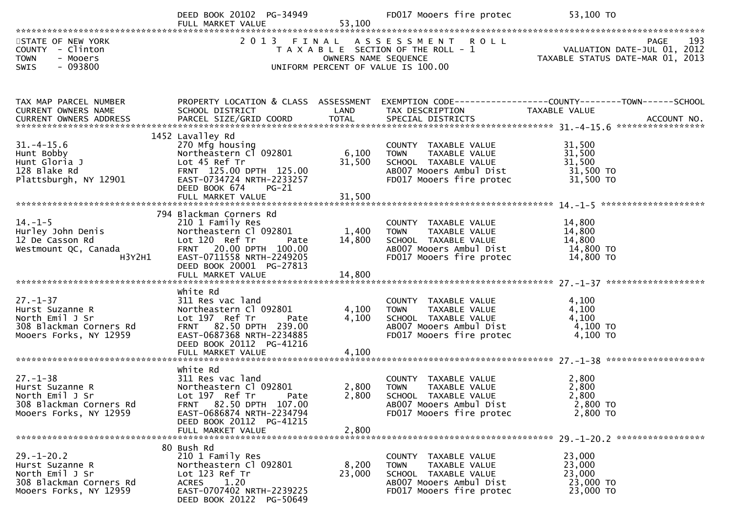DEED BOOK 20102 PG-34949 FD017 Mooers fire protec 53,100 TO
FULL MARKET VALUE 53,100

STATE OF NEW YORK
COUNTY - Clinton
TOWN - Mooers
SWIS - 093800

2013 FINAL ASSESSMENT ROLL
TAXABLE SECTION OF THE ROLL - 1
OWNERS NAME SEQUENCE
UNIFORM PERCENT OF VALUE IS 100.00

PAGE 193
VALUATION DATE-JUL 01, 2012
TAXABLE STATUS DATE-MAR 01, 2013

| TAX MAP PARCEL NUMBER / CURRENT OWNERS NAME / CURRENT OWNERS ADDRESS | PROPERTY LOCATION & CLASS / SCHOOL DISTRICT / PARCEL SIZE/GRID COORD | ASSESSMENT LAND | TOTAL | EXEMPTION CODE / TAX DESCRIPTION / SPECIAL DISTRICTS | TAXABLE VALUE (COUNTY--TOWN--SCHOOL) | ACCOUNT NO. |
|---|---|---|---|---|---|---|
| **31.-4-15.6** | 1452 Lavalley Rd | | | | | |
| 31.-4-15.6 | 270 Mfg housing | | | COUNTY TAXABLE VALUE | 31,500 | |
| Hunt Bobby | Northeastern Cl 092801 | 6,100 | | TOWN TAXABLE VALUE | 31,500 | |
| Hunt Gloria J | Lot 45 Ref Tr | | 31,500 | SCHOOL TAXABLE VALUE | 31,500 | |
| 128 Blake Rd | FRNT 125.00 DPTH 125.00 | | | AB007 Mooers Ambul Dist | 31,500 TO | |
| Plattsburgh, NY 12901 | EAST-0734724 NRTH-2233257 | | | FD017 Mooers fire protec | 31,500 TO | |
| | DEED BOOK 674 PG-21 | | | | | |
| | FULL MARKET VALUE | | 31,500 | | | |
| **14.-1-5** | 794 Blackman Corners Rd | | | | | |
| 14.-1-5 | 210 1 Family Res | | | COUNTY TAXABLE VALUE | 14,800 | |
| Hurley John Denis | Northeastern Cl 092801 | 1,400 | | TOWN TAXABLE VALUE | 14,800 | |
| 12 De Casson Rd | Lot 120 Ref Tr Pate | | 14,800 | SCHOOL TAXABLE VALUE | 14,800 | |
| Westmount QC, Canada | FRNT 20.00 DPTH 100.00 | | | AB007 Mooers Ambul Dist | 14,800 TO | |
| H3Y2H1 | EAST-0711558 NRTH-2249205 | | | FD017 Mooers fire protec | 14,800 TO | |
| | DEED BOOK 20001 PG-27813 | | | | | |
| | FULL MARKET VALUE | | 14,800 | | | |
| **27.-1-37** | White Rd | | | | | |
| 27.-1-37 | 311 Res vac land | | | COUNTY TAXABLE VALUE | 4,100 | |
| Hurst Suzanne R | Northeastern Cl 092801 | 4,100 | | TOWN TAXABLE VALUE | 4,100 | |
| North Emil J Sr | Lot 197 Ref Tr Pate | | 4,100 | SCHOOL TAXABLE VALUE | 4,100 | |
| 308 Blackman Corners Rd | FRNT 82.50 DPTH 239.00 | | | AB007 Mooers Ambul Dist | 4,100 TO | |
| Mooers Forks, NY 12959 | EAST-0687368 NRTH-2234885 | | | FD017 Mooers fire protec | 4,100 TO | |
| | DEED BOOK 20112 PG-41216 | | | | | |
| | FULL MARKET VALUE | | 4,100 | | | |
| **27.-1-38** | White Rd | | | | | |
| 27.-1-38 | 311 Res vac land | | | COUNTY TAXABLE VALUE | 2,800 | |
| Hurst Suzanne R | Northeastern Cl 092801 | 2,800 | | TOWN TAXABLE VALUE | 2,800 | |
| North Emil J Sr | Lot 197 Ref Tr Pate | | 2,800 | SCHOOL TAXABLE VALUE | 2,800 | |
| 308 Blackman Corners Rd | FRNT 82.50 DPTH 107.00 | | | AB007 Mooers Ambul Dist | 2,800 TO | |
| Mooers Forks, NY 12959 | EAST-0686874 NRTH-2234794 | | | FD017 Mooers fire protec | 2,800 TO | |
| | DEED BOOK 20112 PG-41215 | | | | | |
| | FULL MARKET VALUE | | 2,800 | | | |
| **29.-1-20.2** | 80 Bush Rd | | | | | |
| 29.-1-20.2 | 210 1 Family Res | | | COUNTY TAXABLE VALUE | 23,000 | |
| Hurst Suzanne R | Northeastern Cl 092801 | 8,200 | | TOWN TAXABLE VALUE | 23,000 | |
| North Emil J Sr | Lot 123 Ref Tr | | 23,000 | SCHOOL TAXABLE VALUE | 23,000 | |
| 308 Blackman Corners Rd | ACRES 1.20 | | | AB007 Mooers Ambul Dist | 23,000 TO | |
| Mooers Forks, NY 12959 | EAST-0707402 NRTH-2239225 | | | FD017 Mooers fire protec | 23,000 TO | |
| | DEED BOOK 20122 PG-50649 | | | | | |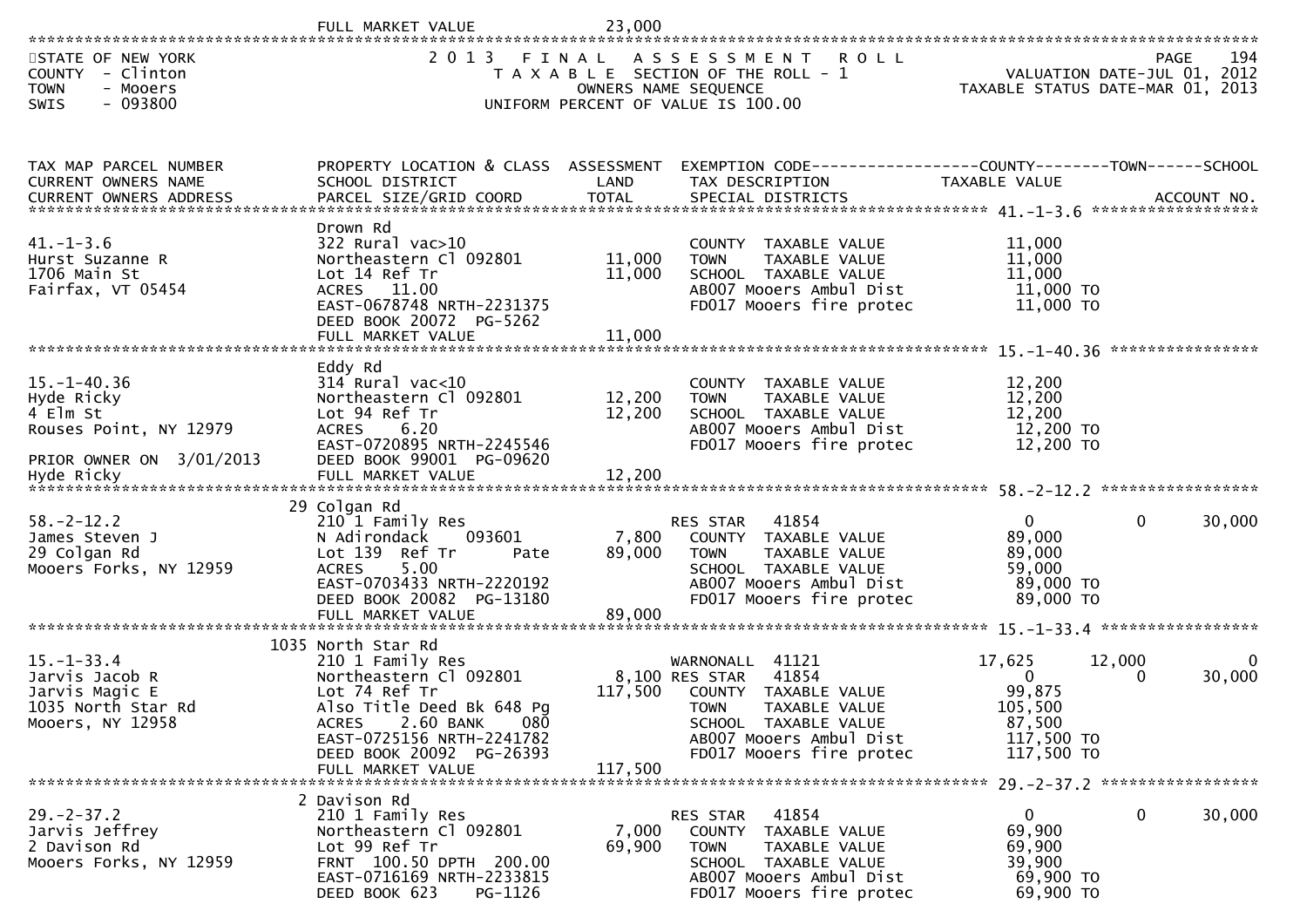FULL MARKET VALUE 23,000

STATE OF NEW YORK
COUNTY - Clinton
TOWN - Mooers
SWIS - 093800

2 0 1 3 F I N A L A S S E S S M E N T R O L L
T A X A B L E SECTION OF THE ROLL - 1
OWNERS NAME SEQUENCE
UNIFORM PERCENT OF VALUE IS 100.00

VALUATION DATE-JUL 01, 2012
TAXABLE STATUS DATE-MAR 01, 2013

| TAX MAP PARCEL NUMBER / CURRENT OWNERS NAME / CURRENT OWNERS ADDRESS | PROPERTY LOCATION & CLASS / SCHOOL DISTRICT / PARCEL SIZE/GRID COORD | ASSESSMENT LAND / TOTAL | EXEMPTION CODE / TAX DESCRIPTION / SPECIAL DISTRICTS | COUNTY TAXABLE VALUE | TOWN | SCHOOL / ACCOUNT NO. |
|---|---|---|---|---|---|---|
| **41.-1-3.6** | Drown Rd | | | | | |
| 41.-1-3.6 | 322 Rural vac>10 | | COUNTY TAXABLE VALUE | 11,000 | | |
| Hurst Suzanne R | Northeastern Cl 092801 | 11,000 | TOWN TAXABLE VALUE | 11,000 | | |
| 1706 Main St | Lot 14 Ref Tr | 11,000 | SCHOOL TAXABLE VALUE | 11,000 | | |
| Fairfax, VT 05454 | ACRES 11.00 | | AB007 Mooers Ambul Dist | 11,000 TO | | |
| | EAST-0678748 NRTH-2231375 | | FD017 Mooers fire protec | 11,000 TO | | |
| | DEED BOOK 20072 PG-5262 | | | | | |
| | FULL MARKET VALUE | 11,000 | | | | |
| **15.-1-40.36** | Eddy Rd | | | | | |
| 15.-1-40.36 | 314 Rural vac<10 | | COUNTY TAXABLE VALUE | 12,200 | | |
| Hyde Ricky | Northeastern Cl 092801 | 12,200 | TOWN TAXABLE VALUE | 12,200 | | |
| 4 Elm St | Lot 94 Ref Tr | 12,200 | SCHOOL TAXABLE VALUE | 12,200 | | |
| Rouses Point, NY 12979 | ACRES 6.20 | | AB007 Mooers Ambul Dist | 12,200 TO | | |
| | EAST-0720895 NRTH-2245546 | | FD017 Mooers fire protec | 12,200 TO | | |
| PRIOR OWNER ON 3/01/2013 | DEED BOOK 99001 PG-09620 | | | | | |
| Hyde Ricky | FULL MARKET VALUE | 12,200 | | | | |
| **58.-2-12.2** | 29 Colgan Rd | | | | | |
| 58.-2-12.2 | 210 1 Family Res | | RES STAR 41854 | 0 | 0 | 30,000 |
| James Steven J | N Adirondack 093601 | 7,800 | COUNTY TAXABLE VALUE | 89,000 | | |
| 29 Colgan Rd | Lot 139 Ref Tr Pate | 89,000 | TOWN TAXABLE VALUE | 89,000 | | |
| Mooers Forks, NY 12959 | ACRES 5.00 | | SCHOOL TAXABLE VALUE | 59,000 | | |
| | EAST-0703433 NRTH-2220192 | | AB007 Mooers Ambul Dist | 89,000 TO | | |
| | DEED BOOK 20082 PG-13180 | | FD017 Mooers fire protec | 89,000 TO | | |
| | FULL MARKET VALUE | 89,000 | | | | |
| **15.-1-33.4** | 1035 North Star Rd | | | | | |
| 15.-1-33.4 | 210 1 Family Res | | WARNONALL 41121 | 17,625 | 12,000 | 0 |
| Jarvis Jacob R | Northeastern Cl 092801 | 8,100 | RES STAR 41854 | 0 | 0 | 30,000 |
| Jarvis Magic E | Lot 74 Ref Tr | 117,500 | COUNTY TAXABLE VALUE | 99,875 | | |
| 1035 North Star Rd | Also Title Deed Bk 648 Pg | | TOWN TAXABLE VALUE | 105,500 | | |
| Mooers, NY 12958 | ACRES 2.60 BANK 080 | | SCHOOL TAXABLE VALUE | 87,500 | | |
| | EAST-0725156 NRTH-2241782 | | AB007 Mooers Ambul Dist | 117,500 TO | | |
| | DEED BOOK 20092 PG-26393 | | FD017 Mooers fire protec | 117,500 TO | | |
| | FULL MARKET VALUE | 117,500 | | | | |
| **29.-2-37.2** | 2 Davison Rd | | | | | |
| 29.-2-37.2 | 210 1 Family Res | | RES STAR 41854 | 0 | 0 | 30,000 |
| Jarvis Jeffrey | Northeastern Cl 092801 | 7,000 | COUNTY TAXABLE VALUE | 69,900 | | |
| 2 Davison Rd | Lot 99 Ref Tr | 69,900 | TOWN TAXABLE VALUE | 69,900 | | |
| Mooers Forks, NY 12959 | FRNT 100.50 DPTH 200.00 | | SCHOOL TAXABLE VALUE | 39,900 | | |
| | EAST-0716169 NRTH-2233815 | | AB007 Mooers Ambul Dist | 69,900 TO | | |
| | DEED BOOK 623 PG-1126 | | FD017 Mooers fire protec | 69,900 TO | | |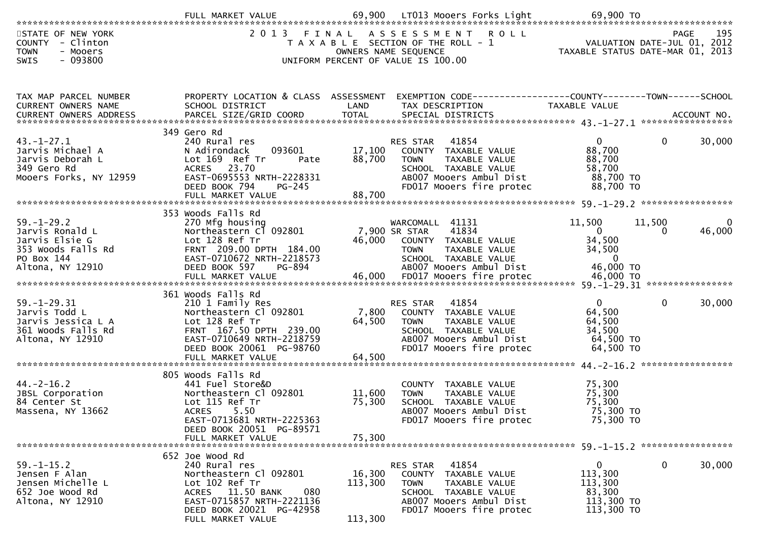| | FULL MARKET VALUE | 69,900 | LT013 Mooers Forks Light | 69,900 TO | | |
|---|---|---|---|---|---|---|

STATE OF NEW YORK
COUNTY - Clinton
TOWN - Mooers
SWIS - 093800

# 2013 FINAL ASSESSMENT ROLL
TAXABLE SECTION OF THE ROLL - 1
OWNERS NAME SEQUENCE
UNIFORM PERCENT OF VALUE IS 100.00

PAGE 195
VALUATION DATE-JUL 01, 2012
TAXABLE STATUS DATE-MAR 01, 2013

| TAX MAP PARCEL NUMBER / CURRENT OWNERS NAME / CURRENT OWNERS ADDRESS | PROPERTY LOCATION & CLASS / SCHOOL DISTRICT / PARCEL SIZE/GRID COORD | ASSESSMENT LAND / TOTAL | EXEMPTION CODE / TAX DESCRIPTION / SPECIAL DISTRICTS | COUNTY TAXABLE VALUE | TOWN | SCHOOL / ACCOUNT NO. |
|---|---|---|---|---|---|---|
| 43.-1-27.1 | 349 Gero Rd | | | | | |
| | 240 Rural res | | RES STAR 41854 | 0 | 0 | 30,000 |
| Jarvis Michael A | N Adirondack 093601 | 17,100 | COUNTY TAXABLE VALUE | 88,700 | | |
| Jarvis Deborah L | Lot 169 Ref Tr Pate | 88,700 | TOWN TAXABLE VALUE | 88,700 | | |
| 349 Gero Rd | ACRES 23.70 | | SCHOOL TAXABLE VALUE | 58,700 | | |
| Mooers Forks, NY 12959 | EAST-0695553 NRTH-2228331 | | AB007 Mooers Ambul Dist | 88,700 TO | | |
| | DEED BOOK 794 PG-245 | | FD017 Mooers fire protec | 88,700 TO | | |
| | FULL MARKET VALUE | 88,700 | | | | |
| 59.-1-29.2 | 353 Woods Falls Rd | | | | | |
| | 270 Mfg housing | | WARCOMALL 41131 | 11,500 | 11,500 | 0 |
| Jarvis Ronald L | Northeastern Cl 092801 | 7,900 | SR STAR 41834 | 0 | 0 | 46,000 |
| Jarvis Elsie G | Lot 128 Ref Tr | 46,000 | COUNTY TAXABLE VALUE | 34,500 | | |
| 353 Woods Falls Rd | FRNT 209.00 DPTH 184.00 | | TOWN TAXABLE VALUE | 34,500 | | |
| PO Box 144 | EAST-0710672 NRTH-2218573 | | SCHOOL TAXABLE VALUE | 0 | | |
| Altona, NY 12910 | DEED BOOK 597 PG-894 | | AB007 Mooers Ambul Dist | 46,000 TO | | |
| | FULL MARKET VALUE | 46,000 | FD017 Mooers fire protec | 46,000 TO | | |
| 59.-1-29.31 | 361 Woods Falls Rd | | | | | |
| | 210 1 Family Res | | RES STAR 41854 | 0 | 0 | 30,000 |
| Jarvis Todd L | Northeastern Cl 092801 | 7,800 | COUNTY TAXABLE VALUE | 64,500 | | |
| Jarvis Jessica L A | Lot 128 Ref Tr | 64,500 | TOWN TAXABLE VALUE | 64,500 | | |
| 361 Woods Falls Rd | FRNT 167.50 DPTH 239.00 | | SCHOOL TAXABLE VALUE | 34,500 | | |
| Altona, NY 12910 | EAST-0710649 NRTH-2218759 | | AB007 Mooers Ambul Dist | 64,500 TO | | |
| | DEED BOOK 20061 PG-98760 | | FD017 Mooers fire protec | 64,500 TO | | |
| | FULL MARKET VALUE | 64,500 | | | | |
| 44.-2-16.2 | 805 Woods Falls Rd | | | | | |
| | 441 Fuel Store&D | | COUNTY TAXABLE VALUE | 75,300 | | |
| JBSL Corporation | Northeastern Cl 092801 | 11,600 | TOWN TAXABLE VALUE | 75,300 | | |
| 84 Center St | Lot 115 Ref Tr | 75,300 | SCHOOL TAXABLE VALUE | 75,300 | | |
| Massena, NY 13662 | ACRES 5.50 | | AB007 Mooers Ambul Dist | 75,300 TO | | |
| | EAST-0713681 NRTH-2225363 | | FD017 Mooers fire protec | 75,300 TO | | |
| | DEED BOOK 20051 PG-89571 | | | | | |
| | FULL MARKET VALUE | 75,300 | | | | |
| 59.-1-15.2 | 652 Joe Wood Rd | | | | | |
| | 240 Rural res | | RES STAR 41854 | 0 | 0 | 30,000 |
| Jensen F Alan | Northeastern Cl 092801 | 16,300 | COUNTY TAXABLE VALUE | 113,300 | | |
| Jensen Michelle L | Lot 102 Ref Tr | 113,300 | TOWN TAXABLE VALUE | 113,300 | | |
| 652 Joe Wood Rd | ACRES 11.50 BANK 080 | | SCHOOL TAXABLE VALUE | 83,300 | | |
| Altona, NY 12910 | EAST-0715857 NRTH-2221136 | | AB007 Mooers Ambul Dist | 113,300 TO | | |
| | DEED BOOK 20021 PG-42958 | | FD017 Mooers fire protec | 113,300 TO | | |
| | FULL MARKET VALUE | 113,300 | | | | |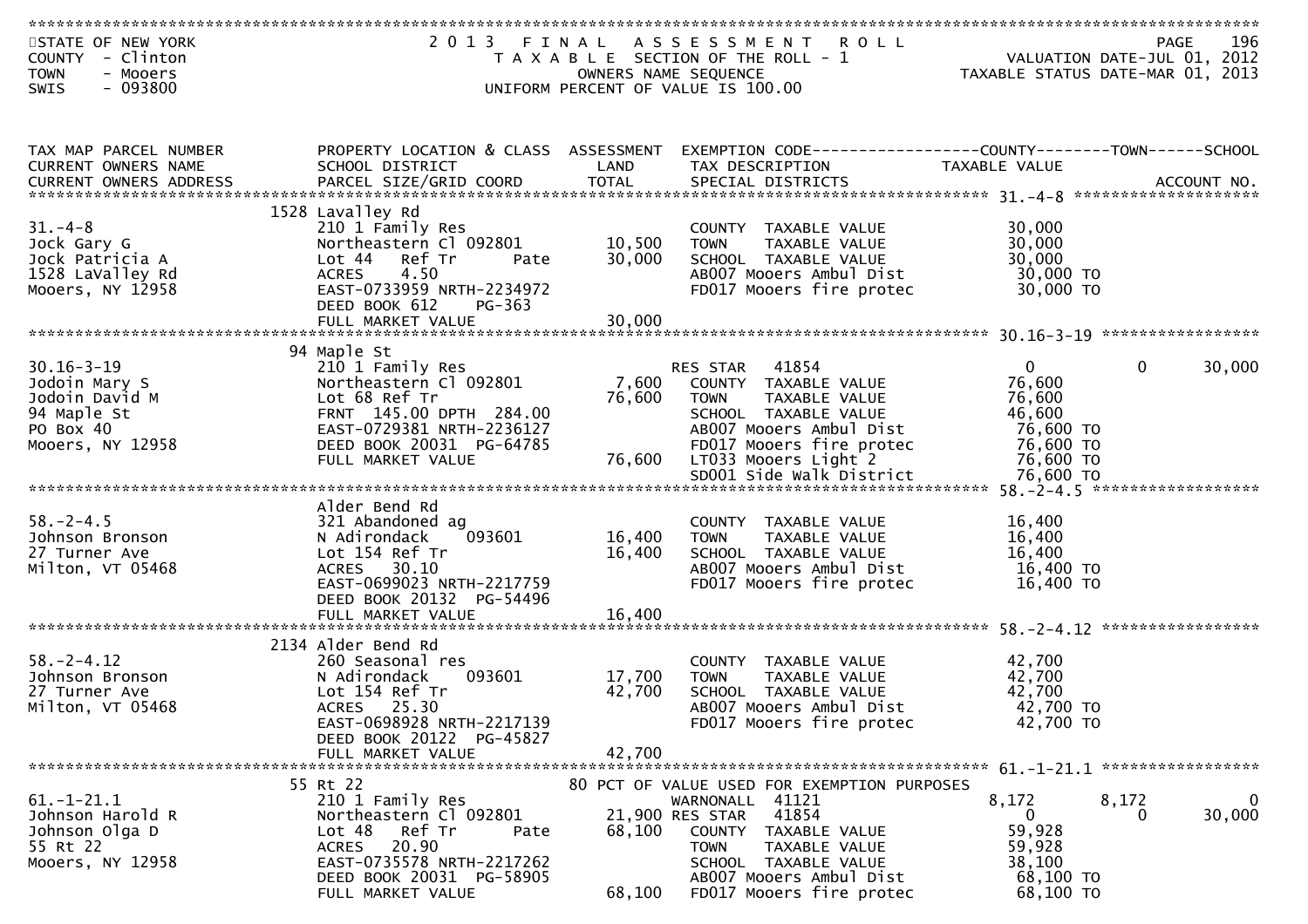STATE OF NEW YORK
COUNTY - Clinton
TOWN - Mooers
SWIS - 093800

# 2013 FINAL ASSESSMENT ROLL

TAXABLE SECTION OF THE ROLL - 1
OWNERS NAME SEQUENCE
UNIFORM PERCENT OF VALUE IS 100.00

VALUATION DATE-JUL 01, 2012
TAXABLE STATUS DATE-MAR 01, 2013

| TAX MAP PARCEL NUMBER / CURRENT OWNERS NAME / CURRENT OWNERS ADDRESS | PROPERTY LOCATION & CLASS / SCHOOL DISTRICT / PARCEL SIZE/GRID COORD | ASSESSMENT LAND / TOTAL | EXEMPTION CODE / TAX DESCRIPTION / SPECIAL DISTRICTS | COUNTY TAXABLE VALUE | TOWN | SCHOOL | ACCOUNT NO. |
|---|---|---|---|---|---|---|---|
| **31.-4-8** | 1528 Lavalley Rd | | | | | | |
| 31.-4-8 | 210 1 Family Res | | COUNTY TAXABLE VALUE | 30,000 | | | |
| Jock Gary G | Northeastern Cl 092801 | 10,500 | TOWN TAXABLE VALUE | 30,000 | | | |
| Jock Patricia A | Lot 44 Ref Tr Pate | 30,000 | SCHOOL TAXABLE VALUE | 30,000 | | | |
| 1528 LaValley Rd | ACRES 4.50 | | AB007 Mooers Ambul Dist | 30,000 TO | | | |
| Mooers, NY 12958 | EAST-0733959 NRTH-2234972 | | FD017 Mooers fire protec | 30,000 TO | | | |
| | DEED BOOK 612 PG-363 | | | | | | |
| | FULL MARKET VALUE | 30,000 | | | | | |
| **30.16-3-19** | 94 Maple St | | | | | | |
| 30.16-3-19 | 210 1 Family Res | | RES STAR 41854 | 0 | 0 | 30,000 | |
| Jodoin Mary S | Northeastern Cl 092801 | 7,600 | COUNTY TAXABLE VALUE | 76,600 | | | |
| Jodoin David M | Lot 68 Ref Tr | 76,600 | TOWN TAXABLE VALUE | 76,600 | | | |
| 94 Maple St | FRNT 145.00 DPTH 284.00 | | SCHOOL TAXABLE VALUE | 46,600 | | | |
| PO Box 40 | EAST-0729381 NRTH-2236127 | | AB007 Mooers Ambul Dist | 76,600 TO | | | |
| Mooers, NY 12958 | DEED BOOK 20031 PG-64785 | | FD017 Mooers fire protec | 76,600 TO | | | |
| | FULL MARKET VALUE | 76,600 | LT033 Mooers Light 2 | 76,600 TO | | | |
| | | | SD001 Side Walk District | 76,600 TO | | | |
| **58.-2-4.5** | Alder Bend Rd | | | | | | |
| 58.-2-4.5 | 321 Abandoned ag | | COUNTY TAXABLE VALUE | 16,400 | | | |
| Johnson Bronson | N Adirondack 093601 | 16,400 | TOWN TAXABLE VALUE | 16,400 | | | |
| 27 Turner Ave | Lot 154 Ref Tr | 16,400 | SCHOOL TAXABLE VALUE | 16,400 | | | |
| Milton, VT 05468 | ACRES 30.10 | | AB007 Mooers Ambul Dist | 16,400 TO | | | |
| | EAST-0699023 NRTH-2217759 | | FD017 Mooers fire protec | 16,400 TO | | | |
| | DEED BOOK 20132 PG-54496 | | | | | | |
| | FULL MARKET VALUE | 16,400 | | | | | |
| **58.-2-4.12** | 2134 Alder Bend Rd | | | | | | |
| 58.-2-4.12 | 260 Seasonal res | | COUNTY TAXABLE VALUE | 42,700 | | | |
| Johnson Bronson | N Adirondack 093601 | 17,700 | TOWN TAXABLE VALUE | 42,700 | | | |
| 27 Turner Ave | Lot 154 Ref Tr | 42,700 | SCHOOL TAXABLE VALUE | 42,700 | | | |
| Milton, VT 05468 | ACRES 25.30 | | AB007 Mooers Ambul Dist | 42,700 TO | | | |
| | EAST-0698928 NRTH-2217139 | | FD017 Mooers fire protec | 42,700 TO | | | |
| | DEED BOOK 20122 PG-45827 | | | | | | |
| | FULL MARKET VALUE | 42,700 | | | | | |
| **61.-1-21.1** | 55 Rt 22 | | 80 PCT OF VALUE USED FOR EXEMPTION PURPOSES | | | | |
| 61.-1-21.1 | 210 1 Family Res | | WARNONALL 41121 | 8,172 | 8,172 | 0 | |
| Johnson Harold R | Northeastern Cl 092801 | 21,900 | RES STAR 41854 | 0 | 0 | 30,000 | |
| Johnson Olga D | Lot 48 Ref Tr Pate | 68,100 | COUNTY TAXABLE VALUE | 59,928 | | | |
| 55 Rt 22 | ACRES 20.90 | | TOWN TAXABLE VALUE | 59,928 | | | |
| Mooers, NY 12958 | EAST-0735578 NRTH-2217262 | | SCHOOL TAXABLE VALUE | 38,100 | | | |
| | DEED BOOK 20031 PG-58905 | | AB007 Mooers Ambul Dist | 68,100 TO | | | |
| | FULL MARKET VALUE | 68,100 | FD017 Mooers fire protec | 68,100 TO | | | |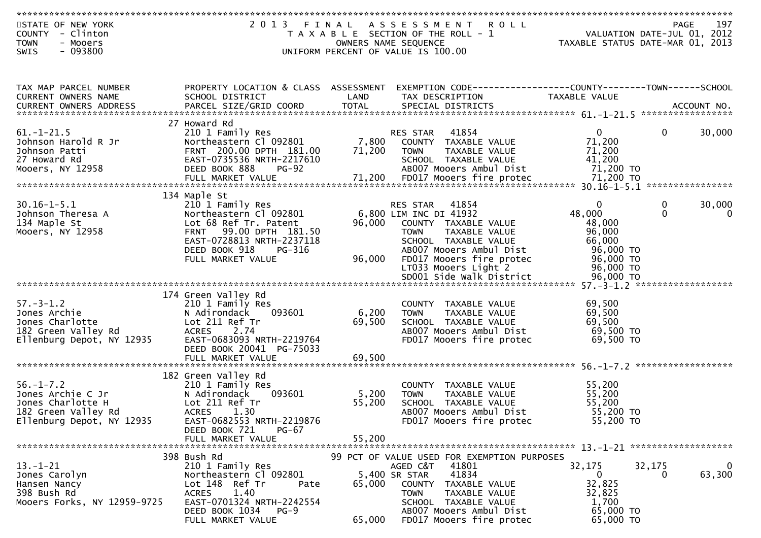STATE OF NEW YORK
COUNTY - Clinton
TOWN - Mooers
SWIS - 093800

# 2013 FINAL ASSESSMENT ROLL
TAXABLE SECTION OF THE ROLL - 1
OWNERS NAME SEQUENCE
UNIFORM PERCENT OF VALUE IS 100.00

VALUATION DATE-JUL 01, 2012
TAXABLE STATUS DATE-MAR 01, 2013

| TAX MAP PARCEL NUMBER / CURRENT OWNERS NAME / CURRENT OWNERS ADDRESS | PROPERTY LOCATION & CLASS / SCHOOL DISTRICT / PARCEL SIZE/GRID COORD | ASSESSMENT LAND / TOTAL | EXEMPTION CODE / TAX DESCRIPTION / SPECIAL DISTRICTS | COUNTY TAXABLE VALUE | TOWN | SCHOOL |
|---|---|---|---|---|---|---|
| **61.-1-21.5** | 27 Howard Rd | | | | | |
| 61.-1-21.5 | 210 1 Family Res | | RES STAR 41854 | 0 | 0 | 30,000 |
| Johnson Harold R Jr | Northeastern Cl 092801 | 7,800 | COUNTY TAXABLE VALUE | 71,200 | | |
| Johnson Patti | FRNT 200.00 DPTH 181.00 | 71,200 | TOWN TAXABLE VALUE | 71,200 | | |
| 27 Howard Rd | EAST-0735536 NRTH-2217610 | | SCHOOL TAXABLE VALUE | 41,200 | | |
| Mooers, NY 12958 | DEED BOOK 888 PG-92 | | AB007 Mooers Ambul Dist | 71,200 TO | | |
| | FULL MARKET VALUE | 71,200 | FD017 Mooers fire protec | 71,200 TO | | |
| **30.16-1-5.1** | 134 Maple St | | | | | |
| 30.16-1-5.1 | 210 1 Family Res | | RES STAR 41854 | 0 | 0 | 30,000 |
| Johnson Theresa A | Northeastern Cl 092801 | 6,800 | LIM INC DI 41932 | 48,000 | 0 | 0 |
| 134 Maple St | Lot 68 Ref Tr. Patent | 96,000 | COUNTY TAXABLE VALUE | 48,000 | | |
| Mooers, NY 12958 | FRNT 99.00 DPTH 181.50 | | TOWN TAXABLE VALUE | 96,000 | | |
| | EAST-0728813 NRTH-2237118 | | SCHOOL TAXABLE VALUE | 66,000 | | |
| | DEED BOOK 918 PG-316 | | AB007 Mooers Ambul Dist | 96,000 TO | | |
| | FULL MARKET VALUE | 96,000 | FD017 Mooers fire protec | 96,000 TO | | |
| | | | LT033 Mooers Light 2 | 96,000 TO | | |
| | | | SD001 Side Walk District | 96,000 TO | | |
| **57.-3-1.2** | 174 Green Valley Rd | | | | | |
| 57.-3-1.2 | 210 1 Family Res | | COUNTY TAXABLE VALUE | 69,500 | | |
| Jones Archie | N Adirondack 093601 | 6,200 | TOWN TAXABLE VALUE | 69,500 | | |
| Jones Charlotte | Lot 211 Ref Tr | 69,500 | SCHOOL TAXABLE VALUE | 69,500 | | |
| 182 Green Valley Rd | ACRES 2.74 | | AB007 Mooers Ambul Dist | 69,500 TO | | |
| Ellenburg Depot, NY 12935 | EAST-0683093 NRTH-2219764 | | FD017 Mooers fire protec | 69,500 TO | | |
| | DEED BOOK 20041 PG-75033 | | | | | |
| | FULL MARKET VALUE | 69,500 | | | | |
| **56.-1-7.2** | 182 Green Valley Rd | | | | | |
| 56.-1-7.2 | 210 1 Family Res | | COUNTY TAXABLE VALUE | 55,200 | | |
| Jones Archie C Jr | N Adirondack 093601 | 5,200 | TOWN TAXABLE VALUE | 55,200 | | |
| Jones Charlotte H | Lot 211 Ref Tr | 55,200 | SCHOOL TAXABLE VALUE | 55,200 | | |
| 182 Green Valley Rd | ACRES 1.30 | | AB007 Mooers Ambul Dist | 55,200 TO | | |
| Ellenburg Depot, NY 12935 | EAST-0682553 NRTH-2219876 | | FD017 Mooers fire protec | 55,200 TO | | |
| | DEED BOOK 721 PG-67 | | | | | |
| | FULL MARKET VALUE | 55,200 | | | | |
| **13.-1-21** | 398 Bush Rd | | 99 PCT OF VALUE USED FOR EXEMPTION PURPOSES | | | |
| 13.-1-21 | 210 1 Family Res | | AGED C&T 41801 | 32,175 | 32,175 | 0 |
| Jones Carolyn | Northeastern Cl 092801 | 5,400 | SR STAR 41834 | 0 | 0 | 63,300 |
| Hansen Nancy | Lot 148 Ref Tr Pate | 65,000 | COUNTY TAXABLE VALUE | 32,825 | | |
| 398 Bush Rd | ACRES 1.40 | | TOWN TAXABLE VALUE | 32,825 | | |
| Mooers Forks, NY 12959-9725 | EAST-0701324 NRTH-2242554 | | SCHOOL TAXABLE VALUE | 1,700 | | |
| | DEED BOOK 1034 PG-9 | | AB007 Mooers Ambul Dist | 65,000 TO | | |
| | FULL MARKET VALUE | 65,000 | FD017 Mooers fire protec | 65,000 TO | | |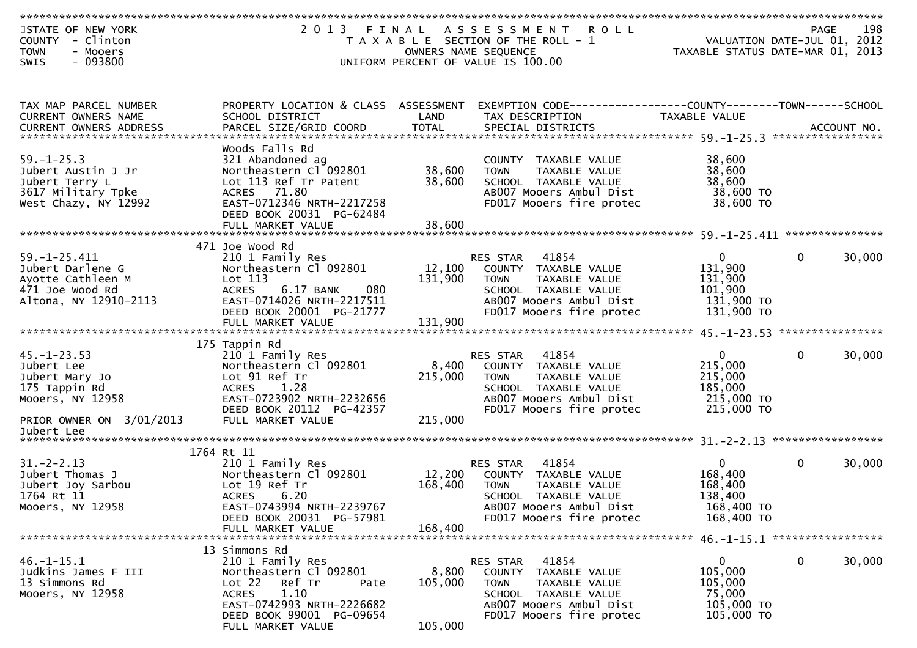STATE OF NEW YORK
COUNTY - Clinton
TOWN - Mooers
SWIS - 093800

# 2013 FINAL ASSESSMENT ROLL

TAXABLE SECTION OF THE ROLL - 1
OWNERS NAME SEQUENCE
UNIFORM PERCENT OF VALUE IS 100.00

VALUATION DATE-JUL 01, 2012
TAXABLE STATUS DATE-MAR 01, 2013

| TAX MAP PARCEL NUMBER / CURRENT OWNERS NAME / CURRENT OWNERS ADDRESS | PROPERTY LOCATION & CLASS / SCHOOL DISTRICT / PARCEL SIZE/GRID COORD | ASSESSMENT LAND / TOTAL | EXEMPTION CODE / TAX DESCRIPTION / SPECIAL DISTRICTS | COUNTY TAXABLE VALUE | TOWN | SCHOOL / ACCOUNT NO. |
|---|---|---|---|---|---|---|
| **59.-1-25.3** | Woods Falls Rd | | | | | |
| 59.-1-25.3 | 321 Abandoned ag | | COUNTY TAXABLE VALUE | 38,600 | | |
| Jubert Austin J Jr | Northeastern Cl 092801 | 38,600 | TOWN TAXABLE VALUE | 38,600 | | |
| Jubert Terry L | Lot 113 Ref Tr Patent | 38,600 | SCHOOL TAXABLE VALUE | 38,600 | | |
| 3617 Military Tpke | ACRES 71.80 | | AB007 Mooers Ambul Dist | 38,600 TO | | |
| West Chazy, NY 12992 | EAST-0712346 NRTH-2217258 | | FD017 Mooers fire protec | 38,600 TO | | |
| | DEED BOOK 20031 PG-62484 | | | | | |
| | FULL MARKET VALUE | 38,600 | | | | |
| **59.-1-25.411** | 471 Joe Wood Rd | | | | | |
| 59.-1-25.411 | 210 1 Family Res | | RES STAR 41854 | 0 | 0 | 30,000 |
| Jubert Darlene G | Northeastern Cl 092801 | 12,100 | COUNTY TAXABLE VALUE | 131,900 | | |
| Ayotte Cathleen M | Lot 113 | 131,900 | TOWN TAXABLE VALUE | 131,900 | | |
| 471 Joe Wood Rd | ACRES 6.17 BANK 080 | | SCHOOL TAXABLE VALUE | 101,900 | | |
| Altona, NY 12910-2113 | EAST-0714026 NRTH-2217511 | | AB007 Mooers Ambul Dist | 131,900 TO | | |
| | DEED BOOK 20001 PG-21777 | | FD017 Mooers fire protec | 131,900 TO | | |
| | FULL MARKET VALUE | 131,900 | | | | |
| **45.-1-23.53** | 175 Tappin Rd | | | | | |
| 45.-1-23.53 | 210 1 Family Res | | RES STAR 41854 | 0 | 0 | 30,000 |
| Jubert Lee | Northeastern Cl 092801 | 8,400 | COUNTY TAXABLE VALUE | 215,000 | | |
| Jubert Mary Jo | Lot 91 Ref Tr | 215,000 | TOWN TAXABLE VALUE | 215,000 | | |
| 175 Tappin Rd | ACRES 1.28 | | SCHOOL TAXABLE VALUE | 185,000 | | |
| Mooers, NY 12958 | EAST-0723902 NRTH-2232656 | | AB007 Mooers Ambul Dist | 215,000 TO | | |
| | DEED BOOK 20112 PG-42357 | | FD017 Mooers fire protec | 215,000 TO | | |
| PRIOR OWNER ON 3/01/2013 | FULL MARKET VALUE | 215,000 | | | | |
| Jubert Lee | | | | | | |
| **31.-2-2.13** | 1764 Rt 11 | | | | | |
| 31.-2-2.13 | 210 1 Family Res | | RES STAR 41854 | 0 | 0 | 30,000 |
| Jubert Thomas J | Northeastern Cl 092801 | 12,200 | COUNTY TAXABLE VALUE | 168,400 | | |
| Jubert Joy Sarbou | Lot 19 Ref Tr | 168,400 | TOWN TAXABLE VALUE | 168,400 | | |
| 1764 Rt 11 | ACRES 6.20 | | SCHOOL TAXABLE VALUE | 138,400 | | |
| Mooers, NY 12958 | EAST-0743994 NRTH-2239767 | | AB007 Mooers Ambul Dist | 168,400 TO | | |
| | DEED BOOK 20031 PG-57981 | | FD017 Mooers fire protec | 168,400 TO | | |
| | FULL MARKET VALUE | 168,400 | | | | |
| **46.-1-15.1** | 13 Simmons Rd | | | | | |
| 46.-1-15.1 | 210 1 Family Res | | RES STAR 41854 | 0 | 0 | 30,000 |
| Judkins James F III | Northeastern Cl 092801 | 8,800 | COUNTY TAXABLE VALUE | 105,000 | | |
| 13 Simmons Rd | Lot 22 Ref Tr Pate | 105,000 | TOWN TAXABLE VALUE | 105,000 | | |
| Mooers, NY 12958 | ACRES 1.10 | | SCHOOL TAXABLE VALUE | 75,000 | | |
| | EAST-0742993 NRTH-2226682 | | AB007 Mooers Ambul Dist | 105,000 TO | | |
| | DEED BOOK 99001 PG-09654 | | FD017 Mooers fire protec | 105,000 TO | | |
| | FULL MARKET VALUE | 105,000 | | | | |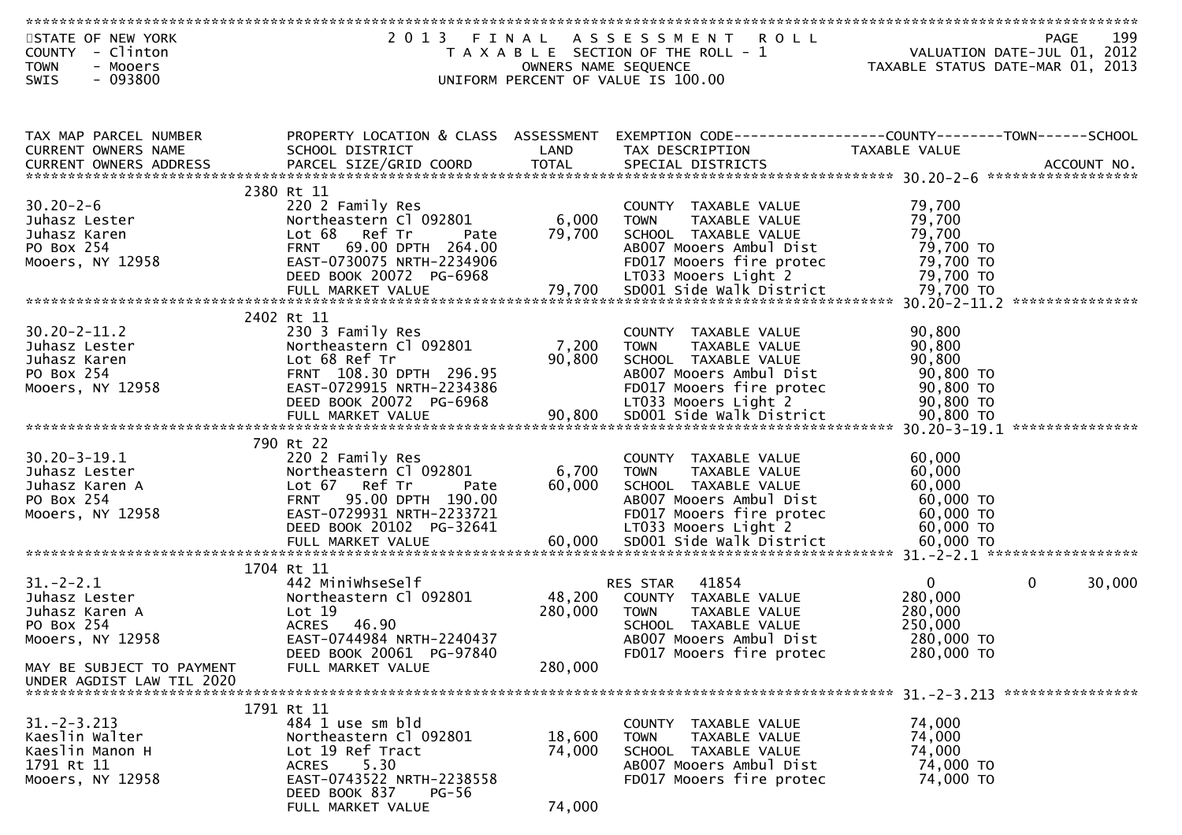STATE OF NEW YORK
COUNTY - Clinton
TOWN - Mooers
SWIS - 093800

2013 FINAL ASSESSMENT ROLL
TAXABLE SECTION OF THE ROLL - 1
OWNERS NAME SEQUENCE
UNIFORM PERCENT OF VALUE IS 100.00

VALUATION DATE-JUL 01, 2012
TAXABLE STATUS DATE-MAR 01, 2013

| TAX MAP PARCEL NUMBER / CURRENT OWNERS NAME / CURRENT OWNERS ADDRESS | PROPERTY LOCATION & CLASS / SCHOOL DISTRICT / PARCEL SIZE/GRID COORD | ASSESSMENT LAND / TOTAL | EXEMPTION CODE / TAX DESCRIPTION / SPECIAL DISTRICTS | COUNTY TAXABLE VALUE | TOWN | SCHOOL / ACCOUNT NO. |
|---|---|---|---|---|---|---|
| **30.20-2-6** | 2380 Rt 11 | | | | | |
| 30.20-2-6 | 220 2 Family Res | | COUNTY TAXABLE VALUE | 79,700 | | |
| Juhasz Lester | Northeastern Cl 092801 | 6,000 | TOWN TAXABLE VALUE | 79,700 | | |
| Juhasz Karen | Lot 68 Ref Tr Pate | 79,700 | SCHOOL TAXABLE VALUE | 79,700 | | |
| PO Box 254 | FRNT 69.00 DPTH 264.00 | | AB007 Mooers Ambul Dist | 79,700 TO | | |
| Mooers, NY 12958 | EAST-0730075 NRTH-2234906 | | FD017 Mooers fire protec | 79,700 TO | | |
| | DEED BOOK 20072 PG-6968 | | LT033 Mooers Light 2 | 79,700 TO | | |
| | FULL MARKET VALUE | 79,700 | SD001 Side Walk District | 79,700 TO | | |
| **30.20-2-11.2** | 2402 Rt 11 | | | | | |
| 30.20-2-11.2 | 230 3 Family Res | | COUNTY TAXABLE VALUE | 90,800 | | |
| Juhasz Lester | Northeastern Cl 092801 | 7,200 | TOWN TAXABLE VALUE | 90,800 | | |
| Juhasz Karen | Lot 68 Ref Tr | 90,800 | SCHOOL TAXABLE VALUE | 90,800 | | |
| PO Box 254 | FRNT 108.30 DPTH 296.95 | | AB007 Mooers Ambul Dist | 90,800 TO | | |
| Mooers, NY 12958 | EAST-0729915 NRTH-2234386 | | FD017 Mooers fire protec | 90,800 TO | | |
| | DEED BOOK 20072 PG-6968 | | LT033 Mooers Light 2 | 90,800 TO | | |
| | FULL MARKET VALUE | 90,800 | SD001 Side Walk District | 90,800 TO | | |
| **30.20-3-19.1** | 790 Rt 22 | | | | | |
| 30.20-3-19.1 | 220 2 Family Res | | COUNTY TAXABLE VALUE | 60,000 | | |
| Juhasz Lester | Northeastern Cl 092801 | 6,700 | TOWN TAXABLE VALUE | 60,000 | | |
| Juhasz Karen A | Lot 67 Ref Tr Pate | 60,000 | SCHOOL TAXABLE VALUE | 60,000 | | |
| PO Box 254 | FRNT 95.00 DPTH 190.00 | | AB007 Mooers Ambul Dist | 60,000 TO | | |
| Mooers, NY 12958 | EAST-0729931 NRTH-2233721 | | FD017 Mooers fire protec | 60,000 TO | | |
| | DEED BOOK 20102 PG-32641 | | LT033 Mooers Light 2 | 60,000 TO | | |
| | FULL MARKET VALUE | 60,000 | SD001 Side Walk District | 60,000 TO | | |
| **31.-2-2.1** | 1704 Rt 11 | | | | | |
| 31.-2-2.1 | 442 MiniWhseSelf | | RES STAR 41854 | 0 | 0 | 30,000 |
| Juhasz Lester | Northeastern Cl 092801 | 48,200 | COUNTY TAXABLE VALUE | 280,000 | | |
| Juhasz Karen A | Lot 19 | 280,000 | TOWN TAXABLE VALUE | 280,000 | | |
| PO Box 254 | ACRES 46.90 | | SCHOOL TAXABLE VALUE | 250,000 | | |
| Mooers, NY 12958 | EAST-0744984 NRTH-2240437 | | AB007 Mooers Ambul Dist | 280,000 TO | | |
| | DEED BOOK 20061 PG-97840 | | FD017 Mooers fire protec | 280,000 TO | | |
| MAY BE SUBJECT TO PAYMENT UNDER AGDIST LAW TIL 2020 | FULL MARKET VALUE | 280,000 | | | | |
| **31.-2-3.213** | 1791 Rt 11 | | | | | |
| 31.-2-3.213 | 484 1 use sm bld | | COUNTY TAXABLE VALUE | 74,000 | | |
| Kaeslin Walter | Northeastern Cl 092801 | 18,600 | TOWN TAXABLE VALUE | 74,000 | | |
| Kaeslin Manon H | Lot 19 Ref Tract | 74,000 | SCHOOL TAXABLE VALUE | 74,000 | | |
| 1791 Rt 11 | ACRES 5.30 | | AB007 Mooers Ambul Dist | 74,000 TO | | |
| Mooers, NY 12958 | EAST-0743522 NRTH-2238558 | | FD017 Mooers fire protec | 74,000 TO | | |
| | DEED BOOK 837 PG-56 | | | | | |
| | FULL MARKET VALUE | 74,000 | | | | |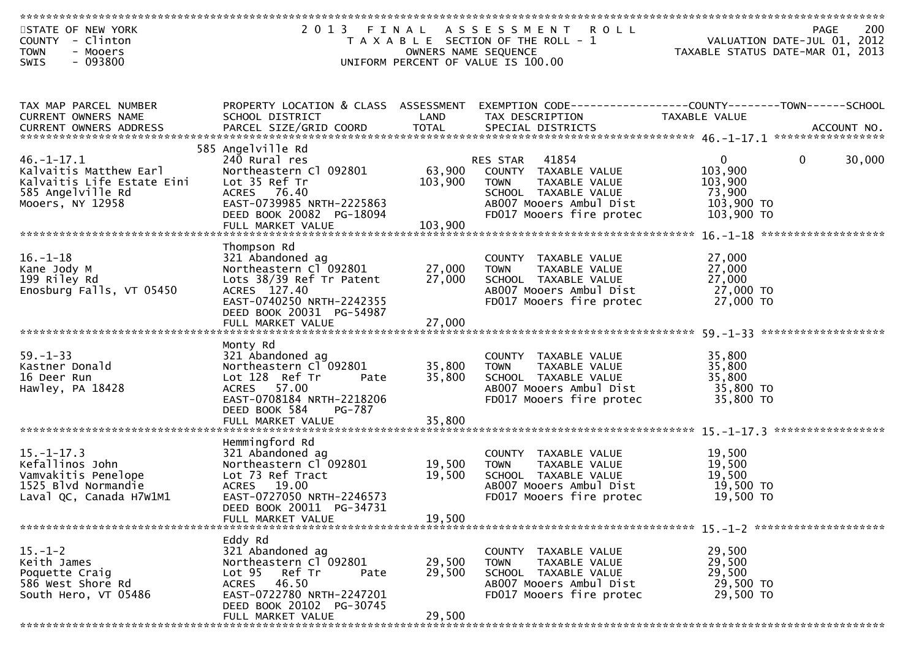STATE OF NEW YORK
COUNTY - Clinton
TOWN - Mooers
SWIS - 093800

# 2013 FINAL ASSESSMENT ROLL

TAXABLE SECTION OF THE ROLL - 1
OWNERS NAME SEQUENCE
UNIFORM PERCENT OF VALUE IS 100.00

VALUATION DATE-JUL 01, 2012
TAXABLE STATUS DATE-MAR 01, 2013

| TAX MAP PARCEL NUMBER / CURRENT OWNERS NAME / CURRENT OWNERS ADDRESS | PROPERTY LOCATION & CLASS / SCHOOL DISTRICT / PARCEL SIZE/GRID COORD | ASSESSMENT LAND / TOTAL | EXEMPTION CODE / TAX DESCRIPTION / SPECIAL DISTRICTS | COUNTY TAXABLE VALUE | TOWN | SCHOOL / ACCOUNT NO. |
|---|---|---|---|---|---|---|
| 46.-1-17.1 | 585 Angelville Rd | | | | | |
| 46.-1-17.1 | 240 Rural res | | RES STAR 41854 | 0 | 0 | 30,000 |
| Kalvaitis Matthew Earl | Northeastern Cl 092801 | 63,900 | COUNTY TAXABLE VALUE | 103,900 | | |
| Kalvaitis Life Estate Eini | Lot 35 Ref Tr | 103,900 | TOWN TAXABLE VALUE | 103,900 | | |
| 585 Angelville Rd | ACRES 76.40 | | SCHOOL TAXABLE VALUE | 73,900 | | |
| Mooers, NY 12958 | EAST-0739985 NRTH-2225863 | | AB007 Mooers Ambul Dist | 103,900 TO | | |
| | DEED BOOK 20082 PG-18094 | | FD017 Mooers fire protec | 103,900 TO | | |
| | FULL MARKET VALUE | 103,900 | | | | |
| 16.-1-18 | Thompson Rd | | | | | |
| 16.-1-18 | 321 Abandoned ag | | COUNTY TAXABLE VALUE | 27,000 | | |
| Kane Jody M | Northeastern Cl 092801 | 27,000 | TOWN TAXABLE VALUE | 27,000 | | |
| 199 Riley Rd | Lots 38/39 Ref Tr Patent | 27,000 | SCHOOL TAXABLE VALUE | 27,000 | | |
| Enosburg Falls, VT 05450 | ACRES 127.40 | | AB007 Mooers Ambul Dist | 27,000 TO | | |
| | EAST-0740250 NRTH-2242355 | | FD017 Mooers fire protec | 27,000 TO | | |
| | DEED BOOK 20031 PG-54987 | | | | | |
| | FULL MARKET VALUE | 27,000 | | | | |
| 59.-1-33 | Monty Rd | | | | | |
| 59.-1-33 | 321 Abandoned ag | | COUNTY TAXABLE VALUE | 35,800 | | |
| Kastner Donald | Northeastern Cl 092801 | 35,800 | TOWN TAXABLE VALUE | 35,800 | | |
| 16 Deer Run | Lot 128 Ref Tr Pate | 35,800 | SCHOOL TAXABLE VALUE | 35,800 | | |
| Hawley, PA 18428 | ACRES 57.00 | | AB007 Mooers Ambul Dist | 35,800 TO | | |
| | EAST-0708184 NRTH-2218206 | | FD017 Mooers fire protec | 35,800 TO | | |
| | DEED BOOK 584 PG-787 | | | | | |
| | FULL MARKET VALUE | 35,800 | | | | |
| 15.-1-17.3 | Hemmingford Rd | | | | | |
| 15.-1-17.3 | 321 Abandoned ag | | COUNTY TAXABLE VALUE | 19,500 | | |
| Kefallinos John | Northeastern Cl 092801 | 19,500 | TOWN TAXABLE VALUE | 19,500 | | |
| Vamvakitis Penelope | Lot 73 Ref Tract | 19,500 | SCHOOL TAXABLE VALUE | 19,500 | | |
| 1525 Blvd Normandie | ACRES 19.00 | | AB007 Mooers Ambul Dist | 19,500 TO | | |
| Laval QC, Canada H7W1M1 | EAST-0727050 NRTH-2246573 | | FD017 Mooers fire protec | 19,500 TO | | |
| | DEED BOOK 20011 PG-34731 | | | | | |
| | FULL MARKET VALUE | 19,500 | | | | |
| 15.-1-2 | Eddy Rd | | | | | |
| 15.-1-2 | 321 Abandoned ag | | COUNTY TAXABLE VALUE | 29,500 | | |
| Keith James | Northeastern Cl 092801 | 29,500 | TOWN TAXABLE VALUE | 29,500 | | |
| Poquette Craig | Lot 95 Ref Tr Pate | 29,500 | SCHOOL TAXABLE VALUE | 29,500 | | |
| 586 West Shore Rd | ACRES 46.50 | | AB007 Mooers Ambul Dist | 29,500 TO | | |
| South Hero, VT 05486 | EAST-0722780 NRTH-2247201 | | FD017 Mooers fire protec | 29,500 TO | | |
| | DEED BOOK 20102 PG-30745 | | | | | |
| | FULL MARKET VALUE | 29,500 | | | | |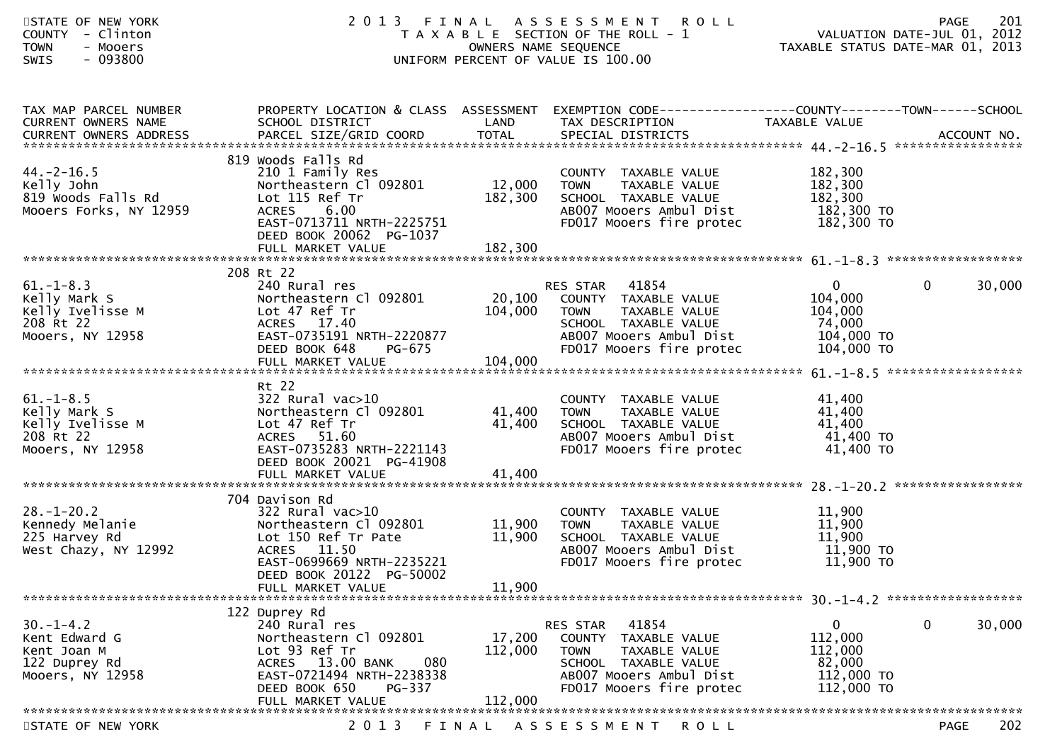STATE OF NEW YORK
COUNTY - Clinton
TOWN - Mooers
SWIS - 093800

# 2013 FINAL ASSESSMENT ROLL

TAXABLE SECTION OF THE ROLL - 1
OWNERS NAME SEQUENCE
UNIFORM PERCENT OF VALUE IS 100.00

VALUATION DATE-JUL 01, 2012
TAXABLE STATUS DATE-MAR 01, 2013

| TAX MAP PARCEL NUMBER / CURRENT OWNERS NAME / CURRENT OWNERS ADDRESS | PROPERTY LOCATION & CLASS / SCHOOL DISTRICT / PARCEL SIZE/GRID COORD | ASSESSMENT LAND / TOTAL | EXEMPTION CODE / TAX DESCRIPTION / SPECIAL DISTRICTS | COUNTY TAXABLE VALUE | TOWN | SCHOOL / ACCOUNT NO. |
|---|---|---|---|---|---|---|
| 44.-2-16.5 | 819 Woods Falls Rd | | | | | |
| 44.-2-16.5 | 210 1 Family Res | | COUNTY TAXABLE VALUE | 182,300 | | |
| Kelly John | Northeastern Cl 092801 | 12,000 | TOWN TAXABLE VALUE | 182,300 | | |
| 819 Woods Falls Rd | Lot 115 Ref Tr | 182,300 | SCHOOL TAXABLE VALUE | 182,300 | | |
| Mooers Forks, NY 12959 | ACRES 6.00 | | AB007 Mooers Ambul Dist | 182,300 TO | | |
| | EAST-0713711 NRTH-2225751 | | FD017 Mooers fire protec | 182,300 TO | | |
| | DEED BOOK 20062 PG-1037 | | | | | |
| | FULL MARKET VALUE | 182,300 | | | | |
| 61.-1-8.3 | 208 Rt 22 | | | | | |
| 61.-1-8.3 | 240 Rural res | | RES STAR 41854 | 0 | 0 | 30,000 |
| Kelly Mark S | Northeastern Cl 092801 | 20,100 | COUNTY TAXABLE VALUE | 104,000 | | |
| Kelly Ivelisse M | Lot 47 Ref Tr | 104,000 | TOWN TAXABLE VALUE | 104,000 | | |
| 208 Rt 22 | ACRES 17.40 | | SCHOOL TAXABLE VALUE | 74,000 | | |
| Mooers, NY 12958 | EAST-0735191 NRTH-2220877 | | AB007 Mooers Ambul Dist | 104,000 TO | | |
| | DEED BOOK 648 PG-675 | | FD017 Mooers fire protec | 104,000 TO | | |
| | FULL MARKET VALUE | 104,000 | | | | |
| 61.-1-8.5 | Rt 22 | | | | | |
| 61.-1-8.5 | 322 Rural vac>10 | | COUNTY TAXABLE VALUE | 41,400 | | |
| Kelly Mark S | Northeastern Cl 092801 | 41,400 | TOWN TAXABLE VALUE | 41,400 | | |
| Kelly Ivelisse M | Lot 47 Ref Tr | 41,400 | SCHOOL TAXABLE VALUE | 41,400 | | |
| 208 Rt 22 | ACRES 51.60 | | AB007 Mooers Ambul Dist | 41,400 TO | | |
| Mooers, NY 12958 | EAST-0735283 NRTH-2221143 | | FD017 Mooers fire protec | 41,400 TO | | |
| | DEED BOOK 20021 PG-41908 | | | | | |
| | FULL MARKET VALUE | 41,400 | | | | |
| 28.-1-20.2 | 704 Davison Rd | | | | | |
| 28.-1-20.2 | 322 Rural vac>10 | | COUNTY TAXABLE VALUE | 11,900 | | |
| Kennedy Melanie | Northeastern Cl 092801 | 11,900 | TOWN TAXABLE VALUE | 11,900 | | |
| 225 Harvey Rd | Lot 150 Ref Tr Pate | 11,900 | SCHOOL TAXABLE VALUE | 11,900 | | |
| West Chazy, NY 12992 | ACRES 11.50 | | AB007 Mooers Ambul Dist | 11,900 TO | | |
| | EAST-0699669 NRTH-2235221 | | FD017 Mooers fire protec | 11,900 TO | | |
| | DEED BOOK 20122 PG-50002 | | | | | |
| | FULL MARKET VALUE | 11,900 | | | | |
| 30.-1-4.2 | 122 Duprey Rd | | | | | |
| 30.-1-4.2 | 240 Rural res | | RES STAR 41854 | 0 | 0 | 30,000 |
| Kent Edward G | Northeastern Cl 092801 | 17,200 | COUNTY TAXABLE VALUE | 112,000 | | |
| Kent Joan M | Lot 93 Ref Tr | 112,000 | TOWN TAXABLE VALUE | 112,000 | | |
| 122 Duprey Rd | ACRES 13.00 BANK 080 | | SCHOOL TAXABLE VALUE | 82,000 | | |
| Mooers, NY 12958 | EAST-0721494 NRTH-2238338 | | AB007 Mooers Ambul Dist | 112,000 TO | | |
| | DEED BOOK 650 PG-337 | | FD017 Mooers fire protec | 112,000 TO | | |
| | FULL MARKET VALUE | 112,000 | | | | |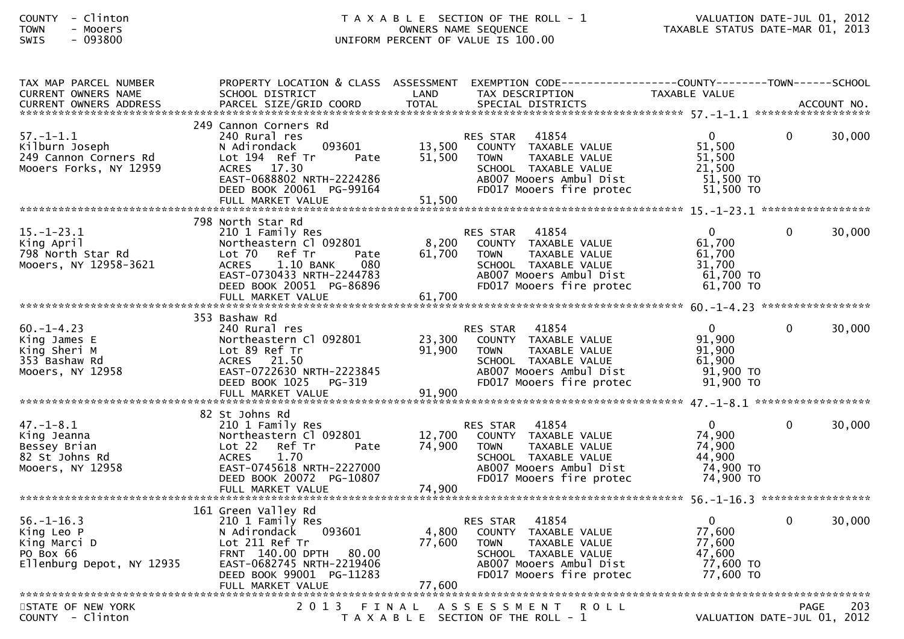COUNTY - Clinton
TOWN - Mooers
SWIS - 093800

TAXABLE SECTION OF THE ROLL - 1
OWNERS NAME SEQUENCE
UNIFORM PERCENT OF VALUE IS 100.00

VALUATION DATE-JUL 01, 2012
TAXABLE STATUS DATE-MAR 01, 2013

| TAX MAP PARCEL NUMBER / CURRENT OWNERS NAME / CURRENT OWNERS ADDRESS | PROPERTY LOCATION & CLASS / SCHOOL DISTRICT / PARCEL SIZE/GRID COORD | ASSESSMENT LAND / TOTAL | EXEMPTION CODE / TAX DESCRIPTION / SPECIAL DISTRICTS | COUNTY TAXABLE VALUE | TOWN | SCHOOL / ACCOUNT NO. |
|---|---|---|---|---|---|---|
| 57.-1-1.1 | 249 Cannon Corners Rd | | | | | |
| | 240 Rural res | | RES STAR 41854 | 0 | 0 | 30,000 |
| Kilburn Joseph | N Adirondack 093601 | 13,500 | COUNTY TAXABLE VALUE | 51,500 | | |
| 249 Cannon Corners Rd | Lot 194 Ref Tr Pate | 51,500 | TOWN TAXABLE VALUE | 51,500 | | |
| Mooers Forks, NY 12959 | ACRES 17.30 | | SCHOOL TAXABLE VALUE | 21,500 | | |
| | EAST-0688802 NRTH-2224286 | | AB007 Mooers Ambul Dist | 51,500 TO | | |
| | DEED BOOK 20061 PG-99164 | | FD017 Mooers fire protec | 51,500 TO | | |
| | FULL MARKET VALUE | 51,500 | | | | |
| 15.-1-23.1 | 798 North Star Rd | | | | | |
| | 210 1 Family Res | | RES STAR 41854 | 0 | 0 | 30,000 |
| King April | Northeastern Cl 092801 | 8,200 | COUNTY TAXABLE VALUE | 61,700 | | |
| 798 North Star Rd | Lot 70 Ref Tr Pate | 61,700 | TOWN TAXABLE VALUE | 61,700 | | |
| Mooers, NY 12958-3621 | ACRES 1.10 BANK 080 | | SCHOOL TAXABLE VALUE | 31,700 | | |
| | EAST-0730433 NRTH-2244783 | | AB007 Mooers Ambul Dist | 61,700 TO | | |
| | DEED BOOK 20051 PG-86896 | | FD017 Mooers fire protec | 61,700 TO | | |
| | FULL MARKET VALUE | 61,700 | | | | |
| 60.-1-4.23 | 353 Bashaw Rd | | | | | |
| | 240 Rural res | | RES STAR 41854 | 0 | 0 | 30,000 |
| King James E | Northeastern Cl 092801 | 23,300 | COUNTY TAXABLE VALUE | 91,900 | | |
| King Sheri M | Lot 89 Ref Tr | 91,900 | TOWN TAXABLE VALUE | 91,900 | | |
| 353 Bashaw Rd | ACRES 21.50 | | SCHOOL TAXABLE VALUE | 61,900 | | |
| Mooers, NY 12958 | EAST-0722630 NRTH-2223845 | | AB007 Mooers Ambul Dist | 91,900 TO | | |
| | DEED BOOK 1025 PG-319 | | FD017 Mooers fire protec | 91,900 TO | | |
| | FULL MARKET VALUE | 91,900 | | | | |
| 47.-1-8.1 | 82 St Johns Rd | | | | | |
| | 210 1 Family Res | | RES STAR 41854 | 0 | 0 | 30,000 |
| King Jeanna | Northeastern Cl 092801 | 12,700 | COUNTY TAXABLE VALUE | 74,900 | | |
| Bessey Brian | Lot 22 Ref Tr Pate | 74,900 | TOWN TAXABLE VALUE | 74,900 | | |
| 82 St Johns Rd | ACRES 1.70 | | SCHOOL TAXABLE VALUE | 44,900 | | |
| Mooers, NY 12958 | EAST-0745618 NRTH-2227000 | | AB007 Mooers Ambul Dist | 74,900 TO | | |
| | DEED BOOK 20072 PG-10807 | | FD017 Mooers fire protec | 74,900 TO | | |
| | FULL MARKET VALUE | 74,900 | | | | |
| 56.-1-16.3 | 161 Green Valley Rd | | | | | |
| | 210 1 Family Res | | RES STAR 41854 | 0 | 0 | 30,000 |
| King Leo P | N Adirondack 093601 | 4,800 | COUNTY TAXABLE VALUE | 77,600 | | |
| King Marci D | Lot 211 Ref Tr | 77,600 | TOWN TAXABLE VALUE | 77,600 | | |
| PO Box 66 | FRNT 140.00 DPTH 80.00 | | SCHOOL TAXABLE VALUE | 47,600 | | |
| Ellenburg Depot, NY 12935 | EAST-0682745 NRTH-2219406 | | AB007 Mooers Ambul Dist | 77,600 TO | | |
| | DEED BOOK 99001 PG-11283 | | FD017 Mooers fire protec | 77,600 TO | | |
| | FULL MARKET VALUE | 77,600 | | | | |

STATE OF NEW YORK
COUNTY - Clinton

2013 FINAL ASSESSMENT ROLL
TAXABLE SECTION OF THE ROLL - 1

PAGE 203
VALUATION DATE-JUL 01, 2012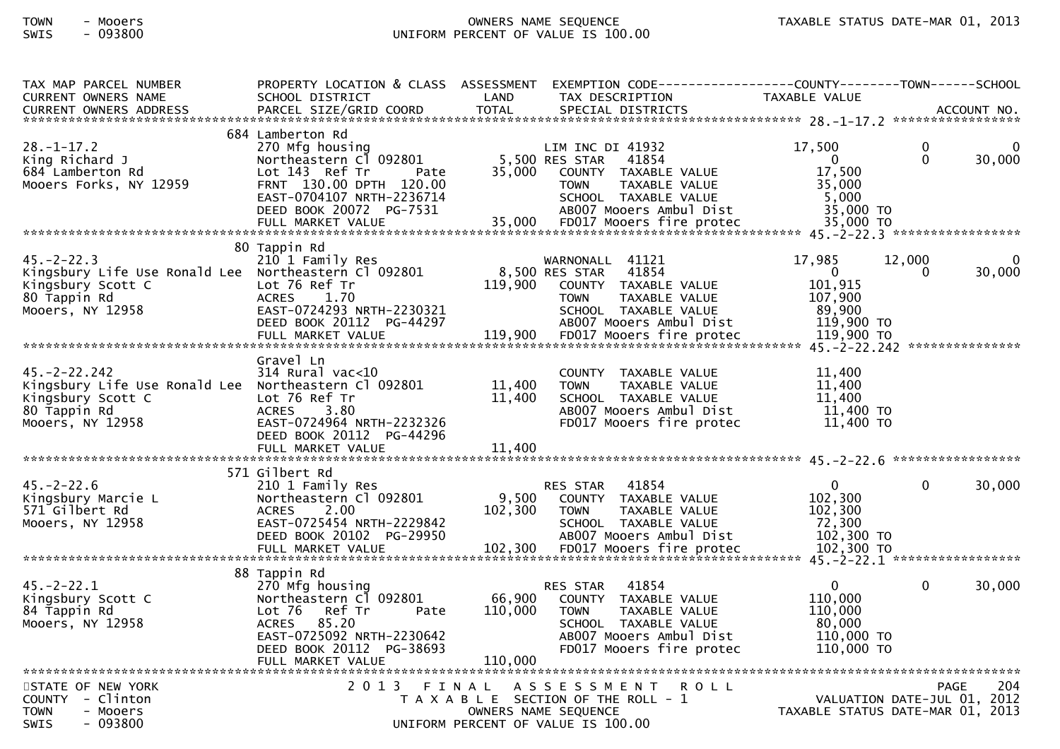| TAX MAP PARCEL NUMBER<br>CURRENT OWNERS NAME<br>CURRENT OWNERS ADDRESS | PROPERTY LOCATION & CLASS<br>SCHOOL DISTRICT<br>PARCEL SIZE/GRID COORD | ASSESSMENT<br>LAND<br>TOTAL | EXEMPTION CODE<br>TAX DESCRIPTION<br>SPECIAL DISTRICTS | COUNTY<br>TAXABLE VALUE | TOWN | SCHOOL<br>ACCOUNT NO. |
|---|---|---|---|---|---|---|
| **28.-1-17.2** | 684 Lamberton Rd | | | | | |
| 28.-1-17.2 | 270 Mfg housing | | LIM INC DI 41932 | 17,500 | 0 | 0 |
| King Richard J | Northeastern Cl 092801 | 5,500 | RES STAR 41854 | 0 | 0 | 30,000 |
| 684 Lamberton Rd | Lot 143 Ref Tr Pate | 35,000 | COUNTY TAXABLE VALUE | 17,500 | | |
| Mooers Forks, NY 12959 | FRNT 130.00 DPTH 120.00 | | TOWN TAXABLE VALUE | 35,000 | | |
| | EAST-0704107 NRTH-2236714 | | SCHOOL TAXABLE VALUE | 5,000 | | |
| | DEED BOOK 20072 PG-7531 | | AB007 Mooers Ambul Dist | 35,000 TO | | |
| | FULL MARKET VALUE | 35,000 | FD017 Mooers fire protec | 35,000 TO | | |
| **45.-2-22.3** | 80 Tappin Rd | | | | | |
| 45.-2-22.3 | 210 1 Family Res | | WARNONALL 41121 | 17,985 | 12,000 | 0 |
| Kingsbury Life Use Ronald Lee | Northeastern Cl 092801 | 8,500 | RES STAR 41854 | 0 | 0 | 30,000 |
| Kingsbury Scott C | Lot 76 Ref Tr | 119,900 | COUNTY TAXABLE VALUE | 101,915 | | |
| 80 Tappin Rd | ACRES 1.70 | | TOWN TAXABLE VALUE | 107,900 | | |
| Mooers, NY 12958 | EAST-0724293 NRTH-2230321 | | SCHOOL TAXABLE VALUE | 89,900 | | |
| | DEED BOOK 20112 PG-44297 | | AB007 Mooers Ambul Dist | 119,900 TO | | |
| | FULL MARKET VALUE | 119,900 | FD017 Mooers fire protec | 119,900 TO | | |
| **45.-2-22.242** | Gravel Ln | | | | | |
| 45.-2-22.242 | 314 Rural vac<10 | | COUNTY TAXABLE VALUE | 11,400 | | |
| Kingsbury Life Use Ronald Lee | Northeastern Cl 092801 | 11,400 | TOWN TAXABLE VALUE | 11,400 | | |
| Kingsbury Scott C | Lot 76 Ref Tr | 11,400 | SCHOOL TAXABLE VALUE | 11,400 | | |
| 80 Tappin Rd | ACRES 3.80 | | AB007 Mooers Ambul Dist | 11,400 TO | | |
| Mooers, NY 12958 | EAST-0724964 NRTH-2232326 | | FD017 Mooers fire protec | 11,400 TO | | |
| | DEED BOOK 20112 PG-44296 | | | | | |
| | FULL MARKET VALUE | 11,400 | | | | |
| **45.-2-22.6** | 571 Gilbert Rd | | | | | |
| 45.-2-22.6 | 210 1 Family Res | | RES STAR 41854 | 0 | 0 | 30,000 |
| Kingsbury Marcie L | Northeastern Cl 092801 | 9,500 | COUNTY TAXABLE VALUE | 102,300 | | |
| 571 Gilbert Rd | ACRES 2.00 | 102,300 | TOWN TAXABLE VALUE | 102,300 | | |
| Mooers, NY 12958 | EAST-0725454 NRTH-2229842 | | SCHOOL TAXABLE VALUE | 72,300 | | |
| | DEED BOOK 20102 PG-29950 | | AB007 Mooers Ambul Dist | 102,300 TO | | |
| | FULL MARKET VALUE | 102,300 | FD017 Mooers fire protec | 102,300 TO | | |
| **45.-2-22.1** | 88 Tappin Rd | | | | | |
| 45.-2-22.1 | 270 Mfg housing | | RES STAR 41854 | 0 | 0 | 30,000 |
| Kingsbury Scott C | Northeastern Cl 092801 | 66,900 | COUNTY TAXABLE VALUE | 110,000 | | |
| 84 Tappin Rd | Lot 76 Ref Tr Pate | 110,000 | TOWN TAXABLE VALUE | 110,000 | | |
| Mooers, NY 12958 | ACRES 85.20 | | SCHOOL TAXABLE VALUE | 80,000 | | |
| | EAST-0725092 NRTH-2230642 | | AB007 Mooers Ambul Dist | 110,000 TO | | |
| | DEED BOOK 20112 PG-38693 | | FD017 Mooers fire protec | 110,000 TO | | |
| | FULL MARKET VALUE | 110,000 | | | | |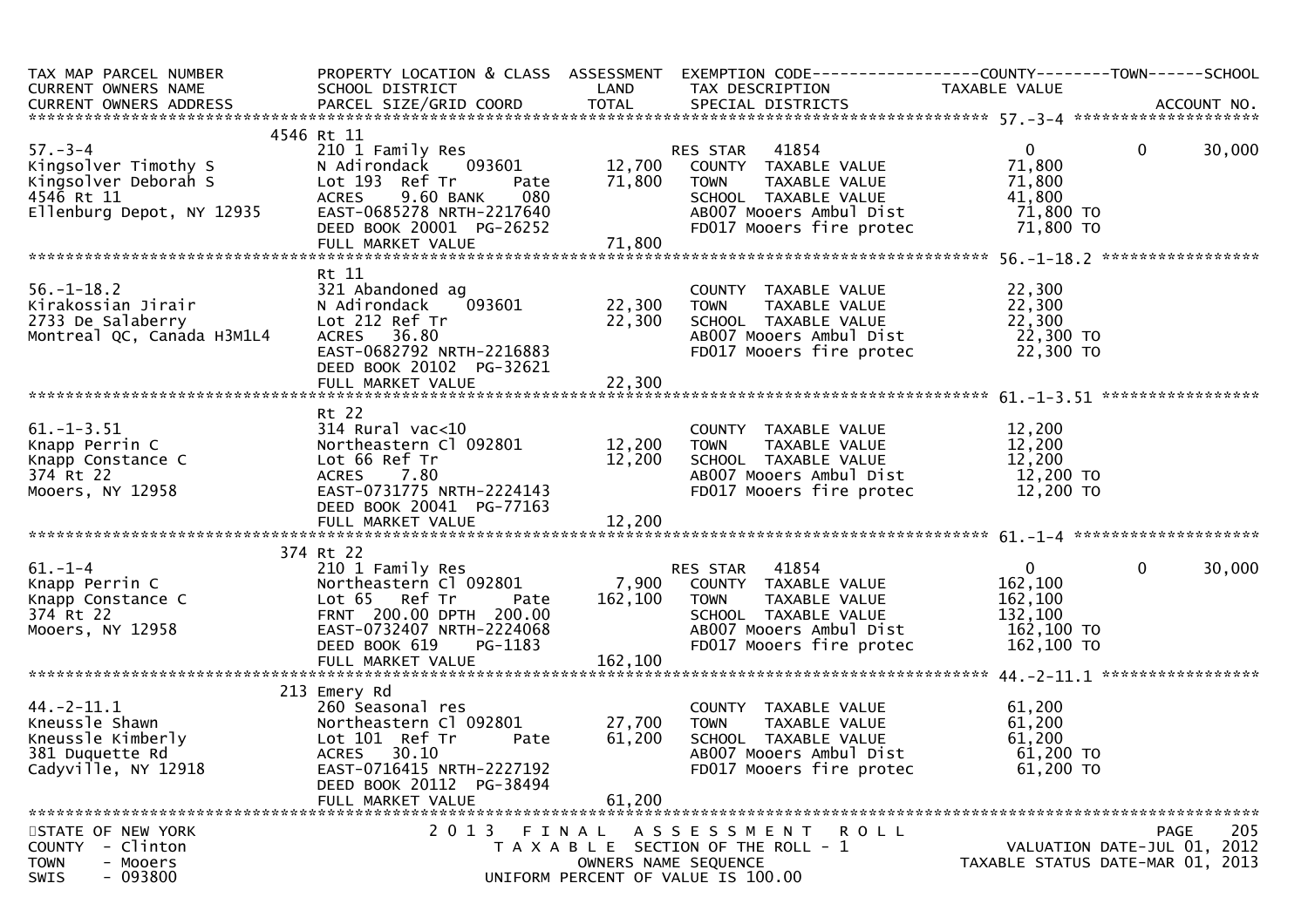| TAX MAP PARCEL NUMBER<br>CURRENT OWNERS NAME<br>CURRENT OWNERS ADDRESS | PROPERTY LOCATION & CLASS<br>SCHOOL DISTRICT<br>PARCEL SIZE/GRID COORD | ASSESSMENT<br>LAND<br>TOTAL | EXEMPTION CODE<br>TAX DESCRIPTION<br>SPECIAL DISTRICTS | COUNTY<br>TAXABLE VALUE | TOWN | SCHOOL<br>ACCOUNT NO. |
|---|---|---|---|---|---|---|
| **57.-3-4** | 4546 Rt 11 | | | | | |
| 57.-3-4 | 210 1 Family Res | | RES STAR 41854 | 0 | 0 | 30,000 |
| Kingsolver Timothy S | N Adirondack 093601 | 12,700 | COUNTY TAXABLE VALUE | 71,800 | | |
| Kingsolver Deborah S | Lot 193 Ref Tr Pate | 71,800 | TOWN TAXABLE VALUE | 71,800 | | |
| 4546 Rt 11 | ACRES 9.60 BANK 080 | | SCHOOL TAXABLE VALUE | 41,800 | | |
| Ellenburg Depot, NY 12935 | EAST-0685278 NRTH-2217640 | | AB007 Mooers Ambul Dist | 71,800 TO | | |
| | DEED BOOK 20001 PG-26252 | | FD017 Mooers fire protec | 71,800 TO | | |
| | FULL MARKET VALUE | 71,800 | | | | |
| **56.-1-18.2** | Rt 11 | | | | | |
| 56.-1-18.2 | 321 Abandoned ag | | COUNTY TAXABLE VALUE | 22,300 | | |
| Kirakossian Jirair | N Adirondack 093601 | 22,300 | TOWN TAXABLE VALUE | 22,300 | | |
| 2733 De Salaberry | Lot 212 Ref Tr | 22,300 | SCHOOL TAXABLE VALUE | 22,300 | | |
| Montreal QC, Canada H3M1L4 | ACRES 36.80 | | AB007 Mooers Ambul Dist | 22,300 TO | | |
| | EAST-0682792 NRTH-2216883 | | FD017 Mooers fire protec | 22,300 TO | | |
| | DEED BOOK 20102 PG-32621 | | | | | |
| | FULL MARKET VALUE | 22,300 | | | | |
| **61.-1-3.51** | Rt 22 | | | | | |
| 61.-1-3.51 | 314 Rural vac<10 | | COUNTY TAXABLE VALUE | 12,200 | | |
| Knapp Perrin C | Northeastern Cl 092801 | 12,200 | TOWN TAXABLE VALUE | 12,200 | | |
| Knapp Constance C | Lot 66 Ref Tr | 12,200 | SCHOOL TAXABLE VALUE | 12,200 | | |
| 374 Rt 22 | ACRES 7.80 | | AB007 Mooers Ambul Dist | 12,200 TO | | |
| Mooers, NY 12958 | EAST-0731775 NRTH-2224143 | | FD017 Mooers fire protec | 12,200 TO | | |
| | DEED BOOK 20041 PG-77163 | | | | | |
| | FULL MARKET VALUE | 12,200 | | | | |
| **61.-1-4** | 374 Rt 22 | | | | | |
| 61.-1-4 | 210 1 Family Res | | RES STAR 41854 | 0 | 0 | 30,000 |
| Knapp Perrin C | Northeastern Cl 092801 | 7,900 | COUNTY TAXABLE VALUE | 162,100 | | |
| Knapp Constance C | Lot 65 Ref Tr Pate | 162,100 | TOWN TAXABLE VALUE | 162,100 | | |
| 374 Rt 22 | FRNT 200.00 DPTH 200.00 | | SCHOOL TAXABLE VALUE | 132,100 | | |
| Mooers, NY 12958 | EAST-0732407 NRTH-2224068 | | AB007 Mooers Ambul Dist | 162,100 TO | | |
| | DEED BOOK 619 PG-1183 | | FD017 Mooers fire protec | 162,100 TO | | |
| | FULL MARKET VALUE | 162,100 | | | | |
| **44.-2-11.1** | 213 Emery Rd | | | | | |
| 44.-2-11.1 | 260 Seasonal res | | COUNTY TAXABLE VALUE | 61,200 | | |
| Kneussle Shawn | Northeastern Cl 092801 | 27,700 | TOWN TAXABLE VALUE | 61,200 | | |
| Kneussle Kimberly | Lot 101 Ref Tr Pate | 61,200 | SCHOOL TAXABLE VALUE | 61,200 | | |
| 381 Duquette Rd | ACRES 30.10 | | AB007 Mooers Ambul Dist | 61,200 TO | | |
| Cadyville, NY 12918 | EAST-0716415 NRTH-2227192 | | FD017 Mooers fire protec | 61,200 TO | | |
| | DEED BOOK 20112 PG-38494 | | | | | |
| | FULL MARKET VALUE | 61,200 | | | | |

STATE OF NEW YORK
COUNTY - Clinton
TOWN - Mooers
SWIS - 093800

2013 FINAL ASSESSMENT ROLL
TAXABLE SECTION OF THE ROLL - 1
OWNERS NAME SEQUENCE
UNIFORM PERCENT OF VALUE IS 100.00

VALUATION DATE-JUL 01, 2012
TAXABLE STATUS DATE-MAR 01, 2013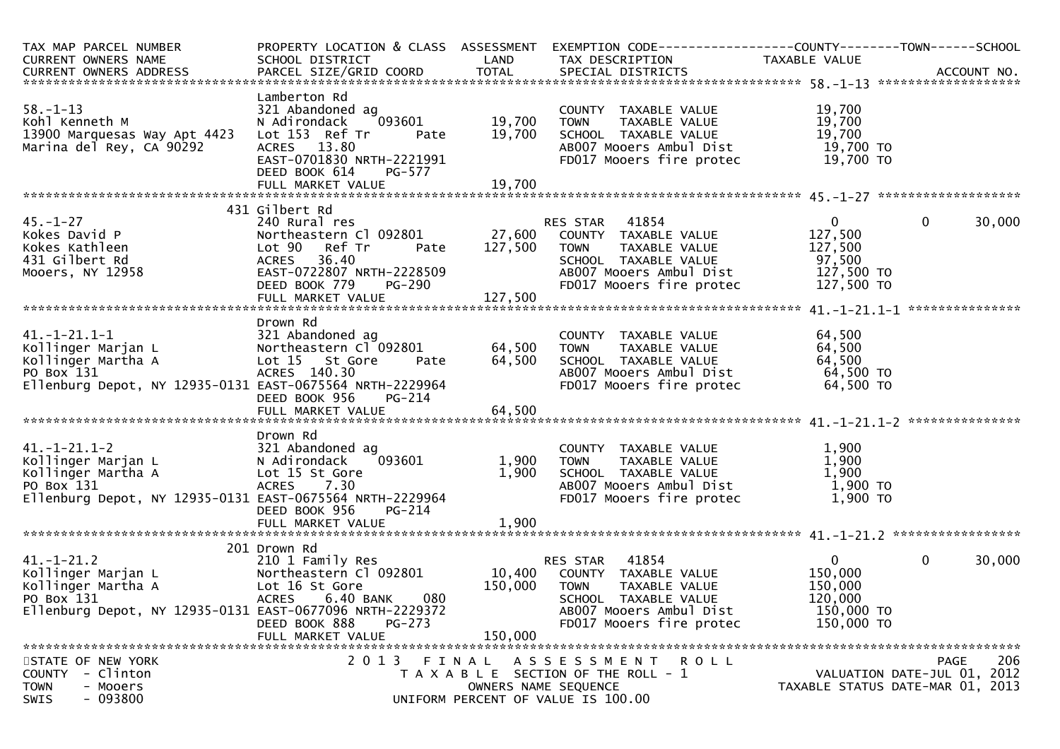| TAX MAP PARCEL NUMBER<br>CURRENT OWNERS NAME<br>CURRENT OWNERS ADDRESS | PROPERTY LOCATION & CLASS<br>SCHOOL DISTRICT<br>PARCEL SIZE/GRID COORD | ASSESSMENT<br>LAND<br>TOTAL | EXEMPTION CODE------------------COUNTY--------TOWN------SCHOOL<br>TAX DESCRIPTION<br>SPECIAL DISTRICTS | TAXABLE VALUE | | ACCOUNT NO. |
|---|---|---|---|---|---|---|
| ******************** 58.-1-13 ******************** | | | | | | |
| | Lamberton Rd | | | | | |
| 58.-1-13 | 321 Abandoned ag | | COUNTY TAXABLE VALUE | 19,700 | | |
| Kohl Kenneth M | N Adirondack 093601 | 19,700 | TOWN TAXABLE VALUE | 19,700 | | |
| 13900 Marquesas Way Apt 4423 | Lot 153 Ref Tr Pate | 19,700 | SCHOOL TAXABLE VALUE | 19,700 | | |
| Marina del Rey, CA 90292 | ACRES 13.80 | | AB007 Mooers Ambul Dist | 19,700 TO | | |
| | EAST-0701830 NRTH-2221991 | | FD017 Mooers fire protec | 19,700 TO | | |
| | DEED BOOK 614 PG-577 | | | | | |
| | FULL MARKET VALUE | 19,700 | | | | |
| ******************** 45.-1-27 ******************** | | | | | | |
| | 431 Gilbert Rd | | | | | |
| 45.-1-27 | 240 Rural res | | RES STAR 41854 | 0 | 0 | 30,000 |
| Kokes David P | Northeastern Cl 092801 | 27,600 | COUNTY TAXABLE VALUE | 127,500 | | |
| Kokes Kathleen | Lot 90 Ref Tr Pate | 127,500 | TOWN TAXABLE VALUE | 127,500 | | |
| 431 Gilbert Rd | ACRES 36.40 | | SCHOOL TAXABLE VALUE | 97,500 | | |
| Mooers, NY 12958 | EAST-0722807 NRTH-2228509 | | AB007 Mooers Ambul Dist | 127,500 TO | | |
| | DEED BOOK 779 PG-290 | | FD017 Mooers fire protec | 127,500 TO | | |
| | FULL MARKET VALUE | 127,500 | | | | |
| ******************** 41.-1-21.1-1 ******************** | | | | | | |
| | Drown Rd | | | | | |
| 41.-1-21.1-1 | 321 Abandoned ag | | COUNTY TAXABLE VALUE | 64,500 | | |
| Kollinger Marjan L | Northeastern Cl 092801 | 64,500 | TOWN TAXABLE VALUE | 64,500 | | |
| Kollinger Martha A | Lot 15 St Gore Pate | 64,500 | SCHOOL TAXABLE VALUE | 64,500 | | |
| PO Box 131 | ACRES 140.30 | | AB007 Mooers Ambul Dist | 64,500 TO | | |
| Ellenburg Depot, NY 12935-0131 | EAST-0675564 NRTH-2229964 | | FD017 Mooers fire protec | 64,500 TO | | |
| | DEED BOOK 956 PG-214 | | | | | |
| | FULL MARKET VALUE | 64,500 | | | | |
| ******************** 41.-1-21.1-2 ******************** | | | | | | |
| | Drown Rd | | | | | |
| 41.-1-21.1-2 | 321 Abandoned ag | | COUNTY TAXABLE VALUE | 1,900 | | |
| Kollinger Marjan L | N Adirondack 093601 | 1,900 | TOWN TAXABLE VALUE | 1,900 | | |
| Kollinger Martha A | Lot 15 St Gore | 1,900 | SCHOOL TAXABLE VALUE | 1,900 | | |
| PO Box 131 | ACRES 7.30 | | AB007 Mooers Ambul Dist | 1,900 TO | | |
| Ellenburg Depot, NY 12935-0131 | EAST-0675564 NRTH-2229964 | | FD017 Mooers fire protec | 1,900 TO | | |
| | DEED BOOK 956 PG-214 | | | | | |
| | FULL MARKET VALUE | 1,900 | | | | |
| ******************** 41.-1-21.2 ******************** | | | | | | |
| | 201 Drown Rd | | | | | |
| 41.-1-21.2 | 210 1 Family Res | | RES STAR 41854 | 0 | 0 | 30,000 |
| Kollinger Marjan L | Northeastern Cl 092801 | 10,400 | COUNTY TAXABLE VALUE | 150,000 | | |
| Kollinger Martha A | Lot 16 St Gore | 150,000 | TOWN TAXABLE VALUE | 150,000 | | |
| PO Box 131 | ACRES 6.40 BANK 080 | | SCHOOL TAXABLE VALUE | 120,000 | | |
| Ellenburg Depot, NY 12935-0131 | EAST-0677096 NRTH-2229372 | | AB007 Mooers Ambul Dist | 150,000 TO | | |
| | DEED BOOK 888 PG-273 | | FD017 Mooers fire protec | 150,000 TO | | |
| | FULL MARKET VALUE | 150,000 | | | | |

STATE OF NEW YORK
COUNTY - Clinton
TOWN - Mooers
SWIS - 093800

2013 FINAL ASSESSMENT ROLL
TAXABLE SECTION OF THE ROLL - 1
OWNERS NAME SEQUENCE
UNIFORM PERCENT OF VALUE IS 100.00

VALUATION DATE-JUL 01, 2012
TAXABLE STATUS DATE-MAR 01, 2013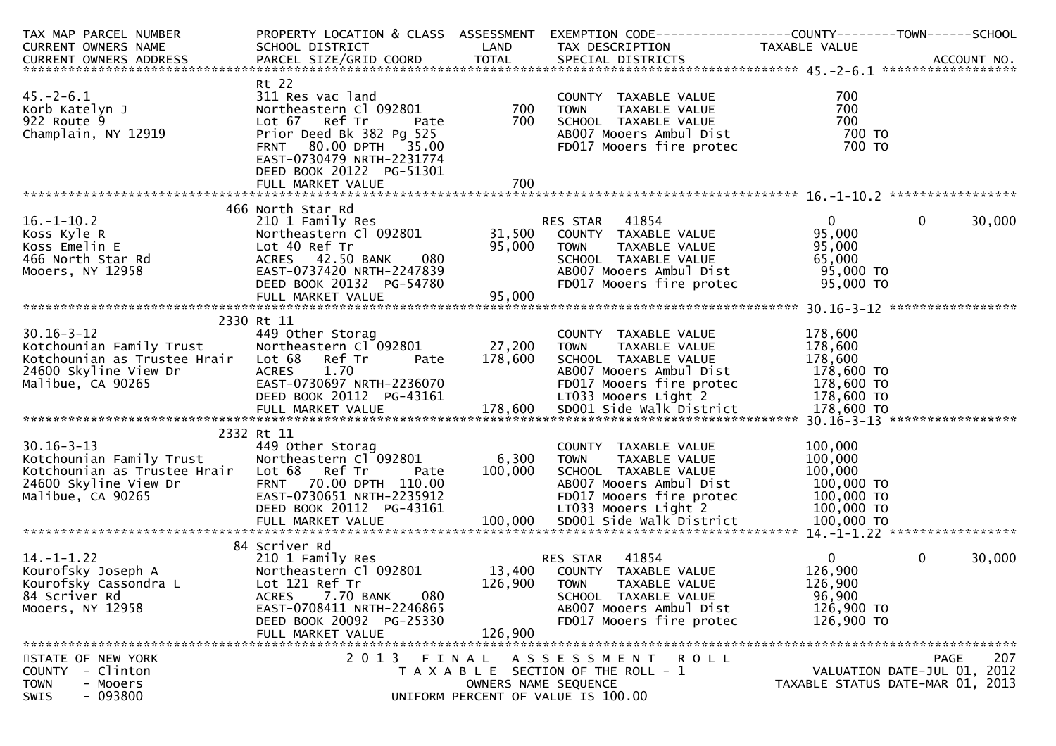| TAX MAP PARCEL NUMBER<br>CURRENT OWNERS NAME<br>CURRENT OWNERS ADDRESS | PROPERTY LOCATION & CLASS<br>SCHOOL DISTRICT<br>PARCEL SIZE/GRID COORD | ASSESSMENT<br>LAND<br>TOTAL | EXEMPTION CODE<br>TAX DESCRIPTION<br>SPECIAL DISTRICTS | COUNTY<br>TAXABLE VALUE | TOWN | SCHOOL<br>ACCOUNT NO. |
|---|---|---|---|---|---|---|
| **45.-2-6.1** | Rt 22 | | | | | |
| 45.-2-6.1 | 311 Res vac land | | COUNTY TAXABLE VALUE | 700 | | |
| Korb Katelyn J | Northeastern Cl 092801 | 700 | TOWN TAXABLE VALUE | 700 | | |
| 922 Route 9 | Lot 67 Ref Tr Pate | 700 | SCHOOL TAXABLE VALUE | 700 | | |
| Champlain, NY 12919 | Prior Deed Bk 382 Pg 525 | | AB007 Mooers Ambul Dist | 700 TO | | |
| | FRNT 80.00 DPTH 35.00 | | FD017 Mooers fire protec | 700 TO | | |
| | EAST-0730479 NRTH-2231774 | | | | | |
| | DEED BOOK 20122 PG-51301 | | | | | |
| | FULL MARKET VALUE | 700 | | | | |
| **16.-1-10.2** | 466 North Star Rd | | | | | |
| 16.-1-10.2 | 210 1 Family Res | | RES STAR 41854 | 0 | 0 | 30,000 |
| Koss Kyle R | Northeastern Cl 092801 | 31,500 | COUNTY TAXABLE VALUE | 95,000 | | |
| Koss Emelin E | Lot 40 Ref Tr | 95,000 | TOWN TAXABLE VALUE | 95,000 | | |
| 466 North Star Rd | ACRES 42.50 BANK 080 | | SCHOOL TAXABLE VALUE | 65,000 | | |
| Mooers, NY 12958 | EAST-0737420 NRTH-2247839 | | AB007 Mooers Ambul Dist | 95,000 TO | | |
| | DEED BOOK 20132 PG-54780 | | FD017 Mooers fire protec | 95,000 TO | | |
| | FULL MARKET VALUE | 95,000 | | | | |
| **30.16-3-12** | 2330 Rt 11 | | | | | |
| 30.16-3-12 | 449 Other Storag | | COUNTY TAXABLE VALUE | 178,600 | | |
| Kotchounian Family Trust | Northeastern Cl 092801 | 27,200 | TOWN TAXABLE VALUE | 178,600 | | |
| Kotchounian as Trustee Hrair | Lot 68 Ref Tr Pate | 178,600 | SCHOOL TAXABLE VALUE | 178,600 | | |
| 24600 Skyline View Dr | ACRES 1.70 | | AB007 Mooers Ambul Dist | 178,600 TO | | |
| Malibue, CA 90265 | EAST-0730697 NRTH-2236070 | | FD017 Mooers fire protec | 178,600 TO | | |
| | DEED BOOK 20112 PG-43161 | | LT033 Mooers Light 2 | 178,600 TO | | |
| | FULL MARKET VALUE | 178,600 | SD001 Side Walk District | 178,600 TO | | |
| **30.16-3-13** | 2332 Rt 11 | | | | | |
| 30.16-3-13 | 449 Other Storag | | COUNTY TAXABLE VALUE | 100,000 | | |
| Kotchounian Family Trust | Northeastern Cl 092801 | 6,300 | TOWN TAXABLE VALUE | 100,000 | | |
| Kotchounian as Trustee Hrair | Lot 68 Ref Tr Pate | 100,000 | SCHOOL TAXABLE VALUE | 100,000 | | |
| 24600 Skyline View Dr | FRNT 70.00 DPTH 110.00 | | AB007 Mooers Ambul Dist | 100,000 TO | | |
| Malibue, CA 90265 | EAST-0730651 NRTH-2235912 | | FD017 Mooers fire protec | 100,000 TO | | |
| | DEED BOOK 20112 PG-43161 | | LT033 Mooers Light 2 | 100,000 TO | | |
| | FULL MARKET VALUE | 100,000 | SD001 Side Walk District | 100,000 TO | | |
| **14.-1-1.22** | 84 Scriver Rd | | | | | |
| 14.-1-1.22 | 210 1 Family Res | | RES STAR 41854 | 0 | 0 | 30,000 |
| Kourofsky Joseph A | Northeastern Cl 092801 | 13,400 | COUNTY TAXABLE VALUE | 126,900 | | |
| Kourofsky Cassondra L | Lot 121 Ref Tr | 126,900 | TOWN TAXABLE VALUE | 126,900 | | |
| 84 Scriver Rd | ACRES 7.70 BANK 080 | | SCHOOL TAXABLE VALUE | 96,900 | | |
| Mooers, NY 12958 | EAST-0708411 NRTH-2246865 | | AB007 Mooers Ambul Dist | 126,900 TO | | |
| | DEED BOOK 20092 PG-25330 | | FD017 Mooers fire protec | 126,900 TO | | |
| | FULL MARKET VALUE | 126,900 | | | | |

STATE OF NEW YORK
COUNTY - Clinton
TOWN - Mooers
SWIS - 093800

2013 FINAL ASSESSMENT ROLL
TAXABLE SECTION OF THE ROLL - 1
OWNERS NAME SEQUENCE
UNIFORM PERCENT OF VALUE IS 100.00

VALUATION DATE-JUL 01, 2012
TAXABLE STATUS DATE-MAR 01, 2013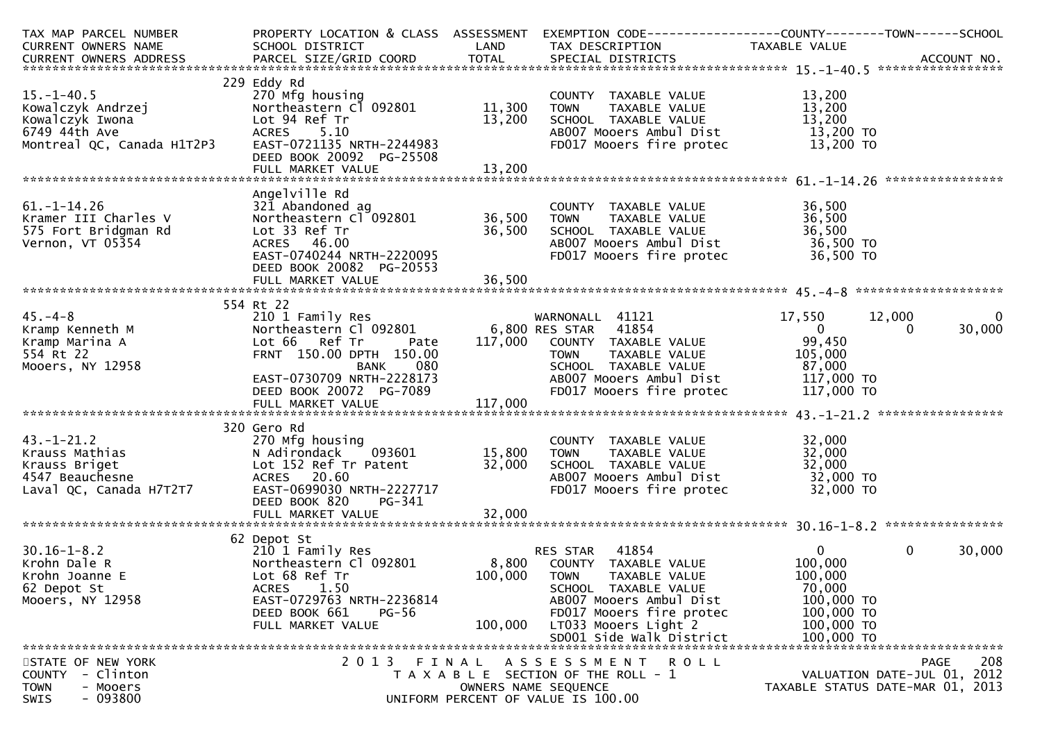| TAX MAP PARCEL NUMBER<br>CURRENT OWNERS NAME<br>CURRENT OWNERS ADDRESS | PROPERTY LOCATION & CLASS<br>SCHOOL DISTRICT<br>PARCEL SIZE/GRID COORD | ASSESSMENT<br>LAND<br>TOTAL | EXEMPTION CODE<br>TAX DESCRIPTION<br>SPECIAL DISTRICTS | COUNTY<br>TAXABLE VALUE | TOWN | SCHOOL<br>ACCOUNT NO. |
|---|---|---|---|---|---|---|
| **15.-1-40.5** | 229 Eddy Rd | | | | | |
| 15.-1-40.5 | 270 Mfg housing | | COUNTY TAXABLE VALUE | 13,200 | | |
| Kowalczyk Andrzej | Northeastern Cl 092801 | 11,300 | TOWN TAXABLE VALUE | 13,200 | | |
| Kowalczyk Iwona | Lot 94 Ref Tr | 13,200 | SCHOOL TAXABLE VALUE | 13,200 | | |
| 6749 44th Ave | ACRES 5.10 | | AB007 Mooers Ambul Dist | 13,200 TO | | |
| Montreal QC, Canada H1T2P3 | EAST-0721135 NRTH-2244983 | | FD017 Mooers fire protec | 13,200 TO | | |
| | DEED BOOK 20092 PG-25508 | | | | | |
| | FULL MARKET VALUE | 13,200 | | | | |
| **61.-1-14.26** | Angelville Rd | | | | | |
| 61.-1-14.26 | 321 Abandoned ag | | COUNTY TAXABLE VALUE | 36,500 | | |
| Kramer III Charles V | Northeastern Cl 092801 | 36,500 | TOWN TAXABLE VALUE | 36,500 | | |
| 575 Fort Bridgman Rd | Lot 33 Ref Tr | 36,500 | SCHOOL TAXABLE VALUE | 36,500 | | |
| Vernon, VT 05354 | ACRES 46.00 | | AB007 Mooers Ambul Dist | 36,500 TO | | |
| | EAST-0740244 NRTH-2220095 | | FD017 Mooers fire protec | 36,500 TO | | |
| | DEED BOOK 20082 PG-20553 | | | | | |
| | FULL MARKET VALUE | 36,500 | | | | |
| **45.-4-8** | 554 Rt 22 | | | | | |
| 45.-4-8 | 210 1 Family Res | | WARNONALL 41121 | 17,550 | 12,000 | 0 |
| Kramp Kenneth M | Northeastern Cl 092801 | 6,800 | RES STAR 41854 | 0 | 0 | 30,000 |
| Kramp Marina A | Lot 66 Ref Tr Pate | 117,000 | COUNTY TAXABLE VALUE | 99,450 | | |
| 554 Rt 22 | FRNT 150.00 DPTH 150.00 | | TOWN TAXABLE VALUE | 105,000 | | |
| Mooers, NY 12958 | BANK 080 | | SCHOOL TAXABLE VALUE | 87,000 | | |
| | EAST-0730709 NRTH-2228173 | | AB007 Mooers Ambul Dist | 117,000 TO | | |
| | DEED BOOK 20072 PG-7089 | | FD017 Mooers fire protec | 117,000 TO | | |
| | FULL MARKET VALUE | 117,000 | | | | |
| **43.-1-21.2** | 320 Gero Rd | | | | | |
| 43.-1-21.2 | 270 Mfg housing | | COUNTY TAXABLE VALUE | 32,000 | | |
| Krauss Mathias | N Adirondack 093601 | 15,800 | TOWN TAXABLE VALUE | 32,000 | | |
| Krauss Briget | Lot 152 Ref Tr Patent | 32,000 | SCHOOL TAXABLE VALUE | 32,000 | | |
| 4547 Beauchesne | ACRES 20.60 | | AB007 Mooers Ambul Dist | 32,000 TO | | |
| Laval QC, Canada H7T2T7 | EAST-0699030 NRTH-2227717 | | FD017 Mooers fire protec | 32,000 TO | | |
| | DEED BOOK 820 PG-341 | | | | | |
| | FULL MARKET VALUE | 32,000 | | | | |
| **30.16-1-8.2** | 62 Depot St | | | | | |
| 30.16-1-8.2 | 210 1 Family Res | | RES STAR 41854 | 0 | 0 | 30,000 |
| Krohn Dale R | Northeastern Cl 092801 | 8,800 | COUNTY TAXABLE VALUE | 100,000 | | |
| Krohn Joanne E | Lot 68 Ref Tr | 100,000 | TOWN TAXABLE VALUE | 100,000 | | |
| 62 Depot St | ACRES 1.50 | | SCHOOL TAXABLE VALUE | 70,000 | | |
| Mooers, NY 12958 | EAST-0729763 NRTH-2236814 | | AB007 Mooers Ambul Dist | 100,000 TO | | |
| | DEED BOOK 661 PG-56 | | FD017 Mooers fire protec | 100,000 TO | | |
| | FULL MARKET VALUE | 100,000 | LT033 Mooers Light 2 | 100,000 TO | | |
| | | | SD001 Side Walk District | 100,000 TO | | |

STATE OF NEW YORK
COUNTY - Clinton
TOWN - Mooers
SWIS - 093800

2013 FINAL ASSESSMENT ROLL
TAXABLE SECTION OF THE ROLL - 1
OWNERS NAME SEQUENCE
UNIFORM PERCENT OF VALUE IS 100.00

VALUATION DATE-JUL 01, 2012
TAXABLE STATUS DATE-MAR 01, 2013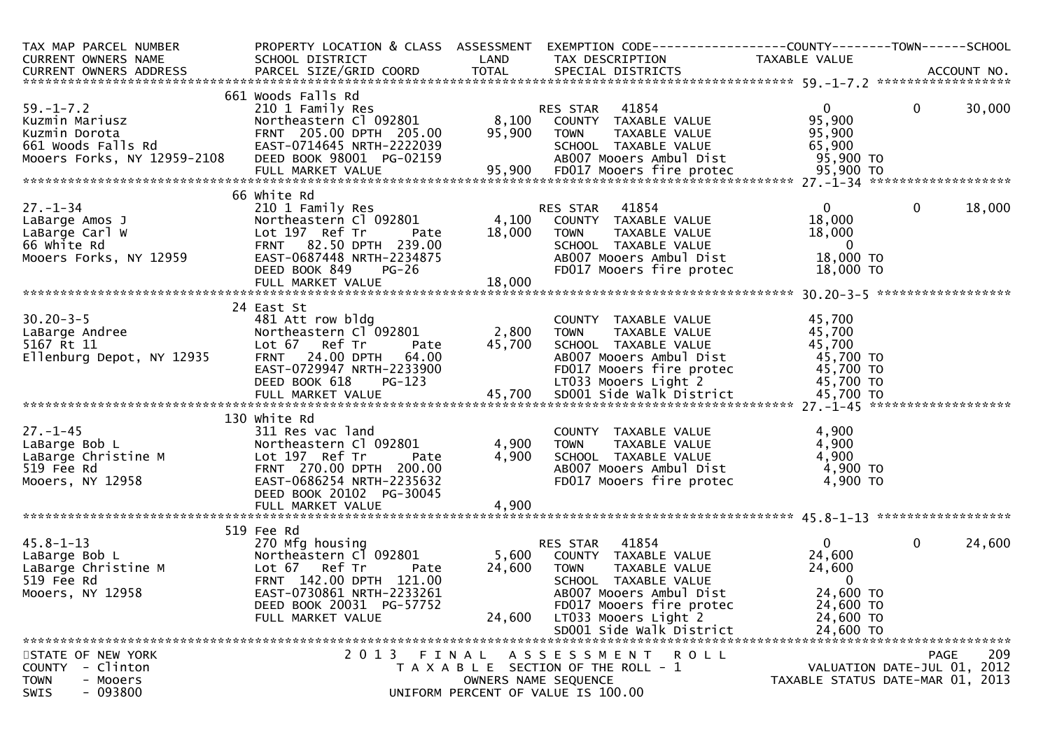| TAX MAP PARCEL NUMBER | PROPERTY LOCATION & CLASS | ASSESSMENT | EXEMPTION CODE------------------COUNTY--------TOWN------SCHOOL | | | |
|---|---|---|---|---|---|---|
| CURRENT OWNERS NAME | SCHOOL DISTRICT | LAND | TAX DESCRIPTION | TAXABLE VALUE | | |
| CURRENT OWNERS ADDRESS | PARCEL SIZE/GRID COORD | TOTAL | SPECIAL DISTRICTS | | | ACCOUNT NO. |
| ************ 59.-1-7.2 ************ | | | | | | |
| | 661 Woods Falls Rd | | | | | |
| 59.-1-7.2 | 210 1 Family Res | | RES STAR 41854 | 0 | 0 | 30,000 |
| Kuzmin Mariusz | Northeastern Cl 092801 | 8,100 | COUNTY TAXABLE VALUE | 95,900 | | |
| Kuzmin Dorota | FRNT 205.00 DPTH 205.00 | 95,900 | TOWN TAXABLE VALUE | 95,900 | | |
| 661 Woods Falls Rd | EAST-0714645 NRTH-2222039 | | SCHOOL TAXABLE VALUE | 65,900 | | |
| Mooers Forks, NY 12959-2108 | DEED BOOK 98001 PG-02159 | | AB007 Mooers Ambul Dist | 95,900 TO | | |
| | FULL MARKET VALUE | 95,900 | FD017 Mooers fire protec | 95,900 TO | | |
| ************ 27.-1-34 ************ | | | | | | |
| | 66 White Rd | | | | | |
| 27.-1-34 | 210 1 Family Res | | RES STAR 41854 | 0 | 0 | 18,000 |
| LaBarge Amos J | Northeastern Cl 092801 | 4,100 | COUNTY TAXABLE VALUE | 18,000 | | |
| LaBarge Carl W | Lot 197 Ref Tr Pate | 18,000 | TOWN TAXABLE VALUE | 18,000 | | |
| 66 White Rd | FRNT 82.50 DPTH 239.00 | | SCHOOL TAXABLE VALUE | 0 | | |
| Mooers Forks, NY 12959 | EAST-0687448 NRTH-2234875 | | AB007 Mooers Ambul Dist | 18,000 TO | | |
| | DEED BOOK 849 PG-26 | | FD017 Mooers fire protec | 18,000 TO | | |
| | FULL MARKET VALUE | 18,000 | | | | |
| ************ 30.20-3-5 ************ | | | | | | |
| | 24 East St | | | | | |
| 30.20-3-5 | 481 Att row bldg | | COUNTY TAXABLE VALUE | 45,700 | | |
| LaBarge Andree | Northeastern Cl 092801 | 2,800 | TOWN TAXABLE VALUE | 45,700 | | |
| 5167 Rt 11 | Lot 67 Ref Tr Pate | 45,700 | SCHOOL TAXABLE VALUE | 45,700 | | |
| Ellenburg Depot, NY 12935 | FRNT 24.00 DPTH 64.00 | | AB007 Mooers Ambul Dist | 45,700 TO | | |
| | EAST-0729947 NRTH-2233900 | | FD017 Mooers fire protec | 45,700 TO | | |
| | DEED BOOK 618 PG-123 | | LT033 Mooers Light 2 | 45,700 TO | | |
| | FULL MARKET VALUE | 45,700 | SD001 Side Walk District | 45,700 TO | | |
| ************ 27.-1-45 ************ | | | | | | |
| | 130 White Rd | | | | | |
| 27.-1-45 | 311 Res vac land | | COUNTY TAXABLE VALUE | 4,900 | | |
| LaBarge Bob L | Northeastern Cl 092801 | 4,900 | TOWN TAXABLE VALUE | 4,900 | | |
| LaBarge Christine M | Lot 197 Ref Tr Pate | 4,900 | SCHOOL TAXABLE VALUE | 4,900 | | |
| 519 Fee Rd | FRNT 270.00 DPTH 200.00 | | AB007 Mooers Ambul Dist | 4,900 TO | | |
| Mooers, NY 12958 | EAST-0686254 NRTH-2235632 | | FD017 Mooers fire protec | 4,900 TO | | |
| | DEED BOOK 20102 PG-30045 | | | | | |
| | FULL MARKET VALUE | 4,900 | | | | |
| ************ 45.8-1-13 ************ | | | | | | |
| | 519 Fee Rd | | | | | |
| 45.8-1-13 | 270 Mfg housing | | RES STAR 41854 | 0 | 0 | 24,600 |
| LaBarge Bob L | Northeastern Cl 092801 | 5,600 | COUNTY TAXABLE VALUE | 24,600 | | |
| LaBarge Christine M | Lot 67 Ref Tr Pate | 24,600 | TOWN TAXABLE VALUE | 24,600 | | |
| 519 Fee Rd | FRNT 142.00 DPTH 121.00 | | SCHOOL TAXABLE VALUE | 0 | | |
| Mooers, NY 12958 | EAST-0730861 NRTH-2233261 | | AB007 Mooers Ambul Dist | 24,600 TO | | |
| | DEED BOOK 20031 PG-57752 | | FD017 Mooers fire protec | 24,600 TO | | |
| | FULL MARKET VALUE | 24,600 | LT033 Mooers Light 2 | 24,600 TO | | |
| | | | SD001 Side Walk District | 24,600 TO | | |

STATE OF NEW YORK
COUNTY - Clinton
TOWN - Mooers
SWIS - 093800

2013 FINAL ASSESSMENT ROLL
TAXABLE SECTION OF THE ROLL - 1
OWNERS NAME SEQUENCE
UNIFORM PERCENT OF VALUE IS 100.00

VALUATION DATE-JUL 01, 2012
TAXABLE STATUS DATE-MAR 01, 2013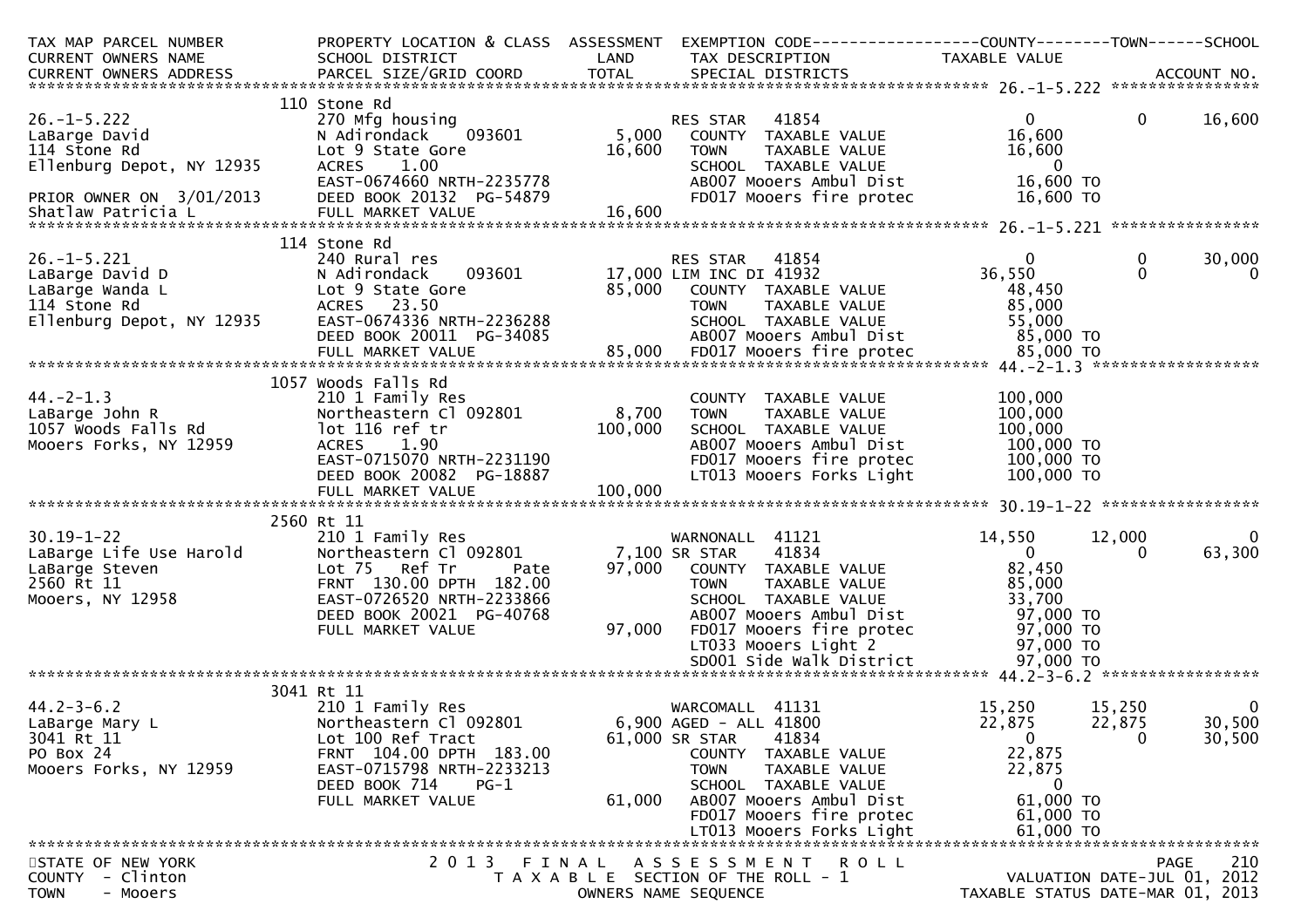| TAX MAP PARCEL NUMBER<br>CURRENT OWNERS NAME<br>CURRENT OWNERS ADDRESS | PROPERTY LOCATION & CLASS<br>SCHOOL DISTRICT<br>PARCEL SIZE/GRID COORD | ASSESSMENT<br>LAND<br>TOTAL | EXEMPTION CODE<br>TAX DESCRIPTION<br>SPECIAL DISTRICTS | COUNTY<br>TAXABLE VALUE | TOWN | SCHOOL<br>ACCOUNT NO. |
|---|---|---|---|---|---|---|
| **26.-1-5.222** | 110 Stone Rd | | | | | |
| 26.-1-5.222 | 270 Mfg housing | | RES STAR 41854 | 0 | 0 | 16,600 |
| LaBarge David | N Adirondack 093601 | 5,000 | COUNTY TAXABLE VALUE | 16,600 | | |
| 114 Stone Rd | Lot 9 State Gore | 16,600 | TOWN TAXABLE VALUE | 16,600 | | |
| Ellenburg Depot, NY 12935 | ACRES 1.00 | | SCHOOL TAXABLE VALUE | 0 | | |
| | EAST-0674660 NRTH-2235778 | | AB007 Mooers Ambul Dist | 16,600 TO | | |
| PRIOR OWNER ON 3/01/2013 | DEED BOOK 20132 PG-54879 | | FD017 Mooers fire protec | 16,600 TO | | |
| Shatlaw Patricia L | FULL MARKET VALUE | 16,600 | | | | |
| **26.-1-5.221** | 114 Stone Rd | | | | | |
| 26.-1-5.221 | 240 Rural res | | RES STAR 41854 | 0 | 0 | 30,000 |
| LaBarge David D | N Adirondack 093601 | 17,000 | LIM INC DI 41932 | 36,550 | 0 | 0 |
| LaBarge Wanda L | Lot 9 State Gore | 85,000 | COUNTY TAXABLE VALUE | 48,450 | | |
| 114 Stone Rd | ACRES 23.50 | | TOWN TAXABLE VALUE | 85,000 | | |
| Ellenburg Depot, NY 12935 | EAST-0674336 NRTH-2236288 | | SCHOOL TAXABLE VALUE | 55,000 | | |
| | DEED BOOK 20011 PG-34085 | | AB007 Mooers Ambul Dist | 85,000 TO | | |
| | FULL MARKET VALUE | 85,000 | FD017 Mooers fire protec | 85,000 TO | | |
| **44.-2-1.3** | 1057 Woods Falls Rd | | | | | |
| 44.-2-1.3 | 210 1 Family Res | | COUNTY TAXABLE VALUE | 100,000 | | |
| LaBarge John R | Northeastern Cl 092801 | 8,700 | TOWN TAXABLE VALUE | 100,000 | | |
| 1057 Woods Falls Rd | lot 116 ref tr | 100,000 | SCHOOL TAXABLE VALUE | 100,000 | | |
| Mooers Forks, NY 12959 | ACRES 1.90 | | AB007 Mooers Ambul Dist | 100,000 TO | | |
| | EAST-0715070 NRTH-2231190 | | FD017 Mooers fire protec | 100,000 TO | | |
| | DEED BOOK 20082 PG-18887 | | LT013 Mooers Forks Light | 100,000 TO | | |
| | FULL MARKET VALUE | 100,000 | | | | |
| **30.19-1-22** | 2560 Rt 11 | | | | | |
| 30.19-1-22 | 210 1 Family Res | | WARNONALL 41121 | 14,550 | 12,000 | 0 |
| LaBarge Life Use Harold | Northeastern Cl 092801 | 7,100 | SR STAR 41834 | 0 | 0 | 63,300 |
| LaBarge Steven | Lot 75 Ref Tr Pate | 97,000 | COUNTY TAXABLE VALUE | 82,450 | | |
| 2560 Rt 11 | FRNT 130.00 DPTH 182.00 | | TOWN TAXABLE VALUE | 85,000 | | |
| Mooers, NY 12958 | EAST-0726520 NRTH-2233866 | | SCHOOL TAXABLE VALUE | 33,700 | | |
| | DEED BOOK 20021 PG-40768 | | AB007 Mooers Ambul Dist | 97,000 TO | | |
| | FULL MARKET VALUE | 97,000 | FD017 Mooers fire protec | 97,000 TO | | |
| | | | LT033 Mooers Light 2 | 97,000 TO | | |
| | | | SD001 Side Walk District | 97,000 TO | | |
| **44.2-3-6.2** | 3041 Rt 11 | | | | | |
| 44.2-3-6.2 | 210 1 Family Res | | WARCOMALL 41131 | 15,250 | 15,250 | 0 |
| LaBarge Mary L | Northeastern Cl 092801 | 6,900 | AGED - ALL 41800 | 22,875 | 22,875 | 30,500 |
| 3041 Rt 11 | Lot 100 Ref Tract | 61,000 | SR STAR 41834 | 0 | 0 | 30,500 |
| PO Box 24 | FRNT 104.00 DPTH 183.00 | | COUNTY TAXABLE VALUE | 22,875 | | |
| Mooers Forks, NY 12959 | EAST-0715798 NRTH-2233213 | | TOWN TAXABLE VALUE | 22,875 | | |
| | DEED BOOK 714 PG-1 | | SCHOOL TAXABLE VALUE | 0 | | |
| | FULL MARKET VALUE | 61,000 | AB007 Mooers Ambul Dist | 61,000 TO | | |
| | | | FD017 Mooers fire protec | 61,000 TO | | |
| | | | LT013 Mooers Forks Light | 61,000 TO | | |

STATE OF NEW YORK
COUNTY - Clinton
TOWN - Mooers

2013 FINAL ASSESSMENT ROLL
TAXABLE SECTION OF THE ROLL - 1
OWNERS NAME SEQUENCE

VALUATION DATE-JUL 01, 2012
TAXABLE STATUS DATE-MAR 01, 2013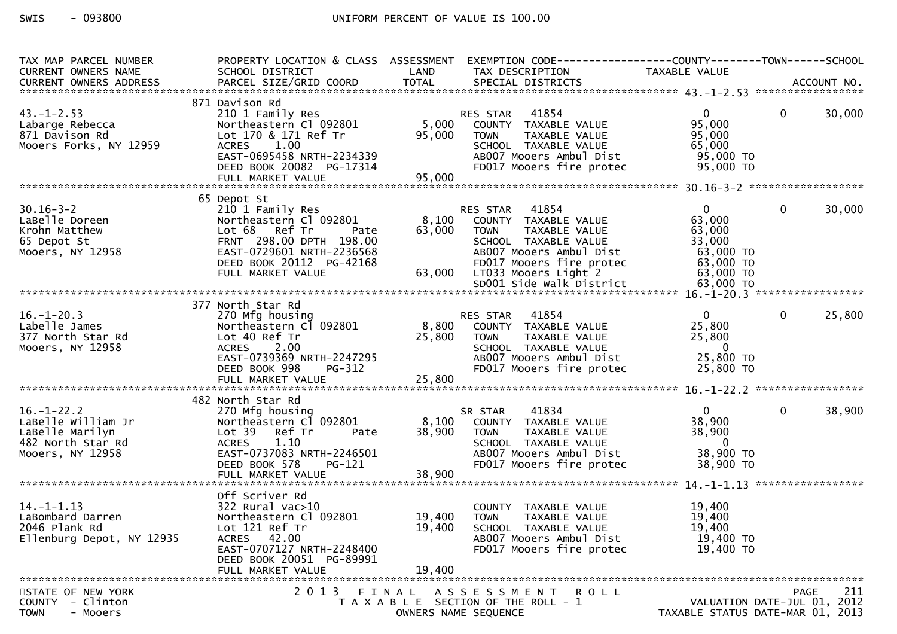SWIS - 093800 UNIFORM PERCENT OF VALUE IS 100.00

| TAX MAP PARCEL NUMBER / CURRENT OWNERS NAME / CURRENT OWNERS ADDRESS | PROPERTY LOCATION & CLASS / SCHOOL DISTRICT / PARCEL SIZE/GRID COORD | ASSESSMENT LAND / TOTAL | EXEMPTION CODE / TAX DESCRIPTION / SPECIAL DISTRICTS | COUNTY TAXABLE VALUE | TOWN | SCHOOL / ACCOUNT NO. |
|---|---|---|---|---|---|---|
| **43.-1-2.53** | 871 Davison Rd | | | | | |
| 43.-1-2.53 | 210 1 Family Res | | RES STAR 41854 | 0 | 0 | 30,000 |
| Labarge Rebecca | Northeastern Cl 092801 | 5,000 | COUNTY TAXABLE VALUE | 95,000 | | |
| 871 Davison Rd | Lot 170 & 171 Ref Tr | 95,000 | TOWN TAXABLE VALUE | 95,000 | | |
| Mooers Forks, NY 12959 | ACRES 1.00 | | SCHOOL TAXABLE VALUE | 65,000 | | |
| | EAST-0695458 NRTH-2234339 | | AB007 Mooers Ambul Dist | 95,000 TO | | |
| | DEED BOOK 20082 PG-17314 | | FD017 Mooers fire protec | 95,000 TO | | |
| | FULL MARKET VALUE | 95,000 | | | | |
| **30.16-3-2** | 65 Depot St | | | | | |
| 30.16-3-2 | 210 1 Family Res | | RES STAR 41854 | 0 | 0 | 30,000 |
| LaBelle Doreen | Northeastern Cl 092801 | 8,100 | COUNTY TAXABLE VALUE | 63,000 | | |
| Krohn Matthew | Lot 68 Ref Tr Pate | 63,000 | TOWN TAXABLE VALUE | 63,000 | | |
| 65 Depot St | FRNT 298.00 DPTH 198.00 | | SCHOOL TAXABLE VALUE | 33,000 | | |
| Mooers, NY 12958 | EAST-0729601 NRTH-2236568 | | AB007 Mooers Ambul Dist | 63,000 TO | | |
| | DEED BOOK 20112 PG-42168 | | FD017 Mooers fire protec | 63,000 TO | | |
| | FULL MARKET VALUE | 63,000 | LT033 Mooers Light 2 | 63,000 TO | | |
| | | | SD001 Side walk District | 63,000 TO | | |
| **16.-1-20.3** | 377 North Star Rd | | | | | |
| 16.-1-20.3 | 270 Mfg housing | | RES STAR 41854 | 0 | 0 | 25,800 |
| Labelle James | Northeastern Cl 092801 | 8,800 | COUNTY TAXABLE VALUE | 25,800 | | |
| 377 North Star Rd | Lot 40 Ref Tr | 25,800 | TOWN TAXABLE VALUE | 25,800 | | |
| Mooers, NY 12958 | ACRES 2.00 | | SCHOOL TAXABLE VALUE | 0 | | |
| | EAST-0739369 NRTH-2247295 | | AB007 Mooers Ambul Dist | 25,800 TO | | |
| | DEED BOOK 998 PG-312 | | FD017 Mooers fire protec | 25,800 TO | | |
| | FULL MARKET VALUE | 25,800 | | | | |
| **16.-1-22.2** | 482 North Star Rd | | | | | |
| 16.-1-22.2 | 270 Mfg housing | | SR STAR 41834 | 0 | 0 | 38,900 |
| LaBelle William Jr | Northeastern Cl 092801 | 8,100 | COUNTY TAXABLE VALUE | 38,900 | | |
| LaBelle Marilyn | Lot 39 Ref Tr Pate | 38,900 | TOWN TAXABLE VALUE | 38,900 | | |
| 482 North Star Rd | ACRES 1.10 | | SCHOOL TAXABLE VALUE | 0 | | |
| Mooers, NY 12958 | EAST-0737083 NRTH-2246501 | | AB007 Mooers Ambul Dist | 38,900 TO | | |
| | DEED BOOK 578 PG-121 | | FD017 Mooers fire protec | 38,900 TO | | |
| | FULL MARKET VALUE | 38,900 | | | | |
| **14.-1-1.13** | Off Scriver Rd | | | | | |
| 14.-1-1.13 | 322 Rural vac>10 | | COUNTY TAXABLE VALUE | 19,400 | | |
| LaBombard Darren | Northeastern Cl 092801 | 19,400 | TOWN TAXABLE VALUE | 19,400 | | |
| 2046 Plank Rd | Lot 121 Ref Tr | 19,400 | SCHOOL TAXABLE VALUE | 19,400 | | |
| Ellenburg Depot, NY 12935 | ACRES 42.00 | | AB007 Mooers Ambul Dist | 19,400 TO | | |
| | EAST-0707127 NRTH-2248400 | | FD017 Mooers fire protec | 19,400 TO | | |
| | DEED BOOK 20051 PG-89991 | | | | | |
| | FULL MARKET VALUE | 19,400 | | | | |

STATE OF NEW YORK / COUNTY - Clinton / TOWN - Mooers

2013 FINAL ASSESSMENT ROLL
TAXABLE SECTION OF THE ROLL - 1
OWNERS NAME SEQUENCE

VALUATION DATE-JUL 01, 2012
TAXABLE STATUS DATE-MAR 01, 2013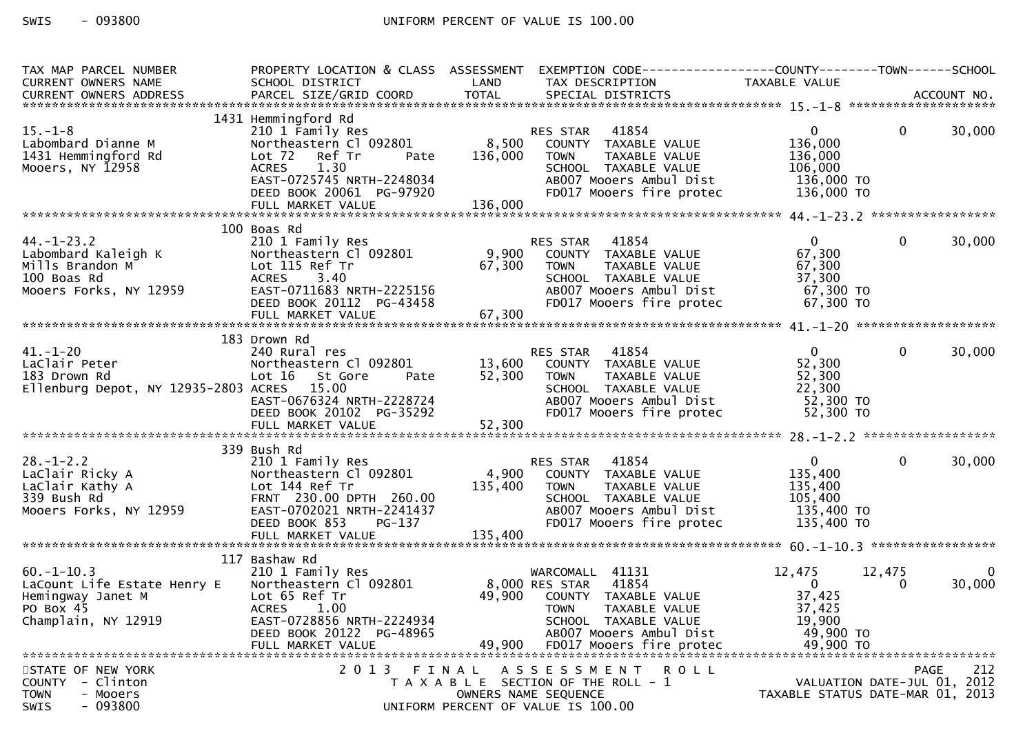| TAX MAP PARCEL NUMBER | PROPERTY LOCATION & CLASS | ASSESSMENT | EXEMPTION CODE------------------COUNTY--------TOWN------SCHOOL | | | |
|---|---|---|---|---|---|---|
| CURRENT OWNERS NAME | SCHOOL DISTRICT | LAND | TAX DESCRIPTION | TAXABLE VALUE | | |
| CURRENT OWNERS ADDRESS | PARCEL SIZE/GRID COORD | TOTAL | SPECIAL DISTRICTS | | | ACCOUNT NO. |
| **15.-1-8** | | | | | | |
| | 1431 Hemmingford Rd | | | | | |
| 15.-1-8 | 210 1 Family Res | | RES STAR 41854 | 0 | 0 | 30,000 |
| Labombard Dianne M | Northeastern Cl 092801 | 8,500 | COUNTY TAXABLE VALUE | 136,000 | | |
| 1431 Hemmingford Rd | Lot 72 Ref Tr Pate | 136,000 | TOWN TAXABLE VALUE | 136,000 | | |
| Mooers, NY 12958 | ACRES 1.30 | | SCHOOL TAXABLE VALUE | 106,000 | | |
| | EAST-0725745 NRTH-2248034 | | AB007 Mooers Ambul Dist | 136,000 TO | | |
| | DEED BOOK 20061 PG-97920 | | FD017 Mooers fire protec | 136,000 TO | | |
| | FULL MARKET VALUE | 136,000 | | | | |
| **44.-1-23.2** | | | | | | |
| | 100 Boas Rd | | | | | |
| 44.-1-23.2 | 210 1 Family Res | | RES STAR 41854 | 0 | 0 | 30,000 |
| Labombard Kaleigh K | Northeastern Cl 092801 | 9,900 | COUNTY TAXABLE VALUE | 67,300 | | |
| Mills Brandon M | Lot 115 Ref Tr | 67,300 | TOWN TAXABLE VALUE | 67,300 | | |
| 100 Boas Rd | ACRES 3.40 | | SCHOOL TAXABLE VALUE | 37,300 | | |
| Mooers Forks, NY 12959 | EAST-0711683 NRTH-2225156 | | AB007 Mooers Ambul Dist | 67,300 TO | | |
| | DEED BOOK 20112 PG-43458 | | FD017 Mooers fire protec | 67,300 TO | | |
| | FULL MARKET VALUE | 67,300 | | | | |
| **41.-1-20** | | | | | | |
| | 183 Drown Rd | | | | | |
| 41.-1-20 | 240 Rural res | | RES STAR 41854 | 0 | 0 | 30,000 |
| LaClair Peter | Northeastern Cl 092801 | 13,600 | COUNTY TAXABLE VALUE | 52,300 | | |
| 183 Drown Rd | Lot 16 St Gore Pate | 52,300 | TOWN TAXABLE VALUE | 52,300 | | |
| Ellenburg Depot, NY 12935-2803 | ACRES 15.00 | | SCHOOL TAXABLE VALUE | 22,300 | | |
| | EAST-0676324 NRTH-2228724 | | AB007 Mooers Ambul Dist | 52,300 TO | | |
| | DEED BOOK 20102 PG-35292 | | FD017 Mooers fire protec | 52,300 TO | | |
| | FULL MARKET VALUE | 52,300 | | | | |
| **28.-1-2.2** | | | | | | |
| | 339 Bush Rd | | | | | |
| 28.-1-2.2 | 210 1 Family Res | | RES STAR 41854 | 0 | 0 | 30,000 |
| LaClair Ricky A | Northeastern Cl 092801 | 4,900 | COUNTY TAXABLE VALUE | 135,400 | | |
| LaClair Kathy A | Lot 144 Ref Tr | 135,400 | TOWN TAXABLE VALUE | 135,400 | | |
| 339 Bush Rd | FRNT 230.00 DPTH 260.00 | | SCHOOL TAXABLE VALUE | 105,400 | | |
| Mooers Forks, NY 12959 | EAST-0702021 NRTH-2241437 | | AB007 Mooers Ambul Dist | 135,400 TO | | |
| | DEED BOOK 853 PG-137 | | FD017 Mooers fire protec | 135,400 TO | | |
| | FULL MARKET VALUE | 135,400 | | | | |
| **60.-1-10.3** | | | | | | |
| | 117 Bashaw Rd | | | | | |
| 60.-1-10.3 | 210 1 Family Res | | WARCOMALL 41131 | 12,475 | 12,475 | 0 |
| LaCount Life Estate Henry E | Northeastern Cl 092801 | 8,000 | RES STAR 41854 | 0 | 0 | 30,000 |
| Hemingway Janet M | Lot 65 Ref Tr | 49,900 | COUNTY TAXABLE VALUE | 37,425 | | |
| PO Box 45 | ACRES 1.00 | | TOWN TAXABLE VALUE | 37,425 | | |
| Champlain, NY 12919 | EAST-0728856 NRTH-2224934 | | SCHOOL TAXABLE VALUE | 19,900 | | |
| | DEED BOOK 20122 PG-48965 | | AB007 Mooers Ambul Dist | 49,900 TO | | |
| | FULL MARKET VALUE | 49,900 | FD017 Mooers fire protec | 49,900 TO | | |

STATE OF NEW YORK
COUNTY - Clinton
TOWN - Mooers
SWIS - 093800

2013 FINAL ASSESSMENT ROLL
TAXABLE SECTION OF THE ROLL - 1
OWNERS NAME SEQUENCE
UNIFORM PERCENT OF VALUE IS 100.00

PAGE 212
VALUATION DATE-JUL 01, 2012
TAXABLE STATUS DATE-MAR 01, 2013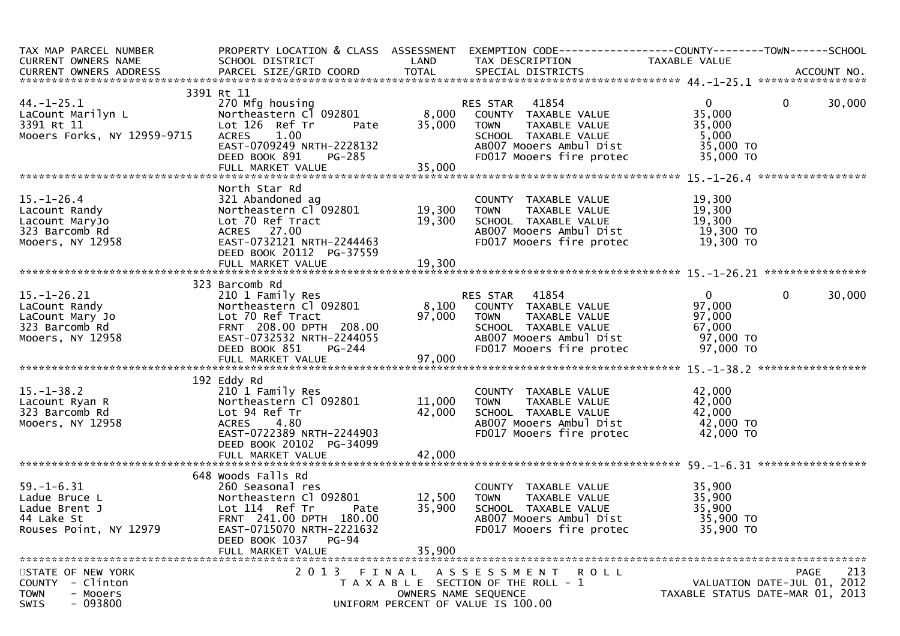| TAX MAP PARCEL NUMBER<br>CURRENT OWNERS NAME<br>CURRENT OWNERS ADDRESS | PROPERTY LOCATION & CLASS<br>SCHOOL DISTRICT<br>PARCEL SIZE/GRID COORD | ASSESSMENT<br>LAND<br>TOTAL | EXEMPTION CODE<br>TAX DESCRIPTION<br>SPECIAL DISTRICTS | COUNTY<br>TAXABLE VALUE | TOWN | SCHOOL<br>ACCOUNT NO. |
|---|---|---|---|---|---|---|
| **44.-1-25.1** | 3391 Rt 11 | | | | | |
| 44.-1-25.1 | 270 Mfg housing | | RES STAR 41854 | 0 | 0 | 30,000 |
| LaCount Marilyn L | Northeastern Cl 092801 | 8,000 | COUNTY TAXABLE VALUE | 35,000 | | |
| 3391 Rt 11 | Lot 126 Ref Tr Pate | 35,000 | TOWN TAXABLE VALUE | 35,000 | | |
| Mooers Forks, NY 12959-9715 | ACRES 1.00 | | SCHOOL TAXABLE VALUE | 5,000 | | |
| | EAST-0709249 NRTH-2228132 | | AB007 Mooers Ambul Dist | 35,000 TO | | |
| | DEED BOOK 891 PG-285 | | FD017 Mooers fire protec | 35,000 TO | | |
| | FULL MARKET VALUE | 35,000 | | | | |
| **15.-1-26.4** | North Star Rd | | | | | |
| 15.-1-26.4 | 321 Abandoned ag | | COUNTY TAXABLE VALUE | 19,300 | | |
| Lacount Randy | Northeastern Cl 092801 | 19,300 | TOWN TAXABLE VALUE | 19,300 | | |
| Lacount MaryJo | Lot 70 Ref Tract | 19,300 | SCHOOL TAXABLE VALUE | 19,300 | | |
| 323 Barcomb Rd | ACRES 27.00 | | AB007 Mooers Ambul Dist | 19,300 TO | | |
| Mooers, NY 12958 | EAST-0732121 NRTH-2244463 | | FD017 Mooers fire protec | 19,300 TO | | |
| | DEED BOOK 20112 PG-37559 | | | | | |
| | FULL MARKET VALUE | 19,300 | | | | |
| **15.-1-26.21** | 323 Barcomb Rd | | | | | |
| 15.-1-26.21 | 210 1 Family Res | | RES STAR 41854 | 0 | 0 | 30,000 |
| LaCount Randy | Northeastern Cl 092801 | 8,100 | COUNTY TAXABLE VALUE | 97,000 | | |
| LaCount Mary Jo | Lot 70 Ref Tract | 97,000 | TOWN TAXABLE VALUE | 97,000 | | |
| 323 Barcomb Rd | FRNT 208.00 DPTH 208.00 | | SCHOOL TAXABLE VALUE | 67,000 | | |
| Mooers, NY 12958 | EAST-0732532 NRTH-2244055 | | AB007 Mooers Ambul Dist | 97,000 TO | | |
| | DEED BOOK 851 PG-244 | | FD017 Mooers fire protec | 97,000 TO | | |
| | FULL MARKET VALUE | 97,000 | | | | |
| **15.-1-38.2** | 192 Eddy Rd | | | | | |
| 15.-1-38.2 | 210 1 Family Res | | COUNTY TAXABLE VALUE | 42,000 | | |
| Lacount Ryan R | Northeastern Cl 092801 | 11,000 | TOWN TAXABLE VALUE | 42,000 | | |
| 323 Barcomb Rd | Lot 94 Ref Tr | 42,000 | SCHOOL TAXABLE VALUE | 42,000 | | |
| Mooers, NY 12958 | ACRES 4.80 | | AB007 Mooers Ambul Dist | 42,000 TO | | |
| | EAST-0722389 NRTH-2244903 | | FD017 Mooers fire protec | 42,000 TO | | |
| | DEED BOOK 20102 PG-34099 | | | | | |
| | FULL MARKET VALUE | 42,000 | | | | |
| **59.-1-6.31** | 648 Woods Falls Rd | | | | | |
| 59.-1-6.31 | 260 Seasonal res | | COUNTY TAXABLE VALUE | 35,900 | | |
| Ladue Bruce L | Northeastern Cl 092801 | 12,500 | TOWN TAXABLE VALUE | 35,900 | | |
| Ladue Brent J | Lot 114 Ref Tr Pate | 35,900 | SCHOOL TAXABLE VALUE | 35,900 | | |
| 44 Lake St | FRNT 241.00 DPTH 180.00 | | AB007 Mooers Ambul Dist | 35,900 TO | | |
| Rouses Point, NY 12979 | EAST-0715070 NRTH-2221632 | | FD017 Mooers fire protec | 35,900 TO | | |
| | DEED BOOK 1037 PG-94 | | | | | |
| | FULL MARKET VALUE | 35,900 | | | | |

STATE OF NEW YORK
COUNTY - Clinton
TOWN - Mooers
SWIS - 093800

2013 FINAL ASSESSMENT ROLL
TAXABLE SECTION OF THE ROLL - 1
OWNERS NAME SEQUENCE
UNIFORM PERCENT OF VALUE IS 100.00

VALUATION DATE-JUL 01, 2012
TAXABLE STATUS DATE-MAR 01, 2013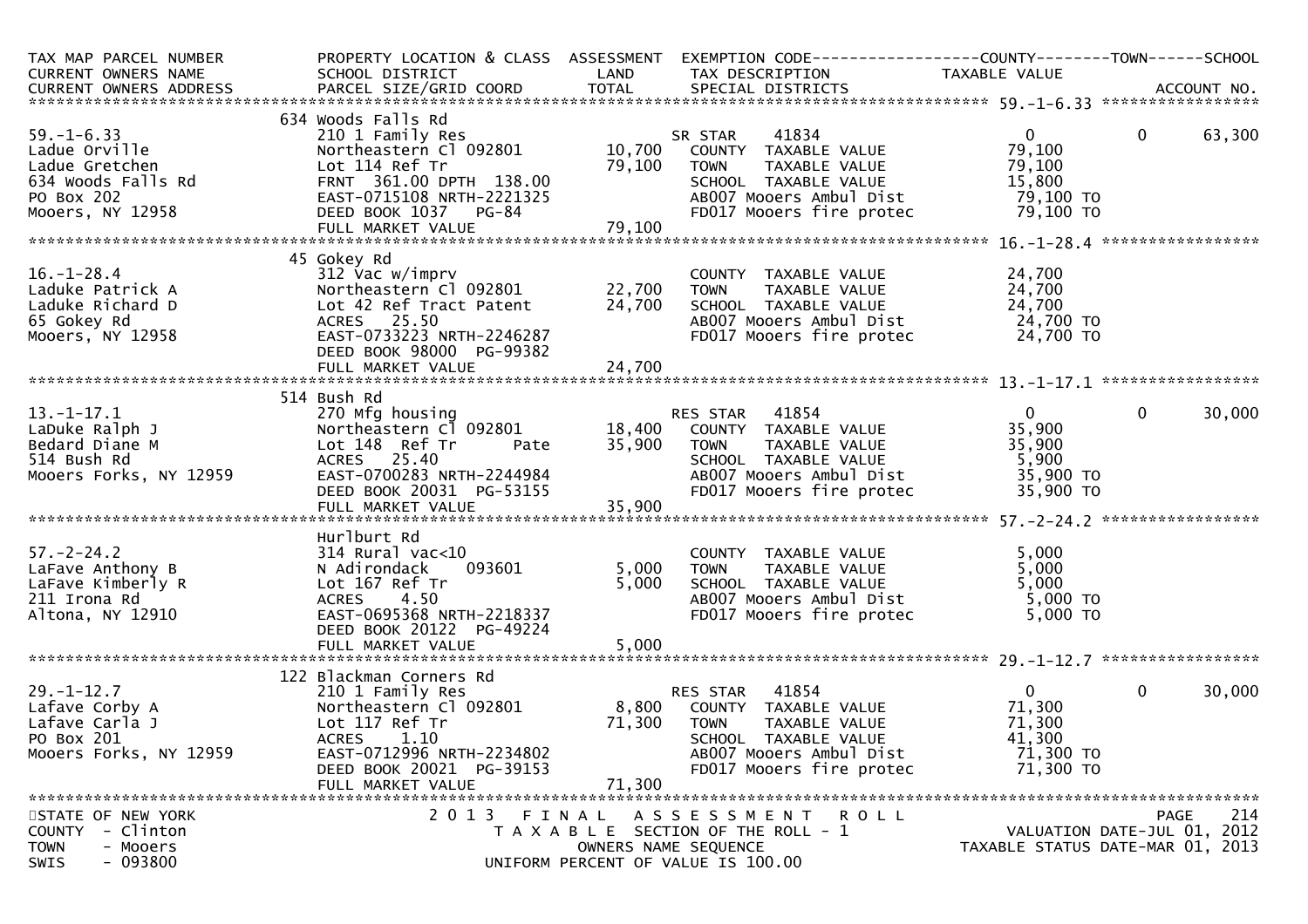| TAX MAP PARCEL NUMBER<br>CURRENT OWNERS NAME<br>CURRENT OWNERS ADDRESS | PROPERTY LOCATION & CLASS<br>SCHOOL DISTRICT<br>PARCEL SIZE/GRID COORD | ASSESSMENT<br>LAND<br>TOTAL | EXEMPTION CODE<br>TAX DESCRIPTION<br>SPECIAL DISTRICTS | COUNTY<br>TAXABLE VALUE | TOWN | SCHOOL<br>ACCOUNT NO. |
|---|---|---|---|---|---|---|
| 59.-1-6.33 | 634 Woods Falls Rd | | | | | |
| 59.-1-6.33 | 210 1 Family Res | | SR STAR 41834 | 0 | 0 | 63,300 |
| Ladue Orville | Northeastern Cl 092801 | 10,700 | COUNTY TAXABLE VALUE | 79,100 | | |
| Ladue Gretchen | Lot 114 Ref Tr | 79,100 | TOWN TAXABLE VALUE | 79,100 | | |
| 634 Woods Falls Rd | FRNT 361.00 DPTH 138.00 | | SCHOOL TAXABLE VALUE | 15,800 | | |
| PO Box 202 | EAST-0715108 NRTH-2221325 | | AB007 Mooers Ambul Dist | 79,100 TO | | |
| Mooers, NY 12958 | DEED BOOK 1037 PG-84 | | FD017 Mooers fire protec | 79,100 TO | | |
| | FULL MARKET VALUE | 79,100 | | | | |
| 16.-1-28.4 | 45 Gokey Rd | | | | | |
| 16.-1-28.4 | 312 Vac w/imprv | | COUNTY TAXABLE VALUE | 24,700 | | |
| Laduke Patrick A | Northeastern Cl 092801 | 22,700 | TOWN TAXABLE VALUE | 24,700 | | |
| Laduke Richard D | Lot 42 Ref Tract Patent | 24,700 | SCHOOL TAXABLE VALUE | 24,700 | | |
| 65 Gokey Rd | ACRES 25.50 | | AB007 Mooers Ambul Dist | 24,700 TO | | |
| Mooers, NY 12958 | EAST-0733223 NRTH-2246287 | | FD017 Mooers fire protec | 24,700 TO | | |
| | DEED BOOK 98000 PG-99382 | | | | | |
| | FULL MARKET VALUE | 24,700 | | | | |
| 13.-1-17.1 | 514 Bush Rd | | | | | |
| 13.-1-17.1 | 270 Mfg housing | | RES STAR 41854 | 0 | 0 | 30,000 |
| LaDuke Ralph J | Northeastern Cl 092801 | 18,400 | COUNTY TAXABLE VALUE | 35,900 | | |
| Bedard Diane M | Lot 148 Ref Tr Pate | 35,900 | TOWN TAXABLE VALUE | 35,900 | | |
| 514 Bush Rd | ACRES 25.40 | | SCHOOL TAXABLE VALUE | 5,900 | | |
| Mooers Forks, NY 12959 | EAST-0700283 NRTH-2244984 | | AB007 Mooers Ambul Dist | 35,900 TO | | |
| | DEED BOOK 20031 PG-53155 | | FD017 Mooers fire protec | 35,900 TO | | |
| | FULL MARKET VALUE | 35,900 | | | | |
| 57.-2-24.2 | Hurlburt Rd | | | | | |
| 57.-2-24.2 | 314 Rural vac<10 | | COUNTY TAXABLE VALUE | 5,000 | | |
| LaFave Anthony B | N Adirondack 093601 | 5,000 | TOWN TAXABLE VALUE | 5,000 | | |
| LaFave Kimberly R | Lot 167 Ref Tr | 5,000 | SCHOOL TAXABLE VALUE | 5,000 | | |
| 211 Irona Rd | ACRES 4.50 | | AB007 Mooers Ambul Dist | 5,000 TO | | |
| Altona, NY 12910 | EAST-0695368 NRTH-2218337 | | FD017 Mooers fire protec | 5,000 TO | | |
| | DEED BOOK 20122 PG-49224 | | | | | |
| | FULL MARKET VALUE | 5,000 | | | | |
| 29.-1-12.7 | 122 Blackman Corners Rd | | | | | |
| 29.-1-12.7 | 210 1 Family Res | | RES STAR 41854 | 0 | 0 | 30,000 |
| Lafave Corby A | Northeastern Cl 092801 | 8,800 | COUNTY TAXABLE VALUE | 71,300 | | |
| Lafave Carla J | Lot 117 Ref Tr | 71,300 | TOWN TAXABLE VALUE | 71,300 | | |
| PO Box 201 | ACRES 1.10 | | SCHOOL TAXABLE VALUE | 41,300 | | |
| Mooers Forks, NY 12959 | EAST-0712996 NRTH-2234802 | | AB007 Mooers Ambul Dist | 71,300 TO | | |
| | DEED BOOK 20021 PG-39153 | | FD017 Mooers fire protec | 71,300 TO | | |
| | FULL MARKET VALUE | 71,300 | | | | |

STATE OF NEW YORK
COUNTY - Clinton
TOWN - Mooers
SWIS - 093800

2013 FINAL ASSESSMENT ROLL
TAXABLE SECTION OF THE ROLL - 1
OWNERS NAME SEQUENCE
UNIFORM PERCENT OF VALUE IS 100.00

PAGE 214
VALUATION DATE-JUL 01, 2012
TAXABLE STATUS DATE-MAR 01, 2013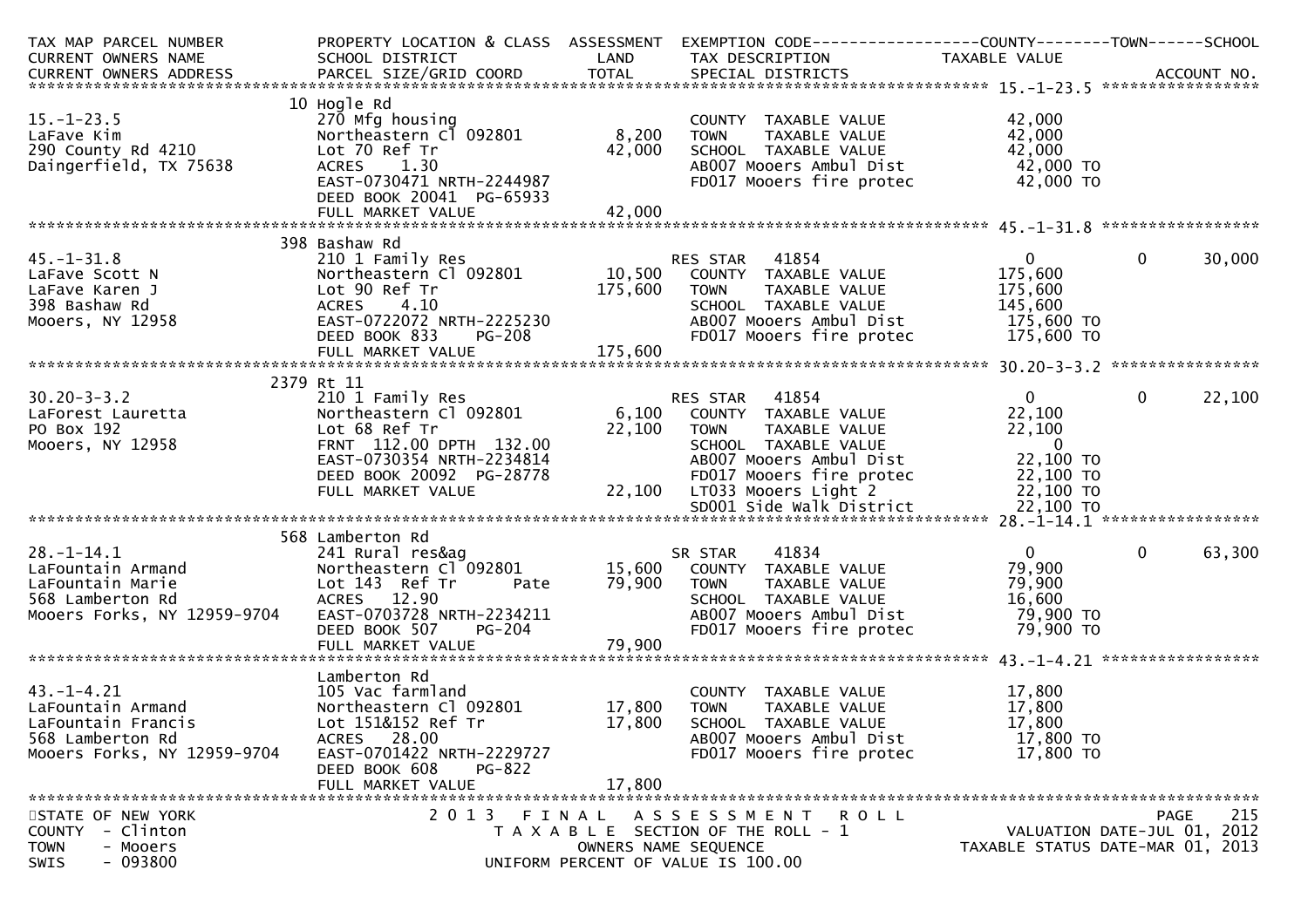```
TAX MAP PARCEL NUMBER          PROPERTY LOCATION & CLASS  ASSESSMENT  EXEMPTION CODE------------------COUNTY--------TOWN------SCHOOL
CURRENT OWNERS NAME            SCHOOL DISTRICT               LAND      TAX DESCRIPTION            TAXABLE VALUE
CURRENT OWNERS ADDRESS         PARCEL SIZE/GRID COORD        TOTAL     SPECIAL DISTRICTS                                  ACCOUNT NO.
****************************************************************************************************** 15.-1-23.5 *****************
                               10 Hogle Rd
15.-1-23.5                     270 Mfg housing                          COUNTY  TAXABLE VALUE          42,000
LaFave Kim                     Northeastern Cl 092801        8,200     TOWN    TAXABLE VALUE          42,000
290 County Rd 4210             Lot 70 Ref Tr                42,000     SCHOOL  TAXABLE VALUE          42,000
Daingerfield, TX 75638         ACRES    1.30                           AB007 Mooers Ambul Dist         42,000 TO
                               EAST-0730471 NRTH-2244987               FD017 Mooers fire protec        42,000 TO
                               DEED BOOK 20041  PG-65933
                               FULL MARKET VALUE            42,000
****************************************************************************************************** 45.-1-31.8 *****************
                               398 Bashaw Rd
45.-1-31.8                     210 1 Family Res                        RES STAR   41854                 0           0       30,000
LaFave Scott N                 Northeastern Cl 092801       10,500     COUNTY  TAXABLE VALUE         175,600
LaFave Karen J                 Lot 90 Ref Tr               175,600     TOWN    TAXABLE VALUE         175,600
398 Bashaw Rd                  ACRES    4.10                           SCHOOL  TAXABLE VALUE         145,600
Mooers, NY 12958               EAST-0722072 NRTH-2225230               AB007 Mooers Ambul Dist        175,600 TO
                               DEED BOOK 833    PG-208                 FD017 Mooers fire protec       175,600 TO
                               FULL MARKET VALUE           175,600
****************************************************************************************************** 30.20-3-3.2 ****************
                               2379 Rt 11
30.20-3-3.2                    210 1 Family Res                        RES STAR   41854                 0           0       22,100
LaForest Lauretta              Northeastern Cl 092801        6,100     COUNTY  TAXABLE VALUE          22,100
PO Box 192                     Lot 68 Ref Tr                22,100     TOWN    TAXABLE VALUE          22,100
Mooers, NY 12958               FRNT 112.00 DPTH 132.00                 SCHOOL  TAXABLE VALUE               0
                               EAST-0730354 NRTH-2234814               AB007 Mooers Ambul Dist         22,100 TO
                               DEED BOOK 20092  PG-28778               FD017 Mooers fire protec        22,100 TO
                               FULL MARKET VALUE            22,100     LT033 Mooers Light 2            22,100 TO
                                                                       SD001 Side Walk District        22,100 TO
****************************************************************************************************** 28.-1-14.1 *****************
                               568 Lamberton Rd
28.-1-14.1                     241 Rural res&ag                        SR STAR    41834                 0           0       63,300
LaFountain Armand              Northeastern Cl 092801       15,600     COUNTY  TAXABLE VALUE          79,900
LaFountain Marie               Lot 143  Ref Tr      Pate    79,900     TOWN    TAXABLE VALUE          79,900
568 Lamberton Rd               ACRES   12.90                           SCHOOL  TAXABLE VALUE          16,600
Mooers Forks, NY 12959-9704    EAST-0703728 NRTH-2234211               AB007 Mooers Ambul Dist         79,900 TO
                               DEED BOOK 507    PG-204                 FD017 Mooers fire protec        79,900 TO
                               FULL MARKET VALUE            79,900
****************************************************************************************************** 43.-1-4.21 *****************
                               Lamberton Rd
43.-1-4.21                     105 Vac farmland                        COUNTY  TAXABLE VALUE          17,800
LaFountain Armand              Northeastern Cl 092801       17,800     TOWN    TAXABLE VALUE          17,800
LaFountain Francis             Lot 151&152 Ref Tr           17,800     SCHOOL  TAXABLE VALUE          17,800
568 Lamberton Rd               ACRES   28.00                           AB007 Mooers Ambul Dist         17,800 TO
Mooers Forks, NY 12959-9704    EAST-0701422 NRTH-2229727               FD017 Mooers fire protec        17,800 TO
                               DEED BOOK 608    PG-822
                               FULL MARKET VALUE            17,800
************************************************************************************************************************************
STATE OF NEW YORK                    2 0 1 3   F I N A L   A S S E S S M E N T   R O L L                                PAGE    215
COUNTY  - Clinton                         T A X A B L E  SECTION OF THE ROLL - 1                        VALUATION DATE-JUL 01, 2012
TOWN    - Mooers                                  OWNERS NAME SEQUENCE                            TAXABLE STATUS DATE-MAR 01, 2013
SWIS    - 093800                           UNIFORM PERCENT OF VALUE IS 100.00
```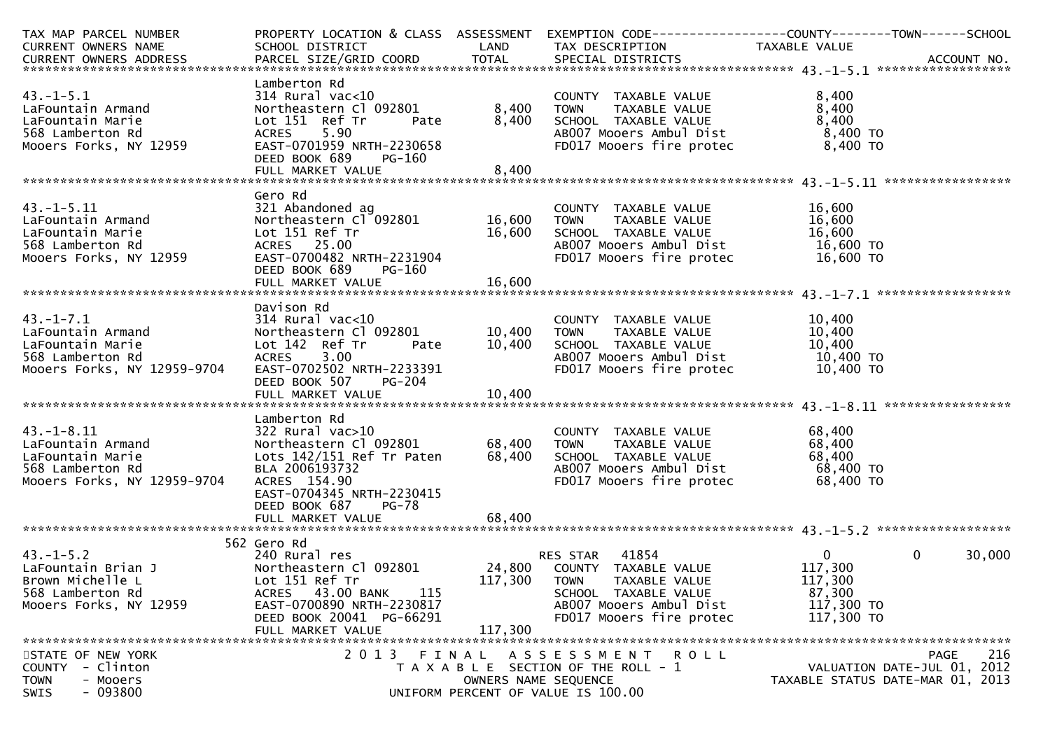| TAX MAP PARCEL NUMBER | PROPERTY LOCATION & CLASS | ASSESSMENT | EXEMPTION CODE------------------COUNTY--------TOWN------SCHOOL | |
|---|---|---|---|---|
| CURRENT OWNERS NAME | SCHOOL DISTRICT | LAND | TAX DESCRIPTION | TAXABLE VALUE |
| CURRENT OWNERS ADDRESS | PARCEL SIZE/GRID COORD | TOTAL | SPECIAL DISTRICTS | ACCOUNT NO. |

******************************************************************************************************* 43.-1-5.1 ******************

| | | | | |
|---|---|---|---|---|
| | Lamberton Rd | | | |
| 43.-1-5.1 | 314 Rural vac<10 | | COUNTY TAXABLE VALUE | 8,400 |
| LaFountain Armand | Northeastern Cl 092801 | 8,400 | TOWN TAXABLE VALUE | 8,400 |
| LaFountain Marie | Lot 151 Ref Tr Pate | 8,400 | SCHOOL TAXABLE VALUE | 8,400 |
| 568 Lamberton Rd | ACRES 5.90 | | AB007 Mooers Ambul Dist | 8,400 TO |
| Mooers Forks, NY 12959 | EAST-0701959 NRTH-2230658 | | FD017 Mooers fire protec | 8,400 TO |
| | DEED BOOK 689 PG-160 | | | |
| | FULL MARKET VALUE | 8,400 | | |

******************************************************************************************************* 43.-1-5.11 *****************

| | | | | |
|---|---|---|---|---|
| | Gero Rd | | | |
| 43.-1-5.11 | 321 Abandoned ag | | COUNTY TAXABLE VALUE | 16,600 |
| LaFountain Armand | Northeastern Cl 092801 | 16,600 | TOWN TAXABLE VALUE | 16,600 |
| LaFountain Marie | Lot 151 Ref Tr | 16,600 | SCHOOL TAXABLE VALUE | 16,600 |
| 568 Lamberton Rd | ACRES 25.00 | | AB007 Mooers Ambul Dist | 16,600 TO |
| Mooers Forks, NY 12959 | EAST-0700482 NRTH-2231904 | | FD017 Mooers fire protec | 16,600 TO |
| | DEED BOOK 689 PG-160 | | | |
| | FULL MARKET VALUE | 16,600 | | |

******************************************************************************************************* 43.-1-7.1 ******************

| | | | | |
|---|---|---|---|---|
| | Davison Rd | | | |
| 43.-1-7.1 | 314 Rural vac<10 | | COUNTY TAXABLE VALUE | 10,400 |
| LaFountain Armand | Northeastern Cl 092801 | 10,400 | TOWN TAXABLE VALUE | 10,400 |
| LaFountain Marie | Lot 142 Ref Tr Pate | 10,400 | SCHOOL TAXABLE VALUE | 10,400 |
| 568 Lamberton Rd | ACRES 3.00 | | AB007 Mooers Ambul Dist | 10,400 TO |
| Mooers Forks, NY 12959-9704 | EAST-0702502 NRTH-2233391 | | FD017 Mooers fire protec | 10,400 TO |
| | DEED BOOK 507 PG-204 | | | |
| | FULL MARKET VALUE | 10,400 | | |

******************************************************************************************************* 43.-1-8.11 *****************

| | | | | |
|---|---|---|---|---|
| | Lamberton Rd | | | |
| 43.-1-8.11 | 322 Rural vac>10 | | COUNTY TAXABLE VALUE | 68,400 |
| LaFountain Armand | Northeastern Cl 092801 | 68,400 | TOWN TAXABLE VALUE | 68,400 |
| LaFountain Marie | Lots 142/151 Ref Tr Paten | 68,400 | SCHOOL TAXABLE VALUE | 68,400 |
| 568 Lamberton Rd | BLA 2006193732 | | AB007 Mooers Ambul Dist | 68,400 TO |
| Mooers Forks, NY 12959-9704 | ACRES 154.90 | | FD017 Mooers fire protec | 68,400 TO |
| | EAST-0704345 NRTH-2230415 | | | |
| | DEED BOOK 687 PG-78 | | | |
| | FULL MARKET VALUE | 68,400 | | |

******************************************************************************************************* 43.-1-5.2 ******************

| | | | | | | |
|---|---|---|---|---|---|---|
| | 562 Gero Rd | | | | | |
| 43.-1-5.2 | 240 Rural res | | RES STAR 41854 | 0 | 0 | 30,000 |
| LaFountain Brian J | Northeastern Cl 092801 | 24,800 | COUNTY TAXABLE VALUE | 117,300 | | |
| Brown Michelle L | Lot 151 Ref Tr | 117,300 | TOWN TAXABLE VALUE | 117,300 | | |
| 568 Lamberton Rd | ACRES 43.00 BANK 115 | | SCHOOL TAXABLE VALUE | 87,300 | | |
| Mooers Forks, NY 12959 | EAST-0700890 NRTH-2230817 | | AB007 Mooers Ambul Dist | 117,300 TO | | |
| | DEED BOOK 20041 PG-66291 | | FD017 Mooers fire protec | 117,300 TO | | |
| | FULL MARKET VALUE | 117,300 | | | | |

*******************************************************************************************************************************************

STATE OF NEW YORK — 2013 FINAL ASSESSMENT ROLL
COUNTY - Clinton — TAXABLE SECTION OF THE ROLL - 1 — VALUATION DATE-JUL 01, 2012
TOWN - Mooers — OWNERS NAME SEQUENCE — TAXABLE STATUS DATE-MAR 01, 2013
SWIS - 093800 — UNIFORM PERCENT OF VALUE IS 100.00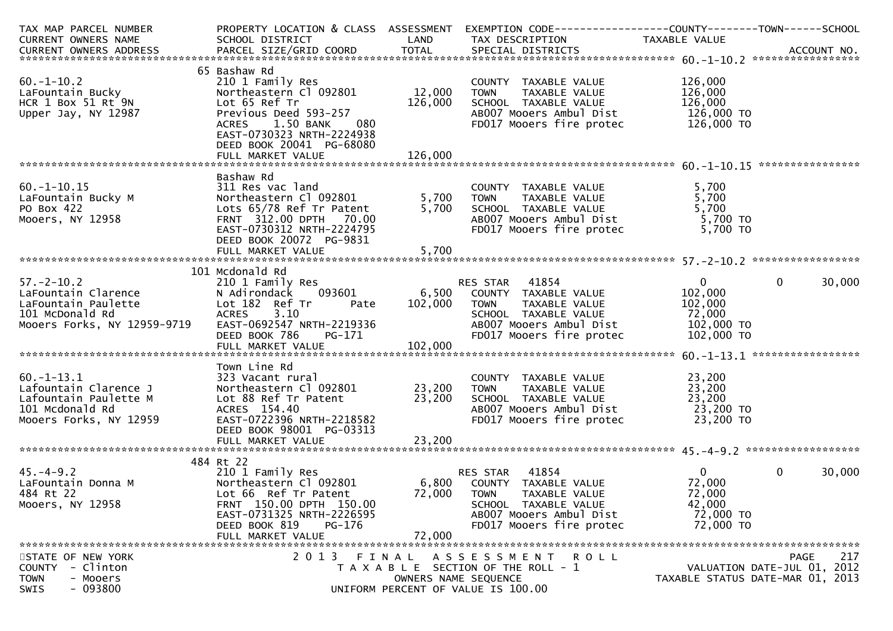| TAX MAP PARCEL NUMBER | PROPERTY LOCATION & CLASS | ASSESSMENT | EXEMPTION CODE------------------COUNTY--------TOWN------SCHOOL | |
|---|---|---|---|---|
| CURRENT OWNERS NAME | SCHOOL DISTRICT | LAND | TAX DESCRIPTION | TAXABLE VALUE |
| CURRENT OWNERS ADDRESS | PARCEL SIZE/GRID COORD | TOTAL | SPECIAL DISTRICTS | ACCOUNT NO. |

******************************************************************************************************* 60.-1-10.2 *****************

| | | | | |
|---|---|---|---|---|
| | 65 Bashaw Rd | | | |
| 60.-1-10.2 | 210 1 Family Res | | COUNTY TAXABLE VALUE | 126,000 |
| LaFountain Bucky | Northeastern Cl 092801 | 12,000 | TOWN TAXABLE VALUE | 126,000 |
| HCR 1 Box 51 Rt 9N | Lot 65 Ref Tr | 126,000 | SCHOOL TAXABLE VALUE | 126,000 |
| Upper Jay, NY 12987 | Previous Deed 593-257 | | AB007 Mooers Ambul Dist | 126,000 TO |
| | ACRES 1.50 BANK 080 | | FD017 Mooers fire protec | 126,000 TO |
| | EAST-0730323 NRTH-2224938 | | | |
| | DEED BOOK 20041 PG-68080 | | | |
| | FULL MARKET VALUE | 126,000 | | |

******************************************************************************************************* 60.-1-10.15 ****************

| | | | | |
|---|---|---|---|---|
| | Bashaw Rd | | | |
| 60.-1-10.15 | 311 Res vac land | | COUNTY TAXABLE VALUE | 5,700 |
| LaFountain Bucky M | Northeastern Cl 092801 | 5,700 | TOWN TAXABLE VALUE | 5,700 |
| PO Box 422 | Lots 65/78 Ref Tr Patent | 5,700 | SCHOOL TAXABLE VALUE | 5,700 |
| Mooers, NY 12958 | FRNT 312.00 DPTH 70.00 | | AB007 Mooers Ambul Dist | 5,700 TO |
| | EAST-0730312 NRTH-2224795 | | FD017 Mooers fire protec | 5,700 TO |
| | DEED BOOK 20072 PG-9831 | | | |
| | FULL MARKET VALUE | 5,700 | | |

******************************************************************************************************* 57.-2-10.2 *****************

| | | | | | | |
|---|---|---|---|---|---|---|
| | 101 Mcdonald Rd | | | | | |
| 57.-2-10.2 | 210 1 Family Res | | RES STAR 41854 | 0 | 0 | 30,000 |
| LaFountain Clarence | N Adirondack 093601 | 6,500 | COUNTY TAXABLE VALUE | 102,000 | | |
| LaFountain Paulette | Lot 182 Ref Tr Pate | 102,000 | TOWN TAXABLE VALUE | 102,000 | | |
| 101 McDonald Rd | ACRES 3.10 | | SCHOOL TAXABLE VALUE | 72,000 | | |
| Mooers Forks, NY 12959-9719 | EAST-0692547 NRTH-2219336 | | AB007 Mooers Ambul Dist | 102,000 TO | | |
| | DEED BOOK 786 PG-171 | | FD017 Mooers fire protec | 102,000 TO | | |
| | FULL MARKET VALUE | 102,000 | | | | |

******************************************************************************************************* 60.-1-13.1 *****************

| | | | | |
|---|---|---|---|---|
| | Town Line Rd | | | |
| 60.-1-13.1 | 323 Vacant rural | | COUNTY TAXABLE VALUE | 23,200 |
| Lafountain Clarence J | Northeastern Cl 092801 | 23,200 | TOWN TAXABLE VALUE | 23,200 |
| Lafountain Paulette M | Lot 88 Ref Tr Patent | 23,200 | SCHOOL TAXABLE VALUE | 23,200 |
| 101 Mcdonald Rd | ACRES 154.40 | | AB007 Mooers Ambul Dist | 23,200 TO |
| Mooers Forks, NY 12959 | EAST-0722396 NRTH-2218582 | | FD017 Mooers fire protec | 23,200 TO |
| | DEED BOOK 98001 PG-03313 | | | |
| | FULL MARKET VALUE | 23,200 | | |

******************************************************************************************************* 45.-4-9.2 ******************

| | | | | | | |
|---|---|---|---|---|---|---|
| | 484 Rt 22 | | | | | |
| 45.-4-9.2 | 210 1 Family Res | | RES STAR 41854 | 0 | 0 | 30,000 |
| LaFountain Donna M | Northeastern Cl 092801 | 6,800 | COUNTY TAXABLE VALUE | 72,000 | | |
| 484 Rt 22 | Lot 66 Ref Tr Patent | 72,000 | TOWN TAXABLE VALUE | 72,000 | | |
| Mooers, NY 12958 | FRNT 150.00 DPTH 150.00 | | SCHOOL TAXABLE VALUE | 42,000 | | |
| | EAST-0731325 NRTH-2226595 | | AB007 Mooers Ambul Dist | 72,000 TO | | |
| | DEED BOOK 819 PG-176 | | FD017 Mooers fire protec | 72,000 TO | | |
| | FULL MARKET VALUE | 72,000 | | | | |

*******************************************************************************************************************************************

STATE OF NEW YORK — 2013 FINAL ASSESSMENT ROLL — PAGE 217
COUNTY - Clinton — TAXABLE SECTION OF THE ROLL - 1 — VALUATION DATE-JUL 01, 2012
TOWN - Mooers — OWNERS NAME SEQUENCE — TAXABLE STATUS DATE-MAR 01, 2013
SWIS - 093800 — UNIFORM PERCENT OF VALUE IS 100.00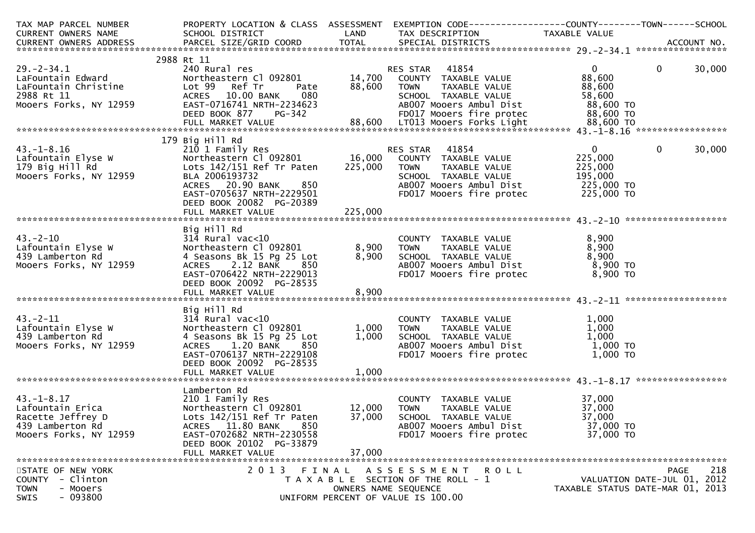| TAX MAP PARCEL NUMBER<br>CURRENT OWNERS NAME<br>CURRENT OWNERS ADDRESS | PROPERTY LOCATION & CLASS<br>SCHOOL DISTRICT<br>PARCEL SIZE/GRID COORD | ASSESSMENT<br>LAND<br>TOTAL | EXEMPTION CODE<br>TAX DESCRIPTION<br>SPECIAL DISTRICTS | COUNTY<br>TAXABLE VALUE | TOWN | SCHOOL<br>ACCOUNT NO. |
|---|---|---|---|---|---|---|
| ******** 29.-2-34.1 ******** | | | | | | |
| | 2988 Rt 11 | | | | | |
| 29.-2-34.1 | 240 Rural res | | RES STAR 41854 | 0 | 0 | 30,000 |
| LaFountain Edward | Northeastern Cl 092801 | 14,700 | COUNTY TAXABLE VALUE | 88,600 | | |
| LaFountain Christine | Lot 99 Ref Tr Pate | 88,600 | TOWN TAXABLE VALUE | 88,600 | | |
| 2988 Rt 11 | ACRES 10.00 BANK 080 | | SCHOOL TAXABLE VALUE | 58,600 | | |
| Mooers Forks, NY 12959 | EAST-0716741 NRTH-2234623 | | AB007 Mooers Ambul Dist | 88,600 TO | | |
| | DEED BOOK 877 PG-342 | | FD017 Mooers fire protec | 88,600 TO | | |
| | FULL MARKET VALUE | 88,600 | LT013 Mooers Forks Light | 88,600 TO | | |
| ******** 43.-1-8.16 ******** | | | | | | |
| | 179 Big Hill Rd | | | | | |
| 43.-1-8.16 | 210 1 Family Res | | RES STAR 41854 | 0 | 0 | 30,000 |
| Lafountain Elyse W | Northeastern Cl 092801 | 16,000 | COUNTY TAXABLE VALUE | 225,000 | | |
| 179 Big Hill Rd | Lots 142/151 Ref Tr Paten | 225,000 | TOWN TAXABLE VALUE | 225,000 | | |
| Mooers Forks, NY 12959 | BLA 2006193732 | | SCHOOL TAXABLE VALUE | 195,000 | | |
| | ACRES 20.90 BANK 850 | | AB007 Mooers Ambul Dist | 225,000 TO | | |
| | EAST-0705637 NRTH-2229501 | | FD017 Mooers fire protec | 225,000 TO | | |
| | DEED BOOK 20082 PG-20389 | | | | | |
| | FULL MARKET VALUE | 225,000 | | | | |
| ******** 43.-2-10 ******** | | | | | | |
| | Big Hill Rd | | | | | |
| 43.-2-10 | 314 Rural vac<10 | | COUNTY TAXABLE VALUE | 8,900 | | |
| Lafountain Elyse W | Northeastern Cl 092801 | 8,900 | TOWN TAXABLE VALUE | 8,900 | | |
| 439 Lamberton Rd | 4 Seasons Bk 15 Pg 25 Lot | 8,900 | SCHOOL TAXABLE VALUE | 8,900 | | |
| Mooers Forks, NY 12959 | ACRES 2.12 BANK 850 | | AB007 Mooers Ambul Dist | 8,900 TO | | |
| | EAST-0706422 NRTH-2229013 | | FD017 Mooers fire protec | 8,900 TO | | |
| | DEED BOOK 20092 PG-28535 | | | | | |
| | FULL MARKET VALUE | 8,900 | | | | |
| ******** 43.-2-11 ******** | | | | | | |
| | Big Hill Rd | | | | | |
| 43.-2-11 | 314 Rural vac<10 | | COUNTY TAXABLE VALUE | 1,000 | | |
| Lafountain Elyse W | Northeastern Cl 092801 | 1,000 | TOWN TAXABLE VALUE | 1,000 | | |
| 439 Lamberton Rd | 4 Seasons Bk 15 Pg 25 Lot | 1,000 | SCHOOL TAXABLE VALUE | 1,000 | | |
| Mooers Forks, NY 12959 | ACRES 1.20 BANK 850 | | AB007 Mooers Ambul Dist | 1,000 TO | | |
| | EAST-0706137 NRTH-2229108 | | FD017 Mooers fire protec | 1,000 TO | | |
| | DEED BOOK 20092 PG-28535 | | | | | |
| | FULL MARKET VALUE | 1,000 | | | | |
| ******** 43.-1-8.17 ******** | | | | | | |
| | Lamberton Rd | | | | | |
| 43.-1-8.17 | 210 1 Family Res | | COUNTY TAXABLE VALUE | 37,000 | | |
| Lafountain Erica | Northeastern Cl 092801 | 12,000 | TOWN TAXABLE VALUE | 37,000 | | |
| Racette Jeffrey D | Lots 142/151 Ref Tr Paten | 37,000 | SCHOOL TAXABLE VALUE | 37,000 | | |
| 439 Lamberton Rd | ACRES 11.80 BANK 850 | | AB007 Mooers Ambul Dist | 37,000 TO | | |
| Mooers Forks, NY 12959 | EAST-0702682 NRTH-2230558 | | FD017 Mooers fire protec | 37,000 TO | | |
| | DEED BOOK 20102 PG-33879 | | | | | |
| | FULL MARKET VALUE | 37,000 | | | | |

STATE OF NEW YORK
COUNTY - Clinton
TOWN - Mooers
SWIS - 093800

2013 FINAL ASSESSMENT ROLL
TAXABLE SECTION OF THE ROLL - 1
OWNERS NAME SEQUENCE
UNIFORM PERCENT OF VALUE IS 100.00

VALUATION DATE-JUL 01, 2012
TAXABLE STATUS DATE-MAR 01, 2013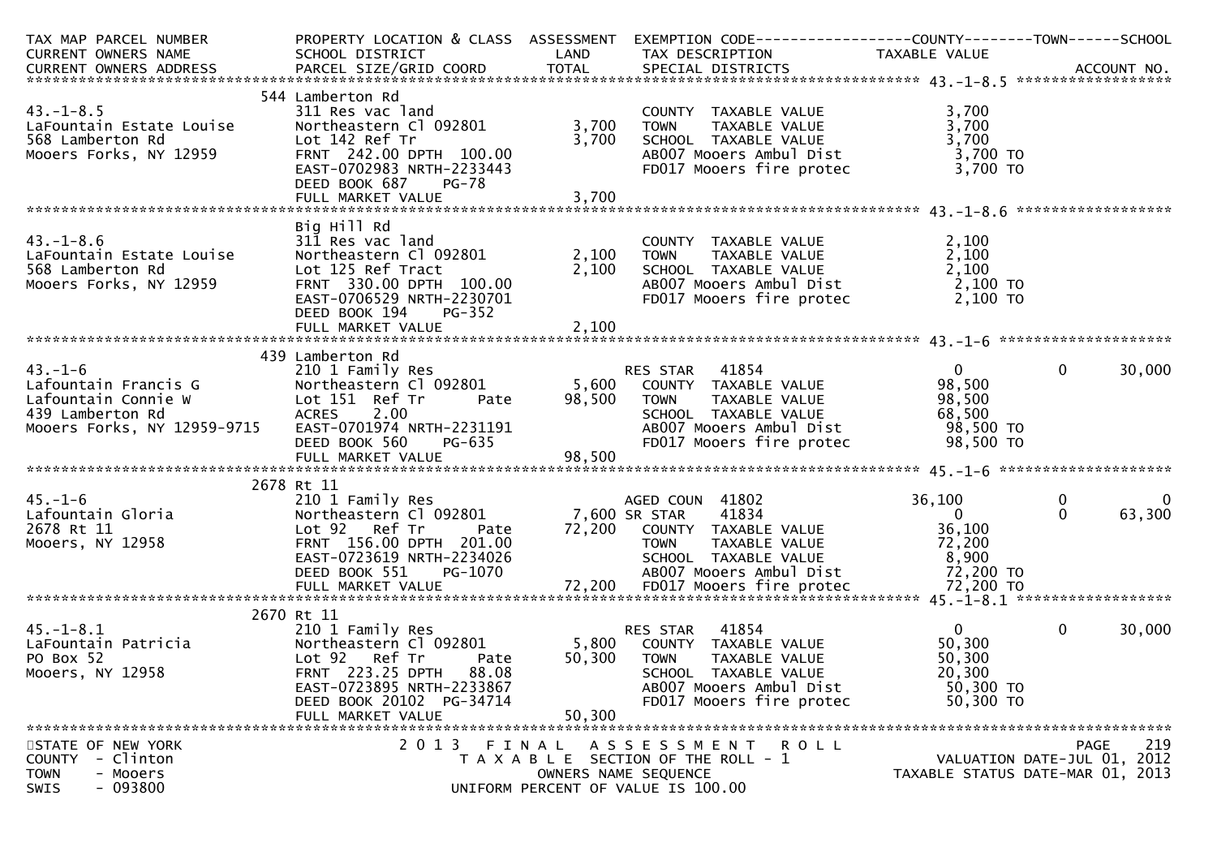| TAX MAP PARCEL NUMBER<br>CURRENT OWNERS NAME<br>CURRENT OWNERS ADDRESS | PROPERTY LOCATION & CLASS<br>SCHOOL DISTRICT<br>PARCEL SIZE/GRID COORD | ASSESSMENT<br>LAND<br>TOTAL | EXEMPTION CODE<br>TAX DESCRIPTION<br>SPECIAL DISTRICTS | COUNTY<br>TAXABLE VALUE | TOWN | SCHOOL<br>ACCOUNT NO. |
|---|---|---|---|---|---|---|
| **43.-1-8.5** | 544 Lamberton Rd | | | | | |
| 43.-1-8.5 | 311 Res vac land | | COUNTY TAXABLE VALUE | 3,700 | | |
| LaFountain Estate Louise | Northeastern Cl 092801 | 3,700 | TOWN TAXABLE VALUE | 3,700 | | |
| 568 Lamberton Rd | Lot 142 Ref Tr | 3,700 | SCHOOL TAXABLE VALUE | 3,700 | | |
| Mooers Forks, NY 12959 | FRNT 242.00 DPTH 100.00 | | AB007 Mooers Ambul Dist | 3,700 TO | | |
| | EAST-0702983 NRTH-2233443 | | FD017 Mooers fire protec | 3,700 TO | | |
| | DEED BOOK 687 PG-78 | | | | | |
| | FULL MARKET VALUE | 3,700 | | | | |
| **43.-1-8.6** | Big Hill Rd | | | | | |
| 43.-1-8.6 | 311 Res vac land | | COUNTY TAXABLE VALUE | 2,100 | | |
| LaFountain Estate Louise | Northeastern Cl 092801 | 2,100 | TOWN TAXABLE VALUE | 2,100 | | |
| 568 Lamberton Rd | Lot 125 Ref Tract | 2,100 | SCHOOL TAXABLE VALUE | 2,100 | | |
| Mooers Forks, NY 12959 | FRNT 330.00 DPTH 100.00 | | AB007 Mooers Ambul Dist | 2,100 TO | | |
| | EAST-0706529 NRTH-2230701 | | FD017 Mooers fire protec | 2,100 TO | | |
| | DEED BOOK 194 PG-352 | | | | | |
| | FULL MARKET VALUE | 2,100 | | | | |
| **43.-1-6** | 439 Lamberton Rd | | | | | |
| 43.-1-6 | 210 1 Family Res | | RES STAR 41854 | 0 | 0 | 30,000 |
| Lafountain Francis G | Northeastern Cl 092801 | 5,600 | COUNTY TAXABLE VALUE | 98,500 | | |
| Lafountain Connie W | Lot 151 Ref Tr Pate | 98,500 | TOWN TAXABLE VALUE | 98,500 | | |
| 439 Lamberton Rd | ACRES 2.00 | | SCHOOL TAXABLE VALUE | 68,500 | | |
| Mooers Forks, NY 12959-9715 | EAST-0701974 NRTH-2231191 | | AB007 Mooers Ambul Dist | 98,500 TO | | |
| | DEED BOOK 560 PG-635 | | FD017 Mooers fire protec | 98,500 TO | | |
| | FULL MARKET VALUE | 98,500 | | | | |
| **45.-1-6** | 2678 Rt 11 | | | | | |
| 45.-1-6 | 210 1 Family Res | | AGED COUN 41802 | 36,100 | 0 | 0 |
| Lafountain Gloria | Northeastern Cl 092801 | 7,600 | SR STAR 41834 | 0 | 0 | 63,300 |
| 2678 Rt 11 | Lot 92 Ref Tr Pate | 72,200 | COUNTY TAXABLE VALUE | 36,100 | | |
| Mooers, NY 12958 | FRNT 156.00 DPTH 201.00 | | TOWN TAXABLE VALUE | 72,200 | | |
| | EAST-0723619 NRTH-2234026 | | SCHOOL TAXABLE VALUE | 8,900 | | |
| | DEED BOOK 551 PG-1070 | | AB007 Mooers Ambul Dist | 72,200 TO | | |
| | FULL MARKET VALUE | 72,200 | FD017 Mooers fire protec | 72,200 TO | | |
| **45.-1-8.1** | 2670 Rt 11 | | | | | |
| 45.-1-8.1 | 210 1 Family Res | | RES STAR 41854 | 0 | 0 | 30,000 |
| LaFountain Patricia | Northeastern Cl 092801 | 5,800 | COUNTY TAXABLE VALUE | 50,300 | | |
| PO Box 52 | Lot 92 Ref Tr Pate | 50,300 | TOWN TAXABLE VALUE | 50,300 | | |
| Mooers, NY 12958 | FRNT 223.25 DPTH 88.08 | | SCHOOL TAXABLE VALUE | 20,300 | | |
| | EAST-0723895 NRTH-2233867 | | AB007 Mooers Ambul Dist | 50,300 TO | | |
| | DEED BOOK 20102 PG-34714 | | FD017 Mooers fire protec | 50,300 TO | | |
| | FULL MARKET VALUE | 50,300 | | | | |

STATE OF NEW YORK
COUNTY - Clinton
TOWN - Mooers
SWIS - 093800

2013 FINAL ASSESSMENT ROLL
TAXABLE SECTION OF THE ROLL - 1
OWNERS NAME SEQUENCE
UNIFORM PERCENT OF VALUE IS 100.00

VALUATION DATE-JUL 01, 2012
TAXABLE STATUS DATE-MAR 01, 2013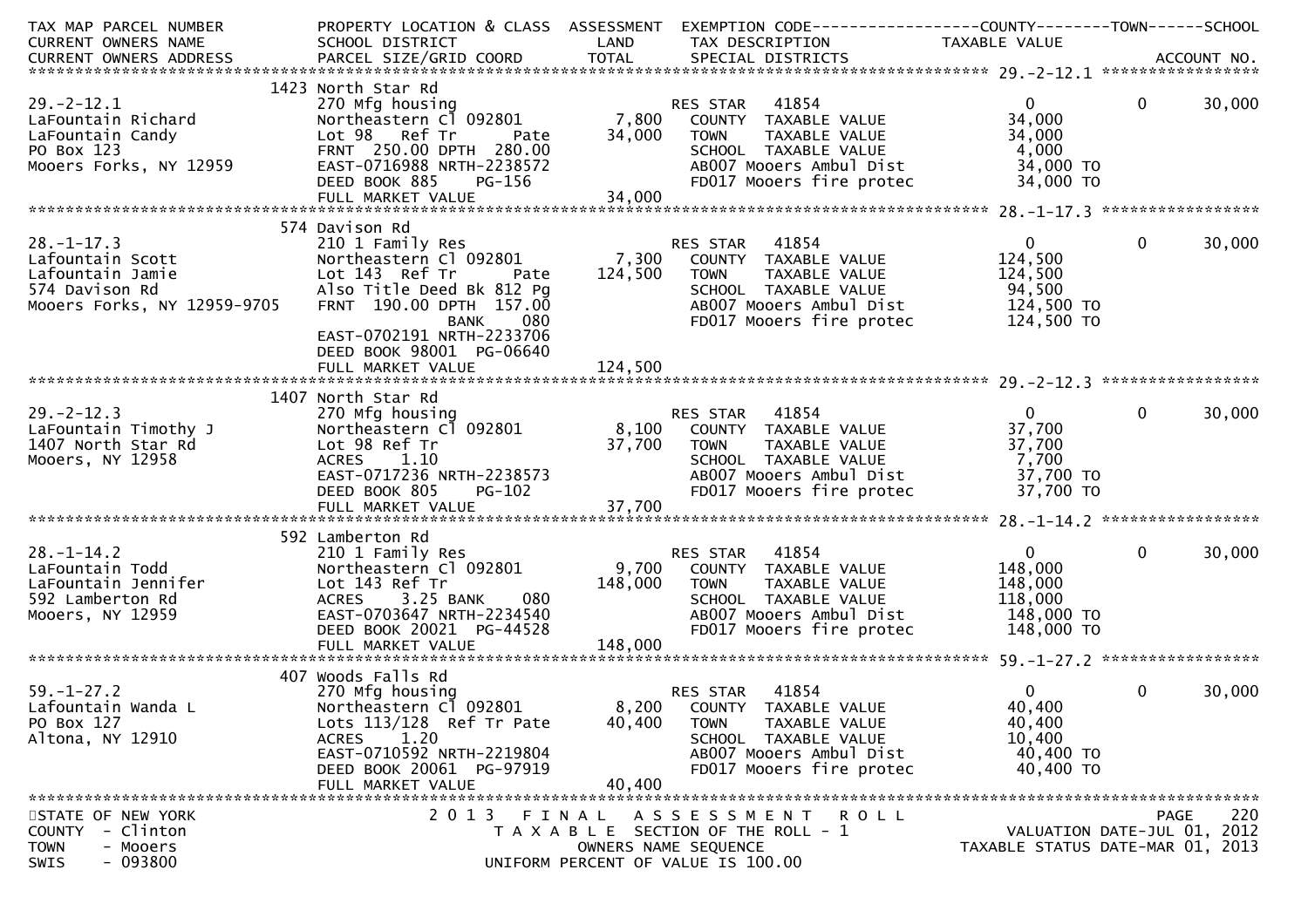```
TAX MAP PARCEL NUMBER          PROPERTY LOCATION & CLASS  ASSESSMENT  EXEMPTION CODE------------------COUNTY--------TOWN------SCHOOL
CURRENT OWNERS NAME            SCHOOL DISTRICT               LAND      TAX DESCRIPTION            TAXABLE VALUE
CURRENT OWNERS ADDRESS         PARCEL SIZE/GRID COORD        TOTAL     SPECIAL DISTRICTS                                      ACCOUNT NO.
******************************************************************************************************* 29.-2-12.1 *****************
                           1423 North Star Rd
29.-2-12.1                     270 Mfg housing                         RES STAR   41854                  0             0       30,000
LaFountain Richard             Northeastern Cl 092801         7,800    COUNTY  TAXABLE VALUE          34,000
LaFountain Candy               Lot 98   Ref Tr      Pate     34,000    TOWN    TAXABLE VALUE          34,000
PO Box 123                     FRNT 250.00 DPTH 280.00                 SCHOOL  TAXABLE VALUE           4,000
Mooers Forks, NY 12959         EAST-0716988 NRTH-2238572               AB007 Mooers Ambul Dist         34,000 TO
                               DEED BOOK 885    PG-156                 FD017 Mooers fire protec        34,000 TO
                               FULL MARKET VALUE             34,000
******************************************************************************************************* 28.-1-17.3 *****************
                            574 Davison Rd
28.-1-17.3                     210 1 Family Res                        RES STAR   41854                  0             0       30,000
Lafountain Scott               Northeastern Cl 092801         7,300    COUNTY  TAXABLE VALUE         124,500
Lafountain Jamie               Lot 143  Ref Tr      Pate    124,500    TOWN    TAXABLE VALUE         124,500
574 Davison Rd                 Also Title Deed Bk 812 Pg               SCHOOL  TAXABLE VALUE          94,500
Mooers Forks, NY 12959-9705    FRNT 190.00 DPTH 157.00                 AB007 Mooers Ambul Dist        124,500 TO
                                            BANK     080               FD017 Mooers fire protec       124,500 TO
                               EAST-0702191 NRTH-2233706
                               DEED BOOK 98001 PG-06640
                               FULL MARKET VALUE            124,500
******************************************************************************************************* 29.-2-12.3 *****************
                           1407 North Star Rd
29.-2-12.3                     270 Mfg housing                         RES STAR   41854                  0             0       30,000
LaFountain Timothy J           Northeastern Cl 092801         8,100    COUNTY  TAXABLE VALUE          37,700
1407 North Star Rd             Lot 98 Ref Tr                 37,700    TOWN    TAXABLE VALUE          37,700
Mooers, NY 12958               ACRES     1.10                          SCHOOL  TAXABLE VALUE           7,700
                               EAST-0717236 NRTH-2238573               AB007 Mooers Ambul Dist         37,700 TO
                               DEED BOOK 805    PG-102                 FD017 Mooers fire protec        37,700 TO
                               FULL MARKET VALUE             37,700
******************************************************************************************************* 28.-1-14.2 *****************
                            592 Lamberton Rd
28.-1-14.2                     210 1 Family Res                        RES STAR   41854                  0             0       30,000
LaFountain Todd                Northeastern Cl 092801         9,700    COUNTY  TAXABLE VALUE         148,000
LaFountain Jennifer            Lot 143 Ref Tr               148,000    TOWN    TAXABLE VALUE         148,000
592 Lamberton Rd               ACRES     3.25 BANK     080             SCHOOL  TAXABLE VALUE         118,000
Mooers, NY 12959               EAST-0703647 NRTH-2234540               AB007 Mooers Ambul Dist        148,000 TO
                               DEED BOOK 20021 PG-44528                FD017 Mooers fire protec       148,000 TO
                               FULL MARKET VALUE            148,000
******************************************************************************************************* 59.-1-27.2 *****************
                            407 Woods Falls Rd
59.-1-27.2                     270 Mfg housing                         RES STAR   41854                  0             0       30,000
Lafountain Wanda L             Northeastern Cl 092801         8,200    COUNTY  TAXABLE VALUE          40,400
PO Box 127                     Lots 113/128  Ref Tr Pate     40,400    TOWN    TAXABLE VALUE          40,400
Altona, NY 12910               ACRES     1.20                          SCHOOL  TAXABLE VALUE          10,400
                               EAST-0710592 NRTH-2219804               AB007 Mooers Ambul Dist         40,400 TO
                               DEED BOOK 20061 PG-97919                FD017 Mooers fire protec        40,400 TO
                               FULL MARKET VALUE             40,400
************************************************************************************************************************************
STATE OF NEW YORK                        2 0 1 3   F I N A L   A S S E S S M E N T   R O L L                                 PAGE   220
COUNTY  - Clinton                           T A X A B L E  SECTION OF THE ROLL - 1                      VALUATION DATE-JUL 01, 2012
TOWN    - Mooers                                 OWNERS NAME SEQUENCE                              TAXABLE STATUS DATE-MAR 01, 2013
SWIS    - 093800                          UNIFORM PERCENT OF VALUE IS 100.00
```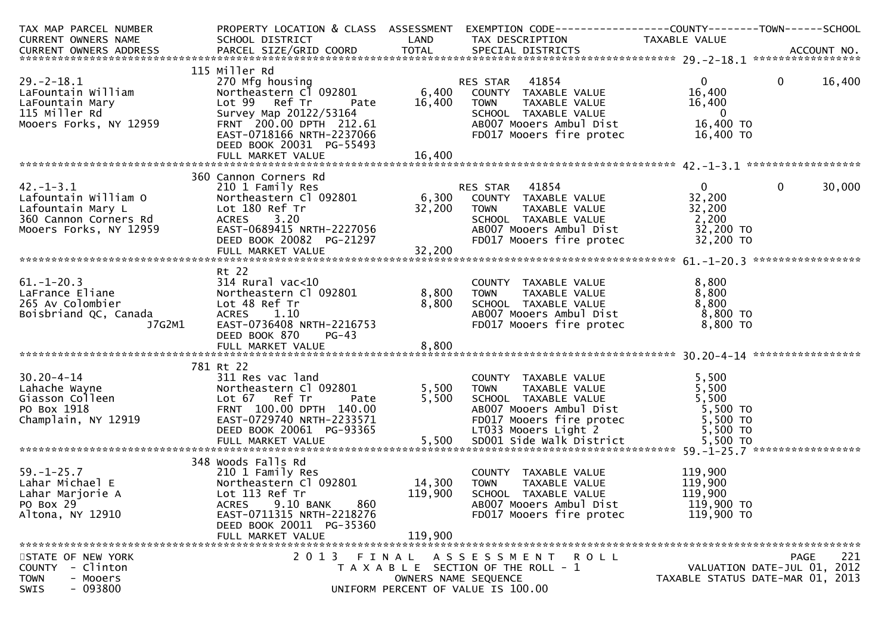```
TAX MAP PARCEL NUMBER          PROPERTY LOCATION & CLASS  ASSESSMENT  EXEMPTION CODE------------------COUNTY--------TOWN------SCHOOL
CURRENT OWNERS NAME            SCHOOL DISTRICT               LAND      TAX DESCRIPTION            TAXABLE VALUE
CURRENT OWNERS ADDRESS         PARCEL SIZE/GRID COORD        TOTAL     SPECIAL DISTRICTS                                    ACCOUNT NO.
******************************************************************************************************* 29.-2-18.1 *****************
                               115 Miller Rd
29.-2-18.1                     270 Mfg housing                          RES STAR   41854                   0           0        16,400
LaFountain William             Northeastern Cl 092801          6,400    COUNTY  TAXABLE VALUE           16,400
LaFountain Mary                Lot 99   Ref Tr        Pate    16,400    TOWN    TAXABLE VALUE           16,400
115 Miller Rd                  Survey Map 20122/53164                   SCHOOL  TAXABLE VALUE                0
Mooers Forks, NY 12959         FRNT  200.00 DPTH  212.61                AB007 Mooers Ambul Dist          16,400 TO
                               EAST-0718166 NRTH-2237066                FD017 Mooers fire protec         16,400 TO
                               DEED BOOK 20031  PG-55493
                               FULL MARKET VALUE              16,400
******************************************************************************************************* 42.-1-3.1 ******************
                               360 Cannon Corners Rd
42.-1-3.1                      210 1 Family Res                         RES STAR   41854                   0           0        30,000
Lafountain William O           Northeastern Cl 092801          6,300    COUNTY  TAXABLE VALUE           32,200
Lafountain Mary L              Lot 180 Ref Tr                 32,200    TOWN    TAXABLE VALUE           32,200
360 Cannon Corners Rd          ACRES     3.20                           SCHOOL  TAXABLE VALUE            2,200
Mooers Forks, NY 12959         EAST-0689415 NRTH-2227056                AB007 Mooers Ambul Dist          32,200 TO
                               DEED BOOK 20082  PG-21297                FD017 Mooers fire protec         32,200 TO
                               FULL MARKET VALUE              32,200
******************************************************************************************************* 61.-1-20.3 *****************
                               Rt 22
61.-1-20.3                     314 Rural vac<10                         COUNTY  TAXABLE VALUE            8,800
LaFrance Eliane                Northeastern Cl 092801          8,800    TOWN    TAXABLE VALUE            8,800
265 Av Colombier               Lot 48 Ref Tr                   8,800    SCHOOL  TAXABLE VALUE            8,800
Boisbriand QC, Canada          ACRES     1.10                           AB007 Mooers Ambul Dist           8,800 TO
                 J7G2M1        EAST-0736408 NRTH-2216753                FD017 Mooers fire protec          8,800 TO
                               DEED BOOK 870     PG-43
                               FULL MARKET VALUE               8,800
******************************************************************************************************* 30.20-4-14 *****************
                               781 Rt 22
30.20-4-14                     311 Res vac land                         COUNTY  TAXABLE VALUE            5,500
Lahache Wayne                  Northeastern Cl 092801          5,500    TOWN    TAXABLE VALUE            5,500
Giasson Colleen                Lot 67   Ref Tr        Pate     5,500    SCHOOL  TAXABLE VALUE            5,500
PO Box 1918                    FRNT  100.00 DPTH  140.00                AB007 Mooers Ambul Dist           5,500 TO
Champlain, NY 12919            EAST-0729740 NRTH-2233571                FD017 Mooers fire protec          5,500 TO
                               DEED BOOK 20061  PG-93365                LT033 Mooers Light 2              5,500 TO
                               FULL MARKET VALUE               5,500    SD001 Side walk District          5,500 TO
******************************************************************************************************* 59.-1-25.7 *****************
                               348 Woods Falls Rd
59.-1-25.7                     210 1 Family Res                         COUNTY  TAXABLE VALUE          119,900
Lahar Michael E                Northeastern Cl 092801         14,300    TOWN    TAXABLE VALUE          119,900
Lahar Marjorie A               Lot 113 Ref Tr                119,900    SCHOOL  TAXABLE VALUE          119,900
PO Box 29                      ACRES     9.10 BANK     860              AB007 Mooers Ambul Dist         119,900 TO
Altona, NY 12910               EAST-0711315 NRTH-2218276                FD017 Mooers fire protec        119,900 TO
                               DEED BOOK 20011  PG-35360
                               FULL MARKET VALUE             119,900
************************************************************************************************************************************
STATE OF NEW YORK                   2 0 1 3   F I N A L   A S S E S S M E N T   R O L L                                  PAGE   221
COUNTY  - Clinton                          T A X A B L E  SECTION OF THE ROLL - 1                     VALUATION DATE-JUL 01, 2012
TOWN    - Mooers                                  OWNERS NAME SEQUENCE                            TAXABLE STATUS DATE-MAR 01, 2013
SWIS    - 093800                           UNIFORM PERCENT OF VALUE IS 100.00
```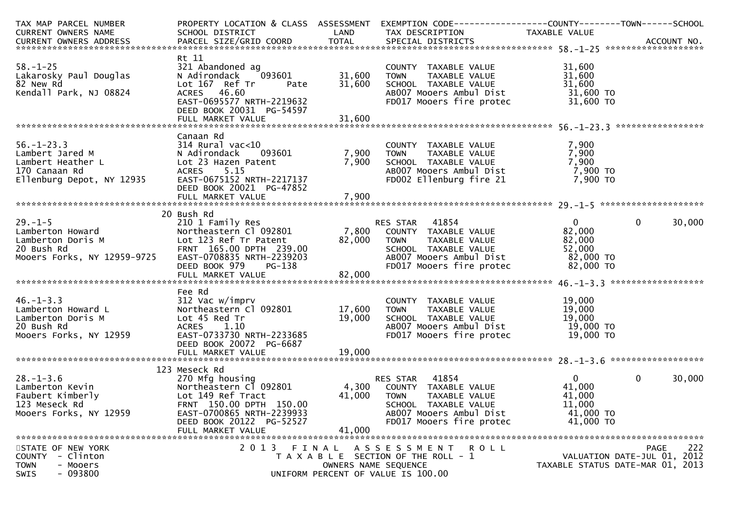| TAX MAP PARCEL NUMBER<br>CURRENT OWNERS NAME<br>CURRENT OWNERS ADDRESS | PROPERTY LOCATION & CLASS<br>SCHOOL DISTRICT<br>PARCEL SIZE/GRID COORD | ASSESSMENT<br>LAND<br>TOTAL | EXEMPTION CODE<br>TAX DESCRIPTION<br>SPECIAL DISTRICTS | COUNTY<br>TAXABLE VALUE | TOWN | SCHOOL<br>ACCOUNT NO. |
|---|---|---|---|---|---|---|
| **58.-1-25** | Rt 11 | | | | | |
| 58.-1-25 | 321 Abandoned ag | | COUNTY TAXABLE VALUE | 31,600 | | |
| Lakarosky Paul Douglas | N Adirondack 093601 | 31,600 | TOWN TAXABLE VALUE | 31,600 | | |
| 82 New Rd | Lot 167 Ref Tr Pate | 31,600 | SCHOOL TAXABLE VALUE | 31,600 | | |
| Kendall Park, NJ 08824 | ACRES 46.60 | | AB007 Mooers Ambul Dist | 31,600 TO | | |
| | EAST-0695577 NRTH-2219632 | | FD017 Mooers fire protec | 31,600 TO | | |
| | DEED BOOK 20031 PG-54597 | | | | | |
| | FULL MARKET VALUE | 31,600 | | | | |
| **56.-1-23.3** | Canaan Rd | | | | | |
| 56.-1-23.3 | 314 Rural vac<10 | | COUNTY TAXABLE VALUE | 7,900 | | |
| Lambert Jared M | N Adirondack 093601 | 7,900 | TOWN TAXABLE VALUE | 7,900 | | |
| Lambert Heather L | Lot 23 Hazen Patent | 7,900 | SCHOOL TAXABLE VALUE | 7,900 | | |
| 170 Canaan Rd | ACRES 5.15 | | AB007 Mooers Ambul Dist | 7,900 TO | | |
| Ellenburg Depot, NY 12935 | EAST-0675152 NRTH-2217137 | | FD002 Ellenburg fire 21 | 7,900 TO | | |
| | DEED BOOK 20021 PG-47852 | | | | | |
| | FULL MARKET VALUE | 7,900 | | | | |
| **29.-1-5** | 20 Bush Rd | | | | | |
| 29.-1-5 | 210 1 Family Res | | RES STAR 41854 | 0 | 0 | 30,000 |
| Lamberton Howard | Northeastern Cl 092801 | 7,800 | COUNTY TAXABLE VALUE | 82,000 | | |
| Lamberton Doris M | Lot 123 Ref Tr Patent | 82,000 | TOWN TAXABLE VALUE | 82,000 | | |
| 20 Bush Rd | FRNT 165.00 DPTH 239.00 | | SCHOOL TAXABLE VALUE | 52,000 | | |
| Mooers Forks, NY 12959-9725 | EAST-0708835 NRTH-2239203 | | AB007 Mooers Ambul Dist | 82,000 TO | | |
| | DEED BOOK 979 PG-138 | | FD017 Mooers fire protec | 82,000 TO | | |
| | FULL MARKET VALUE | 82,000 | | | | |
| **46.-1-3.3** | Fee Rd | | | | | |
| 46.-1-3.3 | 312 Vac w/imprv | | COUNTY TAXABLE VALUE | 19,000 | | |
| Lamberton Howard L | Northeastern Cl 092801 | 17,600 | TOWN TAXABLE VALUE | 19,000 | | |
| Lamberton Doris M | Lot 45 Red Tr | 19,000 | SCHOOL TAXABLE VALUE | 19,000 | | |
| 20 Bush Rd | ACRES 1.10 | | AB007 Mooers Ambul Dist | 19,000 TO | | |
| Mooers Forks, NY 12959 | EAST-0733730 NRTH-2233685 | | FD017 Mooers fire protec | 19,000 TO | | |
| | DEED BOOK 20072 PG-6687 | | | | | |
| | FULL MARKET VALUE | 19,000 | | | | |
| **28.-1-3.6** | 123 Meseck Rd | | | | | |
| 28.-1-3.6 | 270 Mfg housing | | RES STAR 41854 | 0 | 0 | 30,000 |
| Lamberton Kevin | Northeastern Cl 092801 | 4,300 | COUNTY TAXABLE VALUE | 41,000 | | |
| Faubert Kimberly | Lot 149 Ref Tract | 41,000 | TOWN TAXABLE VALUE | 41,000 | | |
| 123 Meseck Rd | FRNT 150.00 DPTH 150.00 | | SCHOOL TAXABLE VALUE | 11,000 | | |
| Mooers Forks, NY 12959 | EAST-0700865 NRTH-2239933 | | AB007 Mooers Ambul Dist | 41,000 TO | | |
| | DEED BOOK 20122 PG-52527 | | FD017 Mooers fire protec | 41,000 TO | | |
| | FULL MARKET VALUE | 41,000 | | | | |

STATE OF NEW YORK
COUNTY - Clinton
TOWN - Mooers
SWIS - 093800

2 0 1 3 F I N A L A S S E S S M E N T R O L L
T A X A B L E SECTION OF THE ROLL - 1
OWNERS NAME SEQUENCE
UNIFORM PERCENT OF VALUE IS 100.00

VALUATION DATE-JUL 01, 2012
TAXABLE STATUS DATE-MAR 01, 2013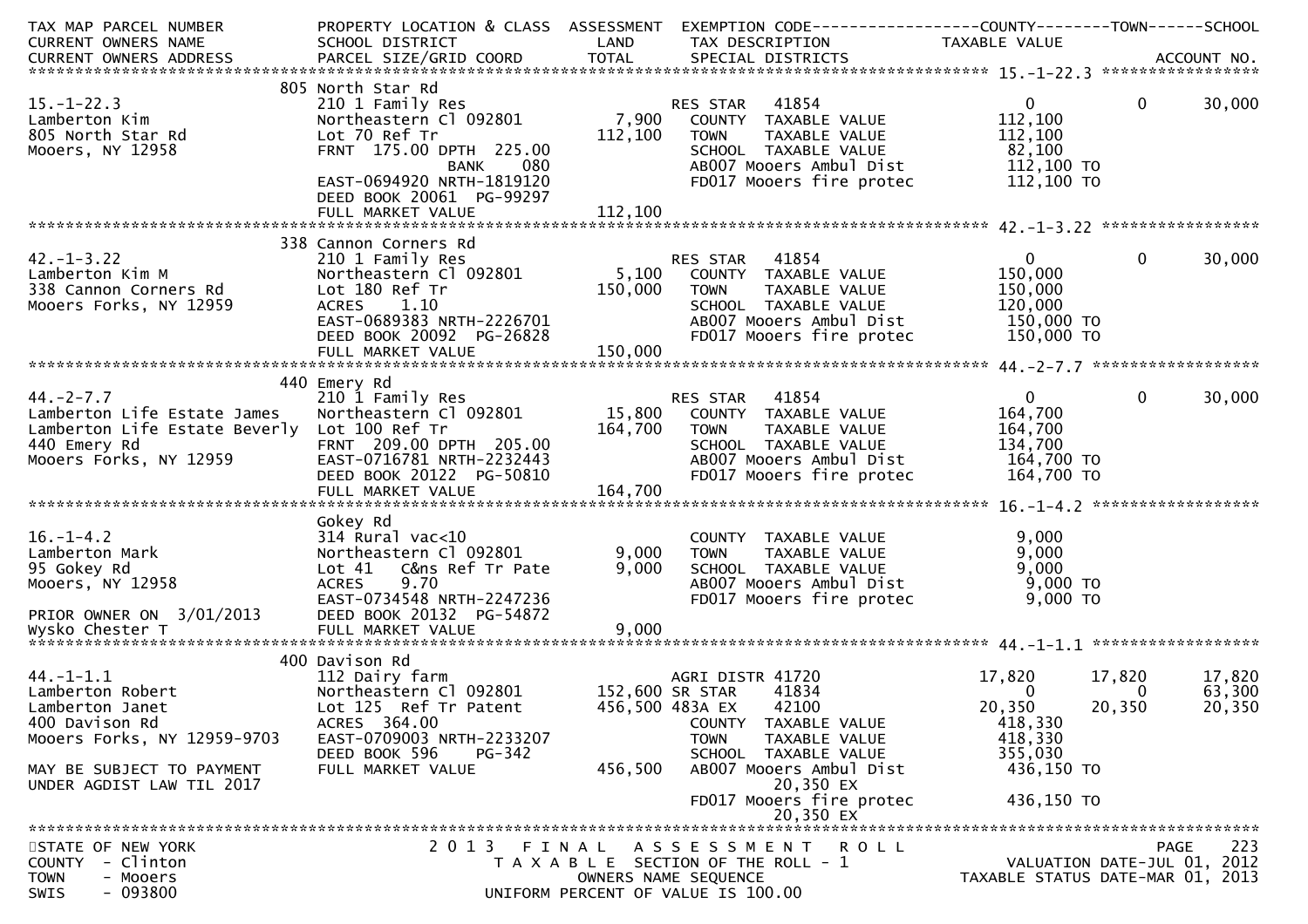| TAX MAP PARCEL NUMBER<br>CURRENT OWNERS NAME<br>CURRENT OWNERS ADDRESS | PROPERTY LOCATION & CLASS<br>SCHOOL DISTRICT<br>PARCEL SIZE/GRID COORD | ASSESSMENT<br>LAND<br>TOTAL | EXEMPTION CODE<br>TAX DESCRIPTION<br>SPECIAL DISTRICTS | COUNTY<br>TAXABLE VALUE | TOWN | SCHOOL<br>ACCOUNT NO. |
|---|---|---|---|---|---|---|
| **15.-1-22.3** | 805 North Star Rd | | | | | |
| 15.-1-22.3 | 210 1 Family Res | | RES STAR 41854 | 0 | 0 | 30,000 |
| Lamberton Kim | Northeastern Cl 092801 | 7,900 | COUNTY TAXABLE VALUE | 112,100 | | |
| 805 North Star Rd | Lot 70 Ref Tr | 112,100 | TOWN TAXABLE VALUE | 112,100 | | |
| Mooers, NY 12958 | FRNT 175.00 DPTH 225.00 | | SCHOOL TAXABLE VALUE | 82,100 | | |
| | BANK 080 | | AB007 Mooers Ambul Dist | 112,100 TO | | |
| | EAST-0694920 NRTH-1819120 | | FD017 Mooers fire protec | 112,100 TO | | |
| | DEED BOOK 20061 PG-99297 | | | | | |
| | FULL MARKET VALUE | 112,100 | | | | |
| **42.-1-3.22** | 338 Cannon Corners Rd | | | | | |
| 42.-1-3.22 | 210 1 Family Res | | RES STAR 41854 | 0 | 0 | 30,000 |
| Lamberton Kim M | Northeastern Cl 092801 | 5,100 | COUNTY TAXABLE VALUE | 150,000 | | |
| 338 Cannon Corners Rd | Lot 180 Ref Tr | 150,000 | TOWN TAXABLE VALUE | 150,000 | | |
| Mooers Forks, NY 12959 | ACRES 1.10 | | SCHOOL TAXABLE VALUE | 120,000 | | |
| | EAST-0689383 NRTH-2226701 | | AB007 Mooers Ambul Dist | 150,000 TO | | |
| | DEED BOOK 20092 PG-26828 | | FD017 Mooers fire protec | 150,000 TO | | |
| | FULL MARKET VALUE | 150,000 | | | | |
| **44.-2-7.7** | 440 Emery Rd | | | | | |
| 44.-2-7.7 | 210 1 Family Res | | RES STAR 41854 | 0 | 0 | 30,000 |
| Lamberton Life Estate James | Northeastern Cl 092801 | 15,800 | COUNTY TAXABLE VALUE | 164,700 | | |
| Lamberton Life Estate Beverly | Lot 100 Ref Tr | 164,700 | TOWN TAXABLE VALUE | 164,700 | | |
| 440 Emery Rd | FRNT 209.00 DPTH 205.00 | | SCHOOL TAXABLE VALUE | 134,700 | | |
| Mooers Forks, NY 12959 | EAST-0716781 NRTH-2232443 | | AB007 Mooers Ambul Dist | 164,700 TO | | |
| | DEED BOOK 20122 PG-50810 | | FD017 Mooers fire protec | 164,700 TO | | |
| | FULL MARKET VALUE | 164,700 | | | | |
| **16.-1-4.2** | Gokey Rd | | | | | |
| 16.-1-4.2 | 314 Rural vac<10 | | COUNTY TAXABLE VALUE | 9,000 | | |
| Lamberton Mark | Northeastern Cl 092801 | 9,000 | TOWN TAXABLE VALUE | 9,000 | | |
| 95 Gokey Rd | Lot 41 C&ns Ref Tr Pate | 9,000 | SCHOOL TAXABLE VALUE | 9,000 | | |
| Mooers, NY 12958 | ACRES 9.70 | | AB007 Mooers Ambul Dist | 9,000 TO | | |
| | EAST-0734548 NRTH-2247236 | | FD017 Mooers fire protec | 9,000 TO | | |
| PRIOR OWNER ON 3/01/2013 | DEED BOOK 20132 PG-54872 | | | | | |
| Wysko Chester T | FULL MARKET VALUE | 9,000 | | | | |
| **44.-1-1.1** | 400 Davison Rd | | | | | |
| 44.-1-1.1 | 112 Dairy farm | | AGRI DISTR 41720 | 17,820 | 17,820 | 17,820 |
| Lamberton Robert | Northeastern Cl 092801 | 152,600 | SR STAR 41834 | 0 | 0 | 63,300 |
| Lamberton Janet | Lot 125 Ref Tr Patent | 456,500 | 483A EX 42100 | 20,350 | 20,350 | 20,350 |
| 400 Davison Rd | ACRES 364.00 | | COUNTY TAXABLE VALUE | 418,330 | | |
| Mooers Forks, NY 12959-9703 | EAST-0709003 NRTH-2233207 | | TOWN TAXABLE VALUE | 418,330 | | |
| | DEED BOOK 596 PG-342 | | SCHOOL TAXABLE VALUE | 355,030 | | |
| MAY BE SUBJECT TO PAYMENT | FULL MARKET VALUE | 456,500 | AB007 Mooers Ambul Dist | 436,150 TO | | |
| UNDER AGDIST LAW TIL 2017 | | | 20,350 EX | | | |
| | | | FD017 Mooers fire protec | 436,150 TO | | |
| | | | 20,350 EX | | | |

STATE OF NEW YORK
COUNTY - Clinton
TOWN - Mooers
SWIS - 093800

2013 FINAL ASSESSMENT ROLL
TAXABLE SECTION OF THE ROLL - 1
OWNERS NAME SEQUENCE
UNIFORM PERCENT OF VALUE IS 100.00

VALUATION DATE-JUL 01, 2012
TAXABLE STATUS DATE-MAR 01, 2013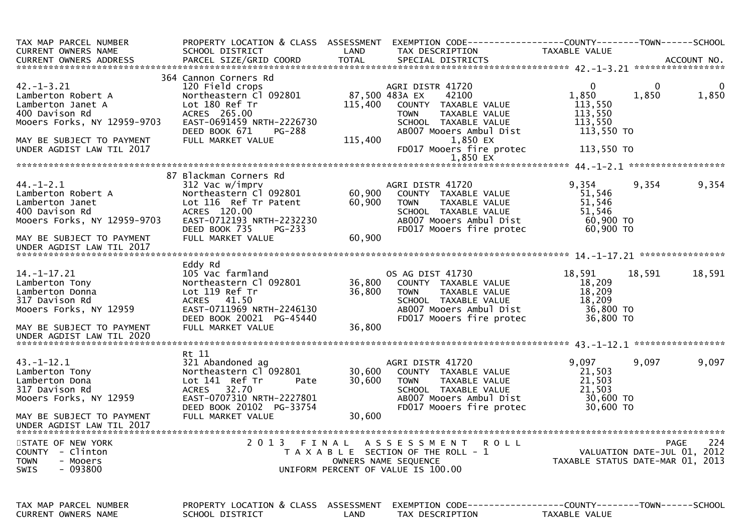| TAX MAP PARCEL NUMBER<br>CURRENT OWNERS NAME<br>CURRENT OWNERS ADDRESS | PROPERTY LOCATION & CLASS<br>SCHOOL DISTRICT<br>PARCEL SIZE/GRID COORD | ASSESSMENT<br>LAND<br>TOTAL | EXEMPTION CODE<br>TAX DESCRIPTION<br>SPECIAL DISTRICTS | COUNTY<br>TAXABLE VALUE | TOWN | SCHOOL<br>ACCOUNT NO. |
|---|---|---|---|---|---|---|
| **42.-1-3.21** | 364 Cannon Corners Rd | | | | | |
| 42.-1-3.21 | 120 Field crops | | AGRI DISTR 41720 | 0 | 0 | 0 |
| Lamberton Robert A | Northeastern Cl 092801 | 87,500 | 483A EX 42100 | 1,850 | 1,850 | 1,850 |
| Lamberton Janet A | Lot 180 Ref Tr | 115,400 | COUNTY TAXABLE VALUE | 113,550 | | |
| 400 Davison Rd | ACRES 265.00 | | TOWN TAXABLE VALUE | 113,550 | | |
| Mooers Forks, NY 12959-9703 | EAST-0691459 NRTH-2226730 | | SCHOOL TAXABLE VALUE | 113,550 | | |
| | DEED BOOK 671 PG-288 | | AB007 Mooers Ambul Dist | 113,550 TO | | |
| MAY BE SUBJECT TO PAYMENT | FULL MARKET VALUE | 115,400 | 1,850 EX | | | |
| UNDER AGDIST LAW TIL 2017 | | | FD017 Mooers fire protec | 113,550 TO | | |
| | | | 1,850 EX | | | |
| **44.-1-2.1** | 87 Blackman Corners Rd | | | | | |
| 44.-1-2.1 | 312 Vac w/imprv | | AGRI DISTR 41720 | 9,354 | 9,354 | 9,354 |
| Lamberton Robert A | Northeastern Cl 092801 | 60,900 | COUNTY TAXABLE VALUE | 51,546 | | |
| Lamberton Janet | Lot 116 Ref Tr Patent | 60,900 | TOWN TAXABLE VALUE | 51,546 | | |
| 400 Davison Rd | ACRES 120.00 | | SCHOOL TAXABLE VALUE | 51,546 | | |
| Mooers Forks, NY 12959-9703 | EAST-0712193 NRTH-2232230 | | AB007 Mooers Ambul Dist | 60,900 TO | | |
| | DEED BOOK 735 PG-233 | | FD017 Mooers fire protec | 60,900 TO | | |
| MAY BE SUBJECT TO PAYMENT | FULL MARKET VALUE | 60,900 | | | | |
| UNDER AGDIST LAW TIL 2017 | | | | | | |
| **14.-1-17.21** | Eddy Rd | | | | | |
| 14.-1-17.21 | 105 Vac farmland | | OS AG DIST 41730 | 18,591 | 18,591 | 18,591 |
| Lamberton Tony | Northeastern Cl 092801 | 36,800 | COUNTY TAXABLE VALUE | 18,209 | | |
| Lamberton Donna | Lot 119 Ref Tr | 36,800 | TOWN TAXABLE VALUE | 18,209 | | |
| 317 Davison Rd | ACRES 41.50 | | SCHOOL TAXABLE VALUE | 18,209 | | |
| Mooers Forks, NY 12959 | EAST-0711969 NRTH-2246130 | | AB007 Mooers Ambul Dist | 36,800 TO | | |
| | DEED BOOK 20021 PG-45440 | | FD017 Mooers fire protec | 36,800 TO | | |
| MAY BE SUBJECT TO PAYMENT | FULL MARKET VALUE | 36,800 | | | | |
| UNDER AGDIST LAW TIL 2020 | | | | | | |
| **43.-1-12.1** | Rt 11 | | | | | |
| 43.-1-12.1 | 321 Abandoned ag | | AGRI DISTR 41720 | 9,097 | 9,097 | 9,097 |
| Lamberton Tony | Northeastern Cl 092801 | 30,600 | COUNTY TAXABLE VALUE | 21,503 | | |
| Lamberton Dona | Lot 141 Ref Tr Pate | 30,600 | TOWN TAXABLE VALUE | 21,503 | | |
| 317 Davison Rd | ACRES 32.70 | | SCHOOL TAXABLE VALUE | 21,503 | | |
| Mooers Forks, NY 12959 | EAST-0707310 NRTH-2227801 | | AB007 Mooers Ambul Dist | 30,600 TO | | |
| | DEED BOOK 20102 PG-33754 | | FD017 Mooers fire protec | 30,600 TO | | |
| MAY BE SUBJECT TO PAYMENT | FULL MARKET VALUE | 30,600 | | | | |
| UNDER AGDIST LAW TIL 2017 | | | | | | |

STATE OF NEW YORK
COUNTY - Clinton
TOWN - Mooers
SWIS - 093800

2013 FINAL ASSESSMENT ROLL
TAXABLE SECTION OF THE ROLL - 1
OWNERS NAME SEQUENCE
UNIFORM PERCENT OF VALUE IS 100.00

VALUATION DATE-JUL 01, 2012
TAXABLE STATUS DATE-MAR 01, 2013

| TAX MAP PARCEL NUMBER<br>CURRENT OWNERS NAME | PROPERTY LOCATION & CLASS<br>SCHOOL DISTRICT | ASSESSMENT<br>LAND | EXEMPTION CODE<br>TAX DESCRIPTION | COUNTY<br>TAXABLE VALUE | TOWN | SCHOOL |
|---|---|---|---|---|---|---|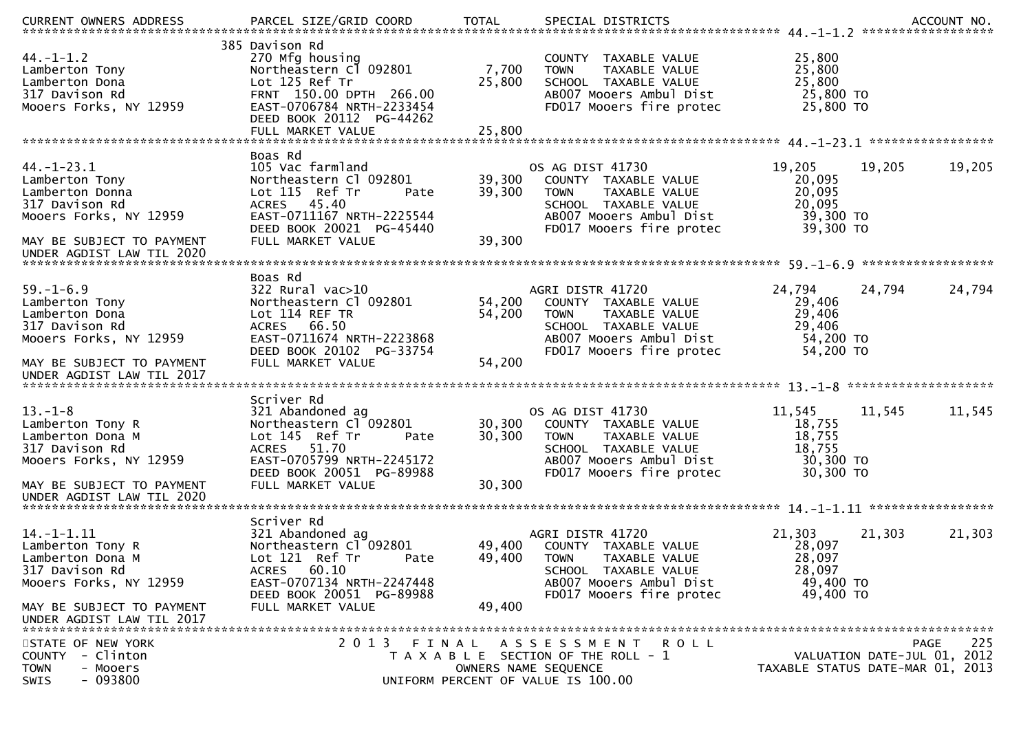| CURRENT OWNERS ADDRESS | PARCEL SIZE/GRID COORD | TOTAL | SPECIAL DISTRICTS | | | ACCOUNT NO. |
|---|---|---|---|---|---|---|
| **44.-1-1.2** | 385 Davison Rd | | | | | |
| 44.-1-1.2 | 270 Mfg housing | | COUNTY TAXABLE VALUE | 25,800 | | |
| Lamberton Tony | Northeastern Cl 092801 | 7,700 | TOWN TAXABLE VALUE | 25,800 | | |
| Lamberton Dona | Lot 125 Ref Tr | 25,800 | SCHOOL TAXABLE VALUE | 25,800 | | |
| 317 Davison Rd | FRNT 150.00 DPTH 266.00 | | AB007 Mooers Ambul Dist | 25,800 TO | | |
| Mooers Forks, NY 12959 | EAST-0706784 NRTH-2233454 | | FD017 Mooers fire protec | 25,800 TO | | |
| | DEED BOOK 20112 PG-44262 | | | | | |
| | FULL MARKET VALUE | 25,800 | | | | |
| **44.-1-23.1** | Boas Rd | | | | | |
| 44.-1-23.1 | 105 Vac farmland | | OS AG DIST 41730 | 19,205 | 19,205 | 19,205 |
| Lamberton Tony | Northeastern Cl 092801 | 39,300 | COUNTY TAXABLE VALUE | 20,095 | | |
| Lamberton Donna | Lot 115 Ref Tr Pate | 39,300 | TOWN TAXABLE VALUE | 20,095 | | |
| 317 Davison Rd | ACRES 45.40 | | SCHOOL TAXABLE VALUE | 20,095 | | |
| Mooers Forks, NY 12959 | EAST-0711167 NRTH-2225544 | | AB007 Mooers Ambul Dist | 39,300 TO | | |
| | DEED BOOK 20021 PG-45440 | | FD017 Mooers fire protec | 39,300 TO | | |
| MAY BE SUBJECT TO PAYMENT UNDER AGDIST LAW TIL 2020 | FULL MARKET VALUE | 39,300 | | | | |
| **59.-1-6.9** | Boas Rd | | | | | |
| 59.-1-6.9 | 322 Rural vac>10 | | AGRI DISTR 41720 | 24,794 | 24,794 | 24,794 |
| Lamberton Tony | Northeastern Cl 092801 | 54,200 | COUNTY TAXABLE VALUE | 29,406 | | |
| Lamberton Dona | Lot 114 REF TR | 54,200 | TOWN TAXABLE VALUE | 29,406 | | |
| 317 Davison Rd | ACRES 66.50 | | SCHOOL TAXABLE VALUE | 29,406 | | |
| Mooers Forks, NY 12959 | EAST-0711674 NRTH-2223868 | | AB007 Mooers Ambul Dist | 54,200 TO | | |
| | DEED BOOK 20102 PG-33754 | | FD017 Mooers fire protec | 54,200 TO | | |
| MAY BE SUBJECT TO PAYMENT UNDER AGDIST LAW TIL 2017 | FULL MARKET VALUE | 54,200 | | | | |
| **13.-1-8** | Scriver Rd | | | | | |
| 13.-1-8 | 321 Abandoned ag | | OS AG DIST 41730 | 11,545 | 11,545 | 11,545 |
| Lamberton Tony R | Northeastern Cl 092801 | 30,300 | COUNTY TAXABLE VALUE | 18,755 | | |
| Lamberton Dona M | Lot 145 Ref Tr Pate | 30,300 | TOWN TAXABLE VALUE | 18,755 | | |
| 317 Davison Rd | ACRES 51.70 | | SCHOOL TAXABLE VALUE | 18,755 | | |
| Mooers Forks, NY 12959 | EAST-0705799 NRTH-2245172 | | AB007 Mooers Ambul Dist | 30,300 TO | | |
| | DEED BOOK 20051 PG-89988 | | FD017 Mooers fire protec | 30,300 TO | | |
| MAY BE SUBJECT TO PAYMENT UNDER AGDIST LAW TIL 2020 | FULL MARKET VALUE | 30,300 | | | | |
| **14.-1-1.11** | Scriver Rd | | | | | |
| 14.-1-1.11 | 321 Abandoned ag | | AGRI DISTR 41720 | 21,303 | 21,303 | 21,303 |
| Lamberton Tony R | Northeastern Cl 092801 | 49,400 | COUNTY TAXABLE VALUE | 28,097 | | |
| Lamberton Dona M | Lot 121 Ref Tr Pate | 49,400 | TOWN TAXABLE VALUE | 28,097 | | |
| 317 Davison Rd | ACRES 60.10 | | SCHOOL TAXABLE VALUE | 28,097 | | |
| Mooers Forks, NY 12959 | EAST-0707134 NRTH-2247448 | | AB007 Mooers Ambul Dist | 49,400 TO | | |
| | DEED BOOK 20051 PG-89988 | | FD017 Mooers fire protec | 49,400 TO | | |
| MAY BE SUBJECT TO PAYMENT UNDER AGDIST LAW TIL 2017 | FULL MARKET VALUE | 49,400 | | | | |

STATE OF NEW YORK
COUNTY - Clinton
TOWN - Mooers
SWIS - 093800

2013 FINAL ASSESSMENT ROLL
TAXABLE SECTION OF THE ROLL - 1
OWNERS NAME SEQUENCE
UNIFORM PERCENT OF VALUE IS 100.00

PAGE 225
VALUATION DATE-JUL 01, 2012
TAXABLE STATUS DATE-MAR 01, 2013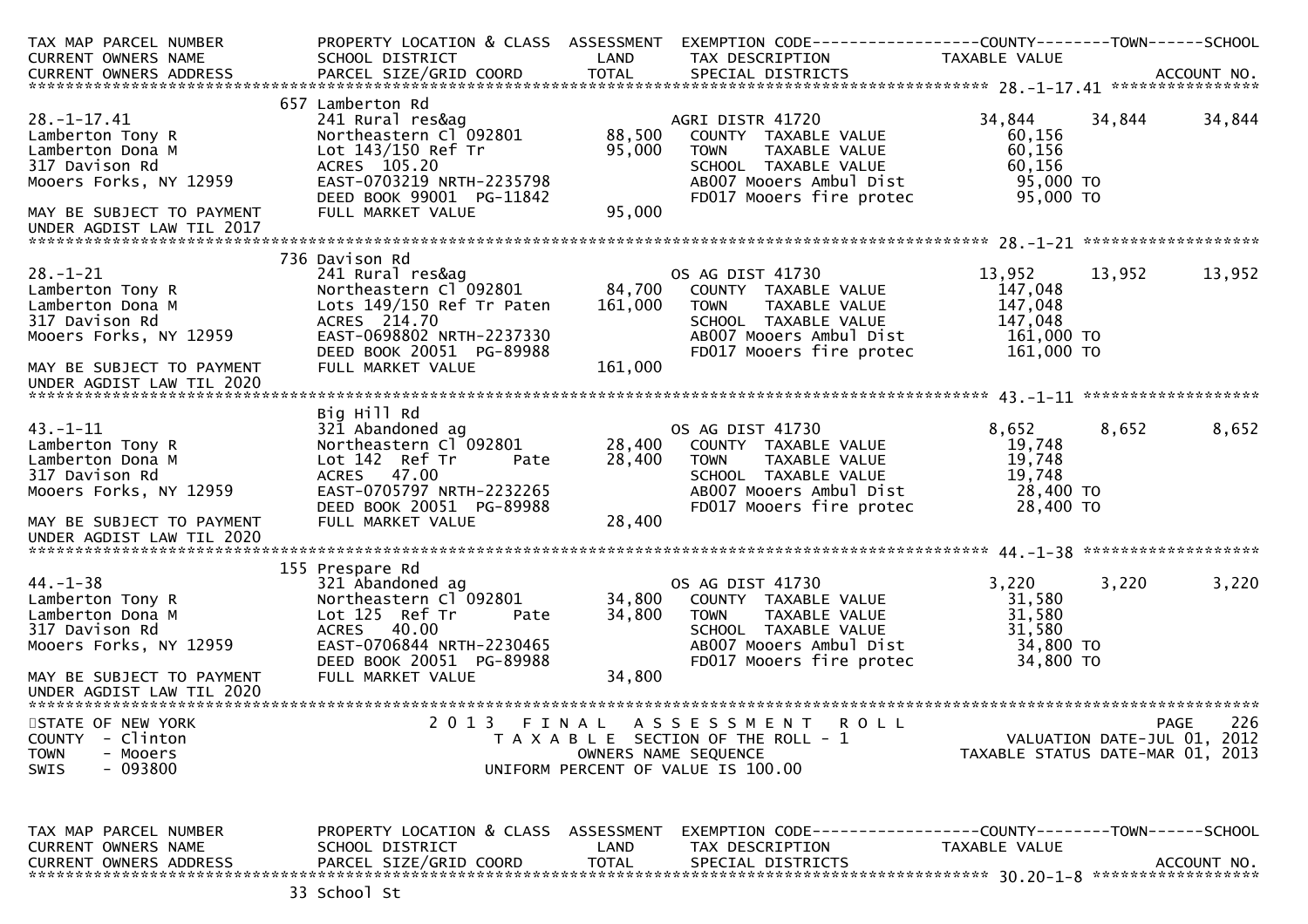```
TAX MAP PARCEL NUMBER          PROPERTY LOCATION & CLASS  ASSESSMENT  EXEMPTION CODE------------------COUNTY--------TOWN------SCHOOL
CURRENT OWNERS NAME            SCHOOL DISTRICT              LAND      TAX DESCRIPTION               TAXABLE VALUE
CURRENT OWNERS ADDRESS         PARCEL SIZE/GRID COORD       TOTAL     SPECIAL DISTRICTS                                    ACCOUNT NO.
******************************************************************************************************* 28.-1-17.41 *****************
                               657 Lamberton Rd
28.-1-17.41                    241 Rural res&ag                        AGRI DISTR 41720              34,844     34,844     34,844
Lamberton Tony R               Northeastern Cl 092801       88,500     COUNTY  TAXABLE VALUE           60,156
Lamberton Dona M               Lot 143/150 Ref Tr           95,000     TOWN    TAXABLE VALUE           60,156
317 Davison Rd                 ACRES  105.20                           SCHOOL  TAXABLE VALUE           60,156
Mooers Forks, NY 12959         EAST-0703219 NRTH-2235798               AB007 Mooers Ambul Dist          95,000 TO
                               DEED BOOK 99001  PG-11842               FD017 Mooers fire protec         95,000 TO
MAY BE SUBJECT TO PAYMENT      FULL MARKET VALUE            95,000
UNDER AGDIST LAW TIL 2017
******************************************************************************************************* 28.-1-21 *******************
                               736 Davison Rd
28.-1-21                       241 Rural res&ag                        OS AG DIST 41730              13,952     13,952     13,952
Lamberton Tony R               Northeastern Cl 092801       84,700     COUNTY  TAXABLE VALUE          147,048
Lamberton Dona M               Lots 149/150 Ref Tr Paten   161,000     TOWN    TAXABLE VALUE          147,048
317 Davison Rd                 ACRES  214.70                           SCHOOL  TAXABLE VALUE          147,048
Mooers Forks, NY 12959         EAST-0698802 NRTH-2237330               AB007 Mooers Ambul Dist         161,000 TO
                               DEED BOOK 20051  PG-89988               FD017 Mooers fire protec        161,000 TO
MAY BE SUBJECT TO PAYMENT      FULL MARKET VALUE           161,000
UNDER AGDIST LAW TIL 2020
******************************************************************************************************* 43.-1-11 *******************
                               Big Hill Rd
43.-1-11                       321 Abandoned ag                        OS AG DIST 41730               8,652      8,652      8,652
Lamberton Tony R               Northeastern Cl 092801       28,400     COUNTY  TAXABLE VALUE           19,748
Lamberton Dona M               Lot 142  Ref Tr      Pate    28,400     TOWN    TAXABLE VALUE           19,748
317 Davison Rd                 ACRES   47.00                           SCHOOL  TAXABLE VALUE           19,748
Mooers Forks, NY 12959         EAST-0705797 NRTH-2232265               AB007 Mooers Ambul Dist          28,400 TO
                               DEED BOOK 20051  PG-89988               FD017 Mooers fire protec         28,400 TO
MAY BE SUBJECT TO PAYMENT      FULL MARKET VALUE            28,400
UNDER AGDIST LAW TIL 2020
******************************************************************************************************* 44.-1-38 *******************
                               155 Prespare Rd
44.-1-38                       321 Abandoned ag                        OS AG DIST 41730               3,220      3,220      3,220
Lamberton Tony R               Northeastern Cl 092801       34,800     COUNTY  TAXABLE VALUE           31,580
Lamberton Dona M               Lot 125  Ref Tr      Pate    34,800     TOWN    TAXABLE VALUE           31,580
317 Davison Rd                 ACRES   40.00                           SCHOOL  TAXABLE VALUE           31,580
Mooers Forks, NY 12959         EAST-0706844 NRTH-2230465               AB007 Mooers Ambul Dist          34,800 TO
                               DEED BOOK 20051  PG-89988               FD017 Mooers fire protec         34,800 TO
MAY BE SUBJECT TO PAYMENT      FULL MARKET VALUE            34,800
UNDER AGDIST LAW TIL 2020
************************************************************************************************************************************
STATE OF NEW YORK                   2 0 1 3   F I N A L   A S S E S S M E N T   R O L L                                PAGE    226
COUNTY  - Clinton                         T A X A B L E  SECTION OF THE ROLL - 1                        VALUATION DATE-JUL 01, 2012
TOWN    - Mooers                                  OWNERS NAME SEQUENCE                             TAXABLE STATUS DATE-MAR 01, 2013
SWIS    - 093800                          UNIFORM PERCENT OF VALUE IS 100.00


TAX MAP PARCEL NUMBER          PROPERTY LOCATION & CLASS  ASSESSMENT  EXEMPTION CODE------------------COUNTY--------TOWN------SCHOOL
CURRENT OWNERS NAME            SCHOOL DISTRICT              LAND      TAX DESCRIPTION               TAXABLE VALUE
CURRENT OWNERS ADDRESS         PARCEL SIZE/GRID COORD       TOTAL     SPECIAL DISTRICTS                                    ACCOUNT NO.
******************************************************************************************************* 30.20-1-8 ******************
                               33 School St
```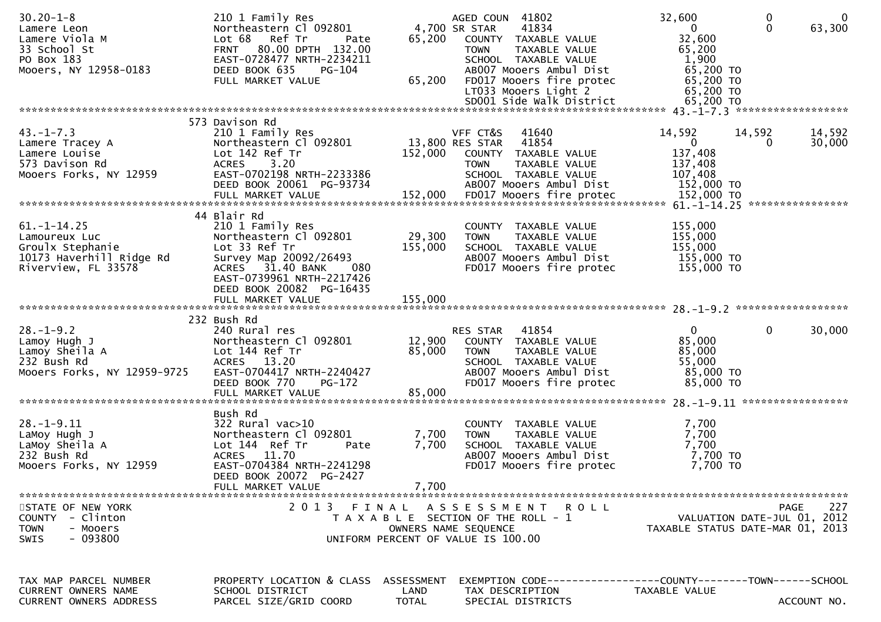| TAX MAP PARCEL NUMBER / CURRENT OWNERS NAME / CURRENT OWNERS ADDRESS | PROPERTY LOCATION & CLASS / SCHOOL DISTRICT / PARCEL SIZE/GRID COORD | ASSESSMENT LAND / TOTAL | EXEMPTION CODE / TAX DESCRIPTION / SPECIAL DISTRICTS | COUNTY TAXABLE VALUE | TOWN | SCHOOL ACCOUNT NO. |
|---|---|---|---|---|---|---|
| 30.20-1-8 | 210 1 Family Res | | AGED COUN 41802 | 32,600 | 0 | 0 |
| Lamere Leon | Northeastern Cl 092801 | 4,700 | SR STAR 41834 | 0 | 0 | 63,300 |
| Lamere Viola M | Lot 68 Ref Tr Pate | 65,200 | COUNTY TAXABLE VALUE | 32,600 | | |
| 33 School St | FRNT 80.00 DPTH 132.00 | | TOWN TAXABLE VALUE | 65,200 | | |
| PO Box 183 | EAST-0728477 NRTH-2234211 | | SCHOOL TAXABLE VALUE | 1,900 | | |
| Mooers, NY 12958-0183 | DEED BOOK 635 PG-104 | | AB007 Mooers Ambul Dist | 65,200 TO | | |
| | FULL MARKET VALUE | 65,200 | FD017 Mooers fire protec | 65,200 TO | | |
| | | | LT033 Mooers Light 2 | 65,200 TO | | |
| | | | SD001 Side Walk District | 65,200 TO | | |
| 43.-1-7.3 | 573 Davison Rd | | | | | |
| 43.-1-7.3 | 210 1 Family Res | | VFF CT&S 41640 | 14,592 | 14,592 | 14,592 |
| Lamere Tracey A | Northeastern Cl 092801 | 13,800 | RES STAR 41854 | 0 | 0 | 30,000 |
| Lamere Louise | Lot 142 Ref Tr | 152,000 | COUNTY TAXABLE VALUE | 137,408 | | |
| 573 Davison Rd | ACRES 3.20 | | TOWN TAXABLE VALUE | 137,408 | | |
| Mooers Forks, NY 12959 | EAST-0702198 NRTH-2233386 | | SCHOOL TAXABLE VALUE | 107,408 | | |
| | DEED BOOK 20061 PG-93734 | | AB007 Mooers Ambul Dist | 152,000 TO | | |
| | FULL MARKET VALUE | 152,000 | FD017 Mooers fire protec | 152,000 TO | | |
| 61.-1-14.25 | 44 Blair Rd | | | | | |
| 61.-1-14.25 | 210 1 Family Res | | COUNTY TAXABLE VALUE | 155,000 | | |
| Lamoureux Luc | Northeastern Cl 092801 | 29,300 | TOWN TAXABLE VALUE | 155,000 | | |
| Groulx Stephanie | Lot 33 Ref Tr | 155,000 | SCHOOL TAXABLE VALUE | 155,000 | | |
| 10173 Haverhill Ridge Rd | Survey Map 20092/26493 | | AB007 Mooers Ambul Dist | 155,000 TO | | |
| Riverview, FL 33578 | ACRES 31.40 BANK 080 | | FD017 Mooers fire protec | 155,000 TO | | |
| | EAST-0739961 NRTH-2217426 | | | | | |
| | DEED BOOK 20082 PG-16435 | | | | | |
| | FULL MARKET VALUE | 155,000 | | | | |
| 28.-1-9.2 | 232 Bush Rd | | | | | |
| 28.-1-9.2 | 240 Rural res | | RES STAR 41854 | 0 | 0 | 30,000 |
| Lamoy Hugh J | Northeastern Cl 092801 | 12,900 | COUNTY TAXABLE VALUE | 85,000 | | |
| Lamoy Sheila A | Lot 144 Ref Tr | 85,000 | TOWN TAXABLE VALUE | 85,000 | | |
| 232 Bush Rd | ACRES 13.20 | | SCHOOL TAXABLE VALUE | 55,000 | | |
| Mooers Forks, NY 12959-9725 | EAST-0704417 NRTH-2240427 | | AB007 Mooers Ambul Dist | 85,000 TO | | |
| | DEED BOOK 770 PG-172 | | FD017 Mooers fire protec | 85,000 TO | | |
| | FULL MARKET VALUE | 85,000 | | | | |
| 28.-1-9.11 | Bush Rd | | | | | |
| 28.-1-9.11 | 322 Rural vac>10 | | COUNTY TAXABLE VALUE | 7,700 | | |
| LaMoy Hugh J | Northeastern Cl 092801 | 7,700 | TOWN TAXABLE VALUE | 7,700 | | |
| LaMoy Sheila A | Lot 144 Ref Tr Pate | 7,700 | SCHOOL TAXABLE VALUE | 7,700 | | |
| 232 Bush Rd | ACRES 11.70 | | AB007 Mooers Ambul Dist | 7,700 TO | | |
| Mooers Forks, NY 12959 | EAST-0704384 NRTH-2241298 | | FD017 Mooers fire protec | 7,700 TO | | |
| | DEED BOOK 20072 PG-2427 | | | | | |
| | FULL MARKET VALUE | 7,700 | | | | |

STATE OF NEW YORK
COUNTY - Clinton
TOWN - Mooers
SWIS - 093800

2013 FINAL ASSESSMENT ROLL
TAXABLE SECTION OF THE ROLL - 1
OWNERS NAME SEQUENCE
UNIFORM PERCENT OF VALUE IS 100.00

VALUATION DATE-JUL 01, 2012
TAXABLE STATUS DATE-MAR 01, 2013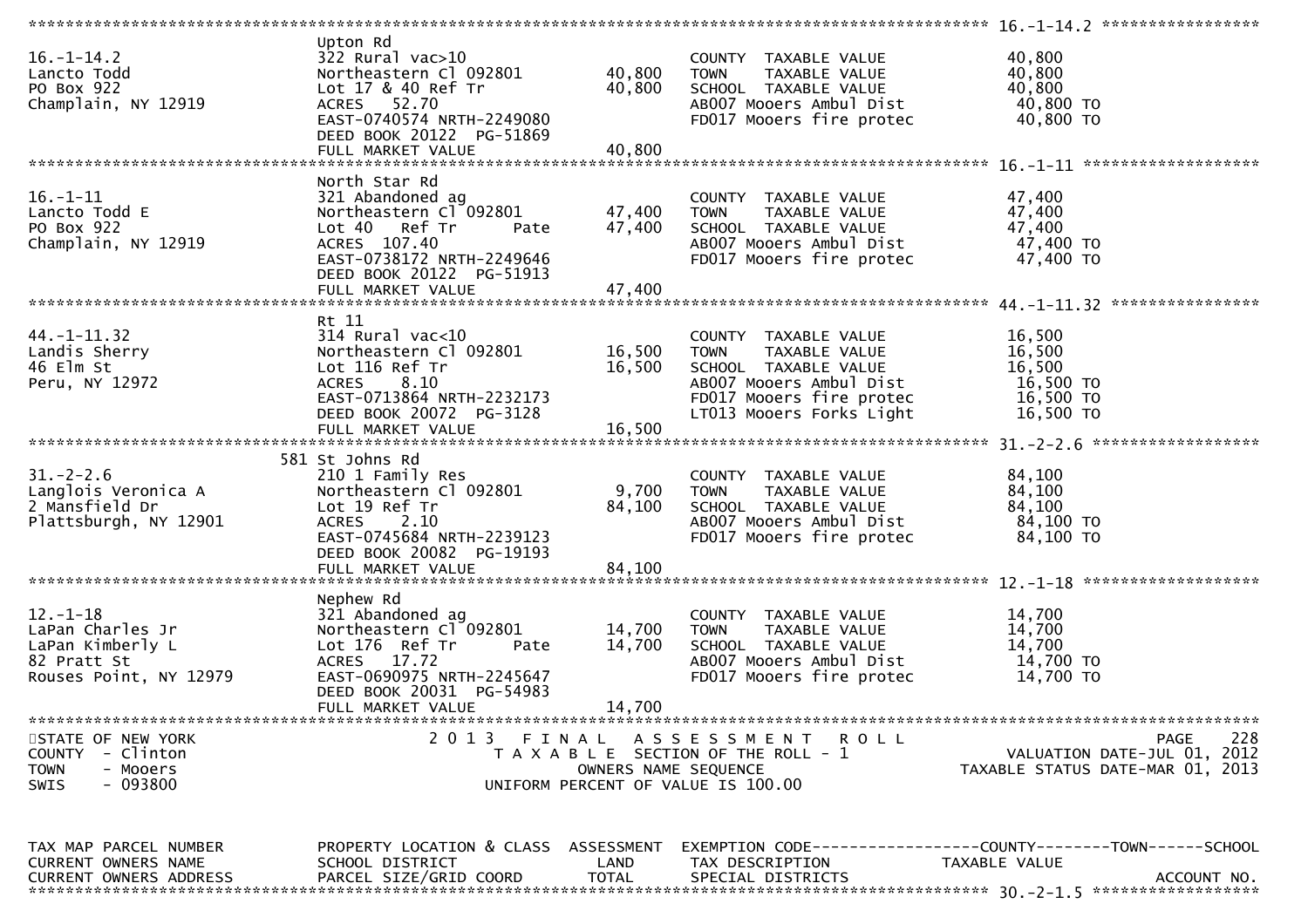```
******************************************************************************************************* 16.-1-14.2 *****************
                              Upton Rd
16.-1-14.2                    322 Rural vac>10                        COUNTY  TAXABLE VALUE             40,800
Lancto Todd                   Northeastern Cl 092801     40,800     TOWN    TAXABLE VALUE             40,800
PO Box 922                    Lot 17 & 40 Ref Tr         40,800     SCHOOL  TAXABLE VALUE             40,800
Champlain, NY 12919           ACRES   52.70                         AB007 Mooers Ambul Dist            40,800 TO
                              EAST-0740574 NRTH-2249080             FD017 Mooers fire protec           40,800 TO
                              DEED BOOK 20122  PG-51869
                              FULL MARKET VALUE          40,800
******************************************************************************************************* 16.-1-11 *******************
                              North Star Rd
16.-1-11                      321 Abandoned ag                        COUNTY  TAXABLE VALUE             47,400
Lancto Todd E                 Northeastern Cl 092801     47,400     TOWN    TAXABLE VALUE             47,400
PO Box 922                    Lot 40   Ref Tr       Pate 47,400     SCHOOL  TAXABLE VALUE             47,400
Champlain, NY 12919           ACRES  107.40                         AB007 Mooers Ambul Dist            47,400 TO
                              EAST-0738172 NRTH-2249646             FD017 Mooers fire protec           47,400 TO
                              DEED BOOK 20122  PG-51913
                              FULL MARKET VALUE          47,400
******************************************************************************************************* 44.-1-11.32 ****************
                              Rt 11
44.-1-11.32                   314 Rural vac<10                        COUNTY  TAXABLE VALUE             16,500
Landis Sherry                 Northeastern Cl 092801     16,500     TOWN    TAXABLE VALUE             16,500
46 Elm St                     Lot 116 Ref Tr             16,500     SCHOOL  TAXABLE VALUE             16,500
Peru, NY 12972                ACRES    8.10                         AB007 Mooers Ambul Dist            16,500 TO
                              EAST-0713864 NRTH-2232173             FD017 Mooers fire protec           16,500 TO
                              DEED BOOK 20072  PG-3128              LT013 Mooers Forks Light           16,500 TO
                              FULL MARKET VALUE          16,500
******************************************************************************************************* 31.-2-2.6 ******************
                          581 St Johns Rd
31.-2-2.6                     210 1 Family Res                        COUNTY  TAXABLE VALUE             84,100
Langlois Veronica A           Northeastern Cl 092801      9,700     TOWN    TAXABLE VALUE             84,100
2 Mansfield Dr                Lot 19 Ref Tr              84,100     SCHOOL  TAXABLE VALUE             84,100
Plattsburgh, NY 12901         ACRES    2.10                         AB007 Mooers Ambul Dist            84,100 TO
                              EAST-0745684 NRTH-2239123             FD017 Mooers fire protec           84,100 TO
                              DEED BOOK 20082  PG-19193
                              FULL MARKET VALUE          84,100
******************************************************************************************************* 12.-1-18 *******************
                              Nephew Rd
12.-1-18                      321 Abandoned ag                        COUNTY  TAXABLE VALUE             14,700
LaPan Charles Jr              Northeastern Cl 092801     14,700     TOWN    TAXABLE VALUE             14,700
LaPan Kimberly L              Lot 176  Ref Tr       Pate 14,700     SCHOOL  TAXABLE VALUE             14,700
82 Pratt St                   ACRES   17.72                         AB007 Mooers Ambul Dist            14,700 TO
Rouses Point, NY 12979        EAST-0690975 NRTH-2245647             FD017 Mooers fire protec           14,700 TO
                              DEED BOOK 20031  PG-54983
                              FULL MARKET VALUE          14,700
************************************************************************************************************************************
STATE OF NEW YORK                      2 0 1 3   F I N A L   A S S E S S M E N T   R O L L                                PAGE   228
COUNTY  - Clinton                         T A X A B L E  SECTION OF THE ROLL - 1                       VALUATION DATE-JUL 01, 2012
TOWN    - Mooers                                  OWNERS NAME SEQUENCE                             TAXABLE STATUS DATE-MAR 01, 2013
SWIS    - 093800                           UNIFORM PERCENT OF VALUE IS 100.00


TAX MAP PARCEL NUMBER         PROPERTY LOCATION & CLASS  ASSESSMENT  EXEMPTION CODE------------------COUNTY--------TOWN------SCHOOL
CURRENT OWNERS NAME           SCHOOL DISTRICT               LAND      TAX DESCRIPTION              TAXABLE VALUE
CURRENT OWNERS ADDRESS        PARCEL SIZE/GRID COORD       TOTAL      SPECIAL DISTRICTS                                  ACCOUNT NO.
******************************************************************************************************* 30.-2-1.5 ******************
```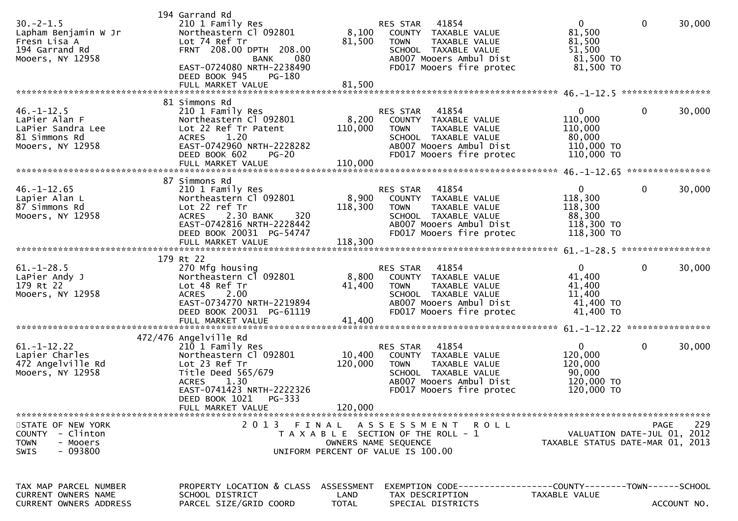| TAX MAP PARCEL NUMBER<br>CURRENT OWNERS NAME<br>CURRENT OWNERS ADDRESS | PROPERTY LOCATION & CLASS<br>SCHOOL DISTRICT<br>PARCEL SIZE/GRID COORD | ASSESSMENT<br>LAND<br>TOTAL | EXEMPTION CODE<br>TAX DESCRIPTION<br>SPECIAL DISTRICTS | COUNTY<br>TAXABLE VALUE | TOWN | SCHOOL<br>ACCOUNT NO. |
|---|---|---|---|---|---|---|
| 30.-2-1.5<br>Lapham Benjamin W Jr<br>Fresn Lisa A<br>194 Garrand Rd<br>Mooers, NY 12958 | 194 Garrand Rd<br>210 1 Family Res<br>Northeastern Cl 092801<br>Lot 74 Ref Tr<br>FRNT 208.00 DPTH 208.00<br>BANK 080<br>EAST-0724080 NRTH-2238490<br>DEED BOOK 945 PG-180<br>FULL MARKET VALUE | <br><br>8,100<br>81,500<br><br><br><br><br>81,500 | RES STAR 41854<br>COUNTY TAXABLE VALUE<br>TOWN TAXABLE VALUE<br>SCHOOL TAXABLE VALUE<br>AB007 Mooers Ambul Dist<br>FD017 Mooers fire protec | 0<br>81,500<br>81,500<br>51,500<br>81,500 TO<br>81,500 TO | 0 | 30,000 |
| 46.-1-12.5<br>LaPier Alan F<br>LaPier Sandra Lee<br>81 Simmons Rd<br>Mooers, NY 12958 | 81 Simmons Rd<br>210 1 Family Res<br>Northeastern Cl 092801<br>Lot 22 Ref Tr Patent<br>ACRES 1.20<br>EAST-0742960 NRTH-2228282<br>DEED BOOK 602 PG-20<br>FULL MARKET VALUE | <br><br>8,200<br>110,000<br><br><br><br>110,000 | RES STAR 41854<br>COUNTY TAXABLE VALUE<br>TOWN TAXABLE VALUE<br>SCHOOL TAXABLE VALUE<br>AB007 Mooers Ambul Dist<br>FD017 Mooers fire protec | 0<br>110,000<br>110,000<br>80,000<br>110,000 TO<br>110,000 TO | 0 | 30,000 |
| 46.-1-12.65<br>Lapier Alan L<br>87 Simmons Rd<br>Mooers, NY 12958 | 87 Simmons Rd<br>210 1 Family Res<br>Northeastern Cl 092801<br>Lot 22 ref Tr<br>ACRES 2.30 BANK 320<br>EAST-0742816 NRTH-2228442<br>DEED BOOK 20031 PG-54747<br>FULL MARKET VALUE | <br><br>8,900<br>118,300<br><br><br><br>118,300 | RES STAR 41854<br>COUNTY TAXABLE VALUE<br>TOWN TAXABLE VALUE<br>SCHOOL TAXABLE VALUE<br>AB007 Mooers Ambul Dist<br>FD017 Mooers fire protec | 0<br>118,300<br>118,300<br>88,300<br>118,300 TO<br>118,300 TO | 0 | 30,000 |
| 61.-1-28.5<br>LaPier Andy J<br>179 Rt 22<br>Mooers, NY 12958 | 179 Rt 22<br>270 Mfg housing<br>Northeastern Cl 092801<br>Lot 48 Ref Tr<br>ACRES 2.00<br>EAST-0734770 NRTH-2219894<br>DEED BOOK 20031 PG-61119<br>FULL MARKET VALUE | <br><br>8,800<br>41,400<br><br><br><br>41,400 | RES STAR 41854<br>COUNTY TAXABLE VALUE<br>TOWN TAXABLE VALUE<br>SCHOOL TAXABLE VALUE<br>AB007 Mooers Ambul Dist<br>FD017 Mooers fire protec | 0<br>41,400<br>41,400<br>11,400<br>41,400 TO<br>41,400 TO | 0 | 30,000 |
| 61.-1-12.22<br>Lapier Charles<br>472 Angelville Rd<br>Mooers, NY 12958 | 472/476 Angelville Rd<br>210 1 Family Res<br>Northeastern Cl 092801<br>Lot 23 Ref Tr<br>Title Deed 565/679<br>ACRES 1.30<br>EAST-0741423 NRTH-2222326<br>DEED BOOK 1021 PG-333<br>FULL MARKET VALUE | <br><br>10,400<br>120,000<br><br><br><br><br>120,000 | RES STAR 41854<br>COUNTY TAXABLE VALUE<br>TOWN TAXABLE VALUE<br>SCHOOL TAXABLE VALUE<br>AB007 Mooers Ambul Dist<br>FD017 Mooers fire protec | 0<br>120,000<br>120,000<br>90,000<br>120,000 TO<br>120,000 TO | 0 | 30,000 |

STATE OF NEW YORK
COUNTY - Clinton
TOWN - Mooers
SWIS - 093800

2013 FINAL ASSESSMENT ROLL
TAXABLE SECTION OF THE ROLL - 1
OWNERS NAME SEQUENCE
UNIFORM PERCENT OF VALUE IS 100.00

VALUATION DATE-JUL 01, 2012
TAXABLE STATUS DATE-MAR 01, 2013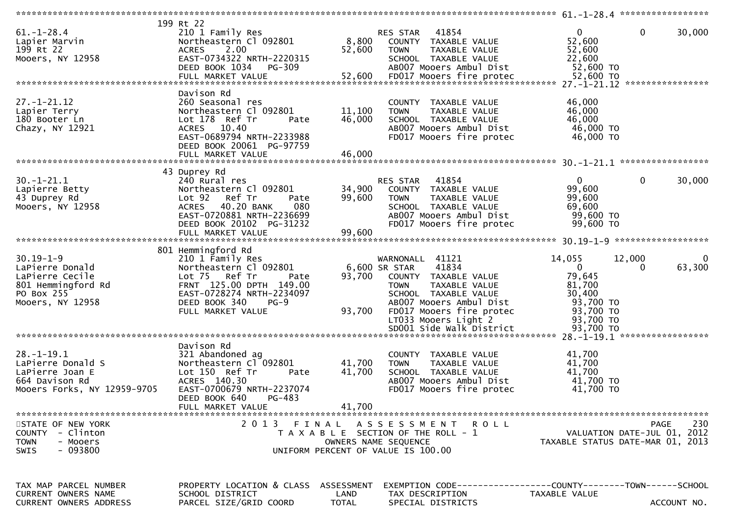```
******************************************************************************************************* 61.-1-28.4 *****************
                         199 Rt 22
61.-1-28.4               210 1 Family Res                       RES STAR   41854                    0             0        30,000
Lapier Marvin            Northeastern Cl 092801         8,800    COUNTY  TAXABLE VALUE          52,600
199 Rt 22                ACRES    2.00                 52,600    TOWN    TAXABLE VALUE          52,600
Mooers, NY 12958         EAST-0734322 NRTH-2220315               SCHOOL  TAXABLE VALUE          22,600
                         DEED BOOK 1034   PG-309                 AB007 Mooers Ambul Dist         52,600 TO
                         FULL MARKET VALUE             52,600    FD017 Mooers fire protec        52,600 TO
******************************************************************************************************* 27.-1-21.12 ****************
                         Davison Rd
27.-1-21.12              260 Seasonal res                        COUNTY  TAXABLE VALUE          46,000
Lapier Terry             Northeastern Cl 092801        11,100    TOWN    TAXABLE VALUE          46,000
180 Booter Ln            Lot 178  Ref Tr       Pate    46,000    SCHOOL  TAXABLE VALUE          46,000
Chazy, NY 12921          ACRES   10.40                           AB007 Mooers Ambul Dist         46,000 TO
                         EAST-0689794 NRTH-2233988               FD017 Mooers fire protec        46,000 TO
                         DEED BOOK 20061  PG-97759
                         FULL MARKET VALUE             46,000
******************************************************************************************************* 30.-1-21.1 *****************
                         43 Duprey Rd
30.-1-21.1               240 Rural res                          RES STAR   41854                    0             0        30,000
Lapierre Betty           Northeastern Cl 092801        34,900    COUNTY  TAXABLE VALUE          99,600
43 Duprey Rd             Lot 92   Ref Tr       Pate    99,600    TOWN    TAXABLE VALUE          99,600
Mooers, NY 12958         ACRES   40.20 BANK     080              SCHOOL  TAXABLE VALUE          69,600
                         EAST-0720881 NRTH-2236699               AB007 Mooers Ambul Dist         99,600 TO
                         DEED BOOK 20102  PG-31232               FD017 Mooers fire protec        99,600 TO
                         FULL MARKET VALUE             99,600
******************************************************************************************************* 30.19-1-9 ******************
                         801 Hemmingford Rd
30.19-1-9                210 1 Family Res                       WARNONALL  41121               14,055        12,000             0
LaPierre Donald          Northeastern Cl 092801         6,600 SR STAR    41834                    0             0        63,300
LaPierre Cecile          Lot 75   Ref Tr       Pate    93,700    COUNTY  TAXABLE VALUE          79,645
801 Hemmingford Rd       FRNT 125.00 DPTH 149.00                 TOWN    TAXABLE VALUE          81,700
PO Box 255               EAST-0728274 NRTH-2234097               SCHOOL  TAXABLE VALUE          30,400
Mooers, NY 12958         DEED BOOK 340    PG-9                   AB007 Mooers Ambul Dist         93,700 TO
                         FULL MARKET VALUE             93,700    FD017 Mooers fire protec        93,700 TO
                                                                 LT033 Mooers Light 2            93,700 TO
                                                                 SD001 Side Walk District        93,700 TO
******************************************************************************************************* 28.-1-19.1 *****************
                         Davison Rd
28.-1-19.1               321 Abandoned ag                        COUNTY  TAXABLE VALUE          41,700
LaPierre Donald S        Northeastern Cl 092801        41,700    TOWN    TAXABLE VALUE          41,700
LaPierre Joan E          Lot 150  Ref Tr       Pate    41,700    SCHOOL  TAXABLE VALUE          41,700
664 Davison Rd           ACRES  140.30                           AB007 Mooers Ambul Dist         41,700 TO
Mooers Forks, NY 12959-9705  EAST-0700679 NRTH-2237074           FD017 Mooers fire protec        41,700 TO
                         DEED BOOK 640    PG-483
                         FULL MARKET VALUE             41,700
************************************************************************************************************************************
STATE OF NEW YORK                2 0 1 3   F I N A L   A S S E S S M E N T   R O L L                                   PAGE   230
COUNTY  - Clinton                   T A X A B L E  SECTION OF THE ROLL - 1                        VALUATION DATE-JUL 01, 2012
TOWN    - Mooers                           OWNERS NAME SEQUENCE                                 TAXABLE STATUS DATE-MAR 01, 2013
SWIS    - 093800                    UNIFORM PERCENT OF VALUE IS 100.00


TAX MAP PARCEL NUMBER    PROPERTY LOCATION & CLASS  ASSESSMENT  EXEMPTION CODE------------------COUNTY--------TOWN------SCHOOL
CURRENT OWNERS NAME      SCHOOL DISTRICT               LAND      TAX DESCRIPTION             TAXABLE VALUE
CURRENT OWNERS ADDRESS   PARCEL SIZE/GRID COORD       TOTAL      SPECIAL DISTRICTS                                    ACCOUNT NO.
```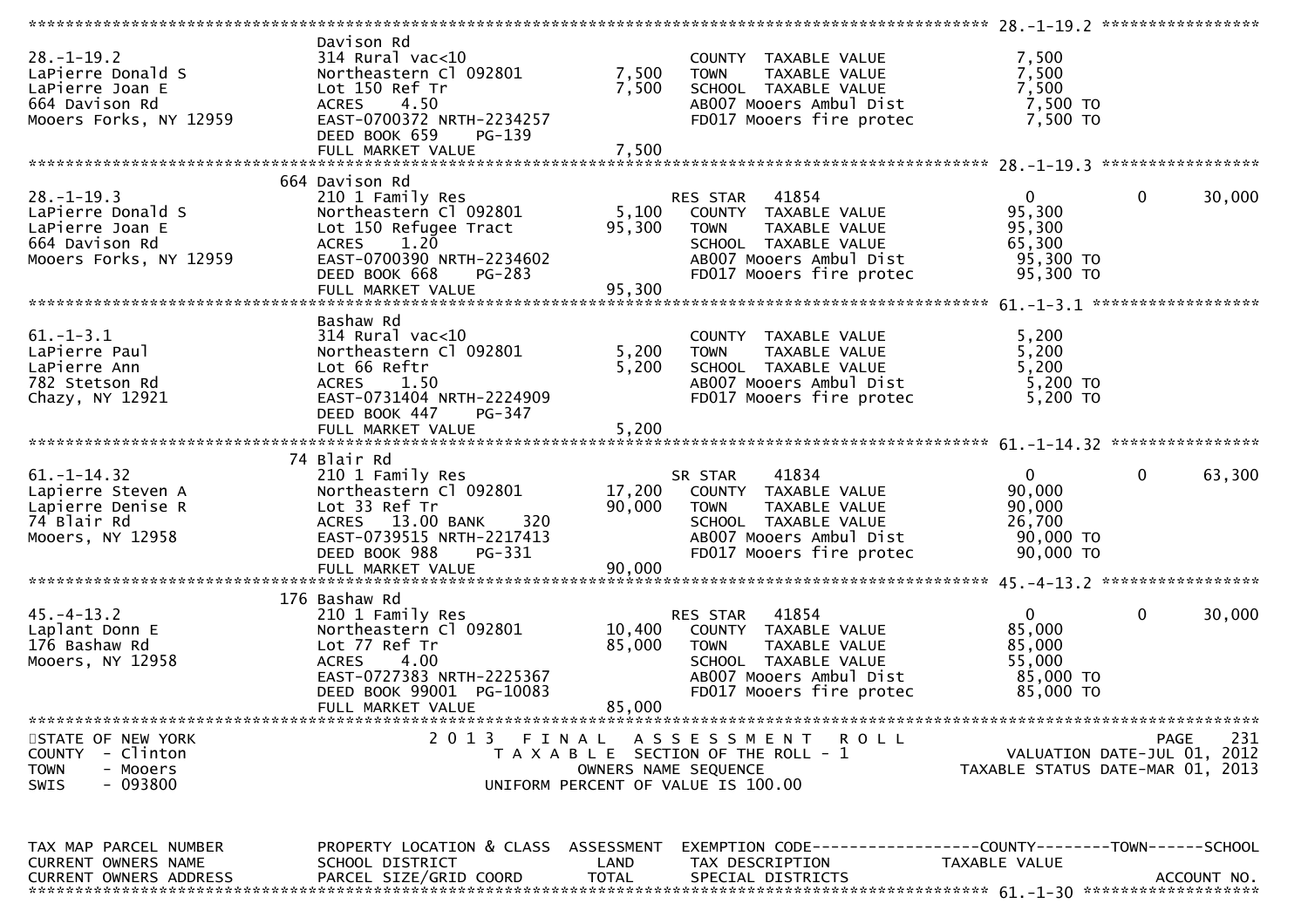## 2013 FINAL ASSESSMENT ROLL

STATE OF NEW YORK
COUNTY - Clinton
TOWN - Mooers
SWIS - 093800

TAXABLE SECTION OF THE ROLL - 1
OWNERS NAME SEQUENCE
UNIFORM PERCENT OF VALUE IS 100.00

VALUATION DATE-JUL 01, 2012
TAXABLE STATUS DATE-MAR 01, 2013

| TAX MAP PARCEL NUMBER / CURRENT OWNERS NAME / CURRENT OWNERS ADDRESS | PROPERTY LOCATION & CLASS / SCHOOL DISTRICT / PARCEL SIZE/GRID COORD | ASSESSMENT LAND / TOTAL | EXEMPTION CODE / TAX DESCRIPTION / SPECIAL DISTRICTS | COUNTY TAXABLE VALUE | TOWN | SCHOOL / ACCOUNT NO. |
|---|---|---|---|---|---|---|
| **28.-1-19.2** | Davison Rd | | | | | |
| 28.-1-19.2 | 314 Rural vac<10 | | COUNTY TAXABLE VALUE | 7,500 | | |
| LaPierre Donald S | Northeastern Cl 092801 | 7,500 | TOWN TAXABLE VALUE | 7,500 | | |
| LaPierre Joan E | Lot 150 Ref Tr | 7,500 | SCHOOL TAXABLE VALUE | 7,500 | | |
| 664 Davison Rd | ACRES 4.50 | | AB007 Mooers Ambul Dist | 7,500 TO | | |
| Mooers Forks, NY 12959 | EAST-0700372 NRTH-2234257 | | FD017 Mooers fire protec | 7,500 TO | | |
| | DEED BOOK 659 PG-139 | | | | | |
| | FULL MARKET VALUE | 7,500 | | | | |
| **28.-1-19.3** | 664 Davison Rd | | | | | |
| 28.-1-19.3 | 210 1 Family Res | | RES STAR 41854 | 0 | 0 | 30,000 |
| LaPierre Donald S | Northeastern Cl 092801 | 5,100 | COUNTY TAXABLE VALUE | 95,300 | | |
| LaPierre Joan E | Lot 150 Refugee Tract | 95,300 | TOWN TAXABLE VALUE | 95,300 | | |
| 664 Davison Rd | ACRES 1.20 | | SCHOOL TAXABLE VALUE | 65,300 | | |
| Mooers Forks, NY 12959 | EAST-0700390 NRTH-2234602 | | AB007 Mooers Ambul Dist | 95,300 TO | | |
| | DEED BOOK 668 PG-283 | | FD017 Mooers fire protec | 95,300 TO | | |
| | FULL MARKET VALUE | 95,300 | | | | |
| **61.-1-3.1** | Bashaw Rd | | | | | |
| 61.-1-3.1 | 314 Rural vac<10 | | COUNTY TAXABLE VALUE | 5,200 | | |
| LaPierre Paul | Northeastern Cl 092801 | 5,200 | TOWN TAXABLE VALUE | 5,200 | | |
| LaPierre Ann | Lot 66 Reftr | 5,200 | SCHOOL TAXABLE VALUE | 5,200 | | |
| 782 Stetson Rd | ACRES 1.50 | | AB007 Mooers Ambul Dist | 5,200 TO | | |
| Chazy, NY 12921 | EAST-0731404 NRTH-2224909 | | FD017 Mooers fire protec | 5,200 TO | | |
| | DEED BOOK 447 PG-347 | | | | | |
| | FULL MARKET VALUE | 5,200 | | | | |
| **61.-1-14.32** | 74 Blair Rd | | | | | |
| 61.-1-14.32 | 210 1 Family Res | | SR STAR 41834 | 0 | 0 | 63,300 |
| Lapierre Steven A | Northeastern Cl 092801 | 17,200 | COUNTY TAXABLE VALUE | 90,000 | | |
| Lapierre Denise R | Lot 33 Ref Tr | 90,000 | TOWN TAXABLE VALUE | 90,000 | | |
| 74 Blair Rd | ACRES 13.00 BANK 320 | | SCHOOL TAXABLE VALUE | 26,700 | | |
| Mooers, NY 12958 | EAST-0739515 NRTH-2217413 | | AB007 Mooers Ambul Dist | 90,000 TO | | |
| | DEED BOOK 988 PG-331 | | FD017 Mooers fire protec | 90,000 TO | | |
| | FULL MARKET VALUE | 90,000 | | | | |
| **45.-4-13.2** | 176 Bashaw Rd | | | | | |
| 45.-4-13.2 | 210 1 Family Res | | RES STAR 41854 | 0 | 0 | 30,000 |
| Laplant Donn E | Northeastern Cl 092801 | 10,400 | COUNTY TAXABLE VALUE | 85,000 | | |
| 176 Bashaw Rd | Lot 77 Ref Tr | 85,000 | TOWN TAXABLE VALUE | 85,000 | | |
| Mooers, NY 12958 | ACRES 4.00 | | SCHOOL TAXABLE VALUE | 55,000 | | |
| | EAST-0727383 NRTH-2225367 | | AB007 Mooers Ambul Dist | 85,000 TO | | |
| | DEED BOOK 99001 PG-10083 | | FD017 Mooers fire protec | 85,000 TO | | |
| | FULL MARKET VALUE | 85,000 | | | | |

| TAX MAP PARCEL NUMBER / CURRENT OWNERS NAME / CURRENT OWNERS ADDRESS | PROPERTY LOCATION & CLASS / SCHOOL DISTRICT / PARCEL SIZE/GRID COORD | ASSESSMENT LAND / TOTAL | EXEMPTION CODE / TAX DESCRIPTION / SPECIAL DISTRICTS | COUNTY TAXABLE VALUE | TOWN | SCHOOL / ACCOUNT NO. |
|---|---|---|---|---|---|---|
| **61.-1-30** | | | | | | |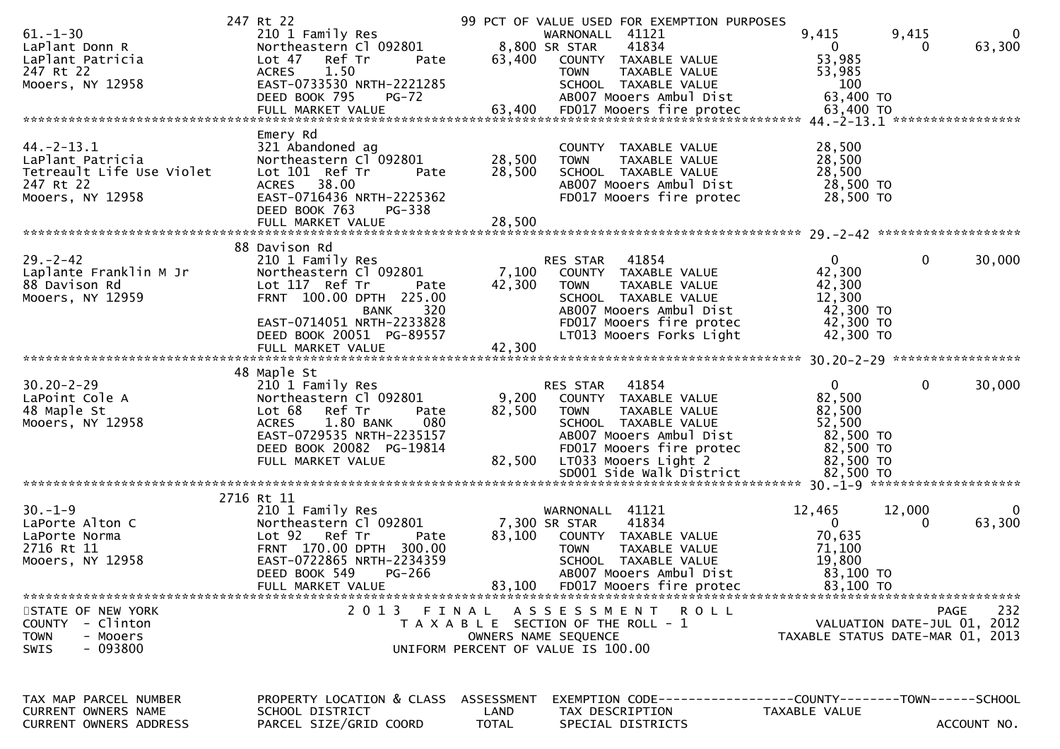STATE OF NEW YORK
COUNTY - Clinton
TOWN - Mooers
SWIS - 093800

**2013 FINAL ASSESSMENT ROLL**
TAXABLE SECTION OF THE ROLL - 1
OWNERS NAME SEQUENCE
UNIFORM PERCENT OF VALUE IS 100.00

VALUATION DATE-JUL 01, 2012
TAXABLE STATUS DATE-MAR 01, 2013

| TAX MAP PARCEL NUMBER / CURRENT OWNERS NAME / CURRENT OWNERS ADDRESS | PROPERTY LOCATION & CLASS / SCHOOL DISTRICT / PARCEL SIZE/GRID COORD | ASSESSMENT LAND / TOTAL | EXEMPTION CODE / TAX DESCRIPTION / SPECIAL DISTRICTS | COUNTY TAXABLE VALUE | TOWN | SCHOOL |
|---|---|---|---|---|---|---|
| | 247 Rt 22 | | 99 PCT OF VALUE USED FOR EXEMPTION PURPOSES | | | |
| 61.-1-30 | 210 1 Family Res | | WARNONALL 41121 | 9,415 | 9,415 | 0 |
| LaPlant Donn R | Northeastern Cl 092801 | 8,800 | SR STAR 41834 | 0 | 0 | 63,300 |
| LaPlant Patricia | Lot 47 Ref Tr Pate | 63,400 | COUNTY TAXABLE VALUE | 53,985 | | |
| 247 Rt 22 | ACRES 1.50 | | TOWN TAXABLE VALUE | 53,985 | | |
| Mooers, NY 12958 | EAST-0733530 NRTH-2221285 | | SCHOOL TAXABLE VALUE | 100 | | |
| | DEED BOOK 795 PG-72 | | AB007 Mooers Ambul Dist | 63,400 TO | | |
| | FULL MARKET VALUE | 63,400 | FD017 Mooers fire protec | 63,400 TO | | |
| | Emery Rd | | | | | |
| 44.-2-13.1 | 321 Abandoned ag | | COUNTY TAXABLE VALUE | 28,500 | | |
| LaPlant Patricia | Northeastern Cl 092801 | 28,500 | TOWN TAXABLE VALUE | 28,500 | | |
| Tetreault Life Use Violet | Lot 101 Ref Tr Pate | 28,500 | SCHOOL TAXABLE VALUE | 28,500 | | |
| 247 Rt 22 | ACRES 38.00 | | AB007 Mooers Ambul Dist | 28,500 TO | | |
| Mooers, NY 12958 | EAST-0716436 NRTH-2225362 | | FD017 Mooers fire protec | 28,500 TO | | |
| | DEED BOOK 763 PG-338 | | | | | |
| | FULL MARKET VALUE | 28,500 | | | | |
| | 88 Davison Rd | | | | | |
| 29.-2-42 | 210 1 Family Res | | RES STAR 41854 | 0 | 0 | 30,000 |
| Laplante Franklin M Jr | Northeastern Cl 092801 | 7,100 | COUNTY TAXABLE VALUE | 42,300 | | |
| 88 Davison Rd | Lot 117 Ref Tr Pate | 42,300 | TOWN TAXABLE VALUE | 42,300 | | |
| Mooers, NY 12959 | FRNT 100.00 DPTH 225.00 | | SCHOOL TAXABLE VALUE | 12,300 | | |
| | BANK 320 | | AB007 Mooers Ambul Dist | 42,300 TO | | |
| | EAST-0714051 NRTH-2233828 | | FD017 Mooers fire protec | 42,300 TO | | |
| | DEED BOOK 20051 PG-89557 | | LT013 Mooers Forks Light | 42,300 TO | | |
| | FULL MARKET VALUE | 42,300 | | | | |
| | 48 Maple St | | | | | |
| 30.20-2-29 | 210 1 Family Res | | RES STAR 41854 | 0 | 0 | 30,000 |
| LaPoint Cole A | Northeastern Cl 092801 | 9,200 | COUNTY TAXABLE VALUE | 82,500 | | |
| 48 Maple St | Lot 68 Ref Tr Pate | 82,500 | TOWN TAXABLE VALUE | 82,500 | | |
| Mooers, NY 12958 | ACRES 1.80 BANK 080 | | SCHOOL TAXABLE VALUE | 52,500 | | |
| | EAST-0729535 NRTH-2235157 | | AB007 Mooers Ambul Dist | 82,500 TO | | |
| | DEED BOOK 20082 PG-19814 | | FD017 Mooers fire protec | 82,500 TO | | |
| | FULL MARKET VALUE | 82,500 | LT033 Mooers Light 2 | 82,500 TO | | |
| | | | SD001 Side Walk District | 82,500 TO | | |
| | 2716 Rt 11 | | | | | |
| 30.-1-9 | 210 1 Family Res | | WARNONALL 41121 | 12,465 | 12,000 | 0 |
| LaPorte Alton C | Northeastern Cl 092801 | 7,300 | SR STAR 41834 | 0 | 0 | 63,300 |
| LaPorte Norma | Lot 92 Ref Tr Pate | 83,100 | COUNTY TAXABLE VALUE | 70,635 | | |
| 2716 Rt 11 | FRNT 170.00 DPTH 300.00 | | TOWN TAXABLE VALUE | 71,100 | | |
| Mooers, NY 12958 | EAST-0722865 NRTH-2234359 | | SCHOOL TAXABLE VALUE | 19,800 | | |
| | DEED BOOK 549 PG-266 | | AB007 Mooers Ambul Dist | 83,100 TO | | |
| | FULL MARKET VALUE | 83,100 | FD017 Mooers fire protec | 83,100 TO | | |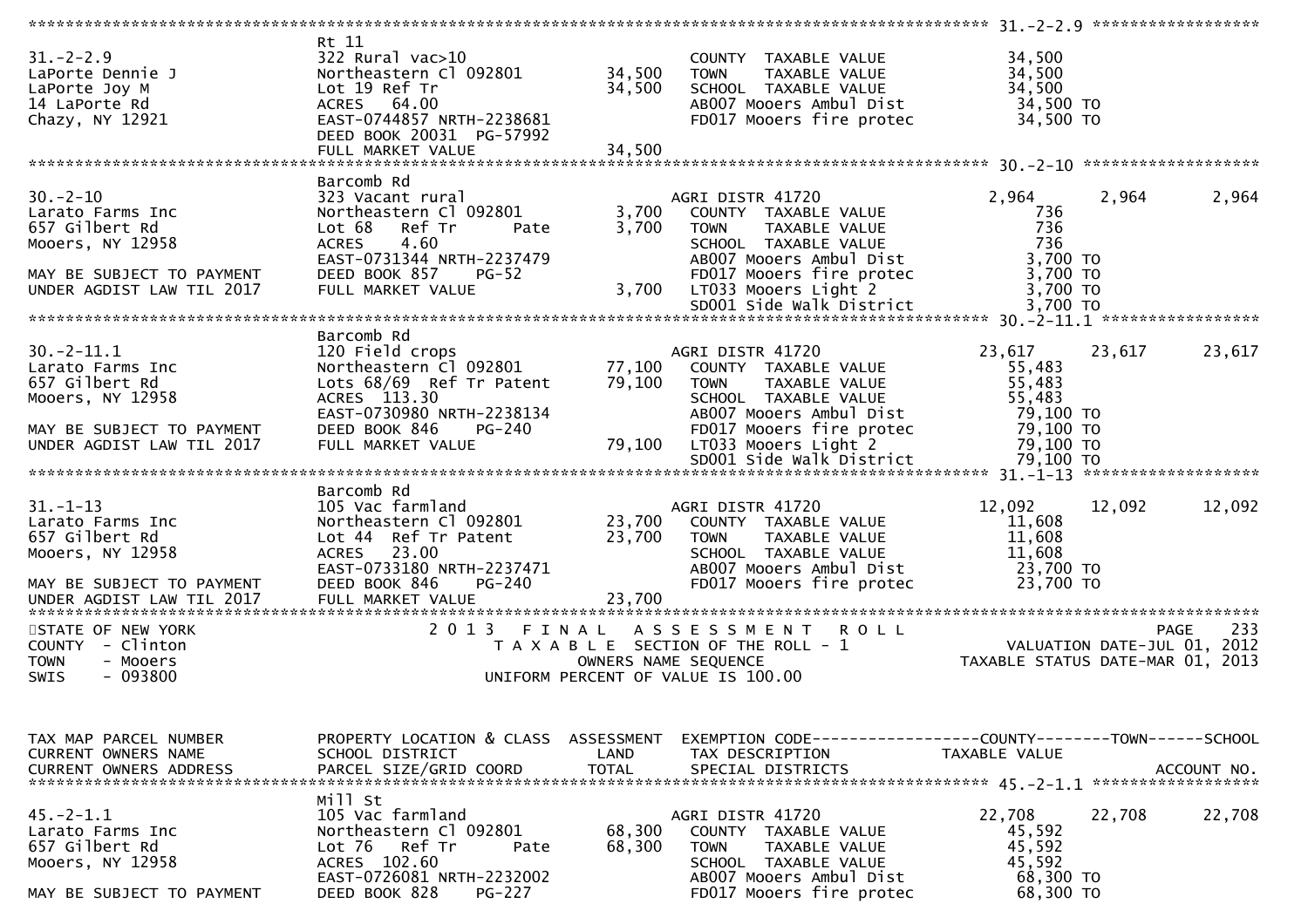```
******************************************************************************************************* 31.-2-2.9 ******************
                             Rt 11
31.-2-2.9                    322 Rural vac>10                       COUNTY  TAXABLE VALUE            34,500
LaPorte Dennie J             Northeastern Cl 092801      34,500     TOWN    TAXABLE VALUE            34,500
LaPorte Joy M                Lot 19 Ref Tr               34,500     SCHOOL  TAXABLE VALUE            34,500
14 LaPorte Rd                ACRES   64.00                          AB007 Mooers Ambul Dist           34,500 TO
Chazy, NY 12921              EAST-0744857 NRTH-2238681              FD017 Mooers fire protec          34,500 TO
                             DEED BOOK 20031  PG-57992
                             FULL MARKET VALUE           34,500
******************************************************************************************************* 30.-2-10 *******************
                             Barcomb Rd
30.-2-10                     323 Vacant rural                       AGRI DISTR 41720               2,964      2,964      2,964
Larato Farms Inc             Northeastern Cl 092801       3,700     COUNTY  TAXABLE VALUE              736
657 Gilbert Rd               Lot 68   Ref Tr      Pate    3,700     TOWN    TAXABLE VALUE              736
Mooers, NY 12958             ACRES    4.60                          SCHOOL  TAXABLE VALUE              736
                             EAST-0731344 NRTH-2237479              AB007 Mooers Ambul Dist            3,700 TO
MAY BE SUBJECT TO PAYMENT    DEED BOOK 857    PG-52                 FD017 Mooers fire protec           3,700 TO
UNDER AGDIST LAW TIL 2017    FULL MARKET VALUE            3,700     LT033 Mooers Light 2               3,700 TO
                                                                    SD001 Side Walk District           3,700 TO
******************************************************************************************************* 30.-2-11.1 *****************
                             Barcomb Rd
30.-2-11.1                   120 Field crops                        AGRI DISTR 41720              23,617     23,617     23,617
Larato Farms Inc             Northeastern Cl 092801      77,100     COUNTY  TAXABLE VALUE           55,483
657 Gilbert Rd               Lots 68/69  Ref Tr Patent   79,100     TOWN    TAXABLE VALUE           55,483
Mooers, NY 12958             ACRES  113.30                          SCHOOL  TAXABLE VALUE           55,483
                             EAST-0730980 NRTH-2238134              AB007 Mooers Ambul Dist           79,100 TO
MAY BE SUBJECT TO PAYMENT    DEED BOOK 846    PG-240                FD017 Mooers fire protec          79,100 TO
UNDER AGDIST LAW TIL 2017    FULL MARKET VALUE           79,100     LT033 Mooers Light 2              79,100 TO
                                                                    SD001 Side Walk District          79,100 TO
******************************************************************************************************* 31.-1-13 *******************
                             Barcomb Rd
31.-1-13                     105 Vac farmland                       AGRI DISTR 41720              12,092     12,092     12,092
Larato Farms Inc             Northeastern Cl 092801      23,700     COUNTY  TAXABLE VALUE           11,608
657 Gilbert Rd               Lot 44  Ref Tr Patent       23,700     TOWN    TAXABLE VALUE           11,608
Mooers, NY 12958             ACRES   23.00                          SCHOOL  TAXABLE VALUE           11,608
                             EAST-0733180 NRTH-2237471              AB007 Mooers Ambul Dist           23,700 TO
MAY BE SUBJECT TO PAYMENT    DEED BOOK 846    PG-240                FD017 Mooers fire protec          23,700 TO
UNDER AGDIST LAW TIL 2017    FULL MARKET VALUE           23,700
************************************************************************************************************************************
STATE OF NEW YORK                    2 0 1 3   F I N A L   A S S E S S M E N T   R O L L                               PAGE    233
COUNTY  - Clinton                        T A X A B L E  SECTION OF THE ROLL - 1                          VALUATION DATE-JUL 01, 2012
TOWN    - Mooers                               OWNERS NAME SEQUENCE                               TAXABLE STATUS DATE-MAR 01, 2013
SWIS    - 093800                        UNIFORM PERCENT OF VALUE IS 100.00


TAX MAP PARCEL NUMBER        PROPERTY LOCATION & CLASS  ASSESSMENT  EXEMPTION CODE------------------COUNTY--------TOWN------SCHOOL
CURRENT OWNERS NAME          SCHOOL DISTRICT               LAND     TAX DESCRIPTION              TAXABLE VALUE
CURRENT OWNERS ADDRESS       PARCEL SIZE/GRID COORD        TOTAL    SPECIAL DISTRICTS                                  ACCOUNT NO.
******************************************************************************************************* 45.-2-1.1 ******************
                             Mill St
45.-2-1.1                    105 Vac farmland                       AGRI DISTR 41720              22,708     22,708     22,708
Larato Farms Inc             Northeastern Cl 092801      68,300     COUNTY  TAXABLE VALUE           45,592
657 Gilbert Rd               Lot 76   Ref Tr      Pate   68,300     TOWN    TAXABLE VALUE           45,592
Mooers, NY 12958             ACRES  102.60                          SCHOOL  TAXABLE VALUE           45,592
                             EAST-0726081 NRTH-2232002              AB007 Mooers Ambul Dist           68,300 TO
MAY BE SUBJECT TO PAYMENT    DEED BOOK 828    PG-227                FD017 Mooers fire protec          68,300 TO
```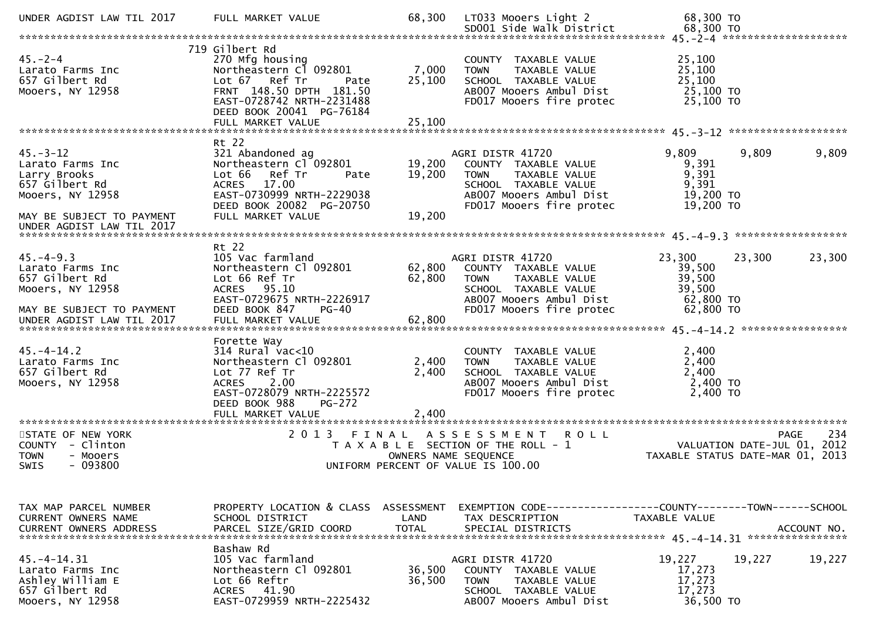```
UNDER AGDIST LAW TIL 2017     FULL MARKET VALUE              68,300   LT033 Mooers Light 2                68,300 TO
                                                                      SD001 Side Walk District            68,300 TO
******************************************************************************************************* 45.-2-4 ********************
                              719 Gilbert Rd
45.-2-4                       270 Mfg housing                         COUNTY  TAXABLE VALUE               25,100
Larato Farms Inc              Northeastern Cl 092801          7,000   TOWN    TAXABLE VALUE               25,100
657 Gilbert Rd                Lot 67   Ref Tr         Pate   25,100   SCHOOL  TAXABLE VALUE               25,100
Mooers, NY 12958              FRNT 148.50 DPTH 181.50                 AB007 Mooers Ambul Dist              25,100 TO
                              EAST-0728742 NRTH-2231488               FD017 Mooers fire protec             25,100 TO
                              DEED BOOK 20041 PG-76184
                              FULL MARKET VALUE              25,100
******************************************************************************************************* 45.-3-12 *******************
                              Rt 22
45.-3-12                      321 Abandoned ag                        AGRI DISTR 41720                 9,809      9,809       9,809
Larato Farms Inc              Northeastern Cl 092801         19,200   COUNTY  TAXABLE VALUE                9,391
Larry Brooks                  Lot 66   Ref Tr         Pate   19,200   TOWN    TAXABLE VALUE                9,391
657 Gilbert Rd                ACRES   17.00                           SCHOOL  TAXABLE VALUE                9,391
Mooers, NY 12958              EAST-0730999 NRTH-2229038               AB007 Mooers Ambul Dist              19,200 TO
                              DEED BOOK 20082 PG-20750                FD017 Mooers fire protec             19,200 TO
MAY BE SUBJECT TO PAYMENT     FULL MARKET VALUE              19,200
UNDER AGDIST LAW TIL 2017
******************************************************************************************************* 45.-4-9.3 ******************
                              Rt 22
45.-4-9.3                     105 Vac farmland                        AGRI DISTR 41720                23,300     23,300      23,300
Larato Farms Inc              Northeastern Cl 092801         62,800   COUNTY  TAXABLE VALUE               39,500
657 Gilbert Rd                Lot 66 Ref Tr                  62,800   TOWN    TAXABLE VALUE               39,500
Mooers, NY 12958              ACRES   95.10                           SCHOOL  TAXABLE VALUE               39,500
                              EAST-0729675 NRTH-2226917               AB007 Mooers Ambul Dist              62,800 TO
MAY BE SUBJECT TO PAYMENT     DEED BOOK 847    PG-40                  FD017 Mooers fire protec             62,800 TO
UNDER AGDIST LAW TIL 2017     FULL MARKET VALUE              62,800
******************************************************************************************************* 45.-4-14.2 *****************
                              Forette Way
45.-4-14.2                    314 Rural vac<10                        COUNTY  TAXABLE VALUE                2,400
Larato Farms Inc              Northeastern Cl 092801          2,400   TOWN    TAXABLE VALUE                2,400
657 Gilbert Rd                Lot 77 Ref Tr                   2,400   SCHOOL  TAXABLE VALUE                2,400
Mooers, NY 12958              ACRES    2.00                           AB007 Mooers Ambul Dist               2,400 TO
                              EAST-0728079 NRTH-2225572               FD017 Mooers fire protec              2,400 TO
                              DEED BOOK 988    PG-272
                              FULL MARKET VALUE               2,400
************************************************************************************************************************************
STATE OF NEW YORK                   2 0 1 3   F I N A L   A S S E S S M E N T   R O L L                            PAGE    234
COUNTY  - Clinton                         T A X A B L E  SECTION OF THE ROLL - 1                  VALUATION DATE-JUL 01, 2012
TOWN    - Mooers                                 OWNERS NAME SEQUENCE                         TAXABLE STATUS DATE-MAR 01, 2013
SWIS    - 093800                          UNIFORM PERCENT OF VALUE IS 100.00


TAX MAP PARCEL NUMBER         PROPERTY LOCATION & CLASS  ASSESSMENT  EXEMPTION CODE------------------COUNTY--------TOWN------SCHOOL
CURRENT OWNERS NAME           SCHOOL DISTRICT               LAND      TAX DESCRIPTION              TAXABLE VALUE
CURRENT OWNERS ADDRESS        PARCEL SIZE/GRID COORD       TOTAL      SPECIAL DISTRICTS                                  ACCOUNT NO.
******************************************************************************************************* 45.-4-14.31 ****************
                              Bashaw Rd
45.-4-14.31                   105 Vac farmland                        AGRI DISTR 41720                19,227     19,227      19,227
Larato Farms Inc              Northeastern Cl 092801         36,500   COUNTY  TAXABLE VALUE               17,273
Ashley William E              Lot 66 Reftr                   36,500   TOWN    TAXABLE VALUE               17,273
657 Gilbert Rd                ACRES   41.90                           SCHOOL  TAXABLE VALUE               17,273
Mooers, NY 12958              EAST-0729959 NRTH-2225432               AB007 Mooers Ambul Dist              36,500 TO
```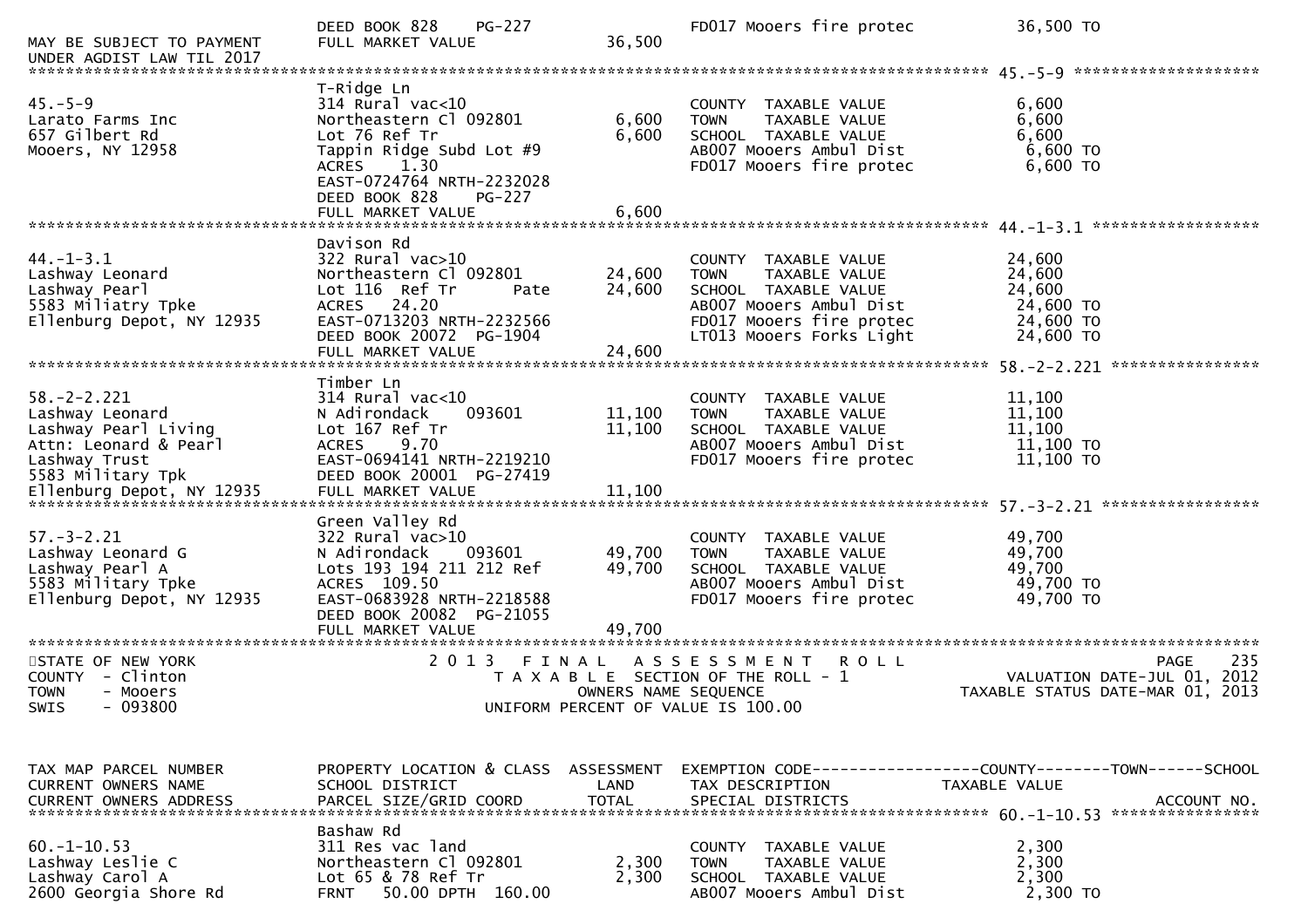```
                              DEED BOOK 828    PG-227                     FD017 Mooers fire protec          36,500 TO
MAY BE SUBJECT TO PAYMENT     FULL MARKET VALUE              36,500
UNDER AGDIST LAW TIL 2017
******************************************************************************************************* 45.-5-9 ********************
                              T-Ridge Ln
45.-5-9                       314 Rural vac<10                            COUNTY  TAXABLE VALUE             6,600
Larato Farms Inc              Northeastern Cl 092801         6,600        TOWN    TAXABLE VALUE             6,600
657 Gilbert Rd                Lot 76 Ref Tr                  6,600        SCHOOL  TAXABLE VALUE             6,600
Mooers, NY 12958              Tappin Ridge Subd Lot #9                    AB007 Mooers Ambul Dist            6,600 TO
                              ACRES    1.30                               FD017 Mooers fire protec           6,600 TO
                              EAST-0724764 NRTH-2232028
                              DEED BOOK 828    PG-227
                              FULL MARKET VALUE               6,600
******************************************************************************************************* 44.-1-3.1 ******************
                              Davison Rd
44.-1-3.1                     322 Rural vac>10                            COUNTY  TAXABLE VALUE            24,600
Lashway Leonard               Northeastern Cl 092801        24,600        TOWN    TAXABLE VALUE            24,600
Lashway Pearl                 Lot 116  Ref Tr       Pate    24,600        SCHOOL  TAXABLE VALUE            24,600
5583 Miliatry Tpke            ACRES   24.20                               AB007 Mooers Ambul Dist           24,600 TO
Ellenburg Depot, NY 12935     EAST-0713203 NRTH-2232566                   FD017 Mooers fire protec          24,600 TO
                              DEED BOOK 20072  PG-1904                    LT013 Mooers Forks Light          24,600 TO
                              FULL MARKET VALUE              24,600
******************************************************************************************************* 58.-2-2.221 ****************
                              Timber Ln
58.-2-2.221                   314 Rural vac<10                            COUNTY  TAXABLE VALUE            11,100
Lashway Leonard               N Adirondack    093601        11,100        TOWN    TAXABLE VALUE            11,100
Lashway Pearl Living          Lot 167 Ref Tr                11,100        SCHOOL  TAXABLE VALUE            11,100
Attn: Leonard & Pearl         ACRES    9.70                               AB007 Mooers Ambul Dist           11,100 TO
Lashway Trust                 EAST-0694141 NRTH-2219210                   FD017 Mooers fire protec          11,100 TO
5583 Military Tpk             DEED BOOK 20001  PG-27419
Ellenburg Depot, NY 12935     FULL MARKET VALUE              11,100
******************************************************************************************************* 57.-3-2.21 *****************
                              Green Valley Rd
57.-3-2.21                    322 Rural vac>10                            COUNTY  TAXABLE VALUE            49,700
Lashway Leonard G             N Adirondack    093601        49,700        TOWN    TAXABLE VALUE            49,700
Lashway Pearl A               Lots 193 194 211 212 Ref      49,700        SCHOOL  TAXABLE VALUE            49,700
5583 Military Tpke            ACRES  109.50                               AB007 Mooers Ambul Dist           49,700 TO
Ellenburg Depot, NY 12935     EAST-0683928 NRTH-2218588                   FD017 Mooers fire protec          49,700 TO
                              DEED BOOK 20082  PG-21055
                              FULL MARKET VALUE              49,700
************************************************************************************************************************************
STATE OF NEW YORK                  2 0 1 3   F I N A L   A S S E S S M E N T   R O L L                                  PAGE    235
COUNTY  - Clinton                     T A X A B L E  SECTION OF THE ROLL - 1                          VALUATION DATE-JUL 01, 2012
TOWN    - Mooers                              OWNERS NAME SEQUENCE                                TAXABLE STATUS DATE-MAR 01, 2013
SWIS    - 093800                         UNIFORM PERCENT OF VALUE IS 100.00


TAX MAP PARCEL NUMBER         PROPERTY LOCATION & CLASS  ASSESSMENT  EXEMPTION CODE------------------COUNTY--------TOWN------SCHOOL
CURRENT OWNERS NAME           SCHOOL DISTRICT               LAND      TAX DESCRIPTION             TAXABLE VALUE
CURRENT OWNERS ADDRESS        PARCEL SIZE/GRID COORD       TOTAL      SPECIAL DISTRICTS                                   ACCOUNT NO.
******************************************************************************************************* 60.-1-10.53 ****************
                              Bashaw Rd
60.-1-10.53                   311 Res vac land                            COUNTY  TAXABLE VALUE             2,300
Lashway Leslie C              Northeastern Cl 092801         2,300        TOWN    TAXABLE VALUE             2,300
Lashway Carol A               Lot 65 & 78 Ref Tr             2,300        SCHOOL  TAXABLE VALUE             2,300
2600 Georgia Shore Rd         FRNT    50.00 DPTH  160.00                  AB007 Mooers Ambul Dist            2,300 TO
```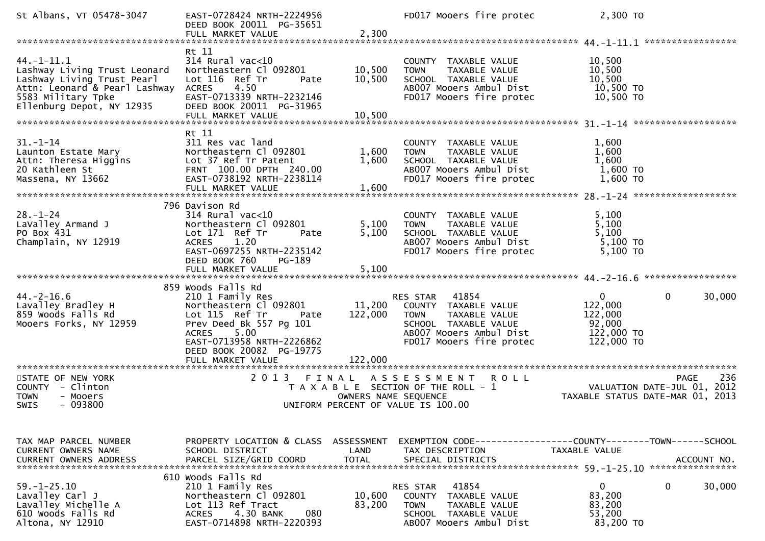```
St Albans, VT 05478-3047       EAST-0728424 NRTH-2224956             FD017 Mooers fire protec          2,300 TO
                               DEED BOOK 20011  PG-35651
                               FULL MARKET VALUE              2,300
******************************************************************************************************* 44.-1-11.1 *****************
                               Rt 11
44.-1-11.1                     314 Rural vac<10                      COUNTY  TAXABLE VALUE             10,500
Lashway Living Trust Leonard   Northeastern Cl 092801       10,500   TOWN    TAXABLE VALUE             10,500
Lashway Living Trust Pearl     Lot 116  Ref Tr       Pate   10,500   SCHOOL  TAXABLE VALUE             10,500
Attn: Leonard & Pearl Lashway  ACRES     4.50                        AB007 Mooers Ambul Dist            10,500 TO
5583 Military Tpke             EAST-0713339 NRTH-2232146             FD017 Mooers fire protec           10,500 TO
Ellenburg Depot, NY 12935      DEED BOOK 20011  PG-31965
                               FULL MARKET VALUE             10,500
******************************************************************************************************* 31.-1-14 *******************
                               Rt 11
31.-1-14                       311 Res vac land                      COUNTY  TAXABLE VALUE              1,600
Launton Estate Mary            Northeastern Cl 092801        1,600   TOWN    TAXABLE VALUE              1,600
Attn: Theresa Higgins          Lot 37 Ref Tr Patent          1,600   SCHOOL  TAXABLE VALUE              1,600
20 Kathleen St                 FRNT 100.00 DPTH 240.00               AB007 Mooers Ambul Dist             1,600 TO
Massena, NY 13662              EAST-0738192 NRTH-2238114             FD017 Mooers fire protec            1,600 TO
                               FULL MARKET VALUE              1,600
******************************************************************************************************* 28.-1-24 *******************
                           796 Davison Rd
28.-1-24                       314 Rural vac<10                      COUNTY  TAXABLE VALUE              5,100
LaValley Armand J              Northeastern Cl 092801        5,100   TOWN    TAXABLE VALUE              5,100
PO Box 431                     Lot 171  Ref Tr       Pate    5,100   SCHOOL  TAXABLE VALUE              5,100
Champlain, NY 12919            ACRES     1.20                        AB007 Mooers Ambul Dist             5,100 TO
                               EAST-0697255 NRTH-2235142             FD017 Mooers fire protec            5,100 TO
                               DEED BOOK 760    PG-189
                               FULL MARKET VALUE              5,100
******************************************************************************************************* 44.-2-16.6 *****************
                           859 Woods Falls Rd
44.-2-16.6                     210 1 Family Res                      RES STAR   41854                      0             0      30,000
Lavalley Bradley H             Northeastern Cl 092801       11,200   COUNTY  TAXABLE VALUE            122,000
859 Woods Falls Rd             Lot 115  Ref Tr       Pate  122,000   TOWN    TAXABLE VALUE            122,000
Mooers Forks, NY 12959         Prev Deed Bk 557 Pg 101               SCHOOL  TAXABLE VALUE             92,000
                               ACRES     5.00                        AB007 Mooers Ambul Dist           122,000 TO
                               EAST-0713958 NRTH-2226862             FD017 Mooers fire protec          122,000 TO
                               DEED BOOK 20082  PG-19775
                               FULL MARKET VALUE            122,000
************************************************************************************************************************************
STATE OF NEW YORK                  2 0 1 3   F I N A L   A S S E S S M E N T   R O L L                                  PAGE   236
COUNTY  - Clinton                     T A X A B L E  SECTION OF THE ROLL - 1                          VALUATION DATE-JUL 01, 2012
TOWN    - Mooers                                OWNERS NAME SEQUENCE                               TAXABLE STATUS DATE-MAR 01, 2013
SWIS    - 093800                        UNIFORM PERCENT OF VALUE IS 100.00


TAX MAP PARCEL NUMBER          PROPERTY LOCATION & CLASS  ASSESSMENT  EXEMPTION CODE------------------COUNTY--------TOWN------SCHOOL
CURRENT OWNERS NAME            SCHOOL DISTRICT               LAND     TAX DESCRIPTION            TAXABLE VALUE
CURRENT OWNERS ADDRESS         PARCEL SIZE/GRID COORD        TOTAL    SPECIAL DISTRICTS                                  ACCOUNT NO.
******************************************************************************************************* 59.-1-25.10 ****************
                           610 Woods Falls Rd
59.-1-25.10                    210 1 Family Res                      RES STAR   41854                      0             0      30,000
Lavalley Carl J                Northeastern Cl 092801       10,600   COUNTY  TAXABLE VALUE             83,200
Lavalley Michelle A            Lot 113 Ref Tract            83,200   TOWN    TAXABLE VALUE             83,200
610 Woods Falls Rd             ACRES     4.30 BANK     080           SCHOOL  TAXABLE VALUE             53,200
Altona, NY 12910               EAST-0714898 NRTH-2220393             AB007 Mooers Ambul Dist            83,200 TO
```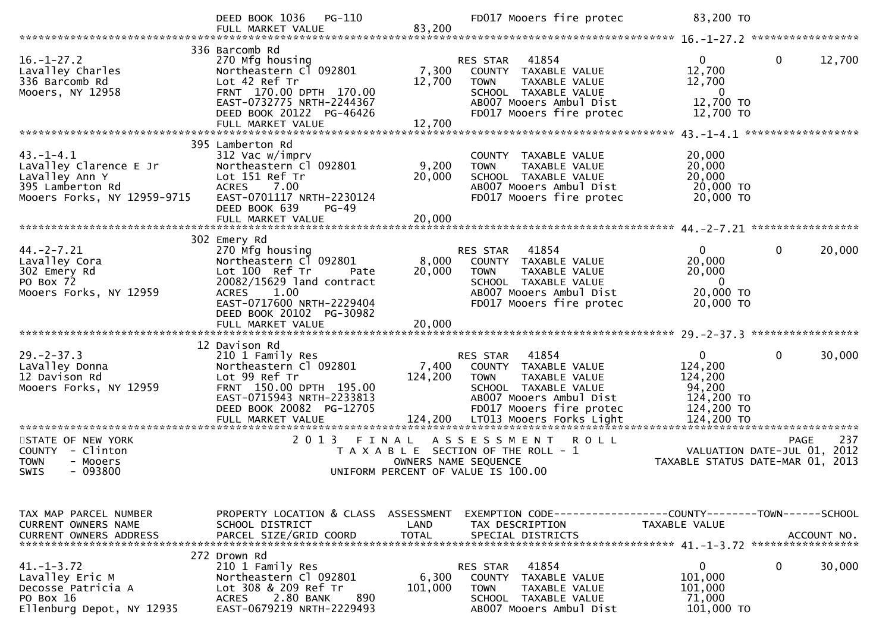```
                              DEED BOOK 1036   PG-110                          FD017 Mooers fire protec            83,200 TO
                              FULL MARKET VALUE              83,200
******************************************************************************************************* 16.-1-27.2 *****************
                            336 Barcomb Rd
16.-1-27.2                    270 Mfg housing                          RES STAR   41854                     0              0      12,700
Lavalley Charles              Northeastern Cl 092801          7,300    COUNTY  TAXABLE VALUE              12,700
336 Barcomb Rd                Lot 42 Ref Tr                  12,700    TOWN    TAXABLE VALUE              12,700
Mooers, NY 12958              FRNT  170.00 DPTH  170.00                SCHOOL  TAXABLE VALUE                   0
                              EAST-0732775 NRTH-2244367                AB007 Mooers Ambul Dist             12,700 TO
                              DEED BOOK 20122  PG-46426                FD017 Mooers fire protec            12,700 TO
                              FULL MARKET VALUE              12,700
******************************************************************************************************* 43.-1-4.1 ******************
                            395 Lamberton Rd
43.-1-4.1                     312 Vac w/imprv                          COUNTY  TAXABLE VALUE              20,000
LaValley Clarence E Jr        Northeastern Cl 092801          9,200    TOWN    TAXABLE VALUE              20,000
LaValley Ann Y                Lot 151 Ref Tr                 20,000    SCHOOL  TAXABLE VALUE              20,000
395 Lamberton Rd              ACRES    7.00                            AB007 Mooers Ambul Dist             20,000 TO
Mooers Forks, NY 12959-9715   EAST-0701117 NRTH-2230124                FD017 Mooers fire protec            20,000 TO
                              DEED BOOK 639    PG-49
                              FULL MARKET VALUE              20,000
******************************************************************************************************* 44.-2-7.21 *****************
                            302 Emery Rd
44.-2-7.21                    270 Mfg housing                          RES STAR   41854                     0              0      20,000
Lavalley Cora                 Northeastern Cl 092801          8,000    COUNTY  TAXABLE VALUE              20,000
302 Emery Rd                  Lot 100  Ref Tr       Pate     20,000    TOWN    TAXABLE VALUE              20,000
PO Box 72                     20082/15629 land contract                SCHOOL  TAXABLE VALUE                   0
Mooers Forks, NY 12959        ACRES    1.00                            AB007 Mooers Ambul Dist             20,000 TO
                              EAST-0717600 NRTH-2229404                FD017 Mooers fire protec            20,000 TO
                              DEED BOOK 20102  PG-30982
                              FULL MARKET VALUE              20,000
******************************************************************************************************* 29.-2-37.3 *****************
                            12 Davison Rd
29.-2-37.3                    210 1 Family Res                         RES STAR   41854                     0              0      30,000
LaValley Donna                Northeastern Cl 092801          7,400    COUNTY  TAXABLE VALUE             124,200
12 Davison Rd                 Lot 99 Ref Tr                 124,200    TOWN    TAXABLE VALUE             124,200
Mooers Forks, NY 12959        FRNT  150.00 DPTH  195.00                SCHOOL  TAXABLE VALUE              94,200
                              EAST-0715943 NRTH-2233813                AB007 Mooers Ambul Dist            124,200 TO
                              DEED BOOK 20082  PG-12705                FD017 Mooers fire protec           124,200 TO
                              FULL MARKET VALUE             124,200    LT013 Mooers Forks Light           124,200 TO
************************************************************************************************************************************
STATE OF NEW YORK                       2 0 1 3   F I N A L   A S S E S S M E N T   R O L L                                  PAGE   237
COUNTY  - Clinton                          T A X A B L E  SECTION OF THE ROLL - 1                    VALUATION DATE-JUL 01, 2012
TOWN    - Mooers                                  OWNERS NAME SEQUENCE                              TAXABLE STATUS DATE-MAR 01, 2013
SWIS    - 093800                          UNIFORM PERCENT OF VALUE IS 100.00


TAX MAP PARCEL NUMBER         PROPERTY LOCATION & CLASS  ASSESSMENT  EXEMPTION CODE------------------COUNTY--------TOWN------SCHOOL
CURRENT OWNERS NAME           SCHOOL DISTRICT               LAND      TAX DESCRIPTION             TAXABLE VALUE
CURRENT OWNERS ADDRESS        PARCEL SIZE/GRID COORD        TOTAL     SPECIAL DISTRICTS                                    ACCOUNT NO.
******************************************************************************************************* 41.-1-3.72 *****************
                            272 Drown Rd
41.-1-3.72                    210 1 Family Res                         RES STAR   41854                     0              0      30,000
Lavalley Eric M               Northeastern Cl 092801          6,300    COUNTY  TAXABLE VALUE             101,000
Decosse Patricia A            Lot 308 & 209 Ref Tr          101,000    TOWN    TAXABLE VALUE             101,000
PO Box 16                     ACRES    2.80 BANK     890               SCHOOL  TAXABLE VALUE              71,000
Ellenburg Depot, NY 12935     EAST-0679219 NRTH-2229493                AB007 Mooers Ambul Dist            101,000 TO
```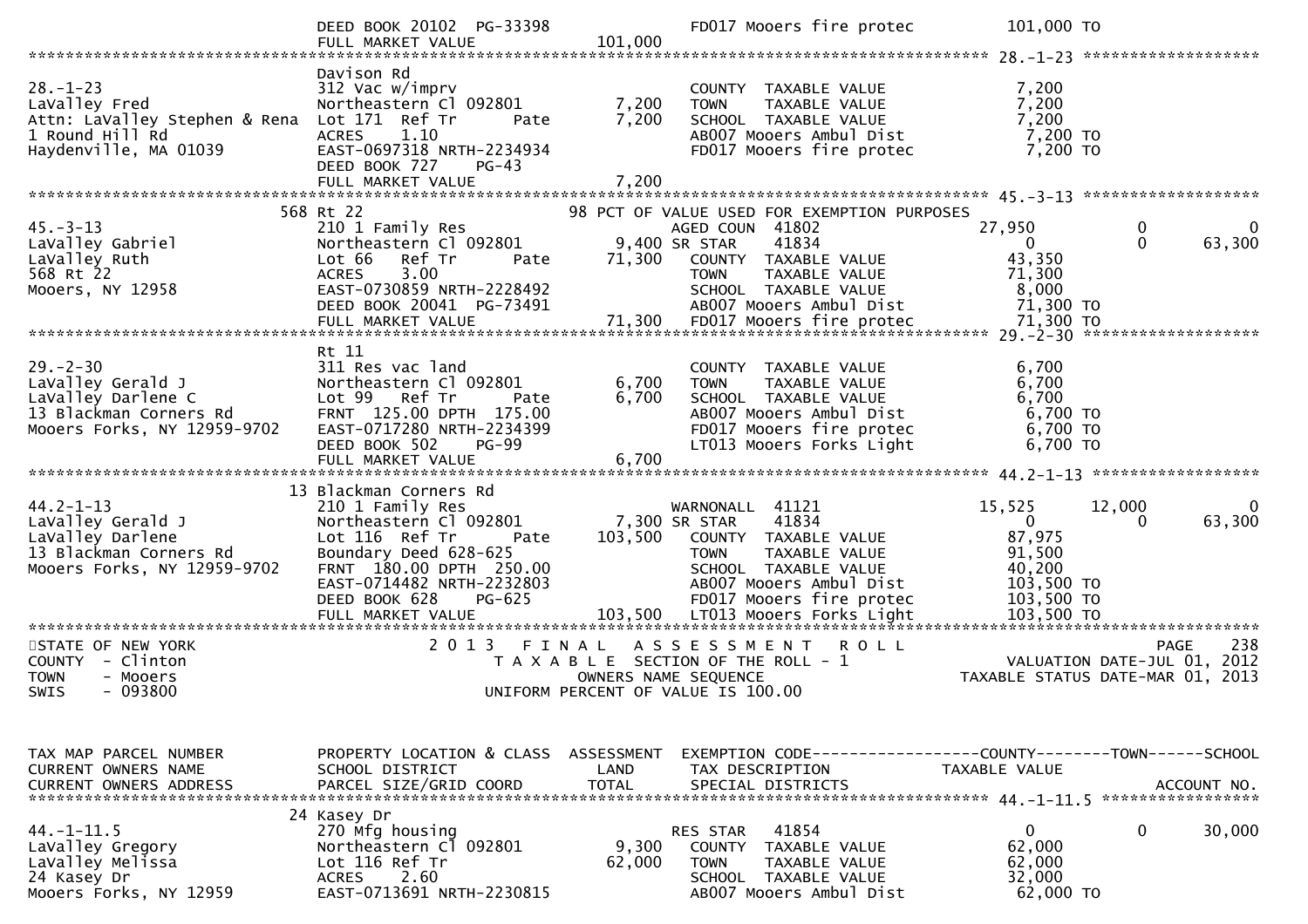```
                                DEED BOOK 20102  PG-33398            FD017 Mooers fire protec          101,000 TO
                                FULL MARKET VALUE              101,000
******************************************************************************************************* 28.-1-23 *******************
                                Davison Rd
28.-1-23                        312 Vac w/imprv                      COUNTY  TAXABLE VALUE              7,200
LaValley Fred                   Northeastern Cl 092801        7,200  TOWN    TAXABLE VALUE              7,200
Attn: LaValley Stephen & Rena   Lot 171  Ref Tr      Pate     7,200  SCHOOL  TAXABLE VALUE              7,200
1 Round Hill Rd                 ACRES    1.10                        AB007 Mooers Ambul Dist            7,200 TO
Haydenville, MA 01039           EAST-0697318 NRTH-2234934            FD017 Mooers fire protec           7,200 TO
                                DEED BOOK 727    PG-43
                                FULL MARKET VALUE                7,200
******************************************************************************************************* 45.-3-13 *******************
                            568 Rt 22                      98 PCT OF VALUE USED FOR EXEMPTION PURPOSES
45.-3-13                        210 1 Family Res                 AGED COUN  41802                27,950           0            0
LaValley Gabriel                Northeastern Cl 092801        9,400 SR STAR    41834                     0           0       63,300
LaValley Ruth                   Lot 66   Ref Tr      Pate    71,300   COUNTY  TAXABLE VALUE             43,350
568 Rt 22                       ACRES    3.00                         TOWN    TAXABLE VALUE             71,300
Mooers, NY 12958                EAST-0730859 NRTH-2228492            SCHOOL  TAXABLE VALUE              8,000
                                DEED BOOK 20041  PG-73491            AB007 Mooers Ambul Dist           71,300 TO
                                FULL MARKET VALUE               71,300  FD017 Mooers fire protec         71,300 TO
******************************************************************************************************* 29.-2-30 *******************
                                Rt 11
29.-2-30                        311 Res vac land                     COUNTY  TAXABLE VALUE              6,700
LaValley Gerald J               Northeastern Cl 092801        6,700  TOWN    TAXABLE VALUE              6,700
LaValley Darlene C              Lot 99   Ref Tr      Pate     6,700  SCHOOL  TAXABLE VALUE              6,700
13 Blackman Corners Rd          FRNT 125.00 DPTH 175.00              AB007 Mooers Ambul Dist            6,700 TO
Mooers Forks, NY 12959-9702     EAST-0717280 NRTH-2234399            FD017 Mooers fire protec           6,700 TO
                                DEED BOOK 502    PG-99               LT013 Mooers Forks Light           6,700 TO
                                FULL MARKET VALUE                6,700
******************************************************************************************************* 44.2-1-13 ******************
                             13 Blackman Corners Rd
44.2-1-13                       210 1 Family Res                 WARNONALL  41121                15,525      12,000            0
LaValley Gerald J               Northeastern Cl 092801        7,300 SR STAR    41834                     0           0       63,300
LaValley Darlene                Lot 116  Ref Tr      Pate   103,500   COUNTY  TAXABLE VALUE             87,975
13 Blackman Corners Rd          Boundary Deed 628-625                 TOWN    TAXABLE VALUE             91,500
Mooers Forks, NY 12959-9702     FRNT 180.00 DPTH 250.00               SCHOOL  TAXABLE VALUE             40,200
                                EAST-0714482 NRTH-2232803            AB007 Mooers Ambul Dist          103,500 TO
                                DEED BOOK 628    PG-625              FD017 Mooers fire protec         103,500 TO
                                FULL MARKET VALUE              103,500  LT013 Mooers Forks Light         103,500 TO
************************************************************************************************************************************
STATE OF NEW YORK                    2 0 1 3   F I N A L   A S S E S S M E N T   R O L L                              PAGE    238
COUNTY  - Clinton                        T A X A B L E  SECTION OF THE ROLL - 1                       VALUATION DATE-JUL 01, 2012
TOWN    - Mooers                                  OWNERS NAME SEQUENCE                               TAXABLE STATUS DATE-MAR 01, 2013
SWIS    - 093800                           UNIFORM PERCENT OF VALUE IS 100.00


TAX MAP PARCEL NUMBER           PROPERTY LOCATION & CLASS  ASSESSMENT  EXEMPTION CODE------------------COUNTY--------TOWN------SCHOOL
CURRENT OWNERS NAME             SCHOOL DISTRICT               LAND      TAX DESCRIPTION            TAXABLE VALUE
CURRENT OWNERS ADDRESS          PARCEL SIZE/GRID COORD       TOTAL      SPECIAL DISTRICTS                                 ACCOUNT NO.
******************************************************************************************************* 44.-1-11.5 *****************
                             24 Kasey Dr
44.-1-11.5                      270 Mfg housing                  RES STAR   41854                     0           0       30,000
LaValley Gregory                Northeastern Cl 092801        9,300  COUNTY  TAXABLE VALUE             62,000
LaValley Melissa                Lot 116 Ref Tr               62,000  TOWN    TAXABLE VALUE             62,000
24 Kasey Dr                     ACRES    2.60                        SCHOOL  TAXABLE VALUE             32,000
Mooers Forks, NY 12959          EAST-0713691 NRTH-2230815            AB007 Mooers Ambul Dist           62,000 TO
```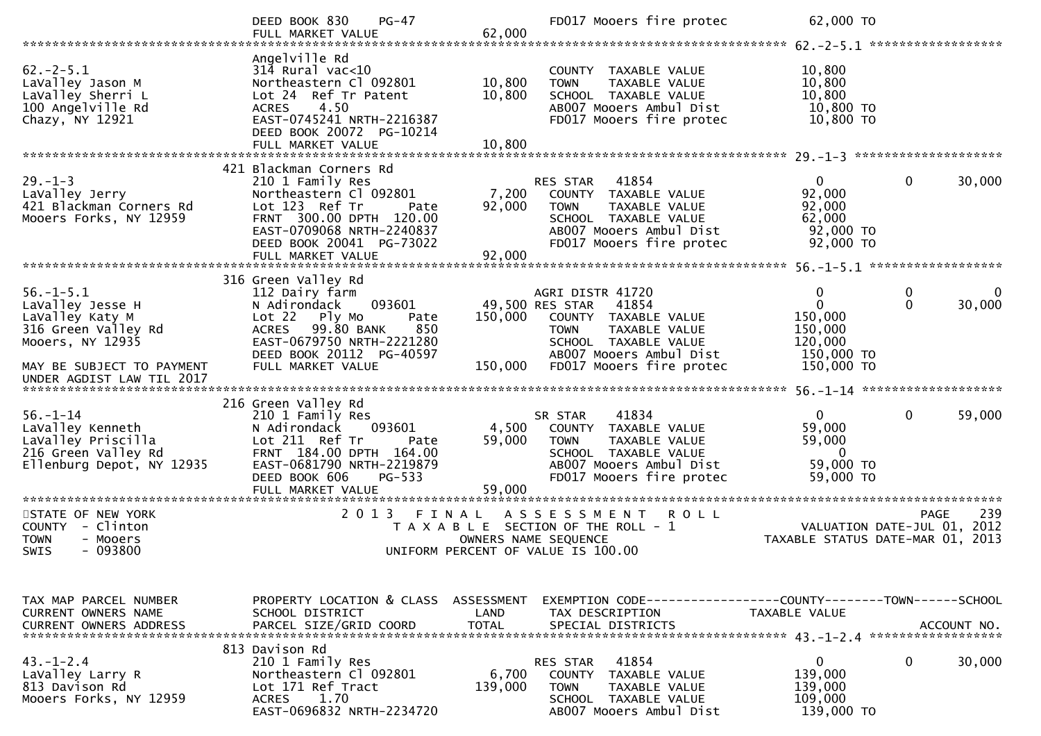```
                           DEED BOOK 830    PG-47                   FD017 Mooers fire protec          62,000 TO
                           FULL MARKET VALUE            62,000
******************************************************************************************************* 62.-2-5.1 ******************
                           Angelville Rd
62.-2-5.1                  314 Rural vac<10                         COUNTY  TAXABLE VALUE          10,800
LaValley Jason M           Northeastern Cl 092801       10,800      TOWN    TAXABLE VALUE          10,800
LaValley Sherri L          Lot 24  Ref Tr Patent        10,800      SCHOOL  TAXABLE VALUE          10,800
100 Angelville Rd          ACRES    4.50                            AB007 Mooers Ambul Dist         10,800 TO
Chazy, NY 12921            EAST-0745241 NRTH-2216387                FD017 Mooers fire protec        10,800 TO
                           DEED BOOK 20072  PG-10214
                           FULL MARKET VALUE            10,800
******************************************************************************************************* 29.-1-3 ********************
                       421 Blackman Corners Rd
29.-1-3                    210 1 Family Res                         RES STAR   41854                  0          0       30,000
LaValley Jerry             Northeastern Cl 092801        7,200      COUNTY  TAXABLE VALUE          92,000
421 Blackman Corners Rd    Lot 123  Ref Tr       Pate   92,000      TOWN    TAXABLE VALUE          92,000
Mooers Forks, NY 12959     FRNT 300.00 DPTH 120.00                  SCHOOL  TAXABLE VALUE          62,000
                           EAST-0709068 NRTH-2240837                AB007 Mooers Ambul Dist         92,000 TO
                           DEED BOOK 20041  PG-73022                FD017 Mooers fire protec        92,000 TO
                           FULL MARKET VALUE            92,000
******************************************************************************************************* 56.-1-5.1 ******************
                       316 Green Valley Rd
56.-1-5.1                  112 Dairy farm                           AGRI DISTR 41720                  0          0            0
LaValley Jesse H           N Adirondack     093601      49,500 RES STAR   41854                       0          0       30,000
LaValley Katy M            Lot 22  Ply Mo        Pate  150,000      COUNTY  TAXABLE VALUE         150,000
316 Green Valley Rd        ACRES   99.80 BANK     850               TOWN    TAXABLE VALUE         150,000
Mooers, NY 12935           EAST-0679750 NRTH-2221280                SCHOOL  TAXABLE VALUE         120,000
                           DEED BOOK 20112  PG-40597                AB007 Mooers Ambul Dist        150,000 TO
MAY BE SUBJECT TO PAYMENT  FULL MARKET VALUE           150,000      FD017 Mooers fire protec       150,000 TO
UNDER AGDIST LAW TIL 2017
******************************************************************************************************* 56.-1-14 *******************
                       216 Green Valley Rd
56.-1-14                   210 1 Family Res                         SR STAR    41834                  0          0       59,000
LaValley Kenneth           N Adirondack     093601       4,500      COUNTY  TAXABLE VALUE          59,000
LaValley Priscilla         Lot 211  Ref Tr       Pate   59,000      TOWN    TAXABLE VALUE          59,000
216 Green Valley Rd        FRNT 184.00 DPTH 164.00                  SCHOOL  TAXABLE VALUE               0
Ellenburg Depot, NY 12935  EAST-0681790 NRTH-2219879                AB007 Mooers Ambul Dist         59,000 TO
                           DEED BOOK 606    PG-533                  FD017 Mooers fire protec        59,000 TO
                           FULL MARKET VALUE            59,000
************************************************************************************************************************************
STATE OF NEW YORK                2 0 1 3   F I N A L   A S S E S S M E N T   R O L L                              PAGE    239
COUNTY  - Clinton                     T A X A B L E  SECTION OF THE ROLL - 1                   VALUATION DATE-JUL 01, 2012
TOWN    - Mooers                              OWNERS NAME SEQUENCE                        TAXABLE STATUS DATE-MAR 01, 2013
SWIS    - 093800                       UNIFORM PERCENT OF VALUE IS 100.00


TAX MAP PARCEL NUMBER      PROPERTY LOCATION & CLASS  ASSESSMENT  EXEMPTION CODE------------------COUNTY--------TOWN------SCHOOL
CURRENT OWNERS NAME        SCHOOL DISTRICT               LAND      TAX DESCRIPTION            TAXABLE VALUE
CURRENT OWNERS ADDRESS     PARCEL SIZE/GRID COORD        TOTAL     SPECIAL DISTRICTS                                  ACCOUNT NO.
******************************************************************************************************* 43.-1-2.4 ******************
                       813 Davison Rd
43.-1-2.4                  210 1 Family Res                         RES STAR   41854                  0          0       30,000
LaValley Larry R           Northeastern Cl 092801        6,700      COUNTY  TAXABLE VALUE         139,000
813 Davison Rd             Lot 171 Ref Tract           139,000      TOWN    TAXABLE VALUE         139,000
Mooers Forks, NY 12959     ACRES    1.70                            SCHOOL  TAXABLE VALUE         109,000
                           EAST-0696832 NRTH-2234720                AB007 Mooers Ambul Dist        139,000 TO
```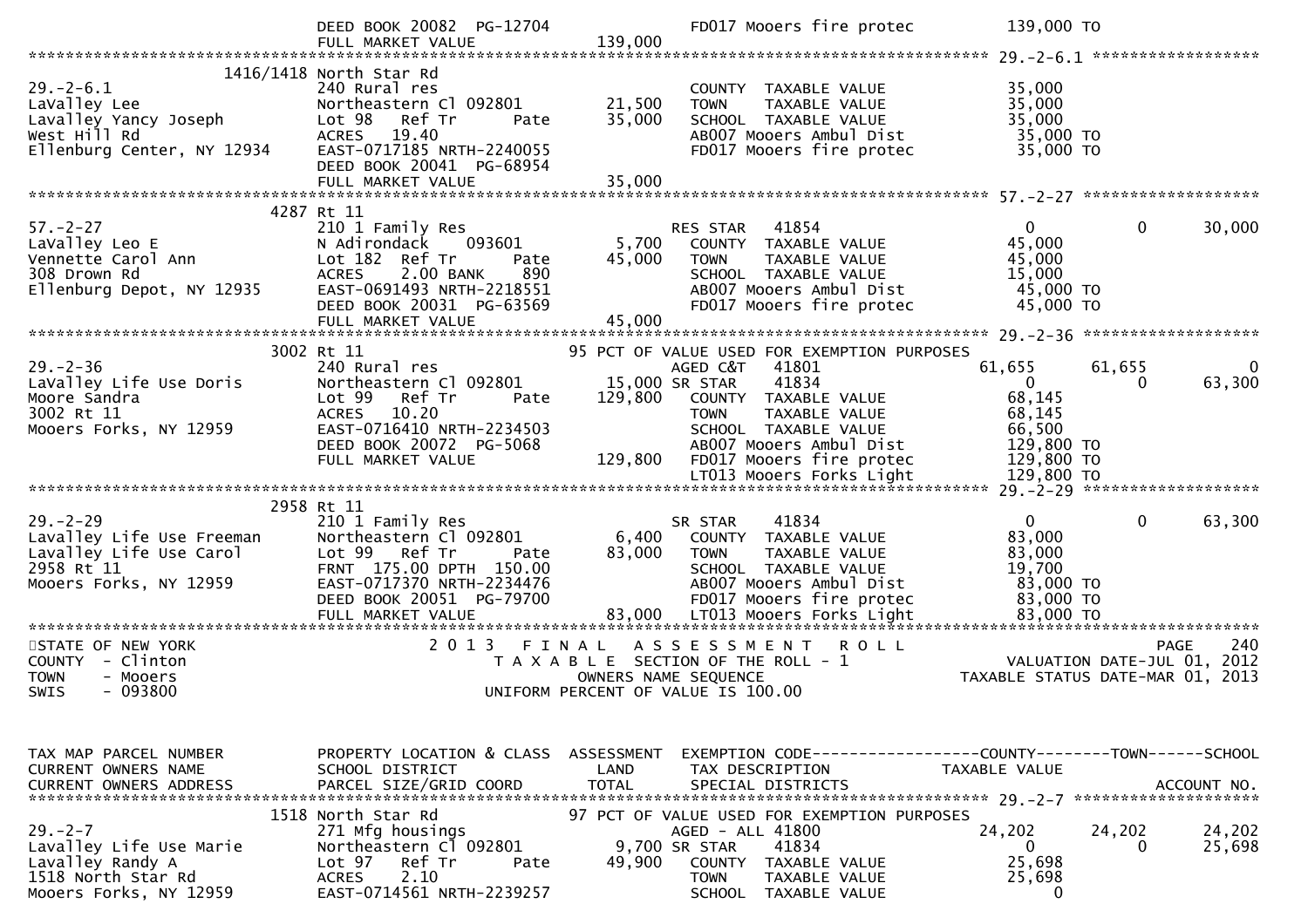```
                              DEED BOOK 20082  PG-12704                FD017 Mooers fire protec          139,000 TO
                              FULL MARKET VALUE           139,000
******************************************************************************************************* 29.-2-6.1 ******************
                    1416/1418 North Star Rd
29.-2-6.1                     240 Rural res                            COUNTY  TAXABLE VALUE             35,000
LaValley Lee                  Northeastern Cl 092801       21,500      TOWN    TAXABLE VALUE             35,000
Lavalley Yancy Joseph         Lot 98   Ref Tr       Pate   35,000      SCHOOL  TAXABLE VALUE             35,000
West Hill Rd                  ACRES   19.40                            AB007 Mooers Ambul Dist            35,000 TO
Ellenburg Center, NY 12934    EAST-0717185 NRTH-2240055                FD017 Mooers fire protec           35,000 TO
                              DEED BOOK 20041  PG-68954
                              FULL MARKET VALUE            35,000
******************************************************************************************************* 57.-2-27 *******************
                    4287 Rt 11
57.-2-27                      210 1 Family Res                         RES STAR   41854                  0           0      30,000
LaValley Leo E                N Adirondack    093601        5,700      COUNTY  TAXABLE VALUE             45,000
Vennette Carol Ann            Lot 182  Ref Tr       Pate   45,000      TOWN    TAXABLE VALUE             45,000
308 Drown Rd                  ACRES    2.00 BANK    890                SCHOOL  TAXABLE VALUE             15,000
Ellenburg Depot, NY 12935     EAST-0691493 NRTH-2218551                AB007 Mooers Ambul Dist            45,000 TO
                              DEED BOOK 20031  PG-63569                FD017 Mooers fire protec           45,000 TO
                              FULL MARKET VALUE            45,000
******************************************************************************************************* 29.-2-36 *******************
                    3002 Rt 11                                   95 PCT OF VALUE USED FOR EXEMPTION PURPOSES
29.-2-36                      240 Rural res                            AGED C&T   41801             61,655      61,655           0
LaValley Life Use Doris       Northeastern Cl 092801       15,000 SR STAR     41834                  0           0      63,300
Moore Sandra                  Lot 99   Ref Tr       Pate  129,800      COUNTY  TAXABLE VALUE             68,145
3002 Rt 11                    ACRES   10.20                            TOWN    TAXABLE VALUE             68,145
Mooers Forks, NY 12959        EAST-0716410 NRTH-2234503                SCHOOL  TAXABLE VALUE             66,500
                              DEED BOOK 20072  PG-5068                 AB007 Mooers Ambul Dist           129,800 TO
                              FULL MARKET VALUE           129,800      FD017 Mooers fire protec          129,800 TO
                                                                       LT013 Mooers Forks Light          129,800 TO
******************************************************************************************************* 29.-2-29 *******************
                    2958 Rt 11
29.-2-29                      210 1 Family Res                         SR STAR    41834                  0           0      63,300
Lavalley Life Use Freeman     Northeastern Cl 092801        6,400      COUNTY  TAXABLE VALUE             83,000
Lavalley Life Use Carol       Lot 99   Ref Tr       Pate   83,000      TOWN    TAXABLE VALUE             83,000
2958 Rt 11                    FRNT 175.00 DPTH 150.00                  SCHOOL  TAXABLE VALUE             19,700
Mooers Forks, NY 12959        EAST-0717370 NRTH-2234476                AB007 Mooers Ambul Dist            83,000 TO
                              DEED BOOK 20051  PG-79700                FD017 Mooers fire protec           83,000 TO
                              FULL MARKET VALUE            83,000      LT013 Mooers Forks Light           83,000 TO
************************************************************************************************************************************
STATE OF NEW YORK                      2 0 1 3   F I N A L   A S S E S S M E N T   R O L L                            PAGE    240
COUNTY  - Clinton                         T A X A B L E  SECTION OF THE ROLL - 1                     VALUATION DATE-JUL 01, 2012
TOWN    - Mooers                                 OWNERS NAME SEQUENCE                              TAXABLE STATUS DATE-MAR 01, 2013
SWIS    - 093800                          UNIFORM PERCENT OF VALUE IS 100.00


TAX MAP PARCEL NUMBER         PROPERTY LOCATION & CLASS  ASSESSMENT  EXEMPTION CODE------------------COUNTY--------TOWN------SCHOOL
CURRENT OWNERS NAME           SCHOOL DISTRICT               LAND      TAX DESCRIPTION                 TAXABLE VALUE
CURRENT OWNERS ADDRESS        PARCEL SIZE/GRID COORD        TOTAL     SPECIAL DISTRICTS                                  ACCOUNT NO.
******************************************************************************************************* 29.-2-7 ********************
                    1518 North Star Rd                           97 PCT OF VALUE USED FOR EXEMPTION PURPOSES
29.-2-7                       271 Mfg housings                         AGED - ALL 41800                 24,202      24,202      24,202
Lavalley Life Use Marie       Northeastern Cl 092801        9,700 SR STAR     41834                  0           0      25,698
Lavalley Randy A              Lot 97   Ref Tr       Pate   49,900      COUNTY  TAXABLE VALUE             25,698
1518 North Star Rd            ACRES    2.10                            TOWN    TAXABLE VALUE             25,698
Mooers Forks, NY 12959        EAST-0714561 NRTH-2239257                SCHOOL  TAXABLE VALUE                  0
```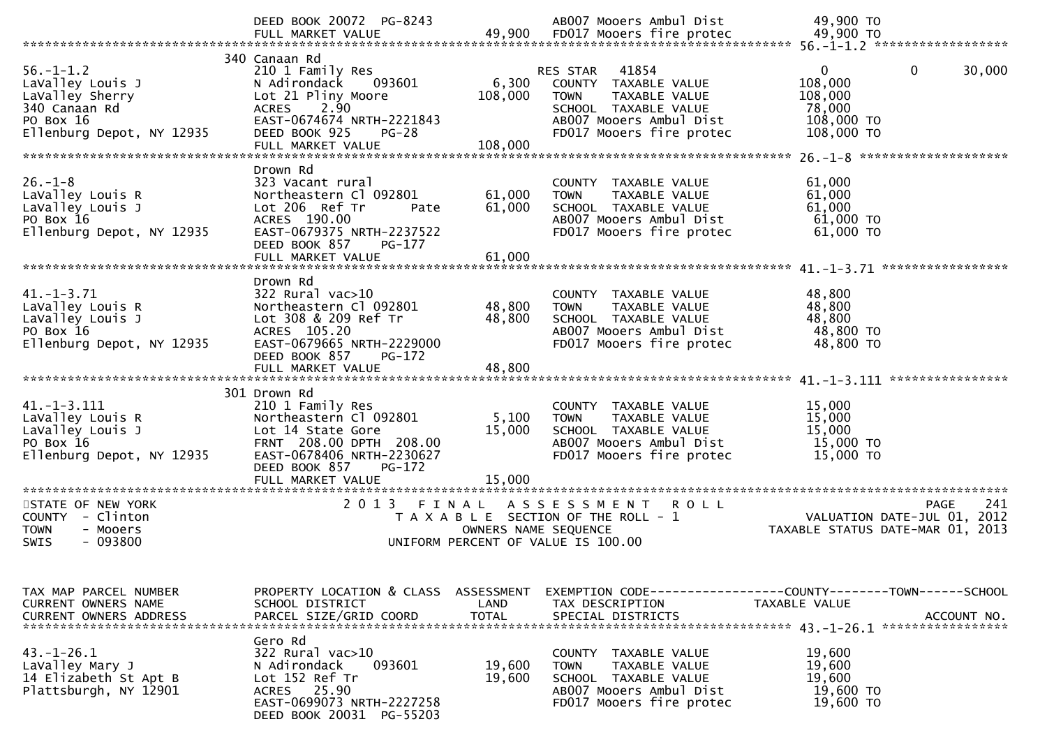```
                         DEED BOOK 20072  PG-8243                   AB007 Mooers Ambul Dist          49,900 TO
                         FULL MARKET VALUE              49,900     FD017 Mooers fire protec         49,900 TO
******************************************************************************************************* 56.-1-1.2 ******************
                         340 Canaan Rd
56.-1-1.2                210 1 Family Res                          RES STAR   41854                  0          0      30,000
LaValley Louis J         N Adirondack    093601          6,300     COUNTY  TAXABLE VALUE           108,000
LaValley Sherry          Lot 21 Pliny Moore            108,000     TOWN    TAXABLE VALUE           108,000
340 Canaan Rd            ACRES    2.90                             SCHOOL  TAXABLE VALUE            78,000
PO Box 16                EAST-0674674 NRTH-2221843                 AB007 Mooers Ambul Dist          108,000 TO
Ellenburg Depot, NY 12935  DEED BOOK 925    PG-28                  FD017 Mooers fire protec         108,000 TO
                         FULL MARKET VALUE             108,000
******************************************************************************************************* 26.-1-8 ********************
                         Drown Rd
26.-1-8                  323 Vacant rural                          COUNTY  TAXABLE VALUE            61,000
LaValley Louis R         Northeastern Cl 092801         61,000     TOWN    TAXABLE VALUE            61,000
LaValley Louis J         Lot 206  Ref Tr       Pate     61,000     SCHOOL  TAXABLE VALUE            61,000
PO Box 16                ACRES  190.00                             AB007 Mooers Ambul Dist           61,000 TO
Ellenburg Depot, NY 12935  EAST-0679375 NRTH-2237522               FD017 Mooers fire protec          61,000 TO
                         DEED BOOK 857    PG-177
                         FULL MARKET VALUE              61,000
******************************************************************************************************* 41.-1-3.71 *****************
                         Drown Rd
41.-1-3.71               322 Rural vac>10                          COUNTY  TAXABLE VALUE            48,800
LaValley Louis R         Northeastern Cl 092801         48,800     TOWN    TAXABLE VALUE            48,800
LaValley Louis J         Lot 308 & 209 Ref Tr           48,800     SCHOOL  TAXABLE VALUE            48,800
PO Box 16                ACRES  105.20                             AB007 Mooers Ambul Dist           48,800 TO
Ellenburg Depot, NY 12935  EAST-0679665 NRTH-2229000               FD017 Mooers fire protec          48,800 TO
                         DEED BOOK 857    PG-172
                         FULL MARKET VALUE              48,800
******************************************************************************************************* 41.-1-3.111 ****************
                         301 Drown Rd
41.-1-3.111              210 1 Family Res                          COUNTY  TAXABLE VALUE            15,000
LaValley Louis R         Northeastern Cl 092801          5,100     TOWN    TAXABLE VALUE            15,000
LaValley Louis J         Lot 14 State Gore              15,000     SCHOOL  TAXABLE VALUE            15,000
PO Box 16                FRNT 208.00 DPTH 208.00                   AB007 Mooers Ambul Dist           15,000 TO
Ellenburg Depot, NY 12935  EAST-0678406 NRTH-2230627               FD017 Mooers fire protec          15,000 TO
                         DEED BOOK 857    PG-172
                         FULL MARKET VALUE              15,000
************************************************************************************************************************************
STATE OF NEW YORK                2 0 1 3   F I N A L   A S S E S S M E N T   R O L L                                 PAGE    241
COUNTY  - Clinton                    T A X A B L E  SECTION OF THE ROLL - 1                       VALUATION DATE-JUL 01, 2012
TOWN    - Mooers                            OWNERS NAME SEQUENCE                               TAXABLE STATUS DATE-MAR 01, 2013
SWIS    - 093800                      UNIFORM PERCENT OF VALUE IS 100.00


TAX MAP PARCEL NUMBER    PROPERTY LOCATION & CLASS  ASSESSMENT  EXEMPTION CODE------------------COUNTY--------TOWN------SCHOOL
CURRENT OWNERS NAME      SCHOOL DISTRICT               LAND      TAX DESCRIPTION              TAXABLE VALUE
CURRENT OWNERS ADDRESS   PARCEL SIZE/GRID COORD        TOTAL     SPECIAL DISTRICTS                                  ACCOUNT NO.
******************************************************************************************************* 43.-1-26.1 *****************
                         Gero Rd
43.-1-26.1               322 Rural vac>10                          COUNTY  TAXABLE VALUE            19,600
LaValley Mary J          N Adirondack    093601         19,600     TOWN    TAXABLE VALUE            19,600
14 Elizabeth St Apt B    Lot 152 Ref Tr                 19,600     SCHOOL  TAXABLE VALUE            19,600
Plattsburgh, NY 12901    ACRES   25.90                             AB007 Mooers Ambul Dist           19,600 TO
                         EAST-0699073 NRTH-2227258                 FD017 Mooers fire protec          19,600 TO
                         DEED BOOK 20031  PG-55203
```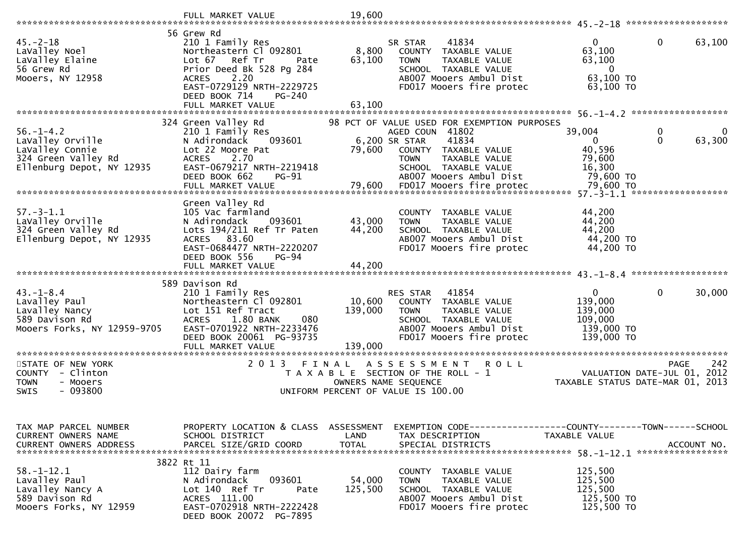```
                              FULL MARKET VALUE              19,600
******************************************************************************************************* 45.-2-18 ********************
                            56 Grew Rd
45.-2-18                     210 1 Family Res                     SR STAR      41834                      0            0       63,100
LaValley Noel                Northeastern Cl 092801       8,800    COUNTY  TAXABLE VALUE              63,100
LaValley Elaine              Lot 67   Ref Tr        Pate  63,100    TOWN    TAXABLE VALUE              63,100
56 Grew Rd                   Prior Deed Bk 528 Pg 284              SCHOOL  TAXABLE VALUE                   0
Mooers, NY 12958             ACRES     2.20                        AB007 Mooers Ambul Dist            63,100 TO
                             EAST-0729129 NRTH-2229725             FD017 Mooers fire protec           63,100 TO
                             DEED BOOK 714    PG-240
                             FULL MARKET VALUE              63,100
******************************************************************************************************* 56.-1-4.2 *******************
                            324 Green Valley Rd            98 PCT OF VALUE USED FOR EXEMPTION PURPOSES
56.-1-4.2                    210 1 Family Res                     AGED COUN  41802                   39,004            0            0
LaValley Orville             N Adirondack    093601       6,200 SR STAR      41834                        0            0       63,300
LaValley Connie              Lot 22 Moore Pat             79,600    COUNTY  TAXABLE VALUE              40,596
324 Green Valley Rd          ACRES     2.70                        TOWN    TAXABLE VALUE              79,600
Ellenburg Depot, NY 12935    EAST-0679217 NRTH-2219418             SCHOOL  TAXABLE VALUE              16,300
                             DEED BOOK 662    PG-91                AB007 Mooers Ambul Dist            79,600 TO
                             FULL MARKET VALUE              79,600  FD017 Mooers fire protec           79,600 TO
******************************************************************************************************* 57.-3-1.1 *******************
                             Green Valley Rd
57.-3-1.1                    105 Vac farmland                      COUNTY  TAXABLE VALUE              44,200
LaValley Orville             N Adirondack    093601      43,000    TOWN    TAXABLE VALUE              44,200
324 Green Valley Rd          Lots 194/211 Ref Tr Paten   44,200    SCHOOL  TAXABLE VALUE              44,200
Ellenburg Depot, NY 12935    ACRES    83.60                        AB007 Mooers Ambul Dist            44,200 TO
                             EAST-0684477 NRTH-2220207             FD017 Mooers fire protec           44,200 TO
                             DEED BOOK 556    PG-94
                             FULL MARKET VALUE              44,200
******************************************************************************************************* 43.-1-8.4 *******************
                            589 Davison Rd
43.-1-8.4                    210 1 Family Res                     RES STAR   41854                        0            0       30,000
Lavalley Paul                Northeastern Cl 092801      10,600    COUNTY  TAXABLE VALUE             139,000
Lavalley Nancy               Lot 151 Ref Tract           139,000    TOWN    TAXABLE VALUE             139,000
589 Davison Rd               ACRES     1.80 BANK     080           SCHOOL  TAXABLE VALUE             109,000
Mooers Forks, NY 12959-9705  EAST-0701922 NRTH-2233476             AB007 Mooers Ambul Dist           139,000 TO
                             DEED BOOK 20061 PG-93735              FD017 Mooers fire protec          139,000 TO
                             FULL MARKET VALUE             139,000
*************************************************************************************************************************************
STATE OF NEW YORK                     2 0 1 3   F I N A L   A S S E S S M E N T   R O L L                            PAGE    242
COUNTY  - Clinton                        T A X A B L E  SECTION OF THE ROLL - 1                       VALUATION DATE-JUL 01, 2012
TOWN    - Mooers                              OWNERS NAME SEQUENCE                                 TAXABLE STATUS DATE-MAR 01, 2013
SWIS    - 093800                        UNIFORM PERCENT OF VALUE IS 100.00


TAX MAP PARCEL NUMBER        PROPERTY LOCATION & CLASS  ASSESSMENT  EXEMPTION CODE------------------COUNTY--------TOWN------SCHOOL
CURRENT OWNERS NAME          SCHOOL DISTRICT               LAND      TAX DESCRIPTION              TAXABLE VALUE
CURRENT OWNERS ADDRESS       PARCEL SIZE/GRID COORD        TOTAL     SPECIAL DISTRICTS                                  ACCOUNT NO.
******************************************************************************************************* 58.-1-12.1 ******************
                           3822 Rt 11
58.-1-12.1                   112 Dairy farm                        COUNTY  TAXABLE VALUE             125,500
Lavalley Paul                N Adirondack    093601      54,000    TOWN    TAXABLE VALUE             125,500
Lavalley Nancy A             Lot 140  Ref Tr        Pate 125,500    SCHOOL  TAXABLE VALUE             125,500
589 Davison Rd               ACRES   111.00                        AB007 Mooers Ambul Dist           125,500 TO
Mooers Forks, NY 12959       EAST-0702918 NRTH-2222428             FD017 Mooers fire protec          125,500 TO
                             DEED BOOK 20072 PG-7895
```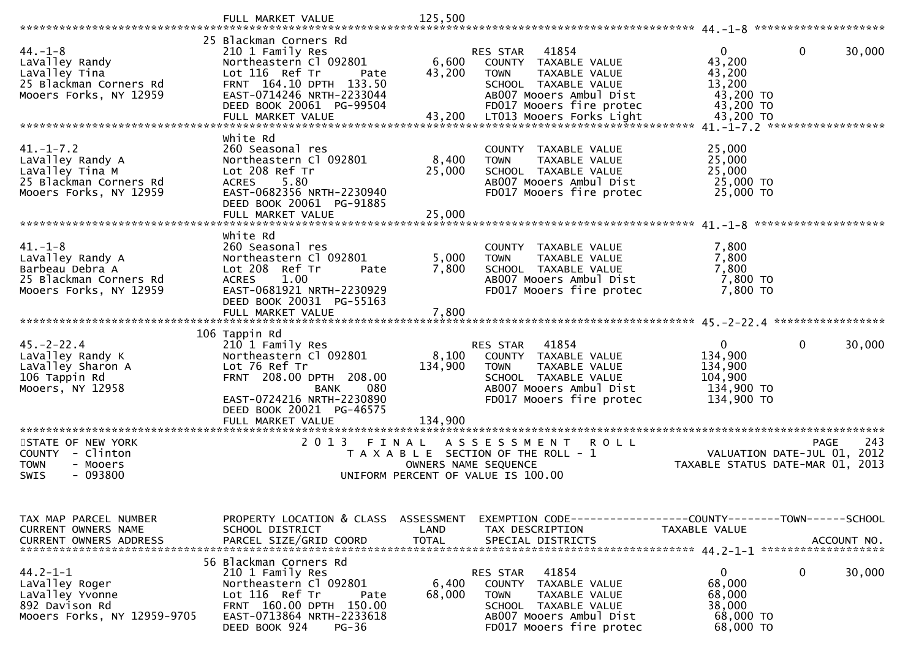```
                                 FULL MARKET VALUE            125,500
******************************************************************************************************* 44.-1-8 ********************
                                25 Blackman Corners Rd
44.-1-8                          210 1 Family Res                     RES STAR   41854                   0          0        30,000
LaValley Randy                   Northeastern Cl 092801        6,600    COUNTY  TAXABLE VALUE           43,200
LaValley Tina                    Lot 116  Ref Tr       Pate   43,200    TOWN    TAXABLE VALUE           43,200
25 Blackman Corners Rd           FRNT 164.10 DPTH 133.50                SCHOOL  TAXABLE VALUE           13,200
Mooers Forks, NY 12959           EAST-0714246 NRTH-2233044              AB007 Mooers Ambul Dist          43,200 TO
                                 DEED BOOK 20061  PG-99504              FD017 Mooers fire protec         43,200 TO
                                 FULL MARKET VALUE             43,200   LT013 Mooers Forks Light         43,200 TO
******************************************************************************************************* 41.-1-7.2 ******************
                                White Rd
41.-1-7.2                        260 Seasonal res                       COUNTY  TAXABLE VALUE           25,000
LaValley Randy A                 Northeastern Cl 092801        8,400    TOWN    TAXABLE VALUE           25,000
LaValley Tina M                  Lot 208 Ref Tr               25,000    SCHOOL  TAXABLE VALUE           25,000
25 Blackman Corners Rd           ACRES    5.80                          AB007 Mooers Ambul Dist          25,000 TO
Mooers Forks, NY 12959           EAST-0682356 NRTH-2230940              FD017 Mooers fire protec         25,000 TO
                                 DEED BOOK 20061  PG-91885
                                 FULL MARKET VALUE             25,000
******************************************************************************************************* 41.-1-8 ********************
                                White Rd
41.-1-8                          260 Seasonal res                       COUNTY  TAXABLE VALUE            7,800
LaValley Randy A                 Northeastern Cl 092801        5,000    TOWN    TAXABLE VALUE            7,800
Barbeau Debra A                  Lot 208  Ref Tr       Pate    7,800    SCHOOL  TAXABLE VALUE            7,800
25 Blackman Corners Rd           ACRES    1.00                          AB007 Mooers Ambul Dist           7,800 TO
Mooers Forks, NY 12959           EAST-0681921 NRTH-2230929              FD017 Mooers fire protec          7,800 TO
                                 DEED BOOK 20031  PG-55163
                                 FULL MARKET VALUE              7,800
******************************************************************************************************* 45.-2-22.4 *****************
                                106 Tappin Rd
45.-2-22.4                       210 1 Family Res                     RES STAR   41854                   0          0        30,000
LaValley Randy K                 Northeastern Cl 092801        8,100    COUNTY  TAXABLE VALUE          134,900
LaValley Sharon A                Lot 76 Ref Tr               134,900    TOWN    TAXABLE VALUE          134,900
106 Tappin Rd                    FRNT 208.00 DPTH 208.00                SCHOOL  TAXABLE VALUE          104,900
Mooers, NY 12958                              BANK     080              AB007 Mooers Ambul Dist         134,900 TO
                                 EAST-0724216 NRTH-2230890              FD017 Mooers fire protec        134,900 TO
                                 DEED BOOK 20021  PG-46575
                                 FULL MARKET VALUE            134,900
************************************************************************************************************************************
STATE OF NEW YORK                  2 0 1 3   F I N A L   A S S E S S M E N T   R O L L                                 PAGE    243
COUNTY  - Clinton                     T A X A B L E  SECTION OF THE ROLL - 1                           VALUATION DATE-JUL 01, 2012
TOWN    - Mooers                               OWNERS NAME SEQUENCE                                  TAXABLE STATUS DATE-MAR 01, 2013
SWIS    - 093800                        UNIFORM PERCENT OF VALUE IS 100.00


TAX MAP PARCEL NUMBER            PROPERTY LOCATION & CLASS  ASSESSMENT  EXEMPTION CODE------------------COUNTY--------TOWN------SCHOOL
CURRENT OWNERS NAME              SCHOOL DISTRICT               LAND     TAX DESCRIPTION              TAXABLE VALUE
CURRENT OWNERS ADDRESS           PARCEL SIZE/GRID COORD       TOTAL     SPECIAL DISTRICTS                                  ACCOUNT NO.
******************************************************************************************************* 44.2-1-1 *******************
                                56 Blackman Corners Rd
44.2-1-1                         210 1 Family Res                     RES STAR   41854                   0          0        30,000
LaValley Roger                   Northeastern Cl 092801        6,400    COUNTY  TAXABLE VALUE           68,000
LaValley Yvonne                  Lot 116  Ref Tr       Pate   68,000    TOWN    TAXABLE VALUE           68,000
892 Davison Rd                   FRNT 160.00 DPTH 150.00                SCHOOL  TAXABLE VALUE           38,000
Mooers Forks, NY 12959-9705      EAST-0713864 NRTH-2233618              AB007 Mooers Ambul Dist          68,000 TO
                                 DEED BOOK 924    PG-36                 FD017 Mooers fire protec         68,000 TO
```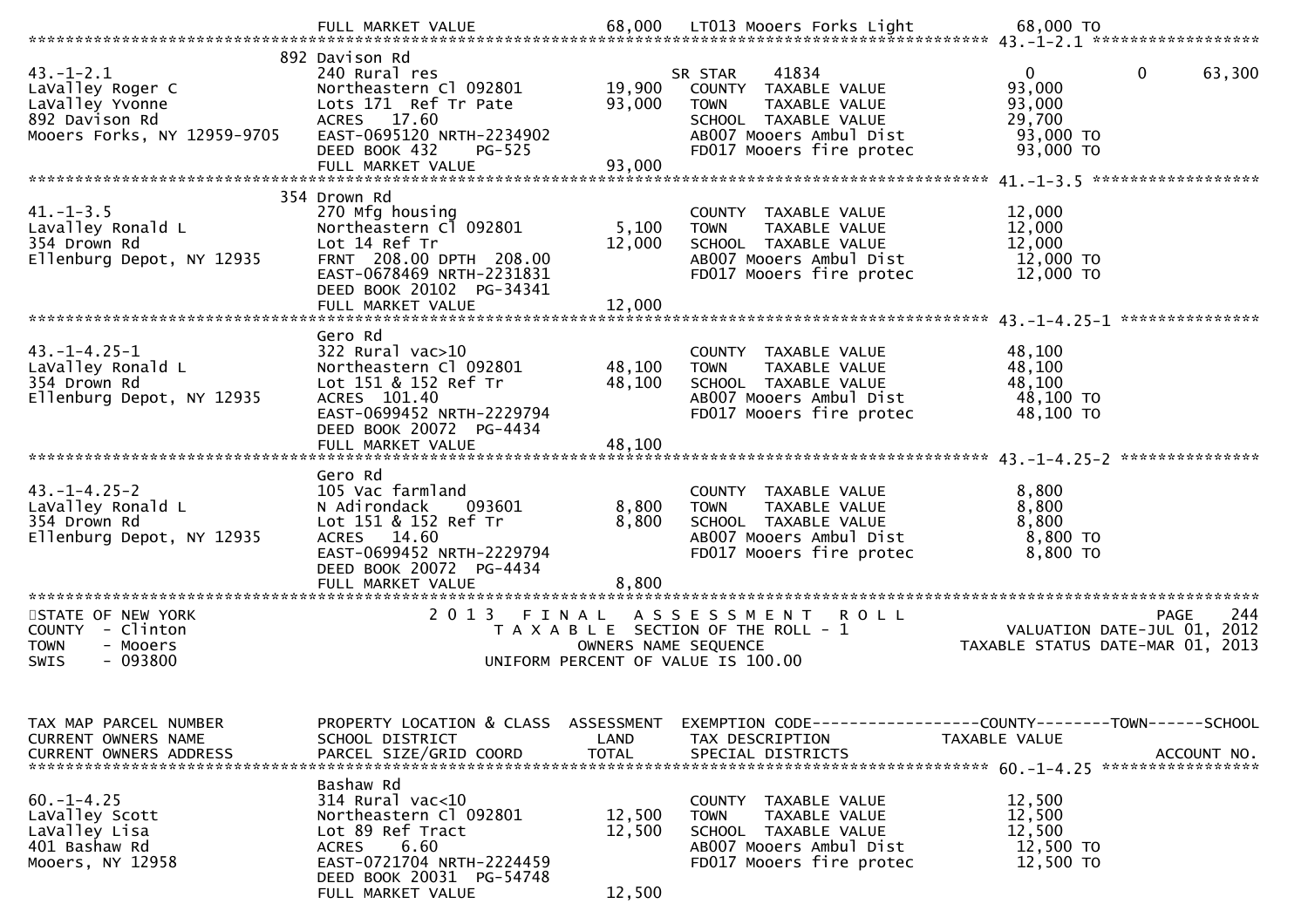```
                               FULL MARKET VALUE              68,000   LT013 Mooers Forks Light             68,000 TO
******************************************************************************************************* 43.-1-2.1 ******************
                               892 Davison Rd
43.-1-2.1                      240 Rural res                          SR STAR    41834                       0            0       63,300
LaValley Roger C               Northeastern Cl 092801        19,900   COUNTY  TAXABLE VALUE               93,000
LaValley Yvonne                Lots 171  Ref Tr Pate         93,000   TOWN    TAXABLE VALUE               93,000
892 Davison Rd                 ACRES   17.60                          SCHOOL  TAXABLE VALUE               29,700
Mooers Forks, NY 12959-9705    EAST-0695120 NRTH-2234902              AB007 Mooers Ambul Dist              93,000 TO
                               DEED BOOK 432     PG-525               FD017 Mooers fire protec             93,000 TO
                               FULL MARKET VALUE             93,000
******************************************************************************************************* 41.-1-3.5 ******************
                               354 Drown Rd
41.-1-3.5                      270 Mfg housing                        COUNTY  TAXABLE VALUE               12,000
Lavalley Ronald L              Northeastern Cl 092801         5,100   TOWN    TAXABLE VALUE               12,000
354 Drown Rd                   Lot 14 Ref Tr                 12,000   SCHOOL  TAXABLE VALUE               12,000
Ellenburg Depot, NY 12935      FRNT  208.00 DPTH  208.00              AB007 Mooers Ambul Dist              12,000 TO
                               EAST-0678469 NRTH-2231831              FD017 Mooers fire protec             12,000 TO
                               DEED BOOK 20102  PG-34341
                               FULL MARKET VALUE             12,000
******************************************************************************************************* 43.-1-4.25-1 ***************
                               Gero Rd
43.-1-4.25-1                   322 Rural vac>10                       COUNTY  TAXABLE VALUE               48,100
LaValley Ronald L              Northeastern Cl 092801        48,100   TOWN    TAXABLE VALUE               48,100
354 Drown Rd                   Lot 151 & 152 Ref Tr          48,100   SCHOOL  TAXABLE VALUE               48,100
Ellenburg Depot, NY 12935      ACRES  101.40                          AB007 Mooers Ambul Dist              48,100 TO
                               EAST-0699452 NRTH-2229794              FD017 Mooers fire protec             48,100 TO
                               DEED BOOK 20072  PG-4434
                               FULL MARKET VALUE             48,100
******************************************************************************************************* 43.-1-4.25-2 ***************
                               Gero Rd
43.-1-4.25-2                   105 Vac farmland                       COUNTY  TAXABLE VALUE                8,800
LaValley Ronald L              N Adirondack    093601         8,800   TOWN    TAXABLE VALUE                8,800
354 Drown Rd                   Lot 151 & 152 Ref Tr           8,800   SCHOOL  TAXABLE VALUE                8,800
Ellenburg Depot, NY 12935      ACRES   14.60                          AB007 Mooers Ambul Dist               8,800 TO
                               EAST-0699452 NRTH-2229794              FD017 Mooers fire protec              8,800 TO
                               DEED BOOK 20072  PG-4434
                               FULL MARKET VALUE              8,800
************************************************************************************************************************************
STATE OF NEW YORK                  2 0 1 3   F I N A L   A S S E S S M E N T   R O L L                                 PAGE   244
COUNTY  - Clinton                     T A X A B L E  SECTION OF THE ROLL - 1                          VALUATION DATE-JUL 01, 2012
TOWN    - Mooers                            OWNERS NAME SEQUENCE                                    TAXABLE STATUS DATE-MAR 01, 2013
SWIS    - 093800                      UNIFORM PERCENT OF VALUE IS 100.00


TAX MAP PARCEL NUMBER          PROPERTY LOCATION & CLASS  ASSESSMENT  EXEMPTION CODE------------------COUNTY--------TOWN------SCHOOL
CURRENT OWNERS NAME            SCHOOL DISTRICT               LAND     TAX DESCRIPTION            TAXABLE VALUE
CURRENT OWNERS ADDRESS         PARCEL SIZE/GRID COORD        TOTAL    SPECIAL DISTRICTS                                 ACCOUNT NO.
******************************************************************************************************* 60.-1-4.25 *****************
                               Bashaw Rd
60.-1-4.25                     314 Rural vac<10                       COUNTY  TAXABLE VALUE               12,500
LaValley Scott                 Northeastern Cl 092801        12,500   TOWN    TAXABLE VALUE               12,500
LaValley Lisa                  Lot 89 Ref Tract              12,500   SCHOOL  TAXABLE VALUE               12,500
401 Bashaw Rd                  ACRES    6.60                          AB007 Mooers Ambul Dist              12,500 TO
Mooers, NY 12958               EAST-0721704 NRTH-2224459              FD017 Mooers fire protec             12,500 TO
                               DEED BOOK 20031  PG-54748
                               FULL MARKET VALUE             12,500
```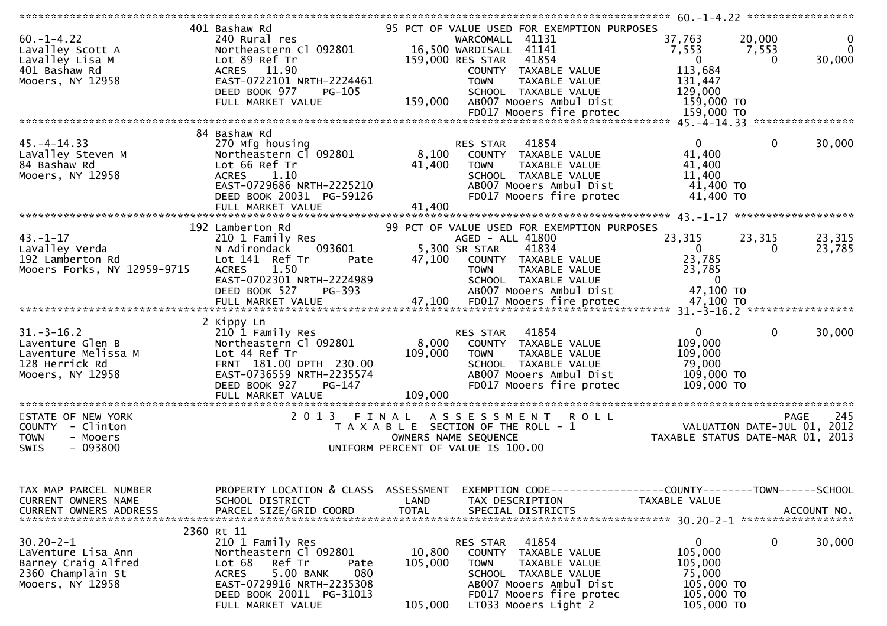```
******************************************************************************************************* 60.-1-4.22 *****************
              401 Bashaw Rd                             95 PCT OF VALUE USED FOR EXEMPTION PURPOSES
60.-1-4.22         240 Rural res                           WARCOMALL  41131                37,763      20,000           0
Lavalley Scott A   Northeastern Cl 092801       16,500 WARDISALL  41141                 7,553       7,553           0
Lavalley Lisa M    Lot 89 Ref Tr               159,000 RES STAR    41854                     0           0      30,000
401 Bashaw Rd      ACRES   11.90                          COUNTY  TAXABLE VALUE           113,684
Mooers, NY 12958   EAST-0722101 NRTH-2224461              TOWN    TAXABLE VALUE           131,447
                   DEED BOOK 977     PG-105               SCHOOL  TAXABLE VALUE           129,000
                   FULL MARKET VALUE           159,000    AB007 Mooers Ambul Dist           159,000 TO
                                                          FD017 Mooers fire protec          159,000 TO
******************************************************************************************************* 45.-4-14.33 ****************
              84 Bashaw Rd
45.-4-14.33        270 Mfg housing                        RES STAR    41854                     0           0      30,000
LaValley Steven M  Northeastern Cl 092801        8,100   COUNTY  TAXABLE VALUE            41,400
84 Bashaw Rd       Lot 66 Ref Tr                41,400   TOWN    TAXABLE VALUE            41,400
Mooers, NY 12958   ACRES    1.10                         SCHOOL  TAXABLE VALUE            11,400
                   EAST-0729686 NRTH-2225210              AB007 Mooers Ambul Dist            41,400 TO
                   DEED BOOK 20031  PG-59126              FD017 Mooers fire protec           41,400 TO
                   FULL MARKET VALUE            41,400
******************************************************************************************************* 43.-1-17 *******************
              192 Lamberton Rd                          99 PCT OF VALUE USED FOR EXEMPTION PURPOSES
43.-1-17           210 1 Family Res                       AGED - ALL 41800                 23,315      23,315      23,315
LaValley Verda     N Adirondack     093601        5,300 SR STAR     41834                     0           0      23,785
192 Lamberton Rd   Lot 141  Ref Tr         Pate  47,100   COUNTY  TAXABLE VALUE            23,785
Mooers Forks, NY 12959-9715  ACRES  1.50                  TOWN    TAXABLE VALUE            23,785
                   EAST-0702301 NRTH-2224989              SCHOOL  TAXABLE VALUE                 0
                   DEED BOOK 527     PG-393               AB007 Mooers Ambul Dist            47,100 TO
                   FULL MARKET VALUE            47,100    FD017 Mooers fire protec           47,100 TO
******************************************************************************************************* 31.-3-16.2 *****************
              2 Kippy Ln
31.-3-16.2         210 1 Family Res                       RES STAR    41854                     0           0      30,000
Laventure Glen B   Northeastern Cl 092801        8,000   COUNTY  TAXABLE VALUE           109,000
Laventure Melissa M  Lot 44 Ref Tr             109,000   TOWN    TAXABLE VALUE           109,000
128 Herrick Rd     FRNT 181.00 DPTH 230.00               SCHOOL  TAXABLE VALUE            79,000
Mooers, NY 12958   EAST-0736559 NRTH-2235574              AB007 Mooers Ambul Dist           109,000 TO
                   DEED BOOK 927     PG-147               FD017 Mooers fire protec          109,000 TO
                   FULL MARKET VALUE           109,000
************************************************************************************************************************************
STATE OF NEW YORK                 2 0 1 3   F I N A L   A S S E S S M E N T   R O L L                            PAGE   245
COUNTY  - Clinton                     T A X A B L E  SECTION OF THE ROLL - 1                      VALUATION DATE-JUL 01, 2012
TOWN    - Mooers                              OWNERS NAME SEQUENCE                           TAXABLE STATUS DATE-MAR 01, 2013
SWIS    - 093800                          UNIFORM PERCENT OF VALUE IS 100.00


TAX MAP PARCEL NUMBER      PROPERTY LOCATION & CLASS  ASSESSMENT  EXEMPTION CODE------------------COUNTY--------TOWN------SCHOOL
CURRENT OWNERS NAME        SCHOOL DISTRICT               LAND      TAX DESCRIPTION            TAXABLE VALUE
CURRENT OWNERS ADDRESS     PARCEL SIZE/GRID COORD        TOTAL     SPECIAL DISTRICTS                                   ACCOUNT NO.
******************************************************************************************************* 30.20-2-1 ******************
              2360 Rt 11
30.20-2-1          210 1 Family Res                       RES STAR    41854                     0           0      30,000
LaVenture Lisa Ann   Northeastern Cl 092801     10,800   COUNTY  TAXABLE VALUE           105,000
Barney Craig Alfred  Lot 68   Ref Tr      Pate 105,000   TOWN    TAXABLE VALUE           105,000
2360 Champlain St  ACRES    5.00 BANK     080            SCHOOL  TAXABLE VALUE            75,000
Mooers, NY 12958   EAST-0729916 NRTH-2235308              AB007 Mooers Ambul Dist           105,000 TO
                   DEED BOOK 20011  PG-31013              FD017 Mooers fire protec          105,000 TO
                   FULL MARKET VALUE           105,000    LT033 Mooers Light 2              105,000 TO
```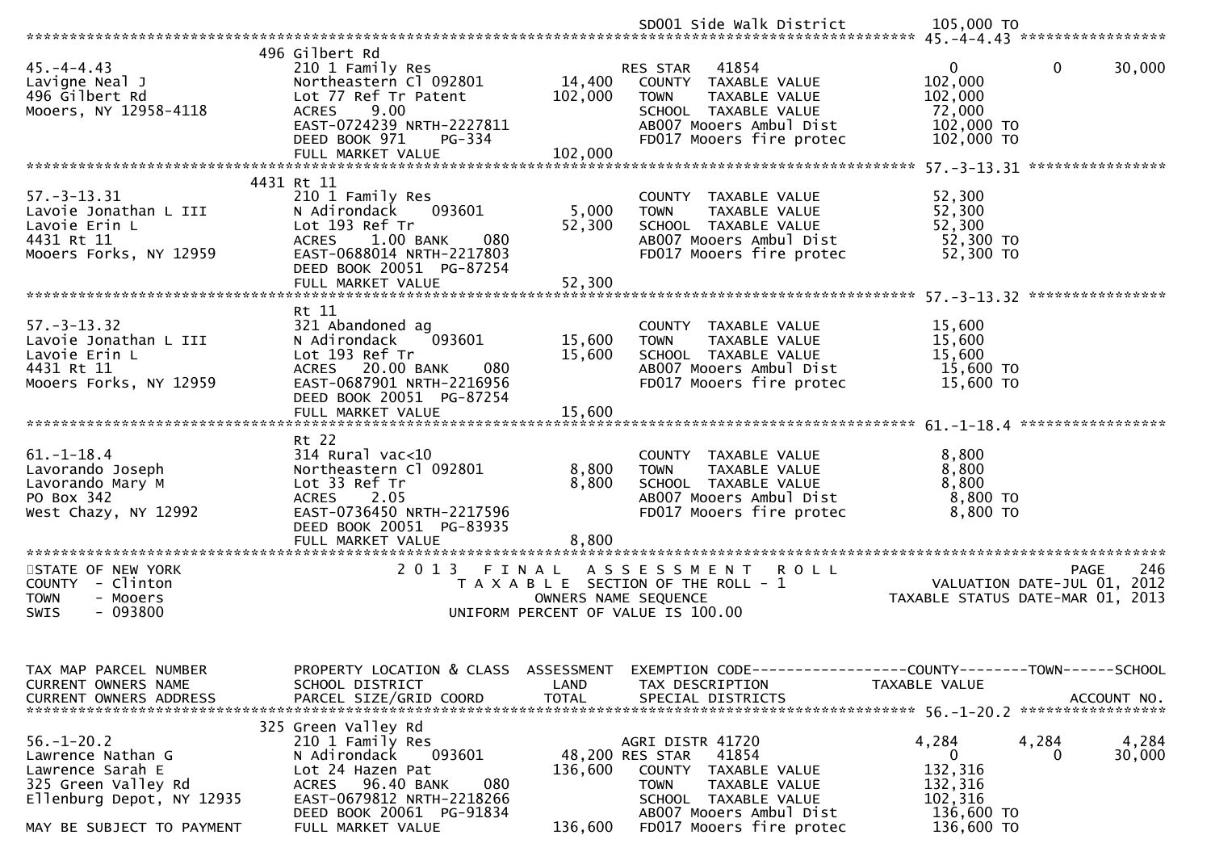```
                                                                         SD001 Side Walk District          105,000 TO
******************************************************************************************************* 45.-4-4.43 *****************
                               496 Gilbert Rd
45.-4-4.43                     210 1 Family Res                        RES STAR   41854                   0             0        30,000
Lavigne Neal J                 Northeastern Cl 092801        14,400     COUNTY  TAXABLE VALUE           102,000
496 Gilbert Rd                 Lot 77 Ref Tr Patent         102,000     TOWN    TAXABLE VALUE           102,000
Mooers, NY 12958-4118          ACRES     9.00                           SCHOOL  TAXABLE VALUE            72,000
                               EAST-0724239 NRTH-2227811                AB007 Mooers Ambul Dist          102,000 TO
                               DEED BOOK 971     PG-334                 FD017 Mooers fire protec         102,000 TO
                               FULL MARKET VALUE            102,000
******************************************************************************************************* 57.-3-13.31 ****************
                               4431 Rt 11
57.-3-13.31                    210 1 Family Res                         COUNTY  TAXABLE VALUE            52,300
Lavoie Jonathan L III          N Adirondack     093601        5,000     TOWN    TAXABLE VALUE            52,300
Lavoie Erin L                  Lot 193 Ref Tr                52,300     SCHOOL  TAXABLE VALUE            52,300
4431 Rt 11                     ACRES     1.00 BANK     080              AB007 Mooers Ambul Dist           52,300 TO
Mooers Forks, NY 12959         EAST-0688014 NRTH-2217803                FD017 Mooers fire protec          52,300 TO
                               DEED BOOK 20051  PG-87254
                               FULL MARKET VALUE             52,300
******************************************************************************************************* 57.-3-13.32 ****************
                               Rt 11
57.-3-13.32                    321 Abandoned ag                         COUNTY  TAXABLE VALUE            15,600
Lavoie Jonathan L III          N Adirondack     093601       15,600     TOWN    TAXABLE VALUE            15,600
Lavoie Erin L                  Lot 193 Ref Tr                15,600     SCHOOL  TAXABLE VALUE            15,600
4431 Rt 11                     ACRES    20.00 BANK     080              AB007 Mooers Ambul Dist           15,600 TO
Mooers Forks, NY 12959         EAST-0687901 NRTH-2216956                FD017 Mooers fire protec          15,600 TO
                               DEED BOOK 20051  PG-87254
                               FULL MARKET VALUE             15,600
******************************************************************************************************* 61.-1-18.4 *****************
                               Rt 22
61.-1-18.4                     314 Rural vac<10                         COUNTY  TAXABLE VALUE             8,800
Lavorando Joseph               Northeastern Cl 092801         8,800     TOWN    TAXABLE VALUE             8,800
Lavorando Mary M               Lot 33 Ref Tr                  8,800     SCHOOL  TAXABLE VALUE             8,800
PO Box 342                     ACRES     2.05                           AB007 Mooers Ambul Dist            8,800 TO
West Chazy, NY 12992           EAST-0736450 NRTH-2217596                FD017 Mooers fire protec           8,800 TO
                               DEED BOOK 20051  PG-83935
                               FULL MARKET VALUE              8,800
************************************************************************************************************************************
STATE OF NEW YORK                    2 0 1 3   F I N A L   A S S E S S M E N T   R O L L                                  PAGE   246
COUNTY  - Clinton                       T A X A B L E  SECTION OF THE ROLL - 1                        VALUATION DATE-JUL 01, 2012
TOWN    - Mooers                               OWNERS NAME SEQUENCE                               TAXABLE STATUS DATE-MAR 01, 2013
SWIS    - 093800                        UNIFORM PERCENT OF VALUE IS 100.00


TAX MAP PARCEL NUMBER          PROPERTY LOCATION & CLASS  ASSESSMENT  EXEMPTION CODE------------------COUNTY--------TOWN------SCHOOL
CURRENT OWNERS NAME            SCHOOL DISTRICT               LAND     TAX DESCRIPTION              TAXABLE VALUE
CURRENT OWNERS ADDRESS         PARCEL SIZE/GRID COORD        TOTAL    SPECIAL DISTRICTS                                  ACCOUNT NO.
******************************************************************************************************* 56.-1-20.2 *****************
                               325 Green Valley Rd
56.-1-20.2                     210 1 Family Res                        AGRI DISTR 41720                4,284         4,284         4,284
Lawrence Nathan G              N Adirondack     093601       48,200 RES STAR   41854                   0             0        30,000
Lawrence Sarah E               Lot 24 Hazen Pat             136,600     COUNTY  TAXABLE VALUE           132,316
325 Green Valley Rd            ACRES    96.40 BANK     080              TOWN    TAXABLE VALUE           132,316
Ellenburg Depot, NY 12935      EAST-0679812 NRTH-2218266                SCHOOL  TAXABLE VALUE           102,316
                               DEED BOOK 20061  PG-91834                AB007 Mooers Ambul Dist          136,600 TO
MAY BE SUBJECT TO PAYMENT      FULL MARKET VALUE            136,600     FD017 Mooers fire protec         136,600 TO
```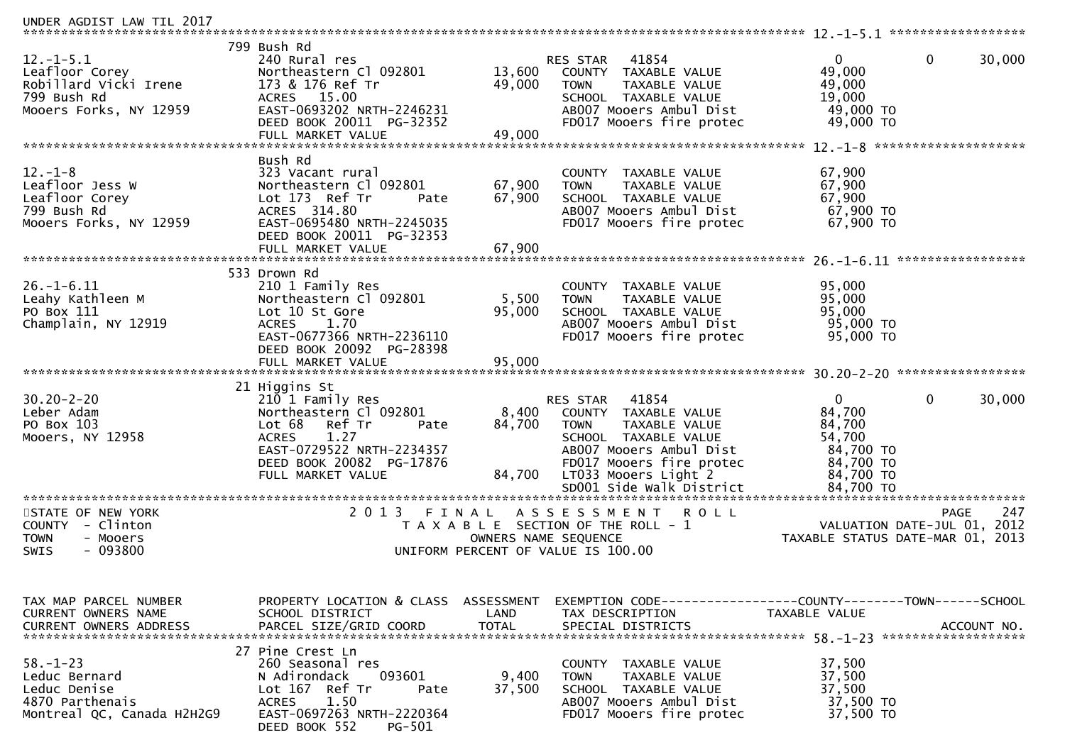UNDER AGDIST LAW TIL 2017

```
******************************************************************************************************* 12.-1-5.1 ******************
                    799 Bush Rd
12.-1-5.1           240 Rural res                     RES STAR   41854                    0          0     30,000
Leafloor Corey      Northeastern Cl 092801    13,600   COUNTY  TAXABLE VALUE          49,000
Robillard Vicki Irene 173 & 176 Ref Tr        49,000   TOWN    TAXABLE VALUE          49,000
799 Bush Rd         ACRES  15.00                       SCHOOL  TAXABLE VALUE          19,000
Mooers Forks, NY 12959 EAST-0693202 NRTH-2246231       AB007 Mooers Ambul Dist         49,000 TO
                    DEED BOOK 20011  PG-32352          FD017 Mooers fire protec        49,000 TO
                    FULL MARKET VALUE          49,000
******************************************************************************************************* 12.-1-8 ********************
                    Bush Rd
12.-1-8             323 Vacant rural                   COUNTY  TAXABLE VALUE          67,900
Leafloor Jess W     Northeastern Cl 092801    67,900   TOWN    TAXABLE VALUE          67,900
Leafloor Corey      Lot 173  Ref Tr      Pate 67,900   SCHOOL  TAXABLE VALUE          67,900
799 Bush Rd         ACRES 314.80                       AB007 Mooers Ambul Dist         67,900 TO
Mooers Forks, NY 12959 EAST-0695480 NRTH-2245035       FD017 Mooers fire protec        67,900 TO
                    DEED BOOK 20011  PG-32353
                    FULL MARKET VALUE          67,900
******************************************************************************************************* 26.-1-6.11 *****************
                    533 Drown Rd
26.-1-6.11          210 1 Family Res                   COUNTY  TAXABLE VALUE          95,000
Leahy Kathleen M    Northeastern Cl 092801     5,500   TOWN    TAXABLE VALUE          95,000
PO Box 111          Lot 10 St Gore            95,000   SCHOOL  TAXABLE VALUE          95,000
Champlain, NY 12919 ACRES   1.70                       AB007 Mooers Ambul Dist         95,000 TO
                    EAST-0677366 NRTH-2236110          FD017 Mooers fire protec        95,000 TO
                    DEED BOOK 20092  PG-28398
                    FULL MARKET VALUE          95,000
******************************************************************************************************* 30.20-2-20 *****************
                    21 Higgins St
30.20-2-20          210 1 Family Res                   RES STAR   41854                    0          0     30,000
Leber Adam          Northeastern Cl 092801     8,400   COUNTY  TAXABLE VALUE          84,700
PO Box 103          Lot 68   Ref Tr      Pate 84,700   TOWN    TAXABLE VALUE          84,700
Mooers, NY 12958    ACRES   1.27                       SCHOOL  TAXABLE VALUE          54,700
                    EAST-0729522 NRTH-2234357          AB007 Mooers Ambul Dist         84,700 TO
                    DEED BOOK 20082  PG-17876          FD017 Mooers fire protec        84,700 TO
                    FULL MARKET VALUE          84,700  LT033 Mooers Light 2            84,700 TO
                                                       SD001 Side walk District        84,700 TO
************************************************************************************************************************************
STATE OF NEW YORK              2 0 1 3   F I N A L   A S S E S S M E N T   R O L L                                 PAGE    247
COUNTY  - Clinton                    T A X A B L E  SECTION OF THE ROLL - 1                     VALUATION DATE-JUL 01, 2012
TOWN    - Mooers                          OWNERS NAME SEQUENCE                              TAXABLE STATUS DATE-MAR 01, 2013
SWIS    - 093800                    UNIFORM PERCENT OF VALUE IS 100.00


TAX MAP PARCEL NUMBER      PROPERTY LOCATION & CLASS  ASSESSMENT  EXEMPTION CODE------------------COUNTY--------TOWN------SCHOOL
CURRENT OWNERS NAME        SCHOOL DISTRICT               LAND      TAX DESCRIPTION             TAXABLE VALUE
CURRENT OWNERS ADDRESS     PARCEL SIZE/GRID COORD        TOTAL     SPECIAL DISTRICTS                                    ACCOUNT NO.
******************************************************************************************************* 58.-1-23 *******************
                    27 Pine Crest Ln
58.-1-23            260 Seasonal res                   COUNTY  TAXABLE VALUE          37,500
Leduc Bernard       N Adirondack    093601     9,400   TOWN    TAXABLE VALUE          37,500
Leduc Denise        Lot 167  Ref Tr      Pate 37,500   SCHOOL  TAXABLE VALUE          37,500
4870 Parthenais     ACRES   1.50                       AB007 Mooers Ambul Dist         37,500 TO
Montreal QC, Canada H2H2G9 EAST-0697263 NRTH-2220364   FD017 Mooers fire protec        37,500 TO
                    DEED BOOK 552    PG-501
```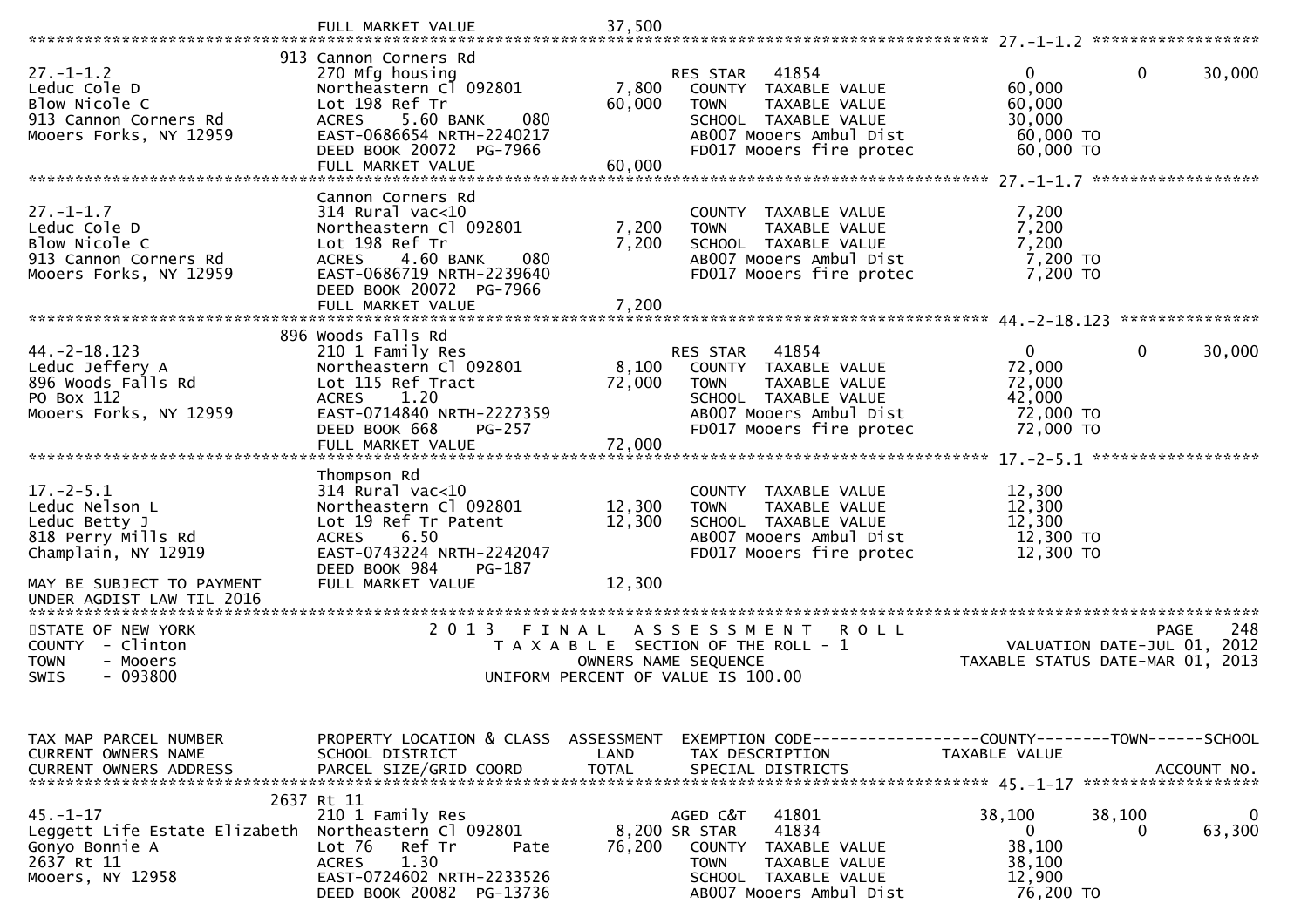```
                          FULL MARKET VALUE           37,500
******************************************************************************************************* 27.-1-1.2 ******************
                          913 Cannon Corners Rd
27.-1-1.2                 270 Mfg housing                    RES STAR   41854                  0          0     30,000
Leduc Cole D              Northeastern Cl 092801       7,800  COUNTY  TAXABLE VALUE          60,000
Blow Nicole C             Lot 198 Ref Tr              60,000  TOWN    TAXABLE VALUE          60,000
913 Cannon Corners Rd     ACRES    5.60 BANK    080           SCHOOL  TAXABLE VALUE          30,000
Mooers Forks, NY 12959    EAST-0686654 NRTH-2240217           AB007 Mooers Ambul Dist         60,000 TO
                          DEED BOOK 20072  PG-7966            FD017 Mooers fire protec        60,000 TO
                          FULL MARKET VALUE           60,000
******************************************************************************************************* 27.-1-1.7 ******************
                          Cannon Corners Rd
27.-1-1.7                 314 Rural vac<10                    COUNTY  TAXABLE VALUE           7,200
Leduc Cole D              Northeastern Cl 092801       7,200  TOWN    TAXABLE VALUE           7,200
Blow Nicole C             Lot 198 Ref Tr               7,200  SCHOOL  TAXABLE VALUE           7,200
913 Cannon Corners Rd     ACRES    4.60 BANK    080           AB007 Mooers Ambul Dist          7,200 TO
Mooers Forks, NY 12959    EAST-0686719 NRTH-2239640           FD017 Mooers fire protec         7,200 TO
                          DEED BOOK 20072  PG-7966
                          FULL MARKET VALUE            7,200
******************************************************************************************************* 44.-2-18.123 ***************
                          896 Woods Falls Rd
44.-2-18.123              210 1 Family Res                   RES STAR   41854                  0          0     30,000
Leduc Jeffery A           Northeastern Cl 092801       8,100  COUNTY  TAXABLE VALUE          72,000
896 Woods Falls Rd        Lot 115 Ref Tract           72,000  TOWN    TAXABLE VALUE          72,000
PO Box 112                ACRES    1.20                       SCHOOL  TAXABLE VALUE          42,000
Mooers Forks, NY 12959    EAST-0714840 NRTH-2227359           AB007 Mooers Ambul Dist         72,000 TO
                          DEED BOOK 668    PG-257             FD017 Mooers fire protec        72,000 TO
                          FULL MARKET VALUE           72,000
******************************************************************************************************* 17.-2-5.1 ******************
                          Thompson Rd
17.-2-5.1                 314 Rural vac<10                    COUNTY  TAXABLE VALUE          12,300
Leduc Nelson L            Northeastern Cl 092801      12,300  TOWN    TAXABLE VALUE          12,300
Leduc Betty J             Lot 19 Ref Tr Patent        12,300  SCHOOL  TAXABLE VALUE          12,300
818 Perry Mills Rd        ACRES    6.50                       AB007 Mooers Ambul Dist         12,300 TO
Champlain, NY 12919       EAST-0743224 NRTH-2242047           FD017 Mooers fire protec        12,300 TO
                          DEED BOOK 984    PG-187
MAY BE SUBJECT TO PAYMENT FULL MARKET VALUE           12,300
UNDER AGDIST LAW TIL 2016
*******************************************************************************************************************************
STATE OF NEW YORK                 2 0 1 3   F I N A L   A S S E S S M E N T   R O L L                           PAGE    248
COUNTY  - Clinton                       T A X A B L E  SECTION OF THE ROLL - 1                  VALUATION DATE-JUL 01, 2012
TOWN    - Mooers                              OWNERS NAME SEQUENCE                         TAXABLE STATUS DATE-MAR 01, 2013
SWIS    - 093800                         UNIFORM PERCENT OF VALUE IS 100.00



TAX MAP PARCEL NUMBER     PROPERTY LOCATION & CLASS  ASSESSMENT  EXEMPTION CODE------------------COUNTY--------TOWN------SCHOOL
CURRENT OWNERS NAME       SCHOOL DISTRICT               LAND      TAX DESCRIPTION            TAXABLE VALUE
CURRENT OWNERS ADDRESS    PARCEL SIZE/GRID COORD       TOTAL      SPECIAL DISTRICTS                                 ACCOUNT NO.
******************************************************************************************************* 45.-1-17 *******************
                          2637 Rt 11
45.-1-17                  210 1 Family Res                   AGED C&T   41801             38,100     38,100          0
Leggett Life Estate Elizabeth Northeastern Cl 092801   8,200 SR STAR   41834                  0          0     63,300
Gonyo Bonnie A            Lot 76   Ref Tr      Pate   76,200  COUNTY  TAXABLE VALUE          38,100
2637 Rt 11                ACRES    1.30                       TOWN    TAXABLE VALUE          38,100
Mooers, NY 12958          EAST-0724602 NRTH-2233526           SCHOOL  TAXABLE VALUE          12,900
                          DEED BOOK 20082  PG-13736           AB007 Mooers Ambul Dist         76,200 TO
```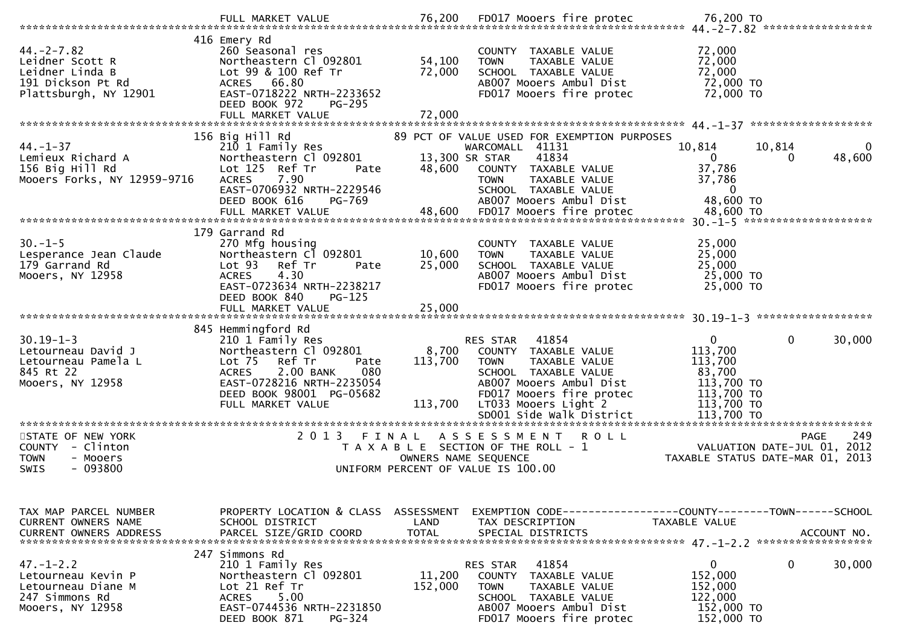```
                          FULL MARKET VALUE             76,200   FD017 Mooers fire protec          76,200 TO
******************************************************************************************************* 44.-2-7.82 *****************
                          416 Emery Rd
44.-2-7.82                260 Seasonal res                        COUNTY  TAXABLE VALUE             72,000
Leidner Scott R           Northeastern Cl 092801        54,100    TOWN    TAXABLE VALUE             72,000
Leidner Linda B           Lot 99 & 100 Ref Tr           72,000    SCHOOL  TAXABLE VALUE             72,000
191 Dickson Pt Rd         ACRES   66.80                           AB007 Mooers Ambul Dist            72,000 TO
Plattsburgh, NY 12901     EAST-0718222 NRTH-2233652               FD017 Mooers fire protec           72,000 TO
                          DEED BOOK 972     PG-295
                          FULL MARKET VALUE             72,000
******************************************************************************************************* 44.-1-37 *******************
                          156 Big Hill Rd                89 PCT OF VALUE USED FOR EXEMPTION PURPOSES
44.-1-37                  210 1 Family Res                   WARCOMALL  41131               10,814      10,814          0
Lemieux Richard A         Northeastern Cl 092801        13,300 SR STAR    41834                   0           0     48,600
156 Big Hill Rd           Lot 125  Ref Tr      Pate     48,600   COUNTY  TAXABLE VALUE             37,786
Mooers Forks, NY 12959-9716  ACRES    7.90                       TOWN    TAXABLE VALUE             37,786
                          EAST-0706932 NRTH-2229546               SCHOOL  TAXABLE VALUE                  0
                          DEED BOOK 616     PG-769                AB007 Mooers Ambul Dist            48,600 TO
                          FULL MARKET VALUE             48,600   FD017 Mooers fire protec           48,600 TO
******************************************************************************************************* 30.-1-5 ********************
                          179 Garrand Rd
30.-1-5                   270 Mfg housing                         COUNTY  TAXABLE VALUE             25,000
Lesperance Jean Claude    Northeastern Cl 092801        10,600    TOWN    TAXABLE VALUE             25,000
179 Garrand Rd            Lot 93   Ref Tr      Pate     25,000    SCHOOL  TAXABLE VALUE             25,000
Mooers, NY 12958          ACRES    4.30                           AB007 Mooers Ambul Dist            25,000 TO
                          EAST-0723634 NRTH-2238217               FD017 Mooers fire protec           25,000 TO
                          DEED BOOK 840     PG-125
                          FULL MARKET VALUE             25,000
******************************************************************************************************* 30.19-1-3 ******************
                          845 Hemmingford Rd
30.19-1-3                 210 1 Family Res                        RES STAR   41854                  0           0     30,000
Letourneau David J        Northeastern Cl 092801         8,700    COUNTY  TAXABLE VALUE            113,700
Letourneau Pamela L       Lot 75   Ref Tr      Pate    113,700    TOWN    TAXABLE VALUE            113,700
845 Rt 22                 ACRES    2.00 BANK     080              SCHOOL  TAXABLE VALUE             83,700
Mooers, NY 12958          EAST-0728216 NRTH-2235054               AB007 Mooers Ambul Dist           113,700 TO
                          DEED BOOK 98001  PG-05682               FD017 Mooers fire protec          113,700 TO
                          FULL MARKET VALUE            113,700   LT033 Mooers Light 2              113,700 TO
                                                                  SD001 Side Walk District          113,700 TO
************************************************************************************************************************************
STATE OF NEW YORK                      2 0 1 3   F I N A L   A S S E S S M E N T   R O L L                              PAGE   249
COUNTY  - Clinton                         T A X A B L E  SECTION OF THE ROLL - 1                     VALUATION DATE-JUL 01, 2012
TOWN    - Mooers                                 OWNERS NAME SEQUENCE                            TAXABLE STATUS DATE-MAR 01, 2013
SWIS    - 093800                          UNIFORM PERCENT OF VALUE IS 100.00


TAX MAP PARCEL NUMBER     PROPERTY LOCATION & CLASS  ASSESSMENT  EXEMPTION CODE------------------COUNTY--------TOWN------SCHOOL
CURRENT OWNERS NAME       SCHOOL DISTRICT               LAND      TAX DESCRIPTION                 TAXABLE VALUE
CURRENT OWNERS ADDRESS    PARCEL SIZE/GRID COORD       TOTAL      SPECIAL DISTRICTS                                   ACCOUNT NO.
******************************************************************************************************* 47.-1-2.2 ******************
                          247 Simmons Rd
47.-1-2.2                 210 1 Family Res                        RES STAR   41854                  0           0     30,000
Letourneau Kevin P        Northeastern Cl 092801        11,200    COUNTY  TAXABLE VALUE            152,000
Letourneau Diane M        Lot 21 Ref Tr                152,000    TOWN    TAXABLE VALUE            152,000
247 Simmons Rd            ACRES    5.00                           SCHOOL  TAXABLE VALUE            122,000
Mooers, NY 12958          EAST-0744536 NRTH-2231850               AB007 Mooers Ambul Dist           152,000 TO
                          DEED BOOK 871     PG-324                FD017 Mooers fire protec          152,000 TO
```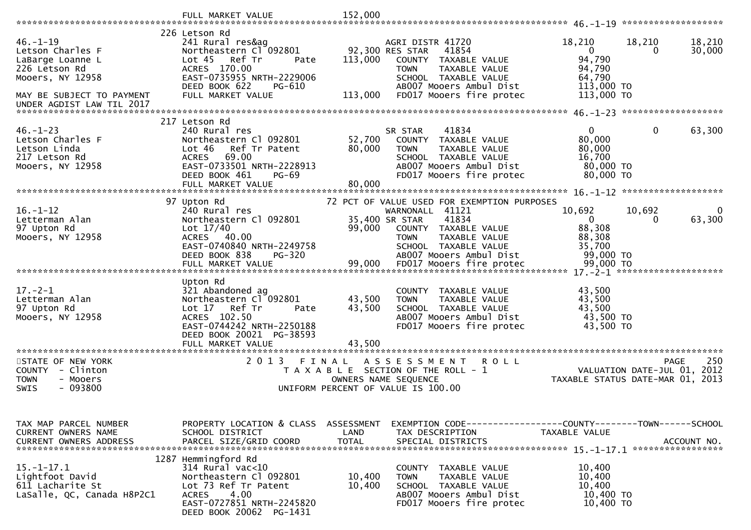```
                              FULL MARKET VALUE             152,000
******************************************************************************************************* 46.-1-19 ******************
                              226 Letson Rd
46.-1-19                      241 Rural res&ag                        AGRI DISTR 41720              18,210     18,210     18,210
Letson Charles F              Northeastern Cl 092801         92,300 RES STAR   41854                     0          0     30,000
LaBarge Loanne L              Lot 45   Ref Tr      Pate     113,000   COUNTY  TAXABLE VALUE           94,790
226 Letson Rd                 ACRES  170.00                           TOWN    TAXABLE VALUE           94,790
Mooers, NY 12958              EAST-0735955 NRTH-2229006               SCHOOL  TAXABLE VALUE           64,790
                              DEED BOOK 622    PG-610                 AB007 Mooers Ambul Dist          113,000 TO
MAY BE SUBJECT TO PAYMENT     FULL MARKET VALUE             113,000   FD017 Mooers fire protec         113,000 TO
UNDER AGDIST LAW TIL 2017
******************************************************************************************************* 46.-1-23 ******************
                              217 Letson Rd
46.-1-23                      240 Rural res                           SR STAR    41834                     0          0     63,300
Letson Charles F              Northeastern Cl 092801         52,700   COUNTY  TAXABLE VALUE           80,000
Letson Linda                  Lot 46   Ref Tr Patent         80,000   TOWN    TAXABLE VALUE           80,000
217 Letson Rd                 ACRES   69.00                           SCHOOL  TAXABLE VALUE           16,700
Mooers, NY 12958              EAST-0733501 NRTH-2228913               AB007 Mooers Ambul Dist           80,000 TO
                              DEED BOOK 461    PG-69                  FD017 Mooers fire protec          80,000 TO
                              FULL MARKET VALUE              80,000
******************************************************************************************************* 16.-1-12 ******************
                              97 Upton Rd                     72 PCT OF VALUE USED FOR EXEMPTION PURPOSES
16.-1-12                      240 Rural res                           WARNONALL  41121              10,692     10,692          0
Letterman Alan                Northeastern Cl 092801         35,400 SR STAR    41834                     0          0     63,300
97 Upton Rd                   Lot 17/40                      99,000   COUNTY  TAXABLE VALUE           88,308
Mooers, NY 12958              ACRES   40.00                           TOWN    TAXABLE VALUE           88,308
                              EAST-0740840 NRTH-2249758               SCHOOL  TAXABLE VALUE           35,700
                              DEED BOOK 838    PG-320                 AB007 Mooers Ambul Dist           99,000 TO
                              FULL MARKET VALUE              99,000   FD017 Mooers fire protec          99,000 TO
******************************************************************************************************* 17.-2-1 *******************
                              Upton Rd
17.-2-1                       321 Abandoned ag                        COUNTY  TAXABLE VALUE           43,500
Letterman Alan                Northeastern Cl 092801         43,500   TOWN    TAXABLE VALUE           43,500
97 Upton Rd                   Lot 17   Ref Tr      Pate      43,500   SCHOOL  TAXABLE VALUE           43,500
Mooers, NY 12958              ACRES  102.50                           AB007 Mooers Ambul Dist           43,500 TO
                              EAST-0744242 NRTH-2250188               FD017 Mooers fire protec          43,500 TO
                              DEED BOOK 20021 PG-38593
                              FULL MARKET VALUE              43,500
*******************************************************************************************************************************
STATE OF NEW YORK                      2 0 1 3   F I N A L   A S S E S S M E N T   R O L L                          PAGE   250
COUNTY  - Clinton                         T A X A B L E  SECTION OF THE ROLL - 1                    VALUATION DATE-JUL 01, 2012
TOWN    - Mooers                                 OWNERS NAME SEQUENCE                          TAXABLE STATUS DATE-MAR 01, 2013
SWIS    - 093800                          UNIFORM PERCENT OF VALUE IS 100.00


TAX MAP PARCEL NUMBER         PROPERTY LOCATION & CLASS  ASSESSMENT  EXEMPTION CODE------------------COUNTY--------TOWN------SCHOOL
CURRENT OWNERS NAME           SCHOOL DISTRICT               LAND      TAX DESCRIPTION              TAXABLE VALUE
CURRENT OWNERS ADDRESS        PARCEL SIZE/GRID COORD        TOTAL     SPECIAL DISTRICTS                                  ACCOUNT NO.
******************************************************************************************************* 15.-1-17.1 ****************
                              1287 Hemmingford Rd
15.-1-17.1                    314 Rural vac<10                        COUNTY  TAXABLE VALUE           10,400
Lightfoot David               Northeastern Cl 092801         10,400   TOWN    TAXABLE VALUE           10,400
611 Lacharite St              Lot 73 Ref Tr Patent           10,400   SCHOOL  TAXABLE VALUE           10,400
LaSalle, QC, Canada H8P2C1    ACRES    4.00                           AB007 Mooers Ambul Dist           10,400 TO
                              EAST-0727851 NRTH-2245820               FD017 Mooers fire protec          10,400 TO
                              DEED BOOK 20062 PG-1431
```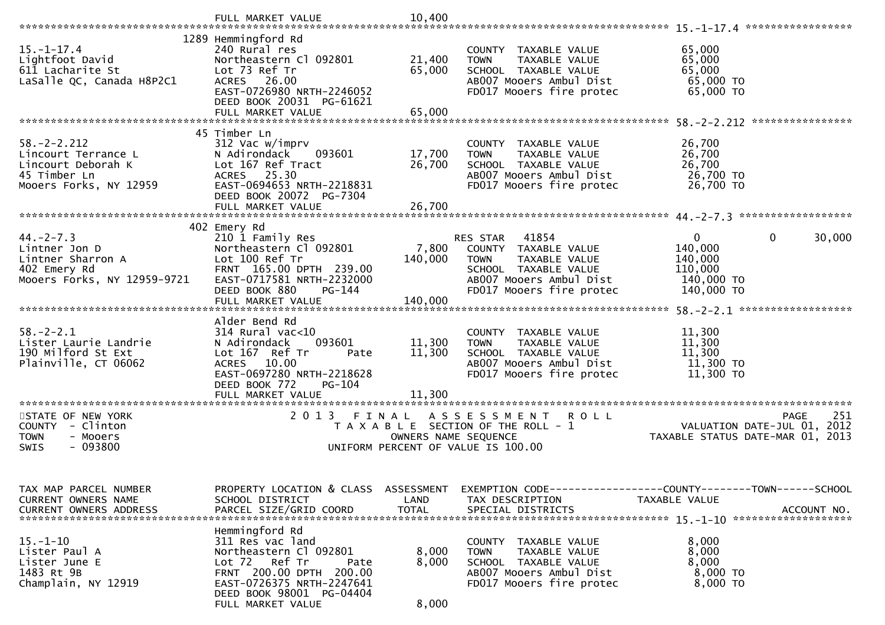```
                               FULL MARKET VALUE              10,400
******************************************************************************************************* 15.-1-17.4 *****************
                          1289 Hemmingford Rd
15.-1-17.4                     240 Rural res                              COUNTY  TAXABLE VALUE            65,000
Lightfoot David                Northeastern Cl 092801         21,400     TOWN    TAXABLE VALUE            65,000
611 Lacharite St               Lot 73 Ref Tr                  65,000     SCHOOL  TAXABLE VALUE            65,000
LaSalle QC, Canada H8P2C1      ACRES   26.00                              AB007 Mooers Ambul Dist           65,000 TO
                               EAST-0726980 NRTH-2246052                  FD017 Mooers fire protec          65,000 TO
                               DEED BOOK 20031  PG-61621
                               FULL MARKET VALUE              65,000
******************************************************************************************************* 58.-2-2.212 ****************
                            45 Timber Ln
58.-2-2.212                    312 Vac w/imprv                            COUNTY  TAXABLE VALUE            26,700
Lincourt Terrance L            N Adirondack    093601         17,700     TOWN    TAXABLE VALUE            26,700
Lincourt Deborah K             Lot 167 Ref Tract              26,700     SCHOOL  TAXABLE VALUE            26,700
45 Timber Ln                   ACRES   25.30                              AB007 Mooers Ambul Dist           26,700 TO
Mooers Forks, NY 12959         EAST-0694653 NRTH-2218831                  FD017 Mooers fire protec          26,700 TO
                               DEED BOOK 20072  PG-7304
                               FULL MARKET VALUE              26,700
******************************************************************************************************* 44.-2-7.3 ******************
                           402 Emery Rd
44.-2-7.3                      210 1 Family Res                          RES STAR   41854                  0           0      30,000
Lintner Jon D                  Northeastern Cl 092801          7,800     COUNTY  TAXABLE VALUE           140,000
Lintner Sharron A              Lot 100 Ref Tr                140,000     TOWN    TAXABLE VALUE           140,000
402 Emery Rd                   FRNT 165.00 DPTH 239.00                   SCHOOL  TAXABLE VALUE           110,000
Mooers Forks, NY 12959-9721    EAST-0717581 NRTH-2232000                  AB007 Mooers Ambul Dist          140,000 TO
                               DEED BOOK 880    PG-144                    FD017 Mooers fire protec         140,000 TO
                               FULL MARKET VALUE             140,000
******************************************************************************************************* 58.-2-2.1 ******************
                               Alder Bend Rd
58.-2-2.1                      314 Rural vac<10                           COUNTY  TAXABLE VALUE            11,300
Lister Laurie Landrie          N Adirondack    093601         11,300     TOWN    TAXABLE VALUE            11,300
190 Milford St Ext             Lot 167  Ref Tr       Pate     11,300     SCHOOL  TAXABLE VALUE            11,300
Plainville, CT 06062           ACRES   10.00                              AB007 Mooers Ambul Dist           11,300 TO
                               EAST-0697280 NRTH-2218628                  FD017 Mooers fire protec          11,300 TO
                               DEED BOOK 772    PG-104
                               FULL MARKET VALUE              11,300
************************************************************************************************************************************
STATE OF NEW YORK                      2 0 1 3   F I N A L   A S S E S S M E N T   R O L L                                PAGE    251
COUNTY  - Clinton                         T A X A B L E  SECTION OF THE ROLL - 1                          VALUATION DATE-JUL 01, 2012
TOWN    - Mooers                                    OWNERS NAME SEQUENCE                              TAXABLE STATUS DATE-MAR 01, 2013
SWIS    - 093800                              UNIFORM PERCENT OF VALUE IS 100.00


TAX MAP PARCEL NUMBER          PROPERTY LOCATION & CLASS  ASSESSMENT  EXEMPTION CODE------------------COUNTY--------TOWN------SCHOOL
CURRENT OWNERS NAME            SCHOOL DISTRICT               LAND      TAX DESCRIPTION               TAXABLE VALUE
CURRENT OWNERS ADDRESS         PARCEL SIZE/GRID COORD        TOTAL     SPECIAL DISTRICTS                                  ACCOUNT NO.
******************************************************************************************************* 15.-1-10 *******************
                               Hemmingford Rd
15.-1-10                       311 Res vac land                           COUNTY  TAXABLE VALUE             8,000
Lister Paul A                  Northeastern Cl 092801          8,000     TOWN    TAXABLE VALUE             8,000
Lister June E                  Lot 72   Ref Tr       Pate      8,000     SCHOOL  TAXABLE VALUE             8,000
1483 Rt 9B                     FRNT 200.00 DPTH 200.00                    AB007 Mooers Ambul Dist            8,000 TO
Champlain, NY 12919            EAST-0726375 NRTH-2247641                  FD017 Mooers fire protec           8,000 TO
                               DEED BOOK 98001  PG-04404
                               FULL MARKET VALUE               8,000
```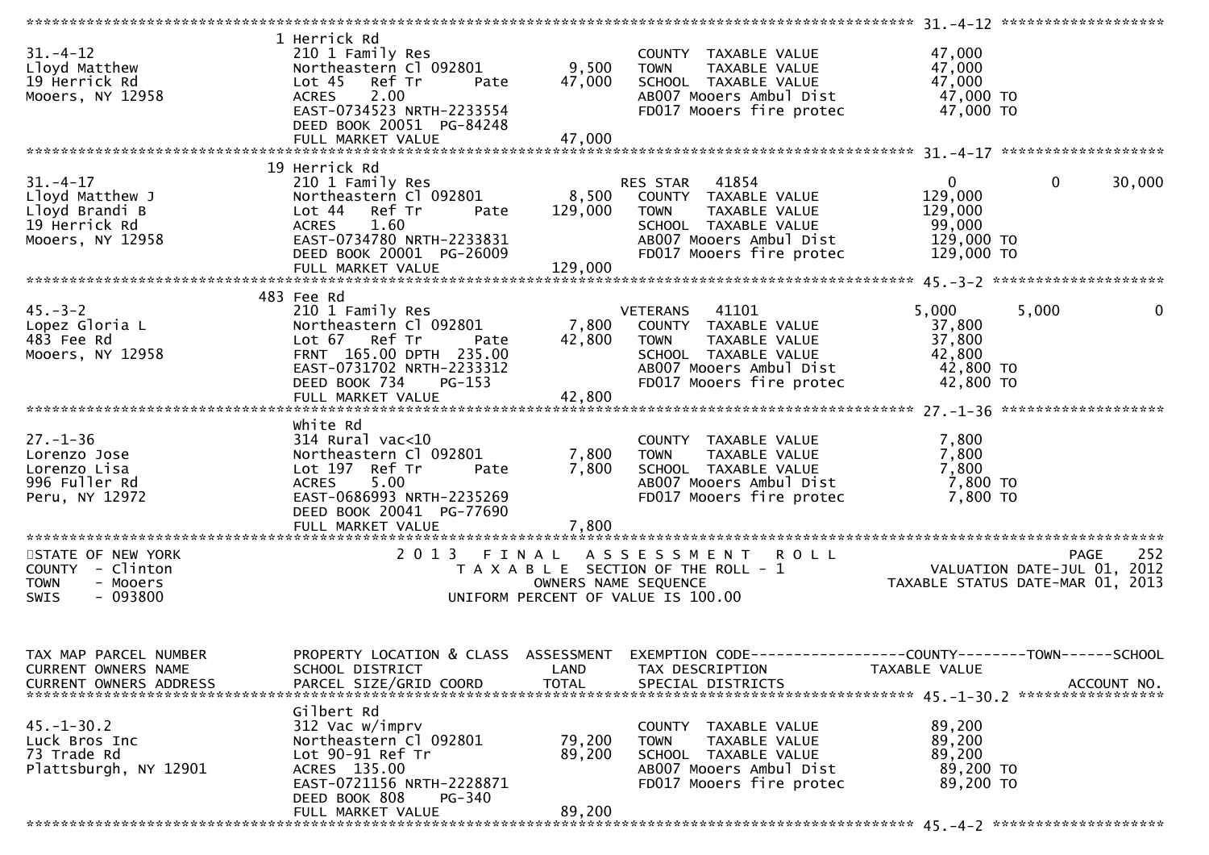```
******************************************************************************************************* 31.-4-12 ********************
                    1 Herrick Rd
31.-4-12            210 1 Family Res                          COUNTY  TAXABLE VALUE            47,000
Lloyd Matthew       Northeastern Cl 092801       9,500    TOWN    TAXABLE VALUE            47,000
19 Herrick Rd       Lot 45   Ref Tr       Pate     47,000    SCHOOL  TAXABLE VALUE            47,000
Mooers, NY 12958    ACRES    2.00                         AB007 Mooers Ambul Dist           47,000 TO
                    EAST-0734523 NRTH-2233554             FD017 Mooers fire protec          47,000 TO
                    DEED BOOK 20051  PG-84248
                    FULL MARKET VALUE                47,000
******************************************************************************************************* 31.-4-17 ********************
                    19 Herrick Rd
31.-4-17            210 1 Family Res                          RES STAR   41854                 0            0      30,000
Lloyd Matthew J     Northeastern Cl 092801       8,500    COUNTY  TAXABLE VALUE           129,000
Lloyd Brandi B      Lot 44   Ref Tr       Pate    129,000    TOWN    TAXABLE VALUE           129,000
19 Herrick Rd       ACRES    1.60                         SCHOOL  TAXABLE VALUE            99,000
Mooers, NY 12958    EAST-0734780 NRTH-2233831             AB007 Mooers Ambul Dist          129,000 TO
                    DEED BOOK 20001  PG-26009             FD017 Mooers fire protec         129,000 TO
                    FULL MARKET VALUE               129,000
******************************************************************************************************* 45.-3-2 *********************
                    483 Fee Rd
45.-3-2             210 1 Family Res                          VETERANS   41101              5,000        5,000          0
Lopez Gloria L      Northeastern Cl 092801       7,800    COUNTY  TAXABLE VALUE            37,800
483 Fee Rd          Lot 67   Ref Tr       Pate     42,800    TOWN    TAXABLE VALUE            37,800
Mooers, NY 12958    FRNT 165.00 DPTH 235.00               SCHOOL  TAXABLE VALUE            42,800
                    EAST-0731702 NRTH-2233312             AB007 Mooers Ambul Dist           42,800 TO
                    DEED BOOK 734     PG-153              FD017 Mooers fire protec          42,800 TO
                    FULL MARKET VALUE                42,800
******************************************************************************************************* 27.-1-36 ********************
                    White Rd
27.-1-36            314 Rural vac<10                          COUNTY  TAXABLE VALUE             7,800
Lorenzo Jose        Northeastern Cl 092801       7,800    TOWN    TAXABLE VALUE             7,800
Lorenzo Lisa        Lot 197  Ref Tr       Pate      7,800    SCHOOL  TAXABLE VALUE             7,800
996 Fuller Rd       ACRES    5.00                         AB007 Mooers Ambul Dist            7,800 TO
Peru, NY 12972      EAST-0686993 NRTH-2235269             FD017 Mooers fire protec           7,800 TO
                    DEED BOOK 20041  PG-77690
                    FULL MARKET VALUE                 7,800
************************************************************************************************************************************
STATE OF NEW YORK                     2 0 1 3   F I N A L   A S S E S S M E N T   R O L L                             PAGE    252
COUNTY  - Clinton                        T A X A B L E  SECTION OF THE ROLL - 1                  VALUATION DATE-JUL 01, 2012
TOWN    - Mooers                              OWNERS NAME SEQUENCE                         TAXABLE STATUS DATE-MAR 01, 2013
SWIS    - 093800                         UNIFORM PERCENT OF VALUE IS 100.00


TAX MAP PARCEL NUMBER         PROPERTY LOCATION & CLASS  ASSESSMENT  EXEMPTION CODE------------------COUNTY--------TOWN------SCHOOL
CURRENT OWNERS NAME           SCHOOL DISTRICT               LAND      TAX DESCRIPTION              TAXABLE VALUE
CURRENT OWNERS ADDRESS        PARCEL SIZE/GRID COORD        TOTAL     SPECIAL DISTRICTS                                  ACCOUNT NO.
******************************************************************************************************* 45.-1-30.2 ******************
                    Gilbert Rd
45.-1-30.2          312 Vac w/imprv                           COUNTY  TAXABLE VALUE            89,200
Luck Bros Inc       Northeastern Cl 092801      79,200    TOWN    TAXABLE VALUE            89,200
73 Trade Rd         Lot 90-91 Ref Tr                89,200    SCHOOL  TAXABLE VALUE            89,200
Plattsburgh, NY 12901  ACRES  135.00                      AB007 Mooers Ambul Dist           89,200 TO
                    EAST-0721156 NRTH-2228871             FD017 Mooers fire protec          89,200 TO
                    DEED BOOK 808     PG-340
                    FULL MARKET VALUE                89,200
******************************************************************************************************* 45.-4-2 *********************
```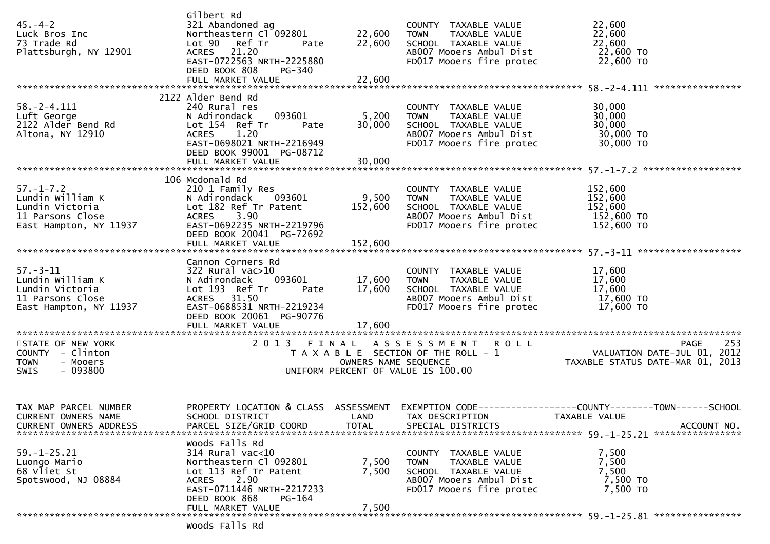| | | | | |
|---|---|---|---|---|
| 45.-4-2 | Gilbert Rd | | | |
| Luck Bros Inc | 321 Abandoned ag | | COUNTY TAXABLE VALUE | 22,600 |
| 73 Trade Rd | Northeastern Cl 092801 | 22,600 | TOWN TAXABLE VALUE | 22,600 |
| Plattsburgh, NY 12901 | Lot 90 Ref Tr Pate | 22,600 | SCHOOL TAXABLE VALUE | 22,600 |
| | ACRES 21.20 | | AB007 Mooers Ambul Dist | 22,600 TO |
| | EAST-0722563 NRTH-2225880 | | FD017 Mooers fire protec | 22,600 TO |
| | DEED BOOK 808 PG-340 | | | |
| | FULL MARKET VALUE | 22,600 | | |

************************************************************************************************ 58.-2-4.111 ****************

| | | | | |
|---|---|---|---|---|
| 58.-2-4.111 | 2122 Alder Bend Rd | | | |
| Luft George | 240 Rural res | | COUNTY TAXABLE VALUE | 30,000 |
| 2122 Alder Bend Rd | N Adirondack 093601 | 5,200 | TOWN TAXABLE VALUE | 30,000 |
| Altona, NY 12910 | Lot 154 Ref Tr Pate | 30,000 | SCHOOL TAXABLE VALUE | 30,000 |
| | ACRES 1.20 | | AB007 Mooers Ambul Dist | 30,000 TO |
| | EAST-0698021 NRTH-2216949 | | FD017 Mooers fire protec | 30,000 TO |
| | DEED BOOK 99001 PG-08712 | | | |
| | FULL MARKET VALUE | 30,000 | | |

************************************************************************************************ 57.-1-7.2 ******************

| | | | | |
|---|---|---|---|---|
| 57.-1-7.2 | 106 Mcdonald Rd | | | |
| Lundin William K | 210 1 Family Res | | COUNTY TAXABLE VALUE | 152,600 |
| Lundin Victoria | N Adirondack 093601 | 9,500 | TOWN TAXABLE VALUE | 152,600 |
| 11 Parsons Close | Lot 182 Ref Tr Patent | 152,600 | SCHOOL TAXABLE VALUE | 152,600 |
| East Hampton, NY 11937 | ACRES 3.90 | | AB007 Mooers Ambul Dist | 152,600 TO |
| | EAST-0692235 NRTH-2219796 | | FD017 Mooers fire protec | 152,600 TO |
| | DEED BOOK 20041 PG-72692 | | | |
| | FULL MARKET VALUE | 152,600 | | |

************************************************************************************************ 57.-3-11 *******************

| | | | | |
|---|---|---|---|---|
| 57.-3-11 | Cannon Corners Rd | | | |
| Lundin William K | 322 Rural vac>10 | | COUNTY TAXABLE VALUE | 17,600 |
| Lundin Victoria | N Adirondack 093601 | 17,600 | TOWN TAXABLE VALUE | 17,600 |
| 11 Parsons Close | Lot 193 Ref Tr Pate | 17,600 | SCHOOL TAXABLE VALUE | 17,600 |
| East Hampton, NY 11937 | ACRES 31.50 | | AB007 Mooers Ambul Dist | 17,600 TO |
| | EAST-0688531 NRTH-2219234 | | FD017 Mooers fire protec | 17,600 TO |
| | DEED BOOK 20061 PG-90776 | | | |
| | FULL MARKET VALUE | 17,600 | | |

STATE OF NEW YORK — 2013 FINAL ASSESSMENT ROLL — PAGE 253
COUNTY - Clinton — TAXABLE SECTION OF THE ROLL - 1 — VALUATION DATE-JUL 01, 2012
TOWN - Mooers — OWNERS NAME SEQUENCE — TAXABLE STATUS DATE-MAR 01, 2013
SWIS - 093800 — UNIFORM PERCENT OF VALUE IS 100.00

| TAX MAP PARCEL NUMBER / CURRENT OWNERS NAME / CURRENT OWNERS ADDRESS | PROPERTY LOCATION & CLASS / SCHOOL DISTRICT / PARCEL SIZE/GRID COORD | ASSESSMENT LAND / TOTAL | EXEMPTION CODE / TAX DESCRIPTION / SPECIAL DISTRICTS | COUNTY--------TOWN------SCHOOL TAXABLE VALUE ACCOUNT NO. |
|---|---|---|---|---|
| | | | | **59.-1-25.21** |
| 59.-1-25.21 | Woods Falls Rd | | | |
| Luongo Mario | 314 Rural vac<10 | | COUNTY TAXABLE VALUE | 7,500 |
| 68 Vliet St | Northeastern Cl 092801 | 7,500 | TOWN TAXABLE VALUE | 7,500 |
| Spotswood, NJ 08884 | Lot 113 Ref Tr Patent | 7,500 | SCHOOL TAXABLE VALUE | 7,500 |
| | ACRES 2.90 | | AB007 Mooers Ambul Dist | 7,500 TO |
| | EAST-0711446 NRTH-2217233 | | FD017 Mooers fire protec | 7,500 TO |
| | DEED BOOK 868 PG-164 | | | |
| | FULL MARKET VALUE | 7,500 | | |

************************************************************************************************ 59.-1-25.81 ****************

Woods Falls Rd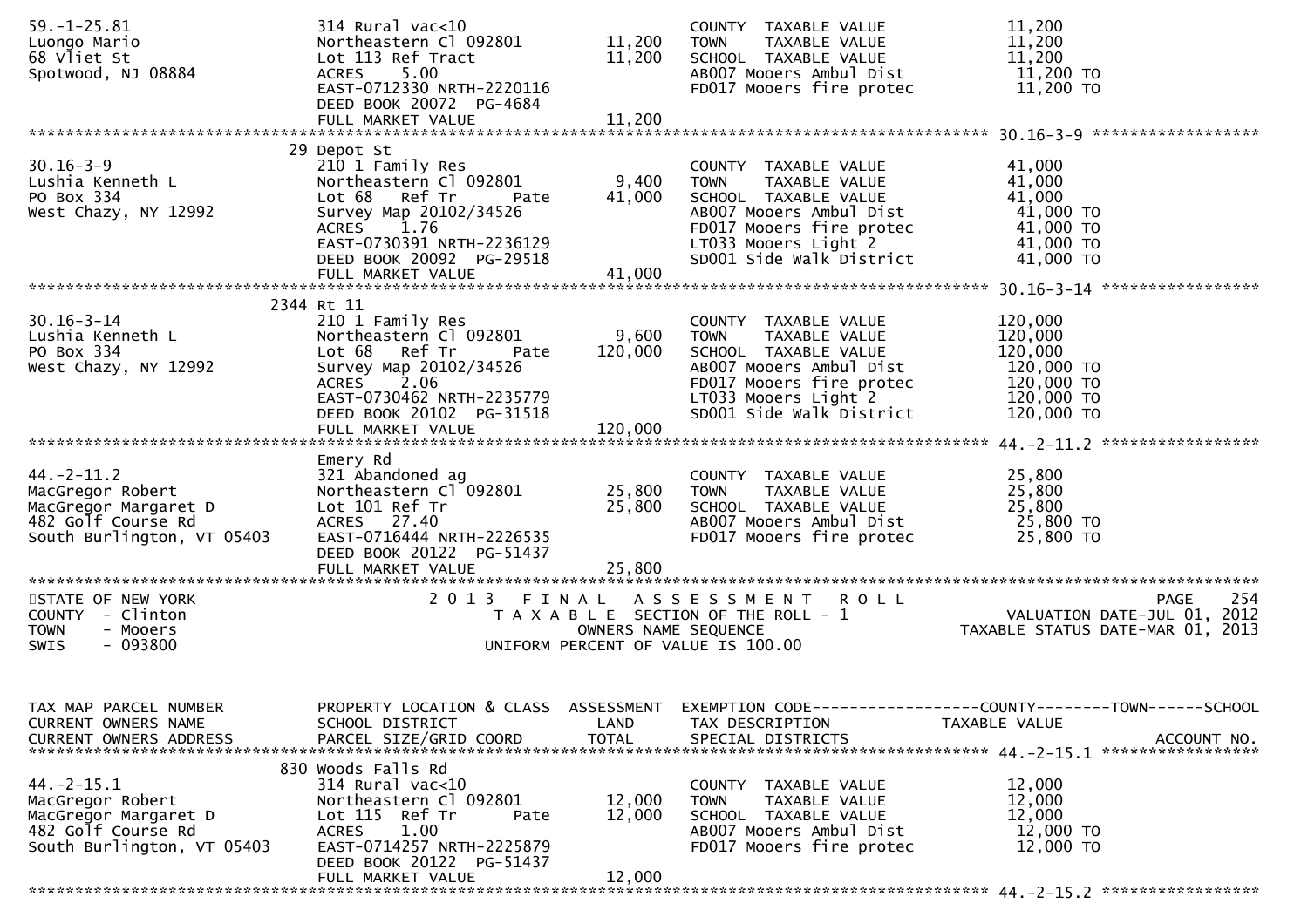```
59.-1-25.81                   314 Rural vac<10                        COUNTY  TAXABLE VALUE              11,200
Luongo Mario                  Northeastern Cl 092801     11,200      TOWN    TAXABLE VALUE              11,200
68 Vliet St                   Lot 113 Ref Tract          11,200      SCHOOL  TAXABLE VALUE              11,200
Spotwood, NJ 08884            ACRES    5.00                           AB007 Mooers Ambul Dist             11,200 TO
                              EAST-0712330 NRTH-2220116               FD017 Mooers fire protec            11,200 TO
                              DEED BOOK 20072  PG-4684
                              FULL MARKET VALUE          11,200
******************************************************************************************************* 30.16-3-9 ******************
                              29 Depot St
30.16-3-9                     210 1 Family Res                        COUNTY  TAXABLE VALUE              41,000
Lushia Kenneth L              Northeastern Cl 092801      9,400      TOWN    TAXABLE VALUE              41,000
PO Box 334                    Lot 68   Ref Tr      Pate  41,000      SCHOOL  TAXABLE VALUE              41,000
West Chazy, NY 12992          Survey Map 20102/34526                  AB007 Mooers Ambul Dist             41,000 TO
                              ACRES    1.76                           FD017 Mooers fire protec            41,000 TO
                              EAST-0730391 NRTH-2236129               LT033 Mooers Light 2                41,000 TO
                              DEED BOOK 20092  PG-29518               SD001 Side Walk District            41,000 TO
                              FULL MARKET VALUE          41,000
******************************************************************************************************* 30.16-3-14 *****************
                              2344 Rt 11
30.16-3-14                    210 1 Family Res                        COUNTY  TAXABLE VALUE             120,000
Lushia Kenneth L              Northeastern Cl 092801      9,600      TOWN    TAXABLE VALUE             120,000
PO Box 334                    Lot 68   Ref Tr      Pate 120,000      SCHOOL  TAXABLE VALUE             120,000
West Chazy, NY 12992          Survey Map 20102/34526                  AB007 Mooers Ambul Dist            120,000 TO
                              ACRES    2.06                           FD017 Mooers fire protec           120,000 TO
                              EAST-0730462 NRTH-2235779               LT033 Mooers Light 2               120,000 TO
                              DEED BOOK 20102  PG-31518               SD001 Side Walk District           120,000 TO
                              FULL MARKET VALUE         120,000
******************************************************************************************************* 44.-2-11.2 *****************
                              Emery Rd
44.-2-11.2                    321 Abandoned ag                        COUNTY  TAXABLE VALUE              25,800
MacGregor Robert              Northeastern Cl 092801     25,800      TOWN    TAXABLE VALUE              25,800
MacGregor Margaret D          Lot 101 Ref Tr             25,800      SCHOOL  TAXABLE VALUE              25,800
482 Golf Course Rd            ACRES   27.40                           AB007 Mooers Ambul Dist             25,800 TO
South Burlington, VT 05403    EAST-0716444 NRTH-2226535               FD017 Mooers fire protec            25,800 TO
                              DEED BOOK 20122  PG-51437
                              FULL MARKET VALUE          25,800
*************************************************************************************************************************************
STATE OF NEW YORK                2 0 1 3   F I N A L   A S S E S S M E N T   R O L L                                PAGE    254
COUNTY  - Clinton                      T A X A B L E  SECTION OF THE ROLL - 1                    VALUATION DATE-JUL 01, 2012
TOWN    - Mooers                              OWNERS NAME SEQUENCE                          TAXABLE STATUS DATE-MAR 01, 2013
SWIS    - 093800                        UNIFORM PERCENT OF VALUE IS 100.00


TAX MAP PARCEL NUMBER         PROPERTY LOCATION & CLASS  ASSESSMENT  EXEMPTION CODE------------------COUNTY--------TOWN------SCHOOL
CURRENT OWNERS NAME           SCHOOL DISTRICT               LAND      TAX DESCRIPTION            TAXABLE VALUE
CURRENT OWNERS ADDRESS        PARCEL SIZE/GRID COORD        TOTAL     SPECIAL DISTRICTS                                  ACCOUNT NO.
******************************************************************************************************* 44.-2-15.1 *****************
                              830 Woods Falls Rd
44.-2-15.1                    314 Rural vac<10                        COUNTY  TAXABLE VALUE              12,000
MacGregor Robert              Northeastern Cl 092801     12,000      TOWN    TAXABLE VALUE              12,000
MacGregor Margaret D          Lot 115  Ref Tr      Pate  12,000      SCHOOL  TAXABLE VALUE              12,000
482 Golf Course Rd            ACRES    1.00                           AB007 Mooers Ambul Dist             12,000 TO
South Burlington, VT 05403    EAST-0714257 NRTH-2225879               FD017 Mooers fire protec            12,000 TO
                              DEED BOOK 20122  PG-51437
                              FULL MARKET VALUE          12,000
******************************************************************************************************* 44.-2-15.2 *****************
```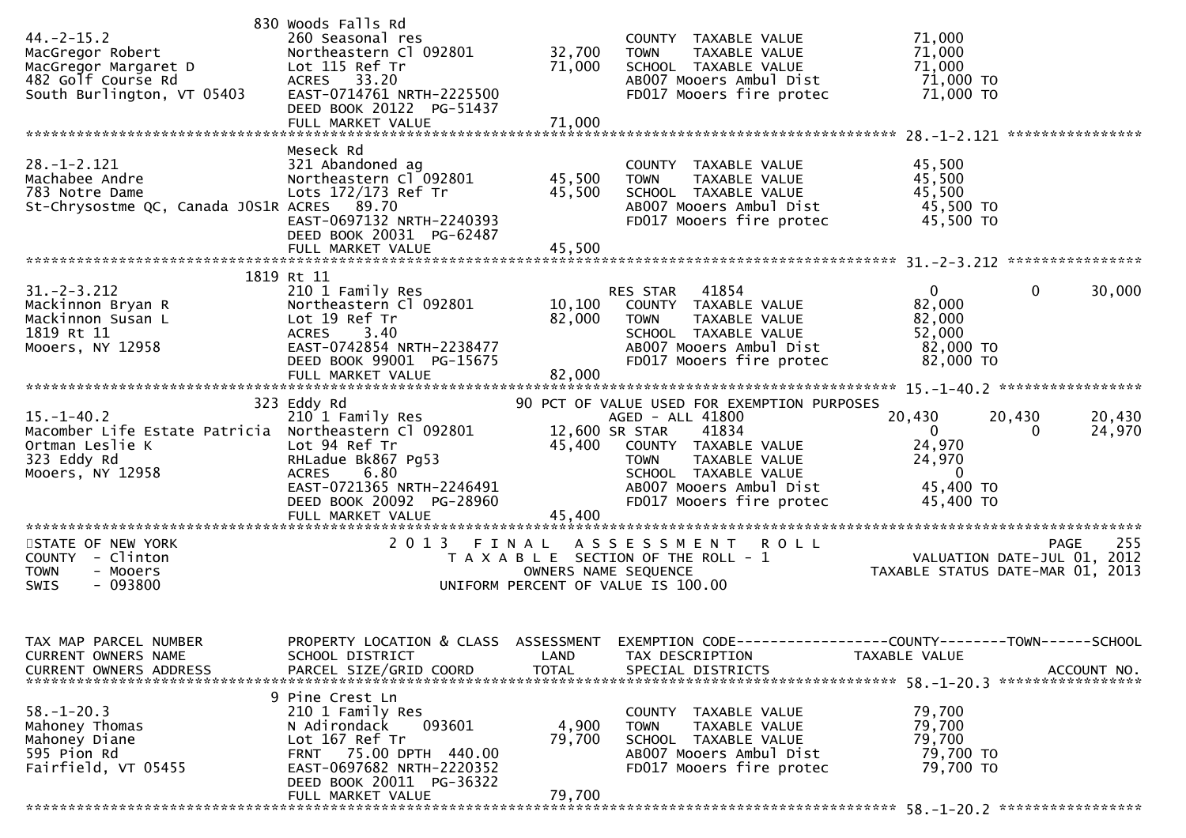```
                              830 Woods Falls Rd
44.-2-15.2                     260 Seasonal res                       COUNTY  TAXABLE VALUE            71,000
MacGregor Robert               Northeastern Cl 092801       32,700    TOWN    TAXABLE VALUE            71,000
MacGregor Margaret D           Lot 115 Ref Tr               71,000    SCHOOL  TAXABLE VALUE            71,000
482 Golf Course Rd             ACRES   33.20                          AB007 Mooers Ambul Dist           71,000 TO
South Burlington, VT 05403     EAST-0714761 NRTH-2225500              FD017 Mooers fire protec          71,000 TO
                               DEED BOOK 20122  PG-51437
                               FULL MARKET VALUE            71,000
******************************************************************************************************* 28.-1-2.121 ****************
                               Meseck Rd
28.-1-2.121                    321 Abandoned ag                       COUNTY  TAXABLE VALUE            45,500
Machabee Andre                 Northeastern Cl 092801       45,500    TOWN    TAXABLE VALUE            45,500
783 Notre Dame                 Lots 172/173 Ref Tr          45,500    SCHOOL  TAXABLE VALUE            45,500
St-Chrysostme QC, Canada J0S1R ACRES   89.70                          AB007 Mooers Ambul Dist           45,500 TO
                               EAST-0697132 NRTH-2240393              FD017 Mooers fire protec          45,500 TO
                               DEED BOOK 20031  PG-62487
                               FULL MARKET VALUE            45,500
******************************************************************************************************* 31.-2-3.212 ****************
                              1819 Rt 11
31.-2-3.212                    210 1 Family Res                       RES STAR   41854                  0              0        30,000
Mackinnon Bryan R              Northeastern Cl 092801       10,100    COUNTY  TAXABLE VALUE            82,000
Mackinnon Susan L              Lot 19 Ref Tr                82,000    TOWN    TAXABLE VALUE            82,000
1819 Rt 11                     ACRES    3.40                          SCHOOL  TAXABLE VALUE            52,000
Mooers, NY 12958               EAST-0742854 NRTH-2238477              AB007 Mooers Ambul Dist           82,000 TO
                               DEED BOOK 99001  PG-15675              FD017 Mooers fire protec          82,000 TO
                               FULL MARKET VALUE            82,000
******************************************************************************************************* 15.-1-40.2 *****************
                              323 Eddy Rd                     90 PCT OF VALUE USED FOR EXEMPTION PURPOSES
15.-1-40.2                     210 1 Family Res                       AGED - ALL 41800             20,430         20,430        20,430
Macomber Life Estate Patricia  Northeastern Cl 092801       12,600 SR STAR    41834                     0              0        24,970
Ortman Leslie K                Lot 94 Ref Tr                45,400    COUNTY  TAXABLE VALUE            24,970
323 Eddy Rd                    RHLadue Bk867 Pg53                     TOWN    TAXABLE VALUE            24,970
Mooers, NY 12958               ACRES    6.80                          SCHOOL  TAXABLE VALUE                 0
                               EAST-0721365 NRTH-2246491              AB007 Mooers Ambul Dist           45,400 TO
                               DEED BOOK 20092  PG-28960              FD017 Mooers fire protec          45,400 TO
                               FULL MARKET VALUE            45,400
************************************************************************************************************************************
STATE OF NEW YORK                   2 0 1 3   F I N A L   A S S E S S M E N T   R O L L                                PAGE    255
COUNTY  - Clinton                      T A X A B L E  SECTION OF THE ROLL - 1                      VALUATION DATE-JUL 01, 2012
TOWN    - Mooers                               OWNERS NAME SEQUENCE                          TAXABLE STATUS DATE-MAR 01, 2013
SWIS    - 093800                        UNIFORM PERCENT OF VALUE IS 100.00


TAX MAP PARCEL NUMBER          PROPERTY LOCATION & CLASS  ASSESSMENT  EXEMPTION CODE------------------COUNTY--------TOWN------SCHOOL
CURRENT OWNERS NAME            SCHOOL DISTRICT               LAND      TAX DESCRIPTION             TAXABLE VALUE
CURRENT OWNERS ADDRESS         PARCEL SIZE/GRID COORD        TOTAL     SPECIAL DISTRICTS                                  ACCOUNT NO.
******************************************************************************************************* 58.-1-20.3 *****************
                               9 Pine Crest Ln
58.-1-20.3                     210 1 Family Res                       COUNTY  TAXABLE VALUE            79,700
Mahoney Thomas                 N Adirondack    093601        4,900    TOWN    TAXABLE VALUE            79,700
Mahoney Diane                  Lot 167 Ref Tr               79,700    SCHOOL  TAXABLE VALUE            79,700
595 Pion Rd                    FRNT   75.00 DPTH  440.00              AB007 Mooers Ambul Dist           79,700 TO
Fairfield, VT 05455            EAST-0697682 NRTH-2220352              FD017 Mooers fire protec          79,700 TO
                               DEED BOOK 20011  PG-36322
                               FULL MARKET VALUE            79,700
******************************************************************************************************* 58.-1-20.2 *****************
```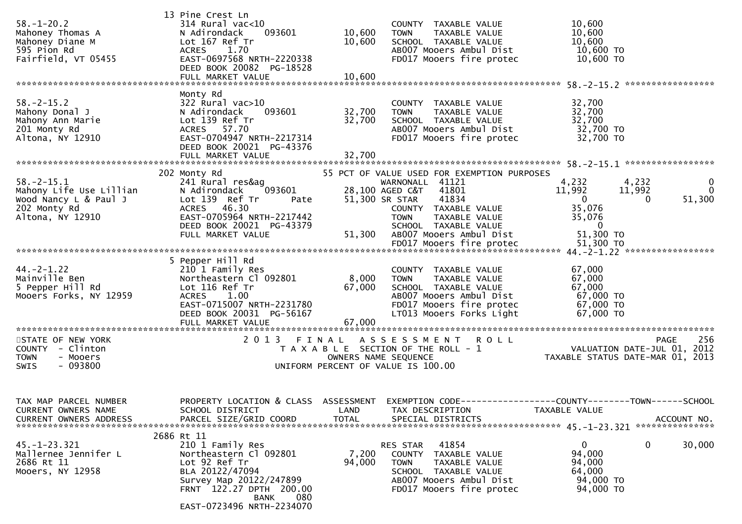```
                              13 Pine Crest Ln
58.-1-20.2                    314 Rural vac<10                        COUNTY  TAXABLE VALUE             10,600
Mahoney Thomas A              N Adirondack    093601      10,600      TOWN    TAXABLE VALUE             10,600
Mahoney Diane M               Lot 167 Ref Tr              10,600      SCHOOL  TAXABLE VALUE             10,600
595 Pion Rd                   ACRES    1.70                           AB007 Mooers Ambul Dist            10,600 TO
Fairfield, VT 05455           EAST-0697568 NRTH-2220338               FD017 Mooers fire protec           10,600 TO
                              DEED BOOK 20082  PG-18528
                              FULL MARKET VALUE           10,600
******************************************************************************************************* 58.-2-15.2 *****************
                              Monty Rd
58.-2-15.2                    322 Rural vac>10                        COUNTY  TAXABLE VALUE             32,700
Mahony Donal J                N Adirondack    093601      32,700      TOWN    TAXABLE VALUE             32,700
Mahony Ann Marie              Lot 139 Ref Tr              32,700      SCHOOL  TAXABLE VALUE             32,700
201 Monty Rd                  ACRES   57.70                           AB007 Mooers Ambul Dist            32,700 TO
Altona, NY 12910              EAST-0704947 NRTH-2217314               FD017 Mooers fire protec           32,700 TO
                              DEED BOOK 20021  PG-43376
                              FULL MARKET VALUE           32,700
******************************************************************************************************* 58.-2-15.1 *****************
                              202 Monty Rd                55 PCT OF VALUE USED FOR EXEMPTION PURPOSES
58.-2-15.1                    241 Rural res&ag                  WARNONALL  41121                 4,232          4,232              0
Mahony Life Use Lillian       N Adirondack    093601      28,100 AGED C&T   41801                11,992         11,992              0
Wood Nancy L & Paul J         Lot 139  Ref Tr       Pate  51,300 SR STAR    41834                     0              0         51,300
202 Monty Rd                  ACRES   46.30                           COUNTY  TAXABLE VALUE             35,076
Altona, NY 12910              EAST-0705964 NRTH-2217442               TOWN    TAXABLE VALUE             35,076
                              DEED BOOK 20021  PG-43379               SCHOOL  TAXABLE VALUE                  0
                              FULL MARKET VALUE           51,300      AB007 Mooers Ambul Dist            51,300 TO
                                                                      FD017 Mooers fire protec           51,300 TO
******************************************************************************************************* 44.-2-1.22 *****************
                              5 Pepper Hill Rd
44.-2-1.22                    210 1 Family Res                        COUNTY  TAXABLE VALUE             67,000
Mainville Ben                 Northeastern Cl 092801       8,000      TOWN    TAXABLE VALUE             67,000
5 Pepper Hill Rd              Lot 116 Ref Tr              67,000      SCHOOL  TAXABLE VALUE             67,000
Mooers Forks, NY 12959        ACRES    1.00                           AB007 Mooers Ambul Dist            67,000 TO
                              EAST-0715007 NRTH-2231780               FD017 Mooers fire protec           67,000 TO
                              DEED BOOK 20031  PG-56167               LT013 Mooers Forks Light           67,000 TO
                              FULL MARKET VALUE           67,000
************************************************************************************************************************************
STATE OF NEW YORK                  2 0 1 3   F I N A L   A S S E S S M E N T   R O L L                                  PAGE    256
COUNTY  - Clinton                     T A X A B L E  SECTION OF THE ROLL - 1                        VALUATION DATE-JUL 01, 2012
TOWN    - Mooers                            OWNERS NAME SEQUENCE                              TAXABLE STATUS DATE-MAR 01, 2013
SWIS    - 093800                     UNIFORM PERCENT OF VALUE IS 100.00


TAX MAP PARCEL NUMBER         PROPERTY LOCATION & CLASS  ASSESSMENT  EXEMPTION CODE------------------COUNTY--------TOWN------SCHOOL
CURRENT OWNERS NAME           SCHOOL DISTRICT               LAND      TAX DESCRIPTION              TAXABLE VALUE
CURRENT OWNERS ADDRESS        PARCEL SIZE/GRID COORD        TOTAL     SPECIAL DISTRICTS                                   ACCOUNT NO.
******************************************************************************************************* 45.-1-23.321 ***************
                              2686 Rt 11
45.-1-23.321                  210 1 Family Res                        RES STAR   41854                    0              0         30,000
Mallernee Jennifer L          Northeastern Cl 092801       7,200      COUNTY  TAXABLE VALUE             94,000
2686 Rt 11                    Lot 92 Ref Tr               94,000      TOWN    TAXABLE VALUE             94,000
Mooers, NY 12958              BLA 20122/47094                         SCHOOL  TAXABLE VALUE             64,000
                              Survey Map 20122/247899                 AB007 Mooers Ambul Dist            94,000 TO
                              FRNT  122.27 DPTH  200.00               FD017 Mooers fire protec           94,000 TO
                                            BANK     080
                              EAST-0723496 NRTH-2234070
```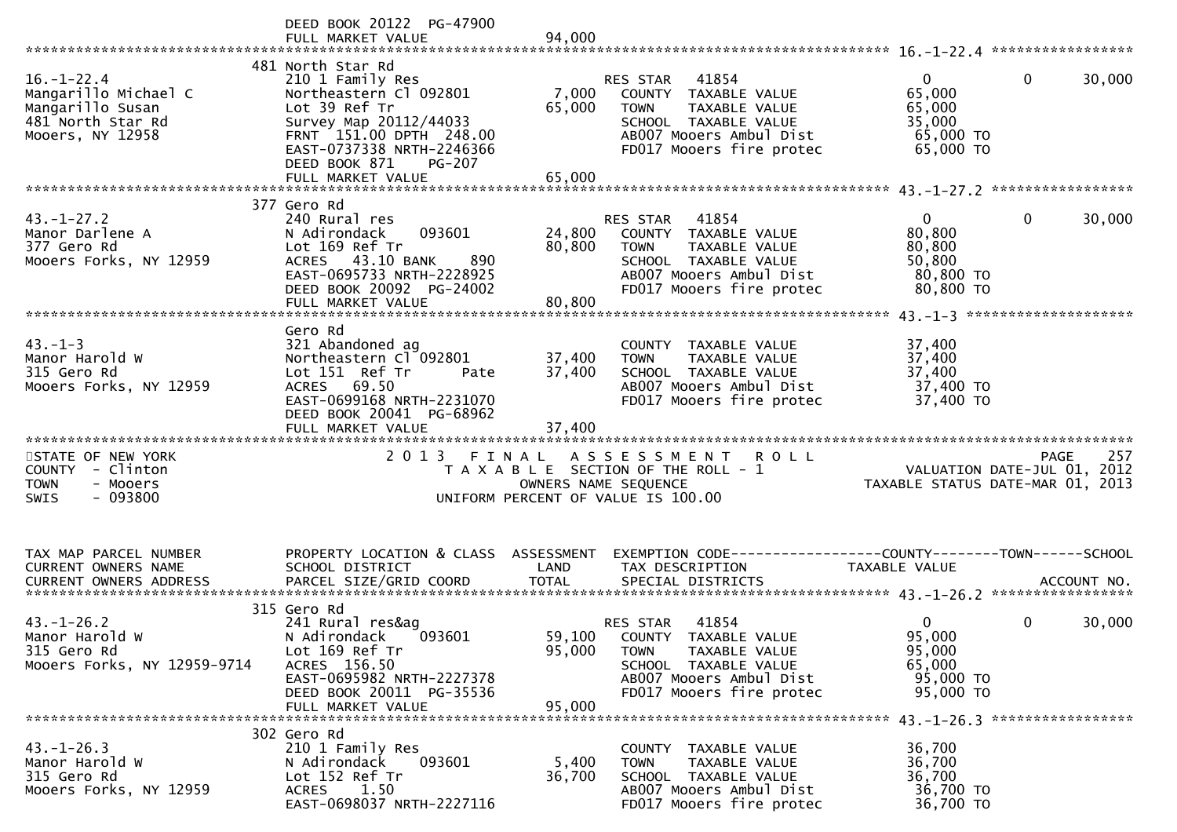DEED BOOK 20122 PG-47900
FULL MARKET VALUE 94,000

**16.-1-22.4**

| | | | | | |
|---|---|---|---|---|---|
| 16.-1-22.4 | 481 North Star Rd | | RES STAR 41854 | 0 | 0 30,000 |
| Mangarillo Michael C | 210 1 Family Res | 7,000 | COUNTY TAXABLE VALUE | 65,000 | |
| Mangarillo Susan | Northeastern Cl 092801 | 65,000 | TOWN TAXABLE VALUE | 65,000 | |
| 481 North Star Rd | Lot 39 Ref Tr | | SCHOOL TAXABLE VALUE | 35,000 | |
| Mooers, NY 12958 | Survey Map 20112/44033 | | AB007 Mooers Ambul Dist | 65,000 TO | |
| | FRNT 151.00 DPTH 248.00 | | FD017 Mooers fire protec | 65,000 TO | |
| | EAST-0737338 NRTH-2246366 | | | | |
| | DEED BOOK 871 PG-207 | | | | |
| | FULL MARKET VALUE | 65,000 | | | |

**43.-1-27.2**

| | | | | | |
|---|---|---|---|---|---|
| 43.-1-27.2 | 377 Gero Rd | | RES STAR 41854 | 0 | 0 30,000 |
| Manor Darlene A | 240 Rural res | 24,800 | COUNTY TAXABLE VALUE | 80,800 | |
| 377 Gero Rd | N Adirondack 093601 | 80,800 | TOWN TAXABLE VALUE | 80,800 | |
| Mooers Forks, NY 12959 | Lot 169 Ref Tr | | SCHOOL TAXABLE VALUE | 50,800 | |
| | ACRES 43.10 BANK 890 | | AB007 Mooers Ambul Dist | 80,800 TO | |
| | EAST-0695733 NRTH-2228925 | | FD017 Mooers fire protec | 80,800 TO | |
| | DEED BOOK 20092 PG-24002 | | | | |
| | FULL MARKET VALUE | 80,800 | | | |

**43.-1-3**

| | | | | | |
|---|---|---|---|---|---|
| 43.-1-3 | Gero Rd | | | | |
| Manor Harold W | 321 Abandoned ag | 37,400 | COUNTY TAXABLE VALUE | 37,400 | |
| 315 Gero Rd | Northeastern Cl 092801 | 37,400 | TOWN TAXABLE VALUE | 37,400 | |
| Mooers Forks, NY 12959 | Lot 151 Ref Tr Pate | | SCHOOL TAXABLE VALUE | 37,400 | |
| | ACRES 69.50 | | AB007 Mooers Ambul Dist | 37,400 TO | |
| | EAST-0699168 NRTH-2231070 | | FD017 Mooers fire protec | 37,400 TO | |
| | DEED BOOK 20041 PG-68962 | | | | |
| | FULL MARKET VALUE | 37,400 | | | |

STATE OF NEW YORK — 2013 FINAL ASSESSMENT ROLL — PAGE 257
COUNTY - Clinton — TAXABLE SECTION OF THE ROLL - 1 — VALUATION DATE-JUL 01, 2012
TOWN - Mooers — OWNERS NAME SEQUENCE — TAXABLE STATUS DATE-MAR 01, 2013
SWIS - 093800 — UNIFORM PERCENT OF VALUE IS 100.00

| TAX MAP PARCEL NUMBER / CURRENT OWNERS NAME / CURRENT OWNERS ADDRESS | PROPERTY LOCATION & CLASS / SCHOOL DISTRICT / PARCEL SIZE/GRID COORD | ASSESSMENT LAND / TOTAL | EXEMPTION CODE / TAX DESCRIPTION / SPECIAL DISTRICTS | COUNTY / TAXABLE VALUE | TOWN / SCHOOL / ACCOUNT NO. |
|---|---|---|---|---|---|
| **43.-1-26.2** | | | | | |
| 43.-1-26.2 | 315 Gero Rd | | RES STAR 41854 | 0 | 0 30,000 |
| Manor Harold W | 241 Rural res&ag | 59,100 | COUNTY TAXABLE VALUE | 95,000 | |
| 315 Gero Rd | N Adirondack 093601 | 95,000 | TOWN TAXABLE VALUE | 95,000 | |
| Mooers Forks, NY 12959-9714 | Lot 169 Ref Tr | | SCHOOL TAXABLE VALUE | 65,000 | |
| | ACRES 156.50 | | AB007 Mooers Ambul Dist | 95,000 TO | |
| | EAST-0695982 NRTH-2227378 | | FD017 Mooers fire protec | 95,000 TO | |
| | DEED BOOK 20011 PG-35536 | | | | |
| | FULL MARKET VALUE | 95,000 | | | |
| **43.-1-26.3** | | | | | |
| 43.-1-26.3 | 302 Gero Rd | | | | |
| Manor Harold W | 210 1 Family Res | 5,400 | COUNTY TAXABLE VALUE | 36,700 | |
| 315 Gero Rd | N Adirondack 093601 | 36,700 | TOWN TAXABLE VALUE | 36,700 | |
| Mooers Forks, NY 12959 | Lot 152 Ref Tr | | SCHOOL TAXABLE VALUE | 36,700 | |
| | ACRES 1.50 | | AB007 Mooers Ambul Dist | 36,700 TO | |
| | EAST-0698037 NRTH-2227116 | | FD017 Mooers fire protec | 36,700 TO | |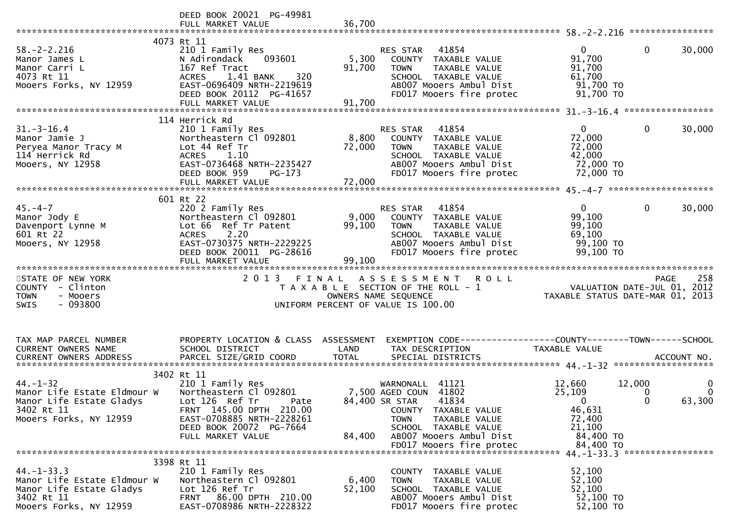```
                               DEED BOOK 20021  PG-49981
                               FULL MARKET VALUE              36,700
******************************************************************************************************* 58.-2-2.216 *****************
                            4073 Rt 11
58.-2-2.216                    210 1 Family Res                       RES STAR   41854                    0           0       30,000
Manor James L                  N Adirondack     093601         5,300     COUNTY  TAXABLE VALUE           91,700
Manor Carri L                  167 Ref Tract                  91,700     TOWN    TAXABLE VALUE           91,700
4073 Rt 11                     ACRES    1.41 BANK     320                SCHOOL  TAXABLE VALUE           61,700
Mooers Forks, NY 12959         EAST-0696409 NRTH-2219619                 AB007 Mooers Ambul Dist           91,700 TO
                               DEED BOOK 20112  PG-41657                 FD017 Mooers fire protec          91,700 TO
                               FULL MARKET VALUE              91,700
******************************************************************************************************* 31.-3-16.4 *****************
                            114 Herrick Rd
31.-3-16.4                     210 1 Family Res                       RES STAR   41854                    0           0       30,000
Manor Jamie J                  Northeastern Cl 092801          8,800     COUNTY  TAXABLE VALUE           72,000
Peryea Manor Tracy M           Lot 44 Ref Tr                  72,000     TOWN    TAXABLE VALUE           72,000
114 Herrick Rd                 ACRES    1.10                             SCHOOL  TAXABLE VALUE           42,000
Mooers, NY 12958               EAST-0736468 NRTH-2235427                 AB007 Mooers Ambul Dist           72,000 TO
                               DEED BOOK 959    PG-173                   FD017 Mooers fire protec          72,000 TO
                               FULL MARKET VALUE              72,000
******************************************************************************************************* 45.-4-7 ********************
                            601 Rt 22
45.-4-7                        220 2 Family Res                       RES STAR   41854                    0           0       30,000
Manor Jody E                   Northeastern Cl 092801          9,000     COUNTY  TAXABLE VALUE           99,100
Davenport Lynne M              Lot 66  Ref Tr Patent          99,100     TOWN    TAXABLE VALUE           99,100
601 Rt 22                      ACRES    2.20                             SCHOOL  TAXABLE VALUE           69,100
Mooers, NY 12958               EAST-0730375 NRTH-2229225                 AB007 Mooers Ambul Dist           99,100 TO
                               DEED BOOK 20011  PG-28616                 FD017 Mooers fire protec          99,100 TO
                               FULL MARKET VALUE              99,100
************************************************************************************************************************************
STATE OF NEW YORK                   2 0 1 3   F I N A L   A S S E S S M E N T   R O L L                                 PAGE    258
COUNTY  - Clinton                      T A X A B L E  SECTION OF THE ROLL - 1                          VALUATION DATE-JUL 01, 2012
TOWN    - Mooers                               OWNERS NAME SEQUENCE                              TAXABLE STATUS DATE-MAR 01, 2013
SWIS    - 093800                        UNIFORM PERCENT OF VALUE IS 100.00


TAX MAP PARCEL NUMBER          PROPERTY LOCATION & CLASS  ASSESSMENT  EXEMPTION CODE------------------COUNTY--------TOWN------SCHOOL
CURRENT OWNERS NAME            SCHOOL DISTRICT               LAND      TAX DESCRIPTION              TAXABLE VALUE
CURRENT OWNERS ADDRESS         PARCEL SIZE/GRID COORD        TOTAL     SPECIAL DISTRICTS                                 ACCOUNT NO.
******************************************************************************************************* 44.-1-32 *******************
                            3402 Rt 11
44.-1-32                       210 1 Family Res                       WARNONALL  41121               12,660      12,000            0
Manor Life Estate Eldmour W    Northeastern Cl 092801          7,500 AGED COUN  41802               25,109           0            0
Manor Life Estate Gladys       Lot 126  Ref Tr        Pate    84,400 SR STAR    41834                    0           0       63,300
3402 Rt 11                     FRNT 145.00 DPTH 210.00                   COUNTY  TAXABLE VALUE           46,631
Mooers Forks, NY 12959         EAST-0708885 NRTH-2228261                 TOWN    TAXABLE VALUE           72,400
                               DEED BOOK 20072  PG-7664                  SCHOOL  TAXABLE VALUE           21,100
                               FULL MARKET VALUE              84,400     AB007 Mooers Ambul Dist           84,400 TO
                                                                         FD017 Mooers fire protec          84,400 TO
******************************************************************************************************* 44.-1-33.3 *****************
                            3398 Rt 11
44.-1-33.3                     210 1 Family Res                          COUNTY  TAXABLE VALUE           52,100
Manor Life Estate Eldmour W    Northeastern Cl 092801          6,400     TOWN    TAXABLE VALUE           52,100
Manor Life Estate Gladys       Lot 126 Ref Tr                 52,100     SCHOOL  TAXABLE VALUE           52,100
3402 Rt 11                     FRNT  86.00 DPTH 210.00                   AB007 Mooers Ambul Dist           52,100 TO
Mooers Forks, NY 12959         EAST-0708986 NRTH-2228322                 FD017 Mooers fire protec          52,100 TO
```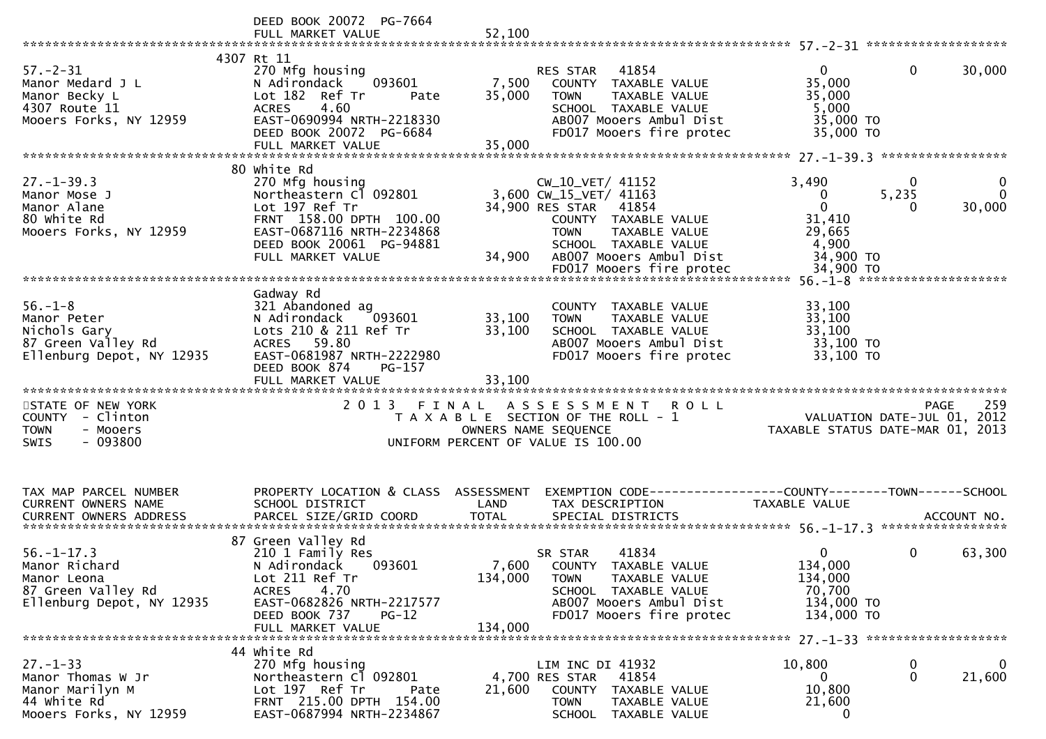```
                          DEED BOOK 20072  PG-7664
                          FULL MARKET VALUE              52,100
******************************************************************************************************* 57.-2-31 ******************
                         4307 Rt 11
57.-2-31                  270 Mfg housing                    RES STAR   41854                 0          0     30,000
Manor Medard J L          N Adirondack    093601      7,500   COUNTY  TAXABLE VALUE         35,000
Manor Becky L             Lot 182  Ref Tr      Pate   35,000   TOWN    TAXABLE VALUE         35,000
4307 Route 11             ACRES    4.60                        SCHOOL  TAXABLE VALUE          5,000
Mooers Forks, NY 12959    EAST-0690994 NRTH-2218330            AB007 Mooers Ambul Dist        35,000 TO
                          DEED BOOK 20072  PG-6684             FD017 Mooers fire protec       35,000 TO
                          FULL MARKET VALUE              35,000
******************************************************************************************************* 27.-1-39.3 ****************
                         80 White Rd
27.-1-39.3                270 Mfg housing                    CW_10_VET/ 41152            3,490          0          0
Manor Mose J              Northeastern Cl 092801      3,600 CW_15_VET/ 41163                0      5,235          0
Manor Alane               Lot 197 Ref Tr              34,900 RES STAR   41854                 0          0     30,000
80 White Rd               FRNT 158.00 DPTH 100.00             COUNTY  TAXABLE VALUE         31,410
Mooers Forks, NY 12959    EAST-0687116 NRTH-2234868            TOWN    TAXABLE VALUE         29,665
                          DEED BOOK 20061  PG-94881            SCHOOL  TAXABLE VALUE          4,900
                          FULL MARKET VALUE              34,900 AB007 Mooers Ambul Dist        34,900 TO
                                                               FD017 Mooers fire protec       34,900 TO
******************************************************************************************************* 56.-1-8 *******************
                          Gadway Rd
56.-1-8                   321 Abandoned ag                     COUNTY  TAXABLE VALUE         33,100
Manor Peter               N Adirondack    093601      33,100   TOWN    TAXABLE VALUE         33,100
Nichols Gary              Lots 210 & 211 Ref Tr       33,100   SCHOOL  TAXABLE VALUE         33,100
87 Green Valley Rd        ACRES   59.80                        AB007 Mooers Ambul Dist        33,100 TO
Ellenburg Depot, NY 12935 EAST-0681987 NRTH-2222980            FD017 Mooers fire protec       33,100 TO
                          DEED BOOK 874    PG-157
                          FULL MARKET VALUE              33,100
************************************************************************************************************************************
STATE OF NEW YORK                2 0 1 3   F I N A L   A S S E S S M E N T   R O L L                              PAGE    259
COUNTY  - Clinton                    T A X A B L E  SECTION OF THE ROLL - 1                      VALUATION DATE-JUL 01, 2012
TOWN    - Mooers                            OWNERS NAME SEQUENCE                            TAXABLE STATUS DATE-MAR 01, 2013
SWIS    - 093800                     UNIFORM PERCENT OF VALUE IS 100.00


TAX MAP PARCEL NUMBER     PROPERTY LOCATION & CLASS  ASSESSMENT  EXEMPTION CODE------------------COUNTY--------TOWN------SCHOOL
CURRENT OWNERS NAME       SCHOOL DISTRICT               LAND      TAX DESCRIPTION            TAXABLE VALUE
CURRENT OWNERS ADDRESS    PARCEL SIZE/GRID COORD        TOTAL     SPECIAL DISTRICTS                                  ACCOUNT NO.
******************************************************************************************************* 56.-1-17.3 ****************
                         87 Green Valley Rd
56.-1-17.3                210 1 Family Res                   SR STAR    41834                 0          0     63,300
Manor Richard             N Adirondack    093601      7,600   COUNTY  TAXABLE VALUE        134,000
Manor Leona               Lot 211 Ref Tr             134,000   TOWN    TAXABLE VALUE        134,000
87 Green Valley Rd        ACRES    4.70                        SCHOOL  TAXABLE VALUE         70,700
Ellenburg Depot, NY 12935 EAST-0682826 NRTH-2217577            AB007 Mooers Ambul Dist       134,000 TO
                          DEED BOOK 737    PG-12               FD017 Mooers fire protec      134,000 TO
                          FULL MARKET VALUE             134,000
******************************************************************************************************* 27.-1-33 ******************
                         44 White Rd
27.-1-33                  270 Mfg housing                    LIM INC DI 41932           10,800          0          0
Manor Thomas W Jr         Northeastern Cl 092801      4,700 RES STAR   41854                 0          0     21,600
Manor Marilyn M           Lot 197  Ref Tr      Pate   21,600   COUNTY  TAXABLE VALUE         10,800
44 White Rd               FRNT 215.00 DPTH 154.00              TOWN    TAXABLE VALUE         21,600
Mooers Forks, NY 12959    EAST-0687994 NRTH-2234867            SCHOOL  TAXABLE VALUE              0
```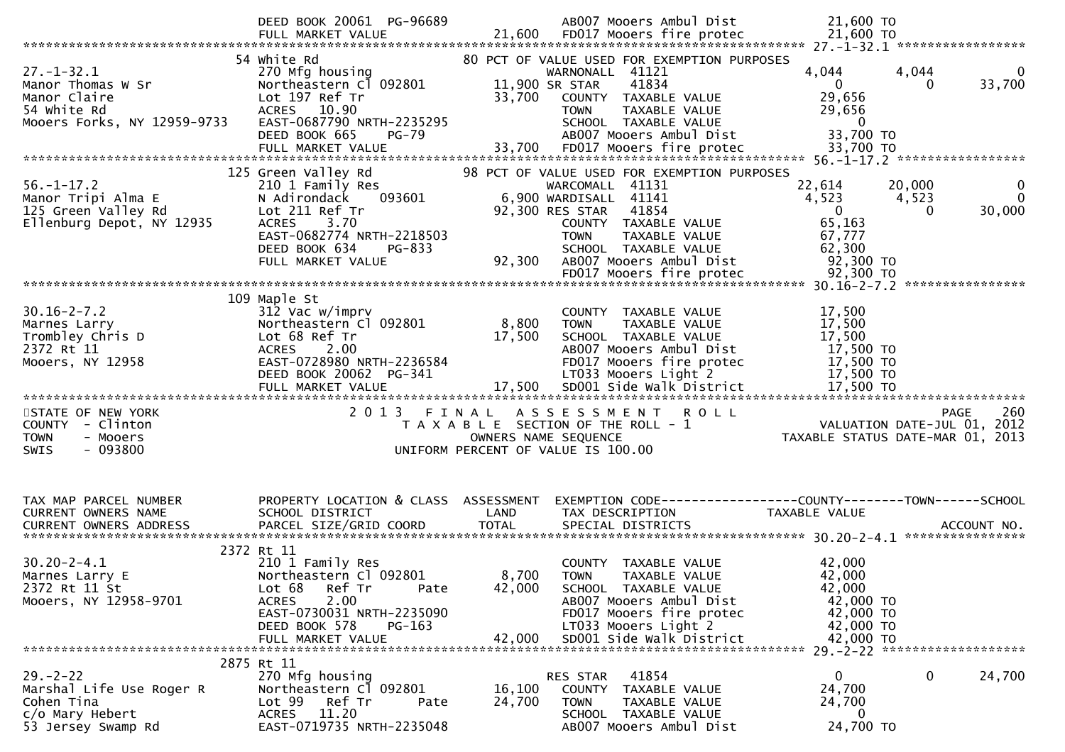```
                               DEED BOOK 20061  PG-96689               AB007 Mooers Ambul Dist           21,600 TO
                               FULL MARKET VALUE              21,600   FD017 Mooers fire protec          21,600 TO
******************************************************************************************************* 27.-1-32.1 *****************
                             54 White Rd                            80 PCT OF VALUE USED FOR EXEMPTION PURPOSES
27.-1-32.1                     270 Mfg housing                         WARNONALL  41121                   4,044       4,044            0
Manor Thomas W Sr              Northeastern Cl 092801         11,900 SR STAR     41834                       0           0        33,700
Manor Claire                   Lot 197 Ref Tr                 33,700   COUNTY  TAXABLE VALUE             29,656
54 White Rd                    ACRES   10.90                           TOWN    TAXABLE VALUE             29,656
Mooers Forks, NY 12959-9733    EAST-0687790 NRTH-2235295               SCHOOL  TAXABLE VALUE                  0
                               DEED BOOK 665    PG-79                  AB007 Mooers Ambul Dist           33,700 TO
                               FULL MARKET VALUE              33,700   FD017 Mooers fire protec          33,700 TO
******************************************************************************************************* 56.-1-17.2 *****************
                             125 Green Valley Rd                    98 PCT OF VALUE USED FOR EXEMPTION PURPOSES
56.-1-17.2                     210 1 Family Res                        WARCOMALL  41131                  22,614      20,000            0
Manor Tripi Alma E             N Adirondack     093601         6,900 WARDISALL  41141                   4,523       4,523            0
125 Green Valley Rd            Lot 211 Ref Tr                 92,300 RES STAR    41854                       0           0        30,000
Ellenburg Depot, NY 12935      ACRES    3.70                           COUNTY  TAXABLE VALUE             65,163
                               EAST-0682774 NRTH-2218503               TOWN    TAXABLE VALUE             67,777
                               DEED BOOK 634    PG-833                 SCHOOL  TAXABLE VALUE             62,300
                               FULL MARKET VALUE              92,300   AB007 Mooers Ambul Dist           92,300 TO
                                                                       FD017 Mooers fire protec          92,300 TO
******************************************************************************************************* 30.16-2-7.2 ****************
                             109 Maple St
30.16-2-7.2                    312 Vac w/imprv                         COUNTY  TAXABLE VALUE             17,500
Marnes Larry                   Northeastern Cl 092801          8,800   TOWN    TAXABLE VALUE             17,500
Trombley Chris D               Lot 68 Ref Tr                  17,500   SCHOOL  TAXABLE VALUE             17,500
2372 Rt 11                     ACRES    2.00                           AB007 Mooers Ambul Dist           17,500 TO
Mooers, NY 12958               EAST-0728980 NRTH-2236584               FD017 Mooers fire protec          17,500 TO
                               DEED BOOK 20062  PG-341                 LT033 Mooers Light 2              17,500 TO
                               FULL MARKET VALUE              17,500   SD001 Side Walk District          17,500 TO
************************************************************************************************************************************
STATE OF NEW YORK                      2 0 1 3   F I N A L   A S S E S S M E N T   R O L L                                 PAGE    260
COUNTY  - Clinton                         T A X A B L E  SECTION OF THE ROLL - 1                          VALUATION DATE-JUL 01, 2012
TOWN    - Mooers                                  OWNERS NAME SEQUENCE                              TAXABLE STATUS DATE-MAR 01, 2013
SWIS    - 093800                             UNIFORM PERCENT OF VALUE IS 100.00


TAX MAP PARCEL NUMBER          PROPERTY LOCATION & CLASS  ASSESSMENT  EXEMPTION CODE------------------COUNTY--------TOWN------SCHOOL
CURRENT OWNERS NAME            SCHOOL DISTRICT               LAND      TAX DESCRIPTION             TAXABLE VALUE
CURRENT OWNERS ADDRESS         PARCEL SIZE/GRID COORD        TOTAL     SPECIAL DISTRICTS                                   ACCOUNT NO.
******************************************************************************************************* 30.20-2-4.1 ****************
                             2372 Rt 11
30.20-2-4.1                    210 1 Family Res                        COUNTY  TAXABLE VALUE             42,000
Marnes Larry E                 Northeastern Cl 092801          8,700   TOWN    TAXABLE VALUE             42,000
2372 Rt 11 St                  Lot 68    Ref Tr        Pate   42,000   SCHOOL  TAXABLE VALUE             42,000
Mooers, NY 12958-9701          ACRES    2.00                           AB007 Mooers Ambul Dist           42,000 TO
                               EAST-0730031 NRTH-2235090               FD017 Mooers fire protec          42,000 TO
                               DEED BOOK 578    PG-163                 LT033 Mooers Light 2              42,000 TO
                               FULL MARKET VALUE              42,000   SD001 Side Walk District          42,000 TO
******************************************************************************************************* 29.-2-22 *******************
                             2875 Rt 11
29.-2-22                       270 Mfg housing                         RES STAR    41854                       0           0        24,700
Marshal Life Use Roger R       Northeastern Cl 092801         16,100   COUNTY  TAXABLE VALUE             24,700
Cohen Tina                     Lot 99    Ref Tr        Pate   24,700   TOWN    TAXABLE VALUE             24,700
c/o Mary Hebert                ACRES   11.20                           SCHOOL  TAXABLE VALUE                  0
53 Jersey Swamp Rd             EAST-0719735 NRTH-2235048               AB007 Mooers Ambul Dist           24,700 TO
```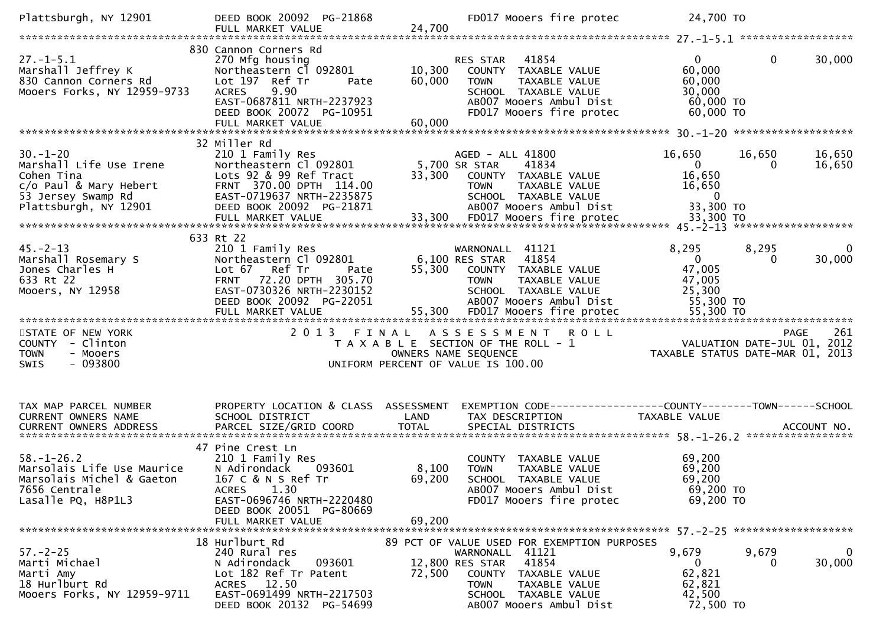```
Plattsburgh, NY 12901         DEED BOOK 20092  PG-21868              FD017 Mooers fire protec           24,700 TO
                              FULL MARKET VALUE            24,700
******************************************************************************************************* 27.-1-5.1 ******************
                           830 Cannon Corners Rd
27.-1-5.1                     270 Mfg housing                     RES STAR   41854                   0           0      30,000
Marshall Jeffrey K            Northeastern Cl 092801       10,300   COUNTY  TAXABLE VALUE           60,000
830 Cannon Corners Rd         Lot 197  Ref Tr      Pate    60,000   TOWN    TAXABLE VALUE           60,000
Mooers Forks, NY 12959-9733   ACRES    9.90                         SCHOOL  TAXABLE VALUE           30,000
                              EAST-0687811 NRTH-2237923             AB007 Mooers Ambul Dist          60,000 TO
                              DEED BOOK 20072  PG-10951             FD017 Mooers fire protec         60,000 TO
                              FULL MARKET VALUE            60,000
******************************************************************************************************* 30.-1-20 *******************
                           32 Miller Rd
30.-1-20                      210 1 Family Res                    AGED - ALL 41800              16,650      16,650      16,650
Marshall Life Use Irene       Northeastern Cl 092801        5,700 SR STAR    41834                   0           0      16,650
Cohen Tina                    Lots 92 & 99 Ref Tract       33,300   COUNTY  TAXABLE VALUE           16,650
c/o Paul & Mary Hebert        FRNT  370.00 DPTH  114.00             TOWN    TAXABLE VALUE           16,650
53 Jersey Swamp Rd            EAST-0719637 NRTH-2235875             SCHOOL  TAXABLE VALUE                0
Plattsburgh, NY 12901         DEED BOOK 20092  PG-21871             AB007 Mooers Ambul Dist          33,300 TO
                              FULL MARKET VALUE            33,300   FD017 Mooers fire protec         33,300 TO
******************************************************************************************************* 45.-2-13 *******************
                           633 Rt 22
45.-2-13                      210 1 Family Res                    WARNONALL  41121               8,295       8,295           0
Marshall Rosemary S           Northeastern Cl 092801        6,100 RES STAR   41854                   0           0      30,000
Jones Charles H               Lot 67   Ref Tr      Pate    55,300   COUNTY  TAXABLE VALUE           47,005
633 Rt 22                     FRNT   72.20 DPTH  305.70             TOWN    TAXABLE VALUE           47,005
Mooers, NY 12958              EAST-0730326 NRTH-2230152             SCHOOL  TAXABLE VALUE           25,300
                              DEED BOOK 20092  PG-22051             AB007 Mooers Ambul Dist          55,300 TO
                              FULL MARKET VALUE            55,300   FD017 Mooers fire protec         55,300 TO
************************************************************************************************************************************
STATE OF NEW YORK                2 0 1 3   F I N A L   A S S E S S M E N T   R O L L                                   PAGE    261
COUNTY  - Clinton                    T A X A B L E  SECTION OF THE ROLL - 1                        VALUATION DATE-JUL 01, 2012
TOWN    - Mooers                               OWNERS NAME SEQUENCE                           TAXABLE STATUS DATE-MAR 01, 2013
SWIS    - 093800                          UNIFORM PERCENT OF VALUE IS 100.00


TAX MAP PARCEL NUMBER         PROPERTY LOCATION & CLASS  ASSESSMENT  EXEMPTION CODE------------------COUNTY--------TOWN------SCHOOL
CURRENT OWNERS NAME           SCHOOL DISTRICT               LAND      TAX DESCRIPTION              TAXABLE VALUE
CURRENT OWNERS ADDRESS        PARCEL SIZE/GRID COORD        TOTAL     SPECIAL DISTRICTS                                 ACCOUNT NO.
******************************************************************************************************* 58.-1-26.2 *****************
                           47 Pine Crest Ln
58.-1-26.2                    210 1 Family Res                      COUNTY  TAXABLE VALUE           69,200
Marsolais Life Use Maurice    N Adirondack    093601        8,100   TOWN    TAXABLE VALUE           69,200
Marsolais Michel & Gaeton     167 C & N S Ref Tr           69,200   SCHOOL  TAXABLE VALUE           69,200
7656 Centrale                 ACRES    1.30                         AB007 Mooers Ambul Dist          69,200 TO
Lasalle PQ, H8P1L3            EAST-0696746 NRTH-2220480             FD017 Mooers fire protec         69,200 TO
                              DEED BOOK 20051  PG-80669
                              FULL MARKET VALUE            69,200
******************************************************************************************************* 57.-2-25 *******************
                           18 Hurlburt Rd                 89 PCT OF VALUE USED FOR EXEMPTION PURPOSES
57.-2-25                      240 Rural res                       WARNONALL  41121               9,679       9,679           0
Marti Michael                 N Adirondack    093601       12,800 RES STAR   41854                   0           0      30,000
Marti Amy                     Lot 182 Ref Tr Patent        72,500   COUNTY  TAXABLE VALUE           62,821
18 Hurlburt Rd                ACRES   12.50                         TOWN    TAXABLE VALUE           62,821
Mooers Forks, NY 12959-9711   EAST-0691499 NRTH-2217503             SCHOOL  TAXABLE VALUE           42,500
                              DEED BOOK 20132  PG-54699             AB007 Mooers Ambul Dist          72,500 TO
```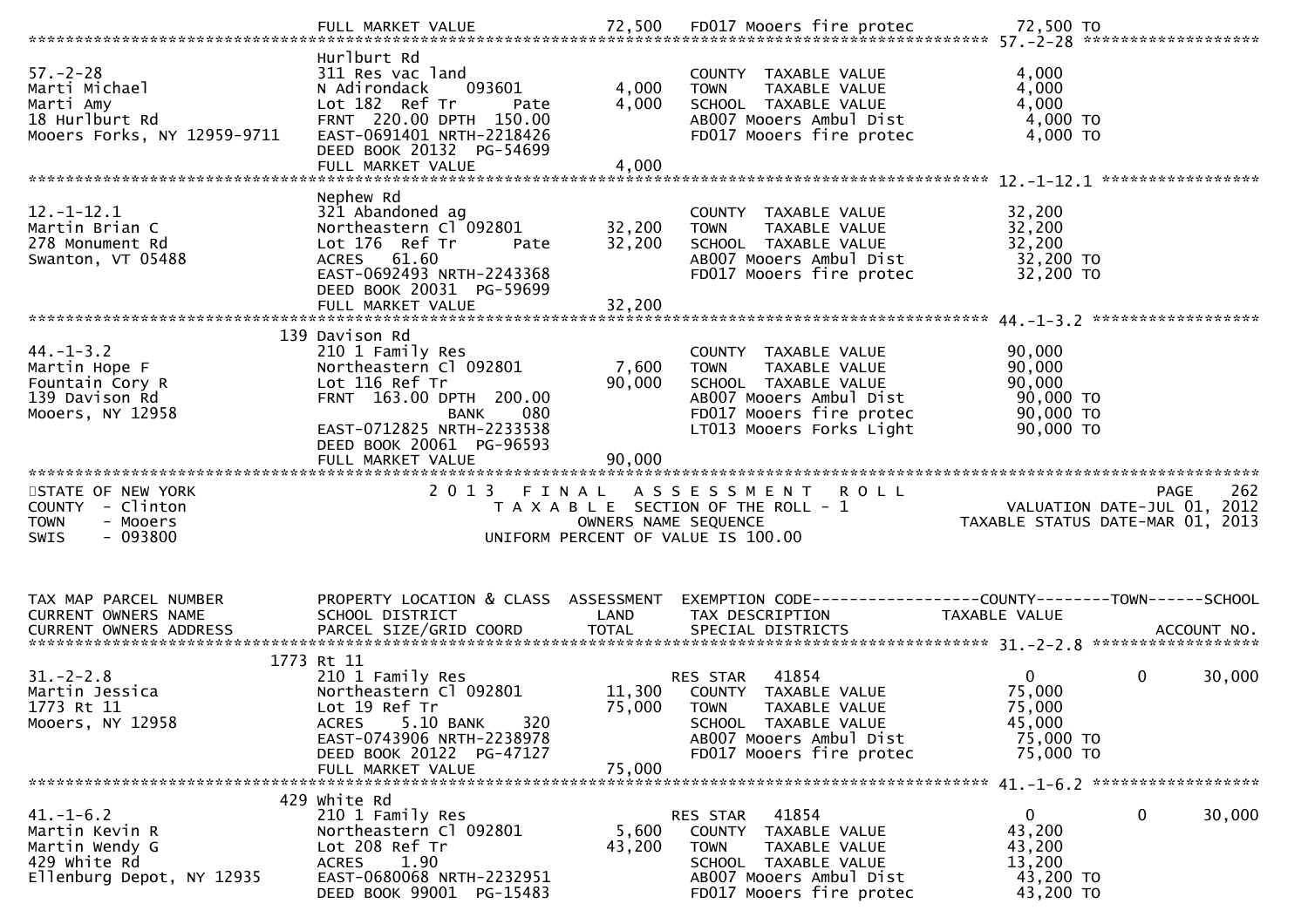```
                                    FULL MARKET VALUE             72,500   FD017 Mooers fire protec              72,500 TO
******************************************************************************************************* 57.-2-28 ******************
                                    Hurlburt Rd
57.-2-28                            311 Res vac land                        COUNTY  TAXABLE VALUE              4,000
Marti Michael                       N Adirondack     093601        4,000   TOWN    TAXABLE VALUE              4,000
Marti Amy                           Lot 182  Ref Tr       Pate      4,000   SCHOOL  TAXABLE VALUE              4,000
18 Hurlburt Rd                      FRNT  220.00 DPTH  150.00               AB007 Mooers Ambul Dist             4,000 TO
Mooers Forks, NY 12959-9711         EAST-0691401 NRTH-2218426               FD017 Mooers fire protec            4,000 TO
                                    DEED BOOK 20132  PG-54699
                                    FULL MARKET VALUE              4,000
******************************************************************************************************* 12.-1-12.1 ****************
                                    Nephew Rd
12.-1-12.1                          321 Abandoned ag                        COUNTY  TAXABLE VALUE             32,200
Martin Brian C                      Northeastern Cl 092801        32,200   TOWN    TAXABLE VALUE             32,200
278 Monument Rd                     Lot 176  Ref Tr       Pate     32,200   SCHOOL  TAXABLE VALUE             32,200
Swanton, VT 05488                   ACRES   61.60                           AB007 Mooers Ambul Dist            32,200 TO
                                    EAST-0692493 NRTH-2243368               FD017 Mooers fire protec           32,200 TO
                                    DEED BOOK 20031  PG-59699
                                    FULL MARKET VALUE             32,200
******************************************************************************************************* 44.-1-3.2 *****************
                                139 Davison Rd
44.-1-3.2                           210 1 Family Res                        COUNTY  TAXABLE VALUE             90,000
Martin Hope F                       Northeastern Cl 092801         7,600   TOWN    TAXABLE VALUE             90,000
Fountain Cory R                     Lot 116 Ref Tr                 90,000   SCHOOL  TAXABLE VALUE             90,000
139 Davison Rd                      FRNT  163.00 DPTH  200.00               AB007 Mooers Ambul Dist            90,000 TO
Mooers, NY 12958                                BANK     080                FD017 Mooers fire protec           90,000 TO
                                    EAST-0712825 NRTH-2233538               LT013 Mooers Forks Light           90,000 TO
                                    DEED BOOK 20061  PG-96593
                                    FULL MARKET VALUE             90,000
************************************************************************************************************************************
STATE OF NEW YORK                   2 0 1 3   F I N A L   A S S E S S M E N T   R O L L                                  PAGE    262
COUNTY  - Clinton                        T A X A B L E  SECTION OF THE ROLL - 1                      VALUATION DATE-JUL 01, 2012
TOWN    - Mooers                                OWNERS NAME SEQUENCE                               TAXABLE STATUS DATE-MAR 01, 2013
SWIS    - 093800                          UNIFORM PERCENT OF VALUE IS 100.00


TAX MAP PARCEL NUMBER               PROPERTY LOCATION & CLASS  ASSESSMENT  EXEMPTION CODE------------------COUNTY--------TOWN------SCHOOL
CURRENT OWNERS NAME                 SCHOOL DISTRICT               LAND      TAX DESCRIPTION             TAXABLE VALUE
CURRENT OWNERS ADDRESS              PARCEL SIZE/GRID COORD        TOTAL     SPECIAL DISTRICTS                                  ACCOUNT NO.
******************************************************************************************************* 31.-2-2.8 *****************
                               1773 Rt 11
31.-2-2.8                           210 1 Family Res                        RES STAR   41854                    0           0      30,000
Martin Jessica                      Northeastern Cl 092801        11,300   COUNTY  TAXABLE VALUE             75,000
1773 Rt 11                          Lot 19 Ref Tr                 75,000   TOWN    TAXABLE VALUE             75,000
Mooers, NY 12958                    ACRES     5.10 BANK     320             SCHOOL  TAXABLE VALUE             45,000
                                    EAST-0743906 NRTH-2238978               AB007 Mooers Ambul Dist            75,000 TO
                                    DEED BOOK 20122  PG-47127               FD017 Mooers fire protec           75,000 TO
                                    FULL MARKET VALUE             75,000
******************************************************************************************************* 41.-1-6.2 *****************
                                429 White Rd
41.-1-6.2                           210 1 Family Res                        RES STAR   41854                    0           0      30,000
Martin Kevin R                      Northeastern Cl 092801         5,600   COUNTY  TAXABLE VALUE             43,200
Martin Wendy G                      Lot 208 Ref Tr                 43,200   TOWN    TAXABLE VALUE             43,200
429 White Rd                        ACRES     1.90                          SCHOOL  TAXABLE VALUE             13,200
Ellenburg Depot, NY 12935           EAST-0680068 NRTH-2232951               AB007 Mooers Ambul Dist            43,200 TO
                                    DEED BOOK 99001  PG-15483               FD017 Mooers fire protec           43,200 TO
```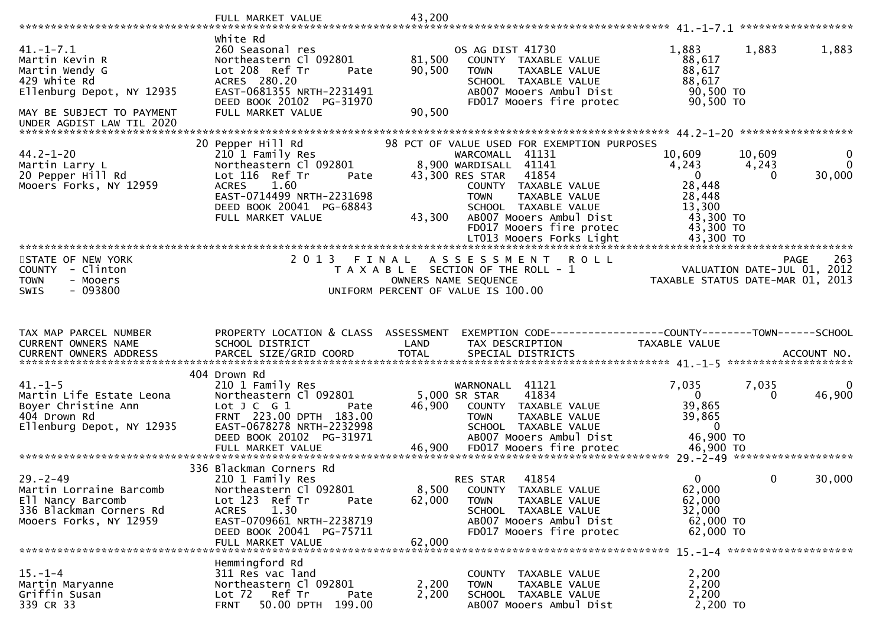```
                                  FULL MARKET VALUE                  43,200
******************************************************************************************************* 41.-1-7.1 ******************
                                  White Rd
41.-1-7.1                         260 Seasonal res                         OS AG DIST 41730                1,883       1,883       1,883
Martin Kevin R                    Northeastern Cl 092801       81,500      COUNTY  TAXABLE VALUE            88,617
Martin Wendy G                    Lot 208  Ref Tr       Pate   90,500      TOWN    TAXABLE VALUE            88,617
429 White Rd                      ACRES  280.20                            SCHOOL  TAXABLE VALUE            88,617
Ellenburg Depot, NY 12935         EAST-0681355 NRTH-2231491                AB007 Mooers Ambul Dist           90,500 TO
                                  DEED BOOK 20102  PG-31970                FD017 Mooers fire protec          90,500 TO
MAY BE SUBJECT TO PAYMENT         FULL MARKET VALUE            90,500
UNDER AGDIST LAW TIL 2020
******************************************************************************************************* 44.2-1-20 ******************
                                20 Pepper Hill Rd               98 PCT OF VALUE USED FOR EXEMPTION PURPOSES
44.2-1-20                         210 1 Family Res                         WARCOMALL  41131               10,609      10,609           0
Martin Larry L                    Northeastern Cl 092801        8,900 WARDISALL  41141                     4,243       4,243           0
20 Pepper Hill Rd                 Lot 116  Ref Tr       Pate   43,300 RES STAR   41854                         0           0      30,000
Mooers Forks, NY 12959            ACRES    1.60                            COUNTY  TAXABLE VALUE            28,448
                                  EAST-0714499 NRTH-2231698                TOWN    TAXABLE VALUE            28,448
                                  DEED BOOK 20041  PG-68843                SCHOOL  TAXABLE VALUE            13,300
                                  FULL MARKET VALUE            43,300      AB007 Mooers Ambul Dist           43,300 TO
                                                                           FD017 Mooers fire protec          43,300 TO
                                                                           LT013 Mooers Forks Light          43,300 TO
************************************************************************************************************************************
STATE OF NEW YORK                          2 0 1 3   F I N A L   A S S E S S M E N T   R O L L                            PAGE   263
COUNTY  - Clinton                              T A X A B L E  SECTION OF THE ROLL - 1                   VALUATION DATE-JUL 01, 2012
TOWN    - Mooers                                      OWNERS NAME SEQUENCE                          TAXABLE STATUS DATE-MAR 01, 2013
SWIS    - 093800                              UNIFORM PERCENT OF VALUE IS 100.00


TAX MAP PARCEL NUMBER             PROPERTY LOCATION & CLASS  ASSESSMENT  EXEMPTION CODE------------------COUNTY--------TOWN------SCHOOL
CURRENT OWNERS NAME               SCHOOL DISTRICT               LAND      TAX DESCRIPTION              TAXABLE VALUE
CURRENT OWNERS ADDRESS            PARCEL SIZE/GRID COORD        TOTAL     SPECIAL DISTRICTS                                 ACCOUNT NO.
******************************************************************************************************* 41.-1-5 ********************
                                404 Drown Rd
41.-1-5                           210 1 Family Res                         WARNONALL  41121                7,035       7,035           0
Martin Life Estate Leona          Northeastern Cl 092801        5,000 SR STAR    41834                         0           0      46,900
Boyer Christine Ann               Lot J C  G 1          Pate   46,900      COUNTY  TAXABLE VALUE            39,865
404 Drown Rd                      FRNT  223.00 DPTH  183.00                TOWN    TAXABLE VALUE            39,865
Ellenburg Depot, NY 12935         EAST-0678278 NRTH-2232998                SCHOOL  TAXABLE VALUE                 0
                                  DEED BOOK 20102  PG-31971                AB007 Mooers Ambul Dist           46,900 TO
                                  FULL MARKET VALUE            46,900      FD017 Mooers fire protec          46,900 TO
******************************************************************************************************* 29.-2-49 *******************
                                336 Blackman Corners Rd
29.-2-49                          210 1 Family Res                         RES STAR   41854                    0           0      30,000
Martin Lorraine Barcomb           Northeastern Cl 092801        8,500      COUNTY  TAXABLE VALUE            62,000
Ell Nancy Barcomb                 Lot 123  Ref Tr       Pate   62,000      TOWN    TAXABLE VALUE            62,000
336 Blackman Corners Rd           ACRES    1.30                            SCHOOL  TAXABLE VALUE            32,000
Mooers Forks, NY 12959            EAST-0709661 NRTH-2238719                AB007 Mooers Ambul Dist           62,000 TO
                                  DEED BOOK 20041  PG-75711                FD017 Mooers fire protec          62,000 TO
                                  FULL MARKET VALUE            62,000
******************************************************************************************************* 15.-1-4 ********************
                                  Hemmingford Rd
15.-1-4                           311 Res vac land                         COUNTY  TAXABLE VALUE             2,200
Martin Maryanne                   Northeastern Cl 092801        2,200      TOWN    TAXABLE VALUE             2,200
Griffin Susan                     Lot 72   Ref Tr       Pate    2,200      SCHOOL  TAXABLE VALUE             2,200
339 CR 33                         FRNT   50.00 DPTH  199.00                AB007 Mooers Ambul Dist            2,200 TO
```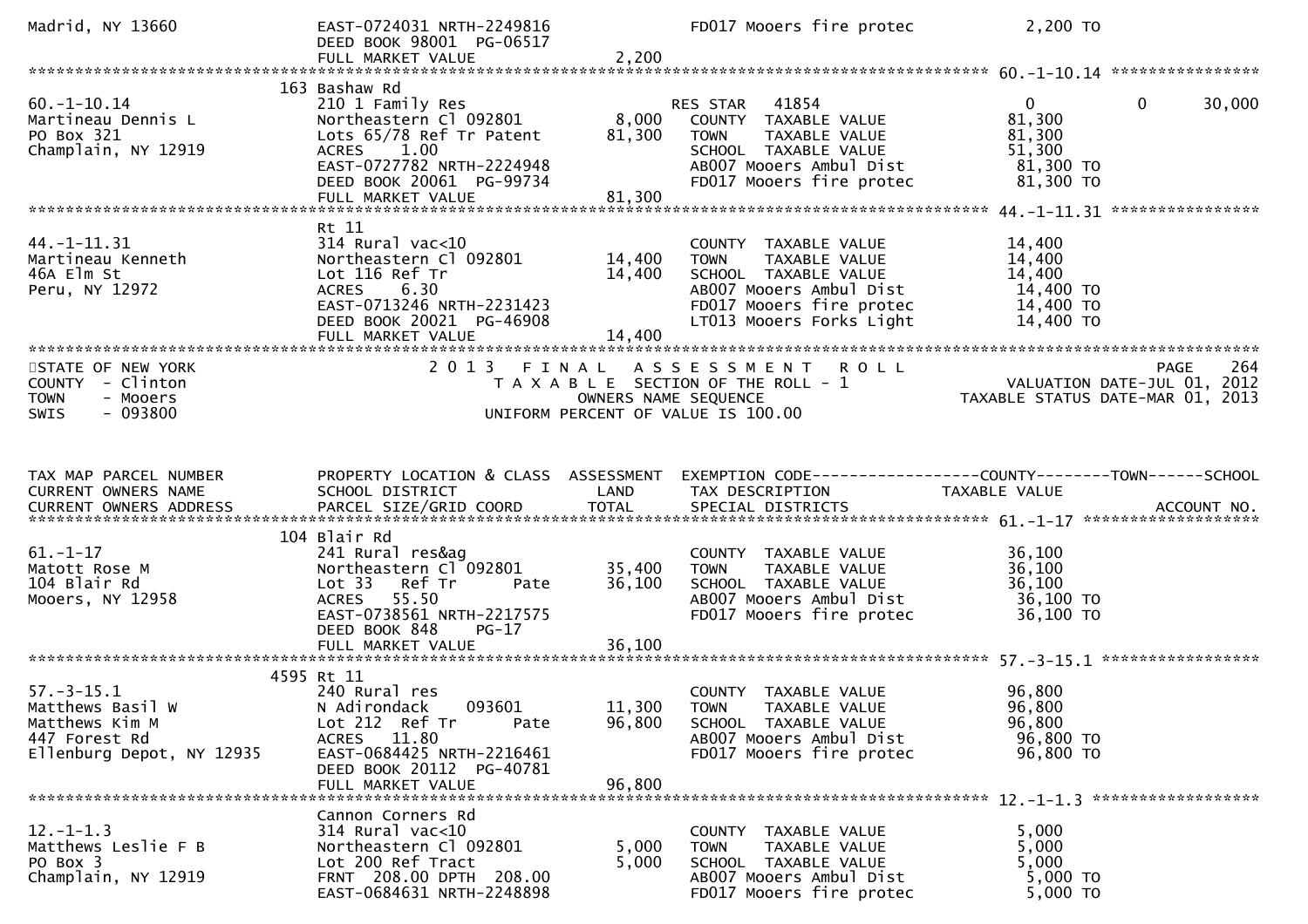| | | | | | |
|---|---|---|---|---|---|
| Madrid, NY 13660 | EAST-0724031 NRTH-2249816 | | FD017 Mooers fire protec | 2,200 TO | |
| | DEED BOOK 98001 PG-06517 | | | | |
| | FULL MARKET VALUE | 2,200 | | | |

**60.-1-10.14**

| | | | | | |
|---|---|---|---|---|---|
| | 163 Bashaw Rd | | | | |
| 60.-1-10.14 | 210 1 Family Res | | RES STAR 41854 | 0 | 0 30,000 |
| Martineau Dennis L | Northeastern Cl 092801 | 8,000 | COUNTY TAXABLE VALUE | 81,300 | |
| PO Box 321 | Lots 65/78 Ref Tr Patent | 81,300 | TOWN TAXABLE VALUE | 81,300 | |
| Champlain, NY 12919 | ACRES 1.00 | | SCHOOL TAXABLE VALUE | 51,300 | |
| | EAST-0727782 NRTH-2224948 | | AB007 Mooers Ambul Dist | 81,300 TO | |
| | DEED BOOK 20061 PG-99734 | | FD017 Mooers fire protec | 81,300 TO | |
| | FULL MARKET VALUE | 81,300 | | | |

**44.-1-11.31**

| | | | | | |
|---|---|---|---|---|---|
| | Rt 11 | | | | |
| 44.-1-11.31 | 314 Rural vac<10 | | COUNTY TAXABLE VALUE | 14,400 | |
| Martineau Kenneth | Northeastern Cl 092801 | 14,400 | TOWN TAXABLE VALUE | 14,400 | |
| 46A Elm St | Lot 116 Ref Tr | 14,400 | SCHOOL TAXABLE VALUE | 14,400 | |
| Peru, NY 12972 | ACRES 6.30 | | AB007 Mooers Ambul Dist | 14,400 TO | |
| | EAST-0713246 NRTH-2231423 | | FD017 Mooers fire protec | 14,400 TO | |
| | DEED BOOK 20021 PG-46908 | | LT013 Mooers Forks Light | 14,400 TO | |
| | FULL MARKET VALUE | 14,400 | | | |

STATE OF NEW YORK
COUNTY - Clinton
TOWN - Mooers
SWIS - 093800

2 0 1 3 F I N A L A S S E S S M E N T R O L L
T A X A B L E SECTION OF THE ROLL - 1
OWNERS NAME SEQUENCE
UNIFORM PERCENT OF VALUE IS 100.00

PAGE 264
VALUATION DATE-JUL 01, 2012
TAXABLE STATUS DATE-MAR 01, 2013

| TAX MAP PARCEL NUMBER / CURRENT OWNERS NAME / CURRENT OWNERS ADDRESS | PROPERTY LOCATION & CLASS / SCHOOL DISTRICT / PARCEL SIZE/GRID COORD | ASSESSMENT LAND / TOTAL | EXEMPTION CODE / TAX DESCRIPTION / SPECIAL DISTRICTS | COUNTY / TAXABLE VALUE | TOWN ------SCHOOL / ACCOUNT NO. |
|---|---|---|---|---|---|
| **61.-1-17** | | | | | |
| | 104 Blair Rd | | | | |
| 61.-1-17 | 241 Rural res&ag | | COUNTY TAXABLE VALUE | 36,100 | |
| Matott Rose M | Northeastern Cl 092801 | 35,400 | TOWN TAXABLE VALUE | 36,100 | |
| 104 Blair Rd | Lot 33 Ref Tr Pate | 36,100 | SCHOOL TAXABLE VALUE | 36,100 | |
| Mooers, NY 12958 | ACRES 55.50 | | AB007 Mooers Ambul Dist | 36,100 TO | |
| | EAST-0738561 NRTH-2217575 | | FD017 Mooers fire protec | 36,100 TO | |
| | DEED BOOK 848 PG-17 | | | | |
| | FULL MARKET VALUE | 36,100 | | | |
| **57.-3-15.1** | | | | | |
| | 4595 Rt 11 | | | | |
| 57.-3-15.1 | 240 Rural res | | COUNTY TAXABLE VALUE | 96,800 | |
| Matthews Basil W | N Adirondack 093601 | 11,300 | TOWN TAXABLE VALUE | 96,800 | |
| Matthews Kim M | Lot 212 Ref Tr Pate | 96,800 | SCHOOL TAXABLE VALUE | 96,800 | |
| 447 Forest Rd | ACRES 11.80 | | AB007 Mooers Ambul Dist | 96,800 TO | |
| Ellenburg Depot, NY 12935 | EAST-0684425 NRTH-2216461 | | FD017 Mooers fire protec | 96,800 TO | |
| | DEED BOOK 20112 PG-40781 | | | | |
| | FULL MARKET VALUE | 96,800 | | | |
| **12.-1-1.3** | | | | | |
| | Cannon Corners Rd | | | | |
| 12.-1-1.3 | 314 Rural vac<10 | | COUNTY TAXABLE VALUE | 5,000 | |
| Matthews Leslie F B | Northeastern Cl 092801 | 5,000 | TOWN TAXABLE VALUE | 5,000 | |
| PO Box 3 | Lot 200 Ref Tract | 5,000 | SCHOOL TAXABLE VALUE | 5,000 | |
| Champlain, NY 12919 | FRNT 208.00 DPTH 208.00 | | AB007 Mooers Ambul Dist | 5,000 TO | |
| | EAST-0684631 NRTH-2248898 | | FD017 Mooers fire protec | 5,000 TO | |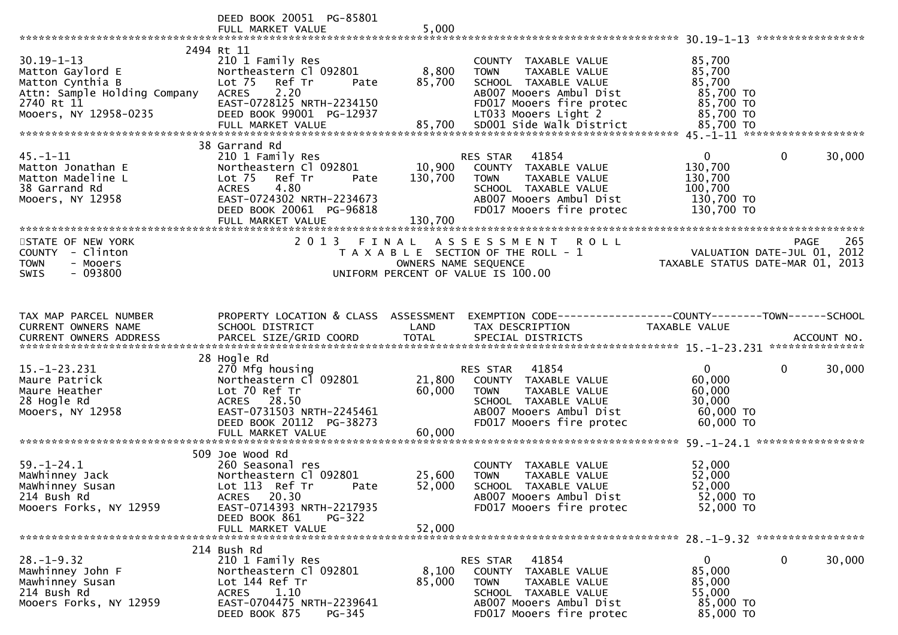```
                    DEED BOOK 20051  PG-85801
                    FULL MARKET VALUE              5,000
******************************************************************************************************* 30.19-1-13 *****************
             2494 Rt 11
30.19-1-13          210 1 Family Res                         COUNTY  TAXABLE VALUE           85,700
Matton Gaylord E    Northeastern Cl 092801        8,800      TOWN    TAXABLE VALUE           85,700
Matton Cynthia B    Lot 75   Ref Tr       Pate   85,700      SCHOOL  TAXABLE VALUE           85,700
Attn: Sample Holding Company  ACRES    2.20                  AB007 Mooers Ambul Dist          85,700 TO
2740 Rt 11          EAST-0728125 NRTH-2234150                FD017 Mooers fire protec         85,700 TO
Mooers, NY 12958-0235  DEED BOOK 99001  PG-12937             LT033 Mooers Light 2             85,700 TO
                    FULL MARKET VALUE             85,700     SD001 Side Walk District         85,700 TO
******************************************************************************************************* 45.-1-11 *******************
             38 Garrand Rd
45.-1-11            210 1 Family Res                         RES STAR   41854                 0            0        30,000
Matton Jonathan E   Northeastern Cl 092801       10,900      COUNTY  TAXABLE VALUE          130,700
Matton Madeline L   Lot 75   Ref Tr       Pate  130,700      TOWN    TAXABLE VALUE          130,700
38 Garrand Rd       ACRES    4.80                            SCHOOL  TAXABLE VALUE          100,700
Mooers, NY 12958    EAST-0724302 NRTH-2234673                AB007 Mooers Ambul Dist         130,700 TO
                    DEED BOOK 20061  PG-96818                FD017 Mooers fire protec        130,700 TO
                    FULL MARKET VALUE            130,700
*************************************************************************************************************************************
STATE OF NEW YORK              2 0 1 3   F I N A L   A S S E S S M E N T   R O L L                          PAGE    265
COUNTY  - Clinton                 T A X A B L E  SECTION OF THE ROLL - 1                  VALUATION DATE-JUL 01, 2012
TOWN    - Mooers                          OWNERS NAME SEQUENCE                        TAXABLE STATUS DATE-MAR 01, 2013
SWIS    - 093800                   UNIFORM PERCENT OF VALUE IS 100.00


TAX MAP PARCEL NUMBER        PROPERTY LOCATION & CLASS  ASSESSMENT  EXEMPTION CODE------------------COUNTY--------TOWN------SCHOOL
CURRENT OWNERS NAME          SCHOOL DISTRICT               LAND     TAX DESCRIPTION            TAXABLE VALUE
CURRENT OWNERS ADDRESS       PARCEL SIZE/GRID COORD       TOTAL     SPECIAL DISTRICTS                                  ACCOUNT NO.
******************************************************************************************************* 15.-1-23.231 ***************
             28 Hogle Rd
15.-1-23.231        270 Mfg housing                          RES STAR   41854                 0            0        30,000
Maure Patrick       Northeastern Cl 092801       21,800      COUNTY  TAXABLE VALUE           60,000
Maure Heather       Lot 70 Ref Tr                60,000      TOWN    TAXABLE VALUE           60,000
28 Hogle Rd         ACRES   28.50                            SCHOOL  TAXABLE VALUE           30,000
Mooers, NY 12958    EAST-0731503 NRTH-2245461                AB007 Mooers Ambul Dist          60,000 TO
                    DEED BOOK 20112  PG-38273                FD017 Mooers fire protec         60,000 TO
                    FULL MARKET VALUE             60,000
******************************************************************************************************* 59.-1-24.1 *****************
             509 Joe Wood Rd
59.-1-24.1          260 Seasonal res                         COUNTY  TAXABLE VALUE           52,000
MaWhinney Jack      Northeastern Cl 092801       25,600      TOWN    TAXABLE VALUE           52,000
MaWhinney Susan     Lot 113  Ref Tr       Pate   52,000      SCHOOL  TAXABLE VALUE           52,000
214 Bush Rd         ACRES   20.30                            AB007 Mooers Ambul Dist          52,000 TO
Mooers Forks, NY 12959  EAST-0714393 NRTH-2217935            FD017 Mooers fire protec         52,000 TO
                    DEED BOOK 861    PG-322
                    FULL MARKET VALUE             52,000
******************************************************************************************************* 28.-1-9.32 *****************
             214 Bush Rd
28.-1-9.32          210 1 Family Res                         RES STAR   41854                 0            0        30,000
Mawhinney John F    Northeastern Cl 092801        8,100      COUNTY  TAXABLE VALUE           85,000
Mawhinney Susan     Lot 144 Ref Tr               85,000      TOWN    TAXABLE VALUE           85,000
214 Bush Rd         ACRES    1.10                            SCHOOL  TAXABLE VALUE           55,000
Mooers Forks, NY 12959  EAST-0704475 NRTH-2239641            AB007 Mooers Ambul Dist          85,000 TO
                    DEED BOOK 875    PG-345                  FD017 Mooers fire protec         85,000 TO
```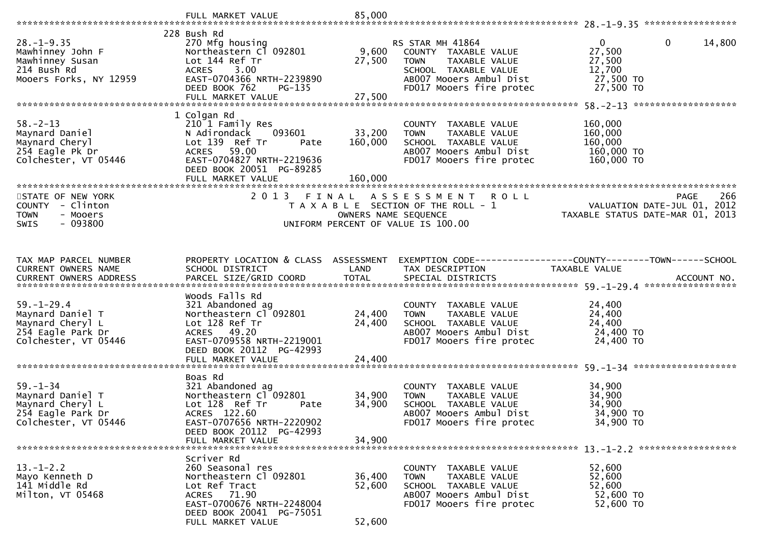FULL MARKET VALUE 85,000

| TAX MAP PARCEL NUMBER / CURRENT OWNERS NAME / CURRENT OWNERS ADDRESS | PROPERTY LOCATION & CLASS / SCHOOL DISTRICT / PARCEL SIZE/GRID COORD | ASSESSMENT LAND / TOTAL | EXEMPTION CODE / TAX DESCRIPTION / SPECIAL DISTRICTS | COUNTY TAXABLE VALUE | TOWN | SCHOOL | ACCOUNT NO. |
|---|---|---|---|---|---|---|---|
| 28.-1-9.35 | 228 Bush Rd | | | | | | |
| 28.-1-9.35 | 270 Mfg housing | | RS STAR MH 41864 | 0 | 0 | 14,800 | |
| Mawhinney John F | Northeastern Cl 092801 | 9,600 | COUNTY TAXABLE VALUE | 27,500 | | | |
| Mawhinney Susan | Lot 144 Ref Tr | 27,500 | TOWN TAXABLE VALUE | 27,500 | | | |
| 214 Bush Rd | ACRES 3.00 | | SCHOOL TAXABLE VALUE | 12,700 | | | |
| Mooers Forks, NY 12959 | EAST-0704366 NRTH-2239890 | | AB007 Mooers Ambul Dist | 27,500 TO | | | |
| | DEED BOOK 762 PG-135 | | FD017 Mooers fire protec | 27,500 TO | | | |
| | FULL MARKET VALUE | 27,500 | | | | | |
| 58.-2-13 | 1 Colgan Rd | | | | | | |
| 58.-2-13 | 210 1 Family Res | | COUNTY TAXABLE VALUE | 160,000 | | | |
| Maynard Daniel | N Adirondack 093601 | 33,200 | TOWN TAXABLE VALUE | 160,000 | | | |
| Maynard Cheryl | Lot 139 Ref Tr Pate | 160,000 | SCHOOL TAXABLE VALUE | 160,000 | | | |
| 254 Eagle Pk Dr | ACRES 59.00 | | AB007 Mooers Ambul Dist | 160,000 TO | | | |
| Colchester, VT 05446 | EAST-0704827 NRTH-2219636 | | FD017 Mooers fire protec | 160,000 TO | | | |
| | DEED BOOK 20051 PG-89285 | | | | | | |
| | FULL MARKET VALUE | 160,000 | | | | | |

STATE OF NEW YORK
COUNTY - Clinton
TOWN - Mooers
SWIS - 093800

2013 FINAL ASSESSMENT ROLL
TAXABLE SECTION OF THE ROLL - 1
OWNERS NAME SEQUENCE
UNIFORM PERCENT OF VALUE IS 100.00

PAGE 266
VALUATION DATE-JUL 01, 2012
TAXABLE STATUS DATE-MAR 01, 2013

| TAX MAP PARCEL NUMBER / CURRENT OWNERS NAME / CURRENT OWNERS ADDRESS | PROPERTY LOCATION & CLASS / SCHOOL DISTRICT / PARCEL SIZE/GRID COORD | ASSESSMENT LAND / TOTAL | EXEMPTION CODE / TAX DESCRIPTION / SPECIAL DISTRICTS | COUNTY TAXABLE VALUE | TOWN | SCHOOL | ACCOUNT NO. |
|---|---|---|---|---|---|---|---|
| 59.-1-29.4 | Woods Falls Rd | | | | | | |
| 59.-1-29.4 | 321 Abandoned ag | | COUNTY TAXABLE VALUE | 24,400 | | | |
| Maynard Daniel T | Northeastern Cl 092801 | 24,400 | TOWN TAXABLE VALUE | 24,400 | | | |
| Maynard Cheryl L | Lot 128 Ref Tr | 24,400 | SCHOOL TAXABLE VALUE | 24,400 | | | |
| 254 Eagle Park Dr | ACRES 49.20 | | AB007 Mooers Ambul Dist | 24,400 TO | | | |
| Colchester, VT 05446 | EAST-0709558 NRTH-2219001 | | FD017 Mooers fire protec | 24,400 TO | | | |
| | DEED BOOK 20112 PG-42993 | | | | | | |
| | FULL MARKET VALUE | 24,400 | | | | | |
| 59.-1-34 | Boas Rd | | | | | | |
| 59.-1-34 | 321 Abandoned ag | | COUNTY TAXABLE VALUE | 34,900 | | | |
| Maynard Daniel T | Northeastern Cl 092801 | 34,900 | TOWN TAXABLE VALUE | 34,900 | | | |
| Maynard Cheryl L | Lot 128 Ref Tr Pate | 34,900 | SCHOOL TAXABLE VALUE | 34,900 | | | |
| 254 Eagle Park Dr | ACRES 122.60 | | AB007 Mooers Ambul Dist | 34,900 TO | | | |
| Colchester, VT 05446 | EAST-0707656 NRTH-2220902 | | FD017 Mooers fire protec | 34,900 TO | | | |
| | DEED BOOK 20112 PG-42993 | | | | | | |
| | FULL MARKET VALUE | 34,900 | | | | | |
| 13.-1-2.2 | Scriver Rd | | | | | | |
| 13.-1-2.2 | 260 Seasonal res | | COUNTY TAXABLE VALUE | 52,600 | | | |
| Mayo Kenneth D | Northeastern Cl 092801 | 36,400 | TOWN TAXABLE VALUE | 52,600 | | | |
| 141 Middle Rd | Lot Ref Tract | 52,600 | SCHOOL TAXABLE VALUE | 52,600 | | | |
| Milton, VT 05468 | ACRES 71.90 | | AB007 Mooers Ambul Dist | 52,600 TO | | | |
| | EAST-0700676 NRTH-2248004 | | FD017 Mooers fire protec | 52,600 TO | | | |
| | DEED BOOK 20041 PG-75051 | | | | | | |
| | FULL MARKET VALUE | 52,600 | | | | | |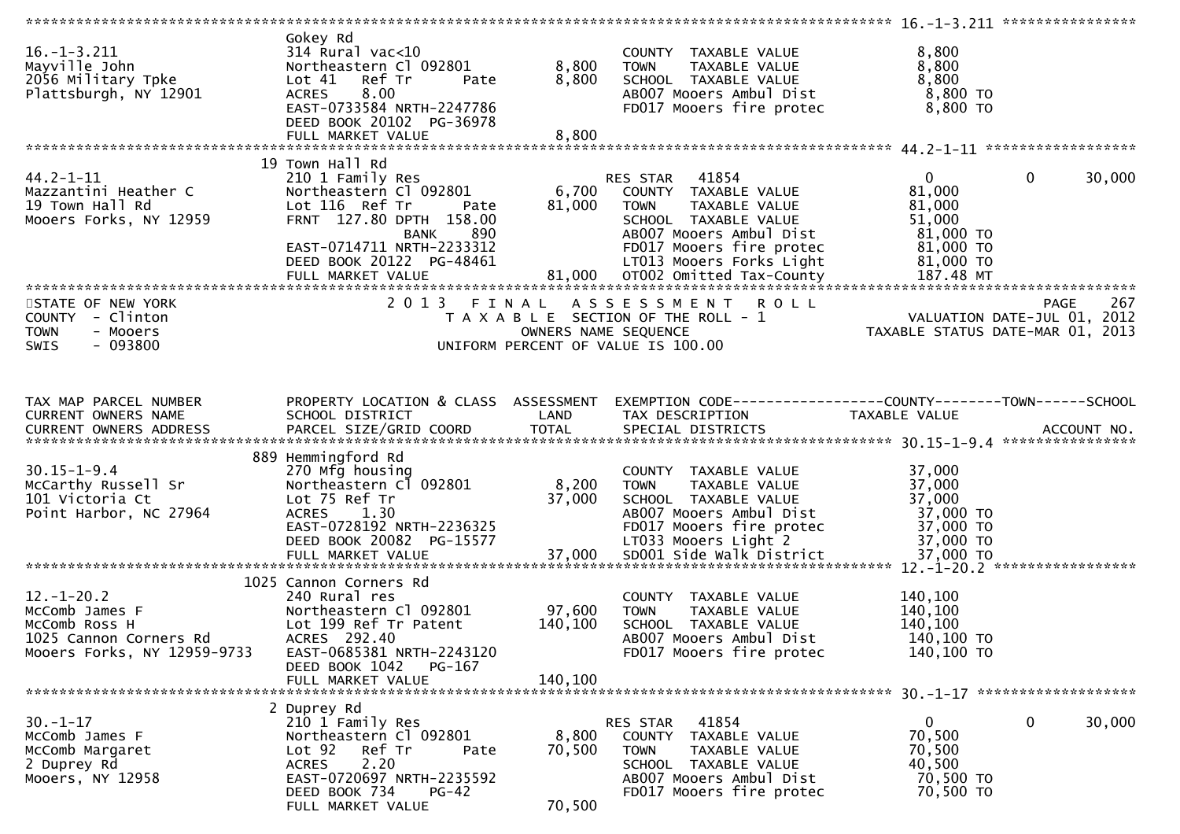```
******************************************************************************************************* 16.-1-3.211 ****************
                    Gokey Rd
16.-1-3.211         314 Rural vac<10                    COUNTY  TAXABLE VALUE          8,800
Mayville John       Northeastern Cl 092801     8,800    TOWN    TAXABLE VALUE          8,800
2056 Military Tpke  Lot 41   Ref Tr     Pate   8,800    SCHOOL  TAXABLE VALUE          8,800
Plattsburgh, NY 12901  ACRES   8.00                     AB007 Mooers Ambul Dist         8,800 TO
                    EAST-0733584 NRTH-2247786           FD017 Mooers fire protec        8,800 TO
                    DEED BOOK 20102  PG-36978
                    FULL MARKET VALUE          8,800
******************************************************************************************************* 44.2-1-11 ******************
                 19 Town Hall Rd
44.2-1-11           210 1 Family Res                    RES STAR   41854                 0          0      30,000
Mazzantini Heather C  Northeastern Cl 092801   6,700    COUNTY  TAXABLE VALUE         81,000
19 Town Hall Rd     Lot 116  Ref Tr     Pate  81,000    TOWN    TAXABLE VALUE         81,000
Mooers Forks, NY 12959  FRNT 127.80 DPTH 158.00         SCHOOL  TAXABLE VALUE         51,000
                              BANK     890              AB007 Mooers Ambul Dist        81,000 TO
                    EAST-0714711 NRTH-2233312           FD017 Mooers fire protec       81,000 TO
                    DEED BOOK 20122  PG-48461           LT013 Mooers Forks Light       81,000 TO
                    FULL MARKET VALUE         81,000    OT002 Omitted Tax-County        187.48 MT
************************************************************************************************************************************
STATE OF NEW YORK               2 0 1 3   F I N A L   A S S E S S M E N T   R O L L                                  PAGE    267
COUNTY  - Clinton                     T A X A B L E  SECTION OF THE ROLL - 1                     VALUATION DATE-JUL 01, 2012
TOWN    - Mooers                            OWNERS NAME SEQUENCE                              TAXABLE STATUS DATE-MAR 01, 2013
SWIS    - 093800                     UNIFORM PERCENT OF VALUE IS 100.00


TAX MAP PARCEL NUMBER      PROPERTY LOCATION & CLASS  ASSESSMENT  EXEMPTION CODE------------------COUNTY--------TOWN------SCHOOL
CURRENT OWNERS NAME        SCHOOL DISTRICT               LAND      TAX DESCRIPTION             TAXABLE VALUE
CURRENT OWNERS ADDRESS     PARCEL SIZE/GRID COORD        TOTAL     SPECIAL DISTRICTS                                  ACCOUNT NO.
******************************************************************************************************* 30.15-1-9.4 ****************
                889 Hemmingford Rd
30.15-1-9.4         270 Mfg housing                     COUNTY  TAXABLE VALUE         37,000
McCarthy Russell Sr  Northeastern Cl 092801    8,200    TOWN    TAXABLE VALUE         37,000
101 Victoria Ct     Lot 75 Ref Tr             37,000    SCHOOL  TAXABLE VALUE         37,000
Point Harbor, NC 27964  ACRES   1.30                    AB007 Mooers Ambul Dist        37,000 TO
                    EAST-0728192 NRTH-2236325           FD017 Mooers fire protec       37,000 TO
                    DEED BOOK 20082  PG-15577           LT033 Mooers Light 2           37,000 TO
                    FULL MARKET VALUE         37,000    SD001 Side Walk District       37,000 TO
******************************************************************************************************* 12.-1-20.2 *****************
               1025 Cannon Corners Rd
12.-1-20.2          240 Rural res                       COUNTY  TAXABLE VALUE        140,100
McComb James F      Northeastern Cl 092801    97,600    TOWN    TAXABLE VALUE        140,100
McComb Ross H       Lot 199 Ref Tr Patent    140,100    SCHOOL  TAXABLE VALUE        140,100
1025 Cannon Corners Rd  ACRES 292.40                    AB007 Mooers Ambul Dist       140,100 TO
Mooers Forks, NY 12959-9733  EAST-0685381 NRTH-2243120  FD017 Mooers fire protec      140,100 TO
                    DEED BOOK 1042   PG-167
                    FULL MARKET VALUE        140,100
******************************************************************************************************* 30.-1-17 *******************
                  2 Duprey Rd
30.-1-17            210 1 Family Res                    RES STAR   41854                 0          0      30,000
McComb James F      Northeastern Cl 092801     8,800    COUNTY  TAXABLE VALUE         70,500
McComb Margaret     Lot 92   Ref Tr     Pate  70,500    TOWN    TAXABLE VALUE         70,500
2 Duprey Rd         ACRES   2.20                        SCHOOL  TAXABLE VALUE         40,500
Mooers, NY 12958    EAST-0720697 NRTH-2235592           AB007 Mooers Ambul Dist        70,500 TO
                    DEED BOOK 734    PG-42              FD017 Mooers fire protec       70,500 TO
                    FULL MARKET VALUE         70,500
```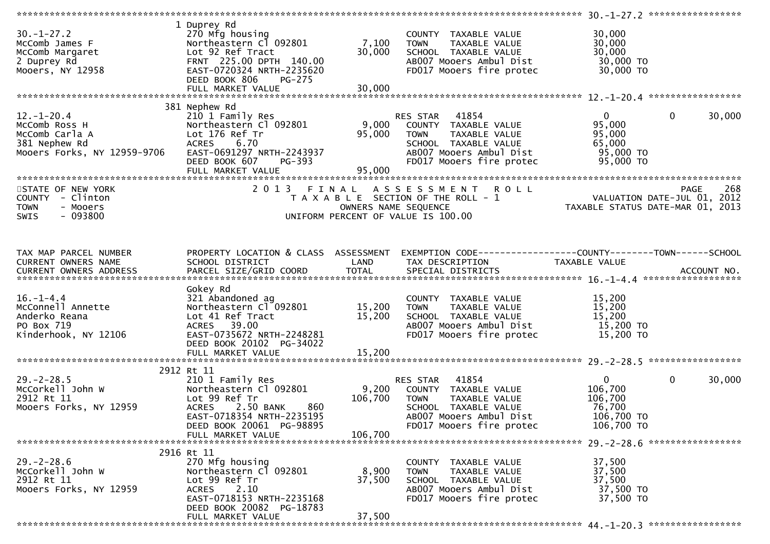```
******************************************************************************************************* 30.-1-27.2 ******************
                    1 Duprey Rd
30.-1-27.2               270 Mfg housing                         COUNTY  TAXABLE VALUE            30,000
McComb James F           Northeastern Cl 092801       7,100      TOWN    TAXABLE VALUE            30,000
McComb Margaret          Lot 92 Ref Tract            30,000      SCHOOL  TAXABLE VALUE            30,000
2 Duprey Rd              FRNT 225.00 DPTH 140.00                 AB007 Mooers Ambul Dist           30,000 TO
Mooers, NY 12958         EAST-0720324 NRTH-2235620               FD017 Mooers fire protec          30,000 TO
                         DEED BOOK 806    PG-275
                         FULL MARKET VALUE           30,000
******************************************************************************************************* 12.-1-20.4 ******************
                    381 Nephew Rd
12.-1-20.4               210 1 Family Res                        RES STAR  41854                   0           0        30,000
McComb Ross H            Northeastern Cl 092801       9,000      COUNTY  TAXABLE VALUE            95,000
McComb Carla A           Lot 176 Ref Tr              95,000      TOWN    TAXABLE VALUE            95,000
381 Nephew Rd            ACRES    6.70                           SCHOOL  TAXABLE VALUE            65,000
Mooers Forks, NY 12959-9706 EAST-0691297 NRTH-2243937            AB007 Mooers Ambul Dist           95,000 TO
                         DEED BOOK 607    PG-393                 FD017 Mooers fire protec          95,000 TO
                         FULL MARKET VALUE           95,000
************************************************************************************************************************************
STATE OF NEW YORK                     2 0 1 3   F I N A L   A S S E S S M E N T   R O L L                             PAGE   268
COUNTY  - Clinton                        T A X A B L E  SECTION OF THE ROLL - 1                      VALUATION DATE-JUL 01, 2012
TOWN    - Mooers                               OWNERS NAME SEQUENCE                                TAXABLE STATUS DATE-MAR 01, 2013
SWIS    - 093800                        UNIFORM PERCENT OF VALUE IS 100.00


TAX MAP PARCEL NUMBER      PROPERTY LOCATION & CLASS  ASSESSMENT  EXEMPTION CODE------------------COUNTY--------TOWN------SCHOOL
CURRENT OWNERS NAME        SCHOOL DISTRICT               LAND      TAX DESCRIPTION              TAXABLE VALUE
CURRENT OWNERS ADDRESS     PARCEL SIZE/GRID COORD        TOTAL     SPECIAL DISTRICTS                                    ACCOUNT NO.
******************************************************************************************************* 16.-1-4.4 *******************
                    Gokey Rd
16.-1-4.4                321 Abandoned ag                        COUNTY  TAXABLE VALUE            15,200
McConnell Annette        Northeastern Cl 092801      15,200      TOWN    TAXABLE VALUE            15,200
Anderko Reana            Lot 41 Ref Tract            15,200      SCHOOL  TAXABLE VALUE            15,200
PO Box 719               ACRES   39.00                           AB007 Mooers Ambul Dist           15,200 TO
Kinderhook, NY 12106     EAST-0735672 NRTH-2248281               FD017 Mooers fire protec          15,200 TO
                         DEED BOOK 20102 PG-34022
                         FULL MARKET VALUE           15,200
******************************************************************************************************* 29.-2-28.5 ******************
                    2912 Rt 11
29.-2-28.5               210 1 Family Res                        RES STAR  41854                   0           0        30,000
McCorkell John W         Northeastern Cl 092801       9,200      COUNTY  TAXABLE VALUE           106,700
2912 Rt 11               Lot 99 Ref Tr              106,700      TOWN    TAXABLE VALUE           106,700
Mooers Forks, NY 12959   ACRES    2.50 BANK     860              SCHOOL  TAXABLE VALUE            76,700
                         EAST-0718354 NRTH-2235195               AB007 Mooers Ambul Dist          106,700 TO
                         DEED BOOK 20061 PG-98895                FD017 Mooers fire protec         106,700 TO
                         FULL MARKET VALUE          106,700
******************************************************************************************************* 29.-2-28.6 ******************
                    2916 Rt 11
29.-2-28.6               270 Mfg housing                         COUNTY  TAXABLE VALUE            37,500
McCorkell John W         Northeastern Cl 092801       8,900      TOWN    TAXABLE VALUE            37,500
2912 Rt 11               Lot 99 Ref Tr               37,500      SCHOOL  TAXABLE VALUE            37,500
Mooers Forks, NY 12959   ACRES    2.10                           AB007 Mooers Ambul Dist           37,500 TO
                         EAST-0718153 NRTH-2235168               FD017 Mooers fire protec          37,500 TO
                         DEED BOOK 20082 PG-18783
                         FULL MARKET VALUE           37,500
******************************************************************************************************* 44.-1-20.3 ******************
```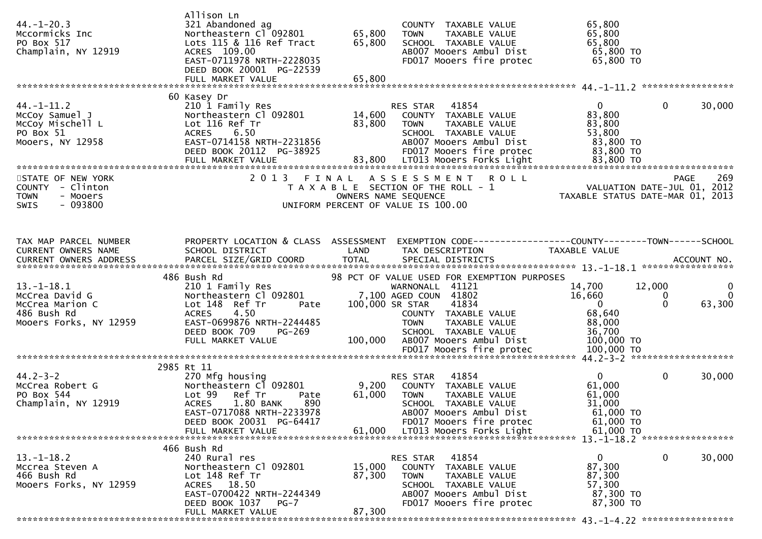```
                          Allison Ln
44.-1-20.3                321 Abandoned ag                              COUNTY  TAXABLE VALUE              65,800
Mccormicks Inc            Northeastern Cl 092801         65,800         TOWN    TAXABLE VALUE              65,800
PO Box 517                Lots 115 & 116 Ref Tract       65,800         SCHOOL  TAXABLE VALUE              65,800
Champlain, NY 12919       ACRES  109.00                                 AB007 Mooers Ambul Dist             65,800 TO
                          EAST-0711978 NRTH-2228035                     FD017 Mooers fire protec            65,800 TO
                          DEED BOOK 20001  PG-22539
                          FULL MARKET VALUE              65,800
******************************************************************************************************* 44.-1-11.2 *****************
                       60 Kasey Dr
44.-1-11.2                210 1 Family Res                              RES STAR    41854                    0            0       30,000
McCoy Samuel J            Northeastern Cl 092801         14,600         COUNTY  TAXABLE VALUE              83,800
McCoy Mischell L          Lot 116 Ref Tr                 83,800         TOWN    TAXABLE VALUE              83,800
PO Box 51                 ACRES    6.50                                 SCHOOL  TAXABLE VALUE              53,800
Mooers, NY 12958          EAST-0714158 NRTH-2231856                     AB007 Mooers Ambul Dist             83,800 TO
                          DEED BOOK 20112  PG-38925                     FD017 Mooers fire protec            83,800 TO
                          FULL MARKET VALUE              83,800         LT013 Mooers Forks Light            83,800 TO
************************************************************************************************************************************
STATE OF NEW YORK                     2 0 1 3   F I N A L   A S S E S S M E N T   R O L L                                 PAGE    269
COUNTY  - Clinton                            T A X A B L E  SECTION OF THE ROLL - 1                      VALUATION DATE-JUL 01, 2012
TOWN    - Mooers                                    OWNERS NAME SEQUENCE                            TAXABLE STATUS DATE-MAR 01, 2013
SWIS    - 093800                             UNIFORM PERCENT OF VALUE IS 100.00


TAX MAP PARCEL NUMBER     PROPERTY LOCATION & CLASS  ASSESSMENT  EXEMPTION CODE------------------COUNTY--------TOWN------SCHOOL
CURRENT OWNERS NAME       SCHOOL DISTRICT               LAND      TAX DESCRIPTION             TAXABLE VALUE
CURRENT OWNERS ADDRESS    PARCEL SIZE/GRID COORD        TOTAL     SPECIAL DISTRICTS                                     ACCOUNT NO.
******************************************************************************************************* 13.-1-18.1 *****************
                      486 Bush Rd                              98 PCT OF VALUE USED FOR EXEMPTION PURPOSES
13.-1-18.1                210 1 Family Res                              WARNONALL  41121               14,700       12,000           0
McCrea David G            Northeastern Cl 092801          7,100 AGED COUN  41802                        16,660            0           0
McCrea Marion C           Lot 148  Ref Tr       Pate    100,000 SR STAR    41834                             0            0      63,300
486 Bush Rd               ACRES    4.50                                 COUNTY  TAXABLE VALUE              68,640
Mooers Forks, NY 12959    EAST-0699876 NRTH-2244485                     TOWN    TAXABLE VALUE              88,000
                          DEED BOOK 709     PG-269                      SCHOOL  TAXABLE VALUE              36,700
                          FULL MARKET VALUE             100,000         AB007 Mooers Ambul Dist            100,000 TO
                                                                        FD017 Mooers fire protec           100,000 TO
******************************************************************************************************* 44.2-3-2 *******************
                     2985 Rt 11
44.2-3-2                  270 Mfg housing                               RES STAR    41854                    0            0       30,000
McCrea Robert G           Northeastern Cl 092801          9,200         COUNTY  TAXABLE VALUE              61,000
PO Box 544                Lot 99   Ref Tr       Pate     61,000         TOWN    TAXABLE VALUE              61,000
Champlain, NY 12919       ACRES    1.80 BANK     890                    SCHOOL  TAXABLE VALUE              31,000
                          EAST-0717088 NRTH-2233978                     AB007 Mooers Ambul Dist             61,000 TO
                          DEED BOOK 20031  PG-64417                     FD017 Mooers fire protec            61,000 TO
                          FULL MARKET VALUE              61,000         LT013 Mooers Forks Light            61,000 TO
******************************************************************************************************* 13.-1-18.2 *****************
                      466 Bush Rd
13.-1-18.2                240 Rural res                                 RES STAR    41854                    0            0       30,000
Mccrea Steven A           Northeastern Cl 092801         15,000         COUNTY  TAXABLE VALUE              87,300
466 Bush Rd               Lot 148 Ref Tr                 87,300         TOWN    TAXABLE VALUE              87,300
Mooers Forks, NY 12959    ACRES   18.50                                 SCHOOL  TAXABLE VALUE              57,300
                          EAST-0700422 NRTH-2244349                     AB007 Mooers Ambul Dist             87,300 TO
                          DEED BOOK 1037    PG-7                        FD017 Mooers fire protec            87,300 TO
                          FULL MARKET VALUE              87,300
******************************************************************************************************* 43.-1-4.22 *****************
```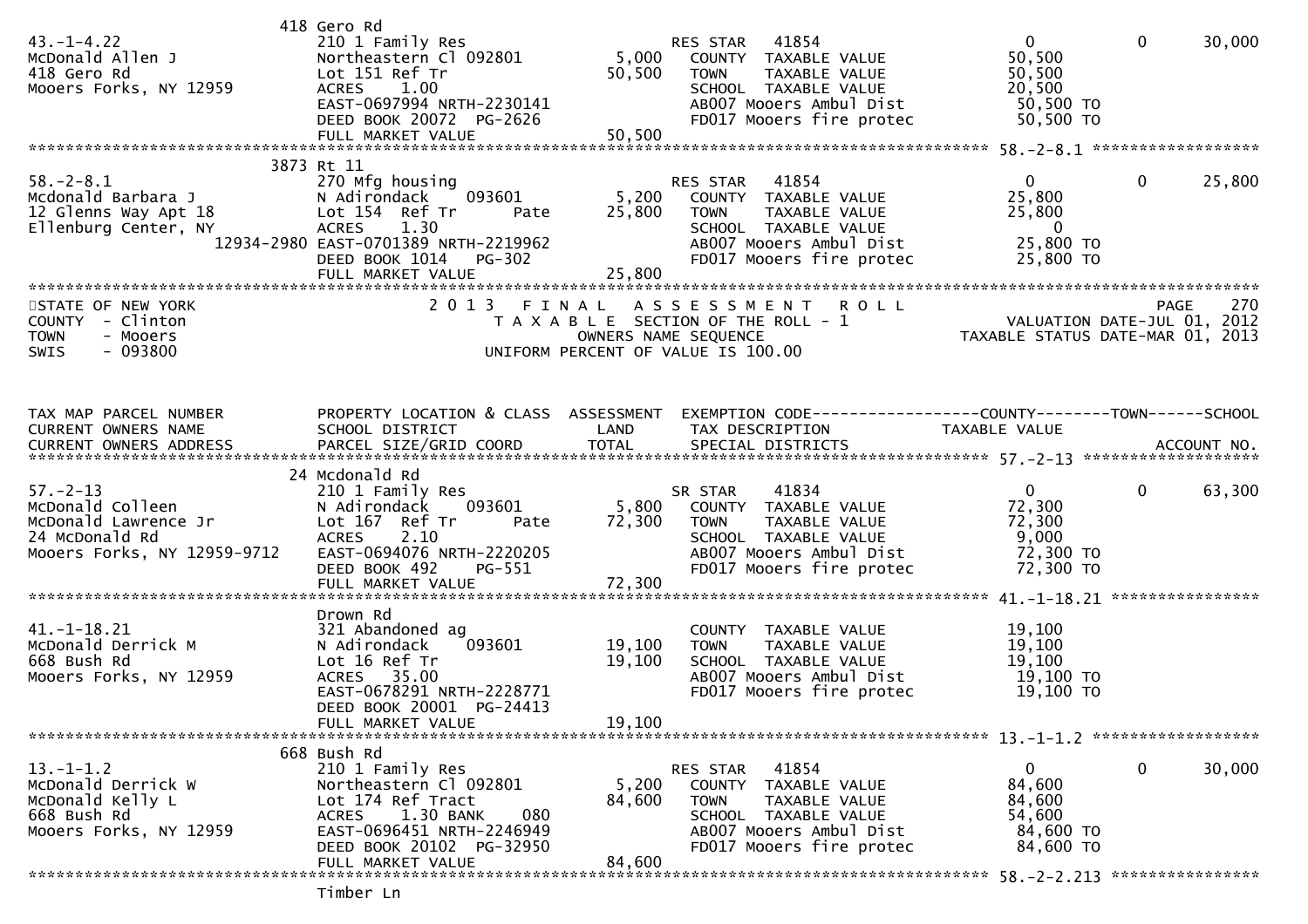```
                                418 Gero Rd
43.-1-4.22                      210 1 Family Res                       RES STAR   41854                    0             0        30,000
McDonald Allen J                Northeastern Cl 092801         5,000   COUNTY  TAXABLE VALUE           50,500
418 Gero Rd                     Lot 151 Ref Tr                50,500   TOWN    TAXABLE VALUE           50,500
Mooers Forks, NY 12959          ACRES    1.00                          SCHOOL  TAXABLE VALUE           20,500
                                EAST-0697994 NRTH-2230141              AB007 Mooers Ambul Dist          50,500 TO
                                DEED BOOK 20072  PG-2626               FD017 Mooers fire protec         50,500 TO
                                FULL MARKET VALUE             50,500
******************************************************************************************************* 58.-2-8.1 ******************
                                3873 Rt 11
58.-2-8.1                       270 Mfg housing                        RES STAR   41854                    0             0        25,800
Mcdonald Barbara J              N Adirondack    093601         5,200   COUNTY  TAXABLE VALUE           25,800
12 Glenns Way Apt 18            Lot 154  Ref Tr      Pate     25,800   TOWN    TAXABLE VALUE           25,800
Ellenburg Center, NY            ACRES    1.30                          SCHOOL  TAXABLE VALUE                0
                     12934-2980 EAST-0701389 NRTH-2219962              AB007 Mooers Ambul Dist          25,800 TO
                                DEED BOOK 1014   PG-302                FD017 Mooers fire protec         25,800 TO
                                FULL MARKET VALUE             25,800
************************************************************************************************************************************
STATE OF NEW YORK                    2 0 1 3   F I N A L   A S S E S S M E N T   R O L L                                  PAGE    270
COUNTY  - Clinton                          T A X A B L E  SECTION OF THE ROLL - 1                     VALUATION DATE-JUL 01, 2012
TOWN    - Mooers                                    OWNERS NAME SEQUENCE                       TAXABLE STATUS DATE-MAR 01, 2013
SWIS    - 093800                               UNIFORM PERCENT OF VALUE IS 100.00


TAX MAP PARCEL NUMBER           PROPERTY LOCATION & CLASS  ASSESSMENT  EXEMPTION CODE------------------COUNTY--------TOWN------SCHOOL
CURRENT OWNERS NAME             SCHOOL DISTRICT               LAND     TAX DESCRIPTION              TAXABLE VALUE
CURRENT OWNERS ADDRESS          PARCEL SIZE/GRID COORD       TOTAL     SPECIAL DISTRICTS                                 ACCOUNT NO.
******************************************************************************************************* 57.-2-13 *******************
                                24 Mcdonald Rd
57.-2-13                        210 1 Family Res                       SR STAR    41834                    0             0        63,300
McDonald Colleen                N Adirondack    093601         5,800   COUNTY  TAXABLE VALUE           72,300
McDonald Lawrence Jr            Lot 167  Ref Tr      Pate     72,300   TOWN    TAXABLE VALUE           72,300
24 McDonald Rd                  ACRES    2.10                          SCHOOL  TAXABLE VALUE            9,000
Mooers Forks, NY 12959-9712     EAST-0694076 NRTH-2220205              AB007 Mooers Ambul Dist          72,300 TO
                                DEED BOOK 492    PG-551                FD017 Mooers fire protec         72,300 TO
                                FULL MARKET VALUE             72,300
******************************************************************************************************* 41.-1-18.21 ****************
                                Drown Rd
41.-1-18.21                     321 Abandoned ag                       COUNTY  TAXABLE VALUE           19,100
McDonald Derrick M              N Adirondack    093601        19,100   TOWN    TAXABLE VALUE           19,100
668 Bush Rd                     Lot 16 Ref Tr                 19,100   SCHOOL  TAXABLE VALUE           19,100
Mooers Forks, NY 12959          ACRES   35.00                          AB007 Mooers Ambul Dist          19,100 TO
                                EAST-0678291 NRTH-2228771              FD017 Mooers fire protec         19,100 TO
                                DEED BOOK 20001  PG-24413
                                FULL MARKET VALUE             19,100
******************************************************************************************************* 13.-1-1.2 ******************
                                668 Bush Rd
13.-1-1.2                       210 1 Family Res                       RES STAR   41854                    0             0        30,000
McDonald Derrick W              Northeastern Cl 092801         5,200   COUNTY  TAXABLE VALUE           84,600
McDonald Kelly L                Lot 174 Ref Tract             84,600   TOWN    TAXABLE VALUE           84,600
668 Bush Rd                     ACRES    1.30 BANK     080             SCHOOL  TAXABLE VALUE           54,600
Mooers Forks, NY 12959          EAST-0696451 NRTH-2246949              AB007 Mooers Ambul Dist          84,600 TO
                                DEED BOOK 20102  PG-32950              FD017 Mooers fire protec         84,600 TO
                                FULL MARKET VALUE             84,600
******************************************************************************************************* 58.-2-2.213 ****************
                                Timber Ln
```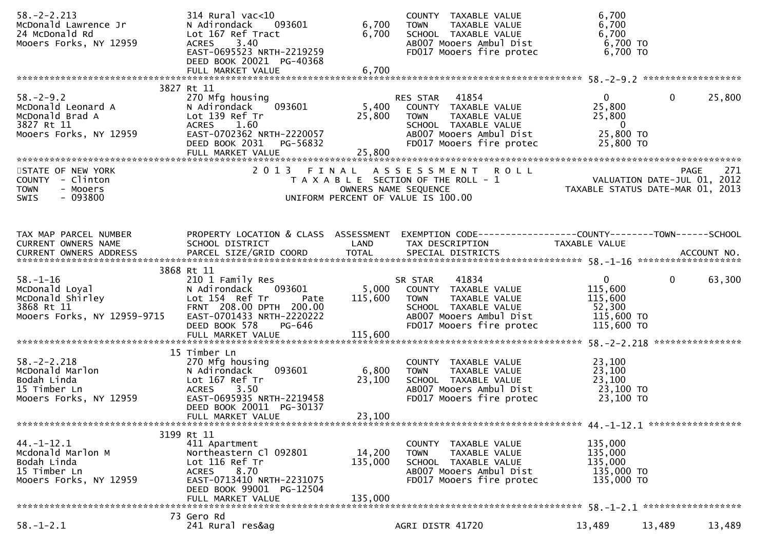```
58.-2-2.213                  314 Rural vac<10                     COUNTY  TAXABLE VALUE              6,700
McDonald Lawrence Jr         N Adirondack    093601      6,700   TOWN    TAXABLE VALUE              6,700
24 McDonald Rd               Lot 167 Ref Tract           6,700   SCHOOL  TAXABLE VALUE              6,700
Mooers Forks, NY 12959       ACRES    3.40                       AB007 Mooers Ambul Dist             6,700 TO
                             EAST-0695523 NRTH-2219259           FD017 Mooers fire protec            6,700 TO
                             DEED BOOK 20021  PG-40368
                             FULL MARKET VALUE           6,700
******************************************************************************************************* 58.-2-9.2 ******************
                      3827 Rt 11
58.-2-9.2                    270 Mfg housing                      RES STAR   41854                       0          0      25,800
McDonald Leonard A           N Adirondack    093601      5,400   COUNTY  TAXABLE VALUE             25,800
McDonald Brad A              Lot 139 Ref Tr             25,800   TOWN    TAXABLE VALUE             25,800
3827 Rt 11                   ACRES    1.60                       SCHOOL  TAXABLE VALUE                  0
Mooers Forks, NY 12959       EAST-0702362 NRTH-2220057           AB007 Mooers Ambul Dist            25,800 TO
                             DEED BOOK 2031   PG-56832           FD017 Mooers fire protec           25,800 TO
                             FULL MARKET VALUE          25,800
************************************************************************************************************************************
STATE OF NEW YORK                          2 0 1 3   F I N A L   A S S E S S M E N T   R O L L                              PAGE    271
COUNTY  - Clinton                              T A X A B L E  SECTION OF THE ROLL - 1                        VALUATION DATE-JUL 01, 2012
TOWN    - Mooers                                       OWNERS NAME SEQUENCE                            TAXABLE STATUS DATE-MAR 01, 2013
SWIS    - 093800                                 UNIFORM PERCENT OF VALUE IS 100.00


TAX MAP PARCEL NUMBER        PROPERTY LOCATION & CLASS  ASSESSMENT  EXEMPTION CODE------------------COUNTY--------TOWN------SCHOOL
CURRENT OWNERS NAME          SCHOOL DISTRICT              LAND      TAX DESCRIPTION                 TAXABLE VALUE
CURRENT OWNERS ADDRESS       PARCEL SIZE/GRID COORD       TOTAL     SPECIAL DISTRICTS                                      ACCOUNT NO.
******************************************************************************************************* 58.-1-16 *******************
                      3868 Rt 11
58.-1-16                     210 1 Family Res                     SR STAR    41834                       0          0      63,300
McDonald Loyal               N Adirondack    093601      5,000   COUNTY  TAXABLE VALUE            115,600
McDonald Shirley             Lot 154  Ref Tr      Pate 115,600   TOWN    TAXABLE VALUE            115,600
3868 Rt 11                   FRNT 208.00 DPTH 200.00             SCHOOL  TAXABLE VALUE             52,300
Mooers Forks, NY 12959-9715  EAST-0701433 NRTH-2220222           AB007 Mooers Ambul Dist           115,600 TO
                             DEED BOOK 578    PG-646             FD017 Mooers fire protec          115,600 TO
                             FULL MARKET VALUE         115,600
******************************************************************************************************* 58.-2-2.218 ****************
                        15 Timber Ln
58.-2-2.218                  270 Mfg housing                      COUNTY  TAXABLE VALUE             23,100
McDonald Marlon              N Adirondack    093601      6,800   TOWN    TAXABLE VALUE             23,100
Bodah Linda                  Lot 167 Ref Tr             23,100   SCHOOL  TAXABLE VALUE             23,100
15 Timber Ln                 ACRES    3.50                       AB007 Mooers Ambul Dist            23,100 TO
Mooers Forks, NY 12959       EAST-0695935 NRTH-2219458           FD017 Mooers fire protec           23,100 TO
                             DEED BOOK 20011  PG-30137
                             FULL MARKET VALUE          23,100
******************************************************************************************************* 44.-1-12.1 *****************
                      3199 Rt 11
44.-1-12.1                   411 Apartment                        COUNTY  TAXABLE VALUE            135,000
Mcdonald Marlon M            Northeastern Cl 092801     14,200   TOWN    TAXABLE VALUE            135,000
Bodah Linda                  Lot 116 Ref Tr            135,000   SCHOOL  TAXABLE VALUE            135,000
15 Timber Ln                 ACRES    8.70                       AB007 Mooers Ambul Dist           135,000 TO
Mooers Forks, NY 12959       EAST-0713410 NRTH-2231075           FD017 Mooers fire protec          135,000 TO
                             DEED BOOK 99001  PG-12504
                             FULL MARKET VALUE         135,000
******************************************************************************************************* 58.-1-2.1 ******************
                        73 Gero Rd
58.-1-2.1                    241 Rural res&ag                     AGRI DISTR 41720                  13,489     13,489      13,489
```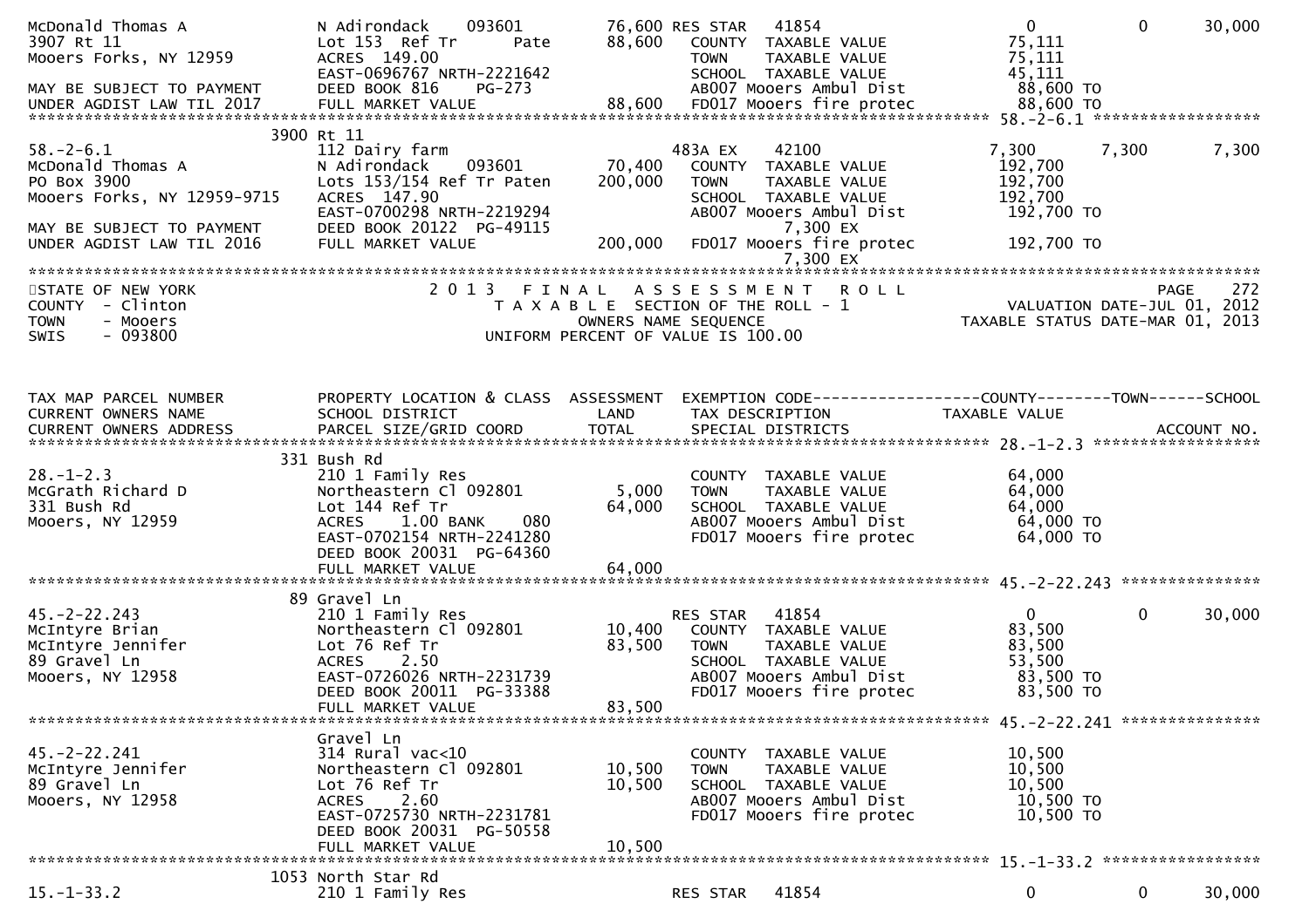```
McDonald Thomas A              N Adirondack    093601         76,600 RES STAR   41854                  0          0     30,000
3907 Rt 11                     Lot 153  Ref Tr      Pate      88,600   COUNTY  TAXABLE VALUE          75,111
Mooers Forks, NY 12959         ACRES  149.00                           TOWN    TAXABLE VALUE          75,111
                               EAST-0696767 NRTH-2221642               SCHOOL  TAXABLE VALUE          45,111
MAY BE SUBJECT TO PAYMENT      DEED BOOK 816     PG-273                AB007 Mooers Ambul Dist         88,600 TO
UNDER AGDIST LAW TIL 2017      FULL MARKET VALUE              88,600   FD017 Mooers fire protec        88,600 TO
******************************************************************************************************* 58.-2-6.1 ******************
                          3900 Rt 11
58.-2-6.1                      112 Dairy farm                          483A EX     42100               7,300      7,300      7,300
McDonald Thomas A              N Adirondack    093601         70,400   COUNTY  TAXABLE VALUE         192,700
PO Box 3900                    Lots 153/154 Ref Tr Paten     200,000   TOWN    TAXABLE VALUE         192,700
Mooers Forks, NY 12959-9715    ACRES  147.90                           SCHOOL  TAXABLE VALUE         192,700
                               EAST-0700298 NRTH-2219294               AB007 Mooers Ambul Dist        192,700 TO
MAY BE SUBJECT TO PAYMENT      DEED BOOK 20122  PG-49115                       7,300 EX
UNDER AGDIST LAW TIL 2016      FULL MARKET VALUE             200,000   FD017 Mooers fire protec       192,700 TO
                                                                               7,300 EX
************************************************************************************************************************************
```

STATE OF NEW YORK
COUNTY - Clinton
TOWN - Mooers
SWIS - 093800

2013 FINAL ASSESSMENT ROLL
TAXABLE SECTION OF THE ROLL - 1
OWNERS NAME SEQUENCE
UNIFORM PERCENT OF VALUE IS 100.00

PAGE 272
VALUATION DATE-JUL 01, 2012
TAXABLE STATUS DATE-MAR 01, 2013

```
TAX MAP PARCEL NUMBER          PROPERTY LOCATION & CLASS  ASSESSMENT  EXEMPTION CODE------------------COUNTY--------TOWN------SCHOOL
CURRENT OWNERS NAME            SCHOOL DISTRICT               LAND      TAX DESCRIPTION                TAXABLE VALUE
CURRENT OWNERS ADDRESS         PARCEL SIZE/GRID COORD        TOTAL     SPECIAL DISTRICTS                                   ACCOUNT NO.
******************************************************************************************************* 28.-1-2.3 ******************
                          331 Bush Rd
28.-1-2.3                      210 1 Family Res                        COUNTY  TAXABLE VALUE          64,000
McGrath Richard D              Northeastern Cl 092801          5,000   TOWN    TAXABLE VALUE          64,000
331 Bush Rd                    Lot 144 Ref Tr                 64,000   SCHOOL  TAXABLE VALUE          64,000
Mooers, NY 12959               ACRES     1.00 BANK     080             AB007 Mooers Ambul Dist         64,000 TO
                               EAST-0702154 NRTH-2241280               FD017 Mooers fire protec        64,000 TO
                               DEED BOOK 20031  PG-64360
                               FULL MARKET VALUE              64,000
******************************************************************************************************* 45.-2-22.243 ***************
                          89 Gravel Ln
45.-2-22.243                   210 1 Family Res                        RES STAR   41854                  0          0     30,000
McIntyre Brian                 Northeastern Cl 092801         10,400   COUNTY  TAXABLE VALUE          83,500
McIntyre Jennifer              Lot 76 Ref Tr                  83,500   TOWN    TAXABLE VALUE          83,500
89 Gravel Ln                   ACRES     2.50                          SCHOOL  TAXABLE VALUE          53,500
Mooers, NY 12958               EAST-0726026 NRTH-2231739               AB007 Mooers Ambul Dist         83,500 TO
                               DEED BOOK 20011  PG-33388               FD017 Mooers fire protec        83,500 TO
                               FULL MARKET VALUE              83,500
******************************************************************************************************* 45.-2-22.241 ***************
                               Gravel Ln
45.-2-22.241                   314 Rural vac<10                        COUNTY  TAXABLE VALUE          10,500
McIntyre Jennifer              Northeastern Cl 092801         10,500   TOWN    TAXABLE VALUE          10,500
89 Gravel Ln                   Lot 76 Ref Tr                  10,500   SCHOOL  TAXABLE VALUE          10,500
Mooers, NY 12958               ACRES     2.60                          AB007 Mooers Ambul Dist         10,500 TO
                               EAST-0725730 NRTH-2231781               FD017 Mooers fire protec        10,500 TO
                               DEED BOOK 20031  PG-50558
                               FULL MARKET VALUE              10,500
******************************************************************************************************* 15.-1-33.2 *****************
                          1053 North Star Rd
15.-1-33.2                     210 1 Family Res                        RES STAR   41854                  0          0     30,000
```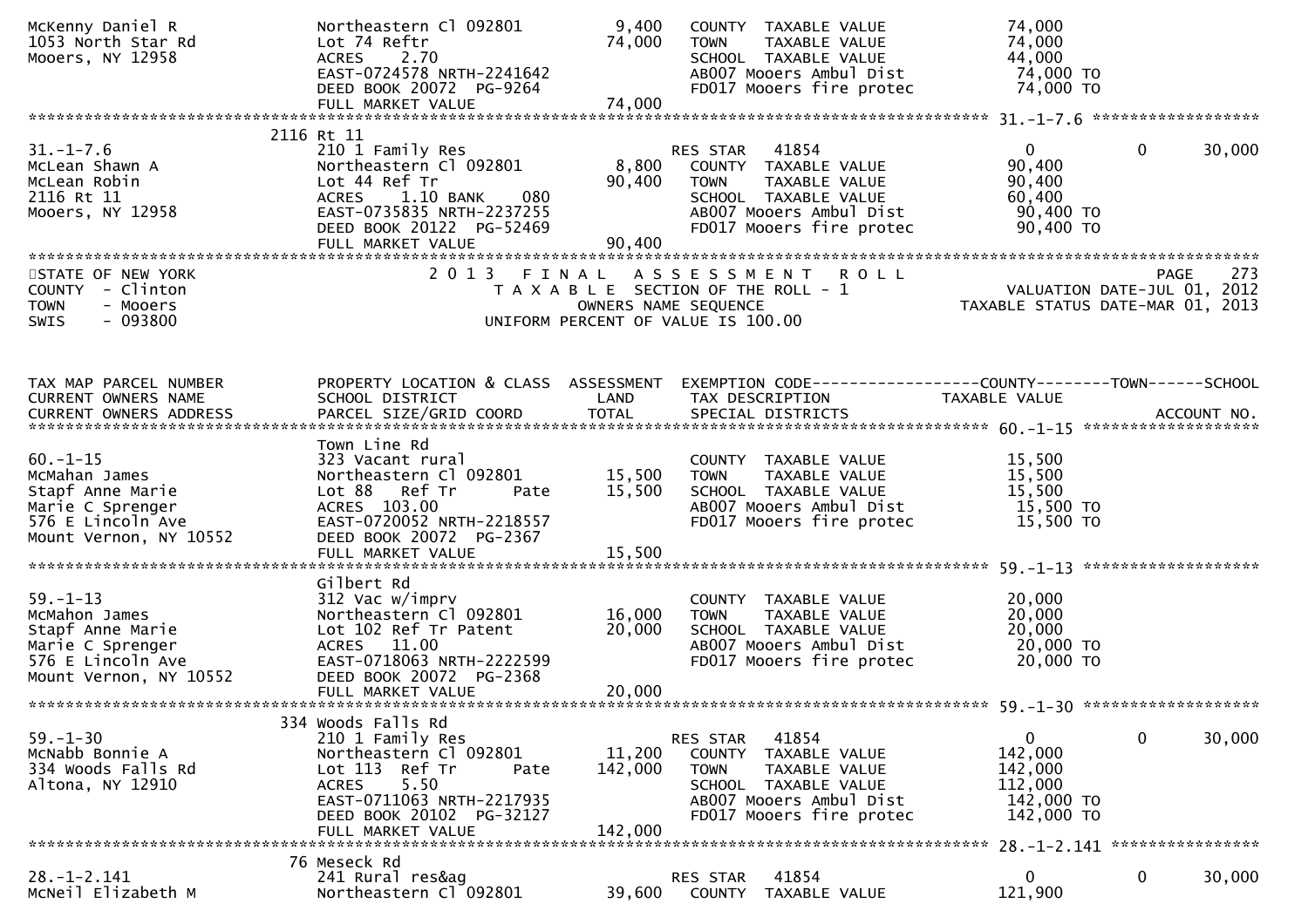```
McKenny Daniel R              Northeastern Cl 092801        9,400   COUNTY  TAXABLE VALUE            74,000
1053 North Star Rd            Lot 74 Reftr                 74,000   TOWN    TAXABLE VALUE            74,000
Mooers, NY 12958              ACRES    2.70                         SCHOOL  TAXABLE VALUE            44,000
                              EAST-0724578 NRTH-2241642             AB007 Mooers Ambul Dist          74,000 TO
                              DEED BOOK 20072  PG-9264              FD017 Mooers fire protec         74,000 TO
                              FULL MARKET VALUE            74,000
******************************************************************************************************* 31.-1-7.6 ******************
                          2116 Rt 11
31.-1-7.6                     210 1 Family Res                      RES STAR   41854                      0           0      30,000
McLean Shawn A                Northeastern Cl 092801        8,800   COUNTY  TAXABLE VALUE            90,400
McLean Robin                  Lot 44 Ref Tr                90,400   TOWN    TAXABLE VALUE            90,400
2116 Rt 11                    ACRES    1.10 BANK     080            SCHOOL  TAXABLE VALUE            60,400
Mooers, NY 12958              EAST-0735835 NRTH-2237255             AB007 Mooers Ambul Dist          90,400 TO
                              DEED BOOK 20122  PG-52469             FD017 Mooers fire protec         90,400 TO
                              FULL MARKET VALUE            90,400
************************************************************************************************************************************
STATE OF NEW YORK                   2 0 1 3   F I N A L   A S S E S S M E N T   R O L L                                PAGE    273
COUNTY  - Clinton                        T A X A B L E  SECTION OF THE ROLL - 1                          VALUATION DATE-JUL 01, 2012
TOWN    - Mooers                                OWNERS NAME SEQUENCE                               TAXABLE STATUS DATE-MAR 01, 2013
SWIS    - 093800                         UNIFORM PERCENT OF VALUE IS 100.00


TAX MAP PARCEL NUMBER         PROPERTY LOCATION & CLASS  ASSESSMENT  EXEMPTION CODE------------------COUNTY--------TOWN------SCHOOL
CURRENT OWNERS NAME           SCHOOL DISTRICT               LAND     TAX DESCRIPTION              TAXABLE VALUE
CURRENT OWNERS ADDRESS        PARCEL SIZE/GRID COORD        TOTAL    SPECIAL DISTRICTS                                   ACCOUNT NO.
******************************************************************************************************* 60.-1-15 *******************
                              Town Line Rd
60.-1-15                      323 Vacant rural                      COUNTY  TAXABLE VALUE            15,500
McMahan James                 Northeastern Cl 092801       15,500   TOWN    TAXABLE VALUE            15,500
Stapf Anne Marie              Lot 88   Ref Tr      Pate    15,500   SCHOOL  TAXABLE VALUE            15,500
Marie C Sprenger              ACRES  103.00                         AB007 Mooers Ambul Dist          15,500 TO
576 E Lincoln Ave             EAST-0720052 NRTH-2218557             FD017 Mooers fire protec         15,500 TO
Mount Vernon, NY 10552        DEED BOOK 20072  PG-2367
                              FULL MARKET VALUE            15,500
******************************************************************************************************* 59.-1-13 *******************
                              Gilbert Rd
59.-1-13                      312 Vac w/imprv                       COUNTY  TAXABLE VALUE            20,000
McMahon James                 Northeastern Cl 092801       16,000   TOWN    TAXABLE VALUE            20,000
Stapf Anne Marie              Lot 102 Ref Tr Patent        20,000   SCHOOL  TAXABLE VALUE            20,000
Marie C Sprenger              ACRES   11.00                         AB007 Mooers Ambul Dist          20,000 TO
576 E Lincoln Ave             EAST-0718063 NRTH-2222599             FD017 Mooers fire protec         20,000 TO
Mount Vernon, NY 10552        DEED BOOK 20072  PG-2368
                              FULL MARKET VALUE            20,000
******************************************************************************************************* 59.-1-30 *******************
                          334 Woods Falls Rd
59.-1-30                      210 1 Family Res                      RES STAR   41854                      0           0      30,000
McNabb Bonnie A               Northeastern Cl 092801       11,200   COUNTY  TAXABLE VALUE           142,000
334 Woods Falls Rd            Lot 113  Ref Tr      Pate   142,000   TOWN    TAXABLE VALUE           142,000
Altona, NY 12910              ACRES    5.50                         SCHOOL  TAXABLE VALUE           112,000
                              EAST-0711063 NRTH-2217935             AB007 Mooers Ambul Dist         142,000 TO
                              DEED BOOK 20102  PG-32127             FD017 Mooers fire protec        142,000 TO
                              FULL MARKET VALUE           142,000
******************************************************************************************************* 28.-1-2.141 ****************
                           76 Meseck Rd
28.-1-2.141                   241 Rural res&ag                      RES STAR   41854                      0           0      30,000
McNeil Elizabeth M            Northeastern Cl 092801       39,600   COUNTY  TAXABLE VALUE           121,900
```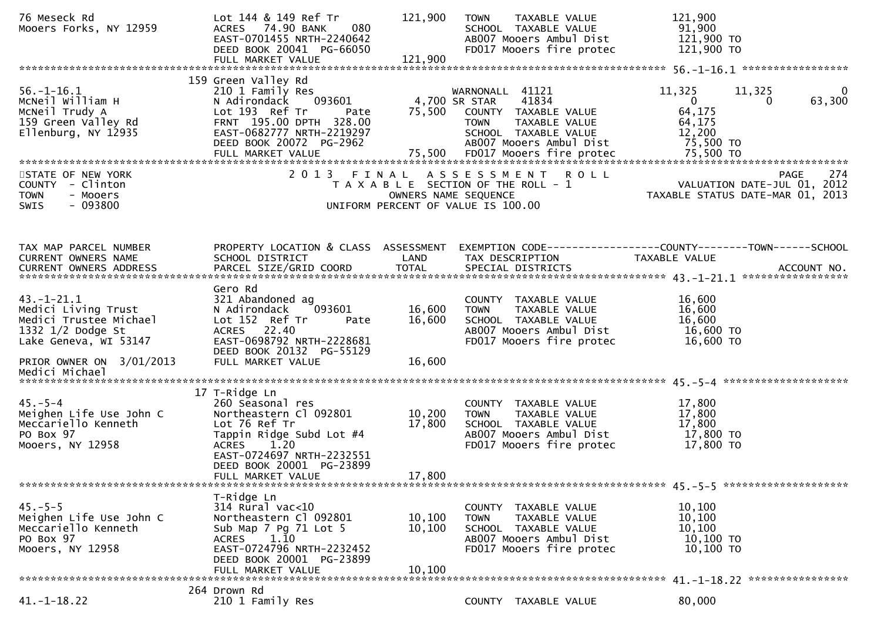```
76 Meseck Rd                    Lot 144 & 149 Ref Tr          121,900   TOWN    TAXABLE VALUE              121,900
Mooers Forks, NY 12959          ACRES   74.90 BANK     080             SCHOOL  TAXABLE VALUE               91,900
                                EAST-0701455 NRTH-2240642              AB007 Mooers Ambul Dist            121,900 TO
                                DEED BOOK 20041  PG-66050              FD017 Mooers fire protec           121,900 TO
                                FULL MARKET VALUE             121,900
******************************************************************************************************* 56.-1-16.1 *****************
                              159 Green Valley Rd
56.-1-16.1                      210 1 Family Res                       WARNONALL  41121             11,325      11,325           0
McNeil William H                N Adirondack    093601       4,700 SR STAR     41834                  0            0       63,300
McNeil Trudy A                  Lot 193  Ref Tr      Pate    75,500    COUNTY  TAXABLE VALUE               64,175
159 Green Valley Rd             FRNT 195.00 DPTH 328.00                TOWN    TAXABLE VALUE               64,175
Ellenburg, NY 12935             EAST-0682777 NRTH-2219297              SCHOOL  TAXABLE VALUE               12,200
                                DEED BOOK 20072  PG-2962               AB007 Mooers Ambul Dist             75,500 TO
                                FULL MARKET VALUE              75,500  FD017 Mooers fire protec            75,500 TO
************************************************************************************************************************************
STATE OF NEW YORK                    2 0 1 3   F I N A L   A S S E S S M E N T   R O L L                          PAGE    274
COUNTY  - Clinton                          T A X A B L E  SECTION OF THE ROLL - 1                  VALUATION DATE-JUL 01, 2012
TOWN    - Mooers                               OWNERS NAME SEQUENCE                           TAXABLE STATUS DATE-MAR 01, 2013
SWIS    - 093800                        UNIFORM PERCENT OF VALUE IS 100.00


TAX MAP PARCEL NUMBER           PROPERTY LOCATION & CLASS  ASSESSMENT  EXEMPTION CODE------------------COUNTY--------TOWN------SCHOOL
CURRENT OWNERS NAME             SCHOOL DISTRICT               LAND      TAX DESCRIPTION            TAXABLE VALUE
CURRENT OWNERS ADDRESS          PARCEL SIZE/GRID COORD        TOTAL     SPECIAL DISTRICTS                                ACCOUNT NO.
******************************************************************************************************* 43.-1-21.1 *****************
                                Gero Rd
43.-1-21.1                      321 Abandoned ag                        COUNTY  TAXABLE VALUE               16,600
Medici Living Trust             N Adirondack     093601       16,600    TOWN    TAXABLE VALUE               16,600
Medici Trustee Michael          Lot 152  Ref Tr      Pate     16,600    SCHOOL  TAXABLE VALUE               16,600
1332 1/2 Dodge St               ACRES   22.40                           AB007 Mooers Ambul Dist             16,600 TO
Lake Geneva, WI 53147           EAST-0698792 NRTH-2228681               FD017 Mooers fire protec            16,600 TO
                                DEED BOOK 20132  PG-55129
PRIOR OWNER ON  3/01/2013       FULL MARKET VALUE              16,600
Medici Michael
******************************************************************************************************* 45.-5-4 ********************
                              17 T-Ridge Ln
45.-5-4                         260 Seasonal res                        COUNTY  TAXABLE VALUE               17,800
Meighen Life Use John C         Northeastern Cl 092801        10,200    TOWN    TAXABLE VALUE               17,800
Meccariello Kenneth             Lot 76 Ref Tr                 17,800    SCHOOL  TAXABLE VALUE               17,800
PO Box 97                       Tappin Ridge Subd Lot #4                AB007 Mooers Ambul Dist             17,800 TO
Mooers, NY 12958                ACRES    1.20                           FD017 Mooers fire protec            17,800 TO
                                EAST-0724697 NRTH-2232551
                                DEED BOOK 20001  PG-23899
                                FULL MARKET VALUE              17,800
******************************************************************************************************* 45.-5-5 ********************
                                T-Ridge Ln
45.-5-5                         314 Rural vac<10                        COUNTY  TAXABLE VALUE               10,100
Meighen Life Use John C         Northeastern Cl 092801        10,100    TOWN    TAXABLE VALUE               10,100
Meccariello Kenneth             Sub Map 7 Pg 71 Lot 5         10,100    SCHOOL  TAXABLE VALUE               10,100
PO Box 97                       ACRES    1.10                           AB007 Mooers Ambul Dist             10,100 TO
Mooers, NY 12958                EAST-0724796 NRTH-2232452               FD017 Mooers fire protec            10,100 TO
                                DEED BOOK 20001  PG-23899
                                FULL MARKET VALUE              10,100
******************************************************************************************************* 41.-1-18.22 ****************
                              264 Drown Rd
41.-1-18.22                     210 1 Family Res                        COUNTY  TAXABLE VALUE               80,000
```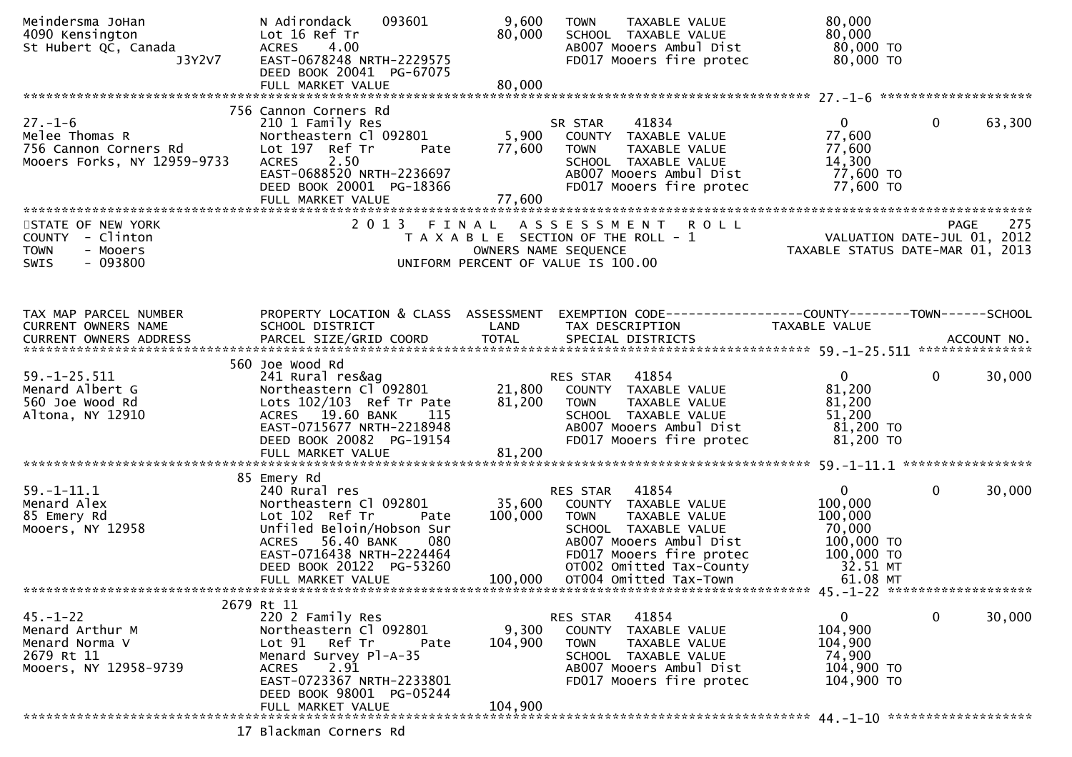```
Meindersma JoHan              N Adirondack    093601         9,600   TOWN    TAXABLE VALUE              80,000
4090 Kensington               Lot 16 Ref Tr                 80,000   SCHOOL  TAXABLE VALUE              80,000
St Hubert QC, Canada          ACRES    4.00                          AB007 Mooers Ambul Dist             80,000 TO
                   J3Y2V7     EAST-0678248 NRTH-2229575              FD017 Mooers fire protec            80,000 TO
                              DEED BOOK 20041  PG-67075
                              FULL MARKET VALUE             80,000
******************************************************************************************************* 27.-1-6 *******************
                            756 Cannon Corners Rd
27.-1-6                       210 1 Family Res                       SR STAR    41834                     0             0     63,300
Melee Thomas R                Northeastern Cl 092801         5,900   COUNTY  TAXABLE VALUE              77,600
756 Cannon Corners Rd         Lot 197  Ref Tr       Pate    77,600   TOWN    TAXABLE VALUE              77,600
Mooers Forks, NY 12959-9733   ACRES    2.50                          SCHOOL  TAXABLE VALUE              14,300
                              EAST-0688520 NRTH-2236697              AB007 Mooers Ambul Dist             77,600 TO
                              DEED BOOK 20001  PG-18366              FD017 Mooers fire protec            77,600 TO
                              FULL MARKET VALUE             77,600
************************************************************************************************************************************
STATE OF NEW YORK                   2 0 1 3   F I N A L   A S S E S S M E N T   R O L L                              PAGE    275
COUNTY  - Clinton                      T A X A B L E  SECTION OF THE ROLL - 1                      VALUATION DATE-JUL 01, 2012
TOWN    - Mooers                             OWNERS NAME SEQUENCE                           TAXABLE STATUS DATE-MAR 01, 2013
SWIS    - 093800                      UNIFORM PERCENT OF VALUE IS 100.00


TAX MAP PARCEL NUMBER         PROPERTY LOCATION & CLASS  ASSESSMENT  EXEMPTION CODE------------------COUNTY--------TOWN------SCHOOL
CURRENT OWNERS NAME           SCHOOL DISTRICT               LAND     TAX DESCRIPTION              TAXABLE VALUE
CURRENT OWNERS ADDRESS        PARCEL SIZE/GRID COORD        TOTAL    SPECIAL DISTRICTS                                  ACCOUNT NO.
******************************************************************************************************* 59.-1-25.511 **************
                            560 Joe Wood Rd
59.-1-25.511                  241 Rural res&ag                       RES STAR   41854                     0             0     30,000
Menard Albert G               Northeastern Cl 092801        21,800   COUNTY  TAXABLE VALUE              81,200
560 Joe Wood Rd               Lots 102/103  Ref Tr Pate     81,200   TOWN    TAXABLE VALUE              81,200
Altona, NY 12910              ACRES   19.60 BANK     115             SCHOOL  TAXABLE VALUE              51,200
                              EAST-0715677 NRTH-2218948              AB007 Mooers Ambul Dist             81,200 TO
                              DEED BOOK 20082  PG-19154              FD017 Mooers fire protec            81,200 TO
                              FULL MARKET VALUE             81,200
******************************************************************************************************* 59.-1-11.1 ****************
                            85 Emery Rd
59.-1-11.1                    240 Rural res                          RES STAR   41854                     0             0     30,000
Menard Alex                   Northeastern Cl 092801        35,600   COUNTY  TAXABLE VALUE             100,000
85 Emery Rd                   Lot 102  Ref Tr       Pate   100,000   TOWN    TAXABLE VALUE             100,000
Mooers, NY 12958              Unfiled Beloin/Hobson Sur              SCHOOL  TAXABLE VALUE              70,000
                              ACRES   56.40 BANK     080             AB007 Mooers Ambul Dist            100,000 TO
                              EAST-0716438 NRTH-2224464              FD017 Mooers fire protec           100,000 TO
                              DEED BOOK 20122  PG-53260              OT002 Omitted Tax-County             32.51 MT
                              FULL MARKET VALUE            100,000   OT004 Omitted Tax-Town               61.08 MT
******************************************************************************************************* 45.-1-22 ******************
                            2679 Rt 11
45.-1-22                      220 2 Family Res                       RES STAR   41854                     0             0     30,000
Menard Arthur M               Northeastern Cl 092801         9,300   COUNTY  TAXABLE VALUE             104,900
Menard Norma V                Lot 91   Ref Tr       Pate   104,900   TOWN    TAXABLE VALUE             104,900
2679 Rt 11                    Menard Survey Pl-A-35                  SCHOOL  TAXABLE VALUE              74,900
Mooers, NY 12958-9739         ACRES    2.91                          AB007 Mooers Ambul Dist            104,900 TO
                              EAST-0723367 NRTH-2233801              FD017 Mooers fire protec           104,900 TO
                              DEED BOOK 98001  PG-05244
                              FULL MARKET VALUE            104,900
******************************************************************************************************* 44.-1-10 ******************
                            17 Blackman Corners Rd
```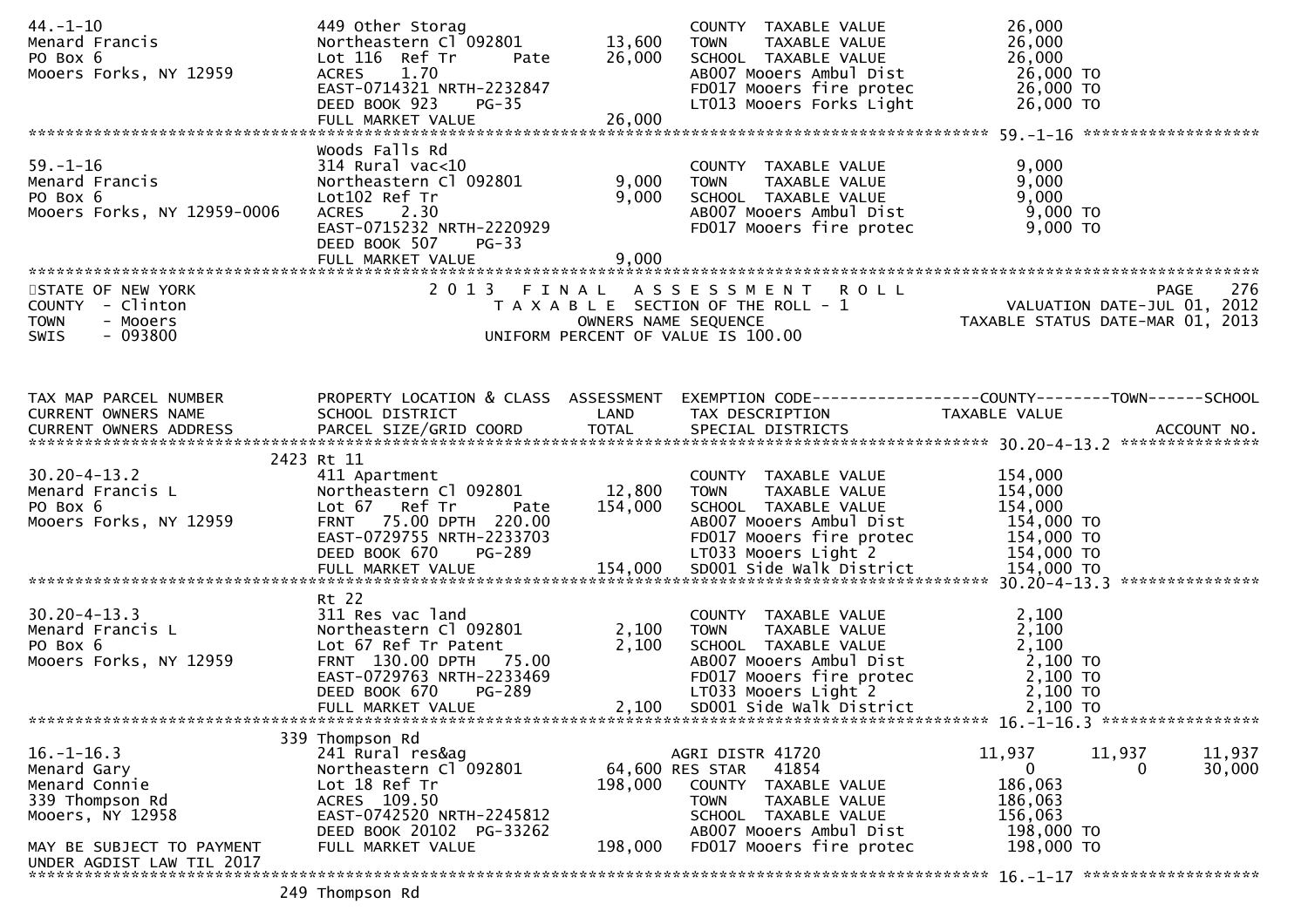```
44.-1-10                      449 Other Storag                         COUNTY  TAXABLE VALUE            26,000
Menard Francis                Northeastern Cl 092801      13,600       TOWN    TAXABLE VALUE            26,000
PO Box 6                      Lot 116  Ref Tr      Pate   26,000       SCHOOL  TAXABLE VALUE            26,000
Mooers Forks, NY 12959        ACRES    1.70                            AB007 Mooers Ambul Dist           26,000 TO
                              EAST-0714321 NRTH-2232847                FD017 Mooers fire protec          26,000 TO
                              DEED BOOK 923    PG-35                   LT013 Mooers Forks Light          26,000 TO
                              FULL MARKET VALUE           26,000
******************************************************************************************************* 59.-1-16 ******************
                              Woods Falls Rd
59.-1-16                      314 Rural vac<10                         COUNTY  TAXABLE VALUE             9,000
Menard Francis                Northeastern Cl 092801       9,000       TOWN    TAXABLE VALUE             9,000
PO Box 6                      Lot102 Ref Tr                9,000       SCHOOL  TAXABLE VALUE             9,000
Mooers Forks, NY 12959-0006   ACRES    2.30                            AB007 Mooers Ambul Dist            9,000 TO
                              EAST-0715232 NRTH-2220929                FD017 Mooers fire protec           9,000 TO
                              DEED BOOK 507    PG-33
                              FULL MARKET VALUE            9,000
************************************************************************************************************************************
STATE OF NEW YORK                    2 0 1 3   F I N A L   A S S E S S M E N T   R O L L                                PAGE    276
COUNTY  - Clinton                        T A X A B L E  SECTION OF THE ROLL - 1                       VALUATION DATE-JUL 01, 2012
TOWN    - Mooers                              OWNERS NAME SEQUENCE                                TAXABLE STATUS DATE-MAR 01, 2013
SWIS    - 093800                        UNIFORM PERCENT OF VALUE IS 100.00


TAX MAP PARCEL NUMBER         PROPERTY LOCATION & CLASS  ASSESSMENT  EXEMPTION CODE------------------COUNTY--------TOWN------SCHOOL
CURRENT OWNERS NAME           SCHOOL DISTRICT               LAND     TAX DESCRIPTION               TAXABLE VALUE
CURRENT OWNERS ADDRESS        PARCEL SIZE/GRID COORD       TOTAL     SPECIAL DISTRICTS                                   ACCOUNT NO.
******************************************************************************************************* 30.20-4-13.2 ***************
                         2423 Rt 11
30.20-4-13.2                  411 Apartment                            COUNTY  TAXABLE VALUE           154,000
Menard Francis L              Northeastern Cl 092801      12,800       TOWN    TAXABLE VALUE           154,000
PO Box 6                      Lot 67   Ref Tr      Pate  154,000       SCHOOL  TAXABLE VALUE           154,000
Mooers Forks, NY 12959        FRNT   75.00 DPTH  220.00                AB007 Mooers Ambul Dist          154,000 TO
                              EAST-0729755 NRTH-2233703                FD017 Mooers fire protec         154,000 TO
                              DEED BOOK 670    PG-289                  LT033 Mooers Light 2             154,000 TO
                              FULL MARKET VALUE          154,000       SD001 Side Walk District         154,000 TO
******************************************************************************************************* 30.20-4-13.3 ***************
                              Rt 22
30.20-4-13.3                  311 Res vac land                         COUNTY  TAXABLE VALUE             2,100
Menard Francis L              Northeastern Cl 092801       2,100       TOWN    TAXABLE VALUE             2,100
PO Box 6                      Lot 67 Ref Tr Patent         2,100       SCHOOL  TAXABLE VALUE             2,100
Mooers Forks, NY 12959        FRNT  130.00 DPTH   75.00                AB007 Mooers Ambul Dist            2,100 TO
                              EAST-0729763 NRTH-2233469                FD017 Mooers fire protec           2,100 TO
                              DEED BOOK 670    PG-289                  LT033 Mooers Light 2               2,100 TO
                              FULL MARKET VALUE            2,100       SD001 Side Walk District           2,100 TO
******************************************************************************************************* 16.-1-16.3 *****************
                          339 Thompson Rd
16.-1-16.3                    241 Rural res&ag                     AGRI DISTR 41720               11,937      11,937      11,937
Menard Gary                   Northeastern Cl 092801      64,600 RES STAR   41854                    0           0      30,000
Menard Connie                 Lot 18 Ref Tr              198,000   COUNTY  TAXABLE VALUE           186,063
339 Thompson Rd               ACRES  109.50                        TOWN    TAXABLE VALUE           186,063
Mooers, NY 12958              EAST-0742520 NRTH-2245812            SCHOOL  TAXABLE VALUE           156,063
                              DEED BOOK 20102  PG-33262            AB007 Mooers Ambul Dist          198,000 TO
MAY BE SUBJECT TO PAYMENT     FULL MARKET VALUE          198,000   FD017 Mooers fire protec         198,000 TO
UNDER AGDIST LAW TIL 2017
******************************************************************************************************* 16.-1-17 *******************
                          249 Thompson Rd
```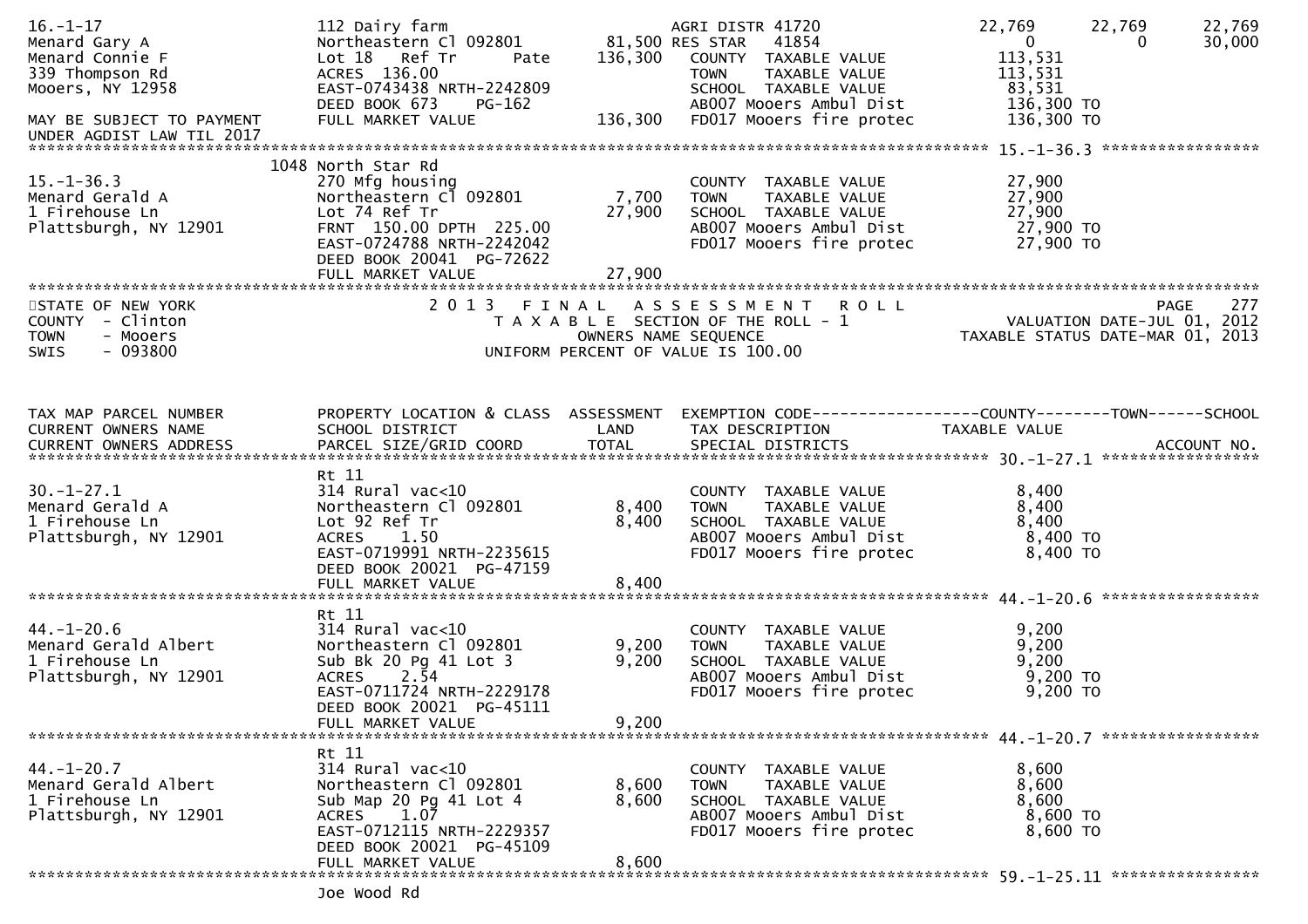```
16.-1-17                     112 Dairy farm                       AGRI DISTR 41720             22,769      22,769      22,769
Menard Gary A                Northeastern Cl 092801      81,500 RES STAR   41854                  0           0      30,000
Menard Connie F              Lot 18   Ref Tr       Pate  136,300   COUNTY  TAXABLE VALUE       113,531
339 Thompson Rd              ACRES  136.00                          TOWN    TAXABLE VALUE       113,531
Mooers, NY 12958             EAST-0743438 NRTH-2242809              SCHOOL  TAXABLE VALUE        83,531
                             DEED BOOK 673    PG-162                AB007 Mooers Ambul Dist      136,300 TO
MAY BE SUBJECT TO PAYMENT    FULL MARKET VALUE          136,300    FD017 Mooers fire protec     136,300 TO
UNDER AGDIST LAW TIL 2017
******************************************************************************************************* 15.-1-36.3 *****************
                        1048 North Star Rd
15.-1-36.3                   270 Mfg housing                        COUNTY  TAXABLE VALUE        27,900
Menard Gerald A              Northeastern Cl 092801       7,700    TOWN    TAXABLE VALUE        27,900
1 Firehouse Ln               Lot 74 Ref Tr               27,900    SCHOOL  TAXABLE VALUE        27,900
Plattsburgh, NY 12901        FRNT 150.00 DPTH 225.00                AB007 Mooers Ambul Dist       27,900 TO
                             EAST-0724788 NRTH-2242042              FD017 Mooers fire protec      27,900 TO
                             DEED BOOK 20041  PG-72622
                             FULL MARKET VALUE           27,900
************************************************************************************************************************************
STATE OF NEW YORK                  2 0 1 3   F I N A L   A S S E S S M E N T   R O L L                                  PAGE    277
COUNTY  - Clinton                        T A X A B L E  SECTION OF THE ROLL - 1                        VALUATION DATE-JUL 01, 2012
TOWN    - Mooers                                 OWNERS NAME SEQUENCE                           TAXABLE STATUS DATE-MAR 01, 2013
SWIS    - 093800                          UNIFORM PERCENT OF VALUE IS 100.00


TAX MAP PARCEL NUMBER        PROPERTY LOCATION & CLASS  ASSESSMENT  EXEMPTION CODE------------------COUNTY--------TOWN------SCHOOL
CURRENT OWNERS NAME          SCHOOL DISTRICT               LAND      TAX DESCRIPTION              TAXABLE VALUE
CURRENT OWNERS ADDRESS       PARCEL SIZE/GRID COORD       TOTAL      SPECIAL DISTRICTS                                    ACCOUNT NO.
******************************************************************************************************* 30.-1-27.1 *****************
                             Rt 11
30.-1-27.1                   314 Rural vac<10                       COUNTY  TAXABLE VALUE         8,400
Menard Gerald A              Northeastern Cl 092801       8,400    TOWN    TAXABLE VALUE         8,400
1 Firehouse Ln               Lot 92 Ref Tr                8,400    SCHOOL  TAXABLE VALUE         8,400
Plattsburgh, NY 12901        ACRES    1.50                          AB007 Mooers Ambul Dist        8,400 TO
                             EAST-0719991 NRTH-2235615              FD017 Mooers fire protec       8,400 TO
                             DEED BOOK 20021  PG-47159
                             FULL MARKET VALUE            8,400
******************************************************************************************************* 44.-1-20.6 *****************
                             Rt 11
44.-1-20.6                   314 Rural vac<10                       COUNTY  TAXABLE VALUE         9,200
Menard Gerald Albert         Northeastern Cl 092801       9,200    TOWN    TAXABLE VALUE         9,200
1 Firehouse Ln               Sub Bk 20 Pg 41 Lot 3        9,200    SCHOOL  TAXABLE VALUE         9,200
Plattsburgh, NY 12901        ACRES    2.54                          AB007 Mooers Ambul Dist        9,200 TO
                             EAST-0711724 NRTH-2229178              FD017 Mooers fire protec       9,200 TO
                             DEED BOOK 20021  PG-45111
                             FULL MARKET VALUE            9,200
******************************************************************************************************* 44.-1-20.7 *****************
                             Rt 11
44.-1-20.7                   314 Rural vac<10                       COUNTY  TAXABLE VALUE         8,600
Menard Gerald Albert         Northeastern Cl 092801       8,600    TOWN    TAXABLE VALUE         8,600
1 Firehouse Ln               Sub Map 20 Pg 41 Lot 4       8,600    SCHOOL  TAXABLE VALUE         8,600
Plattsburgh, NY 12901        ACRES    1.07                          AB007 Mooers Ambul Dist        8,600 TO
                             EAST-0712115 NRTH-2229357              FD017 Mooers fire protec       8,600 TO
                             DEED BOOK 20021  PG-45109
                             FULL MARKET VALUE            8,600
******************************************************************************************************* 59.-1-25.11 ****************
                             Joe Wood Rd
```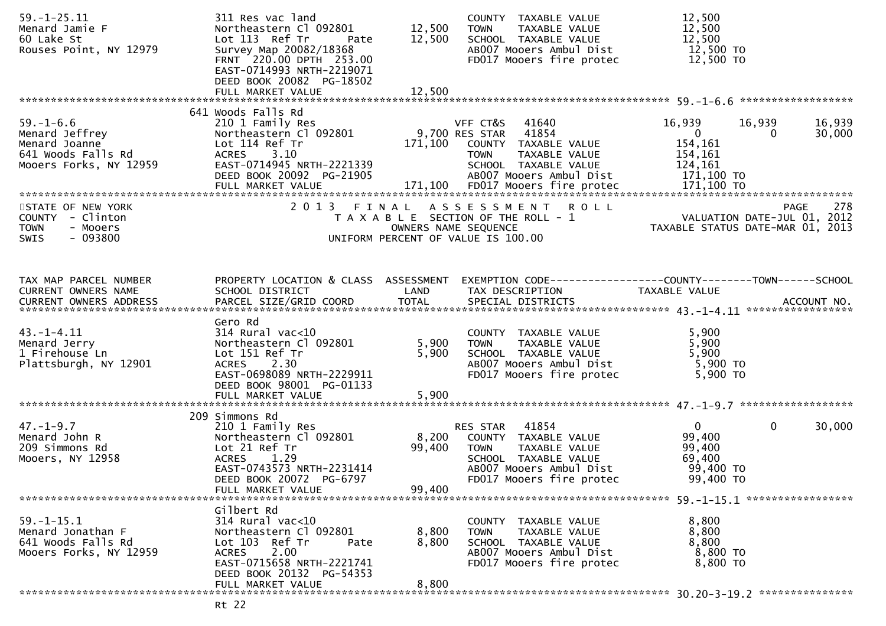```
59.-1-25.11              311 Res vac land                          COUNTY  TAXABLE VALUE            12,500
Menard Jamie F           Northeastern Cl 092801     12,500      TOWN    TAXABLE VALUE            12,500
60 Lake St               Lot 113  Ref Tr      Pate   12,500      SCHOOL  TAXABLE VALUE            12,500
Rouses Point, NY 12979   Survey Map 20082/18368                    AB007 Mooers Ambul Dist           12,500 TO
                         FRNT  220.00 DPTH  253.00                 FD017 Mooers fire protec          12,500 TO
                         EAST-0714993 NRTH-2219071
                         DEED BOOK 20082  PG-18502
                         FULL MARKET VALUE            12,500
******************************************************************************************************* 59.-1-6.6 ******************
                       641 Woods Falls Rd
59.-1-6.6                210 1 Family Res                     VFF CT&S   41640              16,939      16,939      16,939
Menard Jeffrey           Northeastern Cl 092801       9,700 RES STAR    41854                   0           0      30,000
Menard Joanne            Lot 114 Ref Tr              171,100   COUNTY  TAXABLE VALUE           154,161
641 Woods Falls Rd       ACRES     3.10                          TOWN    TAXABLE VALUE           154,161
Mooers Forks, NY 12959   EAST-0714945 NRTH-2221339                 SCHOOL  TAXABLE VALUE           124,161
                         DEED BOOK 20092  PG-21905                 AB007 Mooers Ambul Dist          171,100 TO
                         FULL MARKET VALUE           171,100   FD017 Mooers fire protec         171,100 TO
************************************************************************************************************************************
STATE OF NEW YORK               2 0 1 3   F I N A L   A S S E S S M E N T   R O L L                                    PAGE    278
COUNTY  - Clinton                  T A X A B L E  SECTION OF THE ROLL - 1                       VALUATION DATE-JUL 01, 2012
TOWN    - Mooers                              OWNERS NAME SEQUENCE                         TAXABLE STATUS DATE-MAR 01, 2013
SWIS    - 093800                       UNIFORM PERCENT OF VALUE IS 100.00


TAX MAP PARCEL NUMBER    PROPERTY LOCATION & CLASS  ASSESSMENT  EXEMPTION CODE------------------COUNTY--------TOWN------SCHOOL
CURRENT OWNERS NAME      SCHOOL DISTRICT               LAND      TAX DESCRIPTION            TAXABLE VALUE
CURRENT OWNERS ADDRESS   PARCEL SIZE/GRID COORD       TOTAL      SPECIAL DISTRICTS                                      ACCOUNT NO.
******************************************************************************************************* 43.-1-4.11 *****************
                         Gero Rd
43.-1-4.11               314 Rural vac<10                          COUNTY  TAXABLE VALUE             5,900
Menard Jerry             Northeastern Cl 092801       5,900      TOWN    TAXABLE VALUE             5,900
1 Firehouse Ln           Lot 151 Ref Tr               5,900      SCHOOL  TAXABLE VALUE             5,900
Plattsburgh, NY 12901    ACRES     2.30                          AB007 Mooers Ambul Dist            5,900 TO
                         EAST-0698089 NRTH-2229911                 FD017 Mooers fire protec           5,900 TO
                         DEED BOOK 98001  PG-01133
                         FULL MARKET VALUE             5,900
******************************************************************************************************* 47.-1-9.7 ******************
                       209 Simmons Rd
47.-1-9.7                210 1 Family Res                     RES STAR    41854                   0           0      30,000
Menard John R            Northeastern Cl 092801       8,200   COUNTY  TAXABLE VALUE            99,400
209 Simmons Rd           Lot 21 Ref Tr                99,400   TOWN    TAXABLE VALUE            99,400
Mooers, NY 12958         ACRES     1.29                          SCHOOL  TAXABLE VALUE            69,400
                         EAST-0743573 NRTH-2231414                 AB007 Mooers Ambul Dist           99,400 TO
                         DEED BOOK 20072  PG-6797                  FD017 Mooers fire protec          99,400 TO
                         FULL MARKET VALUE            99,400
******************************************************************************************************* 59.-1-15.1 *****************
                         Gilbert Rd
59.-1-15.1               314 Rural vac<10                          COUNTY  TAXABLE VALUE             8,800
Menard Jonathan F        Northeastern Cl 092801       8,800      TOWN    TAXABLE VALUE             8,800
641 Woods Falls Rd       Lot 103  Ref Tr      Pate     8,800      SCHOOL  TAXABLE VALUE             8,800
Mooers Forks, NY 12959   ACRES     2.00                          AB007 Mooers Ambul Dist            8,800 TO
                         EAST-0715658 NRTH-2221741                 FD017 Mooers fire protec           8,800 TO
                         DEED BOOK 20132  PG-54353
                         FULL MARKET VALUE             8,800
******************************************************************************************************* 30.20-3-19.2 ***************
                         Rt 22
```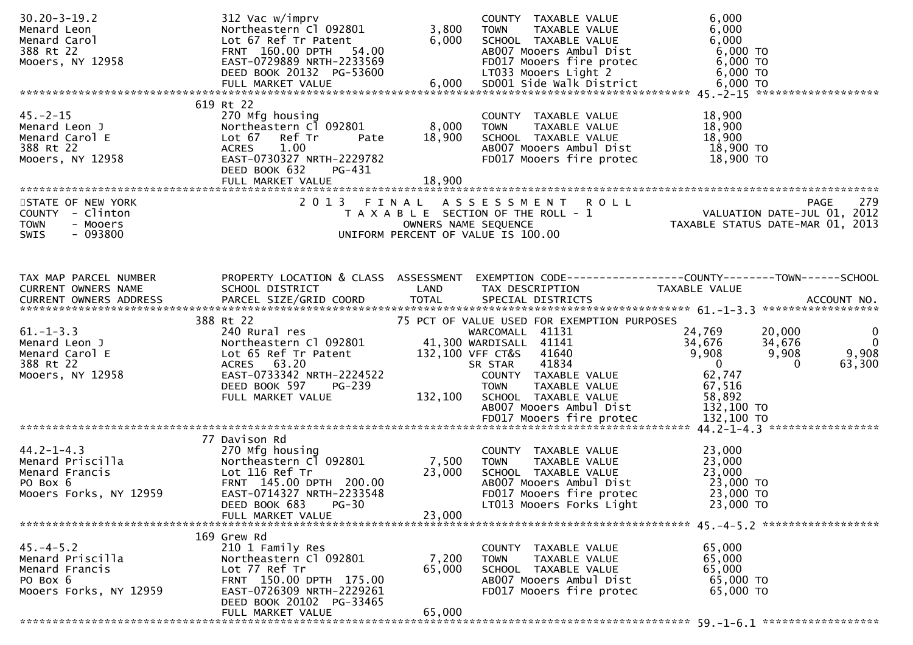```
30.20-3-19.2                312 Vac w/imprv                           COUNTY  TAXABLE VALUE             6,000
Menard Leon                 Northeastern Cl 092801        3,800       TOWN    TAXABLE VALUE             6,000
Menard Carol                Lot 67 Ref Tr Patent          6,000       SCHOOL  TAXABLE VALUE             6,000
388 Rt 22                   FRNT  160.00 DPTH   54.00                 AB007 Mooers Ambul Dist            6,000 TO
Mooers, NY 12958            EAST-0729889 NRTH-2233569                 FD017 Mooers fire protec           6,000 TO
                            DEED BOOK 20132  PG-53600                 LT033 Mooers Light 2               6,000 TO
                            FULL MARKET VALUE             6,000       SD001 Side walk District           6,000 TO
******************************************************************************************************* 45.-2-15 ******************
                         619 Rt 22
45.-2-15                    270 Mfg housing                           COUNTY  TAXABLE VALUE            18,900
Menard Leon J               Northeastern Cl 092801        8,000       TOWN    TAXABLE VALUE            18,900
Menard Carol E              Lot 67   Ref Tr      Pate    18,900       SCHOOL  TAXABLE VALUE            18,900
388 Rt 22                   ACRES    1.00                             AB007 Mooers Ambul Dist           18,900 TO
Mooers, NY 12958            EAST-0730327 NRTH-2229782                 FD017 Mooers fire protec          18,900 TO
                            DEED BOOK 632    PG-431
                            FULL MARKET VALUE            18,900
************************************************************************************************************************************
STATE OF NEW YORK                    2 0 1 3   F I N A L   A S S E S S M E N T   R O L L                                 PAGE    279
COUNTY  - Clinton                        T A X A B L E  SECTION OF THE ROLL - 1                          VALUATION DATE-JUL 01, 2012
TOWN    - Mooers                               OWNERS NAME SEQUENCE                                  TAXABLE STATUS DATE-MAR 01, 2013
SWIS    - 093800                        UNIFORM PERCENT OF VALUE IS 100.00



TAX MAP PARCEL NUMBER       PROPERTY LOCATION & CLASS  ASSESSMENT  EXEMPTION CODE------------------COUNTY--------TOWN------SCHOOL
CURRENT OWNERS NAME         SCHOOL DISTRICT               LAND     TAX DESCRIPTION                 TAXABLE VALUE
CURRENT OWNERS ADDRESS      PARCEL SIZE/GRID COORD        TOTAL    SPECIAL DISTRICTS                                    ACCOUNT NO.
******************************************************************************************************* 61.-1-3.3 ******************
                         388 Rt 22                             75 PCT OF VALUE USED FOR EXEMPTION PURPOSES
61.-1-3.3                   240 Rural res                           WARCOMALL  41131               24,769      20,000          0
Menard Leon J               Northeastern Cl 092801       41,300 WARDISALL  41141               34,676      34,676          0
Menard Carol E              Lot 65 Ref Tr Patent        132,100 VFF CT&S   41640                9,908       9,908      9,908
388 Rt 22                   ACRES   63.20                            SR STAR    41834                    0           0     63,300
Mooers, NY 12958            EAST-0733342 NRTH-2224522                COUNTY  TAXABLE VALUE             62,747
                            DEED BOOK 597    PG-239                  TOWN    TAXABLE VALUE             67,516
                            FULL MARKET VALUE           132,100      SCHOOL  TAXABLE VALUE             58,892
                                                                     AB007 Mooers Ambul Dist          132,100 TO
                                                                     FD017 Mooers fire protec         132,100 TO
******************************************************************************************************* 44.2-1-4.3 *****************
                          77 Davison Rd
44.2-1-4.3                  270 Mfg housing                           COUNTY  TAXABLE VALUE            23,000
Menard Priscilla            Northeastern Cl 092801        7,500       TOWN    TAXABLE VALUE            23,000
Menard Francis              Lot 116 Ref Tr               23,000       SCHOOL  TAXABLE VALUE            23,000
PO Box 6                    FRNT  145.00 DPTH  200.00                 AB007 Mooers Ambul Dist           23,000 TO
Mooers Forks, NY 12959      EAST-0714327 NRTH-2233548                 FD017 Mooers fire protec          23,000 TO
                            DEED BOOK 683    PG-30                    LT013 Mooers Forks Light          23,000 TO
                            FULL MARKET VALUE            23,000
******************************************************************************************************* 45.-4-5.2 ******************
                         169 Grew Rd
45.-4-5.2                   210 1 Family Res                          COUNTY  TAXABLE VALUE            65,000
Menard Priscilla            Northeastern Cl 092801        7,200       TOWN    TAXABLE VALUE            65,000
Menard Francis              Lot 77 Ref Tr                65,000       SCHOOL  TAXABLE VALUE            65,000
PO Box 6                    FRNT  150.00 DPTH  175.00                 AB007 Mooers Ambul Dist           65,000 TO
Mooers Forks, NY 12959      EAST-0726309 NRTH-2229261                 FD017 Mooers fire protec          65,000 TO
                            DEED BOOK 20102  PG-33465
                            FULL MARKET VALUE            65,000
******************************************************************************************************* 59.-1-6.1 ******************
```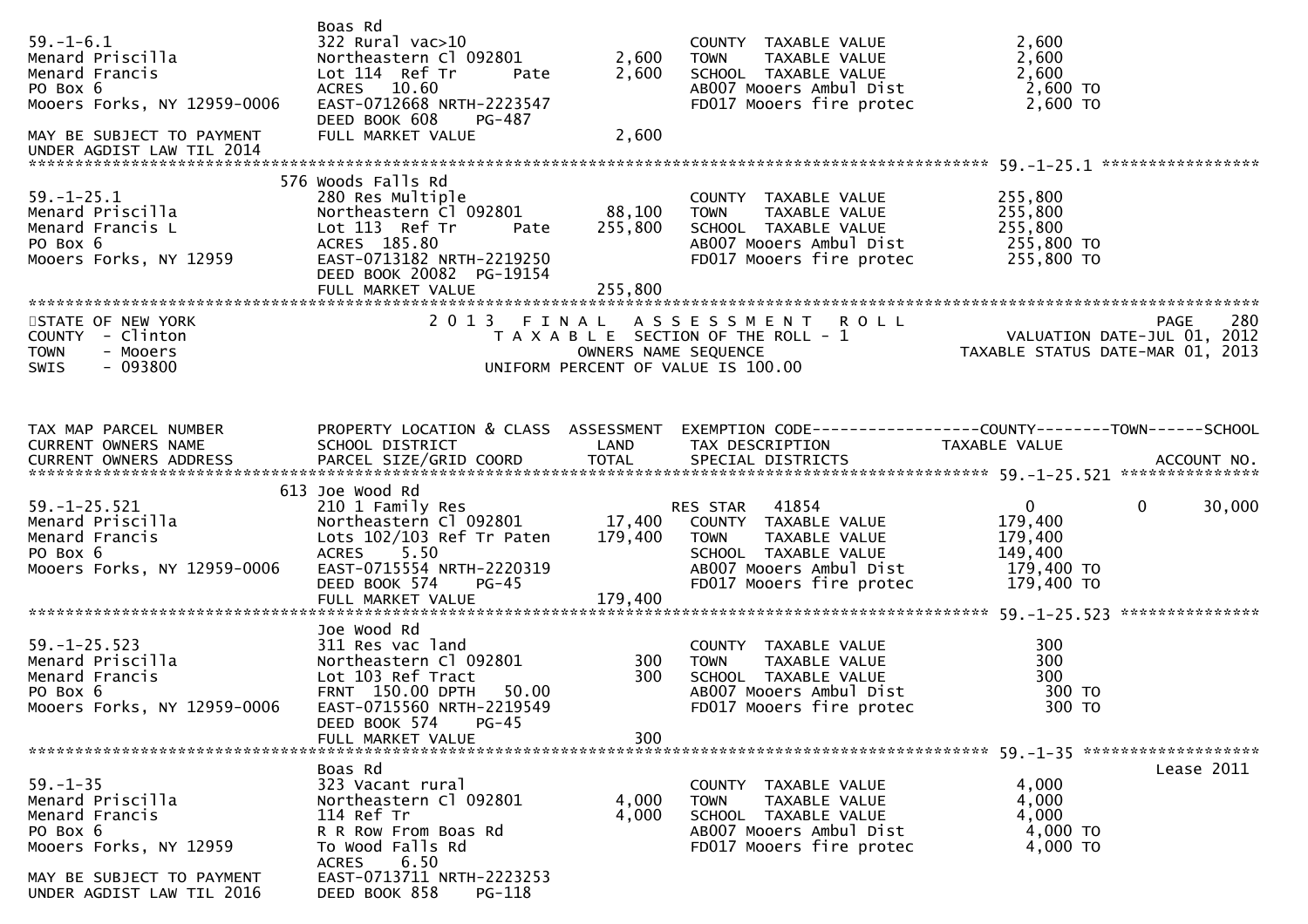```
                              Boas Rd
59.-1-6.1                     322 Rural vac>10                    COUNTY  TAXABLE VALUE            2,600
Menard Priscilla              Northeastern Cl 092801      2,600   TOWN    TAXABLE VALUE            2,600
Menard Francis                Lot 114  Ref Tr      Pate   2,600   SCHOOL  TAXABLE VALUE            2,600
PO Box 6                      ACRES   10.60                       AB007 Mooers Ambul Dist           2,600 TO
Mooers Forks, NY 12959-0006   EAST-0712668 NRTH-2223547           FD017 Mooers fire protec          2,600 TO
                              DEED BOOK 608    PG-487
MAY BE SUBJECT TO PAYMENT     FULL MARKET VALUE           2,600
UNDER AGDIST LAW TIL 2014
******************************************************************************************************* 59.-1-25.1 *****************
                          576 Woods Falls Rd
59.-1-25.1                    280 Res Multiple                    COUNTY  TAXABLE VALUE          255,800
Menard Priscilla              Northeastern Cl 092801     88,100   TOWN    TAXABLE VALUE          255,800
Menard Francis L              Lot 113  Ref Tr      Pate 255,800   SCHOOL  TAXABLE VALUE          255,800
PO Box 6                      ACRES  185.80                       AB007 Mooers Ambul Dist         255,800 TO
Mooers Forks, NY 12959        EAST-0713182 NRTH-2219250           FD017 Mooers fire protec        255,800 TO
                              DEED BOOK 20082 PG-19154
                              FULL MARKET VALUE         255,800
************************************************************************************************************************************
STATE OF NEW YORK                    2 0 1 3   F I N A L   A S S E S S M E N T   R O L L                              PAGE    280
COUNTY  - Clinton                         T A X A B L E  SECTION OF THE ROLL - 1                   VALUATION DATE-JUL 01, 2012
TOWN    - Mooers                                 OWNERS NAME SEQUENCE                           TAXABLE STATUS DATE-MAR 01, 2013
SWIS    - 093800                          UNIFORM PERCENT OF VALUE IS 100.00


TAX MAP PARCEL NUMBER         PROPERTY LOCATION & CLASS  ASSESSMENT  EXEMPTION CODE-----------------COUNTY--------TOWN------SCHOOL
CURRENT OWNERS NAME           SCHOOL DISTRICT               LAND      TAX DESCRIPTION            TAXABLE VALUE
CURRENT OWNERS ADDRESS        PARCEL SIZE/GRID COORD       TOTAL      SPECIAL DISTRICTS                                 ACCOUNT NO.
******************************************************************************************************* 59.-1-25.521 ***************
                          613 Joe Wood Rd
59.-1-25.521                  210 1 Family Res                     RES STAR   41854                  0            0       30,000
Menard Priscilla              Northeastern Cl 092801     17,400    COUNTY  TAXABLE VALUE          179,400
Menard Francis                Lots 102/103 Ref Tr Paten 179,400    TOWN    TAXABLE VALUE          179,400
PO Box 6                      ACRES    5.50                        SCHOOL  TAXABLE VALUE          149,400
Mooers Forks, NY 12959-0006   EAST-0715554 NRTH-2220319            AB007 Mooers Ambul Dist         179,400 TO
                              DEED BOOK 574    PG-45               FD017 Mooers fire protec        179,400 TO
                              FULL MARKET VALUE         179,400
******************************************************************************************************* 59.-1-25.523 ***************
                              Joe Wood Rd
59.-1-25.523                  311 Res vac land                     COUNTY  TAXABLE VALUE              300
Menard Priscilla              Northeastern Cl 092801        300    TOWN    TAXABLE VALUE              300
Menard Francis                Lot 103 Ref Tract             300    SCHOOL  TAXABLE VALUE              300
PO Box 6                      FRNT 150.00 DPTH   50.00             AB007 Mooers Ambul Dist             300 TO
Mooers Forks, NY 12959-0006   EAST-0715560 NRTH-2219549            FD017 Mooers fire protec            300 TO
                              DEED BOOK 574    PG-45
                              FULL MARKET VALUE             300
******************************************************************************************************* 59.-1-35 *******************
                              Boas Rd                                                                                Lease 2011
59.-1-35                      323 Vacant rural                     COUNTY  TAXABLE VALUE            4,000
Menard Priscilla              Northeastern Cl 092801      4,000    TOWN    TAXABLE VALUE            4,000
Menard Francis                114 Ref Tr                  4,000    SCHOOL  TAXABLE VALUE            4,000
PO Box 6                      R R Row From Boas Rd                 AB007 Mooers Ambul Dist           4,000 TO
Mooers Forks, NY 12959        To Wood Falls Rd                     FD017 Mooers fire protec          4,000 TO
                              ACRES    6.50
MAY BE SUBJECT TO PAYMENT     EAST-0713711 NRTH-2223253
UNDER AGDIST LAW TIL 2016     DEED BOOK 858    PG-118
```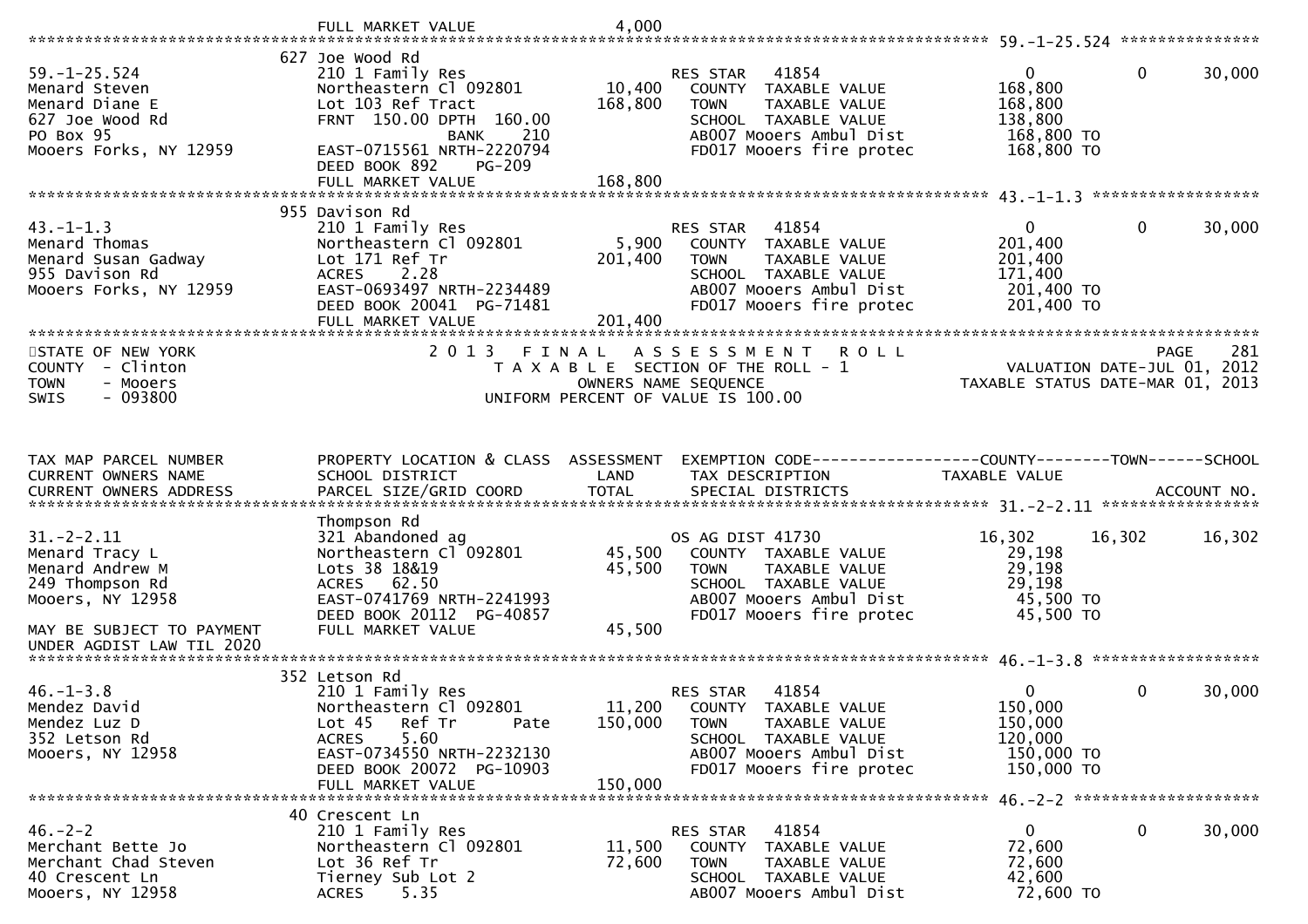```
                              FULL MARKET VALUE                4,000
******************************************************************************************************* 59.-1-25.524 ***************
                              627 Joe Wood Rd
59.-1-25.524                  210 1 Family Res                         RES STAR    41854                      0             0      30,000
Menard Steven                 Northeastern Cl 092801        10,400        COUNTY  TAXABLE VALUE             168,800
Menard Diane E                Lot 103 Ref Tract            168,800        TOWN    TAXABLE VALUE             168,800
627 Joe Wood Rd               FRNT  150.00 DPTH  160.00                   SCHOOL  TAXABLE VALUE             138,800
PO Box 95                                  BANK     210                   AB007 Mooers Ambul Dist            168,800 TO
Mooers Forks, NY 12959        EAST-0715561 NRTH-2220794                   FD017 Mooers fire protec           168,800 TO
                              DEED BOOK 892     PG-209
                              FULL MARKET VALUE              168,800
******************************************************************************************************* 43.-1-1.3 ******************
                              955 Davison Rd
43.-1-1.3                     210 1 Family Res                         RES STAR    41854                      0             0      30,000
Menard Thomas                 Northeastern Cl 092801         5,900        COUNTY  TAXABLE VALUE             201,400
Menard Susan Gadway           Lot 171 Ref Tr               201,400        TOWN    TAXABLE VALUE             201,400
955 Davison Rd                ACRES     2.28                              SCHOOL  TAXABLE VALUE             171,400
Mooers Forks, NY 12959        EAST-0693497 NRTH-2234489                   AB007 Mooers Ambul Dist            201,400 TO
                              DEED BOOK 20041  PG-71481                   FD017 Mooers fire protec           201,400 TO
                              FULL MARKET VALUE              201,400
************************************************************************************************************************************
STATE OF NEW YORK                     2 0 1 3   F I N A L   A S S E S S M E N T   R O L L                                  PAGE    281
COUNTY  - Clinton                        T A X A B L E  SECTION OF THE ROLL - 1                         VALUATION DATE-JUL 01, 2012
TOWN    - Mooers                                OWNERS NAME SEQUENCE                               TAXABLE STATUS DATE-MAR 01, 2013
SWIS    - 093800                         UNIFORM PERCENT OF VALUE IS 100.00



TAX MAP PARCEL NUMBER         PROPERTY LOCATION & CLASS  ASSESSMENT  EXEMPTION CODE------------------COUNTY--------TOWN------SCHOOL
CURRENT OWNERS NAME           SCHOOL DISTRICT               LAND      TAX DESCRIPTION              TAXABLE VALUE
CURRENT OWNERS ADDRESS        PARCEL SIZE/GRID COORD        TOTAL     SPECIAL DISTRICTS                                  ACCOUNT NO.
******************************************************************************************************* 31.-2-2.11 *****************
                              Thompson Rd
31.-2-2.11                    321 Abandoned ag                         OS AG DIST 41730                  16,302        16,302      16,302
Menard Tracy L                Northeastern Cl 092801        45,500        COUNTY  TAXABLE VALUE              29,198
Menard Andrew M               Lots 38 18&19                 45,500        TOWN    TAXABLE VALUE              29,198
249 Thompson Rd               ACRES    62.50                              SCHOOL  TAXABLE VALUE              29,198
Mooers, NY 12958              EAST-0741769 NRTH-2241993                   AB007 Mooers Ambul Dist             45,500 TO
                              DEED BOOK 20112  PG-40857                   FD017 Mooers fire protec            45,500 TO
MAY BE SUBJECT TO PAYMENT     FULL MARKET VALUE               45,500
UNDER AGDIST LAW TIL 2020
******************************************************************************************************* 46.-1-3.8 ******************
                              352 Letson Rd
46.-1-3.8                     210 1 Family Res                         RES STAR    41854                      0             0      30,000
Mendez David                  Northeastern Cl 092801        11,200        COUNTY  TAXABLE VALUE             150,000
Mendez Luz D                  Lot 45   Ref Tr       Pate   150,000        TOWN    TAXABLE VALUE             150,000
352 Letson Rd                 ACRES     5.60                              SCHOOL  TAXABLE VALUE             120,000
Mooers, NY 12958              EAST-0734550 NRTH-2232130                   AB007 Mooers Ambul Dist            150,000 TO
                              DEED BOOK 20072  PG-10903                   FD017 Mooers fire protec           150,000 TO
                              FULL MARKET VALUE              150,000
******************************************************************************************************* 46.-2-2 ********************
                              40 Crescent Ln
46.-2-2                       210 1 Family Res                         RES STAR    41854                      0             0      30,000
Merchant Bette Jo             Northeastern Cl 092801        11,500        COUNTY  TAXABLE VALUE              72,600
Merchant Chad Steven          Lot 36 Ref Tr                 72,600        TOWN    TAXABLE VALUE              72,600
40 Crescent Ln                Tierney Sub Lot 2                           SCHOOL  TAXABLE VALUE              42,600
Mooers, NY 12958              ACRES     5.35                              AB007 Mooers Ambul Dist             72,600 TO
```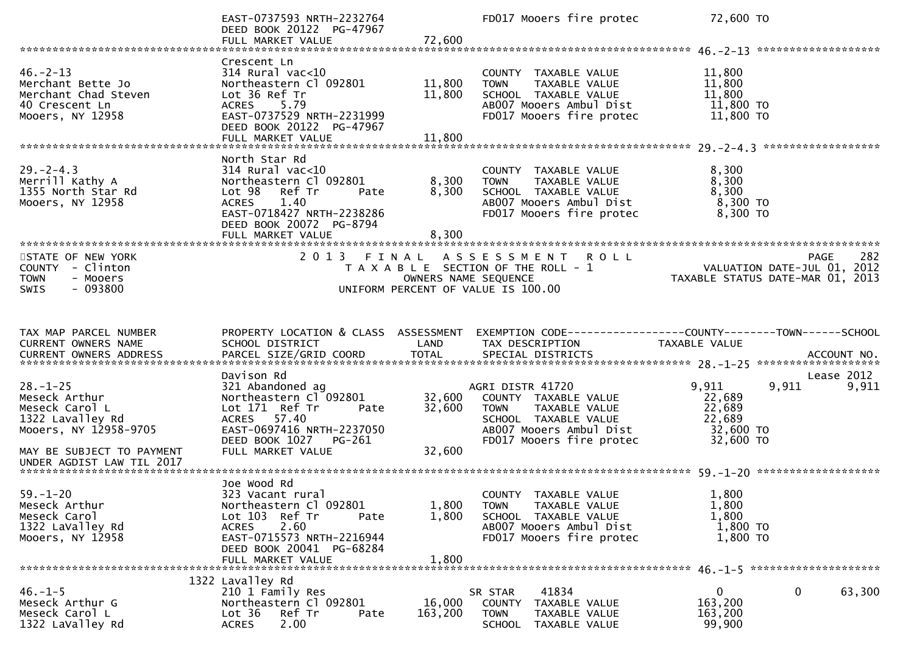```
                               EAST-0737593 NRTH-2232764                 FD017 Mooers fire protec              72,600 TO
                               DEED BOOK 20122  PG-47967
                               FULL MARKET VALUE                  72,600
******************************************************************************************************* 46.-2-13 *******************
                               Crescent Ln
46.-2-13                       314 Rural vac<10                          COUNTY  TAXABLE VALUE                 11,800
Merchant Bette Jo              Northeastern Cl 092801         11,800     TOWN    TAXABLE VALUE                 11,800
Merchant Chad Steven           Lot 36 Ref Tr                  11,800     SCHOOL  TAXABLE VALUE                 11,800
40 Crescent Ln                 ACRES    5.79                             AB007 Mooers Ambul Dist                11,800 TO
Mooers, NY 12958               EAST-0737529 NRTH-2231999                 FD017 Mooers fire protec               11,800 TO
                               DEED BOOK 20122  PG-47967
                               FULL MARKET VALUE                  11,800
******************************************************************************************************* 29.-2-4.3 ******************
                               North Star Rd
29.-2-4.3                      314 Rural vac<10                          COUNTY  TAXABLE VALUE                  8,300
Merrill Kathy A                Northeastern Cl 092801          8,300     TOWN    TAXABLE VALUE                  8,300
1355 North Star Rd             Lot 98   Ref Tr      Pate       8,300     SCHOOL  TAXABLE VALUE                  8,300
Mooers, NY 12958               ACRES    1.40                             AB007 Mooers Ambul Dist                 8,300 TO
                               EAST-0718427 NRTH-2238286                 FD017 Mooers fire protec                8,300 TO
                               DEED BOOK 20072  PG-8794
                               FULL MARKET VALUE                   8,300
************************************************************************************************************************************
STATE OF NEW YORK                    2 0 1 3   F I N A L   A S S E S S M E N T   R O L L                              PAGE    282
COUNTY  - Clinton                         T A X A B L E  SECTION OF THE ROLL - 1                       VALUATION DATE-JUL 01, 2012
TOWN    - Mooers                                  OWNERS NAME SEQUENCE                           TAXABLE STATUS DATE-MAR 01, 2013
SWIS    - 093800                          UNIFORM PERCENT OF VALUE IS 100.00


TAX MAP PARCEL NUMBER          PROPERTY LOCATION & CLASS  ASSESSMENT  EXEMPTION CODE------------------COUNTY--------TOWN------SCHOOL
CURRENT OWNERS NAME            SCHOOL DISTRICT              LAND      TAX DESCRIPTION              TAXABLE VALUE
CURRENT OWNERS ADDRESS         PARCEL SIZE/GRID COORD       TOTAL     SPECIAL DISTRICTS                                 ACCOUNT NO.
******************************************************************************************************* 28.-1-25 *******************
                               Davison Rd                                                                            Lease 2012
28.-1-25                       321 Abandoned ag                        AGRI DISTR 41720                9,911        9,911      9,911
Meseck Arthur                  Northeastern Cl 092801         32,600     COUNTY  TAXABLE VALUE                 22,689
Meseck Carol L                 Lot 171  Ref Tr      Pate      32,600     TOWN    TAXABLE VALUE                 22,689
1322 Lavalley Rd               ACRES   57.40                             SCHOOL  TAXABLE VALUE                 22,689
Mooers, NY 12958-9705          EAST-0697416 NRTH-2237050                 AB007 Mooers Ambul Dist                32,600 TO
                               DEED BOOK 1027    PG-261                  FD017 Mooers fire protec               32,600 TO
MAY BE SUBJECT TO PAYMENT      FULL MARKET VALUE                  32,600
UNDER AGDIST LAW TIL 2017
******************************************************************************************************* 59.-1-20 *******************
                               Joe Wood Rd
59.-1-20                       323 Vacant rural                          COUNTY  TAXABLE VALUE                  1,800
Meseck Arthur                  Northeastern Cl 092801          1,800     TOWN    TAXABLE VALUE                  1,800
Meseck Carol                   Lot 103  Ref Tr      Pate       1,800     SCHOOL  TAXABLE VALUE                  1,800
1322 LaValley Rd               ACRES    2.60                             AB007 Mooers Ambul Dist                 1,800 TO
Mooers, NY 12958               EAST-0715573 NRTH-2216944                 FD017 Mooers fire protec                1,800 TO
                               DEED BOOK 20041  PG-68284
                               FULL MARKET VALUE                   1,800
******************************************************************************************************* 46.-1-5 ********************
                          1322 Lavalley Rd
46.-1-5                        210 1 Family Res                        SR STAR     41834                   0            0     63,300
Meseck Arthur G                Northeastern Cl 092801         16,000     COUNTY  TAXABLE VALUE                163,200
Meseck Carol L                 Lot 36    Ref Tr     Pate     163,200     TOWN    TAXABLE VALUE                163,200
1322 LaValley Rd               ACRES    2.00                             SCHOOL  TAXABLE VALUE                 99,900
```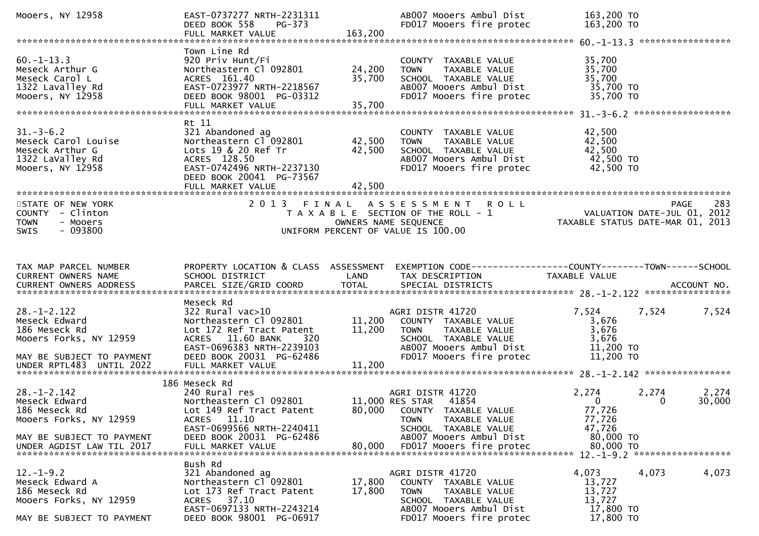```
Mooers, NY 12958              EAST-0737277 NRTH-2231311              AB007 Mooers Ambul Dist         163,200 TO
                              DEED BOOK 558    PG-373                FD017 Mooers fire protec        163,200 TO
                              FULL MARKET VALUE            163,200
******************************************************************************************************* 60.-1-13.3 *****************
                              Town Line Rd
60.-1-13.3                    920 Priv Hunt/Fi                       COUNTY  TAXABLE VALUE           35,700
Meseck Arthur G               Northeastern Cl 092801       24,200   TOWN    TAXABLE VALUE           35,700
Meseck Carol L                ACRES 161.40                 35,700   SCHOOL  TAXABLE VALUE           35,700
1322 Lavalley Rd              EAST-0723977 NRTH-2218567              AB007 Mooers Ambul Dist          35,700 TO
Mooers, NY 12958              DEED BOOK 98001  PG-03312              FD017 Mooers fire protec         35,700 TO
                              FULL MARKET VALUE             35,700
******************************************************************************************************* 31.-3-6.2 ******************
                              Rt 11
31.-3-6.2                     321 Abandoned ag                       COUNTY  TAXABLE VALUE           42,500
Meseck Carol Louise           Northeastern Cl 092801       42,500   TOWN    TAXABLE VALUE           42,500
Meseck Arthur G               Lots 19 & 20 Ref Tr          42,500   SCHOOL  TAXABLE VALUE           42,500
1322 LaValley Rd              ACRES 128.50                           AB007 Mooers Ambul Dist          42,500 TO
Mooers, NY 12958              EAST-0742496 NRTH-2237130              FD017 Mooers fire protec         42,500 TO
                              DEED BOOK 20041  PG-73567
                              FULL MARKET VALUE             42,500
************************************************************************************************************************************
STATE OF NEW YORK                   2 0 1 3   F I N A L   A S S E S S M E N T   R O L L                            PAGE    283
COUNTY  - Clinton                        T A X A B L E  SECTION OF THE ROLL - 1                  VALUATION DATE-JUL 01, 2012
TOWN    - Mooers                              OWNERS NAME SEQUENCE                          TAXABLE STATUS DATE-MAR 01, 2013
SWIS    - 093800                         UNIFORM PERCENT OF VALUE IS 100.00


TAX MAP PARCEL NUMBER         PROPERTY LOCATION & CLASS  ASSESSMENT  EXEMPTION CODE------------------COUNTY--------TOWN------SCHOOL
CURRENT OWNERS NAME           SCHOOL DISTRICT               LAND     TAX DESCRIPTION                 TAXABLE VALUE
CURRENT OWNERS ADDRESS        PARCEL SIZE/GRID COORD        TOTAL    SPECIAL DISTRICTS                                   ACCOUNT NO.
******************************************************************************************************* 28.-1-2.122 ****************
                              Meseck Rd
28.-1-2.122                   322 Rural vac>10                       AGRI DISTR 41720                 7,524      7,524      7,524
Meseck Edward                 Northeastern Cl 092801       11,200    COUNTY  TAXABLE VALUE           3,676
186 Meseck Rd                 Lot 172 Ref Tract Patent     11,200    TOWN    TAXABLE VALUE           3,676
Mooers Forks, NY 12959        ACRES  11.60 BANK    320               SCHOOL  TAXABLE VALUE           3,676
                              EAST-0696383 NRTH-2239103              AB007 Mooers Ambul Dist          11,200 TO
MAY BE SUBJECT TO PAYMENT     DEED BOOK 20031  PG-62486              FD017 Mooers fire protec         11,200 TO
UNDER RPTL483  UNTIL 2022     FULL MARKET VALUE             11,200
******************************************************************************************************* 28.-1-2.142 ****************
                    186 Meseck Rd
28.-1-2.142                   240 Rural res                          AGRI DISTR 41720                 2,274      2,274      2,274
Meseck Edward                 Northeastern Cl 092801       11,000 RES STAR   41854                       0          0     30,000
186 Meseck Rd                 Lot 149 Ref Tract Patent     80,000    COUNTY  TAXABLE VALUE          77,726
Mooers Forks, NY 12959        ACRES  11.10                           TOWN    TAXABLE VALUE          77,726
                              EAST-0699566 NRTH-2240411              SCHOOL  TAXABLE VALUE          47,726
MAY BE SUBJECT TO PAYMENT     DEED BOOK 20031  PG-62486              AB007 Mooers Ambul Dist          80,000 TO
UNDER AGDIST LAW TIL 2017     FULL MARKET VALUE             80,000   FD017 Mooers fire protec         80,000 TO
******************************************************************************************************* 12.-1-9.2 ******************
                              Bush Rd
12.-1-9.2                     321 Abandoned ag                       AGRI DISTR 41720                 4,073      4,073      4,073
Meseck Edward A               Northeastern Cl 092801       17,800    COUNTY  TAXABLE VALUE          13,727
186 Meseck Rd                 Lot 173 Ref Tract Patent     17,800    TOWN    TAXABLE VALUE          13,727
Mooers Forks, NY 12959        ACRES  37.10                           SCHOOL  TAXABLE VALUE          13,727
                              EAST-0697133 NRTH-2243214              AB007 Mooers Ambul Dist          17,800 TO
MAY BE SUBJECT TO PAYMENT     DEED BOOK 98001  PG-06917              FD017 Mooers fire protec         17,800 TO
```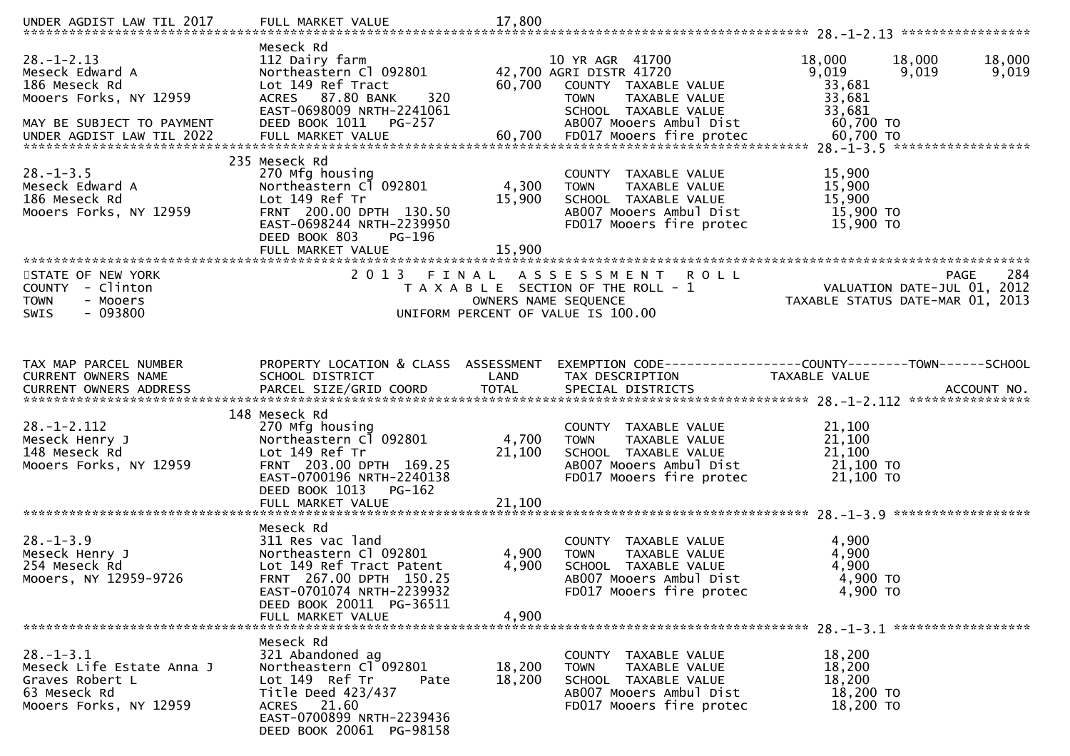UNDER AGDIST LAW TIL 2017 FULL MARKET VALUE 17,800

******************************************************************************************************* 28.-1-2.13 *****************

| 28.-1-2.13 | Meseck Rd | | | | | |
|---|---|---|---|---|---|---|
| Meseck Edward A | 112 Dairy farm | | 10 YR AGR 41700 | 18,000 | 18,000 | 18,000 |
| 186 Meseck Rd | Northeastern Cl 092801 | 42,700 | AGRI DISTR 41720 | 9,019 | 9,019 | 9,019 |
| Mooers Forks, NY 12959 | Lot 149 Ref Tract | 60,700 | COUNTY TAXABLE VALUE | 33,681 | | |
| | ACRES 87.80 BANK 320 | | TOWN TAXABLE VALUE | 33,681 | | |
| | EAST-0698009 NRTH-2241061 | | SCHOOL TAXABLE VALUE | 33,681 | | |
| MAY BE SUBJECT TO PAYMENT | DEED BOOK 1011 PG-257 | | AB007 Mooers Ambul Dist | 60,700 TO | | |
| UNDER AGDIST LAW TIL 2022 | FULL MARKET VALUE | 60,700 | FD017 Mooers fire protec | 60,700 TO | | |

******************************************************************************************************* 28.-1-3.5 *****************

| 28.-1-3.5 | 235 Meseck Rd | | | |
|---|---|---|---|---|
| Meseck Edward A | 270 Mfg housing | | COUNTY TAXABLE VALUE | 15,900 |
| 186 Meseck Rd | Northeastern Cl 092801 | 4,300 | TOWN TAXABLE VALUE | 15,900 |
| Mooers Forks, NY 12959 | Lot 149 Ref Tr | 15,900 | SCHOOL TAXABLE VALUE | 15,900 |
| | FRNT 200.00 DPTH 130.50 | | AB007 Mooers Ambul Dist | 15,900 TO |
| | EAST-0698244 NRTH-2239950 | | FD017 Mooers fire protec | 15,900 TO |
| | DEED BOOK 803 PG-196 | | | |
| | FULL MARKET VALUE | 15,900 | | |

*******************************************************************************************************

STATE OF NEW YORK — 2013 FINAL ASSESSMENT ROLL — PAGE 284
COUNTY - Clinton — TAXABLE SECTION OF THE ROLL - 1 — VALUATION DATE-JUL 01, 2012
TOWN - Mooers — OWNERS NAME SEQUENCE — TAXABLE STATUS DATE-MAR 01, 2013
SWIS - 093800 — UNIFORM PERCENT OF VALUE IS 100.00

| TAX MAP PARCEL NUMBER<br>CURRENT OWNERS NAME<br>CURRENT OWNERS ADDRESS | PROPERTY LOCATION & CLASS<br>SCHOOL DISTRICT<br>PARCEL SIZE/GRID COORD | ASSESSMENT<br>LAND<br>TOTAL | EXEMPTION CODE------------------COUNTY--------TOWN------SCHOOL<br>TAX DESCRIPTION<br>SPECIAL DISTRICTS | TAXABLE VALUE<br><br>ACCOUNT NO. |
|---|---|---|---|---|

******************************************************************************************************* 28.-1-2.112 *****************

| 28.-1-2.112 | 148 Meseck Rd | | | |
|---|---|---|---|---|
| Meseck Henry J | 270 Mfg housing | | COUNTY TAXABLE VALUE | 21,100 |
| 148 Meseck Rd | Northeastern Cl 092801 | 4,700 | TOWN TAXABLE VALUE | 21,100 |
| Mooers Forks, NY 12959 | Lot 149 Ref Tr | 21,100 | SCHOOL TAXABLE VALUE | 21,100 |
| | FRNT 203.00 DPTH 169.25 | | AB007 Mooers Ambul Dist | 21,100 TO |
| | EAST-0700196 NRTH-2240138 | | FD017 Mooers fire protec | 21,100 TO |
| | DEED BOOK 1013 PG-162 | | | |
| | FULL MARKET VALUE | 21,100 | | |

******************************************************************************************************* 28.-1-3.9 *****************

| 28.-1-3.9 | Meseck Rd | | | |
|---|---|---|---|---|
| Meseck Henry J | 311 Res vac land | | COUNTY TAXABLE VALUE | 4,900 |
| 254 Meseck Rd | Northeastern Cl 092801 | 4,900 | TOWN TAXABLE VALUE | 4,900 |
| Mooers, NY 12959-9726 | Lot 149 Ref Tract Patent | 4,900 | SCHOOL TAXABLE VALUE | 4,900 |
| | FRNT 267.00 DPTH 150.25 | | AB007 Mooers Ambul Dist | 4,900 TO |
| | EAST-0701074 NRTH-2239932 | | FD017 Mooers fire protec | 4,900 TO |
| | DEED BOOK 20011 PG-36511 | | | |
| | FULL MARKET VALUE | 4,900 | | |

******************************************************************************************************* 28.-1-3.1 *****************

| 28.-1-3.1 | Meseck Rd | | | |
|---|---|---|---|---|
| Meseck Life Estate Anna J | 321 Abandoned ag | | COUNTY TAXABLE VALUE | 18,200 |
| Graves Robert L | Northeastern Cl 092801 | 18,200 | TOWN TAXABLE VALUE | 18,200 |
| 63 Meseck Rd | Lot 149 Ref Tr Pate | 18,200 | SCHOOL TAXABLE VALUE | 18,200 |
| Mooers Forks, NY 12959 | Title Deed 423/437 | | AB007 Mooers Ambul Dist | 18,200 TO |
| | ACRES 21.60 | | FD017 Mooers fire protec | 18,200 TO |
| | EAST-0700899 NRTH-2239436 | | | |
| | DEED BOOK 20061 PG-98158 | | | |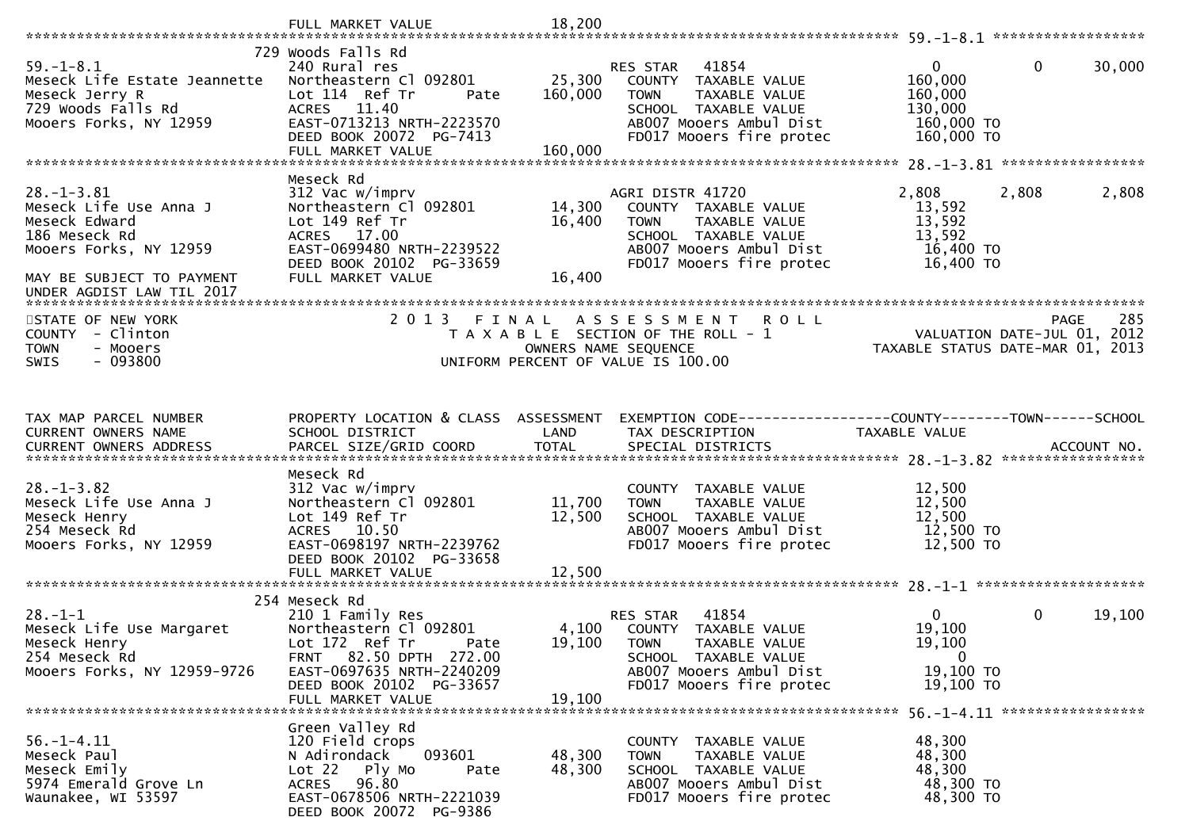```
                              FULL MARKET VALUE             18,200
******************************************************************************************************* 59.-1-8.1 ******************
                            729 Woods Falls Rd
59.-1-8.1                     240 Rural res                      RES STAR   41854                   0          0       30,000
Meseck Life Estate Jeannette  Northeastern Cl 092801      25,300   COUNTY  TAXABLE VALUE          160,000
Meseck Jerry R                Lot 114  Ref Tr      Pate   160,000   TOWN    TAXABLE VALUE          160,000
729 Woods Falls Rd            ACRES   11.40                         SCHOOL  TAXABLE VALUE          130,000
Mooers Forks, NY 12959        EAST-0713213 NRTH-2223570             AB007 Mooers Ambul Dist         160,000 TO
                              DEED BOOK 20072  PG-7413              FD017 Mooers fire protec        160,000 TO
                              FULL MARKET VALUE            160,000
******************************************************************************************************* 28.-1-3.81 *****************
                              Meseck Rd
28.-1-3.81                    312 Vac w/imprv                    AGRI DISTR 41720               2,808      2,808        2,808
Meseck Life Use Anna J        Northeastern Cl 092801      14,300   COUNTY  TAXABLE VALUE           13,592
Meseck Edward                 Lot 149 Ref Tr              16,400   TOWN    TAXABLE VALUE           13,592
186 Meseck Rd                 ACRES   17.00                         SCHOOL  TAXABLE VALUE           13,592
Mooers Forks, NY 12959        EAST-0699480 NRTH-2239522             AB007 Mooers Ambul Dist          16,400 TO
                              DEED BOOK 20102  PG-33659             FD017 Mooers fire protec         16,400 TO
MAY BE SUBJECT TO PAYMENT     FULL MARKET VALUE             16,400
UNDER AGDIST LAW TIL 2017
************************************************************************************************************************************
STATE OF NEW YORK                    2 0 1 3   F I N A L   A S S E S S M E N T   R O L L                                 PAGE   285
COUNTY  - Clinton                       T A X A B L E  SECTION OF THE ROLL - 1                          VALUATION DATE-JUL 01, 2012
TOWN    - Mooers                                 OWNERS NAME SEQUENCE                             TAXABLE STATUS DATE-MAR 01, 2013
SWIS    - 093800                          UNIFORM PERCENT OF VALUE IS 100.00


TAX MAP PARCEL NUMBER         PROPERTY LOCATION & CLASS  ASSESSMENT  EXEMPTION CODE------------------COUNTY--------TOWN------SCHOOL
CURRENT OWNERS NAME           SCHOOL DISTRICT               LAND     TAX DESCRIPTION              TAXABLE VALUE
CURRENT OWNERS ADDRESS        PARCEL SIZE/GRID COORD        TOTAL    SPECIAL DISTRICTS                                  ACCOUNT NO.
******************************************************************************************************* 28.-1-3.82 *****************
                              Meseck Rd
28.-1-3.82                    312 Vac w/imprv                        COUNTY  TAXABLE VALUE           12,500
Meseck Life Use Anna J        Northeastern Cl 092801      11,700     TOWN    TAXABLE VALUE           12,500
Meseck Henry                  Lot 149 Ref Tr              12,500     SCHOOL  TAXABLE VALUE           12,500
254 Meseck Rd                 ACRES   10.50                          AB007 Mooers Ambul Dist          12,500 TO
Mooers Forks, NY 12959        EAST-0698197 NRTH-2239762              FD017 Mooers fire protec         12,500 TO
                              DEED BOOK 20102  PG-33658
                              FULL MARKET VALUE             12,500
******************************************************************************************************* 28.-1-1 ********************
                            254 Meseck Rd
28.-1-1                       210 1 Family Res                   RES STAR   41854                   0          0       19,100
Meseck Life Use Margaret      Northeastern Cl 092801       4,100   COUNTY  TAXABLE VALUE           19,100
Meseck Henry                  Lot 172  Ref Tr      Pate    19,100   TOWN    TAXABLE VALUE           19,100
254 Meseck Rd                 FRNT   82.50 DPTH  272.00             SCHOOL  TAXABLE VALUE                0
Mooers Forks, NY 12959-9726   EAST-0697635 NRTH-2240209             AB007 Mooers Ambul Dist          19,100 TO
                              DEED BOOK 20102  PG-33657             FD017 Mooers fire protec         19,100 TO
                              FULL MARKET VALUE             19,100
******************************************************************************************************* 56.-1-4.11 *****************
                              Green Valley Rd
56.-1-4.11                    120 Field crops                        COUNTY  TAXABLE VALUE           48,300
Meseck Paul                   N Adirondack     093601     48,300     TOWN    TAXABLE VALUE           48,300
Meseck Emily                  Lot 22   Ply Mo      Pate   48,300     SCHOOL  TAXABLE VALUE           48,300
5974 Emerald Grove Ln         ACRES   96.80                          AB007 Mooers Ambul Dist          48,300 TO
Waunakee, WI 53597            EAST-0678506 NRTH-2221039              FD017 Mooers fire protec         48,300 TO
                              DEED BOOK 20072  PG-9386
```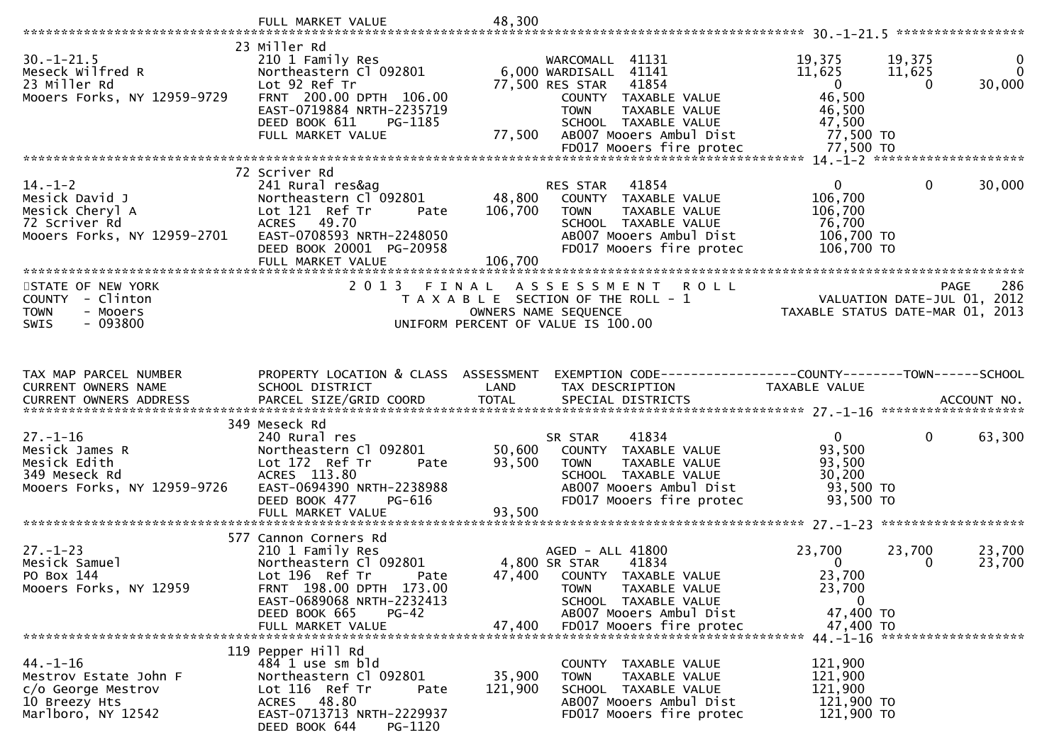```
                               FULL MARKET VALUE              48,300
******************************************************************************************************* 30.-1-21.5 *****************
                          23 Miller Rd
30.-1-21.5                 210 1 Family Res                       WARCOMALL  41131              19,375      19,375            0
Meseck Wilfred R           Northeastern Cl 092801        6,000 WARDISALL  41141              11,625      11,625            0
23 Miller Rd               Lot 92 Ref Tr                77,500 RES STAR   41854                   0           0       30,000
Mooers Forks, NY 12959-9729 FRNT 200.00 DPTH 106.00              COUNTY  TAXABLE VALUE         46,500
                           EAST-0719884 NRTH-2235719              TOWN    TAXABLE VALUE         46,500
                           DEED BOOK 611    PG-1185               SCHOOL  TAXABLE VALUE         47,500
                           FULL MARKET VALUE              77,500  AB007 Mooers Ambul Dist        77,500 TO
                                                                  FD017 Mooers fire protec       77,500 TO
******************************************************************************************************* 14.-1-2 ********************
                          72 Scriver Rd
14.-1-2                    241 Rural res&ag                       RES STAR   41854                   0           0       30,000
Mesick David J             Northeastern Cl 092801       48,800   COUNTY  TAXABLE VALUE        106,700
Mesick Cheryl A            Lot 121  Ref Tr      Pate   106,700   TOWN    TAXABLE VALUE        106,700
72 Scriver Rd              ACRES   49.70                          SCHOOL  TAXABLE VALUE         76,700
Mooers Forks, NY 12959-2701 EAST-0708593 NRTH-2248050             AB007 Mooers Ambul Dist       106,700 TO
                           DEED BOOK 20001 PG-20958               FD017 Mooers fire protec      106,700 TO
                           FULL MARKET VALUE             106,700
*************************************************************************************************************************************
STATE OF NEW YORK                  2 0 1 3   F I N A L   A S S E S S M E N T   R O L L                              PAGE    286
COUNTY  - Clinton                      T A X A B L E  SECTION OF THE ROLL - 1                       VALUATION DATE-JUL 01, 2012
TOWN    - Mooers                              OWNERS NAME SEQUENCE                                TAXABLE STATUS DATE-MAR 01, 2013
SWIS    - 093800                        UNIFORM PERCENT OF VALUE IS 100.00


TAX MAP PARCEL NUMBER          PROPERTY LOCATION & CLASS  ASSESSMENT  EXEMPTION CODE------------------COUNTY--------TOWN------SCHOOL
CURRENT OWNERS NAME            SCHOOL DISTRICT               LAND      TAX DESCRIPTION              TAXABLE VALUE
CURRENT OWNERS ADDRESS         PARCEL SIZE/GRID COORD        TOTAL     SPECIAL DISTRICTS                                  ACCOUNT NO.
******************************************************************************************************* 27.-1-16 *******************
                          349 Meseck Rd
27.-1-16                   240 Rural res                          SR STAR    41834                   0           0       63,300
Mesick James R             Northeastern Cl 092801       50,600   COUNTY  TAXABLE VALUE         93,500
Mesick Edith               Lot 172  Ref Tr      Pate    93,500   TOWN    TAXABLE VALUE         93,500
349 Meseck Rd              ACRES  113.80                          SCHOOL  TAXABLE VALUE         30,200
Mooers Forks, NY 12959-9726 EAST-0694390 NRTH-2238988             AB007 Mooers Ambul Dist        93,500 TO
                           DEED BOOK 477    PG-616                FD017 Mooers fire protec       93,500 TO
                           FULL MARKET VALUE              93,500
******************************************************************************************************* 27.-1-23 *******************
                          577 Cannon Corners Rd
27.-1-23                   210 1 Family Res                       AGED - ALL 41800              23,700      23,700       23,700
Mesick Samuel              Northeastern Cl 092801        4,800 SR STAR    41834                   0           0       23,700
PO Box 144                 Lot 196  Ref Tr      Pate    47,400   COUNTY  TAXABLE VALUE         23,700
Mooers Forks, NY 12959     FRNT 198.00 DPTH 173.00                TOWN    TAXABLE VALUE         23,700
                           EAST-0689068 NRTH-2232413              SCHOOL  TAXABLE VALUE              0
                           DEED BOOK 665    PG-42                 AB007 Mooers Ambul Dist        47,400 TO
                           FULL MARKET VALUE              47,400  FD017 Mooers fire protec       47,400 TO
******************************************************************************************************* 44.-1-16 *******************
                          119 Pepper Hill Rd
44.-1-16                   484 1 use sm bld                       COUNTY  TAXABLE VALUE        121,900
Mestrov Estate John F      Northeastern Cl 092801       35,900   TOWN    TAXABLE VALUE        121,900
c/o George Mestrov         Lot 116  Ref Tr      Pate   121,900   SCHOOL  TAXABLE VALUE        121,900
10 Breezy Hts              ACRES   48.80                          AB007 Mooers Ambul Dist       121,900 TO
Marlboro, NY 12542         EAST-0713713 NRTH-2229937              FD017 Mooers fire protec      121,900 TO
                           DEED BOOK 644    PG-1120
```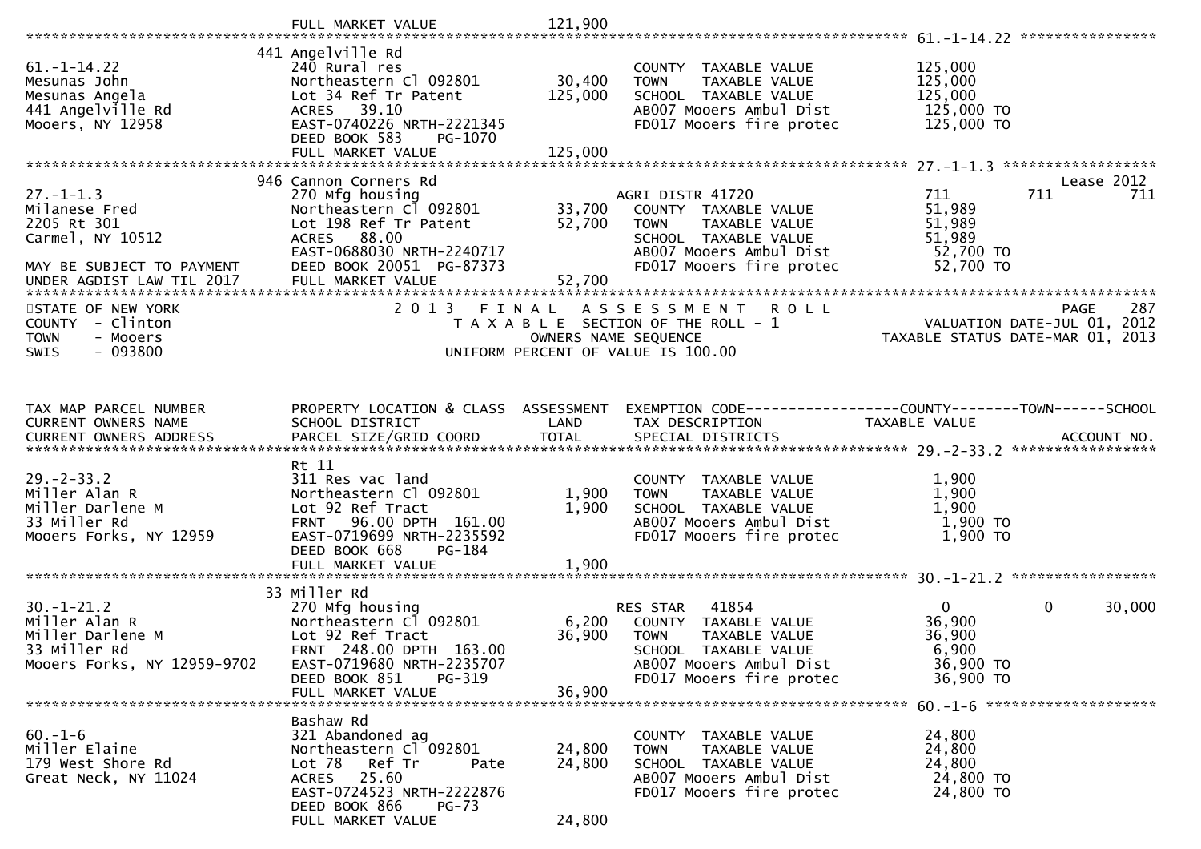FULL MARKET VALUE 121,900

******************************************************************************************************* 61.-1-14.22 ****************

| | 441 Angelville Rd | | | |
|---|---|---|---|---|
| 61.-1-14.22 | 240 Rural res | | COUNTY TAXABLE VALUE | 125,000 |
| Mesunas John | Northeastern Cl 092801 | 30,400 | TOWN TAXABLE VALUE | 125,000 |
| Mesunas Angela | Lot 34 Ref Tr Patent | 125,000 | SCHOOL TAXABLE VALUE | 125,000 |
| 441 Angelville Rd | ACRES 39.10 | | AB007 Mooers Ambul Dist | 125,000 TO |
| Mooers, NY 12958 | EAST-0740226 NRTH-2221345 | | FD017 Mooers fire protec | 125,000 TO |
| | DEED BOOK 583 PG-1070 | | | |
| | FULL MARKET VALUE | 125,000 | | |

******************************************************************************************************* 27.-1-1.3 ******************

| | 946 Cannon Corners Rd | | | | | Lease 2012 |
|---|---|---|---|---|---|---|
| 27.-1-1.3 | 270 Mfg housing | | AGRI DISTR 41720 | 711 | 711 | 711 |
| Milanese Fred | Northeastern Cl 092801 | 33,700 | COUNTY TAXABLE VALUE | 51,989 | | |
| 2205 Rt 301 | Lot 198 Ref Tr Patent | 52,700 | TOWN TAXABLE VALUE | 51,989 | | |
| Carmel, NY 10512 | ACRES 88.00 | | SCHOOL TAXABLE VALUE | 51,989 | | |
| | EAST-0688030 NRTH-2240717 | | AB007 Mooers Ambul Dist | 52,700 TO | | |
| MAY BE SUBJECT TO PAYMENT | DEED BOOK 20051 PG-87373 | | FD017 Mooers fire protec | 52,700 TO | | |
| UNDER AGDIST LAW TIL 2017 | FULL MARKET VALUE | 52,700 | | | | |

STATE OF NEW YORK — 2 0 1 3 F I N A L A S S E S S M E N T R O L L — PAGE 287
COUNTY - Clinton — T A X A B L E SECTION OF THE ROLL - 1 — VALUATION DATE-JUL 01, 2012
TOWN - Mooers — OWNERS NAME SEQUENCE — TAXABLE STATUS DATE-MAR 01, 2013
SWIS - 093800 — UNIFORM PERCENT OF VALUE IS 100.00

| TAX MAP PARCEL NUMBER / CURRENT OWNERS NAME / CURRENT OWNERS ADDRESS | PROPERTY LOCATION & CLASS / SCHOOL DISTRICT / PARCEL SIZE/GRID COORD | ASSESSMENT LAND / TOTAL | EXEMPTION CODE / TAX DESCRIPTION / SPECIAL DISTRICTS | COUNTY TAXABLE VALUE | TOWN | SCHOOL ACCOUNT NO. |
|---|---|---|---|---|---|---|
| | Rt 11 | | | | | |
| 29.-2-33.2 | 311 Res vac land | | COUNTY TAXABLE VALUE | 1,900 | | |
| Miller Alan R | Northeastern Cl 092801 | 1,900 | TOWN TAXABLE VALUE | 1,900 | | |
| Miller Darlene M | Lot 92 Ref Tract | 1,900 | SCHOOL TAXABLE VALUE | 1,900 | | |
| 33 Miller Rd | FRNT 96.00 DPTH 161.00 | | AB007 Mooers Ambul Dist | 1,900 TO | | |
| Mooers Forks, NY 12959 | EAST-0719699 NRTH-2235592 | | FD017 Mooers fire protec | 1,900 TO | | |
| | DEED BOOK 668 PG-184 | | | | | |
| | FULL MARKET VALUE | 1,900 | | | | |
| **30.-1-21.2** | | | | | | |
| | 33 Miller Rd | | | | | |
| 30.-1-21.2 | 270 Mfg housing | | RES STAR 41854 | 0 | 0 | 30,000 |
| Miller Alan R | Northeastern Cl 092801 | 6,200 | COUNTY TAXABLE VALUE | 36,900 | | |
| Miller Darlene M | Lot 92 Ref Tract | 36,900 | TOWN TAXABLE VALUE | 36,900 | | |
| 33 Miller Rd | FRNT 248.00 DPTH 163.00 | | SCHOOL TAXABLE VALUE | 6,900 | | |
| Mooers Forks, NY 12959-9702 | EAST-0719680 NRTH-2235707 | | AB007 Mooers Ambul Dist | 36,900 TO | | |
| | DEED BOOK 851 PG-319 | | FD017 Mooers fire protec | 36,900 TO | | |
| | FULL MARKET VALUE | 36,900 | | | | |
| **60.-1-6** | | | | | | |
| | Bashaw Rd | | | | | |
| 60.-1-6 | 321 Abandoned ag | | COUNTY TAXABLE VALUE | 24,800 | | |
| Miller Elaine | Northeastern Cl 092801 | 24,800 | TOWN TAXABLE VALUE | 24,800 | | |
| 179 West Shore Rd | Lot 78 Ref Tr Pate | 24,800 | SCHOOL TAXABLE VALUE | 24,800 | | |
| Great Neck, NY 11024 | ACRES 25.60 | | AB007 Mooers Ambul Dist | 24,800 TO | | |
| | EAST-0724523 NRTH-2222876 | | FD017 Mooers fire protec | 24,800 TO | | |
| | DEED BOOK 866 PG-73 | | | | | |
| | FULL MARKET VALUE | 24,800 | | | | |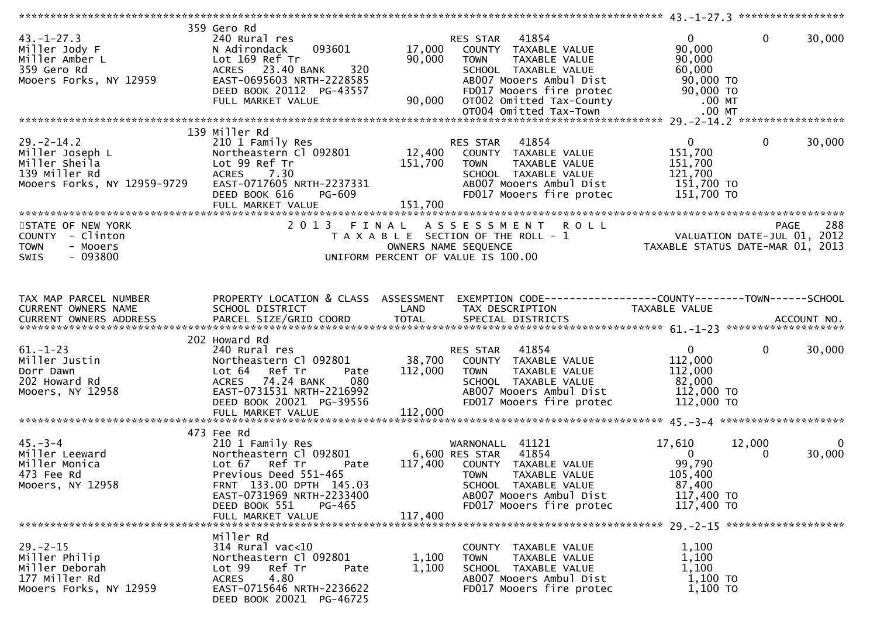```
******************************************************************************************************* 43.-1-27.3 *****************
                              359 Gero Rd
43.-1-27.3                    240 Rural res                         RES STAR   41854               0            0       30,000
Miller Jody F                 N Adirondack    093601       17,000      COUNTY  TAXABLE VALUE          90,000
Miller Amber L                Lot 169 Ref Tr               90,000      TOWN    TAXABLE VALUE          90,000
359 Gero Rd                   ACRES   23.40 BANK     320               SCHOOL  TAXABLE VALUE          60,000
Mooers Forks, NY 12959        EAST-0695603 NRTH-2228585                AB007 Mooers Ambul Dist         90,000 TO
                              DEED BOOK 20112  PG-43557                FD017 Mooers fire protec        90,000 TO
                              FULL MARKET VALUE            90,000      OT002 Omitted Tax-County           .00 MT
                                                                       OT004 Omitted Tax-Town             .00 MT
******************************************************************************************************* 29.-2-14.2 *****************
                              139 Miller Rd
29.-2-14.2                    210 1 Family Res                      RES STAR   41854               0            0       30,000
Miller Joseph L               Northeastern Cl 092801       12,400      COUNTY  TAXABLE VALUE         151,700
Miller Sheila                 Lot 99 Ref Tr               151,700      TOWN    TAXABLE VALUE         151,700
139 Miller Rd                 ACRES    7.30                            SCHOOL  TAXABLE VALUE         121,700
Mooers Forks, NY 12959-9729   EAST-0717605 NRTH-2237331                AB007 Mooers Ambul Dist        151,700 TO
                              DEED BOOK 616    PG-609                  FD017 Mooers fire protec       151,700 TO
                              FULL MARKET VALUE           151,700
************************************************************************************************************************************
STATE OF NEW YORK                    2 0 1 3   F I N A L   A S S E S S M E N T   R O L L                              PAGE   288
COUNTY  - Clinton                       T A X A B L E  SECTION OF THE ROLL - 1                     VALUATION DATE-JUL 01, 2012
TOWN    - Mooers                               OWNERS NAME SEQUENCE                          TAXABLE STATUS DATE-MAR 01, 2013
SWIS    - 093800                        UNIFORM PERCENT OF VALUE IS 100.00


TAX MAP PARCEL NUMBER         PROPERTY LOCATION & CLASS  ASSESSMENT  EXEMPTION CODE------------------COUNTY--------TOWN------SCHOOL
CURRENT OWNERS NAME           SCHOOL DISTRICT               LAND      TAX DESCRIPTION             TAXABLE VALUE
CURRENT OWNERS ADDRESS        PARCEL SIZE/GRID COORD        TOTAL     SPECIAL DISTRICTS                                  ACCOUNT NO.
******************************************************************************************************* 61.-1-23 *******************
                              202 Howard Rd
61.-1-23                      240 Rural res                         RES STAR   41854               0            0       30,000
Miller Justin                 Northeastern Cl 092801       38,700      COUNTY  TAXABLE VALUE         112,000
Dorr Dawn                     Lot 64   Ref Tr       Pate  112,000      TOWN    TAXABLE VALUE         112,000
202 Howard Rd                 ACRES   74.24 BANK     080               SCHOOL  TAXABLE VALUE          82,000
Mooers, NY 12958              EAST-0731531 NRTH-2216992                AB007 Mooers Ambul Dist        112,000 TO
                              DEED BOOK 20021  PG-39556                FD017 Mooers fire protec       112,000 TO
                              FULL MARKET VALUE           112,000
******************************************************************************************************* 45.-3-4 ********************
                              473 Fee Rd
45.-3-4                       210 1 Family Res                      WARNONALL  41121          17,610       12,000            0
Miller Leeward                Northeastern Cl 092801        6,600 RES STAR   41854               0            0       30,000
Miller Monica                 Lot 67   Ref Tr       Pate  117,400      COUNTY  TAXABLE VALUE          99,790
473 Fee Rd                    Previous Deed 551-465                    TOWN    TAXABLE VALUE         105,400
Mooers, NY 12958              FRNT 133.00 DPTH 145.03                  SCHOOL  TAXABLE VALUE          87,400
                              EAST-0731969 NRTH-2233400                AB007 Mooers Ambul Dist        117,400 TO
                              DEED BOOK 551    PG-465                  FD017 Mooers fire protec       117,400 TO
                              FULL MARKET VALUE           117,400
******************************************************************************************************* 29.-2-15 *******************
                              Miller Rd
29.-2-15                      314 Rural vac<10                         COUNTY  TAXABLE VALUE           1,100
Miller Philip                 Northeastern Cl 092801        1,100      TOWN    TAXABLE VALUE           1,100
Miller Deborah                Lot 99   Ref Tr       Pate    1,100      SCHOOL  TAXABLE VALUE           1,100
177 Miller Rd                 ACRES    4.80                            AB007 Mooers Ambul Dist          1,100 TO
Mooers Forks, NY 12959        EAST-0715646 NRTH-2236622                FD017 Mooers fire protec         1,100 TO
                              DEED BOOK 20021  PG-46725
```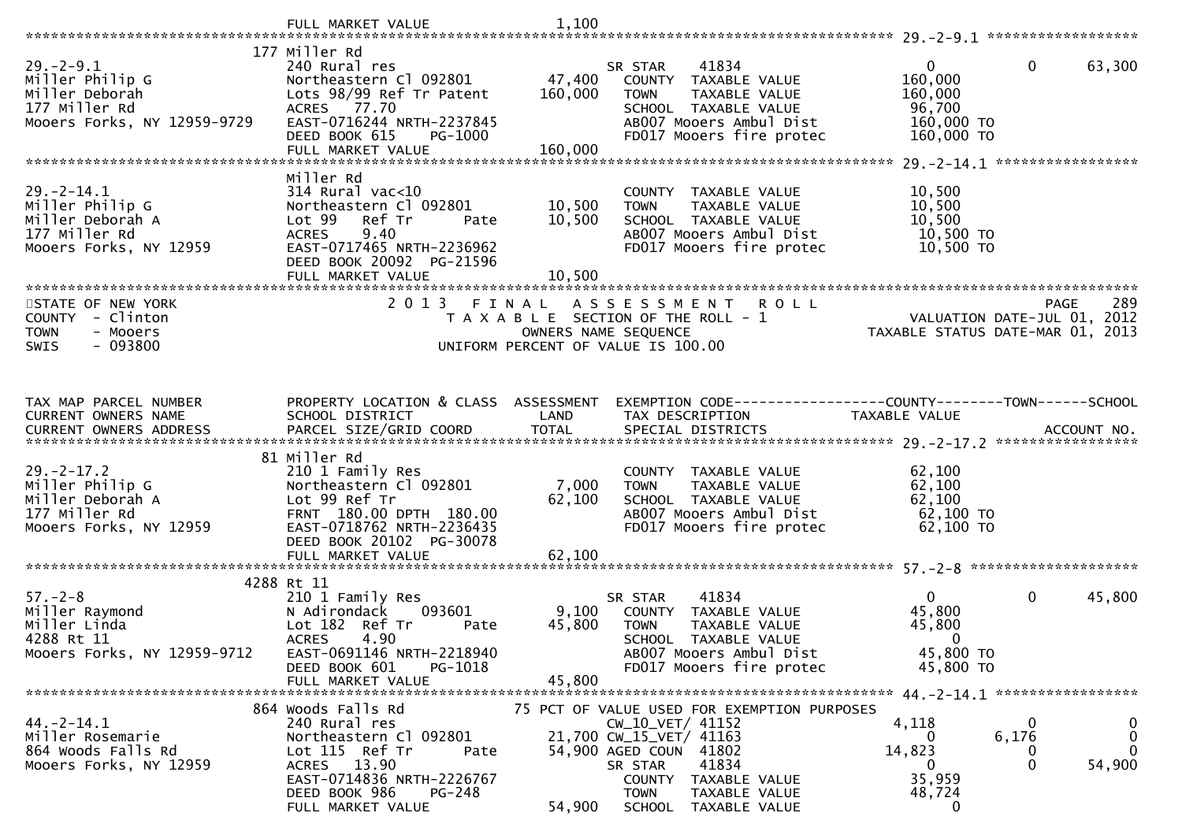```
                           FULL MARKET VALUE              1,100
******************************************************************************************************* 29.-2-9.1 *****************
                       177 Miller Rd
29.-2-9.1                  240 Rural res                            SR STAR    41834                 0            0        63,300
Miller Philip G            Northeastern Cl 092801        47,400   COUNTY  TAXABLE VALUE           160,000
Miller Deborah             Lots 98/99 Ref Tr Patent     160,000   TOWN    TAXABLE VALUE           160,000
177 Miller Rd              ACRES   77.70                          SCHOOL  TAXABLE VALUE            96,700
Mooers Forks, NY 12959-9729 EAST-0716244 NRTH-2237845             AB007 Mooers Ambul Dist         160,000 TO
                           DEED BOOK 615     PG-1000              FD017 Mooers fire protec        160,000 TO
                           FULL MARKET VALUE            160,000
******************************************************************************************************* 29.-2-14.1 ****************
                           Miller Rd
29.-2-14.1                 314 Rural vac<10                       COUNTY  TAXABLE VALUE            10,500
Miller Philip G            Northeastern Cl 092801        10,500   TOWN    TAXABLE VALUE            10,500
Miller Deborah A           Lot 99   Ref Tr      Pate     10,500   SCHOOL  TAXABLE VALUE            10,500
177 Miller Rd              ACRES    9.40                          AB007 Mooers Ambul Dist          10,500 TO
Mooers Forks, NY 12959     EAST-0717465 NRTH-2236962              FD017 Mooers fire protec         10,500 TO
                           DEED BOOK 20092  PG-21596
                           FULL MARKET VALUE             10,500
************************************************************************************************************************************
STATE OF NEW YORK                  2 0 1 3   F I N A L   A S S E S S M E N T   R O L L                              PAGE    289
COUNTY  - Clinton                       T A X A B L E  SECTION OF THE ROLL - 1                        VALUATION DATE-JUL 01, 2012
TOWN    - Mooers                                OWNERS NAME SEQUENCE                              TAXABLE STATUS DATE-MAR 01, 2013
SWIS    - 093800                       UNIFORM PERCENT OF VALUE IS 100.00



TAX MAP PARCEL NUMBER          PROPERTY LOCATION & CLASS  ASSESSMENT  EXEMPTION CODE------------------COUNTY--------TOWN------SCHOOL
CURRENT OWNERS NAME            SCHOOL DISTRICT               LAND      TAX DESCRIPTION             TAXABLE VALUE
CURRENT OWNERS ADDRESS         PARCEL SIZE/GRID COORD        TOTAL     SPECIAL DISTRICTS                                  ACCOUNT NO.
******************************************************************************************************* 29.-2-17.2 ****************
                        81 Miller Rd
29.-2-17.2                 210 1 Family Res                       COUNTY  TAXABLE VALUE            62,100
Miller Philip G            Northeastern Cl 092801         7,000   TOWN    TAXABLE VALUE            62,100
Miller Deborah A           Lot 99 Ref Tr                 62,100   SCHOOL  TAXABLE VALUE            62,100
177 Miller Rd              FRNT  180.00 DPTH  180.00              AB007 Mooers Ambul Dist          62,100 TO
Mooers Forks, NY 12959     EAST-0718762 NRTH-2236435              FD017 Mooers fire protec         62,100 TO
                           DEED BOOK 20102  PG-30078
                           FULL MARKET VALUE             62,100
******************************************************************************************************* 57.-2-8 *******************
                      4288 Rt 11
57.-2-8                    210 1 Family Res                       SR STAR    41834                 0            0        45,800
Miller Raymond             N Adirondack     093601        9,100   COUNTY  TAXABLE VALUE            45,800
Miller Linda               Lot 182  Ref Tr      Pate     45,800   TOWN    TAXABLE VALUE            45,800
4288 Rt 11                 ACRES    4.90                          SCHOOL  TAXABLE VALUE                 0
Mooers Forks, NY 12959-9712 EAST-0691146 NRTH-2218940             AB007 Mooers Ambul Dist          45,800 TO
                           DEED BOOK 601     PG-1018              FD017 Mooers fire protec         45,800 TO
                           FULL MARKET VALUE             45,800
******************************************************************************************************* 44.-2-14.1 ****************
                       864 Woods Falls Rd              75 PCT OF VALUE USED FOR EXEMPTION PURPOSES
44.-2-14.1                 240 Rural res                          CW_10_VET/ 41152               4,118            0             0
Miller Rosemarie           Northeastern Cl 092801        21,700 CW_15_VET/ 41163                   0        6,176             0
864 Woods Falls Rd         Lot 115  Ref Tr      Pate     54,900 AGED COUN  41802              14,823            0             0
Mooers Forks, NY 12959     ACRES   13.90                          SR STAR    41834                 0            0        54,900
                           EAST-0714836 NRTH-2226767              COUNTY  TAXABLE VALUE            35,959
                           DEED BOOK 986     PG-248               TOWN    TAXABLE VALUE            48,724
                           FULL MARKET VALUE             54,900   SCHOOL  TAXABLE VALUE                 0
```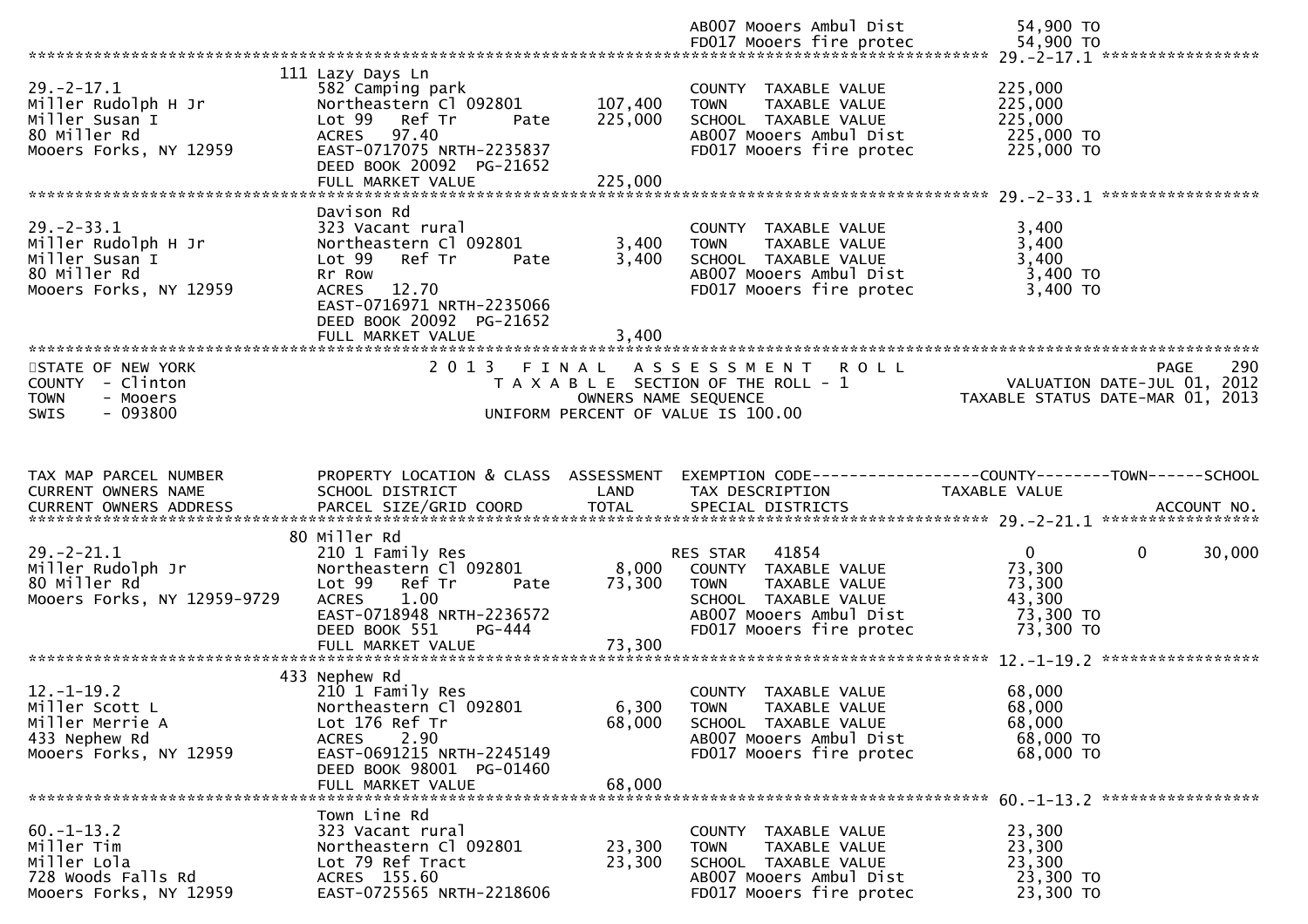| | | | | |
|---|---|---|---|---|
| | | | AB007 Mooers Ambul Dist | 54,900 TO |
| | | | FD017 Mooers fire protec | 54,900 TO |

**29.-2-17.1**

| | | | | |
|---|---|---|---|---|
| 29.-2-17.1 | 111 Lazy Days Ln | | | |
| Miller Rudolph H Jr | 582 Camping park | | COUNTY TAXABLE VALUE | 225,000 |
| Miller Susan I | Northeastern Cl 092801 | 107,400 | TOWN TAXABLE VALUE | 225,000 |
| 80 Miller Rd | Lot 99 Ref Tr Pate | 225,000 | SCHOOL TAXABLE VALUE | 225,000 |
| Mooers Forks, NY 12959 | ACRES 97.40 | | AB007 Mooers Ambul Dist | 225,000 TO |
| | EAST-0717075 NRTH-2235837 | | FD017 Mooers fire protec | 225,000 TO |
| | DEED BOOK 20092 PG-21652 | | | |
| | FULL MARKET VALUE | 225,000 | | |

**29.-2-33.1**

| | | | | |
|---|---|---|---|---|
| 29.-2-33.1 | Davison Rd | | | |
| Miller Rudolph H Jr | 323 Vacant rural | | COUNTY TAXABLE VALUE | 3,400 |
| Miller Susan I | Northeastern Cl 092801 | 3,400 | TOWN TAXABLE VALUE | 3,400 |
| 80 Miller Rd | Lot 99 Ref Tr Pate | 3,400 | SCHOOL TAXABLE VALUE | 3,400 |
| Mooers Forks, NY 12959 | Rr Row | | AB007 Mooers Ambul Dist | 3,400 TO |
| | ACRES 12.70 | | FD017 Mooers fire protec | 3,400 TO |
| | EAST-0716971 NRTH-2235066 | | | |
| | DEED BOOK 20092 PG-21652 | | | |
| | FULL MARKET VALUE | 3,400 | | |

STATE OF NEW YORK — 2013 FINAL ASSESSMENT ROLL
COUNTY - Clinton — TAXABLE SECTION OF THE ROLL - 1 — VALUATION DATE-JUL 01, 2012
TOWN - Mooers — OWNERS NAME SEQUENCE — TAXABLE STATUS DATE-MAR 01, 2013
SWIS - 093800 — UNIFORM PERCENT OF VALUE IS 100.00

| TAX MAP PARCEL NUMBER / CURRENT OWNERS NAME / CURRENT OWNERS ADDRESS | PROPERTY LOCATION & CLASS / SCHOOL DISTRICT / PARCEL SIZE/GRID COORD | ASSESSMENT LAND / TOTAL | EXEMPTION CODE / TAX DESCRIPTION / SPECIAL DISTRICTS | COUNTY TAXABLE VALUE | TOWN | SCHOOL / ACCOUNT NO. |
|---|---|---|---|---|---|---|
| **29.-2-21.1** | 80 Miller Rd | | | | | |
| 29.-2-21.1 | 210 1 Family Res | | RES STAR 41854 | 0 | 0 | 30,000 |
| Miller Rudolph Jr | Northeastern Cl 092801 | 8,000 | COUNTY TAXABLE VALUE | 73,300 | | |
| 80 Miller Rd | Lot 99 Ref Tr Pate | 73,300 | TOWN TAXABLE VALUE | 73,300 | | |
| Mooers Forks, NY 12959-9729 | ACRES 1.00 | | SCHOOL TAXABLE VALUE | 43,300 | | |
| | EAST-0718948 NRTH-2236572 | | AB007 Mooers Ambul Dist | 73,300 TO | | |
| | DEED BOOK 551 PG-444 | | FD017 Mooers fire protec | 73,300 TO | | |
| | FULL MARKET VALUE | 73,300 | | | | |
| **12.-1-19.2** | 433 Nephew Rd | | | | | |
| 12.-1-19.2 | 210 1 Family Res | | COUNTY TAXABLE VALUE | 68,000 | | |
| Miller Scott L | Northeastern Cl 092801 | 6,300 | TOWN TAXABLE VALUE | 68,000 | | |
| Miller Merrie A | Lot 176 Ref Tr | 68,000 | SCHOOL TAXABLE VALUE | 68,000 | | |
| 433 Nephew Rd | ACRES 2.90 | | AB007 Mooers Ambul Dist | 68,000 TO | | |
| Mooers Forks, NY 12959 | EAST-0691215 NRTH-2245149 | | FD017 Mooers fire protec | 68,000 TO | | |
| | DEED BOOK 98001 PG-01460 | | | | | |
| | FULL MARKET VALUE | 68,000 | | | | |
| **60.-1-13.2** | Town Line Rd | | | | | |
| 60.-1-13.2 | 323 Vacant rural | | COUNTY TAXABLE VALUE | 23,300 | | |
| Miller Tim | Northeastern Cl 092801 | 23,300 | TOWN TAXABLE VALUE | 23,300 | | |
| Miller Lola | Lot 79 Ref Tract | 23,300 | SCHOOL TAXABLE VALUE | 23,300 | | |
| 728 Woods Falls Rd | ACRES 155.60 | | AB007 Mooers Ambul Dist | 23,300 TO | | |
| Mooers Forks, NY 12959 | EAST-0725565 NRTH-2218606 | | FD017 Mooers fire protec | 23,300 TO | | |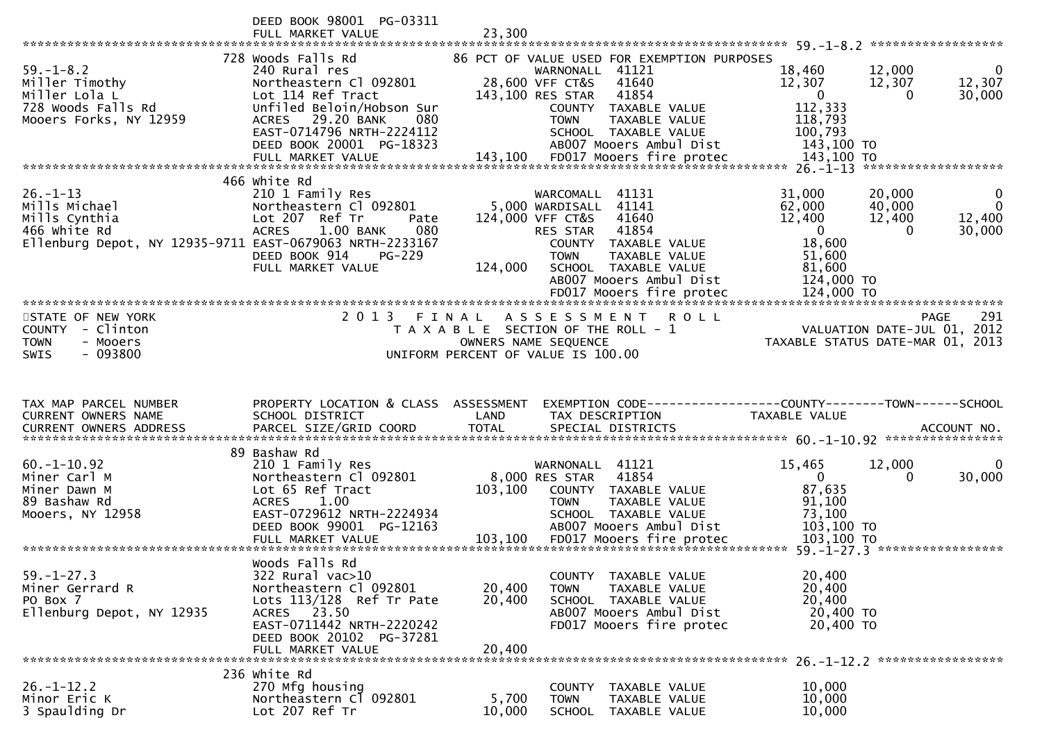| | DEED BOOK 98001 PG-03311 | | | | | |
|---|---|---|---|---|---|---|
| | FULL MARKET VALUE | 23,300 | | | | |

******************************************************************************************************* 59.-1-8.2 ******************

| | | | | | | |
|---|---|---|---|---|---|---|
| | 728 Woods Falls Rd | | 86 PCT OF VALUE USED FOR EXEMPTION PURPOSES | | | |
| 59.-1-8.2 | 240 Rural res | | WARNONALL 41121 | 18,460 | 12,000 | 0 |
| Miller Timothy | Northeastern Cl 092801 | 28,600 | VFF CT&S 41640 | 12,307 | 12,307 | 12,307 |
| Miller Lola L | Lot 114 Ref Tract | 143,100 | RES STAR 41854 | 0 | 0 | 30,000 |
| 728 Woods Falls Rd | Unfiled Beloin/Hobson Sur | | COUNTY TAXABLE VALUE | 112,333 | | |
| Mooers Forks, NY 12959 | ACRES 29.20 BANK 080 | | TOWN TAXABLE VALUE | 118,793 | | |
| | EAST-0714796 NRTH-2224112 | | SCHOOL TAXABLE VALUE | 100,793 | | |
| | DEED BOOK 20001 PG-18323 | | AB007 Mooers Ambul Dist | 143,100 TO | | |
| | FULL MARKET VALUE | 143,100 | FD017 Mooers fire protec | 143,100 TO | | |

******************************************************************************************************* 26.-1-13 ******************

| | | | | | | |
|---|---|---|---|---|---|---|
| | 466 White Rd | | | | | |
| 26.-1-13 | 210 1 Family Res | | WARCOMALL 41131 | 31,000 | 20,000 | 0 |
| Mills Michael | Northeastern Cl 092801 | 5,000 | WARDISALL 41141 | 62,000 | 40,000 | 0 |
| Mills Cynthia | Lot 207 Ref Tr Pate | 124,000 | VFF CT&S 41640 | 12,400 | 12,400 | 12,400 |
| 466 White Rd | ACRES 1.00 BANK 080 | | RES STAR 41854 | 0 | 0 | 30,000 |
| Ellenburg Depot, NY 12935-9711 | EAST-0679063 NRTH-2233167 | | COUNTY TAXABLE VALUE | 18,600 | | |
| | DEED BOOK 914 PG-229 | | TOWN TAXABLE VALUE | 51,600 | | |
| | FULL MARKET VALUE | 124,000 | SCHOOL TAXABLE VALUE | 81,600 | | |
| | | | AB007 Mooers Ambul Dist | 124,000 TO | | |
| | | | FD017 Mooers fire protec | 124,000 TO | | |

*******************************************************************************************************

STATE OF NEW YORK
COUNTY - Clinton
TOWN - Mooers
SWIS - 093800

2 0 1 3 F I N A L A S S E S S M E N T R O L L
T A X A B L E SECTION OF THE ROLL - 1
OWNERS NAME SEQUENCE
UNIFORM PERCENT OF VALUE IS 100.00

VALUATION DATE-JUL 01, 2012
TAXABLE STATUS DATE-MAR 01, 2013

| TAX MAP PARCEL NUMBER<br>CURRENT OWNERS NAME<br>CURRENT OWNERS ADDRESS | PROPERTY LOCATION & CLASS<br>SCHOOL DISTRICT<br>PARCEL SIZE/GRID COORD | ASSESSMENT<br>LAND<br>TOTAL | EXEMPTION CODE<br>TAX DESCRIPTION<br>SPECIAL DISTRICTS | COUNTY<br>TAXABLE VALUE | TOWN | SCHOOL<br><br>ACCOUNT NO. |
|---|---|---|---|---|---|---|

******************************************************************************************************* 60.-1-10.92 ****************

| | | | | | | |
|---|---|---|---|---|---|---|
| | 89 Bashaw Rd | | | | | |
| 60.-1-10.92 | 210 1 Family Res | | WARNONALL 41121 | 15,465 | 12,000 | 0 |
| Miner Carl M | Northeastern Cl 092801 | 8,000 | RES STAR 41854 | 0 | 0 | 30,000 |
| Miner Dawn M | Lot 65 Ref Tract | 103,100 | COUNTY TAXABLE VALUE | 87,635 | | |
| 89 Bashaw Rd | ACRES 1.00 | | TOWN TAXABLE VALUE | 91,100 | | |
| Mooers, NY 12958 | EAST-0729612 NRTH-2224934 | | SCHOOL TAXABLE VALUE | 73,100 | | |
| | DEED BOOK 99001 PG-12163 | | AB007 Mooers Ambul Dist | 103,100 TO | | |
| | FULL MARKET VALUE | 103,100 | FD017 Mooers fire protec | 103,100 TO | | |

******************************************************************************************************* 59.-1-27.3 ******************

| | | | | | | |
|---|---|---|---|---|---|---|
| | Woods Falls Rd | | | | | |
| 59.-1-27.3 | 322 Rural vac>10 | | COUNTY TAXABLE VALUE | 20,400 | | |
| Miner Gerrard R | Northeastern Cl 092801 | 20,400 | TOWN TAXABLE VALUE | 20,400 | | |
| PO Box 7 | Lots 113/128 Ref Tr Pate | 20,400 | SCHOOL TAXABLE VALUE | 20,400 | | |
| Ellenburg Depot, NY 12935 | ACRES 23.50 | | AB007 Mooers Ambul Dist | 20,400 TO | | |
| | EAST-0711442 NRTH-2220242 | | FD017 Mooers fire protec | 20,400 TO | | |
| | DEED BOOK 20102 PG-37281 | | | | | |
| | FULL MARKET VALUE | 20,400 | | | | |

******************************************************************************************************* 26.-1-12.2 ******************

| | | | | | | |
|---|---|---|---|---|---|---|
| | 236 White Rd | | | | | |
| 26.-1-12.2 | 270 Mfg housing | | COUNTY TAXABLE VALUE | 10,000 | | |
| Minor Eric K | Northeastern Cl 092801 | 5,700 | TOWN TAXABLE VALUE | 10,000 | | |
| 3 Spaulding Dr | Lot 207 Ref Tr | 10,000 | SCHOOL TAXABLE VALUE | 10,000 | | |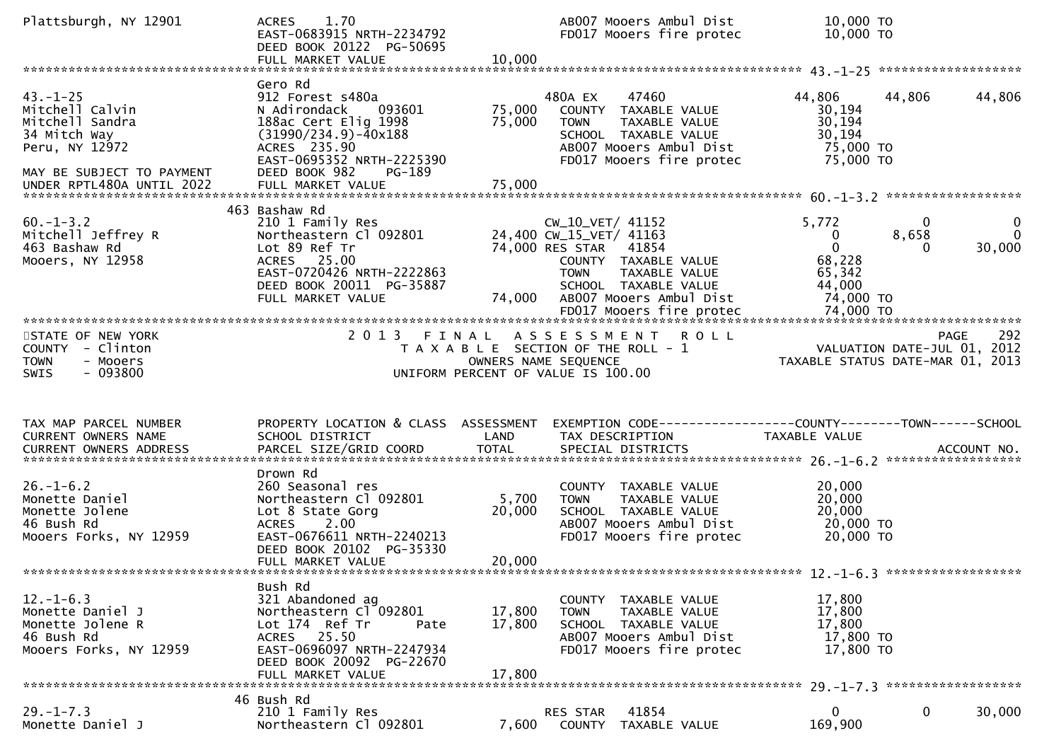```
Plattsburgh, NY 12901          ACRES    1.70                              AB007 Mooers Ambul Dist           10,000 TO
                               EAST-0683915 NRTH-2234792                  FD017 Mooers fire protec          10,000 TO
                               DEED BOOK 20122  PG-50695
                               FULL MARKET VALUE               10,000
******************************************************************************************************* 43.-1-25 ******************
                               Gero Rd
43.-1-25                       912 Forest s480a                      480A EX    47460              44,806     44,806     44,806
Mitchell Calvin                N Adirondack    093601        75,000    COUNTY  TAXABLE VALUE          30,194
Mitchell Sandra                188ac Cert Elig 1998          75,000    TOWN    TAXABLE VALUE          30,194
34 Mitch Way                   (31990/234.9)-40x188                    SCHOOL  TAXABLE VALUE          30,194
Peru, NY 12972                 ACRES  235.90                           AB007 Mooers Ambul Dist         75,000 TO
                               EAST-0695352 NRTH-2225390               FD017 Mooers fire protec        75,000 TO
MAY BE SUBJECT TO PAYMENT      DEED BOOK 982     PG-189
UNDER RPTL480A UNTIL 2022      FULL MARKET VALUE             75,000
******************************************************************************************************* 60.-1-3.2 *****************
                           463 Bashaw Rd
60.-1-3.2                      210 1 Family Res                      CW_10_VET/ 41152               5,772          0          0
Mitchell Jeffrey R             Northeastern Cl 092801        24,400 CW_15_VET/ 41163                   0      8,658          0
463 Bashaw Rd                  Lot 89 Ref Tr                 74,000 RES STAR   41854                   0          0     30,000
Mooers, NY 12958               ACRES   25.00                           COUNTY  TAXABLE VALUE          68,228
                               EAST-0720426 NRTH-2222863               TOWN    TAXABLE VALUE          65,342
                               DEED BOOK 20011  PG-35887               SCHOOL  TAXABLE VALUE          44,000
                               FULL MARKET VALUE             74,000    AB007 Mooers Ambul Dist         74,000 TO
                                                                       FD017 Mooers fire protec        74,000 TO
************************************************************************************************************************************
STATE OF NEW YORK                      2 0 1 3   F I N A L   A S S E S S M E N T   R O L L                                PAGE   292
COUNTY  - Clinton                         T A X A B L E  SECTION OF THE ROLL - 1                     VALUATION DATE-JUL 01, 2012
TOWN    - Mooers                                  OWNERS NAME SEQUENCE                              TAXABLE STATUS DATE-MAR 01, 2013
SWIS    - 093800                           UNIFORM PERCENT OF VALUE IS 100.00


TAX MAP PARCEL NUMBER          PROPERTY LOCATION & CLASS  ASSESSMENT  EXEMPTION CODE------------------COUNTY--------TOWN------SCHOOL
CURRENT OWNERS NAME            SCHOOL DISTRICT               LAND      TAX DESCRIPTION                TAXABLE VALUE
CURRENT OWNERS ADDRESS         PARCEL SIZE/GRID COORD        TOTAL     SPECIAL DISTRICTS                                  ACCOUNT NO.
******************************************************************************************************* 26.-1-6.2 *****************
                               Drown Rd
26.-1-6.2                      260 Seasonal res                        COUNTY  TAXABLE VALUE          20,000
Monette Daniel                 Northeastern Cl 092801         5,700    TOWN    TAXABLE VALUE          20,000
Monette Jolene                 Lot 8 State Gorg              20,000    SCHOOL  TAXABLE VALUE          20,000
46 Bush Rd                     ACRES    2.00                           AB007 Mooers Ambul Dist         20,000 TO
Mooers Forks, NY 12959         EAST-0676611 NRTH-2240213               FD017 Mooers fire protec        20,000 TO
                               DEED BOOK 20102  PG-35330
                               FULL MARKET VALUE             20,000
******************************************************************************************************* 12.-1-6.3 *****************
                               Bush Rd
12.-1-6.3                      321 Abandoned ag                        COUNTY  TAXABLE VALUE          17,800
Monette Daniel J               Northeastern Cl 092801        17,800    TOWN    TAXABLE VALUE          17,800
Monette Jolene R               Lot 174  Ref Tr      Pate     17,800    SCHOOL  TAXABLE VALUE          17,800
46 Bush Rd                     ACRES   25.50                           AB007 Mooers Ambul Dist         17,800 TO
Mooers Forks, NY 12959         EAST-0696097 NRTH-2247934               FD017 Mooers fire protec        17,800 TO
                               DEED BOOK 20092  PG-22670
                               FULL MARKET VALUE             17,800
******************************************************************************************************* 29.-1-7.3 *****************
                           46 Bush Rd
29.-1-7.3                      210 1 Family Res                      RES STAR   41854                   0          0     30,000
Monette Daniel J               Northeastern Cl 092801         7,600    COUNTY  TAXABLE VALUE         169,900
```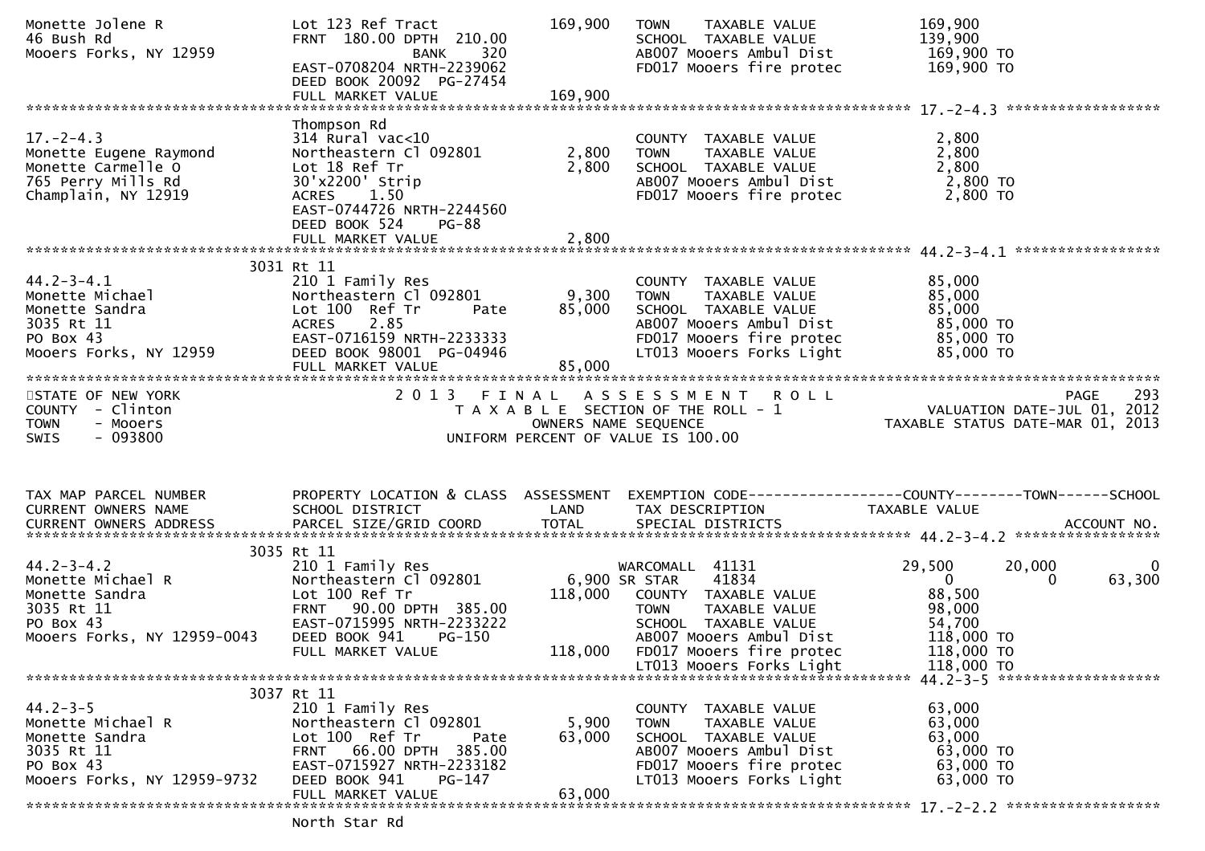```
Monette Jolene R               Lot 123 Ref Tract           169,900   TOWN    TAXABLE VALUE            169,900
46 Bush Rd                     FRNT 180.00 DPTH 210.00               SCHOOL  TAXABLE VALUE            139,900
Mooers Forks, NY 12959                   BANK    320                 AB007 Mooers Ambul Dist          169,900 TO
                               EAST-0708204 NRTH-2239062             FD017 Mooers fire protec         169,900 TO
                               DEED BOOK 20092 PG-27454
                               FULL MARKET VALUE           169,900
******************************************************************************************************* 17.-2-4.3 ******************
                               Thompson Rd
17.-2-4.3                      314 Rural vac<10                      COUNTY  TAXABLE VALUE              2,800
Monette Eugene Raymond         Northeastern Cl 092801        2,800   TOWN    TAXABLE VALUE              2,800
Monette Carmelle O             Lot 18 Ref Tr                 2,800   SCHOOL  TAXABLE VALUE              2,800
765 Perry Mills Rd             30'x2200' Strip                       AB007 Mooers Ambul Dist            2,800 TO
Champlain, NY 12919            ACRES    1.50                         FD017 Mooers fire protec           2,800 TO
                               EAST-0744726 NRTH-2244560
                               DEED BOOK 524    PG-88
                               FULL MARKET VALUE             2,800
******************************************************************************************************* 44.2-3-4.1 *****************
                     3031 Rt 11
44.2-3-4.1                     210 1 Family Res                      COUNTY  TAXABLE VALUE             85,000
Monette Michael                Northeastern Cl 092801        9,300   TOWN    TAXABLE VALUE             85,000
Monette Sandra                 Lot 100  Ref Tr        Pate  85,000   SCHOOL  TAXABLE VALUE             85,000
3035 Rt 11                     ACRES    2.85                         AB007 Mooers Ambul Dist           85,000 TO
PO Box 43                      EAST-0716159 NRTH-2233333             FD017 Mooers fire protec          85,000 TO
Mooers Forks, NY 12959         DEED BOOK 98001 PG-04946              LT013 Mooers Forks Light          85,000 TO
                               FULL MARKET VALUE            85,000
************************************************************************************************************************************
STATE OF NEW YORK                      2 0 1 3   F I N A L   A S S E S S M E N T   R O L L                           PAGE    293
COUNTY  - Clinton                         T A X A B L E  SECTION OF THE ROLL - 1                       VALUATION DATE-JUL 01, 2012
TOWN    - Mooers                                 OWNERS NAME SEQUENCE                            TAXABLE STATUS DATE-MAR 01, 2013
SWIS    - 093800                         UNIFORM PERCENT OF VALUE IS 100.00


TAX MAP PARCEL NUMBER          PROPERTY LOCATION & CLASS  ASSESSMENT  EXEMPTION CODE------------------COUNTY--------TOWN------SCHOOL
CURRENT OWNERS NAME            SCHOOL DISTRICT               LAND      TAX DESCRIPTION             TAXABLE VALUE
CURRENT OWNERS ADDRESS         PARCEL SIZE/GRID COORD        TOTAL     SPECIAL DISTRICTS                                  ACCOUNT NO.
******************************************************************************************************* 44.2-3-4.2 *****************
                     3035 Rt 11
44.2-3-4.2                     210 1 Family Res                      WARCOMALL  41131                 29,500      20,000          0
Monette Michael R              Northeastern Cl 092801        6,900 SR STAR     41834                      0           0     63,300
Monette Sandra                 Lot 100 Ref Tr              118,000   COUNTY  TAXABLE VALUE             88,500
3035 Rt 11                     FRNT  90.00 DPTH 385.00               TOWN    TAXABLE VALUE             98,000
PO Box 43                      EAST-0715995 NRTH-2233222             SCHOOL  TAXABLE VALUE             54,700
Mooers Forks, NY 12959-0043    DEED BOOK 941    PG-150               AB007 Mooers Ambul Dist          118,000 TO
                               FULL MARKET VALUE           118,000   FD017 Mooers fire protec         118,000 TO
                                                                     LT013 Mooers Forks Light         118,000 TO
******************************************************************************************************* 44.2-3-5 *******************
                     3037 Rt 11
44.2-3-5                       210 1 Family Res                      COUNTY  TAXABLE VALUE             63,000
Monette Michael R              Northeastern Cl 092801        5,900   TOWN    TAXABLE VALUE             63,000
Monette Sandra                 Lot 100  Ref Tr        Pate  63,000   SCHOOL  TAXABLE VALUE             63,000
3035 Rt 11                     FRNT  66.00 DPTH 385.00               AB007 Mooers Ambul Dist           63,000 TO
PO Box 43                      EAST-0715927 NRTH-2233182             FD017 Mooers fire protec          63,000 TO
Mooers Forks, NY 12959-9732    DEED BOOK 941    PG-147               LT013 Mooers Forks Light          63,000 TO
                               FULL MARKET VALUE            63,000
******************************************************************************************************* 17.-2-2.2 ******************
                               North Star Rd
```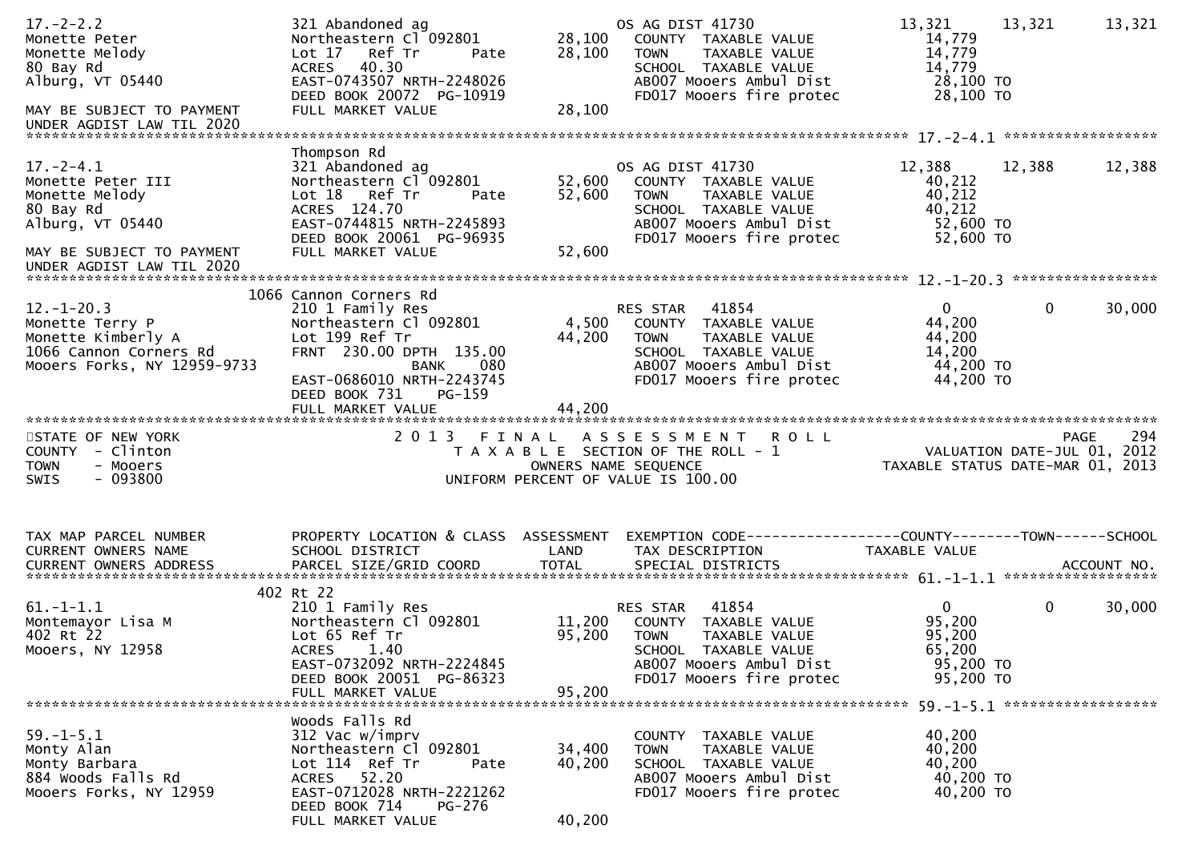```
17.-2-2.2                       321 Abandoned ag                      OS AG DIST 41730                 13,321      13,321      13,321
Monette Peter                   Northeastern Cl 092801       28,100   COUNTY  TAXABLE VALUE            14,779
Monette Melody                  Lot 17   Ref Tr       Pate   28,100   TOWN    TAXABLE VALUE            14,779
80 Bay Rd                       ACRES   40.30                         SCHOOL  TAXABLE VALUE            14,779
Alburg, VT 05440                EAST-0743507 NRTH-2248026             AB007 Mooers Ambul Dist           28,100 TO
                                DEED BOOK 20072  PG-10919             FD017 Mooers fire protec          28,100 TO
MAY BE SUBJECT TO PAYMENT       FULL MARKET VALUE            28,100
UNDER AGDIST LAW TIL 2020
******************************************************************************************************* 17.-2-4.1 ******************
                                Thompson Rd
17.-2-4.1                       321 Abandoned ag                      OS AG DIST 41730                 12,388      12,388      12,388
Monette Peter III               Northeastern Cl 092801       52,600   COUNTY  TAXABLE VALUE            40,212
Monette Melody                  Lot 18   Ref Tr       Pate   52,600   TOWN    TAXABLE VALUE            40,212
80 Bay Rd                       ACRES  124.70                         SCHOOL  TAXABLE VALUE            40,212
Alburg, VT 05440                EAST-0744815 NRTH-2245893             AB007 Mooers Ambul Dist           52,600 TO
                                DEED BOOK 20061  PG-96935             FD017 Mooers fire protec          52,600 TO
MAY BE SUBJECT TO PAYMENT       FULL MARKET VALUE            52,600
UNDER AGDIST LAW TIL 2020
******************************************************************************************************* 12.-1-20.3 *****************
                            1066 Cannon Corners Rd
12.-1-20.3                      210 1 Family Res                      RES STAR   41854                  0           0          30,000
Monette Terry P                 Northeastern Cl 092801        4,500   COUNTY  TAXABLE VALUE            44,200
Monette Kimberly A              Lot 199 Ref Tr               44,200   TOWN    TAXABLE VALUE            44,200
1066 Cannon Corners Rd          FRNT  230.00 DPTH  135.00             SCHOOL  TAXABLE VALUE            14,200
Mooers Forks, NY 12959-9733                BANK     080               AB007 Mooers Ambul Dist           44,200 TO
                                EAST-0686010 NRTH-2243745             FD017 Mooers fire protec          44,200 TO
                                DEED BOOK 731    PG-159
                                FULL MARKET VALUE            44,200
************************************************************************************************************************************
STATE OF NEW YORK                   2 0 1 3   F I N A L   A S S E S S M E N T   R O L L                                PAGE    294
COUNTY  - Clinton                        T A X A B L E  SECTION OF THE ROLL - 1                        VALUATION DATE-JUL 01, 2012
TOWN    - Mooers                                OWNERS NAME SEQUENCE                                TAXABLE STATUS DATE-MAR 01, 2013
SWIS    - 093800                         UNIFORM PERCENT OF VALUE IS 100.00


TAX MAP PARCEL NUMBER           PROPERTY LOCATION & CLASS  ASSESSMENT  EXEMPTION CODE------------------COUNTY--------TOWN------SCHOOL
CURRENT OWNERS NAME             SCHOOL DISTRICT               LAND      TAX DESCRIPTION            TAXABLE VALUE
CURRENT OWNERS ADDRESS          PARCEL SIZE/GRID COORD        TOTAL     SPECIAL DISTRICTS                                 ACCOUNT NO.
******************************************************************************************************* 61.-1-1.1 ******************
                            402 Rt 22
61.-1-1.1                       210 1 Family Res                      RES STAR   41854                  0           0          30,000
Montemayor Lisa M               Northeastern Cl 092801       11,200   COUNTY  TAXABLE VALUE            95,200
402 Rt 22                       Lot 65 Ref Tr                95,200   TOWN    TAXABLE VALUE            95,200
Mooers, NY 12958                ACRES    1.40                         SCHOOL  TAXABLE VALUE            65,200
                                EAST-0732092 NRTH-2224845             AB007 Mooers Ambul Dist           95,200 TO
                                DEED BOOK 20051  PG-86323             FD017 Mooers fire protec          95,200 TO
                                FULL MARKET VALUE            95,200
******************************************************************************************************* 59.-1-5.1 ******************
                                Woods Falls Rd
59.-1-5.1                       312 Vac w/imprv                       COUNTY  TAXABLE VALUE            40,200
Monty Alan                      Northeastern Cl 092801       34,400   TOWN    TAXABLE VALUE            40,200
Monty Barbara                   Lot 114  Ref Tr       Pate   40,200   SCHOOL  TAXABLE VALUE            40,200
884 Woods Falls Rd              ACRES   52.20                         AB007 Mooers Ambul Dist           40,200 TO
Mooers Forks, NY 12959          EAST-0712028 NRTH-2221262             FD017 Mooers fire protec          40,200 TO
                                DEED BOOK 714    PG-276
                                FULL MARKET VALUE            40,200
```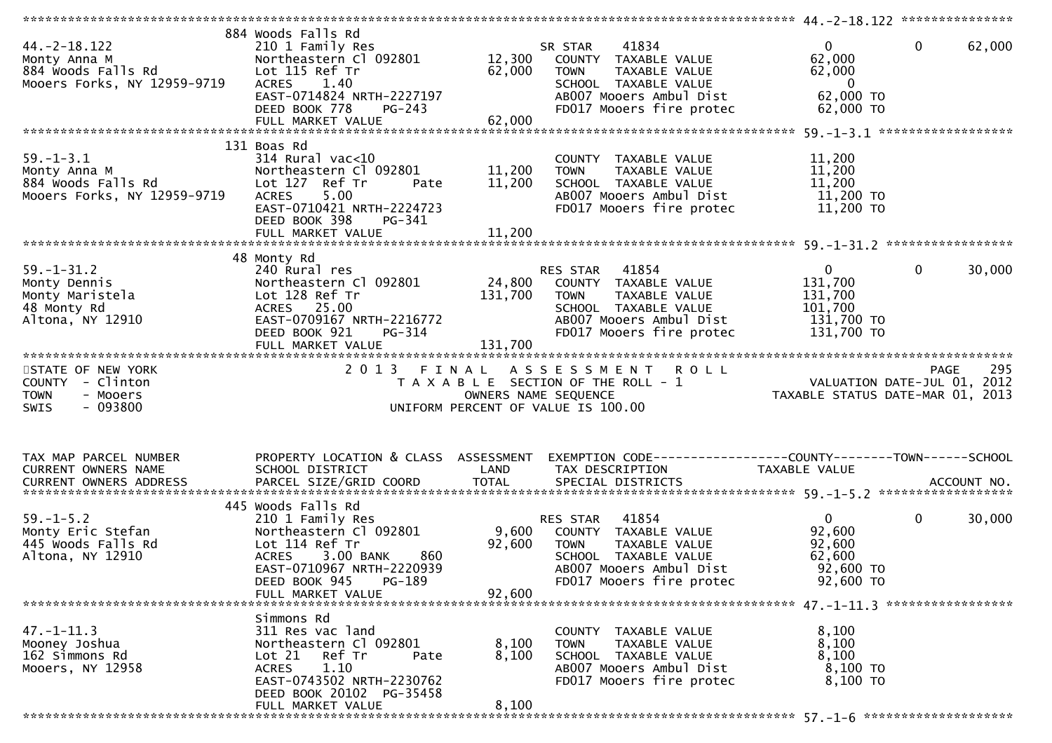```
******************************************************************************************************* 44.-2-18.122 ***************
                        884 Woods Falls Rd
44.-2-18.122                 210 1 Family Res                    SR STAR     41834                0          0     62,000
Monty Anna M                 Northeastern Cl 092801     12,300   COUNTY  TAXABLE VALUE          62,000
884 Woods Falls Rd           Lot 115 Ref Tr             62,000   TOWN    TAXABLE VALUE          62,000
Mooers Forks, NY 12959-9719  ACRES    1.40                       SCHOOL  TAXABLE VALUE               0
                             EAST-0714824 NRTH-2227197           AB007 Mooers Ambul Dist        62,000 TO
                             DEED BOOK 778    PG-243             FD017 Mooers fire protec       62,000 TO
                             FULL MARKET VALUE          62,000
******************************************************************************************************* 59.-1-3.1 ******************
                        131 Boas Rd
59.-1-3.1                    314 Rural vac<10                    COUNTY  TAXABLE VALUE          11,200
Monty Anna M                 Northeastern Cl 092801     11,200   TOWN    TAXABLE VALUE          11,200
884 Woods Falls Rd           Lot 127  Ref Tr      Pate  11,200   SCHOOL  TAXABLE VALUE          11,200
Mooers Forks, NY 12959-9719  ACRES    5.00                       AB007 Mooers Ambul Dist        11,200 TO
                             EAST-0710421 NRTH-2224723           FD017 Mooers fire protec       11,200 TO
                             DEED BOOK 398    PG-341
                             FULL MARKET VALUE          11,200
******************************************************************************************************* 59.-1-31.2 *****************
                        48 Monty Rd
59.-1-31.2                   240 Rural res                       RES STAR    41854                0          0     30,000
Monty Dennis                 Northeastern Cl 092801     24,800   COUNTY  TAXABLE VALUE         131,700
Monty Maristela              Lot 128 Ref Tr            131,700   TOWN    TAXABLE VALUE         131,700
48 Monty Rd                  ACRES   25.00                       SCHOOL  TAXABLE VALUE         101,700
Altona, NY 12910             EAST-0709167 NRTH-2216772           AB007 Mooers Ambul Dist       131,700 TO
                             DEED BOOK 921    PG-314             FD017 Mooers fire protec      131,700 TO
                             FULL MARKET VALUE         131,700
************************************************************************************************************************************
STATE OF NEW YORK                  2 0 1 3   F I N A L   A S S E S S M E N T   R O L L                              PAGE    295
COUNTY  - Clinton                      T A X A B L E  SECTION OF THE ROLL - 1                       VALUATION DATE-JUL 01, 2012
TOWN    - Mooers                            OWNERS NAME SEQUENCE                              TAXABLE STATUS DATE-MAR 01, 2013
SWIS    - 093800                      UNIFORM PERCENT OF VALUE IS 100.00


TAX MAP PARCEL NUMBER        PROPERTY LOCATION & CLASS  ASSESSMENT  EXEMPTION CODE------------------COUNTY--------TOWN------SCHOOL
CURRENT OWNERS NAME          SCHOOL DISTRICT               LAND     TAX DESCRIPTION              TAXABLE VALUE
CURRENT OWNERS ADDRESS       PARCEL SIZE/GRID COORD       TOTAL     SPECIAL DISTRICTS                                   ACCOUNT NO.
******************************************************************************************************* 59.-1-5.2 ******************
                        445 Woods Falls Rd
59.-1-5.2                    210 1 Family Res                    RES STAR    41854                0          0     30,000
Monty Eric Stefan            Northeastern Cl 092801      9,600   COUNTY  TAXABLE VALUE          92,600
445 Woods Falls Rd           Lot 114 Ref Tr             92,600   TOWN    TAXABLE VALUE          92,600
Altona, NY 12910             ACRES    3.00 BANK    860           SCHOOL  TAXABLE VALUE          62,600
                             EAST-0710967 NRTH-2220939           AB007 Mooers Ambul Dist        92,600 TO
                             DEED BOOK 945    PG-189             FD017 Mooers fire protec       92,600 TO
                             FULL MARKET VALUE          92,600
******************************************************************************************************* 47.-1-11.3 *****************
                        Simmons Rd
47.-1-11.3                   311 Res vac land                    COUNTY  TAXABLE VALUE           8,100
Mooney Joshua                Northeastern Cl 092801      8,100   TOWN    TAXABLE VALUE           8,100
162 Simmons Rd               Lot 21   Ref Tr      Pate   8,100   SCHOOL  TAXABLE VALUE           8,100
Mooers, NY 12958             ACRES    1.10                       AB007 Mooers Ambul Dist         8,100 TO
                             EAST-0743502 NRTH-2230762           FD017 Mooers fire protec        8,100 TO
                             DEED BOOK 20102  PG-35458
                             FULL MARKET VALUE           8,100
******************************************************************************************************* 57.-1-6 ********************
```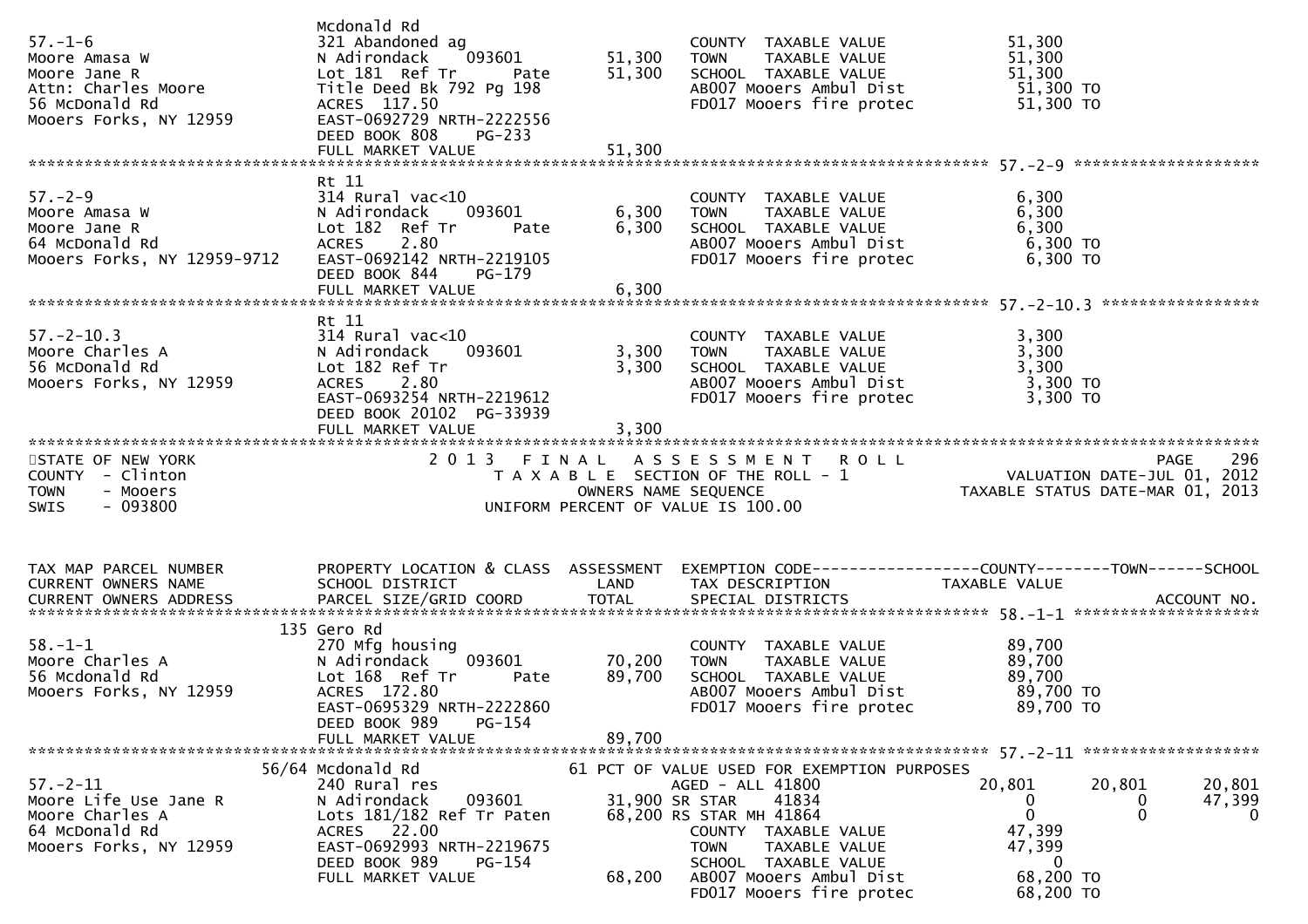| TAX MAP PARCEL NUMBER / CURRENT OWNERS NAME / CURRENT OWNERS ADDRESS | PROPERTY LOCATION & CLASS / SCHOOL DISTRICT / PARCEL SIZE/GRID COORD | ASSESSMENT LAND | ASSESSMENT TOTAL | EXEMPTION CODE / TAX DESCRIPTION / SPECIAL DISTRICTS | COUNTY TAXABLE VALUE | TOWN | SCHOOL |
|---|---|---|---|---|---|---|---|
| 57.-1-6 | Mcdonald Rd | | | | | | |
| Moore Amasa W | 321 Abandoned ag | | | COUNTY TAXABLE VALUE | 51,300 | | |
| Moore Jane R | N Adirondack 093601 | 51,300 | | TOWN TAXABLE VALUE | 51,300 | | |
| Attn: Charles Moore | Lot 181 Ref Tr Pate | | 51,300 | SCHOOL TAXABLE VALUE | 51,300 | | |
| 56 McDonald Rd | Title Deed Bk 792 Pg 198 | | | AB007 Mooers Ambul Dist | 51,300 TO | | |
| Mooers Forks, NY 12959 | ACRES 117.50 | | | FD017 Mooers fire protec | 51,300 TO | | |
| | EAST-0692729 NRTH-2222556 | | | | | | |
| | DEED BOOK 808 PG-233 | | | | | | |
| | FULL MARKET VALUE | | 51,300 | | | | |
| 57.-2-9 | Rt 11 | | | | | | |
| Moore Amasa W | 314 Rural vac<10 | | | COUNTY TAXABLE VALUE | 6,300 | | |
| Moore Jane R | N Adirondack 093601 | 6,300 | | TOWN TAXABLE VALUE | 6,300 | | |
| 64 McDonald Rd | Lot 182 Ref Tr Pate | | 6,300 | SCHOOL TAXABLE VALUE | 6,300 | | |
| Mooers Forks, NY 12959-9712 | ACRES 2.80 | | | AB007 Mooers Ambul Dist | 6,300 TO | | |
| | EAST-0692142 NRTH-2219105 | | | FD017 Mooers fire protec | 6,300 TO | | |
| | DEED BOOK 844 PG-179 | | | | | | |
| | FULL MARKET VALUE | | 6,300 | | | | |
| 57.-2-10.3 | Rt 11 | | | | | | |
| Moore Charles A | 314 Rural vac<10 | | | COUNTY TAXABLE VALUE | 3,300 | | |
| 56 McDonald Rd | N Adirondack 093601 | 3,300 | | TOWN TAXABLE VALUE | 3,300 | | |
| Mooers Forks, NY 12959 | Lot 182 Ref Tr | | 3,300 | SCHOOL TAXABLE VALUE | 3,300 | | |
| | ACRES 2.80 | | | AB007 Mooers Ambul Dist | 3,300 TO | | |
| | EAST-0693254 NRTH-2219612 | | | FD017 Mooers fire protec | 3,300 TO | | |
| | DEED BOOK 20102 PG-33939 | | | | | | |
| | FULL MARKET VALUE | | 3,300 | | | | |

STATE OF NEW YORK
COUNTY - Clinton
TOWN - Mooers
SWIS - 093800

2013 FINAL ASSESSMENT ROLL
TAXABLE SECTION OF THE ROLL - 1
OWNERS NAME SEQUENCE
UNIFORM PERCENT OF VALUE IS 100.00

VALUATION DATE-JUL 01, 2012
TAXABLE STATUS DATE-MAR 01, 2013

| TAX MAP PARCEL NUMBER / CURRENT OWNERS NAME / CURRENT OWNERS ADDRESS | PROPERTY LOCATION & CLASS / SCHOOL DISTRICT / PARCEL SIZE/GRID COORD | ASSESSMENT LAND | ASSESSMENT TOTAL | EXEMPTION CODE / TAX DESCRIPTION / SPECIAL DISTRICTS | COUNTY TAXABLE VALUE | TOWN | SCHOOL |
|---|---|---|---|---|---|---|---|
| 58.-1-1 | 135 Gero Rd | | | | | | |
| Moore Charles A | 270 Mfg housing | | | COUNTY TAXABLE VALUE | 89,700 | | |
| 56 Mcdonald Rd | N Adirondack 093601 | 70,200 | | TOWN TAXABLE VALUE | 89,700 | | |
| Mooers Forks, NY 12959 | Lot 168 Ref Tr Pate | | 89,700 | SCHOOL TAXABLE VALUE | 89,700 | | |
| | ACRES 172.80 | | | AB007 Mooers Ambul Dist | 89,700 TO | | |
| | EAST-0695329 NRTH-2222860 | | | FD017 Mooers fire protec | 89,700 TO | | |
| | DEED BOOK 989 PG-154 | | | | | | |
| | FULL MARKET VALUE | | 89,700 | | | | |
| 57.-2-11 | 56/64 Mcdonald Rd | | | 61 PCT OF VALUE USED FOR EXEMPTION PURPOSES | | | |
| Moore Life Use Jane R | 240 Rural res | | | AGED - ALL 41800 | 20,801 | 20,801 | 20,801 |
| Moore Charles A | N Adirondack 093601 | 31,900 | | SR STAR 41834 | 0 | 0 | 47,399 |
| 64 McDonald Rd | Lots 181/182 Ref Tr Paten | | 68,200 | RS STAR MH 41864 | 0 | 0 | 0 |
| Mooers Forks, NY 12959 | ACRES 22.00 | | | COUNTY TAXABLE VALUE | 47,399 | | |
| | EAST-0692993 NRTH-2219675 | | | TOWN TAXABLE VALUE | 47,399 | | |
| | DEED BOOK 989 PG-154 | | | SCHOOL TAXABLE VALUE | 0 | | |
| | FULL MARKET VALUE | | 68,200 | AB007 Mooers Ambul Dist | 68,200 TO | | |
| | | | | FD017 Mooers fire protec | 68,200 TO | | |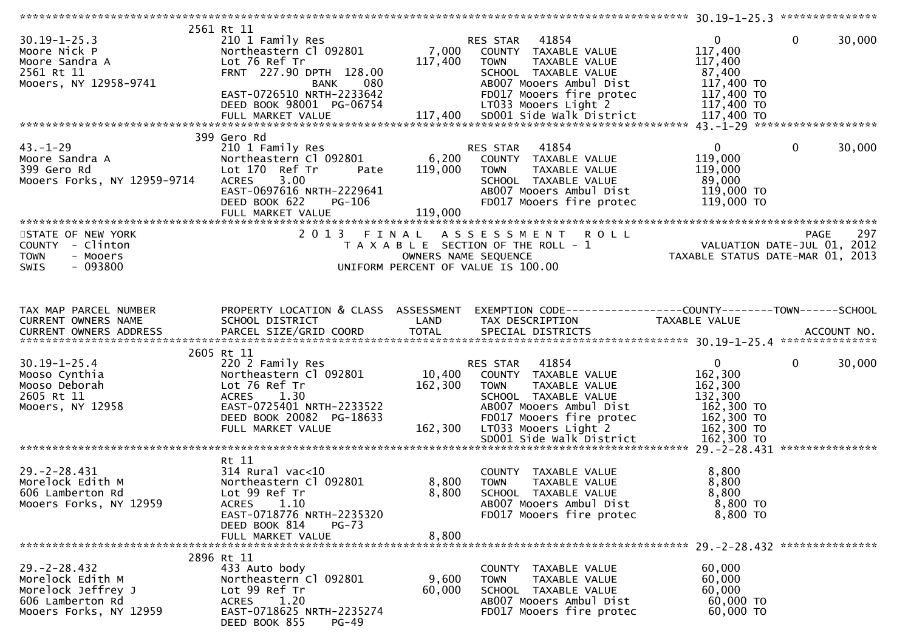```
******************************************************************************************************* 30.19-1-25.3 ***************
                    2561 Rt 11
30.19-1-25.3               210 1 Family Res                      RES STAR  41854                  0             0        30,000
Moore Nick P               Northeastern Cl 092801         7,000    COUNTY  TAXABLE VALUE           117,400
Moore Sandra A             Lot 76 Ref Tr                117,400    TOWN    TAXABLE VALUE           117,400
2561 Rt 11                 FRNT 227.90 DPTH 128.00                 SCHOOL  TAXABLE VALUE            87,400
Mooers, NY 12958-9741              BANK      080                   AB007 Mooers Ambul Dist          117,400 TO
                           EAST-0726510 NRTH-2233642               FD017 Mooers fire protec         117,400 TO
                           DEED BOOK 98001  PG-06754               LT033 Mooers Light 2             117,400 TO
                           FULL MARKET VALUE            117,400    SD001 Side walk District         117,400 TO
******************************************************************************************************* 43.-1-29 *******************
                    399 Gero Rd
43.-1-29                   210 1 Family Res                      RES STAR  41854                  0             0        30,000
Moore Sandra A             Northeastern Cl 092801         6,200    COUNTY  TAXABLE VALUE           119,000
399 Gero Rd                Lot 170  Ref Tr      Pate    119,000    TOWN    TAXABLE VALUE           119,000
Mooers Forks, NY 12959-9714 ACRES    3.00                          SCHOOL  TAXABLE VALUE            89,000
                           EAST-0697616 NRTH-2229641               AB007 Mooers Ambul Dist          119,000 TO
                           DEED BOOK 622    PG-106                 FD017 Mooers fire protec         119,000 TO
                           FULL MARKET VALUE            119,000
************************************************************************************************************************************
STATE OF NEW YORK                      2 0 1 3   F I N A L   A S S E S S M E N T   R O L L                              PAGE    297
COUNTY  - Clinton                         T A X A B L E  SECTION OF THE ROLL - 1                        VALUATION DATE-JUL 01, 2012
TOWN    - Mooers                               OWNERS NAME SEQUENCE                                 TAXABLE STATUS DATE-MAR 01, 2013
SWIS    - 093800                        UNIFORM PERCENT OF VALUE IS 100.00


TAX MAP PARCEL NUMBER      PROPERTY LOCATION & CLASS  ASSESSMENT  EXEMPTION CODE------------------COUNTY--------TOWN------SCHOOL
CURRENT OWNERS NAME        SCHOOL DISTRICT               LAND      TAX DESCRIPTION              TAXABLE VALUE
CURRENT OWNERS ADDRESS     PARCEL SIZE/GRID COORD        TOTAL     SPECIAL DISTRICTS                                  ACCOUNT NO.
******************************************************************************************************* 30.19-1-25.4 ***************
                    2605 Rt 11
30.19-1-25.4               220 2 Family Res                      RES STAR  41854                  0             0        30,000
Mooso Cynthia              Northeastern Cl 092801        10,400    COUNTY  TAXABLE VALUE           162,300
Mooso Deborah              Lot 76 Ref Tr                162,300    TOWN    TAXABLE VALUE           162,300
2605 Rt 11                 ACRES    1.30                           SCHOOL  TAXABLE VALUE           132,300
Mooers, NY 12958           EAST-0725401 NRTH-2233522               AB007 Mooers Ambul Dist          162,300 TO
                           DEED BOOK 20082  PG-18633               FD017 Mooers fire protec         162,300 TO
                           FULL MARKET VALUE            162,300    LT033 Mooers Light 2             162,300 TO
                                                                   SD001 Side walk District         162,300 TO
******************************************************************************************************* 29.-2-28.431 ***************
                    Rt 11
29.-2-28.431               314 Rural vac<10                        COUNTY  TAXABLE VALUE             8,800
Morelock Edith M           Northeastern Cl 092801         8,800    TOWN    TAXABLE VALUE             8,800
606 Lamberton Rd           Lot 99 Ref Tr                  8,800    SCHOOL  TAXABLE VALUE             8,800
Mooers Forks, NY 12959     ACRES    1.10                           AB007 Mooers Ambul Dist            8,800 TO
                           EAST-0718776 NRTH-2235320               FD017 Mooers fire protec           8,800 TO
                           DEED BOOK 814    PG-73
                           FULL MARKET VALUE              8,800
******************************************************************************************************* 29.-2-28.432 ***************
                    2896 Rt 11
29.-2-28.432               433 Auto body                           COUNTY  TAXABLE VALUE            60,000
Morelock Edith M           Northeastern Cl 092801         9,600    TOWN    TAXABLE VALUE            60,000
Morelock Jeffrey J         Lot 99 Ref Tr                 60,000    SCHOOL  TAXABLE VALUE            60,000
606 Lamberton Rd           ACRES    1.20                           AB007 Mooers Ambul Dist           60,000 TO
Mooers Forks, NY 12959     EAST-0718625 NRTH-2235274               FD017 Mooers fire protec          60,000 TO
                           DEED BOOK 855    PG-49
```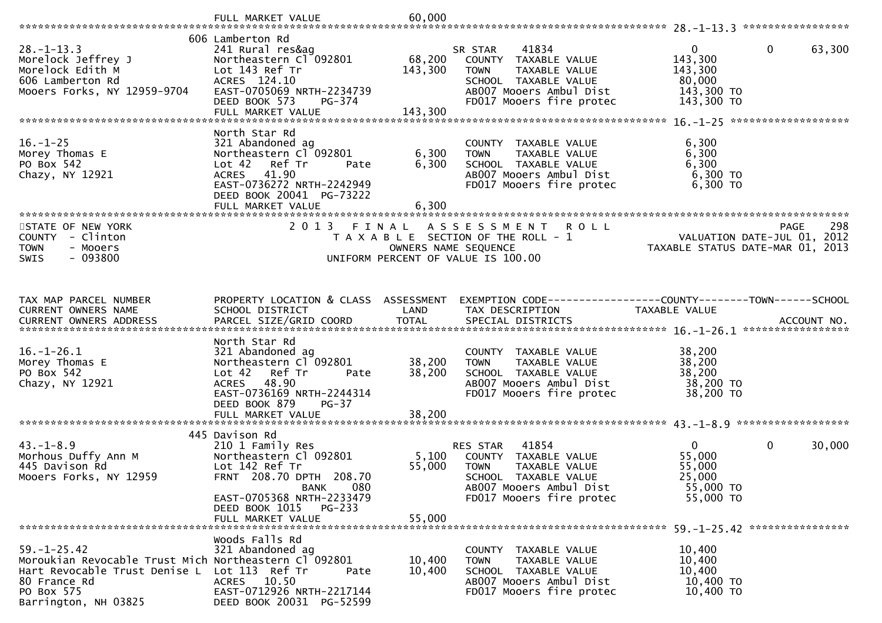```
                             FULL MARKET VALUE              60,000
******************************************************************************************************* 28.-1-13.3 *****************
                          606 Lamberton Rd
28.-1-13.3                   241 Rural res&ag                   SR STAR     41834                  0             0        63,300
Morelock Jeffrey J           Northeastern Cl 092801       68,200   COUNTY  TAXABLE VALUE           143,300
Morelock Edith M             Lot 143 Ref Tr              143,300   TOWN    TAXABLE VALUE           143,300
606 Lamberton Rd             ACRES  124.10                         SCHOOL  TAXABLE VALUE            80,000
Mooers Forks, NY 12959-9704  EAST-0705069 NRTH-2234739             AB007 Mooers Ambul Dist          143,300 TO
                             DEED BOOK 573    PG-374               FD017 Mooers fire protec         143,300 TO
                             FULL MARKET VALUE             143,300
******************************************************************************************************* 16.-1-25 *******************
                             North Star Rd
16.-1-25                     321 Abandoned ag                      COUNTY  TAXABLE VALUE             6,300
Morey Thomas E               Northeastern Cl 092801        6,300   TOWN    TAXABLE VALUE             6,300
PO Box 542                   Lot 42   Ref Tr       Pate    6,300   SCHOOL  TAXABLE VALUE             6,300
Chazy, NY 12921              ACRES   41.90                         AB007 Mooers Ambul Dist            6,300 TO
                             EAST-0736272 NRTH-2242949             FD017 Mooers fire protec           6,300 TO
                             DEED BOOK 20041  PG-73222
                             FULL MARKET VALUE               6,300
************************************************************************************************************************************
STATE OF NEW YORK                    2 0 1 3   F I N A L   A S S E S S M E N T   R O L L                              PAGE    298
COUNTY  - Clinton                        T A X A B L E  SECTION OF THE ROLL - 1                       VALUATION DATE-JUL 01, 2012
TOWN    - Mooers                                OWNERS NAME SEQUENCE                             TAXABLE STATUS DATE-MAR 01, 2013
SWIS    - 093800                       UNIFORM PERCENT OF VALUE IS 100.00


TAX MAP PARCEL NUMBER        PROPERTY LOCATION & CLASS  ASSESSMENT  EXEMPTION CODE------------------COUNTY--------TOWN------SCHOOL
CURRENT OWNERS NAME          SCHOOL DISTRICT               LAND     TAX DESCRIPTION              TAXABLE VALUE
CURRENT OWNERS ADDRESS       PARCEL SIZE/GRID COORD       TOTAL     SPECIAL DISTRICTS                                  ACCOUNT NO.
******************************************************************************************************* 16.-1-26.1 *****************
                             North Star Rd
16.-1-26.1                   321 Abandoned ag                      COUNTY  TAXABLE VALUE            38,200
Morey Thomas E               Northeastern Cl 092801       38,200   TOWN    TAXABLE VALUE            38,200
PO Box 542                   Lot 42   Ref Tr       Pate   38,200   SCHOOL  TAXABLE VALUE            38,200
Chazy, NY 12921              ACRES   48.90                         AB007 Mooers Ambul Dist           38,200 TO
                             EAST-0736169 NRTH-2244314             FD017 Mooers fire protec          38,200 TO
                             DEED BOOK 879    PG-37
                             FULL MARKET VALUE              38,200
******************************************************************************************************* 43.-1-8.9 ******************
                          445 Davison Rd
43.-1-8.9                    210 1 Family Res                   RES STAR    41854                  0             0        30,000
Morhous Duffy Ann M          Northeastern Cl 092801        5,100   COUNTY  TAXABLE VALUE            55,000
445 Davison Rd               Lot 142 Ref Tr               55,000   TOWN    TAXABLE VALUE            55,000
Mooers Forks, NY 12959       FRNT  208.70 DPTH  208.70             SCHOOL  TAXABLE VALUE            25,000
                                        BANK     080               AB007 Mooers Ambul Dist           55,000 TO
                             EAST-0705368 NRTH-2233479             FD017 Mooers fire protec          55,000 TO
                             DEED BOOK 1015   PG-233
                             FULL MARKET VALUE              55,000
******************************************************************************************************* 59.-1-25.42 ****************
                             Woods Falls Rd
59.-1-25.42                  321 Abandoned ag                      COUNTY  TAXABLE VALUE            10,400
Moroukian Revocable Trust Mich Northeastern Cl 092801     10,400   TOWN    TAXABLE VALUE            10,400
Hart Revocable Trust Denise L  Lot 113  Ref Tr     Pate   10,400   SCHOOL  TAXABLE VALUE            10,400
80 France Rd                 ACRES   10.50                         AB007 Mooers Ambul Dist           10,400 TO
PO Box 575                   EAST-0712926 NRTH-2217144             FD017 Mooers fire protec          10,400 TO
Barrington, NH 03825         DEED BOOK 20031  PG-52599
```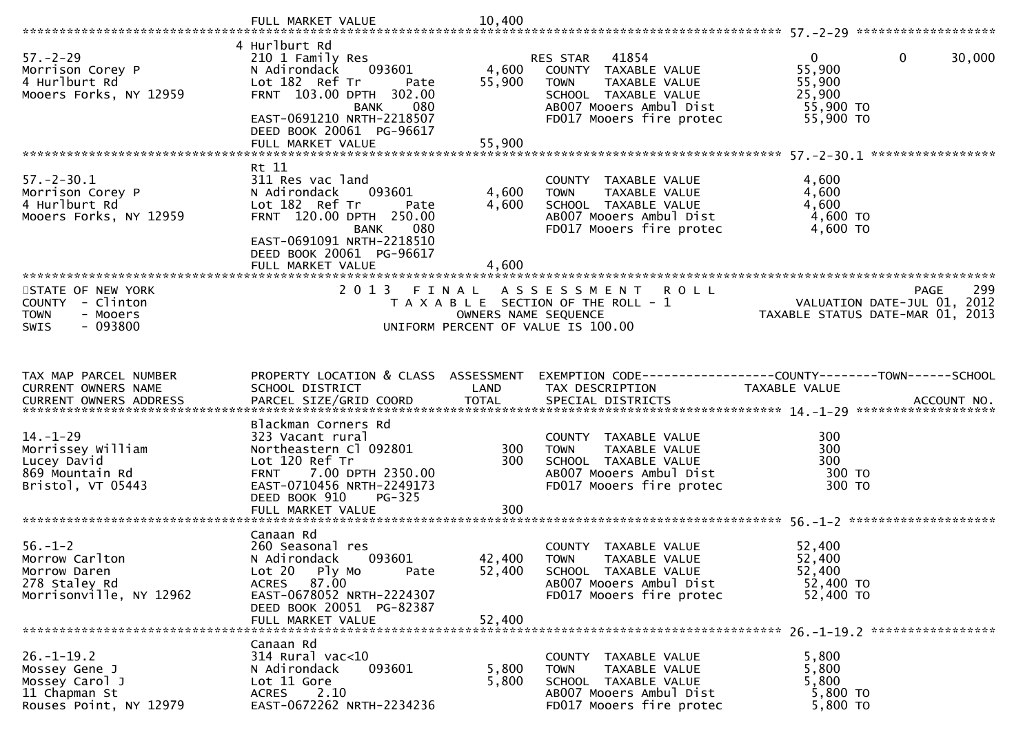```
                                FULL MARKET VALUE                  10,400
******************************************************************************************************* 57.-2-29 ********************
                                4 Hurlburt Rd
57.-2-29                        210 1 Family Res                         RES STAR   41854                    0            0       30,000
Morrison Corey P                N Adirondack      093601          4,600   COUNTY  TAXABLE VALUE            55,900
4 Hurlburt Rd                   Lot 182  Ref Tr          Pate    55,900   TOWN    TAXABLE VALUE            55,900
Mooers Forks, NY 12959          FRNT  103.00 DPTH  302.00                 SCHOOL  TAXABLE VALUE            25,900
                                            BANK     080                  AB007 Mooers Ambul Dist           55,900 TO
                                EAST-0691210 NRTH-2218507                 FD017 Mooers fire protec          55,900 TO
                                DEED BOOK 20061  PG-96617
                                FULL MARKET VALUE                  55,900
******************************************************************************************************* 57.-2-30.1 ******************
                                Rt 11
57.-2-30.1                      311 Res vac land                          COUNTY  TAXABLE VALUE             4,600
Morrison Corey P                N Adirondack      093601          4,600   TOWN    TAXABLE VALUE             4,600
4 Hurlburt Rd                   Lot 182  Ref Tr          Pate     4,600   SCHOOL  TAXABLE VALUE             4,600
Mooers Forks, NY 12959          FRNT  120.00 DPTH  250.00                 AB007 Mooers Ambul Dist            4,600 TO
                                            BANK     080                  FD017 Mooers fire protec           4,600 TO
                                EAST-0691091 NRTH-2218510
                                DEED BOOK 20061  PG-96617
                                FULL MARKET VALUE                   4,600
************************************************************************************************************************************
STATE OF NEW YORK                   2 0 1 3   F I N A L   A S S E S S M E N T   R O L L                                  PAGE    299
COUNTY  - Clinton                          T A X A B L E  SECTION OF THE ROLL - 1                       VALUATION DATE-JUL 01, 2012
TOWN    - Mooers                                  OWNERS NAME SEQUENCE                               TAXABLE STATUS DATE-MAR 01, 2013
SWIS    - 093800                          UNIFORM PERCENT OF VALUE IS 100.00


TAX MAP PARCEL NUMBER           PROPERTY LOCATION & CLASS  ASSESSMENT  EXEMPTION CODE------------------COUNTY--------TOWN------SCHOOL
CURRENT OWNERS NAME             SCHOOL DISTRICT               LAND      TAX DESCRIPTION             TAXABLE VALUE
CURRENT OWNERS ADDRESS          PARCEL SIZE/GRID COORD        TOTAL     SPECIAL DISTRICTS                                 ACCOUNT NO.
******************************************************************************************************* 14.-1-29 ********************
                                Blackman Corners Rd
14.-1-29                        323 Vacant rural                          COUNTY  TAXABLE VALUE               300
Morrissey William               Northeastern Cl 092801              300   TOWN    TAXABLE VALUE               300
Lucey David                     Lot 120 Ref Tr                      300   SCHOOL  TAXABLE VALUE               300
869 Mountain Rd                 FRNT    7.00 DPTH 2350.00                 AB007 Mooers Ambul Dist              300 TO
Bristol, VT 05443               EAST-0710456 NRTH-2249173                 FD017 Mooers fire protec             300 TO
                                DEED BOOK 910     PG-325
                                FULL MARKET VALUE                     300
******************************************************************************************************* 56.-1-2 *********************
                                Canaan Rd
56.-1-2                         260 Seasonal res                          COUNTY  TAXABLE VALUE            52,400
Morrow Carlton                  N Adirondack      093601         42,400   TOWN    TAXABLE VALUE            52,400
Morrow Daren                    Lot 20   Ply Mo          Pate    52,400   SCHOOL  TAXABLE VALUE            52,400
278 Staley Rd                   ACRES   87.00                             AB007 Mooers Ambul Dist           52,400 TO
Morrisonville, NY 12962         EAST-0678052 NRTH-2224307                 FD017 Mooers fire protec          52,400 TO
                                DEED BOOK 20051  PG-82387
                                FULL MARKET VALUE                  52,400
******************************************************************************************************* 26.-1-19.2 ******************
                                Canaan Rd
26.-1-19.2                      314 Rural vac<10                          COUNTY  TAXABLE VALUE             5,800
Mossey Gene J                   N Adirondack      093601          5,800   TOWN    TAXABLE VALUE             5,800
Mossey Carol J                  Lot 11 Gore                       5,800   SCHOOL  TAXABLE VALUE             5,800
11 Chapman St                   ACRES    2.10                             AB007 Mooers Ambul Dist            5,800 TO
Rouses Point, NY 12979          EAST-0672262 NRTH-2234236                 FD017 Mooers fire protec           5,800 TO
```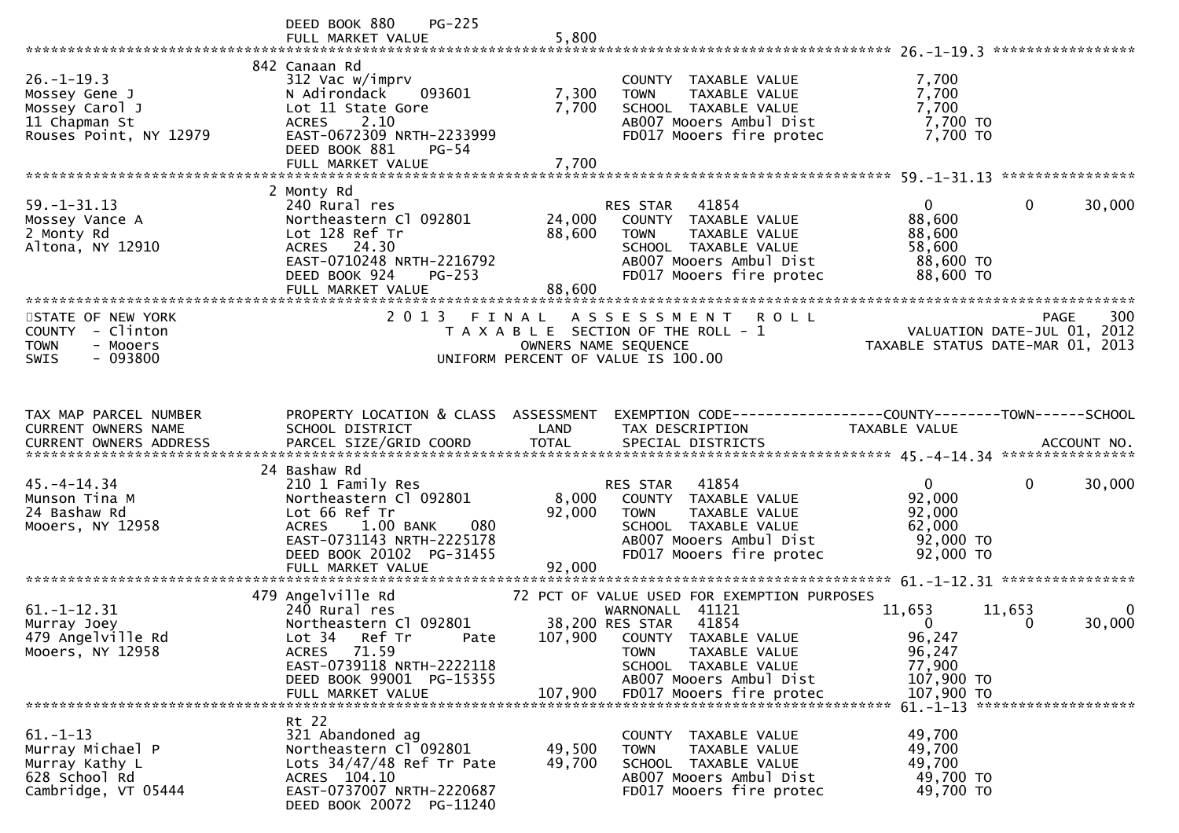```
                              DEED BOOK 880    PG-225
                              FULL MARKET VALUE               5,800
******************************************************************************************************* 26.-1-19.3 *****************
                              842 Canaan Rd
26.-1-19.3                    312 Vac w/imprv                         COUNTY  TAXABLE VALUE              7,700
Mossey Gene J                 N Adirondack     093601       7,300     TOWN    TAXABLE VALUE              7,700
Mossey Carol J                Lot 11 State Gore             7,700     SCHOOL  TAXABLE VALUE              7,700
11 Chapman St                 ACRES    2.10                           AB007 Mooers Ambul Dist             7,700 TO
Rouses Point, NY 12979        EAST-0672309 NRTH-2233999               FD017 Mooers fire protec            7,700 TO
                              DEED BOOK 881    PG-54
                              FULL MARKET VALUE               7,700
******************************************************************************************************* 59.-1-31.13 ****************
                              2 Monty Rd
59.-1-31.13                   240 Rural res                           RES STAR   41854                   0           0      30,000
Mossey Vance A                Northeastern Cl 092801       24,000     COUNTY  TAXABLE VALUE             88,600
2 Monty Rd                    Lot 128 Ref Tr               88,600     TOWN    TAXABLE VALUE             88,600
Altona, NY 12910              ACRES   24.30                           SCHOOL  TAXABLE VALUE             58,600
                              EAST-0710248 NRTH-2216792               AB007 Mooers Ambul Dist            88,600 TO
                              DEED BOOK 924    PG-253                 FD017 Mooers fire protec           88,600 TO
                              FULL MARKET VALUE              88,600
*************************************************************************************************************************************
STATE OF NEW YORK                       2 0 1 3   F I N A L   A S S E S S M E N T   R O L L                                 PAGE    300
COUNTY  - Clinton                          T A X A B L E  SECTION OF THE ROLL - 1                          VALUATION DATE-JUL 01, 2012
TOWN    - Mooers                                  OWNERS NAME SEQUENCE                                TAXABLE STATUS DATE-MAR 01, 2013
SWIS    - 093800                          UNIFORM PERCENT OF VALUE IS 100.00


TAX MAP PARCEL NUMBER         PROPERTY LOCATION & CLASS  ASSESSMENT  EXEMPTION CODE------------------COUNTY--------TOWN------SCHOOL
CURRENT OWNERS NAME           SCHOOL DISTRICT               LAND      TAX DESCRIPTION             TAXABLE VALUE
CURRENT OWNERS ADDRESS        PARCEL SIZE/GRID COORD        TOTAL     SPECIAL DISTRICTS                                  ACCOUNT NO.
******************************************************************************************************* 45.-4-14.34 ****************
                              24 Bashaw Rd
45.-4-14.34                   210 1 Family Res                        RES STAR   41854                   0           0      30,000
Munson Tina M                 Northeastern Cl 092801        8,000     COUNTY  TAXABLE VALUE             92,000
24 Bashaw Rd                  Lot 66 Ref Tr                92,000     TOWN    TAXABLE VALUE             92,000
Mooers, NY 12958              ACRES    1.00 BANK     080              SCHOOL  TAXABLE VALUE             62,000
                              EAST-0731143 NRTH-2225178               AB007 Mooers Ambul Dist            92,000 TO
                              DEED BOOK 20102  PG-31455               FD017 Mooers fire protec           92,000 TO
                              FULL MARKET VALUE              92,000
******************************************************************************************************* 61.-1-12.31 ****************
                              479 Angelville Rd            72 PCT OF VALUE USED FOR EXEMPTION PURPOSES
61.-1-12.31                   240 Rural res                           WARNONALL  41121              11,653      11,653           0
Murray Joey                   Northeastern Cl 092801       38,200 RES STAR   41854                   0           0      30,000
479 Angelville Rd             Lot 34   Ref Tr       Pate  107,900     COUNTY  TAXABLE VALUE             96,247
Mooers, NY 12958              ACRES   71.59                           TOWN    TAXABLE VALUE             96,247
                              EAST-0739118 NRTH-2222118               SCHOOL  TAXABLE VALUE             77,900
                              DEED BOOK 99001  PG-15355               AB007 Mooers Ambul Dist           107,900 TO
                              FULL MARKET VALUE             107,900   FD017 Mooers fire protec          107,900 TO
******************************************************************************************************* 61.-1-13 *******************
                              Rt 22
61.-1-13                      321 Abandoned ag                        COUNTY  TAXABLE VALUE             49,700
Murray Michael P              Northeastern Cl 092801       49,500     TOWN    TAXABLE VALUE             49,700
Murray Kathy L                Lots 34/47/48 Ref Tr Pate    49,700     SCHOOL  TAXABLE VALUE             49,700
628 School Rd                 ACRES  104.10                           AB007 Mooers Ambul Dist            49,700 TO
Cambridge, VT 05444           EAST-0737007 NRTH-2220687               FD017 Mooers fire protec           49,700 TO
                              DEED BOOK 20072  PG-11240
```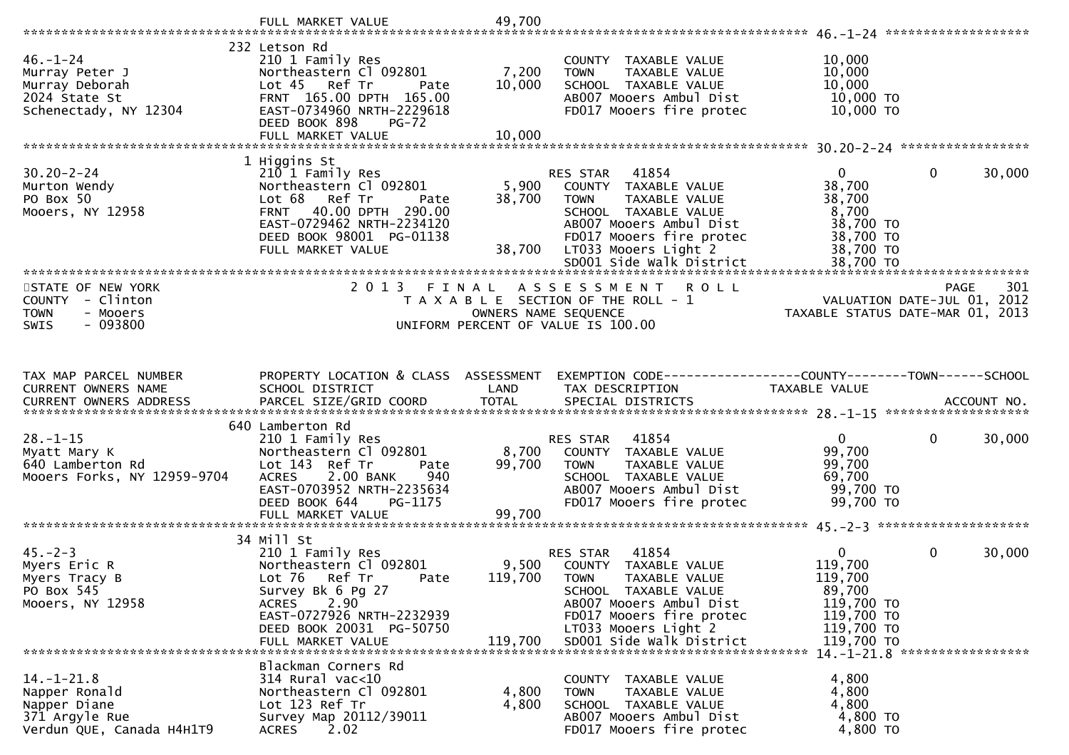```
                             FULL MARKET VALUE               49,700
******************************************************************************************************* 46.-1-24 ********************
                           232 Letson Rd
46.-1-24                   210 1 Family Res                         COUNTY  TAXABLE VALUE            10,000
Murray Peter J             Northeastern Cl 092801       7,200     TOWN    TAXABLE VALUE            10,000
Murray Deborah             Lot 45   Ref Tr      Pate   10,000     SCHOOL  TAXABLE VALUE            10,000
2024 State St              FRNT 165.00 DPTH 165.00                AB007 Mooers Ambul Dist           10,000 TO
Schenectady, NY 12304      EAST-0734960 NRTH-2229618              FD017 Mooers fire protec          10,000 TO
                           DEED BOOK 898    PG-72
                           FULL MARKET VALUE               10,000
******************************************************************************************************* 30.20-2-24 ******************
                           1 Higgins St
30.20-2-24                 210 1 Family Res                       RES STAR   41854                    0          0      30,000
Murton Wendy               Northeastern Cl 092801       5,900     COUNTY  TAXABLE VALUE            38,700
PO Box 50                  Lot 68   Ref Tr      Pate   38,700     TOWN    TAXABLE VALUE            38,700
Mooers, NY 12958           FRNT  40.00 DPTH 290.00                SCHOOL  TAXABLE VALUE             8,700
                           EAST-0729462 NRTH-2234120              AB007 Mooers Ambul Dist           38,700 TO
                           DEED BOOK 98001  PG-01138              FD017 Mooers fire protec          38,700 TO
                           FULL MARKET VALUE               38,700 LT033 Mooers Light 2              38,700 TO
                                                                  SD001 Side Walk District          38,700 TO
************************************************************************************************************************************
STATE OF NEW YORK                    2 0 1 3   F I N A L   A S S E S S M E N T   R O L L                              PAGE    301
COUNTY  - Clinton                        T A X A B L E  SECTION OF THE ROLL - 1                        VALUATION DATE-JUL 01, 2012
TOWN    - Mooers                                  OWNERS NAME SEQUENCE                              TAXABLE STATUS DATE-MAR 01, 2013
SWIS    - 093800                          UNIFORM PERCENT OF VALUE IS 100.00



TAX MAP PARCEL NUMBER          PROPERTY LOCATION & CLASS  ASSESSMENT  EXEMPTION CODE------------------COUNTY--------TOWN------SCHOOL
CURRENT OWNERS NAME            SCHOOL DISTRICT               LAND     TAX DESCRIPTION             TAXABLE VALUE
CURRENT OWNERS ADDRESS         PARCEL SIZE/GRID COORD        TOTAL    SPECIAL DISTRICTS                                  ACCOUNT NO.
******************************************************************************************************* 28.-1-15 ********************
                           640 Lamberton Rd
28.-1-15                   210 1 Family Res                       RES STAR   41854                    0          0      30,000
Myatt Mary K               Northeastern Cl 092801       8,700     COUNTY  TAXABLE VALUE            99,700
640 Lamberton Rd           Lot 143  Ref Tr      Pate   99,700     TOWN    TAXABLE VALUE            99,700
Mooers Forks, NY 12959-9704 ACRES    2.00 BANK     940            SCHOOL  TAXABLE VALUE            69,700
                           EAST-0703952 NRTH-2235634              AB007 Mooers Ambul Dist           99,700 TO
                           DEED BOOK 644    PG-1175               FD017 Mooers fire protec          99,700 TO
                           FULL MARKET VALUE               99,700
******************************************************************************************************* 45.-2-3 *********************
                           34 Mill St
45.-2-3                    210 1 Family Res                       RES STAR   41854                    0          0      30,000
Myers Eric R               Northeastern Cl 092801       9,500     COUNTY  TAXABLE VALUE           119,700
Myers Tracy B              Lot 76   Ref Tr      Pate  119,700     TOWN    TAXABLE VALUE           119,700
PO Box 545                 Survey Bk 6 Pg 27                      SCHOOL  TAXABLE VALUE            89,700
Mooers, NY 12958           ACRES    2.90                          AB007 Mooers Ambul Dist          119,700 TO
                           EAST-0727926 NRTH-2232939              FD017 Mooers fire protec         119,700 TO
                           DEED BOOK 20031  PG-50750              LT033 Mooers Light 2             119,700 TO
                           FULL MARKET VALUE              119,700 SD001 Side Walk District         119,700 TO
******************************************************************************************************* 14.-1-21.8 ******************
                           Blackman Corners Rd
14.-1-21.8                 314 Rural vac<10                       COUNTY  TAXABLE VALUE             4,800
Napper Ronald              Northeastern Cl 092801       4,800     TOWN    TAXABLE VALUE             4,800
Napper Diane               Lot 123 Ref Tr               4,800     SCHOOL  TAXABLE VALUE             4,800
371 Argyle Rue             Survey Map 20112/39011                 AB007 Mooers Ambul Dist            4,800 TO
Verdun QUE, Canada H4H1T9  ACRES    2.02                          FD017 Mooers fire protec           4,800 TO
```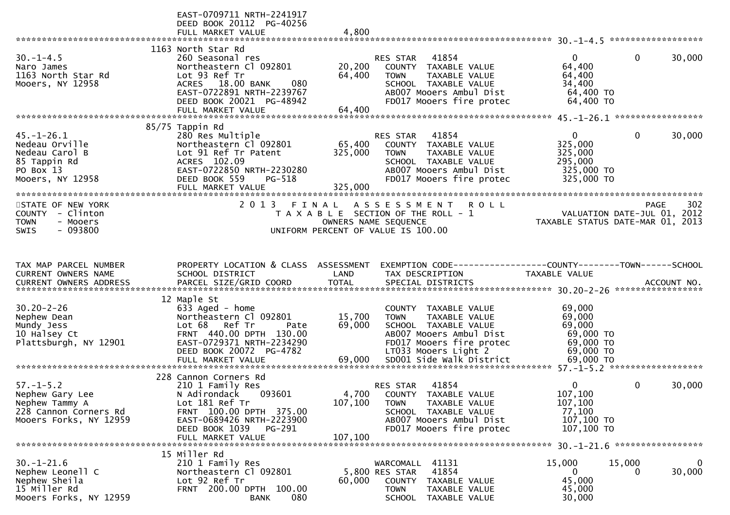```
                               EAST-0709711 NRTH-2241917
                               DEED BOOK 20112  PG-40256
                               FULL MARKET VALUE              4,800
******************************************************************************************************* 30.-1-4.5 ******************
                           1163 North Star Rd
30.-1-4.5                      260 Seasonal res                       RES STAR   41854                       0              0       30,000
Naro James                     Northeastern Cl 092801         20,200   COUNTY  TAXABLE VALUE            64,400
1163 North Star Rd             Lot 93 Ref Tr                  64,400   TOWN    TAXABLE VALUE            64,400
Mooers, NY 12958               ACRES   18.00 BANK     080              SCHOOL  TAXABLE VALUE            34,400
                               EAST-0722891 NRTH-2239767               AB007 Mooers Ambul Dist           64,400 TO
                               DEED BOOK 20021  PG-48942               FD017 Mooers fire protec          64,400 TO
                               FULL MARKET VALUE             64,400
******************************************************************************************************* 45.-1-26.1 *****************
                         85/75 Tappin Rd
45.-1-26.1                     280 Res Multiple                       RES STAR   41854                       0              0       30,000
Nedeau Orville                 Northeastern Cl 092801         65,400   COUNTY  TAXABLE VALUE           325,000
Nedeau Carol B                 Lot 91 Ref Tr Patent          325,000   TOWN    TAXABLE VALUE           325,000
85 Tappin Rd                   ACRES  102.09                           SCHOOL  TAXABLE VALUE           295,000
PO Box 13                      EAST-0722850 NRTH-2230280               AB007 Mooers Ambul Dist          325,000 TO
Mooers, NY 12958               DEED BOOK 559    PG-518                 FD017 Mooers fire protec         325,000 TO
                               FULL MARKET VALUE            325,000
************************************************************************************************************************************
STATE OF NEW YORK                      2 0 1 3   F I N A L   A S S E S S M E N T   R O L L                                 PAGE    302
COUNTY  - Clinton                            T A X A B L E  SECTION OF THE ROLL - 1                        VALUATION DATE-JUL 01, 2012
TOWN    - Mooers                                      OWNERS NAME SEQUENCE                              TAXABLE STATUS DATE-MAR 01, 2013
SWIS    - 093800                               UNIFORM PERCENT OF VALUE IS 100.00



TAX MAP PARCEL NUMBER          PROPERTY LOCATION & CLASS  ASSESSMENT  EXEMPTION CODE------------------COUNTY--------TOWN------SCHOOL
CURRENT OWNERS NAME            SCHOOL DISTRICT               LAND      TAX DESCRIPTION            TAXABLE VALUE
CURRENT OWNERS ADDRESS         PARCEL SIZE/GRID COORD        TOTAL     SPECIAL DISTRICTS                                    ACCOUNT NO.
******************************************************************************************************* 30.20-2-26 *****************
                            12 Maple St
30.20-2-26                     633 Aged - home                          COUNTY  TAXABLE VALUE            69,000
Nephew Dean                    Northeastern Cl 092801         15,700    TOWN    TAXABLE VALUE            69,000
Mundy Jess                     Lot 68   Ref Tr       Pate     69,000    SCHOOL  TAXABLE VALUE            69,000
10 Halsey Ct                   FRNT  440.00 DPTH  130.00                AB007 Mooers Ambul Dist           69,000 TO
Plattsburgh, NY 12901          EAST-0729371 NRTH-2234290                FD017 Mooers fire protec          69,000 TO
                               DEED BOOK 20072  PG-4782                 LT033 Mooers Light 2              69,000 TO
                               FULL MARKET VALUE             69,000     SD001 Side Walk District          69,000 TO
******************************************************************************************************* 57.-1-5.2 ******************
                           228 Cannon Corners Rd
57.-1-5.2                      210 1 Family Res                        RES STAR   41854                       0              0       30,000
Nephew Gary Lee                N Adirondack    093601          4,700   COUNTY  TAXABLE VALUE           107,100
Nephew Tammy A                 Lot 181 Ref Tr                107,100   TOWN    TAXABLE VALUE           107,100
228 Cannon Corners Rd          FRNT  100.00 DPTH  375.00               SCHOOL  TAXABLE VALUE            77,100
Mooers Forks, NY 12959         EAST-0689426 NRTH-2223900               AB007 Mooers Ambul Dist          107,100 TO
                               DEED BOOK 1039   PG-291                 FD017 Mooers fire protec         107,100 TO
                               FULL MARKET VALUE            107,100
******************************************************************************************************* 30.-1-21.6 *****************
                            15 Miller Rd
30.-1-21.6                     210 1 Family Res                       WARCOMALL  41131                  15,000         15,000            0
Nephew Leonell C               Northeastern Cl 092801          5,800 RES STAR   41854                       0              0       30,000
Nephew Sheila                  Lot 92 Ref Tr                  60,000   COUNTY  TAXABLE VALUE            45,000
15 Miller Rd                   FRNT  200.00 DPTH  100.00               TOWN    TAXABLE VALUE            45,000
Mooers Forks, NY 12959                       BANK     080              SCHOOL  TAXABLE VALUE            30,000
```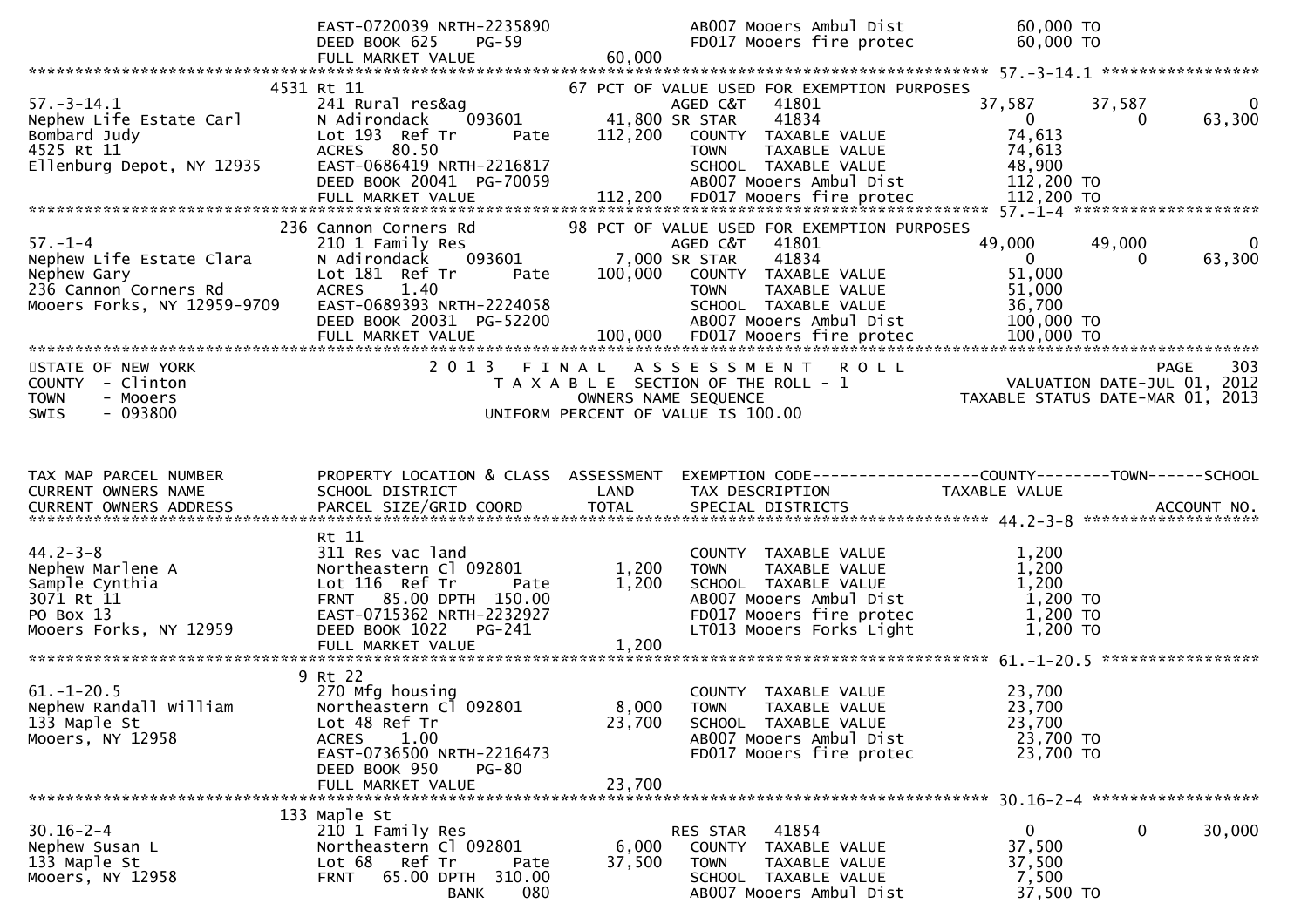```
                              EAST-0720039 NRTH-2235890                  AB007 Mooers Ambul Dist              60,000 TO
                              DEED BOOK 625    PG-59                     FD017 Mooers fire protec             60,000 TO
                              FULL MARKET VALUE              60,000
******************************************************************************************************* 57.-3-14.1 *****************
                         4531 Rt 11                          67 PCT OF VALUE USED FOR EXEMPTION PURPOSES
57.-3-14.1                    241 Rural res&ag                     AGED C&T   41801              37,587      37,587            0
Nephew Life Estate Carl       N Adirondack    093601        41,800 SR STAR    41834                   0           0       63,300
Bombard Judy                  Lot 193  Ref Tr       Pate   112,200   COUNTY  TAXABLE VALUE          74,613
4525 Rt 11                    ACRES   80.50                          TOWN    TAXABLE VALUE          74,613
Ellenburg Depot, NY 12935     EAST-0686419 NRTH-2216817              SCHOOL  TAXABLE VALUE          48,900
                              DEED BOOK 20041  PG-70059              AB007 Mooers Ambul Dist         112,200 TO
                              FULL MARKET VALUE             112,200  FD017 Mooers fire protec        112,200 TO
******************************************************************************************************* 57.-1-4 ********************
                          236 Cannon Corners Rd              98 PCT OF VALUE USED FOR EXEMPTION PURPOSES
57.-1-4                       210 1 Family Res                     AGED C&T   41801              49,000      49,000            0
Nephew Life Estate Clara      N Adirondack    093601         7,000 SR STAR    41834                   0           0       63,300
Nephew Gary                   Lot 181  Ref Tr       Pate   100,000   COUNTY  TAXABLE VALUE          51,000
236 Cannon Corners Rd         ACRES    1.40                          TOWN    TAXABLE VALUE          51,000
Mooers Forks, NY 12959-9709   EAST-0689393 NRTH-2224058              SCHOOL  TAXABLE VALUE          36,700
                              DEED BOOK 20031  PG-52200              AB007 Mooers Ambul Dist         100,000 TO
                              FULL MARKET VALUE             100,000  FD017 Mooers fire protec        100,000 TO
************************************************************************************************************************************
STATE OF NEW YORK                         2 0 1 3   F I N A L   A S S E S S M E N T   R O L L                              PAGE    303
COUNTY  - Clinton                             T A X A B L E  SECTION OF THE ROLL - 1                        VALUATION DATE-JUL 01, 2012
TOWN    - Mooers                                     OWNERS NAME SEQUENCE                                 TAXABLE STATUS DATE-MAR 01, 2013
SWIS    - 093800                                UNIFORM PERCENT OF VALUE IS 100.00


TAX MAP PARCEL NUMBER         PROPERTY LOCATION & CLASS  ASSESSMENT  EXEMPTION CODE------------------COUNTY--------TOWN------SCHOOL
CURRENT OWNERS NAME           SCHOOL DISTRICT               LAND     TAX DESCRIPTION              TAXABLE VALUE
CURRENT OWNERS ADDRESS        PARCEL SIZE/GRID COORD        TOTAL    SPECIAL DISTRICTS                                   ACCOUNT NO.
******************************************************************************************************* 44.2-3-8 *******************
                              Rt 11
44.2-3-8                      311 Res vac land                       COUNTY  TAXABLE VALUE           1,200
Nephew Marlene A              Northeastern Cl 092801         1,200   TOWN    TAXABLE VALUE           1,200
Sample Cynthia                Lot 116  Ref Tr       Pate     1,200   SCHOOL  TAXABLE VALUE           1,200
3071 Rt 11                    FRNT   85.00 DPTH  150.00              AB007 Mooers Ambul Dist           1,200 TO
PO Box 13                     EAST-0715362 NRTH-2232927              FD017 Mooers fire protec          1,200 TO
Mooers Forks, NY 12959        DEED BOOK 1022    PG-241               LT013 Mooers Forks Light          1,200 TO
                              FULL MARKET VALUE               1,200
******************************************************************************************************* 61.-1-20.5 *****************
                            9 Rt 22
61.-1-20.5                    270 Mfg housing                        COUNTY  TAXABLE VALUE          23,700
Nephew Randall William        Northeastern Cl 092801         8,000   TOWN    TAXABLE VALUE          23,700
133 Maple St                  Lot 48 Ref Tr                 23,700   SCHOOL  TAXABLE VALUE          23,700
Mooers, NY 12958              ACRES    1.00                          AB007 Mooers Ambul Dist          23,700 TO
                              EAST-0736500 NRTH-2216473              FD017 Mooers fire protec         23,700 TO
                              DEED BOOK 950    PG-80
                              FULL MARKET VALUE              23,700
******************************************************************************************************* 30.16-2-4 ******************
                          133 Maple St
30.16-2-4                     210 1 Family Res                     RES STAR   41854                   0           0       30,000
Nephew Susan L                Northeastern Cl 092801         6,000   COUNTY  TAXABLE VALUE          37,500
133 Maple St                  Lot 68   Ref Tr       Pate    37,500   TOWN    TAXABLE VALUE          37,500
Mooers, NY 12958              FRNT   65.00 DPTH  310.00              SCHOOL  TAXABLE VALUE           7,500
                                             BANK     080            AB007 Mooers Ambul Dist          37,500 TO
```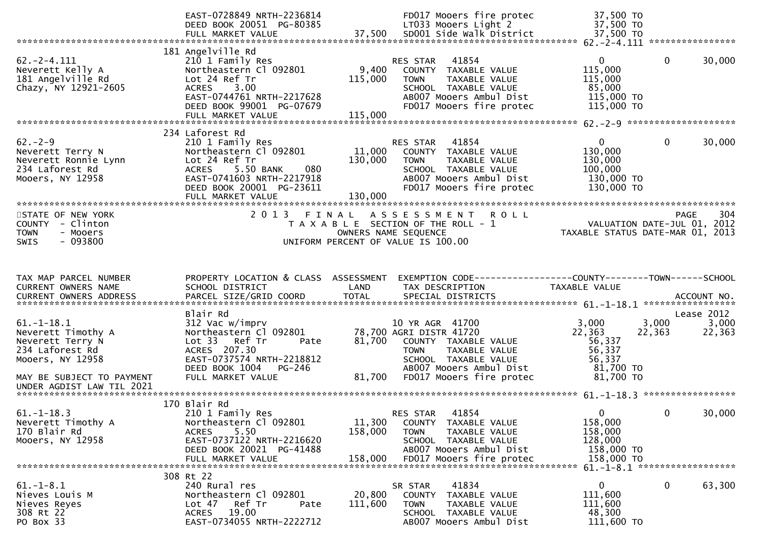```
                           EAST-0728849 NRTH-2236814              FD017 Mooers fire protec            37,500 TO
                           DEED BOOK 20051  PG-80385              LT033 Mooers Light 2                37,500 TO
                           FULL MARKET VALUE             37,500   SD001 Side Walk District            37,500 TO
******************************************************************************************************* 62.-2-4.111 ****************
                          181 Angelville Rd
62.-2-4.111                210 1 Family Res                        RES STAR   41854                      0            0       30,000
Neverett Kelly A           Northeastern Cl 092801          9,400    COUNTY  TAXABLE VALUE            115,000
181 Angelville Rd          Lot 24 Ref Tr                 115,000    TOWN    TAXABLE VALUE            115,000
Chazy, NY 12921-2605       ACRES     3.00                           SCHOOL  TAXABLE VALUE             85,000
                           EAST-0744761 NRTH-2217628               AB007 Mooers Ambul Dist            115,000 TO
                           DEED BOOK 99001  PG-07679               FD017 Mooers fire protec           115,000 TO
                           FULL MARKET VALUE            115,000
******************************************************************************************************* 62.-2-9 ********************
                          234 Laforest Rd
62.-2-9                    210 1 Family Res                        RES STAR   41854                      0            0       30,000
Neverett Terry N           Northeastern Cl 092801         11,000    COUNTY  TAXABLE VALUE            130,000
Neverett Ronnie Lynn       Lot 24 Ref Tr                 130,000    TOWN    TAXABLE VALUE            130,000
234 Laforest Rd            ACRES     5.50 BANK     080              SCHOOL  TAXABLE VALUE            100,000
Mooers, NY 12958           EAST-0741603 NRTH-2217918               AB007 Mooers Ambul Dist            130,000 TO
                           DEED BOOK 20001  PG-23611               FD017 Mooers fire protec           130,000 TO
                           FULL MARKET VALUE            130,000
************************************************************************************************************************************
STATE OF NEW YORK                2 0 1 3   F I N A L   A S S E S S M E N T   R O L L                                  PAGE     304
COUNTY  - Clinton                     T A X A B L E  SECTION OF THE ROLL - 1                         VALUATION DATE-JUL 01, 2012
TOWN    - Mooers                             OWNERS NAME SEQUENCE                              TAXABLE STATUS DATE-MAR 01, 2013
SWIS    - 093800                       UNIFORM PERCENT OF VALUE IS 100.00


TAX MAP PARCEL NUMBER      PROPERTY LOCATION & CLASS  ASSESSMENT  EXEMPTION CODE------------------COUNTY--------TOWN------SCHOOL
CURRENT OWNERS NAME        SCHOOL DISTRICT               LAND      TAX DESCRIPTION                  TAXABLE VALUE
CURRENT OWNERS ADDRESS     PARCEL SIZE/GRID COORD        TOTAL     SPECIAL DISTRICTS                                     ACCOUNT NO.
******************************************************************************************************* 61.-1-18.1 *****************
                           Blair Rd                                                                                       Lease 2012
61.-1-18.1                 312 Vac w/imprv                         10 YR AGR  41700                   3,000        3,000       3,000
Neverett Timothy A         Northeastern Cl 092801         78,700 AGRI DISTR 41720                   22,363       22,363      22,363
Neverett Terry N           Lot 33   Ref Tr      Pate      81,700    COUNTY  TAXABLE VALUE             56,337
234 Laforest Rd            ACRES  207.30                            TOWN    TAXABLE VALUE             56,337
Mooers, NY 12958           EAST-0737574 NRTH-2218812                SCHOOL  TAXABLE VALUE             56,337
                           DEED BOOK 1004    PG-246                 AB007 Mooers Ambul Dist            81,700 TO
MAY BE SUBJECT TO PAYMENT  FULL MARKET VALUE             81,700    FD017 Mooers fire protec            81,700 TO
UNDER AGDIST LAW TIL 2021
******************************************************************************************************* 61.-1-18.3 *****************
                          170 Blair Rd
61.-1-18.3                 210 1 Family Res                        RES STAR   41854                      0            0       30,000
Neverett Timothy A         Northeastern Cl 092801         11,300    COUNTY  TAXABLE VALUE            158,000
170 Blair Rd               ACRES     5.50                158,000    TOWN    TAXABLE VALUE            158,000
Mooers, NY 12958           EAST-0737122 NRTH-2216620                SCHOOL  TAXABLE VALUE            128,000
                           DEED BOOK 20021  PG-41488               AB007 Mooers Ambul Dist            158,000 TO
                           FULL MARKET VALUE            158,000    FD017 Mooers fire protec           158,000 TO
******************************************************************************************************* 61.-1-8.1 ******************
                          308 Rt 22
61.-1-8.1                  240 Rural res                           SR STAR    41834                      0            0       63,300
Nieves Louis M             Northeastern Cl 092801         20,800    COUNTY  TAXABLE VALUE            111,600
Nieves Reyes               Lot 47   Ref Tr      Pate     111,600    TOWN    TAXABLE VALUE            111,600
308 Rt 22                  ACRES    19.00                           SCHOOL  TAXABLE VALUE             48,300
PO Box 33                  EAST-0734055 NRTH-2222712               AB007 Mooers Ambul Dist            111,600 TO
```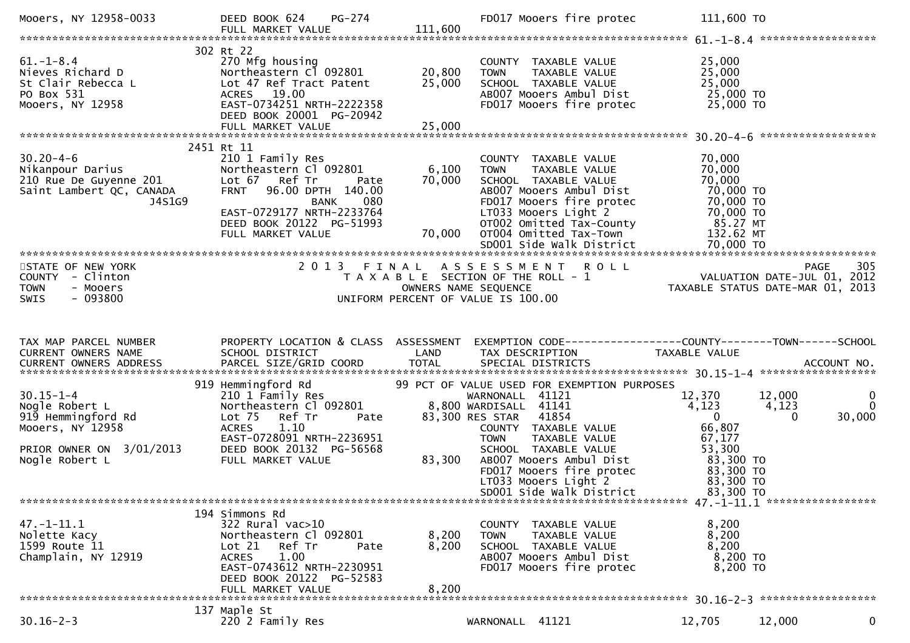```
Mooers, NY 12958-0033          DEED BOOK 624     PG-274                      FD017 Mooers fire protec         111,600 TO
                               FULL MARKET VALUE               111,600
******************************************************************************************************* 61.-1-8.4 ******************
                           302 Rt 22
61.-1-8.4                      270 Mfg housing                          COUNTY  TAXABLE VALUE             25,000
Nieves Richard D               Northeastern Cl 092801        20,800     TOWN    TAXABLE VALUE             25,000
St Clair Rebecca L             Lot 47 Ref Tract Patent       25,000     SCHOOL  TAXABLE VALUE             25,000
PO Box 531                     ACRES   19.00                            AB007 Mooers Ambul Dist           25,000 TO
Mooers, NY 12958               EAST-0734251 NRTH-2222358                FD017 Mooers fire protec          25,000 TO
                               DEED BOOK 20001  PG-20942
                               FULL MARKET VALUE              25,000
******************************************************************************************************* 30.20-4-6 ******************
                           2451 Rt 11
30.20-4-6                      210 1 Family Res                         COUNTY  TAXABLE VALUE             70,000
Nikanpour Darius               Northeastern Cl 092801         6,100     TOWN    TAXABLE VALUE             70,000
210 Rue De Guyenne 201         Lot 67   Ref Tr      Pate     70,000     SCHOOL  TAXABLE VALUE             70,000
Saint Lambert QC, CANADA       FRNT   96.00 DPTH 140.00                 AB007 Mooers Ambul Dist           70,000 TO
                  J4S1G9                      BANK     080              FD017 Mooers fire protec          70,000 TO
                               EAST-0729177 NRTH-2233764                LT033 Mooers Light 2              70,000 TO
                               DEED BOOK 20122  PG-51993                OT002 Omitted Tax-County              85.27 MT
                               FULL MARKET VALUE              70,000    OT004 Omitted Tax-Town               132.62 MT
                                                                        SD001 Side walk District          70,000 TO
************************************************************************************************************************************
STATE OF NEW YORK                    2 0 1 3   F I N A L   A S S E S S M E N T   R O L L                              PAGE    305
COUNTY  - Clinton                        T A X A B L E  SECTION OF THE ROLL - 1                         VALUATION DATE-JUL 01, 2012
TOWN    - Mooers                                OWNERS NAME SEQUENCE                                TAXABLE STATUS DATE-MAR 01, 2013
SWIS    - 093800                         UNIFORM PERCENT OF VALUE IS 100.00


TAX MAP PARCEL NUMBER          PROPERTY LOCATION & CLASS  ASSESSMENT  EXEMPTION CODE------------------COUNTY--------TOWN------SCHOOL
CURRENT OWNERS NAME            SCHOOL DISTRICT               LAND     TAX DESCRIPTION              TAXABLE VALUE
CURRENT OWNERS ADDRESS         PARCEL SIZE/GRID COORD        TOTAL    SPECIAL DISTRICTS                                  ACCOUNT NO.
******************************************************************************************************* 30.15-1-4 ******************
                           919 Hemmingford Rd              99 PCT OF VALUE USED FOR EXEMPTION PURPOSES
30.15-1-4                      210 1 Family Res                         WARNONALL  41121                12,370      12,000           0
Nogle Robert L                 Northeastern Cl 092801         8,800 WARDISALL  41141                 4,123       4,123           0
919 Hemmingford Rd             Lot 75   Ref Tr      Pate     83,300 RES STAR   41854                     0           0      30,000
Mooers, NY 12958               ACRES    1.10                            COUNTY  TAXABLE VALUE             66,807
                               EAST-0728091 NRTH-2236951                TOWN    TAXABLE VALUE             67,177
PRIOR OWNER ON  3/01/2013      DEED BOOK 20132  PG-56568                SCHOOL  TAXABLE VALUE             53,300
Nogle Robert L                 FULL MARKET VALUE              83,300    AB007 Mooers Ambul Dist           83,300 TO
                                                                        FD017 Mooers fire protec          83,300 TO
                                                                        LT033 Mooers Light 2              83,300 TO
                                                                        SD001 Side walk District          83,300 TO
******************************************************************************************************* 47.-1-11.1 *****************
                           194 Simmons Rd
47.-1-11.1                     322 Rural vac>10                         COUNTY  TAXABLE VALUE              8,200
Nolette Kacy                   Northeastern Cl 092801         8,200     TOWN    TAXABLE VALUE              8,200
1599 Route 11                  Lot 21   Ref Tr      Pate      8,200     SCHOOL  TAXABLE VALUE              8,200
Champlain, NY 12919            ACRES    1.00                            AB007 Mooers Ambul Dist            8,200 TO
                               EAST-0743612 NRTH-2230951                FD017 Mooers fire protec           8,200 TO
                               DEED BOOK 20122  PG-52583
                               FULL MARKET VALUE               8,200
******************************************************************************************************* 30.16-2-3 ******************
                           137 Maple St
30.16-2-3                      220 2 Family Res                         WARNONALL  41121                12,705      12,000           0
```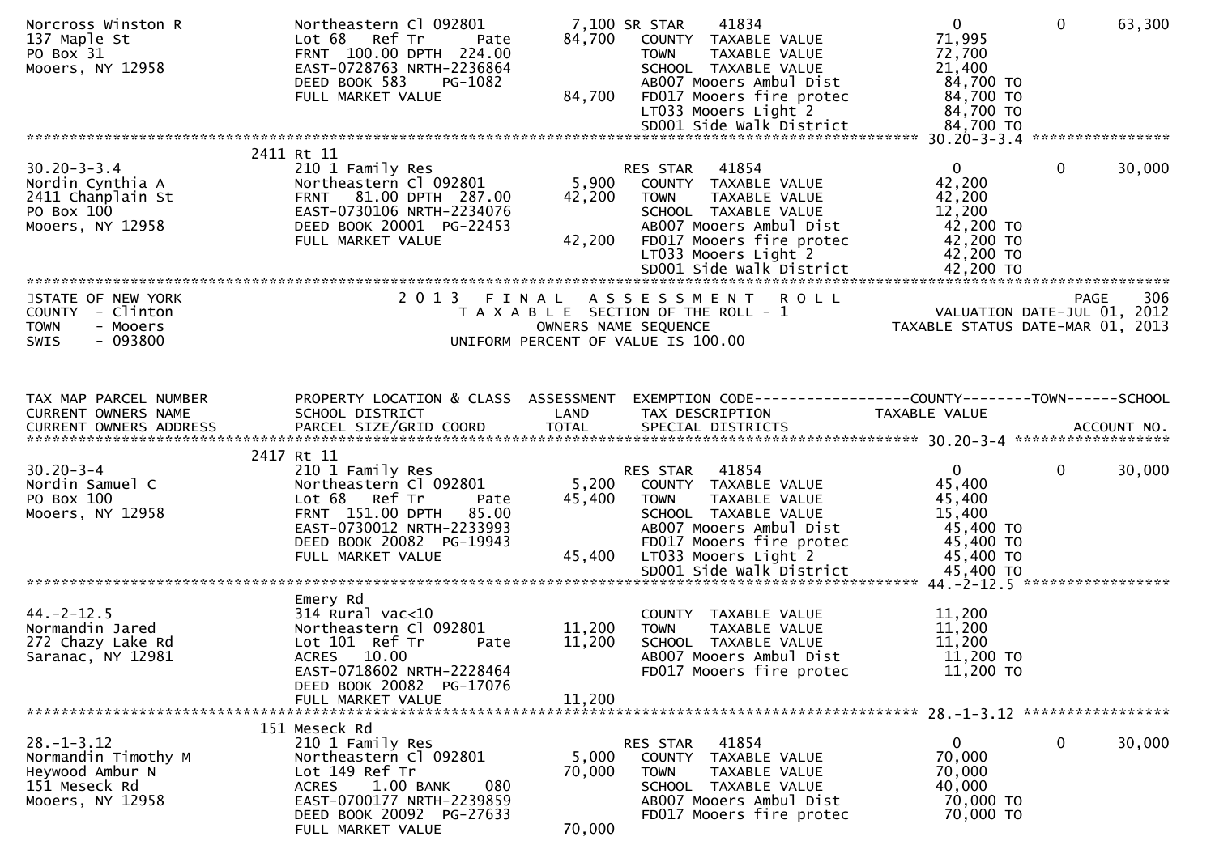```
Norcross Winston R             Northeastern Cl 092801          7,100 SR STAR    41834                    0          0      63,300
137 Maple St                   Lot 68   Ref Tr       Pate     84,700   COUNTY  TAXABLE VALUE          71,995
PO Box 31                      FRNT 100.00 DPTH 224.00                 TOWN    TAXABLE VALUE          72,700
Mooers, NY 12958               EAST-0728763 NRTH-2236864               SCHOOL  TAXABLE VALUE          21,400
                               DEED BOOK 583    PG-1082                AB007 Mooers Ambul Dist         84,700 TO
                               FULL MARKET VALUE              84,700   FD017 Mooers fire protec        84,700 TO
                                                                       LT033 Mooers Light 2            84,700 TO
                                                                       SD001 Side Walk District        84,700 TO
******************************************************************************************************* 30.20-3-3.4 ****************
                          2411 Rt 11
30.20-3-3.4                    210 1 Family Res                         RES STAR   41854                 0          0      30,000
Nordin Cynthia A               Northeastern Cl 092801          5,900   COUNTY  TAXABLE VALUE          42,200
2411 Chanplain St              FRNT  81.00 DPTH 287.00       42,200   TOWN    TAXABLE VALUE          42,200
PO Box 100                     EAST-0730106 NRTH-2234076               SCHOOL  TAXABLE VALUE          12,200
Mooers, NY 12958               DEED BOOK 20001  PG-22453               AB007 Mooers Ambul Dist         42,200 TO
                               FULL MARKET VALUE              42,200   FD017 Mooers fire protec        42,200 TO
                                                                       LT033 Mooers Light 2            42,200 TO
                                                                       SD001 Side Walk District        42,200 TO
************************************************************************************************************************************
STATE OF NEW YORK                      2 0 1 3   F I N A L   A S S E S S M E N T   R O L L                             PAGE     306
COUNTY  - Clinton                          T A X A B L E  SECTION OF THE ROLL - 1                       VALUATION DATE-JUL 01, 2012
TOWN    - Mooers                                OWNERS NAME SEQUENCE                                 TAXABLE STATUS DATE-MAR 01, 2013
SWIS    - 093800                           UNIFORM PERCENT OF VALUE IS 100.00


TAX MAP PARCEL NUMBER          PROPERTY LOCATION & CLASS  ASSESSMENT  EXEMPTION CODE------------------COUNTY--------TOWN------SCHOOL
CURRENT OWNERS NAME            SCHOOL DISTRICT               LAND      TAX DESCRIPTION            TAXABLE VALUE
CURRENT OWNERS ADDRESS         PARCEL SIZE/GRID COORD        TOTAL     SPECIAL DISTRICTS                                  ACCOUNT NO.
******************************************************************************************************* 30.20-3-4 ******************
                          2417 Rt 11
30.20-3-4                      210 1 Family Res                         RES STAR   41854                 0          0      30,000
Nordin Samuel C                Northeastern Cl 092801          5,200   COUNTY  TAXABLE VALUE          45,400
PO Box 100                     Lot 68   Ref Tr       Pate     45,400   TOWN    TAXABLE VALUE          45,400
Mooers, NY 12958               FRNT 151.00 DPTH  85.00                 SCHOOL  TAXABLE VALUE          15,400
                               EAST-0730012 NRTH-2233993               AB007 Mooers Ambul Dist         45,400 TO
                               DEED BOOK 20082  PG-19943               FD017 Mooers fire protec        45,400 TO
                               FULL MARKET VALUE              45,400   LT033 Mooers Light 2            45,400 TO
                                                                       SD001 Side Walk District        45,400 TO
******************************************************************************************************* 44.-2-12.5 *****************
                               Emery Rd
44.-2-12.5                     314 Rural vac<10                         COUNTY  TAXABLE VALUE          11,200
Normandin Jared                Northeastern Cl 092801         11,200   TOWN    TAXABLE VALUE          11,200
272 Chazy Lake Rd              Lot 101  Ref Tr       Pate     11,200   SCHOOL  TAXABLE VALUE          11,200
Saranac, NY 12981              ACRES   10.00                           AB007 Mooers Ambul Dist         11,200 TO
                               EAST-0718602 NRTH-2228464               FD017 Mooers fire protec        11,200 TO
                               DEED BOOK 20082  PG-17076
                               FULL MARKET VALUE              11,200
******************************************************************************************************* 28.-1-3.12 *****************
                           151 Meseck Rd
28.-1-3.12                     210 1 Family Res                         RES STAR   41854                 0          0      30,000
Normandin Timothy M            Northeastern Cl 092801          5,000   COUNTY  TAXABLE VALUE          70,000
Heywood Ambur N                Lot 149 Ref Tr                 70,000   TOWN    TAXABLE VALUE          70,000
151 Meseck Rd                  ACRES    1.00 BANK     080              SCHOOL  TAXABLE VALUE          40,000
Mooers, NY 12958               EAST-0700177 NRTH-2239859               AB007 Mooers Ambul Dist         70,000 TO
                               DEED BOOK 20092  PG-27633               FD017 Mooers fire protec        70,000 TO
                               FULL MARKET VALUE              70,000
```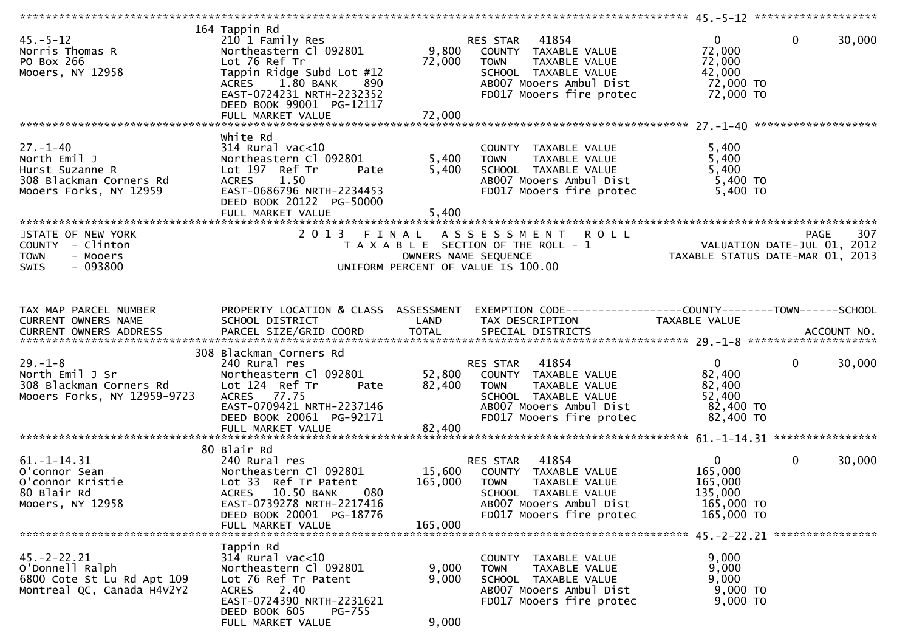```
******************************************************************************************************* 45.-5-12 *******************
                                164 Tappin Rd
45.-5-12                        210 1 Family Res                   RES STAR   41854                    0            0      30,000
Norris Thomas R                 Northeastern Cl 092801      9,800    COUNTY  TAXABLE VALUE            72,000
PO Box 266                      Lot 76 Ref Tr              72,000    TOWN    TAXABLE VALUE            72,000
Mooers, NY 12958                Tappin Ridge Subd Lot #12            SCHOOL  TAXABLE VALUE            42,000
                                ACRES    1.80 BANK    890            AB007 Mooers Ambul Dist           72,000 TO
                                EAST-0724231 NRTH-2232352            FD017 Mooers fire protec          72,000 TO
                                DEED BOOK 99001  PG-12117
                                FULL MARKET VALUE          72,000
******************************************************************************************************* 27.-1-40 *******************
                                White Rd
27.-1-40                        314 Rural vac<10                     COUNTY  TAXABLE VALUE             5,400
North Emil J                    Northeastern Cl 092801      5,400    TOWN    TAXABLE VALUE             5,400
Hurst Suzanne R                 Lot 197  Ref Tr       Pate  5,400    SCHOOL  TAXABLE VALUE             5,400
308 Blackman Corners Rd         ACRES    1.50                        AB007 Mooers Ambul Dist            5,400 TO
Mooers Forks, NY 12959          EAST-0686796 NRTH-2234453            FD017 Mooers fire protec           5,400 TO
                                DEED BOOK 20122  PG-50000
                                FULL MARKET VALUE           5,400
************************************************************************************************************************************
STATE OF NEW YORK                  2 0 1 3   F I N A L   A S S E S S M E N T   R O L L                                PAGE    307
COUNTY  - Clinton                       T A X A B L E  SECTION OF THE ROLL - 1                    VALUATION DATE-JUL 01, 2012
TOWN    - Mooers                              OWNERS NAME SEQUENCE                           TAXABLE STATUS DATE-MAR 01, 2013
SWIS    - 093800                      UNIFORM PERCENT OF VALUE IS 100.00


TAX MAP PARCEL NUMBER           PROPERTY LOCATION & CLASS  ASSESSMENT  EXEMPTION CODE------------------COUNTY--------TOWN------SCHOOL
CURRENT OWNERS NAME             SCHOOL DISTRICT               LAND     TAX DESCRIPTION              TAXABLE VALUE
CURRENT OWNERS ADDRESS          PARCEL SIZE/GRID COORD        TOTAL    SPECIAL DISTRICTS                                  ACCOUNT NO.
******************************************************************************************************* 29.-1-8 ********************
                                308 Blackman Corners Rd
29.-1-8                         240 Rural res                      RES STAR   41854                    0            0      30,000
North Emil J Sr                 Northeastern Cl 092801     52,800    COUNTY  TAXABLE VALUE            82,400
308 Blackman Corners Rd         Lot 124  Ref Tr       Pate 82,400    TOWN    TAXABLE VALUE            82,400
Mooers Forks, NY 12959-9723     ACRES   77.75                        SCHOOL  TAXABLE VALUE            52,400
                                EAST-0709421 NRTH-2237146            AB007 Mooers Ambul Dist           82,400 TO
                                DEED BOOK 20061  PG-92171            FD017 Mooers fire protec          82,400 TO
                                FULL MARKET VALUE          82,400
******************************************************************************************************* 61.-1-14.31 ****************
                                80 Blair Rd
61.-1-14.31                     240 Rural res                      RES STAR   41854                    0            0      30,000
O'connor Sean                   Northeastern Cl 092801     15,600    COUNTY  TAXABLE VALUE           165,000
O'connor Kristie                Lot 33  Ref Tr Patent     165,000    TOWN    TAXABLE VALUE           165,000
80 Blair Rd                     ACRES   10.50 BANK    080            SCHOOL  TAXABLE VALUE           135,000
Mooers, NY 12958                EAST-0739278 NRTH-2217416            AB007 Mooers Ambul Dist          165,000 TO
                                DEED BOOK 20001  PG-18776            FD017 Mooers fire protec         165,000 TO
                                FULL MARKET VALUE         165,000
******************************************************************************************************* 45.-2-22.21 ****************
                                Tappin Rd
45.-2-22.21                     314 Rural vac<10                     COUNTY  TAXABLE VALUE             9,000
O'Donnell Ralph                 Northeastern Cl 092801      9,000    TOWN    TAXABLE VALUE             9,000
6800 Cote St Lu Rd Apt 109      Lot 76 Ref Tr Patent        9,000    SCHOOL  TAXABLE VALUE             9,000
Montreal QC, Canada H4V2Y2      ACRES    2.40                        AB007 Mooers Ambul Dist            9,000 TO
                                EAST-0724390 NRTH-2231621            FD017 Mooers fire protec           9,000 TO
                                DEED BOOK 605     PG-755
                                FULL MARKET VALUE           9,000
```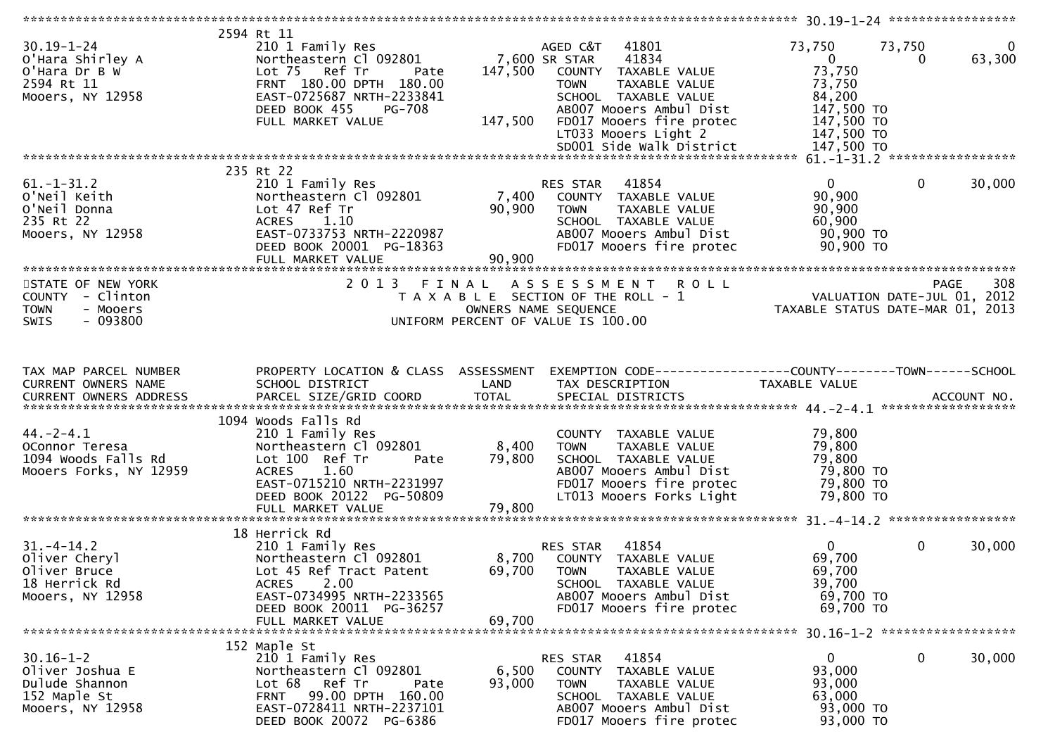```
******************************************************************************************************* 30.19-1-24 *****************
          2594 Rt 11
30.19-1-24           210 1 Family Res                    AGED C&T   41801           73,750      73,750           0
O'Hara Shirley A     Northeastern Cl 092801       7,600 SR STAR    41834                0           0      63,300
O'Hara Dr B W        Lot 75   Ref Tr      Pate  147,500   COUNTY  TAXABLE VALUE       73,750
2594 Rt 11           FRNT 180.00 DPTH 180.00               TOWN    TAXABLE VALUE       73,750
Mooers, NY 12958     EAST-0725687 NRTH-2233841             SCHOOL  TAXABLE VALUE       84,200
                     DEED BOOK 455     PG-708              AB007 Mooers Ambul Dist     147,500 TO
                     FULL MARKET VALUE            147,500  FD017 Mooers fire protec    147,500 TO
                                                           LT033 Mooers Light 2        147,500 TO
                                                           SD001 Side Walk District    147,500 TO
******************************************************************************************************* 61.-1-31.2 *****************
          235 Rt 22
61.-1-31.2           210 1 Family Res                    RES STAR   41854                0           0      30,000
O'Neil Keith         Northeastern Cl 092801       7,400   COUNTY  TAXABLE VALUE       90,900
O'Neil Donna         Lot 47 Ref Tr                90,900   TOWN    TAXABLE VALUE       90,900
235 Rt 22            ACRES     1.10                        SCHOOL  TAXABLE VALUE       60,900
Mooers, NY 12958     EAST-0733753 NRTH-2220987             AB007 Mooers Ambul Dist      90,900 TO
                     DEED BOOK 20001  PG-18363             FD017 Mooers fire protec     90,900 TO
                     FULL MARKET VALUE             90,900
************************************************************************************************************************************
STATE OF NEW YORK                2 0 1 3   F I N A L   A S S E S S M E N T   R O L L                                    PAGE   308
COUNTY  - Clinton                   T A X A B L E  SECTION OF THE ROLL - 1                          VALUATION DATE-JUL 01, 2012
TOWN    - Mooers                            OWNERS NAME SEQUENCE                                  TAXABLE STATUS DATE-MAR 01, 2013
SWIS    - 093800                   UNIFORM PERCENT OF VALUE IS 100.00


TAX MAP PARCEL NUMBER     PROPERTY LOCATION & CLASS  ASSESSMENT  EXEMPTION CODE------------------COUNTY--------TOWN------SCHOOL
CURRENT OWNERS NAME       SCHOOL DISTRICT               LAND     TAX DESCRIPTION             TAXABLE VALUE
CURRENT OWNERS ADDRESS    PARCEL SIZE/GRID COORD        TOTAL    SPECIAL DISTRICTS                                   ACCOUNT NO.
******************************************************************************************************* 44.-2-4.1 ******************
          1094 Woods Falls Rd
44.-2-4.1            210 1 Family Res                             COUNTY  TAXABLE VALUE       79,800
OConnor Teresa       Northeastern Cl 092801       8,400   TOWN    TAXABLE VALUE       79,800
1094 Woods Falls Rd  Lot 100  Ref Tr      Pate   79,800   SCHOOL  TAXABLE VALUE       79,800
Mooers Forks, NY 12959 ACRES    1.60                      AB007 Mooers Ambul Dist      79,800 TO
                     EAST-0715210 NRTH-2231997             FD017 Mooers fire protec     79,800 TO
                     DEED BOOK 20122  PG-50809             LT013 Mooers Forks Light     79,800 TO
                     FULL MARKET VALUE             79,800
******************************************************************************************************* 31.-4-14.2 *****************
          18 Herrick Rd
31.-4-14.2           210 1 Family Res                    RES STAR   41854                0           0      30,000
Oliver Cheryl        Northeastern Cl 092801       8,700   COUNTY  TAXABLE VALUE       69,700
Oliver Bruce         Lot 45 Ref Tract Patent      69,700   TOWN    TAXABLE VALUE       69,700
18 Herrick Rd        ACRES     2.00                        SCHOOL  TAXABLE VALUE       39,700
Mooers, NY 12958     EAST-0734995 NRTH-2233565             AB007 Mooers Ambul Dist      69,700 TO
                     DEED BOOK 20011  PG-36257             FD017 Mooers fire protec     69,700 TO
                     FULL MARKET VALUE             69,700
******************************************************************************************************* 30.16-1-2 ******************
          152 Maple St
30.16-1-2            210 1 Family Res                    RES STAR   41854                0           0      30,000
Oliver Joshua E      Northeastern Cl 092801       6,500   COUNTY  TAXABLE VALUE       93,000
Dulude Shannon       Lot 68   Ref Tr      Pate   93,000   TOWN    TAXABLE VALUE       93,000
152 Maple St         FRNT  99.00 DPTH 160.00               SCHOOL  TAXABLE VALUE       63,000
Mooers, NY 12958     EAST-0728411 NRTH-2237101             AB007 Mooers Ambul Dist      93,000 TO
                     DEED BOOK 20072  PG-6386              FD017 Mooers fire protec     93,000 TO
```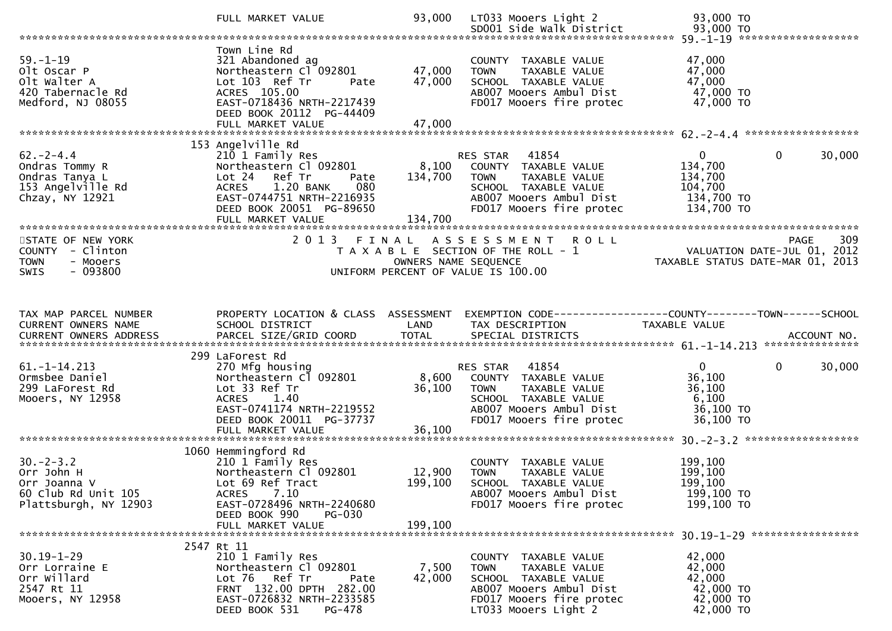```
                                  FULL MARKET VALUE              93,000   LT033 Mooers Light 2              93,000 TO
                                                                          SD001 Side Walk District          93,000 TO
******************************************************************************************************* 59.-1-19 ******************
                                  Town Line Rd
59.-1-19                          321 Abandoned ag                         COUNTY  TAXABLE VALUE             47,000
Olt Oscar P                       Northeastern Cl 092801        47,000     TOWN    TAXABLE VALUE             47,000
Olt Walter A                      Lot 103  Ref Tr      Pate     47,000     SCHOOL  TAXABLE VALUE             47,000
420 Tabernacle Rd                 ACRES  105.00                            AB007 Mooers Ambul Dist            47,000 TO
Medford, NJ 08055                 EAST-0718436 NRTH-2217439                FD017 Mooers fire protec           47,000 TO
                                  DEED BOOK 20112  PG-44409
                                  FULL MARKET VALUE             47,000
******************************************************************************************************* 62.-2-4.4 *****************
                                  153 Angelville Rd
62.-2-4.4                         210 1 Family Res                         RES STAR   41854                   0          0      30,000
Ondras Tommy R                    Northeastern Cl 092801         8,100     COUNTY  TAXABLE VALUE            134,700
Ondras Tanya L                    Lot 24   Ref Tr      Pate    134,700     TOWN    TAXABLE VALUE            134,700
153 Angelville Rd                 ACRES    1.20 BANK    080                SCHOOL  TAXABLE VALUE            104,700
Chzay, NY 12921                   EAST-0744751 NRTH-2216935                AB007 Mooers Ambul Dist           134,700 TO
                                  DEED BOOK 20051  PG-89650                FD017 Mooers fire protec          134,700 TO
                                  FULL MARKET VALUE            134,700
***********************************************************************************************************************************
STATE OF NEW YORK                     2 0 1 3   F I N A L   A S S E S S M E N T   R O L L                              PAGE    309
COUNTY  - Clinton                        T A X A B L E  SECTION OF THE ROLL - 1                        VALUATION DATE-JUL 01, 2012
TOWN    - Mooers                                 OWNERS NAME SEQUENCE                               TAXABLE STATUS DATE-MAR 01, 2013
SWIS    - 093800                           UNIFORM PERCENT OF VALUE IS 100.00


TAX MAP PARCEL NUMBER             PROPERTY LOCATION & CLASS  ASSESSMENT  EXEMPTION CODE------------------COUNTY--------TOWN------SCHOOL
CURRENT OWNERS NAME               SCHOOL DISTRICT                LAND    TAX DESCRIPTION              TAXABLE VALUE
CURRENT OWNERS ADDRESS            PARCEL SIZE/GRID COORD         TOTAL   SPECIAL DISTRICTS                                  ACCOUNT NO.
******************************************************************************************************* 61.-1-14.213 **************
                                  299 LaForest Rd
61.-1-14.213                      270 Mfg housing                          RES STAR   41854                   0          0      30,000
Ormsbee Daniel                    Northeastern Cl 092801         8,600     COUNTY  TAXABLE VALUE             36,100
299 LaForest Rd                   Lot 33 Ref Tr                 36,100     TOWN    TAXABLE VALUE             36,100
Mooers, NY 12958                  ACRES    1.40                            SCHOOL  TAXABLE VALUE              6,100
                                  EAST-0741174 NRTH-2219552                AB007 Mooers Ambul Dist            36,100 TO
                                  DEED BOOK 20011  PG-37737                FD017 Mooers fire protec           36,100 TO
                                  FULL MARKET VALUE             36,100
******************************************************************************************************* 30.-2-3.2 *****************
                                  1060 Hemmingford Rd
30.-2-3.2                         210 1 Family Res                         COUNTY  TAXABLE VALUE            199,100
Orr John H                        Northeastern Cl 092801        12,900     TOWN    TAXABLE VALUE            199,100
Orr Joanna V                      Lot 69 Ref Tract             199,100     SCHOOL  TAXABLE VALUE            199,100
60 Club Rd Unit 105               ACRES    7.10                            AB007 Mooers Ambul Dist           199,100 TO
Plattsburgh, NY 12903             EAST-0728496 NRTH-2240680                FD017 Mooers fire protec          199,100 TO
                                  DEED BOOK 990    PG-030
                                  FULL MARKET VALUE            199,100
******************************************************************************************************* 30.19-1-29 ****************
                                  2547 Rt 11
30.19-1-29                        210 1 Family Res                         COUNTY  TAXABLE VALUE             42,000
Orr Lorraine E                    Northeastern Cl 092801         7,500     TOWN    TAXABLE VALUE             42,000
Orr Willard                       Lot 76   Ref Tr      Pate     42,000     SCHOOL  TAXABLE VALUE             42,000
2547 Rt 11                        FRNT 132.00 DPTH 282.00                  AB007 Mooers Ambul Dist            42,000 TO
Mooers, NY 12958                  EAST-0726832 NRTH-2233585                FD017 Mooers fire protec           42,000 TO
                                  DEED BOOK 531    PG-478                  LT033 Mooers Light 2               42,000 TO
```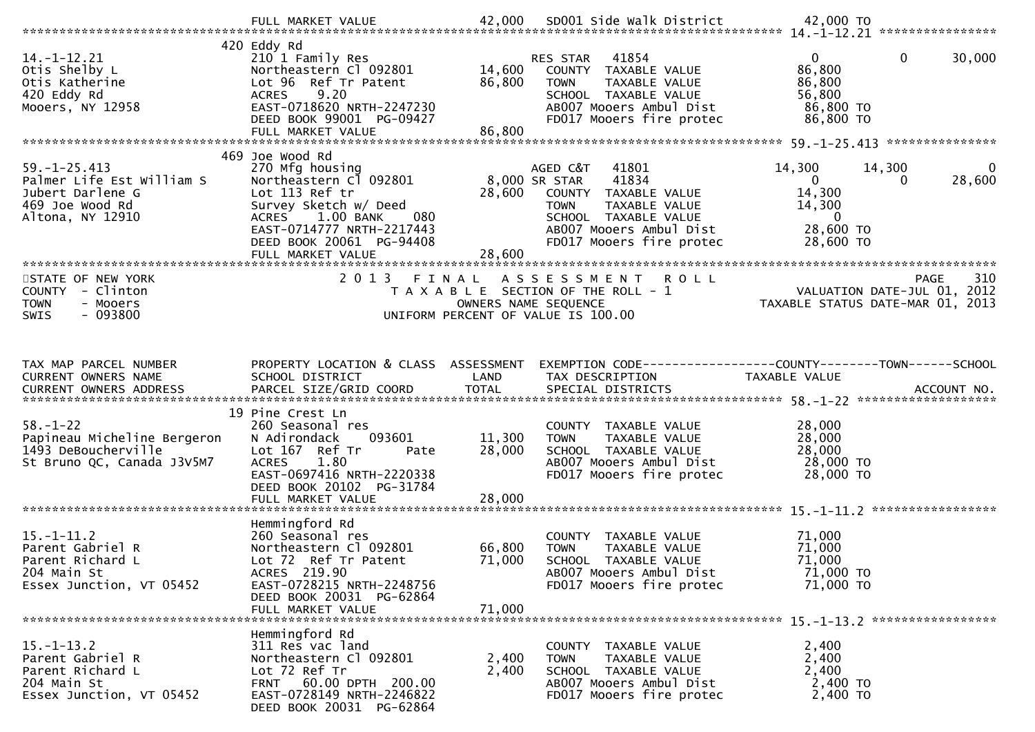```
                               FULL MARKET VALUE            42,000   SD001 Side walk District           42,000 TO
******************************************************************************************************* 14.-1-12.21 ****************
                               420 Eddy Rd
14.-1-12.21                    210 1 Family Res                      RES STAR   41854                      0           0      30,000
Otis Shelby L                  Northeastern Cl 092801       14,600     COUNTY  TAXABLE VALUE             86,800
Otis Katherine                 Lot 96  Ref Tr Patent        86,800     TOWN    TAXABLE VALUE             86,800
420 Eddy Rd                    ACRES    9.20                           SCHOOL  TAXABLE VALUE             56,800
Mooers, NY 12958               EAST-0718620 NRTH-2247230               AB007 Mooers Ambul Dist            86,800 TO
                               DEED BOOK 99001  PG-09427               FD017 Mooers fire protec           86,800 TO
                               FULL MARKET VALUE            86,800
******************************************************************************************************* 59.-1-25.413 ***************
                               469 Joe Wood Rd
59.-1-25.413                   270 Mfg housing                       AGED C&T   41801                 14,300      14,300           0
Palmer Life Est William S      Northeastern Cl 092801        8,000 SR STAR     41834                      0           0      28,600
Jubert Darlene G               Lot 113 Ref tr               28,600     COUNTY  TAXABLE VALUE             14,300
469 Joe Wood Rd                Survey Sketch w/ Deed                   TOWN    TAXABLE VALUE             14,300
Altona, NY 12910               ACRES    1.00 BANK     080              SCHOOL  TAXABLE VALUE                  0
                               EAST-0714777 NRTH-2217443               AB007 Mooers Ambul Dist            28,600 TO
                               DEED BOOK 20061  PG-94408               FD017 Mooers fire protec           28,600 TO
                               FULL MARKET VALUE            28,600
************************************************************************************************************************************
STATE OF NEW YORK                    2 0 1 3   F I N A L   A S S E S S M E N T   R O L L                             PAGE     310
COUNTY  - Clinton                       T A X A B L E  SECTION OF THE ROLL - 1                      VALUATION DATE-JUL 01, 2012
TOWN    - Mooers                               OWNERS NAME SEQUENCE                          TAXABLE STATUS DATE-MAR 01, 2013
SWIS    - 093800                       UNIFORM PERCENT OF VALUE IS 100.00


TAX MAP PARCEL NUMBER          PROPERTY LOCATION & CLASS  ASSESSMENT  EXEMPTION CODE------------------COUNTY--------TOWN------SCHOOL
CURRENT OWNERS NAME            SCHOOL DISTRICT               LAND      TAX DESCRIPTION              TAXABLE VALUE
CURRENT OWNERS ADDRESS         PARCEL SIZE/GRID COORD        TOTAL     SPECIAL DISTRICTS                                  ACCOUNT NO.
******************************************************************************************************* 58.-1-22 *******************
                               19 Pine Crest Ln
58.-1-22                       260 Seasonal res                        COUNTY  TAXABLE VALUE             28,000
Papineau Micheline Bergeron    N Adirondack    093601       11,300     TOWN    TAXABLE VALUE             28,000
1493 DeBoucherville            Lot 167  Ref Tr       Pate   28,000     SCHOOL  TAXABLE VALUE             28,000
St Bruno QC, Canada J3V5M7     ACRES    1.80                           AB007 Mooers Ambul Dist            28,000 TO
                               EAST-0697416 NRTH-2220338               FD017 Mooers fire protec           28,000 TO
                               DEED BOOK 20102  PG-31784
                               FULL MARKET VALUE            28,000
******************************************************************************************************* 15.-1-11.2 *****************
                               Hemmingford Rd
15.-1-11.2                     260 Seasonal res                        COUNTY  TAXABLE VALUE             71,000
Parent Gabriel R               Northeastern Cl 092801       66,800     TOWN    TAXABLE VALUE             71,000
Parent Richard L               Lot 72  Ref Tr Patent        71,000     SCHOOL  TAXABLE VALUE             71,000
204 Main St                    ACRES  219.90                           AB007 Mooers Ambul Dist            71,000 TO
Essex Junction, VT 05452       EAST-0728215 NRTH-2248756               FD017 Mooers fire protec           71,000 TO
                               DEED BOOK 20031  PG-62864
                               FULL MARKET VALUE            71,000
******************************************************************************************************* 15.-1-13.2 *****************
                               Hemmingford Rd
15.-1-13.2                     311 Res vac land                        COUNTY  TAXABLE VALUE              2,400
Parent Gabriel R               Northeastern Cl 092801        2,400     TOWN    TAXABLE VALUE              2,400
Parent Richard L               Lot 72 Ref Tr                 2,400     SCHOOL  TAXABLE VALUE              2,400
204 Main St                    FRNT    60.00 DPTH  200.00              AB007 Mooers Ambul Dist             2,400 TO
Essex Junction, VT 05452       EAST-0728149 NRTH-2246822               FD017 Mooers fire protec            2,400 TO
                               DEED BOOK 20031  PG-62864
```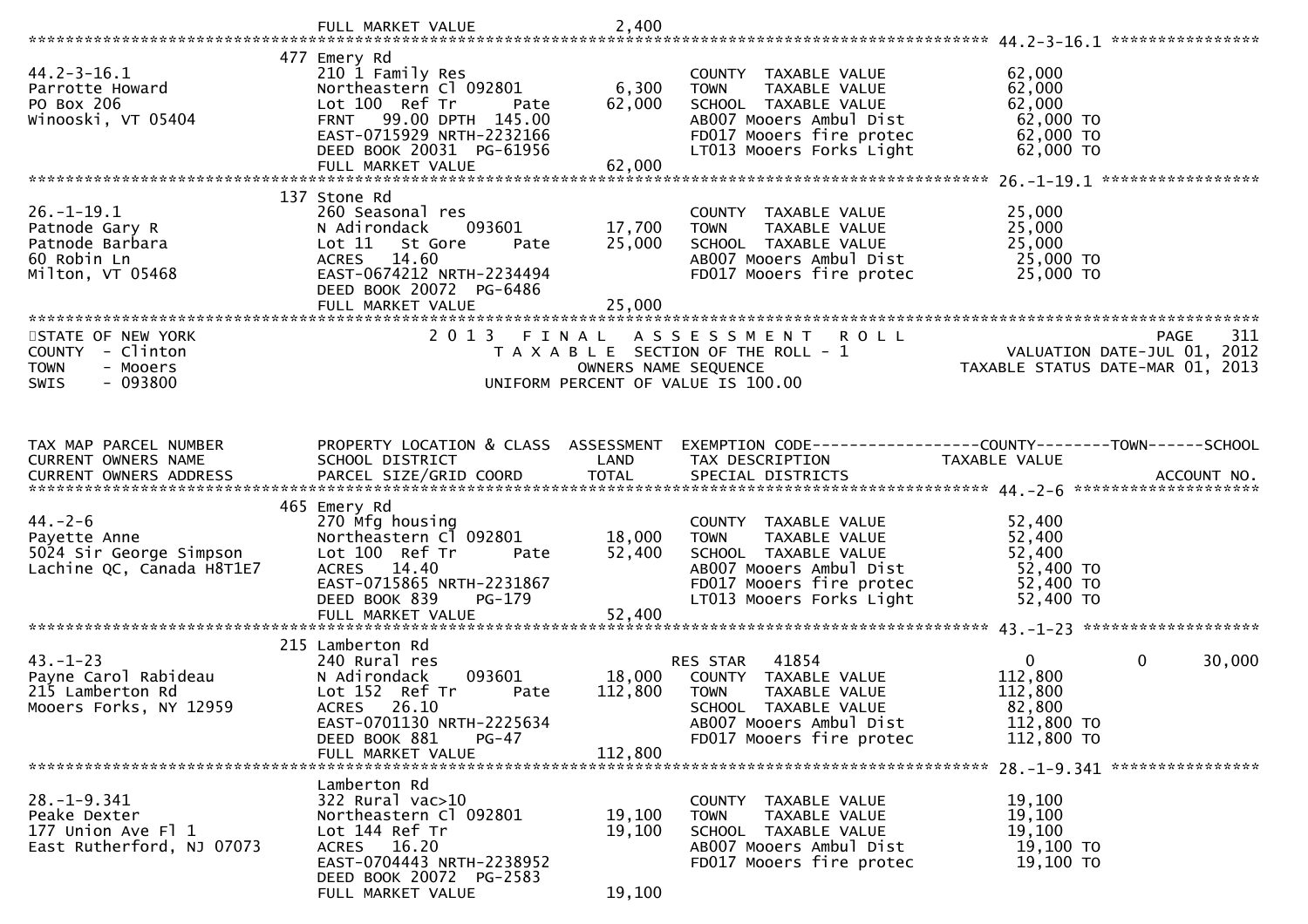```
                              FULL MARKET VALUE              2,400
******************************************************************************************************* 44.2-3-16.1 ****************
                            477 Emery Rd
44.2-3-16.1                 210 1 Family Res                        COUNTY  TAXABLE VALUE            62,000
Parrotte Howard             Northeastern Cl 092801       6,300      TOWN    TAXABLE VALUE            62,000
PO Box 206                  Lot 100  Ref Tr      Pate   62,000      SCHOOL  TAXABLE VALUE            62,000
Winooski, VT 05404          FRNT   99.00 DPTH 145.00                AB007 Mooers Ambul Dist           62,000 TO
                            EAST-0715929 NRTH-2232166               FD017 Mooers fire protec          62,000 TO
                            DEED BOOK 20031  PG-61956               LT013 Mooers Forks Light          62,000 TO
                            FULL MARKET VALUE            62,000
******************************************************************************************************* 26.-1-19.1 *****************
                            137 Stone Rd
26.-1-19.1                  260 Seasonal res                        COUNTY  TAXABLE VALUE            25,000
Patnode Gary R              N Adirondack     093601     17,700      TOWN    TAXABLE VALUE            25,000
Patnode Barbara             Lot 11   St Gore      Pate  25,000      SCHOOL  TAXABLE VALUE            25,000
60 Robin Ln                 ACRES   14.60                           AB007 Mooers Ambul Dist           25,000 TO
Milton, VT 05468            EAST-0674212 NRTH-2234494               FD017 Mooers fire protec          25,000 TO
                            DEED BOOK 20072  PG-6486
                            FULL MARKET VALUE            25,000
************************************************************************************************************************************
STATE OF NEW YORK                    2 0 1 3   F I N A L   A S S E S S M E N T   R O L L                            PAGE    311
COUNTY  - Clinton                       T A X A B L E  SECTION OF THE ROLL - 1                          VALUATION DATE-JUL 01, 2012
TOWN    - Mooers                              OWNERS NAME SEQUENCE                                   TAXABLE STATUS DATE-MAR 01, 2013
SWIS    - 093800                        UNIFORM PERCENT OF VALUE IS 100.00


TAX MAP PARCEL NUMBER       PROPERTY LOCATION & CLASS  ASSESSMENT  EXEMPTION CODE------------------COUNTY--------TOWN------SCHOOL
CURRENT OWNERS NAME         SCHOOL DISTRICT               LAND      TAX DESCRIPTION             TAXABLE VALUE
CURRENT OWNERS ADDRESS      PARCEL SIZE/GRID COORD       TOTAL      SPECIAL DISTRICTS                                     ACCOUNT NO.
******************************************************************************************************* 44.-2-6 ********************
                            465 Emery Rd
44.-2-6                     270 Mfg housing                         COUNTY  TAXABLE VALUE            52,400
Payette Anne                Northeastern Cl 092801      18,000      TOWN    TAXABLE VALUE            52,400
5024 Sir George Simpson     Lot 100  Ref Tr      Pate   52,400      SCHOOL  TAXABLE VALUE            52,400
Lachine QC, Canada H8T1E7   ACRES   14.40                           AB007 Mooers Ambul Dist           52,400 TO
                            EAST-0715865 NRTH-2231867               FD017 Mooers fire protec          52,400 TO
                            DEED BOOK 839    PG-179                 LT013 Mooers Forks Light          52,400 TO
                            FULL MARKET VALUE            52,400
******************************************************************************************************* 43.-1-23 *******************
                            215 Lamberton Rd
43.-1-23                    240 Rural res                           RES STAR   41854                    0           0       30,000
Payne Carol Rabideau        N Adirondack     093601     18,000      COUNTY  TAXABLE VALUE           112,800
215 Lamberton Rd            Lot 152  Ref Tr      Pate  112,800      TOWN    TAXABLE VALUE           112,800
Mooers Forks, NY 12959      ACRES   26.10                           SCHOOL  TAXABLE VALUE            82,800
                            EAST-0701130 NRTH-2225634               AB007 Mooers Ambul Dist          112,800 TO
                            DEED BOOK 881    PG-47                  FD017 Mooers fire protec         112,800 TO
                            FULL MARKET VALUE           112,800
******************************************************************************************************* 28.-1-9.341 ****************
                            Lamberton Rd
28.-1-9.341                 322 Rural vac>10                        COUNTY  TAXABLE VALUE            19,100
Peake Dexter                Northeastern Cl 092801      19,100      TOWN    TAXABLE VALUE            19,100
177 Union Ave Fl 1          Lot 144 Ref Tr              19,100      SCHOOL  TAXABLE VALUE            19,100
East Rutherford, NJ 07073   ACRES   16.20                           AB007 Mooers Ambul Dist           19,100 TO
                            EAST-0704443 NRTH-2238952               FD017 Mooers fire protec          19,100 TO
                            DEED BOOK 20072  PG-2583
                            FULL MARKET VALUE            19,100
```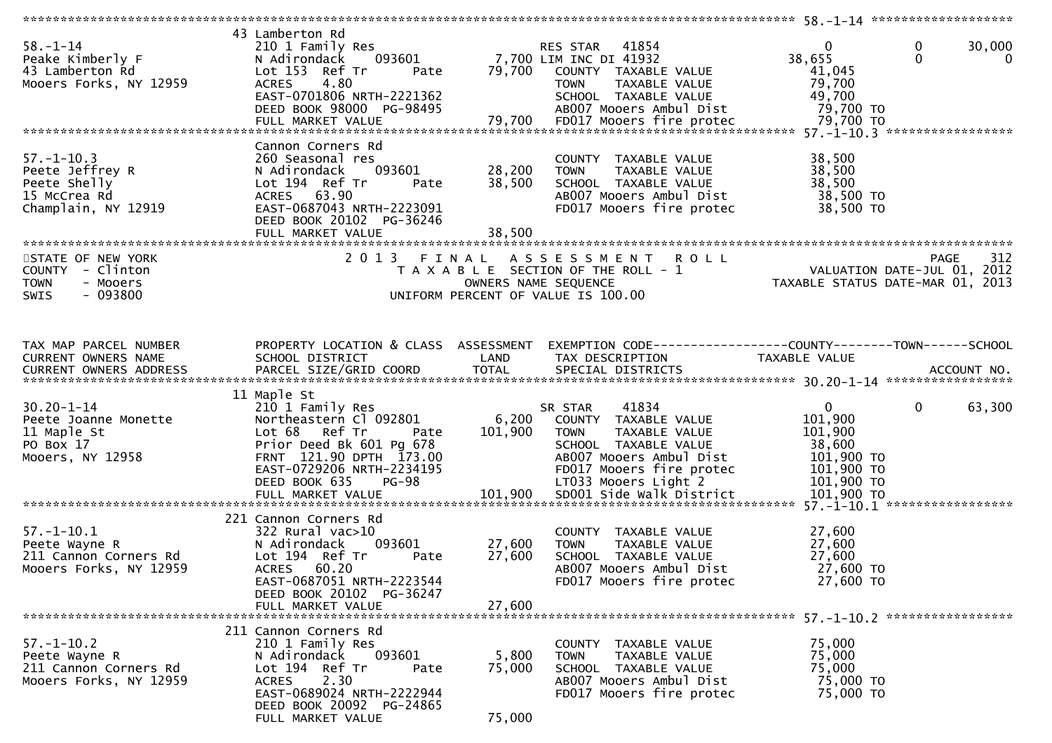```
******************************************************************************************************* 58.-1-14 ******************
                              43 Lamberton Rd
58.-1-14                      210 1 Family Res                    RES STAR   41854                 0           0       30,000
Peake Kimberly F              N Adirondack    093601       7,700 LIM INC DI 41932            38,655           0            0
43 Lamberton Rd               Lot 153  Ref Tr       Pate  79,700   COUNTY  TAXABLE VALUE          41,045
Mooers Forks, NY 12959        ACRES    4.80                        TOWN    TAXABLE VALUE          79,700
                              EAST-0701806 NRTH-2221362            SCHOOL  TAXABLE VALUE          49,700
                              DEED BOOK 98000  PG-98495            AB007 Mooers Ambul Dist         79,700 TO
                              FULL MARKET VALUE            79,700  FD017 Mooers fire protec        79,700 TO
******************************************************************************************************* 57.-1-10.3 ****************
                              Cannon Corners Rd
57.-1-10.3                    260 Seasonal res                     COUNTY  TAXABLE VALUE          38,500
Peete Jeffrey R               N Adirondack    093601      28,200   TOWN    TAXABLE VALUE          38,500
Peete Shelly                  Lot 194  Ref Tr       Pate  38,500   SCHOOL  TAXABLE VALUE          38,500
15 McCrea Rd                  ACRES   63.90                        AB007 Mooers Ambul Dist         38,500 TO
Champlain, NY 12919           EAST-0687043 NRTH-2223091            FD017 Mooers fire protec        38,500 TO
                              DEED BOOK 20102  PG-36246
                              FULL MARKET VALUE            38,500
************************************************************************************************************************************
STATE OF NEW YORK                    2 0 1 3   F I N A L   A S S E S S M E N T   R O L L                            PAGE    312
COUNTY  - Clinton                       T A X A B L E  SECTION OF THE ROLL - 1                    VALUATION DATE-JUL 01, 2012
TOWN    - Mooers                              OWNERS NAME SEQUENCE                          TAXABLE STATUS DATE-MAR 01, 2013
SWIS    - 093800                        UNIFORM PERCENT OF VALUE IS 100.00


TAX MAP PARCEL NUMBER         PROPERTY LOCATION & CLASS  ASSESSMENT  EXEMPTION CODE------------------COUNTY--------TOWN------SCHOOL
CURRENT OWNERS NAME           SCHOOL DISTRICT               LAND      TAX DESCRIPTION            TAXABLE VALUE
CURRENT OWNERS ADDRESS        PARCEL SIZE/GRID COORD        TOTAL     SPECIAL DISTRICTS                                  ACCOUNT NO.
******************************************************************************************************* 30.20-1-14 ****************
                              11 Maple St
30.20-1-14                    210 1 Family Res                    SR STAR    41834                 0           0       63,300
Peete Joanne Monette          Northeastern Cl 092801       6,200   COUNTY  TAXABLE VALUE         101,900
11 Maple St                   Lot 68   Ref Tr       Pate 101,900   TOWN    TAXABLE VALUE         101,900
PO Box 17                     Prior Deed Bk 601 Pg 678             SCHOOL  TAXABLE VALUE          38,600
Mooers, NY 12958              FRNT 121.90 DPTH 173.00              AB007 Mooers Ambul Dist        101,900 TO
                              EAST-0729206 NRTH-2234195            FD017 Mooers fire protec       101,900 TO
                              DEED BOOK 635    PG-98               LT033 Mooers Light 2           101,900 TO
                              FULL MARKET VALUE           101,900  SD001 Side Walk District       101,900 TO
******************************************************************************************************* 57.-1-10.1 ****************
                              221 Cannon Corners Rd
57.-1-10.1                    322 Rural vac>10                     COUNTY  TAXABLE VALUE          27,600
Peete Wayne R                 N Adirondack    093601      27,600   TOWN    TAXABLE VALUE          27,600
211 Cannon Corners Rd         Lot 194  Ref Tr       Pate  27,600   SCHOOL  TAXABLE VALUE          27,600
Mooers Forks, NY 12959        ACRES   60.20                        AB007 Mooers Ambul Dist         27,600 TO
                              EAST-0687051 NRTH-2223544            FD017 Mooers fire protec        27,600 TO
                              DEED BOOK 20102  PG-36247
                              FULL MARKET VALUE            27,600
******************************************************************************************************* 57.-1-10.2 ****************
                              211 Cannon Corners Rd
57.-1-10.2                    210 1 Family Res                     COUNTY  TAXABLE VALUE          75,000
Peete Wayne R                 N Adirondack    093601       5,800   TOWN    TAXABLE VALUE          75,000
211 Cannon Corners Rd         Lot 194  Ref Tr       Pate  75,000   SCHOOL  TAXABLE VALUE          75,000
Mooers Forks, NY 12959        ACRES    2.30                        AB007 Mooers Ambul Dist         75,000 TO
                              EAST-0689024 NRTH-2222944            FD017 Mooers fire protec        75,000 TO
                              DEED BOOK 20092  PG-24865
                              FULL MARKET VALUE            75,000
```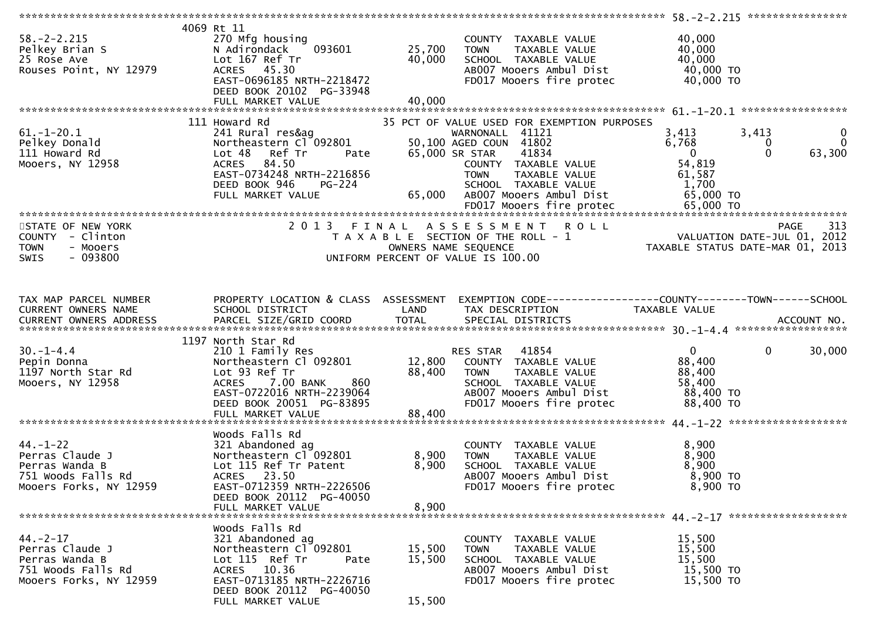```
******************************************************************************************************* 58.-2-2.215 ****************
                               4069 Rt 11
58.-2-2.215                    270 Mfg housing                         COUNTY  TAXABLE VALUE            40,000
Pelkey Brian S                 N Adirondack    093601       25,700     TOWN    TAXABLE VALUE            40,000
25 Rose Ave                    Lot 167 Ref Tr               40,000     SCHOOL  TAXABLE VALUE            40,000
Rouses Point, NY 12979         ACRES   45.30                           AB007 Mooers Ambul Dist           40,000 TO
                               EAST-0696185 NRTH-2218472               FD017 Mooers fire protec          40,000 TO
                               DEED BOOK 20102  PG-33948
                               FULL MARKET VALUE            40,000
******************************************************************************************************* 61.-1-20.1 *****************
                               111 Howard Rd                      35 PCT OF VALUE USED FOR EXEMPTION PURPOSES
61.-1-20.1                     241 Rural res&ag                        WARNONALL  41121                 3,413        3,413            0
Pelkey Donald                  Northeastern Cl 092801       50,100 AGED COUN  41802                 6,768            0            0
111 Howard Rd                  Lot 48   Ref Tr      Pate    65,000 SR STAR    41834                     0            0       63,300
Mooers, NY 12958               ACRES   84.50                           COUNTY  TAXABLE VALUE            54,819
                               EAST-0734248 NRTH-2216856               TOWN    TAXABLE VALUE            61,587
                               DEED BOOK 946     PG-224                SCHOOL  TAXABLE VALUE             1,700
                               FULL MARKET VALUE            65,000     AB007 Mooers Ambul Dist           65,000 TO
                                                                       FD017 Mooers fire protec          65,000 TO
************************************************************************************************************************************
STATE OF NEW YORK                           2 0 1 3   F I N A L   A S S E S S M E N T   R O L L                            PAGE    313
COUNTY  - Clinton                                T A X A B L E  SECTION OF THE ROLL - 1                      VALUATION DATE-JUL 01, 2012
TOWN    - Mooers                                      OWNERS NAME SEQUENCE                              TAXABLE STATUS DATE-MAR 01, 2013
SWIS    - 093800                                UNIFORM PERCENT OF VALUE IS 100.00


TAX MAP PARCEL NUMBER          PROPERTY LOCATION & CLASS  ASSESSMENT  EXEMPTION CODE------------------COUNTY--------TOWN------SCHOOL
CURRENT OWNERS NAME            SCHOOL DISTRICT              LAND      TAX DESCRIPTION              TAXABLE VALUE
CURRENT OWNERS ADDRESS         PARCEL SIZE/GRID COORD       TOTAL     SPECIAL DISTRICTS                                  ACCOUNT NO.
******************************************************************************************************* 30.-1-4.4 ******************
                               1197 North Star Rd
30.-1-4.4                      210 1 Family Res                        RES STAR   41854                     0            0       30,000
Pepin Donna                    Northeastern Cl 092801       12,800     COUNTY  TAXABLE VALUE            88,400
1197 North Star Rd             Lot 93 Ref Tr                88,400     TOWN    TAXABLE VALUE            88,400
Mooers, NY 12958               ACRES    7.00 BANK     860              SCHOOL  TAXABLE VALUE            58,400
                               EAST-0722016 NRTH-2239064               AB007 Mooers Ambul Dist           88,400 TO
                               DEED BOOK 20051  PG-83895               FD017 Mooers fire protec          88,400 TO
                               FULL MARKET VALUE            88,400
******************************************************************************************************* 44.-1-22 *******************
                               Woods Falls Rd
44.-1-22                       321 Abandoned ag                        COUNTY  TAXABLE VALUE             8,900
Perras Claude J                Northeastern Cl 092801        8,900     TOWN    TAXABLE VALUE             8,900
Perras Wanda B                 Lot 115 Ref Tr Patent         8,900     SCHOOL  TAXABLE VALUE             8,900
751 Woods Falls Rd             ACRES   23.50                           AB007 Mooers Ambul Dist            8,900 TO
Mooers Forks, NY 12959         EAST-0712359 NRTH-2226506               FD017 Mooers fire protec           8,900 TO
                               DEED BOOK 20112  PG-40050
                               FULL MARKET VALUE             8,900
******************************************************************************************************* 44.-2-17 *******************
                               Woods Falls Rd
44.-2-17                       321 Abandoned ag                        COUNTY  TAXABLE VALUE            15,500
Perras Claude J                Northeastern Cl 092801       15,500     TOWN    TAXABLE VALUE            15,500
Perras Wanda B                 Lot 115  Ref Tr      Pate    15,500     SCHOOL  TAXABLE VALUE            15,500
751 Woods Falls Rd             ACRES   10.36                           AB007 Mooers Ambul Dist           15,500 TO
Mooers Forks, NY 12959         EAST-0713185 NRTH-2226716               FD017 Mooers fire protec          15,500 TO
                               DEED BOOK 20112  PG-40050
                               FULL MARKET VALUE            15,500
```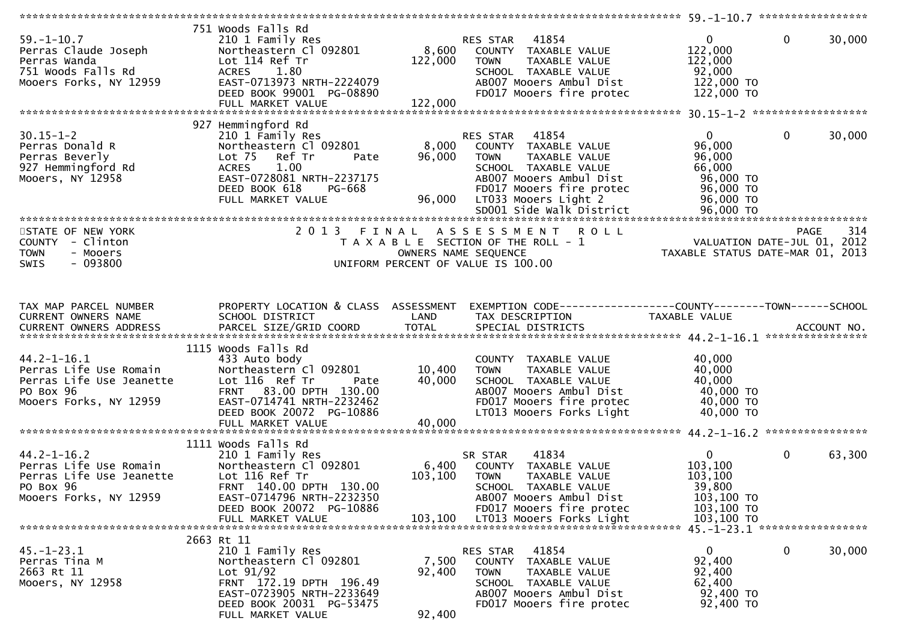```
******************************************************************************************************* 59.-1-10.7 *****************
                         751 Woods Falls Rd
59.-1-10.7               210 1 Family Res                     RES STAR    41854                  0              0      30,000
Perras Claude Joseph     Northeastern Cl 092801        8,600    COUNTY  TAXABLE VALUE           122,000
Perras Wanda             Lot 114 Ref Tr              122,000    TOWN    TAXABLE VALUE           122,000
751 Woods Falls Rd       ACRES     1.80                         SCHOOL  TAXABLE VALUE            92,000
Mooers Forks, NY 12959   EAST-0713973 NRTH-2224079              AB007 Mooers Ambul Dist          122,000 TO
                         DEED BOOK 99001  PG-08890              FD017 Mooers fire protec         122,000 TO
                         FULL MARKET VALUE           122,000
******************************************************************************************************* 30.15-1-2 ******************
                         927 Hemmingford Rd
30.15-1-2                210 1 Family Res                     RES STAR    41854                  0              0      30,000
Perras Donald R          Northeastern Cl 092801        8,000    COUNTY  TAXABLE VALUE            96,000
Perras Beverly           Lot 75   Ref Tr      Pate    96,000    TOWN    TAXABLE VALUE            96,000
927 Hemmingford Rd       ACRES     1.00                         SCHOOL  TAXABLE VALUE            66,000
Mooers, NY 12958         EAST-0728081 NRTH-2237175              AB007 Mooers Ambul Dist           96,000 TO
                         DEED BOOK 618     PG-668               FD017 Mooers fire protec          96,000 TO
                         FULL MARKET VALUE            96,000    LT033 Mooers Light 2              96,000 TO
                                                                SD001 Side walk District          96,000 TO
************************************************************************************************************************************
STATE OF NEW YORK                    2 0 1 3   F I N A L   A S S E S S M E N T   R O L L                             PAGE    314
COUNTY  - Clinton                          T A X A B L E  SECTION OF THE ROLL - 1                      VALUATION DATE-JUL 01, 2012
TOWN    - Mooers                                   OWNERS NAME SEQUENCE                              TAXABLE STATUS DATE-MAR 01, 2013
SWIS    - 093800                           UNIFORM PERCENT OF VALUE IS 100.00


TAX MAP PARCEL NUMBER    PROPERTY LOCATION & CLASS  ASSESSMENT  EXEMPTION CODE------------------COUNTY--------TOWN------SCHOOL
CURRENT OWNERS NAME      SCHOOL DISTRICT               LAND     TAX DESCRIPTION              TAXABLE VALUE
CURRENT OWNERS ADDRESS   PARCEL SIZE/GRID COORD       TOTAL     SPECIAL DISTRICTS                                     ACCOUNT NO.
******************************************************************************************************* 44.2-1-16.1 ****************
                         1115 Woods Falls Rd
44.2-1-16.1              433 Auto body                          COUNTY  TAXABLE VALUE            40,000
Perras Life Use Romain   Northeastern Cl 092801       10,400    TOWN    TAXABLE VALUE            40,000
Perras Life Use Jeanette Lot 116  Ref Tr      Pate    40,000    SCHOOL  TAXABLE VALUE            40,000
PO Box 96                FRNT   83.00 DPTH  130.00              AB007 Mooers Ambul Dist           40,000 TO
Mooers Forks, NY 12959   EAST-0714741 NRTH-2232462              FD017 Mooers fire protec          40,000 TO
                         DEED BOOK 20072  PG-10886              LT013 Mooers Forks Light          40,000 TO
                         FULL MARKET VALUE            40,000
******************************************************************************************************* 44.2-1-16.2 ****************
                         1111 Woods Falls Rd
44.2-1-16.2              210 1 Family Res                     SR STAR     41834                  0              0      63,300
Perras Life Use Romain   Northeastern Cl 092801        6,400    COUNTY  TAXABLE VALUE           103,100
Perras Life Use Jeanette Lot 116 Ref Tr              103,100    TOWN    TAXABLE VALUE           103,100
PO Box 96                FRNT  140.00 DPTH  130.00              SCHOOL  TAXABLE VALUE            39,800
Mooers Forks, NY 12959   EAST-0714796 NRTH-2232350              AB007 Mooers Ambul Dist          103,100 TO
                         DEED BOOK 20072  PG-10886              FD017 Mooers fire protec         103,100 TO
                         FULL MARKET VALUE           103,100    LT013 Mooers Forks Light         103,100 TO
******************************************************************************************************* 45.-1-23.1 *****************
                         2663 Rt 11
45.-1-23.1               210 1 Family Res                     RES STAR    41854                  0              0      30,000
Perras Tina M            Northeastern Cl 092801        7,500    COUNTY  TAXABLE VALUE            92,400
2663 Rt 11               Lot 91/92                    92,400    TOWN    TAXABLE VALUE            92,400
Mooers, NY 12958         FRNT  172.19 DPTH  196.49              SCHOOL  TAXABLE VALUE            62,400
                         EAST-0723905 NRTH-2233649              AB007 Mooers Ambul Dist           92,400 TO
                         DEED BOOK 20031  PG-53475              FD017 Mooers fire protec          92,400 TO
                         FULL MARKET VALUE            92,400
```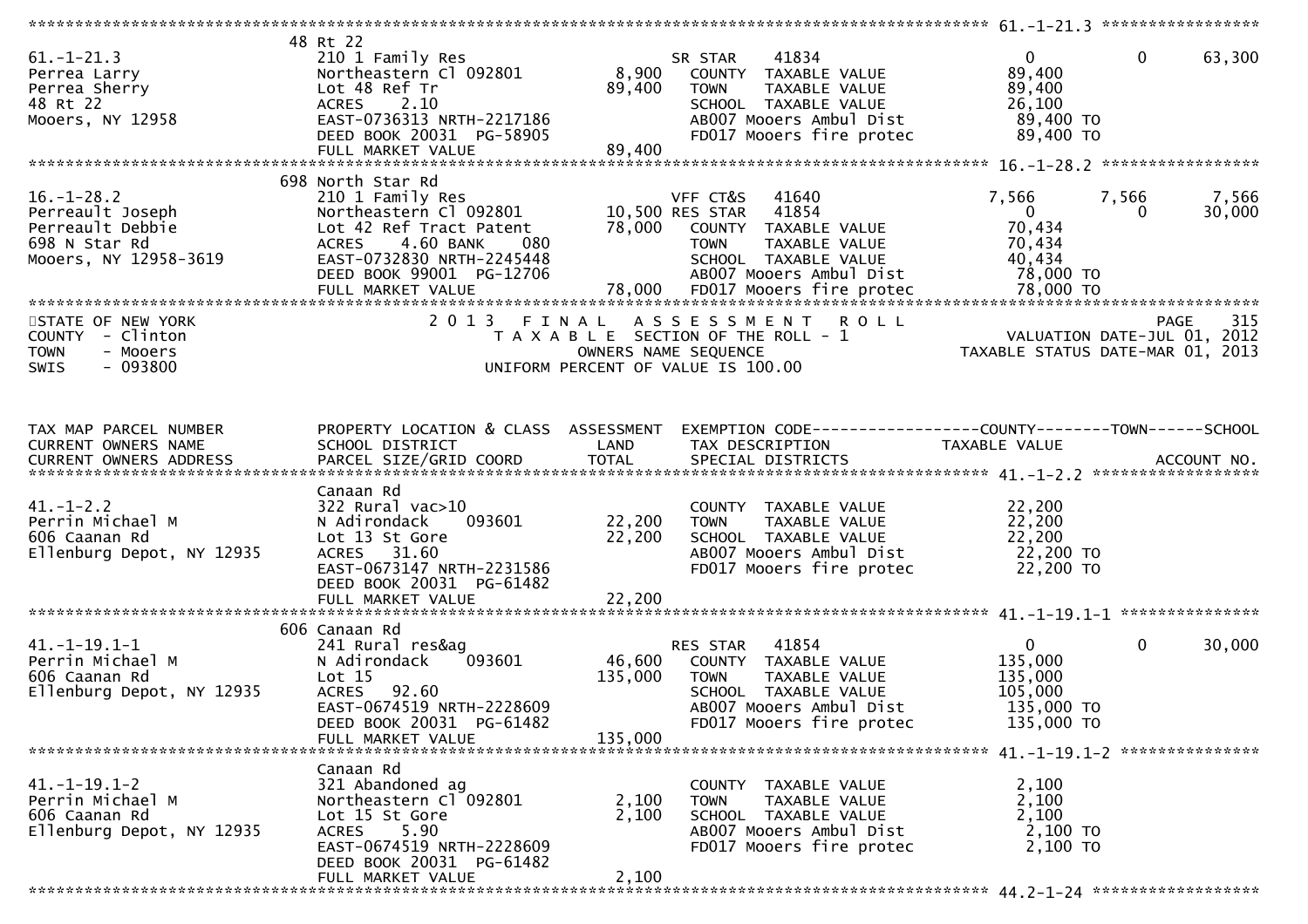```
******************************************************************************************************* 61.-1-21.3 *****************
                    48 Rt 22
61.-1-21.3          210 1 Family Res                    SR STAR     41834                    0            0        63,300
Perrea Larry        Northeastern Cl 092801      8,900    COUNTY  TAXABLE VALUE          89,400
Perrea Sherry       Lot 48 Ref Tr              89,400    TOWN    TAXABLE VALUE          89,400
48 Rt 22            ACRES    2.10                        SCHOOL  TAXABLE VALUE          26,100
Mooers, NY 12958    EAST-0736313 NRTH-2217186            AB007 Mooers Ambul Dist        89,400 TO
                    DEED BOOK 20031  PG-58905            FD017 Mooers fire protec       89,400 TO
                    FULL MARKET VALUE          89,400
******************************************************************************************************* 16.-1-28.2 *****************
                    698 North Star Rd
16.-1-28.2          210 1 Family Res                    VFF CT&S    41640             7,566        7,566         7,566
Perreault Joseph    Northeastern Cl 092801     10,500 RES STAR    41854                    0            0        30,000
Perreault Debbie    Lot 42 Ref Tract Patent    78,000    COUNTY  TAXABLE VALUE          70,434
698 N Star Rd       ACRES    4.60 BANK     080           TOWN    TAXABLE VALUE          70,434
Mooers, NY 12958-3619 EAST-0732830 NRTH-2245448          SCHOOL  TAXABLE VALUE          40,434
                    DEED BOOK 99001  PG-12706            AB007 Mooers Ambul Dist        78,000 TO
                    FULL MARKET VALUE          78,000    FD017 Mooers fire protec       78,000 TO
*******************************************************************************************************************************
STATE OF NEW YORK              2 0 1 3   F I N A L   A S S E S S M E N T   R O L L                          PAGE     315
COUNTY  - Clinton                    T A X A B L E  SECTION OF THE ROLL - 1                     VALUATION DATE-JUL 01, 2012
TOWN    - Mooers                           OWNERS NAME SEQUENCE                                TAXABLE STATUS DATE-MAR 01, 2013
SWIS    - 093800                     UNIFORM PERCENT OF VALUE IS 100.00


TAX MAP PARCEL NUMBER     PROPERTY LOCATION & CLASS  ASSESSMENT  EXEMPTION CODE------------------COUNTY--------TOWN------SCHOOL
CURRENT OWNERS NAME       SCHOOL DISTRICT               LAND     TAX DESCRIPTION             TAXABLE VALUE
CURRENT OWNERS ADDRESS    PARCEL SIZE/GRID COORD        TOTAL    SPECIAL DISTRICTS                                    ACCOUNT NO.
******************************************************************************************************* 41.-1-2.2 ******************
                    Canaan Rd
41.-1-2.2           322 Rural vac>10                             COUNTY  TAXABLE VALUE          22,200
Perrin Michael M    N Adirondack     093601     22,200    TOWN    TAXABLE VALUE          22,200
606 Caanan Rd       Lot 13 St Gore             22,200    SCHOOL  TAXABLE VALUE          22,200
Ellenburg Depot, NY 12935 ACRES   31.60                  AB007 Mooers Ambul Dist        22,200 TO
                    EAST-0673147 NRTH-2231586            FD017 Mooers fire protec       22,200 TO
                    DEED BOOK 20031  PG-61482
                    FULL MARKET VALUE          22,200
******************************************************************************************************* 41.-1-19.1-1 ***************
                    606 Canaan Rd
41.-1-19.1-1        241 Rural res&ag                    RES STAR    41854                    0            0        30,000
Perrin Michael M    N Adirondack     093601     46,600    COUNTY  TAXABLE VALUE         135,000
606 Caanan Rd       Lot 15                    135,000    TOWN    TAXABLE VALUE         135,000
Ellenburg Depot, NY 12935 ACRES   92.60                  SCHOOL  TAXABLE VALUE         105,000
                    EAST-0674519 NRTH-2228609            AB007 Mooers Ambul Dist       135,000 TO
                    DEED BOOK 20031  PG-61482            FD017 Mooers fire protec      135,000 TO
                    FULL MARKET VALUE         135,000
******************************************************************************************************* 41.-1-19.1-2 ***************
                    Canaan Rd
41.-1-19.1-2        321 Abandoned ag                             COUNTY  TAXABLE VALUE           2,100
Perrin Michael M    Northeastern Cl 092801      2,100    TOWN    TAXABLE VALUE           2,100
606 Caanan Rd       Lot 15 St Gore              2,100    SCHOOL  TAXABLE VALUE           2,100
Ellenburg Depot, NY 12935 ACRES    5.90                  AB007 Mooers Ambul Dist         2,100 TO
                    EAST-0674519 NRTH-2228609            FD017 Mooers fire protec        2,100 TO
                    DEED BOOK 20031  PG-61482
                    FULL MARKET VALUE           2,100
******************************************************************************************************* 44.2-1-24 ******************
```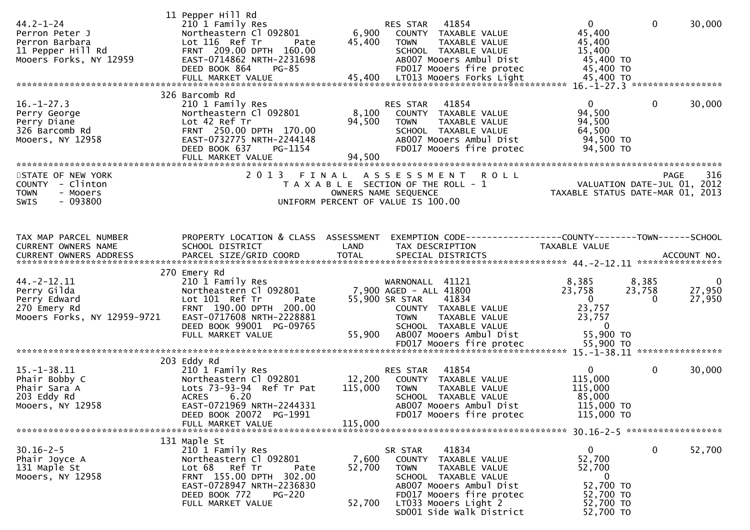```
                               11 Pepper Hill Rd
44.2-1-24                      210 1 Family Res                     RES STAR   41854                    0           0      30,000
Perron Peter J                 Northeastern Cl 092801       6,900   COUNTY  TAXABLE VALUE          45,400
Perron Barbara                 Lot 116  Ref Tr       Pate  45,400   TOWN    TAXABLE VALUE          45,400
11 Pepper Hill Rd              FRNT 209.00 DPTH 160.00              SCHOOL  TAXABLE VALUE          15,400
Mooers Forks, NY 12959         EAST-0714862 NRTH-2231698            AB007 Mooers Ambul Dist         45,400 TO
                               DEED BOOK 864     PG-85              FD017 Mooers fire protec        45,400 TO
                               FULL MARKET VALUE           45,400   LT013 Mooers Forks Light        45,400 TO
******************************************************************************************************* 16.-1-27.3 *****************
                               326 Barcomb Rd
16.-1-27.3                     210 1 Family Res                     RES STAR   41854                    0           0      30,000
Perry George                   Northeastern Cl 092801       8,100   COUNTY  TAXABLE VALUE          94,500
Perry Diane                    Lot 42 Ref Tr               94,500   TOWN    TAXABLE VALUE          94,500
326 Barcomb Rd                 FRNT 250.00 DPTH 170.00              SCHOOL  TAXABLE VALUE          64,500
Mooers, NY 12958               EAST-0732775 NRTH-2244148            AB007 Mooers Ambul Dist         94,500 TO
                               DEED BOOK 637     PG-1154            FD017 Mooers fire protec        94,500 TO
                               FULL MARKET VALUE           94,500
************************************************************************************************************************************
STATE OF NEW YORK                 2 0 1 3   F I N A L   A S S E S S M E N T   R O L L                                  PAGE    316
COUNTY  - Clinton                       T A X A B L E  SECTION OF THE ROLL - 1                  VALUATION DATE-JUL 01, 2012
TOWN    - Mooers                              OWNERS NAME SEQUENCE                          TAXABLE STATUS DATE-MAR 01, 2013
SWIS    - 093800                      UNIFORM PERCENT OF VALUE IS 100.00


TAX MAP PARCEL NUMBER          PROPERTY LOCATION & CLASS  ASSESSMENT  EXEMPTION CODE------------------COUNTY--------TOWN------SCHOOL
CURRENT OWNERS NAME            SCHOOL DISTRICT               LAND     TAX DESCRIPTION             TAXABLE VALUE
CURRENT OWNERS ADDRESS         PARCEL SIZE/GRID COORD        TOTAL    SPECIAL DISTRICTS                                 ACCOUNT NO.
******************************************************************************************************* 44.-2-12.11 ****************
                               270 Emery Rd
44.-2-12.11                    210 1 Family Res                     WARNONALL  41121                8,385       8,385           0
Perry Gilda                    Northeastern Cl 092801       7,900 AGED - ALL 41800                 23,758      23,758      27,950
Perry Edward                   Lot 101  Ref Tr       Pate  55,900 SR STAR    41834                      0           0      27,950
270 Emery Rd                   FRNT 190.00 DPTH 200.00              COUNTY  TAXABLE VALUE          23,757
Mooers Forks, NY 12959-9721    EAST-0717608 NRTH-2228881            TOWN    TAXABLE VALUE          23,757
                               DEED BOOK 99001  PG-09765            SCHOOL  TAXABLE VALUE               0
                               FULL MARKET VALUE           55,900   AB007 Mooers Ambul Dist         55,900 TO
                                                                    FD017 Mooers fire protec        55,900 TO
******************************************************************************************************* 15.-1-38.11 ****************
                               203 Eddy Rd
15.-1-38.11                    210 1 Family Res                     RES STAR   41854                    0           0      30,000
Phair Bobby C                  Northeastern Cl 092801      12,200   COUNTY  TAXABLE VALUE         115,000
Phair Sara A                   Lots 73-93-94  Ref Tr Pat  115,000   TOWN    TAXABLE VALUE         115,000
203 Eddy Rd                    ACRES    6.20                        SCHOOL  TAXABLE VALUE          85,000
Mooers, NY 12958               EAST-0721969 NRTH-2244331            AB007 Mooers Ambul Dist        115,000 TO
                               DEED BOOK 20072  PG-1991             FD017 Mooers fire protec       115,000 TO
                               FULL MARKET VALUE          115,000
******************************************************************************************************* 30.16-2-5 ******************
                               131 Maple St
30.16-2-5                      210 1 Family Res                     SR STAR    41834                    0           0      52,700
Phair Joyce A                  Northeastern Cl 092801       7,600   COUNTY  TAXABLE VALUE          52,700
131 Maple St                   Lot 68   Ref Tr       Pate  52,700   TOWN    TAXABLE VALUE          52,700
Mooers, NY 12958               FRNT 155.00 DPTH 302.00              SCHOOL  TAXABLE VALUE               0
                               EAST-0728947 NRTH-2236830            AB007 Mooers Ambul Dist         52,700 TO
                               DEED BOOK 772     PG-220             FD017 Mooers fire protec        52,700 TO
                               FULL MARKET VALUE           52,700   LT033 Mooers Light 2            52,700 TO
                                                                    SD001 Side Walk District        52,700 TO
```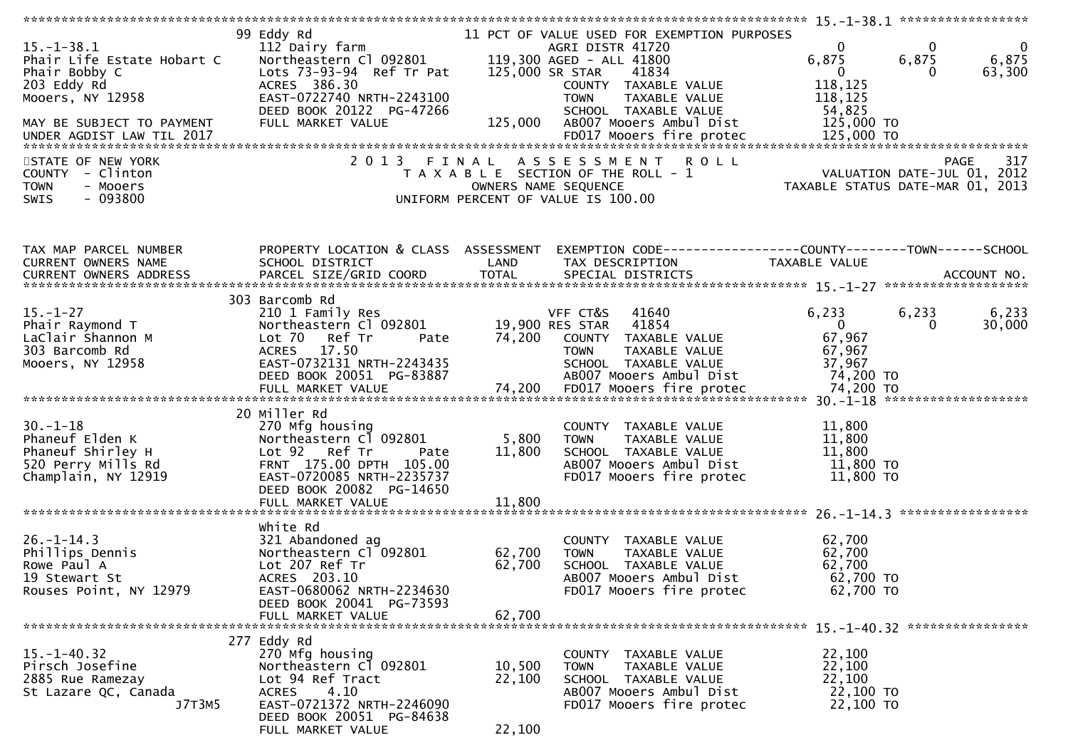```
******************************************************************************************************* 15.-1-38.1 *****************
                          99 Eddy Rd                         11 PCT OF VALUE USED FOR EXEMPTION PURPOSES
15.-1-38.1                112 Dairy farm                       AGRI DISTR 41720                 0           0           0
Phair Life Estate Hobart C Northeastern Cl 092801      119,300 AGED - ALL 41800              6,875       6,875       6,875
Phair Bobby C             Lots 73-93-94  Ref Tr Pat    125,000 SR STAR    41834                 0           0      63,300
203 Eddy Rd               ACRES  386.30                        COUNTY  TAXABLE VALUE        118,125
Mooers, NY 12958          EAST-0722740 NRTH-2243100            TOWN    TAXABLE VALUE        118,125
                          DEED BOOK 20122  PG-47266            SCHOOL  TAXABLE VALUE         54,825
MAY BE SUBJECT TO PAYMENT FULL MARKET VALUE            125,000 AB007 Mooers Ambul Dist       125,000 TO
UNDER AGDIST LAW TIL 2017                                      FD017 Mooers fire protec      125,000 TO
************************************************************************************************************************************
STATE OF NEW YORK                  2 0 1 3   F I N A L   A S S E S S M E N T   R O L L                                  PAGE   317
COUNTY  - Clinton                    T A X A B L E  SECTION OF THE ROLL - 1                          VALUATION DATE-JUL 01, 2012
TOWN    - Mooers                               OWNERS NAME SEQUENCE                            TAXABLE STATUS DATE-MAR 01, 2013
SWIS    - 093800                       UNIFORM PERCENT OF VALUE IS 100.00


TAX MAP PARCEL NUMBER     PROPERTY LOCATION & CLASS  ASSESSMENT  EXEMPTION CODE------------------COUNTY--------TOWN------SCHOOL
CURRENT OWNERS NAME       SCHOOL DISTRICT               LAND      TAX DESCRIPTION             TAXABLE VALUE
CURRENT OWNERS ADDRESS    PARCEL SIZE/GRID COORD        TOTAL     SPECIAL DISTRICTS                                     ACCOUNT NO.
******************************************************************************************************* 15.-1-27 *******************
                          303 Barcomb Rd
15.-1-27                  210 1 Family Res                     VFF CT&S   41640              6,233       6,233       6,233
Phair Raymond T           Northeastern Cl 092801        19,900 RES STAR   41854                 0           0      30,000
LaClair Shannon M         Lot 70   Ref Tr      Pate     74,200   COUNTY  TAXABLE VALUE        67,967
303 Barcomb Rd            ACRES   17.50                          TOWN    TAXABLE VALUE        67,967
Mooers, NY 12958          EAST-0732131 NRTH-2243435              SCHOOL  TAXABLE VALUE        37,967
                          DEED BOOK 20051  PG-83887              AB007 Mooers Ambul Dist       74,200 TO
                          FULL MARKET VALUE             74,200   FD017 Mooers fire protec      74,200 TO
******************************************************************************************************* 30.-1-18 *******************
                          20 Miller Rd
30.-1-18                  270 Mfg housing                        COUNTY  TAXABLE VALUE        11,800
Phaneuf Elden K           Northeastern Cl 092801         5,800   TOWN    TAXABLE VALUE        11,800
Phaneuf Shirley H         Lot 92   Ref Tr      Pate     11,800   SCHOOL  TAXABLE VALUE        11,800
520 Perry Mills Rd        FRNT 175.00 DPTH 105.00                AB007 Mooers Ambul Dist       11,800 TO
Champlain, NY 12919       EAST-0720085 NRTH-2235737              FD017 Mooers fire protec      11,800 TO
                          DEED BOOK 20082  PG-14650
                          FULL MARKET VALUE             11,800
******************************************************************************************************* 26.-1-14.3 *****************
                          White Rd
26.-1-14.3                321 Abandoned ag                       COUNTY  TAXABLE VALUE        62,700
Phillips Dennis           Northeastern Cl 092801        62,700   TOWN    TAXABLE VALUE        62,700
Rowe Paul A               Lot 207 Ref Tr                62,700   SCHOOL  TAXABLE VALUE        62,700
19 Stewart St             ACRES  203.10                          AB007 Mooers Ambul Dist       62,700 TO
Rouses Point, NY 12979    EAST-0680062 NRTH-2234630              FD017 Mooers fire protec      62,700 TO
                          DEED BOOK 20041  PG-73593
                          FULL MARKET VALUE             62,700
******************************************************************************************************* 15.-1-40.32 ****************
                          277 Eddy Rd
15.-1-40.32               270 Mfg housing                        COUNTY  TAXABLE VALUE        22,100
Pirsch Josefine           Northeastern Cl 092801        10,500   TOWN    TAXABLE VALUE        22,100
2885 Rue Ramezay          Lot 94 Ref Tract              22,100   SCHOOL  TAXABLE VALUE        22,100
St Lazare QC, Canada      ACRES    4.10                          AB007 Mooers Ambul Dist       22,100 TO
                  J7T3M5  EAST-0721372 NRTH-2246090              FD017 Mooers fire protec      22,100 TO
                          DEED BOOK 20051  PG-84638
                          FULL MARKET VALUE             22,100
```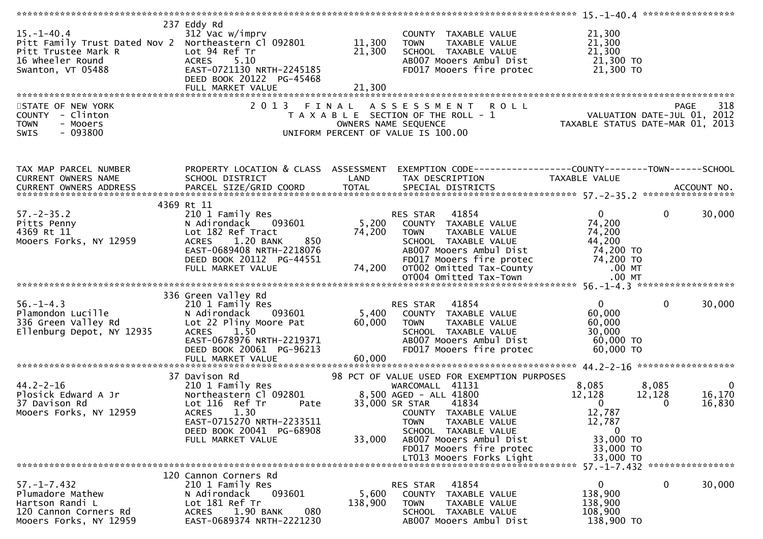```
******************************************************************************************************* 15.-1-40.4 *****************
                             237 Eddy Rd
15.-1-40.4                   312 Vac w/imprv                        COUNTY  TAXABLE VALUE               21,300
Pitt Family Trust Dated Nov 2  Northeastern Cl 092801      11,300   TOWN    TAXABLE VALUE               21,300
Pitt Trustee Mark R          Lot 94 Ref Tr                 21,300   SCHOOL  TAXABLE VALUE               21,300
16 Wheeler Round             ACRES    5.10                          AB007 Mooers Ambul Dist               21,300 TO
Swanton, VT 05488            EAST-0721130 NRTH-2245185              FD017 Mooers fire protec              21,300 TO
                             DEED BOOK 20122  PG-45468
                             FULL MARKET VALUE             21,300
********************************************************************************************************************************************
```

```
STATE OF NEW YORK                2 0 1 3   F I N A L   A S S E S S M E N T   R O L L                            PAGE   318
COUNTY  - Clinton                    T A X A B L E SECTION OF THE ROLL - 1                       VALUATION DATE-JUL 01, 2012
TOWN    - Mooers                            OWNERS NAME SEQUENCE                             TAXABLE STATUS DATE-MAR 01, 2013
SWIS    - 093800                    UNIFORM PERCENT OF VALUE IS 100.00
```

```
TAX MAP PARCEL NUMBER          PROPERTY LOCATION & CLASS  ASSESSMENT  EXEMPTION CODE------------------COUNTY--------TOWN------SCHOOL
CURRENT OWNERS NAME            SCHOOL DISTRICT               LAND      TAX DESCRIPTION             TAXABLE VALUE
CURRENT OWNERS ADDRESS         PARCEL SIZE/GRID COORD        TOTAL     SPECIAL DISTRICTS                                    ACCOUNT NO.
******************************************************************************************************* 57.-2-35.2 *****************
                             4369 Rt 11
57.-2-35.2                   210 1 Family Res                       RES STAR   41854                   0              0       30,000
Pitts Penny                  N Adirondack    093601         5,200   COUNTY  TAXABLE VALUE              74,200
4369 Rt 11                   Lot 182 Ref Tract             74,200   TOWN    TAXABLE VALUE              74,200
Mooers Forks, NY 12959       ACRES    1.20 BANK    850              SCHOOL  TAXABLE VALUE              44,200
                             EAST-0689408 NRTH-2218076              AB007 Mooers Ambul Dist              74,200 TO
                             DEED BOOK 20112  PG-44551              FD017 Mooers fire protec             74,200 TO
                             FULL MARKET VALUE             74,200   OT002 Omitted Tax-County               .00 MT
                                                                    OT004 Omitted Tax-Town                 .00 MT
******************************************************************************************************* 56.-1-4.3 ******************
                             336 Green Valley Rd
56.-1-4.3                    210 1 Family Res                       RES STAR   41854                   0              0       30,000
Plamondon Lucille            N Adirondack    093601         5,400   COUNTY  TAXABLE VALUE              60,000
336 Green Valley Rd          Lot 22 Pliny Moore Pat        60,000   TOWN    TAXABLE VALUE              60,000
Ellenburg Depot, NY 12935    ACRES    1.50                          SCHOOL  TAXABLE VALUE              30,000
                             EAST-0678976 NRTH-2219371              AB007 Mooers Ambul Dist              60,000 TO
                             DEED BOOK 20061  PG-96213              FD017 Mooers fire protec             60,000 TO
                             FULL MARKET VALUE             60,000
******************************************************************************************************* 44.2-2-16 ******************
                             37 Davison Rd                 98 PCT OF VALUE USED FOR EXEMPTION PURPOSES
44.2-2-16                    210 1 Family Res                       WARCOMALL  41131               8,085          8,085            0
Plosick Edward A Jr          Northeastern Cl 092801         8,500 AGED - ALL 41800                12,128         12,128       16,170
37 Davison Rd                Lot 116 Ref Tr        Pate    33,000 SR STAR    41834                   0              0       16,830
Mooers Forks, NY 12959       ACRES    1.30                          COUNTY  TAXABLE VALUE              12,787
                             EAST-0715270 NRTH-2233511              TOWN    TAXABLE VALUE              12,787
                             DEED BOOK 20041  PG-68908              SCHOOL  TAXABLE VALUE                   0
                             FULL MARKET VALUE             33,000   AB007 Mooers Ambul Dist              33,000 TO
                                                                    FD017 Mooers fire protec             33,000 TO
                                                                    LT013 Mooers Forks Light             33,000 TO
******************************************************************************************************* 57.-1-7.432 ****************
                             120 Cannon Corners Rd
57.-1-7.432                  210 1 Family Res                       RES STAR   41854                   0              0       30,000
Plumadore Mathew             N Adirondack    093601         5,600   COUNTY  TAXABLE VALUE             138,900
Hartson Randi L              Lot 181 Ref Tr               138,900   TOWN    TAXABLE VALUE             138,900
120 Cannon Corners Rd        ACRES    1.90 BANK    080              SCHOOL  TAXABLE VALUE             108,900
Mooers Forks, NY 12959       EAST-0689374 NRTH-2221230              AB007 Mooers Ambul Dist             138,900 TO
```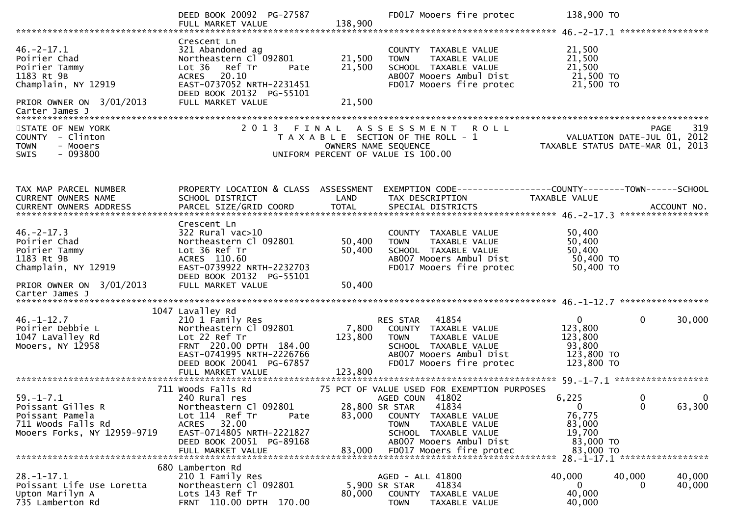```
                              DEED BOOK 20092  PG-27587                    FD017 Mooers fire protec          138,900 TO
                              FULL MARKET VALUE             138,900
******************************************************************************************************* 46.-2-17.1 *****************
                              Crescent Ln
46.-2-17.1                    321 Abandoned ag                             COUNTY  TAXABLE VALUE              21,500
Poirier Chad                  Northeastern Cl 092801         21,500        TOWN    TAXABLE VALUE              21,500
Poirier Tammy                 Lot 36  Ref Tr        Pate     21,500        SCHOOL  TAXABLE VALUE              21,500
1183 Rt 9B                    ACRES   20.10                                AB007 Mooers Ambul Dist             21,500 TO
Champlain, NY 12919           EAST-0737052 NRTH-2231451                    FD017 Mooers fire protec            21,500 TO
                              DEED BOOK 20132  PG-55101
PRIOR OWNER ON  3/01/2013     FULL MARKET VALUE              21,500
Carter James J
************************************************************************************************************************************
STATE OF NEW YORK                     2 0 1 3   F I N A L   A S S E S S M E N T   R O L L                              PAGE    319
COUNTY  - Clinton                        T A X A B L E  SECTION OF THE ROLL - 1                          VALUATION DATE-JUL 01, 2012
TOWN    - Mooers                                OWNERS NAME SEQUENCE                               TAXABLE STATUS DATE-MAR 01, 2013
SWIS    - 093800                         UNIFORM PERCENT OF VALUE IS 100.00


TAX MAP PARCEL NUMBER         PROPERTY LOCATION & CLASS  ASSESSMENT  EXEMPTION CODE------------------COUNTY--------TOWN------SCHOOL
CURRENT OWNERS NAME           SCHOOL DISTRICT               LAND      TAX DESCRIPTION              TAXABLE VALUE
CURRENT OWNERS ADDRESS        PARCEL SIZE/GRID COORD        TOTAL     SPECIAL DISTRICTS                                  ACCOUNT NO.
******************************************************************************************************* 46.-2-17.3 *****************
                              Crescent Ln
46.-2-17.3                    322 Rural vac>10                             COUNTY  TAXABLE VALUE              50,400
Poirier Chad                  Northeastern Cl 092801         50,400        TOWN    TAXABLE VALUE              50,400
Poirier Tammy                 Lot 36 Ref Tr                  50,400        SCHOOL  TAXABLE VALUE              50,400
1183 Rt 9B                    ACRES  110.60                                AB007 Mooers Ambul Dist             50,400 TO
Champlain, NY 12919           EAST-0739922 NRTH-2232703                    FD017 Mooers fire protec            50,400 TO
                              DEED BOOK 20132  PG-55101
PRIOR OWNER ON  3/01/2013     FULL MARKET VALUE              50,400
Carter James J
******************************************************************************************************* 46.-1-12.7 *****************
                          1047 Lavalley Rd
46.-1-12.7                    210 1 Family Res                   RES STAR    41854                 0             0        30,000
Poirier Debbie L              Northeastern Cl 092801          7,800      COUNTY  TAXABLE VALUE           123,800
1047 LaValley Rd              Lot 22 Ref Tr                 123,800      TOWN    TAXABLE VALUE           123,800
Mooers, NY 12958              FRNT  220.00 DPTH  184.00                  SCHOOL  TAXABLE VALUE            93,800
                              EAST-0741995 NRTH-2226766                  AB007 Mooers Ambul Dist          123,800 TO
                              DEED BOOK 20041  PG-67857                  FD017 Mooers fire protec         123,800 TO
                              FULL MARKET VALUE             123,800
******************************************************************************************************* 59.-1-7.1 ******************
                           711 Woods Falls Rd               75 PCT OF VALUE USED FOR EXEMPTION PURPOSES
59.-1-7.1                     240 Rural res                      AGED COUN  41802              6,225             0             0
Poissant Gilles R             Northeastern Cl 092801         28,800 SR STAR     41834                  0             0        63,300
Poissant Pamela               Lot 114  Ref Tr       Pate     83,000      COUNTY  TAXABLE VALUE            76,775
711 Woods Falls Rd            ACRES   32.00                              TOWN    TAXABLE VALUE            83,000
Mooers Forks, NY 12959-9719   EAST-0714805 NRTH-2221827                  SCHOOL  TAXABLE VALUE            19,700
                              DEED BOOK 20051  PG-89168                  AB007 Mooers Ambul Dist           83,000 TO
                              FULL MARKET VALUE              83,000      FD017 Mooers fire protec          83,000 TO
******************************************************************************************************* 28.-1-17.1 *****************
                           680 Lamberton Rd
28.-1-17.1                    210 1 Family Res                   AGED - ALL 41800             40,000        40,000        40,000
Poissant Life Use Loretta     Northeastern Cl 092801          5,900 SR STAR     41834                  0             0        40,000
Upton Marilyn A               Lots 143 Ref Tr                80,000      COUNTY  TAXABLE VALUE            40,000
735 Lamberton Rd              FRNT  110.00 DPTH  170.00                  TOWN    TAXABLE VALUE            40,000
```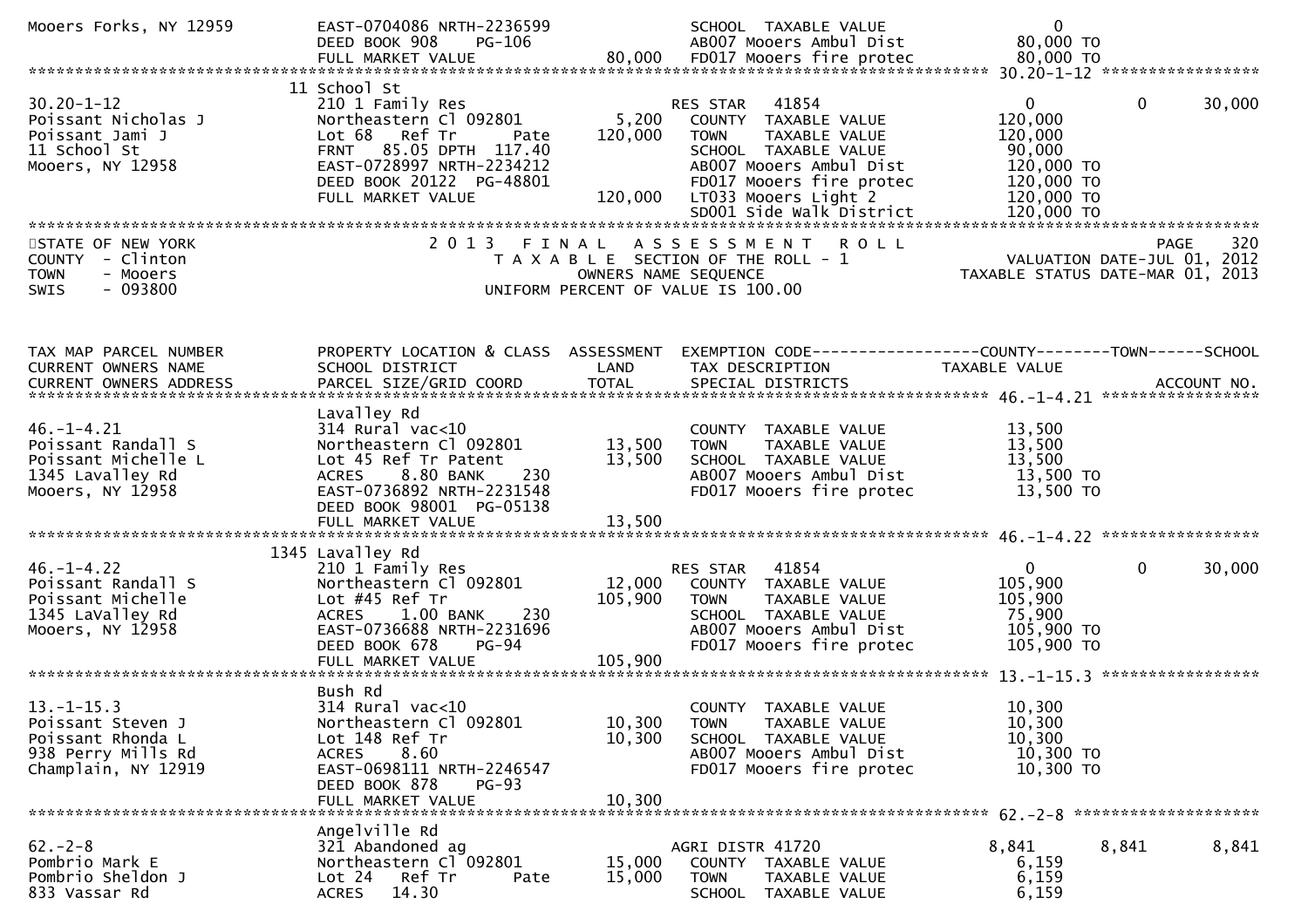```
Mooers Forks, NY 12959         EAST-0704086 NRTH-2236599              SCHOOL  TAXABLE VALUE                0
                               DEED BOOK 908     PG-106               AB007 Mooers Ambul Dist         80,000 TO
                               FULL MARKET VALUE             80,000   FD017 Mooers fire protec        80,000 TO
******************************************************************************************************* 30.20-1-12 *****************
                             11 School St
30.20-1-12                     210 1 Family Res                       RES STAR   41854                     0           0       30,000
Poissant Nicholas J            Northeastern Cl 092801         5,200   COUNTY  TAXABLE VALUE           120,000
Poissant Jami J                Lot 68   Ref Tr       Pate   120,000   TOWN    TAXABLE VALUE           120,000
11 School St                   FRNT   85.05 DPTH  117.40              SCHOOL  TAXABLE VALUE            90,000
Mooers, NY 12958               EAST-0728997 NRTH-2234212              AB007 Mooers Ambul Dist         120,000 TO
                               DEED BOOK 20122  PG-48801              FD017 Mooers fire protec        120,000 TO
                               FULL MARKET VALUE            120,000   LT033 Mooers Light 2            120,000 TO
                                                                      SD001 Side walk District        120,000 TO
************************************************************************************************************************************
STATE OF NEW YORK                 2 0 1 3   F I N A L   A S S E S S M E N T   R O L L                              PAGE    320
COUNTY  - Clinton                      T A X A B L E  SECTION OF THE ROLL - 1                    VALUATION DATE-JUL 01, 2012
TOWN    - Mooers                             OWNERS NAME SEQUENCE                             TAXABLE STATUS DATE-MAR 01, 2013
SWIS    - 093800                     UNIFORM PERCENT OF VALUE IS 100.00



TAX MAP PARCEL NUMBER          PROPERTY LOCATION & CLASS  ASSESSMENT  EXEMPTION CODE------------------COUNTY--------TOWN------SCHOOL
CURRENT OWNERS NAME            SCHOOL DISTRICT               LAND     TAX DESCRIPTION             TAXABLE VALUE
CURRENT OWNERS ADDRESS         PARCEL SIZE/GRID COORD        TOTAL    SPECIAL DISTRICTS                                  ACCOUNT NO.
******************************************************************************************************* 46.-1-4.21 *****************
                               Lavalley Rd
46.-1-4.21                     314 Rural vac<10                       COUNTY  TAXABLE VALUE            13,500
Poissant Randall S             Northeastern Cl 092801        13,500   TOWN    TAXABLE VALUE            13,500
Poissant Michelle L            Lot 45 Ref Tr Patent          13,500   SCHOOL  TAXABLE VALUE            13,500
1345 Lavalley Rd               ACRES    8.80 BANK     230             AB007 Mooers Ambul Dist          13,500 TO
Mooers, NY 12958               EAST-0736892 NRTH-2231548              FD017 Mooers fire protec         13,500 TO
                               DEED BOOK 98001  PG-05138
                               FULL MARKET VALUE             13,500
******************************************************************************************************* 46.-1-4.22 *****************
                             1345 Lavalley Rd
46.-1-4.22                     210 1 Family Res                       RES STAR   41854                     0           0       30,000
Poissant Randall S             Northeastern Cl 092801        12,000   COUNTY  TAXABLE VALUE           105,900
Poissant Michelle              Lot #45 Ref Tr               105,900   TOWN    TAXABLE VALUE           105,900
1345 LaValley Rd               ACRES    1.00 BANK     230             SCHOOL  TAXABLE VALUE            75,900
Mooers, NY 12958               EAST-0736688 NRTH-2231696              AB007 Mooers Ambul Dist         105,900 TO
                               DEED BOOK 678     PG-94                FD017 Mooers fire protec        105,900 TO
                               FULL MARKET VALUE            105,900
******************************************************************************************************* 13.-1-15.3 *****************
                               Bush Rd
13.-1-15.3                     314 Rural vac<10                       COUNTY  TAXABLE VALUE            10,300
Poissant Steven J              Northeastern Cl 092801        10,300   TOWN    TAXABLE VALUE            10,300
Poissant Rhonda L              Lot 148 Ref Tr                10,300   SCHOOL  TAXABLE VALUE            10,300
938 Perry Mills Rd             ACRES    8.60                          AB007 Mooers Ambul Dist          10,300 TO
Champlain, NY 12919            EAST-0698111 NRTH-2246547              FD017 Mooers fire protec         10,300 TO
                               DEED BOOK 878     PG-93
                               FULL MARKET VALUE             10,300
******************************************************************************************************* 62.-2-8 ********************
                               Angelville Rd
62.-2-8                        321 Abandoned ag                       AGRI DISTR 41720                 8,841       8,841        8,841
Pombrio Mark E                 Northeastern Cl 092801        15,000   COUNTY  TAXABLE VALUE             6,159
Pombrio Sheldon J              Lot 24   Ref Tr       Pate    15,000   TOWN    TAXABLE VALUE             6,159
833 Vassar Rd                  ACRES   14.30                          SCHOOL  TAXABLE VALUE             6,159
```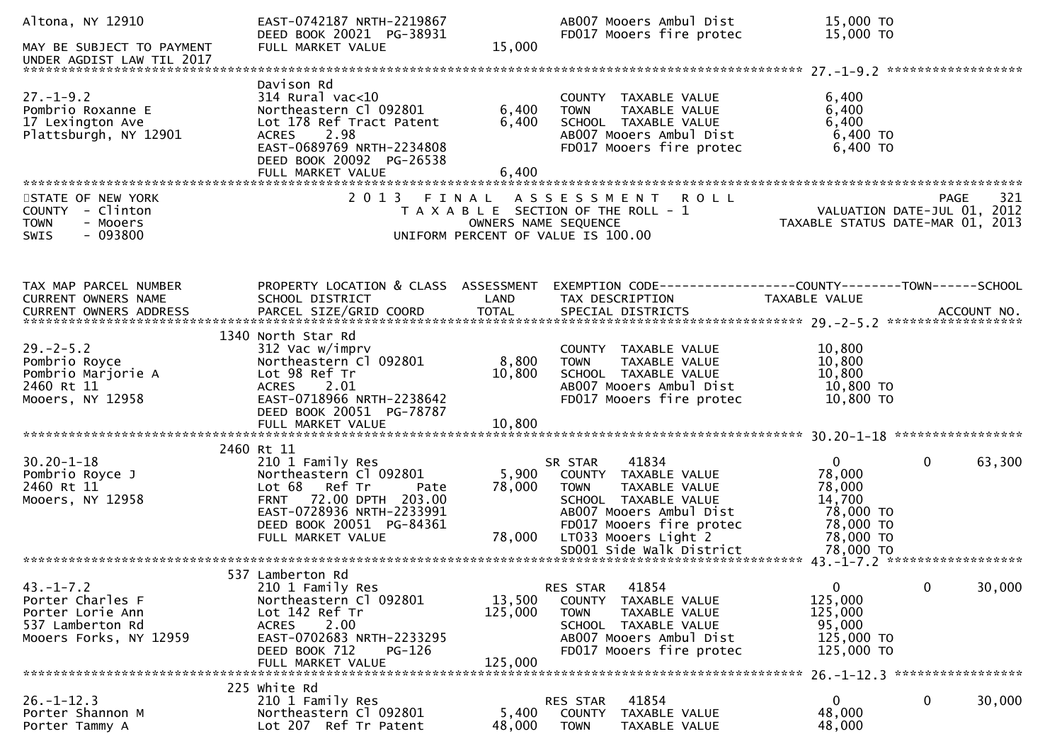```
Altona, NY 12910              EAST-0742187 NRTH-2219867             AB007 Mooers Ambul Dist          15,000 TO
                              DEED BOOK 20021  PG-38931             FD017 Mooers fire protec         15,000 TO
MAY BE SUBJECT TO PAYMENT     FULL MARKET VALUE            15,000
UNDER AGDIST LAW TIL 2017
******************************************************************************************************* 27.-1-9.2 ******************
                              Davison Rd
27.-1-9.2                     314 Rural vac<10                      COUNTY  TAXABLE VALUE             6,400
Pombrio Roxanne E             Northeastern Cl 092801        6,400   TOWN    TAXABLE VALUE             6,400
17 Lexington Ave              Lot 178 Ref Tract Patent      6,400   SCHOOL  TAXABLE VALUE             6,400
Plattsburgh, NY 12901         ACRES    2.98                         AB007 Mooers Ambul Dist           6,400 TO
                              EAST-0689769 NRTH-2234808             FD017 Mooers fire protec          6,400 TO
                              DEED BOOK 20092  PG-26538
                              FULL MARKET VALUE             6,400
************************************************************************************************************************************
STATE OF NEW YORK                   2 0 1 3   F I N A L   A S S E S S M E N T   R O L L                                 PAGE   321
COUNTY  - Clinton                      T A X A B L E  SECTION OF THE ROLL - 1                    VALUATION DATE-JUL 01, 2012
TOWN    - Mooers                              OWNERS NAME SEQUENCE                            TAXABLE STATUS DATE-MAR 01, 2013
SWIS    - 093800                      UNIFORM PERCENT OF VALUE IS 100.00


TAX MAP PARCEL NUMBER         PROPERTY LOCATION & CLASS  ASSESSMENT  EXEMPTION CODE------------------COUNTY--------TOWN------SCHOOL
CURRENT OWNERS NAME           SCHOOL DISTRICT               LAND      TAX DESCRIPTION             TAXABLE VALUE
CURRENT OWNERS ADDRESS        PARCEL SIZE/GRID COORD        TOTAL     SPECIAL DISTRICTS                                 ACCOUNT NO.
******************************************************************************************************* 29.-2-5.2 ******************
                          1340 North Star Rd
29.-2-5.2                     312 Vac w/imprv                       COUNTY  TAXABLE VALUE            10,800
Pombrio Royce                 Northeastern Cl 092801        8,800   TOWN    TAXABLE VALUE            10,800
Pombrio Marjorie A            Lot 98 Ref Tr                10,800   SCHOOL  TAXABLE VALUE            10,800
2460 Rt 11                    ACRES    2.01                         AB007 Mooers Ambul Dist          10,800 TO
Mooers, NY 12958              EAST-0718966 NRTH-2238642             FD017 Mooers fire protec         10,800 TO
                              DEED BOOK 20051  PG-78787
                              FULL MARKET VALUE            10,800
******************************************************************************************************* 30.20-1-18 *****************
                          2460 Rt 11
30.20-1-18                    210 1 Family Res                      SR STAR     41834                 0             0      63,300
Pombrio Royce J               Northeastern Cl 092801        5,900   COUNTY  TAXABLE VALUE            78,000
2460 Rt 11                    Lot 68   Ref Tr     Pate     78,000   TOWN    TAXABLE VALUE            78,000
Mooers, NY 12958              FRNT   72.00 DPTH  203.00             SCHOOL  TAXABLE VALUE            14,700
                              EAST-0728936 NRTH-2233991             AB007 Mooers Ambul Dist          78,000 TO
                              DEED BOOK 20051  PG-84361             FD017 Mooers fire protec         78,000 TO
                              FULL MARKET VALUE            78,000   LT033 Mooers Light 2             78,000 TO
                                                                    SD001 Side Walk District         78,000 TO
******************************************************************************************************* 43.-1-7.2 ******************
                          537 Lamberton Rd
43.-1-7.2                     210 1 Family Res                      RES STAR    41854                 0             0      30,000
Porter Charles F              Northeastern Cl 092801       13,500   COUNTY  TAXABLE VALUE           125,000
Porter Lorie Ann              Lot 142 Ref Tr              125,000   TOWN    TAXABLE VALUE           125,000
537 Lamberton Rd              ACRES    2.00                         SCHOOL  TAXABLE VALUE            95,000
Mooers Forks, NY 12959        EAST-0702683 NRTH-2233295             AB007 Mooers Ambul Dist         125,000 TO
                              DEED BOOK 712    PG-126               FD017 Mooers fire protec        125,000 TO
                              FULL MARKET VALUE           125,000
******************************************************************************************************* 26.-1-12.3 *****************
                          225 White Rd
26.-1-12.3                    210 1 Family Res                      RES STAR    41854                 0             0      30,000
Porter Shannon M              Northeastern Cl 092801        5,400   COUNTY  TAXABLE VALUE            48,000
Porter Tammy A                Lot 207  Ref Tr Patent       48,000   TOWN    TAXABLE VALUE            48,000
```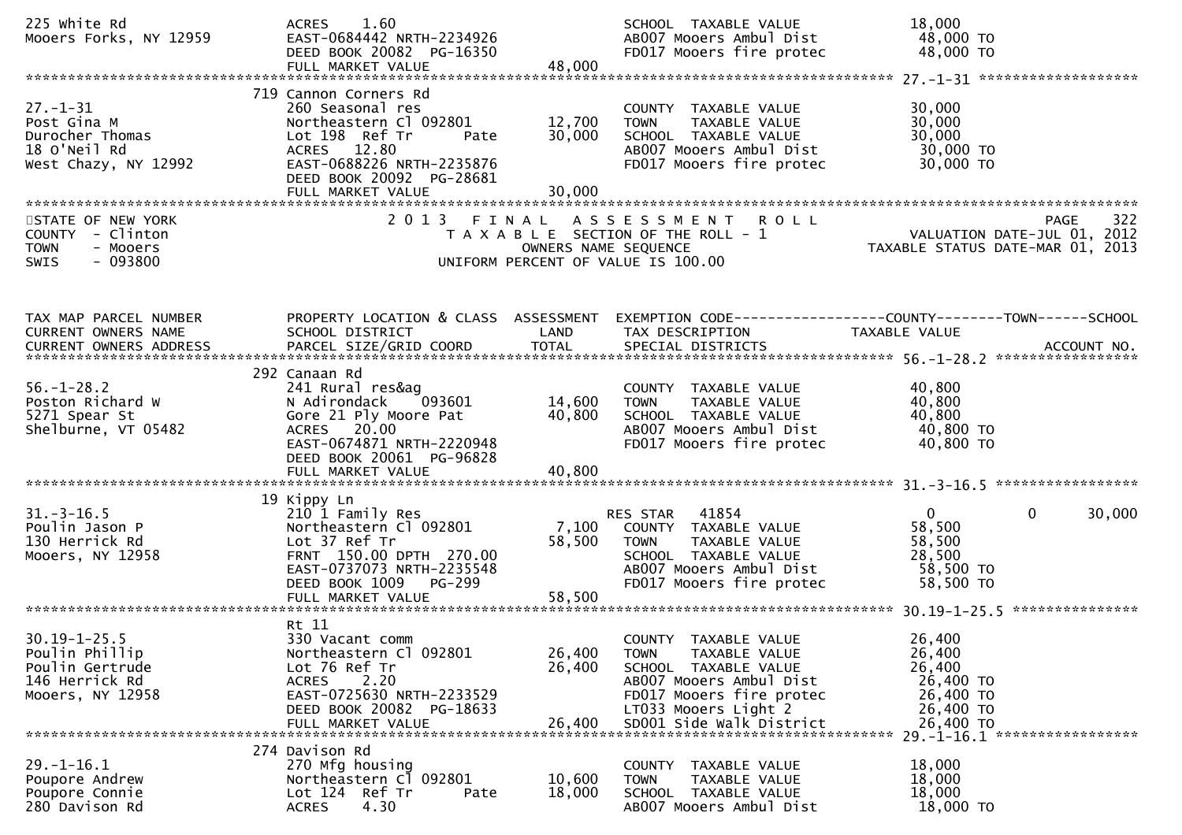```
225 White Rd                   ACRES    1.60                                SCHOOL  TAXABLE VALUE           18,000
Mooers Forks, NY 12959         EAST-0684442 NRTH-2234926                    AB007 Mooers Ambul Dist          48,000 TO
                               DEED BOOK 20082  PG-16350                    FD017 Mooers fire protec         48,000 TO
                               FULL MARKET VALUE              48,000
******************************************************************************************************* 27.-1-31 ******************
                          719 Cannon Corners Rd
27.-1-31                       260 Seasonal res                             COUNTY  TAXABLE VALUE           30,000
Post Gina M                    Northeastern Cl 092801        12,700         TOWN    TAXABLE VALUE           30,000
Durocher Thomas                Lot 198  Ref Tr      Pate     30,000         SCHOOL  TAXABLE VALUE           30,000
18 O'Neil Rd                   ACRES   12.80                                AB007 Mooers Ambul Dist          30,000 TO
West Chazy, NY 12992           EAST-0688226 NRTH-2235876                    FD017 Mooers fire protec         30,000 TO
                               DEED BOOK 20092  PG-28681
                               FULL MARKET VALUE              30,000
************************************************************************************************************************************
```

STATE OF NEW YORK — 2013 FINAL ASSESSMENT ROLL — PAGE 322
COUNTY - Clinton — TAXABLE SECTION OF THE ROLL - 1 — VALUATION DATE-JUL 01, 2012
TOWN - Mooers — OWNERS NAME SEQUENCE — TAXABLE STATUS DATE-MAR 01, 2013
SWIS - 093800 — UNIFORM PERCENT OF VALUE IS 100.00

```
TAX MAP PARCEL NUMBER          PROPERTY LOCATION & CLASS  ASSESSMENT  EXEMPTION CODE------------------COUNTY--------TOWN------SCHOOL
CURRENT OWNERS NAME            SCHOOL DISTRICT               LAND      TAX DESCRIPTION             TAXABLE VALUE
CURRENT OWNERS ADDRESS         PARCEL SIZE/GRID COORD        TOTAL     SPECIAL DISTRICTS                                  ACCOUNT NO.
******************************************************************************************************* 56.-1-28.2 *****************
                          292 Canaan Rd
56.-1-28.2                     241 Rural res&ag                             COUNTY  TAXABLE VALUE           40,800
Poston Richard W               N Adirondack    093601        14,600         TOWN    TAXABLE VALUE           40,800
5271 Spear St                  Gore 21 Ply Moore Pat         40,800         SCHOOL  TAXABLE VALUE           40,800
Shelburne, VT 05482            ACRES   20.00                                AB007 Mooers Ambul Dist          40,800 TO
                               EAST-0674871 NRTH-2220948                    FD017 Mooers fire protec         40,800 TO
                               DEED BOOK 20061  PG-96828
                               FULL MARKET VALUE              40,800
******************************************************************************************************* 31.-3-16.5 *****************
                          19 Kippy Ln
31.-3-16.5                     210 1 Family Res                             RES STAR   41854                 0             0       30,000
Poulin Jason P                 Northeastern Cl 092801         7,100         COUNTY  TAXABLE VALUE           58,500
130 Herrick Rd                 Lot 37 Ref Tr                 58,500         TOWN    TAXABLE VALUE           58,500
Mooers, NY 12958               FRNT 150.00 DPTH 270.00                      SCHOOL  TAXABLE VALUE           28,500
                               EAST-0737073 NRTH-2235548                    AB007 Mooers Ambul Dist          58,500 TO
                               DEED BOOK 1009   PG-299                      FD017 Mooers fire protec         58,500 TO
                               FULL MARKET VALUE              58,500
******************************************************************************************************* 30.19-1-25.5 ***************
                          Rt 11
30.19-1-25.5                   330 Vacant comm                              COUNTY  TAXABLE VALUE           26,400
Poulin Phillip                 Northeastern Cl 092801        26,400         TOWN    TAXABLE VALUE           26,400
Poulin Gertrude                Lot 76 Ref Tr                 26,400         SCHOOL  TAXABLE VALUE           26,400
146 Herrick Rd                 ACRES    2.20                                AB007 Mooers Ambul Dist          26,400 TO
Mooers, NY 12958               EAST-0725630 NRTH-2233529                    FD017 Mooers fire protec         26,400 TO
                               DEED BOOK 20082  PG-18633                    LT033 Mooers Light 2             26,400 TO
                               FULL MARKET VALUE              26,400        SD001 Side walk District         26,400 TO
******************************************************************************************************* 29.-1-16.1 *****************
                          274 Davison Rd
29.-1-16.1                     270 Mfg housing                              COUNTY  TAXABLE VALUE           18,000
Poupore Andrew                 Northeastern Cl 092801        10,600         TOWN    TAXABLE VALUE           18,000
Poupore Connie                 Lot 124  Ref Tr      Pate     18,000         SCHOOL  TAXABLE VALUE           18,000
280 Davison Rd                 ACRES    4.30                                AB007 Mooers Ambul Dist          18,000 TO
```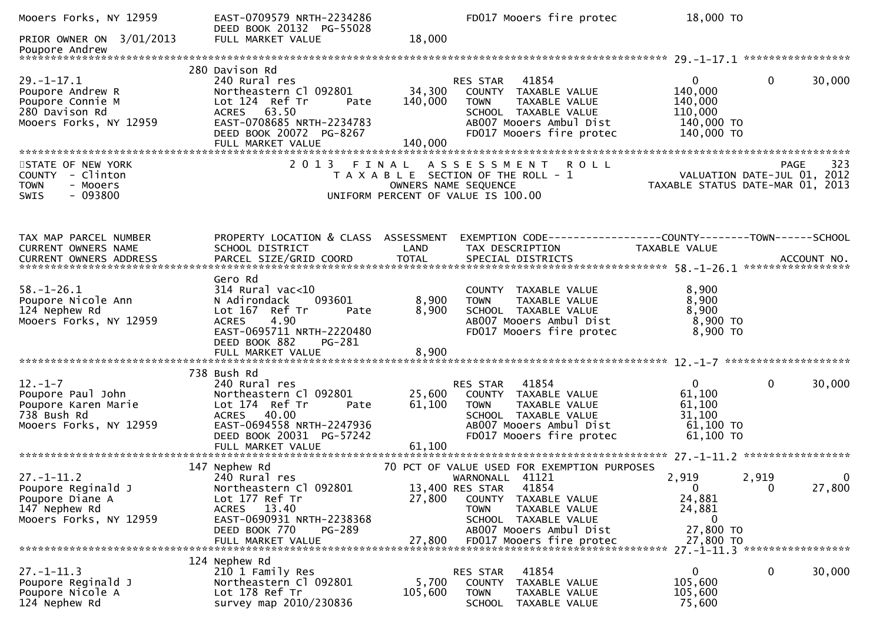```
Mooers Forks, NY 12959         EAST-0709579 NRTH-2234286               FD017 Mooers fire protec           18,000 TO
                               DEED BOOK 20132  PG-55028
PRIOR OWNER ON  3/01/2013      FULL MARKET VALUE                18,000
Poupore Andrew
******************************************************************************************************* 29.-1-17.1 *****************
                          280 Davison Rd
29.-1-17.1                     240 Rural res                        RES STAR   41854                  0          0     30,000
Poupore Andrew R               Northeastern Cl 092801      34,300    COUNTY  TAXABLE VALUE          140,000
Poupore Connie M               Lot 124  Ref Tr       Pate  140,000   TOWN    TAXABLE VALUE          140,000
280 Davison Rd                 ACRES   63.50                          SCHOOL  TAXABLE VALUE          110,000
Mooers Forks, NY 12959         EAST-0708685 NRTH-2234783              AB007 Mooers Ambul Dist         140,000 TO
                               DEED BOOK 20072  PG-8267               FD017 Mooers fire protec        140,000 TO
                               FULL MARKET VALUE               140,000
************************************************************************************************************************************
```

```
STATE OF NEW YORK              2 0 1 3   F I N A L   A S S E S S M E N T   R O L L                              PAGE    323
COUNTY  - Clinton                    T A X A B L E  SECTION OF THE ROLL - 1                  VALUATION DATE-JUL 01, 2012
TOWN    - Mooers                            OWNERS NAME SEQUENCE                          TAXABLE STATUS DATE-MAR 01, 2013
SWIS    - 093800                     UNIFORM PERCENT OF VALUE IS 100.00
```

```
TAX MAP PARCEL NUMBER          PROPERTY LOCATION & CLASS  ASSESSMENT  EXEMPTION CODE------------------COUNTY--------TOWN------SCHOOL
CURRENT OWNERS NAME            SCHOOL DISTRICT               LAND      TAX DESCRIPTION             TAXABLE VALUE
CURRENT OWNERS ADDRESS         PARCEL SIZE/GRID COORD        TOTAL     SPECIAL DISTRICTS                                    ACCOUNT NO.
******************************************************************************************************* 58.-1-26.1 *****************
                          Gero Rd
58.-1-26.1                     314 Rural vac<10                       COUNTY  TAXABLE VALUE            8,900
Poupore Nicole Ann             N Adirondack    093601        8,900    TOWN    TAXABLE VALUE            8,900
124 Nephew Rd                  Lot 167  Ref Tr       Pate    8,900    SCHOOL  TAXABLE VALUE            8,900
Mooers Forks, NY 12959         ACRES    4.90                          AB007 Mooers Ambul Dist           8,900 TO
                               EAST-0695711 NRTH-2220480              FD017 Mooers fire protec          8,900 TO
                               DEED BOOK 882    PG-281
                               FULL MARKET VALUE                 8,900
******************************************************************************************************* 12.-1-7 ********************
                          738 Bush Rd
12.-1-7                        240 Rural res                        RES STAR   41854                  0          0     30,000
Poupore Paul John              Northeastern Cl 092801      25,600    COUNTY  TAXABLE VALUE           61,100
Poupore Karen Marie            Lot 174  Ref Tr       Pate   61,100    TOWN    TAXABLE VALUE           61,100
738 Bush Rd                    ACRES   40.00                          SCHOOL  TAXABLE VALUE           31,100
Mooers Forks, NY 12959         EAST-0694558 NRTH-2247936              AB007 Mooers Ambul Dist          61,100 TO
                               DEED BOOK 20031  PG-57242              FD017 Mooers fire protec         61,100 TO
                               FULL MARKET VALUE                61,100
******************************************************************************************************* 27.-1-11.2 *****************
                          147 Nephew Rd                     70 PCT OF VALUE USED FOR EXEMPTION PURPOSES
27.-1-11.2                     240 Rural res                        WARNONALL  41121              2,919      2,919          0
Poupore Reginald J             Northeastern Cl 092801      13,400 RES STAR   41854                  0          0     27,800
Poupore Diane A                Lot 177 Ref Tr               27,800    COUNTY  TAXABLE VALUE           24,881
147 Nephew Rd                  ACRES   13.40                          TOWN    TAXABLE VALUE           24,881
Mooers Forks, NY 12959         EAST-0690931 NRTH-2238368              SCHOOL  TAXABLE VALUE                0
                               DEED BOOK 770    PG-289                AB007 Mooers Ambul Dist          27,800 TO
                               FULL MARKET VALUE                27,800 FD017 Mooers fire protec         27,800 TO
******************************************************************************************************* 27.-1-11.3 *****************
                          124 Nephew Rd
27.-1-11.3                     210 1 Family Res                     RES STAR   41854                  0          0     30,000
Poupore Reginald J             Northeastern Cl 092801       5,700    COUNTY  TAXABLE VALUE          105,600
Poupore Nicole A               Lot 178 Ref Tr              105,600    TOWN    TAXABLE VALUE          105,600
124 Nephew Rd                  survey map 2010/230836                 SCHOOL  TAXABLE VALUE           75,600
```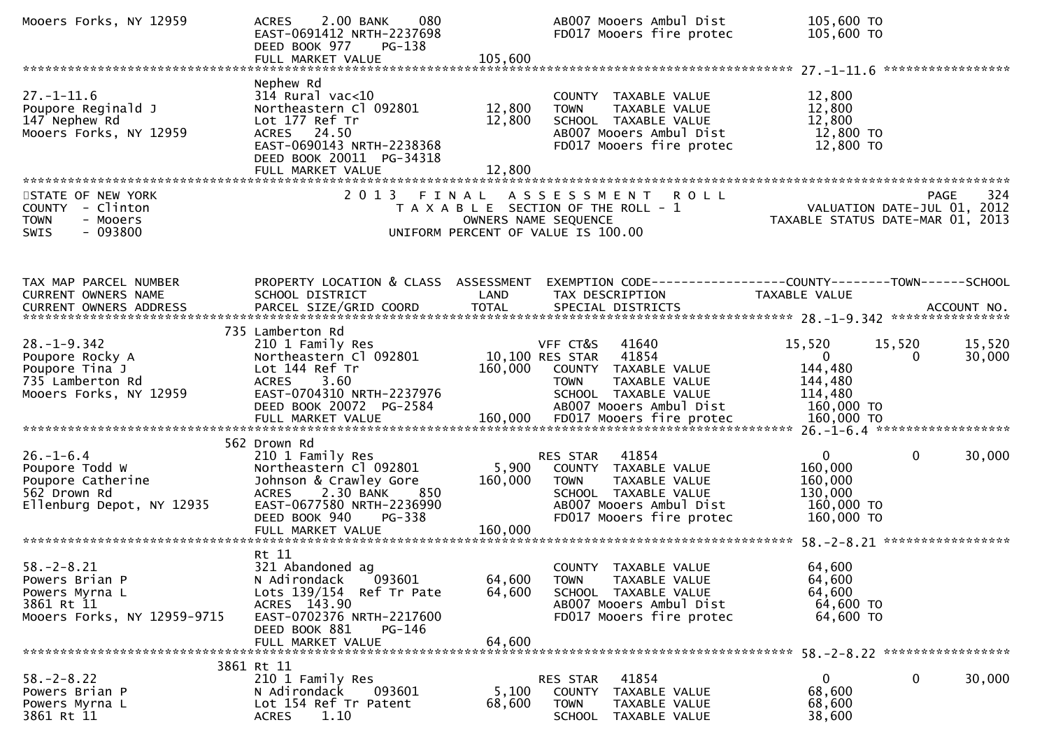```
Mooers Forks, NY 12959        ACRES     2.00 BANK     080                AB007 Mooers Ambul Dist             105,600 TO
                              EAST-0691412 NRTH-2237698                  FD017 Mooers fire protec            105,600 TO
                              DEED BOOK 977     PG-138
                              FULL MARKET VALUE               105,600
******************************************************************************************************* 27.-1-11.6 *****************
                              Nephew Rd
27.-1-11.6                    314 Rural vac<10                           COUNTY  TAXABLE VALUE                12,800
Poupore Reginald J            Northeastern Cl 092801       12,800        TOWN    TAXABLE VALUE                12,800
147 Nephew Rd                 Lot 177 Ref Tr               12,800        SCHOOL  TAXABLE VALUE                12,800
Mooers Forks, NY 12959        ACRES    24.50                             AB007 Mooers Ambul Dist              12,800 TO
                              EAST-0690143 NRTH-2238368                  FD017 Mooers fire protec             12,800 TO
                              DEED BOOK 20011  PG-34318
                              FULL MARKET VALUE                12,800
************************************************************************************************************************************
STATE OF NEW YORK                    2 0 1 3   F I N A L   A S S E S S M E N T   R O L L                                    PAGE    324
COUNTY  - Clinton                       T A X A B L E  SECTION OF THE ROLL - 1                          VALUATION DATE-JUL 01, 2012
TOWN    - Mooers                                 OWNERS NAME SEQUENCE                                TAXABLE STATUS DATE-MAR 01, 2013
SWIS    - 093800                          UNIFORM PERCENT OF VALUE IS 100.00



TAX MAP PARCEL NUMBER         PROPERTY LOCATION & CLASS  ASSESSMENT  EXEMPTION CODE------------------COUNTY--------TOWN------SCHOOL
CURRENT OWNERS NAME           SCHOOL DISTRICT               LAND      TAX DESCRIPTION             TAXABLE VALUE
CURRENT OWNERS ADDRESS        PARCEL SIZE/GRID COORD        TOTAL     SPECIAL DISTRICTS                                    ACCOUNT NO.
******************************************************************************************************* 28.-1-9.342 ****************
                          735 Lamberton Rd
28.-1-9.342                   210 1 Family Res                        VFF CT&S    41640            15,520       15,520       15,520
Poupore Rocky A               Northeastern Cl 092801       10,100 RES STAR    41854                 0            0        30,000
Poupore Tina J                Lot 144 Ref Tr              160,000    COUNTY  TAXABLE VALUE           144,480
735 Lamberton Rd              ACRES     3.60                         TOWN    TAXABLE VALUE           144,480
Mooers Forks, NY 12959        EAST-0704310 NRTH-2237976               SCHOOL  TAXABLE VALUE           114,480
                              DEED BOOK 20072  PG-2584                AB007 Mooers Ambul Dist          160,000 TO
                              FULL MARKET VALUE               160,000  FD017 Mooers fire protec         160,000 TO
******************************************************************************************************* 26.-1-6.4 ******************
                          562 Drown Rd
26.-1-6.4                     210 1 Family Res                        RES STAR    41854                 0            0        30,000
Poupore Todd W                Northeastern Cl 092801        5,900    COUNTY  TAXABLE VALUE           160,000
Poupore Catherine             Johnson & Crawley Gore      160,000    TOWN    TAXABLE VALUE           160,000
562 Drown Rd                  ACRES     2.30 BANK     850            SCHOOL  TAXABLE VALUE           130,000
Ellenburg Depot, NY 12935     EAST-0677580 NRTH-2236990               AB007 Mooers Ambul Dist          160,000 TO
                              DEED BOOK 940     PG-338                FD017 Mooers fire protec         160,000 TO
                              FULL MARKET VALUE               160,000
******************************************************************************************************* 58.-2-8.21 *****************
                              Rt 11
58.-2-8.21                    321 Abandoned ag                        COUNTY  TAXABLE VALUE            64,600
Powers Brian P                N Adirondack     093601      64,600    TOWN    TAXABLE VALUE            64,600
Powers Myrna L                Lots 139/154  Ref Tr Pate    64,600    SCHOOL  TAXABLE VALUE            64,600
3861 Rt 11                    ACRES   143.90                         AB007 Mooers Ambul Dist           64,600 TO
Mooers Forks, NY 12959-9715   EAST-0702376 NRTH-2217600               FD017 Mooers fire protec          64,600 TO
                              DEED BOOK 881     PG-146
                              FULL MARKET VALUE                64,600
******************************************************************************************************* 58.-2-8.22 *****************
                         3861 Rt 11
58.-2-8.22                    210 1 Family Res                        RES STAR    41854                 0            0        30,000
Powers Brian P                N Adirondack     093601       5,100    COUNTY  TAXABLE VALUE            68,600
Powers Myrna L                Lot 154 Ref Tr Patent        68,600    TOWN    TAXABLE VALUE            68,600
3861 Rt 11                    ACRES     1.10                         SCHOOL  TAXABLE VALUE            38,600
```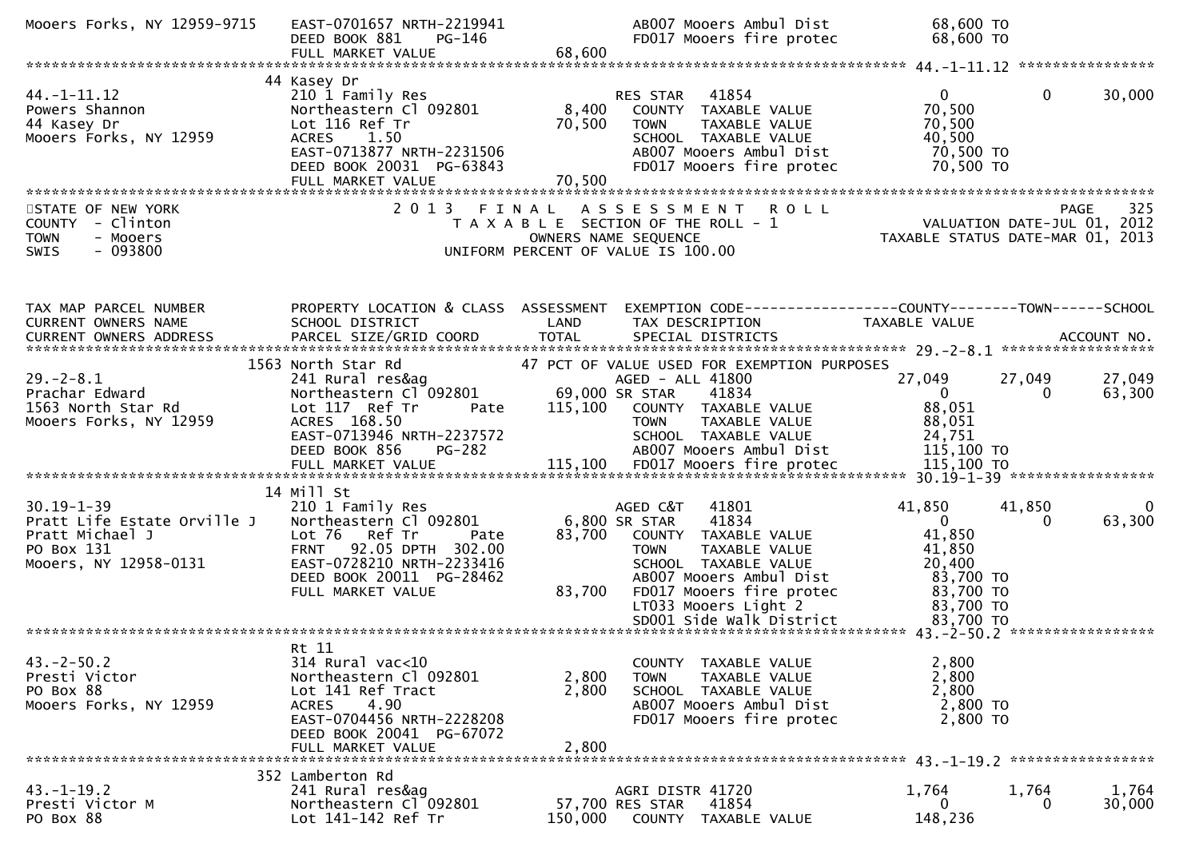```
Mooers Forks, NY 12959-9715    EAST-0701657 NRTH-2219941                   AB007 Mooers Ambul Dist          68,600 TO
                               DEED BOOK 881     PG-146                    FD017 Mooers fire protec         68,600 TO
                               FULL MARKET VALUE               68,600
******************************************************************************************************* 44.-1-11.12 ****************
                          44 Kasey Dr
44.-1-11.12                    210 1 Family Res                     RES STAR    41854                  0            0        30,000
Powers Shannon                 Northeastern Cl 092801       8,400     COUNTY  TAXABLE VALUE          70,500
44 Kasey Dr                    Lot 116 Ref Tr              70,500     TOWN    TAXABLE VALUE          70,500
Mooers Forks, NY 12959         ACRES     1.50                          SCHOOL  TAXABLE VALUE          40,500
                               EAST-0713877 NRTH-2231506               AB007 Mooers Ambul Dist          70,500 TO
                               DEED BOOK 20031  PG-63843               FD017 Mooers fire protec         70,500 TO
                               FULL MARKET VALUE               70,500
*************************************************************************************************************************************
STATE OF NEW YORK                   2 0 1 3   F I N A L   A S S E S S M E N T   R O L L                                PAGE    325
COUNTY  - Clinton                       T A X A B L E  SECTION OF THE ROLL - 1                       VALUATION DATE-JUL 01, 2012
TOWN    - Mooers                               OWNERS NAME SEQUENCE                              TAXABLE STATUS DATE-MAR 01, 2013
SWIS    - 093800                         UNIFORM PERCENT OF VALUE IS 100.00


TAX MAP PARCEL NUMBER          PROPERTY LOCATION & CLASS  ASSESSMENT  EXEMPTION CODE------------------COUNTY--------TOWN------SCHOOL
CURRENT OWNERS NAME            SCHOOL DISTRICT               LAND      TAX DESCRIPTION             TAXABLE VALUE
CURRENT OWNERS ADDRESS         PARCEL SIZE/GRID COORD        TOTAL     SPECIAL DISTRICTS                                  ACCOUNT NO.
******************************************************************************************************* 29.-2-8.1 ******************
                        1563 North Star Rd                  47 PCT OF VALUE USED FOR EXEMPTION PURPOSES
29.-2-8.1                      241 Rural res&ag                      AGED - ALL 41800             27,049       27,049        27,049
Prachar Edward                 Northeastern Cl 092801      69,000 SR STAR     41834                  0            0        63,300
1563 North Star Rd             Lot 117  Ref Tr       Pate  115,100    COUNTY  TAXABLE VALUE          88,051
Mooers Forks, NY 12959         ACRES  168.50                           TOWN    TAXABLE VALUE          88,051
                               EAST-0713946 NRTH-2237572               SCHOOL  TAXABLE VALUE          24,751
                               DEED BOOK 856     PG-282                AB007 Mooers Ambul Dist         115,100 TO
                               FULL MARKET VALUE              115,100  FD017 Mooers fire protec        115,100 TO
******************************************************************************************************* 30.19-1-39 *****************
                          14 Mill St
30.19-1-39                     210 1 Family Res                     AGED C&T    41801             41,850       41,850             0
Pratt Life Estate Orville J    Northeastern Cl 092801       6,800 SR STAR     41834                  0            0        63,300
Pratt Michael J                Lot 76   Ref Tr       Pate   83,700    COUNTY  TAXABLE VALUE          41,850
PO Box 131                     FRNT   92.05 DPTH  302.00               TOWN    TAXABLE VALUE          41,850
Mooers, NY 12958-0131          EAST-0728210 NRTH-2233416               SCHOOL  TAXABLE VALUE          20,400
                               DEED BOOK 20011  PG-28462               AB007 Mooers Ambul Dist          83,700 TO
                               FULL MARKET VALUE               83,700  FD017 Mooers fire protec         83,700 TO
                                                                       LT033 Mooers Light 2             83,700 TO
                                                                       SD001 Side Walk District         83,700 TO
******************************************************************************************************* 43.-2-50.2 *****************
                               Rt 11
43.-2-50.2                     314 Rural vac<10                        COUNTY  TAXABLE VALUE           2,800
Presti Victor                  Northeastern Cl 092801       2,800     TOWN    TAXABLE VALUE           2,800
PO Box 88                      Lot 141 Ref Tract            2,800     SCHOOL  TAXABLE VALUE           2,800
Mooers Forks, NY 12959         ACRES     4.90                          AB007 Mooers Ambul Dist           2,800 TO
                               EAST-0704456 NRTH-2228208               FD017 Mooers fire protec          2,800 TO
                               DEED BOOK 20041  PG-67072
                               FULL MARKET VALUE                2,800
******************************************************************************************************* 43.-1-19.2 *****************
                         352 Lamberton Rd
43.-1-19.2                     241 Rural res&ag                      AGRI DISTR 41720              1,764        1,764         1,764
Presti Victor M                Northeastern Cl 092801      57,700 RES STAR    41854                  0            0        30,000
PO Box 88                      Lot 141-142 Ref Tr         150,000     COUNTY  TAXABLE VALUE         148,236
```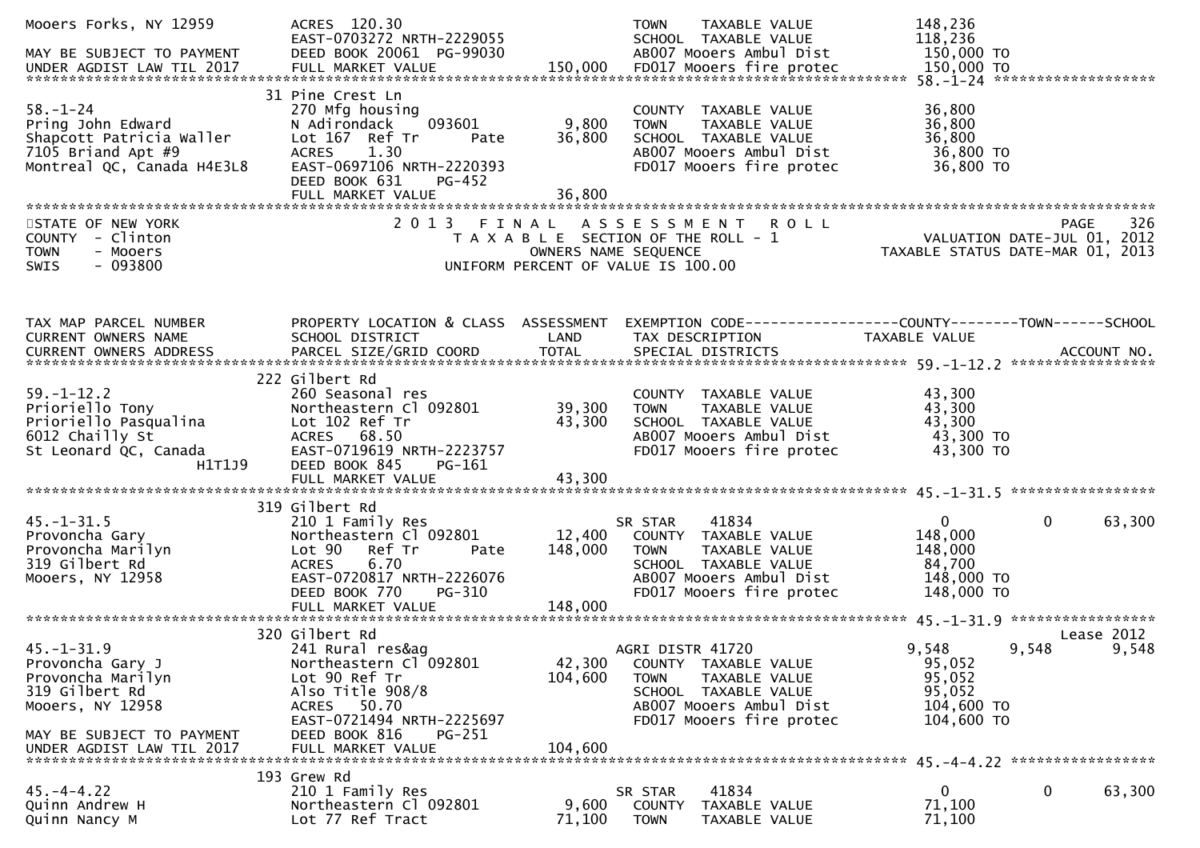```
Mooers Forks, NY 12959         ACRES  120.30                                       TOWN     TAXABLE VALUE              148,236
                               EAST-0703272 NRTH-2229055                           SCHOOL   TAXABLE VALUE              118,236
MAY BE SUBJECT TO PAYMENT      DEED BOOK 20061  PG-99030                           AB007 Mooers Ambul Dist             150,000 TO
UNDER AGDIST LAW TIL 2017      FULL MARKET VALUE              150,000             FD017 Mooers fire protec            150,000 TO
******************************************************************************************************* 58.-1-24 ********************
                             31 Pine Crest Ln
58.-1-24                       270 Mfg housing                                     COUNTY  TAXABLE VALUE               36,800
Pring John Edward              N Adirondack     093601          9,800             TOWN     TAXABLE VALUE               36,800
Shapcott Patricia Waller       Lot 167  Ref Tr       Pate      36,800             SCHOOL   TAXABLE VALUE               36,800
7105 Briand Apt #9             ACRES    1.30                                       AB007 Mooers Ambul Dist              36,800 TO
Montreal QC, Canada H4E3L8     EAST-0697106 NRTH-2220393                           FD017 Mooers fire protec             36,800 TO
                               DEED BOOK 631    PG-452
                               FULL MARKET VALUE               36,800
************************************************************************************************************************************
STATE OF NEW YORK                        2 0 1 3   F I N A L   A S S E S S M E N T   R O L L                                PAGE    326
COUNTY  - Clinton                           T A X A B L E  SECTION OF THE ROLL - 1                        VALUATION DATE-JUL 01, 2012
TOWN    - Mooers                                    OWNERS NAME SEQUENCE                             TAXABLE STATUS DATE-MAR 01, 2013
SWIS    - 093800                             UNIFORM PERCENT OF VALUE IS 100.00


TAX MAP PARCEL NUMBER          PROPERTY LOCATION & CLASS  ASSESSMENT  EXEMPTION CODE------------------COUNTY--------TOWN------SCHOOL
CURRENT OWNERS NAME            SCHOOL DISTRICT               LAND      TAX DESCRIPTION             TAXABLE VALUE
CURRENT OWNERS ADDRESS         PARCEL SIZE/GRID COORD        TOTAL     SPECIAL DISTRICTS                                    ACCOUNT NO.
******************************************************************************************************* 59.-1-12.2 ******************
                             222 Gilbert Rd
59.-1-12.2                     260 Seasonal res                                    COUNTY  TAXABLE VALUE               43,300
Prioriello Tony                Northeastern Cl 092801         39,300             TOWN     TAXABLE VALUE               43,300
Prioriello Pasqualina          Lot 102 Ref Tr                 43,300             SCHOOL   TAXABLE VALUE               43,300
6012 Chailly St                ACRES   68.50                                       AB007 Mooers Ambul Dist              43,300 TO
St Leonard QC, Canada          EAST-0719619 NRTH-2223757                           FD017 Mooers fire protec             43,300 TO
                      H1T1J9   DEED BOOK 845    PG-161
                               FULL MARKET VALUE               43,300
******************************************************************************************************* 45.-1-31.5 ******************
                             319 Gilbert Rd
45.-1-31.5                     210 1 Family Res                    SR STAR     41834          0             0        63,300
Provoncha Gary                 Northeastern Cl 092801         12,400   COUNTY  TAXABLE VALUE              148,000
Provoncha Marilyn              Lot 90   Ref Tr       Pate     148,000   TOWN    TAXABLE VALUE              148,000
319 Gilbert Rd                 ACRES    6.70                             SCHOOL  TAXABLE VALUE               84,700
Mooers, NY 12958               EAST-0720817 NRTH-2226076                 AB007 Mooers Ambul Dist             148,000 TO
                               DEED BOOK 770    PG-310                   FD017 Mooers fire protec            148,000 TO
                               FULL MARKET VALUE              148,000
******************************************************************************************************* 45.-1-31.9 ******************
                             320 Gilbert Rd                                                                          Lease 2012
45.-1-31.9                     241 Rural res&ag                    AGRI DISTR 41720           9,548         9,548         9,548
Provoncha Gary J               Northeastern Cl 092801         42,300   COUNTY  TAXABLE VALUE               95,052
Provoncha Marilyn              Lot 90 Ref Tr                  104,600   TOWN    TAXABLE VALUE               95,052
319 Gilbert Rd                 Also Title 908/8                          SCHOOL  TAXABLE VALUE               95,052
Mooers, NY 12958               ACRES   50.70                             AB007 Mooers Ambul Dist             104,600 TO
                               EAST-0721494 NRTH-2225697                 FD017 Mooers fire protec            104,600 TO
MAY BE SUBJECT TO PAYMENT      DEED BOOK 816    PG-251
UNDER AGDIST LAW TIL 2017      FULL MARKET VALUE              104,600
******************************************************************************************************* 45.-4-4.22 ******************
                             193 Grew Rd
45.-4-4.22                     210 1 Family Res                    SR STAR     41834          0             0        63,300
Quinn Andrew H                 Northeastern Cl 092801          9,600   COUNTY  TAXABLE VALUE               71,100
Quinn Nancy M                  Lot 77 Ref Tract                71,100   TOWN    TAXABLE VALUE               71,100
```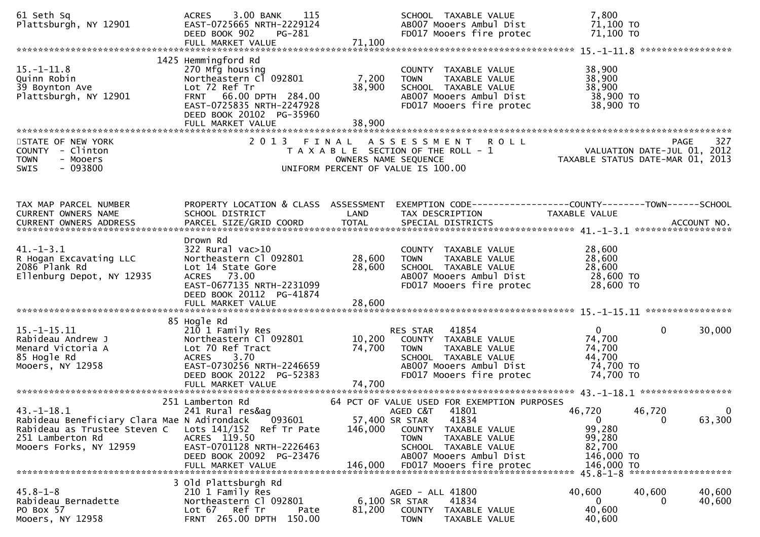```
61 Seth Sq                         ACRES     3.00 BANK     115             SCHOOL  TAXABLE VALUE               7,800
Plattsburgh, NY 12901              EAST-0725665 NRTH-2229124               AB007 Mooers Ambul Dist            71,100 TO
                                   DEED BOOK 902     PG-281                FD017 Mooers fire protec           71,100 TO
                                   FULL MARKET VALUE              71,100
******************************************************************************************************* 15.-1-11.8 *****************
                            1425 Hemmingford Rd
15.-1-11.8                         270 Mfg housing                          COUNTY  TAXABLE VALUE              38,900
Quinn Robin                        Northeastern Cl 092801          7,200    TOWN    TAXABLE VALUE              38,900
39 Boynton Ave                     Lot 72 Ref Tr                  38,900    SCHOOL  TAXABLE VALUE              38,900
Plattsburgh, NY 12901              FRNT    66.00 DPTH  284.00               AB007 Mooers Ambul Dist            38,900 TO
                                   EAST-0725835 NRTH-2247928                FD017 Mooers fire protec           38,900 TO
                                   DEED BOOK 20102  PG-35960
                                   FULL MARKET VALUE              38,900
************************************************************************************************************************************
STATE OF NEW YORK                  2 0 1 3   F I N A L   A S S E S S M E N T   R O L L                                      PAGE    327
COUNTY  - Clinton                         T A X A B L E  SECTION OF THE ROLL - 1                          VALUATION DATE-JUL 01, 2012
TOWN    - Mooers                                    OWNERS NAME SEQUENCE                              TAXABLE STATUS DATE-MAR 01, 2013
SWIS    - 093800                              UNIFORM PERCENT OF VALUE IS 100.00


TAX MAP PARCEL NUMBER              PROPERTY LOCATION & CLASS  ASSESSMENT  EXEMPTION CODE------------------COUNTY--------TOWN------SCHOOL
CURRENT OWNERS NAME                SCHOOL DISTRICT                LAND    TAX DESCRIPTION             TAXABLE VALUE
CURRENT OWNERS ADDRESS             PARCEL SIZE/GRID COORD        TOTAL    SPECIAL DISTRICTS                                   ACCOUNT NO.
******************************************************************************************************* 41.-1-3.1 ******************
                                   Drown Rd
41.-1-3.1                          322 Rural vac>10                         COUNTY  TAXABLE VALUE              28,600
R Hogan Excavating LLC             Northeastern Cl 092801         28,600    TOWN    TAXABLE VALUE              28,600
2086 Plank Rd                      Lot 14 State Gore              28,600    SCHOOL  TAXABLE VALUE              28,600
Ellenburg Depot, NY 12935          ACRES    73.00                           AB007 Mooers Ambul Dist            28,600 TO
                                   EAST-0677135 NRTH-2231099                FD017 Mooers fire protec           28,600 TO
                                   DEED BOOK 20112  PG-41874
                                   FULL MARKET VALUE              28,600
******************************************************************************************************* 15.-1-15.11 ****************
                              85 Hogle Rd
15.-1-15.11                        210 1 Family Res                        RES STAR   41854                    0            0      30,000
Rabideau Andrew J                  Northeastern Cl 092801         10,200    COUNTY  TAXABLE VALUE              74,700
Menard Victoria A                  Lot 70 Ref Tract               74,700    TOWN    TAXABLE VALUE              74,700
85 Hogle Rd                        ACRES     3.70                           SCHOOL  TAXABLE VALUE              44,700
Mooers, NY 12958                   EAST-0730256 NRTH-2246659                AB007 Mooers Ambul Dist            74,700 TO
                                   DEED BOOK 20122  PG-52383                FD017 Mooers fire protec           74,700 TO
                                   FULL MARKET VALUE              74,700
******************************************************************************************************* 43.-1-18.1 *****************
                             251 Lamberton Rd                     64 PCT OF VALUE USED FOR EXEMPTION PURPOSES
43.-1-18.1                         241 Rural res&ag                        AGED C&T   41801               46,720       46,720           0
Rabideau Beneficiary Clara Mae N Adirondack     093601            57,400 SR STAR    41834                    0            0      63,300
Rabideau as Trustee Steven C       Lots 141/152  Ref Tr Pate     146,000    COUNTY  TAXABLE VALUE              99,280
251 Lamberton Rd                   ACRES  119.50                            TOWN    TAXABLE VALUE              99,280
Mooers Forks, NY 12959             EAST-0701128 NRTH-2226463                SCHOOL  TAXABLE VALUE              82,700
                                   DEED BOOK 20092  PG-23476                AB007 Mooers Ambul Dist           146,000 TO
                                   FULL MARKET VALUE             146,000    FD017 Mooers fire protec          146,000 TO
******************************************************************************************************* 45.8-1-8 *******************
                               3 Old Plattsburgh Rd
45.8-1-8                           210 1 Family Res                        AGED - ALL 41800               40,600       40,600      40,600
Rabideau Bernadette                Northeastern Cl 092801          6,100 SR STAR    41834                    0            0      40,600
PO Box 57                          Lot 67   Ref Tr      Pate      81,200    COUNTY  TAXABLE VALUE              40,600
Mooers, NY 12958                   FRNT  265.00 DPTH  150.00                TOWN    TAXABLE VALUE              40,600
```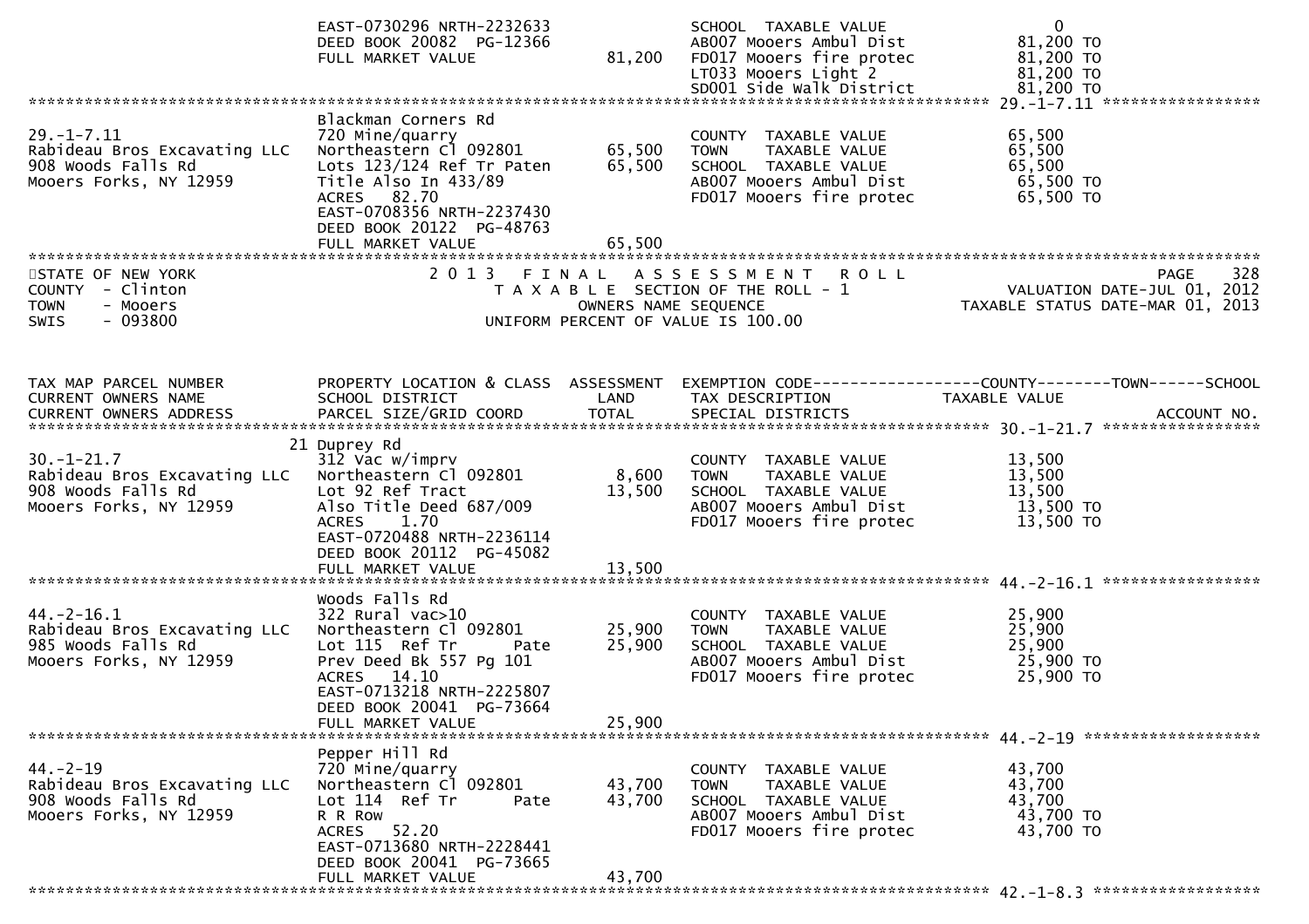| | | | | |
|---|---|---|---|---|
| | EAST-0730296 NRTH-2232633 | | SCHOOL TAXABLE VALUE | 0 |
| | DEED BOOK 20082 PG-12366 | | AB007 Mooers Ambul Dist | 81,200 TO |
| | FULL MARKET VALUE | 81,200 | FD017 Mooers fire protec | 81,200 TO |
| | | | LT033 Mooers Light 2 | 81,200 TO |
| | | | SD001 Side Walk District | 81,200 TO |

******************************************************************************************************* 29.-1-7.11 *****************

| | | | | |
|---|---|---|---|---|
| | Blackman Corners Rd | | | |
| 29.-1-7.11 | 720 Mine/quarry | | COUNTY TAXABLE VALUE | 65,500 |
| Rabideau Bros Excavating LLC | Northeastern Cl 092801 | 65,500 | TOWN TAXABLE VALUE | 65,500 |
| 908 Woods Falls Rd | Lots 123/124 Ref Tr Paten | 65,500 | SCHOOL TAXABLE VALUE | 65,500 |
| Mooers Forks, NY 12959 | Title Also In 433/89 | | AB007 Mooers Ambul Dist | 65,500 TO |
| | ACRES 82.70 | | FD017 Mooers fire protec | 65,500 TO |
| | EAST-0708356 NRTH-2237430 | | | |
| | DEED BOOK 20122 PG-48763 | | | |
| | FULL MARKET VALUE | 65,500 | | |

STATE OF NEW YORK — 2013 FINAL ASSESSMENT ROLL — PAGE 328
COUNTY - Clinton — TAXABLE SECTION OF THE ROLL - 1 — VALUATION DATE-JUL 01, 2012
TOWN - Mooers — OWNERS NAME SEQUENCE — TAXABLE STATUS DATE-MAR 01, 2013
SWIS - 093800 — UNIFORM PERCENT OF VALUE IS 100.00

| TAX MAP PARCEL NUMBER / CURRENT OWNERS NAME / CURRENT OWNERS ADDRESS | PROPERTY LOCATION & CLASS / SCHOOL DISTRICT / PARCEL SIZE/GRID COORD | ASSESSMENT LAND | TOTAL | EXEMPTION CODE / TAX DESCRIPTION / SPECIAL DISTRICTS | COUNTY--------TOWN------SCHOOL TAXABLE VALUE / ACCOUNT NO. |
|---|---|---|---|---|---|
| ******** 30.-1-21.7 ******** | | | | | |
| | 21 Duprey Rd | | | | |
| 30.-1-21.7 | 312 Vac w/imprv | | | COUNTY TAXABLE VALUE | 13,500 |
| Rabideau Bros Excavating LLC | Northeastern Cl 092801 | 8,600 | | TOWN TAXABLE VALUE | 13,500 |
| 908 Woods Falls Rd | Lot 92 Ref Tract | | 13,500 | SCHOOL TAXABLE VALUE | 13,500 |
| Mooers Forks, NY 12959 | Also Title Deed 687/009 | | | AB007 Mooers Ambul Dist | 13,500 TO |
| | ACRES 1.70 | | | FD017 Mooers fire protec | 13,500 TO |
| | EAST-0720488 NRTH-2236114 | | | | |
| | DEED BOOK 20112 PG-45082 | | | | |
| | FULL MARKET VALUE | | 13,500 | | |
| ******** 44.-2-16.1 ******** | | | | | |
| | Woods Falls Rd | | | | |
| 44.-2-16.1 | 322 Rural vac>10 | | | COUNTY TAXABLE VALUE | 25,900 |
| Rabideau Bros Excavating LLC | Northeastern Cl 092801 | 25,900 | | TOWN TAXABLE VALUE | 25,900 |
| 985 Woods Falls Rd | Lot 115 Ref Tr Pate | | 25,900 | SCHOOL TAXABLE VALUE | 25,900 |
| Mooers Forks, NY 12959 | Prev Deed Bk 557 Pg 101 | | | AB007 Mooers Ambul Dist | 25,900 TO |
| | ACRES 14.10 | | | FD017 Mooers fire protec | 25,900 TO |
| | EAST-0713218 NRTH-2225807 | | | | |
| | DEED BOOK 20041 PG-73664 | | | | |
| | FULL MARKET VALUE | | 25,900 | | |
| ******** 44.-2-19 ******** | | | | | |
| | Pepper Hill Rd | | | | |
| 44.-2-19 | 720 Mine/quarry | | | COUNTY TAXABLE VALUE | 43,700 |
| Rabideau Bros Excavating LLC | Northeastern Cl 092801 | 43,700 | | TOWN TAXABLE VALUE | 43,700 |
| 908 Woods Falls Rd | Lot 114 Ref Tr Pate | | 43,700 | SCHOOL TAXABLE VALUE | 43,700 |
| Mooers Forks, NY 12959 | R R Row | | | AB007 Mooers Ambul Dist | 43,700 TO |
| | ACRES 52.20 | | | FD017 Mooers fire protec | 43,700 TO |
| | EAST-0713680 NRTH-2228441 | | | | |
| | DEED BOOK 20041 PG-73665 | | | | |
| | FULL MARKET VALUE | | 43,700 | | |
| ******** 42.-1-8.3 ******** | | | | | |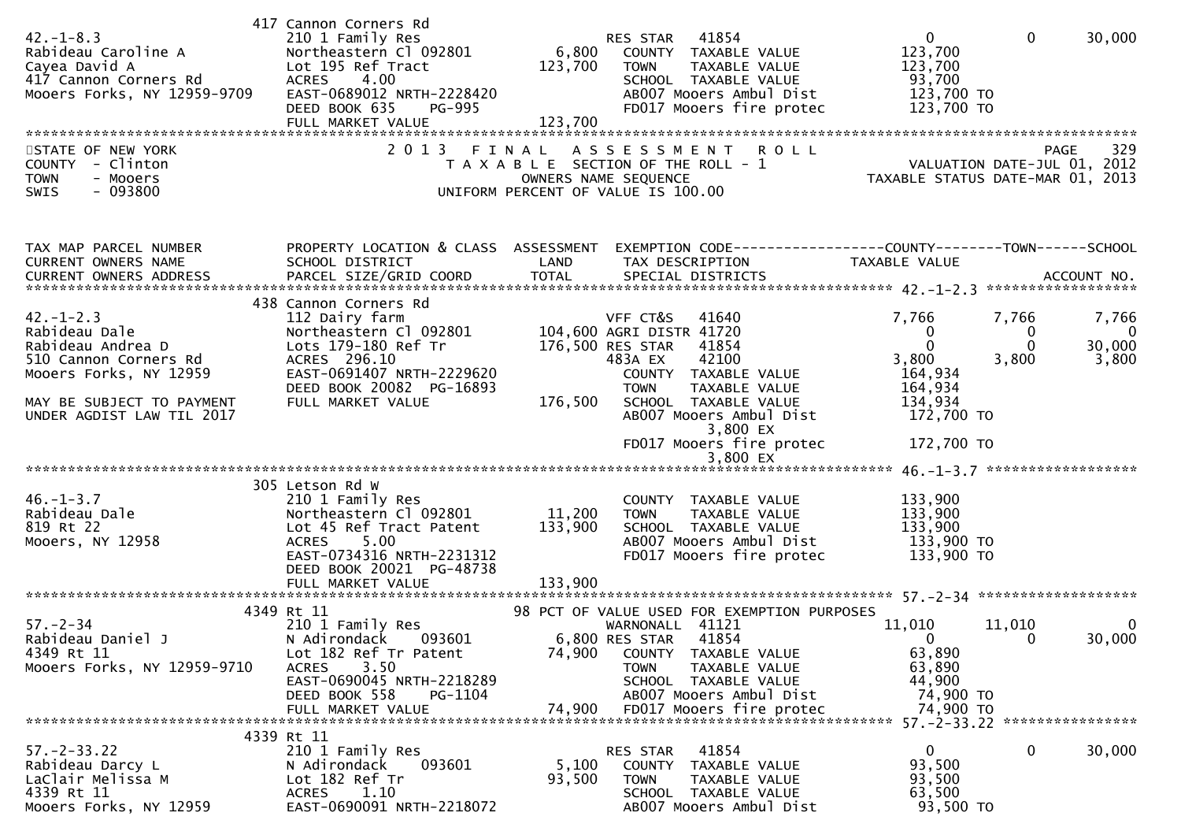```
                           417 Cannon Corners Rd
42.-1-8.3                  210 1 Family Res                        RES STAR    41854                    0            0       30,000
Rabideau Caroline A        Northeastern Cl 092801       6,800     COUNTY  TAXABLE VALUE           123,700
Cayea David A              Lot 195 Ref Tract          123,700     TOWN    TAXABLE VALUE           123,700
417 Cannon Corners Rd      ACRES    4.00                          SCHOOL  TAXABLE VALUE            93,700
Mooers Forks, NY 12959-9709 EAST-0689012 NRTH-2228420             AB007 Mooers Ambul Dist          123,700 TO
                           DEED BOOK 635    PG-995                FD017 Mooers fire protec         123,700 TO
                           FULL MARKET VALUE          123,700
```

STATE OF NEW YORK — 2013 FINAL ASSESSMENT ROLL — PAGE 329
COUNTY - Clinton — TAXABLE SECTION OF THE ROLL - 1 — VALUATION DATE-JUL 01, 2012
TOWN - Mooers — OWNERS NAME SEQUENCE — TAXABLE STATUS DATE-MAR 01, 2013
SWIS - 093800 — UNIFORM PERCENT OF VALUE IS 100.00

```
TAX MAP PARCEL NUMBER      PROPERTY LOCATION & CLASS  ASSESSMENT  EXEMPTION CODE------------------COUNTY--------TOWN------SCHOOL
CURRENT OWNERS NAME        SCHOOL DISTRICT              LAND      TAX DESCRIPTION                 TAXABLE VALUE
CURRENT OWNERS ADDRESS     PARCEL SIZE/GRID COORD      TOTAL      SPECIAL DISTRICTS                                      ACCOUNT NO.
********************************************************************************************* 42.-1-2.3 ******************
                           438 Cannon Corners Rd
42.-1-2.3                  112 Dairy farm                          VFF CT&S    41640                7,766        7,766        7,766
Rabideau Dale              Northeastern Cl 092801     104,600 AGRI DISTR 41720                       0            0            0
Rabideau Andrea D          Lots 179-180 Ref Tr        176,500 RES STAR    41854                       0            0       30,000
510 Cannon Corners Rd      ACRES  296.10                      483A EX     42100                   3,800        3,800        3,800
Mooers Forks, NY 12959     EAST-0691407 NRTH-2229620              COUNTY  TAXABLE VALUE           164,934
                           DEED BOOK 20082 PG-16893               TOWN    TAXABLE VALUE           164,934
MAY BE SUBJECT TO PAYMENT  FULL MARKET VALUE          176,500     SCHOOL  TAXABLE VALUE           134,934
UNDER AGDIST LAW TIL 2017                                         AB007 Mooers Ambul Dist          172,700 TO
                                                                        3,800 EX
                                                                  FD017 Mooers fire protec         172,700 TO
                                                                        3,800 EX
********************************************************************************************* 46.-1-3.7 ******************
                           305 Letson Rd W
46.-1-3.7                  210 1 Family Res                        COUNTY  TAXABLE VALUE           133,900
Rabideau Dale              Northeastern Cl 092801      11,200     TOWN    TAXABLE VALUE           133,900
819 Rt 22                  Lot 45 Ref Tract Patent    133,900     SCHOOL  TAXABLE VALUE           133,900
Mooers, NY 12958           ACRES    5.00                          AB007 Mooers Ambul Dist          133,900 TO
                           EAST-0734316 NRTH-2231312              FD017 Mooers fire protec         133,900 TO
                           DEED BOOK 20021 PG-48738
                           FULL MARKET VALUE          133,900
********************************************************************************************* 57.-2-34 *******************
                           4349 Rt 11                       98 PCT OF VALUE USED FOR EXEMPTION PURPOSES
57.-2-34                   210 1 Family Res                        WARNONALL  41121                11,010       11,010            0
Rabideau Daniel J          N Adirondack    093601       6,800 RES STAR    41854                       0            0       30,000
4349 Rt 11                 Lot 182 Ref Tr Patent       74,900     COUNTY  TAXABLE VALUE            63,890
Mooers Forks, NY 12959-9710 ACRES    3.50                         TOWN    TAXABLE VALUE            63,890
                           EAST-0690045 NRTH-2218289              SCHOOL  TAXABLE VALUE            44,900
                           DEED BOOK 558    PG-1104               AB007 Mooers Ambul Dist           74,900 TO
                           FULL MARKET VALUE           74,900     FD017 Mooers fire protec          74,900 TO
********************************************************************************************* 57.-2-33.22 ****************
                           4339 Rt 11
57.-2-33.22                210 1 Family Res                        RES STAR    41854                    0            0       30,000
Rabideau Darcy L           N Adirondack    093601       5,100     COUNTY  TAXABLE VALUE            93,500
LaClair Melissa M          Lot 182 Ref Tr              93,500     TOWN    TAXABLE VALUE            93,500
4339 Rt 11                 ACRES    1.10                          SCHOOL  TAXABLE VALUE            63,500
Mooers Forks, NY 12959     EAST-0690091 NRTH-2218072              AB007 Mooers Ambul Dist           93,500 TO
```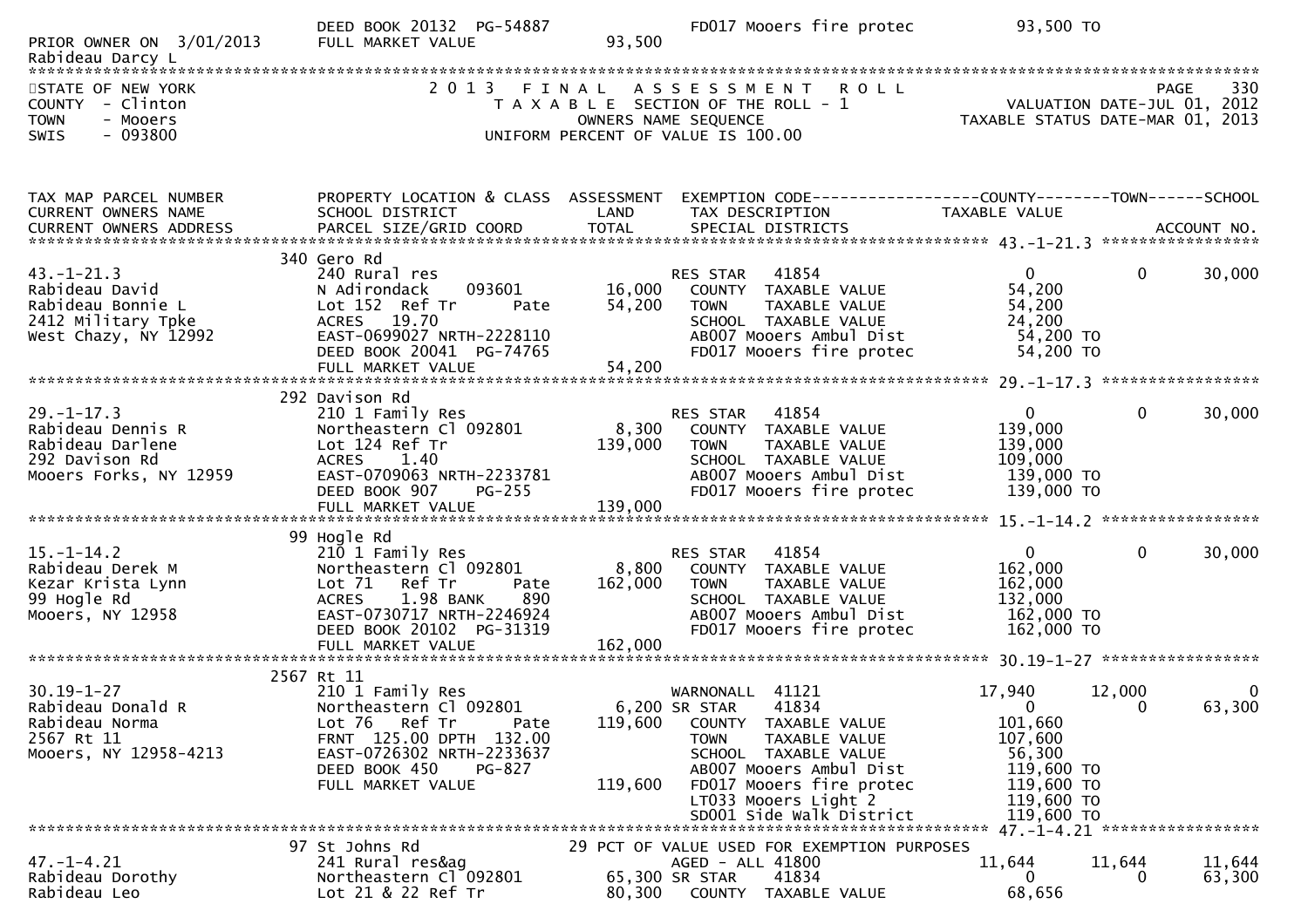| | DEED BOOK 20132 PG-54887 | | FD017 Mooers fire protec | 93,500 TO | | |
|---|---|---|---|---|---|---|
| PRIOR OWNER ON 3/01/2013 | FULL MARKET VALUE | 93,500 | | | | |
| Rabideau Darcy L | | | | | | |

STATE OF NEW YORK
COUNTY - Clinton
TOWN - Mooers
SWIS - 093800

2 0 1 3 F I N A L A S S E S S M E N T R O L L
T A X A B L E SECTION OF THE ROLL - 1
OWNERS NAME SEQUENCE
UNIFORM PERCENT OF VALUE IS 100.00

PAGE 330
VALUATION DATE-JUL 01, 2012
TAXABLE STATUS DATE-MAR 01, 2013

| TAX MAP PARCEL NUMBER<br>CURRENT OWNERS NAME<br>CURRENT OWNERS ADDRESS | PROPERTY LOCATION & CLASS<br>SCHOOL DISTRICT<br>PARCEL SIZE/GRID COORD | ASSESSMENT<br>LAND<br>TOTAL | EXEMPTION CODE<br>TAX DESCRIPTION<br>SPECIAL DISTRICTS | COUNTY<br>TAXABLE VALUE | TOWN | SCHOOL<br><br>ACCOUNT NO. |
|---|---|---|---|---|---|---|
| **43.-1-21.3** | 340 Gero Rd | | | | | |
| 43.-1-21.3 | 240 Rural res | | RES STAR 41854 | 0 | 0 | 30,000 |
| Rabideau David | N Adirondack 093601 | 16,000 | COUNTY TAXABLE VALUE | 54,200 | | |
| Rabideau Bonnie L | Lot 152 Ref Tr Pate | 54,200 | TOWN TAXABLE VALUE | 54,200 | | |
| 2412 Military Tpke | ACRES 19.70 | | SCHOOL TAXABLE VALUE | 24,200 | | |
| West Chazy, NY 12992 | EAST-0699027 NRTH-2228110 | | AB007 Mooers Ambul Dist | 54,200 TO | | |
| | DEED BOOK 20041 PG-74765 | | FD017 Mooers fire protec | 54,200 TO | | |
| | FULL MARKET VALUE | 54,200 | | | | |
| **29.-1-17.3** | 292 Davison Rd | | | | | |
| 29.-1-17.3 | 210 1 Family Res | | RES STAR 41854 | 0 | 0 | 30,000 |
| Rabideau Dennis R | Northeastern Cl 092801 | 8,300 | COUNTY TAXABLE VALUE | 139,000 | | |
| Rabideau Darlene | Lot 124 Ref Tr | 139,000 | TOWN TAXABLE VALUE | 139,000 | | |
| 292 Davison Rd | ACRES 1.40 | | SCHOOL TAXABLE VALUE | 109,000 | | |
| Mooers Forks, NY 12959 | EAST-0709063 NRTH-2233781 | | AB007 Mooers Ambul Dist | 139,000 TO | | |
| | DEED BOOK 907 PG-255 | | FD017 Mooers fire protec | 139,000 TO | | |
| | FULL MARKET VALUE | 139,000 | | | | |
| **15.-1-14.2** | 99 Hogle Rd | | | | | |
| 15.-1-14.2 | 210 1 Family Res | | RES STAR 41854 | 0 | 0 | 30,000 |
| Rabideau Derek M | Northeastern Cl 092801 | 8,800 | COUNTY TAXABLE VALUE | 162,000 | | |
| Kezar Krista Lynn | Lot 71 Ref Tr Pate | 162,000 | TOWN TAXABLE VALUE | 162,000 | | |
| 99 Hogle Rd | ACRES 1.98 BANK 890 | | SCHOOL TAXABLE VALUE | 132,000 | | |
| Mooers, NY 12958 | EAST-0730717 NRTH-2246924 | | AB007 Mooers Ambul Dist | 162,000 TO | | |
| | DEED BOOK 20102 PG-31319 | | FD017 Mooers fire protec | 162,000 TO | | |
| | FULL MARKET VALUE | 162,000 | | | | |
| **30.19-1-27** | 2567 Rt 11 | | | | | |
| 30.19-1-27 | 210 1 Family Res | | WARNONALL 41121 | 17,940 | 12,000 | 0 |
| Rabideau Donald R | Northeastern Cl 092801 | 6,200 | SR STAR 41834 | 0 | 0 | 63,300 |
| Rabideau Norma | Lot 76 Ref Tr Pate | 119,600 | COUNTY TAXABLE VALUE | 101,660 | | |
| 2567 Rt 11 | FRNT 125.00 DPTH 132.00 | | TOWN TAXABLE VALUE | 107,600 | | |
| Mooers, NY 12958-4213 | EAST-0726302 NRTH-2233637 | | SCHOOL TAXABLE VALUE | 56,300 | | |
| | DEED BOOK 450 PG-827 | | AB007 Mooers Ambul Dist | 119,600 TO | | |
| | FULL MARKET VALUE | 119,600 | FD017 Mooers fire protec | 119,600 TO | | |
| | | | LT033 Mooers Light 2 | 119,600 TO | | |
| | | | SD001 Side walk District | 119,600 TO | | |
| **47.-1-4.21** | 97 St Johns Rd | | 29 PCT OF VALUE USED FOR EXEMPTION PURPOSES | | | |
| 47.-1-4.21 | 241 Rural res&ag | | AGED - ALL 41800 | 11,644 | 11,644 | 11,644 |
| Rabideau Dorothy | Northeastern Cl 092801 | 65,300 | SR STAR 41834 | 0 | 0 | 63,300 |
| Rabideau Leo | Lot 21 & 22 Ref Tr | 80,300 | COUNTY TAXABLE VALUE | 68,656 | | |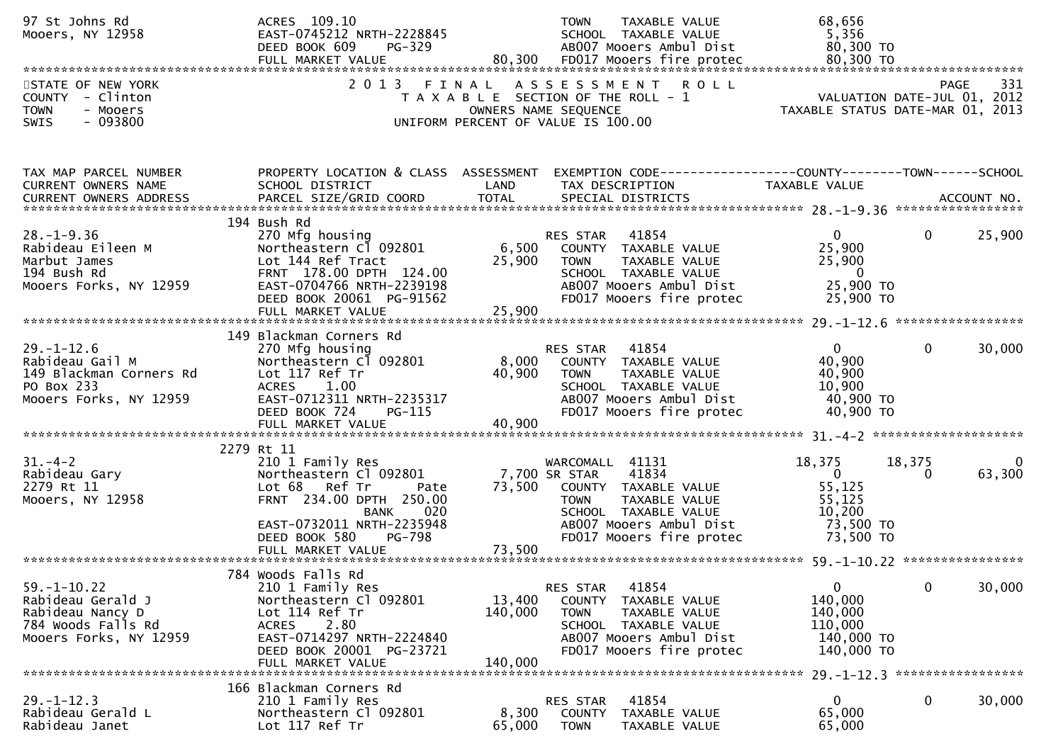```
97 St Johns Rd                 ACRES 109.10                            TOWN    TAXABLE VALUE            68,656
Mooers, NY 12958               EAST-0745212 NRTH-2228845               SCHOOL  TAXABLE VALUE             5,356
                               DEED BOOK 609    PG-329                 AB007 Mooers Ambul Dist          80,300 TO
                               FULL MARKET VALUE              80,300   FD017 Mooers fire protec         80,300 TO
*******************************************************************************************************************************
STATE OF NEW YORK               2 0 1 3   F I N A L   A S S E S S M E N T   R O L L                              PAGE   331
COUNTY  - Clinton                  T A X A B L E SECTION OF THE ROLL - 1                      VALUATION DATE-JUL 01, 2012
TOWN    - Mooers                          OWNERS NAME SEQUENCE                            TAXABLE STATUS DATE-MAR 01, 2013
SWIS    - 093800                   UNIFORM PERCENT OF VALUE IS 100.00


TAX MAP PARCEL NUMBER          PROPERTY LOCATION & CLASS  ASSESSMENT  EXEMPTION CODE------------------COUNTY--------TOWN------SCHOOL
CURRENT OWNERS NAME            SCHOOL DISTRICT               LAND      TAX DESCRIPTION              TAXABLE VALUE
CURRENT OWNERS ADDRESS         PARCEL SIZE/GRID COORD        TOTAL     SPECIAL DISTRICTS                                ACCOUNT NO.
****************************************************************************************************** 28.-1-9.36 *****************
                           194 Bush Rd
28.-1-9.36                     270 Mfg housing                         RES STAR   41854                    0            0     25,900
Rabideau Eileen M              Northeastern Cl 092801          6,500   COUNTY  TAXABLE VALUE            25,900
Marbut James                   Lot 144 Ref Tract              25,900   TOWN    TAXABLE VALUE            25,900
194 Bush Rd                    FRNT 178.00 DPTH 124.00                 SCHOOL  TAXABLE VALUE                 0
Mooers Forks, NY 12959         EAST-0704766 NRTH-2239198               AB007 Mooers Ambul Dist          25,900 TO
                               DEED BOOK 20061  PG-91562               FD017 Mooers fire protec         25,900 TO
                               FULL MARKET VALUE              25,900
****************************************************************************************************** 29.-1-12.6 *****************
                           149 Blackman Corners Rd
29.-1-12.6                     270 Mfg housing                         RES STAR   41854                    0            0     30,000
Rabideau Gail M                Northeastern Cl 092801          8,000   COUNTY  TAXABLE VALUE            40,900
149 Blackman Corners Rd        Lot 117 Ref Tr                 40,900   TOWN    TAXABLE VALUE            40,900
PO Box 233                     ACRES    1.00                           SCHOOL  TAXABLE VALUE            10,900
Mooers Forks, NY 12959         EAST-0712311 NRTH-2235317               AB007 Mooers Ambul Dist          40,900 TO
                               DEED BOOK 724    PG-115                 FD017 Mooers fire protec         40,900 TO
                               FULL MARKET VALUE              40,900
****************************************************************************************************** 31.-4-2 ********************
                          2279 Rt 11
31.-4-2                        210 1 Family Res                        WARCOMALL  41131               18,375       18,375          0
Rabideau Gary                  Northeastern Cl 092801          7,700 SR STAR      41834                    0            0     63,300
2279 Rt 11                     Lot 68   Ref Tr      Pate      73,500   COUNTY  TAXABLE VALUE            55,125
Mooers, NY 12958               FRNT 234.00 DPTH 250.00                 TOWN    TAXABLE VALUE            55,125
                                            BANK     020               SCHOOL  TAXABLE VALUE            10,200
                               EAST-0732011 NRTH-2235948               AB007 Mooers Ambul Dist          73,500 TO
                               DEED BOOK 580    PG-798                 FD017 Mooers fire protec         73,500 TO
                               FULL MARKET VALUE              73,500
****************************************************************************************************** 59.-1-10.22 ****************
                           784 Woods Falls Rd
59.-1-10.22                    210 1 Family Res                        RES STAR   41854                    0            0     30,000
Rabideau Gerald J              Northeastern Cl 092801         13,400   COUNTY  TAXABLE VALUE           140,000
Rabideau Nancy D               Lot 114 Ref Tr                140,000   TOWN    TAXABLE VALUE           140,000
784 Woods Falls Rd             ACRES    2.80                           SCHOOL  TAXABLE VALUE           110,000
Mooers Forks, NY 12959         EAST-0714297 NRTH-2224840               AB007 Mooers Ambul Dist         140,000 TO
                               DEED BOOK 20001  PG-23721               FD017 Mooers fire protec        140,000 TO
                               FULL MARKET VALUE             140,000
****************************************************************************************************** 29.-1-12.3 *****************
                           166 Blackman Corners Rd
29.-1-12.3                     210 1 Family Res                        RES STAR   41854                    0            0     30,000
Rabideau Gerald L              Northeastern Cl 092801          8,300   COUNTY  TAXABLE VALUE            65,000
Rabideau Janet                 Lot 117 Ref Tr                 65,000   TOWN    TAXABLE VALUE            65,000
```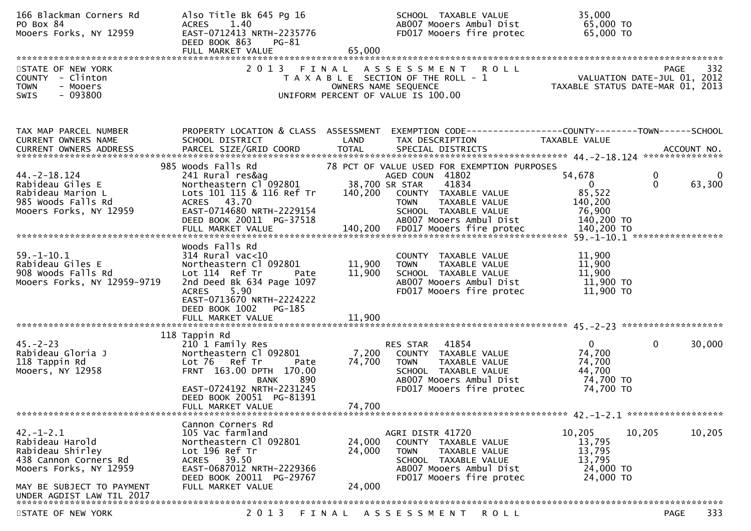```
166 Blackman Corners Rd         Also Title Bk 645 Pg 16                     SCHOOL  TAXABLE VALUE            35,000
PO Box 84                       ACRES    1.40                               AB007 Mooers Ambul Dist           65,000 TO
Mooers Forks, NY 12959          EAST-0712413 NRTH-2235776                   FD017 Mooers fire protec          65,000 TO
                                DEED BOOK 863     PG-81
                                FULL MARKET VALUE                  65,000
******************************************************************************************************************************************
STATE OF NEW YORK                    2 0 1 3   F I N A L   A S S E S S M E N T   R O L L                                        PAGE    332
COUNTY  - Clinton                       T A X A B L E  SECTION OF THE ROLL - 1                              VALUATION DATE-JUL 01, 2012
TOWN    - Mooers                                  OWNERS NAME SEQUENCE                                 TAXABLE STATUS DATE-MAR 01, 2013
SWIS    - 093800                         UNIFORM PERCENT OF VALUE IS 100.00


TAX MAP PARCEL NUMBER           PROPERTY LOCATION & CLASS  ASSESSMENT  EXEMPTION CODE------------------COUNTY--------TOWN------SCHOOL
CURRENT OWNERS NAME             SCHOOL DISTRICT               LAND      TAX DESCRIPTION                 TAXABLE VALUE
CURRENT OWNERS ADDRESS          PARCEL SIZE/GRID COORD        TOTAL     SPECIAL DISTRICTS                                    ACCOUNT NO.
****************************************************************************************************** 44.-2-18.124 ***************
                            985 Woods Falls Rd                   78 PCT OF VALUE USED FOR EXEMPTION PURPOSES
44.-2-18.124                    241 Rural res&ag                     AGED COUN  41802              54,678          0             0
Rabideau Giles E                Northeastern Cl 092801        38,700 SR STAR    41834                  0           0        63,300
Rabideau Marion L               Lots 101 115 & 116 Ref Tr    140,200   COUNTY  TAXABLE VALUE          85,522
985 Woods Falls Rd              ACRES   43.70                          TOWN    TAXABLE VALUE         140,200
Mooers Forks, NY 12959          EAST-0714680 NRTH-2229154              SCHOOL  TAXABLE VALUE          76,900
                                DEED BOOK 20011  PG-37518              AB007 Mooers Ambul Dist        140,200 TO
                                FULL MARKET VALUE            140,200   FD017 Mooers fire protec       140,200 TO
****************************************************************************************************** 59.-1-10.1 *****************
                                Woods Falls Rd
59.-1-10.1                      314 Rural vac<10                       COUNTY  TAXABLE VALUE          11,900
Rabideau Giles E                Northeastern Cl 092801        11,900   TOWN    TAXABLE VALUE          11,900
908 Woods Falls Rd              Lot 114  Ref Tr        Pate   11,900   SCHOOL  TAXABLE VALUE          11,900
Mooers Forks, NY 12959-9719     2nd Deed Bk 634 Page 1097              AB007 Mooers Ambul Dist         11,900 TO
                                ACRES    5.90                          FD017 Mooers fire protec        11,900 TO
                                EAST-0713670 NRTH-2224222
                                DEED BOOK 1002    PG-185
                                FULL MARKET VALUE             11,900
****************************************************************************************************** 45.-2-23 *******************
                            118 Tappin Rd
45.-2-23                        210 1 Family Res                       RES STAR   41854                   0            0        30,000
Rabideau Gloria J               Northeastern Cl 092801         7,200   COUNTY  TAXABLE VALUE          74,700
118 Tappin Rd                   Lot 76   Ref Tr        Pate   74,700   TOWN    TAXABLE VALUE          74,700
Mooers, NY 12958                FRNT  163.00 DPTH  170.00              SCHOOL  TAXABLE VALUE          44,700
                                                BANK     890           AB007 Mooers Ambul Dist         74,700 TO
                                EAST-0724192 NRTH-2231245              FD017 Mooers fire protec        74,700 TO
                                DEED BOOK 20051  PG-81391
                                FULL MARKET VALUE             74,700
****************************************************************************************************** 42.-1-2.1 ******************
                                Cannon Corners Rd
42.-1-2.1                       105 Vac farmland                       AGRI DISTR 41720              10,205       10,205        10,205
Rabideau Harold                 Northeastern Cl 092801        24,000   COUNTY  TAXABLE VALUE          13,795
Rabideau Shirley                Lot 196 Ref Tr                24,000   TOWN    TAXABLE VALUE          13,795
438 Cannon Corners Rd           ACRES   39.50                          SCHOOL  TAXABLE VALUE          13,795
Mooers Forks, NY 12959          EAST-0687012 NRTH-2229366              AB007 Mooers Ambul Dist         24,000 TO
                                DEED BOOK 20011  PG-29767              FD017 Mooers fire protec        24,000 TO
MAY BE SUBJECT TO PAYMENT       FULL MARKET VALUE             24,000
UNDER AGDIST LAW TIL 2017
******************************************************************************************************************************************
```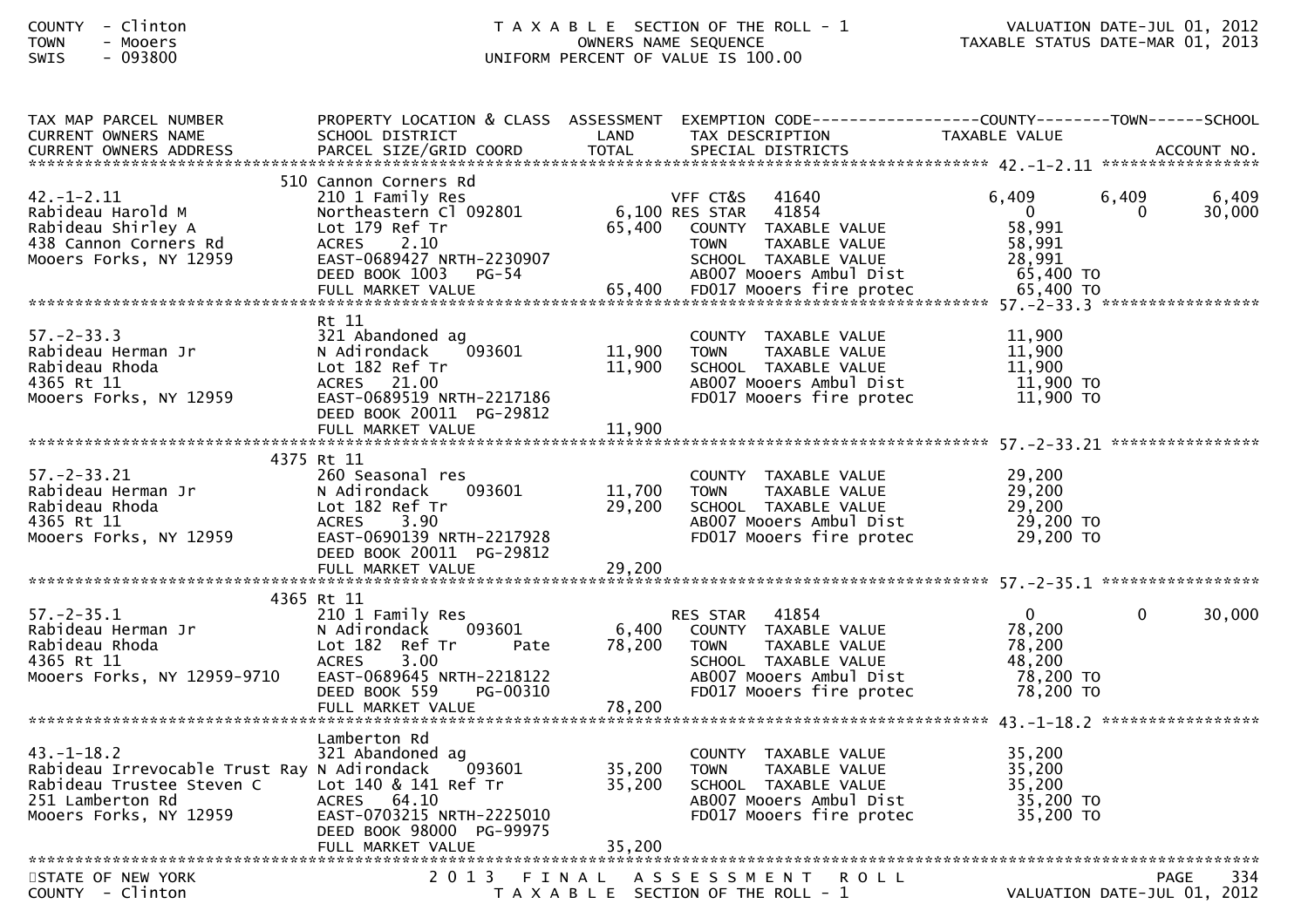COUNTY - Clinton
TOWN - Mooers
SWIS - 093800

T A X A B L E SECTION OF THE ROLL - 1
OWNERS NAME SEQUENCE
UNIFORM PERCENT OF VALUE IS 100.00

VALUATION DATE-JUL 01, 2012
TAXABLE STATUS DATE-MAR 01, 2013

| TAX MAP PARCEL NUMBER / CURRENT OWNERS NAME / CURRENT OWNERS ADDRESS | PROPERTY LOCATION & CLASS / SCHOOL DISTRICT / PARCEL SIZE/GRID COORD | ASSESSMENT LAND / TOTAL | EXEMPTION CODE / TAX DESCRIPTION / SPECIAL DISTRICTS | COUNTY TAXABLE VALUE | TOWN | SCHOOL / ACCOUNT NO. |
|---|---|---|---|---|---|---|
| 42.-1-2.11 | 510 Cannon Corners Rd | | | | | |
| 42.-1-2.11 | 210 1 Family Res | | VFF CT&S 41640 | 6,409 | 6,409 | 6,409 |
| Rabideau Harold M | Northeastern Cl 092801 | 6,100 | RES STAR 41854 | 0 | 0 | 30,000 |
| Rabideau Shirley A | Lot 179 Ref Tr | 65,400 | COUNTY TAXABLE VALUE | 58,991 | | |
| 438 Cannon Corners Rd | ACRES 2.10 | | TOWN TAXABLE VALUE | 58,991 | | |
| Mooers Forks, NY 12959 | EAST-0689427 NRTH-2230907 | | SCHOOL TAXABLE VALUE | 28,991 | | |
| | DEED BOOK 1003 PG-54 | | AB007 Mooers Ambul Dist | 65,400 TO | | |
| | FULL MARKET VALUE | 65,400 | FD017 Mooers fire protec | 65,400 TO | | |
| 57.-2-33.3 | Rt 11 | | | | | |
| 57.-2-33.3 | 321 Abandoned ag | | COUNTY TAXABLE VALUE | 11,900 | | |
| Rabideau Herman Jr | N Adirondack 093601 | 11,900 | TOWN TAXABLE VALUE | 11,900 | | |
| Rabideau Rhoda | Lot 182 Ref Tr | 11,900 | SCHOOL TAXABLE VALUE | 11,900 | | |
| 4365 Rt 11 | ACRES 21.00 | | AB007 Mooers Ambul Dist | 11,900 TO | | |
| Mooers Forks, NY 12959 | EAST-0689519 NRTH-2217186 | | FD017 Mooers fire protec | 11,900 TO | | |
| | DEED BOOK 20011 PG-29812 | | | | | |
| | FULL MARKET VALUE | 11,900 | | | | |
| 57.-2-33.21 | 4375 Rt 11 | | | | | |
| 57.-2-33.21 | 260 Seasonal res | | COUNTY TAXABLE VALUE | 29,200 | | |
| Rabideau Herman Jr | N Adirondack 093601 | 11,700 | TOWN TAXABLE VALUE | 29,200 | | |
| Rabideau Rhoda | Lot 182 Ref Tr | 29,200 | SCHOOL TAXABLE VALUE | 29,200 | | |
| 4365 Rt 11 | ACRES 3.90 | | AB007 Mooers Ambul Dist | 29,200 TO | | |
| Mooers Forks, NY 12959 | EAST-0690139 NRTH-2217928 | | FD017 Mooers fire protec | 29,200 TO | | |
| | DEED BOOK 20011 PG-29812 | | | | | |
| | FULL MARKET VALUE | 29,200 | | | | |
| 57.-2-35.1 | 4365 Rt 11 | | | | | |
| 57.-2-35.1 | 210 1 Family Res | | RES STAR 41854 | 0 | 0 | 30,000 |
| Rabideau Herman Jr | N Adirondack 093601 | 6,400 | COUNTY TAXABLE VALUE | 78,200 | | |
| Rabideau Rhoda | Lot 182 Ref Tr Pate | 78,200 | TOWN TAXABLE VALUE | 78,200 | | |
| 4365 Rt 11 | ACRES 3.00 | | SCHOOL TAXABLE VALUE | 48,200 | | |
| Mooers Forks, NY 12959-9710 | EAST-0689645 NRTH-2218122 | | AB007 Mooers Ambul Dist | 78,200 TO | | |
| | DEED BOOK 559 PG-00310 | | FD017 Mooers fire protec | 78,200 TO | | |
| | FULL MARKET VALUE | 78,200 | | | | |
| 43.-1-18.2 | Lamberton Rd | | | | | |
| 43.-1-18.2 | 321 Abandoned ag | | COUNTY TAXABLE VALUE | 35,200 | | |
| Rabideau Irrevocable Trust Ray | N Adirondack 093601 | 35,200 | TOWN TAXABLE VALUE | 35,200 | | |
| Rabideau Trustee Steven C | Lot 140 & 141 Ref Tr | 35,200 | SCHOOL TAXABLE VALUE | 35,200 | | |
| 251 Lamberton Rd | ACRES 64.10 | | AB007 Mooers Ambul Dist | 35,200 TO | | |
| Mooers Forks, NY 12959 | EAST-0703215 NRTH-2225010 | | FD017 Mooers fire protec | 35,200 TO | | |
| | DEED BOOK 98000 PG-99975 | | | | | |
| | FULL MARKET VALUE | 35,200 | | | | |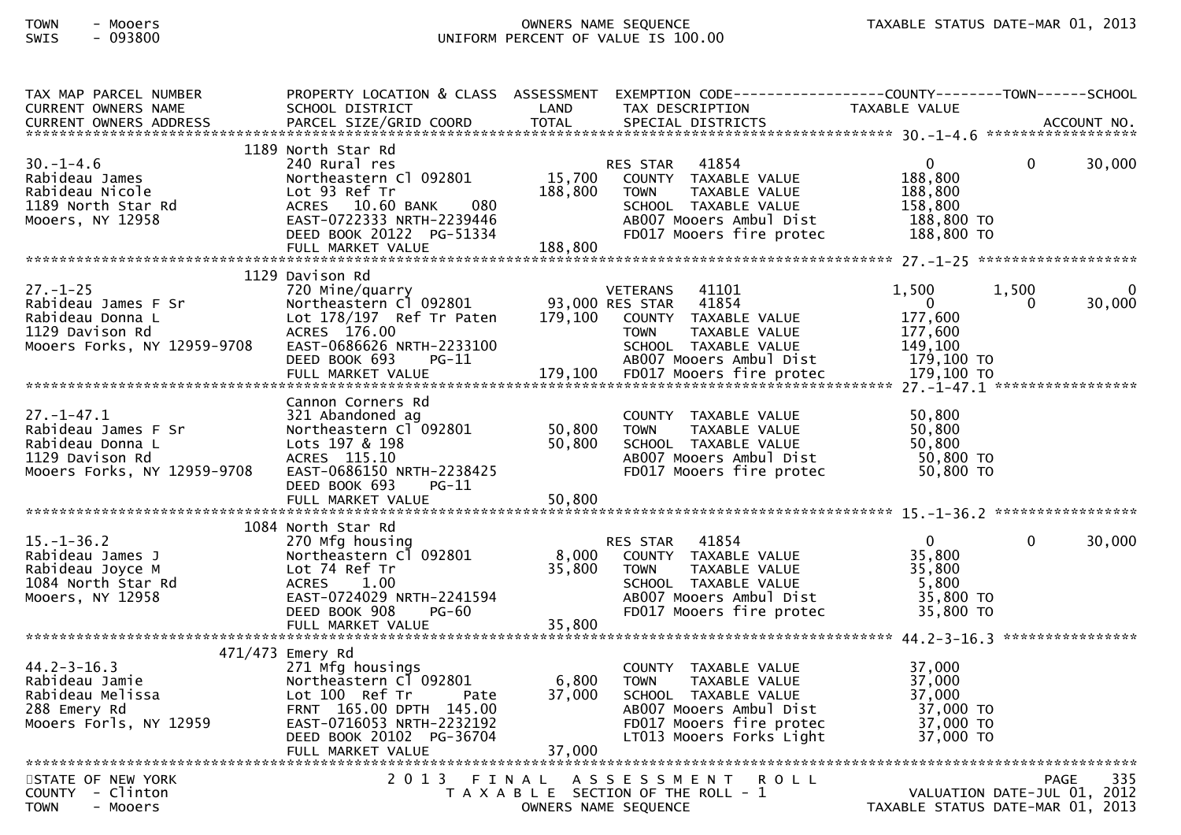TOWN - Mooers
SWIS - 093800

OWNERS NAME SEQUENCE
UNIFORM PERCENT OF VALUE IS 100.00

```
TAX MAP PARCEL NUMBER          PROPERTY LOCATION & CLASS  ASSESSMENT  EXEMPTION CODE------------------COUNTY--------TOWN------SCHOOL
CURRENT OWNERS NAME            SCHOOL DISTRICT               LAND      TAX DESCRIPTION            TAXABLE VALUE
CURRENT OWNERS ADDRESS         PARCEL SIZE/GRID COORD        TOTAL     SPECIAL DISTRICTS                                   ACCOUNT NO.
****************************************************************************************************** 30.-1-4.6 ******************
                        1189 North Star Rd
30.-1-4.6                      240 Rural res                           RES STAR   41854                 0           0        30,000
Rabideau James                 Northeastern Cl 092801       15,700     COUNTY  TAXABLE VALUE          188,800
Rabideau Nicole                Lot 93 Ref Tr               188,800     TOWN    TAXABLE VALUE          188,800
1189 North Star Rd             ACRES  10.60 BANK    080                SCHOOL  TAXABLE VALUE          158,800
Mooers, NY 12958               EAST-0722333 NRTH-2239446               AB007 Mooers Ambul Dist         188,800 TO
                               DEED BOOK 20122  PG-51334               FD017 Mooers fire protec        188,800 TO
                               FULL MARKET VALUE           188,800
****************************************************************************************************** 27.-1-25 *******************
                        1129 Davison Rd
27.-1-25                       720 Mine/quarry                         VETERANS   41101             1,500       1,500             0
Rabideau James F Sr            Northeastern Cl 092801       93,000 RES STAR   41854                 0           0        30,000
Rabideau Donna L               Lot 178/197  Ref Tr Paten   179,100     COUNTY  TAXABLE VALUE          177,600
1129 Davison Rd                ACRES 176.00                            TOWN    TAXABLE VALUE          177,600
Mooers Forks, NY 12959-9708    EAST-0686626 NRTH-2233100               SCHOOL  TAXABLE VALUE          149,100
                               DEED BOOK 693    PG-11                  AB007 Mooers Ambul Dist         179,100 TO
                               FULL MARKET VALUE           179,100     FD017 Mooers fire protec        179,100 TO
****************************************************************************************************** 27.-1-47.1 *****************
                               Cannon Corners Rd
27.-1-47.1                     321 Abandoned ag                        COUNTY  TAXABLE VALUE           50,800
Rabideau James F Sr            Northeastern Cl 092801       50,800     TOWN    TAXABLE VALUE           50,800
Rabideau Donna L               Lots 197 & 198               50,800     SCHOOL  TAXABLE VALUE           50,800
1129 Davison Rd                ACRES 115.10                            AB007 Mooers Ambul Dist          50,800 TO
Mooers Forks, NY 12959-9708    EAST-0686150 NRTH-2238425               FD017 Mooers fire protec         50,800 TO
                               DEED BOOK 693    PG-11
                               FULL MARKET VALUE            50,800
****************************************************************************************************** 15.-1-36.2 *****************
                        1084 North Star Rd
15.-1-36.2                     270 Mfg housing                         RES STAR   41854                 0           0        30,000
Rabideau James J               Northeastern Cl 092801        8,000     COUNTY  TAXABLE VALUE           35,800
Rabideau Joyce M               Lot 74 Ref Tr                35,800     TOWN    TAXABLE VALUE           35,800
1084 North Star Rd             ACRES    1.00                           SCHOOL  TAXABLE VALUE            5,800
Mooers, NY 12958               EAST-0724029 NRTH-2241594               AB007 Mooers Ambul Dist          35,800 TO
                               DEED BOOK 908    PG-60                  FD017 Mooers fire protec         35,800 TO
                               FULL MARKET VALUE            35,800
****************************************************************************************************** 44.2-3-16.3 ****************
                     471/473 Emery Rd
44.2-3-16.3                    271 Mfg housings                        COUNTY  TAXABLE VALUE           37,000
Rabideau Jamie                 Northeastern Cl 092801        6,800     TOWN    TAXABLE VALUE           37,000
Rabideau Melissa               Lot 100  Ref Tr       Pate   37,000     SCHOOL  TAXABLE VALUE           37,000
288 Emery Rd                   FRNT 165.00 DPTH 145.00                 AB007 Mooers Ambul Dist          37,000 TO
Mooers Forls, NY 12959         EAST-0716053 NRTH-2232192               FD017 Mooers fire protec         37,000 TO
                               DEED BOOK 20102  PG-36704               LT013 Mooers Forks Light         37,000 TO
                               FULL MARKET VALUE            37,000
************************************************************************************************************************************
```

STATE OF NEW YORK
COUNTY - Clinton
TOWN - Mooers

2013 FINAL ASSESSMENT ROLL
TAXABLE SECTION OF THE ROLL - 1
OWNERS NAME SEQUENCE

VALUATION DATE-JUL 01, 2012
TAXABLE STATUS DATE-MAR 01, 2013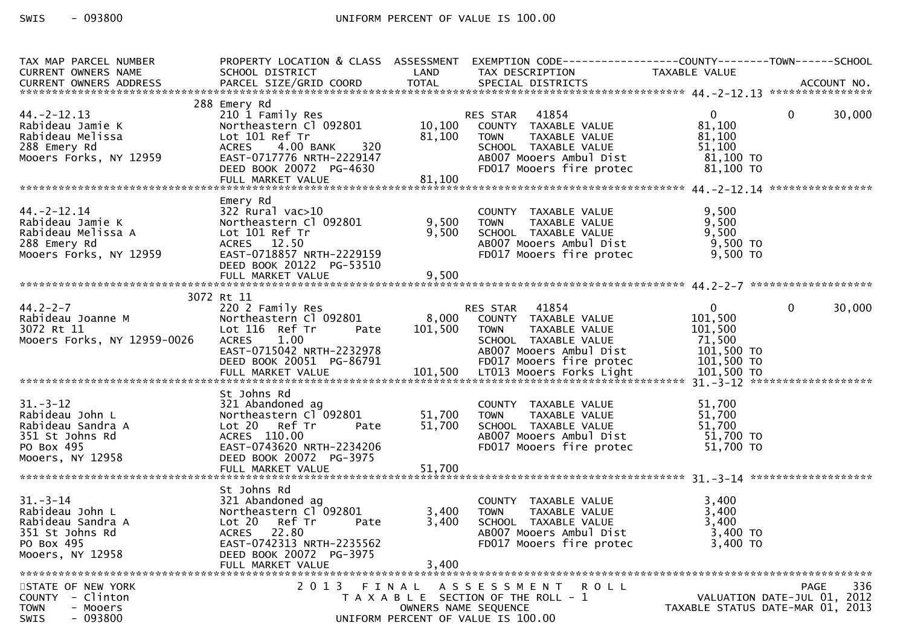| TAX MAP PARCEL NUMBER<br>CURRENT OWNERS NAME<br>CURRENT OWNERS ADDRESS | PROPERTY LOCATION & CLASS<br>SCHOOL DISTRICT<br>PARCEL SIZE/GRID COORD | ASSESSMENT<br>LAND<br>TOTAL | EXEMPTION CODE<br>TAX DESCRIPTION<br>SPECIAL DISTRICTS | COUNTY<br>TAXABLE VALUE | TOWN | SCHOOL<br>ACCOUNT NO. |
|---|---|---|---|---|---|---|
| **44.-2-12.13** | 288 Emery Rd | | | | | |
| 44.-2-12.13 | 210 1 Family Res | | RES STAR 41854 | 0 | 0 | 30,000 |
| Rabideau Jamie K | Northeastern Cl 092801 | 10,100 | COUNTY TAXABLE VALUE | 81,100 | | |
| Rabideau Melissa | Lot 101 Ref Tr | 81,100 | TOWN TAXABLE VALUE | 81,100 | | |
| 288 Emery Rd | ACRES 4.00 BANK 320 | | SCHOOL TAXABLE VALUE | 51,100 | | |
| Mooers Forks, NY 12959 | EAST-0717776 NRTH-2229147 | | AB007 Mooers Ambul Dist | 81,100 TO | | |
| | DEED BOOK 20072 PG-4630 | | FD017 Mooers fire protec | 81,100 TO | | |
| | FULL MARKET VALUE | 81,100 | | | | |
| **44.-2-12.14** | Emery Rd | | | | | |
| 44.-2-12.14 | 322 Rural vac>10 | | COUNTY TAXABLE VALUE | 9,500 | | |
| Rabideau Jamie K | Northeastern Cl 092801 | 9,500 | TOWN TAXABLE VALUE | 9,500 | | |
| Rabideau Melissa A | Lot 101 Ref Tr | 9,500 | SCHOOL TAXABLE VALUE | 9,500 | | |
| 288 Emery Rd | ACRES 12.50 | | AB007 Mooers Ambul Dist | 9,500 TO | | |
| Mooers Forks, NY 12959 | EAST-0718857 NRTH-2229159 | | FD017 Mooers fire protec | 9,500 TO | | |
| | DEED BOOK 20122 PG-53510 | | | | | |
| | FULL MARKET VALUE | 9,500 | | | | |
| **44.2-2-7** | 3072 Rt 11 | | | | | |
| 44.2-2-7 | 220 2 Family Res | | RES STAR 41854 | 0 | 0 | 30,000 |
| Rabideau Joanne M | Northeastern Cl 092801 | 8,000 | COUNTY TAXABLE VALUE | 101,500 | | |
| 3072 Rt 11 | Lot 116 Ref Tr Pate | 101,500 | TOWN TAXABLE VALUE | 101,500 | | |
| Mooers Forks, NY 12959-0026 | ACRES 1.00 | | SCHOOL TAXABLE VALUE | 71,500 | | |
| | EAST-0715042 NRTH-2232978 | | AB007 Mooers Ambul Dist | 101,500 TO | | |
| | DEED BOOK 20051 PG-86791 | | FD017 Mooers fire protec | 101,500 TO | | |
| | FULL MARKET VALUE | 101,500 | LT013 Mooers Forks Light | 101,500 TO | | |
| **31.-3-12** | St Johns Rd | | | | | |
| 31.-3-12 | 321 Abandoned ag | | COUNTY TAXABLE VALUE | 51,700 | | |
| Rabideau John L | Northeastern Cl 092801 | 51,700 | TOWN TAXABLE VALUE | 51,700 | | |
| Rabideau Sandra A | Lot 20 Ref Tr Pate | 51,700 | SCHOOL TAXABLE VALUE | 51,700 | | |
| 351 St Johns Rd | ACRES 110.00 | | AB007 Mooers Ambul Dist | 51,700 TO | | |
| PO Box 495 | EAST-0743620 NRTH-2234206 | | FD017 Mooers fire protec | 51,700 TO | | |
| Mooers, NY 12958 | DEED BOOK 20072 PG-3975 | | | | | |
| | FULL MARKET VALUE | 51,700 | | | | |
| **31.-3-14** | St Johns Rd | | | | | |
| 31.-3-14 | 321 Abandoned ag | | COUNTY TAXABLE VALUE | 3,400 | | |
| Rabideau John L | Northeastern Cl 092801 | 3,400 | TOWN TAXABLE VALUE | 3,400 | | |
| Rabideau Sandra A | Lot 20 Ref Tr Pate | 3,400 | SCHOOL TAXABLE VALUE | 3,400 | | |
| 351 St Johns Rd | ACRES 22.80 | | AB007 Mooers Ambul Dist | 3,400 TO | | |
| PO Box 495 | EAST-0742313 NRTH-2235562 | | FD017 Mooers fire protec | 3,400 TO | | |
| Mooers, NY 12958 | DEED BOOK 20072 PG-3975 | | | | | |
| | FULL MARKET VALUE | 3,400 | | | | |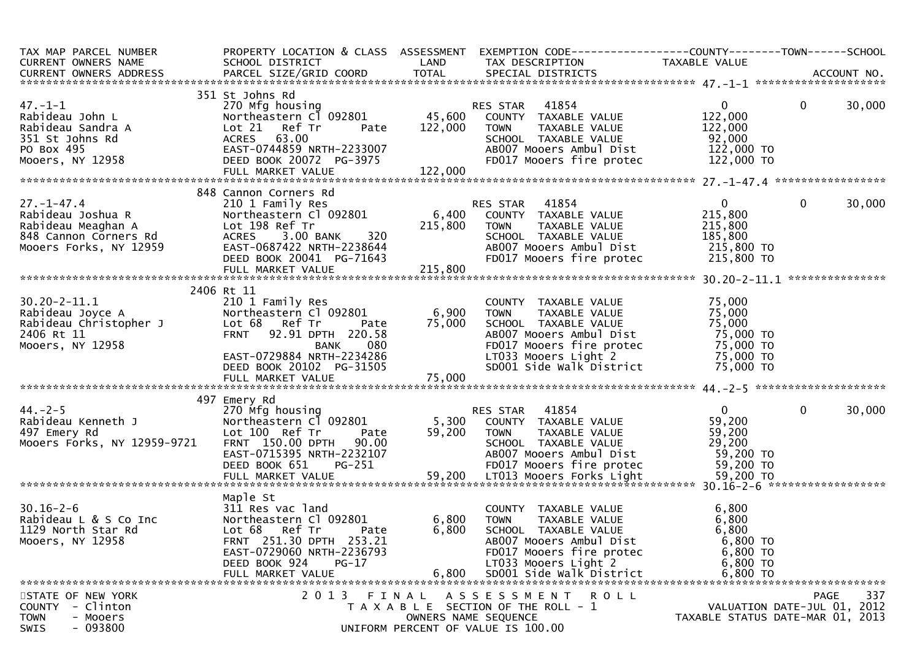| TAX MAP PARCEL NUMBER<br>CURRENT OWNERS NAME<br>CURRENT OWNERS ADDRESS | PROPERTY LOCATION & CLASS<br>SCHOOL DISTRICT<br>PARCEL SIZE/GRID COORD | ASSESSMENT<br>LAND<br>TOTAL | EXEMPTION CODE<br>TAX DESCRIPTION<br>SPECIAL DISTRICTS | COUNTY<br>TAXABLE VALUE | TOWN | SCHOOL<br>ACCOUNT NO. |
|---|---|---|---|---|---|---|
| **47.-1-1** | 351 St Johns Rd | | | | | |
| 47.-1-1 | 270 Mfg housing | | RES STAR 41854 | 0 | 0 | 30,000 |
| Rabideau John L | Northeastern Cl 092801 | 45,600 | COUNTY TAXABLE VALUE | 122,000 | | |
| Rabideau Sandra A | Lot 21 Ref Tr Pate | 122,000 | TOWN TAXABLE VALUE | 122,000 | | |
| 351 St Johns Rd | ACRES 63.00 | | SCHOOL TAXABLE VALUE | 92,000 | | |
| PO Box 495 | EAST-0744859 NRTH-2233007 | | AB007 Mooers Ambul Dist | 122,000 TO | | |
| Mooers, NY 12958 | DEED BOOK 20072 PG-3975 | | FD017 Mooers fire protec | 122,000 TO | | |
| | FULL MARKET VALUE | 122,000 | | | | |
| **27.-1-47.4** | 848 Cannon Corners Rd | | | | | |
| 27.-1-47.4 | 210 1 Family Res | | RES STAR 41854 | 0 | 0 | 30,000 |
| Rabideau Joshua R | Northeastern Cl 092801 | 6,400 | COUNTY TAXABLE VALUE | 215,800 | | |
| Rabideau Meaghan A | Lot 198 Ref Tr | 215,800 | TOWN TAXABLE VALUE | 215,800 | | |
| 848 Cannon Corners Rd | ACRES 3.00 BANK 320 | | SCHOOL TAXABLE VALUE | 185,800 | | |
| Mooers Forks, NY 12959 | EAST-0687422 NRTH-2238644 | | AB007 Mooers Ambul Dist | 215,800 TO | | |
| | DEED BOOK 20041 PG-71643 | | FD017 Mooers fire protec | 215,800 TO | | |
| | FULL MARKET VALUE | 215,800 | | | | |
| **30.20-2-11.1** | 2406 Rt 11 | | | | | |
| 30.20-2-11.1 | 210 1 Family Res | | COUNTY TAXABLE VALUE | 75,000 | | |
| Rabideau Joyce A | Northeastern Cl 092801 | 6,900 | TOWN TAXABLE VALUE | 75,000 | | |
| Rabideau Christopher J | Lot 68 Ref Tr Pate | 75,000 | SCHOOL TAXABLE VALUE | 75,000 | | |
| 2406 Rt 11 | FRNT 92.91 DPTH 220.58 | | AB007 Mooers Ambul Dist | 75,000 TO | | |
| Mooers, NY 12958 | BANK 080 | | FD017 Mooers fire protec | 75,000 TO | | |
| | EAST-0729884 NRTH-2234286 | | LT033 Mooers Light 2 | 75,000 TO | | |
| | DEED BOOK 20102 PG-31505 | | SD001 Side Walk District | 75,000 TO | | |
| | FULL MARKET VALUE | 75,000 | | | | |
| **44.-2-5** | 497 Emery Rd | | | | | |
| 44.-2-5 | 270 Mfg housing | | RES STAR 41854 | 0 | 0 | 30,000 |
| Rabideau Kenneth J | Northeastern Cl 092801 | 5,300 | COUNTY TAXABLE VALUE | 59,200 | | |
| 497 Emery Rd | Lot 100 Ref Tr Pate | 59,200 | TOWN TAXABLE VALUE | 59,200 | | |
| Mooers Forks, NY 12959-9721 | FRNT 150.00 DPTH 90.00 | | SCHOOL TAXABLE VALUE | 29,200 | | |
| | EAST-0715395 NRTH-2232107 | | AB007 Mooers Ambul Dist | 59,200 TO | | |
| | DEED BOOK 651 PG-251 | | FD017 Mooers fire protec | 59,200 TO | | |
| | FULL MARKET VALUE | 59,200 | LT013 Mooers Forks Light | 59,200 TO | | |
| **30.16-2-6** | Maple St | | | | | |
| 30.16-2-6 | 311 Res vac land | | COUNTY TAXABLE VALUE | 6,800 | | |
| Rabideau L & S Co Inc | Northeastern Cl 092801 | 6,800 | TOWN TAXABLE VALUE | 6,800 | | |
| 1129 North Star Rd | Lot 68 Ref Tr Pate | 6,800 | SCHOOL TAXABLE VALUE | 6,800 | | |
| Mooers, NY 12958 | FRNT 251.30 DPTH 253.21 | | AB007 Mooers Ambul Dist | 6,800 TO | | |
| | EAST-0729060 NRTH-2236793 | | FD017 Mooers fire protec | 6,800 TO | | |
| | DEED BOOK 924 PG-17 | | LT033 Mooers Light 2 | 6,800 TO | | |
| | FULL MARKET VALUE | 6,800 | SD001 Side Walk District | 6,800 TO | | |

STATE OF NEW YORK — 2013 FINAL ASSESSMENT ROLL — PAGE 337
COUNTY - Clinton — TAXABLE SECTION OF THE ROLL - 1 — VALUATION DATE-JUL 01, 2012
TOWN - Mooers — OWNERS NAME SEQUENCE — TAXABLE STATUS DATE-MAR 01, 2013
SWIS - 093800 — UNIFORM PERCENT OF VALUE IS 100.00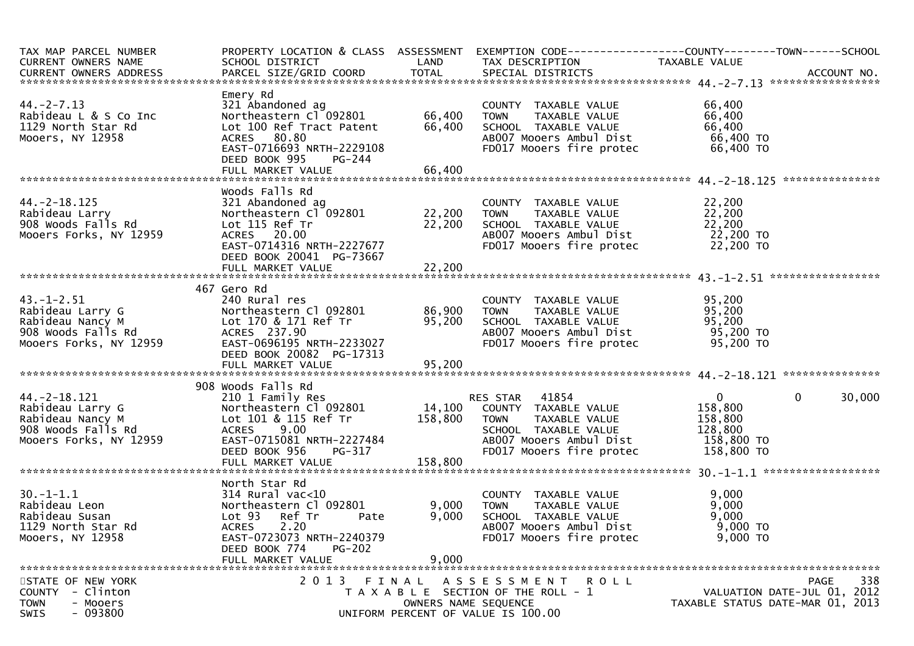| TAX MAP PARCEL NUMBER<br>CURRENT OWNERS NAME<br>CURRENT OWNERS ADDRESS | PROPERTY LOCATION & CLASS<br>SCHOOL DISTRICT<br>PARCEL SIZE/GRID COORD | ASSESSMENT<br>LAND<br>TOTAL | EXEMPTION CODE<br>TAX DESCRIPTION<br>SPECIAL DISTRICTS | COUNTY<br>TAXABLE VALUE | TOWN | SCHOOL<br>ACCOUNT NO. |
|---|---|---|---|---|---|---|
| **44.-2-7.13** | | | | | | |
| 44.-2-7.13 | Emery Rd | | | | | |
| Rabideau L & S Co Inc | 321 Abandoned ag | | COUNTY TAXABLE VALUE | 66,400 | | |
| 1129 North Star Rd | Northeastern Cl 092801 | 66,400 | TOWN TAXABLE VALUE | 66,400 | | |
| Mooers, NY 12958 | Lot 100 Ref Tract Patent | 66,400 | SCHOOL TAXABLE VALUE | 66,400 | | |
| | ACRES 80.80 | | AB007 Mooers Ambul Dist | 66,400 TO | | |
| | EAST-0716693 NRTH-2229108 | | FD017 Mooers fire protec | 66,400 TO | | |
| | DEED BOOK 995 PG-244 | | | | | |
| | FULL MARKET VALUE | 66,400 | | | | |
| **44.-2-18.125** | | | | | | |
| 44.-2-18.125 | Woods Falls Rd | | | | | |
| Rabideau Larry | 321 Abandoned ag | | COUNTY TAXABLE VALUE | 22,200 | | |
| 908 Woods Falls Rd | Northeastern Cl 092801 | 22,200 | TOWN TAXABLE VALUE | 22,200 | | |
| Mooers Forks, NY 12959 | Lot 115 Ref Tr | 22,200 | SCHOOL TAXABLE VALUE | 22,200 | | |
| | ACRES 20.00 | | AB007 Mooers Ambul Dist | 22,200 TO | | |
| | EAST-0714316 NRTH-2227677 | | FD017 Mooers fire protec | 22,200 TO | | |
| | DEED BOOK 20041 PG-73667 | | | | | |
| | FULL MARKET VALUE | 22,200 | | | | |
| **43.-1-2.51** | | | | | | |
| 43.-1-2.51 | 467 Gero Rd | | | | | |
| Rabideau Larry G | 240 Rural res | | COUNTY TAXABLE VALUE | 95,200 | | |
| Rabideau Nancy M | Northeastern Cl 092801 | 86,900 | TOWN TAXABLE VALUE | 95,200 | | |
| 908 Woods Falls Rd | Lot 170 & 171 Ref Tr | 95,200 | SCHOOL TAXABLE VALUE | 95,200 | | |
| Mooers Forks, NY 12959 | ACRES 237.90 | | AB007 Mooers Ambul Dist | 95,200 TO | | |
| | EAST-0696195 NRTH-2233027 | | FD017 Mooers fire protec | 95,200 TO | | |
| | DEED BOOK 20082 PG-17313 | | | | | |
| | FULL MARKET VALUE | 95,200 | | | | |
| **44.-2-18.121** | | | | | | |
| 44.-2-18.121 | 908 Woods Falls Rd | | | | | |
| Rabideau Larry G | 210 1 Family Res | | RES STAR 41854 | 0 | 0 | 30,000 |
| Rabideau Nancy M | Northeastern Cl 092801 | 14,100 | COUNTY TAXABLE VALUE | 158,800 | | |
| 908 Woods Falls Rd | Lot 101 & 115 Ref Tr | 158,800 | TOWN TAXABLE VALUE | 158,800 | | |
| Mooers Forks, NY 12959 | ACRES 9.00 | | SCHOOL TAXABLE VALUE | 128,800 | | |
| | EAST-0715081 NRTH-2227484 | | AB007 Mooers Ambul Dist | 158,800 TO | | |
| | DEED BOOK 956 PG-317 | | FD017 Mooers fire protec | 158,800 TO | | |
| | FULL MARKET VALUE | 158,800 | | | | |
| **30.-1-1.1** | | | | | | |
| 30.-1-1.1 | North Star Rd | | | | | |
| Rabideau Leon | 314 Rural vac<10 | | COUNTY TAXABLE VALUE | 9,000 | | |
| Rabideau Susan | Northeastern Cl 092801 | 9,000 | TOWN TAXABLE VALUE | 9,000 | | |
| 1129 North Star Rd | Lot 93 Ref Tr Pate | 9,000 | SCHOOL TAXABLE VALUE | 9,000 | | |
| Mooers, NY 12958 | ACRES 2.20 | | AB007 Mooers Ambul Dist | 9,000 TO | | |
| | EAST-0723073 NRTH-2240379 | | FD017 Mooers fire protec | 9,000 TO | | |
| | DEED BOOK 774 PG-202 | | | | | |
| | FULL MARKET VALUE | 9,000 | | | | |

STATE OF NEW YORK
COUNTY - Clinton
TOWN - Mooers
SWIS - 093800

2013 FINAL ASSESSMENT ROLL
TAXABLE SECTION OF THE ROLL - 1
OWNERS NAME SEQUENCE
UNIFORM PERCENT OF VALUE IS 100.00

PAGE 338
VALUATION DATE-JUL 01, 2012
TAXABLE STATUS DATE-MAR 01, 2013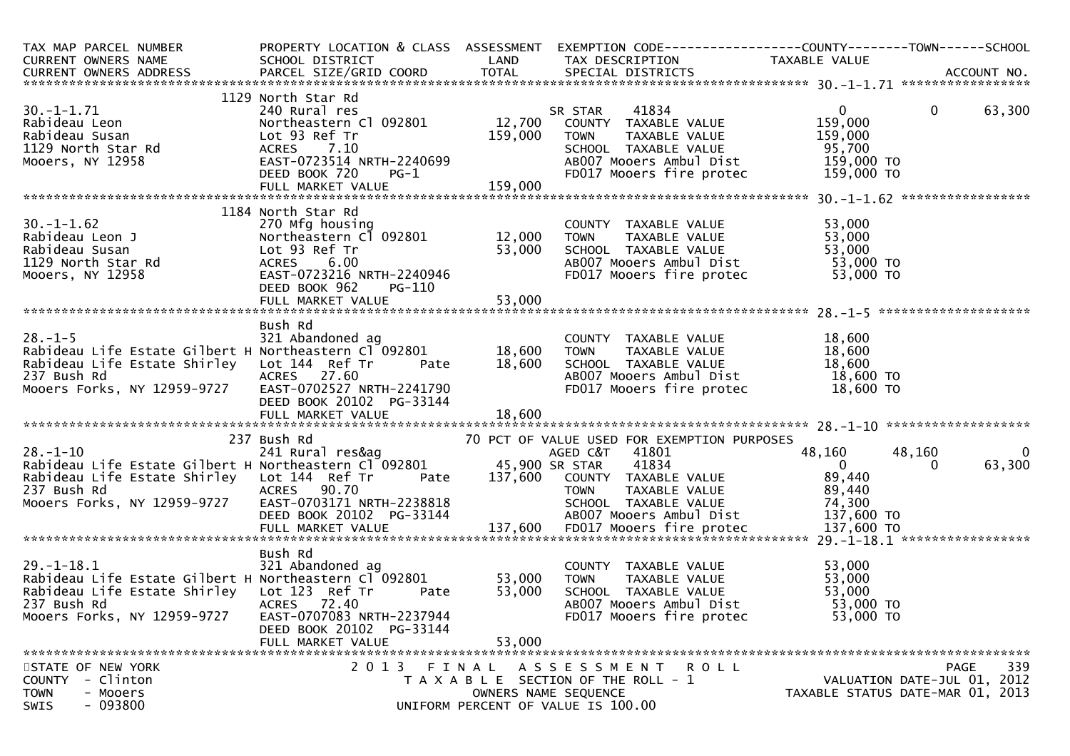```
TAX MAP PARCEL NUMBER          PROPERTY LOCATION & CLASS  ASSESSMENT  EXEMPTION CODE------------------COUNTY--------TOWN------SCHOOL
CURRENT OWNERS NAME            SCHOOL DISTRICT               LAND      TAX DESCRIPTION            TAXABLE VALUE
CURRENT OWNERS ADDRESS         PARCEL SIZE/GRID COORD        TOTAL     SPECIAL DISTRICTS                                     ACCOUNT NO.
******************************************************************************************************* 30.-1-1.71 *****************
                          1129 North Star Rd
30.-1-1.71                     240 Rural res                           SR STAR    41834                 0             0        63,300
Rabideau Leon                  Northeastern Cl 092801      12,700     COUNTY  TAXABLE VALUE         159,000
Rabideau Susan                 Lot 93 Ref Tr              159,000     TOWN    TAXABLE VALUE         159,000
1129 North Star Rd             ACRES    7.10                          SCHOOL  TAXABLE VALUE          95,700
Mooers, NY 12958               EAST-0723514 NRTH-2240699              AB007 Mooers Ambul Dist        159,000 TO
                               DEED BOOK 720    PG-1                  FD017 Mooers fire protec       159,000 TO
                               FULL MARKET VALUE          159,000
******************************************************************************************************* 30.-1-1.62 *****************
                          1184 North Star Rd
30.-1-1.62                     270 Mfg housing                        COUNTY  TAXABLE VALUE          53,000
Rabideau Leon J                Northeastern Cl 092801      12,000     TOWN    TAXABLE VALUE          53,000
Rabideau Susan                 Lot 93 Ref Tr               53,000     SCHOOL  TAXABLE VALUE          53,000
1129 North Star Rd             ACRES    6.00                          AB007 Mooers Ambul Dist         53,000 TO
Mooers, NY 12958               EAST-0723216 NRTH-2240946              FD017 Mooers fire protec        53,000 TO
                               DEED BOOK 962    PG-110
                               FULL MARKET VALUE           53,000
******************************************************************************************************* 28.-1-5 ********************
                               Bush Rd
28.-1-5                        321 Abandoned ag                       COUNTY  TAXABLE VALUE          18,600
Rabideau Life Estate Gilbert H Northeastern Cl 092801      18,600     TOWN    TAXABLE VALUE          18,600
Rabideau Life Estate Shirley   Lot 144  Ref Tr      Pate   18,600     SCHOOL  TAXABLE VALUE          18,600
237 Bush Rd                    ACRES   27.60                          AB007 Mooers Ambul Dist         18,600 TO
Mooers Forks, NY 12959-9727    EAST-0702527 NRTH-2241790              FD017 Mooers fire protec        18,600 TO
                               DEED BOOK 20102  PG-33144
                               FULL MARKET VALUE           18,600
******************************************************************************************************* 28.-1-10 *******************
                           237 Bush Rd                        70 PCT OF VALUE USED FOR EXEMPTION PURPOSES
28.-1-10                       241 Rural res&ag                        AGED C&T   41801            48,160        48,160             0
Rabideau Life Estate Gilbert H Northeastern Cl 092801      45,900 SR STAR     41834                 0             0        63,300
Rabideau Life Estate Shirley   Lot 144  Ref Tr      Pate  137,600     COUNTY  TAXABLE VALUE          89,440
237 Bush Rd                    ACRES   90.70                          TOWN    TAXABLE VALUE          89,440
Mooers Forks, NY 12959-9727    EAST-0703171 NRTH-2238818              SCHOOL  TAXABLE VALUE          74,300
                               DEED BOOK 20102  PG-33144              AB007 Mooers Ambul Dist        137,600 TO
                               FULL MARKET VALUE          137,600     FD017 Mooers fire protec       137,600 TO
******************************************************************************************************* 29.-1-18.1 *****************
                               Bush Rd
29.-1-18.1                     321 Abandoned ag                       COUNTY  TAXABLE VALUE          53,000
Rabideau Life Estate Gilbert H Northeastern Cl 092801      53,000     TOWN    TAXABLE VALUE          53,000
Rabideau Life Estate Shirley   Lot 123  Ref Tr      Pate   53,000     SCHOOL  TAXABLE VALUE          53,000
237 Bush Rd                    ACRES   72.40                          AB007 Mooers Ambul Dist         53,000 TO
Mooers Forks, NY 12959-9727    EAST-0707083 NRTH-2237944              FD017 Mooers fire protec        53,000 TO
                               DEED BOOK 20102  PG-33144
                               FULL MARKET VALUE           53,000
************************************************************************************************************************************
STATE OF NEW YORK                      2 0 1 3   F I N A L   A S S E S S M E N T   R O L L                                PAGE   339
COUNTY  - Clinton                         T A X A B L E  SECTION OF THE ROLL - 1                          VALUATION DATE-JUL 01, 2012
TOWN    - Mooers                               OWNERS NAME SEQUENCE                                  TAXABLE STATUS DATE-MAR 01, 2013
SWIS    - 093800                        UNIFORM PERCENT OF VALUE IS 100.00
```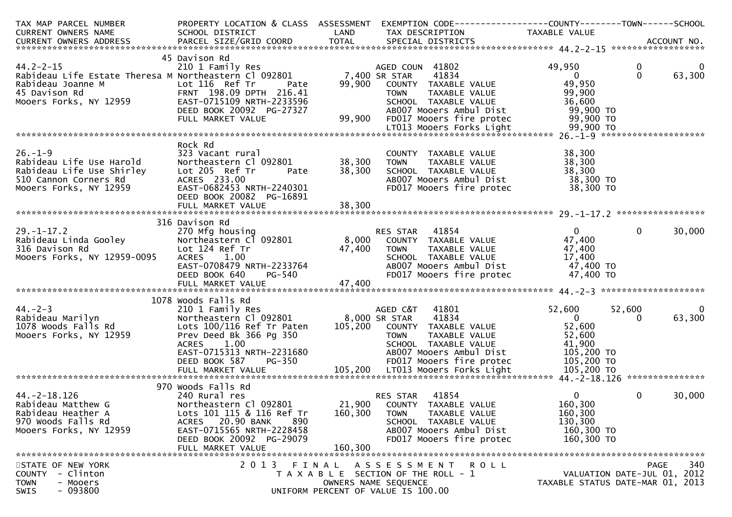| TAX MAP PARCEL NUMBER | PROPERTY LOCATION & CLASS | ASSESSMENT | EXEMPTION CODE | COUNTY | TOWN | SCHOOL |
|---|---|---|---|---|---|---|
| CURRENT OWNERS NAME | SCHOOL DISTRICT | LAND | TAX DESCRIPTION | TAXABLE VALUE | | |
| CURRENT OWNERS ADDRESS | PARCEL SIZE/GRID COORD | TOTAL | SPECIAL DISTRICTS | | | ACCOUNT NO. |
| **44.2-2-15** | | | | | | |
| | 45 Davison Rd | | | | | |
| 44.2-2-15 | 210 1 Family Res | | AGED COUN 41802 | 49,950 | 0 | 0 |
| Rabideau Life Estate Theresa M | Northeastern Cl 092801 | 7,400 | SR STAR 41834 | 0 | 0 | 63,300 |
| Rabideau Joanne M | Lot 116 Ref Tr Pate | 99,900 | COUNTY TAXABLE VALUE | 49,950 | | |
| 45 Davison Rd | FRNT 198.09 DPTH 216.41 | | TOWN TAXABLE VALUE | 99,900 | | |
| Mooers Forks, NY 12959 | EAST-0715109 NRTH-2233596 | | SCHOOL TAXABLE VALUE | 36,600 | | |
| | DEED BOOK 20092 PG-27327 | | AB007 Mooers Ambul Dist | 99,900 TO | | |
| | FULL MARKET VALUE | 99,900 | FD017 Mooers fire protec | 99,900 TO | | |
| | | | LT013 Mooers Forks Light | 99,900 TO | | |
| **26.-1-9** | | | | | | |
| | Rock Rd | | | | | |
| 26.-1-9 | 323 Vacant rural | | COUNTY TAXABLE VALUE | 38,300 | | |
| Rabideau Life Use Harold | Northeastern Cl 092801 | 38,300 | TOWN TAXABLE VALUE | 38,300 | | |
| Rabideau Life Use Shirley | Lot 205 Ref Tr Pate | 38,300 | SCHOOL TAXABLE VALUE | 38,300 | | |
| 510 Cannon Corners Rd | ACRES 233.00 | | AB007 Mooers Ambul Dist | 38,300 TO | | |
| Mooers Forks, NY 12959 | EAST-0682453 NRTH-2240301 | | FD017 Mooers fire protec | 38,300 TO | | |
| | DEED BOOK 20082 PG-16891 | | | | | |
| | FULL MARKET VALUE | 38,300 | | | | |
| **29.-1-17.2** | | | | | | |
| | 316 Davison Rd | | | | | |
| 29.-1-17.2 | 270 Mfg housing | | RES STAR 41854 | 0 | 0 | 30,000 |
| Rabideau Linda Gooley | Northeastern Cl 092801 | 8,000 | COUNTY TAXABLE VALUE | 47,400 | | |
| 316 Davison Rd | Lot 124 Ref Tr | 47,400 | TOWN TAXABLE VALUE | 47,400 | | |
| Mooers Forks, NY 12959-0095 | ACRES 1.00 | | SCHOOL TAXABLE VALUE | 17,400 | | |
| | EAST-0708479 NRTH-2233764 | | AB007 Mooers Ambul Dist | 47,400 TO | | |
| | DEED BOOK 640 PG-540 | | FD017 Mooers fire protec | 47,400 TO | | |
| | FULL MARKET VALUE | 47,400 | | | | |
| **44.-2-3** | | | | | | |
| | 1078 Woods Falls Rd | | | | | |
| 44.-2-3 | 210 1 Family Res | | AGED C&T 41801 | 52,600 | 52,600 | 0 |
| Rabideau Marilyn | Northeastern Cl 092801 | 8,000 | SR STAR 41834 | 0 | 0 | 63,300 |
| 1078 Woods Falls Rd | Lots 100/116 Ref Tr Paten | 105,200 | COUNTY TAXABLE VALUE | 52,600 | | |
| Mooers Forks, NY 12959 | Prev Deed Bk 366 Pg 350 | | TOWN TAXABLE VALUE | 52,600 | | |
| | ACRES 1.00 | | SCHOOL TAXABLE VALUE | 41,900 | | |
| | EAST-0715313 NRTH-2231680 | | AB007 Mooers Ambul Dist | 105,200 TO | | |
| | DEED BOOK 587 PG-350 | | FD017 Mooers fire protec | 105,200 TO | | |
| | FULL MARKET VALUE | 105,200 | LT013 Mooers Forks Light | 105,200 TO | | |
| **44.-2-18.126** | | | | | | |
| | 970 Woods Falls Rd | | | | | |
| 44.-2-18.126 | 240 Rural res | | RES STAR 41854 | 0 | 0 | 30,000 |
| Rabideau Matthew G | Northeastern Cl 092801 | 21,900 | COUNTY TAXABLE VALUE | 160,300 | | |
| Rabideau Heather A | Lots 101 115 & 116 Ref Tr | 160,300 | TOWN TAXABLE VALUE | 160,300 | | |
| 970 Woods Falls Rd | ACRES 20.90 BANK 890 | | SCHOOL TAXABLE VALUE | 130,300 | | |
| Mooers Forks, NY 12959 | EAST-0715565 NRTH-2228458 | | AB007 Mooers Ambul Dist | 160,300 TO | | |
| | DEED BOOK 20092 PG-29079 | | FD017 Mooers fire protec | 160,300 TO | | |
| | FULL MARKET VALUE | 160,300 | | | | |

STATE OF NEW YORK — COUNTY - Clinton — TOWN - Mooers — SWIS - 093800

2013 FINAL ASSESSMENT ROLL — TAXABLE SECTION OF THE ROLL - 1 — OWNERS NAME SEQUENCE — UNIFORM PERCENT OF VALUE IS 100.00

VALUATION DATE-JUL 01, 2012 — TAXABLE STATUS DATE-MAR 01, 2013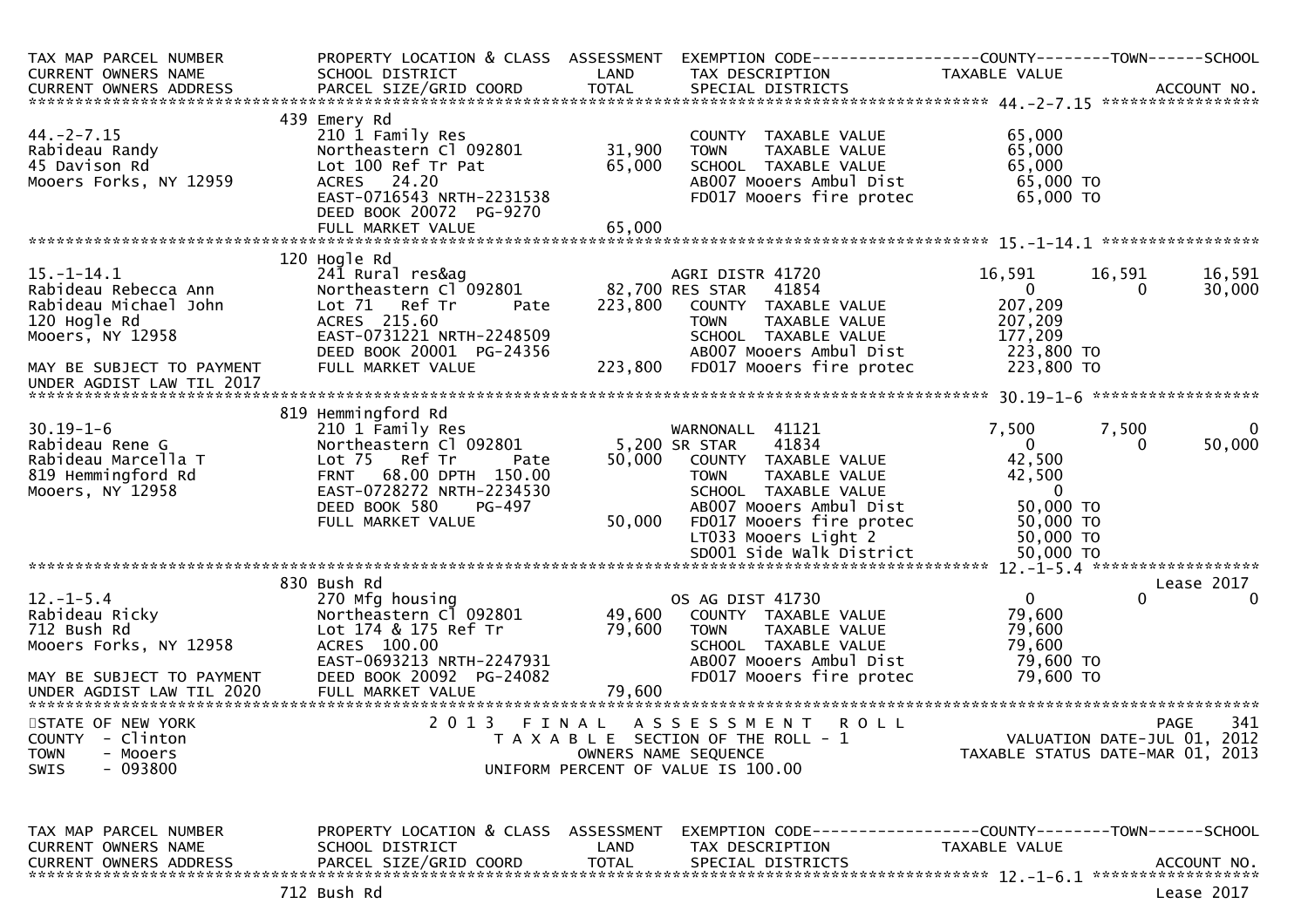```
TAX MAP PARCEL NUMBER          PROPERTY LOCATION & CLASS  ASSESSMENT  EXEMPTION CODE------------------COUNTY--------TOWN------SCHOOL
CURRENT OWNERS NAME            SCHOOL DISTRICT               LAND      TAX DESCRIPTION              TAXABLE VALUE
CURRENT OWNERS ADDRESS         PARCEL SIZE/GRID COORD        TOTAL     SPECIAL DISTRICTS                                      ACCOUNT NO.
******************************************************************************************************* 44.-2-7.15 *****************
                               439 Emery Rd
44.-2-7.15                     210 1 Family Res                        COUNTY  TAXABLE VALUE            65,000
Rabideau Randy                 Northeastern Cl 092801       31,900     TOWN    TAXABLE VALUE            65,000
45 Davison Rd                  Lot 100 Ref Tr Pat           65,000     SCHOOL  TAXABLE VALUE            65,000
Mooers Forks, NY 12959         ACRES   24.20                           AB007 Mooers Ambul Dist           65,000 TO
                               EAST-0716543 NRTH-2231538               FD017 Mooers fire protec          65,000 TO
                               DEED BOOK 20072  PG-9270
                               FULL MARKET VALUE            65,000
******************************************************************************************************* 15.-1-14.1 *****************
                               120 Hogle Rd
15.-1-14.1                     241 Rural res&ag                        AGRI DISTR 41720            16,591        16,591        16,591
Rabideau Rebecca Ann           Northeastern Cl 092801       82,700 RES STAR    41854                 0             0         30,000
Rabideau Michael John          Lot 71   Ref Tr       Pate  223,800     COUNTY  TAXABLE VALUE           207,209
120 Hogle Rd                   ACRES  215.60                           TOWN    TAXABLE VALUE           207,209
Mooers, NY 12958               EAST-0731221 NRTH-2248509               SCHOOL  TAXABLE VALUE           177,209
                               DEED BOOK 20001  PG-24356               AB007 Mooers Ambul Dist          223,800 TO
MAY BE SUBJECT TO PAYMENT      FULL MARKET VALUE           223,800     FD017 Mooers fire protec         223,800 TO
UNDER AGDIST LAW TIL 2017
******************************************************************************************************* 30.19-1-6 ******************
                               819 Hemmingford Rd
30.19-1-6                      210 1 Family Res                        WARNONALL  41121             7,500         7,500             0
Rabideau Rene G                Northeastern Cl 092801        5,200 SR STAR     41834                 0             0         50,000
Rabideau Marcella T            Lot 75   Ref Tr       Pate   50,000     COUNTY  TAXABLE VALUE            42,500
819 Hemmingford Rd             FRNT   68.00 DPTH  150.00               TOWN    TAXABLE VALUE            42,500
Mooers, NY 12958               EAST-0728272 NRTH-2234530               SCHOOL  TAXABLE VALUE                 0
                               DEED BOOK 580     PG-497                AB007 Mooers Ambul Dist           50,000 TO
                               FULL MARKET VALUE            50,000     FD017 Mooers fire protec          50,000 TO
                                                                       LT033 Mooers Light 2              50,000 TO
                                                                       SD001 Side Walk District          50,000 TO
******************************************************************************************************* 12.-1-5.4 ******************
                               830 Bush Rd                                                                                Lease 2017
12.-1-5.4                      270 Mfg housing                         OS AG DIST 41730                  0             0             0
Rabideau Ricky                 Northeastern Cl 092801       49,600     COUNTY  TAXABLE VALUE            79,600
712 Bush Rd                    Lot 174 & 175 Ref Tr         79,600     TOWN    TAXABLE VALUE            79,600
Mooers Forks, NY 12958         ACRES  100.00                           SCHOOL  TAXABLE VALUE            79,600
                               EAST-0693213 NRTH-2247931               AB007 Mooers Ambul Dist           79,600 TO
MAY BE SUBJECT TO PAYMENT      DEED BOOK 20092  PG-24082               FD017 Mooers fire protec          79,600 TO
UNDER AGDIST LAW TIL 2020      FULL MARKET VALUE            79,600
************************************************************************************************************************************
STATE OF NEW YORK                      2 0 1 3   F I N A L   A S S E S S M E N T   R O L L                               PAGE     341
COUNTY  - Clinton                          T A X A B L E  SECTION OF THE ROLL - 1                       VALUATION DATE-JUL 01, 2012
TOWN    - Mooers                                 OWNERS NAME SEQUENCE                              TAXABLE STATUS DATE-MAR 01, 2013
SWIS    - 093800                          UNIFORM PERCENT OF VALUE IS 100.00


TAX MAP PARCEL NUMBER          PROPERTY LOCATION & CLASS  ASSESSMENT  EXEMPTION CODE------------------COUNTY--------TOWN------SCHOOL
CURRENT OWNERS NAME            SCHOOL DISTRICT               LAND      TAX DESCRIPTION              TAXABLE VALUE
CURRENT OWNERS ADDRESS         PARCEL SIZE/GRID COORD        TOTAL     SPECIAL DISTRICTS                                      ACCOUNT NO.
******************************************************************************************************* 12.-1-6.1 ******************
                               712 Bush Rd                                                                                Lease 2017
```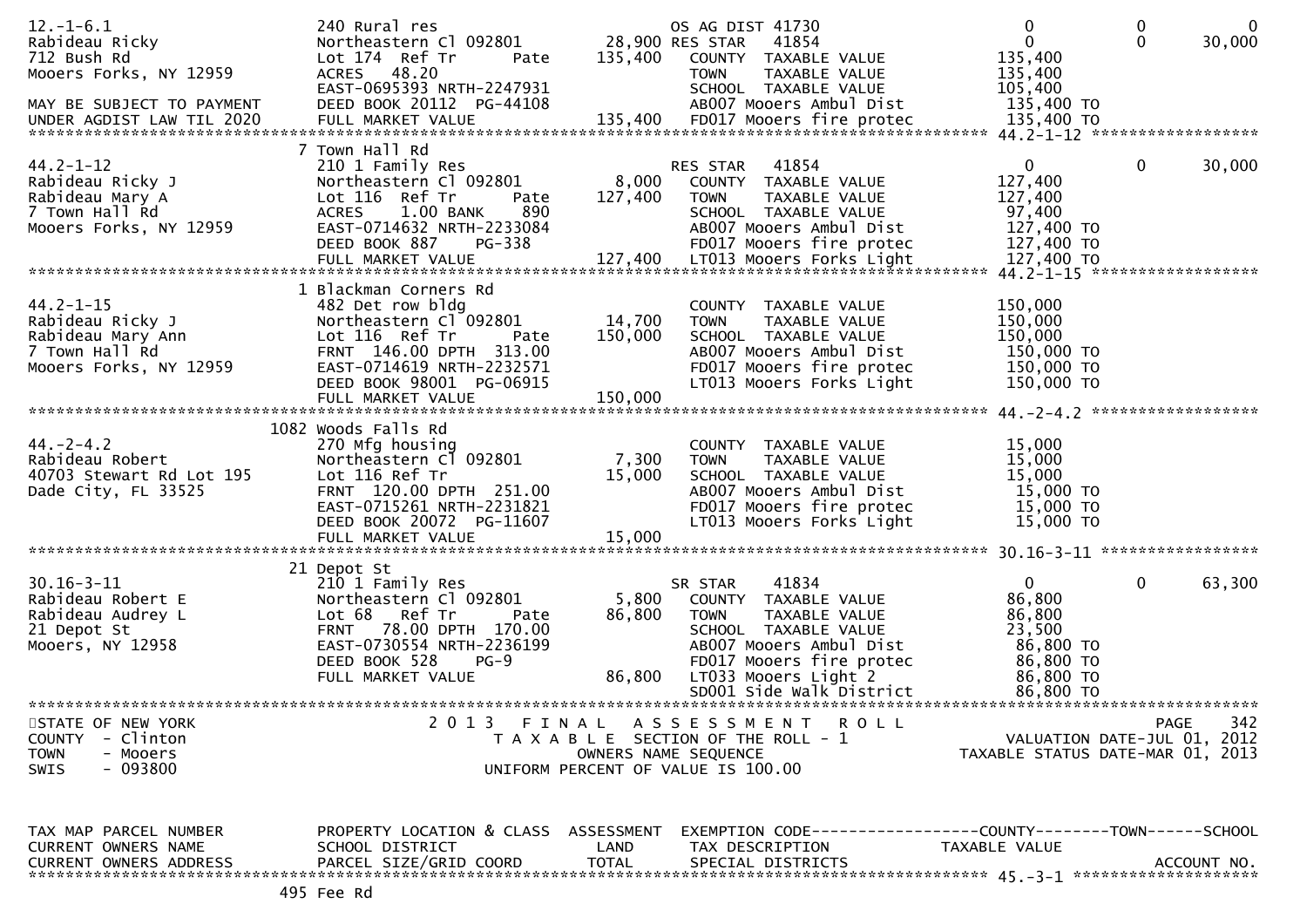```
12.-1-6.1                   240 Rural res                       OS AG DIST 41730                    0            0            0
Rabideau Ricky              Northeastern Cl 092801      28,900 RES STAR   41854                     0            0       30,000
712 Bush Rd                 Lot 174  Ref Tr       Pate 135,400   COUNTY  TAXABLE VALUE         135,400
Mooers Forks, NY 12959      ACRES   48.20                         TOWN    TAXABLE VALUE         135,400
                            EAST-0695393 NRTH-2247931             SCHOOL  TAXABLE VALUE         105,400
MAY BE SUBJECT TO PAYMENT   DEED BOOK 20112  PG-44108             AB007 Mooers Ambul Dist        135,400 TO
UNDER AGDIST LAW TIL 2020   FULL MARKET VALUE          135,400   FD017 Mooers fire protec       135,400 TO
******************************************************************************************************* 44.2-1-12 *****************
                          7 Town Hall Rd
44.2-1-12                   210 1 Family Res                    RES STAR   41854                    0            0       30,000
Rabideau Ricky J            Northeastern Cl 092801       8,000    COUNTY  TAXABLE VALUE         127,400
Rabideau Mary A             Lot 116  Ref Tr       Pate 127,400    TOWN    TAXABLE VALUE         127,400
7 Town Hall Rd              ACRES    1.00 BANK     890            SCHOOL  TAXABLE VALUE          97,400
Mooers Forks, NY 12959      EAST-0714632 NRTH-2233084             AB007 Mooers Ambul Dist        127,400 TO
                            DEED BOOK 887     PG-338              FD017 Mooers fire protec       127,400 TO
                            FULL MARKET VALUE          127,400    LT013 Mooers Forks Light       127,400 TO
******************************************************************************************************* 44.2-1-15 *****************
                          1 Blackman Corners Rd
44.2-1-15                   482 Det row bldg                      COUNTY  TAXABLE VALUE         150,000
Rabideau Ricky J            Northeastern Cl 092801      14,700    TOWN    TAXABLE VALUE         150,000
Rabideau Mary Ann           Lot 116  Ref Tr       Pate 150,000    SCHOOL  TAXABLE VALUE         150,000
7 Town Hall Rd              FRNT  146.00 DPTH  313.00             AB007 Mooers Ambul Dist        150,000 TO
Mooers Forks, NY 12959      EAST-0714619 NRTH-2232571             FD017 Mooers fire protec       150,000 TO
                            DEED BOOK 98001  PG-06915             LT013 Mooers Forks Light       150,000 TO
                            FULL MARKET VALUE          150,000
******************************************************************************************************* 44.-2-4.2 *****************
                       1082 Woods Falls Rd
44.-2-4.2                   270 Mfg housing                       COUNTY  TAXABLE VALUE          15,000
Rabideau Robert             Northeastern Cl 092801       7,300    TOWN    TAXABLE VALUE          15,000
40703 Stewart Rd Lot 195    Lot 116 Ref Tr              15,000    SCHOOL  TAXABLE VALUE          15,000
Dade City, FL 33525         FRNT  120.00 DPTH  251.00             AB007 Mooers Ambul Dist         15,000 TO
                            EAST-0715261 NRTH-2231821             FD017 Mooers fire protec        15,000 TO
                            DEED BOOK 20072  PG-11607             LT013 Mooers Forks Light        15,000 TO
                            FULL MARKET VALUE           15,000
******************************************************************************************************* 30.16-3-11 ****************
                         21 Depot St
30.16-3-11                  210 1 Family Res                    SR STAR    41834                    0            0       63,300
Rabideau Robert E           Northeastern Cl 092801       5,800    COUNTY  TAXABLE VALUE          86,800
Rabideau Audrey L           Lot 68   Ref Tr       Pate  86,800    TOWN    TAXABLE VALUE          86,800
21 Depot St                 FRNT   78.00 DPTH  170.00             SCHOOL  TAXABLE VALUE          23,500
Mooers, NY 12958            EAST-0730554 NRTH-2236199             AB007 Mooers Ambul Dist         86,800 TO
                            DEED BOOK 528     PG-9                FD017 Mooers fire protec        86,800 TO
                            FULL MARKET VALUE           86,800    LT033 Mooers Light 2            86,800 TO
                                                                  SD001 Side walk District        86,800 TO
************************************************************************************************************************************
STATE OF NEW YORK                    2 0 1 3   F I N A L   A S S E S S M E N T   R O L L                              PAGE    342
COUNTY  - Clinton                          T A X A B L E  SECTION OF THE ROLL - 1                    VALUATION DATE-JUL 01, 2012
TOWN    - Mooers                                OWNERS NAME SEQUENCE                           TAXABLE STATUS DATE-MAR 01, 2013
SWIS    - 093800                         UNIFORM PERCENT OF VALUE IS 100.00


TAX MAP PARCEL NUMBER       PROPERTY LOCATION & CLASS  ASSESSMENT  EXEMPTION CODE------------------COUNTY--------TOWN------SCHOOL
CURRENT OWNERS NAME         SCHOOL DISTRICT               LAND      TAX DESCRIPTION              TAXABLE VALUE
CURRENT OWNERS ADDRESS      PARCEL SIZE/GRID COORD       TOTAL      SPECIAL DISTRICTS                                 ACCOUNT NO.
******************************************************************************************************* 45.-3-1 *******************
                        495 Fee Rd
```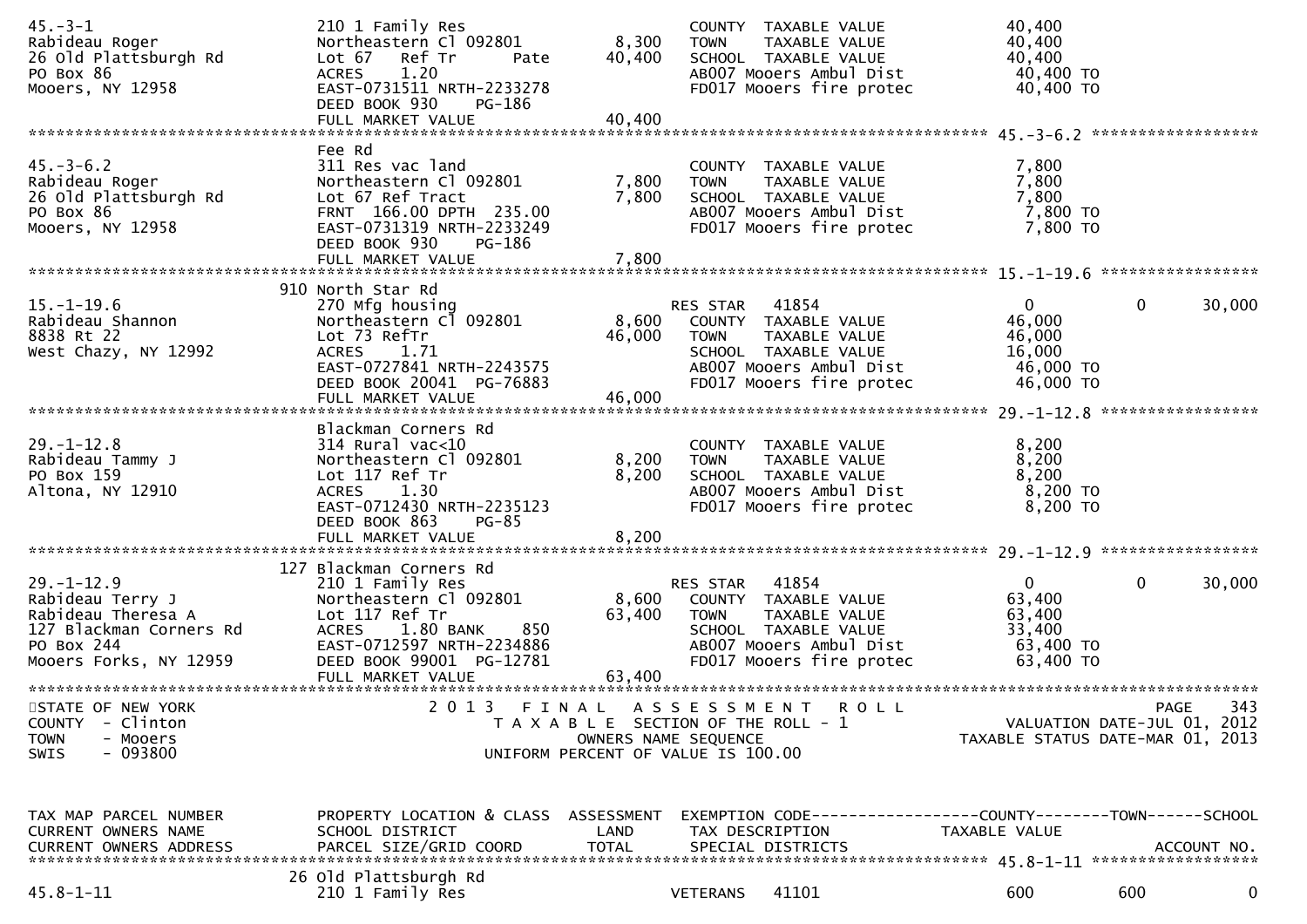```
45.-3-1                        210 1 Family Res                           COUNTY  TAXABLE VALUE           40,400
Rabideau Roger                 Northeastern Cl 092801       8,300    TOWN    TAXABLE VALUE           40,400
26 Old Plattsburgh Rd          Lot 67   Ref Tr      Pate   40,400    SCHOOL  TAXABLE VALUE           40,400
PO Box 86                      ACRES    1.20                         AB007 Mooers Ambul Dist          40,400 TO
Mooers, NY 12958               EAST-0731511 NRTH-2233278             FD017 Mooers fire protec         40,400 TO
                               DEED BOOK 930    PG-186
                               FULL MARKET VALUE           40,400
******************************************************************************************************* 45.-3-6.2 *****************
                               Fee Rd
45.-3-6.2                      311 Res vac land                           COUNTY  TAXABLE VALUE            7,800
Rabideau Roger                 Northeastern Cl 092801       7,800    TOWN    TAXABLE VALUE            7,800
26 Old Plattsburgh Rd          Lot 67 Ref Tract             7,800    SCHOOL  TAXABLE VALUE            7,800
PO Box 86                      FRNT 166.00 DPTH 235.00               AB007 Mooers Ambul Dist           7,800 TO
Mooers, NY 12958               EAST-0731319 NRTH-2233249             FD017 Mooers fire protec          7,800 TO
                               DEED BOOK 930    PG-186
                               FULL MARKET VALUE            7,800
******************************************************************************************************* 15.-1-19.6 ****************
                           910 North Star Rd
15.-1-19.6                     270 Mfg housing                       RES STAR   41854                      0          0     30,000
Rabideau Shannon               Northeastern Cl 092801       8,600    COUNTY  TAXABLE VALUE           46,000
8838 Rt 22                     Lot 73 RefTr                46,000    TOWN    TAXABLE VALUE           46,000
West Chazy, NY 12992           ACRES    1.71                         SCHOOL  TAXABLE VALUE           16,000
                               EAST-0727841 NRTH-2243575             AB007 Mooers Ambul Dist          46,000 TO
                               DEED BOOK 20041  PG-76883             FD017 Mooers fire protec         46,000 TO
                               FULL MARKET VALUE           46,000
******************************************************************************************************* 29.-1-12.8 ****************
                               Blackman Corners Rd
29.-1-12.8                     314 Rural vac<10                           COUNTY  TAXABLE VALUE            8,200
Rabideau Tammy J               Northeastern Cl 092801       8,200    TOWN    TAXABLE VALUE            8,200
PO Box 159                     Lot 117 Ref Tr               8,200    SCHOOL  TAXABLE VALUE            8,200
Altona, NY 12910               ACRES    1.30                         AB007 Mooers Ambul Dist           8,200 TO
                               EAST-0712430 NRTH-2235123             FD017 Mooers fire protec          8,200 TO
                               DEED BOOK 863    PG-85
                               FULL MARKET VALUE            8,200
******************************************************************************************************* 29.-1-12.9 ****************
                           127 Blackman Corners Rd
29.-1-12.9                     210 1 Family Res                      RES STAR   41854                      0          0     30,000
Rabideau Terry J               Northeastern Cl 092801       8,600    COUNTY  TAXABLE VALUE           63,400
Rabideau Theresa A             Lot 117 Ref Tr              63,400    TOWN    TAXABLE VALUE           63,400
127 Blackman Corners Rd        ACRES    1.80 BANK     850            SCHOOL  TAXABLE VALUE           33,400
PO Box 244                     EAST-0712597 NRTH-2234886             AB007 Mooers Ambul Dist          63,400 TO
Mooers Forks, NY 12959         DEED BOOK 99001  PG-12781             FD017 Mooers fire protec         63,400 TO
                               FULL MARKET VALUE           63,400
************************************************************************************************************************************
STATE OF NEW YORK                  2 0 1 3   F I N A L   A S S E S S M E N T   R O L L                                  PAGE    343
COUNTY  - Clinton                        T A X A B L E  SECTION OF THE ROLL - 1                         VALUATION DATE-JUL 01, 2012
TOWN    - Mooers                               OWNERS NAME SEQUENCE                                 TAXABLE STATUS DATE-MAR 01, 2013
SWIS    - 093800                         UNIFORM PERCENT OF VALUE IS 100.00


TAX MAP PARCEL NUMBER          PROPERTY LOCATION & CLASS  ASSESSMENT  EXEMPTION CODE------------------COUNTY--------TOWN------SCHOOL
CURRENT OWNERS NAME            SCHOOL DISTRICT               LAND      TAX DESCRIPTION             TAXABLE VALUE
CURRENT OWNERS ADDRESS         PARCEL SIZE/GRID COORD       TOTAL      SPECIAL DISTRICTS                                    ACCOUNT NO.
******************************************************************************************************* 45.8-1-11 *****************
                            26 Old Plattsburgh Rd
45.8-1-11                      210 1 Family Res                      VETERANS   41101                    600        600          0
```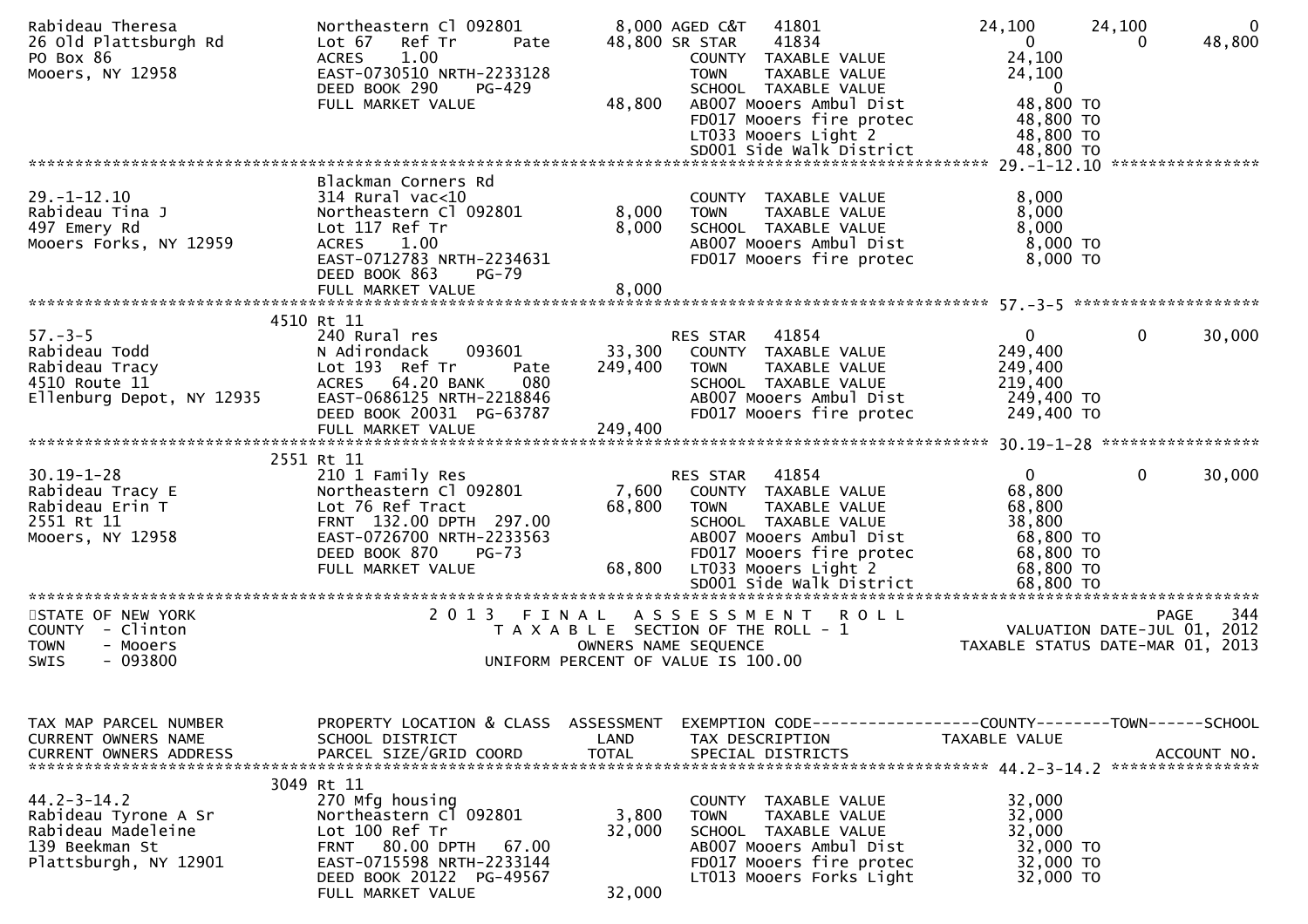```
Rabideau Theresa               Northeastern Cl 092801        8,000 AGED C&T   41801              24,100      24,100           0
26 Old Plattsburgh Rd          Lot 67   Ref Tr      Pate    48,800 SR STAR    41834                   0           0      48,800
PO Box 86                      ACRES    1.00                       COUNTY  TAXABLE VALUE          24,100
Mooers, NY 12958               EAST-0730510 NRTH-2233128           TOWN    TAXABLE VALUE          24,100
                               DEED BOOK 290    PG-429             SCHOOL  TAXABLE VALUE               0
                               FULL MARKET VALUE            48,800  AB007 Mooers Ambul Dist        48,800 TO
                                                                   FD017 Mooers fire protec       48,800 TO
                                                                   LT033 Mooers Light 2           48,800 TO
                                                                   SD001 Side Walk District       48,800 TO
******************************************************************************************************* 29.-1-12.10 ****************
                               Blackman Corners Rd
29.-1-12.10                    314 Rural vac<10                    COUNTY  TAXABLE VALUE           8,000
Rabideau Tina J                Northeastern Cl 092801        8,000 TOWN    TAXABLE VALUE           8,000
497 Emery Rd                   Lot 117 Ref Tr                8,000 SCHOOL  TAXABLE VALUE           8,000
Mooers Forks, NY 12959         ACRES    1.00                       AB007 Mooers Ambul Dist         8,000 TO
                               EAST-0712783 NRTH-2234631           FD017 Mooers fire protec        8,000 TO
                               DEED BOOK 863    PG-79
                               FULL MARKET VALUE             8,000
******************************************************************************************************* 57.-3-5 ********************
                          4510 Rt 11
57.-3-5                        240 Rural res                       RES STAR   41854                   0           0      30,000
Rabideau Todd                  N Adirondack     093601      33,300 COUNTY  TAXABLE VALUE         249,400
Rabideau Tracy                 Lot 193  Ref Tr      Pate   249,400 TOWN    TAXABLE VALUE         249,400
4510 Route 11                  ACRES   64.20 BANK     080          SCHOOL  TAXABLE VALUE         219,400
Ellenburg Depot, NY 12935      EAST-0686125 NRTH-2218846           AB007 Mooers Ambul Dist       249,400 TO
                               DEED BOOK 20031  PG-63787           FD017 Mooers fire protec      249,400 TO
                               FULL MARKET VALUE           249,400
******************************************************************************************************* 30.19-1-28 *****************
                          2551 Rt 11
30.19-1-28                     210 1 Family Res                    RES STAR   41854                   0           0      30,000
Rabideau Tracy E               Northeastern Cl 092801        7,600 COUNTY  TAXABLE VALUE          68,800
Rabideau Erin T                Lot 76 Ref Tract             68,800 TOWN    TAXABLE VALUE          68,800
2551 Rt 11                     FRNT  132.00 DPTH  297.00           SCHOOL  TAXABLE VALUE          38,800
Mooers, NY 12958               EAST-0726700 NRTH-2233563           AB007 Mooers Ambul Dist        68,800 TO
                               DEED BOOK 870    PG-73              FD017 Mooers fire protec       68,800 TO
                               FULL MARKET VALUE            68,800 LT033 Mooers Light 2           68,800 TO
                                                                   SD001 Side Walk District       68,800 TO
************************************************************************************************************************************
STATE OF NEW YORK                  2 0 1 3   F I N A L   A S S E S S M E N T   R O L L                              PAGE    344
COUNTY  - Clinton                     T A X A B L E  SECTION OF THE ROLL - 1                         VALUATION DATE-JUL 01, 2012
TOWN    - Mooers                           OWNERS NAME SEQUENCE                                TAXABLE STATUS DATE-MAR 01, 2013
SWIS    - 093800                      UNIFORM PERCENT OF VALUE IS 100.00


TAX MAP PARCEL NUMBER          PROPERTY LOCATION & CLASS  ASSESSMENT  EXEMPTION CODE------------------COUNTY--------TOWN------SCHOOL
CURRENT OWNERS NAME            SCHOOL DISTRICT               LAND     TAX DESCRIPTION             TAXABLE VALUE
CURRENT OWNERS ADDRESS         PARCEL SIZE/GRID COORD        TOTAL    SPECIAL DISTRICTS                                   ACCOUNT NO.
******************************************************************************************************* 44.2-3-14.2 ****************
                          3049 Rt 11
44.2-3-14.2                    270 Mfg housing                     COUNTY  TAXABLE VALUE          32,000
Rabideau Tyrone A Sr           Northeastern Cl 092801        3,800 TOWN    TAXABLE VALUE          32,000
Rabideau Madeleine             Lot 100 Ref Tr               32,000 SCHOOL  TAXABLE VALUE          32,000
139 Beekman St                 FRNT   80.00 DPTH   67.00           AB007 Mooers Ambul Dist        32,000 TO
Plattsburgh, NY 12901          EAST-0715598 NRTH-2233144           FD017 Mooers fire protec       32,000 TO
                               DEED BOOK 20122  PG-49567           LT013 Mooers Forks Light       32,000 TO
                               FULL MARKET VALUE            32,000
```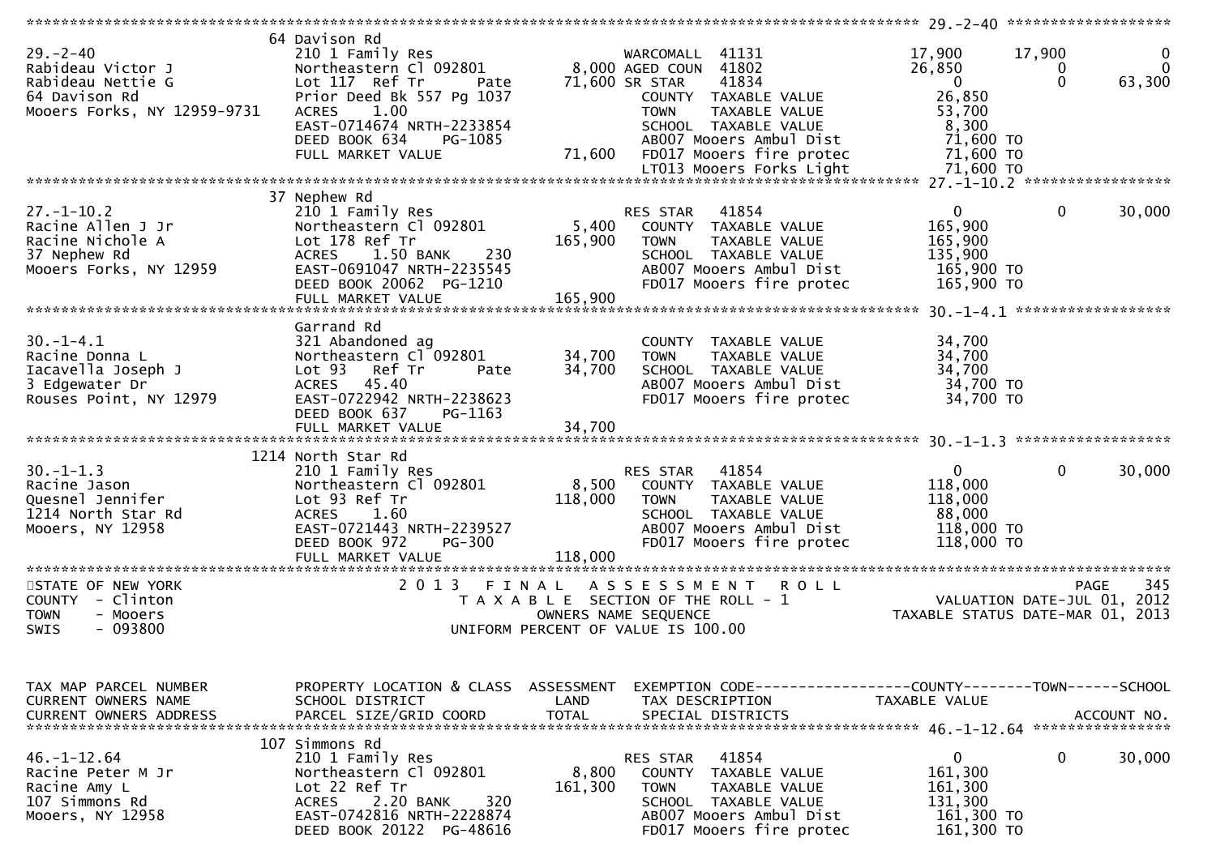```
******************************************************************************************************* 29.-2-40 ******************
                       64 Davison Rd
29.-2-40               210 1 Family Res                      WARCOMALL  41131            17,900      17,900           0
Rabideau Victor J      Northeastern Cl 092801      8,000 AGED COUN  41802            26,850           0           0
Rabideau Nettie G      Lot 117  Ref Tr     Pate   71,600 SR STAR    41834                 0           0      63,300
64 Davison Rd          Prior Deed Bk 557 Pg 1037         COUNTY  TAXABLE VALUE         26,850
Mooers Forks, NY 12959-9731  ACRES   1.00                TOWN    TAXABLE VALUE         53,700
                       EAST-0714674 NRTH-2233854         SCHOOL  TAXABLE VALUE          8,300
                       DEED BOOK 634    PG-1085          AB007 Mooers Ambul Dist       71,600 TO
                       FULL MARKET VALUE          71,600 FD017 Mooers fire protec      71,600 TO
                                                         LT013 Mooers Forks Light      71,600 TO
******************************************************************************************************* 27.-1-10.2 ****************
                       37 Nephew Rd
27.-1-10.2             210 1 Family Res                      RES STAR   41854                 0           0      30,000
Racine Allen J Jr      Northeastern Cl 092801      5,400  COUNTY  TAXABLE VALUE       165,900
Racine Nichole A       Lot 178 Ref Tr            165,900  TOWN    TAXABLE VALUE       165,900
37 Nephew Rd           ACRES   1.50 BANK    230           SCHOOL  TAXABLE VALUE       135,900
Mooers Forks, NY 12959 EAST-0691047 NRTH-2235545          AB007 Mooers Ambul Dist     165,900 TO
                       DEED BOOK 20062  PG-1210           FD017 Mooers fire protec    165,900 TO
                       FULL MARKET VALUE         165,900
******************************************************************************************************* 30.-1-4.1 *****************
                       Garrand Rd
30.-1-4.1              321 Abandoned ag                   COUNTY  TAXABLE VALUE        34,700
Racine Donna L         Northeastern Cl 092801     34,700  TOWN    TAXABLE VALUE        34,700
Iacavella Joseph J     Lot 93   Ref Tr     Pate   34,700  SCHOOL  TAXABLE VALUE        34,700
3 Edgewater Dr         ACRES  45.40                       AB007 Mooers Ambul Dist      34,700 TO
Rouses Point, NY 12979 EAST-0722942 NRTH-2238623          FD017 Mooers fire protec     34,700 TO
                       DEED BOOK 637    PG-1163
                       FULL MARKET VALUE          34,700
******************************************************************************************************* 30.-1-1.3 *****************
                       1214 North Star Rd
30.-1-1.3              210 1 Family Res                      RES STAR   41854                 0           0      30,000
Racine Jason           Northeastern Cl 092801      8,500  COUNTY  TAXABLE VALUE       118,000
Quesnel Jennifer       Lot 93 Ref Tr             118,000  TOWN    TAXABLE VALUE       118,000
1214 North Star Rd     ACRES   1.60                       SCHOOL  TAXABLE VALUE        88,000
Mooers, NY 12958       EAST-0721443 NRTH-2239527          AB007 Mooers Ambul Dist     118,000 TO
                       DEED BOOK 972    PG-300            FD017 Mooers fire protec    118,000 TO
                       FULL MARKET VALUE         118,000
************************************************************************************************************************************
STATE OF NEW YORK                2 0 1 3   F I N A L   A S S E S S M E N T   R O L L                              PAGE   345
COUNTY  - Clinton                   T A X A B L E  SECTION OF THE ROLL - 1                      VALUATION DATE-JUL 01, 2012
TOWN    - Mooers                          OWNERS NAME SEQUENCE                                TAXABLE STATUS DATE-MAR 01, 2013
SWIS    - 093800                   UNIFORM PERCENT OF VALUE IS 100.00


TAX MAP PARCEL NUMBER     PROPERTY LOCATION & CLASS  ASSESSMENT  EXEMPTION CODE------------------COUNTY--------TOWN------SCHOOL
CURRENT OWNERS NAME       SCHOOL DISTRICT               LAND      TAX DESCRIPTION              TAXABLE VALUE
CURRENT OWNERS ADDRESS    PARCEL SIZE/GRID COORD       TOTAL      SPECIAL DISTRICTS                                    ACCOUNT NO.
******************************************************************************************************* 46.-1-12.64 ***************
                       107 Simmons Rd
46.-1-12.64            210 1 Family Res                      RES STAR   41854                 0           0      30,000
Racine Peter M Jr      Northeastern Cl 092801      8,800  COUNTY  TAXABLE VALUE       161,300
Racine Amy L           Lot 22 Ref Tr             161,300  TOWN    TAXABLE VALUE       161,300
107 Simmons Rd         ACRES   2.20 BANK    320           SCHOOL  TAXABLE VALUE       131,300
Mooers, NY 12958       EAST-0742816 NRTH-2228874          AB007 Mooers Ambul Dist     161,300 TO
                       DEED BOOK 20122  PG-48616          FD017 Mooers fire protec    161,300 TO
```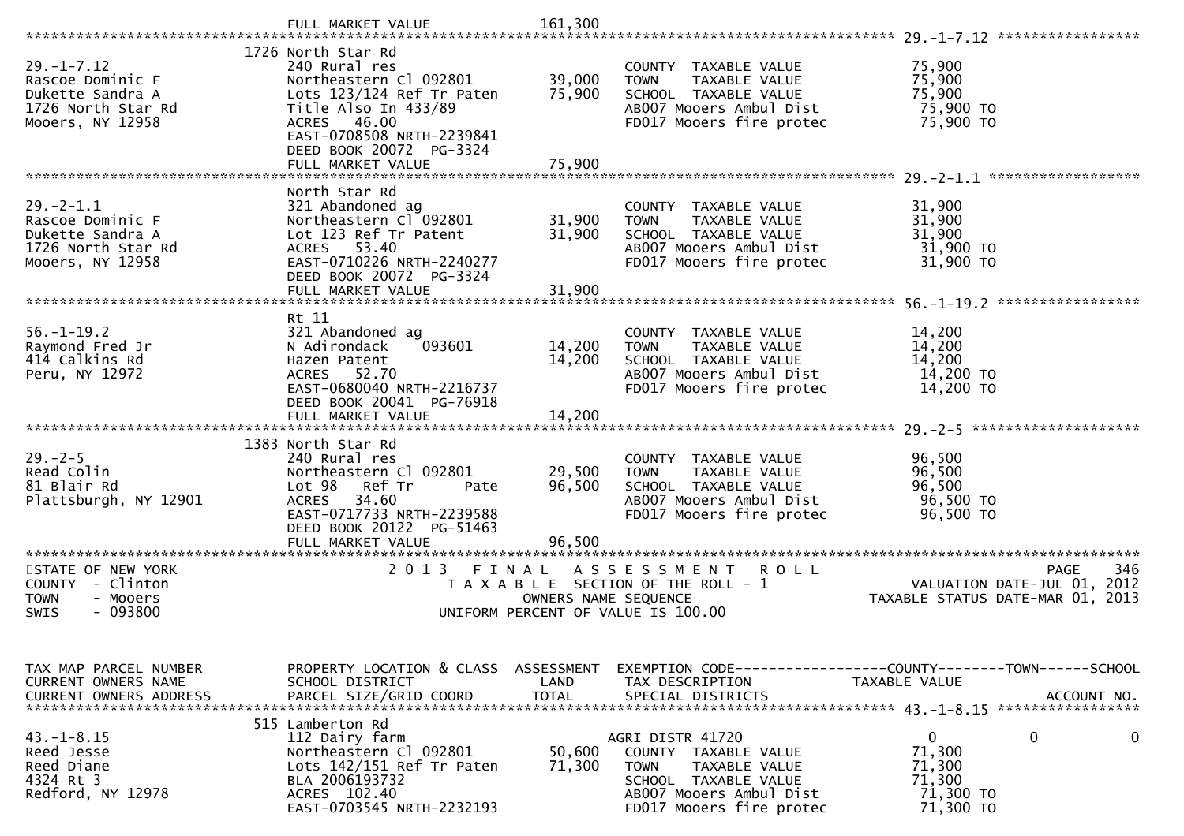FULL MARKET VALUE 161,300

## 29.-1-7.12

| Field | Value |
|---|---|
| Tax Map Parcel Number | 29.-1-7.12 |
| Current Owners | Rascoe Dominic F; Dukette Sandra A |
| Address | 1726 North Star Rd, Mooers, NY 12958 |
| Property Location | 1726 North Star Rd |
| Class | 240 Rural res |
| School District | Northeastern Cl 092801 |
| Land | 39,000 |
| Total | 75,900 |
| Description | Lots 123/124 Ref Tr Paten; Title Also In 433/89 |
| Acres | 46.00 |
| Grid Coord | EAST-0708508 NRTH-2239841 |
| Deed | DEED BOOK 20072 PG-3324 |
| Full Market Value | 75,900 |
| COUNTY TAXABLE VALUE | 75,900 |
| TOWN TAXABLE VALUE | 75,900 |
| SCHOOL TAXABLE VALUE | 75,900 |
| AB007 Mooers Ambul Dist | 75,900 TO |
| FD017 Mooers fire protec | 75,900 TO |

## 29.-2-1.1

| Field | Value |
|---|---|
| Tax Map Parcel Number | 29.-2-1.1 |
| Current Owners | Rascoe Dominic F; Dukette Sandra A |
| Address | 1726 North Star Rd, Mooers, NY 12958 |
| Property Location | North Star Rd |
| Class | 321 Abandoned ag |
| School District | Northeastern Cl 092801 |
| Land | 31,900 |
| Total | 31,900 |
| Description | Lot 123 Ref Tr Patent |
| Acres | 53.40 |
| Grid Coord | EAST-0710226 NRTH-2240277 |
| Deed | DEED BOOK 20072 PG-3324 |
| Full Market Value | 31,900 |
| COUNTY TAXABLE VALUE | 31,900 |
| TOWN TAXABLE VALUE | 31,900 |
| SCHOOL TAXABLE VALUE | 31,900 |
| AB007 Mooers Ambul Dist | 31,900 TO |
| FD017 Mooers fire protec | 31,900 TO |

## 56.-1-19.2

| Field | Value |
|---|---|
| Tax Map Parcel Number | 56.-1-19.2 |
| Current Owners | Raymond Fred Jr |
| Address | 414 Calkins Rd, Peru, NY 12972 |
| Property Location | Rt 11 |
| Class | 321 Abandoned ag |
| School District | N Adirondack 093601 |
| Land | 14,200 |
| Total | 14,200 |
| Description | Hazen Patent |
| Acres | 52.70 |
| Grid Coord | EAST-0680040 NRTH-2216737 |
| Deed | DEED BOOK 20041 PG-76918 |
| Full Market Value | 14,200 |
| COUNTY TAXABLE VALUE | 14,200 |
| TOWN TAXABLE VALUE | 14,200 |
| SCHOOL TAXABLE VALUE | 14,200 |
| AB007 Mooers Ambul Dist | 14,200 TO |
| FD017 Mooers fire protec | 14,200 TO |

## 29.-2-5

| Field | Value |
|---|---|
| Tax Map Parcel Number | 29.-2-5 |
| Current Owners | Read Colin |
| Address | 81 Blair Rd, Plattsburgh, NY 12901 |
| Property Location | 1383 North Star Rd |
| Class | 240 Rural res |
| School District | Northeastern Cl 092801 |
| Land | 29,500 |
| Total | 96,500 |
| Description | Lot 98 Ref Tr Pate |
| Acres | 34.60 |
| Grid Coord | EAST-0717733 NRTH-2239588 |
| Deed | DEED BOOK 20122 PG-51463 |
| Full Market Value | 96,500 |
| COUNTY TAXABLE VALUE | 96,500 |
| TOWN TAXABLE VALUE | 96,500 |
| SCHOOL TAXABLE VALUE | 96,500 |
| AB007 Mooers Ambul Dist | 96,500 TO |
| FD017 Mooers fire protec | 96,500 TO |

STATE OF NEW YORK — COUNTY - Clinton — TOWN - Mooers — SWIS - 093800

# 2013 FINAL ASSESSMENT ROLL

TAXABLE SECTION OF THE ROLL - 1
OWNERS NAME SEQUENCE
UNIFORM PERCENT OF VALUE IS 100.00

VALUATION DATE-JUL 01, 2012
TAXABLE STATUS DATE-MAR 01, 2013

## 43.-1-8.15

| Field | Value |
|---|---|
| Tax Map Parcel Number | 43.-1-8.15 |
| Current Owners | Reed Jesse; Reed Diane |
| Address | 4324 Rt 3, Redford, NY 12978 |
| Property Location | 515 Lamberton Rd |
| Class | 112 Dairy farm |
| School District | Northeastern Cl 092801 |
| Land | 50,600 |
| Total | 71,300 |
| Description | Lots 142/151 Ref Tr Paten; BLA 2006193732 |
| Acres | 102.40 |
| Grid Coord | EAST-0703545 NRTH-2232193 |
| AGRI DISTR 41720 (County / Town / School) | 0 / 0 / 0 |
| COUNTY TAXABLE VALUE | 71,300 |
| TOWN TAXABLE VALUE | 71,300 |
| SCHOOL TAXABLE VALUE | 71,300 |
| AB007 Mooers Ambul Dist | 71,300 TO |
| FD017 Mooers fire protec | 71,300 TO |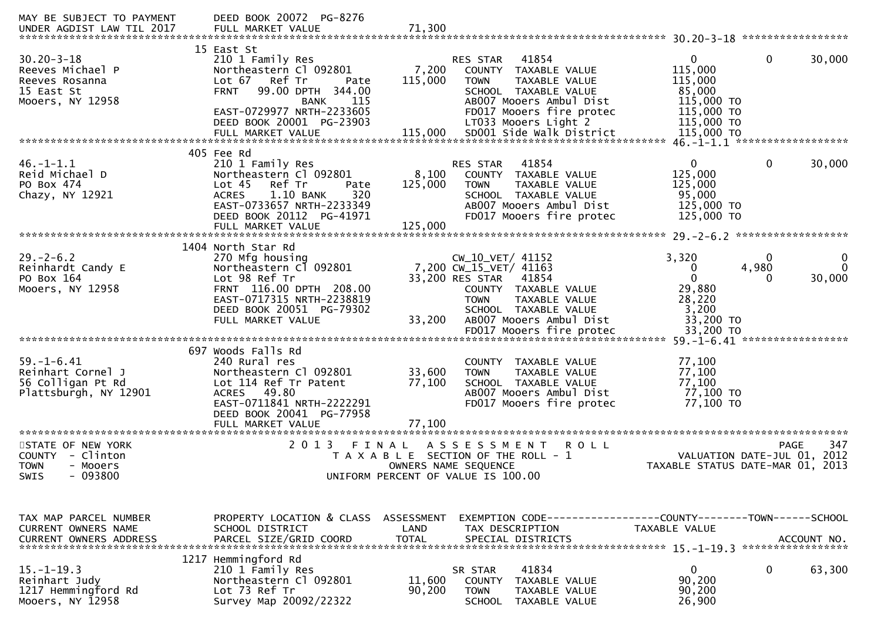```
MAY BE SUBJECT TO PAYMENT      DEED BOOK 20072  PG-8276
UNDER AGDIST LAW TIL 2017      FULL MARKET VALUE              71,300
******************************************************************************************************* 30.20-3-18 *****************
                              15 East St
30.20-3-18                     210 1 Family Res                        RES STAR    41854                 0            0       30,000
Reeves Michael P               Northeastern Cl 092801          7,200     COUNTY  TAXABLE VALUE        115,000
Reeves Rosanna                 Lot 67   Ref Tr          Pate    115,000     TOWN    TAXABLE VALUE        115,000
15 East St                     FRNT   99.00 DPTH  344.00                 SCHOOL  TAXABLE VALUE         85,000
Mooers, NY 12958                           BANK    115                   AB007 Mooers Ambul Dist        115,000 TO
                               EAST-0729977 NRTH-2233605                 FD017 Mooers fire protec       115,000 TO
                               DEED BOOK 20001  PG-23903                 LT033 Mooers Light 2           115,000 TO
                               FULL MARKET VALUE             115,000     SD001 Side Walk District       115,000 TO
******************************************************************************************************* 46.-1-1.1 ******************
                              405 Fee Rd
46.-1-1.1                      210 1 Family Res                        RES STAR    41854                 0            0       30,000
Reid Michael D                 Northeastern Cl 092801          8,100     COUNTY  TAXABLE VALUE        125,000
PO Box 474                     Lot 45   Ref Tr          Pate    125,000     TOWN    TAXABLE VALUE        125,000
Chazy, NY 12921                ACRES    1.10 BANK     320                SCHOOL  TAXABLE VALUE         95,000
                               EAST-0733657 NRTH-2233349                 AB007 Mooers Ambul Dist        125,000 TO
                               DEED BOOK 20112  PG-41971                 FD017 Mooers fire protec       125,000 TO
                               FULL MARKET VALUE             125,000
******************************************************************************************************* 29.-2-6.2 ******************
                              1404 North Star Rd
29.-2-6.2                      270 Mfg housing                         CW_10_VET/ 41152              3,320            0            0
Reinhardt Candy E              Northeastern Cl 092801          7,200 CW_15_VET/ 41163                    0        4,980            0
PO Box 164                     Lot 98 Ref Tr                   33,200 RES STAR    41854                 0            0       30,000
Mooers, NY 12958               FRNT  116.00 DPTH  208.00                 COUNTY  TAXABLE VALUE         29,880
                               EAST-0717315 NRTH-2238819                 TOWN    TAXABLE VALUE         28,220
                               DEED BOOK 20051  PG-79302                 SCHOOL  TAXABLE VALUE          3,200
                               FULL MARKET VALUE              33,200     AB007 Mooers Ambul Dist         33,200 TO
                                                                         FD017 Mooers fire protec        33,200 TO
******************************************************************************************************* 59.-1-6.41 *****************
                              697 Woods Falls Rd
59.-1-6.41                     240 Rural res                             COUNTY  TAXABLE VALUE         77,100
Reinhart Cornel J              Northeastern Cl 092801         33,600     TOWN    TAXABLE VALUE         77,100
56 Colligan Pt Rd              Lot 114 Ref Tr Patent           77,100     SCHOOL  TAXABLE VALUE         77,100
Plattsburgh, NY 12901          ACRES   49.80                             AB007 Mooers Ambul Dist         77,100 TO
                               EAST-0711841 NRTH-2222291                 FD017 Mooers fire protec        77,100 TO
                               DEED BOOK 20041  PG-77958
                               FULL MARKET VALUE              77,100
************************************************************************************************************************************
STATE OF NEW YORK                 2 0 1 3   F I N A L   A S S E S S M E N T   R O L L                                  PAGE    347
COUNTY  - Clinton                    T A X A B L E  SECTION OF THE ROLL - 1                            VALUATION DATE-JUL 01, 2012
TOWN    - Mooers                              OWNERS NAME SEQUENCE                                TAXABLE STATUS DATE-MAR 01, 2013
SWIS    - 093800                        UNIFORM PERCENT OF VALUE IS 100.00


TAX MAP PARCEL NUMBER          PROPERTY LOCATION & CLASS  ASSESSMENT  EXEMPTION CODE------------------COUNTY--------TOWN------SCHOOL
CURRENT OWNERS NAME            SCHOOL DISTRICT                 LAND       TAX DESCRIPTION             TAXABLE VALUE
CURRENT OWNERS ADDRESS         PARCEL SIZE/GRID COORD          TOTAL      SPECIAL DISTRICTS                                 ACCOUNT NO.
******************************************************************************************************* 15.-1-19.3 *****************
                              1217 Hemmingford Rd
15.-1-19.3                     210 1 Family Res                        SR STAR     41834                 0            0       63,300
Reinhart Judy                  Northeastern Cl 092801         11,600     COUNTY  TAXABLE VALUE         90,200
1217 Hemmingford Rd            Lot 73 Ref Tr                   90,200     TOWN    TAXABLE VALUE         90,200
Mooers, NY 12958               Survey Map 20092/22322                    SCHOOL  TAXABLE VALUE         26,900
```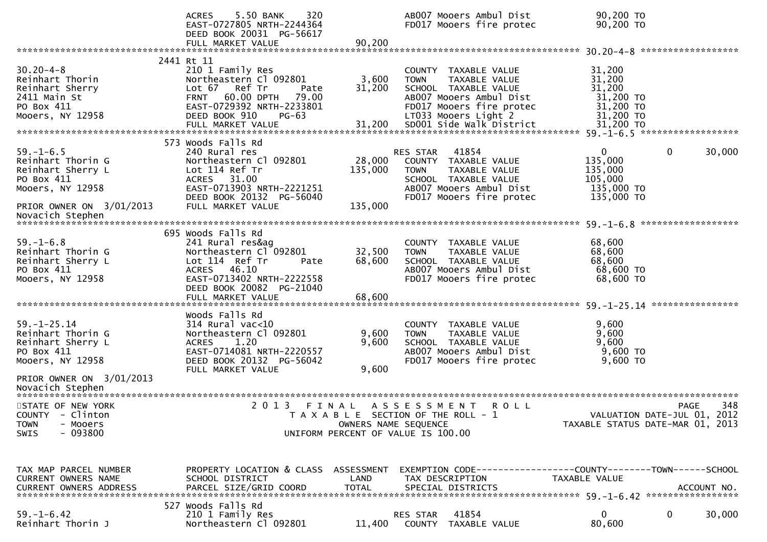```
              ACRES     5.50 BANK     320               AB007 Mooers Ambul Dist              90,200 TO
              EAST-0727805 NRTH-2244364                 FD017 Mooers fire protec             90,200 TO
              DEED BOOK 20031  PG-56617
              FULL MARKET VALUE             90,200
*************************************************************************************** 30.20-4-8 ******************
              2441 Rt 11
30.20-4-8                      210 1 Family Res                        COUNTY  TAXABLE VALUE            31,200
Reinhart Thorin                Northeastern Cl 092801        3,600     TOWN    TAXABLE VALUE            31,200
Reinhart Sherry                Lot 67   Ref Tr       Pate   31,200     SCHOOL  TAXABLE VALUE            31,200
2411 Main St                   FRNT   60.00 DPTH   79.00               AB007 Mooers Ambul Dist           31,200 TO
PO Box 411                     EAST-0729392 NRTH-2233801               FD017 Mooers fire protec          31,200 TO
Mooers, NY 12958               DEED BOOK 910    PG-63                  LT033 Mooers Light 2              31,200 TO
                               FULL MARKET VALUE            31,200     SD001 Side Walk District          31,200 TO
*************************************************************************************** 59.-1-6.5 ******************
              573 Woods Falls Rd
59.-1-6.5                      240 Rural res                           RES STAR    41854                 0            0      30,000
Reinhart Thorin G              Northeastern Cl 092801       28,000     COUNTY  TAXABLE VALUE           135,000
Reinhart Sherry L              Lot 114 Ref Tr              135,000     TOWN    TAXABLE VALUE           135,000
PO Box 411                     ACRES   31.00                           SCHOOL  TAXABLE VALUE           105,000
Mooers, NY 12958               EAST-0713903 NRTH-2221251               AB007 Mooers Ambul Dist          135,000 TO
                               DEED BOOK 20132  PG-56040               FD017 Mooers fire protec         135,000 TO
PRIOR OWNER ON  3/01/2013      FULL MARKET VALUE           135,000
Novacich Stephen
*************************************************************************************** 59.-1-6.8 ******************
              695 Woods Falls Rd
59.-1-6.8                      241 Rural res&ag                        COUNTY  TAXABLE VALUE            68,600
Reinhart Thorin G              Northeastern Cl 092801       32,500     TOWN    TAXABLE VALUE            68,600
Reinhart Sherry L              Lot 114  Ref Tr       Pate   68,600     SCHOOL  TAXABLE VALUE            68,600
PO Box 411                     ACRES   46.10                           AB007 Mooers Ambul Dist           68,600 TO
Mooers, NY 12958               EAST-0713402 NRTH-2222558               FD017 Mooers fire protec          68,600 TO
                               DEED BOOK 20082  PG-21040
                               FULL MARKET VALUE            68,600
*************************************************************************************** 59.-1-25.14 ****************
              Woods Falls Rd
59.-1-25.14                    314 Rural vac<10                        COUNTY  TAXABLE VALUE             9,600
Reinhart Thorin G              Northeastern Cl 092801        9,600     TOWN    TAXABLE VALUE             9,600
Reinhart Sherry L              ACRES    1.20                 9,600     SCHOOL  TAXABLE VALUE             9,600
PO Box 411                     EAST-0714081 NRTH-2220557               AB007 Mooers Ambul Dist            9,600 TO
Mooers, NY 12958               DEED BOOK 20132  PG-56042               FD017 Mooers fire protec           9,600 TO
                               FULL MARKET VALUE             9,600
PRIOR OWNER ON  3/01/2013
Novacich Stephen
************************************************************************************************************************
STATE OF NEW YORK                2 0 1 3   F I N A L   A S S E S S M E N T   R O L L                              PAGE    348
COUNTY  - Clinton                    T A X A B L E  SECTION OF THE ROLL - 1                       VALUATION DATE-JUL 01, 2012
TOWN    - Mooers                           OWNERS NAME SEQUENCE                                TAXABLE STATUS DATE-MAR 01, 2013
SWIS    - 093800                     UNIFORM PERCENT OF VALUE IS 100.00


TAX MAP PARCEL NUMBER          PROPERTY LOCATION & CLASS  ASSESSMENT  EXEMPTION CODE------------------COUNTY--------TOWN------SCHOOL
CURRENT OWNERS NAME            SCHOOL DISTRICT               LAND      TAX DESCRIPTION               TAXABLE VALUE
CURRENT OWNERS ADDRESS         PARCEL SIZE/GRID COORD        TOTAL     SPECIAL DISTRICTS                                   ACCOUNT NO.
*************************************************************************************** 59.-1-6.42 *****************
              527 Woods Falls Rd
59.-1-6.42                     210 1 Family Res                        RES STAR    41854                 0            0      30,000
Reinhart Thorin J              Northeastern Cl 092801       11,400     COUNTY  TAXABLE VALUE            80,600
```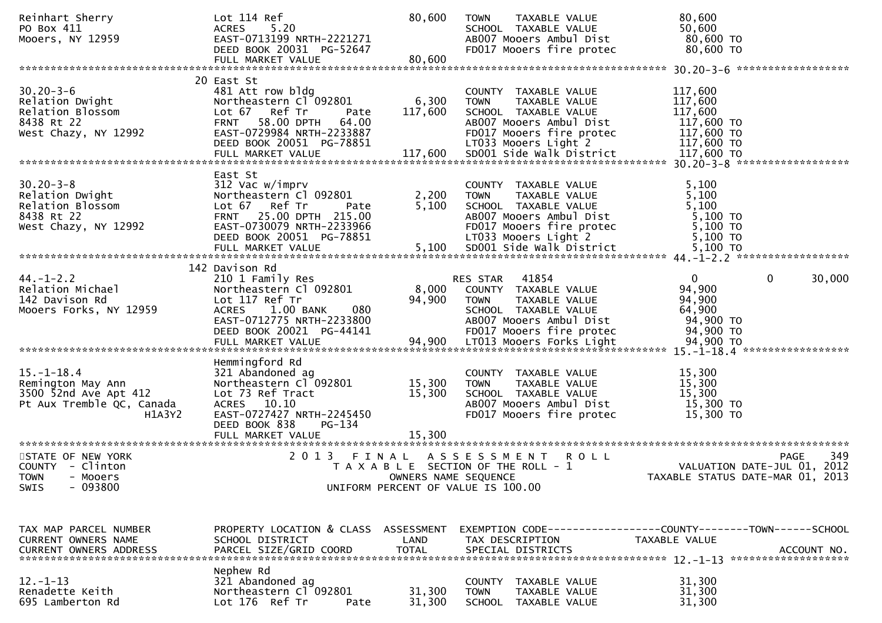```
Reinhart Sherry                Lot 114 Ref                    80,600    TOWN     TAXABLE VALUE                 80,600
PO Box 411                     ACRES     5.20                           SCHOOL   TAXABLE VALUE                 50,600
Mooers, NY 12959               EAST-0713199 NRTH-2221271                AB007 Mooers Ambul Dist                 80,600 TO
                               DEED BOOK 20031  PG-52647                FD017 Mooers fire protec                80,600 TO
                               FULL MARKET VALUE              80,600
******************************************************************************************************* 30.20-3-6 ******************
                               20 East St
30.20-3-6                      481 Att row bldg                         COUNTY   TAXABLE VALUE                117,600
Relation Dwight                Northeastern Cl 092801          6,300    TOWN     TAXABLE VALUE                117,600
Relation Blossom               Lot 67   Ref Tr       Pate    117,600    SCHOOL   TAXABLE VALUE                117,600
8438 Rt 22                     FRNT    58.00 DPTH   64.00               AB007 Mooers Ambul Dist                117,600 TO
West Chazy, NY 12992           EAST-0729984 NRTH-2233887                FD017 Mooers fire protec               117,600 TO
                               DEED BOOK 20051  PG-78851                LT033 Mooers Light 2                   117,600 TO
                               FULL MARKET VALUE             117,600    SD001 Side Walk District               117,600 TO
******************************************************************************************************* 30.20-3-8 ******************
                               East St
30.20-3-8                      312 Vac w/imprv                          COUNTY   TAXABLE VALUE                  5,100
Relation Dwight                Northeastern Cl 092801          2,200    TOWN     TAXABLE VALUE                  5,100
Relation Blossom               Lot 67   Ref Tr       Pate      5,100    SCHOOL   TAXABLE VALUE                  5,100
8438 Rt 22                     FRNT    25.00 DPTH  215.00               AB007 Mooers Ambul Dist                  5,100 TO
West Chazy, NY 12992           EAST-0730079 NRTH-2233966                FD017 Mooers fire protec                 5,100 TO
                               DEED BOOK 20051  PG-78851                LT033 Mooers Light 2                     5,100 TO
                               FULL MARKET VALUE               5,100    SD001 Side Walk District                 5,100 TO
******************************************************************************************************* 44.-1-2.2 ******************
                               142 Davison Rd
44.-1-2.2                      210 1 Family Res                         RES STAR   41854                    0             0      30,000
Relation Michael               Northeastern Cl 092801          8,000    COUNTY   TAXABLE VALUE                 94,900
142 Davison Rd                 Lot 117 Ref Tr                 94,900    TOWN     TAXABLE VALUE                 94,900
Mooers Forks, NY 12959         ACRES     1.00 BANK     080              SCHOOL   TAXABLE VALUE                 64,900
                               EAST-0712775 NRTH-2233800                AB007 Mooers Ambul Dist                 94,900 TO
                               DEED BOOK 20021  PG-44141                FD017 Mooers fire protec                94,900 TO
                               FULL MARKET VALUE              94,900    LT013 Mooers Forks Light                94,900 TO
******************************************************************************************************* 15.-1-18.4 *****************
                               Hemmingford Rd
15.-1-18.4                     321 Abandoned ag                         COUNTY   TAXABLE VALUE                 15,300
Remington May Ann              Northeastern Cl 092801         15,300    TOWN     TAXABLE VALUE                 15,300
3500 52nd Ave Apt 412          Lot 73 Ref Tract               15,300    SCHOOL   TAXABLE VALUE                 15,300
Pt Aux Tremble QC, Canada      ACRES    10.10                           AB007 Mooers Ambul Dist                 15,300 TO
                      H1A3Y2   EAST-0727427 NRTH-2245450                FD017 Mooers fire protec                15,300 TO
                               DEED BOOK 838    PG-134
                               FULL MARKET VALUE              15,300
************************************************************************************************************************************
STATE OF NEW YORK                  2 0 1 3   F I N A L   A S S E S S M E N T   R O L L                              PAGE    349
COUNTY  - Clinton                     T A X A B L E  SECTION OF THE ROLL - 1                      VALUATION DATE-JUL 01, 2012
TOWN    - Mooers                              OWNERS NAME SEQUENCE                           TAXABLE STATUS DATE-MAR 01, 2013
SWIS    - 093800                      UNIFORM PERCENT OF VALUE IS 100.00


TAX MAP PARCEL NUMBER          PROPERTY LOCATION & CLASS  ASSESSMENT  EXEMPTION CODE------------------COUNTY--------TOWN------SCHOOL
CURRENT OWNERS NAME            SCHOOL DISTRICT               LAND     TAX DESCRIPTION             TAXABLE VALUE
CURRENT OWNERS ADDRESS         PARCEL SIZE/GRID COORD       TOTAL     SPECIAL DISTRICTS                                   ACCOUNT NO.
******************************************************************************************************* 12.-1-13 *******************
                               Nephew Rd
12.-1-13                       321 Abandoned ag                         COUNTY   TAXABLE VALUE                 31,300
Renadette Keith                Northeastern Cl 092801         31,300    TOWN     TAXABLE VALUE                 31,300
695 Lamberton Rd               Lot 176  Ref Tr       Pate     31,300    SCHOOL   TAXABLE VALUE                 31,300
```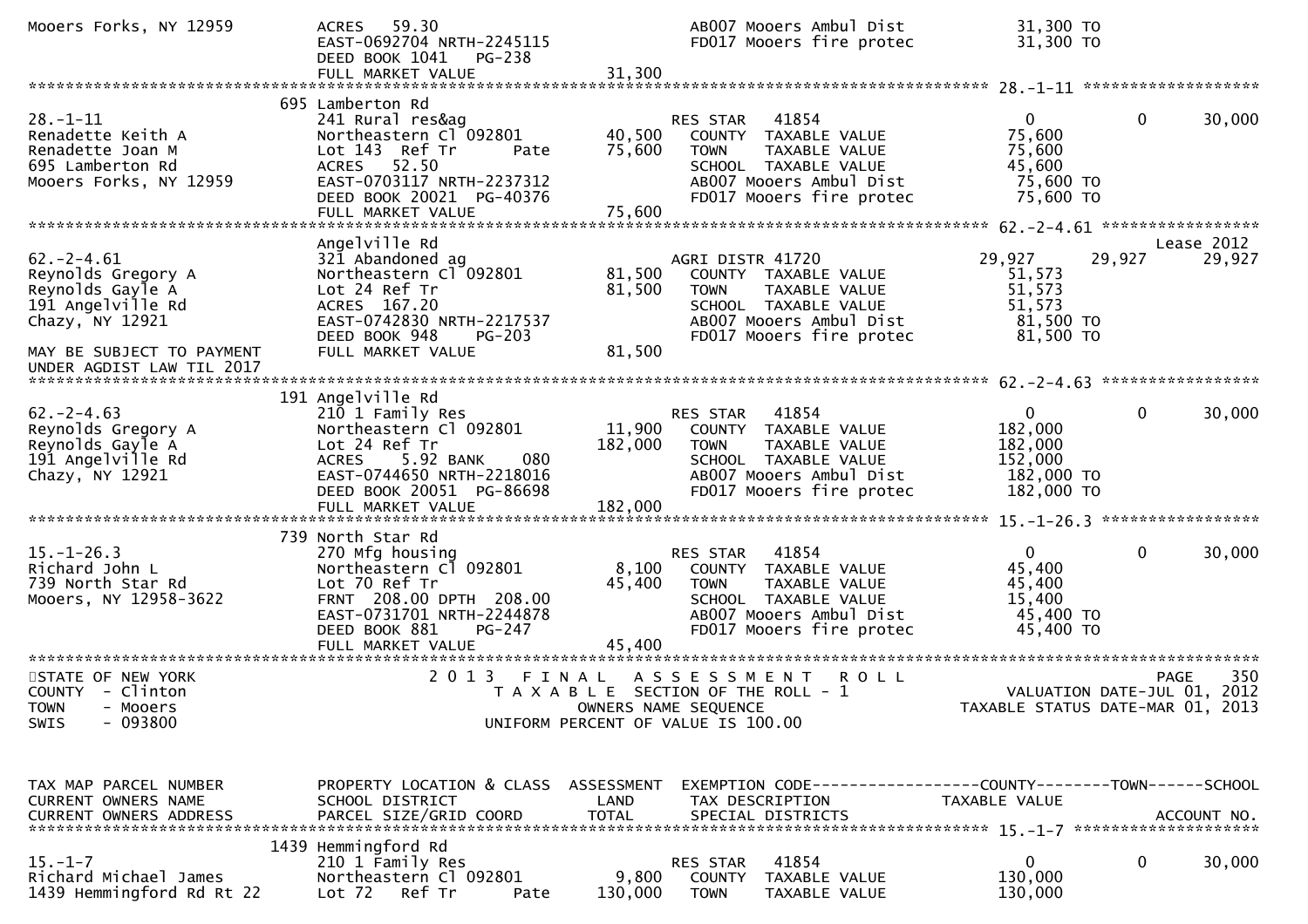```
Mooers Forks, NY 12959          ACRES   59.30                                    AB007 Mooers Ambul Dist             31,300 TO
                                EAST-0692704 NRTH-2245115                        FD017 Mooers fire protec            31,300 TO
                                DEED BOOK 1041    PG-238
                                FULL MARKET VALUE                  31,300
******************************************************************************************************* 28.-1-11 ******************
                                695 Lamberton Rd
28.-1-11                        241 Rural res&ag                          RES STAR   41854                     0          0     30,000
Renadette Keith A               Northeastern Cl 092801            40,500   COUNTY  TAXABLE VALUE            75,600
Renadette Joan M                Lot 143  Ref Tr        Pate       75,600   TOWN    TAXABLE VALUE            75,600
695 Lamberton Rd                ACRES   52.50                              SCHOOL  TAXABLE VALUE            45,600
Mooers Forks, NY 12959          EAST-0703117 NRTH-2237312                  AB007 Mooers Ambul Dist           75,600 TO
                                DEED BOOK 20021  PG-40376                  FD017 Mooers fire protec          75,600 TO
                                FULL MARKET VALUE                  75,600
******************************************************************************************************* 62.-2-4.61 ****************
                                Angelville Rd                                                                           Lease 2012
62.-2-4.61                      321 Abandoned ag                          AGRI DISTR 41720                29,927     29,927     29,927
Reynolds Gregory A              Northeastern Cl 092801            81,500   COUNTY  TAXABLE VALUE            51,573
Reynolds Gayle A                Lot 24 Ref Tr                     81,500   TOWN    TAXABLE VALUE            51,573
191 Angelville Rd               ACRES  167.20                              SCHOOL  TAXABLE VALUE            51,573
Chazy, NY 12921                 EAST-0742830 NRTH-2217537                  AB007 Mooers Ambul Dist           81,500 TO
                                DEED BOOK 948     PG-203                   FD017 Mooers fire protec          81,500 TO
MAY BE SUBJECT TO PAYMENT       FULL MARKET VALUE                  81,500
UNDER AGDIST LAW TIL 2017
******************************************************************************************************* 62.-2-4.63 ****************
                                191 Angelville Rd
62.-2-4.63                      210 1 Family Res                          RES STAR   41854                     0          0     30,000
Reynolds Gregory A              Northeastern Cl 092801            11,900   COUNTY  TAXABLE VALUE           182,000
Reynolds Gayle A                Lot 24 Ref Tr                    182,000   TOWN    TAXABLE VALUE           182,000
191 Angelville Rd               ACRES    5.92 BANK     080                 SCHOOL  TAXABLE VALUE           152,000
Chazy, NY 12921                 EAST-0744650 NRTH-2218016                  AB007 Mooers Ambul Dist          182,000 TO
                                DEED BOOK 20051  PG-86698                  FD017 Mooers fire protec         182,000 TO
                                FULL MARKET VALUE                 182,000
******************************************************************************************************* 15.-1-26.3 ****************
                                739 North Star Rd
15.-1-26.3                      270 Mfg housing                           RES STAR   41854                     0          0     30,000
Richard John L                  Northeastern Cl 092801             8,100   COUNTY  TAXABLE VALUE            45,400
739 North Star Rd               Lot 70 Ref Tr                     45,400   TOWN    TAXABLE VALUE            45,400
Mooers, NY 12958-3622           FRNT 208.00 DPTH 208.00                    SCHOOL  TAXABLE VALUE            15,400
                                EAST-0731701 NRTH-2244878                  AB007 Mooers Ambul Dist           45,400 TO
                                DEED BOOK 881     PG-247                   FD017 Mooers fire protec          45,400 TO
                                FULL MARKET VALUE                  45,400
************************************************************************************************************************************
STATE OF NEW YORK                    2 0 1 3   F I N A L   A S S E S S M E N T   R O L L                               PAGE    350
COUNTY  - Clinton                         T A X A B L E  SECTION OF THE ROLL - 1                     VALUATION DATE-JUL 01, 2012
TOWN    - Mooers                                 OWNERS NAME SEQUENCE                           TAXABLE STATUS DATE-MAR 01, 2013
SWIS    - 093800                          UNIFORM PERCENT OF VALUE IS 100.00


TAX MAP PARCEL NUMBER           PROPERTY LOCATION & CLASS  ASSESSMENT  EXEMPTION CODE------------------COUNTY--------TOWN------SCHOOL
CURRENT OWNERS NAME             SCHOOL DISTRICT               LAND     TAX DESCRIPTION            TAXABLE VALUE
CURRENT OWNERS ADDRESS          PARCEL SIZE/GRID COORD        TOTAL    SPECIAL DISTRICTS                                 ACCOUNT NO.
******************************************************************************************************* 15.-1-7 *******************
                                1439 Hemmingford Rd
15.-1-7                         210 1 Family Res                          RES STAR   41854                     0          0     30,000
Richard Michael James           Northeastern Cl 092801             9,800   COUNTY  TAXABLE VALUE           130,000
1439 Hemmingford Rd Rt 22       Lot 72   Ref Tr        Pate      130,000   TOWN    TAXABLE VALUE           130,000
```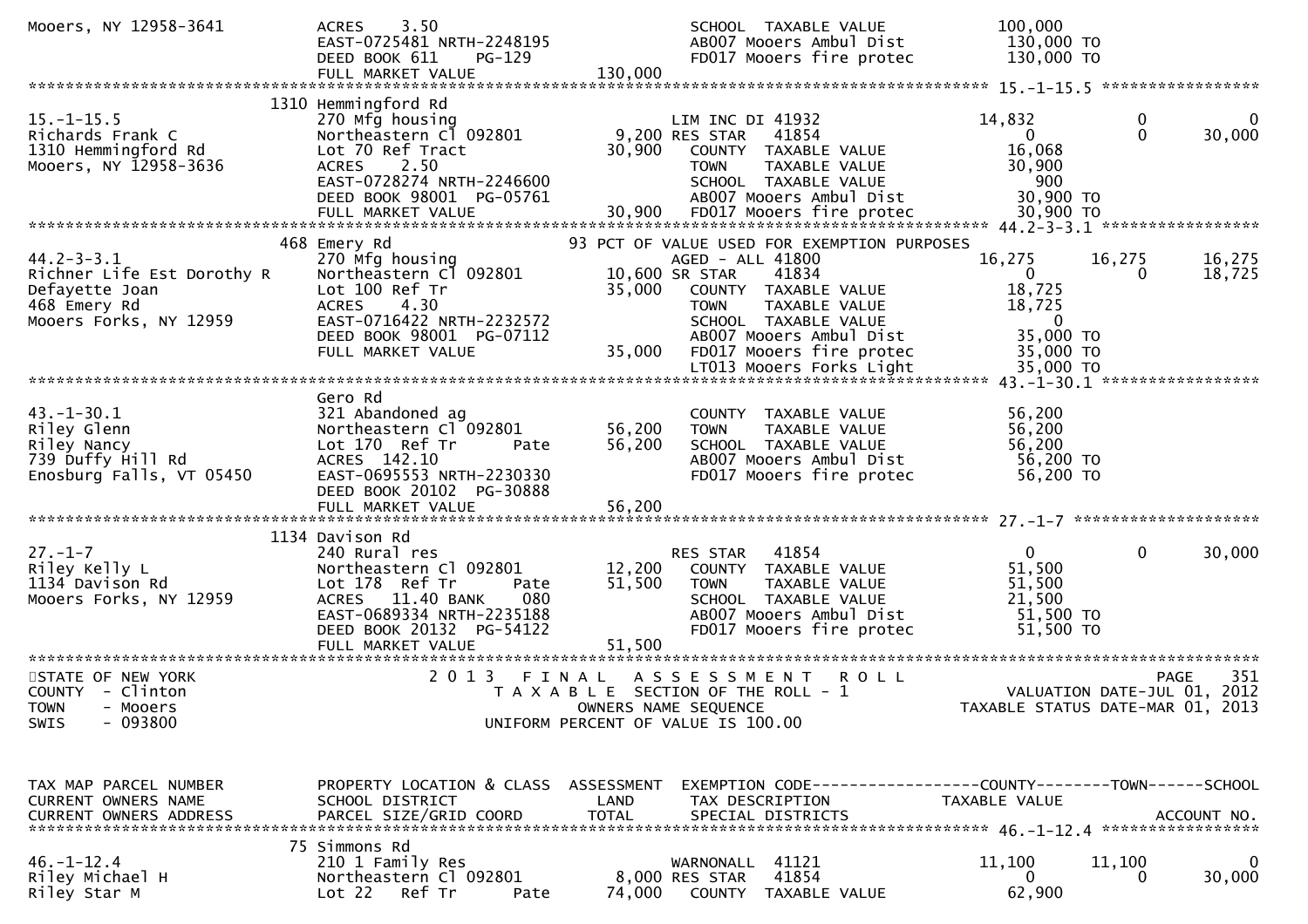```
Mooers, NY 12958-3641          ACRES     3.50                                SCHOOL  TAXABLE VALUE            100,000
                               EAST-0725481 NRTH-2248195                     AB007 Mooers Ambul Dist           130,000 TO
                               DEED BOOK 611     PG-129                      FD017 Mooers fire protec          130,000 TO
                               FULL MARKET VALUE             130,000
******************************************************************************************************* 15.-1-15.5 *****************
                          1310 Hemmingford Rd
15.-1-15.5                     270 Mfg housing                     LIM INC DI 41932                14,832          0            0
Richards Frank C               Northeastern Cl 092801        9,200 RES STAR   41854                     0          0       30,000
1310 Hemmingford Rd            Lot 70 Ref Tract             30,900    COUNTY  TAXABLE VALUE             16,068
Mooers, NY 12958-3636          ACRES     2.50                         TOWN    TAXABLE VALUE             30,900
                               EAST-0728274 NRTH-2246600              SCHOOL  TAXABLE VALUE                900
                               DEED BOOK 98001  PG-05761              AB007 Mooers Ambul Dist           30,900 TO
                               FULL MARKET VALUE              30,900  FD017 Mooers fire protec          30,900 TO
******************************************************************************************************* 44.2-3-3.1 *****************
                          468 Emery Rd                       93 PCT OF VALUE USED FOR EXEMPTION PURPOSES
44.2-3-3.1                     270 Mfg housing                     AGED - ALL 41800                16,275      16,275       16,275
Richner Life Est Dorothy R     Northeastern Cl 092801       10,600 SR STAR    41834                     0           0       18,725
Defayette Joan                 Lot 100 Ref Tr               35,000    COUNTY  TAXABLE VALUE             18,725
468 Emery Rd                   ACRES     4.30                         TOWN    TAXABLE VALUE             18,725
Mooers Forks, NY 12959         EAST-0716422 NRTH-2232572              SCHOOL  TAXABLE VALUE                  0
                               DEED BOOK 98001  PG-07112              AB007 Mooers Ambul Dist           35,000 TO
                               FULL MARKET VALUE              35,000  FD017 Mooers fire protec          35,000 TO
                                                                      LT013 Mooers Forks Light          35,000 TO
******************************************************************************************************* 43.-1-30.1 *****************
                               Gero Rd
43.-1-30.1                     321 Abandoned ag                       COUNTY  TAXABLE VALUE             56,200
Riley Glenn                    Northeastern Cl 092801       56,200    TOWN    TAXABLE VALUE             56,200
Riley Nancy                    Lot 170  Ref Tr       Pate   56,200    SCHOOL  TAXABLE VALUE             56,200
739 Duffy Hill Rd              ACRES   142.10                         AB007 Mooers Ambul Dist           56,200 TO
Enosburg Falls, VT 05450       EAST-0695553 NRTH-2230330              FD017 Mooers fire protec          56,200 TO
                               DEED BOOK 20102  PG-30888
                               FULL MARKET VALUE              56,200
******************************************************************************************************* 27.-1-7 ********************
                          1134 Davison Rd
27.-1-7                        240 Rural res                       RES STAR   41854                     0          0       30,000
Riley Kelly L                  Northeastern Cl 092801       12,200    COUNTY  TAXABLE VALUE             51,500
1134 Davison Rd                Lot 178  Ref Tr       Pate   51,500    TOWN    TAXABLE VALUE             51,500
Mooers Forks, NY 12959         ACRES    11.40 BANK    080             SCHOOL  TAXABLE VALUE             21,500
                               EAST-0689334 NRTH-2235188              AB007 Mooers Ambul Dist           51,500 TO
                               DEED BOOK 20132  PG-54122              FD017 Mooers fire protec          51,500 TO
                               FULL MARKET VALUE              51,500
************************************************************************************************************************************
STATE OF NEW YORK                   2 0 1 3   F I N A L   A S S E S S M E N T   R O L L                               PAGE    351
COUNTY  - Clinton                      T A X A B L E  SECTION OF THE ROLL - 1                        VALUATION DATE-JUL 01, 2012
TOWN    - Mooers                               OWNERS NAME SEQUENCE                              TAXABLE STATUS DATE-MAR 01, 2013
SWIS    - 093800                        UNIFORM PERCENT OF VALUE IS 100.00


TAX MAP PARCEL NUMBER          PROPERTY LOCATION & CLASS  ASSESSMENT  EXEMPTION CODE------------------COUNTY--------TOWN------SCHOOL
CURRENT OWNERS NAME            SCHOOL DISTRICT               LAND     TAX DESCRIPTION            TAXABLE VALUE
CURRENT OWNERS ADDRESS         PARCEL SIZE/GRID COORD        TOTAL    SPECIAL DISTRICTS                                  ACCOUNT NO.
******************************************************************************************************* 46.-1-12.4 *****************
                            75 Simmons Rd
46.-1-12.4                     210 1 Family Res                    WARNONALL  41121                11,100      11,100            0
Riley Michael H                Northeastern Cl 092801        8,000 RES STAR   41854                     0           0       30,000
Riley Star M                   Lot 22    Ref Tr      Pate   74,000    COUNTY  TAXABLE VALUE             62,900
```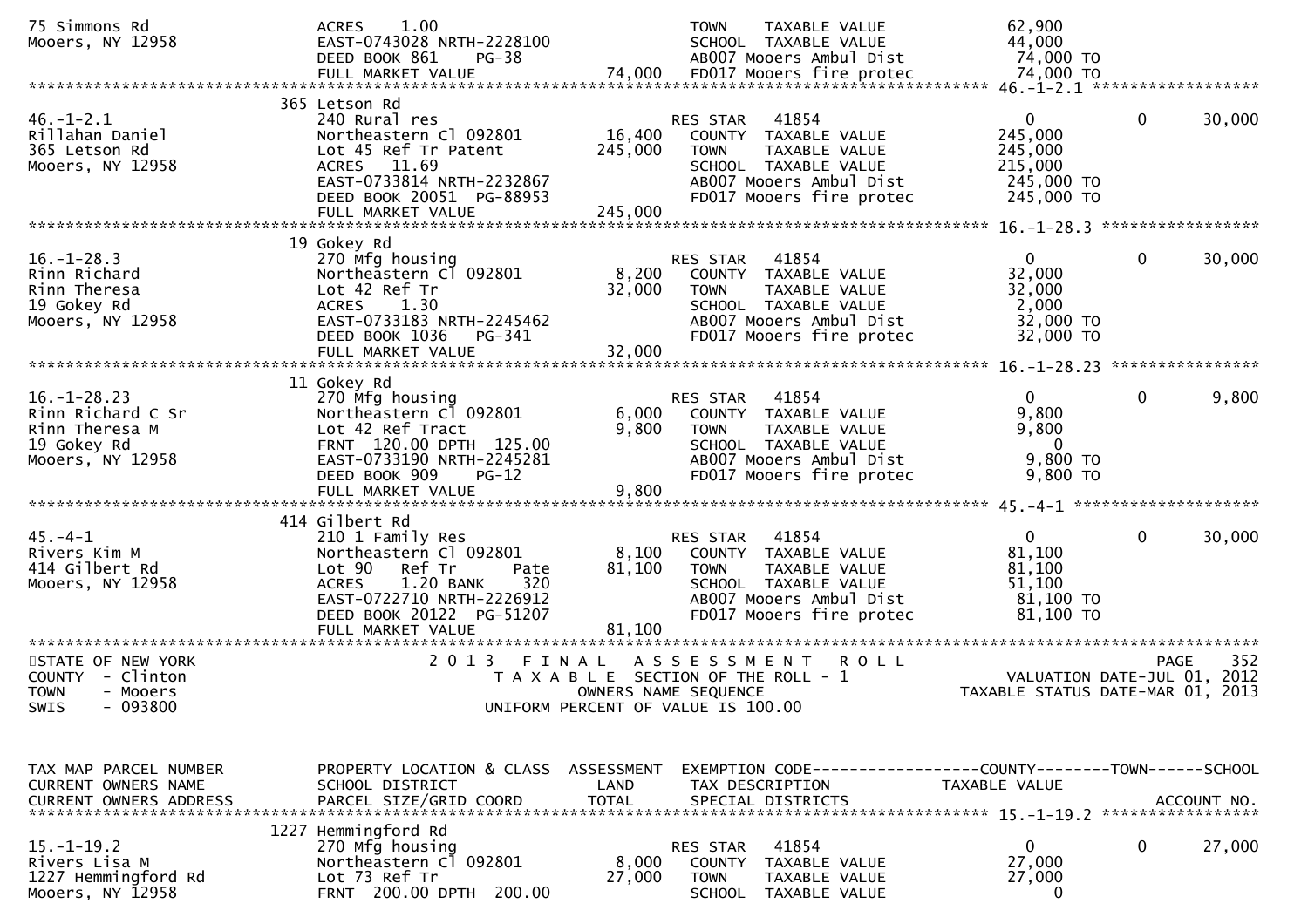```
75 Simmons Rd                   ACRES     1.00                          TOWN    TAXABLE VALUE                 62,900
Mooers, NY 12958                EAST-0743028 NRTH-2228100               SCHOOL  TAXABLE VALUE                 44,000
                                DEED BOOK 861     PG-38                 AB007 Mooers Ambul Dist               74,000 TO
                                FULL MARKET VALUE               74,000  FD017 Mooers fire protec              74,000 TO
******************************************************************************************************* 46.-1-2.1 ******************
                                365 Letson Rd
46.-1-2.1                       240 Rural res                           RES STAR    41854                      0            0      30,000
Rillahan Daniel                 Northeastern Cl 092801         16,400   COUNTY  TAXABLE VALUE                245,000
365 Letson Rd                   Lot 45 Ref Tr Patent          245,000   TOWN    TAXABLE VALUE                245,000
Mooers, NY 12958                ACRES    11.69                          SCHOOL  TAXABLE VALUE                215,000
                                EAST-0733814 NRTH-2232867               AB007 Mooers Ambul Dist              245,000 TO
                                DEED BOOK 20051  PG-88953               FD017 Mooers fire protec             245,000 TO
                                FULL MARKET VALUE              245,000
******************************************************************************************************* 16.-1-28.3 *****************
                                19 Gokey Rd
16.-1-28.3                      270 Mfg housing                         RES STAR    41854                      0            0      30,000
Rinn Richard                    Northeastern Cl 092801          8,200   COUNTY  TAXABLE VALUE                 32,000
Rinn Theresa                    Lot 42 Ref Tr                  32,000   TOWN    TAXABLE VALUE                 32,000
19 Gokey Rd                     ACRES     1.30                          SCHOOL  TAXABLE VALUE                  2,000
Mooers, NY 12958                EAST-0733183 NRTH-2245462               AB007 Mooers Ambul Dist               32,000 TO
                                DEED BOOK 1036    PG-341                FD017 Mooers fire protec              32,000 TO
                                FULL MARKET VALUE               32,000
******************************************************************************************************* 16.-1-28.23 ****************
                                11 Gokey Rd
16.-1-28.23                     270 Mfg housing                         RES STAR    41854                      0            0       9,800
Rinn Richard C Sr               Northeastern Cl 092801          6,000   COUNTY  TAXABLE VALUE                  9,800
Rinn Theresa M                  Lot 42 Ref Tract                9,800   TOWN    TAXABLE VALUE                  9,800
19 Gokey Rd                     FRNT  120.00 DPTH  125.00               SCHOOL  TAXABLE VALUE                      0
Mooers, NY 12958                EAST-0733190 NRTH-2245281               AB007 Mooers Ambul Dist                9,800 TO
                                DEED BOOK 909     PG-12                 FD017 Mooers fire protec               9,800 TO
                                FULL MARKET VALUE                9,800
******************************************************************************************************* 45.-4-1 ********************
                                414 Gilbert Rd
45.-4-1                         210 1 Family Res                        RES STAR    41854                      0            0      30,000
Rivers Kim M                    Northeastern Cl 092801          8,100   COUNTY  TAXABLE VALUE                 81,100
414 Gilbert Rd                  Lot 90   Ref Tr       Pate     81,100   TOWN    TAXABLE VALUE                 81,100
Mooers, NY 12958                ACRES     1.20 BANK     320             SCHOOL  TAXABLE VALUE                 51,100
                                EAST-0722710 NRTH-2226912               AB007 Mooers Ambul Dist               81,100 TO
                                DEED BOOK 20122  PG-51207               FD017 Mooers fire protec              81,100 TO
                                FULL MARKET VALUE               81,100
************************************************************************************************************************************
STATE OF NEW YORK                  2 0 1 3   F I N A L   A S S E S S M E N T   R O L L                               PAGE    352
COUNTY  - Clinton                      T A X A B L E  SECTION OF THE ROLL - 1                           VALUATION DATE-JUL 01, 2012
TOWN    - Mooers                                OWNERS NAME SEQUENCE                                 TAXABLE STATUS DATE-MAR 01, 2013
SWIS    - 093800                         UNIFORM PERCENT OF VALUE IS 100.00


TAX MAP PARCEL NUMBER           PROPERTY LOCATION & CLASS  ASSESSMENT  EXEMPTION CODE------------------COUNTY--------TOWN------SCHOOL
CURRENT OWNERS NAME             SCHOOL DISTRICT               LAND     TAX DESCRIPTION              TAXABLE VALUE
CURRENT OWNERS ADDRESS          PARCEL SIZE/GRID COORD        TOTAL    SPECIAL DISTRICTS                                  ACCOUNT NO.
******************************************************************************************************* 15.-1-19.2 *****************
                                1227 Hemmingford Rd
15.-1-19.2                      270 Mfg housing                         RES STAR    41854                      0            0      27,000
Rivers Lisa M                   Northeastern Cl 092801          8,000   COUNTY  TAXABLE VALUE                 27,000
1227 Hemmingford Rd             Lot 73 Ref Tr                  27,000   TOWN    TAXABLE VALUE                 27,000
Mooers, NY 12958                FRNT  200.00 DPTH  200.00               SCHOOL  TAXABLE VALUE                      0
```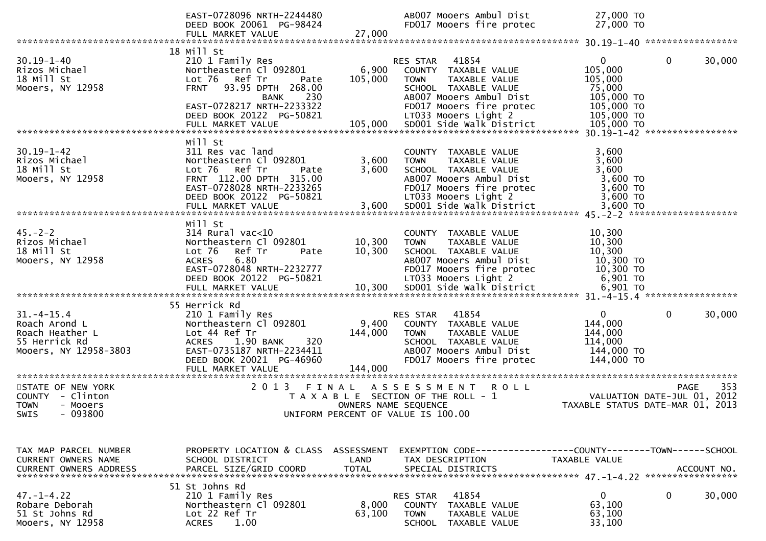```
                              EAST-0728096 NRTH-2244480                      AB007 Mooers Ambul Dist            27,000 TO
                              DEED BOOK 20061  PG-98424                      FD017 Mooers fire protec           27,000 TO
                              FULL MARKET VALUE              27,000
******************************************************************************************************* 30.19-1-40 *****************
                          18 Mill St
30.19-1-40                    210 1 Family Res                       RES STAR   41854                       0          0      30,000
Rizos Michael                 Northeastern Cl 092801         6,900    COUNTY  TAXABLE VALUE            105,000
18 Mill St                    Lot 76   Ref Tr        Pate   105,000   TOWN    TAXABLE VALUE            105,000
Mooers, NY 12958              FRNT   93.95 DPTH  268.00               SCHOOL  TAXABLE VALUE             75,000
                                        BANK     230                  AB007 Mooers Ambul Dist           105,000 TO
                              EAST-0728217 NRTH-2233322               FD017 Mooers fire protec          105,000 TO
                              DEED BOOK 20122  PG-50821               LT033 Mooers Light 2              105,000 TO
                              FULL MARKET VALUE             105,000   SD001 Side walk District          105,000 TO
******************************************************************************************************* 30.19-1-42 *****************
                              Mill St
30.19-1-42                    311 Res vac land                        COUNTY  TAXABLE VALUE              3,600
Rizos Michael                 Northeastern Cl 092801         3,600    TOWN    TAXABLE VALUE              3,600
18 Mill St                    Lot 76   Ref Tr        Pate     3,600   SCHOOL  TAXABLE VALUE              3,600
Mooers, NY 12958              FRNT  112.00 DPTH  315.00               AB007 Mooers Ambul Dist             3,600 TO
                              EAST-0728028 NRTH-2233265               FD017 Mooers fire protec            3,600 TO
                              DEED BOOK 20122  PG-50821               LT033 Mooers Light 2                3,600 TO
                              FULL MARKET VALUE               3,600   SD001 Side walk District            3,600 TO
******************************************************************************************************* 45.-2-2 ********************
                              Mill St
45.-2-2                       314 Rural vac<10                        COUNTY  TAXABLE VALUE             10,300
Rizos Michael                 Northeastern Cl 092801        10,300    TOWN    TAXABLE VALUE             10,300
18 Mill St                    Lot 76   Ref Tr        Pate    10,300   SCHOOL  TAXABLE VALUE             10,300
Mooers, NY 12958              ACRES    6.80                           AB007 Mooers Ambul Dist            10,300 TO
                              EAST-0728048 NRTH-2232777               FD017 Mooers fire protec           10,300 TO
                              DEED BOOK 20122  PG-50821               LT033 Mooers Light 2                6,901 TO
                              FULL MARKET VALUE              10,300   SD001 Side walk District            6,901 TO
******************************************************************************************************* 31.-4-15.4 *****************
                          55 Herrick Rd
31.-4-15.4                    210 1 Family Res                       RES STAR   41854                       0          0      30,000
Roach Arond L                 Northeastern Cl 092801         9,400    COUNTY  TAXABLE VALUE            144,000
Roach Heather L               Lot 44 Ref Tr                 144,000   TOWN    TAXABLE VALUE            144,000
55 Herrick Rd                 ACRES    1.90 BANK     320              SCHOOL  TAXABLE VALUE            114,000
Mooers, NY 12958-3803         EAST-0735187 NRTH-2234411               AB007 Mooers Ambul Dist           144,000 TO
                              DEED BOOK 20021  PG-46960               FD017 Mooers fire protec          144,000 TO
                              FULL MARKET VALUE             144,000
************************************************************************************************************************************
STATE OF NEW YORK                   2 0 1 3   F I N A L   A S S E S S M E N T   R O L L                                 PAGE    353
COUNTY  - Clinton                      T A X A B L E  SECTION OF THE ROLL - 1                          VALUATION DATE-JUL 01, 2012
TOWN    - Mooers                               OWNERS NAME SEQUENCE                               TAXABLE STATUS DATE-MAR 01, 2013
SWIS    - 093800                        UNIFORM PERCENT OF VALUE IS 100.00


TAX MAP PARCEL NUMBER         PROPERTY LOCATION & CLASS  ASSESSMENT  EXEMPTION CODE------------------COUNTY--------TOWN------SCHOOL
CURRENT OWNERS NAME           SCHOOL DISTRICT               LAND      TAX DESCRIPTION             TAXABLE VALUE
CURRENT OWNERS ADDRESS        PARCEL SIZE/GRID COORD        TOTAL     SPECIAL DISTRICTS                                  ACCOUNT NO.
******************************************************************************************************* 47.-1-4.22 *****************
                          51 St Johns Rd
47.-1-4.22                    210 1 Family Res                       RES STAR   41854                       0          0      30,000
Robare Deborah                Northeastern Cl 092801         8,000    COUNTY  TAXABLE VALUE             63,100
51 St Johns Rd                Lot 22 Ref Tr                  63,100   TOWN    TAXABLE VALUE             63,100
Mooers, NY 12958              ACRES    1.00                           SCHOOL  TAXABLE VALUE             33,100
```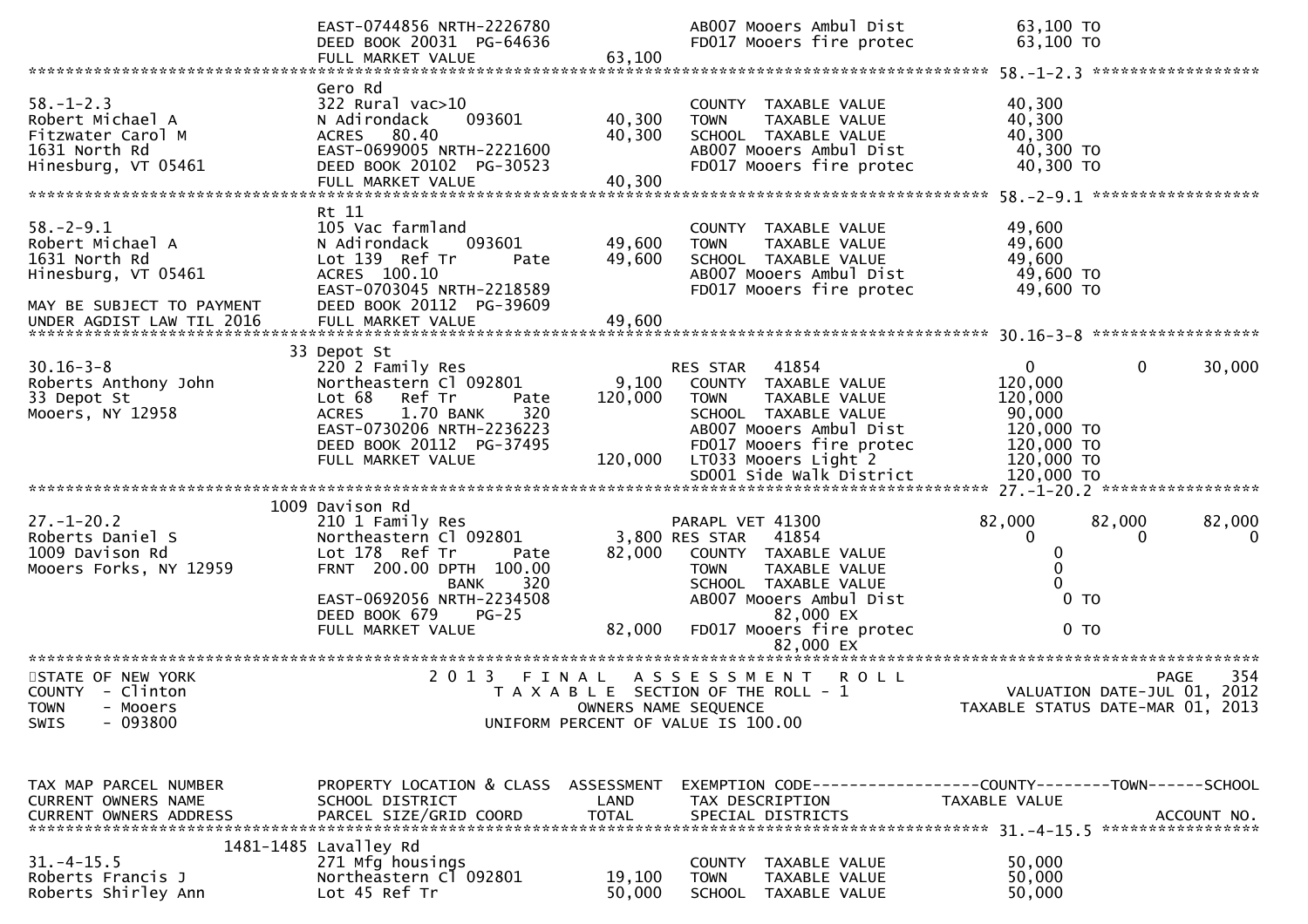```
                                EAST-0744856 NRTH-2226780                AB007 Mooers Ambul Dist            63,100 TO
                                DEED BOOK 20031  PG-64636                FD017 Mooers fire protec           63,100 TO
                                FULL MARKET VALUE             63,100
******************************************************************************************************* 58.-1-2.3 ******************
                                Gero Rd
58.-1-2.3                       322 Rural vac>10                          COUNTY  TAXABLE VALUE             40,300
Robert Michael A                N Adirondack     093601       40,300      TOWN    TAXABLE VALUE             40,300
Fitzwater Carol M               ACRES   80.40                 40,300      SCHOOL  TAXABLE VALUE             40,300
1631 North Rd                   EAST-0699005 NRTH-2221600                 AB007 Mooers Ambul Dist            40,300 TO
Hinesburg, VT 05461             DEED BOOK 20102  PG-30523                 FD017 Mooers fire protec           40,300 TO
                                FULL MARKET VALUE             40,300
******************************************************************************************************* 58.-2-9.1 ******************
                                Rt 11
58.-2-9.1                       105 Vac farmland                          COUNTY  TAXABLE VALUE             49,600
Robert Michael A                N Adirondack     093601       49,600      TOWN    TAXABLE VALUE             49,600
1631 North Rd                   Lot 139  Ref Tr       Pate    49,600      SCHOOL  TAXABLE VALUE             49,600
Hinesburg, VT 05461             ACRES  100.10                             AB007 Mooers Ambul Dist            49,600 TO
                                EAST-0703045 NRTH-2218589                 FD017 Mooers fire protec           49,600 TO
MAY BE SUBJECT TO PAYMENT       DEED BOOK 20112  PG-39609
UNDER AGDIST LAW TIL 2016       FULL MARKET VALUE             49,600
******************************************************************************************************* 30.16-3-8 ******************
                             33 Depot St
30.16-3-8                       220 2 Family Res                          RES STAR   41854                   0           0      30,000
Roberts Anthony John            Northeastern Cl 092801         9,100      COUNTY  TAXABLE VALUE            120,000
33 Depot St                     Lot 68   Ref Tr       Pate   120,000      TOWN    TAXABLE VALUE            120,000
Mooers, NY 12958                ACRES     1.70 BANK     320               SCHOOL  TAXABLE VALUE             90,000
                                EAST-0730206 NRTH-2236223                 AB007 Mooers Ambul Dist           120,000 TO
                                DEED BOOK 20112  PG-37495                 FD017 Mooers fire protec          120,000 TO
                                FULL MARKET VALUE            120,000      LT033 Mooers Light 2              120,000 TO
                                                                          SD001 Side Walk District          120,000 TO
******************************************************************************************************* 27.-1-20.2 *****************
                             1009 Davison Rd
27.-1-20.2                      210 1 Family Res                          PARAPL VET 41300                82,000      82,000      82,000
Roberts Daniel S                Northeastern Cl 092801         3,800 RES STAR   41854                      0           0           0
1009 Davison Rd                 Lot 178  Ref Tr       Pate    82,000      COUNTY  TAXABLE VALUE                  0
Mooers Forks, NY 12959          FRNT  200.00 DPTH  100.00                 TOWN    TAXABLE VALUE                  0
                                              BANK     320                SCHOOL  TAXABLE VALUE                  0
                                EAST-0692056 NRTH-2234508                 AB007 Mooers Ambul Dist                0 TO
                                DEED BOOK 679    PG-25                              82,000 EX
                                FULL MARKET VALUE             82,000      FD017 Mooers fire protec               0 TO
                                                                                    82,000 EX
************************************************************************************************************************************
STATE OF NEW YORK                   2 0 1 3   F I N A L   A S S E S S M E N T   R O L L                              PAGE    354
COUNTY  - Clinton                      T A X A B L E  SECTION OF THE ROLL - 1                      VALUATION DATE-JUL 01, 2012
TOWN    - Mooers                                 OWNERS NAME SEQUENCE                        TAXABLE STATUS DATE-MAR 01, 2013
SWIS    - 093800                          UNIFORM PERCENT OF VALUE IS 100.00


TAX MAP PARCEL NUMBER           PROPERTY LOCATION & CLASS  ASSESSMENT  EXEMPTION CODE------------------COUNTY--------TOWN------SCHOOL
CURRENT OWNERS NAME             SCHOOL DISTRICT               LAND     TAX DESCRIPTION             TAXABLE VALUE
CURRENT OWNERS ADDRESS          PARCEL SIZE/GRID COORD        TOTAL    SPECIAL DISTRICTS                                 ACCOUNT NO.
******************************************************************************************************* 31.-4-15.5 *****************
                        1481-1485 Lavalley Rd
31.-4-15.5                      271 Mfg housings                          COUNTY  TAXABLE VALUE             50,000
Roberts Francis J               Northeastern Cl 092801        19,100      TOWN    TAXABLE VALUE             50,000
Roberts Shirley Ann             Lot 45 Ref Tr                 50,000      SCHOOL  TAXABLE VALUE             50,000
```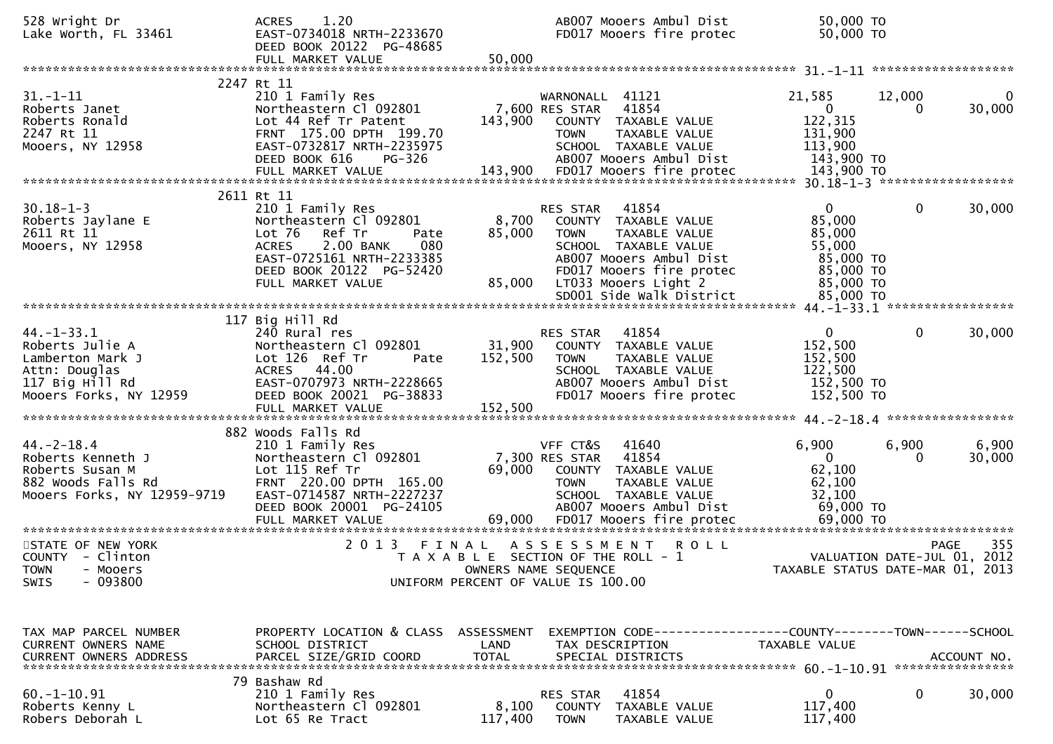```
528 Wright Dr                  ACRES    1.20                               AB007 Mooers Ambul Dist           50,000 TO
Lake Worth, FL 33461           EAST-0734018 NRTH-2233670                   FD017 Mooers fire protec          50,000 TO
                               DEED BOOK 20122  PG-48685
                               FULL MARKET VALUE                  50,000
******************************************************************************************************* 31.-1-11 ******************
                          2247 Rt 11
31.-1-11                       210 1 Family Res                         WARNONALL  41121              21,585       12,000            0
Roberts Janet                  Northeastern Cl 092801       7,600 RES STAR   41854                   0            0       30,000
Roberts Ronald                 Lot 44 Ref Tr Patent           143,900    COUNTY  TAXABLE VALUE          122,315
2247 Rt 11                     FRNT 175.00 DPTH 199.70                   TOWN    TAXABLE VALUE          131,900
Mooers, NY 12958               EAST-0732817 NRTH-2235975                 SCHOOL  TAXABLE VALUE          113,900
                               DEED BOOK 616    PG-326                   AB007 Mooers Ambul Dist          143,900 TO
                               FULL MARKET VALUE                 143,900  FD017 Mooers fire protec         143,900 TO
******************************************************************************************************* 30.18-1-3 *****************
                          2611 Rt 11
30.18-1-3                      210 1 Family Res                          RES STAR   41854                   0            0       30,000
Roberts Jaylane E              Northeastern Cl 092801          8,700    COUNTY  TAXABLE VALUE           85,000
2611 Rt 11                     Lot 76   Ref Tr      Pate      85,000    TOWN    TAXABLE VALUE           85,000
Mooers, NY 12958               ACRES    2.00 BANK    080                 SCHOOL  TAXABLE VALUE           55,000
                               EAST-0725161 NRTH-2233385                 AB007 Mooers Ambul Dist           85,000 TO
                               DEED BOOK 20122  PG-52420                 FD017 Mooers fire protec          85,000 TO
                               FULL MARKET VALUE                  85,000  LT033 Mooers Light 2              85,000 TO
                                                                         SD001 Side Walk District          85,000 TO
******************************************************************************************************* 44.-1-33.1 ****************
                          117 Big Hill Rd
44.-1-33.1                     240 Rural res                             RES STAR   41854                   0            0       30,000
Roberts Julie A                Northeastern Cl 092801         31,900    COUNTY  TAXABLE VALUE          152,500
Lamberton Mark J               Lot 126  Ref Tr      Pate     152,500    TOWN    TAXABLE VALUE          152,500
Attn: Douglas                  ACRES   44.00                             SCHOOL  TAXABLE VALUE          122,500
117 Big Hill Rd                EAST-0707973 NRTH-2228665                 AB007 Mooers Ambul Dist          152,500 TO
Mooers Forks, NY 12959         DEED BOOK 20021  PG-38833                 FD017 Mooers fire protec         152,500 TO
                               FULL MARKET VALUE                 152,500
******************************************************************************************************* 44.-2-18.4 ****************
                          882 Woods Falls Rd
44.-2-18.4                     210 1 Family Res                          VFF CT&S   41640               6,900        6,900        6,900
Roberts Kenneth J              Northeastern Cl 092801       7,300 RES STAR   41854                   0            0       30,000
Roberts Susan M                Lot 115 Ref Tr                 69,000    COUNTY  TAXABLE VALUE           62,100
882 Woods Falls Rd             FRNT 220.00 DPTH 165.00                   TOWN    TAXABLE VALUE           62,100
Mooers Forks, NY 12959-9719    EAST-0714587 NRTH-2227237                 SCHOOL  TAXABLE VALUE           32,100
                               DEED BOOK 20001  PG-24105                 AB007 Mooers Ambul Dist           69,000 TO
                               FULL MARKET VALUE                  69,000  FD017 Mooers fire protec          69,000 TO
************************************************************************************************************************************
STATE OF NEW YORK                    2 0 1 3   F I N A L   A S S E S S M E N T   R O L L                                PAGE   355
COUNTY  - Clinton                       T A X A B L E  SECTION OF THE ROLL - 1                          VALUATION DATE-JUL 01, 2012
TOWN    - Mooers                                 OWNERS NAME SEQUENCE                              TAXABLE STATUS DATE-MAR 01, 2013
SWIS    - 093800                         UNIFORM PERCENT OF VALUE IS 100.00


TAX MAP PARCEL NUMBER          PROPERTY LOCATION & CLASS  ASSESSMENT  EXEMPTION CODE------------------COUNTY--------TOWN------SCHOOL
CURRENT OWNERS NAME            SCHOOL DISTRICT               LAND     TAX DESCRIPTION              TAXABLE VALUE
CURRENT OWNERS ADDRESS         PARCEL SIZE/GRID COORD       TOTAL     SPECIAL DISTRICTS                                    ACCOUNT NO.
******************************************************************************************************* 60.-1-10.91 ***************
                          79 Bashaw Rd
60.-1-10.91                    210 1 Family Res                          RES STAR   41854                   0            0       30,000
Roberts Kenny L                Northeastern Cl 092801          8,100    COUNTY  TAXABLE VALUE          117,400
Robers Deborah L               Lot 65 Re Tract               117,400    TOWN    TAXABLE VALUE          117,400
```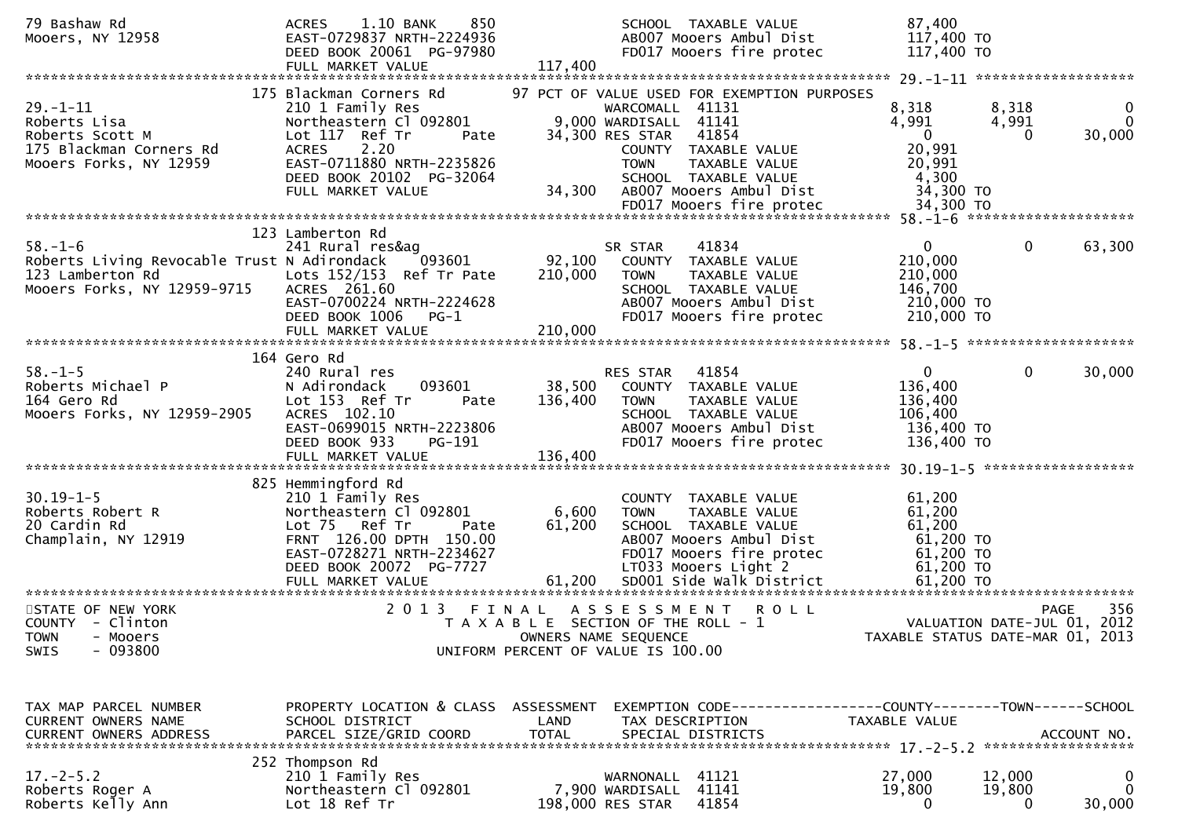```
79 Bashaw Rd                     ACRES    1.10 BANK    850                SCHOOL  TAXABLE VALUE              87,400
Mooers, NY 12958                 EAST-0729837 NRTH-2224936                AB007 Mooers Ambul Dist           117,400 TO
                                 DEED BOOK 20061  PG-97980                FD017 Mooers fire protec          117,400 TO
                                 FULL MARKET VALUE              117,400
******************************************************************************************************* 29.-1-11 ******************
                      175 Blackman Corners Rd       97 PCT OF VALUE USED FOR EXEMPTION PURPOSES
29.-1-11                         210 1 Family Res                         WARCOMALL  41131               8,318       8,318            0
Roberts Lisa                     Northeastern Cl 092801          9,000 WARDISALL  41141               4,991       4,991            0
Roberts Scott M                  Lot 117  Ref Tr      Pate      34,300 RES STAR   41854                   0           0       30,000
175 Blackman Corners Rd          ACRES    2.20                            COUNTY  TAXABLE VALUE              20,991
Mooers Forks, NY 12959           EAST-0711880 NRTH-2235826                TOWN    TAXABLE VALUE              20,991
                                 DEED BOOK 20102  PG-32064                SCHOOL  TAXABLE VALUE               4,300
                                 FULL MARKET VALUE               34,300   AB007 Mooers Ambul Dist            34,300 TO
                                                                          FD017 Mooers fire protec           34,300 TO
******************************************************************************************************* 58.-1-6 *******************
                      123 Lamberton Rd
58.-1-6                          241 Rural res&ag                         SR STAR    41834                   0           0       63,300
Roberts Living Revocable Trust N Adirondack    093601          92,100    COUNTY  TAXABLE VALUE             210,000
123 Lamberton Rd                 Lots 152/153  Ref Tr Pate     210,000    TOWN    TAXABLE VALUE             210,000
Mooers Forks, NY 12959-9715      ACRES  261.60                            SCHOOL  TAXABLE VALUE             146,700
                                 EAST-0700224 NRTH-2224628                AB007 Mooers Ambul Dist           210,000 TO
                                 DEED BOOK 1006    PG-1                   FD017 Mooers fire protec          210,000 TO
                                 FULL MARKET VALUE              210,000
******************************************************************************************************* 58.-1-5 *******************
                      164 Gero Rd
58.-1-5                          240 Rural res                            RES STAR   41854                   0           0       30,000
Roberts Michael P                N Adirondack    093601          38,500    COUNTY  TAXABLE VALUE             136,400
164 Gero Rd                      Lot 153  Ref Tr      Pate     136,400    TOWN    TAXABLE VALUE             136,400
Mooers Forks, NY 12959-2905      ACRES  102.10                            SCHOOL  TAXABLE VALUE             106,400
                                 EAST-0699015 NRTH-2223806                AB007 Mooers Ambul Dist           136,400 TO
                                 DEED BOOK 933     PG-191                 FD017 Mooers fire protec          136,400 TO
                                 FULL MARKET VALUE              136,400
******************************************************************************************************* 30.19-1-5 *****************
                      825 Hemmingford Rd
30.19-1-5                        210 1 Family Res                         COUNTY  TAXABLE VALUE              61,200
Roberts Robert R                 Northeastern Cl 092801          6,600    TOWN    TAXABLE VALUE              61,200
20 Cardin Rd                     Lot 75   Ref Tr      Pate      61,200    SCHOOL  TAXABLE VALUE              61,200
Champlain, NY 12919              FRNT 126.00 DPTH 150.00                  AB007 Mooers Ambul Dist            61,200 TO
                                 EAST-0728271 NRTH-2234627                FD017 Mooers fire protec           61,200 TO
                                 DEED BOOK 20072  PG-7727                 LT033 Mooers Light 2               61,200 TO
                                 FULL MARKET VALUE               61,200   SD001 Side walk District           61,200 TO
************************************************************************************************************************************
STATE OF NEW YORK                    2 0 1 3   F I N A L   A S S E S S M E N T   R O L L                               PAGE    356
COUNTY  - Clinton                       T A X A B L E  SECTION OF THE ROLL - 1                          VALUATION DATE-JUL 01, 2012
TOWN    - Mooers                                 OWNERS NAME SEQUENCE                                TAXABLE STATUS DATE-MAR 01, 2013
SWIS    - 093800                         UNIFORM PERCENT OF VALUE IS 100.00


TAX MAP PARCEL NUMBER            PROPERTY LOCATION & CLASS  ASSESSMENT  EXEMPTION CODE------------------COUNTY--------TOWN------SCHOOL
CURRENT OWNERS NAME              SCHOOL DISTRICT               LAND      TAX DESCRIPTION             TAXABLE VALUE
CURRENT OWNERS ADDRESS           PARCEL SIZE/GRID COORD        TOTAL     SPECIAL DISTRICTS                                  ACCOUNT NO.
******************************************************************************************************* 17.-2-5.2 *****************
                      252 Thompson Rd
17.-2-5.2                        210 1 Family Res                         WARNONALL  41121              27,000      12,000            0
Roberts Roger A                  Northeastern Cl 092801          7,900 WARDISALL  41141              19,800      19,800            0
Roberts Kelly Ann                Lot 18 Ref Tr                 198,000 RES STAR   41854                   0           0       30,000
```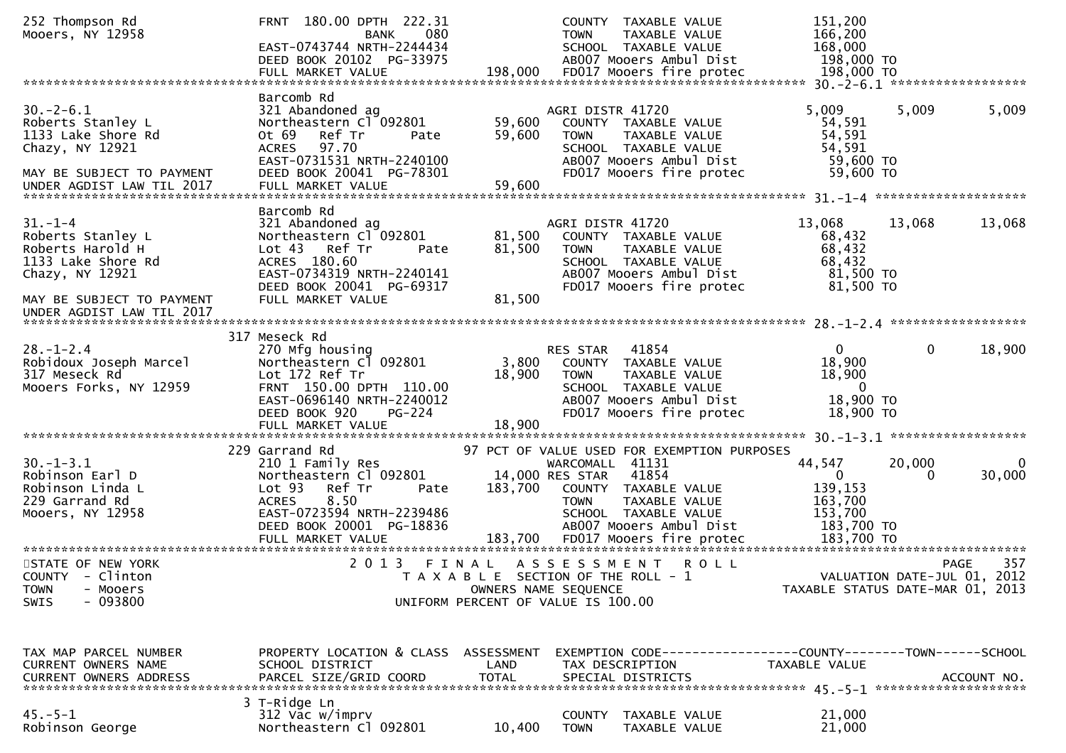```
252 Thompson Rd                 FRNT 180.00 DPTH 222.31                   COUNTY  TAXABLE VALUE            151,200
Mooers, NY 12958                               BANK     080               TOWN    TAXABLE VALUE            166,200
                                EAST-0743744 NRTH-2244434                 SCHOOL  TAXABLE VALUE            168,000
                                DEED BOOK 20102  PG-33975                 AB007 Mooers Ambul Dist           198,000 TO
                                FULL MARKET VALUE              198,000    FD017 Mooers fire protec          198,000 TO
******************************************************************************************************* 30.-2-6.1 ******************
                                Barcomb Rd
30.-2-6.1                       321 Abandoned ag                          AGRI DISTR 41720                  5,009      5,009      5,009
Roberts Stanley L               Northeastern Cl 092801          59,600    COUNTY  TAXABLE VALUE             54,591
1133 Lake Shore Rd              Ot 69   Ref Tr        Pate      59,600    TOWN    TAXABLE VALUE             54,591
Chazy, NY 12921                 ACRES   97.70                             SCHOOL  TAXABLE VALUE             54,591
                                EAST-0731531 NRTH-2240100                 AB007 Mooers Ambul Dist            59,600 TO
MAY BE SUBJECT TO PAYMENT       DEED BOOK 20041  PG-78301                 FD017 Mooers fire protec           59,600 TO
UNDER AGDIST LAW TIL 2017       FULL MARKET VALUE               59,600
******************************************************************************************************* 31.-1-4 ********************
                                Barcomb Rd
31.-1-4                         321 Abandoned ag                          AGRI DISTR 41720                 13,068     13,068     13,068
Roberts Stanley L               Northeastern Cl 092801          81,500    COUNTY  TAXABLE VALUE             68,432
Roberts Harold H                Lot 43   Ref Tr       Pate      81,500    TOWN    TAXABLE VALUE             68,432
1133 Lake Shore Rd              ACRES  180.60                             SCHOOL  TAXABLE VALUE             68,432
Chazy, NY 12921                 EAST-0734319 NRTH-2240141                 AB007 Mooers Ambul Dist            81,500 TO
                                DEED BOOK 20041  PG-69317                 FD017 Mooers fire protec           81,500 TO
MAY BE SUBJECT TO PAYMENT       FULL MARKET VALUE               81,500
UNDER AGDIST LAW TIL 2017
******************************************************************************************************* 28.-1-2.4 ******************
                            317 Meseck Rd
28.-1-2.4                       270 Mfg housing                           RES STAR   41854                      0          0     18,900
Robidoux Joseph Marcel          Northeastern Cl 092801           3,800    COUNTY  TAXABLE VALUE             18,900
317 Meseck Rd                   Lot 172 Ref Tr                  18,900    TOWN    TAXABLE VALUE             18,900
Mooers Forks, NY 12959          FRNT 150.00 DPTH 110.00                   SCHOOL  TAXABLE VALUE                  0
                                EAST-0696140 NRTH-2240012                 AB007 Mooers Ambul Dist            18,900 TO
                                DEED BOOK 920    PG-224                   FD017 Mooers fire protec           18,900 TO
                                FULL MARKET VALUE               18,900
******************************************************************************************************* 30.-1-3.1 ******************
                            229 Garrand Rd                    97 PCT OF VALUE USED FOR EXEMPTION PURPOSES
30.-1-3.1                       210 1 Family Res                          WARCOMALL  41131                 44,547     20,000          0
Robinson Earl D                 Northeastern Cl 092801          14,000 RES STAR   41854                         0          0     30,000
Robinson Linda L                Lot 93   Ref Tr       Pate     183,700    COUNTY  TAXABLE VALUE            139,153
229 Garrand Rd                  ACRES    8.50                             TOWN    TAXABLE VALUE            163,700
Mooers, NY 12958                EAST-0723594 NRTH-2239486                 SCHOOL  TAXABLE VALUE            153,700
                                DEED BOOK 20001  PG-18836                 AB007 Mooers Ambul Dist           183,700 TO
                                FULL MARKET VALUE              183,700    FD017 Mooers fire protec          183,700 TO
************************************************************************************************************************************
STATE OF NEW YORK                     2 0 1 3   F I N A L   A S S E S S M E N T   R O L L                                PAGE    357
COUNTY  - Clinton                        T A X A B L E  SECTION OF THE ROLL - 1                       VALUATION DATE-JUL 01, 2012
TOWN    - Mooers                                  OWNERS NAME SEQUENCE                               TAXABLE STATUS DATE-MAR 01, 2013
SWIS    - 093800                           UNIFORM PERCENT OF VALUE IS 100.00


TAX MAP PARCEL NUMBER           PROPERTY LOCATION & CLASS  ASSESSMENT  EXEMPTION CODE------------------COUNTY--------TOWN------SCHOOL
CURRENT OWNERS NAME             SCHOOL DISTRICT               LAND      TAX DESCRIPTION             TAXABLE VALUE
CURRENT OWNERS ADDRESS          PARCEL SIZE/GRID COORD        TOTAL     SPECIAL DISTRICTS                                  ACCOUNT NO.
******************************************************************************************************* 45.-5-1 ********************
                              3 T-Ridge Ln
45.-5-1                         312 Vac w/imprv                           COUNTY  TAXABLE VALUE             21,000
Robinson George                 Northeastern Cl 092801          10,400    TOWN    TAXABLE VALUE             21,000
```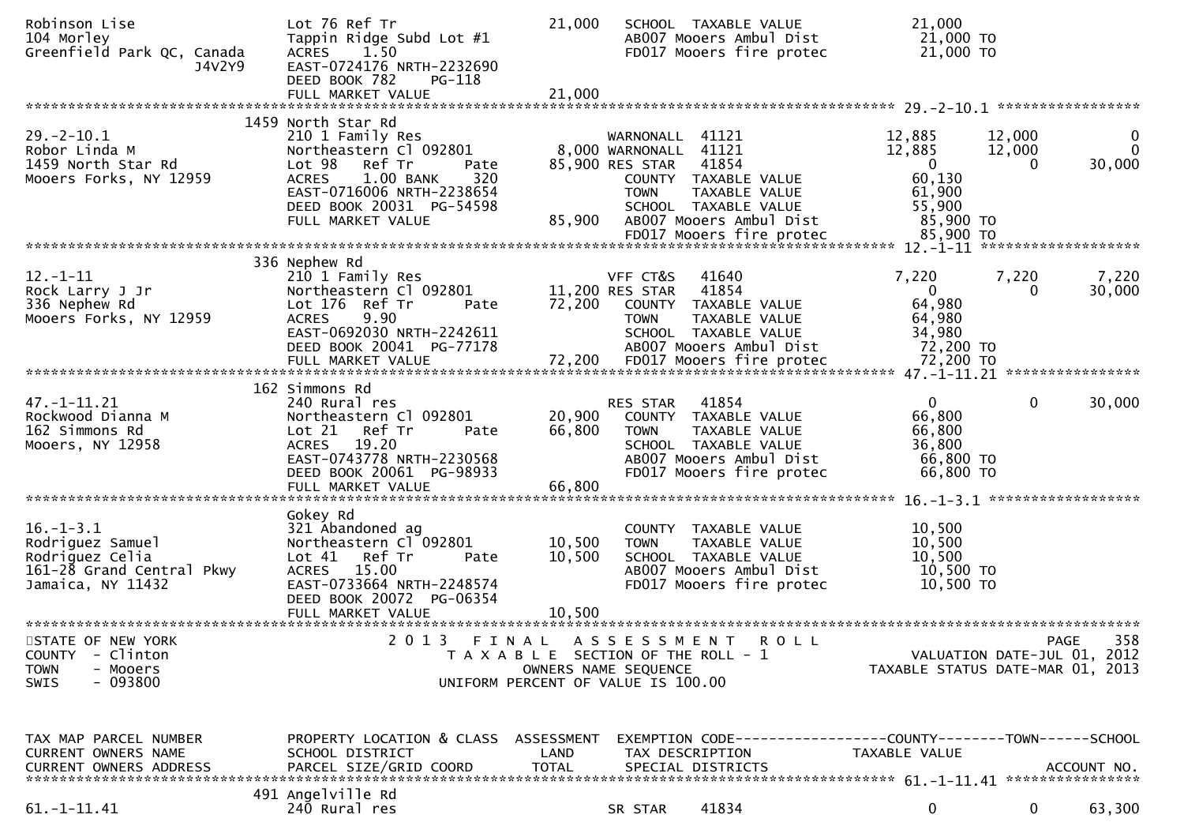```
Robinson Lise                  Lot 76 Ref Tr                 21,000   SCHOOL  TAXABLE VALUE              21,000
104 Morley                     Tappin Ridge Subd Lot #1               AB007 Mooers Ambul Dist             21,000 TO
Greenfield Park QC, Canada     ACRES    1.50                          FD017 Mooers fire protec            21,000 TO
                 J4V2Y9        EAST-0724176 NRTH-2232690
                               DEED BOOK 782     PG-118
                               FULL MARKET VALUE             21,000
******************************************************************************************************* 29.-2-10.1 *****************
                             1459 North Star Rd
29.-2-10.1                     210 1 Family Res                       WARNONALL  41121               12,885     12,000           0
Robor Linda M                  Northeastern Cl 092801         8,000 WARNONALL  41121               12,885     12,000           0
1459 North Star Rd             Lot 98   Ref Tr        Pate   85,900 RES STAR   41854                    0          0       30,000
Mooers Forks, NY 12959         ACRES    1.00 BANK     320           COUNTY  TAXABLE VALUE             60,130
                               EAST-0716006 NRTH-2238654              TOWN    TAXABLE VALUE             61,900
                               DEED BOOK 20031  PG-54598              SCHOOL  TAXABLE VALUE             55,900
                               FULL MARKET VALUE             85,900   AB007 Mooers Ambul Dist             85,900 TO
                                                                      FD017 Mooers fire protec            85,900 TO
******************************************************************************************************* 12.-1-11 *******************
                             336 Nephew Rd
12.-1-11                       210 1 Family Res                       VFF CT&S   41640                7,220      7,220       7,220
Rock Larry J Jr                Northeastern Cl 092801        11,200 RES STAR   41854                    0          0       30,000
336 Nephew Rd                  Lot 176  Ref Tr        Pate   72,200   COUNTY  TAXABLE VALUE             64,980
Mooers Forks, NY 12959         ACRES    9.90                          TOWN    TAXABLE VALUE             64,980
                               EAST-0692030 NRTH-2242611              SCHOOL  TAXABLE VALUE             34,980
                               DEED BOOK 20041  PG-77178              AB007 Mooers Ambul Dist             72,200 TO
                               FULL MARKET VALUE             72,200   FD017 Mooers fire protec            72,200 TO
******************************************************************************************************* 47.-1-11.21 ****************
                             162 Simmons Rd
47.-1-11.21                    240 Rural res                          RES STAR   41854                    0          0       30,000
Rockwood Dianna M              Northeastern Cl 092801        20,900   COUNTY  TAXABLE VALUE             66,800
162 Simmons Rd                 Lot 21   Ref Tr        Pate   66,800   TOWN    TAXABLE VALUE             66,800
Mooers, NY 12958               ACRES   19.20                          SCHOOL  TAXABLE VALUE             36,800
                               EAST-0743778 NRTH-2230568              AB007 Mooers Ambul Dist             66,800 TO
                               DEED BOOK 20061  PG-98933              FD017 Mooers fire protec            66,800 TO
                               FULL MARKET VALUE             66,800
******************************************************************************************************* 16.-1-3.1 ******************
                               Gokey Rd
16.-1-3.1                      321 Abandoned ag                       COUNTY  TAXABLE VALUE             10,500
Rodriguez Samuel               Northeastern Cl 092801        10,500   TOWN    TAXABLE VALUE             10,500
Rodriguez Celia                Lot 41   Ref Tr        Pate   10,500   SCHOOL  TAXABLE VALUE             10,500
161-28 Grand Central Pkwy      ACRES   15.00                          AB007 Mooers Ambul Dist             10,500 TO
Jamaica, NY 11432              EAST-0733664 NRTH-2248574              FD017 Mooers fire protec            10,500 TO
                               DEED BOOK 20072  PG-06354
                               FULL MARKET VALUE             10,500
************************************************************************************************************************************
STATE OF NEW YORK                      2 0 1 3   F I N A L   A S S E S S M E N T   R O L L                                 PAGE    358
COUNTY  - Clinton                           T A X A B L E  SECTION OF THE ROLL - 1                      VALUATION DATE-JUL 01, 2012
TOWN    - Mooers                                  OWNERS NAME SEQUENCE                             TAXABLE STATUS DATE-MAR 01, 2013
SWIS    - 093800                           UNIFORM PERCENT OF VALUE IS 100.00


TAX MAP PARCEL NUMBER          PROPERTY LOCATION & CLASS  ASSESSMENT  EXEMPTION CODE------------------COUNTY--------TOWN------SCHOOL
CURRENT OWNERS NAME            SCHOOL DISTRICT               LAND      TAX DESCRIPTION              TAXABLE VALUE
CURRENT OWNERS ADDRESS         PARCEL SIZE/GRID COORD        TOTAL     SPECIAL DISTRICTS                                 ACCOUNT NO.
******************************************************************************************************* 61.-1-11.41 ****************
                             491 Angelville Rd
61.-1-11.41                    240 Rural res                          SR STAR    41834                    0          0       63,300
```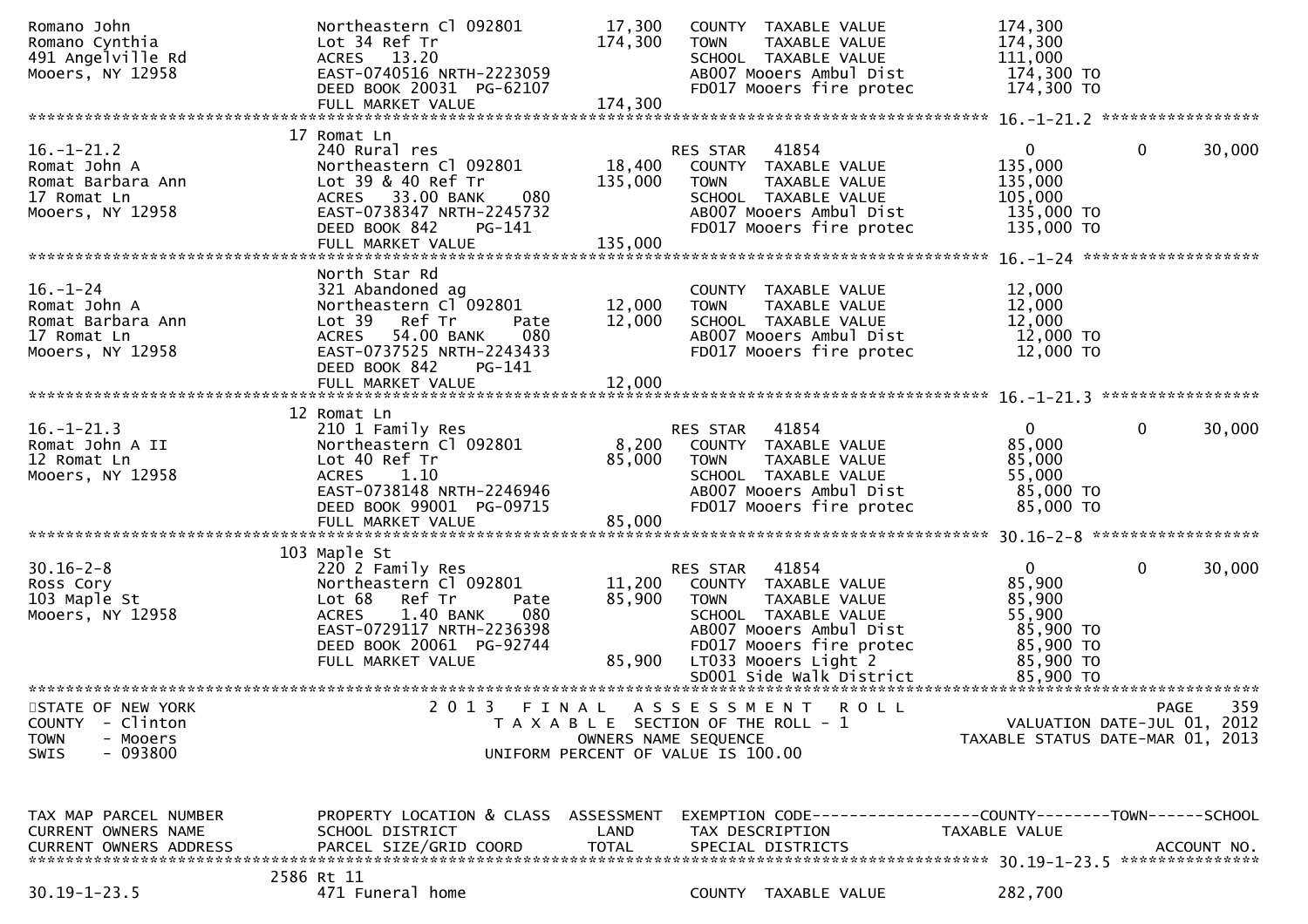```
Romano John                    Northeastern Cl 092801       17,300   COUNTY  TAXABLE VALUE           174,300
Romano Cynthia                 Lot 34 Ref Tr               174,300   TOWN    TAXABLE VALUE           174,300
491 Angelville Rd              ACRES   13.20                         SCHOOL  TAXABLE VALUE           111,000
Mooers, NY 12958               EAST-0740516 NRTH-2223059             AB007 Mooers Ambul Dist          174,300 TO
                               DEED BOOK 20031  PG-62107             FD017 Mooers fire protec         174,300 TO
                               FULL MARKET VALUE           174,300
******************************************************************************************************* 16.-1-21.2 *****************
                             17 Romat Ln
16.-1-21.2                     240 Rural res                         RES STAR   41854                0             0        30,000
Romat John A                   Northeastern Cl 092801       18,400   COUNTY  TAXABLE VALUE           135,000
Romat Barbara Ann              Lot 39 & 40 Ref Tr          135,000   TOWN    TAXABLE VALUE           135,000
17 Romat Ln                    ACRES   33.00 BANK     080            SCHOOL  TAXABLE VALUE           105,000
Mooers, NY 12958               EAST-0738347 NRTH-2245732             AB007 Mooers Ambul Dist          135,000 TO
                               DEED BOOK 842    PG-141               FD017 Mooers fire protec         135,000 TO
                               FULL MARKET VALUE           135,000
******************************************************************************************************* 16.-1-24 *******************
                               North Star Rd
16.-1-24                       321 Abandoned ag                      COUNTY  TAXABLE VALUE            12,000
Romat John A                   Northeastern Cl 092801       12,000   TOWN    TAXABLE VALUE            12,000
Romat Barbara Ann              Lot 39   Ref Tr       Pate   12,000   SCHOOL  TAXABLE VALUE            12,000
17 Romat Ln                    ACRES   54.00 BANK     080            AB007 Mooers Ambul Dist           12,000 TO
Mooers, NY 12958               EAST-0737525 NRTH-2243433             FD017 Mooers fire protec          12,000 TO
                               DEED BOOK 842    PG-141
                               FULL MARKET VALUE            12,000
******************************************************************************************************* 16.-1-21.3 *****************
                             12 Romat Ln
16.-1-21.3                     210 1 Family Res                      RES STAR   41854                0             0        30,000
Romat John A II                Northeastern Cl 092801        8,200   COUNTY  TAXABLE VALUE            85,000
12 Romat Ln                    Lot 40 Ref Tr                85,000   TOWN    TAXABLE VALUE            85,000
Mooers, NY 12958               ACRES    1.10                         SCHOOL  TAXABLE VALUE            55,000
                               EAST-0738148 NRTH-2246946             AB007 Mooers Ambul Dist           85,000 TO
                               DEED BOOK 99001  PG-09715             FD017 Mooers fire protec          85,000 TO
                               FULL MARKET VALUE            85,000
******************************************************************************************************* 30.16-2-8 ******************
                            103 Maple St
30.16-2-8                      220 2 Family Res                      RES STAR   41854                0             0        30,000
Ross Cory                      Northeastern Cl 092801       11,200   COUNTY  TAXABLE VALUE            85,900
103 Maple St                   Lot 68   Ref Tr       Pate   85,900   TOWN    TAXABLE VALUE            85,900
Mooers, NY 12958               ACRES    1.40 BANK     080            SCHOOL  TAXABLE VALUE            55,900
                               EAST-0729117 NRTH-2236398             AB007 Mooers Ambul Dist           85,900 TO
                               DEED BOOK 20061  PG-92744             FD017 Mooers fire protec          85,900 TO
                               FULL MARKET VALUE            85,900   LT033 Mooers Light 2              85,900 TO
                                                                     SD001 Side Walk District          85,900 TO
************************************************************************************************************************************
STATE OF NEW YORK                   2 0 1 3   F I N A L   A S S E S S M E N T   R O L L                                  PAGE   359
COUNTY  - Clinton                          T A X A B L E  SECTION OF THE ROLL - 1                     VALUATION DATE-JUL 01, 2012
TOWN    - Mooers                                  OWNERS NAME SEQUENCE                            TAXABLE STATUS DATE-MAR 01, 2013
SWIS    - 093800                           UNIFORM PERCENT OF VALUE IS 100.00


TAX MAP PARCEL NUMBER          PROPERTY LOCATION & CLASS  ASSESSMENT  EXEMPTION CODE------------------COUNTY--------TOWN------SCHOOL
CURRENT OWNERS NAME            SCHOOL DISTRICT               LAND     TAX DESCRIPTION             TAXABLE VALUE
CURRENT OWNERS ADDRESS         PARCEL SIZE/GRID COORD        TOTAL    SPECIAL DISTRICTS                                   ACCOUNT NO.
******************************************************************************************************* 30.19-1-23.5 ***************
                           2586 Rt 11
30.19-1-23.5                   471 Funeral home                      COUNTY  TAXABLE VALUE           282,700
```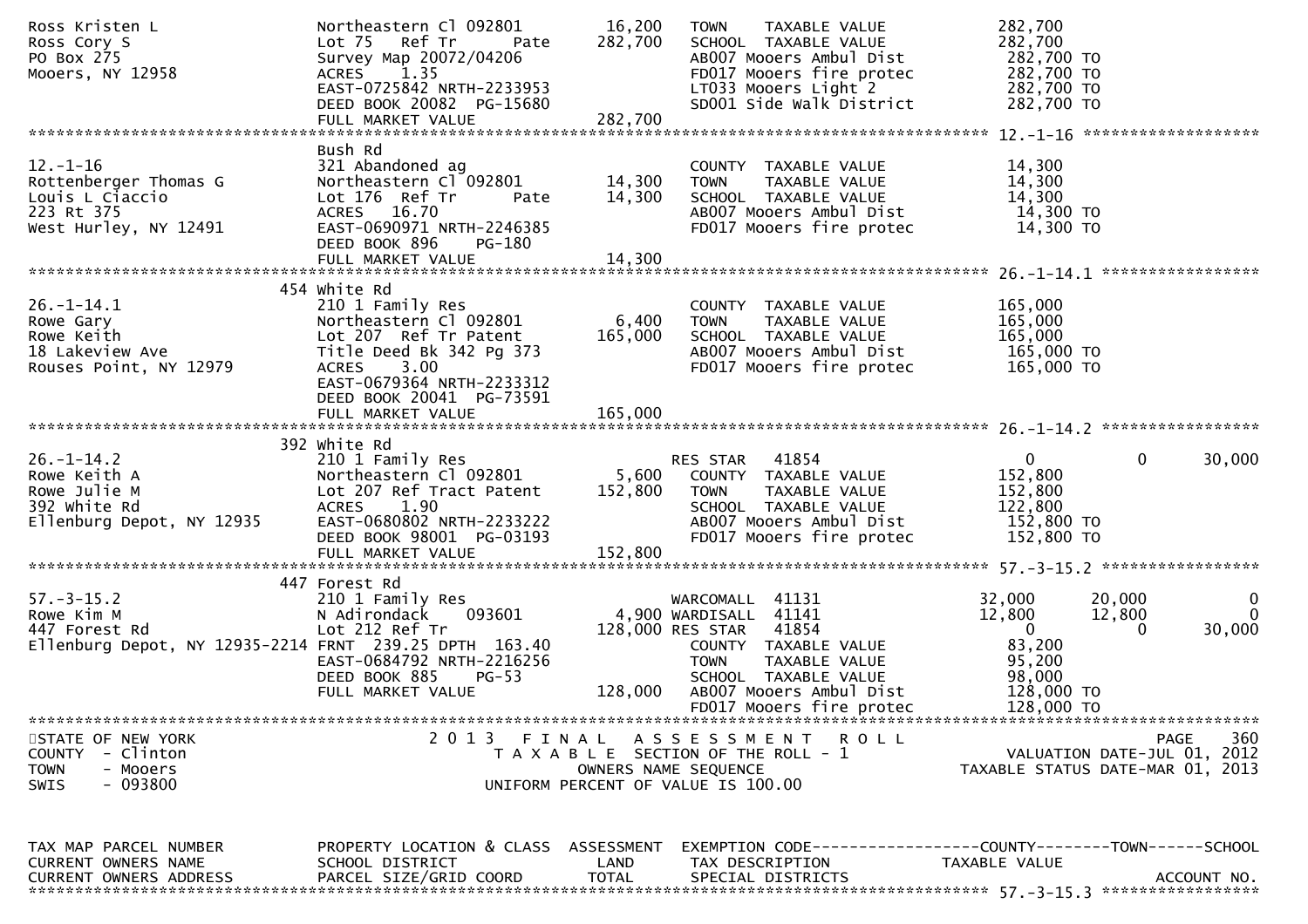```
Ross Kristen L                 Northeastern Cl 092801       16,200   TOWN    TAXABLE VALUE             282,700
Ross Cory S                    Lot 75  Ref Tr      Pate    282,700   SCHOOL  TAXABLE VALUE             282,700
PO Box 275                     Survey Map 20072/04206                AB007 Mooers Ambul Dist            282,700 TO
Mooers, NY 12958               ACRES    1.35                         FD017 Mooers fire protec           282,700 TO
                               EAST-0725842 NRTH-2233953             LT033 Mooers Light 2               282,700 TO
                               DEED BOOK 20082  PG-15680             SD001 Side Walk District           282,700 TO
                               FULL MARKET VALUE           282,700
******************************************************************************************************* 12.-1-16 ******************
                               Bush Rd
12.-1-16                       321 Abandoned ag                      COUNTY  TAXABLE VALUE              14,300
Rottenberger Thomas G          Northeastern Cl 092801       14,300   TOWN    TAXABLE VALUE              14,300
Louis L Ciaccio                Lot 176  Ref Tr     Pate     14,300   SCHOOL  TAXABLE VALUE              14,300
223 Rt 375                     ACRES   16.70                         AB007 Mooers Ambul Dist             14,300 TO
West Hurley, NY 12491          EAST-0690971 NRTH-2246385             FD017 Mooers fire protec            14,300 TO
                               DEED BOOK 896    PG-180
                               FULL MARKET VALUE            14,300
******************************************************************************************************* 26.-1-14.1 ****************
                               454 White Rd
26.-1-14.1                     210 1 Family Res                      COUNTY  TAXABLE VALUE             165,000
Rowe Gary                      Northeastern Cl 092801        6,400   TOWN    TAXABLE VALUE             165,000
Rowe Keith                     Lot 207  Ref Tr Patent      165,000   SCHOOL  TAXABLE VALUE             165,000
18 Lakeview Ave                Title Deed Bk 342 Pg 373              AB007 Mooers Ambul Dist            165,000 TO
Rouses Point, NY 12979         ACRES    3.00                         FD017 Mooers fire protec           165,000 TO
                               EAST-0679364 NRTH-2233312
                               DEED BOOK 20041  PG-73591
                               FULL MARKET VALUE           165,000
******************************************************************************************************* 26.-1-14.2 ****************
                               392 White Rd
26.-1-14.2                     210 1 Family Res                      RES STAR   41854                   0           0       30,000
Rowe Keith A                   Northeastern Cl 092801        5,600   COUNTY  TAXABLE VALUE             152,800
Rowe Julie M                   Lot 207 Ref Tract Patent    152,800   TOWN    TAXABLE VALUE             152,800
392 White Rd                   ACRES    1.90                         SCHOOL  TAXABLE VALUE             122,800
Ellenburg Depot, NY 12935      EAST-0680802 NRTH-2233222             AB007 Mooers Ambul Dist            152,800 TO
                               DEED BOOK 98001  PG-03193             FD017 Mooers fire protec           152,800 TO
                               FULL MARKET VALUE           152,800
******************************************************************************************************* 57.-3-15.2 ****************
                               447 Forest Rd
57.-3-15.2                     210 1 Family Res                      WARCOMALL  41131               32,000      20,000            0
Rowe Kim M                     N Adirondack    093601        4,900 WARDISALL  41141               12,800      12,800            0
447 Forest Rd                  Lot 212 Ref Tr              128,000 RES STAR   41854                    0           0       30,000
Ellenburg Depot, NY 12935-2214 FRNT 239.25 DPTH 163.40               COUNTY  TAXABLE VALUE              83,200
                               EAST-0684792 NRTH-2216256             TOWN    TAXABLE VALUE              95,200
                               DEED BOOK 885    PG-53                SCHOOL  TAXABLE VALUE              98,000
                               FULL MARKET VALUE           128,000   AB007 Mooers Ambul Dist            128,000 TO
                                                                     FD017 Mooers fire protec           128,000 TO
***********************************************************************************************************************************
STATE OF NEW YORK                      2 0 1 3   F I N A L   A S S E S S M E N T   R O L L                                PAGE   360
COUNTY  - Clinton                           T A X A B L E  SECTION OF THE ROLL - 1                          VALUATION DATE-JUL 01, 2012
TOWN    - Mooers                                  OWNERS NAME SEQUENCE                                 TAXABLE STATUS DATE-MAR 01, 2013
SWIS    - 093800                           UNIFORM PERCENT OF VALUE IS 100.00


TAX MAP PARCEL NUMBER          PROPERTY LOCATION & CLASS  ASSESSMENT  EXEMPTION CODE------------------COUNTY--------TOWN------SCHOOL
CURRENT OWNERS NAME            SCHOOL DISTRICT               LAND     TAX DESCRIPTION              TAXABLE VALUE
CURRENT OWNERS ADDRESS         PARCEL SIZE/GRID COORD       TOTAL     SPECIAL DISTRICTS                                  ACCOUNT NO.
******************************************************************************************************* 57.-3-15.3 ****************
```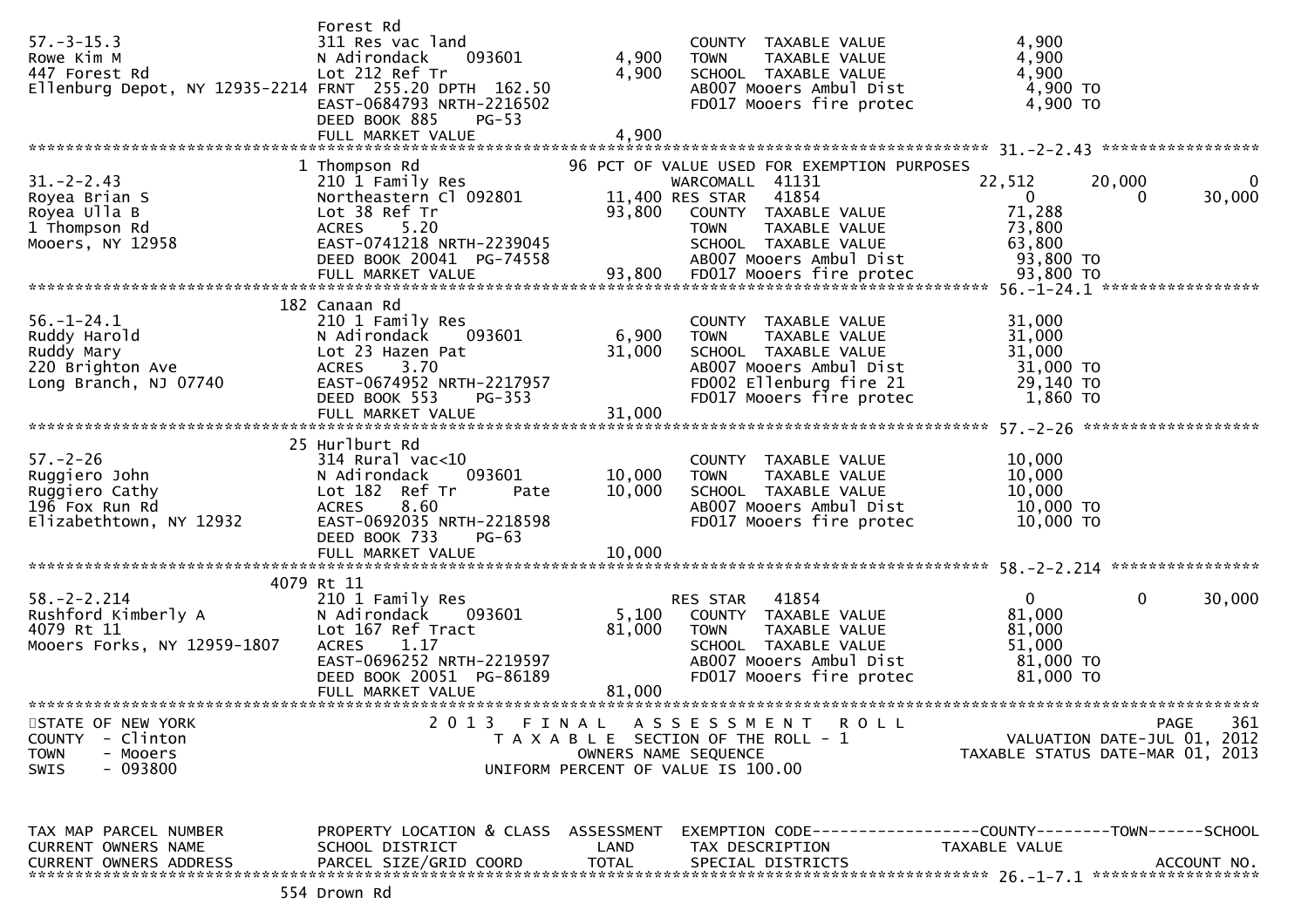```
                                 Forest Rd
57.-3-15.3                       311 Res vac land                              COUNTY  TAXABLE VALUE            4,900
Rowe Kim M                       N Adirondack     093601          4,900        TOWN    TAXABLE VALUE            4,900
447 Forest Rd                    Lot 212 Ref Tr                   4,900        SCHOOL  TAXABLE VALUE            4,900
Ellenburg Depot, NY 12935-2214 FRNT  255.20 DPTH  162.50                       AB007 Mooers Ambul Dist            4,900 TO
                                 EAST-0684793 NRTH-2216502                     FD017 Mooers fire protec           4,900 TO
                                 DEED BOOK 885     PG-53
                                 FULL MARKET VALUE                4,900
******************************************************************************************************* 31.-2-2.43 *****************
                               1 Thompson Rd                     96 PCT OF VALUE USED FOR EXEMPTION PURPOSES
31.-2-2.43                       210 1 Family Res                              WARCOMALL  41131              22,512        20,000            0
Royea Brian S                    Northeastern Cl 092801          11,400 RES STAR   41854                     0             0         30,000
Royea Ulla B                     Lot 38 Ref Tr                   93,800        COUNTY  TAXABLE VALUE           71,288
1 Thompson Rd                    ACRES     5.20                                TOWN    TAXABLE VALUE           73,800
Mooers, NY 12958                 EAST-0741218 NRTH-2239045                     SCHOOL  TAXABLE VALUE           63,800
                                 DEED BOOK 20041  PG-74558                     AB007 Mooers Ambul Dist           93,800 TO
                                 FULL MARKET VALUE               93,800        FD017 Mooers fire protec          93,800 TO
******************************************************************************************************* 56.-1-24.1 *****************
                             182 Canaan Rd
56.-1-24.1                       210 1 Family Res                              COUNTY  TAXABLE VALUE           31,000
Ruddy Harold                     N Adirondack     093601          6,900        TOWN    TAXABLE VALUE           31,000
Ruddy Mary                       Lot 23 Hazen Pat                31,000        SCHOOL  TAXABLE VALUE           31,000
220 Brighton Ave                 ACRES     3.70                                AB007 Mooers Ambul Dist           31,000 TO
Long Branch, NJ 07740            EAST-0674952 NRTH-2217957                     FD002 Ellenburg fire 21           29,140 TO
                                 DEED BOOK 553     PG-353                      FD017 Mooers fire protec           1,860 TO
                                 FULL MARKET VALUE               31,000
******************************************************************************************************* 57.-2-26 *******************
                              25 Hurlburt Rd
57.-2-26                         314 Rural vac<10                              COUNTY  TAXABLE VALUE           10,000
Ruggiero John                    N Adirondack     093601         10,000        TOWN    TAXABLE VALUE           10,000
Ruggiero Cathy                   Lot 182  Ref Tr       Pate      10,000        SCHOOL  TAXABLE VALUE           10,000
196 Fox Run Rd                   ACRES     8.60                                AB007 Mooers Ambul Dist           10,000 TO
Elizabethtown, NY 12932          EAST-0692035 NRTH-2218598                     FD017 Mooers fire protec          10,000 TO
                                 DEED BOOK 733     PG-63
                                 FULL MARKET VALUE               10,000
******************************************************************************************************* 58.-2-2.214 ****************
                            4079 Rt 11
58.-2-2.214                      210 1 Family Res                              RES STAR   41854                  0             0         30,000
Rushford Kimberly A              N Adirondack     093601          5,100        COUNTY  TAXABLE VALUE           81,000
4079 Rt 11                       Lot 167 Ref Tract               81,000        TOWN    TAXABLE VALUE           81,000
Mooers Forks, NY 12959-1807      ACRES     1.17                                SCHOOL  TAXABLE VALUE           51,000
                                 EAST-0696252 NRTH-2219597                     AB007 Mooers Ambul Dist           81,000 TO
                                 DEED BOOK 20051  PG-86189                     FD017 Mooers fire protec          81,000 TO
                                 FULL MARKET VALUE               81,000
************************************************************************************************************************************
STATE OF NEW YORK                2 0 1 3   F I N A L   A S S E S S M E N T   R O L L                                  PAGE    361
COUNTY  - Clinton                      T A X A B L E  SECTION OF THE ROLL - 1                      VALUATION DATE-JUL 01, 2012
TOWN    - Mooers                              OWNERS NAME SEQUENCE                            TAXABLE STATUS DATE-MAR 01, 2013
SWIS    - 093800                       UNIFORM PERCENT OF VALUE IS 100.00


TAX MAP PARCEL NUMBER            PROPERTY LOCATION & CLASS  ASSESSMENT  EXEMPTION CODE------------------COUNTY--------TOWN------SCHOOL
CURRENT OWNERS NAME              SCHOOL DISTRICT               LAND      TAX DESCRIPTION             TAXABLE VALUE
CURRENT OWNERS ADDRESS           PARCEL SIZE/GRID COORD        TOTAL     SPECIAL DISTRICTS                                    ACCOUNT NO.
******************************************************************************************************* 26.-1-7.1 ******************
                             554 Drown Rd
```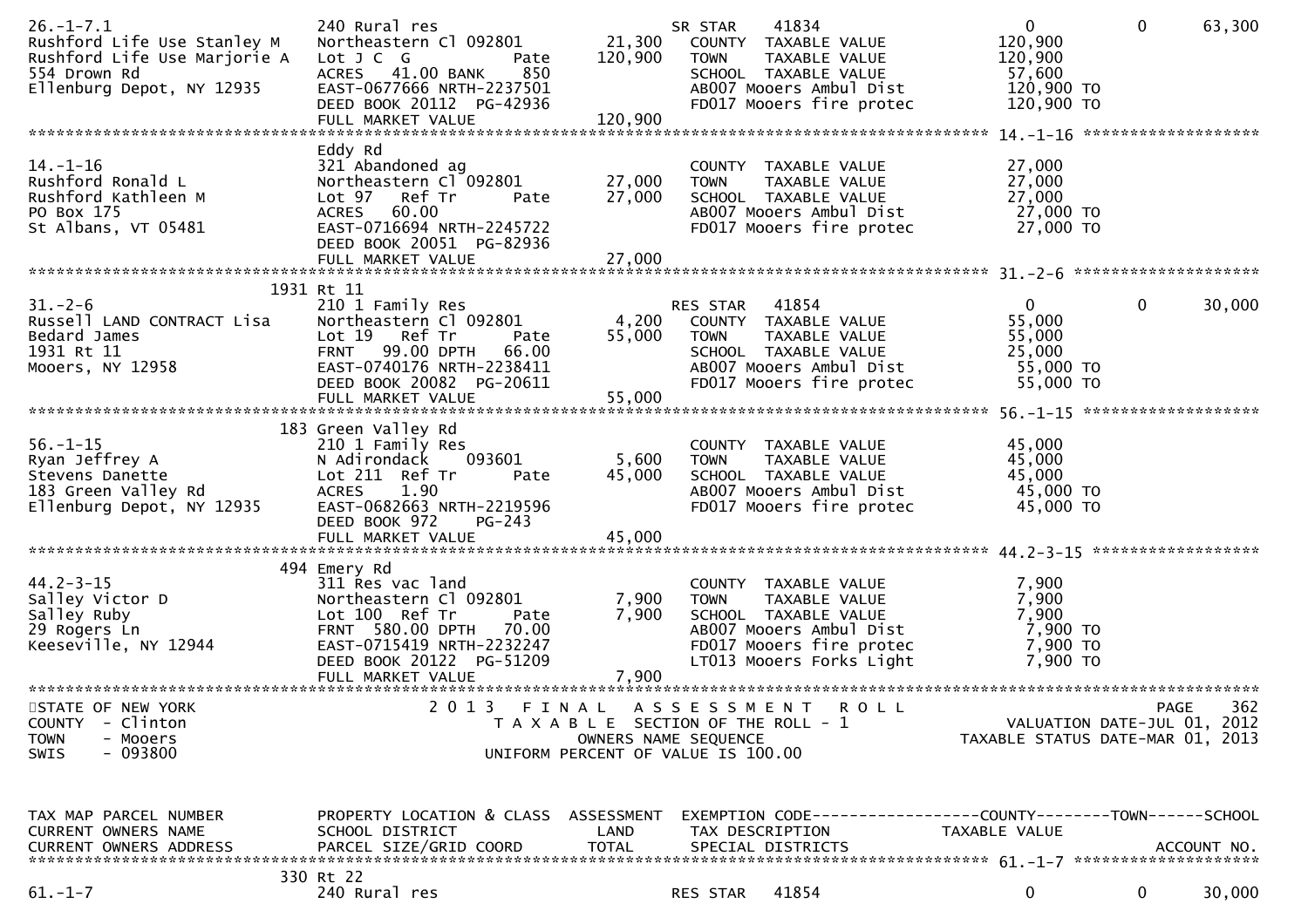```
26.-1-7.1                    240 Rural res                       SR STAR     41834                 0            0       63,300
Rushford Life Use Stanley M  Northeastern Cl 092801      21,300   COUNTY  TAXABLE VALUE         120,900
Rushford Life Use Marjorie A Lot J C G           Pate   120,900   TOWN    TAXABLE VALUE         120,900
554 Drown Rd                 ACRES  41.00 BANK     850            SCHOOL  TAXABLE VALUE          57,600
Ellenburg Depot, NY 12935    EAST-0677666 NRTH-2237501            AB007 Mooers Ambul Dist        120,900 TO
                             DEED BOOK 20112  PG-42936            FD017 Mooers fire protec       120,900 TO
                             FULL MARKET VALUE          120,900
******************************************************************************************************* 14.-1-16 *******************
                             Eddy Rd
14.-1-16                     321 Abandoned ag                     COUNTY  TAXABLE VALUE          27,000
Rushford Ronald L            Northeastern Cl 092801      27,000   TOWN    TAXABLE VALUE          27,000
Rushford Kathleen M          Lot 97   Ref Tr         Pate  27,000 SCHOOL  TAXABLE VALUE          27,000
PO Box 175                   ACRES  60.00                         AB007 Mooers Ambul Dist         27,000 TO
St Albans, VT 05481          EAST-0716694 NRTH-2245722            FD017 Mooers fire protec        27,000 TO
                             DEED BOOK 20051  PG-82936
                             FULL MARKET VALUE           27,000
******************************************************************************************************* 31.-2-6 ********************
                        1931 Rt 11
31.-2-6                      210 1 Family Res                     RES STAR    41854                 0            0       30,000
Russell LAND CONTRACT Lisa   Northeastern Cl 092801       4,200   COUNTY  TAXABLE VALUE          55,000
Bedard James                 Lot 19   Ref Tr         Pate  55,000 TOWN    TAXABLE VALUE          55,000
1931 Rt 11                   FRNT  99.00 DPTH  66.00              SCHOOL  TAXABLE VALUE          25,000
Mooers, NY 12958             EAST-0740176 NRTH-2238411            AB007 Mooers Ambul Dist         55,000 TO
                             DEED BOOK 20082  PG-20611            FD017 Mooers fire protec        55,000 TO
                             FULL MARKET VALUE           55,000
******************************************************************************************************* 56.-1-15 *******************
                        183 Green Valley Rd
56.-1-15                     210 1 Family Res                     COUNTY  TAXABLE VALUE          45,000
Ryan Jeffrey A               N Adirondack     093601      5,600   TOWN    TAXABLE VALUE          45,000
Stevens Danette              Lot 211  Ref Tr         Pate  45,000 SCHOOL  TAXABLE VALUE          45,000
183 Green Valley Rd          ACRES   1.90                         AB007 Mooers Ambul Dist         45,000 TO
Ellenburg Depot, NY 12935    EAST-0682663 NRTH-2219596            FD017 Mooers fire protec        45,000 TO
                             DEED BOOK 972    PG-243
                             FULL MARKET VALUE           45,000
******************************************************************************************************* 44.2-3-15 ******************
                        494 Emery Rd
44.2-3-15                    311 Res vac land                     COUNTY  TAXABLE VALUE           7,900
Salley Victor D              Northeastern Cl 092801       7,900   TOWN    TAXABLE VALUE           7,900
Salley Ruby                  Lot 100  Ref Tr         Pate   7,900 SCHOOL  TAXABLE VALUE           7,900
29 Rogers Ln                 FRNT 580.00 DPTH  70.00              AB007 Mooers Ambul Dist          7,900 TO
Keeseville, NY 12944         EAST-0715419 NRTH-2232247            FD017 Mooers fire protec         7,900 TO
                             DEED BOOK 20122  PG-51209            LT013 Mooers Forks Light         7,900 TO
                             FULL MARKET VALUE            7,900
************************************************************************************************************************************
STATE OF NEW YORK                    2 0 1 3   F I N A L   A S S E S S M E N T   R O L L                              PAGE    362
COUNTY  - Clinton                      T A X A B L E  SECTION OF THE ROLL - 1                          VALUATION DATE-JUL 01, 2012
TOWN    - Mooers                              OWNERS NAME SEQUENCE                                 TAXABLE STATUS DATE-MAR 01, 2013
SWIS    - 093800                     UNIFORM PERCENT OF VALUE IS 100.00


TAX MAP PARCEL NUMBER        PROPERTY LOCATION & CLASS  ASSESSMENT  EXEMPTION CODE------------------COUNTY--------TOWN------SCHOOL
CURRENT OWNERS NAME          SCHOOL DISTRICT               LAND     TAX DESCRIPTION             TAXABLE VALUE
CURRENT OWNERS ADDRESS       PARCEL SIZE/GRID COORD       TOTAL     SPECIAL DISTRICTS                                    ACCOUNT NO.
******************************************************************************************************* 61.-1-7 ********************
                        330 Rt 22
61.-1-7                      240 Rural res                        RES STAR    41854                 0            0       30,000
```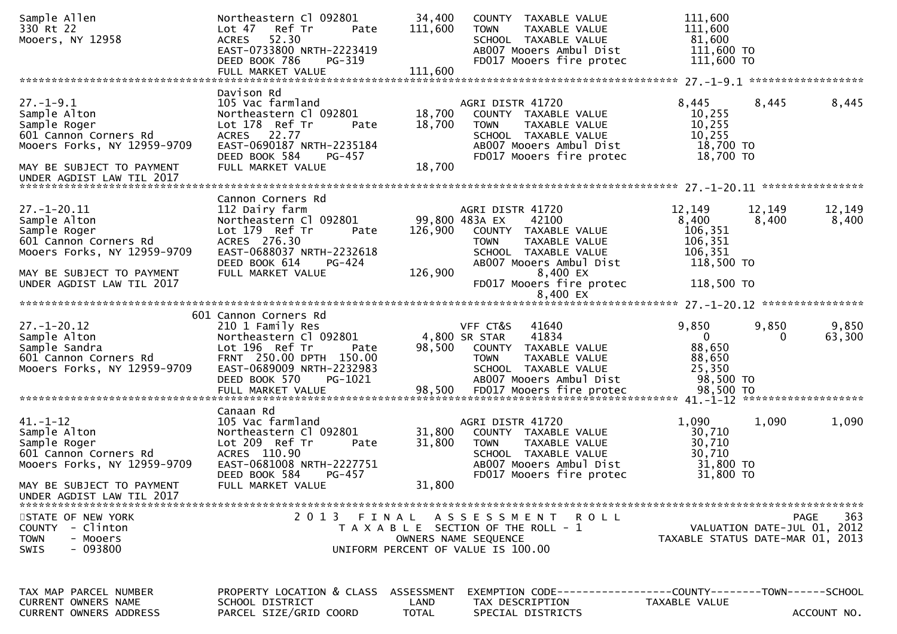```
Sample Allen                  Northeastern Cl 092801      34,400   COUNTY  TAXABLE VALUE          111,600
330 Rt 22                     Lot 47   Ref Tr      Pate  111,600   TOWN    TAXABLE VALUE          111,600
Mooers, NY 12958              ACRES   52.30                        SCHOOL  TAXABLE VALUE           81,600
                              EAST-0733800 NRTH-2223419            AB007 Mooers Ambul Dist        111,600 TO
                              DEED BOOK 786     PG-319             FD017 Mooers fire protec       111,600 TO
                              FULL MARKET VALUE          111,600
******************************************************************************************************* 27.-1-9.1 ******************
                              Davison Rd
27.-1-9.1                     105 Vac farmland                     AGRI DISTR 41720             8,445        8,445        8,445
Sample Alton                  Northeastern Cl 092801      18,700   COUNTY  TAXABLE VALUE           10,255
Sample Roger                  Lot 178  Ref Tr      Pate   18,700   TOWN    TAXABLE VALUE           10,255
601 Cannon Corners Rd         ACRES   22.77                        SCHOOL  TAXABLE VALUE           10,255
Mooers Forks, NY 12959-9709   EAST-0690187 NRTH-2235184            AB007 Mooers Ambul Dist         18,700 TO
                              DEED BOOK 584     PG-457             FD017 Mooers fire protec        18,700 TO
MAY BE SUBJECT TO PAYMENT     FULL MARKET VALUE           18,700
UNDER AGDIST LAW TIL 2017
******************************************************************************************************* 27.-1-20.11 ****************
                              Cannon Corners Rd
27.-1-20.11                   112 Dairy farm                       AGRI DISTR 41720            12,149       12,149       12,149
Sample Alton                  Northeastern Cl 092801      99,800 483A EX       42100            8,400        8,400        8,400
Sample Roger                  Lot 179  Ref Tr      Pate  126,900   COUNTY  TAXABLE VALUE          106,351
601 Cannon Corners Rd         ACRES  276.30                        TOWN    TAXABLE VALUE          106,351
Mooers Forks, NY 12959-9709   EAST-0688037 NRTH-2232618            SCHOOL  TAXABLE VALUE          106,351
                              DEED BOOK 614     PG-424             AB007 Mooers Ambul Dist        118,500 TO
MAY BE SUBJECT TO PAYMENT     FULL MARKET VALUE          126,900        8,400 EX
UNDER AGDIST LAW TIL 2017                                          FD017 Mooers fire protec       118,500 TO
                                                                        8,400 EX
******************************************************************************************************* 27.-1-20.12 ****************
                          601 Cannon Corners Rd
27.-1-20.12                   210 1 Family Res                     VFF CT&S    41640            9,850        9,850        9,850
Sample Alton                  Northeastern Cl 092801       4,800 SR STAR      41834                 0            0       63,300
Sample Sandra                 Lot 196  Ref Tr      Pate   98,500   COUNTY  TAXABLE VALUE           88,650
601 Cannon Corners Rd         FRNT  250.00 DPTH  150.00            TOWN    TAXABLE VALUE           88,650
Mooers Forks, NY 12959-9709   EAST-0689009 NRTH-2232983            SCHOOL  TAXABLE VALUE           25,350
                              DEED BOOK 570     PG-1021            AB007 Mooers Ambul Dist         98,500 TO
                              FULL MARKET VALUE           98,500   FD017 Mooers fire protec        98,500 TO
******************************************************************************************************* 41.-1-12 *******************
                              Canaan Rd
41.-1-12                      105 Vac farmland                     AGRI DISTR 41720             1,090        1,090        1,090
Sample Alton                  Northeastern Cl 092801      31,800   COUNTY  TAXABLE VALUE           30,710
Sample Roger                  Lot 209  Ref Tr      Pate   31,800   TOWN    TAXABLE VALUE           30,710
601 Cannon Corners Rd         ACRES  110.90                        SCHOOL  TAXABLE VALUE           30,710
Mooers Forks, NY 12959-9709   EAST-0681008 NRTH-2227751            AB007 Mooers Ambul Dist         31,800 TO
                              DEED BOOK 584     PG-457             FD017 Mooers fire protec        31,800 TO
MAY BE SUBJECT TO PAYMENT     FULL MARKET VALUE           31,800
UNDER AGDIST LAW TIL 2017
************************************************************************************************************************************
STATE OF NEW YORK                 2 0 1 3   F I N A L   A S S E S S M E N T   R O L L                                  PAGE    363
COUNTY  - Clinton                      T A X A B L E  SECTION OF THE ROLL - 1                        VALUATION DATE-JUL 01, 2012
TOWN    - Mooers                              OWNERS NAME SEQUENCE                               TAXABLE STATUS DATE-MAR 01, 2013
SWIS    - 093800                       UNIFORM PERCENT OF VALUE IS 100.00


TAX MAP PARCEL NUMBER         PROPERTY LOCATION & CLASS  ASSESSMENT  EXEMPTION CODE------------------COUNTY--------TOWN------SCHOOL
CURRENT OWNERS NAME           SCHOOL DISTRICT               LAND      TAX DESCRIPTION              TAXABLE VALUE
CURRENT OWNERS ADDRESS        PARCEL SIZE/GRID COORD       TOTAL      SPECIAL DISTRICTS                                 ACCOUNT NO.
```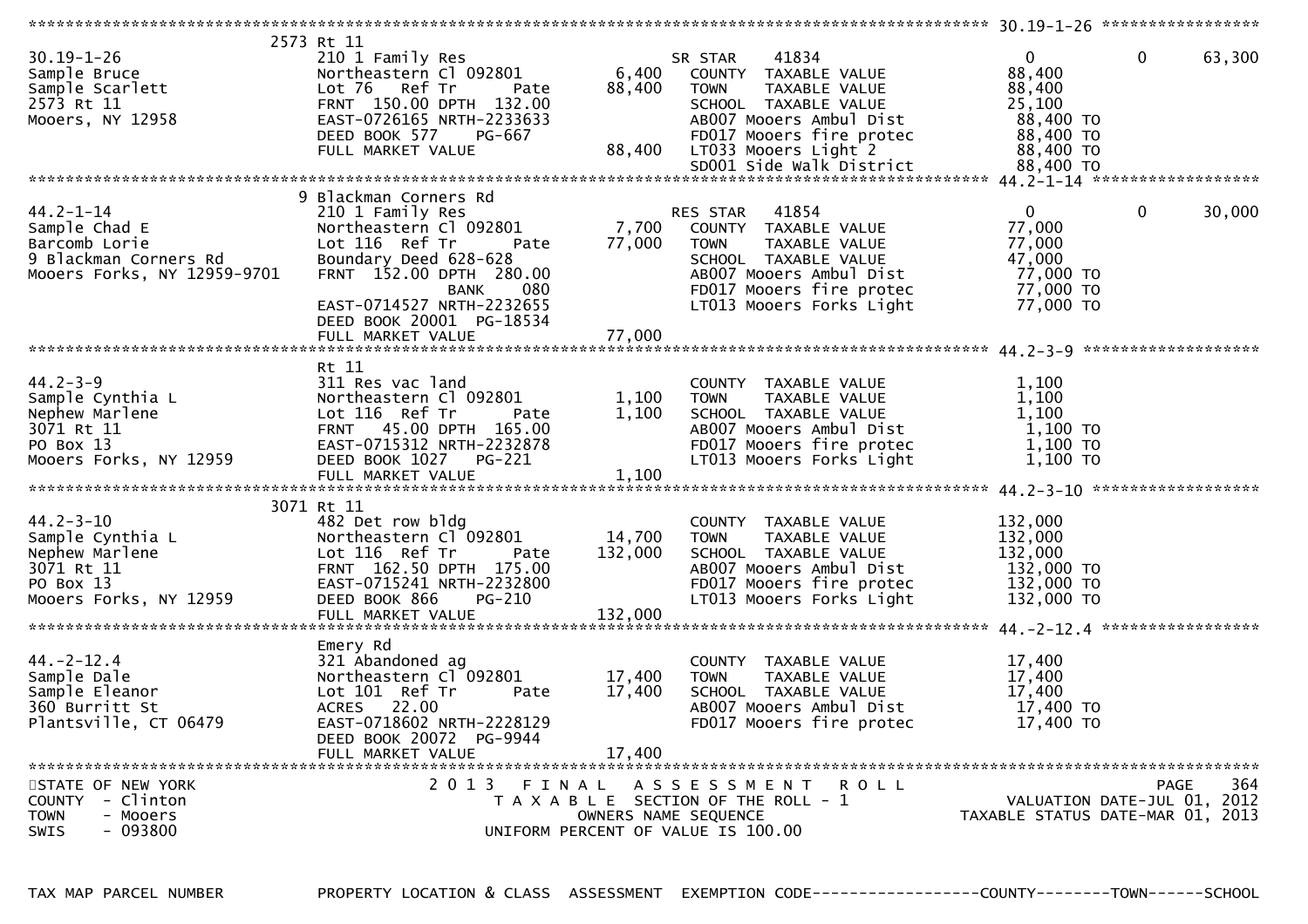```
******************************************************************************************************* 30.19-1-26 ******************
                    2573 Rt 11
30.19-1-26            210 1 Family Res                    SR STAR    41834                   0           0       63,300
Sample Bruce          Northeastern Cl 092801       6,400    COUNTY  TAXABLE VALUE          88,400
Sample Scarlett       Lot 76   Ref Tr       Pate  88,400    TOWN    TAXABLE VALUE          88,400
2573 Rt 11            FRNT 150.00 DPTH 132.00               SCHOOL  TAXABLE VALUE          25,100
Mooers, NY 12958      EAST-0726165 NRTH-2233633             AB007 Mooers Ambul Dist         88,400 TO
                      DEED BOOK 577    PG-667               FD017 Mooers fire protec        88,400 TO
                      FULL MARKET VALUE           88,400    LT033 Mooers Light 2            88,400 TO
                                                            SD001 Side Walk District        88,400 TO
******************************************************************************************************* 44.2-1-14 ******************
                    9 Blackman Corners Rd
44.2-1-14             210 1 Family Res                    RES STAR   41854                   0           0       30,000
Sample Chad E         Northeastern Cl 092801       7,700    COUNTY  TAXABLE VALUE          77,000
Barcomb Lorie         Lot 116  Ref Tr       Pate  77,000    TOWN    TAXABLE VALUE          77,000
9 Blackman Corners Rd Boundary Deed 628-628                 SCHOOL  TAXABLE VALUE          47,000
Mooers Forks, NY 12959-9701 FRNT 152.00 DPTH 280.00         AB007 Mooers Ambul Dist         77,000 TO
                                  BANK     080              FD017 Mooers fire protec        77,000 TO
                      EAST-0714527 NRTH-2232655             LT013 Mooers Forks Light        77,000 TO
                      DEED BOOK 20001 PG-18534
                      FULL MARKET VALUE           77,000
******************************************************************************************************* 44.2-3-9 *******************
                      Rt 11
44.2-3-9              311 Res vac land                      COUNTY  TAXABLE VALUE           1,100
Sample Cynthia L      Northeastern Cl 092801       1,100    TOWN    TAXABLE VALUE           1,100
Nephew Marlene        Lot 116  Ref Tr       Pate   1,100    SCHOOL  TAXABLE VALUE           1,100
3071 Rt 11            FRNT  45.00 DPTH 165.00               AB007 Mooers Ambul Dist          1,100 TO
PO Box 13             EAST-0715312 NRTH-2232878             FD017 Mooers fire protec         1,100 TO
Mooers Forks, NY 12959 DEED BOOK 1027  PG-221               LT013 Mooers Forks Light         1,100 TO
                      FULL MARKET VALUE            1,100
******************************************************************************************************* 44.2-3-10 ******************
                    3071 Rt 11
44.2-3-10             482 Det row bldg                      COUNTY  TAXABLE VALUE         132,000
Sample Cynthia L      Northeastern Cl 092801      14,700    TOWN    TAXABLE VALUE         132,000
Nephew Marlene        Lot 116  Ref Tr       Pate 132,000    SCHOOL  TAXABLE VALUE         132,000
3071 Rt 11            FRNT 162.50 DPTH 175.00               AB007 Mooers Ambul Dist        132,000 TO
PO Box 13             EAST-0715241 NRTH-2232800             FD017 Mooers fire protec       132,000 TO
Mooers Forks, NY 12959 DEED BOOK 866    PG-210              LT013 Mooers Forks Light       132,000 TO
                      FULL MARKET VALUE          132,000
******************************************************************************************************* 44.-2-12.4 *****************
                      Emery Rd
44.-2-12.4            321 Abandoned ag                      COUNTY  TAXABLE VALUE          17,400
Sample Dale           Northeastern Cl 092801      17,400    TOWN    TAXABLE VALUE          17,400
Sample Eleanor        Lot 101  Ref Tr       Pate  17,400    SCHOOL  TAXABLE VALUE          17,400
360 Burritt St        ACRES  22.00                          AB007 Mooers Ambul Dist         17,400 TO
Plantsville, CT 06479 EAST-0718602 NRTH-2228129             FD017 Mooers fire protec        17,400 TO
                      DEED BOOK 20072 PG-9944
                      FULL MARKET VALUE           17,400
************************************************************************************************************************************
STATE OF NEW YORK               2 0 1 3   F I N A L   A S S E S S M E N T   R O L L                              PAGE    364
COUNTY  - Clinton                  T A X A B L E  SECTION OF THE ROLL - 1                     VALUATION DATE-JUL 01, 2012
TOWN    - Mooers                          OWNERS NAME SEQUENCE                          TAXABLE STATUS DATE-MAR 01, 2013
SWIS    - 093800                   UNIFORM PERCENT OF VALUE IS 100.00


TAX MAP PARCEL NUMBER     PROPERTY LOCATION & CLASS  ASSESSMENT  EXEMPTION CODE------------------COUNTY--------TOWN------SCHOOL
```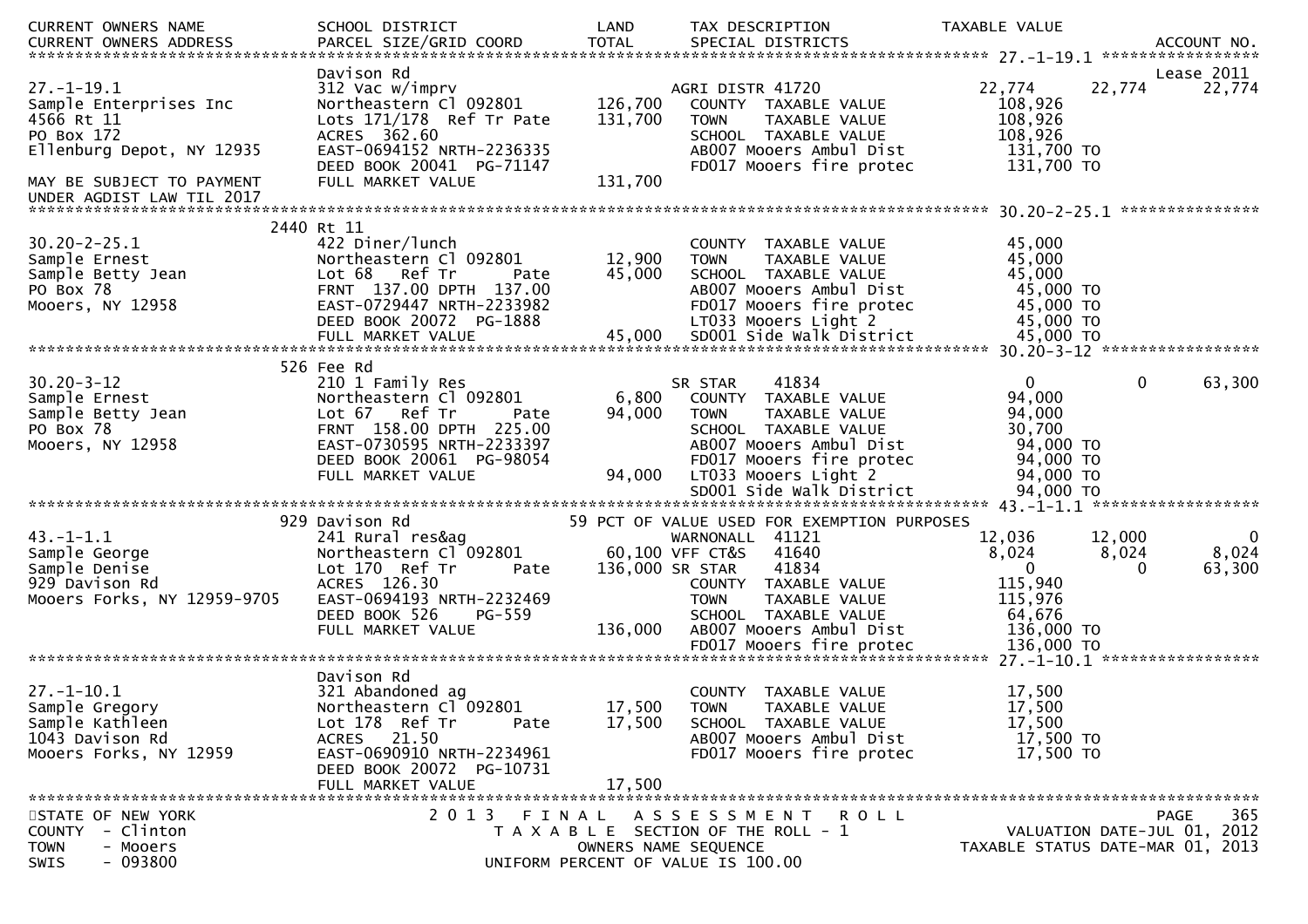| CURRENT OWNERS NAME<br>CURRENT OWNERS ADDRESS | SCHOOL DISTRICT<br>PARCEL SIZE/GRID COORD | LAND<br>TOTAL | TAX DESCRIPTION<br>SPECIAL DISTRICTS | TAXABLE VALUE | | ACCOUNT NO. |
|---|---|---|---|---|---|---|
| ********** 27.-1-19.1 ********** | | | | | | |
| | Davison Rd | | | | | Lease 2011 |
| 27.-1-19.1 | 312 Vac w/imprv | | AGRI DISTR 41720 | 22,774 | 22,774 | 22,774 |
| Sample Enterprises Inc | Northeastern Cl 092801 | 126,700 | COUNTY TAXABLE VALUE | 108,926 | | |
| 4566 Rt 11 | Lots 171/178 Ref Tr Pate | 131,700 | TOWN TAXABLE VALUE | 108,926 | | |
| PO Box 172 | ACRES 362.60 | | SCHOOL TAXABLE VALUE | 108,926 | | |
| Ellenburg Depot, NY 12935 | EAST-0694152 NRTH-2236335 | | AB007 Mooers Ambul Dist | 131,700 TO | | |
| | DEED BOOK 20041 PG-71147 | | FD017 Mooers fire protec | 131,700 TO | | |
| MAY BE SUBJECT TO PAYMENT | FULL MARKET VALUE | 131,700 | | | | |
| UNDER AGDIST LAW TIL 2017 | | | | | | |
| ********** 30.20-2-25.1 ********** | | | | | | |
| | 2440 Rt 11 | | | | | |
| 30.20-2-25.1 | 422 Diner/lunch | | COUNTY TAXABLE VALUE | 45,000 | | |
| Sample Ernest | Northeastern Cl 092801 | 12,900 | TOWN TAXABLE VALUE | 45,000 | | |
| Sample Betty Jean | Lot 68 Ref Tr Pate | 45,000 | SCHOOL TAXABLE VALUE | 45,000 | | |
| PO Box 78 | FRNT 137.00 DPTH 137.00 | | AB007 Mooers Ambul Dist | 45,000 TO | | |
| Mooers, NY 12958 | EAST-0729447 NRTH-2233982 | | FD017 Mooers fire protec | 45,000 TO | | |
| | DEED BOOK 20072 PG-1888 | | LT033 Mooers Light 2 | 45,000 TO | | |
| | FULL MARKET VALUE | 45,000 | SD001 Side Walk District | 45,000 TO | | |
| ********** 30.20-3-12 ********** | | | | | | |
| | 526 Fee Rd | | | | | |
| 30.20-3-12 | 210 1 Family Res | | SR STAR 41834 | 0 | 0 | 63,300 |
| Sample Ernest | Northeastern Cl 092801 | 6,800 | COUNTY TAXABLE VALUE | 94,000 | | |
| Sample Betty Jean | Lot 67 Ref Tr Pate | 94,000 | TOWN TAXABLE VALUE | 94,000 | | |
| PO Box 78 | FRNT 158.00 DPTH 225.00 | | SCHOOL TAXABLE VALUE | 30,700 | | |
| Mooers, NY 12958 | EAST-0730595 NRTH-2233397 | | AB007 Mooers Ambul Dist | 94,000 TO | | |
| | DEED BOOK 20061 PG-98054 | | FD017 Mooers fire protec | 94,000 TO | | |
| | FULL MARKET VALUE | 94,000 | LT033 Mooers Light 2 | 94,000 TO | | |
| | | | SD001 Side Walk District | 94,000 TO | | |
| ********** 43.-1-1.1 ********** | | | | | | |
| | 929 Davison Rd | | 59 PCT OF VALUE USED FOR EXEMPTION PURPOSES | | | |
| 43.-1-1.1 | 241 Rural res&ag | | WARNONALL 41121 | 12,036 | 12,000 | 0 |
| Sample George | Northeastern Cl 092801 | 60,100 | VFF CT&S 41640 | 8,024 | 8,024 | 8,024 |
| Sample Denise | Lot 170 Ref Tr Pate | 136,000 | SR STAR 41834 | 0 | 0 | 63,300 |
| 929 Davison Rd | ACRES 126.30 | | COUNTY TAXABLE VALUE | 115,940 | | |
| Mooers Forks, NY 12959-9705 | EAST-0694193 NRTH-2232469 | | TOWN TAXABLE VALUE | 115,976 | | |
| | DEED BOOK 526 PG-559 | | SCHOOL TAXABLE VALUE | 64,676 | | |
| | FULL MARKET VALUE | 136,000 | AB007 Mooers Ambul Dist | 136,000 TO | | |
| | | | FD017 Mooers fire protec | 136,000 TO | | |
| ********** 27.-1-10.1 ********** | | | | | | |
| | Davison Rd | | | | | |
| 27.-1-10.1 | 321 Abandoned ag | | COUNTY TAXABLE VALUE | 17,500 | | |
| Sample Gregory | Northeastern Cl 092801 | 17,500 | TOWN TAXABLE VALUE | 17,500 | | |
| Sample Kathleen | Lot 178 Ref Tr Pate | 17,500 | SCHOOL TAXABLE VALUE | 17,500 | | |
| 1043 Davison Rd | ACRES 21.50 | | AB007 Mooers Ambul Dist | 17,500 TO | | |
| Mooers Forks, NY 12959 | EAST-0690910 NRTH-2234961 | | FD017 Mooers fire protec | 17,500 TO | | |
| | DEED BOOK 20072 PG-10731 | | | | | |
| | FULL MARKET VALUE | 17,500 | | | | |

STATE OF NEW YORK — 2013 FINAL ASSESSMENT ROLL — PAGE 365
COUNTY - Clinton — TAXABLE SECTION OF THE ROLL - 1 — VALUATION DATE-JUL 01, 2012
TOWN - Mooers — OWNERS NAME SEQUENCE — TAXABLE STATUS DATE-MAR 01, 2013
SWIS - 093800 — UNIFORM PERCENT OF VALUE IS 100.00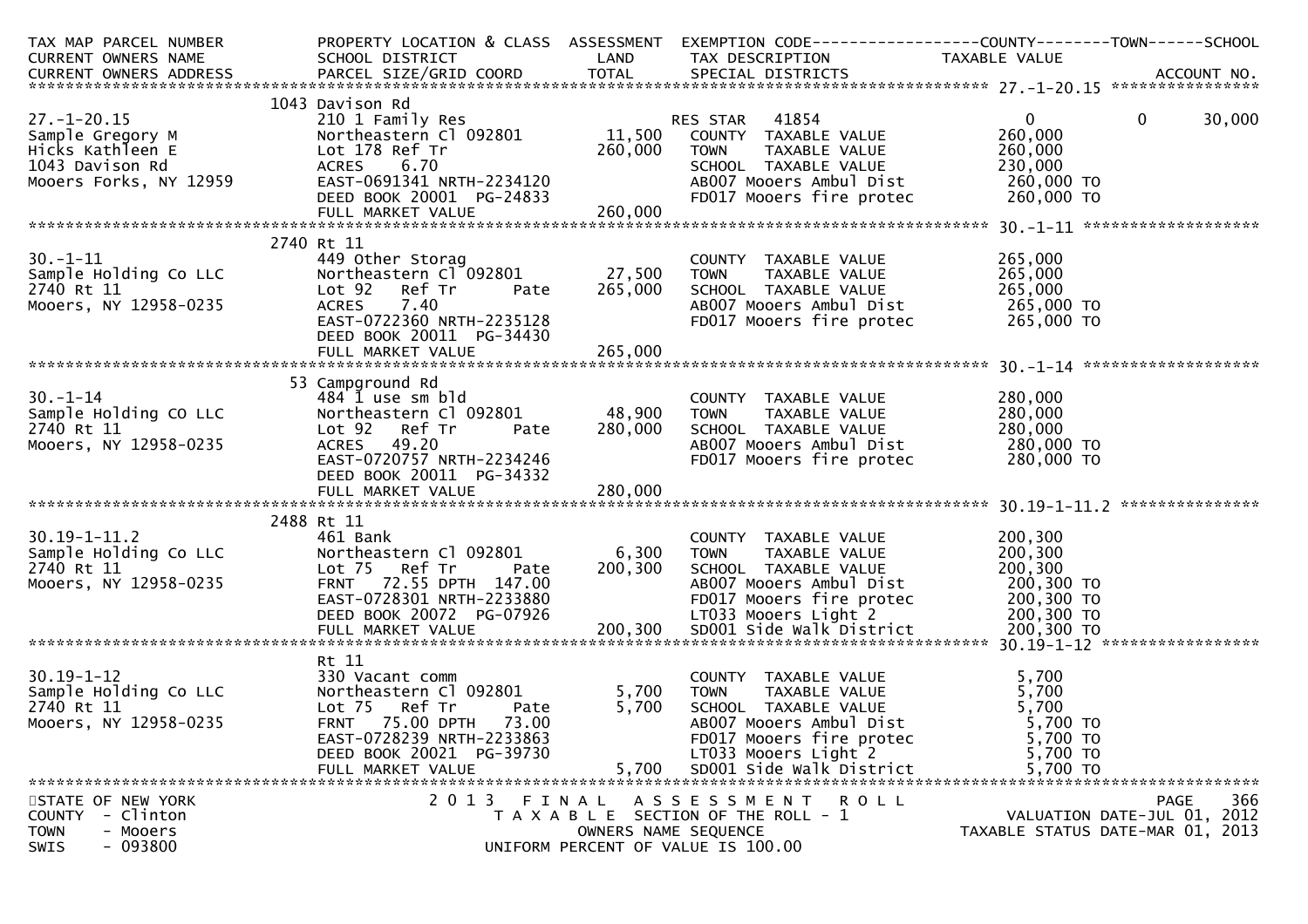```
TAX MAP PARCEL NUMBER          PROPERTY LOCATION & CLASS  ASSESSMENT  EXEMPTION CODE------------------COUNTY--------TOWN------SCHOOL
CURRENT OWNERS NAME            SCHOOL DISTRICT               LAND      TAX DESCRIPTION              TAXABLE VALUE
CURRENT OWNERS ADDRESS         PARCEL SIZE/GRID COORD        TOTAL     SPECIAL DISTRICTS                                      ACCOUNT NO.
******************************************************************************************************* 27.-1-20.15 *****************
                               1043 Davison Rd
27.-1-20.15                    210 1 Family Res                        RES STAR   41854                 0             0        30,000
Sample Gregory M               Northeastern Cl 092801        11,500    COUNTY  TAXABLE VALUE          260,000
Hicks Kathleen E               Lot 178 Ref Tr               260,000    TOWN    TAXABLE VALUE          260,000
1043 Davison Rd                ACRES    6.70                           SCHOOL  TAXABLE VALUE          230,000
Mooers Forks, NY 12959         EAST-0691341 NRTH-2234120               AB007 Mooers Ambul Dist         260,000 TO
                               DEED BOOK 20001  PG-24833               FD017 Mooers fire protec        260,000 TO
                               FULL MARKET VALUE            260,000
******************************************************************************************************* 30.-1-11 *******************
                               2740 Rt 11
30.-1-11                       449 Other Storag                        COUNTY  TAXABLE VALUE          265,000
Sample Holding Co LLC          Northeastern Cl 092801        27,500    TOWN    TAXABLE VALUE          265,000
2740 Rt 11                     Lot 92   Ref Tr       Pate   265,000    SCHOOL  TAXABLE VALUE          265,000
Mooers, NY 12958-0235          ACRES    7.40                           AB007 Mooers Ambul Dist         265,000 TO
                               EAST-0722360 NRTH-2235128               FD017 Mooers fire protec        265,000 TO
                               DEED BOOK 20011  PG-34430
                               FULL MARKET VALUE            265,000
******************************************************************************************************* 30.-1-14 *******************
                               53 Campground Rd
30.-1-14                       484 1 use sm bld                        COUNTY  TAXABLE VALUE          280,000
Sample Holding CO LLC          Northeastern Cl 092801        48,900    TOWN    TAXABLE VALUE          280,000
2740 Rt 11                     Lot 92   Ref Tr       Pate   280,000    SCHOOL  TAXABLE VALUE          280,000
Mooers, NY 12958-0235          ACRES   49.20                           AB007 Mooers Ambul Dist         280,000 TO
                               EAST-0720757 NRTH-2234246               FD017 Mooers fire protec        280,000 TO
                               DEED BOOK 20011  PG-34332
                               FULL MARKET VALUE            280,000
******************************************************************************************************* 30.19-1-11.2 ***************
                               2488 Rt 11
30.19-1-11.2                   461 Bank                                COUNTY  TAXABLE VALUE          200,300
Sample Holding Co LLC          Northeastern Cl 092801         6,300    TOWN    TAXABLE VALUE          200,300
2740 Rt 11                     Lot 75   Ref Tr       Pate   200,300    SCHOOL  TAXABLE VALUE          200,300
Mooers, NY 12958-0235          FRNT   72.55 DPTH  147.00               AB007 Mooers Ambul Dist         200,300 TO
                               EAST-0728301 NRTH-2233880               FD017 Mooers fire protec        200,300 TO
                               DEED BOOK 20072  PG-07926               LT033 Mooers Light 2            200,300 TO
                               FULL MARKET VALUE            200,300    SD001 Side walk District        200,300 TO
******************************************************************************************************* 30.19-1-12 *****************
                               Rt 11
30.19-1-12                     330 Vacant comm                         COUNTY  TAXABLE VALUE            5,700
Sample Holding Co LLC          Northeastern Cl 092801         5,700    TOWN    TAXABLE VALUE            5,700
2740 Rt 11                     Lot 75   Ref Tr       Pate     5,700    SCHOOL  TAXABLE VALUE            5,700
Mooers, NY 12958-0235          FRNT   75.00 DPTH   73.00               AB007 Mooers Ambul Dist           5,700 TO
                               EAST-0728239 NRTH-2233863               FD017 Mooers fire protec          5,700 TO
                               DEED BOOK 20021  PG-39730               LT033 Mooers Light 2              5,700 TO
                               FULL MARKET VALUE              5,700    SD001 Side walk District          5,700 TO
************************************************************************************************************************************
STATE OF NEW YORK                         2 0 1 3   F I N A L   A S S E S S M E N T   R O L L                                PAGE   366
COUNTY  - Clinton                          T A X A B L E  SECTION OF THE ROLL - 1                          VALUATION DATE-JUL 01, 2012
TOWN    - Mooers                                    OWNERS NAME SEQUENCE                            TAXABLE STATUS DATE-MAR 01, 2013
SWIS    - 093800                               UNIFORM PERCENT OF VALUE IS 100.00
```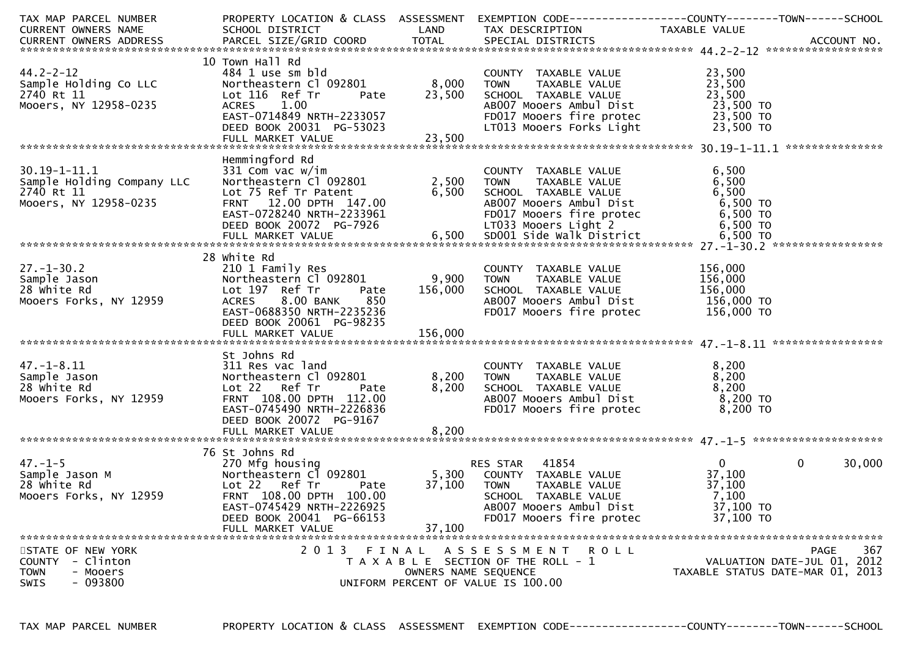| TAX MAP PARCEL NUMBER<br>CURRENT OWNERS NAME<br>CURRENT OWNERS ADDRESS | PROPERTY LOCATION & CLASS<br>SCHOOL DISTRICT<br>PARCEL SIZE/GRID COORD | ASSESSMENT<br>LAND<br>TOTAL | EXEMPTION CODE------------------COUNTY--------TOWN------SCHOOL<br>TAX DESCRIPTION<br>SPECIAL DISTRICTS | TAXABLE VALUE<br>ACCOUNT NO. |
|---|---|---|---|---|

**44.2-2-12**

| | | | | |
|---|---|---|---|---|
| | 10 Town Hall Rd | | | |
| 44.2-2-12 | 484 1 use sm bld | | COUNTY TAXABLE VALUE | 23,500 |
| Sample Holding Co LLC | Northeastern Cl 092801 | 8,000 | TOWN TAXABLE VALUE | 23,500 |
| 2740 Rt 11 | Lot 116 Ref Tr Pate | 23,500 | SCHOOL TAXABLE VALUE | 23,500 |
| Mooers, NY 12958-0235 | ACRES 1.00 | | AB007 Mooers Ambul Dist | 23,500 TO |
| | EAST-0714849 NRTH-2233057 | | FD017 Mooers fire protec | 23,500 TO |
| | DEED BOOK 20031 PG-53023 | | LT013 Mooers Forks Light | 23,500 TO |
| | FULL MARKET VALUE | 23,500 | | |

**30.19-1-11.1**

| | | | | |
|---|---|---|---|---|
| | Hemmingford Rd | | | |
| 30.19-1-11.1 | 331 Com vac w/im | | COUNTY TAXABLE VALUE | 6,500 |
| Sample Holding Company LLC | Northeastern Cl 092801 | 2,500 | TOWN TAXABLE VALUE | 6,500 |
| 2740 Rt 11 | Lot 75 Ref Tr Patent | 6,500 | SCHOOL TAXABLE VALUE | 6,500 |
| Mooers, NY 12958-0235 | FRNT 12.00 DPTH 147.00 | | AB007 Mooers Ambul Dist | 6,500 TO |
| | EAST-0728240 NRTH-2233961 | | FD017 Mooers fire protec | 6,500 TO |
| | DEED BOOK 20072 PG-7926 | | LT033 Mooers Light 2 | 6,500 TO |
| | FULL MARKET VALUE | 6,500 | SD001 Side walk District | 6,500 TO |

**27.-1-30.2**

| | | | | |
|---|---|---|---|---|
| | 28 White Rd | | | |
| 27.-1-30.2 | 210 1 Family Res | | COUNTY TAXABLE VALUE | 156,000 |
| Sample Jason | Northeastern Cl 092801 | 9,900 | TOWN TAXABLE VALUE | 156,000 |
| 28 White Rd | Lot 197 Ref Tr Pate | 156,000 | SCHOOL TAXABLE VALUE | 156,000 |
| Mooers Forks, NY 12959 | ACRES 8.00 BANK 850 | | AB007 Mooers Ambul Dist | 156,000 TO |
| | EAST-0688350 NRTH-2235236 | | FD017 Mooers fire protec | 156,000 TO |
| | DEED BOOK 20061 PG-98235 | | | |
| | FULL MARKET VALUE | 156,000 | | |

**47.-1-8.11**

| | | | | |
|---|---|---|---|---|
| | St Johns Rd | | | |
| 47.-1-8.11 | 311 Res vac land | | COUNTY TAXABLE VALUE | 8,200 |
| Sample Jason | Northeastern Cl 092801 | 8,200 | TOWN TAXABLE VALUE | 8,200 |
| 28 White Rd | Lot 22 Ref Tr Pate | 8,200 | SCHOOL TAXABLE VALUE | 8,200 |
| Mooers Forks, NY 12959 | FRNT 108.00 DPTH 112.00 | | AB007 Mooers Ambul Dist | 8,200 TO |
| | EAST-0745490 NRTH-2226836 | | FD017 Mooers fire protec | 8,200 TO |
| | DEED BOOK 20072 PG-9167 | | | |
| | FULL MARKET VALUE | 8,200 | | |

**47.-1-5**

| | | | | |
|---|---|---|---|---|
| | 76 St Johns Rd | | | |
| 47.-1-5 | 270 Mfg housing | | RES STAR 41854 | 0 0 30,000 |
| Sample Jason M | Northeastern Cl 092801 | 5,300 | COUNTY TAXABLE VALUE | 37,100 |
| 28 White Rd | Lot 22 Ref Tr Pate | 37,100 | TOWN TAXABLE VALUE | 37,100 |
| Mooers Forks, NY 12959 | FRNT 108.00 DPTH 100.00 | | SCHOOL TAXABLE VALUE | 7,100 |
| | EAST-0745429 NRTH-2226925 | | AB007 Mooers Ambul Dist | 37,100 TO |
| | DEED BOOK 20041 PG-66153 | | FD017 Mooers fire protec | 37,100 TO |
| | FULL MARKET VALUE | 37,100 | | |

STATE OF NEW YORK — COUNTY - Clinton — TOWN - Mooers — SWIS - 093800

2013 FINAL ASSESSMENT ROLL — TAXABLE SECTION OF THE ROLL - 1 — OWNERS NAME SEQUENCE — UNIFORM PERCENT OF VALUE IS 100.00

PAGE 367 — VALUATION DATE-JUL 01, 2012 — TAXABLE STATUS DATE-MAR 01, 2013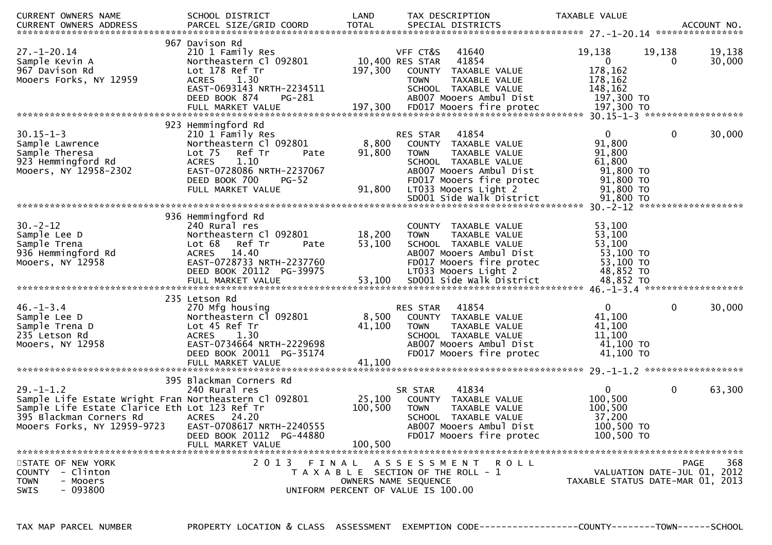| CURRENT OWNERS NAME | SCHOOL DISTRICT | LAND | TAX DESCRIPTION | TAXABLE VALUE | | |
|---|---|---|---|---|---|---|
| CURRENT OWNERS ADDRESS | PARCEL SIZE/GRID COORD | TOTAL | SPECIAL DISTRICTS | | | ACCOUNT NO. |

************************************************************************************************ 27.-1-20.14 *****************

```
                              967 Davison Rd
27.-1-20.14                   210 1 Family Res                      VFF CT&S   41640             19,138      19,138      19,138
Sample Kevin A                Northeastern Cl 092801    10,400 RES STAR   41854                  0           0        30,000
967 Davison Rd                Lot 178 Ref Tr           197,300   COUNTY  TAXABLE VALUE          178,162
Mooers Forks, NY 12959        ACRES    1.30                      TOWN    TAXABLE VALUE          178,162
                              EAST-0693143 NRTH-2234511          SCHOOL  TAXABLE VALUE          148,162
                              DEED BOOK 874    PG-281            AB007 Mooers Ambul Dist         197,300 TO
                              FULL MARKET VALUE        197,300   FD017 Mooers fire protec        197,300 TO
*********************************************************************************************** 30.15-1-3 ******************
                              923 Hemmingford Rd
30.15-1-3                     210 1 Family Res                  RES STAR   41854                  0           0        30,000
Sample Lawrence               Northeastern Cl 092801     8,800   COUNTY  TAXABLE VALUE           91,800
Sample Theresa                Lot 75   Ref Tr       Pate  91,800   TOWN    TAXABLE VALUE           91,800
923 Hemmingford Rd            ACRES    1.10                      SCHOOL  TAXABLE VALUE           61,800
Mooers, NY 12958-2302         EAST-0728086 NRTH-2237067          AB007 Mooers Ambul Dist          91,800 TO
                              DEED BOOK 700    PG-52             FD017 Mooers fire protec         91,800 TO
                              FULL MARKET VALUE         91,800   LT033 Mooers Light 2             91,800 TO
                                                                 SD001 Side Walk District         91,800 TO
*********************************************************************************************** 30.-2-12 *******************
                              936 Hemmingford Rd
30.-2-12                      240 Rural res                      COUNTY  TAXABLE VALUE           53,100
Sample Lee D                  Northeastern Cl 092801    18,200   TOWN    TAXABLE VALUE           53,100
Sample Trena                  Lot 68   Ref Tr       Pate  53,100   SCHOOL  TAXABLE VALUE           53,100
936 Hemmingford Rd            ACRES   14.40                      AB007 Mooers Ambul Dist          53,100 TO
Mooers, NY 12958              EAST-0728733 NRTH-2237760          FD017 Mooers fire protec         53,100 TO
                              DEED BOOK 20112  PG-39975          LT033 Mooers Light 2             48,852 TO
                              FULL MARKET VALUE         53,100   SD001 Side Walk District         48,852 TO
*********************************************************************************************** 46.-1-3.4 ******************
                              235 Letson Rd
46.-1-3.4                     270 Mfg housing                   RES STAR   41854                  0           0        30,000
Sample Lee D                  Northeastern Cl 092801     8,500   COUNTY  TAXABLE VALUE           41,100
Sample Trena D                Lot 45 Ref Tr             41,100   TOWN    TAXABLE VALUE           41,100
235 Letson Rd                 ACRES    1.30                      SCHOOL  TAXABLE VALUE           11,100
Mooers, NY 12958              EAST-0734664 NRTH-2229698          AB007 Mooers Ambul Dist          41,100 TO
                              DEED BOOK 20011  PG-35174          FD017 Mooers fire protec         41,100 TO
                              FULL MARKET VALUE         41,100
*********************************************************************************************** 29.-1-1.2 ******************
                              395 Blackman Corners Rd
29.-1-1.2                     240 Rural res                     SR STAR    41834                  0           0        63,300
Sample Life Estate Wright Fran Northeastern Cl 092801   25,100   COUNTY  TAXABLE VALUE          100,500
Sample Life Estate Clarice Eth Lot 123 Ref Tr          100,500   TOWN    TAXABLE VALUE          100,500
395 Blackman Corners Rd       ACRES   24.20                      SCHOOL  TAXABLE VALUE           37,200
Mooers Forks, NY 12959-9723   EAST-0708617 NRTH-2240555          AB007 Mooers Ambul Dist         100,500 TO
                              DEED BOOK 20112  PG-44880          FD017 Mooers fire protec        100,500 TO
                              FULL MARKET VALUE        100,500
******************************************************************************************************************************
```

STATE OF NEW YORK — COUNTY - Clinton — TOWN - Mooers — SWIS - 093800

2 0 1 3 F I N A L A S S E S S M E N T R O L L
T A X A B L E SECTION OF THE ROLL - 1
OWNERS NAME SEQUENCE
UNIFORM PERCENT OF VALUE IS 100.00

PAGE 368
VALUATION DATE-JUL 01, 2012
TAXABLE STATUS DATE-MAR 01, 2013

TAX MAP PARCEL NUMBER — PROPERTY LOCATION & CLASS — ASSESSMENT — EXEMPTION CODE------------------COUNTY--------TOWN------SCHOOL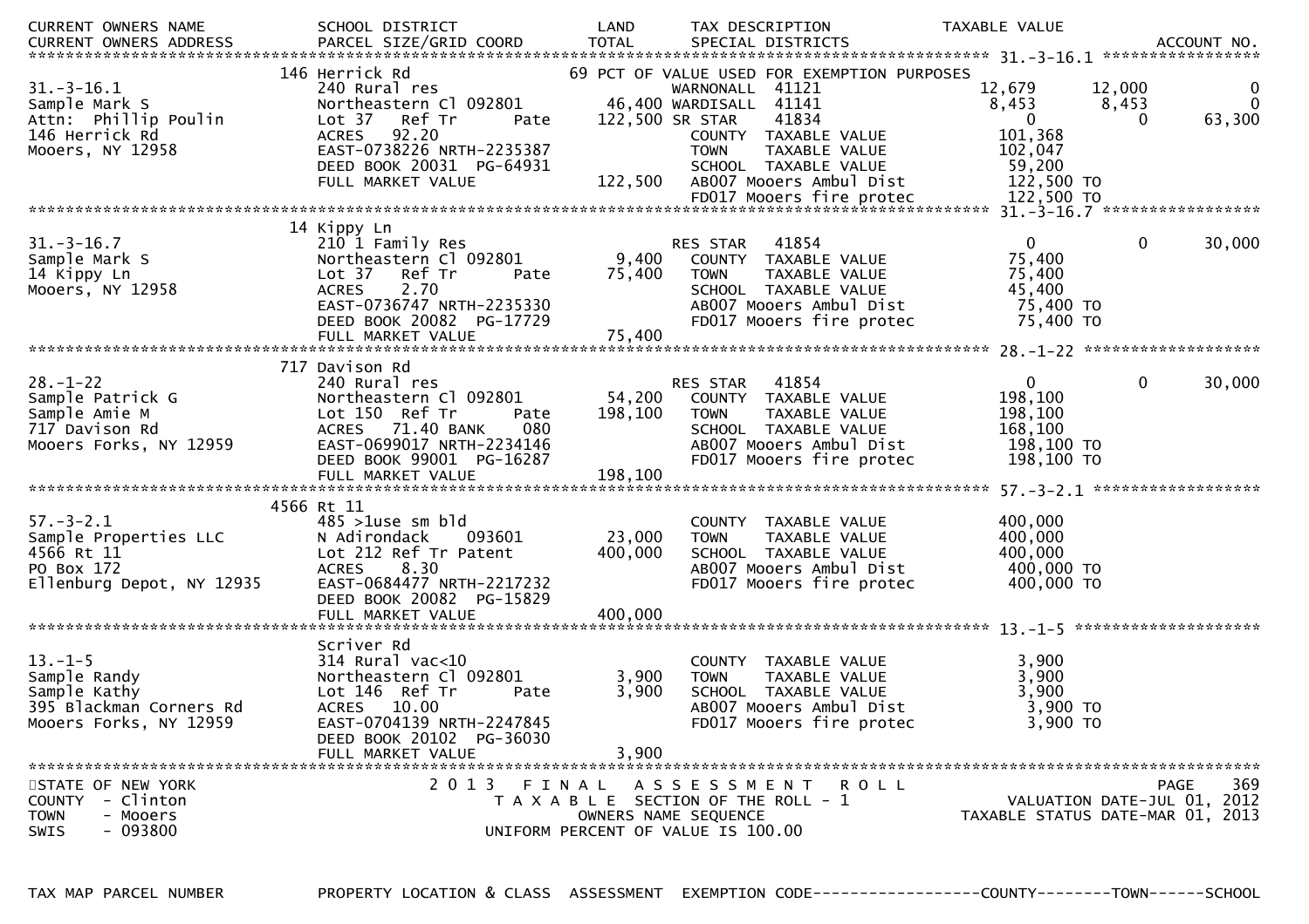| CURRENT OWNERS NAME | SCHOOL DISTRICT | LAND | TAX DESCRIPTION | TAXABLE VALUE | | |
|---|---|---|---|---|---|---|
| CURRENT OWNERS ADDRESS | PARCEL SIZE/GRID COORD | TOTAL | SPECIAL DISTRICTS | | | ACCOUNT NO. |

**31.-3-16.1**

| | | | | | | |
|---|---|---|---|---|---|---|
| | 146 Herrick Rd | | 69 PCT OF VALUE USED FOR EXEMPTION PURPOSES | | | |
| 31.-3-16.1 | 240 Rural res | | WARNONALL 41121 | 12,679 | 12,000 | 0 |
| Sample Mark S | Northeastern Cl 092801 | 46,400 | WARDISALL 41141 | 8,453 | 8,453 | 0 |
| Attn: Phillip Poulin | Lot 37 Ref Tr Pate | 122,500 | SR STAR 41834 | 0 | 0 | 63,300 |
| 146 Herrick Rd | ACRES 92.20 | | COUNTY TAXABLE VALUE | 101,368 | | |
| Mooers, NY 12958 | EAST-0738226 NRTH-2235387 | | TOWN TAXABLE VALUE | 102,047 | | |
| | DEED BOOK 20031 PG-64931 | | SCHOOL TAXABLE VALUE | 59,200 | | |
| | FULL MARKET VALUE | 122,500 | AB007 Mooers Ambul Dist | 122,500 TO | | |
| | | | FD017 Mooers fire protec | 122,500 TO | | |

**31.-3-16.7**

| | | | | | | |
|---|---|---|---|---|---|---|
| | 14 Kippy Ln | | | | | |
| 31.-3-16.7 | 210 1 Family Res | | RES STAR 41854 | 0 | 0 | 30,000 |
| Sample Mark S | Northeastern Cl 092801 | 9,400 | COUNTY TAXABLE VALUE | 75,400 | | |
| 14 Kippy Ln | Lot 37 Ref Tr Pate | 75,400 | TOWN TAXABLE VALUE | 75,400 | | |
| Mooers, NY 12958 | ACRES 2.70 | | SCHOOL TAXABLE VALUE | 45,400 | | |
| | EAST-0736747 NRTH-2235330 | | AB007 Mooers Ambul Dist | 75,400 TO | | |
| | DEED BOOK 20082 PG-17729 | | FD017 Mooers fire protec | 75,400 TO | | |
| | FULL MARKET VALUE | 75,400 | | | | |

**28.-1-22**

| | | | | | | |
|---|---|---|---|---|---|---|
| | 717 Davison Rd | | | | | |
| 28.-1-22 | 240 Rural res | | RES STAR 41854 | 0 | 0 | 30,000 |
| Sample Patrick G | Northeastern Cl 092801 | 54,200 | COUNTY TAXABLE VALUE | 198,100 | | |
| Sample Amie M | Lot 150 Ref Tr Pate | 198,100 | TOWN TAXABLE VALUE | 198,100 | | |
| 717 Davison Rd | ACRES 71.40 BANK 080 | | SCHOOL TAXABLE VALUE | 168,100 | | |
| Mooers Forks, NY 12959 | EAST-0699017 NRTH-2234146 | | AB007 Mooers Ambul Dist | 198,100 TO | | |
| | DEED BOOK 99001 PG-16287 | | FD017 Mooers fire protec | 198,100 TO | | |
| | FULL MARKET VALUE | 198,100 | | | | |

**57.-3-2.1**

| | | | | | | |
|---|---|---|---|---|---|---|
| | 4566 Rt 11 | | | | | |
| 57.-3-2.1 | 485 >1use sm bld | | COUNTY TAXABLE VALUE | 400,000 | | |
| Sample Properties LLC | N Adirondack 093601 | 23,000 | TOWN TAXABLE VALUE | 400,000 | | |
| 4566 Rt 11 | Lot 212 Ref Tr Patent | 400,000 | SCHOOL TAXABLE VALUE | 400,000 | | |
| PO Box 172 | ACRES 8.30 | | AB007 Mooers Ambul Dist | 400,000 TO | | |
| Ellenburg Depot, NY 12935 | EAST-0684477 NRTH-2217232 | | FD017 Mooers fire protec | 400,000 TO | | |
| | DEED BOOK 20082 PG-15829 | | | | | |
| | FULL MARKET VALUE | 400,000 | | | | |

**13.-1-5**

| | | | | | | |
|---|---|---|---|---|---|---|
| | Scriver Rd | | | | | |
| 13.-1-5 | 314 Rural vac<10 | | COUNTY TAXABLE VALUE | 3,900 | | |
| Sample Randy | Northeastern Cl 092801 | 3,900 | TOWN TAXABLE VALUE | 3,900 | | |
| Sample Kathy | Lot 146 Ref Tr Pate | 3,900 | SCHOOL TAXABLE VALUE | 3,900 | | |
| 395 Blackman Corners Rd | ACRES 10.00 | | AB007 Mooers Ambul Dist | 3,900 TO | | |
| Mooers Forks, NY 12959 | EAST-0704139 NRTH-2247845 | | FD017 Mooers fire protec | 3,900 TO | | |
| | DEED BOOK 20102 PG-36030 | | | | | |
| | FULL MARKET VALUE | 3,900 | | | | |

STATE OF NEW YORK
COUNTY - Clinton
TOWN - Mooers
SWIS - 093800

2013 FINAL ASSESSMENT ROLL
TAXABLE SECTION OF THE ROLL - 1
OWNERS NAME SEQUENCE
UNIFORM PERCENT OF VALUE IS 100.00

PAGE 369
VALUATION DATE-JUL 01, 2012
TAXABLE STATUS DATE-MAR 01, 2013

TAX MAP PARCEL NUMBER | PROPERTY LOCATION & CLASS | ASSESSMENT | EXEMPTION CODE------------------COUNTY--------TOWN------SCHOOL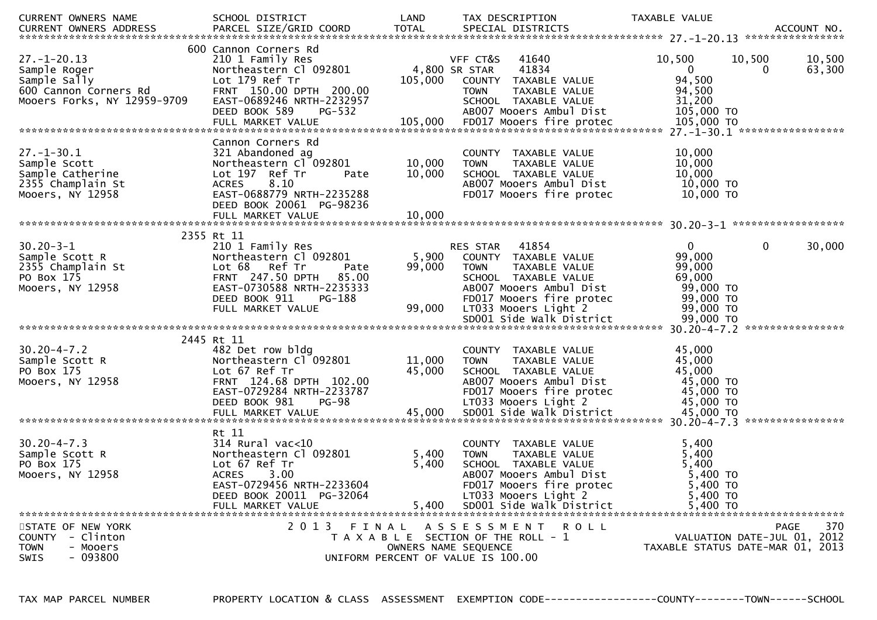| CURRENT OWNERS NAME<br>CURRENT OWNERS ADDRESS | SCHOOL DISTRICT<br>PARCEL SIZE/GRID COORD | LAND<br>TOTAL | TAX DESCRIPTION<br>SPECIAL DISTRICTS | TAXABLE VALUE | | ACCOUNT NO. |
|---|---|---|---|---|---|---|
| **27.-1-20.13** | | | | | | |
| | 600 Cannon Corners Rd | | | | | |
| 27.-1-20.13 | 210 1 Family Res | | VFF CT&S 41640 | 10,500 | 10,500 | 10,500 |
| Sample Roger | Northeastern Cl 092801 | 4,800 | SR STAR 41834 | 0 | 0 | 63,300 |
| Sample Sally | Lot 179 Ref Tr | 105,000 | COUNTY TAXABLE VALUE | 94,500 | | |
| 600 Cannon Corners Rd | FRNT 150.00 DPTH 200.00 | | TOWN TAXABLE VALUE | 94,500 | | |
| Mooers Forks, NY 12959-9709 | EAST-0689246 NRTH-2232957 | | SCHOOL TAXABLE VALUE | 31,200 | | |
| | DEED BOOK 589 PG-532 | | AB007 Mooers Ambul Dist | 105,000 TO | | |
| | FULL MARKET VALUE | 105,000 | FD017 Mooers fire protec | 105,000 TO | | |
| **27.-1-30.1** | | | | | | |
| | Cannon Corners Rd | | | | | |
| 27.-1-30.1 | 321 Abandoned ag | | COUNTY TAXABLE VALUE | 10,000 | | |
| Sample Scott | Northeastern Cl 092801 | 10,000 | TOWN TAXABLE VALUE | 10,000 | | |
| Sample Catherine | Lot 197 Ref Tr Pate | 10,000 | SCHOOL TAXABLE VALUE | 10,000 | | |
| 2355 Champlain St | ACRES 8.10 | | AB007 Mooers Ambul Dist | 10,000 TO | | |
| Mooers, NY 12958 | EAST-0688779 NRTH-2235288 | | FD017 Mooers fire protec | 10,000 TO | | |
| | DEED BOOK 20061 PG-98236 | | | | | |
| | FULL MARKET VALUE | 10,000 | | | | |
| **30.20-3-1** | | | | | | |
| | 2355 Rt 11 | | | | | |
| 30.20-3-1 | 210 1 Family Res | | RES STAR 41854 | 0 | 0 | 30,000 |
| Sample Scott R | Northeastern Cl 092801 | 5,900 | COUNTY TAXABLE VALUE | 99,000 | | |
| 2355 Champlain St | Lot 68 Ref Tr Pate | 99,000 | TOWN TAXABLE VALUE | 99,000 | | |
| PO Box 175 | FRNT 247.50 DPTH 85.00 | | SCHOOL TAXABLE VALUE | 69,000 | | |
| Mooers, NY 12958 | EAST-0730588 NRTH-2235333 | | AB007 Mooers Ambul Dist | 99,000 TO | | |
| | DEED BOOK 911 PG-188 | | FD017 Mooers fire protec | 99,000 TO | | |
| | FULL MARKET VALUE | 99,000 | LT033 Mooers Light 2 | 99,000 TO | | |
| | | | SD001 Side walk District | 99,000 TO | | |
| **30.20-4-7.2** | | | | | | |
| | 2445 Rt 11 | | | | | |
| 30.20-4-7.2 | 482 Det row bldg | | COUNTY TAXABLE VALUE | 45,000 | | |
| Sample Scott R | Northeastern Cl 092801 | 11,000 | TOWN TAXABLE VALUE | 45,000 | | |
| PO Box 175 | Lot 67 Ref Tr | 45,000 | SCHOOL TAXABLE VALUE | 45,000 | | |
| Mooers, NY 12958 | FRNT 124.68 DPTH 102.00 | | AB007 Mooers Ambul Dist | 45,000 TO | | |
| | EAST-0729284 NRTH-2233787 | | FD017 Mooers fire protec | 45,000 TO | | |
| | DEED BOOK 981 PG-98 | | LT033 Mooers Light 2 | 45,000 TO | | |
| | FULL MARKET VALUE | 45,000 | SD001 Side walk District | 45,000 TO | | |
| **30.20-4-7.3** | | | | | | |
| | Rt 11 | | | | | |
| 30.20-4-7.3 | 314 Rural vac<10 | | COUNTY TAXABLE VALUE | 5,400 | | |
| Sample Scott R | Northeastern Cl 092801 | 5,400 | TOWN TAXABLE VALUE | 5,400 | | |
| PO Box 175 | Lot 67 Ref Tr | 5,400 | SCHOOL TAXABLE VALUE | 5,400 | | |
| Mooers, NY 12958 | ACRES 3.00 | | AB007 Mooers Ambul Dist | 5,400 TO | | |
| | EAST-0729456 NRTH-2233604 | | FD017 Mooers fire protec | 5,400 TO | | |
| | DEED BOOK 20011 PG-32064 | | LT033 Mooers Light 2 | 5,400 TO | | |
| | FULL MARKET VALUE | 5,400 | SD001 Side walk District | 5,400 TO | | |

STATE OF NEW YORK
COUNTY - Clinton
TOWN - Mooers
SWIS - 093800

2 0 1 3 F I N A L A S S E S S M E N T R O L L
T A X A B L E SECTION OF THE ROLL - 1
OWNERS NAME SEQUENCE
UNIFORM PERCENT OF VALUE IS 100.00

PAGE 370
VALUATION DATE-JUL 01, 2012
TAXABLE STATUS DATE-MAR 01, 2013

TAX MAP PARCEL NUMBER PROPERTY LOCATION & CLASS ASSESSMENT EXEMPTION CODE------------------COUNTY--------TOWN------SCHOOL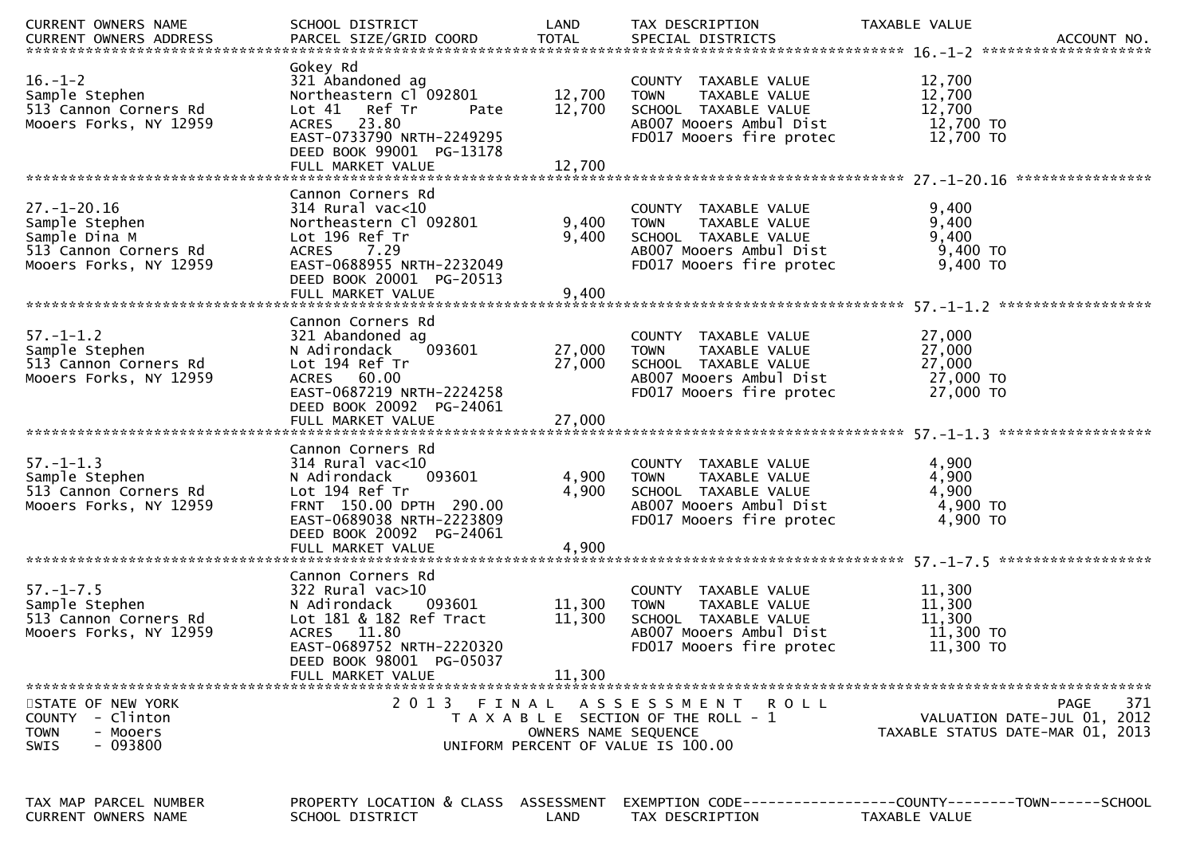| CURRENT OWNERS NAME<br>CURRENT OWNERS ADDRESS | SCHOOL DISTRICT<br>PARCEL SIZE/GRID COORD | LAND<br>TOTAL | TAX DESCRIPTION<br>SPECIAL DISTRICTS | TAXABLE VALUE | ACCOUNT NO. |
|---|---|---|---|---|---|
| **16.-1-2** | | | | | |
| | Gokey Rd | | | | |
| 16.-1-2 | 321 Abandoned ag | | COUNTY TAXABLE VALUE | 12,700 | |
| Sample Stephen | Northeastern Cl 092801 | 12,700 | TOWN TAXABLE VALUE | 12,700 | |
| 513 Cannon Corners Rd | Lot 41 Ref Tr Pate | 12,700 | SCHOOL TAXABLE VALUE | 12,700 | |
| Mooers Forks, NY 12959 | ACRES 23.80 | | AB007 Mooers Ambul Dist | 12,700 TO | |
| | EAST-0733790 NRTH-2249295 | | FD017 Mooers fire protec | 12,700 TO | |
| | DEED BOOK 99001 PG-13178 | | | | |
| | FULL MARKET VALUE | 12,700 | | | |
| **27.-1-20.16** | | | | | |
| | Cannon Corners Rd | | | | |
| 27.-1-20.16 | 314 Rural vac<10 | | COUNTY TAXABLE VALUE | 9,400 | |
| Sample Stephen | Northeastern Cl 092801 | 9,400 | TOWN TAXABLE VALUE | 9,400 | |
| Sample Dina M | Lot 196 Ref Tr | 9,400 | SCHOOL TAXABLE VALUE | 9,400 | |
| 513 Cannon Corners Rd | ACRES 7.29 | | AB007 Mooers Ambul Dist | 9,400 TO | |
| Mooers Forks, NY 12959 | EAST-0688955 NRTH-2232049 | | FD017 Mooers fire protec | 9,400 TO | |
| | DEED BOOK 20001 PG-20513 | | | | |
| | FULL MARKET VALUE | 9,400 | | | |
| **57.-1-1.2** | | | | | |
| | Cannon Corners Rd | | | | |
| 57.-1-1.2 | 321 Abandoned ag | | COUNTY TAXABLE VALUE | 27,000 | |
| Sample Stephen | N Adirondack 093601 | 27,000 | TOWN TAXABLE VALUE | 27,000 | |
| 513 Cannon Corners Rd | Lot 194 Ref Tr | 27,000 | SCHOOL TAXABLE VALUE | 27,000 | |
| Mooers Forks, NY 12959 | ACRES 60.00 | | AB007 Mooers Ambul Dist | 27,000 TO | |
| | EAST-0687219 NRTH-2224258 | | FD017 Mooers fire protec | 27,000 TO | |
| | DEED BOOK 20092 PG-24061 | | | | |
| | FULL MARKET VALUE | 27,000 | | | |
| **57.-1-1.3** | | | | | |
| | Cannon Corners Rd | | | | |
| 57.-1-1.3 | 314 Rural vac<10 | | COUNTY TAXABLE VALUE | 4,900 | |
| Sample Stephen | N Adirondack 093601 | 4,900 | TOWN TAXABLE VALUE | 4,900 | |
| 513 Cannon Corners Rd | Lot 194 Ref Tr | 4,900 | SCHOOL TAXABLE VALUE | 4,900 | |
| Mooers Forks, NY 12959 | FRNT 150.00 DPTH 290.00 | | AB007 Mooers Ambul Dist | 4,900 TO | |
| | EAST-0689038 NRTH-2223809 | | FD017 Mooers fire protec | 4,900 TO | |
| | DEED BOOK 20092 PG-24061 | | | | |
| | FULL MARKET VALUE | 4,900 | | | |
| **57.-1-7.5** | | | | | |
| | Cannon Corners Rd | | | | |
| 57.-1-7.5 | 322 Rural vac>10 | | COUNTY TAXABLE VALUE | 11,300 | |
| Sample Stephen | N Adirondack 093601 | 11,300 | TOWN TAXABLE VALUE | 11,300 | |
| 513 Cannon Corners Rd | Lot 181 & 182 Ref Tract | 11,300 | SCHOOL TAXABLE VALUE | 11,300 | |
| Mooers Forks, NY 12959 | ACRES 11.80 | | AB007 Mooers Ambul Dist | 11,300 TO | |
| | EAST-0689752 NRTH-2220320 | | FD017 Mooers fire protec | 11,300 TO | |
| | DEED BOOK 98001 PG-05037 | | | | |
| | FULL MARKET VALUE | 11,300 | | | |

STATE OF NEW YORK
COUNTY - Clinton
TOWN - Mooers
SWIS - 093800

2 0 1 3 F I N A L A S S E S S M E N T R O L L
T A X A B L E SECTION OF THE ROLL - 1
OWNERS NAME SEQUENCE
UNIFORM PERCENT OF VALUE IS 100.00

VALUATION DATE-JUL 01, 2012
TAXABLE STATUS DATE-MAR 01, 2013

| TAX MAP PARCEL NUMBER<br>CURRENT OWNERS NAME | PROPERTY LOCATION & CLASS<br>SCHOOL DISTRICT | ASSESSMENT<br>LAND | EXEMPTION CODE------------------COUNTY--------TOWN------SCHOOL<br>TAX DESCRIPTION | TAXABLE VALUE |
|---|---|---|---|---|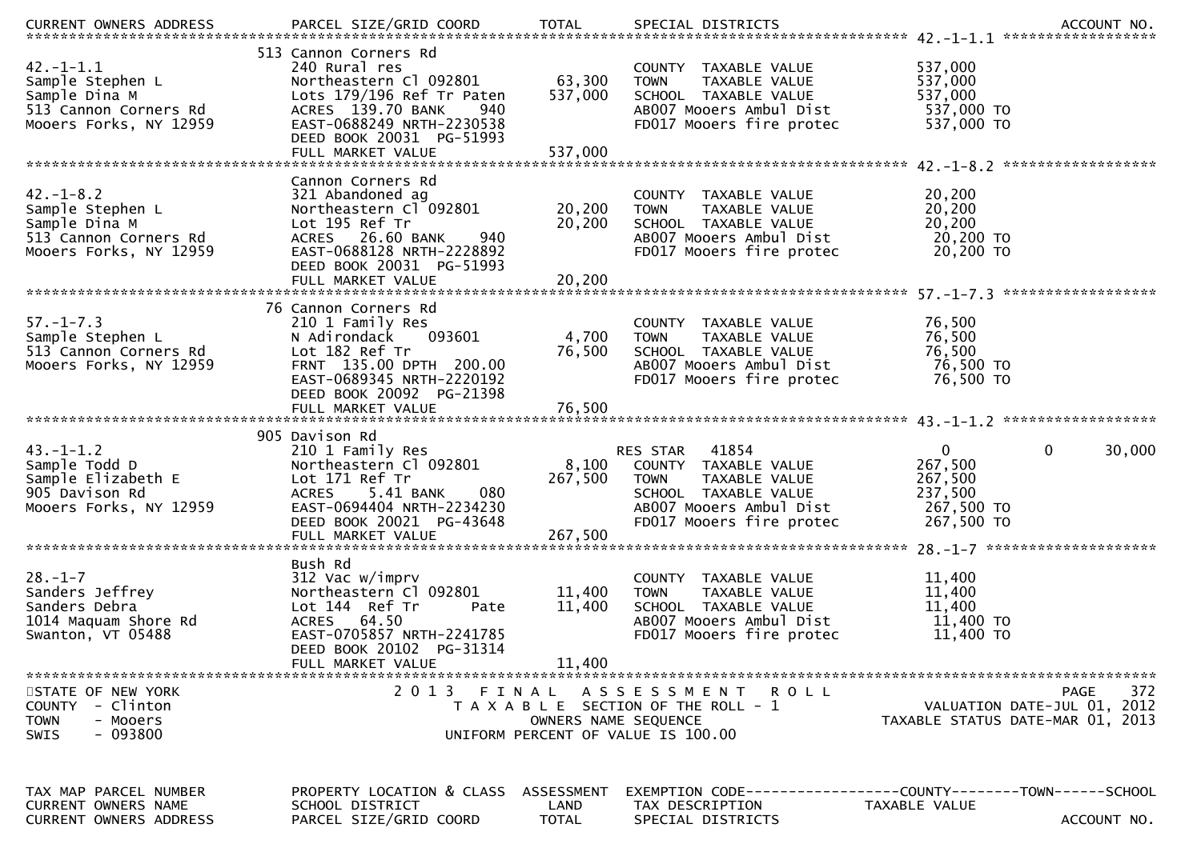| CURRENT OWNERS ADDRESS | PARCEL SIZE/GRID COORD | TOTAL | SPECIAL DISTRICTS | | | ACCOUNT NO. |
|---|---|---|---|---|---|---|
| **42.-1-1.1** | | | | | | |
| | 513 Cannon Corners Rd | | | | | |
| 42.-1-1.1 | 240 Rural res | | COUNTY TAXABLE VALUE | 537,000 | | |
| Sample Stephen L | Northeastern Cl 092801 | 63,300 | TOWN TAXABLE VALUE | 537,000 | | |
| Sample Dina M | Lots 179/196 Ref Tr Paten | 537,000 | SCHOOL TAXABLE VALUE | 537,000 | | |
| 513 Cannon Corners Rd | ACRES 139.70 BANK 940 | | AB007 Mooers Ambul Dist | 537,000 TO | | |
| Mooers Forks, NY 12959 | EAST-0688249 NRTH-2230538 | | FD017 Mooers fire protec | 537,000 TO | | |
| | DEED BOOK 20031 PG-51993 | | | | | |
| | FULL MARKET VALUE | 537,000 | | | | |
| **42.-1-8.2** | | | | | | |
| | Cannon Corners Rd | | | | | |
| 42.-1-8.2 | 321 Abandoned ag | | COUNTY TAXABLE VALUE | 20,200 | | |
| Sample Stephen L | Northeastern Cl 092801 | 20,200 | TOWN TAXABLE VALUE | 20,200 | | |
| Sample Dina M | Lot 195 Ref Tr | 20,200 | SCHOOL TAXABLE VALUE | 20,200 | | |
| 513 Cannon Corners Rd | ACRES 26.60 BANK 940 | | AB007 Mooers Ambul Dist | 20,200 TO | | |
| Mooers Forks, NY 12959 | EAST-0688128 NRTH-2228892 | | FD017 Mooers fire protec | 20,200 TO | | |
| | DEED BOOK 20031 PG-51993 | | | | | |
| | FULL MARKET VALUE | 20,200 | | | | |
| **57.-1-7.3** | | | | | | |
| | 76 Cannon Corners Rd | | | | | |
| 57.-1-7.3 | 210 1 Family Res | | COUNTY TAXABLE VALUE | 76,500 | | |
| Sample Stephen L | N Adirondack 093601 | 4,700 | TOWN TAXABLE VALUE | 76,500 | | |
| 513 Cannon Corners Rd | Lot 182 Ref Tr | 76,500 | SCHOOL TAXABLE VALUE | 76,500 | | |
| Mooers Forks, NY 12959 | FRNT 135.00 DPTH 200.00 | | AB007 Mooers Ambul Dist | 76,500 TO | | |
| | EAST-0689345 NRTH-2220192 | | FD017 Mooers fire protec | 76,500 TO | | |
| | DEED BOOK 20092 PG-21398 | | | | | |
| | FULL MARKET VALUE | 76,500 | | | | |
| **43.-1-1.2** | | | | | | |
| | 905 Davison Rd | | | | | |
| 43.-1-1.2 | 210 1 Family Res | | RES STAR 41854 | 0 | 0 | 30,000 |
| Sample Todd D | Northeastern Cl 092801 | 8,100 | COUNTY TAXABLE VALUE | 267,500 | | |
| Sample Elizabeth E | Lot 171 Ref Tr | 267,500 | TOWN TAXABLE VALUE | 267,500 | | |
| 905 Davison Rd | ACRES 5.41 BANK 080 | | SCHOOL TAXABLE VALUE | 237,500 | | |
| Mooers Forks, NY 12959 | EAST-0694404 NRTH-2234230 | | AB007 Mooers Ambul Dist | 267,500 TO | | |
| | DEED BOOK 20021 PG-43648 | | FD017 Mooers fire protec | 267,500 TO | | |
| | FULL MARKET VALUE | 267,500 | | | | |
| **28.-1-7** | | | | | | |
| | Bush Rd | | | | | |
| 28.-1-7 | 312 Vac w/imprv | | COUNTY TAXABLE VALUE | 11,400 | | |
| Sanders Jeffrey | Northeastern Cl 092801 | 11,400 | TOWN TAXABLE VALUE | 11,400 | | |
| Sanders Debra | Lot 144 Ref Tr Pate | 11,400 | SCHOOL TAXABLE VALUE | 11,400 | | |
| 1014 Maquam Shore Rd | ACRES 64.50 | | AB007 Mooers Ambul Dist | 11,400 TO | | |
| Swanton, VT 05488 | EAST-0705857 NRTH-2241785 | | FD017 Mooers fire protec | 11,400 TO | | |
| | DEED BOOK 20102 PG-31314 | | | | | |
| | FULL MARKET VALUE | 11,400 | | | | |

STATE OF NEW YORK
COUNTY - Clinton
TOWN - Mooers
SWIS - 093800

2013 FINAL ASSESSMENT ROLL
TAXABLE SECTION OF THE ROLL - 1
OWNERS NAME SEQUENCE
UNIFORM PERCENT OF VALUE IS 100.00

PAGE 372
VALUATION DATE-JUL 01, 2012
TAXABLE STATUS DATE-MAR 01, 2013

| TAX MAP PARCEL NUMBER | PROPERTY LOCATION & CLASS | ASSESSMENT | EXEMPTION CODE | COUNTY | TOWN | SCHOOL |
|---|---|---|---|---|---|---|
| CURRENT OWNERS NAME | SCHOOL DISTRICT | LAND | TAX DESCRIPTION | TAXABLE VALUE | | |
| CURRENT OWNERS ADDRESS | PARCEL SIZE/GRID COORD | TOTAL | SPECIAL DISTRICTS | | | ACCOUNT NO. |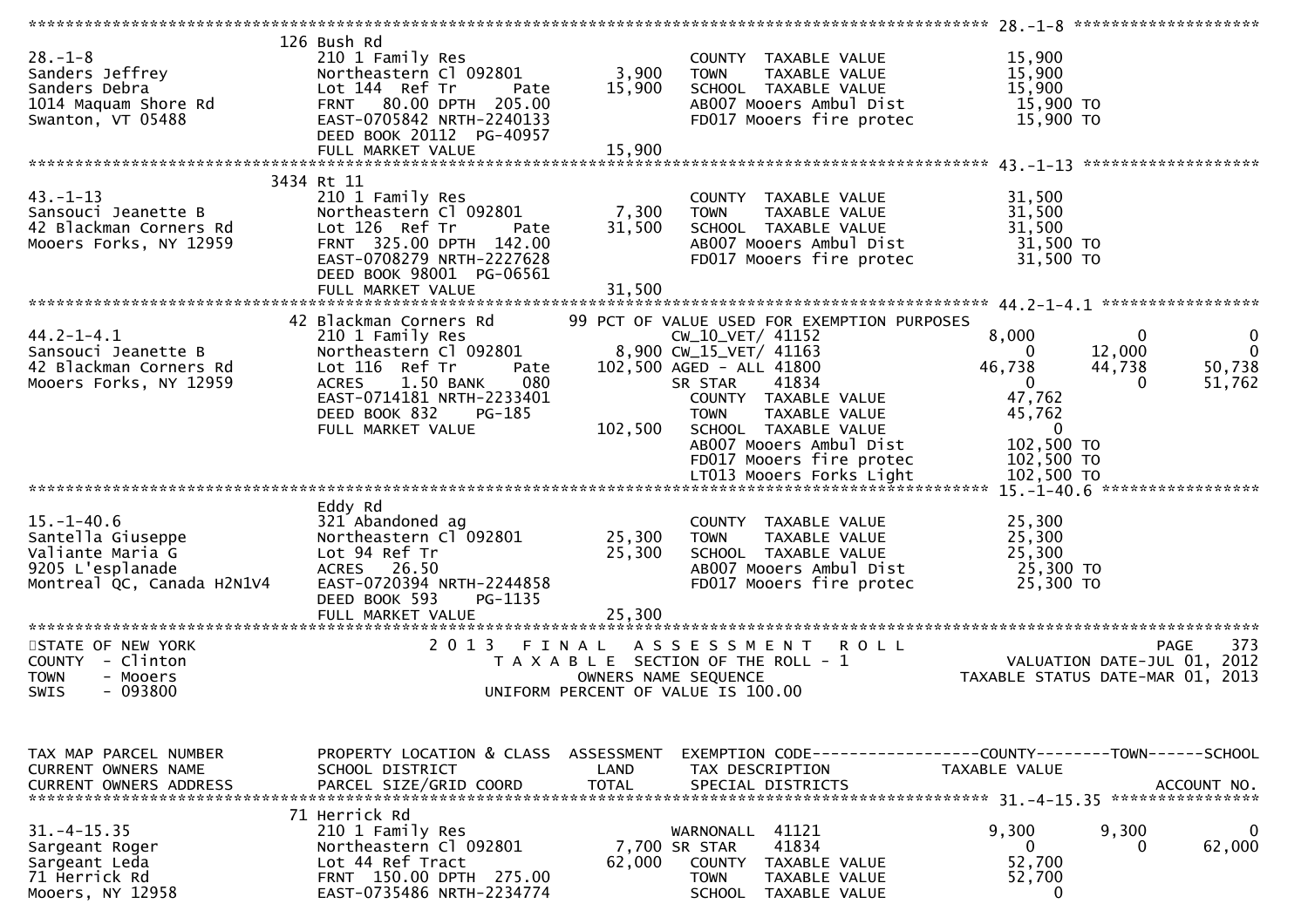```
******************************************************************************************************* 28.-1-8 ********************
                    126 Bush Rd
28.-1-8             210 1 Family Res                              COUNTY  TAXABLE VALUE            15,900
Sanders Jeffrey     Northeastern Cl 092801         3,900          TOWN    TAXABLE VALUE            15,900
Sanders Debra       Lot 144  Ref Tr       Pate    15,900          SCHOOL  TAXABLE VALUE            15,900
1014 Maquam Shore Rd FRNT   80.00 DPTH  205.00                    AB007 Mooers Ambul Dist           15,900 TO
Swanton, VT 05488   EAST-0705842 NRTH-2240133                     FD017 Mooers fire protec          15,900 TO
                    DEED BOOK 20112  PG-40957
                    FULL MARKET VALUE             15,900
******************************************************************************************************* 43.-1-13 *******************
                    3434 Rt 11
43.-1-13            210 1 Family Res                              COUNTY  TAXABLE VALUE            31,500
Sansouci Jeanette B Northeastern Cl 092801         7,300          TOWN    TAXABLE VALUE            31,500
42 Blackman Corners Rd Lot 126  Ref Tr    Pate    31,500          SCHOOL  TAXABLE VALUE            31,500
Mooers Forks, NY 12959 FRNT  325.00 DPTH  142.00                  AB007 Mooers Ambul Dist           31,500 TO
                    EAST-0708279 NRTH-2227628                     FD017 Mooers fire protec          31,500 TO
                    DEED BOOK 98001  PG-06561
                    FULL MARKET VALUE             31,500
******************************************************************************************************* 44.2-1-4.1 *****************
                    42 Blackman Corners Rd         99 PCT OF VALUE USED FOR EXEMPTION PURPOSES
44.2-1-4.1          210 1 Family Res                              CW_10_VET/ 41152          8,000          0           0
Sansouci Jeanette B Northeastern Cl 092801         8,900 CW_15_VET/ 41163                   0         12,000           0
42 Blackman Corners Rd Lot 116  Ref Tr    Pate   102,500 AGED - ALL 41800                46,738       44,738      50,738
Mooers Forks, NY 12959 ACRES    1.50 BANK    080               SR STAR    41834                 0            0      51,762
                    EAST-0714181 NRTH-2233401                     COUNTY  TAXABLE VALUE            47,762
                    DEED BOOK 832     PG-185                      TOWN    TAXABLE VALUE            45,762
                    FULL MARKET VALUE            102,500          SCHOOL  TAXABLE VALUE                 0
                                                                  AB007 Mooers Ambul Dist          102,500 TO
                                                                  FD017 Mooers fire protec         102,500 TO
                                                                  LT013 Mooers Forks Light         102,500 TO
******************************************************************************************************* 15.-1-40.6 *****************
                    Eddy Rd
15.-1-40.6          321 Abandoned ag                              COUNTY  TAXABLE VALUE            25,300
Santella Giuseppe   Northeastern Cl 092801        25,300          TOWN    TAXABLE VALUE            25,300
Valiante Maria G    Lot 94 Ref Tr                 25,300          SCHOOL  TAXABLE VALUE            25,300
9205 L'esplanade    ACRES   26.50                                 AB007 Mooers Ambul Dist           25,300 TO
Montreal QC, Canada H2N1V4 EAST-0720394 NRTH-2244858              FD017 Mooers fire protec          25,300 TO
                    DEED BOOK 593     PG-1135
                    FULL MARKET VALUE             25,300
************************************************************************************************************************************
STATE OF NEW YORK              2 0 1 3   F I N A L   A S S E S S M E N T   R O L L                               PAGE     373
COUNTY  - Clinton                    T A X A B L E  SECTION OF THE ROLL - 1                   VALUATION DATE-JUL 01, 2012
TOWN    - Mooers                          OWNERS NAME SEQUENCE                           TAXABLE STATUS DATE-MAR 01, 2013
SWIS    - 093800                    UNIFORM PERCENT OF VALUE IS 100.00


TAX MAP PARCEL NUMBER      PROPERTY LOCATION & CLASS  ASSESSMENT  EXEMPTION CODE------------------COUNTY--------TOWN------SCHOOL
CURRENT OWNERS NAME        SCHOOL DISTRICT               LAND      TAX DESCRIPTION            TAXABLE VALUE
CURRENT OWNERS ADDRESS     PARCEL SIZE/GRID COORD        TOTAL     SPECIAL DISTRICTS                                  ACCOUNT NO.
******************************************************************************************************* 31.-4-15.35 ****************
                    71 Herrick Rd
31.-4-15.35         210 1 Family Res                              WARNONALL  41121              9,300        9,300           0
Sargeant Roger      Northeastern Cl 092801         7,700 SR STAR    41834                       0            0      62,000
Sargeant Leda       Lot 44 Ref Tract              62,000          COUNTY  TAXABLE VALUE            52,700
71 Herrick Rd       FRNT  150.00 DPTH  275.00                     TOWN    TAXABLE VALUE            52,700
Mooers, NY 12958    EAST-0735486 NRTH-2234774                     SCHOOL  TAXABLE VALUE                 0
```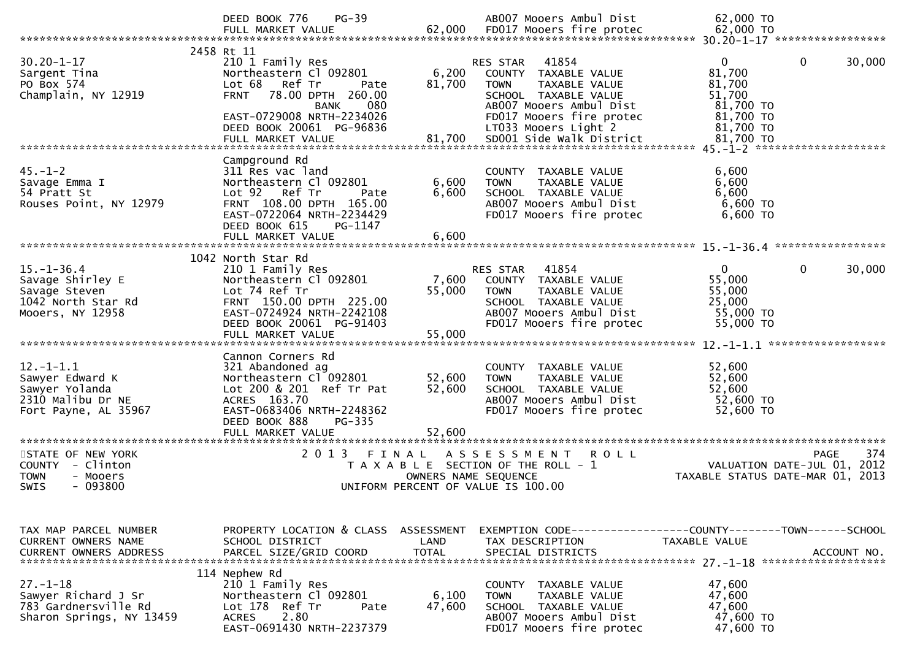```
                          DEED BOOK 776    PG-39                    AB007 Mooers Ambul Dist            62,000 TO
                          FULL MARKET VALUE               62,000    FD017 Mooers fire protec           62,000 TO
******************************************************************************************************* 30.20-1-17 *****************
                       2458 Rt 11
30.20-1-17                210 1 Family Res                          RES STAR   41854                         0           0      30,000
Sargent Tina              Northeastern Cl 092801           6,200    COUNTY  TAXABLE VALUE              81,700
PO Box 574                Lot 68   Ref Tr        Pate     81,700    TOWN    TAXABLE VALUE              81,700
Champlain, NY 12919       FRNT   78.00 DPTH  260.00                 SCHOOL  TAXABLE VALUE              51,700
                                    BANK     080                    AB007 Mooers Ambul Dist            81,700 TO
                          EAST-0729008 NRTH-2234026                 FD017 Mooers fire protec           81,700 TO
                          DEED BOOK 20061  PG-96836                 LT033 Mooers Light 2               81,700 TO
                          FULL MARKET VALUE               81,700    SD001 Side Walk District           81,700 TO
******************************************************************************************************* 45.-1-2 ********************
                          Campground Rd
45.-1-2                   311 Res vac land                          COUNTY  TAXABLE VALUE               6,600
Savage Emma I             Northeastern Cl 092801           6,600    TOWN    TAXABLE VALUE               6,600
54 Pratt St               Lot 92   Ref Tr        Pate      6,600    SCHOOL  TAXABLE VALUE               6,600
Rouses Point, NY 12979    FRNT  108.00 DPTH  165.00                 AB007 Mooers Ambul Dist             6,600 TO
                          EAST-0722064 NRTH-2234429                 FD017 Mooers fire protec            6,600 TO
                          DEED BOOK 615    PG-1147
                          FULL MARKET VALUE                6,600
******************************************************************************************************* 15.-1-36.4 *****************
                       1042 North Star Rd
15.-1-36.4                210 1 Family Res                          RES STAR   41854                         0           0      30,000
Savage Shirley E          Northeastern Cl 092801           7,600    COUNTY  TAXABLE VALUE              55,000
Savage Steven             Lot 74 Ref Tr                   55,000    TOWN    TAXABLE VALUE              55,000
1042 North Star Rd        FRNT  150.00 DPTH  225.00                 SCHOOL  TAXABLE VALUE              25,000
Mooers, NY 12958          EAST-0724924 NRTH-2242108                 AB007 Mooers Ambul Dist            55,000 TO
                          DEED BOOK 20061  PG-91403                 FD017 Mooers fire protec           55,000 TO
                          FULL MARKET VALUE               55,000
******************************************************************************************************* 12.-1-1.1 ******************
                          Cannon Corners Rd
12.-1-1.1                 321 Abandoned ag                          COUNTY  TAXABLE VALUE              52,600
Sawyer Edward K           Northeastern Cl 092801          52,600    TOWN    TAXABLE VALUE              52,600
Sawyer Yolanda            Lot 200 & 201  Ref Tr Pat       52,600    SCHOOL  TAXABLE VALUE              52,600
2310 Malibu Dr NE         ACRES  163.70                             AB007 Mooers Ambul Dist            52,600 TO
Fort Payne, AL 35967      EAST-0683406 NRTH-2248362                 FD017 Mooers fire protec           52,600 TO
                          DEED BOOK 888    PG-335
                          FULL MARKET VALUE               52,600
************************************************************************************************************************************
STATE OF NEW YORK                  2 0 1 3   F I N A L   A S S E S S M E N T   R O L L                                PAGE    374
COUNTY  - Clinton                        T A X A B L E  SECTION OF THE ROLL - 1                      VALUATION DATE-JUL 01, 2012
TOWN    - Mooers                                 OWNERS NAME SEQUENCE                             TAXABLE STATUS DATE-MAR 01, 2013
SWIS    - 093800                         UNIFORM PERCENT OF VALUE IS 100.00


TAX MAP PARCEL NUMBER     PROPERTY LOCATION & CLASS  ASSESSMENT  EXEMPTION CODE------------------COUNTY--------TOWN------SCHOOL
CURRENT OWNERS NAME       SCHOOL DISTRICT               LAND      TAX DESCRIPTION              TAXABLE VALUE
CURRENT OWNERS ADDRESS    PARCEL SIZE/GRID COORD       TOTAL      SPECIAL DISTRICTS                                   ACCOUNT NO.
******************************************************************************************************* 27.-1-18 *******************
                        114 Nephew Rd
27.-1-18                  210 1 Family Res                          COUNTY  TAXABLE VALUE              47,600
Sawyer Richard J Sr       Northeastern Cl 092801           6,100    TOWN    TAXABLE VALUE              47,600
783 Gardnersville Rd      Lot 178  Ref Tr        Pate     47,600    SCHOOL  TAXABLE VALUE              47,600
Sharon Springs, NY 13459  ACRES    2.80                             AB007 Mooers Ambul Dist            47,600 TO
                          EAST-0691430 NRTH-2237379                 FD017 Mooers fire protec           47,600 TO
```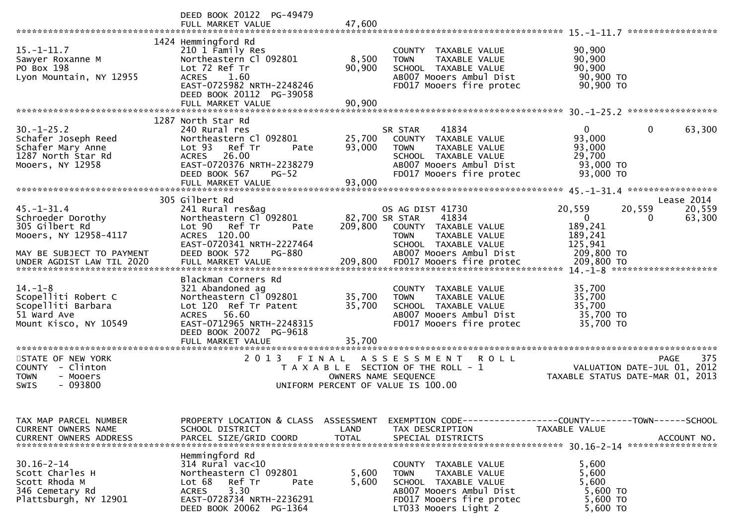DEED BOOK 20122 PG-49479
FULL MARKET VALUE 47,600

******************************************************************************************************* 15.-1-11.7 *****************

1424 Hemmingford Rd

| | | | | | | |
|---|---|---|---|---|---|---|
| 15.-1-11.7 | 210 1 Family Res | | COUNTY TAXABLE VALUE | 90,900 | | |
| Sawyer Roxanne M | Northeastern Cl 092801 | 8,500 | TOWN TAXABLE VALUE | 90,900 | | |
| PO Box 198 | Lot 72 Ref Tr | 90,900 | SCHOOL TAXABLE VALUE | 90,900 | | |
| Lyon Mountain, NY 12955 | ACRES 1.60 | | AB007 Mooers Ambul Dist | 90,900 TO | | |
| | EAST-0725982 NRTH-2248246 | | FD017 Mooers fire protec | 90,900 TO | | |
| | DEED BOOK 20112 PG-39058 | | | | | |
| | FULL MARKET VALUE | 90,900 | | | | |

******************************************************************************************************* 30.-1-25.2 *****************

1287 North Star Rd

| | | | | | | |
|---|---|---|---|---|---|---|
| 30.-1-25.2 | 240 Rural res | | SR STAR 41834 | 0 | 0 | 63,300 |
| Schafer Joseph Reed | Northeastern Cl 092801 | 25,700 | COUNTY TAXABLE VALUE | 93,000 | | |
| Schafer Mary Anne | Lot 93 Ref Tr Pate | 93,000 | TOWN TAXABLE VALUE | 93,000 | | |
| 1287 North Star Rd | ACRES 26.00 | | SCHOOL TAXABLE VALUE | 29,700 | | |
| Mooers, NY 12958 | EAST-0720376 NRTH-2238279 | | AB007 Mooers Ambul Dist | 93,000 TO | | |
| | DEED BOOK 567 PG-52 | | FD017 Mooers fire protec | 93,000 TO | | |
| | FULL MARKET VALUE | 93,000 | | | | |

******************************************************************************************************* 45.-1-31.4 *****************

305 Gilbert Rd — Lease 2014

| | | | | | | |
|---|---|---|---|---|---|---|
| 45.-1-31.4 | 241 Rural res&ag | | OS AG DIST 41730 | 20,559 | 20,559 | 20,559 |
| Schroeder Dorothy | Northeastern Cl 092801 | 82,700 | SR STAR 41834 | 0 | 0 | 63,300 |
| 305 Gilbert Rd | Lot 90 Ref Tr Pate | 209,800 | COUNTY TAXABLE VALUE | 189,241 | | |
| Mooers, NY 12958-4117 | ACRES 120.00 | | TOWN TAXABLE VALUE | 189,241 | | |
| | EAST-0720341 NRTH-2227464 | | SCHOOL TAXABLE VALUE | 125,941 | | |
| MAY BE SUBJECT TO PAYMENT | DEED BOOK 572 PG-880 | | AB007 Mooers Ambul Dist | 209,800 TO | | |
| UNDER AGDIST LAW TIL 2020 | FULL MARKET VALUE | 209,800 | FD017 Mooers fire protec | 209,800 TO | | |

******************************************************************************************************* 14.-1-8 *****************

Blackman Corners Rd

| | | | | | | |
|---|---|---|---|---|---|---|
| 14.-1-8 | 321 Abandoned ag | | COUNTY TAXABLE VALUE | 35,700 | | |
| Scopelliti Robert C | Northeastern Cl 092801 | 35,700 | TOWN TAXABLE VALUE | 35,700 | | |
| Scopelliti Barbara | Lot 120 Ref Tr Patent | 35,700 | SCHOOL TAXABLE VALUE | 35,700 | | |
| 51 Ward Ave | ACRES 56.60 | | AB007 Mooers Ambul Dist | 35,700 TO | | |
| Mount Kisco, NY 10549 | EAST-0712965 NRTH-2248315 | | FD017 Mooers fire protec | 35,700 TO | | |
| | DEED BOOK 20072 PG-9618 | | | | | |
| | FULL MARKET VALUE | 35,700 | | | | |

*******************************************************************************************************

STATE OF NEW YORK — 2013 FINAL ASSESSMENT ROLL — PAGE 375
COUNTY - Clinton — TAXABLE SECTION OF THE ROLL - 1 — VALUATION DATE-JUL 01, 2012
TOWN - Mooers — OWNERS NAME SEQUENCE — TAXABLE STATUS DATE-MAR 01, 2013
SWIS - 093800 — UNIFORM PERCENT OF VALUE IS 100.00

| TAX MAP PARCEL NUMBER / CURRENT OWNERS NAME / CURRENT OWNERS ADDRESS | PROPERTY LOCATION & CLASS / SCHOOL DISTRICT / PARCEL SIZE/GRID COORD | ASSESSMENT LAND / TOTAL | EXEMPTION CODE / TAX DESCRIPTION / SPECIAL DISTRICTS | COUNTY TAXABLE VALUE | TOWN | SCHOOL / ACCOUNT NO. |
|---|---|---|---|---|---|---|

******************************************************************************************************* 30.16-2-14 *****************

Hemmingford Rd

| | | | | | | |
|---|---|---|---|---|---|---|
| 30.16-2-14 | 314 Rural vac<10 | | COUNTY TAXABLE VALUE | 5,600 | | |
| Scott Charles H | Northeastern Cl 092801 | 5,600 | TOWN TAXABLE VALUE | 5,600 | | |
| Scott Rhoda M | Lot 68 Ref Tr Pate | 5,600 | SCHOOL TAXABLE VALUE | 5,600 | | |
| 346 Cemetary Rd | ACRES 3.30 | | AB007 Mooers Ambul Dist | 5,600 TO | | |
| Plattsburgh, NY 12901 | EAST-0728734 NRTH-2236291 | | FD017 Mooers fire protec | 5,600 TO | | |
| | DEED BOOK 20062 PG-1364 | | LT033 Mooers Light 2 | 5,600 TO | | |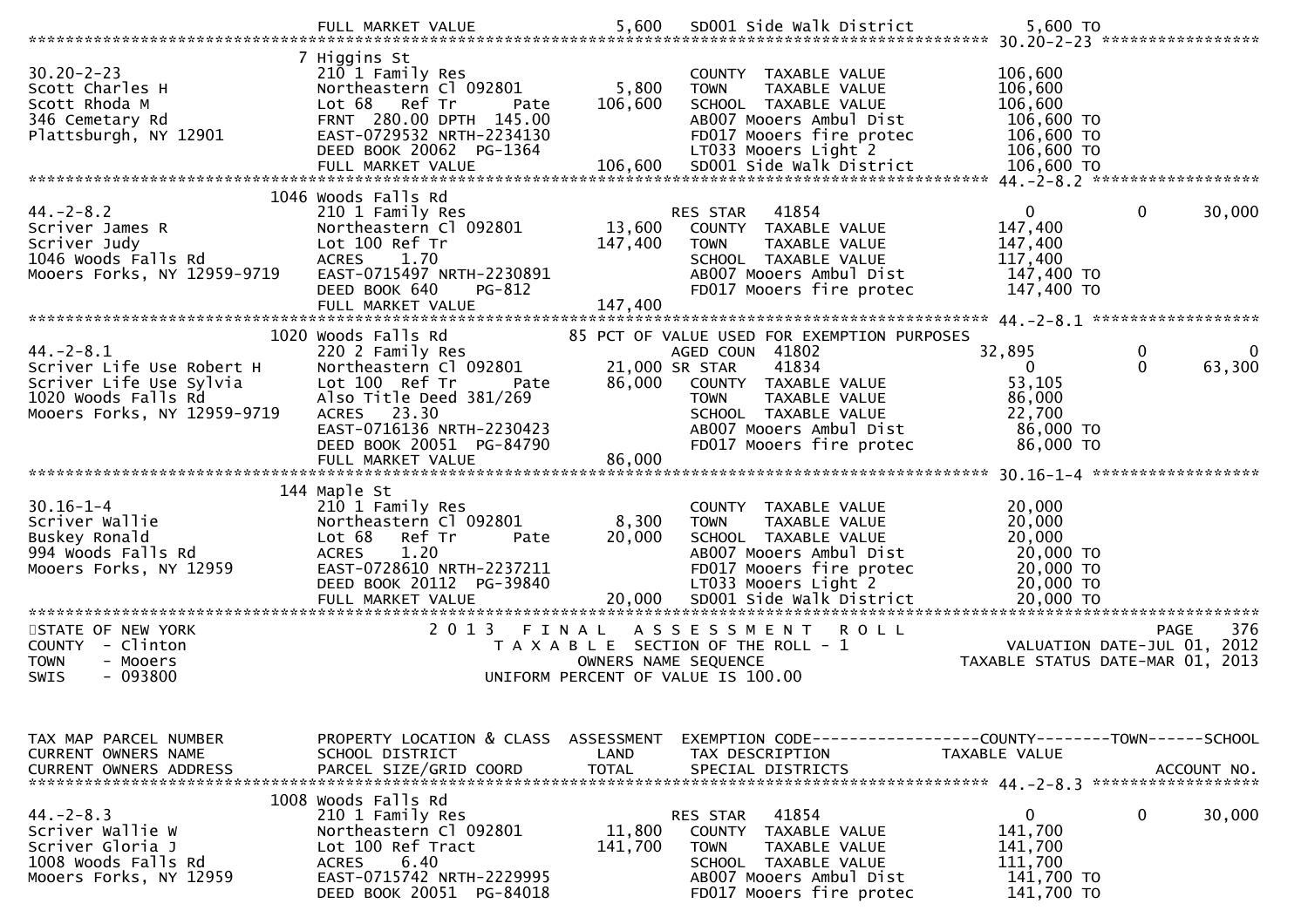```
                              FULL MARKET VALUE              5,600   SD001 Side walk District              5,600 TO
******************************************************************************************************* 30.20-2-23 *****************
                            7 Higgins St
30.20-2-23                    210 1 Family Res                        COUNTY  TAXABLE VALUE            106,600
Scott Charles H               Northeastern Cl 092801        5,800    TOWN    TAXABLE VALUE            106,600
Scott Rhoda M                 Lot 68   Ref Tr       Pate  106,600    SCHOOL  TAXABLE VALUE            106,600
346 Cemetary Rd               FRNT 280.00 DPTH 145.00                AB007 Mooers Ambul Dist           106,600 TO
Plattsburgh, NY 12901         EAST-0729532 NRTH-2234130              FD017 Mooers fire protec          106,600 TO
                              DEED BOOK 20062  PG-1364               LT033 Mooers Light 2              106,600 TO
                              FULL MARKET VALUE            106,600   SD001 Side walk District          106,600 TO
******************************************************************************************************* 44.-2-8.2 ******************
                         1046 Woods Falls Rd
44.-2-8.2                     210 1 Family Res                        RES STAR   41854                      0            0     30,000
Scriver James R               Northeastern Cl 092801       13,600    COUNTY  TAXABLE VALUE            147,400
Scriver Judy                  Lot 100 Ref Tr              147,400    TOWN    TAXABLE VALUE            147,400
1046 Woods Falls Rd           ACRES    1.70                          SCHOOL  TAXABLE VALUE            117,400
Mooers Forks, NY 12959-9719   EAST-0715497 NRTH-2230891              AB007 Mooers Ambul Dist           147,400 TO
                              DEED BOOK 640    PG-812                FD017 Mooers fire protec          147,400 TO
                              FULL MARKET VALUE            147,400
******************************************************************************************************* 44.-2-8.1 ******************
                         1020 Woods Falls Rd              85 PCT OF VALUE USED FOR EXEMPTION PURPOSES
44.-2-8.1                     220 2 Family Res                        AGED COUN  41802                 32,895            0          0
Scriver Life Use Robert H     Northeastern Cl 092801       21,000 SR STAR    41834                      0            0     63,300
Scriver Life Use Sylvia       Lot 100  Ref Tr       Pate   86,000    COUNTY  TAXABLE VALUE             53,105
1020 Woods Falls Rd           Also Title Deed 381/269                TOWN    TAXABLE VALUE             86,000
Mooers Forks, NY 12959-9719   ACRES   23.30                          SCHOOL  TAXABLE VALUE             22,700
                              EAST-0716136 NRTH-2230423              AB007 Mooers Ambul Dist            86,000 TO
                              DEED BOOK 20051  PG-84790              FD017 Mooers fire protec           86,000 TO
                              FULL MARKET VALUE             86,000
******************************************************************************************************* 30.16-1-4 ******************
                          144 Maple St
30.16-1-4                     210 1 Family Res                        COUNTY  TAXABLE VALUE             20,000
Scriver Wallie                Northeastern Cl 092801        8,300    TOWN    TAXABLE VALUE             20,000
Buskey Ronald                 Lot 68   Ref Tr       Pate   20,000    SCHOOL  TAXABLE VALUE             20,000
994 Woods Falls Rd            ACRES    1.20                          AB007 Mooers Ambul Dist            20,000 TO
Mooers Forks, NY 12959        EAST-0728610 NRTH-2237211              FD017 Mooers fire protec           20,000 TO
                              DEED BOOK 20112  PG-39840              LT033 Mooers Light 2               20,000 TO
                              FULL MARKET VALUE             20,000   SD001 Side walk District           20,000 TO
************************************************************************************************************************************
STATE OF NEW YORK                      2 0 1 3   F I N A L   A S S E S S M E N T   R O L L                              PAGE    376
COUNTY  - Clinton                          T A X A B L E  SECTION OF THE ROLL - 1                        VALUATION DATE-JUL 01, 2012
TOWN    - Mooers                                   OWNERS NAME SEQUENCE                              TAXABLE STATUS DATE-MAR 01, 2013
SWIS    - 093800                            UNIFORM PERCENT OF VALUE IS 100.00


TAX MAP PARCEL NUMBER         PROPERTY LOCATION & CLASS  ASSESSMENT  EXEMPTION CODE------------------COUNTY--------TOWN------SCHOOL
CURRENT OWNERS NAME           SCHOOL DISTRICT               LAND      TAX DESCRIPTION              TAXABLE VALUE
CURRENT OWNERS ADDRESS        PARCEL SIZE/GRID COORD        TOTAL     SPECIAL DISTRICTS                                  ACCOUNT NO.
******************************************************************************************************* 44.-2-8.3 ******************
                         1008 Woods Falls Rd
44.-2-8.3                     210 1 Family Res                        RES STAR   41854                      0            0     30,000
Scriver Wallie W              Northeastern Cl 092801       11,800    COUNTY  TAXABLE VALUE            141,700
Scriver Gloria J              Lot 100 Ref Tract           141,700    TOWN    TAXABLE VALUE            141,700
1008 Woods Falls Rd           ACRES    6.40                          SCHOOL  TAXABLE VALUE            111,700
Mooers Forks, NY 12959        EAST-0715742 NRTH-2229995              AB007 Mooers Ambul Dist           141,700 TO
                              DEED BOOK 20051  PG-84018              FD017 Mooers fire protec          141,700 TO
```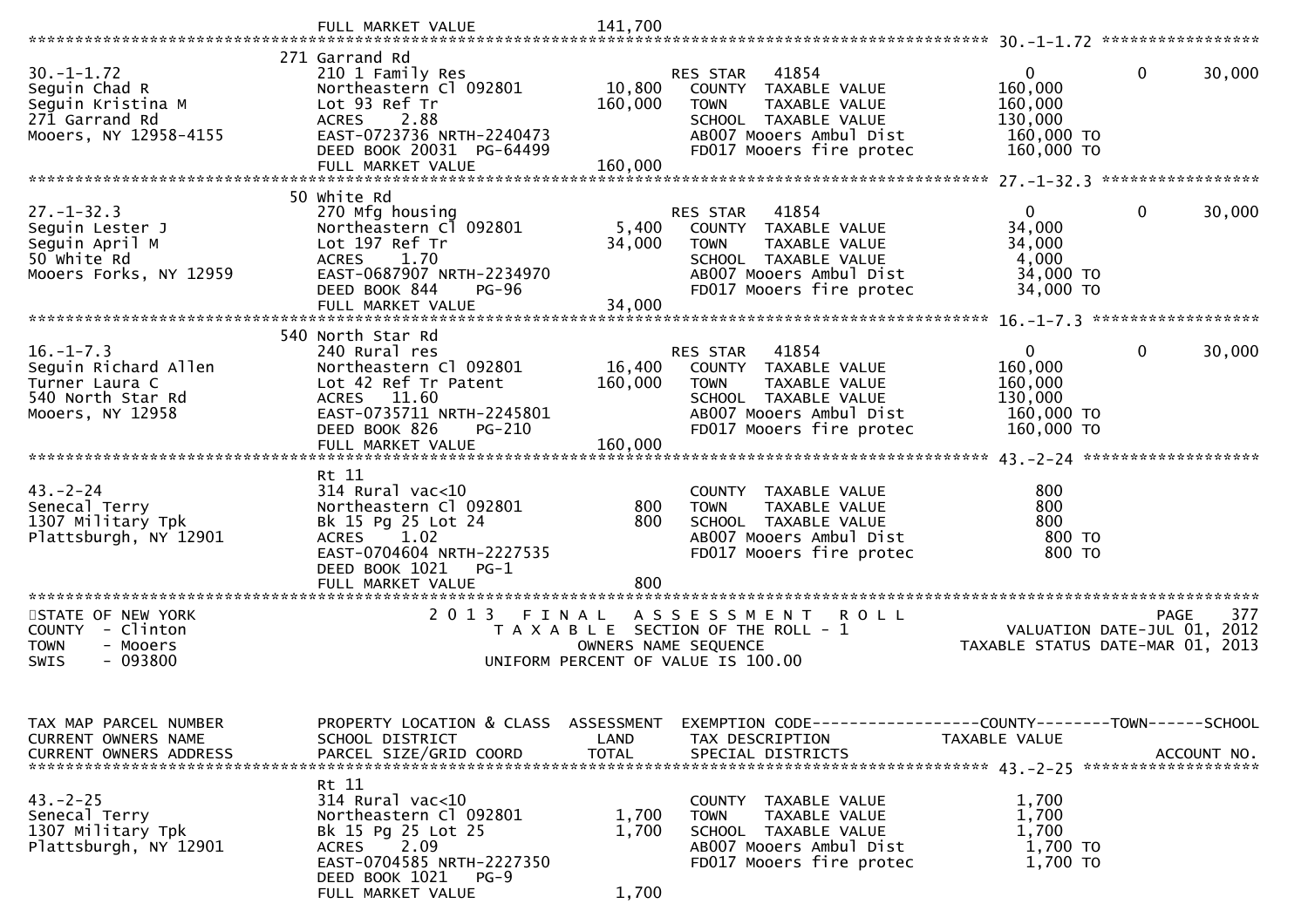FULL MARKET VALUE 141,700

---

**30.-1-1.72**

| Field | Value |
|---|---|
| Tax Map Parcel Number | 30.-1-1.72 |
| Property Location | 271 Garrand Rd |
| Current Owners | Seguin Chad R; Seguin Kristina M |
| Current Owners Address | 271 Garrand Rd, Mooers, NY 12958-4155 |
| Property Class | 210 1 Family Res |
| School District | Northeastern Cl 092801 |
| Land | 10,800 |
| Total Assessment | 160,000 |
| Description | Lot 93 Ref Tr |
| Acres | 2.88 |
| Grid Coord | EAST-0723736 NRTH-2240473 |
| Deed | DEED BOOK 20031 PG-64499 |
| Full Market Value | 160,000 |

| Exemption / Tax Description | County | Town | School |
|---|---|---|---|
| RES STAR 41854 | 0 | 0 | 30,000 |
| COUNTY TAXABLE VALUE | 160,000 | | |
| TOWN TAXABLE VALUE | | 160,000 | |
| SCHOOL TAXABLE VALUE | | | 130,000 |
| AB007 Mooers Ambul Dist | 160,000 TO | | |
| FD017 Mooers fire protec | 160,000 TO | | |

---

**27.-1-32.3**

| Field | Value |
|---|---|
| Tax Map Parcel Number | 27.-1-32.3 |
| Property Location | 50 White Rd |
| Current Owners | Seguin Lester J; Seguin April M |
| Current Owners Address | 50 White Rd, Mooers Forks, NY 12959 |
| Property Class | 270 Mfg housing |
| School District | Northeastern Cl 092801 |
| Land | 5,400 |
| Total Assessment | 34,000 |
| Description | Lot 197 Ref Tr |
| Acres | 1.70 |
| Grid Coord | EAST-0687907 NRTH-2234970 |
| Deed | DEED BOOK 844 PG-96 |
| Full Market Value | 34,000 |

| Exemption / Tax Description | County | Town | School |
|---|---|---|---|
| RES STAR 41854 | 0 | 0 | 30,000 |
| COUNTY TAXABLE VALUE | 34,000 | | |
| TOWN TAXABLE VALUE | | 34,000 | |
| SCHOOL TAXABLE VALUE | | | 4,000 |
| AB007 Mooers Ambul Dist | 34,000 TO | | |
| FD017 Mooers fire protec | 34,000 TO | | |

---

**16.-1-7.3**

| Field | Value |
|---|---|
| Tax Map Parcel Number | 16.-1-7.3 |
| Property Location | 540 North Star Rd |
| Current Owners | Seguin Richard Allen; Turner Laura C |
| Current Owners Address | 540 North Star Rd, Mooers, NY 12958 |
| Property Class | 240 Rural res |
| School District | Northeastern Cl 092801 |
| Land | 16,400 |
| Total Assessment | 160,000 |
| Description | Lot 42 Ref Tr Patent |
| Acres | 11.60 |
| Grid Coord | EAST-0735711 NRTH-2245801 |
| Deed | DEED BOOK 826 PG-210 |
| Full Market Value | 160,000 |

| Exemption / Tax Description | County | Town | School |
|---|---|---|---|
| RES STAR 41854 | 0 | 0 | 30,000 |
| COUNTY TAXABLE VALUE | 160,000 | | |
| TOWN TAXABLE VALUE | | 160,000 | |
| SCHOOL TAXABLE VALUE | | | 130,000 |
| AB007 Mooers Ambul Dist | 160,000 TO | | |
| FD017 Mooers fire protec | 160,000 TO | | |

---

**43.-2-24**

| Field | Value |
|---|---|
| Tax Map Parcel Number | 43.-2-24 |
| Property Location | Rt 11 |
| Current Owners | Senecal Terry |
| Current Owners Address | 1307 Military Tpk, Plattsburgh, NY 12901 |
| Property Class | 314 Rural vac<10 |
| School District | Northeastern Cl 092801 |
| Land | 800 |
| Total Assessment | 800 |
| Description | Bk 15 Pg 25 Lot 24 |
| Acres | 1.02 |
| Grid Coord | EAST-0704604 NRTH-2227535 |
| Deed | DEED BOOK 1021 PG-1 |
| Full Market Value | 800 |

| Tax Description | Taxable Value |
|---|---|
| COUNTY TAXABLE VALUE | 800 |
| TOWN TAXABLE VALUE | 800 |
| SCHOOL TAXABLE VALUE | 800 |
| AB007 Mooers Ambul Dist | 800 TO |
| FD017 Mooers fire protec | 800 TO |

---

STATE OF NEW YORK
COUNTY - Clinton
TOWN - Mooers
SWIS - 093800

2013 FINAL ASSESSMENT ROLL
TAXABLE SECTION OF THE ROLL - 1
OWNERS NAME SEQUENCE
UNIFORM PERCENT OF VALUE IS 100.00

PAGE 377
VALUATION DATE-JUL 01, 2012
TAXABLE STATUS DATE-MAR 01, 2013

TAX MAP PARCEL NUMBER / CURRENT OWNERS NAME / CURRENT OWNERS ADDRESS — PROPERTY LOCATION & CLASS / SCHOOL DISTRICT / PARCEL SIZE/GRID COORD — ASSESSMENT LAND / TOTAL — EXEMPTION CODE / TAX DESCRIPTION / SPECIAL DISTRICTS — COUNTY / TOWN / SCHOOL TAXABLE VALUE — ACCOUNT NO.

---

**43.-2-25**

| Field | Value |
|---|---|
| Tax Map Parcel Number | 43.-2-25 |
| Property Location | Rt 11 |
| Current Owners | Senecal Terry |
| Current Owners Address | 1307 Military Tpk, Plattsburgh, NY 12901 |
| Property Class | 314 Rural vac<10 |
| School District | Northeastern Cl 092801 |
| Land | 1,700 |
| Total Assessment | 1,700 |
| Description | Bk 15 Pg 25 Lot 25 |
| Acres | 2.09 |
| Grid Coord | EAST-0704585 NRTH-2227350 |
| Deed | DEED BOOK 1021 PG-9 |
| Full Market Value | 1,700 |

| Tax Description | Taxable Value |
|---|---|
| COUNTY TAXABLE VALUE | 1,700 |
| TOWN TAXABLE VALUE | 1,700 |
| SCHOOL TAXABLE VALUE | 1,700 |
| AB007 Mooers Ambul Dist | 1,700 TO |
| FD017 Mooers fire protec | 1,700 TO |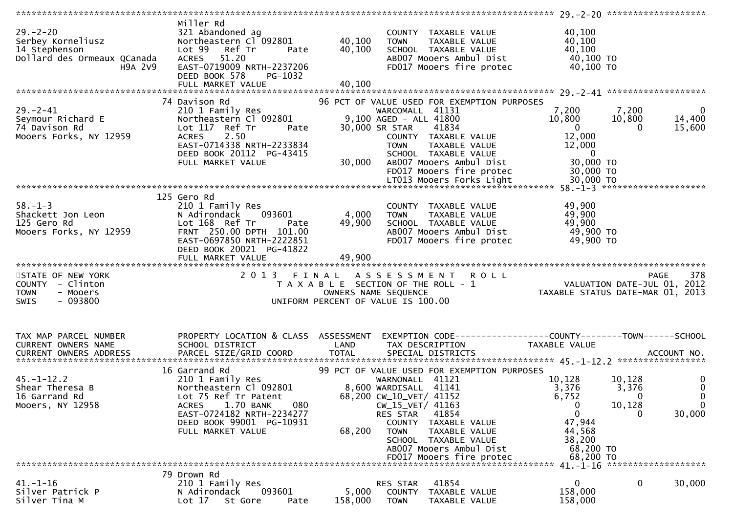```
******************************************************************************************************* 29.-2-20 ******************
                              Miller Rd
29.-2-20                      321 Abandoned ag                        COUNTY  TAXABLE VALUE             40,100
Serbey Korneliusz             Northeastern Cl 092801      40,100      TOWN    TAXABLE VALUE             40,100
14 Stephenson                 Lot 99   Ref Tr       Pate   40,100      SCHOOL  TAXABLE VALUE             40,100
Dollard des Ormeaux QCanada   ACRES   51.20                            AB007 Mooers Ambul Dist            40,100 TO
                  H9A 2V9     EAST-0719009 NRTH-2237206                FD017 Mooers fire protec           40,100 TO
                              DEED BOOK 578    PG-1032
                              FULL MARKET VALUE            40,100
******************************************************************************************************* 29.-2-41 ******************
                           74 Davison Rd                   96 PCT OF VALUE USED FOR EXEMPTION PURPOSES
29.-2-41                      210 1 Family Res                  WARCOMALL  41131              7,200        7,200            0
Seymour Richard E             Northeastern Cl 092801        9,100 AGED - ALL 41800           10,800       10,800       14,400
74 Davison Rd                 Lot 117  Ref Tr       Pate   30,000 SR STAR    41834                0            0       15,600
Mooers Forks, NY 12959        ACRES    2.50                       COUNTY  TAXABLE VALUE          12,000
                              EAST-0714338 NRTH-2233834           TOWN    TAXABLE VALUE          12,000
                              DEED BOOK 20112  PG-43415           SCHOOL  TAXABLE VALUE               0
                              FULL MARKET VALUE            30,000 AB007 Mooers Ambul Dist        30,000 TO
                                                                  FD017 Mooers fire protec       30,000 TO
                                                                  LT013 Mooers Forks Light       30,000 TO
******************************************************************************************************* 58.-1-3 *******************
                          125 Gero Rd
58.-1-3                       210 1 Family Res                        COUNTY  TAXABLE VALUE             49,900
Shackett Jon Leon             N Adirondack     093601       4,000      TOWN    TAXABLE VALUE             49,900
125 Gero Rd                   Lot 168  Ref Tr       Pate   49,900      SCHOOL  TAXABLE VALUE             49,900
Mooers Forks, NY 12959        FRNT  250.00 DPTH  101.00                AB007 Mooers Ambul Dist            49,900 TO
                              EAST-0697850 NRTH-2222851                FD017 Mooers fire protec           49,900 TO
                              DEED BOOK 20021  PG-41822
                              FULL MARKET VALUE            49,900
************************************************************************************************************************************
STATE OF NEW YORK                 2 0 1 3   F I N A L   A S S E S S M E N T   R O L L                                 PAGE    378
COUNTY  - Clinton                       T A X A B L E  SECTION OF THE ROLL - 1                     VALUATION DATE-JUL 01, 2012
TOWN    - Mooers                              OWNERS NAME SEQUENCE                            TAXABLE STATUS DATE-MAR 01, 2013
SWIS    - 093800                       UNIFORM PERCENT OF VALUE IS 100.00


TAX MAP PARCEL NUMBER         PROPERTY LOCATION & CLASS  ASSESSMENT  EXEMPTION CODE------------------COUNTY--------TOWN------SCHOOL
CURRENT OWNERS NAME           SCHOOL DISTRICT               LAND      TAX DESCRIPTION            TAXABLE VALUE
CURRENT OWNERS ADDRESS        PARCEL SIZE/GRID COORD       TOTAL      SPECIAL DISTRICTS                                  ACCOUNT NO.
******************************************************************************************************* 45.-1-12.2 ****************
                           16 Garrand Rd                   99 PCT OF VALUE USED FOR EXEMPTION PURPOSES
45.-1-12.2                    210 1 Family Res                  WARNONALL  41121             10,128       10,128            0
Shear Theresa B               Northeastern Cl 092801        8,600 WARDISALL  41141            3,376        3,376            0
16 Garrand Rd                 Lot 75 Ref Tr Patent         68,200 CW_10_VET/ 41152            6,752            0            0
Mooers, NY 12958              ACRES    1.70 BANK     080          CW_15_VET/ 41163                0       10,128            0
                              EAST-0724182 NRTH-2234277           RES STAR   41854                0            0       30,000
                              DEED BOOK 99001  PG-10931           COUNTY  TAXABLE VALUE          47,944
                              FULL MARKET VALUE            68,200 TOWN    TAXABLE VALUE          44,568
                                                                  SCHOOL  TAXABLE VALUE          38,200
                                                                  AB007 Mooers Ambul Dist        68,200 TO
                                                                  FD017 Mooers fire protec       68,200 TO
******************************************************************************************************* 41.-1-16 ******************
                           79 Drown Rd
41.-1-16                      210 1 Family Res                  RES STAR   41854                0            0       30,000
Silver Patrick P              N Adirondack     093601       5,000   COUNTY  TAXABLE VALUE         158,000
Silver Tina M                 Lot 17   St Gore      Pate  158,000   TOWN    TAXABLE VALUE         158,000
```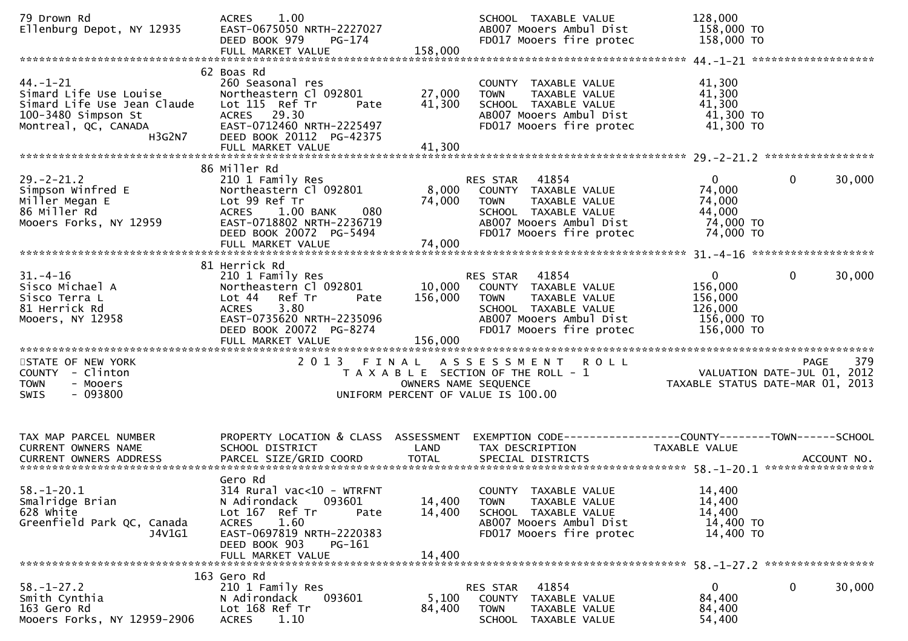```
79 Drown Rd                    ACRES     1.00                           SCHOOL  TAXABLE VALUE            128,000
Ellenburg Depot, NY 12935      EAST-0675050 NRTH-2227027                AB007 Mooers Ambul Dist           158,000 TO
                               DEED BOOK 979     PG-174                 FD017 Mooers fire protec          158,000 TO
                               FULL MARKET VALUE              158,000
******************************************************************************************************* 44.-1-21 *******************
                               62 Boas Rd
44.-1-21                       260 Seasonal res                         COUNTY  TAXABLE VALUE             41,300
Simard Life Use Louise         Northeastern Cl 092801         27,000    TOWN    TAXABLE VALUE             41,300
Simard Life Use Jean Claude    Lot 115  Ref Tr       Pate     41,300    SCHOOL  TAXABLE VALUE             41,300
100-3480 Simpson St            ACRES    29.30                           AB007 Mooers Ambul Dist            41,300 TO
Montreal, QC, CANADA           EAST-0712460 NRTH-2225497                FD017 Mooers fire protec           41,300 TO
                  H3G2N7       DEED BOOK 20112  PG-42375
                               FULL MARKET VALUE               41,300
******************************************************************************************************* 29.-2-21.2 *****************
                               86 Miller Rd
29.-2-21.2                     210 1 Family Res                         RES STAR    41854                   0            0       30,000
Simpson Winfred E              Northeastern Cl 092801          8,000    COUNTY  TAXABLE VALUE             74,000
Miller Megan E                 Lot 99 Ref Tr                  74,000    TOWN    TAXABLE VALUE             74,000
86 Miller Rd                   ACRES     1.00 BANK     080              SCHOOL  TAXABLE VALUE             44,000
Mooers Forks, NY 12959         EAST-0718802 NRTH-2236719                AB007 Mooers Ambul Dist            74,000 TO
                               DEED BOOK 20072  PG-5494                 FD017 Mooers fire protec           74,000 TO
                               FULL MARKET VALUE               74,000
******************************************************************************************************* 31.-4-16 *******************
                               81 Herrick Rd
31.-4-16                       210 1 Family Res                         RES STAR    41854                   0            0       30,000
Sisco Michael A                Northeastern Cl 092801         10,000    COUNTY  TAXABLE VALUE            156,000
Sisco Terra L                  Lot 44   Ref Tr       Pate    156,000    TOWN    TAXABLE VALUE            156,000
81 Herrick Rd                  ACRES     3.80                           SCHOOL  TAXABLE VALUE            126,000
Mooers, NY 12958               EAST-0735620 NRTH-2235096                AB007 Mooers Ambul Dist           156,000 TO
                               DEED BOOK 20072  PG-8274                 FD017 Mooers fire protec          156,000 TO
                               FULL MARKET VALUE              156,000
************************************************************************************************************************************
STATE OF NEW YORK                        2 0 1 3   F I N A L   A S S E S S M E N T   R O L L                          PAGE   379
COUNTY  - Clinton                           T A X A B L E  SECTION OF THE ROLL - 1                      VALUATION DATE-JUL 01, 2012
TOWN    - Mooers                                OWNERS NAME SEQUENCE                               TAXABLE STATUS DATE-MAR 01, 2013
SWIS    - 093800                           UNIFORM PERCENT OF VALUE IS 100.00


TAX MAP PARCEL NUMBER          PROPERTY LOCATION & CLASS  ASSESSMENT  EXEMPTION CODE------------------COUNTY--------TOWN------SCHOOL
CURRENT OWNERS NAME            SCHOOL DISTRICT               LAND     TAX DESCRIPTION            TAXABLE VALUE
CURRENT OWNERS ADDRESS         PARCEL SIZE/GRID COORD        TOTAL    SPECIAL DISTRICTS                                  ACCOUNT NO.
******************************************************************************************************* 58.-1-20.1 *****************
                               Gero Rd
58.-1-20.1                     314 Rural vac<10 - WTRFNT                COUNTY  TAXABLE VALUE             14,400
Smalridge Brian                N Adirondack     093601        14,400    TOWN    TAXABLE VALUE             14,400
628 White                      Lot 167  Ref Tr       Pate     14,400    SCHOOL  TAXABLE VALUE             14,400
Greenfield Park QC, Canada     ACRES     1.60                           AB007 Mooers Ambul Dist            14,400 TO
                  J4V1G1       EAST-0697819 NRTH-2220383                FD017 Mooers fire protec           14,400 TO
                               DEED BOOK 903     PG-161
                               FULL MARKET VALUE               14,400
******************************************************************************************************* 58.-1-27.2 *****************
                               163 Gero Rd
58.-1-27.2                     210 1 Family Res                         RES STAR    41854                   0            0       30,000
Smith Cynthia                  N Adirondack     093601         5,100    COUNTY  TAXABLE VALUE             84,400
163 Gero Rd                    Lot 168 Ref Tr                 84,400    TOWN    TAXABLE VALUE             84,400
Mooers Forks, NY 12959-2906    ACRES     1.10                           SCHOOL  TAXABLE VALUE             54,400
```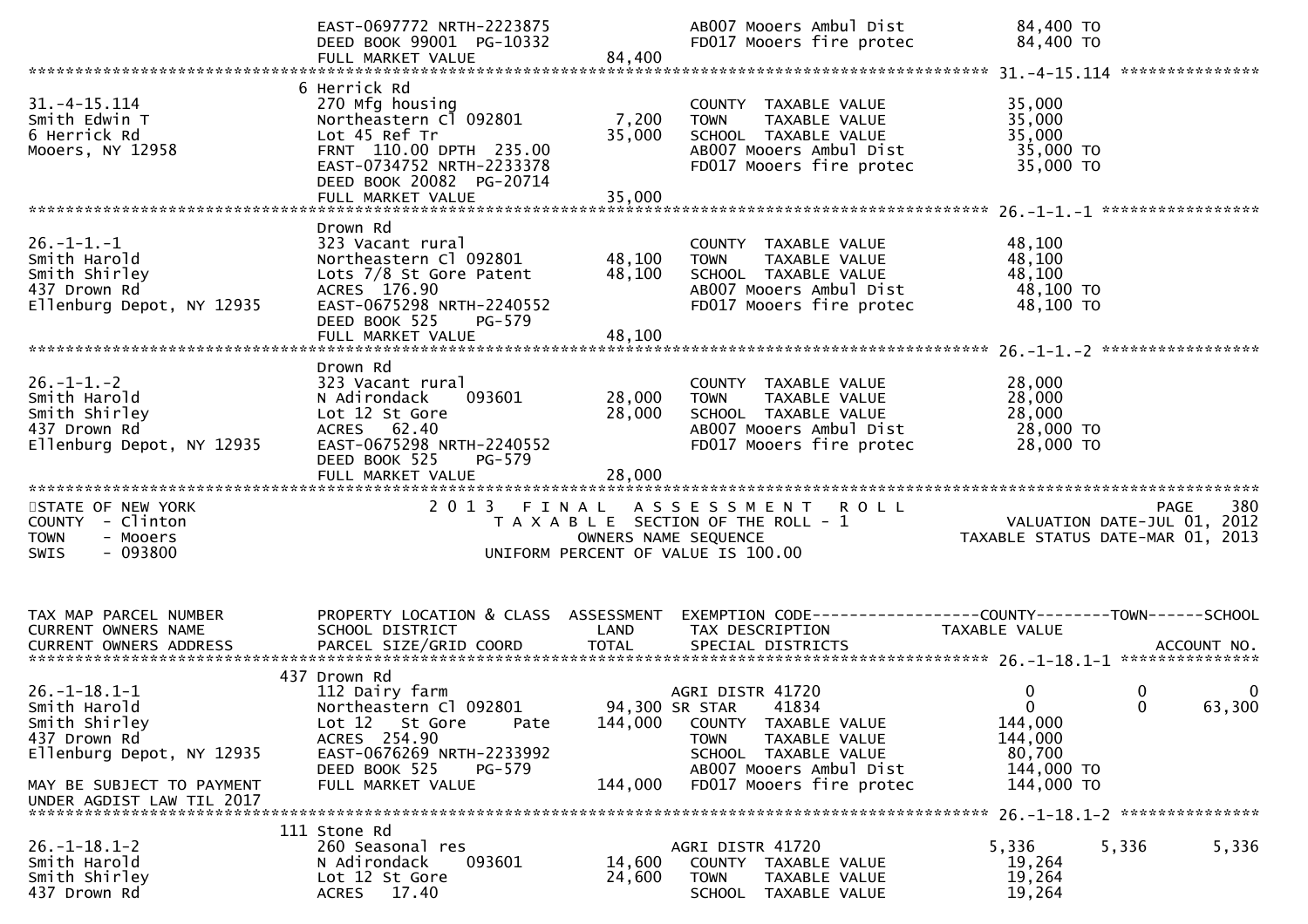```
                              EAST-0697772 NRTH-2223875               AB007 Mooers Ambul Dist          84,400 TO
                              DEED BOOK 99001 PG-10332                FD017 Mooers fire protec         84,400 TO
                              FULL MARKET VALUE               84,400
******************************************************************************************************* 31.-4-15.114 ***************
                             6 Herrick Rd
31.-4-15.114                  270 Mfg housing                         COUNTY  TAXABLE VALUE            35,000
Smith Edwin T                 Northeastern Cl 092801           7,200  TOWN    TAXABLE VALUE            35,000
6 Herrick Rd                  Lot 45 Ref Tr                   35,000  SCHOOL  TAXABLE VALUE            35,000
Mooers, NY 12958              FRNT 110.00 DPTH 235.00                 AB007 Mooers Ambul Dist           35,000 TO
                              EAST-0734752 NRTH-2233378               FD017 Mooers fire protec          35,000 TO
                              DEED BOOK 20082 PG-20714
                              FULL MARKET VALUE               35,000
******************************************************************************************************* 26.-1-1.-1 *****************
                              Drown Rd
26.-1-1.-1                    323 Vacant rural                        COUNTY  TAXABLE VALUE            48,100
Smith Harold                  Northeastern Cl 092801          48,100  TOWN    TAXABLE VALUE            48,100
Smith Shirley                 Lots 7/8 St Gore Patent         48,100  SCHOOL  TAXABLE VALUE            48,100
437 Drown Rd                  ACRES 176.90                            AB007 Mooers Ambul Dist           48,100 TO
Ellenburg Depot, NY 12935     EAST-0675298 NRTH-2240552               FD017 Mooers fire protec          48,100 TO
                              DEED BOOK 525    PG-579
                              FULL MARKET VALUE               48,100
******************************************************************************************************* 26.-1-1.-2 *****************
                              Drown Rd
26.-1-1.-2                    323 Vacant rural                        COUNTY  TAXABLE VALUE            28,000
Smith Harold                  N Adirondack     093601         28,000  TOWN    TAXABLE VALUE            28,000
Smith Shirley                 Lot 12 St Gore                  28,000  SCHOOL  TAXABLE VALUE            28,000
437 Drown Rd                  ACRES  62.40                            AB007 Mooers Ambul Dist           28,000 TO
Ellenburg Depot, NY 12935     EAST-0675298 NRTH-2240552               FD017 Mooers fire protec          28,000 TO
                              DEED BOOK 525    PG-579
                              FULL MARKET VALUE               28,000
************************************************************************************************************************************
STATE OF NEW YORK                  2 0 1 3   F I N A L   A S S E S S M E N T   R O L L                              PAGE    380
COUNTY  - Clinton                      T A X A B L E  SECTION OF THE ROLL - 1                          VALUATION DATE-JUL 01, 2012
TOWN    - Mooers                              OWNERS NAME SEQUENCE                               TAXABLE STATUS DATE-MAR 01, 2013
SWIS    - 093800                       UNIFORM PERCENT OF VALUE IS 100.00


TAX MAP PARCEL NUMBER         PROPERTY LOCATION & CLASS  ASSESSMENT  EXEMPTION CODE------------------COUNTY--------TOWN------SCHOOL
CURRENT OWNERS NAME           SCHOOL DISTRICT               LAND      TAX DESCRIPTION             TAXABLE VALUE
CURRENT OWNERS ADDRESS        PARCEL SIZE/GRID COORD        TOTAL     SPECIAL DISTRICTS                                  ACCOUNT NO.
******************************************************************************************************* 26.-1-18.1-1 ***************
                           437 Drown Rd
26.-1-18.1-1                  112 Dairy farm                          AGRI DISTR 41720                  0             0             0
Smith Harold                  Northeastern Cl 092801          94,300 SR STAR      41834                 0             0        63,300
Smith Shirley                 Lot 12    St Gore       Pate   144,000   COUNTY  TAXABLE VALUE          144,000
437 Drown Rd                  ACRES 254.90                             TOWN    TAXABLE VALUE          144,000
Ellenburg Depot, NY 12935     EAST-0676269 NRTH-2233992                SCHOOL  TAXABLE VALUE           80,700
                              DEED BOOK 525    PG-579                  AB007 Mooers Ambul Dist         144,000 TO
MAY BE SUBJECT TO PAYMENT     FULL MARKET VALUE              144,000   FD017 Mooers fire protec        144,000 TO
UNDER AGDIST LAW TIL 2017
******************************************************************************************************* 26.-1-18.1-2 ***************
                           111 Stone Rd
26.-1-18.1-2                  260 Seasonal res                        AGRI DISTR 41720              5,336         5,336         5,336
Smith Harold                  N Adirondack     093601         14,600  COUNTY  TAXABLE VALUE            19,264
Smith Shirley                 Lot 12 St Gore                  24,600  TOWN    TAXABLE VALUE            19,264
437 Drown Rd                  ACRES  17.40                            SCHOOL  TAXABLE VALUE            19,264
```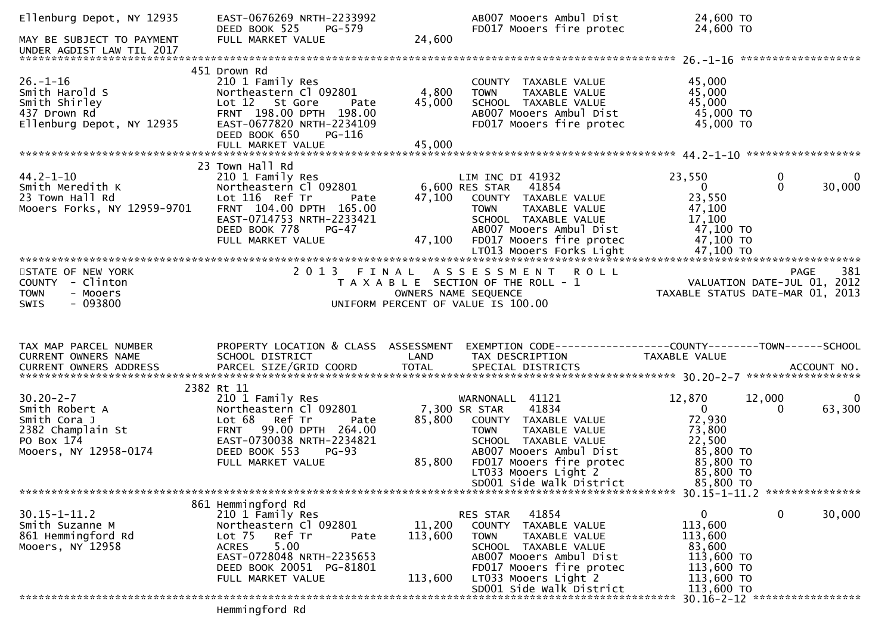```
Ellenburg Depot, NY 12935     EAST-0676269 NRTH-2233992              AB007 Mooers Ambul Dist          24,600 TO
                              DEED BOOK 525    PG-579                FD017 Mooers fire protec         24,600 TO
MAY BE SUBJECT TO PAYMENT     FULL MARKET VALUE            24,600
UNDER AGDIST LAW TIL 2017
****************************************************************************************** 26.-1-16 *******************
                         451 Drown Rd
26.-1-16                      210 1 Family Res                       COUNTY  TAXABLE VALUE            45,000
Smith Harold S                Northeastern Cl 092801        4,800    TOWN    TAXABLE VALUE            45,000
Smith Shirley                 Lot 12   St Gore     Pate    45,000    SCHOOL  TAXABLE VALUE            45,000
437 Drown Rd                  FRNT 198.00 DPTH 198.00                AB007 Mooers Ambul Dist          45,000 TO
Ellenburg Depot, NY 12935     EAST-0677820 NRTH-2234109              FD017 Mooers fire protec         45,000 TO
                              DEED BOOK 650    PG-116
                              FULL MARKET VALUE            45,000
****************************************************************************************** 44.2-1-10 ******************
                         23 Town Hall Rd
44.2-1-10                     210 1 Family Res                       LIM INC DI 41932                 23,550          0            0
Smith Meredith K              Northeastern Cl 092801        6,600 RES STAR   41854                      0             0       30,000
23 Town Hall Rd               Lot 116  Ref Tr      Pate    47,100    COUNTY  TAXABLE VALUE            23,550
Mooers Forks, NY 12959-9701   FRNT 104.00 DPTH 165.00                TOWN    TAXABLE VALUE            47,100
                              EAST-0714753 NRTH-2233421              SCHOOL  TAXABLE VALUE            17,100
                              DEED BOOK 778    PG-47                 AB007 Mooers Ambul Dist          47,100 TO
                              FULL MARKET VALUE            47,100    FD017 Mooers fire protec         47,100 TO
                                                                     LT013 Mooers Forks Light         47,100 TO
************************************************************************************************************************
STATE OF NEW YORK                 2 0 1 3   F I N A L   A S S E S S M E N T   R O L L                          PAGE   381
COUNTY  - Clinton                    T A X A B L E  SECTION OF THE ROLL - 1                 VALUATION DATE-JUL 01, 2012
TOWN    - Mooers                              OWNERS NAME SEQUENCE                      TAXABLE STATUS DATE-MAR 01, 2013
SWIS    - 093800                       UNIFORM PERCENT OF VALUE IS 100.00


TAX MAP PARCEL NUMBER         PROPERTY LOCATION & CLASS  ASSESSMENT  EXEMPTION CODE------------------COUNTY--------TOWN------SCHOOL
CURRENT OWNERS NAME           SCHOOL DISTRICT               LAND      TAX DESCRIPTION             TAXABLE VALUE
CURRENT OWNERS ADDRESS        PARCEL SIZE/GRID COORD        TOTAL     SPECIAL DISTRICTS                                 ACCOUNT NO.
****************************************************************************************** 30.20-2-7 ******************
                         2382 Rt 11
30.20-2-7                     210 1 Family Res                       WARNONALL  41121                 12,870      12,000            0
Smith Robert A                Northeastern Cl 092801        7,300 SR STAR    41834                      0             0       63,300
Smith Cora J                  Lot 68   Ref Tr      Pate    85,800    COUNTY  TAXABLE VALUE            72,930
2382 Champlain St             FRNT  99.00 DPTH 264.00                TOWN    TAXABLE VALUE            73,800
PO Box 174                    EAST-0730038 NRTH-2234821              SCHOOL  TAXABLE VALUE            22,500
Mooers, NY 12958-0174         DEED BOOK 553    PG-93                 AB007 Mooers Ambul Dist          85,800 TO
                              FULL MARKET VALUE            85,800    FD017 Mooers fire protec         85,800 TO
                                                                     LT033 Mooers Light 2             85,800 TO
                                                                     SD001 Side Walk District         85,800 TO
****************************************************************************************** 30.15-1-11.2 ***************
                         861 Hemmingford Rd
30.15-1-11.2                  210 1 Family Res                       RES STAR   41854                     0             0       30,000
Smith Suzanne M               Northeastern Cl 092801       11,200    COUNTY  TAXABLE VALUE           113,600
861 Hemmingford Rd            Lot 75   Ref Tr      Pate   113,600    TOWN    TAXABLE VALUE           113,600
Mooers, NY 12958              ACRES     5.00                         SCHOOL  TAXABLE VALUE            83,600
                              EAST-0728048 NRTH-2235653              AB007 Mooers Ambul Dist         113,600 TO
                              DEED BOOK 20051  PG-81801              FD017 Mooers fire protec        113,600 TO
                              FULL MARKET VALUE           113,600    LT033 Mooers Light 2            113,600 TO
                                                                     SD001 Side Walk District        113,600 TO
****************************************************************************************** 30.16-2-12 *****************
                              Hemmingford Rd
```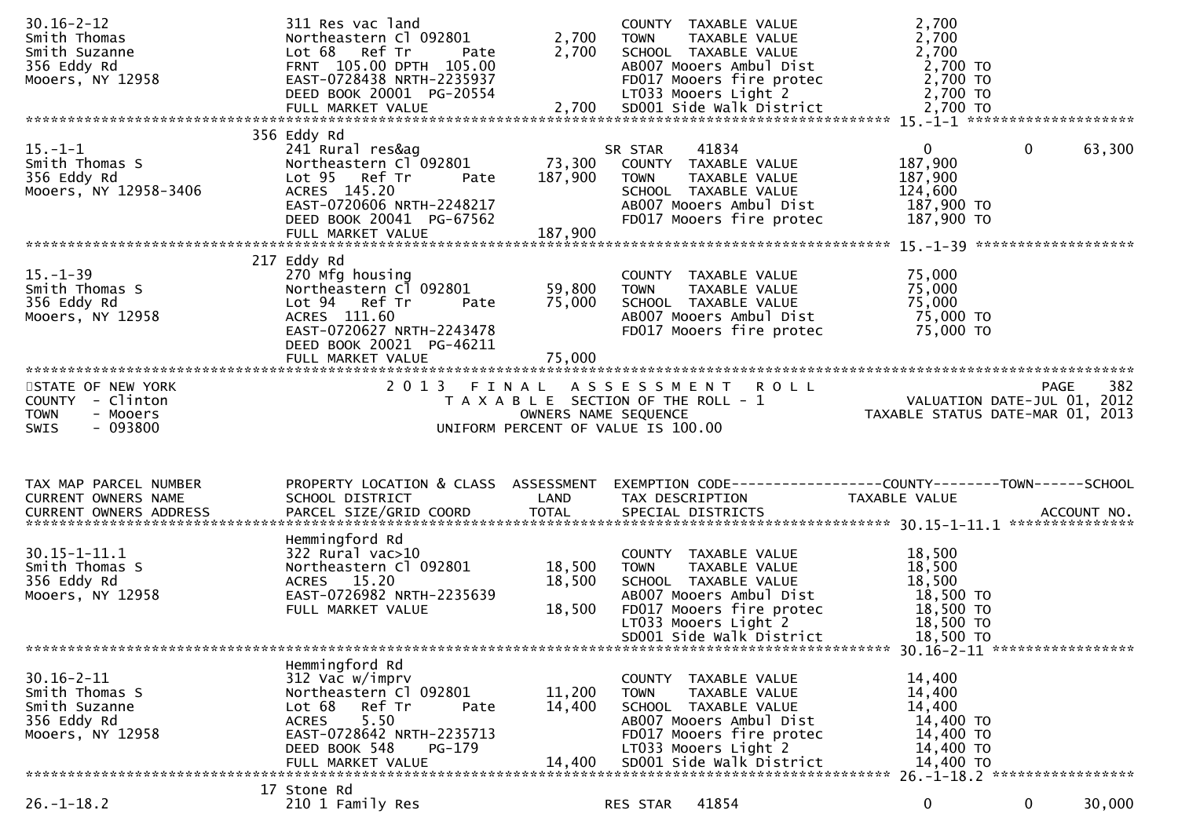```
30.16-2-12           311 Res vac land                     COUNTY  TAXABLE VALUE          2,700
Smith Thomas         Northeastern Cl 092801      2,700    TOWN    TAXABLE VALUE          2,700
Smith Suzanne        Lot 68   Ref Tr      Pate   2,700    SCHOOL  TAXABLE VALUE          2,700
356 Eddy Rd          FRNT 105.00 DPTH 105.00              AB007 Mooers Ambul Dist         2,700 TO
Mooers, NY 12958     EAST-0728438 NRTH-2235937            FD017 Mooers fire protec        2,700 TO
                     DEED BOOK 20001  PG-20554            LT033 Mooers Light 2            2,700 TO
                     FULL MARKET VALUE           2,700    SD001 Side walk District        2,700 TO
******************************************************************************************* 15.-1-1 ********************
                     356 Eddy Rd
15.-1-1              241 Rural res&ag                     SR STAR     41834                 0           0       63,300
Smith Thomas S       Northeastern Cl 092801     73,300    COUNTY  TAXABLE VALUE        187,900
356 Eddy Rd          Lot 95   Ref Tr      Pate 187,900    TOWN    TAXABLE VALUE        187,900
Mooers, NY 12958-3406 ACRES 145.20                        SCHOOL  TAXABLE VALUE        124,600
                     EAST-0720606 NRTH-2248217            AB007 Mooers Ambul Dist       187,900 TO
                     DEED BOOK 20041  PG-67562            FD017 Mooers fire protec      187,900 TO
                     FULL MARKET VALUE         187,900
******************************************************************************************* 15.-1-39 *******************
                     217 Eddy Rd
15.-1-39             270 Mfg housing                      COUNTY  TAXABLE VALUE         75,000
Smith Thomas S       Northeastern Cl 092801     59,800    TOWN    TAXABLE VALUE         75,000
356 Eddy Rd          Lot 94   Ref Tr      Pate  75,000    SCHOOL  TAXABLE VALUE         75,000
Mooers, NY 12958     ACRES 111.60                         AB007 Mooers Ambul Dist        75,000 TO
                     EAST-0720627 NRTH-2243478            FD017 Mooers fire protec       75,000 TO
                     DEED BOOK 20021  PG-46211
                     FULL MARKET VALUE          75,000
**************************************************************************************************************************
STATE OF NEW YORK              2 0 1 3   F I N A L   A S S E S S M E N T   R O L L                         PAGE     382
COUNTY  - Clinton                  T A X A B L E  SECTION OF THE ROLL - 1                 VALUATION DATE-JUL 01, 2012
TOWN    - Mooers                          OWNERS NAME SEQUENCE                      TAXABLE STATUS DATE-MAR 01, 2013
SWIS    - 093800                     UNIFORM PERCENT OF VALUE IS 100.00


TAX MAP PARCEL NUMBER    PROPERTY LOCATION & CLASS  ASSESSMENT  EXEMPTION CODE------------------COUNTY--------TOWN------SCHOOL
CURRENT OWNERS NAME      SCHOOL DISTRICT               LAND     TAX DESCRIPTION              TAXABLE VALUE
CURRENT OWNERS ADDRESS   PARCEL SIZE/GRID COORD       TOTAL     SPECIAL DISTRICTS                                   ACCOUNT NO.
******************************************************************************************* 30.15-1-11.1 ***************
                     Hemmingford Rd
30.15-1-11.1         322 Rural vac>10                     COUNTY  TAXABLE VALUE         18,500
Smith Thomas S       Northeastern Cl 092801     18,500    TOWN    TAXABLE VALUE         18,500
356 Eddy Rd          ACRES  15.20               18,500    SCHOOL  TAXABLE VALUE         18,500
Mooers, NY 12958     EAST-0726982 NRTH-2235639            AB007 Mooers Ambul Dist        18,500 TO
                     FULL MARKET VALUE          18,500    FD017 Mooers fire protec       18,500 TO
                                                          LT033 Mooers Light 2           18,500 TO
                                                          SD001 Side walk District       18,500 TO
******************************************************************************************* 30.16-2-11 *****************
                     Hemmingford Rd
30.16-2-11           312 Vac w/imprv                      COUNTY  TAXABLE VALUE         14,400
Smith Thomas S       Northeastern Cl 092801     11,200    TOWN    TAXABLE VALUE         14,400
Smith Suzanne        Lot 68   Ref Tr      Pate  14,400    SCHOOL  TAXABLE VALUE         14,400
356 Eddy Rd          ACRES    5.50                        AB007 Mooers Ambul Dist        14,400 TO
Mooers, NY 12958     EAST-0728642 NRTH-2235713            FD017 Mooers fire protec       14,400 TO
                     DEED BOOK 548    PG-179              LT033 Mooers Light 2           14,400 TO
                     FULL MARKET VALUE          14,400    SD001 Side walk District       14,400 TO
******************************************************************************************* 26.-1-18.2 *****************
                     17 Stone Rd
26.-1-18.2           210 1 Family Res                     RES STAR    41854                 0           0       30,000
```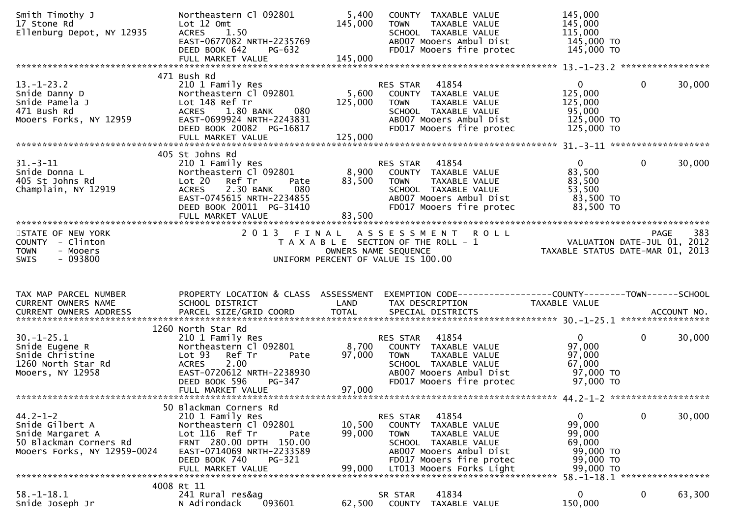```
Smith Timothy J                Northeastern Cl 092801        5,400   COUNTY  TAXABLE VALUE            145,000
17 Stone Rd                    Lot 12 Omt                  145,000   TOWN    TAXABLE VALUE            145,000
Ellenburg Depot, NY 12935      ACRES    1.50                         SCHOOL  TAXABLE VALUE            115,000
                               EAST-0677082 NRTH-2235769             AB007 Mooers Ambul Dist           145,000 TO
                               DEED BOOK 642     PG-632              FD017 Mooers fire protec          145,000 TO
                               FULL MARKET VALUE           145,000
******************************************************************************************************* 13.-1-23.2 *****************
                          471 Bush Rd
13.-1-23.2                     210 1 Family Res                      RES STAR    41854                   0            0       30,000
Snide Danny D                  Northeastern Cl 092801        5,600   COUNTY  TAXABLE VALUE            125,000
Snide Pamela J                 Lot 148 Ref Tr              125,000   TOWN    TAXABLE VALUE            125,000
471 Bush Rd                    ACRES    1.80 BANK     080            SCHOOL  TAXABLE VALUE             95,000
Mooers Forks, NY 12959         EAST-0699924 NRTH-2243831             AB007 Mooers Ambul Dist           125,000 TO
                               DEED BOOK 20082 PG-16817              FD017 Mooers fire protec          125,000 TO
                               FULL MARKET VALUE           125,000
******************************************************************************************************* 31.-3-11 *******************
                          405 St Johns Rd
31.-3-11                       210 1 Family Res                      RES STAR    41854                   0            0       30,000
Snide Donna L                  Northeastern Cl 092801        8,900   COUNTY  TAXABLE VALUE             83,500
405 St Johns Rd                Lot 20   Ref Tr       Pate   83,500   TOWN    TAXABLE VALUE             83,500
Champlain, NY 12919            ACRES    2.30 BANK     080            SCHOOL  TAXABLE VALUE             53,500
                               EAST-0745615 NRTH-2234855             AB007 Mooers Ambul Dist            83,500 TO
                               DEED BOOK 20011 PG-31410              FD017 Mooers fire protec           83,500 TO
                               FULL MARKET VALUE            83,500
************************************************************************************************************************************
STATE OF NEW YORK                        2 0 1 3   F I N A L   A S S E S S M E N T   R O L L                              PAGE    383
COUNTY  - Clinton                            T A X A B L E  SECTION OF THE ROLL - 1                         VALUATION DATE-JUL 01, 2012
TOWN    - Mooers                                   OWNERS NAME SEQUENCE                                 TAXABLE STATUS DATE-MAR 01, 2013
SWIS    - 093800                              UNIFORM PERCENT OF VALUE IS 100.00


TAX MAP PARCEL NUMBER          PROPERTY LOCATION & CLASS  ASSESSMENT  EXEMPTION CODE------------------COUNTY--------TOWN------SCHOOL
CURRENT OWNERS NAME            SCHOOL DISTRICT               LAND     TAX DESCRIPTION              TAXABLE VALUE
CURRENT OWNERS ADDRESS         PARCEL SIZE/GRID COORD        TOTAL    SPECIAL DISTRICTS                                  ACCOUNT NO.
******************************************************************************************************* 30.-1-25.1 *****************
                         1260 North Star Rd
30.-1-25.1                     210 1 Family Res                      RES STAR    41854                   0            0       30,000
Snide Eugene R                 Northeastern Cl 092801        8,700   COUNTY  TAXABLE VALUE             97,000
Snide Christine                Lot 93   Ref Tr       Pate   97,000   TOWN    TAXABLE VALUE             97,000
1260 North Star Rd             ACRES    2.00                         SCHOOL  TAXABLE VALUE             67,000
Mooers, NY 12958               EAST-0720612 NRTH-2238930             AB007 Mooers Ambul Dist            97,000 TO
                               DEED BOOK 596     PG-347              FD017 Mooers fire protec           97,000 TO
                               FULL MARKET VALUE            97,000
******************************************************************************************************* 44.2-1-2 *******************
                           50 Blackman Corners Rd
44.2-1-2                       210 1 Family Res                      RES STAR    41854                   0            0       30,000
Snide Gilbert A                Northeastern Cl 092801       10,500   COUNTY  TAXABLE VALUE             99,000
Snide Margaret A               Lot 116  Ref Tr       Pate   99,000   TOWN    TAXABLE VALUE             99,000
50 Blackman Corners Rd         FRNT  280.00 DPTH  150.00             SCHOOL  TAXABLE VALUE             69,000
Mooers Forks, NY 12959-0024    EAST-0714069 NRTH-2233589             AB007 Mooers Ambul Dist            99,000 TO
                               DEED BOOK 740     PG-321              FD017 Mooers fire protec           99,000 TO
                               FULL MARKET VALUE            99,000   LT013 Mooers Forks Light           99,000 TO
******************************************************************************************************* 58.-1-18.1 *****************
                         4008 Rt 11
58.-1-18.1                     241 Rural res&ag                      SR STAR     41834                   0            0       63,300
Snide Joseph Jr                N Adirondack     093601      62,500   COUNTY  TAXABLE VALUE            150,000
```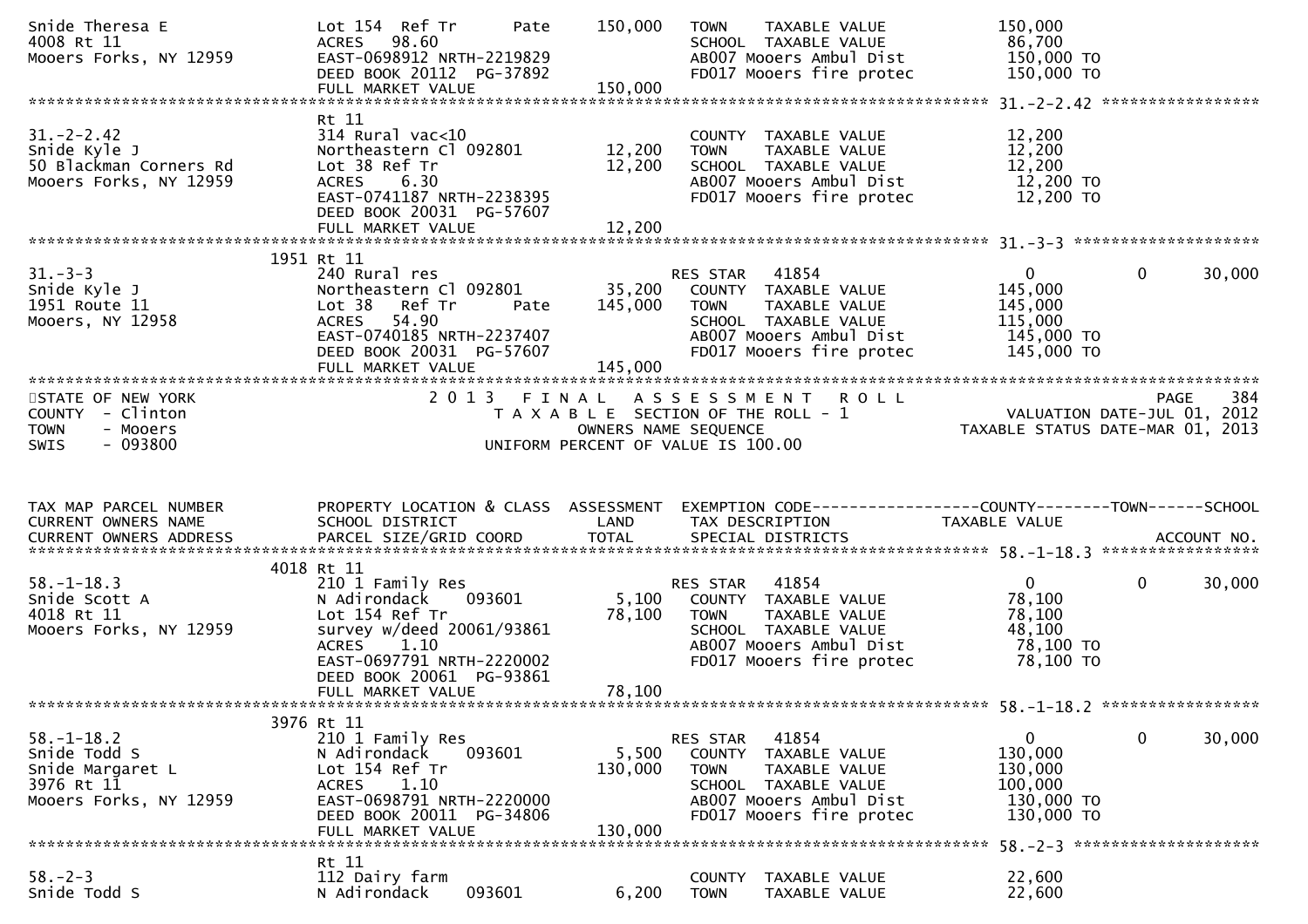```
Snide Theresa E                Lot 154  Ref Tr        Pate      150,000   TOWN     TAXABLE VALUE             150,000
4008 Rt 11                     ACRES   98.60                              SCHOOL  TAXABLE VALUE              86,700
Mooers Forks, NY 12959         EAST-0698912 NRTH-2219829                  AB007 Mooers Ambul Dist            150,000 TO
                               DEED BOOK 20112  PG-37892                  FD017 Mooers fire protec           150,000 TO
                               FULL MARKET VALUE                150,000
******************************************************************************************************* 31.-2-2.42 *****************
                               Rt 11
31.-2-2.42                     314 Rural vac<10                           COUNTY  TAXABLE VALUE              12,200
Snide Kyle J                   Northeastern Cl 092801          12,200     TOWN     TAXABLE VALUE              12,200
50 Blackman Corners Rd         Lot 38 Ref Tr                   12,200     SCHOOL  TAXABLE VALUE              12,200
Mooers Forks, NY 12959         ACRES    6.30                              AB007 Mooers Ambul Dist             12,200 TO
                               EAST-0741187 NRTH-2238395                  FD017 Mooers fire protec            12,200 TO
                               DEED BOOK 20031  PG-57607
                               FULL MARKET VALUE                 12,200
******************************************************************************************************* 31.-3-3 ********************
                        1951 Rt 11
31.-3-3                        240 Rural res                              RES STAR   41854                     0          0     30,000
Snide Kyle J                   Northeastern Cl 092801          35,200     COUNTY  TAXABLE VALUE             145,000
1951 Route 11                  Lot 38   Ref Tr        Pate    145,000     TOWN     TAXABLE VALUE             145,000
Mooers, NY 12958               ACRES   54.90                              SCHOOL  TAXABLE VALUE             115,000
                               EAST-0740185 NRTH-2237407                  AB007 Mooers Ambul Dist            145,000 TO
                               DEED BOOK 20031  PG-57607                  FD017 Mooers fire protec           145,000 TO
                               FULL MARKET VALUE                145,000
************************************************************************************************************************************
STATE OF NEW YORK                         2 0 1 3   F I N A L   A S S E S S M E N T   R O L L                                PAGE    384
COUNTY  - Clinton                            T A X A B L E  SECTION OF THE ROLL - 1                         VALUATION DATE-JUL 01, 2012
TOWN    - Mooers                                   OWNERS NAME SEQUENCE                                 TAXABLE STATUS DATE-MAR 01, 2013
SWIS    - 093800                            UNIFORM PERCENT OF VALUE IS 100.00


TAX MAP PARCEL NUMBER          PROPERTY LOCATION & CLASS  ASSESSMENT  EXEMPTION CODE------------------COUNTY--------TOWN------SCHOOL
CURRENT OWNERS NAME            SCHOOL DISTRICT               LAND      TAX DESCRIPTION             TAXABLE VALUE
CURRENT OWNERS ADDRESS         PARCEL SIZE/GRID COORD        TOTAL     SPECIAL DISTRICTS                                   ACCOUNT NO.
******************************************************************************************************* 58.-1-18.3 *****************
                        4018 Rt 11
58.-1-18.3                     210 1 Family Res                           RES STAR   41854                     0          0     30,000
Snide Scott A                  N Adirondack    093601           5,100     COUNTY  TAXABLE VALUE              78,100
4018 Rt 11                     Lot 154 Ref Tr                  78,100     TOWN     TAXABLE VALUE              78,100
Mooers Forks, NY 12959         survey w/deed 20061/93861                  SCHOOL  TAXABLE VALUE              48,100
                               ACRES    1.10                              AB007 Mooers Ambul Dist             78,100 TO
                               EAST-0697791 NRTH-2220002                  FD017 Mooers fire protec            78,100 TO
                               DEED BOOK 20061  PG-93861
                               FULL MARKET VALUE                 78,100
******************************************************************************************************* 58.-1-18.2 *****************
                        3976 Rt 11
58.-1-18.2                     210 1 Family Res                           RES STAR   41854                     0          0     30,000
Snide Todd S                   N Adirondack    093601           5,500     COUNTY  TAXABLE VALUE             130,000
Snide Margaret L               Lot 154 Ref Tr                 130,000     TOWN     TAXABLE VALUE             130,000
3976 Rt 11                     ACRES    1.10                              SCHOOL  TAXABLE VALUE             100,000
Mooers Forks, NY 12959         EAST-0698791 NRTH-2220000                  AB007 Mooers Ambul Dist            130,000 TO
                               DEED BOOK 20011  PG-34806                  FD017 Mooers fire protec           130,000 TO
                               FULL MARKET VALUE                130,000
******************************************************************************************************* 58.-2-3 ********************
                               Rt 11
58.-2-3                        112 Dairy farm                             COUNTY  TAXABLE VALUE              22,600
Snide Todd S                   N Adirondack    093601           6,200     TOWN     TAXABLE VALUE              22,600
```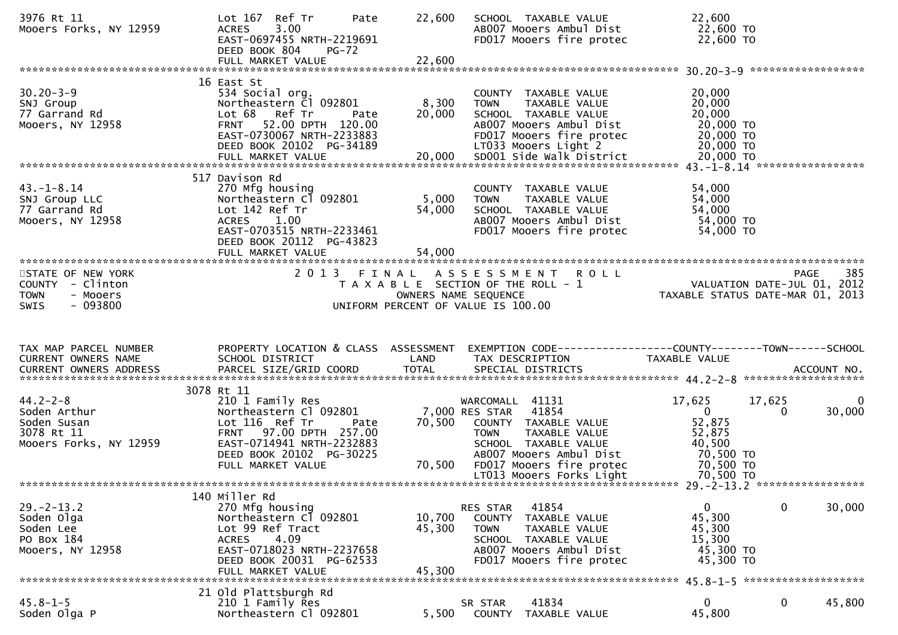```
3976 Rt 11                     Lot 167  Ref Tr      Pate       22,600   SCHOOL  TAXABLE VALUE              22,600
Mooers Forks, NY 12959         ACRES    3.00                            AB007 Mooers Ambul Dist             22,600 TO
                               EAST-0697455 NRTH-2219691                FD017 Mooers fire protec            22,600 TO
                               DEED BOOK 804    PG-72
                               FULL MARKET VALUE                22,600
******************************************************************************************************* 30.20-3-9 *****************
                             16 East St
30.20-3-9                      534 Social org.                          COUNTY  TAXABLE VALUE              20,000
SNJ Group                      Northeastern Cl 092801           8,300   TOWN    TAXABLE VALUE              20,000
77 Garrand Rd                  Lot 68   Ref Tr      Pate       20,000   SCHOOL  TAXABLE VALUE              20,000
Mooers, NY 12958               FRNT   52.00 DPTH 120.00                 AB007 Mooers Ambul Dist             20,000 TO
                               EAST-0730067 NRTH-2233883                FD017 Mooers fire protec            20,000 TO
                               DEED BOOK 20102  PG-34189                LT033 Mooers Light 2                20,000 TO
                               FULL MARKET VALUE                20,000  SD001 Side Walk District            20,000 TO
******************************************************************************************************* 43.-1-8.14 ****************
                            517 Davison Rd
43.-1-8.14                     270 Mfg housing                          COUNTY  TAXABLE VALUE              54,000
SNJ Group LLC                  Northeastern Cl 092801           5,000   TOWN    TAXABLE VALUE              54,000
77 Garrand Rd                  Lot 142 Ref Tr                  54,000   SCHOOL  TAXABLE VALUE              54,000
Mooers, NY 12958               ACRES    1.00                            AB007 Mooers Ambul Dist             54,000 TO
                               EAST-0703515 NRTH-2233461                FD017 Mooers fire protec            54,000 TO
                               DEED BOOK 20112  PG-43823
                               FULL MARKET VALUE                54,000
************************************************************************************************************************************
STATE OF NEW YORK                      2 0 1 3   F I N A L   A S S E S S M E N T   R O L L                                PAGE   385
COUNTY  - Clinton                         T A X A B L E  SECTION OF THE ROLL - 1                       VALUATION DATE-JUL 01, 2012
TOWN    - Mooers                              OWNERS NAME SEQUENCE                                  TAXABLE STATUS DATE-MAR 01, 2013
SWIS    - 093800                       UNIFORM PERCENT OF VALUE IS 100.00


TAX MAP PARCEL NUMBER          PROPERTY LOCATION & CLASS  ASSESSMENT  EXEMPTION CODE------------------COUNTY--------TOWN------SCHOOL
CURRENT OWNERS NAME            SCHOOL DISTRICT               LAND     TAX DESCRIPTION             TAXABLE VALUE
CURRENT OWNERS ADDRESS         PARCEL SIZE/GRID COORD        TOTAL    SPECIAL DISTRICTS                                  ACCOUNT NO.
******************************************************************************************************* 44.2-2-8 ******************
                           3078 Rt 11
44.2-2-8                       210 1 Family Res                         WARCOMALL  41131              17,625      17,625          0
Soden Arthur                   Northeastern Cl 092801          7,000 RES STAR   41854                    0           0     30,000
Soden Susan                    Lot 116  Ref Tr      Pate       70,500   COUNTY  TAXABLE VALUE              52,875
3078 Rt 11                     FRNT   97.00 DPTH 257.00                 TOWN    TAXABLE VALUE              52,875
Mooers Forks, NY 12959         EAST-0714941 NRTH-2232883                SCHOOL  TAXABLE VALUE              40,500
                               DEED BOOK 20102  PG-30225                AB007 Mooers Ambul Dist             70,500 TO
                               FULL MARKET VALUE                70,500  FD017 Mooers fire protec            70,500 TO
                                                                        LT013 Mooers Forks Light            70,500 TO
******************************************************************************************************* 29.-2-13.2 ****************
                            140 Miller Rd
29.-2-13.2                     270 Mfg housing                          RES STAR   41854                    0           0     30,000
Soden Olga                     Northeastern Cl 092801          10,700   COUNTY  TAXABLE VALUE              45,300
Soden Lee                      Lot 99 Ref Tract                45,300   TOWN    TAXABLE VALUE              45,300
PO Box 184                     ACRES    4.09                            SCHOOL  TAXABLE VALUE              15,300
Mooers, NY 12958               EAST-0718023 NRTH-2237658                AB007 Mooers Ambul Dist             45,300 TO
                               DEED BOOK 20031  PG-62533                FD017 Mooers fire protec            45,300 TO
                               FULL MARKET VALUE                45,300
******************************************************************************************************* 45.8-1-5 ******************
                             21 Old Plattsburgh Rd
45.8-1-5                       210 1 Family Res                         SR STAR    41834                    0           0     45,800
Soden Olga P                   Northeastern Cl 092801           5,500   COUNTY  TAXABLE VALUE              45,800
```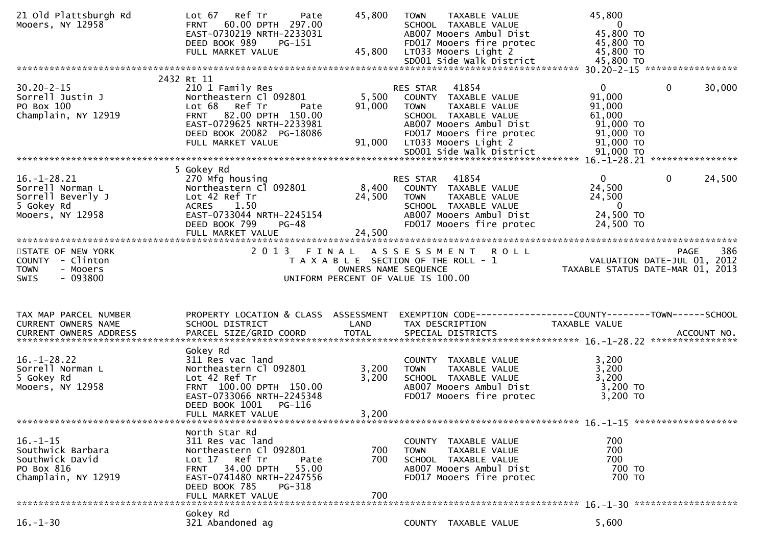```
21 Old Plattsburgh Rd          Lot 67   Ref Tr       Pate       45,800   TOWN    TAXABLE VALUE              45,800
Mooers, NY 12958               FRNT   60.00 DPTH  297.00                 SCHOOL  TAXABLE VALUE                   0
                               EAST-0730219 NRTH-2233031                 AB007 Mooers Ambul Dist            45,800 TO
                               DEED BOOK 989    PG-151                   FD017 Mooers fire protec           45,800 TO
                               FULL MARKET VALUE               45,800    LT033 Mooers Light 2               45,800 TO
                                                                         SD001 Side Walk District           45,800 TO
******************************************************************************************************* 30.20-2-15 *****************
                            2432 Rt 11
30.20-2-15                     210 1 Family Res                          RES STAR   41854                 0          0      30,000
Sorrell Justin J               Northeastern Cl 092801          5,500     COUNTY  TAXABLE VALUE              91,000
PO Box 100                     Lot 68   Ref Tr       Pate      91,000    TOWN    TAXABLE VALUE              91,000
Champlain, NY 12919            FRNT   82.00 DPTH  150.00                 SCHOOL  TAXABLE VALUE              61,000
                               EAST-0729625 NRTH-2233981                 AB007 Mooers Ambul Dist            91,000 TO
                               DEED BOOK 20082  PG-18086                 FD017 Mooers fire protec           91,000 TO
                               FULL MARKET VALUE               91,000    LT033 Mooers Light 2               91,000 TO
                                                                         SD001 Side Walk District           91,000 TO
******************************************************************************************************* 16.-1-28.21 ****************
                            5 Gokey Rd
16.-1-28.21                    270 Mfg housing                           RES STAR   41854                 0          0      24,500
Sorrell Norman L               Northeastern Cl 092801          8,400     COUNTY  TAXABLE VALUE              24,500
Sorrell Beverly J              Lot 42 Ref Tr                   24,500    TOWN    TAXABLE VALUE              24,500
5 Gokey Rd                     ACRES    1.50                             SCHOOL  TAXABLE VALUE                   0
Mooers, NY 12958               EAST-0733044 NRTH-2245154                 AB007 Mooers Ambul Dist            24,500 TO
                               DEED BOOK 799    PG-48                    FD017 Mooers fire protec           24,500 TO
                               FULL MARKET VALUE               24,500
************************************************************************************************************************************
STATE OF NEW YORK                   2 0 1 3   F I N A L   A S S E S S M E N T   R O L L                              PAGE   386
COUNTY  - Clinton                      T A X A B L E SECTION OF THE ROLL - 1                        VALUATION DATE-JUL 01, 2012
TOWN    - Mooers                              OWNERS NAME SEQUENCE                                TAXABLE STATUS DATE-MAR 01, 2013
SWIS    - 093800                       UNIFORM PERCENT OF VALUE IS 100.00


TAX MAP PARCEL NUMBER          PROPERTY LOCATION & CLASS  ASSESSMENT  EXEMPTION CODE------------------COUNTY--------TOWN------SCHOOL
CURRENT OWNERS NAME            SCHOOL DISTRICT               LAND     TAX DESCRIPTION              TAXABLE VALUE
CURRENT OWNERS ADDRESS         PARCEL SIZE/GRID COORD        TOTAL    SPECIAL DISTRICTS                                  ACCOUNT NO.
******************************************************************************************************* 16.-1-28.22 ****************
                               Gokey Rd
16.-1-28.22                    311 Res vac land                          COUNTY  TAXABLE VALUE               3,200
Sorrell Norman L               Northeastern Cl 092801          3,200     TOWN    TAXABLE VALUE               3,200
5 Gokey Rd                     Lot 42 Ref Tr                    3,200    SCHOOL  TAXABLE VALUE               3,200
Mooers, NY 12958               FRNT  100.00 DPTH  150.00                 AB007 Mooers Ambul Dist             3,200 TO
                               EAST-0733066 NRTH-2245348                 FD017 Mooers fire protec            3,200 TO
                               DEED BOOK 1001   PG-116
                               FULL MARKET VALUE                3,200
******************************************************************************************************* 16.-1-15 *******************
                               North Star Rd
16.-1-15                       311 Res vac land                          COUNTY  TAXABLE VALUE                 700
Southwick Barbara              Northeastern Cl 092801            700     TOWN    TAXABLE VALUE                 700
Southwick David                Lot 17   Ref Tr       Pate         700    SCHOOL  TAXABLE VALUE                 700
PO Box 816                     FRNT   34.00 DPTH   55.00                 AB007 Mooers Ambul Dist               700 TO
Champlain, NY 12919            EAST-0741480 NRTH-2247556                 FD017 Mooers fire protec              700 TO
                               DEED BOOK 785    PG-318
                               FULL MARKET VALUE                  700
******************************************************************************************************* 16.-1-30 *******************
                               Gokey Rd
16.-1-30                       321 Abandoned ag                          COUNTY  TAXABLE VALUE               5,600
```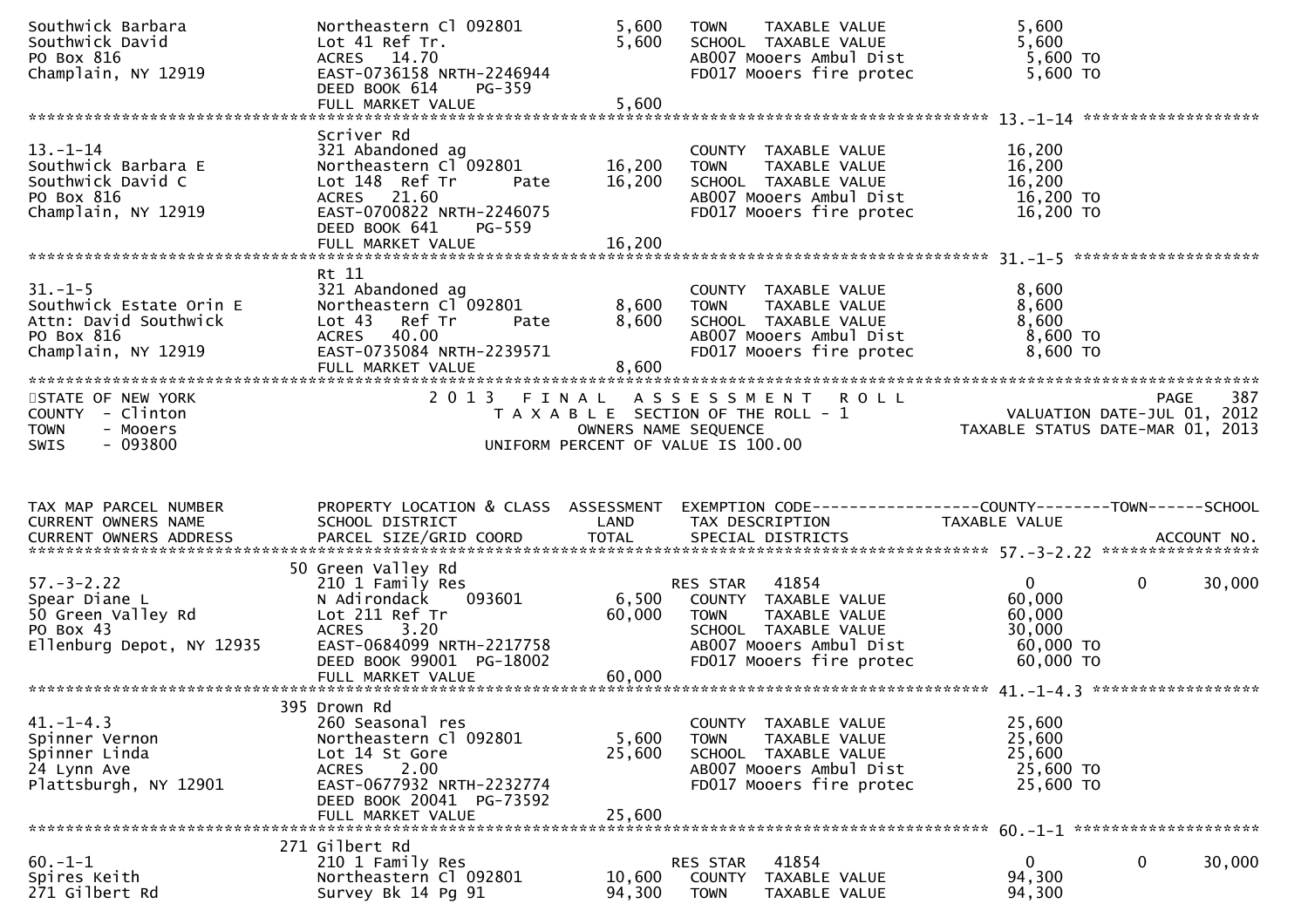```
Southwick Barbara              Northeastern Cl 092801         5,600   TOWN     TAXABLE VALUE            5,600
Southwick David                Lot 41 Ref Tr.                  5,600   SCHOOL  TAXABLE VALUE             5,600
PO Box 816                     ACRES   14.70                          AB007 Mooers Ambul Dist            5,600 TO
Champlain, NY 12919            EAST-0736158 NRTH-2246944              FD017 Mooers fire protec           5,600 TO
                               DEED BOOK 614    PG-359
                               FULL MARKET VALUE               5,600
******************************************************************************************************* 13.-1-14 *******************
                               Scriver Rd
13.-1-14                       321 Abandoned ag                       COUNTY  TAXABLE VALUE             16,200
Southwick Barbara E            Northeastern Cl 092801        16,200   TOWN     TAXABLE VALUE            16,200
Southwick David C              Lot 148  Ref Tr        Pate   16,200   SCHOOL  TAXABLE VALUE             16,200
PO Box 816                     ACRES   21.60                          AB007 Mooers Ambul Dist            16,200 TO
Champlain, NY 12919            EAST-0700822 NRTH-2246075              FD017 Mooers fire protec           16,200 TO
                               DEED BOOK 641    PG-559
                               FULL MARKET VALUE              16,200
******************************************************************************************************* 31.-1-5 ********************
                               Rt 11
31.-1-5                        321 Abandoned ag                       COUNTY  TAXABLE VALUE              8,600
Southwick Estate Orin E        Northeastern Cl 092801         8,600   TOWN     TAXABLE VALUE             8,600
Attn: David Southwick          Lot 43   Ref Tr        Pate    8,600   SCHOOL  TAXABLE VALUE              8,600
PO Box 816                     ACRES   40.00                          AB007 Mooers Ambul Dist             8,600 TO
Champlain, NY 12919            EAST-0735084 NRTH-2239571              FD017 Mooers fire protec            8,600 TO
                               FULL MARKET VALUE               8,600
************************************************************************************************************************************
STATE OF NEW YORK                    2 0 1 3   F I N A L   A S S E S S M E N T   R O L L                              PAGE    387
COUNTY  - Clinton                      T A X A B L E  SECTION OF THE ROLL - 1                      VALUATION DATE-JUL 01, 2012
TOWN    - Mooers                               OWNERS NAME SEQUENCE                          TAXABLE STATUS DATE-MAR 01, 2013
SWIS    - 093800                        UNIFORM PERCENT OF VALUE IS 100.00


TAX MAP PARCEL NUMBER          PROPERTY LOCATION & CLASS  ASSESSMENT  EXEMPTION CODE------------------COUNTY--------TOWN------SCHOOL
CURRENT OWNERS NAME            SCHOOL DISTRICT               LAND      TAX DESCRIPTION              TAXABLE VALUE
CURRENT OWNERS ADDRESS         PARCEL SIZE/GRID COORD        TOTAL     SPECIAL DISTRICTS                                 ACCOUNT NO.
******************************************************************************************************* 57.-3-2.22 *****************
                            50 Green Valley Rd
57.-3-2.22                     210 1 Family Res                       RES STAR   41854                   0            0      30,000
Spear Diane L                  N Adirondack    093601         6,500   COUNTY  TAXABLE VALUE             60,000
50 Green Valley Rd             Lot 211 Ref Tr                60,000   TOWN     TAXABLE VALUE            60,000
PO Box 43                      ACRES    3.20                          SCHOOL  TAXABLE VALUE             30,000
Ellenburg Depot, NY 12935      EAST-0684099 NRTH-2217758              AB007 Mooers Ambul Dist            60,000 TO
                               DEED BOOK 99001  PG-18002              FD017 Mooers fire protec           60,000 TO
                               FULL MARKET VALUE              60,000
******************************************************************************************************* 41.-1-4.3 ******************
                            395 Drown Rd
41.-1-4.3                      260 Seasonal res                       COUNTY  TAXABLE VALUE             25,600
Spinner Vernon                 Northeastern Cl 092801         5,600   TOWN     TAXABLE VALUE            25,600
Spinner Linda                  Lot 14 St Gore                25,600   SCHOOL  TAXABLE VALUE             25,600
24 Lynn Ave                    ACRES    2.00                          AB007 Mooers Ambul Dist            25,600 TO
Plattsburgh, NY 12901          EAST-0677932 NRTH-2232774              FD017 Mooers fire protec           25,600 TO
                               DEED BOOK 20041  PG-73592
                               FULL MARKET VALUE              25,600
******************************************************************************************************* 60.-1-1 ********************
                            271 Gilbert Rd
60.-1-1                        210 1 Family Res                       RES STAR   41854                   0            0      30,000
Spires Keith                   Northeastern Cl 092801        10,600   COUNTY  TAXABLE VALUE             94,300
271 Gilbert Rd                 Survey Bk 14 Pg 91            94,300   TOWN     TAXABLE VALUE            94,300
```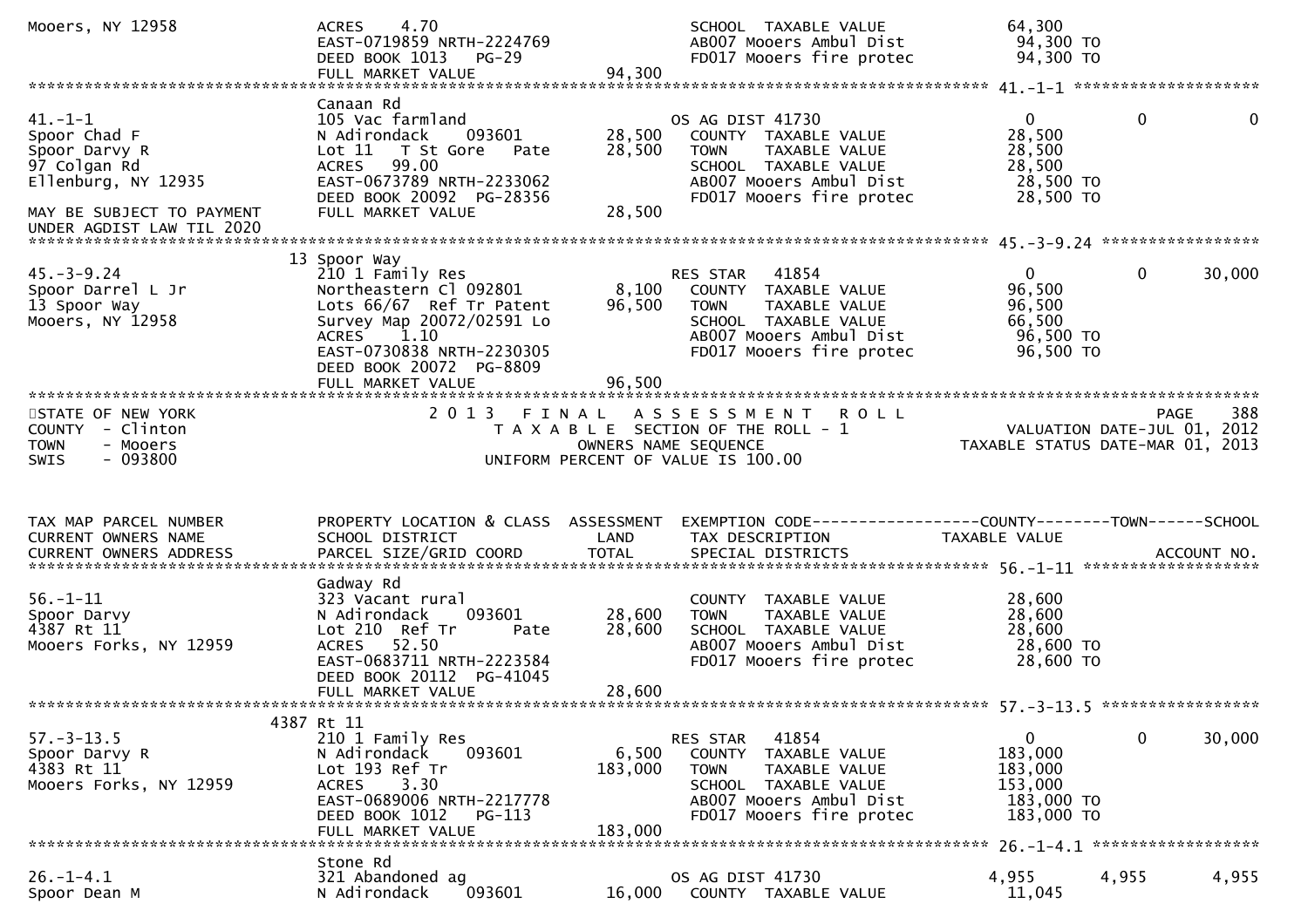```
Mooers, NY 12958              ACRES    4.70                               SCHOOL  TAXABLE VALUE            64,300
                              EAST-0719859 NRTH-2224769                   AB007 Mooers Ambul Dist           94,300 TO
                              DEED BOOK 1013    PG-29                     FD017 Mooers fire protec          94,300 TO
                              FULL MARKET VALUE                94,300
******************************************************************************************************* 41.-1-1 ********************
                              Canaan Rd
41.-1-1                       105 Vac farmland                      OS AG DIST 41730                0            0            0
Spoor Chad F                  N Adirondack     093601      28,500    COUNTY  TAXABLE VALUE          28,500
Spoor Darvy R                 Lot 11   T St Gore   Pate    28,500    TOWN    TAXABLE VALUE          28,500
97 Colgan Rd                  ACRES   99.00                          SCHOOL  TAXABLE VALUE          28,500
Ellenburg, NY 12935           EAST-0673789 NRTH-2233062              AB007 Mooers Ambul Dist         28,500 TO
                              DEED BOOK 20092  PG-28356              FD017 Mooers fire protec        28,500 TO
MAY BE SUBJECT TO PAYMENT     FULL MARKET VALUE                28,500
UNDER AGDIST LAW TIL 2020
******************************************************************************************************* 45.-3-9.24 *****************
                           13 Spoor Way
45.-3-9.24                    210 1 Family Res                      RES STAR   41854                0            0       30,000
Spoor Darrel L Jr             Northeastern Cl 092801        8,100    COUNTY  TAXABLE VALUE          96,500
13 Spoor Way                  Lots 66/67  Ref Tr Patent    96,500    TOWN    TAXABLE VALUE          96,500
Mooers, NY 12958              Survey Map 20072/02591 Lo              SCHOOL  TAXABLE VALUE          66,500
                              ACRES    1.10                          AB007 Mooers Ambul Dist         96,500 TO
                              EAST-0730838 NRTH-2230305              FD017 Mooers fire protec        96,500 TO
                              DEED BOOK 20072  PG-8809
                              FULL MARKET VALUE                96,500
************************************************************************************************************************************
STATE OF NEW YORK                  2 0 1 3   F I N A L   A S S E S S M E N T   R O L L                                PAGE    388
COUNTY  - Clinton                     T A X A B L E  SECTION OF THE ROLL - 1                    VALUATION DATE-JUL 01, 2012
TOWN    - Mooers                               OWNERS NAME SEQUENCE                          TAXABLE STATUS DATE-MAR 01, 2013
SWIS    - 093800                         UNIFORM PERCENT OF VALUE IS 100.00


TAX MAP PARCEL NUMBER         PROPERTY LOCATION & CLASS  ASSESSMENT  EXEMPTION CODE------------------COUNTY--------TOWN------SCHOOL
CURRENT OWNERS NAME           SCHOOL DISTRICT               LAND      TAX DESCRIPTION             TAXABLE VALUE
CURRENT OWNERS ADDRESS        PARCEL SIZE/GRID COORD        TOTAL     SPECIAL DISTRICTS                                 ACCOUNT NO.
******************************************************************************************************* 56.-1-11 *******************
                              Gadway Rd
56.-1-11                      323 Vacant rural                       COUNTY  TAXABLE VALUE          28,600
Spoor Darvy                   N Adirondack     093601      28,600    TOWN    TAXABLE VALUE          28,600
4387 Rt 11                    Lot 210  Ref Tr        Pate  28,600    SCHOOL  TAXABLE VALUE          28,600
Mooers Forks, NY 12959        ACRES   52.50                          AB007 Mooers Ambul Dist         28,600 TO
                              EAST-0683711 NRTH-2223584              FD017 Mooers fire protec        28,600 TO
                              DEED BOOK 20112  PG-41045
                              FULL MARKET VALUE                28,600
******************************************************************************************************* 57.-3-13.5 *****************
                         4387 Rt 11
57.-3-13.5                    210 1 Family Res                      RES STAR   41854                0            0       30,000
Spoor Darvy R                 N Adirondack     093601       6,500    COUNTY  TAXABLE VALUE         183,000
4383 Rt 11                    Lot 193 Ref Tr              183,000    TOWN    TAXABLE VALUE         183,000
Mooers Forks, NY 12959        ACRES    3.30                          SCHOOL  TAXABLE VALUE         153,000
                              EAST-0689006 NRTH-2217778              AB007 Mooers Ambul Dist        183,000 TO
                              DEED BOOK 1012    PG-113               FD017 Mooers fire protec       183,000 TO
                              FULL MARKET VALUE               183,000
******************************************************************************************************* 26.-1-4.1 ******************
                              Stone Rd
26.-1-4.1                     321 Abandoned ag                      OS AG DIST 41730            4,955        4,955        4,955
Spoor Dean M                  N Adirondack     093601      16,000    COUNTY  TAXABLE VALUE          11,045
```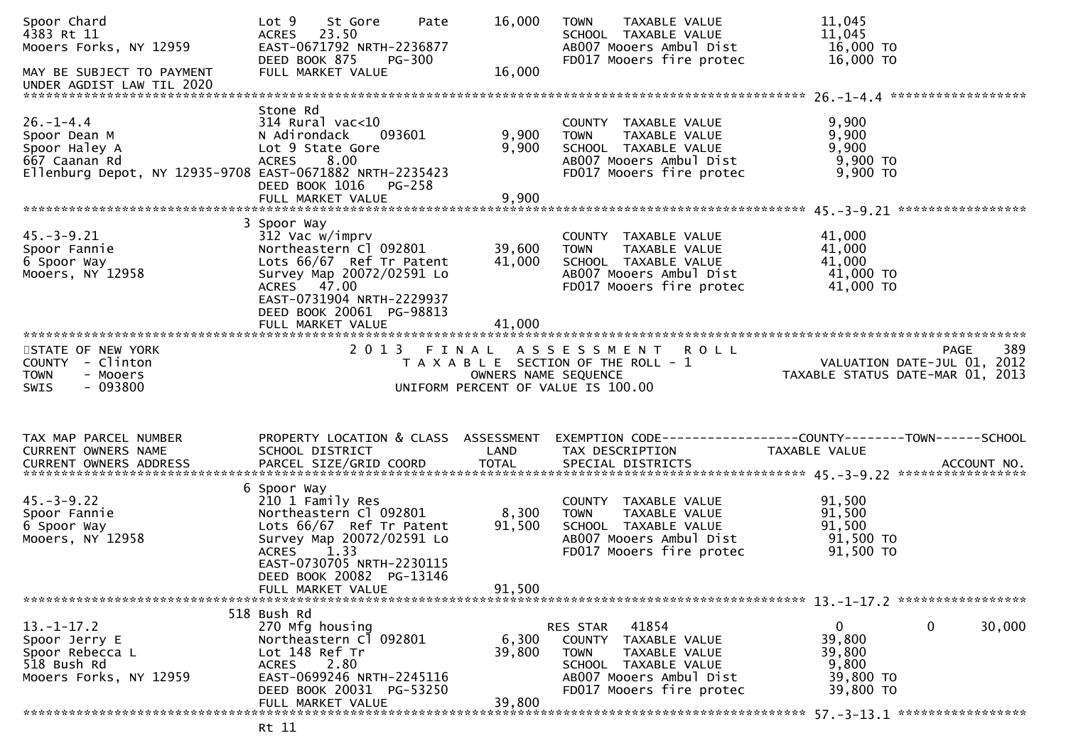```
Spoor Chard                    Lot 9    St Gore      Pate        16,000    TOWN     TAXABLE VALUE             11,045
4383 Rt 11                     ACRES   23.50                               SCHOOL  TAXABLE VALUE             11,045
Mooers Forks, NY 12959         EAST-0671792 NRTH-2236877                   AB007 Mooers Ambul Dist            16,000 TO
                               DEED BOOK 875    PG-300                     FD017 Mooers fire protec           16,000 TO
MAY BE SUBJECT TO PAYMENT      FULL MARKET VALUE                 16,000
UNDER AGDIST LAW TIL 2020
******************************************************************************************************* 26.-1-4.4 ******************
                               Stone Rd
26.-1-4.4                      314 Rural vac<10                            COUNTY  TAXABLE VALUE              9,900
Spoor Dean M                   N Adirondack     093601            9,900    TOWN     TAXABLE VALUE              9,900
Spoor Haley A                  Lot 9 State Gore                   9,900    SCHOOL  TAXABLE VALUE              9,900
667 Caanan Rd                  ACRES    8.00                               AB007 Mooers Ambul Dist             9,900 TO
Ellenburg Depot, NY 12935-9708 EAST-0671882 NRTH-2235423                   FD017 Mooers fire protec            9,900 TO
                               DEED BOOK 1016   PG-258
                               FULL MARKET VALUE                  9,900
******************************************************************************************************* 45.-3-9.21 *****************
                             3 Spoor Way
45.-3-9.21                     312 Vac w/imprv                             COUNTY  TAXABLE VALUE             41,000
Spoor Fannie                   Northeastern Cl 092801            39,600    TOWN     TAXABLE VALUE             41,000
6 Spoor Way                    Lots 66/67  Ref Tr Patent         41,000    SCHOOL  TAXABLE VALUE             41,000
Mooers, NY 12958               Survey Map 20072/02591 Lo                   AB007 Mooers Ambul Dist            41,000 TO
                               ACRES   47.00                               FD017 Mooers fire protec           41,000 TO
                               EAST-0731904 NRTH-2229937
                               DEED BOOK 20061  PG-98813
                               FULL MARKET VALUE                 41,000
************************************************************************************************************************************
STATE OF NEW YORK                        2 0 1 3   F I N A L   A S S E S S M E N T   R O L L                              PAGE    389
COUNTY  - Clinton                           T A X A B L E  SECTION OF THE ROLL - 1                          VALUATION DATE-JUL 01, 2012
TOWN    - Mooers                                  OWNERS NAME SEQUENCE                                TAXABLE STATUS DATE-MAR 01, 2013
SWIS    - 093800                            UNIFORM PERCENT OF VALUE IS 100.00


TAX MAP PARCEL NUMBER          PROPERTY LOCATION & CLASS  ASSESSMENT  EXEMPTION CODE------------------COUNTY--------TOWN------SCHOOL
CURRENT OWNERS NAME            SCHOOL DISTRICT               LAND      TAX DESCRIPTION             TAXABLE VALUE
CURRENT OWNERS ADDRESS         PARCEL SIZE/GRID COORD        TOTAL     SPECIAL DISTRICTS                                   ACCOUNT NO.
******************************************************************************************************* 45.-3-9.22 *****************
                             6 Spoor Way
45.-3-9.22                     210 1 Family Res                            COUNTY  TAXABLE VALUE             91,500
Spoor Fannie                   Northeastern Cl 092801             8,300    TOWN     TAXABLE VALUE             91,500
6 Spoor Way                    Lots 66/67  Ref Tr Patent         91,500    SCHOOL  TAXABLE VALUE             91,500
Mooers, NY 12958               Survey Map 20072/02591 Lo                   AB007 Mooers Ambul Dist            91,500 TO
                               ACRES    1.33                               FD017 Mooers fire protec           91,500 TO
                               EAST-0730705 NRTH-2230115
                               DEED BOOK 20082  PG-13146
                               FULL MARKET VALUE                 91,500
******************************************************************************************************* 13.-1-17.2 *****************
                           518 Bush Rd
13.-1-17.2                     270 Mfg housing                             RES STAR   41854                   0            0     30,000
Spoor Jerry E                  Northeastern Cl 092801             6,300    COUNTY  TAXABLE VALUE             39,800
Spoor Rebecca L                Lot 148 Ref Tr                    39,800    TOWN     TAXABLE VALUE             39,800
518 Bush Rd                    ACRES    2.80                               SCHOOL  TAXABLE VALUE              9,800
Mooers Forks, NY 12959         EAST-0699246 NRTH-2245116                   AB007 Mooers Ambul Dist            39,800 TO
                               DEED BOOK 20031  PG-53250                   FD017 Mooers fire protec           39,800 TO
                               FULL MARKET VALUE                 39,800
******************************************************************************************************* 57.-3-13.1 *****************
                               Rt 11
```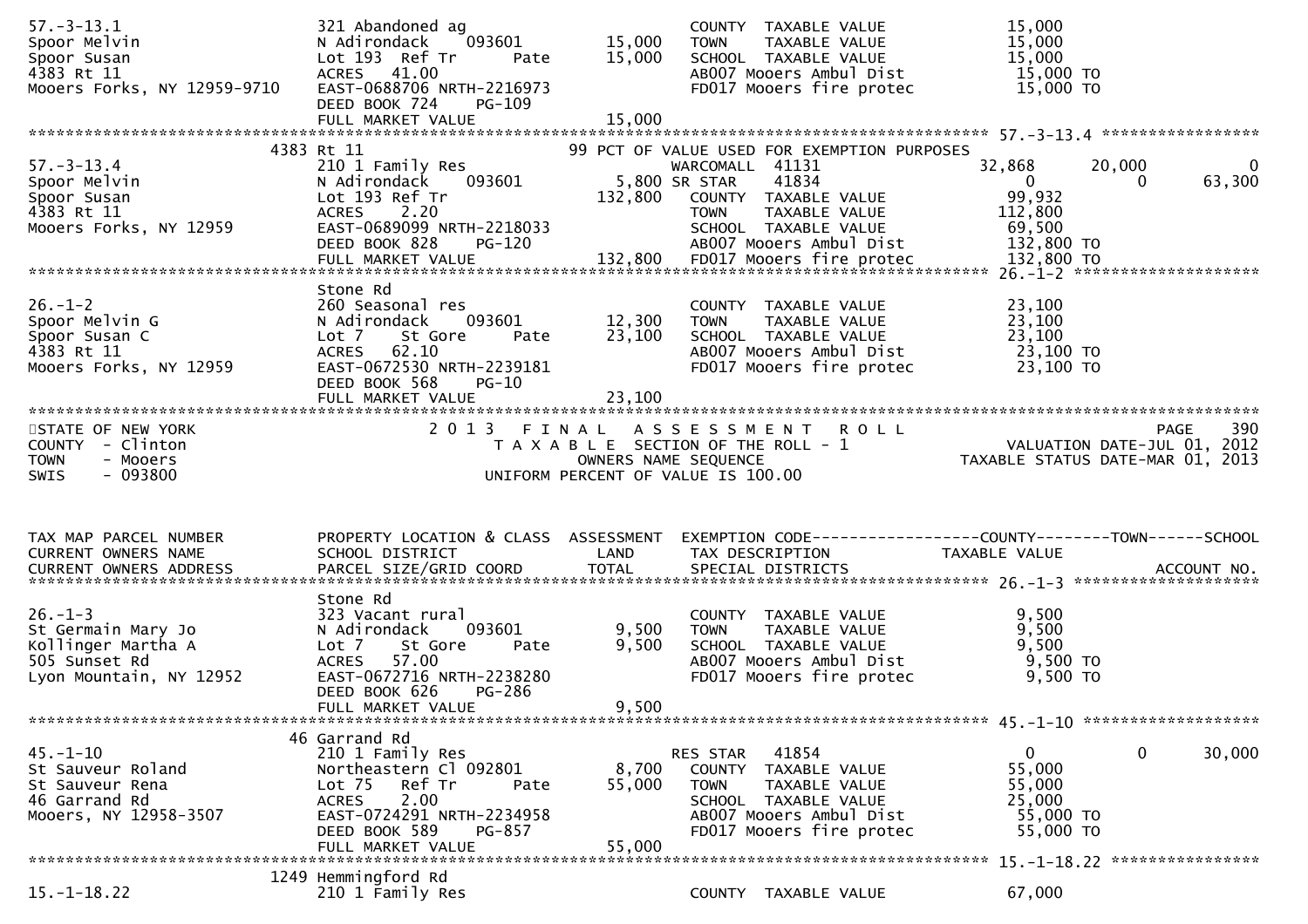```
57.-3-13.1                     321 Abandoned ag                        COUNTY  TAXABLE VALUE            15,000
Spoor Melvin                   N Adirondack    093601        15,000   TOWN    TAXABLE VALUE            15,000
Spoor Susan                    Lot 193  Ref Tr      Pate     15,000   SCHOOL  TAXABLE VALUE            15,000
4383 Rt 11                     ACRES   41.00                          AB007 Mooers Ambul Dist           15,000 TO
Mooers Forks, NY 12959-9710    EAST-0688706 NRTH-2216973              FD017 Mooers fire protec          15,000 TO
                               DEED BOOK 724    PG-109
                               FULL MARKET VALUE             15,000
******************************************************************************************************* 57.-3-13.4 *****************
                          4383 Rt 11                          99 PCT OF VALUE USED FOR EXEMPTION PURPOSES
57.-3-13.4                     210 1 Family Res                    WARCOMALL  41131              32,868      20,000           0
Spoor Melvin                   N Adirondack    093601         5,800 SR STAR    41834                  0           0      63,300
Spoor Susan                    Lot 193 Ref Tr               132,800   COUNTY  TAXABLE VALUE            99,932
4383 Rt 11                     ACRES    2.20                          TOWN    TAXABLE VALUE           112,800
Mooers Forks, NY 12959         EAST-0689099 NRTH-2218033              SCHOOL  TAXABLE VALUE            69,500
                               DEED BOOK 828    PG-120                AB007 Mooers Ambul Dist          132,800 TO
                               FULL MARKET VALUE            132,800   FD017 Mooers fire protec         132,800 TO
******************************************************************************************************* 26.-1-2 ********************
                               Stone Rd
26.-1-2                        260 Seasonal res                       COUNTY  TAXABLE VALUE            23,100
Spoor Melvin G                 N Adirondack    093601        12,300   TOWN    TAXABLE VALUE            23,100
Spoor Susan C                  Lot 7    St Gore     Pate     23,100   SCHOOL  TAXABLE VALUE            23,100
4383 Rt 11                     ACRES   62.10                          AB007 Mooers Ambul Dist           23,100 TO
Mooers Forks, NY 12959         EAST-0672530 NRTH-2239181              FD017 Mooers fire protec          23,100 TO
                               DEED BOOK 568    PG-10
                               FULL MARKET VALUE             23,100
************************************************************************************************************************************
STATE OF NEW YORK                      2 0 1 3   F I N A L   A S S E S S M E N T   R O L L                            PAGE    390
COUNTY  - Clinton                         T A X A B L E  SECTION OF THE ROLL - 1                   VALUATION DATE-JUL 01, 2012
TOWN    - Mooers                                 OWNERS NAME SEQUENCE                         TAXABLE STATUS DATE-MAR 01, 2013
SWIS    - 093800                          UNIFORM PERCENT OF VALUE IS 100.00


TAX MAP PARCEL NUMBER          PROPERTY LOCATION & CLASS  ASSESSMENT  EXEMPTION CODE------------------COUNTY--------TOWN------SCHOOL
CURRENT OWNERS NAME            SCHOOL DISTRICT              LAND      TAX DESCRIPTION              TAXABLE VALUE
CURRENT OWNERS ADDRESS         PARCEL SIZE/GRID COORD       TOTAL     SPECIAL DISTRICTS                                 ACCOUNT NO.
******************************************************************************************************* 26.-1-3 ********************
                               Stone Rd
26.-1-3                        323 Vacant rural                       COUNTY  TAXABLE VALUE             9,500
St Germain Mary Jo             N Adirondack    093601         9,500   TOWN    TAXABLE VALUE             9,500
Kollinger Martha A             Lot 7    St Gore     Pate      9,500   SCHOOL  TAXABLE VALUE             9,500
505 Sunset Rd                  ACRES   57.00                          AB007 Mooers Ambul Dist            9,500 TO
Lyon Mountain, NY 12952        EAST-0672716 NRTH-2238280              FD017 Mooers fire protec           9,500 TO
                               DEED BOOK 626    PG-286
                               FULL MARKET VALUE              9,500
******************************************************************************************************* 45.-1-10 *******************
                          46 Garrand Rd
45.-1-10                       210 1 Family Res                    RES STAR   41854                   0           0      30,000
St Sauveur Roland              Northeastern Cl 092801         8,700   COUNTY  TAXABLE VALUE            55,000
St Sauveur Rena                Lot 75   Ref Tr      Pate     55,000   TOWN    TAXABLE VALUE            55,000
46 Garrand Rd                  ACRES    2.00                          SCHOOL  TAXABLE VALUE            25,000
Mooers, NY 12958-3507          EAST-0724291 NRTH-2234958              AB007 Mooers Ambul Dist           55,000 TO
                               DEED BOOK 589    PG-857                FD017 Mooers fire protec          55,000 TO
                               FULL MARKET VALUE             55,000
******************************************************************************************************* 15.-1-18.22 ****************
                        1249 Hemmingford Rd
15.-1-18.22                    210 1 Family Res                       COUNTY  TAXABLE VALUE            67,000
```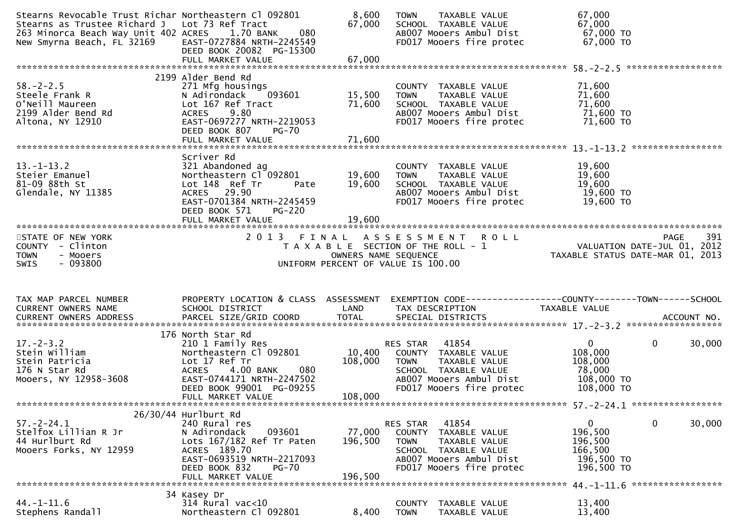```
Stearns Revocable Trust Richar Northeastern Cl 092801          8,600   TOWN    TAXABLE VALUE             67,000
Stearns as Trustee Richard J   Lot 73 Ref Tract               67,000   SCHOOL  TAXABLE VALUE             67,000
263 Minorca Beach Way Unit 402 ACRES    1.70 BANK     080              AB007 Mooers Ambul Dist            67,000 TO
New Smyrna Beach, FL 32169     EAST-0727884 NRTH-2245549               FD017 Mooers fire protec           67,000 TO
                               DEED BOOK 20082  PG-15300
                               FULL MARKET VALUE              67,000
******************************************************************************************************* 58.-2-2.5 ******************
                          2199 Alder Bend Rd
58.-2-2.5                      271 Mfg housings                        COUNTY  TAXABLE VALUE             71,600
Steele Frank R                 N Adirondack     093601        15,500   TOWN    TAXABLE VALUE             71,600
O'Neill Maureen                Lot 167 Ref Tract              71,600   SCHOOL  TAXABLE VALUE             71,600
2199 Alder Bend Rd             ACRES    9.80                           AB007 Mooers Ambul Dist            71,600 TO
Altona, NY 12910               EAST-0697277 NRTH-2219053               FD017 Mooers fire protec           71,600 TO
                               DEED BOOK 807    PG-70
                               FULL MARKET VALUE              71,600
******************************************************************************************************* 13.-1-13.2 *****************
                               Scriver Rd
13.-1-13.2                     321 Abandoned ag                        COUNTY  TAXABLE VALUE             19,600
Steier Emanuel                 Northeastern Cl 092801         19,600   TOWN    TAXABLE VALUE             19,600
81-09 88th St                  Lot 148  Ref Tr       Pate     19,600   SCHOOL  TAXABLE VALUE             19,600
Glendale, NY 11385             ACRES   29.90                           AB007 Mooers Ambul Dist            19,600 TO
                               EAST-0701384 NRTH-2245459               FD017 Mooers fire protec           19,600 TO
                               DEED BOOK 571    PG-220
                               FULL MARKET VALUE              19,600
************************************************************************************************************************************
STATE OF NEW YORK                          2 0 1 3   F I N A L   A S S E S S M E N T   R O L L                             PAGE    391
COUNTY  - Clinton                             T A X A B L E  SECTION OF THE ROLL - 1                         VALUATION DATE-JUL 01, 2012
TOWN    - Mooers                                     OWNERS NAME SEQUENCE                                  TAXABLE STATUS DATE-MAR 01, 2013
SWIS    - 093800                                UNIFORM PERCENT OF VALUE IS 100.00


TAX MAP PARCEL NUMBER          PROPERTY LOCATION & CLASS  ASSESSMENT  EXEMPTION CODE------------------COUNTY--------TOWN------SCHOOL
CURRENT OWNERS NAME            SCHOOL DISTRICT               LAND      TAX DESCRIPTION              TAXABLE VALUE
CURRENT OWNERS ADDRESS         PARCEL SIZE/GRID COORD        TOTAL     SPECIAL DISTRICTS                                    ACCOUNT NO.
******************************************************************************************************* 17.-2-3.2 ******************
                           176 North Star Rd
17.-2-3.2                      210 1 Family Res                         RES STAR   41854                   0            0      30,000
Stein William                  Northeastern Cl 092801         10,400    COUNTY  TAXABLE VALUE          108,000
Stein Patricia                 Lot 17 Ref Tr                 108,000    TOWN    TAXABLE VALUE          108,000
176 N Star Rd                  ACRES    4.00 BANK     080               SCHOOL  TAXABLE VALUE           78,000
Mooers, NY 12958-3608          EAST-0744171 NRTH-2247502                AB007 Mooers Ambul Dist         108,000 TO
                               DEED BOOK 99001  PG-09255                FD017 Mooers fire protec        108,000 TO
                               FULL MARKET VALUE             108,000
******************************************************************************************************* 57.-2-24.1 *****************
                      26/30/44 Hurlburt Rd
57.-2-24.1                     240 Rural res                            RES STAR   41854                   0            0      30,000
Stelfox Lillian R Jr           N Adirondack     093601        77,000    COUNTY  TAXABLE VALUE          196,500
44 Hurlburt Rd                 Lots 167/182 Ref Tr Paten     196,500    TOWN    TAXABLE VALUE          196,500
Mooers Forks, NY 12959         ACRES  189.70                            SCHOOL  TAXABLE VALUE          166,500
                               EAST-0693519 NRTH-2217093                AB007 Mooers Ambul Dist         196,500 TO
                               DEED BOOK 832    PG-70                   FD017 Mooers fire protec        196,500 TO
                               FULL MARKET VALUE             196,500
******************************************************************************************************* 44.-1-11.6 *****************
                            34 Kasey Dr
44.-1-11.6                     314 Rural vac<10                         COUNTY  TAXABLE VALUE           13,400
Stephens Randall               Northeastern Cl 092801          8,400    TOWN    TAXABLE VALUE           13,400
```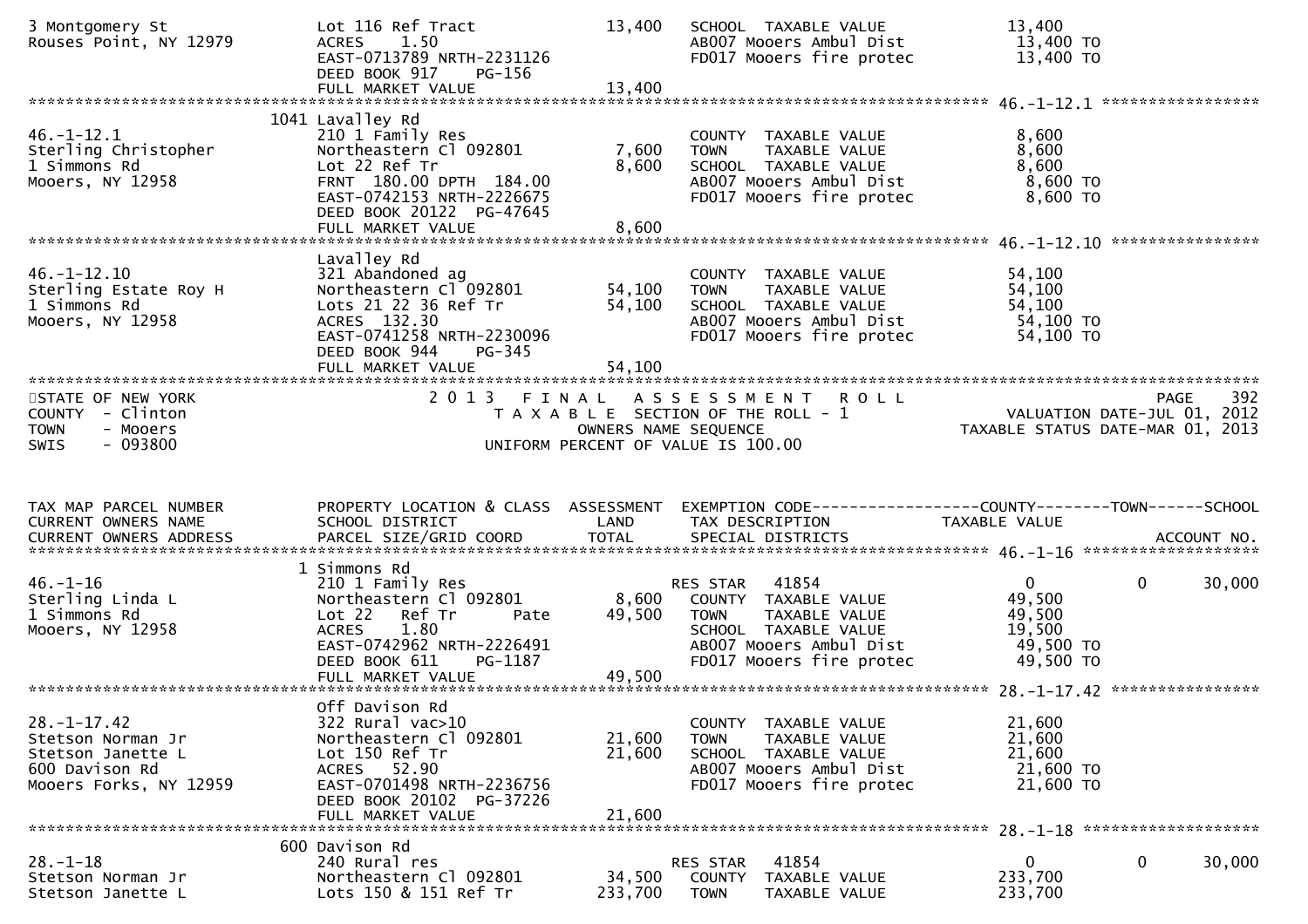```
3 Montgomery St                 Lot 116 Ref Tract              13,400   SCHOOL  TAXABLE VALUE              13,400
Rouses Point, NY 12979          ACRES    1.50                           AB007 Mooers Ambul Dist             13,400 TO
                                EAST-0713789 NRTH-2231126               FD017 Mooers fire protec            13,400 TO
                                DEED BOOK 917    PG-156
                                FULL MARKET VALUE              13,400
******************************************************************************************************* 46.-1-12.1 *****************
                            1041 Lavalley Rd
46.-1-12.1                      210 1 Family Res                        COUNTY  TAXABLE VALUE               8,600
Sterling Christopher            Northeastern Cl 092801          7,600   TOWN    TAXABLE VALUE               8,600
1 Simmons Rd                    Lot 22 Ref Tr                   8,600   SCHOOL  TAXABLE VALUE               8,600
Mooers, NY 12958                FRNT 180.00 DPTH 184.00                 AB007 Mooers Ambul Dist              8,600 TO
                                EAST-0742153 NRTH-2226675               FD017 Mooers fire protec             8,600 TO
                                DEED BOOK 20122  PG-47645
                                FULL MARKET VALUE               8,600
******************************************************************************************************* 46.-1-12.10 ****************
                                Lavalley Rd
46.-1-12.10                     321 Abandoned ag                        COUNTY  TAXABLE VALUE              54,100
Sterling Estate Roy H           Northeastern Cl 092801         54,100   TOWN    TAXABLE VALUE              54,100
1 Simmons Rd                    Lots 21 22 36 Ref Tr           54,100   SCHOOL  TAXABLE VALUE              54,100
Mooers, NY 12958                ACRES  132.30                           AB007 Mooers Ambul Dist             54,100 TO
                                EAST-0741258 NRTH-2230096               FD017 Mooers fire protec            54,100 TO
                                DEED BOOK 944    PG-345
                                FULL MARKET VALUE              54,100
************************************************************************************************************************************
STATE OF NEW YORK                          2 0 1 3   F I N A L   A S S E S S M E N T   R O L L                            PAGE    392
COUNTY  - Clinton                             T A X A B L E  SECTION OF THE ROLL - 1                       VALUATION DATE-JUL 01, 2012
TOWN    - Mooers                                    OWNERS NAME SEQUENCE                               TAXABLE STATUS DATE-MAR 01, 2013
SWIS    - 093800                            UNIFORM PERCENT OF VALUE IS 100.00


TAX MAP PARCEL NUMBER           PROPERTY LOCATION & CLASS  ASSESSMENT  EXEMPTION CODE------------------COUNTY--------TOWN------SCHOOL
CURRENT OWNERS NAME             SCHOOL DISTRICT               LAND      TAX DESCRIPTION              TAXABLE VALUE
CURRENT OWNERS ADDRESS          PARCEL SIZE/GRID COORD        TOTAL     SPECIAL DISTRICTS                                 ACCOUNT NO.
******************************************************************************************************* 46.-1-16 *******************
                              1 Simmons Rd
46.-1-16                        210 1 Family Res                        RES STAR   41854                    0          0       30,000
Sterling Linda L                Northeastern Cl 092801          8,600    COUNTY  TAXABLE VALUE             49,500
1 Simmons Rd                    Lot 22   Ref Tr       Pate     49,500    TOWN    TAXABLE VALUE             49,500
Mooers, NY 12958                ACRES    1.80                            SCHOOL  TAXABLE VALUE             19,500
                                EAST-0742962 NRTH-2226491                AB007 Mooers Ambul Dist            49,500 TO
                                DEED BOOK 611    PG-1187                 FD017 Mooers fire protec           49,500 TO
                                FULL MARKET VALUE              49,500
******************************************************************************************************* 28.-1-17.42 ****************
                                Off Davison Rd
28.-1-17.42                     322 Rural vac>10                        COUNTY  TAXABLE VALUE              21,600
Stetson Norman Jr               Northeastern Cl 092801         21,600   TOWN    TAXABLE VALUE              21,600
Stetson Janette L               Lot 150 Ref Tr                 21,600   SCHOOL  TAXABLE VALUE              21,600
600 Davison Rd                  ACRES   52.90                           AB007 Mooers Ambul Dist             21,600 TO
Mooers Forks, NY 12959          EAST-0701498 NRTH-2236756               FD017 Mooers fire protec            21,600 TO
                                DEED BOOK 20102  PG-37226
                                FULL MARKET VALUE              21,600
******************************************************************************************************* 28.-1-18 *******************
                            600 Davison Rd
28.-1-18                        240 Rural res                           RES STAR   41854                    0          0       30,000
Stetson Norman Jr               Northeastern Cl 092801         34,500    COUNTY  TAXABLE VALUE            233,700
Stetson Janette L               Lots 150 & 151 Ref Tr         233,700    TOWN    TAXABLE VALUE            233,700
```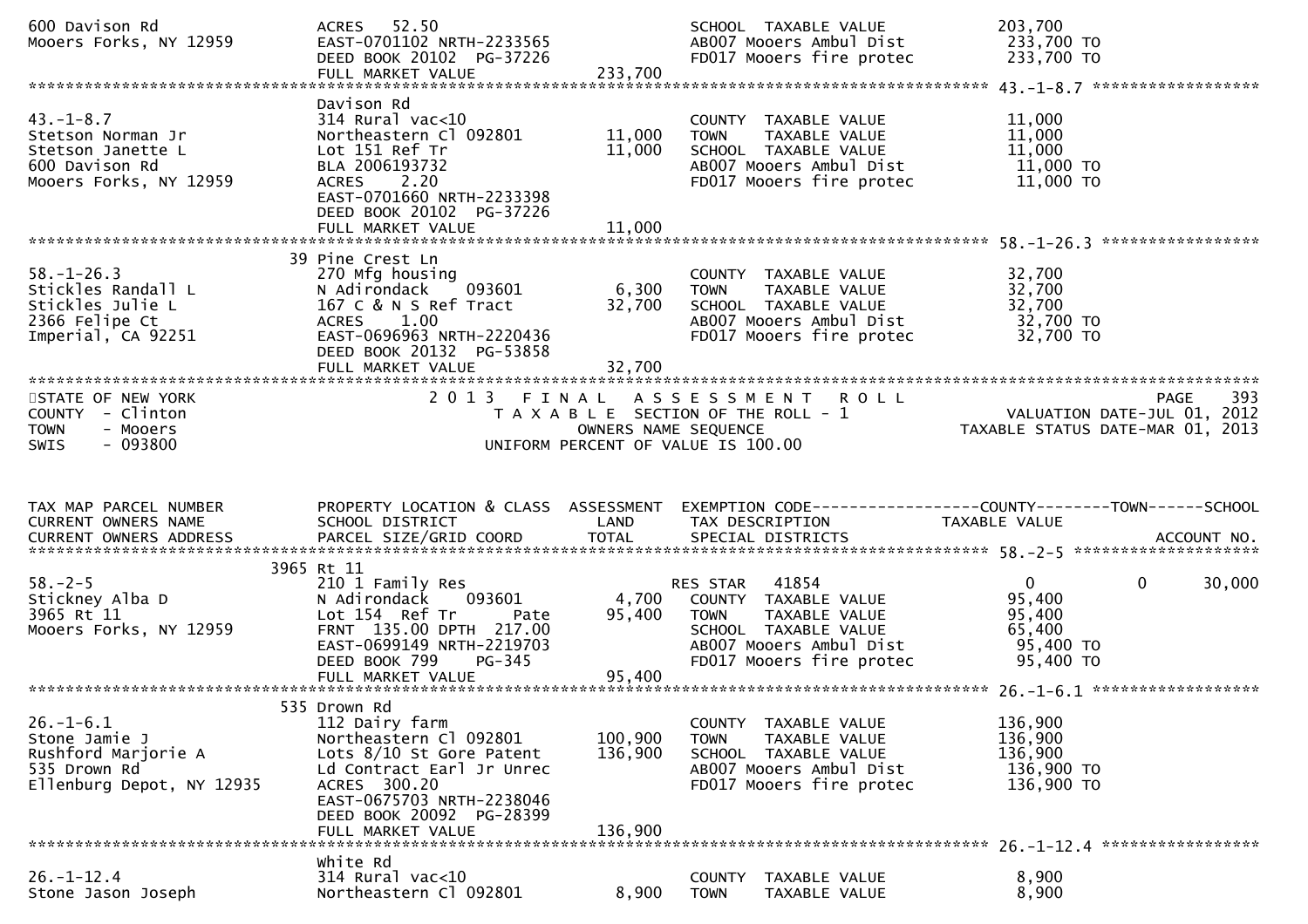```
600 Davison Rd                    ACRES   52.50                                 SCHOOL  TAXABLE VALUE            203,700
Mooers Forks, NY 12959            EAST-0701102 NRTH-2233565                     AB007 Mooers Ambul Dist           233,700 TO
                                  DEED BOOK 20102  PG-37226                     FD017 Mooers fire protec          233,700 TO
                                  FULL MARKET VALUE             233,700
******************************************************************************************************* 43.-1-8.7 ******************
                                  Davison Rd
43.-1-8.7                         314 Rural vac<10                              COUNTY  TAXABLE VALUE            11,000
Stetson Norman Jr                 Northeastern Cl 092801        11,000          TOWN    TAXABLE VALUE            11,000
Stetson Janette L                 Lot 151 Ref Tr                11,000          SCHOOL  TAXABLE VALUE            11,000
600 Davison Rd                    BLA 2006193732                                AB007 Mooers Ambul Dist           11,000 TO
Mooers Forks, NY 12959            ACRES    2.20                                 FD017 Mooers fire protec          11,000 TO
                                  EAST-0701660 NRTH-2233398
                                  DEED BOOK 20102  PG-37226
                                  FULL MARKET VALUE              11,000
******************************************************************************************************* 58.-1-26.3 *****************
                                39 Pine Crest Ln
58.-1-26.3                        270 Mfg housing                               COUNTY  TAXABLE VALUE            32,700
Stickles Randall L                N Adirondack    093601         6,300          TOWN    TAXABLE VALUE            32,700
Stickles Julie L                  167 C & N S Ref Tract         32,700          SCHOOL  TAXABLE VALUE            32,700
2366 Felipe Ct                    ACRES    1.00                                 AB007 Mooers Ambul Dist           32,700 TO
Imperial, CA 92251                EAST-0696963 NRTH-2220436                     FD017 Mooers fire protec          32,700 TO
                                  DEED BOOK 20132  PG-53858
                                  FULL MARKET VALUE              32,700
************************************************************************************************************************************
STATE OF NEW YORK                       2 0 1 3   F I N A L   A S S E S S M E N T   R O L L                                PAGE    393
COUNTY  - Clinton                          T A X A B L E  SECTION OF THE ROLL - 1                         VALUATION DATE-JUL 01, 2012
TOWN    - Mooers                                 OWNERS NAME SEQUENCE                                 TAXABLE STATUS DATE-MAR 01, 2013
SWIS    - 093800                          UNIFORM PERCENT OF VALUE IS 100.00


TAX MAP PARCEL NUMBER             PROPERTY LOCATION & CLASS  ASSESSMENT  EXEMPTION CODE------------------COUNTY--------TOWN------SCHOOL
CURRENT OWNERS NAME               SCHOOL DISTRICT               LAND      TAX DESCRIPTION                TAXABLE VALUE
CURRENT OWNERS ADDRESS            PARCEL SIZE/GRID COORD        TOTAL     SPECIAL DISTRICTS                                  ACCOUNT NO.
******************************************************************************************************* 58.-2-5 ********************
                              3965 Rt 11
58.-2-5                           210 1 Family Res                              RES STAR   41854                  0            0      30,000
Stickney Alba D                   N Adirondack    093601         4,700          COUNTY  TAXABLE VALUE            95,400
3965 Rt 11                        Lot 154  Ref Tr       Pate    95,400          TOWN    TAXABLE VALUE            95,400
Mooers Forks, NY 12959            FRNT 135.00 DPTH 217.00                       SCHOOL  TAXABLE VALUE            65,400
                                  EAST-0699149 NRTH-2219703                     AB007 Mooers Ambul Dist           95,400 TO
                                  DEED BOOK 799    PG-345                       FD017 Mooers fire protec          95,400 TO
                                  FULL MARKET VALUE              95,400
******************************************************************************************************* 26.-1-6.1 ******************
                               535 Drown Rd
26.-1-6.1                         112 Dairy farm                                COUNTY  TAXABLE VALUE           136,900
Stone Jamie J                     Northeastern Cl 092801       100,900          TOWN    TAXABLE VALUE           136,900
Rushford Marjorie A               Lots 8/10 St Gore Patent     136,900          SCHOOL  TAXABLE VALUE           136,900
535 Drown Rd                      Ld Contract Earl Jr Unrec                     AB007 Mooers Ambul Dist          136,900 TO
Ellenburg Depot, NY 12935         ACRES  300.20                                 FD017 Mooers fire protec         136,900 TO
                                  EAST-0675703 NRTH-2238046
                                  DEED BOOK 20092  PG-28399
                                  FULL MARKET VALUE             136,900
******************************************************************************************************* 26.-1-12.4 *****************
                                  White Rd
26.-1-12.4                        314 Rural vac<10                              COUNTY  TAXABLE VALUE             8,900
Stone Jason Joseph                Northeastern Cl 092801         8,900          TOWN    TAXABLE VALUE             8,900
```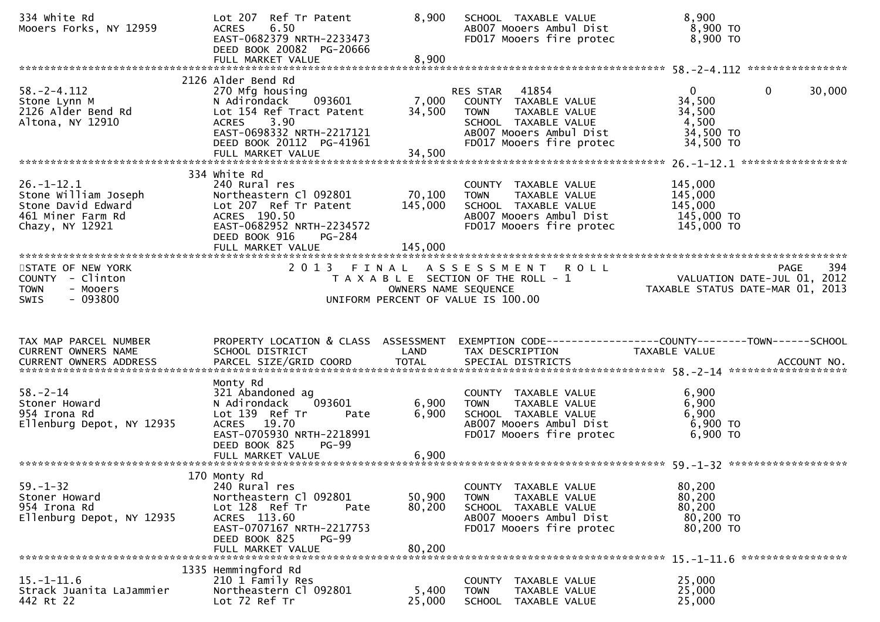334 White Rd | Lot 207 Ref Tr Patent | 8,900 | SCHOOL TAXABLE VALUE | 8,900
Mooers Forks, NY 12959 | ACRES 6.50 | | AB007 Mooers Ambul Dist | 8,900 TO
| EAST-0682379 NRTH-2233473 | | FD017 Mooers fire protec | 8,900 TO
| DEED BOOK 20082 PG-20666
| FULL MARKET VALUE | 8,900

| TAX MAP PARCEL NUMBER / CURRENT OWNERS NAME / CURRENT OWNERS ADDRESS | PROPERTY LOCATION & CLASS / SCHOOL DISTRICT / PARCEL SIZE/GRID COORD | ASSESSMENT LAND | TOTAL | EXEMPTION CODE / TAX DESCRIPTION / SPECIAL DISTRICTS | COUNTY | TOWN | SCHOOL |
|---|---|---|---|---|---|---|---|
| **58.-2-4.112** | 2126 Alder Bend Rd | | | | | | |
| 58.-2-4.112 | 270 Mfg housing | | | RES STAR 41854 | 0 | 0 | 30,000 |
| Stone Lynn M | N Adirondack 093601 | 7,000 | | COUNTY TAXABLE VALUE | 34,500 | | |
| 2126 Alder Bend Rd | Lot 154 Ref Tract Patent | | 34,500 | TOWN TAXABLE VALUE | 34,500 | | |
| Altona, NY 12910 | ACRES 3.90 | | | SCHOOL TAXABLE VALUE | 4,500 | | |
| | EAST-0698332 NRTH-2217121 | | | AB007 Mooers Ambul Dist | 34,500 TO | | |
| | DEED BOOK 20112 PG-41961 | | | FD017 Mooers fire protec | 34,500 TO | | |
| | FULL MARKET VALUE | | 34,500 | | | | |
| **26.-1-12.1** | 334 White Rd | | | | | | |
| 26.-1-12.1 | 240 Rural res | | | COUNTY TAXABLE VALUE | 145,000 | | |
| Stone William Joseph | Northeastern Cl 092801 | 70,100 | | TOWN TAXABLE VALUE | 145,000 | | |
| Stone David Edward | Lot 207 Ref Tr Patent | | 145,000 | SCHOOL TAXABLE VALUE | 145,000 | | |
| 461 Miner Farm Rd | ACRES 190.50 | | | AB007 Mooers Ambul Dist | 145,000 TO | | |
| Chazy, NY 12921 | EAST-0682952 NRTH-2234572 | | | FD017 Mooers fire protec | 145,000 TO | | |
| | DEED BOOK 916 PG-284 | | | | | | |
| | FULL MARKET VALUE | | 145,000 | | | | |

STATE OF NEW YORK — 2013 FINAL ASSESSMENT ROLL — PAGE 394
COUNTY - Clinton — TAXABLE SECTION OF THE ROLL - 1 — VALUATION DATE-JUL 01, 2012
TOWN - Mooers — OWNERS NAME SEQUENCE — TAXABLE STATUS DATE-MAR 01, 2013
SWIS - 093800 — UNIFORM PERCENT OF VALUE IS 100.00

| TAX MAP PARCEL NUMBER / CURRENT OWNERS NAME / CURRENT OWNERS ADDRESS | PROPERTY LOCATION & CLASS / SCHOOL DISTRICT / PARCEL SIZE/GRID COORD | ASSESSMENT LAND | TOTAL | EXEMPTION CODE / TAX DESCRIPTION / SPECIAL DISTRICTS | COUNTY TAXABLE VALUE | TOWN | SCHOOL / ACCOUNT NO. |
|---|---|---|---|---|---|---|---|
| **58.-2-14** | Monty Rd | | | | | | |
| 58.-2-14 | 321 Abandoned ag | | | COUNTY TAXABLE VALUE | 6,900 | | |
| Stoner Howard | N Adirondack 093601 | 6,900 | | TOWN TAXABLE VALUE | 6,900 | | |
| 954 Irona Rd | Lot 139 Ref Tr Pate | | 6,900 | SCHOOL TAXABLE VALUE | 6,900 | | |
| Ellenburg Depot, NY 12935 | ACRES 19.70 | | | AB007 Mooers Ambul Dist | 6,900 TO | | |
| | EAST-0705930 NRTH-2218991 | | | FD017 Mooers fire protec | 6,900 TO | | |
| | DEED BOOK 825 PG-99 | | | | | | |
| | FULL MARKET VALUE | | 6,900 | | | | |
| **59.-1-32** | 170 Monty Rd | | | | | | |
| 59.-1-32 | 240 Rural res | | | COUNTY TAXABLE VALUE | 80,200 | | |
| Stoner Howard | Northeastern Cl 092801 | 50,900 | | TOWN TAXABLE VALUE | 80,200 | | |
| 954 Irona Rd | Lot 128 Ref Tr Pate | | 80,200 | SCHOOL TAXABLE VALUE | 80,200 | | |
| Ellenburg Depot, NY 12935 | ACRES 113.60 | | | AB007 Mooers Ambul Dist | 80,200 TO | | |
| | EAST-0707167 NRTH-2217753 | | | FD017 Mooers fire protec | 80,200 TO | | |
| | DEED BOOK 825 PG-99 | | | | | | |
| | FULL MARKET VALUE | | 80,200 | | | | |
| **15.-1-11.6** | 1335 Hemmingford Rd | | | | | | |
| 15.-1-11.6 | 210 1 Family Res | | | COUNTY TAXABLE VALUE | 25,000 | | |
| Strack Juanita LaJammier | Northeastern Cl 092801 | 5,400 | | TOWN TAXABLE VALUE | 25,000 | | |
| 442 Rt 22 | Lot 72 Ref Tr | | 25,000 | SCHOOL TAXABLE VALUE | 25,000 | | |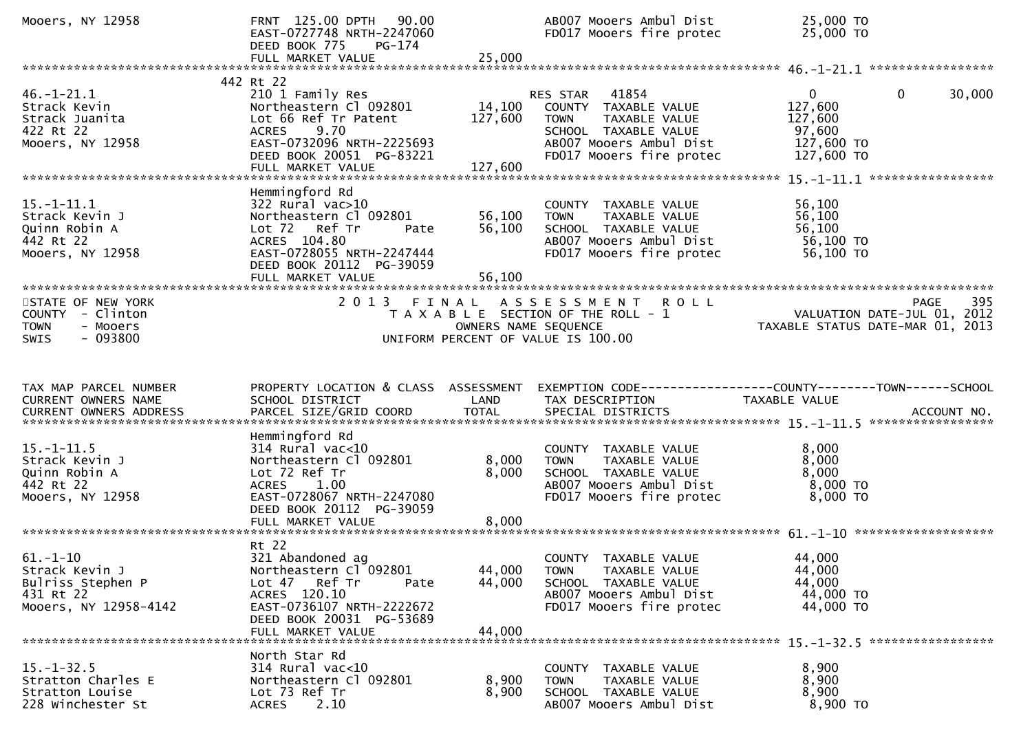```
Mooers, NY 12958              FRNT 125.00 DPTH  90.00              AB007 Mooers Ambul Dist           25,000 TO
                              EAST-0727748 NRTH-2247060            FD017 Mooers fire protec          25,000 TO
                              DEED BOOK 775    PG-174
                              FULL MARKET VALUE            25,000
******************************************************************************************************* 46.-1-21.1 *****************
                         442 Rt 22
46.-1-21.1                    210 1 Family Res                     RES STAR   41854                  0            0        30,000
Strack Kevin                  Northeastern Cl 092801       14,100   COUNTY  TAXABLE VALUE           127,600
Strack Juanita                Lot 66 Ref Tr Patent        127,600   TOWN    TAXABLE VALUE           127,600
422 Rt 22                     ACRES    9.70                          SCHOOL  TAXABLE VALUE            97,600
Mooers, NY 12958              EAST-0732096 NRTH-2225693             AB007 Mooers Ambul Dist          127,600 TO
                              DEED BOOK 20051  PG-83221             FD017 Mooers fire protec         127,600 TO
                              FULL MARKET VALUE           127,600
******************************************************************************************************* 15.-1-11.1 *****************
                         Hemmingford Rd
15.-1-11.1                    322 Rural vac>10                      COUNTY  TAXABLE VALUE            56,100
Strack Kevin J                Northeastern Cl 092801       56,100   TOWN    TAXABLE VALUE            56,100
Quinn Robin A                 Lot 72   Ref Tr       Pate   56,100   SCHOOL  TAXABLE VALUE            56,100
442 Rt 22                     ACRES  104.80                          AB007 Mooers Ambul Dist          56,100 TO
Mooers, NY 12958              EAST-0728055 NRTH-2247444             FD017 Mooers fire protec          56,100 TO
                              DEED BOOK 20112  PG-39059
                              FULL MARKET VALUE            56,100
*******************************************************************************************************************************
STATE OF NEW YORK                2 0 1 3   F I N A L   A S S E S S M E N T   R O L L                              PAGE    395
COUNTY  - Clinton                    T A X A B L E  SECTION OF THE ROLL - 1                           VALUATION DATE-JUL 01, 2012
TOWN    - Mooers                             OWNERS NAME SEQUENCE                                 TAXABLE STATUS DATE-MAR 01, 2013
SWIS    - 093800                      UNIFORM PERCENT OF VALUE IS 100.00


TAX MAP PARCEL NUMBER         PROPERTY LOCATION & CLASS  ASSESSMENT  EXEMPTION CODE------------------COUNTY--------TOWN------SCHOOL
CURRENT OWNERS NAME           SCHOOL DISTRICT               LAND     TAX DESCRIPTION              TAXABLE VALUE
CURRENT OWNERS ADDRESS        PARCEL SIZE/GRID COORD       TOTAL     SPECIAL DISTRICTS                                  ACCOUNT NO.
******************************************************************************************************* 15.-1-11.5 *****************
                         Hemmingford Rd
15.-1-11.5                    314 Rural vac<10                      COUNTY  TAXABLE VALUE             8,000
Strack Kevin J                Northeastern Cl 092801        8,000   TOWN    TAXABLE VALUE             8,000
Quinn Robin A                 Lot 72 Ref Tr                 8,000   SCHOOL  TAXABLE VALUE             8,000
442 Rt 22                     ACRES    1.00                          AB007 Mooers Ambul Dist           8,000 TO
Mooers, NY 12958              EAST-0728067 NRTH-2247080             FD017 Mooers fire protec           8,000 TO
                              DEED BOOK 20112  PG-39059
                              FULL MARKET VALUE             8,000
******************************************************************************************************* 61.-1-10 *******************
                         Rt 22
61.-1-10                      321 Abandoned ag                      COUNTY  TAXABLE VALUE            44,000
Strack Kevin J                Northeastern Cl 092801       44,000   TOWN    TAXABLE VALUE            44,000
Bulriss Stephen P             Lot 47   Ref Tr       Pate   44,000   SCHOOL  TAXABLE VALUE            44,000
431 Rt 22                     ACRES  120.10                          AB007 Mooers Ambul Dist          44,000 TO
Mooers, NY 12958-4142         EAST-0736107 NRTH-2222672             FD017 Mooers fire protec          44,000 TO
                              DEED BOOK 20031  PG-53689
                              FULL MARKET VALUE            44,000
******************************************************************************************************* 15.-1-32.5 *****************
                         North Star Rd
15.-1-32.5                    314 Rural vac<10                      COUNTY  TAXABLE VALUE             8,900
Stratton Charles E            Northeastern Cl 092801        8,900   TOWN    TAXABLE VALUE             8,900
Stratton Louise               Lot 73 Ref Tr                 8,900   SCHOOL  TAXABLE VALUE             8,900
228 Winchester St             ACRES    2.10                          AB007 Mooers Ambul Dist           8,900 TO
```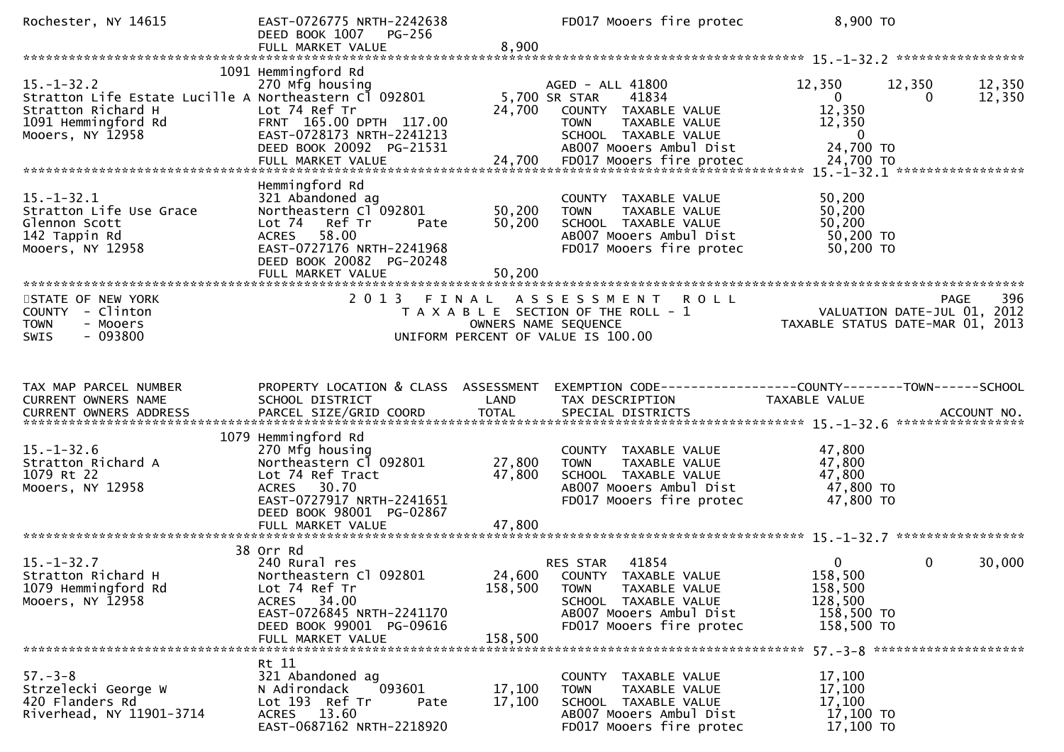```
Rochester, NY 14615            EAST-0726775 NRTH-2242638              FD017 Mooers fire protec          8,900 TO
                               DEED BOOK 1007    PG-256
                               FULL MARKET VALUE              8,900
******************************************************************************************************* 15.-1-32.2 *****************
                          1091 Hemmingford Rd
15.-1-32.2                     270 Mfg housing                        AGED - ALL 41800                 12,350      12,350      12,350
Stratton Life Estate Lucille A Northeastern Cl 092801        5,700 SR STAR    41834                   0           0        12,350
Stratton Richard H             Lot 74 Ref Tr                24,700    COUNTY  TAXABLE VALUE           12,350
1091 Hemmingford Rd            FRNT 165.00 DPTH 117.00                TOWN    TAXABLE VALUE           12,350
Mooers, NY 12958               EAST-0728173 NRTH-2241213              SCHOOL  TAXABLE VALUE                0
                               DEED BOOK 20092  PG-21531              AB007 Mooers Ambul Dist          24,700 TO
                               FULL MARKET VALUE             24,700   FD017 Mooers fire protec         24,700 TO
******************************************************************************************************* 15.-1-32.1 *****************
                               Hemmingford Rd
15.-1-32.1                     321 Abandoned ag                       COUNTY  TAXABLE VALUE           50,200
Stratton Life Use Grace        Northeastern Cl 092801       50,200    TOWN    TAXABLE VALUE           50,200
Glennon Scott                  Lot 74   Ref Tr       Pate   50,200    SCHOOL  TAXABLE VALUE           50,200
142 Tappin Rd                  ACRES   58.00                          AB007 Mooers Ambul Dist          50,200 TO
Mooers, NY 12958               EAST-0727176 NRTH-2241968              FD017 Mooers fire protec         50,200 TO
                               DEED BOOK 20082  PG-20248
                               FULL MARKET VALUE             50,200
************************************************************************************************************************************
STATE OF NEW YORK                    2 0 1 3   F I N A L   A S S E S S M E N T   R O L L                                 PAGE   396
COUNTY  - Clinton                         T A X A B L E  SECTION OF THE ROLL - 1                    VALUATION DATE-JUL 01, 2012
TOWN    - Mooers                                 OWNERS NAME SEQUENCE                           TAXABLE STATUS DATE-MAR 01, 2013
SWIS    - 093800                          UNIFORM PERCENT OF VALUE IS 100.00


TAX MAP PARCEL NUMBER          PROPERTY LOCATION & CLASS  ASSESSMENT  EXEMPTION CODE------------------COUNTY--------TOWN------SCHOOL
CURRENT OWNERS NAME            SCHOOL DISTRICT               LAND     TAX DESCRIPTION               TAXABLE VALUE
CURRENT OWNERS ADDRESS         PARCEL SIZE/GRID COORD        TOTAL    SPECIAL DISTRICTS                                  ACCOUNT NO.
******************************************************************************************************* 15.-1-32.6 *****************
                          1079 Hemmingford Rd
15.-1-32.6                     270 Mfg housing                        COUNTY  TAXABLE VALUE           47,800
Stratton Richard A             Northeastern Cl 092801       27,800    TOWN    TAXABLE VALUE           47,800
1079 Rt 22                     Lot 74 Ref Tract             47,800    SCHOOL  TAXABLE VALUE           47,800
Mooers, NY 12958               ACRES   30.70                          AB007 Mooers Ambul Dist          47,800 TO
                               EAST-0727917 NRTH-2241651              FD017 Mooers fire protec         47,800 TO
                               DEED BOOK 98001  PG-02867
                               FULL MARKET VALUE             47,800
******************************************************************************************************* 15.-1-32.7 *****************
                            38 Orr Rd
15.-1-32.7                     240 Rural res                          RES STAR   41854                    0           0        30,000
Stratton Richard H             Northeastern Cl 092801       24,600    COUNTY  TAXABLE VALUE          158,500
1079 Hemmingford Rd            Lot 74 Ref Tr               158,500    TOWN    TAXABLE VALUE          158,500
Mooers, NY 12958               ACRES   34.00                          SCHOOL  TAXABLE VALUE          128,500
                               EAST-0726845 NRTH-2241170              AB007 Mooers Ambul Dist         158,500 TO
                               DEED BOOK 99001  PG-09616              FD017 Mooers fire protec        158,500 TO
                               FULL MARKET VALUE            158,500
******************************************************************************************************* 57.-3-8 ********************
                               Rt 11
57.-3-8                        321 Abandoned ag                       COUNTY  TAXABLE VALUE           17,100
Strzelecki George W            N Adirondack    093601       17,100    TOWN    TAXABLE VALUE           17,100
420 Flanders Rd                Lot 193  Ref Tr       Pate   17,100    SCHOOL  TAXABLE VALUE           17,100
Riverhead, NY 11901-3714       ACRES   13.60                          AB007 Mooers Ambul Dist          17,100 TO
                               EAST-0687162 NRTH-2218920              FD017 Mooers fire protec         17,100 TO
```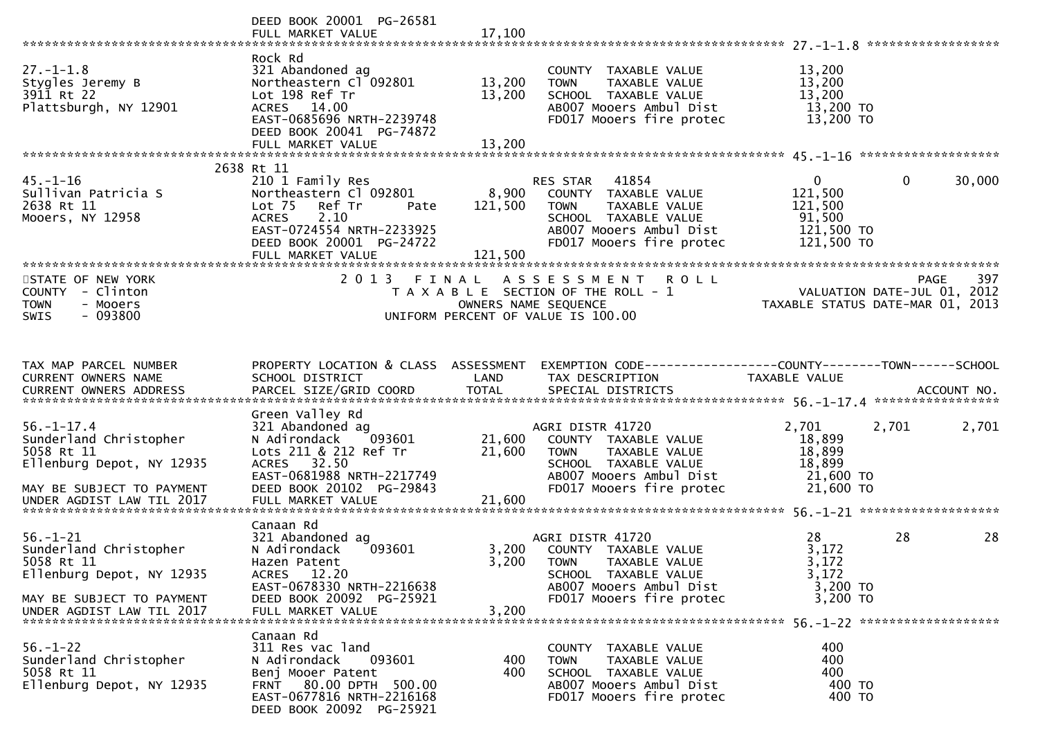DEED BOOK 20001 PG-26581
FULL MARKET VALUE 17,100

******************************************************************************************************* 27.-1-1.8 *****************

| | | | | | |
|---|---|---|---|---|---|
| | Rock Rd | | | | |
| 27.-1-1.8 | 321 Abandoned ag | | COUNTY TAXABLE VALUE | 13,200 | |
| Stygles Jeremy B | Northeastern Cl 092801 | 13,200 | TOWN TAXABLE VALUE | 13,200 | |
| 3911 Rt 22 | Lot 198 Ref Tr | 13,200 | SCHOOL TAXABLE VALUE | 13,200 | |
| Plattsburgh, NY 12901 | ACRES 14.00 | | AB007 Mooers Ambul Dist | 13,200 TO | |
| | EAST-0685696 NRTH-2239748 | | FD017 Mooers fire protec | 13,200 TO | |
| | DEED BOOK 20041 PG-74872 | | | | |
| | FULL MARKET VALUE | 13,200 | | | |

******************************************************************************************************* 45.-1-16 *****************

| | | | | | | |
|---|---|---|---|---|---|---|
| | 2638 Rt 11 | | | | | |
| 45.-1-16 | 210 1 Family Res | | RES STAR 41854 | 0 | 0 | 30,000 |
| Sullivan Patricia S | Northeastern Cl 092801 | 8,900 | COUNTY TAXABLE VALUE | 121,500 | | |
| 2638 Rt 11 | Lot 75 Ref Tr Pate | 121,500 | TOWN TAXABLE VALUE | 121,500 | | |
| Mooers, NY 12958 | ACRES 2.10 | | SCHOOL TAXABLE VALUE | 91,500 | | |
| | EAST-0724554 NRTH-2233925 | | AB007 Mooers Ambul Dist | 121,500 TO | | |
| | DEED BOOK 20001 PG-24722 | | FD017 Mooers fire protec | 121,500 TO | | |
| | FULL MARKET VALUE | 121,500 | | | | |

STATE OF NEW YORK
COUNTY - Clinton
TOWN - Mooers
SWIS - 093800

2 0 1 3 F I N A L A S S E S S M E N T R O L L
T A X A B L E SECTION OF THE ROLL - 1
OWNERS NAME SEQUENCE
UNIFORM PERCENT OF VALUE IS 100.00

VALUATION DATE-JUL 01, 2012
TAXABLE STATUS DATE-MAR 01, 2013

| TAX MAP PARCEL NUMBER | PROPERTY LOCATION & CLASS | ASSESSMENT | EXEMPTION CODE | COUNTY | TOWN | SCHOOL |
|---|---|---|---|---|---|---|
| CURRENT OWNERS NAME | SCHOOL DISTRICT | LAND | TAX DESCRIPTION | TAXABLE VALUE | | |
| CURRENT OWNERS ADDRESS | PARCEL SIZE/GRID COORD | TOTAL | SPECIAL DISTRICTS | | | ACCOUNT NO. |

******************************************************************************************************* 56.-1-17.4 *****************

| | | | | | | |
|---|---|---|---|---|---|---|
| | Green Valley Rd | | | | | |
| 56.-1-17.4 | 321 Abandoned ag | | AGRI DISTR 41720 | 2,701 | 2,701 | 2,701 |
| Sunderland Christopher | N Adirondack 093601 | 21,600 | COUNTY TAXABLE VALUE | 18,899 | | |
| 5058 Rt 11 | Lots 211 & 212 Ref Tr | 21,600 | TOWN TAXABLE VALUE | 18,899 | | |
| Ellenburg Depot, NY 12935 | ACRES 32.50 | | SCHOOL TAXABLE VALUE | 18,899 | | |
| | EAST-0681988 NRTH-2217749 | | AB007 Mooers Ambul Dist | 21,600 TO | | |
| MAY BE SUBJECT TO PAYMENT | DEED BOOK 20102 PG-29843 | | FD017 Mooers fire protec | 21,600 TO | | |
| UNDER AGDIST LAW TIL 2017 | FULL MARKET VALUE | 21,600 | | | | |

******************************************************************************************************* 56.-1-21 *****************

| | | | | | | |
|---|---|---|---|---|---|---|
| | Canaan Rd | | | | | |
| 56.-1-21 | 321 Abandoned ag | | AGRI DISTR 41720 | 28 | 28 | 28 |
| Sunderland Christopher | N Adirondack 093601 | 3,200 | COUNTY TAXABLE VALUE | 3,172 | | |
| 5058 Rt 11 | Hazen Patent | 3,200 | TOWN TAXABLE VALUE | 3,172 | | |
| Ellenburg Depot, NY 12935 | ACRES 12.20 | | SCHOOL TAXABLE VALUE | 3,172 | | |
| | EAST-0678330 NRTH-2216638 | | AB007 Mooers Ambul Dist | 3,200 TO | | |
| MAY BE SUBJECT TO PAYMENT | DEED BOOK 20092 PG-25921 | | FD017 Mooers fire protec | 3,200 TO | | |
| UNDER AGDIST LAW TIL 2017 | FULL MARKET VALUE | 3,200 | | | | |

******************************************************************************************************* 56.-1-22 *****************

| | | | | | |
|---|---|---|---|---|---|
| | Canaan Rd | | | | |
| 56.-1-22 | 311 Res vac land | | COUNTY TAXABLE VALUE | 400 | |
| Sunderland Christopher | N Adirondack 093601 | 400 | TOWN TAXABLE VALUE | 400 | |
| 5058 Rt 11 | Benj Mooer Patent | 400 | SCHOOL TAXABLE VALUE | 400 | |
| Ellenburg Depot, NY 12935 | FRNT 80.00 DPTH 500.00 | | AB007 Mooers Ambul Dist | 400 TO | |
| | EAST-0677816 NRTH-2216168 | | FD017 Mooers fire protec | 400 TO | |
| | DEED BOOK 20092 PG-25921 | | | | |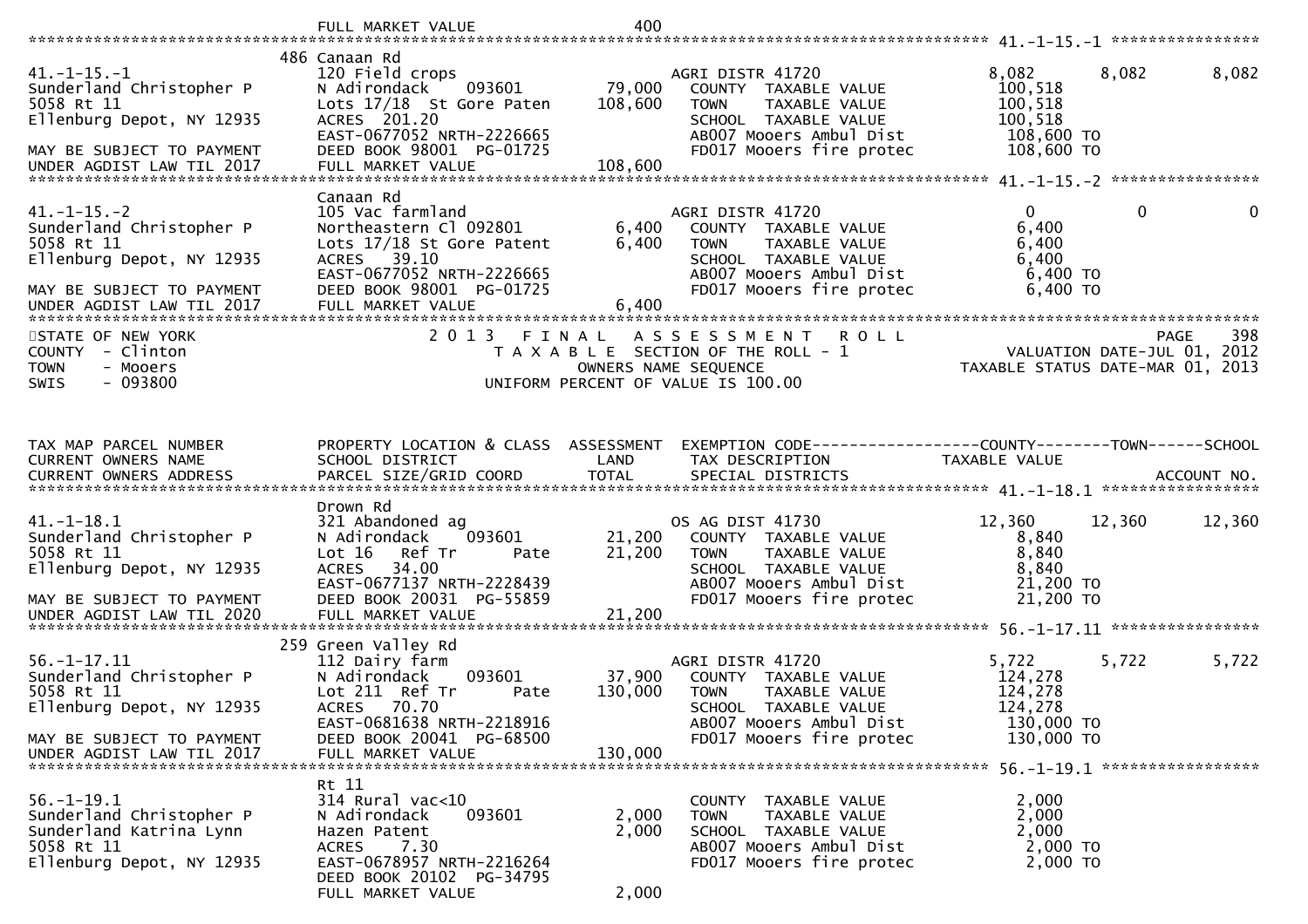FULL MARKET VALUE 400

******************************************************************************************************* 41.-1-15.-1 ****************

| | | | | | | |
|---|---|---|---|---|---|---|
| 41.-1-15.-1 | 486 Canaan Rd | | | | | |
| Sunderland Christopher P | 120 Field crops | | AGRI DISTR 41720 | 8,082 | 8,082 | 8,082 |
| 5058 Rt 11 | N Adirondack 093601 | 79,000 | COUNTY TAXABLE VALUE | 100,518 | | |
| Ellenburg Depot, NY 12935 | Lots 17/18 St Gore Paten | 108,600 | TOWN TAXABLE VALUE | 100,518 | | |
| | ACRES 201.20 | | SCHOOL TAXABLE VALUE | 100,518 | | |
| | EAST-0677052 NRTH-2226665 | | AB007 Mooers Ambul Dist | 108,600 TO | | |
| MAY BE SUBJECT TO PAYMENT | DEED BOOK 98001 PG-01725 | | FD017 Mooers fire protec | 108,600 TO | | |
| UNDER AGDIST LAW TIL 2017 | FULL MARKET VALUE | 108,600 | | | | |

******************************************************************************************************* 41.-1-15.-2 ****************

| | | | | | | |
|---|---|---|---|---|---|---|
| 41.-1-15.-2 | Canaan Rd | | | | | |
| Sunderland Christopher P | 105 Vac farmland | | AGRI DISTR 41720 | 0 | 0 | 0 |
| 5058 Rt 11 | Northeastern Cl 092801 | 6,400 | COUNTY TAXABLE VALUE | 6,400 | | |
| Ellenburg Depot, NY 12935 | Lots 17/18 St Gore Patent | 6,400 | TOWN TAXABLE VALUE | 6,400 | | |
| | ACRES 39.10 | | SCHOOL TAXABLE VALUE | 6,400 | | |
| | EAST-0677052 NRTH-2226665 | | AB007 Mooers Ambul Dist | 6,400 TO | | |
| MAY BE SUBJECT TO PAYMENT | DEED BOOK 98001 PG-01725 | | FD017 Mooers fire protec | 6,400 TO | | |
| UNDER AGDIST LAW TIL 2017 | FULL MARKET VALUE | 6,400 | | | | |

STATE OF NEW YORK
COUNTY - Clinton
TOWN - Mooers
SWIS - 093800

2 0 1 3 F I N A L A S S E S S M E N T R O L L
T A X A B L E SECTION OF THE ROLL - 1
OWNERS NAME SEQUENCE
UNIFORM PERCENT OF VALUE IS 100.00

PAGE 398
VALUATION DATE-JUL 01, 2012
TAXABLE STATUS DATE-MAR 01, 2013

| TAX MAP PARCEL NUMBER / CURRENT OWNERS NAME / CURRENT OWNERS ADDRESS | PROPERTY LOCATION & CLASS / SCHOOL DISTRICT / PARCEL SIZE/GRID COORD | ASSESSMENT LAND / TOTAL | EXEMPTION CODE / TAX DESCRIPTION / SPECIAL DISTRICTS | COUNTY TAXABLE VALUE | TOWN | SCHOOL / ACCOUNT NO. |
|---|---|---|---|---|---|---|

******************************************************************************************************* 41.-1-18.1 *****************

| | | | | | | |
|---|---|---|---|---|---|---|
| 41.-1-18.1 | Drown Rd | | | | | |
| Sunderland Christopher P | 321 Abandoned ag | | OS AG DIST 41730 | 12,360 | 12,360 | 12,360 |
| 5058 Rt 11 | N Adirondack 093601 | 21,200 | COUNTY TAXABLE VALUE | 8,840 | | |
| Ellenburg Depot, NY 12935 | Lot 16 Ref Tr Pate | 21,200 | TOWN TAXABLE VALUE | 8,840 | | |
| | ACRES 34.00 | | SCHOOL TAXABLE VALUE | 8,840 | | |
| | EAST-0677137 NRTH-2228439 | | AB007 Mooers Ambul Dist | 21,200 TO | | |
| MAY BE SUBJECT TO PAYMENT | DEED BOOK 20031 PG-55859 | | FD017 Mooers fire protec | 21,200 TO | | |
| UNDER AGDIST LAW TIL 2020 | FULL MARKET VALUE | 21,200 | | | | |

******************************************************************************************************* 56.-1-17.11 ****************

| | | | | | | |
|---|---|---|---|---|---|---|
| 56.-1-17.11 | 259 Green Valley Rd | | | | | |
| Sunderland Christopher P | 112 Dairy farm | | AGRI DISTR 41720 | 5,722 | 5,722 | 5,722 |
| 5058 Rt 11 | N Adirondack 093601 | 37,900 | COUNTY TAXABLE VALUE | 124,278 | | |
| Ellenburg Depot, NY 12935 | Lot 211 Ref Tr Pate | 130,000 | TOWN TAXABLE VALUE | 124,278 | | |
| | ACRES 70.70 | | SCHOOL TAXABLE VALUE | 124,278 | | |
| | EAST-0681638 NRTH-2218916 | | AB007 Mooers Ambul Dist | 130,000 TO | | |
| MAY BE SUBJECT TO PAYMENT | DEED BOOK 20041 PG-68500 | | FD017 Mooers fire protec | 130,000 TO | | |
| UNDER AGDIST LAW TIL 2017 | FULL MARKET VALUE | 130,000 | | | | |

******************************************************************************************************* 56.-1-19.1 *****************

| | | | | | | |
|---|---|---|---|---|---|---|
| 56.-1-19.1 | Rt 11 | | | | | |
| Sunderland Christopher P | 314 Rural vac<10 | | COUNTY TAXABLE VALUE | 2,000 | | |
| Sunderland Katrina Lynn | N Adirondack 093601 | 2,000 | TOWN TAXABLE VALUE | 2,000 | | |
| 5058 Rt 11 | Hazen Patent | 2,000 | SCHOOL TAXABLE VALUE | 2,000 | | |
| Ellenburg Depot, NY 12935 | ACRES 7.30 | | AB007 Mooers Ambul Dist | 2,000 TO | | |
| | EAST-0678957 NRTH-2216264 | | FD017 Mooers fire protec | 2,000 TO | | |
| | DEED BOOK 20102 PG-34795 | | | | | |
| | FULL MARKET VALUE | 2,000 | | | | |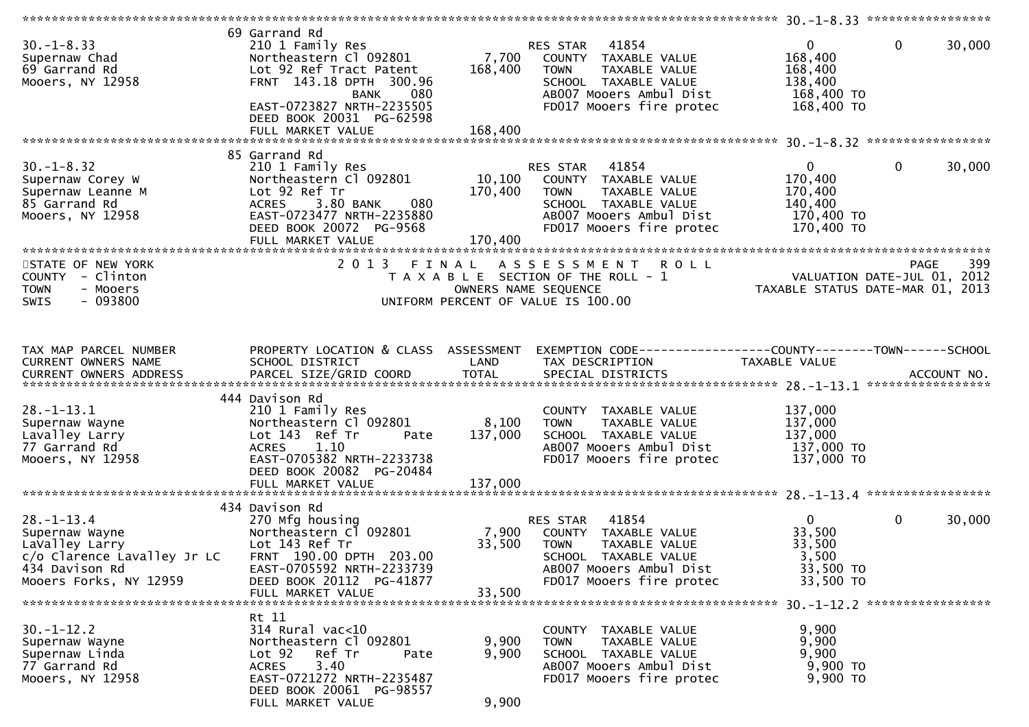```
******************************************************************************************************* 30.-1-8.33 *****************
                    69 Garrand Rd
30.-1-8.33          210 1 Family Res                    RES STAR   41854              0           0      30,000
Supernaw Chad       Northeastern Cl 092801     7,700   COUNTY  TAXABLE VALUE      168,400
69 Garrand Rd       Lot 92 Ref Tract Patent  168,400   TOWN    TAXABLE VALUE      168,400
Mooers, NY 12958    FRNT 143.18 DPTH 300.96            SCHOOL  TAXABLE VALUE      138,400
                         BANK    080                    AB007 Mooers Ambul Dist    168,400 TO
                    EAST-0723827 NRTH-2235505           FD017 Mooers fire protec   168,400 TO
                    DEED BOOK 20031  PG-62598
                    FULL MARKET VALUE        168,400
******************************************************************************************************* 30.-1-8.32 *****************
                    85 Garrand Rd
30.-1-8.32          210 1 Family Res                    RES STAR   41854              0           0      30,000
Supernaw Corey W    Northeastern Cl 092801    10,100   COUNTY  TAXABLE VALUE      170,400
Supernaw Leanne M   Lot 92 Ref Tr            170,400   TOWN    TAXABLE VALUE      170,400
85 Garrand Rd       ACRES    3.80 BANK    080           SCHOOL  TAXABLE VALUE      140,400
Mooers, NY 12958    EAST-0723477 NRTH-2235880           AB007 Mooers Ambul Dist    170,400 TO
                    DEED BOOK 20072  PG-9568            FD017 Mooers fire protec   170,400 TO
                    FULL MARKET VALUE        170,400
************************************************************************************************************************************
STATE OF NEW YORK              2 0 1 3   F I N A L   A S S E S S M E N T   R O L L                                   PAGE    399
COUNTY  - Clinton                    T A X A B L E  SECTION OF THE ROLL - 1                    VALUATION DATE-JUL 01, 2012
TOWN    - Mooers                          OWNERS NAME SEQUENCE                           TAXABLE STATUS DATE-MAR 01, 2013
SWIS    - 093800                    UNIFORM PERCENT OF VALUE IS 100.00


TAX MAP PARCEL NUMBER         PROPERTY LOCATION & CLASS  ASSESSMENT  EXEMPTION CODE------------------COUNTY--------TOWN------SCHOOL
CURRENT OWNERS NAME           SCHOOL DISTRICT               LAND      TAX DESCRIPTION              TAXABLE VALUE
CURRENT OWNERS ADDRESS        PARCEL SIZE/GRID COORD        TOTAL     SPECIAL DISTRICTS                                  ACCOUNT NO.
******************************************************************************************************* 28.-1-13.1 *****************
                    444 Davison Rd
28.-1-13.1          210 1 Family Res                    COUNTY  TAXABLE VALUE      137,000
Supernaw Wayne      Northeastern Cl 092801     8,100   TOWN    TAXABLE VALUE      137,000
Lavalley Larry      Lot 143  Ref Tr      Pate 137,000   SCHOOL  TAXABLE VALUE      137,000
77 Garrand Rd       ACRES    1.10                       AB007 Mooers Ambul Dist    137,000 TO
Mooers, NY 12958    EAST-0705382 NRTH-2233738           FD017 Mooers fire protec   137,000 TO
                    DEED BOOK 20082  PG-20484
                    FULL MARKET VALUE        137,000
******************************************************************************************************* 28.-1-13.4 *****************
                    434 Davison Rd
28.-1-13.4          270 Mfg housing                     RES STAR   41854              0           0      30,000
Supernaw Wayne      Northeastern Cl 092801     7,900   COUNTY  TAXABLE VALUE       33,500
LaValley Larry      Lot 143 Ref Tr            33,500   TOWN    TAXABLE VALUE       33,500
c/o Clarence Lavalley Jr LC  FRNT 190.00 DPTH 203.00   SCHOOL  TAXABLE VALUE        3,500
434 Davison Rd      EAST-0705592 NRTH-2233739           AB007 Mooers Ambul Dist     33,500 TO
Mooers Forks, NY 12959  DEED BOOK 20112  PG-41877       FD017 Mooers fire protec    33,500 TO
                    FULL MARKET VALUE         33,500
******************************************************************************************************* 30.-1-12.2 *****************
                    Rt 11
30.-1-12.2          314 Rural vac<10                    COUNTY  TAXABLE VALUE        9,900
Supernaw Wayne      Northeastern Cl 092801     9,900   TOWN    TAXABLE VALUE        9,900
Supernaw Linda      Lot 92   Ref Tr     Pate   9,900   SCHOOL  TAXABLE VALUE        9,900
77 Garrand Rd       ACRES    3.40                       AB007 Mooers Ambul Dist      9,900 TO
Mooers, NY 12958    EAST-0721272 NRTH-2235487           FD017 Mooers fire protec     9,900 TO
                    DEED BOOK 20061  PG-98557
                    FULL MARKET VALUE          9,900
```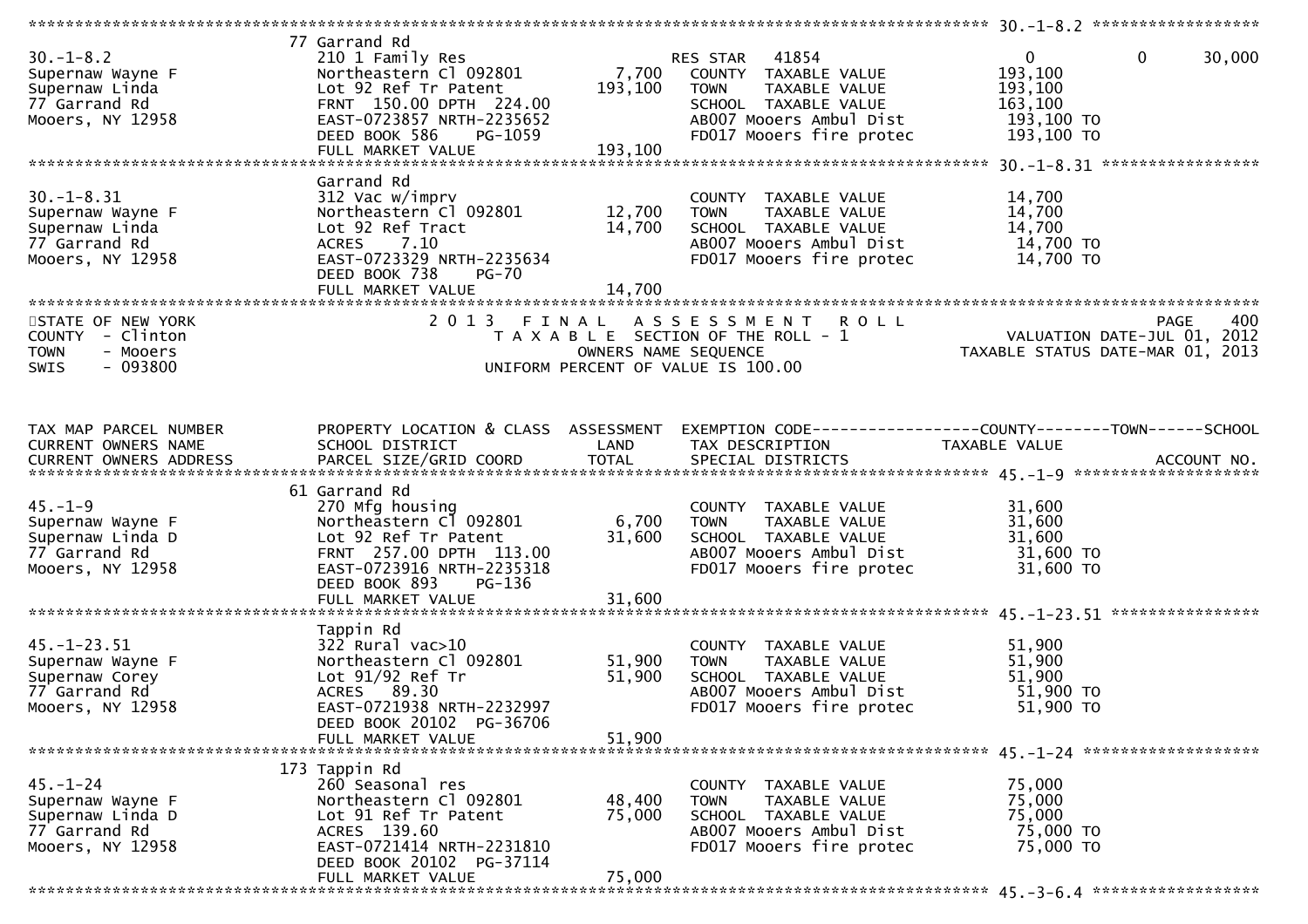```
******************************************************************************************************* 30.-1-8.2 ******************
                                 77 Garrand Rd
30.-1-8.2                        210 1 Family Res                      RES STAR  41854              0            0       30,000
Supernaw Wayne F                 Northeastern Cl 092801       7,700    COUNTY  TAXABLE VALUE          193,100
Supernaw Linda                   Lot 92 Ref Tr Patent       193,100    TOWN    TAXABLE VALUE          193,100
77 Garrand Rd                    FRNT 150.00 DPTH 224.00               SCHOOL  TAXABLE VALUE          163,100
Mooers, NY 12958                 EAST-0723857 NRTH-2235652             AB007 Mooers Ambul Dist         193,100 TO
                                 DEED BOOK 586    PG-1059              FD017 Mooers fire protec        193,100 TO
                                 FULL MARKET VALUE          193,100
******************************************************************************************************* 30.-1-8.31 *****************
                                 Garrand Rd
30.-1-8.31                       312 Vac w/imprv                       COUNTY  TAXABLE VALUE           14,700
Supernaw Wayne F                 Northeastern Cl 092801      12,700    TOWN    TAXABLE VALUE           14,700
Supernaw Linda                   Lot 92 Ref Tract            14,700    SCHOOL  TAXABLE VALUE           14,700
77 Garrand Rd                    ACRES    7.10                         AB007 Mooers Ambul Dist          14,700 TO
Mooers, NY 12958                 EAST-0723329 NRTH-2235634             FD017 Mooers fire protec         14,700 TO
                                 DEED BOOK 738    PG-70
                                 FULL MARKET VALUE           14,700
************************************************************************************************************************************
STATE OF NEW YORK                       2 0 1 3   F I N A L   A S S E S S M E N T   R O L L                              PAGE    400
COUNTY  - Clinton                           T A X A B L E  SECTION OF THE ROLL - 1                          VALUATION DATE-JUL 01, 2012
TOWN    - Mooers                                  OWNERS NAME SEQUENCE                                 TAXABLE STATUS DATE-MAR 01, 2013
SWIS    - 093800                           UNIFORM PERCENT OF VALUE IS 100.00


TAX MAP PARCEL NUMBER            PROPERTY LOCATION & CLASS  ASSESSMENT  EXEMPTION CODE------------------COUNTY--------TOWN------SCHOOL
CURRENT OWNERS NAME              SCHOOL DISTRICT               LAND     TAX DESCRIPTION              TAXABLE VALUE
CURRENT OWNERS ADDRESS           PARCEL SIZE/GRID COORD        TOTAL    SPECIAL DISTRICTS                                   ACCOUNT NO.
******************************************************************************************************* 45.-1-9 ********************
                                 61 Garrand Rd
45.-1-9                          270 Mfg housing                       COUNTY  TAXABLE VALUE           31,600
Supernaw Wayne F                 Northeastern Cl 092801       6,700    TOWN    TAXABLE VALUE           31,600
Supernaw Linda D                 Lot 92 Ref Tr Patent        31,600    SCHOOL  TAXABLE VALUE           31,600
77 Garrand Rd                    FRNT 257.00 DPTH 113.00               AB007 Mooers Ambul Dist          31,600 TO
Mooers, NY 12958                 EAST-0723916 NRTH-2235318             FD017 Mooers fire protec         31,600 TO
                                 DEED BOOK 893    PG-136
                                 FULL MARKET VALUE           31,600
******************************************************************************************************* 45.-1-23.51 ****************
                                 Tappin Rd
45.-1-23.51                      322 Rural vac>10                      COUNTY  TAXABLE VALUE           51,900
Supernaw Wayne F                 Northeastern Cl 092801      51,900    TOWN    TAXABLE VALUE           51,900
Supernaw Corey                   Lot 91/92 Ref Tr            51,900    SCHOOL  TAXABLE VALUE           51,900
77 Garrand Rd                    ACRES   89.30                         AB007 Mooers Ambul Dist          51,900 TO
Mooers, NY 12958                 EAST-0721938 NRTH-2232997             FD017 Mooers fire protec         51,900 TO
                                 DEED BOOK 20102  PG-36706
                                 FULL MARKET VALUE           51,900
******************************************************************************************************* 45.-1-24 *******************
                                 173 Tappin Rd
45.-1-24                         260 Seasonal res                      COUNTY  TAXABLE VALUE           75,000
Supernaw Wayne F                 Northeastern Cl 092801      48,400    TOWN    TAXABLE VALUE           75,000
Supernaw Linda D                 Lot 91 Ref Tr Patent        75,000    SCHOOL  TAXABLE VALUE           75,000
77 Garrand Rd                    ACRES  139.60                         AB007 Mooers Ambul Dist          75,000 TO
Mooers, NY 12958                 EAST-0721414 NRTH-2231810             FD017 Mooers fire protec         75,000 TO
                                 DEED BOOK 20102  PG-37114
                                 FULL MARKET VALUE           75,000
******************************************************************************************************* 45.-3-6.4 ******************
```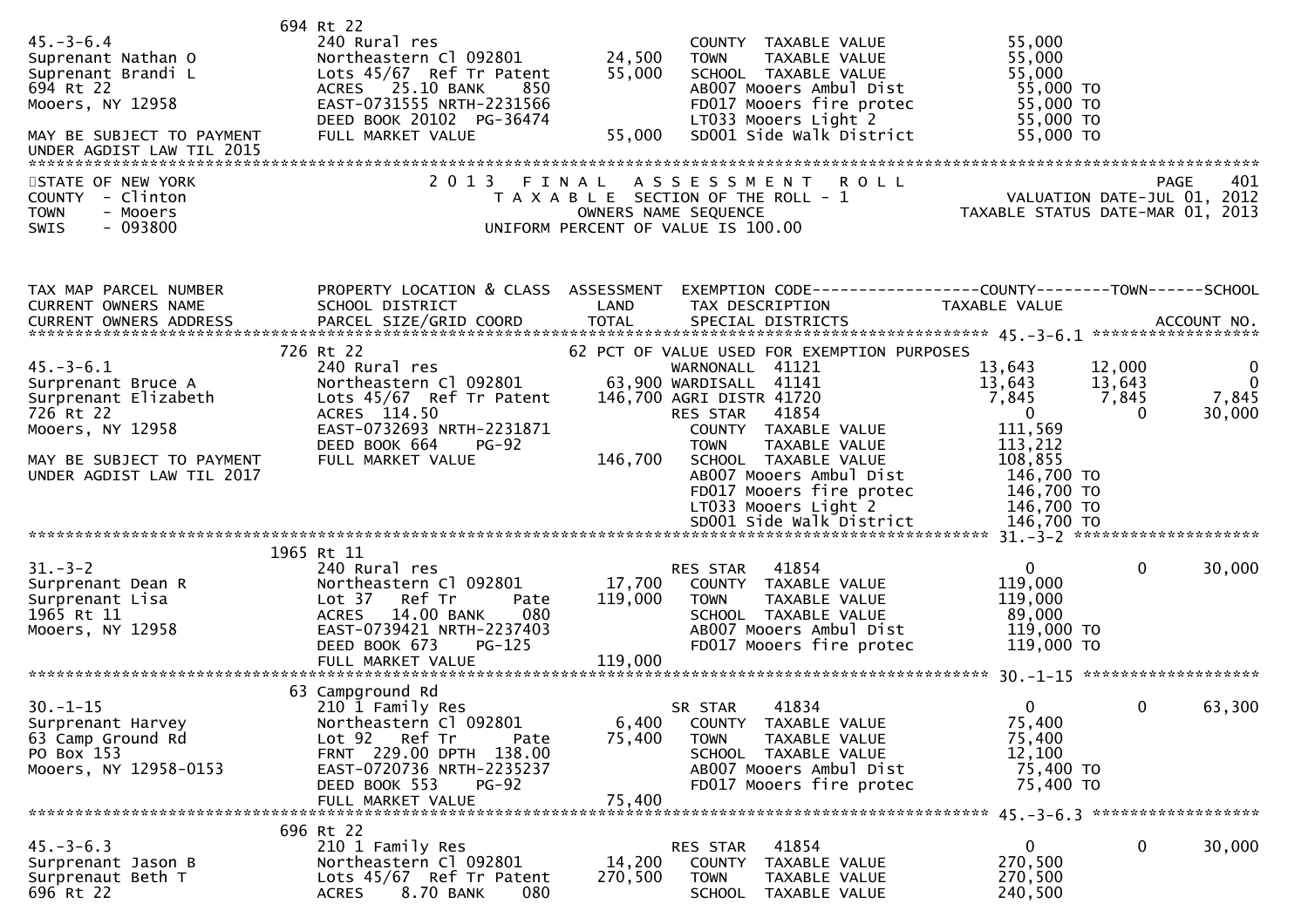```
                              694 Rt 22
45.-3-6.4                    240 Rural res                           COUNTY  TAXABLE VALUE          55,000
Suprenant Nathan O           Northeastern Cl 092801        24,500    TOWN    TAXABLE VALUE          55,000
Suprenant Brandi L           Lots 45/67  Ref Tr Patent     55,000    SCHOOL  TAXABLE VALUE          55,000
694 Rt 22                    ACRES   25.10 BANK     850              AB007 Mooers Ambul Dist         55,000 TO
Mooers, NY 12958             EAST-0731555 NRTH-2231566               FD017 Mooers fire protec        55,000 TO
                             DEED BOOK 20102  PG-36474               LT033 Mooers Light 2            55,000 TO
MAY BE SUBJECT TO PAYMENT    FULL MARKET VALUE             55,000    SD001 Side Walk District        55,000 TO
UNDER AGDIST LAW TIL 2015
******************************************************************************************************************************************
STATE OF NEW YORK                    2 0 1 3   F I N A L   A S S E S S M E N T   R O L L                               PAGE    401
COUNTY  - Clinton                       T A X A B L E  SECTION OF THE ROLL - 1                       VALUATION DATE-JUL 01, 2012
TOWN    - Mooers                              OWNERS NAME SEQUENCE                             TAXABLE STATUS DATE-MAR 01, 2013
SWIS    - 093800                        UNIFORM PERCENT OF VALUE IS 100.00


TAX MAP PARCEL NUMBER          PROPERTY LOCATION & CLASS  ASSESSMENT  EXEMPTION CODE------------------COUNTY--------TOWN------SCHOOL
CURRENT OWNERS NAME            SCHOOL DISTRICT               LAND      TAX DESCRIPTION             TAXABLE VALUE
CURRENT OWNERS ADDRESS         PARCEL SIZE/GRID COORD        TOTAL     SPECIAL DISTRICTS                                  ACCOUNT NO.
********************************************************************************************* 45.-3-6.1 ******************
                              726 Rt 22                             62 PCT OF VALUE USED FOR EXEMPTION PURPOSES
45.-3-6.1                    240 Rural res                           WARNONALL  41121               13,643        12,000            0
Suprenant Bruce A            Northeastern Cl 092801        63,900 WARDISALL  41141                  13,643        13,643            0
Suprenant Elizabeth          Lots 45/67  Ref Tr Patent    146,700 AGRI DISTR 41720                   7,845         7,845        7,845
726 Rt 22                    ACRES  114.50                           RES STAR   41854                    0             0       30,000
Mooers, NY 12958             EAST-0732693 NRTH-2231871               COUNTY  TAXABLE VALUE         111,569
                             DEED BOOK 664    PG-92                  TOWN    TAXABLE VALUE         113,212
MAY BE SUBJECT TO PAYMENT    FULL MARKET VALUE            146,700    SCHOOL  TAXABLE VALUE         108,855
UNDER AGDIST LAW TIL 2017                                            AB007 Mooers Ambul Dist        146,700 TO
                                                                     FD017 Mooers fire protec       146,700 TO
                                                                     LT033 Mooers Light 2           146,700 TO
                                                                     SD001 Side Walk District       146,700 TO
********************************************************************************************* 31.-3-2 ********************
                             1965 Rt 11
31.-3-2                      240 Rural res                           RES STAR   41854                    0             0       30,000
Suprenant Dean R             Northeastern Cl 092801        17,700    COUNTY  TAXABLE VALUE         119,000
Suprenant Lisa               Lot 37   Ref Tr       Pate   119,000    TOWN    TAXABLE VALUE         119,000
1965 Rt 11                   ACRES   14.00 BANK     080              SCHOOL  TAXABLE VALUE          89,000
Mooers, NY 12958             EAST-0739421 NRTH-2237403               AB007 Mooers Ambul Dist        119,000 TO
                             DEED BOOK 673    PG-125                 FD017 Mooers fire protec       119,000 TO
                             FULL MARKET VALUE            119,000
********************************************************************************************* 30.-1-15 *******************
                              63 Campground Rd
30.-1-15                     210 1 Family Res                        SR STAR    41834                    0             0       63,300
Suprenant Harvey             Northeastern Cl 092801         6,400    COUNTY  TAXABLE VALUE          75,400
63 Camp Ground Rd            Lot 92   Ref Tr       Pate    75,400    TOWN    TAXABLE VALUE          75,400
PO Box 153                   FRNT 229.00 DPTH 138.00                 SCHOOL  TAXABLE VALUE          12,100
Mooers, NY 12958-0153        EAST-0720736 NRTH-2235237               AB007 Mooers Ambul Dist         75,400 TO
                             DEED BOOK 553    PG-92                  FD017 Mooers fire protec        75,400 TO
                             FULL MARKET VALUE             75,400
********************************************************************************************* 45.-3-6.3 ******************
                              696 Rt 22
45.-3-6.3                    210 1 Family Res                        RES STAR   41854                    0             0       30,000
Suprenant Jason B            Northeastern Cl 092801        14,200    COUNTY  TAXABLE VALUE         270,500
Suprenaut Beth T             Lots 45/67  Ref Tr Patent    270,500    TOWN    TAXABLE VALUE         270,500
696 Rt 22                    ACRES    8.70 BANK     080              SCHOOL  TAXABLE VALUE         240,500
```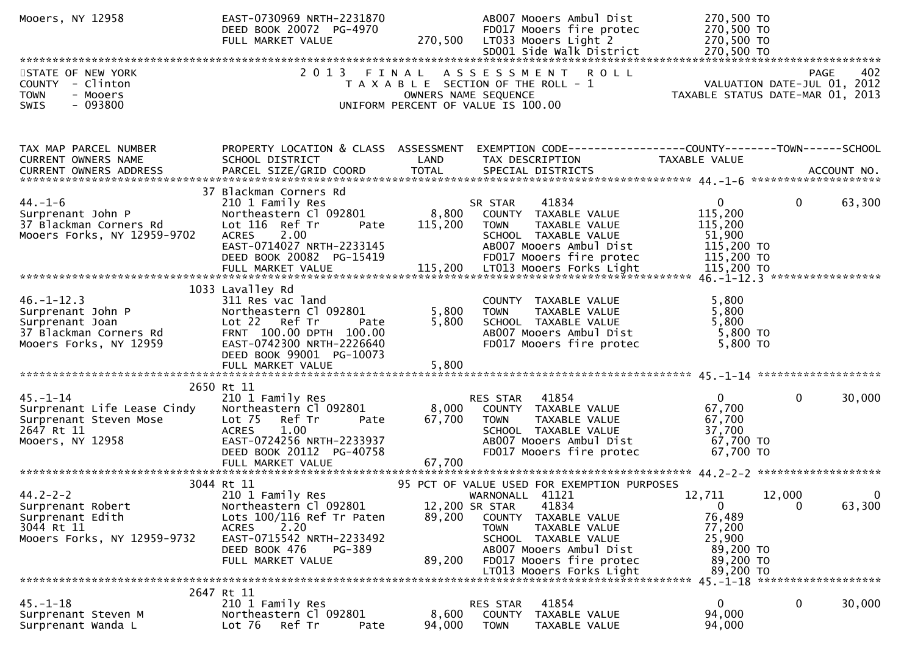```
Mooers, NY 12958               EAST-0730969 NRTH-2231870              AB007 Mooers Ambul Dist         270,500 TO
                               DEED BOOK 20072  PG-4970               FD017 Mooers fire protec        270,500 TO
                               FULL MARKET VALUE             270,500  LT033 Mooers Light 2            270,500 TO
                                                                      SD001 Side Walk District        270,500 TO
******************************************************************************************************************
STATE OF NEW YORK                  2 0 1 3   F I N A L   A S S E S S M E N T   R O L L                       PAGE   402
COUNTY  - Clinton                     T A X A B L E  SECTION OF THE ROLL - 1                 VALUATION DATE-JUL 01, 2012
TOWN    - Mooers                             OWNERS NAME SEQUENCE                        TAXABLE STATUS DATE-MAR 01, 2013
SWIS    - 093800                     UNIFORM PERCENT OF VALUE IS 100.00


TAX MAP PARCEL NUMBER          PROPERTY LOCATION & CLASS  ASSESSMENT  EXEMPTION CODE------------------COUNTY--------TOWN------SCHOOL
CURRENT OWNERS NAME            SCHOOL DISTRICT               LAND     TAX DESCRIPTION              TAXABLE VALUE
CURRENT OWNERS ADDRESS         PARCEL SIZE/GRID COORD       TOTAL     SPECIAL DISTRICTS                                ACCOUNT NO.
********************************************************************************************* 44.-1-6 ********************
                             37 Blackman Corners Rd
44.-1-6                        210 1 Family Res                       SR STAR     41834              0          0       63,300
Surprenant John P              Northeastern Cl 092801        8,800    COUNTY  TAXABLE VALUE          115,200
37 Blackman Corners Rd         Lot 116  Ref Tr       Pate  115,200    TOWN    TAXABLE VALUE          115,200
Mooers Forks, NY 12959-9702    ACRES     2.00                         SCHOOL  TAXABLE VALUE           51,900
                               EAST-0714027 NRTH-2233145              AB007 Mooers Ambul Dist         115,200 TO
                               DEED BOOK 20082  PG-15419              FD017 Mooers fire protec        115,200 TO
                               FULL MARKET VALUE           115,200    LT013 Mooers Forks Light        115,200 TO
********************************************************************************************* 46.-1-12.3 *****************
                             1033 Lavalley Rd
46.-1-12.3                     311 Res vac land                       COUNTY  TAXABLE VALUE            5,800
Surprenant John P              Northeastern Cl 092801        5,800    TOWN    TAXABLE VALUE            5,800
Surprenant Joan                Lot 22   Ref Tr       Pate    5,800    SCHOOL  TAXABLE VALUE            5,800
37 Blackman Corners Rd         FRNT  100.00 DPTH  100.00              AB007 Mooers Ambul Dist           5,800 TO
Mooers Forks, NY 12959         EAST-0742300 NRTH-2226640              FD017 Mooers fire protec          5,800 TO
                               DEED BOOK 99001  PG-10073
                               FULL MARKET VALUE             5,800
********************************************************************************************* 45.-1-14 *******************
                             2650 Rt 11
45.-1-14                       210 1 Family Res                       RES STAR    41854              0          0       30,000
Surprenant Life Lease Cindy    Northeastern Cl 092801        8,000    COUNTY  TAXABLE VALUE           67,700
Surprenant Steven Mose         Lot 75   Ref Tr       Pate   67,700    TOWN    TAXABLE VALUE           67,700
2647 Rt 11                     ACRES     1.00                         SCHOOL  TAXABLE VALUE           37,700
Mooers, NY 12958               EAST-0724256 NRTH-2233937              AB007 Mooers Ambul Dist          67,700 TO
                               DEED BOOK 20112  PG-40758              FD017 Mooers fire protec         67,700 TO
                               FULL MARKET VALUE            67,700
********************************************************************************************* 44.2-2-2 *******************
                             3044 Rt 11                        95 PCT OF VALUE USED FOR EXEMPTION PURPOSES
44.2-2-2                       210 1 Family Res                       WARNONALL   41121         12,711     12,000           0
Surprenant Robert              Northeastern Cl 092801       12,200 SR STAR     41834                 0          0      63,300
Surprenant Edith               Lots 100/116 Ref Tr Paten    89,200    COUNTY  TAXABLE VALUE           76,489
3044 Rt 11                     ACRES     2.20                         TOWN    TAXABLE VALUE           77,200
Mooers Forks, NY 12959-9732    EAST-0715542 NRTH-2233492              SCHOOL  TAXABLE VALUE           25,900
                               DEED BOOK 476    PG-389                AB007 Mooers Ambul Dist          89,200 TO
                               FULL MARKET VALUE            89,200    FD017 Mooers fire protec         89,200 TO
                                                                      LT013 Mooers Forks Light         89,200 TO
********************************************************************************************* 45.-1-18 *******************
                             2647 Rt 11
45.-1-18                       210 1 Family Res                       RES STAR    41854              0          0       30,000
Surprenant Steven M            Northeastern Cl 092801        8,600    COUNTY  TAXABLE VALUE           94,000
Surprenant Wanda L             Lot 76   Ref Tr       Pate   94,000    TOWN    TAXABLE VALUE           94,000
```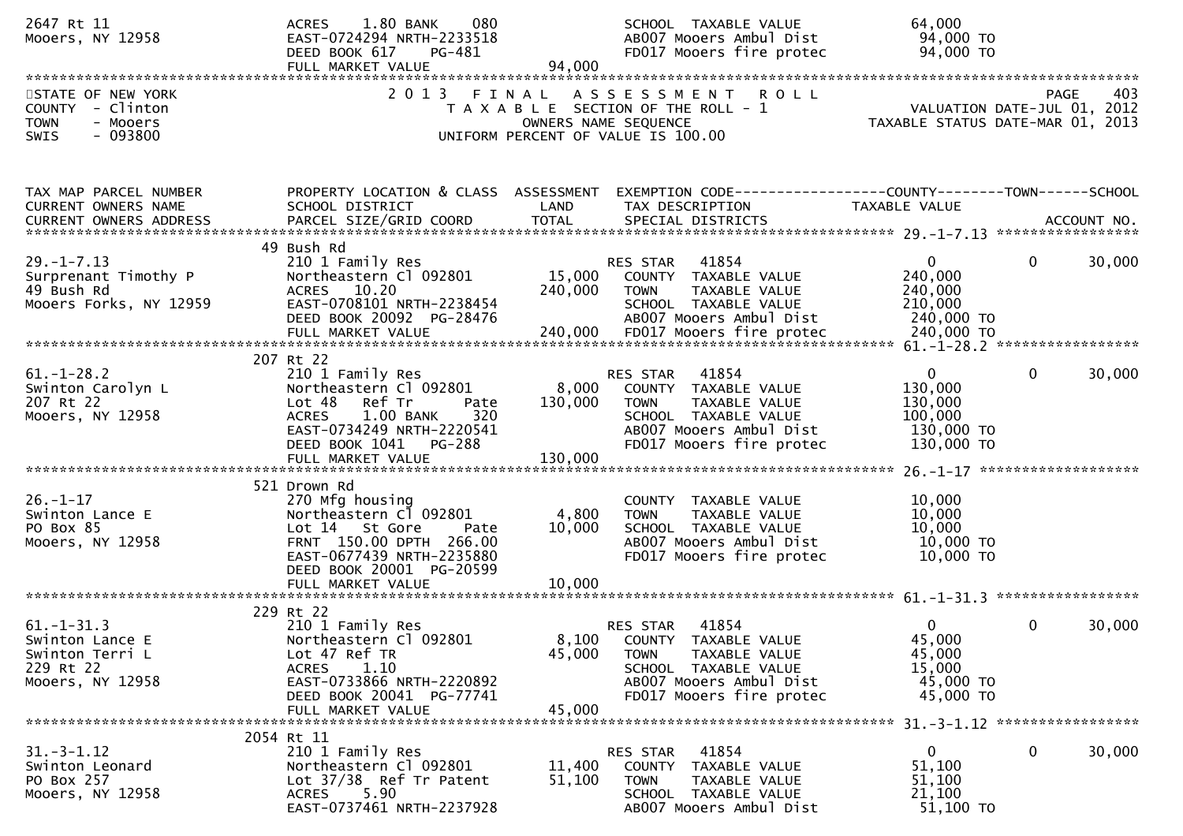```
2647 Rt 11                        ACRES     1.80 BANK     080                   SCHOOL  TAXABLE VALUE             64,000
Mooers, NY 12958                  EAST-0724294 NRTH-2233518                     AB007 Mooers Ambul Dist            94,000 TO
                                  DEED BOOK 617     PG-481                      FD017 Mooers fire protec           94,000 TO
                                  FULL MARKET VALUE                 94,000
******************************************************************************************************************************
STATE OF NEW YORK                 2 0 1 3   F I N A L   A S S E S S M E N T   R O L L                                 PAGE   403
COUNTY  - Clinton                    T A X A B L E  SECTION OF THE ROLL - 1                          VALUATION DATE-JUL 01, 2012
TOWN    - Mooers                          OWNERS NAME SEQUENCE                                  TAXABLE STATUS DATE-MAR 01, 2013
SWIS    - 093800                   UNIFORM PERCENT OF VALUE IS 100.00


TAX MAP PARCEL NUMBER             PROPERTY LOCATION & CLASS  ASSESSMENT  EXEMPTION CODE------------------COUNTY--------TOWN------SCHOOL
CURRENT OWNERS NAME               SCHOOL DISTRICT               LAND      TAX DESCRIPTION            TAXABLE VALUE
CURRENT OWNERS ADDRESS            PARCEL SIZE/GRID COORD        TOTAL     SPECIAL DISTRICTS                                 ACCOUNT NO.
******************************************************************************************************* 29.-1-7.13 *****************
                            49 Bush Rd
29.-1-7.13                        210 1 Family Res                       RES STAR    41854              0              0      30,000
Surprenant Timothy P              Northeastern Cl 092801        15,000    COUNTY  TAXABLE VALUE           240,000
49 Bush Rd                        ACRES    10.20               240,000    TOWN    TAXABLE VALUE           240,000
Mooers Forks, NY 12959            EAST-0708101 NRTH-2238454               SCHOOL  TAXABLE VALUE           210,000
                                  DEED BOOK 20092  PG-28476               AB007 Mooers Ambul Dist          240,000 TO
                                  FULL MARKET VALUE            240,000    FD017 Mooers fire protec         240,000 TO
******************************************************************************************************* 61.-1-28.2 *****************
                            207 Rt 22
61.-1-28.2                        210 1 Family Res                       RES STAR    41854              0              0      30,000
Swinton Carolyn L                 Northeastern Cl 092801         8,000    COUNTY  TAXABLE VALUE           130,000
207 Rt 22                         Lot 48   Ref Tr       Pate   130,000    TOWN    TAXABLE VALUE           130,000
Mooers, NY 12958                  ACRES     1.00 BANK     320             SCHOOL  TAXABLE VALUE           100,000
                                  EAST-0734249 NRTH-2220541               AB007 Mooers Ambul Dist          130,000 TO
                                  DEED BOOK 1041    PG-288                FD017 Mooers fire protec         130,000 TO
                                  FULL MARKET VALUE            130,000
******************************************************************************************************* 26.-1-17 *******************
                            521 Drown Rd
26.-1-17                          270 Mfg housing                         COUNTY  TAXABLE VALUE            10,000
Swinton Lance E                   Northeastern Cl 092801         4,800    TOWN    TAXABLE VALUE            10,000
PO Box 85                         Lot 14   St Gore      Pate    10,000    SCHOOL  TAXABLE VALUE            10,000
Mooers, NY 12958                  FRNT 150.00 DPTH 266.00                 AB007 Mooers Ambul Dist           10,000 TO
                                  EAST-0677439 NRTH-2235880               FD017 Mooers fire protec          10,000 TO
                                  DEED BOOK 20001  PG-20599
                                  FULL MARKET VALUE             10,000
******************************************************************************************************* 61.-1-31.3 *****************
                            229 Rt 22
61.-1-31.3                        210 1 Family Res                       RES STAR    41854              0              0      30,000
Swinton Lance E                   Northeastern Cl 092801         8,100    COUNTY  TAXABLE VALUE            45,000
Swinton Terri L                   Lot 47 Ref TR                 45,000    TOWN    TAXABLE VALUE            45,000
229 Rt 22                         ACRES     1.10                          SCHOOL  TAXABLE VALUE            15,000
Mooers, NY 12958                  EAST-0733866 NRTH-2220892               AB007 Mooers Ambul Dist           45,000 TO
                                  DEED BOOK 20041  PG-77741               FD017 Mooers fire protec          45,000 TO
                                  FULL MARKET VALUE             45,000
******************************************************************************************************* 31.-3-1.12 *****************
                            2054 Rt 11
31.-3-1.12                        210 1 Family Res                       RES STAR    41854              0              0      30,000
Swinton Leonard                   Northeastern Cl 092801        11,400    COUNTY  TAXABLE VALUE            51,100
PO Box 257                        Lot 37/38  Ref Tr Patent      51,100    TOWN    TAXABLE VALUE            51,100
Mooers, NY 12958                  ACRES     5.90                          SCHOOL  TAXABLE VALUE            21,100
                                  EAST-0737461 NRTH-2237928               AB007 Mooers Ambul Dist           51,100 TO
```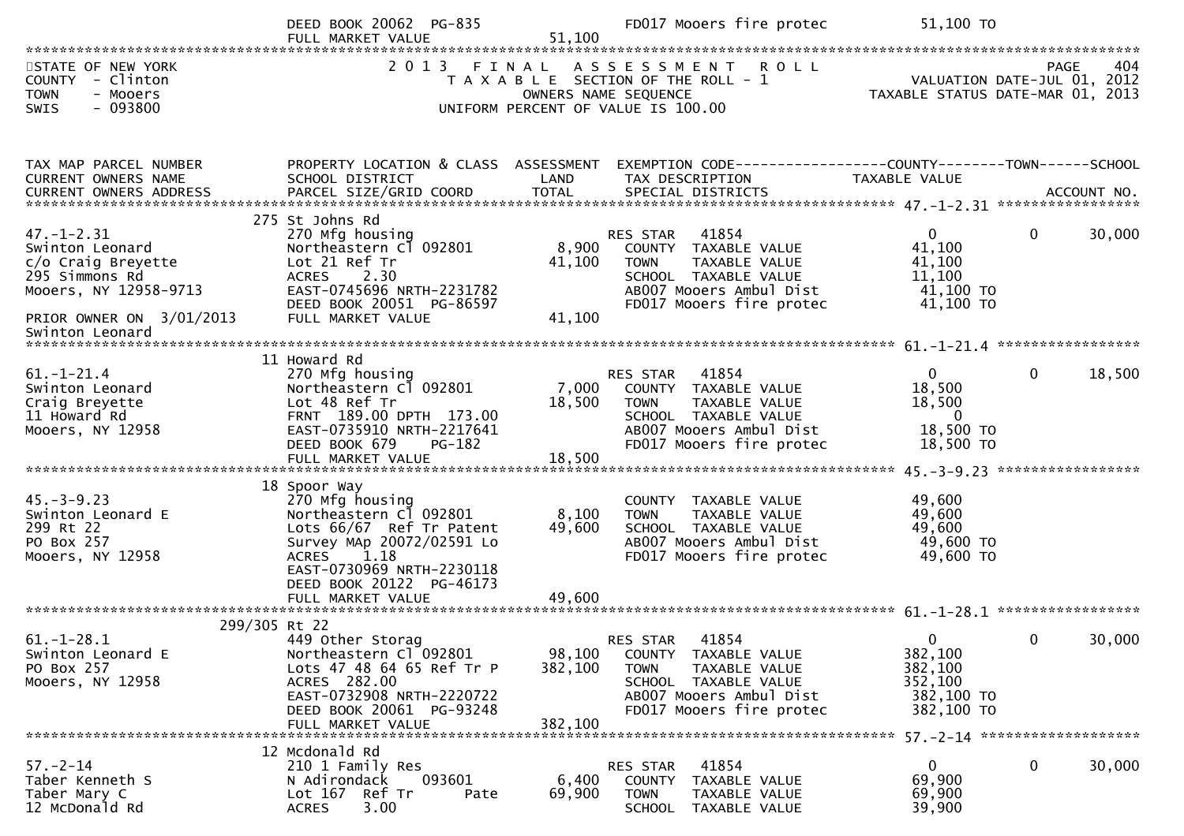| | DEED BOOK 20062 PG-835 | | FD017 Mooers fire protec | 51,100 TO | | |
|---|---|---|---|---|---|---|
| | FULL MARKET VALUE | 51,100 | | | | |

STATE OF NEW YORK — 2013 FINAL ASSESSMENT ROLL — PAGE 404
COUNTY - Clinton — TAXABLE SECTION OF THE ROLL - 1 — VALUATION DATE-JUL 01, 2012
TOWN - Mooers — OWNERS NAME SEQUENCE — TAXABLE STATUS DATE-MAR 01, 2013
SWIS - 093800 — UNIFORM PERCENT OF VALUE IS 100.00

| TAX MAP PARCEL NUMBER / CURRENT OWNERS NAME / CURRENT OWNERS ADDRESS | PROPERTY LOCATION & CLASS / SCHOOL DISTRICT / PARCEL SIZE/GRID COORD | ASSESSMENT LAND / TOTAL | EXEMPTION CODE / TAX DESCRIPTION / SPECIAL DISTRICTS | COUNTY TAXABLE VALUE | TOWN | SCHOOL / ACCOUNT NO. |
|---|---|---|---|---|---|---|
| **47.-1-2.31** | 275 St Johns Rd | | | | | |
| 47.-1-2.31 | 270 Mfg housing | | RES STAR 41854 | 0 | 0 | 30,000 |
| Swinton Leonard | Northeastern Cl 092801 | 8,900 | COUNTY TAXABLE VALUE | 41,100 | | |
| c/o Craig Breyette | Lot 21 Ref Tr | 41,100 | TOWN TAXABLE VALUE | 41,100 | | |
| 295 Simmons Rd | ACRES 2.30 | | SCHOOL TAXABLE VALUE | 11,100 | | |
| Mooers, NY 12958-9713 | EAST-0745696 NRTH-2231782 | | AB007 Mooers Ambul Dist | 41,100 TO | | |
| | DEED BOOK 20051 PG-86597 | | FD017 Mooers fire protec | 41,100 TO | | |
| PRIOR OWNER ON 3/01/2013 | FULL MARKET VALUE | 41,100 | | | | |
| Swinton Leonard | | | | | | |
| **61.-1-21.4** | 11 Howard Rd | | | | | |
| 61.-1-21.4 | 270 Mfg housing | | RES STAR 41854 | 0 | 0 | 18,500 |
| Swinton Leonard | Northeastern Cl 092801 | 7,000 | COUNTY TAXABLE VALUE | 18,500 | | |
| Craig Breyette | Lot 48 Ref Tr | 18,500 | TOWN TAXABLE VALUE | 18,500 | | |
| 11 Howard Rd | FRNT 189.00 DPTH 173.00 | | SCHOOL TAXABLE VALUE | 0 | | |
| Mooers, NY 12958 | EAST-0735910 NRTH-2217641 | | AB007 Mooers Ambul Dist | 18,500 TO | | |
| | DEED BOOK 679 PG-182 | | FD017 Mooers fire protec | 18,500 TO | | |
| | FULL MARKET VALUE | 18,500 | | | | |
| **45.-3-9.23** | 18 Spoor Way | | | | | |
| 45.-3-9.23 | 270 Mfg housing | | COUNTY TAXABLE VALUE | 49,600 | | |
| Swinton Leonard E | Northeastern Cl 092801 | 8,100 | TOWN TAXABLE VALUE | 49,600 | | |
| 299 Rt 22 | Lots 66/67 Ref Tr Patent | 49,600 | SCHOOL TAXABLE VALUE | 49,600 | | |
| PO Box 257 | Survey MAp 20072/02591 Lo | | AB007 Mooers Ambul Dist | 49,600 TO | | |
| Mooers, NY 12958 | ACRES 1.18 | | FD017 Mooers fire protec | 49,600 TO | | |
| | EAST-0730969 NRTH-2230118 | | | | | |
| | DEED BOOK 20122 PG-46173 | | | | | |
| | FULL MARKET VALUE | 49,600 | | | | |
| **61.-1-28.1** | 299/305 Rt 22 | | | | | |
| 61.-1-28.1 | 449 Other Storag | | RES STAR 41854 | 0 | 0 | 30,000 |
| Swinton Leonard E | Northeastern Cl 092801 | 98,100 | COUNTY TAXABLE VALUE | 382,100 | | |
| PO Box 257 | Lots 47 48 64 65 Ref Tr P | 382,100 | TOWN TAXABLE VALUE | 382,100 | | |
| Mooers, NY 12958 | ACRES 282.00 | | SCHOOL TAXABLE VALUE | 352,100 | | |
| | EAST-0732908 NRTH-2220722 | | AB007 Mooers Ambul Dist | 382,100 TO | | |
| | DEED BOOK 20061 PG-93248 | | FD017 Mooers fire protec | 382,100 TO | | |
| | FULL MARKET VALUE | 382,100 | | | | |
| **57.-2-14** | 12 Mcdonald Rd | | | | | |
| 57.-2-14 | 210 1 Family Res | | RES STAR 41854 | 0 | 0 | 30,000 |
| Taber Kenneth S | N Adirondack 093601 | 6,400 | COUNTY TAXABLE VALUE | 69,900 | | |
| Taber Mary C | Lot 167 Ref Tr Pate | 69,900 | TOWN TAXABLE VALUE | 69,900 | | |
| 12 McDonald Rd | ACRES 3.00 | | SCHOOL TAXABLE VALUE | 39,900 | | |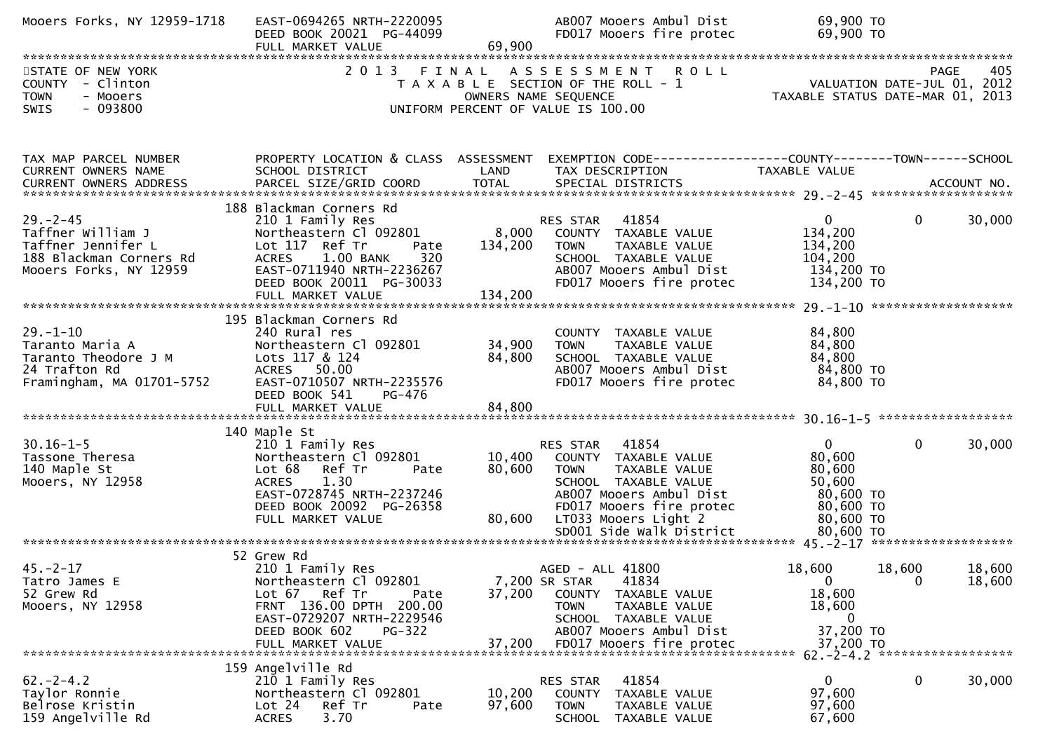```
Mooers Forks, NY 12959-1718    EAST-0694265 NRTH-2220095             AB007 Mooers Ambul Dist              69,900 TO
                               DEED BOOK 20021  PG-44099             FD017 Mooers fire protec             69,900 TO
                               FULL MARKET VALUE              69,900
******************************************************************************************************************************
STATE OF NEW YORK              2 0 1 3   F I N A L   A S S E S S M E N T   R O L L                                 PAGE    405
COUNTY  - Clinton                    T A X A B L E  SECTION OF THE ROLL - 1                     VALUATION DATE-JUL 01, 2012
TOWN    - Mooers                               OWNERS NAME SEQUENCE                          TAXABLE STATUS DATE-MAR 01, 2013
SWIS    - 093800                        UNIFORM PERCENT OF VALUE IS 100.00


TAX MAP PARCEL NUMBER          PROPERTY LOCATION & CLASS  ASSESSMENT  EXEMPTION CODE------------------COUNTY--------TOWN------SCHOOL
CURRENT OWNERS NAME            SCHOOL DISTRICT               LAND      TAX DESCRIPTION              TAXABLE VALUE
CURRENT OWNERS ADDRESS         PARCEL SIZE/GRID COORD        TOTAL     SPECIAL DISTRICTS                                 ACCOUNT NO.
*************************************************************************************************** 29.-2-45 *******************
                               188 Blackman Corners Rd
29.-2-45                       210 1 Family Res                        RES STAR   41854                  0             0     30,000
Taffner William J              Northeastern Cl 092801         8,000    COUNTY  TAXABLE VALUE           134,200
Taffner Jennifer L             Lot 117  Ref Tr      Pate    134,200    TOWN    TAXABLE VALUE           134,200
188 Blackman Corners Rd        ACRES    1.00 BANK    320               SCHOOL  TAXABLE VALUE           104,200
Mooers Forks, NY 12959         EAST-0711940 NRTH-2236267               AB007 Mooers Ambul Dist          134,200 TO
                               DEED BOOK 20011  PG-30033               FD017 Mooers fire protec         134,200 TO
                               FULL MARKET VALUE             134,200
*************************************************************************************************** 29.-1-10 *******************
                               195 Blackman Corners Rd
29.-1-10                       240 Rural res                           COUNTY  TAXABLE VALUE            84,800
Taranto Maria A                Northeastern Cl 092801        34,900    TOWN    TAXABLE VALUE            84,800
Taranto Theodore J M           Lots 117 & 124                84,800    SCHOOL  TAXABLE VALUE            84,800
24 Trafton Rd                  ACRES   50.00                           AB007 Mooers Ambul Dist           84,800 TO
Framingham, MA 01701-5752      EAST-0710507 NRTH-2235576               FD017 Mooers fire protec          84,800 TO
                               DEED BOOK 541     PG-476
                               FULL MARKET VALUE              84,800
*************************************************************************************************** 30.16-1-5 ******************
                               140 Maple St
30.16-1-5                      210 1 Family Res                        RES STAR   41854                  0             0     30,000
Tassone Theresa                Northeastern Cl 092801        10,400    COUNTY  TAXABLE VALUE            80,600
140 Maple St                   Lot 68   Ref Tr      Pate     80,600    TOWN    TAXABLE VALUE            80,600
Mooers, NY 12958               ACRES    1.30                           SCHOOL  TAXABLE VALUE            50,600
                               EAST-0728745 NRTH-2237246               AB007 Mooers Ambul Dist           80,600 TO
                               DEED BOOK 20092  PG-26358               FD017 Mooers fire protec          80,600 TO
                               FULL MARKET VALUE              80,600   LT033 Mooers Light 2              80,600 TO
                                                                       SD001 Side walk District          80,600 TO
*************************************************************************************************** 45.-2-17 *******************
                               52 Grew Rd
45.-2-17                       210 1 Family Res                        AGED - ALL 41800             18,600        18,600     18,600
Tatro James E                  Northeastern Cl 092801         7,200 SR STAR     41834                    0             0     18,600
52 Grew Rd                     Lot 67   Ref Tr      Pate     37,200    COUNTY  TAXABLE VALUE            18,600
Mooers, NY 12958               FRNT 136.00 DPTH 200.00                 TOWN    TAXABLE VALUE            18,600
                               EAST-0729207 NRTH-2229546               SCHOOL  TAXABLE VALUE                 0
                               DEED BOOK 602     PG-322                AB007 Mooers Ambul Dist           37,200 TO
                               FULL MARKET VALUE              37,200   FD017 Mooers fire protec          37,200 TO
*************************************************************************************************** 62.-2-4.2 ******************
                               159 Angelville Rd
62.-2-4.2                      210 1 Family Res                        RES STAR   41854                  0             0     30,000
Taylor Ronnie                  Northeastern Cl 092801        10,200    COUNTY  TAXABLE VALUE            97,600
Belrose Kristin                Lot 24   Ref Tr      Pate     97,600    TOWN    TAXABLE VALUE            97,600
159 Angelville Rd              ACRES    3.70                           SCHOOL  TAXABLE VALUE            67,600
```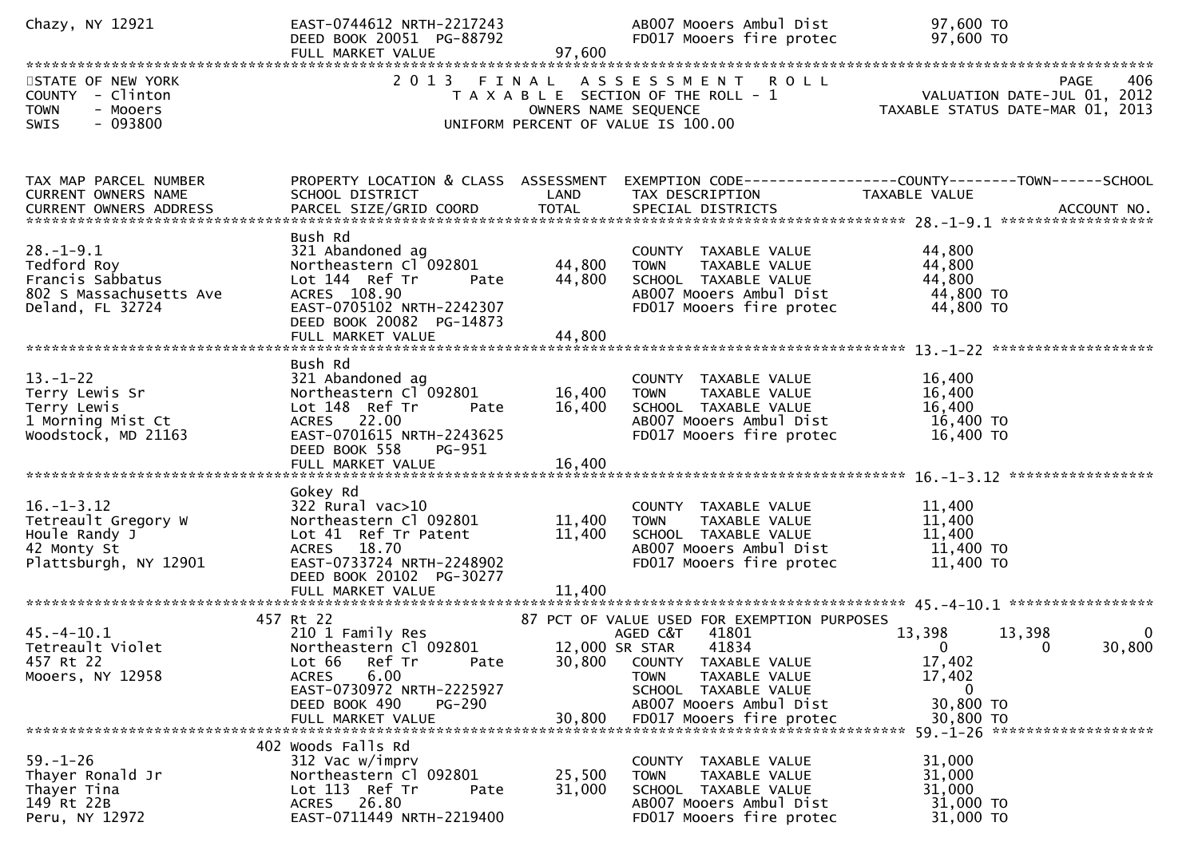```
Chazy, NY 12921              EAST-0744612 NRTH-2217243              AB007 Mooers Ambul Dist              97,600 TO
                             DEED BOOK 20051  PG-88792              FD017 Mooers fire protec             97,600 TO
                             FULL MARKET VALUE              97,600
******************************************************************************************************************************
STATE OF NEW YORK                 2 0 1 3   F I N A L   A S S E S S M E N T   R O L L                          PAGE    406
COUNTY  - Clinton                       T A X A B L E SECTION OF THE ROLL - 1                  VALUATION DATE-JUL 01, 2012
TOWN    - Mooers                              OWNERS NAME SEQUENCE                        TAXABLE STATUS DATE-MAR 01, 2013
SWIS    - 093800                         UNIFORM PERCENT OF VALUE IS 100.00



TAX MAP PARCEL NUMBER         PROPERTY LOCATION & CLASS  ASSESSMENT  EXEMPTION CODE------------------COUNTY--------TOWN------SCHOOL
CURRENT OWNERS NAME           SCHOOL DISTRICT               LAND      TAX DESCRIPTION              TAXABLE VALUE
CURRENT OWNERS ADDRESS        PARCEL SIZE/GRID COORD       TOTAL      SPECIAL DISTRICTS                                  ACCOUNT NO.
******************************************************************************************************* 28.-1-9.1 ******************
                              Bush Rd
28.-1-9.1                     321 Abandoned ag                       COUNTY  TAXABLE VALUE              44,800
Tedford Roy                   Northeastern Cl 092801       44,800    TOWN    TAXABLE VALUE              44,800
Francis Sabbatus              Lot 144  Ref Tr        Pate  44,800    SCHOOL  TAXABLE VALUE              44,800
802 S Massachusetts Ave       ACRES  108.90                          AB007 Mooers Ambul Dist             44,800 TO
Deland, FL 32724              EAST-0705102 NRTH-2242307              FD017 Mooers fire protec            44,800 TO
                              DEED BOOK 20082  PG-14873
                              FULL MARKET VALUE            44,800
******************************************************************************************************* 13.-1-22 *******************
                              Bush Rd
13.-1-22                      321 Abandoned ag                       COUNTY  TAXABLE VALUE              16,400
Terry Lewis Sr                Northeastern Cl 092801       16,400    TOWN    TAXABLE VALUE              16,400
Terry Lewis                   Lot 148  Ref Tr        Pate  16,400    SCHOOL  TAXABLE VALUE              16,400
1 Morning Mist Ct             ACRES   22.00                          AB007 Mooers Ambul Dist             16,400 TO
Woodstock, MD 21163           EAST-0701615 NRTH-2243625              FD017 Mooers fire protec            16,400 TO
                              DEED BOOK 558    PG-951
                              FULL MARKET VALUE            16,400
******************************************************************************************************* 16.-1-3.12 *****************
                              Gokey Rd
16.-1-3.12                    322 Rural vac>10                       COUNTY  TAXABLE VALUE              11,400
Tetreault Gregory W           Northeastern Cl 092801       11,400    TOWN    TAXABLE VALUE              11,400
Houle Randy J                 Lot 41  Ref Tr Patent        11,400    SCHOOL  TAXABLE VALUE              11,400
42 Monty St                   ACRES   18.70                          AB007 Mooers Ambul Dist             11,400 TO
Plattsburgh, NY 12901         EAST-0733724 NRTH-2248902              FD017 Mooers fire protec            11,400 TO
                              DEED BOOK 20102  PG-30277
                              FULL MARKET VALUE            11,400
******************************************************************************************************* 45.-4-10.1 *****************
                          457 Rt 22                          87 PCT OF VALUE USED FOR EXEMPTION PURPOSES
45.-4-10.1                    210 1 Family Res                       AGED C&T    41801               13,398        13,398            0
Tetreault Violet              Northeastern Cl 092801       12,000 SR STAR     41834                    0             0        30,800
457 Rt 22                     Lot 66   Ref Tr        Pate  30,800    COUNTY  TAXABLE VALUE              17,402
Mooers, NY 12958              ACRES    6.00                          TOWN    TAXABLE VALUE              17,402
                              EAST-0730972 NRTH-2225927              SCHOOL  TAXABLE VALUE                   0
                              DEED BOOK 490    PG-290                AB007 Mooers Ambul Dist             30,800 TO
                              FULL MARKET VALUE            30,800    FD017 Mooers fire protec            30,800 TO
******************************************************************************************************* 59.-1-26 *******************
                          402 Woods Falls Rd
59.-1-26                      312 Vac w/imprv                        COUNTY  TAXABLE VALUE              31,000
Thayer Ronald Jr              Northeastern Cl 092801       25,500    TOWN    TAXABLE VALUE              31,000
Thayer Tina                   Lot 113  Ref Tr        Pate  31,000    SCHOOL  TAXABLE VALUE              31,000
149 Rt 22B                    ACRES   26.80                          AB007 Mooers Ambul Dist             31,000 TO
Peru, NY 12972                EAST-0711449 NRTH-2219400              FD017 Mooers fire protec            31,000 TO
```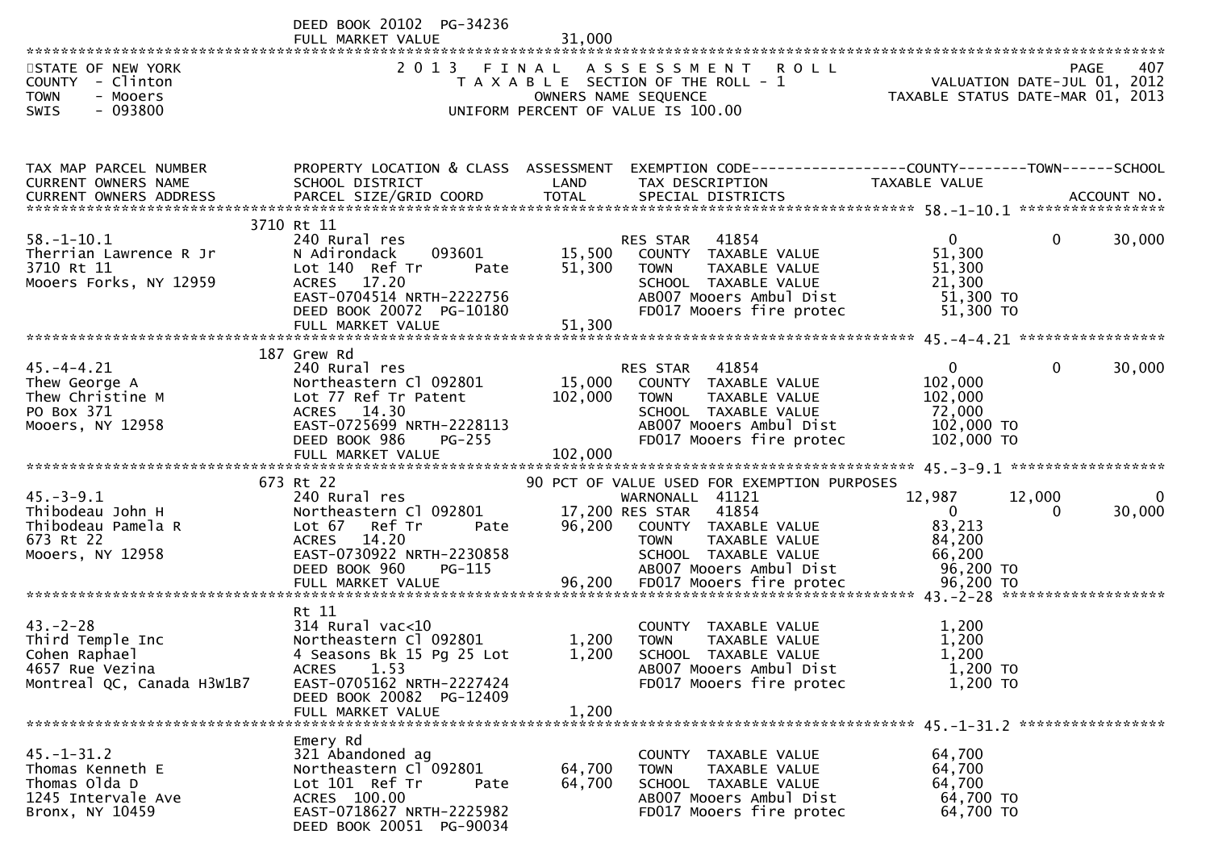DEED BOOK 20102 PG-34236
FULL MARKET VALUE 31,000

STATE OF NEW YORK
COUNTY - Clinton
TOWN - Mooers
SWIS - 093800

2 0 1 3 F I N A L A S S E S S M E N T R O L L
T A X A B L E SECTION OF THE ROLL - 1
OWNERS NAME SEQUENCE
UNIFORM PERCENT OF VALUE IS 100.00

PAGE 407
VALUATION DATE-JUL 01, 2012
TAXABLE STATUS DATE-MAR 01, 2013

| TAX MAP PARCEL NUMBER / CURRENT OWNERS NAME / CURRENT OWNERS ADDRESS | PROPERTY LOCATION & CLASS / SCHOOL DISTRICT / PARCEL SIZE/GRID COORD | ASSESSMENT LAND / TOTAL | EXEMPTION CODE / TAX DESCRIPTION / SPECIAL DISTRICTS | COUNTY TAXABLE VALUE | TOWN | SCHOOL / ACCOUNT NO. |
|---|---|---|---|---|---|---|
| **58.-1-10.1** | 3710 Rt 11 | | | | | |
| 58.-1-10.1 | 240 Rural res | | RES STAR 41854 | 0 | 0 | 30,000 |
| Therrian Lawrence R Jr | N Adirondack 093601 | 15,500 | COUNTY TAXABLE VALUE | 51,300 | | |
| 3710 Rt 11 | Lot 140 Ref Tr Pate | 51,300 | TOWN TAXABLE VALUE | 51,300 | | |
| Mooers Forks, NY 12959 | ACRES 17.20 | | SCHOOL TAXABLE VALUE | 21,300 | | |
| | EAST-0704514 NRTH-2222756 | | AB007 Mooers Ambul Dist | 51,300 TO | | |
| | DEED BOOK 20072 PG-10180 | | FD017 Mooers fire protec | 51,300 TO | | |
| | FULL MARKET VALUE | 51,300 | | | | |
| **45.-4-4.21** | 187 Grew Rd | | | | | |
| 45.-4-4.21 | 240 Rural res | | RES STAR 41854 | 0 | 0 | 30,000 |
| Thew George A | Northeastern Cl 092801 | 15,000 | COUNTY TAXABLE VALUE | 102,000 | | |
| Thew Christine M | Lot 77 Ref Tr Patent | 102,000 | TOWN TAXABLE VALUE | 102,000 | | |
| PO Box 371 | ACRES 14.30 | | SCHOOL TAXABLE VALUE | 72,000 | | |
| Mooers, NY 12958 | EAST-0725699 NRTH-2228113 | | AB007 Mooers Ambul Dist | 102,000 TO | | |
| | DEED BOOK 986 PG-255 | | FD017 Mooers fire protec | 102,000 TO | | |
| | FULL MARKET VALUE | 102,000 | | | | |
| **45.-3-9.1** | 673 Rt 22 | | 90 PCT OF VALUE USED FOR EXEMPTION PURPOSES | | | |
| 45.-3-9.1 | 240 Rural res | | WARNONALL 41121 | 12,987 | 12,000 | 0 |
| Thibodeau John H | Northeastern Cl 092801 | 17,200 | RES STAR 41854 | 0 | 0 | 30,000 |
| Thibodeau Pamela R | Lot 67 Ref Tr Pate | 96,200 | COUNTY TAXABLE VALUE | 83,213 | | |
| 673 Rt 22 | ACRES 14.20 | | TOWN TAXABLE VALUE | 84,200 | | |
| Mooers, NY 12958 | EAST-0730922 NRTH-2230858 | | SCHOOL TAXABLE VALUE | 66,200 | | |
| | DEED BOOK 960 PG-115 | | AB007 Mooers Ambul Dist | 96,200 TO | | |
| | FULL MARKET VALUE | 96,200 | FD017 Mooers fire protec | 96,200 TO | | |
| **43.-2-28** | Rt 11 | | | | | |
| 43.-2-28 | 314 Rural vac<10 | | COUNTY TAXABLE VALUE | 1,200 | | |
| Third Temple Inc | Northeastern Cl 092801 | 1,200 | TOWN TAXABLE VALUE | 1,200 | | |
| Cohen Raphael | 4 Seasons Bk 15 Pg 25 Lot | 1,200 | SCHOOL TAXABLE VALUE | 1,200 | | |
| 4657 Rue Vezina | ACRES 1.53 | | AB007 Mooers Ambul Dist | 1,200 TO | | |
| Montreal QC, Canada H3W1B7 | EAST-0705162 NRTH-2227424 | | FD017 Mooers fire protec | 1,200 TO | | |
| | DEED BOOK 20082 PG-12409 | | | | | |
| | FULL MARKET VALUE | 1,200 | | | | |
| **45.-1-31.2** | Emery Rd | | | | | |
| 45.-1-31.2 | 321 Abandoned ag | | COUNTY TAXABLE VALUE | 64,700 | | |
| Thomas Kenneth E | Northeastern Cl 092801 | 64,700 | TOWN TAXABLE VALUE | 64,700 | | |
| Thomas Olda D | Lot 101 Ref Tr Pate | 64,700 | SCHOOL TAXABLE VALUE | 64,700 | | |
| 1245 Intervale Ave | ACRES 100.00 | | AB007 Mooers Ambul Dist | 64,700 TO | | |
| Bronx, NY 10459 | EAST-0718627 NRTH-2225982 | | FD017 Mooers fire protec | 64,700 TO | | |
| | DEED BOOK 20051 PG-90034 | | | | | |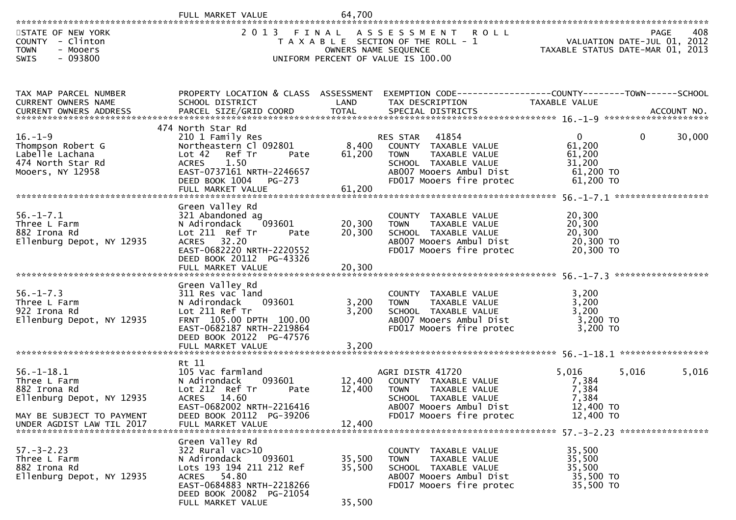FULL MARKET VALUE 64,700

STATE OF NEW YORK
COUNTY - Clinton
TOWN - Mooers
SWIS - 093800

2013 FINAL ASSESSMENT ROLL
TAXABLE SECTION OF THE ROLL - 1
OWNERS NAME SEQUENCE
UNIFORM PERCENT OF VALUE IS 100.00

VALUATION DATE-JUL 01, 2012
TAXABLE STATUS DATE-MAR 01, 2013

| TAX MAP PARCEL NUMBER / CURRENT OWNERS NAME / CURRENT OWNERS ADDRESS | PROPERTY LOCATION & CLASS / SCHOOL DISTRICT / PARCEL SIZE/GRID COORD | ASSESSMENT LAND | TOTAL | EXEMPTION CODE / TAX DESCRIPTION / SPECIAL DISTRICTS | COUNTY TAXABLE VALUE | TOWN | SCHOOL |
|---|---|---|---|---|---|---|---|
| **16.-1-9** | 474 North Star Rd | | | | | | |
| 16.-1-9 | 210 1 Family Res | | | RES STAR 41854 | 0 | 0 | 30,000 |
| Thompson Robert G | Northeastern Cl 092801 | 8,400 | | COUNTY TAXABLE VALUE | 61,200 | | |
| Labelle Lachana | Lot 42 Ref Tr Pate | | 61,200 | TOWN TAXABLE VALUE | 61,200 | | |
| 474 North Star Rd | ACRES 1.50 | | | SCHOOL TAXABLE VALUE | 31,200 | | |
| Mooers, NY 12958 | EAST-0737161 NRTH-2246657 | | | AB007 Mooers Ambul Dist | 61,200 TO | | |
| | DEED BOOK 1004 PG-273 | | | FD017 Mooers fire protec | 61,200 TO | | |
| | FULL MARKET VALUE | | 61,200 | | | | |
| **56.-1-7.1** | Green Valley Rd | | | | | | |
| 56.-1-7.1 | 321 Abandoned ag | | | COUNTY TAXABLE VALUE | 20,300 | | |
| Three L Farm | N Adirondack 093601 | 20,300 | | TOWN TAXABLE VALUE | 20,300 | | |
| 882 Irona Rd | Lot 211 Ref Tr Pate | | 20,300 | SCHOOL TAXABLE VALUE | 20,300 | | |
| Ellenburg Depot, NY 12935 | ACRES 32.20 | | | AB007 Mooers Ambul Dist | 20,300 TO | | |
| | EAST-0682220 NRTH-2220552 | | | FD017 Mooers fire protec | 20,300 TO | | |
| | DEED BOOK 20112 PG-43326 | | | | | | |
| | FULL MARKET VALUE | | 20,300 | | | | |
| **56.-1-7.3** | Green Valley Rd | | | | | | |
| 56.-1-7.3 | 311 Res vac land | | | COUNTY TAXABLE VALUE | 3,200 | | |
| Three L Farm | N Adirondack 093601 | 3,200 | | TOWN TAXABLE VALUE | 3,200 | | |
| 922 Irona Rd | Lot 211 Ref Tr | | 3,200 | SCHOOL TAXABLE VALUE | 3,200 | | |
| Ellenburg Depot, NY 12935 | FRNT 105.00 DPTH 100.00 | | | AB007 Mooers Ambul Dist | 3,200 TO | | |
| | EAST-0682187 NRTH-2219864 | | | FD017 Mooers fire protec | 3,200 TO | | |
| | DEED BOOK 20122 PG-47576 | | | | | | |
| | FULL MARKET VALUE | | 3,200 | | | | |
| **56.-1-18.1** | Rt 11 | | | | | | |
| 56.-1-18.1 | 105 Vac farmland | | | AGRI DISTR 41720 | 5,016 | 5,016 | 5,016 |
| Three L Farm | N Adirondack 093601 | 12,400 | | COUNTY TAXABLE VALUE | 7,384 | | |
| 882 Irona Rd | Lot 212 Ref Tr Pate | | 12,400 | TOWN TAXABLE VALUE | 7,384 | | |
| Ellenburg Depot, NY 12935 | ACRES 14.60 | | | SCHOOL TAXABLE VALUE | 7,384 | | |
| | EAST-0682002 NRTH-2216416 | | | AB007 Mooers Ambul Dist | 12,400 TO | | |
| MAY BE SUBJECT TO PAYMENT | DEED BOOK 20112 PG-39206 | | | FD017 Mooers fire protec | 12,400 TO | | |
| UNDER AGDIST LAW TIL 2017 | FULL MARKET VALUE | | 12,400 | | | | |
| **57.-3-2.23** | Green Valley Rd | | | | | | |
| 57.-3-2.23 | 322 Rural vac>10 | | | COUNTY TAXABLE VALUE | 35,500 | | |
| Three L Farm | N Adirondack 093601 | 35,500 | | TOWN TAXABLE VALUE | 35,500 | | |
| 882 Irona Rd | Lots 193 194 211 212 Ref | | 35,500 | SCHOOL TAXABLE VALUE | 35,500 | | |
| Ellenburg Depot, NY 12935 | ACRES 54.80 | | | AB007 Mooers Ambul Dist | 35,500 TO | | |
| | EAST-0684883 NRTH-2218266 | | | FD017 Mooers fire protec | 35,500 TO | | |
| | DEED BOOK 20082 PG-21054 | | | | | | |
| | FULL MARKET VALUE | | 35,500 | | | | |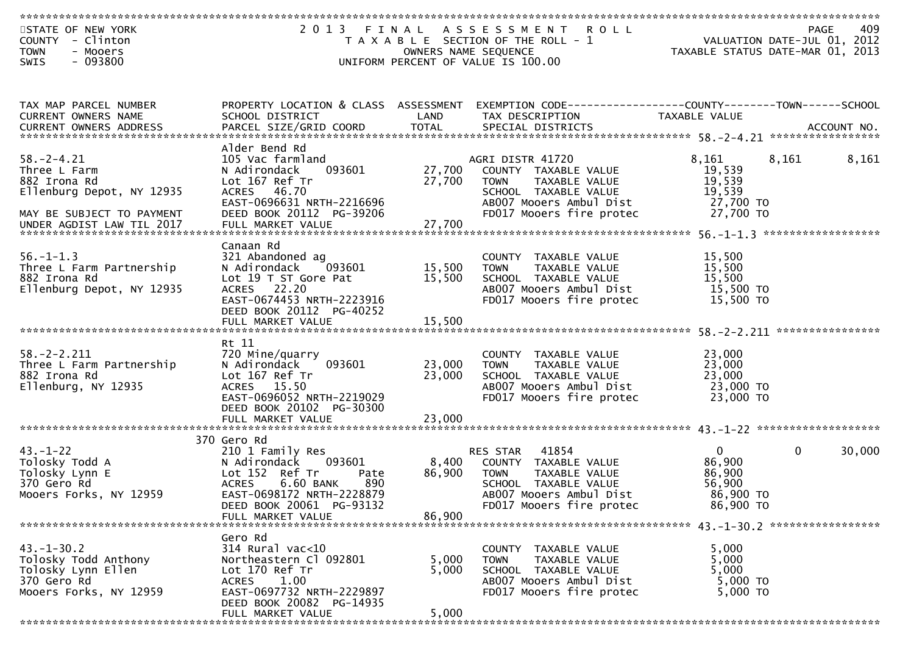STATE OF NEW YORK
COUNTY - Clinton
TOWN - Mooers
SWIS - 093800

2013 FINAL ASSESSMENT ROLL
TAXABLE SECTION OF THE ROLL - 1
OWNERS NAME SEQUENCE
UNIFORM PERCENT OF VALUE IS 100.00

VALUATION DATE-JUL 01, 2012
TAXABLE STATUS DATE-MAR 01, 2013

| TAX MAP PARCEL NUMBER / CURRENT OWNERS NAME / CURRENT OWNERS ADDRESS | PROPERTY LOCATION & CLASS / SCHOOL DISTRICT / PARCEL SIZE/GRID COORD | ASSESSMENT LAND | ASSESSMENT TOTAL | EXEMPTION CODE / TAX DESCRIPTION / SPECIAL DISTRICTS | COUNTY TAXABLE VALUE | TOWN | SCHOOL | ACCOUNT NO. |
|---|---|---|---|---|---|---|---|---|
| 58.-2-4.21 | Alder Bend Rd | | | | | | | |
| Three L Farm | 105 Vac farmland | | | AGRI DISTR 41720 | 8,161 | 8,161 | 8,161 | |
| 882 Irona Rd | N Adirondack 093601 | 27,700 | | COUNTY TAXABLE VALUE | 19,539 | | | |
| Ellenburg Depot, NY 12935 | Lot 167 Ref Tr | | 27,700 | TOWN TAXABLE VALUE | 19,539 | | | |
| | ACRES 46.70 | | | SCHOOL TAXABLE VALUE | 19,539 | | | |
| | EAST-0696631 NRTH-2216696 | | | AB007 Mooers Ambul Dist | 27,700 TO | | | |
| MAY BE SUBJECT TO PAYMENT | DEED BOOK 20112 PG-39206 | | | FD017 Mooers fire protec | 27,700 TO | | | |
| UNDER AGDIST LAW TIL 2017 | FULL MARKET VALUE | | 27,700 | | | | | |
| 56.-1-1.3 | Canaan Rd | | | | | | | |
| Three L Farm Partnership | 321 Abandoned ag | | | COUNTY TAXABLE VALUE | 15,500 | | | |
| 882 Irona Rd | N Adirondack 093601 | 15,500 | | TOWN TAXABLE VALUE | 15,500 | | | |
| Ellenburg Depot, NY 12935 | Lot 19 T ST Gore Pat | | 15,500 | SCHOOL TAXABLE VALUE | 15,500 | | | |
| | ACRES 22.20 | | | AB007 Mooers Ambul Dist | 15,500 TO | | | |
| | EAST-0674453 NRTH-2223916 | | | FD017 Mooers fire protec | 15,500 TO | | | |
| | DEED BOOK 20112 PG-40252 | | | | | | | |
| | FULL MARKET VALUE | | 15,500 | | | | | |
| 58.-2-2.211 | Rt 11 | | | | | | | |
| Three L Farm Partnership | 720 Mine/quarry | | | COUNTY TAXABLE VALUE | 23,000 | | | |
| 882 Irona Rd | N Adirondack 093601 | 23,000 | | TOWN TAXABLE VALUE | 23,000 | | | |
| Ellenburg, NY 12935 | Lot 167 Ref Tr | | 23,000 | SCHOOL TAXABLE VALUE | 23,000 | | | |
| | ACRES 15.50 | | | AB007 Mooers Ambul Dist | 23,000 TO | | | |
| | EAST-0696052 NRTH-2219029 | | | FD017 Mooers fire protec | 23,000 TO | | | |
| | DEED BOOK 20102 PG-30300 | | | | | | | |
| | FULL MARKET VALUE | | 23,000 | | | | | |
| 43.-1-22 | 370 Gero Rd | | | | | | | |
| Tolosky Todd A | 210 1 Family Res | | | RES STAR 41854 | 0 | 0 | 30,000 | |
| Tolosky Lynn E | N Adirondack 093601 | 8,400 | | COUNTY TAXABLE VALUE | 86,900 | | | |
| 370 Gero Rd | Lot 152 Ref Tr Pate | | 86,900 | TOWN TAXABLE VALUE | 86,900 | | | |
| Mooers Forks, NY 12959 | ACRES 6.60 BANK 890 | | | SCHOOL TAXABLE VALUE | 56,900 | | | |
| | EAST-0698172 NRTH-2228879 | | | AB007 Mooers Ambul Dist | 86,900 TO | | | |
| | DEED BOOK 20061 PG-93132 | | | FD017 Mooers fire protec | 86,900 TO | | | |
| | FULL MARKET VALUE | | 86,900 | | | | | |
| 43.-1-30.2 | Gero Rd | | | | | | | |
| Tolosky Todd Anthony | 314 Rural vac<10 | | | COUNTY TAXABLE VALUE | 5,000 | | | |
| Tolosky Lynn Ellen | Northeastern Cl 092801 | 5,000 | | TOWN TAXABLE VALUE | 5,000 | | | |
| 370 Gero Rd | Lot 170 Ref Tr | | 5,000 | SCHOOL TAXABLE VALUE | 5,000 | | | |
| Mooers Forks, NY 12959 | ACRES 1.00 | | | AB007 Mooers Ambul Dist | 5,000 TO | | | |
| | EAST-0697732 NRTH-2229897 | | | FD017 Mooers fire protec | 5,000 TO | | | |
| | DEED BOOK 20082 PG-14935 | | | | | | | |
| | FULL MARKET VALUE | | 5,000 | | | | | |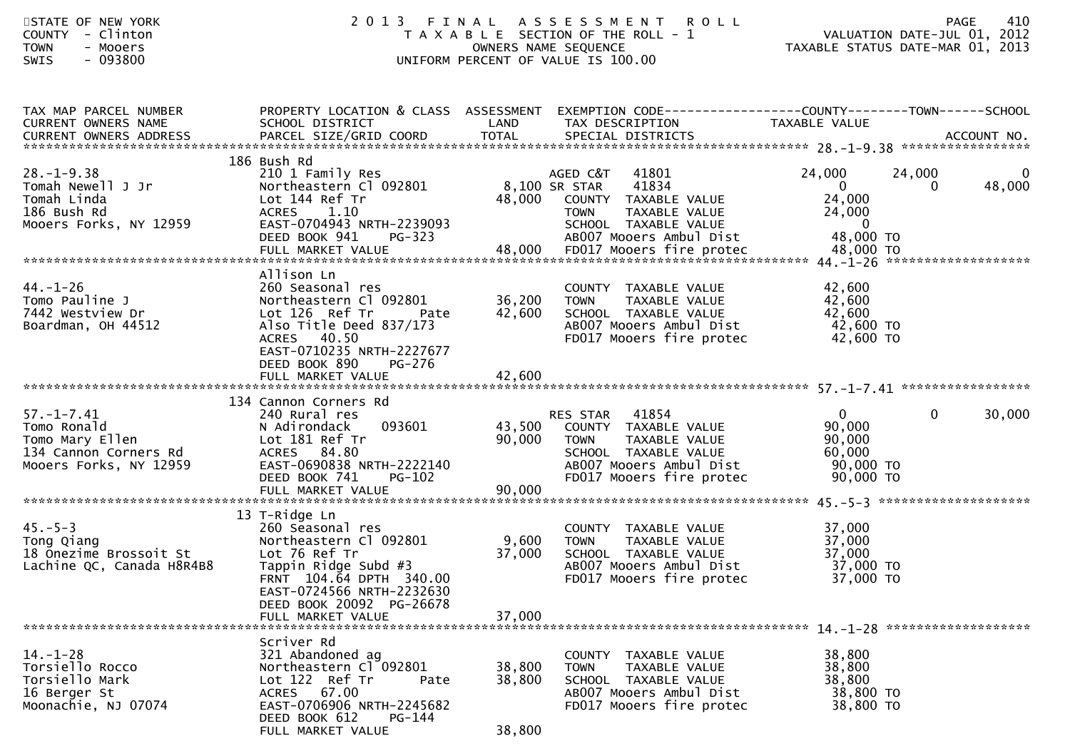STATE OF NEW YORK
COUNTY - Clinton
TOWN - Mooers
SWIS - 093800

# 2013 FINAL ASSESSMENT ROLL
TAXABLE SECTION OF THE ROLL - 1
OWNERS NAME SEQUENCE
UNIFORM PERCENT OF VALUE IS 100.00

VALUATION DATE-JUL 01, 2012
TAXABLE STATUS DATE-MAR 01, 2013

| TAX MAP PARCEL NUMBER / CURRENT OWNERS NAME / CURRENT OWNERS ADDRESS | PROPERTY LOCATION & CLASS / SCHOOL DISTRICT / PARCEL SIZE/GRID COORD | ASSESSMENT LAND / TOTAL | EXEMPTION CODE / TAX DESCRIPTION / SPECIAL DISTRICTS | COUNTY TAXABLE VALUE | TOWN | SCHOOL / ACCOUNT NO. |
|---|---|---|---|---|---|---|
| **28.-1-9.38** | 186 Bush Rd | | | | | |
| 28.-1-9.38 | 210 1 Family Res | | AGED C&T 41801 | 24,000 | 24,000 | 0 |
| Tomah Newell J Jr | Northeastern Cl 092801 | 8,100 | SR STAR 41834 | 0 | 0 | 48,000 |
| Tomah Linda | Lot 144 Ref Tr | 48,000 | COUNTY TAXABLE VALUE | 24,000 | | |
| 186 Bush Rd | ACRES 1.10 | | TOWN TAXABLE VALUE | 24,000 | | |
| Mooers Forks, NY 12959 | EAST-0704943 NRTH-2239093 | | SCHOOL TAXABLE VALUE | 0 | | |
| | DEED BOOK 941 PG-323 | | AB007 Mooers Ambul Dist | 48,000 TO | | |
| | FULL MARKET VALUE | 48,000 | FD017 Mooers fire protec | 48,000 TO | | |
| **44.-1-26** | Allison Ln | | | | | |
| 44.-1-26 | 260 Seasonal res | | COUNTY TAXABLE VALUE | 42,600 | | |
| Tomo Pauline J | Northeastern Cl 092801 | 36,200 | TOWN TAXABLE VALUE | 42,600 | | |
| 7442 Westview Dr | Lot 126 Ref Tr Pate | 42,600 | SCHOOL TAXABLE VALUE | 42,600 | | |
| Boardman, OH 44512 | Also Title Deed 837/173 | | AB007 Mooers Ambul Dist | 42,600 TO | | |
| | ACRES 40.50 | | FD017 Mooers fire protec | 42,600 TO | | |
| | EAST-0710235 NRTH-2227677 | | | | | |
| | DEED BOOK 890 PG-276 | | | | | |
| | FULL MARKET VALUE | 42,600 | | | | |
| **57.-1-7.41** | 134 Cannon Corners Rd | | | | | |
| 57.-1-7.41 | 240 Rural res | | RES STAR 41854 | 0 | 0 | 30,000 |
| Tomo Ronald | N Adirondack 093601 | 43,500 | COUNTY TAXABLE VALUE | 90,000 | | |
| Tomo Mary Ellen | Lot 181 Ref Tr | 90,000 | TOWN TAXABLE VALUE | 90,000 | | |
| 134 Cannon Corners Rd | ACRES 84.80 | | SCHOOL TAXABLE VALUE | 60,000 | | |
| Mooers Forks, NY 12959 | EAST-0690838 NRTH-2222140 | | AB007 Mooers Ambul Dist | 90,000 TO | | |
| | DEED BOOK 741 PG-102 | | FD017 Mooers fire protec | 90,000 TO | | |
| | FULL MARKET VALUE | 90,000 | | | | |
| **45.-5-3** | 13 T-Ridge Ln | | | | | |
| 45.-5-3 | 260 Seasonal res | | COUNTY TAXABLE VALUE | 37,000 | | |
| Tong Qiang | Northeastern Cl 092801 | 9,600 | TOWN TAXABLE VALUE | 37,000 | | |
| 18 Onezime Brossoit St | Lot 76 Ref Tr | 37,000 | SCHOOL TAXABLE VALUE | 37,000 | | |
| Lachine QC, Canada H8R4B8 | Tappin Ridge Subd #3 | | AB007 Mooers Ambul Dist | 37,000 TO | | |
| | FRNT 104.64 DPTH 340.00 | | FD017 Mooers fire protec | 37,000 TO | | |
| | EAST-0724566 NRTH-2232630 | | | | | |
| | DEED BOOK 20092 PG-26678 | | | | | |
| | FULL MARKET VALUE | 37,000 | | | | |
| **14.-1-28** | Scriver Rd | | | | | |
| 14.-1-28 | 321 Abandoned ag | | COUNTY TAXABLE VALUE | 38,800 | | |
| Torsiello Rocco | Northeastern Cl 092801 | 38,800 | TOWN TAXABLE VALUE | 38,800 | | |
| Torsiello Mark | Lot 122 Ref Tr Pate | 38,800 | SCHOOL TAXABLE VALUE | 38,800 | | |
| 16 Berger St | ACRES 67.00 | | AB007 Mooers Ambul Dist | 38,800 TO | | |
| Moonachie, NJ 07074 | EAST-0706906 NRTH-2245682 | | FD017 Mooers fire protec | 38,800 TO | | |
| | DEED BOOK 612 PG-144 | | | | | |
| | FULL MARKET VALUE | 38,800 | | | | |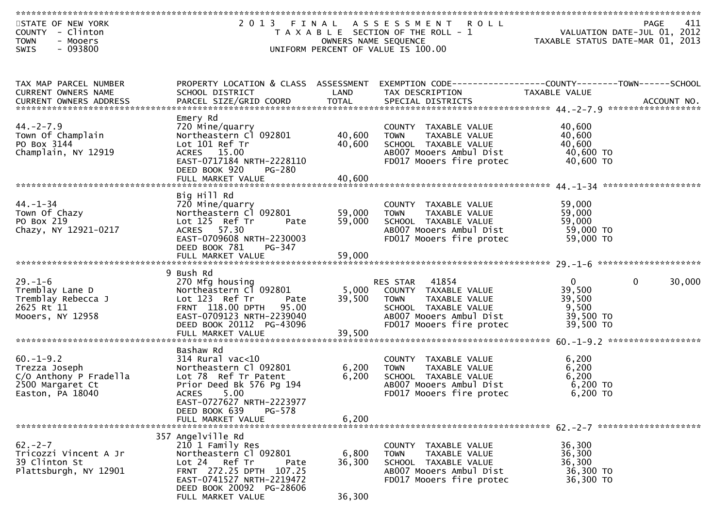STATE OF NEW YORK
COUNTY - Clinton
TOWN - Mooers
SWIS - 093800

2 0 1 3 F I N A L A S S E S S M E N T R O L L
T A X A B L E SECTION OF THE ROLL - 1
OWNERS NAME SEQUENCE
UNIFORM PERCENT OF VALUE IS 100.00

PAGE 411
VALUATION DATE-JUL 01, 2012
TAXABLE STATUS DATE-MAR 01, 2013

| TAX MAP PARCEL NUMBER / CURRENT OWNERS NAME / CURRENT OWNERS ADDRESS | PROPERTY LOCATION & CLASS / SCHOOL DISTRICT / PARCEL SIZE/GRID COORD | ASSESSMENT LAND | ASSESSMENT TOTAL | EXEMPTION CODE / TAX DESCRIPTION / SPECIAL DISTRICTS | COUNTY TAXABLE VALUE | TOWN | SCHOOL | ACCOUNT NO. |
|---|---|---|---|---|---|---|---|---|
| **44.-2-7.9** | Emery Rd | | | | | | | |
| 44.-2-7.9 | 720 Mine/quarry | | | COUNTY TAXABLE VALUE | 40,600 | | | |
| Town Of Champlain | Northeastern Cl 092801 | 40,600 | | TOWN TAXABLE VALUE | 40,600 | | | |
| PO Box 3144 | Lot 101 Ref Tr | | 40,600 | SCHOOL TAXABLE VALUE | 40,600 | | | |
| Champlain, NY 12919 | ACRES 15.00 | | | AB007 Mooers Ambul Dist | 40,600 TO | | | |
| | EAST-0717184 NRTH-2228110 | | | FD017 Mooers fire protec | 40,600 TO | | | |
| | DEED BOOK 920 PG-280 | | | | | | | |
| | FULL MARKET VALUE | | 40,600 | | | | | |
| **44.-1-34** | Big Hill Rd | | | | | | | |
| 44.-1-34 | 720 Mine/quarry | | | COUNTY TAXABLE VALUE | 59,000 | | | |
| Town Of Chazy | Northeastern Cl 092801 | 59,000 | | TOWN TAXABLE VALUE | 59,000 | | | |
| PO Box 219 | Lot 125 Ref Tr Pate | | 59,000 | SCHOOL TAXABLE VALUE | 59,000 | | | |
| Chazy, NY 12921-0217 | ACRES 57.30 | | | AB007 Mooers Ambul Dist | 59,000 TO | | | |
| | EAST-0709608 NRTH-2230003 | | | FD017 Mooers fire protec | 59,000 TO | | | |
| | DEED BOOK 781 PG-347 | | | | | | | |
| | FULL MARKET VALUE | | 59,000 | | | | | |
| **29.-1-6** | 9 Bush Rd | | | | | | | |
| 29.-1-6 | 270 Mfg housing | | | RES STAR 41854 | 0 | 0 | 30,000 | |
| Tremblay Lane D | Northeastern Cl 092801 | 5,000 | | COUNTY TAXABLE VALUE | 39,500 | | | |
| Tremblay Rebecca J | Lot 123 Ref Tr Pate | | 39,500 | TOWN TAXABLE VALUE | 39,500 | | | |
| 2625 Rt 11 | FRNT 118.00 DPTH 95.00 | | | SCHOOL TAXABLE VALUE | 9,500 | | | |
| Mooers, NY 12958 | EAST-0709123 NRTH-2239040 | | | AB007 Mooers Ambul Dist | 39,500 TO | | | |
| | DEED BOOK 20112 PG-43096 | | | FD017 Mooers fire protec | 39,500 TO | | | |
| | FULL MARKET VALUE | | 39,500 | | | | | |
| **60.-1-9.2** | Bashaw Rd | | | | | | | |
| 60.-1-9.2 | 314 Rural vac<10 | | | COUNTY TAXABLE VALUE | 6,200 | | | |
| Trezza Joseph | Northeastern Cl 092801 | 6,200 | | TOWN TAXABLE VALUE | 6,200 | | | |
| C/O Anthony P Fradella | Lot 78 Ref Tr Patent | | 6,200 | SCHOOL TAXABLE VALUE | 6,200 | | | |
| 2500 Margaret Ct | Prior Deed Bk 576 Pg 194 | | | AB007 Mooers Ambul Dist | 6,200 TO | | | |
| Easton, PA 18040 | ACRES 5.00 | | | FD017 Mooers fire protec | 6,200 TO | | | |
| | EAST-0727627 NRTH-2223977 | | | | | | | |
| | DEED BOOK 639 PG-578 | | | | | | | |
| | FULL MARKET VALUE | | 6,200 | | | | | |
| **62.-2-7** | 357 Angelville Rd | | | | | | | |
| 62.-2-7 | 210 1 Family Res | | | COUNTY TAXABLE VALUE | 36,300 | | | |
| Tricozzi Vincent A Jr | Northeastern Cl 092801 | 6,800 | | TOWN TAXABLE VALUE | 36,300 | | | |
| 39 Clinton St | Lot 24 Ref Tr Pate | | 36,300 | SCHOOL TAXABLE VALUE | 36,300 | | | |
| Plattsburgh, NY 12901 | FRNT 272.25 DPTH 107.25 | | | AB007 Mooers Ambul Dist | 36,300 TO | | | |
| | EAST-0741527 NRTH-2219472 | | | FD017 Mooers fire protec | 36,300 TO | | | |
| | DEED BOOK 20092 PG-28606 | | | | | | | |
| | FULL MARKET VALUE | | 36,300 | | | | | |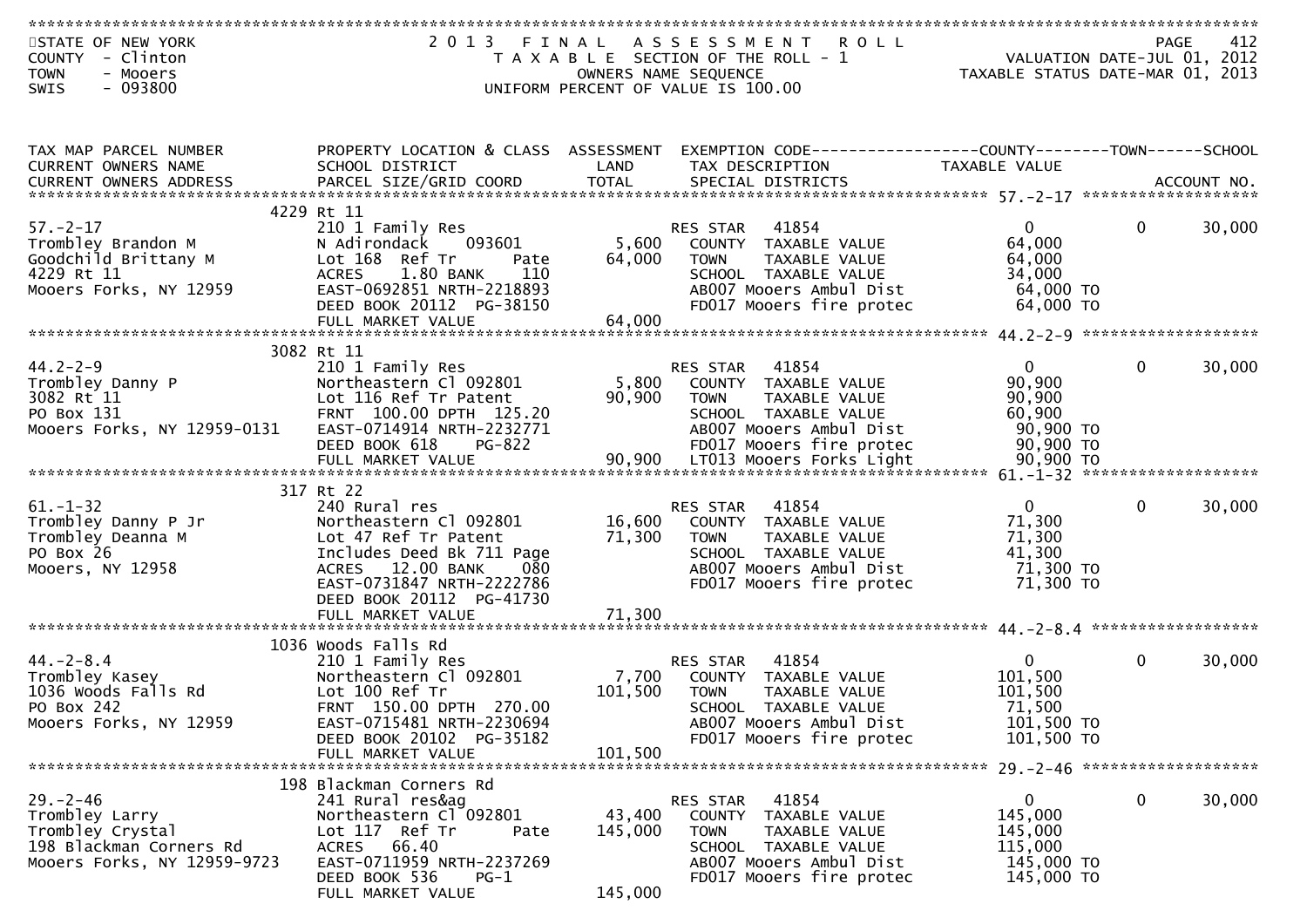STATE OF NEW YORK
COUNTY - Clinton
TOWN - Mooers
SWIS - 093800

# 2013 FINAL ASSESSMENT ROLL

TAXABLE SECTION OF THE ROLL - 1
OWNERS NAME SEQUENCE
UNIFORM PERCENT OF VALUE IS 100.00

VALUATION DATE-JUL 01, 2012
TAXABLE STATUS DATE-MAR 01, 2013

| TAX MAP PARCEL NUMBER / CURRENT OWNERS NAME / CURRENT OWNERS ADDRESS | PROPERTY LOCATION & CLASS / SCHOOL DISTRICT / PARCEL SIZE/GRID COORD | ASSESSMENT LAND / TOTAL | EXEMPTION CODE / TAX DESCRIPTION / SPECIAL DISTRICTS | COUNTY TAXABLE VALUE | TOWN | SCHOOL |
|---|---|---|---|---|---|---|
| 57.-2-17 | 4229 Rt 11 | | | | | |
| 57.-2-17 | 210 1 Family Res | | RES STAR 41854 | 0 | 0 | 30,000 |
| Trombley Brandon M | N Adirondack 093601 | 5,600 | COUNTY TAXABLE VALUE | 64,000 | | |
| Goodchild Brittany M | Lot 168 Ref Tr Pate | 64,000 | TOWN TAXABLE VALUE | 64,000 | | |
| 4229 Rt 11 | ACRES 1.80 BANK 110 | | SCHOOL TAXABLE VALUE | 34,000 | | |
| Mooers Forks, NY 12959 | EAST-0692851 NRTH-2218893 | | AB007 Mooers Ambul Dist | 64,000 TO | | |
| | DEED BOOK 20112 PG-38150 | | FD017 Mooers fire protec | 64,000 TO | | |
| | FULL MARKET VALUE | 64,000 | | | | |
| 44.2-2-9 | 3082 Rt 11 | | | | | |
| 44.2-2-9 | 210 1 Family Res | | RES STAR 41854 | 0 | 0 | 30,000 |
| Trombley Danny P | Northeastern Cl 092801 | 5,800 | COUNTY TAXABLE VALUE | 90,900 | | |
| 3082 Rt 11 | Lot 116 Ref Tr Patent | 90,900 | TOWN TAXABLE VALUE | 90,900 | | |
| PO Box 131 | FRNT 100.00 DPTH 125.20 | | SCHOOL TAXABLE VALUE | 60,900 | | |
| Mooers Forks, NY 12959-0131 | EAST-0714914 NRTH-2232771 | | AB007 Mooers Ambul Dist | 90,900 TO | | |
| | DEED BOOK 618 PG-822 | | FD017 Mooers fire protec | 90,900 TO | | |
| | FULL MARKET VALUE | 90,900 | LT013 Mooers Forks Light | 90,900 TO | | |
| 61.-1-32 | 317 Rt 22 | | | | | |
| 61.-1-32 | 240 Rural res | | RES STAR 41854 | 0 | 0 | 30,000 |
| Trombley Danny P Jr | Northeastern Cl 092801 | 16,600 | COUNTY TAXABLE VALUE | 71,300 | | |
| Trombley Deanna M | Lot 47 Ref Tr Patent | 71,300 | TOWN TAXABLE VALUE | 71,300 | | |
| PO Box 26 | Includes Deed Bk 711 Page | | SCHOOL TAXABLE VALUE | 41,300 | | |
| Mooers, NY 12958 | ACRES 12.00 BANK 080 | | AB007 Mooers Ambul Dist | 71,300 TO | | |
| | EAST-0731847 NRTH-2222786 | | FD017 Mooers fire protec | 71,300 TO | | |
| | DEED BOOK 20112 PG-41730 | | | | | |
| | FULL MARKET VALUE | 71,300 | | | | |
| 44.-2-8.4 | 1036 Woods Falls Rd | | | | | |
| 44.-2-8.4 | 210 1 Family Res | | RES STAR 41854 | 0 | 0 | 30,000 |
| Trombley Kasey | Northeastern Cl 092801 | 7,700 | COUNTY TAXABLE VALUE | 101,500 | | |
| 1036 Woods Falls Rd | Lot 100 Ref Tr | 101,500 | TOWN TAXABLE VALUE | 101,500 | | |
| PO Box 242 | FRNT 150.00 DPTH 270.00 | | SCHOOL TAXABLE VALUE | 71,500 | | |
| Mooers Forks, NY 12959 | EAST-0715481 NRTH-2230694 | | AB007 Mooers Ambul Dist | 101,500 TO | | |
| | DEED BOOK 20102 PG-35182 | | FD017 Mooers fire protec | 101,500 TO | | |
| | FULL MARKET VALUE | 101,500 | | | | |
| 29.-2-46 | 198 Blackman Corners Rd | | | | | |
| 29.-2-46 | 241 Rural res&ag | | RES STAR 41854 | 0 | 0 | 30,000 |
| Trombley Larry | Northeastern Cl 092801 | 43,400 | COUNTY TAXABLE VALUE | 145,000 | | |
| Trombley Crystal | Lot 117 Ref Tr Pate | 145,000 | TOWN TAXABLE VALUE | 145,000 | | |
| 198 Blackman Corners Rd | ACRES 66.40 | | SCHOOL TAXABLE VALUE | 115,000 | | |
| Mooers Forks, NY 12959-9723 | EAST-0711959 NRTH-2237269 | | AB007 Mooers Ambul Dist | 145,000 TO | | |
| | DEED BOOK 536 PG-1 | | FD017 Mooers fire protec | 145,000 TO | | |
| | FULL MARKET VALUE | 145,000 | | | | |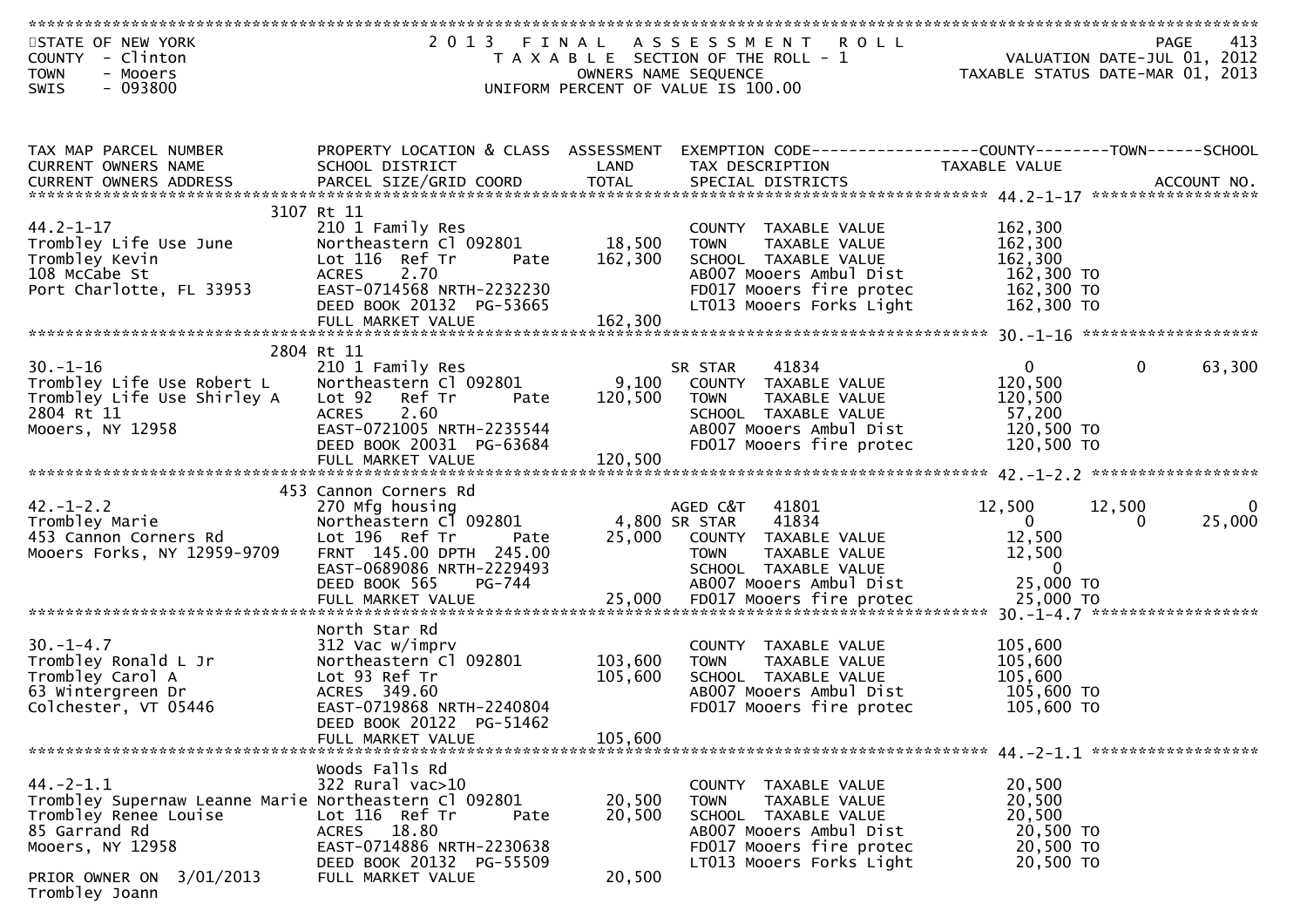STATE OF NEW YORK
COUNTY - Clinton
TOWN - Mooers
SWIS - 093800

# 2013 FINAL ASSESSMENT ROLL

TAXABLE SECTION OF THE ROLL - 1
OWNERS NAME SEQUENCE
UNIFORM PERCENT OF VALUE IS 100.00

VALUATION DATE-JUL 01, 2012
TAXABLE STATUS DATE-MAR 01, 2013

| TAX MAP PARCEL NUMBER / CURRENT OWNERS NAME / CURRENT OWNERS ADDRESS | PROPERTY LOCATION & CLASS / SCHOOL DISTRICT / PARCEL SIZE/GRID COORD | ASSESSMENT LAND / TOTAL | EXEMPTION CODE / TAX DESCRIPTION / SPECIAL DISTRICTS | COUNTY TAXABLE VALUE | TOWN | SCHOOL |
|---|---|---|---|---|---|---|
| **44.2-1-17** | 3107 Rt 11 | | | | | |
| 44.2-1-17 | 210 1 Family Res | | COUNTY TAXABLE VALUE | 162,300 | | |
| Trombley Life Use June | Northeastern Cl 092801 | 18,500 | TOWN TAXABLE VALUE | 162,300 | | |
| Trombley Kevin | Lot 116 Ref Tr Pate | 162,300 | SCHOOL TAXABLE VALUE | 162,300 | | |
| 108 McCabe St | ACRES 2.70 | | AB007 Mooers Ambul Dist | 162,300 TO | | |
| Port Charlotte, FL 33953 | EAST-0714568 NRTH-2232230 | | FD017 Mooers fire protec | 162,300 TO | | |
| | DEED BOOK 20132 PG-53665 | | LT013 Mooers Forks Light | 162,300 TO | | |
| | FULL MARKET VALUE | 162,300 | | | | |
| **30.-1-16** | 2804 Rt 11 | | | | | |
| 30.-1-16 | 210 1 Family Res | | SR STAR 41834 | 0 | 0 | 63,300 |
| Trombley Life Use Robert L | Northeastern Cl 092801 | 9,100 | COUNTY TAXABLE VALUE | 120,500 | | |
| Trombley Life Use Shirley A | Lot 92 Ref Tr Pate | 120,500 | TOWN TAXABLE VALUE | 120,500 | | |
| 2804 Rt 11 | ACRES 2.60 | | SCHOOL TAXABLE VALUE | 57,200 | | |
| Mooers, NY 12958 | EAST-0721005 NRTH-2235544 | | AB007 Mooers Ambul Dist | 120,500 TO | | |
| | DEED BOOK 20031 PG-63684 | | FD017 Mooers fire protec | 120,500 TO | | |
| | FULL MARKET VALUE | 120,500 | | | | |
| **42.-1-2.2** | 453 Cannon Corners Rd | | | | | |
| 42.-1-2.2 | 270 Mfg housing | | AGED C&T 41801 | 12,500 | 12,500 | 0 |
| Trombley Marie | Northeastern Cl 092801 | 4,800 | SR STAR 41834 | 0 | 0 | 25,000 |
| 453 Cannon Corners Rd | Lot 196 Ref Tr Pate | 25,000 | COUNTY TAXABLE VALUE | 12,500 | | |
| Mooers Forks, NY 12959-9709 | FRNT 145.00 DPTH 245.00 | | TOWN TAXABLE VALUE | 12,500 | | |
| | EAST-0689086 NRTH-2229493 | | SCHOOL TAXABLE VALUE | 0 | | |
| | DEED BOOK 565 PG-744 | | AB007 Mooers Ambul Dist | 25,000 TO | | |
| | FULL MARKET VALUE | 25,000 | FD017 Mooers fire protec | 25,000 TO | | |
| **30.-1-4.7** | North Star Rd | | | | | |
| 30.-1-4.7 | 312 Vac w/imprv | | COUNTY TAXABLE VALUE | 105,600 | | |
| Trombley Ronald L Jr | Northeastern Cl 092801 | 103,600 | TOWN TAXABLE VALUE | 105,600 | | |
| Trombley Carol A | Lot 93 Ref Tr | 105,600 | SCHOOL TAXABLE VALUE | 105,600 | | |
| 63 Wintergreen Dr | ACRES 349.60 | | AB007 Mooers Ambul Dist | 105,600 TO | | |
| Colchester, VT 05446 | EAST-0719868 NRTH-2240804 | | FD017 Mooers fire protec | 105,600 TO | | |
| | DEED BOOK 20122 PG-51462 | | | | | |
| | FULL MARKET VALUE | 105,600 | | | | |
| **44.-2-1.1** | Woods Falls Rd | | | | | |
| 44.-2-1.1 | 322 Rural vac>10 | | COUNTY TAXABLE VALUE | 20,500 | | |
| Trombley Supernaw Leanne Marie | Northeastern Cl 092801 | 20,500 | TOWN TAXABLE VALUE | 20,500 | | |
| Trombley Renee Louise | Lot 116 Ref Tr Pate | 20,500 | SCHOOL TAXABLE VALUE | 20,500 | | |
| 85 Garrand Rd | ACRES 18.80 | | AB007 Mooers Ambul Dist | 20,500 TO | | |
| Mooers, NY 12958 | EAST-0714886 NRTH-2230638 | | FD017 Mooers fire protec | 20,500 TO | | |
| | DEED BOOK 20132 PG-55509 | | LT013 Mooers Forks Light | 20,500 TO | | |
| PRIOR OWNER ON 3/01/2013 | FULL MARKET VALUE | 20,500 | | | | |
| Trombley Joann | | | | | | |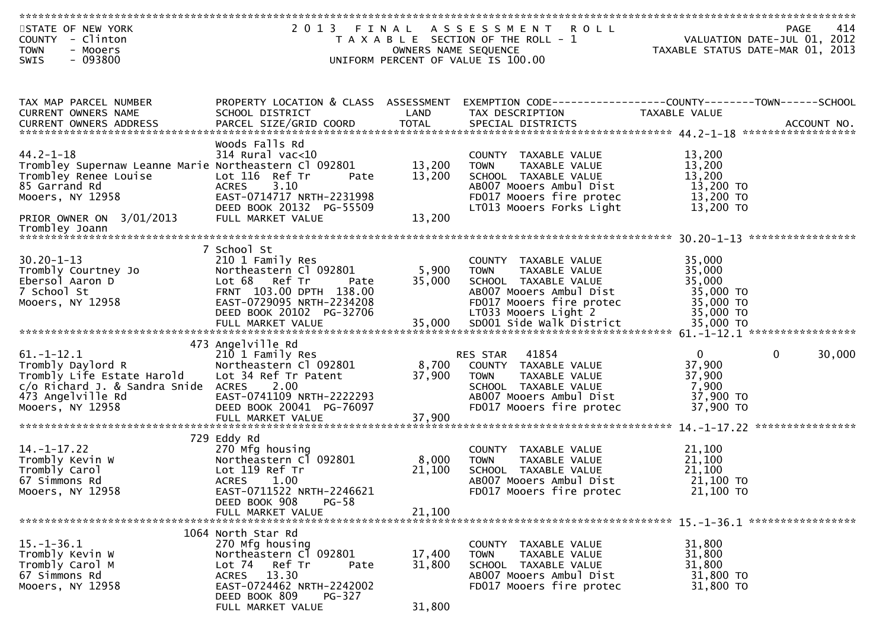STATE OF NEW YORK
COUNTY - Clinton
TOWN - Mooers
SWIS - 093800

2013 FINAL ASSESSMENT ROLL
TAXABLE SECTION OF THE ROLL - 1
OWNERS NAME SEQUENCE
UNIFORM PERCENT OF VALUE IS 100.00

VALUATION DATE-JUL 01, 2012
TAXABLE STATUS DATE-MAR 01, 2013

| TAX MAP PARCEL NUMBER / CURRENT OWNERS NAME / CURRENT OWNERS ADDRESS | PROPERTY LOCATION & CLASS / SCHOOL DISTRICT / PARCEL SIZE/GRID COORD | ASSESSMENT LAND / TOTAL | EXEMPTION CODE / TAX DESCRIPTION / SPECIAL DISTRICTS | COUNTY | TOWN | SCHOOL |
|---|---|---|---|---|---|---|
| **44.2-1-18** | Woods Falls Rd | | | | | |
| 44.2-1-18 | 314 Rural vac<10 | | COUNTY TAXABLE VALUE | 13,200 | | |
| Trombley Supernaw Leanne Marie | Northeastern Cl 092801 | 13,200 | TOWN TAXABLE VALUE | 13,200 | | |
| Trombley Renee Louise | Lot 116 Ref Tr Pate | 13,200 | SCHOOL TAXABLE VALUE | 13,200 | | |
| 85 Garrand Rd | ACRES 3.10 | | AB007 Mooers Ambul Dist | 13,200 TO | | |
| Mooers, NY 12958 | EAST-0714717 NRTH-2231998 | | FD017 Mooers fire protec | 13,200 TO | | |
| | DEED BOOK 20132 PG-55509 | | LT013 Mooers Forks Light | 13,200 TO | | |
| PRIOR OWNER ON 3/01/2013 | FULL MARKET VALUE | 13,200 | | | | |
| Trombley Joann | | | | | | |
| **30.20-1-13** | 7 School St | | | | | |
| 30.20-1-13 | 210 1 Family Res | | COUNTY TAXABLE VALUE | 35,000 | | |
| Trombly Courtney Jo | Northeastern Cl 092801 | 5,900 | TOWN TAXABLE VALUE | 35,000 | | |
| Ebersol Aaron D | Lot 68 Ref Tr Pate | 35,000 | SCHOOL TAXABLE VALUE | 35,000 | | |
| 7 School St | FRNT 103.00 DPTH 138.00 | | AB007 Mooers Ambul Dist | 35,000 TO | | |
| Mooers, NY 12958 | EAST-0729095 NRTH-2234208 | | FD017 Mooers fire protec | 35,000 TO | | |
| | DEED BOOK 20102 PG-32706 | | LT033 Mooers Light 2 | 35,000 TO | | |
| | FULL MARKET VALUE | 35,000 | SD001 Side walk District | 35,000 TO | | |
| **61.-1-12.1** | 473 Angelville Rd | | | | | |
| 61.-1-12.1 | 210 1 Family Res | | RES STAR 41854 | 0 | 0 | 30,000 |
| Trombly Daylord R | Northeastern Cl 092801 | 8,700 | COUNTY TAXABLE VALUE | 37,900 | | |
| Trombly Life Estate Harold | Lot 34 Ref Tr Patent | 37,900 | TOWN TAXABLE VALUE | 37,900 | | |
| c/o Richard J. & Sandra Snide | ACRES 2.00 | | SCHOOL TAXABLE VALUE | 7,900 | | |
| 473 Angelville Rd | EAST-0741109 NRTH-2222293 | | AB007 Mooers Ambul Dist | 37,900 TO | | |
| Mooers, NY 12958 | DEED BOOK 20041 PG-76097 | | FD017 Mooers fire protec | 37,900 TO | | |
| | FULL MARKET VALUE | 37,900 | | | | |
| **14.-1-17.22** | 729 Eddy Rd | | | | | |
| 14.-1-17.22 | 270 Mfg housing | | COUNTY TAXABLE VALUE | 21,100 | | |
| Trombly Kevin W | Northeastern Cl 092801 | 8,000 | TOWN TAXABLE VALUE | 21,100 | | |
| Trombly Carol | Lot 119 Ref Tr | 21,100 | SCHOOL TAXABLE VALUE | 21,100 | | |
| 67 Simmons Rd | ACRES 1.00 | | AB007 Mooers Ambul Dist | 21,100 TO | | |
| Mooers, NY 12958 | EAST-0711522 NRTH-2246621 | | FD017 Mooers fire protec | 21,100 TO | | |
| | DEED BOOK 908 PG-58 | | | | | |
| | FULL MARKET VALUE | 21,100 | | | | |
| **15.-1-36.1** | 1064 North Star Rd | | | | | |
| 15.-1-36.1 | 270 Mfg housing | | COUNTY TAXABLE VALUE | 31,800 | | |
| Trombly Kevin W | Northeastern Cl 092801 | 17,400 | TOWN TAXABLE VALUE | 31,800 | | |
| Trombly Carol M | Lot 74 Ref Tr Pate | 31,800 | SCHOOL TAXABLE VALUE | 31,800 | | |
| 67 Simmons Rd | ACRES 13.30 | | AB007 Mooers Ambul Dist | 31,800 TO | | |
| Mooers, NY 12958 | EAST-0724462 NRTH-2242002 | | FD017 Mooers fire protec | 31,800 TO | | |
| | DEED BOOK 809 PG-327 | | | | | |
| | FULL MARKET VALUE | 31,800 | | | | |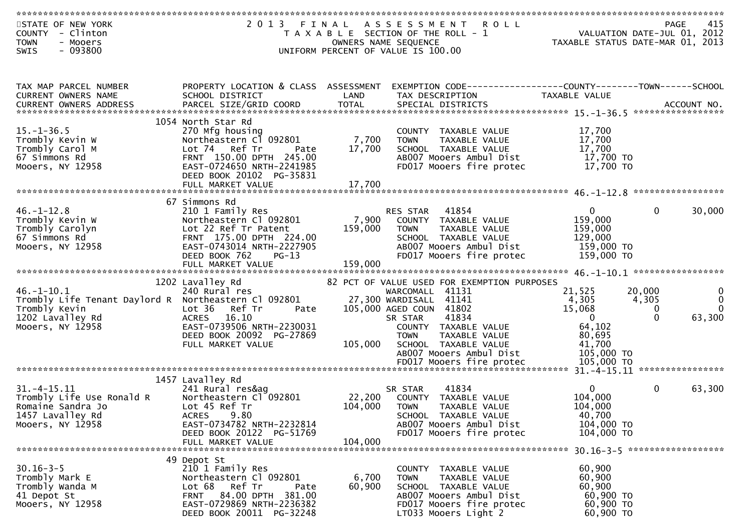STATE OF NEW YORK
COUNTY - Clinton
TOWN - Mooers
SWIS - 093800

# 2013 FINAL ASSESSMENT ROLL

TAXABLE SECTION OF THE ROLL - 1
OWNERS NAME SEQUENCE
UNIFORM PERCENT OF VALUE IS 100.00

VALUATION DATE-JUL 01, 2012
TAXABLE STATUS DATE-MAR 01, 2013

| TAX MAP PARCEL NUMBER / CURRENT OWNERS NAME / CURRENT OWNERS ADDRESS | PROPERTY LOCATION & CLASS / SCHOOL DISTRICT / PARCEL SIZE/GRID COORD | ASSESSMENT LAND / TOTAL | EXEMPTION CODE / TAX DESCRIPTION / SPECIAL DISTRICTS | COUNTY TAXABLE VALUE | TOWN | SCHOOL |
|---|---|---|---|---|---|---|
| **15.-1-36.5** | 1054 North Star Rd | | | | | |
| 15.-1-36.5 | 270 Mfg housing | | COUNTY TAXABLE VALUE | 17,700 | | |
| Trombly Kevin W | Northeastern Cl 092801 | 7,700 | TOWN TAXABLE VALUE | 17,700 | | |
| Trombly Carol M | Lot 74 Ref Tr Pate | 17,700 | SCHOOL TAXABLE VALUE | 17,700 | | |
| 67 Simmons Rd | FRNT 150.00 DPTH 245.00 | | AB007 Mooers Ambul Dist | 17,700 TO | | |
| Mooers, NY 12958 | EAST-0724650 NRTH-2241985 | | FD017 Mooers fire protec | 17,700 TO | | |
| | DEED BOOK 20102 PG-35831 | | | | | |
| | FULL MARKET VALUE | 17,700 | | | | |
| **46.-1-12.8** | 67 Simmons Rd | | | | | |
| 46.-1-12.8 | 210 1 Family Res | | RES STAR 41854 | 0 | 0 | 30,000 |
| Trombly Kevin W | Northeastern Cl 092801 | 7,900 | COUNTY TAXABLE VALUE | 159,000 | | |
| Trombly Carolyn | Lot 22 Ref Tr Patent | 159,000 | TOWN TAXABLE VALUE | 159,000 | | |
| 67 Simmons Rd | FRNT 175.00 DPTH 224.00 | | SCHOOL TAXABLE VALUE | 129,000 | | |
| Mooers, NY 12958 | EAST-0743014 NRTH-2227905 | | AB007 Mooers Ambul Dist | 159,000 TO | | |
| | DEED BOOK 762 PG-13 | | FD017 Mooers fire protec | 159,000 TO | | |
| | FULL MARKET VALUE | 159,000 | | | | |
| **46.-1-10.1** | 1202 Lavalley Rd | | 82 PCT OF VALUE USED FOR EXEMPTION PURPOSES | | | |
| 46.-1-10.1 | 240 Rural res | | WARCOMALL 41131 | 21,525 | 20,000 | 0 |
| Trombly Life Tenant Daylord R | Northeastern Cl 092801 | 27,300 | WARDISALL 41141 | 4,305 | 4,305 | 0 |
| Trombly Kevin | Lot 36 Ref Tr Pate | 105,000 | AGED COUN 41802 | 15,068 | 0 | 0 |
| 1202 Lavalley Rd | ACRES 16.10 | | SR STAR 41834 | 0 | 0 | 63,300 |
| Mooers, NY 12958 | EAST-0739506 NRTH-2230031 | | COUNTY TAXABLE VALUE | 64,102 | | |
| | DEED BOOK 20092 PG-27869 | | TOWN TAXABLE VALUE | 80,695 | | |
| | FULL MARKET VALUE | 105,000 | SCHOOL TAXABLE VALUE | 41,700 | | |
| | | | AB007 Mooers Ambul Dist | 105,000 TO | | |
| | | | FD017 Mooers fire protec | 105,000 TO | | |
| **31.-4-15.11** | 1457 Lavalley Rd | | | | | |
| 31.-4-15.11 | 241 Rural res&ag | | SR STAR 41834 | 0 | 0 | 63,300 |
| Trombly Life Use Ronald R | Northeastern Cl 092801 | 22,200 | COUNTY TAXABLE VALUE | 104,000 | | |
| Romaine Sandra Jo | Lot 45 Ref Tr | 104,000 | TOWN TAXABLE VALUE | 104,000 | | |
| 1457 Lavalley Rd | ACRES 9.80 | | SCHOOL TAXABLE VALUE | 40,700 | | |
| Mooers, NY 12958 | EAST-0734782 NRTH-2232814 | | AB007 Mooers Ambul Dist | 104,000 TO | | |
| | DEED BOOK 20122 PG-51769 | | FD017 Mooers fire protec | 104,000 TO | | |
| | FULL MARKET VALUE | 104,000 | | | | |
| **30.16-3-5** | 49 Depot St | | | | | |
| 30.16-3-5 | 210 1 Family Res | | COUNTY TAXABLE VALUE | 60,900 | | |
| Trombly Mark E | Northeastern Cl 092801 | 6,700 | TOWN TAXABLE VALUE | 60,900 | | |
| Trombly Wanda M | Lot 68 Ref Tr Pate | 60,900 | SCHOOL TAXABLE VALUE | 60,900 | | |
| 41 Depot St | FRNT 84.00 DPTH 381.00 | | AB007 Mooers Ambul Dist | 60,900 TO | | |
| Mooers, NY 12958 | EAST-0729869 NRTH-2236382 | | FD017 Mooers fire protec | 60,900 TO | | |
| | DEED BOOK 20011 PG-32248 | | LT033 Mooers Light 2 | 60,900 TO | | |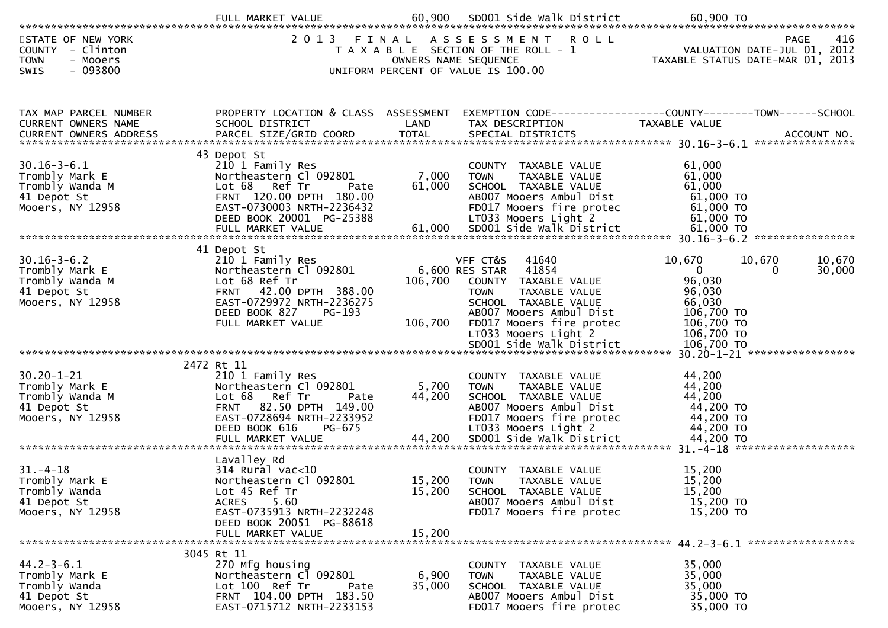| | FULL MARKET VALUE | 60,900 | SD001 Side walk District | 60,900 TO | | |
|---|---|---|---|---|---|---|

STATE OF NEW YORK
COUNTY - Clinton
TOWN - Mooers
SWIS - 093800

2 0 1 3 F I N A L A S S E S S M E N T R O L L
T A X A B L E SECTION OF THE ROLL - 1
OWNERS NAME SEQUENCE
UNIFORM PERCENT OF VALUE IS 100.00

VALUATION DATE-JUL 01, 2012
TAXABLE STATUS DATE-MAR 01, 2013

| TAX MAP PARCEL NUMBER / CURRENT OWNERS NAME / CURRENT OWNERS ADDRESS | PROPERTY LOCATION & CLASS / SCHOOL DISTRICT / PARCEL SIZE/GRID COORD | ASSESSMENT LAND / TOTAL | EXEMPTION CODE / TAX DESCRIPTION / SPECIAL DISTRICTS | COUNTY TAXABLE VALUE | TOWN | SCHOOL / ACCOUNT NO. |
|---|---|---|---|---|---|---|
| **30.16-3-6.1** | 43 Depot St | | | | | |
| 30.16-3-6.1 | 210 1 Family Res | | COUNTY TAXABLE VALUE | 61,000 | | |
| Trombly Mark E | Northeastern Cl 092801 | 7,000 | TOWN TAXABLE VALUE | 61,000 | | |
| Trombly Wanda M | Lot 68 Ref Tr Pate | 61,000 | SCHOOL TAXABLE VALUE | 61,000 | | |
| 41 Depot St | FRNT 120.00 DPTH 180.00 | | AB007 Mooers Ambul Dist | 61,000 TO | | |
| Mooers, NY 12958 | EAST-0730003 NRTH-2236432 | | FD017 Mooers fire protec | 61,000 TO | | |
| | DEED BOOK 20001 PG-25388 | | LT033 Mooers Light 2 | 61,000 TO | | |
| | FULL MARKET VALUE | 61,000 | SD001 Side walk District | 61,000 TO | | |
| **30.16-3-6.2** | 41 Depot St | | | | | |
| 30.16-3-6.2 | 210 1 Family Res | | VFF CT&S 41640 | 10,670 | 10,670 | 10,670 |
| Trombly Mark E | Northeastern Cl 092801 | 6,600 | RES STAR 41854 | 0 | 0 | 30,000 |
| Trombly Wanda M | Lot 68 Ref Tr | 106,700 | COUNTY TAXABLE VALUE | 96,030 | | |
| 41 Depot St | FRNT 42.00 DPTH 388.00 | | TOWN TAXABLE VALUE | 96,030 | | |
| Mooers, NY 12958 | EAST-0729972 NRTH-2236275 | | SCHOOL TAXABLE VALUE | 66,030 | | |
| | DEED BOOK 827 PG-193 | | AB007 Mooers Ambul Dist | 106,700 TO | | |
| | FULL MARKET VALUE | 106,700 | FD017 Mooers fire protec | 106,700 TO | | |
| | | | LT033 Mooers Light 2 | 106,700 TO | | |
| | | | SD001 Side walk District | 106,700 TO | | |
| **30.20-1-21** | 2472 Rt 11 | | | | | |
| 30.20-1-21 | 210 1 Family Res | | COUNTY TAXABLE VALUE | 44,200 | | |
| Trombly Mark E | Northeastern Cl 092801 | 5,700 | TOWN TAXABLE VALUE | 44,200 | | |
| Trombly Wanda M | Lot 68 Ref Tr Pate | 44,200 | SCHOOL TAXABLE VALUE | 44,200 | | |
| 41 Depot St | FRNT 82.50 DPTH 149.00 | | AB007 Mooers Ambul Dist | 44,200 TO | | |
| Mooers, NY 12958 | EAST-0728694 NRTH-2233952 | | FD017 Mooers fire protec | 44,200 TO | | |
| | DEED BOOK 616 PG-675 | | LT033 Mooers Light 2 | 44,200 TO | | |
| | FULL MARKET VALUE | 44,200 | SD001 Side walk District | 44,200 TO | | |
| **31.-4-18** | Lavalley Rd | | | | | |
| 31.-4-18 | 314 Rural vac<10 | | COUNTY TAXABLE VALUE | 15,200 | | |
| Trombly Mark E | Northeastern Cl 092801 | 15,200 | TOWN TAXABLE VALUE | 15,200 | | |
| Trombly Wanda | Lot 45 Ref Tr | 15,200 | SCHOOL TAXABLE VALUE | 15,200 | | |
| 41 Depot St | ACRES 5.60 | | AB007 Mooers Ambul Dist | 15,200 TO | | |
| Mooers, NY 12958 | EAST-0735913 NRTH-2232248 | | FD017 Mooers fire protec | 15,200 TO | | |
| | DEED BOOK 20051 PG-88618 | | | | | |
| | FULL MARKET VALUE | 15,200 | | | | |
| **44.2-3-6.1** | 3045 Rt 11 | | | | | |
| 44.2-3-6.1 | 270 Mfg housing | | COUNTY TAXABLE VALUE | 35,000 | | |
| Trombly Mark E | Northeastern Cl 092801 | 6,900 | TOWN TAXABLE VALUE | 35,000 | | |
| Trombly Wanda | Lot 100 Ref Tr Pate | 35,000 | SCHOOL TAXABLE VALUE | 35,000 | | |
| 41 Depot St | FRNT 104.00 DPTH 183.50 | | AB007 Mooers Ambul Dist | 35,000 TO | | |
| Mooers, NY 12958 | EAST-0715712 NRTH-2233153 | | FD017 Mooers fire protec | 35,000 TO | | |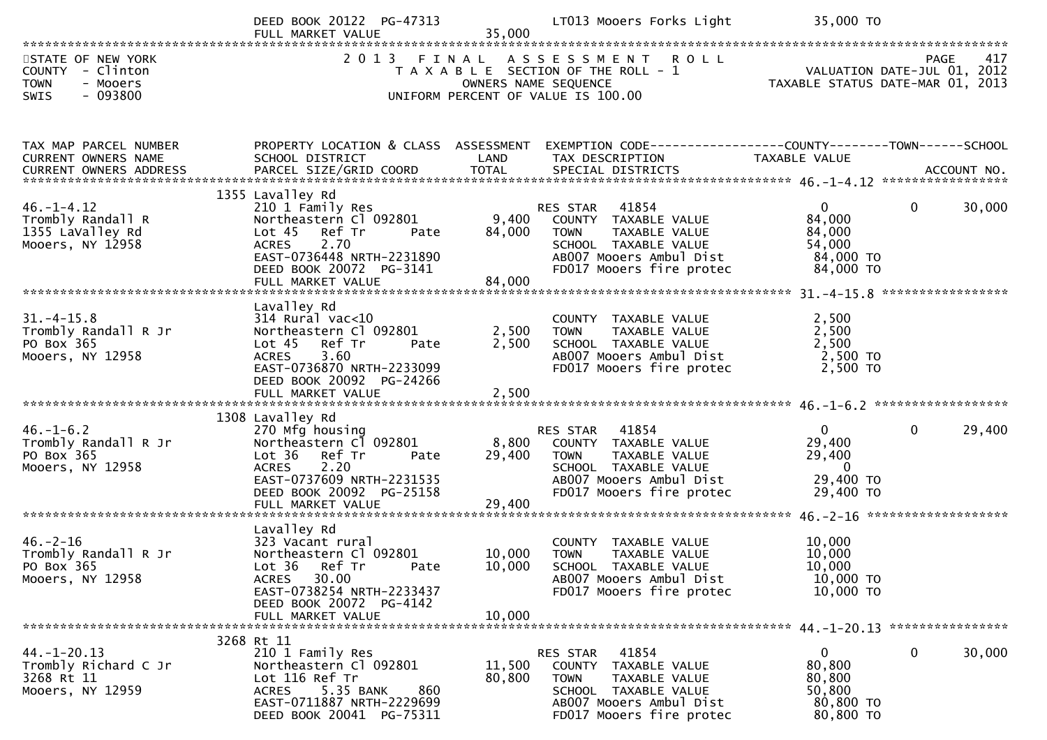```
                          DEED BOOK 20122  PG-47313                 LT013 Mooers Forks Light          35,000 TO
                          FULL MARKET VALUE              35,000
*******************************************************************************************************************************
STATE OF NEW YORK                     2 0 1 3   F I N A L   A S S E S S M E N T   R O L L                               PAGE   417
COUNTY  - Clinton                       T A X A B L E  SECTION OF THE ROLL - 1                            VALUATION DATE-JUL 01, 2012
TOWN    - Mooers                                  OWNERS NAME SEQUENCE                                 TAXABLE STATUS DATE-MAR 01, 2013
SWIS    - 093800                           UNIFORM PERCENT OF VALUE IS 100.00



TAX MAP PARCEL NUMBER          PROPERTY LOCATION & CLASS  ASSESSMENT  EXEMPTION CODE------------------COUNTY--------TOWN------SCHOOL
CURRENT OWNERS NAME            SCHOOL DISTRICT               LAND      TAX DESCRIPTION            TAXABLE VALUE
CURRENT OWNERS ADDRESS         PARCEL SIZE/GRID COORD        TOTAL     SPECIAL DISTRICTS                                  ACCOUNT NO.
*********************************************************************************************** 46.-1-4.12 *****************
                          1355 Lavalley Rd
46.-1-4.12                     210 1 Family Res                         RES STAR    41854              0            0       30,000
Trombly Randall R              Northeastern Cl 092801        9,400     COUNTY  TAXABLE VALUE            84,000
1355 LaValley Rd               Lot 45   Ref Tr       Pate   84,000     TOWN    TAXABLE VALUE            84,000
Mooers, NY 12958               ACRES    2.70                           SCHOOL  TAXABLE VALUE            54,000
                               EAST-0736448 NRTH-2231890               AB007 Mooers Ambul Dist           84,000 TO
                               DEED BOOK 20072  PG-3141                FD017 Mooers fire protec          84,000 TO
                               FULL MARKET VALUE             84,000
*********************************************************************************************** 31.-4-15.8 *****************
                          Lavalley Rd
31.-4-15.8                     314 Rural vac<10                        COUNTY  TAXABLE VALUE             2,500
Trombly Randall R Jr           Northeastern Cl 092801        2,500     TOWN    TAXABLE VALUE             2,500
PO Box 365                     Lot 45   Ref Tr       Pate    2,500     SCHOOL  TAXABLE VALUE             2,500
Mooers, NY 12958               ACRES    3.60                           AB007 Mooers Ambul Dist            2,500 TO
                               EAST-0736870 NRTH-2233099               FD017 Mooers fire protec           2,500 TO
                               DEED BOOK 20092  PG-24266
                               FULL MARKET VALUE              2,500
*********************************************************************************************** 46.-1-6.2 ******************
                          1308 Lavalley Rd
46.-1-6.2                      270 Mfg housing                          RES STAR    41854              0            0       29,400
Trombly Randall R Jr           Northeastern Cl 092801        8,800     COUNTY  TAXABLE VALUE            29,400
PO Box 365                     Lot 36   Ref Tr       Pate   29,400     TOWN    TAXABLE VALUE            29,400
Mooers, NY 12958               ACRES    2.20                           SCHOOL  TAXABLE VALUE                 0
                               EAST-0737609 NRTH-2231535               AB007 Mooers Ambul Dist           29,400 TO
                               DEED BOOK 20092  PG-25158               FD017 Mooers fire protec          29,400 TO
                               FULL MARKET VALUE             29,400
*********************************************************************************************** 46.-2-16 *******************
                          Lavalley Rd
46.-2-16                       323 Vacant rural                        COUNTY  TAXABLE VALUE            10,000
Trombly Randall R Jr           Northeastern Cl 092801       10,000     TOWN    TAXABLE VALUE            10,000
PO Box 365                     Lot 36   Ref Tr       Pate   10,000     SCHOOL  TAXABLE VALUE            10,000
Mooers, NY 12958               ACRES   30.00                           AB007 Mooers Ambul Dist           10,000 TO
                               EAST-0738254 NRTH-2233437               FD017 Mooers fire protec          10,000 TO
                               DEED BOOK 20072  PG-4142
                               FULL MARKET VALUE             10,000
*********************************************************************************************** 44.-1-20.13 ****************
                          3268 Rt 11
44.-1-20.13                    210 1 Family Res                         RES STAR    41854              0            0       30,000
Trombly Richard C Jr           Northeastern Cl 092801       11,500     COUNTY  TAXABLE VALUE            80,800
3268 Rt 11                     Lot 116 Ref Tr                80,800     TOWN    TAXABLE VALUE            80,800
Mooers, NY 12959               ACRES    5.35 BANK     860              SCHOOL  TAXABLE VALUE            50,800
                               EAST-0711887 NRTH-2229699               AB007 Mooers Ambul Dist           80,800 TO
                               DEED BOOK 20041  PG-75311               FD017 Mooers fire protec          80,800 TO
```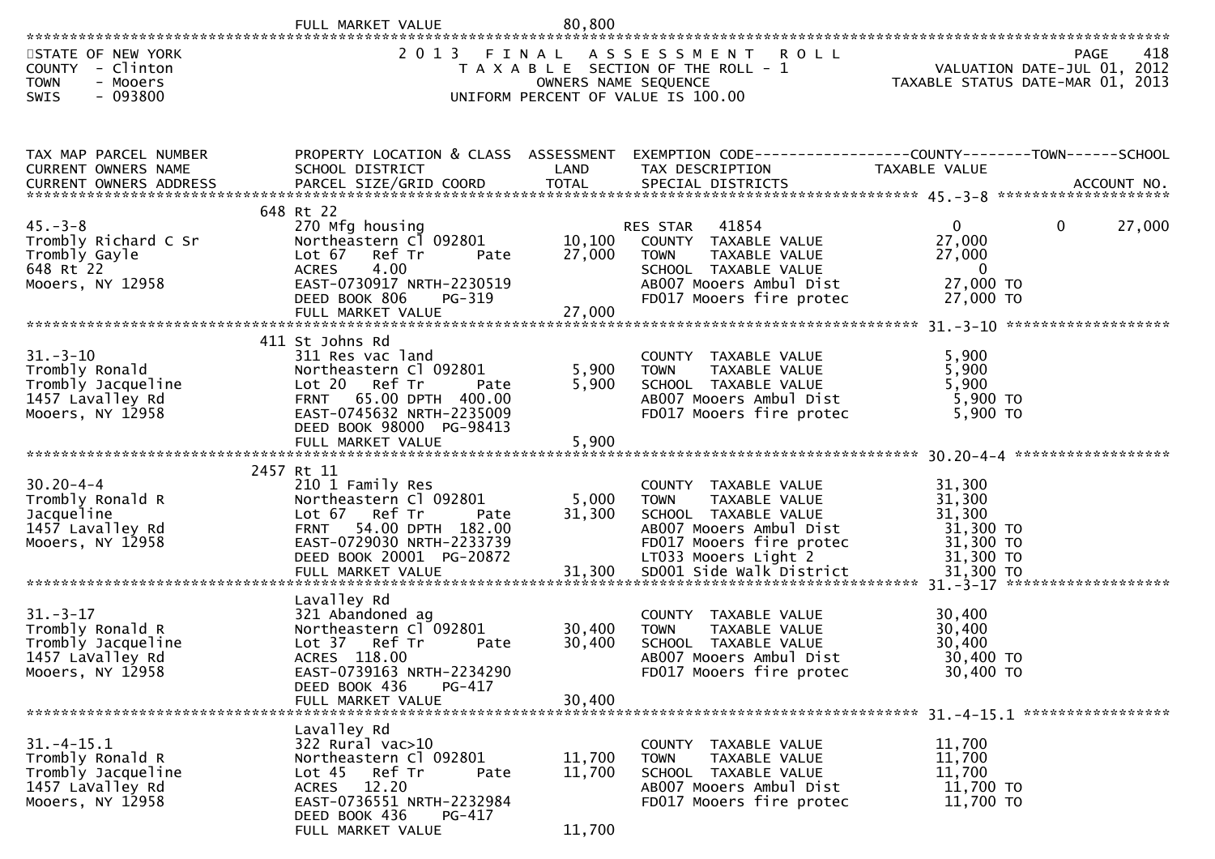FULL MARKET VALUE 80,800

STATE OF NEW YORK
COUNTY - Clinton
TOWN - Mooers
SWIS - 093800

2013 FINAL ASSESSMENT ROLL
TAXABLE SECTION OF THE ROLL - 1
OWNERS NAME SEQUENCE
UNIFORM PERCENT OF VALUE IS 100.00

VALUATION DATE-JUL 01, 2012
TAXABLE STATUS DATE-MAR 01, 2013

| TAX MAP PARCEL NUMBER / CURRENT OWNERS NAME / CURRENT OWNERS ADDRESS | PROPERTY LOCATION & CLASS / SCHOOL DISTRICT / PARCEL SIZE/GRID COORD | ASSESSMENT LAND / TOTAL | EXEMPTION CODE / TAX DESCRIPTION / SPECIAL DISTRICTS | COUNTY TAXABLE VALUE | TOWN | SCHOOL |
|---|---|---|---|---|---|---|
| **45.-3-8** | 648 Rt 22 | | | | | |
| 45.-3-8 | 270 Mfg housing | | RES STAR 41854 | 0 | 0 | 27,000 |
| Trombly Richard C Sr | Northeastern Cl 092801 | 10,100 | COUNTY TAXABLE VALUE | 27,000 | | |
| Trombly Gayle | Lot 67 Ref Tr Pate | 27,000 | TOWN TAXABLE VALUE | 27,000 | | |
| 648 Rt 22 | ACRES 4.00 | | SCHOOL TAXABLE VALUE | 0 | | |
| Mooers, NY 12958 | EAST-0730917 NRTH-2230519 | | AB007 Mooers Ambul Dist | 27,000 TO | | |
| | DEED BOOK 806 PG-319 | | FD017 Mooers fire protec | 27,000 TO | | |
| | FULL MARKET VALUE | 27,000 | | | | |
| **31.-3-10** | 411 St Johns Rd | | | | | |
| 31.-3-10 | 311 Res vac land | | COUNTY TAXABLE VALUE | 5,900 | | |
| Trombly Ronald | Northeastern Cl 092801 | 5,900 | TOWN TAXABLE VALUE | 5,900 | | |
| Trombly Jacqueline | Lot 20 Ref Tr Pate | 5,900 | SCHOOL TAXABLE VALUE | 5,900 | | |
| 1457 Lavalley Rd | FRNT 65.00 DPTH 400.00 | | AB007 Mooers Ambul Dist | 5,900 TO | | |
| Mooers, NY 12958 | EAST-0745632 NRTH-2235009 | | FD017 Mooers fire protec | 5,900 TO | | |
| | DEED BOOK 98000 PG-98413 | | | | | |
| | FULL MARKET VALUE | 5,900 | | | | |
| **30.20-4-4** | 2457 Rt 11 | | | | | |
| 30.20-4-4 | 210 1 Family Res | | COUNTY TAXABLE VALUE | 31,300 | | |
| Trombly Ronald R | Northeastern Cl 092801 | 5,000 | TOWN TAXABLE VALUE | 31,300 | | |
| Jacqueline | Lot 67 Ref Tr Pate | 31,300 | SCHOOL TAXABLE VALUE | 31,300 | | |
| 1457 Lavalley Rd | FRNT 54.00 DPTH 182.00 | | AB007 Mooers Ambul Dist | 31,300 TO | | |
| Mooers, NY 12958 | EAST-0729030 NRTH-2233739 | | FD017 Mooers fire protec | 31,300 TO | | |
| | DEED BOOK 20001 PG-20872 | | LT033 Mooers Light 2 | 31,300 TO | | |
| | FULL MARKET VALUE | 31,300 | SD001 Side walk District | 31,300 TO | | |
| **31.-3-17** | Lavalley Rd | | | | | |
| 31.-3-17 | 321 Abandoned ag | | COUNTY TAXABLE VALUE | 30,400 | | |
| Trombly Ronald R | Northeastern Cl 092801 | 30,400 | TOWN TAXABLE VALUE | 30,400 | | |
| Trombly Jacqueline | Lot 37 Ref Tr Pate | 30,400 | SCHOOL TAXABLE VALUE | 30,400 | | |
| 1457 LaValley Rd | ACRES 118.00 | | AB007 Mooers Ambul Dist | 30,400 TO | | |
| Mooers, NY 12958 | EAST-0739163 NRTH-2234290 | | FD017 Mooers fire protec | 30,400 TO | | |
| | DEED BOOK 436 PG-417 | | | | | |
| | FULL MARKET VALUE | 30,400 | | | | |
| **31.-4-15.1** | Lavalley Rd | | | | | |
| 31.-4-15.1 | 322 Rural vac>10 | | COUNTY TAXABLE VALUE | 11,700 | | |
| Trombly Ronald R | Northeastern Cl 092801 | 11,700 | TOWN TAXABLE VALUE | 11,700 | | |
| Trombly Jacqueline | Lot 45 Ref Tr Pate | 11,700 | SCHOOL TAXABLE VALUE | 11,700 | | |
| 1457 LaValley Rd | ACRES 12.20 | | AB007 Mooers Ambul Dist | 11,700 TO | | |
| Mooers, NY 12958 | EAST-0736551 NRTH-2232984 | | FD017 Mooers fire protec | 11,700 TO | | |
| | DEED BOOK 436 PG-417 | | | | | |
| | FULL MARKET VALUE | 11,700 | | | | |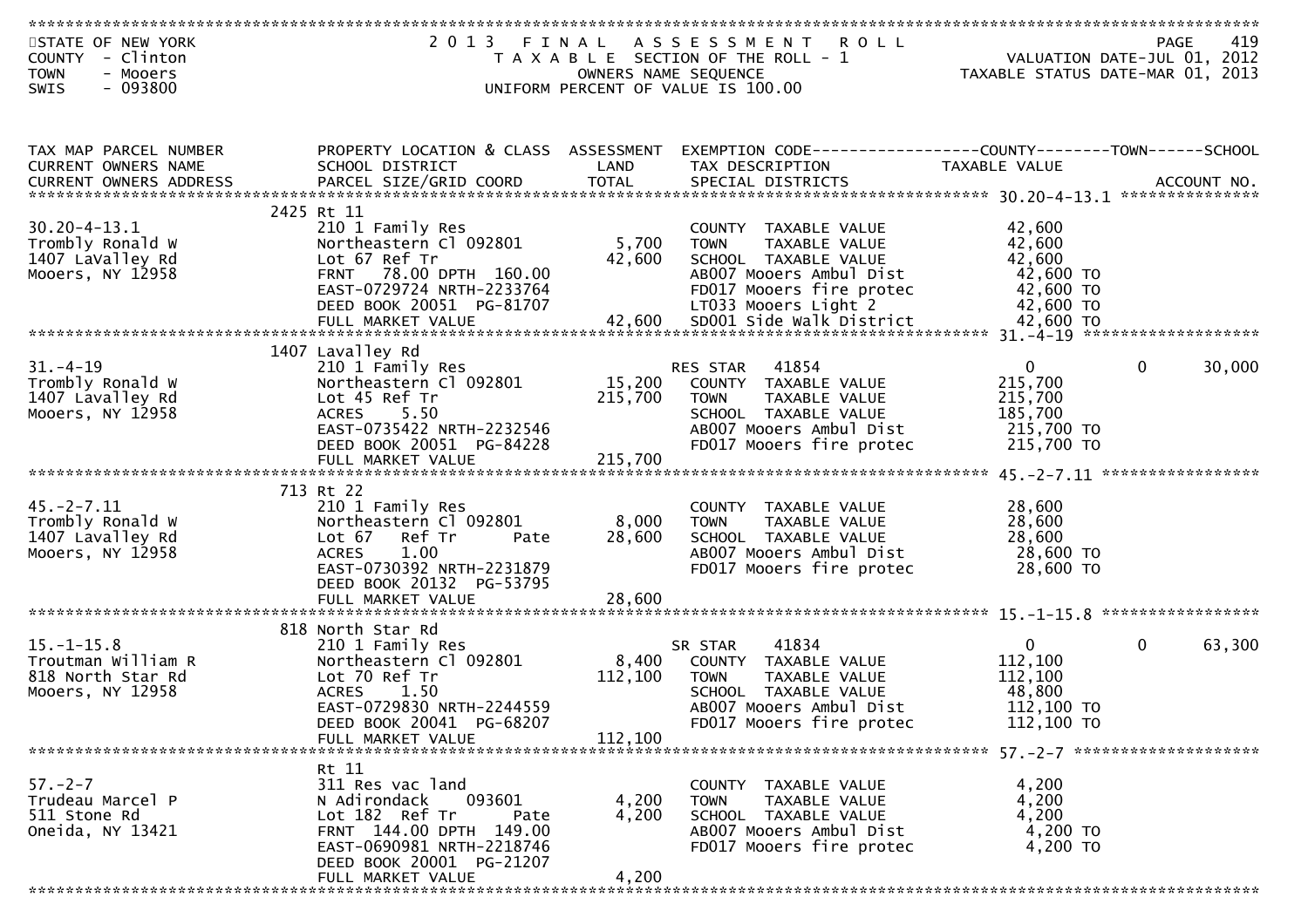STATE OF NEW YORK
COUNTY - Clinton
TOWN - Mooers
SWIS - 093800

2013 FINAL ASSESSMENT ROLL
TAXABLE SECTION OF THE ROLL - 1
OWNERS NAME SEQUENCE
UNIFORM PERCENT OF VALUE IS 100.00

VALUATION DATE-JUL 01, 2012
TAXABLE STATUS DATE-MAR 01, 2013

| TAX MAP PARCEL NUMBER / CURRENT OWNERS NAME / CURRENT OWNERS ADDRESS | PROPERTY LOCATION & CLASS / SCHOOL DISTRICT / PARCEL SIZE/GRID COORD | ASSESSMENT LAND / TOTAL | EXEMPTION CODE / TAX DESCRIPTION / SPECIAL DISTRICTS | COUNTY / TAXABLE VALUE | TOWN | SCHOOL / ACCOUNT NO. |
|---|---|---|---|---|---|---|
| | 2425 Rt 11 | | | | | |
| 30.20-4-13.1 | 210 1 Family Res | | COUNTY TAXABLE VALUE | 42,600 | | |
| Trombly Ronald W | Northeastern Cl 092801 | 5,700 | TOWN TAXABLE VALUE | 42,600 | | |
| 1407 LaValley Rd | Lot 67 Ref Tr | 42,600 | SCHOOL TAXABLE VALUE | 42,600 | | |
| Mooers, NY 12958 | FRNT 78.00 DPTH 160.00 | | AB007 Mooers Ambul Dist | 42,600 TO | | |
| | EAST-0729724 NRTH-2233764 | | FD017 Mooers fire protec | 42,600 TO | | |
| | DEED BOOK 20051 PG-81707 | | LT033 Mooers Light 2 | 42,600 TO | | |
| | FULL MARKET VALUE | 42,600 | SD001 Side Walk District | 42,600 TO | | |
| | 1407 Lavalley Rd | | | | | |
| 31.-4-19 | 210 1 Family Res | | RES STAR 41854 | 0 | 0 | 30,000 |
| Trombly Ronald W | Northeastern Cl 092801 | 15,200 | COUNTY TAXABLE VALUE | 215,700 | | |
| 1407 Lavalley Rd | Lot 45 Ref Tr | 215,700 | TOWN TAXABLE VALUE | 215,700 | | |
| Mooers, NY 12958 | ACRES 5.50 | | SCHOOL TAXABLE VALUE | 185,700 | | |
| | EAST-0735422 NRTH-2232546 | | AB007 Mooers Ambul Dist | 215,700 TO | | |
| | DEED BOOK 20051 PG-84228 | | FD017 Mooers fire protec | 215,700 TO | | |
| | FULL MARKET VALUE | 215,700 | | | | |
| | 713 Rt 22 | | | | | |
| 45.-2-7.11 | 210 1 Family Res | | COUNTY TAXABLE VALUE | 28,600 | | |
| Trombly Ronald W | Northeastern Cl 092801 | 8,000 | TOWN TAXABLE VALUE | 28,600 | | |
| 1407 Lavalley Rd | Lot 67 Ref Tr Pate | 28,600 | SCHOOL TAXABLE VALUE | 28,600 | | |
| Mooers, NY 12958 | ACRES 1.00 | | AB007 Mooers Ambul Dist | 28,600 TO | | |
| | EAST-0730392 NRTH-2231879 | | FD017 Mooers fire protec | 28,600 TO | | |
| | DEED BOOK 20132 PG-53795 | | | | | |
| | FULL MARKET VALUE | 28,600 | | | | |
| | 818 North Star Rd | | | | | |
| 15.-1-15.8 | 210 1 Family Res | | SR STAR 41834 | 0 | 0 | 63,300 |
| Troutman William R | Northeastern Cl 092801 | 8,400 | COUNTY TAXABLE VALUE | 112,100 | | |
| 818 North Star Rd | Lot 70 Ref Tr | 112,100 | TOWN TAXABLE VALUE | 112,100 | | |
| Mooers, NY 12958 | ACRES 1.50 | | SCHOOL TAXABLE VALUE | 48,800 | | |
| | EAST-0729830 NRTH-2244559 | | AB007 Mooers Ambul Dist | 112,100 TO | | |
| | DEED BOOK 20041 PG-68207 | | FD017 Mooers fire protec | 112,100 TO | | |
| | FULL MARKET VALUE | 112,100 | | | | |
| | Rt 11 | | | | | |
| 57.-2-7 | 311 Res vac land | | COUNTY TAXABLE VALUE | 4,200 | | |
| Trudeau Marcel P | N Adirondack 093601 | 4,200 | TOWN TAXABLE VALUE | 4,200 | | |
| 511 Stone Rd | Lot 182 Ref Tr Pate | 4,200 | SCHOOL TAXABLE VALUE | 4,200 | | |
| Oneida, NY 13421 | FRNT 144.00 DPTH 149.00 | | AB007 Mooers Ambul Dist | 4,200 TO | | |
| | EAST-0690981 NRTH-2218746 | | FD017 Mooers fire protec | 4,200 TO | | |
| | DEED BOOK 20001 PG-21207 | | | | | |
| | FULL MARKET VALUE | 4,200 | | | | |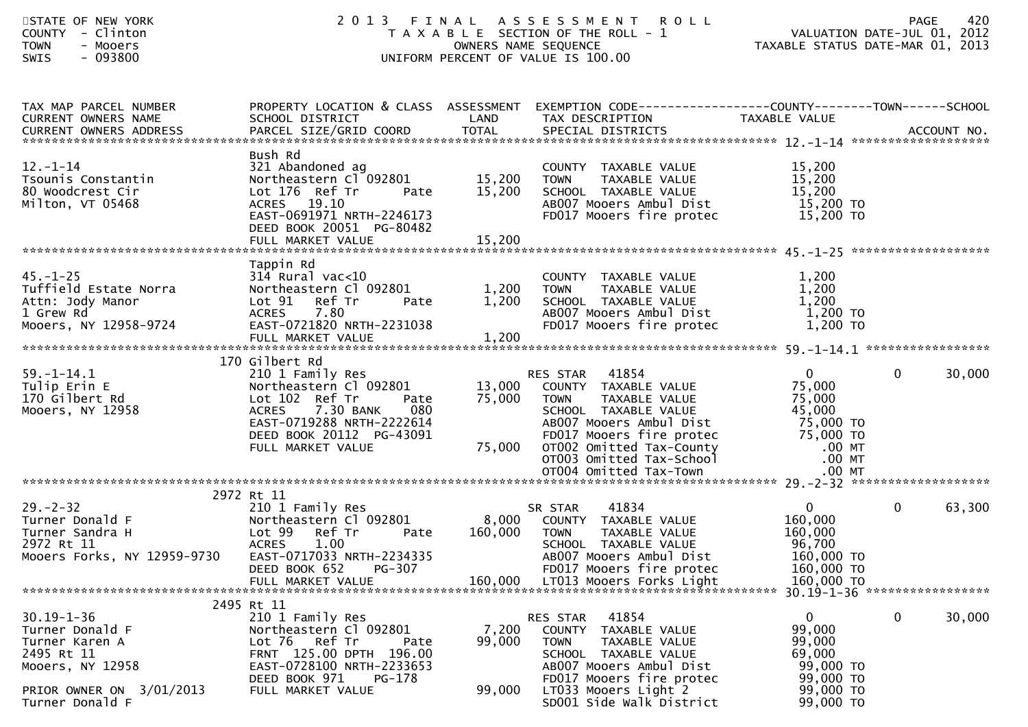STATE OF NEW YORK
COUNTY - Clinton
TOWN - Mooers
SWIS - 093800

# 2013 FINAL ASSESSMENT ROLL
TAXABLE SECTION OF THE ROLL - 1
OWNERS NAME SEQUENCE
UNIFORM PERCENT OF VALUE IS 100.00

VALUATION DATE-JUL 01, 2012
TAXABLE STATUS DATE-MAR 01, 2013

| TAX MAP PARCEL NUMBER / CURRENT OWNERS NAME / CURRENT OWNERS ADDRESS | PROPERTY LOCATION & CLASS / SCHOOL DISTRICT / PARCEL SIZE/GRID COORD | ASSESSMENT LAND | TOTAL | EXEMPTION CODE / TAX DESCRIPTION / SPECIAL DISTRICTS | COUNTY TAXABLE VALUE | TOWN | SCHOOL |
|---|---|---|---|---|---|---|---|
| **12.-1-14** | Bush Rd | | | | | | |
| 12.-1-14 | 321 Abandoned ag | | | COUNTY TAXABLE VALUE | 15,200 | | |
| Tsounis Constantin | Northeastern Cl 092801 | 15,200 | | TOWN TAXABLE VALUE | 15,200 | | |
| 80 Woodcrest Cir | Lot 176 Ref Tr Pate | | 15,200 | SCHOOL TAXABLE VALUE | 15,200 | | |
| Milton, VT 05468 | ACRES 19.10 | | | AB007 Mooers Ambul Dist | 15,200 TO | | |
| | EAST-0691971 NRTH-2246173 | | | FD017 Mooers fire protec | 15,200 TO | | |
| | DEED BOOK 20051 PG-80482 | | | | | | |
| | FULL MARKET VALUE | | 15,200 | | | | |
| **45.-1-25** | Tappin Rd | | | | | | |
| 45.-1-25 | 314 Rural vac<10 | | | COUNTY TAXABLE VALUE | 1,200 | | |
| Tuffield Estate Norra | Northeastern Cl 092801 | 1,200 | | TOWN TAXABLE VALUE | 1,200 | | |
| Attn: Jody Manor | Lot 91 Ref Tr Pate | | 1,200 | SCHOOL TAXABLE VALUE | 1,200 | | |
| 1 Grew Rd | ACRES 7.80 | | | AB007 Mooers Ambul Dist | 1,200 TO | | |
| Mooers, NY 12958-9724 | EAST-0721820 NRTH-2231038 | | | FD017 Mooers fire protec | 1,200 TO | | |
| | FULL MARKET VALUE | | 1,200 | | | | |
| **59.-1-14.1** | 170 Gilbert Rd | | | | | | |
| 59.-1-14.1 | 210 1 Family Res | | | RES STAR 41854 | 0 | 0 | 30,000 |
| Tulip Erin E | Northeastern Cl 092801 | 13,000 | | COUNTY TAXABLE VALUE | 75,000 | | |
| 170 Gilbert Rd | Lot 102 Ref Tr Pate | | 75,000 | TOWN TAXABLE VALUE | 75,000 | | |
| Mooers, NY 12958 | ACRES 7.30 BANK 080 | | | SCHOOL TAXABLE VALUE | 45,000 | | |
| | EAST-0719288 NRTH-2222614 | | | AB007 Mooers Ambul Dist | 75,000 TO | | |
| | DEED BOOK 20112 PG-43091 | | | FD017 Mooers fire protec | 75,000 TO | | |
| | FULL MARKET VALUE | | 75,000 | OT002 Omitted Tax-County | .00 MT | | |
| | | | | OT003 Omitted Tax-School | .00 MT | | |
| | | | | OT004 Omitted Tax-Town | .00 MT | | |
| **29.-2-32** | 2972 Rt 11 | | | | | | |
| 29.-2-32 | 210 1 Family Res | | | SR STAR 41834 | 0 | 0 | 63,300 |
| Turner Donald F | Northeastern Cl 092801 | 8,000 | | COUNTY TAXABLE VALUE | 160,000 | | |
| Turner Sandra H | Lot 99 Ref Tr Pate | | 160,000 | TOWN TAXABLE VALUE | 160,000 | | |
| 2972 Rt 11 | ACRES 1.00 | | | SCHOOL TAXABLE VALUE | 96,700 | | |
| Mooers Forks, NY 12959-9730 | EAST-0717033 NRTH-2234335 | | | AB007 Mooers Ambul Dist | 160,000 TO | | |
| | DEED BOOK 652 PG-307 | | | FD017 Mooers fire protec | 160,000 TO | | |
| | FULL MARKET VALUE | | 160,000 | LT013 Mooers Forks Light | 160,000 TO | | |
| **30.19-1-36** | 2495 Rt 11 | | | | | | |
| 30.19-1-36 | 210 1 Family Res | | | RES STAR 41854 | 0 | 0 | 30,000 |
| Turner Donald F | Northeastern Cl 092801 | 7,200 | | COUNTY TAXABLE VALUE | 99,000 | | |
| Turner Karen A | Lot 76 Ref Tr Pate | | 99,000 | TOWN TAXABLE VALUE | 99,000 | | |
| 2495 Rt 11 | FRNT 125.00 DPTH 196.00 | | | SCHOOL TAXABLE VALUE | 69,000 | | |
| Mooers, NY 12958 | EAST-0728100 NRTH-2233653 | | | AB007 Mooers Ambul Dist | 99,000 TO | | |
| | DEED BOOK 971 PG-178 | | | FD017 Mooers fire protec | 99,000 TO | | |
| PRIOR OWNER ON 3/01/2013 | FULL MARKET VALUE | | 99,000 | LT033 Mooers Light 2 | 99,000 TO | | |
| Turner Donald F | | | | SD001 Side Walk District | 99,000 TO | | |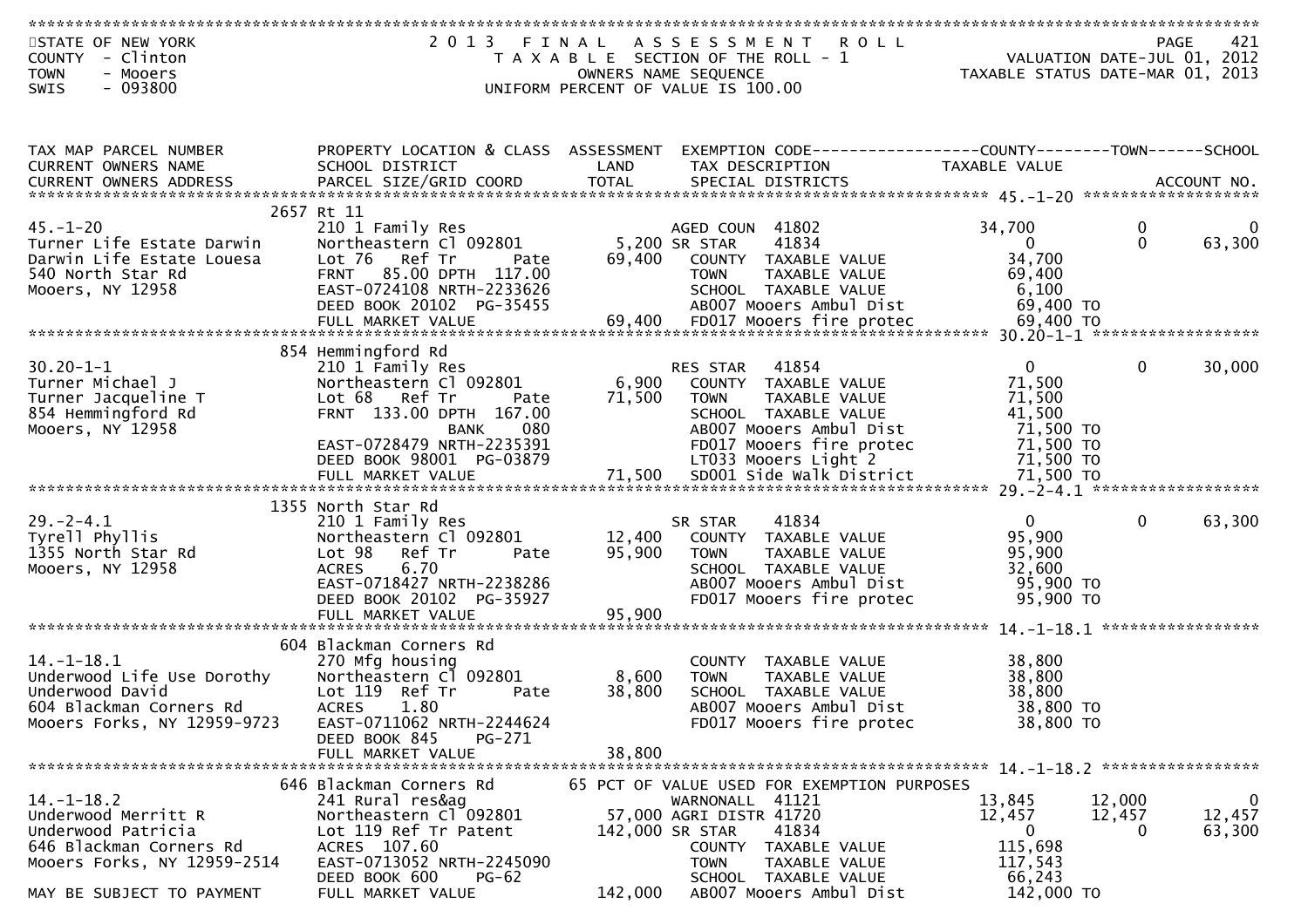STATE OF NEW YORK
COUNTY - Clinton
TOWN - Mooers
SWIS - 093800

# 2013 FINAL ASSESSMENT ROLL
## TAXABLE SECTION OF THE ROLL - 1
OWNERS NAME SEQUENCE
UNIFORM PERCENT OF VALUE IS 100.00

VALUATION DATE-JUL 01, 2012
TAXABLE STATUS DATE-MAR 01, 2013

| TAX MAP PARCEL NUMBER / CURRENT OWNERS NAME / CURRENT OWNERS ADDRESS | PROPERTY LOCATION & CLASS / SCHOOL DISTRICT / PARCEL SIZE/GRID COORD | ASSESSMENT LAND / TOTAL | EXEMPTION CODE / TAX DESCRIPTION / SPECIAL DISTRICTS | COUNTY TAXABLE VALUE | TOWN | SCHOOL |
|---|---|---|---|---|---|---|
| **45.-1-20** | 2657 Rt 11 | | | | | |
| 45.-1-20 | 210 1 Family Res | | AGED COUN 41802 | 34,700 | 0 | 0 |
| Turner Life Estate Darwin | Northeastern Cl 092801 | 5,200 | SR STAR 41834 | 0 | 0 | 63,300 |
| Darwin Life Estate Louesa | Lot 76 Ref Tr Pate | 69,400 | COUNTY TAXABLE VALUE | 34,700 | | |
| 540 North Star Rd | FRNT 85.00 DPTH 117.00 | | TOWN TAXABLE VALUE | 69,400 | | |
| Mooers, NY 12958 | EAST-0724108 NRTH-2233626 | | SCHOOL TAXABLE VALUE | 6,100 | | |
| | DEED BOOK 20102 PG-35455 | | AB007 Mooers Ambul Dist | 69,400 TO | | |
| | FULL MARKET VALUE | 69,400 | FD017 Mooers fire protec | 69,400 TO | | |
| **30.20-1-1** | 854 Hemmingford Rd | | | | | |
| 30.20-1-1 | 210 1 Family Res | | RES STAR 41854 | 0 | 0 | 30,000 |
| Turner Michael J | Northeastern Cl 092801 | 6,900 | COUNTY TAXABLE VALUE | 71,500 | | |
| Turner Jacqueline T | Lot 68 Ref Tr Pate | 71,500 | TOWN TAXABLE VALUE | 71,500 | | |
| 854 Hemmingford Rd | FRNT 133.00 DPTH 167.00 | | SCHOOL TAXABLE VALUE | 41,500 | | |
| Mooers, NY 12958 | BANK 080 | | AB007 Mooers Ambul Dist | 71,500 TO | | |
| | EAST-0728479 NRTH-2235391 | | FD017 Mooers fire protec | 71,500 TO | | |
| | DEED BOOK 98001 PG-03879 | | LT033 Mooers Light 2 | 71,500 TO | | |
| | FULL MARKET VALUE | 71,500 | SD001 Side walk District | 71,500 TO | | |
| **29.-2-4.1** | 1355 North Star Rd | | | | | |
| 29.-2-4.1 | 210 1 Family Res | | SR STAR 41834 | 0 | 0 | 63,300 |
| Tyrell Phyllis | Northeastern Cl 092801 | 12,400 | COUNTY TAXABLE VALUE | 95,900 | | |
| 1355 North Star Rd | Lot 98 Ref Tr Pate | 95,900 | TOWN TAXABLE VALUE | 95,900 | | |
| Mooers, NY 12958 | ACRES 6.70 | | SCHOOL TAXABLE VALUE | 32,600 | | |
| | EAST-0718427 NRTH-2238286 | | AB007 Mooers Ambul Dist | 95,900 TO | | |
| | DEED BOOK 20102 PG-35927 | | FD017 Mooers fire protec | 95,900 TO | | |
| | FULL MARKET VALUE | 95,900 | | | | |
| **14.-1-18.1** | 604 Blackman Corners Rd | | | | | |
| 14.-1-18.1 | 270 Mfg housing | | COUNTY TAXABLE VALUE | 38,800 | | |
| Underwood Life Use Dorothy | Northeastern Cl 092801 | 8,600 | TOWN TAXABLE VALUE | 38,800 | | |
| Underwood David | Lot 119 Ref Tr Pate | 38,800 | SCHOOL TAXABLE VALUE | 38,800 | | |
| 604 Blackman Corners Rd | ACRES 1.80 | | AB007 Mooers Ambul Dist | 38,800 TO | | |
| Mooers Forks, NY 12959-9723 | EAST-0711062 NRTH-2244624 | | FD017 Mooers fire protec | 38,800 TO | | |
| | DEED BOOK 845 PG-271 | | | | | |
| | FULL MARKET VALUE | 38,800 | | | | |
| **14.-1-18.2** | 646 Blackman Corners Rd | | 65 PCT OF VALUE USED FOR EXEMPTION PURPOSES | | | |
| 14.-1-18.2 | 241 Rural res&ag | | WARNONALL 41121 | 13,845 | 12,000 | 0 |
| Underwood Merritt R | Northeastern Cl 092801 | 57,000 | AGRI DISTR 41720 | 12,457 | 12,457 | 12,457 |
| Underwood Patricia | Lot 119 Ref Tr Patent | 142,000 | SR STAR 41834 | 0 | 0 | 63,300 |
| 646 Blackman Corners Rd | ACRES 107.60 | | COUNTY TAXABLE VALUE | 115,698 | | |
| Mooers Forks, NY 12959-2514 | EAST-0713052 NRTH-2245090 | | TOWN TAXABLE VALUE | 117,543 | | |
| | DEED BOOK 600 PG-62 | | SCHOOL TAXABLE VALUE | 66,243 | | |
| MAY BE SUBJECT TO PAYMENT | FULL MARKET VALUE | 142,000 | AB007 Mooers Ambul Dist | 142,000 TO | | |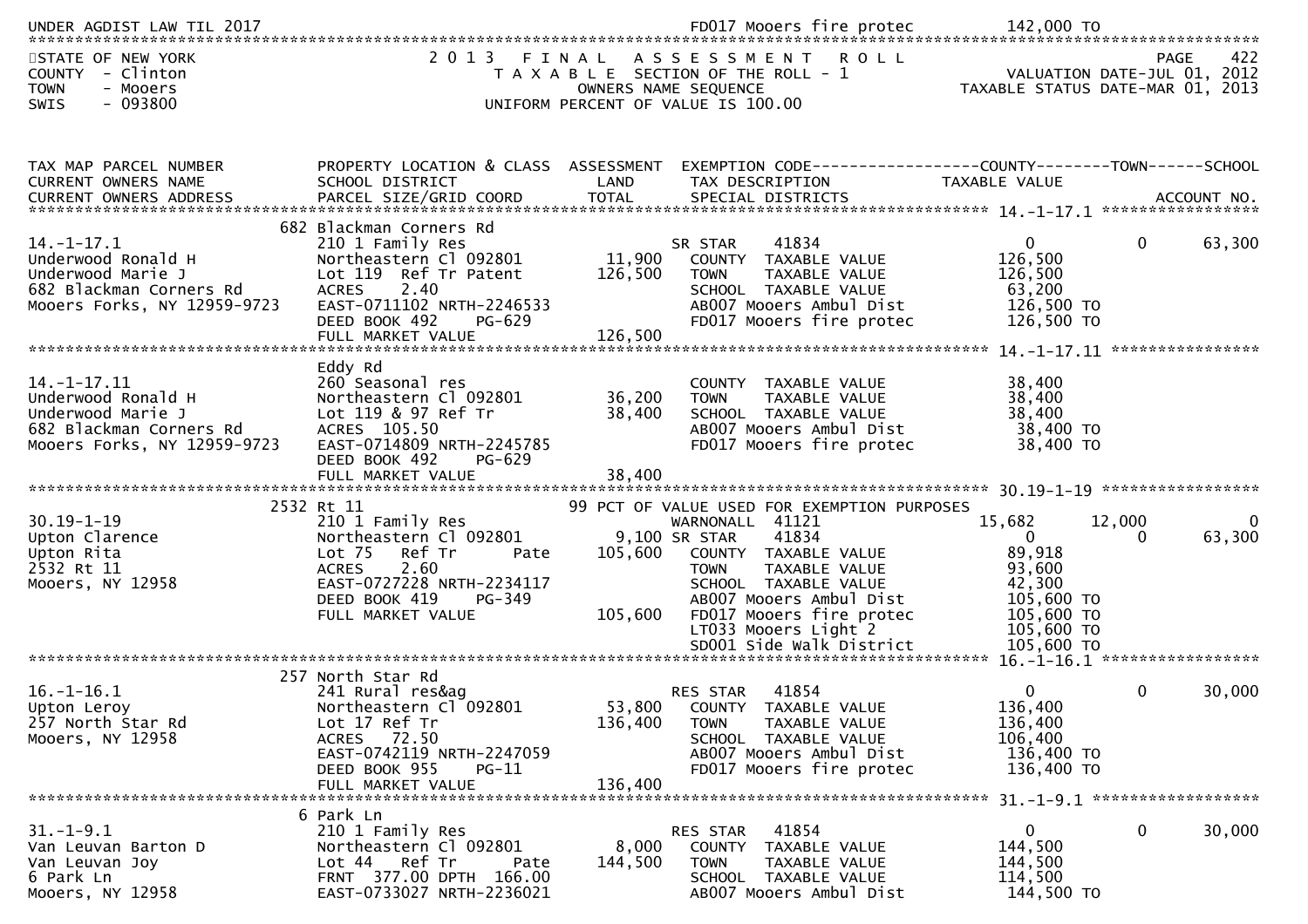UNDER AGDIST LAW TIL 2017 FD017 Mooers fire protec 142,000 TO

STATE OF NEW YORK
COUNTY - Clinton
TOWN - Mooers
SWIS - 093800

2013 FINAL ASSESSMENT ROLL
TAXABLE SECTION OF THE ROLL - 1
OWNERS NAME SEQUENCE
UNIFORM PERCENT OF VALUE IS 100.00

PAGE 422
VALUATION DATE-JUL 01, 2012
TAXABLE STATUS DATE-MAR 01, 2013

| TAX MAP PARCEL NUMBER / CURRENT OWNERS NAME / CURRENT OWNERS ADDRESS | PROPERTY LOCATION & CLASS / SCHOOL DISTRICT / PARCEL SIZE/GRID COORD | ASSESSMENT LAND / TOTAL | EXEMPTION CODE / TAX DESCRIPTION / SPECIAL DISTRICTS | COUNTY TAXABLE VALUE | TOWN | SCHOOL / ACCOUNT NO. |
|---|---|---|---|---|---|---|
| **14.-1-17.1** | 682 Blackman Corners Rd | | | | | |
| 14.-1-17.1 | 210 1 Family Res | | SR STAR 41834 | 0 | 0 | 63,300 |
| Underwood Ronald H | Northeastern Cl 092801 | 11,900 | COUNTY TAXABLE VALUE | 126,500 | | |
| Underwood Marie J | Lot 119 Ref Tr Patent | 126,500 | TOWN TAXABLE VALUE | 126,500 | | |
| 682 Blackman Corners Rd | ACRES 2.40 | | SCHOOL TAXABLE VALUE | 63,200 | | |
| Mooers Forks, NY 12959-9723 | EAST-0711102 NRTH-2246533 | | AB007 Mooers Ambul Dist | 126,500 TO | | |
| | DEED BOOK 492 PG-629 | | FD017 Mooers fire protec | 126,500 TO | | |
| | FULL MARKET VALUE | 126,500 | | | | |
| **14.-1-17.11** | Eddy Rd | | | | | |
| 14.-1-17.11 | 260 Seasonal res | | COUNTY TAXABLE VALUE | 38,400 | | |
| Underwood Ronald H | Northeastern Cl 092801 | 36,200 | TOWN TAXABLE VALUE | 38,400 | | |
| Underwood Marie J | Lot 119 & 97 Ref Tr | 38,400 | SCHOOL TAXABLE VALUE | 38,400 | | |
| 682 Blackman Corners Rd | ACRES 105.50 | | AB007 Mooers Ambul Dist | 38,400 TO | | |
| Mooers Forks, NY 12959-9723 | EAST-0714809 NRTH-2245785 | | FD017 Mooers fire protec | 38,400 TO | | |
| | DEED BOOK 492 PG-629 | | | | | |
| | FULL MARKET VALUE | 38,400 | | | | |
| **30.19-1-19** | 2532 Rt 11 | | 99 PCT OF VALUE USED FOR EXEMPTION PURPOSES | | | |
| 30.19-1-19 | 210 1 Family Res | | WARNONALL 41121 | 15,682 | 12,000 | 0 |
| Upton Clarence | Northeastern Cl 092801 | 9,100 | SR STAR 41834 | 0 | 0 | 63,300 |
| Upton Rita | Lot 75 Ref Tr Pate | 105,600 | COUNTY TAXABLE VALUE | 89,918 | | |
| 2532 Rt 11 | ACRES 2.60 | | TOWN TAXABLE VALUE | 93,600 | | |
| Mooers, NY 12958 | EAST-0727228 NRTH-2234117 | | SCHOOL TAXABLE VALUE | 42,300 | | |
| | DEED BOOK 419 PG-349 | | AB007 Mooers Ambul Dist | 105,600 TO | | |
| | FULL MARKET VALUE | 105,600 | FD017 Mooers fire protec | 105,600 TO | | |
| | | | LT033 Mooers Light 2 | 105,600 TO | | |
| | | | SD001 Side Walk District | 105,600 TO | | |
| **16.-1-16.1** | 257 North Star Rd | | | | | |
| 16.-1-16.1 | 241 Rural res&ag | | RES STAR 41854 | 0 | 0 | 30,000 |
| Upton Leroy | Northeastern Cl 092801 | 53,800 | COUNTY TAXABLE VALUE | 136,400 | | |
| 257 North Star Rd | Lot 17 Ref Tr | 136,400 | TOWN TAXABLE VALUE | 136,400 | | |
| Mooers, NY 12958 | ACRES 72.50 | | SCHOOL TAXABLE VALUE | 106,400 | | |
| | EAST-0742119 NRTH-2247059 | | AB007 Mooers Ambul Dist | 136,400 TO | | |
| | DEED BOOK 955 PG-11 | | FD017 Mooers fire protec | 136,400 TO | | |
| | FULL MARKET VALUE | 136,400 | | | | |
| **31.-1-9.1** | 6 Park Ln | | | | | |
| 31.-1-9.1 | 210 1 Family Res | | RES STAR 41854 | 0 | 0 | 30,000 |
| Van Leuvan Barton D | Northeastern Cl 092801 | 8,000 | COUNTY TAXABLE VALUE | 144,500 | | |
| Van Leuvan Joy | Lot 44 Ref Tr Pate | 144,500 | TOWN TAXABLE VALUE | 144,500 | | |
| 6 Park Ln | FRNT 377.00 DPTH 166.00 | | SCHOOL TAXABLE VALUE | 114,500 | | |
| Mooers, NY 12958 | EAST-0733027 NRTH-2236021 | | AB007 Mooers Ambul Dist | 144,500 TO | | |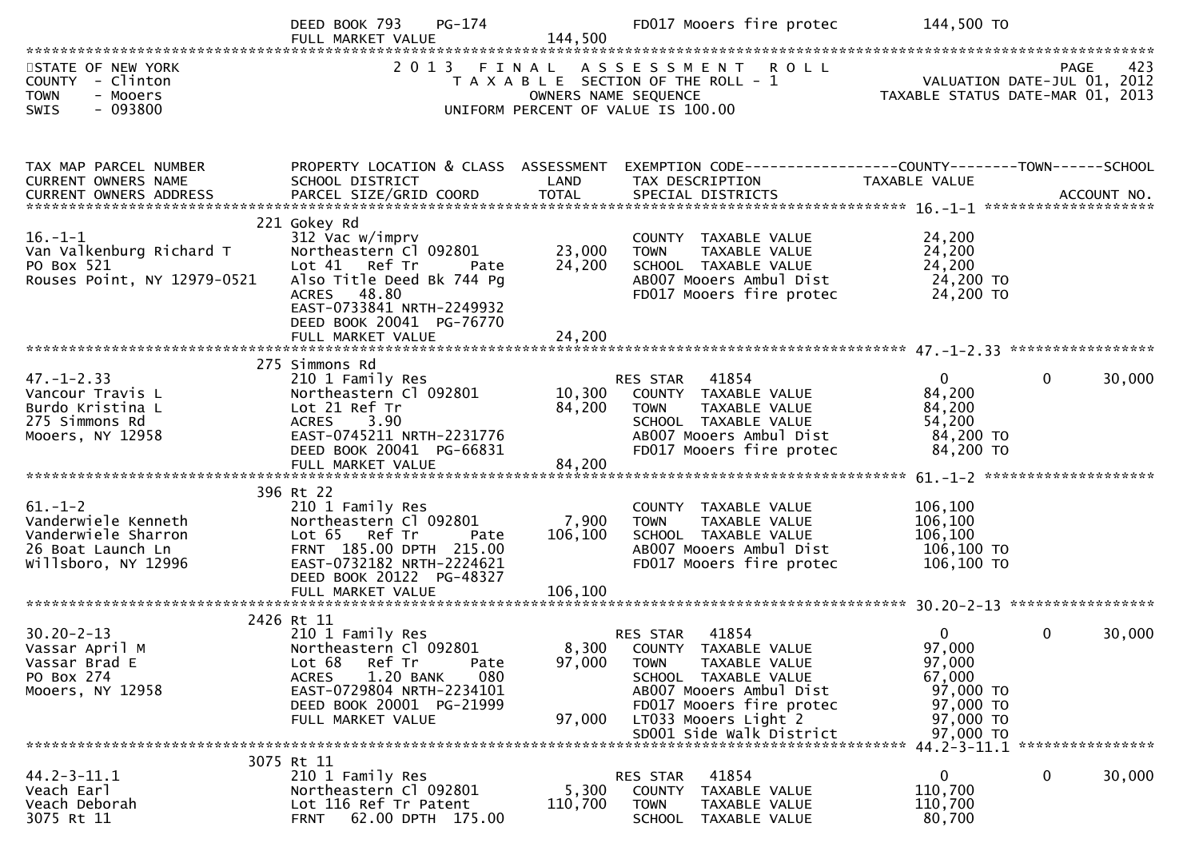DEED BOOK 793 PG-174 FD017 Mooers fire protec 144,500 TO
FULL MARKET VALUE 144,500

STATE OF NEW YORK
COUNTY - Clinton
TOWN - Mooers
SWIS - 093800

2013 FINAL ASSESSMENT ROLL
TAXABLE SECTION OF THE ROLL - 1
OWNERS NAME SEQUENCE
UNIFORM PERCENT OF VALUE IS 100.00

PAGE 423
VALUATION DATE-JUL 01, 2012
TAXABLE STATUS DATE-MAR 01, 2013

| TAX MAP PARCEL NUMBER / CURRENT OWNERS NAME / CURRENT OWNERS ADDRESS | PROPERTY LOCATION & CLASS / SCHOOL DISTRICT / PARCEL SIZE/GRID COORD | ASSESSMENT LAND | TOTAL | EXEMPTION CODE / TAX DESCRIPTION / SPECIAL DISTRICTS | COUNTY TAXABLE VALUE | TOWN | SCHOOL / ACCOUNT NO. |
|---|---|---|---|---|---|---|---|
| **16.-1-1** | 221 Gokey Rd | | | | | | |
| 16.-1-1 | 312 Vac w/imprv | | | COUNTY TAXABLE VALUE | 24,200 | | |
| Van Valkenburg Richard T | Northeastern Cl 092801 | 23,000 | | TOWN TAXABLE VALUE | 24,200 | | |
| PO Box 521 | Lot 41 Ref Tr Pate | | 24,200 | SCHOOL TAXABLE VALUE | 24,200 | | |
| Rouses Point, NY 12979-0521 | Also Title Deed Bk 744 Pg | | | AB007 Mooers Ambul Dist | 24,200 TO | | |
| | ACRES 48.80 | | | FD017 Mooers fire protec | 24,200 TO | | |
| | EAST-0733841 NRTH-2249932 | | | | | | |
| | DEED BOOK 20041 PG-76770 | | | | | | |
| | FULL MARKET VALUE | | 24,200 | | | | |
| **47.-1-2.33** | 275 Simmons Rd | | | | | | |
| 47.-1-2.33 | 210 1 Family Res | | | RES STAR 41854 | 0 | 0 | 30,000 |
| Vancour Travis L | Northeastern Cl 092801 | 10,300 | | COUNTY TAXABLE VALUE | 84,200 | | |
| Burdo Kristina L | Lot 21 Ref Tr | | 84,200 | TOWN TAXABLE VALUE | 84,200 | | |
| 275 Simmons Rd | ACRES 3.90 | | | SCHOOL TAXABLE VALUE | 54,200 | | |
| Mooers, NY 12958 | EAST-0745211 NRTH-2231776 | | | AB007 Mooers Ambul Dist | 84,200 TO | | |
| | DEED BOOK 20041 PG-66831 | | | FD017 Mooers fire protec | 84,200 TO | | |
| | FULL MARKET VALUE | | 84,200 | | | | |
| **61.-1-2** | 396 Rt 22 | | | | | | |
| 61.-1-2 | 210 1 Family Res | | | COUNTY TAXABLE VALUE | 106,100 | | |
| Vanderwiele Kenneth | Northeastern Cl 092801 | 7,900 | | TOWN TAXABLE VALUE | 106,100 | | |
| Vanderwiele Sharron | Lot 65 Ref Tr Pate | | 106,100 | SCHOOL TAXABLE VALUE | 106,100 | | |
| 26 Boat Launch Ln | FRNT 185.00 DPTH 215.00 | | | AB007 Mooers Ambul Dist | 106,100 TO | | |
| Willsboro, NY 12996 | EAST-0732182 NRTH-2224621 | | | FD017 Mooers fire protec | 106,100 TO | | |
| | DEED BOOK 20122 PG-48327 | | | | | | |
| | FULL MARKET VALUE | | 106,100 | | | | |
| **30.20-2-13** | 2426 Rt 11 | | | | | | |
| 30.20-2-13 | 210 1 Family Res | | | RES STAR 41854 | 0 | 0 | 30,000 |
| Vassar April M | Northeastern Cl 092801 | 8,300 | | COUNTY TAXABLE VALUE | 97,000 | | |
| Vassar Brad E | Lot 68 Ref Tr Pate | | 97,000 | TOWN TAXABLE VALUE | 97,000 | | |
| PO Box 274 | ACRES 1.20 BANK 080 | | | SCHOOL TAXABLE VALUE | 67,000 | | |
| Mooers, NY 12958 | EAST-0729804 NRTH-2234101 | | | AB007 Mooers Ambul Dist | 97,000 TO | | |
| | DEED BOOK 20001 PG-21999 | | | FD017 Mooers fire protec | 97,000 TO | | |
| | FULL MARKET VALUE | | 97,000 | LT033 Mooers Light 2 | 97,000 TO | | |
| | | | | SD001 Side Walk District | 97,000 TO | | |
| **44.2-3-11.1** | 3075 Rt 11 | | | | | | |
| 44.2-3-11.1 | 210 1 Family Res | | | RES STAR 41854 | 0 | 0 | 30,000 |
| Veach Earl | Northeastern Cl 092801 | 5,300 | | COUNTY TAXABLE VALUE | 110,700 | | |
| Veach Deborah | Lot 116 Ref Tr Patent | | 110,700 | TOWN TAXABLE VALUE | 110,700 | | |
| 3075 Rt 11 | FRNT 62.00 DPTH 175.00 | | | SCHOOL TAXABLE VALUE | 80,700 | | |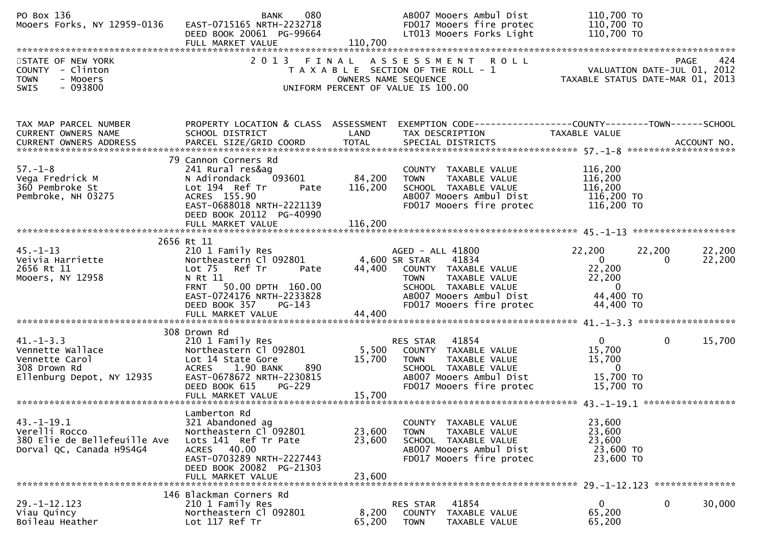```
PO Box 136                         BANK     080                  AB007 Mooers Ambul Dist           110,700 TO
Mooers Forks, NY 12959-0136        EAST-0715165 NRTH-2232718              FD017 Mooers fire protec          110,700 TO
                                   DEED BOOK 20061  PG-99664              LT013 Mooers Forks Light          110,700 TO
                                   FULL MARKET VALUE              110,700
************************************************************************************************************************************
STATE OF NEW YORK                    2 0 1 3   F I N A L   A S S E S S M E N T   R O L L                              PAGE    424
COUNTY  - Clinton                       T A X A B L E  SECTION OF THE ROLL - 1                       VALUATION DATE-JUL 01, 2012
TOWN    - Mooers                             OWNERS NAME SEQUENCE                                  TAXABLE STATUS DATE-MAR 01, 2013
SWIS    - 093800                        UNIFORM PERCENT OF VALUE IS 100.00


TAX MAP PARCEL NUMBER          PROPERTY LOCATION & CLASS  ASSESSMENT  EXEMPTION CODE------------------COUNTY--------TOWN------SCHOOL
CURRENT OWNERS NAME            SCHOOL DISTRICT               LAND      TAX DESCRIPTION              TAXABLE VALUE
CURRENT OWNERS ADDRESS         PARCEL SIZE/GRID COORD        TOTAL     SPECIAL DISTRICTS                                  ACCOUNT NO.
************************************************************************************************** 57.-1-8 ********************
                               79 Cannon Corners Rd
57.-1-8                        241 Rural res&ag                        COUNTY  TAXABLE VALUE             116,200
Vega Fredrick M                N Adirondack    093601        84,200    TOWN    TAXABLE VALUE             116,200
360 Pembroke St                Lot 194  Ref Tr      Pate    116,200    SCHOOL  TAXABLE VALUE             116,200
Pembroke, NH 03275             ACRES  155.90                           AB007 Mooers Ambul Dist           116,200 TO
                               EAST-0688018 NRTH-2221139               FD017 Mooers fire protec          116,200 TO
                               DEED BOOK 20112  PG-40990
                               FULL MARKET VALUE             116,200
************************************************************************************************** 45.-1-13 *******************
                               2656 Rt 11
45.-1-13                       210 1 Family Res                        AGED - ALL 41800                  22,200      22,200      22,200
Veivia Harriette               Northeastern Cl 092801         4,600 SR STAR     41834                        0           0      22,200
2656 Rt 11                     Lot 75   Ref Tr      Pate     44,400    COUNTY  TAXABLE VALUE              22,200
Mooers, NY 12958               N Rt 11                                 TOWN    TAXABLE VALUE              22,200
                               FRNT   50.00 DPTH  160.00               SCHOOL  TAXABLE VALUE                   0
                               EAST-0724176 NRTH-2233828               AB007 Mooers Ambul Dist            44,400 TO
                               DEED BOOK 357     PG-143                FD017 Mooers fire protec           44,400 TO
                               FULL MARKET VALUE              44,400
************************************************************************************************** 41.-1-3.3 ******************
                               308 Drown Rd
41.-1-3.3                      210 1 Family Res                        RES STAR    41854                     0           0      15,700
Vennette Wallace               Northeastern Cl 092801         5,500    COUNTY  TAXABLE VALUE              15,700
Vennette Carol                 Lot 14 State Gore             15,700    TOWN    TAXABLE VALUE              15,700
308 Drown Rd                   ACRES    1.90 BANK     890              SCHOOL  TAXABLE VALUE                   0
Ellenburg Depot, NY 12935      EAST-0678672 NRTH-2230815               AB007 Mooers Ambul Dist            15,700 TO
                               DEED BOOK 615     PG-229                FD017 Mooers fire protec           15,700 TO
                               FULL MARKET VALUE              15,700
************************************************************************************************** 43.-1-19.1 *****************
                               Lamberton Rd
43.-1-19.1                     321 Abandoned ag                        COUNTY  TAXABLE VALUE              23,600
Verelli Rocco                  Northeastern Cl 092801        23,600    TOWN    TAXABLE VALUE              23,600
380 Elie de Bellefeuille Ave   Lots 141  Ref Tr Pate         23,600    SCHOOL  TAXABLE VALUE              23,600
Dorval QC, Canada H9S4G4       ACRES   40.00                           AB007 Mooers Ambul Dist            23,600 TO
                               EAST-0703289 NRTH-2227443               FD017 Mooers fire protec           23,600 TO
                               DEED BOOK 20082  PG-21303
                               FULL MARKET VALUE              23,600
************************************************************************************************** 29.-1-12.123 ***************
                               146 Blackman Corners Rd
29.-1-12.123                   210 1 Family Res                        RES STAR    41854                     0           0      30,000
Viau Quincy                    Northeastern Cl 092801         8,200    COUNTY  TAXABLE VALUE              65,200
Boileau Heather                Lot 117 Ref Tr                65,200    TOWN    TAXABLE VALUE              65,200
```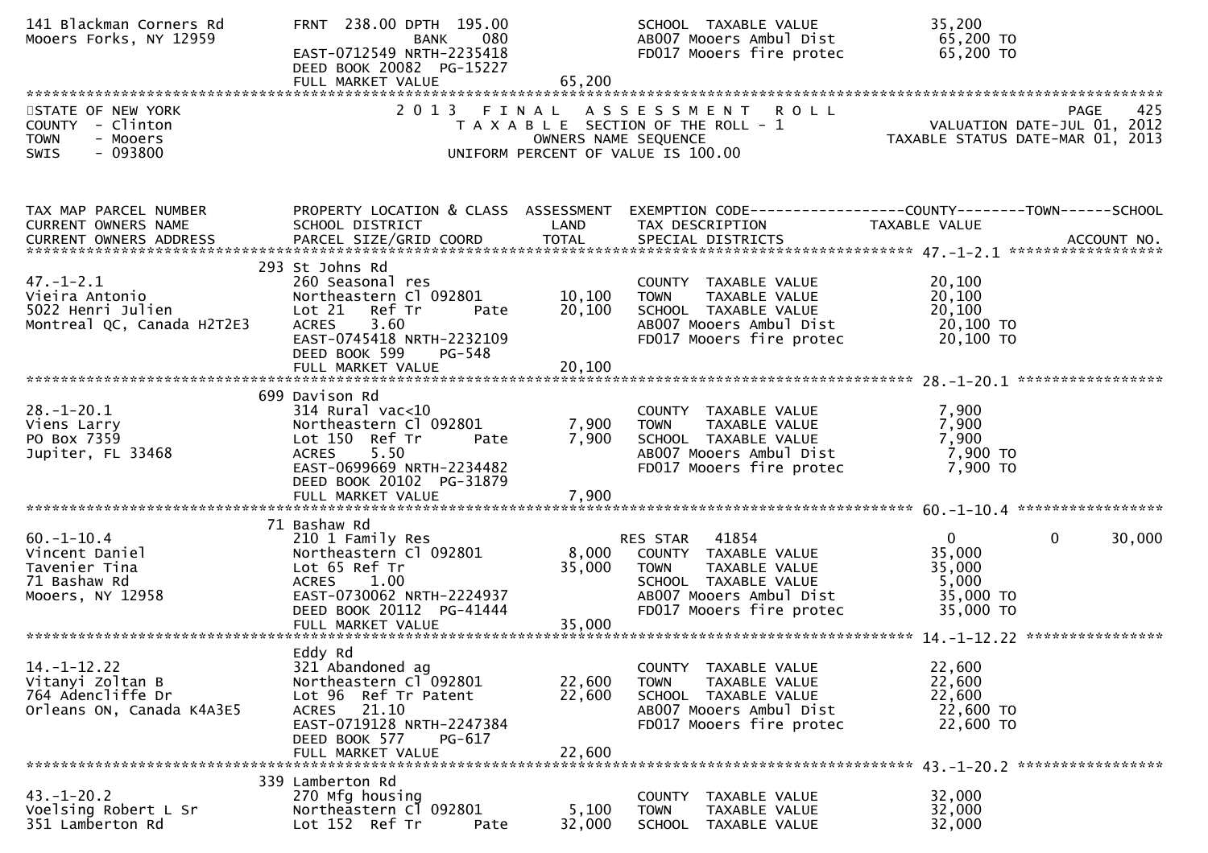```
141 Blackman Corners Rd         FRNT  238.00 DPTH  195.00               SCHOOL  TAXABLE VALUE             35,200
Mooers Forks, NY 12959                        BANK     080              AB007 Mooers Ambul Dist            65,200 TO
                                EAST-0712549 NRTH-2235418               FD017 Mooers fire protec           65,200 TO
                                DEED BOOK 20082  PG-15227
                                FULL MARKET VALUE                65,200
************************************************************************************************************************************
STATE OF NEW YORK                  2 0 1 3   F I N A L   A S S E S S M E N T   R O L L                                    PAGE    425
COUNTY  - Clinton                     T A X A B L E  SECTION OF THE ROLL - 1                           VALUATION DATE-JUL 01, 2012
TOWN    - Mooers                                OWNERS NAME SEQUENCE                                 TAXABLE STATUS DATE-MAR 01, 2013
SWIS    - 093800                         UNIFORM PERCENT OF VALUE IS 100.00



TAX MAP PARCEL NUMBER           PROPERTY LOCATION & CLASS  ASSESSMENT  EXEMPTION CODE------------------COUNTY--------TOWN------SCHOOL
CURRENT OWNERS NAME             SCHOOL DISTRICT               LAND     TAX DESCRIPTION              TAXABLE VALUE
CURRENT OWNERS ADDRESS          PARCEL SIZE/GRID COORD       TOTAL     SPECIAL DISTRICTS                                   ACCOUNT NO.
******************************************************************************************************* 47.-1-2.1 ******************
                                293 St Johns Rd
47.-1-2.1                       260 Seasonal res                        COUNTY  TAXABLE VALUE             20,100
Vieira Antonio                  Northeastern Cl 092801       10,100     TOWN    TAXABLE VALUE             20,100
5022 Henri Julien               Lot 21   Ref Tr        Pate   20,100    SCHOOL  TAXABLE VALUE             20,100
Montreal QC, Canada H2T2E3      ACRES     3.60                          AB007 Mooers Ambul Dist            20,100 TO
                                EAST-0745418 NRTH-2232109               FD017 Mooers fire protec           20,100 TO
                                DEED BOOK 599     PG-548
                                FULL MARKET VALUE                20,100
******************************************************************************************************* 28.-1-20.1 *****************
                                699 Davison Rd
28.-1-20.1                      314 Rural vac<10                        COUNTY  TAXABLE VALUE              7,900
Viens Larry                     Northeastern Cl 092801        7,900     TOWN    TAXABLE VALUE              7,900
PO Box 7359                     Lot 150  Ref Tr        Pate    7,900    SCHOOL  TAXABLE VALUE              7,900
Jupiter, FL 33468               ACRES     5.50                          AB007 Mooers Ambul Dist             7,900 TO
                                EAST-0699669 NRTH-2234482               FD017 Mooers fire protec            7,900 TO
                                DEED BOOK 20102  PG-31879
                                FULL MARKET VALUE                 7,900
******************************************************************************************************* 60.-1-10.4 *****************
                                71 Bashaw Rd
60.-1-10.4                      210 1 Family Res                        RES STAR   41854                   0             0       30,000
Vincent Daniel                  Northeastern Cl 092801        8,000     COUNTY  TAXABLE VALUE             35,000
Tavenier Tina                   Lot 65 Ref Tr                35,000     TOWN    TAXABLE VALUE             35,000
71 Bashaw Rd                    ACRES     1.00                          SCHOOL  TAXABLE VALUE              5,000
Mooers, NY 12958                EAST-0730062 NRTH-2224937               AB007 Mooers Ambul Dist            35,000 TO
                                DEED BOOK 20112  PG-41444               FD017 Mooers fire protec           35,000 TO
                                FULL MARKET VALUE                35,000
******************************************************************************************************* 14.-1-12.22 ****************
                                Eddy Rd
14.-1-12.22                     321 Abandoned ag                        COUNTY  TAXABLE VALUE             22,600
Vitanyi Zoltan B                Northeastern Cl 092801       22,600     TOWN    TAXABLE VALUE             22,600
764 Adencliffe Dr               Lot 96  Ref Tr Patent        22,600     SCHOOL  TAXABLE VALUE             22,600
Orleans ON, Canada K4A3E5       ACRES    21.10                          AB007 Mooers Ambul Dist            22,600 TO
                                EAST-0719128 NRTH-2247384               FD017 Mooers fire protec           22,600 TO
                                DEED BOOK 577     PG-617
                                FULL MARKET VALUE                22,600
******************************************************************************************************* 43.-1-20.2 *****************
                                339 Lamberton Rd
43.-1-20.2                      270 Mfg housing                         COUNTY  TAXABLE VALUE             32,000
Voelsing Robert L Sr            Northeastern Cl 092801        5,100     TOWN    TAXABLE VALUE             32,000
351 Lamberton Rd                Lot 152  Ref Tr        Pate   32,000    SCHOOL  TAXABLE VALUE             32,000
```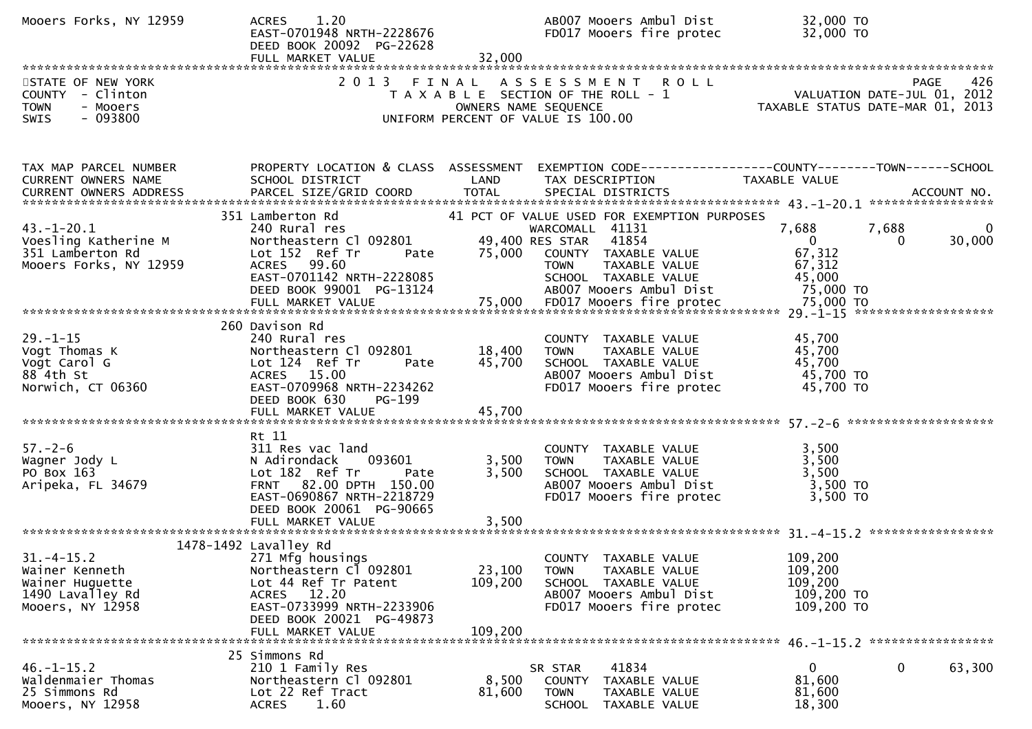```
Mooers Forks, NY 12959          ACRES    1.20                                     AB007 Mooers Ambul Dist         32,000 TO
                                EAST-0701948 NRTH-2228676                         FD017 Mooers fire protec        32,000 TO
                                DEED BOOK 20092  PG-22628
                                FULL MARKET VALUE              32,000
******************************************************************************************************************************************
STATE OF NEW YORK                   2 0 1 3   F I N A L   A S S E S S M E N T   R O L L                                     PAGE    426
COUNTY  - Clinton                        T A X A B L E  SECTION OF THE ROLL - 1                          VALUATION DATE-JUL 01, 2012
TOWN    - Mooers                              OWNERS NAME SEQUENCE                                  TAXABLE STATUS DATE-MAR 01, 2013
SWIS    - 093800                         UNIFORM PERCENT OF VALUE IS 100.00


TAX MAP PARCEL NUMBER           PROPERTY LOCATION & CLASS  ASSESSMENT  EXEMPTION CODE------------------COUNTY--------TOWN------SCHOOL
CURRENT OWNERS NAME             SCHOOL DISTRICT               LAND      TAX DESCRIPTION             TAXABLE VALUE
CURRENT OWNERS ADDRESS          PARCEL SIZE/GRID COORD       TOTAL      SPECIAL DISTRICTS                                   ACCOUNT NO.
******************************************************************************************************* 43.-1-20.1 *****************
                        351 Lamberton Rd                              41 PCT OF VALUE USED FOR EXEMPTION PURPOSES
43.-1-20.1                      240 Rural res                             WARCOMALL  41131            7,688        7,688          0
Voesling Katherine M            Northeastern Cl 092801       49,400 RES STAR   41854                 0            0         30,000
351 Lamberton Rd                Lot 152  Ref Tr       Pate   75,000    COUNTY  TAXABLE VALUE        67,312
Mooers Forks, NY 12959          ACRES   99.60                          TOWN    TAXABLE VALUE        67,312
                                EAST-0701142 NRTH-2228085              SCHOOL  TAXABLE VALUE        45,000
                                DEED BOOK 99001  PG-13124              AB007 Mooers Ambul Dist       75,000 TO
                                FULL MARKET VALUE              75,000  FD017 Mooers fire protec      75,000 TO
******************************************************************************************************* 29.-1-15 *******************
                        260 Davison Rd
29.-1-15                        240 Rural res                          COUNTY  TAXABLE VALUE        45,700
Vogt Thomas K                   Northeastern Cl 092801       18,400    TOWN    TAXABLE VALUE        45,700
Vogt Carol G                    Lot 124  Ref Tr       Pate   45,700    SCHOOL  TAXABLE VALUE        45,700
88 4th St                       ACRES   15.00                          AB007 Mooers Ambul Dist       45,700 TO
Norwich, CT 06360               EAST-0709968 NRTH-2234262              FD017 Mooers fire protec      45,700 TO
                                DEED BOOK 630      PG-199
                                FULL MARKET VALUE              45,700
******************************************************************************************************* 57.-2-6 ********************
                                Rt 11
57.-2-6                         311 Res vac land                       COUNTY  TAXABLE VALUE         3,500
Wagner Jody L                   N Adirondack     093601       3,500    TOWN    TAXABLE VALUE         3,500
PO Box 163                      Lot 182  Ref Tr       Pate    3,500    SCHOOL  TAXABLE VALUE         3,500
Aripeka, FL 34679               FRNT   82.00 DPTH  150.00              AB007 Mooers Ambul Dist        3,500 TO
                                EAST-0690867 NRTH-2218729              FD017 Mooers fire protec       3,500 TO
                                DEED BOOK 20061  PG-90665
                                FULL MARKET VALUE               3,500
******************************************************************************************************* 31.-4-15.2 *****************
                      1478-1492 Lavalley Rd
31.-4-15.2                      271 Mfg housings                       COUNTY  TAXABLE VALUE       109,200
Wainer Kenneth                  Northeastern Cl 092801       23,100    TOWN    TAXABLE VALUE       109,200
Wainer Huguette                 Lot 44 Ref Tr Patent        109,200    SCHOOL  TAXABLE VALUE       109,200
1490 Lavalley Rd                ACRES   12.20                          AB007 Mooers Ambul Dist      109,200 TO
Mooers, NY 12958                EAST-0733999 NRTH-2233906              FD017 Mooers fire protec     109,200 TO
                                DEED BOOK 20021  PG-49873
                                FULL MARKET VALUE             109,200
******************************************************************************************************* 46.-1-15.2 *****************
                        25 Simmons Rd
46.-1-15.2                      210 1 Family Res                          SR STAR    41834                 0            0         63,300
Waldenmaier Thomas              Northeastern Cl 092801        8,500    COUNTY  TAXABLE VALUE        81,600
25 Simmons Rd                   Lot 22 Ref Tract             81,600    TOWN    TAXABLE VALUE        81,600
Mooers, NY 12958                ACRES    1.60                          SCHOOL  TAXABLE VALUE        18,300
```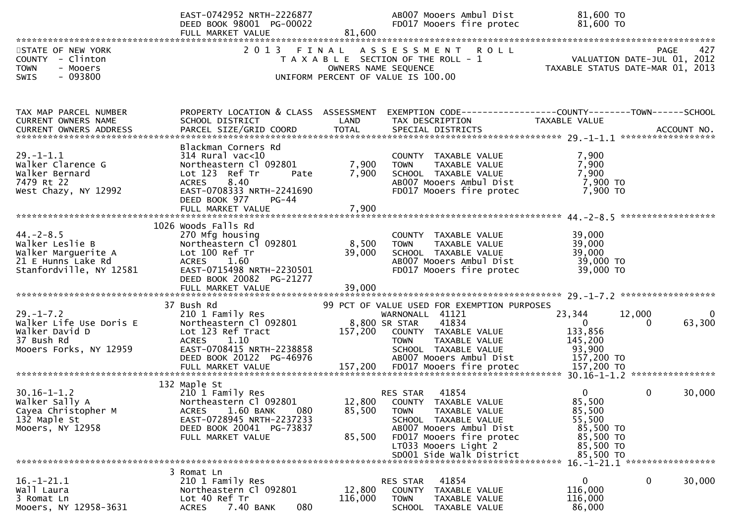```
                                EAST-0742952 NRTH-2226877               AB007 Mooers Ambul Dist              81,600 TO
                                DEED BOOK 98001  PG-00022                FD017 Mooers fire protec             81,600 TO
                                FULL MARKET VALUE             81,600
******************************************************************************************************************************
STATE OF NEW YORK                       2 0 1 3   F I N A L   A S S E S S M E N T   R O L L                          PAGE    427
COUNTY  - Clinton                          T A X A B L E  SECTION OF THE ROLL - 1                     VALUATION DATE-JUL 01, 2012
TOWN    - Mooers                                 OWNERS NAME SEQUENCE                                TAXABLE STATUS DATE-MAR 01, 2013
SWIS    - 093800                          UNIFORM PERCENT OF VALUE IS 100.00


TAX MAP PARCEL NUMBER          PROPERTY LOCATION & CLASS  ASSESSMENT  EXEMPTION CODE------------------COUNTY--------TOWN------SCHOOL
CURRENT OWNERS NAME            SCHOOL DISTRICT               LAND      TAX DESCRIPTION             TAXABLE VALUE
CURRENT OWNERS ADDRESS         PARCEL SIZE/GRID COORD       TOTAL      SPECIAL DISTRICTS                                  ACCOUNT NO.
*************************************************************************************************** 29.-1-1.1 ******************
                               Blackman Corners Rd
29.-1-1.1                      314 Rural vac<10                        COUNTY  TAXABLE VALUE              7,900
Walker Clarence G              Northeastern Cl 092801        7,900     TOWN    TAXABLE VALUE              7,900
Walker Bernard                 Lot 123  Ref Tr       Pate    7,900     SCHOOL  TAXABLE VALUE              7,900
7479 Rt 22                     ACRES    8.40                           AB007 Mooers Ambul Dist             7,900 TO
West Chazy, NY 12992           EAST-0708333 NRTH-2241690               FD017 Mooers fire protec            7,900 TO
                               DEED BOOK 977    PG-44
                               FULL MARKET VALUE             7,900
*************************************************************************************************** 44.-2-8.5 ******************
                          1026 Woods Falls Rd
44.-2-8.5                      270 Mfg housing                         COUNTY  TAXABLE VALUE             39,000
Walker Leslie B                Northeastern Cl 092801        8,500     TOWN    TAXABLE VALUE             39,000
Walker Marguerite A            Lot 100 Ref Tr               39,000     SCHOOL  TAXABLE VALUE             39,000
21 E Hunns Lake Rd             ACRES    1.60                           AB007 Mooers Ambul Dist            39,000 TO
Stanfordville, NY 12581        EAST-0715498 NRTH-2230501               FD017 Mooers fire protec           39,000 TO
                               DEED BOOK 20082  PG-21277
                               FULL MARKET VALUE            39,000
*************************************************************************************************** 29.-1-7.2 ******************
                            37 Bush Rd                        99 PCT OF VALUE USED FOR EXEMPTION PURPOSES
29.-1-7.2                      210 1 Family Res                        WARNONALL  41121            23,344       12,000           0
Walker Life Use Doris E        Northeastern Cl 092801        8,800 SR STAR    41834                 0            0       63,300
Walker David D                 Lot 123 Ref Tract           157,200     COUNTY  TAXABLE VALUE            133,856
37 Bush Rd                     ACRES    1.10                           TOWN    TAXABLE VALUE            145,200
Mooers Forks, NY 12959         EAST-0708415 NRTH-2238858               SCHOOL  TAXABLE VALUE             93,900
                               DEED BOOK 20122  PG-46976               AB007 Mooers Ambul Dist           157,200 TO
                               FULL MARKET VALUE           157,200     FD017 Mooers fire protec          157,200 TO
*************************************************************************************************** 30.16-1-1.2 ****************
                           132 Maple St
30.16-1-1.2                    210 1 Family Res                        RES STAR   41854                 0            0       30,000
Walker Sally A                 Northeastern Cl 092801       12,800     COUNTY  TAXABLE VALUE             85,500
Cayea Christopher M            ACRES    1.60 BANK     080   85,500     TOWN    TAXABLE VALUE             85,500
132 Maple St                   EAST-0728945 NRTH-2237233               SCHOOL  TAXABLE VALUE             55,500
Mooers, NY 12958               DEED BOOK 20041  PG-73837               AB007 Mooers Ambul Dist            85,500 TO
                               FULL MARKET VALUE            85,500     FD017 Mooers fire protec           85,500 TO
                                                                       LT033 Mooers Light 2               85,500 TO
                                                                       SD001 Side Walk District           85,500 TO
*************************************************************************************************** 16.-1-21.1 *****************
                             3 Romat Ln
16.-1-21.1                     210 1 Family Res                        RES STAR   41854                 0            0       30,000
Wall Laura                     Northeastern Cl 092801       12,800     COUNTY  TAXABLE VALUE            116,000
3 Romat Ln                     Lot 40 Ref Tr               116,000     TOWN    TAXABLE VALUE            116,000
Mooers, NY 12958-3631          ACRES    7.40 BANK     080              SCHOOL  TAXABLE VALUE             86,000
```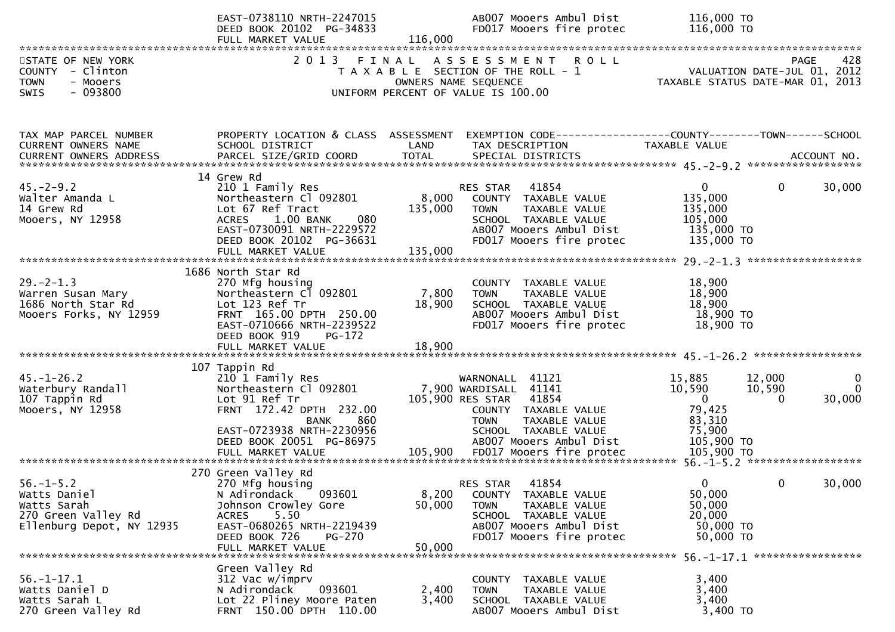```
                                EAST-0738110 NRTH-2247015               AB007 Mooers Ambul Dist          116,000 TO
                                DEED BOOK 20102  PG-34833               FD017 Mooers fire protec         116,000 TO
                                FULL MARKET VALUE              116,000
******************************************************************************************************************************
STATE OF NEW YORK                  2 0 1 3   F I N A L   A S S E S S M E N T   R O L L                          PAGE    428
COUNTY  - Clinton                        T A X A B L E  SECTION OF THE ROLL - 1                      VALUATION DATE-JUL 01, 2012
TOWN    - Mooers                                  OWNERS NAME SEQUENCE                             TAXABLE STATUS DATE-MAR 01, 2013
SWIS    - 093800                         UNIFORM PERCENT OF VALUE IS 100.00


TAX MAP PARCEL NUMBER           PROPERTY LOCATION & CLASS  ASSESSMENT  EXEMPTION CODE------------------COUNTY--------TOWN------SCHOOL
CURRENT OWNERS NAME             SCHOOL DISTRICT               LAND      TAX DESCRIPTION              TAXABLE VALUE
CURRENT OWNERS ADDRESS          PARCEL SIZE/GRID COORD       TOTAL      SPECIAL DISTRICTS                                   ACCOUNT NO.
******************************************************************************************************* 45.-2-9.2 ******************
                                14 Grew Rd
45.-2-9.2                       210 1 Family Res                        RES STAR    41854                 0            0     30,000
Walter Amanda L                 Northeastern Cl 092801        8,000     COUNTY  TAXABLE VALUE          135,000
14 Grew Rd                      Lot 67 Ref Tract            135,000     TOWN    TAXABLE VALUE          135,000
Mooers, NY 12958                ACRES     1.00 BANK     080             SCHOOL  TAXABLE VALUE          105,000
                                EAST-0730091 NRTH-2229572               AB007 Mooers Ambul Dist          135,000 TO
                                DEED BOOK 20102  PG-36631               FD017 Mooers fire protec         135,000 TO
                                FULL MARKET VALUE              135,000
******************************************************************************************************* 29.-2-1.3 ******************
                                1686 North Star Rd
29.-2-1.3                       270 Mfg housing                         COUNTY  TAXABLE VALUE           18,900
Warren Susan Mary               Northeastern Cl 092801        7,800     TOWN    TAXABLE VALUE           18,900
1686 North Star Rd              Lot 123 Ref Tr               18,900     SCHOOL  TAXABLE VALUE           18,900
Mooers Forks, NY 12959          FRNT  165.00 DPTH  250.00               AB007 Mooers Ambul Dist           18,900 TO
                                EAST-0710666 NRTH-2239522               FD017 Mooers fire protec          18,900 TO
                                DEED BOOK 919    PG-172
                                FULL MARKET VALUE               18,900
******************************************************************************************************* 45.-1-26.2 *****************
                                107 Tappin Rd
45.-1-26.2                      210 1 Family Res                        WARNONALL  41121             15,885       12,000           0
Waterbury Randall               Northeastern Cl 092801        7,900 WARDISALL  41141                 10,590       10,590           0
107 Tappin Rd                   Lot 91 Ref Tr               105,900 RES STAR    41854                     0            0      30,000
Mooers, NY 12958                FRNT  172.42 DPTH  232.00               COUNTY  TAXABLE VALUE           79,425
                                             BANK     860               TOWN    TAXABLE VALUE           83,310
                                EAST-0723938 NRTH-2230956               SCHOOL  TAXABLE VALUE           75,900
                                DEED BOOK 20051  PG-86975               AB007 Mooers Ambul Dist          105,900 TO
                                FULL MARKET VALUE              105,900  FD017 Mooers fire protec         105,900 TO
******************************************************************************************************* 56.-1-5.2 ******************
                                270 Green Valley Rd
56.-1-5.2                       270 Mfg housing                         RES STAR    41854                 0            0     30,000
Watts Daniel                    N Adirondack    093601        8,200     COUNTY  TAXABLE VALUE           50,000
Watts Sarah                     Johnson Crowley Gore         50,000     TOWN    TAXABLE VALUE           50,000
270 Green Valley Rd             ACRES     5.50                          SCHOOL  TAXABLE VALUE           20,000
Ellenburg Depot, NY 12935       EAST-0680265 NRTH-2219439               AB007 Mooers Ambul Dist           50,000 TO
                                DEED BOOK 726    PG-270                 FD017 Mooers fire protec          50,000 TO
                                FULL MARKET VALUE               50,000
******************************************************************************************************* 56.-1-17.1 *****************
                                Green Valley Rd
56.-1-17.1                      312 Vac w/imprv                         COUNTY  TAXABLE VALUE            3,400
Watts Daniel D                  N Adirondack    093601        2,400     TOWN    TAXABLE VALUE            3,400
Watts Sarah L                   Lot 22 Pliney Moore Paten     3,400     SCHOOL  TAXABLE VALUE            3,400
270 Green Valley Rd             FRNT  150.00 DPTH  110.00               AB007 Mooers Ambul Dist            3,400 TO
```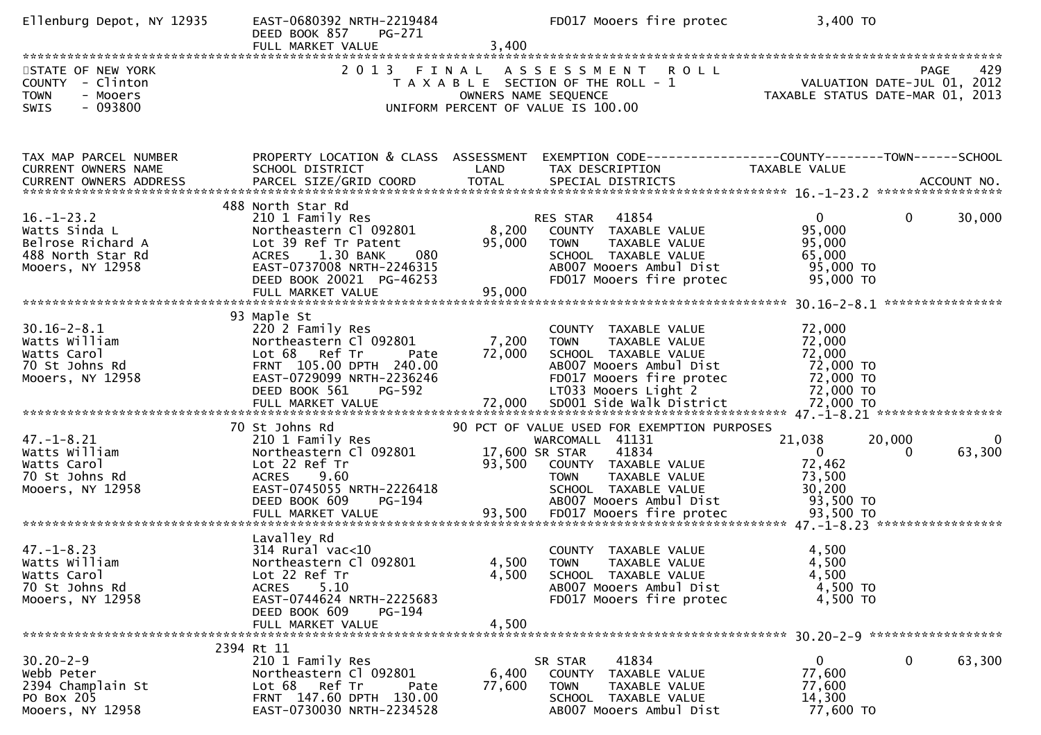```
Ellenburg Depot, NY 12935      EAST-0680392 NRTH-2219484            FD017 Mooers fire protec          3,400 TO
                               DEED BOOK 857    PG-271
                               FULL MARKET VALUE              3,400
******************************************************************************************************************************************
STATE OF NEW YORK                   2 0 1 3   F I N A L   A S S E S S M E N T   R O L L                                 PAGE    429
COUNTY  - Clinton                         T A X A B L E  SECTION OF THE ROLL - 1                         VALUATION DATE-JUL 01, 2012
TOWN    - Mooers                                   OWNERS NAME SEQUENCE                              TAXABLE STATUS DATE-MAR 01, 2013
SWIS    - 093800                           UNIFORM PERCENT OF VALUE IS 100.00


TAX MAP PARCEL NUMBER          PROPERTY LOCATION & CLASS  ASSESSMENT  EXEMPTION CODE------------------COUNTY--------TOWN------SCHOOL
CURRENT OWNERS NAME            SCHOOL DISTRICT               LAND      TAX DESCRIPTION              TAXABLE VALUE
CURRENT OWNERS ADDRESS         PARCEL SIZE/GRID COORD        TOTAL     SPECIAL DISTRICTS                                 ACCOUNT NO.
****************************************************************************************************** 16.-1-23.2 *****************
                           488 North Star Rd
16.-1-23.2                     210 1 Family Res                       RES STAR   41854               0             0      30,000
Watts Sinda L                  Northeastern Cl 092801        8,200    COUNTY  TAXABLE VALUE          95,000
Belrose Richard A              Lot 39 Ref Tr Patent         95,000    TOWN    TAXABLE VALUE          95,000
488 North Star Rd              ACRES    1.30 BANK     080             SCHOOL  TAXABLE VALUE          65,000
Mooers, NY 12958               EAST-0737008 NRTH-2246315              AB007 Mooers Ambul Dist         95,000 TO
                               DEED BOOK 20021  PG-46253              FD017 Mooers fire protec        95,000 TO
                               FULL MARKET VALUE             95,000
****************************************************************************************************** 30.16-2-8.1 ****************
                            93 Maple St
30.16-2-8.1                    220 2 Family Res                       COUNTY  TAXABLE VALUE          72,000
Watts William                  Northeastern Cl 092801        7,200    TOWN    TAXABLE VALUE          72,000
Watts Carol                    Lot 68   Ref Tr      Pate    72,000    SCHOOL  TAXABLE VALUE          72,000
70 St Johns Rd                 FRNT 105.00 DPTH 240.00                AB007 Mooers Ambul Dist         72,000 TO
Mooers, NY 12958               EAST-0729099 NRTH-2236246              FD017 Mooers fire protec        72,000 TO
                               DEED BOOK 561    PG-592                LT033 Mooers Light 2            72,000 TO
                               FULL MARKET VALUE             72,000   SD001 Side Walk District        72,000 TO
****************************************************************************************************** 47.-1-8.21 *****************
                            70 St Johns Rd                    90 PCT OF VALUE USED FOR EXEMPTION PURPOSES
47.-1-8.21                     210 1 Family Res                       WARCOMALL  41131           21,038        20,000           0
Watts William                  Northeastern Cl 092801       17,600 SR STAR     41834               0             0      63,300
Watts Carol                    Lot 22 Ref Tr                93,500    COUNTY  TAXABLE VALUE          72,462
70 St Johns Rd                 ACRES    9.60                          TOWN    TAXABLE VALUE          73,500
Mooers, NY 12958               EAST-0745055 NRTH-2226418              SCHOOL  TAXABLE VALUE          30,200
                               DEED BOOK 609    PG-194                AB007 Mooers Ambul Dist         93,500 TO
                               FULL MARKET VALUE             93,500   FD017 Mooers fire protec        93,500 TO
****************************************************************************************************** 47.-1-8.23 *****************
                               Lavalley Rd
47.-1-8.23                     314 Rural vac<10                       COUNTY  TAXABLE VALUE           4,500
Watts William                  Northeastern Cl 092801        4,500    TOWN    TAXABLE VALUE           4,500
Watts Carol                    Lot 22 Ref Tr                 4,500    SCHOOL  TAXABLE VALUE           4,500
70 St Johns Rd                 ACRES    5.10                          AB007 Mooers Ambul Dist          4,500 TO
Mooers, NY 12958               EAST-0744624 NRTH-2225683              FD017 Mooers fire protec         4,500 TO
                               DEED BOOK 609    PG-194
                               FULL MARKET VALUE              4,500
****************************************************************************************************** 30.20-2-9 ******************
                          2394 Rt 11
30.20-2-9                      210 1 Family Res                       SR STAR    41834               0             0      63,300
Webb Peter                     Northeastern Cl 092801        6,400    COUNTY  TAXABLE VALUE          77,600
2394 Champlain St              Lot 68   Ref Tr      Pate    77,600    TOWN    TAXABLE VALUE          77,600
PO Box 205                     FRNT 147.60 DPTH 130.00                SCHOOL  TAXABLE VALUE          14,300
Mooers, NY 12958               EAST-0730030 NRTH-2234528              AB007 Mooers Ambul Dist         77,600 TO
```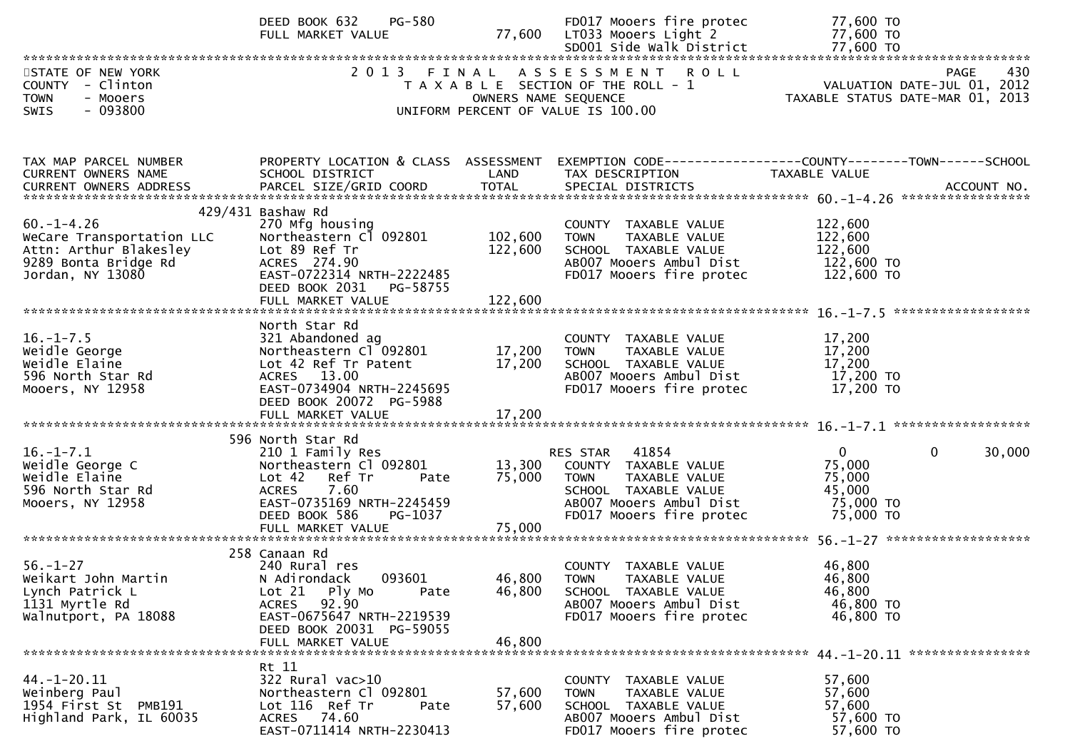| | DEED BOOK 632 PG-580 | | FD017 Mooers fire protec | 77,600 TO |
|---|---|---|---|---|
| | FULL MARKET VALUE | 77,600 | LT033 Mooers Light 2 | 77,600 TO |
| | | | SD001 Side walk District | 77,600 TO |

STATE OF NEW YORK
COUNTY - Clinton
TOWN - Mooers
SWIS - 093800

2013 FINAL ASSESSMENT ROLL
TAXABLE SECTION OF THE ROLL - 1
OWNERS NAME SEQUENCE
UNIFORM PERCENT OF VALUE IS 100.00

VALUATION DATE-JUL 01, 2012
TAXABLE STATUS DATE-MAR 01, 2013

| TAX MAP PARCEL NUMBER / CURRENT OWNERS NAME / CURRENT OWNERS ADDRESS | PROPERTY LOCATION & CLASS / SCHOOL DISTRICT / PARCEL SIZE/GRID COORD | ASSESSMENT LAND / TOTAL | EXEMPTION CODE / TAX DESCRIPTION / SPECIAL DISTRICTS | COUNTY TAXABLE VALUE | TOWN | SCHOOL |
|---|---|---|---|---|---|---|
| **60.-1-4.26** | 429/431 Bashaw Rd | | | | | |
| 60.-1-4.26 | 270 Mfg housing | | COUNTY TAXABLE VALUE | 122,600 | | |
| WeCare Transportation LLC | Northeastern Cl 092801 | 102,600 | TOWN TAXABLE VALUE | 122,600 | | |
| Attn: Arthur Blakesley | Lot 89 Ref Tr | 122,600 | SCHOOL TAXABLE VALUE | 122,600 | | |
| 9289 Bonta Bridge Rd | ACRES 274.90 | | AB007 Mooers Ambul Dist | 122,600 TO | | |
| Jordan, NY 13080 | EAST-0722314 NRTH-2222485 | | FD017 Mooers fire protec | 122,600 TO | | |
| | DEED BOOK 2031 PG-58755 | | | | | |
| | FULL MARKET VALUE | 122,600 | | | | |
| **16.-1-7.5** | North Star Rd | | | | | |
| 16.-1-7.5 | 321 Abandoned ag | | COUNTY TAXABLE VALUE | 17,200 | | |
| Weidle George | Northeastern Cl 092801 | 17,200 | TOWN TAXABLE VALUE | 17,200 | | |
| Weidle Elaine | Lot 42 Ref Tr Patent | 17,200 | SCHOOL TAXABLE VALUE | 17,200 | | |
| 596 North Star Rd | ACRES 13.00 | | AB007 Mooers Ambul Dist | 17,200 TO | | |
| Mooers, NY 12958 | EAST-0734904 NRTH-2245695 | | FD017 Mooers fire protec | 17,200 TO | | |
| | DEED BOOK 20072 PG-5988 | | | | | |
| | FULL MARKET VALUE | 17,200 | | | | |
| **16.-1-7.1** | 596 North Star Rd | | | | | |
| 16.-1-7.1 | 210 1 Family Res | | RES STAR 41854 | 0 | 0 | 30,000 |
| Weidle George C | Northeastern Cl 092801 | 13,300 | COUNTY TAXABLE VALUE | 75,000 | | |
| Weidle Elaine | Lot 42 Ref Tr Pate | 75,000 | TOWN TAXABLE VALUE | 75,000 | | |
| 596 North Star Rd | ACRES 7.60 | | SCHOOL TAXABLE VALUE | 45,000 | | |
| Mooers, NY 12958 | EAST-0735169 NRTH-2245459 | | AB007 Mooers Ambul Dist | 75,000 TO | | |
| | DEED BOOK 586 PG-1037 | | FD017 Mooers fire protec | 75,000 TO | | |
| | FULL MARKET VALUE | 75,000 | | | | |
| **56.-1-27** | 258 Canaan Rd | | | | | |
| 56.-1-27 | 240 Rural res | | COUNTY TAXABLE VALUE | 46,800 | | |
| Weikart John Martin | N Adirondack 093601 | 46,800 | TOWN TAXABLE VALUE | 46,800 | | |
| Lynch Patrick L | Lot 21 Ply Mo Pate | 46,800 | SCHOOL TAXABLE VALUE | 46,800 | | |
| 1131 Myrtle Rd | ACRES 92.90 | | AB007 Mooers Ambul Dist | 46,800 TO | | |
| Walnutport, PA 18088 | EAST-0675647 NRTH-2219539 | | FD017 Mooers fire protec | 46,800 TO | | |
| | DEED BOOK 20031 PG-59055 | | | | | |
| | FULL MARKET VALUE | 46,800 | | | | |
| **44.-1-20.11** | Rt 11 | | | | | |
| 44.-1-20.11 | 322 Rural vac>10 | | COUNTY TAXABLE VALUE | 57,600 | | |
| Weinberg Paul | Northeastern Cl 092801 | 57,600 | TOWN TAXABLE VALUE | 57,600 | | |
| 1954 First St PMB191 | Lot 116 Ref Tr Pate | 57,600 | SCHOOL TAXABLE VALUE | 57,600 | | |
| Highland Park, IL 60035 | ACRES 74.60 | | AB007 Mooers Ambul Dist | 57,600 TO | | |
| | EAST-0711414 NRTH-2230413 | | FD017 Mooers fire protec | 57,600 TO | | |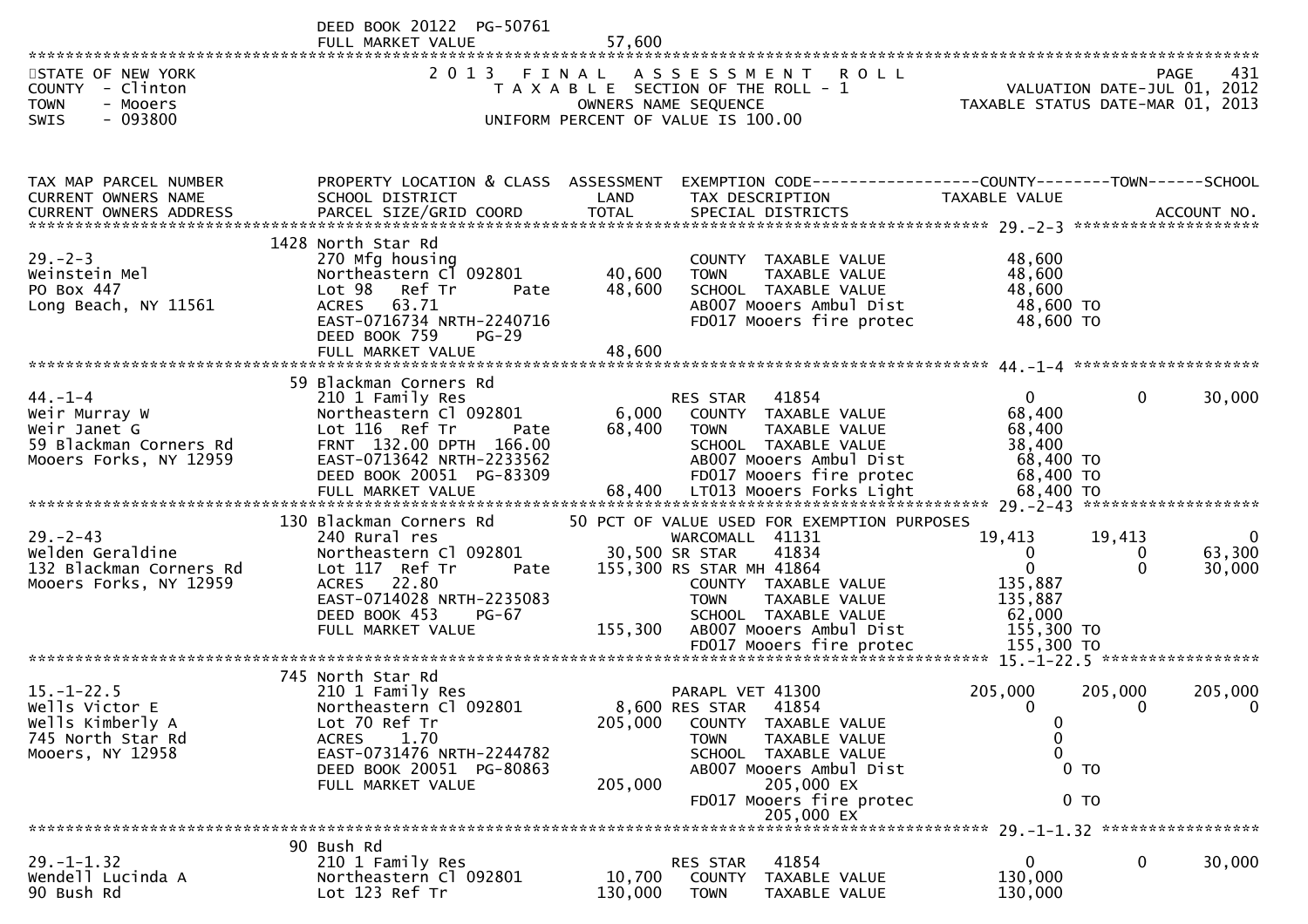DEED BOOK 20122 PG-50761
FULL MARKET VALUE 57,600

STATE OF NEW YORK
COUNTY - Clinton
TOWN - Mooers
SWIS - 093800

2013 FINAL ASSESSMENT ROLL
TAXABLE SECTION OF THE ROLL - 1
OWNERS NAME SEQUENCE
UNIFORM PERCENT OF VALUE IS 100.00

PAGE 431
VALUATION DATE-JUL 01, 2012
TAXABLE STATUS DATE-MAR 01, 2013

| TAX MAP PARCEL NUMBER / CURRENT OWNERS NAME / CURRENT OWNERS ADDRESS | PROPERTY LOCATION & CLASS / SCHOOL DISTRICT / PARCEL SIZE/GRID COORD | ASSESSMENT LAND / TOTAL | EXEMPTION CODE / TAX DESCRIPTION / SPECIAL DISTRICTS | COUNTY TAXABLE VALUE | TOWN | SCHOOL / ACCOUNT NO. |
|---|---|---|---|---|---|---|
| **29.-2-3** | 1428 North Star Rd | | | | | |
| 29.-2-3 | 270 Mfg housing | | COUNTY TAXABLE VALUE | 48,600 | | |
| Weinstein Mel | Northeastern Cl 092801 | 40,600 | TOWN TAXABLE VALUE | 48,600 | | |
| PO Box 447 | Lot 98 Ref Tr Pate | 48,600 | SCHOOL TAXABLE VALUE | 48,600 | | |
| Long Beach, NY 11561 | ACRES 63.71 | | AB007 Mooers Ambul Dist | 48,600 TO | | |
| | EAST-0716734 NRTH-2240716 | | FD017 Mooers fire protec | 48,600 TO | | |
| | DEED BOOK 759 PG-29 | | | | | |
| | FULL MARKET VALUE | 48,600 | | | | |
| **44.-1-4** | 59 Blackman Corners Rd | | | | | |
| 44.-1-4 | 210 1 Family Res | | RES STAR 41854 | 0 | 0 | 30,000 |
| Weir Murray W | Northeastern Cl 092801 | 6,000 | COUNTY TAXABLE VALUE | 68,400 | | |
| Weir Janet G | Lot 116 Ref Tr Pate | 68,400 | TOWN TAXABLE VALUE | 68,400 | | |
| 59 Blackman Corners Rd | FRNT 132.00 DPTH 166.00 | | SCHOOL TAXABLE VALUE | 38,400 | | |
| Mooers Forks, NY 12959 | EAST-0713642 NRTH-2233562 | | AB007 Mooers Ambul Dist | 68,400 TO | | |
| | DEED BOOK 20051 PG-83309 | | FD017 Mooers fire protec | 68,400 TO | | |
| | FULL MARKET VALUE | 68,400 | LT013 Mooers Forks Light | 68,400 TO | | |
| **29.-2-43** | 130 Blackman Corners Rd | | 50 PCT OF VALUE USED FOR EXEMPTION PURPOSES | | | |
| 29.-2-43 | 240 Rural res | | WARCOMALL 41131 | 19,413 | 19,413 | 0 |
| Welden Geraldine | Northeastern Cl 092801 | 30,500 | SR STAR 41834 | 0 | 0 | 63,300 |
| 132 Blackman Corners Rd | Lot 117 Ref Tr Pate | 155,300 | RS STAR MH 41864 | 0 | 0 | 30,000 |
| Mooers Forks, NY 12959 | ACRES 22.80 | | COUNTY TAXABLE VALUE | 135,887 | | |
| | EAST-0714028 NRTH-2235083 | | TOWN TAXABLE VALUE | 135,887 | | |
| | DEED BOOK 453 PG-67 | | SCHOOL TAXABLE VALUE | 62,000 | | |
| | FULL MARKET VALUE | 155,300 | AB007 Mooers Ambul Dist | 155,300 TO | | |
| | | | FD017 Mooers fire protec | 155,300 TO | | |
| **15.-1-22.5** | 745 North Star Rd | | | | | |
| 15.-1-22.5 | 210 1 Family Res | | PARAPL VET 41300 | 205,000 | 205,000 | 205,000 |
| Wells Victor E | Northeastern Cl 092801 | 8,600 | RES STAR 41854 | 0 | 0 | 0 |
| Wells Kimberly A | Lot 70 Ref Tr | 205,000 | COUNTY TAXABLE VALUE | 0 | | |
| 745 North Star Rd | ACRES 1.70 | | TOWN TAXABLE VALUE | 0 | | |
| Mooers, NY 12958 | EAST-0731476 NRTH-2244782 | | SCHOOL TAXABLE VALUE | 0 | | |
| | DEED BOOK 20051 PG-80863 | | AB007 Mooers Ambul Dist | 0 TO | | |
| | FULL MARKET VALUE | 205,000 | 205,000 EX | | | |
| | | | FD017 Mooers fire protec | 0 TO | | |
| | | | 205,000 EX | | | |
| **29.-1-1.32** | 90 Bush Rd | | | | | |
| 29.-1-1.32 | 210 1 Family Res | | RES STAR 41854 | 0 | 0 | 30,000 |
| Wendell Lucinda A | Northeastern Cl 092801 | 10,700 | COUNTY TAXABLE VALUE | 130,000 | | |
| 90 Bush Rd | Lot 123 Ref Tr | 130,000 | TOWN TAXABLE VALUE | 130,000 | | |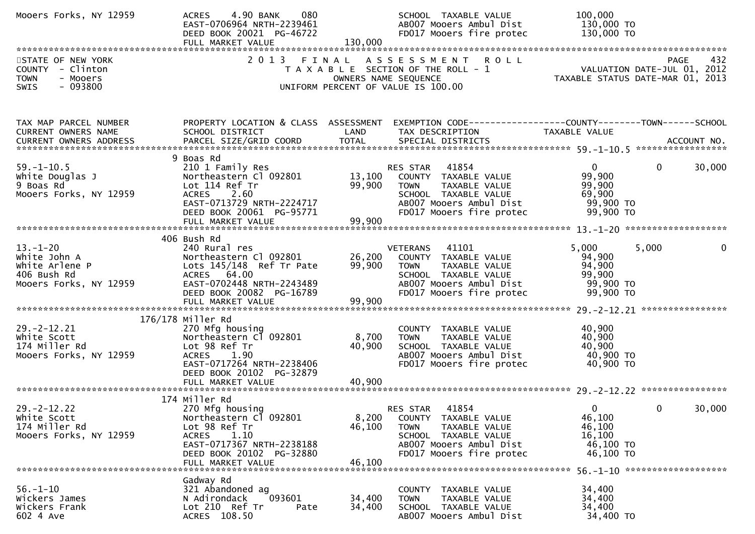```
Mooers Forks, NY 12959         ACRES    4.90 BANK    080                SCHOOL  TAXABLE VALUE             100,000
                               EAST-0706964 NRTH-2239461                AB007 Mooers Ambul Dist           130,000 TO
                               DEED BOOK 20021  PG-46722                FD017 Mooers fire protec          130,000 TO
                               FULL MARKET VALUE              130,000
******************************************************************************************************************************************
STATE OF NEW YORK                         2 0 1 3   F I N A L   A S S E S S M E N T   R O L L                                PAGE    432
COUNTY  - Clinton                             T A X A B L E  SECTION OF THE ROLL - 1                    VALUATION DATE-JUL 01, 2012
TOWN    - Mooers                                   OWNERS NAME SEQUENCE                              TAXABLE STATUS DATE-MAR 01, 2013
SWIS    - 093800                           UNIFORM PERCENT OF VALUE IS 100.00


TAX MAP PARCEL NUMBER          PROPERTY LOCATION & CLASS  ASSESSMENT  EXEMPTION CODE------------------COUNTY--------TOWN------SCHOOL
CURRENT OWNERS NAME            SCHOOL DISTRICT               LAND      TAX DESCRIPTION                TAXABLE VALUE
CURRENT OWNERS ADDRESS         PARCEL SIZE/GRID COORD       TOTAL      SPECIAL DISTRICTS                                     ACCOUNT NO.
************************************************************************************************ 59.-1-10.5 *****************
                             9 Boas Rd
59.-1-10.5                     210 1 Family Res                       RES STAR   41854                   0            0       30,000
White Douglas J                Northeastern Cl 092801        13,100    COUNTY  TAXABLE VALUE             99,900
9 Boas Rd                      Lot 114 Ref Tr                99,900    TOWN    TAXABLE VALUE             99,900
Mooers Forks, NY 12959         ACRES    2.60                           SCHOOL  TAXABLE VALUE             69,900
                               EAST-0713729 NRTH-2224717               AB007 Mooers Ambul Dist            99,900 TO
                               DEED BOOK 20061  PG-95771               FD017 Mooers fire protec           99,900 TO
                               FULL MARKET VALUE             99,900
************************************************************************************************ 13.-1-20 *******************
                           406 Bush Rd
13.-1-20                       240 Rural res                          VETERANS   41101                5,000        5,000            0
White John A                   Northeastern Cl 092801        26,200    COUNTY  TAXABLE VALUE             94,900
White Arlene P                 Lots 145/148  Ref Tr Pate     99,900    TOWN    TAXABLE VALUE             94,900
406 Bush Rd                    ACRES   64.00                           SCHOOL  TAXABLE VALUE             99,900
Mooers Forks, NY 12959         EAST-0702448 NRTH-2243489               AB007 Mooers Ambul Dist            99,900 TO
                               DEED BOOK 20082  PG-16789               FD017 Mooers fire protec           99,900 TO
                               FULL MARKET VALUE             99,900
************************************************************************************************ 29.-2-12.21 ****************
                       176/178 Miller Rd
29.-2-12.21                    270 Mfg housing                         COUNTY  TAXABLE VALUE             40,900
White Scott                    Northeastern Cl 092801         8,700    TOWN    TAXABLE VALUE             40,900
174 Miller Rd                  Lot 98 Ref Tr                 40,900    SCHOOL  TAXABLE VALUE             40,900
Mooers Forks, NY 12959         ACRES    1.90                           AB007 Mooers Ambul Dist            40,900 TO
                               EAST-0717264 NRTH-2238406               FD017 Mooers fire protec           40,900 TO
                               DEED BOOK 20102  PG-32879
                               FULL MARKET VALUE             40,900
************************************************************************************************ 29.-2-12.22 ****************
                           174 Miller Rd
29.-2-12.22                    270 Mfg housing                        RES STAR   41854                   0            0       30,000
White Scott                    Northeastern Cl 092801         8,200    COUNTY  TAXABLE VALUE             46,100
174 Miller Rd                  Lot 98 Ref Tr                 46,100    TOWN    TAXABLE VALUE             46,100
Mooers Forks, NY 12959         ACRES    1.10                           SCHOOL  TAXABLE VALUE             16,100
                               EAST-0717367 NRTH-2238188               AB007 Mooers Ambul Dist            46,100 TO
                               DEED BOOK 20102  PG-32880               FD017 Mooers fire protec           46,100 TO
                               FULL MARKET VALUE             46,100
************************************************************************************************ 56.-1-10 *******************
                               Gadway Rd
56.-1-10                       321 Abandoned ag                        COUNTY  TAXABLE VALUE             34,400
Wickers James                  N Adirondack    093601        34,400    TOWN    TAXABLE VALUE             34,400
Wickers Frank                  Lot 210  Ref Tr      Pate     34,400    SCHOOL  TAXABLE VALUE             34,400
602 4 Ave                      ACRES  108.50                           AB007 Mooers Ambul Dist            34,400 TO
```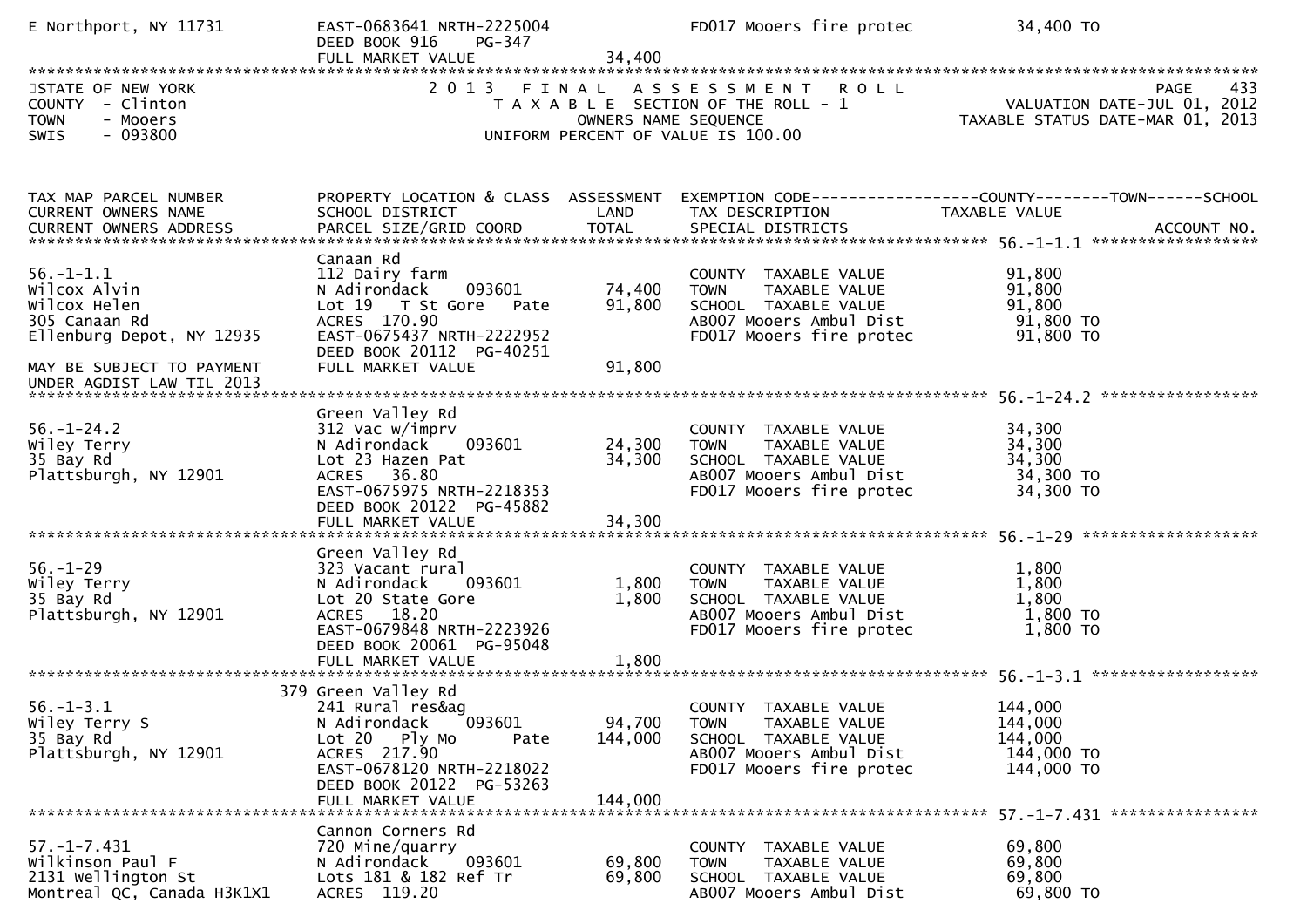E Northport, NY 11731 | EAST-0683641 NRTH-2225004 | | FD017 Mooers fire protec | 34,400 TO
DEED BOOK 916 PG-347
FULL MARKET VALUE 34,400

STATE OF NEW YORK
COUNTY - Clinton
TOWN - Mooers
SWIS - 093800

# 2013 FINAL ASSESSMENT ROLL

TAXABLE SECTION OF THE ROLL - 1
OWNERS NAME SEQUENCE
UNIFORM PERCENT OF VALUE IS 100.00

PAGE 433
VALUATION DATE-JUL 01, 2012
TAXABLE STATUS DATE-MAR 01, 2013

| TAX MAP PARCEL NUMBER / CURRENT OWNERS NAME / CURRENT OWNERS ADDRESS | PROPERTY LOCATION & CLASS / SCHOOL DISTRICT / PARCEL SIZE/GRID COORD | ASSESSMENT LAND / TOTAL | EXEMPTION CODE / TAX DESCRIPTION / SPECIAL DISTRICTS | TAXABLE VALUE (COUNTY / TOWN / SCHOOL) | ACCOUNT NO. |
|---|---|---|---|---|---|
| **56.-1-1.1** | Canaan Rd | | | | |
| 56.-1-1.1 | 112 Dairy farm | | COUNTY TAXABLE VALUE | 91,800 | |
| Wilcox Alvin | N Adirondack 093601 | 74,400 | TOWN TAXABLE VALUE | 91,800 | |
| Wilcox Helen | Lot 19 T St Gore Pate | 91,800 | SCHOOL TAXABLE VALUE | 91,800 | |
| 305 Canaan Rd | ACRES 170.90 | | AB007 Mooers Ambul Dist | 91,800 TO | |
| Ellenburg Depot, NY 12935 | EAST-0675437 NRTH-2222952 | | FD017 Mooers fire protec | 91,800 TO | |
| | DEED BOOK 20112 PG-40251 | | | | |
| MAY BE SUBJECT TO PAYMENT | FULL MARKET VALUE | 91,800 | | | |
| UNDER AGDIST LAW TIL 2013 | | | | | |
| **56.-1-24.2** | Green Valley Rd | | | | |
| 56.-1-24.2 | 312 Vac w/imprv | | COUNTY TAXABLE VALUE | 34,300 | |
| Wiley Terry | N Adirondack 093601 | 24,300 | TOWN TAXABLE VALUE | 34,300 | |
| 35 Bay Rd | Lot 23 Hazen Pat | 34,300 | SCHOOL TAXABLE VALUE | 34,300 | |
| Plattsburgh, NY 12901 | ACRES 36.80 | | AB007 Mooers Ambul Dist | 34,300 TO | |
| | EAST-0675975 NRTH-2218353 | | FD017 Mooers fire protec | 34,300 TO | |
| | DEED BOOK 20122 PG-45882 | | | | |
| | FULL MARKET VALUE | 34,300 | | | |
| **56.-1-29** | Green Valley Rd | | | | |
| 56.-1-29 | 323 Vacant rural | | COUNTY TAXABLE VALUE | 1,800 | |
| Wiley Terry | N Adirondack 093601 | 1,800 | TOWN TAXABLE VALUE | 1,800 | |
| 35 Bay Rd | Lot 20 State Gore | 1,800 | SCHOOL TAXABLE VALUE | 1,800 | |
| Plattsburgh, NY 12901 | ACRES 18.20 | | AB007 Mooers Ambul Dist | 1,800 TO | |
| | EAST-0679848 NRTH-2223926 | | FD017 Mooers fire protec | 1,800 TO | |
| | DEED BOOK 20061 PG-95048 | | | | |
| | FULL MARKET VALUE | 1,800 | | | |
| **56.-1-3.1** | 379 Green Valley Rd | | | | |
| 56.-1-3.1 | 241 Rural res&ag | | COUNTY TAXABLE VALUE | 144,000 | |
| Wiley Terry S | N Adirondack 093601 | 94,700 | TOWN TAXABLE VALUE | 144,000 | |
| 35 Bay Rd | Lot 20 Ply Mo Pate | 144,000 | SCHOOL TAXABLE VALUE | 144,000 | |
| Plattsburgh, NY 12901 | ACRES 217.90 | | AB007 Mooers Ambul Dist | 144,000 TO | |
| | EAST-0678120 NRTH-2218022 | | FD017 Mooers fire protec | 144,000 TO | |
| | DEED BOOK 20122 PG-53263 | | | | |
| | FULL MARKET VALUE | 144,000 | | | |
| **57.-1-7.431** | Cannon Corners Rd | | | | |
| 57.-1-7.431 | 720 Mine/quarry | | COUNTY TAXABLE VALUE | 69,800 | |
| Wilkinson Paul F | N Adirondack 093601 | 69,800 | TOWN TAXABLE VALUE | 69,800 | |
| 2131 Wellington St | Lots 181 & 182 Ref Tr | 69,800 | SCHOOL TAXABLE VALUE | 69,800 | |
| Montreal QC, Canada H3K1X1 | ACRES 119.20 | | AB007 Mooers Ambul Dist | 69,800 TO | |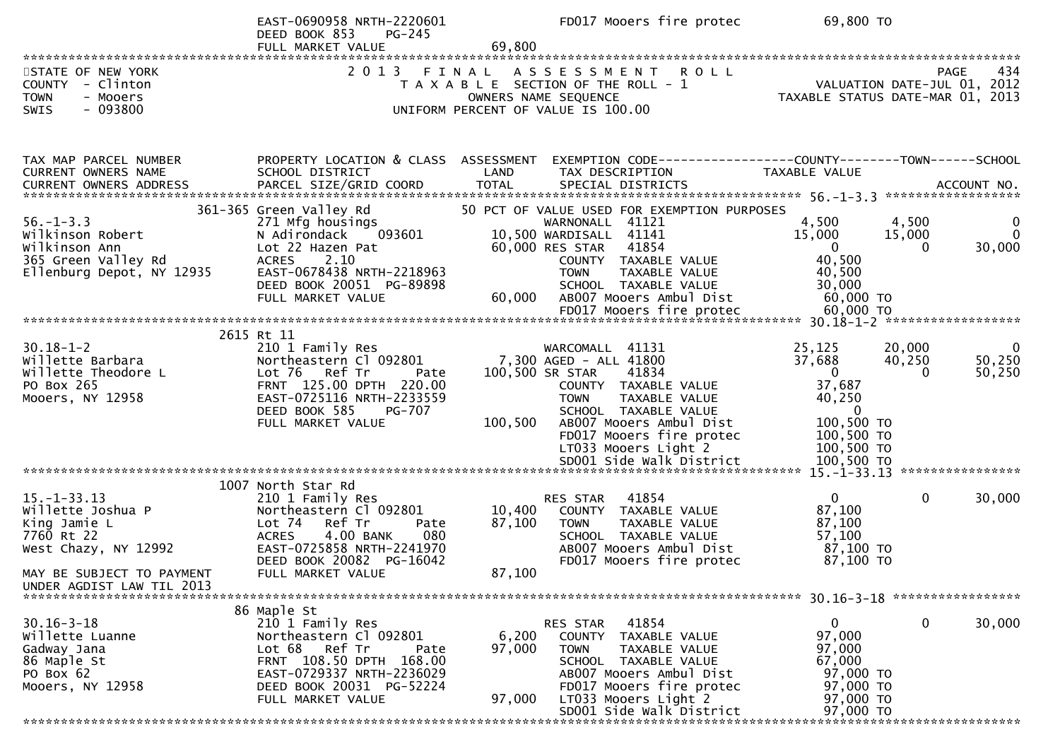EAST-0690958 NRTH-2220601 FD017 Mooers fire protec 69,800 TO
DEED BOOK 853 PG-245
FULL MARKET VALUE 69,800

STATE OF NEW YORK
COUNTY - Clinton
TOWN - Mooers
SWIS - 093800

2013 FINAL ASSESSMENT ROLL
TAXABLE SECTION OF THE ROLL - 1
OWNERS NAME SEQUENCE
UNIFORM PERCENT OF VALUE IS 100.00

PAGE 434
VALUATION DATE-JUL 01, 2012
TAXABLE STATUS DATE-MAR 01, 2013

| TAX MAP PARCEL NUMBER / CURRENT OWNERS NAME / CURRENT OWNERS ADDRESS | PROPERTY LOCATION & CLASS / SCHOOL DISTRICT / PARCEL SIZE/GRID COORD | ASSESSMENT LAND / TOTAL | EXEMPTION CODE / TAX DESCRIPTION / SPECIAL DISTRICTS | COUNTY TAXABLE VALUE | TOWN | SCHOOL / ACCOUNT NO. |
|---|---|---|---|---|---|---|
| **56.-1-3.3** | 361-365 Green Valley Rd | | 50 PCT OF VALUE USED FOR EXEMPTION PURPOSES | | | |
| 56.-1-3.3 | 271 Mfg housings | | WARNONALL 41121 | 4,500 | 4,500 | 0 |
| Wilkinson Robert | N Adirondack 093601 | 10,500 | WARDISALL 41141 | 15,000 | 15,000 | 0 |
| Wilkinson Ann | Lot 22 Hazen Pat | 60,000 | RES STAR 41854 | 0 | 0 | 30,000 |
| 365 Green Valley Rd | ACRES 2.10 | | COUNTY TAXABLE VALUE | 40,500 | | |
| Ellenburg Depot, NY 12935 | EAST-0678438 NRTH-2218963 | | TOWN TAXABLE VALUE | 40,500 | | |
| | DEED BOOK 20051 PG-89898 | | SCHOOL TAXABLE VALUE | 30,000 | | |
| | FULL MARKET VALUE | 60,000 | AB007 Mooers Ambul Dist | 60,000 TO | | |
| | | | FD017 Mooers fire protec | 60,000 TO | | |
| **30.18-1-2** | 2615 Rt 11 | | | | | |
| 30.18-1-2 | 210 1 Family Res | | WARCOMALL 41131 | 25,125 | 20,000 | 0 |
| Willette Barbara | Northeastern Cl 092801 | 7,300 | AGED - ALL 41800 | 37,688 | 40,250 | 50,250 |
| Willette Theodore L | Lot 76 Ref Tr Pate | 100,500 | SR STAR 41834 | 0 | 0 | 50,250 |
| PO Box 265 | FRNT 125.00 DPTH 220.00 | | COUNTY TAXABLE VALUE | 37,687 | | |
| Mooers, NY 12958 | EAST-0725116 NRTH-2233559 | | TOWN TAXABLE VALUE | 40,250 | | |
| | DEED BOOK 585 PG-707 | | SCHOOL TAXABLE VALUE | 0 | | |
| | FULL MARKET VALUE | 100,500 | AB007 Mooers Ambul Dist | 100,500 TO | | |
| | | | FD017 Mooers fire protec | 100,500 TO | | |
| | | | LT033 Mooers Light 2 | 100,500 TO | | |
| | | | SD001 Side Walk District | 100,500 TO | | |
| **15.-1-33.13** | 1007 North Star Rd | | | | | |
| 15.-1-33.13 | 210 1 Family Res | | RES STAR 41854 | 0 | 0 | 30,000 |
| Willette Joshua P | Northeastern Cl 092801 | 10,400 | COUNTY TAXABLE VALUE | 87,100 | | |
| King Jamie L | Lot 74 Ref Tr Pate | 87,100 | TOWN TAXABLE VALUE | 87,100 | | |
| 7760 Rt 22 | ACRES 4.00 BANK 080 | | SCHOOL TAXABLE VALUE | 57,100 | | |
| West Chazy, NY 12992 | EAST-0725858 NRTH-2241970 | | AB007 Mooers Ambul Dist | 87,100 TO | | |
| | DEED BOOK 20082 PG-16042 | | FD017 Mooers fire protec | 87,100 TO | | |
| MAY BE SUBJECT TO PAYMENT UNDER AGDIST LAW TIL 2013 | FULL MARKET VALUE | 87,100 | | | | |
| **30.16-3-18** | 86 Maple St | | | | | |
| 30.16-3-18 | 210 1 Family Res | | RES STAR 41854 | 0 | 0 | 30,000 |
| Willette Luanne | Northeastern Cl 092801 | 6,200 | COUNTY TAXABLE VALUE | 97,000 | | |
| Gadway Jana | Lot 68 Ref Tr Pate | 97,000 | TOWN TAXABLE VALUE | 97,000 | | |
| 86 Maple St | FRNT 108.50 DPTH 168.00 | | SCHOOL TAXABLE VALUE | 67,000 | | |
| PO Box 62 | EAST-0729337 NRTH-2236029 | | AB007 Mooers Ambul Dist | 97,000 TO | | |
| Mooers, NY 12958 | DEED BOOK 20031 PG-52224 | | FD017 Mooers fire protec | 97,000 TO | | |
| | FULL MARKET VALUE | 97,000 | LT033 Mooers Light 2 | 97,000 TO | | |
| | | | SD001 Side Walk District | 97,000 TO | | |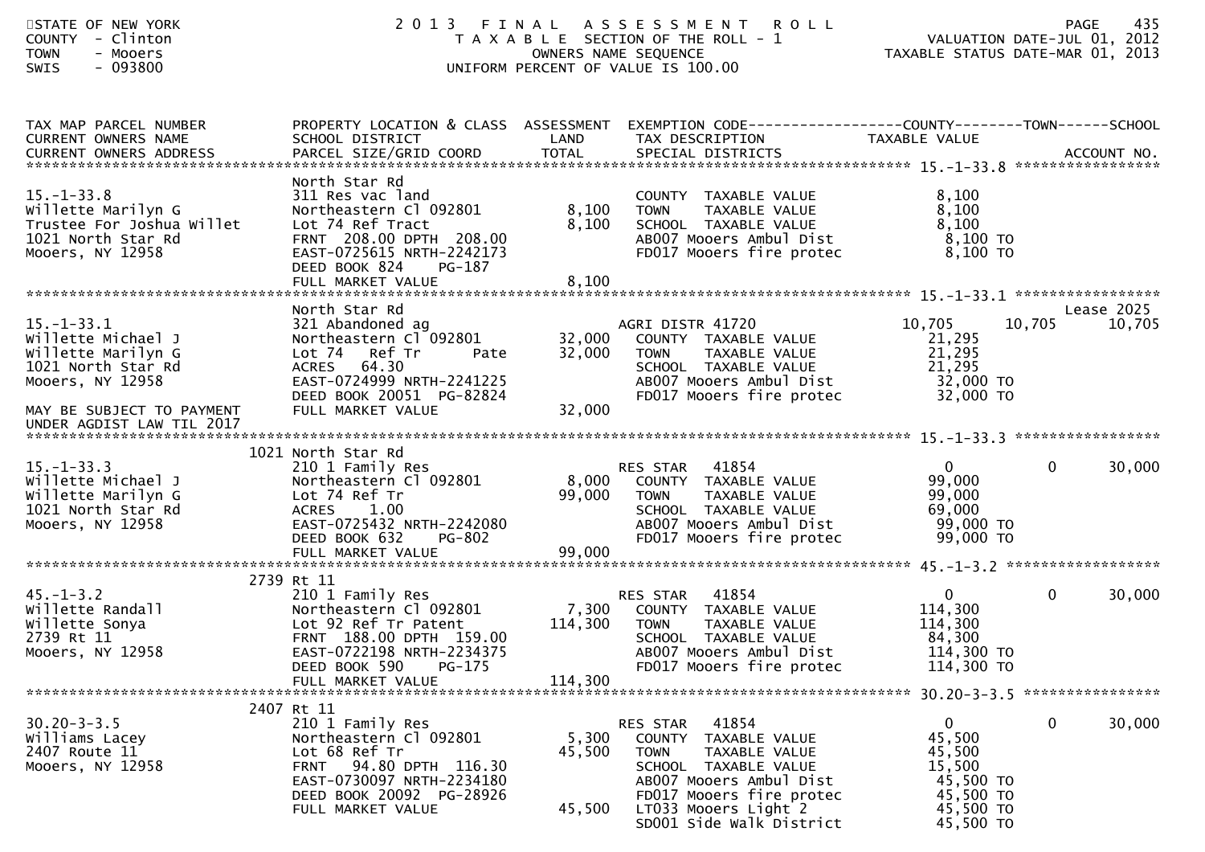STATE OF NEW YORK
COUNTY - Clinton
TOWN - Mooers
SWIS - 093800

# 2013 FINAL ASSESSMENT ROLL
TAXABLE SECTION OF THE ROLL - 1
OWNERS NAME SEQUENCE
UNIFORM PERCENT OF VALUE IS 100.00

VALUATION DATE-JUL 01, 2012
TAXABLE STATUS DATE-MAR 01, 2013

| TAX MAP PARCEL NUMBER / CURRENT OWNERS NAME / CURRENT OWNERS ADDRESS | PROPERTY LOCATION & CLASS / SCHOOL DISTRICT / PARCEL SIZE/GRID COORD | ASSESSMENT LAND | TOTAL | EXEMPTION CODE / TAX DESCRIPTION / SPECIAL DISTRICTS | COUNTY TAXABLE VALUE | TOWN | SCHOOL / ACCOUNT NO. |
|---|---|---|---|---|---|---|---|
| **15.-1-33.8** | North Star Rd | | | | | | |
| 15.-1-33.8 | 311 Res vac land | | | COUNTY TAXABLE VALUE | 8,100 | | |
| Willette Marilyn G | Northeastern Cl 092801 | 8,100 | | TOWN TAXABLE VALUE | 8,100 | | |
| Trustee For Joshua Willet | Lot 74 Ref Tract | | 8,100 | SCHOOL TAXABLE VALUE | 8,100 | | |
| 1021 North Star Rd | FRNT 208.00 DPTH 208.00 | | | AB007 Mooers Ambul Dist | 8,100 TO | | |
| Mooers, NY 12958 | EAST-0725615 NRTH-2242173 | | | FD017 Mooers fire protec | 8,100 TO | | |
| | DEED BOOK 824 PG-187 | | | | | | |
| | FULL MARKET VALUE | | 8,100 | | | | |
| **15.-1-33.1** | North Star Rd | | | | | | Lease 2025 |
| 15.-1-33.1 | 321 Abandoned ag | | | AGRI DISTR 41720 | 10,705 | 10,705 | 10,705 |
| Willette Michael J | Northeastern Cl 092801 | 32,000 | | COUNTY TAXABLE VALUE | 21,295 | | |
| Willette Marilyn G | Lot 74 Ref Tr Pate | | 32,000 | TOWN TAXABLE VALUE | 21,295 | | |
| 1021 North Star Rd | ACRES 64.30 | | | SCHOOL TAXABLE VALUE | 21,295 | | |
| Mooers, NY 12958 | EAST-0724999 NRTH-2241225 | | | AB007 Mooers Ambul Dist | 32,000 TO | | |
| | DEED BOOK 20051 PG-82824 | | | FD017 Mooers fire protec | 32,000 TO | | |
| MAY BE SUBJECT TO PAYMENT UNDER AGDIST LAW TIL 2017 | FULL MARKET VALUE | | 32,000 | | | | |
| **15.-1-33.3** | 1021 North Star Rd | | | | | | |
| 15.-1-33.3 | 210 1 Family Res | | | RES STAR 41854 | 0 | 0 | 30,000 |
| Willette Michael J | Northeastern Cl 092801 | 8,000 | | COUNTY TAXABLE VALUE | 99,000 | | |
| Willette Marilyn G | Lot 74 Ref Tr | | 99,000 | TOWN TAXABLE VALUE | 99,000 | | |
| 1021 North Star Rd | ACRES 1.00 | | | SCHOOL TAXABLE VALUE | 69,000 | | |
| Mooers, NY 12958 | EAST-0725432 NRTH-2242080 | | | AB007 Mooers Ambul Dist | 99,000 TO | | |
| | DEED BOOK 632 PG-802 | | | FD017 Mooers fire protec | 99,000 TO | | |
| | FULL MARKET VALUE | | 99,000 | | | | |
| **45.-1-3.2** | 2739 Rt 11 | | | | | | |
| 45.-1-3.2 | 210 1 Family Res | | | RES STAR 41854 | 0 | 0 | 30,000 |
| Willette Randall | Northeastern Cl 092801 | 7,300 | | COUNTY TAXABLE VALUE | 114,300 | | |
| Willette Sonya | Lot 92 Ref Tr Patent | | 114,300 | TOWN TAXABLE VALUE | 114,300 | | |
| 2739 Rt 11 | FRNT 188.00 DPTH 159.00 | | | SCHOOL TAXABLE VALUE | 84,300 | | |
| Mooers, NY 12958 | EAST-0722198 NRTH-2234375 | | | AB007 Mooers Ambul Dist | 114,300 TO | | |
| | DEED BOOK 590 PG-175 | | | FD017 Mooers fire protec | 114,300 TO | | |
| | FULL MARKET VALUE | | 114,300 | | | | |
| **30.20-3-3.5** | 2407 Rt 11 | | | | | | |
| 30.20-3-3.5 | 210 1 Family Res | | | RES STAR 41854 | 0 | 0 | 30,000 |
| Williams Lacey | Northeastern Cl 092801 | 5,300 | | COUNTY TAXABLE VALUE | 45,500 | | |
| 2407 Route 11 | Lot 68 Ref Tr | | 45,500 | TOWN TAXABLE VALUE | 45,500 | | |
| Mooers, NY 12958 | FRNT 94.80 DPTH 116.30 | | | SCHOOL TAXABLE VALUE | 15,500 | | |
| | EAST-0730097 NRTH-2234180 | | | AB007 Mooers Ambul Dist | 45,500 TO | | |
| | DEED BOOK 20092 PG-28926 | | | FD017 Mooers fire protec | 45,500 TO | | |
| | FULL MARKET VALUE | | 45,500 | LT033 Mooers Light 2 | 45,500 TO | | |
| | | | | SD001 Side Walk District | 45,500 TO | | |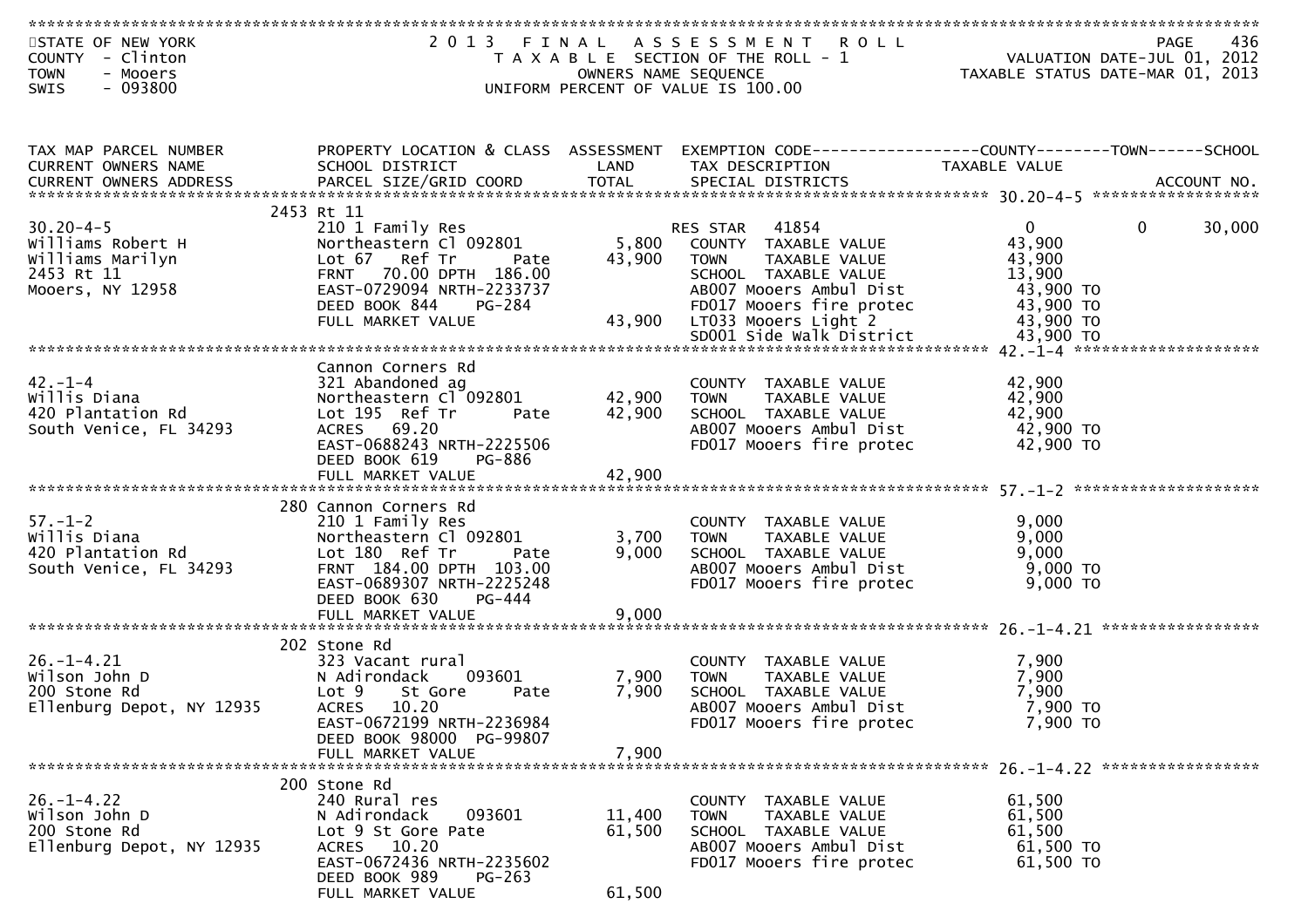STATE OF NEW YORK
COUNTY - Clinton
TOWN - Mooers
SWIS - 093800

# 2013 FINAL ASSESSMENT ROLL

TAXABLE SECTION OF THE ROLL - 1
OWNERS NAME SEQUENCE
UNIFORM PERCENT OF VALUE IS 100.00

VALUATION DATE-JUL 01, 2012
TAXABLE STATUS DATE-MAR 01, 2013

| TAX MAP PARCEL NUMBER / CURRENT OWNERS NAME / CURRENT OWNERS ADDRESS | PROPERTY LOCATION & CLASS / SCHOOL DISTRICT / PARCEL SIZE/GRID COORD | ASSESSMENT LAND / TOTAL | EXEMPTION CODE / TAX DESCRIPTION / SPECIAL DISTRICTS | COUNTY TAXABLE VALUE | TOWN | SCHOOL / ACCOUNT NO. |
|---|---|---|---|---|---|---|
| **30.20-4-5** | 2453 Rt 11 | | | | | |
| 30.20-4-5 | 210 1 Family Res | | RES STAR 41854 | 0 | 0 | 30,000 |
| Williams Robert H | Northeastern Cl 092801 | 5,800 | COUNTY TAXABLE VALUE | 43,900 | | |
| Williams Marilyn | Lot 67 Ref Tr Pate | 43,900 | TOWN TAXABLE VALUE | 43,900 | | |
| 2453 Rt 11 | FRNT 70.00 DPTH 186.00 | | SCHOOL TAXABLE VALUE | 13,900 | | |
| Mooers, NY 12958 | EAST-0729094 NRTH-2233737 | | AB007 Mooers Ambul Dist | 43,900 TO | | |
| | DEED BOOK 844 PG-284 | | FD017 Mooers fire protec | 43,900 TO | | |
| | FULL MARKET VALUE | 43,900 | LT033 Mooers Light 2 | 43,900 TO | | |
| | | | SD001 Side Walk District | 43,900 TO | | |
| **42.-1-4** | Cannon Corners Rd | | | | | |
| 42.-1-4 | 321 Abandoned ag | | COUNTY TAXABLE VALUE | 42,900 | | |
| Willis Diana | Northeastern Cl 092801 | 42,900 | TOWN TAXABLE VALUE | 42,900 | | |
| 420 Plantation Rd | Lot 195 Ref Tr Pate | 42,900 | SCHOOL TAXABLE VALUE | 42,900 | | |
| South Venice, FL 34293 | ACRES 69.20 | | AB007 Mooers Ambul Dist | 42,900 TO | | |
| | EAST-0688243 NRTH-2225506 | | FD017 Mooers fire protec | 42,900 TO | | |
| | DEED BOOK 619 PG-886 | | | | | |
| | FULL MARKET VALUE | 42,900 | | | | |
| **57.-1-2** | 280 Cannon Corners Rd | | | | | |
| 57.-1-2 | 210 1 Family Res | | COUNTY TAXABLE VALUE | 9,000 | | |
| Willis Diana | Northeastern Cl 092801 | 3,700 | TOWN TAXABLE VALUE | 9,000 | | |
| 420 Plantation Rd | Lot 180 Ref Tr Pate | 9,000 | SCHOOL TAXABLE VALUE | 9,000 | | |
| South Venice, FL 34293 | FRNT 184.00 DPTH 103.00 | | AB007 Mooers Ambul Dist | 9,000 TO | | |
| | EAST-0689307 NRTH-2225248 | | FD017 Mooers fire protec | 9,000 TO | | |
| | DEED BOOK 630 PG-444 | | | | | |
| | FULL MARKET VALUE | 9,000 | | | | |
| **26.-1-4.21** | 202 Stone Rd | | | | | |
| 26.-1-4.21 | 323 Vacant rural | | COUNTY TAXABLE VALUE | 7,900 | | |
| Wilson John D | N Adirondack 093601 | 7,900 | TOWN TAXABLE VALUE | 7,900 | | |
| 200 Stone Rd | Lot 9 St Gore Pate | 7,900 | SCHOOL TAXABLE VALUE | 7,900 | | |
| Ellenburg Depot, NY 12935 | ACRES 10.20 | | AB007 Mooers Ambul Dist | 7,900 TO | | |
| | EAST-0672199 NRTH-2236984 | | FD017 Mooers fire protec | 7,900 TO | | |
| | DEED BOOK 98000 PG-99807 | | | | | |
| | FULL MARKET VALUE | 7,900 | | | | |
| **26.-1-4.22** | 200 Stone Rd | | | | | |
| 26.-1-4.22 | 240 Rural res | | COUNTY TAXABLE VALUE | 61,500 | | |
| Wilson John D | N Adirondack 093601 | 11,400 | TOWN TAXABLE VALUE | 61,500 | | |
| 200 Stone Rd | Lot 9 St Gore Pate | 61,500 | SCHOOL TAXABLE VALUE | 61,500 | | |
| Ellenburg Depot, NY 12935 | ACRES 10.20 | | AB007 Mooers Ambul Dist | 61,500 TO | | |
| | EAST-0672436 NRTH-2235602 | | FD017 Mooers fire protec | 61,500 TO | | |
| | DEED BOOK 989 PG-263 | | | | | |
| | FULL MARKET VALUE | 61,500 | | | | |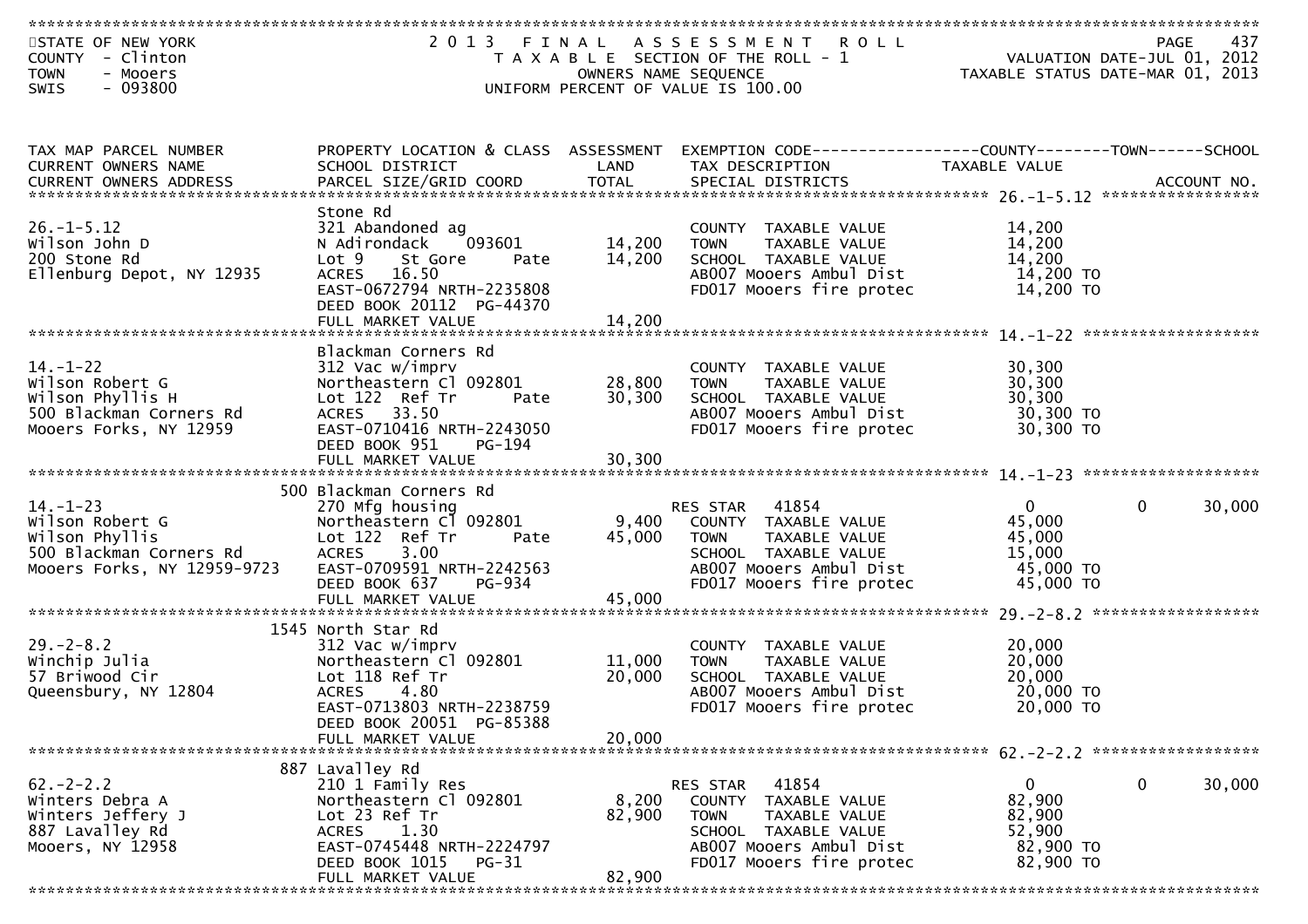STATE OF NEW YORK — 2013 FINAL ASSESSMENT ROLL — VALUATION DATE-JUL 01, 2012
COUNTY - Clinton — TAXABLE SECTION OF THE ROLL - 1 — TAXABLE STATUS DATE-MAR 01, 2013
TOWN - Mooers — OWNERS NAME SEQUENCE
SWIS - 093800 — UNIFORM PERCENT OF VALUE IS 100.00

| TAX MAP PARCEL NUMBER / CURRENT OWNERS NAME / CURRENT OWNERS ADDRESS | PROPERTY LOCATION & CLASS / SCHOOL DISTRICT / PARCEL SIZE/GRID COORD | ASSESSMENT LAND / TOTAL | EXEMPTION CODE / TAX DESCRIPTION / SPECIAL DISTRICTS | COUNTY TAXABLE VALUE | TOWN | SCHOOL |
|---|---|---|---|---|---|---|
| **26.-1-5.12** | Stone Rd | | | | | |
| 26.-1-5.12 | 321 Abandoned ag | | COUNTY TAXABLE VALUE | 14,200 | | |
| Wilson John D | N Adirondack 093601 | 14,200 | TOWN TAXABLE VALUE | 14,200 | | |
| 200 Stone Rd | Lot 9 St Gore Pate | 14,200 | SCHOOL TAXABLE VALUE | 14,200 | | |
| Ellenburg Depot, NY 12935 | ACRES 16.50 | | AB007 Mooers Ambul Dist | 14,200 TO | | |
| | EAST-0672794 NRTH-2235808 | | FD017 Mooers fire protec | 14,200 TO | | |
| | DEED BOOK 20112 PG-44370 | | | | | |
| | FULL MARKET VALUE | 14,200 | | | | |
| **14.-1-22** | Blackman Corners Rd | | | | | |
| 14.-1-22 | 312 Vac w/imprv | | COUNTY TAXABLE VALUE | 30,300 | | |
| Wilson Robert G | Northeastern Cl 092801 | 28,800 | TOWN TAXABLE VALUE | 30,300 | | |
| Wilson Phyllis H | Lot 122 Ref Tr Pate | 30,300 | SCHOOL TAXABLE VALUE | 30,300 | | |
| 500 Blackman Corners Rd | ACRES 33.50 | | AB007 Mooers Ambul Dist | 30,300 TO | | |
| Mooers Forks, NY 12959 | EAST-0710416 NRTH-2243050 | | FD017 Mooers fire protec | 30,300 TO | | |
| | DEED BOOK 951 PG-194 | | | | | |
| | FULL MARKET VALUE | 30,300 | | | | |
| **14.-1-23** | 500 Blackman Corners Rd | | | | | |
| 14.-1-23 | 270 Mfg housing | | RES STAR 41854 | 0 | 0 | 30,000 |
| Wilson Robert G | Northeastern Cl 092801 | 9,400 | COUNTY TAXABLE VALUE | 45,000 | | |
| Wilson Phyllis | Lot 122 Ref Tr Pate | 45,000 | TOWN TAXABLE VALUE | 45,000 | | |
| 500 Blackman Corners Rd | ACRES 3.00 | | SCHOOL TAXABLE VALUE | 15,000 | | |
| Mooers Forks, NY 12959-9723 | EAST-0709591 NRTH-2242563 | | AB007 Mooers Ambul Dist | 45,000 TO | | |
| | DEED BOOK 637 PG-934 | | FD017 Mooers fire protec | 45,000 TO | | |
| | FULL MARKET VALUE | 45,000 | | | | |
| **29.-2-8.2** | 1545 North Star Rd | | | | | |
| 29.-2-8.2 | 312 Vac w/imprv | | COUNTY TAXABLE VALUE | 20,000 | | |
| Winchip Julia | Northeastern Cl 092801 | 11,000 | TOWN TAXABLE VALUE | 20,000 | | |
| 57 Briwood Cir | Lot 118 Ref Tr | 20,000 | SCHOOL TAXABLE VALUE | 20,000 | | |
| Queensbury, NY 12804 | ACRES 4.80 | | AB007 Mooers Ambul Dist | 20,000 TO | | |
| | EAST-0713803 NRTH-2238759 | | FD017 Mooers fire protec | 20,000 TO | | |
| | DEED BOOK 20051 PG-85388 | | | | | |
| | FULL MARKET VALUE | 20,000 | | | | |
| **62.-2-2.2** | 887 Lavalley Rd | | | | | |
| 62.-2-2.2 | 210 1 Family Res | | RES STAR 41854 | 0 | 0 | 30,000 |
| Winters Debra A | Northeastern Cl 092801 | 8,200 | COUNTY TAXABLE VALUE | 82,900 | | |
| Winters Jeffery J | Lot 23 Ref Tr | 82,900 | TOWN TAXABLE VALUE | 82,900 | | |
| 887 Lavalley Rd | ACRES 1.30 | | SCHOOL TAXABLE VALUE | 52,900 | | |
| Mooers, NY 12958 | EAST-0745448 NRTH-2224797 | | AB007 Mooers Ambul Dist | 82,900 TO | | |
| | DEED BOOK 1015 PG-31 | | FD017 Mooers fire protec | 82,900 TO | | |
| | FULL MARKET VALUE | 82,900 | | | | |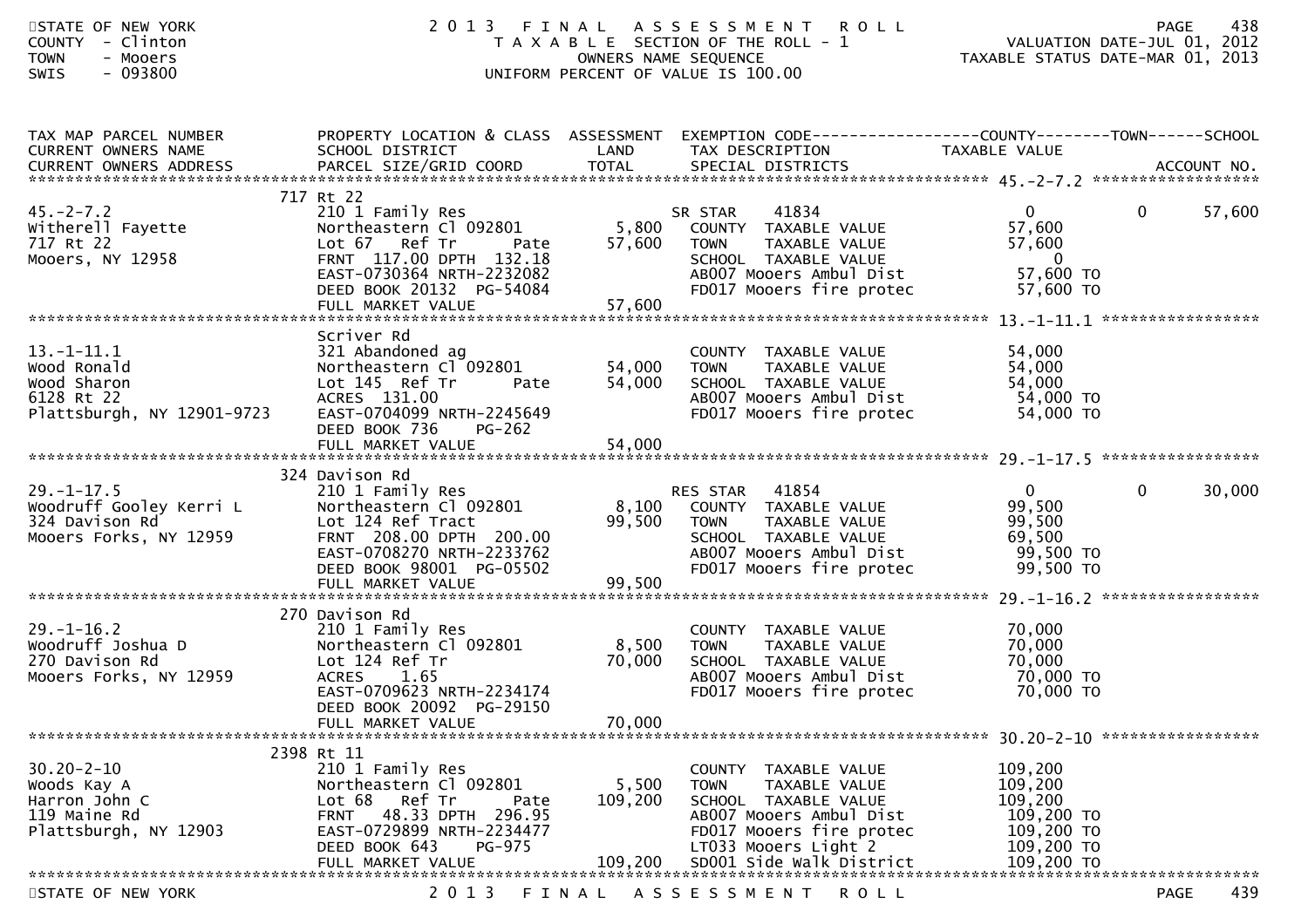STATE OF NEW YORK
COUNTY - Clinton
TOWN - Mooers
SWIS - 093800

# 2013 FINAL ASSESSMENT ROLL

TAXABLE SECTION OF THE ROLL - 1
OWNERS NAME SEQUENCE
UNIFORM PERCENT OF VALUE IS 100.00

VALUATION DATE-JUL 01, 2012
TAXABLE STATUS DATE-MAR 01, 2013

| TAX MAP PARCEL NUMBER / CURRENT OWNERS NAME / CURRENT OWNERS ADDRESS | PROPERTY LOCATION & CLASS / SCHOOL DISTRICT / PARCEL SIZE/GRID COORD | ASSESSMENT LAND / TOTAL | EXEMPTION CODE / TAX DESCRIPTION / SPECIAL DISTRICTS | COUNTY TAXABLE VALUE | TOWN | SCHOOL / ACCOUNT NO. |
|---|---|---|---|---|---|---|
| 45.-2-7.2 | 717 Rt 22 | | | | | |
| 45.-2-7.2 | 210 1 Family Res | | SR STAR 41834 | 0 | 0 | 57,600 |
| Witherell Fayette | Northeastern Cl 092801 | 5,800 | COUNTY TAXABLE VALUE | 57,600 | | |
| 717 Rt 22 | Lot 67 Ref Tr Pate | 57,600 | TOWN TAXABLE VALUE | 57,600 | | |
| Mooers, NY 12958 | FRNT 117.00 DPTH 132.18 | | SCHOOL TAXABLE VALUE | 0 | | |
| | EAST-0730364 NRTH-2232082 | | AB007 Mooers Ambul Dist | 57,600 TO | | |
| | DEED BOOK 20132 PG-54084 | | FD017 Mooers fire protec | 57,600 TO | | |
| | FULL MARKET VALUE | 57,600 | | | | |
| 13.-1-11.1 | Scriver Rd | | | | | |
| 13.-1-11.1 | 321 Abandoned ag | | COUNTY TAXABLE VALUE | 54,000 | | |
| Wood Ronald | Northeastern Cl 092801 | 54,000 | TOWN TAXABLE VALUE | 54,000 | | |
| Wood Sharon | Lot 145 Ref Tr Pate | 54,000 | SCHOOL TAXABLE VALUE | 54,000 | | |
| 6128 Rt 22 | ACRES 131.00 | | AB007 Mooers Ambul Dist | 54,000 TO | | |
| Plattsburgh, NY 12901-9723 | EAST-0704099 NRTH-2245649 | | FD017 Mooers fire protec | 54,000 TO | | |
| | DEED BOOK 736 PG-262 | | | | | |
| | FULL MARKET VALUE | 54,000 | | | | |
| 29.-1-17.5 | 324 Davison Rd | | | | | |
| 29.-1-17.5 | 210 1 Family Res | | RES STAR 41854 | 0 | 0 | 30,000 |
| Woodruff Gooley Kerri L | Northeastern Cl 092801 | 8,100 | COUNTY TAXABLE VALUE | 99,500 | | |
| 324 Davison Rd | Lot 124 Ref Tract | 99,500 | TOWN TAXABLE VALUE | 99,500 | | |
| Mooers Forks, NY 12959 | FRNT 208.00 DPTH 200.00 | | SCHOOL TAXABLE VALUE | 69,500 | | |
| | EAST-0708270 NRTH-2233762 | | AB007 Mooers Ambul Dist | 99,500 TO | | |
| | DEED BOOK 98001 PG-05502 | | FD017 Mooers fire protec | 99,500 TO | | |
| | FULL MARKET VALUE | 99,500 | | | | |
| 29.-1-16.2 | 270 Davison Rd | | | | | |
| 29.-1-16.2 | 210 1 Family Res | | COUNTY TAXABLE VALUE | 70,000 | | |
| Woodruff Joshua D | Northeastern Cl 092801 | 8,500 | TOWN TAXABLE VALUE | 70,000 | | |
| 270 Davison Rd | Lot 124 Ref Tr | 70,000 | SCHOOL TAXABLE VALUE | 70,000 | | |
| Mooers Forks, NY 12959 | ACRES 1.65 | | AB007 Mooers Ambul Dist | 70,000 TO | | |
| | EAST-0709623 NRTH-2234174 | | FD017 Mooers fire protec | 70,000 TO | | |
| | DEED BOOK 20092 PG-29150 | | | | | |
| | FULL MARKET VALUE | 70,000 | | | | |
| 30.20-2-10 | 2398 Rt 11 | | | | | |
| 30.20-2-10 | 210 1 Family Res | | COUNTY TAXABLE VALUE | 109,200 | | |
| Woods Kay A | Northeastern Cl 092801 | 5,500 | TOWN TAXABLE VALUE | 109,200 | | |
| Harron John C | Lot 68 Ref Tr Pate | 109,200 | SCHOOL TAXABLE VALUE | 109,200 | | |
| 119 Maine Rd | FRNT 48.33 DPTH 296.95 | | AB007 Mooers Ambul Dist | 109,200 TO | | |
| Plattsburgh, NY 12903 | EAST-0729899 NRTH-2234477 | | FD017 Mooers fire protec | 109,200 TO | | |
| | DEED BOOK 643 PG-975 | | LT033 Mooers Light 2 | 109,200 TO | | |
| | FULL MARKET VALUE | 109,200 | SD001 Side Walk District | 109,200 TO | | |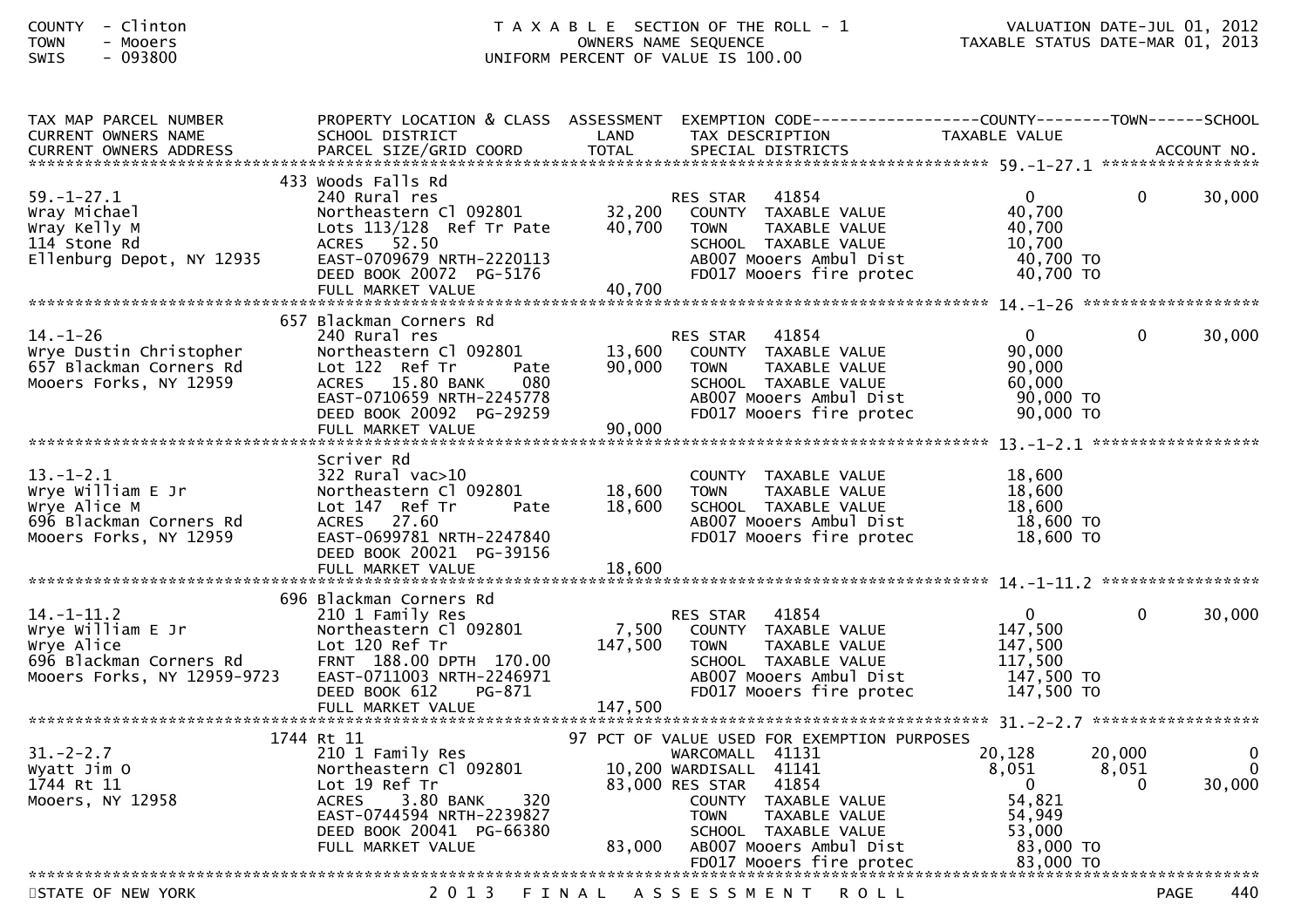COUNTY - Clinton
TOWN - Mooers
SWIS - 093800

T A X A B L E SECTION OF THE ROLL - 1
OWNERS NAME SEQUENCE
UNIFORM PERCENT OF VALUE IS 100.00

VALUATION DATE-JUL 01, 2012
TAXABLE STATUS DATE-MAR 01, 2013

| TAX MAP PARCEL NUMBER / CURRENT OWNERS NAME / CURRENT OWNERS ADDRESS | PROPERTY LOCATION & CLASS / SCHOOL DISTRICT / PARCEL SIZE/GRID COORD | ASSESSMENT LAND / TOTAL | EXEMPTION CODE / TAX DESCRIPTION / SPECIAL DISTRICTS | COUNTY TAXABLE VALUE | TOWN | SCHOOL / ACCOUNT NO. |
|---|---|---|---|---|---|---|
| **59.-1-27.1** | 433 Woods Falls Rd | | | | | |
| 59.-1-27.1 | 240 Rural res | | RES STAR 41854 | 0 | 0 | 30,000 |
| Wray Michael | Northeastern Cl 092801 | 32,200 | COUNTY TAXABLE VALUE | 40,700 | | |
| Wray Kelly M | Lots 113/128 Ref Tr Pate | 40,700 | TOWN TAXABLE VALUE | 40,700 | | |
| 114 Stone Rd | ACRES 52.50 | | SCHOOL TAXABLE VALUE | 10,700 | | |
| Ellenburg Depot, NY 12935 | EAST-0709679 NRTH-2220113 | | AB007 Mooers Ambul Dist | 40,700 TO | | |
| | DEED BOOK 20072 PG-5176 | | FD017 Mooers fire protec | 40,700 TO | | |
| | FULL MARKET VALUE | 40,700 | | | | |
| **14.-1-26** | 657 Blackman Corners Rd | | | | | |
| 14.-1-26 | 240 Rural res | | RES STAR 41854 | 0 | 0 | 30,000 |
| Wrye Dustin Christopher | Northeastern Cl 092801 | 13,600 | COUNTY TAXABLE VALUE | 90,000 | | |
| 657 Blackman Corners Rd | Lot 122 Ref Tr Pate | 90,000 | TOWN TAXABLE VALUE | 90,000 | | |
| Mooers Forks, NY 12959 | ACRES 15.80 BANK 080 | | SCHOOL TAXABLE VALUE | 60,000 | | |
| | EAST-0710659 NRTH-2245778 | | AB007 Mooers Ambul Dist | 90,000 TO | | |
| | DEED BOOK 20092 PG-29259 | | FD017 Mooers fire protec | 90,000 TO | | |
| | FULL MARKET VALUE | 90,000 | | | | |
| **13.-1-2.1** | Scriver Rd | | | | | |
| 13.-1-2.1 | 322 Rural vac>10 | | COUNTY TAXABLE VALUE | 18,600 | | |
| Wrye William E Jr | Northeastern Cl 092801 | 18,600 | TOWN TAXABLE VALUE | 18,600 | | |
| Wrye Alice M | Lot 147 Ref Tr Pate | 18,600 | SCHOOL TAXABLE VALUE | 18,600 | | |
| 696 Blackman Corners Rd | ACRES 27.60 | | AB007 Mooers Ambul Dist | 18,600 TO | | |
| Mooers Forks, NY 12959 | EAST-0699781 NRTH-2247840 | | FD017 Mooers fire protec | 18,600 TO | | |
| | DEED BOOK 20021 PG-39156 | | | | | |
| | FULL MARKET VALUE | 18,600 | | | | |
| **14.-1-11.2** | 696 Blackman Corners Rd | | | | | |
| 14.-1-11.2 | 210 1 Family Res | | RES STAR 41854 | 0 | 0 | 30,000 |
| Wrye William E Jr | Northeastern Cl 092801 | 7,500 | COUNTY TAXABLE VALUE | 147,500 | | |
| Wrye Alice | Lot 120 Ref Tr | 147,500 | TOWN TAXABLE VALUE | 147,500 | | |
| 696 Blackman Corners Rd | FRNT 188.00 DPTH 170.00 | | SCHOOL TAXABLE VALUE | 117,500 | | |
| Mooers Forks, NY 12959-9723 | EAST-0711003 NRTH-2246971 | | AB007 Mooers Ambul Dist | 147,500 TO | | |
| | DEED BOOK 612 PG-871 | | FD017 Mooers fire protec | 147,500 TO | | |
| | FULL MARKET VALUE | 147,500 | | | | |
| **31.-2-2.7** | 1744 Rt 11 | | 97 PCT OF VALUE USED FOR EXEMPTION PURPOSES | | | |
| 31.-2-2.7 | 210 1 Family Res | | WARCOMALL 41131 | 20,128 | 20,000 | 0 |
| Wyatt Jim O | Northeastern Cl 092801 | 10,200 | WARDISALL 41141 | 8,051 | 8,051 | 0 |
| 1744 Rt 11 | Lot 19 Ref Tr | 83,000 | RES STAR 41854 | 0 | 0 | 30,000 |
| Mooers, NY 12958 | ACRES 3.80 BANK 320 | | COUNTY TAXABLE VALUE | 54,821 | | |
| | EAST-0744594 NRTH-2239827 | | TOWN TAXABLE VALUE | 54,949 | | |
| | DEED BOOK 20041 PG-66380 | | SCHOOL TAXABLE VALUE | 53,000 | | |
| | FULL MARKET VALUE | 83,000 | AB007 Mooers Ambul Dist | 83,000 TO | | |
| | | | FD017 Mooers fire protec | 83,000 TO | | |

STATE OF NEW YORK — 2013 FINAL ASSESSMENT ROLL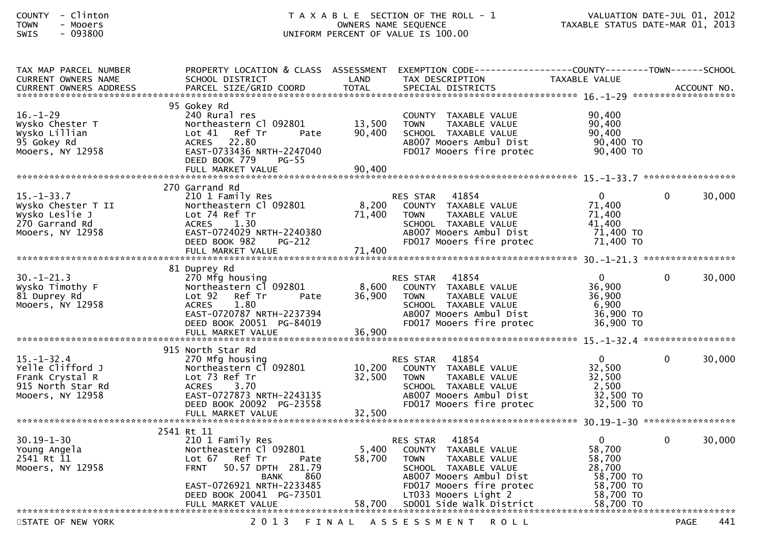COUNTY - Clinton
TOWN - Mooers
SWIS - 093800

TAXABLE SECTION OF THE ROLL - 1
OWNERS NAME SEQUENCE
UNIFORM PERCENT OF VALUE IS 100.00

VALUATION DATE-JUL 01, 2012
TAXABLE STATUS DATE-MAR 01, 2013

| TAX MAP PARCEL NUMBER / CURRENT OWNERS NAME / CURRENT OWNERS ADDRESS | PROPERTY LOCATION & CLASS / SCHOOL DISTRICT / PARCEL SIZE/GRID COORD | ASSESSMENT LAND / TOTAL | EXEMPTION CODE / TAX DESCRIPTION / SPECIAL DISTRICTS | COUNTY TAXABLE VALUE | TOWN | SCHOOL / ACCOUNT NO. |
|---|---|---|---|---|---|---|
| 16.-1-29 | 95 Gokey Rd | | | | | |
| | 240 Rural res | | COUNTY TAXABLE VALUE | 90,400 | | |
| Wysko Chester T | Northeastern Cl 092801 | 13,500 | TOWN TAXABLE VALUE | 90,400 | | |
| Wysko Lillian | Lot 41 Ref Tr Pate | 90,400 | SCHOOL TAXABLE VALUE | 90,400 | | |
| 95 Gokey Rd | ACRES 22.80 | | AB007 Mooers Ambul Dist | 90,400 TO | | |
| Mooers, NY 12958 | EAST-0733436 NRTH-2247040 | | FD017 Mooers fire protec | 90,400 TO | | |
| | DEED BOOK 779 PG-55 | | | | | |
| | FULL MARKET VALUE | 90,400 | | | | |
| 15.-1-33.7 | 270 Garrand Rd | | | | | |
| | 210 1 Family Res | | RES STAR 41854 | 0 | 0 | 30,000 |
| Wysko Chester T II | Northeastern Cl 092801 | 8,200 | COUNTY TAXABLE VALUE | 71,400 | | |
| Wysko Leslie J | Lot 74 Ref Tr | 71,400 | TOWN TAXABLE VALUE | 71,400 | | |
| 270 Garrand Rd | ACRES 1.30 | | SCHOOL TAXABLE VALUE | 41,400 | | |
| Mooers, NY 12958 | EAST-0724029 NRTH-2240380 | | AB007 Mooers Ambul Dist | 71,400 TO | | |
| | DEED BOOK 982 PG-212 | | FD017 Mooers fire protec | 71,400 TO | | |
| | FULL MARKET VALUE | 71,400 | | | | |
| 30.-1-21.3 | 81 Duprey Rd | | | | | |
| | 270 Mfg housing | | RES STAR 41854 | 0 | 0 | 30,000 |
| Wysko Timothy F | Northeastern Cl 092801 | 8,600 | COUNTY TAXABLE VALUE | 36,900 | | |
| 81 Duprey Rd | Lot 92 Ref Tr Pate | 36,900 | TOWN TAXABLE VALUE | 36,900 | | |
| Mooers, NY 12958 | ACRES 1.80 | | SCHOOL TAXABLE VALUE | 6,900 | | |
| | EAST-0720787 NRTH-2237394 | | AB007 Mooers Ambul Dist | 36,900 TO | | |
| | DEED BOOK 20051 PG-84019 | | FD017 Mooers fire protec | 36,900 TO | | |
| | FULL MARKET VALUE | 36,900 | | | | |
| 15.-1-32.4 | 915 North Star Rd | | | | | |
| | 270 Mfg housing | | RES STAR 41854 | 0 | 0 | 30,000 |
| Yelle Clifford J | Northeastern Cl 092801 | 10,200 | COUNTY TAXABLE VALUE | 32,500 | | |
| Frank Crystal R | Lot 73 Ref Tr | 32,500 | TOWN TAXABLE VALUE | 32,500 | | |
| 915 North Star Rd | ACRES 3.70 | | SCHOOL TAXABLE VALUE | 2,500 | | |
| Mooers, NY 12958 | EAST-0727873 NRTH-2243135 | | AB007 Mooers Ambul Dist | 32,500 TO | | |
| | DEED BOOK 20092 PG-23558 | | FD017 Mooers fire protec | 32,500 TO | | |
| | FULL MARKET VALUE | 32,500 | | | | |
| 30.19-1-30 | 2541 Rt 11 | | | | | |
| | 210 1 Family Res | | RES STAR 41854 | 0 | 0 | 30,000 |
| Young Angela | Northeastern Cl 092801 | 5,400 | COUNTY TAXABLE VALUE | 58,700 | | |
| 2541 Rt 11 | Lot 67 Ref Tr Pate | 58,700 | TOWN TAXABLE VALUE | 58,700 | | |
| Mooers, NY 12958 | FRNT 50.57 DPTH 281.79 | | SCHOOL TAXABLE VALUE | 28,700 | | |
| | BANK 860 | | AB007 Mooers Ambul Dist | 58,700 TO | | |
| | EAST-0726921 NRTH-2233485 | | FD017 Mooers fire protec | 58,700 TO | | |
| | DEED BOOK 20041 PG-73501 | | LT033 Mooers Light 2 | 58,700 TO | | |
| | FULL MARKET VALUE | 58,700 | SD001 Side Walk District | 58,700 TO | | |

STATE OF NEW YORK — 2013 FINAL ASSESSMENT ROLL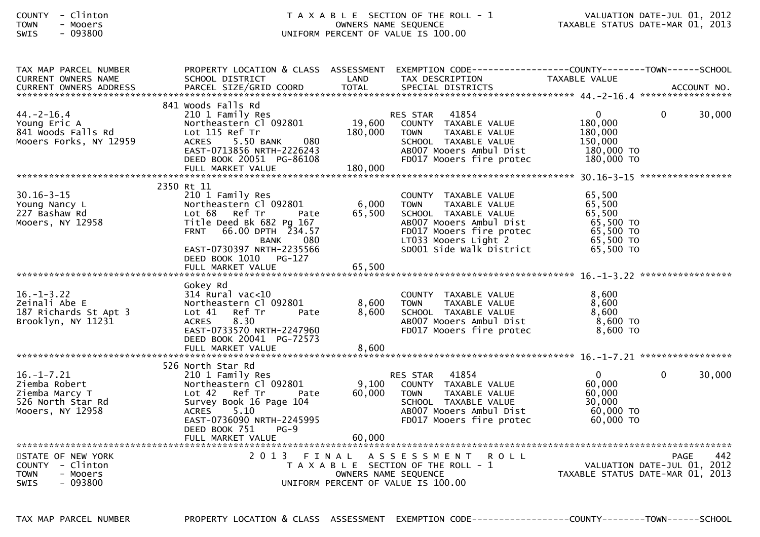TAX MAP PARCEL NUMBER / CURRENT OWNERS NAME / CURRENT OWNERS ADDRESS | PROPERTY LOCATION & CLASS / SCHOOL DISTRICT / PARCEL SIZE/GRID COORD | ASSESSMENT LAND / TOTAL | EXEMPTION CODE / TAX DESCRIPTION / SPECIAL DISTRICTS | COUNTY / TOWN / SCHOOL TAXABLE VALUE | ACCOUNT NO.

**44.-2-16.4**

| Owner | Property | Assessment | Exemption / Tax Description | County | Town | School |
|---|---|---|---|---|---|---|
| 44.-2-16.4 | 841 Woods Falls Rd | | | | | |
| Young Eric A | 210 1 Family Res | | RES STAR 41854 | 0 | 0 | 30,000 |
| 841 Woods Falls Rd | Northeastern Cl 092801 | 19,600 | COUNTY TAXABLE VALUE | 180,000 | | |
| Mooers Forks, NY 12959 | Lot 115 Ref Tr | 180,000 | TOWN TAXABLE VALUE | 180,000 | | |
| | ACRES 5.50 BANK 080 | | SCHOOL TAXABLE VALUE | 150,000 | | |
| | EAST-0713856 NRTH-2226243 | | AB007 Mooers Ambul Dist | 180,000 TO | | |
| | DEED BOOK 20051 PG-86108 | | FD017 Mooers fire protec | 180,000 TO | | |
| | FULL MARKET VALUE | 180,000 | | | | |

**30.16-3-15**

| Owner | Property | Assessment | Exemption / Tax Description | County | Town | School |
|---|---|---|---|---|---|---|
| 30.16-3-15 | 2350 Rt 11 | | | | | |
| Young Nancy L | 210 1 Family Res | | COUNTY TAXABLE VALUE | 65,500 | | |
| 227 Bashaw Rd | Northeastern Cl 092801 | 6,000 | TOWN TAXABLE VALUE | 65,500 | | |
| Mooers, NY 12958 | Lot 68 Ref Tr Pate | 65,500 | SCHOOL TAXABLE VALUE | 65,500 | | |
| | Title Deed Bk 682 Pg 167 | | AB007 Mooers Ambul Dist | 65,500 TO | | |
| | FRNT 66.00 DPTH 234.57 | | FD017 Mooers fire protec | 65,500 TO | | |
| | BANK 080 | | LT033 Mooers Light 2 | 65,500 TO | | |
| | EAST-0730397 NRTH-2235566 | | SD001 Side Walk District | 65,500 TO | | |
| | DEED BOOK 1010 PG-127 | | | | | |
| | FULL MARKET VALUE | 65,500 | | | | |

**16.-1-3.22**

| Owner | Property | Assessment | Exemption / Tax Description | County | Town | School |
|---|---|---|---|---|---|---|
| 16.-1-3.22 | Gokey Rd | | | | | |
| Zeinali Abe E | 314 Rural vac<10 | | COUNTY TAXABLE VALUE | 8,600 | | |
| 187 Richards St Apt 3 | Northeastern Cl 092801 | 8,600 | TOWN TAXABLE VALUE | 8,600 | | |
| Brooklyn, NY 11231 | Lot 41 Ref Tr Pate | 8,600 | SCHOOL TAXABLE VALUE | 8,600 | | |
| | ACRES 8.30 | | AB007 Mooers Ambul Dist | 8,600 TO | | |
| | EAST-0733570 NRTH-2247960 | | FD017 Mooers fire protec | 8,600 TO | | |
| | DEED BOOK 20041 PG-72573 | | | | | |
| | FULL MARKET VALUE | 8,600 | | | | |

**16.-1-7.21**

| Owner | Property | Assessment | Exemption / Tax Description | County | Town | School |
|---|---|---|---|---|---|---|
| 16.-1-7.21 | 526 North Star Rd | | | | | |
| Ziemba Robert | 210 1 Family Res | | RES STAR 41854 | 0 | 0 | 30,000 |
| Ziemba Marcy T | Northeastern Cl 092801 | 9,100 | COUNTY TAXABLE VALUE | 60,000 | | |
| 526 North Star Rd | Lot 42 Ref Tr Pate | 60,000 | TOWN TAXABLE VALUE | 60,000 | | |
| Mooers, NY 12958 | Survey Book 16 Page 104 | | SCHOOL TAXABLE VALUE | 30,000 | | |
| | ACRES 5.10 | | AB007 Mooers Ambul Dist | 60,000 TO | | |
| | EAST-0736090 NRTH-2245995 | | FD017 Mooers fire protec | 60,000 TO | | |
| | DEED BOOK 751 PG-9 | | | | | |
| | FULL MARKET VALUE | 60,000 | | | | |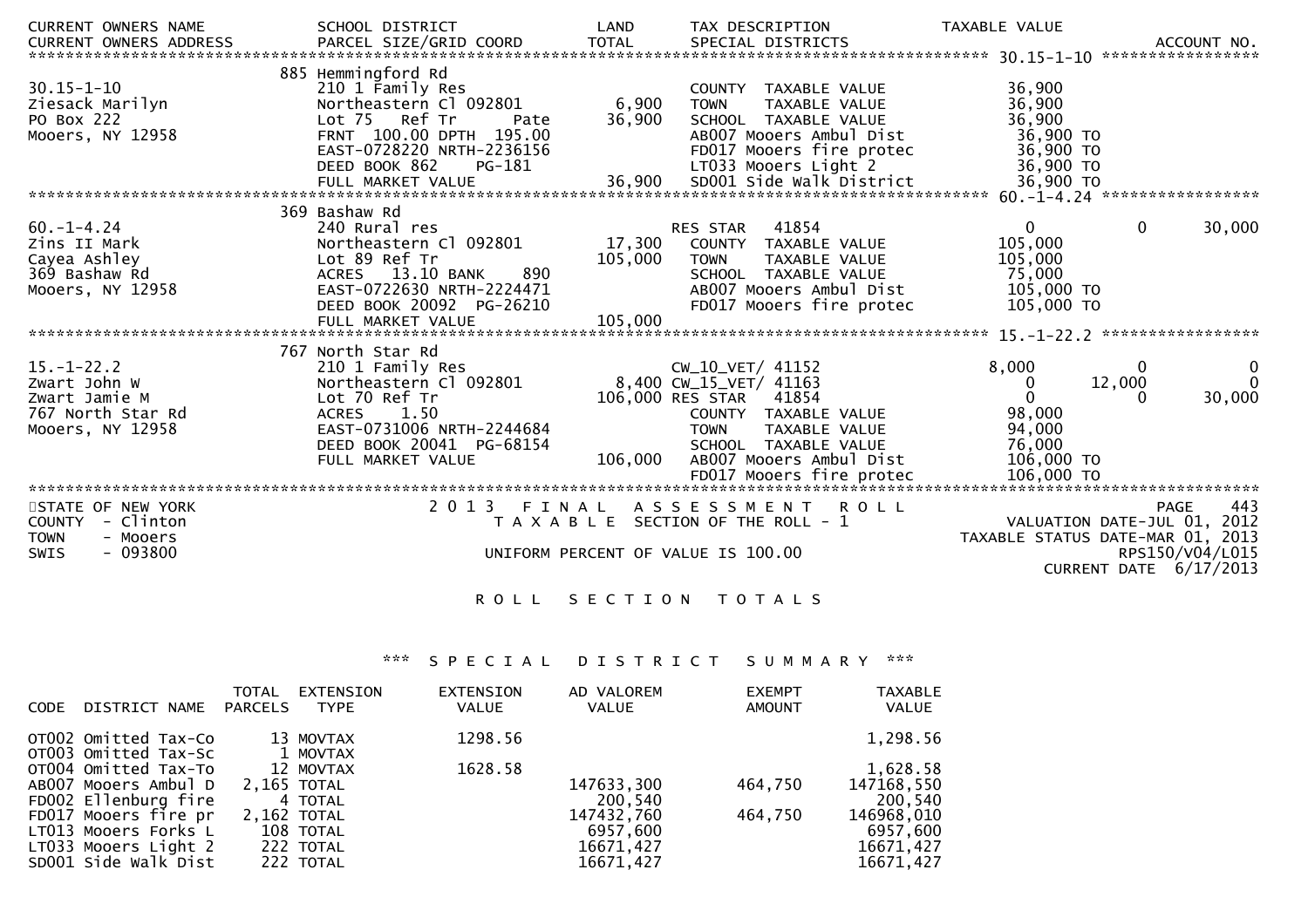| CURRENT OWNERS NAME<br>CURRENT OWNERS ADDRESS | SCHOOL DISTRICT<br>PARCEL SIZE/GRID COORD | LAND<br>TOTAL | TAX DESCRIPTION<br>SPECIAL DISTRICTS | TAXABLE VALUE | | ACCOUNT NO. |
|---|---|---|---|---|---|---|
| **30.15-1-10** | | | | | | |
| | 885 Hemmingford Rd | | | | | |
| 30.15-1-10 | 210 1 Family Res | | COUNTY TAXABLE VALUE | 36,900 | | |
| Ziesack Marilyn | Northeastern Cl 092801 | 6,900 | TOWN TAXABLE VALUE | 36,900 | | |
| PO Box 222 | Lot 75 Ref Tr Pate | 36,900 | SCHOOL TAXABLE VALUE | 36,900 | | |
| Mooers, NY 12958 | FRNT 100.00 DPTH 195.00 | | AB007 Mooers Ambul Dist | 36,900 TO | | |
| | EAST-0728220 NRTH-2236156 | | FD017 Mooers fire protec | 36,900 TO | | |
| | DEED BOOK 862 PG-181 | | LT033 Mooers Light 2 | 36,900 TO | | |
| | FULL MARKET VALUE | 36,900 | SD001 Side walk District | 36,900 TO | | |
| **60.-1-4.24** | | | | | | |
| | 369 Bashaw Rd | | | | | |
| 60.-1-4.24 | 240 Rural res | | RES STAR 41854 | 0 | 0 | 30,000 |
| Zins II Mark | Northeastern Cl 092801 | 17,300 | COUNTY TAXABLE VALUE | 105,000 | | |
| Cayea Ashley | Lot 89 Ref Tr | 105,000 | TOWN TAXABLE VALUE | 105,000 | | |
| 369 Bashaw Rd | ACRES 13.10 BANK 890 | | SCHOOL TAXABLE VALUE | 75,000 | | |
| Mooers, NY 12958 | EAST-0722630 NRTH-2224471 | | AB007 Mooers Ambul Dist | 105,000 TO | | |
| | DEED BOOK 20092 PG-26210 | | FD017 Mooers fire protec | 105,000 TO | | |
| | FULL MARKET VALUE | 105,000 | | | | |
| **15.-1-22.2** | | | | | | |
| | 767 North Star Rd | | | | | |
| 15.-1-22.2 | 210 1 Family Res | | CW_10_VET/ 41152 | 8,000 | 0 | 0 |
| Zwart John W | Northeastern Cl 092801 | 8,400 | CW_15_VET/ 41163 | 0 | 12,000 | 0 |
| Zwart Jamie M | Lot 70 Ref Tr | 106,000 | RES STAR 41854 | 0 | 0 | 30,000 |
| 767 North Star Rd | ACRES 1.50 | | COUNTY TAXABLE VALUE | 98,000 | | |
| Mooers, NY 12958 | EAST-0731006 NRTH-2244684 | | TOWN TAXABLE VALUE | 94,000 | | |
| | DEED BOOK 20041 PG-68154 | | SCHOOL TAXABLE VALUE | 76,000 | | |
| | FULL MARKET VALUE | 106,000 | AB007 Mooers Ambul Dist | 106,000 TO | | |
| | | | FD017 Mooers fire protec | 106,000 TO | | |

STATE OF NEW YORK — 2013 FINAL ASSESSMENT ROLL — PAGE 443
COUNTY - Clinton — TAXABLE SECTION OF THE ROLL - 1 — VALUATION DATE-JUL 01, 2012
TOWN - Mooers — TAXABLE STATUS DATE-MAR 01, 2013
SWIS - 093800 — UNIFORM PERCENT OF VALUE IS 100.00 — RPS150/V04/L015
CURRENT DATE 6/17/2013

# ROLL SECTION TOTALS

## *** SPECIAL DISTRICT SUMMARY ***

| CODE | DISTRICT NAME | TOTAL PARCELS | EXTENSION TYPE | EXTENSION VALUE | AD VALOREM VALUE | EXEMPT AMOUNT | TAXABLE VALUE |
|---|---|---|---|---|---|---|---|
| OT002 | Omitted Tax-Co | 13 | MOVTAX | 1298.56 | | | 1,298.56 |
| OT003 | Omitted Tax-Sc | 1 | MOVTAX | | | | |
| OT004 | Omitted Tax-To | 12 | MOVTAX | 1628.58 | | | 1,628.58 |
| AB007 | Mooers Ambul D | 2,165 | TOTAL | | 147633,300 | 464,750 | 147168,550 |
| FD002 | Ellenburg fire | 4 | TOTAL | | 200,540 | | 200,540 |
| FD017 | Mooers fire pr | 2,162 | TOTAL | | 147432,760 | 464,750 | 146968,010 |
| LT013 | Mooers Forks L | 108 | TOTAL | | 6957,600 | | 6957,600 |
| LT033 | Mooers Light 2 | 222 | TOTAL | | 16671,427 | | 16671,427 |
| SD001 | Side Walk Dist | 222 | TOTAL | | 16671,427 | | 16671,427 |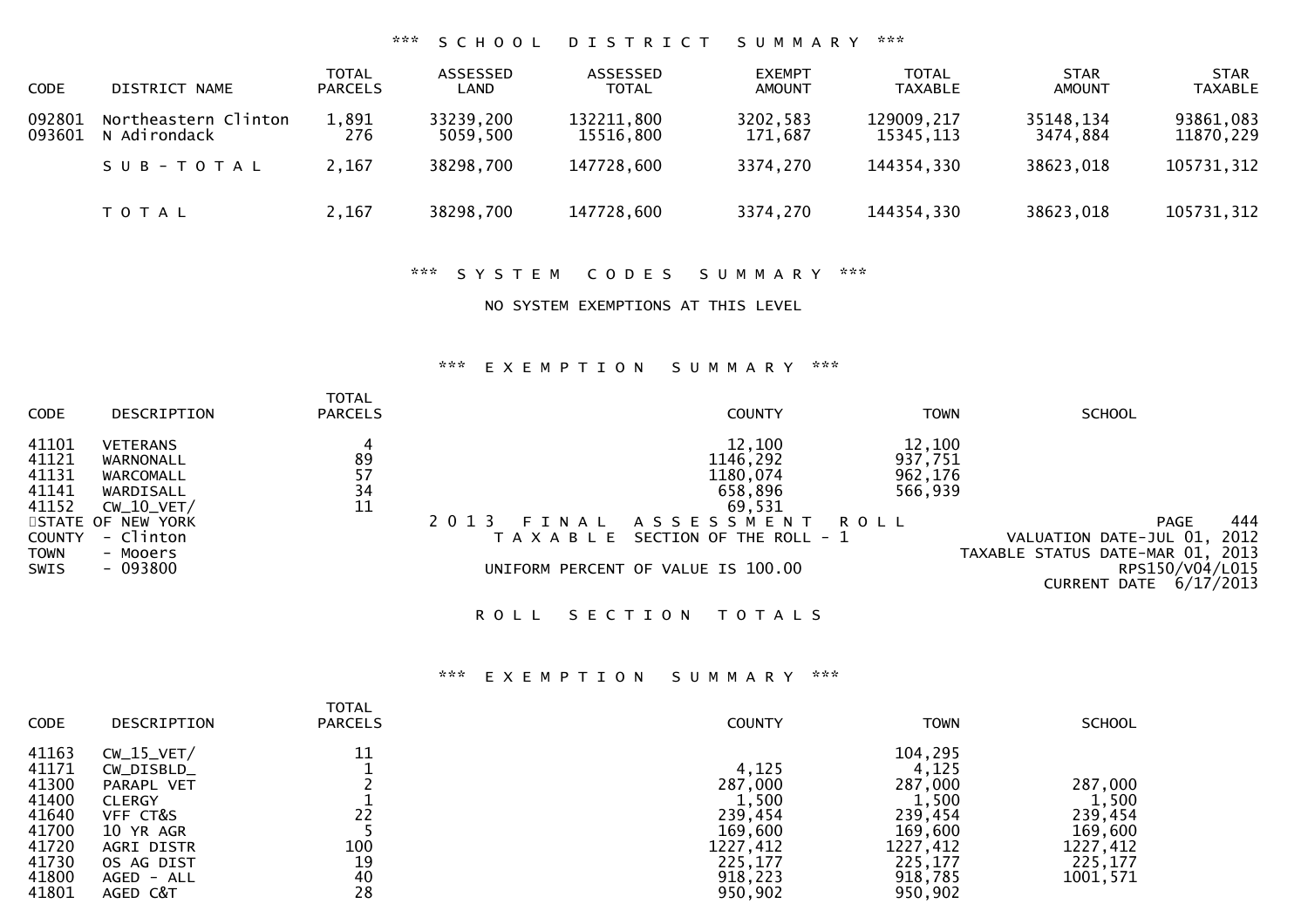### \*\*\* SCHOOL DISTRICT SUMMARY \*\*\*

| CODE | DISTRICT NAME | TOTAL PARCELS | ASSESSED LAND | ASSESSED TOTAL | EXEMPT AMOUNT | TOTAL TAXABLE | STAR AMOUNT | STAR TAXABLE |
|---|---|---|---|---|---|---|---|---|
| 092801 | Northeastern Clinton | 1,891 | 33239,200 | 132211,800 | 3202,583 | 129009,217 | 35148,134 | 93861,083 |
| 093601 | N Adirondack | 276 | 5059,500 | 15516,800 | 171,687 | 15345,113 | 3474,884 | 11870,229 |
| | S U B - T O T A L | 2,167 | 38298,700 | 147728,600 | 3374,270 | 144354,330 | 38623,018 | 105731,312 |
| | T O T A L | 2,167 | 38298,700 | 147728,600 | 3374,270 | 144354,330 | 38623,018 | 105731,312 |

### \*\*\* SYSTEM CODES SUMMARY \*\*\*

NO SYSTEM EXEMPTIONS AT THIS LEVEL

### \*\*\* EXEMPTION SUMMARY \*\*\*

| CODE | DESCRIPTION | TOTAL PARCELS | COUNTY | TOWN | SCHOOL |
|---|---|---|---|---|---|
| 41101 | VETERANS | 4 | 12,100 | 12,100 | |
| 41121 | WARNONALL | 89 | 1146,292 | 937,751 | |
| 41131 | WARCOMALL | 57 | 1180,074 | 962,176 | |
| 41141 | WARDISALL | 34 | 658,896 | 566,939 | |
| 41152 | CW_10_VET/ | 11 | 69,531 | | |

STATE OF NEW YORK
COUNTY - Clinton
TOWN - Mooers
SWIS - 093800

2013 FINAL ASSESSMENT ROLL
TAXABLE SECTION OF THE ROLL - 1
UNIFORM PERCENT OF VALUE IS 100.00

PAGE 444
VALUATION DATE-JUL 01, 2012
TAXABLE STATUS DATE-MAR 01, 2013
RPS150/V04/L015
CURRENT DATE 6/17/2013

## ROLL SECTION TOTALS

### \*\*\* EXEMPTION SUMMARY \*\*\*

| CODE | DESCRIPTION | TOTAL PARCELS | COUNTY | TOWN | SCHOOL |
|---|---|---|---|---|---|
| 41163 | CW_15_VET/ | 11 | | 104,295 | |
| 41171 | CW_DISBLD_ | 1 | 4,125 | 4,125 | |
| 41300 | PARAPL VET | 2 | 287,000 | 287,000 | 287,000 |
| 41400 | CLERGY | 1 | 1,500 | 1,500 | 1,500 |
| 41640 | VFF CT&S | 22 | 239,454 | 239,454 | 239,454 |
| 41700 | 10 YR AGR | 5 | 169,600 | 169,600 | 169,600 |
| 41720 | AGRI DISTR | 100 | 1227,412 | 1227,412 | 1227,412 |
| 41730 | OS AG DIST | 19 | 225,177 | 225,177 | 225,177 |
| 41800 | AGED - ALL | 40 | 918,223 | 918,785 | 1001,571 |
| 41801 | AGED C&T | 28 | 950,902 | 950,902 | |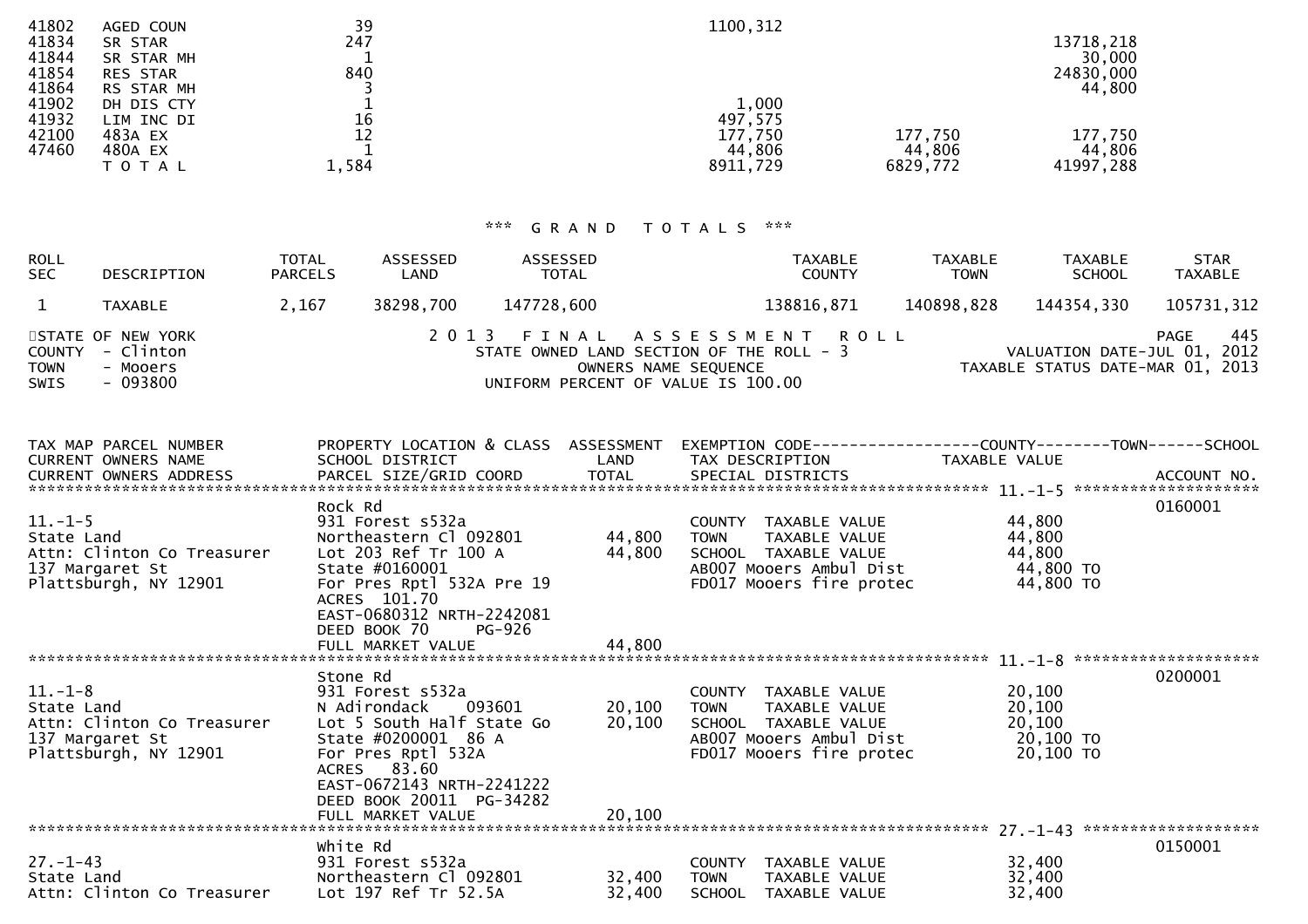| | | | | | |
|---|---|---|---|---|---|
| 41802 | AGED COUN | 39 | 1100,312 | | |
| 41834 | SR STAR | 247 | | | 13718,218 |
| 41844 | SR STAR MH | 1 | | | 30,000 |
| 41854 | RES STAR | 840 | | | 24830,000 |
| 41864 | RS STAR MH | 3 | | | 44,800 |
| 41902 | DH DIS CTY | 1 | 1,000 | | |
| 41932 | LIM INC DI | 16 | 497,575 | | |
| 42100 | 483A EX | 12 | 177,750 | 177,750 | 177,750 |
| 47460 | 480A EX | 1 | 44,806 | 44,806 | 44,806 |
| | T O T A L | 1,584 | 8911,729 | 6829,772 | 41997,288 |

## *** G R A N D T O T A L S ***

| ROLL SEC | DESCRIPTION | TOTAL PARCELS | ASSESSED LAND | ASSESSED TOTAL | TAXABLE COUNTY | TAXABLE TOWN | TAXABLE SCHOOL | STAR TAXABLE |
|---|---|---|---|---|---|---|---|---|
| 1 | TAXABLE | 2,167 | 38298,700 | 147728,600 | 138816,871 | 140898,828 | 144354,330 | 105731,312 |

STATE OF NEW YORK — 2 0 1 3 F I N A L A S S E S S M E N T R O L L — PAGE 445
COUNTY - Clinton — STATE OWNED LAND SECTION OF THE ROLL - 3 — VALUATION DATE-JUL 01, 2012
TOWN - Mooers — OWNERS NAME SEQUENCE — TAXABLE STATUS DATE-MAR 01, 2013
SWIS - 093800 — UNIFORM PERCENT OF VALUE IS 100.00

| TAX MAP PARCEL NUMBER / CURRENT OWNERS NAME / CURRENT OWNERS ADDRESS | PROPERTY LOCATION & CLASS / SCHOOL DISTRICT / PARCEL SIZE/GRID COORD | ASSESSMENT LAND / TOTAL | EXEMPTION CODE / TAX DESCRIPTION / SPECIAL DISTRICTS | COUNTY / TOWN / SCHOOL TAXABLE VALUE | ACCOUNT NO. |
|---|---|---|---|---|---|
| **11.-1-5** | Rock Rd | | | | 0160001 |
| 11.-1-5 | 931 Forest s532a | | COUNTY TAXABLE VALUE | 44,800 | |
| State Land | Northeastern Cl 092801 | 44,800 | TOWN TAXABLE VALUE | 44,800 | |
| Attn: Clinton Co Treasurer | Lot 203 Ref Tr 100 A | 44,800 | SCHOOL TAXABLE VALUE | 44,800 | |
| 137 Margaret St | State #0160001 | | AB007 Mooers Ambul Dist | 44,800 TO | |
| Plattsburgh, NY 12901 | For Pres Rptl 532A Pre 19 | | FD017 Mooers fire protec | 44,800 TO | |
| | ACRES 101.70 | | | | |
| | EAST-0680312 NRTH-2242081 | | | | |
| | DEED BOOK 70 PG-926 | | | | |
| | FULL MARKET VALUE | 44,800 | | | |
| **11.-1-8** | Stone Rd | | | | 0200001 |
| 11.-1-8 | 931 Forest s532a | | COUNTY TAXABLE VALUE | 20,100 | |
| State Land | N Adirondack 093601 | 20,100 | TOWN TAXABLE VALUE | 20,100 | |
| Attn: Clinton Co Treasurer | Lot 5 South Half State Go | 20,100 | SCHOOL TAXABLE VALUE | 20,100 | |
| 137 Margaret St | State #0200001 86 A | | AB007 Mooers Ambul Dist | 20,100 TO | |
| Plattsburgh, NY 12901 | For Pres Rptl 532A | | FD017 Mooers fire protec | 20,100 TO | |
| | ACRES 83.60 | | | | |
| | EAST-0672143 NRTH-2241222 | | | | |
| | DEED BOOK 20011 PG-34282 | | | | |
| | FULL MARKET VALUE | 20,100 | | | |
| **27.-1-43** | White Rd | | | | 0150001 |
| 27.-1-43 | 931 Forest s532a | | COUNTY TAXABLE VALUE | 32,400 | |
| State Land | Northeastern Cl 092801 | 32,400 | TOWN TAXABLE VALUE | 32,400 | |
| Attn: Clinton Co Treasurer | Lot 197 Ref Tr 52.5A | 32,400 | SCHOOL TAXABLE VALUE | 32,400 | |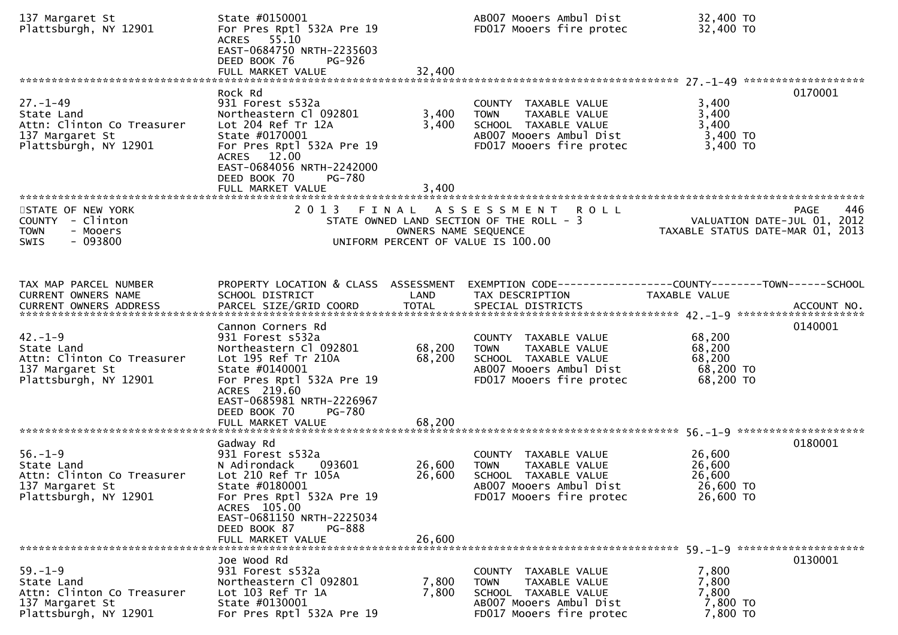```
137 Margaret St                 State #0150001                              AB007 Mooers Ambul Dist          32,400 TO
Plattsburgh, NY 12901           For Pres Rptl 532A Pre 19                   FD017 Mooers fire protec         32,400 TO
                                ACRES   55.10
                                EAST-0684750 NRTH-2235603
                                DEED BOOK 76      PG-926
                                FULL MARKET VALUE             32,400
******************************************************************************************************* 27.-1-49 ******************
                                Rock Rd                                                                                0170001
27.-1-49                        931 Forest s532a                            COUNTY  TAXABLE VALUE             3,400
State Land                      Northeastern Cl 092801        3,400        TOWN    TAXABLE VALUE             3,400
Attn: Clinton Co Treasurer      Lot 204 Ref Tr 12A            3,400        SCHOOL  TAXABLE VALUE             3,400
137 Margaret St                 State #0170001                              AB007 Mooers Ambul Dist           3,400 TO
Plattsburgh, NY 12901           For Pres Rptl 532A Pre 19                   FD017 Mooers fire protec          3,400 TO
                                ACRES   12.00
                                EAST-0684056 NRTH-2242000
                                DEED BOOK 70      PG-780
                                FULL MARKET VALUE              3,400
************************************************************************************************************************************
STATE OF NEW YORK                    2 0 1 3   F I N A L   A S S E S S M E N T   R O L L                           PAGE    446
COUNTY  - Clinton                    STATE OWNED LAND SECTION OF THE ROLL - 3                  VALUATION DATE-JUL 01, 2012
TOWN    - Mooers                              OWNERS NAME SEQUENCE                        TAXABLE STATUS DATE-MAR 01, 2013
SWIS    - 093800                      UNIFORM PERCENT OF VALUE IS 100.00


TAX MAP PARCEL NUMBER           PROPERTY LOCATION & CLASS  ASSESSMENT  EXEMPTION CODE------------------COUNTY--------TOWN------SCHOOL
CURRENT OWNERS NAME             SCHOOL DISTRICT               LAND      TAX DESCRIPTION              TAXABLE VALUE
CURRENT OWNERS ADDRESS          PARCEL SIZE/GRID COORD       TOTAL      SPECIAL DISTRICTS                                 ACCOUNT NO.
******************************************************************************************************* 42.-1-9 *******************
                                Cannon Corners Rd                                                                      0140001
42.-1-9                         931 Forest s532a                            COUNTY  TAXABLE VALUE            68,200
State Land                      Northeastern Cl 092801       68,200        TOWN    TAXABLE VALUE            68,200
Attn: Clinton Co Treasurer      Lot 195 Ref Tr 210A          68,200        SCHOOL  TAXABLE VALUE            68,200
137 Margaret St                 State #0140001                              AB007 Mooers Ambul Dist          68,200 TO
Plattsburgh, NY 12901           For Pres Rptl 532A Pre 19                   FD017 Mooers fire protec         68,200 TO
                                ACRES  219.60
                                EAST-0685981 NRTH-2226967
                                DEED BOOK 70      PG-780
                                FULL MARKET VALUE             68,200
******************************************************************************************************* 56.-1-9 *******************
                                Gadway Rd                                                                              0180001
56.-1-9                         931 Forest s532a                            COUNTY  TAXABLE VALUE            26,600
State Land                      N Adirondack    093601       26,600        TOWN    TAXABLE VALUE            26,600
Attn: Clinton Co Treasurer      Lot 210 Ref Tr 105A          26,600        SCHOOL  TAXABLE VALUE            26,600
137 Margaret St                 State #0180001                              AB007 Mooers Ambul Dist          26,600 TO
Plattsburgh, NY 12901           For Pres Rptl 532A Pre 19                   FD017 Mooers fire protec         26,600 TO
                                ACRES  105.00
                                EAST-0681150 NRTH-2225034
                                DEED BOOK 87      PG-888
                                FULL MARKET VALUE             26,600
******************************************************************************************************* 59.-1-9 *******************
                                Joe Wood Rd                                                                            0130001
59.-1-9                         931 Forest s532a                            COUNTY  TAXABLE VALUE             7,800
State Land                      Northeastern Cl 092801        7,800        TOWN    TAXABLE VALUE             7,800
Attn: Clinton Co Treasurer      Lot 103 Ref Tr 1A             7,800        SCHOOL  TAXABLE VALUE             7,800
137 Margaret St                 State #0130001                              AB007 Mooers Ambul Dist           7,800 TO
Plattsburgh, NY 12901           For Pres Rptl 532A Pre 19                   FD017 Mooers fire protec          7,800 TO
```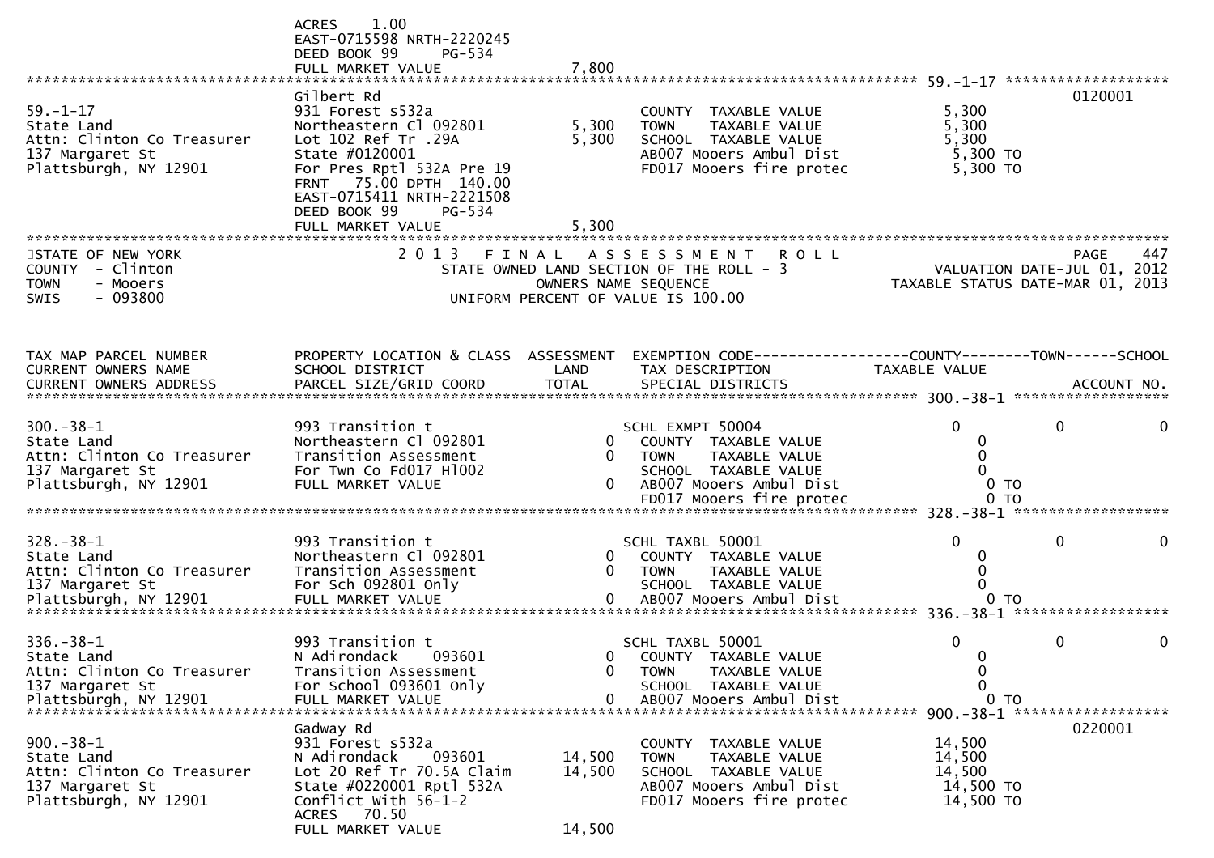```
                              ACRES     1.00
                              EAST-0715598 NRTH-2220245
                              DEED BOOK 99     PG-534
                              FULL MARKET VALUE               7,800
******************************************************************************************************* 59.-1-17 ******************
                              Gilbert Rd                                                                              0120001
59.-1-17                      931 Forest s532a                      COUNTY  TAXABLE VALUE             5,300
State Land                    Northeastern Cl 092801       5,300    TOWN    TAXABLE VALUE             5,300
Attn: Clinton Co Treasurer    Lot 102 Ref Tr .29A          5,300    SCHOOL  TAXABLE VALUE             5,300
137 Margaret St               State #0120001                        AB007 Mooers Ambul Dist            5,300 TO
Plattsburgh, NY 12901         For Pres Rptl 532A Pre 19             FD017 Mooers fire protec           5,300 TO
                              FRNT   75.00 DPTH  140.00
                              EAST-0715411 NRTH-2221508
                              DEED BOOK 99     PG-534
                              FULL MARKET VALUE               5,300
************************************************************************************************************************************
STATE OF NEW YORK                   2 0 1 3   F I N A L   A S S E S S M E N T   R O L L                               PAGE    447
COUNTY  - Clinton                   STATE OWNED LAND SECTION OF THE ROLL - 3                        VALUATION DATE-JUL 01, 2012
TOWN    - Mooers                             OWNERS NAME SEQUENCE                              TAXABLE STATUS DATE-MAR 01, 2013
SWIS    - 093800                    UNIFORM PERCENT OF VALUE IS 100.00


TAX MAP PARCEL NUMBER         PROPERTY LOCATION & CLASS  ASSESSMENT  EXEMPTION CODE------------------COUNTY--------TOWN------SCHOOL
CURRENT OWNERS NAME           SCHOOL DISTRICT               LAND     TAX DESCRIPTION             TAXABLE VALUE
CURRENT OWNERS ADDRESS        PARCEL SIZE/GRID COORD       TOTAL     SPECIAL DISTRICTS                                  ACCOUNT NO.
******************************************************************************************************* 300.-38-1 *****************

300.-38-1                     993 Transition t                     SCHL EXMPT 50004                 0              0              0
State Land                    Northeastern Cl 092801           0   COUNTY  TAXABLE VALUE            0
Attn: Clinton Co Treasurer    Transition Assessment            0   TOWN    TAXABLE VALUE            0
137 Margaret St               For Twn Co Fd017 Hl002               SCHOOL  TAXABLE VALUE            0
Plattsburgh, NY 12901         FULL MARKET VALUE                0   AB007 Mooers Ambul Dist            0 TO
                                                                   FD017 Mooers fire protec           0 TO
******************************************************************************************************* 328.-38-1 *****************

328.-38-1                     993 Transition t                     SCHL TAXBL 50001                 0              0              0
State Land                    Northeastern Cl 092801           0   COUNTY  TAXABLE VALUE            0
Attn: Clinton Co Treasurer    Transition Assessment            0   TOWN    TAXABLE VALUE            0
137 Margaret St               For Sch 092801 Only                  SCHOOL  TAXABLE VALUE            0
Plattsburgh, NY 12901         FULL MARKET VALUE                0   AB007 Mooers Ambul Dist            0 TO
******************************************************************************************************* 336.-38-1 *****************

336.-38-1                     993 Transition t                     SCHL TAXBL 50001                 0              0              0
State Land                    N Adirondack    093601           0   COUNTY  TAXABLE VALUE            0
Attn: Clinton Co Treasurer    Transition Assessment            0   TOWN    TAXABLE VALUE            0
137 Margaret St               For School 093601 Only               SCHOOL  TAXABLE VALUE            0
Plattsburgh, NY 12901         FULL MARKET VALUE                0   AB007 Mooers Ambul Dist            0 TO
******************************************************************************************************* 900.-38-1 *****************
                              Gadway Rd                                                                               0220001
900.-38-1                     931 Forest s532a                      COUNTY  TAXABLE VALUE            14,500
State Land                    N Adirondack    093601      14,500    TOWN    TAXABLE VALUE            14,500
Attn: Clinton Co Treasurer    Lot 20 Ref Tr 70.5A Claim   14,500    SCHOOL  TAXABLE VALUE            14,500
137 Margaret St               State #0220001 Rptl 532A              AB007 Mooers Ambul Dist           14,500 TO
Plattsburgh, NY 12901         Conflict With 56-1-2                  FD017 Mooers fire protec          14,500 TO
                              ACRES    70.50
                              FULL MARKET VALUE              14,500
```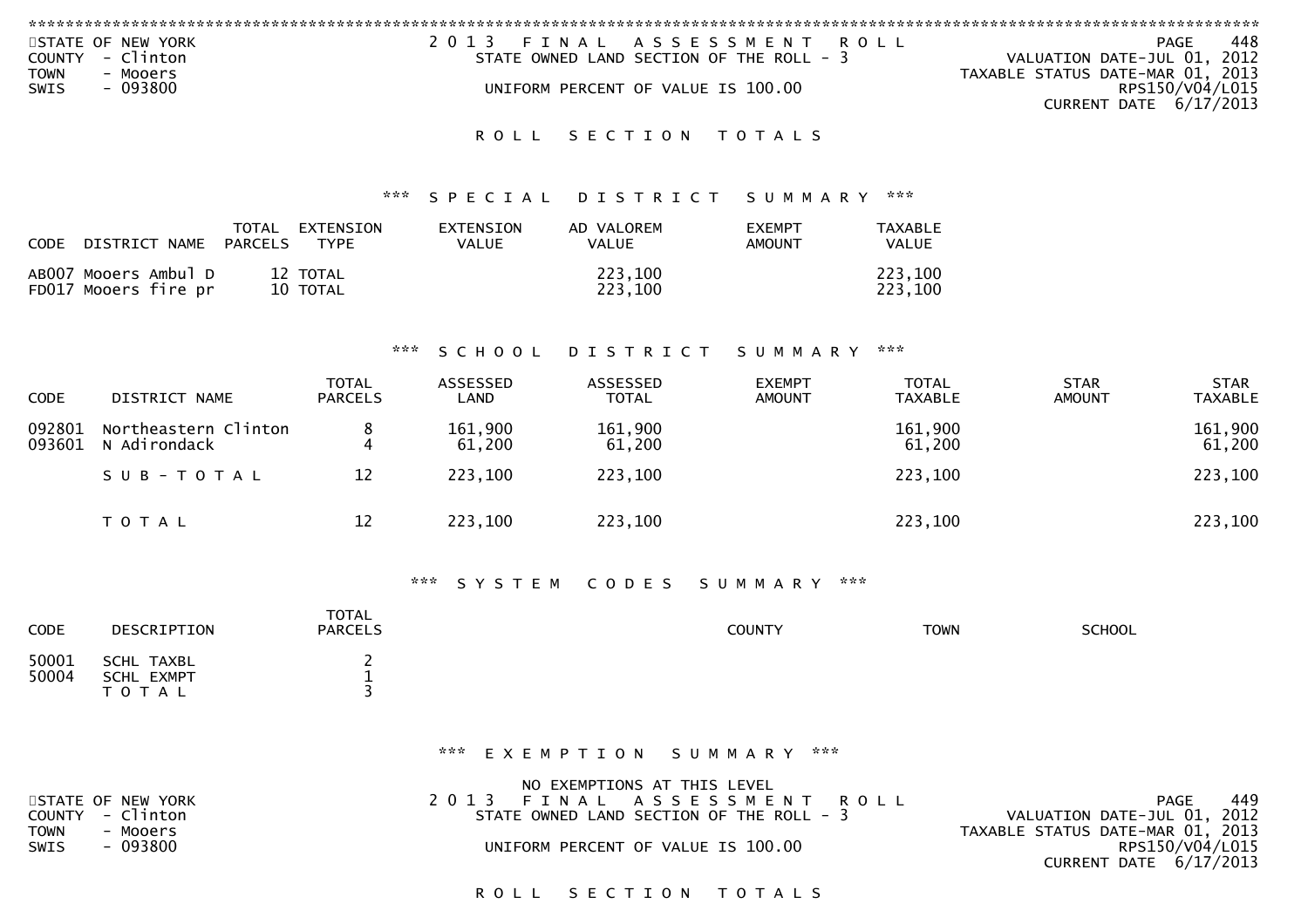STATE OF NEW YORK
COUNTY - Clinton
TOWN - Mooers
SWIS - 093800

2 0 1 3 F I N A L A S S E S S M E N T R O L L
STATE OWNED LAND SECTION OF THE ROLL - 3

UNIFORM PERCENT OF VALUE IS 100.00

VALUATION DATE-JUL 01, 2012
TAXABLE STATUS DATE-MAR 01, 2013
RPS150/V04/L015
CURRENT DATE 6/17/2013

## R O L L S E C T I O N T O T A L S

### *** S P E C I A L D I S T R I C T S U M M A R Y ***

| CODE | DISTRICT NAME | TOTAL PARCELS | EXTENSION TYPE | EXTENSION VALUE | AD VALOREM VALUE | EXEMPT AMOUNT | TAXABLE VALUE |
|---|---|---|---|---|---|---|---|
| AB007 | Mooers Ambul D | 12 | TOTAL | | 223,100 | | 223,100 |
| FD017 | Mooers fire pr | 10 | TOTAL | | 223,100 | | 223,100 |

### *** S C H O O L D I S T R I C T S U M M A R Y ***

| CODE | DISTRICT NAME | TOTAL PARCELS | ASSESSED LAND | ASSESSED TOTAL | EXEMPT AMOUNT | TOTAL TAXABLE | STAR AMOUNT | STAR TAXABLE |
|---|---|---|---|---|---|---|---|---|
| 092801 | Northeastern Clinton | 8 | 161,900 | 161,900 | | 161,900 | | 161,900 |
| 093601 | N Adirondack | 4 | 61,200 | 61,200 | | 61,200 | | 61,200 |
| | S U B - T O T A L | 12 | 223,100 | 223,100 | | 223,100 | | 223,100 |
| | T O T A L | 12 | 223,100 | 223,100 | | 223,100 | | 223,100 |

### *** S Y S T E M C O D E S S U M M A R Y ***

| CODE | DESCRIPTION | TOTAL PARCELS | COUNTY | TOWN | SCHOOL |
|---|---|---|---|---|---|
| 50001 | SCHL TAXBL | 2 | | | |
| 50004 | SCHL EXMPT | 1 | | | |
| | T O T A L | 3 | | | |

### *** E X E M P T I O N S U M M A R Y ***

NO EXEMPTIONS AT THIS LEVEL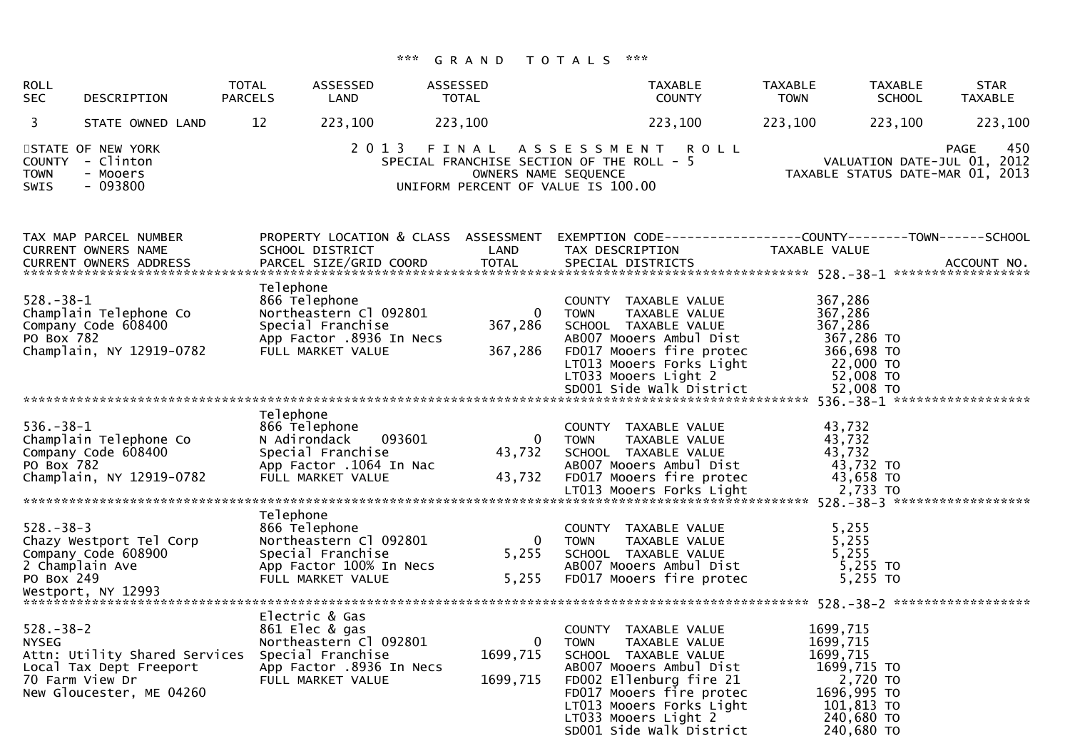*** G R A N D   T O T A L S ***

| ROLL SEC | DESCRIPTION | TOTAL PARCELS | ASSESSED LAND | ASSESSED TOTAL | TAXABLE COUNTY | TAXABLE TOWN | TAXABLE SCHOOL | STAR TAXABLE |
|---|---|---|---|---|---|---|---|---|
| 3 | STATE OWNED LAND | 12 | 223,100 | 223,100 | 223,100 | 223,100 | 223,100 | 223,100 |

STATE OF NEW YORK
COUNTY - Clinton
TOWN - Mooers
SWIS - 093800

2 0 1 3   F I N A L   A S S E S S M E N T   R O L L
SPECIAL FRANCHISE SECTION OF THE ROLL - 5
OWNERS NAME SEQUENCE
UNIFORM PERCENT OF VALUE IS 100.00

PAGE 450
VALUATION DATE-JUL 01, 2012
TAXABLE STATUS DATE-MAR 01, 2013

```
TAX MAP PARCEL NUMBER          PROPERTY LOCATION & CLASS  ASSESSMENT  EXEMPTION CODE------------------COUNTY--------TOWN------SCHOOL
CURRENT OWNERS NAME            SCHOOL DISTRICT               LAND      TAX DESCRIPTION            TAXABLE VALUE
CURRENT OWNERS ADDRESS         PARCEL SIZE/GRID COORD        TOTAL     SPECIAL DISTRICTS                                      ACCOUNT NO.
******************************************************************************************************** 528.-38-1 ******************
                               Telephone
528.-38-1                      866 Telephone                           COUNTY  TAXABLE VALUE           367,286
Champlain Telephone Co         Northeastern Cl 092801          0       TOWN    TAXABLE VALUE           367,286
Company Code 608400            Special Franchise          367,286      SCHOOL  TAXABLE VALUE           367,286
PO Box 782                     App Factor .8936 In Necs                AB007 Mooers Ambul Dist         367,286 TO
Champlain, NY 12919-0782       FULL MARKET VALUE          367,286      FD017 Mooers fire protec        366,698 TO
                                                                       LT013 Mooers Forks Light         22,000 TO
                                                                       LT033 Mooers Light 2             52,008 TO
                                                                       SD001 Side Walk District         52,008 TO
******************************************************************************************************** 536.-38-1 ******************
                               Telephone
536.-38-1                      866 Telephone                           COUNTY  TAXABLE VALUE            43,732
Champlain Telephone Co         N Adirondack    093601          0       TOWN    TAXABLE VALUE            43,732
Company Code 608400            Special Franchise           43,732      SCHOOL  TAXABLE VALUE            43,732
PO Box 782                     App Factor .1064 In Nac                 AB007 Mooers Ambul Dist          43,732 TO
Champlain, NY 12919-0782       FULL MARKET VALUE           43,732      FD017 Mooers fire protec         43,658 TO
                                                                       LT013 Mooers Forks Light          2,733 TO
******************************************************************************************************** 528.-38-3 ******************
                               Telephone
528.-38-3                      866 Telephone                           COUNTY  TAXABLE VALUE             5,255
Chazy Westport Tel Corp        Northeastern Cl 092801          0       TOWN    TAXABLE VALUE             5,255
Company Code 608900            Special Franchise            5,255      SCHOOL  TAXABLE VALUE             5,255
2 Champlain Ave                App Factor 100% In Necs                 AB007 Mooers Ambul Dist           5,255 TO
PO Box 249                     FULL MARKET VALUE            5,255      FD017 Mooers fire protec          5,255 TO
Westport, NY 12993
******************************************************************************************************** 528.-38-2 ******************
                               Electric & Gas
528.-38-2                      861 Elec & gas                          COUNTY  TAXABLE VALUE          1699,715
NYSEG                          Northeastern Cl 092801          0       TOWN    TAXABLE VALUE          1699,715
Attn: Utility Shared Services  Special Franchise         1699,715      SCHOOL  TAXABLE VALUE          1699,715
Local Tax Dept Freeport        App Factor .8936 In Necs                AB007 Mooers Ambul Dist        1699,715 TO
70 Farm View Dr                FULL MARKET VALUE         1699,715      FD002 Ellenburg fire 21           2,720 TO
New Gloucester, ME 04260                                               FD017 Mooers fire protec       1696,995 TO
                                                                       LT013 Mooers Forks Light        101,813 TO
                                                                       LT033 Mooers Light 2            240,680 TO
                                                                       SD001 Side Walk District        240,680 TO
```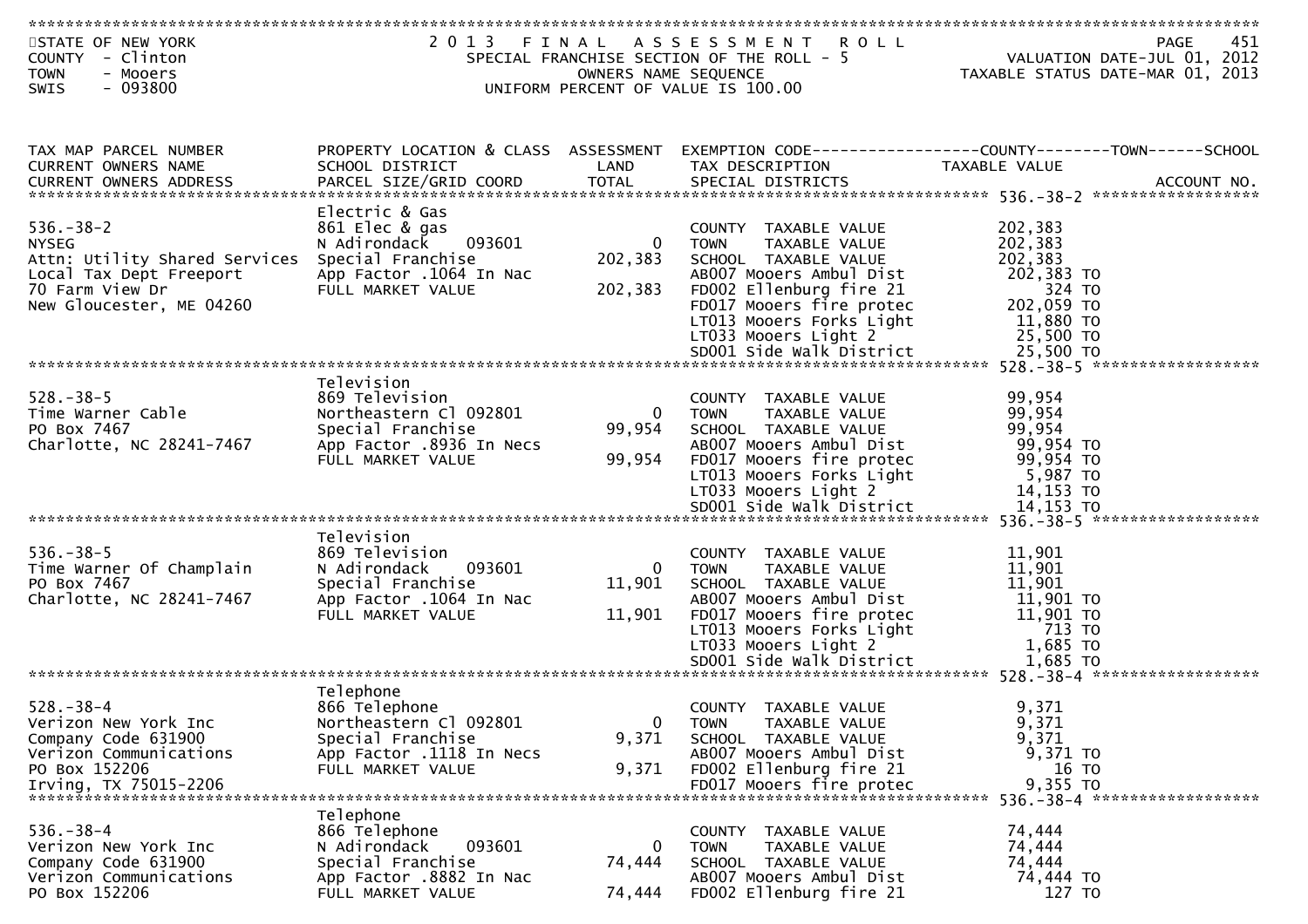STATE OF NEW YORK
COUNTY - Clinton
TOWN - Mooers
SWIS - 093800

2013 FINAL ASSESSMENT ROLL
SPECIAL FRANCHISE SECTION OF THE ROLL - 5
OWNERS NAME SEQUENCE
UNIFORM PERCENT OF VALUE IS 100.00

VALUATION DATE-JUL 01, 2012
TAXABLE STATUS DATE-MAR 01, 2013

| TAX MAP PARCEL NUMBER / CURRENT OWNERS NAME / CURRENT OWNERS ADDRESS | PROPERTY LOCATION & CLASS / SCHOOL DISTRICT / PARCEL SIZE/GRID COORD | ASSESSMENT LAND / TOTAL | EXEMPTION CODE / TAX DESCRIPTION / SPECIAL DISTRICTS | TAXABLE VALUE (COUNTY / TOWN / SCHOOL) | ACCOUNT NO. |
|---|---|---|---|---|---|
| **536.-38-2** | Electric & Gas | | | | |
| 536.-38-2 | 861 Elec & gas | | COUNTY TAXABLE VALUE | 202,383 | |
| NYSEG | N Adirondack 093601 | 0 | TOWN TAXABLE VALUE | 202,383 | |
| Attn: Utility Shared Services | Special Franchise | 202,383 | SCHOOL TAXABLE VALUE | 202,383 | |
| Local Tax Dept Freeport | App Factor .1064 In Nac | | AB007 Mooers Ambul Dist | 202,383 TO | |
| 70 Farm View Dr | FULL MARKET VALUE | 202,383 | FD002 Ellenburg fire 21 | 324 TO | |
| New Gloucester, ME 04260 | | | FD017 Mooers fire protec | 202,059 TO | |
| | | | LT013 Mooers Forks Light | 11,880 TO | |
| | | | LT033 Mooers Light 2 | 25,500 TO | |
| | | | SD001 Side walk District | 25,500 TO | |
| **528.-38-5** | Television | | | | |
| 528.-38-5 | 869 Television | | COUNTY TAXABLE VALUE | 99,954 | |
| Time Warner Cable | Northeastern Cl 092801 | 0 | TOWN TAXABLE VALUE | 99,954 | |
| PO Box 7467 | Special Franchise | 99,954 | SCHOOL TAXABLE VALUE | 99,954 | |
| Charlotte, NC 28241-7467 | App Factor .8936 In Necs | | AB007 Mooers Ambul Dist | 99,954 TO | |
| | FULL MARKET VALUE | 99,954 | FD017 Mooers fire protec | 99,954 TO | |
| | | | LT013 Mooers Forks Light | 5,987 TO | |
| | | | LT033 Mooers Light 2 | 14,153 TO | |
| | | | SD001 Side walk District | 14,153 TO | |
| **536.-38-5** | Television | | | | |
| 536.-38-5 | 869 Television | | COUNTY TAXABLE VALUE | 11,901 | |
| Time Warner Of Champlain | N Adirondack 093601 | 0 | TOWN TAXABLE VALUE | 11,901 | |
| PO Box 7467 | Special Franchise | 11,901 | SCHOOL TAXABLE VALUE | 11,901 | |
| Charlotte, NC 28241-7467 | App Factor .1064 In Nac | | AB007 Mooers Ambul Dist | 11,901 TO | |
| | FULL MARKET VALUE | 11,901 | FD017 Mooers fire protec | 11,901 TO | |
| | | | LT013 Mooers Forks Light | 713 TO | |
| | | | LT033 Mooers Light 2 | 1,685 TO | |
| | | | SD001 Side walk District | 1,685 TO | |
| **528.-38-4** | Telephone | | | | |
| 528.-38-4 | 866 Telephone | | COUNTY TAXABLE VALUE | 9,371 | |
| Verizon New York Inc | Northeastern Cl 092801 | 0 | TOWN TAXABLE VALUE | 9,371 | |
| Company Code 631900 | Special Franchise | 9,371 | SCHOOL TAXABLE VALUE | 9,371 | |
| Verizon Communications | App Factor .1118 In Necs | | AB007 Mooers Ambul Dist | 9,371 TO | |
| PO Box 152206 | FULL MARKET VALUE | 9,371 | FD002 Ellenburg fire 21 | 16 TO | |
| Irving, TX 75015-2206 | | | FD017 Mooers fire protec | 9,355 TO | |
| **536.-38-4** | Telephone | | | | |
| 536.-38-4 | 866 Telephone | | COUNTY TAXABLE VALUE | 74,444 | |
| Verizon New York Inc | N Adirondack 093601 | 0 | TOWN TAXABLE VALUE | 74,444 | |
| Company Code 631900 | Special Franchise | 74,444 | SCHOOL TAXABLE VALUE | 74,444 | |
| Verizon Communications | App Factor .8882 In Nac | | AB007 Mooers Ambul Dist | 74,444 TO | |
| PO Box 152206 | FULL MARKET VALUE | 74,444 | FD002 Ellenburg fire 21 | 127 TO | |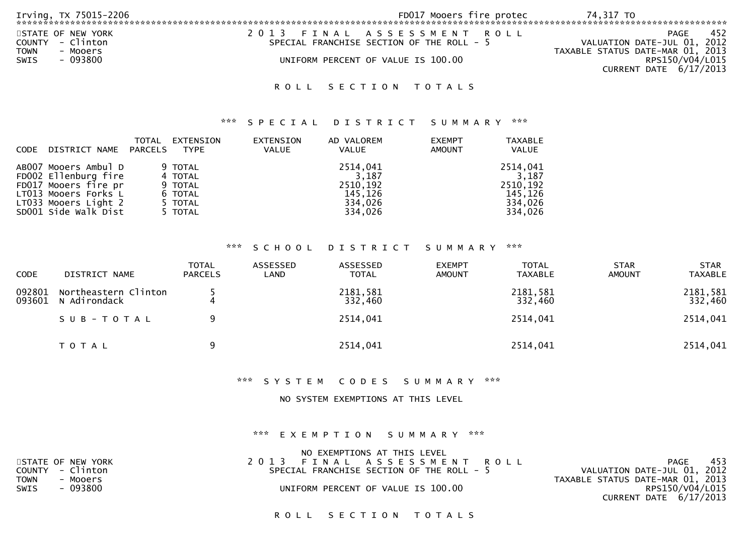Irving, TX 75015-2206 FD017 Mooers fire protec 74,317 TO

STATE OF NEW YORK
COUNTY - Clinton
TOWN - Mooers
SWIS - 093800

2 0 1 3 F I N A L A S S E S S M E N T R O L L
SPECIAL FRANCHISE SECTION OF THE ROLL - 5

UNIFORM PERCENT OF VALUE IS 100.00

PAGE 452
VALUATION DATE-JUL 01, 2012
TAXABLE STATUS DATE-MAR 01, 2013
RPS150/V04/L015
CURRENT DATE 6/17/2013

## R O L L S E C T I O N T O T A L S

### *** S P E C I A L D I S T R I C T S U M M A R Y ***

| CODE | DISTRICT NAME | TOTAL PARCELS | EXTENSION TYPE | EXTENSION VALUE | AD VALOREM VALUE | EXEMPT AMOUNT | TAXABLE VALUE |
|---|---|---|---|---|---|---|---|
| AB007 | Mooers Ambul D | 9 | TOTAL | | 2514,041 | | 2514,041 |
| FD002 | Ellenburg fire | 4 | TOTAL | | 3,187 | | 3,187 |
| FD017 | Mooers fire pr | 9 | TOTAL | | 2510,192 | | 2510,192 |
| LT013 | Mooers Forks L | 6 | TOTAL | | 145,126 | | 145,126 |
| LT033 | Mooers Light 2 | 5 | TOTAL | | 334,026 | | 334,026 |
| SD001 | Side Walk Dist | 5 | TOTAL | | 334,026 | | 334,026 |

### *** S C H O O L D I S T R I C T S U M M A R Y ***

| CODE | DISTRICT NAME | TOTAL PARCELS | ASSESSED LAND | ASSESSED TOTAL | EXEMPT AMOUNT | TOTAL TAXABLE | STAR AMOUNT | STAR TAXABLE |
|---|---|---|---|---|---|---|---|---|
| 092801 | Northeastern Clinton | 5 | | 2181,581 | | 2181,581 | | 2181,581 |
| 093601 | N Adirondack | 4 | | 332,460 | | 332,460 | | 332,460 |
| | S U B - T O T A L | 9 | | 2514,041 | | 2514,041 | | 2514,041 |
| | T O T A L | 9 | | 2514,041 | | 2514,041 | | 2514,041 |

### *** S Y S T E M C O D E S S U M M A R Y ***

NO SYSTEM EXEMPTIONS AT THIS LEVEL

### *** E X E M P T I O N S U M M A R Y ***

NO EXEMPTIONS AT THIS LEVEL

STATE OF NEW YORK
COUNTY - Clinton
TOWN - Mooers
SWIS - 093800

2 0 1 3 F I N A L A S S E S S M E N T R O L L
SPECIAL FRANCHISE SECTION OF THE ROLL - 5

UNIFORM PERCENT OF VALUE IS 100.00

PAGE 453
VALUATION DATE-JUL 01, 2012
TAXABLE STATUS DATE-MAR 01, 2013
RPS150/V04/L015
CURRENT DATE 6/17/2013

## R O L L S E C T I O N T O T A L S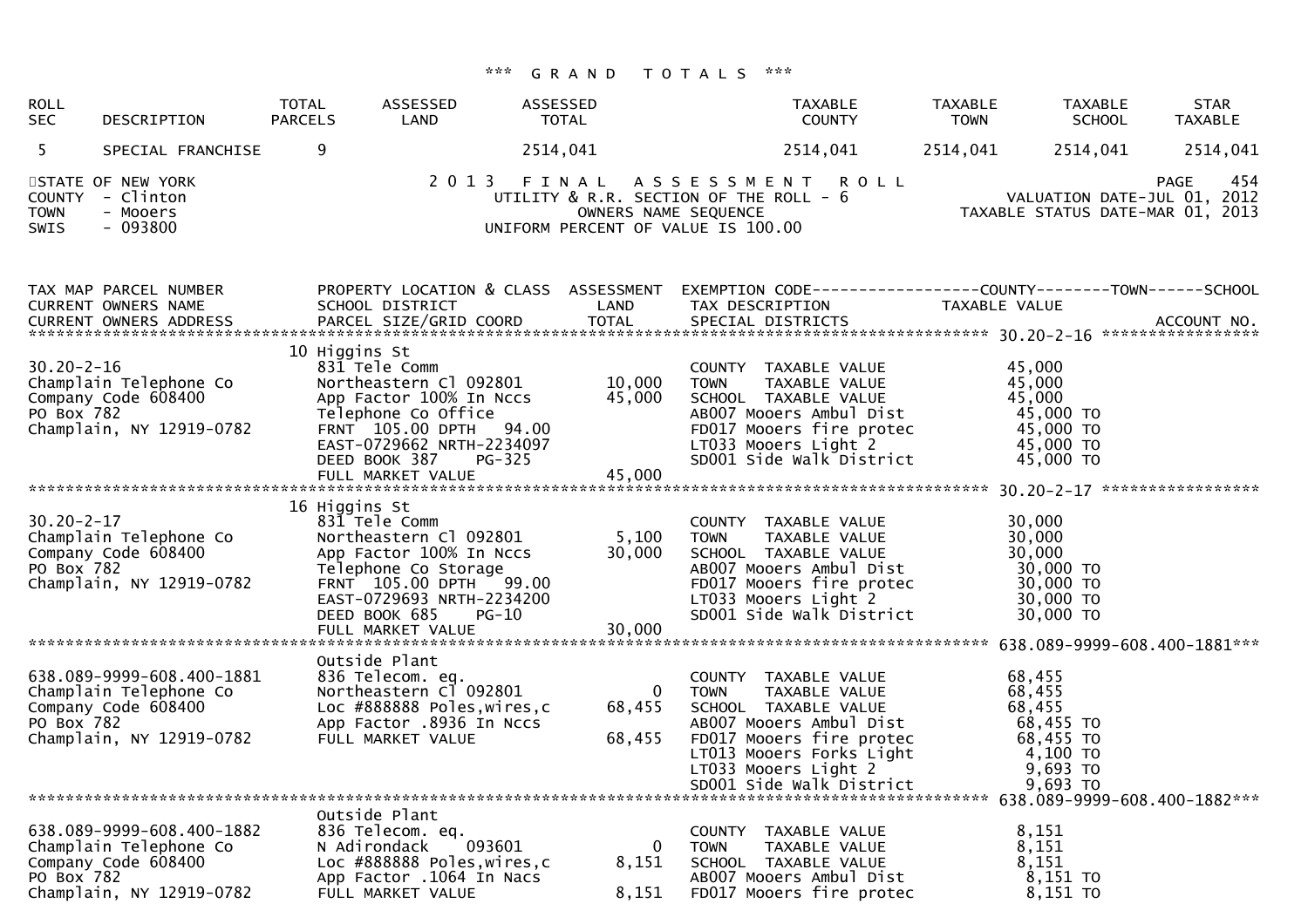*** G R A N D T O T A L S ***

| ROLL SEC | DESCRIPTION | TOTAL PARCELS | ASSESSED LAND | ASSESSED TOTAL | TAXABLE COUNTY | TAXABLE TOWN | TAXABLE SCHOOL | STAR TAXABLE |
|---|---|---|---|---|---|---|---|---|
| 5 | SPECIAL FRANCHISE | 9 | | 2514,041 | 2514,041 | 2514,041 | 2514,041 | 2514,041 |

STATE OF NEW YORK
COUNTY - Clinton
TOWN - Mooers
SWIS - 093800

2 0 1 3 F I N A L A S S E S S M E N T R O L L
UTILITY & R.R. SECTION OF THE ROLL - 6
OWNERS NAME SEQUENCE
UNIFORM PERCENT OF VALUE IS 100.00

PAGE 454
VALUATION DATE-JUL 01, 2012
TAXABLE STATUS DATE-MAR 01, 2013

```
TAX MAP PARCEL NUMBER          PROPERTY LOCATION & CLASS  ASSESSMENT  EXEMPTION CODE------------------COUNTY--------TOWN------SCHOOL
CURRENT OWNERS NAME            SCHOOL DISTRICT               LAND      TAX DESCRIPTION            TAXABLE VALUE
CURRENT OWNERS ADDRESS         PARCEL SIZE/GRID COORD        TOTAL     SPECIAL DISTRICTS                                    ACCOUNT NO.
****************************************************************************************************** 30.20-2-16 *****************
                               10 Higgins St
30.20-2-16                     831 Tele Comm                           COUNTY  TAXABLE VALUE           45,000
Champlain Telephone Co         Northeastern Cl 092801        10,000    TOWN    TAXABLE VALUE           45,000
Company Code 608400            App Factor 100% In Nccs       45,000    SCHOOL  TAXABLE VALUE           45,000
PO Box 782                     Telephone Co Office                     AB007 Mooers Ambul Dist          45,000 TO
Champlain, NY 12919-0782       FRNT 105.00 DPTH  94.00                 FD017 Mooers fire protec         45,000 TO
                               EAST-0729662 NRTH-2234097               LT033 Mooers Light 2             45,000 TO
                               DEED BOOK 387    PG-325                 SD001 Side Walk District         45,000 TO
                               FULL MARKET VALUE             45,000
****************************************************************************************************** 30.20-2-17 *****************
                               16 Higgins St
30.20-2-17                     831 Tele Comm                           COUNTY  TAXABLE VALUE           30,000
Champlain Telephone Co         Northeastern Cl 092801         5,100    TOWN    TAXABLE VALUE           30,000
Company Code 608400            App Factor 100% In Nccs       30,000    SCHOOL  TAXABLE VALUE           30,000
PO Box 782                     Telephone Co Storage                    AB007 Mooers Ambul Dist          30,000 TO
Champlain, NY 12919-0782       FRNT 105.00 DPTH  99.00                 FD017 Mooers fire protec         30,000 TO
                               EAST-0729693 NRTH-2234200               LT033 Mooers Light 2             30,000 TO
                               DEED BOOK 685    PG-10                  SD001 Side Walk District         30,000 TO
                               FULL MARKET VALUE             30,000
****************************************************************************************************** 638.089-9999-608.400-1881***
                               Outside Plant
638.089-9999-608.400-1881      836 Telecom. eq.                        COUNTY  TAXABLE VALUE           68,455
Champlain Telephone Co         Northeastern Cl 092801             0    TOWN    TAXABLE VALUE           68,455
Company Code 608400            Loc #888888 Poles,wires,c     68,455    SCHOOL  TAXABLE VALUE           68,455
PO Box 782                     App Factor .8936 In Nccs                AB007 Mooers Ambul Dist          68,455 TO
Champlain, NY 12919-0782       FULL MARKET VALUE             68,455    FD017 Mooers fire protec         68,455 TO
                                                                       LT013 Mooers Forks Light          4,100 TO
                                                                       LT033 Mooers Light 2              9,693 TO
                                                                       SD001 Side Walk District          9,693 TO
****************************************************************************************************** 638.089-9999-608.400-1882***
                               Outside Plant
638.089-9999-608.400-1882      836 Telecom. eq.                        COUNTY  TAXABLE VALUE            8,151
Champlain Telephone Co         N Adirondack    093601             0    TOWN    TAXABLE VALUE            8,151
Company Code 608400            Loc #888888 Poles,wires,c      8,151    SCHOOL  TAXABLE VALUE            8,151
PO Box 782                     App Factor .1064 In Nacs                AB007 Mooers Ambul Dist           8,151 TO
Champlain, NY 12919-0782       FULL MARKET VALUE              8,151    FD017 Mooers fire protec          8,151 TO
```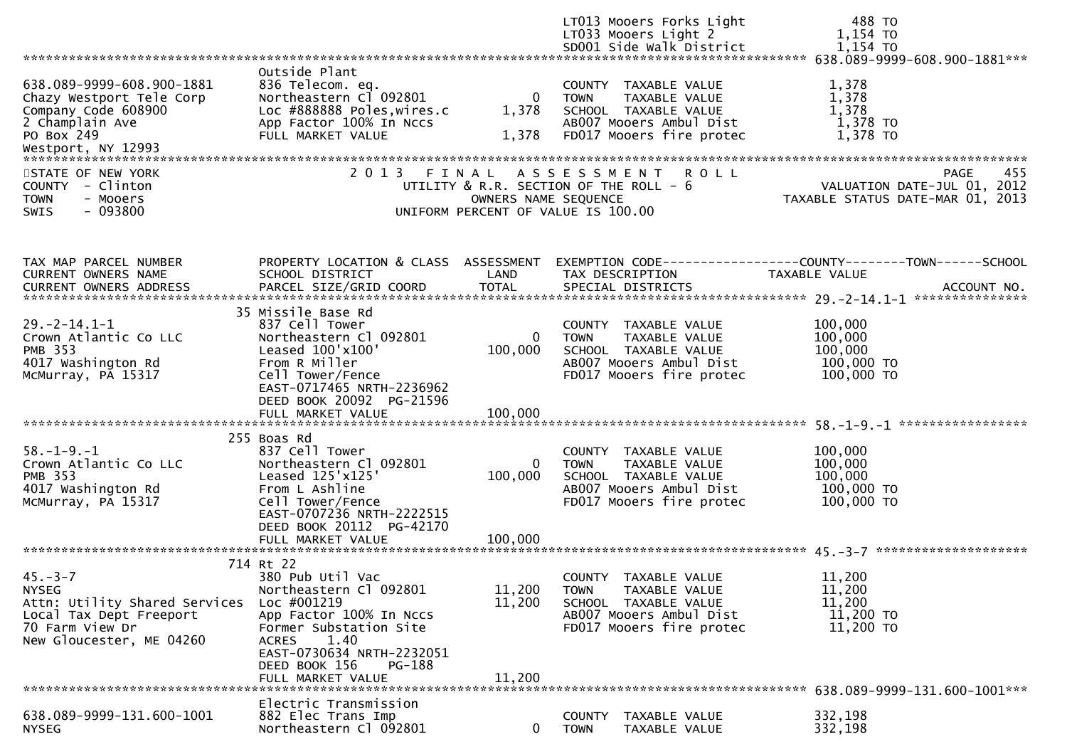| | | | | |
|---|---|---|---|---|
| | | | LT013 Mooers Forks Light | 488 TO |
| | | | LT033 Mooers Light 2 | 1,154 TO |
| | | | SD001 Side Walk District | 1,154 TO |

\*\*\*\*\*\*\*\*\*\*\*\*\*\*\*\*\*\*\*\*\*\*\*\*\*\*\*\*\*\*\*\*\*\*\*\*\*\*\*\*\*\*\*\*\*\*\*\*\*\*\*\*\*\*\*\*\*\*\*\*\*\*\*\*\*\*\*\*\*\*\*\*\*\*\*\*\*\*\*\*\*\*\*\*\*\*\*\*\*\*\*\*\*\* 638.089-9999-608.900-1881\*\*\*

| | | | | |
|---|---|---|---|---|
| | Outside Plant | | | |
| 638.089-9999-608.900-1881 | 836 Telecom. eq. | | COUNTY TAXABLE VALUE | 1,378 |
| Chazy Westport Tele Corp | Northeastern Cl 092801 | 0 | TOWN TAXABLE VALUE | 1,378 |
| Company Code 608900 | Loc #888888 Poles,wires.c | 1,378 | SCHOOL TAXABLE VALUE | 1,378 |
| 2 Champlain Ave | App Factor 100% In Nccs | | AB007 Mooers Ambul Dist | 1,378 TO |
| PO Box 249 | FULL MARKET VALUE | 1,378 | FD017 Mooers fire protec | 1,378 TO |
| Westport, NY 12993 | | | | |

STATE OF NEW YORK — COUNTY - Clinton — TOWN - Mooers — SWIS - 093800

2 0 1 3 F I N A L A S S E S S M E N T R O L L
UTILITY & R.R. SECTION OF THE ROLL - 6
OWNERS NAME SEQUENCE
UNIFORM PERCENT OF VALUE IS 100.00

PAGE 455
VALUATION DATE-JUL 01, 2012
TAXABLE STATUS DATE-MAR 01, 2013

| TAX MAP PARCEL NUMBER / CURRENT OWNERS NAME / CURRENT OWNERS ADDRESS | PROPERTY LOCATION & CLASS / SCHOOL DISTRICT / PARCEL SIZE/GRID COORD | ASSESSMENT LAND / TOTAL | EXEMPTION CODE / TAX DESCRIPTION / SPECIAL DISTRICTS | COUNTY--------TOWN------SCHOOL TAXABLE VALUE | ACCOUNT NO. |
|---|---|---|---|---|---|
| **29.-2-14.1-1** | 35 Missile Base Rd | | | | |
| 29.-2-14.1-1 | 837 Cell Tower | | COUNTY TAXABLE VALUE | 100,000 | |
| Crown Atlantic Co LLC | Northeastern Cl 092801 | 0 | TOWN TAXABLE VALUE | 100,000 | |
| PMB 353 | Leased 100'x100' | 100,000 | SCHOOL TAXABLE VALUE | 100,000 | |
| 4017 Washington Rd | From R Miller | | AB007 Mooers Ambul Dist | 100,000 TO | |
| McMurray, PA 15317 | Cell Tower/Fence | | FD017 Mooers fire protec | 100,000 TO | |
| | EAST-0717465 NRTH-2236962 | | | | |
| | DEED BOOK 20092 PG-21596 | | | | |
| | FULL MARKET VALUE | 100,000 | | | |
| **58.-1-9.-1** | 255 Boas Rd | | | | |
| 58.-1-9.-1 | 837 Cell Tower | | COUNTY TAXABLE VALUE | 100,000 | |
| Crown Atlantic Co LLC | Northeastern Cl 092801 | 0 | TOWN TAXABLE VALUE | 100,000 | |
| PMB 353 | Leased 125'x125' | 100,000 | SCHOOL TAXABLE VALUE | 100,000 | |
| 4017 Washington Rd | From L Ashline | | AB007 Mooers Ambul Dist | 100,000 TO | |
| McMurray, PA 15317 | Cell Tower/Fence | | FD017 Mooers fire protec | 100,000 TO | |
| | EAST-0707236 NRTH-2222515 | | | | |
| | DEED BOOK 20112 PG-42170 | | | | |
| | FULL MARKET VALUE | 100,000 | | | |
| **45.-3-7** | 714 Rt 22 | | | | |
| 45.-3-7 | 380 Pub Util Vac | | COUNTY TAXABLE VALUE | 11,200 | |
| NYSEG | Northeastern Cl 092801 | 11,200 | TOWN TAXABLE VALUE | 11,200 | |
| Attn: Utility Shared Services | Loc #001219 | 11,200 | SCHOOL TAXABLE VALUE | 11,200 | |
| Local Tax Dept Freeport | App Factor 100% In Nccs | | AB007 Mooers Ambul Dist | 11,200 TO | |
| 70 Farm View Dr | Former Substation Site | | FD017 Mooers fire protec | 11,200 TO | |
| New Gloucester, ME 04260 | ACRES 1.40 | | | | |
| | EAST-0730634 NRTH-2232051 | | | | |
| | DEED BOOK 156 PG-188 | | | | |
| | FULL MARKET VALUE | 11,200 | | | |
| **638.089-9999-131.600-1001** | Electric Transmission | | | | |
| 638.089-9999-131.600-1001 | 882 Elec Trans Imp | | COUNTY TAXABLE VALUE | 332,198 | |
| NYSEG | Northeastern Cl 092801 | 0 | TOWN TAXABLE VALUE | 332,198 | |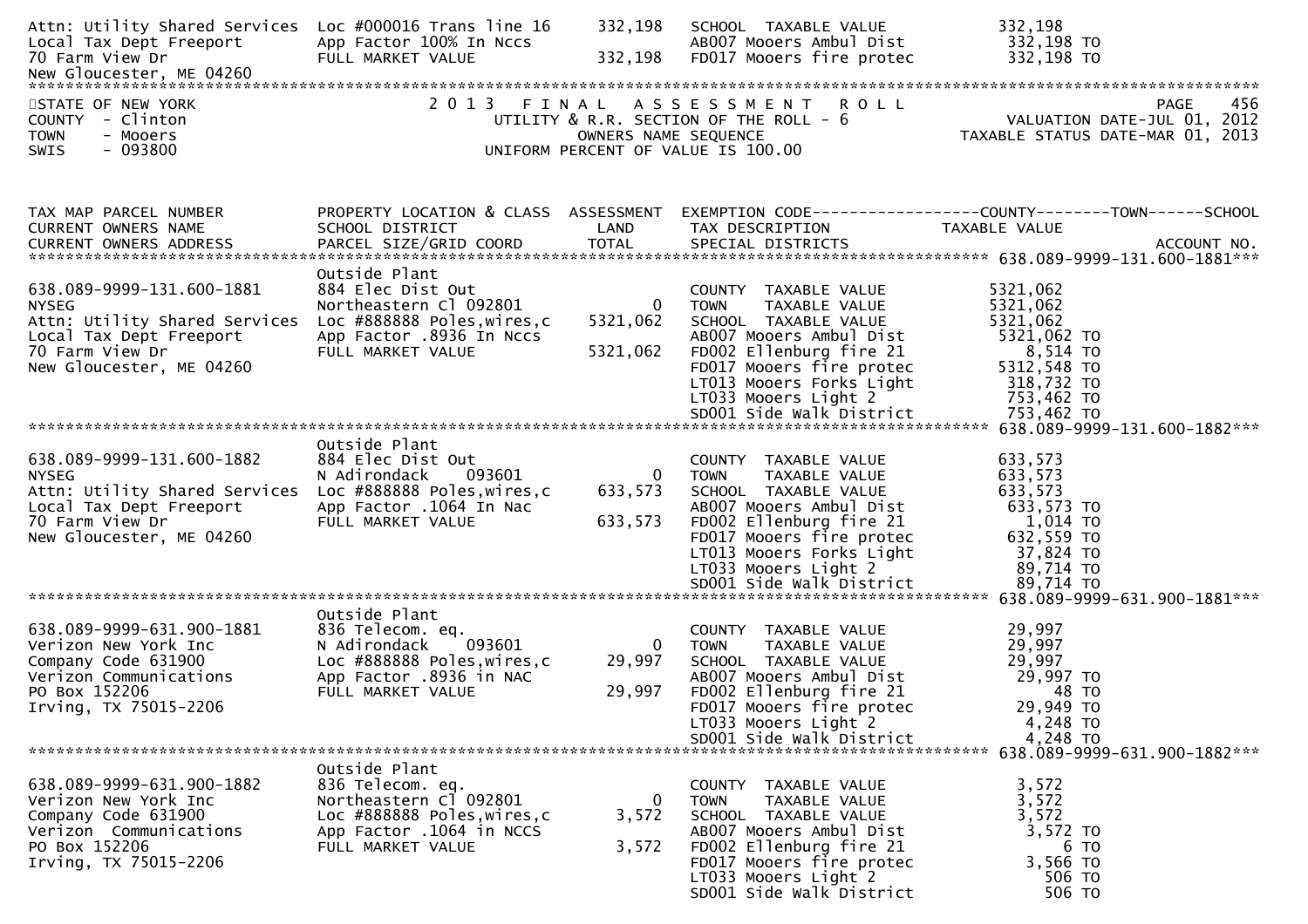Attn: Utility Shared Services  Loc #000016 Trans line 16  332,198  SCHOOL TAXABLE VALUE  332,198
Local Tax Dept Freeport  App Factor 100% In Nccs  AB007 Mooers Ambul Dist  332,198 TO
70 Farm View Dr  FULL MARKET VALUE  332,198  FD017 Mooers fire protec  332,198 TO
New Gloucester, ME 04260

STATE OF NEW YORK
COUNTY - Clinton
TOWN - Mooers
SWIS - 093800

2013 FINAL ASSESSMENT ROLL
UTILITY & R.R. SECTION OF THE ROLL - 6
OWNERS NAME SEQUENCE
UNIFORM PERCENT OF VALUE IS 100.00

VALUATION DATE-JUL 01, 2012
TAXABLE STATUS DATE-MAR 01, 2013

| TAX MAP PARCEL NUMBER / CURRENT OWNERS NAME / CURRENT OWNERS ADDRESS | PROPERTY LOCATION & CLASS / SCHOOL DISTRICT / PARCEL SIZE/GRID COORD | ASSESSMENT LAND / TOTAL | EXEMPTION CODE / TAX DESCRIPTION / SPECIAL DISTRICTS | COUNTY--TOWN--SCHOOL TAXABLE VALUE | ACCOUNT NO. |
|---|---|---|---|---|---|
| **638.089-9999-131.600-1881** | | | | | |
| 638.089-9999-131.600-1881 | Outside Plant | | | | |
| NYSEG | 884 Elec Dist Out | | COUNTY TAXABLE VALUE | 5321,062 | |
| Attn: Utility Shared Services | Northeastern Cl 092801 | 0 | TOWN TAXABLE VALUE | 5321,062 | |
| Local Tax Dept Freeport | Loc #888888 Poles,wires,c | 5321,062 | SCHOOL TAXABLE VALUE | 5321,062 | |
| 70 Farm View Dr | App Factor .8936 In Nccs | | AB007 Mooers Ambul Dist | 5321,062 TO | |
| New Gloucester, ME 04260 | FULL MARKET VALUE | 5321,062 | FD002 Ellenburg fire 21 | 8,514 TO | |
| | | | FD017 Mooers fire protec | 5312,548 TO | |
| | | | LT013 Mooers Forks Light | 318,732 TO | |
| | | | LT033 Mooers Light 2 | 753,462 TO | |
| | | | SD001 Side Walk District | 753,462 TO | |
| **638.089-9999-131.600-1882** | | | | | |
| 638.089-9999-131.600-1882 | Outside Plant | | | | |
| NYSEG | 884 Elec Dist Out | | COUNTY TAXABLE VALUE | 633,573 | |
| Attn: Utility Shared Services | N Adirondack 093601 | 0 | TOWN TAXABLE VALUE | 633,573 | |
| Local Tax Dept Freeport | Loc #888888 Poles,wires,c | 633,573 | SCHOOL TAXABLE VALUE | 633,573 | |
| 70 Farm View Dr | App Factor .1064 In Nac | | AB007 Mooers Ambul Dist | 633,573 TO | |
| New Gloucester, ME 04260 | FULL MARKET VALUE | 633,573 | FD002 Ellenburg fire 21 | 1,014 TO | |
| | | | FD017 Mooers fire protec | 632,559 TO | |
| | | | LT013 Mooers Forks Light | 37,824 TO | |
| | | | LT033 Mooers Light 2 | 89,714 TO | |
| | | | SD001 Side Walk District | 89,714 TO | |
| **638.089-9999-631.900-1881** | | | | | |
| 638.089-9999-631.900-1881 | Outside Plant | | | | |
| Verizon New York Inc | 836 Telecom. eq. | | COUNTY TAXABLE VALUE | 29,997 | |
| Company Code 631900 | N Adirondack 093601 | 0 | TOWN TAXABLE VALUE | 29,997 | |
| Verizon Communications | Loc #888888 Poles,wires,c | 29,997 | SCHOOL TAXABLE VALUE | 29,997 | |
| PO Box 152206 | App Factor .8936 in NAC | | AB007 Mooers Ambul Dist | 29,997 TO | |
| Irving, TX 75015-2206 | FULL MARKET VALUE | 29,997 | FD002 Ellenburg fire 21 | 48 TO | |
| | | | FD017 Mooers fire protec | 29,949 TO | |
| | | | LT033 Mooers Light 2 | 4,248 TO | |
| | | | SD001 Side Walk District | 4,248 TO | |
| **638.089-9999-631.900-1882** | | | | | |
| 638.089-9999-631.900-1882 | Outside Plant | | | | |
| Verizon New York Inc | 836 Telecom. eq. | | COUNTY TAXABLE VALUE | 3,572 | |
| Company Code 631900 | Northeastern Cl 092801 | 0 | TOWN TAXABLE VALUE | 3,572 | |
| Verizon Communications | Loc #888888 Poles,wires,c | 3,572 | SCHOOL TAXABLE VALUE | 3,572 | |
| PO Box 152206 | App Factor .1064 in NCCS | | AB007 Mooers Ambul Dist | 3,572 TO | |
| Irving, TX 75015-2206 | FULL MARKET VALUE | 3,572 | FD002 Ellenburg fire 21 | 6 TO | |
| | | | FD017 Mooers fire protec | 3,566 TO | |
| | | | LT033 Mooers Light 2 | 506 TO | |
| | | | SD001 Side Walk District | 506 TO | |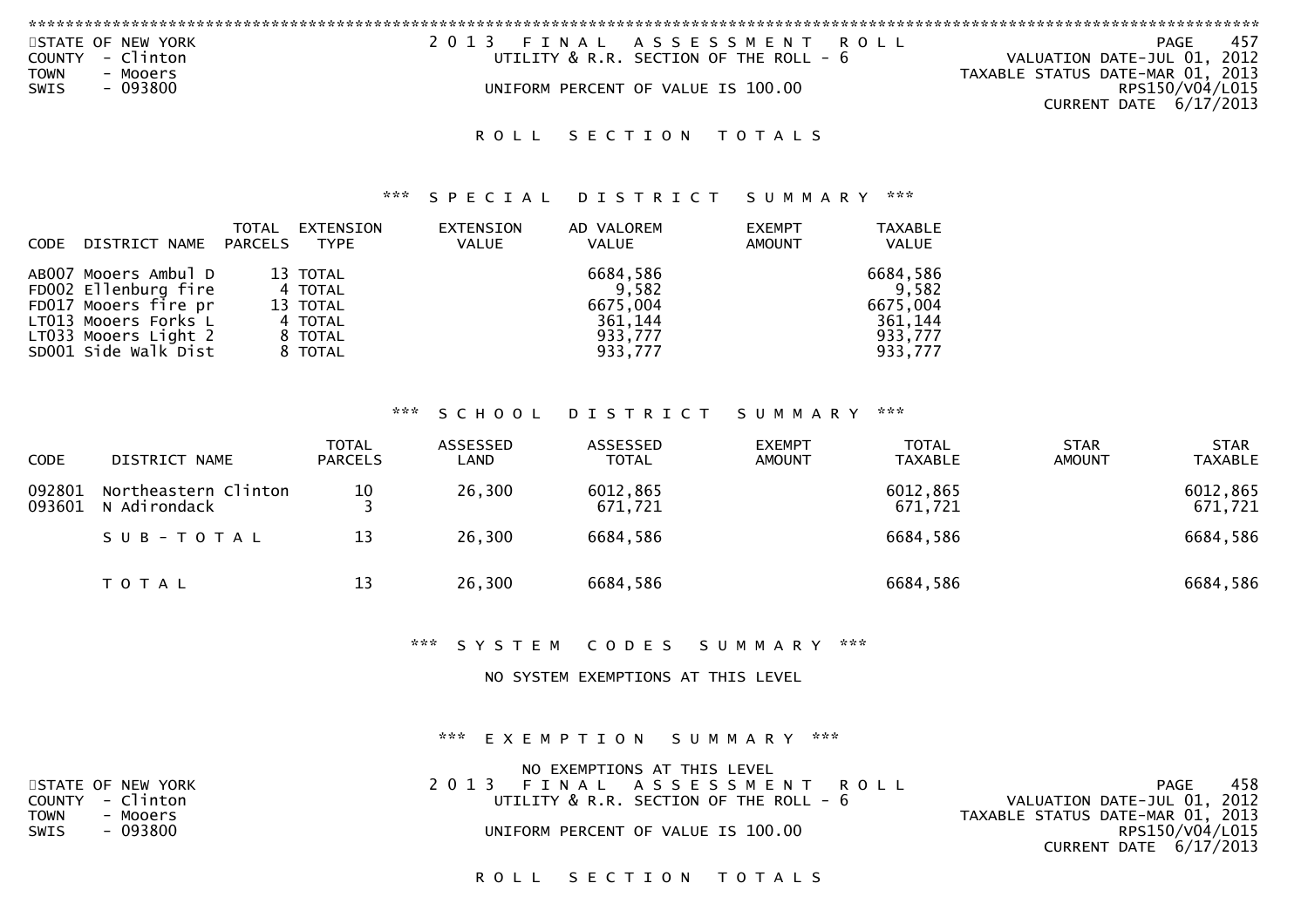STATE OF NEW YORK
COUNTY - Clinton
TOWN - Mooers
SWIS - 093800

2013 FINAL ASSESSMENT ROLL
UTILITY & R.R. SECTION OF THE ROLL - 6

UNIFORM PERCENT OF VALUE IS 100.00

VALUATION DATE-JUL 01, 2012
TAXABLE STATUS DATE-MAR 01, 2013
RPS150/V04/L015
CURRENT DATE 6/17/2013

# ROLL SECTION TOTALS

## *** SPECIAL DISTRICT SUMMARY ***

| CODE | DISTRICT NAME | TOTAL PARCELS | EXTENSION TYPE | EXTENSION VALUE | AD VALOREM VALUE | EXEMPT AMOUNT | TAXABLE VALUE |
|---|---|---|---|---|---|---|---|
| AB007 | Mooers Ambul D | 13 | TOTAL | | 6684,586 | | 6684,586 |
| FD002 | Ellenburg fire | 4 | TOTAL | | 9,582 | | 9,582 |
| FD017 | Mooers fire pr | 13 | TOTAL | | 6675,004 | | 6675,004 |
| LT013 | Mooers Forks L | 4 | TOTAL | | 361,144 | | 361,144 |
| LT033 | Mooers Light 2 | 8 | TOTAL | | 933,777 | | 933,777 |
| SD001 | Side Walk Dist | 8 | TOTAL | | 933,777 | | 933,777 |

## *** SCHOOL DISTRICT SUMMARY ***

| CODE | DISTRICT NAME | TOTAL PARCELS | ASSESSED LAND | ASSESSED TOTAL | EXEMPT AMOUNT | TOTAL TAXABLE | STAR AMOUNT | STAR TAXABLE |
|---|---|---|---|---|---|---|---|---|
| 092801 | Northeastern Clinton | 10 | 26,300 | 6012,865 | | 6012,865 | | 6012,865 |
| 093601 | N Adirondack | 3 | | 671,721 | | 671,721 | | 671,721 |
| | SUB-TOTAL | 13 | 26,300 | 6684,586 | | 6684,586 | | 6684,586 |
| | TOTAL | 13 | 26,300 | 6684,586 | | 6684,586 | | 6684,586 |

## *** SYSTEM CODES SUMMARY ***

NO SYSTEM EXEMPTIONS AT THIS LEVEL

## *** EXEMPTION SUMMARY ***

NO EXEMPTIONS AT THIS LEVEL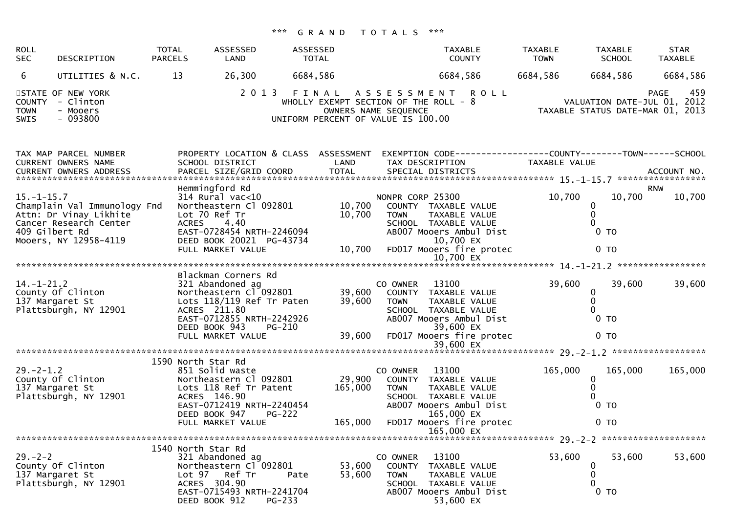### *** G R A N D T O T A L S ***

| ROLL SEC | DESCRIPTION | TOTAL PARCELS | ASSESSED LAND | ASSESSED TOTAL | TAXABLE COUNTY | TAXABLE TOWN | TAXABLE SCHOOL | STAR TAXABLE |
|---|---|---|---|---|---|---|---|---|
| 6 | UTILITIES & N.C. | 13 | 26,300 | 6684,586 | 6684,586 | 6684,586 | 6684,586 | 6684,586 |

STATE OF NEW YORK
COUNTY - Clinton
TOWN - Mooers
SWIS - 093800

2 0 1 3 F I N A L A S S E S S M E N T R O L L
WHOLLY EXEMPT SECTION OF THE ROLL - 8
OWNERS NAME SEQUENCE
UNIFORM PERCENT OF VALUE IS 100.00

PAGE 459
VALUATION DATE-JUL 01, 2012
TAXABLE STATUS DATE-MAR 01, 2013

```
TAX MAP PARCEL NUMBER          PROPERTY LOCATION & CLASS  ASSESSMENT  EXEMPTION CODE------------------COUNTY--------TOWN------SCHOOL
CURRENT OWNERS NAME            SCHOOL DISTRICT               LAND      TAX DESCRIPTION            TAXABLE VALUE
CURRENT OWNERS ADDRESS         PARCEL SIZE/GRID COORD        TOTAL     SPECIAL DISTRICTS                                      ACCOUNT NO.
******************************************************************************************** 15.-1-15.7 *****************
                               Hemmingford Rd                                                                              RNW
15.-1-15.7                     314 Rural vac<10                        NONPR CORP 25300            10,700      10,700      10,700
Champlain Val Immunology Fnd   Northeastern Cl 092801       10,700     COUNTY  TAXABLE VALUE            0
Attn: Dr Vinay Likhite         Lot 70 Ref Tr                10,700     TOWN    TAXABLE VALUE            0
Cancer Research Center         ACRES    4.40                           SCHOOL  TAXABLE VALUE            0
409 Gilbert Rd                 EAST-0728454 NRTH-2246094               AB007 Mooers Ambul Dist          0 TO
Mooers, NY 12958-4119          DEED BOOK 20021  PG-43734                    10,700 EX
                               FULL MARKET VALUE            10,700     FD017 Mooers fire protec         0 TO
                                                                            10,700 EX
******************************************************************************************** 14.-1-21.2 *****************
                               Blackman Corners Rd
14.-1-21.2                     321 Abandoned ag                        CO OWNER   13100            39,600      39,600      39,600
County Of Clinton              Northeastern Cl 092801       39,600     COUNTY  TAXABLE VALUE            0
137 Margaret St                Lots 118/119 Ref Tr Paten    39,600     TOWN    TAXABLE VALUE            0
Plattsburgh, NY 12901          ACRES  211.80                           SCHOOL  TAXABLE VALUE            0
                               EAST-0712855 NRTH-2242926               AB007 Mooers Ambul Dist          0 TO
                               DEED BOOK 943    PG-210                      39,600 EX
                               FULL MARKET VALUE            39,600     FD017 Mooers fire protec         0 TO
                                                                            39,600 EX
******************************************************************************************** 29.-2-1.2 ******************
                          1590 North Star Rd
29.-2-1.2                      851 Solid waste                         CO OWNER   13100           165,000     165,000     165,000
County Of Clinton              Northeastern Cl 092801       29,900     COUNTY  TAXABLE VALUE            0
137 Margaret St                Lots 118 Ref Tr Patent      165,000     TOWN    TAXABLE VALUE            0
Plattsburgh, NY 12901          ACRES  146.90                           SCHOOL  TAXABLE VALUE            0
                               EAST-0712419 NRTH-2240454               AB007 Mooers Ambul Dist          0 TO
                               DEED BOOK 947    PG-222                     165,000 EX
                               FULL MARKET VALUE           165,000     FD017 Mooers fire protec         0 TO
                                                                           165,000 EX
******************************************************************************************** 29.-2-2 ********************
                          1540 North Star Rd
29.-2-2                        321 Abandoned ag                        CO OWNER   13100            53,600      53,600      53,600
County Of Clinton              Northeastern Cl 092801       53,600     COUNTY  TAXABLE VALUE            0
137 Margaret St                Lot 97   Ref Tr       Pate   53,600     TOWN    TAXABLE VALUE            0
Plattsburgh, NY 12901          ACRES  304.90                           SCHOOL  TAXABLE VALUE            0
                               EAST-0715493 NRTH-2241704               AB007 Mooers Ambul Dist          0 TO
                               DEED BOOK 912    PG-233                      53,600 EX
```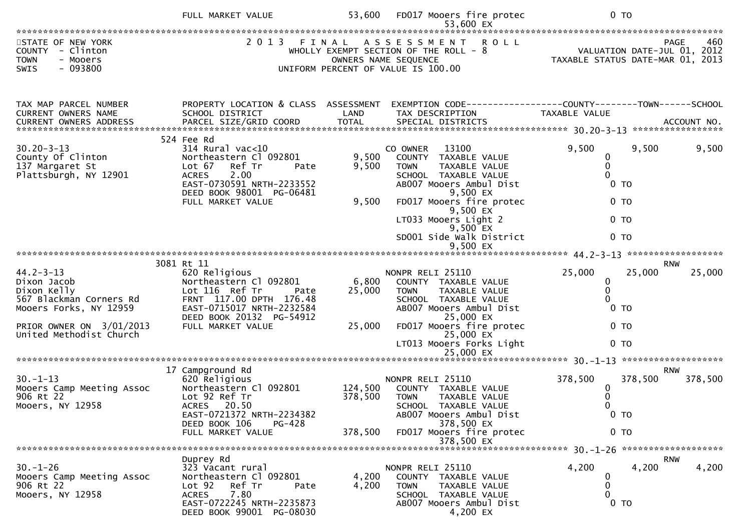```
                              FULL MARKET VALUE              53,600   FD017 Mooers fire protec                  0 TO
                                                                              53,600 EX
******************************************************************************************************************************
STATE OF NEW YORK                       2 0 1 3   F I N A L   A S S E S S M E N T   R O L L                          PAGE   460
COUNTY  - Clinton                          WHOLLY EXEMPT SECTION OF THE ROLL - 8                      VALUATION DATE-JUL 01, 2012
TOWN    - Mooers                                  OWNERS NAME SEQUENCE                              TAXABLE STATUS DATE-MAR 01, 2013
SWIS    - 093800                           UNIFORM PERCENT OF VALUE IS 100.00


TAX MAP PARCEL NUMBER          PROPERTY LOCATION & CLASS  ASSESSMENT  EXEMPTION CODE------------------COUNTY--------TOWN------SCHOOL
CURRENT OWNERS NAME            SCHOOL DISTRICT               LAND      TAX DESCRIPTION              TAXABLE VALUE
CURRENT OWNERS ADDRESS         PARCEL SIZE/GRID COORD        TOTAL     SPECIAL DISTRICTS                                  ACCOUNT NO.
*********************************************************************************************** 30.20-3-13 ******************
                             524 Fee Rd
30.20-3-13                    314 Rural vac<10                         CO OWNER    13100            9,500        9,500        9,500
County Of Clinton             Northeastern Cl 092801         9,500    COUNTY  TAXABLE VALUE               0
137 Margaret St               Lot 67   Ref Tr       Pate     9,500    TOWN    TAXABLE VALUE               0
Plattsburgh, NY 12901         ACRES     2.00                          SCHOOL  TAXABLE VALUE               0
                              EAST-0730591 NRTH-2233552               AB007 Mooers Ambul Dist                0 TO
                              DEED BOOK 98001  PG-06481                        9,500 EX
                              FULL MARKET VALUE              9,500    FD017 Mooers fire protec               0 TO
                                                                               9,500 EX
                                                                      LT033 Mooers Light 2                   0 TO
                                                                               9,500 EX
                                                                      SD001 Side Walk District               0 TO
                                                                               9,500 EX
*********************************************************************************************** 44.2-3-13 ******************
                            3081 Rt 11                                                                             RNW
44.2-3-13                     620 Religious                           NONPR RELI 25110           25,000       25,000       25,000
Dixon Jacob                   Northeastern Cl 092801         6,800    COUNTY  TAXABLE VALUE               0
Dixon Kelly                   Lot 116  Ref Tr       Pate    25,000    TOWN    TAXABLE VALUE               0
567 Blackman Corners Rd       FRNT 117.00 DPTH 176.48                 SCHOOL  TAXABLE VALUE               0
Mooers Forks, NY 12959        EAST-0715017 NRTH-2232584               AB007 Mooers Ambul Dist                0 TO
                              DEED BOOK 20132  PG-54912                       25,000 EX
PRIOR OWNER ON 3/01/2013      FULL MARKET VALUE             25,000    FD017 Mooers fire protec               0 TO
United Methodist Church                                                       25,000 EX
                                                                      LT013 Mooers Forks Light               0 TO
                                                                              25,000 EX
*********************************************************************************************** 30.-1-13 *******************
                              17 Campground Rd                                                                     RNW
30.-1-13                      620 Religious                           NONPR RELI 25110          378,500      378,500      378,500
Mooers Camp Meeting Assoc     Northeastern Cl 092801       124,500    COUNTY  TAXABLE VALUE               0
906 Rt 22                     Lot 92 Ref Tr                378,500    TOWN    TAXABLE VALUE               0
Mooers, NY 12958              ACRES    20.50                          SCHOOL  TAXABLE VALUE               0
                              EAST-0721372 NRTH-2234382               AB007 Mooers Ambul Dist                0 TO
                              DEED BOOK 106    PG-428                        378,500 EX
                              FULL MARKET VALUE            378,500    FD017 Mooers fire protec               0 TO
                                                                             378,500 EX
*********************************************************************************************** 30.-1-26 *******************
                              Duprey Rd                                                                            RNW
30.-1-26                      323 Vacant rural                        NONPR RELI 25110            4,200        4,200        4,200
Mooers Camp Meeting Assoc     Northeastern Cl 092801         4,200    COUNTY  TAXABLE VALUE               0
906 Rt 22                     Lot 92   Ref Tr       Pate     4,200    TOWN    TAXABLE VALUE               0
Mooers, NY 12958              ACRES     7.80                          SCHOOL  TAXABLE VALUE               0
                              EAST-0722245 NRTH-2235873               AB007 Mooers Ambul Dist                0 TO
                              DEED BOOK 99001  PG-08030                        4,200 EX
```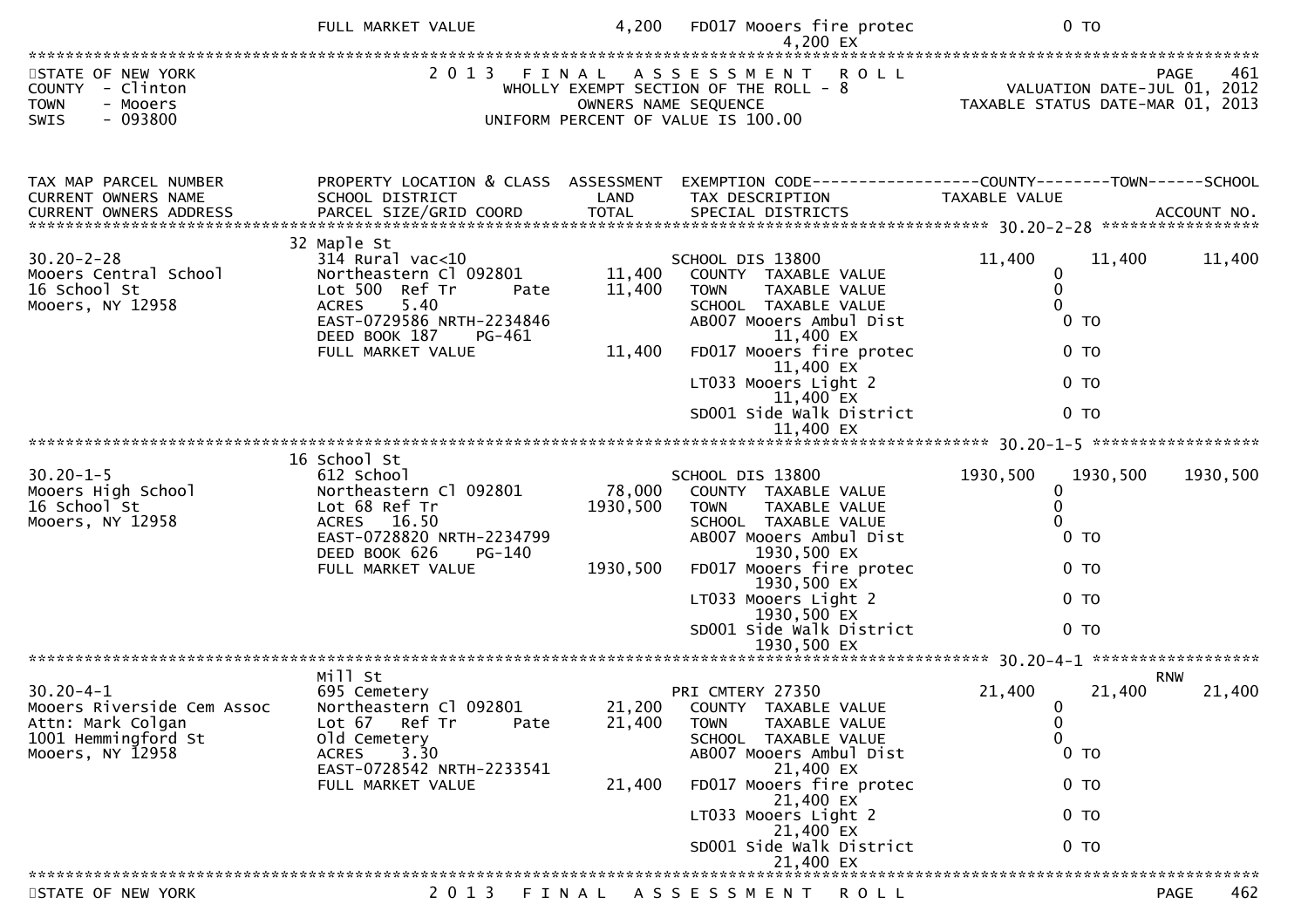| | FULL MARKET VALUE | 4,200 | FD017 Mooers fire protec | 0 TO |
|---|---|---|---|---|
| | | | 4,200 EX | |

STATE OF NEW YORK — 2 0 1 3 F I N A L A S S E S S M E N T R O L L — PAGE 461
COUNTY - Clinton — WHOLLY EXEMPT SECTION OF THE ROLL - 8 — VALUATION DATE-JUL 01, 2012
TOWN - Mooers — OWNERS NAME SEQUENCE — TAXABLE STATUS DATE-MAR 01, 2013
SWIS - 093800 — UNIFORM PERCENT OF VALUE IS 100.00

| TAX MAP PARCEL NUMBER / CURRENT OWNERS NAME / CURRENT OWNERS ADDRESS | PROPERTY LOCATION & CLASS / SCHOOL DISTRICT / PARCEL SIZE/GRID COORD | ASSESSMENT LAND / TOTAL | EXEMPTION CODE / TAX DESCRIPTION / SPECIAL DISTRICTS | COUNTY TAXABLE VALUE | TOWN | SCHOOL / ACCOUNT NO. |
|---|---|---|---|---|---|---|
| **30.20-2-28** | 32 Maple St | | | | | |
| 30.20-2-28 | 314 Rural vac<10 | | SCHOOL DIS 13800 | 11,400 | 11,400 | 11,400 |
| Mooers Central School | Northeastern Cl 092801 | 11,400 | COUNTY TAXABLE VALUE | 0 | | |
| 16 School St | Lot 500 Ref Tr Pate | 11,400 | TOWN TAXABLE VALUE | 0 | | |
| Mooers, NY 12958 | ACRES 5.40 | | SCHOOL TAXABLE VALUE | 0 | | |
| | EAST-0729586 NRTH-2234846 | | AB007 Mooers Ambul Dist 11,400 EX | 0 TO | | |
| | DEED BOOK 187 PG-461 | | | | | |
| | FULL MARKET VALUE | 11,400 | FD017 Mooers fire protec 11,400 EX | 0 TO | | |
| | | | LT033 Mooers Light 2 11,400 EX | 0 TO | | |
| | | | SD001 Side Walk District 11,400 EX | 0 TO | | |
| **30.20-1-5** | 16 School St | | | | | |
| 30.20-1-5 | 612 School | | SCHOOL DIS 13800 | 1930,500 | 1930,500 | 1930,500 |
| Mooers High School | Northeastern Cl 092801 | 78,000 | COUNTY TAXABLE VALUE | 0 | | |
| 16 School St | Lot 68 Ref Tr | 1930,500 | TOWN TAXABLE VALUE | 0 | | |
| Mooers, NY 12958 | ACRES 16.50 | | SCHOOL TAXABLE VALUE | 0 | | |
| | EAST-0728820 NRTH-2234799 | | AB007 Mooers Ambul Dist 1930,500 EX | 0 TO | | |
| | DEED BOOK 626 PG-140 | | | | | |
| | FULL MARKET VALUE | 1930,500 | FD017 Mooers fire protec 1930,500 EX | 0 TO | | |
| | | | LT033 Mooers Light 2 1930,500 EX | 0 TO | | |
| | | | SD001 Side Walk District 1930,500 EX | 0 TO | | |
| **30.20-4-1** | Mill St | | | | | RNW |
| 30.20-4-1 | 695 Cemetery | | PRI CMTERY 27350 | 21,400 | 21,400 | 21,400 |
| Mooers Riverside Cem Assoc | Northeastern Cl 092801 | 21,200 | COUNTY TAXABLE VALUE | 0 | | |
| Attn: Mark Colgan | Lot 67 Ref Tr Pate | 21,400 | TOWN TAXABLE VALUE | 0 | | |
| 1001 Hemmingford St | Old Cemetery | | SCHOOL TAXABLE VALUE | 0 | | |
| Mooers, NY 12958 | ACRES 3.30 | | AB007 Mooers Ambul Dist 21,400 EX | 0 TO | | |
| | EAST-0728542 NRTH-2233541 | | | | | |
| | FULL MARKET VALUE | 21,400 | FD017 Mooers fire protec 21,400 EX | 0 TO | | |
| | | | LT033 Mooers Light 2 21,400 EX | 0 TO | | |
| | | | SD001 Side Walk District 21,400 EX | 0 TO | | |

STATE OF NEW YORK — 2 0 1 3 F I N A L A S S E S S M E N T R O L L — PAGE 462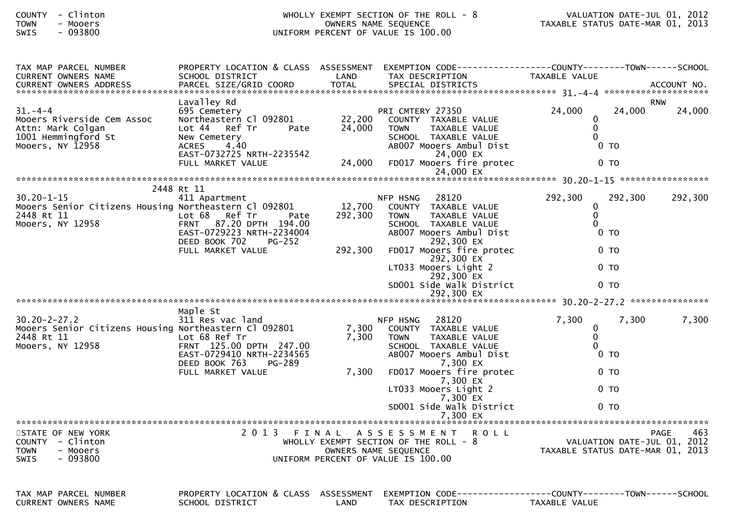| TAX MAP PARCEL NUMBER<br>CURRENT OWNERS NAME<br>CURRENT OWNERS ADDRESS | PROPERTY LOCATION & CLASS<br>SCHOOL DISTRICT<br>PARCEL SIZE/GRID COORD | ASSESSMENT<br>LAND<br>TOTAL | EXEMPTION CODE<br>TAX DESCRIPTION<br>SPECIAL DISTRICTS | COUNTY<br>TAXABLE VALUE | TOWN | SCHOOL<br>ACCOUNT NO. |
|---|---|---|---|---|---|---|
| **31.-4-4** | | | | | | |
| 31.-4-4 | Lavalley Rd | | | | | RNW |
| Mooers Riverside Cem Assoc | 695 Cemetery | | PRI CMTERY 27350 | 24,000 | 24,000 | 24,000 |
| Attn: Mark Colgan | Northeastern Cl 092801 | 22,200 | COUNTY TAXABLE VALUE | 0 | | |
| 1001 Hemmingford St | Lot 44 Ref Tr Pate | 24,000 | TOWN TAXABLE VALUE | 0 | | |
| Mooers, NY 12958 | New Cemetery | | SCHOOL TAXABLE VALUE | 0 | | |
| | ACRES 4.40 | | AB007 Mooers Ambul Dist 24,000 EX | 0 TO | | |
| | EAST-0732725 NRTH-2235542 | | | | | |
| | FULL MARKET VALUE | 24,000 | FD017 Mooers fire protec 24,000 EX | 0 TO | | |
| **30.20-1-15** | | | | | | |
| 30.20-1-15 | 2448 Rt 11 | | | | | |
| Mooers Senior Citizens Housing | 411 Apartment | | NFP HSNG 28120 | 292,300 | 292,300 | 292,300 |
| 2448 Rt 11 | Northeastern Cl 092801 | 12,700 | COUNTY TAXABLE VALUE | 0 | | |
| Mooers, NY 12958 | Lot 68 Ref Tr Pate | 292,300 | TOWN TAXABLE VALUE | 0 | | |
| | FRNT 87.20 DPTH 194.00 | | SCHOOL TAXABLE VALUE | 0 | | |
| | EAST-0729223 NRTH-2234004 | | AB007 Mooers Ambul Dist 292,300 EX | 0 TO | | |
| | DEED BOOK 702 PG-252 | | | | | |
| | FULL MARKET VALUE | 292,300 | FD017 Mooers fire protec 292,300 EX | 0 TO | | |
| | | | LT033 Mooers Light 2 292,300 EX | 0 TO | | |
| | | | SD001 Side Walk District 292,300 EX | 0 TO | | |
| **30.20-2-27.2** | | | | | | |
| 30.20-2-27.2 | Maple St | | | | | |
| Mooers Senior Citizens Housing | 311 Res vac land | | NFP HSNG 28120 | 7,300 | 7,300 | 7,300 |
| 2448 Rt 11 | Northeastern Cl 092801 | 7,300 | COUNTY TAXABLE VALUE | 0 | | |
| Mooers, NY 12958 | Lot 68 Ref Tr | 7,300 | TOWN TAXABLE VALUE | 0 | | |
| | FRNT 125.00 DPTH 247.00 | | SCHOOL TAXABLE VALUE | 0 | | |
| | EAST-0729410 NRTH-2234565 | | AB007 Mooers Ambul Dist 7,300 EX | 0 TO | | |
| | DEED BOOK 763 PG-289 | | | | | |
| | FULL MARKET VALUE | 7,300 | FD017 Mooers fire protec 7,300 EX | 0 TO | | |
| | | | LT033 Mooers Light 2 7,300 EX | 0 TO | | |
| | | | SD001 Side Walk District 7,300 EX | 0 TO | | |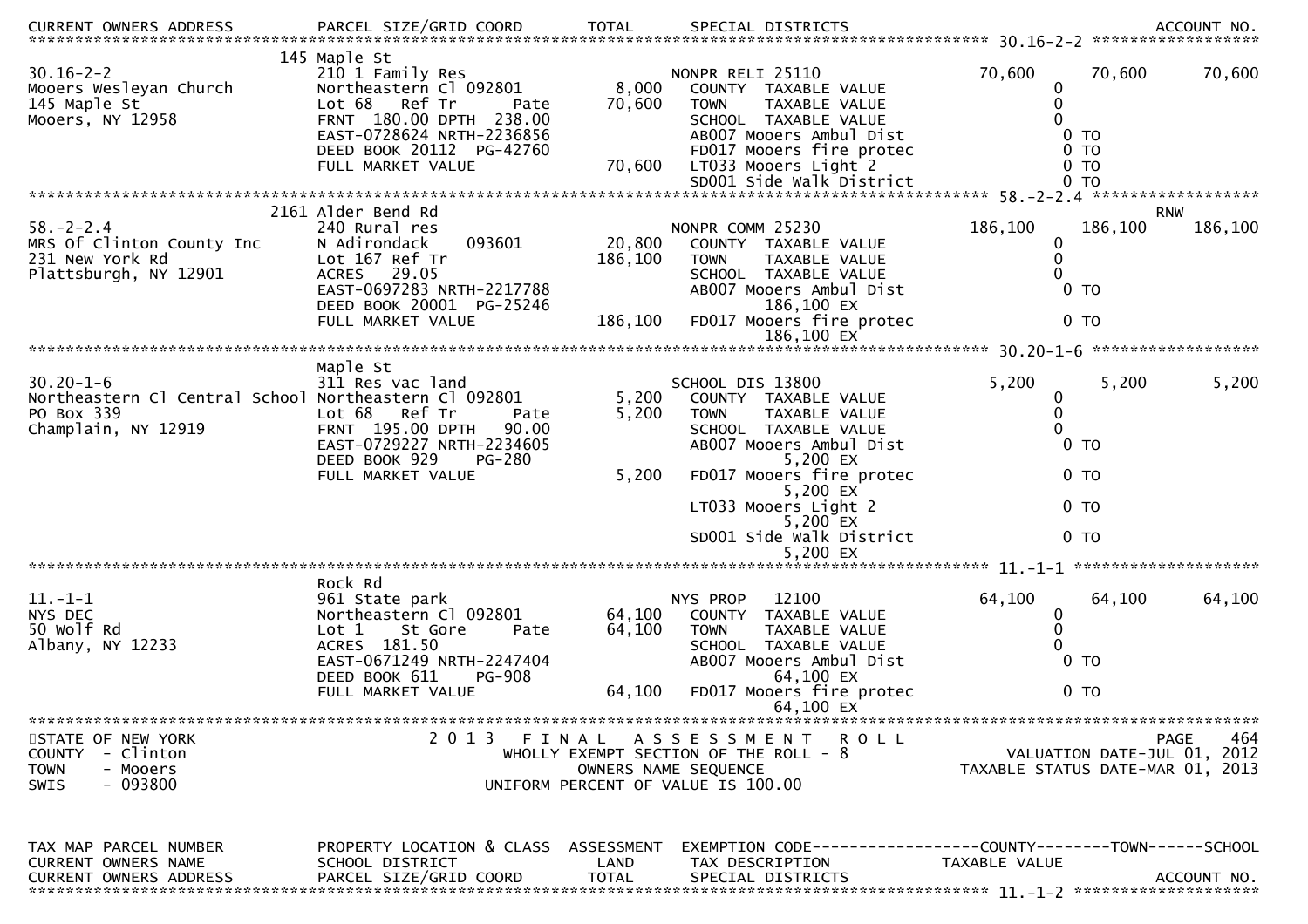CURRENT OWNERS ADDRESS  PARCEL SIZE/GRID COORD  TOTAL  SPECIAL DISTRICTS  ACCOUNT NO.

```
****************************************************************************************************** 30.16-2-2 ******************
                                145 Maple St
30.16-2-2                       210 1 Family Res                     NONPR RELI 25110              70,600       70,600      70,600
Mooers Wesleyan Church          Northeastern Cl 092801      8,000      COUNTY  TAXABLE VALUE            0
145 Maple St                    Lot 68   Ref Tr      Pate   70,600     TOWN    TAXABLE VALUE            0
Mooers, NY 12958                FRNT 180.00 DPTH 238.00                SCHOOL  TAXABLE VALUE            0
                                EAST-0728624 NRTH-2236856              AB007 Mooers Ambul Dist           0 TO
                                DEED BOOK 20112  PG-42760              FD017 Mooers fire protec          0 TO
                                FULL MARKET VALUE           70,600     LT033 Mooers Light 2              0 TO
                                                                       SD001 Side Walk District          0 TO
****************************************************************************************************** 58.-2-2.4 ******************
                                2161 Alder Bend Rd                                                                          RNW
58.-2-2.4                       240 Rural res                        NONPR COMM 25230             186,100      186,100     186,100
MRS Of Clinton County Inc       N Adirondack    093601     20,800      COUNTY  TAXABLE VALUE            0
231 New York Rd                 Lot 167 Ref Tr             186,100     TOWN    TAXABLE VALUE            0
Plattsburgh, NY 12901           ACRES  29.05                           SCHOOL  TAXABLE VALUE            0
                                EAST-0697283 NRTH-2217788              AB007 Mooers Ambul Dist           0 TO
                                DEED BOOK 20001  PG-25246                    186,100 EX
                                FULL MARKET VALUE          186,100     FD017 Mooers fire protec          0 TO
                                                                             186,100 EX
****************************************************************************************************** 30.20-1-6 ******************
                                Maple St
30.20-1-6                       311 Res vac land                     SCHOOL DIS 13800               5,200        5,200       5,200
Northeastern Cl Central School Northeastern Cl 092801       5,200      COUNTY  TAXABLE VALUE            0
PO Box 339                      Lot 68   Ref Tr      Pate    5,200     TOWN    TAXABLE VALUE            0
Champlain, NY 12919             FRNT 195.00 DPTH  90.00                SCHOOL  TAXABLE VALUE            0
                                EAST-0729227 NRTH-2234605              AB007 Mooers Ambul Dist           0 TO
                                DEED BOOK 929    PG-280                      5,200 EX
                                FULL MARKET VALUE            5,200     FD017 Mooers fire protec          0 TO
                                                                             5,200 EX
                                                                       LT033 Mooers Light 2              0 TO
                                                                             5,200 EX
                                                                       SD001 Side Walk District          0 TO
                                                                             5,200 EX
****************************************************************************************************** 11.-1-1 ********************
                                Rock Rd
11.-1-1                         961 State park                       NYS PROP   12100              64,100       64,100      64,100
NYS DEC                         Northeastern Cl 092801     64,100      COUNTY  TAXABLE VALUE            0
50 Wolf Rd                      Lot 1    St Gore     Pate   64,100     TOWN    TAXABLE VALUE            0
Albany, NY 12233                ACRES 181.50                           SCHOOL  TAXABLE VALUE            0
                                EAST-0671249 NRTH-2247404              AB007 Mooers Ambul Dist           0 TO
                                DEED BOOK 611    PG-908                      64,100 EX
                                FULL MARKET VALUE           64,100     FD017 Mooers fire protec          0 TO
                                                                             64,100 EX
************************************************************************************************************************************
STATE OF NEW YORK                   2 0 1 3   F I N A L   A S S E S S M E N T   R O L L                              PAGE    464
COUNTY  - Clinton                        WHOLLY EXEMPT SECTION OF THE ROLL - 8                      VALUATION DATE-JUL 01, 2012
TOWN    - Mooers                               OWNERS NAME SEQUENCE                             TAXABLE STATUS DATE-MAR 01, 2013
SWIS    - 093800                         UNIFORM PERCENT OF VALUE IS 100.00


TAX MAP PARCEL NUMBER          PROPERTY LOCATION & CLASS  ASSESSMENT  EXEMPTION CODE------------------COUNTY--------TOWN------SCHOOL
CURRENT OWNERS NAME            SCHOOL DISTRICT              LAND      TAX DESCRIPTION             TAXABLE VALUE
CURRENT OWNERS ADDRESS         PARCEL SIZE/GRID COORD      TOTAL      SPECIAL DISTRICTS                                   ACCOUNT NO.
****************************************************************************************************** 11.-1-2 ********************
```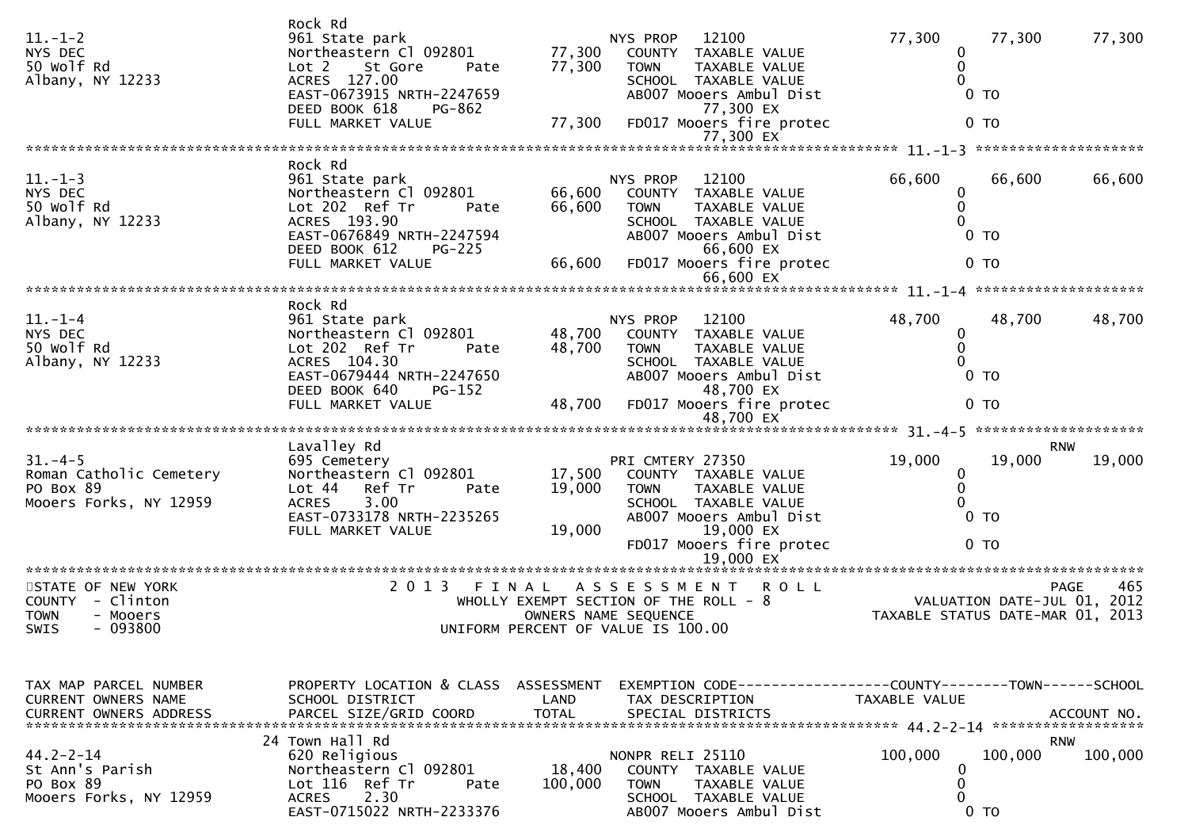```
                    Rock Rd
11.-1-2             961 State park                        NYS PROP   12100                 77,300      77,300      77,300
NYS DEC             Northeastern Cl 092801      77,300      COUNTY  TAXABLE VALUE                  0
50 Wolf Rd          Lot 2    St Gore     Pate   77,300      TOWN    TAXABLE VALUE                  0
Albany, NY 12233    ACRES  127.00                           SCHOOL  TAXABLE VALUE                  0
                    EAST-0673915 NRTH-2247659               AB007 Mooers Ambul Dist                0 TO
                    DEED BOOK 618     PG-862                      77,300 EX
                    FULL MARKET VALUE           77,300      FD017 Mooers fire protec               0 TO
                                                                  77,300 EX
******************************************************************************************** 11.-1-3 ********************
                    Rock Rd
11.-1-3             961 State park                        NYS PROP   12100                 66,600      66,600      66,600
NYS DEC             Northeastern Cl 092801      66,600      COUNTY  TAXABLE VALUE                  0
50 Wolf Rd          Lot 202  Ref Tr      Pate   66,600      TOWN    TAXABLE VALUE                  0
Albany, NY 12233    ACRES  193.90                           SCHOOL  TAXABLE VALUE                  0
                    EAST-0676849 NRTH-2247594               AB007 Mooers Ambul Dist                0 TO
                    DEED BOOK 612     PG-225                      66,600 EX
                    FULL MARKET VALUE           66,600      FD017 Mooers fire protec               0 TO
                                                                  66,600 EX
******************************************************************************************** 11.-1-4 ********************
                    Rock Rd
11.-1-4             961 State park                        NYS PROP   12100                 48,700      48,700      48,700
NYS DEC             Northeastern Cl 092801      48,700      COUNTY  TAXABLE VALUE                  0
50 Wolf Rd          Lot 202  Ref Tr      Pate   48,700      TOWN    TAXABLE VALUE                  0
Albany, NY 12233    ACRES  104.30                           SCHOOL  TAXABLE VALUE                  0
                    EAST-0679444 NRTH-2247650               AB007 Mooers Ambul Dist                0 TO
                    DEED BOOK 640     PG-152                      48,700 EX
                    FULL MARKET VALUE           48,700      FD017 Mooers fire protec               0 TO
                                                                  48,700 EX
******************************************************************************************** 31.-4-5 ********************
                    Lavalley Rd                                                                            RNW
31.-4-5             695 Cemetery                          PRI CMTERY 27350                 19,000      19,000      19,000
Roman Catholic Cemetery  Northeastern Cl 092801 17,500      COUNTY  TAXABLE VALUE                  0
PO Box 89           Lot 44   Ref Tr      Pate   19,000      TOWN    TAXABLE VALUE                  0
Mooers Forks, NY 12959   ACRES    3.00                      SCHOOL  TAXABLE VALUE                  0
                    EAST-0733178 NRTH-2235265               AB007 Mooers Ambul Dist                0 TO
                    FULL MARKET VALUE           19,000            19,000 EX
                                                            FD017 Mooers fire protec               0 TO
                                                                  19,000 EX
****************************************************************************************************************************
STATE OF NEW YORK           2 0 1 3   F I N A L   A S S E S S M E N T   R O L L                         PAGE   465
COUNTY  - Clinton                 WHOLLY EXEMPT SECTION OF THE ROLL - 8                   VALUATION DATE-JUL 01, 2012
TOWN    - Mooers                        OWNERS NAME SEQUENCE                          TAXABLE STATUS DATE-MAR 01, 2013
SWIS    - 093800                  UNIFORM PERCENT OF VALUE IS 100.00


TAX MAP PARCEL NUMBER      PROPERTY LOCATION & CLASS  ASSESSMENT  EXEMPTION CODE------------------COUNTY--------TOWN------SCHOOL
CURRENT OWNERS NAME        SCHOOL DISTRICT               LAND      TAX DESCRIPTION             TAXABLE VALUE
CURRENT OWNERS ADDRESS     PARCEL SIZE/GRID COORD       TOTAL      SPECIAL DISTRICTS                                   ACCOUNT NO.
******************************************************************************************** 44.2-2-14 ******************
                    24 Town Hall Rd                                                                        RNW
44.2-2-14           620 Religious                         NONPR RELI 25110                100,000     100,000     100,000
St Ann's Parish     Northeastern Cl 092801      18,400      COUNTY  TAXABLE VALUE                  0
PO Box 89           Lot 116  Ref Tr      Pate  100,000      TOWN    TAXABLE VALUE                  0
Mooers Forks, NY 12959   ACRES    2.30                      SCHOOL  TAXABLE VALUE                  0
                    EAST-0715022 NRTH-2233376               AB007 Mooers Ambul Dist                0 TO
```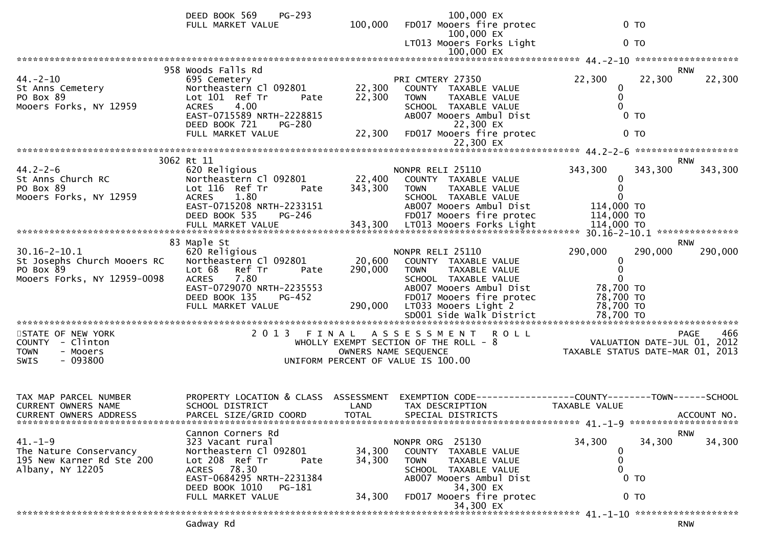```
                            DEED BOOK 569    PG-293                          100,000 EX
                            FULL MARKET VALUE           100,000   FD017 Mooers fire protec                0 TO
                                                                          100,000 EX
                                                                  LT013 Mooers Forks Light                0 TO
                                                                          100,000 EX
******************************************************************************************************* 44.-2-10 ******************
                      958 Woods Falls Rd                                                                               RNW
44.-2-10                    695 Cemetery                            PRI CMTERY 27350               22,300      22,300      22,300
St Anns Cemetery            Northeastern Cl 092801        22,300      COUNTY  TAXABLE VALUE             0
PO Box 89                   Lot 101  Ref Tr      Pate     22,300      TOWN    TAXABLE VALUE             0
Mooers Forks, NY 12959      ACRES    4.00                             SCHOOL  TAXABLE VALUE             0
                            EAST-0715589 NRTH-2228815                 AB007 Mooers Ambul Dist           0 TO
                            DEED BOOK 721    PG-280                           22,300 EX
                            FULL MARKET VALUE            22,300   FD017 Mooers fire protec              0 TO
                                                                          22,300 EX
******************************************************************************************************* 44.2-2-6 ******************
                      3062 Rt 11                                                                                       RNW
44.2-2-6                    620 Religious                           NONPR RELI 25110              343,300     343,300     343,300
St Anns Church RC           Northeastern Cl 092801        22,400      COUNTY  TAXABLE VALUE             0
PO Box 89                   Lot 116  Ref Tr      Pate    343,300      TOWN    TAXABLE VALUE             0
Mooers Forks, NY 12959      ACRES    1.80                             SCHOOL  TAXABLE VALUE             0
                            EAST-0715208 NRTH-2233151                 AB007 Mooers Ambul Dist      114,000 TO
                            DEED BOOK 535    PG-246                   FD017 Mooers fire protec     114,000 TO
                            FULL MARKET VALUE           343,300   LT013 Mooers Forks Light     114,000 TO
******************************************************************************************************* 30.16-2-10.1 **************
                      83 Maple St                                                                                      RNW
30.16-2-10.1                620 Religious                           NONPR RELI 25110              290,000     290,000     290,000
St Josephs Church Mooers RC Northeastern Cl 092801        20,600      COUNTY  TAXABLE VALUE             0
PO Box 89                   Lot 68   Ref Tr      Pate    290,000      TOWN    TAXABLE VALUE             0
Mooers Forks, NY 12959-0098 ACRES    7.80                             SCHOOL  TAXABLE VALUE             0
                            EAST-0729070 NRTH-2235553                 AB007 Mooers Ambul Dist       78,700 TO
                            DEED BOOK 135    PG-452                   FD017 Mooers fire protec      78,700 TO
                            FULL MARKET VALUE           290,000   LT033 Mooers Light 2          78,700 TO
                                                                  SD001 Side Walk District      78,700 TO
************************************************************************************************************************************
STATE OF NEW YORK                       2 0 1 3   F I N A L   A S S E S S M E N T   R O L L                          PAGE    466
COUNTY  - Clinton                          WHOLLY EXEMPT SECTION OF THE ROLL - 8                      VALUATION DATE-JUL 01, 2012
TOWN    - Mooers                                  OWNERS NAME SEQUENCE                            TAXABLE STATUS DATE-MAR 01, 2013
SWIS    - 093800                            UNIFORM PERCENT OF VALUE IS 100.00


TAX MAP PARCEL NUMBER         PROPERTY LOCATION & CLASS  ASSESSMENT  EXEMPTION CODE------------------COUNTY--------TOWN------SCHOOL
CURRENT OWNERS NAME           SCHOOL DISTRICT               LAND      TAX DESCRIPTION              TAXABLE VALUE
CURRENT OWNERS ADDRESS        PARCEL SIZE/GRID COORD        TOTAL     SPECIAL DISTRICTS                                  ACCOUNT NO.
******************************************************************************************************* 41.-1-9 *******************
                            Cannon Corners Rd                                                                          RNW
41.-1-9                     323 Vacant rural                        NONPR ORG  25130               34,300      34,300      34,300
The Nature Conservancy      Northeastern Cl 092801        34,300      COUNTY  TAXABLE VALUE             0
195 New Karner Rd Ste 200   Lot 208  Ref Tr      Pate     34,300      TOWN    TAXABLE VALUE             0
Albany, NY 12205            ACRES   78.30                             SCHOOL  TAXABLE VALUE             0
                            EAST-0684295 NRTH-2231384                 AB007 Mooers Ambul Dist           0 TO
                            DEED BOOK 1010   PG-181                           34,300 EX
                            FULL MARKET VALUE            34,300   FD017 Mooers fire protec              0 TO
                                                                          34,300 EX
******************************************************************************************************* 41.-1-10 ******************
                            Gadway Rd                                                                                  RNW
```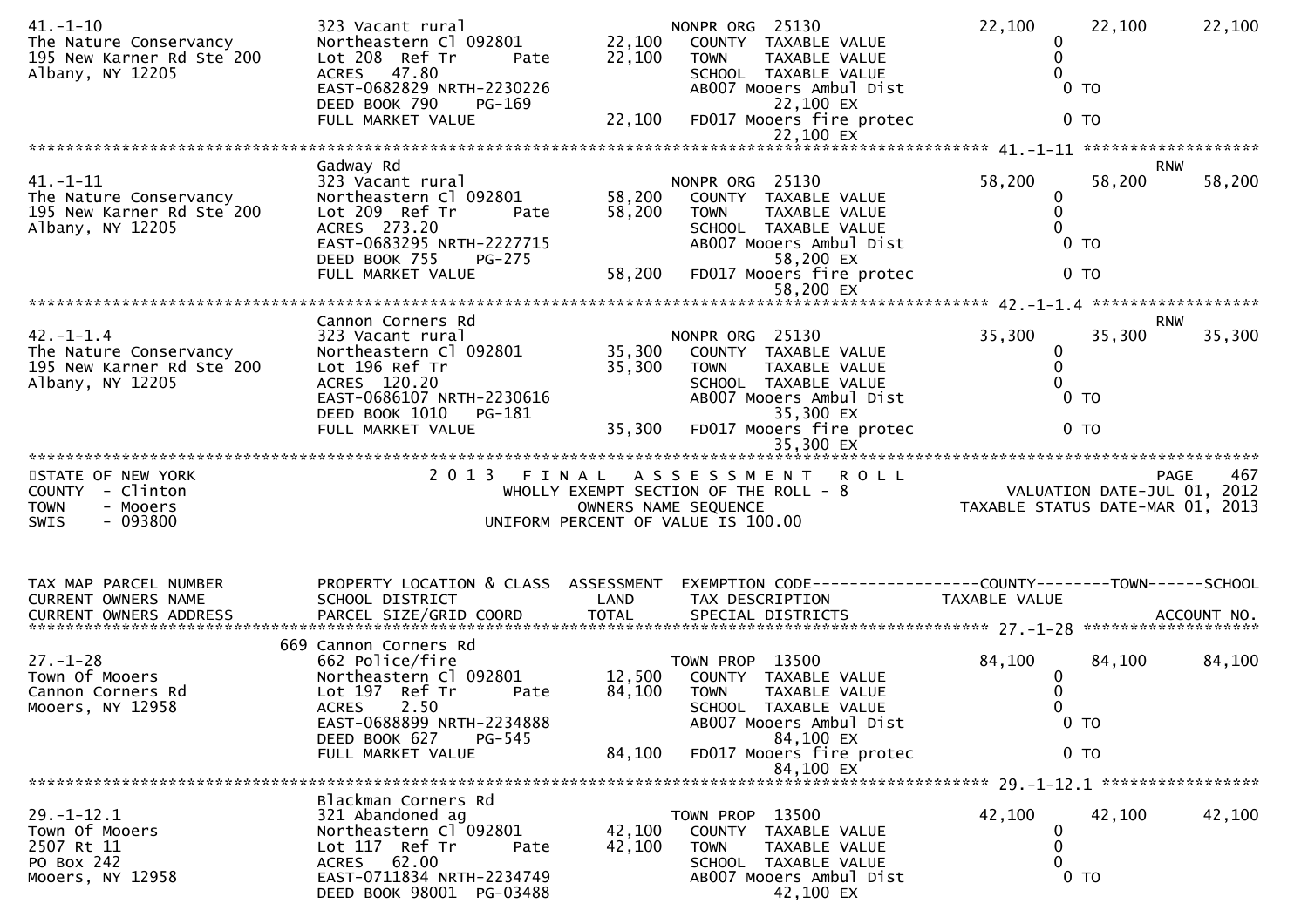```
41.-1-10                  323 Vacant rural                      NONPR ORG  25130               22,100      22,100      22,100
The Nature Conservancy    Northeastern Cl 092801      22,100    COUNTY  TAXABLE VALUE                 0
195 New Karner Rd Ste 200 Lot 208  Ref Tr       Pate  22,100    TOWN    TAXABLE VALUE                 0
Albany, NY 12205          ACRES   47.80                         SCHOOL  TAXABLE VALUE                 0
                          EAST-0682829 NRTH-2230226             AB007 Mooers Ambul Dist               0 TO
                          DEED BOOK 790     PG-169                    22,100 EX
                          FULL MARKET VALUE           22,100    FD017 Mooers fire protec              0 TO
                                                                      22,100 EX
******************************************************************************************* 41.-1-11 ******************
                          Gadway Rd                                                                              RNW
41.-1-11                  323 Vacant rural                      NONPR ORG  25130               58,200      58,200      58,200
The Nature Conservancy    Northeastern Cl 092801      58,200    COUNTY  TAXABLE VALUE                 0
195 New Karner Rd Ste 200 Lot 209  Ref Tr       Pate  58,200    TOWN    TAXABLE VALUE                 0
Albany, NY 12205          ACRES  273.20                         SCHOOL  TAXABLE VALUE                 0
                          EAST-0683295 NRTH-2227715             AB007 Mooers Ambul Dist               0 TO
                          DEED BOOK 755     PG-275                    58,200 EX
                          FULL MARKET VALUE           58,200    FD017 Mooers fire protec              0 TO
                                                                      58,200 EX
******************************************************************************************* 42.-1-1.4 *****************
                          Cannon Corners Rd                                                                      RNW
42.-1-1.4                 323 Vacant rural                      NONPR ORG  25130               35,300      35,300      35,300
The Nature Conservancy    Northeastern Cl 092801      35,300    COUNTY  TAXABLE VALUE                 0
195 New Karner Rd Ste 200 Lot 196 Ref Tr              35,300    TOWN    TAXABLE VALUE                 0
Albany, NY 12205          ACRES  120.20                         SCHOOL  TAXABLE VALUE                 0
                          EAST-0686107 NRTH-2230616             AB007 Mooers Ambul Dist               0 TO
                          DEED BOOK 1010    PG-181                    35,300 EX
                          FULL MARKET VALUE           35,300    FD017 Mooers fire protec              0 TO
                                                                      35,300 EX
************************************************************************************************************************
STATE OF NEW YORK                   2 0 1 3   F I N A L   A S S E S S M E N T   R O L L                        PAGE   467
COUNTY  - Clinton                        WHOLLY EXEMPT SECTION OF THE ROLL - 8                   VALUATION DATE-JUL 01, 2012
TOWN    - Mooers                                 OWNERS NAME SEQUENCE                        TAXABLE STATUS DATE-MAR 01, 2013
SWIS    - 093800                          UNIFORM PERCENT OF VALUE IS 100.00


TAX MAP PARCEL NUMBER     PROPERTY LOCATION & CLASS  ASSESSMENT  EXEMPTION CODE------------------COUNTY--------TOWN------SCHOOL
CURRENT OWNERS NAME       SCHOOL DISTRICT               LAND      TAX DESCRIPTION            TAXABLE VALUE
CURRENT OWNERS ADDRESS    PARCEL SIZE/GRID COORD        TOTAL     SPECIAL DISTRICTS                                  ACCOUNT NO.
******************************************************************************************* 27.-1-28 ********************
                      669 Cannon Corners Rd
27.-1-28                  662 Police/fire                       TOWN PROP  13500               84,100      84,100      84,100
Town Of Mooers            Northeastern Cl 092801      12,500    COUNTY  TAXABLE VALUE                 0
Cannon Corners Rd         Lot 197  Ref Tr       Pate  84,100    TOWN    TAXABLE VALUE                 0
Mooers, NY 12958          ACRES    2.50                         SCHOOL  TAXABLE VALUE                 0
                          EAST-0688899 NRTH-2234888             AB007 Mooers Ambul Dist               0 TO
                          DEED BOOK 627     PG-545                    84,100 EX
                          FULL MARKET VALUE           84,100    FD017 Mooers fire protec              0 TO
                                                                      84,100 EX
******************************************************************************************* 29.-1-12.1 *****************
                          Blackman Corners Rd
29.-1-12.1                321 Abandoned ag                      TOWN PROP  13500               42,100      42,100      42,100
Town Of Mooers            Northeastern Cl 092801      42,100    COUNTY  TAXABLE VALUE                 0
2507 Rt 11                Lot 117  Ref Tr       Pate  42,100    TOWN    TAXABLE VALUE                 0
PO Box 242                ACRES   62.00                         SCHOOL  TAXABLE VALUE                 0
Mooers, NY 12958          EAST-0711834 NRTH-2234749             AB007 Mooers Ambul Dist               0 TO
                          DEED BOOK 98001   PG-03488                  42,100 EX
```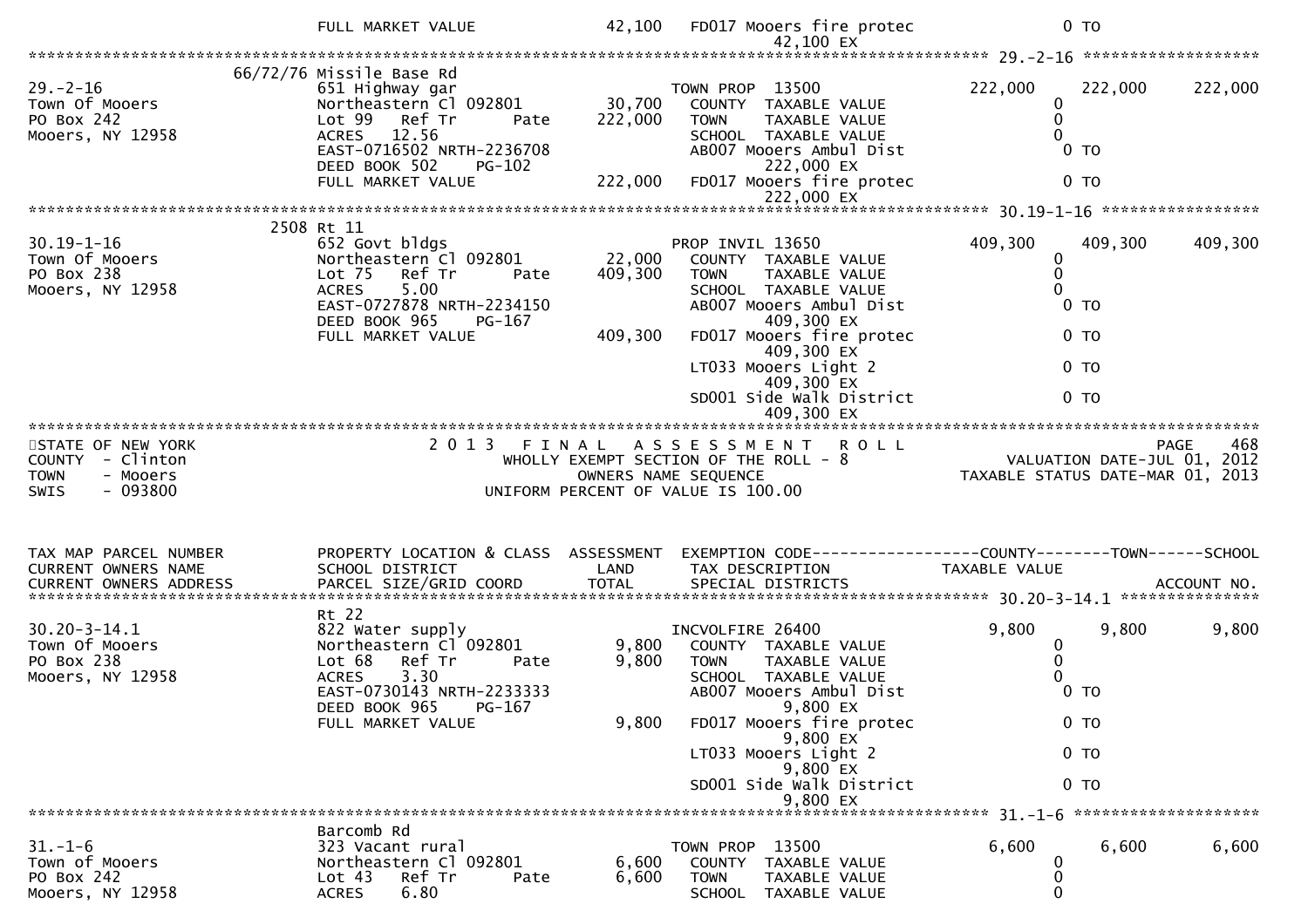```
                              FULL MARKET VALUE               42,100   FD017 Mooers fire protec                      0 TO
                                                                             42,100 EX
******************************************************************************************************* 29.-2-16 ********************
                         66/72/76 Missile Base Rd
29.-2-16                      651 Highway gar                          TOWN PROP  13500                   222,000       222,000       222,000
Town Of Mooers                Northeastern Cl 092801         30,700      COUNTY  TAXABLE VALUE                    0
PO Box 242                    Lot 99   Ref Tr        Pate   222,000      TOWN    TAXABLE VALUE                    0
Mooers, NY 12958              ACRES   12.56                              SCHOOL  TAXABLE VALUE                    0
                              EAST-0716502 NRTH-2236708                  AB007 Mooers Ambul Dist                  0 TO
                              DEED BOOK 502     PG-102                        222,000 EX
                              FULL MARKET VALUE              222,000   FD017 Mooers fire protec                  0 TO
                                                                             222,000 EX
******************************************************************************************************* 30.19-1-16 *****************
                         2508 Rt 11
30.19-1-16                    652 Govt bldgs                           PROP INVIL 13650                   409,300       409,300       409,300
Town Of Mooers                Northeastern Cl 092801         22,000      COUNTY  TAXABLE VALUE                    0
PO Box 238                    Lot 75   Ref Tr        Pate   409,300      TOWN    TAXABLE VALUE                    0
Mooers, NY 12958              ACRES    5.00                              SCHOOL  TAXABLE VALUE                    0
                              EAST-0727878 NRTH-2234150                  AB007 Mooers Ambul Dist                  0 TO
                              DEED BOOK 965     PG-167                        409,300 EX
                              FULL MARKET VALUE              409,300   FD017 Mooers fire protec                  0 TO
                                                                             409,300 EX
                                                                       LT033 Mooers Light 2                      0 TO
                                                                             409,300 EX
                                                                       SD001 Side Walk District                  0 TO
                                                                             409,300 EX
*************************************************************************************************************************************
STATE OF NEW YORK                      2 0 1 3   F I N A L   A S S E S S M E N T   R O L L                                  PAGE   468
COUNTY  - Clinton                           WHOLLY EXEMPT SECTION OF THE ROLL - 8                        VALUATION DATE-JUL 01, 2012
TOWN    - Mooers                                  OWNERS NAME SEQUENCE                               TAXABLE STATUS DATE-MAR 01, 2013
SWIS    - 093800                           UNIFORM PERCENT OF VALUE IS 100.00



TAX MAP PARCEL NUMBER         PROPERTY LOCATION & CLASS  ASSESSMENT  EXEMPTION CODE------------------COUNTY--------TOWN------SCHOOL
CURRENT OWNERS NAME           SCHOOL DISTRICT               LAND      TAX DESCRIPTION              TAXABLE VALUE
CURRENT OWNERS ADDRESS        PARCEL SIZE/GRID COORD        TOTAL     SPECIAL DISTRICTS                                       ACCOUNT NO.
******************************************************************************************************* 30.20-3-14.1 ***************
                              Rt 22
30.20-3-14.1                  822 Water supply                         INCVOLFIRE 26400                     9,800         9,800         9,800
Town Of Mooers                Northeastern Cl 092801          9,800      COUNTY  TAXABLE VALUE                    0
PO Box 238                    Lot 68   Ref Tr        Pate     9,800      TOWN    TAXABLE VALUE                    0
Mooers, NY 12958              ACRES    3.30                              SCHOOL  TAXABLE VALUE                    0
                              EAST-0730143 NRTH-2233333                  AB007 Mooers Ambul Dist                  0 TO
                              DEED BOOK 965     PG-167                          9,800 EX
                              FULL MARKET VALUE                9,800   FD017 Mooers fire protec                  0 TO
                                                                                9,800 EX
                                                                       LT033 Mooers Light 2                      0 TO
                                                                                9,800 EX
                                                                       SD001 Side Walk District                  0 TO
                                                                                9,800 EX
******************************************************************************************************* 31.-1-6 ********************
                              Barcomb Rd
31.-1-6                       323 Vacant rural                         TOWN PROP  13500                     6,600         6,600         6,600
Town of Mooers                Northeastern Cl 092801          6,600      COUNTY  TAXABLE VALUE                    0
PO Box 242                    Lot 43   Ref Tr        Pate     6,600      TOWN    TAXABLE VALUE                    0
Mooers, NY 12958              ACRES    6.80                              SCHOOL  TAXABLE VALUE                    0
```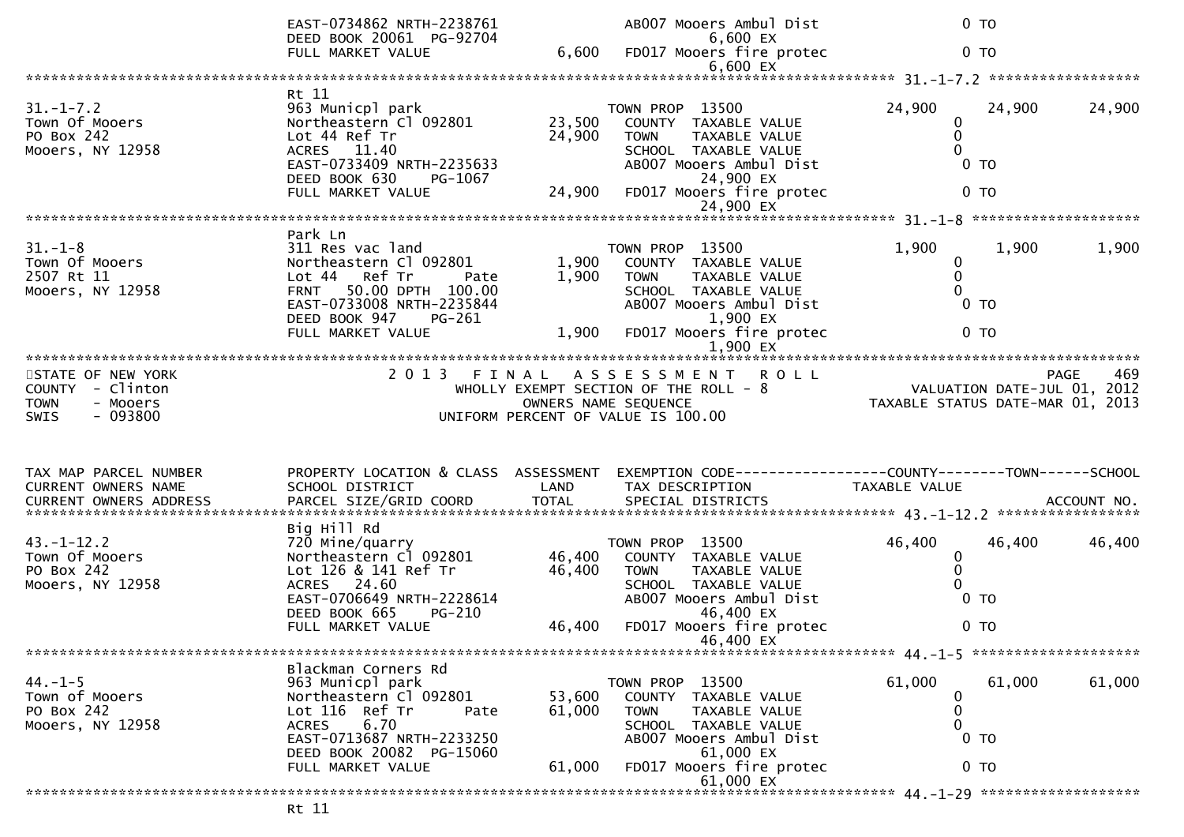| | EAST-0734862 NRTH-2238761 | | AB007 Mooers Ambul Dist | 0 TO | | |
|---|---|---|---|---|---|---|
| | DEED BOOK 20061 PG-92704 | | 6,600 EX | | | |
| | FULL MARKET VALUE | 6,600 | FD017 Mooers fire protec | 0 TO | | |
| | | | 6,600 EX | | | |

******************************************************************************************************* 31.-1-7.2 ******************

| | | | | | | |
|---|---|---|---|---|---|---|
| | Rt 11 | | | | | |
| 31.-1-7.2 | 963 Municpl park | | TOWN PROP 13500 | 24,900 | 24,900 | 24,900 |
| Town Of Mooers | Northeastern Cl 092801 | 23,500 | COUNTY TAXABLE VALUE | 0 | | |
| PO Box 242 | Lot 44 Ref Tr | 24,900 | TOWN TAXABLE VALUE | 0 | | |
| Mooers, NY 12958 | ACRES 11.40 | | SCHOOL TAXABLE VALUE | 0 | | |
| | EAST-0733409 NRTH-2235633 | | AB007 Mooers Ambul Dist | 0 TO | | |
| | DEED BOOK 630 PG-1067 | | 24,900 EX | | | |
| | FULL MARKET VALUE | 24,900 | FD017 Mooers fire protec | 0 TO | | |
| | | | 24,900 EX | | | |

******************************************************************************************************* 31.-1-8 ********************

| | | | | | | |
|---|---|---|---|---|---|---|
| | Park Ln | | | | | |
| 31.-1-8 | 311 Res vac land | | TOWN PROP 13500 | 1,900 | 1,900 | 1,900 |
| Town Of Mooers | Northeastern Cl 092801 | 1,900 | COUNTY TAXABLE VALUE | 0 | | |
| 2507 Rt 11 | Lot 44 Ref Tr Pate | 1,900 | TOWN TAXABLE VALUE | 0 | | |
| Mooers, NY 12958 | FRNT 50.00 DPTH 100.00 | | SCHOOL TAXABLE VALUE | 0 | | |
| | EAST-0733008 NRTH-2235844 | | AB007 Mooers Ambul Dist | 0 TO | | |
| | DEED BOOK 947 PG-261 | | 1,900 EX | | | |
| | FULL MARKET VALUE | 1,900 | FD017 Mooers fire protec | 0 TO | | |
| | | | 1,900 EX | | | |

*******************************************************************************************************

STATE OF NEW YORK
COUNTY - Clinton
TOWN - Mooers
SWIS - 093800

2 0 1 3 F I N A L A S S E S S M E N T R O L L
WHOLLY EXEMPT SECTION OF THE ROLL - 8
OWNERS NAME SEQUENCE
UNIFORM PERCENT OF VALUE IS 100.00

PAGE 469
VALUATION DATE-JUL 01, 2012
TAXABLE STATUS DATE-MAR 01, 2013

| TAX MAP PARCEL NUMBER<br>CURRENT OWNERS NAME<br>CURRENT OWNERS ADDRESS | PROPERTY LOCATION & CLASS<br>SCHOOL DISTRICT<br>PARCEL SIZE/GRID COORD | ASSESSMENT<br>LAND<br>TOTAL | EXEMPTION CODE<br>TAX DESCRIPTION<br>SPECIAL DISTRICTS | COUNTY<br>TAXABLE VALUE | TOWN | SCHOOL<br><br>ACCOUNT NO. |
|---|---|---|---|---|---|---|

******************************************************************************************************* 43.-1-12.2 *****************

| | | | | | | |
|---|---|---|---|---|---|---|
| | Big Hill Rd | | | | | |
| 43.-1-12.2 | 720 Mine/quarry | | TOWN PROP 13500 | 46,400 | 46,400 | 46,400 |
| Town Of Mooers | Northeastern Cl 092801 | 46,400 | COUNTY TAXABLE VALUE | 0 | | |
| PO Box 242 | Lot 126 & 141 Ref Tr | 46,400 | TOWN TAXABLE VALUE | 0 | | |
| Mooers, NY 12958 | ACRES 24.60 | | SCHOOL TAXABLE VALUE | 0 | | |
| | EAST-0706649 NRTH-2228614 | | AB007 Mooers Ambul Dist | 0 TO | | |
| | DEED BOOK 665 PG-210 | | 46,400 EX | | | |
| | FULL MARKET VALUE | 46,400 | FD017 Mooers fire protec | 0 TO | | |
| | | | 46,400 EX | | | |

******************************************************************************************************* 44.-1-5 ********************

| | | | | | | |
|---|---|---|---|---|---|---|
| | Blackman Corners Rd | | | | | |
| 44.-1-5 | 963 Municpl park | | TOWN PROP 13500 | 61,000 | 61,000 | 61,000 |
| Town of Mooers | Northeastern Cl 092801 | 53,600 | COUNTY TAXABLE VALUE | 0 | | |
| PO Box 242 | Lot 116 Ref Tr Pate | 61,000 | TOWN TAXABLE VALUE | 0 | | |
| Mooers, NY 12958 | ACRES 6.70 | | SCHOOL TAXABLE VALUE | 0 | | |
| | EAST-0713687 NRTH-2233250 | | AB007 Mooers Ambul Dist | 0 TO | | |
| | DEED BOOK 20082 PG-15060 | | 61,000 EX | | | |
| | FULL MARKET VALUE | 61,000 | FD017 Mooers fire protec | 0 TO | | |
| | | | 61,000 EX | | | |

******************************************************************************************************* 44.-1-29 *******************

Rt 11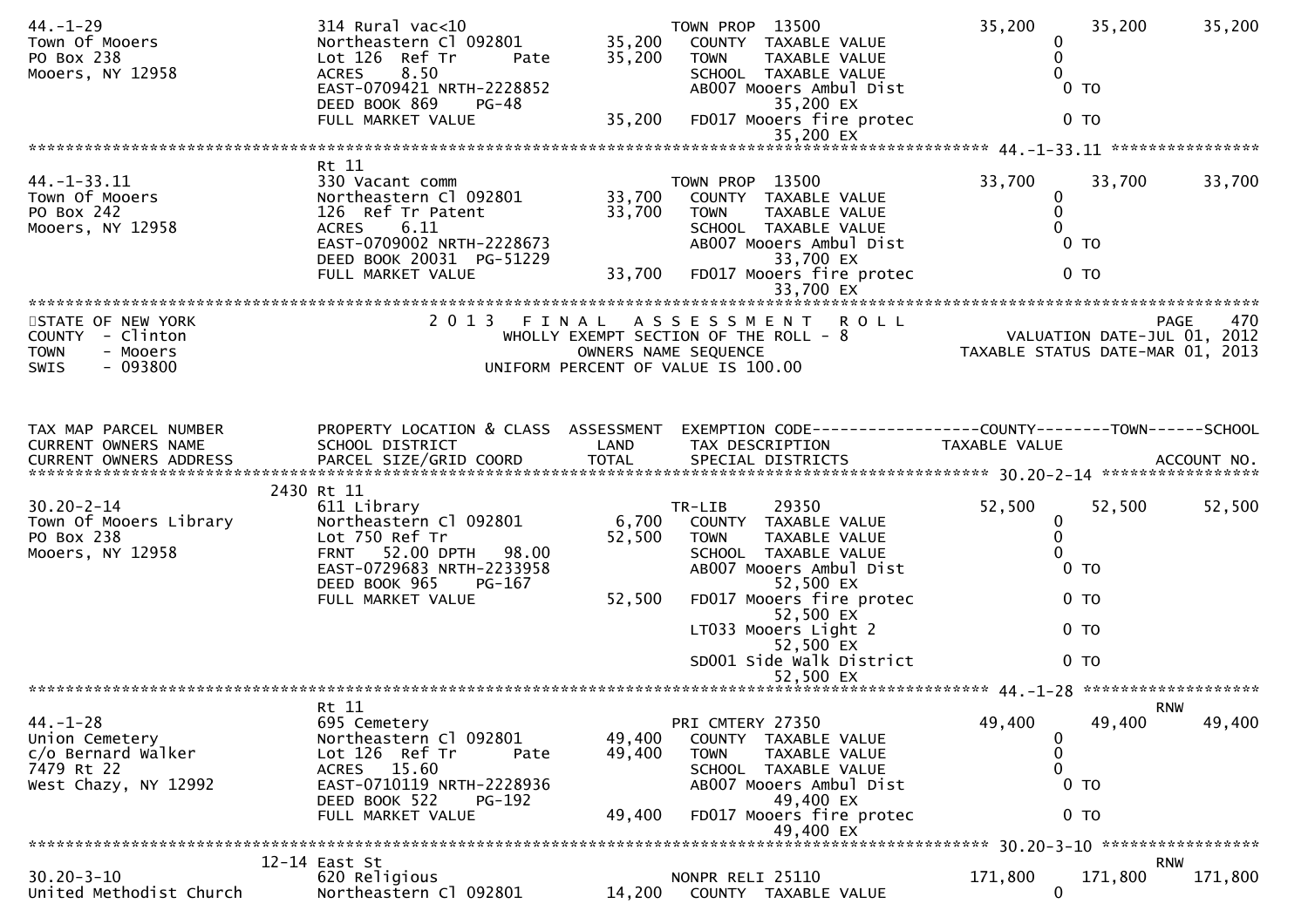```
44.-1-29                       314 Rural vac<10                    TOWN PROP  13500              35,200     35,200     35,200
Town Of Mooers                 Northeastern Cl 092801    35,200   COUNTY  TAXABLE VALUE               0
PO Box 238                     Lot 126  Ref Tr      Pate 35,200   TOWN    TAXABLE VALUE               0
Mooers, NY 12958               ACRES    8.50                      SCHOOL  TAXABLE VALUE               0
                               EAST-0709421 NRTH-2228852          AB007 Mooers Ambul Dist              0 TO
                               DEED BOOK 869    PG-48                   35,200 EX
                               FULL MARKET VALUE         35,200   FD017 Mooers fire protec             0 TO
                                                                        35,200 EX
******************************************************************************************************* 44.-1-33.11 ****************
                               Rt 11
44.-1-33.11                    330 Vacant comm                     TOWN PROP  13500              33,700     33,700     33,700
Town Of Mooers                 Northeastern Cl 092801    33,700   COUNTY  TAXABLE VALUE               0
PO Box 242                     126  Ref Tr Patent        33,700   TOWN    TAXABLE VALUE               0
Mooers, NY 12958               ACRES    6.11                      SCHOOL  TAXABLE VALUE               0
                               EAST-0709002 NRTH-2228673          AB007 Mooers Ambul Dist              0 TO
                               DEED BOOK 20031  PG-51229                33,700 EX
                               FULL MARKET VALUE         33,700   FD017 Mooers fire protec             0 TO
                                                                        33,700 EX
************************************************************************************************************************************
STATE OF NEW YORK                 2 0 1 3   F I N A L   A S S E S S M E N T   R O L L                                   PAGE   470
COUNTY  - Clinton                          WHOLLY EXEMPT SECTION OF THE ROLL - 8                     VALUATION DATE-JUL 01, 2012
TOWN    - Mooers                                 OWNERS NAME SEQUENCE                             TAXABLE STATUS DATE-MAR 01, 2013
SWIS    - 093800                          UNIFORM PERCENT OF VALUE IS 100.00


TAX MAP PARCEL NUMBER          PROPERTY LOCATION & CLASS  ASSESSMENT  EXEMPTION CODE------------------COUNTY--------TOWN------SCHOOL
CURRENT OWNERS NAME            SCHOOL DISTRICT             LAND       TAX DESCRIPTION             TAXABLE VALUE
CURRENT OWNERS ADDRESS         PARCEL SIZE/GRID COORD      TOTAL      SPECIAL DISTRICTS                                  ACCOUNT NO.
******************************************************************************************************* 30.20-2-14 *****************
                          2430 Rt 11
30.20-2-14                     611 Library                         TR-LIB      29350             52,500     52,500     52,500
Town Of Mooers Library         Northeastern Cl 092801     6,700   COUNTY  TAXABLE VALUE               0
PO Box 238                     Lot 750 Ref Tr            52,500   TOWN    TAXABLE VALUE               0
Mooers, NY 12958               FRNT   52.00 DPTH   98.00          SCHOOL  TAXABLE VALUE               0
                               EAST-0729683 NRTH-2233958          AB007 Mooers Ambul Dist              0 TO
                               DEED BOOK 965    PG-167                  52,500 EX
                               FULL MARKET VALUE         52,500   FD017 Mooers fire protec             0 TO
                                                                        52,500 EX
                                                                  LT033 Mooers Light 2                 0 TO
                                                                        52,500 EX
                                                                  SD001 Side Walk District             0 TO
                                                                        52,500 EX
******************************************************************************************************* 44.-1-28 *******************
                               Rt 11                                                                                    RNW
44.-1-28                       695 Cemetery                        PRI CMTERY 27350              49,400     49,400     49,400
Union Cemetery                 Northeastern Cl 092801    49,400   COUNTY  TAXABLE VALUE               0
c/o Bernard Walker             Lot 126  Ref Tr      Pate 49,400   TOWN    TAXABLE VALUE               0
7479 Rt 22                     ACRES   15.60                      SCHOOL  TAXABLE VALUE               0
West Chazy, NY 12992           EAST-0710119 NRTH-2228936          AB007 Mooers Ambul Dist              0 TO
                               DEED BOOK 522    PG-192                  49,400 EX
                               FULL MARKET VALUE         49,400   FD017 Mooers fire protec             0 TO
                                                                        49,400 EX
******************************************************************************************************* 30.20-3-10 *****************
                         12-14 East St                                                                                  RNW
30.20-3-10                     620 Religious                       NONPR RELI 25110             171,800    171,800    171,800
United Methodist Church        Northeastern Cl 092801    14,200   COUNTY  TAXABLE VALUE               0
```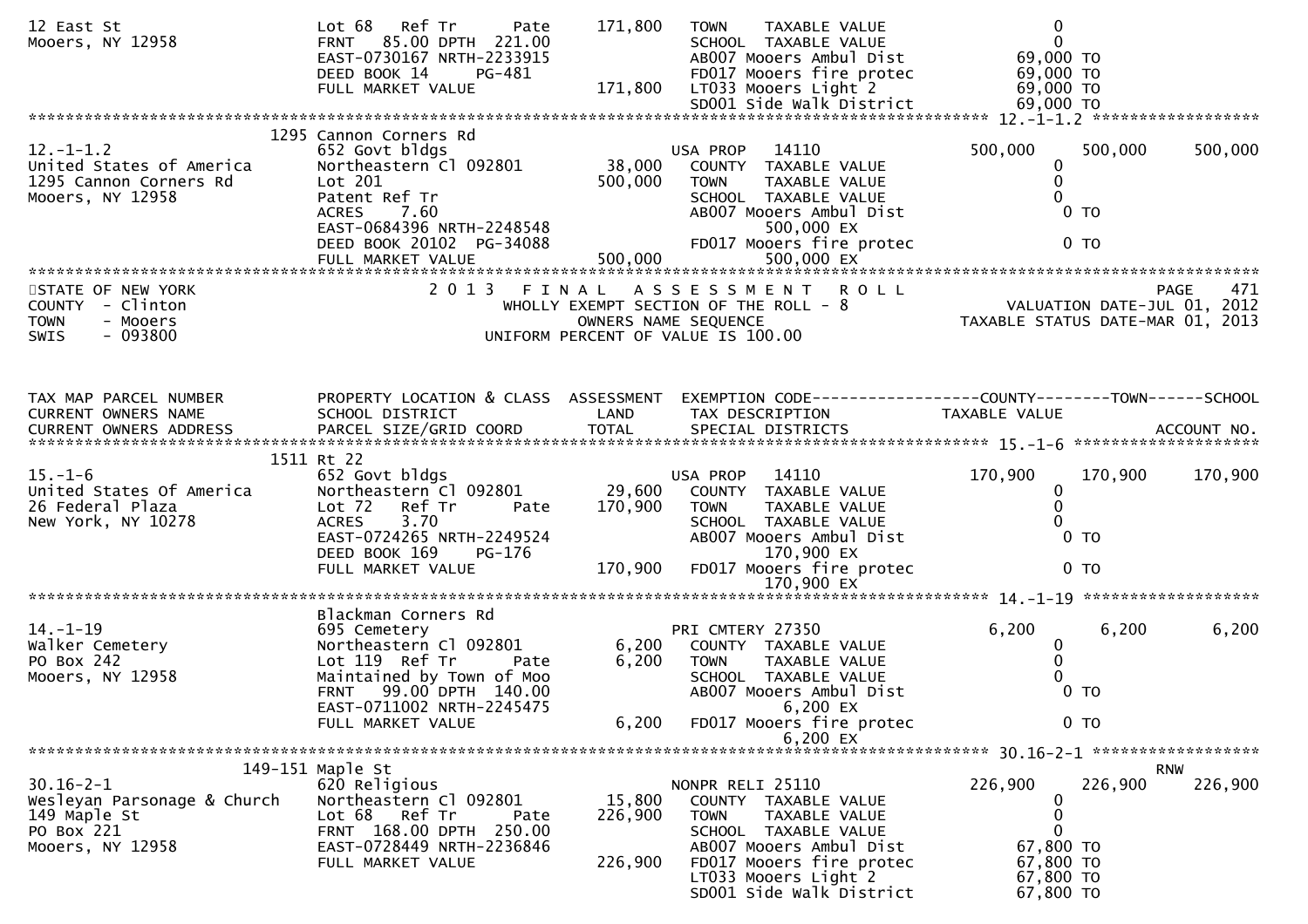```
12 East St                        Lot 68   Ref Tr       Pate     171,800   TOWN    TAXABLE VALUE                    0
Mooers, NY 12958                  FRNT   85.00 DPTH  221.00                SCHOOL  TAXABLE VALUE                    0
                                  EAST-0730167 NRTH-2233915                AB007 Mooers Ambul Dist             69,000 TO
                                  DEED BOOK 14      PG-481                 FD017 Mooers fire protec            69,000 TO
                                  FULL MARKET VALUE              171,800   LT033 Mooers Light 2                69,000 TO
                                                                           SD001 Side Walk District            69,000 TO
******************************************************************************************************* 12.-1-1.2 ******************
                            1295 Cannon Corners Rd
12.-1-1.2                         652 Govt bldgs                           USA PROP   14110                500,000      500,000      500,000
United States of America          Northeastern Cl 092801        38,000    COUNTY  TAXABLE VALUE                    0
1295 Cannon Corners Rd            Lot 201                      500,000    TOWN    TAXABLE VALUE                    0
Mooers, NY 12958                  Patent Ref Tr                            SCHOOL  TAXABLE VALUE                    0
                                  ACRES    7.60                            AB007 Mooers Ambul Dist                  0 TO
                                  EAST-0684396 NRTH-2248548                      500,000 EX
                                  DEED BOOK 20102  PG-34088                FD017 Mooers fire protec                 0 TO
                                  FULL MARKET VALUE              500,000         500,000 EX
******************************************************************************************************************************************
STATE OF NEW YORK                              2 0 1 3   F I N A L   A S S E S S M E N T   R O L L                                PAGE   471
COUNTY  - Clinton                                  WHOLLY EXEMPT SECTION OF THE ROLL - 8                           VALUATION DATE-JUL 01, 2012
TOWN    - Mooers                                          OWNERS NAME SEQUENCE                                TAXABLE STATUS DATE-MAR 01, 2013
SWIS    - 093800                                   UNIFORM PERCENT OF VALUE IS 100.00



TAX MAP PARCEL NUMBER             PROPERTY LOCATION & CLASS  ASSESSMENT  EXEMPTION CODE------------------COUNTY--------TOWN------SCHOOL
CURRENT OWNERS NAME               SCHOOL DISTRICT               LAND      TAX DESCRIPTION                TAXABLE VALUE
CURRENT OWNERS ADDRESS            PARCEL SIZE/GRID COORD        TOTAL     SPECIAL DISTRICTS                                       ACCOUNT NO.
******************************************************************************************************* 15.-1-6 ********************
                            1511 Rt 22
15.-1-6                           652 Govt bldgs                           USA PROP   14110                170,900      170,900      170,900
United States Of America          Northeastern Cl 092801        29,600    COUNTY  TAXABLE VALUE                    0
26 Federal Plaza                  Lot 72   Ref Tr       Pate   170,900    TOWN    TAXABLE VALUE                    0
New York, NY 10278                ACRES    3.70                            SCHOOL  TAXABLE VALUE                    0
                                  EAST-0724265 NRTH-2249524                AB007 Mooers Ambul Dist                  0 TO
                                  DEED BOOK 169     PG-176                       170,900 EX
                                  FULL MARKET VALUE              170,900   FD017 Mooers fire protec                 0 TO
                                                                                 170,900 EX
******************************************************************************************************* 14.-1-19 ******************
                                  Blackman Corners Rd
14.-1-19                          695 Cemetery                             PRI CMTERY 27350                  6,200        6,200        6,200
Walker Cemetery                   Northeastern Cl 092801         6,200    COUNTY  TAXABLE VALUE                    0
PO Box 242                        Lot 119  Ref Tr       Pate     6,200    TOWN    TAXABLE VALUE                    0
Mooers, NY 12958                  Maintained by Town of Moo                SCHOOL  TAXABLE VALUE                    0
                                  FRNT   99.00 DPTH  140.00                AB007 Mooers Ambul Dist                  0 TO
                                  EAST-0711002 NRTH-2245475                        6,200 EX
                                  FULL MARKET VALUE                6,200   FD017 Mooers fire protec                 0 TO
                                                                                   6,200 EX
******************************************************************************************************* 30.16-2-1 ******************
                            149-151 Maple St                                                                                       RNW
30.16-2-1                         620 Religious                            NONPR RELI 25110                226,900      226,900      226,900
Wesleyan Parsonage & Church       Northeastern Cl 092801        15,800    COUNTY  TAXABLE VALUE                    0
149 Maple St                      Lot 68   Ref Tr       Pate   226,900    TOWN    TAXABLE VALUE                    0
PO Box 221                        FRNT  168.00 DPTH  250.00                SCHOOL  TAXABLE VALUE                    0
Mooers, NY 12958                  EAST-0728449 NRTH-2236846                AB007 Mooers Ambul Dist             67,800 TO
                                  FULL MARKET VALUE              226,900   FD017 Mooers fire protec            67,800 TO
                                                                           LT033 Mooers Light 2                67,800 TO
                                                                           SD001 Side Walk District            67,800 TO
```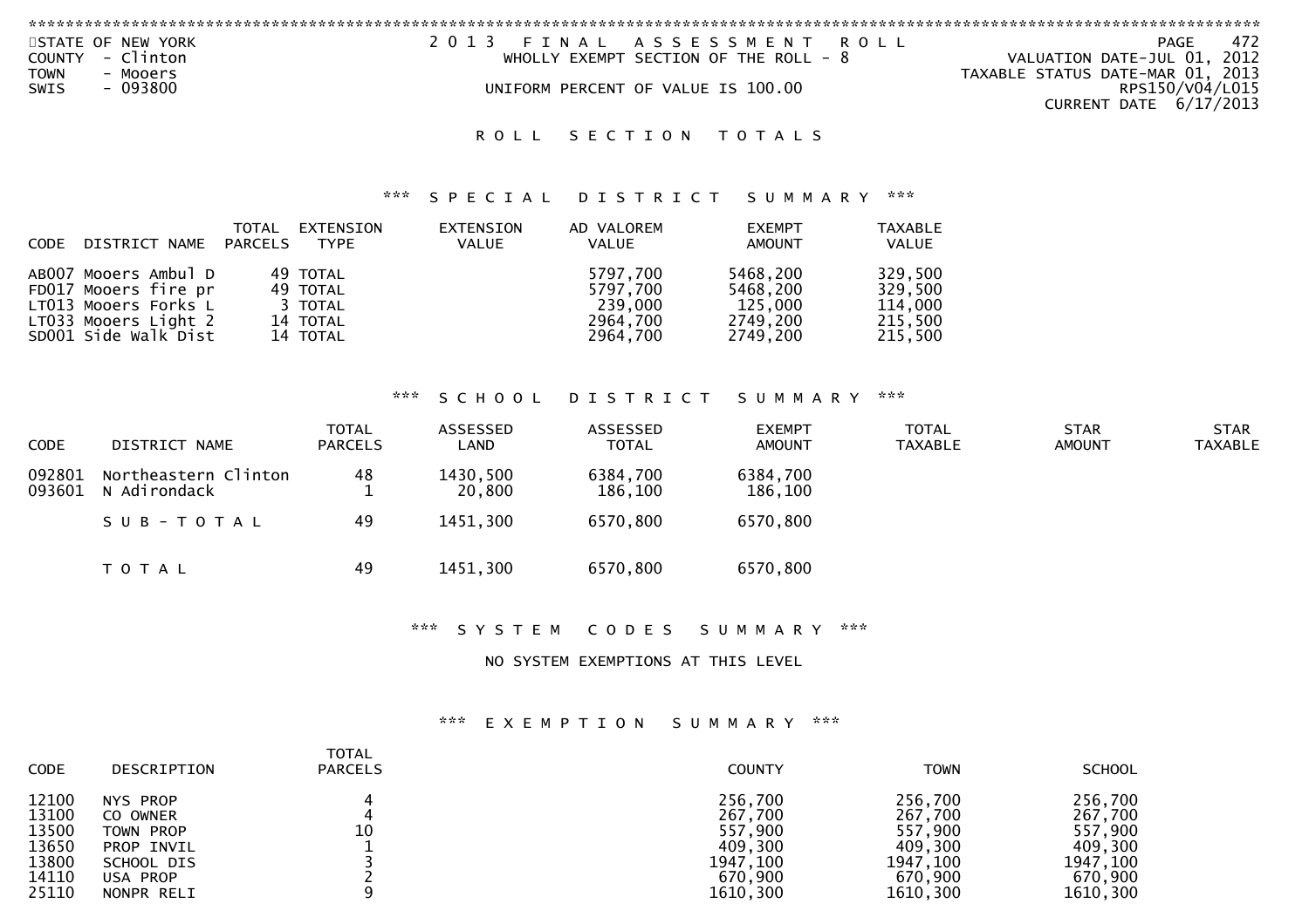STATE OF NEW YORK
COUNTY - Clinton
TOWN - Mooers
SWIS - 093800

2 0 1 3 F I N A L A S S E S S M E N T R O L L
WHOLLY EXEMPT SECTION OF THE ROLL - 8

UNIFORM PERCENT OF VALUE IS 100.00

PAGE 472
VALUATION DATE-JUL 01, 2012
TAXABLE STATUS DATE-MAR 01, 2013
RPS150/V04/L015
CURRENT DATE 6/17/2013

## R O L L S E C T I O N T O T A L S

### *** S P E C I A L D I S T R I C T S U M M A R Y ***

| CODE | DISTRICT NAME | TOTAL PARCELS | EXTENSION TYPE | EXTENSION VALUE | AD VALOREM VALUE | EXEMPT AMOUNT | TAXABLE VALUE |
|---|---|---|---|---|---|---|---|
| AB007 | Mooers Ambul D | 49 | TOTAL | | 5797,700 | 5468,200 | 329,500 |
| FD017 | Mooers fire pr | 49 | TOTAL | | 5797,700 | 5468,200 | 329,500 |
| LT013 | Mooers Forks L | 3 | TOTAL | | 239,000 | 125,000 | 114,000 |
| LT033 | Mooers Light 2 | 14 | TOTAL | | 2964,700 | 2749,200 | 215,500 |
| SD001 | Side Walk Dist | 14 | TOTAL | | 2964,700 | 2749,200 | 215,500 |

### *** S C H O O L D I S T R I C T S U M M A R Y ***

| CODE | DISTRICT NAME | TOTAL PARCELS | ASSESSED LAND | ASSESSED TOTAL | EXEMPT AMOUNT | TOTAL TAXABLE | STAR AMOUNT | STAR TAXABLE |
|---|---|---|---|---|---|---|---|---|
| 092801 | Northeastern Clinton | 48 | 1430,500 | 6384,700 | 6384,700 | | | |
| 093601 | N Adirondack | 1 | 20,800 | 186,100 | 186,100 | | | |
| | S U B - T O T A L | 49 | 1451,300 | 6570,800 | 6570,800 | | | |
| | T O T A L | 49 | 1451,300 | 6570,800 | 6570,800 | | | |

### *** S Y S T E M C O D E S S U M M A R Y ***

NO SYSTEM EXEMPTIONS AT THIS LEVEL

### *** E X E M P T I O N S U M M A R Y ***

| CODE | DESCRIPTION | TOTAL PARCELS | COUNTY | TOWN | SCHOOL |
|---|---|---|---|---|---|
| 12100 | NYS PROP | 4 | 256,700 | 256,700 | 256,700 |
| 13100 | CO OWNER | 4 | 267,700 | 267,700 | 267,700 |
| 13500 | TOWN PROP | 10 | 557,900 | 557,900 | 557,900 |
| 13650 | PROP INVIL | 1 | 409,300 | 409,300 | 409,300 |
| 13800 | SCHOOL DIS | 3 | 1947,100 | 1947,100 | 1947,100 |
| 14110 | USA PROP | 2 | 670,900 | 670,900 | 670,900 |
| 25110 | NONPR RELI | 9 | 1610,300 | 1610,300 | 1610,300 |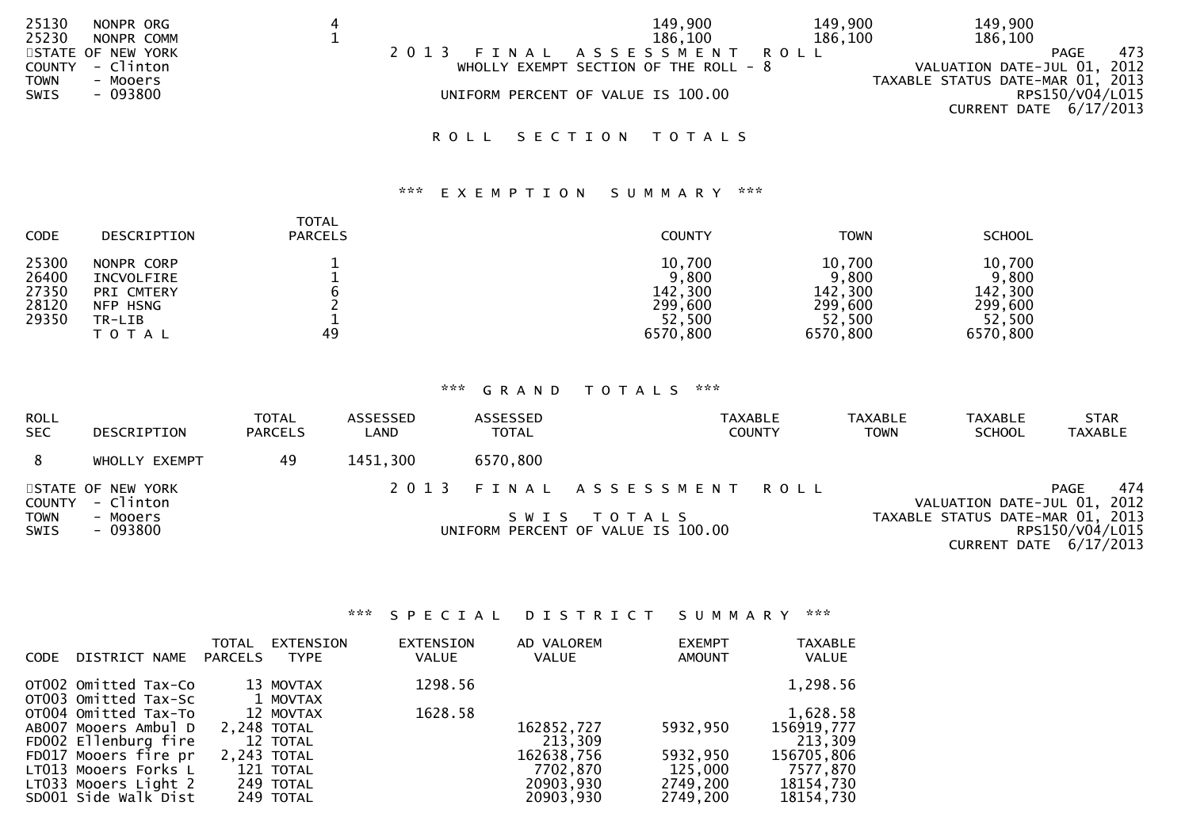| CODE | DESCRIPTION | TOTAL PARCELS | COUNTY | TOWN | SCHOOL |
|---|---|---|---|---|---|
| 25130 | NONPR ORG | 4 | 149,900 | 149,900 | 149,900 |
| 25230 | NONPR COMM | 1 | 186,100 | 186,100 | 186,100 |

STATE OF NEW YORK
COUNTY - Clinton
TOWN - Mooers
SWIS - 093800

2013 FINAL ASSESSMENT ROLL
WHOLLY EXEMPT SECTION OF THE ROLL - 8
UNIFORM PERCENT OF VALUE IS 100.00

PAGE 473
VALUATION DATE-JUL 01, 2012
TAXABLE STATUS DATE-MAR 01, 2013
RPS150/V04/L015
CURRENT DATE 6/17/2013

## ROLL SECTION TOTALS

### *** EXEMPTION SUMMARY ***

| CODE | DESCRIPTION | TOTAL PARCELS | COUNTY | TOWN | SCHOOL |
|---|---|---|---|---|---|
| 25300 | NONPR CORP | 1 | 10,700 | 10,700 | 10,700 |
| 26400 | INCVOLFIRE | 1 | 9,800 | 9,800 | 9,800 |
| 27350 | PRI CMTERY | 6 | 142,300 | 142,300 | 142,300 |
| 28120 | NFP HSNG | 2 | 299,600 | 299,600 | 299,600 |
| 29350 | TR-LIB | 1 | 52,500 | 52,500 | 52,500 |
| | TOTAL | 49 | 6570,800 | 6570,800 | 6570,800 |

### *** GRAND TOTALS ***

| ROLL SEC | DESCRIPTION | TOTAL PARCELS | ASSESSED LAND | ASSESSED TOTAL | TAXABLE COUNTY | TAXABLE TOWN | TAXABLE SCHOOL | STAR TAXABLE |
|---|---|---|---|---|---|---|---|---|
| 8 | WHOLLY EXEMPT | 49 | 1451,300 | 6570,800 | | | | |

STATE OF NEW YORK
COUNTY - Clinton
TOWN - Mooers
SWIS - 093800

2013 FINAL ASSESSMENT ROLL
SWIS TOTALS
UNIFORM PERCENT OF VALUE IS 100.00

PAGE 474
VALUATION DATE-JUL 01, 2012
TAXABLE STATUS DATE-MAR 01, 2013
RPS150/V04/L015
CURRENT DATE 6/17/2013

### *** SPECIAL DISTRICT SUMMARY ***

| CODE | DISTRICT NAME | TOTAL PARCELS | EXTENSION TYPE | EXTENSION VALUE | AD VALOREM VALUE | EXEMPT AMOUNT | TAXABLE VALUE |
|---|---|---|---|---|---|---|---|
| OT002 | Omitted Tax-Co | 13 | MOVTAX | 1298.56 | | | 1,298.56 |
| OT003 | Omitted Tax-Sc | 1 | MOVTAX | | | | |
| OT004 | Omitted Tax-To | 12 | MOVTAX | 1628.58 | | | 1,628.58 |
| AB007 | Mooers Ambul D | 2,248 | TOTAL | | 162852,727 | 5932,950 | 156919,777 |
| FD002 | Ellenburg fire | 12 | TOTAL | | 213,309 | | 213,309 |
| FD017 | Mooers fire pr | 2,243 | TOTAL | | 162638,756 | 5932,950 | 156705,806 |
| LT013 | Mooers Forks L | 121 | TOTAL | | 7702,870 | 125,000 | 7577,870 |
| LT033 | Mooers Light 2 | 249 | TOTAL | | 20903,930 | 2749,200 | 18154,730 |
| SD001 | Side Walk Dist | 249 | TOTAL | | 20903,930 | 2749,200 | 18154,730 |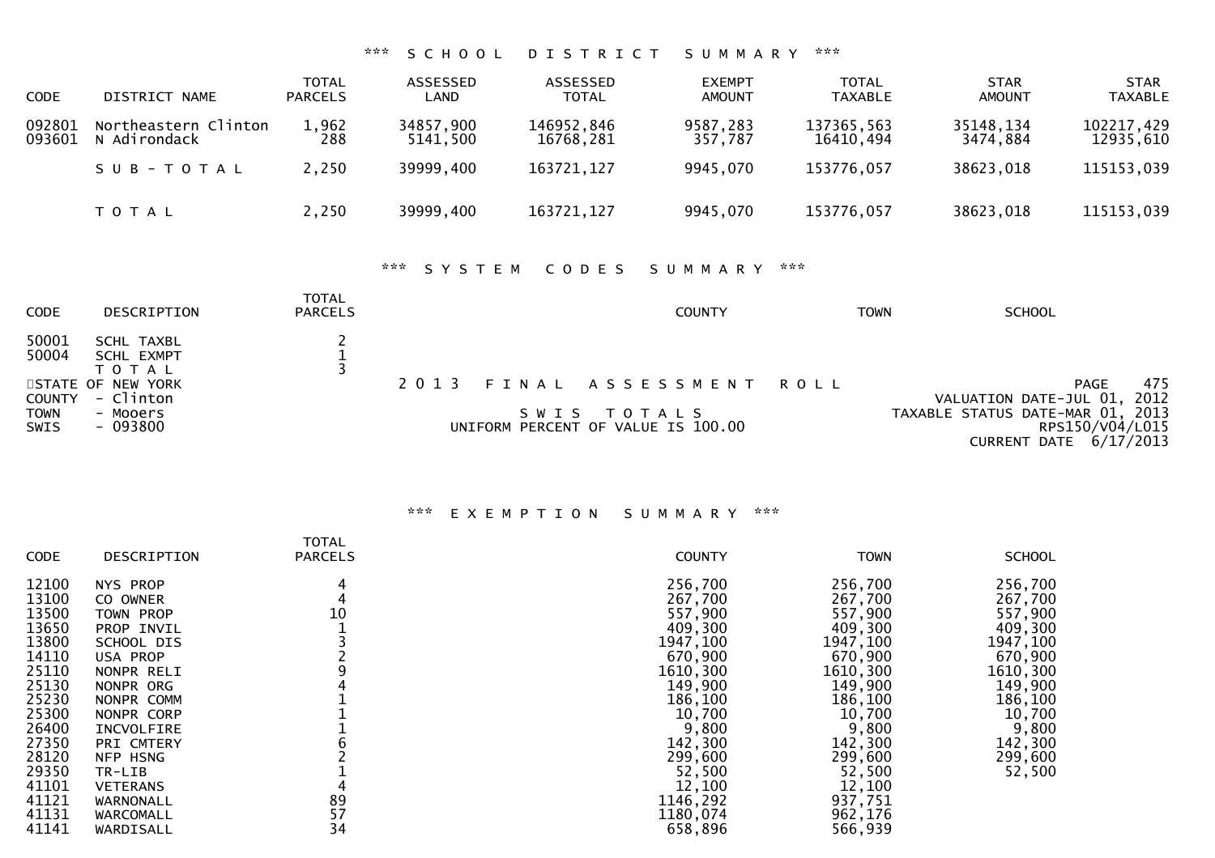### *** SCHOOL DISTRICT SUMMARY ***

| CODE | DISTRICT NAME | TOTAL PARCELS | ASSESSED LAND | ASSESSED TOTAL | EXEMPT AMOUNT | TOTAL TAXABLE | STAR AMOUNT | STAR TAXABLE |
|---|---|---|---|---|---|---|---|---|
| 092801 | Northeastern Clinton | 1,962 | 34857,900 | 146952,846 | 9587,283 | 137365,563 | 35148,134 | 102217,429 |
| 093601 | N Adirondack | 288 | 5141,500 | 16768,281 | 357,787 | 16410,494 | 3474,884 | 12935,610 |
| | SUB-TOTAL | 2,250 | 39999,400 | 163721,127 | 9945,070 | 153776,057 | 38623,018 | 115153,039 |
| | TOTAL | 2,250 | 39999,400 | 163721,127 | 9945,070 | 153776,057 | 38623,018 | 115153,039 |

### *** SYSTEM CODES SUMMARY ***

| CODE | DESCRIPTION | TOTAL PARCELS | COUNTY | TOWN | SCHOOL |
|---|---|---|---|---|---|
| 50001 | SCHL TAXBL | 2 | | | |
| 50004 | SCHL EXMPT | 1 | | | |
| | TOTAL | 3 | | | |

STATE OF NEW YORK
COUNTY - Clinton
TOWN - Mooers
SWIS - 093800

2013 FINAL ASSESSMENT ROLL

SWIS TOTALS

UNIFORM PERCENT OF VALUE IS 100.00

PAGE 475
VALUATION DATE-JUL 01, 2012
TAXABLE STATUS DATE-MAR 01, 2013
RPS150/V04/L015
CURRENT DATE 6/17/2013

### *** EXEMPTION SUMMARY ***

| CODE | DESCRIPTION | TOTAL PARCELS | COUNTY | TOWN | SCHOOL |
|---|---|---|---|---|---|
| 12100 | NYS PROP | 4 | 256,700 | 256,700 | 256,700 |
| 13100 | CO OWNER | 4 | 267,700 | 267,700 | 267,700 |
| 13500 | TOWN PROP | 10 | 557,900 | 557,900 | 557,900 |
| 13650 | PROP INVIL | 1 | 409,300 | 409,300 | 409,300 |
| 13800 | SCHOOL DIS | 3 | 1947,100 | 1947,100 | 1947,100 |
| 14110 | USA PROP | 2 | 670,900 | 670,900 | 670,900 |
| 25110 | NONPR RELI | 9 | 1610,300 | 1610,300 | 1610,300 |
| 25130 | NONPR ORG | 4 | 149,900 | 149,900 | 149,900 |
| 25230 | NONPR COMM | 1 | 186,100 | 186,100 | 186,100 |
| 25300 | NONPR CORP | 1 | 10,700 | 10,700 | 10,700 |
| 26400 | INCVOLFIRE | 1 | 9,800 | 9,800 | 9,800 |
| 27350 | PRI CMTERY | 6 | 142,300 | 142,300 | 142,300 |
| 28120 | NFP HSNG | 2 | 299,600 | 299,600 | 299,600 |
| 29350 | TR-LIB | 1 | 52,500 | 52,500 | 52,500 |
| 41101 | VETERANS | 4 | 12,100 | 12,100 | |
| 41121 | WARNONALL | 89 | 1146,292 | 937,751 | |
| 41131 | WARCOMALL | 57 | 1180,074 | 962,176 | |
| 41141 | WARDISALL | 34 | 658,896 | 566,939 | |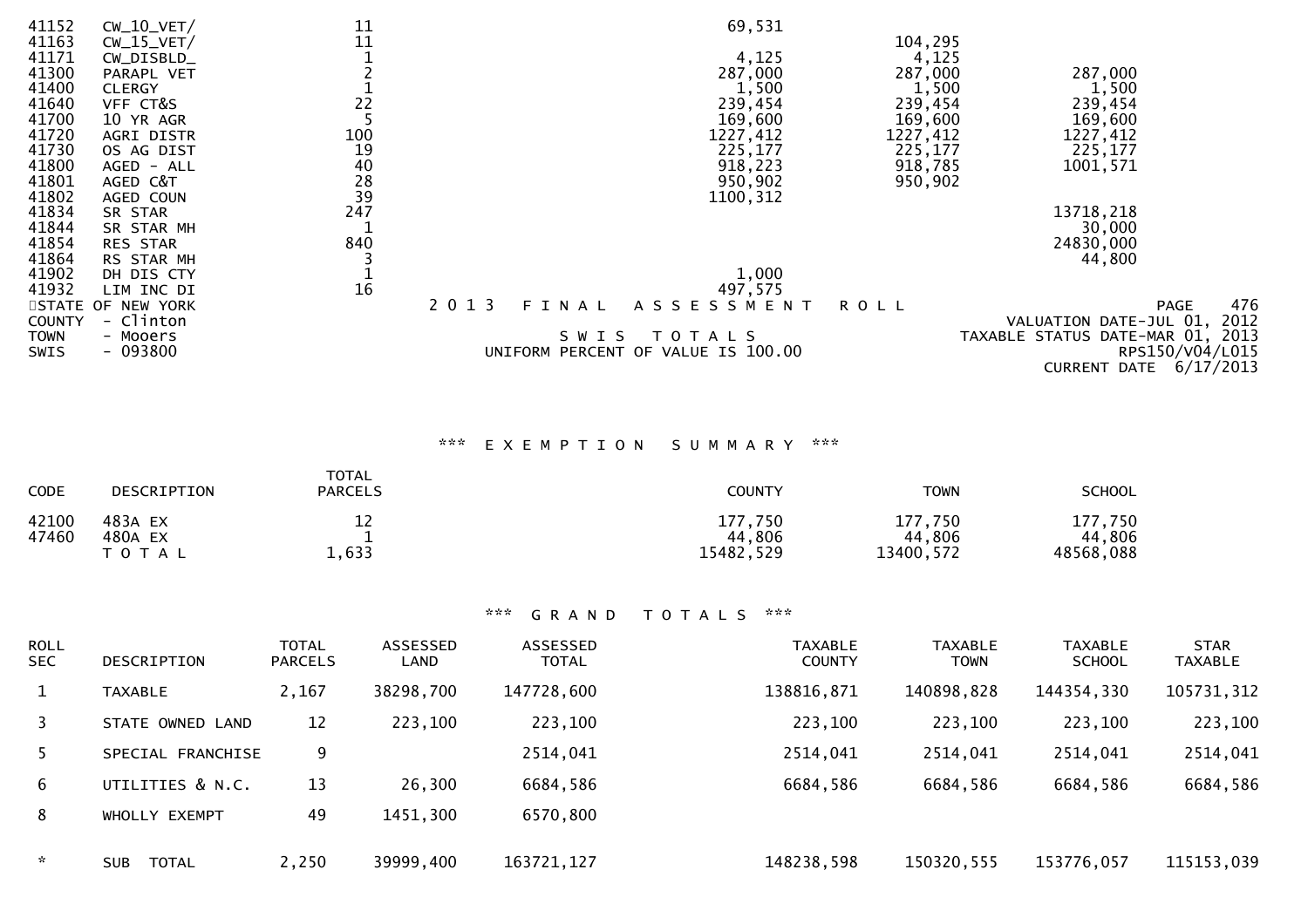| CODE | DESCRIPTION | TOTAL PARCELS | COUNTY | TOWN | SCHOOL |
|---|---|---|---|---|---|
| 41152 | CW_10_VET/ | 11 | 69,531 | | |
| 41163 | CW_15_VET/ | 11 | | 104,295 | |
| 41171 | CW_DISBLD_ | 1 | 4,125 | 4,125 | |
| 41300 | PARAPL VET | 2 | 287,000 | 287,000 | 287,000 |
| 41400 | CLERGY | 1 | 1,500 | 1,500 | 1,500 |
| 41640 | VFF CT&S | 22 | 239,454 | 239,454 | 239,454 |
| 41700 | 10 YR AGR | 5 | 169,600 | 169,600 | 169,600 |
| 41720 | AGRI DISTR | 100 | 1227,412 | 1227,412 | 1227,412 |
| 41730 | OS AG DIST | 19 | 225,177 | 225,177 | 225,177 |
| 41800 | AGED - ALL | 40 | 918,223 | 918,785 | 1001,571 |
| 41801 | AGED C&T | 28 | 950,902 | 950,902 | |
| 41802 | AGED COUN | 39 | 1100,312 | | |
| 41834 | SR STAR | 247 | | | 13718,218 |
| 41844 | SR STAR MH | 1 | | | 30,000 |
| 41854 | RES STAR | 840 | | | 24830,000 |
| 41864 | RS STAR MH | 3 | | | 44,800 |
| 41902 | DH DIS CTY | 1 | 1,000 | | |
| 41932 | LIM INC DI | 16 | 497,575 | | |

STATE OF NEW YORK
COUNTY - Clinton
TOWN - Mooers
SWIS - 093800

2 0 1 3 F I N A L A S S E S S M E N T R O L L

S W I S T O T A L S
UNIFORM PERCENT OF VALUE IS 100.00

PAGE 476
VALUATION DATE-JUL 01, 2012
TAXABLE STATUS DATE-MAR 01, 2013
RPS150/V04/L015
CURRENT DATE 6/17/2013

*** E X E M P T I O N S U M M A R Y ***

| CODE | DESCRIPTION | TOTAL PARCELS | COUNTY | TOWN | SCHOOL |
|---|---|---|---|---|---|
| 42100 | 483A EX | 12 | 177,750 | 177,750 | 177,750 |
| 47460 | 480A EX | 1 | 44,806 | 44,806 | 44,806 |
| | T O T A L | 1,633 | 15482,529 | 13400,572 | 48568,088 |

*** G R A N D T O T A L S ***

| ROLL SEC | DESCRIPTION | TOTAL PARCELS | ASSESSED LAND | ASSESSED TOTAL | TAXABLE COUNTY | TAXABLE TOWN | TAXABLE SCHOOL | STAR TAXABLE |
|---|---|---|---|---|---|---|---|---|
| 1 | TAXABLE | 2,167 | 38298,700 | 147728,600 | 138816,871 | 140898,828 | 144354,330 | 105731,312 |
| 3 | STATE OWNED LAND | 12 | 223,100 | 223,100 | 223,100 | 223,100 | 223,100 | 223,100 |
| 5 | SPECIAL FRANCHISE | 9 | | 2514,041 | 2514,041 | 2514,041 | 2514,041 | 2514,041 |
| 6 | UTILITIES & N.C. | 13 | 26,300 | 6684,586 | 6684,586 | 6684,586 | 6684,586 | 6684,586 |
| 8 | WHOLLY EXEMPT | 49 | 1451,300 | 6570,800 | | | | |
| * | SUB TOTAL | 2,250 | 39999,400 | 163721,127 | 148238,598 | 150320,555 | 153776,057 | 115153,039 |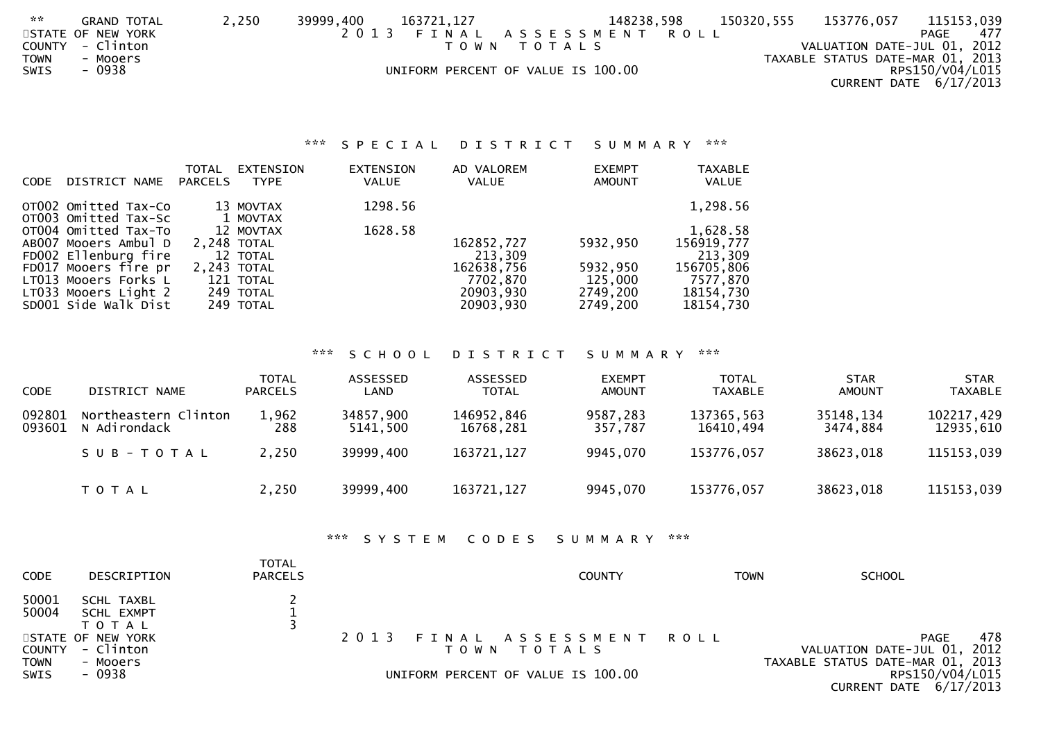| ** | GRAND TOTAL | 2,250 | 39999,400 | 163721,127 | 148238,598 | 150320,555 | 153776,057 | 115153,039 |
|---|---|---|---|---|---|---|---|---|

STATE OF NEW YORK
COUNTY - Clinton
TOWN - Mooers
SWIS - 0938

2 0 1 3 F I N A L A S S E S S M E N T R O L L
T O W N T O T A L S
UNIFORM PERCENT OF VALUE IS 100.00

PAGE 477
VALUATION DATE-JUL 01, 2012
TAXABLE STATUS DATE-MAR 01, 2013
RPS150/V04/L015
CURRENT DATE 6/17/2013

## *** S P E C I A L D I S T R I C T S U M M A R Y ***

| CODE | DISTRICT NAME | TOTAL PARCELS | EXTENSION TYPE | EXTENSION VALUE | AD VALOREM VALUE | EXEMPT AMOUNT | TAXABLE VALUE |
|---|---|---|---|---|---|---|---|
| OT002 | Omitted Tax-Co | 13 | MOVTAX | 1298.56 | | | 1,298.56 |
| OT003 | Omitted Tax-Sc | 1 | MOVTAX | | | | |
| OT004 | Omitted Tax-To | 12 | MOVTAX | 1628.58 | | | 1,628.58 |
| AB007 | Mooers Ambul D | 2,248 | TOTAL | | 162852,727 | 5932,950 | 156919,777 |
| FD002 | Ellenburg fire | 12 | TOTAL | | 213,309 | | 213,309 |
| FD017 | Mooers fire pr | 2,243 | TOTAL | | 162638,756 | 5932,950 | 156705,806 |
| LT013 | Mooers Forks L | 121 | TOTAL | | 7702,870 | 125,000 | 7577,870 |
| LT033 | Mooers Light 2 | 249 | TOTAL | | 20903,930 | 2749,200 | 18154,730 |
| SD001 | Side Walk Dist | 249 | TOTAL | | 20903,930 | 2749,200 | 18154,730 |

## *** S C H O O L D I S T R I C T S U M M A R Y ***

| CODE | DISTRICT NAME | TOTAL PARCELS | ASSESSED LAND | ASSESSED TOTAL | EXEMPT AMOUNT | TOTAL TAXABLE | STAR AMOUNT | STAR TAXABLE |
|---|---|---|---|---|---|---|---|---|
| 092801 | Northeastern Clinton | 1,962 | 34857,900 | 146952,846 | 9587,283 | 137365,563 | 35148,134 | 102217,429 |
| 093601 | N Adirondack | 288 | 5141,500 | 16768,281 | 357,787 | 16410,494 | 3474,884 | 12935,610 |
| | S U B - T O T A L | 2,250 | 39999,400 | 163721,127 | 9945,070 | 153776,057 | 38623,018 | 115153,039 |
| | T O T A L | 2,250 | 39999,400 | 163721,127 | 9945,070 | 153776,057 | 38623,018 | 115153,039 |

## *** S Y S T E M C O D E S S U M M A R Y ***

| CODE | DESCRIPTION | TOTAL PARCELS | COUNTY | TOWN | SCHOOL |
|---|---|---|---|---|---|
| 50001 | SCHL TAXBL | 2 | | | |
| 50004 | SCHL EXMPT | 1 | | | |
| | T O T A L | 3 | | | |

STATE OF NEW YORK
COUNTY - Clinton
TOWN - Mooers
SWIS - 0938

2 0 1 3 F I N A L A S S E S S M E N T R O L L
T O W N T O T A L S
UNIFORM PERCENT OF VALUE IS 100.00

PAGE 478
VALUATION DATE-JUL 01, 2012
TAXABLE STATUS DATE-MAR 01, 2013
RPS150/V04/L015
CURRENT DATE 6/17/2013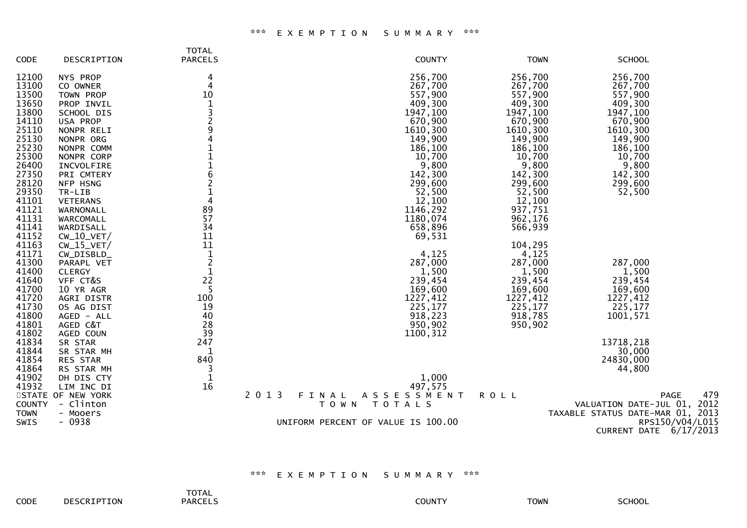# *** EXEMPTION SUMMARY ***

| CODE | DESCRIPTION | TOTAL PARCELS | COUNTY | TOWN | SCHOOL |
|---|---|---|---|---|---|
| 12100 | NYS PROP | 4 | 256,700 | 256,700 | 256,700 |
| 13100 | CO OWNER | 4 | 267,700 | 267,700 | 267,700 |
| 13500 | TOWN PROP | 10 | 557,900 | 557,900 | 557,900 |
| 13650 | PROP INVIL | 1 | 409,300 | 409,300 | 409,300 |
| 13800 | SCHOOL DIS | 3 | 1947,100 | 1947,100 | 1947,100 |
| 14110 | USA PROP | 2 | 670,900 | 670,900 | 670,900 |
| 25110 | NONPR RELI | 9 | 1610,300 | 1610,300 | 1610,300 |
| 25130 | NONPR ORG | 4 | 149,900 | 149,900 | 149,900 |
| 25230 | NONPR COMM | 1 | 186,100 | 186,100 | 186,100 |
| 25300 | NONPR CORP | 1 | 10,700 | 10,700 | 10,700 |
| 26400 | INCVOLFIRE | 1 | 9,800 | 9,800 | 9,800 |
| 27350 | PRI CMTERY | 6 | 142,300 | 142,300 | 142,300 |
| 28120 | NFP HSNG | 2 | 299,600 | 299,600 | 299,600 |
| 29350 | TR-LIB | 1 | 52,500 | 52,500 | 52,500 |
| 41101 | VETERANS | 4 | 12,100 | 12,100 | |
| 41121 | WARNONALL | 89 | 1146,292 | 937,751 | |
| 41131 | WARCOMALL | 57 | 1180,074 | 962,176 | |
| 41141 | WARDISALL | 34 | 658,896 | 566,939 | |
| 41152 | CW_10_VET/ | 11 | 69,531 | | |
| 41163 | CW_15_VET/ | 11 | | 104,295 | |
| 41171 | CW_DISBLD_ | 1 | 4,125 | 4,125 | |
| 41300 | PARAPL VET | 2 | 287,000 | 287,000 | 287,000 |
| 41400 | CLERGY | 1 | 1,500 | 1,500 | 1,500 |
| 41640 | VFF CT&S | 22 | 239,454 | 239,454 | 239,454 |
| 41700 | 10 YR AGR | 5 | 169,600 | 169,600 | 169,600 |
| 41720 | AGRI DISTR | 100 | 1227,412 | 1227,412 | 1227,412 |
| 41730 | OS AG DIST | 19 | 225,177 | 225,177 | 225,177 |
| 41800 | AGED - ALL | 40 | 918,223 | 918,785 | 1001,571 |
| 41801 | AGED C&T | 28 | 950,902 | 950,902 | |
| 41802 | AGED COUN | 39 | 1100,312 | | |
| 41834 | SR STAR | 247 | | | 13718,218 |
| 41844 | SR STAR MH | 1 | | | 30,000 |
| 41854 | RES STAR | 840 | | | 24830,000 |
| 41864 | RS STAR MH | 3 | | | 44,800 |
| 41902 | DH DIS CTY | 1 | 1,000 | | |
| 41932 | LIM INC DI | 16 | 497,575 | | |

STATE OF NEW YORK — 2013 FINAL ASSESSMENT ROLL — PAGE 479
COUNTY - Clinton — TOWN TOTALS — VALUATION DATE-JUL 01, 2012
TOWN - Mooers — TAXABLE STATUS DATE-MAR 01, 2013
SWIS - 0938 — UNIFORM PERCENT OF VALUE IS 100.00 — RPS150/V04/L015
CURRENT DATE 6/17/2013

# *** EXEMPTION SUMMARY ***

| CODE | DESCRIPTION | TOTAL PARCELS | COUNTY | TOWN | SCHOOL |
|---|---|---|---|---|---|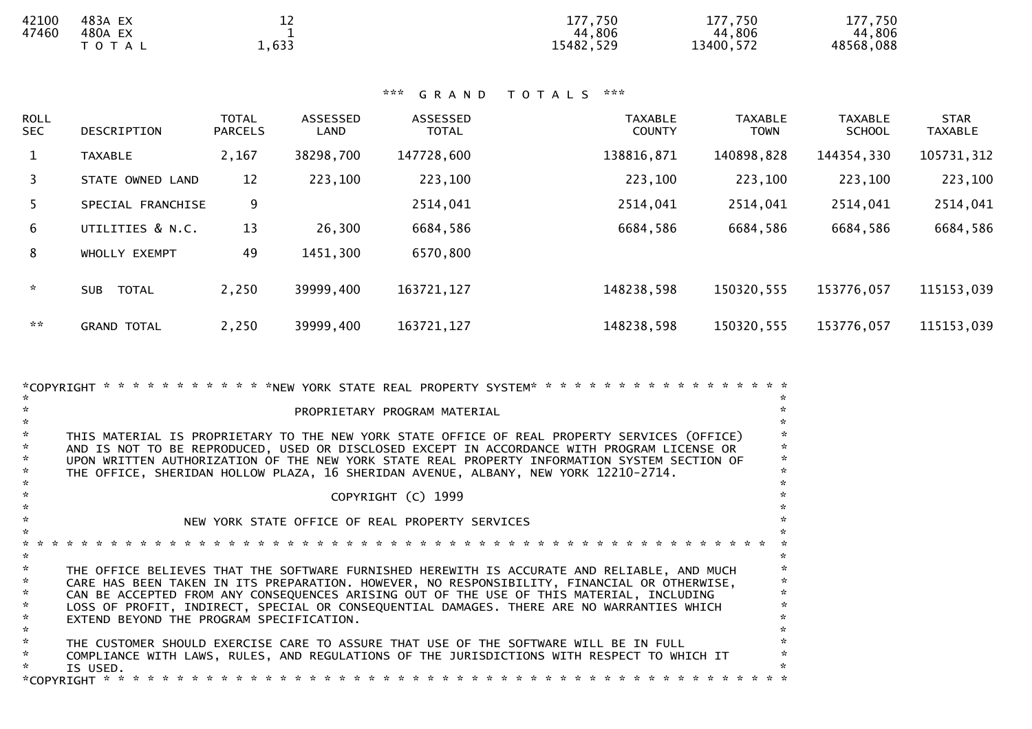| | | | | | |
|---|---|---|---|---|---|
| 42100 | 483A EX | 12 | 177,750 | 177,750 | 177,750 |
| 47460 | 480A EX | 1 | 44,806 | 44,806 | 44,806 |
| | T O T A L | 1,633 | 15482,529 | 13400,572 | 48568,088 |

*** G R A N D T O T A L S ***

| ROLL SEC | DESCRIPTION | TOTAL PARCELS | ASSESSED LAND | ASSESSED TOTAL | TAXABLE COUNTY | TAXABLE TOWN | TAXABLE SCHOOL | STAR TAXABLE |
|---|---|---|---|---|---|---|---|---|
| 1 | TAXABLE | 2,167 | 38298,700 | 147728,600 | 138816,871 | 140898,828 | 144354,330 | 105731,312 |
| 3 | STATE OWNED LAND | 12 | 223,100 | 223,100 | 223,100 | 223,100 | 223,100 | 223,100 |
| 5 | SPECIAL FRANCHISE | 9 | | 2514,041 | 2514,041 | 2514,041 | 2514,041 | 2514,041 |
| 6 | UTILITIES & N.C. | 13 | 26,300 | 6684,586 | 6684,586 | 6684,586 | 6684,586 | 6684,586 |
| 8 | WHOLLY EXEMPT | 49 | 1451,300 | 6570,800 | | | | |
| * | SUB TOTAL | 2,250 | 39999,400 | 163721,127 | 148238,598 | 150320,555 | 153776,057 | 115153,039 |
| ** | GRAND TOTAL | 2,250 | 39999,400 | 163721,127 | 148238,598 | 150320,555 | 153776,057 | 115153,039 |

*COPYRIGHT * * * * * * * * * * * *NEW YORK STATE REAL PROPERTY SYSTEM* * * * * * * * * * * * * * * * * *

PROPRIETARY PROGRAM MATERIAL

THIS MATERIAL IS PROPRIETARY TO THE NEW YORK STATE OFFICE OF REAL PROPERTY SERVICES (OFFICE) AND IS NOT TO BE REPRODUCED, USED OR DISCLOSED EXCEPT IN ACCORDANCE WITH PROGRAM LICENSE OR UPON WRITTEN AUTHORIZATION OF THE NEW YORK STATE REAL PROPERTY INFORMATION SYSTEM SECTION OF THE OFFICE, SHERIDAN HOLLOW PLAZA, 16 SHERIDAN AVENUE, ALBANY, NEW YORK 12210-2714.

COPYRIGHT (C) 1999

NEW YORK STATE OFFICE OF REAL PROPERTY SERVICES

THE OFFICE BELIEVES THAT THE SOFTWARE FURNISHED HEREWITH IS ACCURATE AND RELIABLE, AND MUCH CARE HAS BEEN TAKEN IN ITS PREPARATION. HOWEVER, NO RESPONSIBILITY, FINANCIAL OR OTHERWISE, CAN BE ACCEPTED FROM ANY CONSEQUENCES ARISING OUT OF THE USE OF THIS MATERIAL, INCLUDING LOSS OF PROFIT, INDIRECT, SPECIAL OR CONSEQUENTIAL DAMAGES. THERE ARE NO WARRANTIES WHICH EXTEND BEYOND THE PROGRAM SPECIFICATION.

THE CUSTOMER SHOULD EXERCISE CARE TO ASSURE THAT USE OF THE SOFTWARE WILL BE IN FULL COMPLIANCE WITH LAWS, RULES, AND REGULATIONS OF THE JURISDICTIONS WITH RESPECT TO WHICH IT IS USED.

*COPYRIGHT * * * * * * * * * * * * * * * * * * * * * * * * * * * * * * * * * * * * * * * * * * * * * *